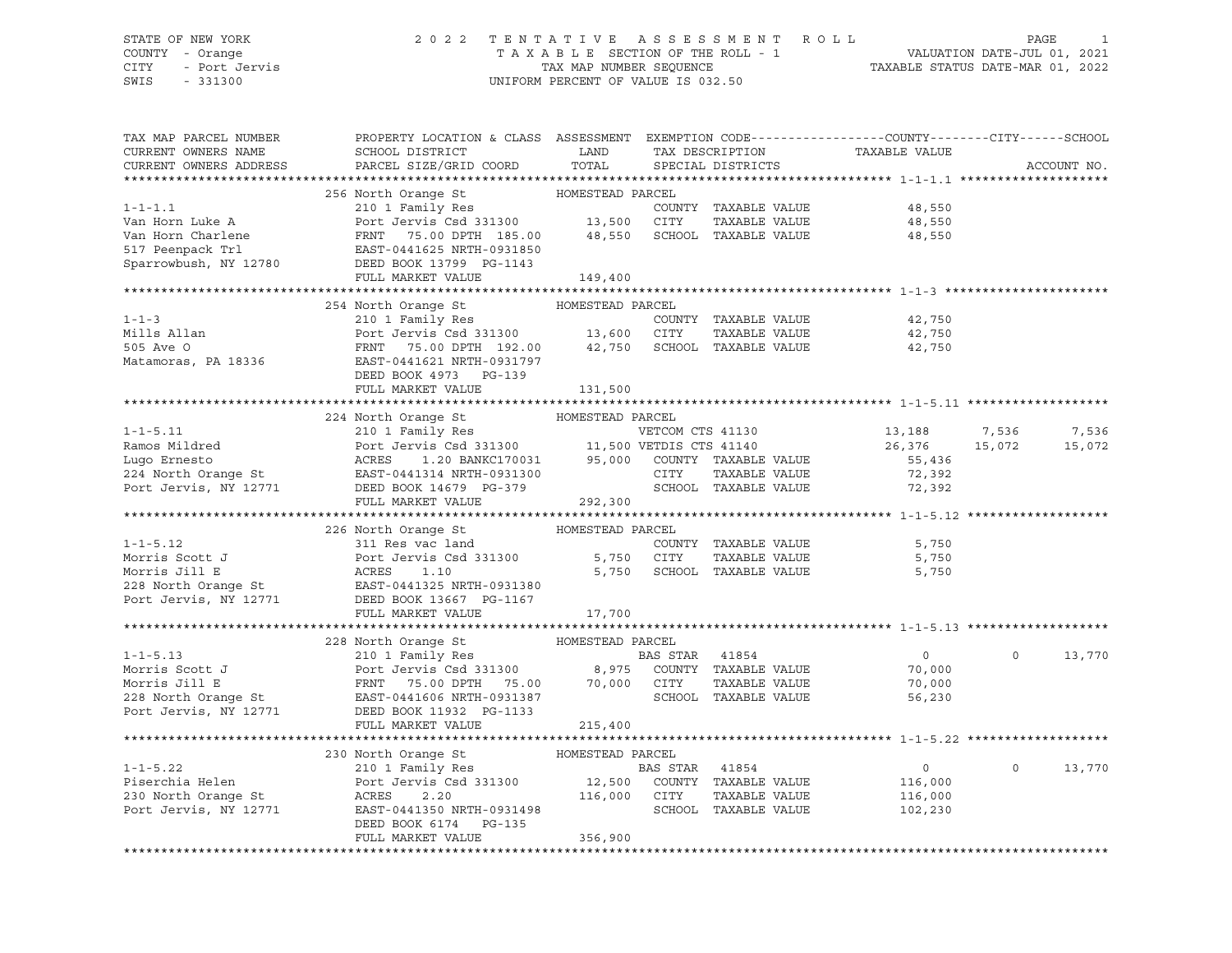STATE OF NEW YORK
COUNTY - Orange
CITY - Port Jervis
SWIS - 331300

# 2022 TENTATIVE ASSESSMENT ROLL

TAXABLE SECTION OF THE ROLL - 1
TAX MAP NUMBER SEQUENCE
UNIFORM PERCENT OF VALUE IS 032.50

VALUATION DATE-JUL 01, 2021
TAXABLE STATUS DATE-MAR 01, 2022

| TAX MAP PARCEL NUMBER / CURRENT OWNERS NAME / CURRENT OWNERS ADDRESS | PROPERTY LOCATION & CLASS / SCHOOL DISTRICT / PARCEL SIZE/GRID COORD | ASSESSMENT LAND / TOTAL | EXEMPTION CODE / TAX DESCRIPTION / SPECIAL DISTRICTS | COUNTY TAXABLE VALUE | CITY | SCHOOL | ACCOUNT NO. |
|---|---|---|---|---|---|---|---|
| **1-1-1.1** | 256 North Orange St | HOMESTEAD PARCEL | | | | | |
| 1-1-1.1 | 210 1 Family Res | | COUNTY TAXABLE VALUE | 48,550 | | | |
| Van Horn Luke A | Port Jervis Csd 331300 | 13,500 | CITY TAXABLE VALUE | 48,550 | | | |
| Van Horn Charlene | FRNT 75.00 DPTH 185.00 | 48,550 | SCHOOL TAXABLE VALUE | 48,550 | | | |
| 517 Peenpack Trl | EAST-0441625 NRTH-0931850 | | | | | | |
| Sparrowbush, NY 12780 | DEED BOOK 13799 PG-1143 | | | | | | |
| | FULL MARKET VALUE | 149,400 | | | | | |
| **1-1-3** | 254 North Orange St | HOMESTEAD PARCEL | | | | | |
| 1-1-3 | 210 1 Family Res | | COUNTY TAXABLE VALUE | 42,750 | | | |
| Mills Allan | Port Jervis Csd 331300 | 13,600 | CITY TAXABLE VALUE | 42,750 | | | |
| 505 Ave O | FRNT 75.00 DPTH 192.00 | 42,750 | SCHOOL TAXABLE VALUE | 42,750 | | | |
| Matamoras, PA 18336 | EAST-0441621 NRTH-0931797 | | | | | | |
| | DEED BOOK 4973 PG-139 | | | | | | |
| | FULL MARKET VALUE | 131,500 | | | | | |
| **1-1-5.11** | 224 North Orange St | HOMESTEAD PARCEL | | | | | |
| 1-1-5.11 | 210 1 Family Res | | VETCOM CTS 41130 | 13,188 | 7,536 | 7,536 | |
| Ramos Mildred | Port Jervis Csd 331300 | 11,500 | VETDIS CTS 41140 | 26,376 | 15,072 | 15,072 | |
| Lugo Ernesto | ACRES 1.20 BANKC170031 | 95,000 | COUNTY TAXABLE VALUE | 55,436 | | | |
| 224 North Orange St | EAST-0441314 NRTH-0931300 | | CITY TAXABLE VALUE | 72,392 | | | |
| Port Jervis, NY 12771 | DEED BOOK 14679 PG-379 | | SCHOOL TAXABLE VALUE | 72,392 | | | |
| | FULL MARKET VALUE | 292,300 | | | | | |
| **1-1-5.12** | 226 North Orange St | HOMESTEAD PARCEL | | | | | |
| 1-1-5.12 | 311 Res vac land | | COUNTY TAXABLE VALUE | 5,750 | | | |
| Morris Scott J | Port Jervis Csd 331300 | 5,750 | CITY TAXABLE VALUE | 5,750 | | | |
| Morris Jill E | ACRES 1.10 | 5,750 | SCHOOL TAXABLE VALUE | 5,750 | | | |
| 228 North Orange St | EAST-0441325 NRTH-0931380 | | | | | | |
| Port Jervis, NY 12771 | DEED BOOK 13667 PG-1167 | | | | | | |
| | FULL MARKET VALUE | 17,700 | | | | | |
| **1-1-5.13** | 228 North Orange St | HOMESTEAD PARCEL | | | | | |
| 1-1-5.13 | 210 1 Family Res | | BAS STAR 41854 | 0 | 0 | 13,770 | |
| Morris Scott J | Port Jervis Csd 331300 | 8,975 | COUNTY TAXABLE VALUE | 70,000 | | | |
| Morris Jill E | FRNT 75.00 DPTH 75.00 | 70,000 | CITY TAXABLE VALUE | 70,000 | | | |
| 228 North Orange St | EAST-0441606 NRTH-0931387 | | SCHOOL TAXABLE VALUE | 56,230 | | | |
| Port Jervis, NY 12771 | DEED BOOK 11932 PG-1133 | | | | | | |
| | FULL MARKET VALUE | 215,400 | | | | | |
| **1-1-5.22** | 230 North Orange St | HOMESTEAD PARCEL | | | | | |
| 1-1-5.22 | 210 1 Family Res | | BAS STAR 41854 | 0 | 0 | 13,770 | |
| Piserchia Helen | Port Jervis Csd 331300 | 12,500 | COUNTY TAXABLE VALUE | 116,000 | | | |
| 230 North Orange St | ACRES 2.20 | 116,000 | CITY TAXABLE VALUE | 116,000 | | | |
| Port Jervis, NY 12771 | EAST-0441350 NRTH-0931498 | | SCHOOL TAXABLE VALUE | 102,230 | | | |
| | DEED BOOK 6174 PG-135 | | | | | | |
| | FULL MARKET VALUE | 356,900 | | | | | |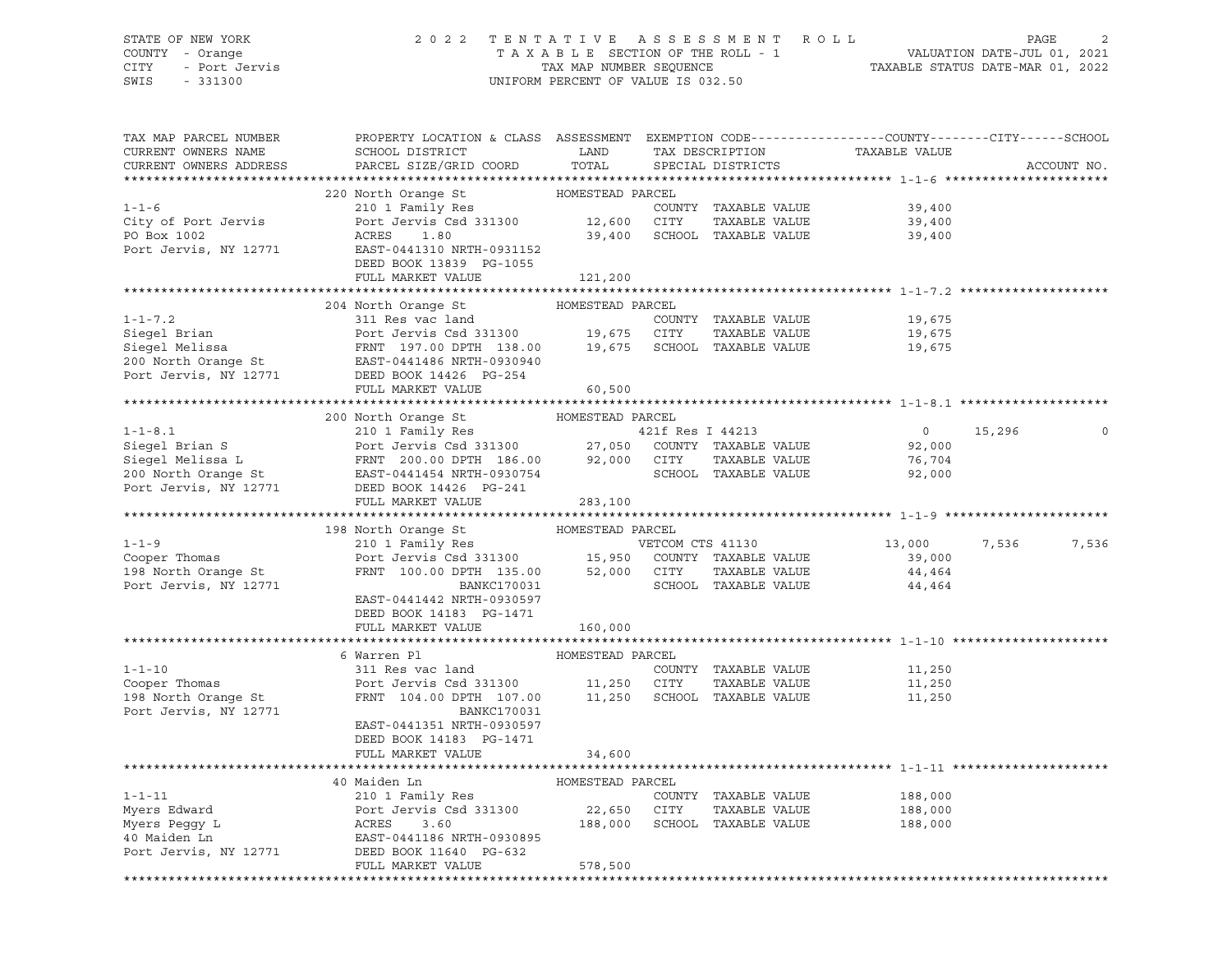STATE OF NEW YORK
COUNTY - Orange
CITY - Port Jervis
SWIS - 331300

2022 TENTATIVE ASSESSMENT ROLL
TAXABLE SECTION OF THE ROLL - 1
TAX MAP NUMBER SEQUENCE
UNIFORM PERCENT OF VALUE IS 032.50

VALUATION DATE-JUL 01, 2021
TAXABLE STATUS DATE-MAR 01, 2022

| TAX MAP PARCEL NUMBER / CURRENT OWNERS NAME / CURRENT OWNERS ADDRESS | PROPERTY LOCATION & CLASS / SCHOOL DISTRICT / PARCEL SIZE/GRID COORD | ASSESSMENT LAND / TOTAL | EXEMPTION CODE / TAX DESCRIPTION / SPECIAL DISTRICTS | COUNTY TAXABLE VALUE | CITY | SCHOOL | ACCOUNT NO. |
|---|---|---|---|---|---|---|---|
| **1-1-6** | 220 North Orange St — HOMESTEAD PARCEL | | | | | | |
| 1-1-6 | 210 1 Family Res | | COUNTY TAXABLE VALUE | 39,400 | | | |
| City of Port Jervis | Port Jervis Csd 331300 | 12,600 | CITY TAXABLE VALUE | 39,400 | | | |
| PO Box 1002 | ACRES 1.80 | 39,400 | SCHOOL TAXABLE VALUE | 39,400 | | | |
| Port Jervis, NY 12771 | EAST-0441310 NRTH-0931152 | | | | | | |
| | DEED BOOK 13839 PG-1055 | | | | | | |
| | FULL MARKET VALUE | 121,200 | | | | | |
| **1-1-7.2** | 204 North Orange St — HOMESTEAD PARCEL | | | | | | |
| 1-1-7.2 | 311 Res vac land | | COUNTY TAXABLE VALUE | 19,675 | | | |
| Siegel Brian | Port Jervis Csd 331300 | 19,675 | CITY TAXABLE VALUE | 19,675 | | | |
| Siegel Melissa | FRNT 197.00 DPTH 138.00 | 19,675 | SCHOOL TAXABLE VALUE | 19,675 | | | |
| 200 North Orange St | EAST-0441486 NRTH-0930940 | | | | | | |
| Port Jervis, NY 12771 | DEED BOOK 14426 PG-254 | | | | | | |
| | FULL MARKET VALUE | 60,500 | | | | | |
| **1-1-8.1** | 200 North Orange St — HOMESTEAD PARCEL | | | | | | |
| 1-1-8.1 | 210 1 Family Res | | 421f Res I 44213 | 0 | 15,296 | 0 | |
| Siegel Brian S | Port Jervis Csd 331300 | 27,050 | COUNTY TAXABLE VALUE | 92,000 | | | |
| Siegel Melissa L | FRNT 200.00 DPTH 186.00 | 92,000 | CITY TAXABLE VALUE | 76,704 | | | |
| 200 North Orange St | EAST-0441454 NRTH-0930754 | | SCHOOL TAXABLE VALUE | 92,000 | | | |
| Port Jervis, NY 12771 | DEED BOOK 14426 PG-241 | | | | | | |
| | FULL MARKET VALUE | 283,100 | | | | | |
| **1-1-9** | 198 North Orange St — HOMESTEAD PARCEL | | | | | | |
| 1-1-9 | 210 1 Family Res | | VETCOM CTS 41130 | 13,000 | 7,536 | 7,536 | |
| Cooper Thomas | Port Jervis Csd 331300 | 15,950 | COUNTY TAXABLE VALUE | 39,000 | | | |
| 198 North Orange St | FRNT 100.00 DPTH 135.00 | 52,000 | CITY TAXABLE VALUE | 44,464 | | | |
| Port Jervis, NY 12771 | BANKC170031 | | SCHOOL TAXABLE VALUE | 44,464 | | | |
| | EAST-0441442 NRTH-0930597 | | | | | | |
| | DEED BOOK 14183 PG-1471 | | | | | | |
| | FULL MARKET VALUE | 160,000 | | | | | |
| **1-1-10** | 6 Warren Pl — HOMESTEAD PARCEL | | | | | | |
| 1-1-10 | 311 Res vac land | | COUNTY TAXABLE VALUE | 11,250 | | | |
| Cooper Thomas | Port Jervis Csd 331300 | 11,250 | CITY TAXABLE VALUE | 11,250 | | | |
| 198 North Orange St | FRNT 104.00 DPTH 107.00 | 11,250 | SCHOOL TAXABLE VALUE | 11,250 | | | |
| Port Jervis, NY 12771 | BANKC170031 | | | | | | |
| | EAST-0441351 NRTH-0930597 | | | | | | |
| | DEED BOOK 14183 PG-1471 | | | | | | |
| | FULL MARKET VALUE | 34,600 | | | | | |
| **1-1-11** | 40 Maiden Ln — HOMESTEAD PARCEL | | | | | | |
| 1-1-11 | 210 1 Family Res | | COUNTY TAXABLE VALUE | 188,000 | | | |
| Myers Edward | Port Jervis Csd 331300 | 22,650 | CITY TAXABLE VALUE | 188,000 | | | |
| Myers Peggy L | ACRES 3.60 | 188,000 | SCHOOL TAXABLE VALUE | 188,000 | | | |
| 40 Maiden Ln | EAST-0441186 NRTH-0930895 | | | | | | |
| Port Jervis, NY 12771 | DEED BOOK 11640 PG-632 | | | | | | |
| | FULL MARKET VALUE | 578,500 | | | | | |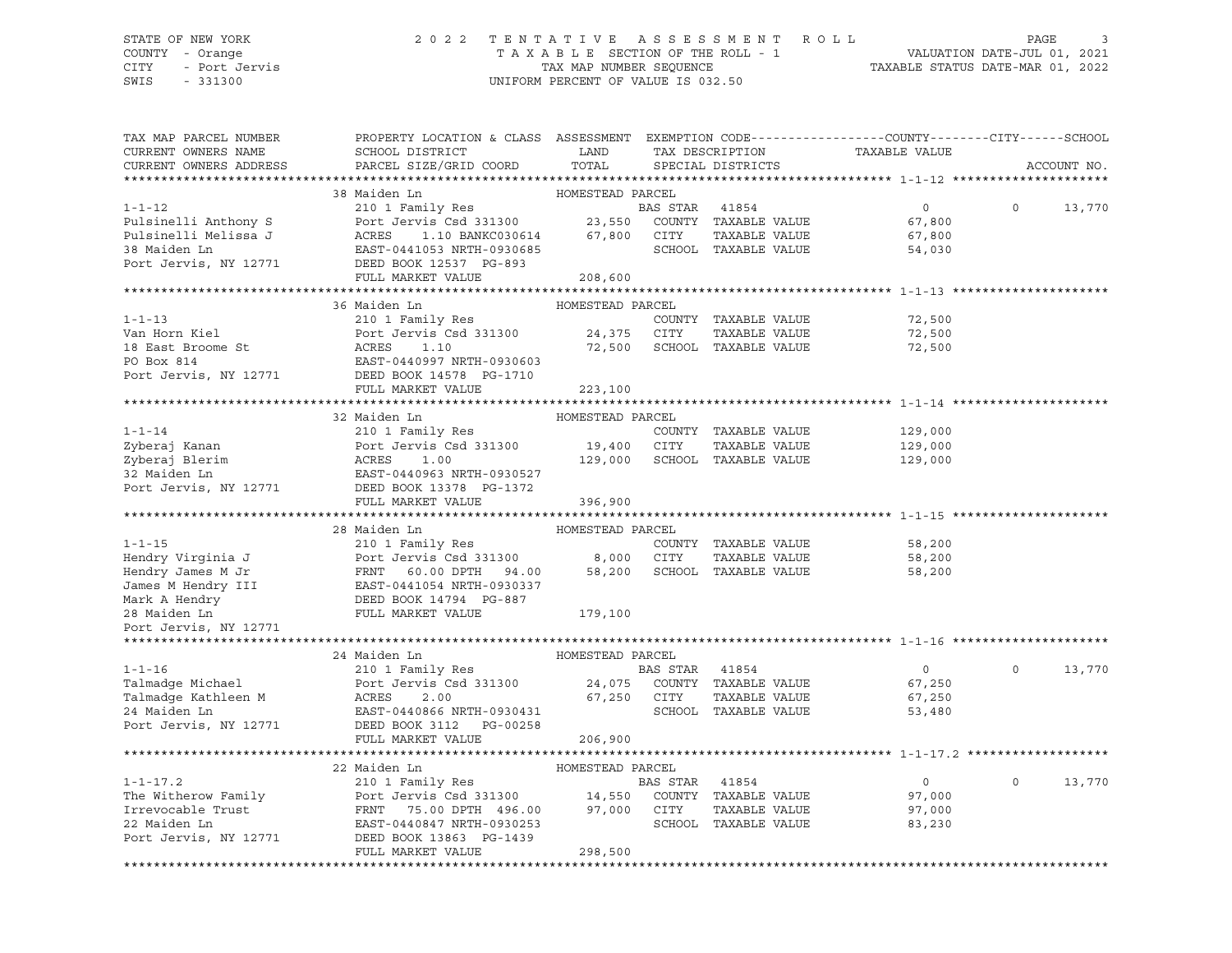STATE OF NEW YORK
COUNTY - Orange
CITY - Port Jervis
SWIS - 331300

# 2022 TENTATIVE ASSESSMENT ROLL

TAXABLE SECTION OF THE ROLL - 1
TAX MAP NUMBER SEQUENCE
UNIFORM PERCENT OF VALUE IS 032.50

VALUATION DATE-JUL 01, 2021
TAXABLE STATUS DATE-MAR 01, 2022

| TAX MAP PARCEL NUMBER / CURRENT OWNERS NAME / CURRENT OWNERS ADDRESS | PROPERTY LOCATION & CLASS / SCHOOL DISTRICT / PARCEL SIZE/GRID COORD | ASSESSMENT LAND / TOTAL | EXEMPTION CODE / TAX DESCRIPTION / SPECIAL DISTRICTS | COUNTY / CITY / SCHOOL TAXABLE VALUE | ACCOUNT NO. |
|---|---|---|---|---|---|
| **1-1-12** | 38 Maiden Ln — HOMESTEAD PARCEL | | | | |
| | 210 1 Family Res | | BAS STAR 41854 | 0 / 0 / 13,770 | |
| Pulsinelli Anthony S | Port Jervis Csd 331300 | 23,550 | COUNTY TAXABLE VALUE | 67,800 | |
| Pulsinelli Melissa J | ACRES 1.10 BANKC030614 | 67,800 | CITY TAXABLE VALUE | 67,800 | |
| 38 Maiden Ln | EAST-0441053 NRTH-0930685 | | SCHOOL TAXABLE VALUE | 54,030 | |
| Port Jervis, NY 12771 | DEED BOOK 12537 PG-893 | | | | |
| | FULL MARKET VALUE | 208,600 | | | |
| **1-1-13** | 36 Maiden Ln — HOMESTEAD PARCEL | | | | |
| | 210 1 Family Res | | COUNTY TAXABLE VALUE | 72,500 | |
| Van Horn Kiel | Port Jervis Csd 331300 | 24,375 | CITY TAXABLE VALUE | 72,500 | |
| 18 East Broome St | ACRES 1.10 | 72,500 | SCHOOL TAXABLE VALUE | 72,500 | |
| PO Box 814 | EAST-0440997 NRTH-0930603 | | | | |
| Port Jervis, NY 12771 | DEED BOOK 14578 PG-1710 | | | | |
| | FULL MARKET VALUE | 223,100 | | | |
| **1-1-14** | 32 Maiden Ln — HOMESTEAD PARCEL | | | | |
| | 210 1 Family Res | | COUNTY TAXABLE VALUE | 129,000 | |
| Zyberaj Kanan | Port Jervis Csd 331300 | 19,400 | CITY TAXABLE VALUE | 129,000 | |
| Zyberaj Blerim | ACRES 1.00 | 129,000 | SCHOOL TAXABLE VALUE | 129,000 | |
| 32 Maiden Ln | EAST-0440963 NRTH-0930527 | | | | |
| Port Jervis, NY 12771 | DEED BOOK 13378 PG-1372 | | | | |
| | FULL MARKET VALUE | 396,900 | | | |
| **1-1-15** | 28 Maiden Ln — HOMESTEAD PARCEL | | | | |
| | 210 1 Family Res | | COUNTY TAXABLE VALUE | 58,200 | |
| Hendry Virginia J | Port Jervis Csd 331300 | 8,000 | CITY TAXABLE VALUE | 58,200 | |
| Hendry James M Jr | FRNT 60.00 DPTH 94.00 | 58,200 | SCHOOL TAXABLE VALUE | 58,200 | |
| James M Hendry III | EAST-0441054 NRTH-0930337 | | | | |
| Mark A Hendry | DEED BOOK 14794 PG-887 | | | | |
| 28 Maiden Ln | FULL MARKET VALUE | 179,100 | | | |
| Port Jervis, NY 12771 | | | | | |
| **1-1-16** | 24 Maiden Ln — HOMESTEAD PARCEL | | | | |
| | 210 1 Family Res | | BAS STAR 41854 | 0 / 0 / 13,770 | |
| Talmadge Michael | Port Jervis Csd 331300 | 24,075 | COUNTY TAXABLE VALUE | 67,250 | |
| Talmadge Kathleen M | ACRES 2.00 | 67,250 | CITY TAXABLE VALUE | 67,250 | |
| 24 Maiden Ln | EAST-0440866 NRTH-0930431 | | SCHOOL TAXABLE VALUE | 53,480 | |
| Port Jervis, NY 12771 | DEED BOOK 3112 PG-00258 | | | | |
| | FULL MARKET VALUE | 206,900 | | | |
| **1-1-17.2** | 22 Maiden Ln — HOMESTEAD PARCEL | | | | |
| | 210 1 Family Res | | BAS STAR 41854 | 0 / 0 / 13,770 | |
| The Witherow Family | Port Jervis Csd 331300 | 14,550 | COUNTY TAXABLE VALUE | 97,000 | |
| Irrevocable Trust | FRNT 75.00 DPTH 496.00 | 97,000 | CITY TAXABLE VALUE | 97,000 | |
| 22 Maiden Ln | EAST-0440847 NRTH-0930253 | | SCHOOL TAXABLE VALUE | 83,230 | |
| Port Jervis, NY 12771 | DEED BOOK 13863 PG-1439 | | | | |
| | FULL MARKET VALUE | 298,500 | | | |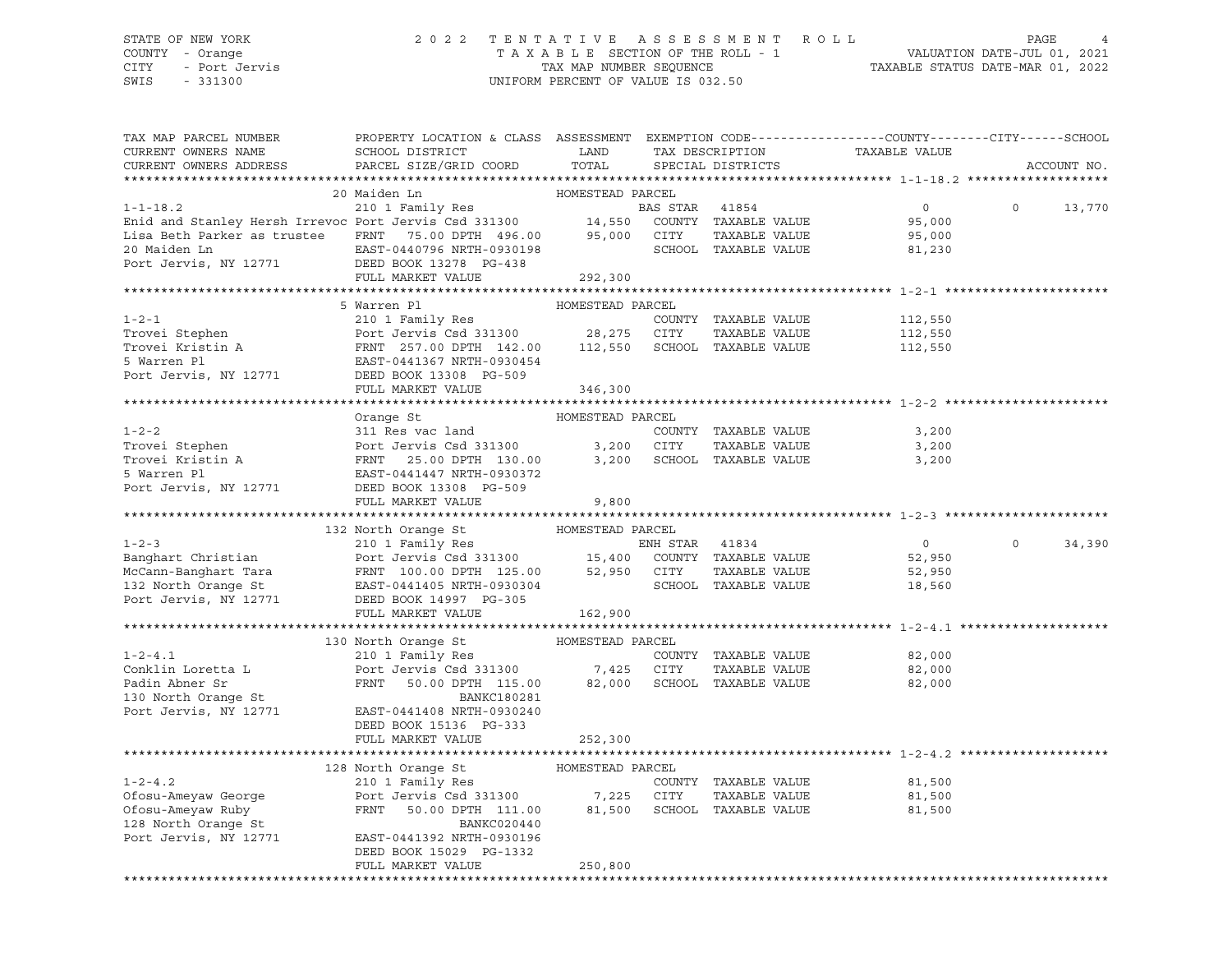STATE OF NEW YORK
COUNTY - Orange
CITY - Port Jervis
SWIS - 331300

# 2022 TENTATIVE ASSESSMENT ROLL

TAXABLE SECTION OF THE ROLL - 1
TAX MAP NUMBER SEQUENCE
UNIFORM PERCENT OF VALUE IS 032.50

VALUATION DATE-JUL 01, 2021
TAXABLE STATUS DATE-MAR 01, 2022

| TAX MAP PARCEL NUMBER / CURRENT OWNERS NAME / CURRENT OWNERS ADDRESS | PROPERTY LOCATION & CLASS / SCHOOL DISTRICT / PARCEL SIZE/GRID COORD | ASSESSMENT LAND / TOTAL | EXEMPTION CODE / TAX DESCRIPTION / SPECIAL DISTRICTS | COUNTY / CITY / TAXABLE VALUE | SCHOOL | ACCOUNT NO. |
|---|---|---|---|---|---|---|
| **1-1-18.2** | 20 Maiden Ln — HOMESTEAD PARCEL | | | | | |
| 1-1-18.2 | 210 1 Family Res | | BAS STAR 41854 | 0 | 0 | 13,770 |
| Enid and Stanley Hersh Irrevoc | Port Jervis Csd 331300 | 14,550 | COUNTY TAXABLE VALUE | 95,000 | | |
| Lisa Beth Parker as trustee | FRNT 75.00 DPTH 496.00 | 95,000 | CITY TAXABLE VALUE | 95,000 | | |
| 20 Maiden Ln | EAST-0440796 NRTH-0930198 | | SCHOOL TAXABLE VALUE | 81,230 | | |
| Port Jervis, NY 12771 | DEED BOOK 13278 PG-438 | | | | | |
| | FULL MARKET VALUE | 292,300 | | | | |
| **1-2-1** | 5 Warren Pl — HOMESTEAD PARCEL | | | | | |
| 1-2-1 | 210 1 Family Res | | COUNTY TAXABLE VALUE | 112,550 | | |
| Trovei Stephen | Port Jervis Csd 331300 | 28,275 | CITY TAXABLE VALUE | 112,550 | | |
| Trovei Kristin A | FRNT 257.00 DPTH 142.00 | 112,550 | SCHOOL TAXABLE VALUE | 112,550 | | |
| 5 Warren Pl | EAST-0441367 NRTH-0930454 | | | | | |
| Port Jervis, NY 12771 | DEED BOOK 13308 PG-509 | | | | | |
| | FULL MARKET VALUE | 346,300 | | | | |
| **1-2-2** | Orange St — HOMESTEAD PARCEL | | | | | |
| 1-2-2 | 311 Res vac land | | COUNTY TAXABLE VALUE | 3,200 | | |
| Trovei Stephen | Port Jervis Csd 331300 | 3,200 | CITY TAXABLE VALUE | 3,200 | | |
| Trovei Kristin A | FRNT 25.00 DPTH 130.00 | 3,200 | SCHOOL TAXABLE VALUE | 3,200 | | |
| 5 Warren Pl | EAST-0441447 NRTH-0930372 | | | | | |
| Port Jervis, NY 12771 | DEED BOOK 13308 PG-509 | | | | | |
| | FULL MARKET VALUE | 9,800 | | | | |
| **1-2-3** | 132 North Orange St — HOMESTEAD PARCEL | | | | | |
| 1-2-3 | 210 1 Family Res | | ENH STAR 41834 | 0 | 0 | 34,390 |
| Banghart Christian | Port Jervis Csd 331300 | 15,400 | COUNTY TAXABLE VALUE | 52,950 | | |
| McCann-Banghart Tara | FRNT 100.00 DPTH 125.00 | 52,950 | CITY TAXABLE VALUE | 52,950 | | |
| 132 North Orange St | EAST-0441405 NRTH-0930304 | | SCHOOL TAXABLE VALUE | 18,560 | | |
| Port Jervis, NY 12771 | DEED BOOK 14997 PG-305 | | | | | |
| | FULL MARKET VALUE | 162,900 | | | | |
| **1-2-4.1** | 130 North Orange St — HOMESTEAD PARCEL | | | | | |
| 1-2-4.1 | 210 1 Family Res | | COUNTY TAXABLE VALUE | 82,000 | | |
| Conklin Loretta L | Port Jervis Csd 331300 | 7,425 | CITY TAXABLE VALUE | 82,000 | | |
| Padin Abner Sr | FRNT 50.00 DPTH 115.00 | 82,000 | SCHOOL TAXABLE VALUE | 82,000 | | |
| 130 North Orange St | BANKC180281 | | | | | |
| Port Jervis, NY 12771 | EAST-0441408 NRTH-0930240 | | | | | |
| | DEED BOOK 15136 PG-333 | | | | | |
| | FULL MARKET VALUE | 252,300 | | | | |
| **1-2-4.2** | 128 North Orange St — HOMESTEAD PARCEL | | | | | |
| 1-2-4.2 | 210 1 Family Res | | COUNTY TAXABLE VALUE | 81,500 | | |
| Ofosu-Ameyaw George | Port Jervis Csd 331300 | 7,225 | CITY TAXABLE VALUE | 81,500 | | |
| Ofosu-Ameyaw Ruby | FRNT 50.00 DPTH 111.00 | 81,500 | SCHOOL TAXABLE VALUE | 81,500 | | |
| 128 North Orange St | BANKC020440 | | | | | |
| Port Jervis, NY 12771 | EAST-0441392 NRTH-0930196 | | | | | |
| | DEED BOOK 15029 PG-1332 | | | | | |
| | FULL MARKET VALUE | 250,800 | | | | |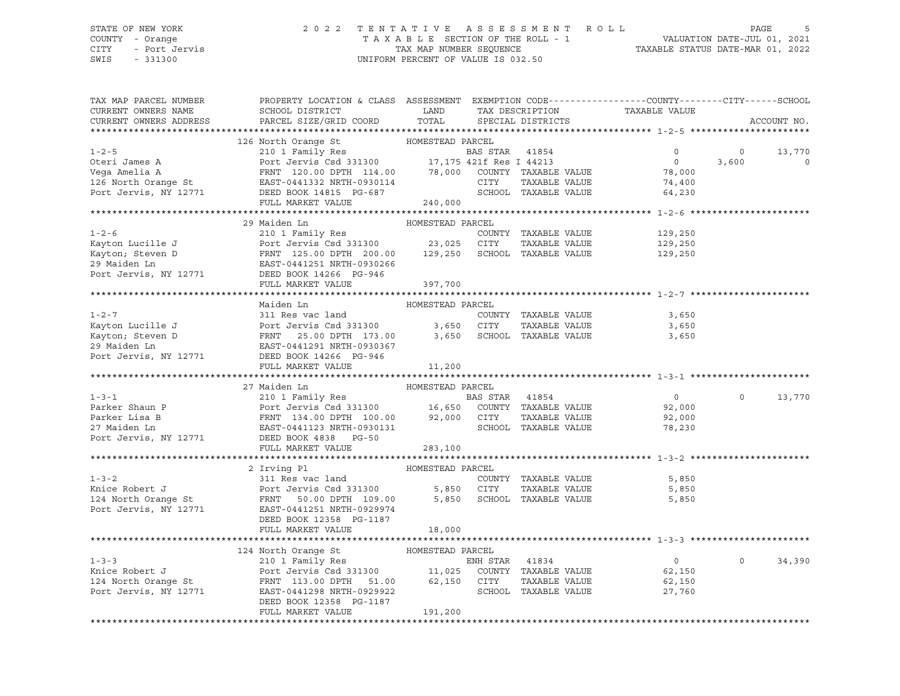STATE OF NEW YORK — COUNTY - Orange — CITY - Port Jervis — SWIS - 331300

2022 TENTATIVE ASSESSMENT ROLL
TAXABLE SECTION OF THE ROLL - 1
TAX MAP NUMBER SEQUENCE
UNIFORM PERCENT OF VALUE IS 032.50

VALUATION DATE-JUL 01, 2021
TAXABLE STATUS DATE-MAR 01, 2022

| TAX MAP PARCEL NUMBER / CURRENT OWNERS NAME / CURRENT OWNERS ADDRESS | PROPERTY LOCATION & CLASS / SCHOOL DISTRICT / PARCEL SIZE/GRID COORD | ASSESSMENT LAND / TOTAL | EXEMPTION CODE / TAX DESCRIPTION / SPECIAL DISTRICTS | COUNTY TAXABLE VALUE | CITY | SCHOOL | ACCOUNT NO. |
|---|---|---|---|---|---|---|---|
| **1-2-5** | 126 North Orange St — HOMESTEAD PARCEL | | | | | | |
| 1-2-5 | 210 1 Family Res | | BAS STAR 41854 | 0 | 0 | 13,770 | |
| Oteri James A | Port Jervis Csd 331300 | 17,175 | 421f Res I 44213 | 0 | 3,600 | 0 | |
| Vega Amelia A | FRNT 120.00 DPTH 114.00 | 78,000 | COUNTY TAXABLE VALUE | 78,000 | | | |
| 126 North Orange St | EAST-0441332 NRTH-0930114 | | CITY TAXABLE VALUE | 74,400 | | | |
| Port Jervis, NY 12771 | DEED BOOK 14815 PG-687 | | SCHOOL TAXABLE VALUE | 64,230 | | | |
| | FULL MARKET VALUE | 240,000 | | | | | |
| **1-2-6** | 29 Maiden Ln — HOMESTEAD PARCEL | | | | | | |
| 1-2-6 | 210 1 Family Res | | COUNTY TAXABLE VALUE | 129,250 | | | |
| Kayton Lucille J | Port Jervis Csd 331300 | 23,025 | CITY TAXABLE VALUE | 129,250 | | | |
| Kayton; Steven D | FRNT 125.00 DPTH 200.00 | 129,250 | SCHOOL TAXABLE VALUE | 129,250 | | | |
| 29 Maiden Ln | EAST-0441251 NRTH-0930266 | | | | | | |
| Port Jervis, NY 12771 | DEED BOOK 14266 PG-946 | | | | | | |
| | FULL MARKET VALUE | 397,700 | | | | | |
| **1-2-7** | Maiden Ln — HOMESTEAD PARCEL | | | | | | |
| 1-2-7 | 311 Res vac land | | COUNTY TAXABLE VALUE | 3,650 | | | |
| Kayton Lucille J | Port Jervis Csd 331300 | 3,650 | CITY TAXABLE VALUE | 3,650 | | | |
| Kayton; Steven D | FRNT 25.00 DPTH 173.00 | 3,650 | SCHOOL TAXABLE VALUE | 3,650 | | | |
| 29 Maiden Ln | EAST-0441291 NRTH-0930367 | | | | | | |
| Port Jervis, NY 12771 | DEED BOOK 14266 PG-946 | | | | | | |
| | FULL MARKET VALUE | 11,200 | | | | | |
| **1-3-1** | 27 Maiden Ln — HOMESTEAD PARCEL | | | | | | |
| 1-3-1 | 210 1 Family Res | | BAS STAR 41854 | 0 | 0 | 13,770 | |
| Parker Shaun P | Port Jervis Csd 331300 | 16,650 | COUNTY TAXABLE VALUE | 92,000 | | | |
| Parker Lisa B | FRNT 134.00 DPTH 100.00 | 92,000 | CITY TAXABLE VALUE | 92,000 | | | |
| 27 Maiden Ln | EAST-0441123 NRTH-0930131 | | SCHOOL TAXABLE VALUE | 78,230 | | | |
| Port Jervis, NY 12771 | DEED BOOK 4838 PG-50 | | | | | | |
| | FULL MARKET VALUE | 283,100 | | | | | |
| **1-3-2** | 2 Irving Pl — HOMESTEAD PARCEL | | | | | | |
| 1-3-2 | 311 Res vac land | | COUNTY TAXABLE VALUE | 5,850 | | | |
| Knice Robert J | Port Jervis Csd 331300 | 5,850 | CITY TAXABLE VALUE | 5,850 | | | |
| 124 North Orange St | FRNT 50.00 DPTH 109.00 | 5,850 | SCHOOL TAXABLE VALUE | 5,850 | | | |
| Port Jervis, NY 12771 | EAST-0441251 NRTH-0929974 | | | | | | |
| | DEED BOOK 12358 PG-1187 | | | | | | |
| | FULL MARKET VALUE | 18,000 | | | | | |
| **1-3-3** | 124 North Orange St — HOMESTEAD PARCEL | | | | | | |
| 1-3-3 | 210 1 Family Res | | ENH STAR 41834 | 0 | 0 | 34,390 | |
| Knice Robert J | Port Jervis Csd 331300 | 11,025 | COUNTY TAXABLE VALUE | 62,150 | | | |
| 124 North Orange St | FRNT 113.00 DPTH 51.00 | 62,150 | CITY TAXABLE VALUE | 62,150 | | | |
| Port Jervis, NY 12771 | EAST-0441298 NRTH-0929922 | | SCHOOL TAXABLE VALUE | 27,760 | | | |
| | DEED BOOK 12358 PG-1187 | | | | | | |
| | FULL MARKET VALUE | 191,200 | | | | | |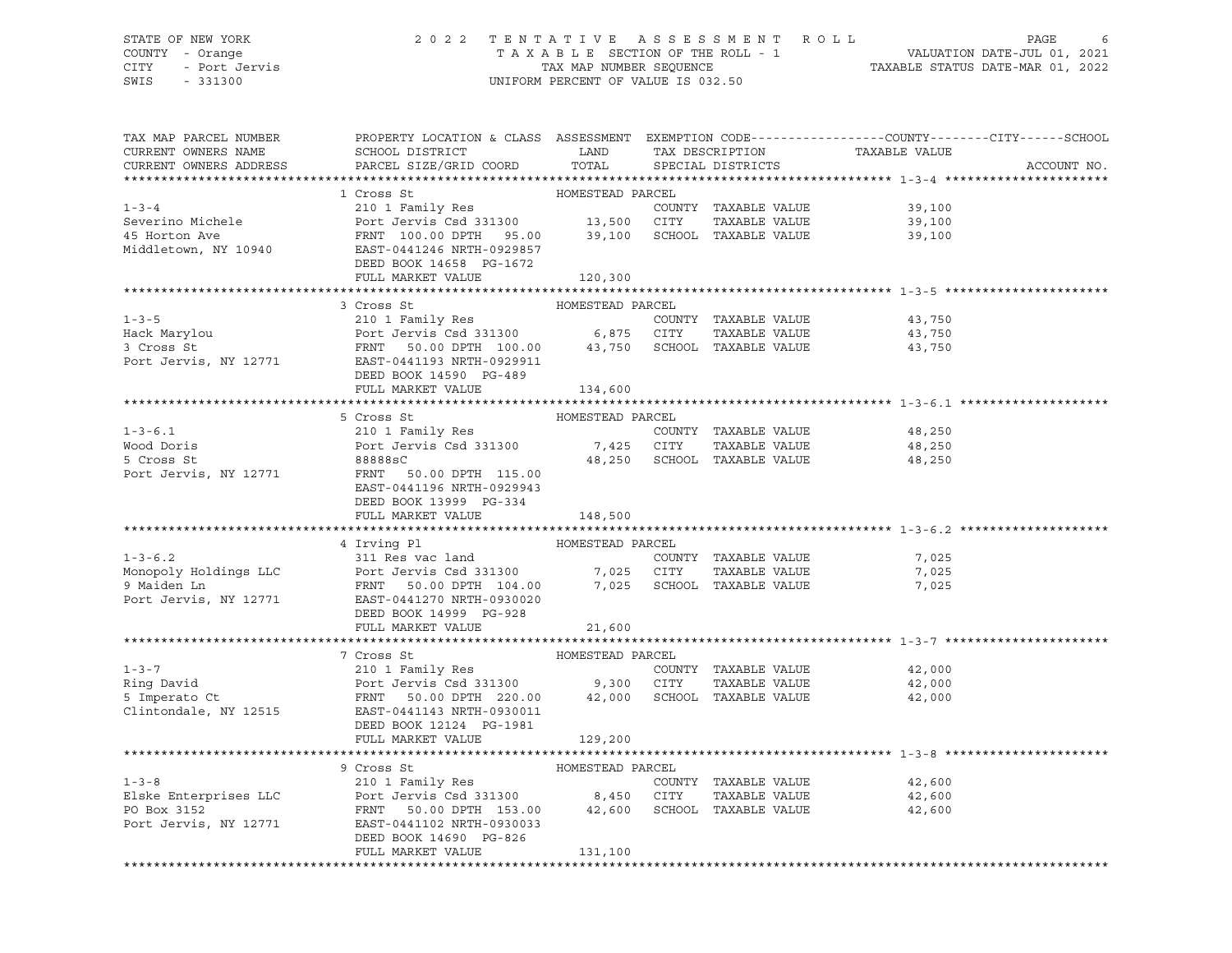STATE OF NEW YORK
COUNTY - Orange
CITY - Port Jervis
SWIS - 331300

2022 TENTATIVE ASSESSMENT ROLL
TAXABLE SECTION OF THE ROLL - 1
TAX MAP NUMBER SEQUENCE
UNIFORM PERCENT OF VALUE IS 032.50

VALUATION DATE-JUL 01, 2021
TAXABLE STATUS DATE-MAR 01, 2022

| TAX MAP PARCEL NUMBER / CURRENT OWNERS NAME / CURRENT OWNERS ADDRESS | PROPERTY LOCATION & CLASS / SCHOOL DISTRICT / PARCEL SIZE/GRID COORD | ASSESSMENT LAND / TOTAL | EXEMPTION CODE / TAX DESCRIPTION / SPECIAL DISTRICTS | TAXABLE VALUE (COUNTY / CITY / SCHOOL) | ACCOUNT NO. |
|---|---|---|---|---|---|
| **1-3-4** | 1 Cross St | HOMESTEAD PARCEL | | | |
| 1-3-4 | 210 1 Family Res | | COUNTY TAXABLE VALUE | 39,100 | |
| Severino Michele | Port Jervis Csd 331300 | 13,500 | CITY TAXABLE VALUE | 39,100 | |
| 45 Horton Ave | FRNT 100.00 DPTH 95.00 | 39,100 | SCHOOL TAXABLE VALUE | 39,100 | |
| Middletown, NY 10940 | EAST-0441246 NRTH-0929857 | | | | |
| | DEED BOOK 14658 PG-1672 | | | | |
| | FULL MARKET VALUE | 120,300 | | | |
| **1-3-5** | 3 Cross St | HOMESTEAD PARCEL | | | |
| 1-3-5 | 210 1 Family Res | | COUNTY TAXABLE VALUE | 43,750 | |
| Hack Marylou | Port Jervis Csd 331300 | 6,875 | CITY TAXABLE VALUE | 43,750 | |
| 3 Cross St | FRNT 50.00 DPTH 100.00 | 43,750 | SCHOOL TAXABLE VALUE | 43,750 | |
| Port Jervis, NY 12771 | EAST-0441193 NRTH-0929911 | | | | |
| | DEED BOOK 14590 PG-489 | | | | |
| | FULL MARKET VALUE | 134,600 | | | |
| **1-3-6.1** | 5 Cross St | HOMESTEAD PARCEL | | | |
| 1-3-6.1 | 210 1 Family Res | | COUNTY TAXABLE VALUE | 48,250 | |
| Wood Doris | Port Jervis Csd 331300 | 7,425 | CITY TAXABLE VALUE | 48,250 | |
| 5 Cross St | 88888sC | 48,250 | SCHOOL TAXABLE VALUE | 48,250 | |
| Port Jervis, NY 12771 | FRNT 50.00 DPTH 115.00 | | | | |
| | EAST-0441196 NRTH-0929943 | | | | |
| | DEED BOOK 13999 PG-334 | | | | |
| | FULL MARKET VALUE | 148,500 | | | |
| **1-3-6.2** | 4 Irving Pl | HOMESTEAD PARCEL | | | |
| 1-3-6.2 | 311 Res vac land | | COUNTY TAXABLE VALUE | 7,025 | |
| Monopoly Holdings LLC | Port Jervis Csd 331300 | 7,025 | CITY TAXABLE VALUE | 7,025 | |
| 9 Maiden Ln | FRNT 50.00 DPTH 104.00 | 7,025 | SCHOOL TAXABLE VALUE | 7,025 | |
| Port Jervis, NY 12771 | EAST-0441270 NRTH-0930020 | | | | |
| | DEED BOOK 14999 PG-928 | | | | |
| | FULL MARKET VALUE | 21,600 | | | |
| **1-3-7** | 7 Cross St | HOMESTEAD PARCEL | | | |
| 1-3-7 | 210 1 Family Res | | COUNTY TAXABLE VALUE | 42,000 | |
| Ring David | Port Jervis Csd 331300 | 9,300 | CITY TAXABLE VALUE | 42,000 | |
| 5 Imperato Ct | FRNT 50.00 DPTH 220.00 | 42,000 | SCHOOL TAXABLE VALUE | 42,000 | |
| Clintondale, NY 12515 | EAST-0441143 NRTH-0930011 | | | | |
| | DEED BOOK 12124 PG-1981 | | | | |
| | FULL MARKET VALUE | 129,200 | | | |
| **1-3-8** | 9 Cross St | HOMESTEAD PARCEL | | | |
| 1-3-8 | 210 1 Family Res | | COUNTY TAXABLE VALUE | 42,600 | |
| Elske Enterprises LLC | Port Jervis Csd 331300 | 8,450 | CITY TAXABLE VALUE | 42,600 | |
| PO Box 3152 | FRNT 50.00 DPTH 153.00 | 42,600 | SCHOOL TAXABLE VALUE | 42,600 | |
| Port Jervis, NY 12771 | EAST-0441102 NRTH-0930033 | | | | |
| | DEED BOOK 14690 PG-826 | | | | |
| | FULL MARKET VALUE | 131,100 | | | |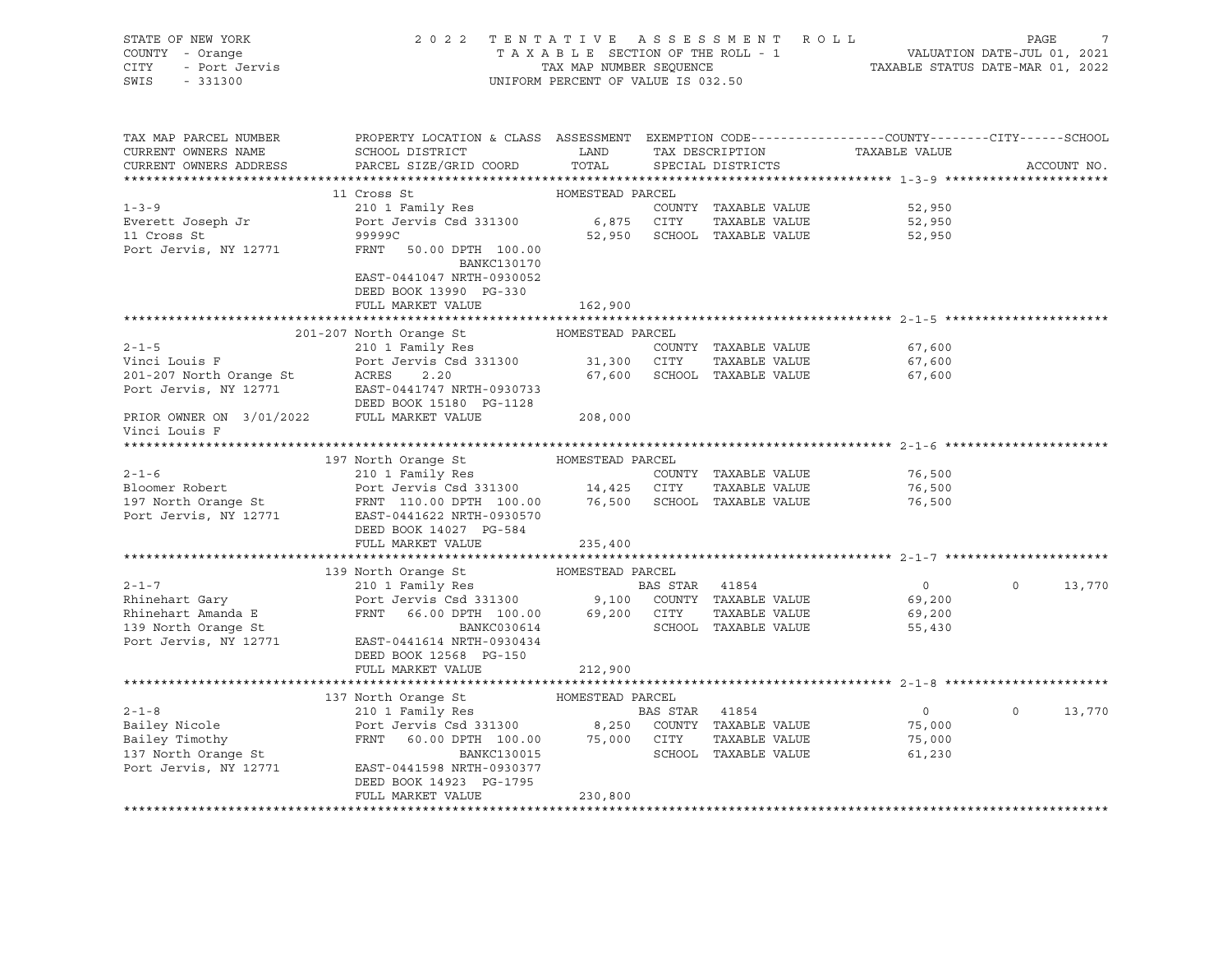STATE OF NEW YORK
COUNTY - Orange
CITY - Port Jervis
SWIS - 331300

2022 TENTATIVE ASSESSMENT ROLL
TAXABLE SECTION OF THE ROLL - 1
TAX MAP NUMBER SEQUENCE
UNIFORM PERCENT OF VALUE IS 032.50

VALUATION DATE-JUL 01, 2021
TAXABLE STATUS DATE-MAR 01, 2022

| TAX MAP PARCEL NUMBER / CURRENT OWNERS NAME / CURRENT OWNERS ADDRESS | PROPERTY LOCATION & CLASS / SCHOOL DISTRICT / PARCEL SIZE/GRID COORD | ASSESSMENT LAND / TOTAL | EXEMPTION CODE / TAX DESCRIPTION / SPECIAL DISTRICTS | COUNTY TAXABLE VALUE | CITY | SCHOOL / ACCOUNT NO. |
|---|---|---|---|---|---|---|
| **1-3-9** | 11 Cross St | HOMESTEAD PARCEL | | | | |
| 1-3-9 | 210 1 Family Res | | COUNTY TAXABLE VALUE | 52,950 | | |
| Everett Joseph Jr | Port Jervis Csd 331300 | 6,875 | CITY TAXABLE VALUE | 52,950 | | |
| 11 Cross St | 99999C | 52,950 | SCHOOL TAXABLE VALUE | 52,950 | | |
| Port Jervis, NY 12771 | FRNT 50.00 DPTH 100.00 | | | | | |
| | BANKC130170 | | | | | |
| | EAST-0441047 NRTH-0930052 | | | | | |
| | DEED BOOK 13990 PG-330 | | | | | |
| | FULL MARKET VALUE | 162,900 | | | | |
| **2-1-5** | 201-207 North Orange St | HOMESTEAD PARCEL | | | | |
| 2-1-5 | 210 1 Family Res | | COUNTY TAXABLE VALUE | 67,600 | | |
| Vinci Louis F | Port Jervis Csd 331300 | 31,300 | CITY TAXABLE VALUE | 67,600 | | |
| 201-207 North Orange St | ACRES 2.20 | 67,600 | SCHOOL TAXABLE VALUE | 67,600 | | |
| Port Jervis, NY 12771 | EAST-0441747 NRTH-0930733 | | | | | |
| | DEED BOOK 15180 PG-1128 | | | | | |
| PRIOR OWNER ON 3/01/2022 | FULL MARKET VALUE | 208,000 | | | | |
| Vinci Louis F | | | | | | |
| **2-1-6** | 197 North Orange St | HOMESTEAD PARCEL | | | | |
| 2-1-6 | 210 1 Family Res | | COUNTY TAXABLE VALUE | 76,500 | | |
| Bloomer Robert | Port Jervis Csd 331300 | 14,425 | CITY TAXABLE VALUE | 76,500 | | |
| 197 North Orange St | FRNT 110.00 DPTH 100.00 | 76,500 | SCHOOL TAXABLE VALUE | 76,500 | | |
| Port Jervis, NY 12771 | EAST-0441622 NRTH-0930570 | | | | | |
| | DEED BOOK 14027 PG-584 | | | | | |
| | FULL MARKET VALUE | 235,400 | | | | |
| **2-1-7** | 139 North Orange St | HOMESTEAD PARCEL | | | | |
| 2-1-7 | 210 1 Family Res | | BAS STAR 41854 | 0 | 0 | 13,770 |
| Rhinehart Gary | Port Jervis Csd 331300 | 9,100 | COUNTY TAXABLE VALUE | 69,200 | | |
| Rhinehart Amanda E | FRNT 66.00 DPTH 100.00 | 69,200 | CITY TAXABLE VALUE | 69,200 | | |
| 139 North Orange St | BANKC030614 | | SCHOOL TAXABLE VALUE | 55,430 | | |
| Port Jervis, NY 12771 | EAST-0441614 NRTH-0930434 | | | | | |
| | DEED BOOK 12568 PG-150 | | | | | |
| | FULL MARKET VALUE | 212,900 | | | | |
| **2-1-8** | 137 North Orange St | HOMESTEAD PARCEL | | | | |
| 2-1-8 | 210 1 Family Res | | BAS STAR 41854 | 0 | 0 | 13,770 |
| Bailey Nicole | Port Jervis Csd 331300 | 8,250 | COUNTY TAXABLE VALUE | 75,000 | | |
| Bailey Timothy | FRNT 60.00 DPTH 100.00 | 75,000 | CITY TAXABLE VALUE | 75,000 | | |
| 137 North Orange St | BANKC130015 | | SCHOOL TAXABLE VALUE | 61,230 | | |
| Port Jervis, NY 12771 | EAST-0441598 NRTH-0930377 | | | | | |
| | DEED BOOK 14923 PG-1795 | | | | | |
| | FULL MARKET VALUE | 230,800 | | | | |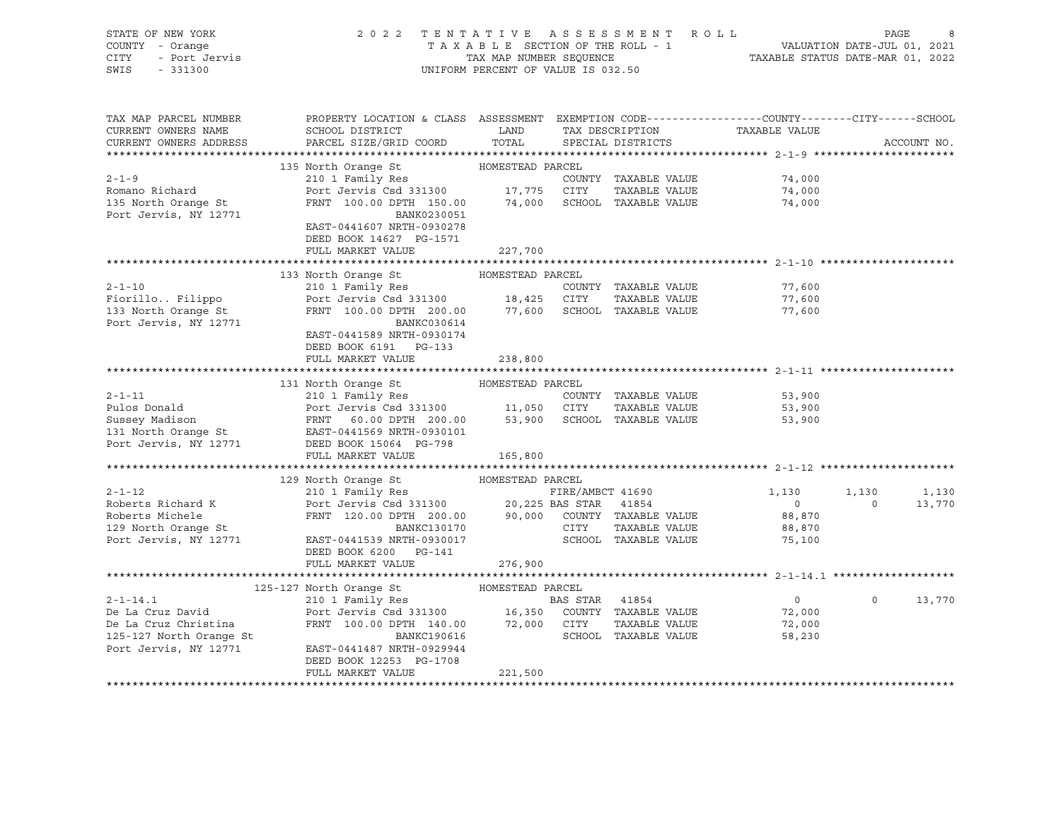STATE OF NEW YORK — 2022 TENTATIVE ASSESSMENT ROLL
COUNTY - Orange — TAXABLE SECTION OF THE ROLL - 1 — VALUATION DATE-JUL 01, 2021
CITY - Port Jervis — TAX MAP NUMBER SEQUENCE — TAXABLE STATUS DATE-MAR 01, 2022
SWIS - 331300 — UNIFORM PERCENT OF VALUE IS 032.50

| TAX MAP PARCEL NUMBER / CURRENT OWNERS NAME / CURRENT OWNERS ADDRESS | PROPERTY LOCATION & CLASS / SCHOOL DISTRICT / PARCEL SIZE/GRID COORD | ASSESSMENT LAND / TOTAL | EXEMPTION CODE / TAX DESCRIPTION / SPECIAL DISTRICTS | COUNTY TAXABLE VALUE | CITY | SCHOOL | ACCOUNT NO. |
|---|---|---|---|---|---|---|---|
| **2-1-9** | 135 North Orange St | HOMESTEAD PARCEL | | | | | |
| 2-1-9 | 210 1 Family Res | | COUNTY TAXABLE VALUE | 74,000 | | | |
| Romano Richard | Port Jervis Csd 331300 | 17,775 | CITY TAXABLE VALUE | 74,000 | | | |
| 135 North Orange St | FRNT 100.00 DPTH 150.00 | 74,000 | SCHOOL TAXABLE VALUE | 74,000 | | | |
| Port Jervis, NY 12771 | BANK0230051 | | | | | | |
| | EAST-0441607 NRTH-0930278 | | | | | | |
| | DEED BOOK 14627 PG-1571 | | | | | | |
| | FULL MARKET VALUE | 227,700 | | | | | |
| **2-1-10** | 133 North Orange St | HOMESTEAD PARCEL | | | | | |
| 2-1-10 | 210 1 Family Res | | COUNTY TAXABLE VALUE | 77,600 | | | |
| Fiorillo.. Filippo | Port Jervis Csd 331300 | 18,425 | CITY TAXABLE VALUE | 77,600 | | | |
| 133 North Orange St | FRNT 100.00 DPTH 200.00 | 77,600 | SCHOOL TAXABLE VALUE | 77,600 | | | |
| Port Jervis, NY 12771 | BANKC030614 | | | | | | |
| | EAST-0441589 NRTH-0930174 | | | | | | |
| | DEED BOOK 6191 PG-133 | | | | | | |
| | FULL MARKET VALUE | 238,800 | | | | | |
| **2-1-11** | 131 North Orange St | HOMESTEAD PARCEL | | | | | |
| 2-1-11 | 210 1 Family Res | | COUNTY TAXABLE VALUE | 53,900 | | | |
| Pulos Donald | Port Jervis Csd 331300 | 11,050 | CITY TAXABLE VALUE | 53,900 | | | |
| Sussey Madison | FRNT 60.00 DPTH 200.00 | 53,900 | SCHOOL TAXABLE VALUE | 53,900 | | | |
| 131 North Orange St | EAST-0441569 NRTH-0930101 | | | | | | |
| Port Jervis, NY 12771 | DEED BOOK 15064 PG-798 | | | | | | |
| | FULL MARKET VALUE | 165,800 | | | | | |
| **2-1-12** | 129 North Orange St | HOMESTEAD PARCEL | | | | | |
| 2-1-12 | 210 1 Family Res | | FIRE/AMBCT 41690 | 1,130 | 1,130 | 1,130 | |
| Roberts Richard K | Port Jervis Csd 331300 | 20,225 | BAS STAR 41854 | 0 | 0 | 13,770 | |
| Roberts Michele | FRNT 120.00 DPTH 200.00 | 90,000 | COUNTY TAXABLE VALUE | 88,870 | | | |
| 129 North Orange St | BANKC130170 | | CITY TAXABLE VALUE | 88,870 | | | |
| Port Jervis, NY 12771 | EAST-0441539 NRTH-0930017 | | SCHOOL TAXABLE VALUE | 75,100 | | | |
| | DEED BOOK 6200 PG-141 | | | | | | |
| | FULL MARKET VALUE | 276,900 | | | | | |
| **2-1-14.1** | 125-127 North Orange St | HOMESTEAD PARCEL | | | | | |
| 2-1-14.1 | 210 1 Family Res | | BAS STAR 41854 | 0 | 0 | 13,770 | |
| De La Cruz David | Port Jervis Csd 331300 | 16,350 | COUNTY TAXABLE VALUE | 72,000 | | | |
| De La Cruz Christina | FRNT 100.00 DPTH 140.00 | 72,000 | CITY TAXABLE VALUE | 72,000 | | | |
| 125-127 North Orange St | BANKC190616 | | SCHOOL TAXABLE VALUE | 58,230 | | | |
| Port Jervis, NY 12771 | EAST-0441487 NRTH-0929944 | | | | | | |
| | DEED BOOK 12253 PG-1708 | | | | | | |
| | FULL MARKET VALUE | 221,500 | | | | | |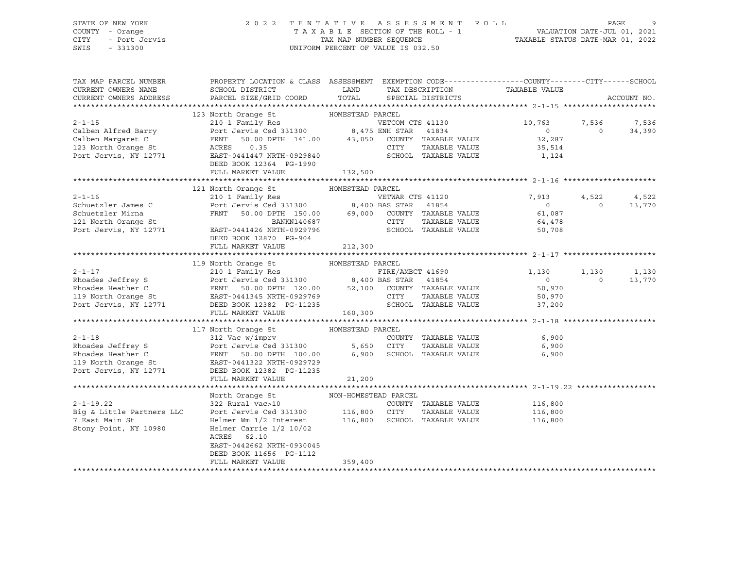STATE OF NEW YORK | 2022 TENTATIVE ASSESSMENT ROLL | VALUATION DATE-JUL 01, 2021
COUNTY - Orange | TAXABLE SECTION OF THE ROLL - 1 | TAXABLE STATUS DATE-MAR 01, 2022
CITY - Port Jervis | TAX MAP NUMBER SEQUENCE
SWIS - 331300 | UNIFORM PERCENT OF VALUE IS 032.50

```
TAX MAP PARCEL NUMBER      PROPERTY LOCATION & CLASS  ASSESSMENT  EXEMPTION CODE------------------COUNTY--------CITY------SCHOOL
CURRENT OWNERS NAME        SCHOOL DISTRICT               LAND      TAX DESCRIPTION            TAXABLE VALUE
CURRENT OWNERS ADDRESS     PARCEL SIZE/GRID COORD        TOTAL     SPECIAL DISTRICTS                                      ACCOUNT NO.
******************************************************************************************************* 2-1-15 *********************
                           123 North Orange St            HOMESTEAD PARCEL
2-1-15                     210 1 Family Res                    VETCOM CTS 41130            10,763       7,536       7,536
Calben Alfred Barry        Port Jervis Csd 331300        8,475 ENH STAR   41834                  0           0      34,390
Calben Margaret C          FRNT   50.00 DPTH 141.00     43,050   COUNTY  TAXABLE VALUE        32,287
123 North Orange St        ACRES    0.35                         CITY    TAXABLE VALUE        35,514
Port Jervis, NY 12771      EAST-0441447 NRTH-0929840             SCHOOL  TAXABLE VALUE         1,124
                           DEED BOOK 12364  PG-1990
                           FULL MARKET VALUE            132,500
******************************************************************************************************* 2-1-16 *********************
                           121 North Orange St            HOMESTEAD PARCEL
2-1-16                     210 1 Family Res                    VETWAR CTS 41120             7,913       4,522       4,522
Schuetzler James C         Port Jervis Csd 331300        8,400 BAS STAR   41854                  0           0      13,770
Schuetzler Mirna           FRNT   50.00 DPTH 150.00     69,000   COUNTY  TAXABLE VALUE        61,087
121 North Orange St                       BANKN140687            CITY    TAXABLE VALUE        64,478
Port Jervis, NY 12771      EAST-0441426 NRTH-0929796             SCHOOL  TAXABLE VALUE        50,708
                           DEED BOOK 12870  PG-904
                           FULL MARKET VALUE            212,300
******************************************************************************************************* 2-1-17 *********************
                           119 North Orange St            HOMESTEAD PARCEL
2-1-17                     210 1 Family Res                    FIRE/AMBCT 41690             1,130       1,130       1,130
Rhoades Jeffrey S          Port Jervis Csd 331300        8,400 BAS STAR   41854                  0           0      13,770
Rhoades Heather C          FRNT   50.00 DPTH 120.00     52,100   COUNTY  TAXABLE VALUE        50,970
119 North Orange St        EAST-0441345 NRTH-0929769             CITY    TAXABLE VALUE        50,970
Port Jervis, NY 12771      DEED BOOK 12382  PG-11235             SCHOOL  TAXABLE VALUE        37,200
                           FULL MARKET VALUE            160,300
******************************************************************************************************* 2-1-18 *********************
                           117 North Orange St            HOMESTEAD PARCEL
2-1-18                     312 Vac w/imprv                       COUNTY  TAXABLE VALUE         6,900
Rhoades Jeffrey S          Port Jervis Csd 331300        5,650   CITY    TAXABLE VALUE         6,900
Rhoades Heather C          FRNT   50.00 DPTH 100.00      6,900   SCHOOL  TAXABLE VALUE         6,900
119 North Orange St        EAST-0441322 NRTH-0929729
Port Jervis, NY 12771      DEED BOOK 12382  PG-11235
                           FULL MARKET VALUE             21,200
******************************************************************************************************* 2-1-19.22 ******************
                           North Orange St                NON-HOMESTEAD PARCEL
2-1-19.22                  322 Rural vac>10                      COUNTY  TAXABLE VALUE       116,800
Big & Little Partners LLC  Port Jervis Csd 331300      116,800   CITY    TAXABLE VALUE       116,800
7 East Main St             Helmer Wm 1/2 Interest      116,800   SCHOOL  TAXABLE VALUE       116,800
Stony Point, NY 10980      Helmer Carrie 1/2 10/02
                           ACRES   62.10
                           EAST-0442662 NRTH-0930045
                           DEED BOOK 11656  PG-1112
                           FULL MARKET VALUE            359,400
************************************************************************************************************************************
```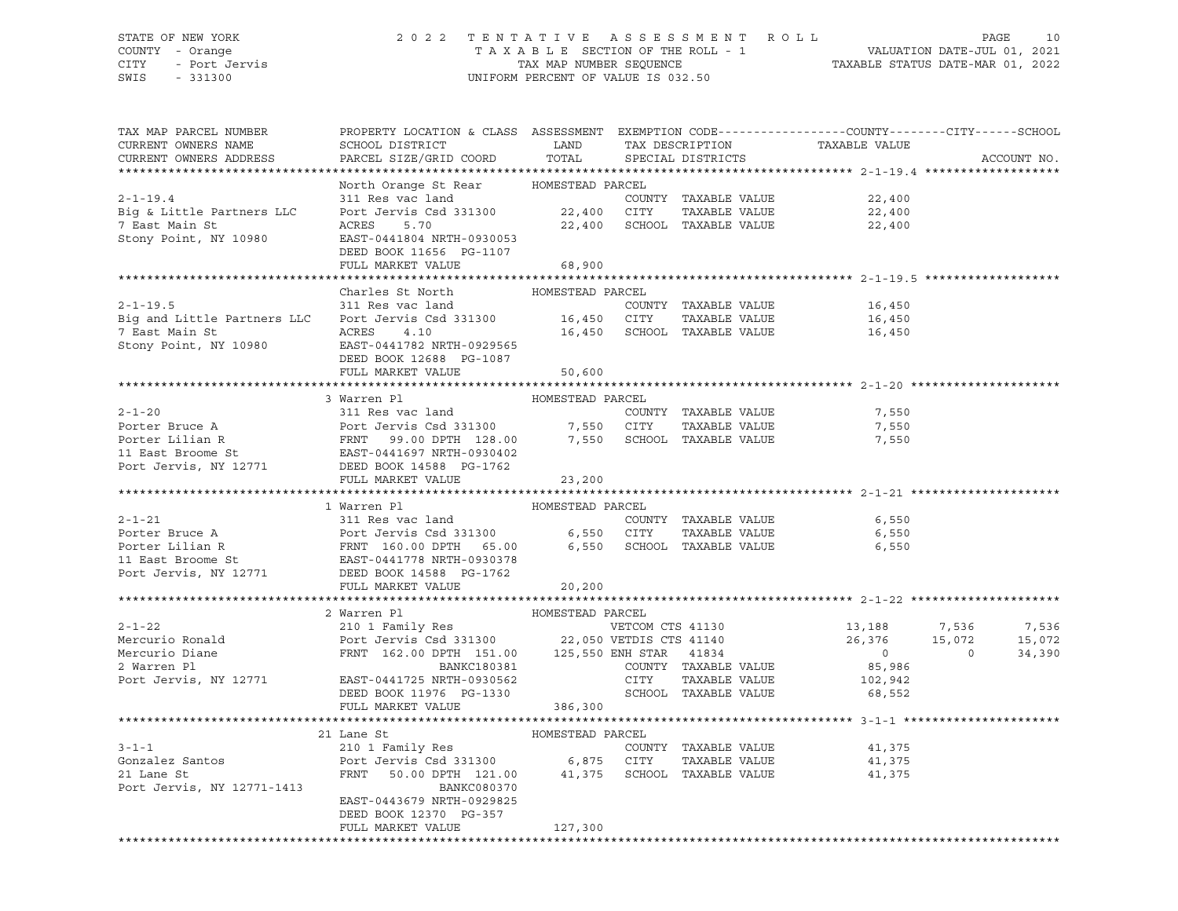STATE OF NEW YORK — 2022 TENTATIVE ASSESSMENT ROLL
COUNTY - Orange — TAXABLE SECTION OF THE ROLL - 1 — VALUATION DATE-JUL 01, 2021
CITY - Port Jervis — TAX MAP NUMBER SEQUENCE — TAXABLE STATUS DATE-MAR 01, 2022
SWIS - 331300 — UNIFORM PERCENT OF VALUE IS 032.50

| TAX MAP PARCEL NUMBER / CURRENT OWNERS NAME / CURRENT OWNERS ADDRESS | PROPERTY LOCATION & CLASS / SCHOOL DISTRICT / PARCEL SIZE/GRID COORD | ASSESSMENT LAND / TOTAL | EXEMPTION CODE / TAX DESCRIPTION / SPECIAL DISTRICTS | COUNTY TAXABLE VALUE | CITY | SCHOOL | ACCOUNT NO. |
|---|---|---|---|---|---|---|---|
| **2-1-19.4** | North Orange St Rear — HOMESTEAD PARCEL | | | | | | |
| 2-1-19.4 | 311 Res vac land | | COUNTY TAXABLE VALUE | 22,400 | | | |
| Big & Little Partners LLC | Port Jervis Csd 331300 | 22,400 | CITY TAXABLE VALUE | 22,400 | | | |
| 7 East Main St | ACRES 5.70 | 22,400 | SCHOOL TAXABLE VALUE | 22,400 | | | |
| Stony Point, NY 10980 | EAST-0441804 NRTH-0930053 | | | | | | |
| | DEED BOOK 11656 PG-1107 | | | | | | |
| | FULL MARKET VALUE | 68,900 | | | | | |
| **2-1-19.5** | Charles St North — HOMESTEAD PARCEL | | | | | | |
| 2-1-19.5 | 311 Res vac land | | COUNTY TAXABLE VALUE | 16,450 | | | |
| Big and Little Partners LLC | Port Jervis Csd 331300 | 16,450 | CITY TAXABLE VALUE | 16,450 | | | |
| 7 East Main St | ACRES 4.10 | 16,450 | SCHOOL TAXABLE VALUE | 16,450 | | | |
| Stony Point, NY 10980 | EAST-0441782 NRTH-0929565 | | | | | | |
| | DEED BOOK 12688 PG-1087 | | | | | | |
| | FULL MARKET VALUE | 50,600 | | | | | |
| **2-1-20** | 3 Warren Pl — HOMESTEAD PARCEL | | | | | | |
| 2-1-20 | 311 Res vac land | | COUNTY TAXABLE VALUE | 7,550 | | | |
| Porter Bruce A | Port Jervis Csd 331300 | 7,550 | CITY TAXABLE VALUE | 7,550 | | | |
| Porter Lilian R | FRNT 99.00 DPTH 128.00 | 7,550 | SCHOOL TAXABLE VALUE | 7,550 | | | |
| 11 East Broome St | EAST-0441697 NRTH-0930402 | | | | | | |
| Port Jervis, NY 12771 | DEED BOOK 14588 PG-1762 | | | | | | |
| | FULL MARKET VALUE | 23,200 | | | | | |
| **2-1-21** | 1 Warren Pl — HOMESTEAD PARCEL | | | | | | |
| 2-1-21 | 311 Res vac land | | COUNTY TAXABLE VALUE | 6,550 | | | |
| Porter Bruce A | Port Jervis Csd 331300 | 6,550 | CITY TAXABLE VALUE | 6,550 | | | |
| Porter Lilian R | FRNT 160.00 DPTH 65.00 | 6,550 | SCHOOL TAXABLE VALUE | 6,550 | | | |
| 11 East Broome St | EAST-0441778 NRTH-0930378 | | | | | | |
| Port Jervis, NY 12771 | DEED BOOK 14588 PG-1762 | | | | | | |
| | FULL MARKET VALUE | 20,200 | | | | | |
| **2-1-22** | 2 Warren Pl — HOMESTEAD PARCEL | | | | | | |
| 2-1-22 | 210 1 Family Res | | VETCOM CTS 41130 | 13,188 | 7,536 | 7,536 | |
| Mercurio Ronald | Port Jervis Csd 331300 | 22,050 | VETDIS CTS 41140 | 26,376 | 15,072 | 15,072 | |
| Mercurio Diane | FRNT 162.00 DPTH 151.00 | 125,550 | ENH STAR 41834 | 0 | 0 | 34,390 | |
| 2 Warren Pl | BANKC180381 | | COUNTY TAXABLE VALUE | 85,986 | | | |
| Port Jervis, NY 12771 | EAST-0441725 NRTH-0930562 | | CITY TAXABLE VALUE | 102,942 | | | |
| | DEED BOOK 11976 PG-1330 | | SCHOOL TAXABLE VALUE | 68,552 | | | |
| | FULL MARKET VALUE | 386,300 | | | | | |
| **3-1-1** | 21 Lane St — HOMESTEAD PARCEL | | | | | | |
| 3-1-1 | 210 1 Family Res | | COUNTY TAXABLE VALUE | 41,375 | | | |
| Gonzalez Santos | Port Jervis Csd 331300 | 6,875 | CITY TAXABLE VALUE | 41,375 | | | |
| 21 Lane St | FRNT 50.00 DPTH 121.00 | 41,375 | SCHOOL TAXABLE VALUE | 41,375 | | | |
| Port Jervis, NY 12771-1413 | BANKC080370 | | | | | | |
| | EAST-0443679 NRTH-0929825 | | | | | | |
| | DEED BOOK 12370 PG-357 | | | | | | |
| | FULL MARKET VALUE | 127,300 | | | | | |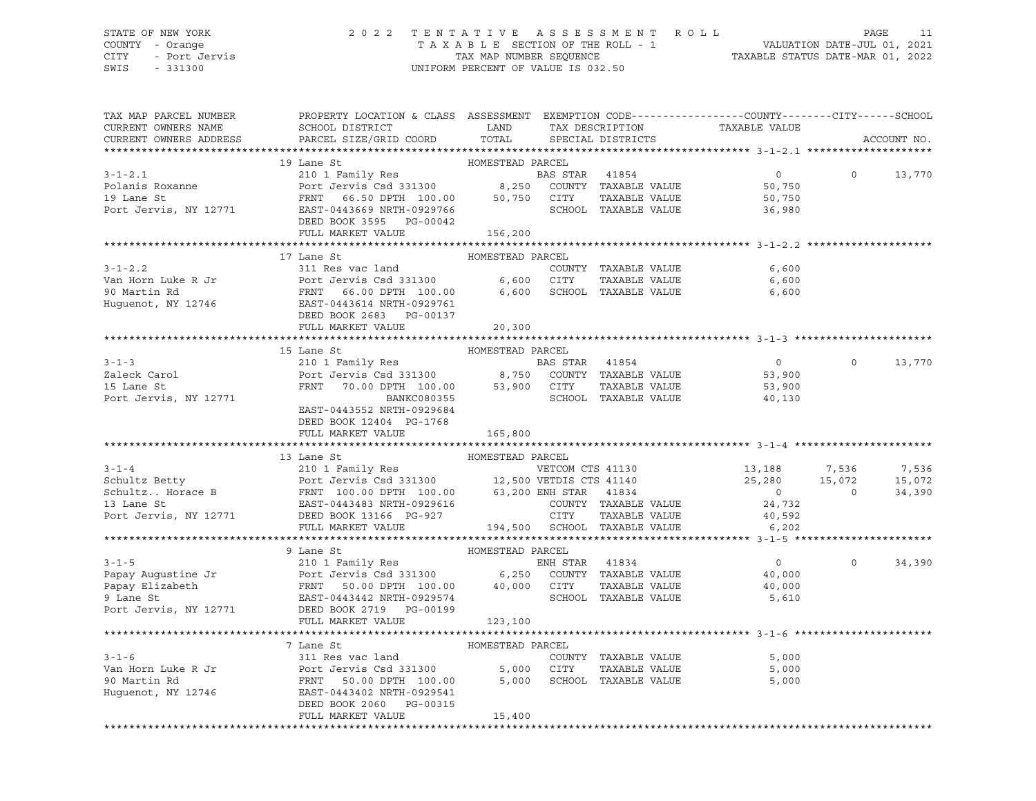STATE OF NEW YORK
COUNTY - Orange
CITY - Port Jervis
SWIS - 331300

2022 TENTATIVE ASSESSMENT ROLL
TAXABLE SECTION OF THE ROLL - 1
TAX MAP NUMBER SEQUENCE
UNIFORM PERCENT OF VALUE IS 032.50

VALUATION DATE-JUL 01, 2021
TAXABLE STATUS DATE-MAR 01, 2022

```
TAX MAP PARCEL NUMBER     PROPERTY LOCATION & CLASS  ASSESSMENT  EXEMPTION CODE------------------COUNTY--------CITY------SCHOOL
CURRENT OWNERS NAME       SCHOOL DISTRICT               LAND      TAX DESCRIPTION            TAXABLE VALUE
CURRENT OWNERS ADDRESS    PARCEL SIZE/GRID COORD       TOTAL      SPECIAL DISTRICTS                                      ACCOUNT NO.
******************************************************************************************************* 3-1-2.1 *******************
                          19 Lane St                   HOMESTEAD PARCEL
3-1-2.1                   210 1 Family Res                       BAS STAR  41854                 0             0     13,770
Polanis Roxanne           Port Jervis Csd 331300        8,250    COUNTY  TAXABLE VALUE          50,750
19 Lane St                FRNT   66.50 DPTH 100.00     50,750    CITY    TAXABLE VALUE          50,750
Port Jervis, NY 12771     EAST-0443669 NRTH-0929766              SCHOOL  TAXABLE VALUE          36,980
                          DEED BOOK 3595   PG-00042
                          FULL MARKET VALUE           156,200
******************************************************************************************************* 3-1-2.2 *******************
                          17 Lane St                   HOMESTEAD PARCEL
3-1-2.2                   311 Res vac land                       COUNTY  TAXABLE VALUE           6,600
Van Horn Luke R Jr        Port Jervis Csd 331300        6,600    CITY    TAXABLE VALUE           6,600
90 Martin Rd              FRNT   66.00 DPTH 100.00      6,600    SCHOOL  TAXABLE VALUE           6,600
Huguenot, NY 12746        EAST-0443614 NRTH-0929761
                          DEED BOOK 2683   PG-00137
                          FULL MARKET VALUE            20,300
******************************************************************************************************* 3-1-3 *********************
                          15 Lane St                   HOMESTEAD PARCEL
3-1-3                     210 1 Family Res                       BAS STAR  41854                 0             0     13,770
Zaleck Carol              Port Jervis Csd 331300        8,750    COUNTY  TAXABLE VALUE          53,900
15 Lane St                FRNT   70.00 DPTH 100.00     53,900    CITY    TAXABLE VALUE          53,900
Port Jervis, NY 12771                  BANKC080355               SCHOOL  TAXABLE VALUE          40,130
                          EAST-0443552 NRTH-0929684
                          DEED BOOK 12404  PG-1768
                          FULL MARKET VALUE           165,800
******************************************************************************************************* 3-1-4 *********************
                          13 Lane St                   HOMESTEAD PARCEL
3-1-4                     210 1 Family Res                       VETCOM CTS 41130           13,188         7,536      7,536
Schultz Betty             Port Jervis Csd 331300       12,500    VETDIS CTS 41140           25,280        15,072     15,072
Schultz.. Horace B        FRNT  100.00 DPTH 100.00     63,200    ENH STAR  41834                 0             0     34,390
13 Lane St                EAST-0443483 NRTH-0929616              COUNTY  TAXABLE VALUE          24,732
Port Jervis, NY 12771     DEED BOOK 13166  PG-927                CITY    TAXABLE VALUE          40,592
                          FULL MARKET VALUE           194,500    SCHOOL  TAXABLE VALUE           6,202
******************************************************************************************************* 3-1-5 *********************
                          9 Lane St                    HOMESTEAD PARCEL
3-1-5                     210 1 Family Res                       ENH STAR  41834                 0             0     34,390
Papay Augustine Jr        Port Jervis Csd 331300        6,250    COUNTY  TAXABLE VALUE          40,000
Papay Elizabeth           FRNT   50.00 DPTH 100.00     40,000    CITY    TAXABLE VALUE          40,000
9 Lane St                 EAST-0443442 NRTH-0929574              SCHOOL  TAXABLE VALUE           5,610
Port Jervis, NY 12771     DEED BOOK 2719   PG-00199
                          FULL MARKET VALUE           123,100
******************************************************************************************************* 3-1-6 *********************
                          7 Lane St                    HOMESTEAD PARCEL
3-1-6                     311 Res vac land                       COUNTY  TAXABLE VALUE           5,000
Van Horn Luke R Jr        Port Jervis Csd 331300        5,000    CITY    TAXABLE VALUE           5,000
90 Martin Rd              FRNT   50.00 DPTH 100.00      5,000    SCHOOL  TAXABLE VALUE           5,000
Huguenot, NY 12746        EAST-0443402 NRTH-0929541
                          DEED BOOK 2060   PG-00315
                          FULL MARKET VALUE            15,400
***********************************************************************************************************************************
```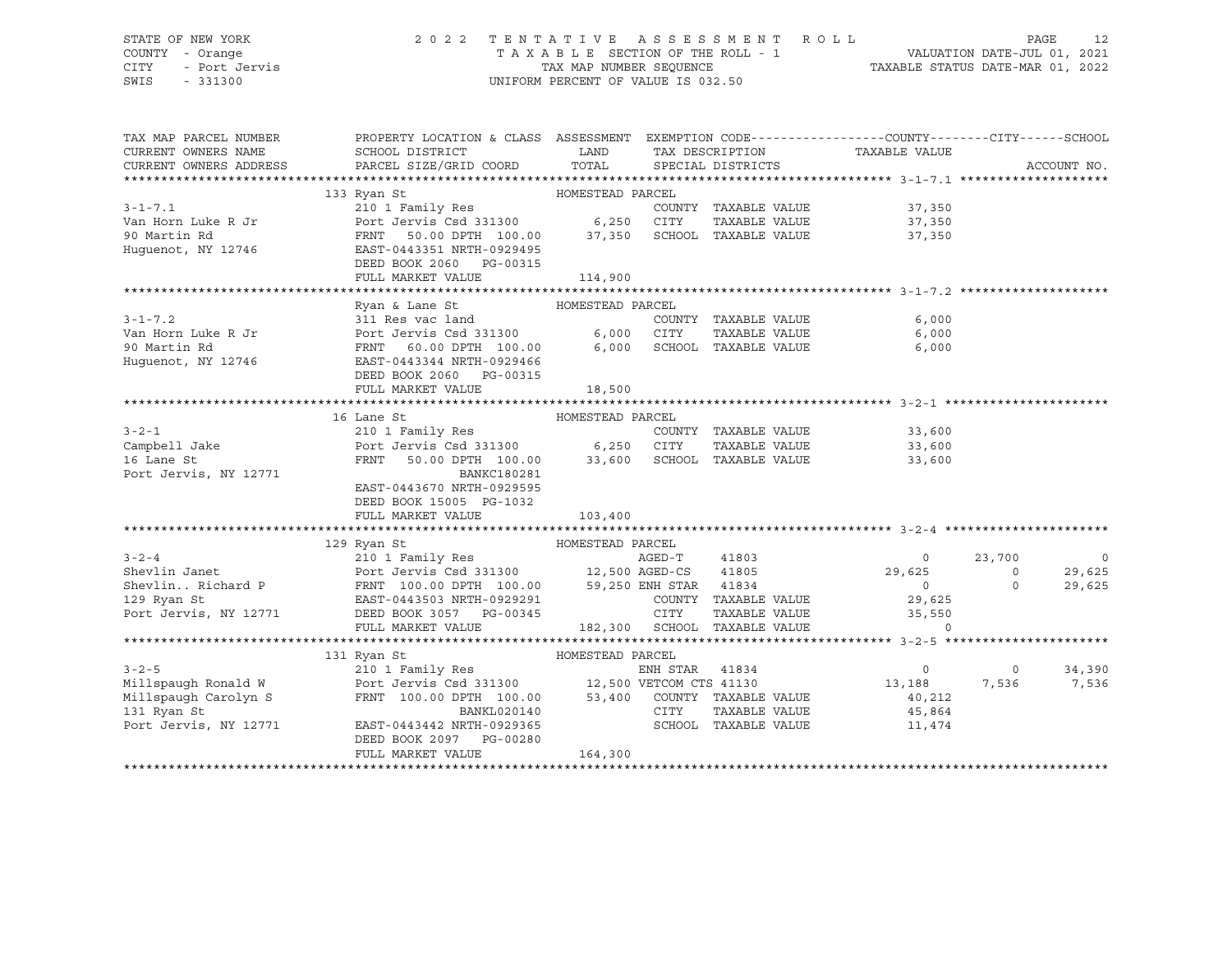STATE OF NEW YORK
COUNTY - Orange
CITY - Port Jervis
SWIS - 331300

2 0 2 2 T E N T A T I V E A S S E S S M E N T R O L L
T A X A B L E SECTION OF THE ROLL - 1
TAX MAP NUMBER SEQUENCE
UNIFORM PERCENT OF VALUE IS 032.50

VALUATION DATE-JUL 01, 2021
TAXABLE STATUS DATE-MAR 01, 2022

| TAX MAP PARCEL NUMBER / CURRENT OWNERS NAME / CURRENT OWNERS ADDRESS | PROPERTY LOCATION & CLASS / SCHOOL DISTRICT / PARCEL SIZE/GRID COORD | ASSESSMENT LAND | TOTAL | EXEMPTION CODE / TAX DESCRIPTION / SPECIAL DISTRICTS | COUNTY TAXABLE VALUE | CITY | SCHOOL | ACCOUNT NO. |
|---|---|---|---|---|---|---|---|---|
| **3-1-7.1** | 133 Ryan St | | | HOMESTEAD PARCEL | | | | |
| 3-1-7.1 | 210 1 Family Res | | | COUNTY TAXABLE VALUE | 37,350 | | | |
| Van Horn Luke R Jr | Port Jervis Csd 331300 | 6,250 | | CITY TAXABLE VALUE | 37,350 | | | |
| 90 Martin Rd | FRNT 50.00 DPTH 100.00 | | 37,350 | SCHOOL TAXABLE VALUE | 37,350 | | | |
| Huguenot, NY 12746 | EAST-0443351 NRTH-0929495 | | | | | | | |
| | DEED BOOK 2060 PG-00315 | | | | | | | |
| | FULL MARKET VALUE | | 114,900 | | | | | |
| **3-1-7.2** | Ryan & Lane St | | | HOMESTEAD PARCEL | | | | |
| 3-1-7.2 | 311 Res vac land | | | COUNTY TAXABLE VALUE | 6,000 | | | |
| Van Horn Luke R Jr | Port Jervis Csd 331300 | 6,000 | | CITY TAXABLE VALUE | 6,000 | | | |
| 90 Martin Rd | FRNT 60.00 DPTH 100.00 | | 6,000 | SCHOOL TAXABLE VALUE | 6,000 | | | |
| Huguenot, NY 12746 | EAST-0443344 NRTH-0929466 | | | | | | | |
| | DEED BOOK 2060 PG-00315 | | | | | | | |
| | FULL MARKET VALUE | | 18,500 | | | | | |
| **3-2-1** | 16 Lane St | | | HOMESTEAD PARCEL | | | | |
| 3-2-1 | 210 1 Family Res | | | COUNTY TAXABLE VALUE | 33,600 | | | |
| Campbell Jake | Port Jervis Csd 331300 | 6,250 | | CITY TAXABLE VALUE | 33,600 | | | |
| 16 Lane St | FRNT 50.00 DPTH 100.00 | | 33,600 | SCHOOL TAXABLE VALUE | 33,600 | | | |
| Port Jervis, NY 12771 | BANKC180281 | | | | | | | |
| | EAST-0443670 NRTH-0929595 | | | | | | | |
| | DEED BOOK 15005 PG-1032 | | | | | | | |
| | FULL MARKET VALUE | | 103,400 | | | | | |
| **3-2-4** | 129 Ryan St | | | HOMESTEAD PARCEL | | | | |
| 3-2-4 | 210 1 Family Res | | | AGED-T 41803 | 0 | 23,700 | 0 | |
| Shevlin Janet | Port Jervis Csd 331300 | 12,500 | | AGED-CS 41805 | 29,625 | 0 | 29,625 | |
| Shevlin.. Richard P | FRNT 100.00 DPTH 100.00 | | 59,250 | ENH STAR 41834 | 0 | 0 | 29,625 | |
| 129 Ryan St | EAST-0443503 NRTH-0929291 | | | COUNTY TAXABLE VALUE | 29,625 | | | |
| Port Jervis, NY 12771 | DEED BOOK 3057 PG-00345 | | | CITY TAXABLE VALUE | 35,550 | | | |
| | FULL MARKET VALUE | | 182,300 | SCHOOL TAXABLE VALUE | 0 | | | |
| **3-2-5** | 131 Ryan St | | | HOMESTEAD PARCEL | | | | |
| 3-2-5 | 210 1 Family Res | | | ENH STAR 41834 | 0 | 0 | 34,390 | |
| Millspaugh Ronald W | Port Jervis Csd 331300 | 12,500 | | VETCOM CTS 41130 | 13,188 | 7,536 | 7,536 | |
| Millspaugh Carolyn S | FRNT 100.00 DPTH 100.00 | | 53,400 | COUNTY TAXABLE VALUE | 40,212 | | | |
| 131 Ryan St | BANKL020140 | | | CITY TAXABLE VALUE | 45,864 | | | |
| Port Jervis, NY 12771 | EAST-0443442 NRTH-0929365 | | | SCHOOL TAXABLE VALUE | 11,474 | | | |
| | DEED BOOK 2097 PG-00280 | | | | | | | |
| | FULL MARKET VALUE | | 164,300 | | | | | |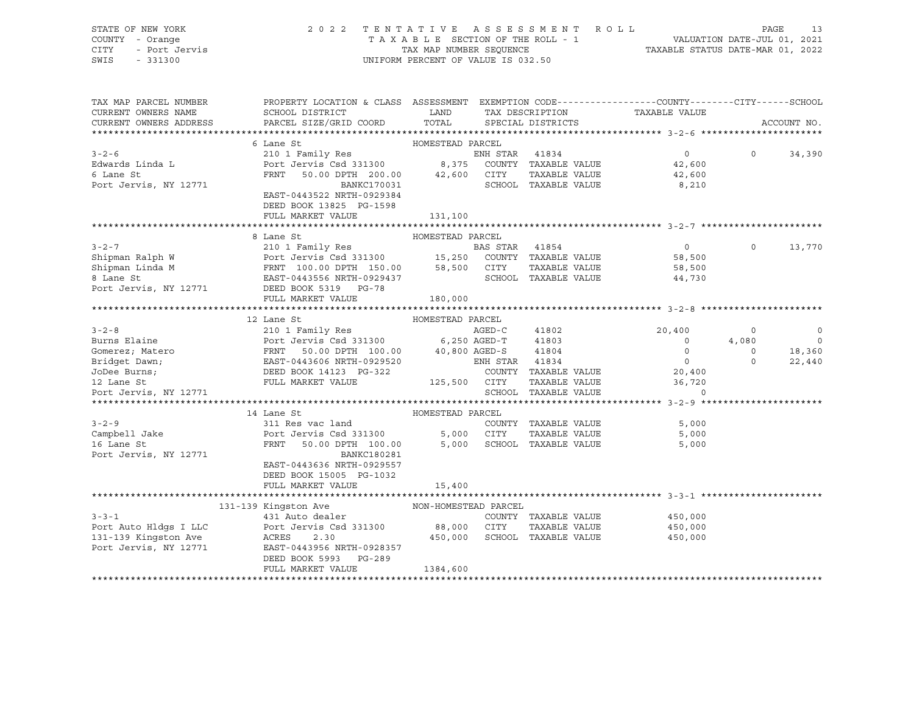STATE OF NEW YORK — COUNTY - Orange — CITY - Port Jervis — SWIS - 331300

2022 TENTATIVE ASSESSMENT ROLL
TAXABLE SECTION OF THE ROLL - 1
TAX MAP NUMBER SEQUENCE
UNIFORM PERCENT OF VALUE IS 032.50

VALUATION DATE-JUL 01, 2021
TAXABLE STATUS DATE-MAR 01, 2022

| TAX MAP PARCEL NUMBER / CURRENT OWNERS NAME / CURRENT OWNERS ADDRESS | PROPERTY LOCATION & CLASS / SCHOOL DISTRICT / PARCEL SIZE/GRID COORD | ASSESSMENT LAND / TOTAL | EXEMPTION CODE / TAX DESCRIPTION / SPECIAL DISTRICTS | COUNTY TAXABLE VALUE | CITY | SCHOOL | ACCOUNT NO. |
|---|---|---|---|---|---|---|---|
| **3-2-6** | 6 Lane St — HOMESTEAD PARCEL | | | | | | |
| 3-2-6 | 210 1 Family Res | | ENH STAR 41834 | 0 | 0 | 34,390 | |
| Edwards Linda L | Port Jervis Csd 331300 | 8,375 | COUNTY TAXABLE VALUE | 42,600 | | | |
| 6 Lane St | FRNT 50.00 DPTH 200.00 | 42,600 | CITY TAXABLE VALUE | 42,600 | | | |
| Port Jervis, NY 12771 | BANKC170031 | | SCHOOL TAXABLE VALUE | 8,210 | | | |
| | EAST-0443522 NRTH-0929384 | | | | | | |
| | DEED BOOK 13825 PG-1598 | | | | | | |
| | FULL MARKET VALUE | 131,100 | | | | | |
| **3-2-7** | 8 Lane St — HOMESTEAD PARCEL | | | | | | |
| 3-2-7 | 210 1 Family Res | | BAS STAR 41854 | 0 | 0 | 13,770 | |
| Shipman Ralph W | Port Jervis Csd 331300 | 15,250 | COUNTY TAXABLE VALUE | 58,500 | | | |
| Shipman Linda M | FRNT 100.00 DPTH 150.00 | 58,500 | CITY TAXABLE VALUE | 58,500 | | | |
| 8 Lane St | EAST-0443556 NRTH-0929437 | | SCHOOL TAXABLE VALUE | 44,730 | | | |
| Port Jervis, NY 12771 | DEED BOOK 5319 PG-78 | | | | | | |
| | FULL MARKET VALUE | 180,000 | | | | | |
| **3-2-8** | 12 Lane St — HOMESTEAD PARCEL | | | | | | |
| 3-2-8 | 210 1 Family Res | | AGED-C 41802 | 20,400 | 0 | 0 | |
| Burns Elaine | Port Jervis Csd 331300 | 6,250 | AGED-T 41803 | 0 | 4,080 | 0 | |
| Gomerez; Matero | FRNT 50.00 DPTH 100.00 | 40,800 | AGED-S 41804 | 0 | 0 | 18,360 | |
| Bridget Dawn; | EAST-0443606 NRTH-0929520 | | ENH STAR 41834 | 0 | 0 | 22,440 | |
| JoDee Burns; | DEED BOOK 14123 PG-322 | | COUNTY TAXABLE VALUE | 20,400 | | | |
| 12 Lane St | FULL MARKET VALUE | 125,500 | CITY TAXABLE VALUE | 36,720 | | | |
| Port Jervis, NY 12771 | | | SCHOOL TAXABLE VALUE | 0 | | | |
| **3-2-9** | 14 Lane St — HOMESTEAD PARCEL | | | | | | |
| 3-2-9 | 311 Res vac land | | COUNTY TAXABLE VALUE | 5,000 | | | |
| Campbell Jake | Port Jervis Csd 331300 | 5,000 | CITY TAXABLE VALUE | 5,000 | | | |
| 16 Lane St | FRNT 50.00 DPTH 100.00 | 5,000 | SCHOOL TAXABLE VALUE | 5,000 | | | |
| Port Jervis, NY 12771 | BANKC180281 | | | | | | |
| | EAST-0443636 NRTH-0929557 | | | | | | |
| | DEED BOOK 15005 PG-1032 | | | | | | |
| | FULL MARKET VALUE | 15,400 | | | | | |
| **3-3-1** | 131-139 Kingston Ave — NON-HOMESTEAD PARCEL | | | | | | |
| 3-3-1 | 431 Auto dealer | | COUNTY TAXABLE VALUE | 450,000 | | | |
| Port Auto Hldgs I LLC | Port Jervis Csd 331300 | 88,000 | CITY TAXABLE VALUE | 450,000 | | | |
| 131-139 Kingston Ave | ACRES 2.30 | 450,000 | SCHOOL TAXABLE VALUE | 450,000 | | | |
| Port Jervis, NY 12771 | EAST-0443956 NRTH-0928357 | | | | | | |
| | DEED BOOK 5993 PG-289 | | | | | | |
| | FULL MARKET VALUE | 1384,600 | | | | | |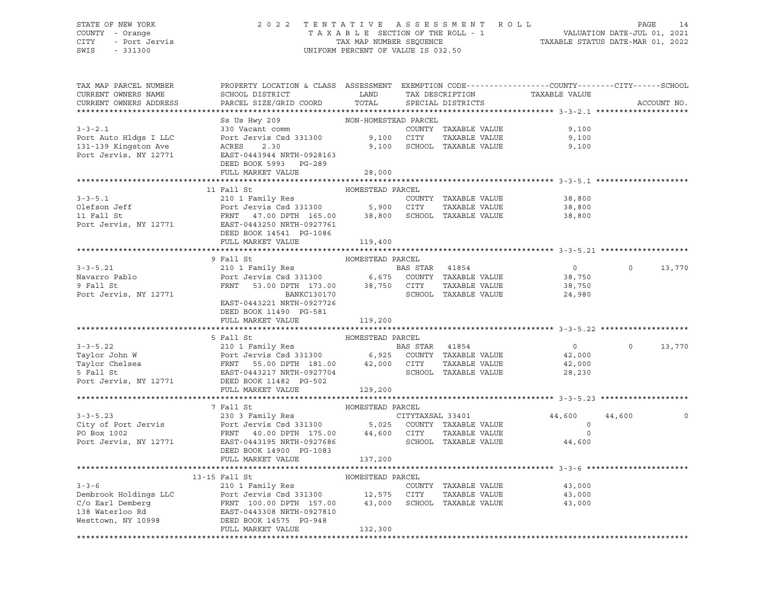STATE OF NEW YORK
COUNTY - Orange
CITY - Port Jervis
SWIS - 331300

# 2022 TENTATIVE ASSESSMENT ROLL

TAXABLE SECTION OF THE ROLL - 1
TAX MAP NUMBER SEQUENCE
UNIFORM PERCENT OF VALUE IS 032.50

VALUATION DATE-JUL 01, 2021
TAXABLE STATUS DATE-MAR 01, 2022

| TAX MAP PARCEL NUMBER / CURRENT OWNERS NAME / CURRENT OWNERS ADDRESS | PROPERTY LOCATION & CLASS / SCHOOL DISTRICT / PARCEL SIZE/GRID COORD | ASSESSMENT LAND / TOTAL | EXEMPTION CODE / TAX DESCRIPTION / SPECIAL DISTRICTS | COUNTY TAXABLE VALUE | CITY | SCHOOL | ACCOUNT NO. |
|---|---|---|---|---|---|---|---|
| **3-3-2.1** | Ss Us Hwy 209 | NON-HOMESTEAD PARCEL | | | | | |
| | 330 Vacant comm | | COUNTY TAXABLE VALUE | 9,100 | | | |
| Port Auto Hldgs I LLC | Port Jervis Csd 331300 | 9,100 | CITY TAXABLE VALUE | 9,100 | | | |
| 131-139 Kingston Ave | ACRES 2.30 | 9,100 | SCHOOL TAXABLE VALUE | 9,100 | | | |
| Port Jervis, NY 12771 | EAST-0443944 NRTH-0928163 | | | | | | |
| | DEED BOOK 5993 PG-289 | | | | | | |
| | FULL MARKET VALUE | 28,000 | | | | | |
| **3-3-5.1** | 11 Fall St | HOMESTEAD PARCEL | | | | | |
| | 210 1 Family Res | | COUNTY TAXABLE VALUE | 38,800 | | | |
| Olefson Jeff | Port Jervis Csd 331300 | 5,900 | CITY TAXABLE VALUE | 38,800 | | | |
| 11 Fall St | FRNT 47.00 DPTH 165.00 | 38,800 | SCHOOL TAXABLE VALUE | 38,800 | | | |
| Port Jervis, NY 12771 | EAST-0443250 NRTH-0927761 | | | | | | |
| | DEED BOOK 14541 PG-1086 | | | | | | |
| | FULL MARKET VALUE | 119,400 | | | | | |
| **3-3-5.21** | 9 Fall St | HOMESTEAD PARCEL | | | | | |
| | 210 1 Family Res | | BAS STAR 41854 | 0 | 0 | 13,770 | |
| Navarro Pablo | Port Jervis Csd 331300 | 6,675 | COUNTY TAXABLE VALUE | 38,750 | | | |
| 9 Fall St | FRNT 53.00 DPTH 173.00 | 38,750 | CITY TAXABLE VALUE | 38,750 | | | |
| Port Jervis, NY 12771 | BANKC130170 | | SCHOOL TAXABLE VALUE | 24,980 | | | |
| | EAST-0443221 NRTH-0927726 | | | | | | |
| | DEED BOOK 11490 PG-581 | | | | | | |
| | FULL MARKET VALUE | 119,200 | | | | | |
| **3-3-5.22** | 5 Fall St | HOMESTEAD PARCEL | | | | | |
| | 210 1 Family Res | | BAS STAR 41854 | 0 | 0 | 13,770 | |
| Taylor John W | Port Jervis Csd 331300 | 6,925 | COUNTY TAXABLE VALUE | 42,000 | | | |
| Taylor Chelsea | FRNT 55.00 DPTH 181.00 | 42,000 | CITY TAXABLE VALUE | 42,000 | | | |
| 5 Fall St | EAST-0443217 NRTH-0927704 | | SCHOOL TAXABLE VALUE | 28,230 | | | |
| Port Jervis, NY 12771 | DEED BOOK 11482 PG-502 | | | | | | |
| | FULL MARKET VALUE | 129,200 | | | | | |
| **3-3-5.23** | 7 Fall St | HOMESTEAD PARCEL | | | | | |
| | 230 3 Family Res | | CITYTAXSAL 33401 | 44,600 | 44,600 | 0 | |
| City of Port Jervis | Port Jervis Csd 331300 | 5,025 | COUNTY TAXABLE VALUE | 0 | | | |
| PO Box 1002 | FRNT 40.00 DPTH 175.00 | 44,600 | CITY TAXABLE VALUE | 0 | | | |
| Port Jervis, NY 12771 | EAST-0443195 NRTH-0927686 | | SCHOOL TAXABLE VALUE | 44,600 | | | |
| | DEED BOOK 14900 PG-1083 | | | | | | |
| | FULL MARKET VALUE | 137,200 | | | | | |
| **3-3-6** | 13-15 Fall St | HOMESTEAD PARCEL | | | | | |
| | 210 1 Family Res | | COUNTY TAXABLE VALUE | 43,000 | | | |
| Dembrook Holdings LLC | Port Jervis Csd 331300 | 12,575 | CITY TAXABLE VALUE | 43,000 | | | |
| C/o Earl Demberg | FRNT 100.00 DPTH 157.00 | 43,000 | SCHOOL TAXABLE VALUE | 43,000 | | | |
| 138 Waterloo Rd | EAST-0443308 NRTH-0927810 | | | | | | |
| Westtown, NY 10998 | DEED BOOK 14575 PG-948 | | | | | | |
| | FULL MARKET VALUE | 132,300 | | | | | |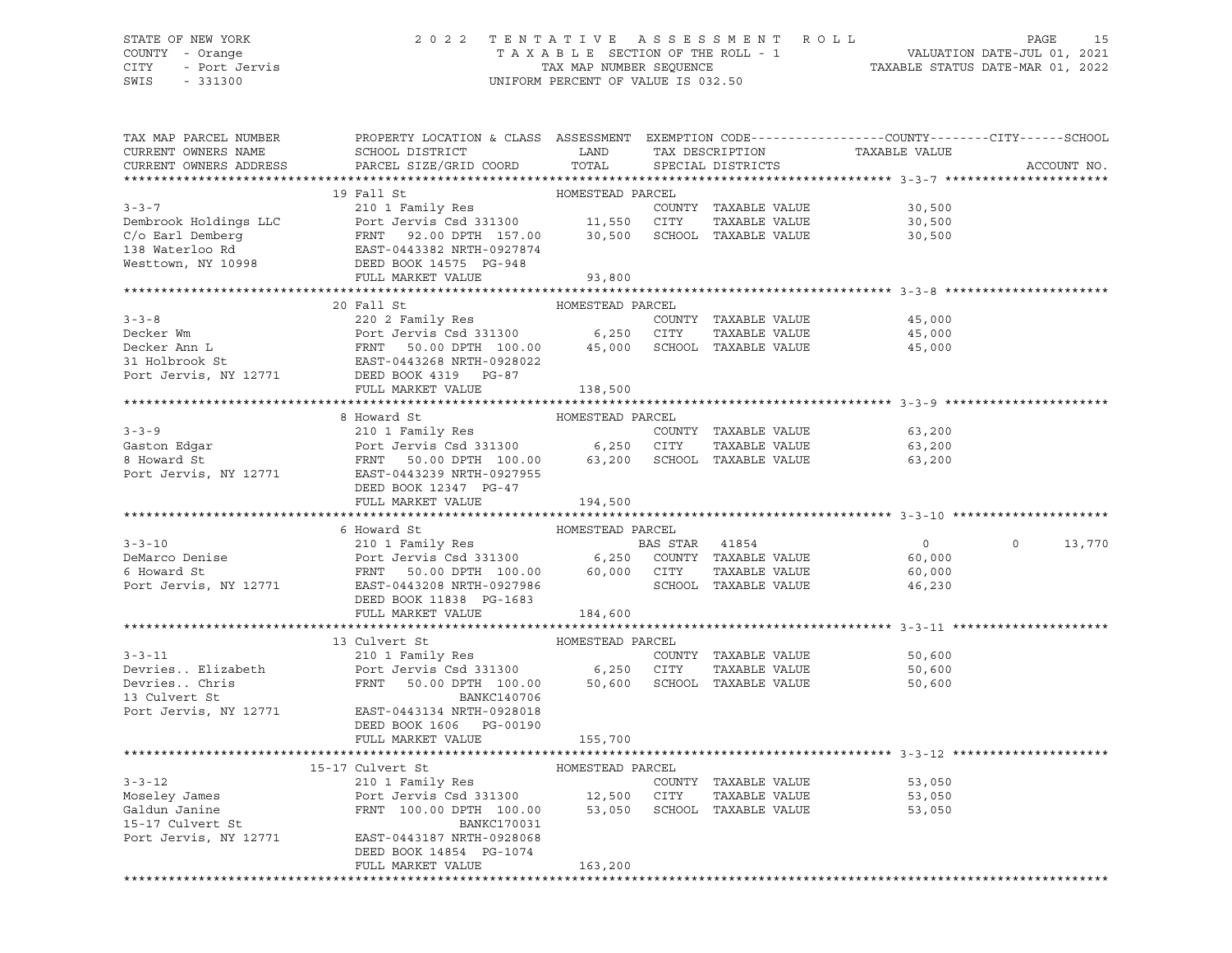STATE OF NEW YORK
COUNTY - Orange
CITY - Port Jervis
SWIS - 331300

2022 TENTATIVE ASSESSMENT ROLL
TAXABLE SECTION OF THE ROLL - 1
TAX MAP NUMBER SEQUENCE
UNIFORM PERCENT OF VALUE IS 032.50

VALUATION DATE-JUL 01, 2021
TAXABLE STATUS DATE-MAR 01, 2022

| TAX MAP PARCEL NUMBER / CURRENT OWNERS NAME / CURRENT OWNERS ADDRESS | PROPERTY LOCATION & CLASS / SCHOOL DISTRICT / PARCEL SIZE/GRID COORD | ASSESSMENT LAND / TOTAL | EXEMPTION CODE / TAX DESCRIPTION / SPECIAL DISTRICTS | COUNTY / CITY / SCHOOL TAXABLE VALUE | ACCOUNT NO. |
|---|---|---|---|---|---|
| **3-3-7** | 19 Fall St | HOMESTEAD PARCEL | | | |
| Dembrook Holdings LLC | 210 1 Family Res | | COUNTY TAXABLE VALUE | 30,500 | |
| C/o Earl Demberg | Port Jervis Csd 331300 | 11,550 | CITY TAXABLE VALUE | 30,500 | |
| 138 Waterloo Rd | FRNT 92.00 DPTH 157.00 | 30,500 | SCHOOL TAXABLE VALUE | 30,500 | |
| Westtown, NY 10998 | EAST-0443382 NRTH-0927874 | | | | |
| | DEED BOOK 14575 PG-948 | | | | |
| | FULL MARKET VALUE | 93,800 | | | |
| **3-3-8** | 20 Fall St | HOMESTEAD PARCEL | | | |
| Decker Wm | 220 2 Family Res | | COUNTY TAXABLE VALUE | 45,000 | |
| Decker Ann L | Port Jervis Csd 331300 | 6,250 | CITY TAXABLE VALUE | 45,000 | |
| 31 Holbrook St | FRNT 50.00 DPTH 100.00 | 45,000 | SCHOOL TAXABLE VALUE | 45,000 | |
| Port Jervis, NY 12771 | EAST-0443268 NRTH-0928022 | | | | |
| | DEED BOOK 4319 PG-87 | | | | |
| | FULL MARKET VALUE | 138,500 | | | |
| **3-3-9** | 8 Howard St | HOMESTEAD PARCEL | | | |
| Gaston Edgar | 210 1 Family Res | | COUNTY TAXABLE VALUE | 63,200 | |
| 8 Howard St | Port Jervis Csd 331300 | 6,250 | CITY TAXABLE VALUE | 63,200 | |
| Port Jervis, NY 12771 | FRNT 50.00 DPTH 100.00 | 63,200 | SCHOOL TAXABLE VALUE | 63,200 | |
| | EAST-0443239 NRTH-0927955 | | | | |
| | DEED BOOK 12347 PG-47 | | | | |
| | FULL MARKET VALUE | 194,500 | | | |
| **3-3-10** | 6 Howard St | HOMESTEAD PARCEL | | | |
| DeMarco Denise | 210 1 Family Res | | BAS STAR 41854 | 0 / 0 / 13,770 | |
| 6 Howard St | Port Jervis Csd 331300 | 6,250 | COUNTY TAXABLE VALUE | 60,000 | |
| Port Jervis, NY 12771 | FRNT 50.00 DPTH 100.00 | 60,000 | CITY TAXABLE VALUE | 60,000 | |
| | EAST-0443208 NRTH-0927986 | | SCHOOL TAXABLE VALUE | 46,230 | |
| | DEED BOOK 11838 PG-1683 | | | | |
| | FULL MARKET VALUE | 184,600 | | | |
| **3-3-11** | 13 Culvert St | HOMESTEAD PARCEL | | | |
| Devries.. Elizabeth | 210 1 Family Res | | COUNTY TAXABLE VALUE | 50,600 | |
| Devries.. Chris | Port Jervis Csd 331300 | 6,250 | CITY TAXABLE VALUE | 50,600 | |
| 13 Culvert St | FRNT 50.00 DPTH 100.00 | 50,600 | SCHOOL TAXABLE VALUE | 50,600 | |
| Port Jervis, NY 12771 | BANKC140706 | | | | |
| | EAST-0443134 NRTH-0928018 | | | | |
| | DEED BOOK 1606 PG-00190 | | | | |
| | FULL MARKET VALUE | 155,700 | | | |
| **3-3-12** | 15-17 Culvert St | HOMESTEAD PARCEL | | | |
| Moseley James | 210 1 Family Res | | COUNTY TAXABLE VALUE | 53,050 | |
| Galdun Janine | Port Jervis Csd 331300 | 12,500 | CITY TAXABLE VALUE | 53,050 | |
| 15-17 Culvert St | FRNT 100.00 DPTH 100.00 | 53,050 | SCHOOL TAXABLE VALUE | 53,050 | |
| Port Jervis, NY 12771 | BANKC170031 | | | | |
| | EAST-0443187 NRTH-0928068 | | | | |
| | DEED BOOK 14854 PG-1074 | | | | |
| | FULL MARKET VALUE | 163,200 | | | |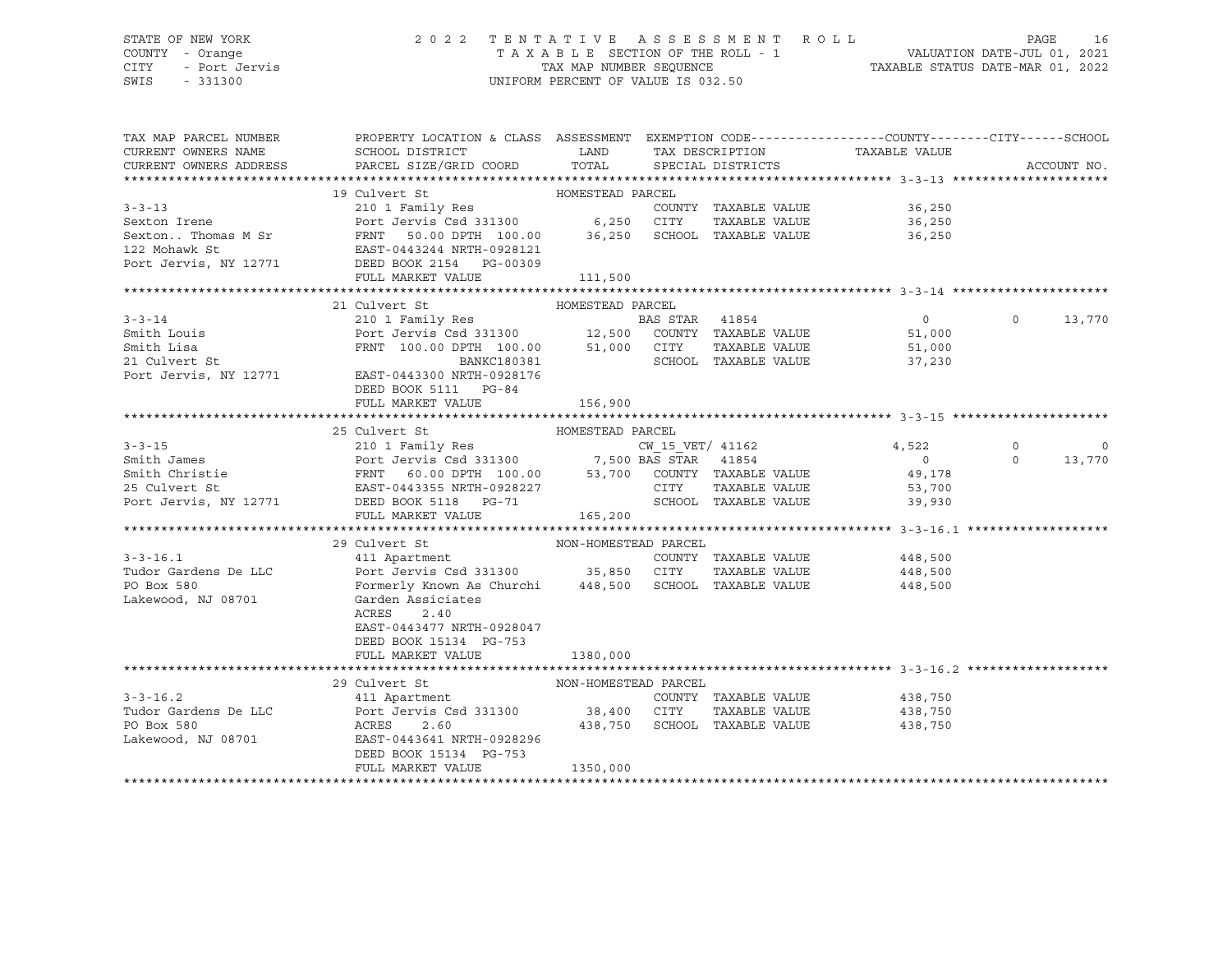STATE OF NEW YORK — 2022 TENTATIVE ASSESSMENT ROLL
COUNTY - Orange — TAXABLE SECTION OF THE ROLL - 1 — VALUATION DATE-JUL 01, 2021
CITY - Port Jervis — TAX MAP NUMBER SEQUENCE — TAXABLE STATUS DATE-MAR 01, 2022
SWIS - 331300 — UNIFORM PERCENT OF VALUE IS 032.50

| TAX MAP PARCEL NUMBER / CURRENT OWNERS NAME / CURRENT OWNERS ADDRESS | PROPERTY LOCATION & CLASS / SCHOOL DISTRICT / PARCEL SIZE/GRID COORD | ASSESSMENT LAND / TOTAL | EXEMPTION CODE / TAX DESCRIPTION / SPECIAL DISTRICTS | COUNTY TAXABLE VALUE | CITY | SCHOOL | ACCOUNT NO. |
|---|---|---|---|---|---|---|---|
| **3-3-13** | 19 Culvert St | HOMESTEAD PARCEL | | | | | |
| Sexton Irene | 210 1 Family Res | | COUNTY TAXABLE VALUE | 36,250 | | | |
| Sexton.. Thomas M Sr | Port Jervis Csd 331300 | 6,250 | CITY TAXABLE VALUE | 36,250 | | | |
| 122 Mohawk St | FRNT 50.00 DPTH 100.00 | 36,250 | SCHOOL TAXABLE VALUE | 36,250 | | | |
| Port Jervis, NY 12771 | EAST-0443244 NRTH-0928121 | | | | | | |
| | DEED BOOK 2154 PG-00309 | | | | | | |
| | FULL MARKET VALUE | 111,500 | | | | | |
| **3-3-14** | 21 Culvert St | HOMESTEAD PARCEL | | | | | |
| Smith Louis | 210 1 Family Res | | BAS STAR 41854 | 0 | 0 | 13,770 | |
| Smith Lisa | Port Jervis Csd 331300 | 12,500 | COUNTY TAXABLE VALUE | 51,000 | | | |
| 21 Culvert St | FRNT 100.00 DPTH 100.00 | 51,000 | CITY TAXABLE VALUE | 51,000 | | | |
| Port Jervis, NY 12771 | BANKC180381 | | SCHOOL TAXABLE VALUE | 37,230 | | | |
| | EAST-0443300 NRTH-0928176 | | | | | | |
| | DEED BOOK 5111 PG-84 | | | | | | |
| | FULL MARKET VALUE | 156,900 | | | | | |
| **3-3-15** | 25 Culvert St | HOMESTEAD PARCEL | | | | | |
| Smith James | 210 1 Family Res | | CW_15_VET/ 41162 | 4,522 | 0 | 0 | |
| Smith Christie | Port Jervis Csd 331300 | 7,500 | BAS STAR 41854 | 0 | 0 | 13,770 | |
| 25 Culvert St | FRNT 60.00 DPTH 100.00 | 53,700 | COUNTY TAXABLE VALUE | 49,178 | | | |
| Port Jervis, NY 12771 | EAST-0443355 NRTH-0928227 | | CITY TAXABLE VALUE | 53,700 | | | |
| | DEED BOOK 5118 PG-71 | | SCHOOL TAXABLE VALUE | 39,930 | | | |
| | FULL MARKET VALUE | 165,200 | | | | | |
| **3-3-16.1** | 29 Culvert St | NON-HOMESTEAD PARCEL | | | | | |
| Tudor Gardens De LLC | 411 Apartment | | COUNTY TAXABLE VALUE | 448,500 | | | |
| PO Box 580 | Port Jervis Csd 331300 | 35,850 | CITY TAXABLE VALUE | 448,500 | | | |
| Lakewood, NJ 08701 | Formerly Known As Churchi | 448,500 | SCHOOL TAXABLE VALUE | 448,500 | | | |
| | Garden Assiciates | | | | | | |
| | ACRES 2.40 | | | | | | |
| | EAST-0443477 NRTH-0928047 | | | | | | |
| | DEED BOOK 15134 PG-753 | | | | | | |
| | FULL MARKET VALUE | 1380,000 | | | | | |
| **3-3-16.2** | 29 Culvert St | NON-HOMESTEAD PARCEL | | | | | |
| Tudor Gardens De LLC | 411 Apartment | | COUNTY TAXABLE VALUE | 438,750 | | | |
| PO Box 580 | Port Jervis Csd 331300 | 38,400 | CITY TAXABLE VALUE | 438,750 | | | |
| Lakewood, NJ 08701 | ACRES 2.60 | 438,750 | SCHOOL TAXABLE VALUE | 438,750 | | | |
| | EAST-0443641 NRTH-0928296 | | | | | | |
| | DEED BOOK 15134 PG-753 | | | | | | |
| | FULL MARKET VALUE | 1350,000 | | | | | |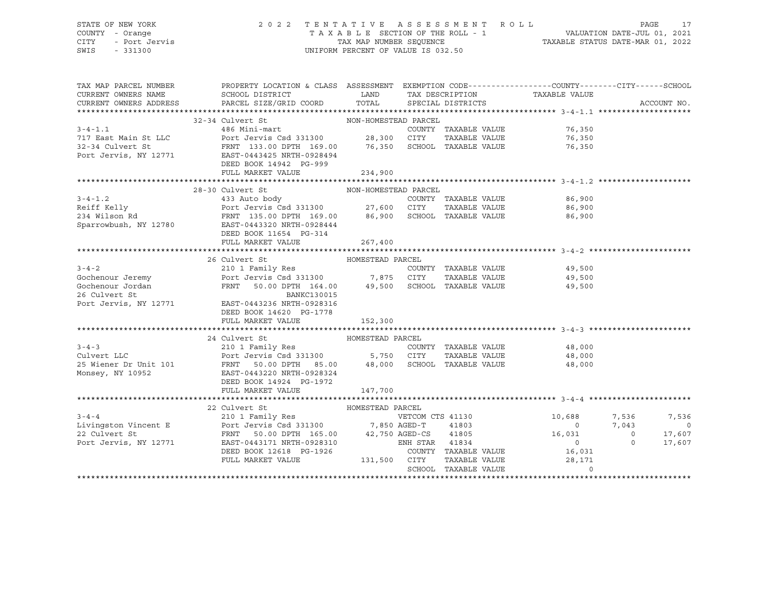STATE OF NEW YORK
COUNTY - Orange
CITY - Port Jervis
SWIS - 331300

2 0 2 2 T E N T A T I V E A S S E S S M E N T R O L L
T A X A B L E SECTION OF THE ROLL - 1
TAX MAP NUMBER SEQUENCE
UNIFORM PERCENT OF VALUE IS 032.50

VALUATION DATE-JUL 01, 2021
TAXABLE STATUS DATE-MAR 01, 2022

| TAX MAP PARCEL NUMBER / CURRENT OWNERS NAME / CURRENT OWNERS ADDRESS | PROPERTY LOCATION & CLASS / SCHOOL DISTRICT / PARCEL SIZE/GRID COORD | ASSESSMENT LAND / TOTAL | EXEMPTION CODE / TAX DESCRIPTION / SPECIAL DISTRICTS | COUNTY TAXABLE VALUE | CITY | SCHOOL | ACCOUNT NO. |
|---|---|---|---|---|---|---|---|
| **3-4-1.1** | 32-34 Culvert St | NON-HOMESTEAD PARCEL | | | | | |
| 3-4-1.1 | 486 Mini-mart | | COUNTY TAXABLE VALUE | 76,350 | | | |
| 717 East Main St LLC | Port Jervis Csd 331300 | 28,300 | CITY TAXABLE VALUE | 76,350 | | | |
| 32-34 Culvert St | FRNT 133.00 DPTH 169.00 | 76,350 | SCHOOL TAXABLE VALUE | 76,350 | | | |
| Port Jervis, NY 12771 | EAST-0443425 NRTH-0928494 | | | | | | |
| | DEED BOOK 14942 PG-999 | | | | | | |
| | FULL MARKET VALUE | 234,900 | | | | | |
| **3-4-1.2** | 28-30 Culvert St | NON-HOMESTEAD PARCEL | | | | | |
| 3-4-1.2 | 433 Auto body | | COUNTY TAXABLE VALUE | 86,900 | | | |
| Reiff Kelly | Port Jervis Csd 331300 | 27,600 | CITY TAXABLE VALUE | 86,900 | | | |
| 234 Wilson Rd | FRNT 135.00 DPTH 169.00 | 86,900 | SCHOOL TAXABLE VALUE | 86,900 | | | |
| Sparrowbush, NY 12780 | EAST-0443320 NRTH-0928444 | | | | | | |
| | DEED BOOK 11654 PG-314 | | | | | | |
| | FULL MARKET VALUE | 267,400 | | | | | |
| **3-4-2** | 26 Culvert St | HOMESTEAD PARCEL | | | | | |
| 3-4-2 | 210 1 Family Res | | COUNTY TAXABLE VALUE | 49,500 | | | |
| Gochenour Jeremy | Port Jervis Csd 331300 | 7,875 | CITY TAXABLE VALUE | 49,500 | | | |
| Gochenour Jordan | FRNT 50.00 DPTH 164.00 | 49,500 | SCHOOL TAXABLE VALUE | 49,500 | | | |
| 26 Culvert St | BANKC130015 | | | | | | |
| Port Jervis, NY 12771 | EAST-0443236 NRTH-0928316 | | | | | | |
| | DEED BOOK 14620 PG-1778 | | | | | | |
| | FULL MARKET VALUE | 152,300 | | | | | |
| **3-4-3** | 24 Culvert St | HOMESTEAD PARCEL | | | | | |
| 3-4-3 | 210 1 Family Res | | COUNTY TAXABLE VALUE | 48,000 | | | |
| Culvert LLC | Port Jervis Csd 331300 | 5,750 | CITY TAXABLE VALUE | 48,000 | | | |
| 25 Wiener Dr Unit 101 | FRNT 50.00 DPTH 85.00 | 48,000 | SCHOOL TAXABLE VALUE | 48,000 | | | |
| Monsey, NY 10952 | EAST-0443220 NRTH-0928324 | | | | | | |
| | DEED BOOK 14924 PG-1972 | | | | | | |
| | FULL MARKET VALUE | 147,700 | | | | | |
| **3-4-4** | 22 Culvert St | HOMESTEAD PARCEL | | | | | |
| 3-4-4 | 210 1 Family Res | | VETCOM CTS 41130 | 10,688 | 7,536 | 7,536 | |
| Livingston Vincent E | Port Jervis Csd 331300 | 7,850 | AGED-T 41803 | 0 | 7,043 | 0 | |
| 22 Culvert St | FRNT 50.00 DPTH 165.00 | 42,750 | AGED-CS 41805 | 16,031 | 0 | 17,607 | |
| Port Jervis, NY 12771 | EAST-0443171 NRTH-0928310 | | ENH STAR 41834 | 0 | 0 | 17,607 | |
| | DEED BOOK 12618 PG-1926 | | COUNTY TAXABLE VALUE | 16,031 | | | |
| | FULL MARKET VALUE | 131,500 | CITY TAXABLE VALUE | 28,171 | | | |
| | | | SCHOOL TAXABLE VALUE | 0 | | | |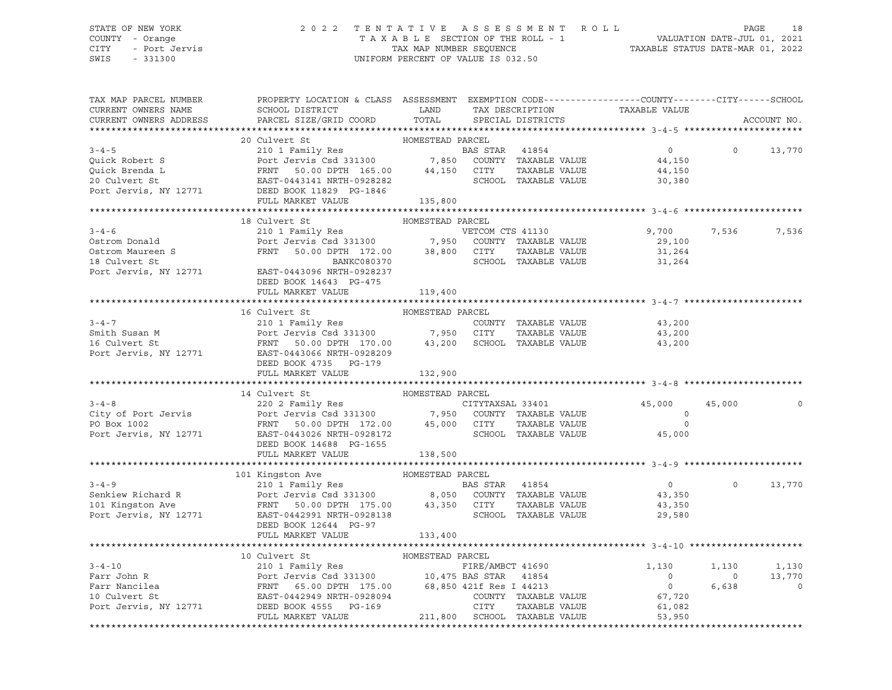STATE OF NEW YORK — 2022 TENTATIVE ASSESSMENT ROLL
COUNTY - Orange — TAXABLE SECTION OF THE ROLL - 1 — VALUATION DATE-JUL 01, 2021
CITY - Port Jervis — TAX MAP NUMBER SEQUENCE — TAXABLE STATUS DATE-MAR 01, 2022
SWIS - 331300 — UNIFORM PERCENT OF VALUE IS 032.50

| TAX MAP PARCEL NUMBER / CURRENT OWNERS NAME / CURRENT OWNERS ADDRESS | PROPERTY LOCATION & CLASS / SCHOOL DISTRICT / PARCEL SIZE/GRID COORD | ASSESSMENT LAND | TOTAL | EXEMPTION CODE / TAX DESCRIPTION / SPECIAL DISTRICTS | COUNTY TAXABLE VALUE | CITY | SCHOOL / ACCOUNT NO. |
|---|---|---|---|---|---|---|---|
| **3-4-5** | 20 Culvert St | HOMESTEAD PARCEL | | | | | |
| 3-4-5 | 210 1 Family Res | | | BAS STAR 41854 | 0 | 0 | 13,770 |
| Quick Robert S | Port Jervis Csd 331300 | 7,850 | | COUNTY TAXABLE VALUE | 44,150 | | |
| Quick Brenda L | FRNT 50.00 DPTH 165.00 | | 44,150 | CITY TAXABLE VALUE | 44,150 | | |
| 20 Culvert St | EAST-0443141 NRTH-0928282 | | | SCHOOL TAXABLE VALUE | 30,380 | | |
| Port Jervis, NY 12771 | DEED BOOK 11829 PG-1846 | | | | | | |
| | FULL MARKET VALUE | | 135,800 | | | | |
| **3-4-6** | 18 Culvert St | HOMESTEAD PARCEL | | | | | |
| 3-4-6 | 210 1 Family Res | | | VETCOM CTS 41130 | 9,700 | 7,536 | 7,536 |
| Ostrom Donald | Port Jervis Csd 331300 | 7,950 | | COUNTY TAXABLE VALUE | 29,100 | | |
| Ostrom Maureen S | FRNT 50.00 DPTH 172.00 | | 38,800 | CITY TAXABLE VALUE | 31,264 | | |
| 18 Culvert St | BANKC080370 | | | SCHOOL TAXABLE VALUE | 31,264 | | |
| Port Jervis, NY 12771 | EAST-0443096 NRTH-0928237 | | | | | | |
| | DEED BOOK 14643 PG-475 | | | | | | |
| | FULL MARKET VALUE | | 119,400 | | | | |
| **3-4-7** | 16 Culvert St | HOMESTEAD PARCEL | | | | | |
| 3-4-7 | 210 1 Family Res | | | COUNTY TAXABLE VALUE | 43,200 | | |
| Smith Susan M | Port Jervis Csd 331300 | 7,950 | | CITY TAXABLE VALUE | 43,200 | | |
| 16 Culvert St | FRNT 50.00 DPTH 170.00 | | 43,200 | SCHOOL TAXABLE VALUE | 43,200 | | |
| Port Jervis, NY 12771 | EAST-0443066 NRTH-0928209 | | | | | | |
| | DEED BOOK 4735 PG-179 | | | | | | |
| | FULL MARKET VALUE | | 132,900 | | | | |
| **3-4-8** | 14 Culvert St | HOMESTEAD PARCEL | | | | | |
| 3-4-8 | 220 2 Family Res | | | CITYTAXSAL 33401 | 45,000 | 45,000 | 0 |
| City of Port Jervis | Port Jervis Csd 331300 | 7,950 | | COUNTY TAXABLE VALUE | 0 | | |
| PO Box 1002 | FRNT 50.00 DPTH 172.00 | | 45,000 | CITY TAXABLE VALUE | 0 | | |
| Port Jervis, NY 12771 | EAST-0443026 NRTH-0928172 | | | SCHOOL TAXABLE VALUE | 45,000 | | |
| | DEED BOOK 14688 PG-1655 | | | | | | |
| | FULL MARKET VALUE | | 138,500 | | | | |
| **3-4-9** | 101 Kingston Ave | HOMESTEAD PARCEL | | | | | |
| 3-4-9 | 210 1 Family Res | | | BAS STAR 41854 | 0 | 0 | 13,770 |
| Senkiew Richard R | Port Jervis Csd 331300 | 8,050 | | COUNTY TAXABLE VALUE | 43,350 | | |
| 101 Kingston Ave | FRNT 50.00 DPTH 175.00 | | 43,350 | CITY TAXABLE VALUE | 43,350 | | |
| Port Jervis, NY 12771 | EAST-0442991 NRTH-0928138 | | | SCHOOL TAXABLE VALUE | 29,580 | | |
| | DEED BOOK 12644 PG-97 | | | | | | |
| | FULL MARKET VALUE | | 133,400 | | | | |
| **3-4-10** | 10 Culvert St | HOMESTEAD PARCEL | | | | | |
| 3-4-10 | 210 1 Family Res | | | FIRE/AMBCT 41690 | 1,130 | 1,130 | 1,130 |
| Farr John R | Port Jervis Csd 331300 | 10,475 | | BAS STAR 41854 | 0 | 0 | 13,770 |
| Farr Nancilea | FRNT 65.00 DPTH 175.00 | | 68,850 | 421f Res I 44213 | 0 | 6,638 | 0 |
| 10 Culvert St | EAST-0442949 NRTH-0928094 | | | COUNTY TAXABLE VALUE | 67,720 | | |
| Port Jervis, NY 12771 | DEED BOOK 4555 PG-169 | | | CITY TAXABLE VALUE | 61,082 | | |
| | FULL MARKET VALUE | | 211,800 | SCHOOL TAXABLE VALUE | 53,950 | | |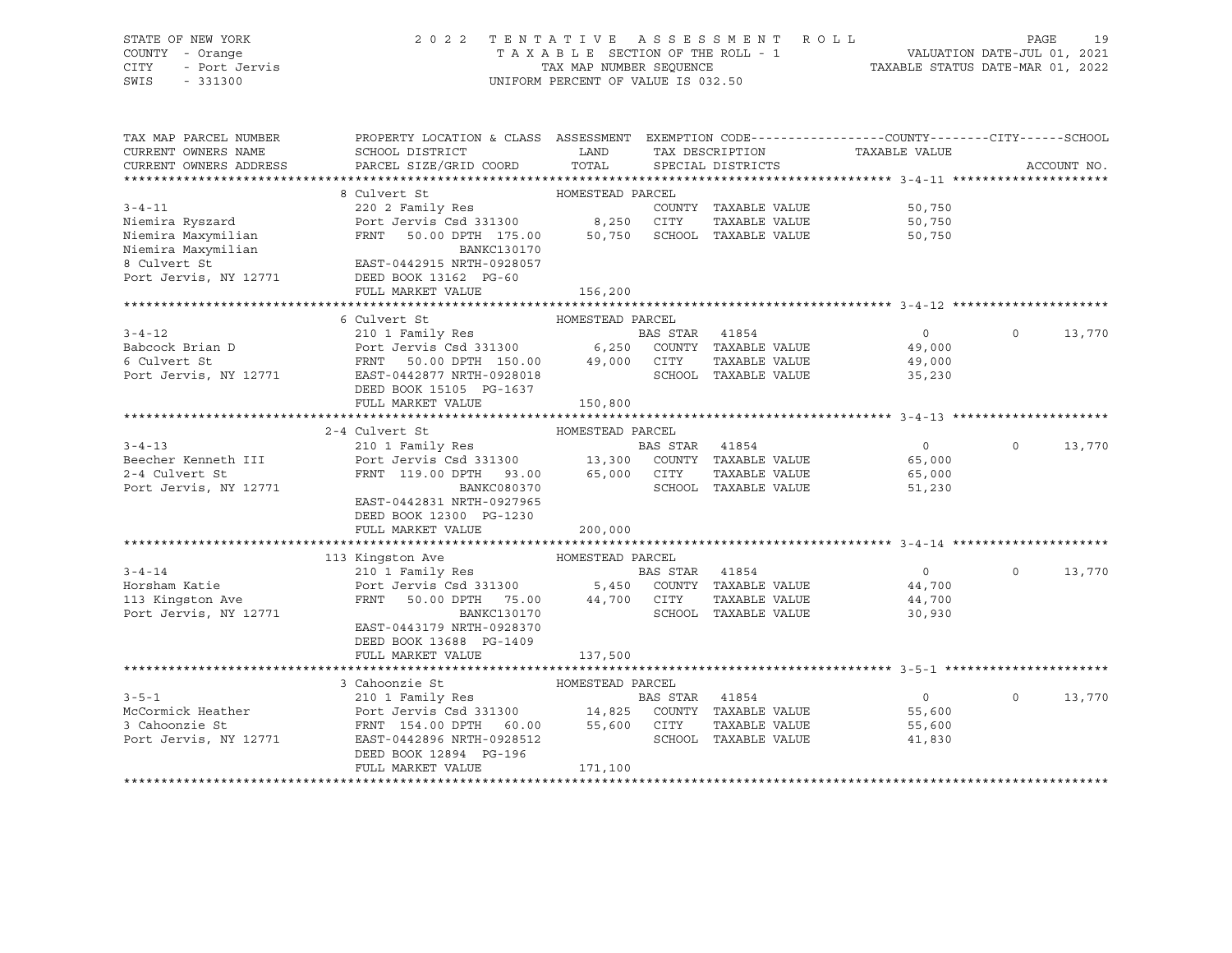STATE OF NEW YORK
COUNTY - Orange
CITY - Port Jervis
SWIS - 331300

2022 TENTATIVE ASSESSMENT ROLL
TAXABLE SECTION OF THE ROLL - 1
TAX MAP NUMBER SEQUENCE
UNIFORM PERCENT OF VALUE IS 032.50

VALUATION DATE-JUL 01, 2021
TAXABLE STATUS DATE-MAR 01, 2022

| TAX MAP PARCEL NUMBER / CURRENT OWNERS NAME / CURRENT OWNERS ADDRESS | PROPERTY LOCATION & CLASS / SCHOOL DISTRICT / PARCEL SIZE/GRID COORD | ASSESSMENT LAND / TOTAL | EXEMPTION CODE / TAX DESCRIPTION / SPECIAL DISTRICTS | COUNTY / TAXABLE VALUE | CITY | SCHOOL / ACCOUNT NO. |
|---|---|---|---|---|---|---|
| **3-4-11** | 8 Culvert St — HOMESTEAD PARCEL | | | | | |
| Niemira Ryszard | 220 2 Family Res | | COUNTY TAXABLE VALUE | 50,750 | | |
| Niemira Maxymilian | Port Jervis Csd 331300 | 8,250 | CITY TAXABLE VALUE | 50,750 | | |
| Niemira Maxymilian | FRNT 50.00 DPTH 175.00 | 50,750 | SCHOOL TAXABLE VALUE | 50,750 | | |
| 8 Culvert St | BANKC130170 | | | | | |
| Port Jervis, NY 12771 | EAST-0442915 NRTH-0928057 | | | | | |
| | DEED BOOK 13162 PG-60 | | | | | |
| | FULL MARKET VALUE | 156,200 | | | | |
| **3-4-12** | 6 Culvert St — HOMESTEAD PARCEL | | | | | |
| Babcock Brian D | 210 1 Family Res | | BAS STAR 41854 | 0 | 0 | 13,770 |
| 6 Culvert St | Port Jervis Csd 331300 | 6,250 | COUNTY TAXABLE VALUE | 49,000 | | |
| Port Jervis, NY 12771 | FRNT 50.00 DPTH 150.00 | 49,000 | CITY TAXABLE VALUE | 49,000 | | |
| | EAST-0442877 NRTH-0928018 | | SCHOOL TAXABLE VALUE | 35,230 | | |
| | DEED BOOK 15105 PG-1637 | | | | | |
| | FULL MARKET VALUE | 150,800 | | | | |
| **3-4-13** | 2-4 Culvert St — HOMESTEAD PARCEL | | | | | |
| Beecher Kenneth III | 210 1 Family Res | | BAS STAR 41854 | 0 | 0 | 13,770 |
| 2-4 Culvert St | Port Jervis Csd 331300 | 13,300 | COUNTY TAXABLE VALUE | 65,000 | | |
| Port Jervis, NY 12771 | FRNT 119.00 DPTH 93.00 | 65,000 | CITY TAXABLE VALUE | 65,000 | | |
| | BANKC080370 | | SCHOOL TAXABLE VALUE | 51,230 | | |
| | EAST-0442831 NRTH-0927965 | | | | | |
| | DEED BOOK 12300 PG-1230 | | | | | |
| | FULL MARKET VALUE | 200,000 | | | | |
| **3-4-14** | 113 Kingston Ave — HOMESTEAD PARCEL | | | | | |
| Horsham Katie | 210 1 Family Res | | BAS STAR 41854 | 0 | 0 | 13,770 |
| 113 Kingston Ave | Port Jervis Csd 331300 | 5,450 | COUNTY TAXABLE VALUE | 44,700 | | |
| Port Jervis, NY 12771 | FRNT 50.00 DPTH 75.00 | 44,700 | CITY TAXABLE VALUE | 44,700 | | |
| | BANKC130170 | | SCHOOL TAXABLE VALUE | 30,930 | | |
| | EAST-0443179 NRTH-0928370 | | | | | |
| | DEED BOOK 13688 PG-1409 | | | | | |
| | FULL MARKET VALUE | 137,500 | | | | |
| **3-5-1** | 3 Cahoonzie St — HOMESTEAD PARCEL | | | | | |
| McCormick Heather | 210 1 Family Res | | BAS STAR 41854 | 0 | 0 | 13,770 |
| 3 Cahoonzie St | Port Jervis Csd 331300 | 14,825 | COUNTY TAXABLE VALUE | 55,600 | | |
| Port Jervis, NY 12771 | FRNT 154.00 DPTH 60.00 | 55,600 | CITY TAXABLE VALUE | 55,600 | | |
| | EAST-0442896 NRTH-0928512 | | SCHOOL TAXABLE VALUE | 41,830 | | |
| | DEED BOOK 12894 PG-196 | | | | | |
| | FULL MARKET VALUE | 171,100 | | | | |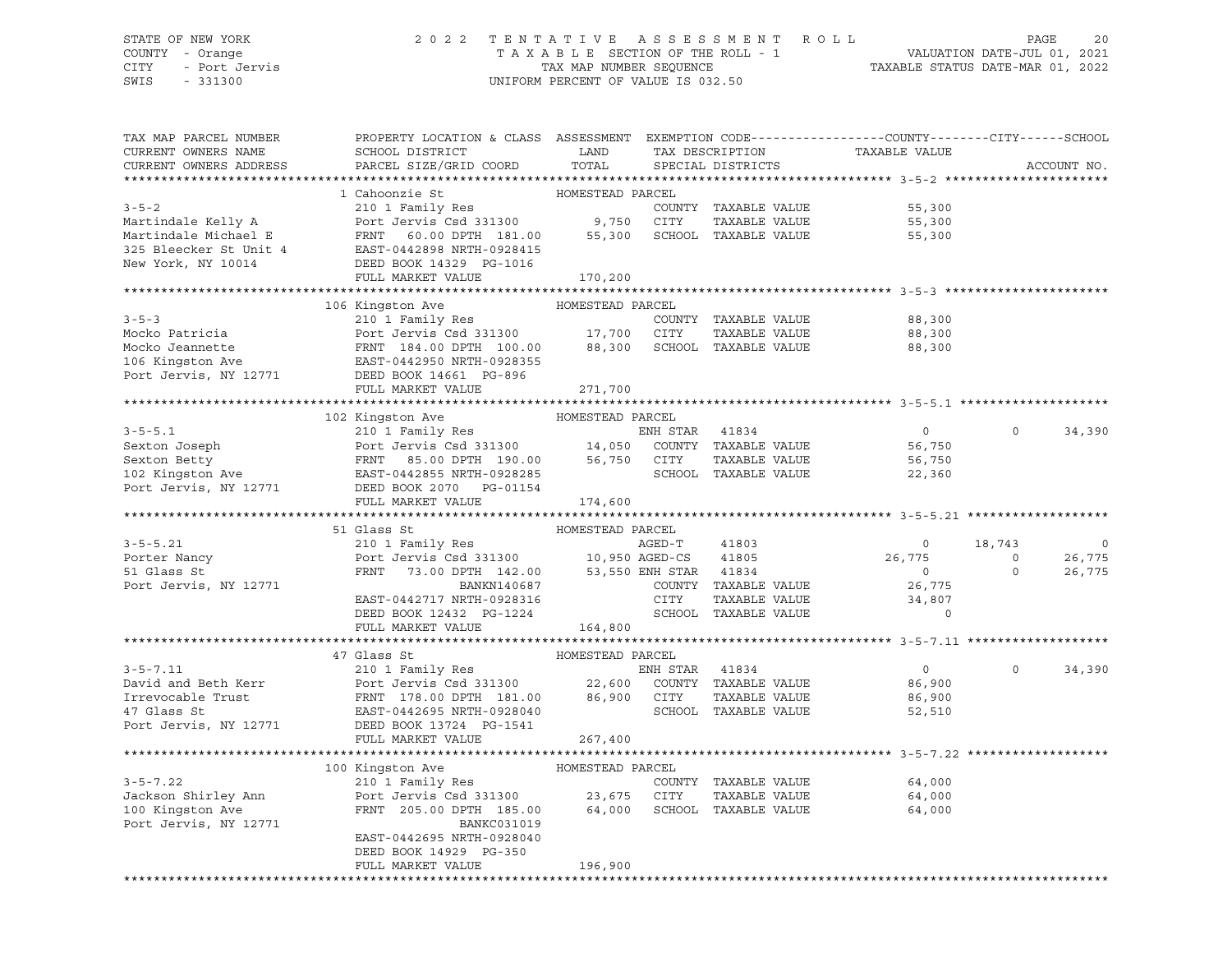STATE OF NEW YORK — COUNTY - Orange — CITY - Port Jervis — SWIS - 331300

2022 TENTATIVE ASSESSMENT ROLL
TAXABLE SECTION OF THE ROLL - 1
TAX MAP NUMBER SEQUENCE
UNIFORM PERCENT OF VALUE IS 032.50

VALUATION DATE-JUL 01, 2021
TAXABLE STATUS DATE-MAR 01, 2022

```
TAX MAP PARCEL NUMBER     PROPERTY LOCATION & CLASS  ASSESSMENT  EXEMPTION CODE------------------COUNTY--------CITY------SCHOOL
CURRENT OWNERS NAME       SCHOOL DISTRICT               LAND      TAX DESCRIPTION            TAXABLE VALUE
CURRENT OWNERS ADDRESS    PARCEL SIZE/GRID COORD        TOTAL     SPECIAL DISTRICTS                                    ACCOUNT NO.
******************************************************************************************************* 3-5-2 **********************
                          1 Cahoonzie St               HOMESTEAD PARCEL
3-5-2                     210 1 Family Res                        COUNTY  TAXABLE VALUE           55,300
Martindale Kelly A        Port Jervis Csd 331300        9,750     CITY    TAXABLE VALUE           55,300
Martindale Michael E      FRNT   60.00 DPTH 181.00     55,300     SCHOOL  TAXABLE VALUE           55,300
325 Bleecker St Unit 4    EAST-0442898 NRTH-0928415
New York, NY 10014        DEED BOOK 14329  PG-1016
                          FULL MARKET VALUE           170,200
******************************************************************************************************* 3-5-3 **********************
                          106 Kingston Ave             HOMESTEAD PARCEL
3-5-3                     210 1 Family Res                        COUNTY  TAXABLE VALUE           88,300
Mocko Patricia            Port Jervis Csd 331300       17,700     CITY    TAXABLE VALUE           88,300
Mocko Jeannette           FRNT  184.00 DPTH 100.00     88,300     SCHOOL  TAXABLE VALUE           88,300
106 Kingston Ave          EAST-0442950 NRTH-0928355
Port Jervis, NY 12771     DEED BOOK 14661  PG-896
                          FULL MARKET VALUE           271,700
******************************************************************************************************* 3-5-5.1 ********************
                          102 Kingston Ave             HOMESTEAD PARCEL
3-5-5.1                   210 1 Family Res                        ENH STAR  41834                  0            0      34,390
Sexton Joseph             Port Jervis Csd 331300       14,050     COUNTY  TAXABLE VALUE           56,750
Sexton Betty              FRNT   85.00 DPTH 190.00     56,750     CITY    TAXABLE VALUE           56,750
102 Kingston Ave          EAST-0442855 NRTH-0928285               SCHOOL  TAXABLE VALUE           22,360
Port Jervis, NY 12771     DEED BOOK 2070   PG-01154
                          FULL MARKET VALUE           174,600
******************************************************************************************************* 3-5-5.21 *******************
                          51 Glass St                  HOMESTEAD PARCEL
3-5-5.21                  210 1 Family Res                        AGED-T    41803                  0       18,743           0
Porter Nancy              Port Jervis Csd 331300       10,950     AGED-CS   41805             26,775            0      26,775
51 Glass St               FRNT   73.00 DPTH 142.00     53,550     ENH STAR  41834                  0            0      26,775
Port Jervis, NY 12771                   BANKN140687               COUNTY  TAXABLE VALUE           26,775
                          EAST-0442717 NRTH-0928316               CITY    TAXABLE VALUE           34,807
                          DEED BOOK 12432  PG-1224                SCHOOL  TAXABLE VALUE                0
                          FULL MARKET VALUE           164,800
******************************************************************************************************* 3-5-7.11 *******************
                          47 Glass St                  HOMESTEAD PARCEL
3-5-7.11                  210 1 Family Res                        ENH STAR  41834                  0            0      34,390
David and Beth Kerr       Port Jervis Csd 331300       22,600     COUNTY  TAXABLE VALUE           86,900
Irrevocable Trust         FRNT  178.00 DPTH 181.00     86,900     CITY    TAXABLE VALUE           86,900
47 Glass St               EAST-0442695 NRTH-0928040               SCHOOL  TAXABLE VALUE           52,510
Port Jervis, NY 12771     DEED BOOK 13724  PG-1541
                          FULL MARKET VALUE           267,400
******************************************************************************************************* 3-5-7.22 *******************
                          100 Kingston Ave             HOMESTEAD PARCEL
3-5-7.22                  210 1 Family Res                        COUNTY  TAXABLE VALUE           64,000
Jackson Shirley Ann       Port Jervis Csd 331300       23,675     CITY    TAXABLE VALUE           64,000
100 Kingston Ave          FRNT  205.00 DPTH 185.00     64,000     SCHOOL  TAXABLE VALUE           64,000
Port Jervis, NY 12771                   BANKC031019
                          EAST-0442695 NRTH-0928040
                          DEED BOOK 14929  PG-350
                          FULL MARKET VALUE           196,900
************************************************************************************************************************************
```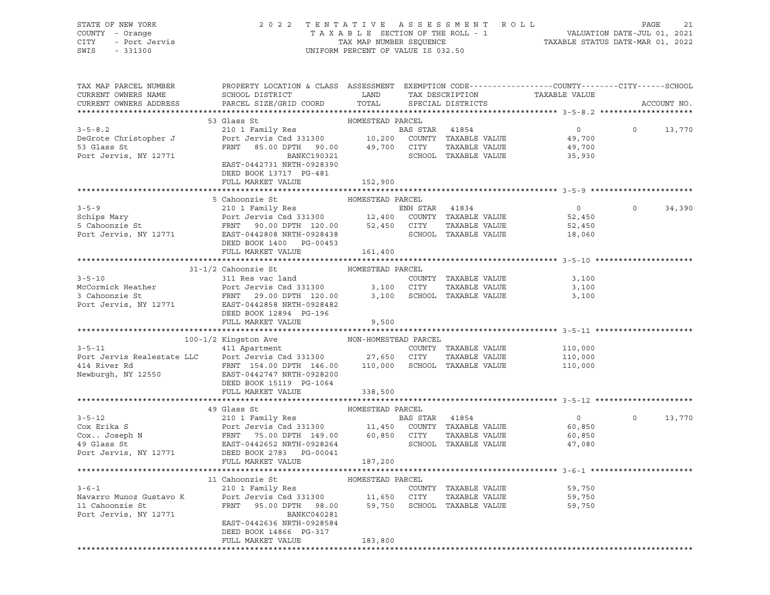STATE OF NEW YORK
COUNTY - Orange
CITY - Port Jervis
SWIS - 331300

2022 TENTATIVE ASSESSMENT ROLL
TAXABLE SECTION OF THE ROLL - 1
TAX MAP NUMBER SEQUENCE
UNIFORM PERCENT OF VALUE IS 032.50

VALUATION DATE-JUL 01, 2021
TAXABLE STATUS DATE-MAR 01, 2022

| TAX MAP PARCEL NUMBER / CURRENT OWNERS NAME / CURRENT OWNERS ADDRESS | PROPERTY LOCATION & CLASS / SCHOOL DISTRICT / PARCEL SIZE/GRID COORD | ASSESSMENT LAND / TOTAL | EXEMPTION CODE / TAX DESCRIPTION / SPECIAL DISTRICTS | COUNTY / CITY / SCHOOL TAXABLE VALUE | ACCOUNT NO. |
|---|---|---|---|---|---|
| **3-5-8.2** | 53 Glass St — HOMESTEAD PARCEL | | | | |
| 3-5-8.2 | 210 1 Family Res | | BAS STAR 41854 | 0 / 0 / 13,770 | |
| DeGrote Christopher J | Port Jervis Csd 331300 | 10,200 | COUNTY TAXABLE VALUE | 49,700 | |
| 53 Glass St | FRNT 85.00 DPTH 90.00 | 49,700 | CITY TAXABLE VALUE | 49,700 | |
| Port Jervis, NY 12771 | BANKC190321 | | SCHOOL TAXABLE VALUE | 35,930 | |
| | EAST-0442731 NRTH-0928390 | | | | |
| | DEED BOOK 13717 PG-481 | | | | |
| | FULL MARKET VALUE | 152,900 | | | |
| **3-5-9** | 5 Cahoonzie St — HOMESTEAD PARCEL | | | | |
| 3-5-9 | 210 1 Family Res | | ENH STAR 41834 | 0 / 0 / 34,390 | |
| Schips Mary | Port Jervis Csd 331300 | 12,400 | COUNTY TAXABLE VALUE | 52,450 | |
| 5 Cahoonzie St | FRNT 90.00 DPTH 120.00 | 52,450 | CITY TAXABLE VALUE | 52,450 | |
| Port Jervis, NY 12771 | EAST-0442808 NRTH-0928438 | | SCHOOL TAXABLE VALUE | 18,060 | |
| | DEED BOOK 1400 PG-00453 | | | | |
| | FULL MARKET VALUE | 161,400 | | | |
| **3-5-10** | 31-1/2 Cahoonzie St — HOMESTEAD PARCEL | | | | |
| 3-5-10 | 311 Res vac land | | COUNTY TAXABLE VALUE | 3,100 | |
| McCormick Heather | Port Jervis Csd 331300 | 3,100 | CITY TAXABLE VALUE | 3,100 | |
| 3 Cahoonzie St | FRNT 29.00 DPTH 120.00 | 3,100 | SCHOOL TAXABLE VALUE | 3,100 | |
| Port Jervis, NY 12771 | EAST-0442858 NRTH-0928482 | | | | |
| | DEED BOOK 12894 PG-196 | | | | |
| | FULL MARKET VALUE | 9,500 | | | |
| **3-5-11** | 100-1/2 Kingston Ave — NON-HOMESTEAD PARCEL | | | | |
| 3-5-11 | 411 Apartment | | COUNTY TAXABLE VALUE | 110,000 | |
| Port Jervis Realestate LLC | Port Jervis Csd 331300 | 27,650 | CITY TAXABLE VALUE | 110,000 | |
| 414 River Rd | FRNT 154.00 DPTH 146.00 | 110,000 | SCHOOL TAXABLE VALUE | 110,000 | |
| Newburgh, NY 12550 | EAST-0442747 NRTH-0928200 | | | | |
| | DEED BOOK 15119 PG-1064 | | | | |
| | FULL MARKET VALUE | 338,500 | | | |
| **3-5-12** | 49 Glass St — HOMESTEAD PARCEL | | | | |
| 3-5-12 | 210 1 Family Res | | BAS STAR 41854 | 0 / 0 / 13,770 | |
| Cox Erika S | Port Jervis Csd 331300 | 11,450 | COUNTY TAXABLE VALUE | 60,850 | |
| Cox.. Joseph N | FRNT 75.00 DPTH 149.00 | 60,850 | CITY TAXABLE VALUE | 60,850 | |
| 49 Glass St | EAST-0442652 NRTH-0928264 | | SCHOOL TAXABLE VALUE | 47,080 | |
| Port Jervis, NY 12771 | DEED BOOK 2783 PG-00041 | | | | |
| | FULL MARKET VALUE | 187,200 | | | |
| **3-6-1** | 11 Cahoonzie St — HOMESTEAD PARCEL | | | | |
| 3-6-1 | 210 1 Family Res | | COUNTY TAXABLE VALUE | 59,750 | |
| Navarro Munoz Gustavo K | Port Jervis Csd 331300 | 11,650 | CITY TAXABLE VALUE | 59,750 | |
| 11 Cahoonzie St | FRNT 95.00 DPTH 98.00 | 59,750 | SCHOOL TAXABLE VALUE | 59,750 | |
| Port Jervis, NY 12771 | BANKC040281 | | | | |
| | EAST-0442636 NRTH-0928584 | | | | |
| | DEED BOOK 14866 PG-317 | | | | |
| | FULL MARKET VALUE | 183,800 | | | |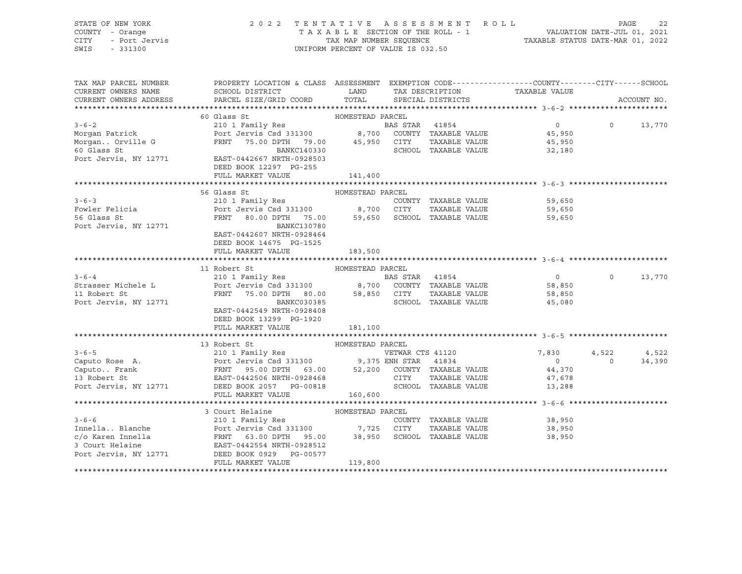STATE OF NEW YORK — 2022 TENTATIVE ASSESSMENT ROLL
COUNTY - Orange — TAXABLE SECTION OF THE ROLL - 1 — VALUATION DATE-JUL 01, 2021
CITY - Port Jervis — TAX MAP NUMBER SEQUENCE — TAXABLE STATUS DATE-MAR 01, 2022
SWIS - 331300 — UNIFORM PERCENT OF VALUE IS 032.50

| TAX MAP PARCEL NUMBER / CURRENT OWNERS NAME / CURRENT OWNERS ADDRESS | PROPERTY LOCATION & CLASS / SCHOOL DISTRICT / PARCEL SIZE/GRID COORD | ASSESSMENT LAND / TOTAL | EXEMPTION CODE / TAX DESCRIPTION / SPECIAL DISTRICTS | COUNTY / TAXABLE VALUE | CITY | SCHOOL / ACCOUNT NO. |
|---|---|---|---|---|---|---|
| **3-6-2** | 60 Glass St | HOMESTEAD PARCEL | | | | |
| 3-6-2 | 210 1 Family Res | | BAS STAR 41854 | 0 | 0 | 13,770 |
| Morgan Patrick | Port Jervis Csd 331300 | 8,700 | COUNTY TAXABLE VALUE | 45,950 | | |
| Morgan.. Orville G | FRNT 75.00 DPTH 79.00 | 45,950 | CITY TAXABLE VALUE | 45,950 | | |
| 60 Glass St | BANKC140330 | | SCHOOL TAXABLE VALUE | 32,180 | | |
| Port Jervis, NY 12771 | EAST-0442667 NRTH-0928503 | | | | | |
| | DEED BOOK 12297 PG-255 | | | | | |
| | FULL MARKET VALUE | 141,400 | | | | |
| **3-6-3** | 56 Glass St | HOMESTEAD PARCEL | | | | |
| 3-6-3 | 210 1 Family Res | | COUNTY TAXABLE VALUE | 59,650 | | |
| Fowler Felicia | Port Jervis Csd 331300 | 8,700 | CITY TAXABLE VALUE | 59,650 | | |
| 56 Glass St | FRNT 80.00 DPTH 75.00 | 59,650 | SCHOOL TAXABLE VALUE | 59,650 | | |
| Port Jervis, NY 12771 | BANKC130780 | | | | | |
| | EAST-0442607 NRTH-0928464 | | | | | |
| | DEED BOOK 14675 PG-1525 | | | | | |
| | FULL MARKET VALUE | 183,500 | | | | |
| **3-6-4** | 11 Robert St | HOMESTEAD PARCEL | | | | |
| 3-6-4 | 210 1 Family Res | | BAS STAR 41854 | 0 | 0 | 13,770 |
| Strasser Michele L | Port Jervis Csd 331300 | 8,700 | COUNTY TAXABLE VALUE | 58,850 | | |
| 11 Robert St | FRNT 75.00 DPTH 80.00 | 58,850 | CITY TAXABLE VALUE | 58,850 | | |
| Port Jervis, NY 12771 | BANKC030385 | | SCHOOL TAXABLE VALUE | 45,080 | | |
| | EAST-0442549 NRTH-0928408 | | | | | |
| | DEED BOOK 13299 PG-1920 | | | | | |
| | FULL MARKET VALUE | 181,100 | | | | |
| **3-6-5** | 13 Robert St | HOMESTEAD PARCEL | | | | |
| 3-6-5 | 210 1 Family Res | | VETWAR CTS 41120 | 7,830 | 4,522 | 4,522 |
| Caputo Rose A. | Port Jervis Csd 331300 | 9,375 | ENH STAR 41834 | 0 | 0 | 34,390 |
| Caputo.. Frank | FRNT 95.00 DPTH 63.00 | 52,200 | COUNTY TAXABLE VALUE | 44,370 | | |
| 13 Robert St | EAST-0442506 NRTH-0928468 | | CITY TAXABLE VALUE | 47,678 | | |
| Port Jervis, NY 12771 | DEED BOOK 2057 PG-00818 | | SCHOOL TAXABLE VALUE | 13,288 | | |
| | FULL MARKET VALUE | 160,600 | | | | |
| **3-6-6** | 3 Court Helaine | HOMESTEAD PARCEL | | | | |
| 3-6-6 | 210 1 Family Res | | COUNTY TAXABLE VALUE | 38,950 | | |
| Innella.. Blanche | Port Jervis Csd 331300 | 7,725 | CITY TAXABLE VALUE | 38,950 | | |
| c/o Karen Innella | FRNT 63.00 DPTH 95.00 | 38,950 | SCHOOL TAXABLE VALUE | 38,950 | | |
| 3 Court Helaine | EAST-0442554 NRTH-0928512 | | | | | |
| Port Jervis, NY 12771 | DEED BOOK 0929 PG-00577 | | | | | |
| | FULL MARKET VALUE | 119,800 | | | | |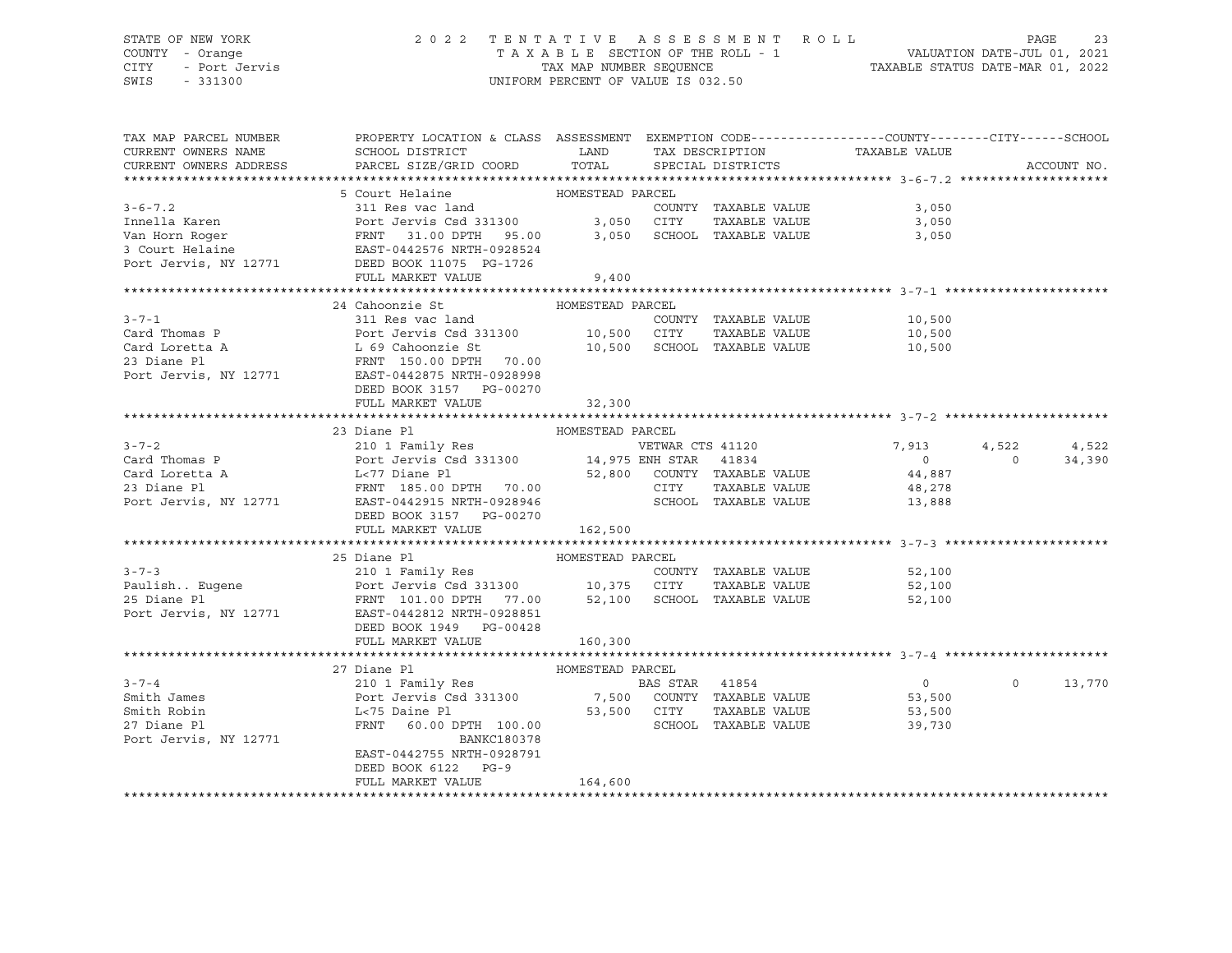STATE OF NEW YORK | COUNTY - Orange | CITY - Port Jervis | SWIS - 331300

# 2022 TENTATIVE ASSESSMENT ROLL

TAXABLE SECTION OF THE ROLL - 1
TAX MAP NUMBER SEQUENCE
UNIFORM PERCENT OF VALUE IS 032.50

VALUATION DATE-JUL 01, 2021
TAXABLE STATUS DATE-MAR 01, 2022

| TAX MAP PARCEL NUMBER / CURRENT OWNERS NAME / CURRENT OWNERS ADDRESS | PROPERTY LOCATION & CLASS / SCHOOL DISTRICT / PARCEL SIZE/GRID COORD | ASSESSMENT LAND / TOTAL | EXEMPTION CODE / TAX DESCRIPTION / SPECIAL DISTRICTS | COUNTY TAXABLE VALUE | CITY | SCHOOL | ACCOUNT NO. |
|---|---|---|---|---|---|---|---|
| **3-6-7.2** | 5 Court Helaine | HOMESTEAD PARCEL | | | | | |
| Innella Karen | 311 Res vac land | | COUNTY TAXABLE VALUE | 3,050 | | | |
| Van Horn Roger | Port Jervis Csd 331300 | 3,050 | CITY TAXABLE VALUE | 3,050 | | | |
| 3 Court Helaine | FRNT 31.00 DPTH 95.00 | 3,050 | SCHOOL TAXABLE VALUE | 3,050 | | | |
| Port Jervis, NY 12771 | EAST-0442576 NRTH-0928524 | | | | | | |
| | DEED BOOK 11075 PG-1726 | | | | | | |
| | FULL MARKET VALUE | 9,400 | | | | | |
| **3-7-1** | 24 Cahoonzie St | HOMESTEAD PARCEL | | | | | |
| Card Thomas P | 311 Res vac land | | COUNTY TAXABLE VALUE | 10,500 | | | |
| Card Loretta A | Port Jervis Csd 331300 | 10,500 | CITY TAXABLE VALUE | 10,500 | | | |
| 23 Diane Pl | L 69 Cahoonzie St | 10,500 | SCHOOL TAXABLE VALUE | 10,500 | | | |
| Port Jervis, NY 12771 | FRNT 150.00 DPTH 70.00 | | | | | | |
| | EAST-0442875 NRTH-0928998 | | | | | | |
| | DEED BOOK 3157 PG-00270 | | | | | | |
| | FULL MARKET VALUE | 32,300 | | | | | |
| **3-7-2** | 23 Diane Pl | HOMESTEAD PARCEL | | | | | |
| Card Thomas P | 210 1 Family Res | | VETWAR CTS 41120 | 7,913 | 4,522 | 4,522 | |
| Card Loretta A | Port Jervis Csd 331300 | 14,975 | ENH STAR 41834 | 0 | 0 | 34,390 | |
| 23 Diane Pl | L<77 Diane Pl | 52,800 | COUNTY TAXABLE VALUE | 44,887 | | | |
| Port Jervis, NY 12771 | FRNT 185.00 DPTH 70.00 | | CITY TAXABLE VALUE | 48,278 | | | |
| | EAST-0442915 NRTH-0928946 | | SCHOOL TAXABLE VALUE | 13,888 | | | |
| | DEED BOOK 3157 PG-00270 | | | | | | |
| | FULL MARKET VALUE | 162,500 | | | | | |
| **3-7-3** | 25 Diane Pl | HOMESTEAD PARCEL | | | | | |
| Paulish.. Eugene | 210 1 Family Res | | COUNTY TAXABLE VALUE | 52,100 | | | |
| 25 Diane Pl | Port Jervis Csd 331300 | 10,375 | CITY TAXABLE VALUE | 52,100 | | | |
| Port Jervis, NY 12771 | FRNT 101.00 DPTH 77.00 | 52,100 | SCHOOL TAXABLE VALUE | 52,100 | | | |
| | EAST-0442812 NRTH-0928851 | | | | | | |
| | DEED BOOK 1949 PG-00428 | | | | | | |
| | FULL MARKET VALUE | 160,300 | | | | | |
| **3-7-4** | 27 Diane Pl | HOMESTEAD PARCEL | | | | | |
| Smith James | 210 1 Family Res | | BAS STAR 41854 | 0 | 0 | 13,770 | |
| Smith Robin | Port Jervis Csd 331300 | 7,500 | COUNTY TAXABLE VALUE | 53,500 | | | |
| 27 Diane Pl | L<75 Daine Pl | 53,500 | CITY TAXABLE VALUE | 53,500 | | | |
| Port Jervis, NY 12771 | FRNT 60.00 DPTH 100.00 | | SCHOOL TAXABLE VALUE | 39,730 | | | |
| | BANKC180378 | | | | | | |
| | EAST-0442755 NRTH-0928791 | | | | | | |
| | DEED BOOK 6122 PG-9 | | | | | | |
| | FULL MARKET VALUE | 164,600 | | | | | |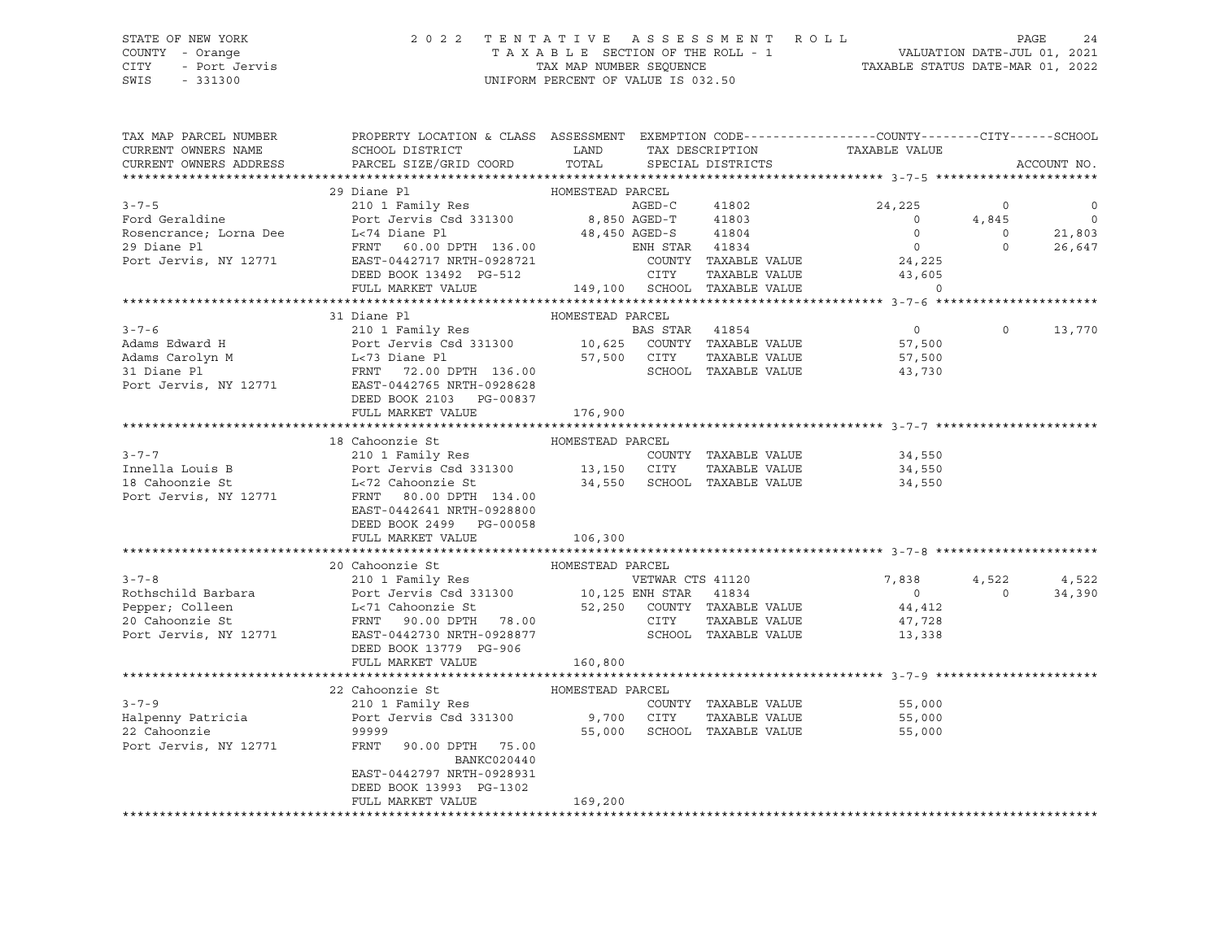STATE OF NEW YORK
COUNTY - Orange
CITY - Port Jervis
SWIS - 331300

2022 TENTATIVE ASSESSMENT ROLL
TAXABLE SECTION OF THE ROLL - 1
TAX MAP NUMBER SEQUENCE
UNIFORM PERCENT OF VALUE IS 032.50

VALUATION DATE-JUL 01, 2021
TAXABLE STATUS DATE-MAR 01, 2022

| TAX MAP PARCEL NUMBER / CURRENT OWNERS NAME / CURRENT OWNERS ADDRESS | PROPERTY LOCATION & CLASS / SCHOOL DISTRICT / PARCEL SIZE/GRID COORD | ASSESSMENT LAND / TOTAL | EXEMPTION CODE / TAX DESCRIPTION / SPECIAL DISTRICTS | COUNTY TAXABLE VALUE | CITY | SCHOOL | ACCOUNT NO. |
|---|---|---|---|---|---|---|---|
| **3-7-5** | 29 Diane Pl | HOMESTEAD PARCEL | | | | | |
| 3-7-5 | 210 1 Family Res | | AGED-C 41802 | 24,225 | 0 | 0 | |
| Ford Geraldine | Port Jervis Csd 331300 | 8,850 | AGED-T 41803 | 0 | 4,845 | 0 | |
| Rosencrance; Lorna Dee | L<74 Diane Pl | 48,450 | AGED-S 41804 | 0 | 0 | 21,803 | |
| 29 Diane Pl | FRNT 60.00 DPTH 136.00 | | ENH STAR 41834 | 0 | 0 | 26,647 | |
| Port Jervis, NY 12771 | EAST-0442717 NRTH-0928721 | | COUNTY TAXABLE VALUE | 24,225 | | | |
| | DEED BOOK 13492 PG-512 | | CITY TAXABLE VALUE | 43,605 | | | |
| | FULL MARKET VALUE | 149,100 | SCHOOL TAXABLE VALUE | 0 | | | |
| **3-7-6** | 31 Diane Pl | HOMESTEAD PARCEL | | | | | |
| 3-7-6 | 210 1 Family Res | | BAS STAR 41854 | 0 | 0 | 13,770 | |
| Adams Edward H | Port Jervis Csd 331300 | 10,625 | COUNTY TAXABLE VALUE | 57,500 | | | |
| Adams Carolyn M | L<73 Diane Pl | 57,500 | CITY TAXABLE VALUE | 57,500 | | | |
| 31 Diane Pl | FRNT 72.00 DPTH 136.00 | | SCHOOL TAXABLE VALUE | 43,730 | | | |
| Port Jervis, NY 12771 | EAST-0442765 NRTH-0928628 | | | | | | |
| | DEED BOOK 2103 PG-00837 | | | | | | |
| | FULL MARKET VALUE | 176,900 | | | | | |
| **3-7-7** | 18 Cahoonzie St | HOMESTEAD PARCEL | | | | | |
| 3-7-7 | 210 1 Family Res | | COUNTY TAXABLE VALUE | 34,550 | | | |
| Innella Louis B | Port Jervis Csd 331300 | 13,150 | CITY TAXABLE VALUE | 34,550 | | | |
| 18 Cahoonzie St | L<72 Cahoonzie St | 34,550 | SCHOOL TAXABLE VALUE | 34,550 | | | |
| Port Jervis, NY 12771 | FRNT 80.00 DPTH 134.00 | | | | | | |
| | EAST-0442641 NRTH-0928800 | | | | | | |
| | DEED BOOK 2499 PG-00058 | | | | | | |
| | FULL MARKET VALUE | 106,300 | | | | | |
| **3-7-8** | 20 Cahoonzie St | HOMESTEAD PARCEL | | | | | |
| 3-7-8 | 210 1 Family Res | | VETWAR CTS 41120 | 7,838 | 4,522 | 4,522 | |
| Rothschild Barbara | Port Jervis Csd 331300 | 10,125 | ENH STAR 41834 | 0 | 0 | 34,390 | |
| Pepper; Colleen | L<71 Cahoonzie St | 52,250 | COUNTY TAXABLE VALUE | 44,412 | | | |
| 20 Cahoonzie St | FRNT 90.00 DPTH 78.00 | | CITY TAXABLE VALUE | 47,728 | | | |
| Port Jervis, NY 12771 | EAST-0442730 NRTH-0928877 | | SCHOOL TAXABLE VALUE | 13,338 | | | |
| | DEED BOOK 13779 PG-906 | | | | | | |
| | FULL MARKET VALUE | 160,800 | | | | | |
| **3-7-9** | 22 Cahoonzie St | HOMESTEAD PARCEL | | | | | |
| 3-7-9 | 210 1 Family Res | | COUNTY TAXABLE VALUE | 55,000 | | | |
| Halpenny Patricia | Port Jervis Csd 331300 | 9,700 | CITY TAXABLE VALUE | 55,000 | | | |
| 22 Cahoonzie | 99999 | 55,000 | SCHOOL TAXABLE VALUE | 55,000 | | | |
| Port Jervis, NY 12771 | FRNT 90.00 DPTH 75.00 | | | | | | |
| | BANKC020440 | | | | | | |
| | EAST-0442797 NRTH-0928931 | | | | | | |
| | DEED BOOK 13993 PG-1302 | | | | | | |
| | FULL MARKET VALUE | 169,200 | | | | | |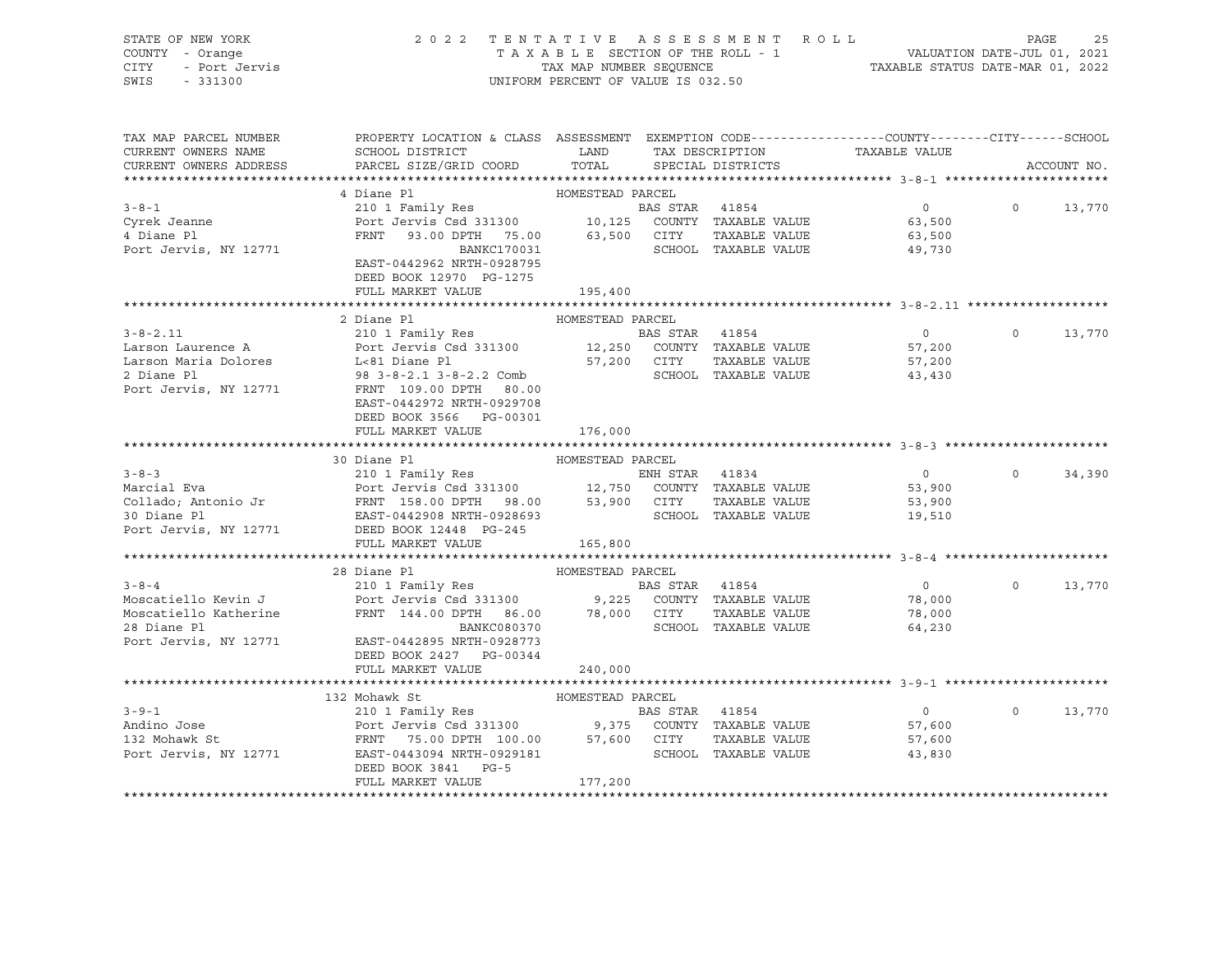STATE OF NEW YORK
COUNTY - Orange
CITY - Port Jervis
SWIS - 331300

2022 TENTATIVE ASSESSMENT ROLL
TAXABLE SECTION OF THE ROLL - 1
TAX MAP NUMBER SEQUENCE
UNIFORM PERCENT OF VALUE IS 032.50

VALUATION DATE-JUL 01, 2021
TAXABLE STATUS DATE-MAR 01, 2022

| TAX MAP PARCEL NUMBER / CURRENT OWNERS NAME / CURRENT OWNERS ADDRESS | PROPERTY LOCATION & CLASS / SCHOOL DISTRICT / PARCEL SIZE/GRID COORD | ASSESSMENT LAND / TOTAL | EXEMPTION CODE / TAX DESCRIPTION / SPECIAL DISTRICTS | COUNTY TAXABLE VALUE | CITY | SCHOOL | ACCOUNT NO. |
|---|---|---|---|---|---|---|---|
| **3-8-1** | 4 Diane Pl | HOMESTEAD PARCEL | | | | | |
| 3-8-1 | 210 1 Family Res | | BAS STAR 41854 | 0 | 0 | 13,770 | |
| Cyrek Jeanne | Port Jervis Csd 331300 | 10,125 | COUNTY TAXABLE VALUE | 63,500 | | | |
| 4 Diane Pl | FRNT 93.00 DPTH 75.00 | 63,500 | CITY TAXABLE VALUE | 63,500 | | | |
| Port Jervis, NY 12771 | BANKC170031 | | SCHOOL TAXABLE VALUE | 49,730 | | | |
| | EAST-0442962 NRTH-0928795 | | | | | | |
| | DEED BOOK 12970 PG-1275 | | | | | | |
| | FULL MARKET VALUE | 195,400 | | | | | |
| **3-8-2.11** | 2 Diane Pl | HOMESTEAD PARCEL | | | | | |
| 3-8-2.11 | 210 1 Family Res | | BAS STAR 41854 | 0 | 0 | 13,770 | |
| Larson Laurence A | Port Jervis Csd 331300 | 12,250 | COUNTY TAXABLE VALUE | 57,200 | | | |
| Larson Maria Dolores | L<81 Diane Pl | 57,200 | CITY TAXABLE VALUE | 57,200 | | | |
| 2 Diane Pl | 98 3-8-2.1 3-8-2.2 Comb | | SCHOOL TAXABLE VALUE | 43,430 | | | |
| Port Jervis, NY 12771 | FRNT 109.00 DPTH 80.00 | | | | | | |
| | EAST-0442972 NRTH-0929708 | | | | | | |
| | DEED BOOK 3566 PG-00301 | | | | | | |
| | FULL MARKET VALUE | 176,000 | | | | | |
| **3-8-3** | 30 Diane Pl | HOMESTEAD PARCEL | | | | | |
| 3-8-3 | 210 1 Family Res | | ENH STAR 41834 | 0 | 0 | 34,390 | |
| Marcial Eva | Port Jervis Csd 331300 | 12,750 | COUNTY TAXABLE VALUE | 53,900 | | | |
| Collado; Antonio Jr | FRNT 158.00 DPTH 98.00 | 53,900 | CITY TAXABLE VALUE | 53,900 | | | |
| 30 Diane Pl | EAST-0442908 NRTH-0928693 | | SCHOOL TAXABLE VALUE | 19,510 | | | |
| Port Jervis, NY 12771 | DEED BOOK 12448 PG-245 | | | | | | |
| | FULL MARKET VALUE | 165,800 | | | | | |
| **3-8-4** | 28 Diane Pl | HOMESTEAD PARCEL | | | | | |
| 3-8-4 | 210 1 Family Res | | BAS STAR 41854 | 0 | 0 | 13,770 | |
| Moscatiello Kevin J | Port Jervis Csd 331300 | 9,225 | COUNTY TAXABLE VALUE | 78,000 | | | |
| Moscatiello Katherine | FRNT 144.00 DPTH 86.00 | 78,000 | CITY TAXABLE VALUE | 78,000 | | | |
| 28 Diane Pl | BANKC080370 | | SCHOOL TAXABLE VALUE | 64,230 | | | |
| Port Jervis, NY 12771 | EAST-0442895 NRTH-0928773 | | | | | | |
| | DEED BOOK 2427 PG-00344 | | | | | | |
| | FULL MARKET VALUE | 240,000 | | | | | |
| **3-9-1** | 132 Mohawk St | HOMESTEAD PARCEL | | | | | |
| 3-9-1 | 210 1 Family Res | | BAS STAR 41854 | 0 | 0 | 13,770 | |
| Andino Jose | Port Jervis Csd 331300 | 9,375 | COUNTY TAXABLE VALUE | 57,600 | | | |
| 132 Mohawk St | FRNT 75.00 DPTH 100.00 | 57,600 | CITY TAXABLE VALUE | 57,600 | | | |
| Port Jervis, NY 12771 | EAST-0443094 NRTH-0929181 | | SCHOOL TAXABLE VALUE | 43,830 | | | |
| | DEED BOOK 3841 PG-5 | | | | | | |
| | FULL MARKET VALUE | 177,200 | | | | | |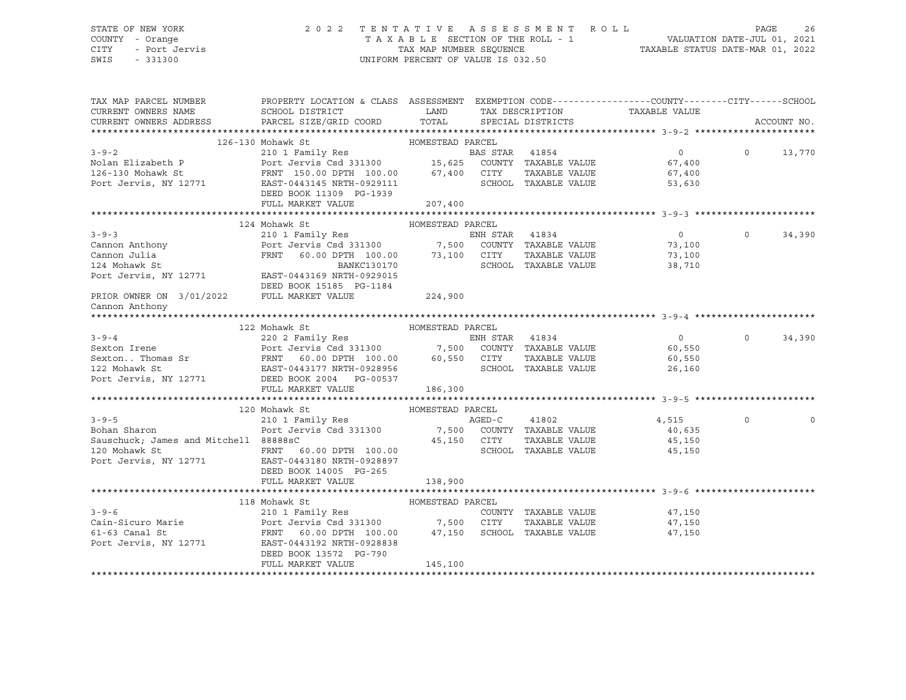STATE OF NEW YORK
COUNTY - Orange
CITY - Port Jervis
SWIS - 331300

2022 TENTATIVE ASSESSMENT ROLL
TAXABLE SECTION OF THE ROLL - 1
TAX MAP NUMBER SEQUENCE
UNIFORM PERCENT OF VALUE IS 032.50

VALUATION DATE-JUL 01, 2021
TAXABLE STATUS DATE-MAR 01, 2022

| TAX MAP PARCEL NUMBER / CURRENT OWNERS NAME / CURRENT OWNERS ADDRESS | PROPERTY LOCATION & CLASS / SCHOOL DISTRICT / PARCEL SIZE/GRID COORD | ASSESSMENT LAND / TOTAL | EXEMPTION CODE / TAX DESCRIPTION / SPECIAL DISTRICTS | COUNTY TAXABLE VALUE | CITY | SCHOOL | ACCOUNT NO. |
|---|---|---|---|---|---|---|---|
| **3-9-2** | 126-130 Mohawk St | HOMESTEAD PARCEL | | | | | |
| Nolan Elizabeth P | 210 1 Family Res | | BAS STAR 41854 | 0 | 0 | 13,770 | |
| 126-130 Mohawk St | Port Jervis Csd 331300 | 15,625 | COUNTY TAXABLE VALUE | 67,400 | | | |
| Port Jervis, NY 12771 | FRNT 150.00 DPTH 100.00 | 67,400 | CITY TAXABLE VALUE | 67,400 | | | |
| | EAST-0443145 NRTH-0929111 | | SCHOOL TAXABLE VALUE | 53,630 | | | |
| | DEED BOOK 11309 PG-1939 | | | | | | |
| | FULL MARKET VALUE | 207,400 | | | | | |
| **3-9-3** | 124 Mohawk St | HOMESTEAD PARCEL | | | | | |
| Cannon Anthony | 210 1 Family Res | | ENH STAR 41834 | 0 | 0 | 34,390 | |
| Cannon Julia | Port Jervis Csd 331300 | 7,500 | COUNTY TAXABLE VALUE | 73,100 | | | |
| 124 Mohawk St | FRNT 60.00 DPTH 100.00 | 73,100 | CITY TAXABLE VALUE | 73,100 | | | |
| Port Jervis, NY 12771 | BANKC130170 | | SCHOOL TAXABLE VALUE | 38,710 | | | |
| | EAST-0443169 NRTH-0929015 | | | | | | |
| | DEED BOOK 15185 PG-1184 | | | | | | |
| PRIOR OWNER ON 3/01/2022 | FULL MARKET VALUE | 224,900 | | | | | |
| Cannon Anthony | | | | | | | |
| **3-9-4** | 122 Mohawk St | HOMESTEAD PARCEL | | | | | |
| Sexton Irene | 220 2 Family Res | | ENH STAR 41834 | 0 | 0 | 34,390 | |
| Sexton.. Thomas Sr | Port Jervis Csd 331300 | 7,500 | COUNTY TAXABLE VALUE | 60,550 | | | |
| 122 Mohawk St | FRNT 60.00 DPTH 100.00 | 60,550 | CITY TAXABLE VALUE | 60,550 | | | |
| Port Jervis, NY 12771 | EAST-0443177 NRTH-0928956 | | SCHOOL TAXABLE VALUE | 26,160 | | | |
| | DEED BOOK 2004 PG-00537 | | | | | | |
| | FULL MARKET VALUE | 186,300 | | | | | |
| **3-9-5** | 120 Mohawk St | HOMESTEAD PARCEL | | | | | |
| Bohan Sharon | 210 1 Family Res | | AGED-C 41802 | 4,515 | 0 | 0 | |
| Sauschuck; James and Mitchell | Port Jervis Csd 331300 | 7,500 | COUNTY TAXABLE VALUE | 40,635 | | | |
| 120 Mohawk St | 88888sC | 45,150 | CITY TAXABLE VALUE | 45,150 | | | |
| Port Jervis, NY 12771 | FRNT 60.00 DPTH 100.00 | | SCHOOL TAXABLE VALUE | 45,150 | | | |
| | EAST-0443180 NRTH-0928897 | | | | | | |
| | DEED BOOK 14005 PG-265 | | | | | | |
| | FULL MARKET VALUE | 138,900 | | | | | |
| **3-9-6** | 118 Mohawk St | HOMESTEAD PARCEL | | | | | |
| Cain-Sicuro Marie | 210 1 Family Res | | COUNTY TAXABLE VALUE | 47,150 | | | |
| 61-63 Canal St | Port Jervis Csd 331300 | 7,500 | CITY TAXABLE VALUE | 47,150 | | | |
| Port Jervis, NY 12771 | FRNT 60.00 DPTH 100.00 | 47,150 | SCHOOL TAXABLE VALUE | 47,150 | | | |
| | EAST-0443192 NRTH-0928838 | | | | | | |
| | DEED BOOK 13572 PG-790 | | | | | | |
| | FULL MARKET VALUE | 145,100 | | | | | |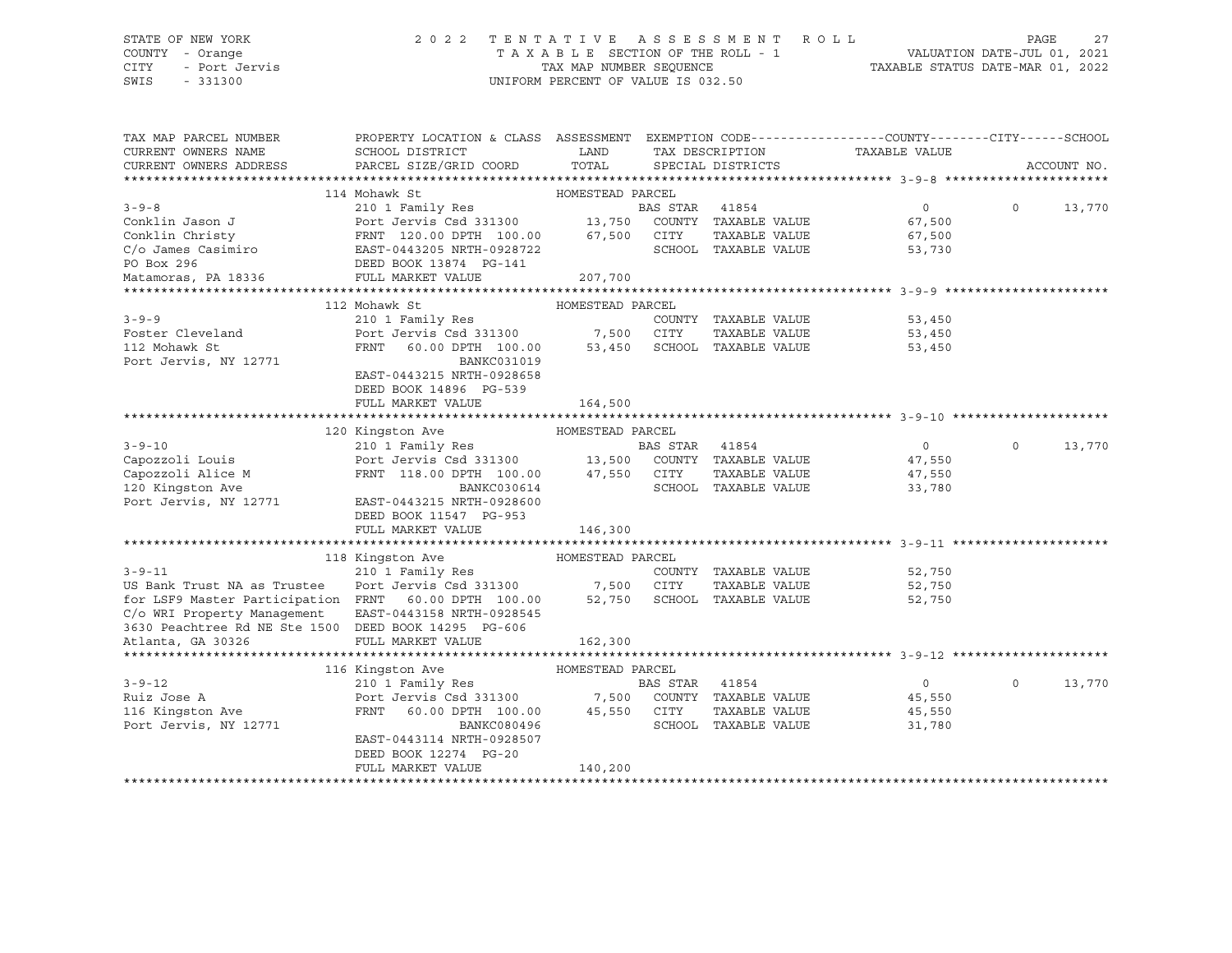STATE OF NEW YORK
COUNTY - Orange
CITY - Port Jervis
SWIS - 331300

2 0 2 2 T E N T A T I V E A S S E S S M E N T R O L L
T A X A B L E SECTION OF THE ROLL - 1
TAX MAP NUMBER SEQUENCE
UNIFORM PERCENT OF VALUE IS 032.50

VALUATION DATE-JUL 01, 2021
TAXABLE STATUS DATE-MAR 01, 2022

| TAX MAP PARCEL NUMBER / CURRENT OWNERS NAME / CURRENT OWNERS ADDRESS | PROPERTY LOCATION & CLASS / SCHOOL DISTRICT / PARCEL SIZE/GRID COORD | ASSESSMENT LAND / TOTAL | EXEMPTION CODE / TAX DESCRIPTION / SPECIAL DISTRICTS | COUNTY / TAXABLE VALUE | CITY | SCHOOL | ACCOUNT NO. |
|---|---|---|---|---|---|---|---|
| **3-9-8** | 114 Mohawk St — HOMESTEAD PARCEL | | | | | | |
| 3-9-8 | 210 1 Family Res | | BAS STAR 41854 | 0 | 0 | 13,770 | |
| Conklin Jason J | Port Jervis Csd 331300 | 13,750 | COUNTY TAXABLE VALUE | 67,500 | | | |
| Conklin Christy | FRNT 120.00 DPTH 100.00 | 67,500 | CITY TAXABLE VALUE | 67,500 | | | |
| C/o James Casimiro | EAST-0443205 NRTH-0928722 | | SCHOOL TAXABLE VALUE | 53,730 | | | |
| PO Box 296 | DEED BOOK 13874 PG-141 | | | | | | |
| Matamoras, PA 18336 | FULL MARKET VALUE | 207,700 | | | | | |
| **3-9-9** | 112 Mohawk St — HOMESTEAD PARCEL | | | | | | |
| 3-9-9 | 210 1 Family Res | | COUNTY TAXABLE VALUE | 53,450 | | | |
| Foster Cleveland | Port Jervis Csd 331300 | 7,500 | CITY TAXABLE VALUE | 53,450 | | | |
| 112 Mohawk St | FRNT 60.00 DPTH 100.00 | 53,450 | SCHOOL TAXABLE VALUE | 53,450 | | | |
| Port Jervis, NY 12771 | BANKC031019 | | | | | | |
| | EAST-0443215 NRTH-0928658 | | | | | | |
| | DEED BOOK 14896 PG-539 | | | | | | |
| | FULL MARKET VALUE | 164,500 | | | | | |
| **3-9-10** | 120 Kingston Ave — HOMESTEAD PARCEL | | | | | | |
| 3-9-10 | 210 1 Family Res | | BAS STAR 41854 | 0 | 0 | 13,770 | |
| Capozzoli Louis | Port Jervis Csd 331300 | 13,500 | COUNTY TAXABLE VALUE | 47,550 | | | |
| Capozzoli Alice M | FRNT 118.00 DPTH 100.00 | 47,550 | CITY TAXABLE VALUE | 47,550 | | | |
| 120 Kingston Ave | BANKC030614 | | SCHOOL TAXABLE VALUE | 33,780 | | | |
| Port Jervis, NY 12771 | EAST-0443215 NRTH-0928600 | | | | | | |
| | DEED BOOK 11547 PG-953 | | | | | | |
| | FULL MARKET VALUE | 146,300 | | | | | |
| **3-9-11** | 118 Kingston Ave — HOMESTEAD PARCEL | | | | | | |
| 3-9-11 | 210 1 Family Res | | COUNTY TAXABLE VALUE | 52,750 | | | |
| US Bank Trust NA as Trustee | Port Jervis Csd 331300 | 7,500 | CITY TAXABLE VALUE | 52,750 | | | |
| for LSF9 Master Participation | FRNT 60.00 DPTH 100.00 | 52,750 | SCHOOL TAXABLE VALUE | 52,750 | | | |
| C/o WRI Property Management | EAST-0443158 NRTH-0928545 | | | | | | |
| 3630 Peachtree Rd NE Ste 1500 | DEED BOOK 14295 PG-606 | | | | | | |
| Atlanta, GA 30326 | FULL MARKET VALUE | 162,300 | | | | | |
| **3-9-12** | 116 Kingston Ave — HOMESTEAD PARCEL | | | | | | |
| 3-9-12 | 210 1 Family Res | | BAS STAR 41854 | 0 | 0 | 13,770 | |
| Ruiz Jose A | Port Jervis Csd 331300 | 7,500 | COUNTY TAXABLE VALUE | 45,550 | | | |
| 116 Kingston Ave | FRNT 60.00 DPTH 100.00 | 45,550 | CITY TAXABLE VALUE | 45,550 | | | |
| Port Jervis, NY 12771 | BANKC080496 | | SCHOOL TAXABLE VALUE | 31,780 | | | |
| | EAST-0443114 NRTH-0928507 | | | | | | |
| | DEED BOOK 12274 PG-20 | | | | | | |
| | FULL MARKET VALUE | 140,200 | | | | | |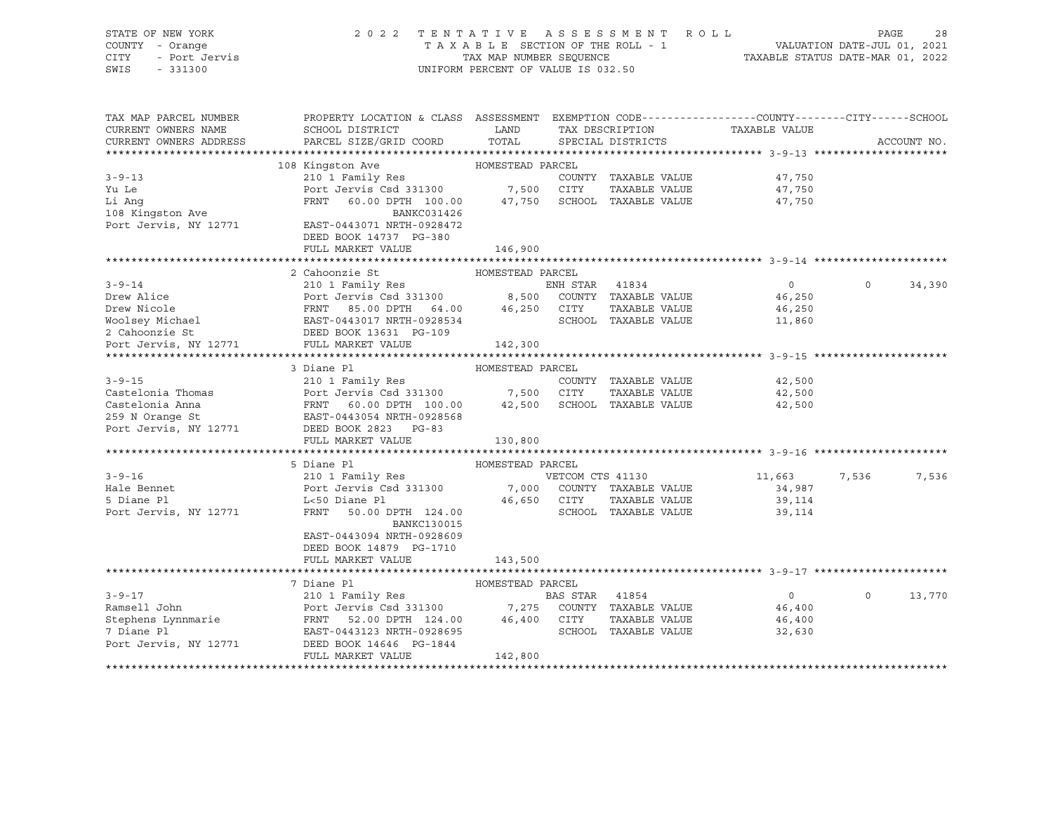STATE OF NEW YORK — 2022 TENTATIVE ASSESSMENT ROLL — PAGE 28
COUNTY - Orange — TAXABLE SECTION OF THE ROLL - 1 — VALUATION DATE-JUL 01, 2021
CITY - Port Jervis — TAX MAP NUMBER SEQUENCE — TAXABLE STATUS DATE-MAR 01, 2022
SWIS - 331300 — UNIFORM PERCENT OF VALUE IS 032.50

| TAX MAP PARCEL NUMBER / CURRENT OWNERS NAME / CURRENT OWNERS ADDRESS | PROPERTY LOCATION & CLASS / SCHOOL DISTRICT / PARCEL SIZE/GRID COORD | ASSESSMENT LAND / TOTAL | EXEMPTION CODE / TAX DESCRIPTION / SPECIAL DISTRICTS | COUNTY | CITY | SCHOOL |
|---|---|---|---|---|---|---|
| **3-9-13** | 108 Kingston Ave — HOMESTEAD PARCEL | | | | | |
| Yu Le | 210 1 Family Res | | COUNTY TAXABLE VALUE | 47,750 | | |
| Li Ang | Port Jervis Csd 331300 | 7,500 | CITY TAXABLE VALUE | | 47,750 | |
| 108 Kingston Ave | FRNT 60.00 DPTH 100.00 | 47,750 | SCHOOL TAXABLE VALUE | | | 47,750 |
| Port Jervis, NY 12771 | BANKC031426 | | | | | |
| | EAST-0443071 NRTH-0928472 | | | | | |
| | DEED BOOK 14737 PG-380 | | | | | |
| | FULL MARKET VALUE | 146,900 | | | | |
| **3-9-14** | 2 Cahoonzie St — HOMESTEAD PARCEL | | | | | |
| Drew Alice | 210 1 Family Res | | ENH STAR 41834 | 0 | 0 | 34,390 |
| Drew Nicole | Port Jervis Csd 331300 | 8,500 | COUNTY TAXABLE VALUE | 46,250 | | |
| Woolsey Michael | FRNT 85.00 DPTH 64.00 | 46,250 | CITY TAXABLE VALUE | | 46,250 | |
| 2 Cahoonzie St | EAST-0443017 NRTH-0928534 | | SCHOOL TAXABLE VALUE | | | 11,860 |
| Port Jervis, NY 12771 | DEED BOOK 13631 PG-109 | | | | | |
| | FULL MARKET VALUE | 142,300 | | | | |
| **3-9-15** | 3 Diane Pl — HOMESTEAD PARCEL | | | | | |
| Castelonia Thomas | 210 1 Family Res | | COUNTY TAXABLE VALUE | 42,500 | | |
| Castelonia Anna | Port Jervis Csd 331300 | 7,500 | CITY TAXABLE VALUE | | 42,500 | |
| 259 N Orange St | FRNT 60.00 DPTH 100.00 | 42,500 | SCHOOL TAXABLE VALUE | | | 42,500 |
| Port Jervis, NY 12771 | EAST-0443054 NRTH-0928568 | | | | | |
| | DEED BOOK 2823 PG-83 | | | | | |
| | FULL MARKET VALUE | 130,800 | | | | |
| **3-9-16** | 5 Diane Pl — HOMESTEAD PARCEL | | | | | |
| Hale Bennet | 210 1 Family Res | | VETCOM CTS 41130 | 11,663 | 7,536 | 7,536 |
| 5 Diane Pl | Port Jervis Csd 331300 | 7,000 | COUNTY TAXABLE VALUE | 34,987 | | |
| Port Jervis, NY 12771 | L<50 Diane Pl | 46,650 | CITY TAXABLE VALUE | | 39,114 | |
| | FRNT 50.00 DPTH 124.00 | | SCHOOL TAXABLE VALUE | | | 39,114 |
| | BANKC130015 | | | | | |
| | EAST-0443094 NRTH-0928609 | | | | | |
| | DEED BOOK 14879 PG-1710 | | | | | |
| | FULL MARKET VALUE | 143,500 | | | | |
| **3-9-17** | 7 Diane Pl — HOMESTEAD PARCEL | | | | | |
| Ramsell John | 210 1 Family Res | | BAS STAR 41854 | 0 | 0 | 13,770 |
| Stephens Lynnmarie | Port Jervis Csd 331300 | 7,275 | COUNTY TAXABLE VALUE | 46,400 | | |
| 7 Diane Pl | FRNT 52.00 DPTH 124.00 | 46,400 | CITY TAXABLE VALUE | | 46,400 | |
| Port Jervis, NY 12771 | EAST-0443123 NRTH-0928695 | | SCHOOL TAXABLE VALUE | | | 32,630 |
| | DEED BOOK 14646 PG-1844 | | | | | |
| | FULL MARKET VALUE | 142,800 | | | | |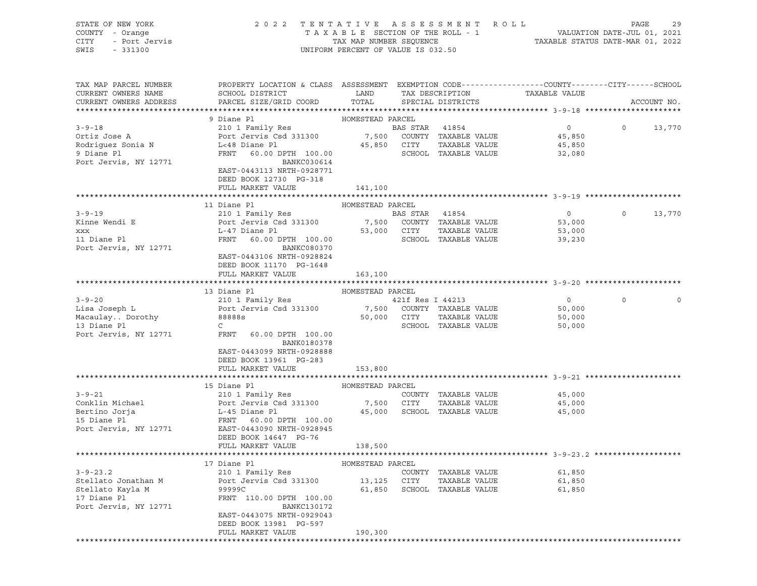STATE OF NEW YORK
COUNTY - Orange
CITY - Port Jervis
SWIS - 331300

2 0 2 2 TENTATIVE ASSESSMENT ROLL
TAXABLE SECTION OF THE ROLL - 1
TAX MAP NUMBER SEQUENCE
UNIFORM PERCENT OF VALUE IS 032.50

VALUATION DATE-JUL 01, 2021
TAXABLE STATUS DATE-MAR 01, 2022

| TAX MAP PARCEL NUMBER / CURRENT OWNERS NAME / CURRENT OWNERS ADDRESS | PROPERTY LOCATION & CLASS / SCHOOL DISTRICT / PARCEL SIZE/GRID COORD | ASSESSMENT LAND / TOTAL | EXEMPTION CODE / TAX DESCRIPTION / SPECIAL DISTRICTS | COUNTY TAXABLE VALUE | CITY | SCHOOL / ACCOUNT NO. |
|---|---|---|---|---|---|---|
| **3-9-18** | 9 Diane Pl | HOMESTEAD PARCEL | | | | |
| 3-9-18 | 210 1 Family Res | | BAS STAR 41854 | 0 | 0 | 13,770 |
| Ortiz Jose A | Port Jervis Csd 331300 | 7,500 | COUNTY TAXABLE VALUE | 45,850 | | |
| Rodriguez Sonia N | L<48 Diane Pl | 45,850 | CITY TAXABLE VALUE | 45,850 | | |
| 9 Diane Pl | FRNT 60.00 DPTH 100.00 | | SCHOOL TAXABLE VALUE | 32,080 | | |
| Port Jervis, NY 12771 | BANKC030614 | | | | | |
| | EAST-0443113 NRTH-0928771 | | | | | |
| | DEED BOOK 12730 PG-318 | | | | | |
| | FULL MARKET VALUE | 141,100 | | | | |
| **3-9-19** | 11 Diane Pl | HOMESTEAD PARCEL | | | | |
| 3-9-19 | 210 1 Family Res | | BAS STAR 41854 | 0 | 0 | 13,770 |
| Kinne Wendi E | Port Jervis Csd 331300 | 7,500 | COUNTY TAXABLE VALUE | 53,000 | | |
| xxx | L-47 Diane Pl | 53,000 | CITY TAXABLE VALUE | 53,000 | | |
| 11 Diane Pl | FRNT 60.00 DPTH 100.00 | | SCHOOL TAXABLE VALUE | 39,230 | | |
| Port Jervis, NY 12771 | BANKC080370 | | | | | |
| | EAST-0443106 NRTH-0928824 | | | | | |
| | DEED BOOK 11170 PG-1648 | | | | | |
| | FULL MARKET VALUE | 163,100 | | | | |
| **3-9-20** | 13 Diane Pl | HOMESTEAD PARCEL | | | | |
| 3-9-20 | 210 1 Family Res | | 421f Res I 44213 | 0 | 0 | 0 |
| Lisa Joseph L | Port Jervis Csd 331300 | 7,500 | COUNTY TAXABLE VALUE | 50,000 | | |
| Macaulay.. Dorothy | 88888s | 50,000 | CITY TAXABLE VALUE | 50,000 | | |
| 13 Diane Pl | C | | SCHOOL TAXABLE VALUE | 50,000 | | |
| Port Jervis, NY 12771 | FRNT 60.00 DPTH 100.00 | | | | | |
| | BANK0180378 | | | | | |
| | EAST-0443099 NRTH-0928888 | | | | | |
| | DEED BOOK 13961 PG-283 | | | | | |
| | FULL MARKET VALUE | 153,800 | | | | |
| **3-9-21** | 15 Diane Pl | HOMESTEAD PARCEL | | | | |
| 3-9-21 | 210 1 Family Res | | COUNTY TAXABLE VALUE | 45,000 | | |
| Conklin Michael | Port Jervis Csd 331300 | 7,500 | CITY TAXABLE VALUE | 45,000 | | |
| Bertino Jorja | L-45 Diane Pl | 45,000 | SCHOOL TAXABLE VALUE | 45,000 | | |
| 15 Diane Pl | FRNT 60.00 DPTH 100.00 | | | | | |
| Port Jervis, NY 12771 | EAST-0443090 NRTH-0928945 | | | | | |
| | DEED BOOK 14647 PG-76 | | | | | |
| | FULL MARKET VALUE | 138,500 | | | | |
| **3-9-23.2** | 17 Diane Pl | HOMESTEAD PARCEL | | | | |
| 3-9-23.2 | 210 1 Family Res | | COUNTY TAXABLE VALUE | 61,850 | | |
| Stellato Jonathan M | Port Jervis Csd 331300 | 13,125 | CITY TAXABLE VALUE | 61,850 | | |
| Stellato Kayla M | 99999C | 61,850 | SCHOOL TAXABLE VALUE | 61,850 | | |
| 17 Diane Pl | FRNT 110.00 DPTH 100.00 | | | | | |
| Port Jervis, NY 12771 | BANKC130172 | | | | | |
| | EAST-0443075 NRTH-0929043 | | | | | |
| | DEED BOOK 13981 PG-597 | | | | | |
| | FULL MARKET VALUE | 190,300 | | | | |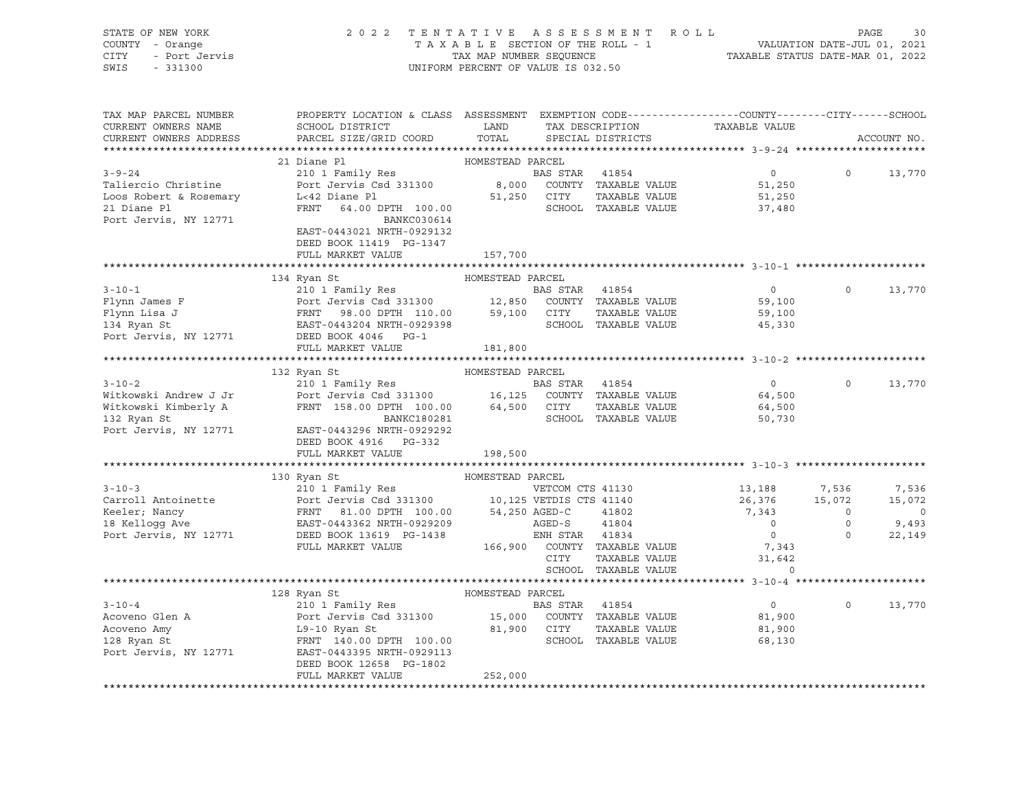STATE OF NEW YORK 2022 TENTATIVE ASSESSMENT ROLL
COUNTY - Orange TAXABLE SECTION OF THE ROLL - 1 VALUATION DATE-JUL 01, 2021
CITY - Port Jervis TAX MAP NUMBER SEQUENCE TAXABLE STATUS DATE-MAR 01, 2022
SWIS - 331300 UNIFORM PERCENT OF VALUE IS 032.50

| TAX MAP PARCEL NUMBER / CURRENT OWNERS NAME / CURRENT OWNERS ADDRESS | PROPERTY LOCATION & CLASS / SCHOOL DISTRICT / PARCEL SIZE/GRID COORD | ASSESSMENT LAND / TOTAL | EXEMPTION CODE / TAX DESCRIPTION / SPECIAL DISTRICTS | COUNTY TAXABLE VALUE | CITY | SCHOOL |
|---|---|---|---|---|---|---|
| **3-9-24** | 21 Diane Pl | HOMESTEAD PARCEL | | | | |
| | 210 1 Family Res | | BAS STAR 41854 | 0 | 0 | 13,770 |
| Taliercio Christine | Port Jervis Csd 331300 | 8,000 | COUNTY TAXABLE VALUE | 51,250 | | |
| Loos Robert & Rosemary | L<42 Diane Pl | 51,250 | CITY TAXABLE VALUE | 51,250 | | |
| 21 Diane Pl | FRNT 64.00 DPTH 100.00 | | SCHOOL TAXABLE VALUE | 37,480 | | |
| Port Jervis, NY 12771 | BANKC030614 | | | | | |
| | EAST-0443021 NRTH-0929132 | | | | | |
| | DEED BOOK 11419 PG-1347 | | | | | |
| | FULL MARKET VALUE | 157,700 | | | | |
| **3-10-1** | 134 Ryan St | HOMESTEAD PARCEL | | | | |
| | 210 1 Family Res | | BAS STAR 41854 | 0 | 0 | 13,770 |
| Flynn James F | Port Jervis Csd 331300 | 12,850 | COUNTY TAXABLE VALUE | 59,100 | | |
| Flynn Lisa J | FRNT 98.00 DPTH 110.00 | 59,100 | CITY TAXABLE VALUE | 59,100 | | |
| 134 Ryan St | EAST-0443204 NRTH-0929398 | | SCHOOL TAXABLE VALUE | 45,330 | | |
| Port Jervis, NY 12771 | DEED BOOK 4046 PG-1 | | | | | |
| | FULL MARKET VALUE | 181,800 | | | | |
| **3-10-2** | 132 Ryan St | HOMESTEAD PARCEL | | | | |
| | 210 1 Family Res | | BAS STAR 41854 | 0 | 0 | 13,770 |
| Witkowski Andrew J Jr | Port Jervis Csd 331300 | 16,125 | COUNTY TAXABLE VALUE | 64,500 | | |
| Witkowski Kimberly A | FRNT 158.00 DPTH 100.00 | 64,500 | CITY TAXABLE VALUE | 64,500 | | |
| 132 Ryan St | BANKC180281 | | SCHOOL TAXABLE VALUE | 50,730 | | |
| Port Jervis, NY 12771 | EAST-0443296 NRTH-0929292 | | | | | |
| | DEED BOOK 4916 PG-332 | | | | | |
| | FULL MARKET VALUE | 198,500 | | | | |
| **3-10-3** | 130 Ryan St | HOMESTEAD PARCEL | | | | |
| | 210 1 Family Res | | VETCOM CTS 41130 | 13,188 | 7,536 | 7,536 |
| Carroll Antoinette | Port Jervis Csd 331300 | 10,125 | VETDIS CTS 41140 | 26,376 | 15,072 | 15,072 |
| Keeler; Nancy | FRNT 81.00 DPTH 100.00 | 54,250 | AGED-C 41802 | 7,343 | 0 | 0 |
| 18 Kellogg Ave | EAST-0443362 NRTH-0929209 | | AGED-S 41804 | 0 | 0 | 9,493 |
| Port Jervis, NY 12771 | DEED BOOK 13619 PG-1438 | | ENH STAR 41834 | 0 | 0 | 22,149 |
| | FULL MARKET VALUE | 166,900 | COUNTY TAXABLE VALUE | 7,343 | | |
| | | | CITY TAXABLE VALUE | 31,642 | | |
| | | | SCHOOL TAXABLE VALUE | 0 | | |
| **3-10-4** | 128 Ryan St | HOMESTEAD PARCEL | | | | |
| | 210 1 Family Res | | BAS STAR 41854 | 0 | 0 | 13,770 |
| Acoveno Glen A | Port Jervis Csd 331300 | 15,000 | COUNTY TAXABLE VALUE | 81,900 | | |
| Acoveno Amy | L9-10 Ryan St | 81,900 | CITY TAXABLE VALUE | 81,900 | | |
| 128 Ryan St | FRNT 140.00 DPTH 100.00 | | SCHOOL TAXABLE VALUE | 68,130 | | |
| Port Jervis, NY 12771 | EAST-0443395 NRTH-0929113 | | | | | |
| | DEED BOOK 12658 PG-1802 | | | | | |
| | FULL MARKET VALUE | 252,000 | | | | |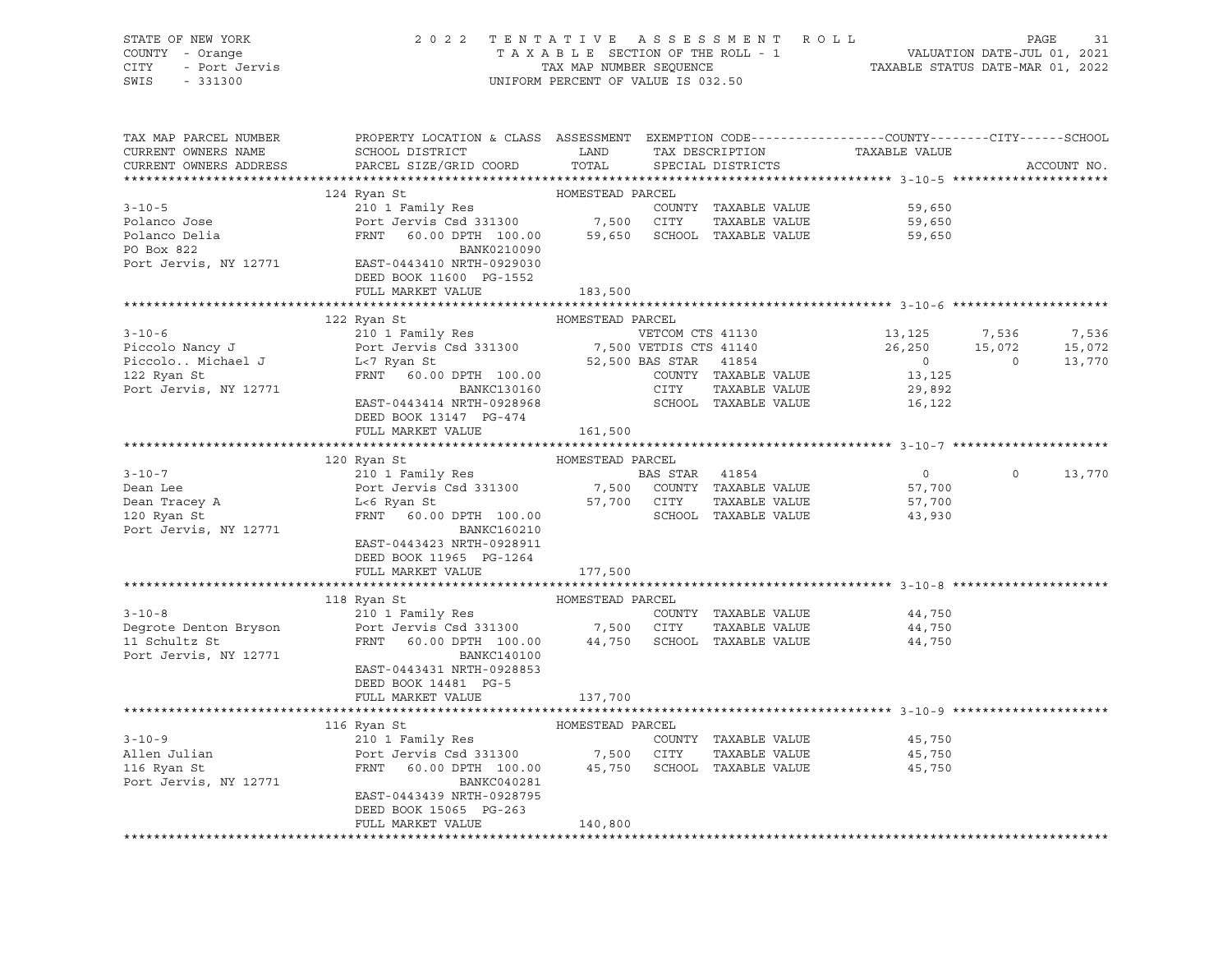STATE OF NEW YORK
COUNTY - Orange
CITY - Port Jervis
SWIS - 331300

2 0 2 2 T E N T A T I V E A S S E S S M E N T R O L L
T A X A B L E SECTION OF THE ROLL - 1
TAX MAP NUMBER SEQUENCE
UNIFORM PERCENT OF VALUE IS 032.50

VALUATION DATE-JUL 01, 2021
TAXABLE STATUS DATE-MAR 01, 2022

| TAX MAP PARCEL NUMBER / CURRENT OWNERS NAME / CURRENT OWNERS ADDRESS | PROPERTY LOCATION & CLASS / SCHOOL DISTRICT / PARCEL SIZE/GRID COORD | ASSESSMENT LAND / TOTAL | EXEMPTION CODE / TAX DESCRIPTION / SPECIAL DISTRICTS | COUNTY TAXABLE VALUE | CITY | SCHOOL | ACCOUNT NO. |
|---|---|---|---|---|---|---|---|
| **3-10-5** | 124 Ryan St | HOMESTEAD PARCEL | | | | | |
| 3-10-5 | 210 1 Family Res | | COUNTY TAXABLE VALUE | 59,650 | | | |
| Polanco Jose | Port Jervis Csd 331300 | 7,500 | CITY TAXABLE VALUE | 59,650 | | | |
| Polanco Delia | FRNT 60.00 DPTH 100.00 | 59,650 | SCHOOL TAXABLE VALUE | 59,650 | | | |
| PO Box 822 | BANK0210090 | | | | | | |
| Port Jervis, NY 12771 | EAST-0443410 NRTH-0929030 | | | | | | |
| | DEED BOOK 11600 PG-1552 | | | | | | |
| | FULL MARKET VALUE | 183,500 | | | | | |
| **3-10-6** | 122 Ryan St | HOMESTEAD PARCEL | | | | | |
| 3-10-6 | 210 1 Family Res | | VETCOM CTS 41130 | 13,125 | 7,536 | 7,536 | |
| Piccolo Nancy J | Port Jervis Csd 331300 | 7,500 | VETDIS CTS 41140 | 26,250 | 15,072 | 15,072 | |
| Piccolo.. Michael J | L<7 Ryan St | 52,500 | BAS STAR 41854 | 0 | 0 | 13,770 | |
| 122 Ryan St | FRNT 60.00 DPTH 100.00 | | COUNTY TAXABLE VALUE | 13,125 | | | |
| Port Jervis, NY 12771 | BANKC130160 | | CITY TAXABLE VALUE | 29,892 | | | |
| | EAST-0443414 NRTH-0928968 | | SCHOOL TAXABLE VALUE | 16,122 | | | |
| | DEED BOOK 13147 PG-474 | | | | | | |
| | FULL MARKET VALUE | 161,500 | | | | | |
| **3-10-7** | 120 Ryan St | HOMESTEAD PARCEL | | | | | |
| 3-10-7 | 210 1 Family Res | | BAS STAR 41854 | 0 | 0 | 13,770 | |
| Dean Lee | Port Jervis Csd 331300 | 7,500 | COUNTY TAXABLE VALUE | 57,700 | | | |
| Dean Tracey A | L<6 Ryan St | 57,700 | CITY TAXABLE VALUE | 57,700 | | | |
| 120 Ryan St | FRNT 60.00 DPTH 100.00 | | SCHOOL TAXABLE VALUE | 43,930 | | | |
| Port Jervis, NY 12771 | BANKC160210 | | | | | | |
| | EAST-0443423 NRTH-0928911 | | | | | | |
| | DEED BOOK 11965 PG-1264 | | | | | | |
| | FULL MARKET VALUE | 177,500 | | | | | |
| **3-10-8** | 118 Ryan St | HOMESTEAD PARCEL | | | | | |
| 3-10-8 | 210 1 Family Res | | COUNTY TAXABLE VALUE | 44,750 | | | |
| Degrote Denton Bryson | Port Jervis Csd 331300 | 7,500 | CITY TAXABLE VALUE | 44,750 | | | |
| 11 Schultz St | FRNT 60.00 DPTH 100.00 | 44,750 | SCHOOL TAXABLE VALUE | 44,750 | | | |
| Port Jervis, NY 12771 | BANKC140100 | | | | | | |
| | EAST-0443431 NRTH-0928853 | | | | | | |
| | DEED BOOK 14481 PG-5 | | | | | | |
| | FULL MARKET VALUE | 137,700 | | | | | |
| **3-10-9** | 116 Ryan St | HOMESTEAD PARCEL | | | | | |
| 3-10-9 | 210 1 Family Res | | COUNTY TAXABLE VALUE | 45,750 | | | |
| Allen Julian | Port Jervis Csd 331300 | 7,500 | CITY TAXABLE VALUE | 45,750 | | | |
| 116 Ryan St | FRNT 60.00 DPTH 100.00 | 45,750 | SCHOOL TAXABLE VALUE | 45,750 | | | |
| Port Jervis, NY 12771 | BANKC040281 | | | | | | |
| | EAST-0443439 NRTH-0928795 | | | | | | |
| | DEED BOOK 15065 PG-263 | | | | | | |
| | FULL MARKET VALUE | 140,800 | | | | | |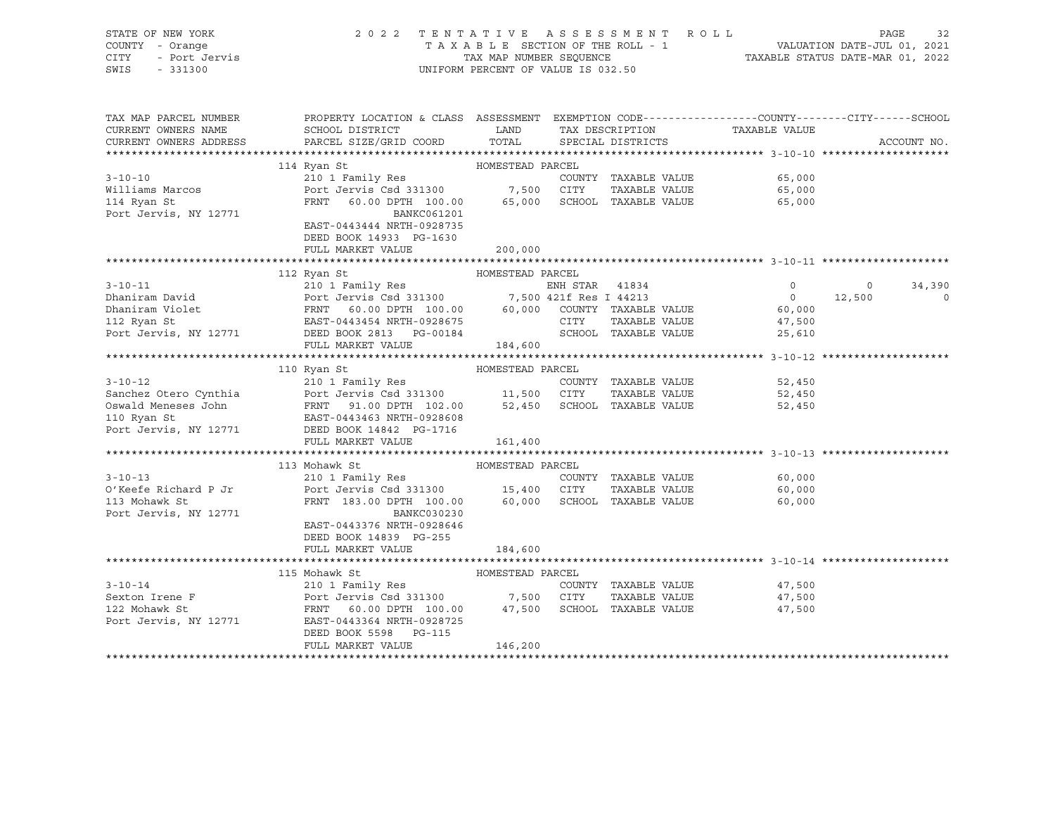STATE OF NEW YORK — COUNTY - Orange — CITY - Port Jervis — SWIS - 331300

2022 TENTATIVE ASSESSMENT ROLL
TAXABLE SECTION OF THE ROLL - 1
TAX MAP NUMBER SEQUENCE
UNIFORM PERCENT OF VALUE IS 032.50

VALUATION DATE-JUL 01, 2021
TAXABLE STATUS DATE-MAR 01, 2022

| TAX MAP PARCEL NUMBER / CURRENT OWNERS NAME / CURRENT OWNERS ADDRESS | PROPERTY LOCATION & CLASS / SCHOOL DISTRICT / PARCEL SIZE/GRID COORD | ASSESSMENT LAND / TOTAL | EXEMPTION CODE / TAX DESCRIPTION / SPECIAL DISTRICTS | COUNTY | CITY | SCHOOL | ACCOUNT NO. |
|---|---|---|---|---|---|---|---|
| **3-10-10** | 114 Ryan St — HOMESTEAD PARCEL | | | | | | |
| Williams Marcos | 210 1 Family Res | | COUNTY TAXABLE VALUE | 65,000 | | | |
| 114 Ryan St | Port Jervis Csd 331300 | 7,500 | CITY TAXABLE VALUE | 65,000 | | | |
| Port Jervis, NY 12771 | FRNT 60.00 DPTH 100.00 | 65,000 | SCHOOL TAXABLE VALUE | 65,000 | | | |
| | BANKC061201 | | | | | | |
| | EAST-0443444 NRTH-0928735 | | | | | | |
| | DEED BOOK 14933 PG-1630 | | | | | | |
| | FULL MARKET VALUE | 200,000 | | | | | |
| **3-10-11** | 112 Ryan St — HOMESTEAD PARCEL | | | | | | |
| Dhaniram David | 210 1 Family Res | | ENH STAR 41834 | 0 | 0 | 34,390 | |
| Dhaniram Violet | Port Jervis Csd 331300 | 7,500 | 421f Res I 44213 | 0 | 12,500 | 0 | |
| 112 Ryan St | FRNT 60.00 DPTH 100.00 | 60,000 | COUNTY TAXABLE VALUE | 60,000 | | | |
| Port Jervis, NY 12771 | EAST-0443454 NRTH-0928675 | | CITY TAXABLE VALUE | 47,500 | | | |
| | DEED BOOK 2813 PG-00184 | | SCHOOL TAXABLE VALUE | 25,610 | | | |
| | FULL MARKET VALUE | 184,600 | | | | | |
| **3-10-12** | 110 Ryan St — HOMESTEAD PARCEL | | | | | | |
| Sanchez Otero Cynthia | 210 1 Family Res | | COUNTY TAXABLE VALUE | 52,450 | | | |
| Oswald Meneses John | Port Jervis Csd 331300 | 11,500 | CITY TAXABLE VALUE | 52,450 | | | |
| 110 Ryan St | FRNT 91.00 DPTH 102.00 | 52,450 | SCHOOL TAXABLE VALUE | 52,450 | | | |
| Port Jervis, NY 12771 | EAST-0443463 NRTH-0928608 | | | | | | |
| | DEED BOOK 14842 PG-1716 | | | | | | |
| | FULL MARKET VALUE | 161,400 | | | | | |
| **3-10-13** | 113 Mohawk St — HOMESTEAD PARCEL | | | | | | |
| O'Keefe Richard P Jr | 210 1 Family Res | | COUNTY TAXABLE VALUE | 60,000 | | | |
| 113 Mohawk St | Port Jervis Csd 331300 | 15,400 | CITY TAXABLE VALUE | 60,000 | | | |
| Port Jervis, NY 12771 | FRNT 183.00 DPTH 100.00 | 60,000 | SCHOOL TAXABLE VALUE | 60,000 | | | |
| | BANKC030230 | | | | | | |
| | EAST-0443376 NRTH-0928646 | | | | | | |
| | DEED BOOK 14839 PG-255 | | | | | | |
| | FULL MARKET VALUE | 184,600 | | | | | |
| **3-10-14** | 115 Mohawk St — HOMESTEAD PARCEL | | | | | | |
| Sexton Irene F | 210 1 Family Res | | COUNTY TAXABLE VALUE | 47,500 | | | |
| 122 Mohawk St | Port Jervis Csd 331300 | 7,500 | CITY TAXABLE VALUE | 47,500 | | | |
| Port Jervis, NY 12771 | FRNT 60.00 DPTH 100.00 | 47,500 | SCHOOL TAXABLE VALUE | 47,500 | | | |
| | EAST-0443364 NRTH-0928725 | | | | | | |
| | DEED BOOK 5598 PG-115 | | | | | | |
| | FULL MARKET VALUE | 146,200 | | | | | |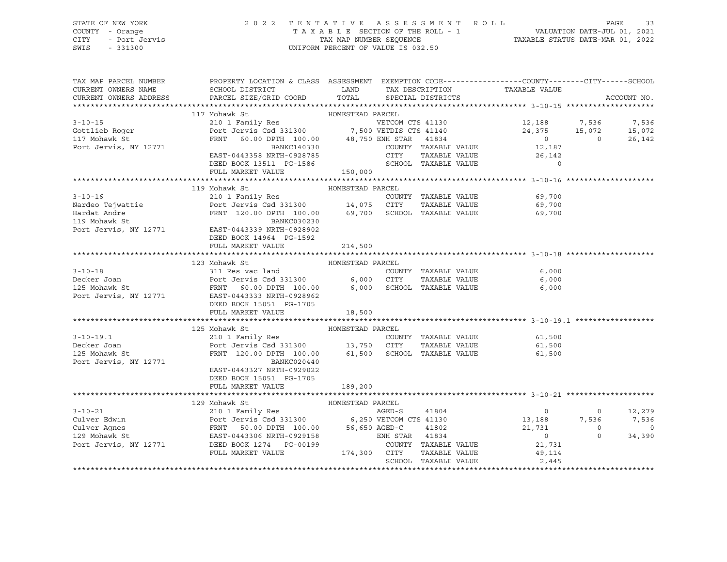STATE OF NEW YORK — 2022 TENTATIVE ASSESSMENT ROLL
COUNTY - Orange — TAXABLE SECTION OF THE ROLL - 1 — VALUATION DATE-JUL 01, 2021
CITY - Port Jervis — TAX MAP NUMBER SEQUENCE — TAXABLE STATUS DATE-MAR 01, 2022
SWIS - 331300 — UNIFORM PERCENT OF VALUE IS 032.50

| TAX MAP PARCEL NUMBER / CURRENT OWNERS NAME / CURRENT OWNERS ADDRESS | PROPERTY LOCATION & CLASS / SCHOOL DISTRICT / PARCEL SIZE/GRID COORD | ASSESSMENT LAND | ASSESSMENT TOTAL | EXEMPTION CODE / TAX DESCRIPTION / SPECIAL DISTRICTS | COUNTY TAXABLE VALUE | CITY | SCHOOL | ACCOUNT NO. |
|---|---|---|---|---|---|---|---|---|
| **3-10-15** | 117 Mohawk St | HOMESTEAD PARCEL | | | | | | |
| 3-10-15 | 210 1 Family Res | | | VETCOM CTS 41130 | 12,188 | 7,536 | 7,536 | |
| Gottlieb Roger | Port Jervis Csd 331300 | 7,500 | | VETDIS CTS 41140 | 24,375 | 15,072 | 15,072 | |
| 117 Mohawk St | FRNT 60.00 DPTH 100.00 | | 48,750 | ENH STAR 41834 | 0 | 0 | 26,142 | |
| Port Jervis, NY 12771 | BANKC140330 | | | COUNTY TAXABLE VALUE | 12,187 | | | |
| | EAST-0443358 NRTH-0928785 | | | CITY TAXABLE VALUE | 26,142 | | | |
| | DEED BOOK 13511 PG-1586 | | | SCHOOL TAXABLE VALUE | 0 | | | |
| | FULL MARKET VALUE | | 150,000 | | | | | |
| **3-10-16** | 119 Mohawk St | HOMESTEAD PARCEL | | | | | | |
| 3-10-16 | 210 1 Family Res | | | COUNTY TAXABLE VALUE | 69,700 | | | |
| Nardeo Tejwattie | Port Jervis Csd 331300 | 14,075 | | CITY TAXABLE VALUE | 69,700 | | | |
| Hardat Andre | FRNT 120.00 DPTH 100.00 | | 69,700 | SCHOOL TAXABLE VALUE | 69,700 | | | |
| 119 Mohawk St | BANKC030230 | | | | | | | |
| Port Jervis, NY 12771 | EAST-0443339 NRTH-0928902 | | | | | | | |
| | DEED BOOK 14964 PG-1592 | | | | | | | |
| | FULL MARKET VALUE | | 214,500 | | | | | |
| **3-10-18** | 123 Mohawk St | HOMESTEAD PARCEL | | | | | | |
| 3-10-18 | 311 Res vac land | | | COUNTY TAXABLE VALUE | 6,000 | | | |
| Decker Joan | Port Jervis Csd 331300 | 6,000 | | CITY TAXABLE VALUE | 6,000 | | | |
| 125 Mohawk St | FRNT 60.00 DPTH 100.00 | | 6,000 | SCHOOL TAXABLE VALUE | 6,000 | | | |
| Port Jervis, NY 12771 | EAST-0443333 NRTH-0928962 | | | | | | | |
| | DEED BOOK 15051 PG-1705 | | | | | | | |
| | FULL MARKET VALUE | | 18,500 | | | | | |
| **3-10-19.1** | 125 Mohawk St | HOMESTEAD PARCEL | | | | | | |
| 3-10-19.1 | 210 1 Family Res | | | COUNTY TAXABLE VALUE | 61,500 | | | |
| Decker Joan | Port Jervis Csd 331300 | 13,750 | | CITY TAXABLE VALUE | 61,500 | | | |
| 125 Mohawk St | FRNT 120.00 DPTH 100.00 | | 61,500 | SCHOOL TAXABLE VALUE | 61,500 | | | |
| Port Jervis, NY 12771 | BANKC020440 | | | | | | | |
| | EAST-0443327 NRTH-0929022 | | | | | | | |
| | DEED BOOK 15051 PG-1705 | | | | | | | |
| | FULL MARKET VALUE | | 189,200 | | | | | |
| **3-10-21** | 129 Mohawk St | HOMESTEAD PARCEL | | | | | | |
| 3-10-21 | 210 1 Family Res | | | AGED-S 41804 | 0 | 0 | 12,279 | |
| Culver Edwin | Port Jervis Csd 331300 | 6,250 | | VETCOM CTS 41130 | 13,188 | 7,536 | 7,536 | |
| Culver Agnes | FRNT 50.00 DPTH 100.00 | | 56,650 | AGED-C 41802 | 21,731 | 0 | 0 | |
| 129 Mohawk St | EAST-0443306 NRTH-0929158 | | | ENH STAR 41834 | 0 | 0 | 34,390 | |
| Port Jervis, NY 12771 | DEED BOOK 1274 PG-00199 | | | COUNTY TAXABLE VALUE | 21,731 | | | |
| | FULL MARKET VALUE | | 174,300 | CITY TAXABLE VALUE | 49,114 | | | |
| | | | | SCHOOL TAXABLE VALUE | 2,445 | | | |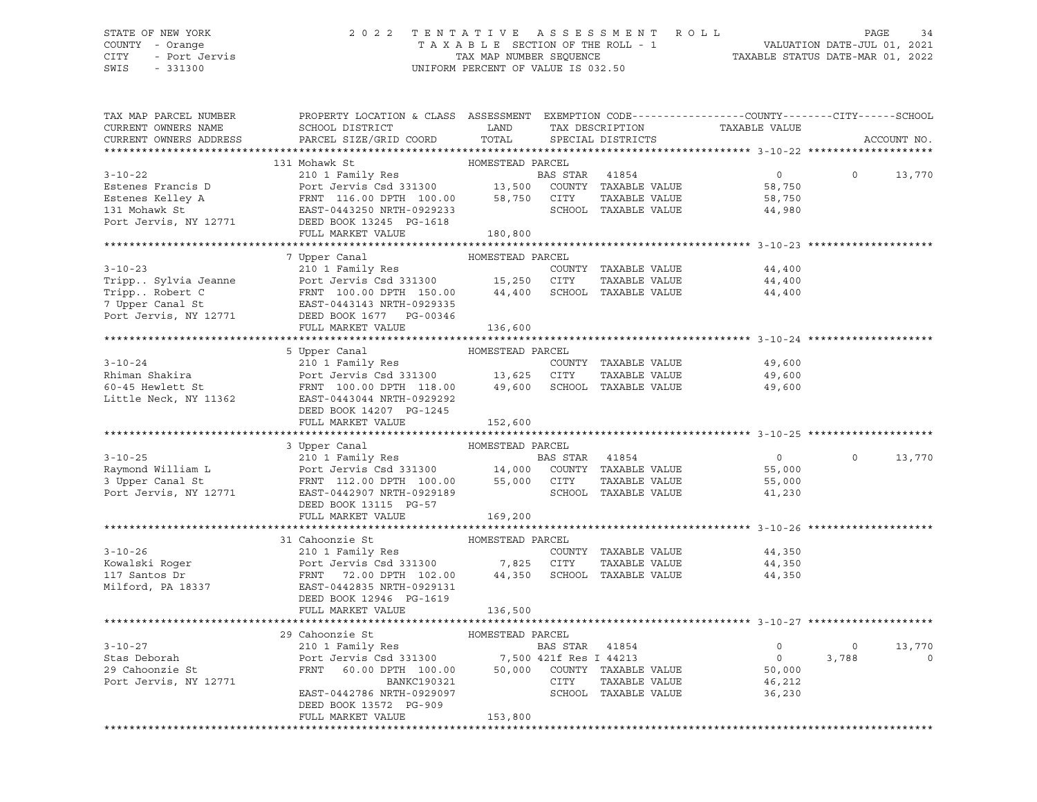STATE OF NEW YORK — COUNTY - Orange — CITY - Port Jervis — SWIS - 331300

2022 TENTATIVE ASSESSMENT ROLL
TAXABLE SECTION OF THE ROLL - 1
TAX MAP NUMBER SEQUENCE
UNIFORM PERCENT OF VALUE IS 032.50

VALUATION DATE-JUL 01, 2021
TAXABLE STATUS DATE-MAR 01, 2022

| TAX MAP PARCEL NUMBER / CURRENT OWNERS NAME / CURRENT OWNERS ADDRESS | PROPERTY LOCATION & CLASS / SCHOOL DISTRICT / PARCEL SIZE/GRID COORD | ASSESSMENT LAND / TOTAL | EXEMPTION CODE / TAX DESCRIPTION / SPECIAL DISTRICTS | COUNTY TAXABLE VALUE | CITY | SCHOOL |
|---|---|---|---|---|---|---|
| **3-10-22** | 131 Mohawk St | HOMESTEAD PARCEL | | | | |
| Estenes Francis D | 210 1 Family Res | | BAS STAR 41854 | 0 | 0 | 13,770 |
| Estenes Kelley A | Port Jervis Csd 331300 | 13,500 | COUNTY TAXABLE VALUE | 58,750 | | |
| 131 Mohawk St | FRNT 116.00 DPTH 100.00 | 58,750 | CITY TAXABLE VALUE | 58,750 | | |
| Port Jervis, NY 12771 | EAST-0443250 NRTH-0929233 | | SCHOOL TAXABLE VALUE | 44,980 | | |
| | DEED BOOK 13245 PG-1618 | | | | | |
| | FULL MARKET VALUE | 180,800 | | | | |
| **3-10-23** | 7 Upper Canal | HOMESTEAD PARCEL | | | | |
| Tripp.. Sylvia Jeanne | 210 1 Family Res | | COUNTY TAXABLE VALUE | 44,400 | | |
| Tripp.. Robert C | Port Jervis Csd 331300 | 15,250 | CITY TAXABLE VALUE | 44,400 | | |
| 7 Upper Canal St | FRNT 100.00 DPTH 150.00 | 44,400 | SCHOOL TAXABLE VALUE | 44,400 | | |
| Port Jervis, NY 12771 | EAST-0443143 NRTH-0929335 | | | | | |
| | DEED BOOK 1677 PG-00346 | | | | | |
| | FULL MARKET VALUE | 136,600 | | | | |
| **3-10-24** | 5 Upper Canal | HOMESTEAD PARCEL | | | | |
| Rhiman Shakira | 210 1 Family Res | | COUNTY TAXABLE VALUE | 49,600 | | |
| 60-45 Hewlett St | Port Jervis Csd 331300 | 13,625 | CITY TAXABLE VALUE | 49,600 | | |
| Little Neck, NY 11362 | FRNT 100.00 DPTH 118.00 | 49,600 | SCHOOL TAXABLE VALUE | 49,600 | | |
| | EAST-0443044 NRTH-0929292 | | | | | |
| | DEED BOOK 14207 PG-1245 | | | | | |
| | FULL MARKET VALUE | 152,600 | | | | |
| **3-10-25** | 3 Upper Canal | HOMESTEAD PARCEL | | | | |
| Raymond William L | 210 1 Family Res | | BAS STAR 41854 | 0 | 0 | 13,770 |
| 3 Upper Canal St | Port Jervis Csd 331300 | 14,000 | COUNTY TAXABLE VALUE | 55,000 | | |
| Port Jervis, NY 12771 | FRNT 112.00 DPTH 100.00 | 55,000 | CITY TAXABLE VALUE | 55,000 | | |
| | EAST-0442907 NRTH-0929189 | | SCHOOL TAXABLE VALUE | 41,230 | | |
| | DEED BOOK 13115 PG-57 | | | | | |
| | FULL MARKET VALUE | 169,200 | | | | |
| **3-10-26** | 31 Cahoonzie St | HOMESTEAD PARCEL | | | | |
| Kowalski Roger | 210 1 Family Res | | COUNTY TAXABLE VALUE | 44,350 | | |
| 117 Santos Dr | Port Jervis Csd 331300 | 7,825 | CITY TAXABLE VALUE | 44,350 | | |
| Milford, PA 18337 | FRNT 72.00 DPTH 102.00 | 44,350 | SCHOOL TAXABLE VALUE | 44,350 | | |
| | EAST-0442835 NRTH-0929131 | | | | | |
| | DEED BOOK 12946 PG-1619 | | | | | |
| | FULL MARKET VALUE | 136,500 | | | | |
| **3-10-27** | 29 Cahoonzie St | HOMESTEAD PARCEL | | | | |
| Stas Deborah | 210 1 Family Res | | BAS STAR 41854 | 0 | 0 | 13,770 |
| 29 Cahoonzie St | Port Jervis Csd 331300 | 7,500 | 421f Res I 44213 | 0 | 3,788 | 0 |
| Port Jervis, NY 12771 | FRNT 60.00 DPTH 100.00 | 50,000 | COUNTY TAXABLE VALUE | 50,000 | | |
| | BANKC190321 | | CITY TAXABLE VALUE | 46,212 | | |
| | EAST-0442786 NRTH-0929097 | | SCHOOL TAXABLE VALUE | 36,230 | | |
| | DEED BOOK 13572 PG-909 | | | | | |
| | FULL MARKET VALUE | 153,800 | | | | |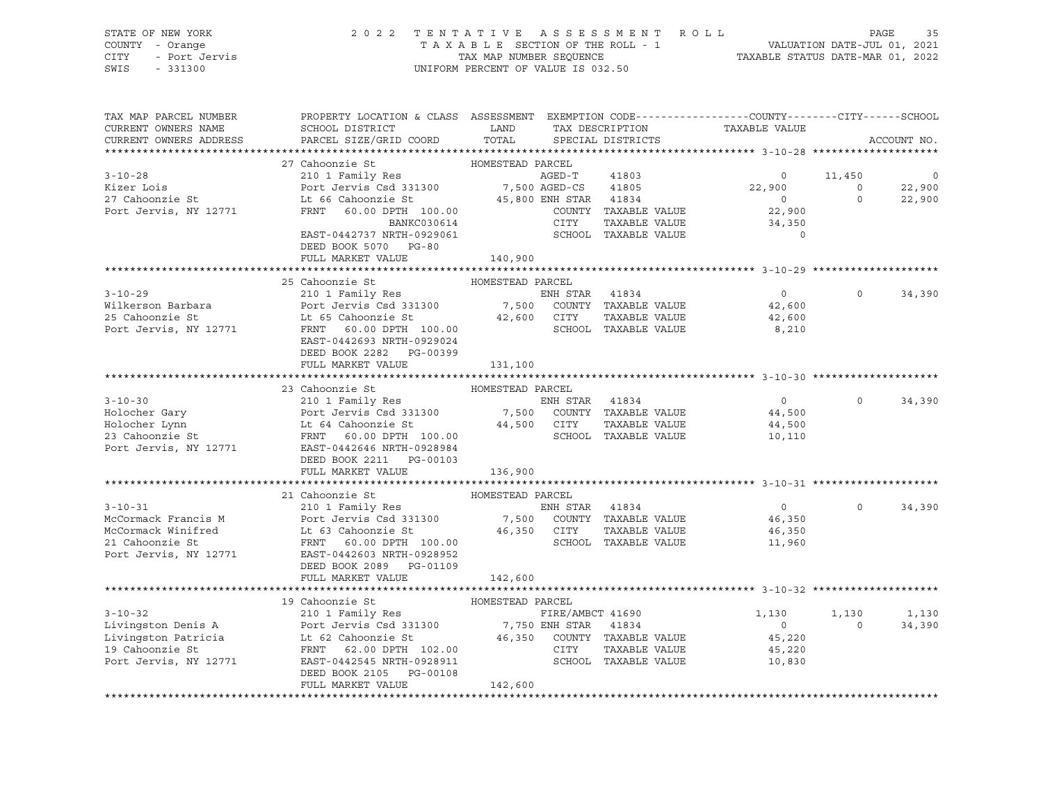STATE OF NEW YORK
COUNTY - Orange
CITY - Port Jervis
SWIS - 331300

2 0 2 2 T E N T A T I V E A S S E S S M E N T R O L L
T A X A B L E SECTION OF THE ROLL - 1
TAX MAP NUMBER SEQUENCE
UNIFORM PERCENT OF VALUE IS 032.50

VALUATION DATE-JUL 01, 2021
TAXABLE STATUS DATE-MAR 01, 2022

```
TAX MAP PARCEL NUMBER     PROPERTY LOCATION & CLASS  ASSESSMENT  EXEMPTION CODE------------------COUNTY--------CITY------SCHOOL
CURRENT OWNERS NAME       SCHOOL DISTRICT               LAND      TAX DESCRIPTION            TAXABLE VALUE
CURRENT OWNERS ADDRESS    PARCEL SIZE/GRID COORD        TOTAL     SPECIAL DISTRICTS                                        ACCOUNT NO.
******************************************************************************************************* 3-10-28 ********************
                          27 Cahoonzie St               HOMESTEAD PARCEL
3-10-28                   210 1 Family Res                  AGED-T    41803                    0      11,450           0
Kizer Lois                Port Jervis Csd 331300        7,500 AGED-CS   41805               22,900          0       22,900
27 Cahoonzie St           Lt 66 Cahoonzie St           45,800 ENH STAR  41834                    0          0       22,900
Port Jervis, NY 12771     FRNT   60.00 DPTH 100.00             COUNTY  TAXABLE VALUE         22,900
                                          BANKC030614           CITY    TAXABLE VALUE         34,350
                          EAST-0442737 NRTH-0929061             SCHOOL  TAXABLE VALUE              0
                          DEED BOOK 5070   PG-80
                          FULL MARKET VALUE            140,900
******************************************************************************************************* 3-10-29 ********************
                          25 Cahoonzie St               HOMESTEAD PARCEL
3-10-29                   210 1 Family Res                  ENH STAR  41834                    0          0       34,390
Wilkerson Barbara         Port Jervis Csd 331300        7,500   COUNTY  TAXABLE VALUE         42,600
25 Cahoonzie St           Lt 65 Cahoonzie St           42,600   CITY    TAXABLE VALUE         42,600
Port Jervis, NY 12771     FRNT   60.00 DPTH 100.00              SCHOOL  TAXABLE VALUE          8,210
                          EAST-0442693 NRTH-0929024
                          DEED BOOK 2282   PG-00399
                          FULL MARKET VALUE            131,100
******************************************************************************************************* 3-10-30 ********************
                          23 Cahoonzie St               HOMESTEAD PARCEL
3-10-30                   210 1 Family Res                  ENH STAR  41834                    0          0       34,390
Holocher Gary             Port Jervis Csd 331300        7,500   COUNTY  TAXABLE VALUE         44,500
Holocher Lynn             Lt 64 Cahoonzie St           44,500   CITY    TAXABLE VALUE         44,500
23 Cahoonzie St           FRNT   60.00 DPTH 100.00              SCHOOL  TAXABLE VALUE         10,110
Port Jervis, NY 12771     EAST-0442646 NRTH-0928984
                          DEED BOOK 2211   PG-00103
                          FULL MARKET VALUE            136,900
******************************************************************************************************* 3-10-31 ********************
                          21 Cahoonzie St               HOMESTEAD PARCEL
3-10-31                   210 1 Family Res                  ENH STAR  41834                    0          0       34,390
McCormack Francis M       Port Jervis Csd 331300        7,500   COUNTY  TAXABLE VALUE         46,350
McCormack Winifred        Lt 63 Cahoonzie St           46,350   CITY    TAXABLE VALUE         46,350
21 Cahoonzie St           FRNT   60.00 DPTH 100.00              SCHOOL  TAXABLE VALUE         11,960
Port Jervis, NY 12771     EAST-0442603 NRTH-0928952
                          DEED BOOK 2089   PG-01109
                          FULL MARKET VALUE            142,600
******************************************************************************************************* 3-10-32 ********************
                          19 Cahoonzie St               HOMESTEAD PARCEL
3-10-32                   210 1 Family Res                  FIRE/AMBCT 41690               1,130       1,130       1,130
Livingston Denis A        Port Jervis Csd 331300        7,750 ENH STAR  41834                    0          0       34,390
Livingston Patricia       Lt 62 Cahoonzie St           46,350   COUNTY  TAXABLE VALUE         45,220
19 Cahoonzie St           FRNT   62.00 DPTH 102.00              CITY    TAXABLE VALUE         45,220
Port Jervis, NY 12771     EAST-0442545 NRTH-0928911             SCHOOL  TAXABLE VALUE         10,830
                          DEED BOOK 2105   PG-00108
                          FULL MARKET VALUE            142,600
************************************************************************************************************************************
```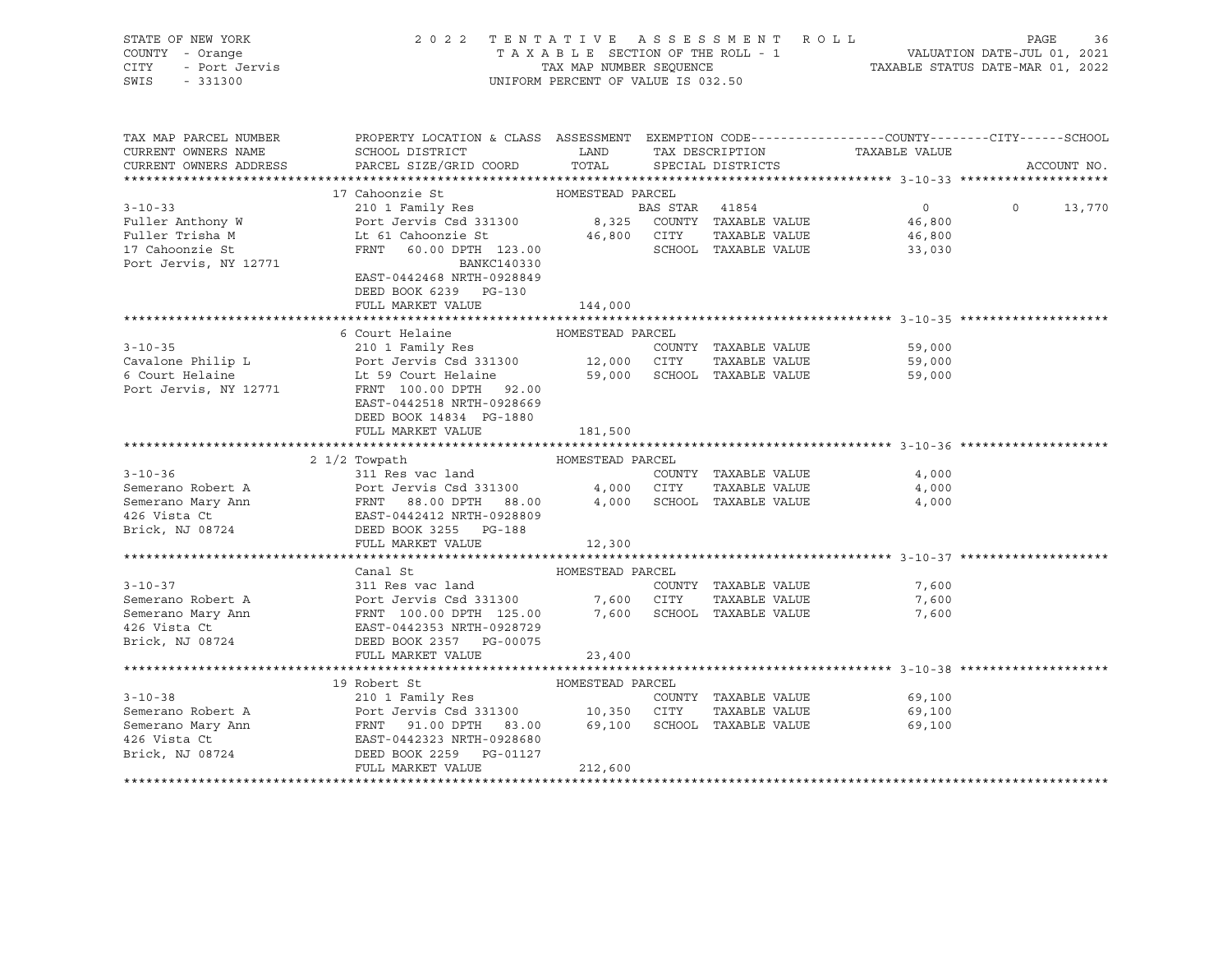STATE OF NEW YORK
COUNTY - Orange
CITY - Port Jervis
SWIS - 331300

2022 TENTATIVE ASSESSMENT ROLL
TAXABLE SECTION OF THE ROLL - 1
TAX MAP NUMBER SEQUENCE
UNIFORM PERCENT OF VALUE IS 032.50

VALUATION DATE-JUL 01, 2021
TAXABLE STATUS DATE-MAR 01, 2022

| TAX MAP PARCEL NUMBER / CURRENT OWNERS NAME / CURRENT OWNERS ADDRESS | PROPERTY LOCATION & CLASS / SCHOOL DISTRICT / PARCEL SIZE/GRID COORD | ASSESSMENT LAND | TOTAL | EXEMPTION CODE / TAX DESCRIPTION / SPECIAL DISTRICTS | COUNTY TAXABLE VALUE | CITY | SCHOOL / ACCOUNT NO. |
|---|---|---|---|---|---|---|---|
| **3-10-33** | 17 Cahoonzie St — HOMESTEAD PARCEL | | | | | | |
| Fuller Anthony W | 210 1 Family Res | | | BAS STAR 41854 | 0 | 0 | 13,770 |
| Fuller Trisha M | Port Jervis Csd 331300 | 8,325 | | COUNTY TAXABLE VALUE | 46,800 | | |
| 17 Cahoonzie St | Lt 61 Cahoonzie St | | 46,800 | CITY TAXABLE VALUE | 46,800 | | |
| Port Jervis, NY 12771 | FRNT 60.00 DPTH 123.00 | | | SCHOOL TAXABLE VALUE | 33,030 | | |
| | BANKC140330 | | | | | | |
| | EAST-0442468 NRTH-0928849 | | | | | | |
| | DEED BOOK 6239 PG-130 | | | | | | |
| | FULL MARKET VALUE | | 144,000 | | | | |
| **3-10-35** | 6 Court Helaine — HOMESTEAD PARCEL | | | | | | |
| Cavalone Philip L | 210 1 Family Res | | | COUNTY TAXABLE VALUE | 59,000 | | |
| 6 Court Helaine | Port Jervis Csd 331300 | 12,000 | | CITY TAXABLE VALUE | 59,000 | | |
| Port Jervis, NY 12771 | Lt 59 Court Helaine | | 59,000 | SCHOOL TAXABLE VALUE | 59,000 | | |
| | FRNT 100.00 DPTH 92.00 | | | | | | |
| | EAST-0442518 NRTH-0928669 | | | | | | |
| | DEED BOOK 14834 PG-1880 | | | | | | |
| | FULL MARKET VALUE | | 181,500 | | | | |
| **3-10-36** | 2 1/2 Towpath — HOMESTEAD PARCEL | | | | | | |
| Semerano Robert A | 311 Res vac land | | | COUNTY TAXABLE VALUE | 4,000 | | |
| Semerano Mary Ann | Port Jervis Csd 331300 | 4,000 | | CITY TAXABLE VALUE | 4,000 | | |
| 426 Vista Ct | FRNT 88.00 DPTH 88.00 | | 4,000 | SCHOOL TAXABLE VALUE | 4,000 | | |
| Brick, NJ 08724 | EAST-0442412 NRTH-0928809 | | | | | | |
| | DEED BOOK 3255 PG-188 | | | | | | |
| | FULL MARKET VALUE | | 12,300 | | | | |
| **3-10-37** | Canal St — HOMESTEAD PARCEL | | | | | | |
| Semerano Robert A | 311 Res vac land | | | COUNTY TAXABLE VALUE | 7,600 | | |
| Semerano Mary Ann | Port Jervis Csd 331300 | 7,600 | | CITY TAXABLE VALUE | 7,600 | | |
| 426 Vista Ct | FRNT 100.00 DPTH 125.00 | | 7,600 | SCHOOL TAXABLE VALUE | 7,600 | | |
| Brick, NJ 08724 | EAST-0442353 NRTH-0928729 | | | | | | |
| | DEED BOOK 2357 PG-00075 | | | | | | |
| | FULL MARKET VALUE | | 23,400 | | | | |
| **3-10-38** | 19 Robert St — HOMESTEAD PARCEL | | | | | | |
| Semerano Robert A | 210 1 Family Res | | | COUNTY TAXABLE VALUE | 69,100 | | |
| Semerano Mary Ann | Port Jervis Csd 331300 | 10,350 | | CITY TAXABLE VALUE | 69,100 | | |
| 426 Vista Ct | FRNT 91.00 DPTH 83.00 | | 69,100 | SCHOOL TAXABLE VALUE | 69,100 | | |
| Brick, NJ 08724 | EAST-0442323 NRTH-0928680 | | | | | | |
| | DEED BOOK 2259 PG-01127 | | | | | | |
| | FULL MARKET VALUE | | 212,600 | | | | |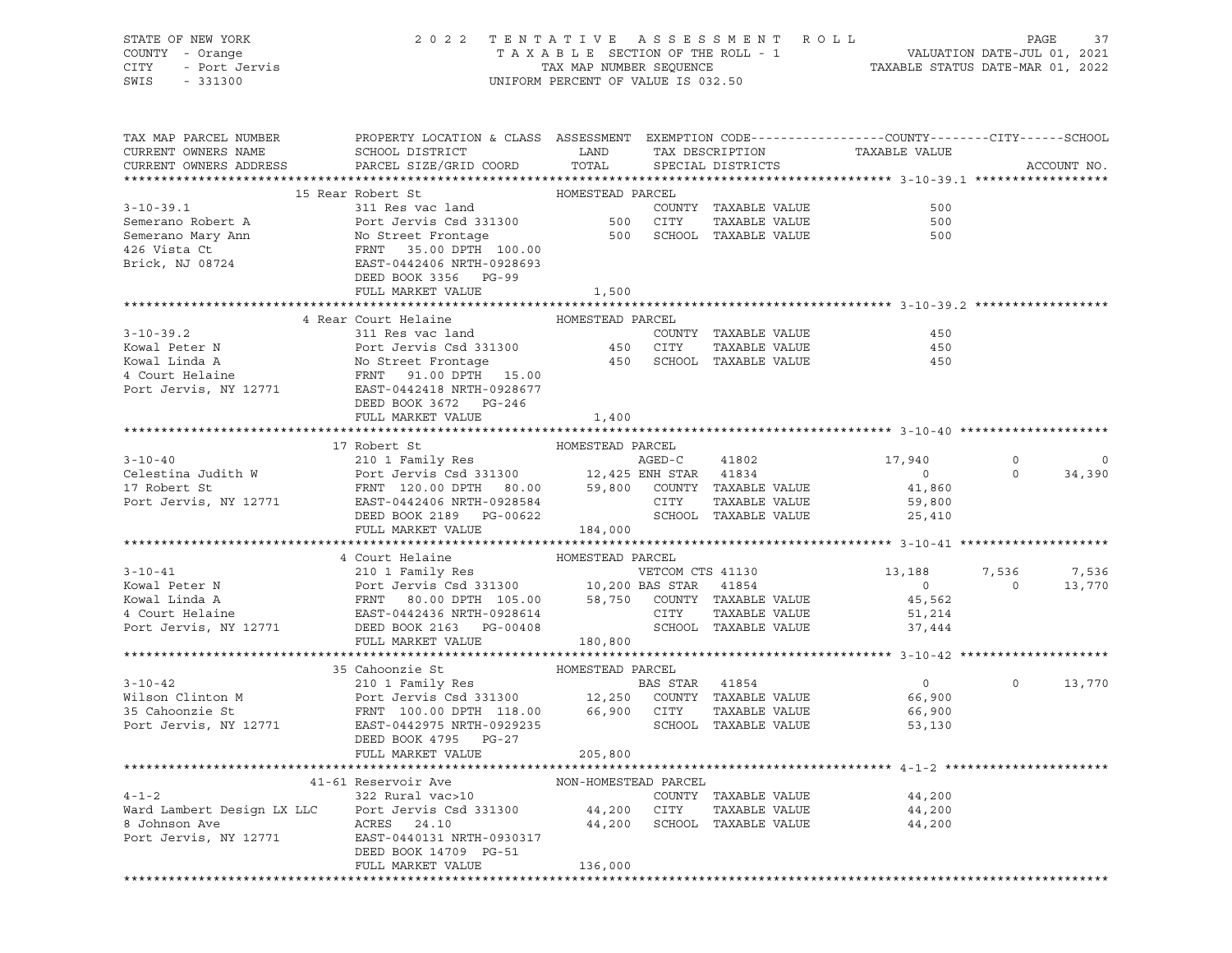STATE OF NEW YORK — 2022 TENTATIVE ASSESSMENT ROLL
COUNTY - Orange — TAXABLE SECTION OF THE ROLL - 1 — VALUATION DATE-JUL 01, 2021
CITY - Port Jervis — TAX MAP NUMBER SEQUENCE — TAXABLE STATUS DATE-MAR 01, 2022
SWIS - 331300 — UNIFORM PERCENT OF VALUE IS 032.50

| TAX MAP PARCEL NUMBER / CURRENT OWNERS NAME / CURRENT OWNERS ADDRESS | PROPERTY LOCATION & CLASS / SCHOOL DISTRICT / PARCEL SIZE/GRID COORD | ASSESSMENT LAND / TOTAL | EXEMPTION CODE / TAX DESCRIPTION / SPECIAL DISTRICTS | COUNTY TAXABLE VALUE | CITY | SCHOOL | ACCOUNT NO. |
|---|---|---|---|---|---|---|---|
| **3-10-39.1** | 15 Rear Robert St — HOMESTEAD PARCEL | | | | | | |
| 3-10-39.1 | 311 Res vac land | | COUNTY TAXABLE VALUE | 500 | | | |
| Semerano Robert A | Port Jervis Csd 331300 | 500 | CITY TAXABLE VALUE | 500 | | | |
| Semerano Mary Ann | No Street Frontage | 500 | SCHOOL TAXABLE VALUE | 500 | | | |
| 426 Vista Ct | FRNT 35.00 DPTH 100.00 | | | | | | |
| Brick, NJ 08724 | EAST-0442406 NRTH-0928693 | | | | | | |
| | DEED BOOK 3356 PG-99 | | | | | | |
| | FULL MARKET VALUE | 1,500 | | | | | |
| **3-10-39.2** | 4 Rear Court Helaine — HOMESTEAD PARCEL | | | | | | |
| 3-10-39.2 | 311 Res vac land | | COUNTY TAXABLE VALUE | 450 | | | |
| Kowal Peter N | Port Jervis Csd 331300 | 450 | CITY TAXABLE VALUE | 450 | | | |
| Kowal Linda A | No Street Frontage | 450 | SCHOOL TAXABLE VALUE | 450 | | | |
| 4 Court Helaine | FRNT 91.00 DPTH 15.00 | | | | | | |
| Port Jervis, NY 12771 | EAST-0442418 NRTH-0928677 | | | | | | |
| | DEED BOOK 3672 PG-246 | | | | | | |
| | FULL MARKET VALUE | 1,400 | | | | | |
| **3-10-40** | 17 Robert St — HOMESTEAD PARCEL | | | | | | |
| 3-10-40 | 210 1 Family Res | | AGED-C 41802 | 17,940 | 0 | 0 | |
| Celestina Judith W | Port Jervis Csd 331300 | 12,425 | ENH STAR 41834 | 0 | 0 | 34,390 | |
| 17 Robert St | FRNT 120.00 DPTH 80.00 | 59,800 | COUNTY TAXABLE VALUE | 41,860 | | | |
| Port Jervis, NY 12771 | EAST-0442406 NRTH-0928584 | | CITY TAXABLE VALUE | 59,800 | | | |
| | DEED BOOK 2189 PG-00622 | | SCHOOL TAXABLE VALUE | 25,410 | | | |
| | FULL MARKET VALUE | 184,000 | | | | | |
| **3-10-41** | 4 Court Helaine — HOMESTEAD PARCEL | | | | | | |
| 3-10-41 | 210 1 Family Res | | VETCOM CTS 41130 | 13,188 | 7,536 | 7,536 | |
| Kowal Peter N | Port Jervis Csd 331300 | 10,200 | BAS STAR 41854 | 0 | 0 | 13,770 | |
| Kowal Linda A | FRNT 80.00 DPTH 105.00 | 58,750 | COUNTY TAXABLE VALUE | 45,562 | | | |
| 4 Court Helaine | EAST-0442436 NRTH-0928614 | | CITY TAXABLE VALUE | 51,214 | | | |
| Port Jervis, NY 12771 | DEED BOOK 2163 PG-00408 | | SCHOOL TAXABLE VALUE | 37,444 | | | |
| | FULL MARKET VALUE | 180,800 | | | | | |
| **3-10-42** | 35 Cahoonzie St — HOMESTEAD PARCEL | | | | | | |
| 3-10-42 | 210 1 Family Res | | BAS STAR 41854 | 0 | 0 | 13,770 | |
| Wilson Clinton M | Port Jervis Csd 331300 | 12,250 | COUNTY TAXABLE VALUE | 66,900 | | | |
| 35 Cahoonzie St | FRNT 100.00 DPTH 118.00 | 66,900 | CITY TAXABLE VALUE | 66,900 | | | |
| Port Jervis, NY 12771 | EAST-0442975 NRTH-0929235 | | SCHOOL TAXABLE VALUE | 53,130 | | | |
| | DEED BOOK 4795 PG-27 | | | | | | |
| | FULL MARKET VALUE | 205,800 | | | | | |
| **4-1-2** | 41-61 Reservoir Ave — NON-HOMESTEAD PARCEL | | | | | | |
| 4-1-2 | 322 Rural vac>10 | | COUNTY TAXABLE VALUE | 44,200 | | | |
| Ward Lambert Design LX LLC | Port Jervis Csd 331300 | 44,200 | CITY TAXABLE VALUE | 44,200 | | | |
| 8 Johnson Ave | ACRES 24.10 | 44,200 | SCHOOL TAXABLE VALUE | 44,200 | | | |
| Port Jervis, NY 12771 | EAST-0440131 NRTH-0930317 | | | | | | |
| | DEED BOOK 14709 PG-51 | | | | | | |
| | FULL MARKET VALUE | 136,000 | | | | | |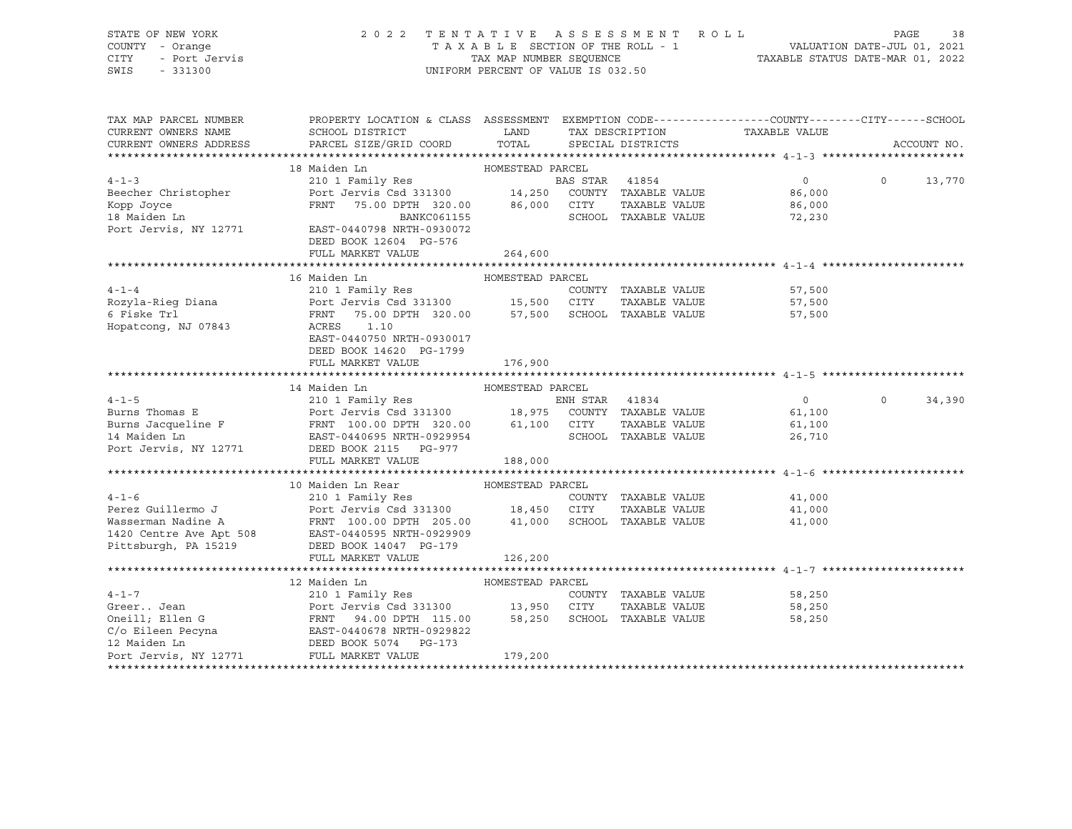STATE OF NEW YORK
COUNTY - Orange
CITY - Port Jervis
SWIS - 331300

2 0 2 2 T E N T A T I V E A S S E S S M E N T R O L L
T A X A B L E SECTION OF THE ROLL - 1
TAX MAP NUMBER SEQUENCE
UNIFORM PERCENT OF VALUE IS 032.50

VALUATION DATE-JUL 01, 2021
TAXABLE STATUS DATE-MAR 01, 2022

```
TAX MAP PARCEL NUMBER      PROPERTY LOCATION & CLASS  ASSESSMENT  EXEMPTION CODE------------------COUNTY--------CITY------SCHOOL
CURRENT OWNERS NAME        SCHOOL DISTRICT               LAND      TAX DESCRIPTION            TAXABLE VALUE
CURRENT OWNERS ADDRESS     PARCEL SIZE/GRID COORD        TOTAL     SPECIAL DISTRICTS                                      ACCOUNT NO.
******************************************************************************************************* 4-1-3 ********************
                           18 Maiden Ln                     HOMESTEAD PARCEL
4-1-3                      210 1 Family Res                          BAS STAR  41854              0             0      13,770
Beecher Christopher        Port Jervis Csd 331300        14,250     COUNTY  TAXABLE VALUE          86,000
Kopp Joyce                 FRNT   75.00 DPTH 320.00      86,000     CITY    TAXABLE VALUE          86,000
18 Maiden Ln                                BANKC061155             SCHOOL  TAXABLE VALUE          72,230
Port Jervis, NY 12771      EAST-0440798 NRTH-0930072
                           DEED BOOK 12604  PG-576
                           FULL MARKET VALUE            264,600
******************************************************************************************************* 4-1-4 ********************
                           16 Maiden Ln                     HOMESTEAD PARCEL
4-1-4                      210 1 Family Res                         COUNTY  TAXABLE VALUE          57,500
Rozyla-Rieg Diana          Port Jervis Csd 331300        15,500     CITY    TAXABLE VALUE          57,500
6 Fiske Trl                FRNT   75.00 DPTH 320.00      57,500     SCHOOL  TAXABLE VALUE          57,500
Hopatcong, NJ 07843        ACRES    1.10
                           EAST-0440750 NRTH-0930017
                           DEED BOOK 14620  PG-1799
                           FULL MARKET VALUE            176,900
******************************************************************************************************* 4-1-5 ********************
                           14 Maiden Ln                     HOMESTEAD PARCEL
4-1-5                      210 1 Family Res                          ENH STAR  41834              0             0      34,390
Burns Thomas E             Port Jervis Csd 331300        18,975     COUNTY  TAXABLE VALUE          61,100
Burns Jacqueline F         FRNT  100.00 DPTH 320.00      61,100     CITY    TAXABLE VALUE          61,100
14 Maiden Ln               EAST-0440695 NRTH-0929954                SCHOOL  TAXABLE VALUE          26,710
Port Jervis, NY 12771      DEED BOOK 2115   PG-977
                           FULL MARKET VALUE            188,000
******************************************************************************************************* 4-1-6 ********************
                           10 Maiden Ln Rear                HOMESTEAD PARCEL
4-1-6                      210 1 Family Res                         COUNTY  TAXABLE VALUE          41,000
Perez Guillermo J          Port Jervis Csd 331300        18,450     CITY    TAXABLE VALUE          41,000
Wasserman Nadine A         FRNT  100.00 DPTH 205.00      41,000     SCHOOL  TAXABLE VALUE          41,000
1420 Centre Ave Apt 508    EAST-0440595 NRTH-0929909
Pittsburgh, PA 15219       DEED BOOK 14047  PG-179
                           FULL MARKET VALUE            126,200
******************************************************************************************************* 4-1-7 ********************
                           12 Maiden Ln                     HOMESTEAD PARCEL
4-1-7                      210 1 Family Res                         COUNTY  TAXABLE VALUE          58,250
Greer.. Jean               Port Jervis Csd 331300        13,950     CITY    TAXABLE VALUE          58,250
Oneill; Ellen G            FRNT   94.00 DPTH 115.00      58,250     SCHOOL  TAXABLE VALUE          58,250
C/o Eileen Pecyna          EAST-0440678 NRTH-0929822
12 Maiden Ln               DEED BOOK 5074   PG-173
Port Jervis, NY 12771      FULL MARKET VALUE            179,200
************************************************************************************************************************************
```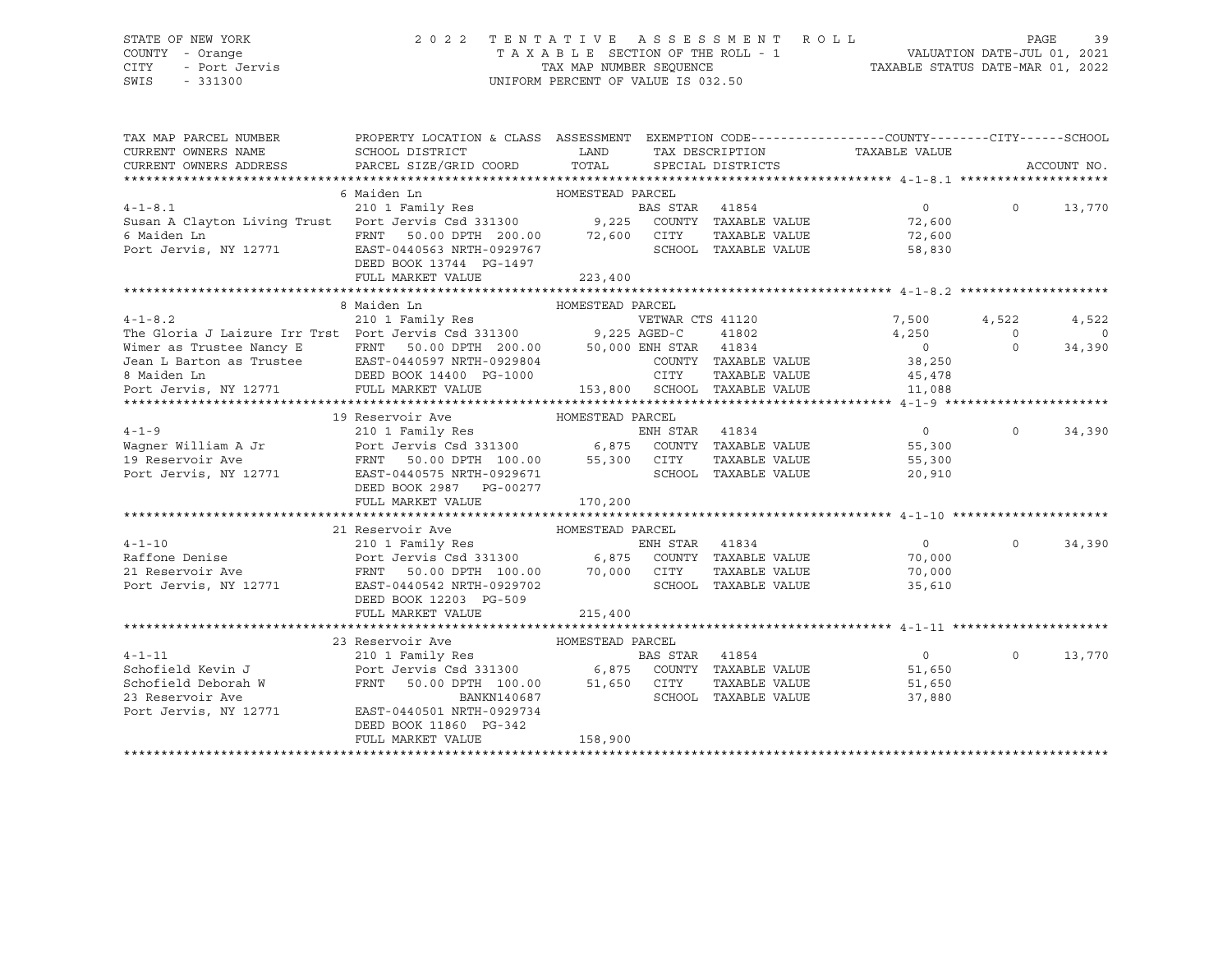STATE OF NEW YORK — 2022 TENTATIVE ASSESSMENT ROLL
COUNTY - Orange — TAXABLE SECTION OF THE ROLL - 1 — VALUATION DATE-JUL 01, 2021
CITY - Port Jervis — TAX MAP NUMBER SEQUENCE — TAXABLE STATUS DATE-MAR 01, 2022
SWIS - 331300 — UNIFORM PERCENT OF VALUE IS 032.50

| TAX MAP PARCEL NUMBER / CURRENT OWNERS NAME / CURRENT OWNERS ADDRESS | PROPERTY LOCATION & CLASS / SCHOOL DISTRICT / PARCEL SIZE/GRID COORD | ASSESSMENT LAND | TOTAL | EXEMPTION CODE / TAX DESCRIPTION / SPECIAL DISTRICTS | COUNTY TAXABLE VALUE | CITY | SCHOOL |
|---|---|---|---|---|---|---|---|
| **4-1-8.1** | 6 Maiden Ln — HOMESTEAD PARCEL | | | | | | |
| | 210 1 Family Res | | | BAS STAR 41854 | 0 | 0 | 13,770 |
| Susan A Clayton Living Trust | Port Jervis Csd 331300 | 9,225 | | COUNTY TAXABLE VALUE | 72,600 | | |
| 6 Maiden Ln | FRNT 50.00 DPTH 200.00 | | 72,600 | CITY TAXABLE VALUE | 72,600 | | |
| Port Jervis, NY 12771 | EAST-0440563 NRTH-0929767 | | | SCHOOL TAXABLE VALUE | 58,830 | | |
| | DEED BOOK 13744 PG-1497 | | | | | | |
| | FULL MARKET VALUE | | 223,400 | | | | |
| **4-1-8.2** | 8 Maiden Ln — HOMESTEAD PARCEL | | | | | | |
| | 210 1 Family Res | | | VETWAR CTS 41120 | 7,500 | 4,522 | 4,522 |
| The Gloria J Laizure Irr Trst | Port Jervis Csd 331300 | 9,225 | | AGED-C 41802 | 4,250 | 0 | 0 |
| Wimer as Trustee Nancy E | FRNT 50.00 DPTH 200.00 | | 50,000 | ENH STAR 41834 | 0 | 0 | 34,390 |
| Jean L Barton as Trustee | EAST-0440597 NRTH-0929804 | | | COUNTY TAXABLE VALUE | 38,250 | | |
| 8 Maiden Ln | DEED BOOK 14400 PG-1000 | | | CITY TAXABLE VALUE | 45,478 | | |
| Port Jervis, NY 12771 | FULL MARKET VALUE | | 153,800 | SCHOOL TAXABLE VALUE | 11,088 | | |
| **4-1-9** | 19 Reservoir Ave — HOMESTEAD PARCEL | | | | | | |
| | 210 1 Family Res | | | ENH STAR 41834 | 0 | 0 | 34,390 |
| Wagner William A Jr | Port Jervis Csd 331300 | 6,875 | | COUNTY TAXABLE VALUE | 55,300 | | |
| 19 Reservoir Ave | FRNT 50.00 DPTH 100.00 | | 55,300 | CITY TAXABLE VALUE | 55,300 | | |
| Port Jervis, NY 12771 | EAST-0440575 NRTH-0929671 | | | SCHOOL TAXABLE VALUE | 20,910 | | |
| | DEED BOOK 2987 PG-00277 | | | | | | |
| | FULL MARKET VALUE | | 170,200 | | | | |
| **4-1-10** | 21 Reservoir Ave — HOMESTEAD PARCEL | | | | | | |
| | 210 1 Family Res | | | ENH STAR 41834 | 0 | 0 | 34,390 |
| Raffone Denise | Port Jervis Csd 331300 | 6,875 | | COUNTY TAXABLE VALUE | 70,000 | | |
| 21 Reservoir Ave | FRNT 50.00 DPTH 100.00 | | 70,000 | CITY TAXABLE VALUE | 70,000 | | |
| Port Jervis, NY 12771 | EAST-0440542 NRTH-0929702 | | | SCHOOL TAXABLE VALUE | 35,610 | | |
| | DEED BOOK 12203 PG-509 | | | | | | |
| | FULL MARKET VALUE | | 215,400 | | | | |
| **4-1-11** | 23 Reservoir Ave — HOMESTEAD PARCEL | | | | | | |
| | 210 1 Family Res | | | BAS STAR 41854 | 0 | 0 | 13,770 |
| Schofield Kevin J | Port Jervis Csd 331300 | 6,875 | | COUNTY TAXABLE VALUE | 51,650 | | |
| Schofield Deborah W | FRNT 50.00 DPTH 100.00 | | 51,650 | CITY TAXABLE VALUE | 51,650 | | |
| 23 Reservoir Ave | BANKN140687 | | | SCHOOL TAXABLE VALUE | 37,880 | | |
| Port Jervis, NY 12771 | EAST-0440501 NRTH-0929734 | | | | | | |
| | DEED BOOK 11860 PG-342 | | | | | | |
| | FULL MARKET VALUE | | 158,900 | | | | |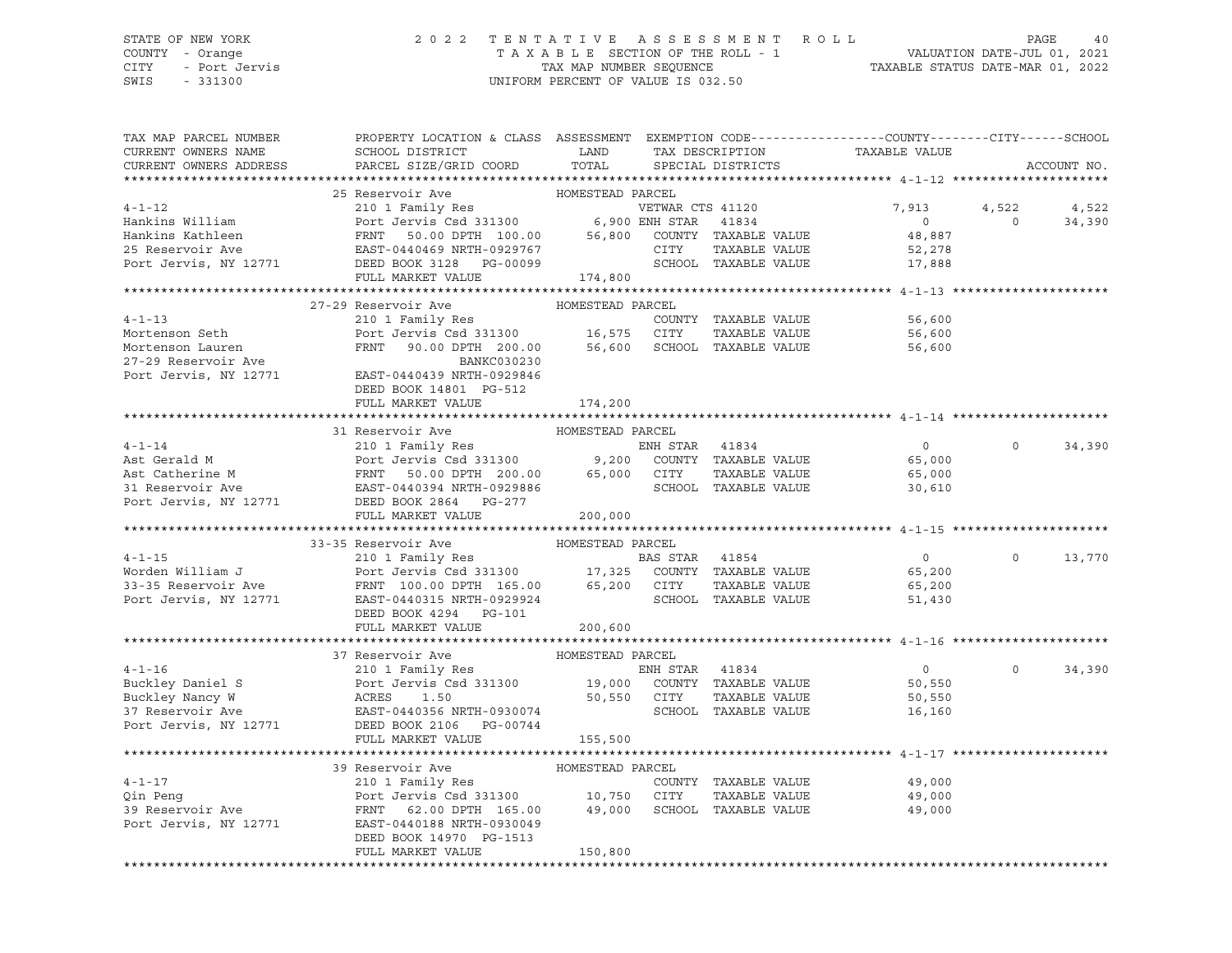STATE OF NEW YORK — 2022 TENTATIVE ASSESSMENT ROLL — PAGE 40
COUNTY - Orange — TAXABLE SECTION OF THE ROLL - 1 — VALUATION DATE-JUL 01, 2021
CITY - Port Jervis — TAX MAP NUMBER SEQUENCE — TAXABLE STATUS DATE-MAR 01, 2022
SWIS - 331300 — UNIFORM PERCENT OF VALUE IS 032.50

| TAX MAP PARCEL NUMBER / CURRENT OWNERS NAME / CURRENT OWNERS ADDRESS | PROPERTY LOCATION & CLASS / SCHOOL DISTRICT / PARCEL SIZE/GRID COORD | ASSESSMENT LAND / TOTAL | EXEMPTION CODE / TAX DESCRIPTION / SPECIAL DISTRICTS | COUNTY TAXABLE VALUE | CITY | SCHOOL | ACCOUNT NO. |
|---|---|---|---|---|---|---|---|
| | 25 Reservoir Ave | HOMESTEAD PARCEL | | | | | |
| 4-1-12 | 210 1 Family Res | | VETWAR CTS 41120 | 7,913 | 4,522 | 4,522 | |
| Hankins William | Port Jervis Csd 331300 | 6,900 | ENH STAR 41834 | 0 | 0 | 34,390 | |
| Hankins Kathleen | FRNT 50.00 DPTH 100.00 | 56,800 | COUNTY TAXABLE VALUE | 48,887 | | | |
| 25 Reservoir Ave | EAST-0440469 NRTH-0929767 | | CITY TAXABLE VALUE | 52,278 | | | |
| Port Jervis, NY 12771 | DEED BOOK 3128 PG-00099 | | SCHOOL TAXABLE VALUE | 17,888 | | | |
| | FULL MARKET VALUE | 174,800 | | | | | |
| | 27-29 Reservoir Ave | HOMESTEAD PARCEL | | | | | |
| 4-1-13 | 210 1 Family Res | | COUNTY TAXABLE VALUE | 56,600 | | | |
| Mortenson Seth | Port Jervis Csd 331300 | 16,575 | CITY TAXABLE VALUE | 56,600 | | | |
| Mortenson Lauren | FRNT 90.00 DPTH 200.00 | 56,600 | SCHOOL TAXABLE VALUE | 56,600 | | | |
| 27-29 Reservoir Ave | BANKC030230 | | | | | | |
| Port Jervis, NY 12771 | EAST-0440439 NRTH-0929846 | | | | | | |
| | DEED BOOK 14801 PG-512 | | | | | | |
| | FULL MARKET VALUE | 174,200 | | | | | |
| | 31 Reservoir Ave | HOMESTEAD PARCEL | | | | | |
| 4-1-14 | 210 1 Family Res | | ENH STAR 41834 | 0 | 0 | 34,390 | |
| Ast Gerald M | Port Jervis Csd 331300 | 9,200 | COUNTY TAXABLE VALUE | 65,000 | | | |
| Ast Catherine M | FRNT 50.00 DPTH 200.00 | 65,000 | CITY TAXABLE VALUE | 65,000 | | | |
| 31 Reservoir Ave | EAST-0440394 NRTH-0929886 | | SCHOOL TAXABLE VALUE | 30,610 | | | |
| Port Jervis, NY 12771 | DEED BOOK 2864 PG-277 | | | | | | |
| | FULL MARKET VALUE | 200,000 | | | | | |
| | 33-35 Reservoir Ave | HOMESTEAD PARCEL | | | | | |
| 4-1-15 | 210 1 Family Res | | BAS STAR 41854 | 0 | 0 | 13,770 | |
| Worden William J | Port Jervis Csd 331300 | 17,325 | COUNTY TAXABLE VALUE | 65,200 | | | |
| 33-35 Reservoir Ave | FRNT 100.00 DPTH 165.00 | 65,200 | CITY TAXABLE VALUE | 65,200 | | | |
| Port Jervis, NY 12771 | EAST-0440315 NRTH-0929924 | | SCHOOL TAXABLE VALUE | 51,430 | | | |
| | DEED BOOK 4294 PG-101 | | | | | | |
| | FULL MARKET VALUE | 200,600 | | | | | |
| | 37 Reservoir Ave | HOMESTEAD PARCEL | | | | | |
| 4-1-16 | 210 1 Family Res | | ENH STAR 41834 | 0 | 0 | 34,390 | |
| Buckley Daniel S | Port Jervis Csd 331300 | 19,000 | COUNTY TAXABLE VALUE | 50,550 | | | |
| Buckley Nancy W | ACRES 1.50 | 50,550 | CITY TAXABLE VALUE | 50,550 | | | |
| 37 Reservoir Ave | EAST-0440356 NRTH-0930074 | | SCHOOL TAXABLE VALUE | 16,160 | | | |
| Port Jervis, NY 12771 | DEED BOOK 2106 PG-00744 | | | | | | |
| | FULL MARKET VALUE | 155,500 | | | | | |
| | 39 Reservoir Ave | HOMESTEAD PARCEL | | | | | |
| 4-1-17 | 210 1 Family Res | | COUNTY TAXABLE VALUE | 49,000 | | | |
| Qin Peng | Port Jervis Csd 331300 | 10,750 | CITY TAXABLE VALUE | 49,000 | | | |
| 39 Reservoir Ave | FRNT 62.00 DPTH 165.00 | 49,000 | SCHOOL TAXABLE VALUE | 49,000 | | | |
| Port Jervis, NY 12771 | EAST-0440188 NRTH-0930049 | | | | | | |
| | DEED BOOK 14970 PG-1513 | | | | | | |
| | FULL MARKET VALUE | 150,800 | | | | | |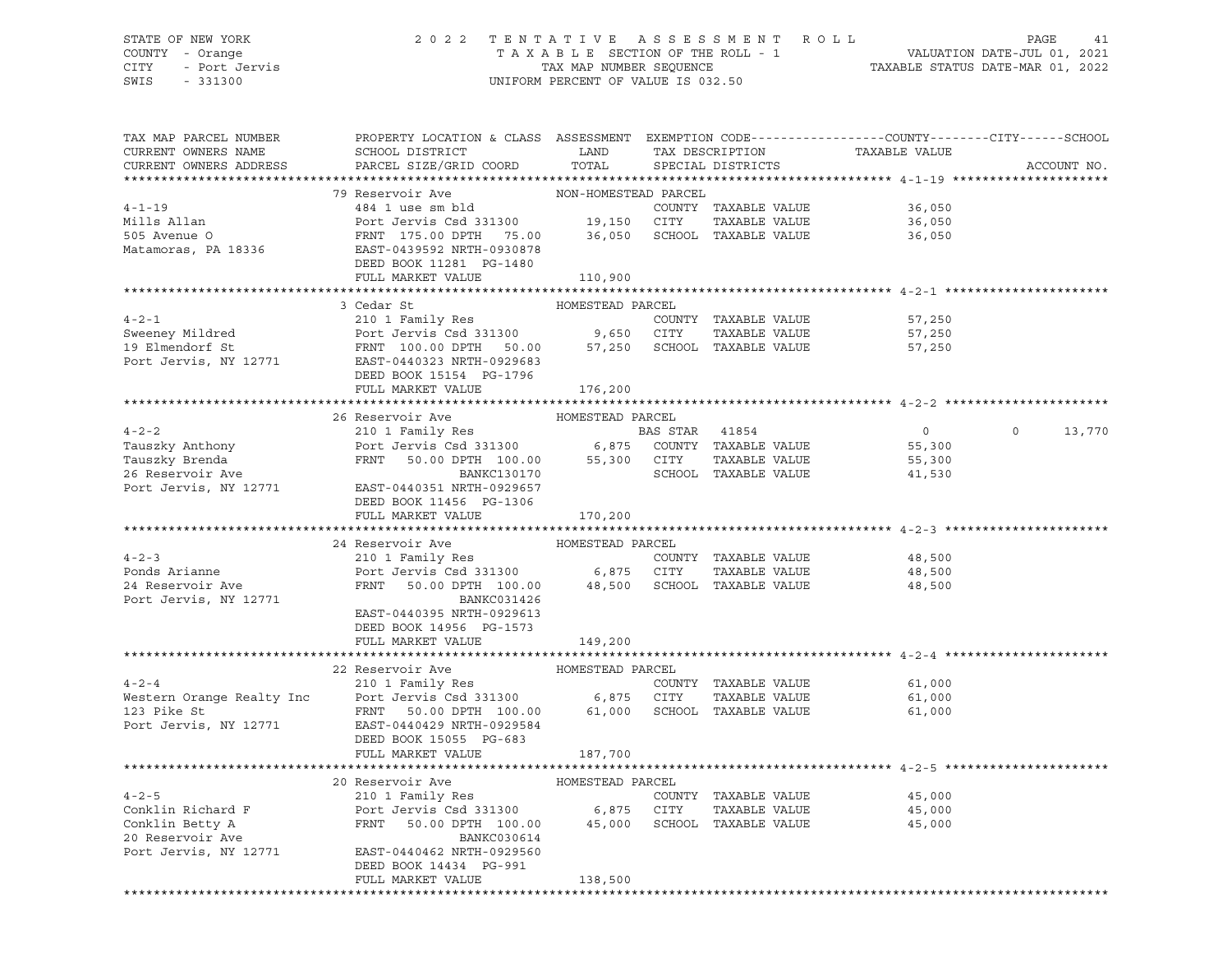STATE OF NEW YORK — 2022 TENTATIVE ASSESSMENT ROLL
COUNTY - Orange — TAXABLE SECTION OF THE ROLL - 1 — VALUATION DATE-JUL 01, 2021
CITY - Port Jervis — TAX MAP NUMBER SEQUENCE — TAXABLE STATUS DATE-MAR 01, 2022
SWIS - 331300 — UNIFORM PERCENT OF VALUE IS 032.50

| TAX MAP PARCEL NUMBER / CURRENT OWNERS NAME / CURRENT OWNERS ADDRESS | PROPERTY LOCATION & CLASS / SCHOOL DISTRICT / PARCEL SIZE/GRID COORD | ASSESSMENT LAND / TOTAL | EXEMPTION CODE / TAX DESCRIPTION / SPECIAL DISTRICTS | COUNTY TAXABLE VALUE | CITY | SCHOOL | ACCOUNT NO. |
|---|---|---|---|---|---|---|---|
| **4-1-19** | 79 Reservoir Ave — NON-HOMESTEAD PARCEL | | | | | | |
| 4-1-19 | 484 1 use sm bld | | COUNTY TAXABLE VALUE | 36,050 | | | |
| Mills Allan | Port Jervis Csd 331300 | 19,150 | CITY TAXABLE VALUE | 36,050 | | | |
| 505 Avenue O | FRNT 175.00 DPTH 75.00 | 36,050 | SCHOOL TAXABLE VALUE | 36,050 | | | |
| Matamoras, PA 18336 | EAST-0439592 NRTH-0930878 | | | | | | |
| | DEED BOOK 11281 PG-1480 | | | | | | |
| | FULL MARKET VALUE | 110,900 | | | | | |
| **4-2-1** | 3 Cedar St — HOMESTEAD PARCEL | | | | | | |
| 4-2-1 | 210 1 Family Res | | COUNTY TAXABLE VALUE | 57,250 | | | |
| Sweeney Mildred | Port Jervis Csd 331300 | 9,650 | CITY TAXABLE VALUE | 57,250 | | | |
| 19 Elmendorf St | FRNT 100.00 DPTH 50.00 | 57,250 | SCHOOL TAXABLE VALUE | 57,250 | | | |
| Port Jervis, NY 12771 | EAST-0440323 NRTH-0929683 | | | | | | |
| | DEED BOOK 15154 PG-1796 | | | | | | |
| | FULL MARKET VALUE | 176,200 | | | | | |
| **4-2-2** | 26 Reservoir Ave — HOMESTEAD PARCEL | | | | | | |
| 4-2-2 | 210 1 Family Res | | BAS STAR 41854 | 0 | 0 | 13,770 | |
| Tauszky Anthony | Port Jervis Csd 331300 | 6,875 | COUNTY TAXABLE VALUE | 55,300 | | | |
| Tauszky Brenda | FRNT 50.00 DPTH 100.00 | 55,300 | CITY TAXABLE VALUE | 55,300 | | | |
| 26 Reservoir Ave | BANKC130170 | | SCHOOL TAXABLE VALUE | 41,530 | | | |
| Port Jervis, NY 12771 | EAST-0440351 NRTH-0929657 | | | | | | |
| | DEED BOOK 11456 PG-1306 | | | | | | |
| | FULL MARKET VALUE | 170,200 | | | | | |
| **4-2-3** | 24 Reservoir Ave — HOMESTEAD PARCEL | | | | | | |
| 4-2-3 | 210 1 Family Res | | COUNTY TAXABLE VALUE | 48,500 | | | |
| Ponds Arianne | Port Jervis Csd 331300 | 6,875 | CITY TAXABLE VALUE | 48,500 | | | |
| 24 Reservoir Ave | FRNT 50.00 DPTH 100.00 | 48,500 | SCHOOL TAXABLE VALUE | 48,500 | | | |
| Port Jervis, NY 12771 | BANKC031426 | | | | | | |
| | EAST-0440395 NRTH-0929613 | | | | | | |
| | DEED BOOK 14956 PG-1573 | | | | | | |
| | FULL MARKET VALUE | 149,200 | | | | | |
| **4-2-4** | 22 Reservoir Ave — HOMESTEAD PARCEL | | | | | | |
| 4-2-4 | 210 1 Family Res | | COUNTY TAXABLE VALUE | 61,000 | | | |
| Western Orange Realty Inc | Port Jervis Csd 331300 | 6,875 | CITY TAXABLE VALUE | 61,000 | | | |
| 123 Pike St | FRNT 50.00 DPTH 100.00 | 61,000 | SCHOOL TAXABLE VALUE | 61,000 | | | |
| Port Jervis, NY 12771 | EAST-0440429 NRTH-0929584 | | | | | | |
| | DEED BOOK 15055 PG-683 | | | | | | |
| | FULL MARKET VALUE | 187,700 | | | | | |
| **4-2-5** | 20 Reservoir Ave — HOMESTEAD PARCEL | | | | | | |
| 4-2-5 | 210 1 Family Res | | COUNTY TAXABLE VALUE | 45,000 | | | |
| Conklin Richard F | Port Jervis Csd 331300 | 6,875 | CITY TAXABLE VALUE | 45,000 | | | |
| Conklin Betty A | FRNT 50.00 DPTH 100.00 | 45,000 | SCHOOL TAXABLE VALUE | 45,000 | | | |
| 20 Reservoir Ave | BANKC030614 | | | | | | |
| Port Jervis, NY 12771 | EAST-0440462 NRTH-0929560 | | | | | | |
| | DEED BOOK 14434 PG-991 | | | | | | |
| | FULL MARKET VALUE | 138,500 | | | | | |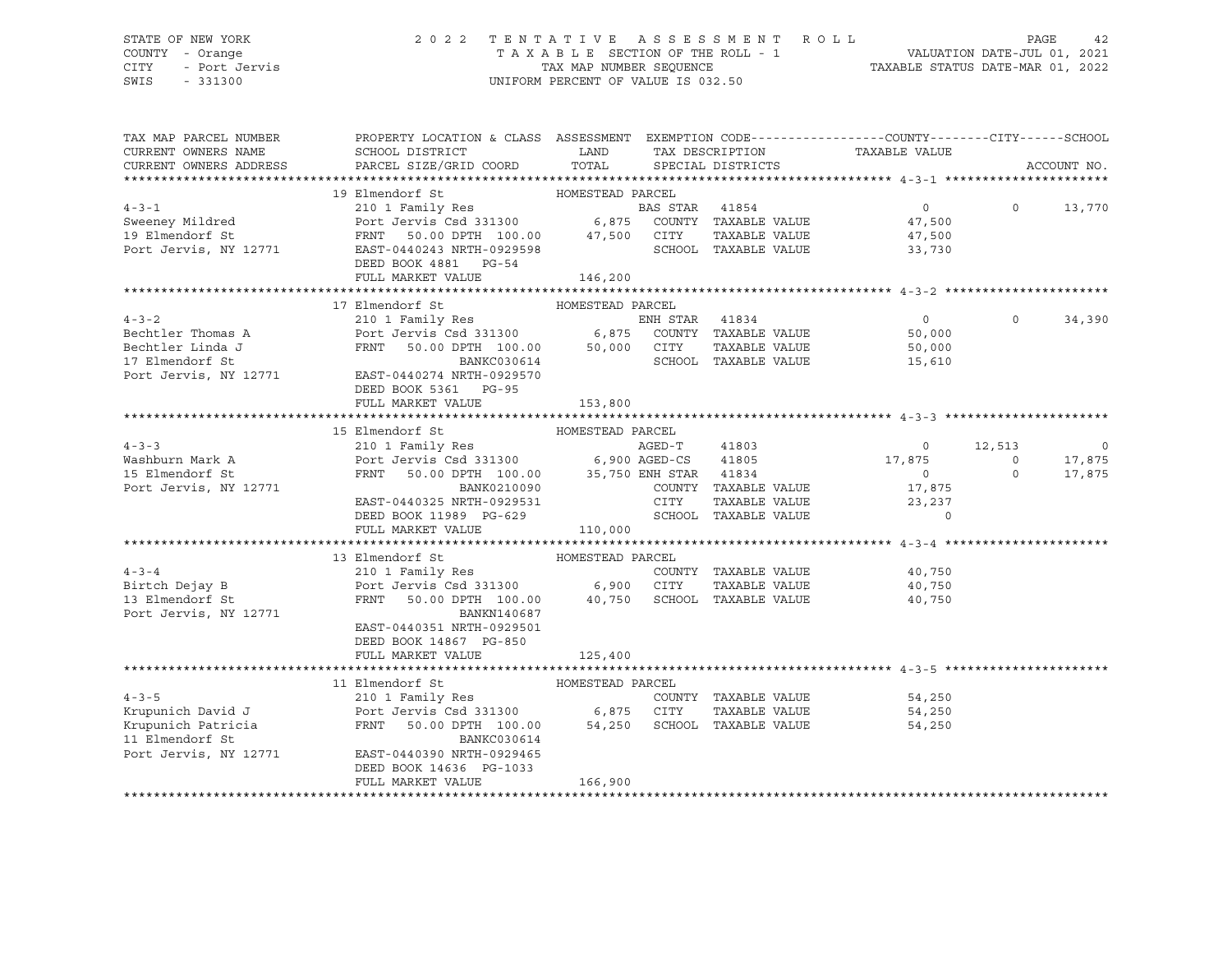STATE OF NEW YORK — COUNTY - Orange — CITY - Port Jervis — SWIS - 331300

2022 TENTATIVE ASSESSMENT ROLL — TAXABLE SECTION OF THE ROLL - 1 — TAX MAP NUMBER SEQUENCE — UNIFORM PERCENT OF VALUE IS 032.50

VALUATION DATE-JUL 01, 2021 — TAXABLE STATUS DATE-MAR 01, 2022

| TAX MAP PARCEL NUMBER / CURRENT OWNERS NAME / CURRENT OWNERS ADDRESS | PROPERTY LOCATION & CLASS / SCHOOL DISTRICT / PARCEL SIZE/GRID COORD | ASSESSMENT LAND / TOTAL | EXEMPTION CODE / TAX DESCRIPTION / SPECIAL DISTRICTS | COUNTY TAXABLE VALUE | CITY | SCHOOL |
|---|---|---|---|---|---|---|
| 4-3-1 | 19 Elmendorf St — HOMESTEAD PARCEL | | | | | |
| Sweeney Mildred | 210 1 Family Res | | BAS STAR 41854 | 0 | 0 | 13,770 |
| 19 Elmendorf St | Port Jervis Csd 331300 | 6,875 | COUNTY TAXABLE VALUE | 47,500 | | |
| Port Jervis, NY 12771 | FRNT 50.00 DPTH 100.00 | 47,500 | CITY TAXABLE VALUE | 47,500 | | |
| | EAST-0440243 NRTH-0929598 | | SCHOOL TAXABLE VALUE | 33,730 | | |
| | DEED BOOK 4881 PG-54 | | | | | |
| | FULL MARKET VALUE | 146,200 | | | | |
| 4-3-2 | 17 Elmendorf St — HOMESTEAD PARCEL | | | | | |
| Bechtler Thomas A | 210 1 Family Res | | ENH STAR 41834 | 0 | 0 | 34,390 |
| Bechtler Linda J | Port Jervis Csd 331300 | 6,875 | COUNTY TAXABLE VALUE | 50,000 | | |
| 17 Elmendorf St | FRNT 50.00 DPTH 100.00 | 50,000 | CITY TAXABLE VALUE | 50,000 | | |
| Port Jervis, NY 12771 | BANKC030614 | | SCHOOL TAXABLE VALUE | 15,610 | | |
| | EAST-0440274 NRTH-0929570 | | | | | |
| | DEED BOOK 5361 PG-95 | | | | | |
| | FULL MARKET VALUE | 153,800 | | | | |
| 4-3-3 | 15 Elmendorf St — HOMESTEAD PARCEL | | | | | |
| Washburn Mark A | 210 1 Family Res | | AGED-T 41803 | 0 | 12,513 | 0 |
| 15 Elmendorf St | Port Jervis Csd 331300 | 6,900 | AGED-CS 41805 | 17,875 | 0 | 17,875 |
| Port Jervis, NY 12771 | FRNT 50.00 DPTH 100.00 | 35,750 | ENH STAR 41834 | 0 | 0 | 17,875 |
| | BANK0210090 | | COUNTY TAXABLE VALUE | 17,875 | | |
| | EAST-0440325 NRTH-0929531 | | CITY TAXABLE VALUE | 23,237 | | |
| | DEED BOOK 11989 PG-629 | | SCHOOL TAXABLE VALUE | 0 | | |
| | FULL MARKET VALUE | 110,000 | | | | |
| 4-3-4 | 13 Elmendorf St — HOMESTEAD PARCEL | | | | | |
| Birtch Dejay B | 210 1 Family Res | | COUNTY TAXABLE VALUE | 40,750 | | |
| 13 Elmendorf St | Port Jervis Csd 331300 | 6,900 | CITY TAXABLE VALUE | 40,750 | | |
| Port Jervis, NY 12771 | FRNT 50.00 DPTH 100.00 | 40,750 | SCHOOL TAXABLE VALUE | 40,750 | | |
| | BANKN140687 | | | | | |
| | EAST-0440351 NRTH-0929501 | | | | | |
| | DEED BOOK 14867 PG-850 | | | | | |
| | FULL MARKET VALUE | 125,400 | | | | |
| 4-3-5 | 11 Elmendorf St — HOMESTEAD PARCEL | | | | | |
| Krupunich David J | 210 1 Family Res | | COUNTY TAXABLE VALUE | 54,250 | | |
| Krupunich Patricia | Port Jervis Csd 331300 | 6,875 | CITY TAXABLE VALUE | 54,250 | | |
| 11 Elmendorf St | FRNT 50.00 DPTH 100.00 | 54,250 | SCHOOL TAXABLE VALUE | 54,250 | | |
| Port Jervis, NY 12771 | BANKC030614 | | | | | |
| | EAST-0440390 NRTH-0929465 | | | | | |
| | DEED BOOK 14636 PG-1033 | | | | | |
| | FULL MARKET VALUE | 166,900 | | | | |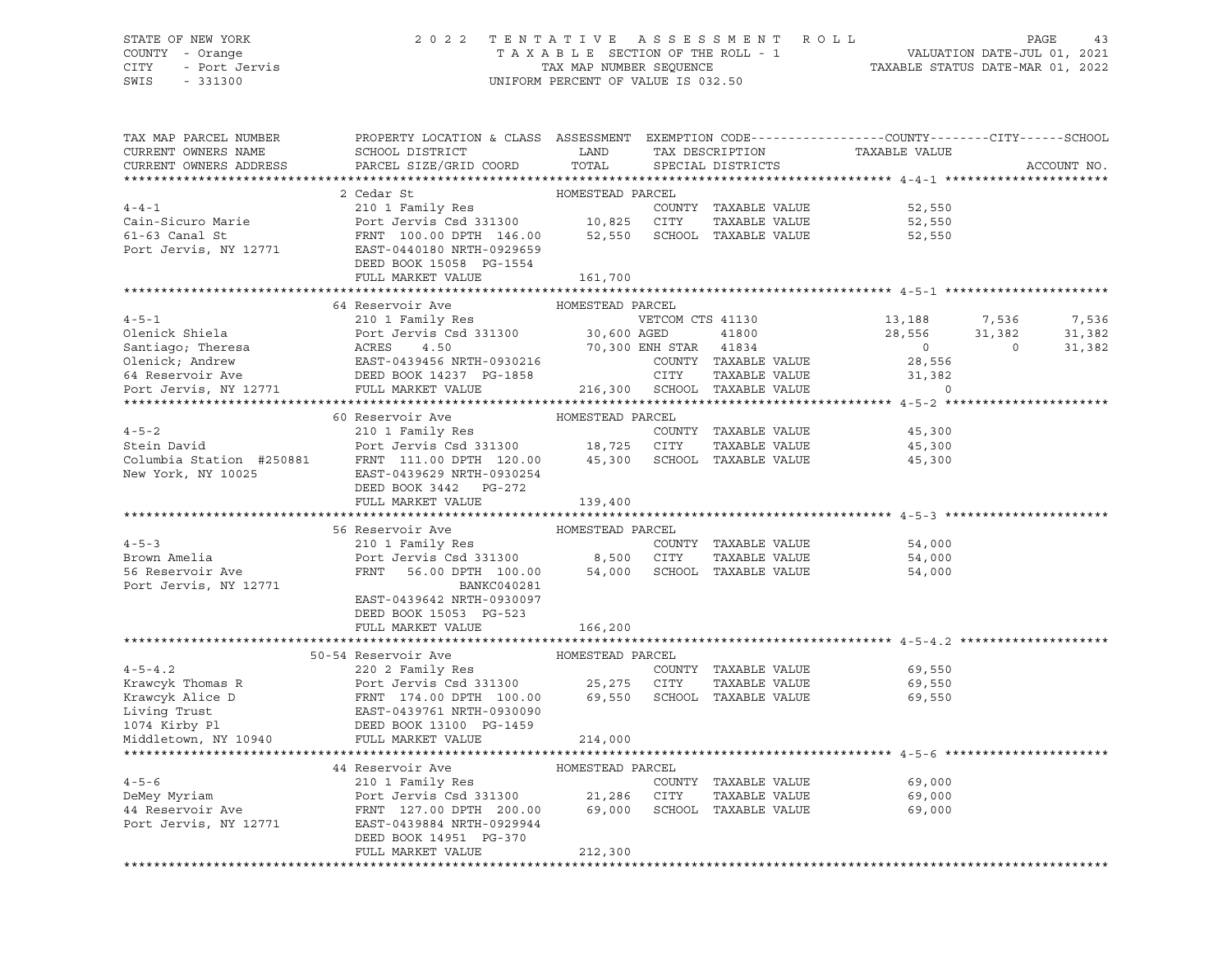STATE OF NEW YORK
COUNTY - Orange
CITY - Port Jervis
SWIS - 331300

2022 TENTATIVE ASSESSMENT ROLL
TAXABLE SECTION OF THE ROLL - 1
TAX MAP NUMBER SEQUENCE
UNIFORM PERCENT OF VALUE IS 032.50

VALUATION DATE-JUL 01, 2021
TAXABLE STATUS DATE-MAR 01, 2022

| TAX MAP PARCEL NUMBER / CURRENT OWNERS NAME / CURRENT OWNERS ADDRESS | PROPERTY LOCATION & CLASS / SCHOOL DISTRICT / PARCEL SIZE/GRID COORD | ASSESSMENT LAND / TOTAL | EXEMPTION CODE / TAX DESCRIPTION / SPECIAL DISTRICTS | COUNTY TAXABLE VALUE | CITY | SCHOOL | ACCOUNT NO. |
|---|---|---|---|---|---|---|---|
| **4-4-1** | 2 Cedar St | HOMESTEAD PARCEL | | | | | |
| Cain-Sicuro Marie | 210 1 Family Res | | COUNTY TAXABLE VALUE | 52,550 | | | |
| 61-63 Canal St | Port Jervis Csd 331300 | 10,825 | CITY TAXABLE VALUE | 52,550 | | | |
| Port Jervis, NY 12771 | FRNT 100.00 DPTH 146.00 | 52,550 | SCHOOL TAXABLE VALUE | 52,550 | | | |
| | EAST-0440180 NRTH-0929659 | | | | | | |
| | DEED BOOK 15058 PG-1554 | | | | | | |
| | FULL MARKET VALUE | 161,700 | | | | | |
| **4-5-1** | 64 Reservoir Ave | HOMESTEAD PARCEL | | | | | |
| Olenick Shiela | 210 1 Family Res | | VETCOM CTS 41130 | 13,188 | 7,536 | 7,536 | |
| Santiago; Theresa | Port Jervis Csd 331300 | 30,600 | AGED 41800 | 28,556 | 31,382 | 31,382 | |
| Olenick; Andrew | ACRES 4.50 | 70,300 | ENH STAR 41834 | 0 | 0 | 31,382 | |
| 64 Reservoir Ave | EAST-0439456 NRTH-0930216 | | COUNTY TAXABLE VALUE | 28,556 | | | |
| Port Jervis, NY 12771 | DEED BOOK 14237 PG-1858 | | CITY TAXABLE VALUE | 31,382 | | | |
| | FULL MARKET VALUE | 216,300 | SCHOOL TAXABLE VALUE | 0 | | | |
| **4-5-2** | 60 Reservoir Ave | HOMESTEAD PARCEL | | | | | |
| Stein David | 210 1 Family Res | | COUNTY TAXABLE VALUE | 45,300 | | | |
| Columbia Station #250881 | Port Jervis Csd 331300 | 18,725 | CITY TAXABLE VALUE | 45,300 | | | |
| New York, NY 10025 | FRNT 111.00 DPTH 120.00 | 45,300 | SCHOOL TAXABLE VALUE | 45,300 | | | |
| | EAST-0439629 NRTH-0930254 | | | | | | |
| | DEED BOOK 3442 PG-272 | | | | | | |
| | FULL MARKET VALUE | 139,400 | | | | | |
| **4-5-3** | 56 Reservoir Ave | HOMESTEAD PARCEL | | | | | |
| Brown Amelia | 210 1 Family Res | | COUNTY TAXABLE VALUE | 54,000 | | | |
| 56 Reservoir Ave | Port Jervis Csd 331300 | 8,500 | CITY TAXABLE VALUE | 54,000 | | | |
| Port Jervis, NY 12771 | FRNT 56.00 DPTH 100.00 | 54,000 | SCHOOL TAXABLE VALUE | 54,000 | | | |
| | BANKC040281 | | | | | | |
| | EAST-0439642 NRTH-0930097 | | | | | | |
| | DEED BOOK 15053 PG-523 | | | | | | |
| | FULL MARKET VALUE | 166,200 | | | | | |
| **4-5-4.2** | 50-54 Reservoir Ave | HOMESTEAD PARCEL | | | | | |
| Krawcyk Thomas R | 220 2 Family Res | | COUNTY TAXABLE VALUE | 69,550 | | | |
| Krawcyk Alice D | Port Jervis Csd 331300 | 25,275 | CITY TAXABLE VALUE | 69,550 | | | |
| Living Trust | FRNT 174.00 DPTH 100.00 | 69,550 | SCHOOL TAXABLE VALUE | 69,550 | | | |
| 1074 Kirby Pl | EAST-0439761 NRTH-0930090 | | | | | | |
| Middletown, NY 10940 | DEED BOOK 13100 PG-1459 | | | | | | |
| | FULL MARKET VALUE | 214,000 | | | | | |
| **4-5-6** | 44 Reservoir Ave | HOMESTEAD PARCEL | | | | | |
| DeMey Myriam | 210 1 Family Res | | COUNTY TAXABLE VALUE | 69,000 | | | |
| 44 Reservoir Ave | Port Jervis Csd 331300 | 21,286 | CITY TAXABLE VALUE | 69,000 | | | |
| Port Jervis, NY 12771 | FRNT 127.00 DPTH 200.00 | 69,000 | SCHOOL TAXABLE VALUE | 69,000 | | | |
| | EAST-0439884 NRTH-0929944 | | | | | | |
| | DEED BOOK 14951 PG-370 | | | | | | |
| | FULL MARKET VALUE | 212,300 | | | | | |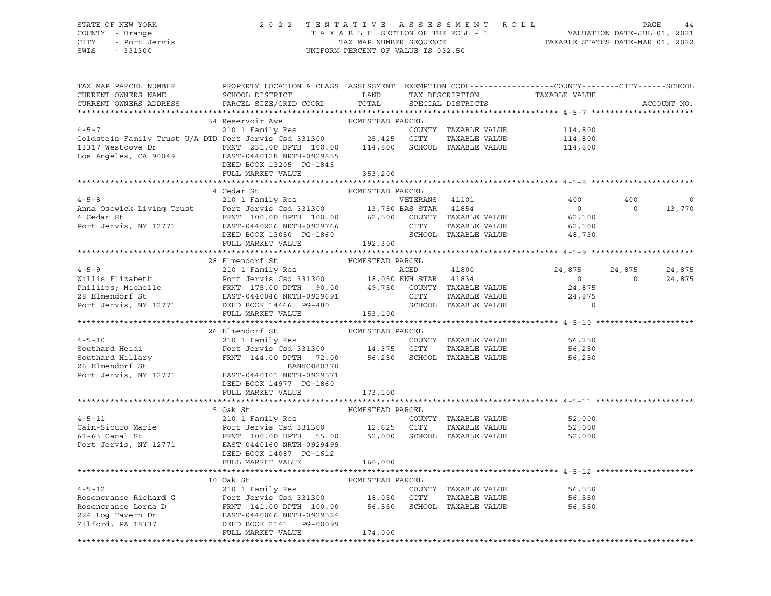STATE OF NEW YORK
COUNTY - Orange
CITY - Port Jervis
SWIS - 331300

2022 TENTATIVE ASSESSMENT ROLL
TAXABLE SECTION OF THE ROLL - 1
TAX MAP NUMBER SEQUENCE
UNIFORM PERCENT OF VALUE IS 032.50

VALUATION DATE-JUL 01, 2021
TAXABLE STATUS DATE-MAR 01, 2022

| TAX MAP PARCEL NUMBER / CURRENT OWNERS NAME / CURRENT OWNERS ADDRESS | PROPERTY LOCATION & CLASS / SCHOOL DISTRICT / PARCEL SIZE/GRID COORD | ASSESSMENT LAND / TOTAL | EXEMPTION CODE / TAX DESCRIPTION / SPECIAL DISTRICTS | COUNTY TAXABLE VALUE | CITY | SCHOOL | ACCOUNT NO. |
|---|---|---|---|---|---|---|---|
| **4-5-7** | 34 Reservoir Ave — HOMESTEAD PARCEL | | | | | | |
| Goldstein Family Trust U/A DTD | 210 1 Family Res | | COUNTY TAXABLE VALUE | 114,800 | | | |
| 13317 Westcove Dr | Port Jervis Csd 331300 | 25,425 | CITY TAXABLE VALUE | 114,800 | | | |
| Los Angeles, CA 90049 | FRNT 231.00 DPTH 100.00 | 114,800 | SCHOOL TAXABLE VALUE | 114,800 | | | |
| | EAST-0440128 NRTH-0929855 | | | | | | |
| | DEED BOOK 13205 PG-1845 | | | | | | |
| | FULL MARKET VALUE | 353,200 | | | | | |
| **4-5-8** | 4 Cedar St — HOMESTEAD PARCEL | | | | | | |
| Anna Osowick Living Trust | 210 1 Family Res | | VETERANS 41101 | 400 | 400 | 0 | |
| 4 Cedar St | Port Jervis Csd 331300 | 13,750 | BAS STAR 41854 | 0 | 0 | 13,770 | |
| Port Jervis, NY 12771 | FRNT 100.00 DPTH 100.00 | 62,500 | COUNTY TAXABLE VALUE | 62,100 | | | |
| | EAST-0440226 NRTH-0929766 | | CITY TAXABLE VALUE | 62,100 | | | |
| | DEED BOOK 13050 PG-1860 | | SCHOOL TAXABLE VALUE | 48,730 | | | |
| | FULL MARKET VALUE | 192,300 | | | | | |
| **4-5-9** | 28 Elmendorf St — HOMESTEAD PARCEL | | | | | | |
| Willis Elizabeth | 210 1 Family Res | | AGED 41800 | 24,875 | 24,875 | 24,875 | |
| Phillips; Michelle | Port Jervis Csd 331300 | 18,050 | ENH STAR 41834 | 0 | 0 | 24,875 | |
| 28 Elmendorf St | FRNT 175.00 DPTH 90.00 | 49,750 | COUNTY TAXABLE VALUE | 24,875 | | | |
| Port Jervis, NY 12771 | EAST-0440046 NRTH-0929691 | | CITY TAXABLE VALUE | 24,875 | | | |
| | DEED BOOK 14466 PG-480 | | SCHOOL TAXABLE VALUE | 0 | | | |
| | FULL MARKET VALUE | 153,100 | | | | | |
| **4-5-10** | 26 Elmendorf St — HOMESTEAD PARCEL | | | | | | |
| Southard Heidi | 210 1 Family Res | | COUNTY TAXABLE VALUE | 56,250 | | | |
| Southard Hillary | Port Jervis Csd 331300 | 14,375 | CITY TAXABLE VALUE | 56,250 | | | |
| 26 Elmendorf St | FRNT 144.00 DPTH 72.00 | 56,250 | SCHOOL TAXABLE VALUE | 56,250 | | | |
| Port Jervis, NY 12771 | BANKC080370 | | | | | | |
| | EAST-0440101 NRTH-0929571 | | | | | | |
| | DEED BOOK 14977 PG-1860 | | | | | | |
| | FULL MARKET VALUE | 173,100 | | | | | |
| **4-5-11** | 5 Oak St — HOMESTEAD PARCEL | | | | | | |
| Cain-Sicuro Marie | 210 1 Family Res | | COUNTY TAXABLE VALUE | 52,000 | | | |
| 61-63 Canal St | Port Jervis Csd 331300 | 12,625 | CITY TAXABLE VALUE | 52,000 | | | |
| Port Jervis, NY 12771 | FRNT 100.00 DPTH 55.00 | 52,000 | SCHOOL TAXABLE VALUE | 52,000 | | | |
| | EAST-0440160 NRTH-0929499 | | | | | | |
| | DEED BOOK 14087 PG-1612 | | | | | | |
| | FULL MARKET VALUE | 160,000 | | | | | |
| **4-5-12** | 10 Oak St — HOMESTEAD PARCEL | | | | | | |
| Rosencrance Richard G | 210 1 Family Res | | COUNTY TAXABLE VALUE | 56,550 | | | |
| Rosencrance Lorna D | Port Jervis Csd 331300 | 18,050 | CITY TAXABLE VALUE | 56,550 | | | |
| 224 Log Tavern Dr | FRNT 141.00 DPTH 100.00 | 56,550 | SCHOOL TAXABLE VALUE | 56,550 | | | |
| Milford, PA 18337 | EAST-0440066 NRTH-0929524 | | | | | | |
| | DEED BOOK 2141 PG-00099 | | | | | | |
| | FULL MARKET VALUE | 174,000 | | | | | |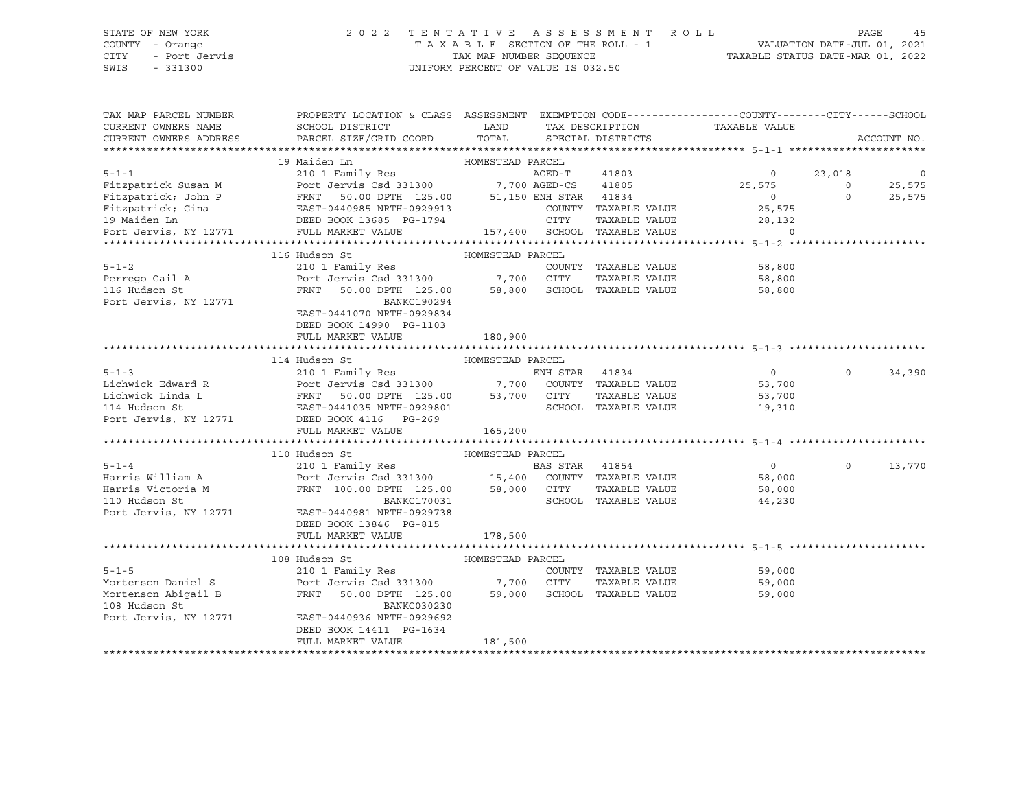STATE OF NEW YORK — COUNTY - Orange — CITY - Port Jervis — SWIS - 331300

# 2022 TENTATIVE ASSESSMENT ROLL

TAXABLE SECTION OF THE ROLL - 1 — TAX MAP NUMBER SEQUENCE — UNIFORM PERCENT OF VALUE IS 032.50

VALUATION DATE-JUL 01, 2021 — TAXABLE STATUS DATE-MAR 01, 2022

| TAX MAP PARCEL NUMBER / CURRENT OWNERS NAME / CURRENT OWNERS ADDRESS | PROPERTY LOCATION & CLASS / SCHOOL DISTRICT / PARCEL SIZE/GRID COORD | ASSESSMENT LAND / TOTAL | EXEMPTION CODE / TAX DESCRIPTION / SPECIAL DISTRICTS | | COUNTY / TAXABLE VALUE | CITY | SCHOOL |
|---|---|---|---|---|---|---|---|
| **5-1-1** | 19 Maiden Ln | HOMESTEAD PARCEL | | | | | |
| 5-1-1 | 210 1 Family Res | | AGED-T | 41803 | 0 | 23,018 | 0 |
| Fitzpatrick Susan M | Port Jervis Csd 331300 | 7,700 | AGED-CS | 41805 | 25,575 | 0 | 25,575 |
| Fitzpatrick; John P | FRNT 50.00 DPTH 125.00 | 51,150 | ENH STAR | 41834 | 0 | 0 | 25,575 |
| Fitzpatrick; Gina | EAST-0440985 NRTH-0929913 | | COUNTY TAXABLE VALUE | | 25,575 | | |
| 19 Maiden Ln | DEED BOOK 13685 PG-1794 | | CITY TAXABLE VALUE | | 28,132 | | |
| Port Jervis, NY 12771 | FULL MARKET VALUE | 157,400 | SCHOOL TAXABLE VALUE | | 0 | | |
| **5-1-2** | 116 Hudson St | HOMESTEAD PARCEL | | | | | |
| 5-1-2 | 210 1 Family Res | | COUNTY TAXABLE VALUE | | 58,800 | | |
| Perrego Gail A | Port Jervis Csd 331300 | 7,700 | CITY TAXABLE VALUE | | 58,800 | | |
| 116 Hudson St | FRNT 50.00 DPTH 125.00 | 58,800 | SCHOOL TAXABLE VALUE | | 58,800 | | |
| Port Jervis, NY 12771 | BANKC190294 | | | | | | |
| | EAST-0441070 NRTH-0929834 | | | | | | |
| | DEED BOOK 14990 PG-1103 | | | | | | |
| | FULL MARKET VALUE | 180,900 | | | | | |
| **5-1-3** | 114 Hudson St | HOMESTEAD PARCEL | | | | | |
| 5-1-3 | 210 1 Family Res | | ENH STAR | 41834 | 0 | 0 | 34,390 |
| Lichwick Edward R | Port Jervis Csd 331300 | 7,700 | COUNTY TAXABLE VALUE | | 53,700 | | |
| Lichwick Linda L | FRNT 50.00 DPTH 125.00 | 53,700 | CITY TAXABLE VALUE | | 53,700 | | |
| 114 Hudson St | EAST-0441035 NRTH-0929801 | | SCHOOL TAXABLE VALUE | | 19,310 | | |
| Port Jervis, NY 12771 | DEED BOOK 4116 PG-269 | | | | | | |
| | FULL MARKET VALUE | 165,200 | | | | | |
| **5-1-4** | 110 Hudson St | HOMESTEAD PARCEL | | | | | |
| 5-1-4 | 210 1 Family Res | | BAS STAR | 41854 | 0 | 0 | 13,770 |
| Harris William A | Port Jervis Csd 331300 | 15,400 | COUNTY TAXABLE VALUE | | 58,000 | | |
| Harris Victoria M | FRNT 100.00 DPTH 125.00 | 58,000 | CITY TAXABLE VALUE | | 58,000 | | |
| 110 Hudson St | BANKC170031 | | SCHOOL TAXABLE VALUE | | 44,230 | | |
| Port Jervis, NY 12771 | EAST-0440981 NRTH-0929738 | | | | | | |
| | DEED BOOK 13846 PG-815 | | | | | | |
| | FULL MARKET VALUE | 178,500 | | | | | |
| **5-1-5** | 108 Hudson St | HOMESTEAD PARCEL | | | | | |
| 5-1-5 | 210 1 Family Res | | COUNTY TAXABLE VALUE | | 59,000 | | |
| Mortenson Daniel S | Port Jervis Csd 331300 | 7,700 | CITY TAXABLE VALUE | | 59,000 | | |
| Mortenson Abigail B | FRNT 50.00 DPTH 125.00 | 59,000 | SCHOOL TAXABLE VALUE | | 59,000 | | |
| 108 Hudson St | BANKC030230 | | | | | | |
| Port Jervis, NY 12771 | EAST-0440936 NRTH-0929692 | | | | | | |
| | DEED BOOK 14411 PG-1634 | | | | | | |
| | FULL MARKET VALUE | 181,500 | | | | | |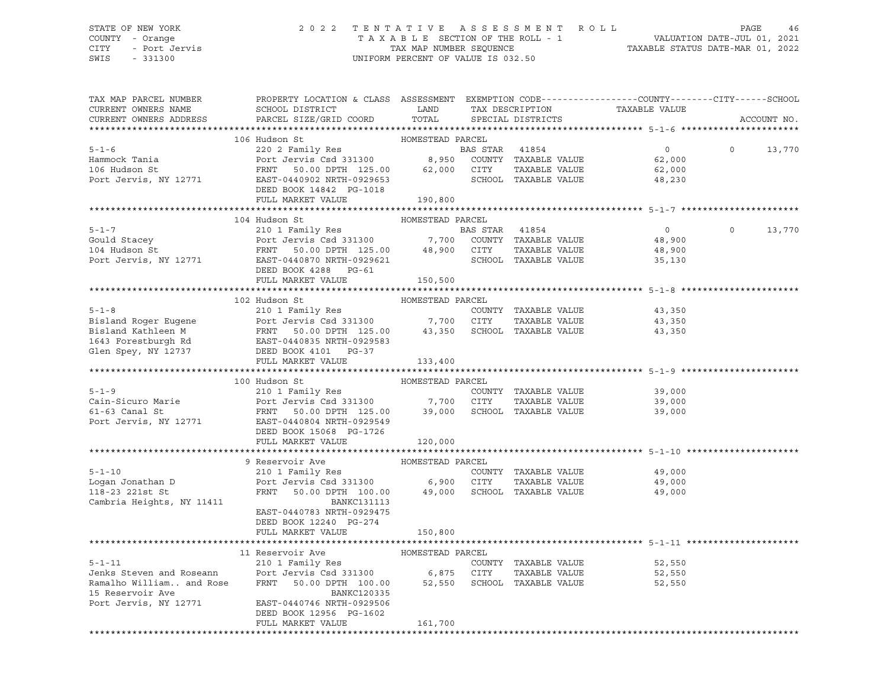STATE OF NEW YORK
COUNTY - Orange
CITY - Port Jervis
SWIS - 331300

2022 TENTATIVE ASSESSMENT ROLL
TAXABLE SECTION OF THE ROLL - 1
TAX MAP NUMBER SEQUENCE
UNIFORM PERCENT OF VALUE IS 032.50

VALUATION DATE-JUL 01, 2021
TAXABLE STATUS DATE-MAR 01, 2022

| TAX MAP PARCEL NUMBER / CURRENT OWNERS NAME / CURRENT OWNERS ADDRESS | PROPERTY LOCATION & CLASS / SCHOOL DISTRICT / PARCEL SIZE/GRID COORD | ASSESSMENT LAND / TOTAL | EXEMPTION CODE / TAX DESCRIPTION / SPECIAL DISTRICTS | COUNTY TAXABLE VALUE | CITY | SCHOOL | ACCOUNT NO. |
|---|---|---|---|---|---|---|---|
| **5-1-6** | 106 Hudson St — HOMESTEAD PARCEL | | | | | | |
| 5-1-6 | 220 2 Family Res | | BAS STAR 41854 | 0 | 0 | 13,770 | |
| Hammock Tania | Port Jervis Csd 331300 | 8,950 | COUNTY TAXABLE VALUE | 62,000 | | | |
| 106 Hudson St | FRNT 50.00 DPTH 125.00 | 62,000 | CITY TAXABLE VALUE | 62,000 | | | |
| Port Jervis, NY 12771 | EAST-0440902 NRTH-0929653 | | SCHOOL TAXABLE VALUE | 48,230 | | | |
| | DEED BOOK 14842 PG-1018 | | | | | | |
| | FULL MARKET VALUE | 190,800 | | | | | |
| **5-1-7** | 104 Hudson St — HOMESTEAD PARCEL | | | | | | |
| 5-1-7 | 210 1 Family Res | | BAS STAR 41854 | 0 | 0 | 13,770 | |
| Gould Stacey | Port Jervis Csd 331300 | 7,700 | COUNTY TAXABLE VALUE | 48,900 | | | |
| 104 Hudson St | FRNT 50.00 DPTH 125.00 | 48,900 | CITY TAXABLE VALUE | 48,900 | | | |
| Port Jervis, NY 12771 | EAST-0440870 NRTH-0929621 | | SCHOOL TAXABLE VALUE | 35,130 | | | |
| | DEED BOOK 4288 PG-61 | | | | | | |
| | FULL MARKET VALUE | 150,500 | | | | | |
| **5-1-8** | 102 Hudson St — HOMESTEAD PARCEL | | | | | | |
| 5-1-8 | 210 1 Family Res | | COUNTY TAXABLE VALUE | 43,350 | | | |
| Bisland Roger Eugene | Port Jervis Csd 331300 | 7,700 | CITY TAXABLE VALUE | 43,350 | | | |
| Bisland Kathleen M | FRNT 50.00 DPTH 125.00 | 43,350 | SCHOOL TAXABLE VALUE | 43,350 | | | |
| 1643 Forestburgh Rd | EAST-0440835 NRTH-0929583 | | | | | | |
| Glen Spey, NY 12737 | DEED BOOK 4101 PG-37 | | | | | | |
| | FULL MARKET VALUE | 133,400 | | | | | |
| **5-1-9** | 100 Hudson St — HOMESTEAD PARCEL | | | | | | |
| 5-1-9 | 210 1 Family Res | | COUNTY TAXABLE VALUE | 39,000 | | | |
| Cain-Sicuro Marie | Port Jervis Csd 331300 | 7,700 | CITY TAXABLE VALUE | 39,000 | | | |
| 61-63 Canal St | FRNT 50.00 DPTH 125.00 | 39,000 | SCHOOL TAXABLE VALUE | 39,000 | | | |
| Port Jervis, NY 12771 | EAST-0440804 NRTH-0929549 | | | | | | |
| | DEED BOOK 15068 PG-1726 | | | | | | |
| | FULL MARKET VALUE | 120,000 | | | | | |
| **5-1-10** | 9 Reservoir Ave — HOMESTEAD PARCEL | | | | | | |
| 5-1-10 | 210 1 Family Res | | COUNTY TAXABLE VALUE | 49,000 | | | |
| Logan Jonathan D | Port Jervis Csd 331300 | 6,900 | CITY TAXABLE VALUE | 49,000 | | | |
| 118-23 221st St | FRNT 50.00 DPTH 100.00 | 49,000 | SCHOOL TAXABLE VALUE | 49,000 | | | |
| Cambria Heights, NY 11411 | BANKC131113 | | | | | | |
| | EAST-0440783 NRTH-0929475 | | | | | | |
| | DEED BOOK 12240 PG-274 | | | | | | |
| | FULL MARKET VALUE | 150,800 | | | | | |
| **5-1-11** | 11 Reservoir Ave — HOMESTEAD PARCEL | | | | | | |
| 5-1-11 | 210 1 Family Res | | COUNTY TAXABLE VALUE | 52,550 | | | |
| Jenks Steven and Roseann | Port Jervis Csd 331300 | 6,875 | CITY TAXABLE VALUE | 52,550 | | | |
| Ramalho William.. and Rose | FRNT 50.00 DPTH 100.00 | 52,550 | SCHOOL TAXABLE VALUE | 52,550 | | | |
| 15 Reservoir Ave | BANKC120335 | | | | | | |
| Port Jervis, NY 12771 | EAST-0440746 NRTH-0929506 | | | | | | |
| | DEED BOOK 12956 PG-1602 | | | | | | |
| | FULL MARKET VALUE | 161,700 | | | | | |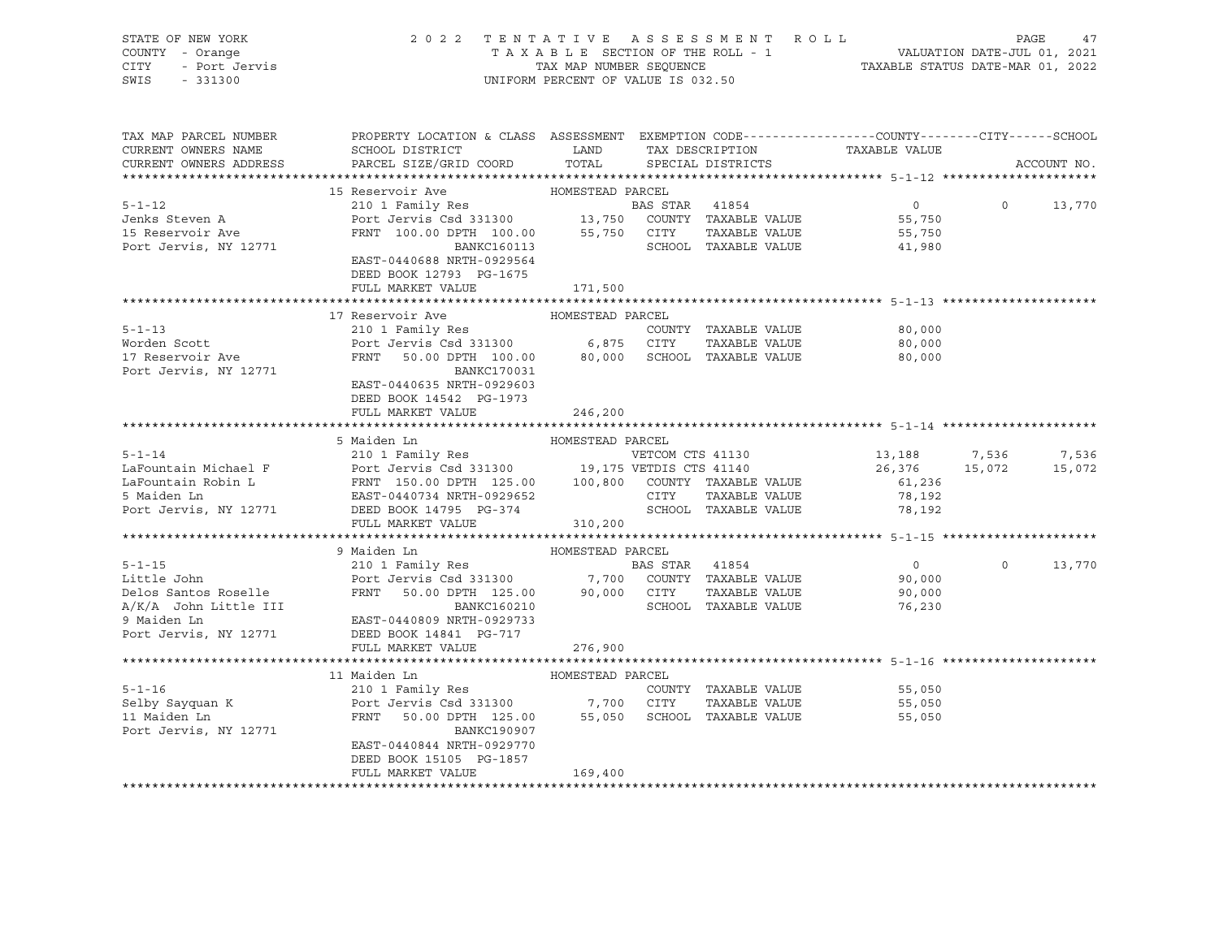STATE OF NEW YORK
COUNTY - Orange
CITY - Port Jervis
SWIS - 331300

2 0 2 2 T E N T A T I V E A S S E S S M E N T R O L L
T A X A B L E SECTION OF THE ROLL - 1
TAX MAP NUMBER SEQUENCE
UNIFORM PERCENT OF VALUE IS 032.50

VALUATION DATE-JUL 01, 2021
TAXABLE STATUS DATE-MAR 01, 2022

| TAX MAP PARCEL NUMBER / CURRENT OWNERS NAME / CURRENT OWNERS ADDRESS | PROPERTY LOCATION & CLASS / SCHOOL DISTRICT / PARCEL SIZE/GRID COORD | ASSESSMENT LAND / TOTAL | EXEMPTION CODE / TAX DESCRIPTION / SPECIAL DISTRICTS | COUNTY TAXABLE VALUE | CITY | SCHOOL / ACCOUNT NO. |
|---|---|---|---|---|---|---|
| **5-1-12** | 15 Reservoir Ave — HOMESTEAD PARCEL | | | | | |
| Jenks Steven A | 210 1 Family Res | | BAS STAR 41854 | 0 | 0 | 13,770 |
| 15 Reservoir Ave | Port Jervis Csd 331300 | 13,750 | COUNTY TAXABLE VALUE | 55,750 | | |
| Port Jervis, NY 12771 | FRNT 100.00 DPTH 100.00 | 55,750 | CITY TAXABLE VALUE | 55,750 | | |
| | BANKC160113 | | SCHOOL TAXABLE VALUE | 41,980 | | |
| | EAST-0440688 NRTH-0929564 | | | | | |
| | DEED BOOK 12793 PG-1675 | | | | | |
| | FULL MARKET VALUE | 171,500 | | | | |
| **5-1-13** | 17 Reservoir Ave — HOMESTEAD PARCEL | | | | | |
| Worden Scott | 210 1 Family Res | | COUNTY TAXABLE VALUE | 80,000 | | |
| 17 Reservoir Ave | Port Jervis Csd 331300 | 6,875 | CITY TAXABLE VALUE | 80,000 | | |
| Port Jervis, NY 12771 | FRNT 50.00 DPTH 100.00 | 80,000 | SCHOOL TAXABLE VALUE | 80,000 | | |
| | BANKC170031 | | | | | |
| | EAST-0440635 NRTH-0929603 | | | | | |
| | DEED BOOK 14542 PG-1973 | | | | | |
| | FULL MARKET VALUE | 246,200 | | | | |
| **5-1-14** | 5 Maiden Ln — HOMESTEAD PARCEL | | | | | |
| LaFountain Michael F | 210 1 Family Res | | VETCOM CTS 41130 | 13,188 | 7,536 | 7,536 |
| LaFountain Robin L | Port Jervis Csd 331300 | 19,175 | VETDIS CTS 41140 | 26,376 | 15,072 | 15,072 |
| 5 Maiden Ln | FRNT 150.00 DPTH 125.00 | 100,800 | COUNTY TAXABLE VALUE | 61,236 | | |
| Port Jervis, NY 12771 | EAST-0440734 NRTH-0929652 | | CITY TAXABLE VALUE | 78,192 | | |
| | DEED BOOK 14795 PG-374 | | SCHOOL TAXABLE VALUE | 78,192 | | |
| | FULL MARKET VALUE | 310,200 | | | | |
| **5-1-15** | 9 Maiden Ln — HOMESTEAD PARCEL | | | | | |
| Little John | 210 1 Family Res | | BAS STAR 41854 | 0 | 0 | 13,770 |
| Delos Santos Roselle | Port Jervis Csd 331300 | 7,700 | COUNTY TAXABLE VALUE | 90,000 | | |
| A/K/A John Little III | FRNT 50.00 DPTH 125.00 | 90,000 | CITY TAXABLE VALUE | 90,000 | | |
| 9 Maiden Ln | BANKC160210 | | SCHOOL TAXABLE VALUE | 76,230 | | |
| Port Jervis, NY 12771 | EAST-0440809 NRTH-0929733 | | | | | |
| | DEED BOOK 14841 PG-717 | | | | | |
| | FULL MARKET VALUE | 276,900 | | | | |
| **5-1-16** | 11 Maiden Ln — HOMESTEAD PARCEL | | | | | |
| Selby Sayquan K | 210 1 Family Res | | COUNTY TAXABLE VALUE | 55,050 | | |
| 11 Maiden Ln | Port Jervis Csd 331300 | 7,700 | CITY TAXABLE VALUE | 55,050 | | |
| Port Jervis, NY 12771 | FRNT 50.00 DPTH 125.00 | 55,050 | SCHOOL TAXABLE VALUE | 55,050 | | |
| | BANKC190907 | | | | | |
| | EAST-0440844 NRTH-0929770 | | | | | |
| | DEED BOOK 15105 PG-1857 | | | | | |
| | FULL MARKET VALUE | 169,400 | | | | |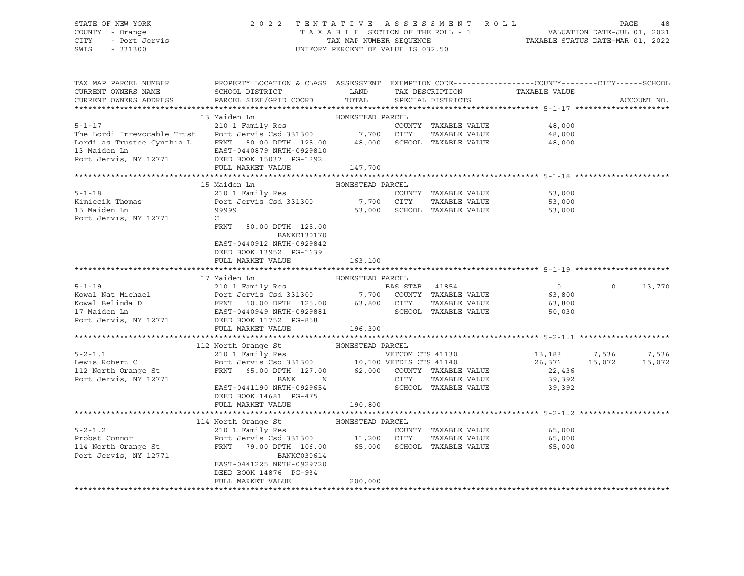STATE OF NEW YORK — COUNTY - Orange — CITY - Port Jervis — SWIS - 331300

2022 TENTATIVE ASSESSMENT ROLL — TAXABLE SECTION OF THE ROLL - 1 — TAX MAP NUMBER SEQUENCE — UNIFORM PERCENT OF VALUE IS 032.50

VALUATION DATE-JUL 01, 2021 — TAXABLE STATUS DATE-MAR 01, 2022

| TAX MAP PARCEL NUMBER / CURRENT OWNERS NAME / CURRENT OWNERS ADDRESS | PROPERTY LOCATION & CLASS / SCHOOL DISTRICT / PARCEL SIZE/GRID COORD | ASSESSMENT LAND | TOTAL | EXEMPTION CODE / TAX DESCRIPTION / SPECIAL DISTRICTS | COUNTY TAXABLE VALUE | CITY | SCHOOL | ACCOUNT NO. |
|---|---|---|---|---|---|---|---|---|
| **5-1-17** | 13 Maiden Ln — HOMESTEAD PARCEL | | | | | | | |
| 5-1-17 | 210 1 Family Res | | | COUNTY TAXABLE VALUE | 48,000 | | | |
| The Lordi Irrevocable Trust | Port Jervis Csd 331300 | 7,700 | | CITY TAXABLE VALUE | 48,000 | | | |
| Lordi as Trustee Cynthia L | FRNT 50.00 DPTH 125.00 | | 48,000 | SCHOOL TAXABLE VALUE | 48,000 | | | |
| 13 Maiden Ln | EAST-0440879 NRTH-0929810 | | | | | | | |
| Port Jervis, NY 12771 | DEED BOOK 15037 PG-1292 | | | | | | | |
| | FULL MARKET VALUE | | 147,700 | | | | | |
| **5-1-18** | 15 Maiden Ln — HOMESTEAD PARCEL | | | | | | | |
| 5-1-18 | 210 1 Family Res | | | COUNTY TAXABLE VALUE | 53,000 | | | |
| Kimiecik Thomas | Port Jervis Csd 331300 | 7,700 | | CITY TAXABLE VALUE | 53,000 | | | |
| 15 Maiden Ln | 99999 | | 53,000 | SCHOOL TAXABLE VALUE | 53,000 | | | |
| Port Jervis, NY 12771 | C | | | | | | | |
| | FRNT 50.00 DPTH 125.00 | | | | | | | |
| | BANKC130170 | | | | | | | |
| | EAST-0440912 NRTH-0929842 | | | | | | | |
| | DEED BOOK 13952 PG-1639 | | | | | | | |
| | FULL MARKET VALUE | | 163,100 | | | | | |
| **5-1-19** | 17 Maiden Ln — HOMESTEAD PARCEL | | | | | | | |
| 5-1-19 | 210 1 Family Res | | | BAS STAR 41854 | 0 | 0 | 13,770 | |
| Kowal Nat Michael | Port Jervis Csd 331300 | 7,700 | | COUNTY TAXABLE VALUE | 63,800 | | | |
| Kowal Belinda D | FRNT 50.00 DPTH 125.00 | | 63,800 | CITY TAXABLE VALUE | 63,800 | | | |
| 17 Maiden Ln | EAST-0440949 NRTH-0929881 | | | SCHOOL TAXABLE VALUE | 50,030 | | | |
| Port Jervis, NY 12771 | DEED BOOK 11752 PG-858 | | | | | | | |
| | FULL MARKET VALUE | | 196,300 | | | | | |
| **5-2-1.1** | 112 North Orange St — HOMESTEAD PARCEL | | | | | | | |
| 5-2-1.1 | 210 1 Family Res | | | VETCOM CTS 41130 | 13,188 | 7,536 | 7,536 | |
| Lewis Robert C | Port Jervis Csd 331300 | 10,100 | | VETDIS CTS 41140 | 26,376 | 15,072 | 15,072 | |
| 112 North Orange St | FRNT 65.00 DPTH 127.00 | | 62,000 | COUNTY TAXABLE VALUE | 22,436 | | | |
| Port Jervis, NY 12771 | BANK N | | | CITY TAXABLE VALUE | 39,392 | | | |
| | EAST-0441190 NRTH-0929654 | | | SCHOOL TAXABLE VALUE | 39,392 | | | |
| | DEED BOOK 14681 PG-475 | | | | | | | |
| | FULL MARKET VALUE | | 190,800 | | | | | |
| **5-2-1.2** | 114 North Orange St — HOMESTEAD PARCEL | | | | | | | |
| 5-2-1.2 | 210 1 Family Res | | | COUNTY TAXABLE VALUE | 65,000 | | | |
| Probst Connor | Port Jervis Csd 331300 | 11,200 | | CITY TAXABLE VALUE | 65,000 | | | |
| 114 North Orange St | FRNT 79.00 DPTH 106.00 | | 65,000 | SCHOOL TAXABLE VALUE | 65,000 | | | |
| Port Jervis, NY 12771 | BANKC030614 | | | | | | | |
| | EAST-0441225 NRTH-0929720 | | | | | | | |
| | DEED BOOK 14876 PG-934 | | | | | | | |
| | FULL MARKET VALUE | | 200,000 | | | | | |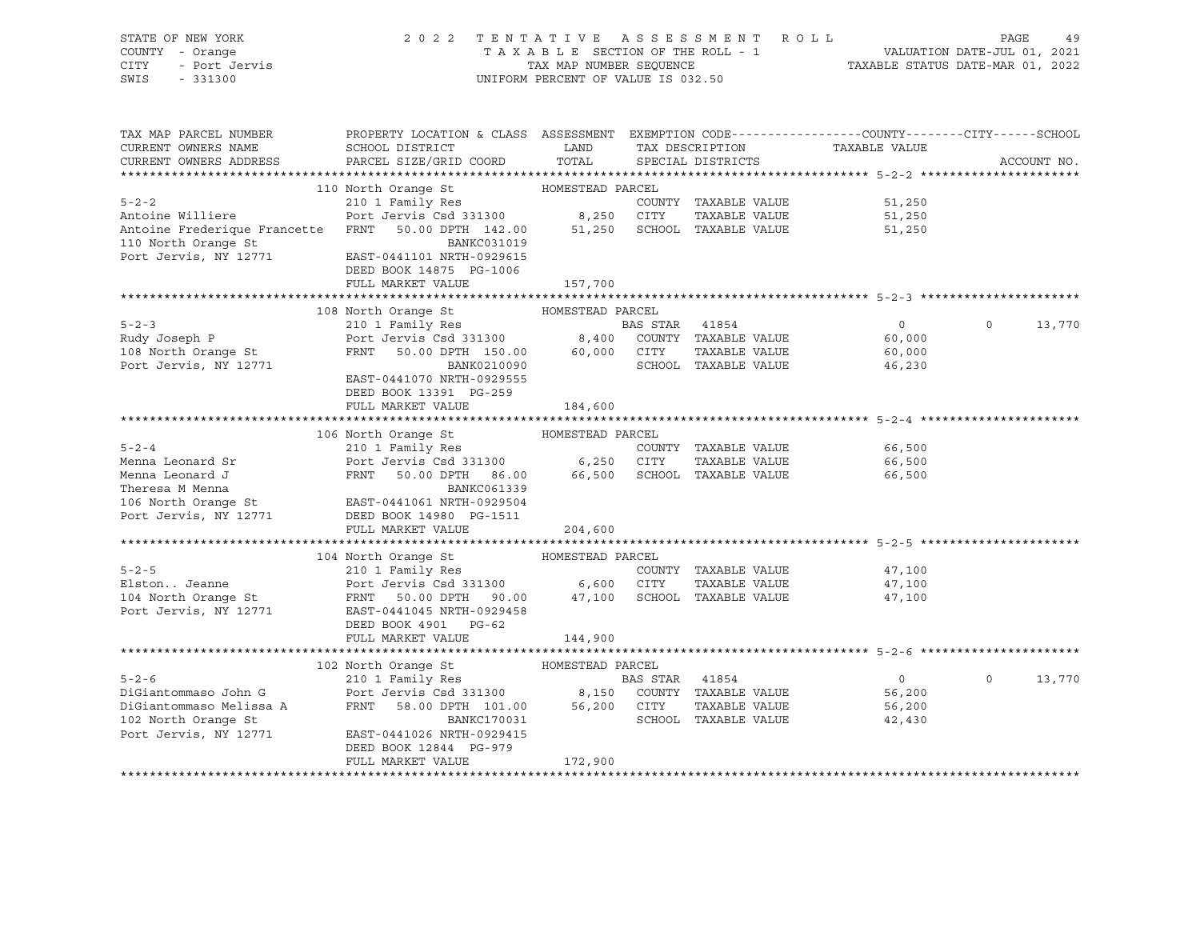STATE OF NEW YORK
COUNTY - Orange
CITY - Port Jervis
SWIS - 331300

2 0 2 2 T E N T A T I V E A S S E S S M E N T R O L L
T A X A B L E SECTION OF THE ROLL - 1
TAX MAP NUMBER SEQUENCE
UNIFORM PERCENT OF VALUE IS 032.50

VALUATION DATE-JUL 01, 2021
TAXABLE STATUS DATE-MAR 01, 2022

| TAX MAP PARCEL NUMBER / CURRENT OWNERS NAME / CURRENT OWNERS ADDRESS | PROPERTY LOCATION & CLASS / SCHOOL DISTRICT / PARCEL SIZE/GRID COORD | ASSESSMENT LAND / TOTAL | EXEMPTION CODE / TAX DESCRIPTION / SPECIAL DISTRICTS | COUNTY / TAXABLE VALUE | CITY | SCHOOL | ACCOUNT NO. |
|---|---|---|---|---|---|---|---|
| | 110 North Orange St | HOMESTEAD PARCEL | | | | | |
| 5-2-2 | 210 1 Family Res | | COUNTY TAXABLE VALUE | 51,250 | | | |
| Antoine Williere | Port Jervis Csd 331300 | 8,250 | CITY TAXABLE VALUE | 51,250 | | | |
| Antoine Frederique Francette | FRNT 50.00 DPTH 142.00 | 51,250 | SCHOOL TAXABLE VALUE | 51,250 | | | |
| 110 North Orange St | BANKC031019 | | | | | | |
| Port Jervis, NY 12771 | EAST-0441101 NRTH-0929615 | | | | | | |
| | DEED BOOK 14875 PG-1006 | | | | | | |
| | FULL MARKET VALUE | 157,700 | | | | | |
| | 108 North Orange St | HOMESTEAD PARCEL | | | | | |
| 5-2-3 | 210 1 Family Res | | BAS STAR 41854 | 0 | 0 | 13,770 | |
| Rudy Joseph P | Port Jervis Csd 331300 | 8,400 | COUNTY TAXABLE VALUE | 60,000 | | | |
| 108 North Orange St | FRNT 50.00 DPTH 150.00 | 60,000 | CITY TAXABLE VALUE | 60,000 | | | |
| Port Jervis, NY 12771 | BANK0210090 | | SCHOOL TAXABLE VALUE | 46,230 | | | |
| | EAST-0441070 NRTH-0929555 | | | | | | |
| | DEED BOOK 13391 PG-259 | | | | | | |
| | FULL MARKET VALUE | 184,600 | | | | | |
| | 106 North Orange St | HOMESTEAD PARCEL | | | | | |
| 5-2-4 | 210 1 Family Res | | COUNTY TAXABLE VALUE | 66,500 | | | |
| Menna Leonard Sr | Port Jervis Csd 331300 | 6,250 | CITY TAXABLE VALUE | 66,500 | | | |
| Menna Leonard J | FRNT 50.00 DPTH 86.00 | 66,500 | SCHOOL TAXABLE VALUE | 66,500 | | | |
| Theresa M Menna | BANKC061339 | | | | | | |
| 106 North Orange St | EAST-0441061 NRTH-0929504 | | | | | | |
| Port Jervis, NY 12771 | DEED BOOK 14980 PG-1511 | | | | | | |
| | FULL MARKET VALUE | 204,600 | | | | | |
| | 104 North Orange St | HOMESTEAD PARCEL | | | | | |
| 5-2-5 | 210 1 Family Res | | COUNTY TAXABLE VALUE | 47,100 | | | |
| Elston.. Jeanne | Port Jervis Csd 331300 | 6,600 | CITY TAXABLE VALUE | 47,100 | | | |
| 104 North Orange St | FRNT 50.00 DPTH 90.00 | 47,100 | SCHOOL TAXABLE VALUE | 47,100 | | | |
| Port Jervis, NY 12771 | EAST-0441045 NRTH-0929458 | | | | | | |
| | DEED BOOK 4901 PG-62 | | | | | | |
| | FULL MARKET VALUE | 144,900 | | | | | |
| | 102 North Orange St | HOMESTEAD PARCEL | | | | | |
| 5-2-6 | 210 1 Family Res | | BAS STAR 41854 | 0 | 0 | 13,770 | |
| DiGiantommaso John G | Port Jervis Csd 331300 | 8,150 | COUNTY TAXABLE VALUE | 56,200 | | | |
| DiGiantommaso Melissa A | FRNT 58.00 DPTH 101.00 | 56,200 | CITY TAXABLE VALUE | 56,200 | | | |
| 102 North Orange St | BANKC170031 | | SCHOOL TAXABLE VALUE | 42,430 | | | |
| Port Jervis, NY 12771 | EAST-0441026 NRTH-0929415 | | | | | | |
| | DEED BOOK 12844 PG-979 | | | | | | |
| | FULL MARKET VALUE | 172,900 | | | | | |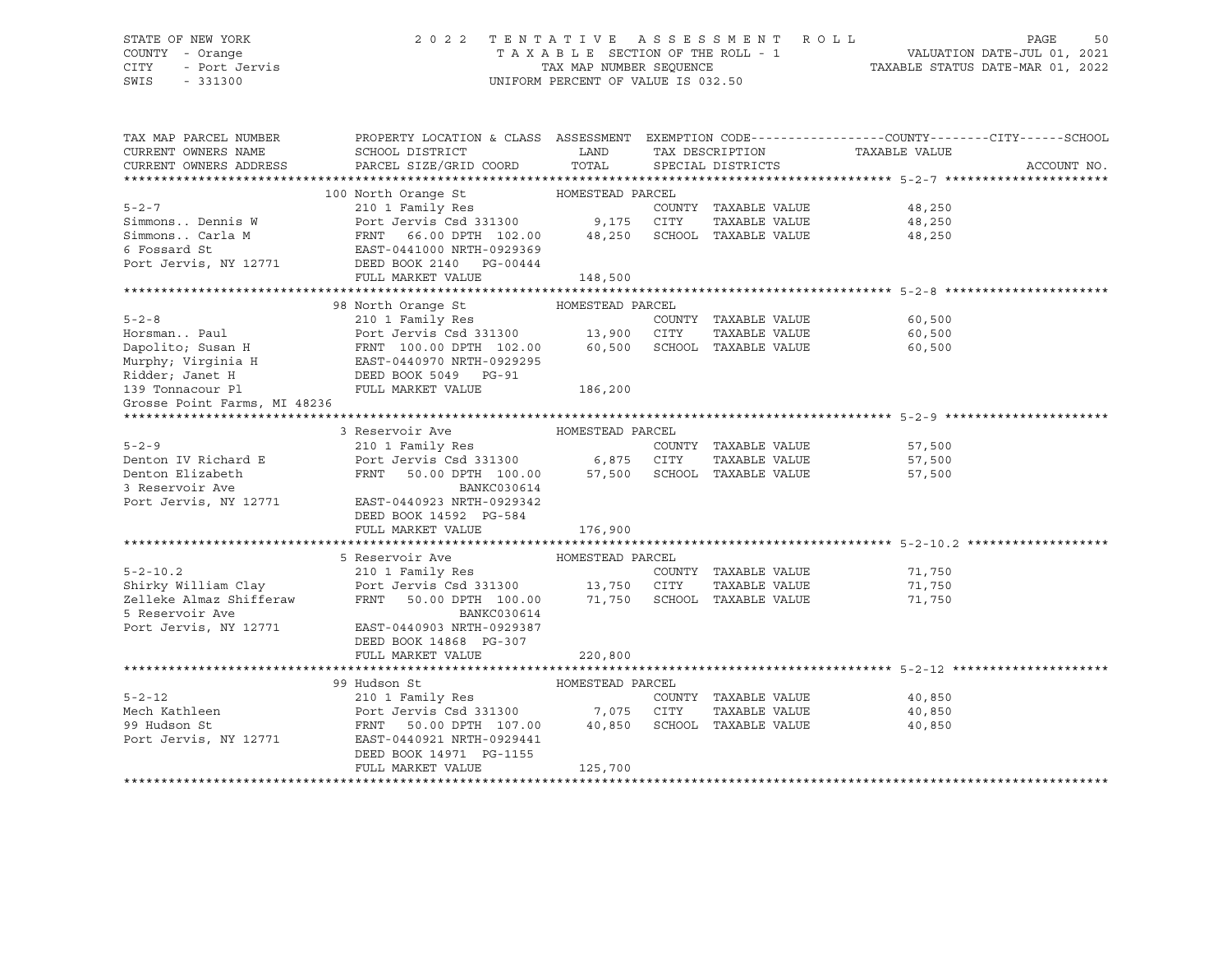STATE OF NEW YORK
COUNTY - Orange
CITY - Port Jervis
SWIS - 331300

2022 TENTATIVE ASSESSMENT ROLL
TAXABLE SECTION OF THE ROLL - 1
TAX MAP NUMBER SEQUENCE
UNIFORM PERCENT OF VALUE IS 032.50

VALUATION DATE-JUL 01, 2021
TAXABLE STATUS DATE-MAR 01, 2022

| TAX MAP PARCEL NUMBER / CURRENT OWNERS NAME / CURRENT OWNERS ADDRESS | PROPERTY LOCATION & CLASS / SCHOOL DISTRICT / PARCEL SIZE/GRID COORD | ASSESSMENT LAND / TOTAL | EXEMPTION CODE / TAX DESCRIPTION / SPECIAL DISTRICTS | TAXABLE VALUE (COUNTY / CITY / SCHOOL) | ACCOUNT NO. |
|---|---|---|---|---|---|
| **5-2-7** | 100 North Orange St — HOMESTEAD PARCEL | | | | |
| 5-2-7 | 210 1 Family Res | | COUNTY TAXABLE VALUE | 48,250 | |
| Simmons.. Dennis W | Port Jervis Csd 331300 | 9,175 | CITY TAXABLE VALUE | 48,250 | |
| Simmons.. Carla M | FRNT 66.00 DPTH 102.00 | 48,250 | SCHOOL TAXABLE VALUE | 48,250 | |
| 6 Fossard St | EAST-0441000 NRTH-0929369 | | | | |
| Port Jervis, NY 12771 | DEED BOOK 2140 PG-00444 | | | | |
| | FULL MARKET VALUE | 148,500 | | | |
| **5-2-8** | 98 North Orange St — HOMESTEAD PARCEL | | | | |
| 5-2-8 | 210 1 Family Res | | COUNTY TAXABLE VALUE | 60,500 | |
| Horsman.. Paul | Port Jervis Csd 331300 | 13,900 | CITY TAXABLE VALUE | 60,500 | |
| Dapolito; Susan H | FRNT 100.00 DPTH 102.00 | 60,500 | SCHOOL TAXABLE VALUE | 60,500 | |
| Murphy; Virginia H | EAST-0440970 NRTH-0929295 | | | | |
| Ridder; Janet H | DEED BOOK 5049 PG-91 | | | | |
| 139 Tonnacour Pl | FULL MARKET VALUE | 186,200 | | | |
| Grosse Point Farms, MI 48236 | | | | | |
| **5-2-9** | 3 Reservoir Ave — HOMESTEAD PARCEL | | | | |
| 5-2-9 | 210 1 Family Res | | COUNTY TAXABLE VALUE | 57,500 | |
| Denton IV Richard E | Port Jervis Csd 331300 | 6,875 | CITY TAXABLE VALUE | 57,500 | |
| Denton Elizabeth | FRNT 50.00 DPTH 100.00 | 57,500 | SCHOOL TAXABLE VALUE | 57,500 | |
| 3 Reservoir Ave | BANKC030614 | | | | |
| Port Jervis, NY 12771 | EAST-0440923 NRTH-0929342 | | | | |
| | DEED BOOK 14592 PG-584 | | | | |
| | FULL MARKET VALUE | 176,900 | | | |
| **5-2-10.2** | 5 Reservoir Ave — HOMESTEAD PARCEL | | | | |
| 5-2-10.2 | 210 1 Family Res | | COUNTY TAXABLE VALUE | 71,750 | |
| Shirky William Clay | Port Jervis Csd 331300 | 13,750 | CITY TAXABLE VALUE | 71,750 | |
| Zelleke Almaz Shifferaw | FRNT 50.00 DPTH 100.00 | 71,750 | SCHOOL TAXABLE VALUE | 71,750 | |
| 5 Reservoir Ave | BANKC030614 | | | | |
| Port Jervis, NY 12771 | EAST-0440903 NRTH-0929387 | | | | |
| | DEED BOOK 14868 PG-307 | | | | |
| | FULL MARKET VALUE | 220,800 | | | |
| **5-2-12** | 99 Hudson St — HOMESTEAD PARCEL | | | | |
| 5-2-12 | 210 1 Family Res | | COUNTY TAXABLE VALUE | 40,850 | |
| Mech Kathleen | Port Jervis Csd 331300 | 7,075 | CITY TAXABLE VALUE | 40,850 | |
| 99 Hudson St | FRNT 50.00 DPTH 107.00 | 40,850 | SCHOOL TAXABLE VALUE | 40,850 | |
| Port Jervis, NY 12771 | EAST-0440921 NRTH-0929441 | | | | |
| | DEED BOOK 14971 PG-1155 | | | | |
| | FULL MARKET VALUE | 125,700 | | | |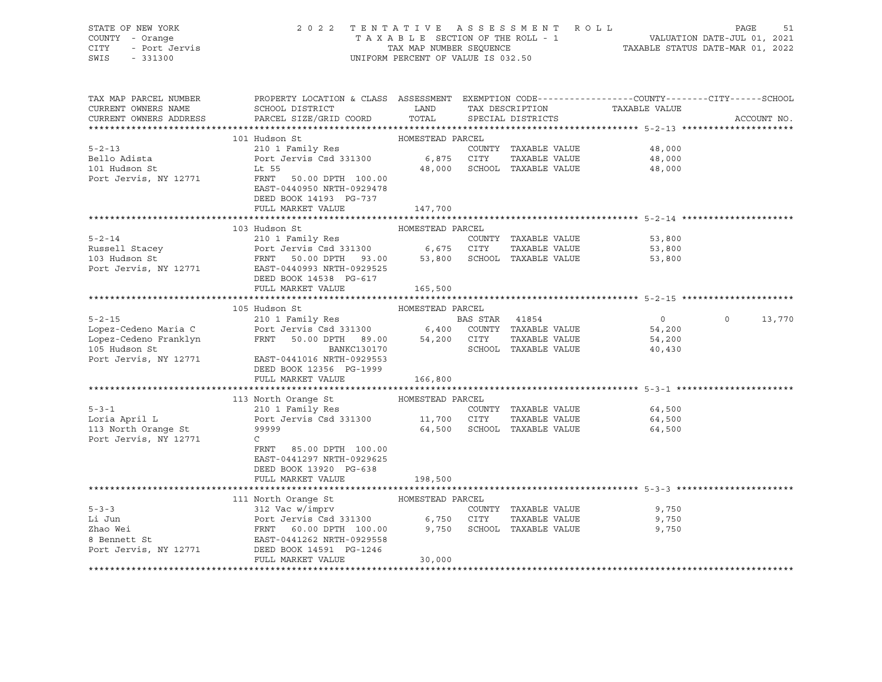STATE OF NEW YORK — 2022 TENTATIVE ASSESSMENT ROLL
COUNTY - Orange — TAXABLE SECTION OF THE ROLL - 1 — VALUATION DATE-JUL 01, 2021
CITY - Port Jervis — TAX MAP NUMBER SEQUENCE — TAXABLE STATUS DATE-MAR 01, 2022
SWIS - 331300 — UNIFORM PERCENT OF VALUE IS 032.50

| TAX MAP PARCEL NUMBER / CURRENT OWNERS NAME / CURRENT OWNERS ADDRESS | PROPERTY LOCATION & CLASS / SCHOOL DISTRICT / PARCEL SIZE/GRID COORD | ASSESSMENT LAND | TOTAL | EXEMPTION CODE / TAX DESCRIPTION / SPECIAL DISTRICTS | COUNTY TAXABLE VALUE | CITY | SCHOOL / ACCOUNT NO. |
|---|---|---|---|---|---|---|---|
| **5-2-13** | 101 Hudson St — HOMESTEAD PARCEL | | | | | | |
| Bello Adista | 210 1 Family Res | | | COUNTY TAXABLE VALUE | 48,000 | | |
| 101 Hudson St | Port Jervis Csd 331300 | 6,875 | | CITY TAXABLE VALUE | 48,000 | | |
| Port Jervis, NY 12771 | Lt 55 | | 48,000 | SCHOOL TAXABLE VALUE | 48,000 | | |
| | FRNT 50.00 DPTH 100.00 | | | | | | |
| | EAST-0440950 NRTH-0929478 | | | | | | |
| | DEED BOOK 14193 PG-737 | | | | | | |
| | FULL MARKET VALUE | 147,700 | | | | | |
| **5-2-14** | 103 Hudson St — HOMESTEAD PARCEL | | | | | | |
| Russell Stacey | 210 1 Family Res | | | COUNTY TAXABLE VALUE | 53,800 | | |
| 103 Hudson St | Port Jervis Csd 331300 | 6,675 | | CITY TAXABLE VALUE | 53,800 | | |
| Port Jervis, NY 12771 | FRNT 50.00 DPTH 93.00 | | 53,800 | SCHOOL TAXABLE VALUE | 53,800 | | |
| | EAST-0440993 NRTH-0929525 | | | | | | |
| | DEED BOOK 14538 PG-617 | | | | | | |
| | FULL MARKET VALUE | 165,500 | | | | | |
| **5-2-15** | 105 Hudson St — HOMESTEAD PARCEL | | | | | | |
| Lopez-Cedeno Maria C | 210 1 Family Res | | | BAS STAR 41854 | 0 | 0 | 13,770 |
| Lopez-Cedeno Franklyn | Port Jervis Csd 331300 | 6,400 | | COUNTY TAXABLE VALUE | 54,200 | | |
| 105 Hudson St | FRNT 50.00 DPTH 89.00 | | 54,200 | CITY TAXABLE VALUE | 54,200 | | |
| Port Jervis, NY 12771 | BANKC130170 | | | SCHOOL TAXABLE VALUE | 40,430 | | |
| | EAST-0441016 NRTH-0929553 | | | | | | |
| | DEED BOOK 12356 PG-1999 | | | | | | |
| | FULL MARKET VALUE | 166,800 | | | | | |
| **5-3-1** | 113 North Orange St — HOMESTEAD PARCEL | | | | | | |
| Loria April L | 210 1 Family Res | | | COUNTY TAXABLE VALUE | 64,500 | | |
| 113 North Orange St | Port Jervis Csd 331300 | 11,700 | | CITY TAXABLE VALUE | 64,500 | | |
| Port Jervis, NY 12771 | 99999 | | 64,500 | SCHOOL TAXABLE VALUE | 64,500 | | |
| | C | | | | | | |
| | FRNT 85.00 DPTH 100.00 | | | | | | |
| | EAST-0441297 NRTH-0929625 | | | | | | |
| | DEED BOOK 13920 PG-638 | | | | | | |
| | FULL MARKET VALUE | 198,500 | | | | | |
| **5-3-3** | 111 North Orange St — HOMESTEAD PARCEL | | | | | | |
| Li Jun | 312 Vac w/imprv | | | COUNTY TAXABLE VALUE | 9,750 | | |
| Zhao Wei | Port Jervis Csd 331300 | 6,750 | | CITY TAXABLE VALUE | 9,750 | | |
| 8 Bennett St | FRNT 60.00 DPTH 100.00 | | 9,750 | SCHOOL TAXABLE VALUE | 9,750 | | |
| Port Jervis, NY 12771 | EAST-0441262 NRTH-0929558 | | | | | | |
| | DEED BOOK 14591 PG-1246 | | | | | | |
| | FULL MARKET VALUE | 30,000 | | | | | |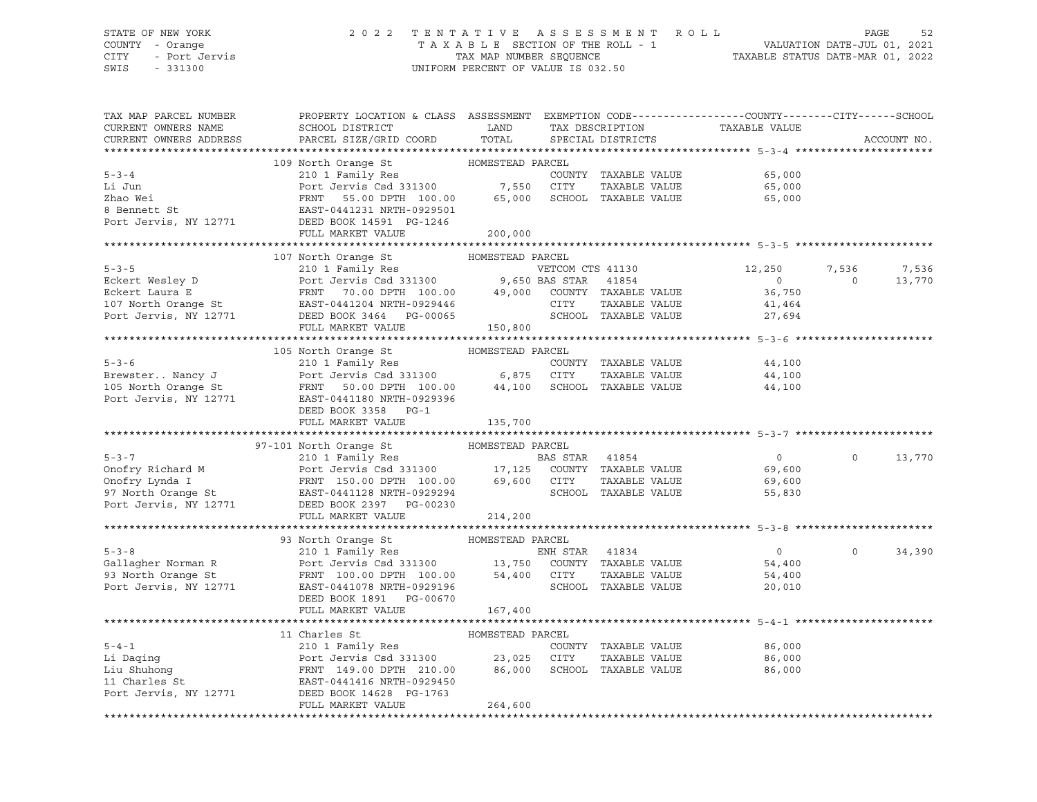STATE OF NEW YORK — COUNTY - Orange — CITY - Port Jervis — SWIS - 331300

2022 TENTATIVE ASSESSMENT ROLL
TAXABLE SECTION OF THE ROLL - 1
TAX MAP NUMBER SEQUENCE
UNIFORM PERCENT OF VALUE IS 032.50

VALUATION DATE-JUL 01, 2021
TAXABLE STATUS DATE-MAR 01, 2022

| TAX MAP PARCEL NUMBER / CURRENT OWNERS NAME / CURRENT OWNERS ADDRESS | PROPERTY LOCATION & CLASS / SCHOOL DISTRICT / PARCEL SIZE/GRID COORD | ASSESSMENT LAND / TOTAL | EXEMPTION CODE / TAX DESCRIPTION / SPECIAL DISTRICTS | COUNTY TAXABLE VALUE | CITY | SCHOOL | ACCOUNT NO. |
|---|---|---|---|---|---|---|---|
| **5-3-4** | 109 North Orange St — HOMESTEAD PARCEL | | | | | | |
| Li Jun | 210 1 Family Res | | COUNTY TAXABLE VALUE | 65,000 | | | |
| Zhao Wei | Port Jervis Csd 331300 | 7,550 | CITY TAXABLE VALUE | 65,000 | | | |
| 8 Bennett St | FRNT 55.00 DPTH 100.00 | 65,000 | SCHOOL TAXABLE VALUE | 65,000 | | | |
| Port Jervis, NY 12771 | EAST-0441231 NRTH-0929501 | | | | | | |
| | DEED BOOK 14591 PG-1246 | | | | | | |
| | FULL MARKET VALUE | 200,000 | | | | | |
| **5-3-5** | 107 North Orange St — HOMESTEAD PARCEL | | | | | | |
| Eckert Wesley D | 210 1 Family Res | | VETCOM CTS 41130 | 12,250 | 7,536 | 7,536 | |
| Eckert Laura E | Port Jervis Csd 331300 | 9,650 | BAS STAR 41854 | 0 | 0 | 13,770 | |
| 107 North Orange St | FRNT 70.00 DPTH 100.00 | 49,000 | COUNTY TAXABLE VALUE | 36,750 | | | |
| Port Jervis, NY 12771 | EAST-0441204 NRTH-0929446 | | CITY TAXABLE VALUE | 41,464 | | | |
| | DEED BOOK 3464 PG-00065 | | SCHOOL TAXABLE VALUE | 27,694 | | | |
| | FULL MARKET VALUE | 150,800 | | | | | |
| **5-3-6** | 105 North Orange St — HOMESTEAD PARCEL | | | | | | |
| Brewster.. Nancy J | 210 1 Family Res | | COUNTY TAXABLE VALUE | 44,100 | | | |
| 105 North Orange St | Port Jervis Csd 331300 | 6,875 | CITY TAXABLE VALUE | 44,100 | | | |
| Port Jervis, NY 12771 | FRNT 50.00 DPTH 100.00 | 44,100 | SCHOOL TAXABLE VALUE | 44,100 | | | |
| | EAST-0441180 NRTH-0929396 | | | | | | |
| | DEED BOOK 3358 PG-1 | | | | | | |
| | FULL MARKET VALUE | 135,700 | | | | | |
| **5-3-7** | 97-101 North Orange St — HOMESTEAD PARCEL | | | | | | |
| Onofry Richard M | 210 1 Family Res | | BAS STAR 41854 | 0 | 0 | 13,770 | |
| Onofry Lynda I | Port Jervis Csd 331300 | 17,125 | COUNTY TAXABLE VALUE | 69,600 | | | |
| 97 North Orange St | FRNT 150.00 DPTH 100.00 | 69,600 | CITY TAXABLE VALUE | 69,600 | | | |
| Port Jervis, NY 12771 | EAST-0441128 NRTH-0929294 | | SCHOOL TAXABLE VALUE | 55,830 | | | |
| | DEED BOOK 2397 PG-00230 | | | | | | |
| | FULL MARKET VALUE | 214,200 | | | | | |
| **5-3-8** | 93 North Orange St — HOMESTEAD PARCEL | | | | | | |
| Gallagher Norman R | 210 1 Family Res | | ENH STAR 41834 | 0 | 0 | 34,390 | |
| 93 North Orange St | Port Jervis Csd 331300 | 13,750 | COUNTY TAXABLE VALUE | 54,400 | | | |
| Port Jervis, NY 12771 | FRNT 100.00 DPTH 100.00 | 54,400 | CITY TAXABLE VALUE | 54,400 | | | |
| | EAST-0441078 NRTH-0929196 | | SCHOOL TAXABLE VALUE | 20,010 | | | |
| | DEED BOOK 1891 PG-00670 | | | | | | |
| | FULL MARKET VALUE | 167,400 | | | | | |
| **5-4-1** | 11 Charles St — HOMESTEAD PARCEL | | | | | | |
| Li Daqing | 210 1 Family Res | | COUNTY TAXABLE VALUE | 86,000 | | | |
| Liu Shuhong | Port Jervis Csd 331300 | 23,025 | CITY TAXABLE VALUE | 86,000 | | | |
| 11 Charles St | FRNT 149.00 DPTH 210.00 | 86,000 | SCHOOL TAXABLE VALUE | 86,000 | | | |
| Port Jervis, NY 12771 | EAST-0441416 NRTH-0929450 | | | | | | |
| | DEED BOOK 14628 PG-1763 | | | | | | |
| | FULL MARKET VALUE | 264,600 | | | | | |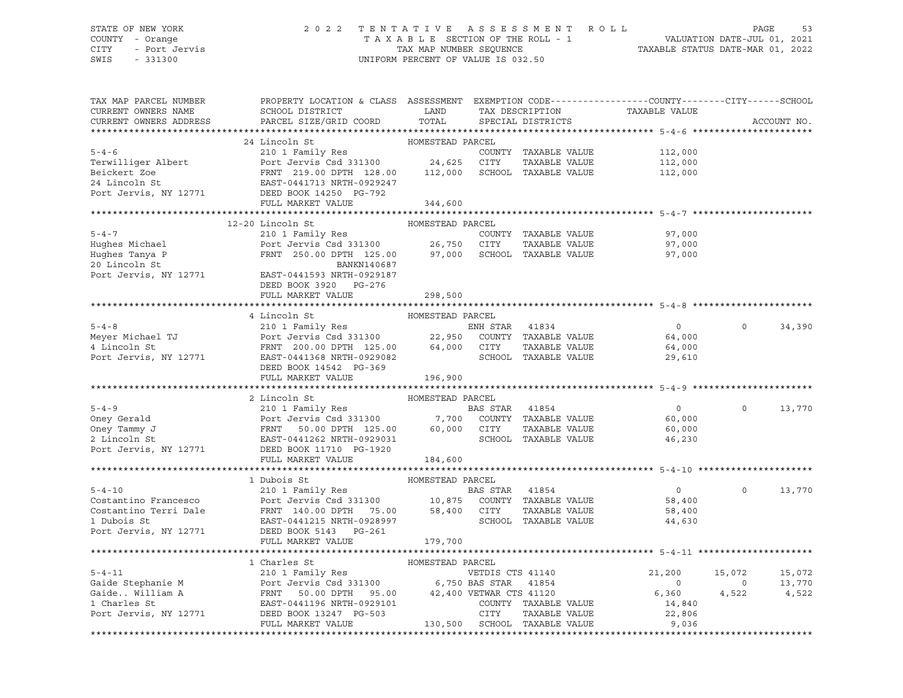STATE OF NEW YORK — 2022 TENTATIVE ASSESSMENT ROLL — PAGE 53
COUNTY - Orange — TAXABLE SECTION OF THE ROLL - 1 — VALUATION DATE-JUL 01, 2021
CITY - Port Jervis — TAX MAP NUMBER SEQUENCE — TAXABLE STATUS DATE-MAR 01, 2022
SWIS - 331300 — UNIFORM PERCENT OF VALUE IS 032.50

| TAX MAP PARCEL NUMBER / CURRENT OWNERS NAME / CURRENT OWNERS ADDRESS | PROPERTY LOCATION & CLASS / SCHOOL DISTRICT / PARCEL SIZE/GRID COORD | ASSESSMENT LAND / TOTAL | EXEMPTION CODE / TAX DESCRIPTION / SPECIAL DISTRICTS | COUNTY TAXABLE VALUE | CITY | SCHOOL / ACCOUNT NO. |
|---|---|---|---|---|---|---|
| | 24 Lincoln St | HOMESTEAD PARCEL | | | | |
| 5-4-6 | 210 1 Family Res | | COUNTY TAXABLE VALUE | 112,000 | | |
| Terwilliger Albert | Port Jervis Csd 331300 | 24,625 | CITY TAXABLE VALUE | 112,000 | | |
| Beickert Zoe | FRNT 219.00 DPTH 128.00 | 112,000 | SCHOOL TAXABLE VALUE | 112,000 | | |
| 24 Lincoln St | EAST-0441713 NRTH-0929247 | | | | | |
| Port Jervis, NY 12771 | DEED BOOK 14250 PG-792 | | | | | |
| | FULL MARKET VALUE | 344,600 | | | | |
| | 12-20 Lincoln St | HOMESTEAD PARCEL | | | | |
| 5-4-7 | 210 1 Family Res | | COUNTY TAXABLE VALUE | 97,000 | | |
| Hughes Michael | Port Jervis Csd 331300 | 26,750 | CITY TAXABLE VALUE | 97,000 | | |
| Hughes Tanya P | FRNT 250.00 DPTH 125.00 | 97,000 | SCHOOL TAXABLE VALUE | 97,000 | | |
| 20 Lincoln St | BANKN140687 | | | | | |
| Port Jervis, NY 12771 | EAST-0441593 NRTH-0929187 | | | | | |
| | DEED BOOK 3920 PG-276 | | | | | |
| | FULL MARKET VALUE | 298,500 | | | | |
| | 4 Lincoln St | HOMESTEAD PARCEL | | | | |
| 5-4-8 | 210 1 Family Res | | ENH STAR 41834 | 0 | 0 | 34,390 |
| Meyer Michael TJ | Port Jervis Csd 331300 | 22,950 | COUNTY TAXABLE VALUE | 64,000 | | |
| 4 Lincoln St | FRNT 200.00 DPTH 125.00 | 64,000 | CITY TAXABLE VALUE | 64,000 | | |
| Port Jervis, NY 12771 | EAST-0441368 NRTH-0929082 | | SCHOOL TAXABLE VALUE | 29,610 | | |
| | DEED BOOK 14542 PG-369 | | | | | |
| | FULL MARKET VALUE | 196,900 | | | | |
| | 2 Lincoln St | HOMESTEAD PARCEL | | | | |
| 5-4-9 | 210 1 Family Res | | BAS STAR 41854 | 0 | 0 | 13,770 |
| Oney Gerald | Port Jervis Csd 331300 | 7,700 | COUNTY TAXABLE VALUE | 60,000 | | |
| Oney Tammy J | FRNT 50.00 DPTH 125.00 | 60,000 | CITY TAXABLE VALUE | 60,000 | | |
| 2 Lincoln St | EAST-0441262 NRTH-0929031 | | SCHOOL TAXABLE VALUE | 46,230 | | |
| Port Jervis, NY 12771 | DEED BOOK 11710 PG-1920 | | | | | |
| | FULL MARKET VALUE | 184,600 | | | | |
| | 1 Dubois St | HOMESTEAD PARCEL | | | | |
| 5-4-10 | 210 1 Family Res | | BAS STAR 41854 | 0 | 0 | 13,770 |
| Costantino Francesco | Port Jervis Csd 331300 | 10,875 | COUNTY TAXABLE VALUE | 58,400 | | |
| Costantino Terri Dale | FRNT 140.00 DPTH 75.00 | 58,400 | CITY TAXABLE VALUE | 58,400 | | |
| 1 Dubois St | EAST-0441215 NRTH-0928997 | | SCHOOL TAXABLE VALUE | 44,630 | | |
| Port Jervis, NY 12771 | DEED BOOK 5143 PG-261 | | | | | |
| | FULL MARKET VALUE | 179,700 | | | | |
| | 1 Charles St | HOMESTEAD PARCEL | | | | |
| 5-4-11 | 210 1 Family Res | | VETDIS CTS 41140 | 21,200 | 15,072 | 15,072 |
| Gaide Stephanie M | Port Jervis Csd 331300 | 6,750 | BAS STAR 41854 | 0 | 0 | 13,770 |
| Gaide.. William A | FRNT 50.00 DPTH 95.00 | 42,400 | VETWAR CTS 41120 | 6,360 | 4,522 | 4,522 |
| 1 Charles St | EAST-0441196 NRTH-0929101 | | COUNTY TAXABLE VALUE | 14,840 | | |
| Port Jervis, NY 12771 | DEED BOOK 13247 PG-503 | | CITY TAXABLE VALUE | 22,806 | | |
| | FULL MARKET VALUE | 130,500 | SCHOOL TAXABLE VALUE | 9,036 | | |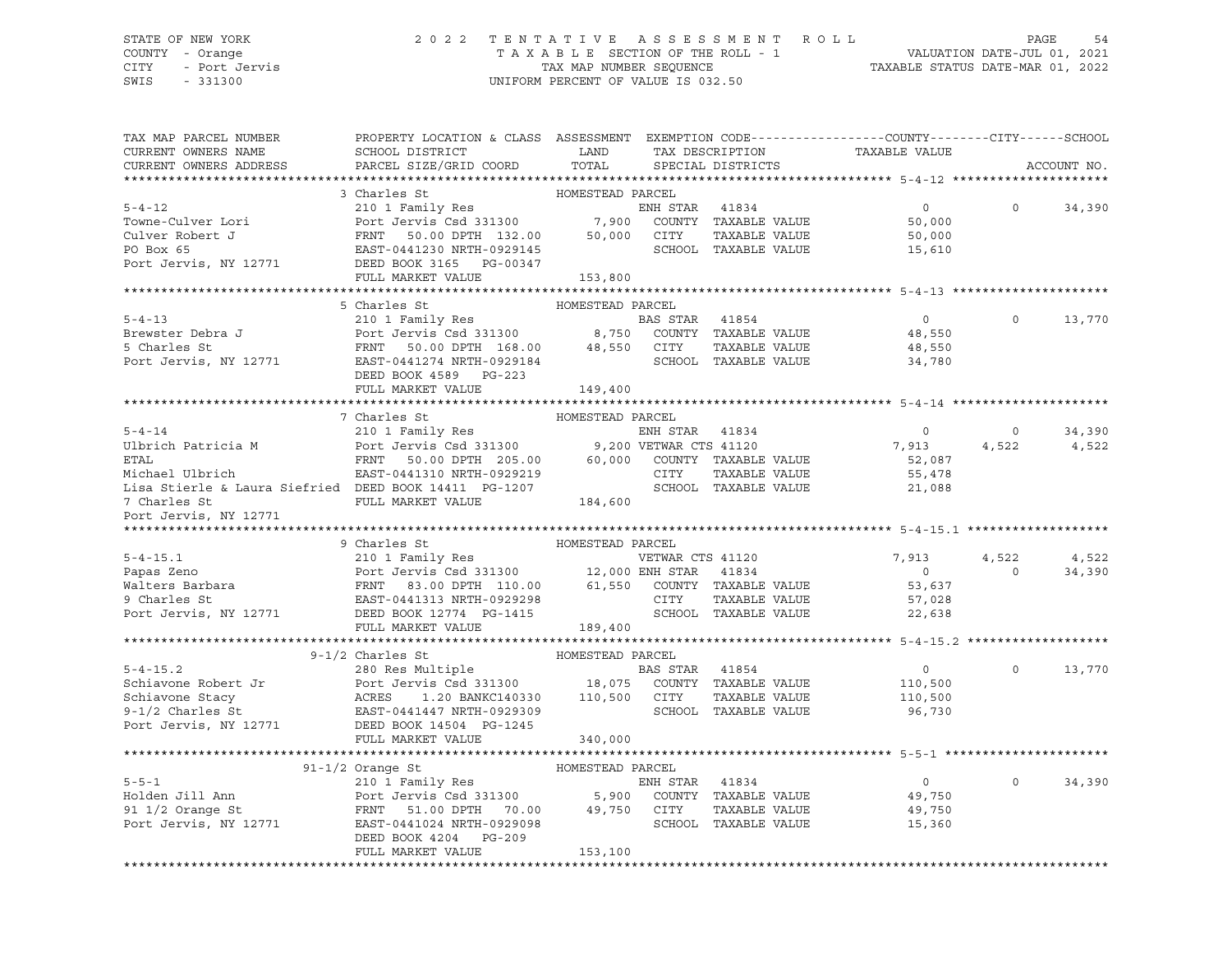STATE OF NEW YORK — 2022 TENTATIVE ASSESSMENT ROLL
COUNTY - Orange — TAXABLE SECTION OF THE ROLL - 1 — VALUATION DATE-JUL 01, 2021
CITY - Port Jervis — TAX MAP NUMBER SEQUENCE — TAXABLE STATUS DATE-MAR 01, 2022
SWIS - 331300 — UNIFORM PERCENT OF VALUE IS 032.50

| TAX MAP PARCEL NUMBER / CURRENT OWNERS NAME / CURRENT OWNERS ADDRESS | PROPERTY LOCATION & CLASS / SCHOOL DISTRICT / PARCEL SIZE/GRID COORD | ASSESSMENT LAND / TOTAL | EXEMPTION CODE / TAX DESCRIPTION / SPECIAL DISTRICTS | COUNTY TAXABLE VALUE | CITY | SCHOOL |
|---|---|---|---|---|---|---|
| **5-4-12** | 3 Charles St — HOMESTEAD PARCEL | | | | | |
| | 210 1 Family Res | | ENH STAR 41834 | 0 | 0 | 34,390 |
| Towne-Culver Lori | Port Jervis Csd 331300 | 7,900 | COUNTY TAXABLE VALUE | 50,000 | | |
| Culver Robert J | FRNT 50.00 DPTH 132.00 | 50,000 | CITY TAXABLE VALUE | 50,000 | | |
| PO Box 65 | EAST-0441230 NRTH-0929145 | | SCHOOL TAXABLE VALUE | 15,610 | | |
| Port Jervis, NY 12771 | DEED BOOK 3165 PG-00347 | | | | | |
| | FULL MARKET VALUE | 153,800 | | | | |
| **5-4-13** | 5 Charles St — HOMESTEAD PARCEL | | | | | |
| | 210 1 Family Res | | BAS STAR 41854 | 0 | 0 | 13,770 |
| Brewster Debra J | Port Jervis Csd 331300 | 8,750 | COUNTY TAXABLE VALUE | 48,550 | | |
| 5 Charles St | FRNT 50.00 DPTH 168.00 | 48,550 | CITY TAXABLE VALUE | 48,550 | | |
| Port Jervis, NY 12771 | EAST-0441274 NRTH-0929184 | | SCHOOL TAXABLE VALUE | 34,780 | | |
| | DEED BOOK 4589 PG-223 | | | | | |
| | FULL MARKET VALUE | 149,400 | | | | |
| **5-4-14** | 7 Charles St — HOMESTEAD PARCEL | | | | | |
| | 210 1 Family Res | | ENH STAR 41834 | 0 | 0 | 34,390 |
| Ulbrich Patricia M | Port Jervis Csd 331300 | 9,200 | VETWAR CTS 41120 | 7,913 | 4,522 | 4,522 |
| ETAL | FRNT 50.00 DPTH 205.00 | 60,000 | COUNTY TAXABLE VALUE | 52,087 | | |
| Michael Ulbrich | EAST-0441310 NRTH-0929219 | | CITY TAXABLE VALUE | 55,478 | | |
| Lisa Stierle & Laura Siefried | DEED BOOK 14411 PG-1207 | | SCHOOL TAXABLE VALUE | 21,088 | | |
| 7 Charles St | FULL MARKET VALUE | 184,600 | | | | |
| Port Jervis, NY 12771 | | | | | | |
| **5-4-15.1** | 9 Charles St — HOMESTEAD PARCEL | | | | | |
| | 210 1 Family Res | | VETWAR CTS 41120 | 7,913 | 4,522 | 4,522 |
| Papas Zeno | Port Jervis Csd 331300 | 12,000 | ENH STAR 41834 | 0 | 0 | 34,390 |
| Walters Barbara | FRNT 83.00 DPTH 110.00 | 61,550 | COUNTY TAXABLE VALUE | 53,637 | | |
| 9 Charles St | EAST-0441313 NRTH-0929298 | | CITY TAXABLE VALUE | 57,028 | | |
| Port Jervis, NY 12771 | DEED BOOK 12774 PG-1415 | | SCHOOL TAXABLE VALUE | 22,638 | | |
| | FULL MARKET VALUE | 189,400 | | | | |
| **5-4-15.2** | 9-1/2 Charles St — HOMESTEAD PARCEL | | | | | |
| | 280 Res Multiple | | BAS STAR 41854 | 0 | 0 | 13,770 |
| Schiavone Robert Jr | Port Jervis Csd 331300 | 18,075 | COUNTY TAXABLE VALUE | 110,500 | | |
| Schiavone Stacy | ACRES 1.20 BANKC140330 | 110,500 | CITY TAXABLE VALUE | 110,500 | | |
| 9-1/2 Charles St | EAST-0441447 NRTH-0929309 | | SCHOOL TAXABLE VALUE | 96,730 | | |
| Port Jervis, NY 12771 | DEED BOOK 14504 PG-1245 | | | | | |
| | FULL MARKET VALUE | 340,000 | | | | |
| **5-5-1** | 91-1/2 Orange St — HOMESTEAD PARCEL | | | | | |
| | 210 1 Family Res | | ENH STAR 41834 | 0 | 0 | 34,390 |
| Holden Jill Ann | Port Jervis Csd 331300 | 5,900 | COUNTY TAXABLE VALUE | 49,750 | | |
| 91 1/2 Orange St | FRNT 51.00 DPTH 70.00 | 49,750 | CITY TAXABLE VALUE | 49,750 | | |
| Port Jervis, NY 12771 | EAST-0441024 NRTH-0929098 | | SCHOOL TAXABLE VALUE | 15,360 | | |
| | DEED BOOK 4204 PG-209 | | | | | |
| | FULL MARKET VALUE | 153,100 | | | | |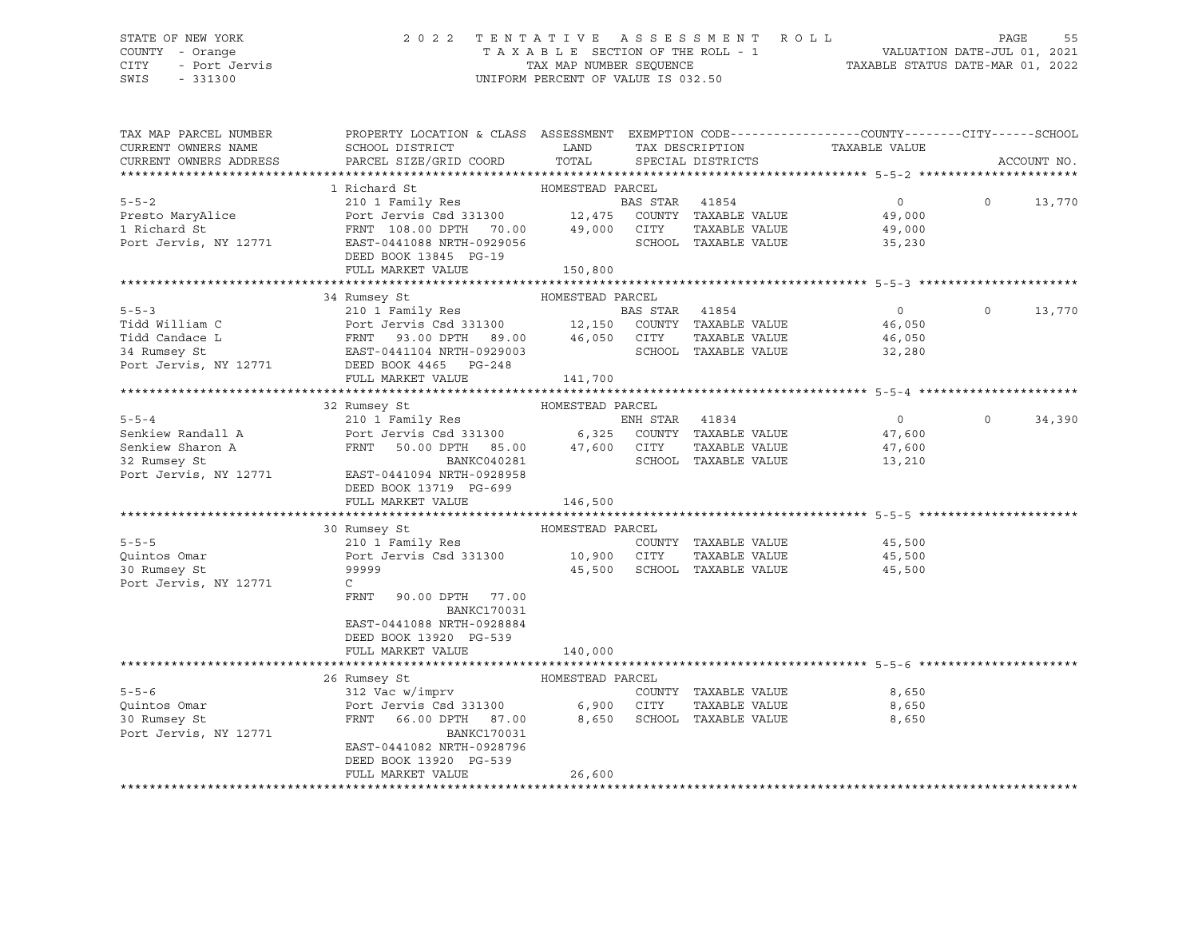STATE OF NEW YORK
COUNTY - Orange
CITY - Port Jervis
SWIS - 331300

2022 TENTATIVE ASSESSMENT ROLL
TAXABLE SECTION OF THE ROLL - 1
TAX MAP NUMBER SEQUENCE
UNIFORM PERCENT OF VALUE IS 032.50

VALUATION DATE-JUL 01, 2021
TAXABLE STATUS DATE-MAR 01, 2022

| TAX MAP PARCEL NUMBER / CURRENT OWNERS NAME / CURRENT OWNERS ADDRESS | PROPERTY LOCATION & CLASS / SCHOOL DISTRICT / PARCEL SIZE/GRID COORD | ASSESSMENT LAND / TOTAL | EXEMPTION CODE / TAX DESCRIPTION / SPECIAL DISTRICTS | COUNTY / CITY TAXABLE VALUE | SCHOOL | ACCOUNT NO. |
|---|---|---|---|---|---|---|
| **5-5-2** | 1 Richard St — HOMESTEAD PARCEL | | | | | |
| 5-5-2 | 210 1 Family Res | | BAS STAR 41854 | 0 | 0 | 13,770 |
| Presto MaryAlice | Port Jervis Csd 331300 | 12,475 | COUNTY TAXABLE VALUE | 49,000 | | |
| 1 Richard St | FRNT 108.00 DPTH 70.00 | 49,000 | CITY TAXABLE VALUE | 49,000 | | |
| Port Jervis, NY 12771 | EAST-0441088 NRTH-0929056 | | SCHOOL TAXABLE VALUE | 35,230 | | |
| | DEED BOOK 13845 PG-19 | | | | | |
| | FULL MARKET VALUE | 150,800 | | | | |
| **5-5-3** | 34 Rumsey St — HOMESTEAD PARCEL | | | | | |
| 5-5-3 | 210 1 Family Res | | BAS STAR 41854 | 0 | 0 | 13,770 |
| Tidd William C | Port Jervis Csd 331300 | 12,150 | COUNTY TAXABLE VALUE | 46,050 | | |
| Tidd Candace L | FRNT 93.00 DPTH 89.00 | 46,050 | CITY TAXABLE VALUE | 46,050 | | |
| 34 Rumsey St | EAST-0441104 NRTH-0929003 | | SCHOOL TAXABLE VALUE | 32,280 | | |
| Port Jervis, NY 12771 | DEED BOOK 4465 PG-248 | | | | | |
| | FULL MARKET VALUE | 141,700 | | | | |
| **5-5-4** | 32 Rumsey St — HOMESTEAD PARCEL | | | | | |
| 5-5-4 | 210 1 Family Res | | ENH STAR 41834 | 0 | 0 | 34,390 |
| Senkiew Randall A | Port Jervis Csd 331300 | 6,325 | COUNTY TAXABLE VALUE | 47,600 | | |
| Senkiew Sharon A | FRNT 50.00 DPTH 85.00 | 47,600 | CITY TAXABLE VALUE | 47,600 | | |
| 32 Rumsey St | BANKC040281 | | SCHOOL TAXABLE VALUE | 13,210 | | |
| Port Jervis, NY 12771 | EAST-0441094 NRTH-0928958 | | | | | |
| | DEED BOOK 13719 PG-699 | | | | | |
| | FULL MARKET VALUE | 146,500 | | | | |
| **5-5-5** | 30 Rumsey St — HOMESTEAD PARCEL | | | | | |
| 5-5-5 | 210 1 Family Res | | COUNTY TAXABLE VALUE | 45,500 | | |
| Quintos Omar | Port Jervis Csd 331300 | 10,900 | CITY TAXABLE VALUE | 45,500 | | |
| 30 Rumsey St | 99999 | 45,500 | SCHOOL TAXABLE VALUE | 45,500 | | |
| Port Jervis, NY 12771 | C | | | | | |
| | FRNT 90.00 DPTH 77.00 | | | | | |
| | BANKC170031 | | | | | |
| | EAST-0441088 NRTH-0928884 | | | | | |
| | DEED BOOK 13920 PG-539 | | | | | |
| | FULL MARKET VALUE | 140,000 | | | | |
| **5-5-6** | 26 Rumsey St — HOMESTEAD PARCEL | | | | | |
| 5-5-6 | 312 Vac w/imprv | | COUNTY TAXABLE VALUE | 8,650 | | |
| Quintos Omar | Port Jervis Csd 331300 | 6,900 | CITY TAXABLE VALUE | 8,650 | | |
| 30 Rumsey St | FRNT 66.00 DPTH 87.00 | 8,650 | SCHOOL TAXABLE VALUE | 8,650 | | |
| Port Jervis, NY 12771 | BANKC170031 | | | | | |
| | EAST-0441082 NRTH-0928796 | | | | | |
| | DEED BOOK 13920 PG-539 | | | | | |
| | FULL MARKET VALUE | 26,600 | | | | |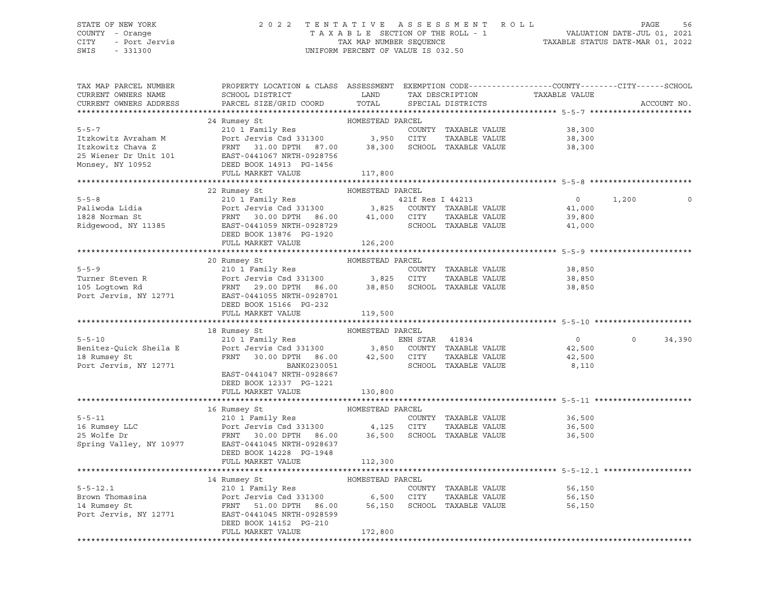STATE OF NEW YORK | COUNTY - Orange | CITY - Port Jervis | SWIS - 331300

2022 TENTATIVE ASSESSMENT ROLL
TAXABLE SECTION OF THE ROLL - 1
TAX MAP NUMBER SEQUENCE
UNIFORM PERCENT OF VALUE IS 032.50

VALUATION DATE-JUL 01, 2021
TAXABLE STATUS DATE-MAR 01, 2022

| TAX MAP PARCEL NUMBER / CURRENT OWNERS NAME / CURRENT OWNERS ADDRESS | PROPERTY LOCATION & CLASS / SCHOOL DISTRICT / PARCEL SIZE/GRID COORD | ASSESSMENT LAND | TOTAL | EXEMPTION CODE / TAX DESCRIPTION / SPECIAL DISTRICTS | COUNTY TAXABLE VALUE | CITY | SCHOOL | ACCOUNT NO. |
|---|---|---|---|---|---|---|---|---|
| **5-5-7** | 24 Rumsey St — HOMESTEAD PARCEL | | | | | | | |
| Itzkowitz Avraham M | 210 1 Family Res | | | COUNTY TAXABLE VALUE | 38,300 | | | |
| Itzkowitz Chava Z | Port Jervis Csd 331300 | 3,950 | | CITY TAXABLE VALUE | 38,300 | | | |
| 25 Wiener Dr Unit 101 | FRNT 31.00 DPTH 87.00 | | 38,300 | SCHOOL TAXABLE VALUE | 38,300 | | | |
| Monsey, NY 10952 | EAST-0441067 NRTH-0928756 | | | | | | | |
| | DEED BOOK 14913 PG-1456 | | | | | | | |
| | FULL MARKET VALUE | | 117,800 | | | | | |
| **5-5-8** | 22 Rumsey St — HOMESTEAD PARCEL | | | | | | | |
| Paliwoda Lidia | 210 1 Family Res | | | 421f Res I 44213 | 0 | 1,200 | 0 | |
| 1828 Norman St | Port Jervis Csd 331300 | 3,825 | | COUNTY TAXABLE VALUE | 41,000 | | | |
| Ridgewood, NY 11385 | FRNT 30.00 DPTH 86.00 | | 41,000 | CITY TAXABLE VALUE | 39,800 | | | |
| | EAST-0441059 NRTH-0928729 | | | SCHOOL TAXABLE VALUE | 41,000 | | | |
| | DEED BOOK 13876 PG-1920 | | | | | | | |
| | FULL MARKET VALUE | | 126,200 | | | | | |
| **5-5-9** | 20 Rumsey St — HOMESTEAD PARCEL | | | | | | | |
| Turner Steven R | 210 1 Family Res | | | COUNTY TAXABLE VALUE | 38,850 | | | |
| 105 Logtown Rd | Port Jervis Csd 331300 | 3,825 | | CITY TAXABLE VALUE | 38,850 | | | |
| Port Jervis, NY 12771 | FRNT 29.00 DPTH 86.00 | | 38,850 | SCHOOL TAXABLE VALUE | 38,850 | | | |
| | EAST-0441055 NRTH-0928701 | | | | | | | |
| | DEED BOOK 15166 PG-232 | | | | | | | |
| | FULL MARKET VALUE | | 119,500 | | | | | |
| **5-5-10** | 18 Rumsey St — HOMESTEAD PARCEL | | | | | | | |
| Benitez-Quick Sheila E | 210 1 Family Res | | | ENH STAR 41834 | 0 | 0 | 34,390 | |
| 18 Rumsey St | Port Jervis Csd 331300 | 3,850 | | COUNTY TAXABLE VALUE | 42,500 | | | |
| Port Jervis, NY 12771 | FRNT 30.00 DPTH 86.00 | | 42,500 | CITY TAXABLE VALUE | 42,500 | | | |
| | BANK0230051 | | | SCHOOL TAXABLE VALUE | 8,110 | | | |
| | EAST-0441047 NRTH-0928667 | | | | | | | |
| | DEED BOOK 12337 PG-1221 | | | | | | | |
| | FULL MARKET VALUE | | 130,800 | | | | | |
| **5-5-11** | 16 Rumsey St — HOMESTEAD PARCEL | | | | | | | |
| 16 Rumsey LLC | 210 1 Family Res | | | COUNTY TAXABLE VALUE | 36,500 | | | |
| 25 Wolfe Dr | Port Jervis Csd 331300 | 4,125 | | CITY TAXABLE VALUE | 36,500 | | | |
| Spring Valley, NY 10977 | FRNT 30.00 DPTH 86.00 | | 36,500 | SCHOOL TAXABLE VALUE | 36,500 | | | |
| | EAST-0441045 NRTH-0928637 | | | | | | | |
| | DEED BOOK 14228 PG-1948 | | | | | | | |
| | FULL MARKET VALUE | | 112,300 | | | | | |
| **5-5-12.1** | 14 Rumsey St — HOMESTEAD PARCEL | | | | | | | |
| Brown Thomasina | 210 1 Family Res | | | COUNTY TAXABLE VALUE | 56,150 | | | |
| 14 Rumsey St | Port Jervis Csd 331300 | 6,500 | | CITY TAXABLE VALUE | 56,150 | | | |
| Port Jervis, NY 12771 | FRNT 51.00 DPTH 86.00 | | 56,150 | SCHOOL TAXABLE VALUE | 56,150 | | | |
| | EAST-0441045 NRTH-0928599 | | | | | | | |
| | DEED BOOK 14152 PG-210 | | | | | | | |
| | FULL MARKET VALUE | | 172,800 | | | | | |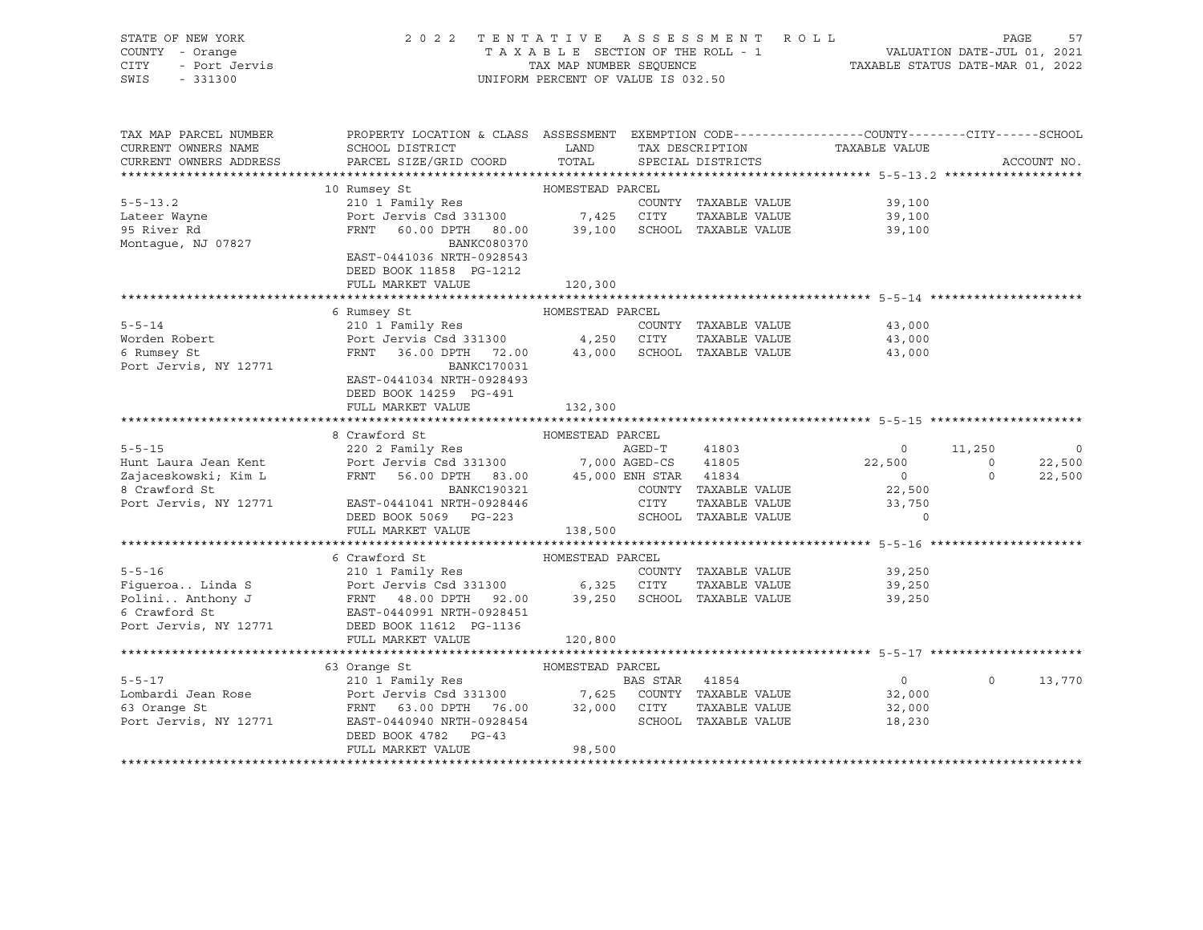STATE OF NEW YORK 2 0 2 2 T E N T A T I V E A S S E S S M E N T R O L L

COUNTY - Orange T A X A B L E SECTION OF THE ROLL - 1 VALUATION DATE-JUL 01, 2021

CITY - Port Jervis TAX MAP NUMBER SEQUENCE TAXABLE STATUS DATE-MAR 01, 2022

SWIS - 331300 UNIFORM PERCENT OF VALUE IS 032.50

```
TAX MAP PARCEL NUMBER        PROPERTY LOCATION & CLASS  ASSESSMENT  EXEMPTION CODE------------------COUNTY--------CITY------SCHOOL
CURRENT OWNERS NAME          SCHOOL DISTRICT               LAND      TAX DESCRIPTION            TAXABLE VALUE
CURRENT OWNERS ADDRESS       PARCEL SIZE/GRID COORD        TOTAL     SPECIAL DISTRICTS                                    ACCOUNT NO.
******************************************************************************************************* 5-5-13.2 *******************
                            10 Rumsey St                   HOMESTEAD PARCEL
5-5-13.2                     210 1 Family Res                         COUNTY  TAXABLE VALUE          39,100
Lateer Wayne                 Port Jervis Csd 331300         7,425     CITY    TAXABLE VALUE          39,100
95 River Rd                  FRNT   60.00 DPTH   80.00     39,100     SCHOOL  TAXABLE VALUE          39,100
Montague, NJ 07827                         BANKC080370
                             EAST-0441036 NRTH-0928543
                             DEED BOOK 11858  PG-1212
                             FULL MARKET VALUE            120,300
******************************************************************************************************* 5-5-14 *********************
                            6 Rumsey St                    HOMESTEAD PARCEL
5-5-14                       210 1 Family Res                         COUNTY  TAXABLE VALUE          43,000
Worden Robert                Port Jervis Csd 331300         4,250     CITY    TAXABLE VALUE          43,000
6 Rumsey St                  FRNT   36.00 DPTH   72.00     43,000     SCHOOL  TAXABLE VALUE          43,000
Port Jervis, NY 12771                      BANKC170031
                             EAST-0441034 NRTH-0928493
                             DEED BOOK 14259  PG-491
                             FULL MARKET VALUE            132,300
******************************************************************************************************* 5-5-15 *********************
                            8 Crawford St                  HOMESTEAD PARCEL
5-5-15                       220 2 Family Res                  AGED-T      41803                  0      11,250           0
Hunt Laura Jean Kent         Port Jervis Csd 331300         7,000 AGED-CS     41805             22,500           0      22,500
Zajaceskowski; Kim L         FRNT   56.00 DPTH   83.00     45,000 ENH STAR    41834                  0           0      22,500
8 Crawford St                              BANKC190321                COUNTY  TAXABLE VALUE          22,500
Port Jervis, NY 12771        EAST-0441041 NRTH-0928446                CITY    TAXABLE VALUE          33,750
                             DEED BOOK 5069   PG-223                  SCHOOL  TAXABLE VALUE               0
                             FULL MARKET VALUE            138,500
******************************************************************************************************* 5-5-16 *********************
                            6 Crawford St                  HOMESTEAD PARCEL
5-5-16                       210 1 Family Res                         COUNTY  TAXABLE VALUE          39,250
Figueroa.. Linda S           Port Jervis Csd 331300         6,325     CITY    TAXABLE VALUE          39,250
Polini.. Anthony J           FRNT   48.00 DPTH   92.00     39,250     SCHOOL  TAXABLE VALUE          39,250
6 Crawford St                EAST-0440991 NRTH-0928451
Port Jervis, NY 12771        DEED BOOK 11612  PG-1136
                             FULL MARKET VALUE            120,800
******************************************************************************************************* 5-5-17 *********************
                            63 Orange St                   HOMESTEAD PARCEL
5-5-17                       210 1 Family Res                  BAS STAR    41854                  0           0      13,770
Lombardi Jean Rose           Port Jervis Csd 331300         7,625     COUNTY  TAXABLE VALUE          32,000
63 Orange St                 FRNT   63.00 DPTH   76.00     32,000     CITY    TAXABLE VALUE          32,000
Port Jervis, NY 12771        EAST-0440940 NRTH-0928454                SCHOOL  TAXABLE VALUE          18,230
                             DEED BOOK 4782   PG-43
                             FULL MARKET VALUE             98,500
************************************************************************************************************************************
```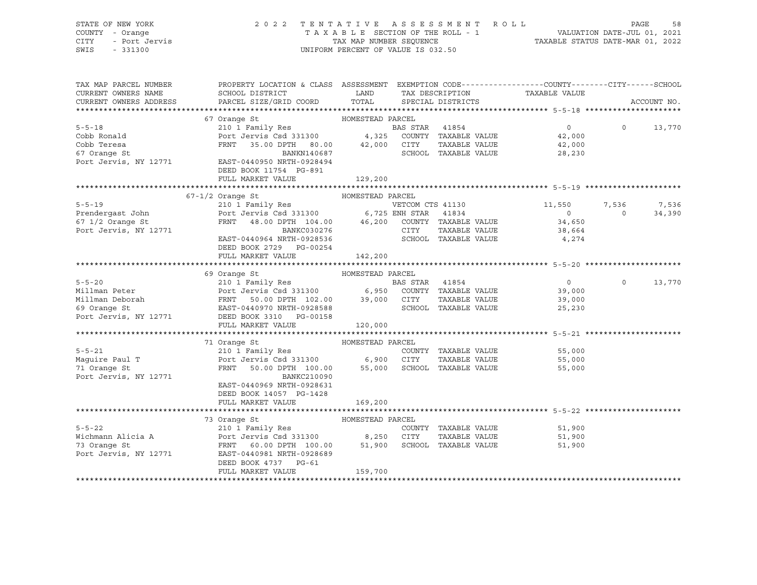STATE OF NEW YORK
COUNTY - Orange
CITY - Port Jervis
SWIS - 331300

2022 TENTATIVE ASSESSMENT ROLL
TAXABLE SECTION OF THE ROLL - 1
TAX MAP NUMBER SEQUENCE
UNIFORM PERCENT OF VALUE IS 032.50

VALUATION DATE-JUL 01, 2021
TAXABLE STATUS DATE-MAR 01, 2022

| TAX MAP PARCEL NUMBER / CURRENT OWNERS NAME / CURRENT OWNERS ADDRESS | PROPERTY LOCATION & CLASS / SCHOOL DISTRICT / PARCEL SIZE/GRID COORD | ASSESSMENT LAND / TOTAL | EXEMPTION CODE / TAX DESCRIPTION / SPECIAL DISTRICTS | COUNTY TAXABLE VALUE | CITY | SCHOOL / ACCOUNT NO. |
|---|---|---|---|---|---|---|
| **5-5-18** | 67 Orange St — HOMESTEAD PARCEL | | | | | |
| 5-5-18 | 210 1 Family Res | | BAS STAR 41854 | 0 | 0 | 13,770 |
| Cobb Ronald | Port Jervis Csd 331300 | 4,325 | COUNTY TAXABLE VALUE | 42,000 | | |
| Cobb Teresa | FRNT 35.00 DPTH 80.00 | 42,000 | CITY TAXABLE VALUE | 42,000 | | |
| 67 Orange St | BANKN140687 | | SCHOOL TAXABLE VALUE | 28,230 | | |
| Port Jervis, NY 12771 | EAST-0440950 NRTH-0928494 | | | | | |
| | DEED BOOK 11754 PG-891 | | | | | |
| | FULL MARKET VALUE | 129,200 | | | | |
| **5-5-19** | 67-1/2 Orange St — HOMESTEAD PARCEL | | | | | |
| 5-5-19 | 210 1 Family Res | | VETCOM CTS 41130 | 11,550 | 7,536 | 7,536 |
| Prendergast John | Port Jervis Csd 331300 | 6,725 | ENH STAR 41834 | 0 | 0 | 34,390 |
| 67 1/2 Orange St | FRNT 48.00 DPTH 104.00 | 46,200 | COUNTY TAXABLE VALUE | 34,650 | | |
| Port Jervis, NY 12771 | BANKC030276 | | CITY TAXABLE VALUE | 38,664 | | |
| | EAST-0440964 NRTH-0928536 | | SCHOOL TAXABLE VALUE | 4,274 | | |
| | DEED BOOK 2729 PG-00254 | | | | | |
| | FULL MARKET VALUE | 142,200 | | | | |
| **5-5-20** | 69 Orange St — HOMESTEAD PARCEL | | | | | |
| 5-5-20 | 210 1 Family Res | | BAS STAR 41854 | 0 | 0 | 13,770 |
| Millman Peter | Port Jervis Csd 331300 | 6,950 | COUNTY TAXABLE VALUE | 39,000 | | |
| Millman Deborah | FRNT 50.00 DPTH 102.00 | 39,000 | CITY TAXABLE VALUE | 39,000 | | |
| 69 Orange St | EAST-0440970 NRTH-0928588 | | SCHOOL TAXABLE VALUE | 25,230 | | |
| Port Jervis, NY 12771 | DEED BOOK 3310 PG-00158 | | | | | |
| | FULL MARKET VALUE | 120,000 | | | | |
| **5-5-21** | 71 Orange St — HOMESTEAD PARCEL | | | | | |
| 5-5-21 | 210 1 Family Res | | COUNTY TAXABLE VALUE | 55,000 | | |
| Maguire Paul T | Port Jervis Csd 331300 | 6,900 | CITY TAXABLE VALUE | 55,000 | | |
| 71 Orange St | FRNT 50.00 DPTH 100.00 | 55,000 | SCHOOL TAXABLE VALUE | 55,000 | | |
| Port Jervis, NY 12771 | BANKC210090 | | | | | |
| | EAST-0440969 NRTH-0928631 | | | | | |
| | DEED BOOK 14057 PG-1428 | | | | | |
| | FULL MARKET VALUE | 169,200 | | | | |
| **5-5-22** | 73 Orange St — HOMESTEAD PARCEL | | | | | |
| 5-5-22 | 210 1 Family Res | | COUNTY TAXABLE VALUE | 51,900 | | |
| Wichmann Alicia A | Port Jervis Csd 331300 | 8,250 | CITY TAXABLE VALUE | 51,900 | | |
| 73 Orange St | FRNT 60.00 DPTH 100.00 | 51,900 | SCHOOL TAXABLE VALUE | 51,900 | | |
| Port Jervis, NY 12771 | EAST-0440981 NRTH-0928689 | | | | | |
| | DEED BOOK 4737 PG-61 | | | | | |
| | FULL MARKET VALUE | 159,700 | | | | |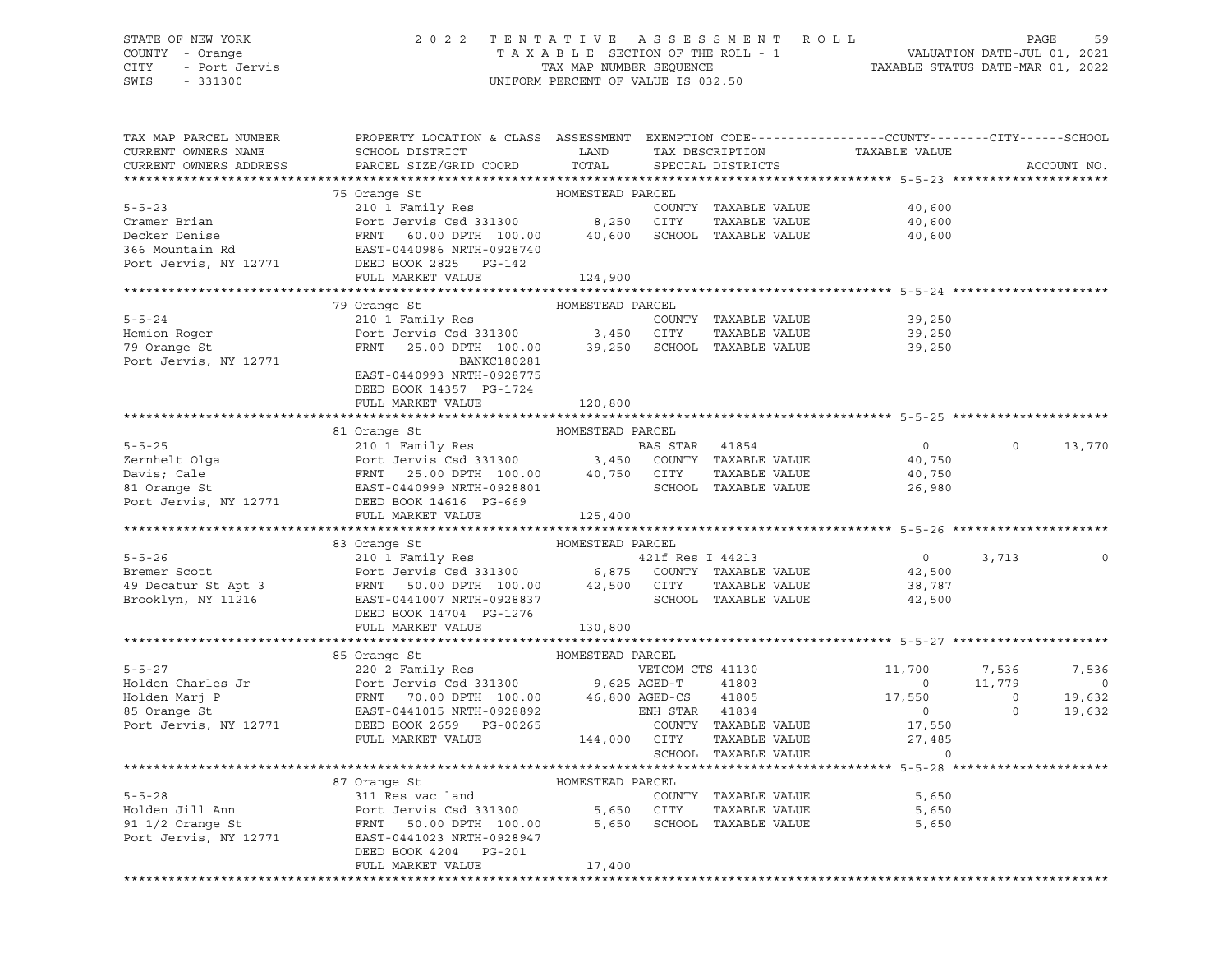STATE OF NEW YORK — 2022 TENTATIVE ASSESSMENT ROLL — PAGE 59
COUNTY - Orange — TAXABLE SECTION OF THE ROLL - 1 — VALUATION DATE-JUL 01, 2021
CITY - Port Jervis — TAX MAP NUMBER SEQUENCE — TAXABLE STATUS DATE-MAR 01, 2022
SWIS - 331300 — UNIFORM PERCENT OF VALUE IS 032.50

```
TAX MAP PARCEL NUMBER          PROPERTY LOCATION & CLASS  ASSESSMENT  EXEMPTION CODE------------------COUNTY--------CITY------SCHOOL
CURRENT OWNERS NAME            SCHOOL DISTRICT               LAND      TAX DESCRIPTION              TAXABLE VALUE
CURRENT OWNERS ADDRESS         PARCEL SIZE/GRID COORD        TOTAL     SPECIAL DISTRICTS                                        ACCOUNT NO.
******************************************************************************************************* 5-5-23 ********************
                               75 Orange St                HOMESTEAD PARCEL
5-5-23                         210 1 Family Res                        COUNTY  TAXABLE VALUE          40,600
Cramer Brian                   Port Jervis Csd 331300        8,250     CITY    TAXABLE VALUE          40,600
Decker Denise                  FRNT   60.00 DPTH 100.00     40,600     SCHOOL  TAXABLE VALUE          40,600
366 Mountain Rd                EAST-0440986 NRTH-0928740
Port Jervis, NY 12771          DEED BOOK 2825   PG-142
                               FULL MARKET VALUE           124,900
******************************************************************************************************* 5-5-24 ********************
                               79 Orange St                HOMESTEAD PARCEL
5-5-24                         210 1 Family Res                        COUNTY  TAXABLE VALUE          39,250
Hemion Roger                   Port Jervis Csd 331300        3,450     CITY    TAXABLE VALUE          39,250
79 Orange St                   FRNT   25.00 DPTH 100.00     39,250     SCHOOL  TAXABLE VALUE          39,250
Port Jervis, NY 12771                      BANKC180281
                               EAST-0440993 NRTH-0928775
                               DEED BOOK 14357  PG-1724
                               FULL MARKET VALUE           120,800
******************************************************************************************************* 5-5-25 ********************
                               81 Orange St                HOMESTEAD PARCEL
5-5-25                         210 1 Family Res                        BAS STAR  41854                    0          0      13,770
Zernhelt Olga                  Port Jervis Csd 331300        3,450     COUNTY  TAXABLE VALUE          40,750
Davis; Cale                    FRNT   25.00 DPTH 100.00     40,750     CITY    TAXABLE VALUE          40,750
81 Orange St                   EAST-0440999 NRTH-0928801               SCHOOL  TAXABLE VALUE          26,980
Port Jervis, NY 12771          DEED BOOK 14616  PG-669
                               FULL MARKET VALUE           125,400
******************************************************************************************************* 5-5-26 ********************
                               83 Orange St                HOMESTEAD PARCEL
5-5-26                         210 1 Family Res                        421f Res I 44213                   0      3,713           0
Bremer Scott                   Port Jervis Csd 331300        6,875     COUNTY  TAXABLE VALUE          42,500
49 Decatur St Apt 3            FRNT   50.00 DPTH 100.00     42,500     CITY    TAXABLE VALUE          38,787
Brooklyn, NY 11216             EAST-0441007 NRTH-0928837               SCHOOL  TAXABLE VALUE          42,500
                               DEED BOOK 14704  PG-1276
                               FULL MARKET VALUE           130,800
******************************************************************************************************* 5-5-27 ********************
                               85 Orange St                HOMESTEAD PARCEL
5-5-27                         220 2 Family Res                        VETCOM CTS 41130              11,700      7,536       7,536
Holden Charles Jr              Port Jervis Csd 331300        9,625 AGED-T     41803                   0     11,779           0
Holden Marj P                  FRNT   70.00 DPTH 100.00     46,800 AGED-CS    41805              17,550          0      19,632
85 Orange St                   EAST-0441015 NRTH-0928892               ENH STAR   41834                   0          0      19,632
Port Jervis, NY 12771          DEED BOOK 2659   PG-00265               COUNTY  TAXABLE VALUE          17,550
                               FULL MARKET VALUE           144,000     CITY    TAXABLE VALUE          27,485
                                                                       SCHOOL  TAXABLE VALUE               0
******************************************************************************************************* 5-5-28 ********************
                               87 Orange St                HOMESTEAD PARCEL
5-5-28                         311 Res vac land                        COUNTY  TAXABLE VALUE           5,650
Holden Jill Ann                Port Jervis Csd 331300        5,650     CITY    TAXABLE VALUE           5,650
91 1/2 Orange St               FRNT   50.00 DPTH 100.00      5,650     SCHOOL  TAXABLE VALUE           5,650
Port Jervis, NY 12771          EAST-0441023 NRTH-0928947
                               DEED BOOK 4204   PG-201
                               FULL MARKET VALUE            17,400
***********************************************************************************************************************************
```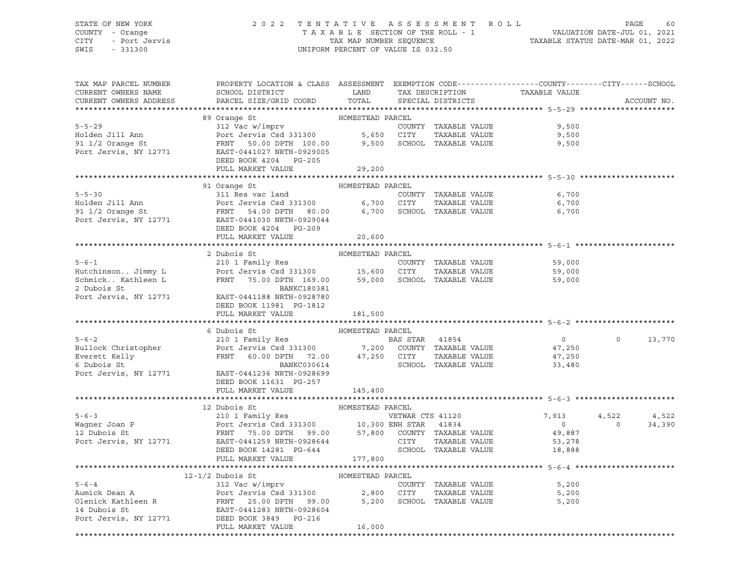STATE OF NEW YORK
COUNTY - Orange
CITY - Port Jervis
SWIS - 331300

2022 TENTATIVE ASSESSMENT ROLL
TAXABLE SECTION OF THE ROLL - 1
TAX MAP NUMBER SEQUENCE
UNIFORM PERCENT OF VALUE IS 032.50

VALUATION DATE-JUL 01, 2021
TAXABLE STATUS DATE-MAR 01, 2022

| TAX MAP PARCEL NUMBER / CURRENT OWNERS NAME / CURRENT OWNERS ADDRESS | PROPERTY LOCATION & CLASS / SCHOOL DISTRICT / PARCEL SIZE/GRID COORD | ASSESSMENT LAND | TOTAL | EXEMPTION CODE / TAX DESCRIPTION / SPECIAL DISTRICTS | COUNTY | CITY | SCHOOL |
|---|---|---|---|---|---|---|---|
| **5-5-29** | 89 Orange St — HOMESTEAD PARCEL | | | | | | |
| Holden Jill Ann | 312 Vac w/imprv | | | COUNTY TAXABLE VALUE | 9,500 | | |
| 91 1/2 Orange St | Port Jervis Csd 331300 | 5,650 | | CITY TAXABLE VALUE | | 9,500 | |
| Port Jervis, NY 12771 | FRNT 50.00 DPTH 100.00 | | 9,500 | SCHOOL TAXABLE VALUE | | | 9,500 |
| | EAST-0441027 NRTH-0929005 | | | | | | |
| | DEED BOOK 4204 PG-205 | | | | | | |
| | FULL MARKET VALUE | | 29,200 | | | | |
| **5-5-30** | 91 Orange St — HOMESTEAD PARCEL | | | | | | |
| Holden Jill Ann | 311 Res vac land | | | COUNTY TAXABLE VALUE | 6,700 | | |
| 91 1/2 Orange St | Port Jervis Csd 331300 | 6,700 | | CITY TAXABLE VALUE | | 6,700 | |
| Port Jervis, NY 12771 | FRNT 54.00 DPTH 80.00 | | 6,700 | SCHOOL TAXABLE VALUE | | | 6,700 |
| | EAST-0441030 NRTH-0929044 | | | | | | |
| | DEED BOOK 4204 PG-209 | | | | | | |
| | FULL MARKET VALUE | | 20,600 | | | | |
| **5-6-1** | 2 Dubois St — HOMESTEAD PARCEL | | | | | | |
| Hutchinson.. Jimmy L | 210 1 Family Res | | | COUNTY TAXABLE VALUE | 59,000 | | |
| Schmick.. Kathleen L | Port Jervis Csd 331300 | 15,600 | | CITY TAXABLE VALUE | | 59,000 | |
| 2 Dubois St | FRNT 75.00 DPTH 169.00 | | 59,000 | SCHOOL TAXABLE VALUE | | | 59,000 |
| Port Jervis, NY 12771 | BANKC180381 | | | | | | |
| | EAST-0441188 NRTH-0928780 | | | | | | |
| | DEED BOOK 11981 PG-1812 | | | | | | |
| | FULL MARKET VALUE | | 181,500 | | | | |
| **5-6-2** | 6 Dubois St — HOMESTEAD PARCEL | | | | | | |
| Bullock Christopher | 210 1 Family Res | | | BAS STAR 41854 | 0 | 0 | 13,770 |
| Everett Kelly | Port Jervis Csd 331300 | 7,200 | | COUNTY TAXABLE VALUE | 47,250 | | |
| 6 Dubois St | FRNT 60.00 DPTH 72.00 | | 47,250 | CITY TAXABLE VALUE | | 47,250 | |
| Port Jervis, NY 12771 | BANKC030614 | | | SCHOOL TAXABLE VALUE | | | 33,480 |
| | EAST-0441236 NRTH-0928699 | | | | | | |
| | DEED BOOK 11631 PG-257 | | | | | | |
| | FULL MARKET VALUE | | 145,400 | | | | |
| **5-6-3** | 12 Dubois St — HOMESTEAD PARCEL | | | | | | |
| Wagner Joan P | 210 1 Family Res | | | VETWAR CTS 41120 | 7,913 | 4,522 | 4,522 |
| 12 Dubois St | Port Jervis Csd 331300 | 10,300 | | ENH STAR 41834 | 0 | 0 | 34,390 |
| Port Jervis, NY 12771 | FRNT 75.00 DPTH 99.00 | | 57,800 | COUNTY TAXABLE VALUE | 49,887 | | |
| | EAST-0441259 NRTH-0928644 | | | CITY TAXABLE VALUE | | 53,278 | |
| | DEED BOOK 14281 PG-644 | | | SCHOOL TAXABLE VALUE | | | 18,888 |
| | FULL MARKET VALUE | | 177,800 | | | | |
| **5-6-4** | 12-1/2 Dubois St — HOMESTEAD PARCEL | | | | | | |
| Aumick Dean A | 312 Vac w/imprv | | | COUNTY TAXABLE VALUE | 5,200 | | |
| Olenick Kathleen R | Port Jervis Csd 331300 | 2,800 | | CITY TAXABLE VALUE | | 5,200 | |
| 14 Dubois St | FRNT 25.00 DPTH 99.00 | | 5,200 | SCHOOL TAXABLE VALUE | | | 5,200 |
| Port Jervis, NY 12771 | EAST-0441283 NRTH-0928604 | | | | | | |
| | DEED BOOK 3849 PG-216 | | | | | | |
| | FULL MARKET VALUE | | 16,000 | | | | |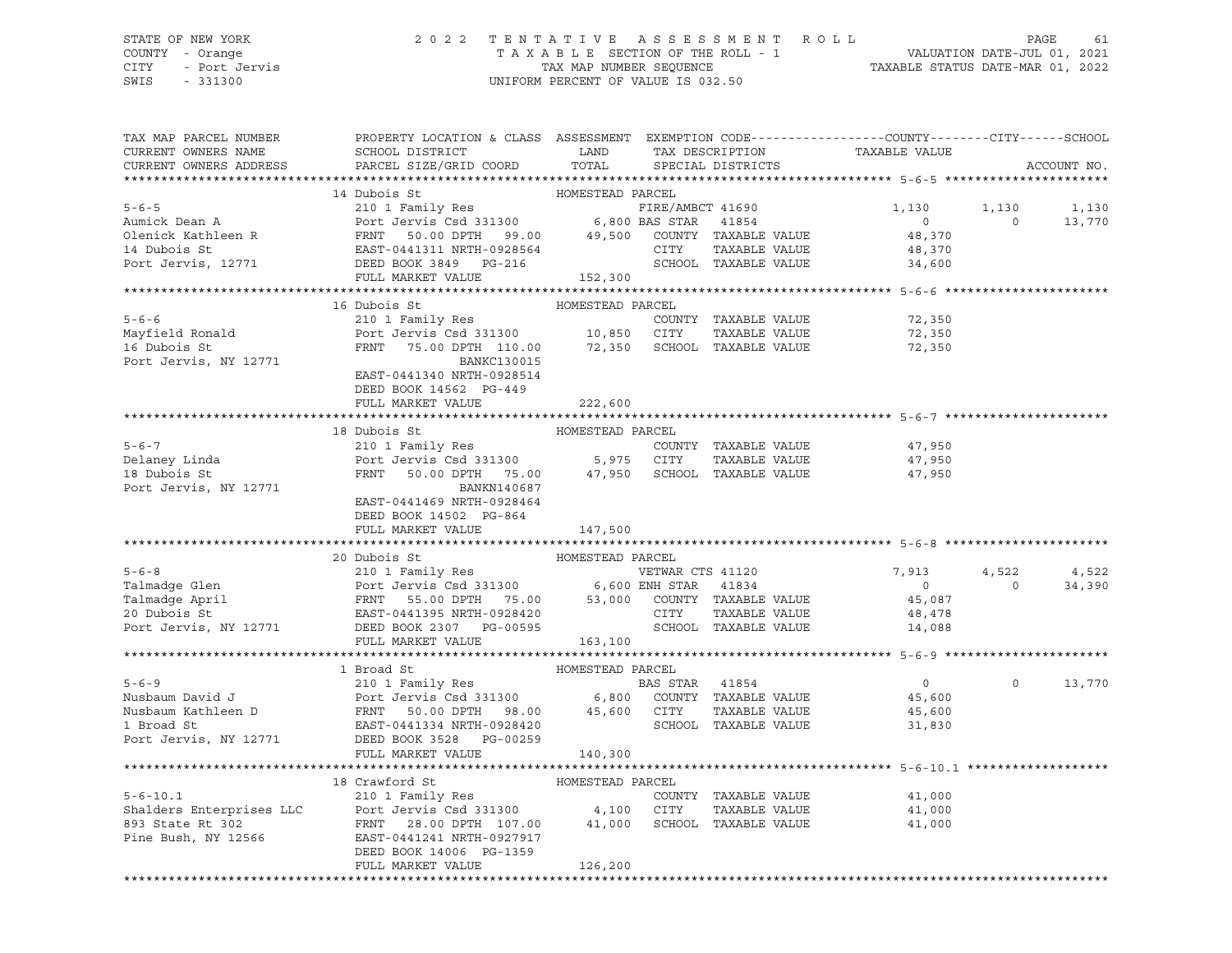STATE OF NEW YORK — COUNTY - Orange — CITY - Port Jervis — SWIS - 331300

**2022 TENTATIVE ASSESSMENT ROLL**
TAXABLE SECTION OF THE ROLL - 1
TAX MAP NUMBER SEQUENCE
UNIFORM PERCENT OF VALUE IS 032.50

VALUATION DATE-JUL 01, 2021
TAXABLE STATUS DATE-MAR 01, 2022

```
TAX MAP PARCEL NUMBER          PROPERTY LOCATION & CLASS  ASSESSMENT  EXEMPTION CODE------------------COUNTY--------CITY------SCHOOL
CURRENT OWNERS NAME            SCHOOL DISTRICT               LAND      TAX DESCRIPTION            TAXABLE VALUE
CURRENT OWNERS ADDRESS         PARCEL SIZE/GRID COORD        TOTAL     SPECIAL DISTRICTS                                    ACCOUNT NO.
******************************************************************************************************* 5-6-5 *********************
                               14 Dubois St                   HOMESTEAD PARCEL
5-6-5                          210 1 Family Res                        FIRE/AMBCT 41690                1,130       1,130       1,130
Aumick Dean A                  Port Jervis Csd 331300         6,800 BAS STAR   41854                      0           0      13,770
Olenick Kathleen R             FRNT    50.00 DPTH   99.00    49,500    COUNTY  TAXABLE VALUE             48,370
14 Dubois St                   EAST-0441311 NRTH-0928564               CITY    TAXABLE VALUE             48,370
Port Jervis, 12771             DEED BOOK 3849    PG-216                SCHOOL  TAXABLE VALUE             34,600
                               FULL MARKET VALUE            152,300
******************************************************************************************************* 5-6-6 *********************
                               16 Dubois St                   HOMESTEAD PARCEL
5-6-6                          210 1 Family Res                        COUNTY  TAXABLE VALUE             72,350
Mayfield Ronald                Port Jervis Csd 331300        10,850    CITY    TAXABLE VALUE             72,350
16 Dubois St                   FRNT    75.00 DPTH  110.00    72,350    SCHOOL  TAXABLE VALUE             72,350
Port Jervis, NY 12771                          BANKC130015
                               EAST-0441340 NRTH-0928514
                               DEED BOOK 14562   PG-449
                               FULL MARKET VALUE            222,600
******************************************************************************************************* 5-6-7 *********************
                               18 Dubois St                   HOMESTEAD PARCEL
5-6-7                          210 1 Family Res                        COUNTY  TAXABLE VALUE             47,950
Delaney Linda                  Port Jervis Csd 331300         5,975    CITY    TAXABLE VALUE             47,950
18 Dubois St                   FRNT    50.00 DPTH   75.00    47,950    SCHOOL  TAXABLE VALUE             47,950
Port Jervis, NY 12771                          BANKN140687
                               EAST-0441469 NRTH-0928464
                               DEED BOOK 14502   PG-864
                               FULL MARKET VALUE            147,500
******************************************************************************************************* 5-6-8 *********************
                               20 Dubois St                   HOMESTEAD PARCEL
5-6-8                          210 1 Family Res                        VETWAR CTS 41120                7,913       4,522       4,522
Talmadge Glen                  Port Jervis Csd 331300         6,600 ENH STAR   41834                      0           0      34,390
Talmadge April                 FRNT    55.00 DPTH   75.00    53,000    COUNTY  TAXABLE VALUE             45,087
20 Dubois St                   EAST-0441395 NRTH-0928420               CITY    TAXABLE VALUE             48,478
Port Jervis, NY 12771          DEED BOOK 2307    PG-00595              SCHOOL  TAXABLE VALUE             14,088
                               FULL MARKET VALUE            163,100
******************************************************************************************************* 5-6-9 *********************
                               1 Broad St                     HOMESTEAD PARCEL
5-6-9                          210 1 Family Res                        BAS STAR   41854                      0           0      13,770
Nusbaum David J                Port Jervis Csd 331300         6,800    COUNTY  TAXABLE VALUE             45,600
Nusbaum Kathleen D             FRNT    50.00 DPTH   98.00    45,600    CITY    TAXABLE VALUE             45,600
1 Broad St                     EAST-0441334 NRTH-0928420               SCHOOL  TAXABLE VALUE             31,830
Port Jervis, NY 12771          DEED BOOK 3528    PG-00259
                               FULL MARKET VALUE            140,300
******************************************************************************************************* 5-6-10.1 ******************
                               18 Crawford St                 HOMESTEAD PARCEL
5-6-10.1                       210 1 Family Res                        COUNTY  TAXABLE VALUE             41,000
Shalders Enterprises LLC       Port Jervis Csd 331300         4,100    CITY    TAXABLE VALUE             41,000
893 State Rt 302               FRNT    28.00 DPTH  107.00    41,000    SCHOOL  TAXABLE VALUE             41,000
Pine Bush, NY 12566            EAST-0441241 NRTH-0927917
                               DEED BOOK 14006   PG-1359
                               FULL MARKET VALUE            126,200
************************************************************************************************************************************
```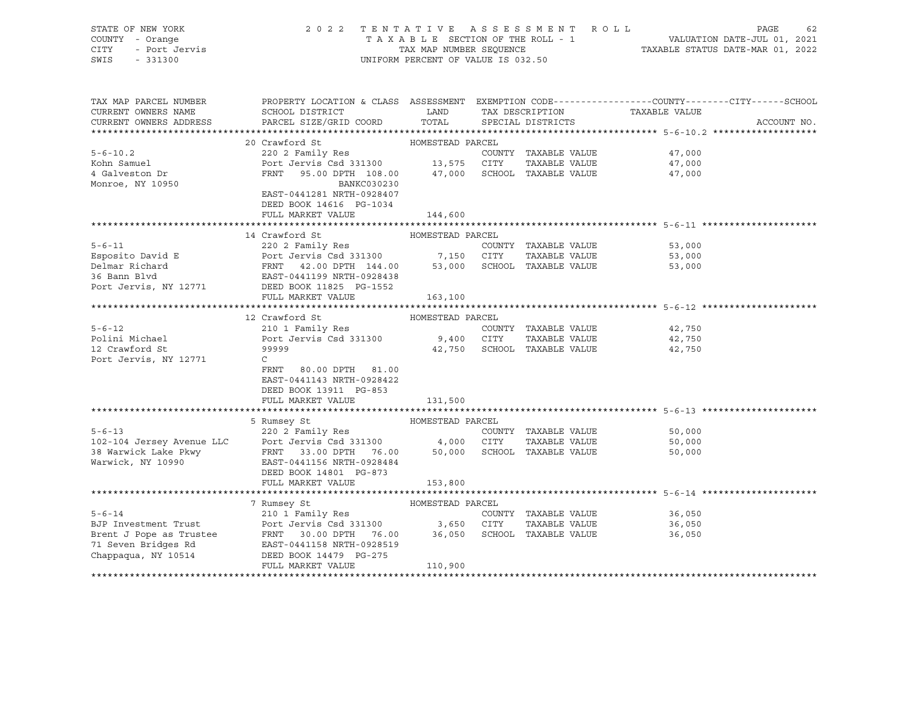STATE OF NEW YORK — 2022 TENTATIVE ASSESSMENT ROLL
COUNTY - Orange — TAXABLE SECTION OF THE ROLL - 1 — VALUATION DATE-JUL 01, 2021
CITY - Port Jervis — TAX MAP NUMBER SEQUENCE — TAXABLE STATUS DATE-MAR 01, 2022
SWIS - 331300 — UNIFORM PERCENT OF VALUE IS 032.50

| TAX MAP PARCEL NUMBER / CURRENT OWNERS NAME / CURRENT OWNERS ADDRESS | PROPERTY LOCATION & CLASS / SCHOOL DISTRICT / PARCEL SIZE/GRID COORD | ASSESSMENT LAND / TOTAL | EXEMPTION CODE / TAX DESCRIPTION / SPECIAL DISTRICTS | COUNTY / CITY / SCHOOL TAXABLE VALUE | ACCOUNT NO. |
|---|---|---|---|---|---|
| **5-6-10.2** | 20 Crawford St | HOMESTEAD PARCEL | | | |
| 5-6-10.2 | 220 2 Family Res | | COUNTY TAXABLE VALUE | 47,000 | |
| Kohn Samuel | Port Jervis Csd 331300 | 13,575 | CITY TAXABLE VALUE | 47,000 | |
| 4 Galveston Dr | FRNT 95.00 DPTH 108.00 | 47,000 | SCHOOL TAXABLE VALUE | 47,000 | |
| Monroe, NY 10950 | BANKC030230 | | | | |
| | EAST-0441281 NRTH-0928407 | | | | |
| | DEED BOOK 14616 PG-1034 | | | | |
| | FULL MARKET VALUE | 144,600 | | | |
| **5-6-11** | 14 Crawford St | HOMESTEAD PARCEL | | | |
| 5-6-11 | 220 2 Family Res | | COUNTY TAXABLE VALUE | 53,000 | |
| Esposito David E | Port Jervis Csd 331300 | 7,150 | CITY TAXABLE VALUE | 53,000 | |
| Delmar Richard | FRNT 42.00 DPTH 144.00 | 53,000 | SCHOOL TAXABLE VALUE | 53,000 | |
| 36 Bann Blvd | EAST-0441199 NRTH-0928438 | | | | |
| Port Jervis, NY 12771 | DEED BOOK 11825 PG-1552 | | | | |
| | FULL MARKET VALUE | 163,100 | | | |
| **5-6-12** | 12 Crawford St | HOMESTEAD PARCEL | | | |
| 5-6-12 | 210 1 Family Res | | COUNTY TAXABLE VALUE | 42,750 | |
| Polini Michael | Port Jervis Csd 331300 | 9,400 | CITY TAXABLE VALUE | 42,750 | |
| 12 Crawford St | 99999 | 42,750 | SCHOOL TAXABLE VALUE | 42,750 | |
| Port Jervis, NY 12771 | C | | | | |
| | FRNT 80.00 DPTH 81.00 | | | | |
| | EAST-0441143 NRTH-0928422 | | | | |
| | DEED BOOK 13911 PG-853 | | | | |
| | FULL MARKET VALUE | 131,500 | | | |
| **5-6-13** | 5 Rumsey St | HOMESTEAD PARCEL | | | |
| 5-6-13 | 220 2 Family Res | | COUNTY TAXABLE VALUE | 50,000 | |
| 102-104 Jersey Avenue LLC | Port Jervis Csd 331300 | 4,000 | CITY TAXABLE VALUE | 50,000 | |
| 38 Warwick Lake Pkwy | FRNT 33.00 DPTH 76.00 | 50,000 | SCHOOL TAXABLE VALUE | 50,000 | |
| Warwick, NY 10990 | EAST-0441156 NRTH-0928484 | | | | |
| | DEED BOOK 14801 PG-873 | | | | |
| | FULL MARKET VALUE | 153,800 | | | |
| **5-6-14** | 7 Rumsey St | HOMESTEAD PARCEL | | | |
| 5-6-14 | 210 1 Family Res | | COUNTY TAXABLE VALUE | 36,050 | |
| BJP Investment Trust | Port Jervis Csd 331300 | 3,650 | CITY TAXABLE VALUE | 36,050 | |
| Brent J Pope as Trustee | FRNT 30.00 DPTH 76.00 | 36,050 | SCHOOL TAXABLE VALUE | 36,050 | |
| 71 Seven Bridges Rd | EAST-0441158 NRTH-0928519 | | | | |
| Chappaqua, NY 10514 | DEED BOOK 14479 PG-275 | | | | |
| | FULL MARKET VALUE | 110,900 | | | |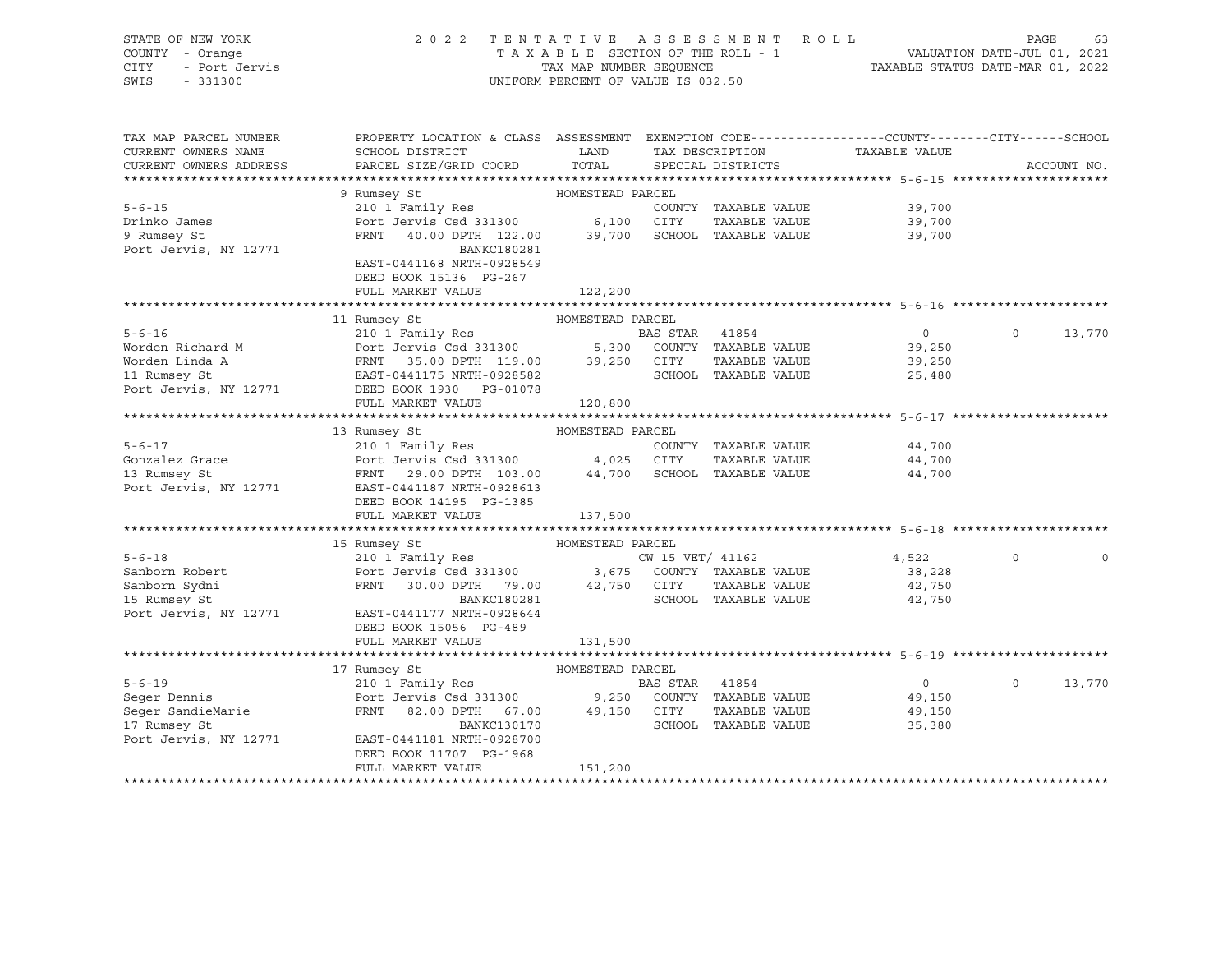STATE OF NEW YORK — 2022 TENTATIVE ASSESSMENT ROLL
COUNTY - Orange — TAXABLE SECTION OF THE ROLL - 1 — VALUATION DATE-JUL 01, 2021
CITY - Port Jervis — TAX MAP NUMBER SEQUENCE — TAXABLE STATUS DATE-MAR 01, 2022
SWIS - 331300 — UNIFORM PERCENT OF VALUE IS 032.50

| TAX MAP PARCEL NUMBER / CURRENT OWNERS NAME / CURRENT OWNERS ADDRESS | PROPERTY LOCATION & CLASS / SCHOOL DISTRICT / PARCEL SIZE/GRID COORD | ASSESSMENT LAND | TOTAL | EXEMPTION CODE / TAX DESCRIPTION / SPECIAL DISTRICTS | COUNTY TAXABLE VALUE | CITY | SCHOOL / ACCOUNT NO. |
|---|---|---|---|---|---|---|---|
| **5-6-15** | 9 Rumsey St — HOMESTEAD PARCEL | | | | | | |
| 5-6-15 | 210 1 Family Res | | | COUNTY TAXABLE VALUE | 39,700 | | |
| Drinko James | Port Jervis Csd 331300 | 6,100 | | CITY TAXABLE VALUE | 39,700 | | |
| 9 Rumsey St | FRNT 40.00 DPTH 122.00 | | 39,700 | SCHOOL TAXABLE VALUE | 39,700 | | |
| Port Jervis, NY 12771 | BANKC180281 | | | | | | |
| | EAST-0441168 NRTH-0928549 | | | | | | |
| | DEED BOOK 15136 PG-267 | | | | | | |
| | FULL MARKET VALUE | | 122,200 | | | | |
| **5-6-16** | 11 Rumsey St — HOMESTEAD PARCEL | | | | | | |
| 5-6-16 | 210 1 Family Res | | | BAS STAR 41854 | 0 | 0 | 13,770 |
| Worden Richard M | Port Jervis Csd 331300 | 5,300 | | COUNTY TAXABLE VALUE | 39,250 | | |
| Worden Linda A | FRNT 35.00 DPTH 119.00 | | 39,250 | CITY TAXABLE VALUE | 39,250 | | |
| 11 Rumsey St | EAST-0441175 NRTH-0928582 | | | SCHOOL TAXABLE VALUE | 25,480 | | |
| Port Jervis, NY 12771 | DEED BOOK 1930 PG-01078 | | | | | | |
| | FULL MARKET VALUE | | 120,800 | | | | |
| **5-6-17** | 13 Rumsey St — HOMESTEAD PARCEL | | | | | | |
| 5-6-17 | 210 1 Family Res | | | COUNTY TAXABLE VALUE | 44,700 | | |
| Gonzalez Grace | Port Jervis Csd 331300 | 4,025 | | CITY TAXABLE VALUE | 44,700 | | |
| 13 Rumsey St | FRNT 29.00 DPTH 103.00 | | 44,700 | SCHOOL TAXABLE VALUE | 44,700 | | |
| Port Jervis, NY 12771 | EAST-0441187 NRTH-0928613 | | | | | | |
| | DEED BOOK 14195 PG-1385 | | | | | | |
| | FULL MARKET VALUE | | 137,500 | | | | |
| **5-6-18** | 15 Rumsey St — HOMESTEAD PARCEL | | | | | | |
| 5-6-18 | 210 1 Family Res | | | CW_15_VET/ 41162 | 4,522 | 0 | 0 |
| Sanborn Robert | Port Jervis Csd 331300 | 3,675 | | COUNTY TAXABLE VALUE | 38,228 | | |
| Sanborn Sydni | FRNT 30.00 DPTH 79.00 | | 42,750 | CITY TAXABLE VALUE | 42,750 | | |
| 15 Rumsey St | BANKC180281 | | | SCHOOL TAXABLE VALUE | 42,750 | | |
| Port Jervis, NY 12771 | EAST-0441177 NRTH-0928644 | | | | | | |
| | DEED BOOK 15056 PG-489 | | | | | | |
| | FULL MARKET VALUE | | 131,500 | | | | |
| **5-6-19** | 17 Rumsey St — HOMESTEAD PARCEL | | | | | | |
| 5-6-19 | 210 1 Family Res | | | BAS STAR 41854 | 0 | 0 | 13,770 |
| Seger Dennis | Port Jervis Csd 331300 | 9,250 | | COUNTY TAXABLE VALUE | 49,150 | | |
| Seger SandieMarie | FRNT 82.00 DPTH 67.00 | | 49,150 | CITY TAXABLE VALUE | 49,150 | | |
| 17 Rumsey St | BANKC130170 | | | SCHOOL TAXABLE VALUE | 35,380 | | |
| Port Jervis, NY 12771 | EAST-0441181 NRTH-0928700 | | | | | | |
| | DEED BOOK 11707 PG-1968 | | | | | | |
| | FULL MARKET VALUE | | 151,200 | | | | |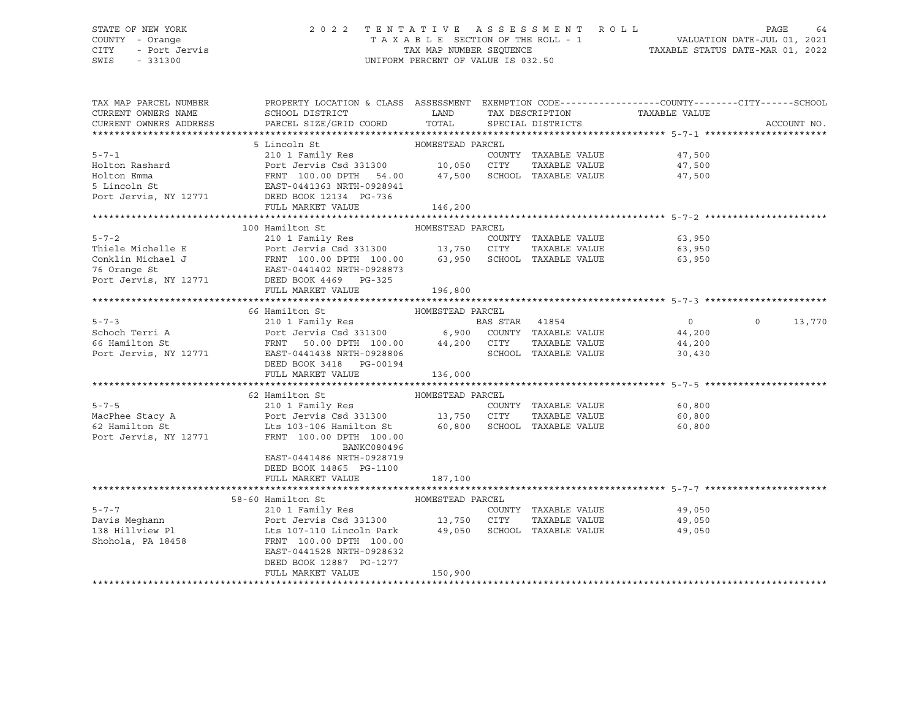STATE OF NEW YORK — COUNTY - Orange — CITY - Port Jervis — SWIS - 331300

# 2022 TENTATIVE ASSESSMENT ROLL

TAXABLE SECTION OF THE ROLL - 1 — TAX MAP NUMBER SEQUENCE — UNIFORM PERCENT OF VALUE IS 032.50

VALUATION DATE-JUL 01, 2021 — TAXABLE STATUS DATE-MAR 01, 2022

| TAX MAP PARCEL NUMBER / CURRENT OWNERS NAME / CURRENT OWNERS ADDRESS | PROPERTY LOCATION & CLASS / SCHOOL DISTRICT / PARCEL SIZE/GRID COORD | ASSESSMENT LAND | ASSESSMENT TOTAL | EXEMPTION CODE / TAX DESCRIPTION / SPECIAL DISTRICTS | COUNTY TAXABLE VALUE | CITY | SCHOOL | ACCOUNT NO. |
|---|---|---|---|---|---|---|---|---|
| **5-7-1** | 5 Lincoln St — HOMESTEAD PARCEL | | | | | | | |
| 5-7-1 | 210 1 Family Res | | | COUNTY TAXABLE VALUE | 47,500 | | | |
| Holton Rashard | Port Jervis Csd 331300 | 10,050 | | CITY TAXABLE VALUE | 47,500 | | | |
| Holton Emma | FRNT 100.00 DPTH 54.00 | | 47,500 | SCHOOL TAXABLE VALUE | 47,500 | | | |
| 5 Lincoln St | EAST-0441363 NRTH-0928941 | | | | | | | |
| Port Jervis, NY 12771 | DEED BOOK 12134 PG-736 | | | | | | | |
| | FULL MARKET VALUE | | 146,200 | | | | | |
| **5-7-2** | 100 Hamilton St — HOMESTEAD PARCEL | | | | | | | |
| 5-7-2 | 210 1 Family Res | | | COUNTY TAXABLE VALUE | 63,950 | | | |
| Thiele Michelle E | Port Jervis Csd 331300 | 13,750 | | CITY TAXABLE VALUE | 63,950 | | | |
| Conklin Michael J | FRNT 100.00 DPTH 100.00 | | 63,950 | SCHOOL TAXABLE VALUE | 63,950 | | | |
| 76 Orange St | EAST-0441402 NRTH-0928873 | | | | | | | |
| Port Jervis, NY 12771 | DEED BOOK 4469 PG-325 | | | | | | | |
| | FULL MARKET VALUE | | 196,800 | | | | | |
| **5-7-3** | 66 Hamilton St — HOMESTEAD PARCEL | | | | | | | |
| 5-7-3 | 210 1 Family Res | | | BAS STAR 41854 | 0 | 0 | 13,770 | |
| Schoch Terri A | Port Jervis Csd 331300 | 6,900 | | COUNTY TAXABLE VALUE | 44,200 | | | |
| 66 Hamilton St | FRNT 50.00 DPTH 100.00 | | 44,200 | CITY TAXABLE VALUE | 44,200 | | | |
| Port Jervis, NY 12771 | EAST-0441438 NRTH-0928806 | | | SCHOOL TAXABLE VALUE | 30,430 | | | |
| | DEED BOOK 3418 PG-00194 | | | | | | | |
| | FULL MARKET VALUE | | 136,000 | | | | | |
| **5-7-5** | 62 Hamilton St — HOMESTEAD PARCEL | | | | | | | |
| 5-7-5 | 210 1 Family Res | | | COUNTY TAXABLE VALUE | 60,800 | | | |
| MacPhee Stacy A | Port Jervis Csd 331300 | 13,750 | | CITY TAXABLE VALUE | 60,800 | | | |
| 62 Hamilton St | Lts 103-106 Hamilton St | | 60,800 | SCHOOL TAXABLE VALUE | 60,800 | | | |
| Port Jervis, NY 12771 | FRNT 100.00 DPTH 100.00 | | | | | | | |
| | BANKC080496 | | | | | | | |
| | EAST-0441486 NRTH-0928719 | | | | | | | |
| | DEED BOOK 14865 PG-1100 | | | | | | | |
| | FULL MARKET VALUE | | 187,100 | | | | | |
| **5-7-7** | 58-60 Hamilton St — HOMESTEAD PARCEL | | | | | | | |
| 5-7-7 | 210 1 Family Res | | | COUNTY TAXABLE VALUE | 49,050 | | | |
| Davis Meghann | Port Jervis Csd 331300 | 13,750 | | CITY TAXABLE VALUE | 49,050 | | | |
| 138 Hillview Pl | Lts 107-110 Lincoln Park | | 49,050 | SCHOOL TAXABLE VALUE | 49,050 | | | |
| Shohola, PA 18458 | FRNT 100.00 DPTH 100.00 | | | | | | | |
| | EAST-0441528 NRTH-0928632 | | | | | | | |
| | DEED BOOK 12887 PG-1277 | | | | | | | |
| | FULL MARKET VALUE | | 150,900 | | | | | |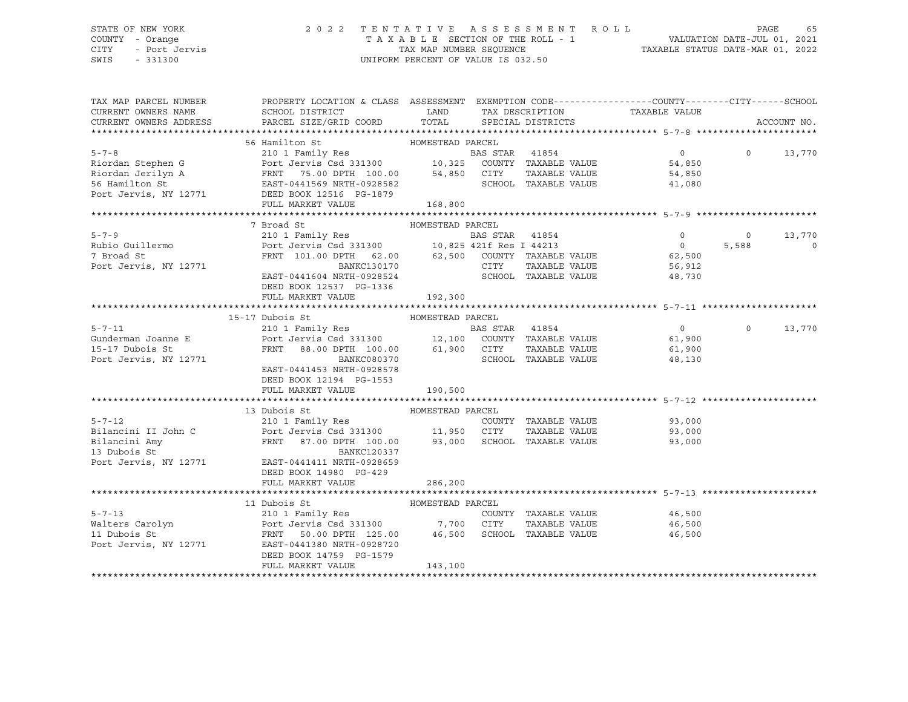STATE OF NEW YORK — 2022 TENTATIVE ASSESSMENT ROLL
COUNTY - Orange — TAXABLE SECTION OF THE ROLL - 1 — VALUATION DATE-JUL 01, 2021
CITY - Port Jervis — TAX MAP NUMBER SEQUENCE — TAXABLE STATUS DATE-MAR 01, 2022
SWIS - 331300 — UNIFORM PERCENT OF VALUE IS 032.50

| TAX MAP PARCEL NUMBER / CURRENT OWNERS NAME / CURRENT OWNERS ADDRESS | PROPERTY LOCATION & CLASS / SCHOOL DISTRICT / PARCEL SIZE/GRID COORD | ASSESSMENT LAND / TOTAL | EXEMPTION CODE / TAX DESCRIPTION / SPECIAL DISTRICTS | COUNTY TAXABLE VALUE | CITY | SCHOOL |
|---|---|---|---|---|---|---|
| **5-7-8** | 56 Hamilton St — HOMESTEAD PARCEL | | | | | |
| | 210 1 Family Res | | BAS STAR 41854 | 0 | 0 | 13,770 |
| Riordan Stephen G | Port Jervis Csd 331300 | 10,325 | COUNTY TAXABLE VALUE | 54,850 | | |
| Riordan Jerilyn A | FRNT 75.00 DPTH 100.00 | 54,850 | CITY TAXABLE VALUE | 54,850 | | |
| 56 Hamilton St | EAST-0441569 NRTH-0928582 | | SCHOOL TAXABLE VALUE | 41,080 | | |
| Port Jervis, NY 12771 | DEED BOOK 12516 PG-1879 | | | | | |
| | FULL MARKET VALUE | 168,800 | | | | |
| **5-7-9** | 7 Broad St — HOMESTEAD PARCEL | | | | | |
| | 210 1 Family Res | | BAS STAR 41854 | 0 | 0 | 13,770 |
| Rubio Guillermo | Port Jervis Csd 331300 | 10,825 | 421f Res I 44213 | 0 | 5,588 | 0 |
| 7 Broad St | FRNT 101.00 DPTH 62.00 | 62,500 | COUNTY TAXABLE VALUE | 62,500 | | |
| Port Jervis, NY 12771 | BANKC130170 | | CITY TAXABLE VALUE | 56,912 | | |
| | EAST-0441604 NRTH-0928524 | | SCHOOL TAXABLE VALUE | 48,730 | | |
| | DEED BOOK 12537 PG-1336 | | | | | |
| | FULL MARKET VALUE | 192,300 | | | | |
| **5-7-11** | 15-17 Dubois St — HOMESTEAD PARCEL | | | | | |
| | 210 1 Family Res | | BAS STAR 41854 | 0 | 0 | 13,770 |
| Gunderman Joanne E | Port Jervis Csd 331300 | 12,100 | COUNTY TAXABLE VALUE | 61,900 | | |
| 15-17 Dubois St | FRNT 88.00 DPTH 100.00 | 61,900 | CITY TAXABLE VALUE | 61,900 | | |
| Port Jervis, NY 12771 | BANKC080370 | | SCHOOL TAXABLE VALUE | 48,130 | | |
| | EAST-0441453 NRTH-0928578 | | | | | |
| | DEED BOOK 12194 PG-1553 | | | | | |
| | FULL MARKET VALUE | 190,500 | | | | |
| **5-7-12** | 13 Dubois St — HOMESTEAD PARCEL | | | | | |
| | 210 1 Family Res | | COUNTY TAXABLE VALUE | 93,000 | | |
| Bilancini II John C | Port Jervis Csd 331300 | 11,950 | CITY TAXABLE VALUE | 93,000 | | |
| Bilancini Amy | FRNT 87.00 DPTH 100.00 | 93,000 | SCHOOL TAXABLE VALUE | 93,000 | | |
| 13 Dubois St | BANKC120337 | | | | | |
| Port Jervis, NY 12771 | EAST-0441411 NRTH-0928659 | | | | | |
| | DEED BOOK 14980 PG-429 | | | | | |
| | FULL MARKET VALUE | 286,200 | | | | |
| **5-7-13** | 11 Dubois St — HOMESTEAD PARCEL | | | | | |
| | 210 1 Family Res | | COUNTY TAXABLE VALUE | 46,500 | | |
| Walters Carolyn | Port Jervis Csd 331300 | 7,700 | CITY TAXABLE VALUE | 46,500 | | |
| 11 Dubois St | FRNT 50.00 DPTH 125.00 | 46,500 | SCHOOL TAXABLE VALUE | 46,500 | | |
| Port Jervis, NY 12771 | EAST-0441380 NRTH-0928720 | | | | | |
| | DEED BOOK 14759 PG-1579 | | | | | |
| | FULL MARKET VALUE | 143,100 | | | | |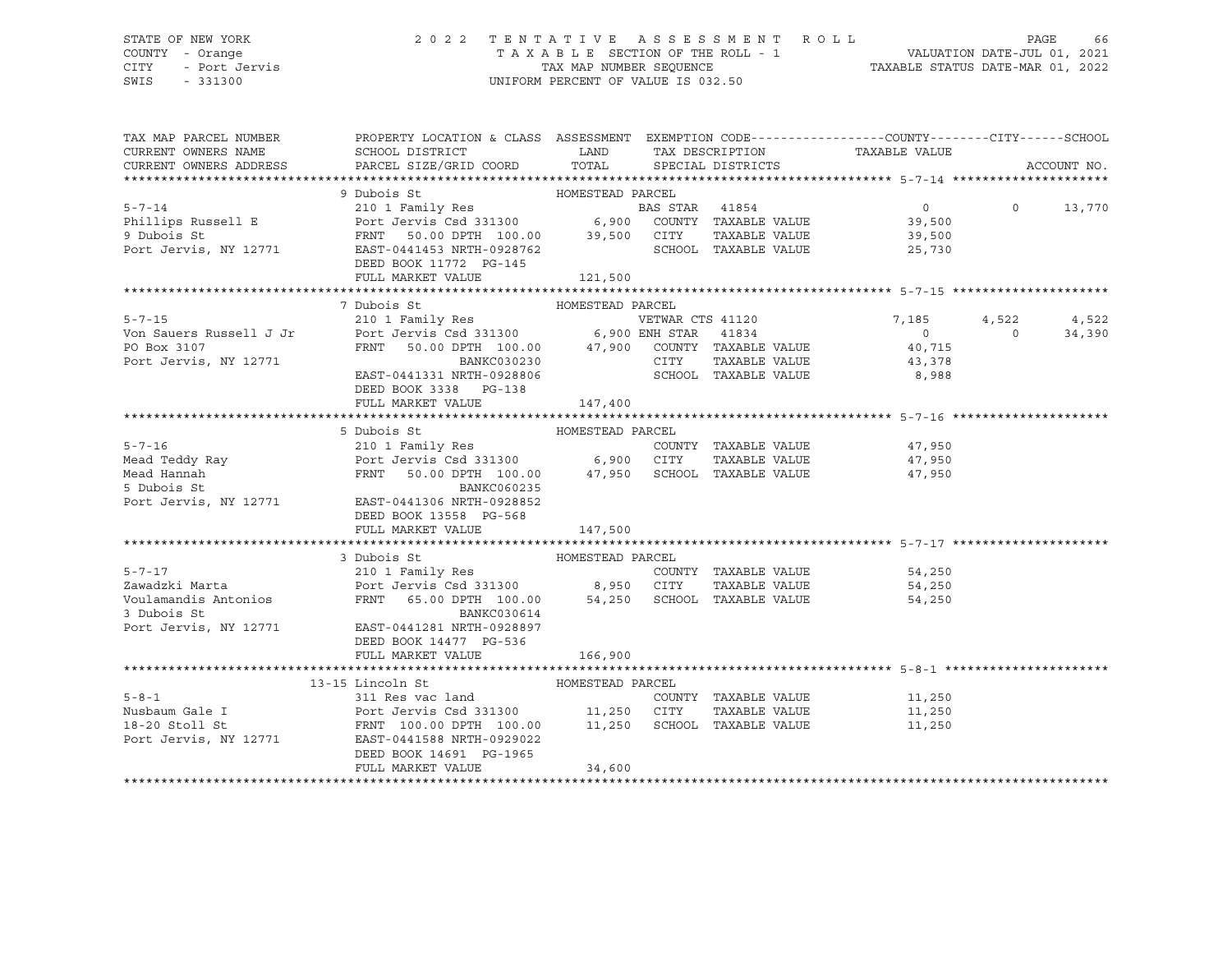STATE OF NEW YORK
COUNTY - Orange
CITY - Port Jervis
SWIS - 331300

# 2022 TENTATIVE ASSESSMENT ROLL

TAXABLE SECTION OF THE ROLL - 1
TAX MAP NUMBER SEQUENCE
UNIFORM PERCENT OF VALUE IS 032.50

VALUATION DATE-JUL 01, 2021
TAXABLE STATUS DATE-MAR 01, 2022

| TAX MAP PARCEL NUMBER / CURRENT OWNERS NAME / CURRENT OWNERS ADDRESS | PROPERTY LOCATION & CLASS / SCHOOL DISTRICT / PARCEL SIZE/GRID COORD | ASSESSMENT LAND / TOTAL | EXEMPTION CODE / TAX DESCRIPTION / SPECIAL DISTRICTS | COUNTY TAXABLE VALUE | CITY | SCHOOL / ACCOUNT NO. |
|---|---|---|---|---|---|---|
| **5-7-14** | 9 Dubois St — HOMESTEAD PARCEL | | | | | |
| 5-7-14 | 210 1 Family Res | | BAS STAR 41854 | 0 | 0 | 13,770 |
| Phillips Russell E | Port Jervis Csd 331300 | 6,900 | COUNTY TAXABLE VALUE | 39,500 | | |
| 9 Dubois St | FRNT 50.00 DPTH 100.00 | 39,500 | CITY TAXABLE VALUE | 39,500 | | |
| Port Jervis, NY 12771 | EAST-0441453 NRTH-0928762 | | SCHOOL TAXABLE VALUE | 25,730 | | |
| | DEED BOOK 11772 PG-145 | | | | | |
| | FULL MARKET VALUE | 121,500 | | | | |
| **5-7-15** | 7 Dubois St — HOMESTEAD PARCEL | | | | | |
| 5-7-15 | 210 1 Family Res | | VETWAR CTS 41120 | 7,185 | 4,522 | 4,522 |
| Von Sauers Russell J Jr | Port Jervis Csd 331300 | 6,900 | ENH STAR 41834 | 0 | 0 | 34,390 |
| PO Box 3107 | FRNT 50.00 DPTH 100.00 | 47,900 | COUNTY TAXABLE VALUE | 40,715 | | |
| Port Jervis, NY 12771 | BANKC030230 | | CITY TAXABLE VALUE | 43,378 | | |
| | EAST-0441331 NRTH-0928806 | | SCHOOL TAXABLE VALUE | 8,988 | | |
| | DEED BOOK 3338 PG-138 | | | | | |
| | FULL MARKET VALUE | 147,400 | | | | |
| **5-7-16** | 5 Dubois St — HOMESTEAD PARCEL | | | | | |
| 5-7-16 | 210 1 Family Res | | COUNTY TAXABLE VALUE | 47,950 | | |
| Mead Teddy Ray | Port Jervis Csd 331300 | 6,900 | CITY TAXABLE VALUE | 47,950 | | |
| Mead Hannah | FRNT 50.00 DPTH 100.00 | 47,950 | SCHOOL TAXABLE VALUE | 47,950 | | |
| 5 Dubois St | BANKC060235 | | | | | |
| Port Jervis, NY 12771 | EAST-0441306 NRTH-0928852 | | | | | |
| | DEED BOOK 13558 PG-568 | | | | | |
| | FULL MARKET VALUE | 147,500 | | | | |
| **5-7-17** | 3 Dubois St — HOMESTEAD PARCEL | | | | | |
| 5-7-17 | 210 1 Family Res | | COUNTY TAXABLE VALUE | 54,250 | | |
| Zawadzki Marta | Port Jervis Csd 331300 | 8,950 | CITY TAXABLE VALUE | 54,250 | | |
| Voulamandis Antonios | FRNT 65.00 DPTH 100.00 | 54,250 | SCHOOL TAXABLE VALUE | 54,250 | | |
| 3 Dubois St | BANKC030614 | | | | | |
| Port Jervis, NY 12771 | EAST-0441281 NRTH-0928897 | | | | | |
| | DEED BOOK 14477 PG-536 | | | | | |
| | FULL MARKET VALUE | 166,900 | | | | |
| **5-8-1** | 13-15 Lincoln St — HOMESTEAD PARCEL | | | | | |
| 5-8-1 | 311 Res vac land | | COUNTY TAXABLE VALUE | 11,250 | | |
| Nusbaum Gale I | Port Jervis Csd 331300 | 11,250 | CITY TAXABLE VALUE | 11,250 | | |
| 18-20 Stoll St | FRNT 100.00 DPTH 100.00 | 11,250 | SCHOOL TAXABLE VALUE | 11,250 | | |
| Port Jervis, NY 12771 | EAST-0441588 NRTH-0929022 | | | | | |
| | DEED BOOK 14691 PG-1965 | | | | | |
| | FULL MARKET VALUE | 34,600 | | | | |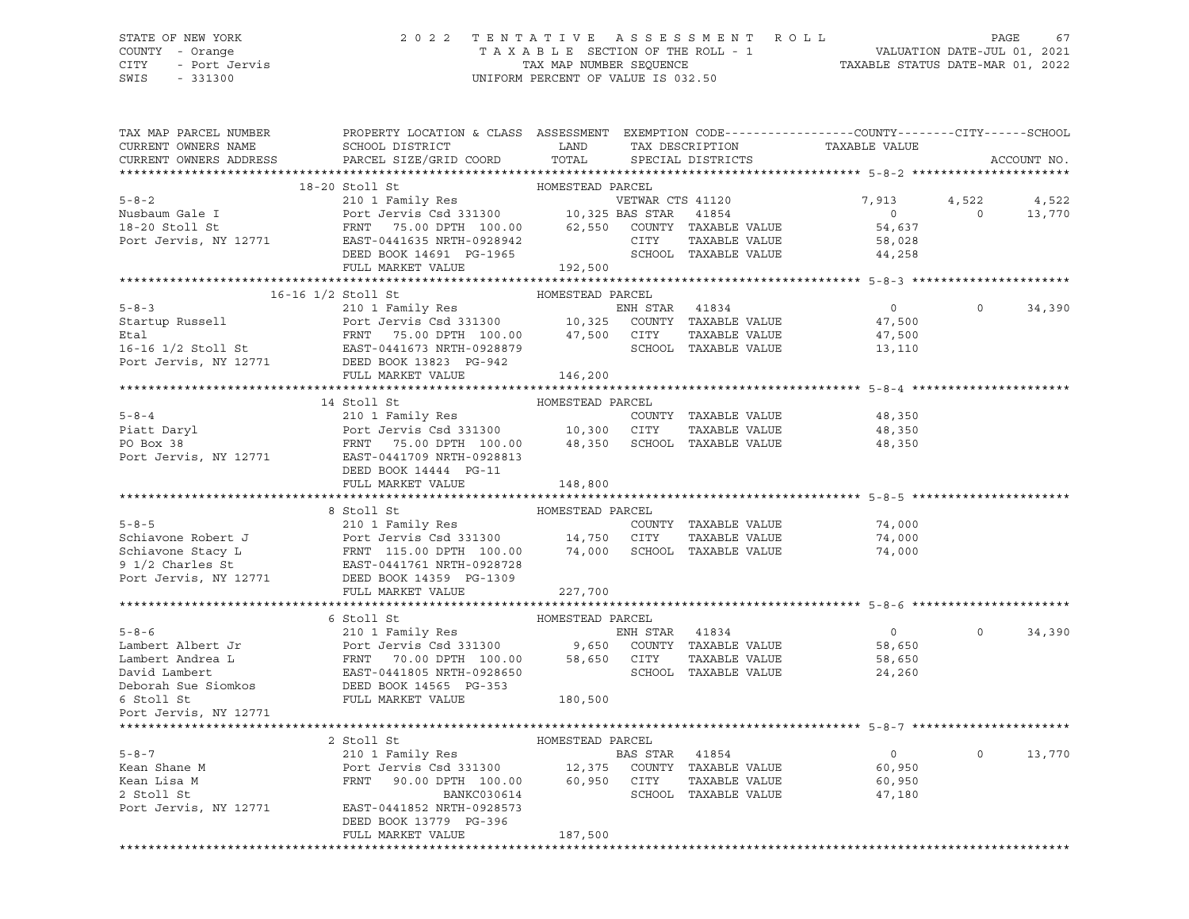STATE OF NEW YORK
COUNTY - Orange
CITY - Port Jervis
SWIS - 331300

# 2022 TENTATIVE ASSESSMENT ROLL

TAXABLE SECTION OF THE ROLL - 1
TAX MAP NUMBER SEQUENCE
UNIFORM PERCENT OF VALUE IS 032.50

VALUATION DATE-JUL 01, 2021
TAXABLE STATUS DATE-MAR 01, 2022

| TAX MAP PARCEL NUMBER / CURRENT OWNERS NAME / CURRENT OWNERS ADDRESS | PROPERTY LOCATION & CLASS / SCHOOL DISTRICT / PARCEL SIZE/GRID COORD | ASSESSMENT LAND | TOTAL | EXEMPTION CODE / TAX DESCRIPTION / SPECIAL DISTRICTS | COUNTY TAXABLE VALUE | CITY | SCHOOL | ACCOUNT NO. |
|---|---|---|---|---|---|---|---|---|
| **5-8-2** | 18-20 Stoll St | HOMESTEAD PARCEL | | | | | | |
| 5-8-2 | 210 1 Family Res | | | VETWAR CTS 41120 | 7,913 | 4,522 | 4,522 | |
| Nusbaum Gale I | Port Jervis Csd 331300 | 10,325 | | BAS STAR 41854 | 0 | 0 | 13,770 | |
| 18-20 Stoll St | FRNT 75.00 DPTH 100.00 | | 62,550 | COUNTY TAXABLE VALUE | 54,637 | | | |
| Port Jervis, NY 12771 | EAST-0441635 NRTH-0928942 | | | CITY TAXABLE VALUE | 58,028 | | | |
| | DEED BOOK 14691 PG-1965 | | | SCHOOL TAXABLE VALUE | 44,258 | | | |
| | FULL MARKET VALUE | | 192,500 | | | | | |
| **5-8-3** | 16-16 1/2 Stoll St | HOMESTEAD PARCEL | | | | | | |
| 5-8-3 | 210 1 Family Res | | | ENH STAR 41834 | 0 | 0 | 34,390 | |
| Startup Russell | Port Jervis Csd 331300 | 10,325 | | COUNTY TAXABLE VALUE | 47,500 | | | |
| Etal | FRNT 75.00 DPTH 100.00 | | 47,500 | CITY TAXABLE VALUE | 47,500 | | | |
| 16-16 1/2 Stoll St | EAST-0441673 NRTH-0928879 | | | SCHOOL TAXABLE VALUE | 13,110 | | | |
| Port Jervis, NY 12771 | DEED BOOK 13823 PG-942 | | | | | | | |
| | FULL MARKET VALUE | | 146,200 | | | | | |
| **5-8-4** | 14 Stoll St | HOMESTEAD PARCEL | | | | | | |
| 5-8-4 | 210 1 Family Res | | | COUNTY TAXABLE VALUE | 48,350 | | | |
| Piatt Daryl | Port Jervis Csd 331300 | 10,300 | | CITY TAXABLE VALUE | 48,350 | | | |
| PO Box 38 | FRNT 75.00 DPTH 100.00 | | 48,350 | SCHOOL TAXABLE VALUE | 48,350 | | | |
| Port Jervis, NY 12771 | EAST-0441709 NRTH-0928813 | | | | | | | |
| | DEED BOOK 14444 PG-11 | | | | | | | |
| | FULL MARKET VALUE | | 148,800 | | | | | |
| **5-8-5** | 8 Stoll St | HOMESTEAD PARCEL | | | | | | |
| 5-8-5 | 210 1 Family Res | | | COUNTY TAXABLE VALUE | 74,000 | | | |
| Schiavone Robert J | Port Jervis Csd 331300 | 14,750 | | CITY TAXABLE VALUE | 74,000 | | | |
| Schiavone Stacy L | FRNT 115.00 DPTH 100.00 | | 74,000 | SCHOOL TAXABLE VALUE | 74,000 | | | |
| 9 1/2 Charles St | EAST-0441761 NRTH-0928728 | | | | | | | |
| Port Jervis, NY 12771 | DEED BOOK 14359 PG-1309 | | | | | | | |
| | FULL MARKET VALUE | | 227,700 | | | | | |
| **5-8-6** | 6 Stoll St | HOMESTEAD PARCEL | | | | | | |
| 5-8-6 | 210 1 Family Res | | | ENH STAR 41834 | 0 | 0 | 34,390 | |
| Lambert Albert Jr | Port Jervis Csd 331300 | 9,650 | | COUNTY TAXABLE VALUE | 58,650 | | | |
| Lambert Andrea L | FRNT 70.00 DPTH 100.00 | | 58,650 | CITY TAXABLE VALUE | 58,650 | | | |
| David Lambert | EAST-0441805 NRTH-0928650 | | | SCHOOL TAXABLE VALUE | 24,260 | | | |
| Deborah Sue Siomkos | DEED BOOK 14565 PG-353 | | | | | | | |
| 6 Stoll St | FULL MARKET VALUE | | 180,500 | | | | | |
| Port Jervis, NY 12771 | | | | | | | | |
| **5-8-7** | 2 Stoll St | HOMESTEAD PARCEL | | | | | | |
| 5-8-7 | 210 1 Family Res | | | BAS STAR 41854 | 0 | 0 | 13,770 | |
| Kean Shane M | Port Jervis Csd 331300 | 12,375 | | COUNTY TAXABLE VALUE | 60,950 | | | |
| Kean Lisa M | FRNT 90.00 DPTH 100.00 | | 60,950 | CITY TAXABLE VALUE | 60,950 | | | |
| 2 Stoll St | BANKC030614 | | | SCHOOL TAXABLE VALUE | 47,180 | | | |
| Port Jervis, NY 12771 | EAST-0441852 NRTH-0928573 | | | | | | | |
| | DEED BOOK 13779 PG-396 | | | | | | | |
| | FULL MARKET VALUE | | 187,500 | | | | | |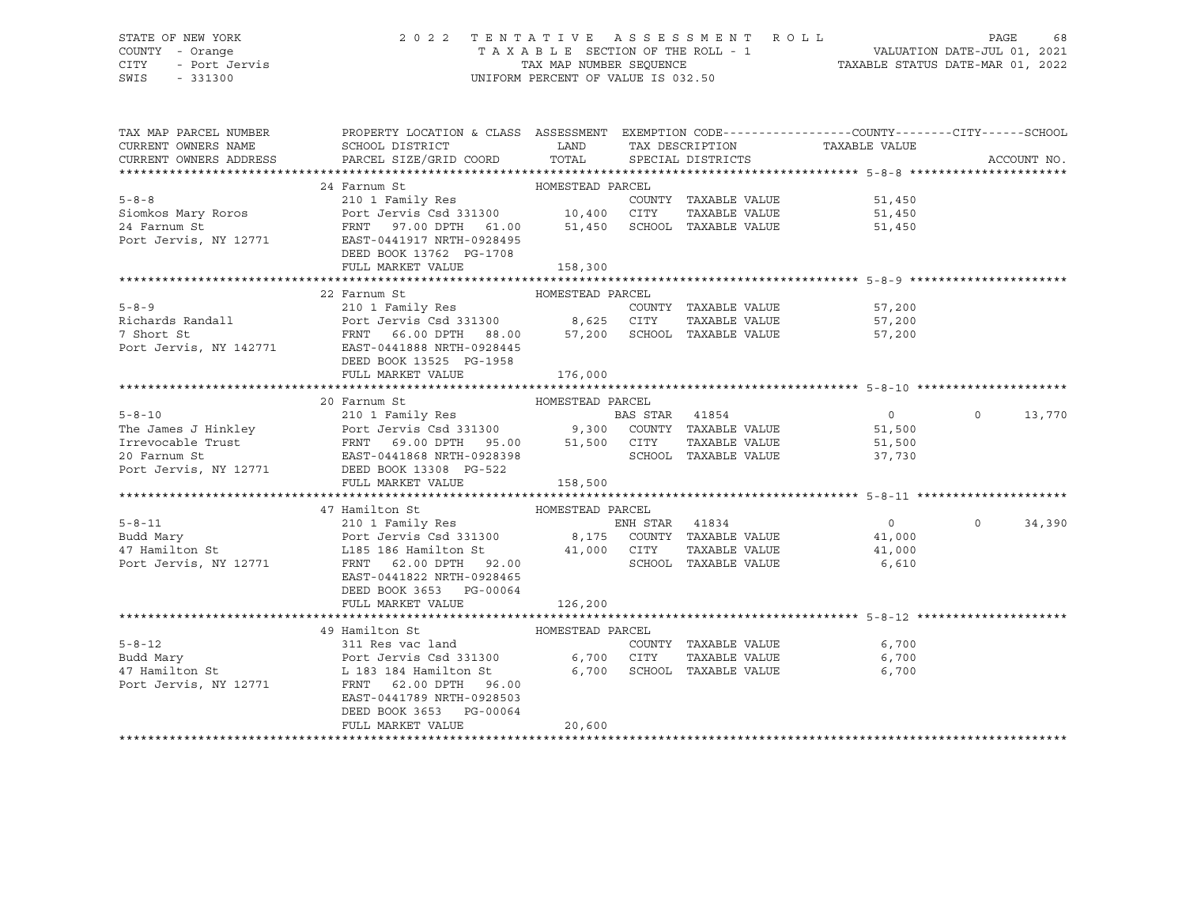STATE OF NEW YORK | COUNTY - Orange | CITY - Port Jervis | SWIS - 331300

2 0 2 2 T E N T A T I V E A S S E S S M E N T R O L L
T A X A B L E SECTION OF THE ROLL - 1
TAX MAP NUMBER SEQUENCE
UNIFORM PERCENT OF VALUE IS 032.50

VALUATION DATE-JUL 01, 2021
TAXABLE STATUS DATE-MAR 01, 2022

| TAX MAP PARCEL NUMBER / CURRENT OWNERS NAME / CURRENT OWNERS ADDRESS | PROPERTY LOCATION & CLASS / SCHOOL DISTRICT / PARCEL SIZE/GRID COORD | ASSESSMENT LAND | TOTAL | EXEMPTION CODE / TAX DESCRIPTION / SPECIAL DISTRICTS | COUNTY / CITY TAXABLE VALUE | SCHOOL | ACCOUNT NO. |
|---|---|---|---|---|---|---|---|
| **5-8-8** | 24 Farnum St — HOMESTEAD PARCEL | | | | | | |
| Siomkos Mary Roros | 210 1 Family Res | | | COUNTY TAXABLE VALUE | 51,450 | | |
| 24 Farnum St | Port Jervis Csd 331300 | 10,400 | | CITY TAXABLE VALUE | 51,450 | | |
| Port Jervis, NY 12771 | FRNT 97.00 DPTH 61.00 | | 51,450 | SCHOOL TAXABLE VALUE | 51,450 | | |
| | EAST-0441917 NRTH-0928495 | | | | | | |
| | DEED BOOK 13762 PG-1708 | | | | | | |
| | FULL MARKET VALUE | | 158,300 | | | | |
| **5-8-9** | 22 Farnum St — HOMESTEAD PARCEL | | | | | | |
| Richards Randall | 210 1 Family Res | | | COUNTY TAXABLE VALUE | 57,200 | | |
| 7 Short St | Port Jervis Csd 331300 | 8,625 | | CITY TAXABLE VALUE | 57,200 | | |
| Port Jervis, NY 142771 | FRNT 66.00 DPTH 88.00 | | 57,200 | SCHOOL TAXABLE VALUE | 57,200 | | |
| | EAST-0441888 NRTH-0928445 | | | | | | |
| | DEED BOOK 13525 PG-1958 | | | | | | |
| | FULL MARKET VALUE | | 176,000 | | | | |
| **5-8-10** | 20 Farnum St — HOMESTEAD PARCEL | | | | | | |
| The James J Hinkley | 210 1 Family Res | | | BAS STAR 41854 | 0 | 0 | 13,770 |
| Irrevocable Trust | Port Jervis Csd 331300 | 9,300 | | COUNTY TAXABLE VALUE | 51,500 | | |
| 20 Farnum St | FRNT 69.00 DPTH 95.00 | | 51,500 | CITY TAXABLE VALUE | 51,500 | | |
| Port Jervis, NY 12771 | EAST-0441868 NRTH-0928398 | | | SCHOOL TAXABLE VALUE | 37,730 | | |
| | DEED BOOK 13308 PG-522 | | | | | | |
| | FULL MARKET VALUE | | 158,500 | | | | |
| **5-8-11** | 47 Hamilton St — HOMESTEAD PARCEL | | | | | | |
| Budd Mary | 210 1 Family Res | | | ENH STAR 41834 | 0 | 0 | 34,390 |
| 47 Hamilton St | Port Jervis Csd 331300 | 8,175 | | COUNTY TAXABLE VALUE | 41,000 | | |
| Port Jervis, NY 12771 | L185 186 Hamilton St | | 41,000 | CITY TAXABLE VALUE | 41,000 | | |
| | FRNT 62.00 DPTH 92.00 | | | SCHOOL TAXABLE VALUE | 6,610 | | |
| | EAST-0441822 NRTH-0928465 | | | | | | |
| | DEED BOOK 3653 PG-00064 | | | | | | |
| | FULL MARKET VALUE | | 126,200 | | | | |
| **5-8-12** | 49 Hamilton St — HOMESTEAD PARCEL | | | | | | |
| Budd Mary | 311 Res vac land | | | COUNTY TAXABLE VALUE | 6,700 | | |
| 47 Hamilton St | Port Jervis Csd 331300 | 6,700 | | CITY TAXABLE VALUE | 6,700 | | |
| Port Jervis, NY 12771 | L 183 184 Hamilton St | | 6,700 | SCHOOL TAXABLE VALUE | 6,700 | | |
| | FRNT 62.00 DPTH 96.00 | | | | | | |
| | EAST-0441789 NRTH-0928503 | | | | | | |
| | DEED BOOK 3653 PG-00064 | | | | | | |
| | FULL MARKET VALUE | | 20,600 | | | | |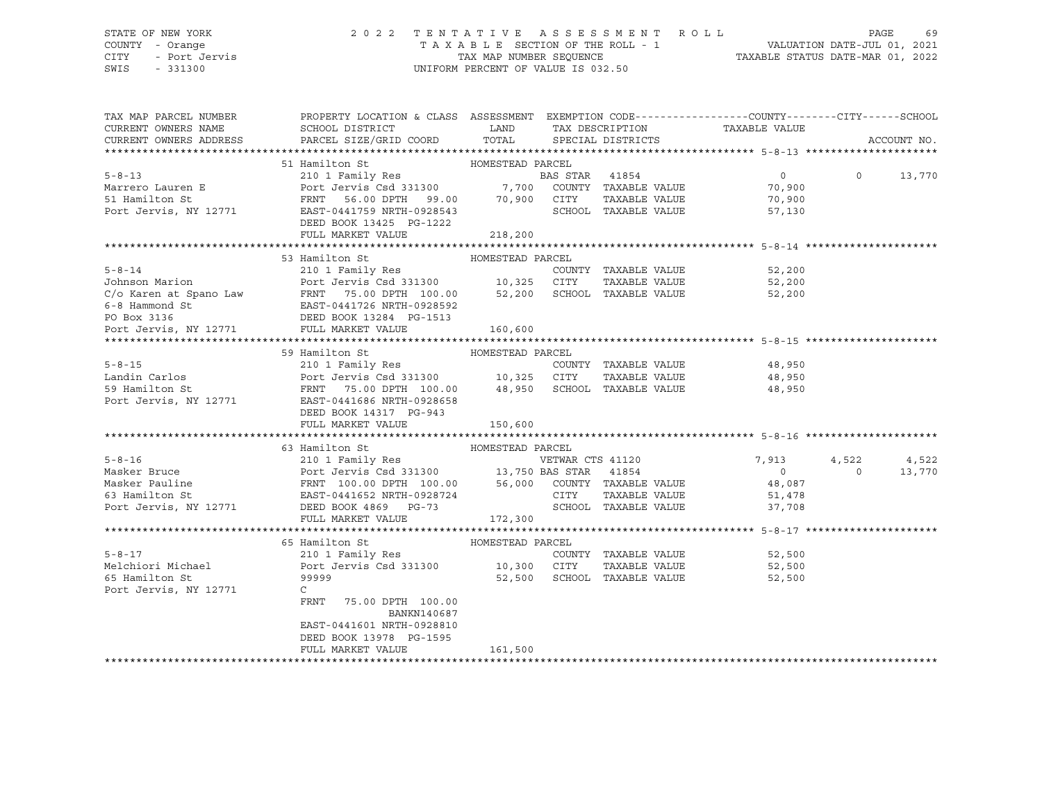STATE OF NEW YORK | COUNTY - Orange | CITY - Port Jervis | SWIS - 331300

2022 TENTATIVE ASSESSMENT ROLL
TAXABLE SECTION OF THE ROLL - 1
TAX MAP NUMBER SEQUENCE
UNIFORM PERCENT OF VALUE IS 032.50

VALUATION DATE-JUL 01, 2021
TAXABLE STATUS DATE-MAR 01, 2022

| TAX MAP PARCEL NUMBER / CURRENT OWNERS NAME / CURRENT OWNERS ADDRESS | PROPERTY LOCATION & CLASS / SCHOOL DISTRICT / PARCEL SIZE/GRID COORD | ASSESSMENT LAND / TOTAL | EXEMPTION CODE / TAX DESCRIPTION / SPECIAL DISTRICTS | COUNTY TAXABLE VALUE | CITY | SCHOOL | ACCOUNT NO. |
|---|---|---|---|---|---|---|---|
| **5-8-13** | 51 Hamilton St — HOMESTEAD PARCEL | | | | | | |
| Marrero Lauren E | 210 1 Family Res | | BAS STAR 41854 | 0 | 0 | 13,770 | |
| 51 Hamilton St | Port Jervis Csd 331300 | 7,700 | COUNTY TAXABLE VALUE | 70,900 | | | |
| Port Jervis, NY 12771 | FRNT 56.00 DPTH 99.00 | 70,900 | CITY TAXABLE VALUE | 70,900 | | | |
| | EAST-0441759 NRTH-0928543 | | SCHOOL TAXABLE VALUE | 57,130 | | | |
| | DEED BOOK 13425 PG-1222 | | | | | | |
| | FULL MARKET VALUE | 218,200 | | | | | |
| **5-8-14** | 53 Hamilton St — HOMESTEAD PARCEL | | | | | | |
| Johnson Marion | 210 1 Family Res | | COUNTY TAXABLE VALUE | 52,200 | | | |
| C/o Karen at Spano Law | Port Jervis Csd 331300 | 10,325 | CITY TAXABLE VALUE | 52,200 | | | |
| 6-8 Hammond St | FRNT 75.00 DPTH 100.00 | 52,200 | SCHOOL TAXABLE VALUE | 52,200 | | | |
| PO Box 3136 | EAST-0441726 NRTH-0928592 | | | | | | |
| Port Jervis, NY 12771 | DEED BOOK 13284 PG-1513 | | | | | | |
| | FULL MARKET VALUE | 160,600 | | | | | |
| **5-8-15** | 59 Hamilton St — HOMESTEAD PARCEL | | | | | | |
| Landin Carlos | 210 1 Family Res | | COUNTY TAXABLE VALUE | 48,950 | | | |
| 59 Hamilton St | Port Jervis Csd 331300 | 10,325 | CITY TAXABLE VALUE | 48,950 | | | |
| Port Jervis, NY 12771 | FRNT 75.00 DPTH 100.00 | 48,950 | SCHOOL TAXABLE VALUE | 48,950 | | | |
| | EAST-0441686 NRTH-0928658 | | | | | | |
| | DEED BOOK 14317 PG-943 | | | | | | |
| | FULL MARKET VALUE | 150,600 | | | | | |
| **5-8-16** | 63 Hamilton St — HOMESTEAD PARCEL | | | | | | |
| Masker Bruce | 210 1 Family Res | | VETWAR CTS 41120 | 7,913 | 4,522 | 4,522 | |
| Masker Pauline | Port Jervis Csd 331300 | 13,750 | BAS STAR 41854 | 0 | 0 | 13,770 | |
| 63 Hamilton St | FRNT 100.00 DPTH 100.00 | 56,000 | COUNTY TAXABLE VALUE | 48,087 | | | |
| Port Jervis, NY 12771 | EAST-0441652 NRTH-0928724 | | CITY TAXABLE VALUE | 51,478 | | | |
| | DEED BOOK 4869 PG-73 | | SCHOOL TAXABLE VALUE | 37,708 | | | |
| | FULL MARKET VALUE | 172,300 | | | | | |
| **5-8-17** | 65 Hamilton St — HOMESTEAD PARCEL | | | | | | |
| Melchiori Michael | 210 1 Family Res | | COUNTY TAXABLE VALUE | 52,500 | | | |
| 65 Hamilton St | Port Jervis Csd 331300 | 10,300 | CITY TAXABLE VALUE | 52,500 | | | |
| Port Jervis, NY 12771 | 99999 | 52,500 | SCHOOL TAXABLE VALUE | 52,500 | | | |
| | C | | | | | | |
| | FRNT 75.00 DPTH 100.00 | | | | | | |
| | BANKN140687 | | | | | | |
| | EAST-0441601 NRTH-0928810 | | | | | | |
| | DEED BOOK 13978 PG-1595 | | | | | | |
| | FULL MARKET VALUE | 161,500 | | | | | |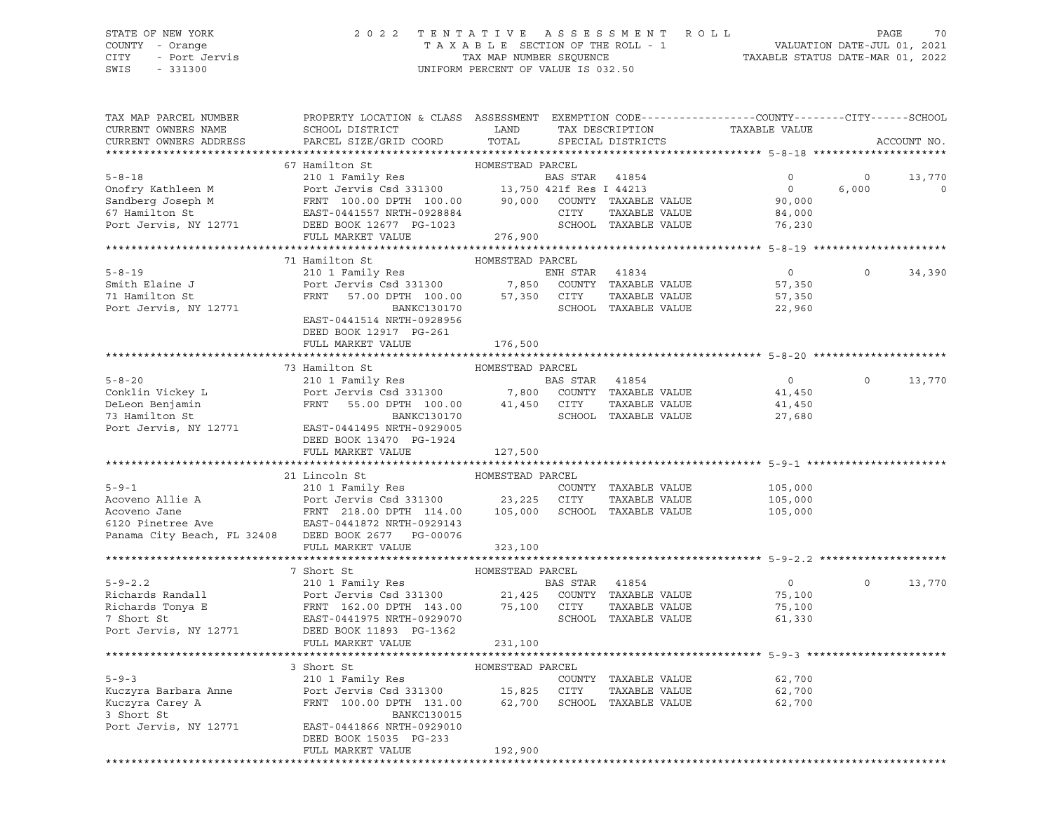STATE OF NEW YORK | 2022 TENTATIVE ASSESSMENT ROLL
COUNTY - Orange | TAXABLE SECTION OF THE ROLL - 1 | VALUATION DATE-JUL 01, 2021
CITY - Port Jervis | TAX MAP NUMBER SEQUENCE | TAXABLE STATUS DATE-MAR 01, 2022
SWIS - 331300 | UNIFORM PERCENT OF VALUE IS 032.50

| TAX MAP PARCEL NUMBER / CURRENT OWNERS NAME / CURRENT OWNERS ADDRESS | PROPERTY LOCATION & CLASS / SCHOOL DISTRICT / PARCEL SIZE/GRID COORD | ASSESSMENT LAND / TOTAL | EXEMPTION CODE / TAX DESCRIPTION / SPECIAL DISTRICTS | COUNTY TAXABLE VALUE | CITY | SCHOOL | ACCOUNT NO. |
|---|---|---|---|---|---|---|---|
| **5-8-18** | 67 Hamilton St | HOMESTEAD PARCEL | | | | | |
| 5-8-18 | 210 1 Family Res | | BAS STAR 41854 | 0 | 0 | 13,770 | |
| Onofry Kathleen M | Port Jervis Csd 331300 | 13,750 | 421f Res I 44213 | 0 | 6,000 | 0 | |
| Sandberg Joseph M | FRNT 100.00 DPTH 100.00 | 90,000 | COUNTY TAXABLE VALUE | 90,000 | | | |
| 67 Hamilton St | EAST-0441557 NRTH-0928884 | | CITY TAXABLE VALUE | 84,000 | | | |
| Port Jervis, NY 12771 | DEED BOOK 12677 PG-1023 | | SCHOOL TAXABLE VALUE | 76,230 | | | |
| | FULL MARKET VALUE | 276,900 | | | | | |
| **5-8-19** | 71 Hamilton St | HOMESTEAD PARCEL | | | | | |
| 5-8-19 | 210 1 Family Res | | ENH STAR 41834 | 0 | 0 | 34,390 | |
| Smith Elaine J | Port Jervis Csd 331300 | 7,850 | COUNTY TAXABLE VALUE | 57,350 | | | |
| 71 Hamilton St | FRNT 57.00 DPTH 100.00 | 57,350 | CITY TAXABLE VALUE | 57,350 | | | |
| Port Jervis, NY 12771 | BANKC130170 | | SCHOOL TAXABLE VALUE | 22,960 | | | |
| | EAST-0441514 NRTH-0928956 | | | | | | |
| | DEED BOOK 12917 PG-261 | | | | | | |
| | FULL MARKET VALUE | 176,500 | | | | | |
| **5-8-20** | 73 Hamilton St | HOMESTEAD PARCEL | | | | | |
| 5-8-20 | 210 1 Family Res | | BAS STAR 41854 | 0 | 0 | 13,770 | |
| Conklin Vickey L | Port Jervis Csd 331300 | 7,800 | COUNTY TAXABLE VALUE | 41,450 | | | |
| DeLeon Benjamin | FRNT 55.00 DPTH 100.00 | 41,450 | CITY TAXABLE VALUE | 41,450 | | | |
| 73 Hamilton St | BANKC130170 | | SCHOOL TAXABLE VALUE | 27,680 | | | |
| Port Jervis, NY 12771 | EAST-0441495 NRTH-0929005 | | | | | | |
| | DEED BOOK 13470 PG-1924 | | | | | | |
| | FULL MARKET VALUE | 127,500 | | | | | |
| **5-9-1** | 21 Lincoln St | HOMESTEAD PARCEL | | | | | |
| 5-9-1 | 210 1 Family Res | | COUNTY TAXABLE VALUE | 105,000 | | | |
| Acoveno Allie A | Port Jervis Csd 331300 | 23,225 | CITY TAXABLE VALUE | 105,000 | | | |
| Acoveno Jane | FRNT 218.00 DPTH 114.00 | 105,000 | SCHOOL TAXABLE VALUE | 105,000 | | | |
| 6120 Pinetree Ave | EAST-0441872 NRTH-0929143 | | | | | | |
| Panama City Beach, FL 32408 | DEED BOOK 2677 PG-00076 | | | | | | |
| | FULL MARKET VALUE | 323,100 | | | | | |
| **5-9-2.2** | 7 Short St | HOMESTEAD PARCEL | | | | | |
| 5-9-2.2 | 210 1 Family Res | | BAS STAR 41854 | 0 | 0 | 13,770 | |
| Richards Randall | Port Jervis Csd 331300 | 21,425 | COUNTY TAXABLE VALUE | 75,100 | | | |
| Richards Tonya E | FRNT 162.00 DPTH 143.00 | 75,100 | CITY TAXABLE VALUE | 75,100 | | | |
| 7 Short St | EAST-0441975 NRTH-0929070 | | SCHOOL TAXABLE VALUE | 61,330 | | | |
| Port Jervis, NY 12771 | DEED BOOK 11893 PG-1362 | | | | | | |
| | FULL MARKET VALUE | 231,100 | | | | | |
| **5-9-3** | 3 Short St | HOMESTEAD PARCEL | | | | | |
| 5-9-3 | 210 1 Family Res | | COUNTY TAXABLE VALUE | 62,700 | | | |
| Kuczyra Barbara Anne | Port Jervis Csd 331300 | 15,825 | CITY TAXABLE VALUE | 62,700 | | | |
| Kuczyra Carey A | FRNT 100.00 DPTH 131.00 | 62,700 | SCHOOL TAXABLE VALUE | 62,700 | | | |
| 3 Short St | BANKC130015 | | | | | | |
| Port Jervis, NY 12771 | EAST-0441866 NRTH-0929010 | | | | | | |
| | DEED BOOK 15035 PG-233 | | | | | | |
| | FULL MARKET VALUE | 192,900 | | | | | |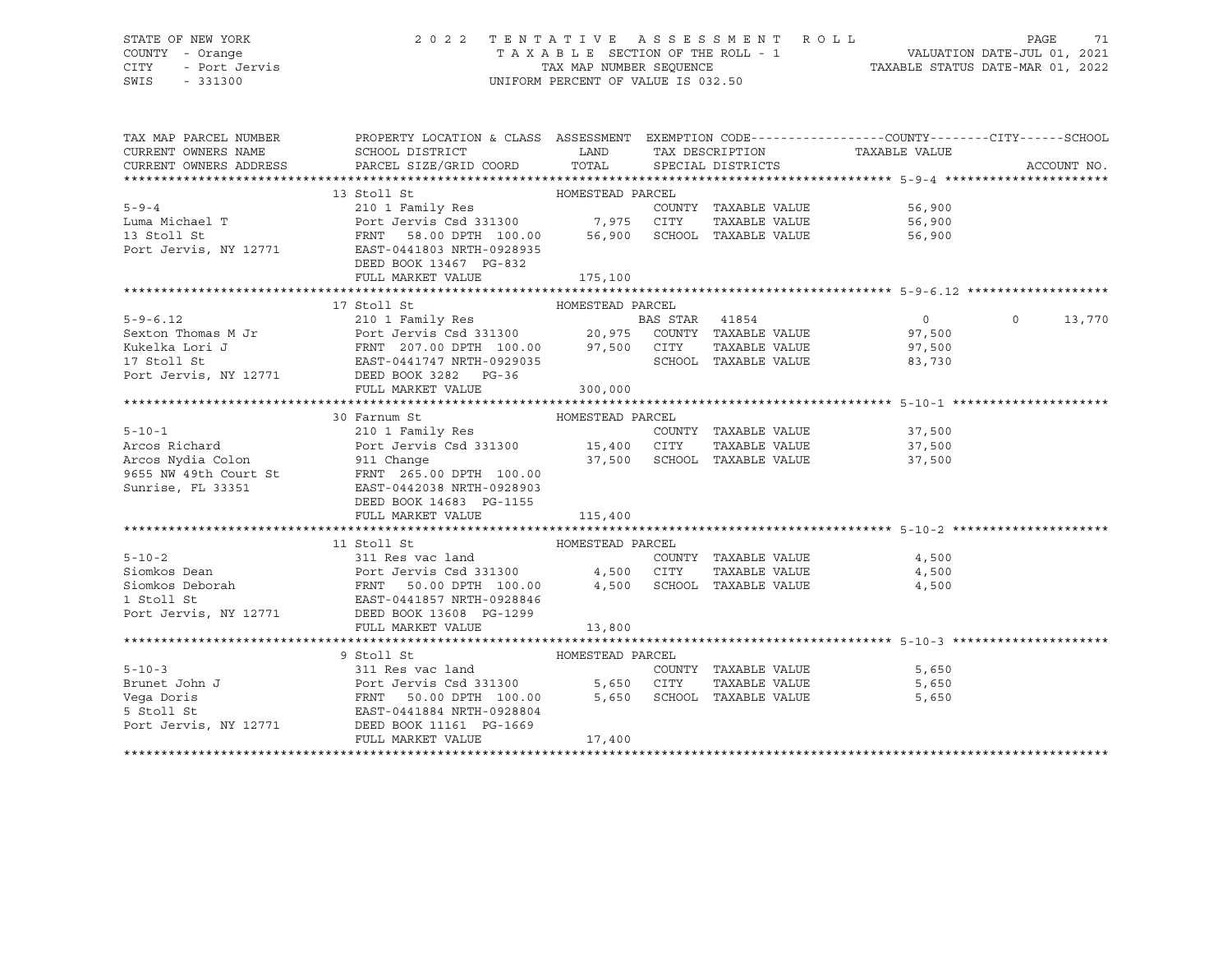STATE OF NEW YORK — 2022 TENTATIVE ASSESSMENT ROLL
COUNTY - Orange — TAXABLE SECTION OF THE ROLL - 1 — VALUATION DATE-JUL 01, 2021
CITY - Port Jervis — TAX MAP NUMBER SEQUENCE — TAXABLE STATUS DATE-MAR 01, 2022
SWIS - 331300 — UNIFORM PERCENT OF VALUE IS 032.50

| TAX MAP PARCEL NUMBER / CURRENT OWNERS NAME / CURRENT OWNERS ADDRESS | PROPERTY LOCATION & CLASS / SCHOOL DISTRICT / PARCEL SIZE/GRID COORD | ASSESSMENT LAND / TOTAL | EXEMPTION CODE / TAX DESCRIPTION / SPECIAL DISTRICTS | TAXABLE VALUE COUNTY | CITY | SCHOOL |
|---|---|---|---|---|---|---|
| **5-9-4** | 13 Stoll St — HOMESTEAD PARCEL | | | | | |
| 5-9-4 | 210 1 Family Res | | COUNTY TAXABLE VALUE | 56,900 | | |
| Luma Michael T | Port Jervis Csd 331300 | 7,975 | CITY TAXABLE VALUE | 56,900 | | |
| 13 Stoll St | FRNT 58.00 DPTH 100.00 | 56,900 | SCHOOL TAXABLE VALUE | 56,900 | | |
| Port Jervis, NY 12771 | EAST-0441803 NRTH-0928935 | | | | | |
| | DEED BOOK 13467 PG-832 | | | | | |
| | FULL MARKET VALUE | 175,100 | | | | |
| **5-9-6.12** | 17 Stoll St — HOMESTEAD PARCEL | | | | | |
| 5-9-6.12 | 210 1 Family Res | | BAS STAR 41854 | 0 | 0 | 13,770 |
| Sexton Thomas M Jr | Port Jervis Csd 331300 | 20,975 | COUNTY TAXABLE VALUE | 97,500 | | |
| Kukelka Lori J | FRNT 207.00 DPTH 100.00 | 97,500 | CITY TAXABLE VALUE | 97,500 | | |
| 17 Stoll St | EAST-0441747 NRTH-0929035 | | SCHOOL TAXABLE VALUE | 83,730 | | |
| Port Jervis, NY 12771 | DEED BOOK 3282 PG-36 | | | | | |
| | FULL MARKET VALUE | 300,000 | | | | |
| **5-10-1** | 30 Farnum St — HOMESTEAD PARCEL | | | | | |
| 5-10-1 | 210 1 Family Res | | COUNTY TAXABLE VALUE | 37,500 | | |
| Arcos Richard | Port Jervis Csd 331300 | 15,400 | CITY TAXABLE VALUE | 37,500 | | |
| Arcos Nydia Colon | 911 Change | 37,500 | SCHOOL TAXABLE VALUE | 37,500 | | |
| 9655 NW 49th Court St | FRNT 265.00 DPTH 100.00 | | | | | |
| Sunrise, FL 33351 | EAST-0442038 NRTH-0928903 | | | | | |
| | DEED BOOK 14683 PG-1155 | | | | | |
| | FULL MARKET VALUE | 115,400 | | | | |
| **5-10-2** | 11 Stoll St — HOMESTEAD PARCEL | | | | | |
| 5-10-2 | 311 Res vac land | | COUNTY TAXABLE VALUE | 4,500 | | |
| Siomkos Dean | Port Jervis Csd 331300 | 4,500 | CITY TAXABLE VALUE | 4,500 | | |
| Siomkos Deborah | FRNT 50.00 DPTH 100.00 | 4,500 | SCHOOL TAXABLE VALUE | 4,500 | | |
| 1 Stoll St | EAST-0441857 NRTH-0928846 | | | | | |
| Port Jervis, NY 12771 | DEED BOOK 13608 PG-1299 | | | | | |
| | FULL MARKET VALUE | 13,800 | | | | |
| **5-10-3** | 9 Stoll St — HOMESTEAD PARCEL | | | | | |
| 5-10-3 | 311 Res vac land | | COUNTY TAXABLE VALUE | 5,650 | | |
| Brunet John J | Port Jervis Csd 331300 | 5,650 | CITY TAXABLE VALUE | 5,650 | | |
| Vega Doris | FRNT 50.00 DPTH 100.00 | 5,650 | SCHOOL TAXABLE VALUE | 5,650 | | |
| 5 Stoll St | EAST-0441884 NRTH-0928804 | | | | | |
| Port Jervis, NY 12771 | DEED BOOK 11161 PG-1669 | | | | | |
| | FULL MARKET VALUE | 17,400 | | | | |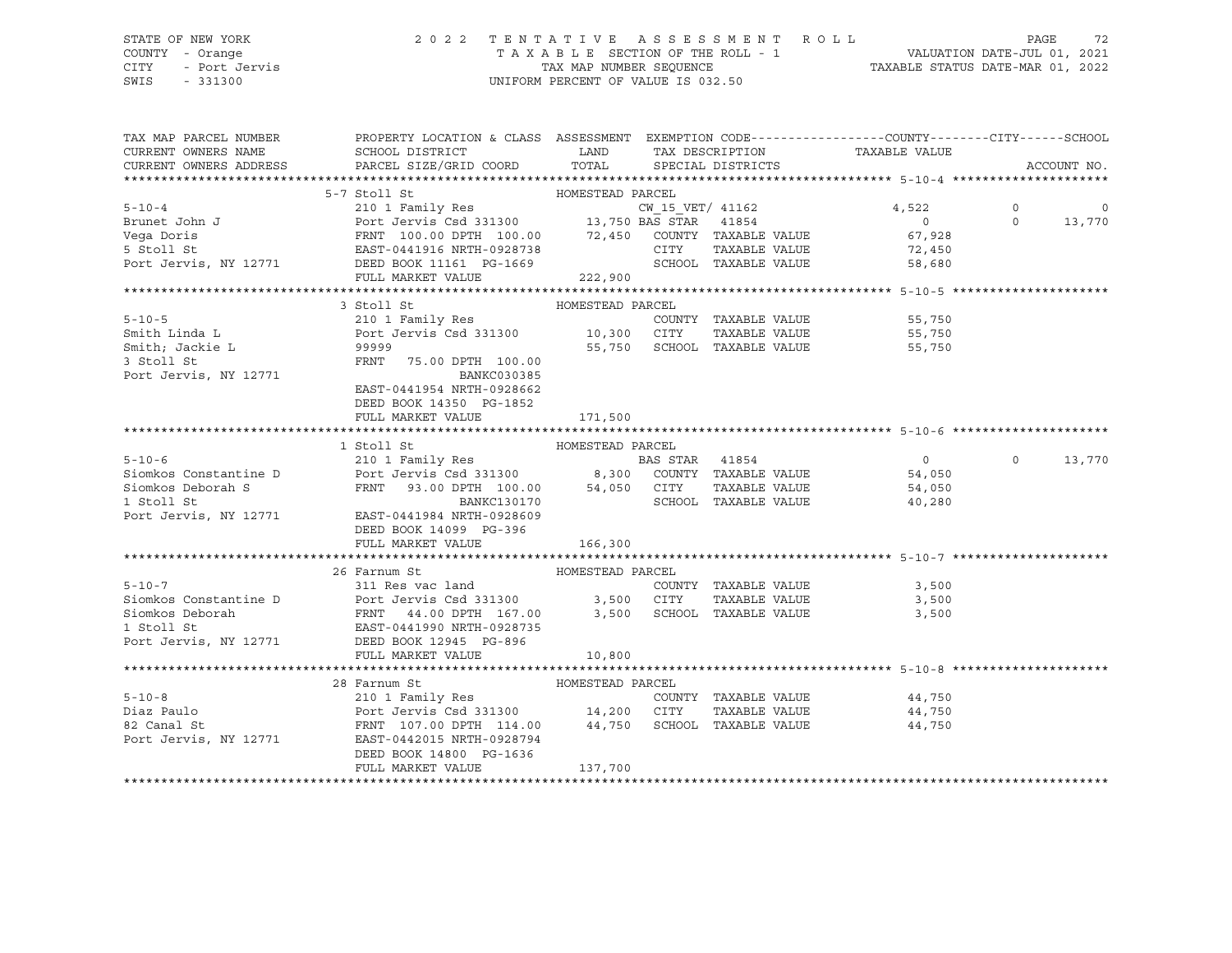STATE OF NEW YORK — 2022 TENTATIVE ASSESSMENT ROLL
COUNTY - Orange — TAXABLE SECTION OF THE ROLL - 1 — VALUATION DATE-JUL 01, 2021
CITY - Port Jervis — TAX MAP NUMBER SEQUENCE — TAXABLE STATUS DATE-MAR 01, 2022
SWIS - 331300 — UNIFORM PERCENT OF VALUE IS 032.50

```
TAX MAP PARCEL NUMBER          PROPERTY LOCATION & CLASS  ASSESSMENT  EXEMPTION CODE------------------COUNTY--------CITY------SCHOOL
CURRENT OWNERS NAME            SCHOOL DISTRICT              LAND      TAX DESCRIPTION             TAXABLE VALUE
CURRENT OWNERS ADDRESS         PARCEL SIZE/GRID COORD       TOTAL     SPECIAL DISTRICTS                                       ACCOUNT NO.
******************************************************************************************************* 5-10-4 *********************
                               5-7 Stoll St                 HOMESTEAD PARCEL
5-10-4                         210 1 Family Res                   CW_15_VET/ 41162                4,522          0          0
Brunet John J                  Port Jervis Csd 331300       13,750 BAS STAR   41854                   0          0     13,770
Vega Doris                     FRNT 100.00 DPTH 100.00      72,450    COUNTY  TAXABLE VALUE          67,928
5 Stoll St                     EAST-0441916 NRTH-0928738              CITY    TAXABLE VALUE          72,450
Port Jervis, NY 12771          DEED BOOK 11161 PG-1669                SCHOOL  TAXABLE VALUE          58,680
                               FULL MARKET VALUE            222,900
******************************************************************************************************* 5-10-5 *********************
                               3 Stoll St                   HOMESTEAD PARCEL
5-10-5                         210 1 Family Res                       COUNTY  TAXABLE VALUE          55,750
Smith Linda L                  Port Jervis Csd 331300       10,300    CITY    TAXABLE VALUE          55,750
Smith; Jackie L                99999                        55,750    SCHOOL  TAXABLE VALUE          55,750
3 Stoll St                     FRNT  75.00 DPTH 100.00
Port Jervis, NY 12771                        BANKC030385
                               EAST-0441954 NRTH-0928662
                               DEED BOOK 14350 PG-1852
                               FULL MARKET VALUE            171,500
******************************************************************************************************* 5-10-6 *********************
                               1 Stoll St                   HOMESTEAD PARCEL
5-10-6                         210 1 Family Res                       BAS STAR   41854                0          0     13,770
Siomkos Constantine D          Port Jervis Csd 331300        8,300    COUNTY  TAXABLE VALUE          54,050
Siomkos Deborah S              FRNT  93.00 DPTH 100.00      54,050    CITY    TAXABLE VALUE          54,050
1 Stoll St                                   BANKC130170              SCHOOL  TAXABLE VALUE          40,280
Port Jervis, NY 12771          EAST-0441984 NRTH-0928609
                               DEED BOOK 14099 PG-396
                               FULL MARKET VALUE            166,300
******************************************************************************************************* 5-10-7 *********************
                               26 Farnum St                 HOMESTEAD PARCEL
5-10-7                         311 Res vac land                       COUNTY  TAXABLE VALUE           3,500
Siomkos Constantine D          Port Jervis Csd 331300        3,500    CITY    TAXABLE VALUE           3,500
Siomkos Deborah                FRNT  44.00 DPTH 167.00       3,500    SCHOOL  TAXABLE VALUE           3,500
1 Stoll St                     EAST-0441990 NRTH-0928735
Port Jervis, NY 12771          DEED BOOK 12945 PG-896
                               FULL MARKET VALUE             10,800
******************************************************************************************************* 5-10-8 *********************
                               28 Farnum St                 HOMESTEAD PARCEL
5-10-8                         210 1 Family Res                       COUNTY  TAXABLE VALUE          44,750
Diaz Paulo                     Port Jervis Csd 331300       14,200    CITY    TAXABLE VALUE          44,750
82 Canal St                    FRNT 107.00 DPTH 114.00      44,750    SCHOOL  TAXABLE VALUE          44,750
Port Jervis, NY 12771          EAST-0442015 NRTH-0928794
                               DEED BOOK 14800 PG-1636
                               FULL MARKET VALUE            137,700
************************************************************************************************************************************
```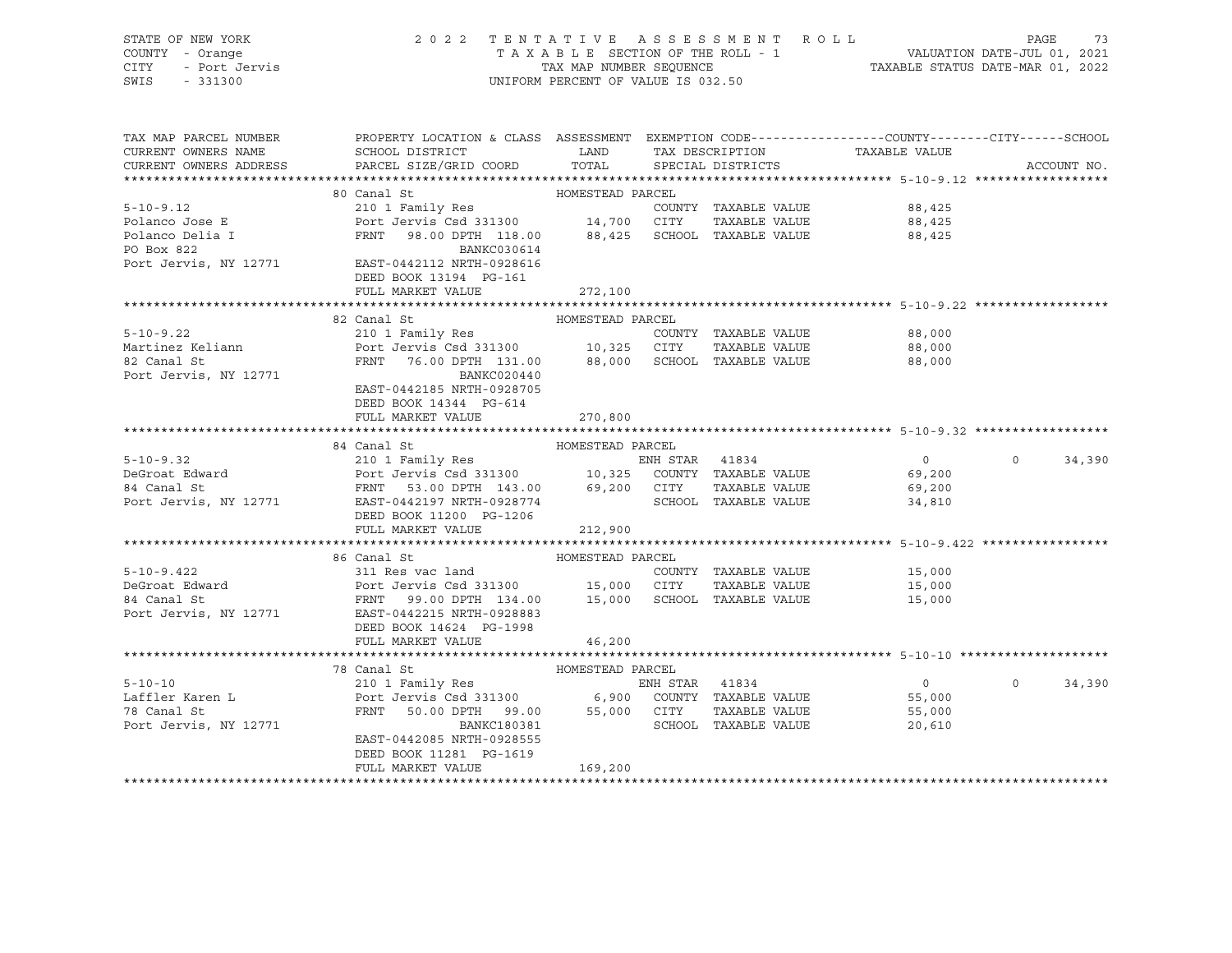STATE OF NEW YORK
COUNTY - Orange
CITY - Port Jervis
SWIS - 331300

2022 TENTATIVE ASSESSMENT ROLL
TAXABLE SECTION OF THE ROLL - 1
TAX MAP NUMBER SEQUENCE
UNIFORM PERCENT OF VALUE IS 032.50

VALUATION DATE-JUL 01, 2021
TAXABLE STATUS DATE-MAR 01, 2022

| TAX MAP PARCEL NUMBER / CURRENT OWNERS NAME / CURRENT OWNERS ADDRESS | PROPERTY LOCATION & CLASS / SCHOOL DISTRICT / PARCEL SIZE/GRID COORD | ASSESSMENT LAND / TOTAL | EXEMPTION CODE / TAX DESCRIPTION / SPECIAL DISTRICTS | COUNTY TAXABLE VALUE | CITY | SCHOOL | ACCOUNT NO. |
|---|---|---|---|---|---|---|---|
| **5-10-9.12** | 80 Canal St | HOMESTEAD PARCEL | | | | | |
| 5-10-9.12 | 210 1 Family Res | | COUNTY TAXABLE VALUE | 88,425 | | | |
| Polanco Jose E | Port Jervis Csd 331300 | 14,700 | CITY TAXABLE VALUE | 88,425 | | | |
| Polanco Delia I | FRNT 98.00 DPTH 118.00 | 88,425 | SCHOOL TAXABLE VALUE | 88,425 | | | |
| PO Box 822 | BANKC030614 | | | | | | |
| Port Jervis, NY 12771 | EAST-0442112 NRTH-0928616 | | | | | | |
| | DEED BOOK 13194 PG-161 | | | | | | |
| | FULL MARKET VALUE | 272,100 | | | | | |
| **5-10-9.22** | 82 Canal St | HOMESTEAD PARCEL | | | | | |
| 5-10-9.22 | 210 1 Family Res | | COUNTY TAXABLE VALUE | 88,000 | | | |
| Martinez Keliann | Port Jervis Csd 331300 | 10,325 | CITY TAXABLE VALUE | 88,000 | | | |
| 82 Canal St | FRNT 76.00 DPTH 131.00 | 88,000 | SCHOOL TAXABLE VALUE | 88,000 | | | |
| Port Jervis, NY 12771 | BANKC020440 | | | | | | |
| | EAST-0442185 NRTH-0928705 | | | | | | |
| | DEED BOOK 14344 PG-614 | | | | | | |
| | FULL MARKET VALUE | 270,800 | | | | | |
| **5-10-9.32** | 84 Canal St | HOMESTEAD PARCEL | | | | | |
| 5-10-9.32 | 210 1 Family Res | | ENH STAR 41834 | 0 | 0 | 34,390 | |
| DeGroat Edward | Port Jervis Csd 331300 | 10,325 | COUNTY TAXABLE VALUE | 69,200 | | | |
| 84 Canal St | FRNT 53.00 DPTH 143.00 | 69,200 | CITY TAXABLE VALUE | 69,200 | | | |
| Port Jervis, NY 12771 | EAST-0442197 NRTH-0928774 | | SCHOOL TAXABLE VALUE | 34,810 | | | |
| | DEED BOOK 11200 PG-1206 | | | | | | |
| | FULL MARKET VALUE | 212,900 | | | | | |
| **5-10-9.422** | 86 Canal St | HOMESTEAD PARCEL | | | | | |
| 5-10-9.422 | 311 Res vac land | | COUNTY TAXABLE VALUE | 15,000 | | | |
| DeGroat Edward | Port Jervis Csd 331300 | 15,000 | CITY TAXABLE VALUE | 15,000 | | | |
| 84 Canal St | FRNT 99.00 DPTH 134.00 | 15,000 | SCHOOL TAXABLE VALUE | 15,000 | | | |
| Port Jervis, NY 12771 | EAST-0442215 NRTH-0928883 | | | | | | |
| | DEED BOOK 14624 PG-1998 | | | | | | |
| | FULL MARKET VALUE | 46,200 | | | | | |
| **5-10-10** | 78 Canal St | HOMESTEAD PARCEL | | | | | |
| 5-10-10 | 210 1 Family Res | | ENH STAR 41834 | 0 | 0 | 34,390 | |
| Laffler Karen L | Port Jervis Csd 331300 | 6,900 | COUNTY TAXABLE VALUE | 55,000 | | | |
| 78 Canal St | FRNT 50.00 DPTH 99.00 | 55,000 | CITY TAXABLE VALUE | 55,000 | | | |
| Port Jervis, NY 12771 | BANKC180381 | | SCHOOL TAXABLE VALUE | 20,610 | | | |
| | EAST-0442085 NRTH-0928555 | | | | | | |
| | DEED BOOK 11281 PG-1619 | | | | | | |
| | FULL MARKET VALUE | 169,200 | | | | | |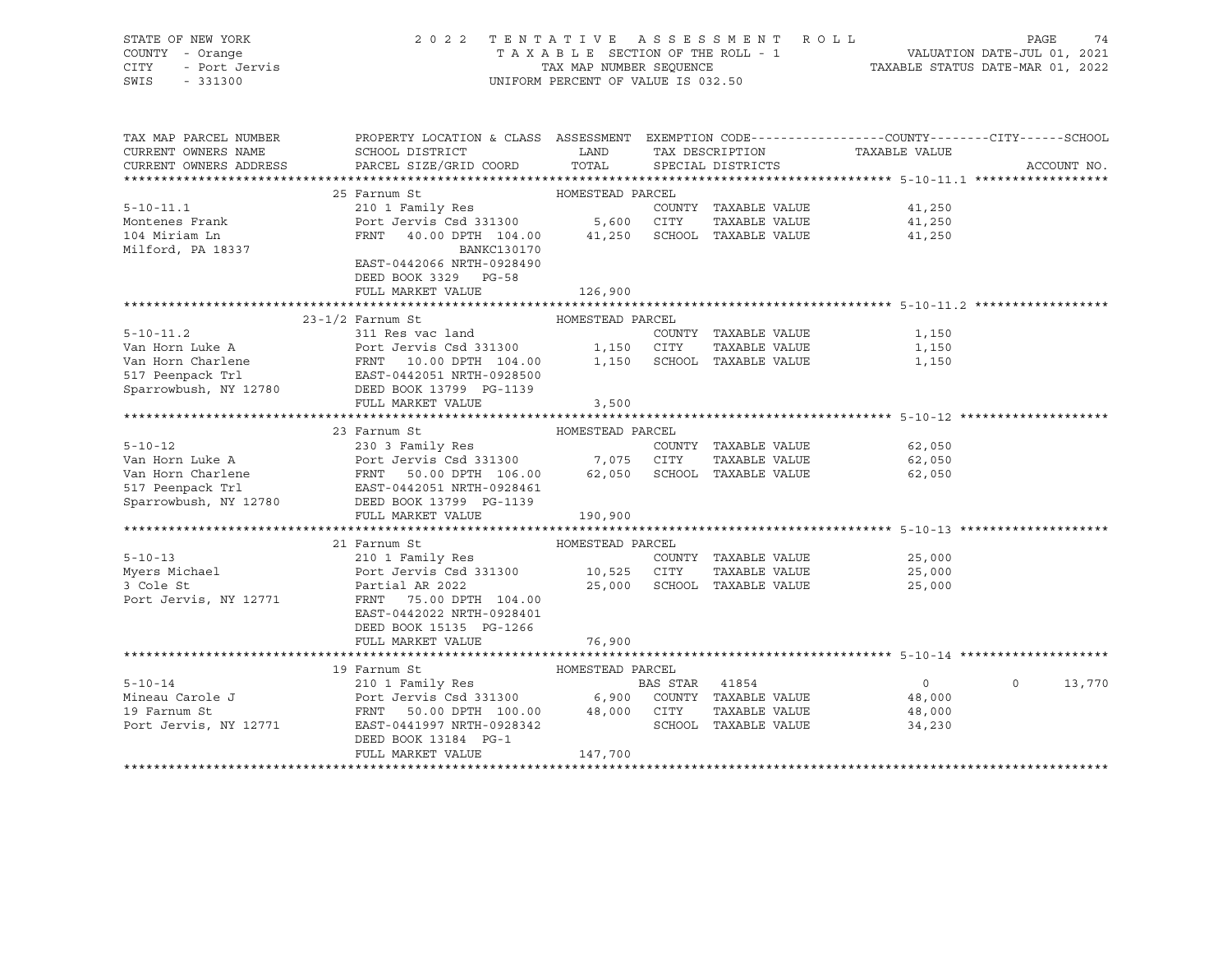STATE OF NEW YORK 2 0 2 2 T E N T A T I V E A S S E S S M E N T R O L L
COUNTY - Orange T A X A B L E SECTION OF THE ROLL - 1 VALUATION DATE-JUL 01, 2021
CITY - Port Jervis TAX MAP NUMBER SEQUENCE TAXABLE STATUS DATE-MAR 01, 2022
SWIS - 331300 UNIFORM PERCENT OF VALUE IS 032.50

| TAX MAP PARCEL NUMBER / CURRENT OWNERS NAME / CURRENT OWNERS ADDRESS | PROPERTY LOCATION & CLASS / SCHOOL DISTRICT / PARCEL SIZE/GRID COORD | ASSESSMENT LAND / TOTAL | EXEMPTION CODE / TAX DESCRIPTION / SPECIAL DISTRICTS | COUNTY TAXABLE VALUE | CITY | SCHOOL |
|---|---|---|---|---|---|---|
| **5-10-11.1** | 25 Farnum St | HOMESTEAD PARCEL | | | | |
| Montenes Frank | 210 1 Family Res | | COUNTY TAXABLE VALUE | 41,250 | | |
| 104 Miriam Ln | Port Jervis Csd 331300 | 5,600 | CITY TAXABLE VALUE | 41,250 | | |
| Milford, PA 18337 | FRNT 40.00 DPTH 104.00 | 41,250 | SCHOOL TAXABLE VALUE | 41,250 | | |
| | BANKC130170 | | | | | |
| | EAST-0442066 NRTH-0928490 | | | | | |
| | DEED BOOK 3329 PG-58 | | | | | |
| | FULL MARKET VALUE | 126,900 | | | | |
| **5-10-11.2** | 23-1/2 Farnum St | HOMESTEAD PARCEL | | | | |
| Van Horn Luke A | 311 Res vac land | | COUNTY TAXABLE VALUE | 1,150 | | |
| Van Horn Charlene | Port Jervis Csd 331300 | 1,150 | CITY TAXABLE VALUE | 1,150 | | |
| 517 Peenpack Trl | FRNT 10.00 DPTH 104.00 | 1,150 | SCHOOL TAXABLE VALUE | 1,150 | | |
| Sparrowbush, NY 12780 | EAST-0442051 NRTH-0928500 | | | | | |
| | DEED BOOK 13799 PG-1139 | | | | | |
| | FULL MARKET VALUE | 3,500 | | | | |
| **5-10-12** | 23 Farnum St | HOMESTEAD PARCEL | | | | |
| Van Horn Luke A | 230 3 Family Res | | COUNTY TAXABLE VALUE | 62,050 | | |
| Van Horn Charlene | Port Jervis Csd 331300 | 7,075 | CITY TAXABLE VALUE | 62,050 | | |
| 517 Peenpack Trl | FRNT 50.00 DPTH 106.00 | 62,050 | SCHOOL TAXABLE VALUE | 62,050 | | |
| Sparrowbush, NY 12780 | EAST-0442051 NRTH-0928461 | | | | | |
| | DEED BOOK 13799 PG-1139 | | | | | |
| | FULL MARKET VALUE | 190,900 | | | | |
| **5-10-13** | 21 Farnum St | HOMESTEAD PARCEL | | | | |
| Myers Michael | 210 1 Family Res | | COUNTY TAXABLE VALUE | 25,000 | | |
| 3 Cole St | Port Jervis Csd 331300 | 10,525 | CITY TAXABLE VALUE | 25,000 | | |
| Port Jervis, NY 12771 | Partial AR 2022 | 25,000 | SCHOOL TAXABLE VALUE | 25,000 | | |
| | FRNT 75.00 DPTH 104.00 | | | | | |
| | EAST-0442022 NRTH-0928401 | | | | | |
| | DEED BOOK 15135 PG-1266 | | | | | |
| | FULL MARKET VALUE | 76,900 | | | | |
| **5-10-14** | 19 Farnum St | HOMESTEAD PARCEL | | | | |
| Mineau Carole J | 210 1 Family Res | | BAS STAR 41854 | 0 | 0 | 13,770 |
| 19 Farnum St | Port Jervis Csd 331300 | 6,900 | COUNTY TAXABLE VALUE | 48,000 | | |
| Port Jervis, NY 12771 | FRNT 50.00 DPTH 100.00 | 48,000 | CITY TAXABLE VALUE | 48,000 | | |
| | EAST-0441997 NRTH-0928342 | | SCHOOL TAXABLE VALUE | 34,230 | | |
| | DEED BOOK 13184 PG-1 | | | | | |
| | FULL MARKET VALUE | 147,700 | | | | |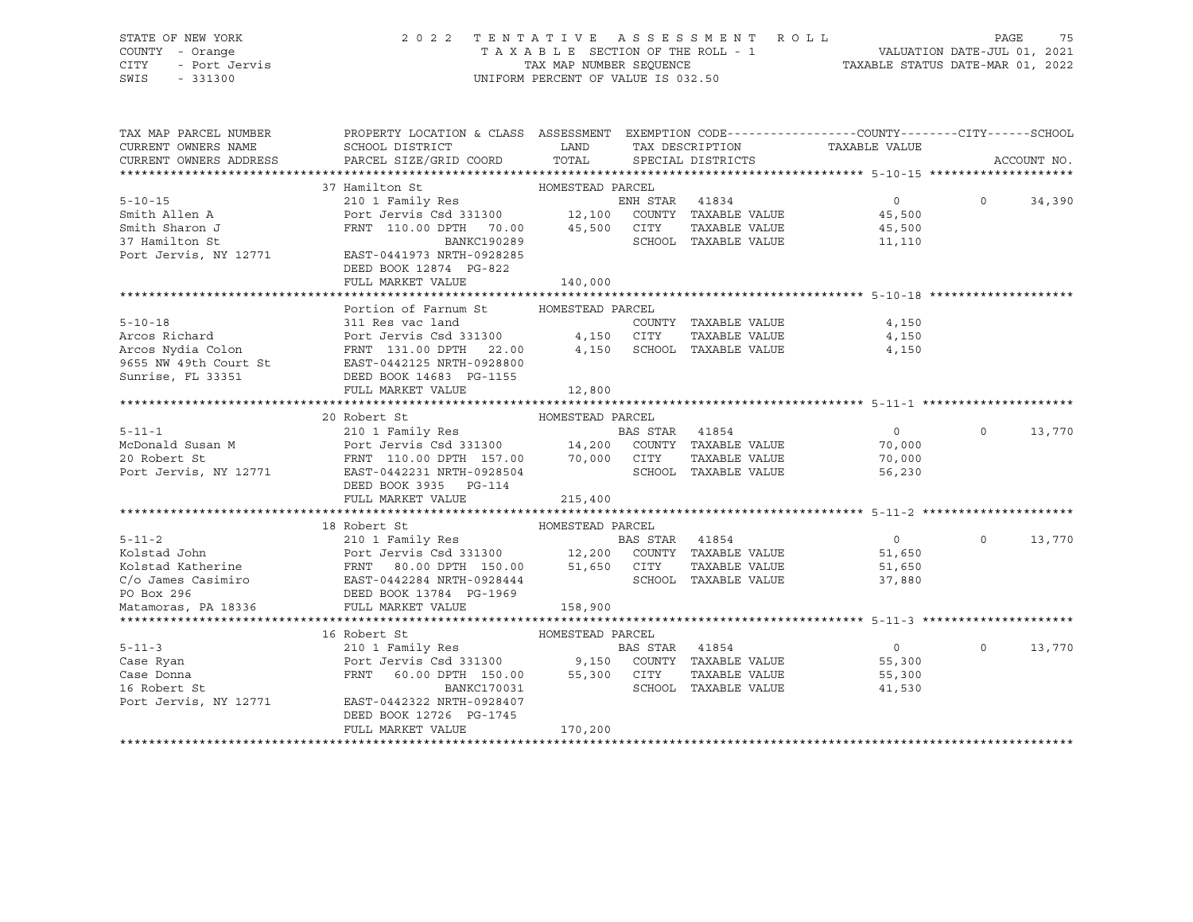STATE OF NEW YORK — 2022 TENTATIVE ASSESSMENT ROLL
COUNTY - Orange — TAXABLE SECTION OF THE ROLL - 1 — VALUATION DATE-JUL 01, 2021
CITY - Port Jervis — TAX MAP NUMBER SEQUENCE — TAXABLE STATUS DATE-MAR 01, 2022
SWIS - 331300 — UNIFORM PERCENT OF VALUE IS 032.50

| TAX MAP PARCEL NUMBER / CURRENT OWNERS NAME / CURRENT OWNERS ADDRESS | PROPERTY LOCATION & CLASS / SCHOOL DISTRICT / PARCEL SIZE/GRID COORD | ASSESSMENT LAND | TOTAL | EXEMPTION CODE / TAX DESCRIPTION / SPECIAL DISTRICTS | TAXABLE VALUE COUNTY | CITY | SCHOOL / ACCOUNT NO. |
|---|---|---|---|---|---|---|---|
| **5-10-15** | 37 Hamilton St — HOMESTEAD PARCEL | | | | | | |
| | 210 1 Family Res | | | ENH STAR 41834 | 0 | 0 | 34,390 |
| Smith Allen A | Port Jervis Csd 331300 | 12,100 | | COUNTY TAXABLE VALUE | 45,500 | | |
| Smith Sharon J | FRNT 110.00 DPTH 70.00 | | 45,500 | CITY TAXABLE VALUE | | 45,500 | |
| 37 Hamilton St | BANKC190289 | | | SCHOOL TAXABLE VALUE | | | 11,110 |
| Port Jervis, NY 12771 | EAST-0441973 NRTH-0928285 | | | | | | |
| | DEED BOOK 12874 PG-822 | | | | | | |
| | FULL MARKET VALUE | | 140,000 | | | | |
| **5-10-18** | Portion of Farnum St — HOMESTEAD PARCEL | | | | | | |
| | 311 Res vac land | | | COUNTY TAXABLE VALUE | 4,150 | | |
| Arcos Richard | Port Jervis Csd 331300 | 4,150 | | CITY TAXABLE VALUE | | 4,150 | |
| Arcos Nydia Colon | FRNT 131.00 DPTH 22.00 | | 4,150 | SCHOOL TAXABLE VALUE | | | 4,150 |
| 9655 NW 49th Court St | EAST-0442125 NRTH-0928800 | | | | | | |
| Sunrise, FL 33351 | DEED BOOK 14683 PG-1155 | | | | | | |
| | FULL MARKET VALUE | | 12,800 | | | | |
| **5-11-1** | 20 Robert St — HOMESTEAD PARCEL | | | | | | |
| | 210 1 Family Res | | | BAS STAR 41854 | 0 | 0 | 13,770 |
| McDonald Susan M | Port Jervis Csd 331300 | 14,200 | | COUNTY TAXABLE VALUE | 70,000 | | |
| 20 Robert St | FRNT 110.00 DPTH 157.00 | | 70,000 | CITY TAXABLE VALUE | | 70,000 | |
| Port Jervis, NY 12771 | EAST-0442231 NRTH-0928504 | | | SCHOOL TAXABLE VALUE | | | 56,230 |
| | DEED BOOK 3935 PG-114 | | | | | | |
| | FULL MARKET VALUE | | 215,400 | | | | |
| **5-11-2** | 18 Robert St — HOMESTEAD PARCEL | | | | | | |
| | 210 1 Family Res | | | BAS STAR 41854 | 0 | 0 | 13,770 |
| Kolstad John | Port Jervis Csd 331300 | 12,200 | | COUNTY TAXABLE VALUE | 51,650 | | |
| Kolstad Katherine | FRNT 80.00 DPTH 150.00 | | 51,650 | CITY TAXABLE VALUE | | 51,650 | |
| C/o James Casimiro | EAST-0442284 NRTH-0928444 | | | SCHOOL TAXABLE VALUE | | | 37,880 |
| PO Box 296 | DEED BOOK 13784 PG-1969 | | | | | | |
| Matamoras, PA 18336 | FULL MARKET VALUE | | 158,900 | | | | |
| **5-11-3** | 16 Robert St — HOMESTEAD PARCEL | | | | | | |
| | 210 1 Family Res | | | BAS STAR 41854 | 0 | 0 | 13,770 |
| Case Ryan | Port Jervis Csd 331300 | 9,150 | | COUNTY TAXABLE VALUE | 55,300 | | |
| Case Donna | FRNT 60.00 DPTH 150.00 | | 55,300 | CITY TAXABLE VALUE | | 55,300 | |
| 16 Robert St | BANKC170031 | | | SCHOOL TAXABLE VALUE | | | 41,530 |
| Port Jervis, NY 12771 | EAST-0442322 NRTH-0928407 | | | | | | |
| | DEED BOOK 12726 PG-1745 | | | | | | |
| | FULL MARKET VALUE | | 170,200 | | | | |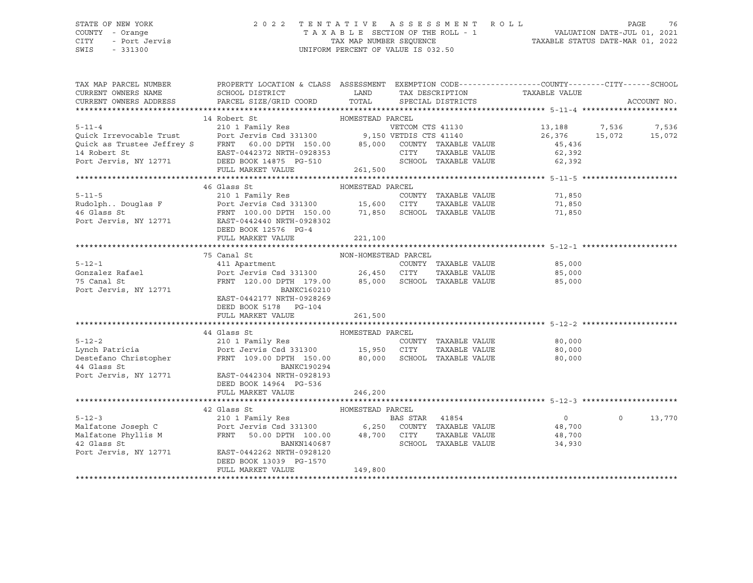STATE OF NEW YORK
COUNTY - Orange
CITY - Port Jervis
SWIS - 331300

2022 TENTATIVE ASSESSMENT ROLL
TAXABLE SECTION OF THE ROLL - 1
TAX MAP NUMBER SEQUENCE
UNIFORM PERCENT OF VALUE IS 032.50

VALUATION DATE-JUL 01, 2021
TAXABLE STATUS DATE-MAR 01, 2022

| TAX MAP PARCEL NUMBER / CURRENT OWNERS NAME / CURRENT OWNERS ADDRESS | PROPERTY LOCATION & CLASS / SCHOOL DISTRICT / PARCEL SIZE/GRID COORD | ASSESSMENT LAND / TOTAL | EXEMPTION CODE / TAX DESCRIPTION / SPECIAL DISTRICTS | COUNTY TAXABLE VALUE | CITY | SCHOOL | ACCOUNT NO. |
|---|---|---|---|---|---|---|---|
| **5-11-4** | 14 Robert St — HOMESTEAD PARCEL | | | | | | |
| | 210 1 Family Res | | VETCOM CTS 41130 | 13,188 | 7,536 | 7,536 | |
| Quick Irrevocable Trust | Port Jervis Csd 331300 | 9,150 | VETDIS CTS 41140 | 26,376 | 15,072 | 15,072 | |
| Quick as Trustee Jeffrey S | FRNT 60.00 DPTH 150.00 | 85,000 | COUNTY TAXABLE VALUE | 45,436 | | | |
| 14 Robert St | EAST-0442372 NRTH-0928353 | | CITY TAXABLE VALUE | 62,392 | | | |
| Port Jervis, NY 12771 | DEED BOOK 14875 PG-510 | | SCHOOL TAXABLE VALUE | 62,392 | | | |
| | FULL MARKET VALUE | 261,500 | | | | | |
| **5-11-5** | 46 Glass St — HOMESTEAD PARCEL | | | | | | |
| | 210 1 Family Res | | COUNTY TAXABLE VALUE | 71,850 | | | |
| Rudolph.. Douglas F | Port Jervis Csd 331300 | 15,600 | CITY TAXABLE VALUE | 71,850 | | | |
| 46 Glass St | FRNT 100.00 DPTH 150.00 | 71,850 | SCHOOL TAXABLE VALUE | 71,850 | | | |
| Port Jervis, NY 12771 | EAST-0442440 NRTH-0928302 | | | | | | |
| | DEED BOOK 12576 PG-4 | | | | | | |
| | FULL MARKET VALUE | 221,100 | | | | | |
| **5-12-1** | 75 Canal St — NON-HOMESTEAD PARCEL | | | | | | |
| | 411 Apartment | | COUNTY TAXABLE VALUE | 85,000 | | | |
| Gonzalez Rafael | Port Jervis Csd 331300 | 26,450 | CITY TAXABLE VALUE | 85,000 | | | |
| 75 Canal St | FRNT 120.00 DPTH 179.00 | 85,000 | SCHOOL TAXABLE VALUE | 85,000 | | | |
| Port Jervis, NY 12771 | BANKC160210 | | | | | | |
| | EAST-0442177 NRTH-0928269 | | | | | | |
| | DEED BOOK 5178 PG-104 | | | | | | |
| | FULL MARKET VALUE | 261,500 | | | | | |
| **5-12-2** | 44 Glass St — HOMESTEAD PARCEL | | | | | | |
| | 210 1 Family Res | | COUNTY TAXABLE VALUE | 80,000 | | | |
| Lynch Patricia | Port Jervis Csd 331300 | 15,950 | CITY TAXABLE VALUE | 80,000 | | | |
| Destefano Christopher | FRNT 109.00 DPTH 150.00 | 80,000 | SCHOOL TAXABLE VALUE | 80,000 | | | |
| 44 Glass St | BANKC190294 | | | | | | |
| Port Jervis, NY 12771 | EAST-0442304 NRTH-0928193 | | | | | | |
| | DEED BOOK 14964 PG-536 | | | | | | |
| | FULL MARKET VALUE | 246,200 | | | | | |
| **5-12-3** | 42 Glass St — HOMESTEAD PARCEL | | | | | | |
| | 210 1 Family Res | | BAS STAR 41854 | 0 | 0 | 13,770 | |
| Malfatone Joseph C | Port Jervis Csd 331300 | 6,250 | COUNTY TAXABLE VALUE | 48,700 | | | |
| Malfatone Phyllis M | FRNT 50.00 DPTH 100.00 | 48,700 | CITY TAXABLE VALUE | 48,700 | | | |
| 42 Glass St | BANKN140687 | | SCHOOL TAXABLE VALUE | 34,930 | | | |
| Port Jervis, NY 12771 | EAST-0442262 NRTH-0928120 | | | | | | |
| | DEED BOOK 13039 PG-1570 | | | | | | |
| | FULL MARKET VALUE | 149,800 | | | | | |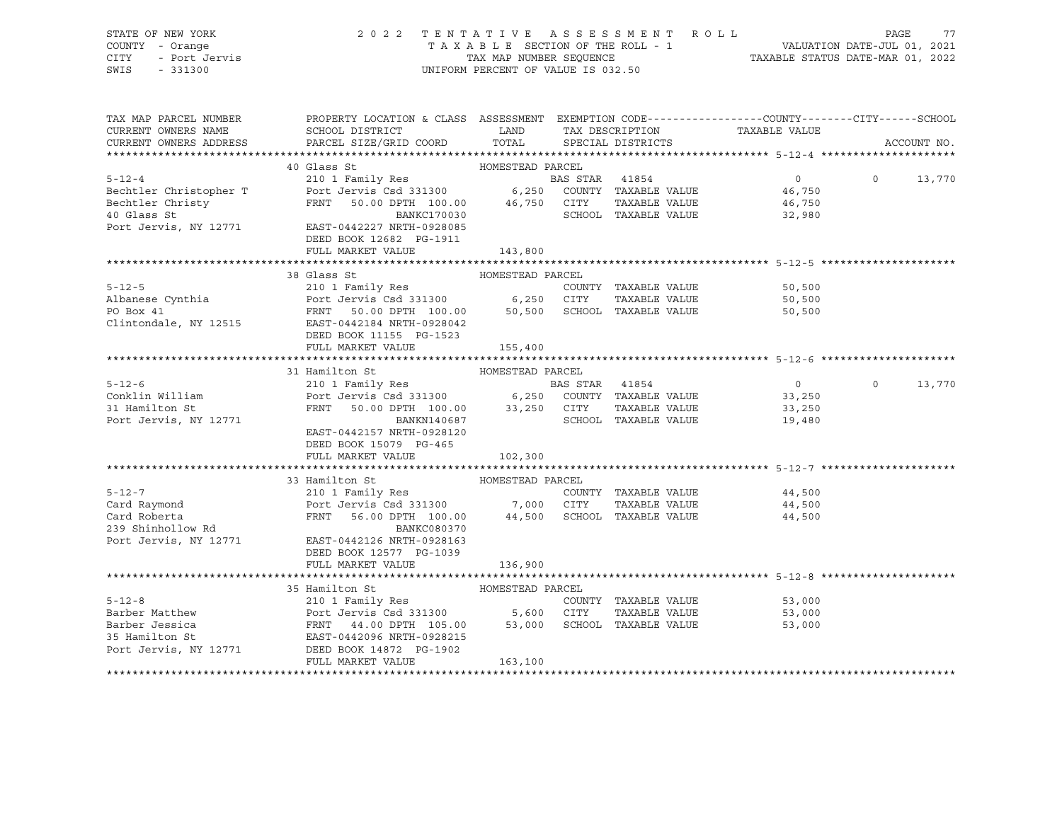STATE OF NEW YORK — COUNTY - Orange — CITY - Port Jervis — SWIS - 331300

2022 TENTATIVE ASSESSMENT ROLL
TAXABLE SECTION OF THE ROLL - 1
TAX MAP NUMBER SEQUENCE
UNIFORM PERCENT OF VALUE IS 032.50

VALUATION DATE-JUL 01, 2021
TAXABLE STATUS DATE-MAR 01, 2022

| TAX MAP PARCEL NUMBER / CURRENT OWNERS NAME / CURRENT OWNERS ADDRESS | PROPERTY LOCATION & CLASS / SCHOOL DISTRICT / PARCEL SIZE/GRID COORD | ASSESSMENT LAND | TOTAL | EXEMPTION CODE / TAX DESCRIPTION / SPECIAL DISTRICTS | COUNTY TAXABLE VALUE | CITY | SCHOOL | ACCOUNT NO. |
|---|---|---|---|---|---|---|---|---|
| **5-12-4** | 40 Glass St — HOMESTEAD PARCEL | | | | | | | |
| Bechtler Christopher T | 210 1 Family Res | | | BAS STAR 41854 | 0 | 0 | 13,770 | |
| Bechtler Christy | Port Jervis Csd 331300 | 6,250 | | COUNTY TAXABLE VALUE | 46,750 | | | |
| 40 Glass St | FRNT 50.00 DPTH 100.00 | | 46,750 | CITY TAXABLE VALUE | 46,750 | | | |
| Port Jervis, NY 12771 | BANKC170030 | | | SCHOOL TAXABLE VALUE | 32,980 | | | |
| | EAST-0442227 NRTH-0928085 | | | | | | | |
| | DEED BOOK 12682 PG-1911 | | | | | | | |
| | FULL MARKET VALUE | 143,800 | | | | | | |
| **5-12-5** | 38 Glass St — HOMESTEAD PARCEL | | | | | | | |
| Albanese Cynthia | 210 1 Family Res | | | COUNTY TAXABLE VALUE | 50,500 | | | |
| PO Box 41 | Port Jervis Csd 331300 | 6,250 | | CITY TAXABLE VALUE | 50,500 | | | |
| Clintondale, NY 12515 | FRNT 50.00 DPTH 100.00 | | 50,500 | SCHOOL TAXABLE VALUE | 50,500 | | | |
| | EAST-0442184 NRTH-0928042 | | | | | | | |
| | DEED BOOK 11155 PG-1523 | | | | | | | |
| | FULL MARKET VALUE | 155,400 | | | | | | |
| **5-12-6** | 31 Hamilton St — HOMESTEAD PARCEL | | | | | | | |
| Conklin William | 210 1 Family Res | | | BAS STAR 41854 | 0 | 0 | 13,770 | |
| 31 Hamilton St | Port Jervis Csd 331300 | 6,250 | | COUNTY TAXABLE VALUE | 33,250 | | | |
| Port Jervis, NY 12771 | FRNT 50.00 DPTH 100.00 | | 33,250 | CITY TAXABLE VALUE | 33,250 | | | |
| | BANKN140687 | | | SCHOOL TAXABLE VALUE | 19,480 | | | |
| | EAST-0442157 NRTH-0928120 | | | | | | | |
| | DEED BOOK 15079 PG-465 | | | | | | | |
| | FULL MARKET VALUE | 102,300 | | | | | | |
| **5-12-7** | 33 Hamilton St — HOMESTEAD PARCEL | | | | | | | |
| Card Raymond | 210 1 Family Res | | | COUNTY TAXABLE VALUE | 44,500 | | | |
| Card Roberta | Port Jervis Csd 331300 | 7,000 | | CITY TAXABLE VALUE | 44,500 | | | |
| 239 Shinhollow Rd | FRNT 56.00 DPTH 100.00 | | 44,500 | SCHOOL TAXABLE VALUE | 44,500 | | | |
| Port Jervis, NY 12771 | BANKC080370 | | | | | | | |
| | EAST-0442126 NRTH-0928163 | | | | | | | |
| | DEED BOOK 12577 PG-1039 | | | | | | | |
| | FULL MARKET VALUE | 136,900 | | | | | | |
| **5-12-8** | 35 Hamilton St — HOMESTEAD PARCEL | | | | | | | |
| Barber Matthew | 210 1 Family Res | | | COUNTY TAXABLE VALUE | 53,000 | | | |
| Barber Jessica | Port Jervis Csd 331300 | 5,600 | | CITY TAXABLE VALUE | 53,000 | | | |
| 35 Hamilton St | FRNT 44.00 DPTH 105.00 | | 53,000 | SCHOOL TAXABLE VALUE | 53,000 | | | |
| Port Jervis, NY 12771 | EAST-0442096 NRTH-0928215 | | | | | | | |
| | DEED BOOK 14872 PG-1902 | | | | | | | |
| | FULL MARKET VALUE | 163,100 | | | | | | |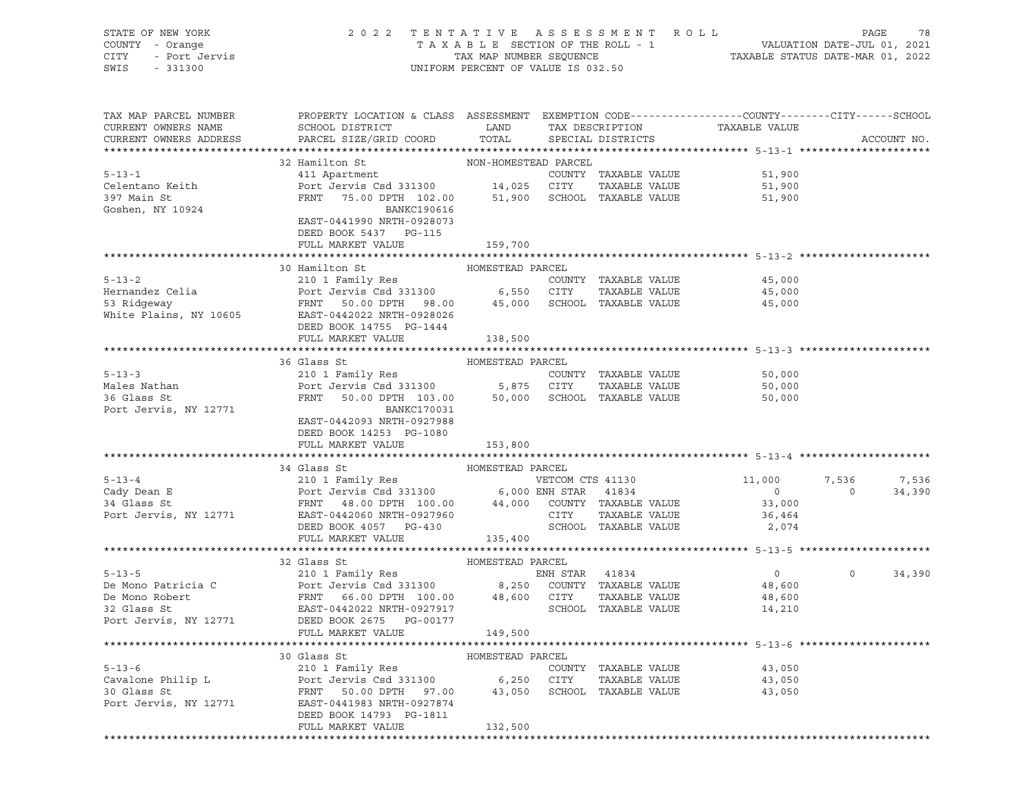STATE OF NEW YORK
COUNTY - Orange
CITY - Port Jervis
SWIS - 331300

2022 TENTATIVE ASSESSMENT ROLL
TAXABLE SECTION OF THE ROLL - 1
TAX MAP NUMBER SEQUENCE
UNIFORM PERCENT OF VALUE IS 032.50

VALUATION DATE-JUL 01, 2021
TAXABLE STATUS DATE-MAR 01, 2022

| TAX MAP PARCEL NUMBER / CURRENT OWNERS NAME / CURRENT OWNERS ADDRESS | PROPERTY LOCATION & CLASS / SCHOOL DISTRICT / PARCEL SIZE/GRID COORD | ASSESSMENT LAND / TOTAL | EXEMPTION CODE / TAX DESCRIPTION / SPECIAL DISTRICTS | COUNTY TAXABLE VALUE | CITY | SCHOOL | ACCOUNT NO. |
|---|---|---|---|---|---|---|---|
| **5-13-1** | 32 Hamilton St | NON-HOMESTEAD PARCEL | | | | | |
| 5-13-1 | 411 Apartment | | COUNTY TAXABLE VALUE | 51,900 | | | |
| Celentano Keith | Port Jervis Csd 331300 | 14,025 | CITY TAXABLE VALUE | 51,900 | | | |
| 397 Main St | FRNT 75.00 DPTH 102.00 | 51,900 | SCHOOL TAXABLE VALUE | 51,900 | | | |
| Goshen, NY 10924 | BANKC190616 | | | | | | |
| | EAST-0441990 NRTH-0928073 | | | | | | |
| | DEED BOOK 5437 PG-115 | | | | | | |
| | FULL MARKET VALUE | 159,700 | | | | | |
| **5-13-2** | 30 Hamilton St | HOMESTEAD PARCEL | | | | | |
| 5-13-2 | 210 1 Family Res | | COUNTY TAXABLE VALUE | 45,000 | | | |
| Hernandez Celia | Port Jervis Csd 331300 | 6,550 | CITY TAXABLE VALUE | 45,000 | | | |
| 53 Ridgeway | FRNT 50.00 DPTH 98.00 | 45,000 | SCHOOL TAXABLE VALUE | 45,000 | | | |
| White Plains, NY 10605 | EAST-0442022 NRTH-0928026 | | | | | | |
| | DEED BOOK 14755 PG-1444 | | | | | | |
| | FULL MARKET VALUE | 138,500 | | | | | |
| **5-13-3** | 36 Glass St | HOMESTEAD PARCEL | | | | | |
| 5-13-3 | 210 1 Family Res | | COUNTY TAXABLE VALUE | 50,000 | | | |
| Males Nathan | Port Jervis Csd 331300 | 5,875 | CITY TAXABLE VALUE | 50,000 | | | |
| 36 Glass St | FRNT 50.00 DPTH 103.00 | 50,000 | SCHOOL TAXABLE VALUE | 50,000 | | | |
| Port Jervis, NY 12771 | BANKC170031 | | | | | | |
| | EAST-0442093 NRTH-0927988 | | | | | | |
| | DEED BOOK 14253 PG-1080 | | | | | | |
| | FULL MARKET VALUE | 153,800 | | | | | |
| **5-13-4** | 34 Glass St | HOMESTEAD PARCEL | | | | | |
| 5-13-4 | 210 1 Family Res | | VETCOM CTS 41130 | 11,000 | 7,536 | 7,536 | |
| Cady Dean E | Port Jervis Csd 331300 | 6,000 | ENH STAR 41834 | 0 | 0 | 34,390 | |
| 34 Glass St | FRNT 48.00 DPTH 100.00 | 44,000 | COUNTY TAXABLE VALUE | 33,000 | | | |
| Port Jervis, NY 12771 | EAST-0442060 NRTH-0927960 | | CITY TAXABLE VALUE | 36,464 | | | |
| | DEED BOOK 4057 PG-430 | | SCHOOL TAXABLE VALUE | 2,074 | | | |
| | FULL MARKET VALUE | 135,400 | | | | | |
| **5-13-5** | 32 Glass St | HOMESTEAD PARCEL | | | | | |
| 5-13-5 | 210 1 Family Res | | ENH STAR 41834 | 0 | 0 | 34,390 | |
| De Mono Patricia C | Port Jervis Csd 331300 | 8,250 | COUNTY TAXABLE VALUE | 48,600 | | | |
| De Mono Robert | FRNT 66.00 DPTH 100.00 | 48,600 | CITY TAXABLE VALUE | 48,600 | | | |
| 32 Glass St | EAST-0442022 NRTH-0927917 | | SCHOOL TAXABLE VALUE | 14,210 | | | |
| Port Jervis, NY 12771 | DEED BOOK 2675 PG-00177 | | | | | | |
| | FULL MARKET VALUE | 149,500 | | | | | |
| **5-13-6** | 30 Glass St | HOMESTEAD PARCEL | | | | | |
| 5-13-6 | 210 1 Family Res | | COUNTY TAXABLE VALUE | 43,050 | | | |
| Cavalone Philip L | Port Jervis Csd 331300 | 6,250 | CITY TAXABLE VALUE | 43,050 | | | |
| 30 Glass St | FRNT 50.00 DPTH 97.00 | 43,050 | SCHOOL TAXABLE VALUE | 43,050 | | | |
| Port Jervis, NY 12771 | EAST-0441983 NRTH-0927874 | | | | | | |
| | DEED BOOK 14793 PG-1811 | | | | | | |
| | FULL MARKET VALUE | 132,500 | | | | | |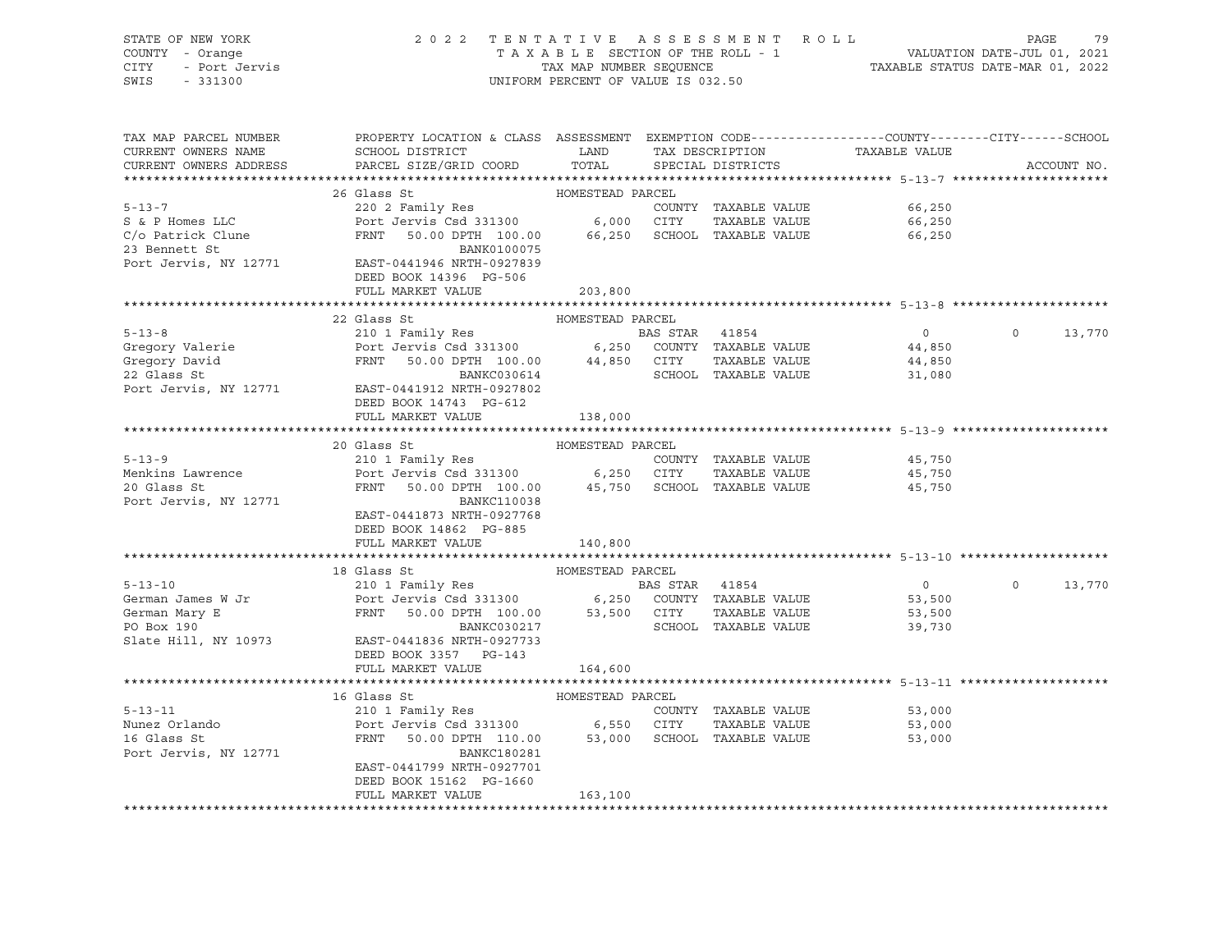STATE OF NEW YORK — 2022 TENTATIVE ASSESSMENT ROLL
COUNTY - Orange — TAXABLE SECTION OF THE ROLL - 1 — VALUATION DATE-JUL 01, 2021
CITY - Port Jervis — TAX MAP NUMBER SEQUENCE — TAXABLE STATUS DATE-MAR 01, 2022
SWIS - 331300 — UNIFORM PERCENT OF VALUE IS 032.50

| TAX MAP PARCEL NUMBER / CURRENT OWNERS NAME / CURRENT OWNERS ADDRESS | PROPERTY LOCATION & CLASS / SCHOOL DISTRICT / PARCEL SIZE/GRID COORD | ASSESSMENT LAND | TOTAL | EXEMPTION CODE / TAX DESCRIPTION / SPECIAL DISTRICTS | COUNTY TAXABLE VALUE | CITY | SCHOOL | ACCOUNT NO. |
|---|---|---|---|---|---|---|---|---|
| **5-13-7** | 26 Glass St — HOMESTEAD PARCEL | | | | | | | |
| 5-13-7 | 220 2 Family Res | | | COUNTY TAXABLE VALUE | 66,250 | | | |
| S & P Homes LLC | Port Jervis Csd 331300 | 6,000 | | CITY TAXABLE VALUE | 66,250 | | | |
| C/o Patrick Clune | FRNT 50.00 DPTH 100.00 | | 66,250 | SCHOOL TAXABLE VALUE | 66,250 | | | |
| 23 Bennett St | BANK0100075 | | | | | | | |
| Port Jervis, NY 12771 | EAST-0441946 NRTH-0927839 | | | | | | | |
| | DEED BOOK 14396 PG-506 | | | | | | | |
| | FULL MARKET VALUE | | 203,800 | | | | | |
| **5-13-8** | 22 Glass St — HOMESTEAD PARCEL | | | | | | | |
| 5-13-8 | 210 1 Family Res | | | BAS STAR 41854 | 0 | 0 | 13,770 | |
| Gregory Valerie | Port Jervis Csd 331300 | 6,250 | | COUNTY TAXABLE VALUE | 44,850 | | | |
| Gregory David | FRNT 50.00 DPTH 100.00 | | 44,850 | CITY TAXABLE VALUE | 44,850 | | | |
| 22 Glass St | BANKC030614 | | | SCHOOL TAXABLE VALUE | 31,080 | | | |
| Port Jervis, NY 12771 | EAST-0441912 NRTH-0927802 | | | | | | | |
| | DEED BOOK 14743 PG-612 | | | | | | | |
| | FULL MARKET VALUE | | 138,000 | | | | | |
| **5-13-9** | 20 Glass St — HOMESTEAD PARCEL | | | | | | | |
| 5-13-9 | 210 1 Family Res | | | COUNTY TAXABLE VALUE | 45,750 | | | |
| Menkins Lawrence | Port Jervis Csd 331300 | 6,250 | | CITY TAXABLE VALUE | 45,750 | | | |
| 20 Glass St | FRNT 50.00 DPTH 100.00 | | 45,750 | SCHOOL TAXABLE VALUE | 45,750 | | | |
| Port Jervis, NY 12771 | BANKC110038 | | | | | | | |
| | EAST-0441873 NRTH-0927768 | | | | | | | |
| | DEED BOOK 14862 PG-885 | | | | | | | |
| | FULL MARKET VALUE | | 140,800 | | | | | |
| **5-13-10** | 18 Glass St — HOMESTEAD PARCEL | | | | | | | |
| 5-13-10 | 210 1 Family Res | | | BAS STAR 41854 | 0 | 0 | 13,770 | |
| German James W Jr | Port Jervis Csd 331300 | 6,250 | | COUNTY TAXABLE VALUE | 53,500 | | | |
| German Mary E | FRNT 50.00 DPTH 100.00 | | 53,500 | CITY TAXABLE VALUE | 53,500 | | | |
| PO Box 190 | BANKC030217 | | | SCHOOL TAXABLE VALUE | 39,730 | | | |
| Slate Hill, NY 10973 | EAST-0441836 NRTH-0927733 | | | | | | | |
| | DEED BOOK 3357 PG-143 | | | | | | | |
| | FULL MARKET VALUE | | 164,600 | | | | | |
| **5-13-11** | 16 Glass St — HOMESTEAD PARCEL | | | | | | | |
| 5-13-11 | 210 1 Family Res | | | COUNTY TAXABLE VALUE | 53,000 | | | |
| Nunez Orlando | Port Jervis Csd 331300 | 6,550 | | CITY TAXABLE VALUE | 53,000 | | | |
| 16 Glass St | FRNT 50.00 DPTH 110.00 | | 53,000 | SCHOOL TAXABLE VALUE | 53,000 | | | |
| Port Jervis, NY 12771 | BANKC180281 | | | | | | | |
| | EAST-0441799 NRTH-0927701 | | | | | | | |
| | DEED BOOK 15162 PG-1660 | | | | | | | |
| | FULL MARKET VALUE | | 163,100 | | | | | |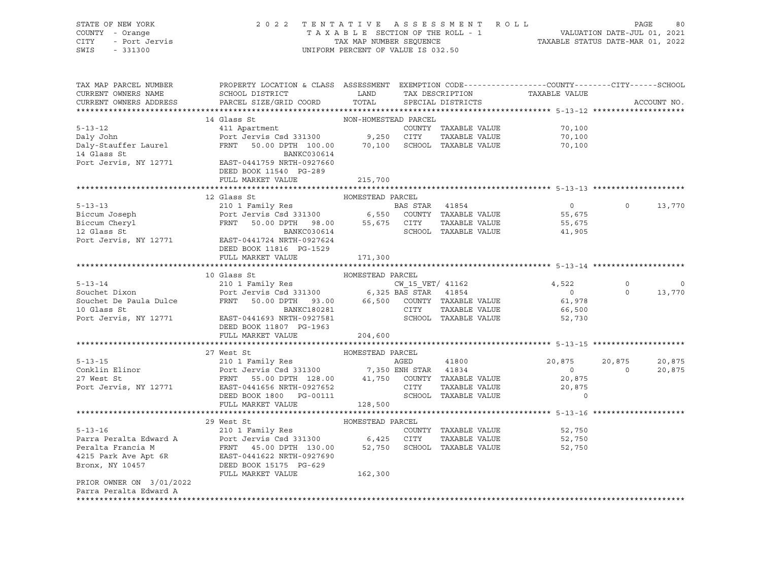STATE OF NEW YORK
COUNTY - Orange
CITY - Port Jervis
SWIS - 331300

2022 TENTATIVE ASSESSMENT ROLL
TAXABLE SECTION OF THE ROLL - 1
TAX MAP NUMBER SEQUENCE
UNIFORM PERCENT OF VALUE IS 032.50

VALUATION DATE-JUL 01, 2021
TAXABLE STATUS DATE-MAR 01, 2022

| TAX MAP PARCEL NUMBER / CURRENT OWNERS NAME / CURRENT OWNERS ADDRESS | PROPERTY LOCATION & CLASS / SCHOOL DISTRICT / PARCEL SIZE/GRID COORD | ASSESSMENT LAND / TOTAL | EXEMPTION CODE / TAX DESCRIPTION / SPECIAL DISTRICTS | COUNTY TAXABLE VALUE | CITY | SCHOOL | ACCOUNT NO. |
|---|---|---|---|---|---|---|---|
| **5-13-12** | 14 Glass St | NON-HOMESTEAD PARCEL | | | | | |
| 5-13-12 | 411 Apartment | | COUNTY TAXABLE VALUE | 70,100 | | | |
| Daly John | Port Jervis Csd 331300 | 9,250 | CITY TAXABLE VALUE | 70,100 | | | |
| Daly-Stauffer Laurel | FRNT 50.00 DPTH 100.00 | 70,100 | SCHOOL TAXABLE VALUE | 70,100 | | | |
| 14 Glass St | BANKC030614 | | | | | | |
| Port Jervis, NY 12771 | EAST-0441759 NRTH-0927660 | | | | | | |
| | DEED BOOK 11540 PG-289 | | | | | | |
| | FULL MARKET VALUE | 215,700 | | | | | |
| **5-13-13** | 12 Glass St | HOMESTEAD PARCEL | | | | | |
| 5-13-13 | 210 1 Family Res | | BAS STAR 41854 | 0 | 0 | 13,770 | |
| Biccum Joseph | Port Jervis Csd 331300 | 6,550 | COUNTY TAXABLE VALUE | 55,675 | | | |
| Biccum Cheryl | FRNT 50.00 DPTH 98.00 | 55,675 | CITY TAXABLE VALUE | 55,675 | | | |
| 12 Glass St | BANKC030614 | | SCHOOL TAXABLE VALUE | 41,905 | | | |
| Port Jervis, NY 12771 | EAST-0441724 NRTH-0927624 | | | | | | |
| | DEED BOOK 11816 PG-1529 | | | | | | |
| | FULL MARKET VALUE | 171,300 | | | | | |
| **5-13-14** | 10 Glass St | HOMESTEAD PARCEL | | | | | |
| 5-13-14 | 210 1 Family Res | | CW_15_VET/ 41162 | 4,522 | 0 | 0 | |
| Souchet Dixon | Port Jervis Csd 331300 | 6,325 | BAS STAR 41854 | 0 | 0 | 13,770 | |
| Souchet De Paula Dulce | FRNT 50.00 DPTH 93.00 | 66,500 | COUNTY TAXABLE VALUE | 61,978 | | | |
| 10 Glass St | BANKC180281 | | CITY TAXABLE VALUE | 66,500 | | | |
| Port Jervis, NY 12771 | EAST-0441693 NRTH-0927581 | | SCHOOL TAXABLE VALUE | 52,730 | | | |
| | DEED BOOK 11807 PG-1963 | | | | | | |
| | FULL MARKET VALUE | 204,600 | | | | | |
| **5-13-15** | 27 West St | HOMESTEAD PARCEL | | | | | |
| 5-13-15 | 210 1 Family Res | | AGED 41800 | 20,875 | 20,875 | 20,875 | |
| Conklin Elinor | Port Jervis Csd 331300 | 7,350 | ENH STAR 41834 | 0 | 0 | 20,875 | |
| 27 West St | FRNT 55.00 DPTH 128.00 | 41,750 | COUNTY TAXABLE VALUE | 20,875 | | | |
| Port Jervis, NY 12771 | EAST-0441656 NRTH-0927652 | | CITY TAXABLE VALUE | 20,875 | | | |
| | DEED BOOK 1800 PG-00111 | | SCHOOL TAXABLE VALUE | 0 | | | |
| | FULL MARKET VALUE | 128,500 | | | | | |
| **5-13-16** | 29 West St | HOMESTEAD PARCEL | | | | | |
| 5-13-16 | 210 1 Family Res | | COUNTY TAXABLE VALUE | 52,750 | | | |
| Parra Peralta Edward A | Port Jervis Csd 331300 | 6,425 | CITY TAXABLE VALUE | 52,750 | | | |
| Peralta Francia M | FRNT 45.00 DPTH 130.00 | 52,750 | SCHOOL TAXABLE VALUE | 52,750 | | | |
| 4215 Park Ave Apt 6R | EAST-0441622 NRTH-0927690 | | | | | | |
| Bronx, NY 10457 | DEED BOOK 15175 PG-629 | | | | | | |
| | FULL MARKET VALUE | 162,300 | | | | | |
| PRIOR OWNER ON 3/01/2022 | | | | | | | |
| Parra Peralta Edward A | | | | | | | |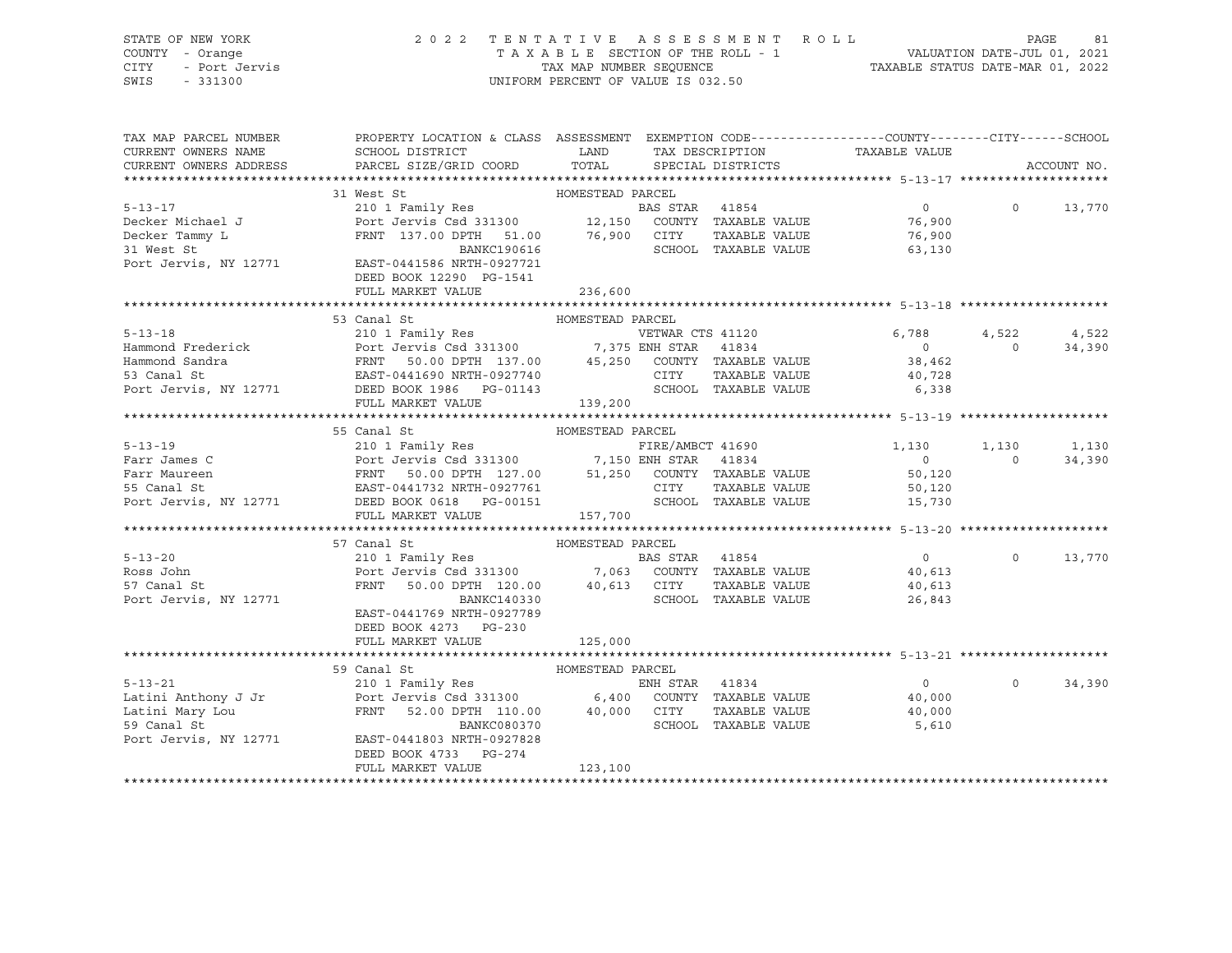STATE OF NEW YORK — COUNTY - Orange — CITY - Port Jervis — SWIS - 331300

2022 TENTATIVE ASSESSMENT ROLL
TAXABLE SECTION OF THE ROLL - 1
TAX MAP NUMBER SEQUENCE
UNIFORM PERCENT OF VALUE IS 032.50

VALUATION DATE-JUL 01, 2021
TAXABLE STATUS DATE-MAR 01, 2022

| TAX MAP PARCEL NUMBER / CURRENT OWNERS NAME / CURRENT OWNERS ADDRESS | PROPERTY LOCATION & CLASS / SCHOOL DISTRICT / PARCEL SIZE/GRID COORD | ASSESSMENT LAND | TOTAL | EXEMPTION CODE / TAX DESCRIPTION / SPECIAL DISTRICTS | COUNTY TAXABLE VALUE | CITY | SCHOOL |
|---|---|---|---|---|---|---|---|
| **5-13-17** | 31 West St — HOMESTEAD PARCEL | | | | | | |
| | 210 1 Family Res | | | BAS STAR 41854 | 0 | 0 | 13,770 |
| Decker Michael J | Port Jervis Csd 331300 | 12,150 | | COUNTY TAXABLE VALUE | 76,900 | | |
| Decker Tammy L | FRNT 137.00 DPTH 51.00 | | 76,900 | CITY TAXABLE VALUE | 76,900 | | |
| 31 West St | BANKC190616 | | | SCHOOL TAXABLE VALUE | 63,130 | | |
| Port Jervis, NY 12771 | EAST-0441586 NRTH-0927721 | | | | | | |
| | DEED BOOK 12290 PG-1541 | | | | | | |
| | FULL MARKET VALUE | | 236,600 | | | | |
| **5-13-18** | 53 Canal St — HOMESTEAD PARCEL | | | | | | |
| | 210 1 Family Res | | | VETWAR CTS 41120 | 6,788 | 4,522 | 4,522 |
| Hammond Frederick | Port Jervis Csd 331300 | 7,375 | | ENH STAR 41834 | 0 | 0 | 34,390 |
| Hammond Sandra | FRNT 50.00 DPTH 137.00 | | 45,250 | COUNTY TAXABLE VALUE | 38,462 | | |
| 53 Canal St | EAST-0441690 NRTH-0927740 | | | CITY TAXABLE VALUE | 40,728 | | |
| Port Jervis, NY 12771 | DEED BOOK 1986 PG-01143 | | | SCHOOL TAXABLE VALUE | 6,338 | | |
| | FULL MARKET VALUE | | 139,200 | | | | |
| **5-13-19** | 55 Canal St — HOMESTEAD PARCEL | | | | | | |
| | 210 1 Family Res | | | FIRE/AMBCT 41690 | 1,130 | 1,130 | 1,130 |
| Farr James C | Port Jervis Csd 331300 | 7,150 | | ENH STAR 41834 | 0 | 0 | 34,390 |
| Farr Maureen | FRNT 50.00 DPTH 127.00 | | 51,250 | COUNTY TAXABLE VALUE | 50,120 | | |
| 55 Canal St | EAST-0441732 NRTH-0927761 | | | CITY TAXABLE VALUE | 50,120 | | |
| Port Jervis, NY 12771 | DEED BOOK 0618 PG-00151 | | | SCHOOL TAXABLE VALUE | 15,730 | | |
| | FULL MARKET VALUE | | 157,700 | | | | |
| **5-13-20** | 57 Canal St — HOMESTEAD PARCEL | | | | | | |
| | 210 1 Family Res | | | BAS STAR 41854 | 0 | 0 | 13,770 |
| Ross John | Port Jervis Csd 331300 | 7,063 | | COUNTY TAXABLE VALUE | 40,613 | | |
| 57 Canal St | FRNT 50.00 DPTH 120.00 | | 40,613 | CITY TAXABLE VALUE | 40,613 | | |
| Port Jervis, NY 12771 | BANKC140330 | | | SCHOOL TAXABLE VALUE | 26,843 | | |
| | EAST-0441769 NRTH-0927789 | | | | | | |
| | DEED BOOK 4273 PG-230 | | | | | | |
| | FULL MARKET VALUE | | 125,000 | | | | |
| **5-13-21** | 59 Canal St — HOMESTEAD PARCEL | | | | | | |
| | 210 1 Family Res | | | ENH STAR 41834 | 0 | 0 | 34,390 |
| Latini Anthony J Jr | Port Jervis Csd 331300 | 6,400 | | COUNTY TAXABLE VALUE | 40,000 | | |
| Latini Mary Lou | FRNT 52.00 DPTH 110.00 | | 40,000 | CITY TAXABLE VALUE | 40,000 | | |
| 59 Canal St | BANKC080370 | | | SCHOOL TAXABLE VALUE | 5,610 | | |
| Port Jervis, NY 12771 | EAST-0441803 NRTH-0927828 | | | | | | |
| | DEED BOOK 4733 PG-274 | | | | | | |
| | FULL MARKET VALUE | | 123,100 | | | | |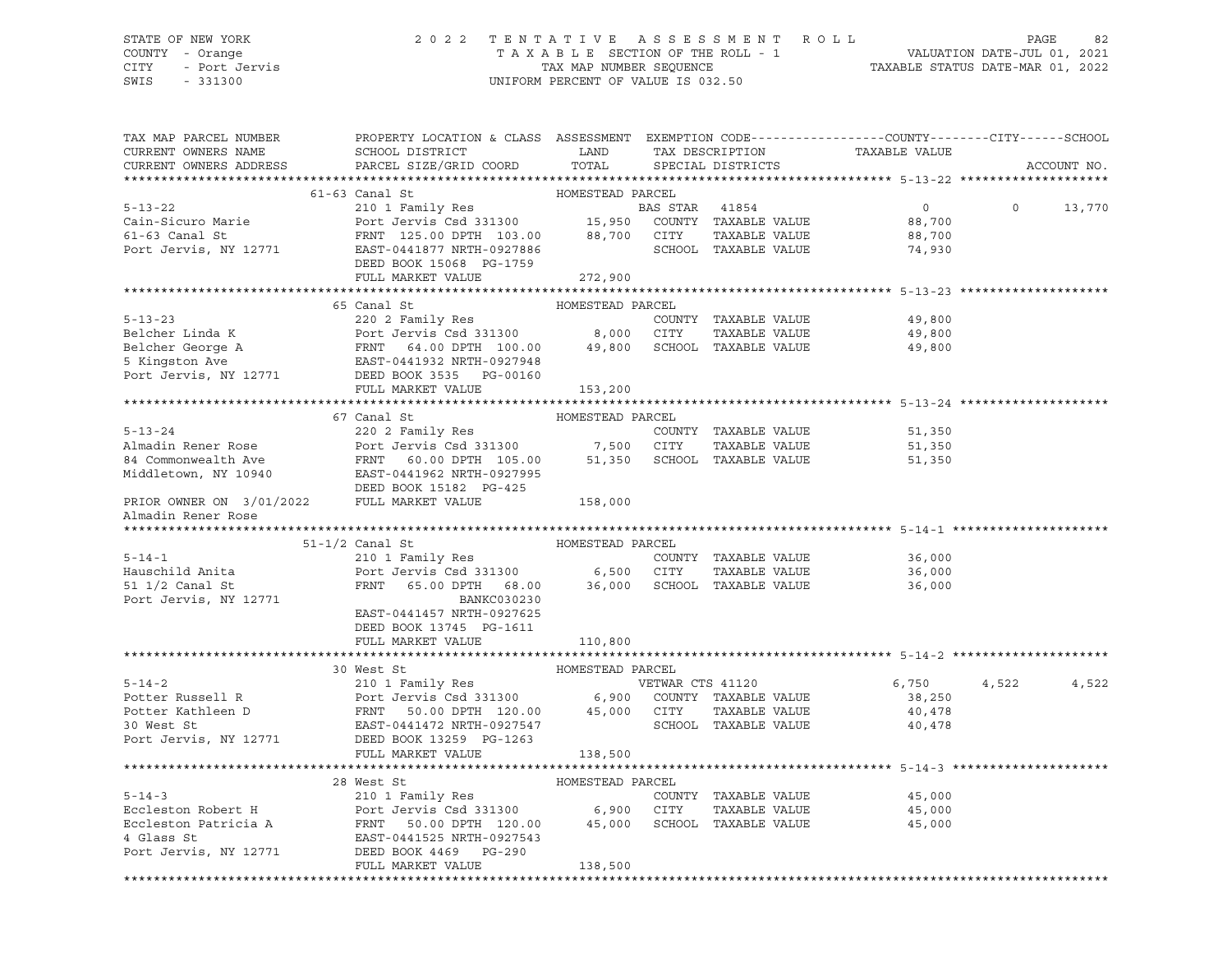STATE OF NEW YORK
COUNTY - Orange
CITY - Port Jervis
SWIS - 331300

2022 TENTATIVE ASSESSMENT ROLL
TAXABLE SECTION OF THE ROLL - 1
TAX MAP NUMBER SEQUENCE
UNIFORM PERCENT OF VALUE IS 032.50

VALUATION DATE-JUL 01, 2021
TAXABLE STATUS DATE-MAR 01, 2022

```
TAX MAP PARCEL NUMBER       PROPERTY LOCATION & CLASS  ASSESSMENT  EXEMPTION CODE------------------COUNTY--------CITY------SCHOOL
CURRENT OWNERS NAME         SCHOOL DISTRICT               LAND      TAX DESCRIPTION             TAXABLE VALUE
CURRENT OWNERS ADDRESS      PARCEL SIZE/GRID COORD        TOTAL     SPECIAL DISTRICTS                                  ACCOUNT NO.
******************************************************************************************************* 5-13-22 ********************
                         61-63 Canal St                   HOMESTEAD PARCEL
5-13-22                      210 1 Family Res                       BAS STAR   41854                0             0      13,770
Cain-Sicuro Marie            Port Jervis Csd 331300      15,950   COUNTY  TAXABLE VALUE           88,700
61-63 Canal St               FRNT 125.00 DPTH 103.00     88,700   CITY    TAXABLE VALUE           88,700
Port Jervis, NY 12771        EAST-0441877 NRTH-0927886            SCHOOL  TAXABLE VALUE           74,930
                             DEED BOOK 15068  PG-1759
                             FULL MARKET VALUE           272,900
******************************************************************************************************* 5-13-23 ********************
                         65 Canal St                      HOMESTEAD PARCEL
5-13-23                      220 2 Family Res                       COUNTY  TAXABLE VALUE           49,800
Belcher Linda K              Port Jervis Csd 331300       8,000   CITY    TAXABLE VALUE           49,800
Belcher George A             FRNT  64.00 DPTH 100.00     49,800   SCHOOL  TAXABLE VALUE           49,800
5 Kingston Ave               EAST-0441932 NRTH-0927948
Port Jervis, NY 12771        DEED BOOK 3535   PG-00160
                             FULL MARKET VALUE           153,200
******************************************************************************************************* 5-13-24 ********************
                         67 Canal St                      HOMESTEAD PARCEL
5-13-24                      220 2 Family Res                       COUNTY  TAXABLE VALUE           51,350
Almadin Rener Rose           Port Jervis Csd 331300       7,500   CITY    TAXABLE VALUE           51,350
84 Commonwealth Ave          FRNT  60.00 DPTH 105.00     51,350   SCHOOL  TAXABLE VALUE           51,350
Middletown, NY 10940         EAST-0441962 NRTH-0927995
                             DEED BOOK 15182  PG-425
PRIOR OWNER ON 3/01/2022     FULL MARKET VALUE           158,000
Almadin Rener Rose
******************************************************************************************************* 5-14-1 *********************
                         51-1/2 Canal St                  HOMESTEAD PARCEL
5-14-1                       210 1 Family Res                       COUNTY  TAXABLE VALUE           36,000
Hauschild Anita              Port Jervis Csd 331300       6,500   CITY    TAXABLE VALUE           36,000
51 1/2 Canal St              FRNT  65.00 DPTH  68.00     36,000   SCHOOL  TAXABLE VALUE           36,000
Port Jervis, NY 12771                     BANKC030230
                             EAST-0441457 NRTH-0927625
                             DEED BOOK 13745  PG-1611
                             FULL MARKET VALUE           110,800
******************************************************************************************************* 5-14-2 *********************
                         30 West St                       HOMESTEAD PARCEL
5-14-2                       210 1 Family Res                       VETWAR CTS 41120              6,750         4,522       4,522
Potter Russell R             Port Jervis Csd 331300       6,900   COUNTY  TAXABLE VALUE           38,250
Potter Kathleen D            FRNT  50.00 DPTH 120.00     45,000   CITY    TAXABLE VALUE           40,478
30 West St                   EAST-0441472 NRTH-0927547            SCHOOL  TAXABLE VALUE           40,478
Port Jervis, NY 12771        DEED BOOK 13259  PG-1263
                             FULL MARKET VALUE           138,500
******************************************************************************************************* 5-14-3 *********************
                         28 West St                       HOMESTEAD PARCEL
5-14-3                       210 1 Family Res                       COUNTY  TAXABLE VALUE           45,000
Eccleston Robert H           Port Jervis Csd 331300       6,900   CITY    TAXABLE VALUE           45,000
Eccleston Patricia A         FRNT  50.00 DPTH 120.00     45,000   SCHOOL  TAXABLE VALUE           45,000
4 Glass St                   EAST-0441525 NRTH-0927543
Port Jervis, NY 12771        DEED BOOK 4469   PG-290
                             FULL MARKET VALUE           138,500
************************************************************************************************************************************
```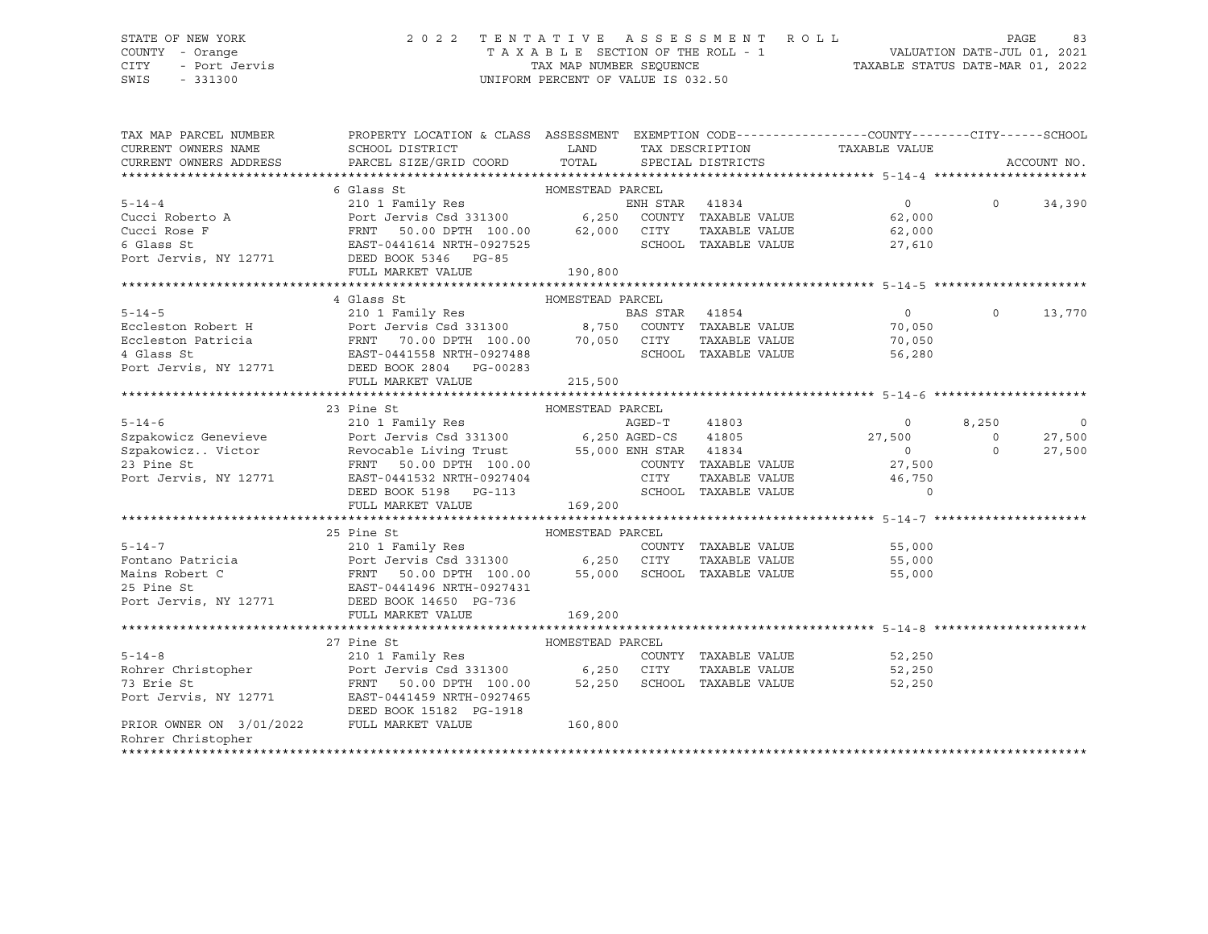STATE OF NEW YORK
COUNTY - Orange
CITY - Port Jervis
SWIS - 331300

2 0 2 2 T E N T A T I V E A S S E S S M E N T R O L L
T A X A B L E SECTION OF THE ROLL - 1
TAX MAP NUMBER SEQUENCE
UNIFORM PERCENT OF VALUE IS 032.50

VALUATION DATE-JUL 01, 2021
TAXABLE STATUS DATE-MAR 01, 2022

```
TAX MAP PARCEL NUMBER     PROPERTY LOCATION & CLASS  ASSESSMENT  EXEMPTION CODE------------------COUNTY--------CITY------SCHOOL
CURRENT OWNERS NAME       SCHOOL DISTRICT               LAND      TAX DESCRIPTION            TAXABLE VALUE
CURRENT OWNERS ADDRESS    PARCEL SIZE/GRID COORD        TOTAL     SPECIAL DISTRICTS                                     ACCOUNT NO.
******************************************************************************************************* 5-14-4 *********************
                          6 Glass St                   HOMESTEAD PARCEL
5-14-4                    210 1 Family Res                     ENH STAR  41834                    0             0      34,390
Cucci Roberto A           Port Jervis Csd 331300        6,250   COUNTY  TAXABLE VALUE         62,000
Cucci Rose F              FRNT    50.00 DPTH 100.00    62,000   CITY    TAXABLE VALUE         62,000
6 Glass St                EAST-0441614 NRTH-0927525             SCHOOL  TAXABLE VALUE         27,610
Port Jervis, NY 12771     DEED BOOK 5346   PG-85
                          FULL MARKET VALUE           190,800
******************************************************************************************************* 5-14-5 *********************
                          4 Glass St                   HOMESTEAD PARCEL
5-14-5                    210 1 Family Res                     BAS STAR  41854                    0             0      13,770
Eccleston Robert H        Port Jervis Csd 331300        8,750   COUNTY  TAXABLE VALUE         70,050
Eccleston Patricia        FRNT    70.00 DPTH 100.00    70,050   CITY    TAXABLE VALUE         70,050
4 Glass St                EAST-0441558 NRTH-0927488             SCHOOL  TAXABLE VALUE         56,280
Port Jervis, NY 12771     DEED BOOK 2804   PG-00283
                          FULL MARKET VALUE           215,500
******************************************************************************************************* 5-14-6 *********************
                          23 Pine St                   HOMESTEAD PARCEL
5-14-6                    210 1 Family Res                     AGED-T    41803                    0         8,250           0
Szpakowicz Genevieve      Port Jervis Csd 331300        6,250 AGED-CS   41805               27,500             0      27,500
Szpakowicz.. Victor       Revocable Living Trust       55,000 ENH STAR  41834                    0             0      27,500
23 Pine St                FRNT    50.00 DPTH 100.00             COUNTY  TAXABLE VALUE         27,500
Port Jervis, NY 12771     EAST-0441532 NRTH-0927404             CITY    TAXABLE VALUE         46,750
                          DEED BOOK 5198   PG-113               SCHOOL  TAXABLE VALUE              0
                          FULL MARKET VALUE           169,200
******************************************************************************************************* 5-14-7 *********************
                          25 Pine St                   HOMESTEAD PARCEL
5-14-7                    210 1 Family Res                      COUNTY  TAXABLE VALUE         55,000
Fontano Patricia          Port Jervis Csd 331300        6,250   CITY    TAXABLE VALUE         55,000
Mains Robert C            FRNT    50.00 DPTH 100.00    55,000   SCHOOL  TAXABLE VALUE         55,000
25 Pine St                EAST-0441496 NRTH-0927431
Port Jervis, NY 12771     DEED BOOK 14650  PG-736
                          FULL MARKET VALUE           169,200
******************************************************************************************************* 5-14-8 *********************
                          27 Pine St                   HOMESTEAD PARCEL
5-14-8                    210 1 Family Res                      COUNTY  TAXABLE VALUE         52,250
Rohrer Christopher        Port Jervis Csd 331300        6,250   CITY    TAXABLE VALUE         52,250
73 Erie St                FRNT    50.00 DPTH 100.00    52,250   SCHOOL  TAXABLE VALUE         52,250
Port Jervis, NY 12771     EAST-0441459 NRTH-0927465
                          DEED BOOK 15182  PG-1918
PRIOR OWNER ON 3/01/2022  FULL MARKET VALUE           160,800
Rohrer Christopher
************************************************************************************************************************************
```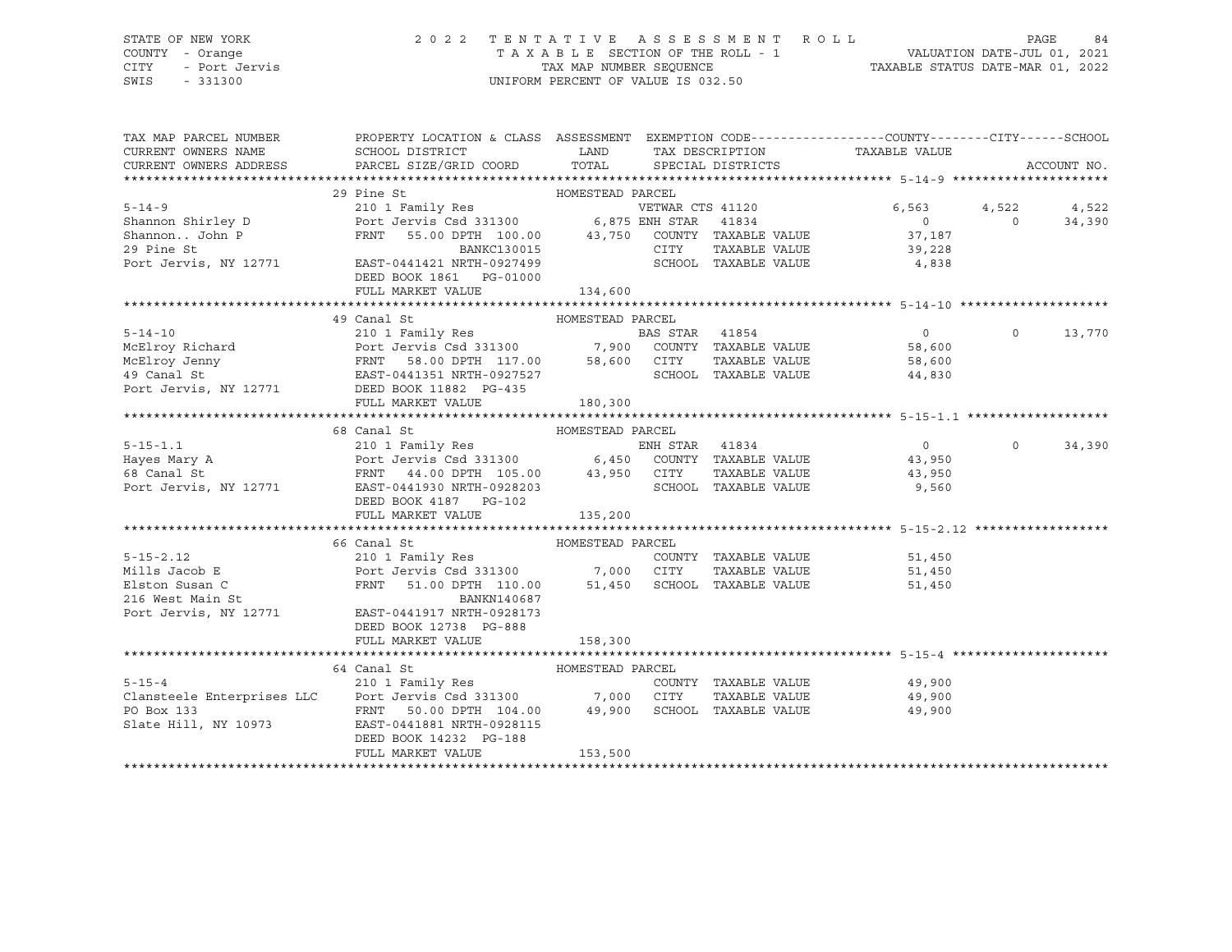STATE OF NEW YORK
COUNTY - Orange
CITY - Port Jervis
SWIS - 331300

2022 TENTATIVE ASSESSMENT ROLL
TAXABLE SECTION OF THE ROLL - 1
TAX MAP NUMBER SEQUENCE
UNIFORM PERCENT OF VALUE IS 032.50

VALUATION DATE-JUL 01, 2021
TAXABLE STATUS DATE-MAR 01, 2022

| TAX MAP PARCEL NUMBER / CURRENT OWNERS NAME / CURRENT OWNERS ADDRESS | PROPERTY LOCATION & CLASS / SCHOOL DISTRICT / PARCEL SIZE/GRID COORD | ASSESSMENT LAND / TOTAL | EXEMPTION CODE / TAX DESCRIPTION / SPECIAL DISTRICTS | COUNTY TAXABLE VALUE | CITY | SCHOOL | ACCOUNT NO. |
|---|---|---|---|---|---|---|---|
| **5-14-9** | 29 Pine St | HOMESTEAD PARCEL | | | | | |
| 5-14-9 | 210 1 Family Res | | VETWAR CTS 41120 | 6,563 | 4,522 | 4,522 | |
| Shannon Shirley D | Port Jervis Csd 331300 | 6,875 | ENH STAR 41834 | 0 | 0 | 34,390 | |
| Shannon.. John P | FRNT 55.00 DPTH 100.00 | 43,750 | COUNTY TAXABLE VALUE | 37,187 | | | |
| 29 Pine St | BANKC130015 | | CITY TAXABLE VALUE | 39,228 | | | |
| Port Jervis, NY 12771 | EAST-0441421 NRTH-0927499 | | SCHOOL TAXABLE VALUE | 4,838 | | | |
| | DEED BOOK 1861 PG-01000 | | | | | | |
| | FULL MARKET VALUE | 134,600 | | | | | |
| **5-14-10** | 49 Canal St | HOMESTEAD PARCEL | | | | | |
| 5-14-10 | 210 1 Family Res | | BAS STAR 41854 | 0 | 0 | 13,770 | |
| McElroy Richard | Port Jervis Csd 331300 | 7,900 | COUNTY TAXABLE VALUE | 58,600 | | | |
| McElroy Jenny | FRNT 58.00 DPTH 117.00 | 58,600 | CITY TAXABLE VALUE | 58,600 | | | |
| 49 Canal St | EAST-0441351 NRTH-0927527 | | SCHOOL TAXABLE VALUE | 44,830 | | | |
| Port Jervis, NY 12771 | DEED BOOK 11882 PG-435 | | | | | | |
| | FULL MARKET VALUE | 180,300 | | | | | |
| **5-15-1.1** | 68 Canal St | HOMESTEAD PARCEL | | | | | |
| 5-15-1.1 | 210 1 Family Res | | ENH STAR 41834 | 0 | 0 | 34,390 | |
| Hayes Mary A | Port Jervis Csd 331300 | 6,450 | COUNTY TAXABLE VALUE | 43,950 | | | |
| 68 Canal St | FRNT 44.00 DPTH 105.00 | 43,950 | CITY TAXABLE VALUE | 43,950 | | | |
| Port Jervis, NY 12771 | EAST-0441930 NRTH-0928203 | | SCHOOL TAXABLE VALUE | 9,560 | | | |
| | DEED BOOK 4187 PG-102 | | | | | | |
| | FULL MARKET VALUE | 135,200 | | | | | |
| **5-15-2.12** | 66 Canal St | HOMESTEAD PARCEL | | | | | |
| 5-15-2.12 | 210 1 Family Res | | COUNTY TAXABLE VALUE | 51,450 | | | |
| Mills Jacob E | Port Jervis Csd 331300 | 7,000 | CITY TAXABLE VALUE | 51,450 | | | |
| Elston Susan C | FRNT 51.00 DPTH 110.00 | 51,450 | SCHOOL TAXABLE VALUE | 51,450 | | | |
| 216 West Main St | BANKN140687 | | | | | | |
| Port Jervis, NY 12771 | EAST-0441917 NRTH-0928173 | | | | | | |
| | DEED BOOK 12738 PG-888 | | | | | | |
| | FULL MARKET VALUE | 158,300 | | | | | |
| **5-15-4** | 64 Canal St | HOMESTEAD PARCEL | | | | | |
| 5-15-4 | 210 1 Family Res | | COUNTY TAXABLE VALUE | 49,900 | | | |
| Clansteele Enterprises LLC | Port Jervis Csd 331300 | 7,000 | CITY TAXABLE VALUE | 49,900 | | | |
| PO Box 133 | FRNT 50.00 DPTH 104.00 | 49,900 | SCHOOL TAXABLE VALUE | 49,900 | | | |
| Slate Hill, NY 10973 | EAST-0441881 NRTH-0928115 | | | | | | |
| | DEED BOOK 14232 PG-188 | | | | | | |
| | FULL MARKET VALUE | 153,500 | | | | | |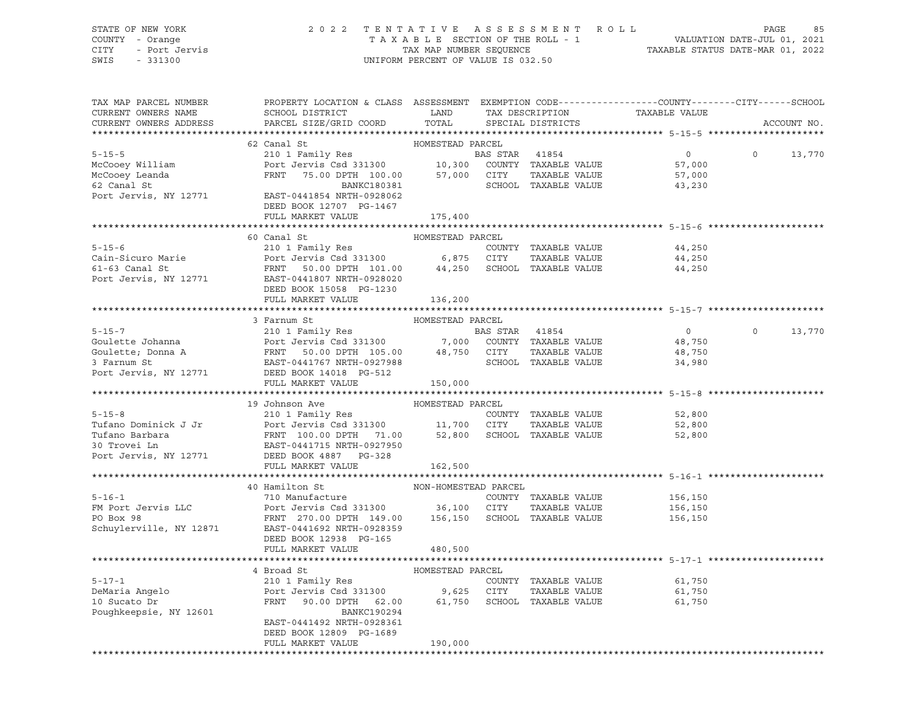STATE OF NEW YORK — COUNTY - Orange — CITY - Port Jervis — SWIS - 331300

2022 TENTATIVE ASSESSMENT ROLL — TAXABLE SECTION OF THE ROLL - 1 — TAX MAP NUMBER SEQUENCE — UNIFORM PERCENT OF VALUE IS 032.50

VALUATION DATE-JUL 01, 2021 — TAXABLE STATUS DATE-MAR 01, 2022

```
TAX MAP PARCEL NUMBER     PROPERTY LOCATION & CLASS  ASSESSMENT  EXEMPTION CODE------------------COUNTY--------CITY------SCHOOL
CURRENT OWNERS NAME       SCHOOL DISTRICT              LAND       TAX DESCRIPTION             TAXABLE VALUE
CURRENT OWNERS ADDRESS    PARCEL SIZE/GRID COORD       TOTAL      SPECIAL DISTRICTS                                    ACCOUNT NO.
******************************************************************************************************* 5-15-5 ********************
                          62 Canal St                  HOMESTEAD PARCEL
5-15-5                    210 1 Family Res                        BAS STAR  41854              0              0      13,770
McCooey William           Port Jervis Csd 331300       10,300     COUNTY  TAXABLE VALUE        57,000
McCooey Leanda            FRNT  75.00 DPTH 100.00      57,000     CITY    TAXABLE VALUE        57,000
62 Canal St                          BANKC180381                  SCHOOL  TAXABLE VALUE        43,230
Port Jervis, NY 12771     EAST-0441854 NRTH-0928062
                          DEED BOOK 12707  PG-1467
                          FULL MARKET VALUE            175,400
******************************************************************************************************* 5-15-6 ********************
                          60 Canal St                  HOMESTEAD PARCEL
5-15-6                    210 1 Family Res                        COUNTY  TAXABLE VALUE        44,250
Cain-Sicuro Marie         Port Jervis Csd 331300       6,875      CITY    TAXABLE VALUE        44,250
61-63 Canal St            FRNT  50.00 DPTH 101.00      44,250     SCHOOL  TAXABLE VALUE        44,250
Port Jervis, NY 12771     EAST-0441807 NRTH-0928020
                          DEED BOOK 15058  PG-1230
                          FULL MARKET VALUE            136,200
******************************************************************************************************* 5-15-7 ********************
                          3 Farnum St                  HOMESTEAD PARCEL
5-15-7                    210 1 Family Res                        BAS STAR  41854              0              0      13,770
Goulette Johanna          Port Jervis Csd 331300       7,000      COUNTY  TAXABLE VALUE        48,750
Goulette; Donna A         FRNT  50.00 DPTH 105.00      48,750     CITY    TAXABLE VALUE        48,750
3 Farnum St               EAST-0441767 NRTH-0927988               SCHOOL  TAXABLE VALUE        34,980
Port Jervis, NY 12771     DEED BOOK 14018  PG-512
                          FULL MARKET VALUE            150,000
******************************************************************************************************* 5-15-8 ********************
                          19 Johnson Ave               HOMESTEAD PARCEL
5-15-8                    210 1 Family Res                        COUNTY  TAXABLE VALUE        52,800
Tufano Dominick J Jr      Port Jervis Csd 331300       11,700     CITY    TAXABLE VALUE        52,800
Tufano Barbara            FRNT 100.00 DPTH  71.00      52,800     SCHOOL  TAXABLE VALUE        52,800
30 Trovei Ln              EAST-0441715 NRTH-0927950
Port Jervis, NY 12771     DEED BOOK 4887   PG-328
                          FULL MARKET VALUE            162,500
******************************************************************************************************* 5-16-1 ********************
                          40 Hamilton St               NON-HOMESTEAD PARCEL
5-16-1                    710 Manufacture                         COUNTY  TAXABLE VALUE        156,150
FM Port Jervis LLC        Port Jervis Csd 331300       36,100     CITY    TAXABLE VALUE        156,150
PO Box 98                 FRNT 270.00 DPTH 149.00      156,150    SCHOOL  TAXABLE VALUE        156,150
Schuylerville, NY 12871   EAST-0441692 NRTH-0928359
                          DEED BOOK 12938  PG-165
                          FULL MARKET VALUE            480,500
******************************************************************************************************* 5-17-1 ********************
                          4 Broad St                   HOMESTEAD PARCEL
5-17-1                    210 1 Family Res                        COUNTY  TAXABLE VALUE        61,750
DeMaria Angelo            Port Jervis Csd 331300       9,625      CITY    TAXABLE VALUE        61,750
10 Sucato Dr              FRNT  90.00 DPTH  62.00      61,750     SCHOOL  TAXABLE VALUE        61,750
Poughkeepsie, NY 12601               BANKC190294
                          EAST-0441492 NRTH-0928361
                          DEED BOOK 12809  PG-1689
                          FULL MARKET VALUE            190,000
************************************************************************************************************************************
```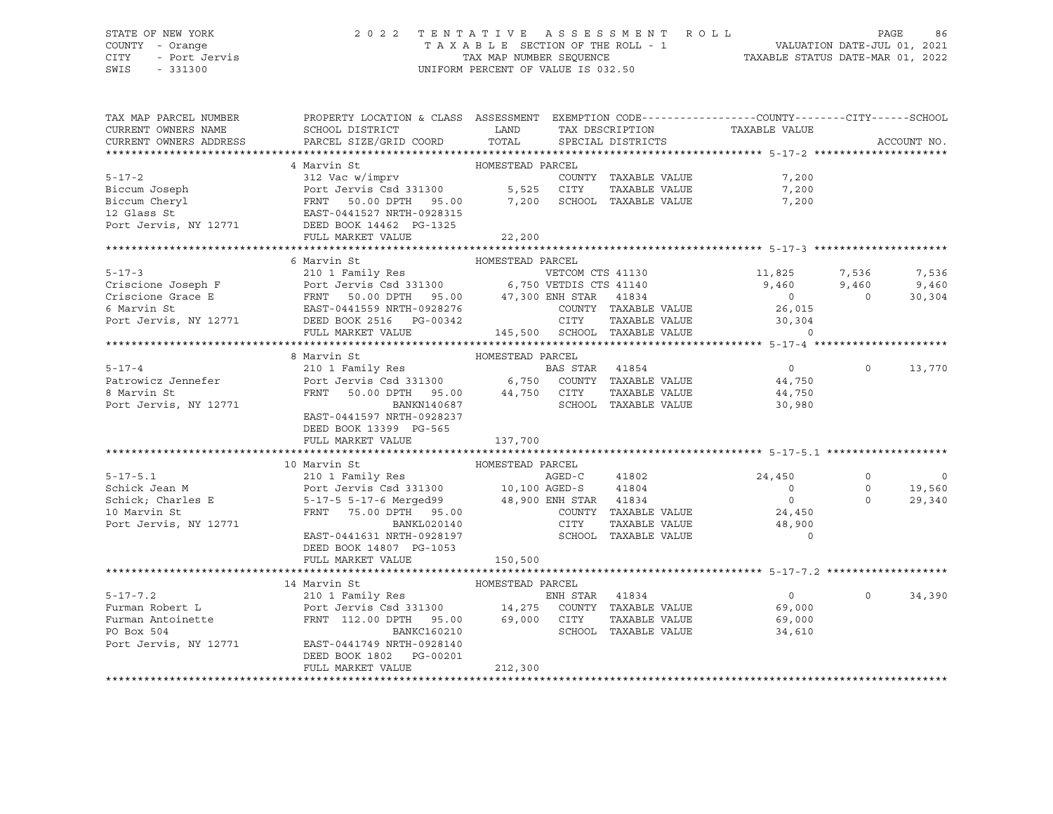STATE OF NEW YORK — 2022 TENTATIVE ASSESSMENT ROLL
COUNTY - Orange — TAXABLE SECTION OF THE ROLL - 1 — VALUATION DATE-JUL 01, 2021
CITY - Port Jervis — TAX MAP NUMBER SEQUENCE — TAXABLE STATUS DATE-MAR 01, 2022
SWIS - 331300 — UNIFORM PERCENT OF VALUE IS 032.50

| TAX MAP PARCEL NUMBER / CURRENT OWNERS NAME / CURRENT OWNERS ADDRESS | PROPERTY LOCATION & CLASS / SCHOOL DISTRICT / PARCEL SIZE/GRID COORD | ASSESSMENT LAND / TOTAL | EXEMPTION CODE / TAX DESCRIPTION / SPECIAL DISTRICTS | COUNTY TAXABLE VALUE | CITY | SCHOOL / ACCOUNT NO. |
|---|---|---|---|---|---|---|
| **5-17-2** | 4 Marvin St | HOMESTEAD PARCEL | | | | |
| | 312 Vac w/imprv | | COUNTY TAXABLE VALUE | 7,200 | | |
| Biccum Joseph | Port Jervis Csd 331300 | 5,525 | CITY TAXABLE VALUE | 7,200 | | |
| Biccum Cheryl | FRNT 50.00 DPTH 95.00 | 7,200 | SCHOOL TAXABLE VALUE | 7,200 | | |
| 12 Glass St | EAST-0441527 NRTH-0928315 | | | | | |
| Port Jervis, NY 12771 | DEED BOOK 14462 PG-1325 | | | | | |
| | FULL MARKET VALUE | 22,200 | | | | |
| **5-17-3** | 6 Marvin St | HOMESTEAD PARCEL | | | | |
| | 210 1 Family Res | | VETCOM CTS 41130 | 11,825 | 7,536 | 7,536 |
| Criscione Joseph F | Port Jervis Csd 331300 | 6,750 | VETDIS CTS 41140 | 9,460 | 9,460 | 9,460 |
| Criscione Grace E | FRNT 50.00 DPTH 95.00 | 47,300 | ENH STAR 41834 | 0 | 0 | 30,304 |
| 6 Marvin St | EAST-0441559 NRTH-0928276 | | COUNTY TAXABLE VALUE | 26,015 | | |
| Port Jervis, NY 12771 | DEED BOOK 2516 PG-00342 | | CITY TAXABLE VALUE | 30,304 | | |
| | FULL MARKET VALUE | 145,500 | SCHOOL TAXABLE VALUE | 0 | | |
| **5-17-4** | 8 Marvin St | HOMESTEAD PARCEL | | | | |
| | 210 1 Family Res | | BAS STAR 41854 | 0 | 0 | 13,770 |
| Patrowicz Jennefer | Port Jervis Csd 331300 | 6,750 | COUNTY TAXABLE VALUE | 44,750 | | |
| 8 Marvin St | FRNT 50.00 DPTH 95.00 | 44,750 | CITY TAXABLE VALUE | 44,750 | | |
| Port Jervis, NY 12771 | BANKN140687 | | SCHOOL TAXABLE VALUE | 30,980 | | |
| | EAST-0441597 NRTH-0928237 | | | | | |
| | DEED BOOK 13399 PG-565 | | | | | |
| | FULL MARKET VALUE | 137,700 | | | | |
| **5-17-5.1** | 10 Marvin St | HOMESTEAD PARCEL | | | | |
| | 210 1 Family Res | | AGED-C 41802 | 24,450 | 0 | 0 |
| Schick Jean M | Port Jervis Csd 331300 | 10,100 | AGED-S 41804 | 0 | 0 | 19,560 |
| Schick; Charles E | 5-17-5 5-17-6 Merged99 | 48,900 | ENH STAR 41834 | 0 | 0 | 29,340 |
| 10 Marvin St | FRNT 75.00 DPTH 95.00 | | COUNTY TAXABLE VALUE | 24,450 | | |
| Port Jervis, NY 12771 | BANKL020140 | | CITY TAXABLE VALUE | 48,900 | | |
| | EAST-0441631 NRTH-0928197 | | SCHOOL TAXABLE VALUE | 0 | | |
| | DEED BOOK 14807 PG-1053 | | | | | |
| | FULL MARKET VALUE | 150,500 | | | | |
| **5-17-7.2** | 14 Marvin St | HOMESTEAD PARCEL | | | | |
| | 210 1 Family Res | | ENH STAR 41834 | 0 | 0 | 34,390 |
| Furman Robert L | Port Jervis Csd 331300 | 14,275 | COUNTY TAXABLE VALUE | 69,000 | | |
| Furman Antoinette | FRNT 112.00 DPTH 95.00 | 69,000 | CITY TAXABLE VALUE | 69,000 | | |
| PO Box 504 | BANKC160210 | | SCHOOL TAXABLE VALUE | 34,610 | | |
| Port Jervis, NY 12771 | EAST-0441749 NRTH-0928140 | | | | | |
| | DEED BOOK 1802 PG-00201 | | | | | |
| | FULL MARKET VALUE | 212,300 | | | | |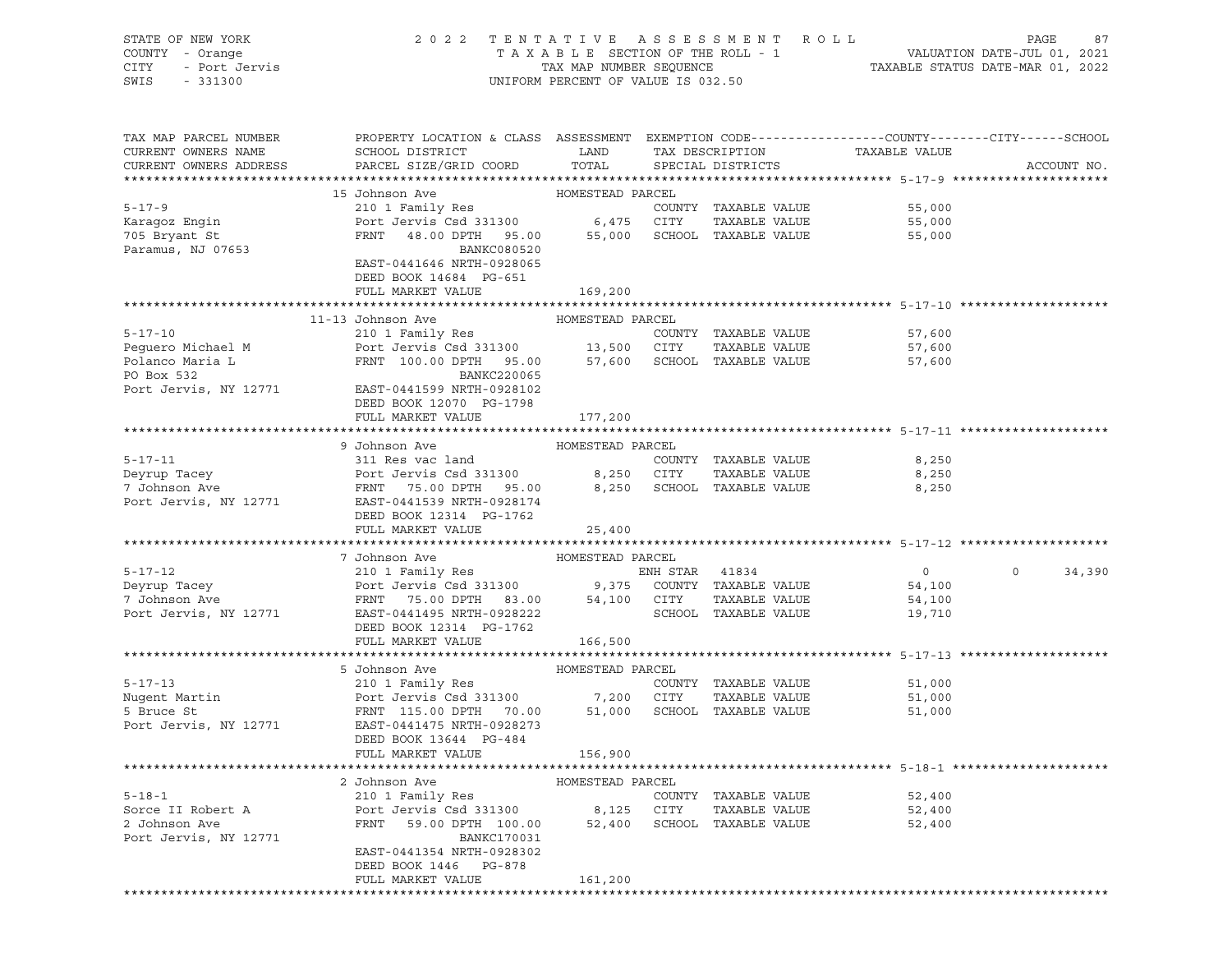STATE OF NEW YORK — COUNTY - Orange — CITY - Port Jervis — SWIS - 331300

2022 TENTATIVE ASSESSMENT ROLL
TAXABLE SECTION OF THE ROLL - 1
TAX MAP NUMBER SEQUENCE
UNIFORM PERCENT OF VALUE IS 032.50

VALUATION DATE-JUL 01, 2021
TAXABLE STATUS DATE-MAR 01, 2022

| TAX MAP PARCEL NUMBER / CURRENT OWNERS NAME / CURRENT OWNERS ADDRESS | PROPERTY LOCATION & CLASS / SCHOOL DISTRICT / PARCEL SIZE/GRID COORD | ASSESSMENT LAND / TOTAL | EXEMPTION CODE / TAX DESCRIPTION / SPECIAL DISTRICTS | COUNTY TAXABLE VALUE | CITY | SCHOOL | ACCOUNT NO. |
|---|---|---|---|---|---|---|---|
| **5-17-9** | 15 Johnson Ave — HOMESTEAD PARCEL | | | | | | |
| 5-17-9 | 210 1 Family Res | | COUNTY TAXABLE VALUE | 55,000 | | | |
| Karagoz Engin | Port Jervis Csd 331300 | 6,475 | CITY TAXABLE VALUE | 55,000 | | | |
| 705 Bryant St | FRNT 48.00 DPTH 95.00 | 55,000 | SCHOOL TAXABLE VALUE | 55,000 | | | |
| Paramus, NJ 07653 | BANKC080520 | | | | | | |
| | EAST-0441646 NRTH-0928065 | | | | | | |
| | DEED BOOK 14684 PG-651 | | | | | | |
| | FULL MARKET VALUE | 169,200 | | | | | |
| **5-17-10** | 11-13 Johnson Ave — HOMESTEAD PARCEL | | | | | | |
| 5-17-10 | 210 1 Family Res | | COUNTY TAXABLE VALUE | 57,600 | | | |
| Peguero Michael M | Port Jervis Csd 331300 | 13,500 | CITY TAXABLE VALUE | 57,600 | | | |
| Polanco Maria L | FRNT 100.00 DPTH 95.00 | 57,600 | SCHOOL TAXABLE VALUE | 57,600 | | | |
| PO Box 532 | BANKC220065 | | | | | | |
| Port Jervis, NY 12771 | EAST-0441599 NRTH-0928102 | | | | | | |
| | DEED BOOK 12070 PG-1798 | | | | | | |
| | FULL MARKET VALUE | 177,200 | | | | | |
| **5-17-11** | 9 Johnson Ave — HOMESTEAD PARCEL | | | | | | |
| 5-17-11 | 311 Res vac land | | COUNTY TAXABLE VALUE | 8,250 | | | |
| Deyrup Tacey | Port Jervis Csd 331300 | 8,250 | CITY TAXABLE VALUE | 8,250 | | | |
| 7 Johnson Ave | FRNT 75.00 DPTH 95.00 | 8,250 | SCHOOL TAXABLE VALUE | 8,250 | | | |
| Port Jervis, NY 12771 | EAST-0441539 NRTH-0928174 | | | | | | |
| | DEED BOOK 12314 PG-1762 | | | | | | |
| | FULL MARKET VALUE | 25,400 | | | | | |
| **5-17-12** | 7 Johnson Ave — HOMESTEAD PARCEL | | | | | | |
| 5-17-12 | 210 1 Family Res | | ENH STAR 41834 | 0 | 0 | 34,390 | |
| Deyrup Tacey | Port Jervis Csd 331300 | 9,375 | COUNTY TAXABLE VALUE | 54,100 | | | |
| 7 Johnson Ave | FRNT 75.00 DPTH 83.00 | 54,100 | CITY TAXABLE VALUE | 54,100 | | | |
| Port Jervis, NY 12771 | EAST-0441495 NRTH-0928222 | | SCHOOL TAXABLE VALUE | 19,710 | | | |
| | DEED BOOK 12314 PG-1762 | | | | | | |
| | FULL MARKET VALUE | 166,500 | | | | | |
| **5-17-13** | 5 Johnson Ave — HOMESTEAD PARCEL | | | | | | |
| 5-17-13 | 210 1 Family Res | | COUNTY TAXABLE VALUE | 51,000 | | | |
| Nugent Martin | Port Jervis Csd 331300 | 7,200 | CITY TAXABLE VALUE | 51,000 | | | |
| 5 Bruce St | FRNT 115.00 DPTH 70.00 | 51,000 | SCHOOL TAXABLE VALUE | 51,000 | | | |
| Port Jervis, NY 12771 | EAST-0441475 NRTH-0928273 | | | | | | |
| | DEED BOOK 13644 PG-484 | | | | | | |
| | FULL MARKET VALUE | 156,900 | | | | | |
| **5-18-1** | 2 Johnson Ave — HOMESTEAD PARCEL | | | | | | |
| 5-18-1 | 210 1 Family Res | | COUNTY TAXABLE VALUE | 52,400 | | | |
| Sorce II Robert A | Port Jervis Csd 331300 | 8,125 | CITY TAXABLE VALUE | 52,400 | | | |
| 2 Johnson Ave | FRNT 59.00 DPTH 100.00 | 52,400 | SCHOOL TAXABLE VALUE | 52,400 | | | |
| Port Jervis, NY 12771 | BANKC170031 | | | | | | |
| | EAST-0441354 NRTH-0928302 | | | | | | |
| | DEED BOOK 1446 PG-878 | | | | | | |
| | FULL MARKET VALUE | 161,200 | | | | | |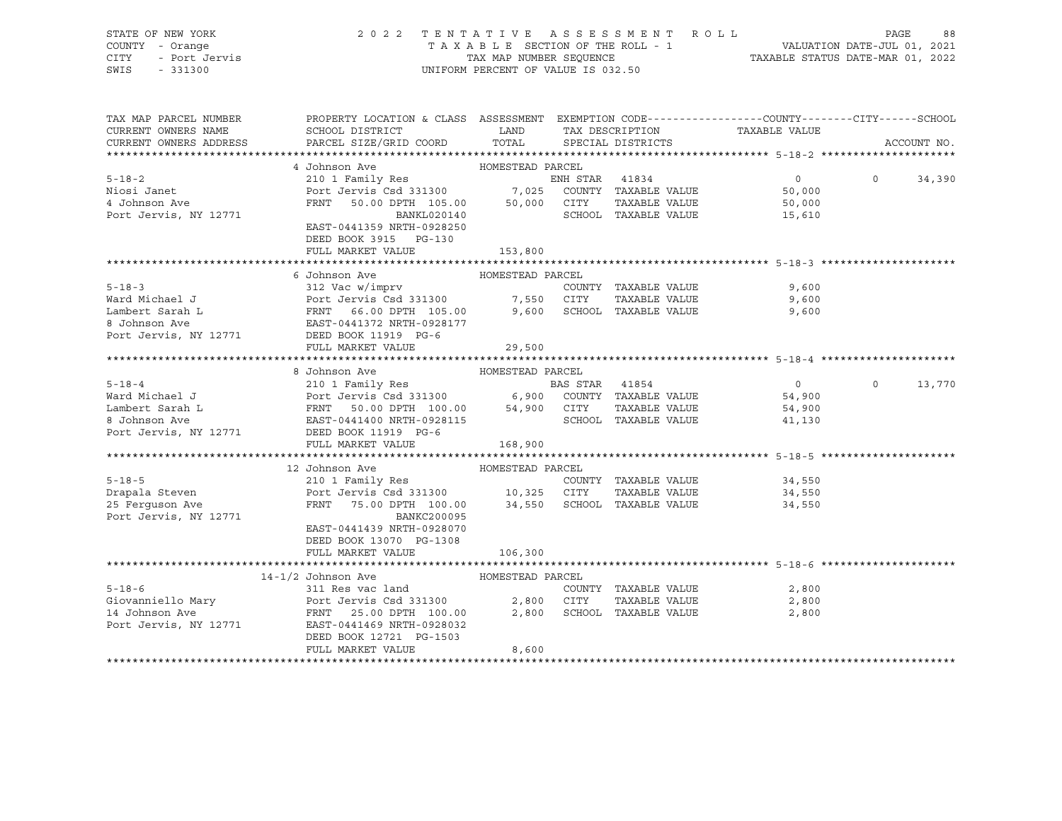STATE OF NEW YORK
COUNTY - Orange
CITY - Port Jervis
SWIS - 331300

2022 TENTATIVE ASSESSMENT ROLL
TAXABLE SECTION OF THE ROLL - 1
TAX MAP NUMBER SEQUENCE
UNIFORM PERCENT OF VALUE IS 032.50

VALUATION DATE-JUL 01, 2021
TAXABLE STATUS DATE-MAR 01, 2022

| TAX MAP PARCEL NUMBER / CURRENT OWNERS NAME / CURRENT OWNERS ADDRESS | PROPERTY LOCATION & CLASS / SCHOOL DISTRICT / PARCEL SIZE/GRID COORD | ASSESSMENT LAND | TOTAL | EXEMPTION CODE / TAX DESCRIPTION / SPECIAL DISTRICTS | COUNTY TAXABLE VALUE | CITY | SCHOOL | ACCOUNT NO. |
|---|---|---|---|---|---|---|---|---|
| **5-18-2** | 4 Johnson Ave | HOMESTEAD PARCEL | | | | | | |
| Niosi Janet | 210 1 Family Res | | | ENH STAR 41834 | 0 | 0 | 34,390 | |
| 4 Johnson Ave | Port Jervis Csd 331300 | 7,025 | | COUNTY TAXABLE VALUE | 50,000 | | | |
| Port Jervis, NY 12771 | FRNT 50.00 DPTH 105.00 | | 50,000 | CITY TAXABLE VALUE | 50,000 | | | |
| | BANKL020140 | | | SCHOOL TAXABLE VALUE | 15,610 | | | |
| | EAST-0441359 NRTH-0928250 | | | | | | | |
| | DEED BOOK 3915 PG-130 | | | | | | | |
| | FULL MARKET VALUE | 153,800 | | | | | | |
| **5-18-3** | 6 Johnson Ave | HOMESTEAD PARCEL | | | | | | |
| Ward Michael J | 312 Vac w/imprv | | | COUNTY TAXABLE VALUE | 9,600 | | | |
| Lambert Sarah L | Port Jervis Csd 331300 | 7,550 | | CITY TAXABLE VALUE | 9,600 | | | |
| 8 Johnson Ave | FRNT 66.00 DPTH 105.00 | | 9,600 | SCHOOL TAXABLE VALUE | 9,600 | | | |
| Port Jervis, NY 12771 | EAST-0441372 NRTH-0928177 | | | | | | | |
| | DEED BOOK 11919 PG-6 | | | | | | | |
| | FULL MARKET VALUE | 29,500 | | | | | | |
| **5-18-4** | 8 Johnson Ave | HOMESTEAD PARCEL | | | | | | |
| Ward Michael J | 210 1 Family Res | | | BAS STAR 41854 | 0 | 0 | 13,770 | |
| Lambert Sarah L | Port Jervis Csd 331300 | 6,900 | | COUNTY TAXABLE VALUE | 54,900 | | | |
| 8 Johnson Ave | FRNT 50.00 DPTH 100.00 | | 54,900 | CITY TAXABLE VALUE | 54,900 | | | |
| Port Jervis, NY 12771 | EAST-0441400 NRTH-0928115 | | | SCHOOL TAXABLE VALUE | 41,130 | | | |
| | DEED BOOK 11919 PG-6 | | | | | | | |
| | FULL MARKET VALUE | 168,900 | | | | | | |
| **5-18-5** | 12 Johnson Ave | HOMESTEAD PARCEL | | | | | | |
| Drapala Steven | 210 1 Family Res | | | COUNTY TAXABLE VALUE | 34,550 | | | |
| 25 Ferguson Ave | Port Jervis Csd 331300 | 10,325 | | CITY TAXABLE VALUE | 34,550 | | | |
| Port Jervis, NY 12771 | FRNT 75.00 DPTH 100.00 | | 34,550 | SCHOOL TAXABLE VALUE | 34,550 | | | |
| | BANKC200095 | | | | | | | |
| | EAST-0441439 NRTH-0928070 | | | | | | | |
| | DEED BOOK 13070 PG-1308 | | | | | | | |
| | FULL MARKET VALUE | 106,300 | | | | | | |
| **5-18-6** | 14-1/2 Johnson Ave | HOMESTEAD PARCEL | | | | | | |
| Giovanniello Mary | 311 Res vac land | | | COUNTY TAXABLE VALUE | 2,800 | | | |
| 14 Johnson Ave | Port Jervis Csd 331300 | 2,800 | | CITY TAXABLE VALUE | 2,800 | | | |
| Port Jervis, NY 12771 | FRNT 25.00 DPTH 100.00 | | 2,800 | SCHOOL TAXABLE VALUE | 2,800 | | | |
| | EAST-0441469 NRTH-0928032 | | | | | | | |
| | DEED BOOK 12721 PG-1503 | | | | | | | |
| | FULL MARKET VALUE | 8,600 | | | | | | |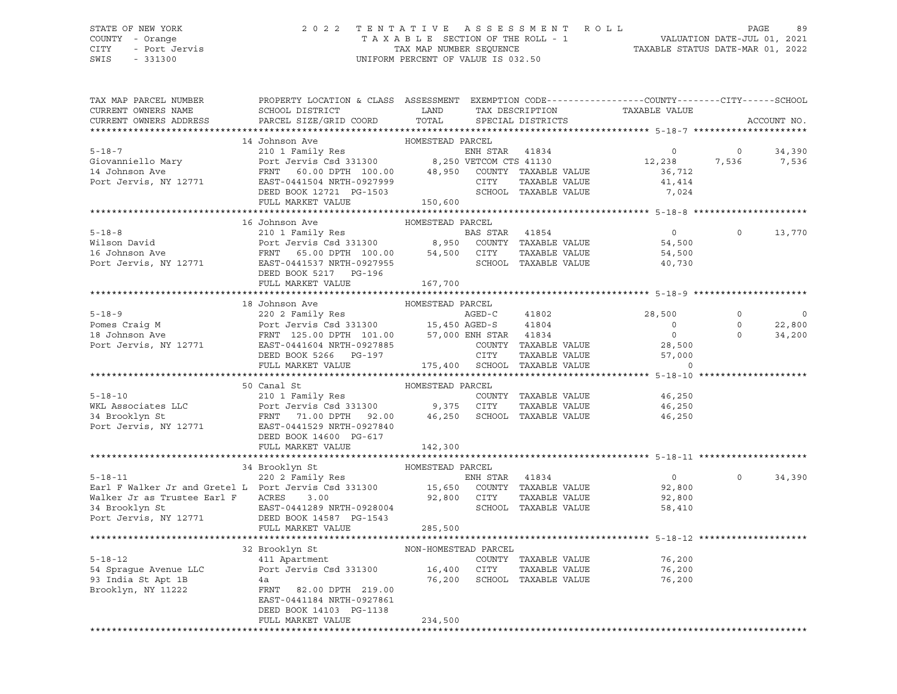STATE OF NEW YORK
COUNTY - Orange
CITY - Port Jervis
SWIS - 331300

2022 TENTATIVE ASSESSMENT ROLL
TAXABLE SECTION OF THE ROLL - 1
TAX MAP NUMBER SEQUENCE
UNIFORM PERCENT OF VALUE IS 032.50

VALUATION DATE-JUL 01, 2021
TAXABLE STATUS DATE-MAR 01, 2022

| TAX MAP PARCEL NUMBER / CURRENT OWNERS NAME / CURRENT OWNERS ADDRESS | PROPERTY LOCATION & CLASS / SCHOOL DISTRICT / PARCEL SIZE/GRID COORD | ASSESSMENT LAND / TOTAL | EXEMPTION CODE / TAX DESCRIPTION / SPECIAL DISTRICTS | COUNTY TAXABLE VALUE | CITY | SCHOOL | ACCOUNT NO. |
|---|---|---|---|---|---|---|---|
| **5-18-7** | 14 Johnson Ave | HOMESTEAD PARCEL | | | | | |
| | 210 1 Family Res | | ENH STAR 41834 | 0 | 0 | 34,390 | |
| Giovanniello Mary | Port Jervis Csd 331300 | 8,250 | VETCOM CTS 41130 | 12,238 | 7,536 | 7,536 | |
| 14 Johnson Ave | FRNT 60.00 DPTH 100.00 | 48,950 | COUNTY TAXABLE VALUE | 36,712 | | | |
| Port Jervis, NY 12771 | EAST-0441504 NRTH-0927999 | | CITY TAXABLE VALUE | 41,414 | | | |
| | DEED BOOK 12721 PG-1503 | | SCHOOL TAXABLE VALUE | 7,024 | | | |
| | FULL MARKET VALUE | 150,600 | | | | | |
| **5-18-8** | 16 Johnson Ave | HOMESTEAD PARCEL | | | | | |
| | 210 1 Family Res | | BAS STAR 41854 | 0 | 0 | 13,770 | |
| Wilson David | Port Jervis Csd 331300 | 8,950 | COUNTY TAXABLE VALUE | 54,500 | | | |
| 16 Johnson Ave | FRNT 65.00 DPTH 100.00 | 54,500 | CITY TAXABLE VALUE | 54,500 | | | |
| Port Jervis, NY 12771 | EAST-0441537 NRTH-0927955 | | SCHOOL TAXABLE VALUE | 40,730 | | | |
| | DEED BOOK 5217 PG-196 | | | | | | |
| | FULL MARKET VALUE | 167,700 | | | | | |
| **5-18-9** | 18 Johnson Ave | HOMESTEAD PARCEL | | | | | |
| | 220 2 Family Res | | AGED-C 41802 | 28,500 | 0 | 0 | |
| Pomes Craig M | Port Jervis Csd 331300 | 15,450 | AGED-S 41804 | 0 | 0 | 22,800 | |
| 18 Johnson Ave | FRNT 125.00 DPTH 101.00 | 57,000 | ENH STAR 41834 | 0 | 0 | 34,200 | |
| Port Jervis, NY 12771 | EAST-0441604 NRTH-0927885 | | COUNTY TAXABLE VALUE | 28,500 | | | |
| | DEED BOOK 5266 PG-197 | | CITY TAXABLE VALUE | 57,000 | | | |
| | FULL MARKET VALUE | 175,400 | SCHOOL TAXABLE VALUE | 0 | | | |
| **5-18-10** | 50 Canal St | HOMESTEAD PARCEL | | | | | |
| | 210 1 Family Res | | COUNTY TAXABLE VALUE | 46,250 | | | |
| WKL Associates LLC | Port Jervis Csd 331300 | 9,375 | CITY TAXABLE VALUE | 46,250 | | | |
| 34 Brooklyn St | FRNT 71.00 DPTH 92.00 | 46,250 | SCHOOL TAXABLE VALUE | 46,250 | | | |
| Port Jervis, NY 12771 | EAST-0441529 NRTH-0927840 | | | | | | |
| | DEED BOOK 14600 PG-617 | | | | | | |
| | FULL MARKET VALUE | 142,300 | | | | | |
| **5-18-11** | 34 Brooklyn St | HOMESTEAD PARCEL | | | | | |
| | 220 2 Family Res | | ENH STAR 41834 | 0 | 0 | 34,390 | |
| Earl F Walker Jr and Gretel L | Port Jervis Csd 331300 | 15,650 | COUNTY TAXABLE VALUE | 92,800 | | | |
| Walker Jr as Trustee Earl F | ACRES 3.00 | 92,800 | CITY TAXABLE VALUE | 92,800 | | | |
| 34 Brooklyn St | EAST-0441289 NRTH-0928004 | | SCHOOL TAXABLE VALUE | 58,410 | | | |
| Port Jervis, NY 12771 | DEED BOOK 14587 PG-1543 | | | | | | |
| | FULL MARKET VALUE | 285,500 | | | | | |
| **5-18-12** | 32 Brooklyn St | NON-HOMESTEAD PARCEL | | | | | |
| | 411 Apartment | | COUNTY TAXABLE VALUE | 76,200 | | | |
| 54 Sprague Avenue LLC | Port Jervis Csd 331300 | 16,400 | CITY TAXABLE VALUE | 76,200 | | | |
| 93 India St Apt 1B | 4a | 76,200 | SCHOOL TAXABLE VALUE | 76,200 | | | |
| Brooklyn, NY 11222 | FRNT 82.00 DPTH 219.00 | | | | | | |
| | EAST-0441184 NRTH-0927861 | | | | | | |
| | DEED BOOK 14103 PG-1138 | | | | | | |
| | FULL MARKET VALUE | 234,500 | | | | | |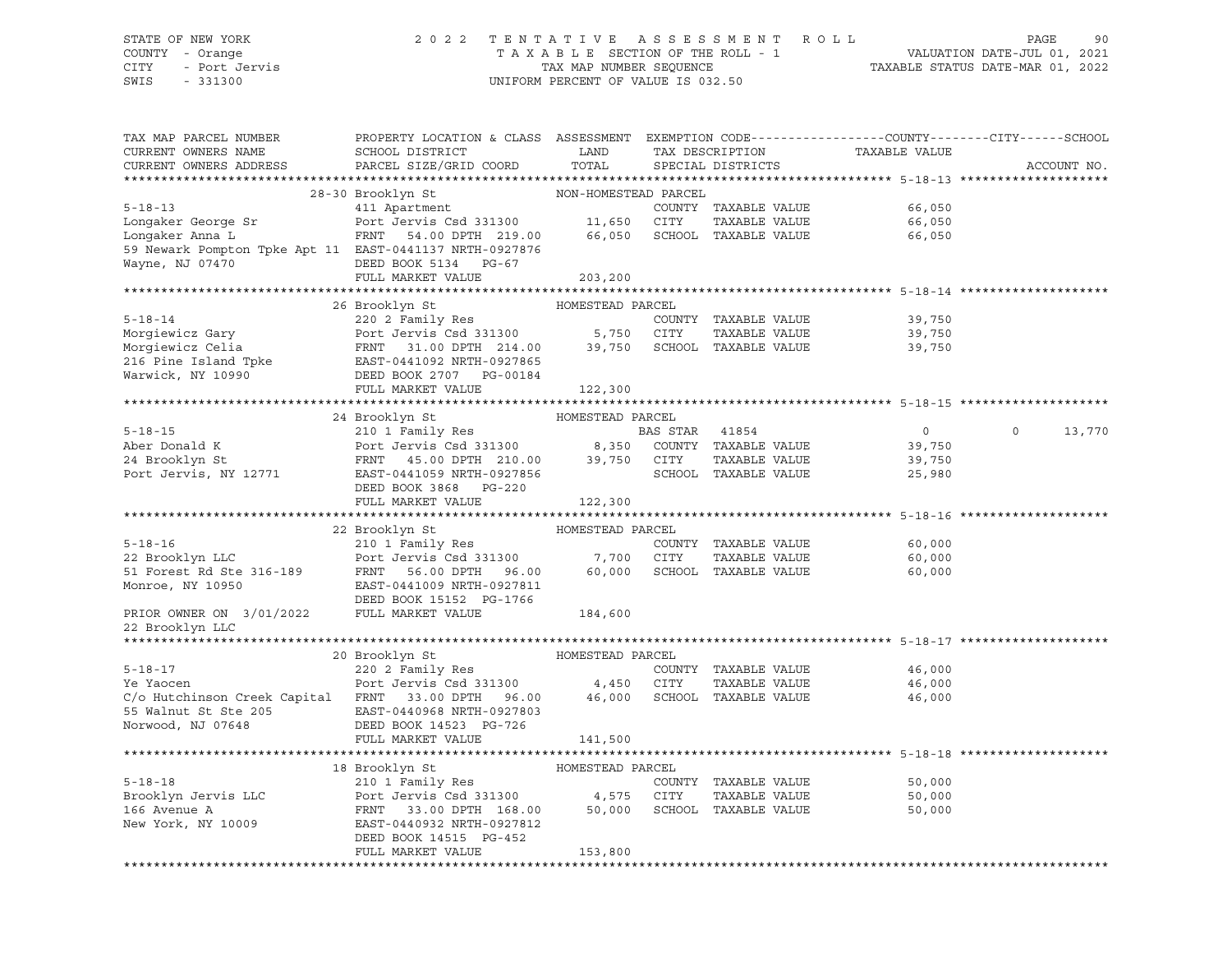STATE OF NEW YORK 2022 TENTATIVE ASSESSMENT ROLL
COUNTY - Orange TAXABLE SECTION OF THE ROLL - 1 VALUATION DATE-JUL 01, 2021
CITY - Port Jervis TAX MAP NUMBER SEQUENCE TAXABLE STATUS DATE-MAR 01, 2022
SWIS - 331300 UNIFORM PERCENT OF VALUE IS 032.50

| TAX MAP PARCEL NUMBER / CURRENT OWNERS NAME / CURRENT OWNERS ADDRESS | PROPERTY LOCATION & CLASS / SCHOOL DISTRICT / PARCEL SIZE/GRID COORD | ASSESSMENT LAND / TOTAL | EXEMPTION CODE / TAX DESCRIPTION / SPECIAL DISTRICTS | TAXABLE VALUE COUNTY | CITY | SCHOOL / ACCOUNT NO. |
|---|---|---|---|---|---|---|
| **5-18-13** | 28-30 Brooklyn St — NON-HOMESTEAD PARCEL | | | | | |
| Longaker George Sr | 411 Apartment | | COUNTY TAXABLE VALUE | 66,050 | | |
| Longaker Anna L | Port Jervis Csd 331300 | 11,650 | CITY TAXABLE VALUE | 66,050 | | |
| 59 Newark Pompton Tpke Apt 11 | FRNT 54.00 DPTH 219.00 | 66,050 | SCHOOL TAXABLE VALUE | 66,050 | | |
| Wayne, NJ 07470 | EAST-0441137 NRTH-0927876 | | | | | |
| | DEED BOOK 5134 PG-67 | | | | | |
| | FULL MARKET VALUE | 203,200 | | | | |
| **5-18-14** | 26 Brooklyn St — HOMESTEAD PARCEL | | | | | |
| Morgiewicz Gary | 220 2 Family Res | | COUNTY TAXABLE VALUE | 39,750 | | |
| Morgiewicz Celia | Port Jervis Csd 331300 | 5,750 | CITY TAXABLE VALUE | 39,750 | | |
| 216 Pine Island Tpke | FRNT 31.00 DPTH 214.00 | 39,750 | SCHOOL TAXABLE VALUE | 39,750 | | |
| Warwick, NY 10990 | EAST-0441092 NRTH-0927865 | | | | | |
| | DEED BOOK 2707 PG-00184 | | | | | |
| | FULL MARKET VALUE | 122,300 | | | | |
| **5-18-15** | 24 Brooklyn St — HOMESTEAD PARCEL | | | | | |
| Aber Donald K | 210 1 Family Res | | BAS STAR 41854 | 0 | 0 | 13,770 |
| 24 Brooklyn St | Port Jervis Csd 331300 | 8,350 | COUNTY TAXABLE VALUE | 39,750 | | |
| Port Jervis, NY 12771 | FRNT 45.00 DPTH 210.00 | 39,750 | CITY TAXABLE VALUE | 39,750 | | |
| | EAST-0441059 NRTH-0927856 | | SCHOOL TAXABLE VALUE | 25,980 | | |
| | DEED BOOK 3868 PG-220 | | | | | |
| | FULL MARKET VALUE | 122,300 | | | | |
| **5-18-16** | 22 Brooklyn St — HOMESTEAD PARCEL | | | | | |
| 22 Brooklyn LLC | 210 1 Family Res | | COUNTY TAXABLE VALUE | 60,000 | | |
| 51 Forest Rd Ste 316-189 | Port Jervis Csd 331300 | 7,700 | CITY TAXABLE VALUE | 60,000 | | |
| Monroe, NY 10950 | FRNT 56.00 DPTH 96.00 | 60,000 | SCHOOL TAXABLE VALUE | 60,000 | | |
| | EAST-0441009 NRTH-0927811 | | | | | |
| | DEED BOOK 15152 PG-1766 | | | | | |
| PRIOR OWNER ON 3/01/2022 | FULL MARKET VALUE | 184,600 | | | | |
| 22 Brooklyn LLC | | | | | | |
| **5-18-17** | 20 Brooklyn St — HOMESTEAD PARCEL | | | | | |
| Ye Yaocen | 220 2 Family Res | | COUNTY TAXABLE VALUE | 46,000 | | |
| C/o Hutchinson Creek Capital | Port Jervis Csd 331300 | 4,450 | CITY TAXABLE VALUE | 46,000 | | |
| 55 Walnut St Ste 205 | FRNT 33.00 DPTH 96.00 | 46,000 | SCHOOL TAXABLE VALUE | 46,000 | | |
| Norwood, NJ 07648 | EAST-0440968 NRTH-0927803 | | | | | |
| | DEED BOOK 14523 PG-726 | | | | | |
| | FULL MARKET VALUE | 141,500 | | | | |
| **5-18-18** | 18 Brooklyn St — HOMESTEAD PARCEL | | | | | |
| Brooklyn Jervis LLC | 210 1 Family Res | | COUNTY TAXABLE VALUE | 50,000 | | |
| 166 Avenue A | Port Jervis Csd 331300 | 4,575 | CITY TAXABLE VALUE | 50,000 | | |
| New York, NY 10009 | FRNT 33.00 DPTH 168.00 | 50,000 | SCHOOL TAXABLE VALUE | 50,000 | | |
| | EAST-0440932 NRTH-0927812 | | | | | |
| | DEED BOOK 14515 PG-452 | | | | | |
| | FULL MARKET VALUE | 153,800 | | | | |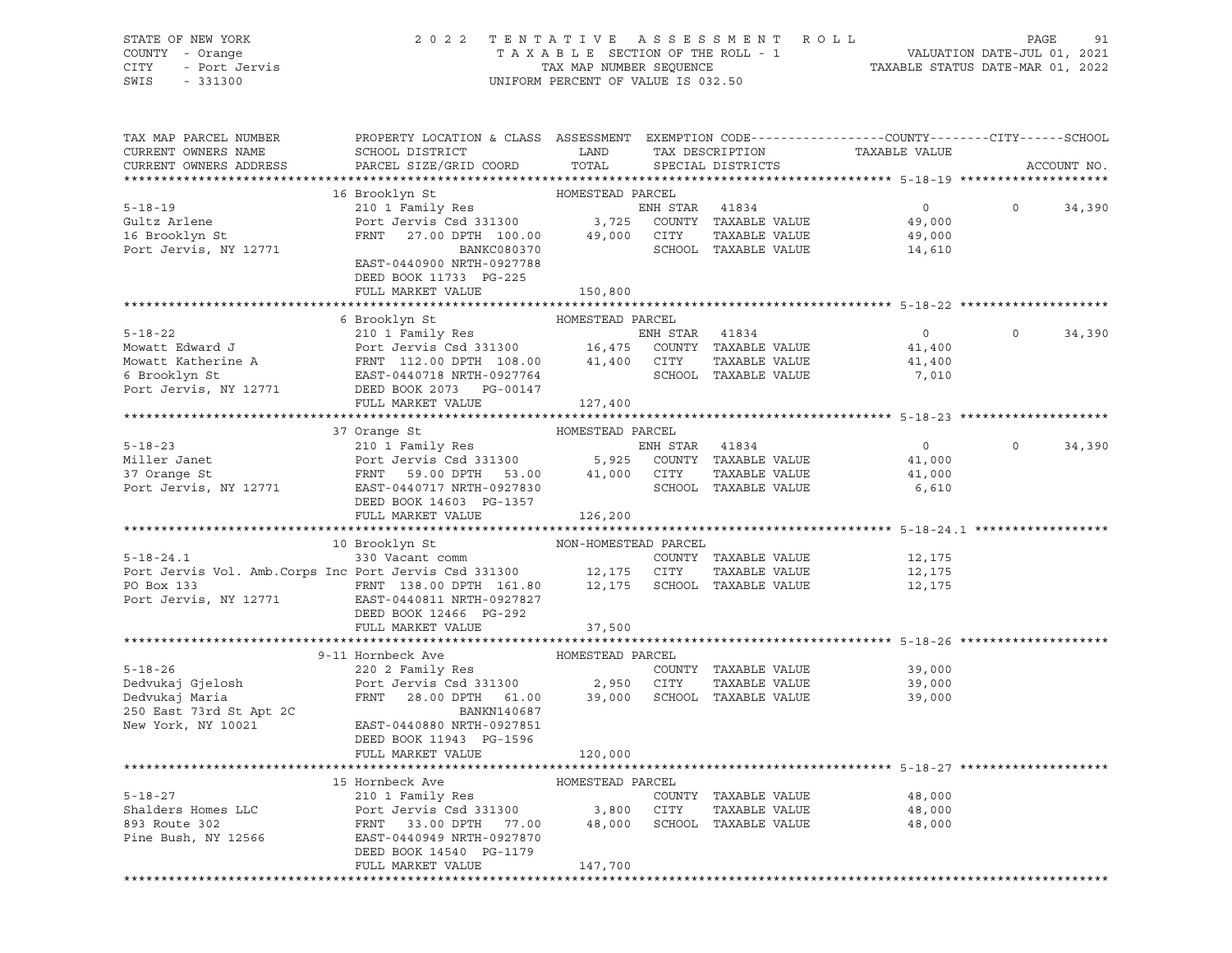STATE OF NEW YORK — COUNTY - Orange — CITY - Port Jervis — SWIS - 331300

# 2022 TENTATIVE ASSESSMENT ROLL

TAXABLE SECTION OF THE ROLL - 1 — TAX MAP NUMBER SEQUENCE — UNIFORM PERCENT OF VALUE IS 032.50

VALUATION DATE-JUL 01, 2021 — TAXABLE STATUS DATE-MAR 01, 2022

| TAX MAP PARCEL NUMBER / CURRENT OWNERS NAME / CURRENT OWNERS ADDRESS | PROPERTY LOCATION & CLASS / SCHOOL DISTRICT / PARCEL SIZE/GRID COORD | ASSESSMENT LAND | ASSESSMENT TOTAL | EXEMPTION CODE / TAX DESCRIPTION / SPECIAL DISTRICTS | COUNTY TAXABLE VALUE | CITY | SCHOOL | ACCOUNT NO. |
|---|---|---|---|---|---|---|---|---|
| **5-18-19** | 16 Brooklyn St — HOMESTEAD PARCEL | | | | | | | |
| Gultz Arlene | 210 1 Family Res | | | ENH STAR 41834 | 0 | 0 | 34,390 | |
| 16 Brooklyn St | Port Jervis Csd 331300 | 3,725 | | COUNTY TAXABLE VALUE | 49,000 | | | |
| Port Jervis, NY 12771 | FRNT 27.00 DPTH 100.00 | | 49,000 | CITY TAXABLE VALUE | 49,000 | | | |
| | BANKC080370 | | | SCHOOL TAXABLE VALUE | 14,610 | | | |
| | EAST-0440900 NRTH-0927788 | | | | | | | |
| | DEED BOOK 11733 PG-225 | | | | | | | |
| | FULL MARKET VALUE | | 150,800 | | | | | |
| **5-18-22** | 6 Brooklyn St — HOMESTEAD PARCEL | | | | | | | |
| Mowatt Edward J | 210 1 Family Res | | | ENH STAR 41834 | 0 | 0 | 34,390 | |
| Mowatt Katherine A | Port Jervis Csd 331300 | 16,475 | | COUNTY TAXABLE VALUE | 41,400 | | | |
| 6 Brooklyn St | FRNT 112.00 DPTH 108.00 | | 41,400 | CITY TAXABLE VALUE | 41,400 | | | |
| Port Jervis, NY 12771 | EAST-0440718 NRTH-0927764 | | | SCHOOL TAXABLE VALUE | 7,010 | | | |
| | DEED BOOK 2073 PG-00147 | | | | | | | |
| | FULL MARKET VALUE | | 127,400 | | | | | |
| **5-18-23** | 37 Orange St — HOMESTEAD PARCEL | | | | | | | |
| Miller Janet | 210 1 Family Res | | | ENH STAR 41834 | 0 | 0 | 34,390 | |
| 37 Orange St | Port Jervis Csd 331300 | 5,925 | | COUNTY TAXABLE VALUE | 41,000 | | | |
| Port Jervis, NY 12771 | FRNT 59.00 DPTH 53.00 | | 41,000 | CITY TAXABLE VALUE | 41,000 | | | |
| | EAST-0440717 NRTH-0927830 | | | SCHOOL TAXABLE VALUE | 6,610 | | | |
| | DEED BOOK 14603 PG-1357 | | | | | | | |
| | FULL MARKET VALUE | | 126,200 | | | | | |
| **5-18-24.1** | 10 Brooklyn St — NON-HOMESTEAD PARCEL | | | | | | | |
| Port Jervis Vol. Amb.Corps Inc | 330 Vacant comm | | | COUNTY TAXABLE VALUE | 12,175 | | | |
| PO Box 133 | Port Jervis Csd 331300 | 12,175 | | CITY TAXABLE VALUE | 12,175 | | | |
| Port Jervis, NY 12771 | FRNT 138.00 DPTH 161.80 | | 12,175 | SCHOOL TAXABLE VALUE | 12,175 | | | |
| | EAST-0440811 NRTH-0927827 | | | | | | | |
| | DEED BOOK 12466 PG-292 | | | | | | | |
| | FULL MARKET VALUE | | 37,500 | | | | | |
| **5-18-26** | 9-11 Hornbeck Ave — HOMESTEAD PARCEL | | | | | | | |
| Dedvukaj Gjelosh | 220 2 Family Res | | | COUNTY TAXABLE VALUE | 39,000 | | | |
| Dedvukaj Maria | Port Jervis Csd 331300 | 2,950 | | CITY TAXABLE VALUE | 39,000 | | | |
| 250 East 73rd St Apt 2C | FRNT 28.00 DPTH 61.00 | | 39,000 | SCHOOL TAXABLE VALUE | 39,000 | | | |
| New York, NY 10021 | BANKN140687 | | | | | | | |
| | EAST-0440880 NRTH-0927851 | | | | | | | |
| | DEED BOOK 11943 PG-1596 | | | | | | | |
| | FULL MARKET VALUE | | 120,000 | | | | | |
| **5-18-27** | 15 Hornbeck Ave — HOMESTEAD PARCEL | | | | | | | |
| Shalders Homes LLC | 210 1 Family Res | | | COUNTY TAXABLE VALUE | 48,000 | | | |
| 893 Route 302 | Port Jervis Csd 331300 | 3,800 | | CITY TAXABLE VALUE | 48,000 | | | |
| Pine Bush, NY 12566 | FRNT 33.00 DPTH 77.00 | | 48,000 | SCHOOL TAXABLE VALUE | 48,000 | | | |
| | EAST-0440949 NRTH-0927870 | | | | | | | |
| | DEED BOOK 14540 PG-1179 | | | | | | | |
| | FULL MARKET VALUE | | 147,700 | | | | | |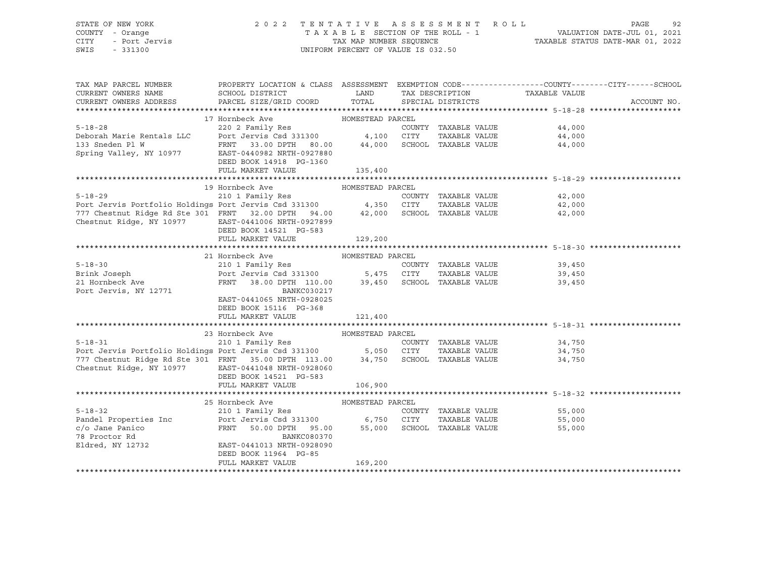STATE OF NEW YORK
COUNTY - Orange
CITY - Port Jervis
SWIS - 331300

2 0 2 2 T E N T A T I V E A S S E S S M E N T R O L L
T A X A B L E SECTION OF THE ROLL - 1
TAX MAP NUMBER SEQUENCE
UNIFORM PERCENT OF VALUE IS 032.50

VALUATION DATE-JUL 01, 2021
TAXABLE STATUS DATE-MAR 01, 2022

| TAX MAP PARCEL NUMBER / CURRENT OWNERS NAME / CURRENT OWNERS ADDRESS | PROPERTY LOCATION & CLASS / SCHOOL DISTRICT / PARCEL SIZE/GRID COORD | ASSESSMENT LAND / TOTAL | EXEMPTION CODE / TAX DESCRIPTION / SPECIAL DISTRICTS | COUNTY / CITY / SCHOOL TAXABLE VALUE | ACCOUNT NO. |
|---|---|---|---|---|---|
| **5-18-28** | 17 Hornbeck Ave — HOMESTEAD PARCEL | | | | |
| | 220 2 Family Res | | COUNTY TAXABLE VALUE | 44,000 | |
| Deborah Marie Rentals LLC | Port Jervis Csd 331300 | 4,100 | CITY TAXABLE VALUE | 44,000 | |
| 133 Sneden Pl W | FRNT 33.00 DPTH 80.00 | 44,000 | SCHOOL TAXABLE VALUE | 44,000 | |
| Spring Valley, NY 10977 | EAST-0440982 NRTH-0927880 | | | | |
| | DEED BOOK 14918 PG-1360 | | | | |
| | FULL MARKET VALUE | 135,400 | | | |
| **5-18-29** | 19 Hornbeck Ave — HOMESTEAD PARCEL | | | | |
| | 210 1 Family Res | | COUNTY TAXABLE VALUE | 42,000 | |
| Port Jervis Portfolio Holdings | Port Jervis Csd 331300 | 4,350 | CITY TAXABLE VALUE | 42,000 | |
| 777 Chestnut Ridge Rd Ste 301 | FRNT 32.00 DPTH 94.00 | 42,000 | SCHOOL TAXABLE VALUE | 42,000 | |
| Chestnut Ridge, NY 10977 | EAST-0441006 NRTH-0927899 | | | | |
| | DEED BOOK 14521 PG-583 | | | | |
| | FULL MARKET VALUE | 129,200 | | | |
| **5-18-30** | 21 Hornbeck Ave — HOMESTEAD PARCEL | | | | |
| | 210 1 Family Res | | COUNTY TAXABLE VALUE | 39,450 | |
| Brink Joseph | Port Jervis Csd 331300 | 5,475 | CITY TAXABLE VALUE | 39,450 | |
| 21 Hornbeck Ave | FRNT 38.00 DPTH 110.00 | 39,450 | SCHOOL TAXABLE VALUE | 39,450 | |
| Port Jervis, NY 12771 | BANKC030217 | | | | |
| | EAST-0441065 NRTH-0928025 | | | | |
| | DEED BOOK 15116 PG-368 | | | | |
| | FULL MARKET VALUE | 121,400 | | | |
| **5-18-31** | 23 Hornbeck Ave — HOMESTEAD PARCEL | | | | |
| | 210 1 Family Res | | COUNTY TAXABLE VALUE | 34,750 | |
| Port Jervis Portfolio Holdings | Port Jervis Csd 331300 | 5,050 | CITY TAXABLE VALUE | 34,750 | |
| 777 Chestnut Ridge Rd Ste 301 | FRNT 35.00 DPTH 113.00 | 34,750 | SCHOOL TAXABLE VALUE | 34,750 | |
| Chestnut Ridge, NY 10977 | EAST-0441048 NRTH-0928060 | | | | |
| | DEED BOOK 14521 PG-583 | | | | |
| | FULL MARKET VALUE | 106,900 | | | |
| **5-18-32** | 25 Hornbeck Ave — HOMESTEAD PARCEL | | | | |
| | 210 1 Family Res | | COUNTY TAXABLE VALUE | 55,000 | |
| Pandel Properties Inc | Port Jervis Csd 331300 | 6,750 | CITY TAXABLE VALUE | 55,000 | |
| c/o Jane Panico | FRNT 50.00 DPTH 95.00 | 55,000 | SCHOOL TAXABLE VALUE | 55,000 | |
| 78 Proctor Rd | BANKC080370 | | | | |
| Eldred, NY 12732 | EAST-0441013 NRTH-0928090 | | | | |
| | DEED BOOK 11964 PG-85 | | | | |
| | FULL MARKET VALUE | 169,200 | | | |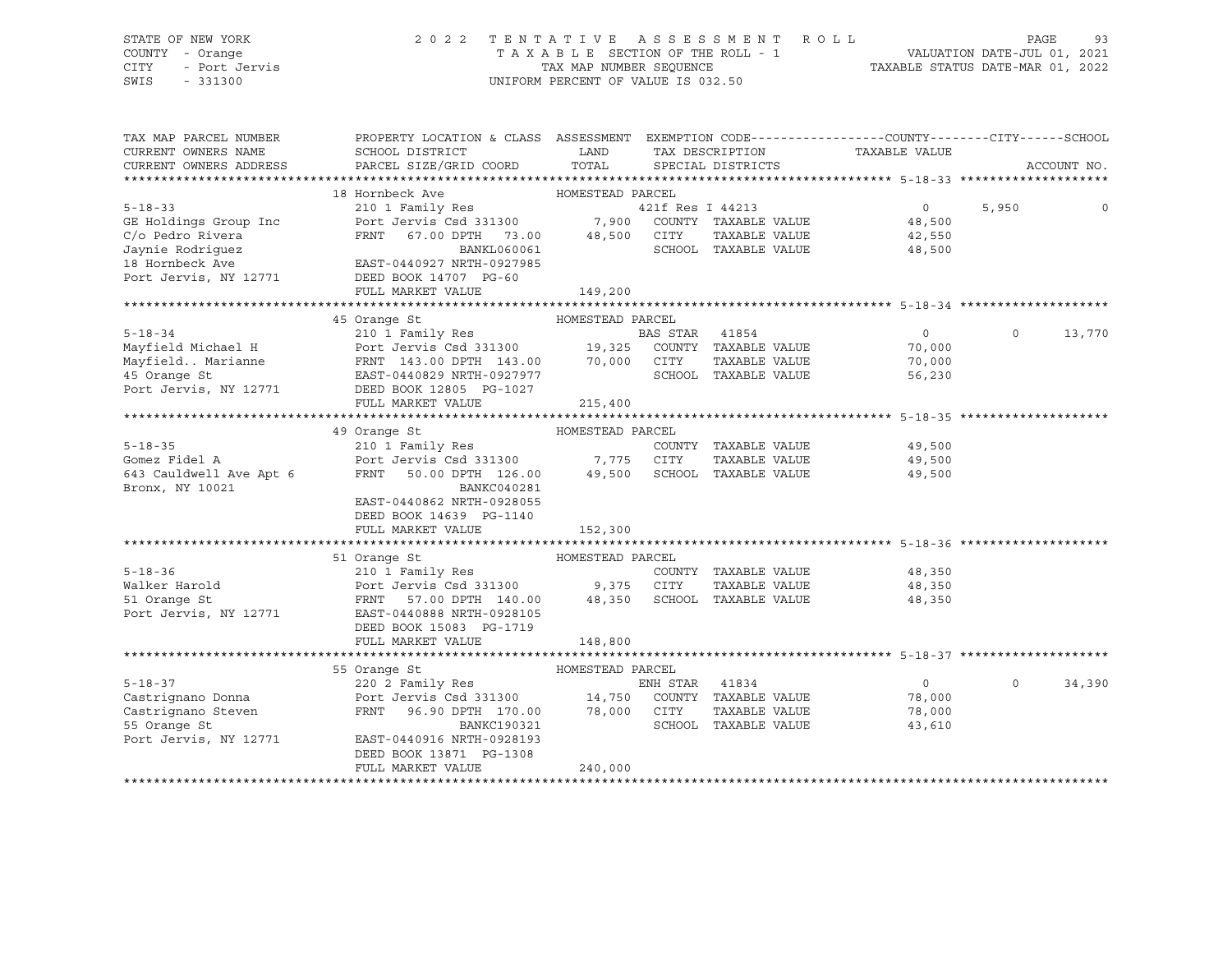STATE OF NEW YORK
COUNTY - Orange
CITY - Port Jervis
SWIS - 331300

2 0 2 2 T E N T A T I V E A S S E S S M E N T R O L L
T A X A B L E SECTION OF THE ROLL - 1
TAX MAP NUMBER SEQUENCE
UNIFORM PERCENT OF VALUE IS 032.50

VALUATION DATE-JUL 01, 2021
TAXABLE STATUS DATE-MAR 01, 2022

| TAX MAP PARCEL NUMBER / CURRENT OWNERS NAME / CURRENT OWNERS ADDRESS | PROPERTY LOCATION & CLASS / SCHOOL DISTRICT / PARCEL SIZE/GRID COORD | ASSESSMENT LAND / TOTAL | EXEMPTION CODE / TAX DESCRIPTION / SPECIAL DISTRICTS | COUNTY TAXABLE VALUE | CITY | SCHOOL | ACCOUNT NO. |
|---|---|---|---|---|---|---|---|
| | 18 Hornbeck Ave | HOMESTEAD PARCEL | | | | | |
| 5-18-33 | 210 1 Family Res | | 421f Res I 44213 | 0 | 5,950 | 0 | |
| GE Holdings Group Inc | Port Jervis Csd 331300 | 7,900 | COUNTY TAXABLE VALUE | 48,500 | | | |
| C/o Pedro Rivera | FRNT 67.00 DPTH 73.00 | 48,500 | CITY TAXABLE VALUE | 42,550 | | | |
| Jaynie Rodriguez | BANKL060061 | | SCHOOL TAXABLE VALUE | 48,500 | | | |
| 18 Hornbeck Ave | EAST-0440927 NRTH-0927985 | | | | | | |
| Port Jervis, NY 12771 | DEED BOOK 14707 PG-60 | | | | | | |
| | FULL MARKET VALUE | 149,200 | | | | | |
| | 45 Orange St | HOMESTEAD PARCEL | | | | | |
| 5-18-34 | 210 1 Family Res | | BAS STAR 41854 | 0 | 0 | 13,770 | |
| Mayfield Michael H | Port Jervis Csd 331300 | 19,325 | COUNTY TAXABLE VALUE | 70,000 | | | |
| Mayfield.. Marianne | FRNT 143.00 DPTH 143.00 | 70,000 | CITY TAXABLE VALUE | 70,000 | | | |
| 45 Orange St | EAST-0440829 NRTH-0927977 | | SCHOOL TAXABLE VALUE | 56,230 | | | |
| Port Jervis, NY 12771 | DEED BOOK 12805 PG-1027 | | | | | | |
| | FULL MARKET VALUE | 215,400 | | | | | |
| | 49 Orange St | HOMESTEAD PARCEL | | | | | |
| 5-18-35 | 210 1 Family Res | | COUNTY TAXABLE VALUE | 49,500 | | | |
| Gomez Fidel A | Port Jervis Csd 331300 | 7,775 | CITY TAXABLE VALUE | 49,500 | | | |
| 643 Cauldwell Ave Apt 6 | FRNT 50.00 DPTH 126.00 | 49,500 | SCHOOL TAXABLE VALUE | 49,500 | | | |
| Bronx, NY 10021 | BANKC040281 | | | | | | |
| | EAST-0440862 NRTH-0928055 | | | | | | |
| | DEED BOOK 14639 PG-1140 | | | | | | |
| | FULL MARKET VALUE | 152,300 | | | | | |
| | 51 Orange St | HOMESTEAD PARCEL | | | | | |
| 5-18-36 | 210 1 Family Res | | COUNTY TAXABLE VALUE | 48,350 | | | |
| Walker Harold | Port Jervis Csd 331300 | 9,375 | CITY TAXABLE VALUE | 48,350 | | | |
| 51 Orange St | FRNT 57.00 DPTH 140.00 | 48,350 | SCHOOL TAXABLE VALUE | 48,350 | | | |
| Port Jervis, NY 12771 | EAST-0440888 NRTH-0928105 | | | | | | |
| | DEED BOOK 15083 PG-1719 | | | | | | |
| | FULL MARKET VALUE | 148,800 | | | | | |
| | 55 Orange St | HOMESTEAD PARCEL | | | | | |
| 5-18-37 | 220 2 Family Res | | ENH STAR 41834 | 0 | 0 | 34,390 | |
| Castrignano Donna | Port Jervis Csd 331300 | 14,750 | COUNTY TAXABLE VALUE | 78,000 | | | |
| Castrignano Steven | FRNT 96.90 DPTH 170.00 | 78,000 | CITY TAXABLE VALUE | 78,000 | | | |
| 55 Orange St | BANKC190321 | | SCHOOL TAXABLE VALUE | 43,610 | | | |
| Port Jervis, NY 12771 | EAST-0440916 NRTH-0928193 | | | | | | |
| | DEED BOOK 13871 PG-1308 | | | | | | |
| | FULL MARKET VALUE | 240,000 | | | | | |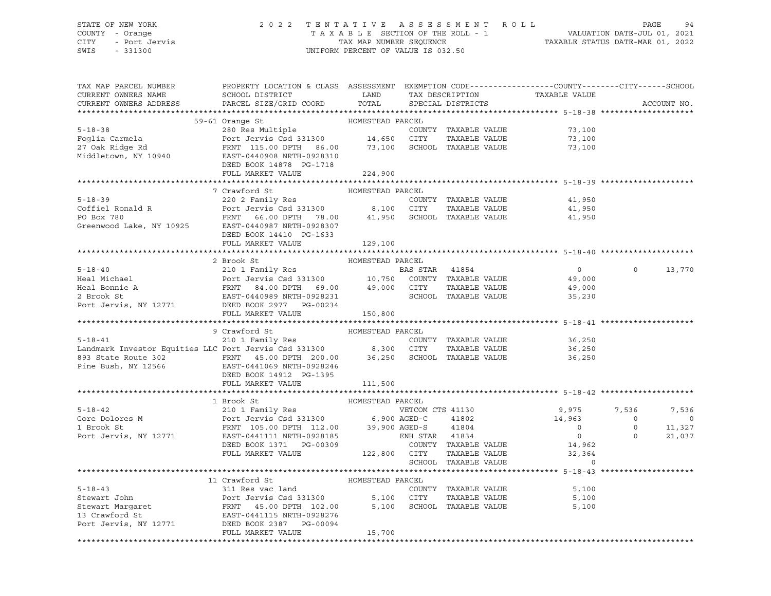STATE OF NEW YORK — 2022 TENTATIVE ASSESSMENT ROLL
COUNTY - Orange — TAXABLE SECTION OF THE ROLL - 1 — VALUATION DATE-JUL 01, 2021
CITY - Port Jervis — TAX MAP NUMBER SEQUENCE — TAXABLE STATUS DATE-MAR 01, 2022
SWIS - 331300 — UNIFORM PERCENT OF VALUE IS 032.50

```
TAX MAP PARCEL NUMBER          PROPERTY LOCATION & CLASS  ASSESSMENT  EXEMPTION CODE------------------COUNTY--------CITY------SCHOOL
CURRENT OWNERS NAME            SCHOOL DISTRICT               LAND      TAX DESCRIPTION            TAXABLE VALUE
CURRENT OWNERS ADDRESS         PARCEL SIZE/GRID COORD        TOTAL     SPECIAL DISTRICTS                                  ACCOUNT NO.
******************************************************************************************************* 5-18-38 ********************
                  59-61 Orange St                 HOMESTEAD PARCEL
5-18-38                        280 Res Multiple                      COUNTY  TAXABLE VALUE             73,100
Foglia Carmela                 Port Jervis Csd 331300       14,650   CITY    TAXABLE VALUE             73,100
27 Oak Ridge Rd                FRNT 115.00 DPTH  86.00      73,100   SCHOOL  TAXABLE VALUE             73,100
Middletown, NY 10940           EAST-0440908 NRTH-0928310
                               DEED BOOK 14878  PG-1718
                               FULL MARKET VALUE           224,900
******************************************************************************************************* 5-18-39 ********************
                  7 Crawford St                   HOMESTEAD PARCEL
5-18-39                        220 2 Family Res                      COUNTY  TAXABLE VALUE             41,950
Coffiel Ronald R               Port Jervis Csd 331300        8,100   CITY    TAXABLE VALUE             41,950
PO Box 780                     FRNT  66.00 DPTH  78.00      41,950   SCHOOL  TAXABLE VALUE             41,950
Greenwood Lake, NY 10925       EAST-0440987 NRTH-0928307
                               DEED BOOK 14410  PG-1633
                               FULL MARKET VALUE           129,100
******************************************************************************************************* 5-18-40 ********************
                  2 Brook St                      HOMESTEAD PARCEL
5-18-40                        210 1 Family Res                      BAS STAR  41854                        0            0      13,770
Heal Michael                   Port Jervis Csd 331300       10,750   COUNTY  TAXABLE VALUE             49,000
Heal Bonnie A                  FRNT  84.00 DPTH  69.00      49,000   CITY    TAXABLE VALUE             49,000
2 Brook St                     EAST-0440989 NRTH-0928231             SCHOOL  TAXABLE VALUE             35,230
Port Jervis, NY 12771          DEED BOOK 2977   PG-00234
                               FULL MARKET VALUE           150,800
******************************************************************************************************* 5-18-41 ********************
                  9 Crawford St                   HOMESTEAD PARCEL
5-18-41                        210 1 Family Res                      COUNTY  TAXABLE VALUE             36,250
Landmark Investor Equities LLC Port Jervis Csd 331300        8,300   CITY    TAXABLE VALUE             36,250
893 State Route 302            FRNT  45.00 DPTH 200.00      36,250   SCHOOL  TAXABLE VALUE             36,250
Pine Bush, NY 12566            EAST-0441069 NRTH-0928246
                               DEED BOOK 14912  PG-1395
                               FULL MARKET VALUE           111,500
******************************************************************************************************* 5-18-42 ********************
                  1 Brook St                      HOMESTEAD PARCEL
5-18-42                        210 1 Family Res                      VETCOM CTS 41130                   9,975        7,536       7,536
Gore Dolores M                 Port Jervis Csd 331300        6,900   AGED-C     41802                  14,963            0           0
1 Brook St                     FRNT 105.00 DPTH 112.00      39,900   AGED-S     41804                       0            0      11,327
Port Jervis, NY 12771          EAST-0441111 NRTH-0928185             ENH STAR   41834                       0            0      21,037
                               DEED BOOK 1371   PG-00309             COUNTY  TAXABLE VALUE             14,962
                               FULL MARKET VALUE           122,800   CITY    TAXABLE VALUE             32,364
                                                                     SCHOOL  TAXABLE VALUE                  0
******************************************************************************************************* 5-18-43 ********************
                  11 Crawford St                  HOMESTEAD PARCEL
5-18-43                        311 Res vac land                      COUNTY  TAXABLE VALUE              5,100
Stewart John                   Port Jervis Csd 331300        5,100   CITY    TAXABLE VALUE              5,100
Stewart Margaret               FRNT  45.00 DPTH 102.00       5,100   SCHOOL  TAXABLE VALUE              5,100
13 Crawford St                 EAST-0441115 NRTH-0928276
Port Jervis, NY 12771          DEED BOOK 2387   PG-00094
                               FULL MARKET VALUE            15,700
************************************************************************************************************************************
```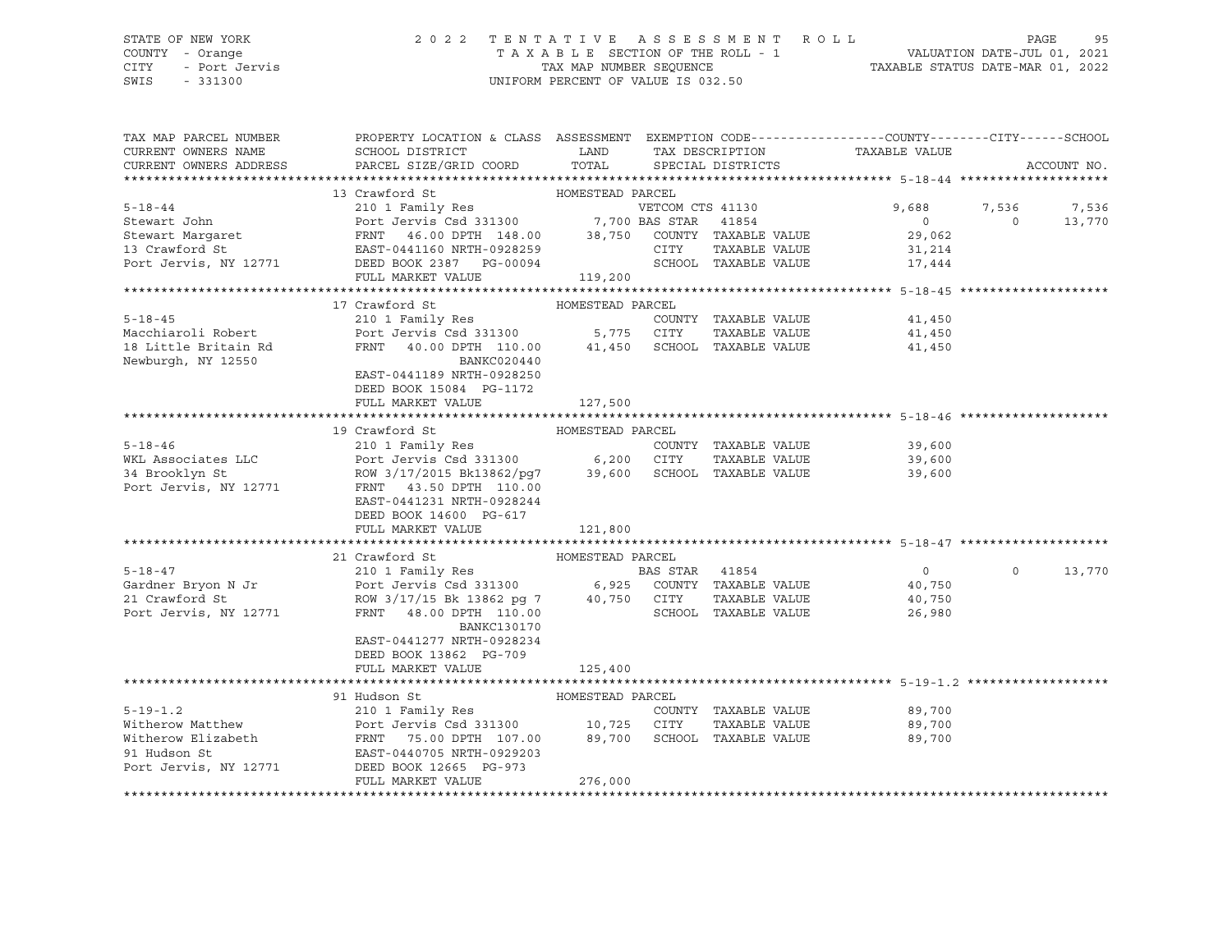STATE OF NEW YORK — COUNTY - Orange — CITY - Port Jervis — SWIS - 331300

**2022 TENTATIVE ASSESSMENT ROLL**
TAXABLE SECTION OF THE ROLL - 1
TAX MAP NUMBER SEQUENCE
UNIFORM PERCENT OF VALUE IS 032.50

VALUATION DATE-JUL 01, 2021
TAXABLE STATUS DATE-MAR 01, 2022

| TAX MAP PARCEL NUMBER / CURRENT OWNERS NAME / CURRENT OWNERS ADDRESS | PROPERTY LOCATION & CLASS / SCHOOL DISTRICT / PARCEL SIZE/GRID COORD | ASSESSMENT LAND | TOTAL | EXEMPTION CODE / TAX DESCRIPTION / SPECIAL DISTRICTS | COUNTY TAXABLE VALUE | CITY | SCHOOL |
|---|---|---|---|---|---|---|---|
| **5-18-44** | 13 Crawford St — HOMESTEAD PARCEL | | | | | | |
| | 210 1 Family Res | | | VETCOM CTS 41130 | 9,688 | 7,536 | 7,536 |
| Stewart John | Port Jervis Csd 331300 | 7,700 | | BAS STAR 41854 | 0 | 0 | 13,770 |
| Stewart Margaret | FRNT 46.00 DPTH 148.00 | | 38,750 | COUNTY TAXABLE VALUE | 29,062 | | |
| 13 Crawford St | EAST-0441160 NRTH-0928259 | | | CITY TAXABLE VALUE | 31,214 | | |
| Port Jervis, NY 12771 | DEED BOOK 2387 PG-00094 | | | SCHOOL TAXABLE VALUE | 17,444 | | |
| | FULL MARKET VALUE | | 119,200 | | | | |
| **5-18-45** | 17 Crawford St — HOMESTEAD PARCEL | | | | | | |
| | 210 1 Family Res | | | COUNTY TAXABLE VALUE | 41,450 | | |
| Macchiaroli Robert | Port Jervis Csd 331300 | 5,775 | | CITY TAXABLE VALUE | 41,450 | | |
| 18 Little Britain Rd | FRNT 40.00 DPTH 110.00 | | 41,450 | SCHOOL TAXABLE VALUE | 41,450 | | |
| Newburgh, NY 12550 | BANKC020440 | | | | | | |
| | EAST-0441189 NRTH-0928250 | | | | | | |
| | DEED BOOK 15084 PG-1172 | | | | | | |
| | FULL MARKET VALUE | | 127,500 | | | | |
| **5-18-46** | 19 Crawford St — HOMESTEAD PARCEL | | | | | | |
| | 210 1 Family Res | | | COUNTY TAXABLE VALUE | 39,600 | | |
| WKL Associates LLC | Port Jervis Csd 331300 | 6,200 | | CITY TAXABLE VALUE | 39,600 | | |
| 34 Brooklyn St | ROW 3/17/2015 Bk13862/pg7 | | 39,600 | SCHOOL TAXABLE VALUE | 39,600 | | |
| Port Jervis, NY 12771 | FRNT 43.50 DPTH 110.00 | | | | | | |
| | EAST-0441231 NRTH-0928244 | | | | | | |
| | DEED BOOK 14600 PG-617 | | | | | | |
| | FULL MARKET VALUE | | 121,800 | | | | |
| **5-18-47** | 21 Crawford St — HOMESTEAD PARCEL | | | | | | |
| | 210 1 Family Res | | | BAS STAR 41854 | 0 | 0 | 13,770 |
| Gardner Bryon N Jr | Port Jervis Csd 331300 | 6,925 | | COUNTY TAXABLE VALUE | 40,750 | | |
| 21 Crawford St | ROW 3/17/15 Bk 13862 pg 7 | | 40,750 | CITY TAXABLE VALUE | 40,750 | | |
| Port Jervis, NY 12771 | FRNT 48.00 DPTH 110.00 | | | SCHOOL TAXABLE VALUE | 26,980 | | |
| | BANKC130170 | | | | | | |
| | EAST-0441277 NRTH-0928234 | | | | | | |
| | DEED BOOK 13862 PG-709 | | | | | | |
| | FULL MARKET VALUE | | 125,400 | | | | |
| **5-19-1.2** | 91 Hudson St — HOMESTEAD PARCEL | | | | | | |
| | 210 1 Family Res | | | COUNTY TAXABLE VALUE | 89,700 | | |
| Witherow Matthew | Port Jervis Csd 331300 | 10,725 | | CITY TAXABLE VALUE | 89,700 | | |
| Witherow Elizabeth | FRNT 75.00 DPTH 107.00 | | 89,700 | SCHOOL TAXABLE VALUE | 89,700 | | |
| 91 Hudson St | EAST-0440705 NRTH-0929203 | | | | | | |
| Port Jervis, NY 12771 | DEED BOOK 12665 PG-973 | | | | | | |
| | FULL MARKET VALUE | | 276,000 | | | | |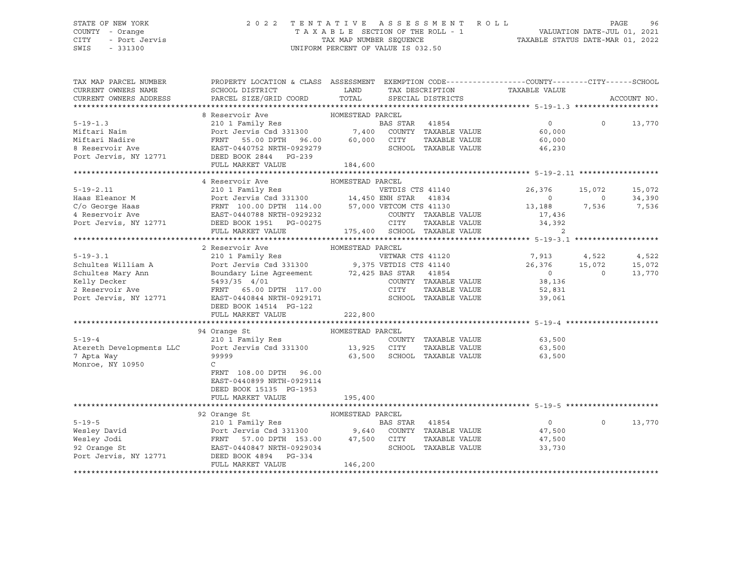STATE OF NEW YORK — 2022 TENTATIVE ASSESSMENT ROLL
COUNTY - Orange — TAXABLE SECTION OF THE ROLL - 1 — VALUATION DATE-JUL 01, 2021
CITY - Port Jervis — TAX MAP NUMBER SEQUENCE — TAXABLE STATUS DATE-MAR 01, 2022
SWIS - 331300 — UNIFORM PERCENT OF VALUE IS 032.50

| TAX MAP PARCEL NUMBER / CURRENT OWNERS NAME / CURRENT OWNERS ADDRESS | PROPERTY LOCATION & CLASS / SCHOOL DISTRICT / PARCEL SIZE/GRID COORD | ASSESSMENT LAND / TOTAL | EXEMPTION CODE / TAX DESCRIPTION / SPECIAL DISTRICTS | COUNTY TAXABLE VALUE | CITY | SCHOOL / ACCOUNT NO. |
|---|---|---|---|---|---|---|
| **5-19-1.3** | 8 Reservoir Ave — HOMESTEAD PARCEL | | | | | |
| 5-19-1.3 | 210 1 Family Res | | BAS STAR 41854 | 0 | 0 | 13,770 |
| Miftari Naim | Port Jervis Csd 331300 | 7,400 | COUNTY TAXABLE VALUE | 60,000 | | |
| Miftari Nadire | FRNT 55.00 DPTH 96.00 | 60,000 | CITY TAXABLE VALUE | 60,000 | | |
| 8 Reservoir Ave | EAST-0440752 NRTH-0929279 | | SCHOOL TAXABLE VALUE | 46,230 | | |
| Port Jervis, NY 12771 | DEED BOOK 2844 PG-239 | | | | | |
| | FULL MARKET VALUE | 184,600 | | | | |
| **5-19-2.11** | 4 Reservoir Ave — HOMESTEAD PARCEL | | | | | |
| 5-19-2.11 | 210 1 Family Res | | VETDIS CTS 41140 | 26,376 | 15,072 | 15,072 |
| Haas Eleanor M | Port Jervis Csd 331300 | 14,450 | ENH STAR 41834 | 0 | 0 | 34,390 |
| C/o George Haas | FRNT 100.00 DPTH 114.00 | 57,000 | VETCOM CTS 41130 | 13,188 | 7,536 | 7,536 |
| 4 Reservoir Ave | EAST-0440788 NRTH-0929232 | | COUNTY TAXABLE VALUE | 17,436 | | |
| Port Jervis, NY 12771 | DEED BOOK 1951 PG-00275 | | CITY TAXABLE VALUE | 34,392 | | |
| | FULL MARKET VALUE | 175,400 | SCHOOL TAXABLE VALUE | 2 | | |
| **5-19-3.1** | 2 Reservoir Ave — HOMESTEAD PARCEL | | | | | |
| 5-19-3.1 | 210 1 Family Res | | VETWAR CTS 41120 | 7,913 | 4,522 | 4,522 |
| Schultes William A | Port Jervis Csd 331300 | 9,375 | VETDIS CTS 41140 | 26,376 | 15,072 | 15,072 |
| Schultes Mary Ann | Boundary Line Agreement | 72,425 | BAS STAR 41854 | 0 | 0 | 13,770 |
| Kelly Decker | 5493/35 4/01 | | COUNTY TAXABLE VALUE | 38,136 | | |
| 2 Reservoir Ave | FRNT 65.00 DPTH 117.00 | | CITY TAXABLE VALUE | 52,831 | | |
| Port Jervis, NY 12771 | EAST-0440844 NRTH-0929171 | | SCHOOL TAXABLE VALUE | 39,061 | | |
| | DEED BOOK 14514 PG-122 | | | | | |
| | FULL MARKET VALUE | 222,800 | | | | |
| **5-19-4** | 94 Orange St — HOMESTEAD PARCEL | | | | | |
| 5-19-4 | 210 1 Family Res | | COUNTY TAXABLE VALUE | 63,500 | | |
| Atereth Developments LLC | Port Jervis Csd 331300 | 13,925 | CITY TAXABLE VALUE | 63,500 | | |
| 7 Apta Way | 99999 | 63,500 | SCHOOL TAXABLE VALUE | 63,500 | | |
| Monroe, NY 10950 | C | | | | | |
| | FRNT 108.00 DPTH 96.00 | | | | | |
| | EAST-0440899 NRTH-0929114 | | | | | |
| | DEED BOOK 15135 PG-1953 | | | | | |
| | FULL MARKET VALUE | 195,400 | | | | |
| **5-19-5** | 92 Orange St — HOMESTEAD PARCEL | | | | | |
| 5-19-5 | 210 1 Family Res | | BAS STAR 41854 | 0 | 0 | 13,770 |
| Wesley David | Port Jervis Csd 331300 | 9,640 | COUNTY TAXABLE VALUE | 47,500 | | |
| Wesley Jodi | FRNT 57.00 DPTH 153.00 | 47,500 | CITY TAXABLE VALUE | 47,500 | | |
| 92 Orange St | EAST-0440847 NRTH-0929034 | | SCHOOL TAXABLE VALUE | 33,730 | | |
| Port Jervis, NY 12771 | DEED BOOK 4894 PG-334 | | | | | |
| | FULL MARKET VALUE | 146,200 | | | | |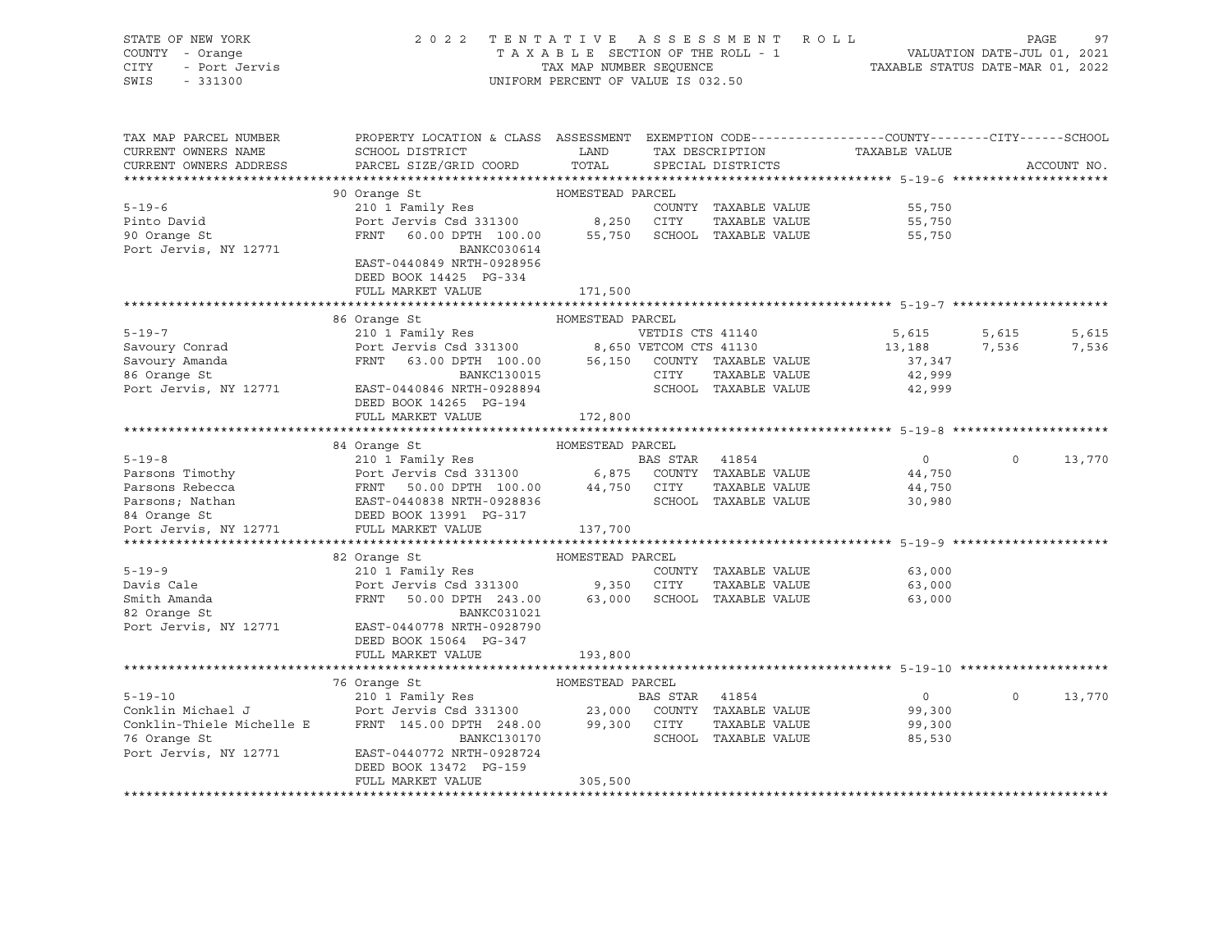STATE OF NEW YORK — COUNTY - Orange — CITY - Port Jervis — SWIS - 331300

2022 TENTATIVE ASSESSMENT ROLL — TAXABLE SECTION OF THE ROLL - 1 — TAX MAP NUMBER SEQUENCE — UNIFORM PERCENT OF VALUE IS 032.50

VALUATION DATE-JUL 01, 2021 — TAXABLE STATUS DATE-MAR 01, 2022

| TAX MAP PARCEL NUMBER / CURRENT OWNERS NAME / CURRENT OWNERS ADDRESS | PROPERTY LOCATION & CLASS / SCHOOL DISTRICT / PARCEL SIZE/GRID COORD | ASSESSMENT LAND | ASSESSMENT TOTAL | EXEMPTION CODE / TAX DESCRIPTION / SPECIAL DISTRICTS | COUNTY TAXABLE VALUE | CITY | SCHOOL | ACCOUNT NO. |
|---|---|---|---|---|---|---|---|---|
| **5-19-6** | 90 Orange St — HOMESTEAD PARCEL | | | | | | | |
| Pinto David | 210 1 Family Res | | | COUNTY TAXABLE VALUE | 55,750 | | | |
| 90 Orange St | Port Jervis Csd 331300 | 8,250 | | CITY TAXABLE VALUE | 55,750 | | | |
| Port Jervis, NY 12771 | FRNT 60.00 DPTH 100.00 | | 55,750 | SCHOOL TAXABLE VALUE | 55,750 | | | |
| | BANKC030614 | | | | | | | |
| | EAST-0440849 NRTH-0928956 | | | | | | | |
| | DEED BOOK 14425 PG-334 | | | | | | | |
| | FULL MARKET VALUE | | 171,500 | | | | | |
| **5-19-7** | 86 Orange St — HOMESTEAD PARCEL | | | | | | | |
| Savoury Conrad | 210 1 Family Res | | | VETDIS CTS 41140 | 5,615 | 5,615 | 5,615 | |
| Savoury Amanda | Port Jervis Csd 331300 | 8,650 | | VETCOM CTS 41130 | 13,188 | 7,536 | 7,536 | |
| 86 Orange St | FRNT 63.00 DPTH 100.00 | | 56,150 | COUNTY TAXABLE VALUE | 37,347 | | | |
| Port Jervis, NY 12771 | BANKC130015 | | | CITY TAXABLE VALUE | 42,999 | | | |
| | EAST-0440846 NRTH-0928894 | | | SCHOOL TAXABLE VALUE | 42,999 | | | |
| | DEED BOOK 14265 PG-194 | | | | | | | |
| | FULL MARKET VALUE | | 172,800 | | | | | |
| **5-19-8** | 84 Orange St — HOMESTEAD PARCEL | | | | | | | |
| Parsons Timothy | 210 1 Family Res | | | BAS STAR 41854 | 0 | 0 | 13,770 | |
| Parsons Rebecca | Port Jervis Csd 331300 | 6,875 | | COUNTY TAXABLE VALUE | 44,750 | | | |
| Parsons; Nathan | FRNT 50.00 DPTH 100.00 | | 44,750 | CITY TAXABLE VALUE | 44,750 | | | |
| 84 Orange St | EAST-0440838 NRTH-0928836 | | | SCHOOL TAXABLE VALUE | 30,980 | | | |
| Port Jervis, NY 12771 | DEED BOOK 13991 PG-317 | | | | | | | |
| | FULL MARKET VALUE | | 137,700 | | | | | |
| **5-19-9** | 82 Orange St — HOMESTEAD PARCEL | | | | | | | |
| Davis Cale | 210 1 Family Res | | | COUNTY TAXABLE VALUE | 63,000 | | | |
| Smith Amanda | Port Jervis Csd 331300 | 9,350 | | CITY TAXABLE VALUE | 63,000 | | | |
| 82 Orange St | FRNT 50.00 DPTH 243.00 | | 63,000 | SCHOOL TAXABLE VALUE | 63,000 | | | |
| Port Jervis, NY 12771 | BANKC031021 | | | | | | | |
| | EAST-0440778 NRTH-0928790 | | | | | | | |
| | DEED BOOK 15064 PG-347 | | | | | | | |
| | FULL MARKET VALUE | | 193,800 | | | | | |
| **5-19-10** | 76 Orange St — HOMESTEAD PARCEL | | | | | | | |
| Conklin Michael J | 210 1 Family Res | | | BAS STAR 41854 | 0 | 0 | 13,770 | |
| Conklin-Thiele Michelle E | Port Jervis Csd 331300 | 23,000 | | COUNTY TAXABLE VALUE | 99,300 | | | |
| 76 Orange St | FRNT 145.00 DPTH 248.00 | | 99,300 | CITY TAXABLE VALUE | 99,300 | | | |
| Port Jervis, NY 12771 | BANKC130170 | | | SCHOOL TAXABLE VALUE | 85,530 | | | |
| | EAST-0440772 NRTH-0928724 | | | | | | | |
| | DEED BOOK 13472 PG-159 | | | | | | | |
| | FULL MARKET VALUE | | 305,500 | | | | | |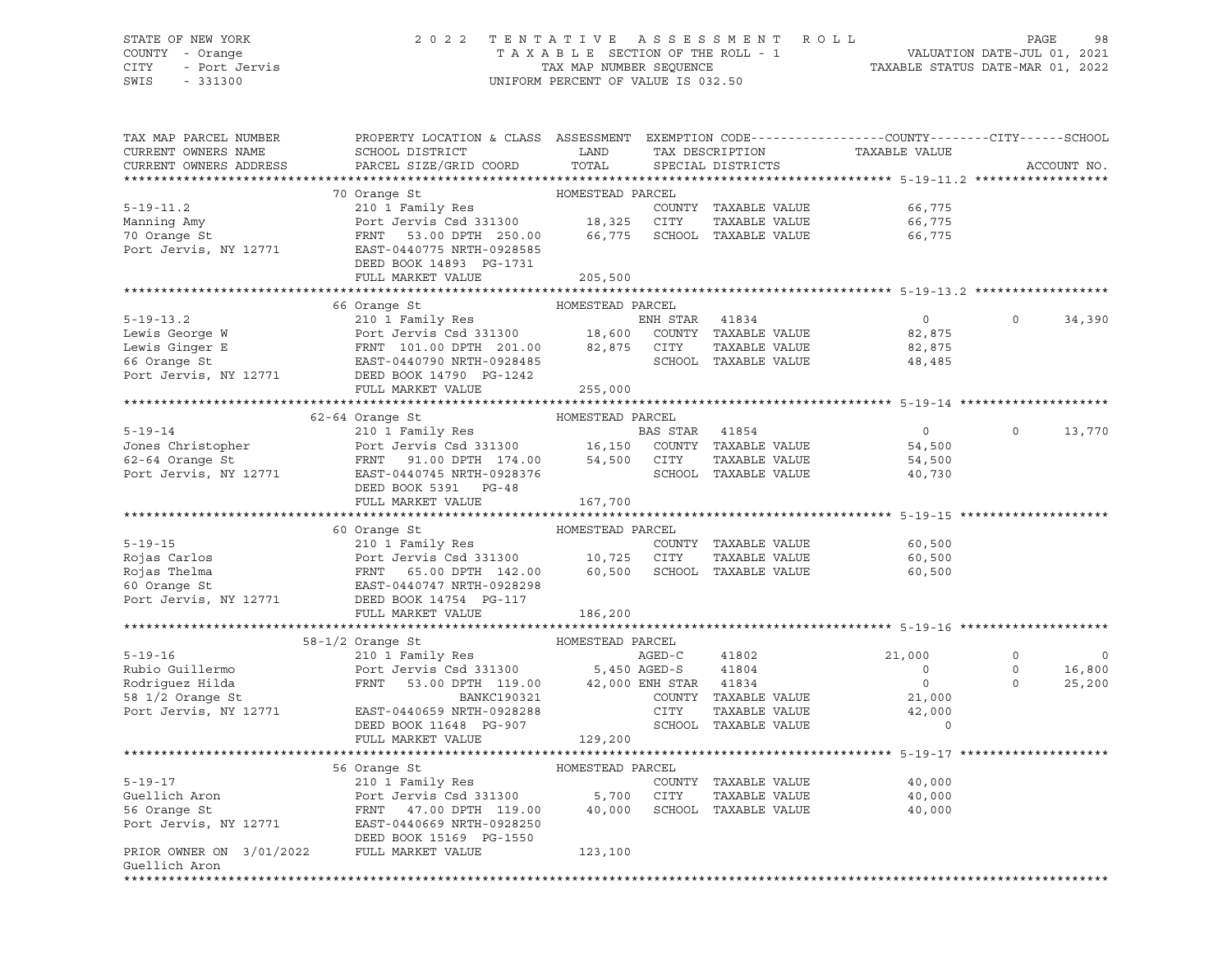STATE OF NEW YORK
COUNTY - Orange
CITY - Port Jervis
SWIS - 331300

2022 TENTATIVE ASSESSMENT ROLL
TAXABLE SECTION OF THE ROLL - 1
TAX MAP NUMBER SEQUENCE
UNIFORM PERCENT OF VALUE IS 032.50

VALUATION DATE-JUL 01, 2021
TAXABLE STATUS DATE-MAR 01, 2022

```
TAX MAP PARCEL NUMBER     PROPERTY LOCATION & CLASS  ASSESSMENT  EXEMPTION CODE------------------COUNTY--------CITY------SCHOOL
CURRENT OWNERS NAME       SCHOOL DISTRICT               LAND      TAX DESCRIPTION            TAXABLE VALUE
CURRENT OWNERS ADDRESS    PARCEL SIZE/GRID COORD        TOTAL     SPECIAL DISTRICTS                                        ACCOUNT NO.
******************************************************************************************************* 5-19-11.2 *****************
                          70 Orange St                HOMESTEAD PARCEL
5-19-11.2                 210 1 Family Res                        COUNTY  TAXABLE VALUE          66,775
Manning Amy               Port Jervis Csd 331300        18,325    CITY    TAXABLE VALUE          66,775
70 Orange St              FRNT   53.00 DPTH 250.00      66,775    SCHOOL  TAXABLE VALUE          66,775
Port Jervis, NY 12771     EAST-0440775 NRTH-0928585
                          DEED BOOK 14893  PG-1731
                          FULL MARKET VALUE            205,500
******************************************************************************************************* 5-19-13.2 *****************
                          66 Orange St                HOMESTEAD PARCEL
5-19-13.2                 210 1 Family Res                        ENH STAR  41834                  0          0      34,390
Lewis George W            Port Jervis Csd 331300        18,600    COUNTY  TAXABLE VALUE          82,875
Lewis Ginger E            FRNT  101.00 DPTH 201.00      82,875    CITY    TAXABLE VALUE          82,875
66 Orange St              EAST-0440790 NRTH-0928485               SCHOOL  TAXABLE VALUE          48,485
Port Jervis, NY 12771     DEED BOOK 14790  PG-1242
                          FULL MARKET VALUE            255,000
******************************************************************************************************* 5-19-14 *******************
                          62-64 Orange St             HOMESTEAD PARCEL
5-19-14                   210 1 Family Res                        BAS STAR  41854                  0          0      13,770
Jones Christopher         Port Jervis Csd 331300        16,150    COUNTY  TAXABLE VALUE          54,500
62-64 Orange St           FRNT   91.00 DPTH 174.00      54,500    CITY    TAXABLE VALUE          54,500
Port Jervis, NY 12771     EAST-0440745 NRTH-0928376               SCHOOL  TAXABLE VALUE          40,730
                          DEED BOOK 5391   PG-48
                          FULL MARKET VALUE            167,700
******************************************************************************************************* 5-19-15 *******************
                          60 Orange St                HOMESTEAD PARCEL
5-19-15                   210 1 Family Res                        COUNTY  TAXABLE VALUE          60,500
Rojas Carlos              Port Jervis Csd 331300        10,725    CITY    TAXABLE VALUE          60,500
Rojas Thelma              FRNT   65.00 DPTH 142.00      60,500    SCHOOL  TAXABLE VALUE          60,500
60 Orange St              EAST-0440747 NRTH-0928298
Port Jervis, NY 12771     DEED BOOK 14754  PG-117
                          FULL MARKET VALUE            186,200
******************************************************************************************************* 5-19-16 *******************
                          58-1/2 Orange St            HOMESTEAD PARCEL
5-19-16                   210 1 Family Res                        AGED-C    41802             21,000          0           0
Rubio Guillermo           Port Jervis Csd 331300         5,450 AGED-S    41804                  0          0      16,800
Rodriguez Hilda           FRNT   53.00 DPTH 119.00      42,000 ENH STAR  41834                  0          0      25,200
58 1/2 Orange St                          BANKC190321             COUNTY  TAXABLE VALUE          21,000
Port Jervis, NY 12771     EAST-0440659 NRTH-0928288               CITY    TAXABLE VALUE          42,000
                          DEED BOOK 11648  PG-907                 SCHOOL  TAXABLE VALUE               0
                          FULL MARKET VALUE            129,200
******************************************************************************************************* 5-19-17 *******************
                          56 Orange St                HOMESTEAD PARCEL
5-19-17                   210 1 Family Res                        COUNTY  TAXABLE VALUE          40,000
Guellich Aron             Port Jervis Csd 331300         5,700    CITY    TAXABLE VALUE          40,000
56 Orange St              FRNT   47.00 DPTH 119.00      40,000    SCHOOL  TAXABLE VALUE          40,000
Port Jervis, NY 12771     EAST-0440669 NRTH-0928250
                          DEED BOOK 15169  PG-1550
PRIOR OWNER ON 3/01/2022  FULL MARKET VALUE            123,100
Guellich Aron
************************************************************************************************************************************
```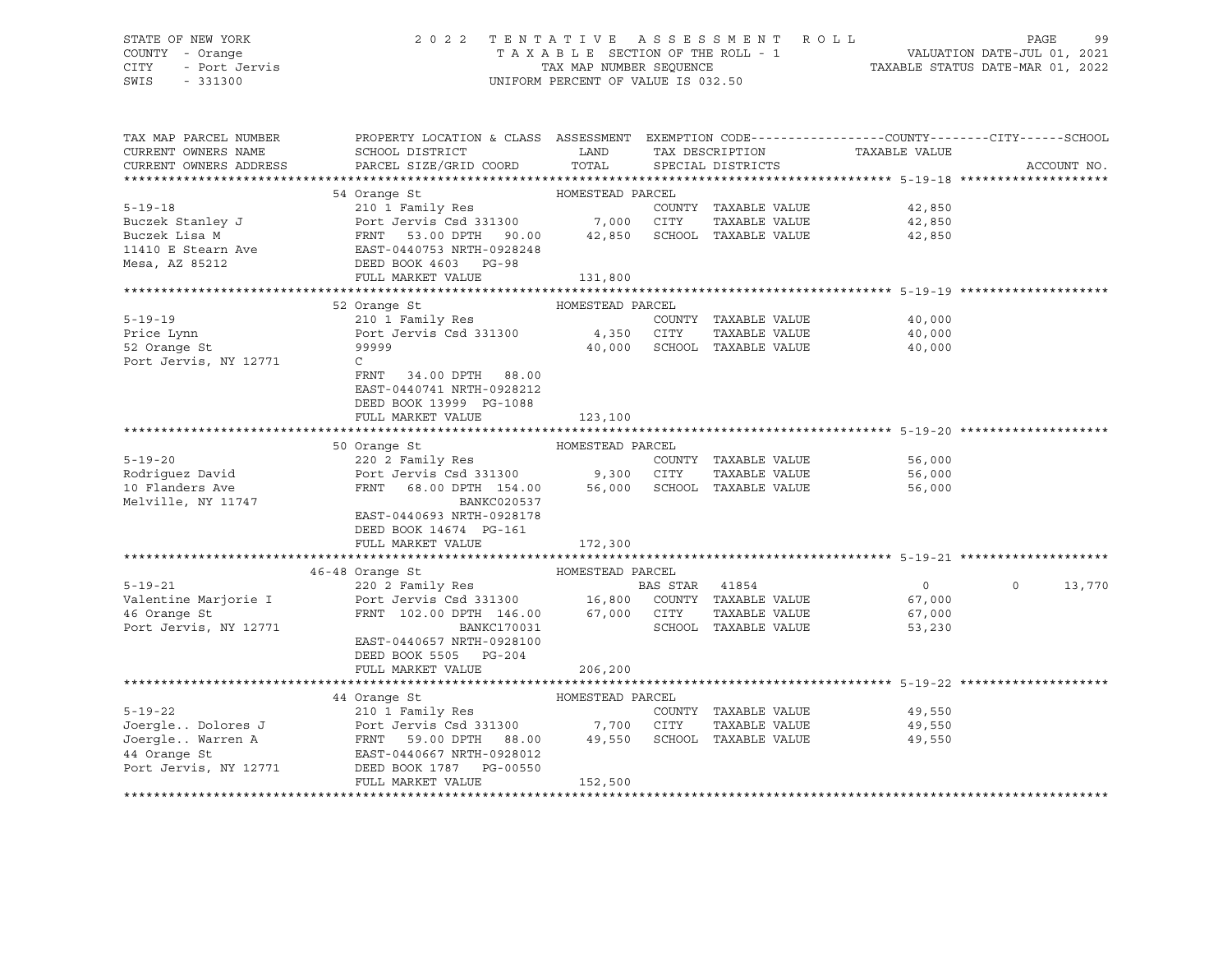STATE OF NEW YORK
COUNTY - Orange
CITY - Port Jervis
SWIS - 331300

2022 TENTATIVE ASSESSMENT ROLL
TAXABLE SECTION OF THE ROLL - 1
TAX MAP NUMBER SEQUENCE
UNIFORM PERCENT OF VALUE IS 032.50

VALUATION DATE-JUL 01, 2021
TAXABLE STATUS DATE-MAR 01, 2022

| TAX MAP PARCEL NUMBER / CURRENT OWNERS NAME / CURRENT OWNERS ADDRESS | PROPERTY LOCATION & CLASS / SCHOOL DISTRICT / PARCEL SIZE/GRID COORD | ASSESSMENT LAND / TOTAL | EXEMPTION CODE / TAX DESCRIPTION / SPECIAL DISTRICTS | COUNTY / TAXABLE VALUE | CITY | SCHOOL | ACCOUNT NO. |
|---|---|---|---|---|---|---|---|
| **5-19-18** | 54 Orange St | HOMESTEAD PARCEL | | | | | |
| Buczek Stanley J | 210 1 Family Res | | COUNTY TAXABLE VALUE | 42,850 | | | |
| Buczek Lisa M | Port Jervis Csd 331300 | 7,000 | CITY TAXABLE VALUE | 42,850 | | | |
| 11410 E Stearn Ave | FRNT 53.00 DPTH 90.00 | 42,850 | SCHOOL TAXABLE VALUE | 42,850 | | | |
| Mesa, AZ 85212 | EAST-0440753 NRTH-0928248 | | | | | | |
| | DEED BOOK 4603 PG-98 | | | | | | |
| | FULL MARKET VALUE | 131,800 | | | | | |
| **5-19-19** | 52 Orange St | HOMESTEAD PARCEL | | | | | |
| Price Lynn | 210 1 Family Res | | COUNTY TAXABLE VALUE | 40,000 | | | |
| 52 Orange St | Port Jervis Csd 331300 | 4,350 | CITY TAXABLE VALUE | 40,000 | | | |
| Port Jervis, NY 12771 | 99999 | 40,000 | SCHOOL TAXABLE VALUE | 40,000 | | | |
| | C | | | | | | |
| | FRNT 34.00 DPTH 88.00 | | | | | | |
| | EAST-0440741 NRTH-0928212 | | | | | | |
| | DEED BOOK 13999 PG-1088 | | | | | | |
| | FULL MARKET VALUE | 123,100 | | | | | |
| **5-19-20** | 50 Orange St | HOMESTEAD PARCEL | | | | | |
| Rodriguez David | 220 2 Family Res | | COUNTY TAXABLE VALUE | 56,000 | | | |
| 10 Flanders Ave | Port Jervis Csd 331300 | 9,300 | CITY TAXABLE VALUE | 56,000 | | | |
| Melville, NY 11747 | FRNT 68.00 DPTH 154.00 | 56,000 | SCHOOL TAXABLE VALUE | 56,000 | | | |
| | BANKC020537 | | | | | | |
| | EAST-0440693 NRTH-0928178 | | | | | | |
| | DEED BOOK 14674 PG-161 | | | | | | |
| | FULL MARKET VALUE | 172,300 | | | | | |
| **5-19-21** | 46-48 Orange St | HOMESTEAD PARCEL | | | | | |
| Valentine Marjorie I | 220 2 Family Res | | BAS STAR 41854 | 0 | 0 | 13,770 | |
| 46 Orange St | Port Jervis Csd 331300 | 16,800 | COUNTY TAXABLE VALUE | 67,000 | | | |
| Port Jervis, NY 12771 | FRNT 102.00 DPTH 146.00 | 67,000 | CITY TAXABLE VALUE | 67,000 | | | |
| | BANKC170031 | | SCHOOL TAXABLE VALUE | 53,230 | | | |
| | EAST-0440657 NRTH-0928100 | | | | | | |
| | DEED BOOK 5505 PG-204 | | | | | | |
| | FULL MARKET VALUE | 206,200 | | | | | |
| **5-19-22** | 44 Orange St | HOMESTEAD PARCEL | | | | | |
| Joergle.. Dolores J | 210 1 Family Res | | COUNTY TAXABLE VALUE | 49,550 | | | |
| Joergle.. Warren A | Port Jervis Csd 331300 | 7,700 | CITY TAXABLE VALUE | 49,550 | | | |
| 44 Orange St | FRNT 59.00 DPTH 88.00 | 49,550 | SCHOOL TAXABLE VALUE | 49,550 | | | |
| Port Jervis, NY 12771 | EAST-0440667 NRTH-0928012 | | | | | | |
| | DEED BOOK 1787 PG-00550 | | | | | | |
| | FULL MARKET VALUE | 152,500 | | | | | |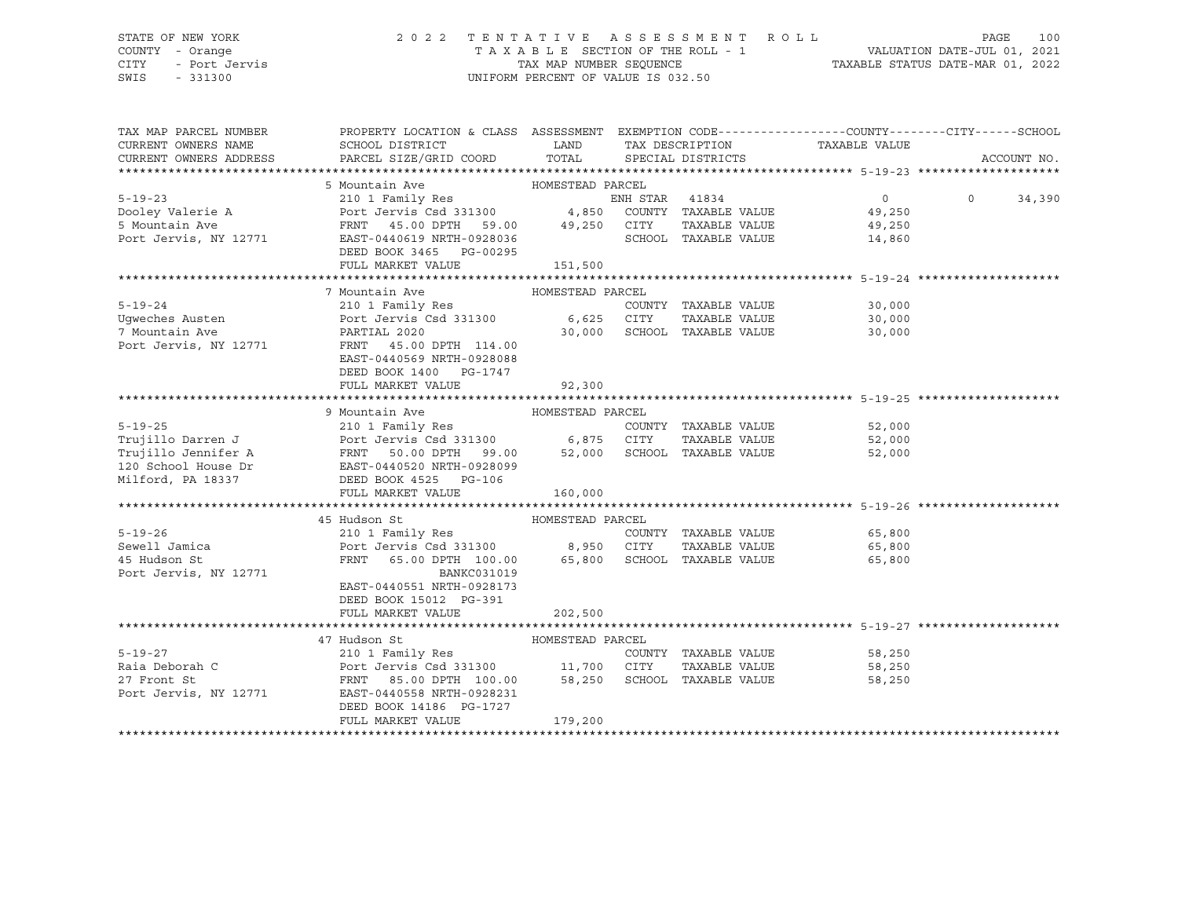STATE OF NEW YORK
COUNTY - Orange
CITY - Port Jervis
SWIS - 331300

2 0 2 2 T E N T A T I V E A S S E S S M E N T R O L L
T A X A B L E SECTION OF THE ROLL - 1
TAX MAP NUMBER SEQUENCE
UNIFORM PERCENT OF VALUE IS 032.50

VALUATION DATE-JUL 01, 2021
TAXABLE STATUS DATE-MAR 01, 2022

| TAX MAP PARCEL NUMBER / CURRENT OWNERS NAME / CURRENT OWNERS ADDRESS | PROPERTY LOCATION & CLASS / SCHOOL DISTRICT / PARCEL SIZE/GRID COORD | ASSESSMENT LAND | ASSESSMENT TOTAL | EXEMPTION CODE / TAX DESCRIPTION / SPECIAL DISTRICTS | COUNTY TAXABLE VALUE | CITY | SCHOOL / ACCOUNT NO. |
|---|---|---|---|---|---|---|---|
| **5-19-23** | 5 Mountain Ave — HOMESTEAD PARCEL | | | | | | |
| 5-19-23 | 210 1 Family Res | | | ENH STAR 41834 | 0 | 0 | 34,390 |
| Dooley Valerie A | Port Jervis Csd 331300 | 4,850 | | COUNTY TAXABLE VALUE | 49,250 | | |
| 5 Mountain Ave | FRNT 45.00 DPTH 59.00 | | 49,250 | CITY TAXABLE VALUE | 49,250 | | |
| Port Jervis, NY 12771 | EAST-0440619 NRTH-0928036 | | | SCHOOL TAXABLE VALUE | 14,860 | | |
| | DEED BOOK 3465 PG-00295 | | | | | | |
| | FULL MARKET VALUE | | 151,500 | | | | |
| **5-19-24** | 7 Mountain Ave — HOMESTEAD PARCEL | | | | | | |
| 5-19-24 | 210 1 Family Res | | | COUNTY TAXABLE VALUE | 30,000 | | |
| Ugweches Austen | Port Jervis Csd 331300 | 6,625 | | CITY TAXABLE VALUE | 30,000 | | |
| 7 Mountain Ave | PARTIAL 2020 | | 30,000 | SCHOOL TAXABLE VALUE | 30,000 | | |
| Port Jervis, NY 12771 | FRNT 45.00 DPTH 114.00 | | | | | | |
| | EAST-0440569 NRTH-0928088 | | | | | | |
| | DEED BOOK 1400 PG-1747 | | | | | | |
| | FULL MARKET VALUE | | 92,300 | | | | |
| **5-19-25** | 9 Mountain Ave — HOMESTEAD PARCEL | | | | | | |
| 5-19-25 | 210 1 Family Res | | | COUNTY TAXABLE VALUE | 52,000 | | |
| Trujillo Darren J | Port Jervis Csd 331300 | 6,875 | | CITY TAXABLE VALUE | 52,000 | | |
| Trujillo Jennifer A | FRNT 50.00 DPTH 99.00 | | 52,000 | SCHOOL TAXABLE VALUE | 52,000 | | |
| 120 School House Dr | EAST-0440520 NRTH-0928099 | | | | | | |
| Milford, PA 18337 | DEED BOOK 4525 PG-106 | | | | | | |
| | FULL MARKET VALUE | | 160,000 | | | | |
| **5-19-26** | 45 Hudson St — HOMESTEAD PARCEL | | | | | | |
| 5-19-26 | 210 1 Family Res | | | COUNTY TAXABLE VALUE | 65,800 | | |
| Sewell Jamica | Port Jervis Csd 331300 | 8,950 | | CITY TAXABLE VALUE | 65,800 | | |
| 45 Hudson St | FRNT 65.00 DPTH 100.00 | | 65,800 | SCHOOL TAXABLE VALUE | 65,800 | | |
| Port Jervis, NY 12771 | BANKC031019 | | | | | | |
| | EAST-0440551 NRTH-0928173 | | | | | | |
| | DEED BOOK 15012 PG-391 | | | | | | |
| | FULL MARKET VALUE | | 202,500 | | | | |
| **5-19-27** | 47 Hudson St — HOMESTEAD PARCEL | | | | | | |
| 5-19-27 | 210 1 Family Res | | | COUNTY TAXABLE VALUE | 58,250 | | |
| Raia Deborah C | Port Jervis Csd 331300 | 11,700 | | CITY TAXABLE VALUE | 58,250 | | |
| 27 Front St | FRNT 85.00 DPTH 100.00 | | 58,250 | SCHOOL TAXABLE VALUE | 58,250 | | |
| Port Jervis, NY 12771 | EAST-0440558 NRTH-0928231 | | | | | | |
| | DEED BOOK 14186 PG-1727 | | | | | | |
| | FULL MARKET VALUE | | 179,200 | | | | |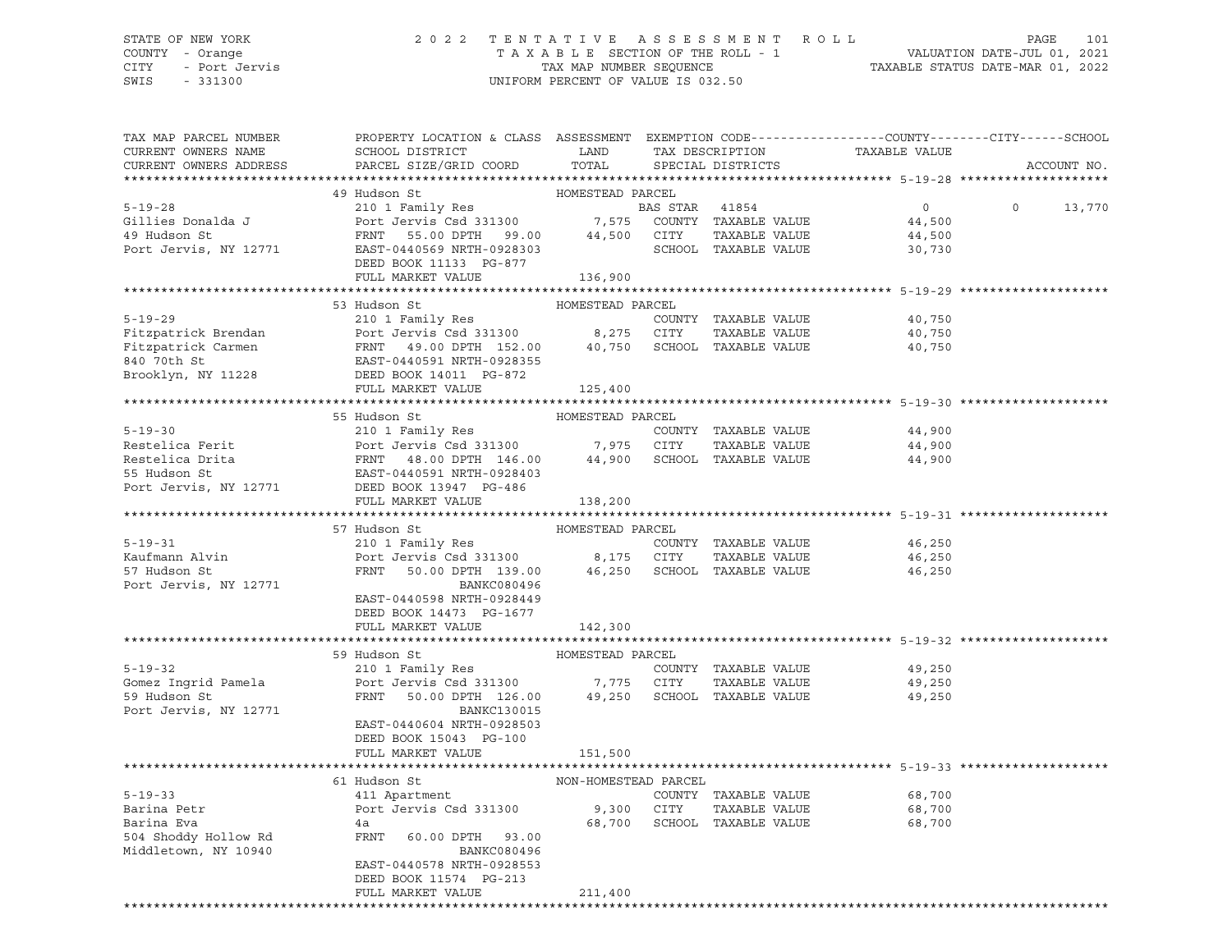STATE OF NEW YORK | 2 0 2 2 T E N T A T I V E A S S E S S M E N T R O L L | PAGE 101
COUNTY - Orange | T A X A B L E SECTION OF THE ROLL - 1 | VALUATION DATE-JUL 01, 2021
CITY - Port Jervis | TAX MAP NUMBER SEQUENCE | TAXABLE STATUS DATE-MAR 01, 2022
SWIS - 331300 | UNIFORM PERCENT OF VALUE IS 032.50

| TAX MAP PARCEL NUMBER / CURRENT OWNERS NAME / CURRENT OWNERS ADDRESS | PROPERTY LOCATION & CLASS / SCHOOL DISTRICT / PARCEL SIZE/GRID COORD | ASSESSMENT LAND / TOTAL | EXEMPTION CODE / TAX DESCRIPTION / SPECIAL DISTRICTS | COUNTY TAXABLE VALUE | CITY | SCHOOL / ACCOUNT NO. |
|---|---|---|---|---|---|---|
| **5-19-28** | 49 Hudson St | HOMESTEAD PARCEL | | | | |
| 5-19-28 | 210 1 Family Res | | BAS STAR 41854 | 0 | 0 | 13,770 |
| Gillies Donalda J | Port Jervis Csd 331300 | 7,575 | COUNTY TAXABLE VALUE | 44,500 | | |
| 49 Hudson St | FRNT 55.00 DPTH 99.00 | 44,500 | CITY TAXABLE VALUE | 44,500 | | |
| Port Jervis, NY 12771 | EAST-0440569 NRTH-0928303 | | SCHOOL TAXABLE VALUE | 30,730 | | |
| | DEED BOOK 11133 PG-877 | | | | | |
| | FULL MARKET VALUE | 136,900 | | | | |
| **5-19-29** | 53 Hudson St | HOMESTEAD PARCEL | | | | |
| 5-19-29 | 210 1 Family Res | | COUNTY TAXABLE VALUE | 40,750 | | |
| Fitzpatrick Brendan | Port Jervis Csd 331300 | 8,275 | CITY TAXABLE VALUE | 40,750 | | |
| Fitzpatrick Carmen | FRNT 49.00 DPTH 152.00 | 40,750 | SCHOOL TAXABLE VALUE | 40,750 | | |
| 840 70th St | EAST-0440591 NRTH-0928355 | | | | | |
| Brooklyn, NY 11228 | DEED BOOK 14011 PG-872 | | | | | |
| | FULL MARKET VALUE | 125,400 | | | | |
| **5-19-30** | 55 Hudson St | HOMESTEAD PARCEL | | | | |
| 5-19-30 | 210 1 Family Res | | COUNTY TAXABLE VALUE | 44,900 | | |
| Restelica Ferit | Port Jervis Csd 331300 | 7,975 | CITY TAXABLE VALUE | 44,900 | | |
| Restelica Drita | FRNT 48.00 DPTH 146.00 | 44,900 | SCHOOL TAXABLE VALUE | 44,900 | | |
| 55 Hudson St | EAST-0440591 NRTH-0928403 | | | | | |
| Port Jervis, NY 12771 | DEED BOOK 13947 PG-486 | | | | | |
| | FULL MARKET VALUE | 138,200 | | | | |
| **5-19-31** | 57 Hudson St | HOMESTEAD PARCEL | | | | |
| 5-19-31 | 210 1 Family Res | | COUNTY TAXABLE VALUE | 46,250 | | |
| Kaufmann Alvin | Port Jervis Csd 331300 | 8,175 | CITY TAXABLE VALUE | 46,250 | | |
| 57 Hudson St | FRNT 50.00 DPTH 139.00 | 46,250 | SCHOOL TAXABLE VALUE | 46,250 | | |
| Port Jervis, NY 12771 | BANKC080496 | | | | | |
| | EAST-0440598 NRTH-0928449 | | | | | |
| | DEED BOOK 14473 PG-1677 | | | | | |
| | FULL MARKET VALUE | 142,300 | | | | |
| **5-19-32** | 59 Hudson St | HOMESTEAD PARCEL | | | | |
| 5-19-32 | 210 1 Family Res | | COUNTY TAXABLE VALUE | 49,250 | | |
| Gomez Ingrid Pamela | Port Jervis Csd 331300 | 7,775 | CITY TAXABLE VALUE | 49,250 | | |
| 59 Hudson St | FRNT 50.00 DPTH 126.00 | 49,250 | SCHOOL TAXABLE VALUE | 49,250 | | |
| Port Jervis, NY 12771 | BANKC130015 | | | | | |
| | EAST-0440604 NRTH-0928503 | | | | | |
| | DEED BOOK 15043 PG-100 | | | | | |
| | FULL MARKET VALUE | 151,500 | | | | |
| **5-19-33** | 61 Hudson St | NON-HOMESTEAD PARCEL | | | | |
| 5-19-33 | 411 Apartment | | COUNTY TAXABLE VALUE | 68,700 | | |
| Barina Petr | Port Jervis Csd 331300 | 9,300 | CITY TAXABLE VALUE | 68,700 | | |
| Barina Eva | 4a | 68,700 | SCHOOL TAXABLE VALUE | 68,700 | | |
| 504 Shoddy Hollow Rd | FRNT 60.00 DPTH 93.00 | | | | | |
| Middletown, NY 10940 | BANKC080496 | | | | | |
| | EAST-0440578 NRTH-0928553 | | | | | |
| | DEED BOOK 11574 PG-213 | | | | | |
| | FULL MARKET VALUE | 211,400 | | | | |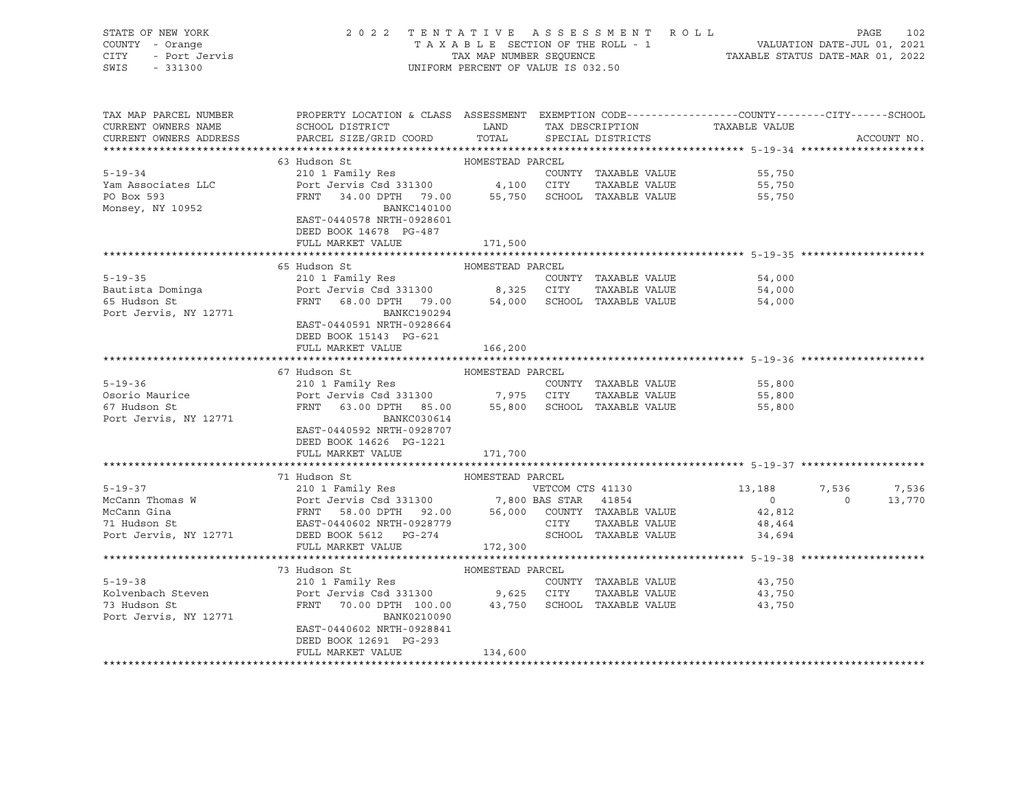STATE OF NEW YORK — COUNTY - Orange — CITY - Port Jervis — SWIS - 331300

2022 TENTATIVE ASSESSMENT ROLL
TAXABLE SECTION OF THE ROLL - 1
TAX MAP NUMBER SEQUENCE
UNIFORM PERCENT OF VALUE IS 032.50

VALUATION DATE-JUL 01, 2021
TAXABLE STATUS DATE-MAR 01, 2022

| TAX MAP PARCEL NUMBER / CURRENT OWNERS NAME / CURRENT OWNERS ADDRESS | PROPERTY LOCATION & CLASS / SCHOOL DISTRICT / PARCEL SIZE/GRID COORD | ASSESSMENT LAND / TOTAL | EXEMPTION CODE / TAX DESCRIPTION / SPECIAL DISTRICTS | COUNTY TAXABLE VALUE | CITY | SCHOOL | ACCOUNT NO. |
|---|---|---|---|---|---|---|---|
| **5-19-34** | 63 Hudson St | HOMESTEAD PARCEL | | | | | |
| Yam Associates LLC | 210 1 Family Res | | COUNTY TAXABLE VALUE | 55,750 | | | |
| PO Box 593 | Port Jervis Csd 331300 | 4,100 | CITY TAXABLE VALUE | 55,750 | | | |
| Monsey, NY 10952 | FRNT 34.00 DPTH 79.00 | 55,750 | SCHOOL TAXABLE VALUE | 55,750 | | | |
| | BANKC140100 | | | | | | |
| | EAST-0440578 NRTH-0928601 | | | | | | |
| | DEED BOOK 14678 PG-487 | | | | | | |
| | FULL MARKET VALUE | 171,500 | | | | | |
| **5-19-35** | 65 Hudson St | HOMESTEAD PARCEL | | | | | |
| Bautista Dominga | 210 1 Family Res | | COUNTY TAXABLE VALUE | 54,000 | | | |
| 65 Hudson St | Port Jervis Csd 331300 | 8,325 | CITY TAXABLE VALUE | 54,000 | | | |
| Port Jervis, NY 12771 | FRNT 68.00 DPTH 79.00 | 54,000 | SCHOOL TAXABLE VALUE | 54,000 | | | |
| | BANKC190294 | | | | | | |
| | EAST-0440591 NRTH-0928664 | | | | | | |
| | DEED BOOK 15143 PG-621 | | | | | | |
| | FULL MARKET VALUE | 166,200 | | | | | |
| **5-19-36** | 67 Hudson St | HOMESTEAD PARCEL | | | | | |
| Osorio Maurice | 210 1 Family Res | | COUNTY TAXABLE VALUE | 55,800 | | | |
| 67 Hudson St | Port Jervis Csd 331300 | 7,975 | CITY TAXABLE VALUE | 55,800 | | | |
| Port Jervis, NY 12771 | FRNT 63.00 DPTH 85.00 | 55,800 | SCHOOL TAXABLE VALUE | 55,800 | | | |
| | BANKC030614 | | | | | | |
| | EAST-0440592 NRTH-0928707 | | | | | | |
| | DEED BOOK 14626 PG-1221 | | | | | | |
| | FULL MARKET VALUE | 171,700 | | | | | |
| **5-19-37** | 71 Hudson St | HOMESTEAD PARCEL | | | | | |
| McCann Thomas W | 210 1 Family Res | | VETCOM CTS 41130 | 13,188 | 7,536 | 7,536 | |
| McCann Gina | Port Jervis Csd 331300 | 7,800 | BAS STAR 41854 | 0 | 0 | 13,770 | |
| 71 Hudson St | FRNT 58.00 DPTH 92.00 | 56,000 | COUNTY TAXABLE VALUE | 42,812 | | | |
| Port Jervis, NY 12771 | EAST-0440602 NRTH-0928779 | | CITY TAXABLE VALUE | 48,464 | | | |
| | DEED BOOK 5612 PG-274 | | SCHOOL TAXABLE VALUE | 34,694 | | | |
| | FULL MARKET VALUE | 172,300 | | | | | |
| **5-19-38** | 73 Hudson St | HOMESTEAD PARCEL | | | | | |
| Kolvenbach Steven | 210 1 Family Res | | COUNTY TAXABLE VALUE | 43,750 | | | |
| 73 Hudson St | Port Jervis Csd 331300 | 9,625 | CITY TAXABLE VALUE | 43,750 | | | |
| Port Jervis, NY 12771 | FRNT 70.00 DPTH 100.00 | 43,750 | SCHOOL TAXABLE VALUE | 43,750 | | | |
| | BANK0210090 | | | | | | |
| | EAST-0440602 NRTH-0928841 | | | | | | |
| | DEED BOOK 12691 PG-293 | | | | | | |
| | FULL MARKET VALUE | 134,600 | | | | | |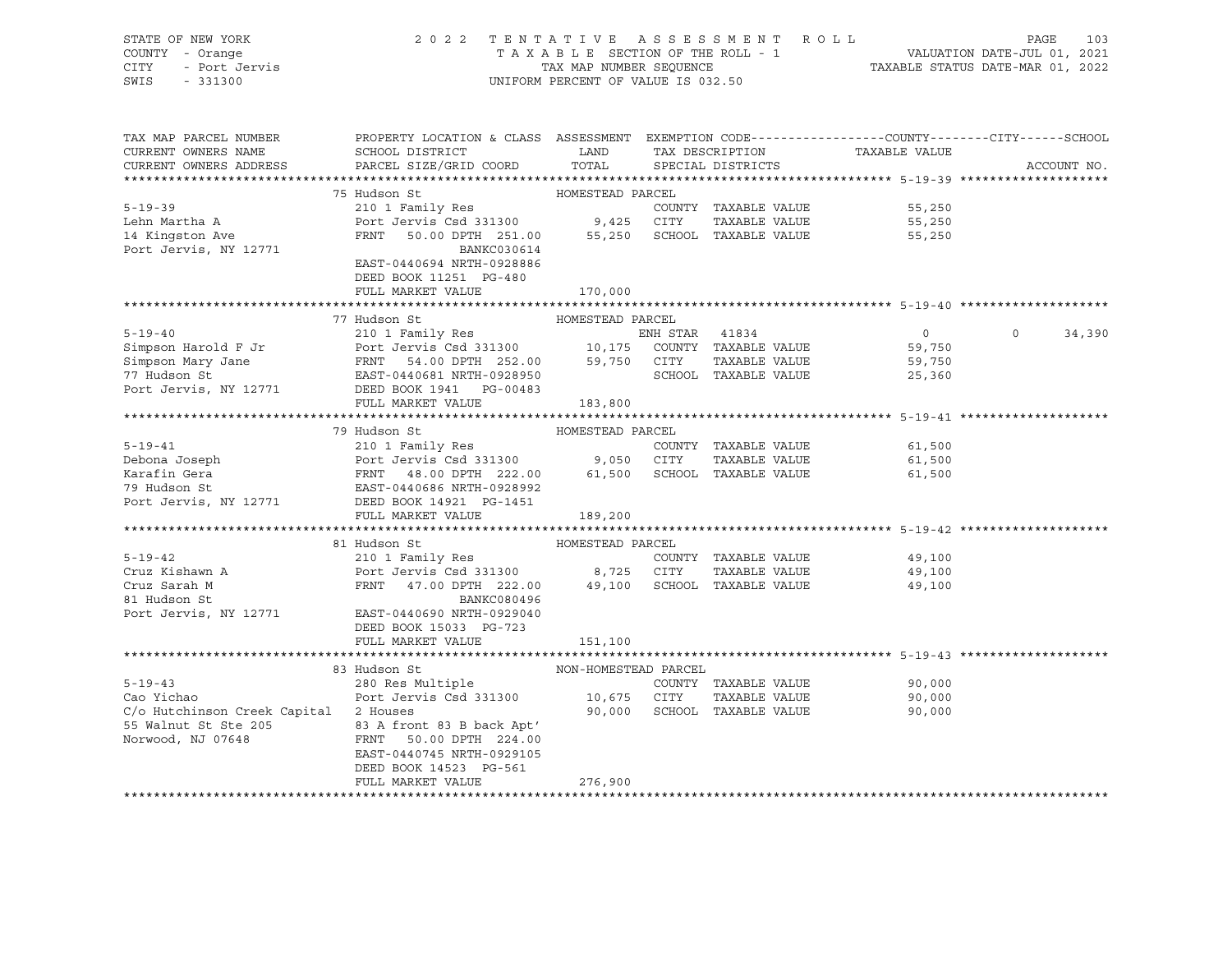STATE OF NEW YORK — COUNTY - Orange — CITY - Port Jervis — SWIS - 331300

# 2022 TENTATIVE ASSESSMENT ROLL

TAXABLE SECTION OF THE ROLL - 1 — TAX MAP NUMBER SEQUENCE — UNIFORM PERCENT OF VALUE IS 032.50

VALUATION DATE-JUL 01, 2021 — TAXABLE STATUS DATE-MAR 01, 2022

| TAX MAP PARCEL NUMBER / CURRENT OWNERS NAME / CURRENT OWNERS ADDRESS | PROPERTY LOCATION & CLASS / SCHOOL DISTRICT / PARCEL SIZE/GRID COORD | ASSESSMENT LAND / TOTAL | EXEMPTION CODE / TAX DESCRIPTION / SPECIAL DISTRICTS | COUNTY TAXABLE VALUE | CITY | SCHOOL | ACCOUNT NO. |
|---|---|---|---|---|---|---|---|
| **5-19-39** | 75 Hudson St — HOMESTEAD PARCEL | | | | | | |
| Lehn Martha A | 210 1 Family Res | | COUNTY TAXABLE VALUE | 55,250 | | | |
| 14 Kingston Ave | Port Jervis Csd 331300 | 9,425 | CITY TAXABLE VALUE | 55,250 | | | |
| Port Jervis, NY 12771 | FRNT 50.00 DPTH 251.00 | 55,250 | SCHOOL TAXABLE VALUE | 55,250 | | | |
| | BANKC030614 | | | | | | |
| | EAST-0440694 NRTH-0928886 | | | | | | |
| | DEED BOOK 11251 PG-480 | | | | | | |
| | FULL MARKET VALUE | 170,000 | | | | | |
| **5-19-40** | 77 Hudson St — HOMESTEAD PARCEL | | | | | | |
| Simpson Harold F Jr | 210 1 Family Res | | ENH STAR 41834 | 0 | 0 | 34,390 | |
| Simpson Mary Jane | Port Jervis Csd 331300 | 10,175 | COUNTY TAXABLE VALUE | 59,750 | | | |
| 77 Hudson St | FRNT 54.00 DPTH 252.00 | 59,750 | CITY TAXABLE VALUE | 59,750 | | | |
| Port Jervis, NY 12771 | EAST-0440681 NRTH-0928950 | | SCHOOL TAXABLE VALUE | 25,360 | | | |
| | DEED BOOK 1941 PG-00483 | | | | | | |
| | FULL MARKET VALUE | 183,800 | | | | | |
| **5-19-41** | 79 Hudson St — HOMESTEAD PARCEL | | | | | | |
| Debona Joseph | 210 1 Family Res | | COUNTY TAXABLE VALUE | 61,500 | | | |
| Karafin Gera | Port Jervis Csd 331300 | 9,050 | CITY TAXABLE VALUE | 61,500 | | | |
| 79 Hudson St | FRNT 48.00 DPTH 222.00 | 61,500 | SCHOOL TAXABLE VALUE | 61,500 | | | |
| Port Jervis, NY 12771 | EAST-0440686 NRTH-0928992 | | | | | | |
| | DEED BOOK 14921 PG-1451 | | | | | | |
| | FULL MARKET VALUE | 189,200 | | | | | |
| **5-19-42** | 81 Hudson St — HOMESTEAD PARCEL | | | | | | |
| Cruz Kishawn A | 210 1 Family Res | | COUNTY TAXABLE VALUE | 49,100 | | | |
| Cruz Sarah M | Port Jervis Csd 331300 | 8,725 | CITY TAXABLE VALUE | 49,100 | | | |
| 81 Hudson St | FRNT 47.00 DPTH 222.00 | 49,100 | SCHOOL TAXABLE VALUE | 49,100 | | | |
| Port Jervis, NY 12771 | BANKC080496 | | | | | | |
| | EAST-0440690 NRTH-0929040 | | | | | | |
| | DEED BOOK 15033 PG-723 | | | | | | |
| | FULL MARKET VALUE | 151,100 | | | | | |
| **5-19-43** | 83 Hudson St — NON-HOMESTEAD PARCEL | | | | | | |
| Cao Yichao | 280 Res Multiple | | COUNTY TAXABLE VALUE | 90,000 | | | |
| C/o Hutchinson Creek Capital | Port Jervis Csd 331300 | 10,675 | CITY TAXABLE VALUE | 90,000 | | | |
| 55 Walnut St Ste 205 | 2 Houses | 90,000 | SCHOOL TAXABLE VALUE | 90,000 | | | |
| Norwood, NJ 07648 | 83 A front 83 B back Apt' | | | | | | |
| | FRNT 50.00 DPTH 224.00 | | | | | | |
| | EAST-0440745 NRTH-0929105 | | | | | | |
| | DEED BOOK 14523 PG-561 | | | | | | |
| | FULL MARKET VALUE | 276,900 | | | | | |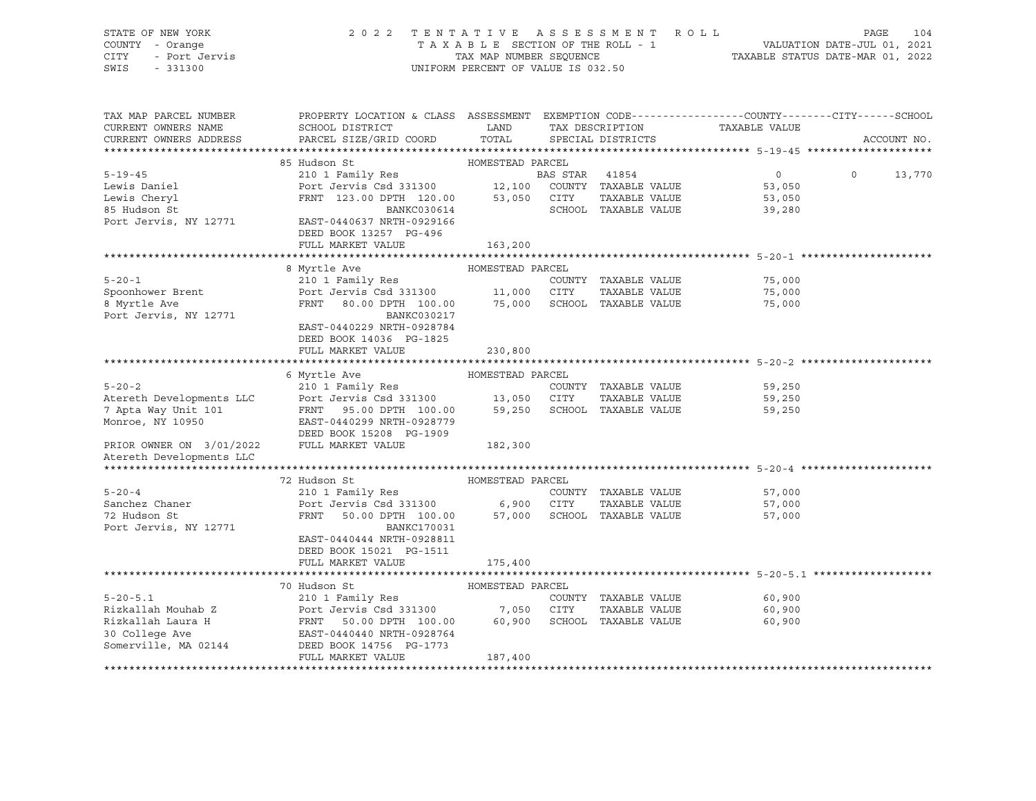STATE OF NEW YORK | COUNTY - Orange | CITY - Port Jervis | SWIS - 331300

2022 TENTATIVE ASSESSMENT ROLL
TAXABLE SECTION OF THE ROLL - 1
TAX MAP NUMBER SEQUENCE
UNIFORM PERCENT OF VALUE IS 032.50

VALUATION DATE-JUL 01, 2021
TAXABLE STATUS DATE-MAR 01, 2022

| TAX MAP PARCEL NUMBER / CURRENT OWNERS NAME / CURRENT OWNERS ADDRESS | PROPERTY LOCATION & CLASS / SCHOOL DISTRICT / PARCEL SIZE/GRID COORD | ASSESSMENT LAND / TOTAL | EXEMPTION CODE / TAX DESCRIPTION / SPECIAL DISTRICTS | COUNTY TAXABLE VALUE | CITY | SCHOOL |
|---|---|---|---|---|---|---|
| **5-19-45** | 85 Hudson St — HOMESTEAD PARCEL | | | | | |
| 5-19-45 | 210 1 Family Res | | BAS STAR 41854 | 0 | 0 | 13,770 |
| Lewis Daniel | Port Jervis Csd 331300 | 12,100 | COUNTY TAXABLE VALUE | 53,050 | | |
| Lewis Cheryl | FRNT 123.00 DPTH 120.00 | 53,050 | CITY TAXABLE VALUE | 53,050 | | |
| 85 Hudson St | BANKC030614 | | SCHOOL TAXABLE VALUE | 39,280 | | |
| Port Jervis, NY 12771 | EAST-0440637 NRTH-0929166 | | | | | |
| | DEED BOOK 13257 PG-496 | | | | | |
| | FULL MARKET VALUE | 163,200 | | | | |
| **5-20-1** | 8 Myrtle Ave — HOMESTEAD PARCEL | | | | | |
| 5-20-1 | 210 1 Family Res | | COUNTY TAXABLE VALUE | 75,000 | | |
| Spoonhower Brent | Port Jervis Csd 331300 | 11,000 | CITY TAXABLE VALUE | 75,000 | | |
| 8 Myrtle Ave | FRNT 80.00 DPTH 100.00 | 75,000 | SCHOOL TAXABLE VALUE | 75,000 | | |
| Port Jervis, NY 12771 | BANKC030217 | | | | | |
| | EAST-0440229 NRTH-0928784 | | | | | |
| | DEED BOOK 14036 PG-1825 | | | | | |
| | FULL MARKET VALUE | 230,800 | | | | |
| **5-20-2** | 6 Myrtle Ave — HOMESTEAD PARCEL | | | | | |
| 5-20-2 | 210 1 Family Res | | COUNTY TAXABLE VALUE | 59,250 | | |
| Atereth Developments LLC | Port Jervis Csd 331300 | 13,050 | CITY TAXABLE VALUE | 59,250 | | |
| 7 Apta Way Unit 101 | FRNT 95.00 DPTH 100.00 | 59,250 | SCHOOL TAXABLE VALUE | 59,250 | | |
| Monroe, NY 10950 | EAST-0440299 NRTH-0928779 | | | | | |
| | DEED BOOK 15208 PG-1909 | | | | | |
| PRIOR OWNER ON 3/01/2022 | FULL MARKET VALUE | 182,300 | | | | |
| Atereth Developments LLC | | | | | | |
| **5-20-4** | 72 Hudson St — HOMESTEAD PARCEL | | | | | |
| 5-20-4 | 210 1 Family Res | | COUNTY TAXABLE VALUE | 57,000 | | |
| Sanchez Chaner | Port Jervis Csd 331300 | 6,900 | CITY TAXABLE VALUE | 57,000 | | |
| 72 Hudson St | FRNT 50.00 DPTH 100.00 | 57,000 | SCHOOL TAXABLE VALUE | 57,000 | | |
| Port Jervis, NY 12771 | BANKC170031 | | | | | |
| | EAST-0440444 NRTH-0928811 | | | | | |
| | DEED BOOK 15021 PG-1511 | | | | | |
| | FULL MARKET VALUE | 175,400 | | | | |
| **5-20-5.1** | 70 Hudson St — HOMESTEAD PARCEL | | | | | |
| 5-20-5.1 | 210 1 Family Res | | COUNTY TAXABLE VALUE | 60,900 | | |
| Rizkallah Mouhab Z | Port Jervis Csd 331300 | 7,050 | CITY TAXABLE VALUE | 60,900 | | |
| Rizkallah Laura H | FRNT 50.00 DPTH 100.00 | 60,900 | SCHOOL TAXABLE VALUE | 60,900 | | |
| 30 College Ave | EAST-0440440 NRTH-0928764 | | | | | |
| Somerville, MA 02144 | DEED BOOK 14756 PG-1773 | | | | | |
| | FULL MARKET VALUE | 187,400 | | | | |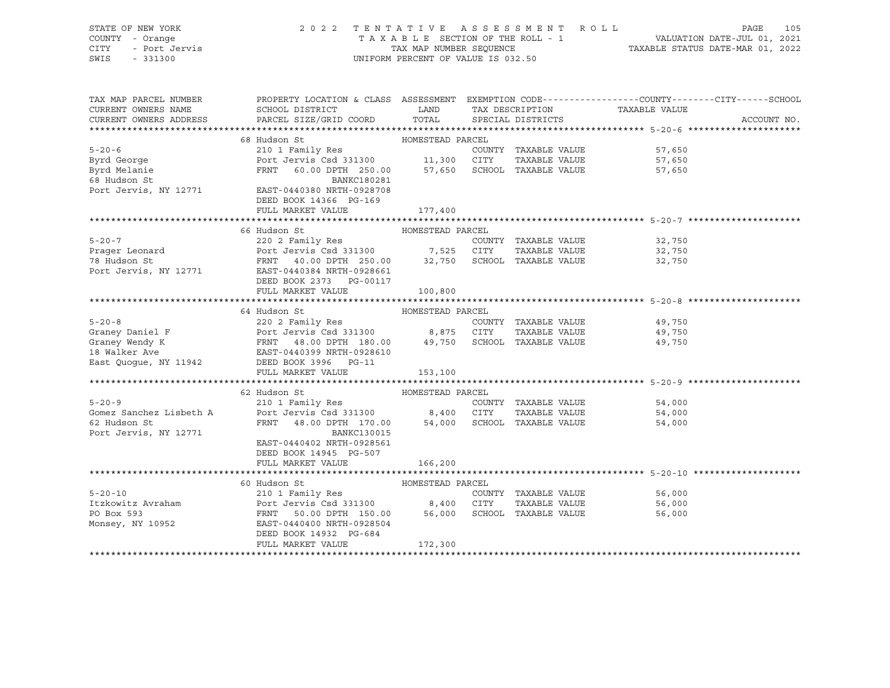STATE OF NEW YORK
COUNTY - Orange
CITY - Port Jervis
SWIS - 331300

2 0 2 2 T E N T A T I V E A S S E S S M E N T R O L L
T A X A B L E SECTION OF THE ROLL - 1
TAX MAP NUMBER SEQUENCE
UNIFORM PERCENT OF VALUE IS 032.50

VALUATION DATE-JUL 01, 2021
TAXABLE STATUS DATE-MAR 01, 2022

| TAX MAP PARCEL NUMBER / CURRENT OWNERS NAME / CURRENT OWNERS ADDRESS | PROPERTY LOCATION & CLASS / SCHOOL DISTRICT / PARCEL SIZE/GRID COORD | ASSESSMENT LAND / TOTAL | EXEMPTION CODE / TAX DESCRIPTION / SPECIAL DISTRICTS | COUNTY / CITY / SCHOOL TAXABLE VALUE | ACCOUNT NO. |
|---|---|---|---|---|---|
| **5-20-6** | 68 Hudson St — HOMESTEAD PARCEL | | | | |
| 5-20-6 | 210 1 Family Res | | COUNTY TAXABLE VALUE | 57,650 | |
| Byrd George | Port Jervis Csd 331300 | 11,300 | CITY TAXABLE VALUE | 57,650 | |
| Byrd Melanie | FRNT 60.00 DPTH 250.00 | 57,650 | SCHOOL TAXABLE VALUE | 57,650 | |
| 68 Hudson St | BANKC180281 | | | | |
| Port Jervis, NY 12771 | EAST-0440380 NRTH-0928708 | | | | |
| | DEED BOOK 14366 PG-169 | | | | |
| | FULL MARKET VALUE | 177,400 | | | |
| **5-20-7** | 66 Hudson St — HOMESTEAD PARCEL | | | | |
| 5-20-7 | 220 2 Family Res | | COUNTY TAXABLE VALUE | 32,750 | |
| Prager Leonard | Port Jervis Csd 331300 | 7,525 | CITY TAXABLE VALUE | 32,750 | |
| 78 Hudson St | FRNT 40.00 DPTH 250.00 | 32,750 | SCHOOL TAXABLE VALUE | 32,750 | |
| Port Jervis, NY 12771 | EAST-0440384 NRTH-0928661 | | | | |
| | DEED BOOK 2373 PG-00117 | | | | |
| | FULL MARKET VALUE | 100,800 | | | |
| **5-20-8** | 64 Hudson St — HOMESTEAD PARCEL | | | | |
| 5-20-8 | 220 2 Family Res | | COUNTY TAXABLE VALUE | 49,750 | |
| Graney Daniel F | Port Jervis Csd 331300 | 8,875 | CITY TAXABLE VALUE | 49,750 | |
| Graney Wendy K | FRNT 48.00 DPTH 180.00 | 49,750 | SCHOOL TAXABLE VALUE | 49,750 | |
| 18 Walker Ave | EAST-0440399 NRTH-0928610 | | | | |
| East Quogue, NY 11942 | DEED BOOK 3996 PG-11 | | | | |
| | FULL MARKET VALUE | 153,100 | | | |
| **5-20-9** | 62 Hudson St — HOMESTEAD PARCEL | | | | |
| 5-20-9 | 210 1 Family Res | | COUNTY TAXABLE VALUE | 54,000 | |
| Gomez Sanchez Lisbeth A | Port Jervis Csd 331300 | 8,400 | CITY TAXABLE VALUE | 54,000 | |
| 62 Hudson St | FRNT 48.00 DPTH 170.00 | 54,000 | SCHOOL TAXABLE VALUE | 54,000 | |
| Port Jervis, NY 12771 | BANKC130015 | | | | |
| | EAST-0440402 NRTH-0928561 | | | | |
| | DEED BOOK 14945 PG-507 | | | | |
| | FULL MARKET VALUE | 166,200 | | | |
| **5-20-10** | 60 Hudson St — HOMESTEAD PARCEL | | | | |
| 5-20-10 | 210 1 Family Res | | COUNTY TAXABLE VALUE | 56,000 | |
| Itzkowitz Avraham | Port Jervis Csd 331300 | 8,400 | CITY TAXABLE VALUE | 56,000 | |
| PO Box 593 | FRNT 50.00 DPTH 150.00 | 56,000 | SCHOOL TAXABLE VALUE | 56,000 | |
| Monsey, NY 10952 | EAST-0440400 NRTH-0928504 | | | | |
| | DEED BOOK 14932 PG-684 | | | | |
| | FULL MARKET VALUE | 172,300 | | | |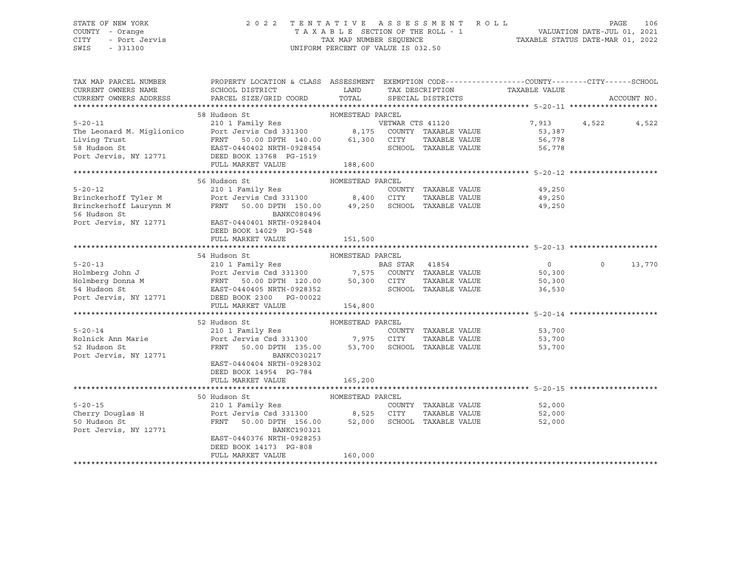STATE OF NEW YORK — 2022 TENTATIVE ASSESSMENT ROLL
COUNTY - Orange — TAXABLE SECTION OF THE ROLL - 1 — VALUATION DATE-JUL 01, 2021
CITY - Port Jervis — TAX MAP NUMBER SEQUENCE — TAXABLE STATUS DATE-MAR 01, 2022
SWIS - 331300 — UNIFORM PERCENT OF VALUE IS 032.50

| TAX MAP PARCEL NUMBER / CURRENT OWNERS NAME / CURRENT OWNERS ADDRESS | PROPERTY LOCATION & CLASS / SCHOOL DISTRICT / PARCEL SIZE/GRID COORD | ASSESSMENT LAND | TOTAL | EXEMPTION CODE / TAX DESCRIPTION / SPECIAL DISTRICTS | COUNTY TAXABLE VALUE | CITY | SCHOOL |
|---|---|---|---|---|---|---|---|
| **5-20-11** | 58 Hudson St — HOMESTEAD PARCEL | | | | | | |
| The Leonard M. Miglionico | 210 1 Family Res | | | VETWAR CTS 41120 | 7,913 | 4,522 | 4,522 |
| Living Trust | Port Jervis Csd 331300 | 8,175 | | COUNTY TAXABLE VALUE | 53,387 | | |
| 58 Hudson St | FRNT 50.00 DPTH 140.00 | | 61,300 | CITY TAXABLE VALUE | 56,778 | | |
| Port Jervis, NY 12771 | EAST-0440402 NRTH-0928454 | | | SCHOOL TAXABLE VALUE | 56,778 | | |
| | DEED BOOK 13768 PG-1519 | | | | | | |
| | FULL MARKET VALUE | | 188,600 | | | | |
| **5-20-12** | 56 Hudson St — HOMESTEAD PARCEL | | | | | | |
| Brinckerhoff Tyler M | 210 1 Family Res | | | COUNTY TAXABLE VALUE | 49,250 | | |
| Brinckerhoff Laurynn M | Port Jervis Csd 331300 | 8,400 | | CITY TAXABLE VALUE | 49,250 | | |
| 56 Hudson St | FRNT 50.00 DPTH 150.00 | | 49,250 | SCHOOL TAXABLE VALUE | 49,250 | | |
| Port Jervis, NY 12771 | BANKC080496 | | | | | | |
| | EAST-0440401 NRTH-0928404 | | | | | | |
| | DEED BOOK 14029 PG-548 | | | | | | |
| | FULL MARKET VALUE | | 151,500 | | | | |
| **5-20-13** | 54 Hudson St — HOMESTEAD PARCEL | | | | | | |
| Holmberg John J | 210 1 Family Res | | | BAS STAR 41854 | 0 | 0 | 13,770 |
| Holmberg Donna M | Port Jervis Csd 331300 | 7,575 | | COUNTY TAXABLE VALUE | 50,300 | | |
| 54 Hudson St | FRNT 50.00 DPTH 120.00 | | 50,300 | CITY TAXABLE VALUE | 50,300 | | |
| Port Jervis, NY 12771 | EAST-0440405 NRTH-0928352 | | | SCHOOL TAXABLE VALUE | 36,530 | | |
| | DEED BOOK 2300 PG-00022 | | | | | | |
| | FULL MARKET VALUE | | 154,800 | | | | |
| **5-20-14** | 52 Hudson St — HOMESTEAD PARCEL | | | | | | |
| Rolnick Ann Marie | 210 1 Family Res | | | COUNTY TAXABLE VALUE | 53,700 | | |
| 52 Hudson St | Port Jervis Csd 331300 | 7,975 | | CITY TAXABLE VALUE | 53,700 | | |
| Port Jervis, NY 12771 | FRNT 50.00 DPTH 135.00 | | 53,700 | SCHOOL TAXABLE VALUE | 53,700 | | |
| | BANKC030217 | | | | | | |
| | EAST-0440404 NRTH-0928302 | | | | | | |
| | DEED BOOK 14954 PG-784 | | | | | | |
| | FULL MARKET VALUE | | 165,200 | | | | |
| **5-20-15** | 50 Hudson St — HOMESTEAD PARCEL | | | | | | |
| Cherry Douglas H | 210 1 Family Res | | | COUNTY TAXABLE VALUE | 52,000 | | |
| 50 Hudson St | Port Jervis Csd 331300 | 8,525 | | CITY TAXABLE VALUE | 52,000 | | |
| Port Jervis, NY 12771 | FRNT 50.00 DPTH 156.00 | | 52,000 | SCHOOL TAXABLE VALUE | 52,000 | | |
| | BANKC190321 | | | | | | |
| | EAST-0440376 NRTH-0928253 | | | | | | |
| | DEED BOOK 14173 PG-808 | | | | | | |
| | FULL MARKET VALUE | | 160,000 | | | | |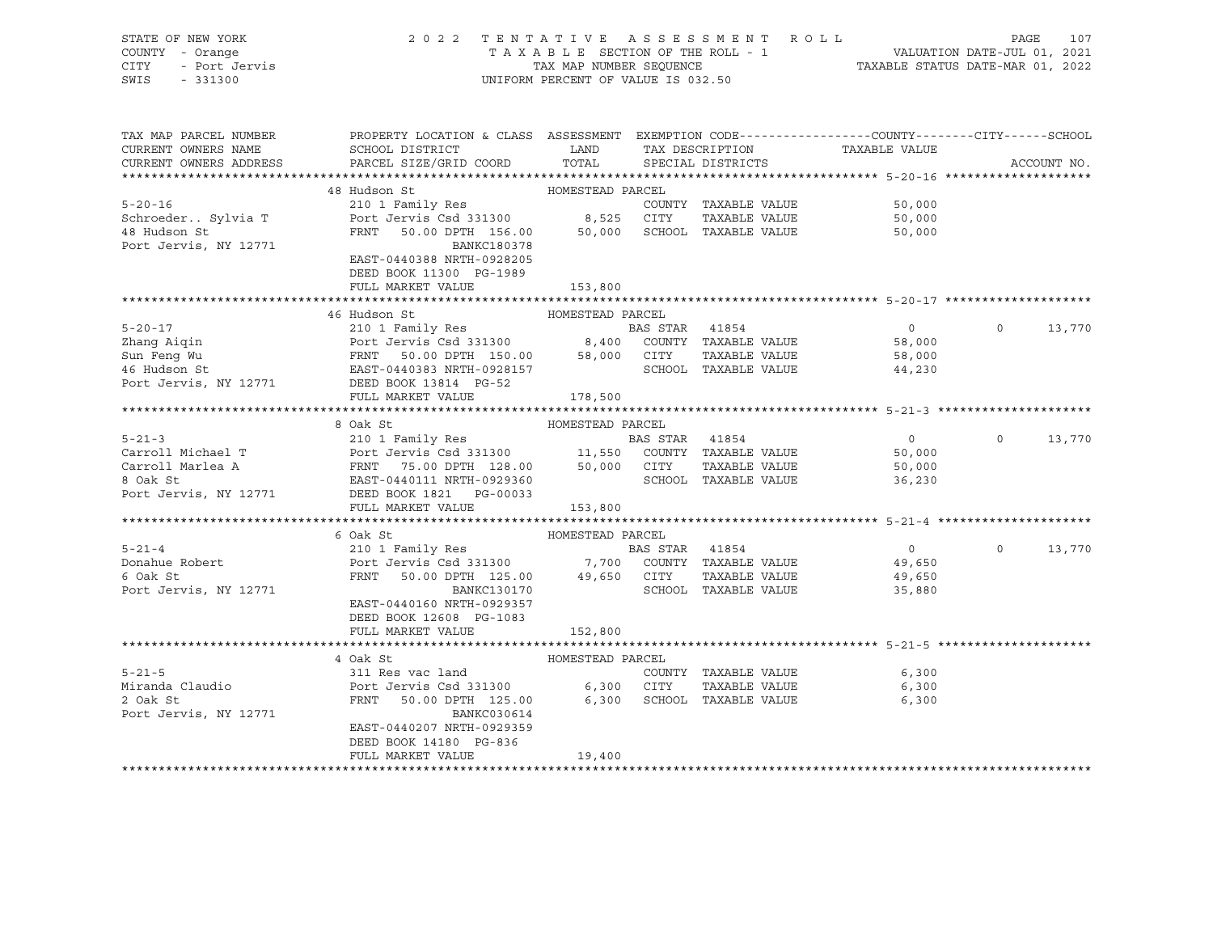STATE OF NEW YORK — COUNTY - Orange — CITY - Port Jervis — SWIS - 331300

2022 TENTATIVE ASSESSMENT ROLL — TAXABLE SECTION OF THE ROLL - 1 — TAX MAP NUMBER SEQUENCE — UNIFORM PERCENT OF VALUE IS 032.50

VALUATION DATE-JUL 01, 2021 — TAXABLE STATUS DATE-MAR 01, 2022

| TAX MAP PARCEL NUMBER / CURRENT OWNERS NAME / CURRENT OWNERS ADDRESS | PROPERTY LOCATION & CLASS / SCHOOL DISTRICT / PARCEL SIZE/GRID COORD | ASSESSMENT LAND / TOTAL | EXEMPTION CODE / TAX DESCRIPTION / SPECIAL DISTRICTS | COUNTY TAXABLE VALUE | CITY | SCHOOL |
|---|---|---|---|---|---|---|
| **5-20-16** | 48 Hudson St — HOMESTEAD PARCEL | | | | | |
| Schroeder.. Sylvia T | 210 1 Family Res | | COUNTY TAXABLE VALUE | 50,000 | | |
| 48 Hudson St | Port Jervis Csd 331300 | 8,525 | CITY TAXABLE VALUE | 50,000 | | |
| Port Jervis, NY 12771 | FRNT 50.00 DPTH 156.00 | 50,000 | SCHOOL TAXABLE VALUE | 50,000 | | |
| | BANKC180378 | | | | | |
| | EAST-0440388 NRTH-0928205 | | | | | |
| | DEED BOOK 11300 PG-1989 | | | | | |
| | FULL MARKET VALUE | 153,800 | | | | |
| **5-20-17** | 46 Hudson St — HOMESTEAD PARCEL | | | | | |
| Zhang Aiqin | 210 1 Family Res | | BAS STAR 41854 | 0 | 0 | 13,770 |
| Sun Feng Wu | Port Jervis Csd 331300 | 8,400 | COUNTY TAXABLE VALUE | 58,000 | | |
| 46 Hudson St | FRNT 50.00 DPTH 150.00 | 58,000 | CITY TAXABLE VALUE | 58,000 | | |
| Port Jervis, NY 12771 | EAST-0440383 NRTH-0928157 | | SCHOOL TAXABLE VALUE | 44,230 | | |
| | DEED BOOK 13814 PG-52 | | | | | |
| | FULL MARKET VALUE | 178,500 | | | | |
| **5-21-3** | 8 Oak St — HOMESTEAD PARCEL | | | | | |
| Carroll Michael T | 210 1 Family Res | | BAS STAR 41854 | 0 | 0 | 13,770 |
| Carroll Marlea A | Port Jervis Csd 331300 | 11,550 | COUNTY TAXABLE VALUE | 50,000 | | |
| 8 Oak St | FRNT 75.00 DPTH 128.00 | 50,000 | CITY TAXABLE VALUE | 50,000 | | |
| Port Jervis, NY 12771 | EAST-0440111 NRTH-0929360 | | SCHOOL TAXABLE VALUE | 36,230 | | |
| | DEED BOOK 1821 PG-00033 | | | | | |
| | FULL MARKET VALUE | 153,800 | | | | |
| **5-21-4** | 6 Oak St — HOMESTEAD PARCEL | | | | | |
| Donahue Robert | 210 1 Family Res | | BAS STAR 41854 | 0 | 0 | 13,770 |
| 6 Oak St | Port Jervis Csd 331300 | 7,700 | COUNTY TAXABLE VALUE | 49,650 | | |
| Port Jervis, NY 12771 | FRNT 50.00 DPTH 125.00 | 49,650 | CITY TAXABLE VALUE | 49,650 | | |
| | BANKC130170 | | SCHOOL TAXABLE VALUE | 35,880 | | |
| | EAST-0440160 NRTH-0929357 | | | | | |
| | DEED BOOK 12608 PG-1083 | | | | | |
| | FULL MARKET VALUE | 152,800 | | | | |
| **5-21-5** | 4 Oak St — HOMESTEAD PARCEL | | | | | |
| Miranda Claudio | 311 Res vac land | | COUNTY TAXABLE VALUE | 6,300 | | |
| 2 Oak St | Port Jervis Csd 331300 | 6,300 | CITY TAXABLE VALUE | 6,300 | | |
| Port Jervis, NY 12771 | FRNT 50.00 DPTH 125.00 | 6,300 | SCHOOL TAXABLE VALUE | 6,300 | | |
| | BANKC030614 | | | | | |
| | EAST-0440207 NRTH-0929359 | | | | | |
| | DEED BOOK 14180 PG-836 | | | | | |
| | FULL MARKET VALUE | 19,400 | | | | |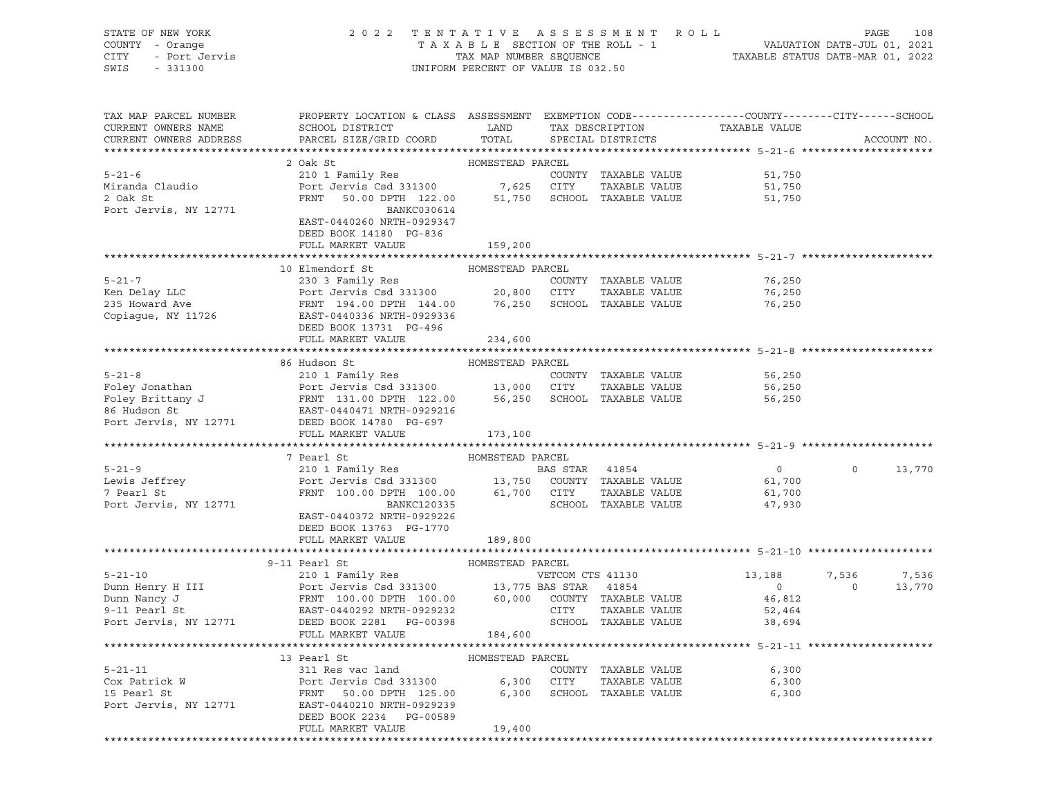STATE OF NEW YORK — COUNTY - Orange — CITY - Port Jervis — SWIS - 331300

2022 TENTATIVE ASSESSMENT ROLL — TAXABLE SECTION OF THE ROLL - 1 — TAX MAP NUMBER SEQUENCE — UNIFORM PERCENT OF VALUE IS 032.50

VALUATION DATE-JUL 01, 2021 — TAXABLE STATUS DATE-MAR 01, 2022

| TAX MAP PARCEL NUMBER / CURRENT OWNERS NAME / CURRENT OWNERS ADDRESS | PROPERTY LOCATION & CLASS / SCHOOL DISTRICT / PARCEL SIZE/GRID COORD | ASSESSMENT LAND | ASSESSMENT TOTAL | EXEMPTION CODE / TAX DESCRIPTION / SPECIAL DISTRICTS | COUNTY TAXABLE VALUE | CITY | SCHOOL |
|---|---|---|---|---|---|---|---|
| **5-21-6** | 2 Oak St — HOMESTEAD PARCEL | | | | | | |
| 5-21-6 | 210 1 Family Res | | | COUNTY TAXABLE VALUE | 51,750 | | |
| Miranda Claudio | Port Jervis Csd 331300 | 7,625 | | CITY TAXABLE VALUE | 51,750 | | |
| 2 Oak St | FRNT 50.00 DPTH 122.00 | | 51,750 | SCHOOL TAXABLE VALUE | 51,750 | | |
| Port Jervis, NY 12771 | BANKC030614 | | | | | | |
| | EAST-0440260 NRTH-0929347 | | | | | | |
| | DEED BOOK 14180 PG-836 | | | | | | |
| | FULL MARKET VALUE | | 159,200 | | | | |
| **5-21-7** | 10 Elmendorf St — HOMESTEAD PARCEL | | | | | | |
| 5-21-7 | 230 3 Family Res | | | COUNTY TAXABLE VALUE | 76,250 | | |
| Ken Delay LLC | Port Jervis Csd 331300 | 20,800 | | CITY TAXABLE VALUE | 76,250 | | |
| 235 Howard Ave | FRNT 194.00 DPTH 144.00 | | 76,250 | SCHOOL TAXABLE VALUE | 76,250 | | |
| Copiague, NY 11726 | EAST-0440336 NRTH-0929336 | | | | | | |
| | DEED BOOK 13731 PG-496 | | | | | | |
| | FULL MARKET VALUE | | 234,600 | | | | |
| **5-21-8** | 86 Hudson St — HOMESTEAD PARCEL | | | | | | |
| 5-21-8 | 210 1 Family Res | | | COUNTY TAXABLE VALUE | 56,250 | | |
| Foley Jonathan | Port Jervis Csd 331300 | 13,000 | | CITY TAXABLE VALUE | 56,250 | | |
| Foley Brittany J | FRNT 131.00 DPTH 122.00 | | 56,250 | SCHOOL TAXABLE VALUE | 56,250 | | |
| 86 Hudson St | EAST-0440471 NRTH-0929216 | | | | | | |
| Port Jervis, NY 12771 | DEED BOOK 14780 PG-697 | | | | | | |
| | FULL MARKET VALUE | | 173,100 | | | | |
| **5-21-9** | 7 Pearl St — HOMESTEAD PARCEL | | | | | | |
| 5-21-9 | 210 1 Family Res | | | BAS STAR 41854 | 0 | 0 | 13,770 |
| Lewis Jeffrey | Port Jervis Csd 331300 | 13,750 | | COUNTY TAXABLE VALUE | 61,700 | | |
| 7 Pearl St | FRNT 100.00 DPTH 100.00 | | 61,700 | CITY TAXABLE VALUE | 61,700 | | |
| Port Jervis, NY 12771 | BANKC120335 | | | SCHOOL TAXABLE VALUE | 47,930 | | |
| | EAST-0440372 NRTH-0929226 | | | | | | |
| | DEED BOOK 13763 PG-1770 | | | | | | |
| | FULL MARKET VALUE | | 189,800 | | | | |
| **5-21-10** | 9-11 Pearl St — HOMESTEAD PARCEL | | | | | | |
| 5-21-10 | 210 1 Family Res | | | VETCOM CTS 41130 | 13,188 | 7,536 | 7,536 |
| Dunn Henry H III | Port Jervis Csd 331300 | 13,775 | | BAS STAR 41854 | 0 | 0 | 13,770 |
| Dunn Nancy J | FRNT 100.00 DPTH 100.00 | | 60,000 | COUNTY TAXABLE VALUE | 46,812 | | |
| 9-11 Pearl St | EAST-0440292 NRTH-0929232 | | | CITY TAXABLE VALUE | 52,464 | | |
| Port Jervis, NY 12771 | DEED BOOK 2281 PG-00398 | | | SCHOOL TAXABLE VALUE | 38,694 | | |
| | FULL MARKET VALUE | | 184,600 | | | | |
| **5-21-11** | 13 Pearl St — HOMESTEAD PARCEL | | | | | | |
| 5-21-11 | 311 Res vac land | | | COUNTY TAXABLE VALUE | 6,300 | | |
| Cox Patrick W | Port Jervis Csd 331300 | 6,300 | | CITY TAXABLE VALUE | 6,300 | | |
| 15 Pearl St | FRNT 50.00 DPTH 125.00 | | 6,300 | SCHOOL TAXABLE VALUE | 6,300 | | |
| Port Jervis, NY 12771 | EAST-0440210 NRTH-0929239 | | | | | | |
| | DEED BOOK 2234 PG-00589 | | | | | | |
| | FULL MARKET VALUE | | 19,400 | | | | |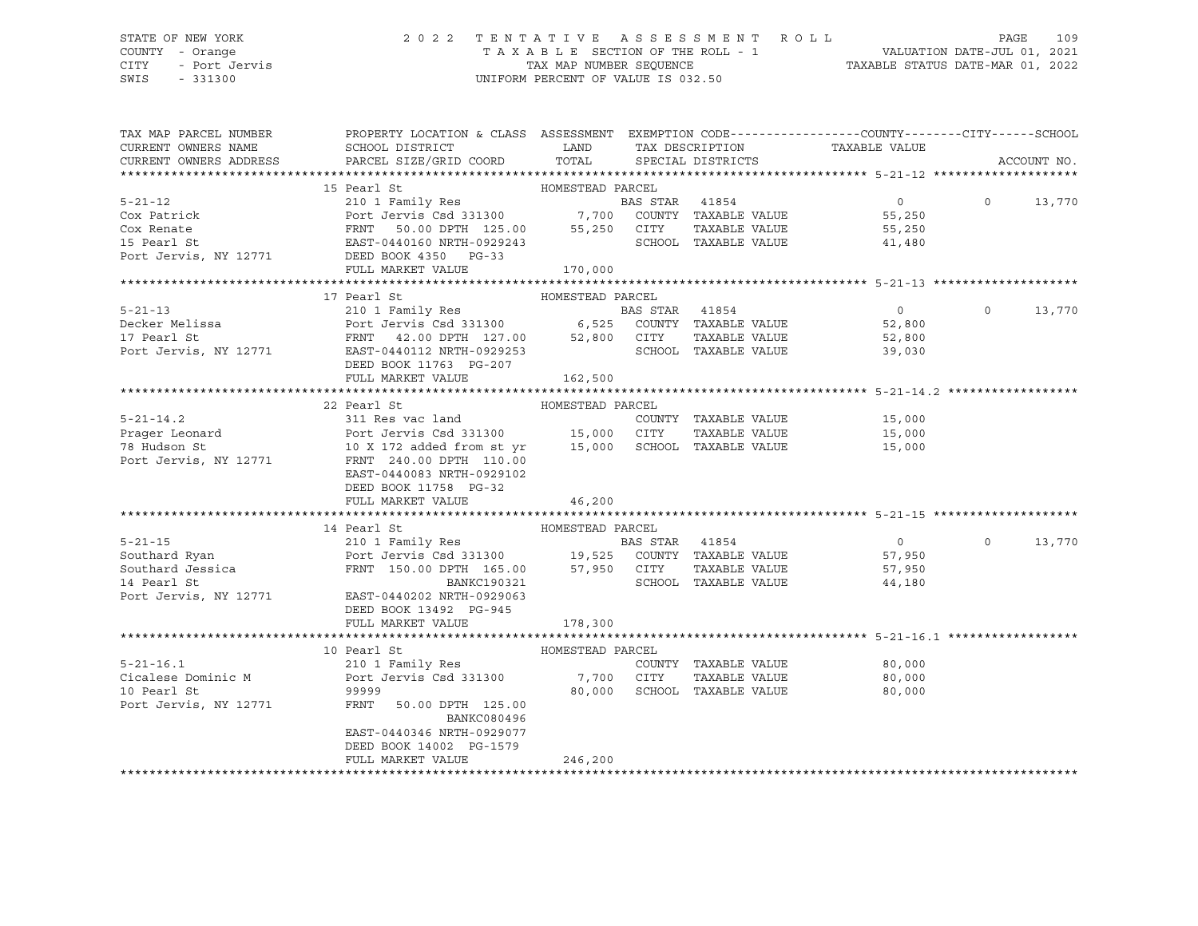STATE OF NEW YORK — 2022 TENTATIVE ASSESSMENT ROLL — PAGE 109
COUNTY - Orange — TAXABLE SECTION OF THE ROLL - 1 — VALUATION DATE-JUL 01, 2021
CITY - Port Jervis — TAX MAP NUMBER SEQUENCE — TAXABLE STATUS DATE-MAR 01, 2022
SWIS - 331300 — UNIFORM PERCENT OF VALUE IS 032.50

| TAX MAP PARCEL NUMBER / CURRENT OWNERS NAME / CURRENT OWNERS ADDRESS | PROPERTY LOCATION & CLASS / SCHOOL DISTRICT / PARCEL SIZE/GRID COORD | ASSESSMENT LAND / TOTAL | EXEMPTION CODE / TAX DESCRIPTION / SPECIAL DISTRICTS | COUNTY TAXABLE VALUE | CITY | SCHOOL / ACCOUNT NO. |
|---|---|---|---|---|---|---|
| **5-21-12** | 15 Pearl St — HOMESTEAD PARCEL | | | | | |
| 5-21-12 | 210 1 Family Res | | BAS STAR 41854 | 0 | 0 | 13,770 |
| Cox Patrick | Port Jervis Csd 331300 | 7,700 | COUNTY TAXABLE VALUE | 55,250 | | |
| Cox Renate | FRNT 50.00 DPTH 125.00 | 55,250 | CITY TAXABLE VALUE | 55,250 | | |
| 15 Pearl St | EAST-0440160 NRTH-0929243 | | SCHOOL TAXABLE VALUE | 41,480 | | |
| Port Jervis, NY 12771 | DEED BOOK 4350 PG-33 | | | | | |
| | FULL MARKET VALUE | 170,000 | | | | |
| **5-21-13** | 17 Pearl St — HOMESTEAD PARCEL | | | | | |
| 5-21-13 | 210 1 Family Res | | BAS STAR 41854 | 0 | 0 | 13,770 |
| Decker Melissa | Port Jervis Csd 331300 | 6,525 | COUNTY TAXABLE VALUE | 52,800 | | |
| 17 Pearl St | FRNT 42.00 DPTH 127.00 | 52,800 | CITY TAXABLE VALUE | 52,800 | | |
| Port Jervis, NY 12771 | EAST-0440112 NRTH-0929253 | | SCHOOL TAXABLE VALUE | 39,030 | | |
| | DEED BOOK 11763 PG-207 | | | | | |
| | FULL MARKET VALUE | 162,500 | | | | |
| **5-21-14.2** | 22 Pearl St — HOMESTEAD PARCEL | | | | | |
| 5-21-14.2 | 311 Res vac land | | COUNTY TAXABLE VALUE | 15,000 | | |
| Prager Leonard | Port Jervis Csd 331300 | 15,000 | CITY TAXABLE VALUE | 15,000 | | |
| 78 Hudson St | 10 X 172 added from st yr | 15,000 | SCHOOL TAXABLE VALUE | 15,000 | | |
| Port Jervis, NY 12771 | FRNT 240.00 DPTH 110.00 | | | | | |
| | EAST-0440083 NRTH-0929102 | | | | | |
| | DEED BOOK 11758 PG-32 | | | | | |
| | FULL MARKET VALUE | 46,200 | | | | |
| **5-21-15** | 14 Pearl St — HOMESTEAD PARCEL | | | | | |
| 5-21-15 | 210 1 Family Res | | BAS STAR 41854 | 0 | 0 | 13,770 |
| Southard Ryan | Port Jervis Csd 331300 | 19,525 | COUNTY TAXABLE VALUE | 57,950 | | |
| Southard Jessica | FRNT 150.00 DPTH 165.00 | 57,950 | CITY TAXABLE VALUE | 57,950 | | |
| 14 Pearl St | BANKC190321 | | SCHOOL TAXABLE VALUE | 44,180 | | |
| Port Jervis, NY 12771 | EAST-0440202 NRTH-0929063 | | | | | |
| | DEED BOOK 13492 PG-945 | | | | | |
| | FULL MARKET VALUE | 178,300 | | | | |
| **5-21-16.1** | 10 Pearl St — HOMESTEAD PARCEL | | | | | |
| 5-21-16.1 | 210 1 Family Res | | COUNTY TAXABLE VALUE | 80,000 | | |
| Cicalese Dominic M | Port Jervis Csd 331300 | 7,700 | CITY TAXABLE VALUE | 80,000 | | |
| 10 Pearl St | 99999 | 80,000 | SCHOOL TAXABLE VALUE | 80,000 | | |
| Port Jervis, NY 12771 | FRNT 50.00 DPTH 125.00 | | | | | |
| | BANKC080496 | | | | | |
| | EAST-0440346 NRTH-0929077 | | | | | |
| | DEED BOOK 14002 PG-1579 | | | | | |
| | FULL MARKET VALUE | 246,200 | | | | |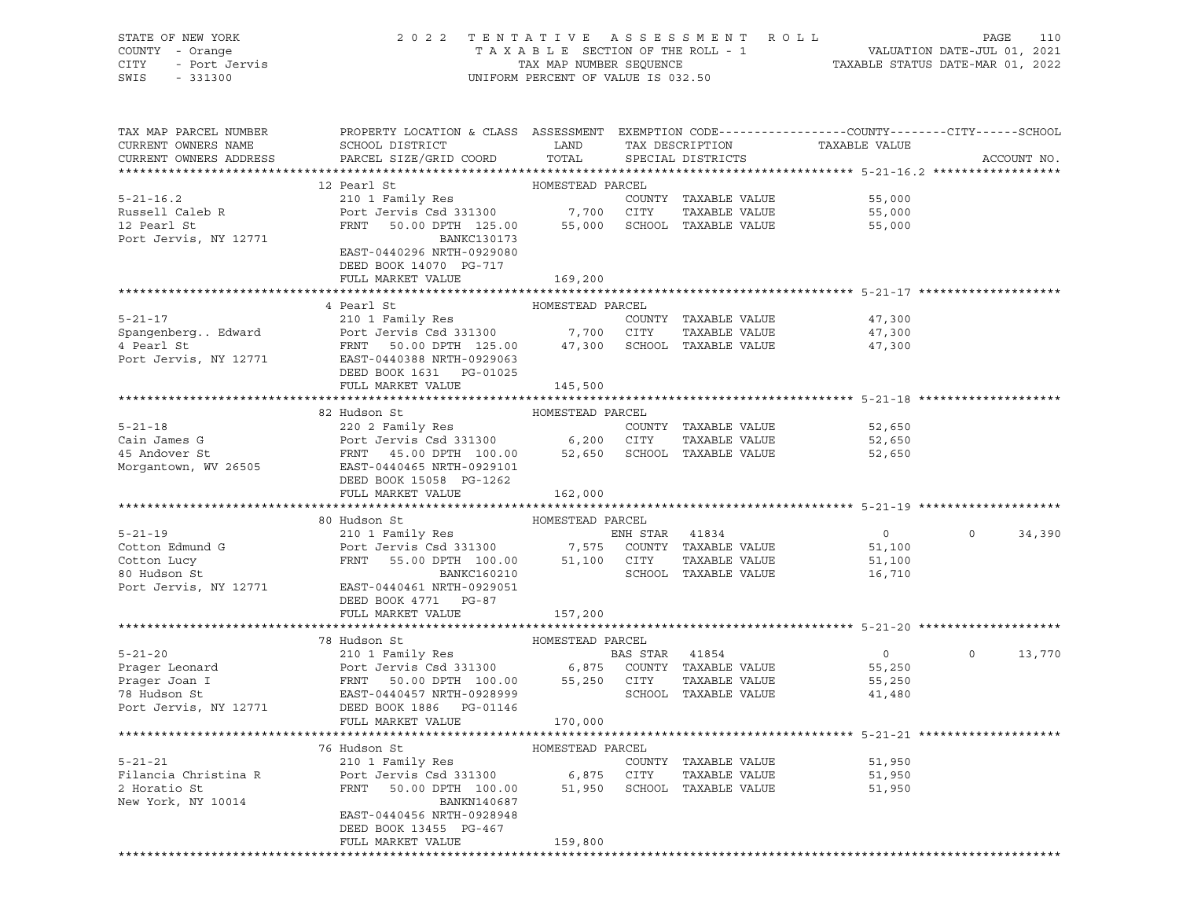STATE OF NEW YORK — 2022 TENTATIVE ASSESSMENT ROLL
COUNTY - Orange — TAXABLE SECTION OF THE ROLL - 1 — VALUATION DATE-JUL 01, 2021
CITY - Port Jervis — TAX MAP NUMBER SEQUENCE — TAXABLE STATUS DATE-MAR 01, 2022
SWIS - 331300 — UNIFORM PERCENT OF VALUE IS 032.50

| TAX MAP PARCEL NUMBER / CURRENT OWNERS NAME / CURRENT OWNERS ADDRESS | PROPERTY LOCATION & CLASS / SCHOOL DISTRICT / PARCEL SIZE/GRID COORD | ASSESSMENT LAND / TOTAL | EXEMPTION CODE / TAX DESCRIPTION / SPECIAL DISTRICTS | COUNTY TAXABLE VALUE | CITY | SCHOOL / ACCOUNT NO. |
|---|---|---|---|---|---|---|
| **5-21-16.2** | 12 Pearl St — HOMESTEAD PARCEL | | | | | |
| 5-21-16.2 | 210 1 Family Res | | COUNTY TAXABLE VALUE | 55,000 | | |
| Russell Caleb R | Port Jervis Csd 331300 | 7,700 | CITY TAXABLE VALUE | 55,000 | | |
| 12 Pearl St | FRNT 50.00 DPTH 125.00 | 55,000 | SCHOOL TAXABLE VALUE | 55,000 | | |
| Port Jervis, NY 12771 | BANKC130173 | | | | | |
| | EAST-0440296 NRTH-0929080 | | | | | |
| | DEED BOOK 14070 PG-717 | | | | | |
| | FULL MARKET VALUE | 169,200 | | | | |
| **5-21-17** | 4 Pearl St — HOMESTEAD PARCEL | | | | | |
| 5-21-17 | 210 1 Family Res | | COUNTY TAXABLE VALUE | 47,300 | | |
| Spangenberg.. Edward | Port Jervis Csd 331300 | 7,700 | CITY TAXABLE VALUE | 47,300 | | |
| 4 Pearl St | FRNT 50.00 DPTH 125.00 | 47,300 | SCHOOL TAXABLE VALUE | 47,300 | | |
| Port Jervis, NY 12771 | EAST-0440388 NRTH-0929063 | | | | | |
| | DEED BOOK 1631 PG-01025 | | | | | |
| | FULL MARKET VALUE | 145,500 | | | | |
| **5-21-18** | 82 Hudson St — HOMESTEAD PARCEL | | | | | |
| 5-21-18 | 220 2 Family Res | | COUNTY TAXABLE VALUE | 52,650 | | |
| Cain James G | Port Jervis Csd 331300 | 6,200 | CITY TAXABLE VALUE | 52,650 | | |
| 45 Andover St | FRNT 45.00 DPTH 100.00 | 52,650 | SCHOOL TAXABLE VALUE | 52,650 | | |
| Morgantown, WV 26505 | EAST-0440465 NRTH-0929101 | | | | | |
| | DEED BOOK 15058 PG-1262 | | | | | |
| | FULL MARKET VALUE | 162,000 | | | | |
| **5-21-19** | 80 Hudson St — HOMESTEAD PARCEL | | | | | |
| 5-21-19 | 210 1 Family Res | | ENH STAR 41834 | 0 | 0 | 34,390 |
| Cotton Edmund G | Port Jervis Csd 331300 | 7,575 | COUNTY TAXABLE VALUE | 51,100 | | |
| Cotton Lucy | FRNT 55.00 DPTH 100.00 | 51,100 | CITY TAXABLE VALUE | 51,100 | | |
| 80 Hudson St | BANKC160210 | | SCHOOL TAXABLE VALUE | 16,710 | | |
| Port Jervis, NY 12771 | EAST-0440461 NRTH-0929051 | | | | | |
| | DEED BOOK 4771 PG-87 | | | | | |
| | FULL MARKET VALUE | 157,200 | | | | |
| **5-21-20** | 78 Hudson St — HOMESTEAD PARCEL | | | | | |
| 5-21-20 | 210 1 Family Res | | BAS STAR 41854 | 0 | 0 | 13,770 |
| Prager Leonard | Port Jervis Csd 331300 | 6,875 | COUNTY TAXABLE VALUE | 55,250 | | |
| Prager Joan I | FRNT 50.00 DPTH 100.00 | 55,250 | CITY TAXABLE VALUE | 55,250 | | |
| 78 Hudson St | EAST-0440457 NRTH-0928999 | | SCHOOL TAXABLE VALUE | 41,480 | | |
| Port Jervis, NY 12771 | DEED BOOK 1886 PG-01146 | | | | | |
| | FULL MARKET VALUE | 170,000 | | | | |
| **5-21-21** | 76 Hudson St — HOMESTEAD PARCEL | | | | | |
| 5-21-21 | 210 1 Family Res | | COUNTY TAXABLE VALUE | 51,950 | | |
| Filancia Christina R | Port Jervis Csd 331300 | 6,875 | CITY TAXABLE VALUE | 51,950 | | |
| 2 Horatio St | FRNT 50.00 DPTH 100.00 | 51,950 | SCHOOL TAXABLE VALUE | 51,950 | | |
| New York, NY 10014 | BANKN140687 | | | | | |
| | EAST-0440456 NRTH-0928948 | | | | | |
| | DEED BOOK 13455 PG-467 | | | | | |
| | FULL MARKET VALUE | 159,800 | | | | |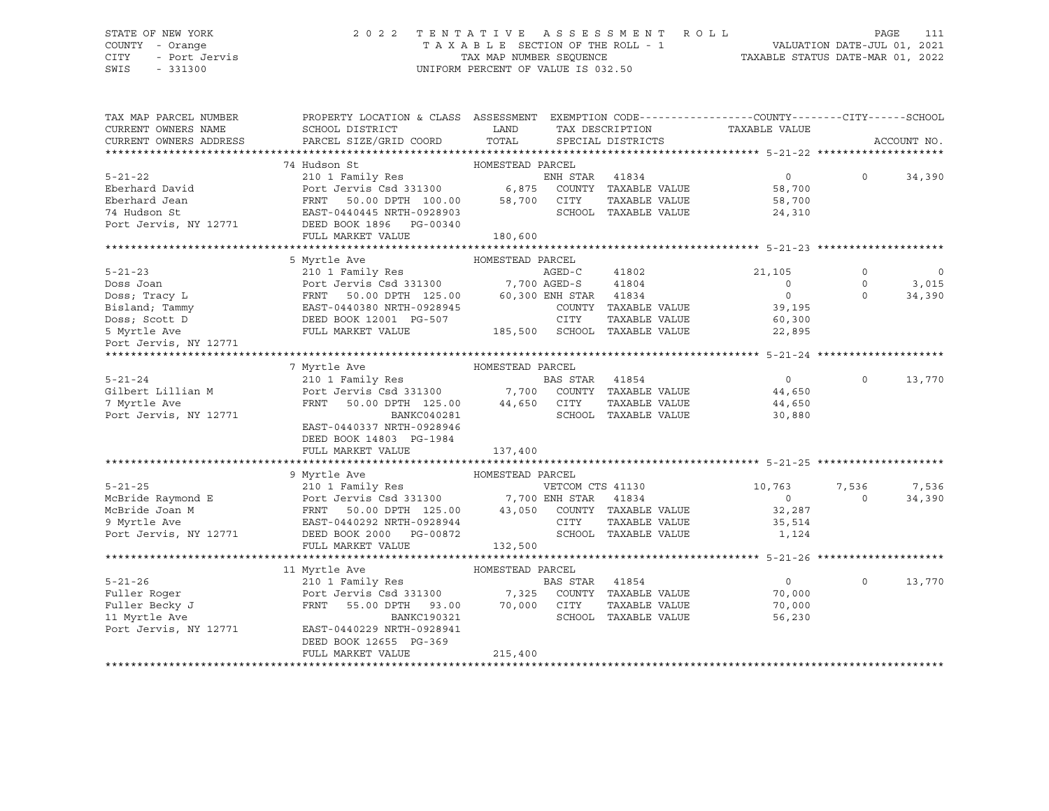STATE OF NEW YORK                    2 0 2 2   T E N T A T I V E   A S S E S S M E N T   R O L L
COUNTY - Orange                      T A X A B L E  SECTION OF THE ROLL - 1          VALUATION DATE-JUL 01, 2021
CITY - Port Jervis                   TAX MAP NUMBER SEQUENCE                         TAXABLE STATUS DATE-MAR 01, 2022
SWIS - 331300                        UNIFORM PERCENT OF VALUE IS 032.50

| TAX MAP PARCEL NUMBER / CURRENT OWNERS NAME / CURRENT OWNERS ADDRESS | PROPERTY LOCATION & CLASS / SCHOOL DISTRICT / PARCEL SIZE/GRID COORD | ASSESSMENT LAND / TOTAL | EXEMPTION CODE / TAX DESCRIPTION / SPECIAL DISTRICTS | COUNTY TAXABLE VALUE | CITY | SCHOOL / ACCOUNT NO. |
|---|---|---|---|---|---|---|
| **5-21-22** | 74 Hudson St — HOMESTEAD PARCEL | | | | | |
| 5-21-22 | 210 1 Family Res | | ENH STAR 41834 | 0 | 0 | 34,390 |
| Eberhard David | Port Jervis Csd 331300 | 6,875 | COUNTY TAXABLE VALUE | 58,700 | | |
| Eberhard Jean | FRNT 50.00 DPTH 100.00 | 58,700 | CITY TAXABLE VALUE | 58,700 | | |
| 74 Hudson St | EAST-0440445 NRTH-0928903 | | SCHOOL TAXABLE VALUE | 24,310 | | |
| Port Jervis, NY 12771 | DEED BOOK 1896 PG-00340 | | | | | |
| | FULL MARKET VALUE | 180,600 | | | | |
| **5-21-23** | 5 Myrtle Ave — HOMESTEAD PARCEL | | | | | |
| 5-21-23 | 210 1 Family Res | | AGED-C 41802 | 21,105 | 0 | 0 |
| Doss Joan | Port Jervis Csd 331300 | 7,700 | AGED-S 41804 | 0 | 0 | 3,015 |
| Doss; Tracy L | FRNT 50.00 DPTH 125.00 | 60,300 | ENH STAR 41834 | 0 | 0 | 34,390 |
| Bisland; Tammy | EAST-0440380 NRTH-0928945 | | COUNTY TAXABLE VALUE | 39,195 | | |
| Doss; Scott D | DEED BOOK 12001 PG-507 | | CITY TAXABLE VALUE | 60,300 | | |
| 5 Myrtle Ave | FULL MARKET VALUE | 185,500 | SCHOOL TAXABLE VALUE | 22,895 | | |
| Port Jervis, NY 12771 | | | | | | |
| **5-21-24** | 7 Myrtle Ave — HOMESTEAD PARCEL | | | | | |
| 5-21-24 | 210 1 Family Res | | BAS STAR 41854 | 0 | 0 | 13,770 |
| Gilbert Lillian M | Port Jervis Csd 331300 | 7,700 | COUNTY TAXABLE VALUE | 44,650 | | |
| 7 Myrtle Ave | FRNT 50.00 DPTH 125.00 | 44,650 | CITY TAXABLE VALUE | 44,650 | | |
| Port Jervis, NY 12771 | BANKC040281 | | SCHOOL TAXABLE VALUE | 30,880 | | |
| | EAST-0440337 NRTH-0928946 | | | | | |
| | DEED BOOK 14803 PG-1984 | | | | | |
| | FULL MARKET VALUE | 137,400 | | | | |
| **5-21-25** | 9 Myrtle Ave — HOMESTEAD PARCEL | | | | | |
| 5-21-25 | 210 1 Family Res | | VETCOM CTS 41130 | 10,763 | 7,536 | 7,536 |
| McBride Raymond E | Port Jervis Csd 331300 | 7,700 | ENH STAR 41834 | 0 | 0 | 34,390 |
| McBride Joan M | FRNT 50.00 DPTH 125.00 | 43,050 | COUNTY TAXABLE VALUE | 32,287 | | |
| 9 Myrtle Ave | EAST-0440292 NRTH-0928944 | | CITY TAXABLE VALUE | 35,514 | | |
| Port Jervis, NY 12771 | DEED BOOK 2000 PG-00872 | | SCHOOL TAXABLE VALUE | 1,124 | | |
| | FULL MARKET VALUE | 132,500 | | | | |
| **5-21-26** | 11 Myrtle Ave — HOMESTEAD PARCEL | | | | | |
| 5-21-26 | 210 1 Family Res | | BAS STAR 41854 | 0 | 0 | 13,770 |
| Fuller Roger | Port Jervis Csd 331300 | 7,325 | COUNTY TAXABLE VALUE | 70,000 | | |
| Fuller Becky J | FRNT 55.00 DPTH 93.00 | 70,000 | CITY TAXABLE VALUE | 70,000 | | |
| 11 Myrtle Ave | BANKC190321 | | SCHOOL TAXABLE VALUE | 56,230 | | |
| Port Jervis, NY 12771 | EAST-0440229 NRTH-0928941 | | | | | |
| | DEED BOOK 12655 PG-369 | | | | | |
| | FULL MARKET VALUE | 215,400 | | | | |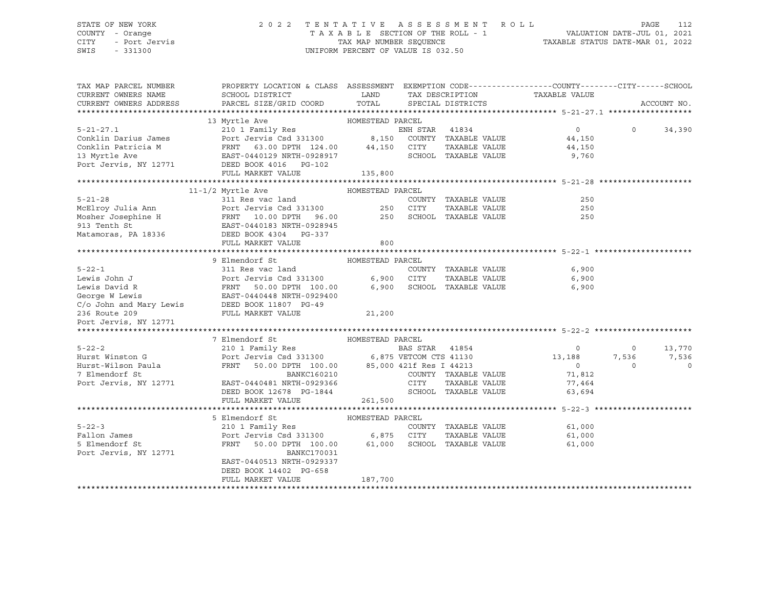STATE OF NEW YORK — 2022 TENTATIVE ASSESSMENT ROLL
COUNTY - Orange — TAXABLE SECTION OF THE ROLL - 1 — VALUATION DATE-JUL 01, 2021
CITY - Port Jervis — TAX MAP NUMBER SEQUENCE — TAXABLE STATUS DATE-MAR 01, 2022
SWIS - 331300 — UNIFORM PERCENT OF VALUE IS 032.50

| TAX MAP PARCEL NUMBER / CURRENT OWNERS NAME / CURRENT OWNERS ADDRESS | PROPERTY LOCATION & CLASS / SCHOOL DISTRICT / PARCEL SIZE/GRID COORD | ASSESSMENT LAND | TOTAL | EXEMPTION CODE / TAX DESCRIPTION / SPECIAL DISTRICTS | COUNTY TAXABLE VALUE | CITY | SCHOOL / ACCOUNT NO. |
|---|---|---|---|---|---|---|---|
| **5-21-27.1** | 13 Myrtle Ave — HOMESTEAD PARCEL | | | | | | |
| 5-21-27.1 | 210 1 Family Res | | | ENH STAR 41834 | 0 | 0 | 34,390 |
| Conklin Darius James | Port Jervis Csd 331300 | 8,150 | | COUNTY TAXABLE VALUE | 44,150 | | |
| Conklin Patricia M | FRNT 63.00 DPTH 124.00 | | 44,150 | CITY TAXABLE VALUE | 44,150 | | |
| 13 Myrtle Ave | EAST-0440129 NRTH-0928917 | | | SCHOOL TAXABLE VALUE | 9,760 | | |
| Port Jervis, NY 12771 | DEED BOOK 4016 PG-102 | | | | | | |
| | FULL MARKET VALUE | | 135,800 | | | | |
| **5-21-28** | 11-1/2 Myrtle Ave — HOMESTEAD PARCEL | | | | | | |
| 5-21-28 | 311 Res vac land | | | COUNTY TAXABLE VALUE | 250 | | |
| McElroy Julia Ann | Port Jervis Csd 331300 | 250 | | CITY TAXABLE VALUE | 250 | | |
| Mosher Josephine H | FRNT 10.00 DPTH 96.00 | | 250 | SCHOOL TAXABLE VALUE | 250 | | |
| 913 Tenth St | EAST-0440183 NRTH-0928945 | | | | | | |
| Matamoras, PA 18336 | DEED BOOK 4304 PG-337 | | | | | | |
| | FULL MARKET VALUE | | 800 | | | | |
| **5-22-1** | 9 Elmendorf St — HOMESTEAD PARCEL | | | | | | |
| 5-22-1 | 311 Res vac land | | | COUNTY TAXABLE VALUE | 6,900 | | |
| Lewis John J | Port Jervis Csd 331300 | 6,900 | | CITY TAXABLE VALUE | 6,900 | | |
| Lewis David R | FRNT 50.00 DPTH 100.00 | | 6,900 | SCHOOL TAXABLE VALUE | 6,900 | | |
| George W Lewis | EAST-0440448 NRTH-0929400 | | | | | | |
| C/o John and Mary Lewis | DEED BOOK 11807 PG-49 | | | | | | |
| 236 Route 209 | FULL MARKET VALUE | | 21,200 | | | | |
| Port Jervis, NY 12771 | | | | | | | |
| **5-22-2** | 7 Elmendorf St — HOMESTEAD PARCEL | | | | | | |
| 5-22-2 | 210 1 Family Res | | | BAS STAR 41854 | 0 | 0 | 13,770 |
| Hurst Winston G | Port Jervis Csd 331300 | 6,875 | | VETCOM CTS 41130 | 13,188 | 7,536 | 7,536 |
| Hurst-Wilson Paula | FRNT 50.00 DPTH 100.00 | | 85,000 | 421f Res I 44213 | 0 | 0 | 0 |
| 7 Elmendorf St | BANKC160210 | | | COUNTY TAXABLE VALUE | 71,812 | | |
| Port Jervis, NY 12771 | EAST-0440481 NRTH-0929366 | | | CITY TAXABLE VALUE | 77,464 | | |
| | DEED BOOK 12678 PG-1844 | | | SCHOOL TAXABLE VALUE | 63,694 | | |
| | FULL MARKET VALUE | | 261,500 | | | | |
| **5-22-3** | 5 Elmendorf St — HOMESTEAD PARCEL | | | | | | |
| 5-22-3 | 210 1 Family Res | | | COUNTY TAXABLE VALUE | 61,000 | | |
| Fallon James | Port Jervis Csd 331300 | 6,875 | | CITY TAXABLE VALUE | 61,000 | | |
| 5 Elmendorf St | FRNT 50.00 DPTH 100.00 | | 61,000 | SCHOOL TAXABLE VALUE | 61,000 | | |
| Port Jervis, NY 12771 | BANKC170031 | | | | | | |
| | EAST-0440513 NRTH-0929337 | | | | | | |
| | DEED BOOK 14402 PG-658 | | | | | | |
| | FULL MARKET VALUE | | 187,700 | | | | |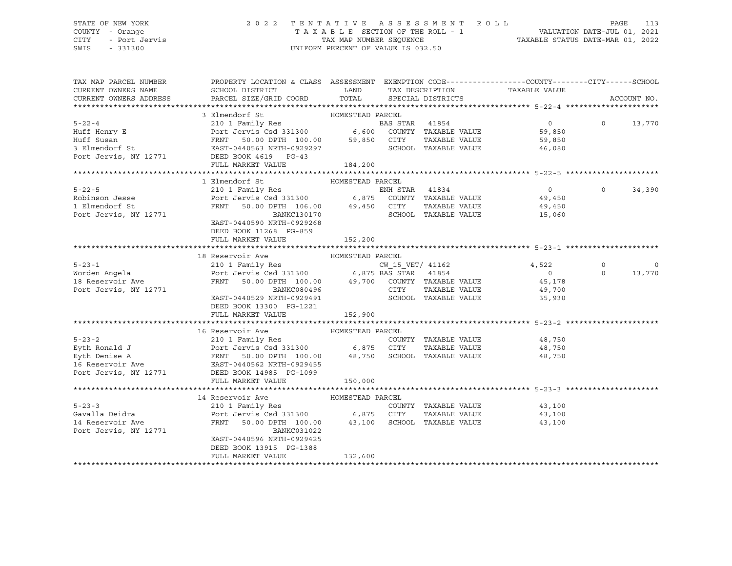STATE OF NEW YORK — COUNTY - Orange — CITY - Port Jervis — SWIS - 331300

# 2022 TENTATIVE ASSESSMENT ROLL

TAXABLE SECTION OF THE ROLL - 1 — TAX MAP NUMBER SEQUENCE — UNIFORM PERCENT OF VALUE IS 032.50

VALUATION DATE-JUL 01, 2021 — TAXABLE STATUS DATE-MAR 01, 2022

```
TAX MAP PARCEL NUMBER     PROPERTY LOCATION & CLASS  ASSESSMENT  EXEMPTION CODE------------------COUNTY--------CITY------SCHOOL
CURRENT OWNERS NAME       SCHOOL DISTRICT              LAND      TAX DESCRIPTION            TAXABLE VALUE
CURRENT OWNERS ADDRESS    PARCEL SIZE/GRID COORD       TOTAL     SPECIAL DISTRICTS                                       ACCOUNT NO.
******************************************************************************************************* 5-22-4 *********************
                          3 Elmendorf St               HOMESTEAD PARCEL
5-22-4                    210 1 Family Res                      BAS STAR   41854            0               0       13,770
Huff Henry E              Port Jervis Csd 331300        6,600   COUNTY  TAXABLE VALUE       59,850
Huff Susan                FRNT   50.00 DPTH 100.00     59,850   CITY    TAXABLE VALUE       59,850
3 Elmendorf St            EAST-0440563 NRTH-0929297             SCHOOL  TAXABLE VALUE       46,080
Port Jervis, NY 12771     DEED BOOK 4619   PG-43
                          FULL MARKET VALUE           184,200
******************************************************************************************************* 5-22-5 *********************
                          1 Elmendorf St               HOMESTEAD PARCEL
5-22-5                    210 1 Family Res                      ENH STAR   41834            0               0       34,390
Robinson Jesse            Port Jervis Csd 331300        6,875   COUNTY  TAXABLE VALUE       49,450
1 Elmendorf St            FRNT   50.00 DPTH 106.00     49,450   CITY    TAXABLE VALUE       49,450
Port Jervis, NY 12771                   BANKC130170             SCHOOL  TAXABLE VALUE       15,060
                          EAST-0440590 NRTH-0929268
                          DEED BOOK 11268  PG-859
                          FULL MARKET VALUE           152,200
******************************************************************************************************* 5-23-1 *********************
                          18 Reservoir Ave             HOMESTEAD PARCEL
5-23-1                    210 1 Family Res                      CW_15_VET/ 41162            4,522           0            0
Worden Angela             Port Jervis Csd 331300        6,875 BAS STAR   41854              0               0       13,770
18 Reservoir Ave          FRNT   50.00 DPTH 100.00     49,700   COUNTY  TAXABLE VALUE       45,178
Port Jervis, NY 12771                   BANKC080496             CITY    TAXABLE VALUE       49,700
                          EAST-0440529 NRTH-0929491             SCHOOL  TAXABLE VALUE       35,930
                          DEED BOOK 13300  PG-1221
                          FULL MARKET VALUE           152,900
******************************************************************************************************* 5-23-2 *********************
                          16 Reservoir Ave             HOMESTEAD PARCEL
5-23-2                    210 1 Family Res                      COUNTY  TAXABLE VALUE       48,750
Eyth Ronald J             Port Jervis Csd 331300        6,875   CITY    TAXABLE VALUE       48,750
Eyth Denise A             FRNT   50.00 DPTH 100.00     48,750   SCHOOL  TAXABLE VALUE       48,750
16 Reservoir Ave          EAST-0440562 NRTH-0929455
Port Jervis, NY 12771     DEED BOOK 14985  PG-1099
                          FULL MARKET VALUE           150,000
******************************************************************************************************* 5-23-3 *********************
                          14 Reservoir Ave             HOMESTEAD PARCEL
5-23-3                    210 1 Family Res                      COUNTY  TAXABLE VALUE       43,100
Gavalla Deidra            Port Jervis Csd 331300        6,875   CITY    TAXABLE VALUE       43,100
14 Reservoir Ave          FRNT   50.00 DPTH 100.00     43,100   SCHOOL  TAXABLE VALUE       43,100
Port Jervis, NY 12771                   BANKC031022
                          EAST-0440596 NRTH-0929425
                          DEED BOOK 13915  PG-1388
                          FULL MARKET VALUE           132,600
************************************************************************************************************************************
```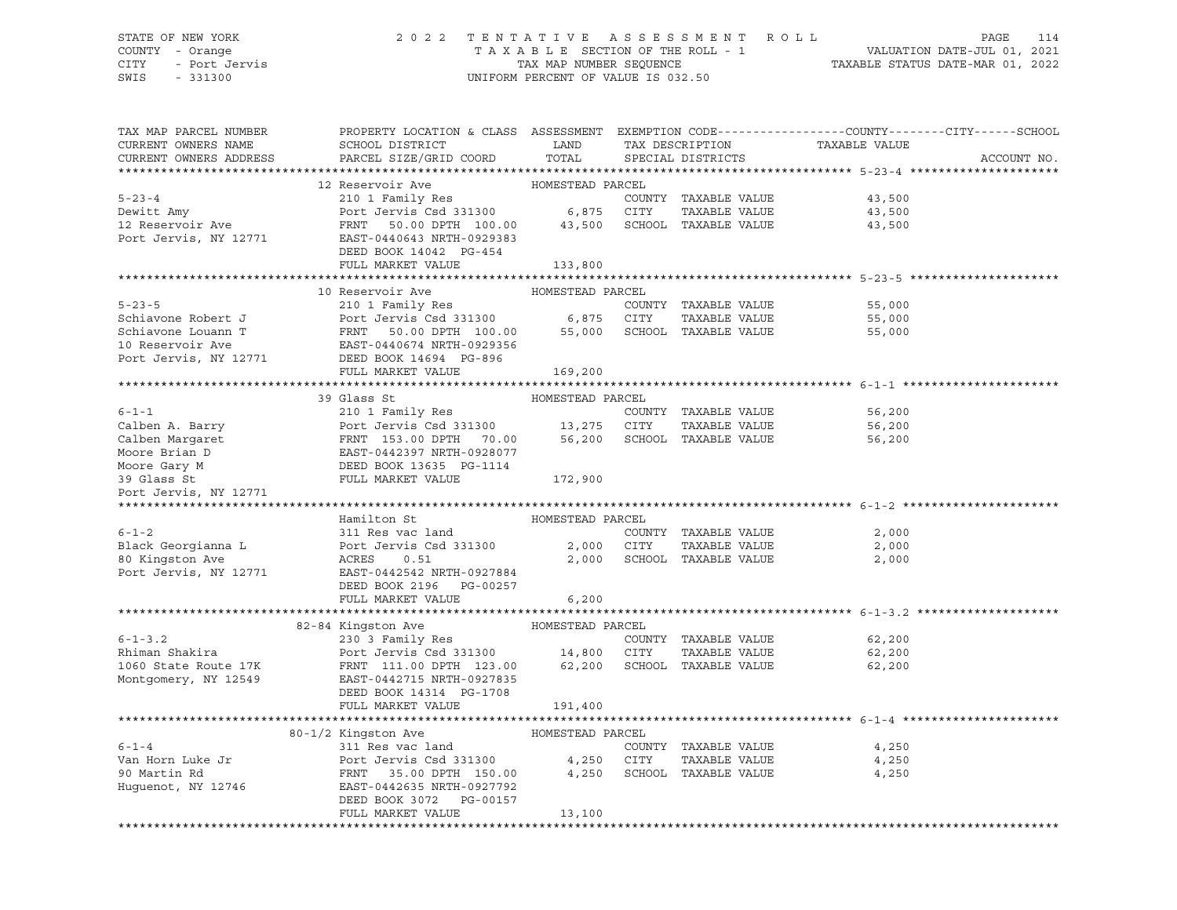STATE OF NEW YORK
COUNTY - Orange
CITY - Port Jervis
SWIS - 331300

2022 TENTATIVE ASSESSMENT ROLL
TAXABLE SECTION OF THE ROLL - 1
TAX MAP NUMBER SEQUENCE
UNIFORM PERCENT OF VALUE IS 032.50

VALUATION DATE-JUL 01, 2021
TAXABLE STATUS DATE-MAR 01, 2022

| TAX MAP PARCEL NUMBER / CURRENT OWNERS NAME / CURRENT OWNERS ADDRESS | PROPERTY LOCATION & CLASS / SCHOOL DISTRICT / PARCEL SIZE/GRID COORD | ASSESSMENT LAND / TOTAL | EXEMPTION CODE / TAX DESCRIPTION / SPECIAL DISTRICTS | TAXABLE VALUE (COUNTY / CITY / SCHOOL) | ACCOUNT NO. |
|---|---|---|---|---|---|
| **5-23-4** | 12 Reservoir Ave | HOMESTEAD PARCEL | | | |
| 5-23-4 | 210 1 Family Res | | COUNTY TAXABLE VALUE | 43,500 | |
| Dewitt Amy | Port Jervis Csd 331300 | 6,875 | CITY TAXABLE VALUE | 43,500 | |
| 12 Reservoir Ave | FRNT 50.00 DPTH 100.00 | 43,500 | SCHOOL TAXABLE VALUE | 43,500 | |
| Port Jervis, NY 12771 | EAST-0440643 NRTH-0929383 | | | | |
| | DEED BOOK 14042 PG-454 | | | | |
| | FULL MARKET VALUE | 133,800 | | | |
| **5-23-5** | 10 Reservoir Ave | HOMESTEAD PARCEL | | | |
| 5-23-5 | 210 1 Family Res | | COUNTY TAXABLE VALUE | 55,000 | |
| Schiavone Robert J | Port Jervis Csd 331300 | 6,875 | CITY TAXABLE VALUE | 55,000 | |
| Schiavone Louann T | FRNT 50.00 DPTH 100.00 | 55,000 | SCHOOL TAXABLE VALUE | 55,000 | |
| 10 Reservoir Ave | EAST-0440674 NRTH-0929356 | | | | |
| Port Jervis, NY 12771 | DEED BOOK 14694 PG-896 | | | | |
| | FULL MARKET VALUE | 169,200 | | | |
| **6-1-1** | 39 Glass St | HOMESTEAD PARCEL | | | |
| 6-1-1 | 210 1 Family Res | | COUNTY TAXABLE VALUE | 56,200 | |
| Calben A. Barry | Port Jervis Csd 331300 | 13,275 | CITY TAXABLE VALUE | 56,200 | |
| Calben Margaret | FRNT 153.00 DPTH 70.00 | 56,200 | SCHOOL TAXABLE VALUE | 56,200 | |
| Moore Brian D | EAST-0442397 NRTH-0928077 | | | | |
| Moore Gary M | DEED BOOK 13635 PG-1114 | | | | |
| 39 Glass St | FULL MARKET VALUE | 172,900 | | | |
| Port Jervis, NY 12771 | | | | | |
| **6-1-2** | Hamilton St | HOMESTEAD PARCEL | | | |
| 6-1-2 | 311 Res vac land | | COUNTY TAXABLE VALUE | 2,000 | |
| Black Georgianna L | Port Jervis Csd 331300 | 2,000 | CITY TAXABLE VALUE | 2,000 | |
| 80 Kingston Ave | ACRES 0.51 | 2,000 | SCHOOL TAXABLE VALUE | 2,000 | |
| Port Jervis, NY 12771 | EAST-0442542 NRTH-0927884 | | | | |
| | DEED BOOK 2196 PG-00257 | | | | |
| | FULL MARKET VALUE | 6,200 | | | |
| **6-1-3.2** | 82-84 Kingston Ave | HOMESTEAD PARCEL | | | |
| 6-1-3.2 | 230 3 Family Res | | COUNTY TAXABLE VALUE | 62,200 | |
| Rhiman Shakira | Port Jervis Csd 331300 | 14,800 | CITY TAXABLE VALUE | 62,200 | |
| 1060 State Route 17K | FRNT 111.00 DPTH 123.00 | 62,200 | SCHOOL TAXABLE VALUE | 62,200 | |
| Montgomery, NY 12549 | EAST-0442715 NRTH-0927835 | | | | |
| | DEED BOOK 14314 PG-1708 | | | | |
| | FULL MARKET VALUE | 191,400 | | | |
| **6-1-4** | 80-1/2 Kingston Ave | HOMESTEAD PARCEL | | | |
| 6-1-4 | 311 Res vac land | | COUNTY TAXABLE VALUE | 4,250 | |
| Van Horn Luke Jr | Port Jervis Csd 331300 | 4,250 | CITY TAXABLE VALUE | 4,250 | |
| 90 Martin Rd | FRNT 35.00 DPTH 150.00 | 4,250 | SCHOOL TAXABLE VALUE | 4,250 | |
| Huguenot, NY 12746 | EAST-0442635 NRTH-0927792 | | | | |
| | DEED BOOK 3072 PG-00157 | | | | |
| | FULL MARKET VALUE | 13,100 | | | |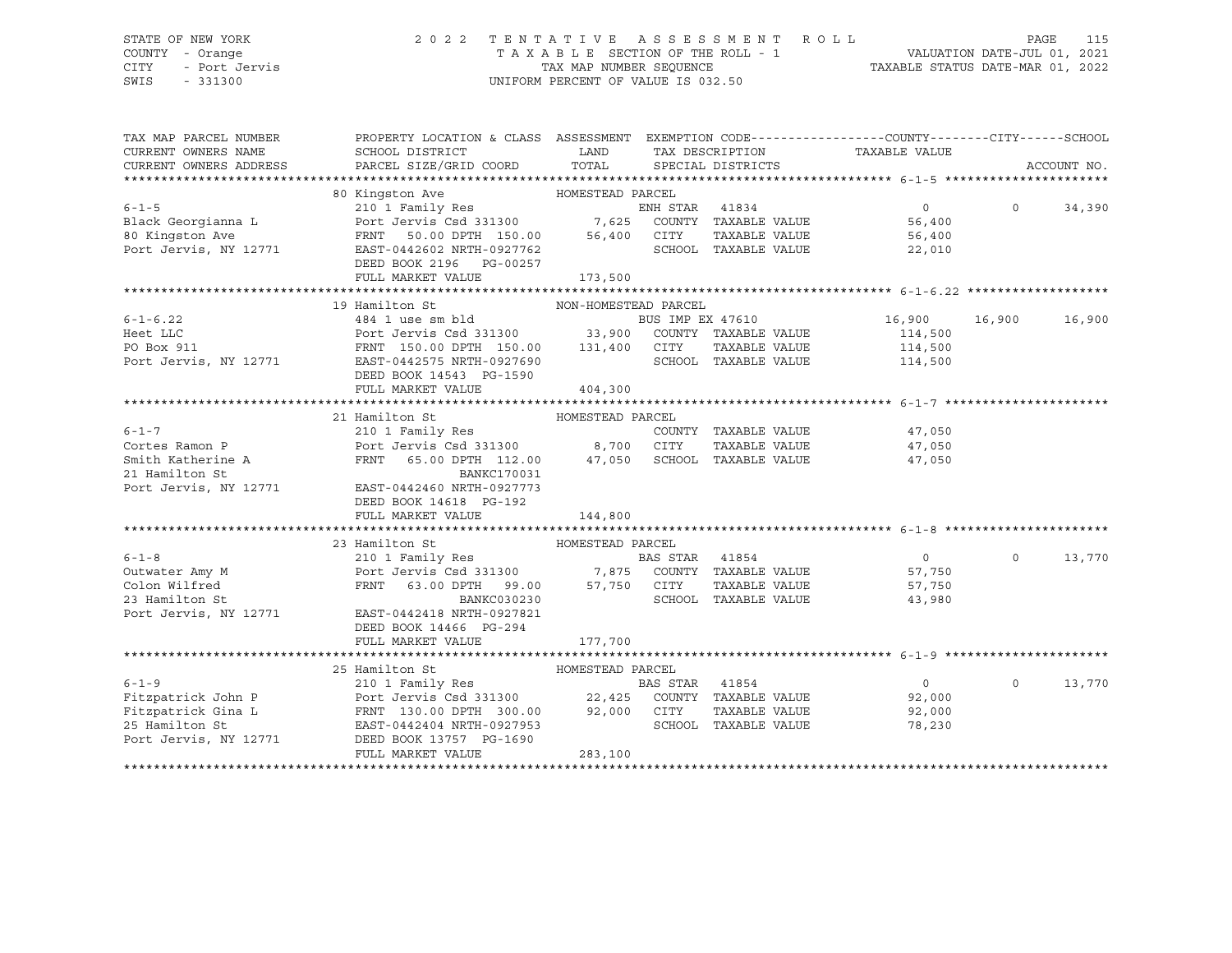STATE OF NEW YORK — COUNTY - Orange — CITY - Port Jervis — SWIS - 331300

# 2022 TENTATIVE ASSESSMENT ROLL

TAXABLE SECTION OF THE ROLL - 1 — TAX MAP NUMBER SEQUENCE — UNIFORM PERCENT OF VALUE IS 032.50

VALUATION DATE-JUL 01, 2021 — TAXABLE STATUS DATE-MAR 01, 2022

| TAX MAP PARCEL NUMBER / CURRENT OWNERS NAME / CURRENT OWNERS ADDRESS | PROPERTY LOCATION & CLASS / SCHOOL DISTRICT / PARCEL SIZE/GRID COORD | ASSESSMENT LAND / TOTAL | EXEMPTION CODE / TAX DESCRIPTION / SPECIAL DISTRICTS | COUNTY TAXABLE VALUE | CITY | SCHOOL | ACCOUNT NO. |
|---|---|---|---|---|---|---|---|
| **6-1-5** | 80 Kingston Ave — HOMESTEAD PARCEL | | | | | | |
| 6-1-5 | 210 1 Family Res | | ENH STAR 41834 | 0 | 0 | 34,390 | |
| Black Georgianna L | Port Jervis Csd 331300 | 7,625 | COUNTY TAXABLE VALUE | 56,400 | | | |
| 80 Kingston Ave | FRNT 50.00 DPTH 150.00 | 56,400 | CITY TAXABLE VALUE | 56,400 | | | |
| Port Jervis, NY 12771 | EAST-0442602 NRTH-0927762 | | SCHOOL TAXABLE VALUE | 22,010 | | | |
| | DEED BOOK 2196 PG-00257 | | | | | | |
| | FULL MARKET VALUE | 173,500 | | | | | |
| **6-1-6.22** | 19 Hamilton St — NON-HOMESTEAD PARCEL | | | | | | |
| 6-1-6.22 | 484 1 use sm bld | | BUS IMP EX 47610 | 16,900 | 16,900 | 16,900 | |
| Heet LLC | Port Jervis Csd 331300 | 33,900 | COUNTY TAXABLE VALUE | 114,500 | | | |
| PO Box 911 | FRNT 150.00 DPTH 150.00 | 131,400 | CITY TAXABLE VALUE | 114,500 | | | |
| Port Jervis, NY 12771 | EAST-0442575 NRTH-0927690 | | SCHOOL TAXABLE VALUE | 114,500 | | | |
| | DEED BOOK 14543 PG-1590 | | | | | | |
| | FULL MARKET VALUE | 404,300 | | | | | |
| **6-1-7** | 21 Hamilton St — HOMESTEAD PARCEL | | | | | | |
| 6-1-7 | 210 1 Family Res | | COUNTY TAXABLE VALUE | 47,050 | | | |
| Cortes Ramon P | Port Jervis Csd 331300 | 8,700 | CITY TAXABLE VALUE | 47,050 | | | |
| Smith Katherine A | FRNT 65.00 DPTH 112.00 | 47,050 | SCHOOL TAXABLE VALUE | 47,050 | | | |
| 21 Hamilton St | BANKC170031 | | | | | | |
| Port Jervis, NY 12771 | EAST-0442460 NRTH-0927773 | | | | | | |
| | DEED BOOK 14618 PG-192 | | | | | | |
| | FULL MARKET VALUE | 144,800 | | | | | |
| **6-1-8** | 23 Hamilton St — HOMESTEAD PARCEL | | | | | | |
| 6-1-8 | 210 1 Family Res | | BAS STAR 41854 | 0 | 0 | 13,770 | |
| Outwater Amy M | Port Jervis Csd 331300 | 7,875 | COUNTY TAXABLE VALUE | 57,750 | | | |
| Colon Wilfred | FRNT 63.00 DPTH 99.00 | 57,750 | CITY TAXABLE VALUE | 57,750 | | | |
| 23 Hamilton St | BANKC030230 | | SCHOOL TAXABLE VALUE | 43,980 | | | |
| Port Jervis, NY 12771 | EAST-0442418 NRTH-0927821 | | | | | | |
| | DEED BOOK 14466 PG-294 | | | | | | |
| | FULL MARKET VALUE | 177,700 | | | | | |
| **6-1-9** | 25 Hamilton St — HOMESTEAD PARCEL | | | | | | |
| 6-1-9 | 210 1 Family Res | | BAS STAR 41854 | 0 | 0 | 13,770 | |
| Fitzpatrick John P | Port Jervis Csd 331300 | 22,425 | COUNTY TAXABLE VALUE | 92,000 | | | |
| Fitzpatrick Gina L | FRNT 130.00 DPTH 300.00 | 92,000 | CITY TAXABLE VALUE | 92,000 | | | |
| 25 Hamilton St | EAST-0442404 NRTH-0927953 | | SCHOOL TAXABLE VALUE | 78,230 | | | |
| Port Jervis, NY 12771 | DEED BOOK 13757 PG-1690 | | | | | | |
| | FULL MARKET VALUE | 283,100 | | | | | |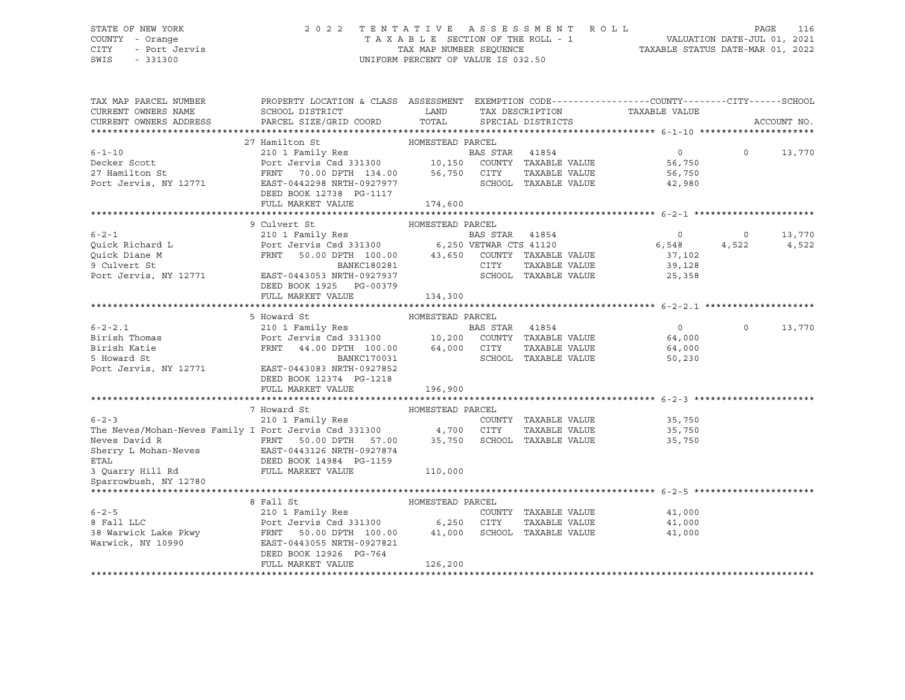STATE OF NEW YORK — COUNTY - Orange — CITY - Port Jervis — SWIS - 331300

# 2022 TENTATIVE ASSESSMENT ROLL

TAXABLE SECTION OF THE ROLL - 1
TAX MAP NUMBER SEQUENCE
UNIFORM PERCENT OF VALUE IS 032.50

VALUATION DATE-JUL 01, 2021
TAXABLE STATUS DATE-MAR 01, 2022

| TAX MAP PARCEL NUMBER / CURRENT OWNERS NAME / CURRENT OWNERS ADDRESS | PROPERTY LOCATION & CLASS / SCHOOL DISTRICT / PARCEL SIZE/GRID COORD | ASSESSMENT LAND / TOTAL | EXEMPTION CODE / TAX DESCRIPTION / SPECIAL DISTRICTS | COUNTY TAXABLE VALUE | CITY | SCHOOL |
|---|---|---|---|---|---|---|
| **6-1-10** | 27 Hamilton St | HOMESTEAD PARCEL | | | | |
| Decker Scott | 210 1 Family Res | | BAS STAR 41854 | 0 | 0 | 13,770 |
| 27 Hamilton St | Port Jervis Csd 331300 | 10,150 | COUNTY TAXABLE VALUE | 56,750 | | |
| Port Jervis, NY 12771 | FRNT 70.00 DPTH 134.00 | 56,750 | CITY TAXABLE VALUE | 56,750 | | |
| | EAST-0442298 NRTH-0927977 | | SCHOOL TAXABLE VALUE | 42,980 | | |
| | DEED BOOK 12738 PG-1117 | | | | | |
| | FULL MARKET VALUE | 174,600 | | | | |
| **6-2-1** | 9 Culvert St | HOMESTEAD PARCEL | | | | |
| Quick Richard L | 210 1 Family Res | | BAS STAR 41854 | 0 | 0 | 13,770 |
| Quick Diane M | Port Jervis Csd 331300 | 6,250 | VETWAR CTS 41120 | 6,548 | 4,522 | 4,522 |
| 9 Culvert St | FRNT 50.00 DPTH 100.00 | 43,650 | COUNTY TAXABLE VALUE | 37,102 | | |
| Port Jervis, NY 12771 | BANKC180281 | | CITY TAXABLE VALUE | 39,128 | | |
| | EAST-0443053 NRTH-0927937 | | SCHOOL TAXABLE VALUE | 25,358 | | |
| | DEED BOOK 1925 PG-00379 | | | | | |
| | FULL MARKET VALUE | 134,300 | | | | |
| **6-2-2.1** | 5 Howard St | HOMESTEAD PARCEL | | | | |
| Birish Thomas | 210 1 Family Res | | BAS STAR 41854 | 0 | 0 | 13,770 |
| Birish Katie | Port Jervis Csd 331300 | 10,200 | COUNTY TAXABLE VALUE | 64,000 | | |
| 5 Howard St | FRNT 44.00 DPTH 100.00 | 64,000 | CITY TAXABLE VALUE | 64,000 | | |
| Port Jervis, NY 12771 | BANKC170031 | | SCHOOL TAXABLE VALUE | 50,230 | | |
| | EAST-0443083 NRTH-0927852 | | | | | |
| | DEED BOOK 12374 PG-1218 | | | | | |
| | FULL MARKET VALUE | 196,900 | | | | |
| **6-2-3** | 7 Howard St | HOMESTEAD PARCEL | | | | |
| The Neves/Mohan-Neves Family I | 210 1 Family Res | | COUNTY TAXABLE VALUE | 35,750 | | |
| Neves David R | Port Jervis Csd 331300 | 4,700 | CITY TAXABLE VALUE | 35,750 | | |
| Sherry L Mohan-Neves | FRNT 50.00 DPTH 57.00 | 35,750 | SCHOOL TAXABLE VALUE | 35,750 | | |
| ETAL | EAST-0443126 NRTH-0927874 | | | | | |
| 3 Quarry Hill Rd | DEED BOOK 14984 PG-1159 | | | | | |
| Sparrowbush, NY 12780 | FULL MARKET VALUE | 110,000 | | | | |
| **6-2-5** | 8 Fall St | HOMESTEAD PARCEL | | | | |
| 8 Fall LLC | 210 1 Family Res | | COUNTY TAXABLE VALUE | 41,000 | | |
| 38 Warwick Lake Pkwy | Port Jervis Csd 331300 | 6,250 | CITY TAXABLE VALUE | 41,000 | | |
| Warwick, NY 10990 | FRNT 50.00 DPTH 100.00 | 41,000 | SCHOOL TAXABLE VALUE | 41,000 | | |
| | EAST-0443055 NRTH-0927821 | | | | | |
| | DEED BOOK 12926 PG-764 | | | | | |
| | FULL MARKET VALUE | 126,200 | | | | |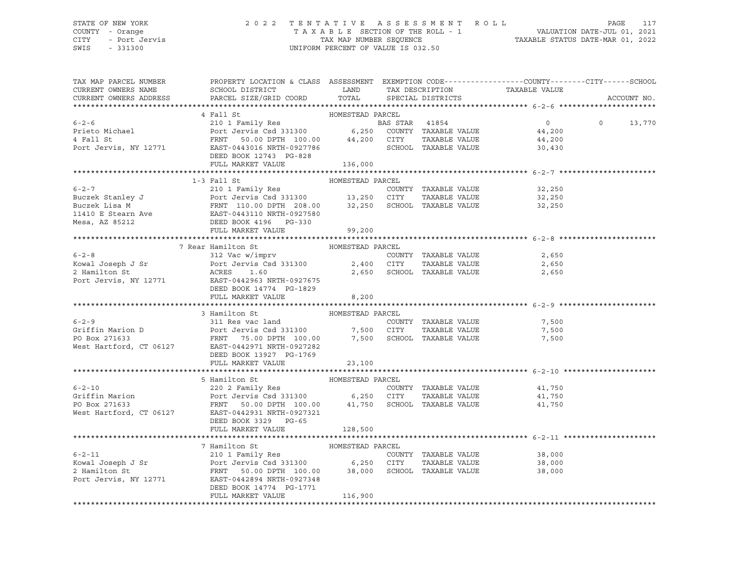STATE OF NEW YORK
COUNTY - Orange
CITY - Port Jervis
SWIS - 331300

2022 TENTATIVE ASSESSMENT ROLL
TAXABLE SECTION OF THE ROLL - 1
TAX MAP NUMBER SEQUENCE
UNIFORM PERCENT OF VALUE IS 032.50

VALUATION DATE-JUL 01, 2021
TAXABLE STATUS DATE-MAR 01, 2022

| TAX MAP PARCEL NUMBER / CURRENT OWNERS NAME / CURRENT OWNERS ADDRESS | PROPERTY LOCATION & CLASS / SCHOOL DISTRICT / PARCEL SIZE/GRID COORD | ASSESSMENT LAND / TOTAL | EXEMPTION CODE / TAX DESCRIPTION / SPECIAL DISTRICTS | COUNTY | CITY | SCHOOL | ACCOUNT NO. |
|---|---|---|---|---|---|---|---|
| **6-2-6** | 4 Fall St | HOMESTEAD PARCEL | | | | | |
| Prieto Michael | 210 1 Family Res | | BAS STAR 41854 | 0 | 0 | 13,770 | |
| 4 Fall St | Port Jervis Csd 331300 | 6,250 | COUNTY TAXABLE VALUE | 44,200 | | | |
| Port Jervis, NY 12771 | FRNT 50.00 DPTH 100.00 | 44,200 | CITY TAXABLE VALUE | | 44,200 | | |
| | EAST-0443016 NRTH-0927786 | | SCHOOL TAXABLE VALUE | | | 30,430 | |
| | DEED BOOK 12743 PG-828 | | | | | | |
| | FULL MARKET VALUE | 136,000 | | | | | |
| **6-2-7** | 1-3 Fall St | HOMESTEAD PARCEL | | | | | |
| Buczek Stanley J | 210 1 Family Res | | COUNTY TAXABLE VALUE | 32,250 | | | |
| Buczek Lisa M | Port Jervis Csd 331300 | 13,250 | CITY TAXABLE VALUE | | 32,250 | | |
| 11410 E Stearn Ave | FRNT 110.00 DPTH 208.00 | 32,250 | SCHOOL TAXABLE VALUE | | | 32,250 | |
| Mesa, AZ 85212 | EAST-0443110 NRTH-0927580 | | | | | | |
| | DEED BOOK 4196 PG-330 | | | | | | |
| | FULL MARKET VALUE | 99,200 | | | | | |
| **6-2-8** | 7 Rear Hamilton St | HOMESTEAD PARCEL | | | | | |
| Kowal Joseph J Sr | 312 Vac w/imprv | | COUNTY TAXABLE VALUE | 2,650 | | | |
| 2 Hamilton St | Port Jervis Csd 331300 | 2,400 | CITY TAXABLE VALUE | | 2,650 | | |
| Port Jervis, NY 12771 | ACRES 1.60 | 2,650 | SCHOOL TAXABLE VALUE | | | 2,650 | |
| | EAST-0442963 NRTH-0927675 | | | | | | |
| | DEED BOOK 14774 PG-1829 | | | | | | |
| | FULL MARKET VALUE | 8,200 | | | | | |
| **6-2-9** | 3 Hamilton St | HOMESTEAD PARCEL | | | | | |
| Griffin Marion D | 311 Res vac land | | COUNTY TAXABLE VALUE | 7,500 | | | |
| PO Box 271633 | Port Jervis Csd 331300 | 7,500 | CITY TAXABLE VALUE | | 7,500 | | |
| West Hartford, CT 06127 | FRNT 75.00 DPTH 100.00 | 7,500 | SCHOOL TAXABLE VALUE | | | 7,500 | |
| | EAST-0442971 NRTH-0927282 | | | | | | |
| | DEED BOOK 13927 PG-1769 | | | | | | |
| | FULL MARKET VALUE | 23,100 | | | | | |
| **6-2-10** | 5 Hamilton St | HOMESTEAD PARCEL | | | | | |
| Griffin Marion | 220 2 Family Res | | COUNTY TAXABLE VALUE | 41,750 | | | |
| PO Box 271633 | Port Jervis Csd 331300 | 6,250 | CITY TAXABLE VALUE | | 41,750 | | |
| West Hartford, CT 06127 | FRNT 50.00 DPTH 100.00 | 41,750 | SCHOOL TAXABLE VALUE | | | 41,750 | |
| | EAST-0442931 NRTH-0927321 | | | | | | |
| | DEED BOOK 3329 PG-65 | | | | | | |
| | FULL MARKET VALUE | 128,500 | | | | | |
| **6-2-11** | 7 Hamilton St | HOMESTEAD PARCEL | | | | | |
| Kowal Joseph J Sr | 210 1 Family Res | | COUNTY TAXABLE VALUE | 38,000 | | | |
| 2 Hamilton St | Port Jervis Csd 331300 | 6,250 | CITY TAXABLE VALUE | | 38,000 | | |
| Port Jervis, NY 12771 | FRNT 50.00 DPTH 100.00 | 38,000 | SCHOOL TAXABLE VALUE | | | 38,000 | |
| | EAST-0442894 NRTH-0927348 | | | | | | |
| | DEED BOOK 14774 PG-1771 | | | | | | |
| | FULL MARKET VALUE | 116,900 | | | | | |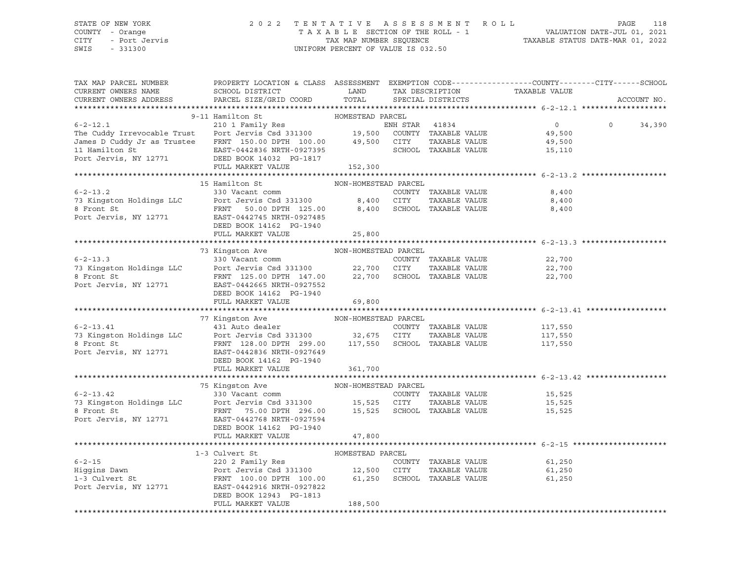STATE OF NEW YORK
COUNTY - Orange
CITY - Port Jervis
SWIS - 331300

2022 TENTATIVE ASSESSMENT ROLL
TAXABLE SECTION OF THE ROLL - 1
TAX MAP NUMBER SEQUENCE
UNIFORM PERCENT OF VALUE IS 032.50

VALUATION DATE-JUL 01, 2021
TAXABLE STATUS DATE-MAR 01, 2022

```
TAX MAP PARCEL NUMBER          PROPERTY LOCATION & CLASS  ASSESSMENT  EXEMPTION CODE------------------COUNTY--------CITY------SCHOOL
CURRENT OWNERS NAME            SCHOOL DISTRICT               LAND      TAX DESCRIPTION               TAXABLE VALUE
CURRENT OWNERS ADDRESS         PARCEL SIZE/GRID COORD        TOTAL     SPECIAL DISTRICTS                                     ACCOUNT NO.
******************************************************************************************************* 6-2-12.1 *******************
                    9-11 Hamilton St                 HOMESTEAD PARCEL
6-2-12.1                       210 1 Family Res                  ENH STAR  41834                  0             0        34,390
The Cuddy Irrevocable Trust    Port Jervis Csd 331300       19,500   COUNTY  TAXABLE VALUE          49,500
James D Cuddy Jr as Trustee    FRNT 150.00 DPTH 100.00      49,500   CITY    TAXABLE VALUE          49,500
11 Hamilton St                 EAST-0442836 NRTH-0927395             SCHOOL  TAXABLE VALUE          15,110
Port Jervis, NY 12771          DEED BOOK 14032  PG-1817
                               FULL MARKET VALUE           152,300
******************************************************************************************************* 6-2-13.2 *******************
                    15 Hamilton St                   NON-HOMESTEAD PARCEL
6-2-13.2                       330 Vacant comm                   COUNTY  TAXABLE VALUE           8,400
73 Kingston Holdings LLC       Port Jervis Csd 331300        8,400   CITY    TAXABLE VALUE           8,400
8 Front St                     FRNT  50.00 DPTH 125.00       8,400   SCHOOL  TAXABLE VALUE           8,400
Port Jervis, NY 12771          EAST-0442745 NRTH-0927485
                               DEED BOOK 14162  PG-1940
                               FULL MARKET VALUE            25,800
******************************************************************************************************* 6-2-13.3 *******************
                    73 Kingston Ave                  NON-HOMESTEAD PARCEL
6-2-13.3                       330 Vacant comm                   COUNTY  TAXABLE VALUE          22,700
73 Kingston Holdings LLC       Port Jervis Csd 331300       22,700   CITY    TAXABLE VALUE          22,700
8 Front St                     FRNT 125.00 DPTH 147.00      22,700   SCHOOL  TAXABLE VALUE          22,700
Port Jervis, NY 12771          EAST-0442665 NRTH-0927552
                               DEED BOOK 14162  PG-1940
                               FULL MARKET VALUE            69,800
******************************************************************************************************* 6-2-13.41 ******************
                    77 Kingston Ave                  NON-HOMESTEAD PARCEL
6-2-13.41                      431 Auto dealer                   COUNTY  TAXABLE VALUE         117,550
73 Kingston Holdings LLC       Port Jervis Csd 331300       32,675   CITY    TAXABLE VALUE         117,550
8 Front St                     FRNT 128.00 DPTH 299.00     117,550   SCHOOL  TAXABLE VALUE         117,550
Port Jervis, NY 12771          EAST-0442836 NRTH-0927649
                               DEED BOOK 14162  PG-1940
                               FULL MARKET VALUE           361,700
******************************************************************************************************* 6-2-13.42 ******************
                    75 Kingston Ave                  NON-HOMESTEAD PARCEL
6-2-13.42                      330 Vacant comm                   COUNTY  TAXABLE VALUE          15,525
73 Kingston Holdings LLC       Port Jervis Csd 331300       15,525   CITY    TAXABLE VALUE          15,525
8 Front St                     FRNT  75.00 DPTH 296.00      15,525   SCHOOL  TAXABLE VALUE          15,525
Port Jervis, NY 12771          EAST-0442768 NRTH-0927594
                               DEED BOOK 14162  PG-1940
                               FULL MARKET VALUE            47,800
******************************************************************************************************* 6-2-15 *********************
                    1-3 Culvert St                   HOMESTEAD PARCEL
6-2-15                         220 2 Family Res                  COUNTY  TAXABLE VALUE          61,250
Higgins Dawn                   Port Jervis Csd 331300       12,500   CITY    TAXABLE VALUE          61,250
1-3 Culvert St                 FRNT 100.00 DPTH 100.00      61,250   SCHOOL  TAXABLE VALUE          61,250
Port Jervis, NY 12771          EAST-0442916 NRTH-0927822
                               DEED BOOK 12943  PG-1813
                               FULL MARKET VALUE           188,500
************************************************************************************************************************************
```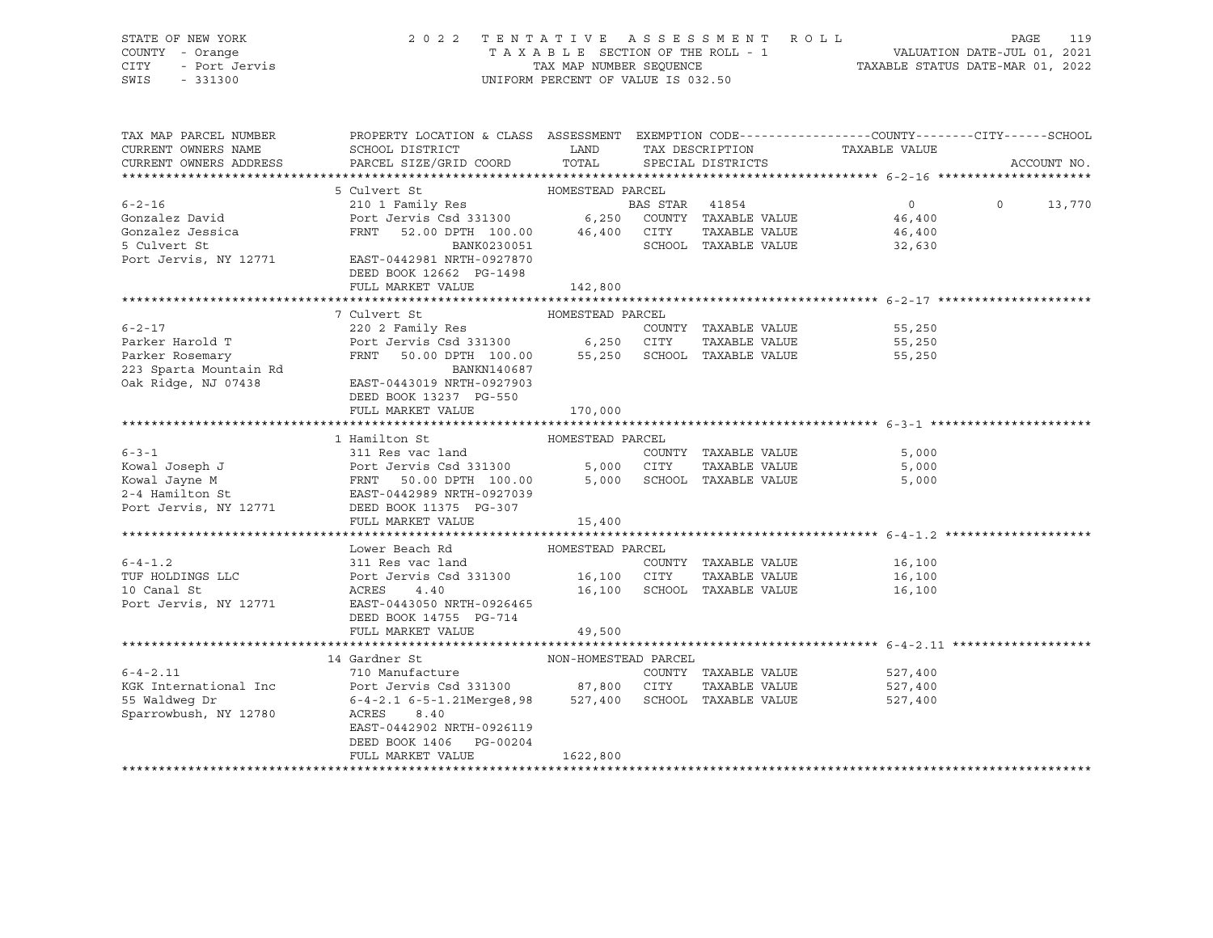STATE OF NEW YORK
COUNTY - Orange
CITY - Port Jervis
SWIS - 331300

2022 TENTATIVE ASSESSMENT ROLL
TAXABLE SECTION OF THE ROLL - 1
TAX MAP NUMBER SEQUENCE
UNIFORM PERCENT OF VALUE IS 032.50

VALUATION DATE-JUL 01, 2021
TAXABLE STATUS DATE-MAR 01, 2022

| TAX MAP PARCEL NUMBER / CURRENT OWNERS NAME / CURRENT OWNERS ADDRESS | PROPERTY LOCATION & CLASS / SCHOOL DISTRICT / PARCEL SIZE/GRID COORD | ASSESSMENT LAND / TOTAL | EXEMPTION CODE / TAX DESCRIPTION / SPECIAL DISTRICTS | COUNTY TAXABLE VALUE | CITY | SCHOOL |
|---|---|---|---|---|---|---|
| **6-2-16** | 5 Culvert St | HOMESTEAD PARCEL | | | | |
| | 210 1 Family Res | | BAS STAR 41854 | 0 | 0 | 13,770 |
| Gonzalez David | Port Jervis Csd 331300 | 6,250 | COUNTY TAXABLE VALUE | 46,400 | | |
| Gonzalez Jessica | FRNT 52.00 DPTH 100.00 | 46,400 | CITY TAXABLE VALUE | 46,400 | | |
| 5 Culvert St | BANK0230051 | | SCHOOL TAXABLE VALUE | 32,630 | | |
| Port Jervis, NY 12771 | EAST-0442981 NRTH-0927870 | | | | | |
| | DEED BOOK 12662 PG-1498 | | | | | |
| | FULL MARKET VALUE | 142,800 | | | | |
| **6-2-17** | 7 Culvert St | HOMESTEAD PARCEL | | | | |
| | 220 2 Family Res | | COUNTY TAXABLE VALUE | 55,250 | | |
| Parker Harold T | Port Jervis Csd 331300 | 6,250 | CITY TAXABLE VALUE | 55,250 | | |
| Parker Rosemary | FRNT 50.00 DPTH 100.00 | 55,250 | SCHOOL TAXABLE VALUE | 55,250 | | |
| 223 Sparta Mountain Rd | BANKN140687 | | | | | |
| Oak Ridge, NJ 07438 | EAST-0443019 NRTH-0927903 | | | | | |
| | DEED BOOK 13237 PG-550 | | | | | |
| | FULL MARKET VALUE | 170,000 | | | | |
| **6-3-1** | 1 Hamilton St | HOMESTEAD PARCEL | | | | |
| | 311 Res vac land | | COUNTY TAXABLE VALUE | 5,000 | | |
| Kowal Joseph J | Port Jervis Csd 331300 | 5,000 | CITY TAXABLE VALUE | 5,000 | | |
| Kowal Jayne M | FRNT 50.00 DPTH 100.00 | 5,000 | SCHOOL TAXABLE VALUE | 5,000 | | |
| 2-4 Hamilton St | EAST-0442989 NRTH-0927039 | | | | | |
| Port Jervis, NY 12771 | DEED BOOK 11375 PG-307 | | | | | |
| | FULL MARKET VALUE | 15,400 | | | | |
| **6-4-1.2** | Lower Beach Rd | HOMESTEAD PARCEL | | | | |
| | 311 Res vac land | | COUNTY TAXABLE VALUE | 16,100 | | |
| TUF HOLDINGS LLC | Port Jervis Csd 331300 | 16,100 | CITY TAXABLE VALUE | 16,100 | | |
| 10 Canal St | ACRES 4.40 | 16,100 | SCHOOL TAXABLE VALUE | 16,100 | | |
| Port Jervis, NY 12771 | EAST-0443050 NRTH-0926465 | | | | | |
| | DEED BOOK 14755 PG-714 | | | | | |
| | FULL MARKET VALUE | 49,500 | | | | |
| **6-4-2.11** | 14 Gardner St | NON-HOMESTEAD PARCEL | | | | |
| | 710 Manufacture | | COUNTY TAXABLE VALUE | 527,400 | | |
| KGK International Inc | Port Jervis Csd 331300 | 87,800 | CITY TAXABLE VALUE | 527,400 | | |
| 55 Waldweg Dr | 6-4-2.1 6-5-1.21Merge8,98 | 527,400 | SCHOOL TAXABLE VALUE | 527,400 | | |
| Sparrowbush, NY 12780 | ACRES 8.40 | | | | | |
| | EAST-0442902 NRTH-0926119 | | | | | |
| | DEED BOOK 1406 PG-00204 | | | | | |
| | FULL MARKET VALUE | 1622,800 | | | | |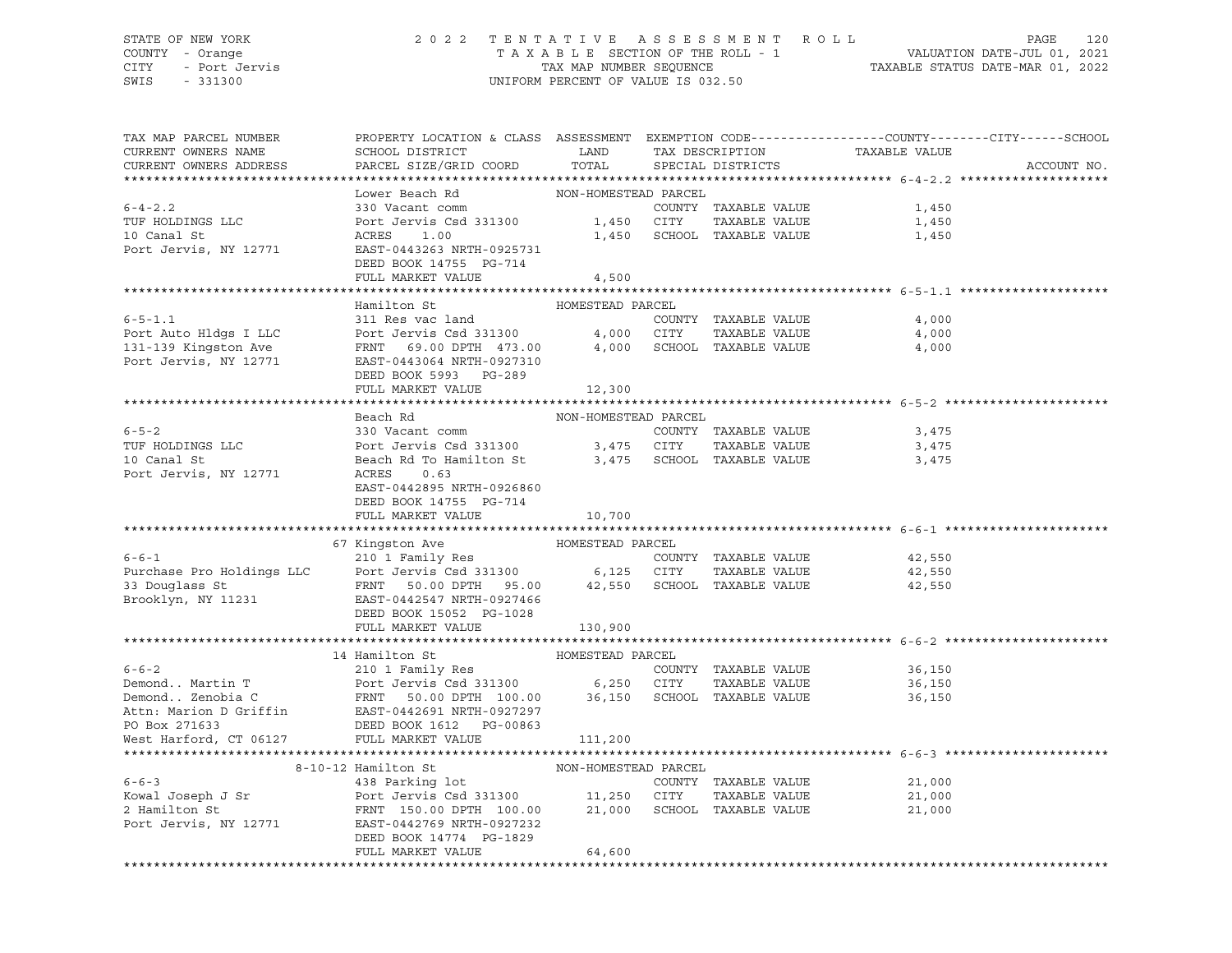STATE OF NEW YORK — COUNTY - Orange — CITY - Port Jervis — SWIS - 331300

2022 TENTATIVE ASSESSMENT ROLL
TAXABLE SECTION OF THE ROLL - 1
TAX MAP NUMBER SEQUENCE
UNIFORM PERCENT OF VALUE IS 032.50

VALUATION DATE-JUL 01, 2021
TAXABLE STATUS DATE-MAR 01, 2022

| TAX MAP PARCEL NUMBER / CURRENT OWNERS NAME / CURRENT OWNERS ADDRESS | PROPERTY LOCATION & CLASS / SCHOOL DISTRICT / PARCEL SIZE/GRID COORD | ASSESSMENT LAND / TOTAL | EXEMPTION CODE / TAX DESCRIPTION / SPECIAL DISTRICTS | TAXABLE VALUE (COUNTY / CITY / SCHOOL) | ACCOUNT NO. |
|---|---|---|---|---|---|
| 6-4-2.2 | Lower Beach Rd — NON-HOMESTEAD PARCEL | | | | |
| | 330 Vacant comm | | COUNTY TAXABLE VALUE | 1,450 | |
| TUF HOLDINGS LLC | Port Jervis Csd 331300 | 1,450 | CITY TAXABLE VALUE | 1,450 | |
| 10 Canal St | ACRES 1.00 | 1,450 | SCHOOL TAXABLE VALUE | 1,450 | |
| Port Jervis, NY 12771 | EAST-0443263 NRTH-0925731 | | | | |
| | DEED BOOK 14755 PG-714 | | | | |
| | FULL MARKET VALUE | 4,500 | | | |
| 6-5-1.1 | Hamilton St — HOMESTEAD PARCEL | | | | |
| | 311 Res vac land | | COUNTY TAXABLE VALUE | 4,000 | |
| Port Auto Hldgs I LLC | Port Jervis Csd 331300 | 4,000 | CITY TAXABLE VALUE | 4,000 | |
| 131-139 Kingston Ave | FRNT 69.00 DPTH 473.00 | 4,000 | SCHOOL TAXABLE VALUE | 4,000 | |
| Port Jervis, NY 12771 | EAST-0443064 NRTH-0927310 | | | | |
| | DEED BOOK 5993 PG-289 | | | | |
| | FULL MARKET VALUE | 12,300 | | | |
| 6-5-2 | Beach Rd — NON-HOMESTEAD PARCEL | | | | |
| | 330 Vacant comm | | COUNTY TAXABLE VALUE | 3,475 | |
| TUF HOLDINGS LLC | Port Jervis Csd 331300 | 3,475 | CITY TAXABLE VALUE | 3,475 | |
| 10 Canal St | Beach Rd To Hamilton St | 3,475 | SCHOOL TAXABLE VALUE | 3,475 | |
| Port Jervis, NY 12771 | ACRES 0.63 | | | | |
| | EAST-0442895 NRTH-0926860 | | | | |
| | DEED BOOK 14755 PG-714 | | | | |
| | FULL MARKET VALUE | 10,700 | | | |
| 6-6-1 | 67 Kingston Ave — HOMESTEAD PARCEL | | | | |
| | 210 1 Family Res | | COUNTY TAXABLE VALUE | 42,550 | |
| Purchase Pro Holdings LLC | Port Jervis Csd 331300 | 6,125 | CITY TAXABLE VALUE | 42,550 | |
| 33 Douglass St | FRNT 50.00 DPTH 95.00 | 42,550 | SCHOOL TAXABLE VALUE | 42,550 | |
| Brooklyn, NY 11231 | EAST-0442547 NRTH-0927466 | | | | |
| | DEED BOOK 15052 PG-1028 | | | | |
| | FULL MARKET VALUE | 130,900 | | | |
| 6-6-2 | 14 Hamilton St — HOMESTEAD PARCEL | | | | |
| | 210 1 Family Res | | COUNTY TAXABLE VALUE | 36,150 | |
| Demond.. Martin T | Port Jervis Csd 331300 | 6,250 | CITY TAXABLE VALUE | 36,150 | |
| Demond.. Zenobia C | FRNT 50.00 DPTH 100.00 | 36,150 | SCHOOL TAXABLE VALUE | 36,150 | |
| Attn: Marion D Griffin | EAST-0442691 NRTH-0927297 | | | | |
| PO Box 271633 | DEED BOOK 1612 PG-00863 | | | | |
| West Harford, CT 06127 | FULL MARKET VALUE | 111,200 | | | |
| 6-6-3 | 8-10-12 Hamilton St — NON-HOMESTEAD PARCEL | | | | |
| | 438 Parking lot | | COUNTY TAXABLE VALUE | 21,000 | |
| Kowal Joseph J Sr | Port Jervis Csd 331300 | 11,250 | CITY TAXABLE VALUE | 21,000 | |
| 2 Hamilton St | FRNT 150.00 DPTH 100.00 | 21,000 | SCHOOL TAXABLE VALUE | 21,000 | |
| Port Jervis, NY 12771 | EAST-0442769 NRTH-0927232 | | | | |
| | DEED BOOK 14774 PG-1829 | | | | |
| | FULL MARKET VALUE | 64,600 | | | |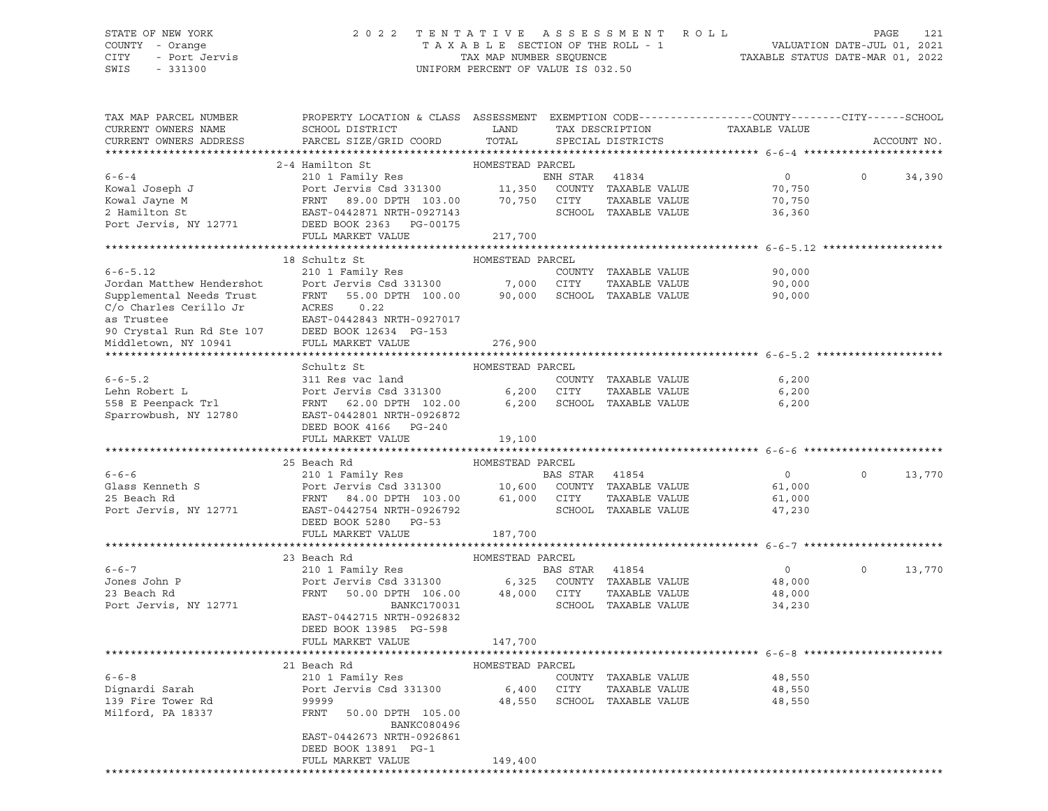STATE OF NEW YORK
COUNTY - Orange
CITY - Port Jervis
SWIS - 331300

# 2022 TENTATIVE ASSESSMENT ROLL

TAXABLE SECTION OF THE ROLL - 1
TAX MAP NUMBER SEQUENCE
UNIFORM PERCENT OF VALUE IS 032.50

VALUATION DATE-JUL 01, 2021
TAXABLE STATUS DATE-MAR 01, 2022

| TAX MAP PARCEL NUMBER / CURRENT OWNERS NAME / CURRENT OWNERS ADDRESS | PROPERTY LOCATION & CLASS / SCHOOL DISTRICT / PARCEL SIZE/GRID COORD | ASSESSMENT LAND / TOTAL | EXEMPTION CODE / TAX DESCRIPTION / SPECIAL DISTRICTS | COUNTY / CITY / SCHOOL TAXABLE VALUE | ACCOUNT NO. |
|---|---|---|---|---|---|
| **6-6-4** | 2-4 Hamilton St — HOMESTEAD PARCEL | | | | |
| 6-6-4 | 210 1 Family Res | | ENH STAR 41834 | 0 0 34,390 | |
| Kowal Joseph J | Port Jervis Csd 331300 | 11,350 | COUNTY TAXABLE VALUE | 70,750 | |
| Kowal Jayne M | FRNT 89.00 DPTH 103.00 | 70,750 | CITY TAXABLE VALUE | 70,750 | |
| 2 Hamilton St | EAST-0442871 NRTH-0927143 | | SCHOOL TAXABLE VALUE | 36,360 | |
| Port Jervis, NY 12771 | DEED BOOK 2363 PG-00175 | | | | |
| | FULL MARKET VALUE | 217,700 | | | |
| **6-6-5.12** | 18 Schultz St — HOMESTEAD PARCEL | | | | |
| 6-6-5.12 | 210 1 Family Res | | COUNTY TAXABLE VALUE | 90,000 | |
| Jordan Matthew Hendershot | Port Jervis Csd 331300 | 7,000 | CITY TAXABLE VALUE | 90,000 | |
| Supplemental Needs Trust | FRNT 55.00 DPTH 100.00 | 90,000 | SCHOOL TAXABLE VALUE | 90,000 | |
| C/o Charles Cerillo Jr | ACRES 0.22 | | | | |
| as Trustee | EAST-0442843 NRTH-0927017 | | | | |
| 90 Crystal Run Rd Ste 107 | DEED BOOK 12634 PG-153 | | | | |
| Middletown, NY 10941 | FULL MARKET VALUE | 276,900 | | | |
| **6-6-5.2** | Schultz St — HOMESTEAD PARCEL | | | | |
| 6-6-5.2 | 311 Res vac land | | COUNTY TAXABLE VALUE | 6,200 | |
| Lehn Robert L | Port Jervis Csd 331300 | 6,200 | CITY TAXABLE VALUE | 6,200 | |
| 558 E Peenpack Trl | FRNT 62.00 DPTH 102.00 | 6,200 | SCHOOL TAXABLE VALUE | 6,200 | |
| Sparrowbush, NY 12780 | EAST-0442801 NRTH-0926872 | | | | |
| | DEED BOOK 4166 PG-240 | | | | |
| | FULL MARKET VALUE | 19,100 | | | |
| **6-6-6** | 25 Beach Rd — HOMESTEAD PARCEL | | | | |
| 6-6-6 | 210 1 Family Res | | BAS STAR 41854 | 0 0 13,770 | |
| Glass Kenneth S | Port Jervis Csd 331300 | 10,600 | COUNTY TAXABLE VALUE | 61,000 | |
| 25 Beach Rd | FRNT 84.00 DPTH 103.00 | 61,000 | CITY TAXABLE VALUE | 61,000 | |
| Port Jervis, NY 12771 | EAST-0442754 NRTH-0926792 | | SCHOOL TAXABLE VALUE | 47,230 | |
| | DEED BOOK 5280 PG-53 | | | | |
| | FULL MARKET VALUE | 187,700 | | | |
| **6-6-7** | 23 Beach Rd — HOMESTEAD PARCEL | | | | |
| 6-6-7 | 210 1 Family Res | | BAS STAR 41854 | 0 0 13,770 | |
| Jones John P | Port Jervis Csd 331300 | 6,325 | COUNTY TAXABLE VALUE | 48,000 | |
| 23 Beach Rd | FRNT 50.00 DPTH 106.00 | 48,000 | CITY TAXABLE VALUE | 48,000 | |
| Port Jervis, NY 12771 | BANKC170031 | | SCHOOL TAXABLE VALUE | 34,230 | |
| | EAST-0442715 NRTH-0926832 | | | | |
| | DEED BOOK 13985 PG-598 | | | | |
| | FULL MARKET VALUE | 147,700 | | | |
| **6-6-8** | 21 Beach Rd — HOMESTEAD PARCEL | | | | |
| 6-6-8 | 210 1 Family Res | | COUNTY TAXABLE VALUE | 48,550 | |
| Dignardi Sarah | Port Jervis Csd 331300 | 6,400 | CITY TAXABLE VALUE | 48,550 | |
| 139 Fire Tower Rd | 99999 | 48,550 | SCHOOL TAXABLE VALUE | 48,550 | |
| Milford, PA 18337 | FRNT 50.00 DPTH 105.00 | | | | |
| | BANKC080496 | | | | |
| | EAST-0442673 NRTH-0926861 | | | | |
| | DEED BOOK 13891 PG-1 | | | | |
| | FULL MARKET VALUE | 149,400 | | | |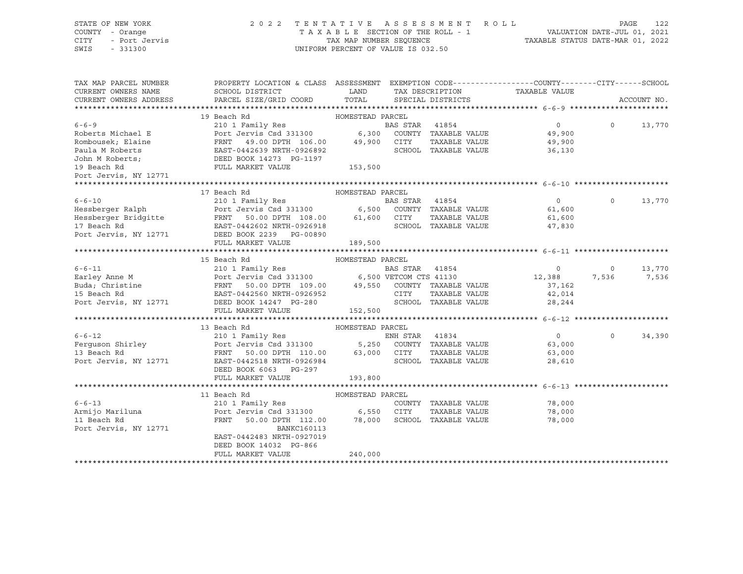STATE OF NEW YORK — COUNTY - Orange — CITY - Port Jervis — SWIS - 331300

2022 TENTATIVE ASSESSMENT ROLL
TAXABLE SECTION OF THE ROLL - 1
TAX MAP NUMBER SEQUENCE
UNIFORM PERCENT OF VALUE IS 032.50

VALUATION DATE-JUL 01, 2021
TAXABLE STATUS DATE-MAR 01, 2022

| TAX MAP PARCEL NUMBER / CURRENT OWNERS NAME / CURRENT OWNERS ADDRESS | PROPERTY LOCATION & CLASS / SCHOOL DISTRICT / PARCEL SIZE/GRID COORD | ASSESSMENT LAND / TOTAL | EXEMPTION CODE / TAX DESCRIPTION / SPECIAL DISTRICTS | COUNTY TAXABLE VALUE | CITY | SCHOOL |
|---|---|---|---|---|---|---|
| **6-6-9** | 19 Beach Rd | HOMESTEAD PARCEL | | | | |
| Roberts Michael E | 210 1 Family Res | | BAS STAR 41854 | 0 | 0 | 13,770 |
| Rombousek; Elaine | Port Jervis Csd 331300 | 6,300 | COUNTY TAXABLE VALUE | 49,900 | | |
| Paula M Roberts | FRNT 49.00 DPTH 106.00 | 49,900 | CITY TAXABLE VALUE | 49,900 | | |
| John M Roberts; | EAST-0442639 NRTH-0926892 | | SCHOOL TAXABLE VALUE | 36,130 | | |
| 19 Beach Rd | DEED BOOK 14273 PG-1197 | | | | | |
| Port Jervis, NY 12771 | FULL MARKET VALUE | 153,500 | | | | |
| **6-6-10** | 17 Beach Rd | HOMESTEAD PARCEL | | | | |
| Hessberger Ralph | 210 1 Family Res | | BAS STAR 41854 | 0 | 0 | 13,770 |
| Hessberger Bridgitte | Port Jervis Csd 331300 | 6,500 | COUNTY TAXABLE VALUE | 61,600 | | |
| 17 Beach Rd | FRNT 50.00 DPTH 108.00 | 61,600 | CITY TAXABLE VALUE | 61,600 | | |
| Port Jervis, NY 12771 | EAST-0442602 NRTH-0926918 | | SCHOOL TAXABLE VALUE | 47,830 | | |
| | DEED BOOK 2239 PG-00890 | | | | | |
| | FULL MARKET VALUE | 189,500 | | | | |
| **6-6-11** | 15 Beach Rd | HOMESTEAD PARCEL | | | | |
| Earley Anne M | 210 1 Family Res | | BAS STAR 41854 | 0 | 0 | 13,770 |
| Buda; Christine | Port Jervis Csd 331300 | 6,500 | VETCOM CTS 41130 | 12,388 | 7,536 | 7,536 |
| 15 Beach Rd | FRNT 50.00 DPTH 109.00 | 49,550 | COUNTY TAXABLE VALUE | 37,162 | | |
| Port Jervis, NY 12771 | EAST-0442560 NRTH-0926952 | | CITY TAXABLE VALUE | 42,014 | | |
| | DEED BOOK 14247 PG-280 | | SCHOOL TAXABLE VALUE | 28,244 | | |
| | FULL MARKET VALUE | 152,500 | | | | |
| **6-6-12** | 13 Beach Rd | HOMESTEAD PARCEL | | | | |
| Ferguson Shirley | 210 1 Family Res | | ENH STAR 41834 | 0 | 0 | 34,390 |
| 13 Beach Rd | Port Jervis Csd 331300 | 5,250 | COUNTY TAXABLE VALUE | 63,000 | | |
| Port Jervis, NY 12771 | FRNT 50.00 DPTH 110.00 | 63,000 | CITY TAXABLE VALUE | 63,000 | | |
| | EAST-0442518 NRTH-0926984 | | SCHOOL TAXABLE VALUE | 28,610 | | |
| | DEED BOOK 6063 PG-297 | | | | | |
| | FULL MARKET VALUE | 193,800 | | | | |
| **6-6-13** | 11 Beach Rd | HOMESTEAD PARCEL | | | | |
| Armijo Mariluna | 210 1 Family Res | | COUNTY TAXABLE VALUE | 78,000 | | |
| 11 Beach Rd | Port Jervis Csd 331300 | 6,550 | CITY TAXABLE VALUE | 78,000 | | |
| Port Jervis, NY 12771 | FRNT 50.00 DPTH 112.00 | 78,000 | SCHOOL TAXABLE VALUE | 78,000 | | |
| | BANKC160113 | | | | | |
| | EAST-0442483 NRTH-0927019 | | | | | |
| | DEED BOOK 14032 PG-866 | | | | | |
| | FULL MARKET VALUE | 240,000 | | | | |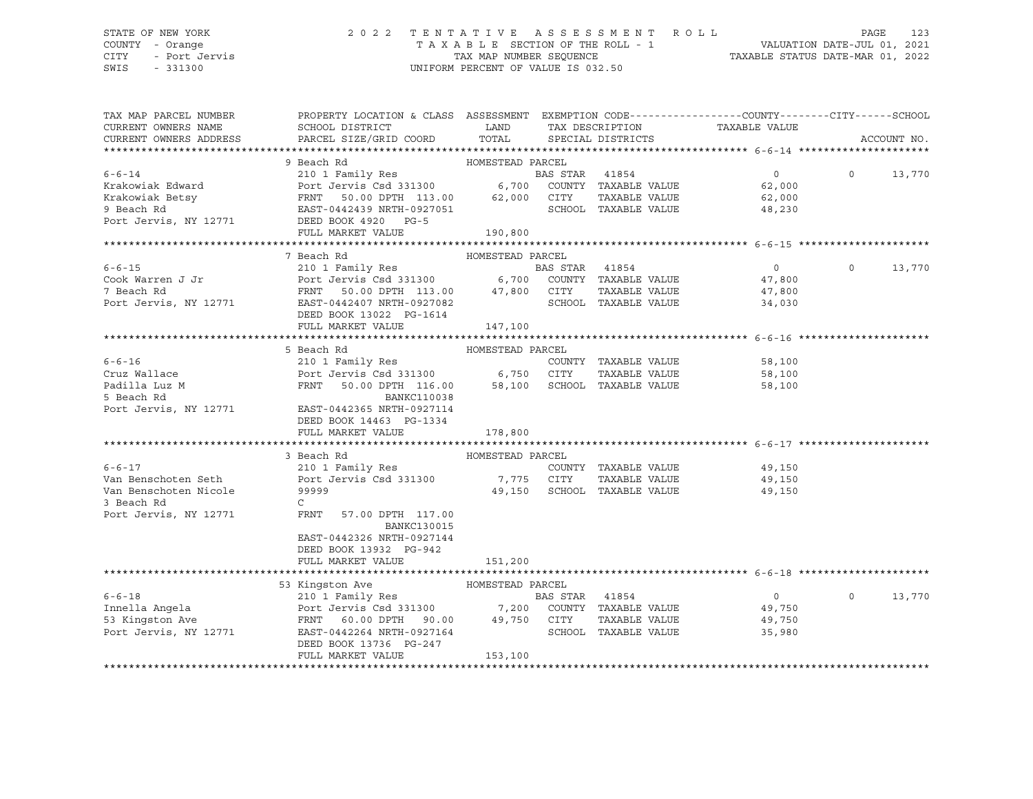STATE OF NEW YORK — 2022 TENTATIVE ASSESSMENT ROLL
COUNTY - Orange — TAXABLE SECTION OF THE ROLL - 1 — VALUATION DATE-JUL 01, 2021
CITY - Port Jervis — TAX MAP NUMBER SEQUENCE — TAXABLE STATUS DATE-MAR 01, 2022
SWIS - 331300 — UNIFORM PERCENT OF VALUE IS 032.50

| TAX MAP PARCEL NUMBER / CURRENT OWNERS NAME / CURRENT OWNERS ADDRESS | PROPERTY LOCATION & CLASS / SCHOOL DISTRICT / PARCEL SIZE/GRID COORD | ASSESSMENT LAND / TOTAL | EXEMPTION CODE / TAX DESCRIPTION / SPECIAL DISTRICTS | COUNTY / TAXABLE VALUE | CITY | SCHOOL / ACCOUNT NO. |
|---|---|---|---|---|---|---|
| **6-6-14** | 9 Beach Rd | HOMESTEAD PARCEL | | | | |
| Krakowiak Edward | 210 1 Family Res | | BAS STAR 41854 | 0 | 0 | 13,770 |
| Krakowiak Betsy | Port Jervis Csd 331300 | 6,700 | COUNTY TAXABLE VALUE | 62,000 | | |
| 9 Beach Rd | FRNT 50.00 DPTH 113.00 | 62,000 | CITY TAXABLE VALUE | 62,000 | | |
| Port Jervis, NY 12771 | EAST-0442439 NRTH-0927051 | | SCHOOL TAXABLE VALUE | 48,230 | | |
| | DEED BOOK 4920 PG-5 | | | | | |
| | FULL MARKET VALUE | 190,800 | | | | |
| **6-6-15** | 7 Beach Rd | HOMESTEAD PARCEL | | | | |
| Cook Warren J Jr | 210 1 Family Res | | BAS STAR 41854 | 0 | 0 | 13,770 |
| 7 Beach Rd | Port Jervis Csd 331300 | 6,700 | COUNTY TAXABLE VALUE | 47,800 | | |
| Port Jervis, NY 12771 | FRNT 50.00 DPTH 113.00 | 47,800 | CITY TAXABLE VALUE | 47,800 | | |
| | EAST-0442407 NRTH-0927082 | | SCHOOL TAXABLE VALUE | 34,030 | | |
| | DEED BOOK 13022 PG-1614 | | | | | |
| | FULL MARKET VALUE | 147,100 | | | | |
| **6-6-16** | 5 Beach Rd | HOMESTEAD PARCEL | | | | |
| Cruz Wallace | 210 1 Family Res | | COUNTY TAXABLE VALUE | 58,100 | | |
| Padilla Luz M | Port Jervis Csd 331300 | 6,750 | CITY TAXABLE VALUE | 58,100 | | |
| 5 Beach Rd | FRNT 50.00 DPTH 116.00 | 58,100 | SCHOOL TAXABLE VALUE | 58,100 | | |
| Port Jervis, NY 12771 | BANKC110038 | | | | | |
| | EAST-0442365 NRTH-0927114 | | | | | |
| | DEED BOOK 14463 PG-1334 | | | | | |
| | FULL MARKET VALUE | 178,800 | | | | |
| **6-6-17** | 3 Beach Rd | HOMESTEAD PARCEL | | | | |
| Van Benschoten Seth | 210 1 Family Res | | COUNTY TAXABLE VALUE | 49,150 | | |
| Van Benschoten Nicole | Port Jervis Csd 331300 | 7,775 | CITY TAXABLE VALUE | 49,150 | | |
| 3 Beach Rd | 99999 | 49,150 | SCHOOL TAXABLE VALUE | 49,150 | | |
| Port Jervis, NY 12771 | C | | | | | |
| | FRNT 57.00 DPTH 117.00 | | | | | |
| | BANKC130015 | | | | | |
| | EAST-0442326 NRTH-0927144 | | | | | |
| | DEED BOOK 13932 PG-942 | | | | | |
| | FULL MARKET VALUE | 151,200 | | | | |
| **6-6-18** | 53 Kingston Ave | HOMESTEAD PARCEL | | | | |
| Innella Angela | 210 1 Family Res | | BAS STAR 41854 | 0 | 0 | 13,770 |
| 53 Kingston Ave | Port Jervis Csd 331300 | 7,200 | COUNTY TAXABLE VALUE | 49,750 | | |
| Port Jervis, NY 12771 | FRNT 60.00 DPTH 90.00 | 49,750 | CITY TAXABLE VALUE | 49,750 | | |
| | EAST-0442264 NRTH-0927164 | | SCHOOL TAXABLE VALUE | 35,980 | | |
| | DEED BOOK 13736 PG-247 | | | | | |
| | FULL MARKET VALUE | 153,100 | | | | |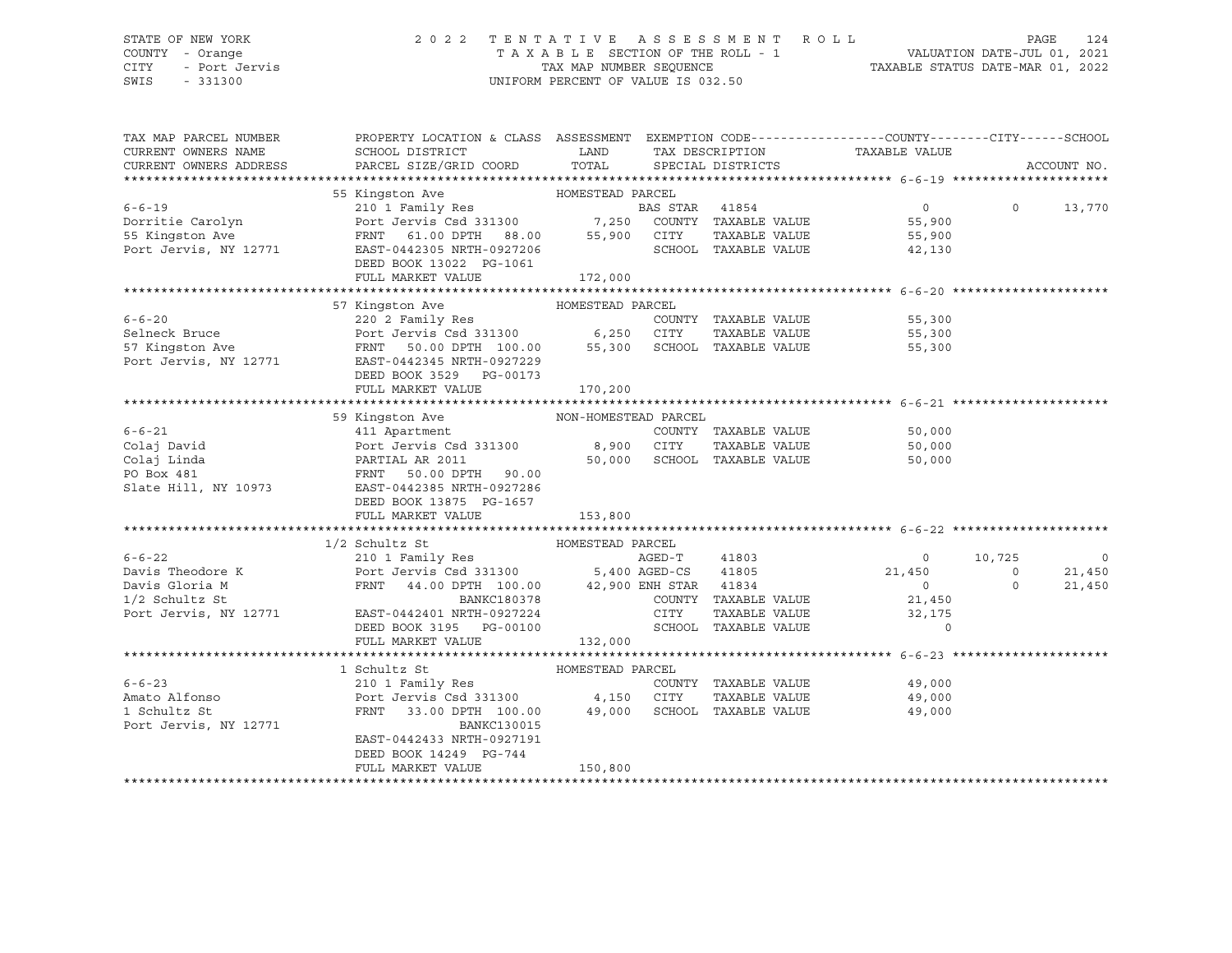STATE OF NEW YORK
COUNTY - Orange
CITY - Port Jervis
SWIS - 331300

2022 TENTATIVE ASSESSMENT ROLL
TAXABLE SECTION OF THE ROLL - 1
TAX MAP NUMBER SEQUENCE
UNIFORM PERCENT OF VALUE IS 032.50

VALUATION DATE-JUL 01, 2021
TAXABLE STATUS DATE-MAR 01, 2022

| TAX MAP PARCEL NUMBER / CURRENT OWNERS NAME / CURRENT OWNERS ADDRESS | PROPERTY LOCATION & CLASS / SCHOOL DISTRICT / PARCEL SIZE/GRID COORD | ASSESSMENT LAND / TOTAL | EXEMPTION CODE / TAX DESCRIPTION / SPECIAL DISTRICTS | COUNTY TAXABLE VALUE | CITY | SCHOOL / ACCOUNT NO. |
|---|---|---|---|---|---|---|
| **6-6-19** | 55 Kingston Ave — HOMESTEAD PARCEL | | | | | |
| 6-6-19 | 210 1 Family Res | | BAS STAR 41854 | 0 | 0 | 13,770 |
| Dorritie Carolyn | Port Jervis Csd 331300 | 7,250 | COUNTY TAXABLE VALUE | 55,900 | | |
| 55 Kingston Ave | FRNT 61.00 DPTH 88.00 | 55,900 | CITY TAXABLE VALUE | 55,900 | | |
| Port Jervis, NY 12771 | EAST-0442305 NRTH-0927206 | | SCHOOL TAXABLE VALUE | 42,130 | | |
| | DEED BOOK 13022 PG-1061 | | | | | |
| | FULL MARKET VALUE | 172,000 | | | | |
| **6-6-20** | 57 Kingston Ave — HOMESTEAD PARCEL | | | | | |
| 6-6-20 | 220 2 Family Res | | COUNTY TAXABLE VALUE | 55,300 | | |
| Selneck Bruce | Port Jervis Csd 331300 | 6,250 | CITY TAXABLE VALUE | 55,300 | | |
| 57 Kingston Ave | FRNT 50.00 DPTH 100.00 | 55,300 | SCHOOL TAXABLE VALUE | 55,300 | | |
| Port Jervis, NY 12771 | EAST-0442345 NRTH-0927229 | | | | | |
| | DEED BOOK 3529 PG-00173 | | | | | |
| | FULL MARKET VALUE | 170,200 | | | | |
| **6-6-21** | 59 Kingston Ave — NON-HOMESTEAD PARCEL | | | | | |
| 6-6-21 | 411 Apartment | | COUNTY TAXABLE VALUE | 50,000 | | |
| Colaj David | Port Jervis Csd 331300 | 8,900 | CITY TAXABLE VALUE | 50,000 | | |
| Colaj Linda | PARTIAL AR 2011 | 50,000 | SCHOOL TAXABLE VALUE | 50,000 | | |
| PO Box 481 | FRNT 50.00 DPTH 90.00 | | | | | |
| Slate Hill, NY 10973 | EAST-0442385 NRTH-0927286 | | | | | |
| | DEED BOOK 13875 PG-1657 | | | | | |
| | FULL MARKET VALUE | 153,800 | | | | |
| **6-6-22** | 1/2 Schultz St — HOMESTEAD PARCEL | | | | | |
| 6-6-22 | 210 1 Family Res | | AGED-T 41803 | 0 | 10,725 | 0 |
| Davis Theodore K | Port Jervis Csd 331300 | 5,400 | AGED-CS 41805 | 21,450 | 0 | 21,450 |
| Davis Gloria M | FRNT 44.00 DPTH 100.00 | 42,900 | ENH STAR 41834 | 0 | 0 | 21,450 |
| 1/2 Schultz St | BANKC180378 | | COUNTY TAXABLE VALUE | 21,450 | | |
| Port Jervis, NY 12771 | EAST-0442401 NRTH-0927224 | | CITY TAXABLE VALUE | 32,175 | | |
| | DEED BOOK 3195 PG-00100 | | SCHOOL TAXABLE VALUE | 0 | | |
| | FULL MARKET VALUE | 132,000 | | | | |
| **6-6-23** | 1 Schultz St — HOMESTEAD PARCEL | | | | | |
| 6-6-23 | 210 1 Family Res | | COUNTY TAXABLE VALUE | 49,000 | | |
| Amato Alfonso | Port Jervis Csd 331300 | 4,150 | CITY TAXABLE VALUE | 49,000 | | |
| 1 Schultz St | FRNT 33.00 DPTH 100.00 | 49,000 | SCHOOL TAXABLE VALUE | 49,000 | | |
| Port Jervis, NY 12771 | BANKC130015 | | | | | |
| | EAST-0442433 NRTH-0927191 | | | | | |
| | DEED BOOK 14249 PG-744 | | | | | |
| | FULL MARKET VALUE | 150,800 | | | | |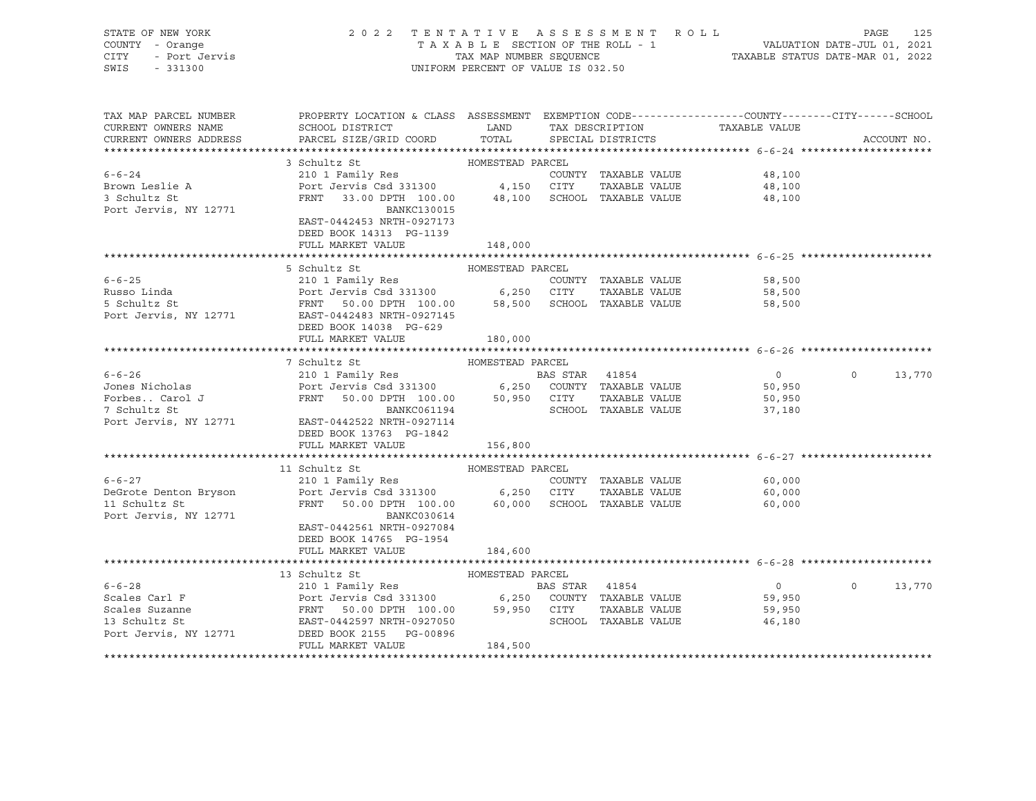STATE OF NEW YORK — 2022 TENTATIVE ASSESSMENT ROLL
COUNTY - Orange — TAXABLE SECTION OF THE ROLL - 1 — VALUATION DATE-JUL 01, 2021
CITY - Port Jervis — TAX MAP NUMBER SEQUENCE — TAXABLE STATUS DATE-MAR 01, 2022
SWIS - 331300 — UNIFORM PERCENT OF VALUE IS 032.50

| TAX MAP PARCEL NUMBER / CURRENT OWNERS NAME / CURRENT OWNERS ADDRESS | PROPERTY LOCATION & CLASS / SCHOOL DISTRICT / PARCEL SIZE/GRID COORD | ASSESSMENT LAND / TOTAL | EXEMPTION CODE / TAX DESCRIPTION / SPECIAL DISTRICTS | COUNTY / CITY TAXABLE VALUE | SCHOOL | ACCOUNT NO. |
|---|---|---|---|---|---|---|
| **6-6-24** | 3 Schultz St — HOMESTEAD PARCEL | | | | | |
| 6-6-24 | 210 1 Family Res | | COUNTY TAXABLE VALUE | 48,100 | | |
| Brown Leslie A | Port Jervis Csd 331300 | 4,150 | CITY TAXABLE VALUE | 48,100 | | |
| 3 Schultz St | FRNT 33.00 DPTH 100.00 | 48,100 | SCHOOL TAXABLE VALUE | 48,100 | | |
| Port Jervis, NY 12771 | BANKC130015 | | | | | |
| | EAST-0442453 NRTH-0927173 | | | | | |
| | DEED BOOK 14313 PG-1139 | | | | | |
| | FULL MARKET VALUE | 148,000 | | | | |
| **6-6-25** | 5 Schultz St — HOMESTEAD PARCEL | | | | | |
| 6-6-25 | 210 1 Family Res | | COUNTY TAXABLE VALUE | 58,500 | | |
| Russo Linda | Port Jervis Csd 331300 | 6,250 | CITY TAXABLE VALUE | 58,500 | | |
| 5 Schultz St | FRNT 50.00 DPTH 100.00 | 58,500 | SCHOOL TAXABLE VALUE | 58,500 | | |
| Port Jervis, NY 12771 | EAST-0442483 NRTH-0927145 | | | | | |
| | DEED BOOK 14038 PG-629 | | | | | |
| | FULL MARKET VALUE | 180,000 | | | | |
| **6-6-26** | 7 Schultz St — HOMESTEAD PARCEL | | | | | |
| 6-6-26 | 210 1 Family Res | | BAS STAR 41854 | 0 | 0 | 13,770 |
| Jones Nicholas | Port Jervis Csd 331300 | 6,250 | COUNTY TAXABLE VALUE | 50,950 | | |
| Forbes.. Carol J | FRNT 50.00 DPTH 100.00 | 50,950 | CITY TAXABLE VALUE | 50,950 | | |
| 7 Schultz St | BANKC061194 | | SCHOOL TAXABLE VALUE | 37,180 | | |
| Port Jervis, NY 12771 | EAST-0442522 NRTH-0927114 | | | | | |
| | DEED BOOK 13763 PG-1842 | | | | | |
| | FULL MARKET VALUE | 156,800 | | | | |
| **6-6-27** | 11 Schultz St — HOMESTEAD PARCEL | | | | | |
| 6-6-27 | 210 1 Family Res | | COUNTY TAXABLE VALUE | 60,000 | | |
| DeGrote Denton Bryson | Port Jervis Csd 331300 | 6,250 | CITY TAXABLE VALUE | 60,000 | | |
| 11 Schultz St | FRNT 50.00 DPTH 100.00 | 60,000 | SCHOOL TAXABLE VALUE | 60,000 | | |
| Port Jervis, NY 12771 | BANKC030614 | | | | | |
| | EAST-0442561 NRTH-0927084 | | | | | |
| | DEED BOOK 14765 PG-1954 | | | | | |
| | FULL MARKET VALUE | 184,600 | | | | |
| **6-6-28** | 13 Schultz St — HOMESTEAD PARCEL | | | | | |
| 6-6-28 | 210 1 Family Res | | BAS STAR 41854 | 0 | 0 | 13,770 |
| Scales Carl F | Port Jervis Csd 331300 | 6,250 | COUNTY TAXABLE VALUE | 59,950 | | |
| Scales Suzanne | FRNT 50.00 DPTH 100.00 | 59,950 | CITY TAXABLE VALUE | 59,950 | | |
| 13 Schultz St | EAST-0442597 NRTH-0927050 | | SCHOOL TAXABLE VALUE | 46,180 | | |
| Port Jervis, NY 12771 | DEED BOOK 2155 PG-00896 | | | | | |
| | FULL MARKET VALUE | 184,500 | | | | |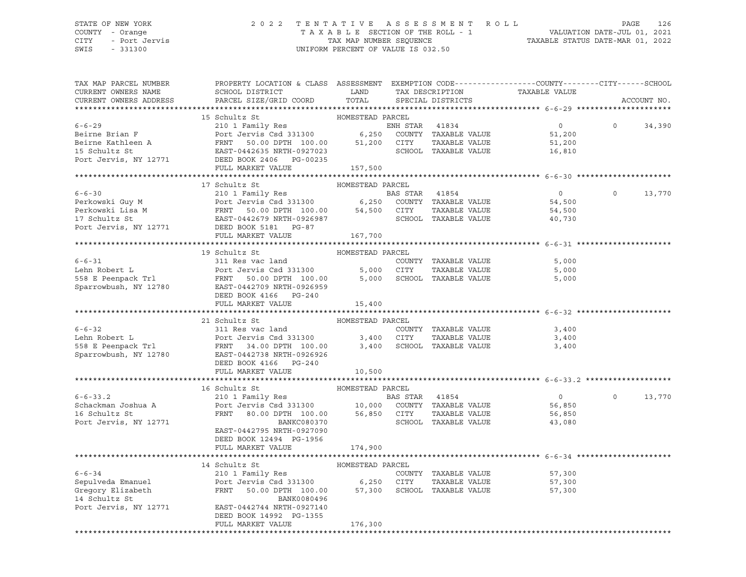STATE OF NEW YORK — 2022 TENTATIVE ASSESSMENT ROLL
COUNTY - Orange — TAXABLE SECTION OF THE ROLL - 1 — VALUATION DATE-JUL 01, 2021
CITY - Port Jervis — TAX MAP NUMBER SEQUENCE — TAXABLE STATUS DATE-MAR 01, 2022
SWIS - 331300 — UNIFORM PERCENT OF VALUE IS 032.50

| TAX MAP PARCEL NUMBER / CURRENT OWNERS NAME / CURRENT OWNERS ADDRESS | PROPERTY LOCATION & CLASS / SCHOOL DISTRICT / PARCEL SIZE/GRID COORD | ASSESSMENT LAND / TOTAL | EXEMPTION CODE / TAX DESCRIPTION / SPECIAL DISTRICTS | COUNTY / CITY / TAXABLE VALUE | SCHOOL / ACCOUNT NO. |
|---|---|---|---|---|---|
| **6-6-29** | 15 Schultz St — HOMESTEAD PARCEL | | | | |
| 6-6-29 | 210 1 Family Res | | ENH STAR 41834 | 0 | 0 34,390 |
| Beirne Brian F | Port Jervis Csd 331300 | 6,250 | COUNTY TAXABLE VALUE | 51,200 | |
| Beirne Kathleen A | FRNT 50.00 DPTH 100.00 | 51,200 | CITY TAXABLE VALUE | 51,200 | |
| 15 Schultz St | EAST-0442635 NRTH-0927023 | | SCHOOL TAXABLE VALUE | 16,810 | |
| Port Jervis, NY 12771 | DEED BOOK 2406 PG-00235 | | | | |
| | FULL MARKET VALUE | 157,500 | | | |
| **6-6-30** | 17 Schultz St — HOMESTEAD PARCEL | | | | |
| 6-6-30 | 210 1 Family Res | | BAS STAR 41854 | 0 | 0 13,770 |
| Perkowski Guy M | Port Jervis Csd 331300 | 6,250 | COUNTY TAXABLE VALUE | 54,500 | |
| Perkowski Lisa M | FRNT 50.00 DPTH 100.00 | 54,500 | CITY TAXABLE VALUE | 54,500 | |
| 17 Schultz St | EAST-0442679 NRTH-0926987 | | SCHOOL TAXABLE VALUE | 40,730 | |
| Port Jervis, NY 12771 | DEED BOOK 5181 PG-87 | | | | |
| | FULL MARKET VALUE | 167,700 | | | |
| **6-6-31** | 19 Schultz St — HOMESTEAD PARCEL | | | | |
| 6-6-31 | 311 Res vac land | | COUNTY TAXABLE VALUE | 5,000 | |
| Lehn Robert L | Port Jervis Csd 331300 | 5,000 | CITY TAXABLE VALUE | 5,000 | |
| 558 E Peenpack Trl | FRNT 50.00 DPTH 100.00 | 5,000 | SCHOOL TAXABLE VALUE | 5,000 | |
| Sparrowbush, NY 12780 | EAST-0442709 NRTH-0926959 | | | | |
| | DEED BOOK 4166 PG-240 | | | | |
| | FULL MARKET VALUE | 15,400 | | | |
| **6-6-32** | 21 Schultz St — HOMESTEAD PARCEL | | | | |
| 6-6-32 | 311 Res vac land | | COUNTY TAXABLE VALUE | 3,400 | |
| Lehn Robert L | Port Jervis Csd 331300 | 3,400 | CITY TAXABLE VALUE | 3,400 | |
| 558 E Peenpack Trl | FRNT 34.00 DPTH 100.00 | 3,400 | SCHOOL TAXABLE VALUE | 3,400 | |
| Sparrowbush, NY 12780 | EAST-0442738 NRTH-0926926 | | | | |
| | DEED BOOK 4166 PG-240 | | | | |
| | FULL MARKET VALUE | 10,500 | | | |
| **6-6-33.2** | 16 Schultz St — HOMESTEAD PARCEL | | | | |
| 6-6-33.2 | 210 1 Family Res | | BAS STAR 41854 | 0 | 0 13,770 |
| Schackman Joshua A | Port Jervis Csd 331300 | 10,000 | COUNTY TAXABLE VALUE | 56,850 | |
| 16 Schultz St | FRNT 80.00 DPTH 100.00 | 56,850 | CITY TAXABLE VALUE | 56,850 | |
| Port Jervis, NY 12771 | BANKC080370 | | SCHOOL TAXABLE VALUE | 43,080 | |
| | EAST-0442795 NRTH-0927090 | | | | |
| | DEED BOOK 12494 PG-1956 | | | | |
| | FULL MARKET VALUE | 174,900 | | | |
| **6-6-34** | 14 Schultz St — HOMESTEAD PARCEL | | | | |
| 6-6-34 | 210 1 Family Res | | COUNTY TAXABLE VALUE | 57,300 | |
| Sepulveda Emanuel | Port Jervis Csd 331300 | 6,250 | CITY TAXABLE VALUE | 57,300 | |
| Gregory Elizabeth | FRNT 50.00 DPTH 100.00 | 57,300 | SCHOOL TAXABLE VALUE | 57,300 | |
| 14 Schultz St | BANK0080496 | | | | |
| Port Jervis, NY 12771 | EAST-0442744 NRTH-0927140 | | | | |
| | DEED BOOK 14992 PG-1355 | | | | |
| | FULL MARKET VALUE | 176,300 | | | |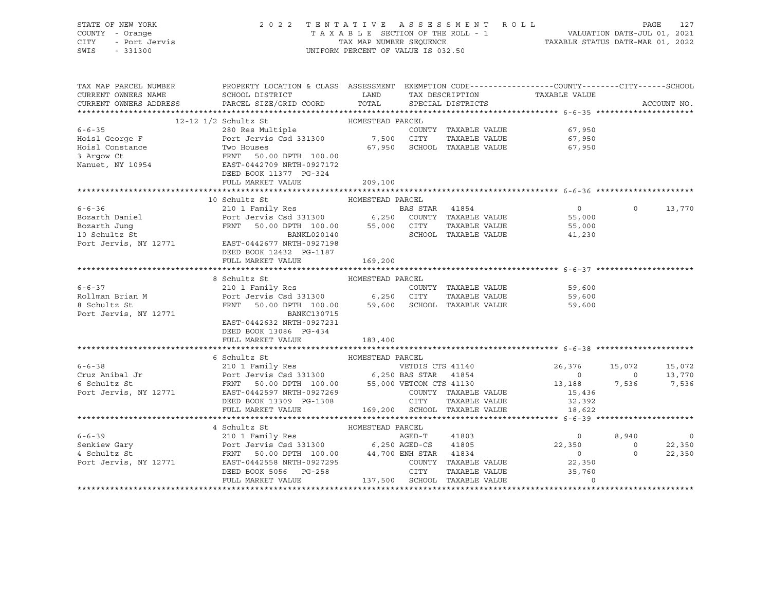STATE OF NEW YORK
COUNTY - Orange
CITY - Port Jervis
SWIS - 331300

2022 TENTATIVE ASSESSMENT ROLL
TAXABLE SECTION OF THE ROLL - 1
TAX MAP NUMBER SEQUENCE
UNIFORM PERCENT OF VALUE IS 032.50

VALUATION DATE-JUL 01, 2021
TAXABLE STATUS DATE-MAR 01, 2022

| TAX MAP PARCEL NUMBER / CURRENT OWNERS NAME / CURRENT OWNERS ADDRESS | PROPERTY LOCATION & CLASS / SCHOOL DISTRICT / PARCEL SIZE/GRID COORD | ASSESSMENT LAND / TOTAL | EXEMPTION CODE / TAX DESCRIPTION / SPECIAL DISTRICTS | COUNTY TAXABLE VALUE | CITY | SCHOOL | ACCOUNT NO. |
|---|---|---|---|---|---|---|---|
| **6-6-35** | 12-12 1/2 Schultz St | HOMESTEAD PARCEL | | | | | |
| | 280 Res Multiple | | COUNTY TAXABLE VALUE | 67,950 | | | |
| Hoisl George F | Port Jervis Csd 331300 | 7,500 | CITY TAXABLE VALUE | 67,950 | | | |
| Hoisl Constance | Two Houses | 67,950 | SCHOOL TAXABLE VALUE | 67,950 | | | |
| 3 Argow Ct | FRNT 50.00 DPTH 100.00 | | | | | | |
| Nanuet, NY 10954 | EAST-0442709 NRTH-0927172 | | | | | | |
| | DEED BOOK 11377 PG-324 | | | | | | |
| | FULL MARKET VALUE | 209,100 | | | | | |
| **6-6-36** | 10 Schultz St | HOMESTEAD PARCEL | | | | | |
| | 210 1 Family Res | | BAS STAR 41854 | 0 | 0 | 13,770 | |
| Bozarth Daniel | Port Jervis Csd 331300 | 6,250 | COUNTY TAXABLE VALUE | 55,000 | | | |
| Bozarth Jung | FRNT 50.00 DPTH 100.00 | 55,000 | CITY TAXABLE VALUE | 55,000 | | | |
| 10 Schultz St | BANKL020140 | | SCHOOL TAXABLE VALUE | 41,230 | | | |
| Port Jervis, NY 12771 | EAST-0442677 NRTH-0927198 | | | | | | |
| | DEED BOOK 12432 PG-1187 | | | | | | |
| | FULL MARKET VALUE | 169,200 | | | | | |
| **6-6-37** | 8 Schultz St | HOMESTEAD PARCEL | | | | | |
| | 210 1 Family Res | | COUNTY TAXABLE VALUE | 59,600 | | | |
| Rollman Brian M | Port Jervis Csd 331300 | 6,250 | CITY TAXABLE VALUE | 59,600 | | | |
| 8 Schultz St | FRNT 50.00 DPTH 100.00 | 59,600 | SCHOOL TAXABLE VALUE | 59,600 | | | |
| Port Jervis, NY 12771 | BANKC130715 | | | | | | |
| | EAST-0442632 NRTH-0927231 | | | | | | |
| | DEED BOOK 13086 PG-434 | | | | | | |
| | FULL MARKET VALUE | 183,400 | | | | | |
| **6-6-38** | 6 Schultz St | HOMESTEAD PARCEL | | | | | |
| | 210 1 Family Res | | VETDIS CTS 41140 | 26,376 | 15,072 | 15,072 | |
| Cruz Anibal Jr | Port Jervis Csd 331300 | 6,250 | BAS STAR 41854 | 0 | 0 | 13,770 | |
| 6 Schultz St | FRNT 50.00 DPTH 100.00 | 55,000 | VETCOM CTS 41130 | 13,188 | 7,536 | 7,536 | |
| Port Jervis, NY 12771 | EAST-0442597 NRTH-0927269 | | COUNTY TAXABLE VALUE | 15,436 | | | |
| | DEED BOOK 13309 PG-1308 | | CITY TAXABLE VALUE | 32,392 | | | |
| | FULL MARKET VALUE | 169,200 | SCHOOL TAXABLE VALUE | 18,622 | | | |
| **6-6-39** | 4 Schultz St | HOMESTEAD PARCEL | | | | | |
| | 210 1 Family Res | | AGED-T 41803 | 0 | 8,940 | 0 | |
| Senkiew Gary | Port Jervis Csd 331300 | 6,250 | AGED-CS 41805 | 22,350 | 0 | 22,350 | |
| 4 Schultz St | FRNT 50.00 DPTH 100.00 | 44,700 | ENH STAR 41834 | 0 | 0 | 22,350 | |
| Port Jervis, NY 12771 | EAST-0442558 NRTH-0927295 | | COUNTY TAXABLE VALUE | 22,350 | | | |
| | DEED BOOK 5056 PG-258 | | CITY TAXABLE VALUE | 35,760 | | | |
| | FULL MARKET VALUE | 137,500 | SCHOOL TAXABLE VALUE | 0 | | | |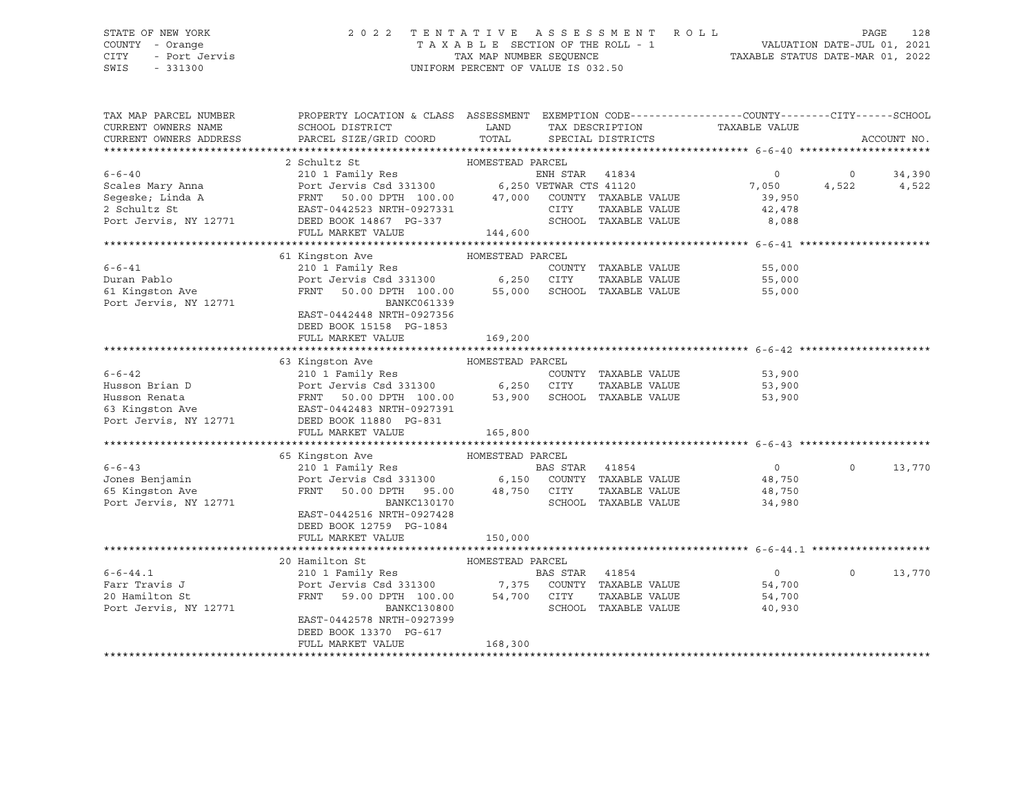STATE OF NEW YORK — COUNTY - Orange — CITY - Port Jervis — SWIS - 331300

2022 TENTATIVE ASSESSMENT ROLL — TAXABLE SECTION OF THE ROLL - 1 — TAX MAP NUMBER SEQUENCE — UNIFORM PERCENT OF VALUE IS 032.50

VALUATION DATE-JUL 01, 2021 — TAXABLE STATUS DATE-MAR 01, 2022

| TAX MAP PARCEL NUMBER / CURRENT OWNERS NAME / CURRENT OWNERS ADDRESS | PROPERTY LOCATION & CLASS / SCHOOL DISTRICT / PARCEL SIZE/GRID COORD | ASSESSMENT LAND / TOTAL | EXEMPTION CODE / TAX DESCRIPTION / SPECIAL DISTRICTS | COUNTY TAXABLE VALUE | CITY | SCHOOL |
|---|---|---|---|---|---|---|
| **6-6-40** | 2 Schultz St — HOMESTEAD PARCEL | | | | | |
| 6-6-40 | 210 1 Family Res | | ENH STAR 41834 | 0 | 0 | 34,390 |
| Scales Mary Anna | Port Jervis Csd 331300 | 6,250 | VETWAR CTS 41120 | 7,050 | 4,522 | 4,522 |
| Segeske; Linda A | FRNT 50.00 DPTH 100.00 | 47,000 | COUNTY TAXABLE VALUE | 39,950 | | |
| 2 Schultz St | EAST-0442523 NRTH-0927331 | | CITY TAXABLE VALUE | 42,478 | | |
| Port Jervis, NY 12771 | DEED BOOK 14867 PG-337 | | SCHOOL TAXABLE VALUE | 8,088 | | |
| | FULL MARKET VALUE | 144,600 | | | | |
| **6-6-41** | 61 Kingston Ave — HOMESTEAD PARCEL | | | | | |
| 6-6-41 | 210 1 Family Res | | COUNTY TAXABLE VALUE | 55,000 | | |
| Duran Pablo | Port Jervis Csd 331300 | 6,250 | CITY TAXABLE VALUE | 55,000 | | |
| 61 Kingston Ave | FRNT 50.00 DPTH 100.00 | 55,000 | SCHOOL TAXABLE VALUE | 55,000 | | |
| Port Jervis, NY 12771 | BANKC061339 | | | | | |
| | EAST-0442448 NRTH-0927356 | | | | | |
| | DEED BOOK 15158 PG-1853 | | | | | |
| | FULL MARKET VALUE | 169,200 | | | | |
| **6-6-42** | 63 Kingston Ave — HOMESTEAD PARCEL | | | | | |
| 6-6-42 | 210 1 Family Res | | COUNTY TAXABLE VALUE | 53,900 | | |
| Husson Brian D | Port Jervis Csd 331300 | 6,250 | CITY TAXABLE VALUE | 53,900 | | |
| Husson Renata | FRNT 50.00 DPTH 100.00 | 53,900 | SCHOOL TAXABLE VALUE | 53,900 | | |
| 63 Kingston Ave | EAST-0442483 NRTH-0927391 | | | | | |
| Port Jervis, NY 12771 | DEED BOOK 11880 PG-831 | | | | | |
| | FULL MARKET VALUE | 165,800 | | | | |
| **6-6-43** | 65 Kingston Ave — HOMESTEAD PARCEL | | | | | |
| 6-6-43 | 210 1 Family Res | | BAS STAR 41854 | 0 | 0 | 13,770 |
| Jones Benjamin | Port Jervis Csd 331300 | 6,150 | COUNTY TAXABLE VALUE | 48,750 | | |
| 65 Kingston Ave | FRNT 50.00 DPTH 95.00 | 48,750 | CITY TAXABLE VALUE | 48,750 | | |
| Port Jervis, NY 12771 | BANKC130170 | | SCHOOL TAXABLE VALUE | 34,980 | | |
| | EAST-0442516 NRTH-0927428 | | | | | |
| | DEED BOOK 12759 PG-1084 | | | | | |
| | FULL MARKET VALUE | 150,000 | | | | |
| **6-6-44.1** | 20 Hamilton St — HOMESTEAD PARCEL | | | | | |
| 6-6-44.1 | 210 1 Family Res | | BAS STAR 41854 | 0 | 0 | 13,770 |
| Farr Travis J | Port Jervis Csd 331300 | 7,375 | COUNTY TAXABLE VALUE | 54,700 | | |
| 20 Hamilton St | FRNT 59.00 DPTH 100.00 | 54,700 | CITY TAXABLE VALUE | 54,700 | | |
| Port Jervis, NY 12771 | BANKC130800 | | SCHOOL TAXABLE VALUE | 40,930 | | |
| | EAST-0442578 NRTH-0927399 | | | | | |
| | DEED BOOK 13370 PG-617 | | | | | |
| | FULL MARKET VALUE | 168,300 | | | | |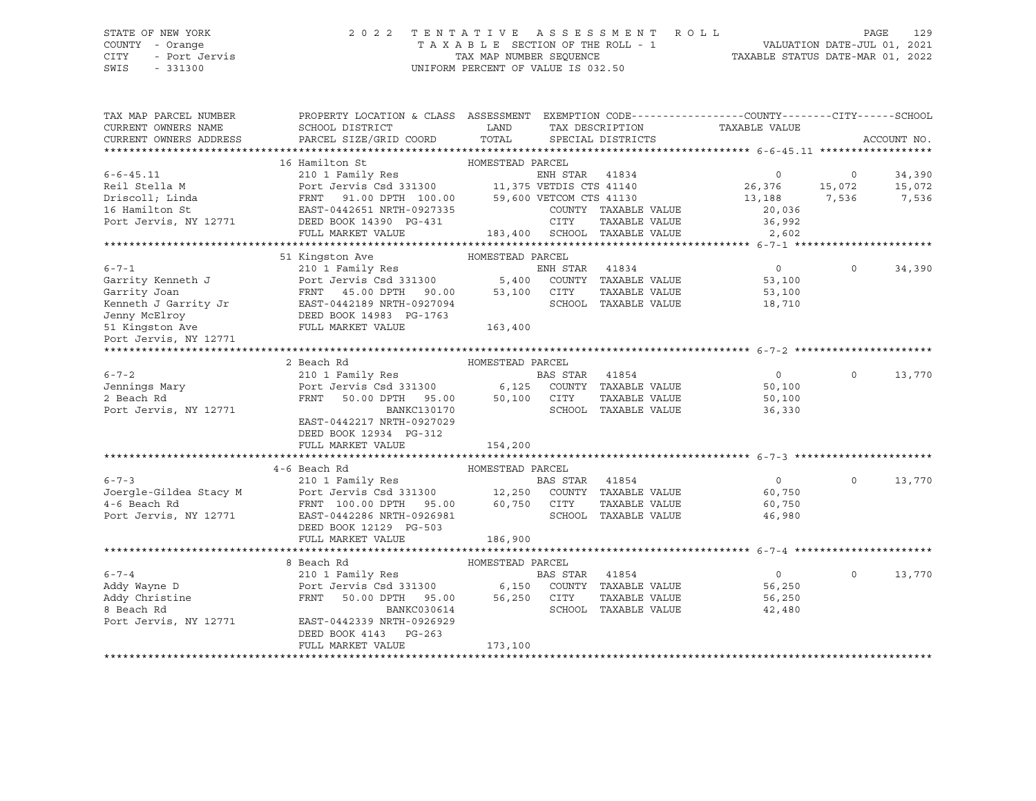STATE OF NEW YORK — 2022 TENTATIVE ASSESSMENT ROLL
COUNTY - Orange — TAXABLE SECTION OF THE ROLL - 1 — VALUATION DATE-JUL 01, 2021
CITY - Port Jervis — TAX MAP NUMBER SEQUENCE — TAXABLE STATUS DATE-MAR 01, 2022
SWIS - 331300 — UNIFORM PERCENT OF VALUE IS 032.50

```
TAX MAP PARCEL NUMBER          PROPERTY LOCATION & CLASS  ASSESSMENT  EXEMPTION CODE------------------COUNTY--------CITY------SCHOOL
CURRENT OWNERS NAME            SCHOOL DISTRICT               LAND      TAX DESCRIPTION            TAXABLE VALUE
CURRENT OWNERS ADDRESS         PARCEL SIZE/GRID COORD        TOTAL     SPECIAL DISTRICTS                                    ACCOUNT NO.
******************************************************************************************************* 6-6-45.11 ******************
                               16 Hamilton St                HOMESTEAD PARCEL
6-6-45.11                      210 1 Family Res                   ENH STAR  41834                 0         0      34,390
Reil Stella M                  Port Jervis Csd 331300      11,375 VETDIS CTS 41140           26,376    15,072      15,072
Driscoll; Linda                FRNT  91.00 DPTH 100.00     59,600 VETCOM CTS 41130           13,188     7,536       7,536
16 Hamilton St                 EAST-0442651 NRTH-0927335          COUNTY  TAXABLE VALUE        20,036
Port Jervis, NY 12771          DEED BOOK 14390  PG-431            CITY    TAXABLE VALUE        36,992
                               FULL MARKET VALUE           183,400 SCHOOL TAXABLE VALUE         2,602
******************************************************************************************************* 6-7-1 **********************
                               51 Kingston Ave               HOMESTEAD PARCEL
6-7-1                          210 1 Family Res                   ENH STAR  41834                 0         0      34,390
Garrity Kenneth J              Port Jervis Csd 331300       5,400 COUNTY  TAXABLE VALUE        53,100
Garrity Joan                   FRNT  45.00 DPTH  90.00     53,100 CITY    TAXABLE VALUE        53,100
Kenneth J Garrity Jr           EAST-0442189 NRTH-0927094          SCHOOL  TAXABLE VALUE        18,710
Jenny McElroy                  DEED BOOK 14983  PG-1763
51 Kingston Ave                FULL MARKET VALUE           163,400
Port Jervis, NY 12771
******************************************************************************************************* 6-7-2 **********************
                               2 Beach Rd                    HOMESTEAD PARCEL
6-7-2                          210 1 Family Res                   BAS STAR  41854                 0         0      13,770
Jennings Mary                  Port Jervis Csd 331300       6,125 COUNTY  TAXABLE VALUE        50,100
2 Beach Rd                     FRNT  50.00 DPTH  95.00     50,100 CITY    TAXABLE VALUE        50,100
Port Jervis, NY 12771                      BANKC130170            SCHOOL  TAXABLE VALUE        36,330
                               EAST-0442217 NRTH-0927029
                               DEED BOOK 12934  PG-312
                               FULL MARKET VALUE           154,200
******************************************************************************************************* 6-7-3 **********************
                               4-6 Beach Rd                  HOMESTEAD PARCEL
6-7-3                          210 1 Family Res                   BAS STAR  41854                 0         0      13,770
Joergle-Gildea Stacy M         Port Jervis Csd 331300      12,250 COUNTY  TAXABLE VALUE        60,750
4-6 Beach Rd                   FRNT 100.00 DPTH  95.00     60,750 CITY    TAXABLE VALUE        60,750
Port Jervis, NY 12771          EAST-0442286 NRTH-0926981          SCHOOL  TAXABLE VALUE        46,980
                               DEED BOOK 12129  PG-503
                               FULL MARKET VALUE           186,900
******************************************************************************************************* 6-7-4 **********************
                               8 Beach Rd                    HOMESTEAD PARCEL
6-7-4                          210 1 Family Res                   BAS STAR  41854                 0         0      13,770
Addy Wayne D                   Port Jervis Csd 331300       6,150 COUNTY  TAXABLE VALUE        56,250
Addy Christine                 FRNT  50.00 DPTH  95.00     56,250 CITY    TAXABLE VALUE        56,250
8 Beach Rd                                 BANKC030614            SCHOOL  TAXABLE VALUE        42,480
Port Jervis, NY 12771          EAST-0442339 NRTH-0926929
                               DEED BOOK 4143   PG-263
                               FULL MARKET VALUE           173,100
************************************************************************************************************************************
```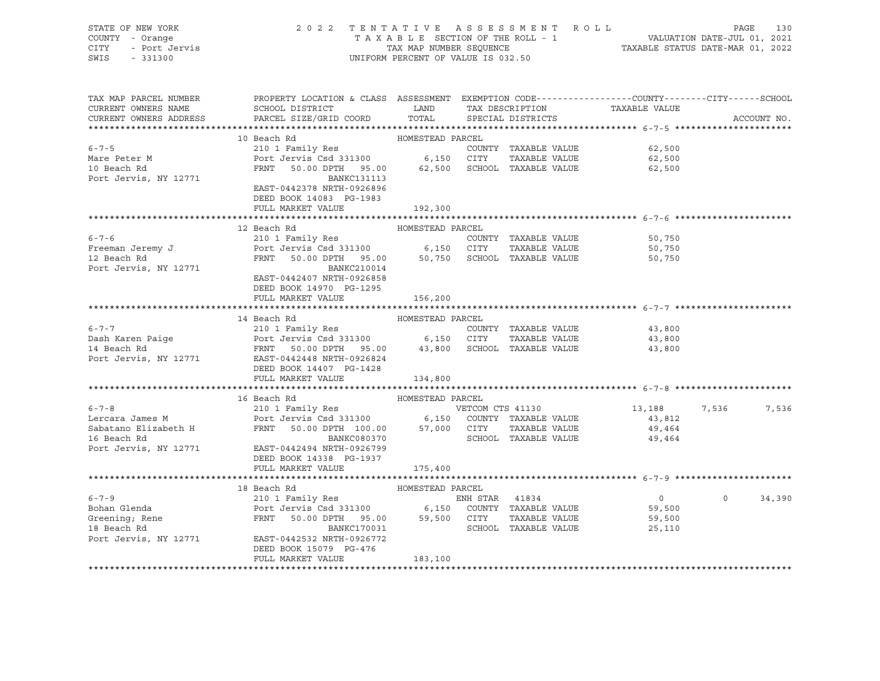STATE OF NEW YORK
COUNTY - Orange
CITY - Port Jervis
SWIS - 331300

# 2022 TENTATIVE ASSESSMENT ROLL

TAXABLE SECTION OF THE ROLL - 1
TAX MAP NUMBER SEQUENCE
UNIFORM PERCENT OF VALUE IS 032.50

VALUATION DATE-JUL 01, 2021
TAXABLE STATUS DATE-MAR 01, 2022

| TAX MAP PARCEL NUMBER / CURRENT OWNERS NAME / CURRENT OWNERS ADDRESS | PROPERTY LOCATION & CLASS / SCHOOL DISTRICT / PARCEL SIZE/GRID COORD | ASSESSMENT LAND | TOTAL | EXEMPTION CODE / TAX DESCRIPTION / SPECIAL DISTRICTS | COUNTY TAXABLE VALUE | CITY | SCHOOL | ACCOUNT NO. |
|---|---|---|---|---|---|---|---|---|
| **6-7-5** | 10 Beach Rd — HOMESTEAD PARCEL | | | | | | | |
| 6-7-5 | 210 1 Family Res | | | COUNTY TAXABLE VALUE | 62,500 | | | |
| Mare Peter M | Port Jervis Csd 331300 | 6,150 | | CITY TAXABLE VALUE | 62,500 | | | |
| 10 Beach Rd | FRNT 50.00 DPTH 95.00 | | 62,500 | SCHOOL TAXABLE VALUE | 62,500 | | | |
| Port Jervis, NY 12771 | BANKC131113 | | | | | | | |
| | EAST-0442378 NRTH-0926896 | | | | | | | |
| | DEED BOOK 14083 PG-1983 | | | | | | | |
| | FULL MARKET VALUE | | 192,300 | | | | | |
| **6-7-6** | 12 Beach Rd — HOMESTEAD PARCEL | | | | | | | |
| 6-7-6 | 210 1 Family Res | | | COUNTY TAXABLE VALUE | 50,750 | | | |
| Freeman Jeremy J | Port Jervis Csd 331300 | 6,150 | | CITY TAXABLE VALUE | 50,750 | | | |
| 12 Beach Rd | FRNT 50.00 DPTH 95.00 | | 50,750 | SCHOOL TAXABLE VALUE | 50,750 | | | |
| Port Jervis, NY 12771 | BANKC210014 | | | | | | | |
| | EAST-0442407 NRTH-0926858 | | | | | | | |
| | DEED BOOK 14970 PG-1295 | | | | | | | |
| | FULL MARKET VALUE | | 156,200 | | | | | |
| **6-7-7** | 14 Beach Rd — HOMESTEAD PARCEL | | | | | | | |
| 6-7-7 | 210 1 Family Res | | | COUNTY TAXABLE VALUE | 43,800 | | | |
| Dash Karen Paige | Port Jervis Csd 331300 | 6,150 | | CITY TAXABLE VALUE | 43,800 | | | |
| 14 Beach Rd | FRNT 50.00 DPTH 95.00 | | 43,800 | SCHOOL TAXABLE VALUE | 43,800 | | | |
| Port Jervis, NY 12771 | EAST-0442448 NRTH-0926824 | | | | | | | |
| | DEED BOOK 14407 PG-1428 | | | | | | | |
| | FULL MARKET VALUE | | 134,800 | | | | | |
| **6-7-8** | 16 Beach Rd — HOMESTEAD PARCEL | | | | | | | |
| 6-7-8 | 210 1 Family Res | | | VETCOM CTS 41130 | 13,188 | 7,536 | 7,536 | |
| Lercara James M | Port Jervis Csd 331300 | 6,150 | | COUNTY TAXABLE VALUE | 43,812 | | | |
| Sabatano Elizabeth H | FRNT 50.00 DPTH 100.00 | | 57,000 | CITY TAXABLE VALUE | 49,464 | | | |
| 16 Beach Rd | BANKC080370 | | | SCHOOL TAXABLE VALUE | 49,464 | | | |
| Port Jervis, NY 12771 | EAST-0442494 NRTH-0926799 | | | | | | | |
| | DEED BOOK 14338 PG-1937 | | | | | | | |
| | FULL MARKET VALUE | | 175,400 | | | | | |
| **6-7-9** | 18 Beach Rd — HOMESTEAD PARCEL | | | | | | | |
| 6-7-9 | 210 1 Family Res | | | ENH STAR 41834 | 0 | 0 | 34,390 | |
| Bohan Glenda | Port Jervis Csd 331300 | 6,150 | | COUNTY TAXABLE VALUE | 59,500 | | | |
| Greening; Rene | FRNT 50.00 DPTH 95.00 | | 59,500 | CITY TAXABLE VALUE | 59,500 | | | |
| 18 Beach Rd | BANKC170031 | | | SCHOOL TAXABLE VALUE | 25,110 | | | |
| Port Jervis, NY 12771 | EAST-0442532 NRTH-0926772 | | | | | | | |
| | DEED BOOK 15079 PG-476 | | | | | | | |
| | FULL MARKET VALUE | | 183,100 | | | | | |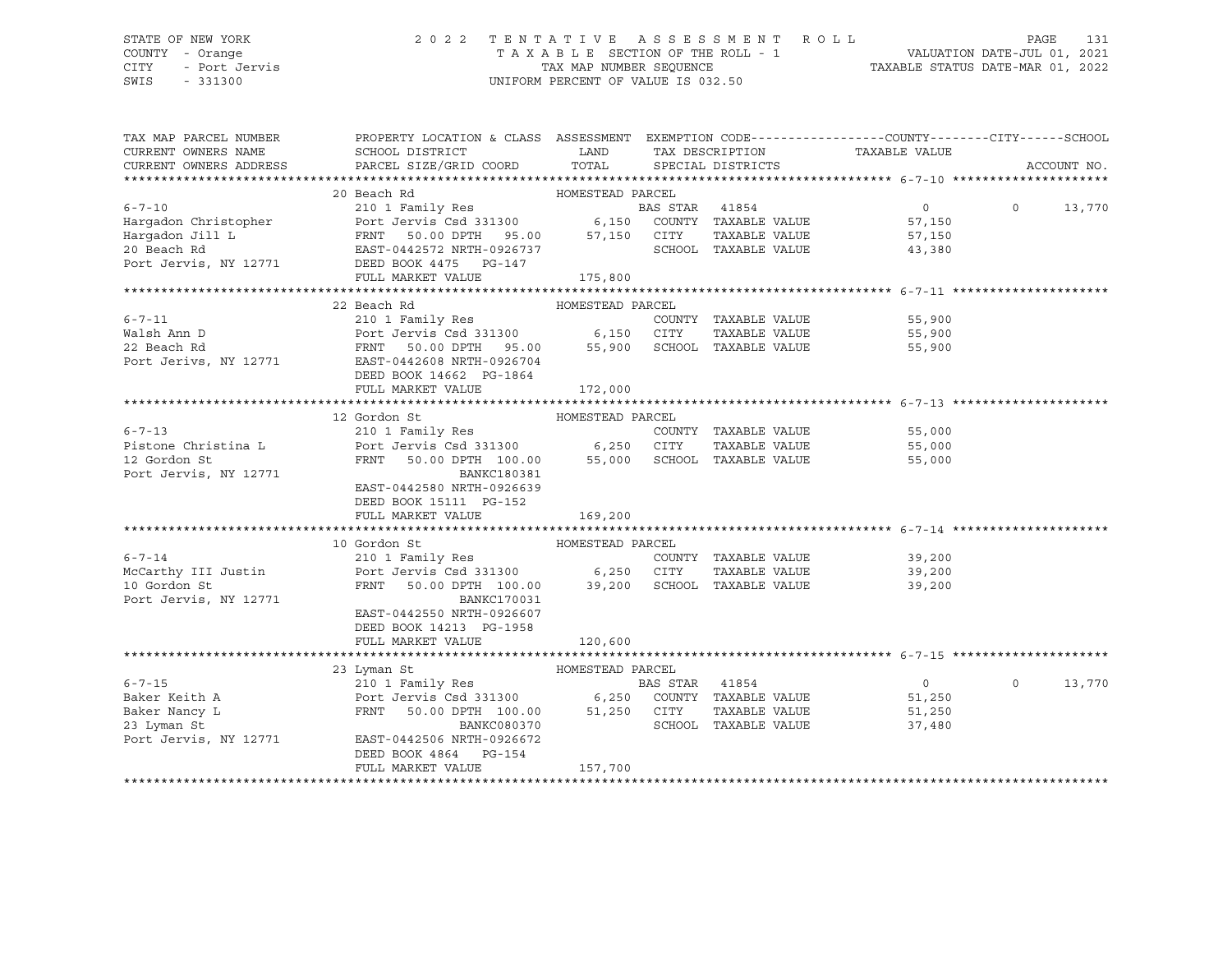STATE OF NEW YORK — 2022 TENTATIVE ASSESSMENT ROLL
COUNTY - Orange — TAXABLE SECTION OF THE ROLL - 1 — VALUATION DATE-JUL 01, 2021
CITY - Port Jervis — TAX MAP NUMBER SEQUENCE — TAXABLE STATUS DATE-MAR 01, 2022
SWIS - 331300 — UNIFORM PERCENT OF VALUE IS 032.50

| TAX MAP PARCEL NUMBER / CURRENT OWNERS NAME / CURRENT OWNERS ADDRESS | PROPERTY LOCATION & CLASS / SCHOOL DISTRICT / PARCEL SIZE/GRID COORD | ASSESSMENT LAND / TOTAL | EXEMPTION CODE / TAX DESCRIPTION / SPECIAL DISTRICTS | COUNTY / TAXABLE VALUE | CITY | SCHOOL / ACCOUNT NO. |
|---|---|---|---|---|---|---|
| **6-7-10** | 20 Beach Rd — HOMESTEAD PARCEL | | | | | |
| 6-7-10 | 210 1 Family Res | | BAS STAR 41854 | 0 | 0 | 13,770 |
| Hargadon Christopher | Port Jervis Csd 331300 | 6,150 | COUNTY TAXABLE VALUE | 57,150 | | |
| Hargadon Jill L | FRNT 50.00 DPTH 95.00 | 57,150 | CITY TAXABLE VALUE | 57,150 | | |
| 20 Beach Rd | EAST-0442572 NRTH-0926737 | | SCHOOL TAXABLE VALUE | 43,380 | | |
| Port Jervis, NY 12771 | DEED BOOK 4475 PG-147 | | | | | |
| | FULL MARKET VALUE | 175,800 | | | | |
| **6-7-11** | 22 Beach Rd — HOMESTEAD PARCEL | | | | | |
| 6-7-11 | 210 1 Family Res | | COUNTY TAXABLE VALUE | 55,900 | | |
| Walsh Ann D | Port Jervis Csd 331300 | 6,150 | CITY TAXABLE VALUE | 55,900 | | |
| 22 Beach Rd | FRNT 50.00 DPTH 95.00 | 55,900 | SCHOOL TAXABLE VALUE | 55,900 | | |
| Port Jerivs, NY 12771 | EAST-0442608 NRTH-0926704 | | | | | |
| | DEED BOOK 14662 PG-1864 | | | | | |
| | FULL MARKET VALUE | 172,000 | | | | |
| **6-7-13** | 12 Gordon St — HOMESTEAD PARCEL | | | | | |
| 6-7-13 | 210 1 Family Res | | COUNTY TAXABLE VALUE | 55,000 | | |
| Pistone Christina L | Port Jervis Csd 331300 | 6,250 | CITY TAXABLE VALUE | 55,000 | | |
| 12 Gordon St | FRNT 50.00 DPTH 100.00 | 55,000 | SCHOOL TAXABLE VALUE | 55,000 | | |
| Port Jervis, NY 12771 | BANKC180381 | | | | | |
| | EAST-0442580 NRTH-0926639 | | | | | |
| | DEED BOOK 15111 PG-152 | | | | | |
| | FULL MARKET VALUE | 169,200 | | | | |
| **6-7-14** | 10 Gordon St — HOMESTEAD PARCEL | | | | | |
| 6-7-14 | 210 1 Family Res | | COUNTY TAXABLE VALUE | 39,200 | | |
| McCarthy III Justin | Port Jervis Csd 331300 | 6,250 | CITY TAXABLE VALUE | 39,200 | | |
| 10 Gordon St | FRNT 50.00 DPTH 100.00 | 39,200 | SCHOOL TAXABLE VALUE | 39,200 | | |
| Port Jervis, NY 12771 | BANKC170031 | | | | | |
| | EAST-0442550 NRTH-0926607 | | | | | |
| | DEED BOOK 14213 PG-1958 | | | | | |
| | FULL MARKET VALUE | 120,600 | | | | |
| **6-7-15** | 23 Lyman St — HOMESTEAD PARCEL | | | | | |
| 6-7-15 | 210 1 Family Res | | BAS STAR 41854 | 0 | 0 | 13,770 |
| Baker Keith A | Port Jervis Csd 331300 | 6,250 | COUNTY TAXABLE VALUE | 51,250 | | |
| Baker Nancy L | FRNT 50.00 DPTH 100.00 | 51,250 | CITY TAXABLE VALUE | 51,250 | | |
| 23 Lyman St | BANKC080370 | | SCHOOL TAXABLE VALUE | 37,480 | | |
| Port Jervis, NY 12771 | EAST-0442506 NRTH-0926672 | | | | | |
| | DEED BOOK 4864 PG-154 | | | | | |
| | FULL MARKET VALUE | 157,700 | | | | |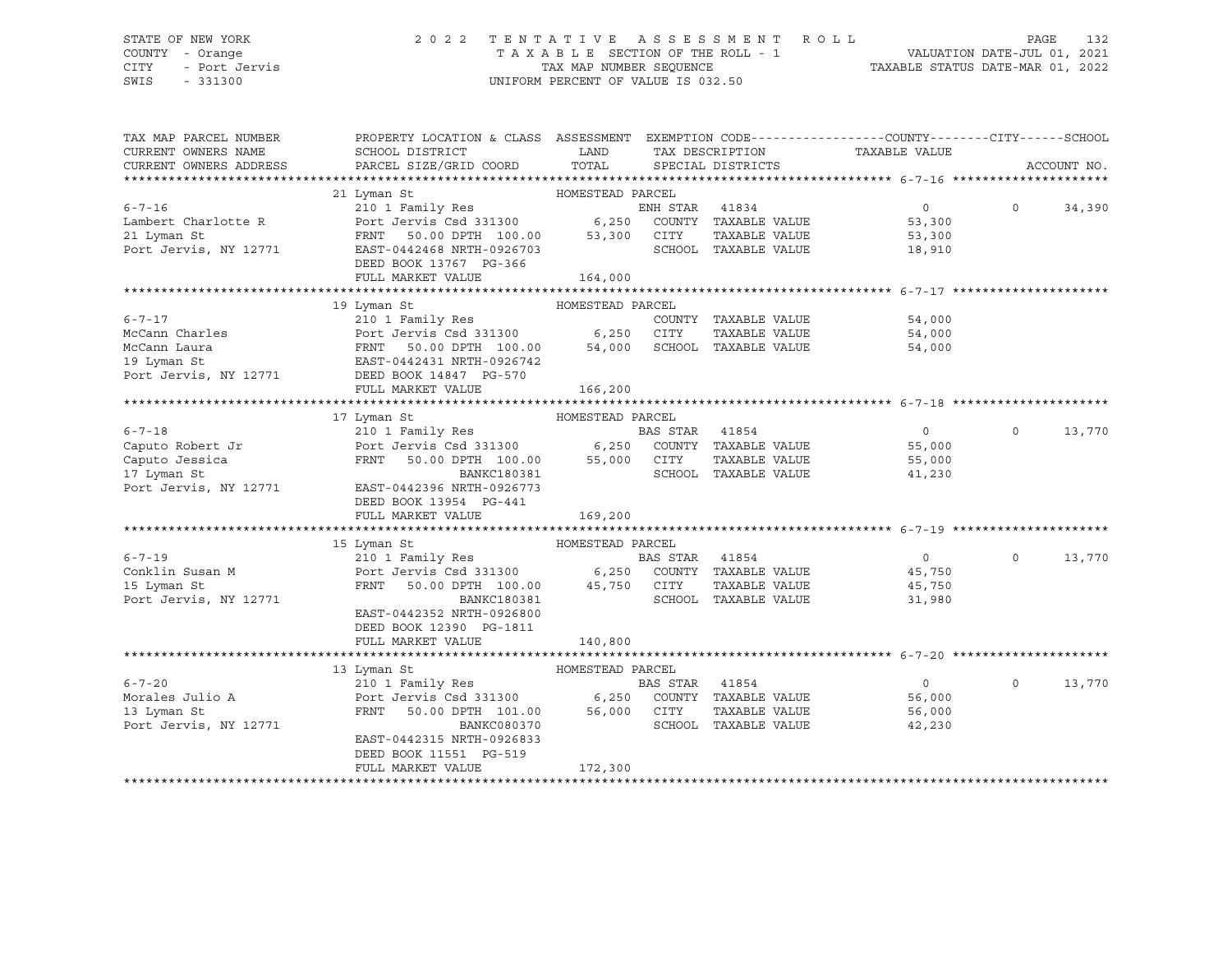STATE OF NEW YORK — 2022 TENTATIVE ASSESSMENT ROLL
COUNTY - Orange — TAXABLE SECTION OF THE ROLL - 1 — VALUATION DATE-JUL 01, 2021
CITY - Port Jervis — TAX MAP NUMBER SEQUENCE — TAXABLE STATUS DATE-MAR 01, 2022
SWIS - 331300 — UNIFORM PERCENT OF VALUE IS 032.50

```
TAX MAP PARCEL NUMBER        PROPERTY LOCATION & CLASS  ASSESSMENT  EXEMPTION CODE------------------COUNTY--------CITY------SCHOOL
CURRENT OWNERS NAME          SCHOOL DISTRICT               LAND      TAX DESCRIPTION            TAXABLE VALUE
CURRENT OWNERS ADDRESS       PARCEL SIZE/GRID COORD        TOTAL     SPECIAL DISTRICTS                                    ACCOUNT NO.
******************************************************************************************************* 6-7-16 *********************
                             21 Lyman St                   HOMESTEAD PARCEL
6-7-16                       210 1 Family Res                        ENH STAR  41834                 0           0       34,390
Lambert Charlotte R          Port Jervis Csd 331300         6,250    COUNTY  TAXABLE VALUE          53,300
21 Lyman St                  FRNT    50.00 DPTH 100.00     53,300    CITY    TAXABLE VALUE          53,300
Port Jervis, NY 12771        EAST-0442468 NRTH-0926703               SCHOOL  TAXABLE VALUE          18,910
                             DEED BOOK 13767  PG-366
                             FULL MARKET VALUE            164,000
******************************************************************************************************* 6-7-17 *********************
                             19 Lyman St                   HOMESTEAD PARCEL
6-7-17                       210 1 Family Res                        COUNTY  TAXABLE VALUE          54,000
McCann Charles               Port Jervis Csd 331300         6,250    CITY    TAXABLE VALUE          54,000
McCann Laura                 FRNT    50.00 DPTH 100.00     54,000    SCHOOL  TAXABLE VALUE          54,000
19 Lyman St                  EAST-0442431 NRTH-0926742
Port Jervis, NY 12771        DEED BOOK 14847  PG-570
                             FULL MARKET VALUE            166,200
******************************************************************************************************* 6-7-18 *********************
                             17 Lyman St                   HOMESTEAD PARCEL
6-7-18                       210 1 Family Res                        BAS STAR  41854                 0           0       13,770
Caputo Robert Jr             Port Jervis Csd 331300         6,250    COUNTY  TAXABLE VALUE          55,000
Caputo Jessica               FRNT    50.00 DPTH 100.00     55,000    CITY    TAXABLE VALUE          55,000
17 Lyman St                                  BANKC180381             SCHOOL  TAXABLE VALUE          41,230
Port Jervis, NY 12771        EAST-0442396 NRTH-0926773
                             DEED BOOK 13954  PG-441
                             FULL MARKET VALUE            169,200
******************************************************************************************************* 6-7-19 *********************
                             15 Lyman St                   HOMESTEAD PARCEL
6-7-19                       210 1 Family Res                        BAS STAR  41854                 0           0       13,770
Conklin Susan M              Port Jervis Csd 331300         6,250    COUNTY  TAXABLE VALUE          45,750
15 Lyman St                  FRNT    50.00 DPTH 100.00     45,750    CITY    TAXABLE VALUE          45,750
Port Jervis, NY 12771                        BANKC180381             SCHOOL  TAXABLE VALUE          31,980
                             EAST-0442352 NRTH-0926800
                             DEED BOOK 12390  PG-1811
                             FULL MARKET VALUE            140,800
******************************************************************************************************* 6-7-20 *********************
                             13 Lyman St                   HOMESTEAD PARCEL
6-7-20                       210 1 Family Res                        BAS STAR  41854                 0           0       13,770
Morales Julio A              Port Jervis Csd 331300         6,250    COUNTY  TAXABLE VALUE          56,000
13 Lyman St                  FRNT    50.00 DPTH 101.00     56,000    CITY    TAXABLE VALUE          56,000
Port Jervis, NY 12771                        BANKC080370             SCHOOL  TAXABLE VALUE          42,230
                             EAST-0442315 NRTH-0926833
                             DEED BOOK 11551  PG-519
                             FULL MARKET VALUE            172,300
************************************************************************************************************************************
```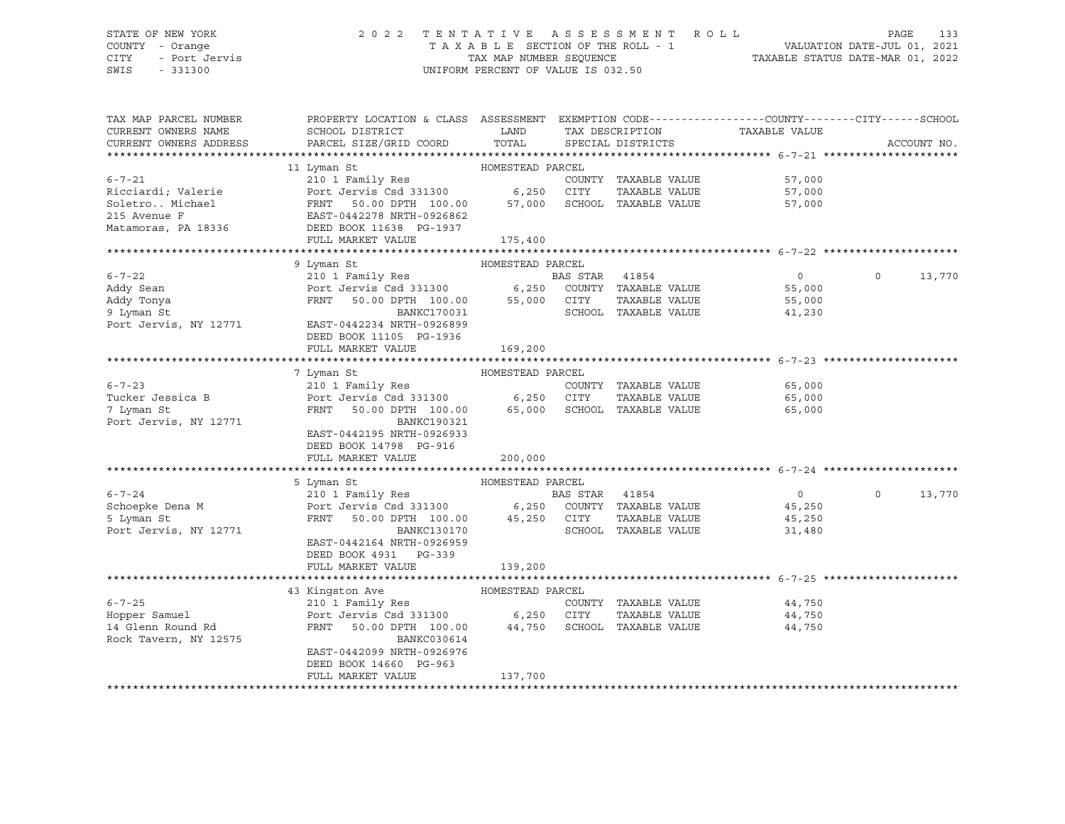STATE OF NEW YORK — 2022 TENTATIVE ASSESSMENT ROLL
COUNTY - Orange — TAXABLE SECTION OF THE ROLL - 1 — VALUATION DATE-JUL 01, 2021
CITY - Port Jervis — TAX MAP NUMBER SEQUENCE — TAXABLE STATUS DATE-MAR 01, 2022
SWIS - 331300 — UNIFORM PERCENT OF VALUE IS 032.50

| TAX MAP PARCEL NUMBER / CURRENT OWNERS NAME / CURRENT OWNERS ADDRESS | PROPERTY LOCATION & CLASS / SCHOOL DISTRICT / PARCEL SIZE/GRID COORD | ASSESSMENT LAND / TOTAL | EXEMPTION CODE / TAX DESCRIPTION / SPECIAL DISTRICTS | COUNTY / TAXABLE VALUE | CITY | SCHOOL | ACCOUNT NO. |
|---|---|---|---|---|---|---|---|
| **6-7-21** | 11 Lyman St — HOMESTEAD PARCEL | | | | | | |
| Ricciardi; Valerie | 210 1 Family Res | | COUNTY TAXABLE VALUE | 57,000 | | | |
| Soletro.. Michael | Port Jervis Csd 331300 | 6,250 | CITY TAXABLE VALUE | 57,000 | | | |
| 215 Avenue F | FRNT 50.00 DPTH 100.00 | 57,000 | SCHOOL TAXABLE VALUE | 57,000 | | | |
| Matamoras, PA 18336 | EAST-0442278 NRTH-0926862 | | | | | | |
| | DEED BOOK 11638 PG-1937 | | | | | | |
| | FULL MARKET VALUE | 175,400 | | | | | |
| **6-7-22** | 9 Lyman St — HOMESTEAD PARCEL | | | | | | |
| Addy Sean | 210 1 Family Res | | BAS STAR 41854 | 0 | 0 | 13,770 | |
| Addy Tonya | Port Jervis Csd 331300 | 6,250 | COUNTY TAXABLE VALUE | 55,000 | | | |
| 9 Lyman St | FRNT 50.00 DPTH 100.00 | 55,000 | CITY TAXABLE VALUE | 55,000 | | | |
| Port Jervis, NY 12771 | BANKC170031 | | SCHOOL TAXABLE VALUE | 41,230 | | | |
| | EAST-0442234 NRTH-0926899 | | | | | | |
| | DEED BOOK 11105 PG-1936 | | | | | | |
| | FULL MARKET VALUE | 169,200 | | | | | |
| **6-7-23** | 7 Lyman St — HOMESTEAD PARCEL | | | | | | |
| Tucker Jessica B | 210 1 Family Res | | COUNTY TAXABLE VALUE | 65,000 | | | |
| 7 Lyman St | Port Jervis Csd 331300 | 6,250 | CITY TAXABLE VALUE | 65,000 | | | |
| Port Jervis, NY 12771 | FRNT 50.00 DPTH 100.00 | 65,000 | SCHOOL TAXABLE VALUE | 65,000 | | | |
| | BANKC190321 | | | | | | |
| | EAST-0442195 NRTH-0926933 | | | | | | |
| | DEED BOOK 14798 PG-916 | | | | | | |
| | FULL MARKET VALUE | 200,000 | | | | | |
| **6-7-24** | 5 Lyman St — HOMESTEAD PARCEL | | | | | | |
| Schoepke Dena M | 210 1 Family Res | | BAS STAR 41854 | 0 | 0 | 13,770 | |
| 5 Lyman St | Port Jervis Csd 331300 | 6,250 | COUNTY TAXABLE VALUE | 45,250 | | | |
| Port Jervis, NY 12771 | FRNT 50.00 DPTH 100.00 | 45,250 | CITY TAXABLE VALUE | 45,250 | | | |
| | BANKC130170 | | SCHOOL TAXABLE VALUE | 31,480 | | | |
| | EAST-0442164 NRTH-0926959 | | | | | | |
| | DEED BOOK 4931 PG-339 | | | | | | |
| | FULL MARKET VALUE | 139,200 | | | | | |
| **6-7-25** | 43 Kingston Ave — HOMESTEAD PARCEL | | | | | | |
| Hopper Samuel | 210 1 Family Res | | COUNTY TAXABLE VALUE | 44,750 | | | |
| 14 Glenn Round Rd | Port Jervis Csd 331300 | 6,250 | CITY TAXABLE VALUE | 44,750 | | | |
| Rock Tavern, NY 12575 | FRNT 50.00 DPTH 100.00 | 44,750 | SCHOOL TAXABLE VALUE | 44,750 | | | |
| | BANKC030614 | | | | | | |
| | EAST-0442099 NRTH-0926976 | | | | | | |
| | DEED BOOK 14660 PG-963 | | | | | | |
| | FULL MARKET VALUE | 137,700 | | | | | |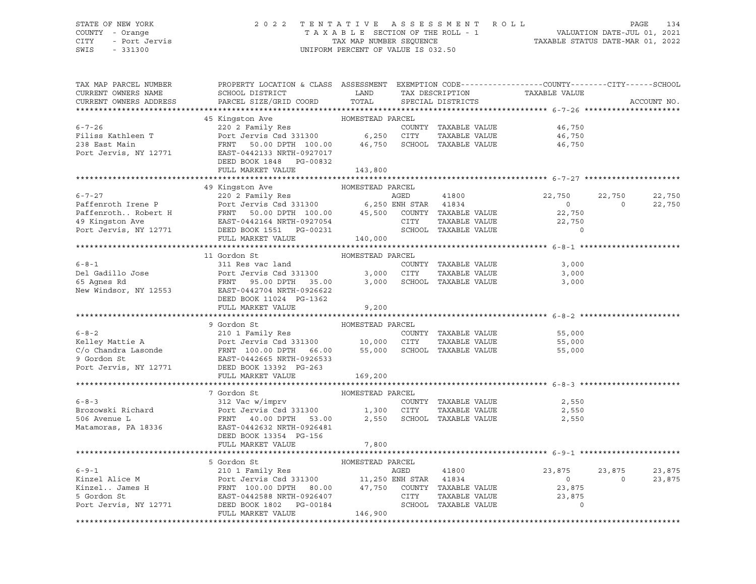STATE OF NEW YORK — 2022 TENTATIVE ASSESSMENT ROLL
COUNTY - Orange — TAXABLE SECTION OF THE ROLL - 1 — VALUATION DATE-JUL 01, 2021
CITY - Port Jervis — TAX MAP NUMBER SEQUENCE — TAXABLE STATUS DATE-MAR 01, 2022
SWIS - 331300 — UNIFORM PERCENT OF VALUE IS 032.50

| TAX MAP PARCEL NUMBER / CURRENT OWNERS NAME / CURRENT OWNERS ADDRESS | PROPERTY LOCATION & CLASS / SCHOOL DISTRICT / PARCEL SIZE/GRID COORD | ASSESSMENT LAND / TOTAL | EXEMPTION CODE / TAX DESCRIPTION / SPECIAL DISTRICTS | COUNTY TAXABLE VALUE | CITY | SCHOOL | ACCOUNT NO. |
|---|---|---|---|---|---|---|---|
| **6-7-26** | 45 Kingston Ave | HOMESTEAD PARCEL | | | | | |
| 6-7-26 | 220 2 Family Res | | COUNTY TAXABLE VALUE | 46,750 | | | |
| Filiss Kathleen T | Port Jervis Csd 331300 | 6,250 | CITY TAXABLE VALUE | 46,750 | | | |
| 238 East Main | FRNT 50.00 DPTH 100.00 | 46,750 | SCHOOL TAXABLE VALUE | 46,750 | | | |
| Port Jervis, NY 12771 | EAST-0442133 NRTH-0927017 | | | | | | |
| | DEED BOOK 1848 PG-00832 | | | | | | |
| | FULL MARKET VALUE | 143,800 | | | | | |
| **6-7-27** | 49 Kingston Ave | HOMESTEAD PARCEL | | | | | |
| 6-7-27 | 220 2 Family Res | | AGED 41800 | 22,750 | 22,750 | 22,750 | |
| Paffenroth Irene P | Port Jervis Csd 331300 | 6,250 | ENH STAR 41834 | 0 | 0 | 22,750 | |
| Paffenroth.. Robert H | FRNT 50.00 DPTH 100.00 | 45,500 | COUNTY TAXABLE VALUE | 22,750 | | | |
| 49 Kingston Ave | EAST-0442164 NRTH-0927054 | | CITY TAXABLE VALUE | 22,750 | | | |
| Port Jervis, NY 12771 | DEED BOOK 1551 PG-00231 | | SCHOOL TAXABLE VALUE | 0 | | | |
| | FULL MARKET VALUE | 140,000 | | | | | |
| **6-8-1** | 11 Gordon St | HOMESTEAD PARCEL | | | | | |
| 6-8-1 | 311 Res vac land | | COUNTY TAXABLE VALUE | 3,000 | | | |
| Del Gadillo Jose | Port Jervis Csd 331300 | 3,000 | CITY TAXABLE VALUE | 3,000 | | | |
| 65 Agnes Rd | FRNT 95.00 DPTH 35.00 | 3,000 | SCHOOL TAXABLE VALUE | 3,000 | | | |
| New Windsor, NY 12553 | EAST-0442704 NRTH-0926622 | | | | | | |
| | DEED BOOK 11024 PG-1362 | | | | | | |
| | FULL MARKET VALUE | 9,200 | | | | | |
| **6-8-2** | 9 Gordon St | HOMESTEAD PARCEL | | | | | |
| 6-8-2 | 210 1 Family Res | | COUNTY TAXABLE VALUE | 55,000 | | | |
| Kelley Mattie A | Port Jervis Csd 331300 | 10,000 | CITY TAXABLE VALUE | 55,000 | | | |
| C/o Chandra Lasonde | FRNT 100.00 DPTH 66.00 | 55,000 | SCHOOL TAXABLE VALUE | 55,000 | | | |
| 9 Gordon St | EAST-0442665 NRTH-0926533 | | | | | | |
| Port Jervis, NY 12771 | DEED BOOK 13392 PG-263 | | | | | | |
| | FULL MARKET VALUE | 169,200 | | | | | |
| **6-8-3** | 7 Gordon St | HOMESTEAD PARCEL | | | | | |
| 6-8-3 | 312 Vac w/imprv | | COUNTY TAXABLE VALUE | 2,550 | | | |
| Brozowski Richard | Port Jervis Csd 331300 | 1,300 | CITY TAXABLE VALUE | 2,550 | | | |
| 506 Avenue L | FRNT 40.00 DPTH 53.00 | 2,550 | SCHOOL TAXABLE VALUE | 2,550 | | | |
| Matamoras, PA 18336 | EAST-0442632 NRTH-0926481 | | | | | | |
| | DEED BOOK 13354 PG-156 | | | | | | |
| | FULL MARKET VALUE | 7,800 | | | | | |
| **6-9-1** | 5 Gordon St | HOMESTEAD PARCEL | | | | | |
| 6-9-1 | 210 1 Family Res | | AGED 41800 | 23,875 | 23,875 | 23,875 | |
| Kinzel Alice M | Port Jervis Csd 331300 | 11,250 | ENH STAR 41834 | 0 | 0 | 23,875 | |
| Kinzel.. James H | FRNT 100.00 DPTH 80.00 | 47,750 | COUNTY TAXABLE VALUE | 23,875 | | | |
| 5 Gordon St | EAST-0442588 NRTH-0926407 | | CITY TAXABLE VALUE | 23,875 | | | |
| Port Jervis, NY 12771 | DEED BOOK 1802 PG-00184 | | SCHOOL TAXABLE VALUE | 0 | | | |
| | FULL MARKET VALUE | 146,900 | | | | | |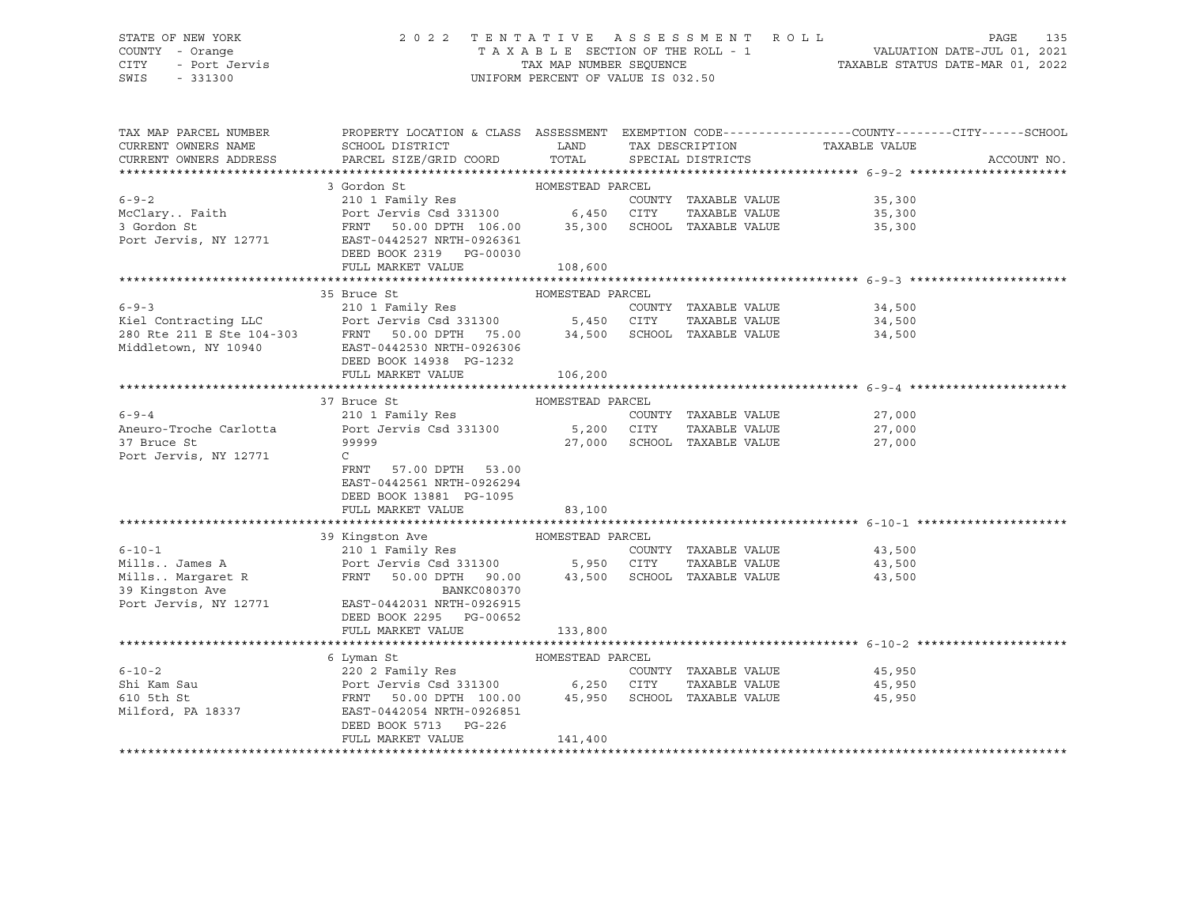STATE OF NEW YORK — 2022 TENTATIVE ASSESSMENT ROLL
COUNTY - Orange — TAXABLE SECTION OF THE ROLL - 1 — VALUATION DATE-JUL 01, 2021
CITY - Port Jervis — TAX MAP NUMBER SEQUENCE — TAXABLE STATUS DATE-MAR 01, 2022
SWIS - 331300 — UNIFORM PERCENT OF VALUE IS 032.50

| TAX MAP PARCEL NUMBER / CURRENT OWNERS NAME / CURRENT OWNERS ADDRESS | PROPERTY LOCATION & CLASS / SCHOOL DISTRICT / PARCEL SIZE/GRID COORD | ASSESSMENT LAND | ASSESSMENT TOTAL | EXEMPTION CODE / TAX DESCRIPTION / SPECIAL DISTRICTS | TAXABLE VALUE (COUNTY / CITY / SCHOOL) | ACCOUNT NO. |
|---|---|---|---|---|---|---|
| **6-9-2** | 3 Gordon St — HOMESTEAD PARCEL | | | | | |
| McClary.. Faith | 210 1 Family Res | | | COUNTY TAXABLE VALUE | 35,300 | |
| 3 Gordon St | Port Jervis Csd 331300 | 6,450 | | CITY TAXABLE VALUE | 35,300 | |
| Port Jervis, NY 12771 | FRNT 50.00 DPTH 106.00 | | 35,300 | SCHOOL TAXABLE VALUE | 35,300 | |
| | EAST-0442527 NRTH-0926361 | | | | | |
| | DEED BOOK 2319 PG-00030 | | | | | |
| | FULL MARKET VALUE | | 108,600 | | | |
| **6-9-3** | 35 Bruce St — HOMESTEAD PARCEL | | | | | |
| Kiel Contracting LLC | 210 1 Family Res | | | COUNTY TAXABLE VALUE | 34,500 | |
| 280 Rte 211 E Ste 104-303 | Port Jervis Csd 331300 | 5,450 | | CITY TAXABLE VALUE | 34,500 | |
| Middletown, NY 10940 | FRNT 50.00 DPTH 75.00 | | 34,500 | SCHOOL TAXABLE VALUE | 34,500 | |
| | EAST-0442530 NRTH-0926306 | | | | | |
| | DEED BOOK 14938 PG-1232 | | | | | |
| | FULL MARKET VALUE | | 106,200 | | | |
| **6-9-4** | 37 Bruce St — HOMESTEAD PARCEL | | | | | |
| Aneuro-Troche Carlotta | 210 1 Family Res | | | COUNTY TAXABLE VALUE | 27,000 | |
| 37 Bruce St | Port Jervis Csd 331300 | 5,200 | | CITY TAXABLE VALUE | 27,000 | |
| Port Jervis, NY 12771 | 99999 | | 27,000 | SCHOOL TAXABLE VALUE | 27,000 | |
| | C | | | | | |
| | FRNT 57.00 DPTH 53.00 | | | | | |
| | EAST-0442561 NRTH-0926294 | | | | | |
| | DEED BOOK 13881 PG-1095 | | | | | |
| | FULL MARKET VALUE | | 83,100 | | | |
| **6-10-1** | 39 Kingston Ave — HOMESTEAD PARCEL | | | | | |
| Mills.. James A | 210 1 Family Res | | | COUNTY TAXABLE VALUE | 43,500 | |
| Mills.. Margaret R | Port Jervis Csd 331300 | 5,950 | | CITY TAXABLE VALUE | 43,500 | |
| 39 Kingston Ave | FRNT 50.00 DPTH 90.00 | | 43,500 | SCHOOL TAXABLE VALUE | 43,500 | |
| Port Jervis, NY 12771 | BANKC080370 | | | | | |
| | EAST-0442031 NRTH-0926915 | | | | | |
| | DEED BOOK 2295 PG-00652 | | | | | |
| | FULL MARKET VALUE | | 133,800 | | | |
| **6-10-2** | 6 Lyman St — HOMESTEAD PARCEL | | | | | |
| Shi Kam Sau | 220 2 Family Res | | | COUNTY TAXABLE VALUE | 45,950 | |
| 610 5th St | Port Jervis Csd 331300 | 6,250 | | CITY TAXABLE VALUE | 45,950 | |
| Milford, PA 18337 | FRNT 50.00 DPTH 100.00 | | 45,950 | SCHOOL TAXABLE VALUE | 45,950 | |
| | EAST-0442054 NRTH-0926851 | | | | | |
| | DEED BOOK 5713 PG-226 | | | | | |
| | FULL MARKET VALUE | | 141,400 | | | |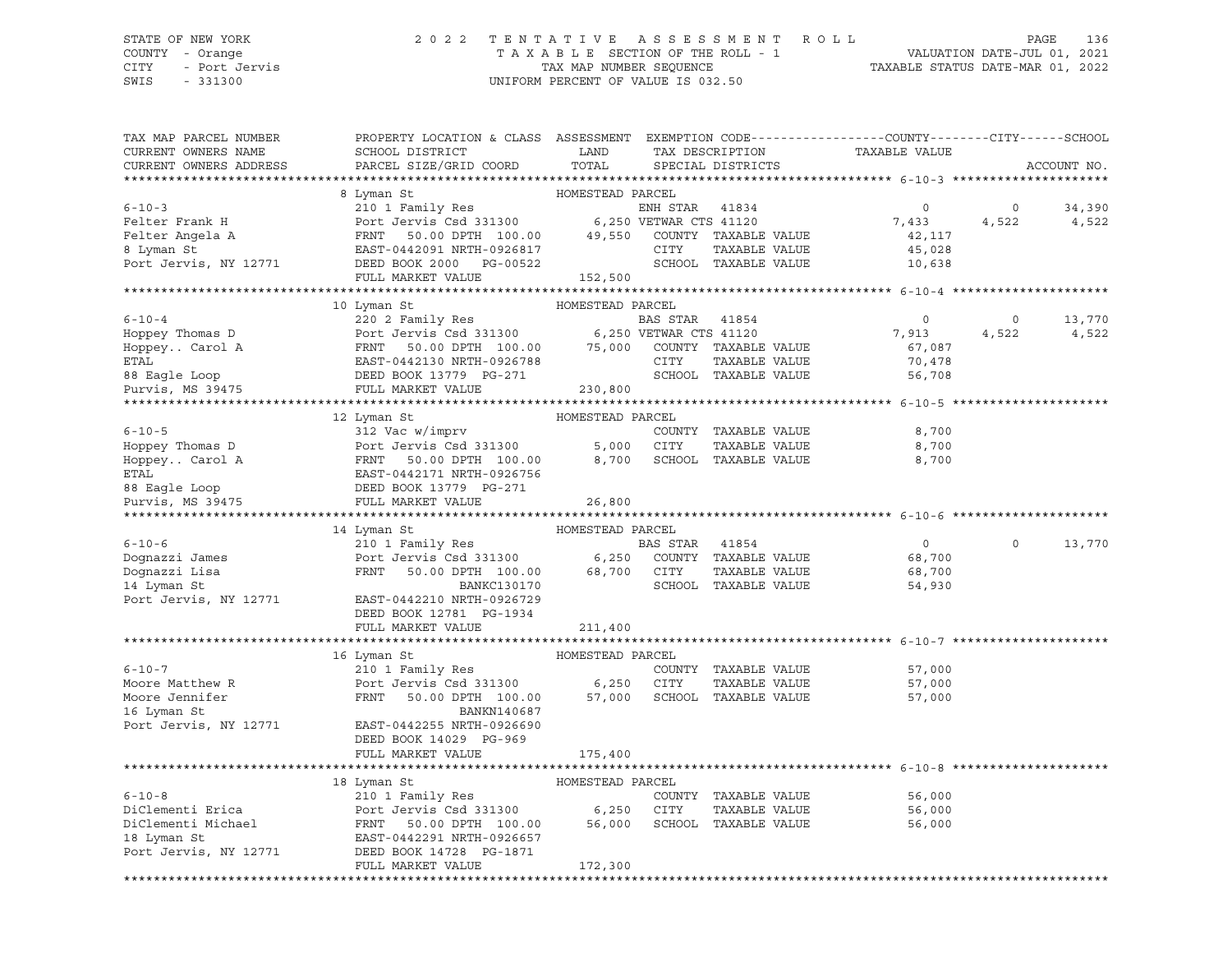STATE OF NEW YORK — 2022 TENTATIVE ASSESSMENT ROLL — VALUATION DATE-JUL 01, 2021
COUNTY - Orange — TAXABLE SECTION OF THE ROLL - 1 — TAXABLE STATUS DATE-MAR 01, 2022
CITY - Port Jervis — TAX MAP NUMBER SEQUENCE
SWIS - 331300 — UNIFORM PERCENT OF VALUE IS 032.50

| TAX MAP PARCEL NUMBER / CURRENT OWNERS NAME / CURRENT OWNERS ADDRESS | PROPERTY LOCATION & CLASS / SCHOOL DISTRICT / PARCEL SIZE/GRID COORD | ASSESSMENT LAND | TOTAL | EXEMPTION CODE / TAX DESCRIPTION / SPECIAL DISTRICTS | COUNTY | CITY | SCHOOL | ACCOUNT NO. |
|---|---|---|---|---|---|---|---|---|
| **6-10-3** | 8 Lyman St — HOMESTEAD PARCEL | | | | | | | |
| Felter Frank H | 210 1 Family Res | | | ENH STAR 41834 | 0 | 0 | 34,390 | |
| Felter Angela A | Port Jervis Csd 331300 | 6,250 | | VETWAR CTS 41120 | 7,433 | 4,522 | 4,522 | |
| 8 Lyman St | FRNT 50.00 DPTH 100.00 | | 49,550 | COUNTY TAXABLE VALUE | 42,117 | | | |
| Port Jervis, NY 12771 | EAST-0442091 NRTH-0926817 | | | CITY TAXABLE VALUE | | 45,028 | | |
| | DEED BOOK 2000 PG-00522 | | | SCHOOL TAXABLE VALUE | | | 10,638 | |
| | FULL MARKET VALUE | | 152,500 | | | | | |
| **6-10-4** | 10 Lyman St — HOMESTEAD PARCEL | | | | | | | |
| Hoppey Thomas D | 220 2 Family Res | | | BAS STAR 41854 | 0 | 0 | 13,770 | |
| Hoppey.. Carol A | Port Jervis Csd 331300 | 6,250 | | VETWAR CTS 41120 | 7,913 | 4,522 | 4,522 | |
| ETAL | FRNT 50.00 DPTH 100.00 | | 75,000 | COUNTY TAXABLE VALUE | 67,087 | | | |
| 88 Eagle Loop | EAST-0442130 NRTH-0926788 | | | CITY TAXABLE VALUE | | 70,478 | | |
| Purvis, MS 39475 | DEED BOOK 13779 PG-271 | | | SCHOOL TAXABLE VALUE | | | 56,708 | |
| | FULL MARKET VALUE | | 230,800 | | | | | |
| **6-10-5** | 12 Lyman St — HOMESTEAD PARCEL | | | | | | | |
| Hoppey Thomas D | 312 Vac w/imprv | | | COUNTY TAXABLE VALUE | 8,700 | | | |
| Hoppey.. Carol A | Port Jervis Csd 331300 | 5,000 | | CITY TAXABLE VALUE | | 8,700 | | |
| ETAL | FRNT 50.00 DPTH 100.00 | | 8,700 | SCHOOL TAXABLE VALUE | | | 8,700 | |
| 88 Eagle Loop | EAST-0442171 NRTH-0926756 | | | | | | | |
| Purvis, MS 39475 | DEED BOOK 13779 PG-271 | | | | | | | |
| | FULL MARKET VALUE | | 26,800 | | | | | |
| **6-10-6** | 14 Lyman St — HOMESTEAD PARCEL | | | | | | | |
| Dognazzi James | 210 1 Family Res | | | BAS STAR 41854 | 0 | 0 | 13,770 | |
| Dognazzi Lisa | Port Jervis Csd 331300 | 6,250 | | COUNTY TAXABLE VALUE | 68,700 | | | |
| 14 Lyman St | FRNT 50.00 DPTH 100.00 | | 68,700 | CITY TAXABLE VALUE | | 68,700 | | |
| Port Jervis, NY 12771 | BANKC130170 | | | SCHOOL TAXABLE VALUE | | | 54,930 | |
| | EAST-0442210 NRTH-0926729 | | | | | | | |
| | DEED BOOK 12781 PG-1934 | | | | | | | |
| | FULL MARKET VALUE | | 211,400 | | | | | |
| **6-10-7** | 16 Lyman St — HOMESTEAD PARCEL | | | | | | | |
| Moore Matthew R | 210 1 Family Res | | | COUNTY TAXABLE VALUE | 57,000 | | | |
| Moore Jennifer | Port Jervis Csd 331300 | 6,250 | | CITY TAXABLE VALUE | | 57,000 | | |
| 16 Lyman St | FRNT 50.00 DPTH 100.00 | | 57,000 | SCHOOL TAXABLE VALUE | | | 57,000 | |
| Port Jervis, NY 12771 | BANKN140687 | | | | | | | |
| | EAST-0442255 NRTH-0926690 | | | | | | | |
| | DEED BOOK 14029 PG-969 | | | | | | | |
| | FULL MARKET VALUE | | 175,400 | | | | | |
| **6-10-8** | 18 Lyman St — HOMESTEAD PARCEL | | | | | | | |
| DiClementi Erica | 210 1 Family Res | | | COUNTY TAXABLE VALUE | 56,000 | | | |
| DiClementi Michael | Port Jervis Csd 331300 | 6,250 | | CITY TAXABLE VALUE | | 56,000 | | |
| 18 Lyman St | FRNT 50.00 DPTH 100.00 | | 56,000 | SCHOOL TAXABLE VALUE | | | 56,000 | |
| Port Jervis, NY 12771 | EAST-0442291 NRTH-0926657 | | | | | | | |
| | DEED BOOK 14728 PG-1871 | | | | | | | |
| | FULL MARKET VALUE | | 172,300 | | | | | |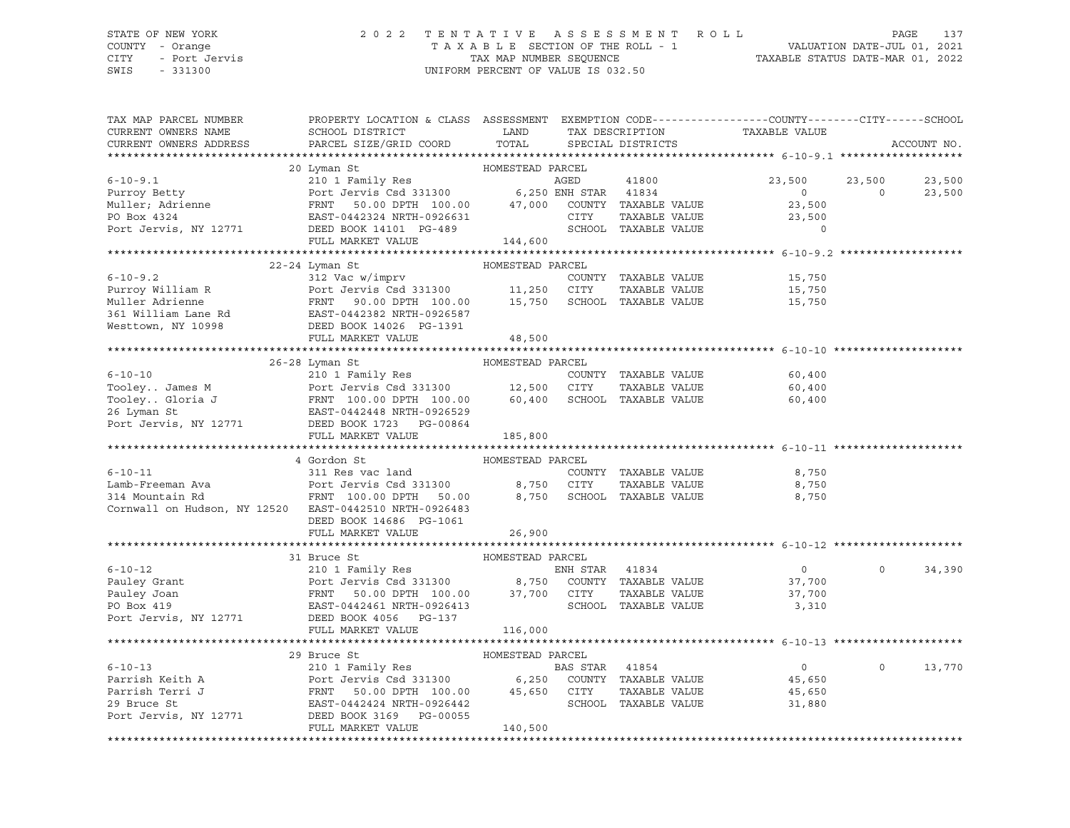STATE OF NEW YORK — 2022 TENTATIVE ASSESSMENT ROLL
COUNTY - Orange — TAXABLE SECTION OF THE ROLL - 1 — VALUATION DATE-JUL 01, 2021
CITY - Port Jervis — TAX MAP NUMBER SEQUENCE — TAXABLE STATUS DATE-MAR 01, 2022
SWIS - 331300 — UNIFORM PERCENT OF VALUE IS 032.50

| TAX MAP PARCEL NUMBER / CURRENT OWNERS NAME / CURRENT OWNERS ADDRESS | PROPERTY LOCATION & CLASS / SCHOOL DISTRICT / PARCEL SIZE/GRID COORD | ASSESSMENT LAND / TOTAL | EXEMPTION CODE / TAX DESCRIPTION / SPECIAL DISTRICTS | COUNTY TAXABLE VALUE | CITY | SCHOOL |
|---|---|---|---|---|---|---|
| **6-10-9.1** | 20 Lyman St — HOMESTEAD PARCEL | | | | | |
| 6-10-9.1 | 210 1 Family Res | | AGED 41800 | 23,500 | 23,500 | 23,500 |
| Purroy Betty | Port Jervis Csd 331300 | 6,250 | ENH STAR 41834 | 0 | 0 | 23,500 |
| Muller; Adrienne | FRNT 50.00 DPTH 100.00 | 47,000 | COUNTY TAXABLE VALUE | 23,500 | | |
| PO Box 4324 | EAST-0442324 NRTH-0926631 | | CITY TAXABLE VALUE | 23,500 | | |
| Port Jervis, NY 12771 | DEED BOOK 14101 PG-489 | | SCHOOL TAXABLE VALUE | 0 | | |
| | FULL MARKET VALUE | 144,600 | | | | |
| **6-10-9.2** | 22-24 Lyman St — HOMESTEAD PARCEL | | | | | |
| 6-10-9.2 | 312 Vac w/imprv | | COUNTY TAXABLE VALUE | 15,750 | | |
| Purroy William R | Port Jervis Csd 331300 | 11,250 | CITY TAXABLE VALUE | 15,750 | | |
| Muller Adrienne | FRNT 90.00 DPTH 100.00 | 15,750 | SCHOOL TAXABLE VALUE | 15,750 | | |
| 361 William Lane Rd | EAST-0442382 NRTH-0926587 | | | | | |
| Westtown, NY 10998 | DEED BOOK 14026 PG-1391 | | | | | |
| | FULL MARKET VALUE | 48,500 | | | | |
| **6-10-10** | 26-28 Lyman St — HOMESTEAD PARCEL | | | | | |
| 6-10-10 | 210 1 Family Res | | COUNTY TAXABLE VALUE | 60,400 | | |
| Tooley.. James M | Port Jervis Csd 331300 | 12,500 | CITY TAXABLE VALUE | 60,400 | | |
| Tooley.. Gloria J | FRNT 100.00 DPTH 100.00 | 60,400 | SCHOOL TAXABLE VALUE | 60,400 | | |
| 26 Lyman St | EAST-0442448 NRTH-0926529 | | | | | |
| Port Jervis, NY 12771 | DEED BOOK 1723 PG-00864 | | | | | |
| | FULL MARKET VALUE | 185,800 | | | | |
| **6-10-11** | 4 Gordon St — HOMESTEAD PARCEL | | | | | |
| 6-10-11 | 311 Res vac land | | COUNTY TAXABLE VALUE | 8,750 | | |
| Lamb-Freeman Ava | Port Jervis Csd 331300 | 8,750 | CITY TAXABLE VALUE | 8,750 | | |
| 314 Mountain Rd | FRNT 100.00 DPTH 50.00 | 8,750 | SCHOOL TAXABLE VALUE | 8,750 | | |
| Cornwall on Hudson, NY 12520 | EAST-0442510 NRTH-0926483 | | | | | |
| | DEED BOOK 14686 PG-1061 | | | | | |
| | FULL MARKET VALUE | 26,900 | | | | |
| **6-10-12** | 31 Bruce St — HOMESTEAD PARCEL | | | | | |
| 6-10-12 | 210 1 Family Res | | ENH STAR 41834 | 0 | 0 | 34,390 |
| Pauley Grant | Port Jervis Csd 331300 | 8,750 | COUNTY TAXABLE VALUE | 37,700 | | |
| Pauley Joan | FRNT 50.00 DPTH 100.00 | 37,700 | CITY TAXABLE VALUE | 37,700 | | |
| PO Box 419 | EAST-0442461 NRTH-0926413 | | SCHOOL TAXABLE VALUE | 3,310 | | |
| Port Jervis, NY 12771 | DEED BOOK 4056 PG-137 | | | | | |
| | FULL MARKET VALUE | 116,000 | | | | |
| **6-10-13** | 29 Bruce St — HOMESTEAD PARCEL | | | | | |
| 6-10-13 | 210 1 Family Res | | BAS STAR 41854 | 0 | 0 | 13,770 |
| Parrish Keith A | Port Jervis Csd 331300 | 6,250 | COUNTY TAXABLE VALUE | 45,650 | | |
| Parrish Terri J | FRNT 50.00 DPTH 100.00 | 45,650 | CITY TAXABLE VALUE | 45,650 | | |
| 29 Bruce St | EAST-0442424 NRTH-0926442 | | SCHOOL TAXABLE VALUE | 31,880 | | |
| Port Jervis, NY 12771 | DEED BOOK 3169 PG-00055 | | | | | |
| | FULL MARKET VALUE | 140,500 | | | | |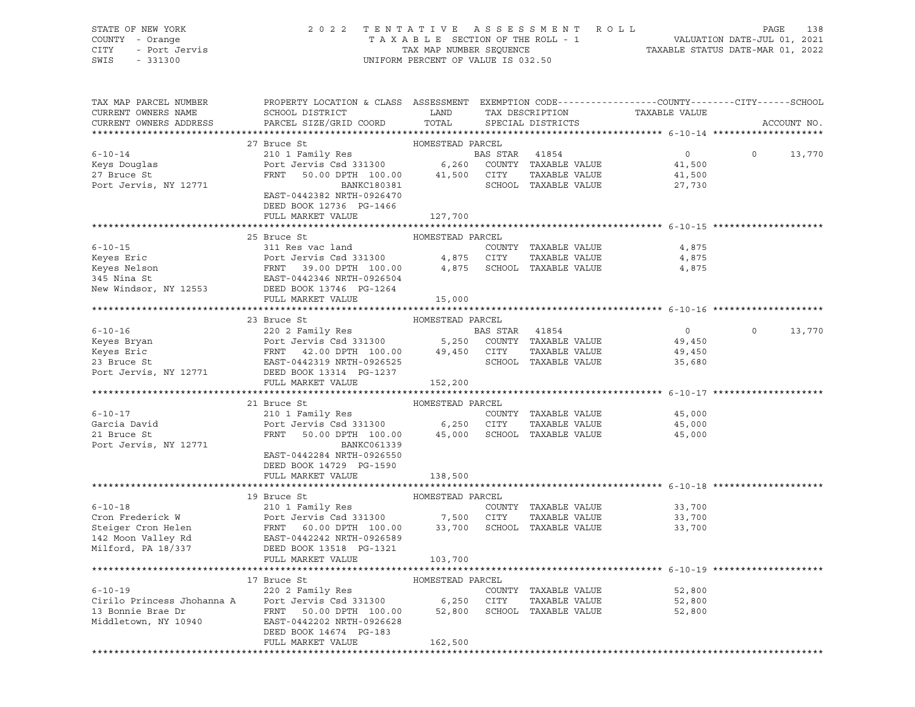STATE OF NEW YORK | COUNTY - Orange | CITY - Port Jervis | SWIS - 331300

2022 TENTATIVE ASSESSMENT ROLL
TAXABLE SECTION OF THE ROLL - 1
TAX MAP NUMBER SEQUENCE
UNIFORM PERCENT OF VALUE IS 032.50

VALUATION DATE-JUL 01, 2021
TAXABLE STATUS DATE-MAR 01, 2022

| TAX MAP PARCEL NUMBER / CURRENT OWNERS NAME / CURRENT OWNERS ADDRESS | PROPERTY LOCATION & CLASS / SCHOOL DISTRICT / PARCEL SIZE/GRID COORD | ASSESSMENT LAND / TOTAL | EXEMPTION CODE / TAX DESCRIPTION / SPECIAL DISTRICTS | COUNTY / CITY TAXABLE VALUE | SCHOOL | ACCOUNT NO. |
|---|---|---|---|---|---|---|
| **6-10-14** | 27 Bruce St — HOMESTEAD PARCEL | | | | | |
| 6-10-14 | 210 1 Family Res | | BAS STAR 41854 | 0 | 0 13,770 | |
| Keys Douglas | Port Jervis Csd 331300 | 6,260 | COUNTY TAXABLE VALUE | 41,500 | | |
| 27 Bruce St | FRNT 50.00 DPTH 100.00 | 41,500 | CITY TAXABLE VALUE | 41,500 | | |
| Port Jervis, NY 12771 | BANKC180381 | | SCHOOL TAXABLE VALUE | 27,730 | | |
| | EAST-0442382 NRTH-0926470 | | | | | |
| | DEED BOOK 12736 PG-1466 | | | | | |
| | FULL MARKET VALUE | 127,700 | | | | |
| **6-10-15** | 25 Bruce St — HOMESTEAD PARCEL | | | | | |
| 6-10-15 | 311 Res vac land | | COUNTY TAXABLE VALUE | 4,875 | | |
| Keyes Eric | Port Jervis Csd 331300 | 4,875 | CITY TAXABLE VALUE | 4,875 | | |
| Keyes Nelson | FRNT 39.00 DPTH 100.00 | 4,875 | SCHOOL TAXABLE VALUE | 4,875 | | |
| 345 Nina St | EAST-0442346 NRTH-0926504 | | | | | |
| New Windsor, NY 12553 | DEED BOOK 13746 PG-1264 | | | | | |
| | FULL MARKET VALUE | 15,000 | | | | |
| **6-10-16** | 23 Bruce St — HOMESTEAD PARCEL | | | | | |
| 6-10-16 | 220 2 Family Res | | BAS STAR 41854 | 0 | 0 13,770 | |
| Keyes Bryan | Port Jervis Csd 331300 | 5,250 | COUNTY TAXABLE VALUE | 49,450 | | |
| Keyes Eric | FRNT 42.00 DPTH 100.00 | 49,450 | CITY TAXABLE VALUE | 49,450 | | |
| 23 Bruce St | EAST-0442319 NRTH-0926525 | | SCHOOL TAXABLE VALUE | 35,680 | | |
| Port Jervis, NY 12771 | DEED BOOK 13314 PG-1237 | | | | | |
| | FULL MARKET VALUE | 152,200 | | | | |
| **6-10-17** | 21 Bruce St — HOMESTEAD PARCEL | | | | | |
| 6-10-17 | 210 1 Family Res | | COUNTY TAXABLE VALUE | 45,000 | | |
| Garcia David | Port Jervis Csd 331300 | 6,250 | CITY TAXABLE VALUE | 45,000 | | |
| 21 Bruce St | FRNT 50.00 DPTH 100.00 | 45,000 | SCHOOL TAXABLE VALUE | 45,000 | | |
| Port Jervis, NY 12771 | BANKC061339 | | | | | |
| | EAST-0442284 NRTH-0926550 | | | | | |
| | DEED BOOK 14729 PG-1590 | | | | | |
| | FULL MARKET VALUE | 138,500 | | | | |
| **6-10-18** | 19 Bruce St — HOMESTEAD PARCEL | | | | | |
| 6-10-18 | 210 1 Family Res | | COUNTY TAXABLE VALUE | 33,700 | | |
| Cron Frederick W | Port Jervis Csd 331300 | 7,500 | CITY TAXABLE VALUE | 33,700 | | |
| Steiger Cron Helen | FRNT 60.00 DPTH 100.00 | 33,700 | SCHOOL TAXABLE VALUE | 33,700 | | |
| 142 Moon Valley Rd | EAST-0442242 NRTH-0926589 | | | | | |
| Milford, PA 18/337 | DEED BOOK 13518 PG-1321 | | | | | |
| | FULL MARKET VALUE | 103,700 | | | | |
| **6-10-19** | 17 Bruce St — HOMESTEAD PARCEL | | | | | |
| 6-10-19 | 220 2 Family Res | | COUNTY TAXABLE VALUE | 52,800 | | |
| Cirilo Princess Jhohanna A | Port Jervis Csd 331300 | 6,250 | CITY TAXABLE VALUE | 52,800 | | |
| 13 Bonnie Brae Dr | FRNT 50.00 DPTH 100.00 | 52,800 | SCHOOL TAXABLE VALUE | 52,800 | | |
| Middletown, NY 10940 | EAST-0442202 NRTH-0926628 | | | | | |
| | DEED BOOK 14674 PG-183 | | | | | |
| | FULL MARKET VALUE | 162,500 | | | | |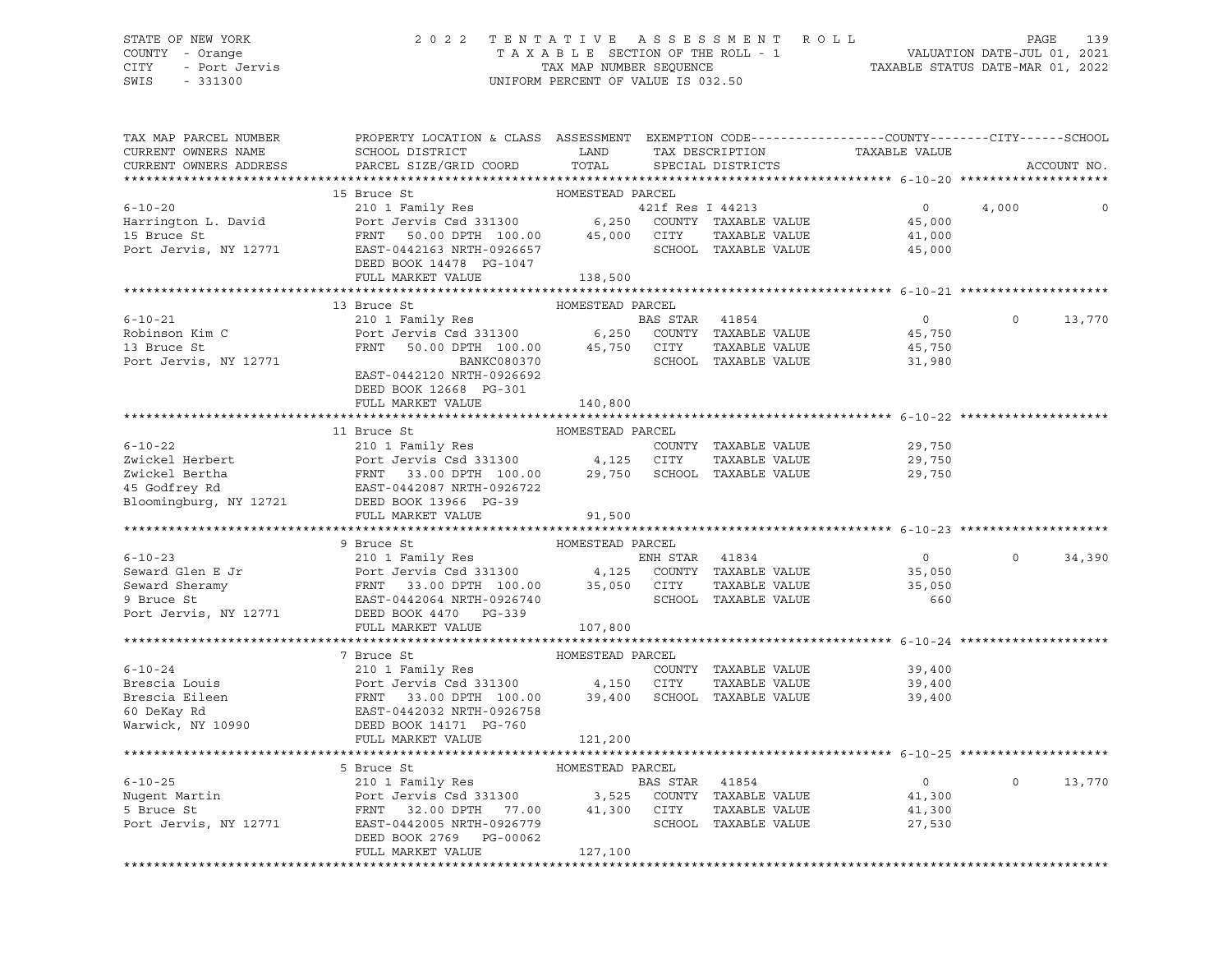STATE OF NEW YORK — 2022 TENTATIVE ASSESSMENT ROLL
COUNTY - Orange — TAXABLE SECTION OF THE ROLL - 1 — VALUATION DATE-JUL 01, 2021
CITY - Port Jervis — TAX MAP NUMBER SEQUENCE — TAXABLE STATUS DATE-MAR 01, 2022
SWIS - 331300 — UNIFORM PERCENT OF VALUE IS 032.50

| TAX MAP PARCEL NUMBER / CURRENT OWNERS NAME / CURRENT OWNERS ADDRESS | PROPERTY LOCATION & CLASS / SCHOOL DISTRICT / PARCEL SIZE/GRID COORD | ASSESSMENT LAND | TOTAL | EXEMPTION CODE / TAX DESCRIPTION / SPECIAL DISTRICTS | COUNTY TAXABLE VALUE | CITY | SCHOOL |
|---|---|---|---|---|---|---|---|
| **6-10-20** | 15 Bruce St | HOMESTEAD PARCEL | | | | | |
| Harrington L. David | 210 1 Family Res | | | 421f Res I 44213 | 0 | 4,000 | 0 |
| 15 Bruce St | Port Jervis Csd 331300 | 6,250 | | COUNTY TAXABLE VALUE | 45,000 | | |
| Port Jervis, NY 12771 | FRNT 50.00 DPTH 100.00 | | 45,000 | CITY TAXABLE VALUE | 41,000 | | |
| | EAST-0442163 NRTH-0926657 | | | SCHOOL TAXABLE VALUE | 45,000 | | |
| | DEED BOOK 14478 PG-1047 | | | | | | |
| | FULL MARKET VALUE | 138,500 | | | | | |
| **6-10-21** | 13 Bruce St | HOMESTEAD PARCEL | | | | | |
| Robinson Kim C | 210 1 Family Res | | | BAS STAR 41854 | 0 | 0 | 13,770 |
| 13 Bruce St | Port Jervis Csd 331300 | 6,250 | | COUNTY TAXABLE VALUE | 45,750 | | |
| Port Jervis, NY 12771 | FRNT 50.00 DPTH 100.00 | | 45,750 | CITY TAXABLE VALUE | 45,750 | | |
| | BANKC080370 | | | SCHOOL TAXABLE VALUE | 31,980 | | |
| | EAST-0442120 NRTH-0926692 | | | | | | |
| | DEED BOOK 12668 PG-301 | | | | | | |
| | FULL MARKET VALUE | 140,800 | | | | | |
| **6-10-22** | 11 Bruce St | HOMESTEAD PARCEL | | | | | |
| Zwickel Herbert | 210 1 Family Res | | | COUNTY TAXABLE VALUE | 29,750 | | |
| Zwickel Bertha | Port Jervis Csd 331300 | 4,125 | | CITY TAXABLE VALUE | 29,750 | | |
| 45 Godfrey Rd | FRNT 33.00 DPTH 100.00 | | 29,750 | SCHOOL TAXABLE VALUE | 29,750 | | |
| Bloomingburg, NY 12721 | EAST-0442087 NRTH-0926722 | | | | | | |
| | DEED BOOK 13966 PG-39 | | | | | | |
| | FULL MARKET VALUE | 91,500 | | | | | |
| **6-10-23** | 9 Bruce St | HOMESTEAD PARCEL | | | | | |
| Seward Glen E Jr | 210 1 Family Res | | | ENH STAR 41834 | 0 | 0 | 34,390 |
| Seward Sheramy | Port Jervis Csd 331300 | 4,125 | | COUNTY TAXABLE VALUE | 35,050 | | |
| 9 Bruce St | FRNT 33.00 DPTH 100.00 | | 35,050 | CITY TAXABLE VALUE | 35,050 | | |
| Port Jervis, NY 12771 | EAST-0442064 NRTH-0926740 | | | SCHOOL TAXABLE VALUE | 660 | | |
| | DEED BOOK 4470 PG-339 | | | | | | |
| | FULL MARKET VALUE | 107,800 | | | | | |
| **6-10-24** | 7 Bruce St | HOMESTEAD PARCEL | | | | | |
| Brescia Louis | 210 1 Family Res | | | COUNTY TAXABLE VALUE | 39,400 | | |
| Brescia Eileen | Port Jervis Csd 331300 | 4,150 | | CITY TAXABLE VALUE | 39,400 | | |
| 60 DeKay Rd | FRNT 33.00 DPTH 100.00 | | 39,400 | SCHOOL TAXABLE VALUE | 39,400 | | |
| Warwick, NY 10990 | EAST-0442032 NRTH-0926758 | | | | | | |
| | DEED BOOK 14171 PG-760 | | | | | | |
| | FULL MARKET VALUE | 121,200 | | | | | |
| **6-10-25** | 5 Bruce St | HOMESTEAD PARCEL | | | | | |
| Nugent Martin | 210 1 Family Res | | | BAS STAR 41854 | 0 | 0 | 13,770 |
| 5 Bruce St | Port Jervis Csd 331300 | 3,525 | | COUNTY TAXABLE VALUE | 41,300 | | |
| Port Jervis, NY 12771 | FRNT 32.00 DPTH 77.00 | | 41,300 | CITY TAXABLE VALUE | 41,300 | | |
| | EAST-0442005 NRTH-0926779 | | | SCHOOL TAXABLE VALUE | 27,530 | | |
| | DEED BOOK 2769 PG-00062 | | | | | | |
| | FULL MARKET VALUE | 127,100 | | | | | |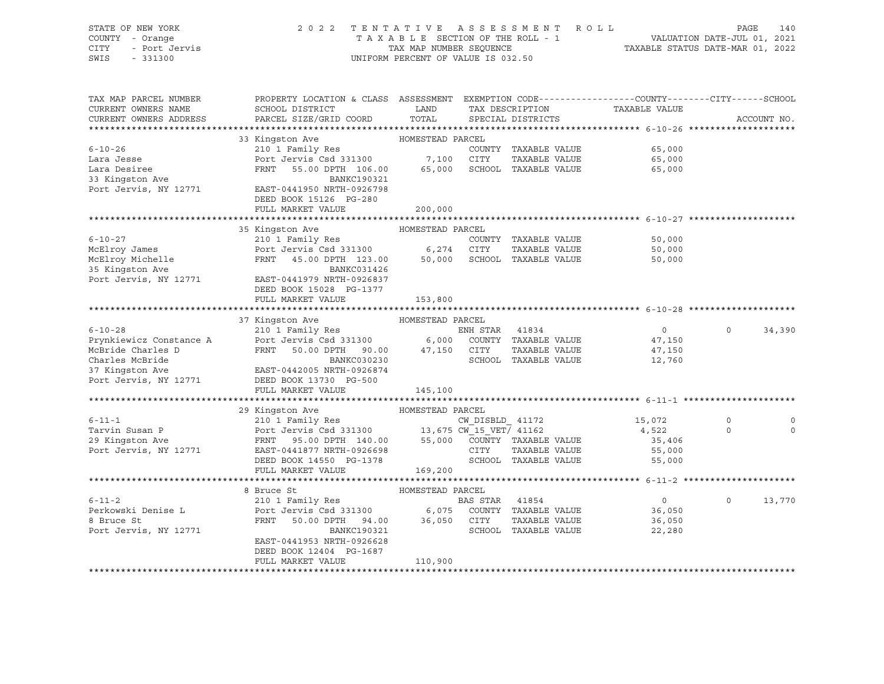STATE OF NEW YORK — COUNTY - Orange — CITY - Port Jervis — SWIS - 331300

**2022 TENTATIVE ASSESSMENT ROLL**
TAXABLE SECTION OF THE ROLL - 1
TAX MAP NUMBER SEQUENCE
UNIFORM PERCENT OF VALUE IS 032.50

VALUATION DATE-JUL 01, 2021
TAXABLE STATUS DATE-MAR 01, 2022

| TAX MAP PARCEL NUMBER / CURRENT OWNERS NAME / CURRENT OWNERS ADDRESS | PROPERTY LOCATION & CLASS / SCHOOL DISTRICT / PARCEL SIZE/GRID COORD | ASSESSMENT LAND | TOTAL | EXEMPTION CODE / TAX DESCRIPTION / SPECIAL DISTRICTS | COUNTY TAXABLE VALUE | CITY | SCHOOL |
|---|---|---|---|---|---|---|---|
| **6-10-26** | 33 Kingston Ave — HOMESTEAD PARCEL | | | | | | |
| Lara Jesse | 210 1 Family Res | | | COUNTY TAXABLE VALUE | 65,000 | | |
| Lara Desiree | Port Jervis Csd 331300 | 7,100 | | CITY TAXABLE VALUE | 65,000 | | |
| 33 Kingston Ave | FRNT 55.00 DPTH 106.00 | | 65,000 | SCHOOL TAXABLE VALUE | 65,000 | | |
| Port Jervis, NY 12771 | BANKC190321 | | | | | | |
| | EAST-0441950 NRTH-0926798 | | | | | | |
| | DEED BOOK 15126 PG-280 | | | | | | |
| | FULL MARKET VALUE | | 200,000 | | | | |
| **6-10-27** | 35 Kingston Ave — HOMESTEAD PARCEL | | | | | | |
| McElroy James | 210 1 Family Res | | | COUNTY TAXABLE VALUE | 50,000 | | |
| McElroy Michelle | Port Jervis Csd 331300 | 6,274 | | CITY TAXABLE VALUE | 50,000 | | |
| 35 Kingston Ave | FRNT 45.00 DPTH 123.00 | | 50,000 | SCHOOL TAXABLE VALUE | 50,000 | | |
| Port Jervis, NY 12771 | BANKC031426 | | | | | | |
| | EAST-0441979 NRTH-0926837 | | | | | | |
| | DEED BOOK 15028 PG-1377 | | | | | | |
| | FULL MARKET VALUE | | 153,800 | | | | |
| **6-10-28** | 37 Kingston Ave — HOMESTEAD PARCEL | | | | | | |
| Prynkiewicz Constance A | 210 1 Family Res | | | ENH STAR 41834 | 0 | 0 | 34,390 |
| McBride Charles D | Port Jervis Csd 331300 | 6,000 | | COUNTY TAXABLE VALUE | 47,150 | | |
| Charles McBride | FRNT 50.00 DPTH 90.00 | | 47,150 | CITY TAXABLE VALUE | 47,150 | | |
| 37 Kingston Ave | BANKC030230 | | | SCHOOL TAXABLE VALUE | 12,760 | | |
| Port Jervis, NY 12771 | EAST-0442005 NRTH-0926874 | | | | | | |
| | DEED BOOK 13730 PG-500 | | | | | | |
| | FULL MARKET VALUE | | 145,100 | | | | |
| **6-11-1** | 29 Kingston Ave — HOMESTEAD PARCEL | | | | | | |
| Tarvin Susan P | 210 1 Family Res | | | CW_DISBLD_ 41172 | 15,072 | 0 | 0 |
| 29 Kingston Ave | Port Jervis Csd 331300 | 13,675 | | CW_15_VET/ 41162 | 4,522 | 0 | 0 |
| Port Jervis, NY 12771 | FRNT 95.00 DPTH 140.00 | | 55,000 | COUNTY TAXABLE VALUE | 35,406 | | |
| | EAST-0441877 NRTH-0926698 | | | CITY TAXABLE VALUE | 55,000 | | |
| | DEED BOOK 14550 PG-1378 | | | SCHOOL TAXABLE VALUE | 55,000 | | |
| | FULL MARKET VALUE | | 169,200 | | | | |
| **6-11-2** | 8 Bruce St — HOMESTEAD PARCEL | | | | | | |
| Perkowski Denise L | 210 1 Family Res | | | BAS STAR 41854 | 0 | 0 | 13,770 |
| 8 Bruce St | Port Jervis Csd 331300 | 6,075 | | COUNTY TAXABLE VALUE | 36,050 | | |
| Port Jervis, NY 12771 | FRNT 50.00 DPTH 94.00 | | 36,050 | CITY TAXABLE VALUE | 36,050 | | |
| | BANKC190321 | | | SCHOOL TAXABLE VALUE | 22,280 | | |
| | EAST-0441953 NRTH-0926628 | | | | | | |
| | DEED BOOK 12404 PG-1687 | | | | | | |
| | FULL MARKET VALUE | | 110,900 | | | | |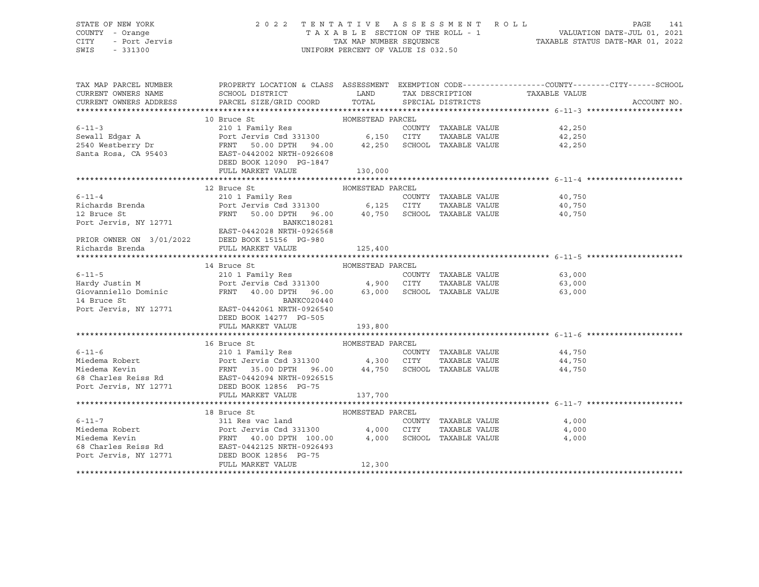STATE OF NEW YORK | COUNTY - Orange | CITY - Port Jervis | SWIS - 331300

2022 TENTATIVE ASSESSMENT ROLL
TAXABLE SECTION OF THE ROLL - 1
TAX MAP NUMBER SEQUENCE
UNIFORM PERCENT OF VALUE IS 032.50

VALUATION DATE-JUL 01, 2021
TAXABLE STATUS DATE-MAR 01, 2022

| TAX MAP PARCEL NUMBER / CURRENT OWNERS NAME / CURRENT OWNERS ADDRESS | PROPERTY LOCATION & CLASS / SCHOOL DISTRICT / PARCEL SIZE/GRID COORD | ASSESSMENT LAND / TOTAL | EXEMPTION CODE / TAX DESCRIPTION / SPECIAL DISTRICTS | TAXABLE VALUE (COUNTY / CITY / SCHOOL) | ACCOUNT NO. |
|---|---|---|---|---|---|
| **6-11-3** | 10 Bruce St — HOMESTEAD PARCEL | | | | |
| 6-11-3 | 210 1 Family Res | | COUNTY TAXABLE VALUE | 42,250 | |
| Sewall Edgar A | Port Jervis Csd 331300 | 6,150 | CITY TAXABLE VALUE | 42,250 | |
| 2540 Westberry Dr | FRNT 50.00 DPTH 94.00 | 42,250 | SCHOOL TAXABLE VALUE | 42,250 | |
| Santa Rosa, CA 95403 | EAST-0442002 NRTH-0926608 | | | | |
| | DEED BOOK 12090 PG-1847 | | | | |
| | FULL MARKET VALUE | 130,000 | | | |
| **6-11-4** | 12 Bruce St — HOMESTEAD PARCEL | | | | |
| 6-11-4 | 210 1 Family Res | | COUNTY TAXABLE VALUE | 40,750 | |
| Richards Brenda | Port Jervis Csd 331300 | 6,125 | CITY TAXABLE VALUE | 40,750 | |
| 12 Bruce St | FRNT 50.00 DPTH 96.00 | 40,750 | SCHOOL TAXABLE VALUE | 40,750 | |
| Port Jervis, NY 12771 | BANKC180281 | | | | |
| | EAST-0442028 NRTH-0926568 | | | | |
| PRIOR OWNER ON 3/01/2022 | DEED BOOK 15156 PG-980 | | | | |
| Richards Brenda | FULL MARKET VALUE | 125,400 | | | |
| **6-11-5** | 14 Bruce St — HOMESTEAD PARCEL | | | | |
| 6-11-5 | 210 1 Family Res | | COUNTY TAXABLE VALUE | 63,000 | |
| Hardy Justin M | Port Jervis Csd 331300 | 4,900 | CITY TAXABLE VALUE | 63,000 | |
| Giovanniello Dominic | FRNT 40.00 DPTH 96.00 | 63,000 | SCHOOL TAXABLE VALUE | 63,000 | |
| 14 Bruce St | BANKC020440 | | | | |
| Port Jervis, NY 12771 | EAST-0442061 NRTH-0926540 | | | | |
| | DEED BOOK 14277 PG-505 | | | | |
| | FULL MARKET VALUE | 193,800 | | | |
| **6-11-6** | 16 Bruce St — HOMESTEAD PARCEL | | | | |
| 6-11-6 | 210 1 Family Res | | COUNTY TAXABLE VALUE | 44,750 | |
| Miedema Robert | Port Jervis Csd 331300 | 4,300 | CITY TAXABLE VALUE | 44,750 | |
| Miedema Kevin | FRNT 35.00 DPTH 96.00 | 44,750 | SCHOOL TAXABLE VALUE | 44,750 | |
| 68 Charles Reiss Rd | EAST-0442094 NRTH-0926515 | | | | |
| Port Jervis, NY 12771 | DEED BOOK 12856 PG-75 | | | | |
| | FULL MARKET VALUE | 137,700 | | | |
| **6-11-7** | 18 Bruce St — HOMESTEAD PARCEL | | | | |
| 6-11-7 | 311 Res vac land | | COUNTY TAXABLE VALUE | 4,000 | |
| Miedema Robert | Port Jervis Csd 331300 | 4,000 | CITY TAXABLE VALUE | 4,000 | |
| Miedema Kevin | FRNT 40.00 DPTH 100.00 | 4,000 | SCHOOL TAXABLE VALUE | 4,000 | |
| 68 Charles Reiss Rd | EAST-0442125 NRTH-0926493 | | | | |
| Port Jervis, NY 12771 | DEED BOOK 12856 PG-75 | | | | |
| | FULL MARKET VALUE | 12,300 | | | |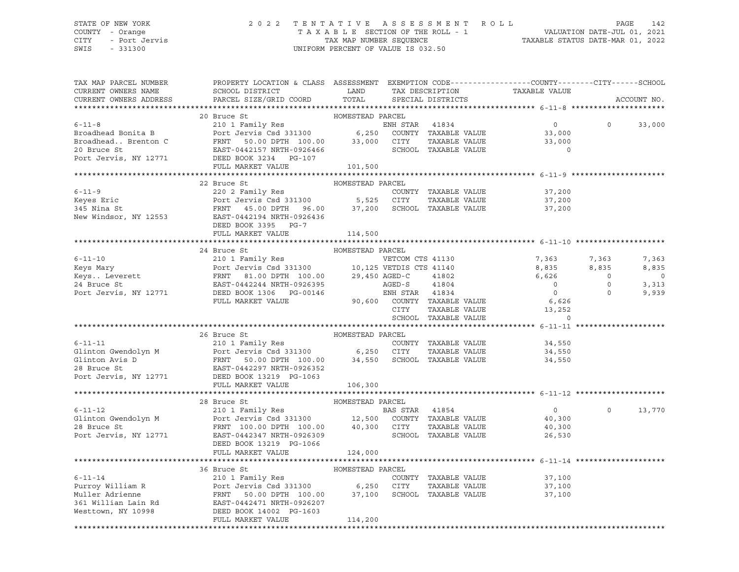STATE OF NEW YORK
COUNTY - Orange
CITY - Port Jervis
SWIS - 331300

2022 TENTATIVE ASSESSMENT ROLL
TAXABLE SECTION OF THE ROLL - 1
TAX MAP NUMBER SEQUENCE
UNIFORM PERCENT OF VALUE IS 032.50

VALUATION DATE-JUL 01, 2021
TAXABLE STATUS DATE-MAR 01, 2022

| TAX MAP PARCEL NUMBER / CURRENT OWNERS NAME / CURRENT OWNERS ADDRESS | PROPERTY LOCATION & CLASS / SCHOOL DISTRICT / PARCEL SIZE/GRID COORD | ASSESSMENT LAND / TOTAL | EXEMPTION CODE / TAX DESCRIPTION / SPECIAL DISTRICTS | COUNTY TAXABLE VALUE | CITY | SCHOOL | ACCOUNT NO. |
|---|---|---|---|---|---|---|---|
| **6-11-8** | 20 Bruce St | HOMESTEAD PARCEL | | | | | |
| 6-11-8 | 210 1 Family Res | | ENH STAR 41834 | 0 | 0 | 33,000 | |
| Broadhead Bonita B | Port Jervis Csd 331300 | 6,250 | COUNTY TAXABLE VALUE | 33,000 | | | |
| Broadhead.. Brenton C | FRNT 50.00 DPTH 100.00 | 33,000 | CITY TAXABLE VALUE | 33,000 | | | |
| 20 Bruce St | EAST-0442157 NRTH-0926466 | | SCHOOL TAXABLE VALUE | 0 | | | |
| Port Jervis, NY 12771 | DEED BOOK 3234 PG-107 | | | | | | |
| | FULL MARKET VALUE | 101,500 | | | | | |
| **6-11-9** | 22 Bruce St | HOMESTEAD PARCEL | | | | | |
| 6-11-9 | 220 2 Family Res | | COUNTY TAXABLE VALUE | 37,200 | | | |
| Keyes Eric | Port Jervis Csd 331300 | 5,525 | CITY TAXABLE VALUE | 37,200 | | | |
| 345 Nina St | FRNT 45.00 DPTH 96.00 | 37,200 | SCHOOL TAXABLE VALUE | 37,200 | | | |
| New Windsor, NY 12553 | EAST-0442194 NRTH-0926436 | | | | | | |
| | DEED BOOK 3395 PG-7 | | | | | | |
| | FULL MARKET VALUE | 114,500 | | | | | |
| **6-11-10** | 24 Bruce St | HOMESTEAD PARCEL | | | | | |
| 6-11-10 | 210 1 Family Res | | VETCOM CTS 41130 | 7,363 | 7,363 | 7,363 | |
| Keys Mary | Port Jervis Csd 331300 | 10,125 | VETDIS CTS 41140 | 8,835 | 8,835 | 8,835 | |
| Keys.. Leverett | FRNT 81.00 DPTH 100.00 | 29,450 | AGED-C 41802 | 6,626 | 0 | 0 | |
| 24 Bruce St | EAST-0442244 NRTH-0926395 | | AGED-S 41804 | 0 | 0 | 3,313 | |
| Port Jervis, NY 12771 | DEED BOOK 1306 PG-00146 | | ENH STAR 41834 | 0 | 0 | 9,939 | |
| | FULL MARKET VALUE | 90,600 | COUNTY TAXABLE VALUE | 6,626 | | | |
| | | | CITY TAXABLE VALUE | 13,252 | | | |
| | | | SCHOOL TAXABLE VALUE | 0 | | | |
| **6-11-11** | 26 Bruce St | HOMESTEAD PARCEL | | | | | |
| 6-11-11 | 210 1 Family Res | | COUNTY TAXABLE VALUE | 34,550 | | | |
| Glinton Gwendolyn M | Port Jervis Csd 331300 | 6,250 | CITY TAXABLE VALUE | 34,550 | | | |
| Glinton Avis D | FRNT 50.00 DPTH 100.00 | 34,550 | SCHOOL TAXABLE VALUE | 34,550 | | | |
| 28 Bruce St | EAST-0442297 NRTH-0926352 | | | | | | |
| Port Jervis, NY 12771 | DEED BOOK 13219 PG-1063 | | | | | | |
| | FULL MARKET VALUE | 106,300 | | | | | |
| **6-11-12** | 28 Bruce St | HOMESTEAD PARCEL | | | | | |
| 6-11-12 | 210 1 Family Res | | BAS STAR 41854 | 0 | 0 | 13,770 | |
| Glinton Gwendolyn M | Port Jervis Csd 331300 | 12,500 | COUNTY TAXABLE VALUE | 40,300 | | | |
| 28 Bruce St | FRNT 100.00 DPTH 100.00 | 40,300 | CITY TAXABLE VALUE | 40,300 | | | |
| Port Jervis, NY 12771 | EAST-0442347 NRTH-0926309 | | SCHOOL TAXABLE VALUE | 26,530 | | | |
| | DEED BOOK 13219 PG-1066 | | | | | | |
| | FULL MARKET VALUE | 124,000 | | | | | |
| **6-11-14** | 36 Bruce St | HOMESTEAD PARCEL | | | | | |
| 6-11-14 | 210 1 Family Res | | COUNTY TAXABLE VALUE | 37,100 | | | |
| Purroy William R | Port Jervis Csd 331300 | 6,250 | CITY TAXABLE VALUE | 37,100 | | | |
| Muller Adrienne | FRNT 50.00 DPTH 100.00 | 37,100 | SCHOOL TAXABLE VALUE | 37,100 | | | |
| 361 Willian Lain Rd | EAST-0442471 NRTH-0926207 | | | | | | |
| Westtown, NY 10998 | DEED BOOK 14002 PG-1603 | | | | | | |
| | FULL MARKET VALUE | 114,200 | | | | | |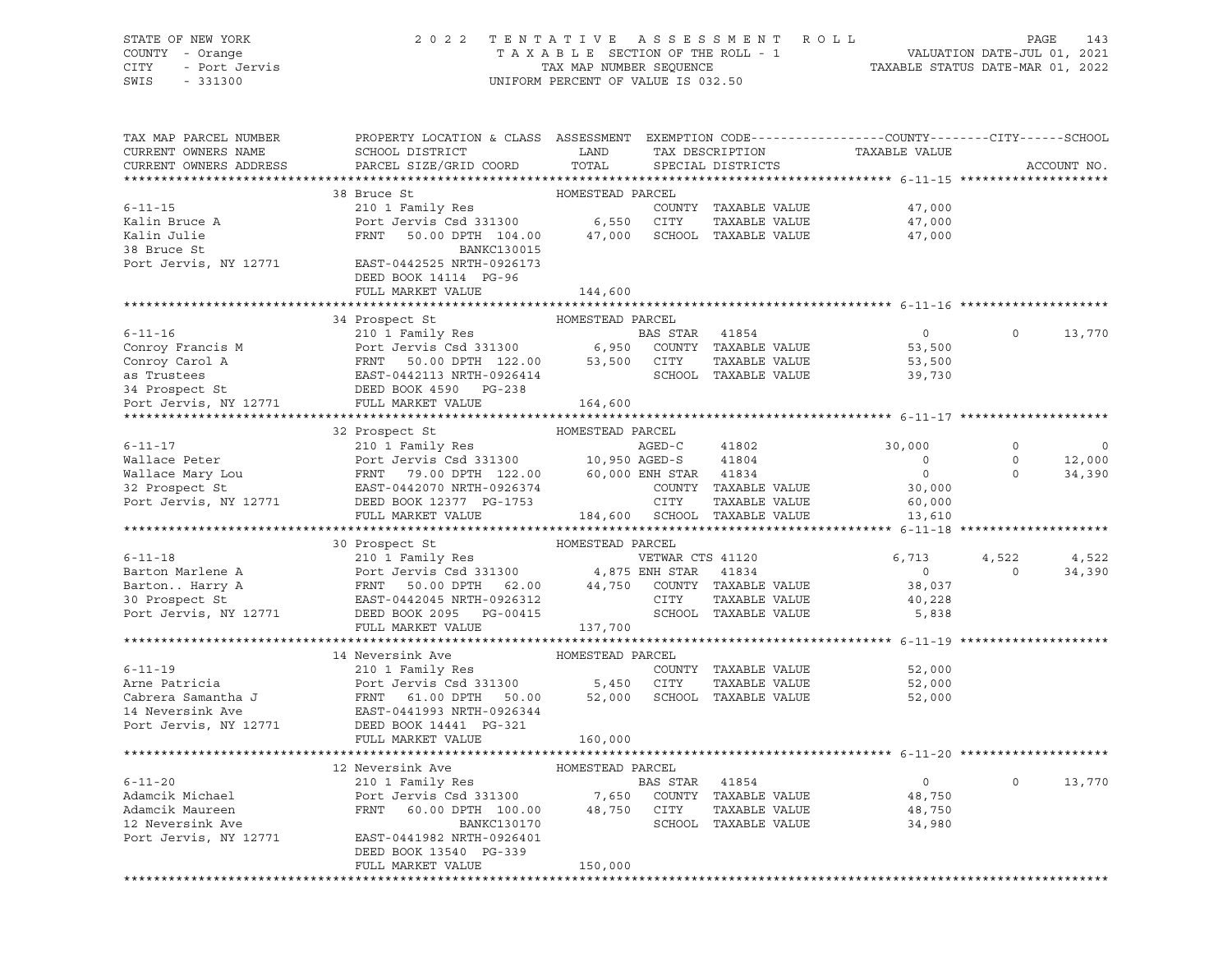STATE OF NEW YORK — 2022 TENTATIVE ASSESSMENT ROLL — PAGE 143
COUNTY - Orange — TAXABLE SECTION OF THE ROLL - 1 — VALUATION DATE-JUL 01, 2021
CITY - Port Jervis — TAX MAP NUMBER SEQUENCE — TAXABLE STATUS DATE-MAR 01, 2022
SWIS - 331300 — UNIFORM PERCENT OF VALUE IS 032.50

| TAX MAP PARCEL NUMBER / CURRENT OWNERS NAME / CURRENT OWNERS ADDRESS | PROPERTY LOCATION & CLASS / SCHOOL DISTRICT / PARCEL SIZE/GRID COORD | ASSESSMENT LAND / TOTAL | EXEMPTION CODE / TAX DESCRIPTION / SPECIAL DISTRICTS | COUNTY / TAXABLE VALUE | CITY | SCHOOL / ACCOUNT NO. |
|---|---|---|---|---|---|---|
| **6-11-15** | 38 Bruce St | HOMESTEAD PARCEL | | | | |
| 6-11-15 | 210 1 Family Res | | COUNTY TAXABLE VALUE | 47,000 | | |
| Kalin Bruce A | Port Jervis Csd 331300 | 6,550 | CITY TAXABLE VALUE | 47,000 | | |
| Kalin Julie | FRNT 50.00 DPTH 104.00 | 47,000 | SCHOOL TAXABLE VALUE | 47,000 | | |
| 38 Bruce St | BANKC130015 | | | | | |
| Port Jervis, NY 12771 | EAST-0442525 NRTH-0926173 | | | | | |
| | DEED BOOK 14114 PG-96 | | | | | |
| | FULL MARKET VALUE | 144,600 | | | | |
| **6-11-16** | 34 Prospect St | HOMESTEAD PARCEL | | | | |
| 6-11-16 | 210 1 Family Res | | BAS STAR 41854 | 0 | 0 | 13,770 |
| Conroy Francis M | Port Jervis Csd 331300 | 6,950 | COUNTY TAXABLE VALUE | 53,500 | | |
| Conroy Carol A | FRNT 50.00 DPTH 122.00 | 53,500 | CITY TAXABLE VALUE | 53,500 | | |
| as Trustees | EAST-0442113 NRTH-0926414 | | SCHOOL TAXABLE VALUE | 39,730 | | |
| 34 Prospect St | DEED BOOK 4590 PG-238 | | | | | |
| Port Jervis, NY 12771 | FULL MARKET VALUE | 164,600 | | | | |
| **6-11-17** | 32 Prospect St | HOMESTEAD PARCEL | | | | |
| 6-11-17 | 210 1 Family Res | | AGED-C 41802 | 30,000 | 0 | 0 |
| Wallace Peter | Port Jervis Csd 331300 | 10,950 | AGED-S 41804 | 0 | 0 | 12,000 |
| Wallace Mary Lou | FRNT 79.00 DPTH 122.00 | 60,000 | ENH STAR 41834 | 0 | 0 | 34,390 |
| 32 Prospect St | EAST-0442070 NRTH-0926374 | | COUNTY TAXABLE VALUE | 30,000 | | |
| Port Jervis, NY 12771 | DEED BOOK 12377 PG-1753 | | CITY TAXABLE VALUE | 60,000 | | |
| | FULL MARKET VALUE | 184,600 | SCHOOL TAXABLE VALUE | 13,610 | | |
| **6-11-18** | 30 Prospect St | HOMESTEAD PARCEL | | | | |
| 6-11-18 | 210 1 Family Res | | VETWAR CTS 41120 | 6,713 | 4,522 | 4,522 |
| Barton Marlene A | Port Jervis Csd 331300 | 4,875 | ENH STAR 41834 | 0 | 0 | 34,390 |
| Barton.. Harry A | FRNT 50.00 DPTH 62.00 | 44,750 | COUNTY TAXABLE VALUE | 38,037 | | |
| 30 Prospect St | EAST-0442045 NRTH-0926312 | | CITY TAXABLE VALUE | 40,228 | | |
| Port Jervis, NY 12771 | DEED BOOK 2095 PG-00415 | | SCHOOL TAXABLE VALUE | 5,838 | | |
| | FULL MARKET VALUE | 137,700 | | | | |
| **6-11-19** | 14 Neversink Ave | HOMESTEAD PARCEL | | | | |
| 6-11-19 | 210 1 Family Res | | COUNTY TAXABLE VALUE | 52,000 | | |
| Arne Patricia | Port Jervis Csd 331300 | 5,450 | CITY TAXABLE VALUE | 52,000 | | |
| Cabrera Samantha J | FRNT 61.00 DPTH 50.00 | 52,000 | SCHOOL TAXABLE VALUE | 52,000 | | |
| 14 Neversink Ave | EAST-0441993 NRTH-0926344 | | | | | |
| Port Jervis, NY 12771 | DEED BOOK 14441 PG-321 | | | | | |
| | FULL MARKET VALUE | 160,000 | | | | |
| **6-11-20** | 12 Neversink Ave | HOMESTEAD PARCEL | | | | |
| 6-11-20 | 210 1 Family Res | | BAS STAR 41854 | 0 | 0 | 13,770 |
| Adamcik Michael | Port Jervis Csd 331300 | 7,650 | COUNTY TAXABLE VALUE | 48,750 | | |
| Adamcik Maureen | FRNT 60.00 DPTH 100.00 | 48,750 | CITY TAXABLE VALUE | 48,750 | | |
| 12 Neversink Ave | BANKC130170 | | SCHOOL TAXABLE VALUE | 34,980 | | |
| Port Jervis, NY 12771 | EAST-0441982 NRTH-0926401 | | | | | |
| | DEED BOOK 13540 PG-339 | | | | | |
| | FULL MARKET VALUE | 150,000 | | | | |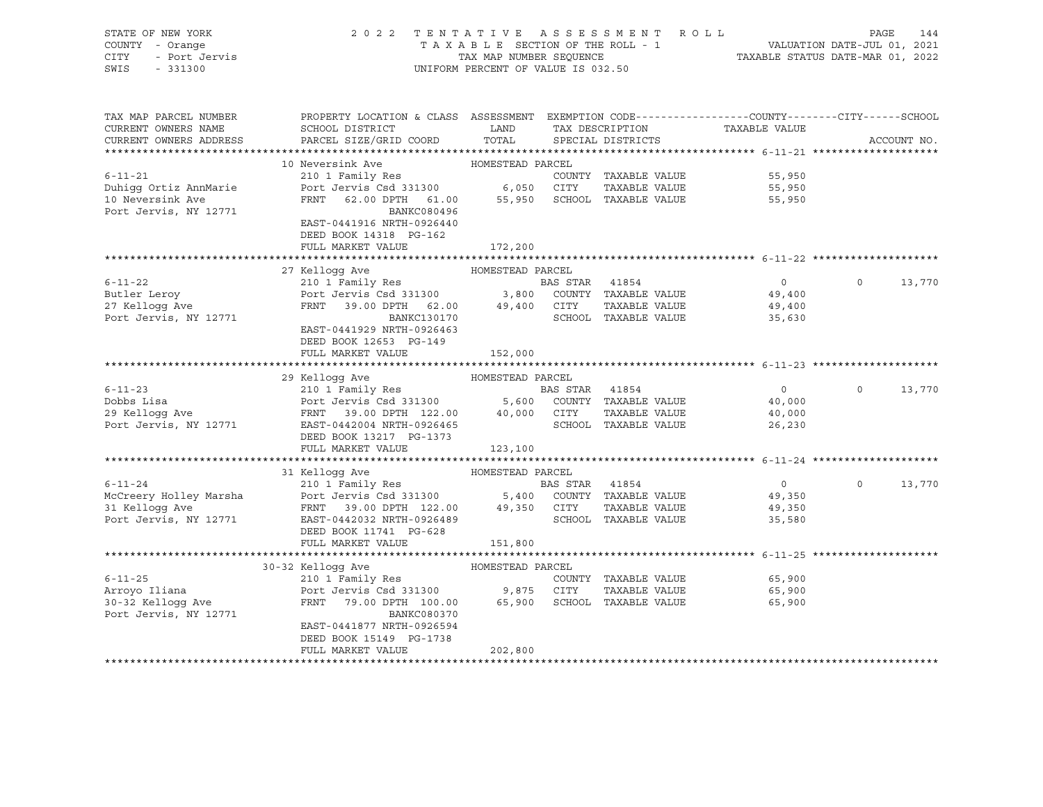STATE OF NEW YORK
COUNTY - Orange
CITY - Port Jervis
SWIS - 331300

2022 TENTATIVE ASSESSMENT ROLL
TAXABLE SECTION OF THE ROLL - 1
TAX MAP NUMBER SEQUENCE
UNIFORM PERCENT OF VALUE IS 032.50

VALUATION DATE-JUL 01, 2021
TAXABLE STATUS DATE-MAR 01, 2022

| TAX MAP PARCEL NUMBER / CURRENT OWNERS NAME / CURRENT OWNERS ADDRESS | PROPERTY LOCATION & CLASS / SCHOOL DISTRICT / PARCEL SIZE/GRID COORD | ASSESSMENT LAND / TOTAL | EXEMPTION CODE / TAX DESCRIPTION / SPECIAL DISTRICTS | COUNTY TAXABLE VALUE | CITY | SCHOOL | ACCOUNT NO. |
|---|---|---|---|---|---|---|---|
| **6-11-21** | 10 Neversink Ave | HOMESTEAD PARCEL | | | | | |
| Duhigg Ortiz AnnMarie | 210 1 Family Res | | COUNTY TAXABLE VALUE | 55,950 | | | |
| 10 Neversink Ave | Port Jervis Csd 331300 | 6,050 | CITY TAXABLE VALUE | 55,950 | | | |
| Port Jervis, NY 12771 | FRNT 62.00 DPTH 61.00 | 55,950 | SCHOOL TAXABLE VALUE | 55,950 | | | |
| | BANKC080496 | | | | | | |
| | EAST-0441916 NRTH-0926440 | | | | | | |
| | DEED BOOK 14318 PG-162 | | | | | | |
| | FULL MARKET VALUE | 172,200 | | | | | |
| **6-11-22** | 27 Kellogg Ave | HOMESTEAD PARCEL | | | | | |
| Butler Leroy | 210 1 Family Res | | BAS STAR 41854 | 0 | 0 | 13,770 | |
| 27 Kellogg Ave | Port Jervis Csd 331300 | 3,800 | COUNTY TAXABLE VALUE | 49,400 | | | |
| Port Jervis, NY 12771 | FRNT 39.00 DPTH 62.00 | 49,400 | CITY TAXABLE VALUE | 49,400 | | | |
| | BANKC130170 | | SCHOOL TAXABLE VALUE | 35,630 | | | |
| | EAST-0441929 NRTH-0926463 | | | | | | |
| | DEED BOOK 12653 PG-149 | | | | | | |
| | FULL MARKET VALUE | 152,000 | | | | | |
| **6-11-23** | 29 Kellogg Ave | HOMESTEAD PARCEL | | | | | |
| Dobbs Lisa | 210 1 Family Res | | BAS STAR 41854 | 0 | 0 | 13,770 | |
| 29 Kellogg Ave | Port Jervis Csd 331300 | 5,600 | COUNTY TAXABLE VALUE | 40,000 | | | |
| Port Jervis, NY 12771 | FRNT 39.00 DPTH 122.00 | 40,000 | CITY TAXABLE VALUE | 40,000 | | | |
| | EAST-0442004 NRTH-0926465 | | SCHOOL TAXABLE VALUE | 26,230 | | | |
| | DEED BOOK 13217 PG-1373 | | | | | | |
| | FULL MARKET VALUE | 123,100 | | | | | |
| **6-11-24** | 31 Kellogg Ave | HOMESTEAD PARCEL | | | | | |
| McCreery Holley Marsha | 210 1 Family Res | | BAS STAR 41854 | 0 | 0 | 13,770 | |
| 31 Kellogg Ave | Port Jervis Csd 331300 | 5,400 | COUNTY TAXABLE VALUE | 49,350 | | | |
| Port Jervis, NY 12771 | FRNT 39.00 DPTH 122.00 | 49,350 | CITY TAXABLE VALUE | 49,350 | | | |
| | EAST-0442032 NRTH-0926489 | | SCHOOL TAXABLE VALUE | 35,580 | | | |
| | DEED BOOK 11741 PG-628 | | | | | | |
| | FULL MARKET VALUE | 151,800 | | | | | |
| **6-11-25** | 30-32 Kellogg Ave | HOMESTEAD PARCEL | | | | | |
| Arroyo Iliana | 210 1 Family Res | | COUNTY TAXABLE VALUE | 65,900 | | | |
| 30-32 Kellogg Ave | Port Jervis Csd 331300 | 9,875 | CITY TAXABLE VALUE | 65,900 | | | |
| Port Jervis, NY 12771 | FRNT 79.00 DPTH 100.00 | 65,900 | SCHOOL TAXABLE VALUE | 65,900 | | | |
| | BANKC080370 | | | | | | |
| | EAST-0441877 NRTH-0926594 | | | | | | |
| | DEED BOOK 15149 PG-1738 | | | | | | |
| | FULL MARKET VALUE | 202,800 | | | | | |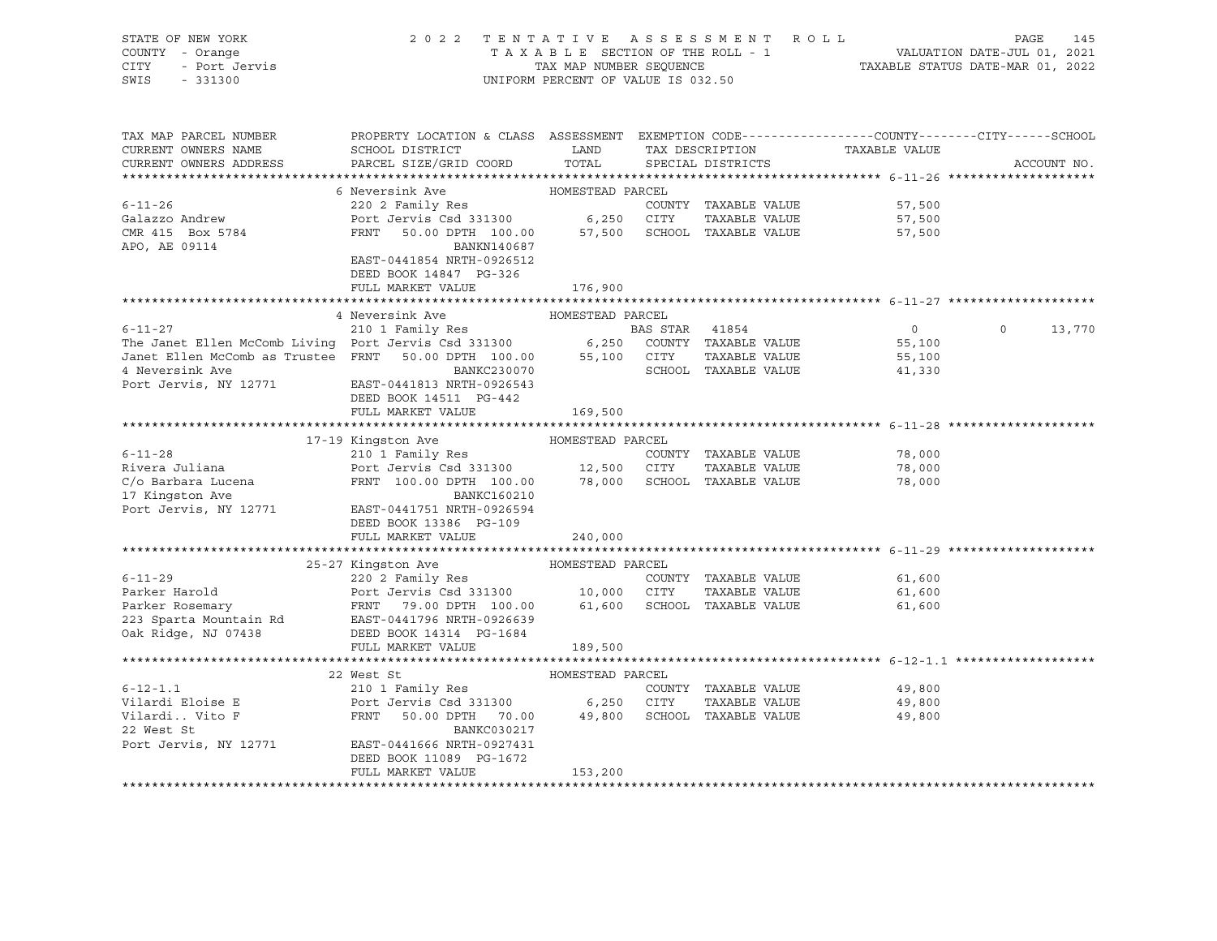STATE OF NEW YORK
COUNTY - Orange
CITY - Port Jervis
SWIS - 331300

2022 TENTATIVE ASSESSMENT ROLL
TAXABLE SECTION OF THE ROLL - 1
TAX MAP NUMBER SEQUENCE
UNIFORM PERCENT OF VALUE IS 032.50

VALUATION DATE-JUL 01, 2021
TAXABLE STATUS DATE-MAR 01, 2022

```
TAX MAP PARCEL NUMBER          PROPERTY LOCATION & CLASS  ASSESSMENT  EXEMPTION CODE------------------COUNTY--------CITY------SCHOOL
CURRENT OWNERS NAME            SCHOOL DISTRICT              LAND      TAX DESCRIPTION           TAXABLE VALUE
CURRENT OWNERS ADDRESS         PARCEL SIZE/GRID COORD       TOTAL     SPECIAL DISTRICTS                                  ACCOUNT NO.
******************************************************************************************************* 6-11-26 ********************
                               6 Neversink Ave             HOMESTEAD PARCEL
6-11-26                        220 2 Family Res                       COUNTY  TAXABLE VALUE           57,500
Galazzo Andrew                 Port Jervis Csd 331300        6,250    CITY    TAXABLE VALUE           57,500
CMR 415  Box 5784              FRNT   50.00 DPTH 100.00     57,500    SCHOOL  TAXABLE VALUE           57,500
APO, AE 09114                                BANKN140687
                               EAST-0441854 NRTH-0926512
                               DEED BOOK 14847  PG-326
                               FULL MARKET VALUE           176,900
******************************************************************************************************* 6-11-27 ********************
                               4 Neversink Ave             HOMESTEAD PARCEL
6-11-27                        210 1 Family Res                       BAS STAR  41854                    0          0     13,770
The Janet Ellen McComb Living  Port Jervis Csd 331300        6,250    COUNTY  TAXABLE VALUE           55,100
Janet Ellen McComb as Trustee  FRNT   50.00 DPTH 100.00     55,100    CITY    TAXABLE VALUE           55,100
4 Neversink Ave                              BANKC230070              SCHOOL  TAXABLE VALUE           41,330
Port Jervis, NY 12771          EAST-0441813 NRTH-0926543
                               DEED BOOK 14511  PG-442
                               FULL MARKET VALUE           169,500
******************************************************************************************************* 6-11-28 ********************
                               17-19 Kingston Ave          HOMESTEAD PARCEL
6-11-28                        210 1 Family Res                       COUNTY  TAXABLE VALUE           78,000
Rivera Juliana                 Port Jervis Csd 331300       12,500    CITY    TAXABLE VALUE           78,000
C/o Barbara Lucena             FRNT  100.00 DPTH 100.00     78,000    SCHOOL  TAXABLE VALUE           78,000
17 Kingston Ave                              BANKC160210
Port Jervis, NY 12771          EAST-0441751 NRTH-0926594
                               DEED BOOK 13386  PG-109
                               FULL MARKET VALUE           240,000
******************************************************************************************************* 6-11-29 ********************
                               25-27 Kingston Ave          HOMESTEAD PARCEL
6-11-29                        220 2 Family Res                       COUNTY  TAXABLE VALUE           61,600
Parker Harold                  Port Jervis Csd 331300       10,000    CITY    TAXABLE VALUE           61,600
Parker Rosemary                FRNT   79.00 DPTH 100.00     61,600    SCHOOL  TAXABLE VALUE           61,600
223 Sparta Mountain Rd         EAST-0441796 NRTH-0926639
Oak Ridge, NJ 07438            DEED BOOK 14314  PG-1684
                               FULL MARKET VALUE           189,500
******************************************************************************************************* 6-12-1.1 *******************
                               22 West St                  HOMESTEAD PARCEL
6-12-1.1                       210 1 Family Res                       COUNTY  TAXABLE VALUE           49,800
Vilardi Eloise E               Port Jervis Csd 331300        6,250    CITY    TAXABLE VALUE           49,800
Vilardi.. Vito F               FRNT   50.00 DPTH  70.00     49,800    SCHOOL  TAXABLE VALUE           49,800
22 West St                                   BANKC030217
Port Jervis, NY 12771          EAST-0441666 NRTH-0927431
                               DEED BOOK 11089  PG-1672
                               FULL MARKET VALUE           153,200
************************************************************************************************************************************
```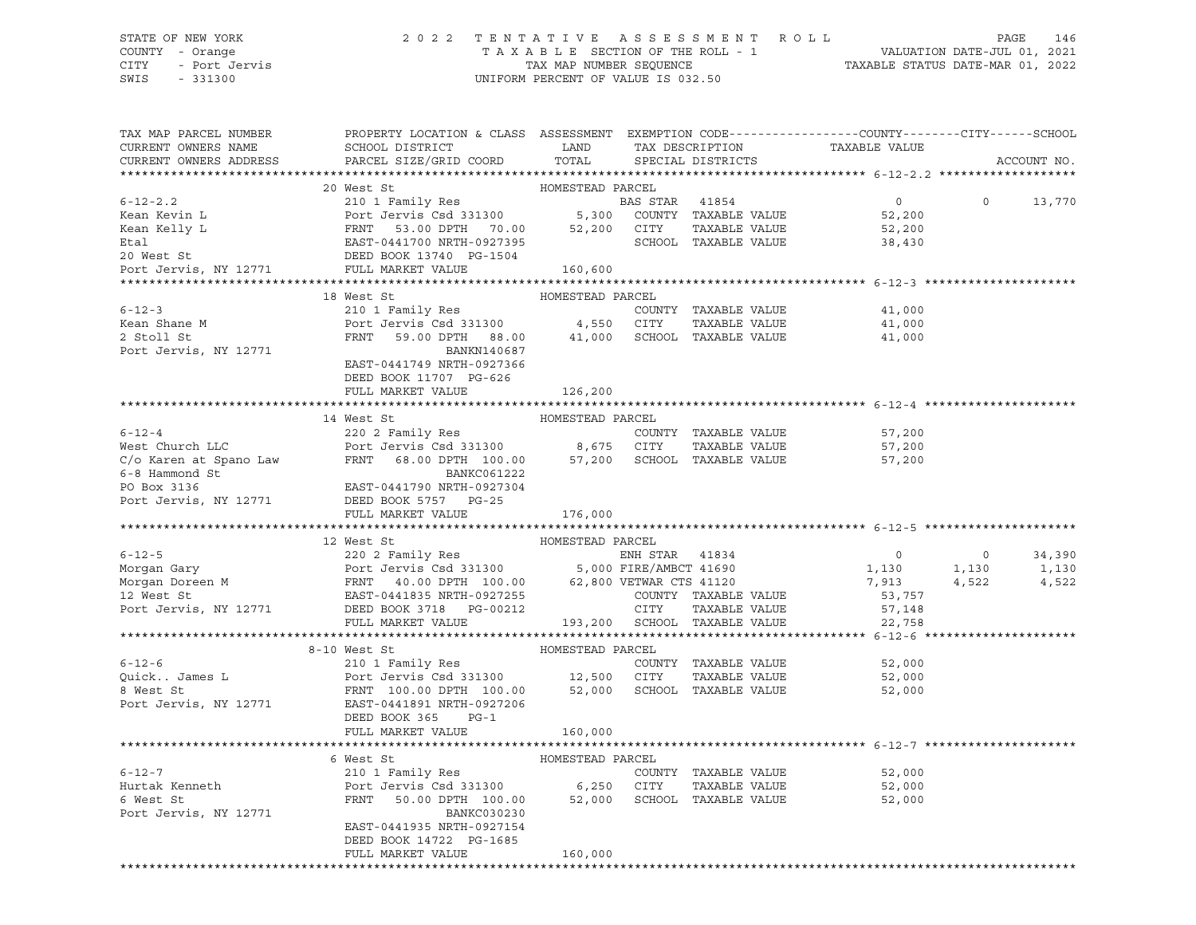STATE OF NEW YORK — 2022 TENTATIVE ASSESSMENT ROLL — PAGE 146
COUNTY - Orange — TAXABLE SECTION OF THE ROLL - 1 — VALUATION DATE-JUL 01, 2021
CITY - Port Jervis — TAX MAP NUMBER SEQUENCE — TAXABLE STATUS DATE-MAR 01, 2022
SWIS - 331300 — UNIFORM PERCENT OF VALUE IS 032.50

| TAX MAP PARCEL NUMBER / CURRENT OWNERS NAME / CURRENT OWNERS ADDRESS | PROPERTY LOCATION & CLASS / SCHOOL DISTRICT / PARCEL SIZE/GRID COORD | ASSESSMENT LAND / TOTAL | EXEMPTION CODE / TAX DESCRIPTION / SPECIAL DISTRICTS | COUNTY TAXABLE VALUE | CITY | SCHOOL / ACCOUNT NO. |
|---|---|---|---|---|---|---|
| **6-12-2.2** | 20 West St | HOMESTEAD PARCEL | | | | |
| 6-12-2.2 | 210 1 Family Res | | BAS STAR 41854 | 0 | 0 | 13,770 |
| Kean Kevin L | Port Jervis Csd 331300 | 5,300 | COUNTY TAXABLE VALUE | 52,200 | | |
| Kean Kelly L | FRNT 53.00 DPTH 70.00 | 52,200 | CITY TAXABLE VALUE | 52,200 | | |
| Etal | EAST-0441700 NRTH-0927395 | | SCHOOL TAXABLE VALUE | 38,430 | | |
| 20 West St | DEED BOOK 13740 PG-1504 | | | | | |
| Port Jervis, NY 12771 | FULL MARKET VALUE | 160,600 | | | | |
| **6-12-3** | 18 West St | HOMESTEAD PARCEL | | | | |
| 6-12-3 | 210 1 Family Res | | COUNTY TAXABLE VALUE | 41,000 | | |
| Kean Shane M | Port Jervis Csd 331300 | 4,550 | CITY TAXABLE VALUE | 41,000 | | |
| 2 Stoll St | FRNT 59.00 DPTH 88.00 | 41,000 | SCHOOL TAXABLE VALUE | 41,000 | | |
| Port Jervis, NY 12771 | BANKN140687 | | | | | |
| | EAST-0441749 NRTH-0927366 | | | | | |
| | DEED BOOK 11707 PG-626 | | | | | |
| | FULL MARKET VALUE | 126,200 | | | | |
| **6-12-4** | 14 West St | HOMESTEAD PARCEL | | | | |
| 6-12-4 | 220 2 Family Res | | COUNTY TAXABLE VALUE | 57,200 | | |
| West Church LLC | Port Jervis Csd 331300 | 8,675 | CITY TAXABLE VALUE | 57,200 | | |
| C/o Karen at Spano Law | FRNT 68.00 DPTH 100.00 | 57,200 | SCHOOL TAXABLE VALUE | 57,200 | | |
| 6-8 Hammond St | BANKC061222 | | | | | |
| PO Box 3136 | EAST-0441790 NRTH-0927304 | | | | | |
| Port Jervis, NY 12771 | DEED BOOK 5757 PG-25 | | | | | |
| | FULL MARKET VALUE | 176,000 | | | | |
| **6-12-5** | 12 West St | HOMESTEAD PARCEL | | | | |
| 6-12-5 | 220 2 Family Res | | ENH STAR 41834 | 0 | 0 | 34,390 |
| Morgan Gary | Port Jervis Csd 331300 | 5,000 | FIRE/AMBCT 41690 | 1,130 | 1,130 | 1,130 |
| Morgan Doreen M | FRNT 40.00 DPTH 100.00 | 62,800 | VETWAR CTS 41120 | 7,913 | 4,522 | 4,522 |
| 12 West St | EAST-0441835 NRTH-0927255 | | COUNTY TAXABLE VALUE | 53,757 | | |
| Port Jervis, NY 12771 | DEED BOOK 3718 PG-00212 | | CITY TAXABLE VALUE | 57,148 | | |
| | FULL MARKET VALUE | 193,200 | SCHOOL TAXABLE VALUE | 22,758 | | |
| **6-12-6** | 8-10 West St | HOMESTEAD PARCEL | | | | |
| 6-12-6 | 210 1 Family Res | | COUNTY TAXABLE VALUE | 52,000 | | |
| Quick.. James L | Port Jervis Csd 331300 | 12,500 | CITY TAXABLE VALUE | 52,000 | | |
| 8 West St | FRNT 100.00 DPTH 100.00 | 52,000 | SCHOOL TAXABLE VALUE | 52,000 | | |
| Port Jervis, NY 12771 | EAST-0441891 NRTH-0927206 | | | | | |
| | DEED BOOK 365 PG-1 | | | | | |
| | FULL MARKET VALUE | 160,000 | | | | |
| **6-12-7** | 6 West St | HOMESTEAD PARCEL | | | | |
| 6-12-7 | 210 1 Family Res | | COUNTY TAXABLE VALUE | 52,000 | | |
| Hurtak Kenneth | Port Jervis Csd 331300 | 6,250 | CITY TAXABLE VALUE | 52,000 | | |
| 6 West St | FRNT 50.00 DPTH 100.00 | 52,000 | SCHOOL TAXABLE VALUE | 52,000 | | |
| Port Jervis, NY 12771 | BANKC030230 | | | | | |
| | EAST-0441935 NRTH-0927154 | | | | | |
| | DEED BOOK 14722 PG-1685 | | | | | |
| | FULL MARKET VALUE | 160,000 | | | | |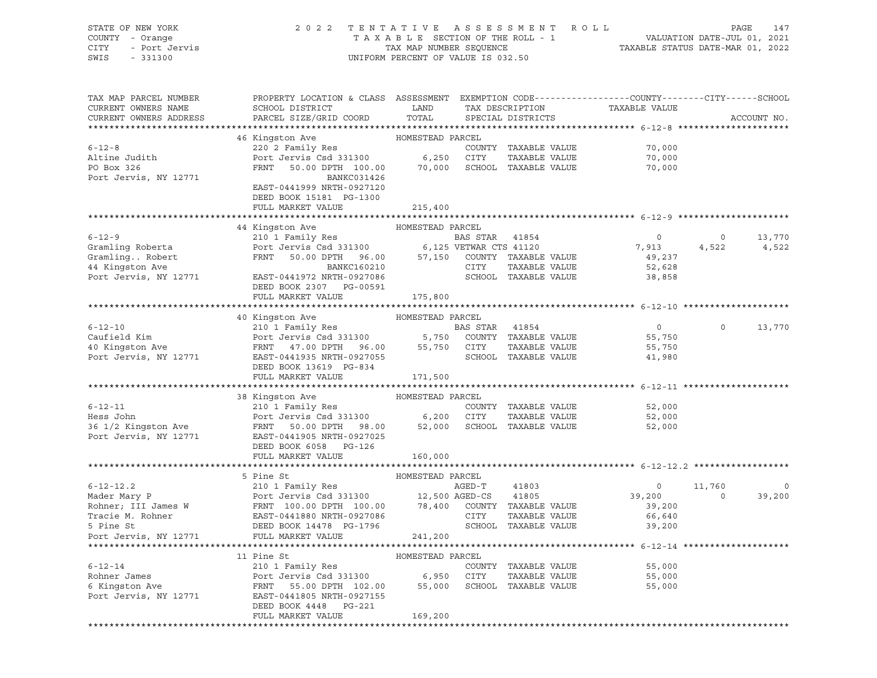STATE OF NEW YORK
COUNTY - Orange
CITY - Port Jervis
SWIS - 331300

2 0 2 2 T E N T A T I V E A S S E S S M E N T R O L L
T A X A B L E SECTION OF THE ROLL - 1
TAX MAP NUMBER SEQUENCE
UNIFORM PERCENT OF VALUE IS 032.50

VALUATION DATE-JUL 01, 2021
TAXABLE STATUS DATE-MAR 01, 2022

```
TAX MAP PARCEL NUMBER          PROPERTY LOCATION & CLASS  ASSESSMENT  EXEMPTION CODE------------------COUNTY--------CITY------SCHOOL
CURRENT OWNERS NAME            SCHOOL DISTRICT               LAND      TAX DESCRIPTION            TAXABLE VALUE
CURRENT OWNERS ADDRESS         PARCEL SIZE/GRID COORD        TOTAL     SPECIAL DISTRICTS                                      ACCOUNT NO.
******************************************************************************************************* 6-12-8 *********************
                               46 Kingston Ave             HOMESTEAD PARCEL
6-12-8                         220 2 Family Res                        COUNTY  TAXABLE VALUE            70,000
Altine Judith                  Port Jervis Csd 331300       6,250      CITY    TAXABLE VALUE            70,000
PO Box 326                     FRNT   50.00 DPTH 100.00    70,000      SCHOOL  TAXABLE VALUE            70,000
Port Jervis, NY 12771                         BANKC031426
                               EAST-0441999 NRTH-0927120
                               DEED BOOK 15181  PG-1300
                               FULL MARKET VALUE           215,400
******************************************************************************************************* 6-12-9 *********************
                               44 Kingston Ave             HOMESTEAD PARCEL
6-12-9                         210 1 Family Res                  BAS STAR   41854                    0          0     13,770
Gramling Roberta               Port Jervis Csd 331300       6,125 VETWAR CTS 41120               7,913      4,522      4,522
Gramling.. Robert              FRNT   50.00 DPTH  96.00    57,150   COUNTY  TAXABLE VALUE            49,237
44 Kingston Ave                               BANKC160210               CITY    TAXABLE VALUE            52,628
Port Jervis, NY 12771          EAST-0441972 NRTH-0927086               SCHOOL  TAXABLE VALUE            38,858
                               DEED BOOK 2307   PG-00591
                               FULL MARKET VALUE           175,800
******************************************************************************************************* 6-12-10 ********************
                               40 Kingston Ave             HOMESTEAD PARCEL
6-12-10                        210 1 Family Res                  BAS STAR   41854                    0          0     13,770
Caufield Kim                   Port Jervis Csd 331300       5,750   COUNTY  TAXABLE VALUE            55,750
40 Kingston Ave                FRNT   47.00 DPTH  96.00    55,750   CITY    TAXABLE VALUE            55,750
Port Jervis, NY 12771          EAST-0441935 NRTH-0927055               SCHOOL  TAXABLE VALUE            41,980
                               DEED BOOK 13619  PG-834
                               FULL MARKET VALUE           171,500
******************************************************************************************************* 6-12-11 ********************
                               38 Kingston Ave             HOMESTEAD PARCEL
6-12-11                        210 1 Family Res                        COUNTY  TAXABLE VALUE            52,000
Hess John                      Port Jervis Csd 331300       6,200      CITY    TAXABLE VALUE            52,000
36 1/2 Kingston Ave            FRNT   50.00 DPTH  98.00    52,000      SCHOOL  TAXABLE VALUE            52,000
Port Jervis, NY 12771          EAST-0441905 NRTH-0927025
                               DEED BOOK 6058   PG-126
                               FULL MARKET VALUE           160,000
******************************************************************************************************* 6-12-12.2 ******************
                               5 Pine St                   HOMESTEAD PARCEL
6-12-12.2                      210 1 Family Res                  AGED-T     41803                    0     11,760          0
Mader Mary P                   Port Jervis Csd 331300      12,500 AGED-CS   41805               39,200          0     39,200
Rohner; III James W            FRNT  100.00 DPTH 100.00    78,400   COUNTY  TAXABLE VALUE            39,200
Tracie M. Rohner               EAST-0441880 NRTH-0927086               CITY    TAXABLE VALUE            66,640
5 Pine St                      DEED BOOK 14478  PG-1796                SCHOOL  TAXABLE VALUE            39,200
Port Jervis, NY 12771          FULL MARKET VALUE           241,200
******************************************************************************************************* 6-12-14 ********************
                               11 Pine St                  HOMESTEAD PARCEL
6-12-14                        210 1 Family Res                        COUNTY  TAXABLE VALUE            55,000
Rohner James                   Port Jervis Csd 331300       6,950      CITY    TAXABLE VALUE            55,000
6 Kingston Ave                 FRNT   55.00 DPTH 102.00    55,000      SCHOOL  TAXABLE VALUE            55,000
Port Jervis, NY 12771          EAST-0441805 NRTH-0927155
                               DEED BOOK 4448   PG-221
                               FULL MARKET VALUE           169,200
************************************************************************************************************************************
```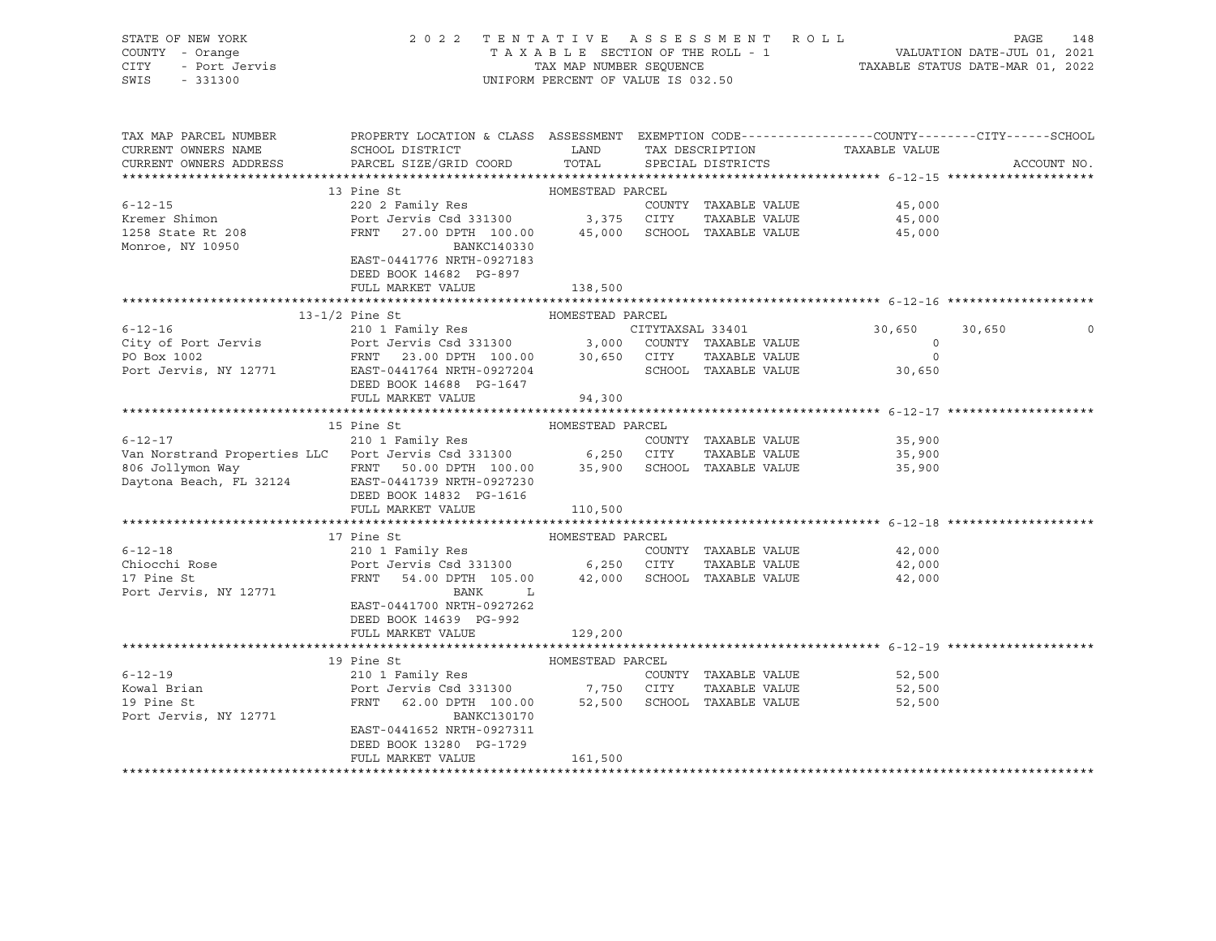STATE OF NEW YORK — COUNTY - Orange — CITY - Port Jervis — SWIS - 331300

2 0 2 2 T E N T A T I V E A S S E S S M E N T R O L L
T A X A B L E SECTION OF THE ROLL - 1
TAX MAP NUMBER SEQUENCE
UNIFORM PERCENT OF VALUE IS 032.50

VALUATION DATE-JUL 01, 2021
TAXABLE STATUS DATE-MAR 01, 2022

| TAX MAP PARCEL NUMBER / CURRENT OWNERS NAME / CURRENT OWNERS ADDRESS | PROPERTY LOCATION & CLASS / SCHOOL DISTRICT / PARCEL SIZE/GRID COORD | ASSESSMENT LAND / TOTAL | EXEMPTION CODE / TAX DESCRIPTION / SPECIAL DISTRICTS | COUNTY TAXABLE VALUE | CITY | SCHOOL | ACCOUNT NO. |
|---|---|---|---|---|---|---|---|
| **6-12-15** | 13 Pine St | HOMESTEAD PARCEL | | | | | |
| Kremer Shimon | 220 2 Family Res | | COUNTY TAXABLE VALUE | 45,000 | | | |
| 1258 State Rt 208 | Port Jervis Csd 331300 | 3,375 | CITY TAXABLE VALUE | 45,000 | | | |
| Monroe, NY 10950 | FRNT 27.00 DPTH 100.00 | 45,000 | SCHOOL TAXABLE VALUE | 45,000 | | | |
| | BANKC140330 | | | | | | |
| | EAST-0441776 NRTH-0927183 | | | | | | |
| | DEED BOOK 14682 PG-897 | | | | | | |
| | FULL MARKET VALUE | 138,500 | | | | | |
| **6-12-16** | 13-1/2 Pine St | HOMESTEAD PARCEL | | | | | |
| City of Port Jervis | 210 1 Family Res | | CITYTAXSAL 33401 | 30,650 | 30,650 | 0 | |
| PO Box 1002 | Port Jervis Csd 331300 | 3,000 | COUNTY TAXABLE VALUE | 0 | | | |
| Port Jervis, NY 12771 | FRNT 23.00 DPTH 100.00 | 30,650 | CITY TAXABLE VALUE | 0 | | | |
| | EAST-0441764 NRTH-0927204 | | SCHOOL TAXABLE VALUE | 30,650 | | | |
| | DEED BOOK 14688 PG-1647 | | | | | | |
| | FULL MARKET VALUE | 94,300 | | | | | |
| **6-12-17** | 15 Pine St | HOMESTEAD PARCEL | | | | | |
| Van Norstrand Properties LLC | 210 1 Family Res | | COUNTY TAXABLE VALUE | 35,900 | | | |
| 806 Jollymon Way | Port Jervis Csd 331300 | 6,250 | CITY TAXABLE VALUE | 35,900 | | | |
| Daytona Beach, FL 32124 | FRNT 50.00 DPTH 100.00 | 35,900 | SCHOOL TAXABLE VALUE | 35,900 | | | |
| | EAST-0441739 NRTH-0927230 | | | | | | |
| | DEED BOOK 14832 PG-1616 | | | | | | |
| | FULL MARKET VALUE | 110,500 | | | | | |
| **6-12-18** | 17 Pine St | HOMESTEAD PARCEL | | | | | |
| Chiocchi Rose | 210 1 Family Res | | COUNTY TAXABLE VALUE | 42,000 | | | |
| 17 Pine St | Port Jervis Csd 331300 | 6,250 | CITY TAXABLE VALUE | 42,000 | | | |
| Port Jervis, NY 12771 | FRNT 54.00 DPTH 105.00 | 42,000 | SCHOOL TAXABLE VALUE | 42,000 | | | |
| | BANK L | | | | | | |
| | EAST-0441700 NRTH-0927262 | | | | | | |
| | DEED BOOK 14639 PG-992 | | | | | | |
| | FULL MARKET VALUE | 129,200 | | | | | |
| **6-12-19** | 19 Pine St | HOMESTEAD PARCEL | | | | | |
| Kowal Brian | 210 1 Family Res | | COUNTY TAXABLE VALUE | 52,500 | | | |
| 19 Pine St | Port Jervis Csd 331300 | 7,750 | CITY TAXABLE VALUE | 52,500 | | | |
| Port Jervis, NY 12771 | FRNT 62.00 DPTH 100.00 | 52,500 | SCHOOL TAXABLE VALUE | 52,500 | | | |
| | BANKC130170 | | | | | | |
| | EAST-0441652 NRTH-0927311 | | | | | | |
| | DEED BOOK 13280 PG-1729 | | | | | | |
| | FULL MARKET VALUE | 161,500 | | | | | |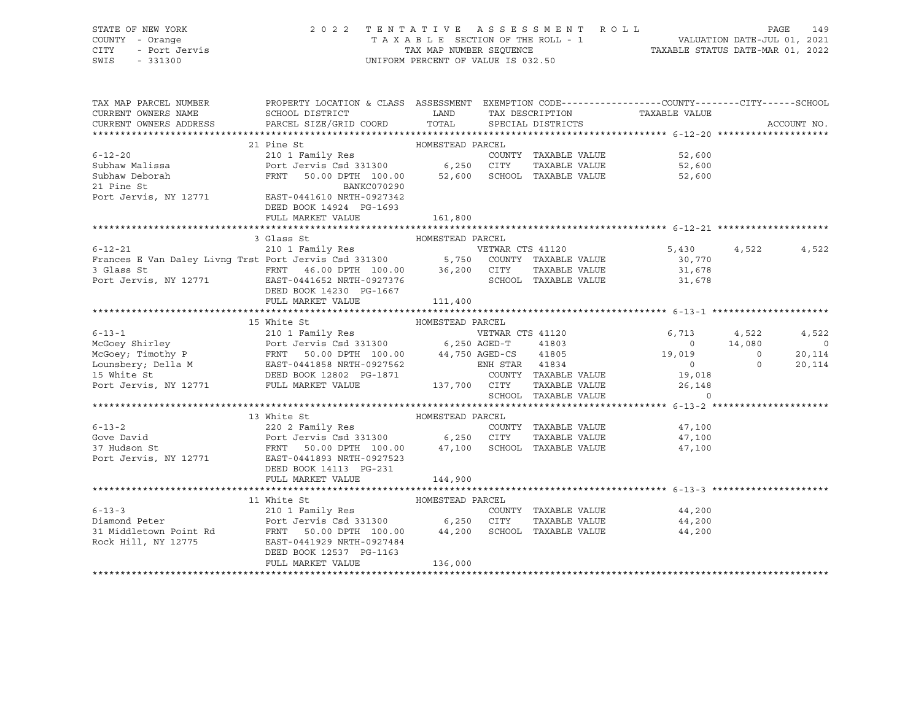STATE OF NEW YORK — 2022 TENTATIVE ASSESSMENT ROLL
COUNTY - Orange — TAXABLE SECTION OF THE ROLL - 1 — VALUATION DATE-JUL 01, 2021
CITY - Port Jervis — TAX MAP NUMBER SEQUENCE — TAXABLE STATUS DATE-MAR 01, 2022
SWIS - 331300 — UNIFORM PERCENT OF VALUE IS 032.50

```
TAX MAP PARCEL NUMBER          PROPERTY LOCATION & CLASS  ASSESSMENT  EXEMPTION CODE------------------COUNTY--------CITY------SCHOOL
CURRENT OWNERS NAME            SCHOOL DISTRICT               LAND      TAX DESCRIPTION            TAXABLE VALUE
CURRENT OWNERS ADDRESS         PARCEL SIZE/GRID COORD        TOTAL     SPECIAL DISTRICTS                                    ACCOUNT NO.
******************************************************************************************************* 6-12-20 ********************
                               21 Pine St                   HOMESTEAD PARCEL
6-12-20                        210 1 Family Res                        COUNTY  TAXABLE VALUE           52,600
Subhaw Malissa                 Port Jervis Csd 331300          6,250   CITY    TAXABLE VALUE           52,600
Subhaw Deborah                 FRNT    50.00 DPTH 100.00      52,600   SCHOOL  TAXABLE VALUE           52,600
21 Pine St                                     BANKC070290
Port Jervis, NY 12771          EAST-0441610 NRTH-0927342
                               DEED BOOK 14924  PG-1693
                               FULL MARKET VALUE             161,800
******************************************************************************************************* 6-12-21 ********************
                               3 Glass St                   HOMESTEAD PARCEL
6-12-21                        210 1 Family Res                   VETWAR CTS 41120                  5,430      4,522      4,522
Frances E Van Daley Livng Trst Port Jervis Csd 331300     5,750   COUNTY  TAXABLE VALUE           30,770
3 Glass St                     FRNT    46.00 DPTH 100.00      36,200   CITY    TAXABLE VALUE           31,678
Port Jervis, NY 12771          EAST-0441652 NRTH-0927376               SCHOOL  TAXABLE VALUE           31,678
                               DEED BOOK 14230  PG-1667
                               FULL MARKET VALUE             111,400
******************************************************************************************************* 6-13-1 *********************
                               15 White St                  HOMESTEAD PARCEL
6-13-1                         210 1 Family Res                   VETWAR CTS 41120                  6,713      4,522      4,522
McGoey Shirley                 Port Jervis Csd 331300          6,250 AGED-T     41803                    0     14,080          0
McGoey; Timothy P              FRNT    50.00 DPTH 100.00      44,750 AGED-CS    41805               19,019          0     20,114
Lounsbery; Della M             EAST-0441858 NRTH-0927562             ENH STAR   41834                    0          0     20,114
15 White St                    DEED BOOK 12802  PG-1871                COUNTY  TAXABLE VALUE           19,018
Port Jervis, NY 12771          FULL MARKET VALUE             137,700   CITY    TAXABLE VALUE           26,148
                                                                       SCHOOL  TAXABLE VALUE                0
******************************************************************************************************* 6-13-2 *********************
                               13 White St                  HOMESTEAD PARCEL
6-13-2                         220 2 Family Res                        COUNTY  TAXABLE VALUE           47,100
Gove David                     Port Jervis Csd 331300          6,250   CITY    TAXABLE VALUE           47,100
37 Hudson St                   FRNT    50.00 DPTH 100.00      47,100   SCHOOL  TAXABLE VALUE           47,100
Port Jervis, NY 12771          EAST-0441893 NRTH-0927523
                               DEED BOOK 14113  PG-231
                               FULL MARKET VALUE             144,900
******************************************************************************************************* 6-13-3 *********************
                               11 White St                  HOMESTEAD PARCEL
6-13-3                         210 1 Family Res                        COUNTY  TAXABLE VALUE           44,200
Diamond Peter                  Port Jervis Csd 331300          6,250   CITY    TAXABLE VALUE           44,200
31 Middletown Point Rd         FRNT    50.00 DPTH 100.00      44,200   SCHOOL  TAXABLE VALUE           44,200
Rock Hill, NY 12775            EAST-0441929 NRTH-0927484
                               DEED BOOK 12537  PG-1163
                               FULL MARKET VALUE             136,000
************************************************************************************************************************************
```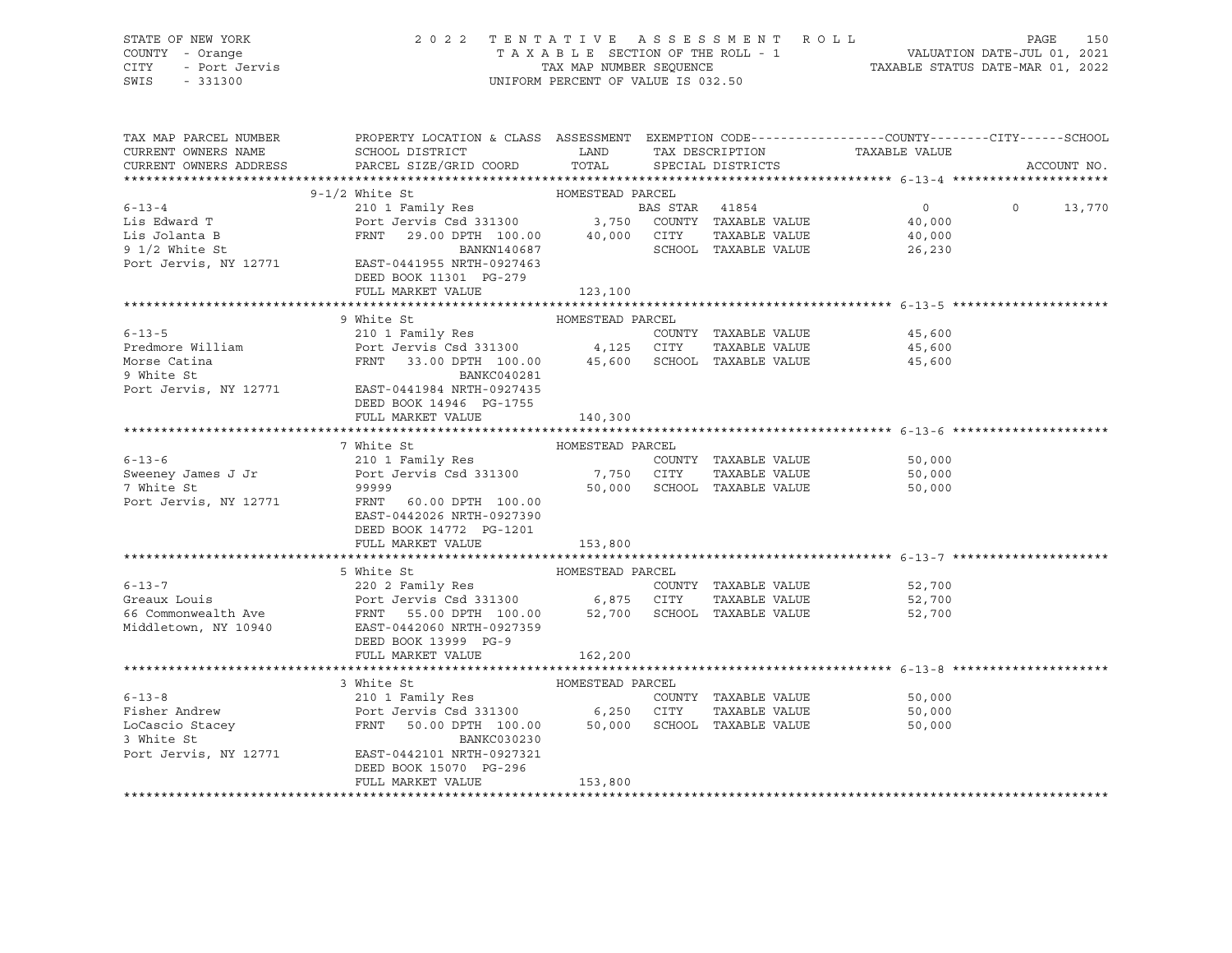STATE OF NEW YORK — 2022 TENTATIVE ASSESSMENT ROLL — PAGE 150
COUNTY - Orange — TAXABLE SECTION OF THE ROLL - 1 — VALUATION DATE-JUL 01, 2021
CITY - Port Jervis — TAX MAP NUMBER SEQUENCE — TAXABLE STATUS DATE-MAR 01, 2022
SWIS - 331300 — UNIFORM PERCENT OF VALUE IS 032.50

| TAX MAP PARCEL NUMBER / CURRENT OWNERS NAME / CURRENT OWNERS ADDRESS | PROPERTY LOCATION & CLASS / SCHOOL DISTRICT / PARCEL SIZE/GRID COORD | ASSESSMENT LAND | ASSESSMENT TOTAL | EXEMPTION CODE / TAX DESCRIPTION / SPECIAL DISTRICTS | COUNTY TAXABLE VALUE | CITY | SCHOOL | ACCOUNT NO. |
|---|---|---|---|---|---|---|---|---|
| **6-13-4** | 9-1/2 White St — HOMESTEAD PARCEL | | | | | | | |
| Lis Edward T | 210 1 Family Res | | | BAS STAR 41854 | 0 | 0 | 13,770 | |
| Lis Jolanta B | Port Jervis Csd 331300 | 3,750 | | COUNTY TAXABLE VALUE | 40,000 | | | |
| 9 1/2 White St | FRNT 29.00 DPTH 100.00 | | 40,000 | CITY TAXABLE VALUE | 40,000 | | | |
| Port Jervis, NY 12771 | BANKN140687 | | | SCHOOL TAXABLE VALUE | 26,230 | | | |
| | EAST-0441955 NRTH-0927463 | | | | | | | |
| | DEED BOOK 11301 PG-279 | | | | | | | |
| | FULL MARKET VALUE | | 123,100 | | | | | |
| **6-13-5** | 9 White St — HOMESTEAD PARCEL | | | | | | | |
| Predmore William | 210 1 Family Res | | | COUNTY TAXABLE VALUE | 45,600 | | | |
| Morse Catina | Port Jervis Csd 331300 | 4,125 | | CITY TAXABLE VALUE | 45,600 | | | |
| 9 White St | FRNT 33.00 DPTH 100.00 | | 45,600 | SCHOOL TAXABLE VALUE | 45,600 | | | |
| Port Jervis, NY 12771 | BANKC040281 | | | | | | | |
| | EAST-0441984 NRTH-0927435 | | | | | | | |
| | DEED BOOK 14946 PG-1755 | | | | | | | |
| | FULL MARKET VALUE | | 140,300 | | | | | |
| **6-13-6** | 7 White St — HOMESTEAD PARCEL | | | | | | | |
| Sweeney James J Jr | 210 1 Family Res | | | COUNTY TAXABLE VALUE | 50,000 | | | |
| 7 White St | Port Jervis Csd 331300 | 7,750 | | CITY TAXABLE VALUE | 50,000 | | | |
| Port Jervis, NY 12771 | 99999 | | 50,000 | SCHOOL TAXABLE VALUE | 50,000 | | | |
| | FRNT 60.00 DPTH 100.00 | | | | | | | |
| | EAST-0442026 NRTH-0927390 | | | | | | | |
| | DEED BOOK 14772 PG-1201 | | | | | | | |
| | FULL MARKET VALUE | | 153,800 | | | | | |
| **6-13-7** | 5 White St — HOMESTEAD PARCEL | | | | | | | |
| Greaux Louis | 220 2 Family Res | | | COUNTY TAXABLE VALUE | 52,700 | | | |
| 66 Commonwealth Ave | Port Jervis Csd 331300 | 6,875 | | CITY TAXABLE VALUE | 52,700 | | | |
| Middletown, NY 10940 | FRNT 55.00 DPTH 100.00 | | 52,700 | SCHOOL TAXABLE VALUE | 52,700 | | | |
| | EAST-0442060 NRTH-0927359 | | | | | | | |
| | DEED BOOK 13999 PG-9 | | | | | | | |
| | FULL MARKET VALUE | | 162,200 | | | | | |
| **6-13-8** | 3 White St — HOMESTEAD PARCEL | | | | | | | |
| Fisher Andrew | 210 1 Family Res | | | COUNTY TAXABLE VALUE | 50,000 | | | |
| LoCascio Stacey | Port Jervis Csd 331300 | 6,250 | | CITY TAXABLE VALUE | 50,000 | | | |
| 3 White St | FRNT 50.00 DPTH 100.00 | | 50,000 | SCHOOL TAXABLE VALUE | 50,000 | | | |
| Port Jervis, NY 12771 | BANKC030230 | | | | | | | |
| | EAST-0442101 NRTH-0927321 | | | | | | | |
| | DEED BOOK 15070 PG-296 | | | | | | | |
| | FULL MARKET VALUE | | 153,800 | | | | | |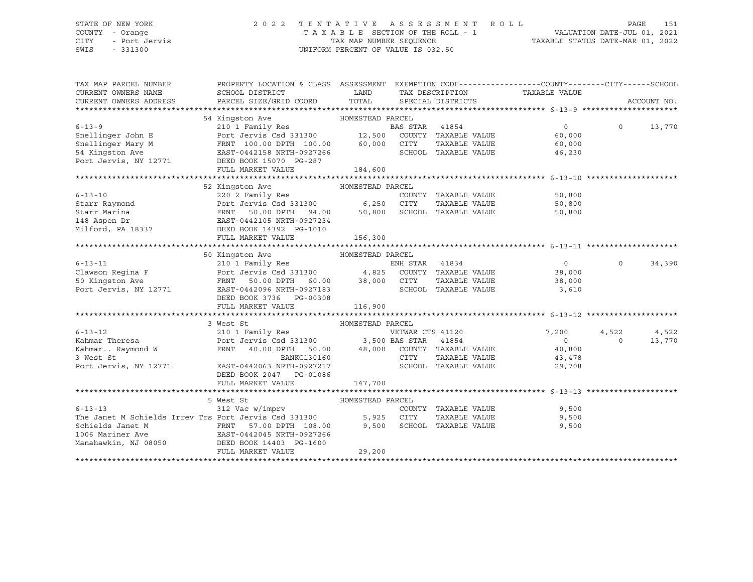STATE OF NEW YORK — COUNTY - Orange — CITY - Port Jervis — SWIS - 331300

2022 TENTATIVE ASSESSMENT ROLL
TAXABLE SECTION OF THE ROLL - 1
TAX MAP NUMBER SEQUENCE
UNIFORM PERCENT OF VALUE IS 032.50

VALUATION DATE-JUL 01, 2021
TAXABLE STATUS DATE-MAR 01, 2022

| TAX MAP PARCEL NUMBER / CURRENT OWNERS NAME / CURRENT OWNERS ADDRESS | PROPERTY LOCATION & CLASS / SCHOOL DISTRICT / PARCEL SIZE/GRID COORD | ASSESSMENT LAND | TOTAL | EXEMPTION CODE / TAX DESCRIPTION / SPECIAL DISTRICTS | COUNTY TAXABLE VALUE | CITY | SCHOOL | ACCOUNT NO. |
|---|---|---|---|---|---|---|---|---|
| **6-13-9** | 54 Kingston Ave — HOMESTEAD PARCEL | | | | | | | |
| | 210 1 Family Res | | | BAS STAR 41854 | 0 | 0 | 13,770 | |
| Snellinger John E | Port Jervis Csd 331300 | 12,500 | | COUNTY TAXABLE VALUE | 60,000 | | | |
| Snellinger Mary M | FRNT 100.00 DPTH 100.00 | | 60,000 | CITY TAXABLE VALUE | 60,000 | | | |
| 54 Kingston Ave | EAST-0442158 NRTH-0927266 | | | SCHOOL TAXABLE VALUE | 46,230 | | | |
| Port Jervis, NY 12771 | DEED BOOK 15070 PG-287 | | | | | | | |
| | FULL MARKET VALUE | | 184,600 | | | | | |
| **6-13-10** | 52 Kingston Ave — HOMESTEAD PARCEL | | | | | | | |
| | 220 2 Family Res | | | COUNTY TAXABLE VALUE | 50,800 | | | |
| Starr Raymond | Port Jervis Csd 331300 | 6,250 | | CITY TAXABLE VALUE | 50,800 | | | |
| Starr Marina | FRNT 50.00 DPTH 94.00 | | 50,800 | SCHOOL TAXABLE VALUE | 50,800 | | | |
| 148 Aspen Dr | EAST-0442105 NRTH-0927234 | | | | | | | |
| Milford, PA 18337 | DEED BOOK 14392 PG-1010 | | | | | | | |
| | FULL MARKET VALUE | | 156,300 | | | | | |
| **6-13-11** | 50 Kingston Ave — HOMESTEAD PARCEL | | | | | | | |
| | 210 1 Family Res | | | ENH STAR 41834 | 0 | 0 | 34,390 | |
| Clawson Regina F | Port Jervis Csd 331300 | 4,825 | | COUNTY TAXABLE VALUE | 38,000 | | | |
| 50 Kingston Ave | FRNT 50.00 DPTH 60.00 | | 38,000 | CITY TAXABLE VALUE | 38,000 | | | |
| Port Jervis, NY 12771 | EAST-0442096 NRTH-0927183 | | | SCHOOL TAXABLE VALUE | 3,610 | | | |
| | DEED BOOK 3736 PG-00308 | | | | | | | |
| | FULL MARKET VALUE | | 116,900 | | | | | |
| **6-13-12** | 3 West St — HOMESTEAD PARCEL | | | | | | | |
| | 210 1 Family Res | | | VETWAR CTS 41120 | 7,200 | 4,522 | 4,522 | |
| Kahmar Theresa | Port Jervis Csd 331300 | 3,500 | | BAS STAR 41854 | 0 | 0 | 13,770 | |
| Kahmar.. Raymond W | FRNT 40.00 DPTH 50.00 | | 48,000 | COUNTY TAXABLE VALUE | 40,800 | | | |
| 3 West St | BANKC130160 | | | CITY TAXABLE VALUE | 43,478 | | | |
| Port Jervis, NY 12771 | EAST-0442063 NRTH-0927217 | | | SCHOOL TAXABLE VALUE | 29,708 | | | |
| | DEED BOOK 2047 PG-01086 | | | | | | | |
| | FULL MARKET VALUE | | 147,700 | | | | | |
| **6-13-13** | 5 West St — HOMESTEAD PARCEL | | | | | | | |
| | 312 Vac w/imprv | | | COUNTY TAXABLE VALUE | 9,500 | | | |
| The Janet M Schields Irrev Trs | Port Jervis Csd 331300 | 5,925 | | CITY TAXABLE VALUE | 9,500 | | | |
| Schields Janet M | FRNT 57.00 DPTH 108.00 | | 9,500 | SCHOOL TAXABLE VALUE | 9,500 | | | |
| 1006 Mariner Ave | EAST-0442045 NRTH-0927266 | | | | | | | |
| Manahawkin, NJ 08050 | DEED BOOK 14403 PG-1600 | | | | | | | |
| | FULL MARKET VALUE | | 29,200 | | | | | |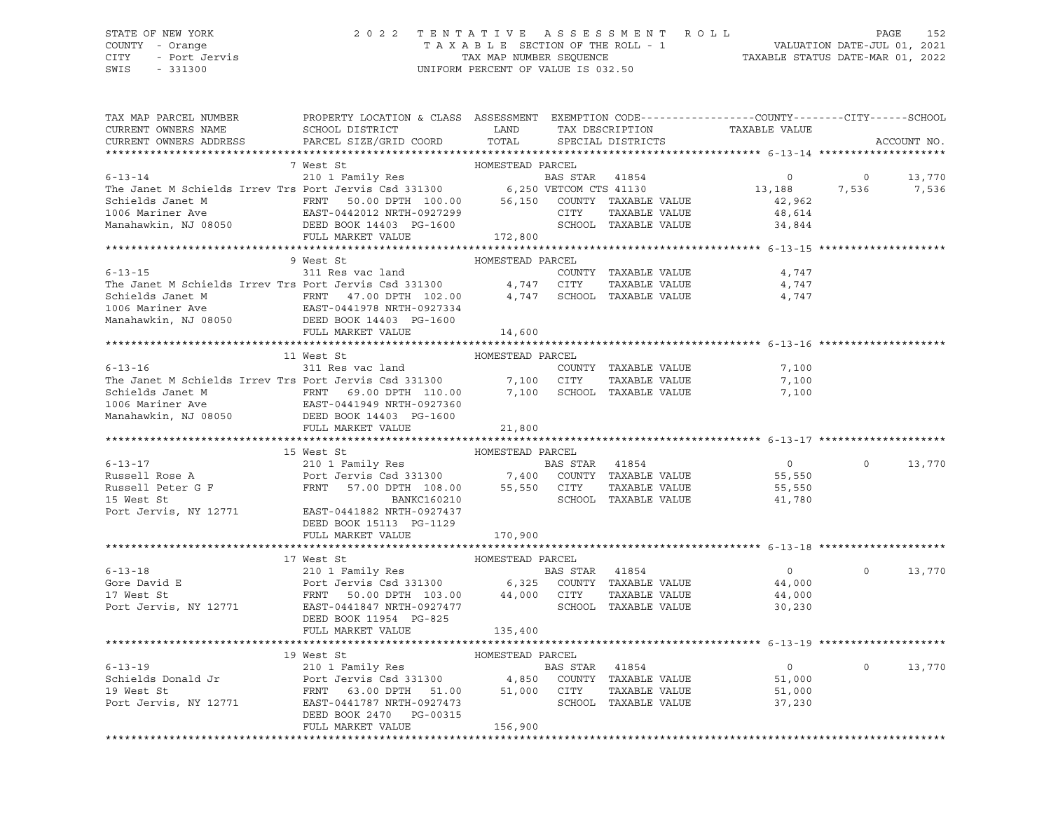STATE OF NEW YORK 2 0 2 2 T E N T A T I V E A S S E S S M E N T R O L L
COUNTY - Orange T A X A B L E SECTION OF THE ROLL - 1 VALUATION DATE-JUL 01, 2021
CITY - Port Jervis TAX MAP NUMBER SEQUENCE TAXABLE STATUS DATE-MAR 01, 2022
SWIS - 331300 UNIFORM PERCENT OF VALUE IS 032.50

```
TAX MAP PARCEL NUMBER         PROPERTY LOCATION & CLASS  ASSESSMENT  EXEMPTION CODE------------------COUNTY--------CITY------SCHOOL
CURRENT OWNERS NAME           SCHOOL DISTRICT               LAND      TAX DESCRIPTION            TAXABLE VALUE
CURRENT OWNERS ADDRESS        PARCEL SIZE/GRID COORD        TOTAL     SPECIAL DISTRICTS                                    ACCOUNT NO.
******************************************************************************************************* 6-13-14 ********************
                               7 West St                    HOMESTEAD PARCEL
6-13-14                        210 1 Family Res                       BAS STAR  41854               0          0      13,770
The Janet M Schields Irrev Trs Port Jervis Csd 331300        6,250 VETCOM CTS 41130          13,188      7,536       7,536
Schields Janet M               FRNT   50.00 DPTH 100.00     56,150   COUNTY  TAXABLE VALUE          42,962
1006 Mariner Ave               EAST-0442012 NRTH-0927299              CITY    TAXABLE VALUE          48,614
Manahawkin, NJ 08050           DEED BOOK 14403  PG-1600               SCHOOL  TAXABLE VALUE          34,844
                               FULL MARKET VALUE             172,800
******************************************************************************************************* 6-13-15 ********************
                               9 West St                    HOMESTEAD PARCEL
6-13-15                        311 Res vac land                       COUNTY  TAXABLE VALUE           4,747
The Janet M Schields Irrev Trs Port Jervis Csd 331300        4,747    CITY    TAXABLE VALUE           4,747
Schields Janet M               FRNT   47.00 DPTH 102.00      4,747    SCHOOL  TAXABLE VALUE           4,747
1006 Mariner Ave               EAST-0441978 NRTH-0927334
Manahawkin, NJ 08050           DEED BOOK 14403  PG-1600
                               FULL MARKET VALUE              14,600
******************************************************************************************************* 6-13-16 ********************
                               11 West St                   HOMESTEAD PARCEL
6-13-16                        311 Res vac land                       COUNTY  TAXABLE VALUE           7,100
The Janet M Schields Irrev Trs Port Jervis Csd 331300        7,100    CITY    TAXABLE VALUE           7,100
Schields Janet M               FRNT   69.00 DPTH 110.00      7,100    SCHOOL  TAXABLE VALUE           7,100
1006 Mariner Ave               EAST-0441949 NRTH-0927360
Manahawkin, NJ 08050           DEED BOOK 14403  PG-1600
                               FULL MARKET VALUE              21,800
******************************************************************************************************* 6-13-17 ********************
                               15 West St                   HOMESTEAD PARCEL
6-13-17                        210 1 Family Res                       BAS STAR  41854               0          0      13,770
Russell Rose A                 Port Jervis Csd 331300        7,400    COUNTY  TAXABLE VALUE          55,550
Russell Peter G F              FRNT   57.00 DPTH 108.00     55,550    CITY    TAXABLE VALUE          55,550
15 West St                                   BANKC160210              SCHOOL  TAXABLE VALUE          41,780
Port Jervis, NY 12771          EAST-0441882 NRTH-0927437
                               DEED BOOK 15113  PG-1129
                               FULL MARKET VALUE             170,900
******************************************************************************************************* 6-13-18 ********************
                               17 West St                   HOMESTEAD PARCEL
6-13-18                        210 1 Family Res                       BAS STAR  41854               0          0      13,770
Gore David E                   Port Jervis Csd 331300        6,325    COUNTY  TAXABLE VALUE          44,000
17 West St                     FRNT   50.00 DPTH 103.00     44,000    CITY    TAXABLE VALUE          44,000
Port Jervis, NY 12771          EAST-0441847 NRTH-0927477              SCHOOL  TAXABLE VALUE          30,230
                               DEED BOOK 11954  PG-825
                               FULL MARKET VALUE             135,400
******************************************************************************************************* 6-13-19 ********************
                               19 West St                   HOMESTEAD PARCEL
6-13-19                        210 1 Family Res                       BAS STAR  41854               0          0      13,770
Schields Donald Jr             Port Jervis Csd 331300        4,850    COUNTY  TAXABLE VALUE          51,000
19 West St                     FRNT   63.00 DPTH  51.00     51,000    CITY    TAXABLE VALUE          51,000
Port Jervis, NY 12771          EAST-0441787 NRTH-0927473              SCHOOL  TAXABLE VALUE          37,230
                               DEED BOOK 2470   PG-00315
                               FULL MARKET VALUE             156,900
************************************************************************************************************************************
```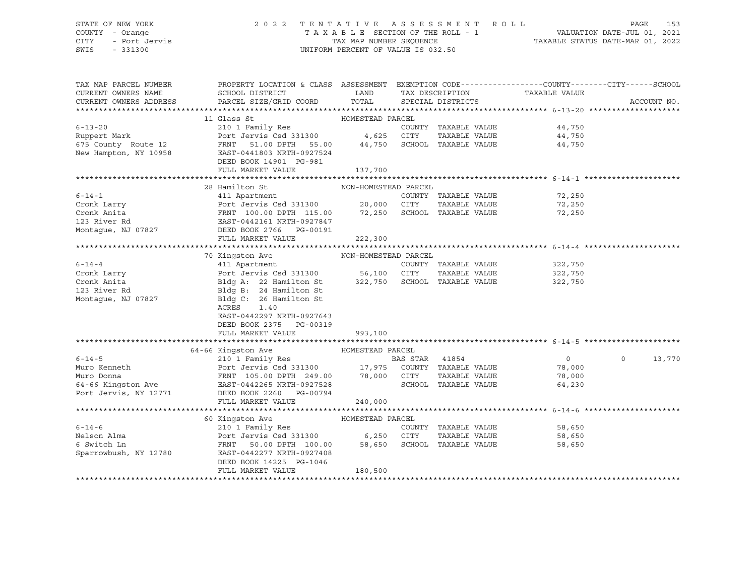STATE OF NEW YORK — 2022 TENTATIVE ASSESSMENT ROLL — PAGE 153
COUNTY - Orange — TAXABLE SECTION OF THE ROLL - 1 — VALUATION DATE-JUL 01, 2021
CITY - Port Jervis — TAX MAP NUMBER SEQUENCE — TAXABLE STATUS DATE-MAR 01, 2022
SWIS - 331300 — UNIFORM PERCENT OF VALUE IS 032.50

| TAX MAP PARCEL NUMBER / CURRENT OWNERS NAME / CURRENT OWNERS ADDRESS | PROPERTY LOCATION & CLASS / SCHOOL DISTRICT / PARCEL SIZE/GRID COORD | ASSESSMENT LAND / TOTAL | EXEMPTION CODE / TAX DESCRIPTION / SPECIAL DISTRICTS | COUNTY TAXABLE VALUE | CITY | SCHOOL | ACCOUNT NO. |
|---|---|---|---|---|---|---|---|
| **6-13-20** | 11 Glass St — HOMESTEAD PARCEL | | | | | | |
| 6-13-20 | 210 1 Family Res | | COUNTY TAXABLE VALUE | 44,750 | | | |
| Ruppert Mark | Port Jervis Csd 331300 | 4,625 | CITY TAXABLE VALUE | 44,750 | | | |
| 675 County Route 12 | FRNT 51.00 DPTH 55.00 | 44,750 | SCHOOL TAXABLE VALUE | 44,750 | | | |
| New Hampton, NY 10958 | EAST-0441803 NRTH-0927524 | | | | | | |
| | DEED BOOK 14901 PG-981 | | | | | | |
| | FULL MARKET VALUE | 137,700 | | | | | |
| **6-14-1** | 28 Hamilton St — NON-HOMESTEAD PARCEL | | | | | | |
| 6-14-1 | 411 Apartment | | COUNTY TAXABLE VALUE | 72,250 | | | |
| Cronk Larry | Port Jervis Csd 331300 | 20,000 | CITY TAXABLE VALUE | 72,250 | | | |
| Cronk Anita | FRNT 100.00 DPTH 115.00 | 72,250 | SCHOOL TAXABLE VALUE | 72,250 | | | |
| 123 River Rd | EAST-0442161 NRTH-0927847 | | | | | | |
| Montague, NJ 07827 | DEED BOOK 2766 PG-00191 | | | | | | |
| | FULL MARKET VALUE | 222,300 | | | | | |
| **6-14-4** | 70 Kingston Ave — NON-HOMESTEAD PARCEL | | | | | | |
| 6-14-4 | 411 Apartment | | COUNTY TAXABLE VALUE | 322,750 | | | |
| Cronk Larry | Port Jervis Csd 331300 | 56,100 | CITY TAXABLE VALUE | 322,750 | | | |
| Cronk Anita | Bldg A: 22 Hamilton St | 322,750 | SCHOOL TAXABLE VALUE | 322,750 | | | |
| 123 River Rd | Bldg B: 24 Hamilton St | | | | | | |
| Montague, NJ 07827 | Bldg C: 26 Hamilton St | | | | | | |
| | ACRES 1.40 | | | | | | |
| | EAST-0442297 NRTH-0927643 | | | | | | |
| | DEED BOOK 2375 PG-00319 | | | | | | |
| | FULL MARKET VALUE | 993,100 | | | | | |
| **6-14-5** | 64-66 Kingston Ave — HOMESTEAD PARCEL | | | | | | |
| 6-14-5 | 210 1 Family Res | | BAS STAR 41854 | 0 | 0 | 13,770 | |
| Muro Kenneth | Port Jervis Csd 331300 | 17,975 | COUNTY TAXABLE VALUE | 78,000 | | | |
| Muro Donna | FRNT 105.00 DPTH 249.00 | 78,000 | CITY TAXABLE VALUE | 78,000 | | | |
| 64-66 Kingston Ave | EAST-0442265 NRTH-0927528 | | SCHOOL TAXABLE VALUE | 64,230 | | | |
| Port Jervis, NY 12771 | DEED BOOK 2260 PG-00794 | | | | | | |
| | FULL MARKET VALUE | 240,000 | | | | | |
| **6-14-6** | 60 Kingston Ave — HOMESTEAD PARCEL | | | | | | |
| 6-14-6 | 210 1 Family Res | | COUNTY TAXABLE VALUE | 58,650 | | | |
| Nelson Alma | Port Jervis Csd 331300 | 6,250 | CITY TAXABLE VALUE | 58,650 | | | |
| 6 Switch Ln | FRNT 50.00 DPTH 100.00 | 58,650 | SCHOOL TAXABLE VALUE | 58,650 | | | |
| Sparrowbush, NY 12780 | EAST-0442277 NRTH-0927408 | | | | | | |
| | DEED BOOK 14225 PG-1046 | | | | | | |
| | FULL MARKET VALUE | 180,500 | | | | | |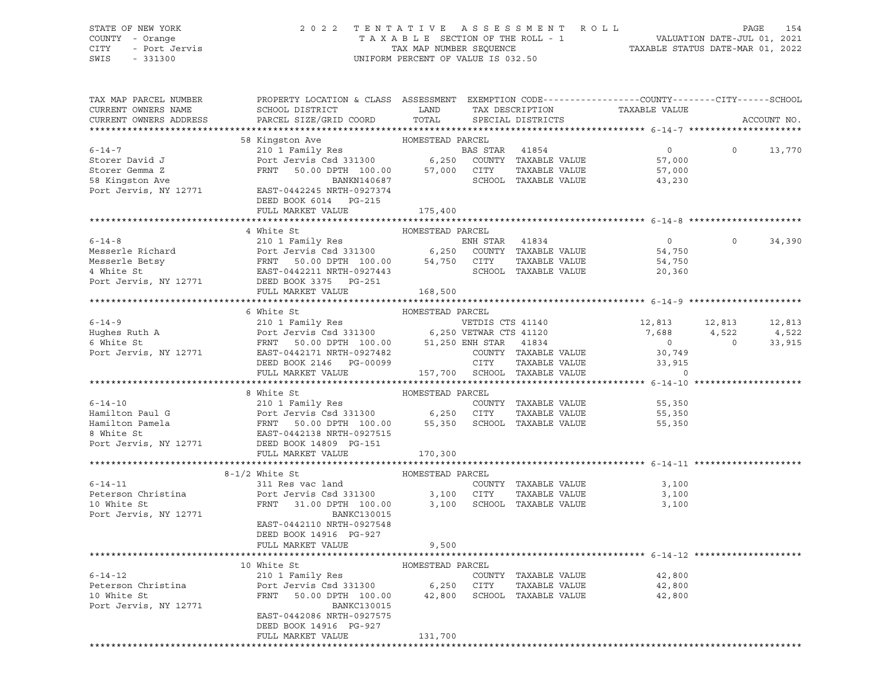STATE OF NEW YORK — 2022 TENTATIVE ASSESSMENT ROLL
COUNTY - Orange — TAXABLE SECTION OF THE ROLL - 1 — VALUATION DATE-JUL 01, 2021
CITY - Port Jervis — TAX MAP NUMBER SEQUENCE — TAXABLE STATUS DATE-MAR 01, 2022
SWIS - 331300 — UNIFORM PERCENT OF VALUE IS 032.50

| TAX MAP PARCEL NUMBER / CURRENT OWNERS NAME / CURRENT OWNERS ADDRESS | PROPERTY LOCATION & CLASS / SCHOOL DISTRICT / PARCEL SIZE/GRID COORD | ASSESSMENT LAND / TOTAL | EXEMPTION CODE / TAX DESCRIPTION / SPECIAL DISTRICTS | COUNTY TAXABLE VALUE | CITY | SCHOOL |
|---|---|---|---|---|---|---|
| **6-14-7** | 58 Kingston Ave | HOMESTEAD PARCEL | | | | |
| 6-14-7 | 210 1 Family Res | | BAS STAR 41854 | 0 | 0 | 13,770 |
| Storer David J | Port Jervis Csd 331300 | 6,250 | COUNTY TAXABLE VALUE | 57,000 | | |
| Storer Gemma Z | FRNT 50.00 DPTH 100.00 | 57,000 | CITY TAXABLE VALUE | 57,000 | | |
| 58 Kingston Ave | BANKN140687 | | SCHOOL TAXABLE VALUE | 43,230 | | |
| Port Jervis, NY 12771 | EAST-0442245 NRTH-0927374 | | | | | |
| | DEED BOOK 6014 PG-215 | | | | | |
| | FULL MARKET VALUE | 175,400 | | | | |
| **6-14-8** | 4 White St | HOMESTEAD PARCEL | | | | |
| 6-14-8 | 210 1 Family Res | | ENH STAR 41834 | 0 | 0 | 34,390 |
| Messerle Richard | Port Jervis Csd 331300 | 6,250 | COUNTY TAXABLE VALUE | 54,750 | | |
| Messerle Betsy | FRNT 50.00 DPTH 100.00 | 54,750 | CITY TAXABLE VALUE | 54,750 | | |
| 4 White St | EAST-0442211 NRTH-0927443 | | SCHOOL TAXABLE VALUE | 20,360 | | |
| Port Jervis, NY 12771 | DEED BOOK 3375 PG-251 | | | | | |
| | FULL MARKET VALUE | 168,500 | | | | |
| **6-14-9** | 6 White St | HOMESTEAD PARCEL | | | | |
| 6-14-9 | 210 1 Family Res | | VETDIS CTS 41140 | 12,813 | 12,813 | 12,813 |
| Hughes Ruth A | Port Jervis Csd 331300 | 6,250 | VETWAR CTS 41120 | 7,688 | 4,522 | 4,522 |
| 6 White St | FRNT 50.00 DPTH 100.00 | 51,250 | ENH STAR 41834 | 0 | 0 | 33,915 |
| Port Jervis, NY 12771 | EAST-0442171 NRTH-0927482 | | COUNTY TAXABLE VALUE | 30,749 | | |
| | DEED BOOK 2146 PG-00099 | | CITY TAXABLE VALUE | 33,915 | | |
| | FULL MARKET VALUE | 157,700 | SCHOOL TAXABLE VALUE | 0 | | |
| **6-14-10** | 8 White St | HOMESTEAD PARCEL | | | | |
| 6-14-10 | 210 1 Family Res | | COUNTY TAXABLE VALUE | 55,350 | | |
| Hamilton Paul G | Port Jervis Csd 331300 | 6,250 | CITY TAXABLE VALUE | 55,350 | | |
| Hamilton Pamela | FRNT 50.00 DPTH 100.00 | 55,350 | SCHOOL TAXABLE VALUE | 55,350 | | |
| 8 White St | EAST-0442138 NRTH-0927515 | | | | | |
| Port Jervis, NY 12771 | DEED BOOK 14809 PG-151 | | | | | |
| | FULL MARKET VALUE | 170,300 | | | | |
| **6-14-11** | 8-1/2 White St | HOMESTEAD PARCEL | | | | |
| 6-14-11 | 311 Res vac land | | COUNTY TAXABLE VALUE | 3,100 | | |
| Peterson Christina | Port Jervis Csd 331300 | 3,100 | CITY TAXABLE VALUE | 3,100 | | |
| 10 White St | FRNT 31.00 DPTH 100.00 | 3,100 | SCHOOL TAXABLE VALUE | 3,100 | | |
| Port Jervis, NY 12771 | BANKC130015 | | | | | |
| | EAST-0442110 NRTH-0927548 | | | | | |
| | DEED BOOK 14916 PG-927 | | | | | |
| | FULL MARKET VALUE | 9,500 | | | | |
| **6-14-12** | 10 White St | HOMESTEAD PARCEL | | | | |
| 6-14-12 | 210 1 Family Res | | COUNTY TAXABLE VALUE | 42,800 | | |
| Peterson Christina | Port Jervis Csd 331300 | 6,250 | CITY TAXABLE VALUE | 42,800 | | |
| 10 White St | FRNT 50.00 DPTH 100.00 | 42,800 | SCHOOL TAXABLE VALUE | 42,800 | | |
| Port Jervis, NY 12771 | BANKC130015 | | | | | |
| | EAST-0442086 NRTH-0927575 | | | | | |
| | DEED BOOK 14916 PG-927 | | | | | |
| | FULL MARKET VALUE | 131,700 | | | | |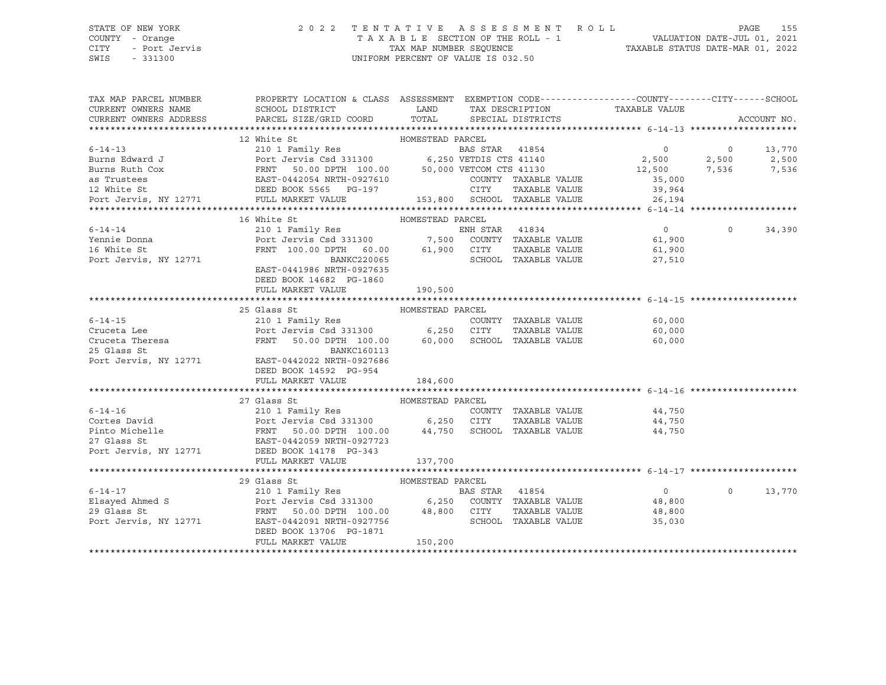STATE OF NEW YORK
COUNTY - Orange
CITY - Port Jervis
SWIS - 331300

2022 TENTATIVE ASSESSMENT ROLL
TAXABLE SECTION OF THE ROLL - 1
TAX MAP NUMBER SEQUENCE
UNIFORM PERCENT OF VALUE IS 032.50

VALUATION DATE-JUL 01, 2021
TAXABLE STATUS DATE-MAR 01, 2022

| TAX MAP PARCEL NUMBER / CURRENT OWNERS NAME / CURRENT OWNERS ADDRESS | PROPERTY LOCATION & CLASS / SCHOOL DISTRICT / PARCEL SIZE/GRID COORD | ASSESSMENT LAND / TOTAL | EXEMPTION CODE / TAX DESCRIPTION / SPECIAL DISTRICTS | COUNTY TAXABLE VALUE | CITY | SCHOOL | ACCOUNT NO. |
|---|---|---|---|---|---|---|---|
| **6-14-13** | 12 White St — HOMESTEAD PARCEL | | | | | | |
| 6-14-13 | 210 1 Family Res | | BAS STAR 41854 | 0 | 0 | 13,770 | |
| Burns Edward J | Port Jervis Csd 331300 | 6,250 | VETDIS CTS 41140 | 2,500 | 2,500 | 2,500 | |
| Burns Ruth Cox | FRNT 50.00 DPTH 100.00 | 50,000 | VETCOM CTS 41130 | 12,500 | 7,536 | 7,536 | |
| as Trustees | EAST-0442054 NRTH-0927610 | | COUNTY TAXABLE VALUE | 35,000 | | | |
| 12 White St | DEED BOOK 5565 PG-197 | | CITY TAXABLE VALUE | 39,964 | | | |
| Port Jervis, NY 12771 | FULL MARKET VALUE | 153,800 | SCHOOL TAXABLE VALUE | 26,194 | | | |
| **6-14-14** | 16 White St — HOMESTEAD PARCEL | | | | | | |
| 6-14-14 | 210 1 Family Res | | ENH STAR 41834 | 0 | 0 | 34,390 | |
| Yennie Donna | Port Jervis Csd 331300 | 7,500 | COUNTY TAXABLE VALUE | 61,900 | | | |
| 16 White St | FRNT 100.00 DPTH 60.00 | 61,900 | CITY TAXABLE VALUE | 61,900 | | | |
| Port Jervis, NY 12771 | BANKC220065 | | SCHOOL TAXABLE VALUE | 27,510 | | | |
| | EAST-0441986 NRTH-0927635 | | | | | | |
| | DEED BOOK 14682 PG-1860 | | | | | | |
| | FULL MARKET VALUE | 190,500 | | | | | |
| **6-14-15** | 25 Glass St — HOMESTEAD PARCEL | | | | | | |
| 6-14-15 | 210 1 Family Res | | COUNTY TAXABLE VALUE | 60,000 | | | |
| Cruceta Lee | Port Jervis Csd 331300 | 6,250 | CITY TAXABLE VALUE | 60,000 | | | |
| Cruceta Theresa | FRNT 50.00 DPTH 100.00 | 60,000 | SCHOOL TAXABLE VALUE | 60,000 | | | |
| 25 Glass St | BANKC160113 | | | | | | |
| Port Jervis, NY 12771 | EAST-0442022 NRTH-0927686 | | | | | | |
| | DEED BOOK 14592 PG-954 | | | | | | |
| | FULL MARKET VALUE | 184,600 | | | | | |
| **6-14-16** | 27 Glass St — HOMESTEAD PARCEL | | | | | | |
| 6-14-16 | 210 1 Family Res | | COUNTY TAXABLE VALUE | 44,750 | | | |
| Cortes David | Port Jervis Csd 331300 | 6,250 | CITY TAXABLE VALUE | 44,750 | | | |
| Pinto Michelle | FRNT 50.00 DPTH 100.00 | 44,750 | SCHOOL TAXABLE VALUE | 44,750 | | | |
| 27 Glass St | EAST-0442059 NRTH-0927723 | | | | | | |
| Port Jervis, NY 12771 | DEED BOOK 14178 PG-343 | | | | | | |
| | FULL MARKET VALUE | 137,700 | | | | | |
| **6-14-17** | 29 Glass St — HOMESTEAD PARCEL | | | | | | |
| 6-14-17 | 210 1 Family Res | | BAS STAR 41854 | 0 | 0 | 13,770 | |
| Elsayed Ahmed S | Port Jervis Csd 331300 | 6,250 | COUNTY TAXABLE VALUE | 48,800 | | | |
| 29 Glass St | FRNT 50.00 DPTH 100.00 | 48,800 | CITY TAXABLE VALUE | 48,800 | | | |
| Port Jervis, NY 12771 | EAST-0442091 NRTH-0927756 | | SCHOOL TAXABLE VALUE | 35,030 | | | |
| | DEED BOOK 13706 PG-1871 | | | | | | |
| | FULL MARKET VALUE | 150,200 | | | | | |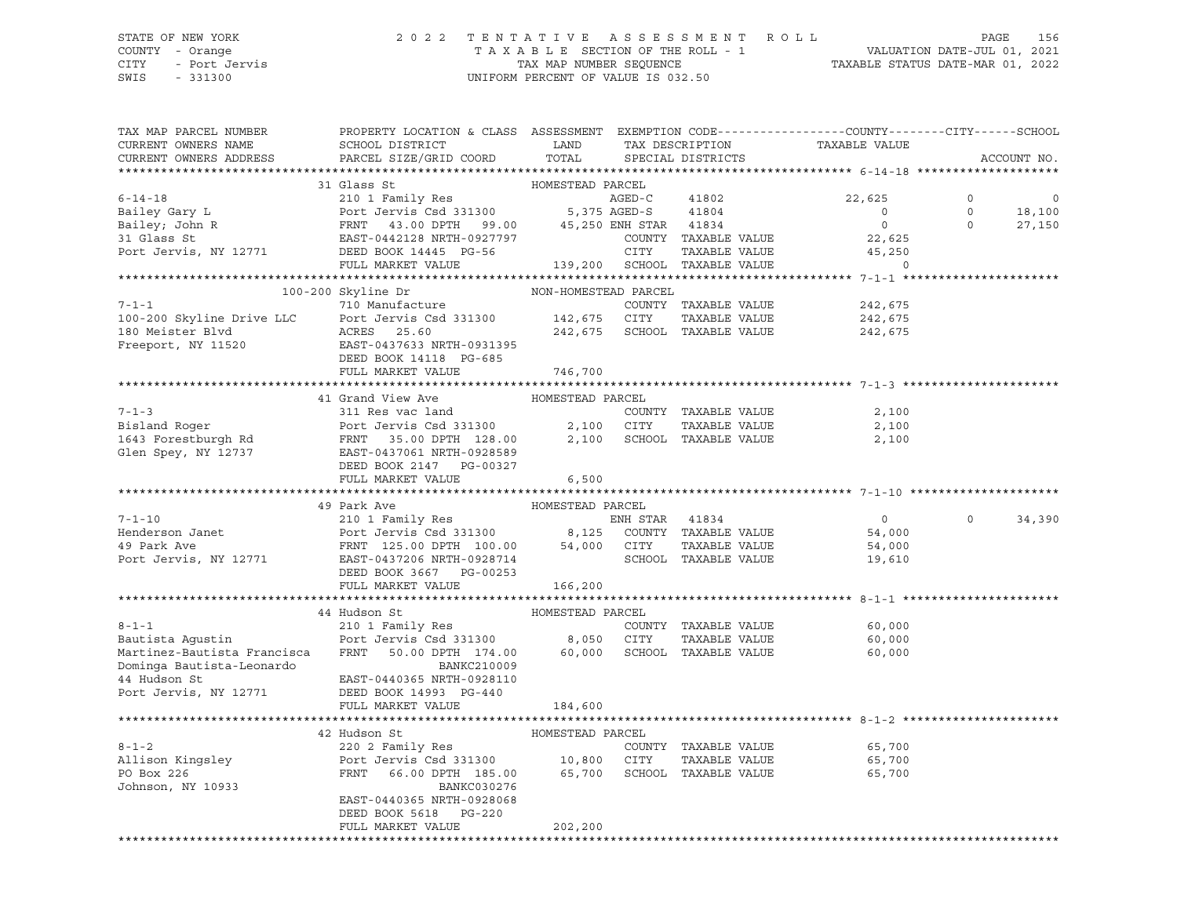STATE OF NEW YORK
COUNTY - Orange
CITY - Port Jervis
SWIS - 331300

2 0 2 2 T E N T A T I V E A S S E S S M E N T R O L L
T A X A B L E SECTION OF THE ROLL - 1
TAX MAP NUMBER SEQUENCE
UNIFORM PERCENT OF VALUE IS 032.50

VALUATION DATE-JUL 01, 2021
TAXABLE STATUS DATE-MAR 01, 2022

```
TAX MAP PARCEL NUMBER          PROPERTY LOCATION & CLASS  ASSESSMENT  EXEMPTION CODE------------------COUNTY--------CITY------SCHOOL
CURRENT OWNERS NAME            SCHOOL DISTRICT              LAND      TAX DESCRIPTION              TAXABLE VALUE
CURRENT OWNERS ADDRESS         PARCEL SIZE/GRID COORD       TOTAL     SPECIAL DISTRICTS                                   ACCOUNT NO.
******************************************************************************************************* 6-14-18 ********************
                   31 Glass St                             HOMESTEAD PARCEL
6-14-18                        210 1 Family Res                  AGED-C    41802           22,625            0              0
Bailey Gary L                  Port Jervis Csd 331300     5,375 AGED-S    41804                0            0         18,100
Bailey; John R                 FRNT   43.00 DPTH   99.00 45,250 ENH STAR  41834                0            0         27,150
31 Glass St                    EAST-0442128 NRTH-0927797          COUNTY  TAXABLE VALUE     22,625
Port Jervis, NY 12771          DEED BOOK 14445  PG-56             CITY    TAXABLE VALUE     45,250
                               FULL MARKET VALUE           139,200 SCHOOL  TAXABLE VALUE          0
******************************************************************************************************* 7-1-1 **********************
                100-200 Skyline Dr                         NON-HOMESTEAD PARCEL
7-1-1                          710 Manufacture                    COUNTY  TAXABLE VALUE    242,675
100-200 Skyline Drive LLC      Port Jervis Csd 331300   142,675   CITY    TAXABLE VALUE    242,675
180 Meister Blvd               ACRES   25.60            242,675   SCHOOL  TAXABLE VALUE    242,675
Freeport, NY 11520             EAST-0437633 NRTH-0931395
                               DEED BOOK 14118  PG-685
                               FULL MARKET VALUE           746,700
******************************************************************************************************* 7-1-3 **********************
                   41 Grand View Ave                       HOMESTEAD PARCEL
7-1-3                          311 Res vac land                   COUNTY  TAXABLE VALUE      2,100
Bisland Roger                  Port Jervis Csd 331300     2,100   CITY    TAXABLE VALUE      2,100
1643 Forestburgh Rd            FRNT   35.00 DPTH  128.00  2,100   SCHOOL  TAXABLE VALUE      2,100
Glen Spey, NY 12737            EAST-0437061 NRTH-0928589
                               DEED BOOK 2147   PG-00327
                               FULL MARKET VALUE             6,500
******************************************************************************************************* 7-1-10 *********************
                   49 Park Ave                             HOMESTEAD PARCEL
7-1-10                         210 1 Family Res                  ENH STAR  41834                0            0         34,390
Henderson Janet                Port Jervis Csd 331300     8,125   COUNTY  TAXABLE VALUE     54,000
49 Park Ave                    FRNT  125.00 DPTH  100.00 54,000   CITY    TAXABLE VALUE     54,000
Port Jervis, NY 12771          EAST-0437206 NRTH-0928714          SCHOOL  TAXABLE VALUE     19,610
                               DEED BOOK 3667   PG-00253
                               FULL MARKET VALUE           166,200
******************************************************************************************************* 8-1-1 **********************
                   44 Hudson St                            HOMESTEAD PARCEL
8-1-1                          210 1 Family Res                   COUNTY  TAXABLE VALUE     60,000
Bautista Agustin               Port Jervis Csd 331300     8,050   CITY    TAXABLE VALUE     60,000
Martinez-Bautista Francisca    FRNT   50.00 DPTH  174.00 60,000   SCHOOL  TAXABLE VALUE     60,000
Dominga Bautista-Leonardo                    BANKC210009
44 Hudson St                   EAST-0440365 NRTH-0928110
Port Jervis, NY 12771          DEED BOOK 14993  PG-440
                               FULL MARKET VALUE           184,600
******************************************************************************************************* 8-1-2 **********************
                   42 Hudson St                            HOMESTEAD PARCEL
8-1-2                          220 2 Family Res                   COUNTY  TAXABLE VALUE     65,700
Allison Kingsley               Port Jervis Csd 331300    10,800   CITY    TAXABLE VALUE     65,700
PO Box 226                     FRNT   66.00 DPTH  185.00 65,700   SCHOOL  TAXABLE VALUE     65,700
Johnson, NY 10933                            BANKC030276
                               EAST-0440365 NRTH-0928068
                               DEED BOOK 5618   PG-220
                               FULL MARKET VALUE           202,200
************************************************************************************************************************************
```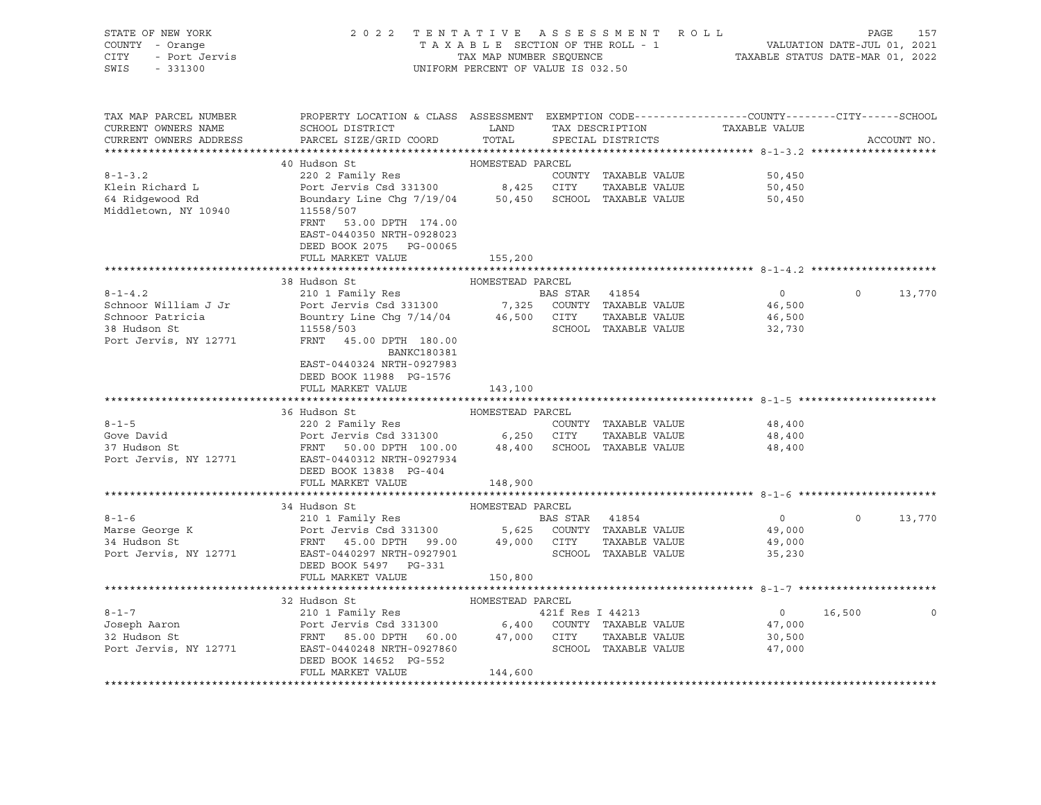STATE OF NEW YORK
COUNTY - Orange
CITY - Port Jervis
SWIS - 331300

2 0 2 2 T E N T A T I V E A S S E S S M E N T R O L L
T A X A B L E SECTION OF THE ROLL - 1
TAX MAP NUMBER SEQUENCE
UNIFORM PERCENT OF VALUE IS 032.50

VALUATION DATE-JUL 01, 2021
TAXABLE STATUS DATE-MAR 01, 2022

| TAX MAP PARCEL NUMBER / CURRENT OWNERS NAME / CURRENT OWNERS ADDRESS | PROPERTY LOCATION & CLASS / SCHOOL DISTRICT / PARCEL SIZE/GRID COORD | ASSESSMENT LAND / TOTAL | EXEMPTION CODE / TAX DESCRIPTION / SPECIAL DISTRICTS | COUNTY | CITY | SCHOOL / TAXABLE VALUE | ACCOUNT NO. |
|---|---|---|---|---|---|---|---|
| **8-1-3.2** | 40 Hudson St | HOMESTEAD PARCEL | | | | | |
| 8-1-3.2 | 220 2 Family Res | | COUNTY TAXABLE VALUE | 50,450 | | | |
| Klein Richard L | Port Jervis Csd 331300 | 8,425 | CITY TAXABLE VALUE | | 50,450 | | |
| 64 Ridgewood Rd | Boundary Line Chg 7/19/04 | 50,450 | SCHOOL TAXABLE VALUE | | | 50,450 | |
| Middletown, NY 10940 | 11558/507 | | | | | | |
| | FRNT 53.00 DPTH 174.00 | | | | | | |
| | EAST-0440350 NRTH-0928023 | | | | | | |
| | DEED BOOK 2075 PG-00065 | | | | | | |
| | FULL MARKET VALUE | 155,200 | | | | | |
| **8-1-4.2** | 38 Hudson St | HOMESTEAD PARCEL | | | | | |
| 8-1-4.2 | 210 1 Family Res | | BAS STAR 41854 | 0 | 0 | 13,770 | |
| Schnoor William J Jr | Port Jervis Csd 331300 | 7,325 | COUNTY TAXABLE VALUE | 46,500 | | | |
| Schnoor Patricia | Bountry Line Chg 7/14/04 | 46,500 | CITY TAXABLE VALUE | | 46,500 | | |
| 38 Hudson St | 11558/503 | | SCHOOL TAXABLE VALUE | | | 32,730 | |
| Port Jervis, NY 12771 | FRNT 45.00 DPTH 180.00 | | | | | | |
| | BANKC180381 | | | | | | |
| | EAST-0440324 NRTH-0927983 | | | | | | |
| | DEED BOOK 11988 PG-1576 | | | | | | |
| | FULL MARKET VALUE | 143,100 | | | | | |
| **8-1-5** | 36 Hudson St | HOMESTEAD PARCEL | | | | | |
| 8-1-5 | 220 2 Family Res | | COUNTY TAXABLE VALUE | 48,400 | | | |
| Gove David | Port Jervis Csd 331300 | 6,250 | CITY TAXABLE VALUE | | 48,400 | | |
| 37 Hudson St | FRNT 50.00 DPTH 100.00 | 48,400 | SCHOOL TAXABLE VALUE | | | 48,400 | |
| Port Jervis, NY 12771 | EAST-0440312 NRTH-0927934 | | | | | | |
| | DEED BOOK 13838 PG-404 | | | | | | |
| | FULL MARKET VALUE | 148,900 | | | | | |
| **8-1-6** | 34 Hudson St | HOMESTEAD PARCEL | | | | | |
| 8-1-6 | 210 1 Family Res | | BAS STAR 41854 | 0 | 0 | 13,770 | |
| Marse George K | Port Jervis Csd 331300 | 5,625 | COUNTY TAXABLE VALUE | 49,000 | | | |
| 34 Hudson St | FRNT 45.00 DPTH 99.00 | 49,000 | CITY TAXABLE VALUE | | 49,000 | | |
| Port Jervis, NY 12771 | EAST-0440297 NRTH-0927901 | | SCHOOL TAXABLE VALUE | | | 35,230 | |
| | DEED BOOK 5497 PG-331 | | | | | | |
| | FULL MARKET VALUE | 150,800 | | | | | |
| **8-1-7** | 32 Hudson St | HOMESTEAD PARCEL | | | | | |
| 8-1-7 | 210 1 Family Res | | 421f Res I 44213 | 0 | 16,500 | 0 | |
| Joseph Aaron | Port Jervis Csd 331300 | 6,400 | COUNTY TAXABLE VALUE | 47,000 | | | |
| 32 Hudson St | FRNT 85.00 DPTH 60.00 | 47,000 | CITY TAXABLE VALUE | | 30,500 | | |
| Port Jervis, NY 12771 | EAST-0440248 NRTH-0927860 | | SCHOOL TAXABLE VALUE | | | 47,000 | |
| | DEED BOOK 14652 PG-552 | | | | | | |
| | FULL MARKET VALUE | 144,600 | | | | | |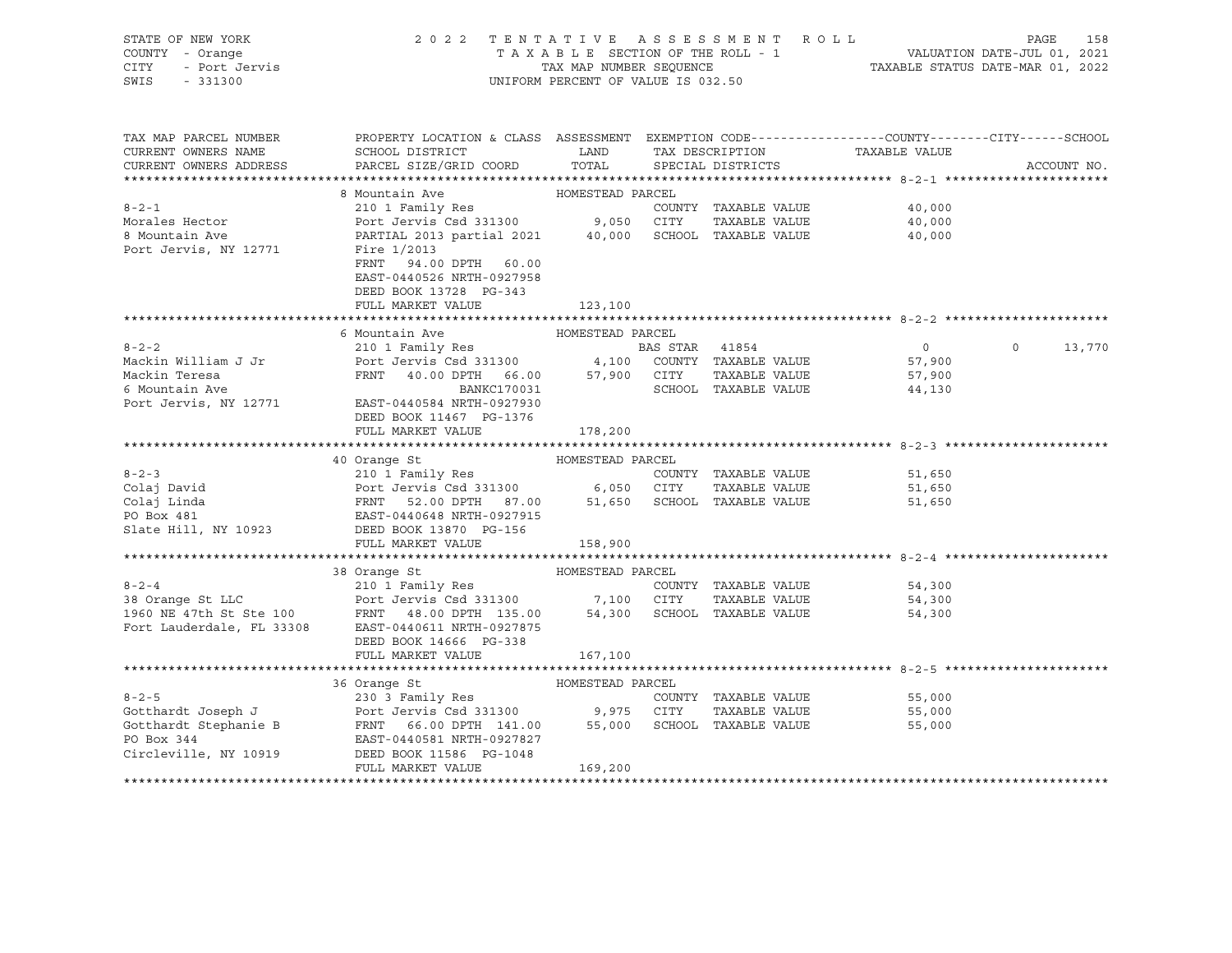STATE OF NEW YORK | COUNTY - Orange | CITY - Port Jervis | SWIS - 331300

**2022 TENTATIVE ASSESSMENT ROLL**
TAXABLE SECTION OF THE ROLL - 1
TAX MAP NUMBER SEQUENCE
UNIFORM PERCENT OF VALUE IS 032.50

VALUATION DATE-JUL 01, 2021
TAXABLE STATUS DATE-MAR 01, 2022

| TAX MAP PARCEL NUMBER / CURRENT OWNERS NAME / CURRENT OWNERS ADDRESS | PROPERTY LOCATION & CLASS / SCHOOL DISTRICT / PARCEL SIZE/GRID COORD | ASSESSMENT LAND | TOTAL | EXEMPTION CODE / TAX DESCRIPTION / SPECIAL DISTRICTS | COUNTY TAXABLE VALUE | CITY | SCHOOL | ACCOUNT NO. |
|---|---|---|---|---|---|---|---|---|
| **8-2-1** | 8 Mountain Ave — HOMESTEAD PARCEL | | | | | | | |
| Morales Hector | 210 1 Family Res | | | COUNTY TAXABLE VALUE | 40,000 | | | |
| 8 Mountain Ave | Port Jervis Csd 331300 | 9,050 | | CITY TAXABLE VALUE | 40,000 | | | |
| Port Jervis, NY 12771 | PARTIAL 2013 partial 2021 | | 40,000 | SCHOOL TAXABLE VALUE | 40,000 | | | |
| | Fire 1/2013 | | | | | | | |
| | FRNT 94.00 DPTH 60.00 | | | | | | | |
| | EAST-0440526 NRTH-0927958 | | | | | | | |
| | DEED BOOK 13728 PG-343 | | | | | | | |
| | FULL MARKET VALUE | | 123,100 | | | | | |
| **8-2-2** | 6 Mountain Ave — HOMESTEAD PARCEL | | | | | | | |
| Mackin William J Jr | 210 1 Family Res | | | BAS STAR 41854 | 0 | 0 | 13,770 | |
| Mackin Teresa | Port Jervis Csd 331300 | 4,100 | | COUNTY TAXABLE VALUE | 57,900 | | | |
| 6 Mountain Ave | FRNT 40.00 DPTH 66.00 | | 57,900 | CITY TAXABLE VALUE | 57,900 | | | |
| Port Jervis, NY 12771 | BANKC170031 | | | SCHOOL TAXABLE VALUE | 44,130 | | | |
| | EAST-0440584 NRTH-0927930 | | | | | | | |
| | DEED BOOK 11467 PG-1376 | | | | | | | |
| | FULL MARKET VALUE | | 178,200 | | | | | |
| **8-2-3** | 40 Orange St — HOMESTEAD PARCEL | | | | | | | |
| Colaj David | 210 1 Family Res | | | COUNTY TAXABLE VALUE | 51,650 | | | |
| Colaj Linda | Port Jervis Csd 331300 | 6,050 | | CITY TAXABLE VALUE | 51,650 | | | |
| PO Box 481 | FRNT 52.00 DPTH 87.00 | | 51,650 | SCHOOL TAXABLE VALUE | 51,650 | | | |
| Slate Hill, NY 10923 | EAST-0440648 NRTH-0927915 | | | | | | | |
| | DEED BOOK 13870 PG-156 | | | | | | | |
| | FULL MARKET VALUE | | 158,900 | | | | | |
| **8-2-4** | 38 Orange St — HOMESTEAD PARCEL | | | | | | | |
| 38 Orange St LLC | 210 1 Family Res | | | COUNTY TAXABLE VALUE | 54,300 | | | |
| 1960 NE 47th St Ste 100 | Port Jervis Csd 331300 | 7,100 | | CITY TAXABLE VALUE | 54,300 | | | |
| Fort Lauderdale, FL 33308 | FRNT 48.00 DPTH 135.00 | | 54,300 | SCHOOL TAXABLE VALUE | 54,300 | | | |
| | EAST-0440611 NRTH-0927875 | | | | | | | |
| | DEED BOOK 14666 PG-338 | | | | | | | |
| | FULL MARKET VALUE | | 167,100 | | | | | |
| **8-2-5** | 36 Orange St — HOMESTEAD PARCEL | | | | | | | |
| Gotthardt Joseph J | 230 3 Family Res | | | COUNTY TAXABLE VALUE | 55,000 | | | |
| Gotthardt Stephanie B | Port Jervis Csd 331300 | 9,975 | | CITY TAXABLE VALUE | 55,000 | | | |
| PO Box 344 | FRNT 66.00 DPTH 141.00 | | 55,000 | SCHOOL TAXABLE VALUE | 55,000 | | | |
| Circleville, NY 10919 | EAST-0440581 NRTH-0927827 | | | | | | | |
| | DEED BOOK 11586 PG-1048 | | | | | | | |
| | FULL MARKET VALUE | | 169,200 | | | | | |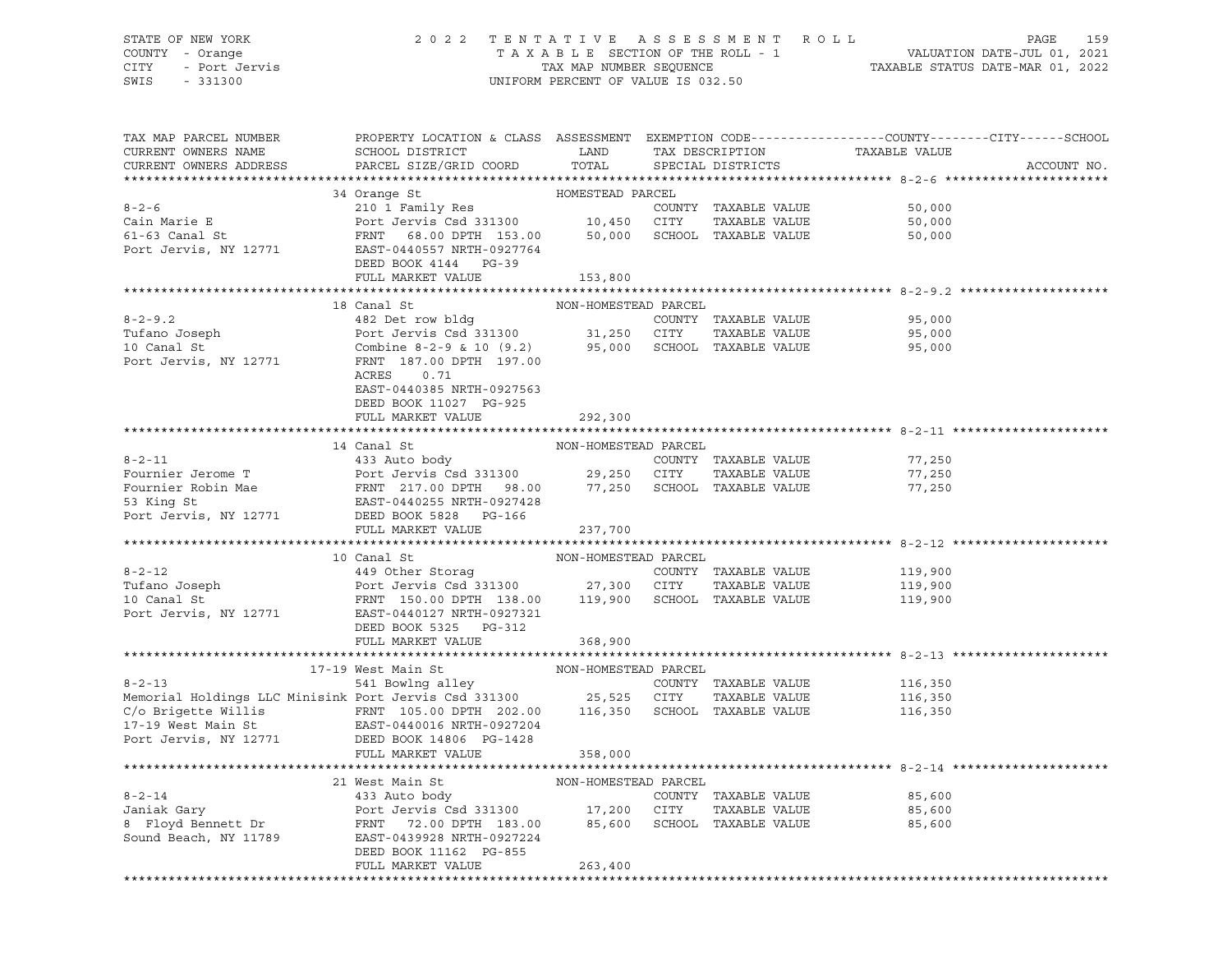STATE OF NEW YORK — COUNTY - Orange — CITY - Port Jervis — SWIS - 331300

# 2022 TENTATIVE ASSESSMENT ROLL

TAXABLE SECTION OF THE ROLL - 1 — TAX MAP NUMBER SEQUENCE — UNIFORM PERCENT OF VALUE IS 032.50

VALUATION DATE-JUL 01, 2021 — TAXABLE STATUS DATE-MAR 01, 2022

| TAX MAP PARCEL NUMBER / CURRENT OWNERS NAME / CURRENT OWNERS ADDRESS | PROPERTY LOCATION & CLASS / SCHOOL DISTRICT / PARCEL SIZE/GRID COORD | ASSESSMENT LAND | TOTAL | EXEMPTION CODE / TAX DESCRIPTION / SPECIAL DISTRICTS | TAXABLE VALUE (COUNTY / CITY / SCHOOL) | ACCOUNT NO. |
|---|---|---|---|---|---|---|
| **8-2-6** | 34 Orange St — HOMESTEAD PARCEL | | | | | |
| Cain Marie E | 210 1 Family Res | | | COUNTY TAXABLE VALUE | 50,000 | |
| 61-63 Canal St | Port Jervis Csd 331300 | 10,450 | | CITY TAXABLE VALUE | 50,000 | |
| Port Jervis, NY 12771 | FRNT 68.00 DPTH 153.00 | | 50,000 | SCHOOL TAXABLE VALUE | 50,000 | |
| | EAST-0440557 NRTH-0927764 | | | | | |
| | DEED BOOK 4144 PG-39 | | | | | |
| | FULL MARKET VALUE | | 153,800 | | | |
| **8-2-9.2** | 18 Canal St — NON-HOMESTEAD PARCEL | | | | | |
| Tufano Joseph | 482 Det row bldg | | | COUNTY TAXABLE VALUE | 95,000 | |
| 10 Canal St | Port Jervis Csd 331300 | 31,250 | | CITY TAXABLE VALUE | 95,000 | |
| Port Jervis, NY 12771 | Combine 8-2-9 & 10 (9.2) | | 95,000 | SCHOOL TAXABLE VALUE | 95,000 | |
| | FRNT 187.00 DPTH 197.00 | | | | | |
| | ACRES 0.71 | | | | | |
| | EAST-0440385 NRTH-0927563 | | | | | |
| | DEED BOOK 11027 PG-925 | | | | | |
| | FULL MARKET VALUE | | 292,300 | | | |
| **8-2-11** | 14 Canal St — NON-HOMESTEAD PARCEL | | | | | |
| Fournier Jerome T | 433 Auto body | | | COUNTY TAXABLE VALUE | 77,250 | |
| Fournier Robin Mae | Port Jervis Csd 331300 | 29,250 | | CITY TAXABLE VALUE | 77,250 | |
| 53 King St | FRNT 217.00 DPTH 98.00 | | 77,250 | SCHOOL TAXABLE VALUE | 77,250 | |
| Port Jervis, NY 12771 | EAST-0440255 NRTH-0927428 | | | | | |
| | DEED BOOK 5828 PG-166 | | | | | |
| | FULL MARKET VALUE | | 237,700 | | | |
| **8-2-12** | 10 Canal St — NON-HOMESTEAD PARCEL | | | | | |
| Tufano Joseph | 449 Other Storag | | | COUNTY TAXABLE VALUE | 119,900 | |
| 10 Canal St | Port Jervis Csd 331300 | 27,300 | | CITY TAXABLE VALUE | 119,900 | |
| Port Jervis, NY 12771 | FRNT 150.00 DPTH 138.00 | | 119,900 | SCHOOL TAXABLE VALUE | 119,900 | |
| | EAST-0440127 NRTH-0927321 | | | | | |
| | DEED BOOK 5325 PG-312 | | | | | |
| | FULL MARKET VALUE | | 368,900 | | | |
| **8-2-13** | 17-19 West Main St — NON-HOMESTEAD PARCEL | | | | | |
| Memorial Holdings LLC Minisink | 541 Bowlng alley | | | COUNTY TAXABLE VALUE | 116,350 | |
| C/o Brigette Willis | Port Jervis Csd 331300 | 25,525 | | CITY TAXABLE VALUE | 116,350 | |
| 17-19 West Main St | FRNT 105.00 DPTH 202.00 | | 116,350 | SCHOOL TAXABLE VALUE | 116,350 | |
| Port Jervis, NY 12771 | EAST-0440016 NRTH-0927204 | | | | | |
| | DEED BOOK 14806 PG-1428 | | | | | |
| | FULL MARKET VALUE | | 358,000 | | | |
| **8-2-14** | 21 West Main St — NON-HOMESTEAD PARCEL | | | | | |
| Janiak Gary | 433 Auto body | | | COUNTY TAXABLE VALUE | 85,600 | |
| 8 Floyd Bennett Dr | Port Jervis Csd 331300 | 17,200 | | CITY TAXABLE VALUE | 85,600 | |
| Sound Beach, NY 11789 | FRNT 72.00 DPTH 183.00 | | 85,600 | SCHOOL TAXABLE VALUE | 85,600 | |
| | EAST-0439928 NRTH-0927224 | | | | | |
| | DEED BOOK 11162 PG-855 | | | | | |
| | FULL MARKET VALUE | | 263,400 | | | |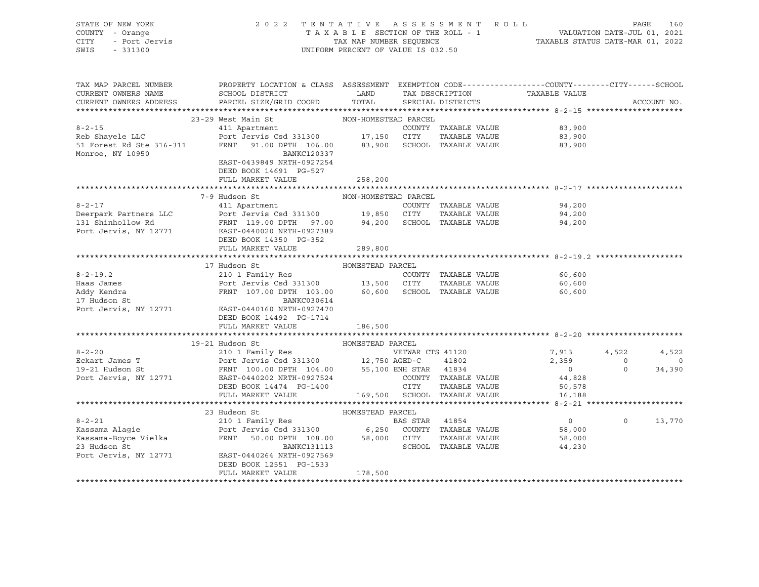STATE OF NEW YORK — 2022 TENTATIVE ASSESSMENT ROLL
COUNTY - Orange — TAXABLE SECTION OF THE ROLL - 1 — VALUATION DATE-JUL 01, 2021
CITY - Port Jervis — TAX MAP NUMBER SEQUENCE — TAXABLE STATUS DATE-MAR 01, 2022
SWIS - 331300 — UNIFORM PERCENT OF VALUE IS 032.50

| TAX MAP PARCEL NUMBER / CURRENT OWNERS NAME / CURRENT OWNERS ADDRESS | PROPERTY LOCATION & CLASS / SCHOOL DISTRICT / PARCEL SIZE/GRID COORD | ASSESSMENT LAND / TOTAL | EXEMPTION CODE / TAX DESCRIPTION / SPECIAL DISTRICTS | COUNTY TAXABLE VALUE | CITY | SCHOOL |
|---|---|---|---|---|---|---|
| **8-2-15** | 23-29 West Main St | NON-HOMESTEAD PARCEL | | | | |
| Reb Shayele LLC | 411 Apartment | | COUNTY TAXABLE VALUE | 83,900 | | |
| 51 Forest Rd Ste 316-311 | Port Jervis Csd 331300 | 17,150 | CITY TAXABLE VALUE | 83,900 | | |
| Monroe, NY 10950 | FRNT 91.00 DPTH 106.00 | 83,900 | SCHOOL TAXABLE VALUE | 83,900 | | |
| | BANKC120337 | | | | | |
| | EAST-0439849 NRTH-0927254 | | | | | |
| | DEED BOOK 14691 PG-527 | | | | | |
| | FULL MARKET VALUE | 258,200 | | | | |
| **8-2-17** | 7-9 Hudson St | NON-HOMESTEAD PARCEL | | | | |
| Deerpark Partners LLC | 411 Apartment | | COUNTY TAXABLE VALUE | 94,200 | | |
| 131 Shinhollow Rd | Port Jervis Csd 331300 | 19,850 | CITY TAXABLE VALUE | 94,200 | | |
| Port Jervis, NY 12771 | FRNT 119.00 DPTH 97.00 | 94,200 | SCHOOL TAXABLE VALUE | 94,200 | | |
| | EAST-0440020 NRTH-0927389 | | | | | |
| | DEED BOOK 14350 PG-352 | | | | | |
| | FULL MARKET VALUE | 289,800 | | | | |
| **8-2-19.2** | 17 Hudson St | HOMESTEAD PARCEL | | | | |
| Haas James | 210 1 Family Res | | COUNTY TAXABLE VALUE | 60,600 | | |
| Addy Kendra | Port Jervis Csd 331300 | 13,500 | CITY TAXABLE VALUE | 60,600 | | |
| 17 Hudson St | FRNT 107.00 DPTH 103.00 | 60,600 | SCHOOL TAXABLE VALUE | 60,600 | | |
| Port Jervis, NY 12771 | BANKC030614 | | | | | |
| | EAST-0440160 NRTH-0927470 | | | | | |
| | DEED BOOK 14492 PG-1714 | | | | | |
| | FULL MARKET VALUE | 186,500 | | | | |
| **8-2-20** | 19-21 Hudson St | HOMESTEAD PARCEL | | | | |
| Eckart James T | 210 1 Family Res | | VETWAR CTS 41120 | 7,913 | 4,522 | 4,522 |
| 19-21 Hudson St | Port Jervis Csd 331300 | 12,750 | AGED-C 41802 | 2,359 | 0 | 0 |
| Port Jervis, NY 12771 | FRNT 100.00 DPTH 104.00 | 55,100 | ENH STAR 41834 | 0 | 0 | 34,390 |
| | EAST-0440202 NRTH-0927524 | | COUNTY TAXABLE VALUE | 44,828 | | |
| | DEED BOOK 14474 PG-1400 | | CITY TAXABLE VALUE | 50,578 | | |
| | FULL MARKET VALUE | 169,500 | SCHOOL TAXABLE VALUE | 16,188 | | |
| **8-2-21** | 23 Hudson St | HOMESTEAD PARCEL | | | | |
| Kassama Alagie | 210 1 Family Res | | BAS STAR 41854 | 0 | 0 | 13,770 |
| Kassama-Boyce Vielka | Port Jervis Csd 331300 | 6,250 | COUNTY TAXABLE VALUE | 58,000 | | |
| 23 Hudson St | FRNT 50.00 DPTH 108.00 | 58,000 | CITY TAXABLE VALUE | 58,000 | | |
| Port Jervis, NY 12771 | BANKC131113 | | SCHOOL TAXABLE VALUE | 44,230 | | |
| | EAST-0440264 NRTH-0927569 | | | | | |
| | DEED BOOK 12551 PG-1533 | | | | | |
| | FULL MARKET VALUE | 178,500 | | | | |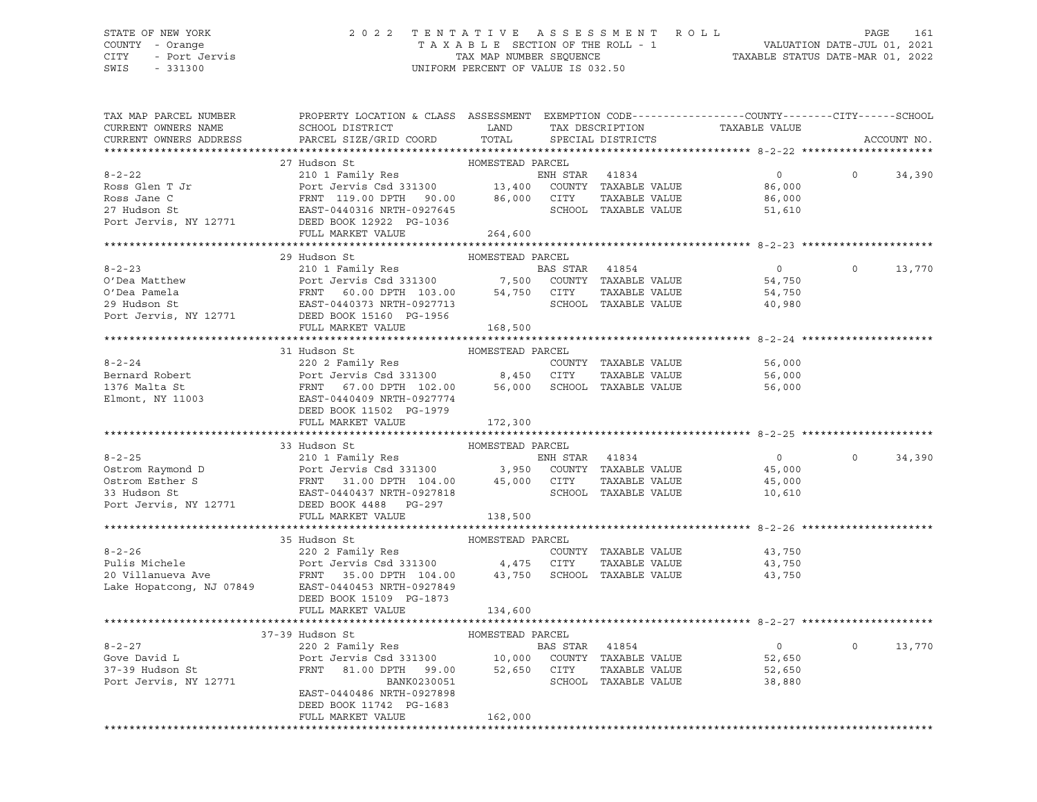STATE OF NEW YORK — 2022 TENTATIVE ASSESSMENT ROLL — PAGE 161
COUNTY - Orange — TAXABLE SECTION OF THE ROLL - 1 — VALUATION DATE-JUL 01, 2021
CITY - Port Jervis — TAX MAP NUMBER SEQUENCE — TAXABLE STATUS DATE-MAR 01, 2022
SWIS - 331300 — UNIFORM PERCENT OF VALUE IS 032.50

| TAX MAP PARCEL NUMBER / CURRENT OWNERS NAME / CURRENT OWNERS ADDRESS | PROPERTY LOCATION & CLASS / SCHOOL DISTRICT / PARCEL SIZE/GRID COORD | ASSESSMENT LAND | TOTAL | EXEMPTION CODE / TAX DESCRIPTION / SPECIAL DISTRICTS | COUNTY | CITY | SCHOOL | ACCOUNT NO. |
|---|---|---|---|---|---|---|---|---|
| **8-2-22** | 27 Hudson St — HOMESTEAD PARCEL | | | | | | | |
| Ross Glen T Jr | 210 1 Family Res | | | ENH STAR 41834 | 0 | 0 | 34,390 | |
| Ross Jane C | Port Jervis Csd 331300 | 13,400 | | COUNTY TAXABLE VALUE | 86,000 | | | |
| 27 Hudson St | FRNT 119.00 DPTH 90.00 | | 86,000 | CITY TAXABLE VALUE | | 86,000 | | |
| Port Jervis, NY 12771 | EAST-0440316 NRTH-0927645 | | | SCHOOL TAXABLE VALUE | | | 51,610 | |
| | DEED BOOK 12922 PG-1036 | | | | | | | |
| | FULL MARKET VALUE | | 264,600 | | | | | |
| **8-2-23** | 29 Hudson St — HOMESTEAD PARCEL | | | | | | | |
| O'Dea Matthew | 210 1 Family Res | | | BAS STAR 41854 | 0 | 0 | 13,770 | |
| O'Dea Pamela | Port Jervis Csd 331300 | 7,500 | | COUNTY TAXABLE VALUE | 54,750 | | | |
| 29 Hudson St | FRNT 60.00 DPTH 103.00 | | 54,750 | CITY TAXABLE VALUE | | 54,750 | | |
| Port Jervis, NY 12771 | EAST-0440373 NRTH-0927713 | | | SCHOOL TAXABLE VALUE | | | 40,980 | |
| | DEED BOOK 15160 PG-1956 | | | | | | | |
| | FULL MARKET VALUE | | 168,500 | | | | | |
| **8-2-24** | 31 Hudson St — HOMESTEAD PARCEL | | | | | | | |
| Bernard Robert | 220 2 Family Res | | | COUNTY TAXABLE VALUE | 56,000 | | | |
| 1376 Malta St | Port Jervis Csd 331300 | 8,450 | | CITY TAXABLE VALUE | | 56,000 | | |
| Elmont, NY 11003 | FRNT 67.00 DPTH 102.00 | | 56,000 | SCHOOL TAXABLE VALUE | | | 56,000 | |
| | EAST-0440409 NRTH-0927774 | | | | | | | |
| | DEED BOOK 11502 PG-1979 | | | | | | | |
| | FULL MARKET VALUE | | 172,300 | | | | | |
| **8-2-25** | 33 Hudson St — HOMESTEAD PARCEL | | | | | | | |
| Ostrom Raymond D | 210 1 Family Res | | | ENH STAR 41834 | 0 | 0 | 34,390 | |
| Ostrom Esther S | Port Jervis Csd 331300 | 3,950 | | COUNTY TAXABLE VALUE | 45,000 | | | |
| 33 Hudson St | FRNT 31.00 DPTH 104.00 | | 45,000 | CITY TAXABLE VALUE | | 45,000 | | |
| Port Jervis, NY 12771 | EAST-0440437 NRTH-0927818 | | | SCHOOL TAXABLE VALUE | | | 10,610 | |
| | DEED BOOK 4488 PG-297 | | | | | | | |
| | FULL MARKET VALUE | | 138,500 | | | | | |
| **8-2-26** | 35 Hudson St — HOMESTEAD PARCEL | | | | | | | |
| Pulis Michele | 220 2 Family Res | | | COUNTY TAXABLE VALUE | 43,750 | | | |
| 20 Villanueva Ave | Port Jervis Csd 331300 | 4,475 | | CITY TAXABLE VALUE | | 43,750 | | |
| Lake Hopatcong, NJ 07849 | FRNT 35.00 DPTH 104.00 | | 43,750 | SCHOOL TAXABLE VALUE | | | 43,750 | |
| | EAST-0440453 NRTH-0927849 | | | | | | | |
| | DEED BOOK 15109 PG-1873 | | | | | | | |
| | FULL MARKET VALUE | | 134,600 | | | | | |
| **8-2-27** | 37-39 Hudson St — HOMESTEAD PARCEL | | | | | | | |
| Gove David L | 220 2 Family Res | | | BAS STAR 41854 | 0 | 0 | 13,770 | |
| 37-39 Hudson St | Port Jervis Csd 331300 | 10,000 | | COUNTY TAXABLE VALUE | 52,650 | | | |
| Port Jervis, NY 12771 | FRNT 81.00 DPTH 99.00 | | 52,650 | CITY TAXABLE VALUE | | 52,650 | | |
| | BANK0230051 | | | SCHOOL TAXABLE VALUE | | | 38,880 | |
| | EAST-0440486 NRTH-0927898 | | | | | | | |
| | DEED BOOK 11742 PG-1683 | | | | | | | |
| | FULL MARKET VALUE | | 162,000 | | | | | |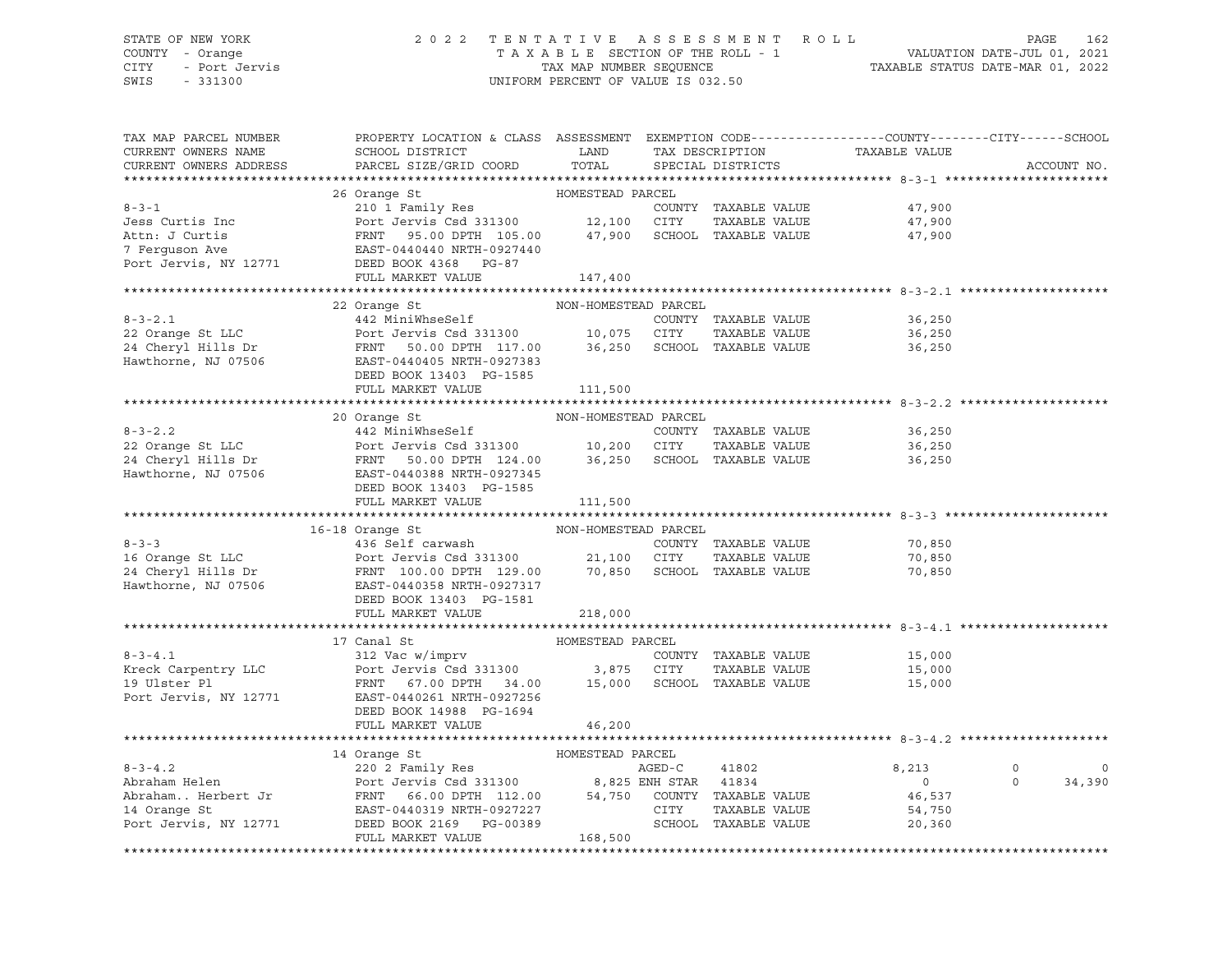STATE OF NEW YORK — COUNTY - Orange — CITY - Port Jervis — SWIS - 331300

# 2022 TENTATIVE ASSESSMENT ROLL

TAXABLE SECTION OF THE ROLL - 1 — VALUATION DATE-JUL 01, 2021
TAX MAP NUMBER SEQUENCE — TAXABLE STATUS DATE-MAR 01, 2022
UNIFORM PERCENT OF VALUE IS 032.50

| TAX MAP PARCEL NUMBER / CURRENT OWNERS NAME / CURRENT OWNERS ADDRESS | PROPERTY LOCATION & CLASS / SCHOOL DISTRICT / PARCEL SIZE/GRID COORD | ASSESSMENT LAND / TOTAL | EXEMPTION CODE / TAX DESCRIPTION / SPECIAL DISTRICTS | COUNTY TAXABLE VALUE | CITY | SCHOOL | ACCOUNT NO. |
|---|---|---|---|---|---|---|---|
| **8-3-1** | 26 Orange St | HOMESTEAD PARCEL | | | | | |
| Jess Curtis Inc | 210 1 Family Res | | COUNTY TAXABLE VALUE | 47,900 | | | |
| Attn: J Curtis | Port Jervis Csd 331300 | 12,100 | CITY TAXABLE VALUE | 47,900 | | | |
| 7 Ferguson Ave | FRNT 95.00 DPTH 105.00 | 47,900 | SCHOOL TAXABLE VALUE | 47,900 | | | |
| Port Jervis, NY 12771 | EAST-0440440 NRTH-0927440 | | | | | | |
| | DEED BOOK 4368 PG-87 | | | | | | |
| | FULL MARKET VALUE | 147,400 | | | | | |
| **8-3-2.1** | 22 Orange St | NON-HOMESTEAD PARCEL | | | | | |
| 22 Orange St LLC | 442 MiniWhseSelf | | COUNTY TAXABLE VALUE | 36,250 | | | |
| 24 Cheryl Hills Dr | Port Jervis Csd 331300 | 10,075 | CITY TAXABLE VALUE | 36,250 | | | |
| Hawthorne, NJ 07506 | FRNT 50.00 DPTH 117.00 | 36,250 | SCHOOL TAXABLE VALUE | 36,250 | | | |
| | EAST-0440405 NRTH-0927383 | | | | | | |
| | DEED BOOK 13403 PG-1585 | | | | | | |
| | FULL MARKET VALUE | 111,500 | | | | | |
| **8-3-2.2** | 20 Orange St | NON-HOMESTEAD PARCEL | | | | | |
| 22 Orange St LLC | 442 MiniWhseSelf | | COUNTY TAXABLE VALUE | 36,250 | | | |
| 24 Cheryl Hills Dr | Port Jervis Csd 331300 | 10,200 | CITY TAXABLE VALUE | 36,250 | | | |
| Hawthorne, NJ 07506 | FRNT 50.00 DPTH 124.00 | 36,250 | SCHOOL TAXABLE VALUE | 36,250 | | | |
| | EAST-0440388 NRTH-0927345 | | | | | | |
| | DEED BOOK 13403 PG-1585 | | | | | | |
| | FULL MARKET VALUE | 111,500 | | | | | |
| **8-3-3** | 16-18 Orange St | NON-HOMESTEAD PARCEL | | | | | |
| 16 Orange St LLC | 436 Self carwash | | COUNTY TAXABLE VALUE | 70,850 | | | |
| 24 Cheryl Hills Dr | Port Jervis Csd 331300 | 21,100 | CITY TAXABLE VALUE | 70,850 | | | |
| Hawthorne, NJ 07506 | FRNT 100.00 DPTH 129.00 | 70,850 | SCHOOL TAXABLE VALUE | 70,850 | | | |
| | EAST-0440358 NRTH-0927317 | | | | | | |
| | DEED BOOK 13403 PG-1581 | | | | | | |
| | FULL MARKET VALUE | 218,000 | | | | | |
| **8-3-4.1** | 17 Canal St | HOMESTEAD PARCEL | | | | | |
| Kreck Carpentry LLC | 312 Vac w/imprv | | COUNTY TAXABLE VALUE | 15,000 | | | |
| 19 Ulster Pl | Port Jervis Csd 331300 | 3,875 | CITY TAXABLE VALUE | 15,000 | | | |
| Port Jervis, NY 12771 | FRNT 67.00 DPTH 34.00 | 15,000 | SCHOOL TAXABLE VALUE | 15,000 | | | |
| | EAST-0440261 NRTH-0927256 | | | | | | |
| | DEED BOOK 14988 PG-1694 | | | | | | |
| | FULL MARKET VALUE | 46,200 | | | | | |
| **8-3-4.2** | 14 Orange St | HOMESTEAD PARCEL | | | | | |
| Abraham Helen | 220 2 Family Res | | AGED-C 41802 | 8,213 | 0 | 0 | |
| Abraham.. Herbert Jr | Port Jervis Csd 331300 | 8,825 | ENH STAR 41834 | 0 | 0 | 34,390 | |
| 14 Orange St | FRNT 66.00 DPTH 112.00 | 54,750 | COUNTY TAXABLE VALUE | 46,537 | | | |
| Port Jervis, NY 12771 | EAST-0440319 NRTH-0927227 | | CITY TAXABLE VALUE | 54,750 | | | |
| | DEED BOOK 2169 PG-00389 | | SCHOOL TAXABLE VALUE | 20,360 | | | |
| | FULL MARKET VALUE | 168,500 | | | | | |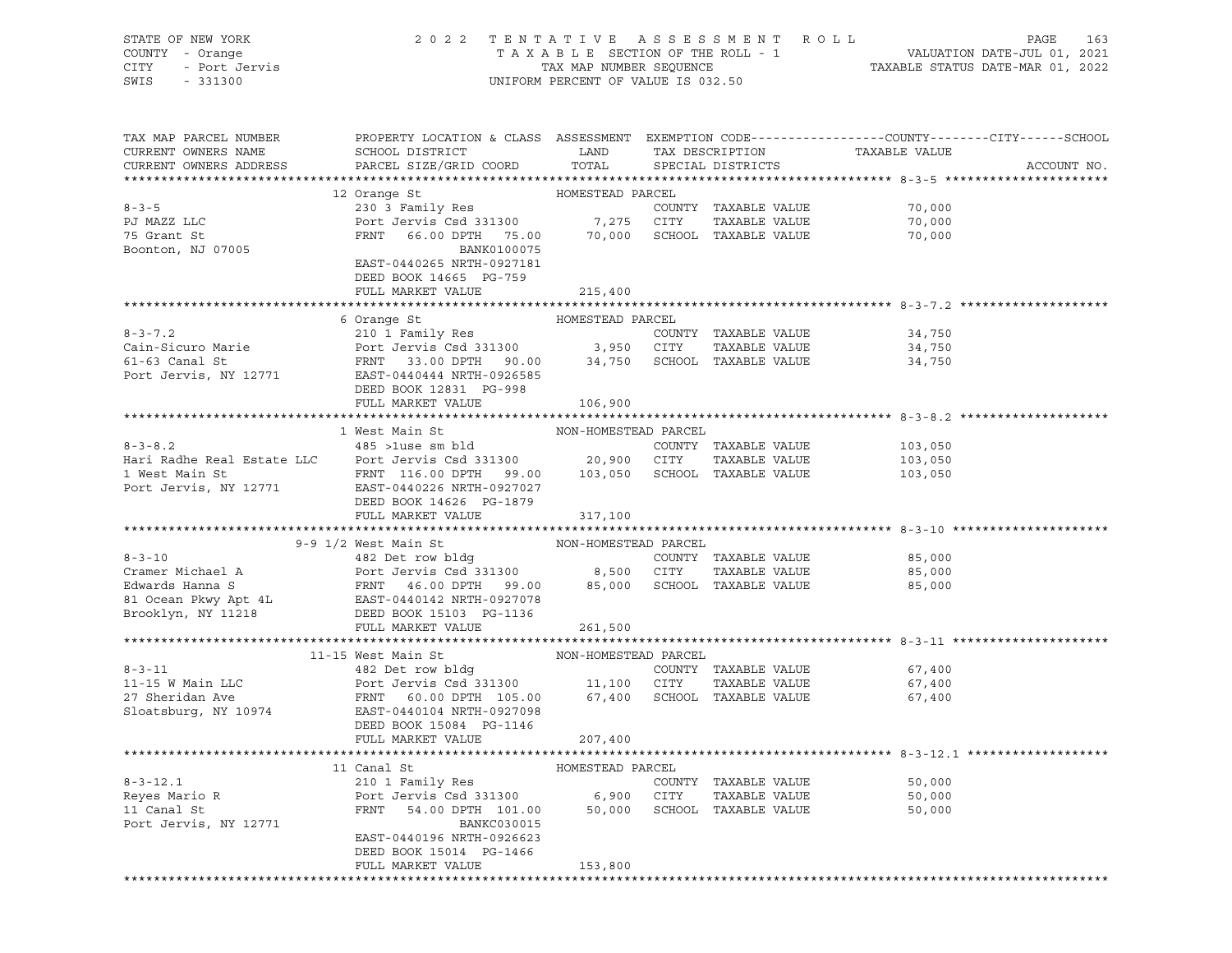STATE OF NEW YORK — COUNTY - Orange — CITY - Port Jervis — SWIS - 331300

# 2022 TENTATIVE ASSESSMENT ROLL

TAXABLE SECTION OF THE ROLL - 1 — TAX MAP NUMBER SEQUENCE — UNIFORM PERCENT OF VALUE IS 032.50

VALUATION DATE-JUL 01, 2021 — TAXABLE STATUS DATE-MAR 01, 2022

| TAX MAP PARCEL NUMBER / CURRENT OWNERS NAME / CURRENT OWNERS ADDRESS | PROPERTY LOCATION & CLASS / SCHOOL DISTRICT / PARCEL SIZE/GRID COORD | ASSESSMENT LAND / TOTAL | EXEMPTION CODE / TAX DESCRIPTION / SPECIAL DISTRICTS | TAXABLE VALUE (COUNTY / CITY / SCHOOL) | ACCOUNT NO. |
|---|---|---|---|---|---|
| **8-3-5** | 12 Orange St — HOMESTEAD PARCEL | | | | |
| 8-3-5 | 230 3 Family Res | | COUNTY TAXABLE VALUE | 70,000 | |
| PJ MAZZ LLC | Port Jervis Csd 331300 | 7,275 | CITY TAXABLE VALUE | 70,000 | |
| 75 Grant St | FRNT 66.00 DPTH 75.00 | 70,000 | SCHOOL TAXABLE VALUE | 70,000 | |
| Boonton, NJ 07005 | BANK0100075 | | | | |
| | EAST-0440265 NRTH-0927181 | | | | |
| | DEED BOOK 14665 PG-759 | | | | |
| | FULL MARKET VALUE | 215,400 | | | |
| **8-3-7.2** | 6 Orange St — HOMESTEAD PARCEL | | | | |
| 8-3-7.2 | 210 1 Family Res | | COUNTY TAXABLE VALUE | 34,750 | |
| Cain-Sicuro Marie | Port Jervis Csd 331300 | 3,950 | CITY TAXABLE VALUE | 34,750 | |
| 61-63 Canal St | FRNT 33.00 DPTH 90.00 | 34,750 | SCHOOL TAXABLE VALUE | 34,750 | |
| Port Jervis, NY 12771 | EAST-0440444 NRTH-0926585 | | | | |
| | DEED BOOK 12831 PG-998 | | | | |
| | FULL MARKET VALUE | 106,900 | | | |
| **8-3-8.2** | 1 West Main St — NON-HOMESTEAD PARCEL | | | | |
| 8-3-8.2 | 485 >1use sm bld | | COUNTY TAXABLE VALUE | 103,050 | |
| Hari Radhe Real Estate LLC | Port Jervis Csd 331300 | 20,900 | CITY TAXABLE VALUE | 103,050 | |
| 1 West Main St | FRNT 116.00 DPTH 99.00 | 103,050 | SCHOOL TAXABLE VALUE | 103,050 | |
| Port Jervis, NY 12771 | EAST-0440226 NRTH-0927027 | | | | |
| | DEED BOOK 14626 PG-1879 | | | | |
| | FULL MARKET VALUE | 317,100 | | | |
| **8-3-10** | 9-9 1/2 West Main St — NON-HOMESTEAD PARCEL | | | | |
| 8-3-10 | 482 Det row bldg | | COUNTY TAXABLE VALUE | 85,000 | |
| Cramer Michael A | Port Jervis Csd 331300 | 8,500 | CITY TAXABLE VALUE | 85,000 | |
| Edwards Hanna S | FRNT 46.00 DPTH 99.00 | 85,000 | SCHOOL TAXABLE VALUE | 85,000 | |
| 81 Ocean Pkwy Apt 4L | EAST-0440142 NRTH-0927078 | | | | |
| Brooklyn, NY 11218 | DEED BOOK 15103 PG-1136 | | | | |
| | FULL MARKET VALUE | 261,500 | | | |
| **8-3-11** | 11-15 West Main St — NON-HOMESTEAD PARCEL | | | | |
| 8-3-11 | 482 Det row bldg | | COUNTY TAXABLE VALUE | 67,400 | |
| 11-15 W Main LLC | Port Jervis Csd 331300 | 11,100 | CITY TAXABLE VALUE | 67,400 | |
| 27 Sheridan Ave | FRNT 60.00 DPTH 105.00 | 67,400 | SCHOOL TAXABLE VALUE | 67,400 | |
| Sloatsburg, NY 10974 | EAST-0440104 NRTH-0927098 | | | | |
| | DEED BOOK 15084 PG-1146 | | | | |
| | FULL MARKET VALUE | 207,400 | | | |
| **8-3-12.1** | 11 Canal St — HOMESTEAD PARCEL | | | | |
| 8-3-12.1 | 210 1 Family Res | | COUNTY TAXABLE VALUE | 50,000 | |
| Reyes Mario R | Port Jervis Csd 331300 | 6,900 | CITY TAXABLE VALUE | 50,000 | |
| 11 Canal St | FRNT 54.00 DPTH 101.00 | 50,000 | SCHOOL TAXABLE VALUE | 50,000 | |
| Port Jervis, NY 12771 | BANKC030015 | | | | |
| | EAST-0440196 NRTH-0926623 | | | | |
| | DEED BOOK 15014 PG-1466 | | | | |
| | FULL MARKET VALUE | 153,800 | | | |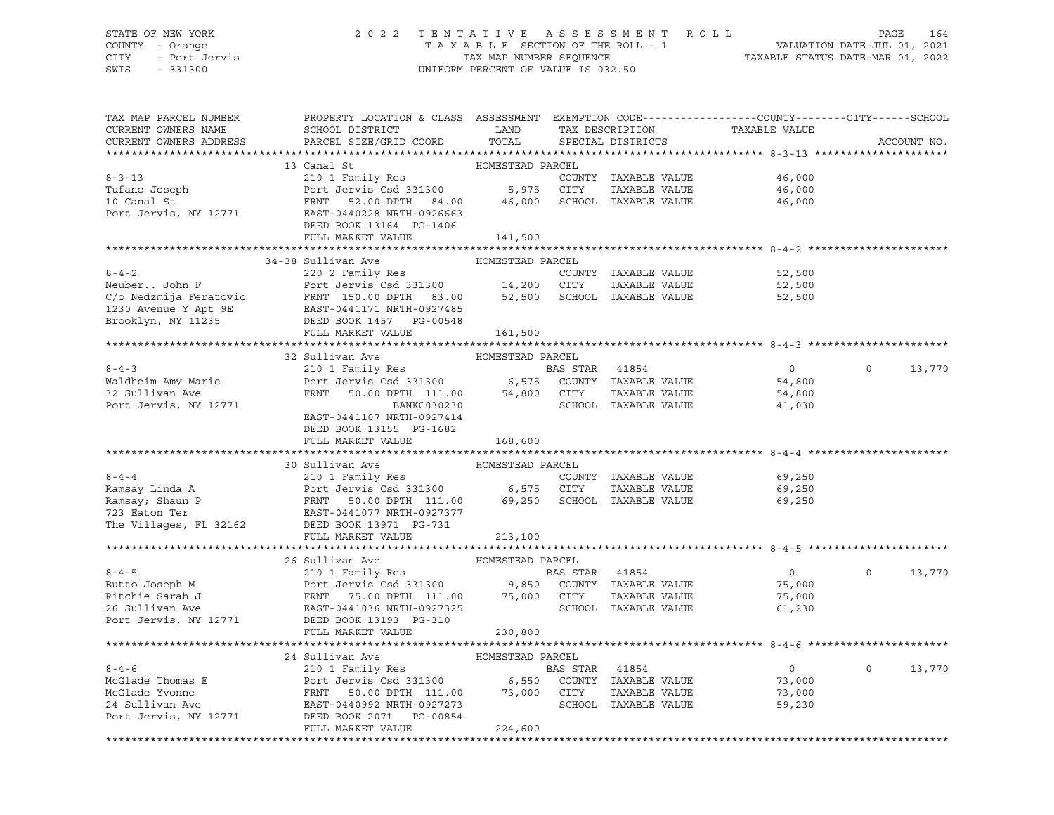STATE OF NEW YORK — COUNTY - Orange — CITY - Port Jervis — SWIS - 331300

2022 TENTATIVE ASSESSMENT ROLL
TAXABLE SECTION OF THE ROLL - 1
TAX MAP NUMBER SEQUENCE
UNIFORM PERCENT OF VALUE IS 032.50

VALUATION DATE-JUL 01, 2021
TAXABLE STATUS DATE-MAR 01, 2022

| TAX MAP PARCEL NUMBER / CURRENT OWNERS NAME / CURRENT OWNERS ADDRESS | PROPERTY LOCATION & CLASS / SCHOOL DISTRICT / PARCEL SIZE/GRID COORD | ASSESSMENT LAND | ASSESSMENT TOTAL | EXEMPTION CODE / TAX DESCRIPTION / SPECIAL DISTRICTS | COUNTY TAXABLE VALUE | CITY | SCHOOL | ACCOUNT NO. |
|---|---|---|---|---|---|---|---|---|
| **8-3-13** | 13 Canal St — HOMESTEAD PARCEL | | | | | | | |
| 8-3-13 | 210 1 Family Res | | | COUNTY TAXABLE VALUE | 46,000 | | | |
| Tufano Joseph | Port Jervis Csd 331300 | 5,975 | | CITY TAXABLE VALUE | 46,000 | | | |
| 10 Canal St | FRNT 52.00 DPTH 84.00 | | 46,000 | SCHOOL TAXABLE VALUE | 46,000 | | | |
| Port Jervis, NY 12771 | EAST-0440228 NRTH-0926663 | | | | | | | |
| | DEED BOOK 13164 PG-1406 | | | | | | | |
| | FULL MARKET VALUE | | 141,500 | | | | | |
| **8-4-2** | 34-38 Sullivan Ave — HOMESTEAD PARCEL | | | | | | | |
| 8-4-2 | 220 2 Family Res | | | COUNTY TAXABLE VALUE | 52,500 | | | |
| Neuber.. John F | Port Jervis Csd 331300 | 14,200 | | CITY TAXABLE VALUE | 52,500 | | | |
| C/o Nedzmija Feratovic | FRNT 150.00 DPTH 83.00 | | 52,500 | SCHOOL TAXABLE VALUE | 52,500 | | | |
| 1230 Avenue Y Apt 9E | EAST-0441171 NRTH-0927485 | | | | | | | |
| Brooklyn, NY 11235 | DEED BOOK 1457 PG-00548 | | | | | | | |
| | FULL MARKET VALUE | | 161,500 | | | | | |
| **8-4-3** | 32 Sullivan Ave — HOMESTEAD PARCEL | | | | | | | |
| 8-4-3 | 210 1 Family Res | | | BAS STAR 41854 | 0 | 0 | 13,770 | |
| Waldheim Amy Marie | Port Jervis Csd 331300 | 6,575 | | COUNTY TAXABLE VALUE | 54,800 | | | |
| 32 Sullivan Ave | FRNT 50.00 DPTH 111.00 | | 54,800 | CITY TAXABLE VALUE | 54,800 | | | |
| Port Jervis, NY 12771 | BANKC030230 | | | SCHOOL TAXABLE VALUE | 41,030 | | | |
| | EAST-0441107 NRTH-0927414 | | | | | | | |
| | DEED BOOK 13155 PG-1682 | | | | | | | |
| | FULL MARKET VALUE | | 168,600 | | | | | |
| **8-4-4** | 30 Sullivan Ave — HOMESTEAD PARCEL | | | | | | | |
| 8-4-4 | 210 1 Family Res | | | COUNTY TAXABLE VALUE | 69,250 | | | |
| Ramsay Linda A | Port Jervis Csd 331300 | 6,575 | | CITY TAXABLE VALUE | 69,250 | | | |
| Ramsay; Shaun P | FRNT 50.00 DPTH 111.00 | | 69,250 | SCHOOL TAXABLE VALUE | 69,250 | | | |
| 723 Eaton Ter | EAST-0441077 NRTH-0927377 | | | | | | | |
| The Villages, FL 32162 | DEED BOOK 13971 PG-731 | | | | | | | |
| | FULL MARKET VALUE | | 213,100 | | | | | |
| **8-4-5** | 26 Sullivan Ave — HOMESTEAD PARCEL | | | | | | | |
| 8-4-5 | 210 1 Family Res | | | BAS STAR 41854 | 0 | 0 | 13,770 | |
| Butto Joseph M | Port Jervis Csd 331300 | 9,850 | | COUNTY TAXABLE VALUE | 75,000 | | | |
| Ritchie Sarah J | FRNT 75.00 DPTH 111.00 | | 75,000 | CITY TAXABLE VALUE | 75,000 | | | |
| 26 Sullivan Ave | EAST-0441036 NRTH-0927325 | | | SCHOOL TAXABLE VALUE | 61,230 | | | |
| Port Jervis, NY 12771 | DEED BOOK 13193 PG-310 | | | | | | | |
| | FULL MARKET VALUE | | 230,800 | | | | | |
| **8-4-6** | 24 Sullivan Ave — HOMESTEAD PARCEL | | | | | | | |
| 8-4-6 | 210 1 Family Res | | | BAS STAR 41854 | 0 | 0 | 13,770 | |
| McGlade Thomas E | Port Jervis Csd 331300 | 6,550 | | COUNTY TAXABLE VALUE | 73,000 | | | |
| McGlade Yvonne | FRNT 50.00 DPTH 111.00 | | 73,000 | CITY TAXABLE VALUE | 73,000 | | | |
| 24 Sullivan Ave | EAST-0440992 NRTH-0927273 | | | SCHOOL TAXABLE VALUE | 59,230 | | | |
| Port Jervis, NY 12771 | DEED BOOK 2071 PG-00854 | | | | | | | |
| | FULL MARKET VALUE | | 224,600 | | | | | |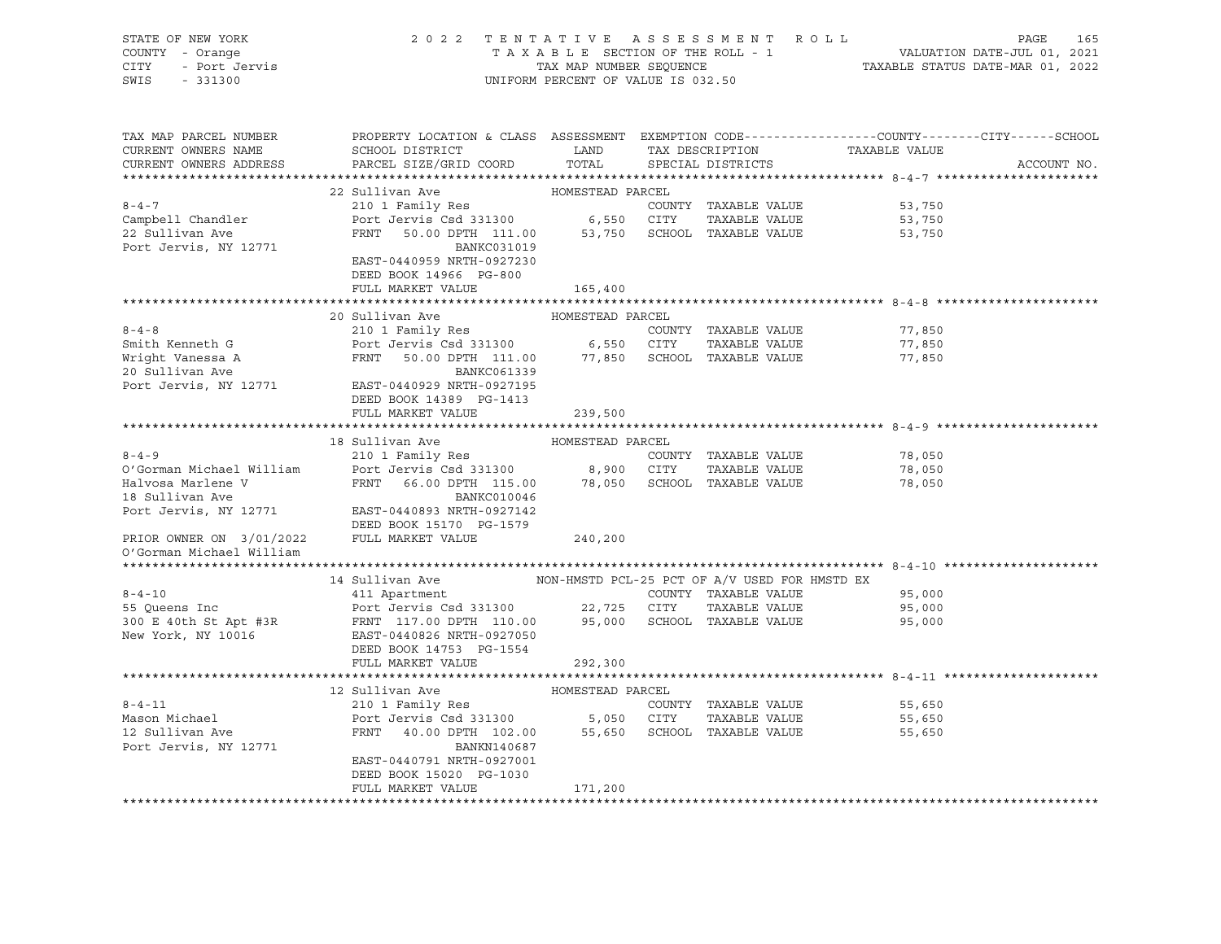STATE OF NEW YORK — 2022 TENTATIVE ASSESSMENT ROLL
COUNTY - Orange — TAXABLE SECTION OF THE ROLL - 1 — VALUATION DATE-JUL 01, 2021
CITY - Port Jervis — TAX MAP NUMBER SEQUENCE — TAXABLE STATUS DATE-MAR 01, 2022
SWIS - 331300 — UNIFORM PERCENT OF VALUE IS 032.50

| TAX MAP PARCEL NUMBER / CURRENT OWNERS NAME / CURRENT OWNERS ADDRESS | PROPERTY LOCATION & CLASS / SCHOOL DISTRICT / PARCEL SIZE/GRID COORD | ASSESSMENT LAND / TOTAL | EXEMPTION CODE / TAX DESCRIPTION / SPECIAL DISTRICTS | COUNTY / CITY / SCHOOL TAXABLE VALUE | ACCOUNT NO. |
|---|---|---|---|---|---|
| **8-4-7** | 22 Sullivan Ave | HOMESTEAD PARCEL | | | |
| 8-4-7 | 210 1 Family Res | | COUNTY TAXABLE VALUE | 53,750 | |
| Campbell Chandler | Port Jervis Csd 331300 | 6,550 | CITY TAXABLE VALUE | 53,750 | |
| 22 Sullivan Ave | FRNT 50.00 DPTH 111.00 | 53,750 | SCHOOL TAXABLE VALUE | 53,750 | |
| Port Jervis, NY 12771 | BANKC031019 | | | | |
| | EAST-0440959 NRTH-0927230 | | | | |
| | DEED BOOK 14966 PG-800 | | | | |
| | FULL MARKET VALUE | 165,400 | | | |
| **8-4-8** | 20 Sullivan Ave | HOMESTEAD PARCEL | | | |
| 8-4-8 | 210 1 Family Res | | COUNTY TAXABLE VALUE | 77,850 | |
| Smith Kenneth G | Port Jervis Csd 331300 | 6,550 | CITY TAXABLE VALUE | 77,850 | |
| Wright Vanessa A | FRNT 50.00 DPTH 111.00 | 77,850 | SCHOOL TAXABLE VALUE | 77,850 | |
| 20 Sullivan Ave | BANKC061339 | | | | |
| Port Jervis, NY 12771 | EAST-0440929 NRTH-0927195 | | | | |
| | DEED BOOK 14389 PG-1413 | | | | |
| | FULL MARKET VALUE | 239,500 | | | |
| **8-4-9** | 18 Sullivan Ave | HOMESTEAD PARCEL | | | |
| 8-4-9 | 210 1 Family Res | | COUNTY TAXABLE VALUE | 78,050 | |
| O'Gorman Michael William | Port Jervis Csd 331300 | 8,900 | CITY TAXABLE VALUE | 78,050 | |
| Halvosa Marlene V | FRNT 66.00 DPTH 115.00 | 78,050 | SCHOOL TAXABLE VALUE | 78,050 | |
| 18 Sullivan Ave | BANKC010046 | | | | |
| Port Jervis, NY 12771 | EAST-0440893 NRTH-0927142 | | | | |
| | DEED BOOK 15170 PG-1579 | | | | |
| PRIOR OWNER ON 3/01/2022 | FULL MARKET VALUE | 240,200 | | | |
| O'Gorman Michael William | | | | | |
| **8-4-10** | 14 Sullivan Ave | NON-HMSTD PCL-25 PCT OF A/V USED FOR HMSTD EX | | | |
| 8-4-10 | 411 Apartment | | COUNTY TAXABLE VALUE | 95,000 | |
| 55 Queens Inc | Port Jervis Csd 331300 | 22,725 | CITY TAXABLE VALUE | 95,000 | |
| 300 E 40th St Apt #3R | FRNT 117.00 DPTH 110.00 | 95,000 | SCHOOL TAXABLE VALUE | 95,000 | |
| New York, NY 10016 | EAST-0440826 NRTH-0927050 | | | | |
| | DEED BOOK 14753 PG-1554 | | | | |
| | FULL MARKET VALUE | 292,300 | | | |
| **8-4-11** | 12 Sullivan Ave | HOMESTEAD PARCEL | | | |
| 8-4-11 | 210 1 Family Res | | COUNTY TAXABLE VALUE | 55,650 | |
| Mason Michael | Port Jervis Csd 331300 | 5,050 | CITY TAXABLE VALUE | 55,650 | |
| 12 Sullivan Ave | FRNT 40.00 DPTH 102.00 | 55,650 | SCHOOL TAXABLE VALUE | 55,650 | |
| Port Jervis, NY 12771 | BANKN140687 | | | | |
| | EAST-0440791 NRTH-0927001 | | | | |
| | DEED BOOK 15020 PG-1030 | | | | |
| | FULL MARKET VALUE | 171,200 | | | |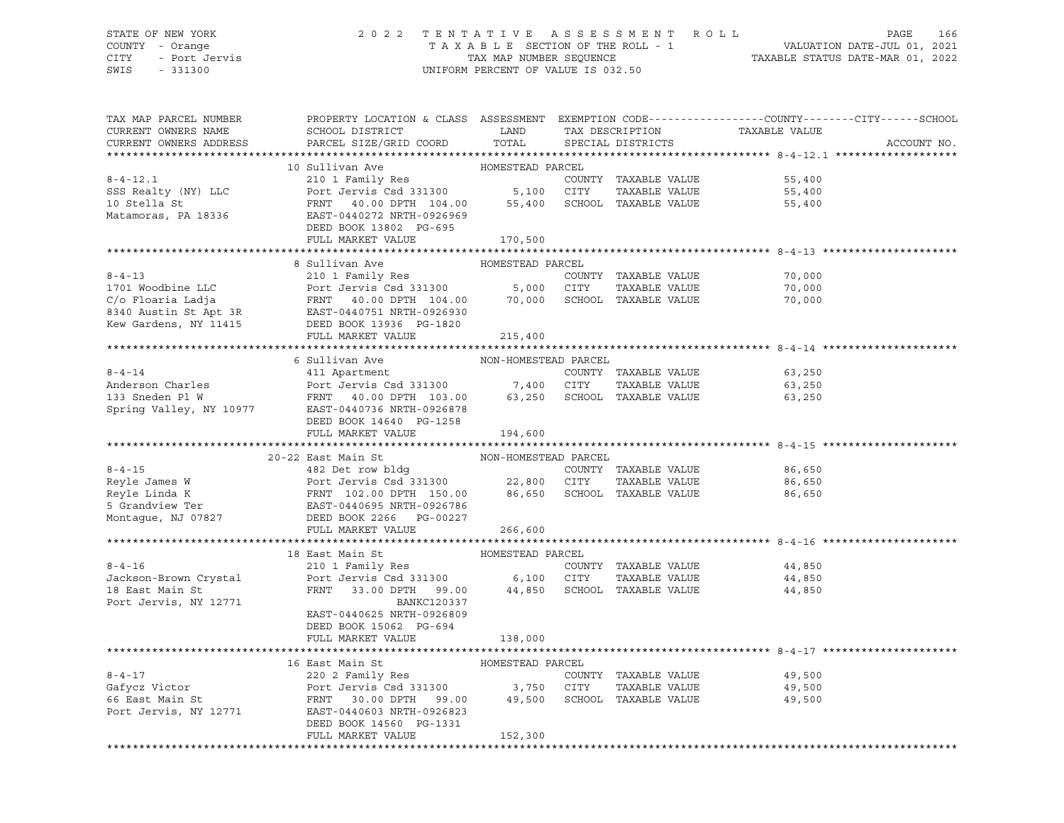STATE OF NEW YORK — COUNTY - Orange — CITY - Port Jervis — SWIS - 331300

2022 TENTATIVE ASSESSMENT ROLL
TAXABLE SECTION OF THE ROLL - 1
TAX MAP NUMBER SEQUENCE
UNIFORM PERCENT OF VALUE IS 032.50

VALUATION DATE-JUL 01, 2021
TAXABLE STATUS DATE-MAR 01, 2022

| TAX MAP PARCEL NUMBER / CURRENT OWNERS NAME / CURRENT OWNERS ADDRESS | PROPERTY LOCATION & CLASS / SCHOOL DISTRICT / PARCEL SIZE/GRID COORD | ASSESSMENT LAND / TOTAL | EXEMPTION CODE / TAX DESCRIPTION / SPECIAL DISTRICTS | TAXABLE VALUE (COUNTY / CITY / SCHOOL) | ACCOUNT NO. |
|---|---|---|---|---|---|
| **8-4-12.1** | 10 Sullivan Ave — HOMESTEAD PARCEL | | | | |
| SSS Realty (NY) LLC | 210 1 Family Res | | COUNTY TAXABLE VALUE | 55,400 | |
| 10 Stella St | Port Jervis Csd 331300 | 5,100 | CITY TAXABLE VALUE | 55,400 | |
| Matamoras, PA 18336 | FRNT 40.00 DPTH 104.00 | 55,400 | SCHOOL TAXABLE VALUE | 55,400 | |
| | EAST-0440272 NRTH-0926969 | | | | |
| | DEED BOOK 13802 PG-695 | | | | |
| | FULL MARKET VALUE | 170,500 | | | |
| **8-4-13** | 8 Sullivan Ave — HOMESTEAD PARCEL | | | | |
| 1701 Woodbine LLC | 210 1 Family Res | | COUNTY TAXABLE VALUE | 70,000 | |
| C/o Floaria Ladja | Port Jervis Csd 331300 | 5,000 | CITY TAXABLE VALUE | 70,000 | |
| 8340 Austin St Apt 3R | FRNT 40.00 DPTH 104.00 | 70,000 | SCHOOL TAXABLE VALUE | 70,000 | |
| Kew Gardens, NY 11415 | EAST-0440751 NRTH-0926930 | | | | |
| | DEED BOOK 13936 PG-1820 | | | | |
| | FULL MARKET VALUE | 215,400 | | | |
| **8-4-14** | 6 Sullivan Ave — NON-HOMESTEAD PARCEL | | | | |
| Anderson Charles | 411 Apartment | | COUNTY TAXABLE VALUE | 63,250 | |
| 133 Sneden Pl W | Port Jervis Csd 331300 | 7,400 | CITY TAXABLE VALUE | 63,250 | |
| Spring Valley, NY 10977 | FRNT 40.00 DPTH 103.00 | 63,250 | SCHOOL TAXABLE VALUE | 63,250 | |
| | EAST-0440736 NRTH-0926878 | | | | |
| | DEED BOOK 14640 PG-1258 | | | | |
| | FULL MARKET VALUE | 194,600 | | | |
| **8-4-15** | 20-22 East Main St — NON-HOMESTEAD PARCEL | | | | |
| Reyle James W | 482 Det row bldg | | COUNTY TAXABLE VALUE | 86,650 | |
| Reyle Linda K | Port Jervis Csd 331300 | 22,800 | CITY TAXABLE VALUE | 86,650 | |
| 5 Grandview Ter | FRNT 102.00 DPTH 150.00 | 86,650 | SCHOOL TAXABLE VALUE | 86,650 | |
| Montague, NJ 07827 | EAST-0440695 NRTH-0926786 | | | | |
| | DEED BOOK 2266 PG-00227 | | | | |
| | FULL MARKET VALUE | 266,600 | | | |
| **8-4-16** | 18 East Main St — HOMESTEAD PARCEL | | | | |
| Jackson-Brown Crystal | 210 1 Family Res | | COUNTY TAXABLE VALUE | 44,850 | |
| 18 East Main St | Port Jervis Csd 331300 | 6,100 | CITY TAXABLE VALUE | 44,850 | |
| Port Jervis, NY 12771 | FRNT 33.00 DPTH 99.00 | 44,850 | SCHOOL TAXABLE VALUE | 44,850 | |
| | BANKC120337 | | | | |
| | EAST-0440625 NRTH-0926809 | | | | |
| | DEED BOOK 15062 PG-694 | | | | |
| | FULL MARKET VALUE | 138,000 | | | |
| **8-4-17** | 16 East Main St — HOMESTEAD PARCEL | | | | |
| Gafycz Victor | 220 2 Family Res | | COUNTY TAXABLE VALUE | 49,500 | |
| 66 East Main St | Port Jervis Csd 331300 | 3,750 | CITY TAXABLE VALUE | 49,500 | |
| Port Jervis, NY 12771 | FRNT 30.00 DPTH 99.00 | 49,500 | SCHOOL TAXABLE VALUE | 49,500 | |
| | EAST-0440603 NRTH-0926823 | | | | |
| | DEED BOOK 14560 PG-1331 | | | | |
| | FULL MARKET VALUE | 152,300 | | | |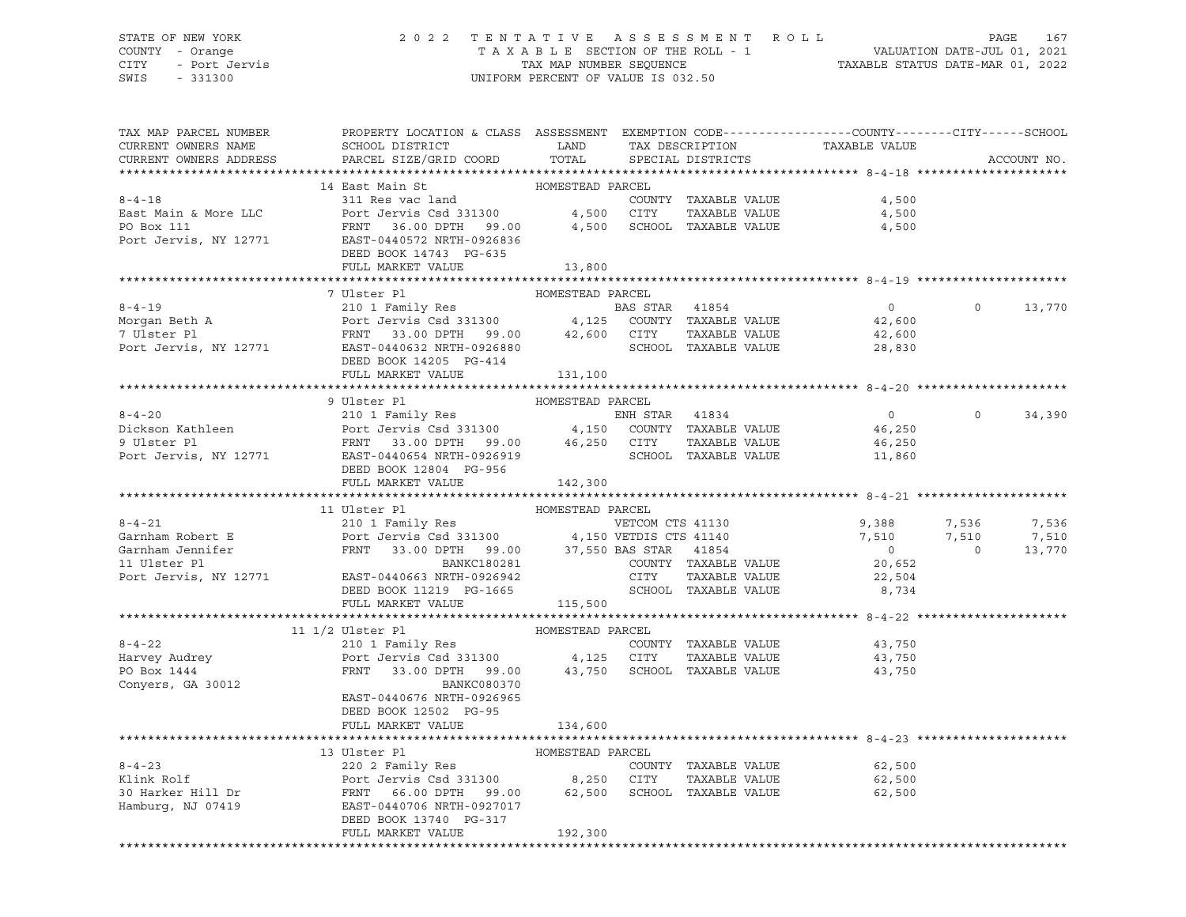STATE OF NEW YORK — 2022 TENTATIVE ASSESSMENT ROLL — PAGE 167
COUNTY - Orange — TAXABLE SECTION OF THE ROLL - 1 — VALUATION DATE-JUL 01, 2021
CITY - Port Jervis — TAX MAP NUMBER SEQUENCE — TAXABLE STATUS DATE-MAR 01, 2022
SWIS - 331300 — UNIFORM PERCENT OF VALUE IS 032.50

| TAX MAP PARCEL NUMBER / CURRENT OWNERS NAME / CURRENT OWNERS ADDRESS | PROPERTY LOCATION & CLASS / SCHOOL DISTRICT / PARCEL SIZE/GRID COORD | ASSESSMENT LAND / TOTAL | EXEMPTION CODE / TAX DESCRIPTION / SPECIAL DISTRICTS | COUNTY TAXABLE VALUE | CITY | SCHOOL | ACCOUNT NO. |
|---|---|---|---|---|---|---|---|
| **8-4-18** | 14 East Main St | HOMESTEAD PARCEL | | | | | |
| 8-4-18 | 311 Res vac land | | COUNTY TAXABLE VALUE | 4,500 | | | |
| East Main & More LLC | Port Jervis Csd 331300 | 4,500 | CITY TAXABLE VALUE | 4,500 | | | |
| PO Box 111 | FRNT 36.00 DPTH 99.00 | 4,500 | SCHOOL TAXABLE VALUE | 4,500 | | | |
| Port Jervis, NY 12771 | EAST-0440572 NRTH-0926836 | | | | | | |
| | DEED BOOK 14743 PG-635 | | | | | | |
| | FULL MARKET VALUE | 13,800 | | | | | |
| **8-4-19** | 7 Ulster Pl | HOMESTEAD PARCEL | | | | | |
| 8-4-19 | 210 1 Family Res | | BAS STAR 41854 | 0 | 0 | 13,770 | |
| Morgan Beth A | Port Jervis Csd 331300 | 4,125 | COUNTY TAXABLE VALUE | 42,600 | | | |
| 7 Ulster Pl | FRNT 33.00 DPTH 99.00 | 42,600 | CITY TAXABLE VALUE | 42,600 | | | |
| Port Jervis, NY 12771 | EAST-0440632 NRTH-0926880 | | SCHOOL TAXABLE VALUE | 28,830 | | | |
| | DEED BOOK 14205 PG-414 | | | | | | |
| | FULL MARKET VALUE | 131,100 | | | | | |
| **8-4-20** | 9 Ulster Pl | HOMESTEAD PARCEL | | | | | |
| 8-4-20 | 210 1 Family Res | | ENH STAR 41834 | 0 | 0 | 34,390 | |
| Dickson Kathleen | Port Jervis Csd 331300 | 4,150 | COUNTY TAXABLE VALUE | 46,250 | | | |
| 9 Ulster Pl | FRNT 33.00 DPTH 99.00 | 46,250 | CITY TAXABLE VALUE | 46,250 | | | |
| Port Jervis, NY 12771 | EAST-0440654 NRTH-0926919 | | SCHOOL TAXABLE VALUE | 11,860 | | | |
| | DEED BOOK 12804 PG-956 | | | | | | |
| | FULL MARKET VALUE | 142,300 | | | | | |
| **8-4-21** | 11 Ulster Pl | HOMESTEAD PARCEL | | | | | |
| 8-4-21 | 210 1 Family Res | | VETCOM CTS 41130 | 9,388 | 7,536 | 7,536 | |
| Garnham Robert E | Port Jervis Csd 331300 | 4,150 | VETDIS CTS 41140 | 7,510 | 7,510 | 7,510 | |
| Garnham Jennifer | FRNT 33.00 DPTH 99.00 | 37,550 | BAS STAR 41854 | 0 | 0 | 13,770 | |
| 11 Ulster Pl | BANKC180281 | | COUNTY TAXABLE VALUE | 20,652 | | | |
| Port Jervis, NY 12771 | EAST-0440663 NRTH-0926942 | | CITY TAXABLE VALUE | 22,504 | | | |
| | DEED BOOK 11219 PG-1665 | | SCHOOL TAXABLE VALUE | 8,734 | | | |
| | FULL MARKET VALUE | 115,500 | | | | | |
| **8-4-22** | 11 1/2 Ulster Pl | HOMESTEAD PARCEL | | | | | |
| 8-4-22 | 210 1 Family Res | | COUNTY TAXABLE VALUE | 43,750 | | | |
| Harvey Audrey | Port Jervis Csd 331300 | 4,125 | CITY TAXABLE VALUE | 43,750 | | | |
| PO Box 1444 | FRNT 33.00 DPTH 99.00 | 43,750 | SCHOOL TAXABLE VALUE | 43,750 | | | |
| Conyers, GA 30012 | BANKC080370 | | | | | | |
| | EAST-0440676 NRTH-0926965 | | | | | | |
| | DEED BOOK 12502 PG-95 | | | | | | |
| | FULL MARKET VALUE | 134,600 | | | | | |
| **8-4-23** | 13 Ulster Pl | HOMESTEAD PARCEL | | | | | |
| 8-4-23 | 220 2 Family Res | | COUNTY TAXABLE VALUE | 62,500 | | | |
| Klink Rolf | Port Jervis Csd 331300 | 8,250 | CITY TAXABLE VALUE | 62,500 | | | |
| 30 Harker Hill Dr | FRNT 66.00 DPTH 99.00 | 62,500 | SCHOOL TAXABLE VALUE | 62,500 | | | |
| Hamburg, NJ 07419 | EAST-0440706 NRTH-0927017 | | | | | | |
| | DEED BOOK 13740 PG-317 | | | | | | |
| | FULL MARKET VALUE | 192,300 | | | | | |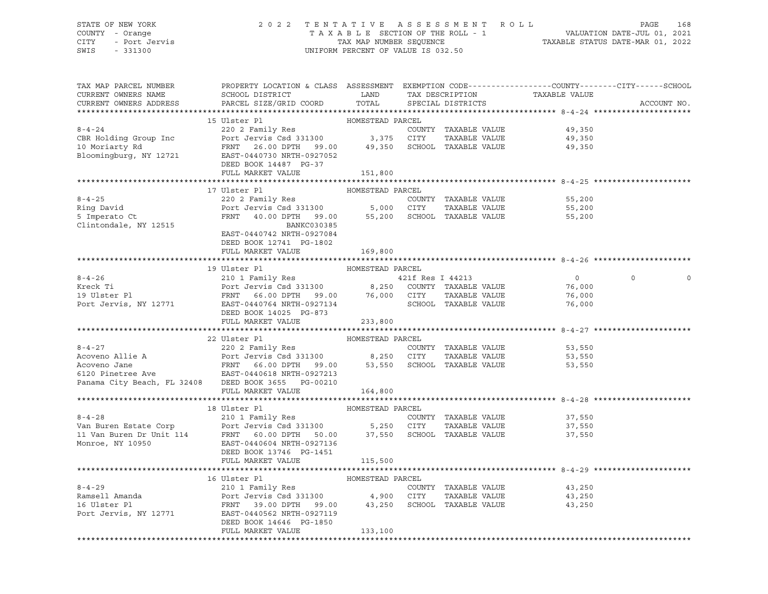STATE OF NEW YORK
COUNTY - Orange
CITY - Port Jervis
SWIS - 331300

2022 TENTATIVE ASSESSMENT ROLL
TAXABLE SECTION OF THE ROLL - 1
TAX MAP NUMBER SEQUENCE
UNIFORM PERCENT OF VALUE IS 032.50

VALUATION DATE-JUL 01, 2021
TAXABLE STATUS DATE-MAR 01, 2022

| TAX MAP PARCEL NUMBER / CURRENT OWNERS NAME / CURRENT OWNERS ADDRESS | PROPERTY LOCATION & CLASS / SCHOOL DISTRICT / PARCEL SIZE/GRID COORD | ASSESSMENT LAND / TOTAL | EXEMPTION CODE / TAX DESCRIPTION / SPECIAL DISTRICTS | COUNTY TAXABLE VALUE | CITY | SCHOOL | ACCOUNT NO. |
|---|---|---|---|---|---|---|---|
| **8-4-24** | 15 Ulster Pl — HOMESTEAD PARCEL | | | | | | |
| | 220 2 Family Res | | COUNTY TAXABLE VALUE | 49,350 | | | |
| CBR Holding Group Inc | Port Jervis Csd 331300 | 3,375 | CITY TAXABLE VALUE | 49,350 | | | |
| 10 Moriarty Rd | FRNT 26.00 DPTH 99.00 | 49,350 | SCHOOL TAXABLE VALUE | 49,350 | | | |
| Bloomingburg, NY 12721 | EAST-0440730 NRTH-0927052 | | | | | | |
| | DEED BOOK 14487 PG-37 | | | | | | |
| | FULL MARKET VALUE | 151,800 | | | | | |
| **8-4-25** | 17 Ulster Pl — HOMESTEAD PARCEL | | | | | | |
| | 220 2 Family Res | | COUNTY TAXABLE VALUE | 55,200 | | | |
| Ring David | Port Jervis Csd 331300 | 5,000 | CITY TAXABLE VALUE | 55,200 | | | |
| 5 Imperato Ct | FRNT 40.00 DPTH 99.00 | 55,200 | SCHOOL TAXABLE VALUE | 55,200 | | | |
| Clintondale, NY 12515 | BANKC030385 | | | | | | |
| | EAST-0440742 NRTH-0927084 | | | | | | |
| | DEED BOOK 12741 PG-1802 | | | | | | |
| | FULL MARKET VALUE | 169,800 | | | | | |
| **8-4-26** | 19 Ulster Pl — HOMESTEAD PARCEL | | | | | | |
| | 210 1 Family Res | | 421f Res I 44213 | 0 | 0 | 0 | |
| Kreck Ti | Port Jervis Csd 331300 | 8,250 | COUNTY TAXABLE VALUE | 76,000 | | | |
| 19 Ulster Pl | FRNT 66.00 DPTH 99.00 | 76,000 | CITY TAXABLE VALUE | 76,000 | | | |
| Port Jervis, NY 12771 | EAST-0440764 NRTH-0927134 | | SCHOOL TAXABLE VALUE | 76,000 | | | |
| | DEED BOOK 14025 PG-873 | | | | | | |
| | FULL MARKET VALUE | 233,800 | | | | | |
| **8-4-27** | 22 Ulster Pl — HOMESTEAD PARCEL | | | | | | |
| | 220 2 Family Res | | COUNTY TAXABLE VALUE | 53,550 | | | |
| Acoveno Allie A | Port Jervis Csd 331300 | 8,250 | CITY TAXABLE VALUE | 53,550 | | | |
| Acoveno Jane | FRNT 66.00 DPTH 99.00 | 53,550 | SCHOOL TAXABLE VALUE | 53,550 | | | |
| 6120 Pinetree Ave | EAST-0440618 NRTH-0927213 | | | | | | |
| Panama City Beach, FL 32408 | DEED BOOK 3655 PG-00210 | | | | | | |
| | FULL MARKET VALUE | 164,800 | | | | | |
| **8-4-28** | 18 Ulster Pl — HOMESTEAD PARCEL | | | | | | |
| | 210 1 Family Res | | COUNTY TAXABLE VALUE | 37,550 | | | |
| Van Buren Estate Corp | Port Jervis Csd 331300 | 5,250 | CITY TAXABLE VALUE | 37,550 | | | |
| 11 Van Buren Dr Unit 114 | FRNT 60.00 DPTH 50.00 | 37,550 | SCHOOL TAXABLE VALUE | 37,550 | | | |
| Monroe, NY 10950 | EAST-0440604 NRTH-0927136 | | | | | | |
| | DEED BOOK 13746 PG-1451 | | | | | | |
| | FULL MARKET VALUE | 115,500 | | | | | |
| **8-4-29** | 16 Ulster Pl — HOMESTEAD PARCEL | | | | | | |
| | 210 1 Family Res | | COUNTY TAXABLE VALUE | 43,250 | | | |
| Ramsell Amanda | Port Jervis Csd 331300 | 4,900 | CITY TAXABLE VALUE | 43,250 | | | |
| 16 Ulster Pl | FRNT 39.00 DPTH 99.00 | 43,250 | SCHOOL TAXABLE VALUE | 43,250 | | | |
| Port Jervis, NY 12771 | EAST-0440562 NRTH-0927119 | | | | | | |
| | DEED BOOK 14646 PG-1850 | | | | | | |
| | FULL MARKET VALUE | 133,100 | | | | | |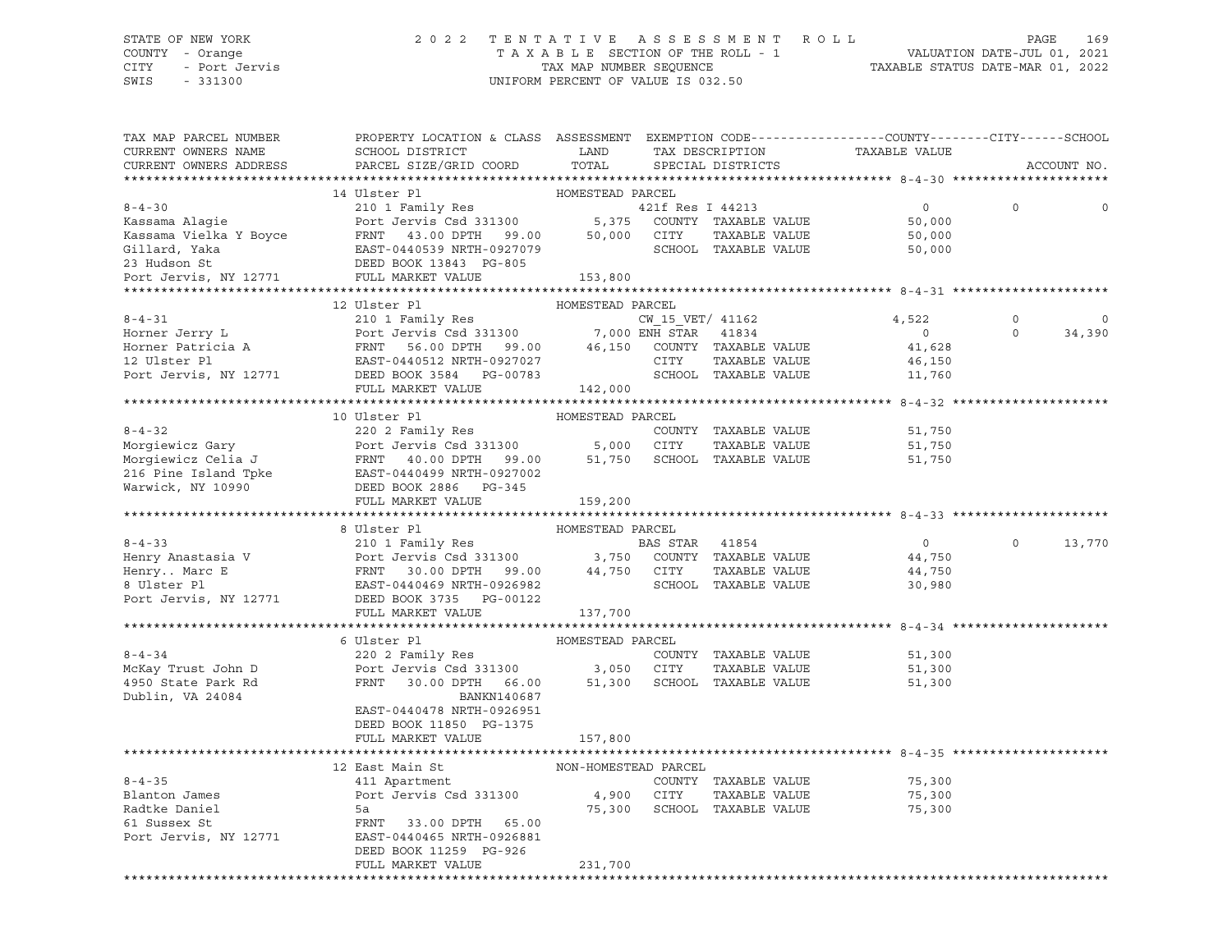STATE OF NEW YORK
COUNTY - Orange
CITY - Port Jervis
SWIS - 331300

2 0 2 2 T E N T A T I V E A S S E S S M E N T R O L L
T A X A B L E SECTION OF THE ROLL - 1
TAX MAP NUMBER SEQUENCE
UNIFORM PERCENT OF VALUE IS 032.50

VALUATION DATE-JUL 01, 2021
TAXABLE STATUS DATE-MAR 01, 2022

```
TAX MAP PARCEL NUMBER     PROPERTY LOCATION & CLASS  ASSESSMENT  EXEMPTION CODE------------------COUNTY--------CITY------SCHOOL
CURRENT OWNERS NAME       SCHOOL DISTRICT               LAND      TAX DESCRIPTION            TAXABLE VALUE
CURRENT OWNERS ADDRESS    PARCEL SIZE/GRID COORD        TOTAL     SPECIAL DISTRICTS                                  ACCOUNT NO.
******************************************************************************************************* 8-4-30 *********************
                          14 Ulster Pl                     HOMESTEAD PARCEL
8-4-30                    210 1 Family Res                          421f Res I 44213             0             0             0
Kassama Alagie            Port Jervis Csd 331300         5,375   COUNTY  TAXABLE VALUE          50,000
Kassama Vielka Y Boyce    FRNT   43.00 DPTH   99.00     50,000   CITY    TAXABLE VALUE          50,000
Gillard, Yaka             EAST-0440539 NRTH-0927079               SCHOOL  TAXABLE VALUE          50,000
23 Hudson St              DEED BOOK 13843  PG-805
Port Jervis, NY 12771     FULL MARKET VALUE            153,800
******************************************************************************************************* 8-4-31 *********************
                          12 Ulster Pl                     HOMESTEAD PARCEL
8-4-31                    210 1 Family Res                          CW_15_VET/ 41162         4,522             0             0
Horner Jerry L            Port Jervis Csd 331300         7,000 ENH STAR   41834              0             0        34,390
Horner Patricia A         FRNT   56.00 DPTH   99.00     46,150   COUNTY  TAXABLE VALUE          41,628
12 Ulster Pl              EAST-0440512 NRTH-0927027               CITY    TAXABLE VALUE          46,150
Port Jervis, NY 12771     DEED BOOK 3584   PG-00783               SCHOOL  TAXABLE VALUE          11,760
                          FULL MARKET VALUE            142,000
******************************************************************************************************* 8-4-32 *********************
                          10 Ulster Pl                     HOMESTEAD PARCEL
8-4-32                    220 2 Family Res                          COUNTY  TAXABLE VALUE          51,750
Morgiewicz Gary           Port Jervis Csd 331300         5,000   CITY    TAXABLE VALUE          51,750
Morgiewicz Celia J        FRNT   40.00 DPTH   99.00     51,750   SCHOOL  TAXABLE VALUE          51,750
216 Pine Island Tpke      EAST-0440499 NRTH-0927002
Warwick, NY 10990         DEED BOOK 2886   PG-345
                          FULL MARKET VALUE            159,200
******************************************************************************************************* 8-4-33 *********************
                          8 Ulster Pl                      HOMESTEAD PARCEL
8-4-33                    210 1 Family Res                          BAS STAR   41854              0             0        13,770
Henry Anastasia V         Port Jervis Csd 331300         3,750   COUNTY  TAXABLE VALUE          44,750
Henry.. Marc E            FRNT   30.00 DPTH   99.00     44,750   CITY    TAXABLE VALUE          44,750
8 Ulster Pl               EAST-0440469 NRTH-0926982               SCHOOL  TAXABLE VALUE          30,980
Port Jervis, NY 12771     DEED BOOK 3735   PG-00122
                          FULL MARKET VALUE            137,700
******************************************************************************************************* 8-4-34 *********************
                          6 Ulster Pl                      HOMESTEAD PARCEL
8-4-34                    220 2 Family Res                          COUNTY  TAXABLE VALUE          51,300
McKay Trust John D        Port Jervis Csd 331300         3,050   CITY    TAXABLE VALUE          51,300
4950 State Park Rd        FRNT   30.00 DPTH   66.00     51,300   SCHOOL  TAXABLE VALUE          51,300
Dublin, VA 24084                         BANKN140687
                          EAST-0440478 NRTH-0926951
                          DEED BOOK 11850  PG-1375
                          FULL MARKET VALUE            157,800
******************************************************************************************************* 8-4-35 *********************
                          12 East Main St                  NON-HOMESTEAD PARCEL
8-4-35                    411 Apartment                             COUNTY  TAXABLE VALUE          75,300
Blanton James             Port Jervis Csd 331300         4,900   CITY    TAXABLE VALUE          75,300
Radtke Daniel             5a                            75,300   SCHOOL  TAXABLE VALUE          75,300
61 Sussex St              FRNT   33.00 DPTH   65.00
Port Jervis, NY 12771     EAST-0440465 NRTH-0926881
                          DEED BOOK 11259  PG-926
                          FULL MARKET VALUE            231,700
************************************************************************************************************************************
```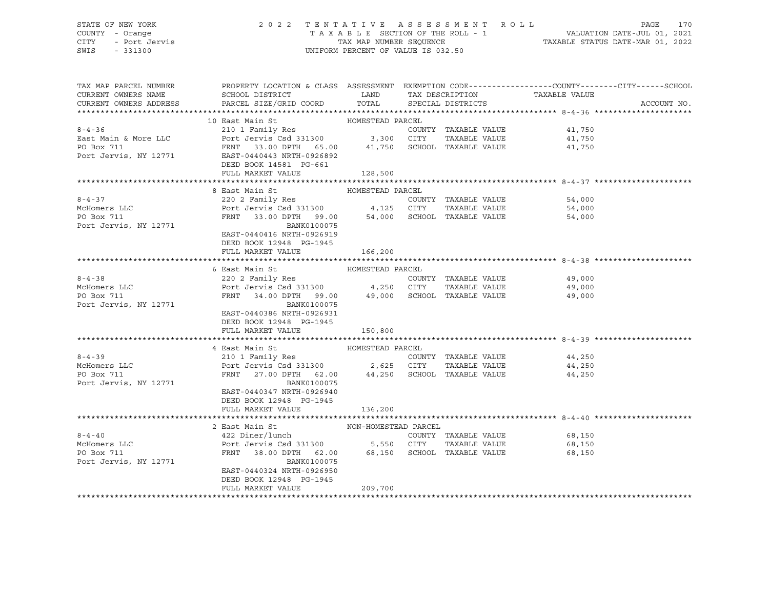STATE OF NEW YORK — COUNTY - Orange — CITY - Port Jervis — SWIS - 331300

# 2022 TENTATIVE ASSESSMENT ROLL

TAXABLE SECTION OF THE ROLL - 1 — TAX MAP NUMBER SEQUENCE — UNIFORM PERCENT OF VALUE IS 032.50

VALUATION DATE-JUL 01, 2021 — TAXABLE STATUS DATE-MAR 01, 2022

| TAX MAP PARCEL NUMBER / CURRENT OWNERS NAME / CURRENT OWNERS ADDRESS | PROPERTY LOCATION & CLASS / SCHOOL DISTRICT / PARCEL SIZE/GRID COORD | ASSESSMENT LAND | ASSESSMENT TOTAL | EXEMPTION CODE / TAX DESCRIPTION / SPECIAL DISTRICTS | TAXABLE VALUE (COUNTY / CITY / SCHOOL) | ACCOUNT NO. |
|---|---|---|---|---|---|---|
| **8-4-36** | 10 East Main St — HOMESTEAD PARCEL | | | | | |
| East Main & More LLC | 210 1 Family Res | | | COUNTY TAXABLE VALUE | 41,750 | |
| PO Box 711 | Port Jervis Csd 331300 | 3,300 | | CITY TAXABLE VALUE | 41,750 | |
| Port Jervis, NY 12771 | FRNT 33.00 DPTH 65.00 | | 41,750 | SCHOOL TAXABLE VALUE | 41,750 | |
| | EAST-0440443 NRTH-0926892 | | | | | |
| | DEED BOOK 14581 PG-661 | | | | | |
| | FULL MARKET VALUE | | 128,500 | | | |
| **8-4-37** | 8 East Main St — HOMESTEAD PARCEL | | | | | |
| McHomers LLC | 220 2 Family Res | | | COUNTY TAXABLE VALUE | 54,000 | |
| PO Box 711 | Port Jervis Csd 331300 | 4,125 | | CITY TAXABLE VALUE | 54,000 | |
| Port Jervis, NY 12771 | FRNT 33.00 DPTH 99.00 | | 54,000 | SCHOOL TAXABLE VALUE | 54,000 | |
| | BANK0100075 | | | | | |
| | EAST-0440416 NRTH-0926919 | | | | | |
| | DEED BOOK 12948 PG-1945 | | | | | |
| | FULL MARKET VALUE | | 166,200 | | | |
| **8-4-38** | 6 East Main St — HOMESTEAD PARCEL | | | | | |
| McHomers LLC | 220 2 Family Res | | | COUNTY TAXABLE VALUE | 49,000 | |
| PO Box 711 | Port Jervis Csd 331300 | 4,250 | | CITY TAXABLE VALUE | 49,000 | |
| Port Jervis, NY 12771 | FRNT 34.00 DPTH 99.00 | | 49,000 | SCHOOL TAXABLE VALUE | 49,000 | |
| | BANK0100075 | | | | | |
| | EAST-0440386 NRTH-0926931 | | | | | |
| | DEED BOOK 12948 PG-1945 | | | | | |
| | FULL MARKET VALUE | | 150,800 | | | |
| **8-4-39** | 4 East Main St — HOMESTEAD PARCEL | | | | | |
| McHomers LLC | 210 1 Family Res | | | COUNTY TAXABLE VALUE | 44,250 | |
| PO Box 711 | Port Jervis Csd 331300 | 2,625 | | CITY TAXABLE VALUE | 44,250 | |
| Port Jervis, NY 12771 | FRNT 27.00 DPTH 62.00 | | 44,250 | SCHOOL TAXABLE VALUE | 44,250 | |
| | BANK0100075 | | | | | |
| | EAST-0440347 NRTH-0926940 | | | | | |
| | DEED BOOK 12948 PG-1945 | | | | | |
| | FULL MARKET VALUE | | 136,200 | | | |
| **8-4-40** | 2 East Main St — NON-HOMESTEAD PARCEL | | | | | |
| McHomers LLC | 422 Diner/lunch | | | COUNTY TAXABLE VALUE | 68,150 | |
| PO Box 711 | Port Jervis Csd 331300 | 5,550 | | CITY TAXABLE VALUE | 68,150 | |
| Port Jervis, NY 12771 | FRNT 38.00 DPTH 62.00 | | 68,150 | SCHOOL TAXABLE VALUE | 68,150 | |
| | BANK0100075 | | | | | |
| | EAST-0440324 NRTH-0926950 | | | | | |
| | DEED BOOK 12948 PG-1945 | | | | | |
| | FULL MARKET VALUE | | 209,700 | | | |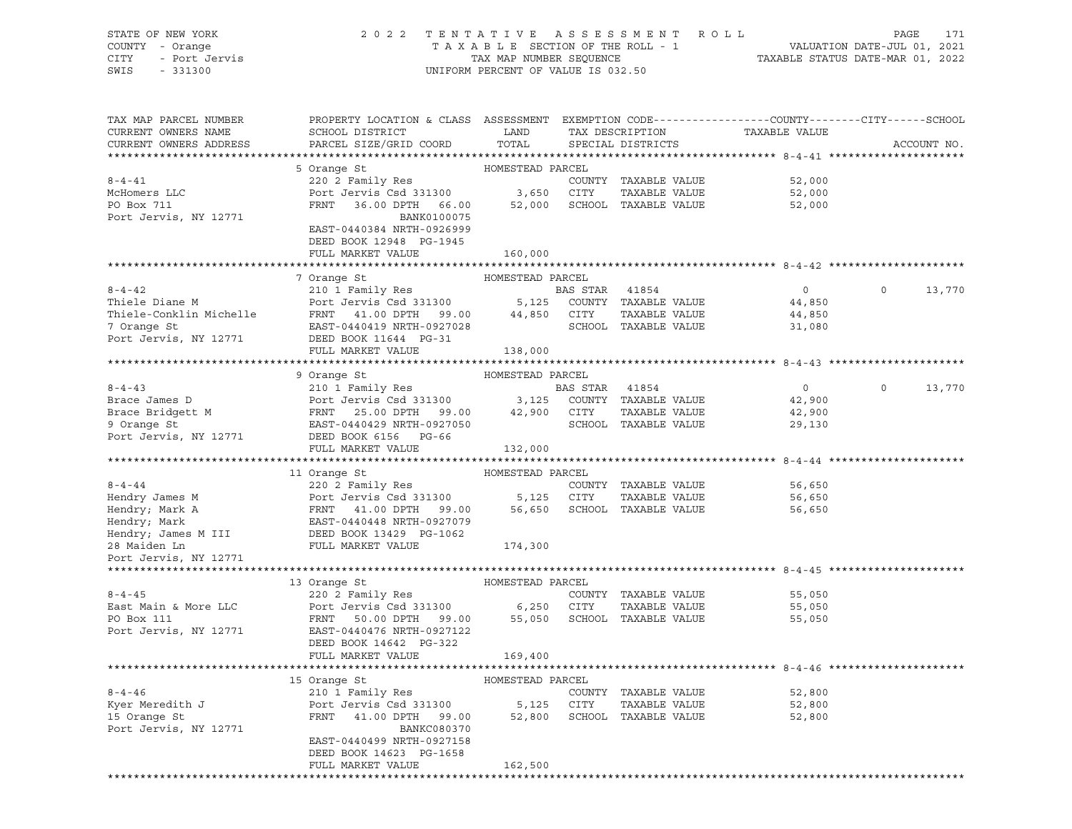STATE OF NEW YORK — COUNTY - Orange — CITY - Port Jervis — SWIS - 331300

2022 TENTATIVE ASSESSMENT ROLL
TAXABLE SECTION OF THE ROLL - 1
TAX MAP NUMBER SEQUENCE
UNIFORM PERCENT OF VALUE IS 032.50

VALUATION DATE-JUL 01, 2021
TAXABLE STATUS DATE-MAR 01, 2022

| TAX MAP PARCEL NUMBER / CURRENT OWNERS NAME / CURRENT OWNERS ADDRESS | PROPERTY LOCATION & CLASS / SCHOOL DISTRICT / PARCEL SIZE/GRID COORD | ASSESSMENT LAND / TOTAL | EXEMPTION CODE / TAX DESCRIPTION / SPECIAL DISTRICTS | COUNTY / TAXABLE VALUE | CITY | SCHOOL |
|---|---|---|---|---|---|---|
| **8-4-41** | 5 Orange St | HOMESTEAD PARCEL | | | | |
| McHomers LLC | 220 2 Family Res | | COUNTY TAXABLE VALUE | 52,000 | | |
| PO Box 711 | Port Jervis Csd 331300 | 3,650 | CITY TAXABLE VALUE | 52,000 | | |
| Port Jervis, NY 12771 | FRNT 36.00 DPTH 66.00 | 52,000 | SCHOOL TAXABLE VALUE | 52,000 | | |
| | BANK0100075 | | | | | |
| | EAST-0440384 NRTH-0926999 | | | | | |
| | DEED BOOK 12948 PG-1945 | | | | | |
| | FULL MARKET VALUE | 160,000 | | | | |
| **8-4-42** | 7 Orange St | HOMESTEAD PARCEL | | | | |
| Thiele Diane M | 210 1 Family Res | | BAS STAR 41854 | 0 | 0 | 13,770 |
| Thiele-Conklin Michelle | Port Jervis Csd 331300 | 5,125 | COUNTY TAXABLE VALUE | 44,850 | | |
| 7 Orange St | FRNT 41.00 DPTH 99.00 | 44,850 | CITY TAXABLE VALUE | 44,850 | | |
| Port Jervis, NY 12771 | EAST-0440419 NRTH-0927028 | | SCHOOL TAXABLE VALUE | 31,080 | | |
| | DEED BOOK 11644 PG-31 | | | | | |
| | FULL MARKET VALUE | 138,000 | | | | |
| **8-4-43** | 9 Orange St | HOMESTEAD PARCEL | | | | |
| Brace James D | 210 1 Family Res | | BAS STAR 41854 | 0 | 0 | 13,770 |
| Brace Bridgett M | Port Jervis Csd 331300 | 3,125 | COUNTY TAXABLE VALUE | 42,900 | | |
| 9 Orange St | FRNT 25.00 DPTH 99.00 | 42,900 | CITY TAXABLE VALUE | 42,900 | | |
| Port Jervis, NY 12771 | EAST-0440429 NRTH-0927050 | | SCHOOL TAXABLE VALUE | 29,130 | | |
| | DEED BOOK 6156 PG-66 | | | | | |
| | FULL MARKET VALUE | 132,000 | | | | |
| **8-4-44** | 11 Orange St | HOMESTEAD PARCEL | | | | |
| Hendry James M | 220 2 Family Res | | COUNTY TAXABLE VALUE | 56,650 | | |
| Hendry; Mark A | Port Jervis Csd 331300 | 5,125 | CITY TAXABLE VALUE | 56,650 | | |
| Hendry; Mark | FRNT 41.00 DPTH 99.00 | 56,650 | SCHOOL TAXABLE VALUE | 56,650 | | |
| Hendry; James M III | EAST-0440448 NRTH-0927079 | | | | | |
| 28 Maiden Ln | DEED BOOK 13429 PG-1062 | | | | | |
| Port Jervis, NY 12771 | FULL MARKET VALUE | 174,300 | | | | |
| **8-4-45** | 13 Orange St | HOMESTEAD PARCEL | | | | |
| East Main & More LLC | 220 2 Family Res | | COUNTY TAXABLE VALUE | 55,050 | | |
| PO Box 111 | Port Jervis Csd 331300 | 6,250 | CITY TAXABLE VALUE | 55,050 | | |
| Port Jervis, NY 12771 | FRNT 50.00 DPTH 99.00 | 55,050 | SCHOOL TAXABLE VALUE | 55,050 | | |
| | EAST-0440476 NRTH-0927122 | | | | | |
| | DEED BOOK 14642 PG-322 | | | | | |
| | FULL MARKET VALUE | 169,400 | | | | |
| **8-4-46** | 15 Orange St | HOMESTEAD PARCEL | | | | |
| Kyer Meredith J | 210 1 Family Res | | COUNTY TAXABLE VALUE | 52,800 | | |
| 15 Orange St | Port Jervis Csd 331300 | 5,125 | CITY TAXABLE VALUE | 52,800 | | |
| Port Jervis, NY 12771 | FRNT 41.00 DPTH 99.00 | 52,800 | SCHOOL TAXABLE VALUE | 52,800 | | |
| | BANKC080370 | | | | | |
| | EAST-0440499 NRTH-0927158 | | | | | |
| | DEED BOOK 14623 PG-1658 | | | | | |
| | FULL MARKET VALUE | 162,500 | | | | |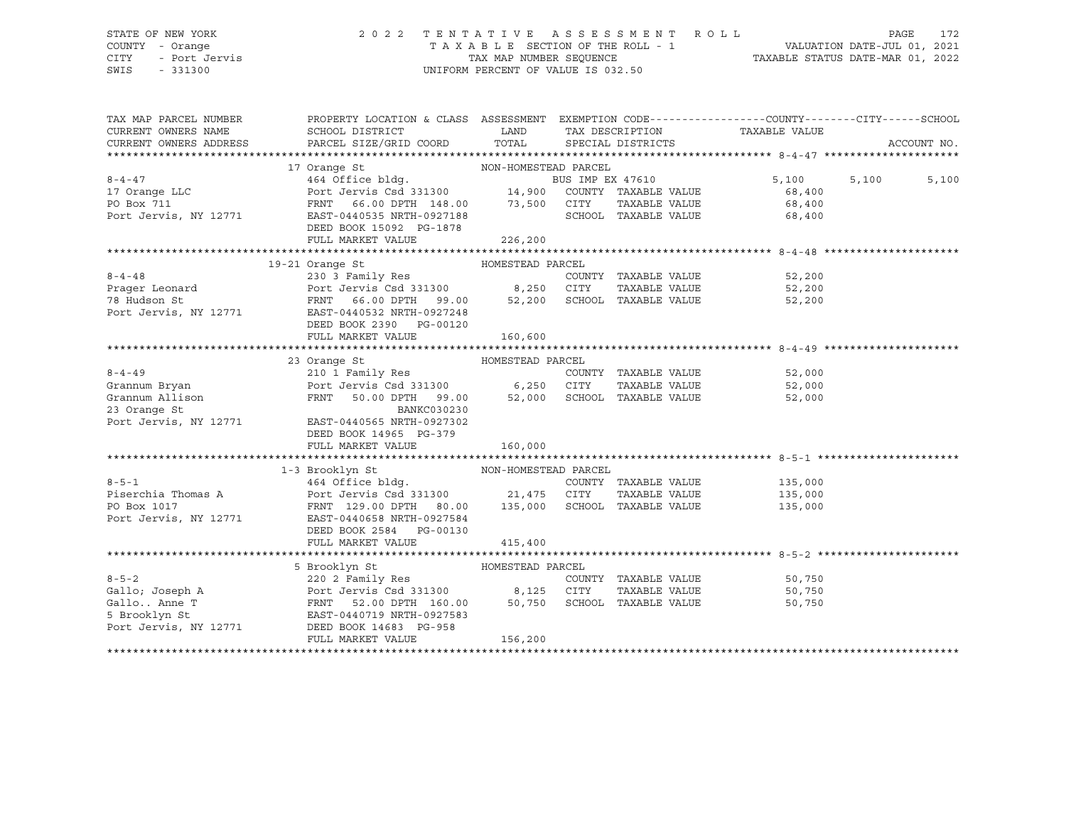STATE OF NEW YORK — COUNTY - Orange — CITY - Port Jervis — SWIS - 331300

# 2022 TENTATIVE ASSESSMENT ROLL

TAXABLE SECTION OF THE ROLL - 1 — TAX MAP NUMBER SEQUENCE — UNIFORM PERCENT OF VALUE IS 032.50

VALUATION DATE-JUL 01, 2021 — TAXABLE STATUS DATE-MAR 01, 2022

| TAX MAP PARCEL NUMBER / CURRENT OWNERS NAME / CURRENT OWNERS ADDRESS | PROPERTY LOCATION & CLASS / SCHOOL DISTRICT / PARCEL SIZE/GRID COORD | ASSESSMENT LAND | ASSESSMENT TOTAL | EXEMPTION CODE / TAX DESCRIPTION / SPECIAL DISTRICTS | COUNTY TAXABLE VALUE | CITY | SCHOOL | ACCOUNT NO. |
|---|---|---|---|---|---|---|---|---|
| **8-4-47** | 17 Orange St — NON-HOMESTEAD PARCEL | | | | | | | |
| 17 Orange LLC | 464 Office bldg. | | | BUS IMP EX 47610 | 5,100 | 5,100 | 5,100 | |
| PO Box 711 | Port Jervis Csd 331300 | 14,900 | | COUNTY TAXABLE VALUE | 68,400 | | | |
| Port Jervis, NY 12771 | FRNT 66.00 DPTH 148.00 | | 73,500 | CITY TAXABLE VALUE | 68,400 | | | |
| | EAST-0440535 NRTH-0927188 | | | SCHOOL TAXABLE VALUE | 68,400 | | | |
| | DEED BOOK 15092 PG-1878 | | | | | | | |
| | FULL MARKET VALUE | | 226,200 | | | | | |
| **8-4-48** | 19-21 Orange St — HOMESTEAD PARCEL | | | | | | | |
| Prager Leonard | 230 3 Family Res | | | COUNTY TAXABLE VALUE | 52,200 | | | |
| 78 Hudson St | Port Jervis Csd 331300 | 8,250 | | CITY TAXABLE VALUE | 52,200 | | | |
| Port Jervis, NY 12771 | FRNT 66.00 DPTH 99.00 | | 52,200 | SCHOOL TAXABLE VALUE | 52,200 | | | |
| | EAST-0440532 NRTH-0927248 | | | | | | | |
| | DEED BOOK 2390 PG-00120 | | | | | | | |
| | FULL MARKET VALUE | | 160,600 | | | | | |
| **8-4-49** | 23 Orange St — HOMESTEAD PARCEL | | | | | | | |
| Grannum Bryan | 210 1 Family Res | | | COUNTY TAXABLE VALUE | 52,000 | | | |
| Grannum Allison | Port Jervis Csd 331300 | 6,250 | | CITY TAXABLE VALUE | 52,000 | | | |
| 23 Orange St | FRNT 50.00 DPTH 99.00 | | 52,000 | SCHOOL TAXABLE VALUE | 52,000 | | | |
| Port Jervis, NY 12771 | BANKC030230 | | | | | | | |
| | EAST-0440565 NRTH-0927302 | | | | | | | |
| | DEED BOOK 14965 PG-379 | | | | | | | |
| | FULL MARKET VALUE | | 160,000 | | | | | |
| **8-5-1** | 1-3 Brooklyn St — NON-HOMESTEAD PARCEL | | | | | | | |
| Piserchia Thomas A | 464 Office bldg. | | | COUNTY TAXABLE VALUE | 135,000 | | | |
| PO Box 1017 | Port Jervis Csd 331300 | 21,475 | | CITY TAXABLE VALUE | 135,000 | | | |
| Port Jervis, NY 12771 | FRNT 129.00 DPTH 80.00 | | 135,000 | SCHOOL TAXABLE VALUE | 135,000 | | | |
| | EAST-0440658 NRTH-0927584 | | | | | | | |
| | DEED BOOK 2584 PG-00130 | | | | | | | |
| | FULL MARKET VALUE | | 415,400 | | | | | |
| **8-5-2** | 5 Brooklyn St — HOMESTEAD PARCEL | | | | | | | |
| Gallo; Joseph A | 220 2 Family Res | | | COUNTY TAXABLE VALUE | 50,750 | | | |
| Gallo.. Anne T | Port Jervis Csd 331300 | 8,125 | | CITY TAXABLE VALUE | 50,750 | | | |
| 5 Brooklyn St | FRNT 52.00 DPTH 160.00 | | 50,750 | SCHOOL TAXABLE VALUE | 50,750 | | | |
| Port Jervis, NY 12771 | EAST-0440719 NRTH-0927583 | | | | | | | |
| | DEED BOOK 14683 PG-958 | | | | | | | |
| | FULL MARKET VALUE | | 156,200 | | | | | |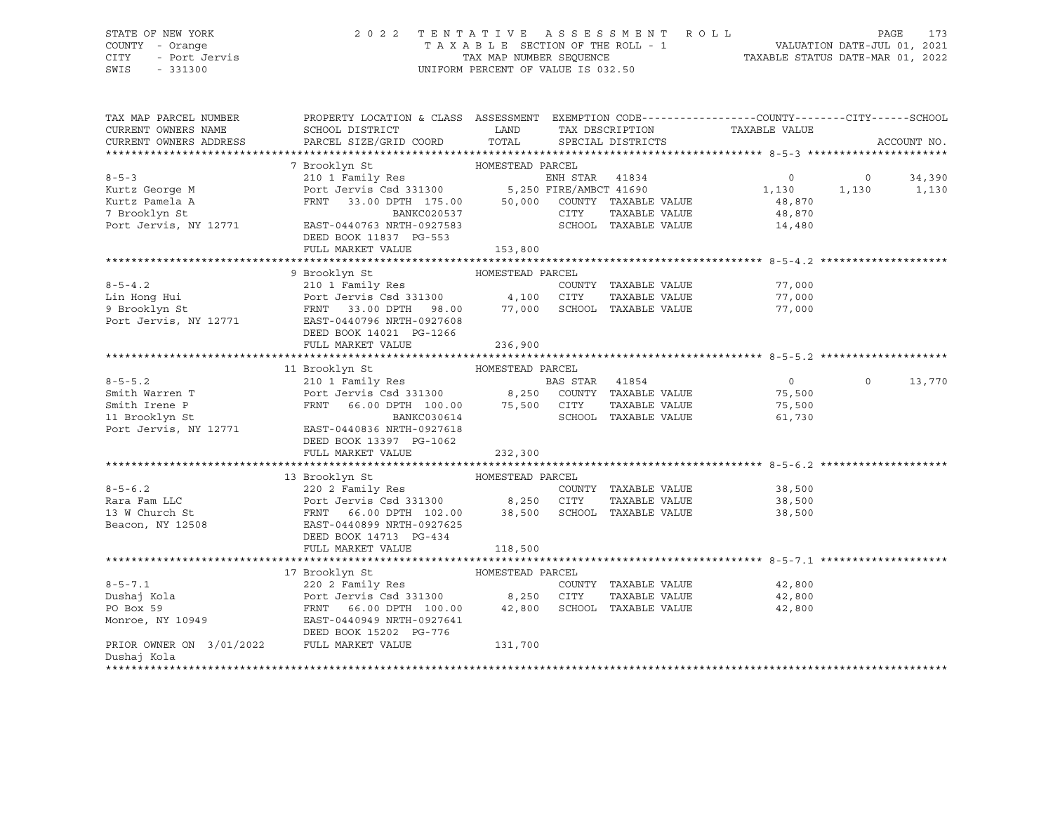STATE OF NEW YORK
COUNTY - Orange
CITY - Port Jervis
SWIS - 331300

2022 TENTATIVE ASSESSMENT ROLL
TAXABLE SECTION OF THE ROLL - 1
TAX MAP NUMBER SEQUENCE
UNIFORM PERCENT OF VALUE IS 032.50

VALUATION DATE-JUL 01, 2021
TAXABLE STATUS DATE-MAR 01, 2022

| TAX MAP PARCEL NUMBER / CURRENT OWNERS NAME / CURRENT OWNERS ADDRESS | PROPERTY LOCATION & CLASS / SCHOOL DISTRICT / PARCEL SIZE/GRID COORD | ASSESSMENT LAND / TOTAL | EXEMPTION CODE / TAX DESCRIPTION / SPECIAL DISTRICTS | COUNTY TAXABLE VALUE | CITY | SCHOOL | ACCOUNT NO. |
|---|---|---|---|---|---|---|---|
| **8-5-3** | 7 Brooklyn St — HOMESTEAD PARCEL | | | | | | |
| | 210 1 Family Res | | ENH STAR 41834 | 0 | 0 | 34,390 | |
| Kurtz George M | Port Jervis Csd 331300 | 5,250 | FIRE/AMBCT 41690 | 1,130 | 1,130 | 1,130 | |
| Kurtz Pamela A | FRNT 33.00 DPTH 175.00 | 50,000 | COUNTY TAXABLE VALUE | 48,870 | | | |
| 7 Brooklyn St | BANKC020537 | | CITY TAXABLE VALUE | 48,870 | | | |
| Port Jervis, NY 12771 | EAST-0440763 NRTH-0927583 | | SCHOOL TAXABLE VALUE | 14,480 | | | |
| | DEED BOOK 11837 PG-553 | | | | | | |
| | FULL MARKET VALUE | 153,800 | | | | | |
| **8-5-4.2** | 9 Brooklyn St — HOMESTEAD PARCEL | | | | | | |
| | 210 1 Family Res | | COUNTY TAXABLE VALUE | 77,000 | | | |
| Lin Hong Hui | Port Jervis Csd 331300 | 4,100 | CITY TAXABLE VALUE | 77,000 | | | |
| 9 Brooklyn St | FRNT 33.00 DPTH 98.00 | 77,000 | SCHOOL TAXABLE VALUE | 77,000 | | | |
| Port Jervis, NY 12771 | EAST-0440796 NRTH-0927608 | | | | | | |
| | DEED BOOK 14021 PG-1266 | | | | | | |
| | FULL MARKET VALUE | 236,900 | | | | | |
| **8-5-5.2** | 11 Brooklyn St — HOMESTEAD PARCEL | | | | | | |
| | 210 1 Family Res | | BAS STAR 41854 | 0 | 0 | 13,770 | |
| Smith Warren T | Port Jervis Csd 331300 | 8,250 | COUNTY TAXABLE VALUE | 75,500 | | | |
| Smith Irene P | FRNT 66.00 DPTH 100.00 | 75,500 | CITY TAXABLE VALUE | 75,500 | | | |
| 11 Brooklyn St | BANKC030614 | | SCHOOL TAXABLE VALUE | 61,730 | | | |
| Port Jervis, NY 12771 | EAST-0440836 NRTH-0927618 | | | | | | |
| | DEED BOOK 13397 PG-1062 | | | | | | |
| | FULL MARKET VALUE | 232,300 | | | | | |
| **8-5-6.2** | 13 Brooklyn St — HOMESTEAD PARCEL | | | | | | |
| | 220 2 Family Res | | COUNTY TAXABLE VALUE | 38,500 | | | |
| Rara Fam LLC | Port Jervis Csd 331300 | 8,250 | CITY TAXABLE VALUE | 38,500 | | | |
| 13 W Church St | FRNT 66.00 DPTH 102.00 | 38,500 | SCHOOL TAXABLE VALUE | 38,500 | | | |
| Beacon, NY 12508 | EAST-0440899 NRTH-0927625 | | | | | | |
| | DEED BOOK 14713 PG-434 | | | | | | |
| | FULL MARKET VALUE | 118,500 | | | | | |
| **8-5-7.1** | 17 Brooklyn St — HOMESTEAD PARCEL | | | | | | |
| | 220 2 Family Res | | COUNTY TAXABLE VALUE | 42,800 | | | |
| Dushaj Kola | Port Jervis Csd 331300 | 8,250 | CITY TAXABLE VALUE | 42,800 | | | |
| PO Box 59 | FRNT 66.00 DPTH 100.00 | 42,800 | SCHOOL TAXABLE VALUE | 42,800 | | | |
| Monroe, NY 10949 | EAST-0440949 NRTH-0927641 | | | | | | |
| | DEED BOOK 15202 PG-776 | | | | | | |
| PRIOR OWNER ON 3/01/2022 | FULL MARKET VALUE | 131,700 | | | | | |
| Dushaj Kola | | | | | | | |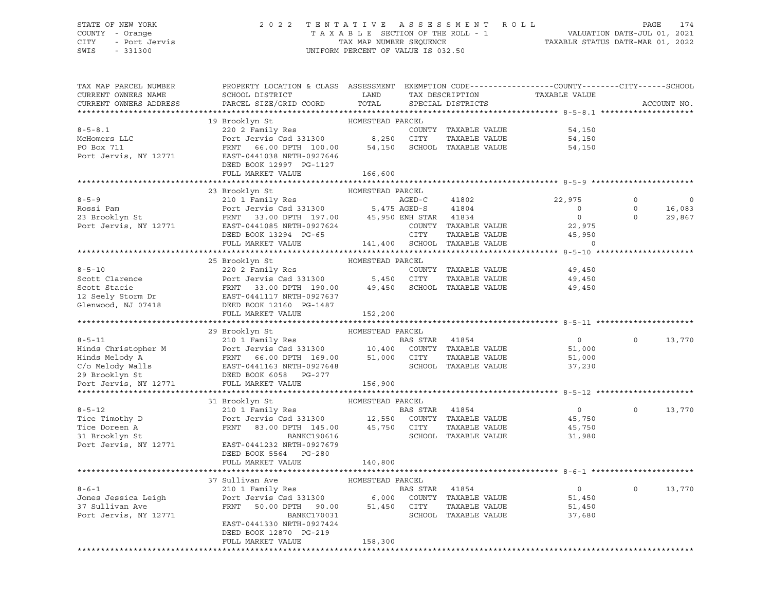STATE OF NEW YORK — 2022 TENTATIVE ASSESSMENT ROLL
COUNTY - Orange — TAXABLE SECTION OF THE ROLL - 1 — VALUATION DATE-JUL 01, 2021
CITY - Port Jervis — TAX MAP NUMBER SEQUENCE — TAXABLE STATUS DATE-MAR 01, 2022
SWIS - 331300 — UNIFORM PERCENT OF VALUE IS 032.50

| TAX MAP PARCEL NUMBER / CURRENT OWNERS NAME / CURRENT OWNERS ADDRESS | PROPERTY LOCATION & CLASS / SCHOOL DISTRICT / PARCEL SIZE/GRID COORD | ASSESSMENT LAND | ASSESSMENT TOTAL | EXEMPTION CODE / TAX DESCRIPTION / SPECIAL DISTRICTS | | COUNTY TAXABLE VALUE | CITY | SCHOOL / ACCOUNT NO. |
|---|---|---|---|---|---|---|---|---|
| **8-5-8.1** | 19 Brooklyn St — HOMESTEAD PARCEL | | | | | | | |
| 8-5-8.1 | 220 2 Family Res | | | COUNTY | TAXABLE VALUE | 54,150 | | |
| McHomers LLC | Port Jervis Csd 331300 | 8,250 | | CITY | TAXABLE VALUE | 54,150 | | |
| PO Box 711 | FRNT 66.00 DPTH 100.00 | | 54,150 | SCHOOL | TAXABLE VALUE | 54,150 | | |
| Port Jervis, NY 12771 | EAST-0441038 NRTH-0927646 | | | | | | | |
| | DEED BOOK 12997 PG-1127 | | | | | | | |
| | FULL MARKET VALUE | | 166,600 | | | | | |
| **8-5-9** | 23 Brooklyn St — HOMESTEAD PARCEL | | | | | | | |
| 8-5-9 | 210 1 Family Res | | | AGED-C | 41802 | 22,975 | 0 | 0 |
| Rossi Pam | Port Jervis Csd 331300 | 5,475 | | AGED-S | 41804 | 0 | 0 | 16,083 |
| 23 Brooklyn St | FRNT 33.00 DPTH 197.00 | | 45,950 | ENH STAR | 41834 | 0 | 0 | 29,867 |
| Port Jervis, NY 12771 | EAST-0441085 NRTH-0927624 | | | COUNTY | TAXABLE VALUE | 22,975 | | |
| | DEED BOOK 13294 PG-65 | | | CITY | TAXABLE VALUE | 45,950 | | |
| | FULL MARKET VALUE | | 141,400 | SCHOOL | TAXABLE VALUE | 0 | | |
| **8-5-10** | 25 Brooklyn St — HOMESTEAD PARCEL | | | | | | | |
| 8-5-10 | 220 2 Family Res | | | COUNTY | TAXABLE VALUE | 49,450 | | |
| Scott Clarence | Port Jervis Csd 331300 | 5,450 | | CITY | TAXABLE VALUE | 49,450 | | |
| Scott Stacie | FRNT 33.00 DPTH 190.00 | | 49,450 | SCHOOL | TAXABLE VALUE | 49,450 | | |
| 12 Seely Storm Dr | EAST-0441117 NRTH-0927637 | | | | | | | |
| Glenwood, NJ 07418 | DEED BOOK 12160 PG-1487 | | | | | | | |
| | FULL MARKET VALUE | | 152,200 | | | | | |
| **8-5-11** | 29 Brooklyn St — HOMESTEAD PARCEL | | | | | | | |
| 8-5-11 | 210 1 Family Res | | | BAS STAR | 41854 | 0 | 0 | 13,770 |
| Hinds Christopher M | Port Jervis Csd 331300 | 10,400 | | COUNTY | TAXABLE VALUE | 51,000 | | |
| Hinds Melody A | FRNT 66.00 DPTH 169.00 | | 51,000 | CITY | TAXABLE VALUE | 51,000 | | |
| C/o Melody Walls | EAST-0441163 NRTH-0927648 | | | SCHOOL | TAXABLE VALUE | 37,230 | | |
| 29 Brooklyn St | DEED BOOK 6058 PG-277 | | | | | | | |
| Port Jervis, NY 12771 | FULL MARKET VALUE | | 156,900 | | | | | |
| **8-5-12** | 31 Brooklyn St — HOMESTEAD PARCEL | | | | | | | |
| 8-5-12 | 210 1 Family Res | | | BAS STAR | 41854 | 0 | 0 | 13,770 |
| Tice Timothy D | Port Jervis Csd 331300 | 12,550 | | COUNTY | TAXABLE VALUE | 45,750 | | |
| Tice Doreen A | FRNT 83.00 DPTH 145.00 | | 45,750 | CITY | TAXABLE VALUE | 45,750 | | |
| 31 Brooklyn St | BANKC190616 | | | SCHOOL | TAXABLE VALUE | 31,980 | | |
| Port Jervis, NY 12771 | EAST-0441232 NRTH-0927679 | | | | | | | |
| | DEED BOOK 5564 PG-280 | | | | | | | |
| | FULL MARKET VALUE | | 140,800 | | | | | |
| **8-6-1** | 37 Sullivan Ave — HOMESTEAD PARCEL | | | | | | | |
| 8-6-1 | 210 1 Family Res | | | BAS STAR | 41854 | 0 | 0 | 13,770 |
| Jones Jessica Leigh | Port Jervis Csd 331300 | 6,000 | | COUNTY | TAXABLE VALUE | 51,450 | | |
| 37 Sullivan Ave | FRNT 50.00 DPTH 90.00 | | 51,450 | CITY | TAXABLE VALUE | 51,450 | | |
| Port Jervis, NY 12771 | BANKC170031 | | | SCHOOL | TAXABLE VALUE | 37,680 | | |
| | EAST-0441330 NRTH-0927424 | | | | | | | |
| | DEED BOOK 12870 PG-219 | | | | | | | |
| | FULL MARKET VALUE | | 158,300 | | | | | |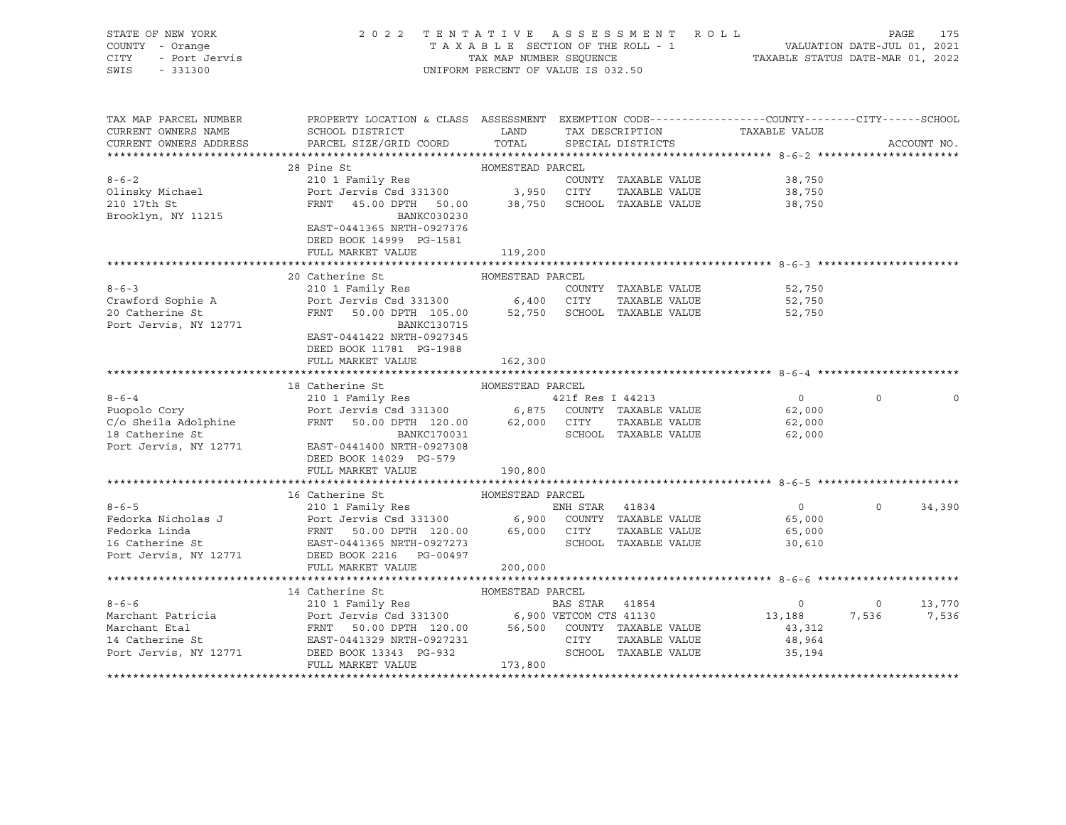STATE OF NEW YORK — COUNTY - Orange — CITY - Port Jervis — SWIS - 331300

2022 TENTATIVE ASSESSMENT ROLL
TAXABLE SECTION OF THE ROLL - 1
TAX MAP NUMBER SEQUENCE
UNIFORM PERCENT OF VALUE IS 032.50

VALUATION DATE-JUL 01, 2021
TAXABLE STATUS DATE-MAR 01, 2022

| TAX MAP PARCEL NUMBER / CURRENT OWNERS NAME / CURRENT OWNERS ADDRESS | PROPERTY LOCATION & CLASS / SCHOOL DISTRICT / PARCEL SIZE/GRID COORD | ASSESSMENT LAND / TOTAL | EXEMPTION CODE / TAX DESCRIPTION / SPECIAL DISTRICTS | COUNTY TAXABLE VALUE | CITY | SCHOOL |
|---|---|---|---|---|---|---|
| **8-6-2** | 28 Pine St — HOMESTEAD PARCEL | | | | | |
| Olinsky Michael | 210 1 Family Res | | COUNTY TAXABLE VALUE | 38,750 | | |
| 210 17th St | Port Jervis Csd 331300 | 3,950 | CITY TAXABLE VALUE | 38,750 | | |
| Brooklyn, NY 11215 | FRNT 45.00 DPTH 50.00 | 38,750 | SCHOOL TAXABLE VALUE | 38,750 | | |
| | BANKC030230 | | | | | |
| | EAST-0441365 NRTH-0927376 | | | | | |
| | DEED BOOK 14999 PG-1581 | | | | | |
| | FULL MARKET VALUE | 119,200 | | | | |
| **8-6-3** | 20 Catherine St — HOMESTEAD PARCEL | | | | | |
| Crawford Sophie A | 210 1 Family Res | | COUNTY TAXABLE VALUE | 52,750 | | |
| 20 Catherine St | Port Jervis Csd 331300 | 6,400 | CITY TAXABLE VALUE | 52,750 | | |
| Port Jervis, NY 12771 | FRNT 50.00 DPTH 105.00 | 52,750 | SCHOOL TAXABLE VALUE | 52,750 | | |
| | BANKC130715 | | | | | |
| | EAST-0441422 NRTH-0927345 | | | | | |
| | DEED BOOK 11781 PG-1988 | | | | | |
| | FULL MARKET VALUE | 162,300 | | | | |
| **8-6-4** | 18 Catherine St — HOMESTEAD PARCEL | | | | | |
| Puopolo Cory | 210 1 Family Res | | 421f Res I 44213 | 0 | 0 | 0 |
| C/o Sheila Adolphine | Port Jervis Csd 331300 | 6,875 | COUNTY TAXABLE VALUE | 62,000 | | |
| 18 Catherine St | FRNT 50.00 DPTH 120.00 | 62,000 | CITY TAXABLE VALUE | 62,000 | | |
| Port Jervis, NY 12771 | BANKC170031 | | SCHOOL TAXABLE VALUE | 62,000 | | |
| | EAST-0441400 NRTH-0927308 | | | | | |
| | DEED BOOK 14029 PG-579 | | | | | |
| | FULL MARKET VALUE | 190,800 | | | | |
| **8-6-5** | 16 Catherine St — HOMESTEAD PARCEL | | | | | |
| Fedorka Nicholas J | 210 1 Family Res | | ENH STAR 41834 | 0 | 0 | 34,390 |
| Fedorka Linda | Port Jervis Csd 331300 | 6,900 | COUNTY TAXABLE VALUE | 65,000 | | |
| 16 Catherine St | FRNT 50.00 DPTH 120.00 | 65,000 | CITY TAXABLE VALUE | 65,000 | | |
| Port Jervis, NY 12771 | EAST-0441365 NRTH-0927273 | | SCHOOL TAXABLE VALUE | 30,610 | | |
| | DEED BOOK 2216 PG-00497 | | | | | |
| | FULL MARKET VALUE | 200,000 | | | | |
| **8-6-6** | 14 Catherine St — HOMESTEAD PARCEL | | | | | |
| Marchant Patricia | 210 1 Family Res | | BAS STAR 41854 | 0 | 0 | 13,770 |
| Marchant Etal | Port Jervis Csd 331300 | 6,900 | VETCOM CTS 41130 | 13,188 | 7,536 | 7,536 |
| 14 Catherine St | FRNT 50.00 DPTH 120.00 | 56,500 | COUNTY TAXABLE VALUE | 43,312 | | |
| Port Jervis, NY 12771 | EAST-0441329 NRTH-0927231 | | CITY TAXABLE VALUE | 48,964 | | |
| | DEED BOOK 13343 PG-932 | | SCHOOL TAXABLE VALUE | 35,194 | | |
| | FULL MARKET VALUE | 173,800 | | | | |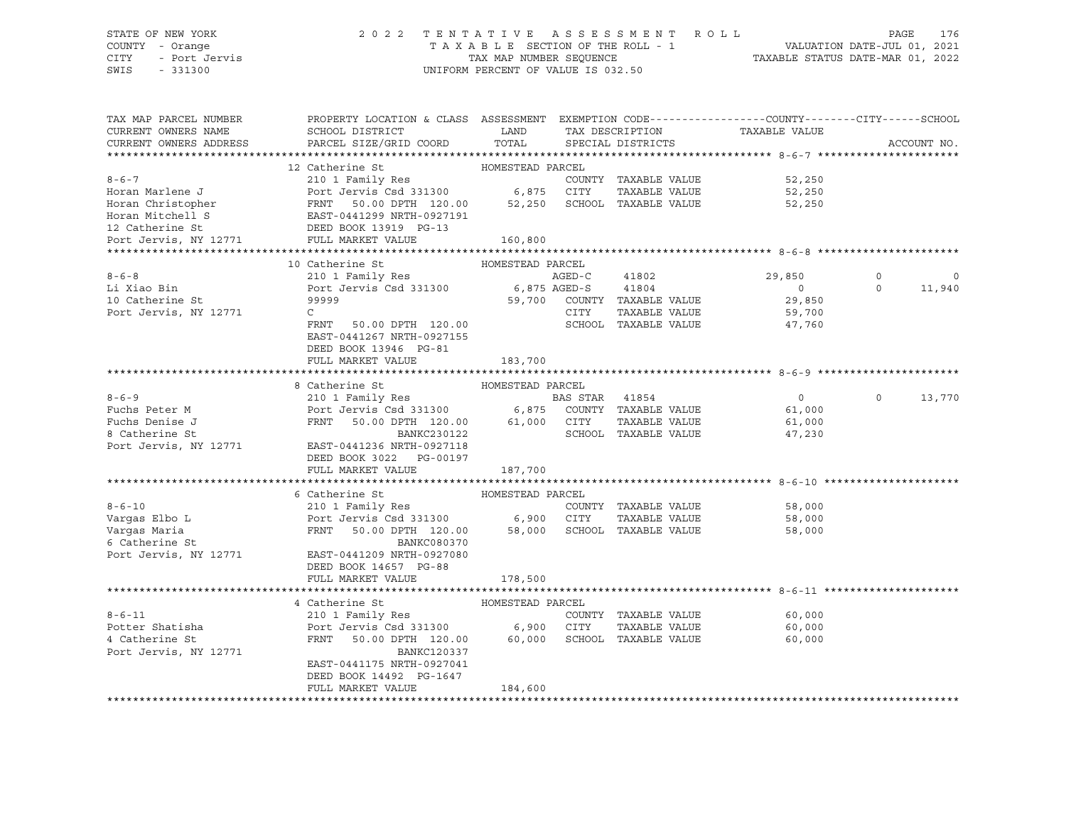STATE OF NEW YORK | COUNTY - Orange | CITY - Port Jervis | SWIS - 331300

2022 TENTATIVE ASSESSMENT ROLL
TAXABLE SECTION OF THE ROLL - 1
TAX MAP NUMBER SEQUENCE
UNIFORM PERCENT OF VALUE IS 032.50

VALUATION DATE-JUL 01, 2021
TAXABLE STATUS DATE-MAR 01, 2022

| TAX MAP PARCEL NUMBER / CURRENT OWNERS NAME / CURRENT OWNERS ADDRESS | PROPERTY LOCATION & CLASS / SCHOOL DISTRICT / PARCEL SIZE/GRID COORD | ASSESSMENT LAND / TOTAL | EXEMPTION CODE / TAX DESCRIPTION / SPECIAL DISTRICTS | COUNTY TAXABLE VALUE | CITY | SCHOOL | ACCOUNT NO. |
|---|---|---|---|---|---|---|---|
| **8-6-7** | 12 Catherine St — HOMESTEAD PARCEL | | | | | | |
| 8-6-7 | 210 1 Family Res | | COUNTY TAXABLE VALUE | 52,250 | | | |
| Horan Marlene J | Port Jervis Csd 331300 | 6,875 | CITY TAXABLE VALUE | 52,250 | | | |
| Horan Christopher | FRNT 50.00 DPTH 120.00 | 52,250 | SCHOOL TAXABLE VALUE | 52,250 | | | |
| Horan Mitchell S | EAST-0441299 NRTH-0927191 | | | | | | |
| 12 Catherine St | DEED BOOK 13919 PG-13 | | | | | | |
| Port Jervis, NY 12771 | FULL MARKET VALUE | 160,800 | | | | | |
| **8-6-8** | 10 Catherine St — HOMESTEAD PARCEL | | | | | | |
| 8-6-8 | 210 1 Family Res | | AGED-C 41802 | 29,850 | 0 | 0 | |
| Li Xiao Bin | Port Jervis Csd 331300 | 6,875 | AGED-S 41804 | 0 | 0 | 11,940 | |
| 10 Catherine St | 99999 | 59,700 | COUNTY TAXABLE VALUE | 29,850 | | | |
| Port Jervis, NY 12771 | C | | CITY TAXABLE VALUE | 59,700 | | | |
| | FRNT 50.00 DPTH 120.00 | | SCHOOL TAXABLE VALUE | 47,760 | | | |
| | EAST-0441267 NRTH-0927155 | | | | | | |
| | DEED BOOK 13946 PG-81 | | | | | | |
| | FULL MARKET VALUE | 183,700 | | | | | |
| **8-6-9** | 8 Catherine St — HOMESTEAD PARCEL | | | | | | |
| 8-6-9 | 210 1 Family Res | | BAS STAR 41854 | 0 | 0 | 13,770 | |
| Fuchs Peter M | Port Jervis Csd 331300 | 6,875 | COUNTY TAXABLE VALUE | 61,000 | | | |
| Fuchs Denise J | FRNT 50.00 DPTH 120.00 | 61,000 | CITY TAXABLE VALUE | 61,000 | | | |
| 8 Catherine St | BANKC230122 | | SCHOOL TAXABLE VALUE | 47,230 | | | |
| Port Jervis, NY 12771 | EAST-0441236 NRTH-0927118 | | | | | | |
| | DEED BOOK 3022 PG-00197 | | | | | | |
| | FULL MARKET VALUE | 187,700 | | | | | |
| **8-6-10** | 6 Catherine St — HOMESTEAD PARCEL | | | | | | |
| 8-6-10 | 210 1 Family Res | | COUNTY TAXABLE VALUE | 58,000 | | | |
| Vargas Elbo L | Port Jervis Csd 331300 | 6,900 | CITY TAXABLE VALUE | 58,000 | | | |
| Vargas Maria | FRNT 50.00 DPTH 120.00 | 58,000 | SCHOOL TAXABLE VALUE | 58,000 | | | |
| 6 Catherine St | BANKC080370 | | | | | | |
| Port Jervis, NY 12771 | EAST-0441209 NRTH-0927080 | | | | | | |
| | DEED BOOK 14657 PG-88 | | | | | | |
| | FULL MARKET VALUE | 178,500 | | | | | |
| **8-6-11** | 4 Catherine St — HOMESTEAD PARCEL | | | | | | |
| 8-6-11 | 210 1 Family Res | | COUNTY TAXABLE VALUE | 60,000 | | | |
| Potter Shatisha | Port Jervis Csd 331300 | 6,900 | CITY TAXABLE VALUE | 60,000 | | | |
| 4 Catherine St | FRNT 50.00 DPTH 120.00 | 60,000 | SCHOOL TAXABLE VALUE | 60,000 | | | |
| Port Jervis, NY 12771 | BANKC120337 | | | | | | |
| | EAST-0441175 NRTH-0927041 | | | | | | |
| | DEED BOOK 14492 PG-1647 | | | | | | |
| | FULL MARKET VALUE | 184,600 | | | | | |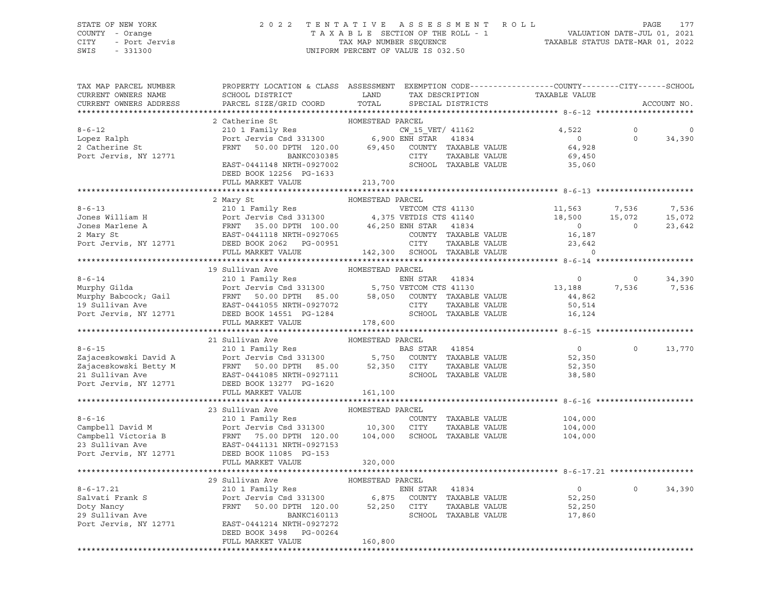STATE OF NEW YORK — COUNTY - Orange — CITY - Port Jervis — SWIS - 331300

# 2022 TENTATIVE ASSESSMENT ROLL

TAXABLE SECTION OF THE ROLL - 1 — TAX MAP NUMBER SEQUENCE — UNIFORM PERCENT OF VALUE IS 032.50

VALUATION DATE-JUL 01, 2021 — TAXABLE STATUS DATE-MAR 01, 2022

```
TAX MAP PARCEL NUMBER      PROPERTY LOCATION & CLASS  ASSESSMENT  EXEMPTION CODE------------------COUNTY--------CITY------SCHOOL
CURRENT OWNERS NAME        SCHOOL DISTRICT               LAND      TAX DESCRIPTION            TAXABLE VALUE
CURRENT OWNERS ADDRESS     PARCEL SIZE/GRID COORD        TOTAL     SPECIAL DISTRICTS                                      ACCOUNT NO.
******************************************************************************************************* 8-6-12 *********************
                           2 Catherine St              HOMESTEAD PARCEL
8-6-12                     210 1 Family Res                     CW_15_VET/ 41162              4,522            0             0
Lopez Ralph                Port Jervis Csd 331300       6,900 ENH STAR  41834                     0            0        34,390
2 Catherine St             FRNT   50.00 DPTH 120.00    69,450   COUNTY  TAXABLE VALUE        64,928
Port Jervis, NY 12771                   BANKC030385             CITY    TAXABLE VALUE        69,450
                           EAST-0441148 NRTH-0927002            SCHOOL  TAXABLE VALUE        35,060
                           DEED BOOK 12256  PG-1633
                           FULL MARKET VALUE          213,700
******************************************************************************************************* 8-6-13 *********************
                           2 Mary St                   HOMESTEAD PARCEL
8-6-13                     210 1 Family Res                     VETCOM CTS 41130             11,563        7,536         7,536
Jones William H            Port Jervis Csd 331300       4,375 VETDIS CTS 41140               18,500       15,072        15,072
Jones Marlene A            FRNT   35.00 DPTH 100.00    46,250 ENH STAR  41834                     0            0        23,642
2 Mary St                  EAST-0441118 NRTH-0927065            COUNTY  TAXABLE VALUE        16,187
Port Jervis, NY 12771      DEED BOOK 2062   PG-00951            CITY    TAXABLE VALUE        23,642
                           FULL MARKET VALUE          142,300   SCHOOL  TAXABLE VALUE             0
******************************************************************************************************* 8-6-14 *********************
                           19 Sullivan Ave             HOMESTEAD PARCEL
8-6-14                     210 1 Family Res                     ENH STAR  41834                   0            0        34,390
Murphy Gilda               Port Jervis Csd 331300       5,750 VETCOM CTS 41130               13,188        7,536         7,536
Murphy Babcock; Gail       FRNT   50.00 DPTH  85.00    58,050   COUNTY  TAXABLE VALUE        44,862
19 Sullivan Ave            EAST-0441055 NRTH-0927072            CITY    TAXABLE VALUE        50,514
Port Jervis, NY 12771      DEED BOOK 14551  PG-1284             SCHOOL  TAXABLE VALUE        16,124
                           FULL MARKET VALUE          178,600
******************************************************************************************************* 8-6-15 *********************
                           21 Sullivan Ave             HOMESTEAD PARCEL
8-6-15                     210 1 Family Res                     BAS STAR  41854                   0            0        13,770
Zajaceskowski David A      Port Jervis Csd 331300       5,750   COUNTY  TAXABLE VALUE        52,350
Zajaceskowski Betty M      FRNT   50.00 DPTH  85.00    52,350   CITY    TAXABLE VALUE        52,350
21 Sullivan Ave            EAST-0441085 NRTH-0927111            SCHOOL  TAXABLE VALUE        38,580
Port Jervis, NY 12771      DEED BOOK 13277  PG-1620
                           FULL MARKET VALUE          161,100
******************************************************************************************************* 8-6-16 *********************
                           23 Sullivan Ave             HOMESTEAD PARCEL
8-6-16                     210 1 Family Res                     COUNTY  TAXABLE VALUE       104,000
Campbell David M           Port Jervis Csd 331300      10,300   CITY    TAXABLE VALUE       104,000
Campbell Victoria B        FRNT   75.00 DPTH 120.00   104,000   SCHOOL  TAXABLE VALUE       104,000
23 Sullivan Ave            EAST-0441131 NRTH-0927153
Port Jervis, NY 12771      DEED BOOK 11085  PG-153
                           FULL MARKET VALUE          320,000
******************************************************************************************************* 8-6-17.21 ******************
                           29 Sullivan Ave             HOMESTEAD PARCEL
8-6-17.21                  210 1 Family Res                     ENH STAR  41834                   0            0        34,390
Salvati Frank S            Port Jervis Csd 331300       6,875   COUNTY  TAXABLE VALUE        52,250
Doty Nancy                 FRNT   50.00 DPTH 120.00    52,250   CITY    TAXABLE VALUE        52,250
29 Sullivan Ave                         BANKC160113             SCHOOL  TAXABLE VALUE        17,860
Port Jervis, NY 12771      EAST-0441214 NRTH-0927272
                           DEED BOOK 3498   PG-00264
                           FULL MARKET VALUE          160,800
************************************************************************************************************************************
```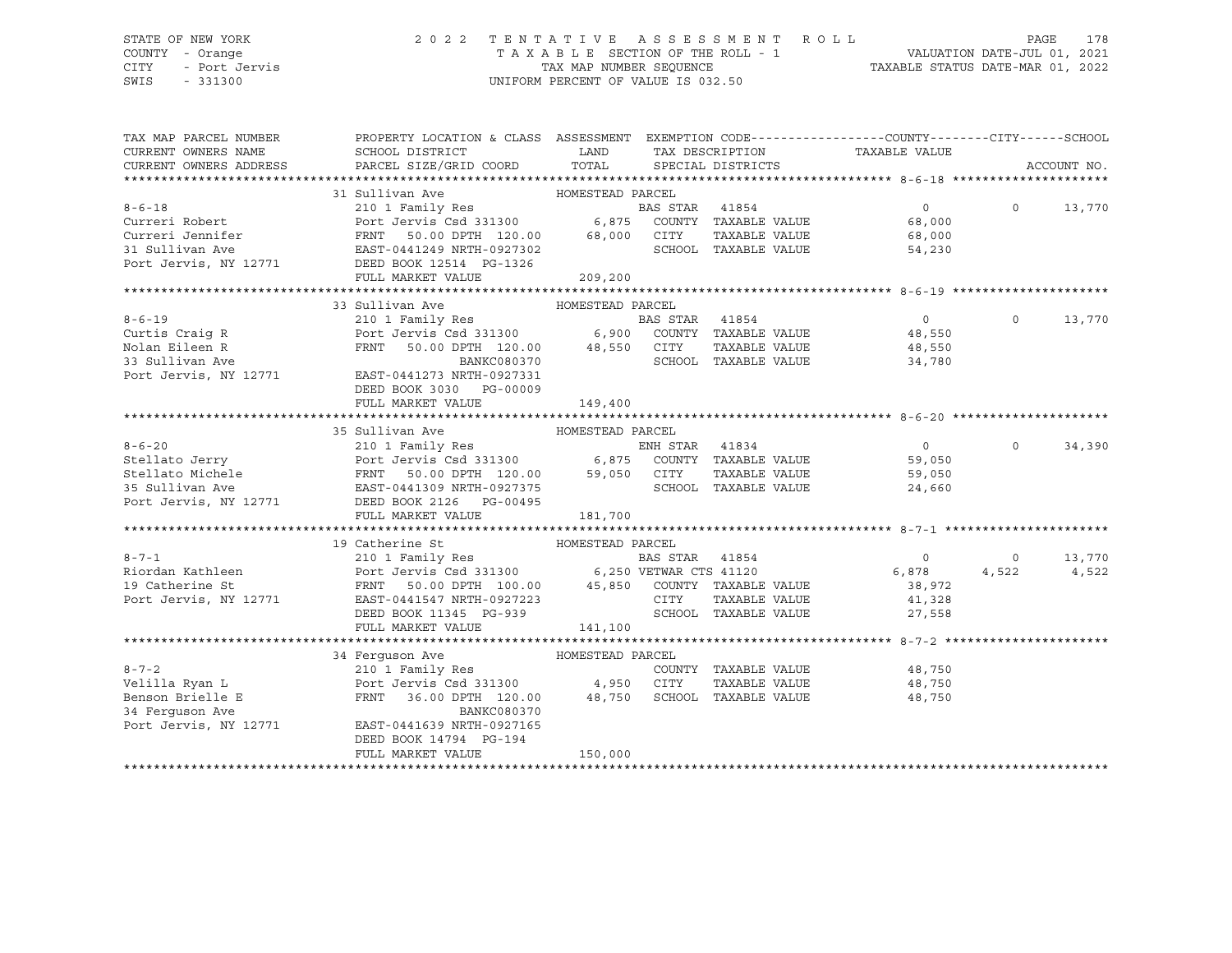STATE OF NEW YORK
COUNTY - Orange
CITY - Port Jervis
SWIS - 331300

# 2022 TENTATIVE ASSESSMENT ROLL

TAXABLE SECTION OF THE ROLL - 1
TAX MAP NUMBER SEQUENCE
UNIFORM PERCENT OF VALUE IS 032.50

VALUATION DATE-JUL 01, 2021
TAXABLE STATUS DATE-MAR 01, 2022

| TAX MAP PARCEL NUMBER / CURRENT OWNERS NAME / CURRENT OWNERS ADDRESS | PROPERTY LOCATION & CLASS / SCHOOL DISTRICT / PARCEL SIZE/GRID COORD | ASSESSMENT LAND / TOTAL | EXEMPTION CODE / TAX DESCRIPTION / SPECIAL DISTRICTS | COUNTY TAXABLE VALUE | CITY | SCHOOL |
|---|---|---|---|---|---|---|
| **8-6-18** | 31 Sullivan Ave — HOMESTEAD PARCEL | | | | | |
| Curreri Robert | 210 1 Family Res | | BAS STAR 41854 | 0 | 0 | 13,770 |
| Curreri Jennifer | Port Jervis Csd 331300 | 6,875 | COUNTY TAXABLE VALUE | 68,000 | | |
| 31 Sullivan Ave | FRNT 50.00 DPTH 120.00 | 68,000 | CITY TAXABLE VALUE | 68,000 | | |
| Port Jervis, NY 12771 | EAST-0441249 NRTH-0927302 | | SCHOOL TAXABLE VALUE | 54,230 | | |
| | DEED BOOK 12514 PG-1326 | | | | | |
| | FULL MARKET VALUE | 209,200 | | | | |
| **8-6-19** | 33 Sullivan Ave — HOMESTEAD PARCEL | | | | | |
| Curtis Craig R | 210 1 Family Res | | BAS STAR 41854 | 0 | 0 | 13,770 |
| Nolan Eileen R | Port Jervis Csd 331300 | 6,900 | COUNTY TAXABLE VALUE | 48,550 | | |
| 33 Sullivan Ave | FRNT 50.00 DPTH 120.00 | 48,550 | CITY TAXABLE VALUE | 48,550 | | |
| Port Jervis, NY 12771 | BANKC080370 | | SCHOOL TAXABLE VALUE | 34,780 | | |
| | EAST-0441273 NRTH-0927331 | | | | | |
| | DEED BOOK 3030 PG-00009 | | | | | |
| | FULL MARKET VALUE | 149,400 | | | | |
| **8-6-20** | 35 Sullivan Ave — HOMESTEAD PARCEL | | | | | |
| Stellato Jerry | 210 1 Family Res | | ENH STAR 41834 | 0 | 0 | 34,390 |
| Stellato Michele | Port Jervis Csd 331300 | 6,875 | COUNTY TAXABLE VALUE | 59,050 | | |
| 35 Sullivan Ave | FRNT 50.00 DPTH 120.00 | 59,050 | CITY TAXABLE VALUE | 59,050 | | |
| Port Jervis, NY 12771 | EAST-0441309 NRTH-0927375 | | SCHOOL TAXABLE VALUE | 24,660 | | |
| | DEED BOOK 2126 PG-00495 | | | | | |
| | FULL MARKET VALUE | 181,700 | | | | |
| **8-7-1** | 19 Catherine St — HOMESTEAD PARCEL | | | | | |
| Riordan Kathleen | 210 1 Family Res | | BAS STAR 41854 | 0 | 0 | 13,770 |
| 19 Catherine St | Port Jervis Csd 331300 | 6,250 | VETWAR CTS 41120 | 6,878 | 4,522 | 4,522 |
| Port Jervis, NY 12771 | FRNT 50.00 DPTH 100.00 | 45,850 | COUNTY TAXABLE VALUE | 38,972 | | |
| | EAST-0441547 NRTH-0927223 | | CITY TAXABLE VALUE | 41,328 | | |
| | DEED BOOK 11345 PG-939 | | SCHOOL TAXABLE VALUE | 27,558 | | |
| | FULL MARKET VALUE | 141,100 | | | | |
| **8-7-2** | 34 Ferguson Ave — HOMESTEAD PARCEL | | | | | |
| Velilla Ryan L | 210 1 Family Res | | COUNTY TAXABLE VALUE | 48,750 | | |
| Benson Brielle E | Port Jervis Csd 331300 | 4,950 | CITY TAXABLE VALUE | 48,750 | | |
| 34 Ferguson Ave | FRNT 36.00 DPTH 120.00 | 48,750 | SCHOOL TAXABLE VALUE | 48,750 | | |
| Port Jervis, NY 12771 | BANKC080370 | | | | | |
| | EAST-0441639 NRTH-0927165 | | | | | |
| | DEED BOOK 14794 PG-194 | | | | | |
| | FULL MARKET VALUE | 150,000 | | | | |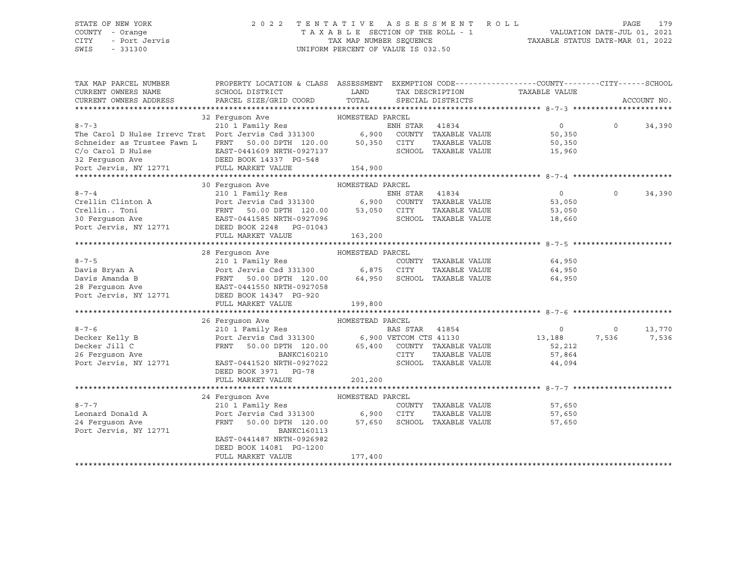STATE OF NEW YORK — COUNTY - Orange — CITY - Port Jervis — SWIS - 331300

2 0 2 2 TENTATIVE ASSESSMENT ROLL
TAXABLE SECTION OF THE ROLL - 1
TAX MAP NUMBER SEQUENCE
UNIFORM PERCENT OF VALUE IS 032.50

VALUATION DATE-JUL 01, 2021
TAXABLE STATUS DATE-MAR 01, 2022

| TAX MAP PARCEL NUMBER / CURRENT OWNERS NAME / CURRENT OWNERS ADDRESS | PROPERTY LOCATION & CLASS / SCHOOL DISTRICT / PARCEL SIZE/GRID COORD | ASSESSMENT LAND / TOTAL | EXEMPTION CODE / TAX DESCRIPTION / SPECIAL DISTRICTS | COUNTY TAXABLE VALUE | CITY | SCHOOL | ACCOUNT NO. |
|---|---|---|---|---|---|---|---|
| **8-7-3** | 32 Ferguson Ave — HOMESTEAD PARCEL | | | | | | |
| The Carol D Hulse Irrevc Trst | 210 1 Family Res | | ENH STAR 41834 | 0 | 0 | 34,390 | |
| Schneider as Trustee Fawn L | Port Jervis Csd 331300 | 6,900 | COUNTY TAXABLE VALUE | 50,350 | | | |
| C/o Carol D Hulse | FRNT 50.00 DPTH 120.00 | 50,350 | CITY TAXABLE VALUE | 50,350 | | | |
| 32 Ferguson Ave | EAST-0441609 NRTH-0927137 | | SCHOOL TAXABLE VALUE | 15,960 | | | |
| Port Jervis, NY 12771 | DEED BOOK 14337 PG-548 | | | | | | |
| | FULL MARKET VALUE | 154,900 | | | | | |
| **8-7-4** | 30 Ferguson Ave — HOMESTEAD PARCEL | | | | | | |
| Crellin Clinton A | 210 1 Family Res | | ENH STAR 41834 | 0 | 0 | 34,390 | |
| Crellin.. Toni | Port Jervis Csd 331300 | 6,900 | COUNTY TAXABLE VALUE | 53,050 | | | |
| 30 Ferguson Ave | FRNT 50.00 DPTH 120.00 | 53,050 | CITY TAXABLE VALUE | 53,050 | | | |
| Port Jervis, NY 12771 | EAST-0441585 NRTH-0927096 | | SCHOOL TAXABLE VALUE | 18,660 | | | |
| | DEED BOOK 2248 PG-01043 | | | | | | |
| | FULL MARKET VALUE | 163,200 | | | | | |
| **8-7-5** | 28 Ferguson Ave — HOMESTEAD PARCEL | | | | | | |
| Davis Bryan A | 210 1 Family Res | | COUNTY TAXABLE VALUE | 64,950 | | | |
| Davis Amanda B | Port Jervis Csd 331300 | 6,875 | CITY TAXABLE VALUE | 64,950 | | | |
| 28 Ferguson Ave | FRNT 50.00 DPTH 120.00 | 64,950 | SCHOOL TAXABLE VALUE | 64,950 | | | |
| Port Jervis, NY 12771 | EAST-0441550 NRTH-0927058 | | | | | | |
| | DEED BOOK 14347 PG-920 | | | | | | |
| | FULL MARKET VALUE | 199,800 | | | | | |
| **8-7-6** | 26 Ferguson Ave — HOMESTEAD PARCEL | | | | | | |
| Decker Kelly B | 210 1 Family Res | | BAS STAR 41854 | 0 | 0 | 13,770 | |
| Decker Jill C | Port Jervis Csd 331300 | 6,900 | VETCOM CTS 41130 | 13,188 | 7,536 | 7,536 | |
| 26 Ferguson Ave | FRNT 50.00 DPTH 120.00 | 65,400 | COUNTY TAXABLE VALUE | 52,212 | | | |
| Port Jervis, NY 12771 | BANKC160210 | | CITY TAXABLE VALUE | 57,864 | | | |
| | EAST-0441520 NRTH-0927022 | | SCHOOL TAXABLE VALUE | 44,094 | | | |
| | DEED BOOK 3971 PG-78 | | | | | | |
| | FULL MARKET VALUE | 201,200 | | | | | |
| **8-7-7** | 24 Ferguson Ave — HOMESTEAD PARCEL | | | | | | |
| Leonard Donald A | 210 1 Family Res | | COUNTY TAXABLE VALUE | 57,650 | | | |
| 24 Ferguson Ave | Port Jervis Csd 331300 | 6,900 | CITY TAXABLE VALUE | 57,650 | | | |
| Port Jervis, NY 12771 | FRNT 50.00 DPTH 120.00 | 57,650 | SCHOOL TAXABLE VALUE | 57,650 | | | |
| | BANKC160113 | | | | | | |
| | EAST-0441487 NRTH-0926982 | | | | | | |
| | DEED BOOK 14081 PG-1200 | | | | | | |
| | FULL MARKET VALUE | 177,400 | | | | | |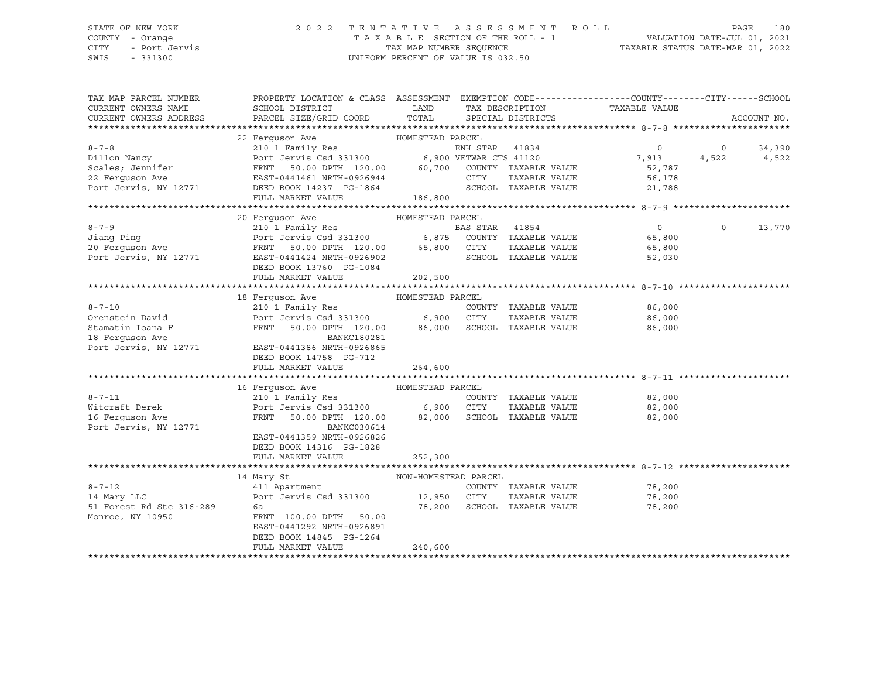STATE OF NEW YORK
COUNTY - Orange
CITY - Port Jervis
SWIS - 331300

2022 TENTATIVE ASSESSMENT ROLL
TAXABLE SECTION OF THE ROLL - 1
TAX MAP NUMBER SEQUENCE
UNIFORM PERCENT OF VALUE IS 032.50

VALUATION DATE-JUL 01, 2021
TAXABLE STATUS DATE-MAR 01, 2022

| TAX MAP PARCEL NUMBER / CURRENT OWNERS NAME / CURRENT OWNERS ADDRESS | PROPERTY LOCATION & CLASS / SCHOOL DISTRICT / PARCEL SIZE/GRID COORD | ASSESSMENT LAND / TOTAL | EXEMPTION CODE / TAX DESCRIPTION / SPECIAL DISTRICTS | COUNTY TAXABLE VALUE | CITY | SCHOOL | ACCOUNT NO. |
|---|---|---|---|---|---|---|---|
| **8-7-8** | 22 Ferguson Ave — HOMESTEAD PARCEL | | | | | | |
| | 210 1 Family Res | | ENH STAR 41834 | 0 | 0 | 34,390 | |
| Dillon Nancy | Port Jervis Csd 331300 | 6,900 | VETWAR CTS 41120 | 7,913 | 4,522 | 4,522 | |
| Scales; Jennifer | FRNT 50.00 DPTH 120.00 | 60,700 | COUNTY TAXABLE VALUE | 52,787 | | | |
| 22 Ferguson Ave | EAST-0441461 NRTH-0926944 | | CITY TAXABLE VALUE | 56,178 | | | |
| Port Jervis, NY 12771 | DEED BOOK 14237 PG-1864 | | SCHOOL TAXABLE VALUE | 21,788 | | | |
| | FULL MARKET VALUE | 186,800 | | | | | |
| **8-7-9** | 20 Ferguson Ave — HOMESTEAD PARCEL | | | | | | |
| | 210 1 Family Res | | BAS STAR 41854 | 0 | 0 | 13,770 | |
| Jiang Ping | Port Jervis Csd 331300 | 6,875 | COUNTY TAXABLE VALUE | 65,800 | | | |
| 20 Ferguson Ave | FRNT 50.00 DPTH 120.00 | 65,800 | CITY TAXABLE VALUE | 65,800 | | | |
| Port Jervis, NY 12771 | EAST-0441424 NRTH-0926902 | | SCHOOL TAXABLE VALUE | 52,030 | | | |
| | DEED BOOK 13760 PG-1084 | | | | | | |
| | FULL MARKET VALUE | 202,500 | | | | | |
| **8-7-10** | 18 Ferguson Ave — HOMESTEAD PARCEL | | | | | | |
| | 210 1 Family Res | | COUNTY TAXABLE VALUE | 86,000 | | | |
| Orenstein David | Port Jervis Csd 331300 | 6,900 | CITY TAXABLE VALUE | 86,000 | | | |
| Stamatin Ioana F | FRNT 50.00 DPTH 120.00 | 86,000 | SCHOOL TAXABLE VALUE | 86,000 | | | |
| 18 Ferguson Ave | BANKC180281 | | | | | | |
| Port Jervis, NY 12771 | EAST-0441386 NRTH-0926865 | | | | | | |
| | DEED BOOK 14758 PG-712 | | | | | | |
| | FULL MARKET VALUE | 264,600 | | | | | |
| **8-7-11** | 16 Ferguson Ave — HOMESTEAD PARCEL | | | | | | |
| | 210 1 Family Res | | COUNTY TAXABLE VALUE | 82,000 | | | |
| Witcraft Derek | Port Jervis Csd 331300 | 6,900 | CITY TAXABLE VALUE | 82,000 | | | |
| 16 Ferguson Ave | FRNT 50.00 DPTH 120.00 | 82,000 | SCHOOL TAXABLE VALUE | 82,000 | | | |
| Port Jervis, NY 12771 | BANKC030614 | | | | | | |
| | EAST-0441359 NRTH-0926826 | | | | | | |
| | DEED BOOK 14316 PG-1828 | | | | | | |
| | FULL MARKET VALUE | 252,300 | | | | | |
| **8-7-12** | 14 Mary St — NON-HOMESTEAD PARCEL | | | | | | |
| | 411 Apartment | | COUNTY TAXABLE VALUE | 78,200 | | | |
| 14 Mary LLC | Port Jervis Csd 331300 | 12,950 | CITY TAXABLE VALUE | 78,200 | | | |
| 51 Forest Rd Ste 316-289 | 6a | 78,200 | SCHOOL TAXABLE VALUE | 78,200 | | | |
| Monroe, NY 10950 | FRNT 100.00 DPTH 50.00 | | | | | | |
| | EAST-0441292 NRTH-0926891 | | | | | | |
| | DEED BOOK 14845 PG-1264 | | | | | | |
| | FULL MARKET VALUE | 240,600 | | | | | |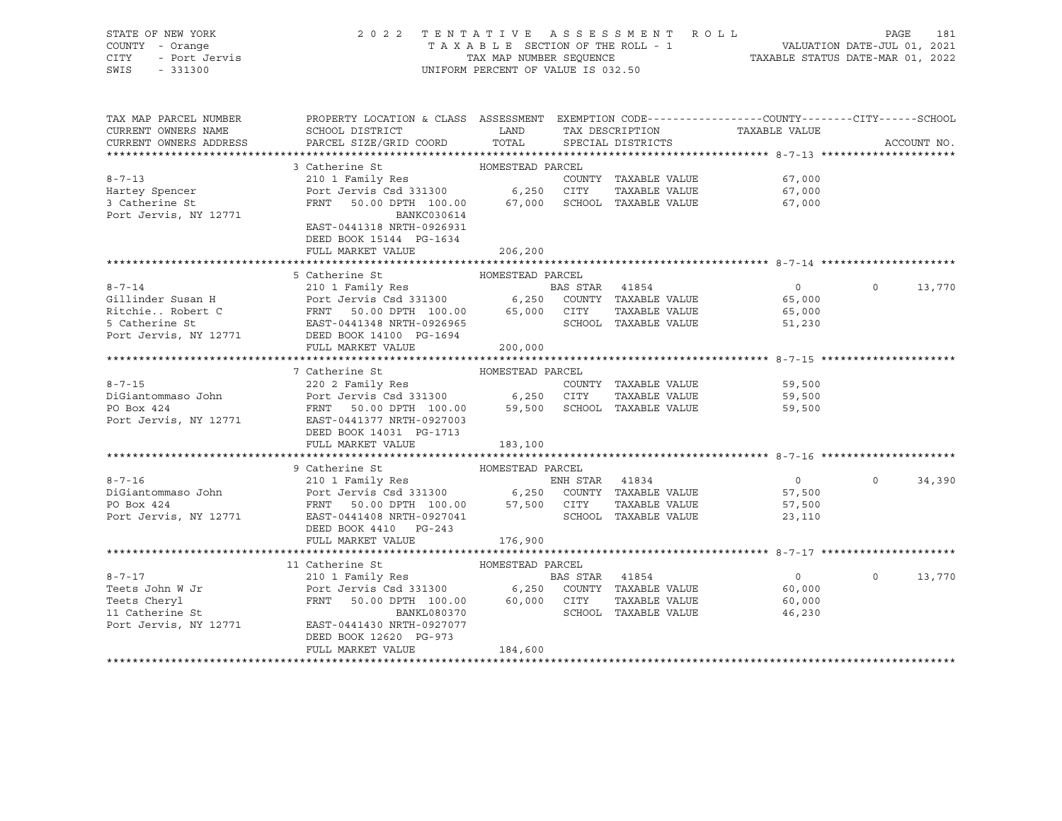STATE OF NEW YORK
COUNTY - Orange
CITY - Port Jervis
SWIS - 331300

2022 TENTATIVE ASSESSMENT ROLL
TAXABLE SECTION OF THE ROLL - 1
TAX MAP NUMBER SEQUENCE
UNIFORM PERCENT OF VALUE IS 032.50

VALUATION DATE-JUL 01, 2021
TAXABLE STATUS DATE-MAR 01, 2022

| TAX MAP PARCEL NUMBER / CURRENT OWNERS NAME / CURRENT OWNERS ADDRESS | PROPERTY LOCATION & CLASS / SCHOOL DISTRICT / PARCEL SIZE/GRID COORD | ASSESSMENT LAND / TOTAL | EXEMPTION CODE / TAX DESCRIPTION / SPECIAL DISTRICTS | COUNTY TAXABLE VALUE | CITY | SCHOOL | ACCOUNT NO. |
|---|---|---|---|---|---|---|---|
| **8-7-13** | 3 Catherine St — HOMESTEAD PARCEL | | | | | | |
| Hartey Spencer | 210 1 Family Res | | COUNTY TAXABLE VALUE | 67,000 | | | |
| 3 Catherine St | Port Jervis Csd 331300 | 6,250 | CITY TAXABLE VALUE | 67,000 | | | |
| Port Jervis, NY 12771 | FRNT 50.00 DPTH 100.00 | 67,000 | SCHOOL TAXABLE VALUE | 67,000 | | | |
| | BANKC030614 | | | | | | |
| | EAST-0441318 NRTH-0926931 | | | | | | |
| | DEED BOOK 15144 PG-1634 | | | | | | |
| | FULL MARKET VALUE | 206,200 | | | | | |
| **8-7-14** | 5 Catherine St — HOMESTEAD PARCEL | | | | | | |
| Gillinder Susan H | 210 1 Family Res | | BAS STAR 41854 | 0 | 0 | 13,770 | |
| Ritchie.. Robert C | Port Jervis Csd 331300 | 6,250 | COUNTY TAXABLE VALUE | 65,000 | | | |
| 5 Catherine St | FRNT 50.00 DPTH 100.00 | 65,000 | CITY TAXABLE VALUE | 65,000 | | | |
| Port Jervis, NY 12771 | EAST-0441348 NRTH-0926965 | | SCHOOL TAXABLE VALUE | 51,230 | | | |
| | DEED BOOK 14100 PG-1694 | | | | | | |
| | FULL MARKET VALUE | 200,000 | | | | | |
| **8-7-15** | 7 Catherine St — HOMESTEAD PARCEL | | | | | | |
| DiGiantommaso John | 220 2 Family Res | | COUNTY TAXABLE VALUE | 59,500 | | | |
| PO Box 424 | Port Jervis Csd 331300 | 6,250 | CITY TAXABLE VALUE | 59,500 | | | |
| Port Jervis, NY 12771 | FRNT 50.00 DPTH 100.00 | 59,500 | SCHOOL TAXABLE VALUE | 59,500 | | | |
| | EAST-0441377 NRTH-0927003 | | | | | | |
| | DEED BOOK 14031 PG-1713 | | | | | | |
| | FULL MARKET VALUE | 183,100 | | | | | |
| **8-7-16** | 9 Catherine St — HOMESTEAD PARCEL | | | | | | |
| DiGiantommaso John | 210 1 Family Res | | ENH STAR 41834 | 0 | 0 | 34,390 | |
| PO Box 424 | Port Jervis Csd 331300 | 6,250 | COUNTY TAXABLE VALUE | 57,500 | | | |
| Port Jervis, NY 12771 | FRNT 50.00 DPTH 100.00 | 57,500 | CITY TAXABLE VALUE | 57,500 | | | |
| | EAST-0441408 NRTH-0927041 | | SCHOOL TAXABLE VALUE | 23,110 | | | |
| | DEED BOOK 4410 PG-243 | | | | | | |
| | FULL MARKET VALUE | 176,900 | | | | | |
| **8-7-17** | 11 Catherine St — HOMESTEAD PARCEL | | | | | | |
| Teets John W Jr | 210 1 Family Res | | BAS STAR 41854 | 0 | 0 | 13,770 | |
| Teets Cheryl | Port Jervis Csd 331300 | 6,250 | COUNTY TAXABLE VALUE | 60,000 | | | |
| 11 Catherine St | FRNT 50.00 DPTH 100.00 | 60,000 | CITY TAXABLE VALUE | 60,000 | | | |
| Port Jervis, NY 12771 | BANKL080370 | | SCHOOL TAXABLE VALUE | 46,230 | | | |
| | EAST-0441430 NRTH-0927077 | | | | | | |
| | DEED BOOK 12620 PG-973 | | | | | | |
| | FULL MARKET VALUE | 184,600 | | | | | |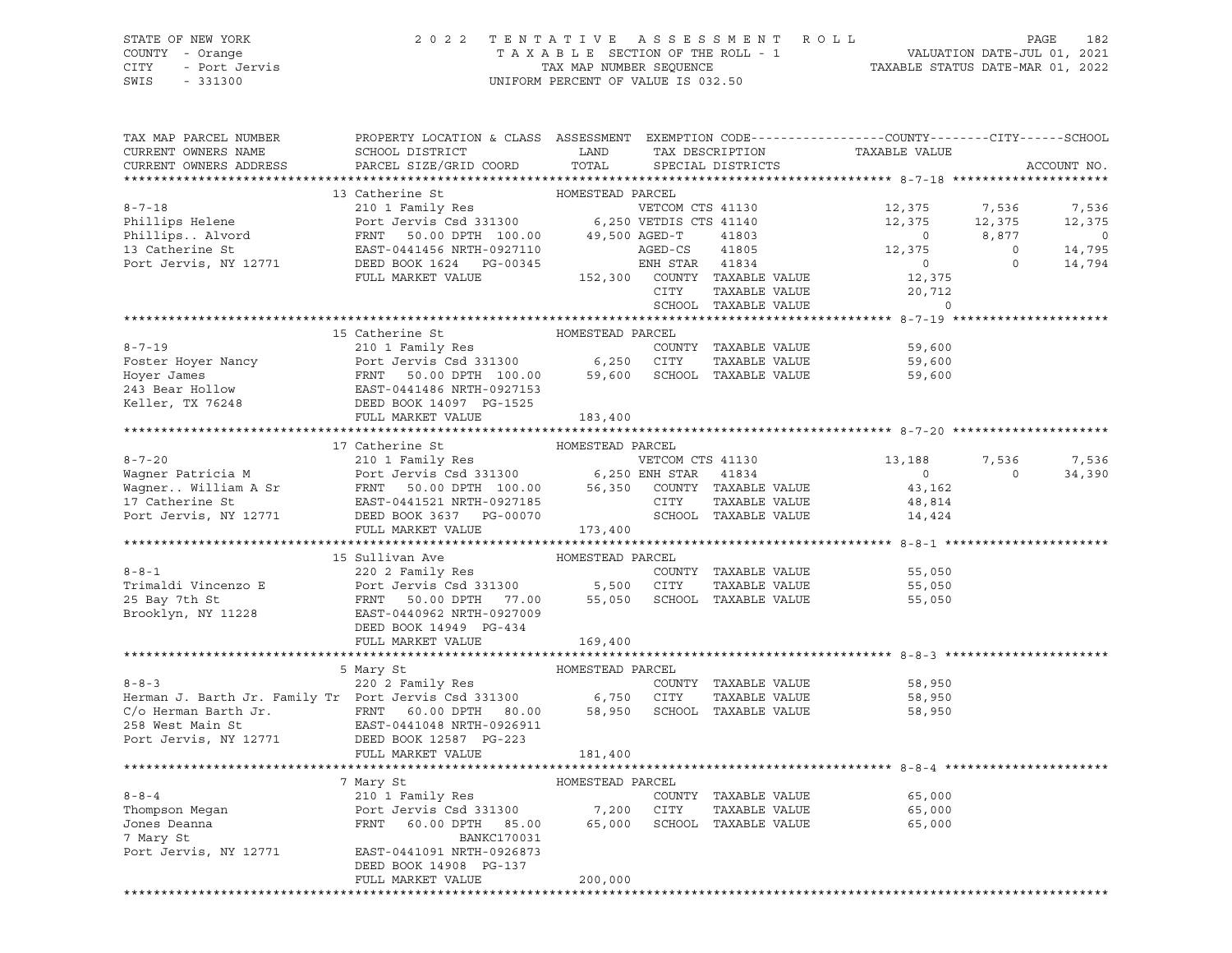STATE OF NEW YORK | 2022 TENTATIVE ASSESSMENT ROLL | VALUATION DATE-JUL 01, 2021
COUNTY - Orange | TAXABLE SECTION OF THE ROLL - 1 | TAXABLE STATUS DATE-MAR 01, 2022
CITY - Port Jervis | TAX MAP NUMBER SEQUENCE
SWIS - 331300 | UNIFORM PERCENT OF VALUE IS 032.50

| TAX MAP PARCEL NUMBER / CURRENT OWNERS NAME / CURRENT OWNERS ADDRESS | PROPERTY LOCATION & CLASS / SCHOOL DISTRICT / PARCEL SIZE/GRID COORD | ASSESSMENT LAND / TOTAL | EXEMPTION CODE / TAX DESCRIPTION / SPECIAL DISTRICTS | COUNTY TAXABLE VALUE | CITY | SCHOOL | ACCOUNT NO. |
|---|---|---|---|---|---|---|---|
| **8-7-18** | 13 Catherine St | HOMESTEAD PARCEL | | | | | |
| 8-7-18 | 210 1 Family Res | | VETCOM CTS 41130 | 12,375 | 7,536 | 7,536 | |
| Phillips Helene | Port Jervis Csd 331300 | 6,250 | VETDIS CTS 41140 | 12,375 | 12,375 | 12,375 | |
| Phillips.. Alvord | FRNT 50.00 DPTH 100.00 | 49,500 | AGED-T 41803 | 0 | 8,877 | 0 | |
| 13 Catherine St | EAST-0441456 NRTH-0927110 | | AGED-CS 41805 | 12,375 | 0 | 14,795 | |
| Port Jervis, NY 12771 | DEED BOOK 1624 PG-00345 | | ENH STAR 41834 | 0 | 0 | 14,794 | |
| | FULL MARKET VALUE | 152,300 | COUNTY TAXABLE VALUE | 12,375 | | | |
| | | | CITY TAXABLE VALUE | 20,712 | | | |
| | | | SCHOOL TAXABLE VALUE | 0 | | | |
| **8-7-19** | 15 Catherine St | HOMESTEAD PARCEL | | | | | |
| 8-7-19 | 210 1 Family Res | | COUNTY TAXABLE VALUE | 59,600 | | | |
| Foster Hoyer Nancy | Port Jervis Csd 331300 | 6,250 | CITY TAXABLE VALUE | 59,600 | | | |
| Hoyer James | FRNT 50.00 DPTH 100.00 | 59,600 | SCHOOL TAXABLE VALUE | 59,600 | | | |
| 243 Bear Hollow | EAST-0441486 NRTH-0927153 | | | | | | |
| Keller, TX 76248 | DEED BOOK 14097 PG-1525 | | | | | | |
| | FULL MARKET VALUE | 183,400 | | | | | |
| **8-7-20** | 17 Catherine St | HOMESTEAD PARCEL | | | | | |
| 8-7-20 | 210 1 Family Res | | VETCOM CTS 41130 | 13,188 | 7,536 | 7,536 | |
| Wagner Patricia M | Port Jervis Csd 331300 | 6,250 | ENH STAR 41834 | 0 | 0 | 34,390 | |
| Wagner.. William A Sr | FRNT 50.00 DPTH 100.00 | 56,350 | COUNTY TAXABLE VALUE | 43,162 | | | |
| 17 Catherine St | EAST-0441521 NRTH-0927185 | | CITY TAXABLE VALUE | 48,814 | | | |
| Port Jervis, NY 12771 | DEED BOOK 3637 PG-00070 | | SCHOOL TAXABLE VALUE | 14,424 | | | |
| | FULL MARKET VALUE | 173,400 | | | | | |
| **8-8-1** | 15 Sullivan Ave | HOMESTEAD PARCEL | | | | | |
| 8-8-1 | 220 2 Family Res | | COUNTY TAXABLE VALUE | 55,050 | | | |
| Trimaldi Vincenzo E | Port Jervis Csd 331300 | 5,500 | CITY TAXABLE VALUE | 55,050 | | | |
| 25 Bay 7th St | FRNT 50.00 DPTH 77.00 | 55,050 | SCHOOL TAXABLE VALUE | 55,050 | | | |
| Brooklyn, NY 11228 | EAST-0440962 NRTH-0927009 | | | | | | |
| | DEED BOOK 14949 PG-434 | | | | | | |
| | FULL MARKET VALUE | 169,400 | | | | | |
| **8-8-3** | 5 Mary St | HOMESTEAD PARCEL | | | | | |
| 8-8-3 | 220 2 Family Res | | COUNTY TAXABLE VALUE | 58,950 | | | |
| Herman J. Barth Jr. Family Tr | Port Jervis Csd 331300 | 6,750 | CITY TAXABLE VALUE | 58,950 | | | |
| C/o Herman Barth Jr. | FRNT 60.00 DPTH 80.00 | 58,950 | SCHOOL TAXABLE VALUE | 58,950 | | | |
| 258 West Main St | EAST-0441048 NRTH-0926911 | | | | | | |
| Port Jervis, NY 12771 | DEED BOOK 12587 PG-223 | | | | | | |
| | FULL MARKET VALUE | 181,400 | | | | | |
| **8-8-4** | 7 Mary St | HOMESTEAD PARCEL | | | | | |
| 8-8-4 | 210 1 Family Res | | COUNTY TAXABLE VALUE | 65,000 | | | |
| Thompson Megan | Port Jervis Csd 331300 | 7,200 | CITY TAXABLE VALUE | 65,000 | | | |
| Jones Deanna | FRNT 60.00 DPTH 85.00 | 65,000 | SCHOOL TAXABLE VALUE | 65,000 | | | |
| 7 Mary St | BANKC170031 | | | | | | |
| Port Jervis, NY 12771 | EAST-0441091 NRTH-0926873 | | | | | | |
| | DEED BOOK 14908 PG-137 | | | | | | |
| | FULL MARKET VALUE | 200,000 | | | | | |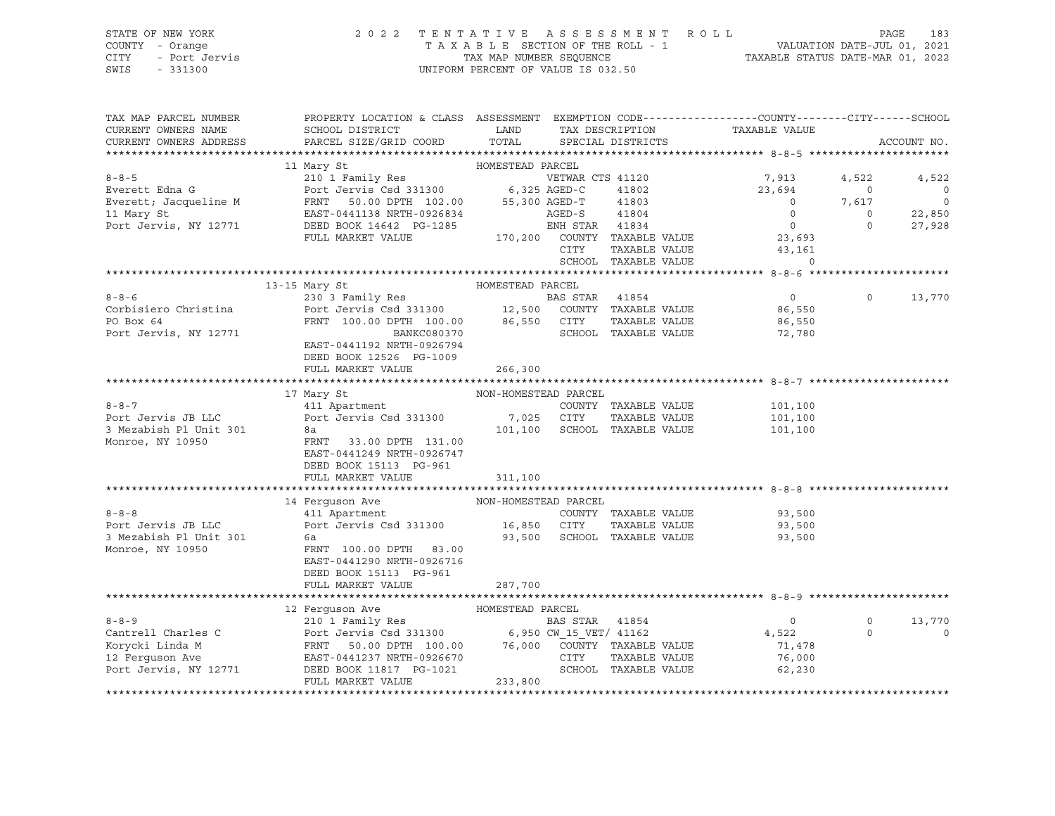STATE OF NEW YORK | COUNTY - Orange | CITY - Port Jervis | SWIS - 331300

# 2022 TENTATIVE ASSESSMENT ROLL

TAXABLE SECTION OF THE ROLL - 1
TAX MAP NUMBER SEQUENCE
UNIFORM PERCENT OF VALUE IS 032.50

VALUATION DATE-JUL 01, 2021
TAXABLE STATUS DATE-MAR 01, 2022

```
TAX MAP PARCEL NUMBER      PROPERTY LOCATION & CLASS  ASSESSMENT  EXEMPTION CODE------------------COUNTY--------CITY------SCHOOL
CURRENT OWNERS NAME        SCHOOL DISTRICT             LAND       TAX DESCRIPTION            TAXABLE VALUE
CURRENT OWNERS ADDRESS     PARCEL SIZE/GRID COORD      TOTAL      SPECIAL DISTRICTS                                     ACCOUNT NO.
******************************************************************************************** 8-8-5 *********************
                           11 Mary St                  HOMESTEAD PARCEL
8-8-5                      210 1 Family Res                       VETWAR CTS 41120              7,913      4,522       4,522
Everett Edna G             Port Jervis Csd 331300       6,325 AGED-C     41802                 23,694          0           0
Everett; Jacqueline M      FRNT  50.00 DPTH 102.00     55,300 AGED-T     41803                      0      7,617           0
11 Mary St                 EAST-0441138 NRTH-0926834              AGED-S     41804                      0          0      22,850
Port Jervis, NY 12771      DEED BOOK 14642  PG-1285               ENH STAR   41834                      0          0      27,928
                           FULL MARKET VALUE           170,200    COUNTY  TAXABLE VALUE        23,693
                                                                  CITY    TAXABLE VALUE        43,161
                                                                  SCHOOL  TAXABLE VALUE             0
******************************************************************************************** 8-8-6 *********************
                           13-15 Mary St               HOMESTEAD PARCEL
8-8-6                      230 3 Family Res                       BAS STAR   41854                      0          0      13,770
Corbisiero Christina       Port Jervis Csd 331300      12,500     COUNTY  TAXABLE VALUE        86,550
PO Box 64                  FRNT 100.00 DPTH 100.00     86,550     CITY    TAXABLE VALUE        86,550
Port Jervis, NY 12771                   BANKC080370               SCHOOL  TAXABLE VALUE        72,780
                           EAST-0441192 NRTH-0926794
                           DEED BOOK 12526  PG-1009
                           FULL MARKET VALUE           266,300
******************************************************************************************** 8-8-7 *********************
                           17 Mary St                  NON-HOMESTEAD PARCEL
8-8-7                      411 Apartment                          COUNTY  TAXABLE VALUE       101,100
Port Jervis JB LLC         Port Jervis Csd 331300       7,025     CITY    TAXABLE VALUE       101,100
3 Mezabish Pl Unit 301     8a                          101,100    SCHOOL  TAXABLE VALUE       101,100
Monroe, NY 10950           FRNT  33.00 DPTH 131.00
                           EAST-0441249 NRTH-0926747
                           DEED BOOK 15113  PG-961
                           FULL MARKET VALUE           311,100
******************************************************************************************** 8-8-8 *********************
                           14 Ferguson Ave             NON-HOMESTEAD PARCEL
8-8-8                      411 Apartment                          COUNTY  TAXABLE VALUE        93,500
Port Jervis JB LLC         Port Jervis Csd 331300      16,850     CITY    TAXABLE VALUE        93,500
3 Mezabish Pl Unit 301     6a                           93,500    SCHOOL  TAXABLE VALUE        93,500
Monroe, NY 10950           FRNT 100.00 DPTH  83.00
                           EAST-0441290 NRTH-0926716
                           DEED BOOK 15113  PG-961
                           FULL MARKET VALUE           287,700
******************************************************************************************** 8-8-9 *********************
                           12 Ferguson Ave             HOMESTEAD PARCEL
8-8-9                      210 1 Family Res                       BAS STAR   41854                      0          0      13,770
Cantrell Charles C         Port Jervis Csd 331300       6,950 CW_15_VET/ 41162                  4,522          0           0
Korycki Linda M            FRNT  50.00 DPTH 100.00     76,000     COUNTY  TAXABLE VALUE        71,478
12 Ferguson Ave            EAST-0441237 NRTH-0926670              CITY    TAXABLE VALUE        76,000
Port Jervis, NY 12771      DEED BOOK 11817  PG-1021               SCHOOL  TAXABLE VALUE        62,230
                           FULL MARKET VALUE           233,800
************************************************************************************************************************
```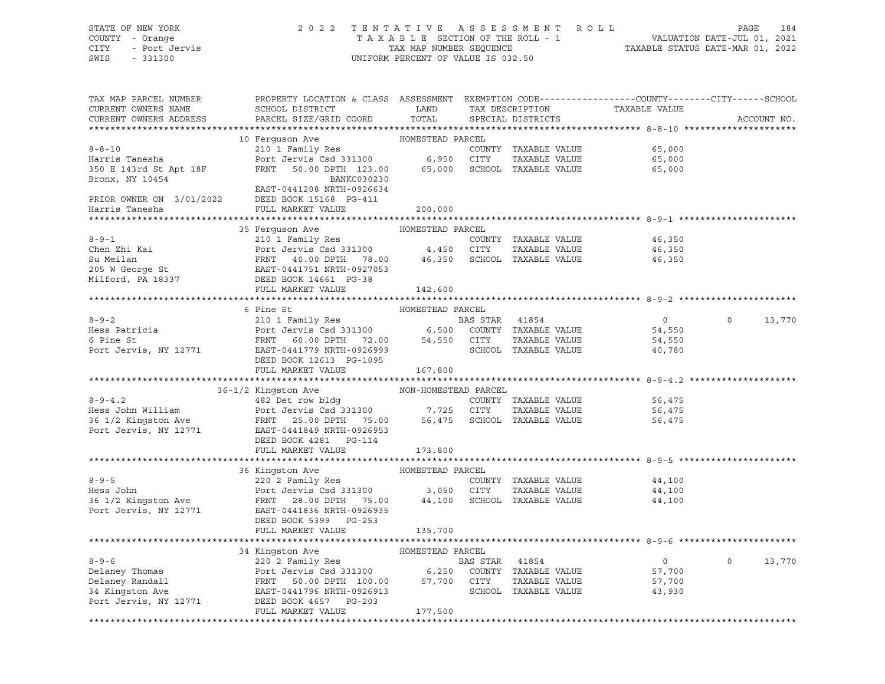STATE OF NEW YORK | 2022 TENTATIVE ASSESSMENT ROLL | VALUATION DATE-JUL 01, 2021
COUNTY - Orange | TAXABLE SECTION OF THE ROLL - 1 | TAXABLE STATUS DATE-MAR 01, 2022
CITY - Port Jervis | TAX MAP NUMBER SEQUENCE
SWIS - 331300 | UNIFORM PERCENT OF VALUE IS 032.50

| TAX MAP PARCEL NUMBER / CURRENT OWNERS NAME / CURRENT OWNERS ADDRESS | PROPERTY LOCATION & CLASS / SCHOOL DISTRICT / PARCEL SIZE/GRID COORD | ASSESSMENT LAND / TOTAL | EXEMPTION CODE / TAX DESCRIPTION / SPECIAL DISTRICTS | COUNTY TAXABLE VALUE | CITY | SCHOOL | ACCOUNT NO. |
|---|---|---|---|---|---|---|---|
| **8-8-10** | 10 Ferguson Ave — HOMESTEAD PARCEL | | | | | | |
| 8-8-10 | 210 1 Family Res | | COUNTY TAXABLE VALUE | 65,000 | | | |
| Harris Tanesha | Port Jervis Csd 331300 | 6,950 | CITY TAXABLE VALUE | 65,000 | | | |
| 350 E 143rd St Apt 18F | FRNT 50.00 DPTH 123.00 | 65,000 | SCHOOL TAXABLE VALUE | 65,000 | | | |
| Bronx, NY 10454 | BANKC030230 | | | | | | |
| | EAST-0441208 NRTH-0926634 | | | | | | |
| PRIOR OWNER ON 3/01/2022 | DEED BOOK 15168 PG-411 | | | | | | |
| Harris Tanesha | FULL MARKET VALUE | 200,000 | | | | | |
| **8-9-1** | 35 Ferguson Ave — HOMESTEAD PARCEL | | | | | | |
| 8-9-1 | 210 1 Family Res | | COUNTY TAXABLE VALUE | 46,350 | | | |
| Chen Zhi Kai | Port Jervis Csd 331300 | 4,450 | CITY TAXABLE VALUE | 46,350 | | | |
| Su Meilan | FRNT 40.00 DPTH 78.00 | 46,350 | SCHOOL TAXABLE VALUE | 46,350 | | | |
| 205 W George St | EAST-0441751 NRTH-0927053 | | | | | | |
| Milford, PA 18337 | DEED BOOK 14661 PG-38 | | | | | | |
| | FULL MARKET VALUE | 142,600 | | | | | |
| **8-9-2** | 6 Pine St — HOMESTEAD PARCEL | | | | | | |
| 8-9-2 | 210 1 Family Res | | BAS STAR 41854 | 0 | 0 | 13,770 | |
| Hess Patricia | Port Jervis Csd 331300 | 6,500 | COUNTY TAXABLE VALUE | 54,550 | | | |
| 6 Pine St | FRNT 60.00 DPTH 72.00 | 54,550 | CITY TAXABLE VALUE | 54,550 | | | |
| Port Jervis, NY 12771 | EAST-0441779 NRTH-0926999 | | SCHOOL TAXABLE VALUE | 40,780 | | | |
| | DEED BOOK 12613 PG-1095 | | | | | | |
| | FULL MARKET VALUE | 167,800 | | | | | |
| **8-9-4.2** | 36-1/2 Kingston Ave — NON-HOMESTEAD PARCEL | | | | | | |
| 8-9-4.2 | 482 Det row bldg | | COUNTY TAXABLE VALUE | 56,475 | | | |
| Hess John William | Port Jervis Csd 331300 | 7,725 | CITY TAXABLE VALUE | 56,475 | | | |
| 36 1/2 Kingston Ave | FRNT 25.00 DPTH 75.00 | 56,475 | SCHOOL TAXABLE VALUE | 56,475 | | | |
| Port Jervis, NY 12771 | EAST-0441849 NRTH-0926953 | | | | | | |
| | DEED BOOK 4281 PG-114 | | | | | | |
| | FULL MARKET VALUE | 173,800 | | | | | |
| **8-9-5** | 36 Kingston Ave — HOMESTEAD PARCEL | | | | | | |
| 8-9-5 | 220 2 Family Res | | COUNTY TAXABLE VALUE | 44,100 | | | |
| Hess John | Port Jervis Csd 331300 | 3,050 | CITY TAXABLE VALUE | 44,100 | | | |
| 36 1/2 Kingston Ave | FRNT 28.00 DPTH 75.00 | 44,100 | SCHOOL TAXABLE VALUE | 44,100 | | | |
| Port Jervis, NY 12771 | EAST-0441836 NRTH-0926935 | | | | | | |
| | DEED BOOK 5399 PG-253 | | | | | | |
| | FULL MARKET VALUE | 135,700 | | | | | |
| **8-9-6** | 34 Kingston Ave — HOMESTEAD PARCEL | | | | | | |
| 8-9-6 | 220 2 Family Res | | BAS STAR 41854 | 0 | 0 | 13,770 | |
| Delaney Thomas | Port Jervis Csd 331300 | 6,250 | COUNTY TAXABLE VALUE | 57,700 | | | |
| Delaney Randall | FRNT 50.00 DPTH 100.00 | 57,700 | CITY TAXABLE VALUE | 57,700 | | | |
| 34 Kingston Ave | EAST-0441796 NRTH-0926913 | | SCHOOL TAXABLE VALUE | 43,930 | | | |
| Port Jervis, NY 12771 | DEED BOOK 4657 PG-203 | | | | | | |
| | FULL MARKET VALUE | 177,500 | | | | | |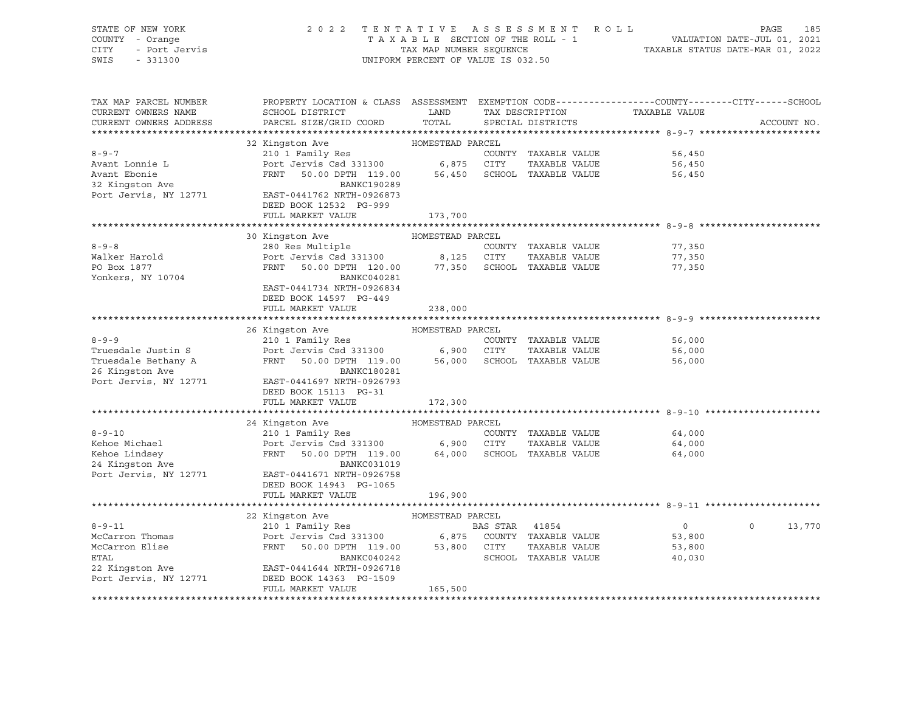STATE OF NEW YORK | COUNTY - Orange | CITY - Port Jervis | SWIS - 331300

# 2022 TENTATIVE ASSESSMENT ROLL

TAXABLE SECTION OF THE ROLL - 1
TAX MAP NUMBER SEQUENCE
UNIFORM PERCENT OF VALUE IS 032.50

VALUATION DATE-JUL 01, 2021
TAXABLE STATUS DATE-MAR 01, 2022

| TAX MAP PARCEL NUMBER / CURRENT OWNERS NAME / CURRENT OWNERS ADDRESS | PROPERTY LOCATION & CLASS / SCHOOL DISTRICT / PARCEL SIZE/GRID COORD | ASSESSMENT LAND / TOTAL | EXEMPTION CODE / TAX DESCRIPTION / SPECIAL DISTRICTS | COUNTY TAXABLE VALUE | CITY | SCHOOL | ACCOUNT NO. |
|---|---|---|---|---|---|---|---|
| **8-9-7** | 32 Kingston Ave | HOMESTEAD PARCEL | | | | | |
| Avant Lonnie L | 210 1 Family Res | | COUNTY TAXABLE VALUE | 56,450 | | | |
| Avant Ebonie | Port Jervis Csd 331300 | 6,875 | CITY TAXABLE VALUE | 56,450 | | | |
| 32 Kingston Ave | FRNT 50.00 DPTH 119.00 | 56,450 | SCHOOL TAXABLE VALUE | 56,450 | | | |
| Port Jervis, NY 12771 | BANKC190289 | | | | | | |
| | EAST-0441762 NRTH-0926873 | | | | | | |
| | DEED BOOK 12532 PG-999 | | | | | | |
| | FULL MARKET VALUE | 173,700 | | | | | |
| **8-9-8** | 30 Kingston Ave | HOMESTEAD PARCEL | | | | | |
| Walker Harold | 280 Res Multiple | | COUNTY TAXABLE VALUE | 77,350 | | | |
| PO Box 1877 | Port Jervis Csd 331300 | 8,125 | CITY TAXABLE VALUE | 77,350 | | | |
| Yonkers, NY 10704 | FRNT 50.00 DPTH 120.00 | 77,350 | SCHOOL TAXABLE VALUE | 77,350 | | | |
| | BANKC040281 | | | | | | |
| | EAST-0441734 NRTH-0926834 | | | | | | |
| | DEED BOOK 14597 PG-449 | | | | | | |
| | FULL MARKET VALUE | 238,000 | | | | | |
| **8-9-9** | 26 Kingston Ave | HOMESTEAD PARCEL | | | | | |
| Truesdale Justin S | 210 1 Family Res | | COUNTY TAXABLE VALUE | 56,000 | | | |
| Truesdale Bethany A | Port Jervis Csd 331300 | 6,900 | CITY TAXABLE VALUE | 56,000 | | | |
| 26 Kingston Ave | FRNT 50.00 DPTH 119.00 | 56,000 | SCHOOL TAXABLE VALUE | 56,000 | | | |
| Port Jervis, NY 12771 | BANKC180281 | | | | | | |
| | EAST-0441697 NRTH-0926793 | | | | | | |
| | DEED BOOK 15113 PG-31 | | | | | | |
| | FULL MARKET VALUE | 172,300 | | | | | |
| **8-9-10** | 24 Kingston Ave | HOMESTEAD PARCEL | | | | | |
| Kehoe Michael | 210 1 Family Res | | COUNTY TAXABLE VALUE | 64,000 | | | |
| Kehoe Lindsey | Port Jervis Csd 331300 | 6,900 | CITY TAXABLE VALUE | 64,000 | | | |
| 24 Kingston Ave | FRNT 50.00 DPTH 119.00 | 64,000 | SCHOOL TAXABLE VALUE | 64,000 | | | |
| Port Jervis, NY 12771 | BANKC031019 | | | | | | |
| | EAST-0441671 NRTH-0926758 | | | | | | |
| | DEED BOOK 14943 PG-1065 | | | | | | |
| | FULL MARKET VALUE | 196,900 | | | | | |
| **8-9-11** | 22 Kingston Ave | HOMESTEAD PARCEL | | | | | |
| McCarron Thomas | 210 1 Family Res | | BAS STAR 41854 | 0 | 0 | 13,770 | |
| McCarron Elise | Port Jervis Csd 331300 | 6,875 | COUNTY TAXABLE VALUE | 53,800 | | | |
| ETAL | FRNT 50.00 DPTH 119.00 | 53,800 | CITY TAXABLE VALUE | 53,800 | | | |
| 22 Kingston Ave | BANKC040242 | | SCHOOL TAXABLE VALUE | 40,030 | | | |
| Port Jervis, NY 12771 | EAST-0441644 NRTH-0926718 | | | | | | |
| | DEED BOOK 14363 PG-1509 | | | | | | |
| | FULL MARKET VALUE | 165,500 | | | | | |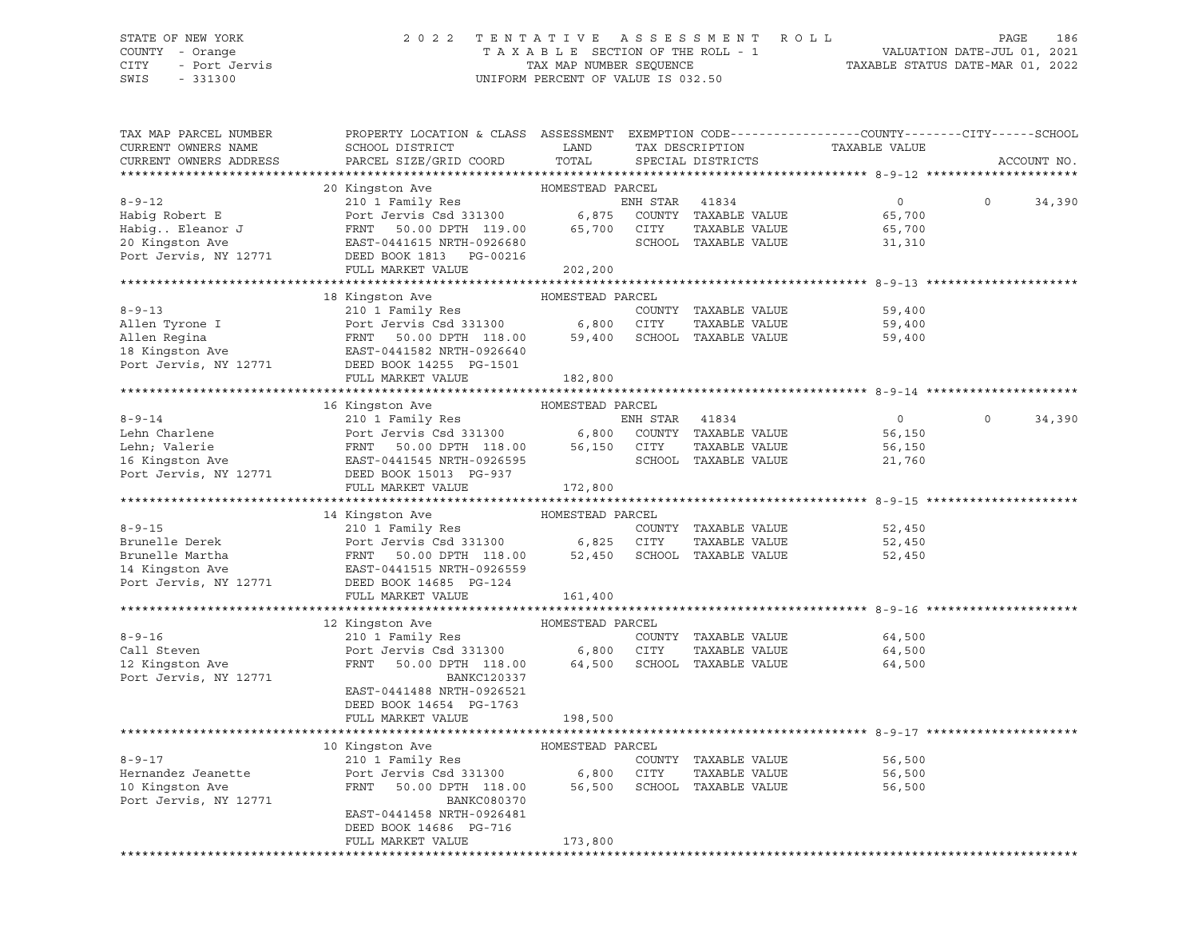STATE OF NEW YORK — 2022 TENTATIVE ASSESSMENT ROLL
COUNTY - Orange — TAXABLE SECTION OF THE ROLL - 1 — VALUATION DATE-JUL 01, 2021
CITY - Port Jervis — TAX MAP NUMBER SEQUENCE — TAXABLE STATUS DATE-MAR 01, 2022
SWIS - 331300 — UNIFORM PERCENT OF VALUE IS 032.50

| TAX MAP PARCEL NUMBER / CURRENT OWNERS NAME / CURRENT OWNERS ADDRESS | PROPERTY LOCATION & CLASS / SCHOOL DISTRICT / PARCEL SIZE/GRID COORD | ASSESSMENT LAND / TOTAL | EXEMPTION CODE / TAX DESCRIPTION / SPECIAL DISTRICTS | COUNTY TAXABLE VALUE | CITY | SCHOOL / ACCOUNT NO. |
|---|---|---|---|---|---|---|
| **8-9-12** | 20 Kingston Ave — HOMESTEAD PARCEL | | | | | |
| 8-9-12 | 210 1 Family Res | | ENH STAR 41834 | 0 | 0 | 34,390 |
| Habig Robert E | Port Jervis Csd 331300 | 6,875 | COUNTY TAXABLE VALUE | 65,700 | | |
| Habig.. Eleanor J | FRNT 50.00 DPTH 119.00 | 65,700 | CITY TAXABLE VALUE | 65,700 | | |
| 20 Kingston Ave | EAST-0441615 NRTH-0926680 | | SCHOOL TAXABLE VALUE | 31,310 | | |
| Port Jervis, NY 12771 | DEED BOOK 1813 PG-00216 | | | | | |
| | FULL MARKET VALUE | 202,200 | | | | |
| **8-9-13** | 18 Kingston Ave — HOMESTEAD PARCEL | | | | | |
| 8-9-13 | 210 1 Family Res | | COUNTY TAXABLE VALUE | 59,400 | | |
| Allen Tyrone I | Port Jervis Csd 331300 | 6,800 | CITY TAXABLE VALUE | 59,400 | | |
| Allen Regina | FRNT 50.00 DPTH 118.00 | 59,400 | SCHOOL TAXABLE VALUE | 59,400 | | |
| 18 Kingston Ave | EAST-0441582 NRTH-0926640 | | | | | |
| Port Jervis, NY 12771 | DEED BOOK 14255 PG-1501 | | | | | |
| | FULL MARKET VALUE | 182,800 | | | | |
| **8-9-14** | 16 Kingston Ave — HOMESTEAD PARCEL | | | | | |
| 8-9-14 | 210 1 Family Res | | ENH STAR 41834 | 0 | 0 | 34,390 |
| Lehn Charlene | Port Jervis Csd 331300 | 6,800 | COUNTY TAXABLE VALUE | 56,150 | | |
| Lehn; Valerie | FRNT 50.00 DPTH 118.00 | 56,150 | CITY TAXABLE VALUE | 56,150 | | |
| 16 Kingston Ave | EAST-0441545 NRTH-0926595 | | SCHOOL TAXABLE VALUE | 21,760 | | |
| Port Jervis, NY 12771 | DEED BOOK 15013 PG-937 | | | | | |
| | FULL MARKET VALUE | 172,800 | | | | |
| **8-9-15** | 14 Kingston Ave — HOMESTEAD PARCEL | | | | | |
| 8-9-15 | 210 1 Family Res | | COUNTY TAXABLE VALUE | 52,450 | | |
| Brunelle Derek | Port Jervis Csd 331300 | 6,825 | CITY TAXABLE VALUE | 52,450 | | |
| Brunelle Martha | FRNT 50.00 DPTH 118.00 | 52,450 | SCHOOL TAXABLE VALUE | 52,450 | | |
| 14 Kingston Ave | EAST-0441515 NRTH-0926559 | | | | | |
| Port Jervis, NY 12771 | DEED BOOK 14685 PG-124 | | | | | |
| | FULL MARKET VALUE | 161,400 | | | | |
| **8-9-16** | 12 Kingston Ave — HOMESTEAD PARCEL | | | | | |
| 8-9-16 | 210 1 Family Res | | COUNTY TAXABLE VALUE | 64,500 | | |
| Call Steven | Port Jervis Csd 331300 | 6,800 | CITY TAXABLE VALUE | 64,500 | | |
| 12 Kingston Ave | FRNT 50.00 DPTH 118.00 | 64,500 | SCHOOL TAXABLE VALUE | 64,500 | | |
| Port Jervis, NY 12771 | BANKC120337 | | | | | |
| | EAST-0441488 NRTH-0926521 | | | | | |
| | DEED BOOK 14654 PG-1763 | | | | | |
| | FULL MARKET VALUE | 198,500 | | | | |
| **8-9-17** | 10 Kingston Ave — HOMESTEAD PARCEL | | | | | |
| 8-9-17 | 210 1 Family Res | | COUNTY TAXABLE VALUE | 56,500 | | |
| Hernandez Jeanette | Port Jervis Csd 331300 | 6,800 | CITY TAXABLE VALUE | 56,500 | | |
| 10 Kingston Ave | FRNT 50.00 DPTH 118.00 | 56,500 | SCHOOL TAXABLE VALUE | 56,500 | | |
| Port Jervis, NY 12771 | BANKC080370 | | | | | |
| | EAST-0441458 NRTH-0926481 | | | | | |
| | DEED BOOK 14686 PG-716 | | | | | |
| | FULL MARKET VALUE | 173,800 | | | | |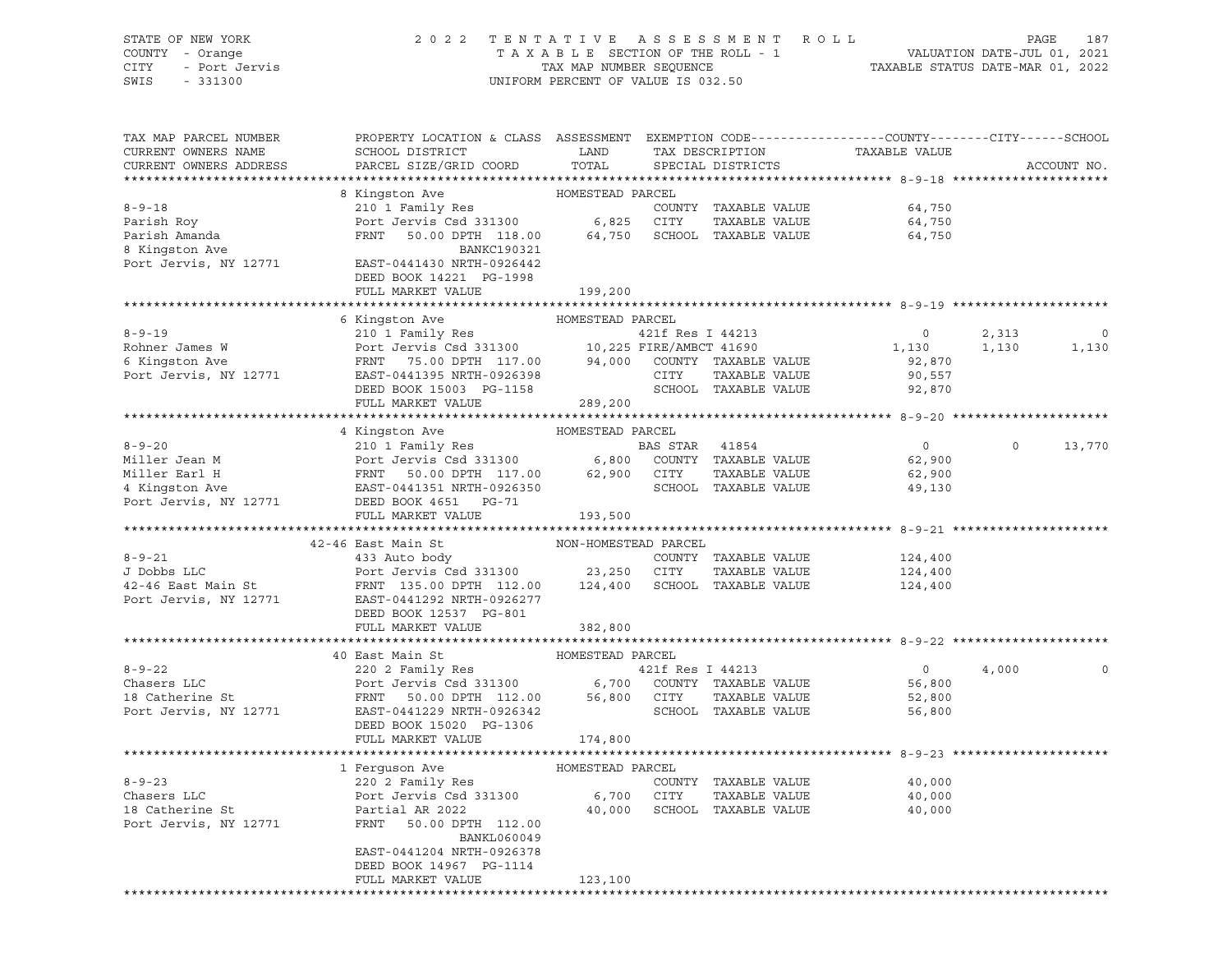STATE OF NEW YORK — 2022 TENTATIVE ASSESSMENT ROLL — PAGE 187
COUNTY - Orange — TAXABLE SECTION OF THE ROLL - 1 — VALUATION DATE-JUL 01, 2021
CITY - Port Jervis — TAX MAP NUMBER SEQUENCE — TAXABLE STATUS DATE-MAR 01, 2022
SWIS - 331300 — UNIFORM PERCENT OF VALUE IS 032.50

| TAX MAP PARCEL NUMBER / CURRENT OWNERS NAME / CURRENT OWNERS ADDRESS | PROPERTY LOCATION & CLASS / SCHOOL DISTRICT / PARCEL SIZE/GRID COORD | ASSESSMENT LAND / TOTAL | EXEMPTION CODE / TAX DESCRIPTION / SPECIAL DISTRICTS | COUNTY / TAXABLE VALUE | CITY | SCHOOL |
|---|---|---|---|---|---|---|
| **8-9-18** | 8 Kingston Ave — HOMESTEAD PARCEL | | | | | |
| Parish Roy | 210 1 Family Res | | COUNTY TAXABLE VALUE | 64,750 | | |
| Parish Amanda | Port Jervis Csd 331300 | 6,825 | CITY TAXABLE VALUE | 64,750 | | |
| 8 Kingston Ave | FRNT 50.00 DPTH 118.00 | 64,750 | SCHOOL TAXABLE VALUE | 64,750 | | |
| Port Jervis, NY 12771 | BANKC190321 | | | | | |
| | EAST-0441430 NRTH-0926442 | | | | | |
| | DEED BOOK 14221 PG-1998 | | | | | |
| | FULL MARKET VALUE | 199,200 | | | | |
| **8-9-19** | 6 Kingston Ave — HOMESTEAD PARCEL | | | | | |
| Rohner James W | 210 1 Family Res | | 421f Res I 44213 | 0 | 2,313 | 0 |
| 6 Kingston Ave | Port Jervis Csd 331300 | 10,225 | FIRE/AMBCT 41690 | 1,130 | 1,130 | 1,130 |
| Port Jervis, NY 12771 | FRNT 75.00 DPTH 117.00 | 94,000 | COUNTY TAXABLE VALUE | 92,870 | | |
| | EAST-0441395 NRTH-0926398 | | CITY TAXABLE VALUE | 90,557 | | |
| | DEED BOOK 15003 PG-1158 | | SCHOOL TAXABLE VALUE | 92,870 | | |
| | FULL MARKET VALUE | 289,200 | | | | |
| **8-9-20** | 4 Kingston Ave — HOMESTEAD PARCEL | | | | | |
| Miller Jean M | 210 1 Family Res | | BAS STAR 41854 | 0 | 0 | 13,770 |
| Miller Earl H | Port Jervis Csd 331300 | 6,800 | COUNTY TAXABLE VALUE | 62,900 | | |
| 4 Kingston Ave | FRNT 50.00 DPTH 117.00 | 62,900 | CITY TAXABLE VALUE | 62,900 | | |
| Port Jervis, NY 12771 | EAST-0441351 NRTH-0926350 | | SCHOOL TAXABLE VALUE | 49,130 | | |
| | DEED BOOK 4651 PG-71 | | | | | |
| | FULL MARKET VALUE | 193,500 | | | | |
| **8-9-21** | 42-46 East Main St — NON-HOMESTEAD PARCEL | | | | | |
| J Dobbs LLC | 433 Auto body | | COUNTY TAXABLE VALUE | 124,400 | | |
| 42-46 East Main St | Port Jervis Csd 331300 | 23,250 | CITY TAXABLE VALUE | 124,400 | | |
| Port Jervis, NY 12771 | FRNT 135.00 DPTH 112.00 | 124,400 | SCHOOL TAXABLE VALUE | 124,400 | | |
| | EAST-0441292 NRTH-0926277 | | | | | |
| | DEED BOOK 12537 PG-801 | | | | | |
| | FULL MARKET VALUE | 382,800 | | | | |
| **8-9-22** | 40 East Main St — HOMESTEAD PARCEL | | | | | |
| Chasers LLC | 220 2 Family Res | | 421f Res I 44213 | 0 | 4,000 | 0 |
| 18 Catherine St | Port Jervis Csd 331300 | 6,700 | COUNTY TAXABLE VALUE | 56,800 | | |
| Port Jervis, NY 12771 | FRNT 50.00 DPTH 112.00 | 56,800 | CITY TAXABLE VALUE | 52,800 | | |
| | EAST-0441229 NRTH-0926342 | | SCHOOL TAXABLE VALUE | 56,800 | | |
| | DEED BOOK 15020 PG-1306 | | | | | |
| | FULL MARKET VALUE | 174,800 | | | | |
| **8-9-23** | 1 Ferguson Ave — HOMESTEAD PARCEL | | | | | |
| Chasers LLC | 220 2 Family Res | | COUNTY TAXABLE VALUE | 40,000 | | |
| 18 Catherine St | Port Jervis Csd 331300 | 6,700 | CITY TAXABLE VALUE | 40,000 | | |
| Port Jervis, NY 12771 | Partial AR 2022 | 40,000 | SCHOOL TAXABLE VALUE | 40,000 | | |
| | FRNT 50.00 DPTH 112.00 | | | | | |
| | BANKL060049 | | | | | |
| | EAST-0441204 NRTH-0926378 | | | | | |
| | DEED BOOK 14967 PG-1114 | | | | | |
| | FULL MARKET VALUE | 123,100 | | | | |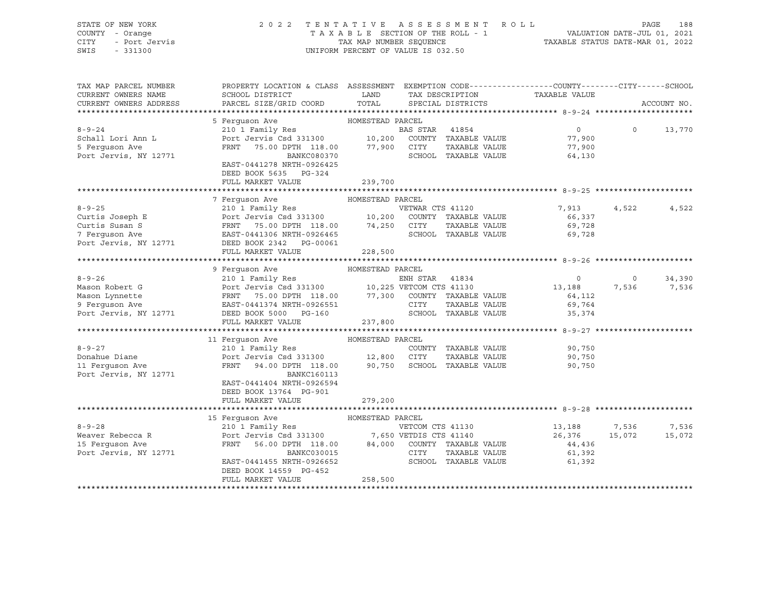STATE OF NEW YORK
COUNTY - Orange
CITY - Port Jervis
SWIS - 331300

2022 TENTATIVE ASSESSMENT ROLL
TAXABLE SECTION OF THE ROLL - 1
TAX MAP NUMBER SEQUENCE
UNIFORM PERCENT OF VALUE IS 032.50

VALUATION DATE-JUL 01, 2021
TAXABLE STATUS DATE-MAR 01, 2022

| TAX MAP PARCEL NUMBER / CURRENT OWNERS NAME / CURRENT OWNERS ADDRESS | PROPERTY LOCATION & CLASS / SCHOOL DISTRICT / PARCEL SIZE/GRID COORD | ASSESSMENT LAND | TOTAL | EXEMPTION CODE / TAX DESCRIPTION / SPECIAL DISTRICTS | COUNTY TAXABLE VALUE | CITY | SCHOOL |
|---|---|---|---|---|---|---|---|
| **8-9-24** | 5 Ferguson Ave — HOMESTEAD PARCEL | | | | | | |
| Schall Lori Ann L | 210 1 Family Res | | | BAS STAR 41854 | 0 | 0 | 13,770 |
| 5 Ferguson Ave | Port Jervis Csd 331300 | 10,200 | | COUNTY TAXABLE VALUE | 77,900 | | |
| Port Jervis, NY 12771 | FRNT 75.00 DPTH 118.00 | | 77,900 | CITY TAXABLE VALUE | 77,900 | | |
| | BANKC080370 | | | SCHOOL TAXABLE VALUE | 64,130 | | |
| | EAST-0441278 NRTH-0926425 | | | | | | |
| | DEED BOOK 5635 PG-324 | | | | | | |
| | FULL MARKET VALUE | | 239,700 | | | | |
| **8-9-25** | 7 Ferguson Ave — HOMESTEAD PARCEL | | | | | | |
| Curtis Joseph E | 210 1 Family Res | | | VETWAR CTS 41120 | 7,913 | 4,522 | 4,522 |
| Curtis Susan S | Port Jervis Csd 331300 | 10,200 | | COUNTY TAXABLE VALUE | 66,337 | | |
| 7 Ferguson Ave | FRNT 75.00 DPTH 118.00 | | 74,250 | CITY TAXABLE VALUE | 69,728 | | |
| Port Jervis, NY 12771 | EAST-0441306 NRTH-0926465 | | | SCHOOL TAXABLE VALUE | 69,728 | | |
| | DEED BOOK 2342 PG-00061 | | | | | | |
| | FULL MARKET VALUE | | 228,500 | | | | |
| **8-9-26** | 9 Ferguson Ave — HOMESTEAD PARCEL | | | | | | |
| Mason Robert G | 210 1 Family Res | | | ENH STAR 41834 | 0 | 0 | 34,390 |
| Mason Lynnette | Port Jervis Csd 331300 | 10,225 | | VETCOM CTS 41130 | 13,188 | 7,536 | 7,536 |
| 9 Ferguson Ave | FRNT 75.00 DPTH 118.00 | | 77,300 | COUNTY TAXABLE VALUE | 64,112 | | |
| Port Jervis, NY 12771 | EAST-0441374 NRTH-0926551 | | | CITY TAXABLE VALUE | 69,764 | | |
| | DEED BOOK 5000 PG-160 | | | SCHOOL TAXABLE VALUE | 35,374 | | |
| | FULL MARKET VALUE | | 237,800 | | | | |
| **8-9-27** | 11 Ferguson Ave — HOMESTEAD PARCEL | | | | | | |
| Donahue Diane | 210 1 Family Res | | | COUNTY TAXABLE VALUE | 90,750 | | |
| 11 Ferguson Ave | Port Jervis Csd 331300 | 12,800 | | CITY TAXABLE VALUE | 90,750 | | |
| Port Jervis, NY 12771 | FRNT 94.00 DPTH 118.00 | | 90,750 | SCHOOL TAXABLE VALUE | 90,750 | | |
| | BANKC160113 | | | | | | |
| | EAST-0441404 NRTH-0926594 | | | | | | |
| | DEED BOOK 13764 PG-901 | | | | | | |
| | FULL MARKET VALUE | | 279,200 | | | | |
| **8-9-28** | 15 Ferguson Ave — HOMESTEAD PARCEL | | | | | | |
| Weaver Rebecca R | 210 1 Family Res | | | VETCOM CTS 41130 | 13,188 | 7,536 | 7,536 |
| 15 Ferguson Ave | Port Jervis Csd 331300 | 7,650 | | VETDIS CTS 41140 | 26,376 | 15,072 | 15,072 |
| Port Jervis, NY 12771 | FRNT 56.00 DPTH 118.00 | | 84,000 | COUNTY TAXABLE VALUE | 44,436 | | |
| | BANKC030015 | | | CITY TAXABLE VALUE | 61,392 | | |
| | EAST-0441455 NRTH-0926652 | | | SCHOOL TAXABLE VALUE | 61,392 | | |
| | DEED BOOK 14559 PG-452 | | | | | | |
| | FULL MARKET VALUE | | 258,500 | | | | |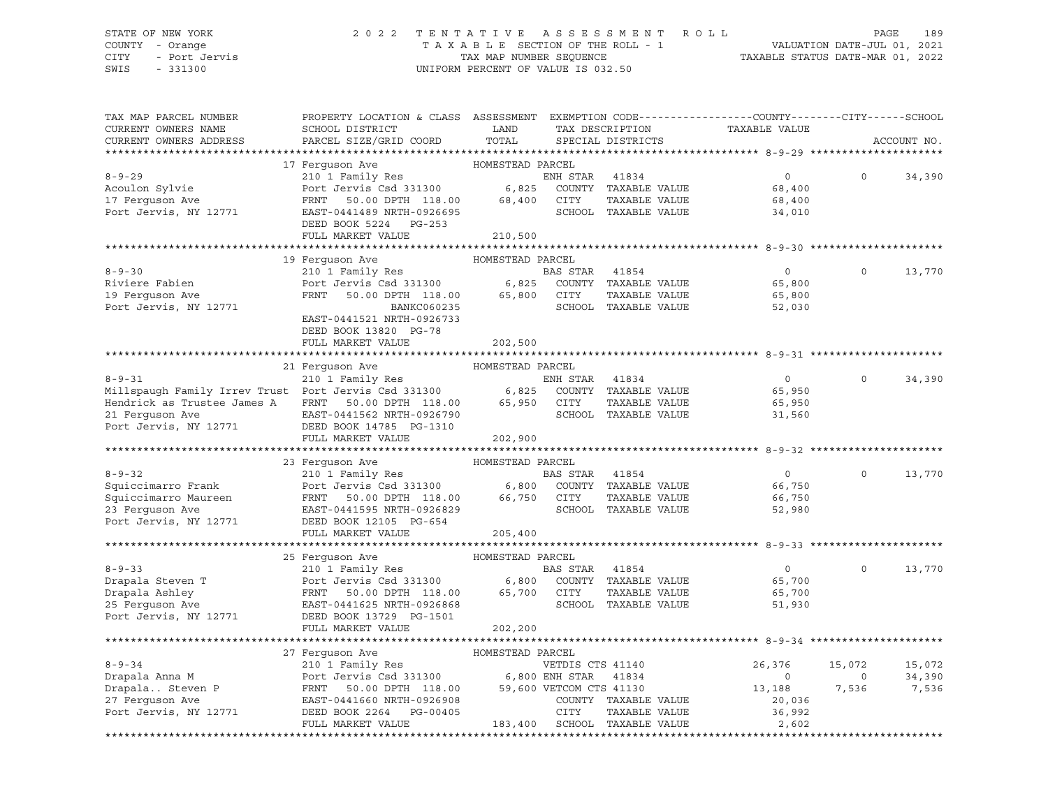STATE OF NEW YORK — 2022 TENTATIVE ASSESSMENT ROLL
COUNTY - Orange — TAXABLE SECTION OF THE ROLL - 1 — VALUATION DATE-JUL 01, 2021
CITY - Port Jervis — TAX MAP NUMBER SEQUENCE — TAXABLE STATUS DATE-MAR 01, 2022
SWIS - 331300 — UNIFORM PERCENT OF VALUE IS 032.50

```
TAX MAP PARCEL NUMBER          PROPERTY LOCATION & CLASS  ASSESSMENT  EXEMPTION CODE------------------COUNTY--------CITY------SCHOOL
CURRENT OWNERS NAME            SCHOOL DISTRICT               LAND      TAX DESCRIPTION            TAXABLE VALUE
CURRENT OWNERS ADDRESS         PARCEL SIZE/GRID COORD        TOTAL     SPECIAL DISTRICTS                                        ACCOUNT NO.
******************************************************************************************************* 8-9-29 *********************
                               17 Ferguson Ave               HOMESTEAD PARCEL
8-9-29                         210 1 Family Res                        ENH STAR   41834                  0           0      34,390
Acoulon Sylvie                 Port Jervis Csd 331300          6,825   COUNTY  TAXABLE VALUE           68,400
17 Ferguson Ave                FRNT    50.00 DPTH 118.00      68,400   CITY    TAXABLE VALUE           68,400
Port Jervis, NY 12771          EAST-0441489 NRTH-0926695               SCHOOL  TAXABLE VALUE           34,010
                               DEED BOOK 5224    PG-253
                               FULL MARKET VALUE             210,500
******************************************************************************************************* 8-9-30 *********************
                               19 Ferguson Ave               HOMESTEAD PARCEL
8-9-30                         210 1 Family Res                        BAS STAR   41854                  0           0      13,770
Riviere Fabien                 Port Jervis Csd 331300          6,825   COUNTY  TAXABLE VALUE           65,800
19 Ferguson Ave                FRNT    50.00 DPTH 118.00      65,800   CITY    TAXABLE VALUE           65,800
Port Jervis, NY 12771                         BANKC060235              SCHOOL  TAXABLE VALUE           52,030
                               EAST-0441521 NRTH-0926733
                               DEED BOOK 13820  PG-78
                               FULL MARKET VALUE             202,500
******************************************************************************************************* 8-9-31 *********************
                               21 Ferguson Ave               HOMESTEAD PARCEL
8-9-31                         210 1 Family Res                        ENH STAR   41834                  0           0      34,390
Millspaugh Family Irrev Trust  Port Jervis Csd 331300          6,825   COUNTY  TAXABLE VALUE           65,950
Hendrick as Trustee James A    FRNT    50.00 DPTH 118.00      65,950   CITY    TAXABLE VALUE           65,950
21 Ferguson Ave                EAST-0441562 NRTH-0926790               SCHOOL  TAXABLE VALUE           31,560
Port Jervis, NY 12771          DEED BOOK 14785  PG-1310
                               FULL MARKET VALUE             202,900
******************************************************************************************************* 8-9-32 *********************
                               23 Ferguson Ave               HOMESTEAD PARCEL
8-9-32                         210 1 Family Res                        BAS STAR   41854                  0           0      13,770
Squiccimarro Frank             Port Jervis Csd 331300          6,800   COUNTY  TAXABLE VALUE           66,750
Squiccimarro Maureen           FRNT    50.00 DPTH 118.00      66,750   CITY    TAXABLE VALUE           66,750
23 Ferguson Ave                EAST-0441595 NRTH-0926829               SCHOOL  TAXABLE VALUE           52,980
Port Jervis, NY 12771          DEED BOOK 12105  PG-654
                               FULL MARKET VALUE             205,400
******************************************************************************************************* 8-9-33 *********************
                               25 Ferguson Ave               HOMESTEAD PARCEL
8-9-33                         210 1 Family Res                        BAS STAR   41854                  0           0      13,770
Drapala Steven T               Port Jervis Csd 331300          6,800   COUNTY  TAXABLE VALUE           65,700
Drapala Ashley                 FRNT    50.00 DPTH 118.00      65,700   CITY    TAXABLE VALUE           65,700
25 Ferguson Ave                EAST-0441625 NRTH-0926868               SCHOOL  TAXABLE VALUE           51,930
Port Jervis, NY 12771          DEED BOOK 13729  PG-1501
                               FULL MARKET VALUE             202,200
******************************************************************************************************* 8-9-34 *********************
                               27 Ferguson Ave               HOMESTEAD PARCEL
8-9-34                         210 1 Family Res                        VETDIS CTS 41140             26,376      15,072      15,072
Drapala Anna M                 Port Jervis Csd 331300          6,800 ENH STAR   41834                  0           0      34,390
Drapala.. Steven P             FRNT    50.00 DPTH 118.00      59,600 VETCOM CTS 41130             13,188       7,536       7,536
27 Ferguson Ave                EAST-0441660 NRTH-0926908               COUNTY  TAXABLE VALUE           20,036
Port Jervis, NY 12771          DEED BOOK 2264    PG-00405              CITY    TAXABLE VALUE           36,992
                               FULL MARKET VALUE             183,400   SCHOOL  TAXABLE VALUE            2,602
************************************************************************************************************************************
```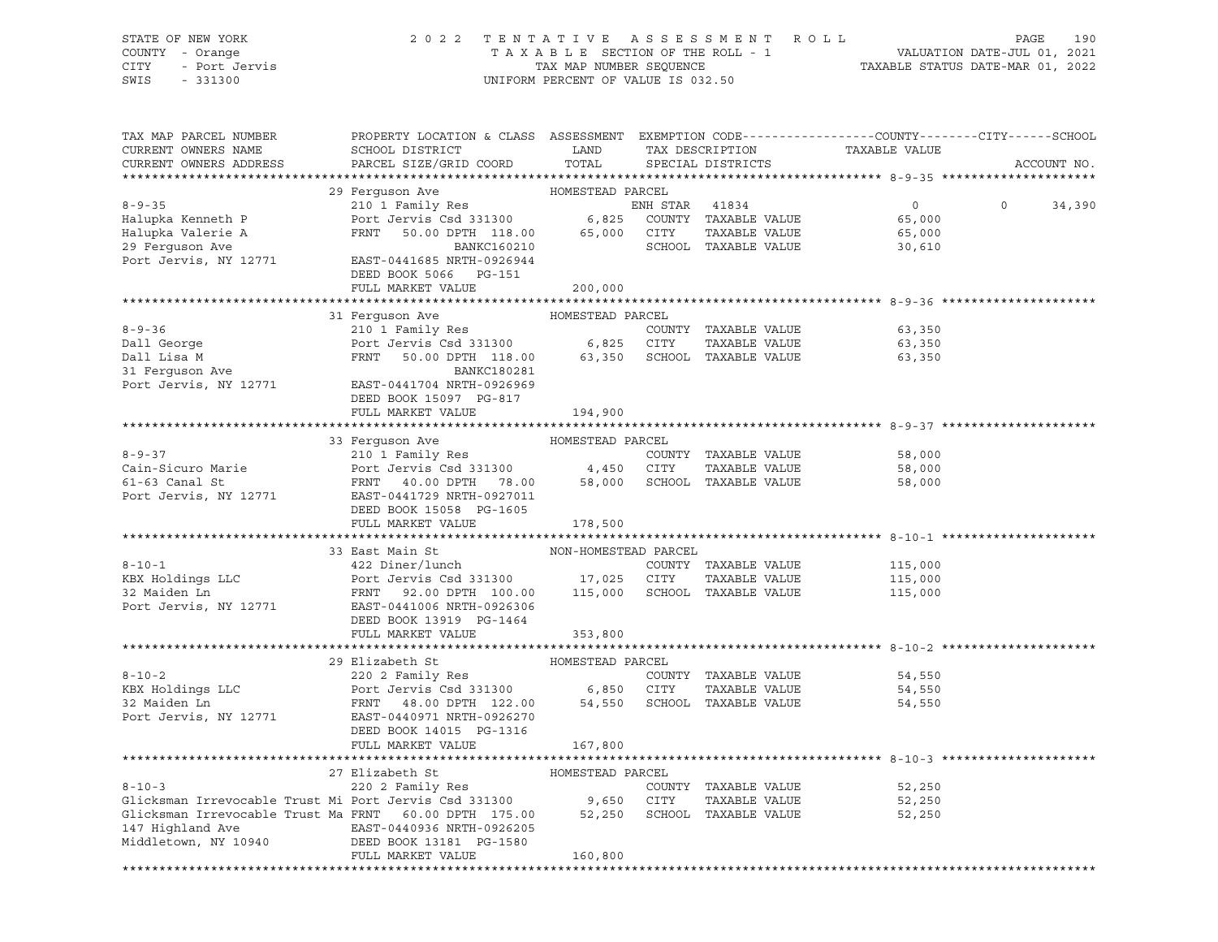STATE OF NEW YORK — COUNTY - Orange — CITY - Port Jervis — SWIS - 331300

2022 TENTATIVE ASSESSMENT ROLL — TAXABLE SECTION OF THE ROLL - 1 — TAX MAP NUMBER SEQUENCE — UNIFORM PERCENT OF VALUE IS 032.50

VALUATION DATE-JUL 01, 2021 — TAXABLE STATUS DATE-MAR 01, 2022

| TAX MAP PARCEL NUMBER / CURRENT OWNERS NAME / CURRENT OWNERS ADDRESS | PROPERTY LOCATION & CLASS / SCHOOL DISTRICT / PARCEL SIZE/GRID COORD | ASSESSMENT LAND / TOTAL | EXEMPTION CODE / TAX DESCRIPTION / SPECIAL DISTRICTS | COUNTY TAXABLE VALUE | CITY | SCHOOL |
|---|---|---|---|---|---|---|
| **8-9-35** | 29 Ferguson Ave — HOMESTEAD PARCEL | | | | | |
| Halupka Kenneth P | 210 1 Family Res | | ENH STAR 41834 | 0 | 0 | 34,390 |
| Halupka Valerie A | Port Jervis Csd 331300 | 6,825 | COUNTY TAXABLE VALUE | 65,000 | | |
| 29 Ferguson Ave | FRNT 50.00 DPTH 118.00 | 65,000 | CITY TAXABLE VALUE | 65,000 | | |
| Port Jervis, NY 12771 | BANKC160210 | | SCHOOL TAXABLE VALUE | 30,610 | | |
| | EAST-0441685 NRTH-0926944 | | | | | |
| | DEED BOOK 5066 PG-151 | | | | | |
| | FULL MARKET VALUE | 200,000 | | | | |
| **8-9-36** | 31 Ferguson Ave — HOMESTEAD PARCEL | | | | | |
| Dall George | 210 1 Family Res | | COUNTY TAXABLE VALUE | 63,350 | | |
| Dall Lisa M | Port Jervis Csd 331300 | 6,825 | CITY TAXABLE VALUE | 63,350 | | |
| 31 Ferguson Ave | FRNT 50.00 DPTH 118.00 | 63,350 | SCHOOL TAXABLE VALUE | 63,350 | | |
| Port Jervis, NY 12771 | BANKC180281 | | | | | |
| | EAST-0441704 NRTH-0926969 | | | | | |
| | DEED BOOK 15097 PG-817 | | | | | |
| | FULL MARKET VALUE | 194,900 | | | | |
| **8-9-37** | 33 Ferguson Ave — HOMESTEAD PARCEL | | | | | |
| Cain-Sicuro Marie | 210 1 Family Res | | COUNTY TAXABLE VALUE | 58,000 | | |
| 61-63 Canal St | Port Jervis Csd 331300 | 4,450 | CITY TAXABLE VALUE | 58,000 | | |
| Port Jervis, NY 12771 | FRNT 40.00 DPTH 78.00 | 58,000 | SCHOOL TAXABLE VALUE | 58,000 | | |
| | EAST-0441729 NRTH-0927011 | | | | | |
| | DEED BOOK 15058 PG-1605 | | | | | |
| | FULL MARKET VALUE | 178,500 | | | | |
| **8-10-1** | 33 East Main St — NON-HOMESTEAD PARCEL | | | | | |
| KBX Holdings LLC | 422 Diner/lunch | | COUNTY TAXABLE VALUE | 115,000 | | |
| 32 Maiden Ln | Port Jervis Csd 331300 | 17,025 | CITY TAXABLE VALUE | 115,000 | | |
| Port Jervis, NY 12771 | FRNT 92.00 DPTH 100.00 | 115,000 | SCHOOL TAXABLE VALUE | 115,000 | | |
| | EAST-0441006 NRTH-0926306 | | | | | |
| | DEED BOOK 13919 PG-1464 | | | | | |
| | FULL MARKET VALUE | 353,800 | | | | |
| **8-10-2** | 29 Elizabeth St — HOMESTEAD PARCEL | | | | | |
| KBX Holdings LLC | 220 2 Family Res | | COUNTY TAXABLE VALUE | 54,550 | | |
| 32 Maiden Ln | Port Jervis Csd 331300 | 6,850 | CITY TAXABLE VALUE | 54,550 | | |
| Port Jervis, NY 12771 | FRNT 48.00 DPTH 122.00 | 54,550 | SCHOOL TAXABLE VALUE | 54,550 | | |
| | EAST-0440971 NRTH-0926270 | | | | | |
| | DEED BOOK 14015 PG-1316 | | | | | |
| | FULL MARKET VALUE | 167,800 | | | | |
| **8-10-3** | 27 Elizabeth St — HOMESTEAD PARCEL | | | | | |
| Glicksman Irrevocable Trust Mi | 220 2 Family Res | | COUNTY TAXABLE VALUE | 52,250 | | |
| Glicksman Irrevocable Trust Ma | Port Jervis Csd 331300 | 9,650 | CITY TAXABLE VALUE | 52,250 | | |
| 147 Highland Ave | FRNT 60.00 DPTH 175.00 | 52,250 | SCHOOL TAXABLE VALUE | 52,250 | | |
| Middletown, NY 10940 | EAST-0440936 NRTH-0926205 | | | | | |
| | DEED BOOK 13181 PG-1580 | | | | | |
| | FULL MARKET VALUE | 160,800 | | | | |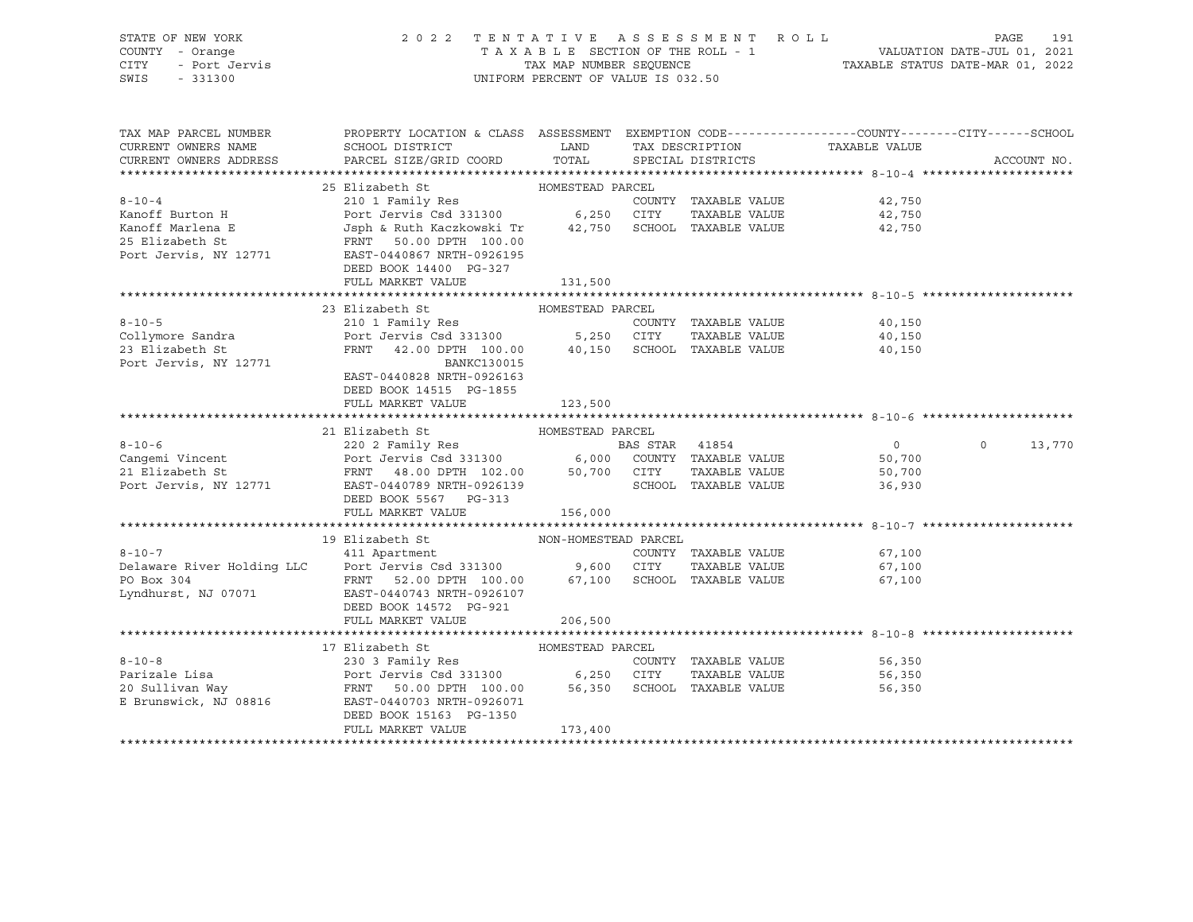STATE OF NEW YORK — COUNTY - Orange — CITY - Port Jervis — SWIS - 331300

# 2022 TENTATIVE ASSESSMENT ROLL

TAXABLE SECTION OF THE ROLL - 1
TAX MAP NUMBER SEQUENCE
UNIFORM PERCENT OF VALUE IS 032.50

VALUATION DATE-JUL 01, 2021
TAXABLE STATUS DATE-MAR 01, 2022

| TAX MAP PARCEL NUMBER / CURRENT OWNERS NAME / CURRENT OWNERS ADDRESS | PROPERTY LOCATION & CLASS / SCHOOL DISTRICT / PARCEL SIZE/GRID COORD | ASSESSMENT LAND / TOTAL | EXEMPTION CODE / TAX DESCRIPTION / SPECIAL DISTRICTS | COUNTY / CITY / TAXABLE VALUE | SCHOOL | ACCOUNT NO. |
|---|---|---|---|---|---|---|
| **8-10-4** | 25 Elizabeth St | HOMESTEAD PARCEL | | | | |
| | 210 1 Family Res | | COUNTY TAXABLE VALUE | 42,750 | | |
| Kanoff Burton H | Port Jervis Csd 331300 | 6,250 | CITY TAXABLE VALUE | 42,750 | | |
| Kanoff Marlena E | Jsph & Ruth Kaczkowski Tr | 42,750 | SCHOOL TAXABLE VALUE | 42,750 | | |
| 25 Elizabeth St | FRNT 50.00 DPTH 100.00 | | | | | |
| Port Jervis, NY 12771 | EAST-0440867 NRTH-0926195 | | | | | |
| | DEED BOOK 14400 PG-327 | | | | | |
| | FULL MARKET VALUE | 131,500 | | | | |
| **8-10-5** | 23 Elizabeth St | HOMESTEAD PARCEL | | | | |
| | 210 1 Family Res | | COUNTY TAXABLE VALUE | 40,150 | | |
| Collymore Sandra | Port Jervis Csd 331300 | 5,250 | CITY TAXABLE VALUE | 40,150 | | |
| 23 Elizabeth St | FRNT 42.00 DPTH 100.00 | 40,150 | SCHOOL TAXABLE VALUE | 40,150 | | |
| Port Jervis, NY 12771 | BANKC130015 | | | | | |
| | EAST-0440828 NRTH-0926163 | | | | | |
| | DEED BOOK 14515 PG-1855 | | | | | |
| | FULL MARKET VALUE | 123,500 | | | | |
| **8-10-6** | 21 Elizabeth St | HOMESTEAD PARCEL | | | | |
| | 220 2 Family Res | | BAS STAR 41854 | 0 | 0 | 13,770 |
| Cangemi Vincent | Port Jervis Csd 331300 | 6,000 | COUNTY TAXABLE VALUE | 50,700 | | |
| 21 Elizabeth St | FRNT 48.00 DPTH 102.00 | 50,700 | CITY TAXABLE VALUE | 50,700 | | |
| Port Jervis, NY 12771 | EAST-0440789 NRTH-0926139 | | SCHOOL TAXABLE VALUE | 36,930 | | |
| | DEED BOOK 5567 PG-313 | | | | | |
| | FULL MARKET VALUE | 156,000 | | | | |
| **8-10-7** | 19 Elizabeth St | NON-HOMESTEAD PARCEL | | | | |
| | 411 Apartment | | COUNTY TAXABLE VALUE | 67,100 | | |
| Delaware River Holding LLC | Port Jervis Csd 331300 | 9,600 | CITY TAXABLE VALUE | 67,100 | | |
| PO Box 304 | FRNT 52.00 DPTH 100.00 | 67,100 | SCHOOL TAXABLE VALUE | 67,100 | | |
| Lyndhurst, NJ 07071 | EAST-0440743 NRTH-0926107 | | | | | |
| | DEED BOOK 14572 PG-921 | | | | | |
| | FULL MARKET VALUE | 206,500 | | | | |
| **8-10-8** | 17 Elizabeth St | HOMESTEAD PARCEL | | | | |
| | 230 3 Family Res | | COUNTY TAXABLE VALUE | 56,350 | | |
| Parizale Lisa | Port Jervis Csd 331300 | 6,250 | CITY TAXABLE VALUE | 56,350 | | |
| 20 Sullivan Way | FRNT 50.00 DPTH 100.00 | 56,350 | SCHOOL TAXABLE VALUE | 56,350 | | |
| E Brunswick, NJ 08816 | EAST-0440703 NRTH-0926071 | | | | | |
| | DEED BOOK 15163 PG-1350 | | | | | |
| | FULL MARKET VALUE | 173,400 | | | | |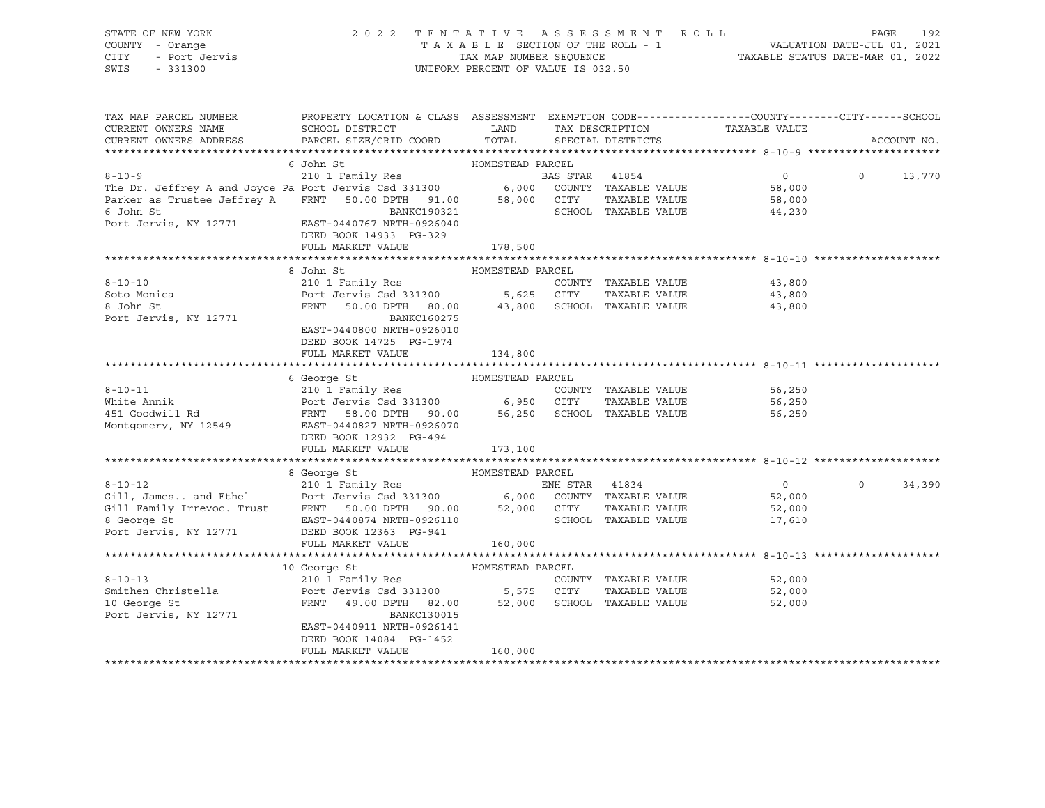STATE OF NEW YORK — 2022 TENTATIVE ASSESSMENT ROLL
COUNTY - Orange — TAXABLE SECTION OF THE ROLL - 1 — VALUATION DATE-JUL 01, 2021
CITY - Port Jervis — TAX MAP NUMBER SEQUENCE — TAXABLE STATUS DATE-MAR 01, 2022
SWIS - 331300 — UNIFORM PERCENT OF VALUE IS 032.50

| TAX MAP PARCEL NUMBER / CURRENT OWNERS NAME / CURRENT OWNERS ADDRESS | PROPERTY LOCATION & CLASS / SCHOOL DISTRICT / PARCEL SIZE/GRID COORD | ASSESSMENT LAND / TOTAL | EXEMPTION CODE / TAX DESCRIPTION / SPECIAL DISTRICTS | COUNTY / CITY / SCHOOL TAXABLE VALUE | ACCOUNT NO. |
|---|---|---|---|---|---|
| **8-10-9** | 6 John St — HOMESTEAD PARCEL | | | | |
| 8-10-9 | 210 1 Family Res | | BAS STAR 41854 | 0 / 0 / 13,770 | |
| The Dr. Jeffrey A and Joyce Pa | Port Jervis Csd 331300 | 6,000 | COUNTY TAXABLE VALUE | 58,000 | |
| Parker as Trustee Jeffrey A | FRNT 50.00 DPTH 91.00 | 58,000 | CITY TAXABLE VALUE | 58,000 | |
| 6 John St | BANKC190321 | | SCHOOL TAXABLE VALUE | 44,230 | |
| Port Jervis, NY 12771 | EAST-0440767 NRTH-0926040 | | | | |
| | DEED BOOK 14933 PG-329 | | | | |
| | FULL MARKET VALUE | 178,500 | | | |
| **8-10-10** | 8 John St — HOMESTEAD PARCEL | | | | |
| 8-10-10 | 210 1 Family Res | | COUNTY TAXABLE VALUE | 43,800 | |
| Soto Monica | Port Jervis Csd 331300 | 5,625 | CITY TAXABLE VALUE | 43,800 | |
| 8 John St | FRNT 50.00 DPTH 80.00 | 43,800 | SCHOOL TAXABLE VALUE | 43,800 | |
| Port Jervis, NY 12771 | BANKC160275 | | | | |
| | EAST-0440800 NRTH-0926010 | | | | |
| | DEED BOOK 14725 PG-1974 | | | | |
| | FULL MARKET VALUE | 134,800 | | | |
| **8-10-11** | 6 George St — HOMESTEAD PARCEL | | | | |
| 8-10-11 | 210 1 Family Res | | COUNTY TAXABLE VALUE | 56,250 | |
| White Annik | Port Jervis Csd 331300 | 6,950 | CITY TAXABLE VALUE | 56,250 | |
| 451 Goodwill Rd | FRNT 58.00 DPTH 90.00 | 56,250 | SCHOOL TAXABLE VALUE | 56,250 | |
| Montgomery, NY 12549 | EAST-0440827 NRTH-0926070 | | | | |
| | DEED BOOK 12932 PG-494 | | | | |
| | FULL MARKET VALUE | 173,100 | | | |
| **8-10-12** | 8 George St — HOMESTEAD PARCEL | | | | |
| 8-10-12 | 210 1 Family Res | | ENH STAR 41834 | 0 / 0 / 34,390 | |
| Gill, James.. and Ethel | Port Jervis Csd 331300 | 6,000 | COUNTY TAXABLE VALUE | 52,000 | |
| Gill Family Irrevoc. Trust | FRNT 50.00 DPTH 90.00 | 52,000 | CITY TAXABLE VALUE | 52,000 | |
| 8 George St | EAST-0440874 NRTH-0926110 | | SCHOOL TAXABLE VALUE | 17,610 | |
| Port Jervis, NY 12771 | DEED BOOK 12363 PG-941 | | | | |
| | FULL MARKET VALUE | 160,000 | | | |
| **8-10-13** | 10 George St — HOMESTEAD PARCEL | | | | |
| 8-10-13 | 210 1 Family Res | | COUNTY TAXABLE VALUE | 52,000 | |
| Smithen Christella | Port Jervis Csd 331300 | 5,575 | CITY TAXABLE VALUE | 52,000 | |
| 10 George St | FRNT 49.00 DPTH 82.00 | 52,000 | SCHOOL TAXABLE VALUE | 52,000 | |
| Port Jervis, NY 12771 | BANKC130015 | | | | |
| | EAST-0440911 NRTH-0926141 | | | | |
| | DEED BOOK 14084 PG-1452 | | | | |
| | FULL MARKET VALUE | 160,000 | | | |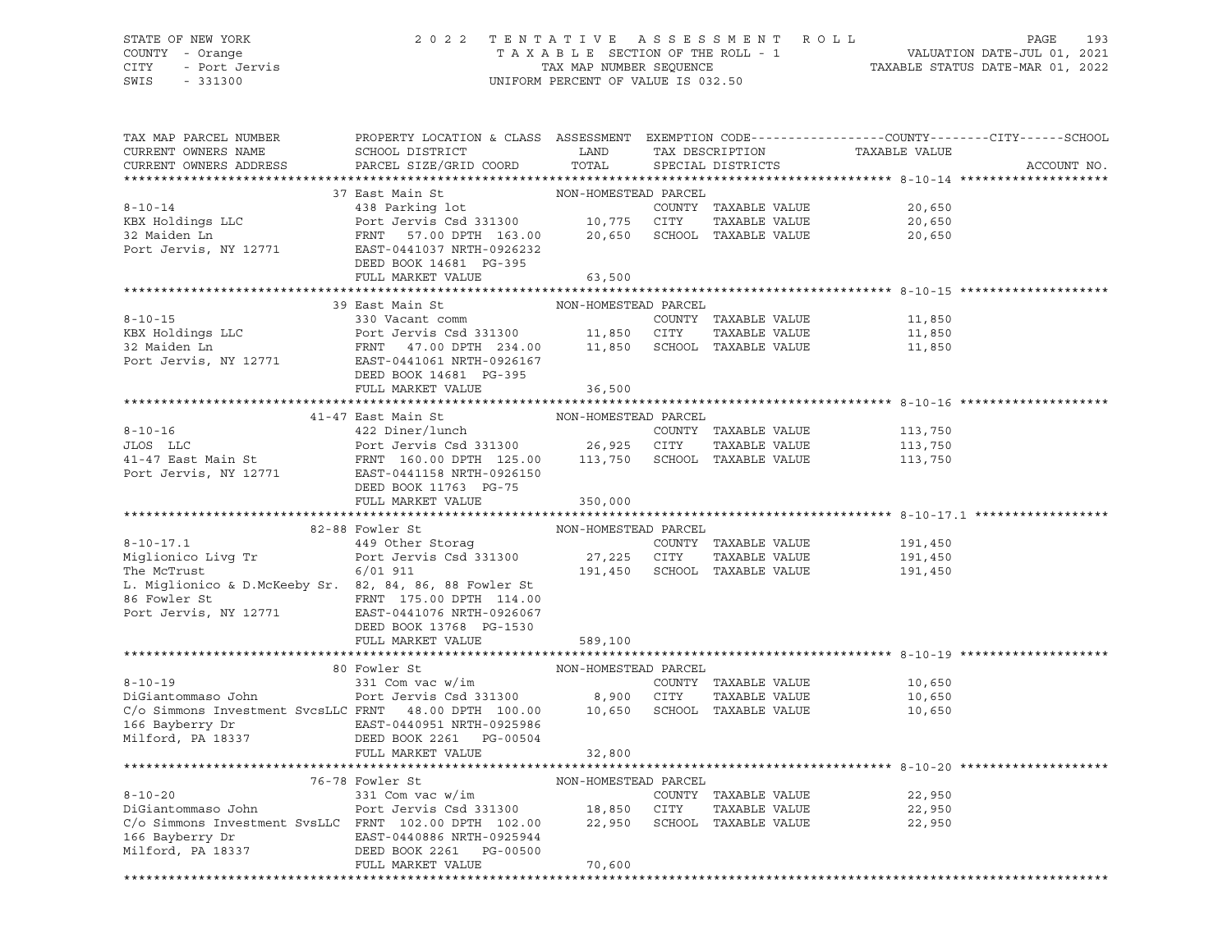STATE OF NEW YORK
COUNTY - Orange
CITY - Port Jervis
SWIS - 331300

2022 TENTATIVE ASSESSMENT ROLL
TAXABLE SECTION OF THE ROLL - 1
TAX MAP NUMBER SEQUENCE
UNIFORM PERCENT OF VALUE IS 032.50

VALUATION DATE-JUL 01, 2021
TAXABLE STATUS DATE-MAR 01, 2022

| TAX MAP PARCEL NUMBER / CURRENT OWNERS NAME / CURRENT OWNERS ADDRESS | PROPERTY LOCATION & CLASS / SCHOOL DISTRICT / PARCEL SIZE/GRID COORD | ASSESSMENT LAND | TOTAL | EXEMPTION CODE / TAX DESCRIPTION / SPECIAL DISTRICTS | TAXABLE VALUE (COUNTY / CITY / SCHOOL) | ACCOUNT NO. |
|---|---|---|---|---|---|---|
| **8-10-14** | 37 East Main St | | | NON-HOMESTEAD PARCEL | | |
| KBX Holdings LLC | 438 Parking lot | | | COUNTY TAXABLE VALUE | 20,650 | |
| 32 Maiden Ln | Port Jervis Csd 331300 | 10,775 | | CITY TAXABLE VALUE | 20,650 | |
| Port Jervis, NY 12771 | FRNT 57.00 DPTH 163.00 | | 20,650 | SCHOOL TAXABLE VALUE | 20,650 | |
| | EAST-0441037 NRTH-0926232 | | | | | |
| | DEED BOOK 14681 PG-395 | | | | | |
| | FULL MARKET VALUE | | 63,500 | | | |
| **8-10-15** | 39 East Main St | | | NON-HOMESTEAD PARCEL | | |
| KBX Holdings LLC | 330 Vacant comm | | | COUNTY TAXABLE VALUE | 11,850 | |
| 32 Maiden Ln | Port Jervis Csd 331300 | 11,850 | | CITY TAXABLE VALUE | 11,850 | |
| Port Jervis, NY 12771 | FRNT 47.00 DPTH 234.00 | | 11,850 | SCHOOL TAXABLE VALUE | 11,850 | |
| | EAST-0441061 NRTH-0926167 | | | | | |
| | DEED BOOK 14681 PG-395 | | | | | |
| | FULL MARKET VALUE | | 36,500 | | | |
| **8-10-16** | 41-47 East Main St | | | NON-HOMESTEAD PARCEL | | |
| JLOS LLC | 422 Diner/lunch | | | COUNTY TAXABLE VALUE | 113,750 | |
| 41-47 East Main St | Port Jervis Csd 331300 | 26,925 | | CITY TAXABLE VALUE | 113,750 | |
| Port Jervis, NY 12771 | FRNT 160.00 DPTH 125.00 | | 113,750 | SCHOOL TAXABLE VALUE | 113,750 | |
| | EAST-0441158 NRTH-0926150 | | | | | |
| | DEED BOOK 11763 PG-75 | | | | | |
| | FULL MARKET VALUE | | 350,000 | | | |
| **8-10-17.1** | 82-88 Fowler St | | | NON-HOMESTEAD PARCEL | | |
| Miglionico Livg Tr | 449 Other Storag | | | COUNTY TAXABLE VALUE | 191,450 | |
| The McTrust | Port Jervis Csd 331300 | 27,225 | | CITY TAXABLE VALUE | 191,450 | |
| L. Miglionico & D.McKeeby Sr. | 6/01 911 | | 191,450 | SCHOOL TAXABLE VALUE | 191,450 | |
| 86 Fowler St | 82, 84, 86, 88 Fowler St | | | | | |
| Port Jervis, NY 12771 | FRNT 175.00 DPTH 114.00 | | | | | |
| | EAST-0441076 NRTH-0926067 | | | | | |
| | DEED BOOK 13768 PG-1530 | | | | | |
| | FULL MARKET VALUE | | 589,100 | | | |
| **8-10-19** | 80 Fowler St | | | NON-HOMESTEAD PARCEL | | |
| DiGiantommaso John | 331 Com vac w/im | | | COUNTY TAXABLE VALUE | 10,650 | |
| C/o Simmons Investment SvcsLLC | Port Jervis Csd 331300 | 8,900 | | CITY TAXABLE VALUE | 10,650 | |
| 166 Bayberry Dr | FRNT 48.00 DPTH 100.00 | | 10,650 | SCHOOL TAXABLE VALUE | 10,650 | |
| Milford, PA 18337 | EAST-0440951 NRTH-0925986 | | | | | |
| | DEED BOOK 2261 PG-00504 | | | | | |
| | FULL MARKET VALUE | | 32,800 | | | |
| **8-10-20** | 76-78 Fowler St | | | NON-HOMESTEAD PARCEL | | |
| DiGiantommaso John | 331 Com vac w/im | | | COUNTY TAXABLE VALUE | 22,950 | |
| C/o Simmons Investment SvsLLC | Port Jervis Csd 331300 | 18,850 | | CITY TAXABLE VALUE | 22,950 | |
| 166 Bayberry Dr | FRNT 102.00 DPTH 102.00 | | 22,950 | SCHOOL TAXABLE VALUE | 22,950 | |
| Milford, PA 18337 | EAST-0440886 NRTH-0925944 | | | | | |
| | DEED BOOK 2261 PG-00500 | | | | | |
| | FULL MARKET VALUE | | 70,600 | | | |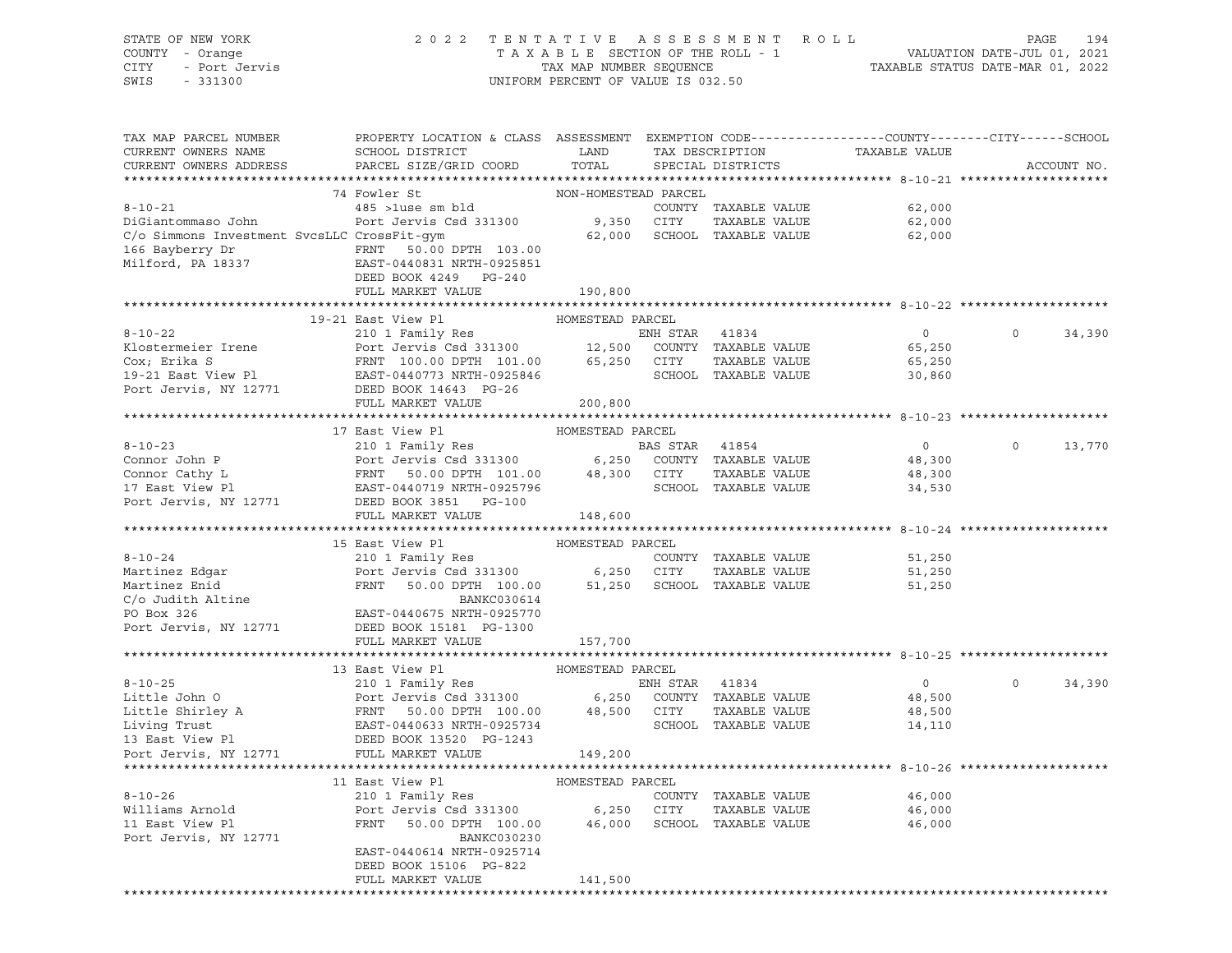STATE OF NEW YORK
COUNTY - Orange
CITY - Port Jervis
SWIS - 331300

2 0 2 2 T E N T A T I V E A S S E S S M E N T R O L L
T A X A B L E SECTION OF THE ROLL - 1
TAX MAP NUMBER SEQUENCE
UNIFORM PERCENT OF VALUE IS 032.50

VALUATION DATE-JUL 01, 2021
TAXABLE STATUS DATE-MAR 01, 2022

```
TAX MAP PARCEL NUMBER      PROPERTY LOCATION & CLASS  ASSESSMENT  EXEMPTION CODE------------------COUNTY--------CITY------SCHOOL
CURRENT OWNERS NAME        SCHOOL DISTRICT             LAND        TAX DESCRIPTION            TAXABLE VALUE
CURRENT OWNERS ADDRESS     PARCEL SIZE/GRID COORD      TOTAL       SPECIAL DISTRICTS                                    ACCOUNT NO.
******************************************************************************************************* 8-10-21 *******************
                           74 Fowler St                  NON-HOMESTEAD PARCEL
8-10-21                    485 >1use sm bld                         COUNTY  TAXABLE VALUE         62,000
DiGiantommaso John         Port Jervis Csd 331300         9,350     CITY    TAXABLE VALUE         62,000
C/o Simmons Investment SvcsLLC CrossFit-gym              62,000     SCHOOL  TAXABLE VALUE         62,000
166 Bayberry Dr            FRNT  50.00 DPTH 103.00
Milford, PA 18337          EAST-0440831 NRTH-0925851
                           DEED BOOK 4249   PG-240
                           FULL MARKET VALUE            190,800
******************************************************************************************************* 8-10-22 *******************
                           19-21 East View Pl            HOMESTEAD PARCEL
8-10-22                    210 1 Family Res                         ENH STAR  41834                   0          0      34,390
Klostermeier Irene         Port Jervis Csd 331300        12,500     COUNTY  TAXABLE VALUE         65,250
Cox; Erika S               FRNT 100.00 DPTH 101.00       65,250     CITY    TAXABLE VALUE         65,250
19-21 East View Pl         EAST-0440773 NRTH-0925846                SCHOOL  TAXABLE VALUE         30,860
Port Jervis, NY 12771      DEED BOOK 14643  PG-26
                           FULL MARKET VALUE            200,800
******************************************************************************************************* 8-10-23 *******************
                           17 East View Pl               HOMESTEAD PARCEL
8-10-23                    210 1 Family Res                         BAS STAR  41854                   0          0      13,770
Connor John P              Port Jervis Csd 331300         6,250     COUNTY  TAXABLE VALUE         48,300
Connor Cathy L             FRNT  50.00 DPTH 101.00       48,300     CITY    TAXABLE VALUE         48,300
17 East View Pl            EAST-0440719 NRTH-0925796                SCHOOL  TAXABLE VALUE         34,530
Port Jervis, NY 12771      DEED BOOK 3851   PG-100
                           FULL MARKET VALUE            148,600
******************************************************************************************************* 8-10-24 *******************
                           15 East View Pl               HOMESTEAD PARCEL
8-10-24                    210 1 Family Res                         COUNTY  TAXABLE VALUE         51,250
Martinez Edgar             Port Jervis Csd 331300         6,250     CITY    TAXABLE VALUE         51,250
Martinez Enid              FRNT  50.00 DPTH 100.00       51,250     SCHOOL  TAXABLE VALUE         51,250
C/o Judith Altine                          BANKC030614
PO Box 326                 EAST-0440675 NRTH-0925770
Port Jervis, NY 12771      DEED BOOK 15181  PG-1300
                           FULL MARKET VALUE            157,700
******************************************************************************************************* 8-10-25 *******************
                           13 East View Pl               HOMESTEAD PARCEL
8-10-25                    210 1 Family Res                         ENH STAR  41834                   0          0      34,390
Little John O              Port Jervis Csd 331300         6,250     COUNTY  TAXABLE VALUE         48,500
Little Shirley A           FRNT  50.00 DPTH 100.00       48,500     CITY    TAXABLE VALUE         48,500
Living Trust               EAST-0440633 NRTH-0925734                SCHOOL  TAXABLE VALUE         14,110
13 East View Pl            DEED BOOK 13520  PG-1243
Port Jervis, NY 12771      FULL MARKET VALUE            149,200
******************************************************************************************************* 8-10-26 *******************
                           11 East View Pl               HOMESTEAD PARCEL
8-10-26                    210 1 Family Res                         COUNTY  TAXABLE VALUE         46,000
Williams Arnold            Port Jervis Csd 331300         6,250     CITY    TAXABLE VALUE         46,000
11 East View Pl            FRNT  50.00 DPTH 100.00       46,000     SCHOOL  TAXABLE VALUE         46,000
Port Jervis, NY 12771                      BANKC030230
                           EAST-0440614 NRTH-0925714
                           DEED BOOK 15106  PG-822
                           FULL MARKET VALUE            141,500
************************************************************************************************************************************
```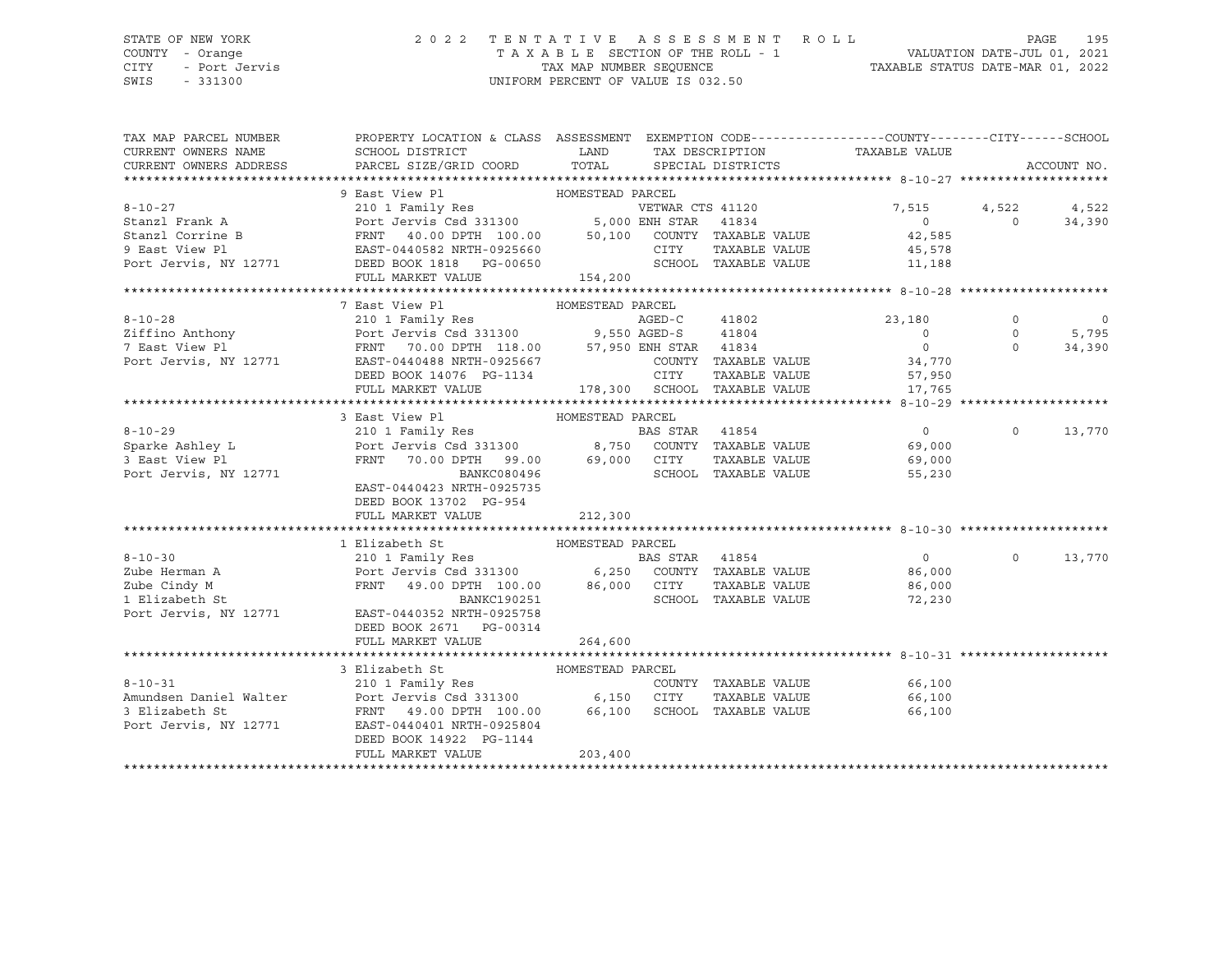STATE OF NEW YORK — 2022 TENTATIVE ASSESSMENT ROLL — PAGE 195
COUNTY - Orange — TAXABLE SECTION OF THE ROLL - 1 — VALUATION DATE-JUL 01, 2021
CITY - Port Jervis — TAX MAP NUMBER SEQUENCE — TAXABLE STATUS DATE-MAR 01, 2022
SWIS - 331300 — UNIFORM PERCENT OF VALUE IS 032.50

| TAX MAP PARCEL NUMBER / CURRENT OWNERS NAME / CURRENT OWNERS ADDRESS | PROPERTY LOCATION & CLASS / SCHOOL DISTRICT / PARCEL SIZE/GRID COORD | ASSESSMENT LAND / TOTAL | EXEMPTION CODE / TAX DESCRIPTION / SPECIAL DISTRICTS | COUNTY / TAXABLE VALUE | CITY | SCHOOL / ACCOUNT NO. |
|---|---|---|---|---|---|---|
| **8-10-27** | 9 East View Pl | HOMESTEAD PARCEL | | | | |
| | 210 1 Family Res | | VETWAR CTS 41120 | 7,515 | 4,522 | 4,522 |
| Stanzl Frank A | Port Jervis Csd 331300 | 5,000 | ENH STAR 41834 | 0 | 0 | 34,390 |
| Stanzl Corrine B | FRNT 40.00 DPTH 100.00 | 50,100 | COUNTY TAXABLE VALUE | 42,585 | | |
| 9 East View Pl | EAST-0440582 NRTH-0925660 | | CITY TAXABLE VALUE | 45,578 | | |
| Port Jervis, NY 12771 | DEED BOOK 1818 PG-00650 | | SCHOOL TAXABLE VALUE | 11,188 | | |
| | FULL MARKET VALUE | 154,200 | | | | |
| **8-10-28** | 7 East View Pl | HOMESTEAD PARCEL | | | | |
| | 210 1 Family Res | | AGED-C 41802 | 23,180 | 0 | 0 |
| Ziffino Anthony | Port Jervis Csd 331300 | 9,550 | AGED-S 41804 | 0 | 0 | 5,795 |
| 7 East View Pl | FRNT 70.00 DPTH 118.00 | 57,950 | ENH STAR 41834 | 0 | 0 | 34,390 |
| Port Jervis, NY 12771 | EAST-0440488 NRTH-0925667 | | COUNTY TAXABLE VALUE | 34,770 | | |
| | DEED BOOK 14076 PG-1134 | | CITY TAXABLE VALUE | 57,950 | | |
| | FULL MARKET VALUE | 178,300 | SCHOOL TAXABLE VALUE | 17,765 | | |
| **8-10-29** | 3 East View Pl | HOMESTEAD PARCEL | | | | |
| | 210 1 Family Res | | BAS STAR 41854 | 0 | 0 | 13,770 |
| Sparke Ashley L | Port Jervis Csd 331300 | 8,750 | COUNTY TAXABLE VALUE | 69,000 | | |
| 3 East View Pl | FRNT 70.00 DPTH 99.00 | 69,000 | CITY TAXABLE VALUE | 69,000 | | |
| Port Jervis, NY 12771 | BANKC080496 | | SCHOOL TAXABLE VALUE | 55,230 | | |
| | EAST-0440423 NRTH-0925735 | | | | | |
| | DEED BOOK 13702 PG-954 | | | | | |
| | FULL MARKET VALUE | 212,300 | | | | |
| **8-10-30** | 1 Elizabeth St | HOMESTEAD PARCEL | | | | |
| | 210 1 Family Res | | BAS STAR 41854 | 0 | 0 | 13,770 |
| Zube Herman A | Port Jervis Csd 331300 | 6,250 | COUNTY TAXABLE VALUE | 86,000 | | |
| Zube Cindy M | FRNT 49.00 DPTH 100.00 | 86,000 | CITY TAXABLE VALUE | 86,000 | | |
| 1 Elizabeth St | BANKC190251 | | SCHOOL TAXABLE VALUE | 72,230 | | |
| Port Jervis, NY 12771 | EAST-0440352 NRTH-0925758 | | | | | |
| | DEED BOOK 2671 PG-00314 | | | | | |
| | FULL MARKET VALUE | 264,600 | | | | |
| **8-10-31** | 3 Elizabeth St | HOMESTEAD PARCEL | | | | |
| | 210 1 Family Res | | COUNTY TAXABLE VALUE | 66,100 | | |
| Amundsen Daniel Walter | Port Jervis Csd 331300 | 6,150 | CITY TAXABLE VALUE | 66,100 | | |
| 3 Elizabeth St | FRNT 49.00 DPTH 100.00 | 66,100 | SCHOOL TAXABLE VALUE | 66,100 | | |
| Port Jervis, NY 12771 | EAST-0440401 NRTH-0925804 | | | | | |
| | DEED BOOK 14922 PG-1144 | | | | | |
| | FULL MARKET VALUE | 203,400 | | | | |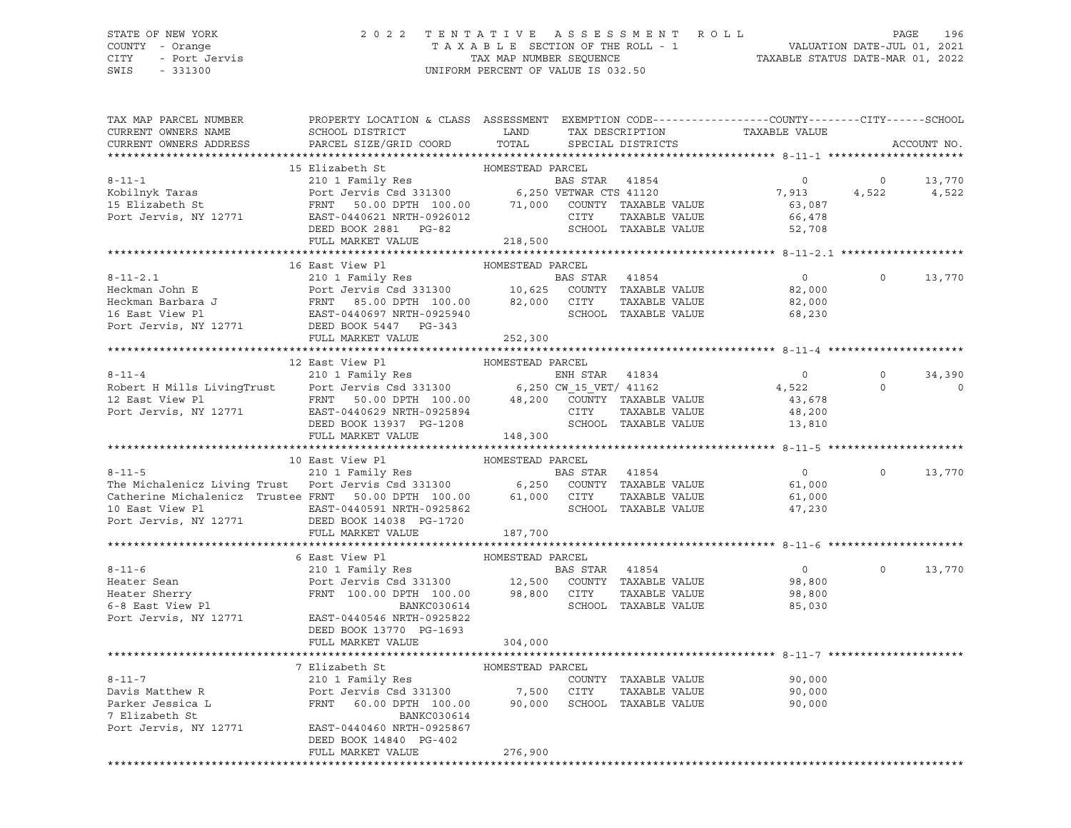STATE OF NEW YORK — 2022 TENTATIVE ASSESSMENT ROLL
COUNTY - Orange — TAXABLE SECTION OF THE ROLL - 1 — VALUATION DATE-JUL 01, 2021
CITY - Port Jervis — TAX MAP NUMBER SEQUENCE — TAXABLE STATUS DATE-MAR 01, 2022
SWIS - 331300 — UNIFORM PERCENT OF VALUE IS 032.50

```
TAX MAP PARCEL NUMBER          PROPERTY LOCATION & CLASS  ASSESSMENT  EXEMPTION CODE------------------COUNTY--------CITY------SCHOOL
CURRENT OWNERS NAME            SCHOOL DISTRICT               LAND      TAX DESCRIPTION            TAXABLE VALUE
CURRENT OWNERS ADDRESS         PARCEL SIZE/GRID COORD        TOTAL     SPECIAL DISTRICTS                                    ACCOUNT NO.
******************************************************************************************************* 8-11-1 *********************
                               15 Elizabeth St               HOMESTEAD PARCEL
8-11-1                         210 1 Family Res                  BAS STAR   41854              0           0        13,770
Kobilnyk Taras                 Port Jervis Csd 331300       6,250 VETWAR CTS 41120           7,913       4,522       4,522
15 Elizabeth St                FRNT   50.00 DPTH 100.00    71,000   COUNTY  TAXABLE VALUE       63,087
Port Jervis, NY 12771          EAST-0440621 NRTH-0926012             CITY    TAXABLE VALUE       66,478
                               DEED BOOK 2881   PG-82                SCHOOL  TAXABLE VALUE       52,708
                               FULL MARKET VALUE           218,500
******************************************************************************************************* 8-11-2.1 *******************
                               16 East View Pl               HOMESTEAD PARCEL
8-11-2.1                       210 1 Family Res                  BAS STAR   41854              0           0        13,770
Heckman John E                 Port Jervis Csd 331300      10,625   COUNTY  TAXABLE VALUE       82,000
Heckman Barbara J              FRNT   85.00 DPTH 100.00    82,000   CITY    TAXABLE VALUE       82,000
16 East View Pl                EAST-0440697 NRTH-0925940             SCHOOL  TAXABLE VALUE       68,230
Port Jervis, NY 12771          DEED BOOK 5447   PG-343
                               FULL MARKET VALUE           252,300
******************************************************************************************************* 8-11-4 *********************
                               12 East View Pl               HOMESTEAD PARCEL
8-11-4                         210 1 Family Res                  ENH STAR   41834              0           0        34,390
Robert H Mills LivingTrust     Port Jervis Csd 331300       6,250 CW_15_VET/ 41162           4,522           0             0
12 East View Pl                FRNT   50.00 DPTH 100.00    48,200   COUNTY  TAXABLE VALUE       43,678
Port Jervis, NY 12771          EAST-0440629 NRTH-0925894             CITY    TAXABLE VALUE       48,200
                               DEED BOOK 13937  PG-1208              SCHOOL  TAXABLE VALUE       13,810
                               FULL MARKET VALUE           148,300
******************************************************************************************************* 8-11-5 *********************
                               10 East View Pl               HOMESTEAD PARCEL
8-11-5                         210 1 Family Res                  BAS STAR   41854              0           0        13,770
The Michalenicz Living Trust   Port Jervis Csd 331300       6,250   COUNTY  TAXABLE VALUE       61,000
Catherine Michalenicz  Trustee FRNT   50.00 DPTH 100.00    61,000   CITY    TAXABLE VALUE       61,000
10 East View Pl                EAST-0440591 NRTH-0925862             SCHOOL  TAXABLE VALUE       47,230
Port Jervis, NY 12771          DEED BOOK 14038  PG-1720
                               FULL MARKET VALUE           187,700
******************************************************************************************************* 8-11-6 *********************
                               6 East View Pl                HOMESTEAD PARCEL
8-11-6                         210 1 Family Res                  BAS STAR   41854              0           0        13,770
Heater Sean                    Port Jervis Csd 331300      12,500   COUNTY  TAXABLE VALUE       98,800
Heater Sherry                  FRNT  100.00 DPTH 100.00    98,800   CITY    TAXABLE VALUE       98,800
6-8 East View Pl                               BANKC030614           SCHOOL  TAXABLE VALUE       85,030
Port Jervis, NY 12771          EAST-0440546 NRTH-0925822
                               DEED BOOK 13770  PG-1693
                               FULL MARKET VALUE           304,000
******************************************************************************************************* 8-11-7 *********************
                               7 Elizabeth St                HOMESTEAD PARCEL
8-11-7                         210 1 Family Res                      COUNTY  TAXABLE VALUE       90,000
Davis Matthew R                Port Jervis Csd 331300       7,500   CITY    TAXABLE VALUE       90,000
Parker Jessica L               FRNT   60.00 DPTH 100.00    90,000   SCHOOL  TAXABLE VALUE       90,000
7 Elizabeth St                                 BANKC030614
Port Jervis, NY 12771          EAST-0440460 NRTH-0925867
                               DEED BOOK 14840  PG-402
                               FULL MARKET VALUE           276,900
************************************************************************************************************************************
```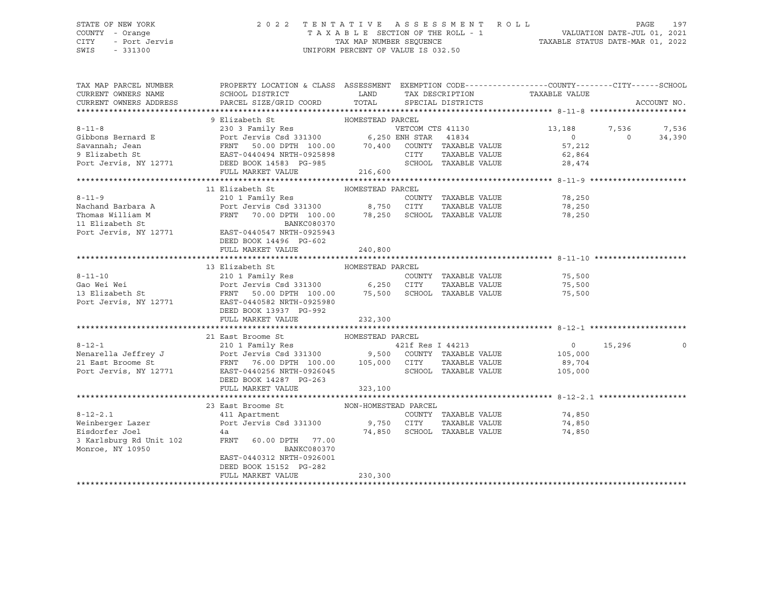STATE OF NEW YORK — COUNTY - Orange — CITY - Port Jervis — SWIS - 331300

# 2022 TENTATIVE ASSESSMENT ROLL

TAXABLE SECTION OF THE ROLL - 1 — TAX MAP NUMBER SEQUENCE — UNIFORM PERCENT OF VALUE IS 032.50

VALUATION DATE-JUL 01, 2021 — TAXABLE STATUS DATE-MAR 01, 2022

| TAX MAP PARCEL NUMBER / CURRENT OWNERS NAME / CURRENT OWNERS ADDRESS | PROPERTY LOCATION & CLASS / SCHOOL DISTRICT / PARCEL SIZE/GRID COORD | ASSESSMENT LAND | TOTAL | EXEMPTION CODE / TAX DESCRIPTION / SPECIAL DISTRICTS | COUNTY TAXABLE VALUE | CITY | SCHOOL | ACCOUNT NO. |
|---|---|---|---|---|---|---|---|---|
| **8-11-8** | 9 Elizabeth St — HOMESTEAD PARCEL | | | | | | | |
| Gibbons Bernard E | 230 3 Family Res | | | VETCOM CTS 41130 | 13,188 | 7,536 | 7,536 | |
| Savannah; Jean | Port Jervis Csd 331300 | 6,250 | | ENH STAR 41834 | 0 | 0 | 34,390 | |
| 9 Elizabeth St | FRNT 50.00 DPTH 100.00 | | 70,400 | COUNTY TAXABLE VALUE | 57,212 | | | |
| Port Jervis, NY 12771 | EAST-0440494 NRTH-0925898 | | | CITY TAXABLE VALUE | 62,864 | | | |
| | DEED BOOK 14583 PG-985 | | | SCHOOL TAXABLE VALUE | 28,474 | | | |
| | FULL MARKET VALUE | | 216,600 | | | | | |
| **8-11-9** | 11 Elizabeth St — HOMESTEAD PARCEL | | | | | | | |
| Nachand Barbara A | 210 1 Family Res | | | COUNTY TAXABLE VALUE | 78,250 | | | |
| Thomas William M | Port Jervis Csd 331300 | 8,750 | | CITY TAXABLE VALUE | 78,250 | | | |
| 11 Elizabeth St | FRNT 70.00 DPTH 100.00 | | 78,250 | SCHOOL TAXABLE VALUE | 78,250 | | | |
| Port Jervis, NY 12771 | BANKC080370 | | | | | | | |
| | EAST-0440547 NRTH-0925943 | | | | | | | |
| | DEED BOOK 14496 PG-602 | | | | | | | |
| | FULL MARKET VALUE | | 240,800 | | | | | |
| **8-11-10** | 13 Elizabeth St — HOMESTEAD PARCEL | | | | | | | |
| Gao Wei Wei | 210 1 Family Res | | | COUNTY TAXABLE VALUE | 75,500 | | | |
| 13 Elizabeth St | Port Jervis Csd 331300 | 6,250 | | CITY TAXABLE VALUE | 75,500 | | | |
| Port Jervis, NY 12771 | FRNT 50.00 DPTH 100.00 | | 75,500 | SCHOOL TAXABLE VALUE | 75,500 | | | |
| | EAST-0440582 NRTH-0925980 | | | | | | | |
| | DEED BOOK 13937 PG-992 | | | | | | | |
| | FULL MARKET VALUE | | 232,300 | | | | | |
| **8-12-1** | 21 East Broome St — HOMESTEAD PARCEL | | | | | | | |
| Nenarella Jeffrey J | 210 1 Family Res | | | 421f Res I 44213 | 0 | 15,296 | 0 | |
| 21 East Broome St | Port Jervis Csd 331300 | 9,500 | | COUNTY TAXABLE VALUE | 105,000 | | | |
| Port Jervis, NY 12771 | FRNT 76.00 DPTH 100.00 | | 105,000 | CITY TAXABLE VALUE | 89,704 | | | |
| | EAST-0440256 NRTH-0926045 | | | SCHOOL TAXABLE VALUE | 105,000 | | | |
| | DEED BOOK 14287 PG-263 | | | | | | | |
| | FULL MARKET VALUE | | 323,100 | | | | | |
| **8-12-2.1** | 23 East Broome St — NON-HOMESTEAD PARCEL | | | | | | | |
| Weinberger Lazer | 411 Apartment | | | COUNTY TAXABLE VALUE | 74,850 | | | |
| Eisdorfer Joel | Port Jervis Csd 331300 | 9,750 | | CITY TAXABLE VALUE | 74,850 | | | |
| 3 Karlsburg Rd Unit 102 | 4a | | 74,850 | SCHOOL TAXABLE VALUE | 74,850 | | | |
| Monroe, NY 10950 | FRNT 60.00 DPTH 77.00 | | | | | | | |
| | BANKC080370 | | | | | | | |
| | EAST-0440312 NRTH-0926001 | | | | | | | |
| | DEED BOOK 15152 PG-282 | | | | | | | |
| | FULL MARKET VALUE | | 230,300 | | | | | |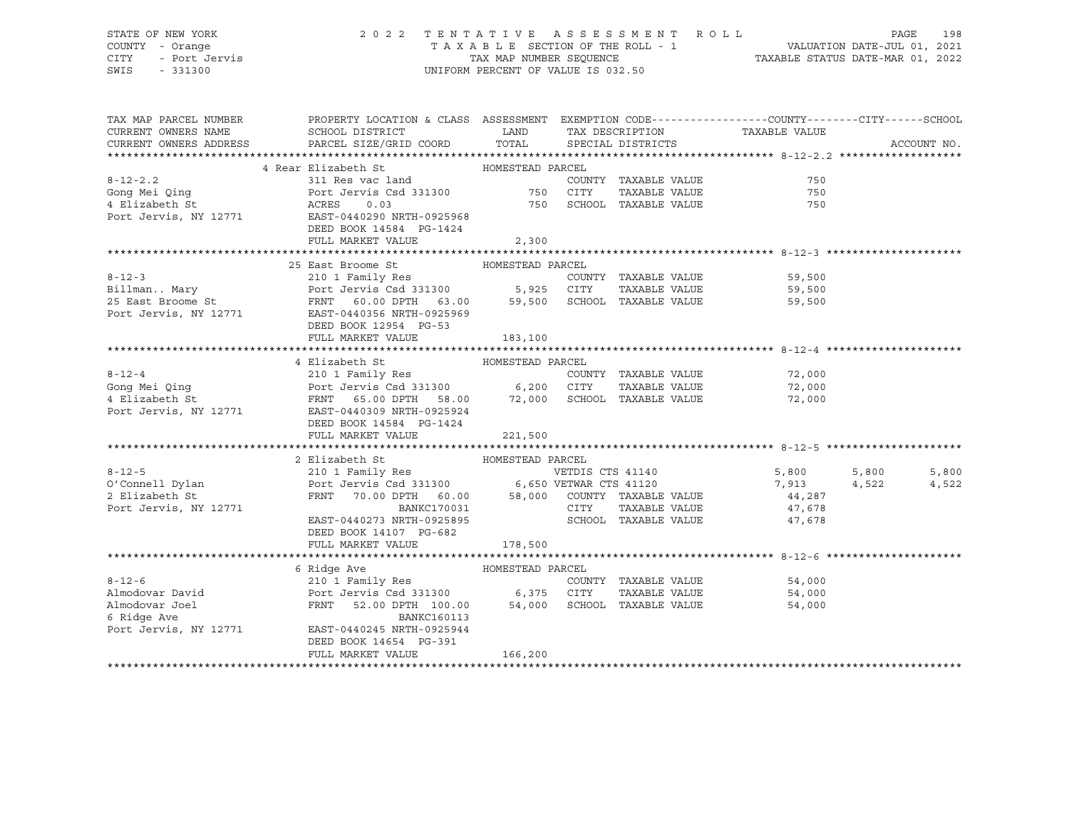STATE OF NEW YORK — 2022 TENTATIVE ASSESSMENT ROLL
COUNTY - Orange — TAXABLE SECTION OF THE ROLL - 1 — VALUATION DATE-JUL 01, 2021
CITY - Port Jervis — TAX MAP NUMBER SEQUENCE — TAXABLE STATUS DATE-MAR 01, 2022
SWIS - 331300 — UNIFORM PERCENT OF VALUE IS 032.50

| TAX MAP PARCEL NUMBER / CURRENT OWNERS NAME / CURRENT OWNERS ADDRESS | PROPERTY LOCATION & CLASS / SCHOOL DISTRICT / PARCEL SIZE/GRID COORD | ASSESSMENT LAND | TOTAL | EXEMPTION CODE / TAX DESCRIPTION / SPECIAL DISTRICTS | COUNTY TAXABLE VALUE | CITY | SCHOOL |
|---|---|---|---|---|---|---|---|
| **8-12-2.2** | 4 Rear Elizabeth St — HOMESTEAD PARCEL | | | | | | |
| Gong Mei Qing | 311 Res vac land | | | COUNTY TAXABLE VALUE | 750 | | |
| 4 Elizabeth St | Port Jervis Csd 331300 | 750 | | CITY TAXABLE VALUE | 750 | | |
| Port Jervis, NY 12771 | ACRES 0.03 | | 750 | SCHOOL TAXABLE VALUE | 750 | | |
| | EAST-0440290 NRTH-0925968 | | | | | | |
| | DEED BOOK 14584 PG-1424 | | | | | | |
| | FULL MARKET VALUE | | 2,300 | | | | |
| **8-12-3** | 25 East Broome St — HOMESTEAD PARCEL | | | | | | |
| Billman.. Mary | 210 1 Family Res | | | COUNTY TAXABLE VALUE | 59,500 | | |
| 25 East Broome St | Port Jervis Csd 331300 | 5,925 | | CITY TAXABLE VALUE | 59,500 | | |
| Port Jervis, NY 12771 | FRNT 60.00 DPTH 63.00 | | 59,500 | SCHOOL TAXABLE VALUE | 59,500 | | |
| | EAST-0440356 NRTH-0925969 | | | | | | |
| | DEED BOOK 12954 PG-53 | | | | | | |
| | FULL MARKET VALUE | | 183,100 | | | | |
| **8-12-4** | 4 Elizabeth St — HOMESTEAD PARCEL | | | | | | |
| Gong Mei Qing | 210 1 Family Res | | | COUNTY TAXABLE VALUE | 72,000 | | |
| 4 Elizabeth St | Port Jervis Csd 331300 | 6,200 | | CITY TAXABLE VALUE | 72,000 | | |
| Port Jervis, NY 12771 | FRNT 65.00 DPTH 58.00 | | 72,000 | SCHOOL TAXABLE VALUE | 72,000 | | |
| | EAST-0440309 NRTH-0925924 | | | | | | |
| | DEED BOOK 14584 PG-1424 | | | | | | |
| | FULL MARKET VALUE | | 221,500 | | | | |
| **8-12-5** | 2 Elizabeth St — HOMESTEAD PARCEL | | | | | | |
| O'Connell Dylan | 210 1 Family Res | | | VETDIS CTS 41140 | 5,800 | 5,800 | 5,800 |
| 2 Elizabeth St | Port Jervis Csd 331300 | 6,650 | | VETWAR CTS 41120 | 7,913 | 4,522 | 4,522 |
| Port Jervis, NY 12771 | FRNT 70.00 DPTH 60.00 | | 58,000 | COUNTY TAXABLE VALUE | 44,287 | | |
| | BANKC170031 | | | CITY TAXABLE VALUE | 47,678 | | |
| | EAST-0440273 NRTH-0925895 | | | SCHOOL TAXABLE VALUE | 47,678 | | |
| | DEED BOOK 14107 PG-682 | | | | | | |
| | FULL MARKET VALUE | | 178,500 | | | | |
| **8-12-6** | 6 Ridge Ave — HOMESTEAD PARCEL | | | | | | |
| Almodovar David | 210 1 Family Res | | | COUNTY TAXABLE VALUE | 54,000 | | |
| Almodovar Joel | Port Jervis Csd 331300 | 6,375 | | CITY TAXABLE VALUE | 54,000 | | |
| 6 Ridge Ave | FRNT 52.00 DPTH 100.00 | | 54,000 | SCHOOL TAXABLE VALUE | 54,000 | | |
| Port Jervis, NY 12771 | BANKC160113 | | | | | | |
| | EAST-0440245 NRTH-0925944 | | | | | | |
| | DEED BOOK 14654 PG-391 | | | | | | |
| | FULL MARKET VALUE | | 166,200 | | | | |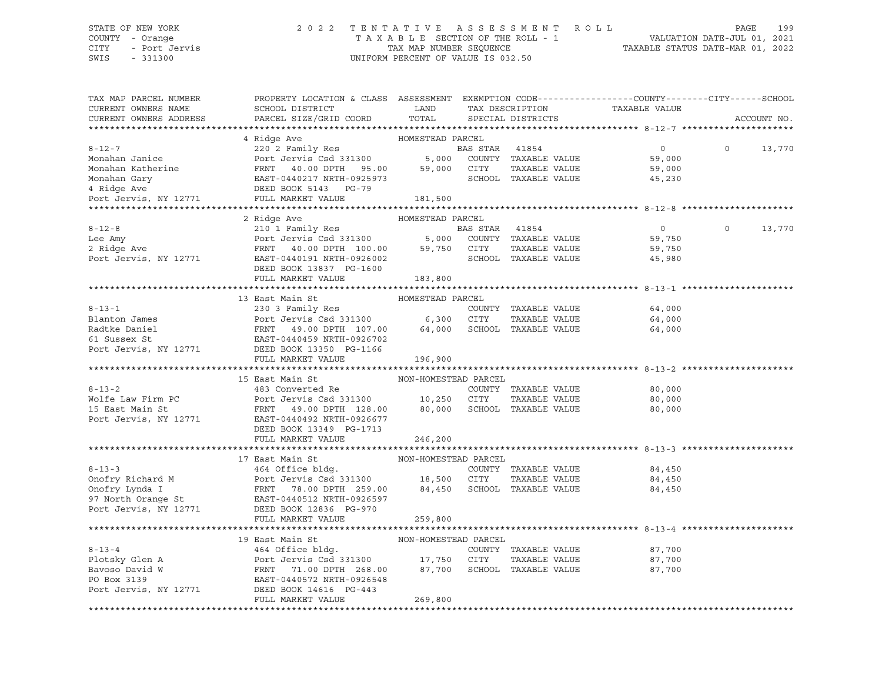STATE OF NEW YORK | COUNTY - Orange | CITY - Port Jervis | SWIS - 331300

# 2022 TENTATIVE ASSESSMENT ROLL

TAXABLE SECTION OF THE ROLL - 1 | TAX MAP NUMBER SEQUENCE | UNIFORM PERCENT OF VALUE IS 032.50

VALUATION DATE-JUL 01, 2021 | TAXABLE STATUS DATE-MAR 01, 2022

| TAX MAP PARCEL NUMBER / CURRENT OWNERS NAME / CURRENT OWNERS ADDRESS | PROPERTY LOCATION & CLASS / SCHOOL DISTRICT / PARCEL SIZE/GRID COORD | ASSESSMENT LAND | ASSESSMENT TOTAL | EXEMPTION CODE / TAX DESCRIPTION / SPECIAL DISTRICTS | COUNTY TAXABLE VALUE | CITY | SCHOOL | ACCOUNT NO. |
|---|---|---|---|---|---|---|---|---|
| **8-12-7** | 4 Ridge Ave — HOMESTEAD PARCEL | | | | | | | |
| Monahan Janice | 220 2 Family Res | | | BAS STAR 41854 | 0 | 0 | 13,770 | |
| Monahan Katherine | Port Jervis Csd 331300 | 5,000 | | COUNTY TAXABLE VALUE | 59,000 | | | |
| Monahan Gary | FRNT 40.00 DPTH 95.00 | | 59,000 | CITY TAXABLE VALUE | 59,000 | | | |
| 4 Ridge Ave | EAST-0440217 NRTH-0925973 | | | SCHOOL TAXABLE VALUE | 45,230 | | | |
| Port Jervis, NY 12771 | DEED BOOK 5143 PG-79 | | | | | | | |
| | FULL MARKET VALUE | | 181,500 | | | | | |
| **8-12-8** | 2 Ridge Ave — HOMESTEAD PARCEL | | | | | | | |
| Lee Amy | 210 1 Family Res | | | BAS STAR 41854 | 0 | 0 | 13,770 | |
| 2 Ridge Ave | Port Jervis Csd 331300 | 5,000 | | COUNTY TAXABLE VALUE | 59,750 | | | |
| Port Jervis, NY 12771 | FRNT 40.00 DPTH 100.00 | | 59,750 | CITY TAXABLE VALUE | 59,750 | | | |
| | EAST-0440191 NRTH-0926002 | | | SCHOOL TAXABLE VALUE | 45,980 | | | |
| | DEED BOOK 13837 PG-1600 | | | | | | | |
| | FULL MARKET VALUE | | 183,800 | | | | | |
| **8-13-1** | 13 East Main St — HOMESTEAD PARCEL | | | | | | | |
| Blanton James | 230 3 Family Res | | | COUNTY TAXABLE VALUE | 64,000 | | | |
| Radtke Daniel | Port Jervis Csd 331300 | 6,300 | | CITY TAXABLE VALUE | 64,000 | | | |
| 61 Sussex St | FRNT 49.00 DPTH 107.00 | | 64,000 | SCHOOL TAXABLE VALUE | 64,000 | | | |
| Port Jervis, NY 12771 | EAST-0440459 NRTH-0926702 | | | | | | | |
| | DEED BOOK 13350 PG-1166 | | | | | | | |
| | FULL MARKET VALUE | | 196,900 | | | | | |
| **8-13-2** | 15 East Main St — NON-HOMESTEAD PARCEL | | | | | | | |
| Wolfe Law Firm PC | 483 Converted Re | | | COUNTY TAXABLE VALUE | 80,000 | | | |
| 15 East Main St | Port Jervis Csd 331300 | 10,250 | | CITY TAXABLE VALUE | 80,000 | | | |
| Port Jervis, NY 12771 | FRNT 49.00 DPTH 128.00 | | 80,000 | SCHOOL TAXABLE VALUE | 80,000 | | | |
| | EAST-0440492 NRTH-0926677 | | | | | | | |
| | DEED BOOK 13349 PG-1713 | | | | | | | |
| | FULL MARKET VALUE | | 246,200 | | | | | |
| **8-13-3** | 17 East Main St — NON-HOMESTEAD PARCEL | | | | | | | |
| Onofry Richard M | 464 Office bldg. | | | COUNTY TAXABLE VALUE | 84,450 | | | |
| Onofry Lynda I | Port Jervis Csd 331300 | 18,500 | | CITY TAXABLE VALUE | 84,450 | | | |
| 97 North Orange St | FRNT 78.00 DPTH 259.00 | | 84,450 | SCHOOL TAXABLE VALUE | 84,450 | | | |
| Port Jervis, NY 12771 | EAST-0440512 NRTH-0926597 | | | | | | | |
| | DEED BOOK 12836 PG-970 | | | | | | | |
| | FULL MARKET VALUE | | 259,800 | | | | | |
| **8-13-4** | 19 East Main St — NON-HOMESTEAD PARCEL | | | | | | | |
| Plotsky Glen A | 464 Office bldg. | | | COUNTY TAXABLE VALUE | 87,700 | | | |
| Bavoso David W | Port Jervis Csd 331300 | 17,750 | | CITY TAXABLE VALUE | 87,700 | | | |
| PO Box 3139 | FRNT 71.00 DPTH 268.00 | | 87,700 | SCHOOL TAXABLE VALUE | 87,700 | | | |
| Port Jervis, NY 12771 | EAST-0440572 NRTH-0926548 | | | | | | | |
| | DEED BOOK 14616 PG-443 | | | | | | | |
| | FULL MARKET VALUE | | 269,800 | | | | | |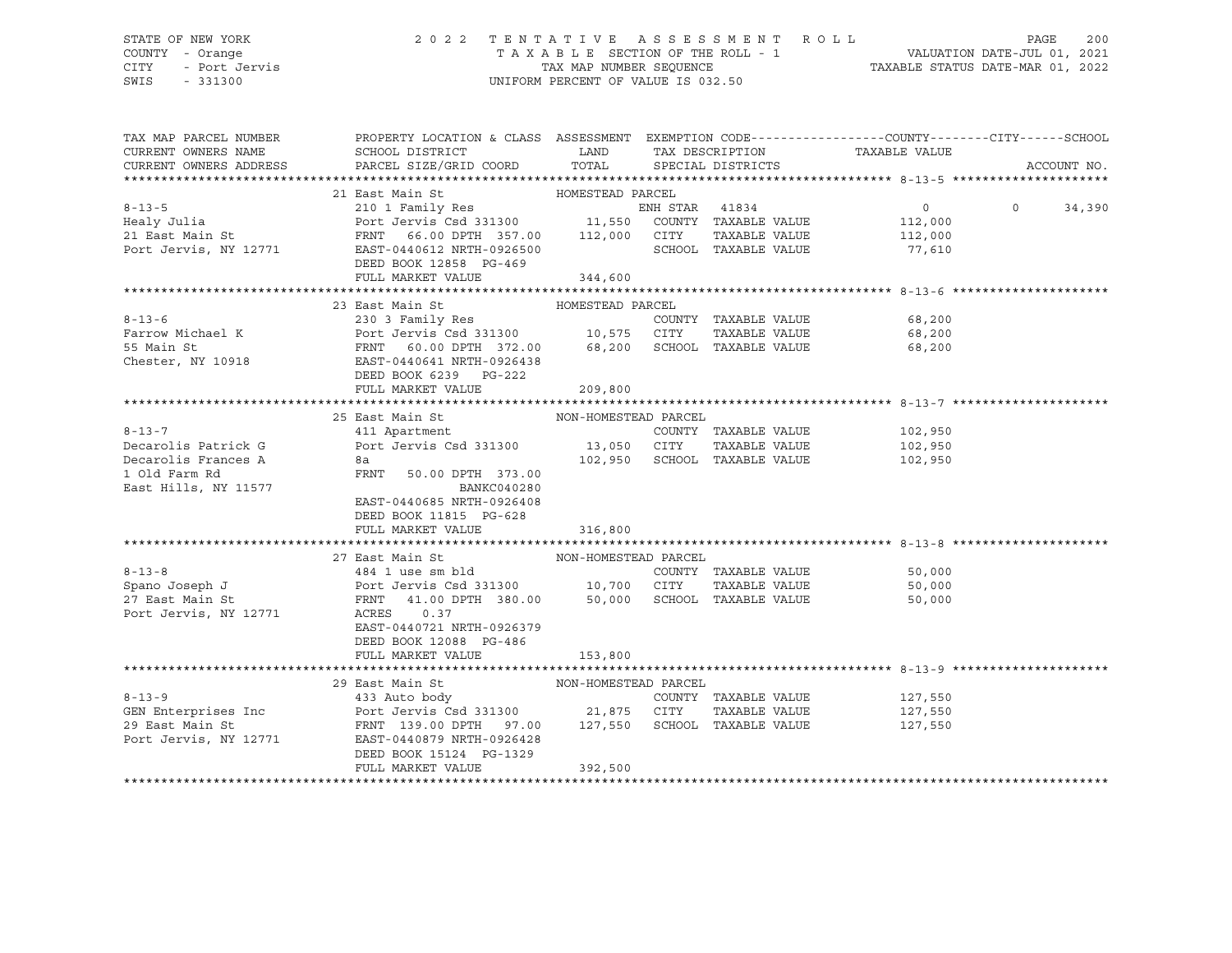STATE OF NEW YORK 2022 TENTATIVE ASSESSMENT ROLL
COUNTY - Orange TAXABLE SECTION OF THE ROLL - 1 VALUATION DATE-JUL 01, 2021
CITY - Port Jervis TAX MAP NUMBER SEQUENCE TAXABLE STATUS DATE-MAR 01, 2022
SWIS - 331300 UNIFORM PERCENT OF VALUE IS 032.50

| TAX MAP PARCEL NUMBER / CURRENT OWNERS NAME / CURRENT OWNERS ADDRESS | PROPERTY LOCATION & CLASS / SCHOOL DISTRICT / PARCEL SIZE/GRID COORD | ASSESSMENT LAND / TOTAL | EXEMPTION CODE / TAX DESCRIPTION / SPECIAL DISTRICTS | COUNTY TAXABLE VALUE | CITY | SCHOOL / ACCOUNT NO. |
|---|---|---|---|---|---|---|
| | 21 East Main St | HOMESTEAD PARCEL | | | | |
| 8-13-5 | 210 1 Family Res | | ENH STAR 41834 | 0 | 0 | 34,390 |
| Healy Julia | Port Jervis Csd 331300 | 11,550 | COUNTY TAXABLE VALUE | 112,000 | | |
| 21 East Main St | FRNT 66.00 DPTH 357.00 | 112,000 | CITY TAXABLE VALUE | 112,000 | | |
| Port Jervis, NY 12771 | EAST-0440612 NRTH-0926500 | | SCHOOL TAXABLE VALUE | 77,610 | | |
| | DEED BOOK 12858 PG-469 | | | | | |
| | FULL MARKET VALUE | 344,600 | | | | |
| | 23 East Main St | HOMESTEAD PARCEL | | | | |
| 8-13-6 | 230 3 Family Res | | COUNTY TAXABLE VALUE | 68,200 | | |
| Farrow Michael K | Port Jervis Csd 331300 | 10,575 | CITY TAXABLE VALUE | 68,200 | | |
| 55 Main St | FRNT 60.00 DPTH 372.00 | 68,200 | SCHOOL TAXABLE VALUE | 68,200 | | |
| Chester, NY 10918 | EAST-0440641 NRTH-0926438 | | | | | |
| | DEED BOOK 6239 PG-222 | | | | | |
| | FULL MARKET VALUE | 209,800 | | | | |
| | 25 East Main St | NON-HOMESTEAD PARCEL | | | | |
| 8-13-7 | 411 Apartment | | COUNTY TAXABLE VALUE | 102,950 | | |
| Decarolis Patrick G | Port Jervis Csd 331300 | 13,050 | CITY TAXABLE VALUE | 102,950 | | |
| Decarolis Frances A | 8a | 102,950 | SCHOOL TAXABLE VALUE | 102,950 | | |
| 1 Old Farm Rd | FRNT 50.00 DPTH 373.00 | | | | | |
| East Hills, NY 11577 | BANKC040280 | | | | | |
| | EAST-0440685 NRTH-0926408 | | | | | |
| | DEED BOOK 11815 PG-628 | | | | | |
| | FULL MARKET VALUE | 316,800 | | | | |
| | 27 East Main St | NON-HOMESTEAD PARCEL | | | | |
| 8-13-8 | 484 1 use sm bld | | COUNTY TAXABLE VALUE | 50,000 | | |
| Spano Joseph J | Port Jervis Csd 331300 | 10,700 | CITY TAXABLE VALUE | 50,000 | | |
| 27 East Main St | FRNT 41.00 DPTH 380.00 | 50,000 | SCHOOL TAXABLE VALUE | 50,000 | | |
| Port Jervis, NY 12771 | ACRES 0.37 | | | | | |
| | EAST-0440721 NRTH-0926379 | | | | | |
| | DEED BOOK 12088 PG-486 | | | | | |
| | FULL MARKET VALUE | 153,800 | | | | |
| | 29 East Main St | NON-HOMESTEAD PARCEL | | | | |
| 8-13-9 | 433 Auto body | | COUNTY TAXABLE VALUE | 127,550 | | |
| GEN Enterprises Inc | Port Jervis Csd 331300 | 21,875 | CITY TAXABLE VALUE | 127,550 | | |
| 29 East Main St | FRNT 139.00 DPTH 97.00 | 127,550 | SCHOOL TAXABLE VALUE | 127,550 | | |
| Port Jervis, NY 12771 | EAST-0440879 NRTH-0926428 | | | | | |
| | DEED BOOK 15124 PG-1329 | | | | | |
| | FULL MARKET VALUE | 392,500 | | | | |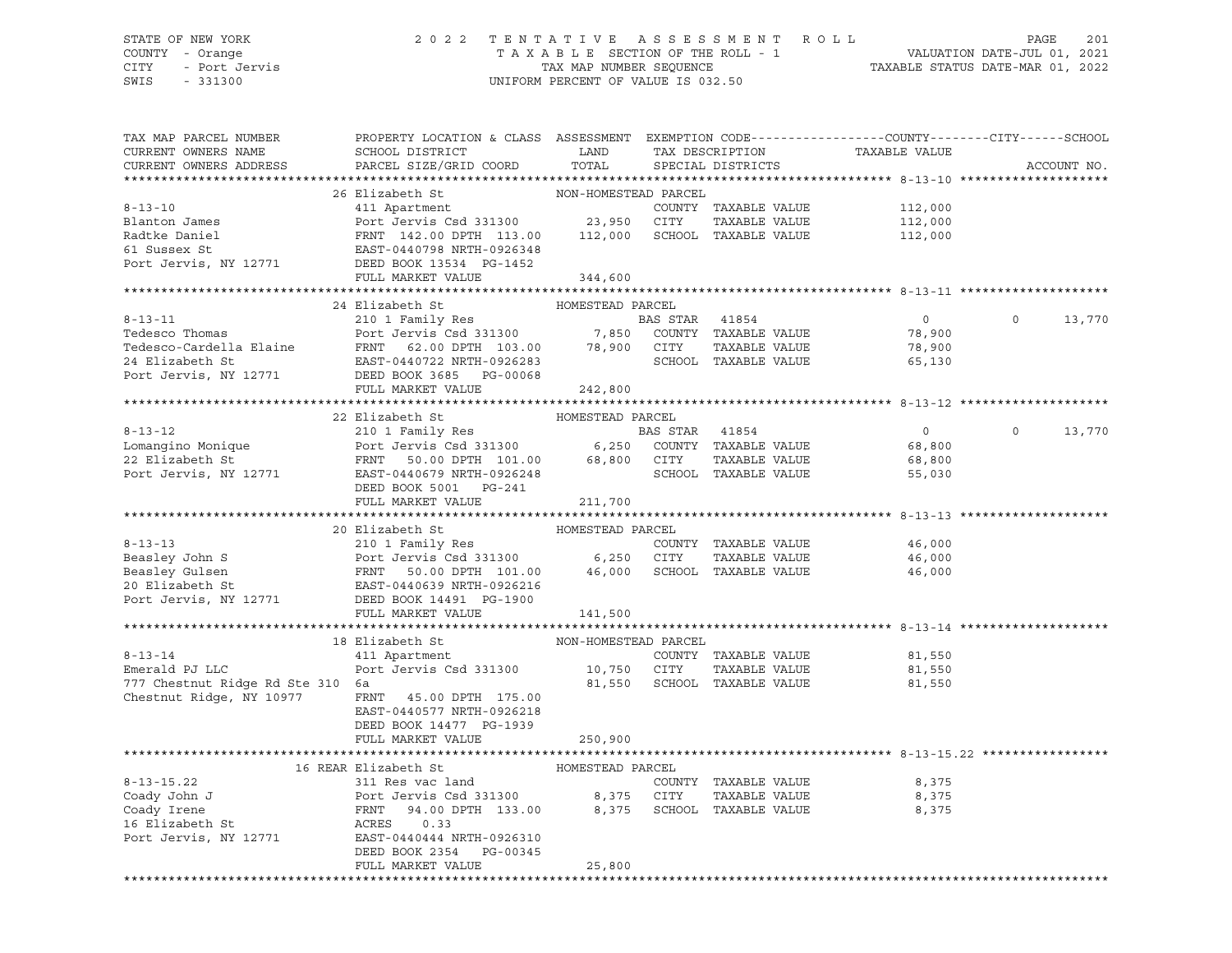STATE OF NEW YORK — 2022 TENTATIVE ASSESSMENT ROLL
COUNTY - Orange — TAXABLE SECTION OF THE ROLL - 1 — VALUATION DATE-JUL 01, 2021
CITY - Port Jervis — TAX MAP NUMBER SEQUENCE — TAXABLE STATUS DATE-MAR 01, 2022
SWIS - 331300 — UNIFORM PERCENT OF VALUE IS 032.50

| TAX MAP PARCEL NUMBER / CURRENT OWNERS NAME / CURRENT OWNERS ADDRESS | PROPERTY LOCATION & CLASS / SCHOOL DISTRICT / PARCEL SIZE/GRID COORD | ASSESSMENT LAND / TOTAL | EXEMPTION CODE / TAX DESCRIPTION / SPECIAL DISTRICTS | COUNTY / CITY TAXABLE VALUE | SCHOOL | ACCOUNT NO. |
|---|---|---|---|---|---|---|
| **8-13-10** | 26 Elizabeth St — NON-HOMESTEAD PARCEL | | | | | |
| | 411 Apartment | | COUNTY TAXABLE VALUE | 112,000 | | |
| Blanton James | Port Jervis Csd 331300 | 23,950 | CITY TAXABLE VALUE | 112,000 | | |
| Radtke Daniel | FRNT 142.00 DPTH 113.00 | 112,000 | SCHOOL TAXABLE VALUE | 112,000 | | |
| 61 Sussex St | EAST-0440798 NRTH-0926348 | | | | | |
| Port Jervis, NY 12771 | DEED BOOK 13534 PG-1452 | | | | | |
| | FULL MARKET VALUE | 344,600 | | | | |
| **8-13-11** | 24 Elizabeth St — HOMESTEAD PARCEL | | | | | |
| | 210 1 Family Res | | BAS STAR 41854 | 0 | 0 | 13,770 |
| Tedesco Thomas | Port Jervis Csd 331300 | 7,850 | COUNTY TAXABLE VALUE | 78,900 | | |
| Tedesco-Cardella Elaine | FRNT 62.00 DPTH 103.00 | 78,900 | CITY TAXABLE VALUE | 78,900 | | |
| 24 Elizabeth St | EAST-0440722 NRTH-0926283 | | SCHOOL TAXABLE VALUE | 65,130 | | |
| Port Jervis, NY 12771 | DEED BOOK 3685 PG-00068 | | | | | |
| | FULL MARKET VALUE | 242,800 | | | | |
| **8-13-12** | 22 Elizabeth St — HOMESTEAD PARCEL | | | | | |
| | 210 1 Family Res | | BAS STAR 41854 | 0 | 0 | 13,770 |
| Lomangino Monique | Port Jervis Csd 331300 | 6,250 | COUNTY TAXABLE VALUE | 68,800 | | |
| 22 Elizabeth St | FRNT 50.00 DPTH 101.00 | 68,800 | CITY TAXABLE VALUE | 68,800 | | |
| Port Jervis, NY 12771 | EAST-0440679 NRTH-0926248 | | SCHOOL TAXABLE VALUE | 55,030 | | |
| | DEED BOOK 5001 PG-241 | | | | | |
| | FULL MARKET VALUE | 211,700 | | | | |
| **8-13-13** | 20 Elizabeth St — HOMESTEAD PARCEL | | | | | |
| | 210 1 Family Res | | COUNTY TAXABLE VALUE | 46,000 | | |
| Beasley John S | Port Jervis Csd 331300 | 6,250 | CITY TAXABLE VALUE | 46,000 | | |
| Beasley Gulsen | FRNT 50.00 DPTH 101.00 | 46,000 | SCHOOL TAXABLE VALUE | 46,000 | | |
| 20 Elizabeth St | EAST-0440639 NRTH-0926216 | | | | | |
| Port Jervis, NY 12771 | DEED BOOK 14491 PG-1900 | | | | | |
| | FULL MARKET VALUE | 141,500 | | | | |
| **8-13-14** | 18 Elizabeth St — NON-HOMESTEAD PARCEL | | | | | |
| | 411 Apartment | | COUNTY TAXABLE VALUE | 81,550 | | |
| Emerald PJ LLC | Port Jervis Csd 331300 | 10,750 | CITY TAXABLE VALUE | 81,550 | | |
| 777 Chestnut Ridge Rd Ste 310 | 6a | 81,550 | SCHOOL TAXABLE VALUE | 81,550 | | |
| Chestnut Ridge, NY 10977 | FRNT 45.00 DPTH 175.00 | | | | | |
| | EAST-0440577 NRTH-0926218 | | | | | |
| | DEED BOOK 14477 PG-1939 | | | | | |
| | FULL MARKET VALUE | 250,900 | | | | |
| **8-13-15.22** | 16 REAR Elizabeth St — HOMESTEAD PARCEL | | | | | |
| | 311 Res vac land | | COUNTY TAXABLE VALUE | 8,375 | | |
| Coady John J | Port Jervis Csd 331300 | 8,375 | CITY TAXABLE VALUE | 8,375 | | |
| Coady Irene | FRNT 94.00 DPTH 133.00 | 8,375 | SCHOOL TAXABLE VALUE | 8,375 | | |
| 16 Elizabeth St | ACRES 0.33 | | | | | |
| Port Jervis, NY 12771 | EAST-0440444 NRTH-0926310 | | | | | |
| | DEED BOOK 2354 PG-00345 | | | | | |
| | FULL MARKET VALUE | 25,800 | | | | |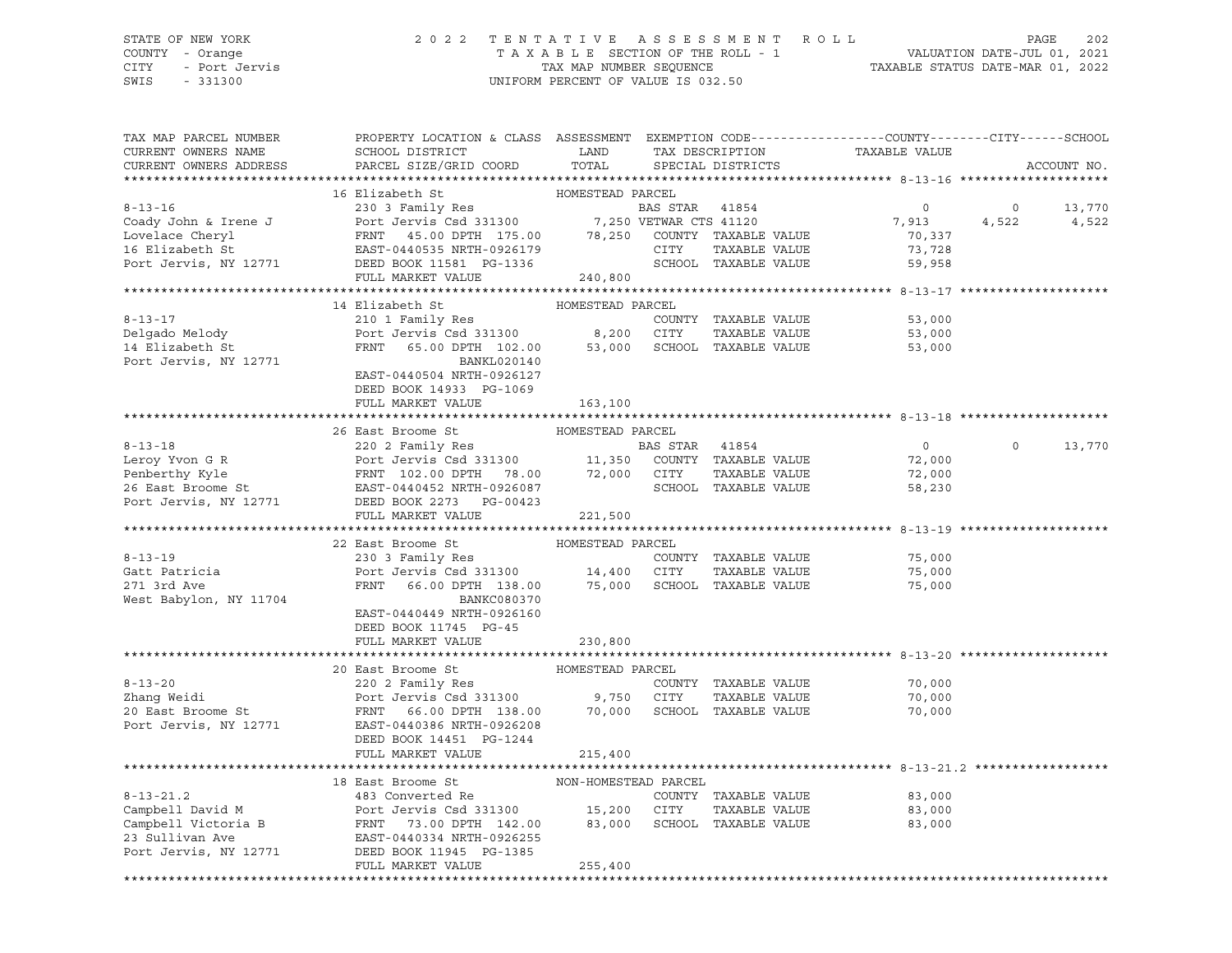STATE OF NEW YORK　　　　2 0 2 2　T E N T A T I V E　A S S E S S M E N T　R O L L
COUNTY - Orange　　　　T A X A B L E SECTION OF THE ROLL - 1　　　　VALUATION DATE-JUL 01, 2021
CITY - Port Jervis　　　　TAX MAP NUMBER SEQUENCE　　　　TAXABLE STATUS DATE-MAR 01, 2022
SWIS - 331300　　　　UNIFORM PERCENT OF VALUE IS 032.50

| TAX MAP PARCEL NUMBER / CURRENT OWNERS NAME / CURRENT OWNERS ADDRESS | PROPERTY LOCATION & CLASS / SCHOOL DISTRICT / PARCEL SIZE/GRID COORD | ASSESSMENT LAND / TOTAL | EXEMPTION CODE / TAX DESCRIPTION / SPECIAL DISTRICTS | COUNTY TAXABLE VALUE | CITY | SCHOOL | ACCOUNT NO. |
|---|---|---|---|---|---|---|---|
| **8-13-16** | 16 Elizabeth St — HOMESTEAD PARCEL | | | | | | |
| 8-13-16 | 230 3 Family Res | | BAS STAR 41854 | 0 | 0 | 13,770 | |
| Coady John & Irene J | Port Jervis Csd 331300 | 7,250 | VETWAR CTS 41120 | 7,913 | 4,522 | 4,522 | |
| Lovelace Cheryl | FRNT 45.00 DPTH 175.00 | 78,250 | COUNTY TAXABLE VALUE | 70,337 | | | |
| 16 Elizabeth St | EAST-0440535 NRTH-0926179 | | CITY TAXABLE VALUE | 73,728 | | | |
| Port Jervis, NY 12771 | DEED BOOK 11581 PG-1336 | | SCHOOL TAXABLE VALUE | 59,958 | | | |
| | FULL MARKET VALUE | 240,800 | | | | | |
| **8-13-17** | 14 Elizabeth St — HOMESTEAD PARCEL | | | | | | |
| 8-13-17 | 210 1 Family Res | | COUNTY TAXABLE VALUE | 53,000 | | | |
| Delgado Melody | Port Jervis Csd 331300 | 8,200 | CITY TAXABLE VALUE | 53,000 | | | |
| 14 Elizabeth St | FRNT 65.00 DPTH 102.00 | 53,000 | SCHOOL TAXABLE VALUE | 53,000 | | | |
| Port Jervis, NY 12771 | BANKL020140 | | | | | | |
| | EAST-0440504 NRTH-0926127 | | | | | | |
| | DEED BOOK 14933 PG-1069 | | | | | | |
| | FULL MARKET VALUE | 163,100 | | | | | |
| **8-13-18** | 26 East Broome St — HOMESTEAD PARCEL | | | | | | |
| 8-13-18 | 220 2 Family Res | | BAS STAR 41854 | 0 | 0 | 13,770 | |
| Leroy Yvon G R | Port Jervis Csd 331300 | 11,350 | COUNTY TAXABLE VALUE | 72,000 | | | |
| Penberthy Kyle | FRNT 102.00 DPTH 78.00 | 72,000 | CITY TAXABLE VALUE | 72,000 | | | |
| 26 East Broome St | EAST-0440452 NRTH-0926087 | | SCHOOL TAXABLE VALUE | 58,230 | | | |
| Port Jervis, NY 12771 | DEED BOOK 2273 PG-00423 | | | | | | |
| | FULL MARKET VALUE | 221,500 | | | | | |
| **8-13-19** | 22 East Broome St — HOMESTEAD PARCEL | | | | | | |
| 8-13-19 | 230 3 Family Res | | COUNTY TAXABLE VALUE | 75,000 | | | |
| Gatt Patricia | Port Jervis Csd 331300 | 14,400 | CITY TAXABLE VALUE | 75,000 | | | |
| 271 3rd Ave | FRNT 66.00 DPTH 138.00 | 75,000 | SCHOOL TAXABLE VALUE | 75,000 | | | |
| West Babylon, NY 11704 | BANKC080370 | | | | | | |
| | EAST-0440449 NRTH-0926160 | | | | | | |
| | DEED BOOK 11745 PG-45 | | | | | | |
| | FULL MARKET VALUE | 230,800 | | | | | |
| **8-13-20** | 20 East Broome St — HOMESTEAD PARCEL | | | | | | |
| 8-13-20 | 220 2 Family Res | | COUNTY TAXABLE VALUE | 70,000 | | | |
| Zhang Weidi | Port Jervis Csd 331300 | 9,750 | CITY TAXABLE VALUE | 70,000 | | | |
| 20 East Broome St | FRNT 66.00 DPTH 138.00 | 70,000 | SCHOOL TAXABLE VALUE | 70,000 | | | |
| Port Jervis, NY 12771 | EAST-0440386 NRTH-0926208 | | | | | | |
| | DEED BOOK 14451 PG-1244 | | | | | | |
| | FULL MARKET VALUE | 215,400 | | | | | |
| **8-13-21.2** | 18 East Broome St — NON-HOMESTEAD PARCEL | | | | | | |
| 8-13-21.2 | 483 Converted Re | | COUNTY TAXABLE VALUE | 83,000 | | | |
| Campbell David M | Port Jervis Csd 331300 | 15,200 | CITY TAXABLE VALUE | 83,000 | | | |
| Campbell Victoria B | FRNT 73.00 DPTH 142.00 | 83,000 | SCHOOL TAXABLE VALUE | 83,000 | | | |
| 23 Sullivan Ave | EAST-0440334 NRTH-0926255 | | | | | | |
| Port Jervis, NY 12771 | DEED BOOK 11945 PG-1385 | | | | | | |
| | FULL MARKET VALUE | 255,400 | | | | | |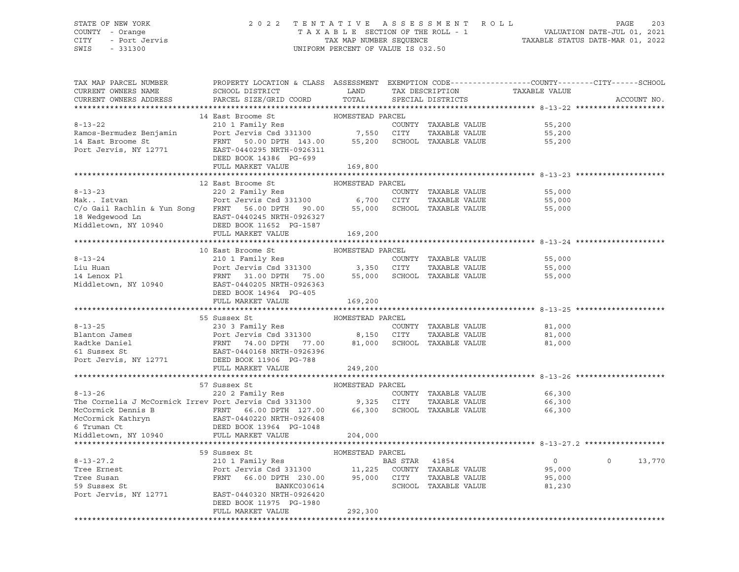STATE OF NEW YORK
COUNTY - Orange
CITY - Port Jervis
SWIS - 331300

2022 TENTATIVE ASSESSMENT ROLL
TAXABLE SECTION OF THE ROLL - 1
TAX MAP NUMBER SEQUENCE
UNIFORM PERCENT OF VALUE IS 032.50

VALUATION DATE-JUL 01, 2021
TAXABLE STATUS DATE-MAR 01, 2022

| TAX MAP PARCEL NUMBER / CURRENT OWNERS NAME / CURRENT OWNERS ADDRESS | PROPERTY LOCATION & CLASS / SCHOOL DISTRICT / PARCEL SIZE/GRID COORD | ASSESSMENT LAND / TOTAL | EXEMPTION CODE / TAX DESCRIPTION / SPECIAL DISTRICTS | COUNTY / CITY / SCHOOL TAXABLE VALUE | ACCOUNT NO. |
|---|---|---|---|---|---|
| **8-13-22** | 14 East Broome St — HOMESTEAD PARCEL | | | | |
| Ramos-Bermudez Benjamin | 210 1 Family Res | | COUNTY TAXABLE VALUE | 55,200 | |
| 14 East Broome St | Port Jervis Csd 331300 | 7,550 | CITY TAXABLE VALUE | 55,200 | |
| Port Jervis, NY 12771 | FRNT 50.00 DPTH 143.00 | 55,200 | SCHOOL TAXABLE VALUE | 55,200 | |
| | EAST-0440295 NRTH-0926311 | | | | |
| | DEED BOOK 14386 PG-699 | | | | |
| | FULL MARKET VALUE | 169,800 | | | |
| **8-13-23** | 12 East Broome St — HOMESTEAD PARCEL | | | | |
| Mak.. Istvan | 220 2 Family Res | | COUNTY TAXABLE VALUE | 55,000 | |
| C/o Gail Rachlin & Yun Song | Port Jervis Csd 331300 | 6,700 | CITY TAXABLE VALUE | 55,000 | |
| 18 Wedgewood Ln | FRNT 56.00 DPTH 90.00 | 55,000 | SCHOOL TAXABLE VALUE | 55,000 | |
| Middletown, NY 10940 | EAST-0440245 NRTH-0926327 | | | | |
| | DEED BOOK 11652 PG-1587 | | | | |
| | FULL MARKET VALUE | 169,200 | | | |
| **8-13-24** | 10 East Broome St — HOMESTEAD PARCEL | | | | |
| Liu Huan | 210 1 Family Res | | COUNTY TAXABLE VALUE | 55,000 | |
| 14 Lenox Pl | Port Jervis Csd 331300 | 3,350 | CITY TAXABLE VALUE | 55,000 | |
| Middletown, NY 10940 | FRNT 31.00 DPTH 75.00 | 55,000 | SCHOOL TAXABLE VALUE | 55,000 | |
| | EAST-0440205 NRTH-0926363 | | | | |
| | DEED BOOK 14964 PG-405 | | | | |
| | FULL MARKET VALUE | 169,200 | | | |
| **8-13-25** | 55 Sussex St — HOMESTEAD PARCEL | | | | |
| Blanton James | 230 3 Family Res | | COUNTY TAXABLE VALUE | 81,000 | |
| Radtke Daniel | Port Jervis Csd 331300 | 8,150 | CITY TAXABLE VALUE | 81,000 | |
| 61 Sussex St | FRNT 74.00 DPTH 77.00 | 81,000 | SCHOOL TAXABLE VALUE | 81,000 | |
| Port Jervis, NY 12771 | EAST-0440168 NRTH-0926396 | | | | |
| | DEED BOOK 11906 PG-788 | | | | |
| | FULL MARKET VALUE | 249,200 | | | |
| **8-13-26** | 57 Sussex St — HOMESTEAD PARCEL | | | | |
| The Cornelia J McCormick Irrev | 220 2 Family Res | | COUNTY TAXABLE VALUE | 66,300 | |
| McCormick Dennis B | Port Jervis Csd 331300 | 9,325 | CITY TAXABLE VALUE | 66,300 | |
| McCormick Kathryn | FRNT 66.00 DPTH 127.00 | 66,300 | SCHOOL TAXABLE VALUE | 66,300 | |
| 6 Truman Ct | EAST-0440220 NRTH-0926408 | | | | |
| Middletown, NY 10940 | DEED BOOK 13964 PG-1048 | | | | |
| | FULL MARKET VALUE | 204,000 | | | |
| **8-13-27.2** | 59 Sussex St — HOMESTEAD PARCEL | | | | |
| Tree Ernest | 210 1 Family Res | | BAS STAR 41854 | 0 / 0 / 13,770 | |
| Tree Susan | Port Jervis Csd 331300 | 11,225 | COUNTY TAXABLE VALUE | 95,000 | |
| 59 Sussex St | FRNT 66.00 DPTH 230.00 | 95,000 | CITY TAXABLE VALUE | 95,000 | |
| Port Jervis, NY 12771 | BANKC030614 | | SCHOOL TAXABLE VALUE | 81,230 | |
| | EAST-0440320 NRTH-0926420 | | | | |
| | DEED BOOK 11975 PG-1980 | | | | |
| | FULL MARKET VALUE | 292,300 | | | |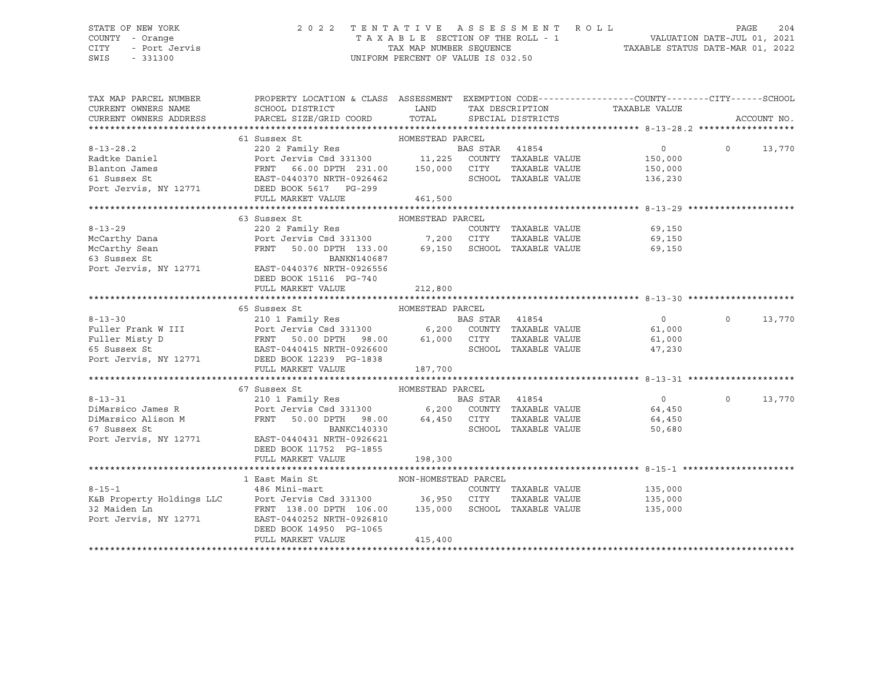STATE OF NEW YORK
COUNTY - Orange
CITY - Port Jervis
SWIS - 331300

2 0 2 2 T E N T A T I V E A S S E S S M E N T R O L L
T A X A B L E SECTION OF THE ROLL - 1
TAX MAP NUMBER SEQUENCE
UNIFORM PERCENT OF VALUE IS 032.50

VALUATION DATE-JUL 01, 2021
TAXABLE STATUS DATE-MAR 01, 2022

| TAX MAP PARCEL NUMBER / CURRENT OWNERS NAME / CURRENT OWNERS ADDRESS | PROPERTY LOCATION & CLASS / SCHOOL DISTRICT / PARCEL SIZE/GRID COORD | ASSESSMENT LAND / TOTAL | EXEMPTION CODE / TAX DESCRIPTION / SPECIAL DISTRICTS | COUNTY TAXABLE VALUE | CITY | SCHOOL / ACCOUNT NO. |
|---|---|---|---|---|---|---|
| **8-13-28.2** | 61 Sussex St — HOMESTEAD PARCEL | | | | | |
| 8-13-28.2 | 220 2 Family Res | | BAS STAR 41854 | 0 | 0 | 13,770 |
| Radtke Daniel | Port Jervis Csd 331300 | 11,225 | COUNTY TAXABLE VALUE | 150,000 | | |
| Blanton James | FRNT 66.00 DPTH 231.00 | 150,000 | CITY TAXABLE VALUE | 150,000 | | |
| 61 Sussex St | EAST-0440370 NRTH-0926462 | | SCHOOL TAXABLE VALUE | 136,230 | | |
| Port Jervis, NY 12771 | DEED BOOK 5617 PG-299 | | | | | |
| | FULL MARKET VALUE | 461,500 | | | | |
| **8-13-29** | 63 Sussex St — HOMESTEAD PARCEL | | | | | |
| 8-13-29 | 220 2 Family Res | | COUNTY TAXABLE VALUE | 69,150 | | |
| McCarthy Dana | Port Jervis Csd 331300 | 7,200 | CITY TAXABLE VALUE | 69,150 | | |
| McCarthy Sean | FRNT 50.00 DPTH 133.00 | 69,150 | SCHOOL TAXABLE VALUE | 69,150 | | |
| 63 Sussex St | BANKN140687 | | | | | |
| Port Jervis, NY 12771 | EAST-0440376 NRTH-0926556 | | | | | |
| | DEED BOOK 15116 PG-740 | | | | | |
| | FULL MARKET VALUE | 212,800 | | | | |
| **8-13-30** | 65 Sussex St — HOMESTEAD PARCEL | | | | | |
| 8-13-30 | 210 1 Family Res | | BAS STAR 41854 | 0 | 0 | 13,770 |
| Fuller Frank W III | Port Jervis Csd 331300 | 6,200 | COUNTY TAXABLE VALUE | 61,000 | | |
| Fuller Misty D | FRNT 50.00 DPTH 98.00 | 61,000 | CITY TAXABLE VALUE | 61,000 | | |
| 65 Sussex St | EAST-0440415 NRTH-0926600 | | SCHOOL TAXABLE VALUE | 47,230 | | |
| Port Jervis, NY 12771 | DEED BOOK 12239 PG-1838 | | | | | |
| | FULL MARKET VALUE | 187,700 | | | | |
| **8-13-31** | 67 Sussex St — HOMESTEAD PARCEL | | | | | |
| 8-13-31 | 210 1 Family Res | | BAS STAR 41854 | 0 | 0 | 13,770 |
| DiMarsico James R | Port Jervis Csd 331300 | 6,200 | COUNTY TAXABLE VALUE | 64,450 | | |
| DiMarsico Alison M | FRNT 50.00 DPTH 98.00 | 64,450 | CITY TAXABLE VALUE | 64,450 | | |
| 67 Sussex St | BANKC140330 | | SCHOOL TAXABLE VALUE | 50,680 | | |
| Port Jervis, NY 12771 | EAST-0440431 NRTH-0926621 | | | | | |
| | DEED BOOK 11752 PG-1855 | | | | | |
| | FULL MARKET VALUE | 198,300 | | | | |
| **8-15-1** | 1 East Main St — NON-HOMESTEAD PARCEL | | | | | |
| 8-15-1 | 486 Mini-mart | | COUNTY TAXABLE VALUE | 135,000 | | |
| K&B Property Holdings LLC | Port Jervis Csd 331300 | 36,950 | CITY TAXABLE VALUE | 135,000 | | |
| 32 Maiden Ln | FRNT 138.00 DPTH 106.00 | 135,000 | SCHOOL TAXABLE VALUE | 135,000 | | |
| Port Jervis, NY 12771 | EAST-0440252 NRTH-0926810 | | | | | |
| | DEED BOOK 14950 PG-1065 | | | | | |
| | FULL MARKET VALUE | 415,400 | | | | |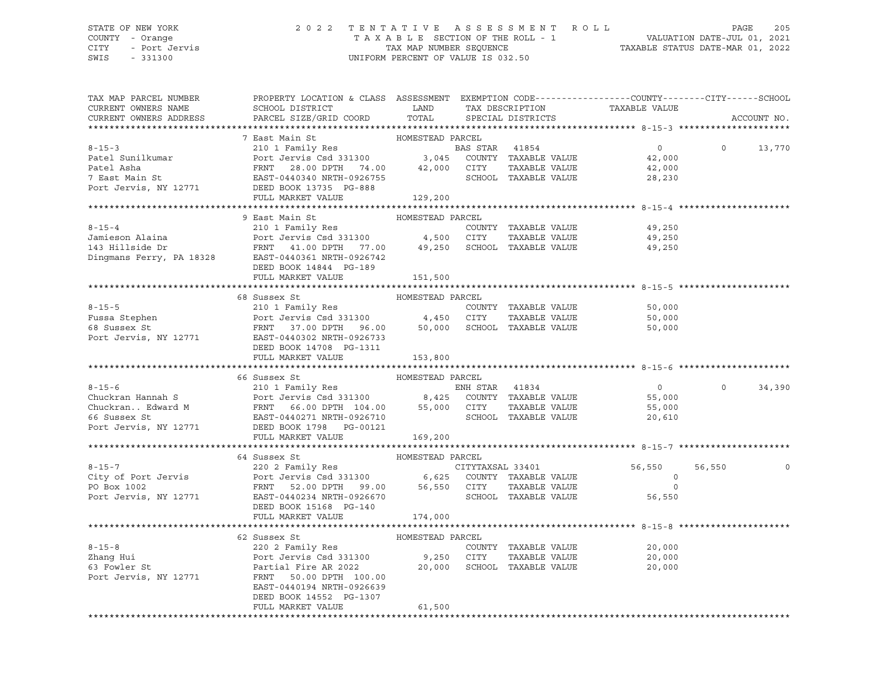STATE OF NEW YORK — COUNTY - Orange — CITY - Port Jervis — SWIS - 331300

# 2022 TENTATIVE ASSESSMENT ROLL

TAXABLE SECTION OF THE ROLL - 1
TAX MAP NUMBER SEQUENCE
UNIFORM PERCENT OF VALUE IS 032.50

VALUATION DATE-JUL 01, 2021
TAXABLE STATUS DATE-MAR 01, 2022

| TAX MAP PARCEL NUMBER / CURRENT OWNERS NAME / CURRENT OWNERS ADDRESS | PROPERTY LOCATION & CLASS / SCHOOL DISTRICT / PARCEL SIZE/GRID COORD | ASSESSMENT LAND / TOTAL | EXEMPTION CODE / TAX DESCRIPTION / SPECIAL DISTRICTS | COUNTY TAXABLE VALUE | CITY | SCHOOL / ACCOUNT NO. |
|---|---|---|---|---|---|---|
| **8-15-3** | 7 East Main St — HOMESTEAD PARCEL | | | | | |
| Patel Sunilkumar | 210 1 Family Res | | BAS STAR 41854 | 0 | 0 | 13,770 |
| Patel Asha | Port Jervis Csd 331300 | 3,045 | COUNTY TAXABLE VALUE | 42,000 | | |
| 7 East Main St | FRNT 28.00 DPTH 74.00 | 42,000 | CITY TAXABLE VALUE | 42,000 | | |
| Port Jervis, NY 12771 | EAST-0440340 NRTH-0926755 | | SCHOOL TAXABLE VALUE | 28,230 | | |
| | DEED BOOK 13735 PG-888 | | | | | |
| | FULL MARKET VALUE | 129,200 | | | | |
| **8-15-4** | 9 East Main St — HOMESTEAD PARCEL | | | | | |
| Jamieson Alaina | 210 1 Family Res | | COUNTY TAXABLE VALUE | 49,250 | | |
| 143 Hillside Dr | Port Jervis Csd 331300 | 4,500 | CITY TAXABLE VALUE | 49,250 | | |
| Dingmans Ferry, PA 18328 | FRNT 41.00 DPTH 77.00 | 49,250 | SCHOOL TAXABLE VALUE | 49,250 | | |
| | EAST-0440361 NRTH-0926742 | | | | | |
| | DEED BOOK 14844 PG-189 | | | | | |
| | FULL MARKET VALUE | 151,500 | | | | |
| **8-15-5** | 68 Sussex St — HOMESTEAD PARCEL | | | | | |
| Fussa Stephen | 210 1 Family Res | | COUNTY TAXABLE VALUE | 50,000 | | |
| 68 Sussex St | Port Jervis Csd 331300 | 4,450 | CITY TAXABLE VALUE | 50,000 | | |
| Port Jervis, NY 12771 | FRNT 37.00 DPTH 96.00 | 50,000 | SCHOOL TAXABLE VALUE | 50,000 | | |
| | EAST-0440302 NRTH-0926733 | | | | | |
| | DEED BOOK 14708 PG-1311 | | | | | |
| | FULL MARKET VALUE | 153,800 | | | | |
| **8-15-6** | 66 Sussex St — HOMESTEAD PARCEL | | | | | |
| Chuckran Hannah S | 210 1 Family Res | | ENH STAR 41834 | 0 | 0 | 34,390 |
| Chuckran.. Edward M | Port Jervis Csd 331300 | 8,425 | COUNTY TAXABLE VALUE | 55,000 | | |
| 66 Sussex St | FRNT 66.00 DPTH 104.00 | 55,000 | CITY TAXABLE VALUE | 55,000 | | |
| Port Jervis, NY 12771 | EAST-0440271 NRTH-0926710 | | SCHOOL TAXABLE VALUE | 20,610 | | |
| | DEED BOOK 1798 PG-00121 | | | | | |
| | FULL MARKET VALUE | 169,200 | | | | |
| **8-15-7** | 64 Sussex St — HOMESTEAD PARCEL | | | | | |
| City of Port Jervis | 220 2 Family Res | | CITYTAXSAL 33401 | 56,550 | 56,550 | 0 |
| PO Box 1002 | Port Jervis Csd 331300 | 6,625 | COUNTY TAXABLE VALUE | 0 | | |
| Port Jervis, NY 12771 | FRNT 52.00 DPTH 99.00 | 56,550 | CITY TAXABLE VALUE | 0 | | |
| | EAST-0440234 NRTH-0926670 | | SCHOOL TAXABLE VALUE | 56,550 | | |
| | DEED BOOK 15168 PG-140 | | | | | |
| | FULL MARKET VALUE | 174,000 | | | | |
| **8-15-8** | 62 Sussex St — HOMESTEAD PARCEL | | | | | |
| Zhang Hui | 220 2 Family Res | | COUNTY TAXABLE VALUE | 20,000 | | |
| 63 Fowler St | Port Jervis Csd 331300 | 9,250 | CITY TAXABLE VALUE | 20,000 | | |
| Port Jervis, NY 12771 | Partial Fire AR 2022 | 20,000 | SCHOOL TAXABLE VALUE | 20,000 | | |
| | FRNT 50.00 DPTH 100.00 | | | | | |
| | EAST-0440194 NRTH-0926639 | | | | | |
| | DEED BOOK 14552 PG-1307 | | | | | |
| | FULL MARKET VALUE | 61,500 | | | | |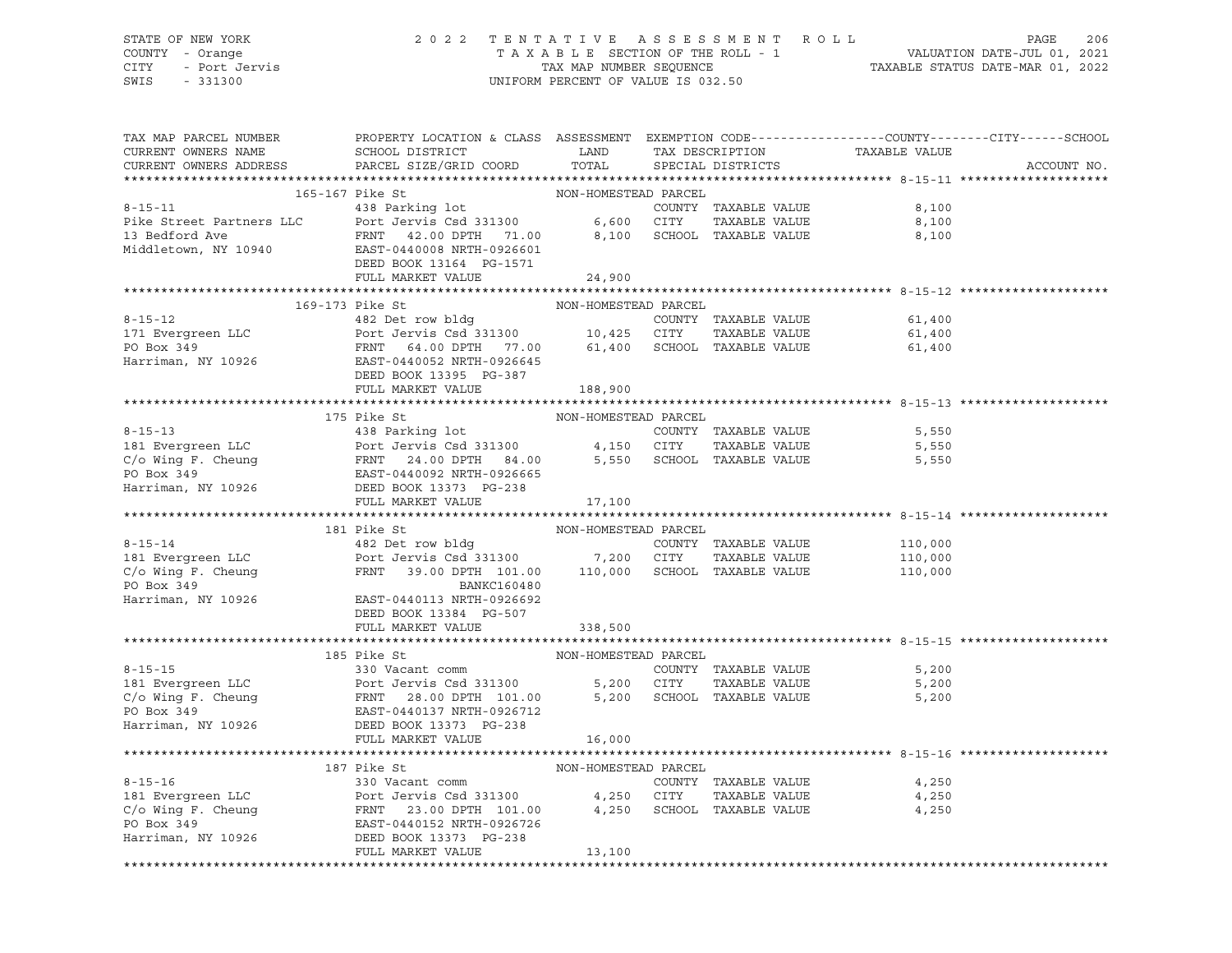STATE OF NEW YORK — 2022 TENTATIVE ASSESSMENT ROLL
COUNTY - Orange — TAXABLE SECTION OF THE ROLL - 1 — VALUATION DATE-JUL 01, 2021
CITY - Port Jervis — TAX MAP NUMBER SEQUENCE — TAXABLE STATUS DATE-MAR 01, 2022
SWIS - 331300 — UNIFORM PERCENT OF VALUE IS 032.50

| TAX MAP PARCEL NUMBER / CURRENT OWNERS NAME / CURRENT OWNERS ADDRESS | PROPERTY LOCATION & CLASS / SCHOOL DISTRICT / PARCEL SIZE/GRID COORD | ASSESSMENT LAND / TOTAL | EXEMPTION CODE / TAX DESCRIPTION / SPECIAL DISTRICTS | COUNTY / CITY / SCHOOL TAXABLE VALUE | ACCOUNT NO. |
|---|---|---|---|---|---|
| **8-15-11** | 165-167 Pike St | NON-HOMESTEAD PARCEL | | | |
| Pike Street Partners LLC | 438 Parking lot | | COUNTY TAXABLE VALUE | 8,100 | |
| 13 Bedford Ave | Port Jervis Csd 331300 | 6,600 | CITY TAXABLE VALUE | 8,100 | |
| Middletown, NY 10940 | FRNT 42.00 DPTH 71.00 | 8,100 | SCHOOL TAXABLE VALUE | 8,100 | |
| | EAST-0440008 NRTH-0926601 | | | | |
| | DEED BOOK 13164 PG-1571 | | | | |
| | FULL MARKET VALUE | 24,900 | | | |
| **8-15-12** | 169-173 Pike St | NON-HOMESTEAD PARCEL | | | |
| 171 Evergreen LLC | 482 Det row bldg | | COUNTY TAXABLE VALUE | 61,400 | |
| PO Box 349 | Port Jervis Csd 331300 | 10,425 | CITY TAXABLE VALUE | 61,400 | |
| Harriman, NY 10926 | FRNT 64.00 DPTH 77.00 | 61,400 | SCHOOL TAXABLE VALUE | 61,400 | |
| | EAST-0440052 NRTH-0926645 | | | | |
| | DEED BOOK 13395 PG-387 | | | | |
| | FULL MARKET VALUE | 188,900 | | | |
| **8-15-13** | 175 Pike St | NON-HOMESTEAD PARCEL | | | |
| 181 Evergreen LLC | 438 Parking lot | | COUNTY TAXABLE VALUE | 5,550 | |
| C/o Wing F. Cheung | Port Jervis Csd 331300 | 4,150 | CITY TAXABLE VALUE | 5,550 | |
| PO Box 349 | FRNT 24.00 DPTH 84.00 | 5,550 | SCHOOL TAXABLE VALUE | 5,550 | |
| Harriman, NY 10926 | EAST-0440092 NRTH-0926665 | | | | |
| | DEED BOOK 13373 PG-238 | | | | |
| | FULL MARKET VALUE | 17,100 | | | |
| **8-15-14** | 181 Pike St | NON-HOMESTEAD PARCEL | | | |
| 181 Evergreen LLC | 482 Det row bldg | | COUNTY TAXABLE VALUE | 110,000 | |
| C/o Wing F. Cheung | Port Jervis Csd 331300 | 7,200 | CITY TAXABLE VALUE | 110,000 | |
| PO Box 349 | FRNT 39.00 DPTH 101.00 | 110,000 | SCHOOL TAXABLE VALUE | 110,000 | |
| Harriman, NY 10926 | BANKC160480 | | | | |
| | EAST-0440113 NRTH-0926692 | | | | |
| | DEED BOOK 13384 PG-507 | | | | |
| | FULL MARKET VALUE | 338,500 | | | |
| **8-15-15** | 185 Pike St | NON-HOMESTEAD PARCEL | | | |
| 181 Evergreen LLC | 330 Vacant comm | | COUNTY TAXABLE VALUE | 5,200 | |
| C/o Wing F. Cheung | Port Jervis Csd 331300 | 5,200 | CITY TAXABLE VALUE | 5,200 | |
| PO Box 349 | FRNT 28.00 DPTH 101.00 | 5,200 | SCHOOL TAXABLE VALUE | 5,200 | |
| Harriman, NY 10926 | EAST-0440137 NRTH-0926712 | | | | |
| | DEED BOOK 13373 PG-238 | | | | |
| | FULL MARKET VALUE | 16,000 | | | |
| **8-15-16** | 187 Pike St | NON-HOMESTEAD PARCEL | | | |
| 181 Evergreen LLC | 330 Vacant comm | | COUNTY TAXABLE VALUE | 4,250 | |
| C/o Wing F. Cheung | Port Jervis Csd 331300 | 4,250 | CITY TAXABLE VALUE | 4,250 | |
| PO Box 349 | FRNT 23.00 DPTH 101.00 | 4,250 | SCHOOL TAXABLE VALUE | 4,250 | |
| Harriman, NY 10926 | EAST-0440152 NRTH-0926726 | | | | |
| | DEED BOOK 13373 PG-238 | | | | |
| | FULL MARKET VALUE | 13,100 | | | |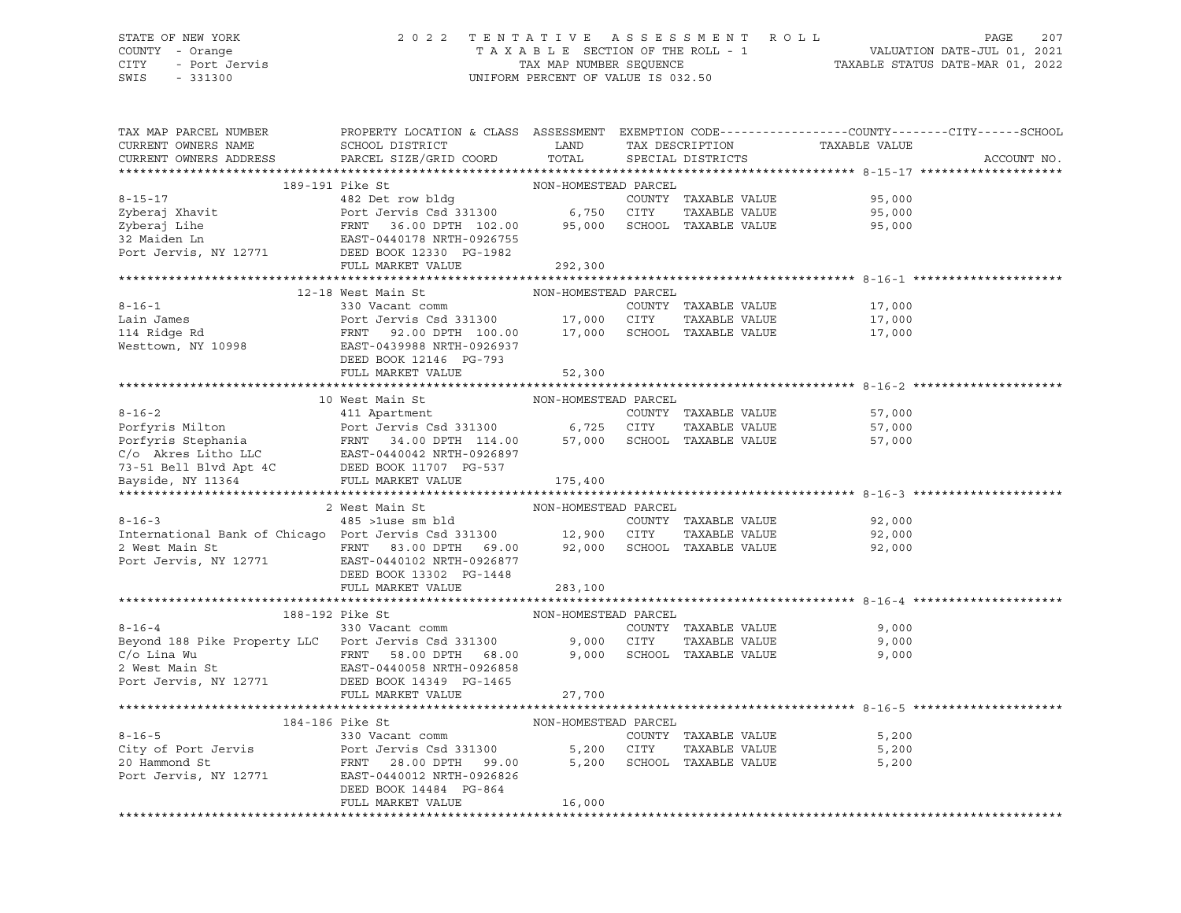STATE OF NEW YORK
COUNTY - Orange
CITY - Port Jervis
SWIS - 331300

2022 TENTATIVE ASSESSMENT ROLL
TAXABLE SECTION OF THE ROLL - 1
TAX MAP NUMBER SEQUENCE
UNIFORM PERCENT OF VALUE IS 032.50

VALUATION DATE-JUL 01, 2021
TAXABLE STATUS DATE-MAR 01, 2022

| TAX MAP PARCEL NUMBER / CURRENT OWNERS NAME / CURRENT OWNERS ADDRESS | PROPERTY LOCATION & CLASS / SCHOOL DISTRICT / PARCEL SIZE/GRID COORD | ASSESSMENT LAND | TOTAL | EXEMPTION CODE / TAX DESCRIPTION / SPECIAL DISTRICTS | TAXABLE VALUE (COUNTY / CITY / SCHOOL) | ACCOUNT NO. |
|---|---|---|---|---|---|---|
| **8-15-17** | 189-191 Pike St | NON-HOMESTEAD PARCEL | | | | |
| Zyberaj Xhavit | 482 Det row bldg | | | COUNTY TAXABLE VALUE | 95,000 | |
| Zyberaj Lihe | Port Jervis Csd 331300 | 6,750 | | CITY TAXABLE VALUE | 95,000 | |
| 32 Maiden Ln | FRNT 36.00 DPTH 102.00 | | 95,000 | SCHOOL TAXABLE VALUE | 95,000 | |
| Port Jervis, NY 12771 | EAST-0440178 NRTH-0926755 | | | | | |
| | DEED BOOK 12330 PG-1982 | | | | | |
| | FULL MARKET VALUE | | 292,300 | | | |
| **8-16-1** | 12-18 West Main St | NON-HOMESTEAD PARCEL | | | | |
| Lain James | 330 Vacant comm | | | COUNTY TAXABLE VALUE | 17,000 | |
| 114 Ridge Rd | Port Jervis Csd 331300 | 17,000 | | CITY TAXABLE VALUE | 17,000 | |
| Westtown, NY 10998 | FRNT 92.00 DPTH 100.00 | | 17,000 | SCHOOL TAXABLE VALUE | 17,000 | |
| | EAST-0439988 NRTH-0926937 | | | | | |
| | DEED BOOK 12146 PG-793 | | | | | |
| | FULL MARKET VALUE | | 52,300 | | | |
| **8-16-2** | 10 West Main St | NON-HOMESTEAD PARCEL | | | | |
| Porfyris Milton | 411 Apartment | | | COUNTY TAXABLE VALUE | 57,000 | |
| Porfyris Stephania | Port Jervis Csd 331300 | 6,725 | | CITY TAXABLE VALUE | 57,000 | |
| C/o Akres Litho LLC | FRNT 34.00 DPTH 114.00 | | 57,000 | SCHOOL TAXABLE VALUE | 57,000 | |
| 73-51 Bell Blvd Apt 4C | EAST-0440042 NRTH-0926897 | | | | | |
| Bayside, NY 11364 | DEED BOOK 11707 PG-537 | | | | | |
| | FULL MARKET VALUE | | 175,400 | | | |
| **8-16-3** | 2 West Main St | NON-HOMESTEAD PARCEL | | | | |
| International Bank of Chicago | 485 >1use sm bld | | | COUNTY TAXABLE VALUE | 92,000 | |
| 2 West Main St | Port Jervis Csd 331300 | 12,900 | | CITY TAXABLE VALUE | 92,000 | |
| Port Jervis, NY 12771 | FRNT 83.00 DPTH 69.00 | | 92,000 | SCHOOL TAXABLE VALUE | 92,000 | |
| | EAST-0440102 NRTH-0926877 | | | | | |
| | DEED BOOK 13302 PG-1448 | | | | | |
| | FULL MARKET VALUE | | 283,100 | | | |
| **8-16-4** | 188-192 Pike St | NON-HOMESTEAD PARCEL | | | | |
| Beyond 188 Pike Property LLC | 330 Vacant comm | | | COUNTY TAXABLE VALUE | 9,000 | |
| C/o Lina Wu | Port Jervis Csd 331300 | 9,000 | | CITY TAXABLE VALUE | 9,000 | |
| 2 West Main St | FRNT 58.00 DPTH 68.00 | | 9,000 | SCHOOL TAXABLE VALUE | 9,000 | |
| Port Jervis, NY 12771 | EAST-0440058 NRTH-0926858 | | | | | |
| | DEED BOOK 14349 PG-1465 | | | | | |
| | FULL MARKET VALUE | | 27,700 | | | |
| **8-16-5** | 184-186 Pike St | NON-HOMESTEAD PARCEL | | | | |
| City of Port Jervis | 330 Vacant comm | | | COUNTY TAXABLE VALUE | 5,200 | |
| 20 Hammond St | Port Jervis Csd 331300 | 5,200 | | CITY TAXABLE VALUE | 5,200 | |
| Port Jervis, NY 12771 | FRNT 28.00 DPTH 99.00 | | 5,200 | SCHOOL TAXABLE VALUE | 5,200 | |
| | EAST-0440012 NRTH-0926826 | | | | | |
| | DEED BOOK 14484 PG-864 | | | | | |
| | FULL MARKET VALUE | | 16,000 | | | |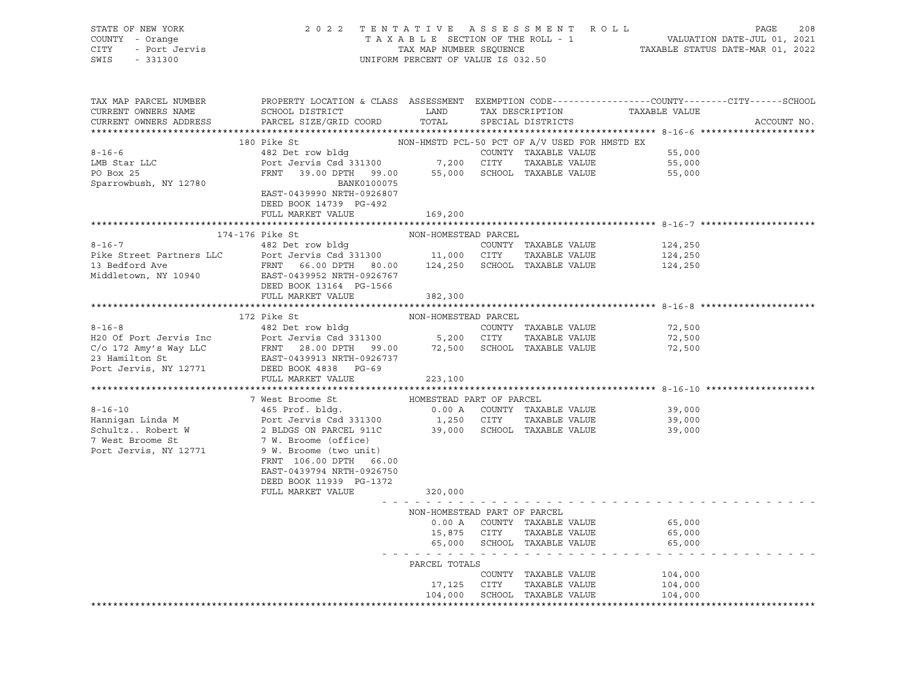STATE OF NEW YORK
COUNTY - Orange
CITY - Port Jervis
SWIS - 331300

2022 TENTATIVE ASSESSMENT ROLL
TAXABLE SECTION OF THE ROLL - 1
TAX MAP NUMBER SEQUENCE
UNIFORM PERCENT OF VALUE IS 032.50

VALUATION DATE-JUL 01, 2021
TAXABLE STATUS DATE-MAR 01, 2022

```
TAX MAP PARCEL NUMBER     PROPERTY LOCATION & CLASS  ASSESSMENT  EXEMPTION CODE------------------COUNTY--------CITY------SCHOOL
CURRENT OWNERS NAME       SCHOOL DISTRICT               LAND      TAX DESCRIPTION            TAXABLE VALUE
CURRENT OWNERS ADDRESS    PARCEL SIZE/GRID COORD        TOTAL     SPECIAL DISTRICTS                                  ACCOUNT NO.
******************************************************************************************************* 8-16-6 *********************
                          180 Pike St                    NON-HMSTD PCL-50 PCT OF A/V USED FOR HMSTD EX
8-16-6                    482 Det row bldg                         COUNTY  TAXABLE VALUE             55,000
LMB Star LLC              Port Jervis Csd 331300        7,200     CITY    TAXABLE VALUE             55,000
PO Box 25                 FRNT   39.00 DPTH   99.00    55,000     SCHOOL  TAXABLE VALUE             55,000
Sparrowbush, NY 12780                     BANK0100075
                          EAST-0439990 NRTH-0926807
                          DEED BOOK 14739  PG-492
                          FULL MARKET VALUE            169,200
******************************************************************************************************* 8-16-7 *********************
                        174-176 Pike St                  NON-HOMESTEAD PARCEL
8-16-7                    482 Det row bldg                         COUNTY  TAXABLE VALUE            124,250
Pike Street Partners LLC  Port Jervis Csd 331300       11,000     CITY    TAXABLE VALUE            124,250
13 Bedford Ave            FRNT   66.00 DPTH   80.00   124,250     SCHOOL  TAXABLE VALUE            124,250
Middletown, NY 10940      EAST-0439952 NRTH-0926767
                          DEED BOOK 13164  PG-1566
                          FULL MARKET VALUE            382,300
******************************************************************************************************* 8-16-8 *********************
                          172 Pike St                    NON-HOMESTEAD PARCEL
8-16-8                    482 Det row bldg                         COUNTY  TAXABLE VALUE             72,500
H20 Of Port Jervis Inc    Port Jervis Csd 331300        5,200     CITY    TAXABLE VALUE             72,500
C/o 172 Amy's Way LLC     FRNT   28.00 DPTH   99.00    72,500     SCHOOL  TAXABLE VALUE             72,500
23 Hamilton St            EAST-0439913 NRTH-0926737
Port Jervis, NY 12771     DEED BOOK 4838   PG-69
                          FULL MARKET VALUE            223,100
******************************************************************************************************* 8-16-10 ********************
                          7 West Broome St               HOMESTEAD PART OF PARCEL
8-16-10                   465 Prof. bldg.               0.00 A    COUNTY  TAXABLE VALUE             39,000
Hannigan Linda M          Port Jervis Csd 331300        1,250     CITY    TAXABLE VALUE             39,000
Schultz.. Robert W        2 BLDGS ON PARCEL 911C       39,000     SCHOOL  TAXABLE VALUE             39,000
7 West Broome St          7 W. Broome (office)
Port Jervis, NY 12771     9 W. Broome (two unit)
                          FRNT  106.00 DPTH   66.00
                          EAST-0439794 NRTH-0926750
                          DEED BOOK 11939  PG-1372
                          FULL MARKET VALUE            320,000
                                                 - - - - - - - - - - - - - - - - - - - - - - - - - - - - - - - - - - - - - - - - -
                                                 NON-HOMESTEAD PART OF PARCEL
                                                        0.00 A    COUNTY  TAXABLE VALUE             65,000
                                                       15,875     CITY    TAXABLE VALUE             65,000
                                                       65,000     SCHOOL  TAXABLE VALUE             65,000
                                                 - - - - - - - - - - - - - - - - - - - - - - - - - - - - - - - - - - - - - - - - -
                                                 PARCEL TOTALS
                                                                  COUNTY  TAXABLE VALUE            104,000
                                                       17,125     CITY    TAXABLE VALUE            104,000
                                                      104,000     SCHOOL  TAXABLE VALUE            104,000
************************************************************************************************************************************
```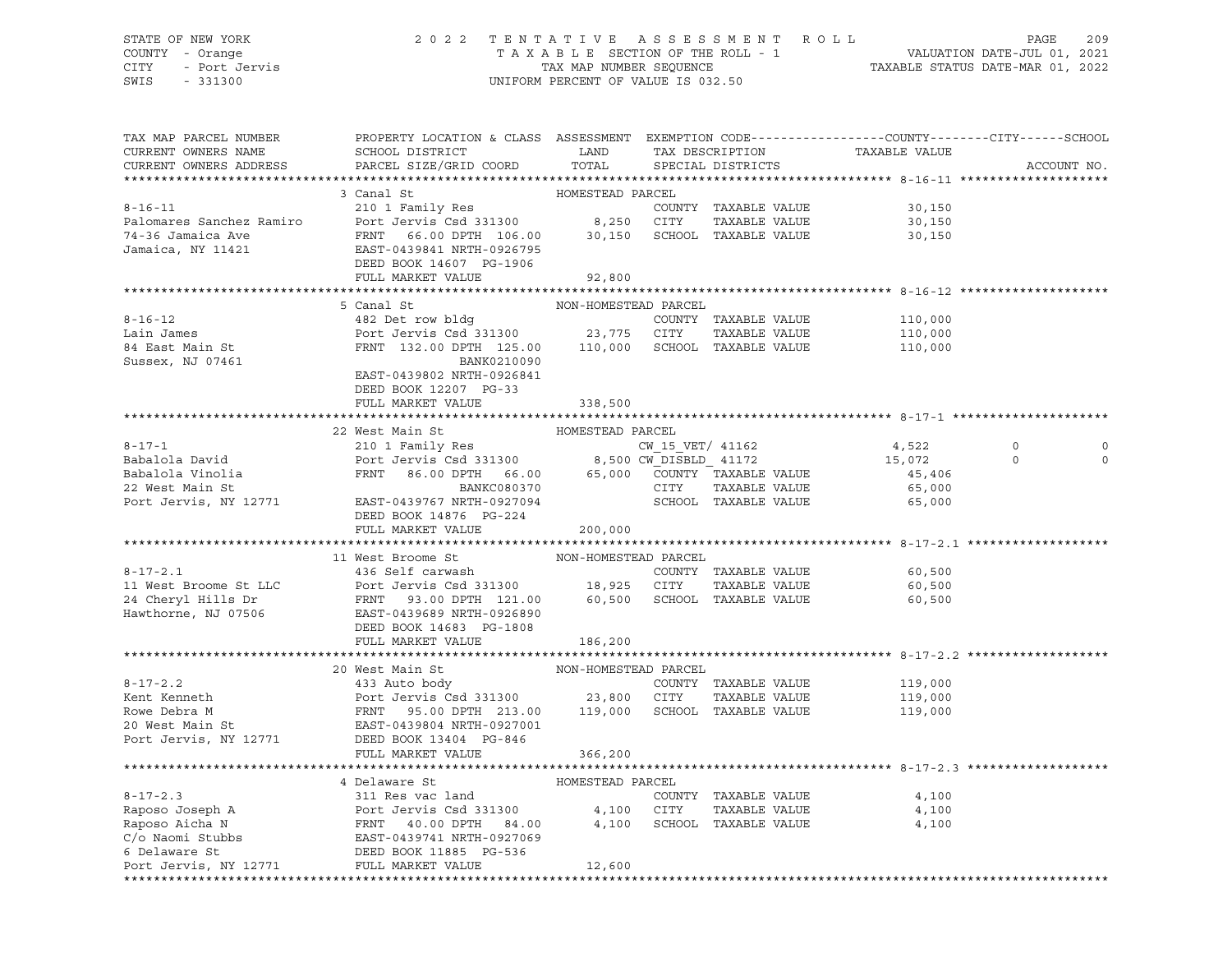STATE OF NEW YORK
COUNTY - Orange
CITY - Port Jervis
SWIS - 331300

2022 TENTATIVE ASSESSMENT ROLL
TAXABLE SECTION OF THE ROLL - 1
TAX MAP NUMBER SEQUENCE
UNIFORM PERCENT OF VALUE IS 032.50

VALUATION DATE-JUL 01, 2021
TAXABLE STATUS DATE-MAR 01, 2022

| TAX MAP PARCEL NUMBER / CURRENT OWNERS NAME / CURRENT OWNERS ADDRESS | PROPERTY LOCATION & CLASS / SCHOOL DISTRICT / PARCEL SIZE/GRID COORD | ASSESSMENT LAND / TOTAL | EXEMPTION CODE / TAX DESCRIPTION / SPECIAL DISTRICTS | COUNTY TAXABLE VALUE | CITY | SCHOOL | ACCOUNT NO. |
|---|---|---|---|---|---|---|---|
| **8-16-11** | 3 Canal St — HOMESTEAD PARCEL | | | | | | |
| 8-16-11 | 210 1 Family Res | | COUNTY TAXABLE VALUE | 30,150 | | | |
| Palomares Sanchez Ramiro | Port Jervis Csd 331300 | 8,250 | CITY TAXABLE VALUE | 30,150 | | | |
| 74-36 Jamaica Ave | FRNT 66.00 DPTH 106.00 | 30,150 | SCHOOL TAXABLE VALUE | 30,150 | | | |
| Jamaica, NY 11421 | EAST-0439841 NRTH-0926795 | | | | | | |
| | DEED BOOK 14607 PG-1906 | | | | | | |
| | FULL MARKET VALUE | 92,800 | | | | | |
| **8-16-12** | 5 Canal St — NON-HOMESTEAD PARCEL | | | | | | |
| 8-16-12 | 482 Det row bldg | | COUNTY TAXABLE VALUE | 110,000 | | | |
| Lain James | Port Jervis Csd 331300 | 23,775 | CITY TAXABLE VALUE | 110,000 | | | |
| 84 East Main St | FRNT 132.00 DPTH 125.00 | 110,000 | SCHOOL TAXABLE VALUE | 110,000 | | | |
| Sussex, NJ 07461 | BANK0210090 | | | | | | |
| | EAST-0439802 NRTH-0926841 | | | | | | |
| | DEED BOOK 12207 PG-33 | | | | | | |
| | FULL MARKET VALUE | 338,500 | | | | | |
| **8-17-1** | 22 West Main St — HOMESTEAD PARCEL | | | | | | |
| 8-17-1 | 210 1 Family Res | | CW_15_VET/ 41162 | 4,522 | 0 | 0 | |
| Babalola David | Port Jervis Csd 331300 | 8,500 | CW_DISBLD_ 41172 | 15,072 | 0 | 0 | |
| Babalola Vinolia | FRNT 86.00 DPTH 66.00 | 65,000 | COUNTY TAXABLE VALUE | 45,406 | | | |
| 22 West Main St | BANKC080370 | | CITY TAXABLE VALUE | 65,000 | | | |
| Port Jervis, NY 12771 | EAST-0439767 NRTH-0927094 | | SCHOOL TAXABLE VALUE | 65,000 | | | |
| | DEED BOOK 14876 PG-224 | | | | | | |
| | FULL MARKET VALUE | 200,000 | | | | | |
| **8-17-2.1** | 11 West Broome St — NON-HOMESTEAD PARCEL | | | | | | |
| 8-17-2.1 | 436 Self carwash | | COUNTY TAXABLE VALUE | 60,500 | | | |
| 11 West Broome St LLC | Port Jervis Csd 331300 | 18,925 | CITY TAXABLE VALUE | 60,500 | | | |
| 24 Cheryl Hills Dr | FRNT 93.00 DPTH 121.00 | 60,500 | SCHOOL TAXABLE VALUE | 60,500 | | | |
| Hawthorne, NJ 07506 | EAST-0439689 NRTH-0926890 | | | | | | |
| | DEED BOOK 14683 PG-1808 | | | | | | |
| | FULL MARKET VALUE | 186,200 | | | | | |
| **8-17-2.2** | 20 West Main St — NON-HOMESTEAD PARCEL | | | | | | |
| 8-17-2.2 | 433 Auto body | | COUNTY TAXABLE VALUE | 119,000 | | | |
| Kent Kenneth | Port Jervis Csd 331300 | 23,800 | CITY TAXABLE VALUE | 119,000 | | | |
| Rowe Debra M | FRNT 95.00 DPTH 213.00 | 119,000 | SCHOOL TAXABLE VALUE | 119,000 | | | |
| 20 West Main St | EAST-0439804 NRTH-0927001 | | | | | | |
| Port Jervis, NY 12771 | DEED BOOK 13404 PG-846 | | | | | | |
| | FULL MARKET VALUE | 366,200 | | | | | |
| **8-17-2.3** | 4 Delaware St — HOMESTEAD PARCEL | | | | | | |
| 8-17-2.3 | 311 Res vac land | | COUNTY TAXABLE VALUE | 4,100 | | | |
| Raposo Joseph A | Port Jervis Csd 331300 | 4,100 | CITY TAXABLE VALUE | 4,100 | | | |
| Raposo Aicha N | FRNT 40.00 DPTH 84.00 | 4,100 | SCHOOL TAXABLE VALUE | 4,100 | | | |
| C/o Naomi Stubbs | EAST-0439741 NRTH-0927069 | | | | | | |
| 6 Delaware St | DEED BOOK 11885 PG-536 | | | | | | |
| Port Jervis, NY 12771 | FULL MARKET VALUE | 12,600 | | | | | |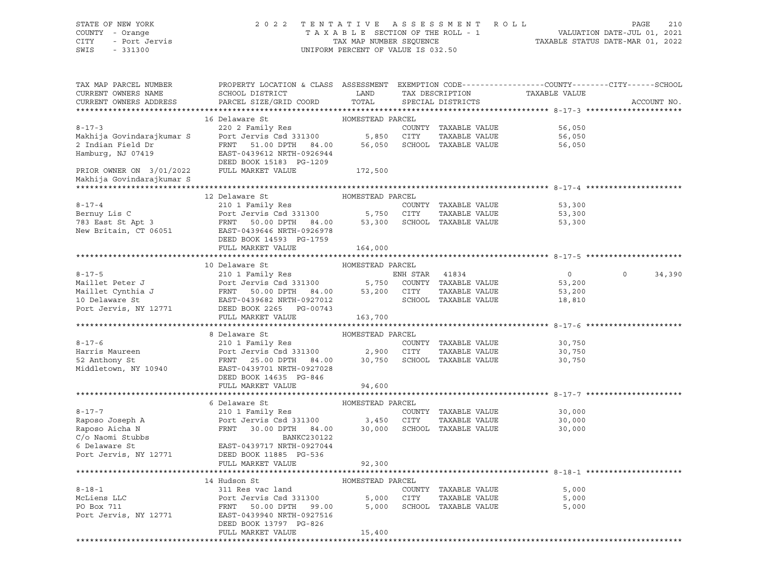STATE OF NEW YORK
COUNTY - Orange
CITY - Port Jervis
SWIS - 331300

2022 TENTATIVE ASSESSMENT ROLL
TAXABLE SECTION OF THE ROLL - 1
TAX MAP NUMBER SEQUENCE
UNIFORM PERCENT OF VALUE IS 032.50

VALUATION DATE-JUL 01, 2021
TAXABLE STATUS DATE-MAR 01, 2022

| TAX MAP PARCEL NUMBER / CURRENT OWNERS NAME / CURRENT OWNERS ADDRESS | PROPERTY LOCATION & CLASS / SCHOOL DISTRICT / PARCEL SIZE/GRID COORD | ASSESSMENT LAND / TOTAL | EXEMPTION CODE / TAX DESCRIPTION / SPECIAL DISTRICTS | COUNTY TAXABLE VALUE | CITY | SCHOOL | ACCOUNT NO. |
|---|---|---|---|---|---|---|---|
| **8-17-3** | 16 Delaware St — HOMESTEAD PARCEL | | | | | | |
| Makhija Govindarajkumar S | 220 2 Family Res | | COUNTY TAXABLE VALUE | 56,050 | | | |
| 2 Indian Field Dr | Port Jervis Csd 331300 | 5,850 | CITY TAXABLE VALUE | 56,050 | | | |
| Hamburg, NJ 07419 | FRNT 51.00 DPTH 84.00 | 56,050 | SCHOOL TAXABLE VALUE | 56,050 | | | |
| | EAST-0439612 NRTH-0926944 | | | | | | |
| | DEED BOOK 15183 PG-1209 | | | | | | |
| PRIOR OWNER ON 3/01/2022 | FULL MARKET VALUE | 172,500 | | | | | |
| Makhija Govindarajkumar S | | | | | | | |
| **8-17-4** | 12 Delaware St — HOMESTEAD PARCEL | | | | | | |
| Bernuy Lis C | 210 1 Family Res | | COUNTY TAXABLE VALUE | 53,300 | | | |
| 783 East St Apt 3 | Port Jervis Csd 331300 | 5,750 | CITY TAXABLE VALUE | 53,300 | | | |
| New Britain, CT 06051 | FRNT 50.00 DPTH 84.00 | 53,300 | SCHOOL TAXABLE VALUE | 53,300 | | | |
| | EAST-0439646 NRTH-0926978 | | | | | | |
| | DEED BOOK 14593 PG-1759 | | | | | | |
| | FULL MARKET VALUE | 164,000 | | | | | |
| **8-17-5** | 10 Delaware St — HOMESTEAD PARCEL | | | | | | |
| Maillet Peter J | 210 1 Family Res | | ENH STAR 41834 | 0 | 0 | 34,390 | |
| Maillet Cynthia J | Port Jervis Csd 331300 | 5,750 | COUNTY TAXABLE VALUE | 53,200 | | | |
| 10 Delaware St | FRNT 50.00 DPTH 84.00 | 53,200 | CITY TAXABLE VALUE | 53,200 | | | |
| Port Jervis, NY 12771 | EAST-0439682 NRTH-0927012 | | SCHOOL TAXABLE VALUE | 18,810 | | | |
| | DEED BOOK 2265 PG-00743 | | | | | | |
| | FULL MARKET VALUE | 163,700 | | | | | |
| **8-17-6** | 8 Delaware St — HOMESTEAD PARCEL | | | | | | |
| Harris Maureen | 210 1 Family Res | | COUNTY TAXABLE VALUE | 30,750 | | | |
| 52 Anthony St | Port Jervis Csd 331300 | 2,900 | CITY TAXABLE VALUE | 30,750 | | | |
| Middletown, NY 10940 | FRNT 25.00 DPTH 84.00 | 30,750 | SCHOOL TAXABLE VALUE | 30,750 | | | |
| | EAST-0439701 NRTH-0927028 | | | | | | |
| | DEED BOOK 14635 PG-846 | | | | | | |
| | FULL MARKET VALUE | 94,600 | | | | | |
| **8-17-7** | 6 Delaware St — HOMESTEAD PARCEL | | | | | | |
| Raposo Joseph A | 210 1 Family Res | | COUNTY TAXABLE VALUE | 30,000 | | | |
| Raposo Aicha N | Port Jervis Csd 331300 | 3,450 | CITY TAXABLE VALUE | 30,000 | | | |
| C/o Naomi Stubbs | FRNT 30.00 DPTH 84.00 | 30,000 | SCHOOL TAXABLE VALUE | 30,000 | | | |
| 6 Delaware St | BANKC230122 | | | | | | |
| Port Jervis, NY 12771 | EAST-0439717 NRTH-0927044 | | | | | | |
| | DEED BOOK 11885 PG-536 | | | | | | |
| | FULL MARKET VALUE | 92,300 | | | | | |
| **8-18-1** | 14 Hudson St — HOMESTEAD PARCEL | | | | | | |
| McLiens LLC | 311 Res vac land | | COUNTY TAXABLE VALUE | 5,000 | | | |
| PO Box 711 | Port Jervis Csd 331300 | 5,000 | CITY TAXABLE VALUE | 5,000 | | | |
| Port Jervis, NY 12771 | FRNT 50.00 DPTH 99.00 | 5,000 | SCHOOL TAXABLE VALUE | 5,000 | | | |
| | EAST-0439940 NRTH-0927516 | | | | | | |
| | DEED BOOK 13797 PG-826 | | | | | | |
| | FULL MARKET VALUE | 15,400 | | | | | |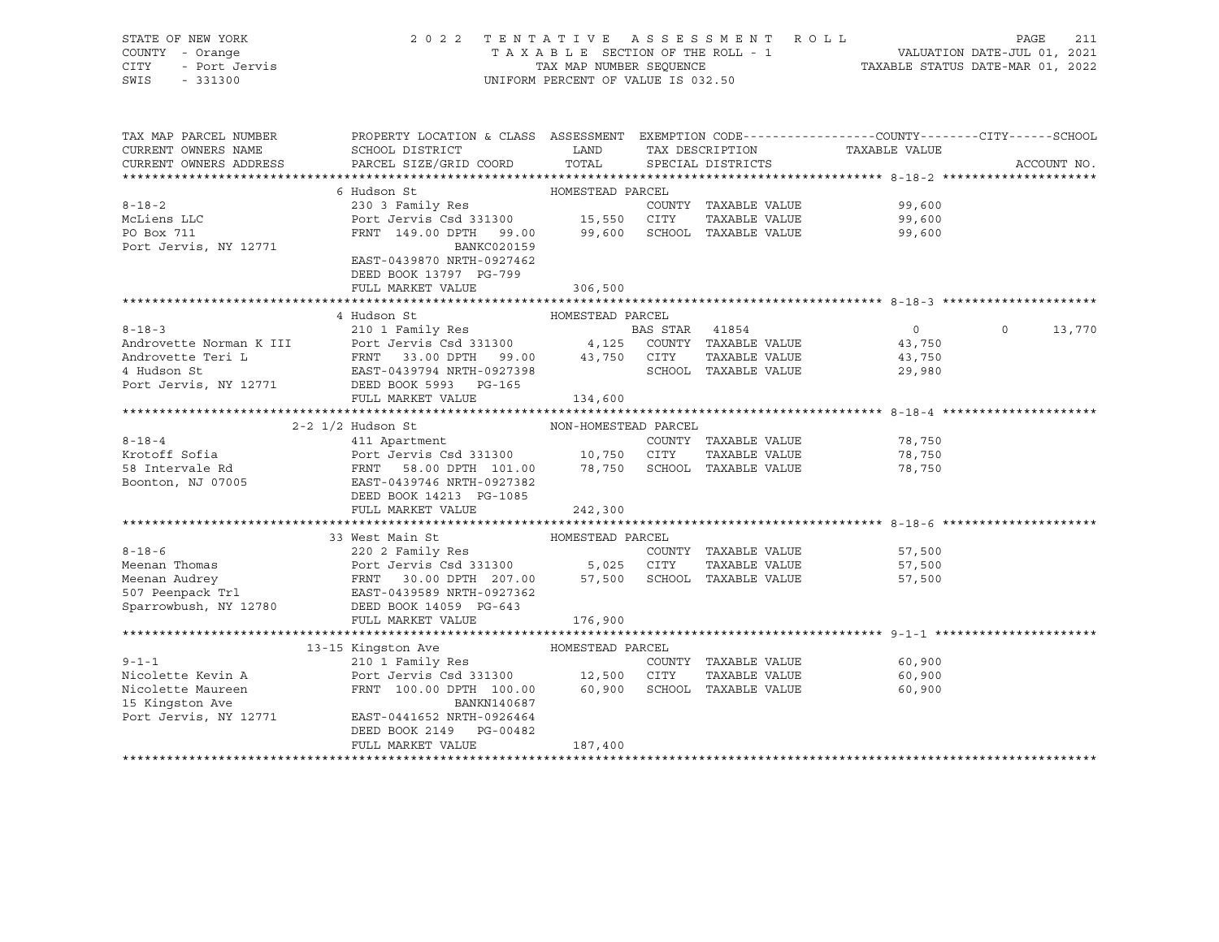STATE OF NEW YORK — COUNTY - Orange — CITY - Port Jervis — SWIS - 331300

**2022 TENTATIVE ASSESSMENT ROLL**
TAXABLE SECTION OF THE ROLL - 1 — TAX MAP NUMBER SEQUENCE — UNIFORM PERCENT OF VALUE IS 032.50

VALUATION DATE-JUL 01, 2021 — TAXABLE STATUS DATE-MAR 01, 2022

| TAX MAP PARCEL NUMBER / CURRENT OWNERS NAME / CURRENT OWNERS ADDRESS | PROPERTY LOCATION & CLASS / SCHOOL DISTRICT / PARCEL SIZE/GRID COORD | ASSESSMENT LAND / TOTAL | EXEMPTION CODE / TAX DESCRIPTION / SPECIAL DISTRICTS | COUNTY TAXABLE VALUE | CITY | SCHOOL |
|---|---|---|---|---|---|---|
| **8-18-2** | 6 Hudson St — HOMESTEAD PARCEL | | | | | |
| McLiens LLC | 230 3 Family Res | | COUNTY TAXABLE VALUE | 99,600 | | |
| PO Box 711 | Port Jervis Csd 331300 | 15,550 | CITY TAXABLE VALUE | 99,600 | | |
| Port Jervis, NY 12771 | FRNT 149.00 DPTH 99.00 | 99,600 | SCHOOL TAXABLE VALUE | 99,600 | | |
| | BANKC020159 | | | | | |
| | EAST-0439870 NRTH-0927462 | | | | | |
| | DEED BOOK 13797 PG-799 | | | | | |
| | FULL MARKET VALUE | 306,500 | | | | |
| **8-18-3** | 4 Hudson St — HOMESTEAD PARCEL | | | | | |
| Androvette Norman K III | 210 1 Family Res | | BAS STAR 41854 | 0 | 0 | 13,770 |
| Androvette Teri L | Port Jervis Csd 331300 | 4,125 | COUNTY TAXABLE VALUE | 43,750 | | |
| 4 Hudson St | FRNT 33.00 DPTH 99.00 | 43,750 | CITY TAXABLE VALUE | 43,750 | | |
| Port Jervis, NY 12771 | EAST-0439794 NRTH-0927398 | | SCHOOL TAXABLE VALUE | 29,980 | | |
| | DEED BOOK 5993 PG-165 | | | | | |
| | FULL MARKET VALUE | 134,600 | | | | |
| **8-18-4** | 2-2 1/2 Hudson St — NON-HOMESTEAD PARCEL | | | | | |
| Krotoff Sofia | 411 Apartment | | COUNTY TAXABLE VALUE | 78,750 | | |
| 58 Intervale Rd | Port Jervis Csd 331300 | 10,750 | CITY TAXABLE VALUE | 78,750 | | |
| Boonton, NJ 07005 | FRNT 58.00 DPTH 101.00 | 78,750 | SCHOOL TAXABLE VALUE | 78,750 | | |
| | EAST-0439746 NRTH-0927382 | | | | | |
| | DEED BOOK 14213 PG-1085 | | | | | |
| | FULL MARKET VALUE | 242,300 | | | | |
| **8-18-6** | 33 West Main St — HOMESTEAD PARCEL | | | | | |
| Meenan Thomas | 220 2 Family Res | | COUNTY TAXABLE VALUE | 57,500 | | |
| Meenan Audrey | Port Jervis Csd 331300 | 5,025 | CITY TAXABLE VALUE | 57,500 | | |
| 507 Peenpack Trl | FRNT 30.00 DPTH 207.00 | 57,500 | SCHOOL TAXABLE VALUE | 57,500 | | |
| Sparrowbush, NY 12780 | EAST-0439589 NRTH-0927362 | | | | | |
| | DEED BOOK 14059 PG-643 | | | | | |
| | FULL MARKET VALUE | 176,900 | | | | |
| **9-1-1** | 13-15 Kingston Ave — HOMESTEAD PARCEL | | | | | |
| Nicolette Kevin A | 210 1 Family Res | | COUNTY TAXABLE VALUE | 60,900 | | |
| Nicolette Maureen | Port Jervis Csd 331300 | 12,500 | CITY TAXABLE VALUE | 60,900 | | |
| 15 Kingston Ave | FRNT 100.00 DPTH 100.00 | 60,900 | SCHOOL TAXABLE VALUE | 60,900 | | |
| Port Jervis, NY 12771 | BANKN140687 | | | | | |
| | EAST-0441652 NRTH-0926464 | | | | | |
| | DEED BOOK 2149 PG-00482 | | | | | |
| | FULL MARKET VALUE | 187,400 | | | | |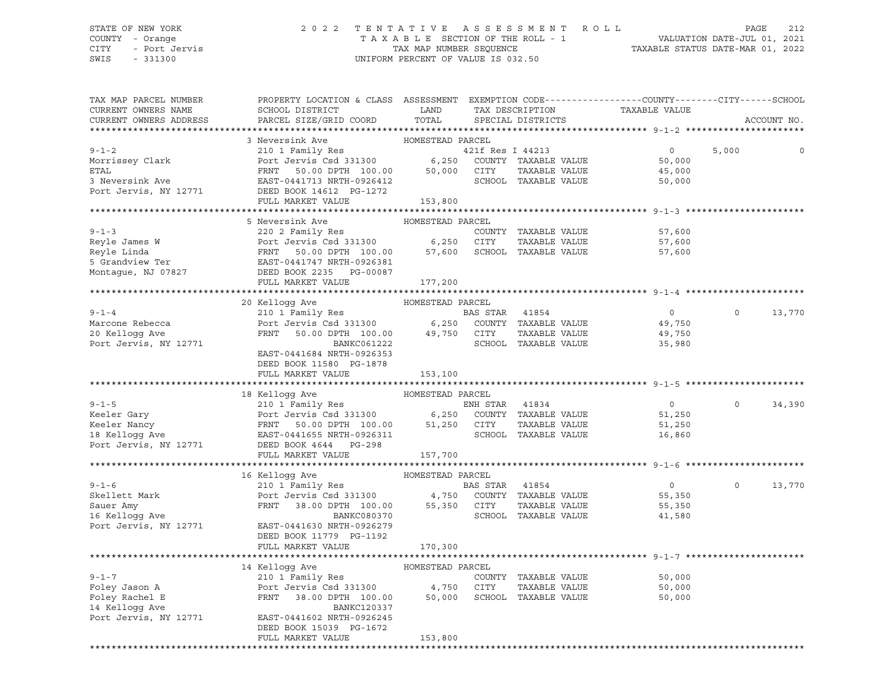STATE OF NEW YORK
COUNTY - Orange
CITY - Port Jervis
SWIS - 331300

2022 TENTATIVE ASSESSMENT ROLL
TAXABLE SECTION OF THE ROLL - 1
TAX MAP NUMBER SEQUENCE
UNIFORM PERCENT OF VALUE IS 032.50

VALUATION DATE-JUL 01, 2021
TAXABLE STATUS DATE-MAR 01, 2022

| TAX MAP PARCEL NUMBER / CURRENT OWNERS NAME / CURRENT OWNERS ADDRESS | PROPERTY LOCATION & CLASS / SCHOOL DISTRICT / PARCEL SIZE/GRID COORD | ASSESSMENT LAND / TOTAL | EXEMPTION CODE / TAX DESCRIPTION / SPECIAL DISTRICTS | COUNTY TAXABLE VALUE | CITY | SCHOOL / ACCOUNT NO. |
|---|---|---|---|---|---|---|
| **9-1-2** | 3 Neversink Ave — HOMESTEAD PARCEL | | | | | |
| 9-1-2 | 210 1 Family Res | | 421f Res I 44213 | 0 | 5,000 | 0 |
| Morrissey Clark | Port Jervis Csd 331300 | 6,250 | COUNTY TAXABLE VALUE | 50,000 | | |
| ETAL | FRNT 50.00 DPTH 100.00 | 50,000 | CITY TAXABLE VALUE | 45,000 | | |
| 3 Neversink Ave | EAST-0441713 NRTH-0926412 | | SCHOOL TAXABLE VALUE | 50,000 | | |
| Port Jervis, NY 12771 | DEED BOOK 14612 PG-1272 | | | | | |
| | FULL MARKET VALUE | 153,800 | | | | |
| **9-1-3** | 5 Neversink Ave — HOMESTEAD PARCEL | | | | | |
| 9-1-3 | 220 2 Family Res | | COUNTY TAXABLE VALUE | 57,600 | | |
| Reyle James W | Port Jervis Csd 331300 | 6,250 | CITY TAXABLE VALUE | 57,600 | | |
| Reyle Linda | FRNT 50.00 DPTH 100.00 | 57,600 | SCHOOL TAXABLE VALUE | 57,600 | | |
| 5 Grandview Ter | EAST-0441747 NRTH-0926381 | | | | | |
| Montague, NJ 07827 | DEED BOOK 2235 PG-00087 | | | | | |
| | FULL MARKET VALUE | 177,200 | | | | |
| **9-1-4** | 20 Kellogg Ave — HOMESTEAD PARCEL | | | | | |
| 9-1-4 | 210 1 Family Res | | BAS STAR 41854 | 0 | 0 | 13,770 |
| Marcone Rebecca | Port Jervis Csd 331300 | 6,250 | COUNTY TAXABLE VALUE | 49,750 | | |
| 20 Kellogg Ave | FRNT 50.00 DPTH 100.00 | 49,750 | CITY TAXABLE VALUE | 49,750 | | |
| Port Jervis, NY 12771 | BANKC061222 | | SCHOOL TAXABLE VALUE | 35,980 | | |
| | EAST-0441684 NRTH-0926353 | | | | | |
| | DEED BOOK 11580 PG-1878 | | | | | |
| | FULL MARKET VALUE | 153,100 | | | | |
| **9-1-5** | 18 Kellogg Ave — HOMESTEAD PARCEL | | | | | |
| 9-1-5 | 210 1 Family Res | | ENH STAR 41834 | 0 | 0 | 34,390 |
| Keeler Gary | Port Jervis Csd 331300 | 6,250 | COUNTY TAXABLE VALUE | 51,250 | | |
| Keeler Nancy | FRNT 50.00 DPTH 100.00 | 51,250 | CITY TAXABLE VALUE | 51,250 | | |
| 18 Kellogg Ave | EAST-0441655 NRTH-0926311 | | SCHOOL TAXABLE VALUE | 16,860 | | |
| Port Jervis, NY 12771 | DEED BOOK 4644 PG-298 | | | | | |
| | FULL MARKET VALUE | 157,700 | | | | |
| **9-1-6** | 16 Kellogg Ave — HOMESTEAD PARCEL | | | | | |
| 9-1-6 | 210 1 Family Res | | BAS STAR 41854 | 0 | 0 | 13,770 |
| Skellett Mark | Port Jervis Csd 331300 | 4,750 | COUNTY TAXABLE VALUE | 55,350 | | |
| Sauer Amy | FRNT 38.00 DPTH 100.00 | 55,350 | CITY TAXABLE VALUE | 55,350 | | |
| 16 Kellogg Ave | BANKC080370 | | SCHOOL TAXABLE VALUE | 41,580 | | |
| Port Jervis, NY 12771 | EAST-0441630 NRTH-0926279 | | | | | |
| | DEED BOOK 11779 PG-1192 | | | | | |
| | FULL MARKET VALUE | 170,300 | | | | |
| **9-1-7** | 14 Kellogg Ave — HOMESTEAD PARCEL | | | | | |
| 9-1-7 | 210 1 Family Res | | COUNTY TAXABLE VALUE | 50,000 | | |
| Foley Jason A | Port Jervis Csd 331300 | 4,750 | CITY TAXABLE VALUE | 50,000 | | |
| Foley Rachel E | FRNT 38.00 DPTH 100.00 | 50,000 | SCHOOL TAXABLE VALUE | 50,000 | | |
| 14 Kellogg Ave | BANKC120337 | | | | | |
| Port Jervis, NY 12771 | EAST-0441602 NRTH-0926245 | | | | | |
| | DEED BOOK 15039 PG-1672 | | | | | |
| | FULL MARKET VALUE | 153,800 | | | | |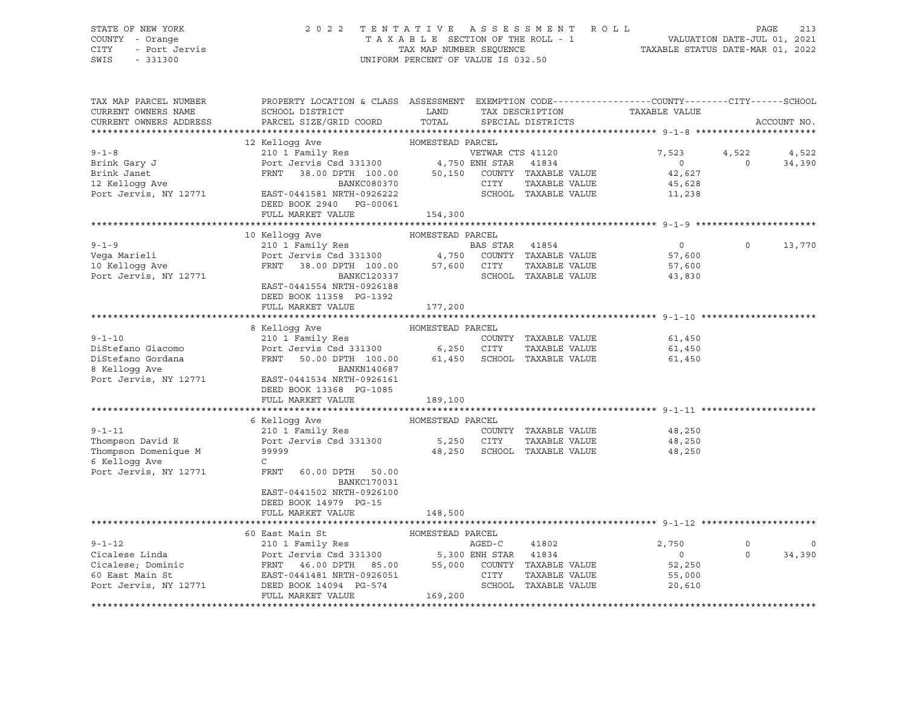STATE OF NEW YORK — 2022 TENTATIVE ASSESSMENT ROLL — PAGE 213
COUNTY - Orange — TAXABLE SECTION OF THE ROLL - 1 — VALUATION DATE-JUL 01, 2021
CITY - Port Jervis — TAX MAP NUMBER SEQUENCE — TAXABLE STATUS DATE-MAR 01, 2022
SWIS - 331300 — UNIFORM PERCENT OF VALUE IS 032.50

| TAX MAP PARCEL NUMBER / CURRENT OWNERS NAME / CURRENT OWNERS ADDRESS | PROPERTY LOCATION & CLASS / SCHOOL DISTRICT / PARCEL SIZE/GRID COORD | ASSESSMENT LAND | TOTAL | EXEMPTION CODE / TAX DESCRIPTION / SPECIAL DISTRICTS | COUNTY TAXABLE VALUE | CITY | SCHOOL | ACCOUNT NO. |
|---|---|---|---|---|---|---|---|---|
| **9-1-8** | 12 Kellogg Ave — HOMESTEAD PARCEL | | | | | | | |
| Brink Gary J | 210 1 Family Res | | | VETWAR CTS 41120 | 7,523 | 4,522 | 4,522 | |
| Brink Janet | Port Jervis Csd 331300 | 4,750 | | ENH STAR 41834 | 0 | 0 | 34,390 | |
| 12 Kellogg Ave | FRNT 38.00 DPTH 100.00 | | 50,150 | COUNTY TAXABLE VALUE | 42,627 | | | |
| Port Jervis, NY 12771 | BANKC080370 | | | CITY TAXABLE VALUE | 45,628 | | | |
| | EAST-0441581 NRTH-0926222 | | | SCHOOL TAXABLE VALUE | 11,238 | | | |
| | DEED BOOK 2940 PG-00061 | | | | | | | |
| | FULL MARKET VALUE | | 154,300 | | | | | |
| **9-1-9** | 10 Kellogg Ave — HOMESTEAD PARCEL | | | | | | | |
| Vega Marieli | 210 1 Family Res | | | BAS STAR 41854 | 0 | 0 | 13,770 | |
| 10 Kellogg Ave | Port Jervis Csd 331300 | 4,750 | | COUNTY TAXABLE VALUE | 57,600 | | | |
| Port Jervis, NY 12771 | FRNT 38.00 DPTH 100.00 | | 57,600 | CITY TAXABLE VALUE | 57,600 | | | |
| | BANKC120337 | | | SCHOOL TAXABLE VALUE | 43,830 | | | |
| | EAST-0441554 NRTH-0926188 | | | | | | | |
| | DEED BOOK 11358 PG-1392 | | | | | | | |
| | FULL MARKET VALUE | | 177,200 | | | | | |
| **9-1-10** | 8 Kellogg Ave — HOMESTEAD PARCEL | | | | | | | |
| DiStefano Giacomo | 210 1 Family Res | | | COUNTY TAXABLE VALUE | 61,450 | | | |
| DiStefano Gordana | Port Jervis Csd 331300 | 6,250 | | CITY TAXABLE VALUE | 61,450 | | | |
| 8 Kellogg Ave | FRNT 50.00 DPTH 100.00 | | 61,450 | SCHOOL TAXABLE VALUE | 61,450 | | | |
| Port Jervis, NY 12771 | BANKN140687 | | | | | | | |
| | EAST-0441534 NRTH-0926161 | | | | | | | |
| | DEED BOOK 13368 PG-1085 | | | | | | | |
| | FULL MARKET VALUE | | 189,100 | | | | | |
| **9-1-11** | 6 Kellogg Ave — HOMESTEAD PARCEL | | | | | | | |
| Thompson David R | 210 1 Family Res | | | COUNTY TAXABLE VALUE | 48,250 | | | |
| Thompson Domenique M | Port Jervis Csd 331300 | 5,250 | | CITY TAXABLE VALUE | 48,250 | | | |
| 6 Kellogg Ave | 99999 | | 48,250 | SCHOOL TAXABLE VALUE | 48,250 | | | |
| Port Jervis, NY 12771 | C | | | | | | | |
| | FRNT 60.00 DPTH 50.00 | | | | | | | |
| | BANKC170031 | | | | | | | |
| | EAST-0441502 NRTH-0926100 | | | | | | | |
| | DEED BOOK 14979 PG-15 | | | | | | | |
| | FULL MARKET VALUE | | 148,500 | | | | | |
| **9-1-12** | 60 East Main St — HOMESTEAD PARCEL | | | | | | | |
| Cicalese Linda | 210 1 Family Res | | | AGED-C 41802 | 2,750 | 0 | 0 | |
| Cicalese; Dominic | Port Jervis Csd 331300 | 5,300 | | ENH STAR 41834 | 0 | 0 | 34,390 | |
| 60 East Main St | FRNT 46.00 DPTH 85.00 | | 55,000 | COUNTY TAXABLE VALUE | 52,250 | | | |
| Port Jervis, NY 12771 | EAST-0441481 NRTH-0926051 | | | CITY TAXABLE VALUE | 55,000 | | | |
| | DEED BOOK 14094 PG-574 | | | SCHOOL TAXABLE VALUE | 20,610 | | | |
| | FULL MARKET VALUE | | 169,200 | | | | | |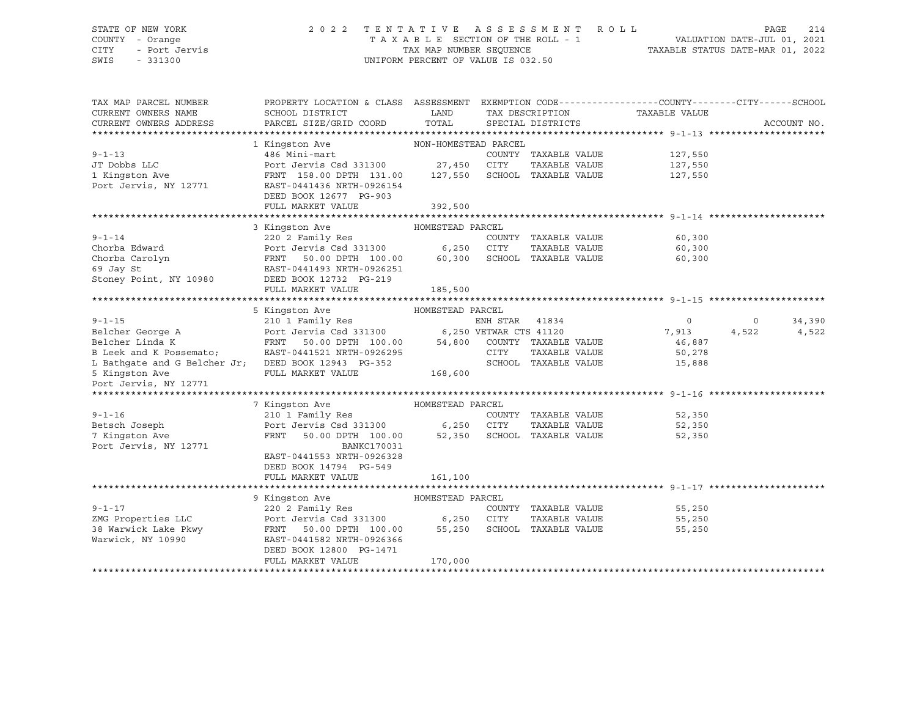STATE OF NEW YORK
COUNTY - Orange
CITY - Port Jervis
SWIS - 331300

2022 TENTATIVE ASSESSMENT ROLL
TAXABLE SECTION OF THE ROLL - 1
TAX MAP NUMBER SEQUENCE
UNIFORM PERCENT OF VALUE IS 032.50

VALUATION DATE-JUL 01, 2021
TAXABLE STATUS DATE-MAR 01, 2022

| TAX MAP PARCEL NUMBER / CURRENT OWNERS NAME / CURRENT OWNERS ADDRESS | PROPERTY LOCATION & CLASS / SCHOOL DISTRICT / PARCEL SIZE/GRID COORD | ASSESSMENT LAND / TOTAL | EXEMPTION CODE / TAX DESCRIPTION / SPECIAL DISTRICTS | COUNTY TAXABLE VALUE | CITY | SCHOOL | ACCOUNT NO. |
|---|---|---|---|---|---|---|---|
| **9-1-13** | 1 Kingston Ave | NON-HOMESTEAD PARCEL | | | | | |
| 9-1-13 | 486 Mini-mart | | COUNTY TAXABLE VALUE | 127,550 | | | |
| JT Dobbs LLC | Port Jervis Csd 331300 | 27,450 | CITY TAXABLE VALUE | 127,550 | | | |
| 1 Kingston Ave | FRNT 158.00 DPTH 131.00 | 127,550 | SCHOOL TAXABLE VALUE | 127,550 | | | |
| Port Jervis, NY 12771 | EAST-0441436 NRTH-0926154 | | | | | | |
| | DEED BOOK 12677 PG-903 | | | | | | |
| | FULL MARKET VALUE | 392,500 | | | | | |
| **9-1-14** | 3 Kingston Ave | HOMESTEAD PARCEL | | | | | |
| 9-1-14 | 220 2 Family Res | | COUNTY TAXABLE VALUE | 60,300 | | | |
| Chorba Edward | Port Jervis Csd 331300 | 6,250 | CITY TAXABLE VALUE | 60,300 | | | |
| Chorba Carolyn | FRNT 50.00 DPTH 100.00 | 60,300 | SCHOOL TAXABLE VALUE | 60,300 | | | |
| 69 Jay St | EAST-0441493 NRTH-0926251 | | | | | | |
| Stoney Point, NY 10980 | DEED BOOK 12732 PG-219 | | | | | | |
| | FULL MARKET VALUE | 185,500 | | | | | |
| **9-1-15** | 5 Kingston Ave | HOMESTEAD PARCEL | | | | | |
| 9-1-15 | 210 1 Family Res | | ENH STAR 41834 | 0 | 0 | 34,390 | |
| Belcher George A | Port Jervis Csd 331300 | 6,250 | VETWAR CTS 41120 | 7,913 | 4,522 | 4,522 | |
| Belcher Linda K | FRNT 50.00 DPTH 100.00 | 54,800 | COUNTY TAXABLE VALUE | 46,887 | | | |
| B Leek and K Possemato; | EAST-0441521 NRTH-0926295 | | CITY TAXABLE VALUE | 50,278 | | | |
| L Bathgate and G Belcher Jr; | DEED BOOK 12943 PG-352 | | SCHOOL TAXABLE VALUE | 15,888 | | | |
| 5 Kingston Ave | FULL MARKET VALUE | 168,600 | | | | | |
| Port Jervis, NY 12771 | | | | | | | |
| **9-1-16** | 7 Kingston Ave | HOMESTEAD PARCEL | | | | | |
| 9-1-16 | 210 1 Family Res | | COUNTY TAXABLE VALUE | 52,350 | | | |
| Betsch Joseph | Port Jervis Csd 331300 | 6,250 | CITY TAXABLE VALUE | 52,350 | | | |
| 7 Kingston Ave | FRNT 50.00 DPTH 100.00 | 52,350 | SCHOOL TAXABLE VALUE | 52,350 | | | |
| Port Jervis, NY 12771 | BANKC170031 | | | | | | |
| | EAST-0441553 NRTH-0926328 | | | | | | |
| | DEED BOOK 14794 PG-549 | | | | | | |
| | FULL MARKET VALUE | 161,100 | | | | | |
| **9-1-17** | 9 Kingston Ave | HOMESTEAD PARCEL | | | | | |
| 9-1-17 | 220 2 Family Res | | COUNTY TAXABLE VALUE | 55,250 | | | |
| ZMG Properties LLC | Port Jervis Csd 331300 | 6,250 | CITY TAXABLE VALUE | 55,250 | | | |
| 38 Warwick Lake Pkwy | FRNT 50.00 DPTH 100.00 | 55,250 | SCHOOL TAXABLE VALUE | 55,250 | | | |
| Warwick, NY 10990 | EAST-0441582 NRTH-0926366 | | | | | | |
| | DEED BOOK 12800 PG-1471 | | | | | | |
| | FULL MARKET VALUE | 170,000 | | | | | |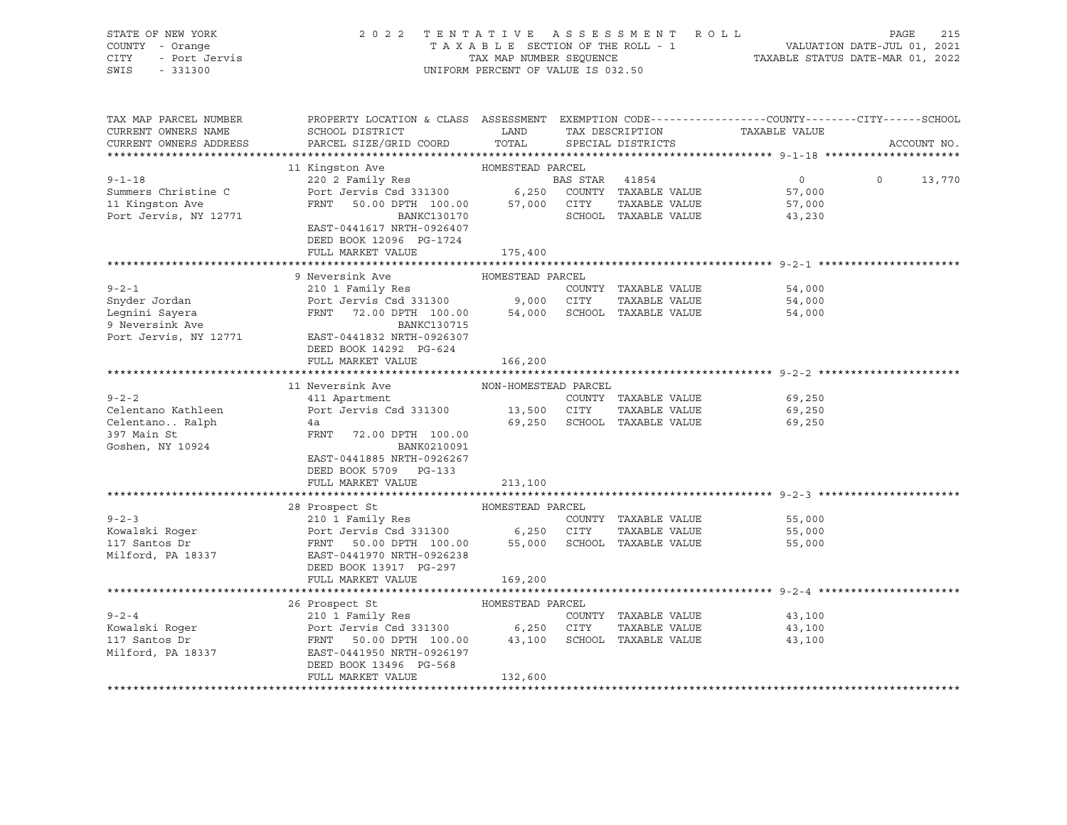STATE OF NEW YORK — 2022 TENTATIVE ASSESSMENT ROLL
COUNTY - Orange — TAXABLE SECTION OF THE ROLL - 1 — VALUATION DATE-JUL 01, 2021
CITY - Port Jervis — TAX MAP NUMBER SEQUENCE — TAXABLE STATUS DATE-MAR 01, 2022
SWIS - 331300 — UNIFORM PERCENT OF VALUE IS 032.50

| TAX MAP PARCEL NUMBER / CURRENT OWNERS NAME / CURRENT OWNERS ADDRESS | PROPERTY LOCATION & CLASS / SCHOOL DISTRICT / PARCEL SIZE/GRID COORD | ASSESSMENT LAND | ASSESSMENT TOTAL | EXEMPTION CODE / TAX DESCRIPTION / SPECIAL DISTRICTS | COUNTY TAXABLE VALUE | CITY | SCHOOL | ACCOUNT NO. |
|---|---|---|---|---|---|---|---|---|
| **9-1-18** | 11 Kingston Ave — HOMESTEAD PARCEL | | | | | | | |
| 9-1-18 | 220 2 Family Res | | | BAS STAR 41854 | 0 | 0 | 13,770 | |
| Summers Christine C | Port Jervis Csd 331300 | 6,250 | | COUNTY TAXABLE VALUE | 57,000 | | | |
| 11 Kingston Ave | FRNT 50.00 DPTH 100.00 | | 57,000 | CITY TAXABLE VALUE | 57,000 | | | |
| Port Jervis, NY 12771 | BANKC130170 | | | SCHOOL TAXABLE VALUE | 43,230 | | | |
| | EAST-0441617 NRTH-0926407 | | | | | | | |
| | DEED BOOK 12096 PG-1724 | | | | | | | |
| | FULL MARKET VALUE | | 175,400 | | | | | |
| **9-2-1** | 9 Neversink Ave — HOMESTEAD PARCEL | | | | | | | |
| 9-2-1 | 210 1 Family Res | | | COUNTY TAXABLE VALUE | 54,000 | | | |
| Snyder Jordan | Port Jervis Csd 331300 | 9,000 | | CITY TAXABLE VALUE | 54,000 | | | |
| Legnini Sayera | FRNT 72.00 DPTH 100.00 | | 54,000 | SCHOOL TAXABLE VALUE | 54,000 | | | |
| 9 Neversink Ave | BANKC130715 | | | | | | | |
| Port Jervis, NY 12771 | EAST-0441832 NRTH-0926307 | | | | | | | |
| | DEED BOOK 14292 PG-624 | | | | | | | |
| | FULL MARKET VALUE | | 166,200 | | | | | |
| **9-2-2** | 11 Neversink Ave — NON-HOMESTEAD PARCEL | | | | | | | |
| 9-2-2 | 411 Apartment | | | COUNTY TAXABLE VALUE | 69,250 | | | |
| Celentano Kathleen | Port Jervis Csd 331300 | 13,500 | | CITY TAXABLE VALUE | 69,250 | | | |
| Celentano.. Ralph | 4a | | 69,250 | SCHOOL TAXABLE VALUE | 69,250 | | | |
| 397 Main St | FRNT 72.00 DPTH 100.00 | | | | | | | |
| Goshen, NY 10924 | BANK0210091 | | | | | | | |
| | EAST-0441885 NRTH-0926267 | | | | | | | |
| | DEED BOOK 5709 PG-133 | | | | | | | |
| | FULL MARKET VALUE | | 213,100 | | | | | |
| **9-2-3** | 28 Prospect St — HOMESTEAD PARCEL | | | | | | | |
| 9-2-3 | 210 1 Family Res | | | COUNTY TAXABLE VALUE | 55,000 | | | |
| Kowalski Roger | Port Jervis Csd 331300 | 6,250 | | CITY TAXABLE VALUE | 55,000 | | | |
| 117 Santos Dr | FRNT 50.00 DPTH 100.00 | | 55,000 | SCHOOL TAXABLE VALUE | 55,000 | | | |
| Milford, PA 18337 | EAST-0441970 NRTH-0926238 | | | | | | | |
| | DEED BOOK 13917 PG-297 | | | | | | | |
| | FULL MARKET VALUE | | 169,200 | | | | | |
| **9-2-4** | 26 Prospect St — HOMESTEAD PARCEL | | | | | | | |
| 9-2-4 | 210 1 Family Res | | | COUNTY TAXABLE VALUE | 43,100 | | | |
| Kowalski Roger | Port Jervis Csd 331300 | 6,250 | | CITY TAXABLE VALUE | 43,100 | | | |
| 117 Santos Dr | FRNT 50.00 DPTH 100.00 | | 43,100 | SCHOOL TAXABLE VALUE | 43,100 | | | |
| Milford, PA 18337 | EAST-0441950 NRTH-0926197 | | | | | | | |
| | DEED BOOK 13496 PG-568 | | | | | | | |
| | FULL MARKET VALUE | | 132,600 | | | | | |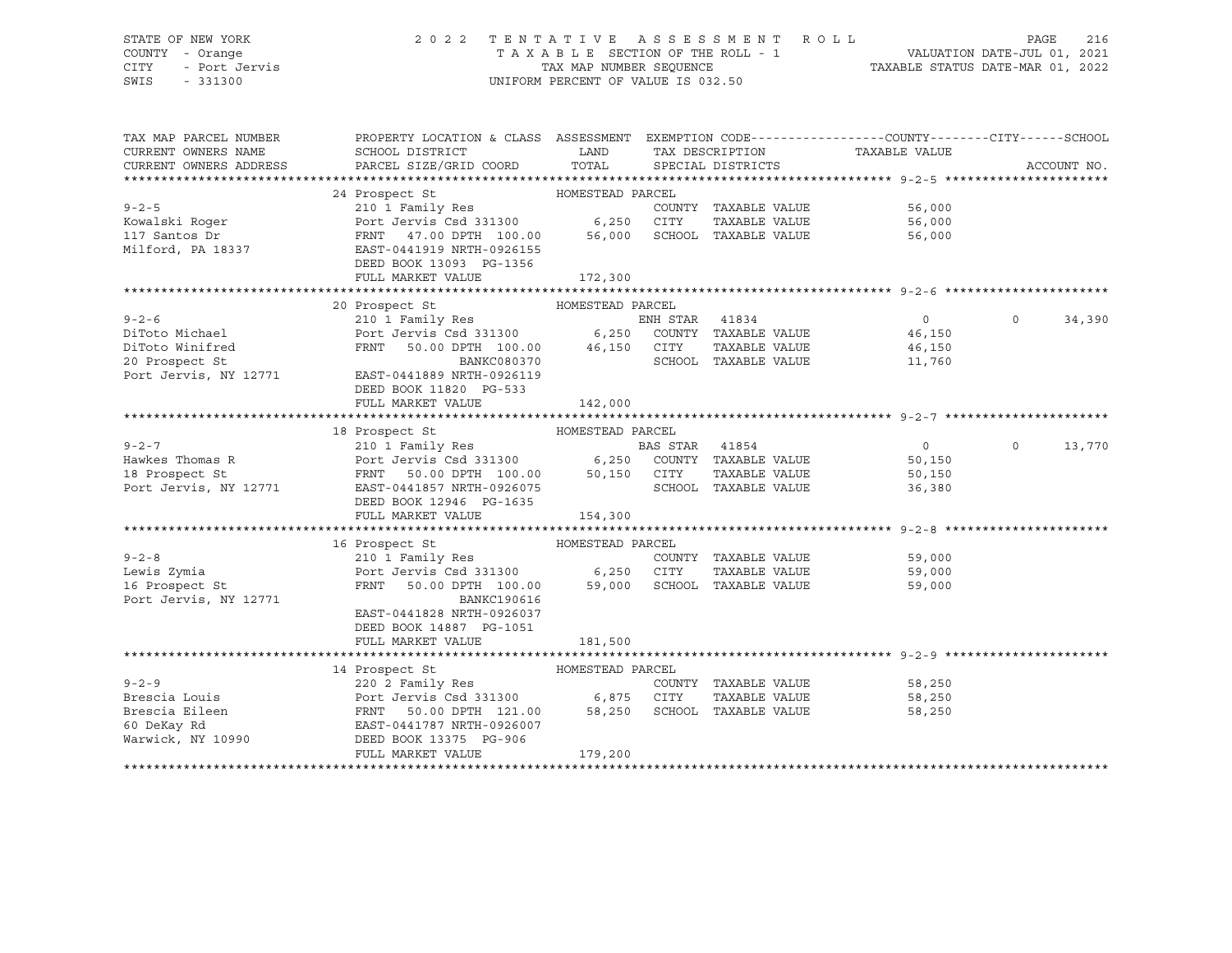STATE OF NEW YORK  
COUNTY - Orange  
CITY - Port Jervis  
SWIS - 331300

2 0 2 2 TENTATIVE ASSESSMENT ROLL  
TAXABLE SECTION OF THE ROLL - 1  
TAX MAP NUMBER SEQUENCE  
UNIFORM PERCENT OF VALUE IS 032.50

VALUATION DATE-JUL 01, 2021  
TAXABLE STATUS DATE-MAR 01, 2022

| TAX MAP PARCEL NUMBER / CURRENT OWNERS NAME / CURRENT OWNERS ADDRESS | PROPERTY LOCATION & CLASS / SCHOOL DISTRICT / PARCEL SIZE/GRID COORD | ASSESSMENT LAND / TOTAL | EXEMPTION CODE / TAX DESCRIPTION / SPECIAL DISTRICTS | COUNTY TAXABLE VALUE | CITY | SCHOOL / ACCOUNT NO. |
|---|---|---|---|---|---|---|
| **9-2-5** | 24 Prospect St — HOMESTEAD PARCEL | | | | | |
| 9-2-5 | 210 1 Family Res | | COUNTY TAXABLE VALUE | 56,000 | | |
| Kowalski Roger | Port Jervis Csd 331300 | 6,250 | CITY TAXABLE VALUE | 56,000 | | |
| 117 Santos Dr | FRNT 47.00 DPTH 100.00 | 56,000 | SCHOOL TAXABLE VALUE | 56,000 | | |
| Milford, PA 18337 | EAST-0441919 NRTH-0926155 | | | | | |
| | DEED BOOK 13093 PG-1356 | | | | | |
| | FULL MARKET VALUE | 172,300 | | | | |
| **9-2-6** | 20 Prospect St — HOMESTEAD PARCEL | | | | | |
| 9-2-6 | 210 1 Family Res | | ENH STAR 41834 | 0 | 0 | 34,390 |
| DiToto Michael | Port Jervis Csd 331300 | 6,250 | COUNTY TAXABLE VALUE | 46,150 | | |
| DiToto Winifred | FRNT 50.00 DPTH 100.00 | 46,150 | CITY TAXABLE VALUE | 46,150 | | |
| 20 Prospect St | BANKC080370 | | SCHOOL TAXABLE VALUE | 11,760 | | |
| Port Jervis, NY 12771 | EAST-0441889 NRTH-0926119 | | | | | |
| | DEED BOOK 11820 PG-533 | | | | | |
| | FULL MARKET VALUE | 142,000 | | | | |
| **9-2-7** | 18 Prospect St — HOMESTEAD PARCEL | | | | | |
| 9-2-7 | 210 1 Family Res | | BAS STAR 41854 | 0 | 0 | 13,770 |
| Hawkes Thomas R | Port Jervis Csd 331300 | 6,250 | COUNTY TAXABLE VALUE | 50,150 | | |
| 18 Prospect St | FRNT 50.00 DPTH 100.00 | 50,150 | CITY TAXABLE VALUE | 50,150 | | |
| Port Jervis, NY 12771 | EAST-0441857 NRTH-0926075 | | SCHOOL TAXABLE VALUE | 36,380 | | |
| | DEED BOOK 12946 PG-1635 | | | | | |
| | FULL MARKET VALUE | 154,300 | | | | |
| **9-2-8** | 16 Prospect St — HOMESTEAD PARCEL | | | | | |
| 9-2-8 | 210 1 Family Res | | COUNTY TAXABLE VALUE | 59,000 | | |
| Lewis Zymia | Port Jervis Csd 331300 | 6,250 | CITY TAXABLE VALUE | 59,000 | | |
| 16 Prospect St | FRNT 50.00 DPTH 100.00 | 59,000 | SCHOOL TAXABLE VALUE | 59,000 | | |
| Port Jervis, NY 12771 | BANKC190616 | | | | | |
| | EAST-0441828 NRTH-0926037 | | | | | |
| | DEED BOOK 14887 PG-1051 | | | | | |
| | FULL MARKET VALUE | 181,500 | | | | |
| **9-2-9** | 14 Prospect St — HOMESTEAD PARCEL | | | | | |
| 9-2-9 | 220 2 Family Res | | COUNTY TAXABLE VALUE | 58,250 | | |
| Brescia Louis | Port Jervis Csd 331300 | 6,875 | CITY TAXABLE VALUE | 58,250 | | |
| Brescia Eileen | FRNT 50.00 DPTH 121.00 | 58,250 | SCHOOL TAXABLE VALUE | 58,250 | | |
| 60 DeKay Rd | EAST-0441787 NRTH-0926007 | | | | | |
| Warwick, NY 10990 | DEED BOOK 13375 PG-906 | | | | | |
| | FULL MARKET VALUE | 179,200 | | | | |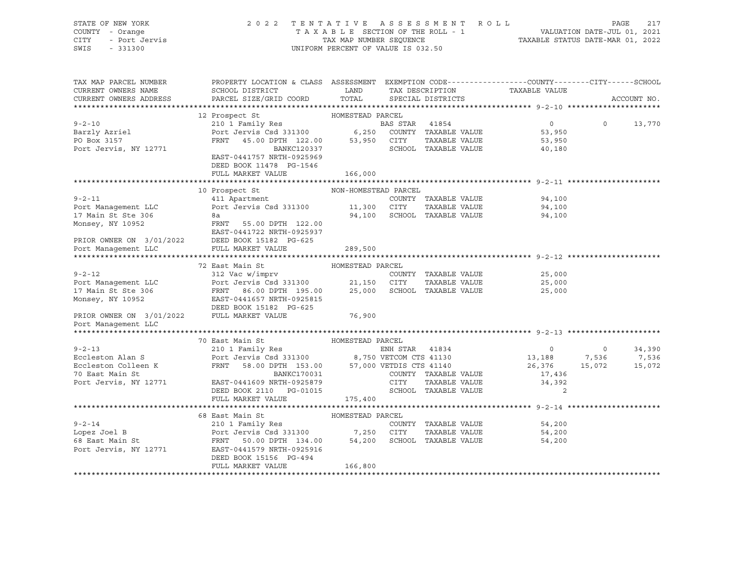STATE OF NEW YORK — 2022 TENTATIVE ASSESSMENT ROLL — PAGE 217
COUNTY - Orange — TAXABLE SECTION OF THE ROLL - 1 — VALUATION DATE-JUL 01, 2021
CITY - Port Jervis — TAX MAP NUMBER SEQUENCE — TAXABLE STATUS DATE-MAR 01, 2022
SWIS - 331300 — UNIFORM PERCENT OF VALUE IS 032.50

| TAX MAP PARCEL NUMBER / CURRENT OWNERS NAME / CURRENT OWNERS ADDRESS | PROPERTY LOCATION & CLASS / SCHOOL DISTRICT / PARCEL SIZE/GRID COORD | ASSESSMENT LAND / TOTAL | EXEMPTION CODE / TAX DESCRIPTION / SPECIAL DISTRICTS | COUNTY TAXABLE VALUE | CITY | SCHOOL |
|---|---|---|---|---|---|---|
| **9-2-10** | 12 Prospect St — HOMESTEAD PARCEL | | | | | |
| 9-2-10 | 210 1 Family Res | | BAS STAR 41854 | 0 | 0 | 13,770 |
| Barzly Azriel | Port Jervis Csd 331300 | 6,250 | COUNTY TAXABLE VALUE | 53,950 | | |
| PO Box 3157 | FRNT 45.00 DPTH 122.00 | 53,950 | CITY TAXABLE VALUE | 53,950 | | |
| Port Jervis, NY 12771 | BANKC120337 | | SCHOOL TAXABLE VALUE | 40,180 | | |
| | EAST-0441757 NRTH-0925969 | | | | | |
| | DEED BOOK 11478 PG-1546 | | | | | |
| | FULL MARKET VALUE | 166,000 | | | | |
| **9-2-11** | 10 Prospect St — NON-HOMESTEAD PARCEL | | | | | |
| 9-2-11 | 411 Apartment | | COUNTY TAXABLE VALUE | 94,100 | | |
| Port Management LLC | Port Jervis Csd 331300 | 11,300 | CITY TAXABLE VALUE | 94,100 | | |
| 17 Main St Ste 306 | 8a | 94,100 | SCHOOL TAXABLE VALUE | 94,100 | | |
| Monsey, NY 10952 | FRNT 55.00 DPTH 122.00 | | | | | |
| | EAST-0441722 NRTH-0925937 | | | | | |
| PRIOR OWNER ON 3/01/2022 | DEED BOOK 15182 PG-625 | | | | | |
| Port Management LLC | FULL MARKET VALUE | 289,500 | | | | |
| **9-2-12** | 72 East Main St — HOMESTEAD PARCEL | | | | | |
| 9-2-12 | 312 Vac w/imprv | | COUNTY TAXABLE VALUE | 25,000 | | |
| Port Management LLC | Port Jervis Csd 331300 | 21,150 | CITY TAXABLE VALUE | 25,000 | | |
| 17 Main St Ste 306 | FRNT 86.00 DPTH 195.00 | 25,000 | SCHOOL TAXABLE VALUE | 25,000 | | |
| Monsey, NY 10952 | EAST-0441657 NRTH-0925815 | | | | | |
| | DEED BOOK 15182 PG-625 | | | | | |
| PRIOR OWNER ON 3/01/2022 | FULL MARKET VALUE | 76,900 | | | | |
| Port Management LLC | | | | | | |
| **9-2-13** | 70 East Main St — HOMESTEAD PARCEL | | | | | |
| 9-2-13 | 210 1 Family Res | | ENH STAR 41834 | 0 | 0 | 34,390 |
| Eccleston Alan S | Port Jervis Csd 331300 | 8,750 | VETCOM CTS 41130 | 13,188 | 7,536 | 7,536 |
| Eccleston Colleen K | FRNT 58.00 DPTH 153.00 | 57,000 | VETDIS CTS 41140 | 26,376 | 15,072 | 15,072 |
| 70 East Main St | BANKC170031 | | COUNTY TAXABLE VALUE | 17,436 | | |
| Port Jervis, NY 12771 | EAST-0441609 NRTH-0925879 | | CITY TAXABLE VALUE | 34,392 | | |
| | DEED BOOK 2110 PG-01015 | | SCHOOL TAXABLE VALUE | 2 | | |
| | FULL MARKET VALUE | 175,400 | | | | |
| **9-2-14** | 68 East Main St — HOMESTEAD PARCEL | | | | | |
| 9-2-14 | 210 1 Family Res | | COUNTY TAXABLE VALUE | 54,200 | | |
| Lopez Joel B | Port Jervis Csd 331300 | 7,250 | CITY TAXABLE VALUE | 54,200 | | |
| 68 East Main St | FRNT 50.00 DPTH 134.00 | 54,200 | SCHOOL TAXABLE VALUE | 54,200 | | |
| Port Jervis, NY 12771 | EAST-0441579 NRTH-0925916 | | | | | |
| | DEED BOOK 15156 PG-494 | | | | | |
| | FULL MARKET VALUE | 166,800 | | | | |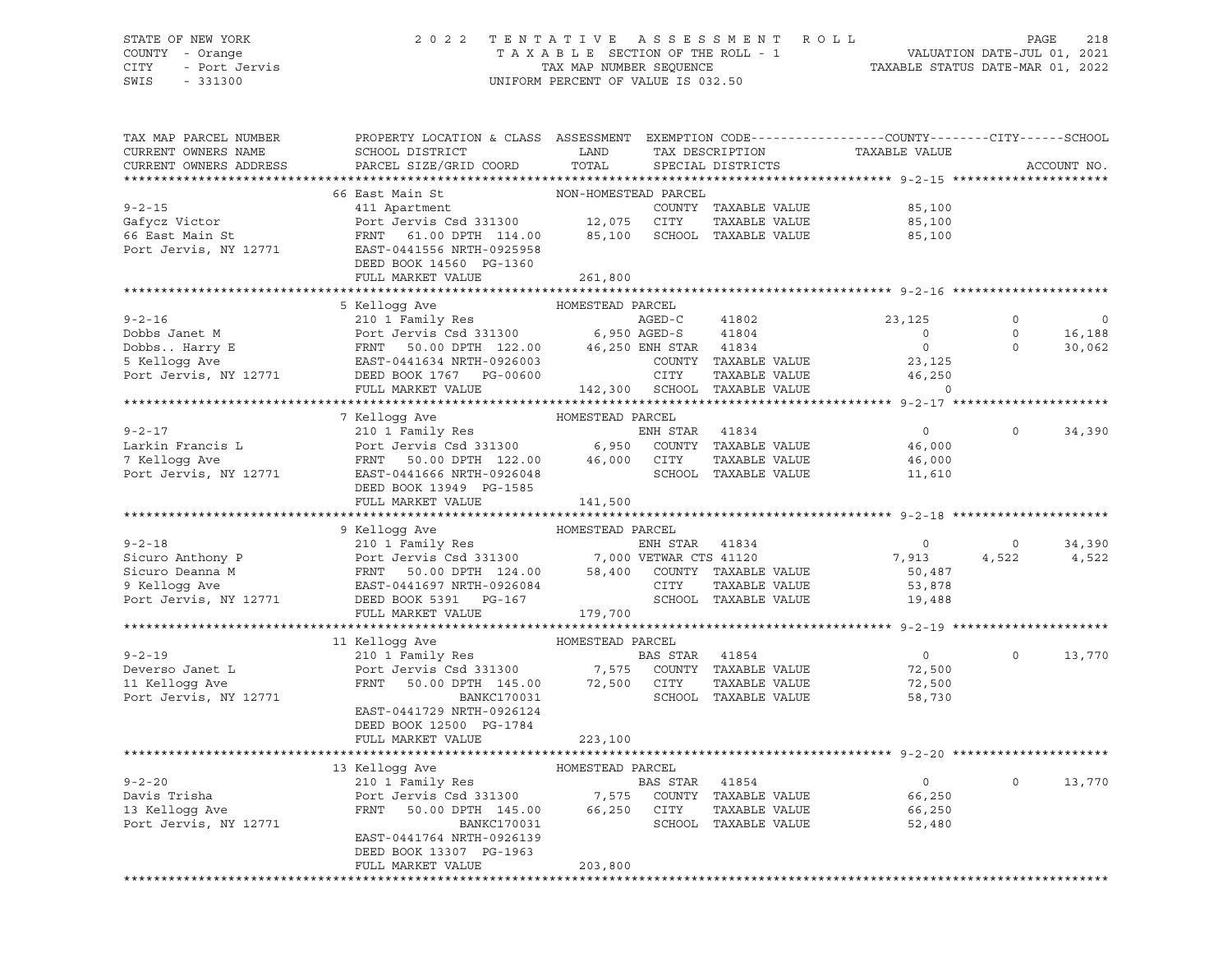STATE OF NEW YORK — COUNTY - Orange — CITY - Port Jervis — SWIS - 331300

# 2022 TENTATIVE ASSESSMENT ROLL

TAXABLE SECTION OF THE ROLL - 1 — TAX MAP NUMBER SEQUENCE — UNIFORM PERCENT OF VALUE IS 032.50

VALUATION DATE-JUL 01, 2021 — TAXABLE STATUS DATE-MAR 01, 2022

```
TAX MAP PARCEL NUMBER      PROPERTY LOCATION & CLASS  ASSESSMENT  EXEMPTION CODE------------------COUNTY--------CITY------SCHOOL
CURRENT OWNERS NAME        SCHOOL DISTRICT               LAND      TAX DESCRIPTION            TAXABLE VALUE
CURRENT OWNERS ADDRESS     PARCEL SIZE/GRID COORD        TOTAL     SPECIAL DISTRICTS                                     ACCOUNT NO.
******************************************************************************************************* 9-2-15 *********************
                           66 East Main St               NON-HOMESTEAD PARCEL
9-2-15                     411 Apartment                           COUNTY  TAXABLE VALUE             85,100
Gafycz Victor              Port Jervis Csd 331300       12,075     CITY    TAXABLE VALUE             85,100
66 East Main St            FRNT   61.00 DPTH 114.00     85,100     SCHOOL  TAXABLE VALUE             85,100
Port Jervis, NY 12771      EAST-0441556 NRTH-0925958
                           DEED BOOK 14560  PG-1360
                           FULL MARKET VALUE            261,800
******************************************************************************************************* 9-2-16 *********************
                           5 Kellogg Ave                 HOMESTEAD PARCEL
9-2-16                     210 1 Family Res                        AGED-C   41802             23,125          0           0
Dobbs Janet M              Port Jervis Csd 331300        6,950 AGED-S   41804                  0          0      16,188
Dobbs.. Harry E            FRNT   50.00 DPTH 122.00     46,250 ENH STAR 41834                  0          0      30,062
5 Kellogg Ave              EAST-0441634 NRTH-0926003               COUNTY  TAXABLE VALUE             23,125
Port Jervis, NY 12771      DEED BOOK 1767   PG-00600               CITY    TAXABLE VALUE             46,250
                           FULL MARKET VALUE            142,300    SCHOOL  TAXABLE VALUE                  0
******************************************************************************************************* 9-2-17 *********************
                           7 Kellogg Ave                 HOMESTEAD PARCEL
9-2-17                     210 1 Family Res                        ENH STAR 41834                  0          0      34,390
Larkin Francis L           Port Jervis Csd 331300        6,950     COUNTY  TAXABLE VALUE             46,000
7 Kellogg Ave              FRNT   50.00 DPTH 122.00     46,000     CITY    TAXABLE VALUE             46,000
Port Jervis, NY 12771      EAST-0441666 NRTH-0926048               SCHOOL  TAXABLE VALUE             11,610
                           DEED BOOK 13949  PG-1585
                           FULL MARKET VALUE            141,500
******************************************************************************************************* 9-2-18 *********************
                           9 Kellogg Ave                 HOMESTEAD PARCEL
9-2-18                     210 1 Family Res                        ENH STAR 41834                  0          0      34,390
Sicuro Anthony P           Port Jervis Csd 331300        7,000 VETWAR CTS 41120             7,913      4,522       4,522
Sicuro Deanna M            FRNT   50.00 DPTH 124.00     58,400     COUNTY  TAXABLE VALUE             50,487
9 Kellogg Ave              EAST-0441697 NRTH-0926084               CITY    TAXABLE VALUE             53,878
Port Jervis, NY 12771      DEED BOOK 5391   PG-167                 SCHOOL  TAXABLE VALUE             19,488
                           FULL MARKET VALUE            179,700
******************************************************************************************************* 9-2-19 *********************
                           11 Kellogg Ave                HOMESTEAD PARCEL
9-2-19                     210 1 Family Res                        BAS STAR 41854                  0          0      13,770
Deverso Janet L            Port Jervis Csd 331300        7,575     COUNTY  TAXABLE VALUE             72,500
11 Kellogg Ave             FRNT   50.00 DPTH 145.00     72,500     CITY    TAXABLE VALUE             72,500
Port Jervis, NY 12771                  BANKC170031                 SCHOOL  TAXABLE VALUE             58,730
                           EAST-0441729 NRTH-0926124
                           DEED BOOK 12500  PG-1784
                           FULL MARKET VALUE            223,100
******************************************************************************************************* 9-2-20 *********************
                           13 Kellogg Ave                HOMESTEAD PARCEL
9-2-20                     210 1 Family Res                        BAS STAR 41854                  0          0      13,770
Davis Trisha               Port Jervis Csd 331300        7,575     COUNTY  TAXABLE VALUE             66,250
13 Kellogg Ave             FRNT   50.00 DPTH 145.00     66,250     CITY    TAXABLE VALUE             66,250
Port Jervis, NY 12771                  BANKC170031                 SCHOOL  TAXABLE VALUE             52,480
                           EAST-0441764 NRTH-0926139
                           DEED BOOK 13307  PG-1963
                           FULL MARKET VALUE            203,800
************************************************************************************************************************************
```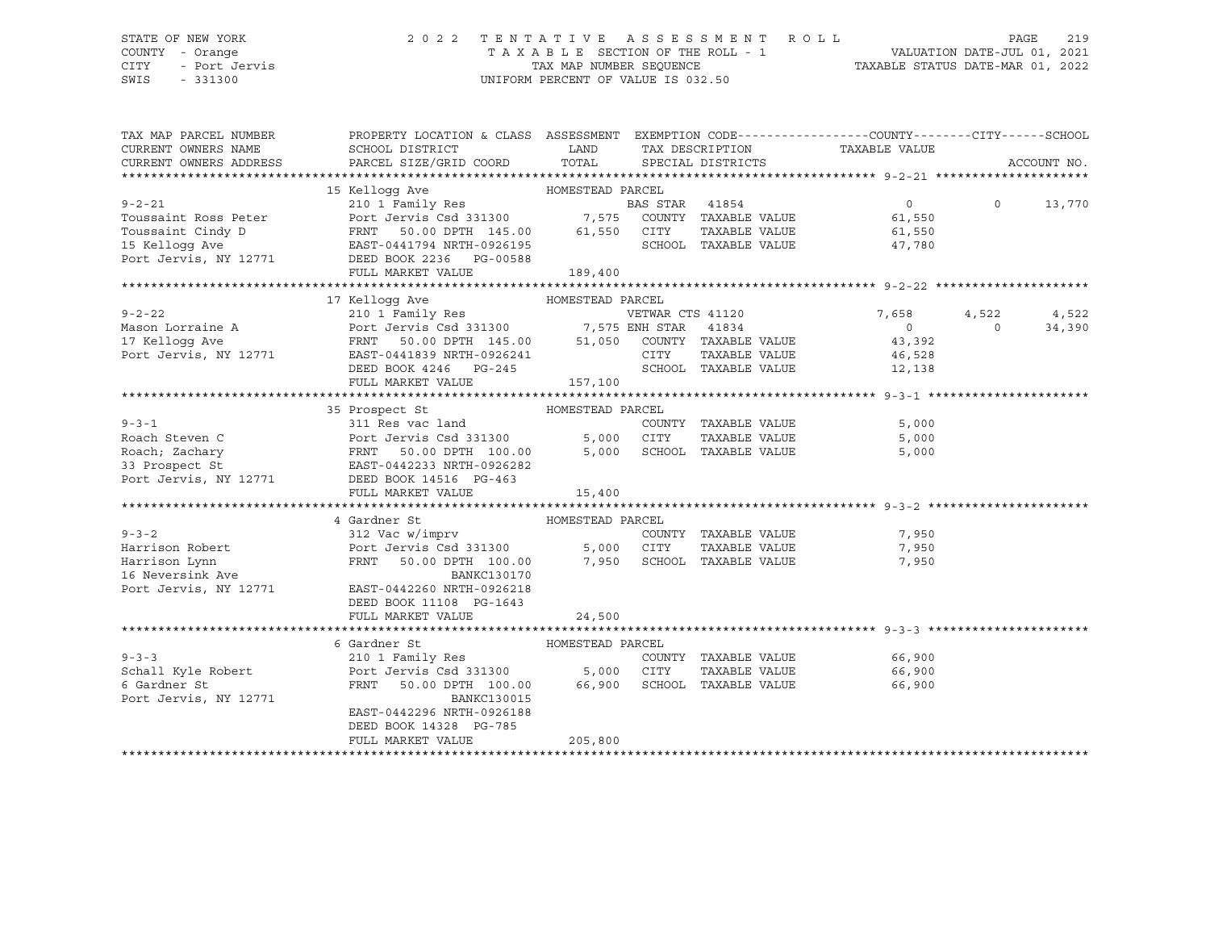STATE OF NEW YORK — 2022 TENTATIVE ASSESSMENT ROLL — PAGE 219
COUNTY - Orange — TAXABLE SECTION OF THE ROLL - 1 — VALUATION DATE-JUL 01, 2021
CITY - Port Jervis — TAX MAP NUMBER SEQUENCE — TAXABLE STATUS DATE-MAR 01, 2022
SWIS - 331300 — UNIFORM PERCENT OF VALUE IS 032.50

| TAX MAP PARCEL NUMBER / CURRENT OWNERS NAME / CURRENT OWNERS ADDRESS | PROPERTY LOCATION & CLASS / SCHOOL DISTRICT / PARCEL SIZE/GRID COORD | ASSESSMENT LAND / TOTAL | EXEMPTION CODE / TAX DESCRIPTION / SPECIAL DISTRICTS | COUNTY TAXABLE VALUE | CITY | SCHOOL |
|---|---|---|---|---|---|---|
| **9-2-21** | 15 Kellogg Ave — HOMESTEAD PARCEL | | | | | |
| 9-2-21 | 210 1 Family Res | | BAS STAR 41854 | 0 | 0 | 13,770 |
| Toussaint Ross Peter | Port Jervis Csd 331300 | 7,575 | COUNTY TAXABLE VALUE | 61,550 | | |
| Toussaint Cindy D | FRNT 50.00 DPTH 145.00 | 61,550 | CITY TAXABLE VALUE | 61,550 | | |
| 15 Kellogg Ave | EAST-0441794 NRTH-0926195 | | SCHOOL TAXABLE VALUE | 47,780 | | |
| Port Jervis, NY 12771 | DEED BOOK 2236 PG-00588 | | | | | |
| | FULL MARKET VALUE | 189,400 | | | | |
| **9-2-22** | 17 Kellogg Ave — HOMESTEAD PARCEL | | | | | |
| 9-2-22 | 210 1 Family Res | | VETWAR CTS 41120 | 7,658 | 4,522 | 4,522 |
| Mason Lorraine A | Port Jervis Csd 331300 | 7,575 | ENH STAR 41834 | 0 | 0 | 34,390 |
| 17 Kellogg Ave | FRNT 50.00 DPTH 145.00 | 51,050 | COUNTY TAXABLE VALUE | 43,392 | | |
| Port Jervis, NY 12771 | EAST-0441839 NRTH-0926241 | | CITY TAXABLE VALUE | 46,528 | | |
| | DEED BOOK 4246 PG-245 | | SCHOOL TAXABLE VALUE | 12,138 | | |
| | FULL MARKET VALUE | 157,100 | | | | |
| **9-3-1** | 35 Prospect St — HOMESTEAD PARCEL | | | | | |
| 9-3-1 | 311 Res vac land | | COUNTY TAXABLE VALUE | 5,000 | | |
| Roach Steven C | Port Jervis Csd 331300 | 5,000 | CITY TAXABLE VALUE | 5,000 | | |
| Roach; Zachary | FRNT 50.00 DPTH 100.00 | 5,000 | SCHOOL TAXABLE VALUE | 5,000 | | |
| 33 Prospect St | EAST-0442233 NRTH-0926282 | | | | | |
| Port Jervis, NY 12771 | DEED BOOK 14516 PG-463 | | | | | |
| | FULL MARKET VALUE | 15,400 | | | | |
| **9-3-2** | 4 Gardner St — HOMESTEAD PARCEL | | | | | |
| 9-3-2 | 312 Vac w/imprv | | COUNTY TAXABLE VALUE | 7,950 | | |
| Harrison Robert | Port Jervis Csd 331300 | 5,000 | CITY TAXABLE VALUE | 7,950 | | |
| Harrison Lynn | FRNT 50.00 DPTH 100.00 | 7,950 | SCHOOL TAXABLE VALUE | 7,950 | | |
| 16 Neversink Ave | BANKC130170 | | | | | |
| Port Jervis, NY 12771 | EAST-0442260 NRTH-0926218 | | | | | |
| | DEED BOOK 11108 PG-1643 | | | | | |
| | FULL MARKET VALUE | 24,500 | | | | |
| **9-3-3** | 6 Gardner St — HOMESTEAD PARCEL | | | | | |
| 9-3-3 | 210 1 Family Res | | COUNTY TAXABLE VALUE | 66,900 | | |
| Schall Kyle Robert | Port Jervis Csd 331300 | 5,000 | CITY TAXABLE VALUE | 66,900 | | |
| 6 Gardner St | FRNT 50.00 DPTH 100.00 | 66,900 | SCHOOL TAXABLE VALUE | 66,900 | | |
| Port Jervis, NY 12771 | BANKC130015 | | | | | |
| | EAST-0442296 NRTH-0926188 | | | | | |
| | DEED BOOK 14328 PG-785 | | | | | |
| | FULL MARKET VALUE | 205,800 | | | | |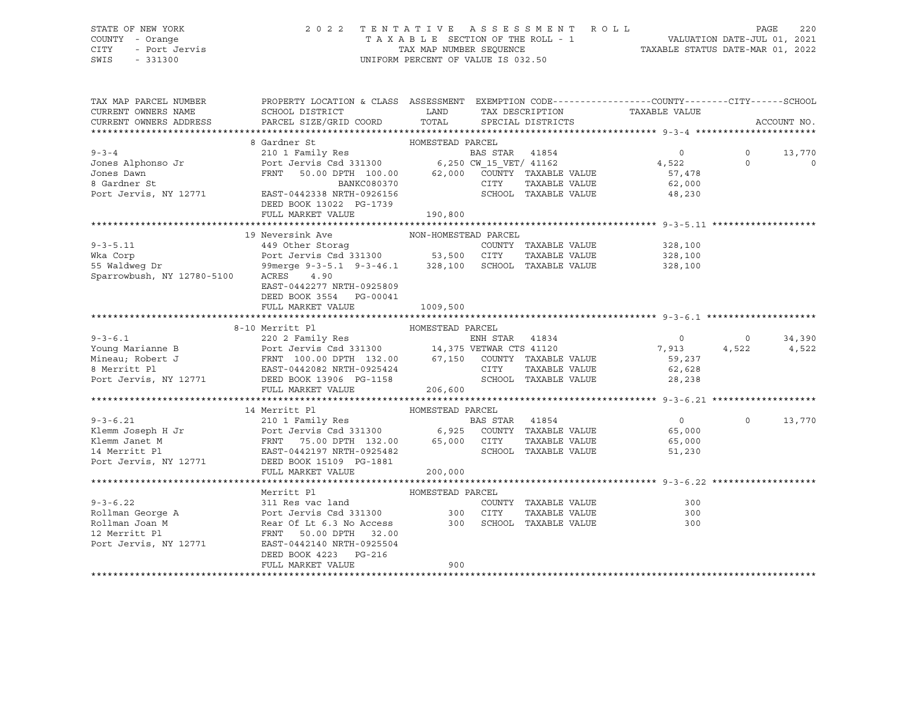STATE OF NEW YORK — 2022 TENTATIVE ASSESSMENT ROLL — PAGE 220
COUNTY - Orange — TAXABLE SECTION OF THE ROLL - 1 — VALUATION DATE-JUL 01, 2021
CITY - Port Jervis — TAX MAP NUMBER SEQUENCE — TAXABLE STATUS DATE-MAR 01, 2022
SWIS - 331300 — UNIFORM PERCENT OF VALUE IS 032.50

```
TAX MAP PARCEL NUMBER          PROPERTY LOCATION & CLASS  ASSESSMENT  EXEMPTION CODE------------------COUNTY--------CITY------SCHOOL
CURRENT OWNERS NAME            SCHOOL DISTRICT               LAND      TAX DESCRIPTION            TAXABLE VALUE
CURRENT OWNERS ADDRESS         PARCEL SIZE/GRID COORD        TOTAL     SPECIAL DISTRICTS                                     ACCOUNT NO.
******************************************************************************************************* 9-3-4 **********************
                               8 Gardner St                     HOMESTEAD PARCEL
9-3-4                          210 1 Family Res                     BAS STAR  41854                 0              0       13,770
Jones Alphonso Jr              Port Jervis Csd 331300         6,250 CW_15_VET/ 41162            4,522              0            0
Jones Dawn                     FRNT   50.00 DPTH 100.00      62,000   COUNTY  TAXABLE VALUE       57,478
8 Gardner St                                BANKC080370                CITY    TAXABLE VALUE       62,000
Port Jervis, NY 12771          EAST-0442338 NRTH-0926156               SCHOOL  TAXABLE VALUE       48,230
                               DEED BOOK 13022  PG-1739
                               FULL MARKET VALUE               190,800
******************************************************************************************************* 9-3-5.11 *******************
                               19 Neversink Ave                 NON-HOMESTEAD PARCEL
9-3-5.11                       449 Other Storag                        COUNTY  TAXABLE VALUE      328,100
Wka Corp                       Port Jervis Csd 331300        53,500   CITY    TAXABLE VALUE      328,100
55 Waldweg Dr                  99merge 9-3-5.1  9-3-46.1    328,100   SCHOOL  TAXABLE VALUE      328,100
Sparrowbush, NY 12780-5100     ACRES    4.90
                               EAST-0442277 NRTH-0925809
                               DEED BOOK 3554   PG-00041
                               FULL MARKET VALUE              1009,500
******************************************************************************************************* 9-3-6.1 ********************
                               8-10 Merritt Pl                  HOMESTEAD PARCEL
9-3-6.1                        220 2 Family Res                     ENH STAR  41834                 0              0       34,390
Young Marianne B               Port Jervis Csd 331300        14,375 VETWAR CTS 41120            7,913          4,522        4,522
Mineau; Robert J               FRNT  100.00 DPTH 132.00      67,150   COUNTY  TAXABLE VALUE       59,237
8 Merritt Pl                   EAST-0442082 NRTH-0925424               CITY    TAXABLE VALUE       62,628
Port Jervis, NY 12771          DEED BOOK 13906  PG-1158                SCHOOL  TAXABLE VALUE       28,238
                               FULL MARKET VALUE               206,600
******************************************************************************************************* 9-3-6.21 *******************
                               14 Merritt Pl                    HOMESTEAD PARCEL
9-3-6.21                       210 1 Family Res                     BAS STAR  41854                 0              0       13,770
Klemm Joseph H Jr              Port Jervis Csd 331300         6,925   COUNTY  TAXABLE VALUE       65,000
Klemm Janet M                  FRNT   75.00 DPTH 132.00      65,000   CITY    TAXABLE VALUE       65,000
14 Merritt Pl                  EAST-0442197 NRTH-0925482               SCHOOL  TAXABLE VALUE       51,230
Port Jervis, NY 12771          DEED BOOK 15109  PG-1881
                               FULL MARKET VALUE               200,000
******************************************************************************************************* 9-3-6.22 *******************
                               Merritt Pl                       HOMESTEAD PARCEL
9-3-6.22                       311 Res vac land                        COUNTY  TAXABLE VALUE          300
Rollman George A               Port Jervis Csd 331300           300   CITY    TAXABLE VALUE          300
Rollman Joan M                 Rear Of Lt 6.3 No Access         300   SCHOOL  TAXABLE VALUE          300
12 Merritt Pl                  FRNT   50.00 DPTH  32.00
Port Jervis, NY 12771          EAST-0442140 NRTH-0925504
                               DEED BOOK 4223   PG-216
                               FULL MARKET VALUE                   900
************************************************************************************************************************************
```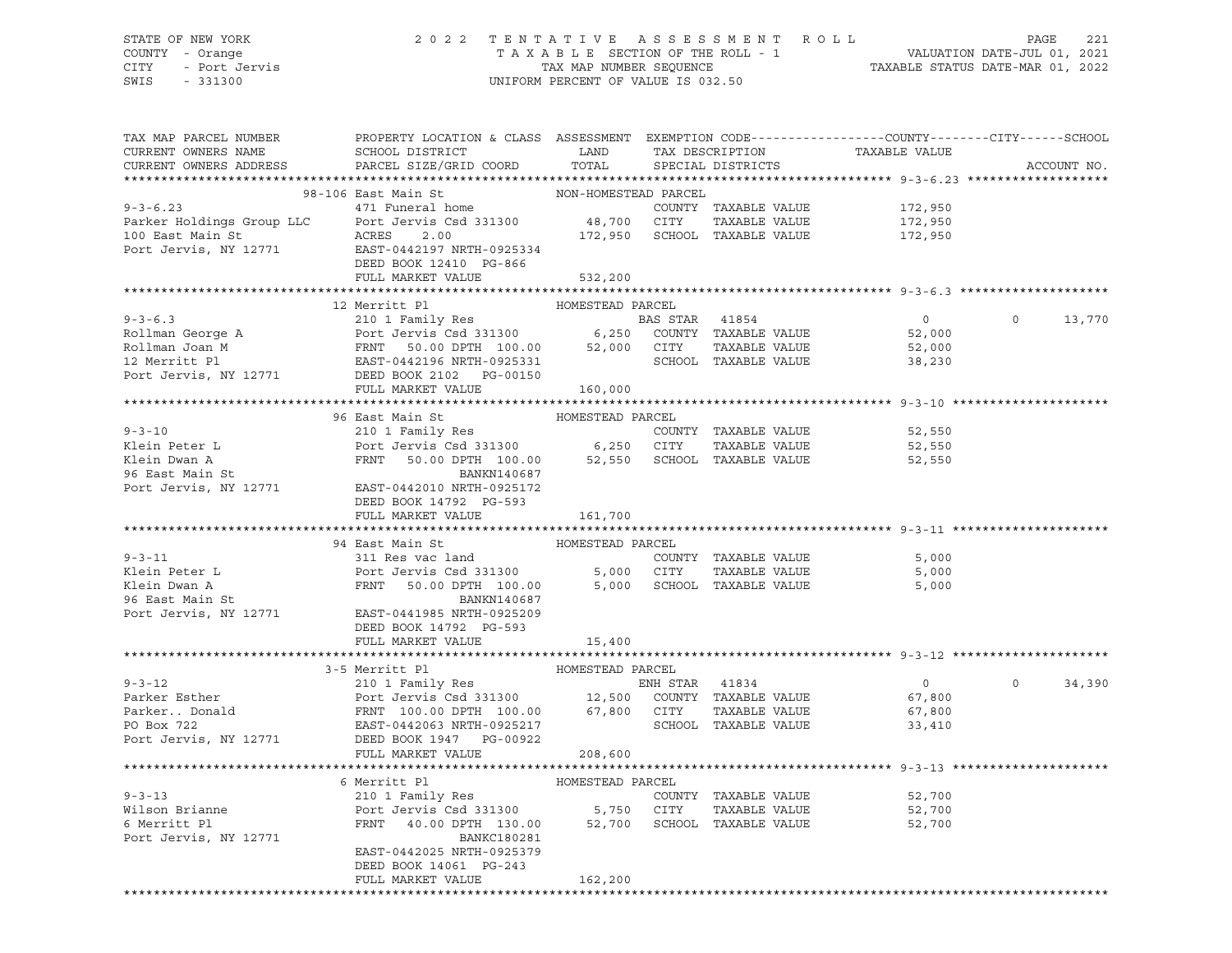STATE OF NEW YORK
COUNTY - Orange
CITY - Port Jervis
SWIS - 331300

2022 TENTATIVE ASSESSMENT ROLL
TAXABLE SECTION OF THE ROLL - 1
TAX MAP NUMBER SEQUENCE
UNIFORM PERCENT OF VALUE IS 032.50

VALUATION DATE-JUL 01, 2021
TAXABLE STATUS DATE-MAR 01, 2022

```
TAX MAP PARCEL NUMBER          PROPERTY LOCATION & CLASS  ASSESSMENT  EXEMPTION CODE------------------COUNTY--------CITY------SCHOOL
CURRENT OWNERS NAME            SCHOOL DISTRICT               LAND      TAX DESCRIPTION            TAXABLE VALUE
CURRENT OWNERS ADDRESS         PARCEL SIZE/GRID COORD        TOTAL     SPECIAL DISTRICTS                                    ACCOUNT NO.
******************************************************************************************************* 9-3-6.23 *******************
                               98-106 East Main St           NON-HOMESTEAD PARCEL
9-3-6.23                       471 Funeral home                        COUNTY  TAXABLE VALUE            172,950
Parker Holdings Group LLC      Port Jervis Csd 331300        48,700    CITY    TAXABLE VALUE            172,950
100 East Main St               ACRES     2.00               172,950    SCHOOL  TAXABLE VALUE            172,950
Port Jervis, NY 12771          EAST-0442197 NRTH-0925334
                               DEED BOOK 12410  PG-866
                               FULL MARKET VALUE            532,200
******************************************************************************************************* 9-3-6.3 ********************
                               12 Merritt Pl                 HOMESTEAD PARCEL
9-3-6.3                        210 1 Family Res                        BAS STAR  41854                  0              0     13,770
Rollman George A               Port Jervis Csd 331300         6,250    COUNTY  TAXABLE VALUE             52,000
Rollman Joan M                 FRNT    50.00 DPTH 100.00     52,000    CITY    TAXABLE VALUE             52,000
12 Merritt Pl                  EAST-0442196 NRTH-0925331               SCHOOL  TAXABLE VALUE             38,230
Port Jervis, NY 12771          DEED BOOK 2102   PG-00150
                               FULL MARKET VALUE            160,000
******************************************************************************************************* 9-3-10 *********************
                               96 East Main St               HOMESTEAD PARCEL
9-3-10                         210 1 Family Res                        COUNTY  TAXABLE VALUE             52,550
Klein Peter L                  Port Jervis Csd 331300         6,250    CITY    TAXABLE VALUE             52,550
Klein Dwan A                   FRNT    50.00 DPTH 100.00     52,550    SCHOOL  TAXABLE VALUE             52,550
96 East Main St                               BANKN140687
Port Jervis, NY 12771          EAST-0442010 NRTH-0925172
                               DEED BOOK 14792  PG-593
                               FULL MARKET VALUE            161,700
******************************************************************************************************* 9-3-11 *********************
                               94 East Main St               HOMESTEAD PARCEL
9-3-11                         311 Res vac land                        COUNTY  TAXABLE VALUE              5,000
Klein Peter L                  Port Jervis Csd 331300         5,000    CITY    TAXABLE VALUE              5,000
Klein Dwan A                   FRNT    50.00 DPTH 100.00      5,000    SCHOOL  TAXABLE VALUE              5,000
96 East Main St                               BANKN140687
Port Jervis, NY 12771          EAST-0441985 NRTH-0925209
                               DEED BOOK 14792  PG-593
                               FULL MARKET VALUE             15,400
******************************************************************************************************* 9-3-12 *********************
                               3-5 Merritt Pl                HOMESTEAD PARCEL
9-3-12                         210 1 Family Res                        ENH STAR  41834                  0              0     34,390
Parker Esther                  Port Jervis Csd 331300        12,500    COUNTY  TAXABLE VALUE             67,800
Parker.. Donald                FRNT   100.00 DPTH 100.00     67,800    CITY    TAXABLE VALUE             67,800
PO Box 722                     EAST-0442063 NRTH-0925217               SCHOOL  TAXABLE VALUE             33,410
Port Jervis, NY 12771          DEED BOOK 1947   PG-00922
                               FULL MARKET VALUE            208,600
******************************************************************************************************* 9-3-13 *********************
                               6 Merritt Pl                  HOMESTEAD PARCEL
9-3-13                         210 1 Family Res                        COUNTY  TAXABLE VALUE             52,700
Wilson Brianne                 Port Jervis Csd 331300         5,750    CITY    TAXABLE VALUE             52,700
6 Merritt Pl                   FRNT    40.00 DPTH 130.00     52,700    SCHOOL  TAXABLE VALUE             52,700
Port Jervis, NY 12771                         BANKC180281
                               EAST-0442025 NRTH-0925379
                               DEED BOOK 14061  PG-243
                               FULL MARKET VALUE            162,200
************************************************************************************************************************************
```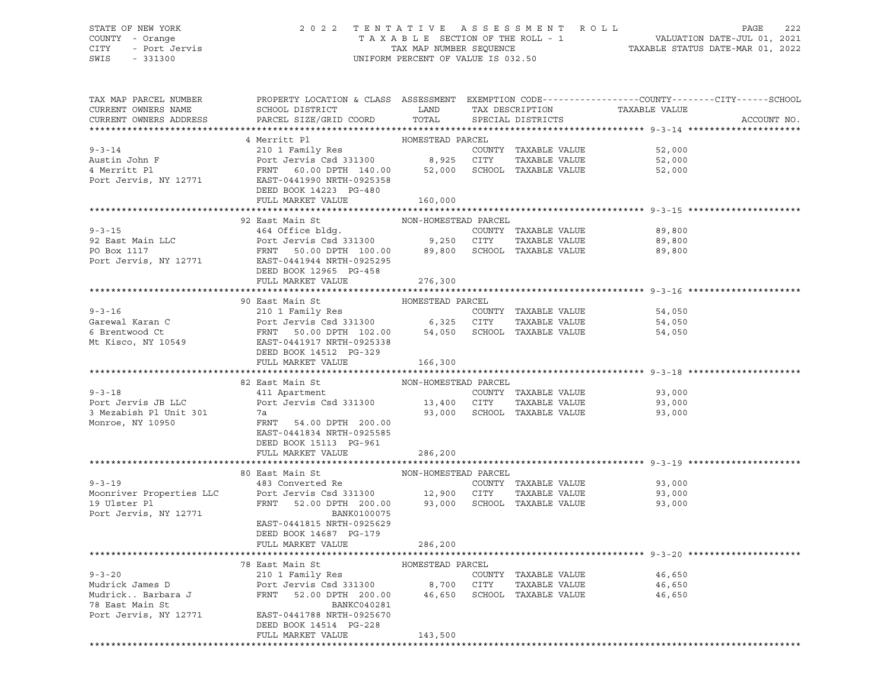STATE OF NEW YORK | COUNTY - Orange | CITY - Port Jervis | SWIS - 331300

2022 TENTATIVE ASSESSMENT ROLL
TAXABLE SECTION OF THE ROLL - 1
TAX MAP NUMBER SEQUENCE
UNIFORM PERCENT OF VALUE IS 032.50

VALUATION DATE-JUL 01, 2021
TAXABLE STATUS DATE-MAR 01, 2022

| TAX MAP PARCEL NUMBER / CURRENT OWNERS NAME / CURRENT OWNERS ADDRESS | PROPERTY LOCATION & CLASS / SCHOOL DISTRICT / PARCEL SIZE/GRID COORD | ASSESSMENT LAND / TOTAL | EXEMPTION CODE / TAX DESCRIPTION / SPECIAL DISTRICTS | TAXABLE VALUE (COUNTY / CITY / SCHOOL) | ACCOUNT NO. |
|---|---|---|---|---|---|
| **9-3-14** | 4 Merritt Pl — HOMESTEAD PARCEL | | | | |
| Austin John F | 210 1 Family Res | | COUNTY TAXABLE VALUE | 52,000 | |
| 4 Merritt Pl | Port Jervis Csd 331300 | 8,925 | CITY TAXABLE VALUE | 52,000 | |
| Port Jervis, NY 12771 | FRNT 60.00 DPTH 140.00 | 52,000 | SCHOOL TAXABLE VALUE | 52,000 | |
| | EAST-0441990 NRTH-0925358 | | | | |
| | DEED BOOK 14223 PG-480 | | | | |
| | FULL MARKET VALUE | 160,000 | | | |
| **9-3-15** | 92 East Main St — NON-HOMESTEAD PARCEL | | | | |
| 92 East Main LLC | 464 Office bldg. | | COUNTY TAXABLE VALUE | 89,800 | |
| PO Box 1117 | Port Jervis Csd 331300 | 9,250 | CITY TAXABLE VALUE | 89,800 | |
| Port Jervis, NY 12771 | FRNT 50.00 DPTH 100.00 | 89,800 | SCHOOL TAXABLE VALUE | 89,800 | |
| | EAST-0441944 NRTH-0925295 | | | | |
| | DEED BOOK 12965 PG-458 | | | | |
| | FULL MARKET VALUE | 276,300 | | | |
| **9-3-16** | 90 East Main St — HOMESTEAD PARCEL | | | | |
| Garewal Karan C | 210 1 Family Res | | COUNTY TAXABLE VALUE | 54,050 | |
| 6 Brentwood Ct | Port Jervis Csd 331300 | 6,325 | CITY TAXABLE VALUE | 54,050 | |
| Mt Kisco, NY 10549 | FRNT 50.00 DPTH 102.00 | 54,050 | SCHOOL TAXABLE VALUE | 54,050 | |
| | EAST-0441917 NRTH-0925338 | | | | |
| | DEED BOOK 14512 PG-329 | | | | |
| | FULL MARKET VALUE | 166,300 | | | |
| **9-3-18** | 82 East Main St — NON-HOMESTEAD PARCEL | | | | |
| Port Jervis JB LLC | 411 Apartment | | COUNTY TAXABLE VALUE | 93,000 | |
| 3 Mezabish Pl Unit 301 | Port Jervis Csd 331300 | 13,400 | CITY TAXABLE VALUE | 93,000 | |
| Monroe, NY 10950 | 7a | 93,000 | SCHOOL TAXABLE VALUE | 93,000 | |
| | FRNT 54.00 DPTH 200.00 | | | | |
| | EAST-0441834 NRTH-0925585 | | | | |
| | DEED BOOK 15113 PG-961 | | | | |
| | FULL MARKET VALUE | 286,200 | | | |
| **9-3-19** | 80 East Main St — NON-HOMESTEAD PARCEL | | | | |
| Moonriver Properties LLC | 483 Converted Re | | COUNTY TAXABLE VALUE | 93,000 | |
| 19 Ulster Pl | Port Jervis Csd 331300 | 12,900 | CITY TAXABLE VALUE | 93,000 | |
| Port Jervis, NY 12771 | FRNT 52.00 DPTH 200.00 | 93,000 | SCHOOL TAXABLE VALUE | 93,000 | |
| | BANK0100075 | | | | |
| | EAST-0441815 NRTH-0925629 | | | | |
| | DEED BOOK 14687 PG-179 | | | | |
| | FULL MARKET VALUE | 286,200 | | | |
| **9-3-20** | 78 East Main St — HOMESTEAD PARCEL | | | | |
| Mudrick James D | 210 1 Family Res | | COUNTY TAXABLE VALUE | 46,650 | |
| Mudrick.. Barbara J | Port Jervis Csd 331300 | 8,700 | CITY TAXABLE VALUE | 46,650 | |
| 78 East Main St | FRNT 52.00 DPTH 200.00 | 46,650 | SCHOOL TAXABLE VALUE | 46,650 | |
| Port Jervis, NY 12771 | BANKC040281 | | | | |
| | EAST-0441788 NRTH-0925670 | | | | |
| | DEED BOOK 14514 PG-228 | | | | |
| | FULL MARKET VALUE | 143,500 | | | |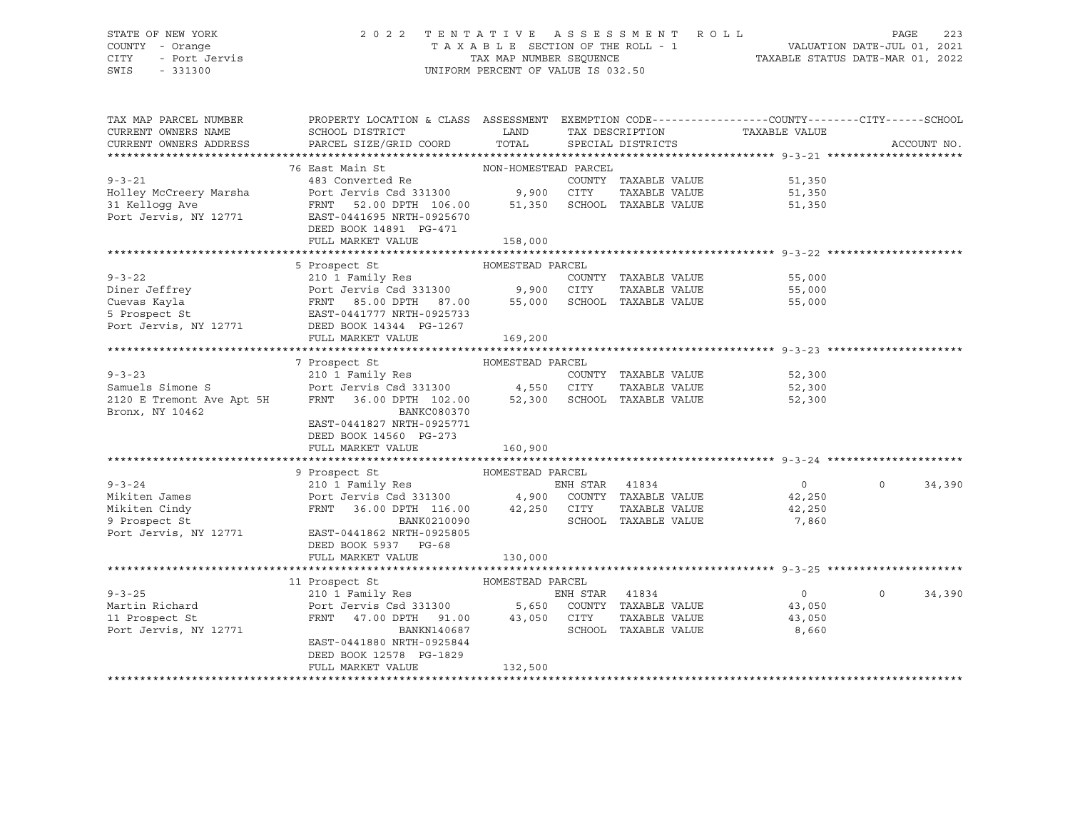STATE OF NEW YORK — COUNTY - Orange — CITY - Port Jervis — SWIS - 331300

# 2022 TENTATIVE ASSESSMENT ROLL

TAXABLE SECTION OF THE ROLL - 1 — TAX MAP NUMBER SEQUENCE — UNIFORM PERCENT OF VALUE IS 032.50

VALUATION DATE-JUL 01, 2021 — TAXABLE STATUS DATE-MAR 01, 2022

| TAX MAP PARCEL NUMBER / CURRENT OWNERS NAME / CURRENT OWNERS ADDRESS | PROPERTY LOCATION & CLASS / SCHOOL DISTRICT / PARCEL SIZE/GRID COORD | ASSESSMENT LAND | ASSESSMENT TOTAL | EXEMPTION CODE / TAX DESCRIPTION / SPECIAL DISTRICTS | COUNTY | CITY | SCHOOL | ACCOUNT NO. |
|---|---|---|---|---|---|---|---|---|
| **9-3-21** | 76 East Main St — NON-HOMESTEAD PARCEL | | | | | | | |
| Holley McCreery Marsha | 483 Converted Re | | | COUNTY TAXABLE VALUE | 51,350 | | | |
| 31 Kellogg Ave | Port Jervis Csd 331300 | 9,900 | | CITY TAXABLE VALUE | | 51,350 | | |
| Port Jervis, NY 12771 | FRNT 52.00 DPTH 106.00 | | 51,350 | SCHOOL TAXABLE VALUE | | | 51,350 | |
| | EAST-0441695 NRTH-0925670 | | | | | | | |
| | DEED BOOK 14891 PG-471 | | | | | | | |
| | FULL MARKET VALUE | | 158,000 | | | | | |
| **9-3-22** | 5 Prospect St — HOMESTEAD PARCEL | | | | | | | |
| Diner Jeffrey | 210 1 Family Res | | | COUNTY TAXABLE VALUE | 55,000 | | | |
| Cuevas Kayla | Port Jervis Csd 331300 | 9,900 | | CITY TAXABLE VALUE | | 55,000 | | |
| 5 Prospect St | FRNT 85.00 DPTH 87.00 | | 55,000 | SCHOOL TAXABLE VALUE | | | 55,000 | |
| Port Jervis, NY 12771 | EAST-0441777 NRTH-0925733 | | | | | | | |
| | DEED BOOK 14344 PG-1267 | | | | | | | |
| | FULL MARKET VALUE | | 169,200 | | | | | |
| **9-3-23** | 7 Prospect St — HOMESTEAD PARCEL | | | | | | | |
| Samuels Simone S | 210 1 Family Res | | | COUNTY TAXABLE VALUE | 52,300 | | | |
| 2120 E Tremont Ave Apt 5H | Port Jervis Csd 331300 | 4,550 | | CITY TAXABLE VALUE | | 52,300 | | |
| Bronx, NY 10462 | FRNT 36.00 DPTH 102.00 | | 52,300 | SCHOOL TAXABLE VALUE | | | 52,300 | |
| | BANKC080370 | | | | | | | |
| | EAST-0441827 NRTH-0925771 | | | | | | | |
| | DEED BOOK 14560 PG-273 | | | | | | | |
| | FULL MARKET VALUE | | 160,900 | | | | | |
| **9-3-24** | 9 Prospect St — HOMESTEAD PARCEL | | | | | | | |
| Mikiten James | 210 1 Family Res | | | ENH STAR 41834 | 0 | 0 | 34,390 | |
| Mikiten Cindy | Port Jervis Csd 331300 | 4,900 | | COUNTY TAXABLE VALUE | 42,250 | | | |
| 9 Prospect St | FRNT 36.00 DPTH 116.00 | | 42,250 | CITY TAXABLE VALUE | | 42,250 | | |
| Port Jervis, NY 12771 | BANK0210090 | | | SCHOOL TAXABLE VALUE | | | 7,860 | |
| | EAST-0441862 NRTH-0925805 | | | | | | | |
| | DEED BOOK 5937 PG-68 | | | | | | | |
| | FULL MARKET VALUE | | 130,000 | | | | | |
| **9-3-25** | 11 Prospect St — HOMESTEAD PARCEL | | | | | | | |
| Martin Richard | 210 1 Family Res | | | ENH STAR 41834 | 0 | 0 | 34,390 | |
| 11 Prospect St | Port Jervis Csd 331300 | 5,650 | | COUNTY TAXABLE VALUE | 43,050 | | | |
| Port Jervis, NY 12771 | FRNT 47.00 DPTH 91.00 | | 43,050 | CITY TAXABLE VALUE | | 43,050 | | |
| | BANKN140687 | | | SCHOOL TAXABLE VALUE | | | 8,660 | |
| | EAST-0441880 NRTH-0925844 | | | | | | | |
| | DEED BOOK 12578 PG-1829 | | | | | | | |
| | FULL MARKET VALUE | | 132,500 | | | | | |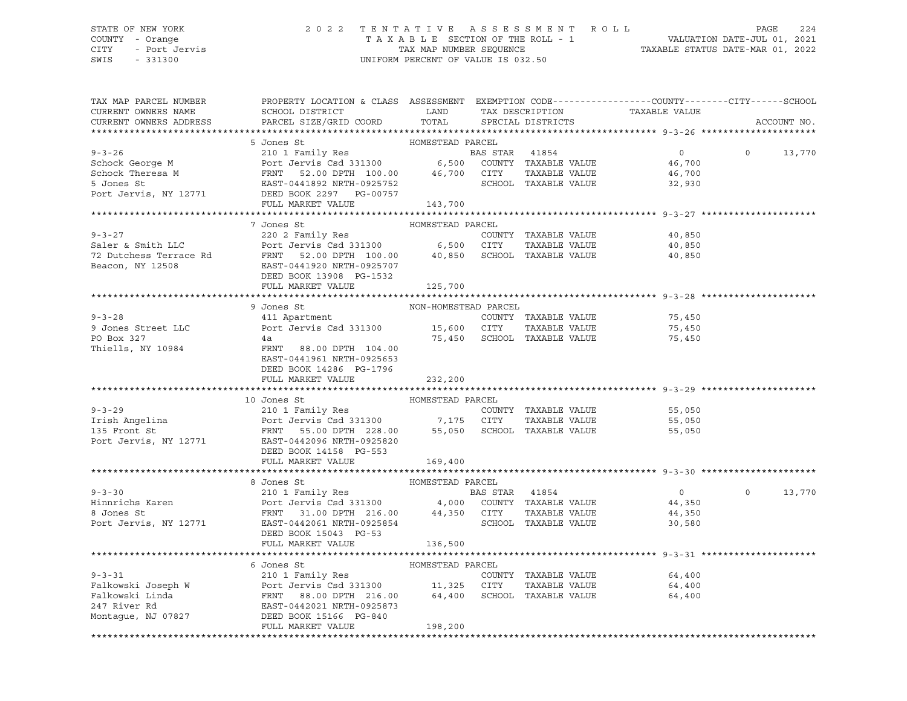STATE OF NEW YORK
COUNTY - Orange
CITY - Port Jervis
SWIS - 331300

2 0 2 2 T E N T A T I V E A S S E S S M E N T R O L L
T A X A B L E SECTION OF THE ROLL - 1
TAX MAP NUMBER SEQUENCE
UNIFORM PERCENT OF VALUE IS 032.50

VALUATION DATE-JUL 01, 2021
TAXABLE STATUS DATE-MAR 01, 2022

| TAX MAP PARCEL NUMBER / CURRENT OWNERS NAME / CURRENT OWNERS ADDRESS | PROPERTY LOCATION & CLASS / SCHOOL DISTRICT / PARCEL SIZE/GRID COORD | ASSESSMENT LAND / TOTAL | EXEMPTION CODE / TAX DESCRIPTION / SPECIAL DISTRICTS | COUNTY TAXABLE VALUE | CITY | SCHOOL | ACCOUNT NO. |
|---|---|---|---|---|---|---|---|
| **9-3-26** | 5 Jones St — HOMESTEAD PARCEL | | | | | | |
| 9-3-26 | 210 1 Family Res | | BAS STAR 41854 | 0 | 0 | 13,770 | |
| Schock George M | Port Jervis Csd 331300 | 6,500 | COUNTY TAXABLE VALUE | 46,700 | | | |
| Schock Theresa M | FRNT 52.00 DPTH 100.00 | 46,700 | CITY TAXABLE VALUE | 46,700 | | | |
| 5 Jones St | EAST-0441892 NRTH-0925752 | | SCHOOL TAXABLE VALUE | 32,930 | | | |
| Port Jervis, NY 12771 | DEED BOOK 2297 PG-00757 | | | | | | |
| | FULL MARKET VALUE | 143,700 | | | | | |
| **9-3-27** | 7 Jones St — HOMESTEAD PARCEL | | | | | | |
| 9-3-27 | 220 2 Family Res | | COUNTY TAXABLE VALUE | 40,850 | | | |
| Saler & Smith LLC | Port Jervis Csd 331300 | 6,500 | CITY TAXABLE VALUE | 40,850 | | | |
| 72 Dutchess Terrace Rd | FRNT 52.00 DPTH 100.00 | 40,850 | SCHOOL TAXABLE VALUE | 40,850 | | | |
| Beacon, NY 12508 | EAST-0441920 NRTH-0925707 | | | | | | |
| | DEED BOOK 13908 PG-1532 | | | | | | |
| | FULL MARKET VALUE | 125,700 | | | | | |
| **9-3-28** | 9 Jones St — NON-HOMESTEAD PARCEL | | | | | | |
| 9-3-28 | 411 Apartment | | COUNTY TAXABLE VALUE | 75,450 | | | |
| 9 Jones Street LLC | Port Jervis Csd 331300 | 15,600 | CITY TAXABLE VALUE | 75,450 | | | |
| PO Box 327 | 4a | 75,450 | SCHOOL TAXABLE VALUE | 75,450 | | | |
| Thiells, NY 10984 | FRNT 88.00 DPTH 104.00 | | | | | | |
| | EAST-0441961 NRTH-0925653 | | | | | | |
| | DEED BOOK 14286 PG-1796 | | | | | | |
| | FULL MARKET VALUE | 232,200 | | | | | |
| **9-3-29** | 10 Jones St — HOMESTEAD PARCEL | | | | | | |
| 9-3-29 | 210 1 Family Res | | COUNTY TAXABLE VALUE | 55,050 | | | |
| Irish Angelina | Port Jervis Csd 331300 | 7,175 | CITY TAXABLE VALUE | 55,050 | | | |
| 135 Front St | FRNT 55.00 DPTH 228.00 | 55,050 | SCHOOL TAXABLE VALUE | 55,050 | | | |
| Port Jervis, NY 12771 | EAST-0442096 NRTH-0925820 | | | | | | |
| | DEED BOOK 14158 PG-553 | | | | | | |
| | FULL MARKET VALUE | 169,400 | | | | | |
| **9-3-30** | 8 Jones St — HOMESTEAD PARCEL | | | | | | |
| 9-3-30 | 210 1 Family Res | | BAS STAR 41854 | 0 | 0 | 13,770 | |
| Hinnrichs Karen | Port Jervis Csd 331300 | 4,000 | COUNTY TAXABLE VALUE | 44,350 | | | |
| 8 Jones St | FRNT 31.00 DPTH 216.00 | 44,350 | CITY TAXABLE VALUE | 44,350 | | | |
| Port Jervis, NY 12771 | EAST-0442061 NRTH-0925854 | | SCHOOL TAXABLE VALUE | 30,580 | | | |
| | DEED BOOK 15043 PG-53 | | | | | | |
| | FULL MARKET VALUE | 136,500 | | | | | |
| **9-3-31** | 6 Jones St — HOMESTEAD PARCEL | | | | | | |
| 9-3-31 | 210 1 Family Res | | COUNTY TAXABLE VALUE | 64,400 | | | |
| Falkowski Joseph W | Port Jervis Csd 331300 | 11,325 | CITY TAXABLE VALUE | 64,400 | | | |
| Falkowski Linda | FRNT 88.00 DPTH 216.00 | 64,400 | SCHOOL TAXABLE VALUE | 64,400 | | | |
| 247 River Rd | EAST-0442021 NRTH-0925873 | | | | | | |
| Montague, NJ 07827 | DEED BOOK 15166 PG-840 | | | | | | |
| | FULL MARKET VALUE | 198,200 | | | | | |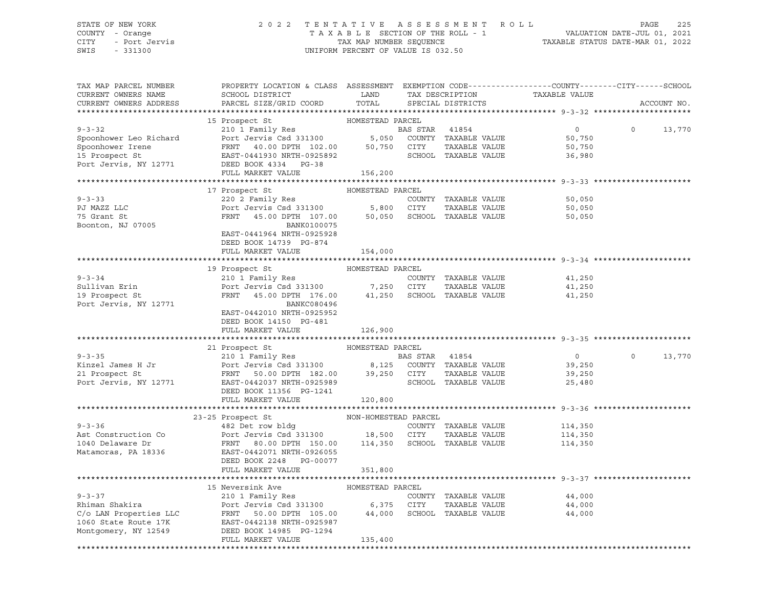STATE OF NEW YORK — COUNTY - Orange — CITY - Port Jervis — SWIS - 331300

2022 TENTATIVE ASSESSMENT ROLL
TAXABLE SECTION OF THE ROLL - 1
TAX MAP NUMBER SEQUENCE
UNIFORM PERCENT OF VALUE IS 032.50

VALUATION DATE-JUL 01, 2021
TAXABLE STATUS DATE-MAR 01, 2022

| TAX MAP PARCEL NUMBER / CURRENT OWNERS NAME / CURRENT OWNERS ADDRESS | PROPERTY LOCATION & CLASS / SCHOOL DISTRICT / PARCEL SIZE/GRID COORD | ASSESSMENT LAND | ASSESSMENT TOTAL | EXEMPTION CODE / TAX DESCRIPTION / SPECIAL DISTRICTS | COUNTY | CITY | SCHOOL | ACCOUNT NO. |
|---|---|---|---|---|---|---|---|---|
| **9-3-32** | 15 Prospect St — HOMESTEAD PARCEL | | | | | | | |
| Spoonhower Leo Richard | 210 1 Family Res | | | BAS STAR 41854 | 0 | 0 | 13,770 | |
| Spoonhower Irene | Port Jervis Csd 331300 | 5,050 | | COUNTY TAXABLE VALUE | 50,750 | | | |
| 15 Prospect St | FRNT 40.00 DPTH 102.00 | | 50,750 | CITY TAXABLE VALUE | | 50,750 | | |
| Port Jervis, NY 12771 | EAST-0441930 NRTH-0925892 | | | SCHOOL TAXABLE VALUE | | | 36,980 | |
| | DEED BOOK 4334 PG-38 | | | | | | | |
| | FULL MARKET VALUE | | 156,200 | | | | | |
| **9-3-33** | 17 Prospect St — HOMESTEAD PARCEL | | | | | | | |
| PJ MAZZ LLC | 220 2 Family Res | | | COUNTY TAXABLE VALUE | 50,050 | | | |
| 75 Grant St | Port Jervis Csd 331300 | 5,800 | | CITY TAXABLE VALUE | | 50,050 | | |
| Boonton, NJ 07005 | FRNT 45.00 DPTH 107.00 | | 50,050 | SCHOOL TAXABLE VALUE | | | 50,050 | |
| | BANK0100075 | | | | | | | |
| | EAST-0441964 NRTH-0925928 | | | | | | | |
| | DEED BOOK 14739 PG-874 | | | | | | | |
| | FULL MARKET VALUE | | 154,000 | | | | | |
| **9-3-34** | 19 Prospect St — HOMESTEAD PARCEL | | | | | | | |
| Sullivan Erin | 210 1 Family Res | | | COUNTY TAXABLE VALUE | 41,250 | | | |
| 19 Prospect St | Port Jervis Csd 331300 | 7,250 | | CITY TAXABLE VALUE | | 41,250 | | |
| Port Jervis, NY 12771 | FRNT 45.00 DPTH 176.00 | | 41,250 | SCHOOL TAXABLE VALUE | | | 41,250 | |
| | BANKC080496 | | | | | | | |
| | EAST-0442010 NRTH-0925952 | | | | | | | |
| | DEED BOOK 14150 PG-481 | | | | | | | |
| | FULL MARKET VALUE | | 126,900 | | | | | |
| **9-3-35** | 21 Prospect St — HOMESTEAD PARCEL | | | | | | | |
| Kinzel James H Jr | 210 1 Family Res | | | BAS STAR 41854 | 0 | 0 | 13,770 | |
| 21 Prospect St | Port Jervis Csd 331300 | 8,125 | | COUNTY TAXABLE VALUE | 39,250 | | | |
| Port Jervis, NY 12771 | FRNT 50.00 DPTH 182.00 | | 39,250 | CITY TAXABLE VALUE | | 39,250 | | |
| | EAST-0442037 NRTH-0925989 | | | SCHOOL TAXABLE VALUE | | | 25,480 | |
| | DEED BOOK 11356 PG-1241 | | | | | | | |
| | FULL MARKET VALUE | | 120,800 | | | | | |
| **9-3-36** | 23-25 Prospect St — NON-HOMESTEAD PARCEL | | | | | | | |
| Ast Construction Co | 482 Det row bldg | | | COUNTY TAXABLE VALUE | 114,350 | | | |
| 1040 Delaware Dr | Port Jervis Csd 331300 | 18,500 | | CITY TAXABLE VALUE | | 114,350 | | |
| Matamoras, PA 18336 | FRNT 80.00 DPTH 150.00 | | 114,350 | SCHOOL TAXABLE VALUE | | | 114,350 | |
| | EAST-0442071 NRTH-0926055 | | | | | | | |
| | DEED BOOK 2248 PG-00077 | | | | | | | |
| | FULL MARKET VALUE | | 351,800 | | | | | |
| **9-3-37** | 15 Neversink Ave — HOMESTEAD PARCEL | | | | | | | |
| Rhiman Shakira | 210 1 Family Res | | | COUNTY TAXABLE VALUE | 44,000 | | | |
| C/o LAN Properties LLC | Port Jervis Csd 331300 | 6,375 | | CITY TAXABLE VALUE | | 44,000 | | |
| 1060 State Route 17K | FRNT 50.00 DPTH 105.00 | | 44,000 | SCHOOL TAXABLE VALUE | | | 44,000 | |
| Montgomery, NY 12549 | EAST-0442138 NRTH-0925987 | | | | | | | |
| | DEED BOOK 14985 PG-1294 | | | | | | | |
| | FULL MARKET VALUE | | 135,400 | | | | | |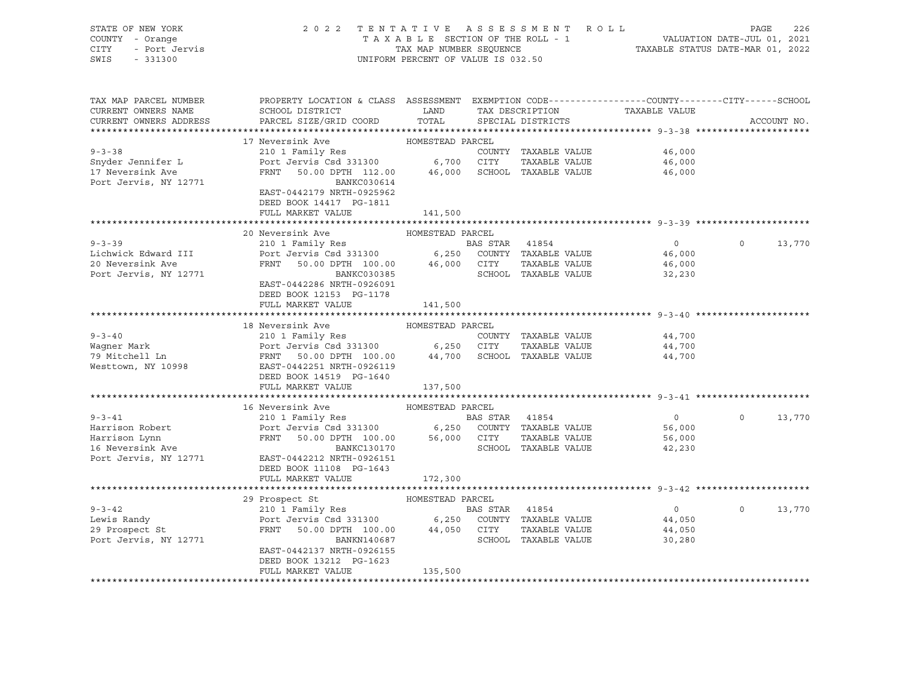STATE OF NEW YORK — COUNTY - Orange — CITY - Port Jervis — SWIS - 331300

# 2022 TENTATIVE ASSESSMENT ROLL

TAXABLE SECTION OF THE ROLL - 1 — TAX MAP NUMBER SEQUENCE — UNIFORM PERCENT OF VALUE IS 032.50

VALUATION DATE-JUL 01, 2021 — TAXABLE STATUS DATE-MAR 01, 2022

| TAX MAP PARCEL NUMBER / CURRENT OWNERS NAME / CURRENT OWNERS ADDRESS | PROPERTY LOCATION & CLASS / SCHOOL DISTRICT / PARCEL SIZE/GRID COORD | ASSESSMENT LAND | TOTAL | EXEMPTION CODE / TAX DESCRIPTION / SPECIAL DISTRICTS | COUNTY | CITY | SCHOOL | ACCOUNT NO. |
|---|---|---|---|---|---|---|---|---|
| **9-3-38** | 17 Neversink Ave — HOMESTEAD PARCEL | | | | | | | |
| Snyder Jennifer L | 210 1 Family Res | | | COUNTY TAXABLE VALUE | 46,000 | | | |
| 17 Neversink Ave | Port Jervis Csd 331300 | 6,700 | | CITY TAXABLE VALUE | | 46,000 | | |
| Port Jervis, NY 12771 | FRNT 50.00 DPTH 112.00 | | 46,000 | SCHOOL TAXABLE VALUE | | | 46,000 | |
| | BANKC030614 | | | | | | | |
| | EAST-0442179 NRTH-0925962 | | | | | | | |
| | DEED BOOK 14417 PG-1811 | | | | | | | |
| | FULL MARKET VALUE | | 141,500 | | | | | |
| **9-3-39** | 20 Neversink Ave — HOMESTEAD PARCEL | | | | | | | |
| Lichwick Edward III | 210 1 Family Res | | | BAS STAR 41854 | 0 | 0 | 13,770 | |
| 20 Neversink Ave | Port Jervis Csd 331300 | 6,250 | | COUNTY TAXABLE VALUE | 46,000 | | | |
| Port Jervis, NY 12771 | FRNT 50.00 DPTH 100.00 | | 46,000 | CITY TAXABLE VALUE | | 46,000 | | |
| | BANKC030385 | | | SCHOOL TAXABLE VALUE | | | 32,230 | |
| | EAST-0442286 NRTH-0926091 | | | | | | | |
| | DEED BOOK 12153 PG-1178 | | | | | | | |
| | FULL MARKET VALUE | | 141,500 | | | | | |
| **9-3-40** | 18 Neversink Ave — HOMESTEAD PARCEL | | | | | | | |
| Wagner Mark | 210 1 Family Res | | | COUNTY TAXABLE VALUE | 44,700 | | | |
| 79 Mitchell Ln | Port Jervis Csd 331300 | 6,250 | | CITY TAXABLE VALUE | | 44,700 | | |
| Westtown, NY 10998 | FRNT 50.00 DPTH 100.00 | | 44,700 | SCHOOL TAXABLE VALUE | | | 44,700 | |
| | EAST-0442251 NRTH-0926119 | | | | | | | |
| | DEED BOOK 14519 PG-1640 | | | | | | | |
| | FULL MARKET VALUE | | 137,500 | | | | | |
| **9-3-41** | 16 Neversink Ave — HOMESTEAD PARCEL | | | | | | | |
| Harrison Robert | 210 1 Family Res | | | BAS STAR 41854 | 0 | 0 | 13,770 | |
| Harrison Lynn | Port Jervis Csd 331300 | 6,250 | | COUNTY TAXABLE VALUE | 56,000 | | | |
| 16 Neversink Ave | FRNT 50.00 DPTH 100.00 | | 56,000 | CITY TAXABLE VALUE | | 56,000 | | |
| Port Jervis, NY 12771 | BANKC130170 | | | SCHOOL TAXABLE VALUE | | | 42,230 | |
| | EAST-0442212 NRTH-0926151 | | | | | | | |
| | DEED BOOK 11108 PG-1643 | | | | | | | |
| | FULL MARKET VALUE | | 172,300 | | | | | |
| **9-3-42** | 29 Prospect St — HOMESTEAD PARCEL | | | | | | | |
| Lewis Randy | 210 1 Family Res | | | BAS STAR 41854 | 0 | 0 | 13,770 | |
| 29 Prospect St | Port Jervis Csd 331300 | 6,250 | | COUNTY TAXABLE VALUE | 44,050 | | | |
| Port Jervis, NY 12771 | FRNT 50.00 DPTH 100.00 | | 44,050 | CITY TAXABLE VALUE | | 44,050 | | |
| | BANKN140687 | | | SCHOOL TAXABLE VALUE | | | 30,280 | |
| | EAST-0442137 NRTH-0926155 | | | | | | | |
| | DEED BOOK 13212 PG-1623 | | | | | | | |
| | FULL MARKET VALUE | | 135,500 | | | | | |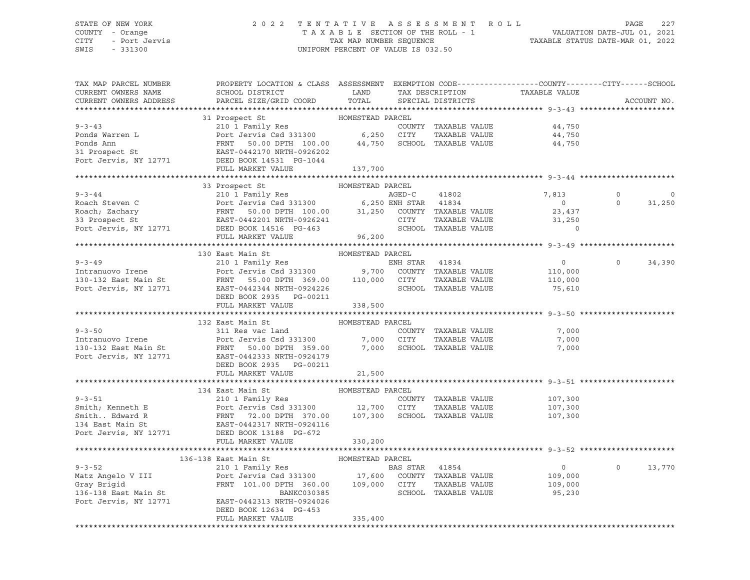STATE OF NEW YORK | COUNTY - Orange | CITY - Port Jervis | SWIS - 331300

2022 TENTATIVE ASSESSMENT ROLL
TAXABLE SECTION OF THE ROLL - 1
TAX MAP NUMBER SEQUENCE
UNIFORM PERCENT OF VALUE IS 032.50

VALUATION DATE-JUL 01, 2021
TAXABLE STATUS DATE-MAR 01, 2022

| TAX MAP PARCEL NUMBER / CURRENT OWNERS NAME / CURRENT OWNERS ADDRESS | PROPERTY LOCATION & CLASS / SCHOOL DISTRICT / PARCEL SIZE/GRID COORD | ASSESSMENT LAND | TOTAL | EXEMPTION CODE / TAX DESCRIPTION / SPECIAL DISTRICTS | COUNTY TAXABLE VALUE | CITY | SCHOOL |
|---|---|---|---|---|---|---|---|
| **9-3-43** | 31 Prospect St — HOMESTEAD PARCEL | | | | | | |
| Ponds Warren L | 210 1 Family Res | | | COUNTY TAXABLE VALUE | 44,750 | | |
| Ponds Ann | Port Jervis Csd 331300 | 6,250 | | CITY TAXABLE VALUE | 44,750 | | |
| 31 Prospect St | FRNT 50.00 DPTH 100.00 | | 44,750 | SCHOOL TAXABLE VALUE | 44,750 | | |
| Port Jervis, NY 12771 | EAST-0442170 NRTH-0926202 | | | | | | |
| | DEED BOOK 14531 PG-1044 | | | | | | |
| | FULL MARKET VALUE | | 137,700 | | | | |
| **9-3-44** | 33 Prospect St — HOMESTEAD PARCEL | | | | | | |
| Roach Steven C | 210 1 Family Res | | | AGED-C 41802 | 7,813 | 0 | 0 |
| Roach; Zachary | Port Jervis Csd 331300 | 6,250 | | ENH STAR 41834 | 0 | 0 | 31,250 |
| 33 Prospect St | FRNT 50.00 DPTH 100.00 | | 31,250 | COUNTY TAXABLE VALUE | 23,437 | | |
| Port Jervis, NY 12771 | EAST-0442201 NRTH-0926241 | | | CITY TAXABLE VALUE | 31,250 | | |
| | DEED BOOK 14516 PG-463 | | | SCHOOL TAXABLE VALUE | 0 | | |
| | FULL MARKET VALUE | | 96,200 | | | | |
| **9-3-49** | 130 East Main St — HOMESTEAD PARCEL | | | | | | |
| Intranuovo Irene | 210 1 Family Res | | | ENH STAR 41834 | 0 | 0 | 34,390 |
| 130-132 East Main St | Port Jervis Csd 331300 | 9,700 | | COUNTY TAXABLE VALUE | 110,000 | | |
| Port Jervis, NY 12771 | FRNT 55.00 DPTH 369.00 | | 110,000 | CITY TAXABLE VALUE | 110,000 | | |
| | EAST-0442344 NRTH-0924226 | | | SCHOOL TAXABLE VALUE | 75,610 | | |
| | DEED BOOK 2935 PG-00211 | | | | | | |
| | FULL MARKET VALUE | | 338,500 | | | | |
| **9-3-50** | 132 East Main St — HOMESTEAD PARCEL | | | | | | |
| Intranuovo Irene | 311 Res vac land | | | COUNTY TAXABLE VALUE | 7,000 | | |
| 130-132 East Main St | Port Jervis Csd 331300 | 7,000 | | CITY TAXABLE VALUE | 7,000 | | |
| Port Jervis, NY 12771 | FRNT 50.00 DPTH 359.00 | | 7,000 | SCHOOL TAXABLE VALUE | 7,000 | | |
| | EAST-0442333 NRTH-0924179 | | | | | | |
| | DEED BOOK 2935 PG-00211 | | | | | | |
| | FULL MARKET VALUE | | 21,500 | | | | |
| **9-3-51** | 134 East Main St — HOMESTEAD PARCEL | | | | | | |
| Smith; Kenneth E | 210 1 Family Res | | | COUNTY TAXABLE VALUE | 107,300 | | |
| Smith.. Edward R | Port Jervis Csd 331300 | 12,700 | | CITY TAXABLE VALUE | 107,300 | | |
| 134 East Main St | FRNT 72.00 DPTH 370.00 | | 107,300 | SCHOOL TAXABLE VALUE | 107,300 | | |
| Port Jervis, NY 12771 | EAST-0442317 NRTH-0924116 | | | | | | |
| | DEED BOOK 13188 PG-672 | | | | | | |
| | FULL MARKET VALUE | | 330,200 | | | | |
| **9-3-52** | 136-138 East Main St — HOMESTEAD PARCEL | | | | | | |
| Matz Angelo V III | 210 1 Family Res | | | BAS STAR 41854 | 0 | 0 | 13,770 |
| Gray Brigid | Port Jervis Csd 331300 | 17,600 | | COUNTY TAXABLE VALUE | 109,000 | | |
| 136-138 East Main St | FRNT 101.00 DPTH 360.00 | | 109,000 | CITY TAXABLE VALUE | 109,000 | | |
| Port Jervis, NY 12771 | BANKC030385 | | | SCHOOL TAXABLE VALUE | 95,230 | | |
| | EAST-0442313 NRTH-0924026 | | | | | | |
| | DEED BOOK 12634 PG-453 | | | | | | |
| | FULL MARKET VALUE | | 335,400 | | | | |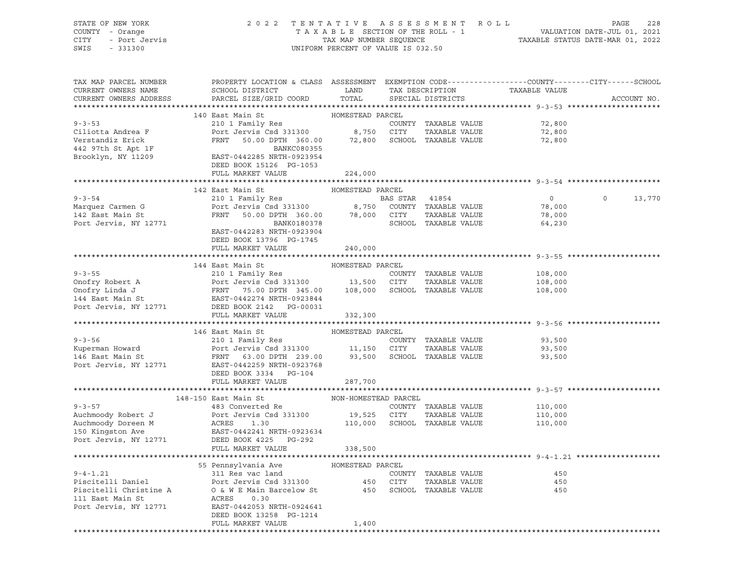STATE OF NEW YORK — COUNTY - Orange — CITY - Port Jervis — SWIS - 331300

2022 TENTATIVE ASSESSMENT ROLL — TAXABLE SECTION OF THE ROLL - 1 — TAX MAP NUMBER SEQUENCE — UNIFORM PERCENT OF VALUE IS 032.50

VALUATION DATE-JUL 01, 2021 — TAXABLE STATUS DATE-MAR 01, 2022

| TAX MAP PARCEL NUMBER / CURRENT OWNERS NAME / CURRENT OWNERS ADDRESS | PROPERTY LOCATION & CLASS / SCHOOL DISTRICT / PARCEL SIZE/GRID COORD | ASSESSMENT LAND | ASSESSMENT TOTAL | EXEMPTION CODE / TAX DESCRIPTION / SPECIAL DISTRICTS | COUNTY TAXABLE VALUE | CITY | SCHOOL | ACCOUNT NO. |
|---|---|---|---|---|---|---|---|---|
| 9-3-53 | 140 East Main St — HOMESTEAD PARCEL | | | | | | | |
| 9-3-53 | 210 1 Family Res | | | COUNTY TAXABLE VALUE | 72,800 | | | |
| Ciliotta Andrea F | Port Jervis Csd 331300 | 8,750 | | CITY TAXABLE VALUE | 72,800 | | | |
| Verstandiz Erick | FRNT 50.00 DPTH 360.00 | | 72,800 | SCHOOL TAXABLE VALUE | 72,800 | | | |
| 442 97th St Apt 1F | BANKC080355 | | | | | | | |
| Brooklyn, NY 11209 | EAST-0442285 NRTH-0923954 | | | | | | | |
| | DEED BOOK 15126 PG-1053 | | | | | | | |
| | FULL MARKET VALUE | | 224,000 | | | | | |
| 9-3-54 | 142 East Main St — HOMESTEAD PARCEL | | | | | | | |
| 9-3-54 | 210 1 Family Res | | | BAS STAR 41854 | 0 | 0 | 13,770 | |
| Marquez Carmen G | Port Jervis Csd 331300 | 8,750 | | COUNTY TAXABLE VALUE | 78,000 | | | |
| 142 East Main St | FRNT 50.00 DPTH 360.00 | | 78,000 | CITY TAXABLE VALUE | 78,000 | | | |
| Port Jervis, NY 12771 | BANK0180378 | | | SCHOOL TAXABLE VALUE | 64,230 | | | |
| | EAST-0442283 NRTH-0923904 | | | | | | | |
| | DEED BOOK 13796 PG-1745 | | | | | | | |
| | FULL MARKET VALUE | | 240,000 | | | | | |
| 9-3-55 | 144 East Main St — HOMESTEAD PARCEL | | | | | | | |
| 9-3-55 | 210 1 Family Res | | | COUNTY TAXABLE VALUE | 108,000 | | | |
| Onofry Robert A | Port Jervis Csd 331300 | 13,500 | | CITY TAXABLE VALUE | 108,000 | | | |
| Onofry Linda J | FRNT 75.00 DPTH 345.00 | | 108,000 | SCHOOL TAXABLE VALUE | 108,000 | | | |
| 144 East Main St | EAST-0442274 NRTH-0923844 | | | | | | | |
| Port Jervis, NY 12771 | DEED BOOK 2142 PG-00031 | | | | | | | |
| | FULL MARKET VALUE | | 332,300 | | | | | |
| 9-3-56 | 146 East Main St — HOMESTEAD PARCEL | | | | | | | |
| 9-3-56 | 210 1 Family Res | | | COUNTY TAXABLE VALUE | 93,500 | | | |
| Kuperman Howard | Port Jervis Csd 331300 | 11,150 | | CITY TAXABLE VALUE | 93,500 | | | |
| 146 East Main St | FRNT 63.00 DPTH 239.00 | | 93,500 | SCHOOL TAXABLE VALUE | 93,500 | | | |
| Port Jervis, NY 12771 | EAST-0442259 NRTH-0923768 | | | | | | | |
| | DEED BOOK 3334 PG-104 | | | | | | | |
| | FULL MARKET VALUE | | 287,700 | | | | | |
| 9-3-57 | 148-150 East Main St — NON-HOMESTEAD PARCEL | | | | | | | |
| 9-3-57 | 483 Converted Re | | | COUNTY TAXABLE VALUE | 110,000 | | | |
| Auchmoody Robert J | Port Jervis Csd 331300 | 19,525 | | CITY TAXABLE VALUE | 110,000 | | | |
| Auchmoody Doreen M | ACRES 1.30 | | 110,000 | SCHOOL TAXABLE VALUE | 110,000 | | | |
| 150 Kingston Ave | EAST-0442241 NRTH-0923634 | | | | | | | |
| Port Jervis, NY 12771 | DEED BOOK 4225 PG-292 | | | | | | | |
| | FULL MARKET VALUE | | 338,500 | | | | | |
| 9-4-1.21 | 55 Pennsylvania Ave — HOMESTEAD PARCEL | | | | | | | |
| 9-4-1.21 | 311 Res vac land | | | COUNTY TAXABLE VALUE | 450 | | | |
| Piscitelli Daniel | Port Jervis Csd 331300 | 450 | | CITY TAXABLE VALUE | 450 | | | |
| Piscitelli Christine A | O & W E Main Barcelow St | | 450 | SCHOOL TAXABLE VALUE | 450 | | | |
| 111 East Main St | ACRES 0.30 | | | | | | | |
| Port Jervis, NY 12771 | EAST-0442053 NRTH-0924641 | | | | | | | |
| | DEED BOOK 13258 PG-1214 | | | | | | | |
| | FULL MARKET VALUE | | 1,400 | | | | | |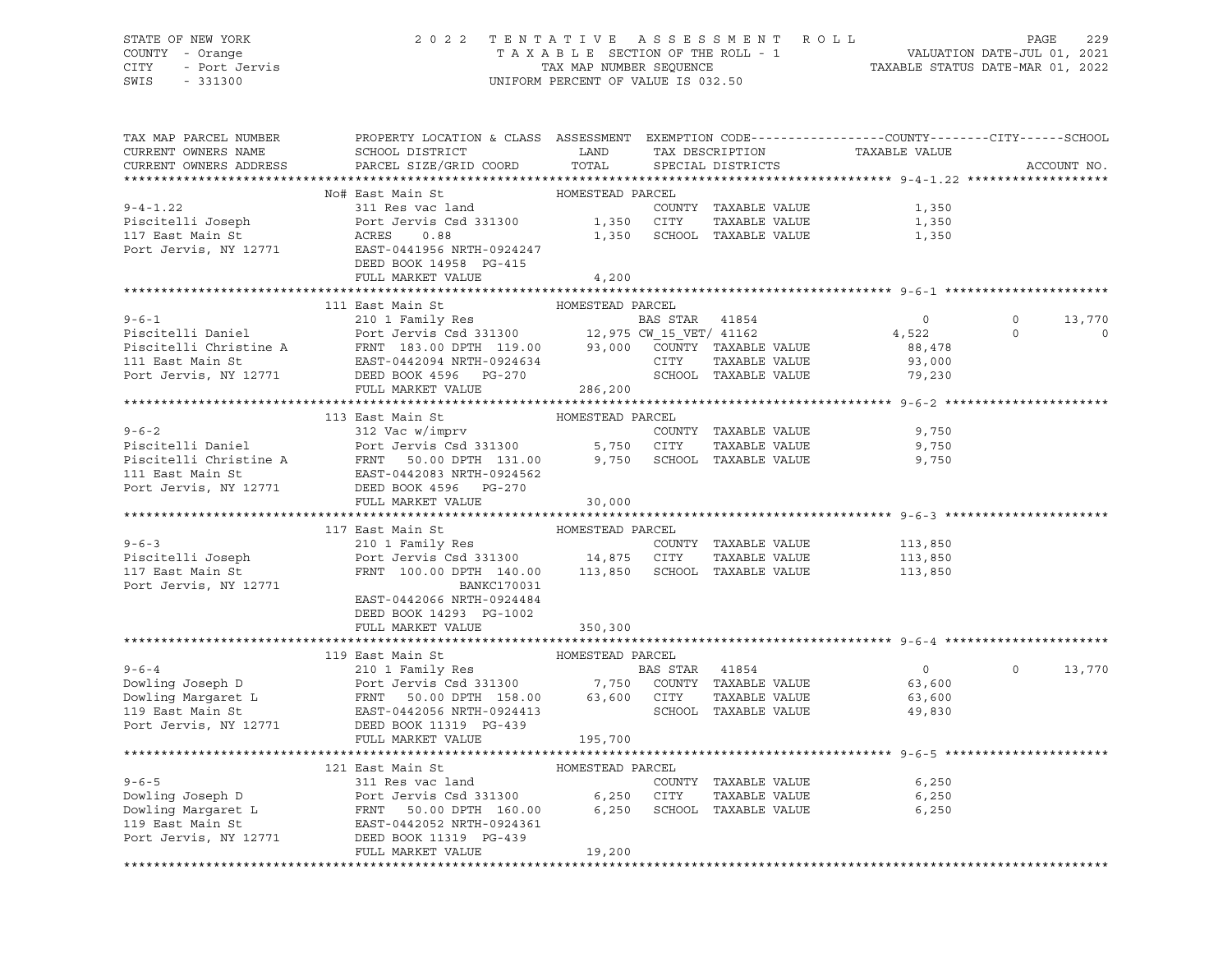STATE OF NEW YORK
COUNTY - Orange
CITY - Port Jervis
SWIS - 331300

2022 TENTATIVE ASSESSMENT ROLL
TAXABLE SECTION OF THE ROLL - 1
TAX MAP NUMBER SEQUENCE
UNIFORM PERCENT OF VALUE IS 032.50

VALUATION DATE-JUL 01, 2021
TAXABLE STATUS DATE-MAR 01, 2022

| TAX MAP PARCEL NUMBER / CURRENT OWNERS NAME / CURRENT OWNERS ADDRESS | PROPERTY LOCATION & CLASS / SCHOOL DISTRICT / PARCEL SIZE/GRID COORD | ASSESSMENT LAND | TOTAL | EXEMPTION CODE / TAX DESCRIPTION / SPECIAL DISTRICTS | COUNTY TAXABLE VALUE | CITY | SCHOOL | ACCOUNT NO. |
|---|---|---|---|---|---|---|---|---|
| **9-4-1.22** | No# East Main St — HOMESTEAD PARCEL | | | | | | | |
| 9-4-1.22 | 311 Res vac land | | | COUNTY TAXABLE VALUE | 1,350 | | | |
| Piscitelli Joseph | Port Jervis Csd 331300 | 1,350 | | CITY TAXABLE VALUE | 1,350 | | | |
| 117 East Main St | ACRES 0.88 | | 1,350 | SCHOOL TAXABLE VALUE | 1,350 | | | |
| Port Jervis, NY 12771 | EAST-0441956 NRTH-0924247 | | | | | | | |
| | DEED BOOK 14958 PG-415 | | | | | | | |
| | FULL MARKET VALUE | | 4,200 | | | | | |
| **9-6-1** | 111 East Main St — HOMESTEAD PARCEL | | | | | | | |
| 9-6-1 | 210 1 Family Res | | | BAS STAR 41854 | 0 | 0 | 13,770 | |
| Piscitelli Daniel | Port Jervis Csd 331300 | 12,975 | | CW_15_VET/ 41162 | 4,522 | 0 | 0 | |
| Piscitelli Christine A | FRNT 183.00 DPTH 119.00 | | 93,000 | COUNTY TAXABLE VALUE | 88,478 | | | |
| 111 East Main St | EAST-0442094 NRTH-0924634 | | | CITY TAXABLE VALUE | 93,000 | | | |
| Port Jervis, NY 12771 | DEED BOOK 4596 PG-270 | | | SCHOOL TAXABLE VALUE | 79,230 | | | |
| | FULL MARKET VALUE | | 286,200 | | | | | |
| **9-6-2** | 113 East Main St — HOMESTEAD PARCEL | | | | | | | |
| 9-6-2 | 312 Vac w/imprv | | | COUNTY TAXABLE VALUE | 9,750 | | | |
| Piscitelli Daniel | Port Jervis Csd 331300 | 5,750 | | CITY TAXABLE VALUE | 9,750 | | | |
| Piscitelli Christine A | FRNT 50.00 DPTH 131.00 | | 9,750 | SCHOOL TAXABLE VALUE | 9,750 | | | |
| 111 East Main St | EAST-0442083 NRTH-0924562 | | | | | | | |
| Port Jervis, NY 12771 | DEED BOOK 4596 PG-270 | | | | | | | |
| | FULL MARKET VALUE | | 30,000 | | | | | |
| **9-6-3** | 117 East Main St — HOMESTEAD PARCEL | | | | | | | |
| 9-6-3 | 210 1 Family Res | | | COUNTY TAXABLE VALUE | 113,850 | | | |
| Piscitelli Joseph | Port Jervis Csd 331300 | 14,875 | | CITY TAXABLE VALUE | 113,850 | | | |
| 117 East Main St | FRNT 100.00 DPTH 140.00 | | 113,850 | SCHOOL TAXABLE VALUE | 113,850 | | | |
| Port Jervis, NY 12771 | BANKC170031 | | | | | | | |
| | EAST-0442066 NRTH-0924484 | | | | | | | |
| | DEED BOOK 14293 PG-1002 | | | | | | | |
| | FULL MARKET VALUE | | 350,300 | | | | | |
| **9-6-4** | 119 East Main St — HOMESTEAD PARCEL | | | | | | | |
| 9-6-4 | 210 1 Family Res | | | BAS STAR 41854 | 0 | 0 | 13,770 | |
| Dowling Joseph D | Port Jervis Csd 331300 | 7,750 | | COUNTY TAXABLE VALUE | 63,600 | | | |
| Dowling Margaret L | FRNT 50.00 DPTH 158.00 | | 63,600 | CITY TAXABLE VALUE | 63,600 | | | |
| 119 East Main St | EAST-0442056 NRTH-0924413 | | | SCHOOL TAXABLE VALUE | 49,830 | | | |
| Port Jervis, NY 12771 | DEED BOOK 11319 PG-439 | | | | | | | |
| | FULL MARKET VALUE | | 195,700 | | | | | |
| **9-6-5** | 121 East Main St — HOMESTEAD PARCEL | | | | | | | |
| 9-6-5 | 311 Res vac land | | | COUNTY TAXABLE VALUE | 6,250 | | | |
| Dowling Joseph D | Port Jervis Csd 331300 | 6,250 | | CITY TAXABLE VALUE | 6,250 | | | |
| Dowling Margaret L | FRNT 50.00 DPTH 160.00 | | 6,250 | SCHOOL TAXABLE VALUE | 6,250 | | | |
| 119 East Main St | EAST-0442052 NRTH-0924361 | | | | | | | |
| Port Jervis, NY 12771 | DEED BOOK 11319 PG-439 | | | | | | | |
| | FULL MARKET VALUE | | 19,200 | | | | | |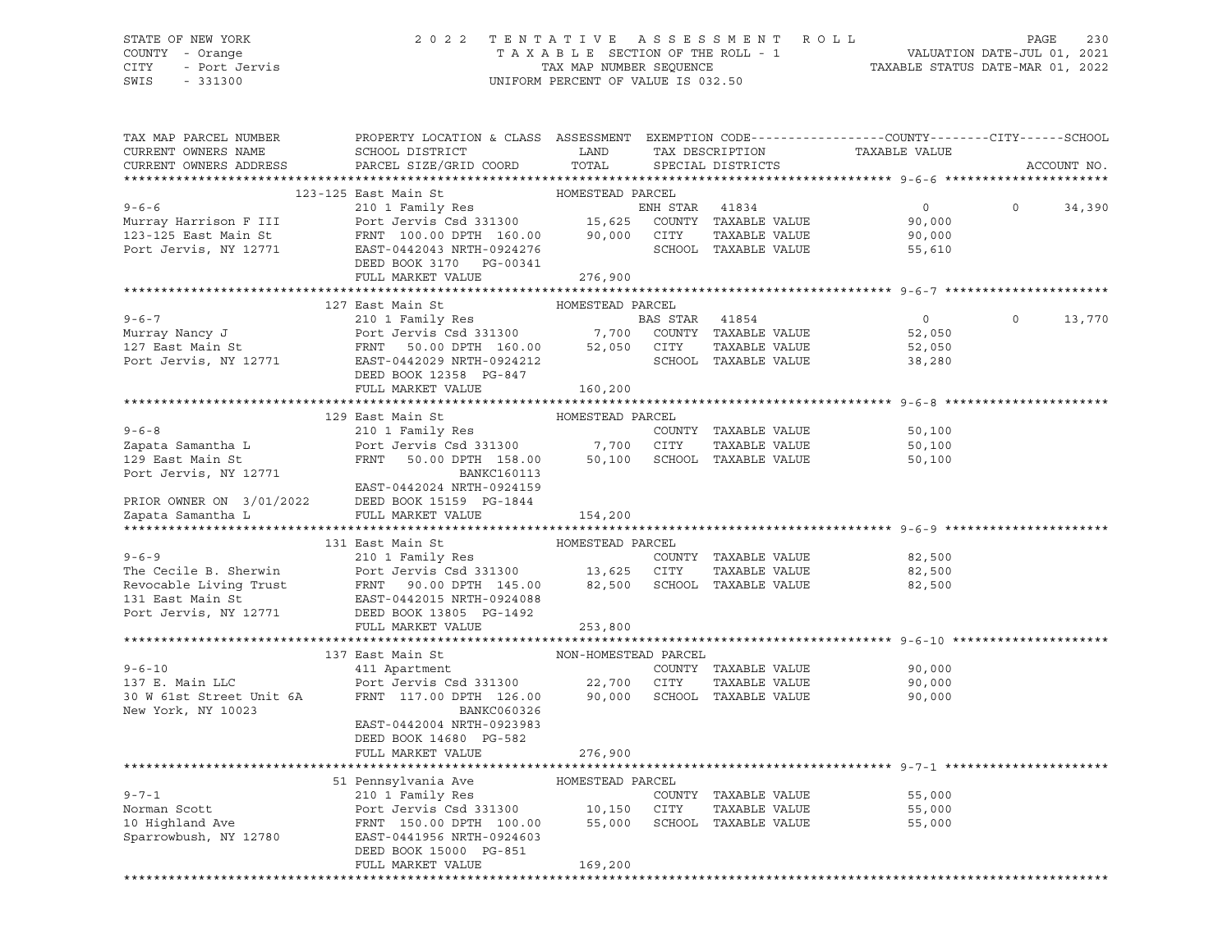STATE OF NEW YORK
COUNTY - Orange
CITY - Port Jervis
SWIS - 331300

2022 TENTATIVE ASSESSMENT ROLL
TAXABLE SECTION OF THE ROLL - 1
TAX MAP NUMBER SEQUENCE
UNIFORM PERCENT OF VALUE IS 032.50

VALUATION DATE-JUL 01, 2021
TAXABLE STATUS DATE-MAR 01, 2022

| TAX MAP PARCEL NUMBER / CURRENT OWNERS NAME / CURRENT OWNERS ADDRESS | PROPERTY LOCATION & CLASS / SCHOOL DISTRICT / PARCEL SIZE/GRID COORD | ASSESSMENT LAND | TOTAL | EXEMPTION CODE / TAX DESCRIPTION / SPECIAL DISTRICTS | COUNTY / TAXABLE VALUE | CITY | SCHOOL | ACCOUNT NO. |
|---|---|---|---|---|---|---|---|---|
| **9-6-6** | 123-125 East Main St — HOMESTEAD PARCEL | | | | | | | |
| Murray Harrison F III | 210 1 Family Res | | | ENH STAR 41834 | 0 | 0 | 34,390 | |
| 123-125 East Main St | Port Jervis Csd 331300 | 15,625 | | COUNTY TAXABLE VALUE | 90,000 | | | |
| Port Jervis, NY 12771 | FRNT 100.00 DPTH 160.00 | | 90,000 | CITY TAXABLE VALUE | 90,000 | | | |
| | EAST-0442043 NRTH-0924276 | | | SCHOOL TAXABLE VALUE | 55,610 | | | |
| | DEED BOOK 3170 PG-00341 | | | | | | | |
| | FULL MARKET VALUE | | 276,900 | | | | | |
| **9-6-7** | 127 East Main St — HOMESTEAD PARCEL | | | | | | | |
| Murray Nancy J | 210 1 Family Res | | | BAS STAR 41854 | 0 | 0 | 13,770 | |
| 127 East Main St | Port Jervis Csd 331300 | 7,700 | | COUNTY TAXABLE VALUE | 52,050 | | | |
| Port Jervis, NY 12771 | FRNT 50.00 DPTH 160.00 | | 52,050 | CITY TAXABLE VALUE | 52,050 | | | |
| | EAST-0442029 NRTH-0924212 | | | SCHOOL TAXABLE VALUE | 38,280 | | | |
| | DEED BOOK 12358 PG-847 | | | | | | | |
| | FULL MARKET VALUE | | 160,200 | | | | | |
| **9-6-8** | 129 East Main St — HOMESTEAD PARCEL | | | | | | | |
| Zapata Samantha L | 210 1 Family Res | | | COUNTY TAXABLE VALUE | 50,100 | | | |
| 129 East Main St | Port Jervis Csd 331300 | 7,700 | | CITY TAXABLE VALUE | 50,100 | | | |
| Port Jervis, NY 12771 | FRNT 50.00 DPTH 158.00 | | 50,100 | SCHOOL TAXABLE VALUE | 50,100 | | | |
| | BANKC160113 | | | | | | | |
| | EAST-0442024 NRTH-0924159 | | | | | | | |
| PRIOR OWNER ON 3/01/2022 | DEED BOOK 15159 PG-1844 | | | | | | | |
| Zapata Samantha L | FULL MARKET VALUE | | 154,200 | | | | | |
| **9-6-9** | 131 East Main St — HOMESTEAD PARCEL | | | | | | | |
| The Cecile B. Sherwin | 210 1 Family Res | | | COUNTY TAXABLE VALUE | 82,500 | | | |
| Revocable Living Trust | Port Jervis Csd 331300 | 13,625 | | CITY TAXABLE VALUE | 82,500 | | | |
| 131 East Main St | FRNT 90.00 DPTH 145.00 | | 82,500 | SCHOOL TAXABLE VALUE | 82,500 | | | |
| Port Jervis, NY 12771 | EAST-0442015 NRTH-0924088 | | | | | | | |
| | DEED BOOK 13805 PG-1492 | | | | | | | |
| | FULL MARKET VALUE | | 253,800 | | | | | |
| **9-6-10** | 137 East Main St — NON-HOMESTEAD PARCEL | | | | | | | |
| 137 E. Main LLC | 411 Apartment | | | COUNTY TAXABLE VALUE | 90,000 | | | |
| 30 W 61st Street Unit 6A | Port Jervis Csd 331300 | 22,700 | | CITY TAXABLE VALUE | 90,000 | | | |
| New York, NY 10023 | FRNT 117.00 DPTH 126.00 | | 90,000 | SCHOOL TAXABLE VALUE | 90,000 | | | |
| | BANKC060326 | | | | | | | |
| | EAST-0442004 NRTH-0923983 | | | | | | | |
| | DEED BOOK 14680 PG-582 | | | | | | | |
| | FULL MARKET VALUE | | 276,900 | | | | | |
| **9-7-1** | 51 Pennsylvania Ave — HOMESTEAD PARCEL | | | | | | | |
| Norman Scott | 210 1 Family Res | | | COUNTY TAXABLE VALUE | 55,000 | | | |
| 10 Highland Ave | Port Jervis Csd 331300 | 10,150 | | CITY TAXABLE VALUE | 55,000 | | | |
| Sparrowbush, NY 12780 | FRNT 150.00 DPTH 100.00 | | 55,000 | SCHOOL TAXABLE VALUE | 55,000 | | | |
| | EAST-0441956 NRTH-0924603 | | | | | | | |
| | DEED BOOK 15000 PG-851 | | | | | | | |
| | FULL MARKET VALUE | | 169,200 | | | | | |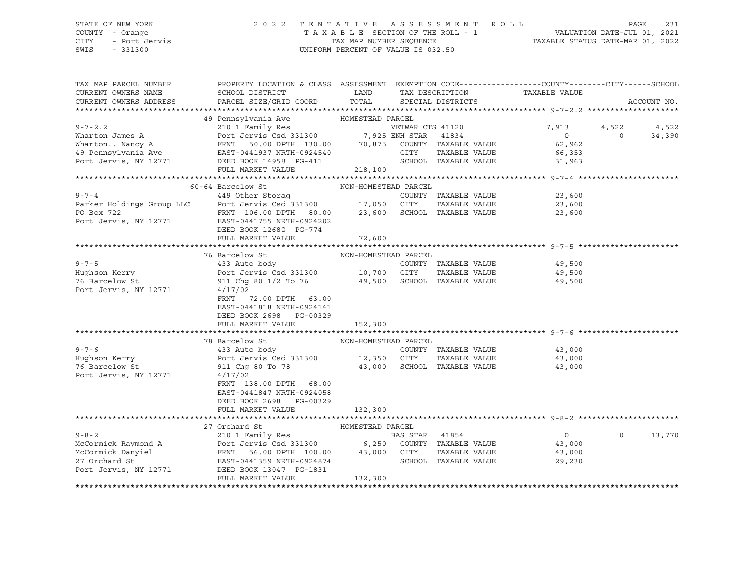STATE OF NEW YORK — COUNTY - Orange — CITY - Port Jervis — SWIS - 331300

2022 TENTATIVE ASSESSMENT ROLL
TAXABLE SECTION OF THE ROLL - 1
TAX MAP NUMBER SEQUENCE
UNIFORM PERCENT OF VALUE IS 032.50

VALUATION DATE-JUL 01, 2021
TAXABLE STATUS DATE-MAR 01, 2022

```
TAX MAP PARCEL NUMBER      PROPERTY LOCATION & CLASS  ASSESSMENT  EXEMPTION CODE------------------COUNTY--------CITY------SCHOOL
CURRENT OWNERS NAME        SCHOOL DISTRICT              LAND      TAX DESCRIPTION            TAXABLE VALUE
CURRENT OWNERS ADDRESS     PARCEL SIZE/GRID COORD       TOTAL     SPECIAL DISTRICTS                                    ACCOUNT NO.
******************************************************************************************** 9-7-2.2 ********************
                     49 Pennsylvania Ave            HOMESTEAD PARCEL
9-7-2.2                    210 1 Family Res                  VETWAR CTS 41120             7,913      4,522      4,522
Wharton James A            Port Jervis Csd 331300      7,925 ENH STAR   41834                 0          0     34,390
Wharton.. Nancy A          FRNT    50.00 DPTH 130.00  70,875  COUNTY  TAXABLE VALUE          62,962
49 Pennsylvania Ave        EAST-0441937 NRTH-0924540          CITY    TAXABLE VALUE          66,353
Port Jervis, NY 12771      DEED BOOK 14958  PG-411            SCHOOL  TAXABLE VALUE          31,963
                           FULL MARKET VALUE         218,100
******************************************************************************************** 9-7-4 **********************
                     60-64 Barcelow St              NON-HOMESTEAD PARCEL
9-7-4                      449 Other Storag                   COUNTY  TAXABLE VALUE          23,600
Parker Holdings Group LLC  Port Jervis Csd 331300     17,050  CITY    TAXABLE VALUE          23,600
PO Box 722                 FRNT  106.00 DPTH  80.00   23,600  SCHOOL  TAXABLE VALUE          23,600
Port Jervis, NY 12771      EAST-0441755 NRTH-0924202
                           DEED BOOK 12680  PG-774
                           FULL MARKET VALUE          72,600
******************************************************************************************** 9-7-5 **********************
                     76 Barcelow St                 NON-HOMESTEAD PARCEL
9-7-5                      433 Auto body                      COUNTY  TAXABLE VALUE          49,500
Hughson Kerry              Port Jervis Csd 331300     10,700  CITY    TAXABLE VALUE          49,500
76 Barcelow St             911 Chg 80 1/2 To 76       49,500  SCHOOL  TAXABLE VALUE          49,500
Port Jervis, NY 12771      4/17/02
                           FRNT   72.00 DPTH  63.00
                           EAST-0441818 NRTH-0924141
                           DEED BOOK 2698   PG-00329
                           FULL MARKET VALUE         152,300
******************************************************************************************** 9-7-6 **********************
                     78 Barcelow St                 NON-HOMESTEAD PARCEL
9-7-6                      433 Auto body                      COUNTY  TAXABLE VALUE          43,000
Hughson Kerry              Port Jervis Csd 331300     12,350  CITY    TAXABLE VALUE          43,000
76 Barcelow St             911 Chg 80 To 78           43,000  SCHOOL  TAXABLE VALUE          43,000
Port Jervis, NY 12771      4/17/02
                           FRNT  138.00 DPTH  68.00
                           EAST-0441847 NRTH-0924058
                           DEED BOOK 2698   PG-00329
                           FULL MARKET VALUE         132,300
******************************************************************************************** 9-8-2 **********************
                     27 Orchard St                  HOMESTEAD PARCEL
9-8-2                      210 1 Family Res                  BAS STAR  41854                  0          0     13,770
McCormick Raymond A        Port Jervis Csd 331300      6,250  COUNTY  TAXABLE VALUE          43,000
McCormick Danyiel          FRNT    56.00 DPTH 100.00  43,000  CITY    TAXABLE VALUE          43,000
27 Orchard St              EAST-0441359 NRTH-0924874          SCHOOL  TAXABLE VALUE          29,230
Port Jervis, NY 12771      DEED BOOK 13047  PG-1831
                           FULL MARKET VALUE         132,300
****************************************************************************************************************************
```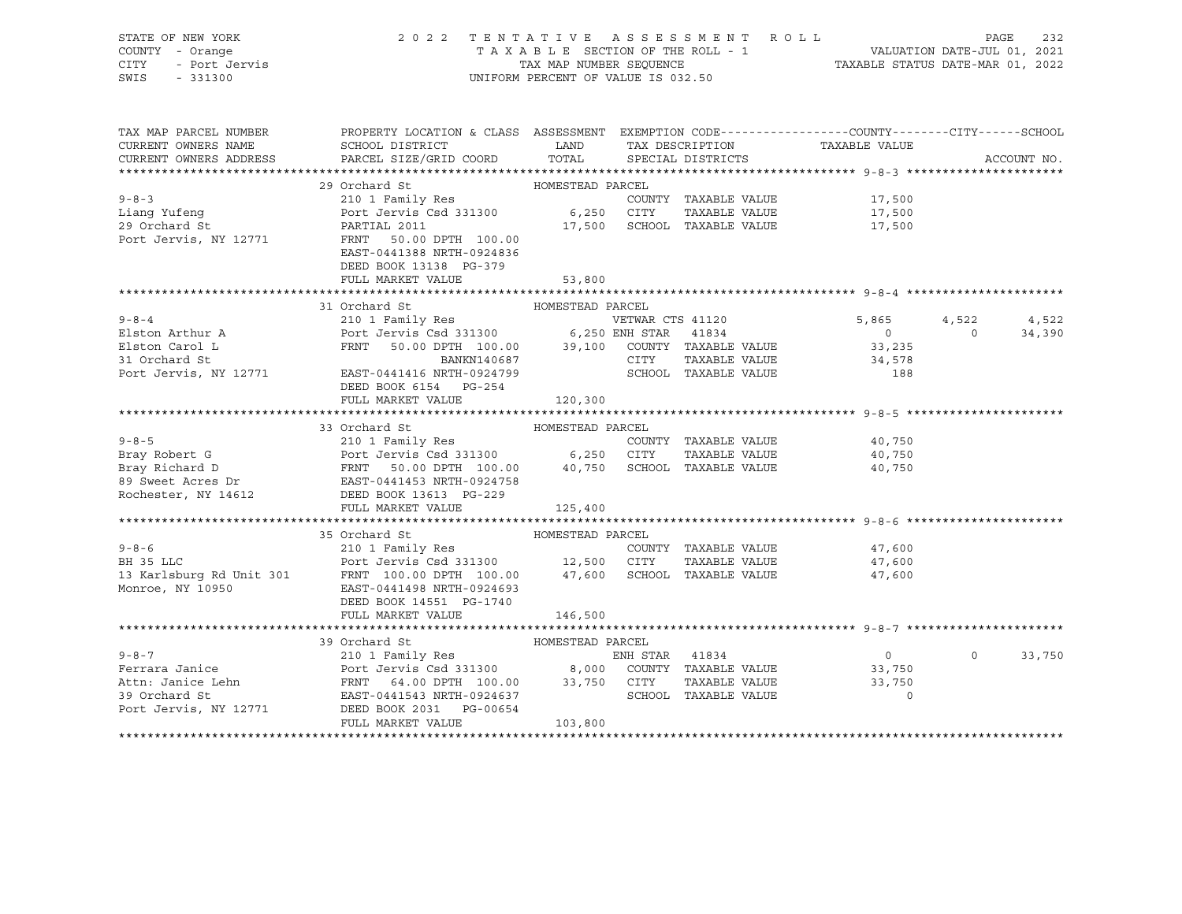STATE OF NEW YORK | 2022 TENTATIVE ASSESSMENT ROLL | PAGE 232
COUNTY - Orange | TAXABLE SECTION OF THE ROLL - 1 | VALUATION DATE-JUL 01, 2021
CITY - Port Jervis | TAX MAP NUMBER SEQUENCE | TAXABLE STATUS DATE-MAR 01, 2022
SWIS - 331300 | UNIFORM PERCENT OF VALUE IS 032.50

| TAX MAP PARCEL NUMBER / CURRENT OWNERS NAME / CURRENT OWNERS ADDRESS | PROPERTY LOCATION & CLASS / SCHOOL DISTRICT / PARCEL SIZE/GRID COORD | ASSESSMENT LAND / TOTAL | EXEMPTION CODE / TAX DESCRIPTION / SPECIAL DISTRICTS | COUNTY TAXABLE VALUE | CITY | SCHOOL / ACCOUNT NO. |
|---|---|---|---|---|---|---|
| | 29 Orchard St | HOMESTEAD PARCEL | | | | |
| 9-8-3 | 210 1 Family Res | | COUNTY TAXABLE VALUE | 17,500 | | |
| Liang Yufeng | Port Jervis Csd 331300 | 6,250 | CITY TAXABLE VALUE | 17,500 | | |
| 29 Orchard St | PARTIAL 2011 | 17,500 | SCHOOL TAXABLE VALUE | 17,500 | | |
| Port Jervis, NY 12771 | FRNT 50.00 DPTH 100.00 | | | | | |
| | EAST-0441388 NRTH-0924836 | | | | | |
| | DEED BOOK 13138 PG-379 | | | | | |
| | FULL MARKET VALUE | 53,800 | | | | |
| | 31 Orchard St | HOMESTEAD PARCEL | | | | |
| 9-8-4 | 210 1 Family Res | | VETWAR CTS 41120 | 5,865 | 4,522 | 4,522 |
| Elston Arthur A | Port Jervis Csd 331300 | 6,250 | ENH STAR 41834 | 0 | 0 | 34,390 |
| Elston Carol L | FRNT 50.00 DPTH 100.00 | 39,100 | COUNTY TAXABLE VALUE | 33,235 | | |
| 31 Orchard St | BANKN140687 | | CITY TAXABLE VALUE | 34,578 | | |
| Port Jervis, NY 12771 | EAST-0441416 NRTH-0924799 | | SCHOOL TAXABLE VALUE | 188 | | |
| | DEED BOOK 6154 PG-254 | | | | | |
| | FULL MARKET VALUE | 120,300 | | | | |
| | 33 Orchard St | HOMESTEAD PARCEL | | | | |
| 9-8-5 | 210 1 Family Res | | COUNTY TAXABLE VALUE | 40,750 | | |
| Bray Robert G | Port Jervis Csd 331300 | 6,250 | CITY TAXABLE VALUE | 40,750 | | |
| Bray Richard D | FRNT 50.00 DPTH 100.00 | 40,750 | SCHOOL TAXABLE VALUE | 40,750 | | |
| 89 Sweet Acres Dr | EAST-0441453 NRTH-0924758 | | | | | |
| Rochester, NY 14612 | DEED BOOK 13613 PG-229 | | | | | |
| | FULL MARKET VALUE | 125,400 | | | | |
| | 35 Orchard St | HOMESTEAD PARCEL | | | | |
| 9-8-6 | 210 1 Family Res | | COUNTY TAXABLE VALUE | 47,600 | | |
| BH 35 LLC | Port Jervis Csd 331300 | 12,500 | CITY TAXABLE VALUE | 47,600 | | |
| 13 Karlsburg Rd Unit 301 | FRNT 100.00 DPTH 100.00 | 47,600 | SCHOOL TAXABLE VALUE | 47,600 | | |
| Monroe, NY 10950 | EAST-0441498 NRTH-0924693 | | | | | |
| | DEED BOOK 14551 PG-1740 | | | | | |
| | FULL MARKET VALUE | 146,500 | | | | |
| | 39 Orchard St | HOMESTEAD PARCEL | | | | |
| 9-8-7 | 210 1 Family Res | | ENH STAR 41834 | 0 | 0 | 33,750 |
| Ferrara Janice | Port Jervis Csd 331300 | 8,000 | COUNTY TAXABLE VALUE | 33,750 | | |
| Attn: Janice Lehn | FRNT 64.00 DPTH 100.00 | 33,750 | CITY TAXABLE VALUE | 33,750 | | |
| 39 Orchard St | EAST-0441543 NRTH-0924637 | | SCHOOL TAXABLE VALUE | 0 | | |
| Port Jervis, NY 12771 | DEED BOOK 2031 PG-00654 | | | | | |
| | FULL MARKET VALUE | 103,800 | | | | |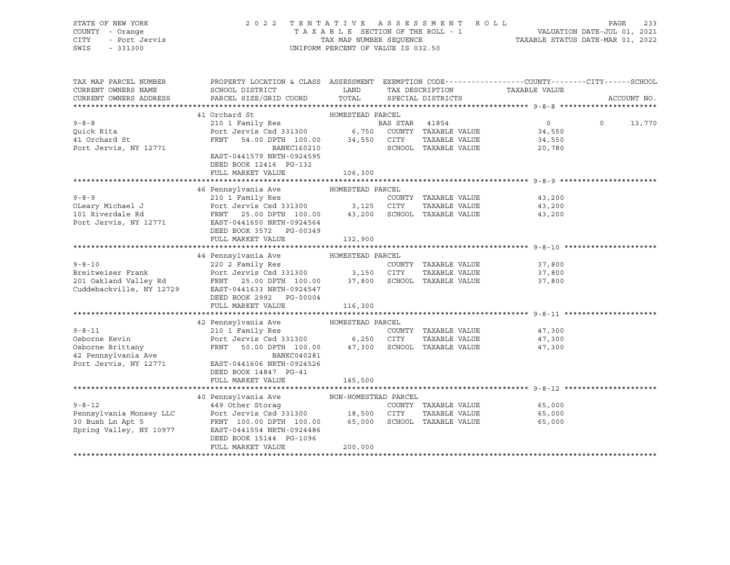STATE OF NEW YORK — COUNTY - Orange — CITY - Port Jervis — SWIS - 331300

# 2022 TENTATIVE ASSESSMENT ROLL

TAXABLE SECTION OF THE ROLL - 1 — TAX MAP NUMBER SEQUENCE — UNIFORM PERCENT OF VALUE IS 032.50

VALUATION DATE-JUL 01, 2021 — TAXABLE STATUS DATE-MAR 01, 2022

| TAX MAP PARCEL NUMBER / CURRENT OWNERS NAME / CURRENT OWNERS ADDRESS | PROPERTY LOCATION & CLASS / SCHOOL DISTRICT / PARCEL SIZE/GRID COORD | ASSESSMENT LAND / TOTAL | EXEMPTION CODE / TAX DESCRIPTION / SPECIAL DISTRICTS | COUNTY TAXABLE VALUE | CITY | SCHOOL | ACCOUNT NO. |
|---|---|---|---|---|---|---|---|
| **9-8-8** | 41 Orchard St — HOMESTEAD PARCEL | | | | | | |
| Quick Rita | 210 1 Family Res | | BAS STAR 41854 | 0 | 0 | 13,770 | |
| 41 Orchard St | Port Jervis Csd 331300 | 6,750 | COUNTY TAXABLE VALUE | 34,550 | | | |
| Port Jervis, NY 12771 | FRNT 54.00 DPTH 100.00 | 34,550 | CITY TAXABLE VALUE | 34,550 | | | |
| | BANKC160210 | | SCHOOL TAXABLE VALUE | 20,780 | | | |
| | EAST-0441579 NRTH-0924595 | | | | | | |
| | DEED BOOK 12416 PG-132 | | | | | | |
| | FULL MARKET VALUE | 106,300 | | | | | |
| **9-8-9** | 46 Pennsylvania Ave — HOMESTEAD PARCEL | | | | | | |
| OLeary Michael J | 210 1 Family Res | | COUNTY TAXABLE VALUE | 43,200 | | | |
| 101 Riverdale Rd | Port Jervis Csd 331300 | 3,125 | CITY TAXABLE VALUE | 43,200 | | | |
| Port Jervis, NY 12771 | FRNT 25.00 DPTH 100.00 | 43,200 | SCHOOL TAXABLE VALUE | 43,200 | | | |
| | EAST-0441650 NRTH-0924564 | | | | | | |
| | DEED BOOK 3572 PG-00349 | | | | | | |
| | FULL MARKET VALUE | 132,900 | | | | | |
| **9-8-10** | 44 Pennsylvania Ave — HOMESTEAD PARCEL | | | | | | |
| Breitweiser Frank | 220 2 Family Res | | COUNTY TAXABLE VALUE | 37,800 | | | |
| 201 Oakland Valley Rd | Port Jervis Csd 331300 | 3,150 | CITY TAXABLE VALUE | 37,800 | | | |
| Cuddebackville, NY 12729 | FRNT 25.00 DPTH 100.00 | 37,800 | SCHOOL TAXABLE VALUE | 37,800 | | | |
| | EAST-0441633 NRTH-0924547 | | | | | | |
| | DEED BOOK 2992 PG-00004 | | | | | | |
| | FULL MARKET VALUE | 116,300 | | | | | |
| **9-8-11** | 42 Pennsylvania Ave — HOMESTEAD PARCEL | | | | | | |
| Osborne Kevin | 210 1 Family Res | | COUNTY TAXABLE VALUE | 47,300 | | | |
| Osborne Brittany | Port Jervis Csd 331300 | 6,250 | CITY TAXABLE VALUE | 47,300 | | | |
| 42 Pennsylvania Ave | FRNT 50.00 DPTH 100.00 | 47,300 | SCHOOL TAXABLE VALUE | 47,300 | | | |
| Port Jervis, NY 12771 | BANKC040281 | | | | | | |
| | EAST-0441606 NRTH-0924526 | | | | | | |
| | DEED BOOK 14847 PG-41 | | | | | | |
| | FULL MARKET VALUE | 145,500 | | | | | |
| **9-8-12** | 40 Pennsylvania Ave — NON-HOMESTEAD PARCEL | | | | | | |
| Pennsylvania Monsey LLC | 449 Other Storag | | COUNTY TAXABLE VALUE | 65,000 | | | |
| 30 Bush Ln Apt 5 | Port Jervis Csd 331300 | 18,500 | CITY TAXABLE VALUE | 65,000 | | | |
| Spring Valley, NY 10977 | FRNT 100.00 DPTH 100.00 | 65,000 | SCHOOL TAXABLE VALUE | 65,000 | | | |
| | EAST-0441554 NRTH-0924486 | | | | | | |
| | DEED BOOK 15144 PG-1096 | | | | | | |
| | FULL MARKET VALUE | 200,000 | | | | | |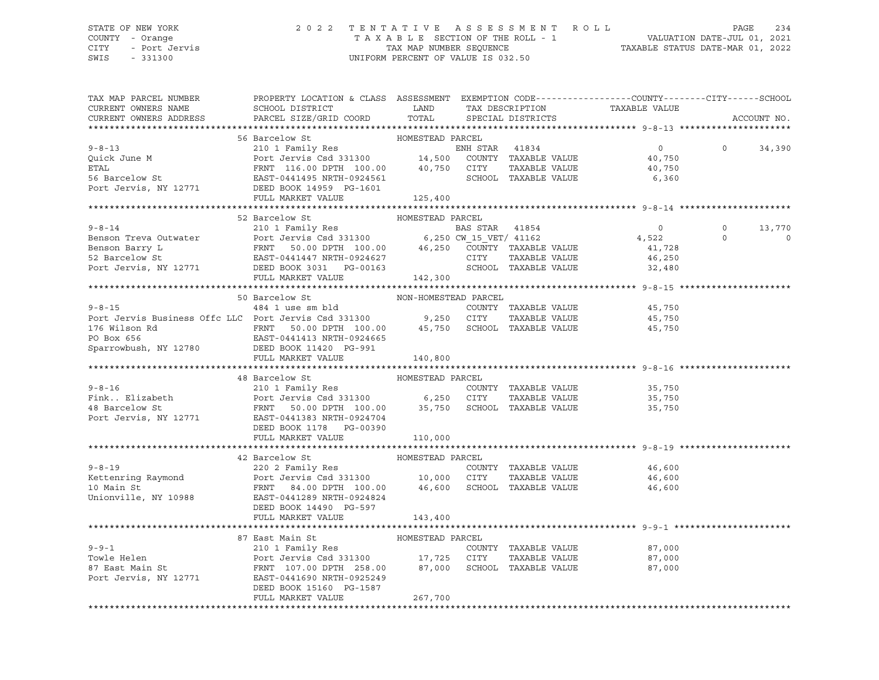STATE OF NEW YORK
COUNTY - Orange
CITY - Port Jervis
SWIS - 331300

2022 TENTATIVE ASSESSMENT ROLL
TAXABLE SECTION OF THE ROLL - 1
TAX MAP NUMBER SEQUENCE
UNIFORM PERCENT OF VALUE IS 032.50

VALUATION DATE-JUL 01, 2021
TAXABLE STATUS DATE-MAR 01, 2022

```
TAX MAP PARCEL NUMBER          PROPERTY LOCATION & CLASS  ASSESSMENT  EXEMPTION CODE------------------COUNTY--------CITY------SCHOOL
CURRENT OWNERS NAME            SCHOOL DISTRICT               LAND      TAX DESCRIPTION            TAXABLE VALUE
CURRENT OWNERS ADDRESS         PARCEL SIZE/GRID COORD        TOTAL     SPECIAL DISTRICTS                                      ACCOUNT NO.
******************************************************************************************************* 9-8-13 *********************
                               56 Barcelow St                 HOMESTEAD PARCEL
9-8-13                         210 1 Family Res                         ENH STAR  41834                0          0     34,390
Quick June M                   Port Jervis Csd 331300        14,500     COUNTY  TAXABLE VALUE          40,750
ETAL                           FRNT 116.00 DPTH 100.00       40,750     CITY    TAXABLE VALUE          40,750
56 Barcelow St                 EAST-0441495 NRTH-0924561                SCHOOL  TAXABLE VALUE           6,360
Port Jervis, NY 12771          DEED BOOK 14959  PG-1601
                               FULL MARKET VALUE            125,400
******************************************************************************************************* 9-8-14 *********************
                               52 Barcelow St                 HOMESTEAD PARCEL
9-8-14                         210 1 Family Res                         BAS STAR  41854                0          0     13,770
Benson Treva Outwater          Port Jervis Csd 331300         6,250 CW_15_VET/ 41162               4,522          0          0
Benson Barry L                 FRNT  50.00 DPTH 100.00       46,250     COUNTY  TAXABLE VALUE          41,728
52 Barcelow St                 EAST-0441447 NRTH-0924627                CITY    TAXABLE VALUE          46,250
Port Jervis, NY 12771          DEED BOOK 3031   PG-00163                SCHOOL  TAXABLE VALUE          32,480
                               FULL MARKET VALUE            142,300
******************************************************************************************************* 9-8-15 *********************
                               50 Barcelow St                 NON-HOMESTEAD PARCEL
9-8-15                         484 1 use sm bld                         COUNTY  TAXABLE VALUE          45,750
Port Jervis Business Offc LLC  Port Jervis Csd 331300         9,250     CITY    TAXABLE VALUE          45,750
176 Wilson Rd                  FRNT  50.00 DPTH 100.00       45,750     SCHOOL  TAXABLE VALUE          45,750
PO Box 656                     EAST-0441413 NRTH-0924665
Sparrowbush, NY 12780          DEED BOOK 11420  PG-991
                               FULL MARKET VALUE            140,800
******************************************************************************************************* 9-8-16 *********************
                               48 Barcelow St                 HOMESTEAD PARCEL
9-8-16                         210 1 Family Res                         COUNTY  TAXABLE VALUE          35,750
Fink.. Elizabeth               Port Jervis Csd 331300         6,250     CITY    TAXABLE VALUE          35,750
48 Barcelow St                 FRNT  50.00 DPTH 100.00       35,750     SCHOOL  TAXABLE VALUE          35,750
Port Jervis, NY 12771          EAST-0441383 NRTH-0924704
                               DEED BOOK 1178   PG-00390
                               FULL MARKET VALUE            110,000
******************************************************************************************************* 9-8-19 *********************
                               42 Barcelow St                 HOMESTEAD PARCEL
9-8-19                         220 2 Family Res                         COUNTY  TAXABLE VALUE          46,600
Kettenring Raymond             Port Jervis Csd 331300        10,000     CITY    TAXABLE VALUE          46,600
10 Main St                     FRNT  84.00 DPTH 100.00       46,600     SCHOOL  TAXABLE VALUE          46,600
Unionville, NY 10988           EAST-0441289 NRTH-0924824
                               DEED BOOK 14490  PG-597
                               FULL MARKET VALUE            143,400
******************************************************************************************************* 9-9-1 **********************
                               87 East Main St                HOMESTEAD PARCEL
9-9-1                          210 1 Family Res                         COUNTY  TAXABLE VALUE          87,000
Towle Helen                    Port Jervis Csd 331300        17,725     CITY    TAXABLE VALUE          87,000
87 East Main St                FRNT 107.00 DPTH 258.00       87,000     SCHOOL  TAXABLE VALUE          87,000
Port Jervis, NY 12771          EAST-0441690 NRTH-0925249
                               DEED BOOK 15160  PG-1587
                               FULL MARKET VALUE            267,700
************************************************************************************************************************************
```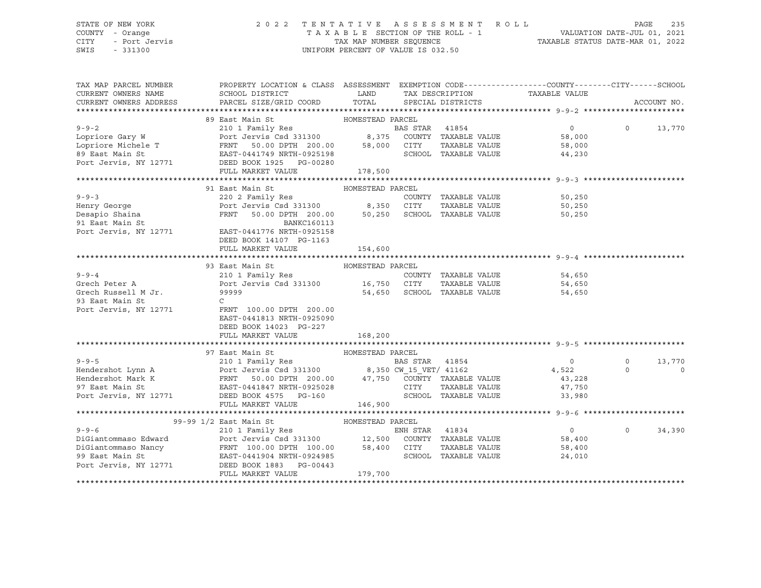STATE OF NEW YORK — COUNTY - Orange — CITY - Port Jervis — SWIS - 331300

# 2022 TENTATIVE ASSESSMENT ROLL

TAXABLE SECTION OF THE ROLL - 1 — TAX MAP NUMBER SEQUENCE — UNIFORM PERCENT OF VALUE IS 032.50

VALUATION DATE-JUL 01, 2021 — TAXABLE STATUS DATE-MAR 01, 2022

| TAX MAP PARCEL NUMBER / CURRENT OWNERS NAME / CURRENT OWNERS ADDRESS | PROPERTY LOCATION & CLASS / SCHOOL DISTRICT / PARCEL SIZE/GRID COORD | LAND / TOTAL | EXEMPTION CODE / TAX DESCRIPTION / SPECIAL DISTRICTS | COUNTY TAXABLE VALUE | CITY | SCHOOL |
|---|---|---|---|---|---|---|
| **9-9-2** | 89 East Main St — HOMESTEAD PARCEL | | | | | |
| Lopriore Gary W | 210 1 Family Res | | BAS STAR 41854 | 0 | 0 | 13,770 |
| Lopriore Michele T | Port Jervis Csd 331300 | 8,375 | COUNTY TAXABLE VALUE | 58,000 | | |
| 89 East Main St | FRNT 50.00 DPTH 200.00 | 58,000 | CITY TAXABLE VALUE | 58,000 | | |
| Port Jervis, NY 12771 | EAST-0441749 NRTH-0925198 | | SCHOOL TAXABLE VALUE | 44,230 | | |
| | DEED BOOK 1925 PG-00280 | | | | | |
| | FULL MARKET VALUE | 178,500 | | | | |
| **9-9-3** | 91 East Main St — HOMESTEAD PARCEL | | | | | |
| Henry George | 220 2 Family Res | | COUNTY TAXABLE VALUE | 50,250 | | |
| Desapio Shaina | Port Jervis Csd 331300 | 8,350 | CITY TAXABLE VALUE | 50,250 | | |
| 91 East Main St | FRNT 50.00 DPTH 200.00 | 50,250 | SCHOOL TAXABLE VALUE | 50,250 | | |
| Port Jervis, NY 12771 | BANKC160113 | | | | | |
| | EAST-0441776 NRTH-0925158 | | | | | |
| | DEED BOOK 14107 PG-1163 | | | | | |
| | FULL MARKET VALUE | 154,600 | | | | |
| **9-9-4** | 93 East Main St — HOMESTEAD PARCEL | | | | | |
| Grech Peter A | 210 1 Family Res | | COUNTY TAXABLE VALUE | 54,650 | | |
| Grech Russell M Jr. | Port Jervis Csd 331300 | 16,750 | CITY TAXABLE VALUE | 54,650 | | |
| 93 East Main St | 99999 | 54,650 | SCHOOL TAXABLE VALUE | 54,650 | | |
| Port Jervis, NY 12771 | C | | | | | |
| | FRNT 100.00 DPTH 200.00 | | | | | |
| | EAST-0441813 NRTH-0925090 | | | | | |
| | DEED BOOK 14023 PG-227 | | | | | |
| | FULL MARKET VALUE | 168,200 | | | | |
| **9-9-5** | 97 East Main St — HOMESTEAD PARCEL | | | | | |
| Hendershot Lynn A | 210 1 Family Res | | BAS STAR 41854 | 0 | 0 | 13,770 |
| Hendershot Mark K | Port Jervis Csd 331300 | 8,350 | CW_15_VET/ 41162 | 4,522 | 0 | 0 |
| 97 East Main St | FRNT 50.00 DPTH 200.00 | 47,750 | COUNTY TAXABLE VALUE | 43,228 | | |
| Port Jervis, NY 12771 | EAST-0441847 NRTH-0925028 | | CITY TAXABLE VALUE | 47,750 | | |
| | DEED BOOK 4575 PG-160 | | SCHOOL TAXABLE VALUE | 33,980 | | |
| | FULL MARKET VALUE | 146,900 | | | | |
| **9-9-6** | 99-99 1/2 East Main St — HOMESTEAD PARCEL | | | | | |
| DiGiantommaso Edward | 210 1 Family Res | | ENH STAR 41834 | 0 | 0 | 34,390 |
| DiGiantommaso Nancy | Port Jervis Csd 331300 | 12,500 | COUNTY TAXABLE VALUE | 58,400 | | |
| 99 East Main St | FRNT 100.00 DPTH 100.00 | 58,400 | CITY TAXABLE VALUE | 58,400 | | |
| Port Jervis, NY 12771 | EAST-0441904 NRTH-0924985 | | SCHOOL TAXABLE VALUE | 24,010 | | |
| | DEED BOOK 1883 PG-00443 | | | | | |
| | FULL MARKET VALUE | 179,700 | | | | |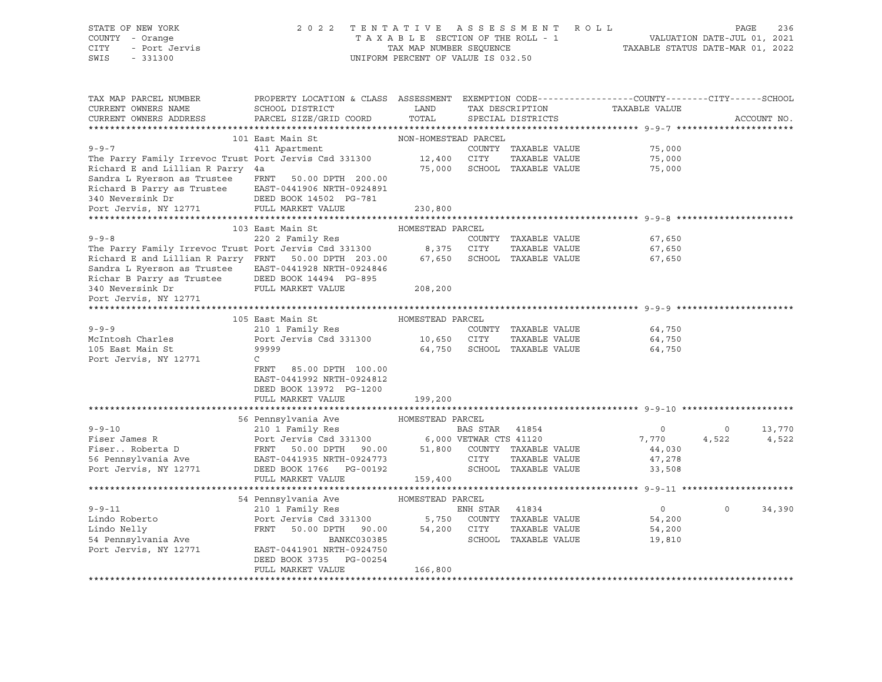STATE OF NEW YORK
COUNTY - Orange
CITY - Port Jervis
SWIS - 331300

2022 TENTATIVE ASSESSMENT ROLL
TAXABLE SECTION OF THE ROLL - 1
TAX MAP NUMBER SEQUENCE
UNIFORM PERCENT OF VALUE IS 032.50

VALUATION DATE-JUL 01, 2021
TAXABLE STATUS DATE-MAR 01, 2022

```
TAX MAP PARCEL NUMBER          PROPERTY LOCATION & CLASS  ASSESSMENT  EXEMPTION CODE------------------COUNTY--------CITY------SCHOOL
CURRENT OWNERS NAME            SCHOOL DISTRICT               LAND      TAX DESCRIPTION            TAXABLE VALUE
CURRENT OWNERS ADDRESS         PARCEL SIZE/GRID COORD        TOTAL     SPECIAL DISTRICTS                                     ACCOUNT NO.
******************************************************************************************************* 9-9-7 **********************
                               101 East Main St             NON-HOMESTEAD PARCEL
9-9-7                          411 Apartment                            COUNTY  TAXABLE VALUE           75,000
The Parry Family Irrevoc Trust Port Jervis Csd 331300        12,400     CITY    TAXABLE VALUE           75,000
Richard E and Lillian R Parry  4a                             75,000     SCHOOL  TAXABLE VALUE           75,000
Sandra L Ryerson as Trustee    FRNT  50.00 DPTH 200.00
Richard B Parry as Trustee     EAST-0441906 NRTH-0924891
340 Neversink Dr               DEED BOOK 14502  PG-781
Port Jervis, NY 12771          FULL MARKET VALUE            230,800
******************************************************************************************************* 9-9-8 **********************
                               103 East Main St             HOMESTEAD PARCEL
9-9-8                          220 2 Family Res                         COUNTY  TAXABLE VALUE           67,650
The Parry Family Irrevoc Trust Port Jervis Csd 331300         8,375     CITY    TAXABLE VALUE           67,650
Richard E and Lillian R Parry  FRNT  50.00 DPTH 203.00       67,650     SCHOOL  TAXABLE VALUE           67,650
Sandra L Ryerson as Trustee    EAST-0441928 NRTH-0924846
Richar B Parry as Trustee      DEED BOOK 14494  PG-895
340 Neversink Dr               FULL MARKET VALUE            208,200
Port Jervis, NY 12771
******************************************************************************************************* 9-9-9 **********************
                               105 East Main St             HOMESTEAD PARCEL
9-9-9                          210 1 Family Res                         COUNTY  TAXABLE VALUE           64,750
McIntosh Charles               Port Jervis Csd 331300        10,650     CITY    TAXABLE VALUE           64,750
105 East Main St               99999                          64,750     SCHOOL  TAXABLE VALUE           64,750
Port Jervis, NY 12771          C
                               FRNT  85.00 DPTH 100.00
                               EAST-0441992 NRTH-0924812
                               DEED BOOK 13972  PG-1200
                               FULL MARKET VALUE            199,200
******************************************************************************************************* 9-9-10 *********************
                               56 Pennsylvania Ave          HOMESTEAD PARCEL
9-9-10                         210 1 Family Res                 BAS STAR  41854                    0          0      13,770
Fiser James R                  Port Jervis Csd 331300         6,000 VETWAR CTS 41120               7,770      4,522       4,522
Fiser.. Roberta D              FRNT  50.00 DPTH  90.00       51,800   COUNTY  TAXABLE VALUE        44,030
56 Pennsylvania Ave            EAST-0441935 NRTH-0924773               CITY    TAXABLE VALUE        47,278
Port Jervis, NY 12771          DEED BOOK 1766   PG-00192               SCHOOL  TAXABLE VALUE        33,508
                               FULL MARKET VALUE            159,400
******************************************************************************************************* 9-9-11 *********************
                               54 Pennsylvania Ave          HOMESTEAD PARCEL
9-9-11                         210 1 Family Res                 ENH STAR  41834                    0          0      34,390
Lindo Roberto                  Port Jervis Csd 331300         5,750   COUNTY  TAXABLE VALUE        54,200
Lindo Nelly                    FRNT  50.00 DPTH  90.00       54,200   CITY    TAXABLE VALUE        54,200
54 Pennsylvania Ave                          BANKC030385               SCHOOL  TAXABLE VALUE        19,810
Port Jervis, NY 12771          EAST-0441901 NRTH-0924750
                               DEED BOOK 3735   PG-00254
                               FULL MARKET VALUE            166,800
************************************************************************************************************************************
```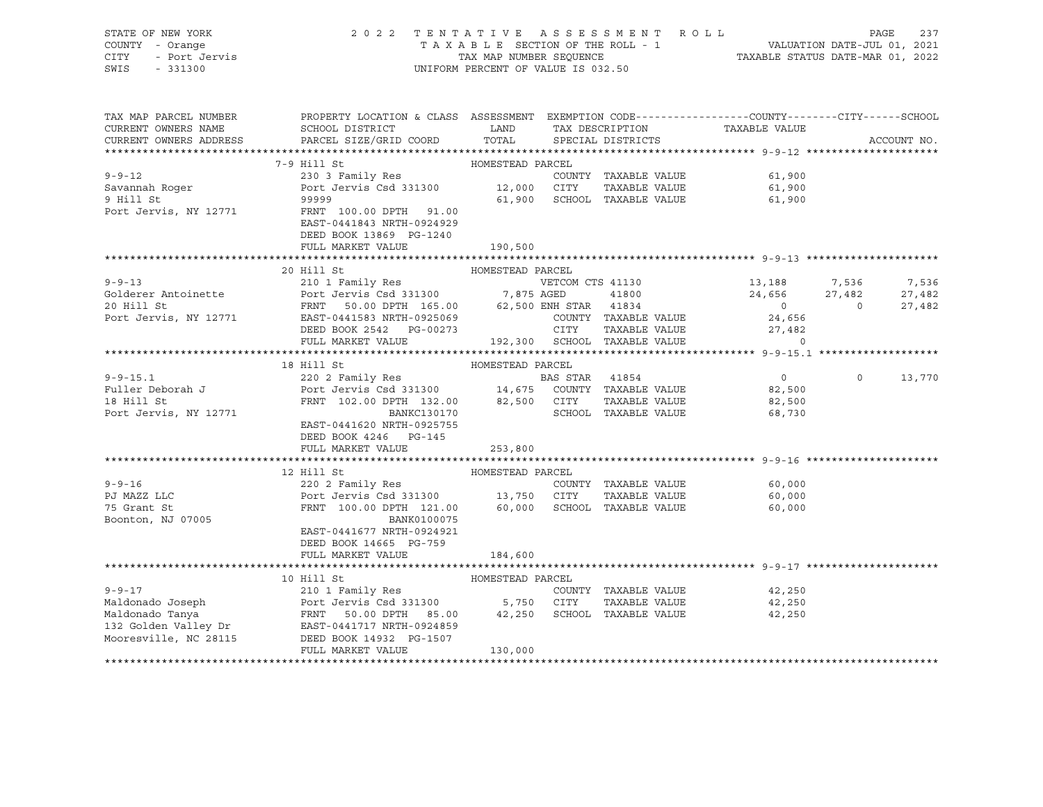STATE OF NEW YORK — 2022 TENTATIVE ASSESSMENT ROLL — PAGE 237
COUNTY - Orange — TAXABLE SECTION OF THE ROLL - 1 — VALUATION DATE-JUL 01, 2021
CITY - Port Jervis — TAX MAP NUMBER SEQUENCE — TAXABLE STATUS DATE-MAR 01, 2022
SWIS - 331300 — UNIFORM PERCENT OF VALUE IS 032.50

```
TAX MAP PARCEL NUMBER     PROPERTY LOCATION & CLASS  ASSESSMENT  EXEMPTION CODE------------------COUNTY--------CITY------SCHOOL
CURRENT OWNERS NAME       SCHOOL DISTRICT               LAND      TAX DESCRIPTION            TAXABLE VALUE
CURRENT OWNERS ADDRESS    PARCEL SIZE/GRID COORD        TOTAL     SPECIAL DISTRICTS                                      ACCOUNT NO.
******************************************************************************************************* 9-9-12 *********************
                          7-9 Hill St                 HOMESTEAD PARCEL
9-9-12                    230 3 Family Res                        COUNTY  TAXABLE VALUE             61,900
Savannah Roger            Port Jervis Csd 331300       12,000     CITY    TAXABLE VALUE             61,900
9 Hill St                 99999                        61,900     SCHOOL  TAXABLE VALUE             61,900
Port Jervis, NY 12771     FRNT 100.00 DPTH  91.00
                          EAST-0441843 NRTH-0924929
                          DEED BOOK 13869  PG-1240
                          FULL MARKET VALUE            190,500
******************************************************************************************************* 9-9-13 *********************
                          20 Hill St                  HOMESTEAD PARCEL
9-9-13                    210 1 Family Res                        VETCOM CTS 41130         13,188      7,536      7,536
Golderer Antoinette       Port Jervis Csd 331300        7,875 AGED          41800          24,656     27,482     27,482
20 Hill St                FRNT  50.00 DPTH 165.00      62,500 ENH STAR      41834               0          0     27,482
Port Jervis, NY 12771     EAST-0441583 NRTH-0925069               COUNTY  TAXABLE VALUE             24,656
                          DEED BOOK 2542   PG-00273               CITY    TAXABLE VALUE             27,482
                          FULL MARKET VALUE            192,300    SCHOOL  TAXABLE VALUE                  0
******************************************************************************************************* 9-9-15.1 *******************
                          18 Hill St                  HOMESTEAD PARCEL
9-9-15.1                  220 2 Family Res                        BAS STAR  41854                   0          0     13,770
Fuller Deborah J          Port Jervis Csd 331300       14,675     COUNTY  TAXABLE VALUE             82,500
18 Hill St                FRNT 102.00 DPTH 132.00      82,500     CITY    TAXABLE VALUE             82,500
Port Jervis, NY 12771                  BANKC130170                SCHOOL  TAXABLE VALUE             68,730
                          EAST-0441620 NRTH-0925755
                          DEED BOOK 4246   PG-145
                          FULL MARKET VALUE            253,800
******************************************************************************************************* 9-9-16 *********************
                          12 Hill St                  HOMESTEAD PARCEL
9-9-16                    220 2 Family Res                        COUNTY  TAXABLE VALUE             60,000
PJ MAZZ LLC               Port Jervis Csd 331300       13,750     CITY    TAXABLE VALUE             60,000
75 Grant St               FRNT 100.00 DPTH 121.00      60,000     SCHOOL  TAXABLE VALUE             60,000
Boonton, NJ 07005                      BANK0100075
                          EAST-0441677 NRTH-0924921
                          DEED BOOK 14665  PG-759
                          FULL MARKET VALUE            184,600
******************************************************************************************************* 9-9-17 *********************
                          10 Hill St                  HOMESTEAD PARCEL
9-9-17                    210 1 Family Res                        COUNTY  TAXABLE VALUE             42,250
Maldonado Joseph          Port Jervis Csd 331300        5,750     CITY    TAXABLE VALUE             42,250
Maldonado Tanya           FRNT  50.00 DPTH  85.00      42,250     SCHOOL  TAXABLE VALUE             42,250
132 Golden Valley Dr      EAST-0441717 NRTH-0924859
Mooresville, NC 28115     DEED BOOK 14932  PG-1507
                          FULL MARKET VALUE            130,000
************************************************************************************************************************************
```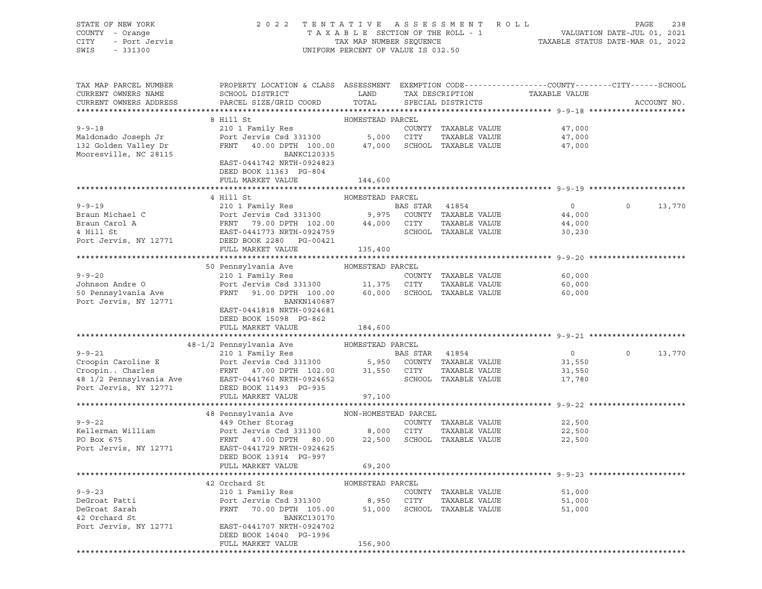STATE OF NEW YORK — 2022 TENTATIVE ASSESSMENT ROLL
COUNTY - Orange — TAXABLE SECTION OF THE ROLL - 1 — VALUATION DATE-JUL 01, 2021
CITY - Port Jervis — TAX MAP NUMBER SEQUENCE — TAXABLE STATUS DATE-MAR 01, 2022
SWIS - 331300 — UNIFORM PERCENT OF VALUE IS 032.50

| TAX MAP PARCEL NUMBER / CURRENT OWNERS NAME / CURRENT OWNERS ADDRESS | PROPERTY LOCATION & CLASS / SCHOOL DISTRICT / PARCEL SIZE/GRID COORD | ASSESSMENT LAND / TOTAL | EXEMPTION CODE / TAX DESCRIPTION / SPECIAL DISTRICTS | COUNTY / TAXABLE VALUE | CITY | SCHOOL / ACCOUNT NO. |
|---|---|---|---|---|---|---|
| **9-9-18** | 8 Hill St | HOMESTEAD PARCEL | | | | |
| 9-9-18 | 210 1 Family Res | | COUNTY TAXABLE VALUE | 47,000 | | |
| Maldonado Joseph Jr | Port Jervis Csd 331300 | 5,000 | CITY TAXABLE VALUE | 47,000 | | |
| 132 Golden Valley Dr | FRNT 40.00 DPTH 100.00 | 47,000 | SCHOOL TAXABLE VALUE | 47,000 | | |
| Mooresville, NC 28115 | BANKC120335 | | | | | |
| | EAST-0441742 NRTH-0924823 | | | | | |
| | DEED BOOK 11363 PG-804 | | | | | |
| | FULL MARKET VALUE | 144,600 | | | | |
| **9-9-19** | 4 Hill St | HOMESTEAD PARCEL | | | | |
| 9-9-19 | 210 1 Family Res | | BAS STAR 41854 | 0 | 0 | 13,770 |
| Braun Michael C | Port Jervis Csd 331300 | 9,975 | COUNTY TAXABLE VALUE | 44,000 | | |
| Braun Carol A | FRNT 79.00 DPTH 102.00 | 44,000 | CITY TAXABLE VALUE | 44,000 | | |
| 4 Hill St | EAST-0441773 NRTH-0924759 | | SCHOOL TAXABLE VALUE | 30,230 | | |
| Port Jervis, NY 12771 | DEED BOOK 2280 PG-00421 | | | | | |
| | FULL MARKET VALUE | 135,400 | | | | |
| **9-9-20** | 50 Pennsylvania Ave | HOMESTEAD PARCEL | | | | |
| 9-9-20 | 210 1 Family Res | | COUNTY TAXABLE VALUE | 60,000 | | |
| Johnson Andre O | Port Jervis Csd 331300 | 11,375 | CITY TAXABLE VALUE | 60,000 | | |
| 50 Pennsylvania Ave | FRNT 91.00 DPTH 100.00 | 60,000 | SCHOOL TAXABLE VALUE | 60,000 | | |
| Port Jervis, NY 12771 | BANKN140687 | | | | | |
| | EAST-0441818 NRTH-0924681 | | | | | |
| | DEED BOOK 15098 PG-862 | | | | | |
| | FULL MARKET VALUE | 184,600 | | | | |
| **9-9-21** | 48-1/2 Pennsylvania Ave | HOMESTEAD PARCEL | | | | |
| 9-9-21 | 210 1 Family Res | | BAS STAR 41854 | 0 | 0 | 13,770 |
| Croopin Caroline E | Port Jervis Csd 331300 | 5,950 | COUNTY TAXABLE VALUE | 31,550 | | |
| Croopin.. Charles | FRNT 47.00 DPTH 102.00 | 31,550 | CITY TAXABLE VALUE | 31,550 | | |
| 48 1/2 Pennsylvania Ave | EAST-0441760 NRTH-0924652 | | SCHOOL TAXABLE VALUE | 17,780 | | |
| Port Jervis, NY 12771 | DEED BOOK 11493 PG-935 | | | | | |
| | FULL MARKET VALUE | 97,100 | | | | |
| **9-9-22** | 48 Pennsylvania Ave | NON-HOMESTEAD PARCEL | | | | |
| 9-9-22 | 449 Other Storag | | COUNTY TAXABLE VALUE | 22,500 | | |
| Kellerman William | Port Jervis Csd 331300 | 8,000 | CITY TAXABLE VALUE | 22,500 | | |
| PO Box 675 | FRNT 47.00 DPTH 80.00 | 22,500 | SCHOOL TAXABLE VALUE | 22,500 | | |
| Port Jervis, NY 12771 | EAST-0441729 NRTH-0924625 | | | | | |
| | DEED BOOK 13914 PG-997 | | | | | |
| | FULL MARKET VALUE | 69,200 | | | | |
| **9-9-23** | 42 Orchard St | HOMESTEAD PARCEL | | | | |
| 9-9-23 | 210 1 Family Res | | COUNTY TAXABLE VALUE | 51,000 | | |
| DeGroat Patti | Port Jervis Csd 331300 | 8,950 | CITY TAXABLE VALUE | 51,000 | | |
| DeGroat Sarah | FRNT 70.00 DPTH 105.00 | 51,000 | SCHOOL TAXABLE VALUE | 51,000 | | |
| 42 Orchard St | BANKC130170 | | | | | |
| Port Jervis, NY 12771 | EAST-0441707 NRTH-0924702 | | | | | |
| | DEED BOOK 14040 PG-1996 | | | | | |
| | FULL MARKET VALUE | 156,900 | | | | |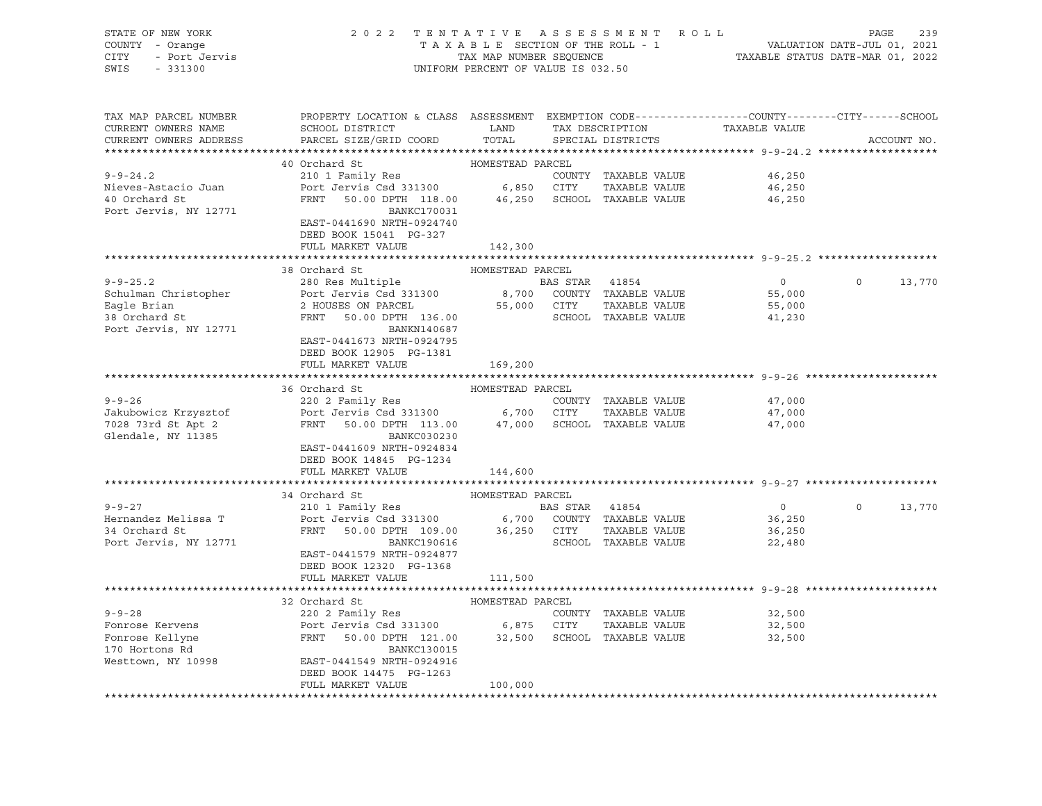STATE OF NEW YORK · COUNTY - Orange · CITY - Port Jervis · SWIS - 331300

2022 TENTATIVE ASSESSMENT ROLL
TAXABLE SECTION OF THE ROLL - 1
TAX MAP NUMBER SEQUENCE
UNIFORM PERCENT OF VALUE IS 032.50

VALUATION DATE-JUL 01, 2021
TAXABLE STATUS DATE-MAR 01, 2022

| TAX MAP PARCEL NUMBER / CURRENT OWNERS NAME / CURRENT OWNERS ADDRESS | PROPERTY LOCATION & CLASS / SCHOOL DISTRICT / PARCEL SIZE/GRID COORD | ASSESSMENT LAND | TOTAL | EXEMPTION CODE / TAX DESCRIPTION / SPECIAL DISTRICTS | COUNTY | CITY | SCHOOL |
|---|---|---|---|---|---|---|---|
| **9-9-24.2** | 40 Orchard St — HOMESTEAD PARCEL | | | | | | |
| Nieves-Astacio Juan | 210 1 Family Res | | | COUNTY TAXABLE VALUE | 46,250 | | |
| 40 Orchard St | Port Jervis Csd 331300 | 6,850 | | CITY TAXABLE VALUE | | 46,250 | |
| Port Jervis, NY 12771 | FRNT 50.00 DPTH 118.00 | | 46,250 | SCHOOL TAXABLE VALUE | | | 46,250 |
| | BANKC170031 | | | | | | |
| | EAST-0441690 NRTH-0924740 | | | | | | |
| | DEED BOOK 15041 PG-327 | | | | | | |
| | FULL MARKET VALUE | | 142,300 | | | | |
| **9-9-25.2** | 38 Orchard St — HOMESTEAD PARCEL | | | | | | |
| Schulman Christopher | 280 Res Multiple | | | BAS STAR 41854 | 0 | 0 | 13,770 |
| Eagle Brian | Port Jervis Csd 331300 | 8,700 | | COUNTY TAXABLE VALUE | 55,000 | | |
| 38 Orchard St | 2 HOUSES ON PARCEL | | 55,000 | CITY TAXABLE VALUE | | 55,000 | |
| Port Jervis, NY 12771 | FRNT 50.00 DPTH 136.00 | | | SCHOOL TAXABLE VALUE | | | 41,230 |
| | BANKN140687 | | | | | | |
| | EAST-0441673 NRTH-0924795 | | | | | | |
| | DEED BOOK 12905 PG-1381 | | | | | | |
| | FULL MARKET VALUE | | 169,200 | | | | |
| **9-9-26** | 36 Orchard St — HOMESTEAD PARCEL | | | | | | |
| Jakubowicz Krzysztof | 220 2 Family Res | | | COUNTY TAXABLE VALUE | 47,000 | | |
| 7028 73rd St Apt 2 | Port Jervis Csd 331300 | 6,700 | | CITY TAXABLE VALUE | | 47,000 | |
| Glendale, NY 11385 | FRNT 50.00 DPTH 113.00 | | 47,000 | SCHOOL TAXABLE VALUE | | | 47,000 |
| | BANKC030230 | | | | | | |
| | EAST-0441609 NRTH-0924834 | | | | | | |
| | DEED BOOK 14845 PG-1234 | | | | | | |
| | FULL MARKET VALUE | | 144,600 | | | | |
| **9-9-27** | 34 Orchard St — HOMESTEAD PARCEL | | | | | | |
| Hernandez Melissa T | 210 1 Family Res | | | BAS STAR 41854 | 0 | 0 | 13,770 |
| 34 Orchard St | Port Jervis Csd 331300 | 6,700 | | COUNTY TAXABLE VALUE | 36,250 | | |
| Port Jervis, NY 12771 | FRNT 50.00 DPTH 109.00 | | 36,250 | CITY TAXABLE VALUE | | 36,250 | |
| | BANKC190616 | | | SCHOOL TAXABLE VALUE | | | 22,480 |
| | EAST-0441579 NRTH-0924877 | | | | | | |
| | DEED BOOK 12320 PG-1368 | | | | | | |
| | FULL MARKET VALUE | | 111,500 | | | | |
| **9-9-28** | 32 Orchard St — HOMESTEAD PARCEL | | | | | | |
| Fonrose Kervens | 220 2 Family Res | | | COUNTY TAXABLE VALUE | 32,500 | | |
| Fonrose Kellyne | Port Jervis Csd 331300 | 6,875 | | CITY TAXABLE VALUE | | 32,500 | |
| 170 Hortons Rd | FRNT 50.00 DPTH 121.00 | | 32,500 | SCHOOL TAXABLE VALUE | | | 32,500 |
| Westtown, NY 10998 | BANKC130015 | | | | | | |
| | EAST-0441549 NRTH-0924916 | | | | | | |
| | DEED BOOK 14475 PG-1263 | | | | | | |
| | FULL MARKET VALUE | | 100,000 | | | | |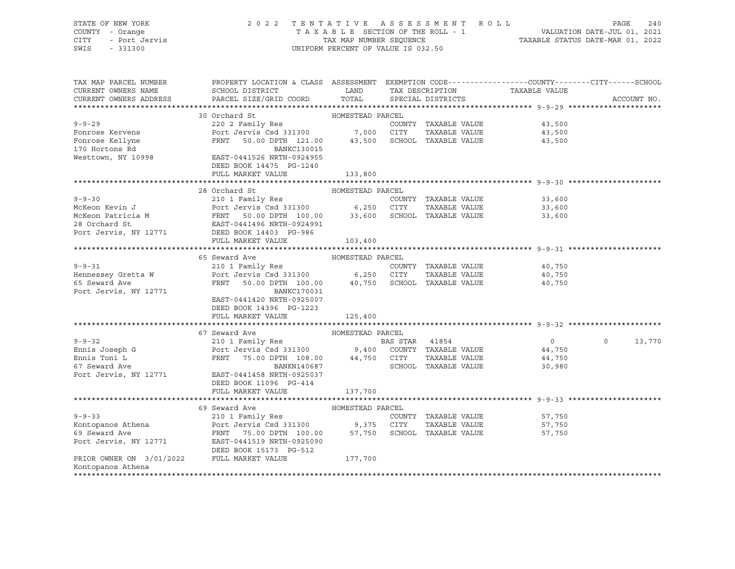STATE OF NEW YORK
COUNTY - Orange
CITY - Port Jervis
SWIS - 331300

2 0 2 2 T E N T A T I V E A S S E S S M E N T R O L L
T A X A B L E SECTION OF THE ROLL - 1
TAX MAP NUMBER SEQUENCE
UNIFORM PERCENT OF VALUE IS 032.50

VALUATION DATE-JUL 01, 2021
TAXABLE STATUS DATE-MAR 01, 2022

| TAX MAP PARCEL NUMBER / CURRENT OWNERS NAME / CURRENT OWNERS ADDRESS | PROPERTY LOCATION & CLASS / SCHOOL DISTRICT / PARCEL SIZE/GRID COORD | ASSESSMENT LAND | TOTAL | EXEMPTION CODE / TAX DESCRIPTION / SPECIAL DISTRICTS | COUNTY / CITY TAXABLE VALUE | SCHOOL | ACCOUNT NO. |
|---|---|---|---|---|---|---|---|
| **9-9-29** | 30 Orchard St — HOMESTEAD PARCEL | | | | | | |
| Fonrose Kervens | 220 2 Family Res | | | COUNTY TAXABLE VALUE | 43,500 | | |
| Fonrose Kellyne | Port Jervis Csd 331300 | 7,000 | | CITY TAXABLE VALUE | 43,500 | | |
| 170 Hortons Rd | FRNT 50.00 DPTH 121.00 | | 43,500 | SCHOOL TAXABLE VALUE | 43,500 | | |
| Westtown, NY 10998 | BANKC130015 | | | | | | |
| | EAST-0441526 NRTH-0924955 | | | | | | |
| | DEED BOOK 14475 PG-1240 | | | | | | |
| | FULL MARKET VALUE | 133,800 | | | | | |
| **9-9-30** | 28 Orchard St — HOMESTEAD PARCEL | | | | | | |
| McKeon Kevin J | 210 1 Family Res | | | COUNTY TAXABLE VALUE | 33,600 | | |
| McKeon Patricia M | Port Jervis Csd 331300 | 6,250 | | CITY TAXABLE VALUE | 33,600 | | |
| 28 Orchard St | FRNT 50.00 DPTH 100.00 | | 33,600 | SCHOOL TAXABLE VALUE | 33,600 | | |
| Port Jervis, NY 12771 | EAST-0441496 NRTH-0924991 | | | | | | |
| | DEED BOOK 14403 PG-986 | | | | | | |
| | FULL MARKET VALUE | 103,400 | | | | | |
| **9-9-31** | 65 Seward Ave — HOMESTEAD PARCEL | | | | | | |
| Hennessey Gretta W | 210 1 Family Res | | | COUNTY TAXABLE VALUE | 40,750 | | |
| 65 Seward Ave | Port Jervis Csd 331300 | 6,250 | | CITY TAXABLE VALUE | 40,750 | | |
| Port Jervis, NY 12771 | FRNT 50.00 DPTH 100.00 | | 40,750 | SCHOOL TAXABLE VALUE | 40,750 | | |
| | BANKC170031 | | | | | | |
| | EAST-0441420 NRTH-0925007 | | | | | | |
| | DEED BOOK 14396 PG-1223 | | | | | | |
| | FULL MARKET VALUE | 125,400 | | | | | |
| **9-9-32** | 67 Seward Ave — HOMESTEAD PARCEL | | | | | | |
| Ennis Joseph G | 210 1 Family Res | | | BAS STAR 41854 | 0 | 0 | 13,770 |
| Ennis Toni L | Port Jervis Csd 331300 | 9,400 | | COUNTY TAXABLE VALUE | 44,750 | | |
| 67 Seward Ave | FRNT 75.00 DPTH 108.00 | | 44,750 | CITY TAXABLE VALUE | 44,750 | | |
| Port Jervis, NY 12771 | BANKN140687 | | | SCHOOL TAXABLE VALUE | 30,980 | | |
| | EAST-0441458 NRTH-0925037 | | | | | | |
| | DEED BOOK 11096 PG-414 | | | | | | |
| | FULL MARKET VALUE | 137,700 | | | | | |
| **9-9-33** | 69 Seward Ave — HOMESTEAD PARCEL | | | | | | |
| Kontopanos Athena | 210 1 Family Res | | | COUNTY TAXABLE VALUE | 57,750 | | |
| 69 Seward Ave | Port Jervis Csd 331300 | 9,375 | | CITY TAXABLE VALUE | 57,750 | | |
| Port Jervis, NY 12771 | FRNT 75.00 DPTH 100.00 | | 57,750 | SCHOOL TAXABLE VALUE | 57,750 | | |
| | EAST-0441519 NRTH-0925090 | | | | | | |
| | DEED BOOK 15173 PG-512 | | | | | | |
| PRIOR OWNER ON 3/01/2022 | FULL MARKET VALUE | 177,700 | | | | | |
| Kontopanos Athena | | | | | | | |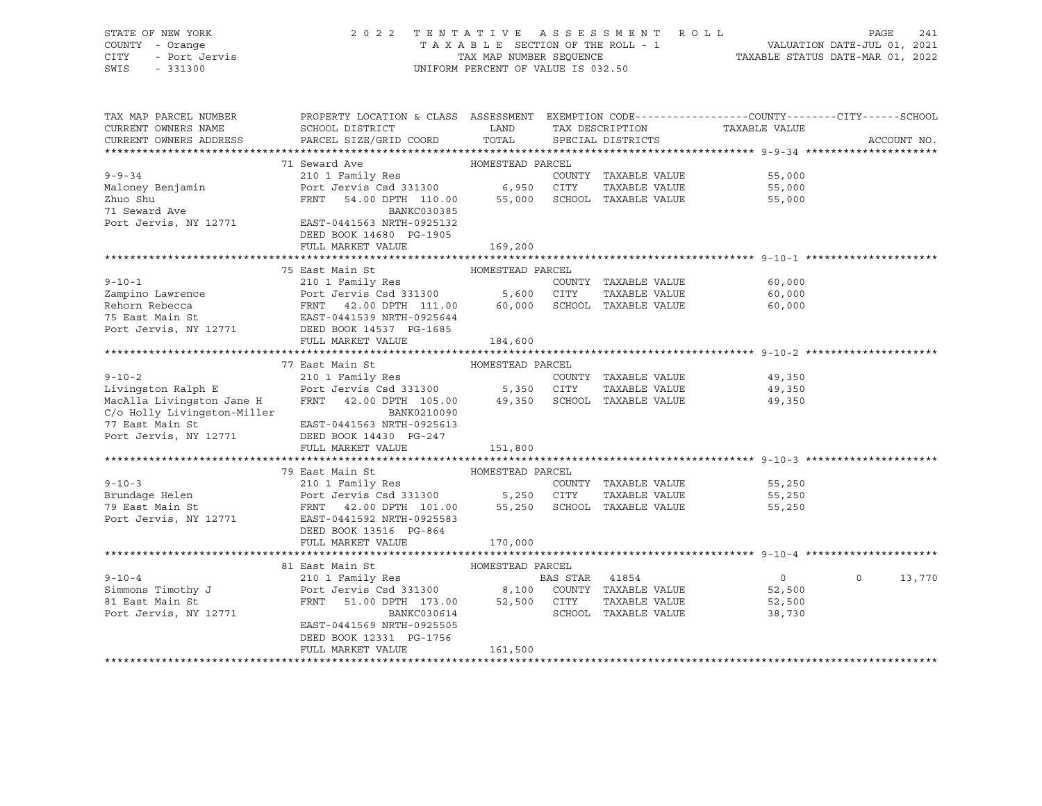STATE OF NEW YORK  
COUNTY - Orange  
CITY - Port Jervis  
SWIS - 331300

2 0 2 2 T E N T A T I V E A S S E S S M E N T R O L L  
T A X A B L E SECTION OF THE ROLL - 1  
TAX MAP NUMBER SEQUENCE  
UNIFORM PERCENT OF VALUE IS 032.50

VALUATION DATE-JUL 01, 2021  
TAXABLE STATUS DATE-MAR 01, 2022

```
TAX MAP PARCEL NUMBER          PROPERTY LOCATION & CLASS  ASSESSMENT  EXEMPTION CODE------------------COUNTY--------CITY------SCHOOL
CURRENT OWNERS NAME            SCHOOL DISTRICT               LAND      TAX DESCRIPTION             TAXABLE VALUE
CURRENT OWNERS ADDRESS         PARCEL SIZE/GRID COORD        TOTAL     SPECIAL DISTRICTS                                      ACCOUNT NO.
******************************************************************************************************* 9-9-34 *********************
                               71 Seward Ave                HOMESTEAD PARCEL
9-9-34                         210 1 Family Res                         COUNTY  TAXABLE VALUE            55,000
Maloney Benjamin               Port Jervis Csd 331300         6,950     CITY    TAXABLE VALUE            55,000
Zhuo Shu                       FRNT   54.00 DPTH 110.00      55,000     SCHOOL  TAXABLE VALUE            55,000
71 Seward Ave                                 BANKC030385
Port Jervis, NY 12771          EAST-0441563 NRTH-0925132
                               DEED BOOK 14680  PG-1905
                               FULL MARKET VALUE             169,200
******************************************************************************************************* 9-10-1 *********************
                               75 East Main St              HOMESTEAD PARCEL
9-10-1                         210 1 Family Res                         COUNTY  TAXABLE VALUE            60,000
Zampino Lawrence               Port Jervis Csd 331300         5,600     CITY    TAXABLE VALUE            60,000
Rehorn Rebecca                 FRNT   42.00 DPTH 111.00      60,000     SCHOOL  TAXABLE VALUE            60,000
75 East Main St                EAST-0441539 NRTH-0925644
Port Jervis, NY 12771          DEED BOOK 14537  PG-1685
                               FULL MARKET VALUE             184,600
******************************************************************************************************* 9-10-2 *********************
                               77 East Main St              HOMESTEAD PARCEL
9-10-2                         210 1 Family Res                         COUNTY  TAXABLE VALUE            49,350
Livingston Ralph E             Port Jervis Csd 331300         5,350     CITY    TAXABLE VALUE            49,350
MacAlla Livingston Jane H      FRNT   42.00 DPTH 105.00      49,350     SCHOOL  TAXABLE VALUE            49,350
C/o Holly Livingston-Miller                   BANK0210090
77 East Main St                EAST-0441563 NRTH-0925613
Port Jervis, NY 12771          DEED BOOK 14430  PG-247
                               FULL MARKET VALUE             151,800
******************************************************************************************************* 9-10-3 *********************
                               79 East Main St              HOMESTEAD PARCEL
9-10-3                         210 1 Family Res                         COUNTY  TAXABLE VALUE            55,250
Brundage Helen                 Port Jervis Csd 331300         5,250     CITY    TAXABLE VALUE            55,250
79 East Main St                FRNT   42.00 DPTH 101.00      55,250     SCHOOL  TAXABLE VALUE            55,250
Port Jervis, NY 12771          EAST-0441592 NRTH-0925583
                               DEED BOOK 13516  PG-864
                               FULL MARKET VALUE             170,000
******************************************************************************************************* 9-10-4 *********************
                               81 East Main St              HOMESTEAD PARCEL
9-10-4                         210 1 Family Res                         BAS STAR  41854                        0             0     13,770
Simmons Timothy J              Port Jervis Csd 331300         8,100     COUNTY  TAXABLE VALUE            52,500
81 East Main St                FRNT   51.00 DPTH 173.00      52,500     CITY    TAXABLE VALUE            52,500
Port Jervis, NY 12771                         BANKC030614               SCHOOL  TAXABLE VALUE            38,730
                               EAST-0441569 NRTH-0925505
                               DEED BOOK 12331  PG-1756
                               FULL MARKET VALUE             161,500
************************************************************************************************************************************
```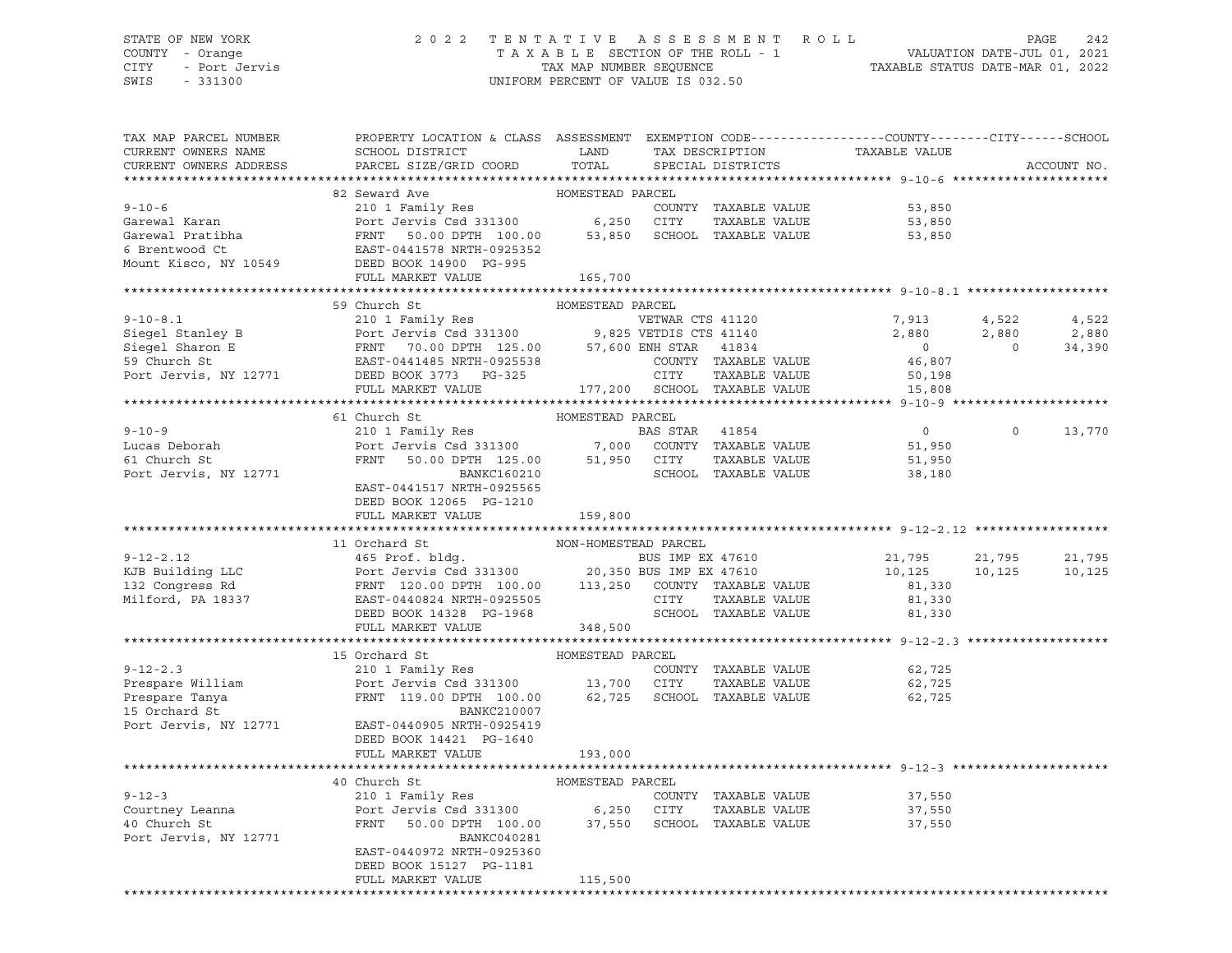STATE OF NEW YORK
COUNTY - Orange
CITY - Port Jervis
SWIS - 331300

2 0 2 2 T E N T A T I V E A S S E S S M E N T R O L L
T A X A B L E SECTION OF THE ROLL - 1
TAX MAP NUMBER SEQUENCE
UNIFORM PERCENT OF VALUE IS 032.50

VALUATION DATE-JUL 01, 2021
TAXABLE STATUS DATE-MAR 01, 2022

```
TAX MAP PARCEL NUMBER          PROPERTY LOCATION & CLASS  ASSESSMENT  EXEMPTION CODE------------------COUNTY--------CITY------SCHOOL
CURRENT OWNERS NAME            SCHOOL DISTRICT              LAND       TAX DESCRIPTION             TAXABLE VALUE
CURRENT OWNERS ADDRESS         PARCEL SIZE/GRID COORD       TOTAL      SPECIAL DISTRICTS                                   ACCOUNT NO.
******************************************************************************************************* 9-10-6 *********************
                               82 Seward Ave                HOMESTEAD PARCEL
9-10-6                         210 1 Family Res                        COUNTY  TAXABLE VALUE             53,850
Garewal Karan                  Port Jervis Csd 331300        6,250     CITY    TAXABLE VALUE             53,850
Garewal Pratibha               FRNT    50.00 DPTH 100.00    53,850     SCHOOL  TAXABLE VALUE             53,850
6 Brentwood Ct                 EAST-0441578 NRTH-0925352
Mount Kisco, NY 10549          DEED BOOK 14900  PG-995
                               FULL MARKET VALUE           165,700
******************************************************************************************************* 9-10-8.1 *******************
                               59 Church St                 HOMESTEAD PARCEL
9-10-8.1                       210 1 Family Res                        VETWAR CTS 41120           7,913        4,522        4,522
Siegel Stanley B               Port Jervis Csd 331300        9,825 VETDIS CTS 41140               2,880        2,880        2,880
Siegel Sharon E                FRNT    70.00 DPTH 125.00    57,600 ENH STAR   41834                   0            0       34,390
59 Church St                   EAST-0441485 NRTH-0925538               COUNTY  TAXABLE VALUE             46,807
Port Jervis, NY 12771          DEED BOOK 3773   PG-325                 CITY    TAXABLE VALUE             50,198
                               FULL MARKET VALUE           177,200     SCHOOL  TAXABLE VALUE             15,808
******************************************************************************************************* 9-10-9 *********************
                               61 Church St                 HOMESTEAD PARCEL
9-10-9                         210 1 Family Res                        BAS STAR   41854                   0            0       13,770
Lucas Deborah                  Port Jervis Csd 331300        7,000     COUNTY  TAXABLE VALUE             51,950
61 Church St                   FRNT    50.00 DPTH 125.00    51,950     CITY    TAXABLE VALUE             51,950
Port Jervis, NY 12771                         BANKC160210              SCHOOL  TAXABLE VALUE             38,180
                               EAST-0441517 NRTH-0925565
                               DEED BOOK 12065  PG-1210
                               FULL MARKET VALUE           159,800
******************************************************************************************************* 9-12-2.12 ******************
                               11 Orchard St                NON-HOMESTEAD PARCEL
9-12-2.12                      465 Prof. bldg.                         BUS IMP EX 47610          21,795       21,795       21,795
KJB Building LLC               Port Jervis Csd 331300       20,350 BUS IMP EX 47610              10,125       10,125       10,125
132 Congress Rd                FRNT   120.00 DPTH 100.00   113,250     COUNTY  TAXABLE VALUE             81,330
Milford, PA 18337              EAST-0440824 NRTH-0925505               CITY    TAXABLE VALUE             81,330
                               DEED BOOK 14328  PG-1968                SCHOOL  TAXABLE VALUE             81,330
                               FULL MARKET VALUE           348,500
******************************************************************************************************* 9-12-2.3 *******************
                               15 Orchard St                HOMESTEAD PARCEL
9-12-2.3                       210 1 Family Res                        COUNTY  TAXABLE VALUE             62,725
Prespare William               Port Jervis Csd 331300       13,700     CITY    TAXABLE VALUE             62,725
Prespare Tanya                 FRNT   119.00 DPTH 100.00    62,725     SCHOOL  TAXABLE VALUE             62,725
15 Orchard St                                 BANKC210007
Port Jervis, NY 12771          EAST-0440905 NRTH-0925419
                               DEED BOOK 14421  PG-1640
                               FULL MARKET VALUE           193,000
******************************************************************************************************* 9-12-3 *********************
                               40 Church St                 HOMESTEAD PARCEL
9-12-3                         210 1 Family Res                        COUNTY  TAXABLE VALUE             37,550
Courtney Leanna                Port Jervis Csd 331300        6,250     CITY    TAXABLE VALUE             37,550
40 Church St                   FRNT    50.00 DPTH 100.00    37,550     SCHOOL  TAXABLE VALUE             37,550
Port Jervis, NY 12771                         BANKC040281
                               EAST-0440972 NRTH-0925360
                               DEED BOOK 15127  PG-1181
                               FULL MARKET VALUE           115,500
************************************************************************************************************************************
```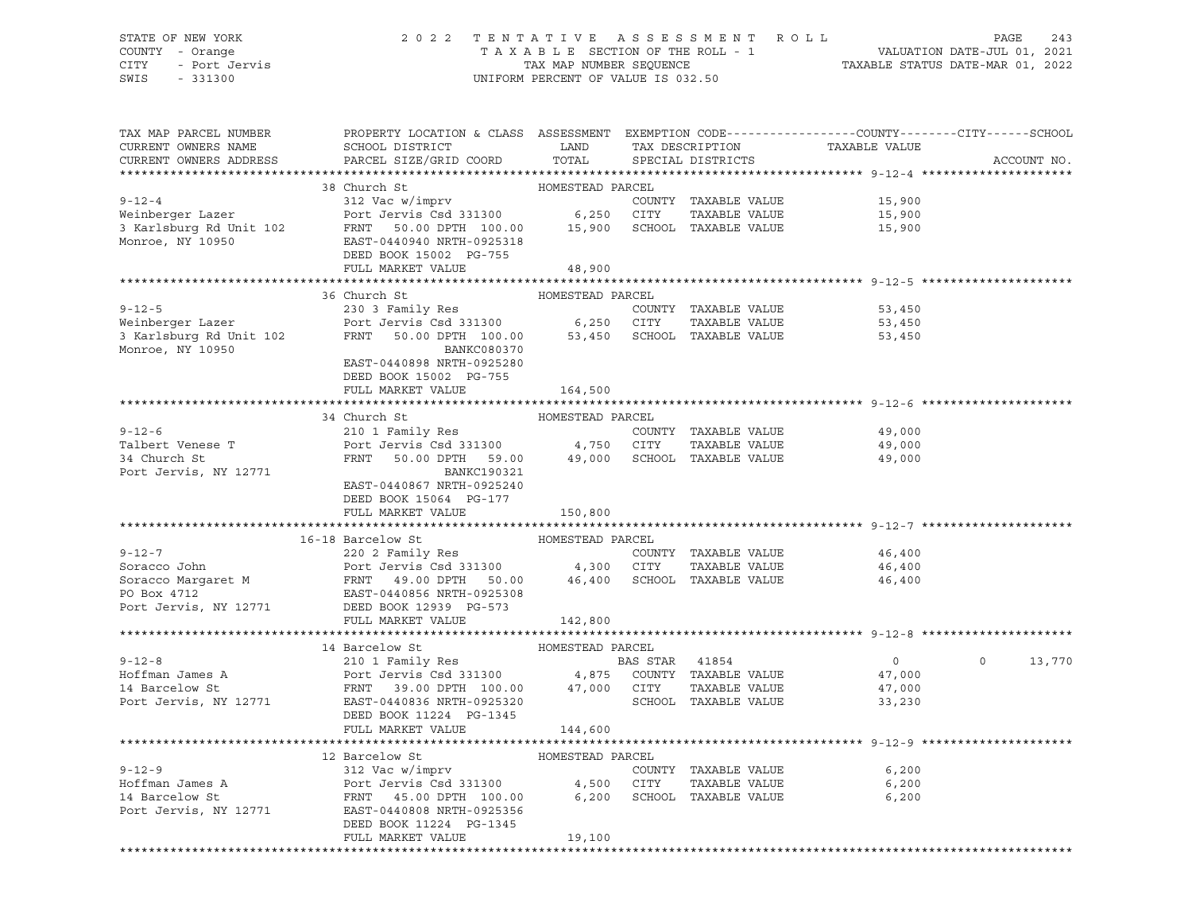STATE OF NEW YORK — COUNTY - Orange — CITY - Port Jervis — SWIS - 331300

2022 TENTATIVE ASSESSMENT ROLL
TAXABLE SECTION OF THE ROLL - 1
TAX MAP NUMBER SEQUENCE
UNIFORM PERCENT OF VALUE IS 032.50

VALUATION DATE-JUL 01, 2021
TAXABLE STATUS DATE-MAR 01, 2022

| TAX MAP PARCEL NUMBER / CURRENT OWNERS NAME / CURRENT OWNERS ADDRESS | PROPERTY LOCATION & CLASS / SCHOOL DISTRICT / PARCEL SIZE/GRID COORD | ASSESSMENT LAND / TOTAL | EXEMPTION CODE / TAX DESCRIPTION / SPECIAL DISTRICTS | COUNTY | CITY | SCHOOL | ACCOUNT NO. |
|---|---|---|---|---|---|---|---|
| **9-12-4** | 38 Church St — HOMESTEAD PARCEL | | | | | | |
| Weinberger Lazer | 312 Vac w/imprv | | COUNTY TAXABLE VALUE | 15,900 | | | |
| 3 Karlsburg Rd Unit 102 | Port Jervis Csd 331300 | 6,250 | CITY TAXABLE VALUE | | 15,900 | | |
| Monroe, NY 10950 | FRNT 50.00 DPTH 100.00 | 15,900 | SCHOOL TAXABLE VALUE | | | 15,900 | |
| | EAST-0440940 NRTH-0925318 | | | | | | |
| | DEED BOOK 15002 PG-755 | | | | | | |
| | FULL MARKET VALUE | 48,900 | | | | | |
| **9-12-5** | 36 Church St — HOMESTEAD PARCEL | | | | | | |
| Weinberger Lazer | 230 3 Family Res | | COUNTY TAXABLE VALUE | 53,450 | | | |
| 3 Karlsburg Rd Unit 102 | Port Jervis Csd 331300 | 6,250 | CITY TAXABLE VALUE | | 53,450 | | |
| Monroe, NY 10950 | FRNT 50.00 DPTH 100.00 | 53,450 | SCHOOL TAXABLE VALUE | | | 53,450 | |
| | BANKC080370 | | | | | | |
| | EAST-0440898 NRTH-0925280 | | | | | | |
| | DEED BOOK 15002 PG-755 | | | | | | |
| | FULL MARKET VALUE | 164,500 | | | | | |
| **9-12-6** | 34 Church St — HOMESTEAD PARCEL | | | | | | |
| Talbert Venese T | 210 1 Family Res | | COUNTY TAXABLE VALUE | 49,000 | | | |
| 34 Church St | Port Jervis Csd 331300 | 4,750 | CITY TAXABLE VALUE | | 49,000 | | |
| Port Jervis, NY 12771 | FRNT 50.00 DPTH 59.00 | 49,000 | SCHOOL TAXABLE VALUE | | | 49,000 | |
| | BANKC190321 | | | | | | |
| | EAST-0440867 NRTH-0925240 | | | | | | |
| | DEED BOOK 15064 PG-177 | | | | | | |
| | FULL MARKET VALUE | 150,800 | | | | | |
| **9-12-7** | 16-18 Barcelow St — HOMESTEAD PARCEL | | | | | | |
| Soracco John | 220 2 Family Res | | COUNTY TAXABLE VALUE | 46,400 | | | |
| Soracco Margaret M | Port Jervis Csd 331300 | 4,300 | CITY TAXABLE VALUE | | 46,400 | | |
| PO Box 4712 | FRNT 49.00 DPTH 50.00 | 46,400 | SCHOOL TAXABLE VALUE | | | 46,400 | |
| Port Jervis, NY 12771 | EAST-0440856 NRTH-0925308 | | | | | | |
| | DEED BOOK 12939 PG-573 | | | | | | |
| | FULL MARKET VALUE | 142,800 | | | | | |
| **9-12-8** | 14 Barcelow St — HOMESTEAD PARCEL | | | | | | |
| Hoffman James A | 210 1 Family Res | | BAS STAR 41854 | 0 | 0 | 13,770 | |
| 14 Barcelow St | Port Jervis Csd 331300 | 4,875 | COUNTY TAXABLE VALUE | 47,000 | | | |
| Port Jervis, NY 12771 | FRNT 39.00 DPTH 100.00 | 47,000 | CITY TAXABLE VALUE | | 47,000 | | |
| | EAST-0440836 NRTH-0925320 | | SCHOOL TAXABLE VALUE | | | 33,230 | |
| | DEED BOOK 11224 PG-1345 | | | | | | |
| | FULL MARKET VALUE | 144,600 | | | | | |
| **9-12-9** | 12 Barcelow St — HOMESTEAD PARCEL | | | | | | |
| Hoffman James A | 312 Vac w/imprv | | COUNTY TAXABLE VALUE | 6,200 | | | |
| 14 Barcelow St | Port Jervis Csd 331300 | 4,500 | CITY TAXABLE VALUE | | 6,200 | | |
| Port Jervis, NY 12771 | FRNT 45.00 DPTH 100.00 | 6,200 | SCHOOL TAXABLE VALUE | | | 6,200 | |
| | EAST-0440808 NRTH-0925356 | | | | | | |
| | DEED BOOK 11224 PG-1345 | | | | | | |
| | FULL MARKET VALUE | 19,100 | | | | | |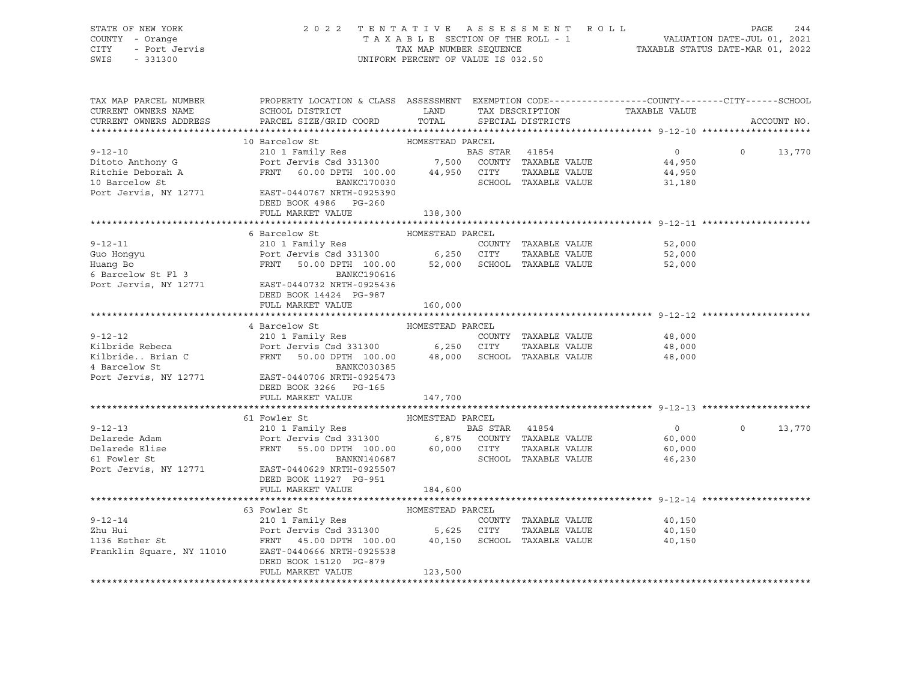STATE OF NEW YORK | COUNTY - Orange | CITY - Port Jervis | SWIS - 331300

2 0 2 2 T E N T A T I V E A S S E S S M E N T R O L L
T A X A B L E SECTION OF THE ROLL - 1
TAX MAP NUMBER SEQUENCE
UNIFORM PERCENT OF VALUE IS 032.50

VALUATION DATE-JUL 01, 2021
TAXABLE STATUS DATE-MAR 01, 2022

| TAX MAP PARCEL NUMBER / CURRENT OWNERS NAME / CURRENT OWNERS ADDRESS | PROPERTY LOCATION & CLASS / SCHOOL DISTRICT / PARCEL SIZE/GRID COORD | ASSESSMENT LAND / TOTAL | EXEMPTION CODE / TAX DESCRIPTION / SPECIAL DISTRICTS | COUNTY TAXABLE VALUE | CITY | SCHOOL |
|---|---|---|---|---|---|---|
| **9-12-10** | 10 Barcelow St — HOMESTEAD PARCEL | | | | | |
| Ditoto Anthony G | 210 1 Family Res | | BAS STAR 41854 | 0 | 0 | 13,770 |
| Ritchie Deborah A | Port Jervis Csd 331300 | 7,500 | COUNTY TAXABLE VALUE | 44,950 | | |
| 10 Barcelow St | FRNT 60.00 DPTH 100.00 | 44,950 | CITY TAXABLE VALUE | 44,950 | | |
| Port Jervis, NY 12771 | BANKC170030 | | SCHOOL TAXABLE VALUE | 31,180 | | |
| | EAST-0440767 NRTH-0925390 | | | | | |
| | DEED BOOK 4986 PG-260 | | | | | |
| | FULL MARKET VALUE | 138,300 | | | | |
| **9-12-11** | 6 Barcelow St — HOMESTEAD PARCEL | | | | | |
| Guo Hongyu | 210 1 Family Res | | COUNTY TAXABLE VALUE | 52,000 | | |
| Huang Bo | Port Jervis Csd 331300 | 6,250 | CITY TAXABLE VALUE | 52,000 | | |
| 6 Barcelow St Fl 3 | FRNT 50.00 DPTH 100.00 | 52,000 | SCHOOL TAXABLE VALUE | 52,000 | | |
| Port Jervis, NY 12771 | BANKC190616 | | | | | |
| | EAST-0440732 NRTH-0925436 | | | | | |
| | DEED BOOK 14424 PG-987 | | | | | |
| | FULL MARKET VALUE | 160,000 | | | | |
| **9-12-12** | 4 Barcelow St — HOMESTEAD PARCEL | | | | | |
| Kilbride Rebeca | 210 1 Family Res | | COUNTY TAXABLE VALUE | 48,000 | | |
| Kilbride.. Brian C | Port Jervis Csd 331300 | 6,250 | CITY TAXABLE VALUE | 48,000 | | |
| 4 Barcelow St | FRNT 50.00 DPTH 100.00 | 48,000 | SCHOOL TAXABLE VALUE | 48,000 | | |
| Port Jervis, NY 12771 | BANKC030385 | | | | | |
| | EAST-0440706 NRTH-0925473 | | | | | |
| | DEED BOOK 3266 PG-165 | | | | | |
| | FULL MARKET VALUE | 147,700 | | | | |
| **9-12-13** | 61 Fowler St — HOMESTEAD PARCEL | | | | | |
| Delarede Adam | 210 1 Family Res | | BAS STAR 41854 | 0 | 0 | 13,770 |
| Delarede Elise | Port Jervis Csd 331300 | 6,875 | COUNTY TAXABLE VALUE | 60,000 | | |
| 61 Fowler St | FRNT 55.00 DPTH 100.00 | 60,000 | CITY TAXABLE VALUE | 60,000 | | |
| Port Jervis, NY 12771 | BANKN140687 | | SCHOOL TAXABLE VALUE | 46,230 | | |
| | EAST-0440629 NRTH-0925507 | | | | | |
| | DEED BOOK 11927 PG-951 | | | | | |
| | FULL MARKET VALUE | 184,600 | | | | |
| **9-12-14** | 63 Fowler St — HOMESTEAD PARCEL | | | | | |
| Zhu Hui | 210 1 Family Res | | COUNTY TAXABLE VALUE | 40,150 | | |
| 1136 Esther St | Port Jervis Csd 331300 | 5,625 | CITY TAXABLE VALUE | 40,150 | | |
| Franklin Square, NY 11010 | FRNT 45.00 DPTH 100.00 | 40,150 | SCHOOL TAXABLE VALUE | 40,150 | | |
| | EAST-0440666 NRTH-0925538 | | | | | |
| | DEED BOOK 15120 PG-879 | | | | | |
| | FULL MARKET VALUE | 123,500 | | | | |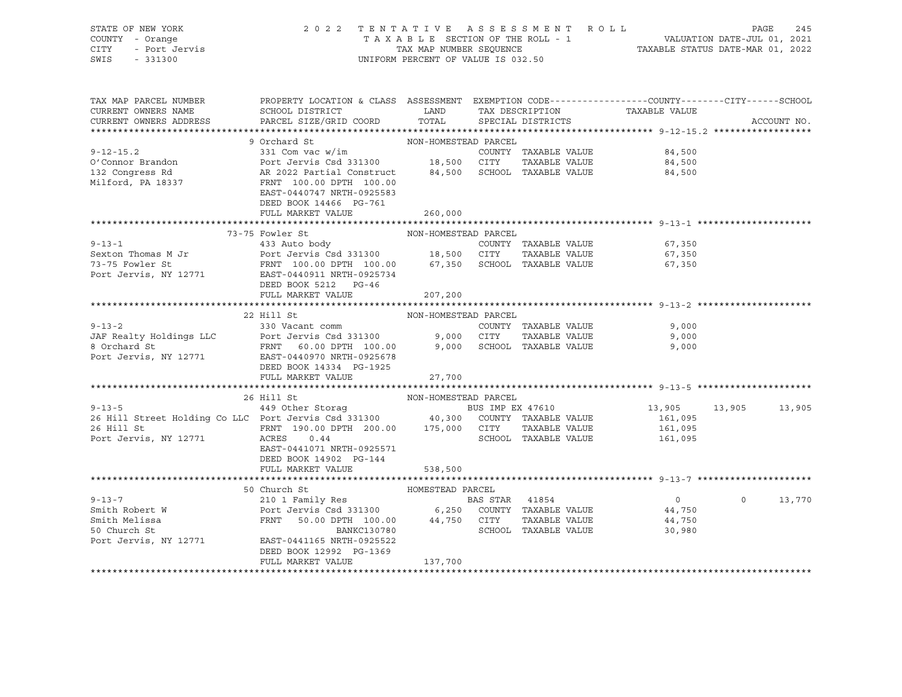STATE OF NEW YORK — COUNTY - Orange — CITY - Port Jervis — SWIS - 331300

# 2022 TENTATIVE ASSESSMENT ROLL

TAXABLE SECTION OF THE ROLL - 1 — TAX MAP NUMBER SEQUENCE — UNIFORM PERCENT OF VALUE IS 032.50

VALUATION DATE-JUL 01, 2021 — TAXABLE STATUS DATE-MAR 01, 2022

```
TAX MAP PARCEL NUMBER          PROPERTY LOCATION & CLASS  ASSESSMENT  EXEMPTION CODE------------------COUNTY--------CITY------SCHOOL
CURRENT OWNERS NAME            SCHOOL DISTRICT               LAND      TAX DESCRIPTION            TAXABLE VALUE
CURRENT OWNERS ADDRESS         PARCEL SIZE/GRID COORD        TOTAL     SPECIAL DISTRICTS                                  ACCOUNT NO.
******************************************************************************************************* 9-12-15.2 ******************
                               9 Orchard St               NON-HOMESTEAD PARCEL
9-12-15.2                      331 Com vac w/im                        COUNTY  TAXABLE VALUE            84,500
O'Connor Brandon               Port Jervis Csd 331300        18,500    CITY    TAXABLE VALUE            84,500
132 Congress Rd                AR 2022 Partial Construct     84,500    SCHOOL  TAXABLE VALUE            84,500
Milford, PA 18337              FRNT 100.00 DPTH 100.00
                               EAST-0440747 NRTH-0925583
                               DEED BOOK 14466  PG-761
                               FULL MARKET VALUE            260,000
******************************************************************************************************* 9-13-1 *********************
                               73-75 Fowler St            NON-HOMESTEAD PARCEL
9-13-1                         433 Auto body                           COUNTY  TAXABLE VALUE            67,350
Sexton Thomas M Jr             Port Jervis Csd 331300        18,500    CITY    TAXABLE VALUE            67,350
73-75 Fowler St                FRNT 100.00 DPTH 100.00       67,350    SCHOOL  TAXABLE VALUE            67,350
Port Jervis, NY 12771          EAST-0440911 NRTH-0925734
                               DEED BOOK 5212   PG-46
                               FULL MARKET VALUE            207,200
******************************************************************************************************* 9-13-2 *********************
                               22 Hill St                 NON-HOMESTEAD PARCEL
9-13-2                         330 Vacant comm                         COUNTY  TAXABLE VALUE             9,000
JAF Realty Holdings LLC        Port Jervis Csd 331300         9,000    CITY    TAXABLE VALUE             9,000
8 Orchard St                   FRNT  60.00 DPTH 100.00        9,000    SCHOOL  TAXABLE VALUE             9,000
Port Jervis, NY 12771          EAST-0440970 NRTH-0925678
                               DEED BOOK 14334  PG-1925
                               FULL MARKET VALUE             27,700
******************************************************************************************************* 9-13-5 *********************
                               26 Hill St                 NON-HOMESTEAD PARCEL
9-13-5                         449 Other Storag                        BUS IMP EX 47610                 13,905     13,905     13,905
26 Hill Street Holding Co LLC  Port Jervis Csd 331300        40,300    COUNTY  TAXABLE VALUE           161,095
26 Hill St                     FRNT 190.00 DPTH 200.00      175,000    CITY    TAXABLE VALUE           161,095
Port Jervis, NY 12771          ACRES    0.44                           SCHOOL  TAXABLE VALUE           161,095
                               EAST-0441071 NRTH-0925571
                               DEED BOOK 14902  PG-144
                               FULL MARKET VALUE            538,500
******************************************************************************************************* 9-13-7 *********************
                               50 Church St               HOMESTEAD PARCEL
9-13-7                         210 1 Family Res                        BAS STAR  41854                      0          0     13,770
Smith Robert W                 Port Jervis Csd 331300         6,250    COUNTY  TAXABLE VALUE            44,750
Smith Melissa                  FRNT  50.00 DPTH 100.00       44,750    CITY    TAXABLE VALUE            44,750
50 Church St                                BANKC130780                SCHOOL  TAXABLE VALUE            30,980
Port Jervis, NY 12771          EAST-0441165 NRTH-0925522
                               DEED BOOK 12992  PG-1369
                               FULL MARKET VALUE            137,700
************************************************************************************************************************************
```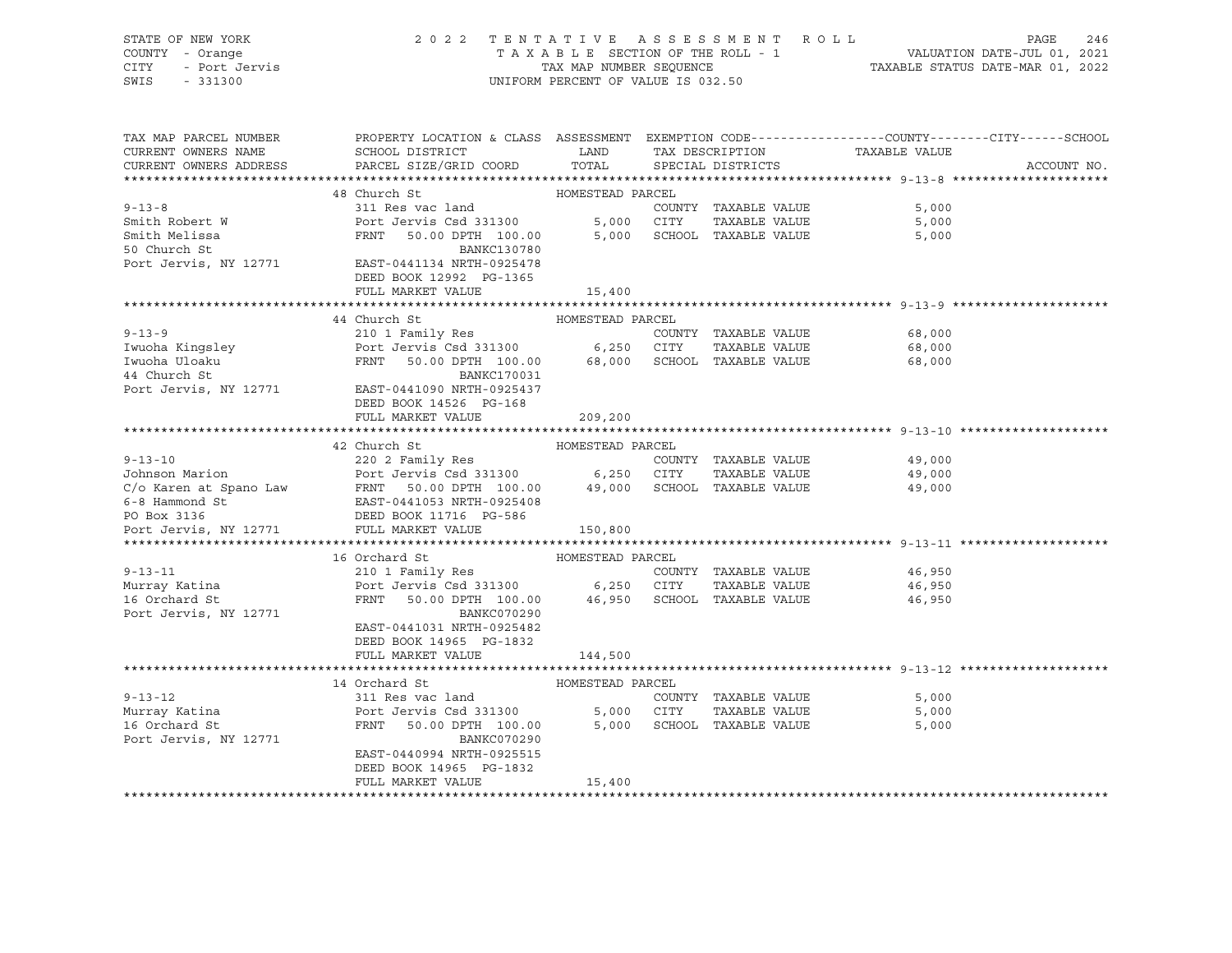STATE OF NEW YORK                2 0 2 2  T E N T A T I V E  A S S E S S M E N T  R O L L                PAGE 246
COUNTY - Orange                        T A X A B L E SECTION OF THE ROLL - 1                VALUATION DATE-JUL 01, 2021
CITY - Port Jervis                          TAX MAP NUMBER SEQUENCE                TAXABLE STATUS DATE-MAR 01, 2022
SWIS - 331300                          UNIFORM PERCENT OF VALUE IS 032.50

| TAX MAP PARCEL NUMBER / CURRENT OWNERS NAME / CURRENT OWNERS ADDRESS | PROPERTY LOCATION & CLASS / SCHOOL DISTRICT / PARCEL SIZE/GRID COORD | ASSESSMENT LAND | TOTAL | EXEMPTION CODE / TAX DESCRIPTION / SPECIAL DISTRICTS | TAXABLE VALUE (COUNTY / CITY / SCHOOL) | ACCOUNT NO. |
|---|---|---|---|---|---|---|
| **9-13-8** | 48 Church St — HOMESTEAD PARCEL | | | | | |
| 9-13-8 | 311 Res vac land | | | COUNTY TAXABLE VALUE | 5,000 | |
| Smith Robert W | Port Jervis Csd 331300 | 5,000 | | CITY TAXABLE VALUE | 5,000 | |
| Smith Melissa | FRNT 50.00 DPTH 100.00 | | 5,000 | SCHOOL TAXABLE VALUE | 5,000 | |
| 50 Church St | BANKC130780 | | | | | |
| Port Jervis, NY 12771 | EAST-0441134 NRTH-0925478 | | | | | |
| | DEED BOOK 12992 PG-1365 | | | | | |
| | FULL MARKET VALUE | | 15,400 | | | |
| **9-13-9** | 44 Church St — HOMESTEAD PARCEL | | | | | |
| 9-13-9 | 210 1 Family Res | | | COUNTY TAXABLE VALUE | 68,000 | |
| Iwuoha Kingsley | Port Jervis Csd 331300 | 6,250 | | CITY TAXABLE VALUE | 68,000 | |
| Iwuoha Uloaku | FRNT 50.00 DPTH 100.00 | | 68,000 | SCHOOL TAXABLE VALUE | 68,000 | |
| 44 Church St | BANKC170031 | | | | | |
| Port Jervis, NY 12771 | EAST-0441090 NRTH-0925437 | | | | | |
| | DEED BOOK 14526 PG-168 | | | | | |
| | FULL MARKET VALUE | | 209,200 | | | |
| **9-13-10** | 42 Church St — HOMESTEAD PARCEL | | | | | |
| 9-13-10 | 220 2 Family Res | | | COUNTY TAXABLE VALUE | 49,000 | |
| Johnson Marion | Port Jervis Csd 331300 | 6,250 | | CITY TAXABLE VALUE | 49,000 | |
| C/o Karen at Spano Law | FRNT 50.00 DPTH 100.00 | | 49,000 | SCHOOL TAXABLE VALUE | 49,000 | |
| 6-8 Hammond St | EAST-0441053 NRTH-0925408 | | | | | |
| PO Box 3136 | DEED BOOK 11716 PG-586 | | | | | |
| Port Jervis, NY 12771 | FULL MARKET VALUE | | 150,800 | | | |
| **9-13-11** | 16 Orchard St — HOMESTEAD PARCEL | | | | | |
| 9-13-11 | 210 1 Family Res | | | COUNTY TAXABLE VALUE | 46,950 | |
| Murray Katina | Port Jervis Csd 331300 | 6,250 | | CITY TAXABLE VALUE | 46,950 | |
| 16 Orchard St | FRNT 50.00 DPTH 100.00 | | 46,950 | SCHOOL TAXABLE VALUE | 46,950 | |
| Port Jervis, NY 12771 | BANKC070290 | | | | | |
| | EAST-0441031 NRTH-0925482 | | | | | |
| | DEED BOOK 14965 PG-1832 | | | | | |
| | FULL MARKET VALUE | | 144,500 | | | |
| **9-13-12** | 14 Orchard St — HOMESTEAD PARCEL | | | | | |
| 9-13-12 | 311 Res vac land | | | COUNTY TAXABLE VALUE | 5,000 | |
| Murray Katina | Port Jervis Csd 331300 | 5,000 | | CITY TAXABLE VALUE | 5,000 | |
| 16 Orchard St | FRNT 50.00 DPTH 100.00 | | 5,000 | SCHOOL TAXABLE VALUE | 5,000 | |
| Port Jervis, NY 12771 | BANKC070290 | | | | | |
| | EAST-0440994 NRTH-0925515 | | | | | |
| | DEED BOOK 14965 PG-1832 | | | | | |
| | FULL MARKET VALUE | | 15,400 | | | |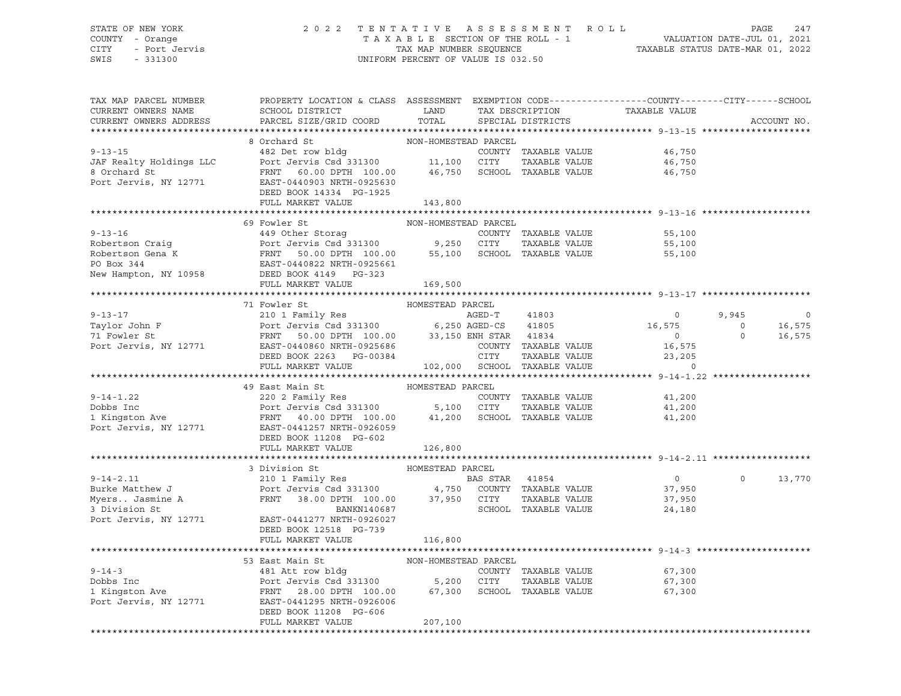STATE OF NEW YORK — COUNTY - Orange — CITY - Port Jervis — SWIS - 331300

2022 TENTATIVE ASSESSMENT ROLL
TAXABLE SECTION OF THE ROLL - 1
TAX MAP NUMBER SEQUENCE
UNIFORM PERCENT OF VALUE IS 032.50

VALUATION DATE-JUL 01, 2021
TAXABLE STATUS DATE-MAR 01, 2022

| TAX MAP PARCEL NUMBER / CURRENT OWNERS NAME / CURRENT OWNERS ADDRESS | PROPERTY LOCATION & CLASS / SCHOOL DISTRICT / PARCEL SIZE/GRID COORD | ASSESSMENT LAND / TOTAL | EXEMPTION CODE / TAX DESCRIPTION / SPECIAL DISTRICTS | COUNTY TAXABLE VALUE | CITY | SCHOOL | ACCOUNT NO. |
|---|---|---|---|---|---|---|---|
| **9-13-15** | 8 Orchard St — NON-HOMESTEAD PARCEL | | | | | | |
| JAF Realty Holdings LLC | 482 Det row bldg | | COUNTY TAXABLE VALUE | 46,750 | | | |
| 8 Orchard St | Port Jervis Csd 331300 | 11,100 | CITY TAXABLE VALUE | 46,750 | | | |
| Port Jervis, NY 12771 | FRNT 60.00 DPTH 100.00 | 46,750 | SCHOOL TAXABLE VALUE | 46,750 | | | |
| | EAST-0440903 NRTH-0925630 | | | | | | |
| | DEED BOOK 14334 PG-1925 | | | | | | |
| | FULL MARKET VALUE | 143,800 | | | | | |
| **9-13-16** | 69 Fowler St — NON-HOMESTEAD PARCEL | | | | | | |
| Robertson Craig | 449 Other Storag | | COUNTY TAXABLE VALUE | 55,100 | | | |
| Robertson Gena K | Port Jervis Csd 331300 | 9,250 | CITY TAXABLE VALUE | 55,100 | | | |
| PO Box 344 | FRNT 50.00 DPTH 100.00 | 55,100 | SCHOOL TAXABLE VALUE | 55,100 | | | |
| New Hampton, NY 10958 | EAST-0440822 NRTH-0925661 | | | | | | |
| | DEED BOOK 4149 PG-323 | | | | | | |
| | FULL MARKET VALUE | 169,500 | | | | | |
| **9-13-17** | 71 Fowler St — HOMESTEAD PARCEL | | | | | | |
| Taylor John F | 210 1 Family Res | | AGED-T 41803 | 0 | 9,945 | 0 | |
| 71 Fowler St | Port Jervis Csd 331300 | 6,250 | AGED-CS 41805 | 16,575 | 0 | 16,575 | |
| Port Jervis, NY 12771 | FRNT 50.00 DPTH 100.00 | 33,150 | ENH STAR 41834 | 0 | 0 | 16,575 | |
| | EAST-0440860 NRTH-0925686 | | COUNTY TAXABLE VALUE | 16,575 | | | |
| | DEED BOOK 2263 PG-00384 | | CITY TAXABLE VALUE | 23,205 | | | |
| | FULL MARKET VALUE | 102,000 | SCHOOL TAXABLE VALUE | 0 | | | |
| **9-14-1.22** | 49 East Main St — HOMESTEAD PARCEL | | | | | | |
| Dobbs Inc | 220 2 Family Res | | COUNTY TAXABLE VALUE | 41,200 | | | |
| 1 Kingston Ave | Port Jervis Csd 331300 | 5,100 | CITY TAXABLE VALUE | 41,200 | | | |
| Port Jervis, NY 12771 | FRNT 40.00 DPTH 100.00 | 41,200 | SCHOOL TAXABLE VALUE | 41,200 | | | |
| | EAST-0441257 NRTH-0926059 | | | | | | |
| | DEED BOOK 11208 PG-602 | | | | | | |
| | FULL MARKET VALUE | 126,800 | | | | | |
| **9-14-2.11** | 3 Division St — HOMESTEAD PARCEL | | | | | | |
| Burke Matthew J | 210 1 Family Res | | BAS STAR 41854 | 0 | 0 | 13,770 | |
| Myers.. Jasmine A | Port Jervis Csd 331300 | 4,750 | COUNTY TAXABLE VALUE | 37,950 | | | |
| 3 Division St | FRNT 38.00 DPTH 100.00 | 37,950 | CITY TAXABLE VALUE | 37,950 | | | |
| Port Jervis, NY 12771 | BANKN140687 | | SCHOOL TAXABLE VALUE | 24,180 | | | |
| | EAST-0441277 NRTH-0926027 | | | | | | |
| | DEED BOOK 12518 PG-739 | | | | | | |
| | FULL MARKET VALUE | 116,800 | | | | | |
| **9-14-3** | 53 East Main St — NON-HOMESTEAD PARCEL | | | | | | |
| Dobbs Inc | 481 Att row bldg | | COUNTY TAXABLE VALUE | 67,300 | | | |
| 1 Kingston Ave | Port Jervis Csd 331300 | 5,200 | CITY TAXABLE VALUE | 67,300 | | | |
| Port Jervis, NY 12771 | FRNT 28.00 DPTH 100.00 | 67,300 | SCHOOL TAXABLE VALUE | 67,300 | | | |
| | EAST-0441295 NRTH-0926006 | | | | | | |
| | DEED BOOK 11208 PG-606 | | | | | | |
| | FULL MARKET VALUE | 207,100 | | | | | |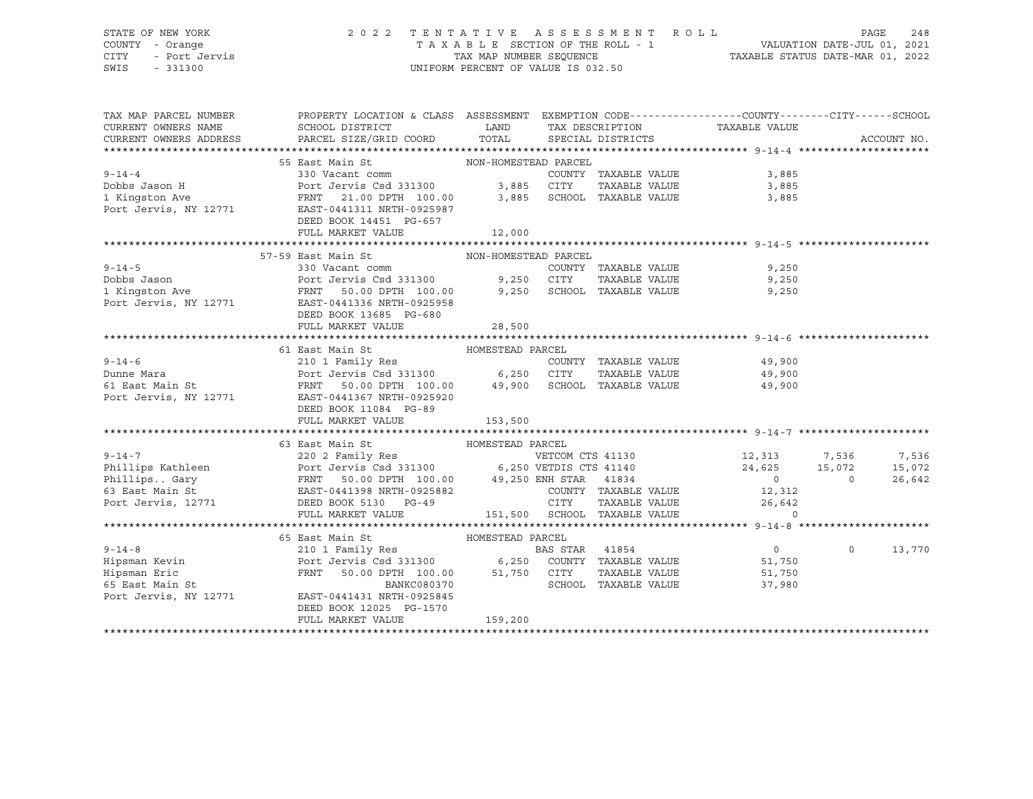STATE OF NEW YORK — 2022 TENTATIVE ASSESSMENT ROLL
COUNTY - Orange — TAXABLE SECTION OF THE ROLL - 1 — VALUATION DATE-JUL 01, 2021
CITY - Port Jervis — TAX MAP NUMBER SEQUENCE — TAXABLE STATUS DATE-MAR 01, 2022
SWIS - 331300 — UNIFORM PERCENT OF VALUE IS 032.50

| TAX MAP PARCEL NUMBER / CURRENT OWNERS NAME / CURRENT OWNERS ADDRESS | PROPERTY LOCATION & CLASS / SCHOOL DISTRICT / PARCEL SIZE/GRID COORD | ASSESSMENT LAND / TOTAL | EXEMPTION CODE / TAX DESCRIPTION / SPECIAL DISTRICTS | COUNTY TAXABLE VALUE | CITY | SCHOOL | ACCOUNT NO. |
|---|---|---|---|---|---|---|---|
| **9-14-4** | 55 East Main St | NON-HOMESTEAD PARCEL | | | | | |
| Dobbs Jason H | 330 Vacant comm | | COUNTY TAXABLE VALUE | 3,885 | | | |
| 1 Kingston Ave | Port Jervis Csd 331300 | 3,885 | CITY TAXABLE VALUE | 3,885 | | | |
| Port Jervis, NY 12771 | FRNT 21.00 DPTH 100.00 | 3,885 | SCHOOL TAXABLE VALUE | 3,885 | | | |
| | EAST-0441311 NRTH-0925987 | | | | | | |
| | DEED BOOK 14451 PG-657 | | | | | | |
| | FULL MARKET VALUE | 12,000 | | | | | |
| **9-14-5** | 57-59 East Main St | NON-HOMESTEAD PARCEL | | | | | |
| Dobbs Jason | 330 Vacant comm | | COUNTY TAXABLE VALUE | 9,250 | | | |
| 1 Kingston Ave | Port Jervis Csd 331300 | 9,250 | CITY TAXABLE VALUE | 9,250 | | | |
| Port Jervis, NY 12771 | FRNT 50.00 DPTH 100.00 | 9,250 | SCHOOL TAXABLE VALUE | 9,250 | | | |
| | EAST-0441336 NRTH-0925958 | | | | | | |
| | DEED BOOK 13685 PG-680 | | | | | | |
| | FULL MARKET VALUE | 28,500 | | | | | |
| **9-14-6** | 61 East Main St | HOMESTEAD PARCEL | | | | | |
| Dunne Mara | 210 1 Family Res | | COUNTY TAXABLE VALUE | 49,900 | | | |
| 61 East Main St | Port Jervis Csd 331300 | 6,250 | CITY TAXABLE VALUE | 49,900 | | | |
| Port Jervis, NY 12771 | FRNT 50.00 DPTH 100.00 | 49,900 | SCHOOL TAXABLE VALUE | 49,900 | | | |
| | EAST-0441367 NRTH-0925920 | | | | | | |
| | DEED BOOK 11084 PG-89 | | | | | | |
| | FULL MARKET VALUE | 153,500 | | | | | |
| **9-14-7** | 63 East Main St | HOMESTEAD PARCEL | | | | | |
| Phillips Kathleen | 220 2 Family Res | | VETCOM CTS 41130 | 12,313 | 7,536 | 7,536 | |
| Phillips.. Gary | Port Jervis Csd 331300 | 6,250 | VETDIS CTS 41140 | 24,625 | 15,072 | 15,072 | |
| 63 East Main St | FRNT 50.00 DPTH 100.00 | 49,250 | ENH STAR 41834 | 0 | 0 | 26,642 | |
| Port Jervis, 12771 | EAST-0441398 NRTH-0925882 | | COUNTY TAXABLE VALUE | 12,312 | | | |
| | DEED BOOK 5130 PG-49 | | CITY TAXABLE VALUE | 26,642 | | | |
| | FULL MARKET VALUE | 151,500 | SCHOOL TAXABLE VALUE | 0 | | | |
| **9-14-8** | 65 East Main St | HOMESTEAD PARCEL | | | | | |
| Hipsman Kevin | 210 1 Family Res | | BAS STAR 41854 | 0 | 0 | 13,770 | |
| Hipsman Eric | Port Jervis Csd 331300 | 6,250 | COUNTY TAXABLE VALUE | 51,750 | | | |
| 65 East Main St | FRNT 50.00 DPTH 100.00 | 51,750 | CITY TAXABLE VALUE | 51,750 | | | |
| Port Jervis, NY 12771 | BANKC080370 | | SCHOOL TAXABLE VALUE | 37,980 | | | |
| | EAST-0441431 NRTH-0925845 | | | | | | |
| | DEED BOOK 12025 PG-1570 | | | | | | |
| | FULL MARKET VALUE | 159,200 | | | | | |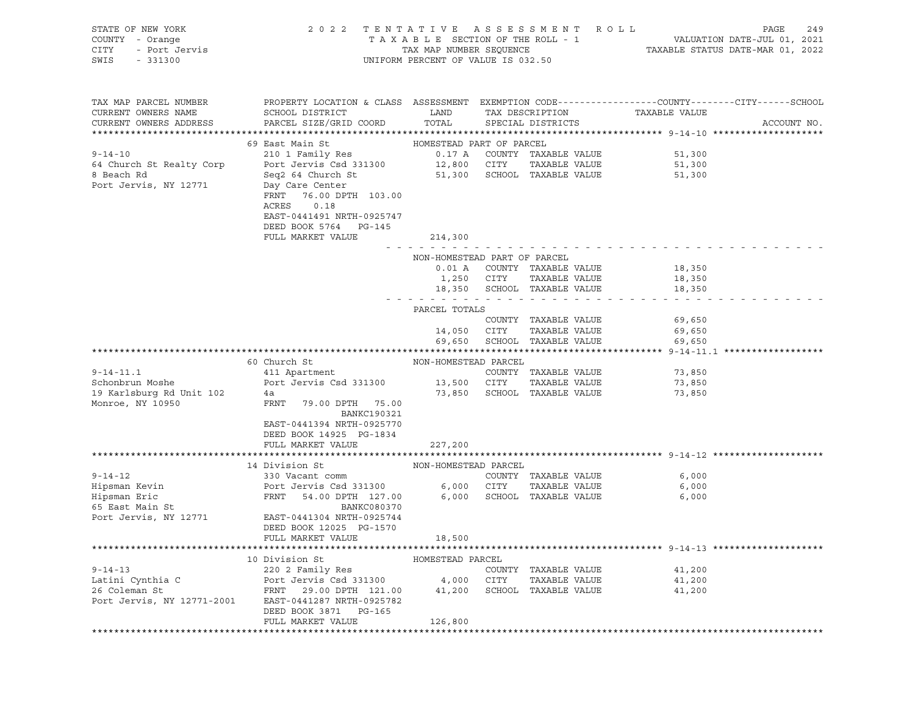STATE OF NEW YORK 2022 TENTATIVE ASSESSMENT ROLL
COUNTY - Orange TAXABLE SECTION OF THE ROLL - 1 VALUATION DATE-JUL 01, 2021
CITY - Port Jervis TAX MAP NUMBER SEQUENCE TAXABLE STATUS DATE-MAR 01, 2022
SWIS - 331300 UNIFORM PERCENT OF VALUE IS 032.50

```
TAX MAP PARCEL NUMBER          PROPERTY LOCATION & CLASS  ASSESSMENT  EXEMPTION CODE------------------COUNTY--------CITY------SCHOOL
CURRENT OWNERS NAME            SCHOOL DISTRICT               LAND      TAX DESCRIPTION            TAXABLE VALUE
CURRENT OWNERS ADDRESS         PARCEL SIZE/GRID COORD        TOTAL     SPECIAL DISTRICTS                                     ACCOUNT NO.
******************************************************************************************************* 9-14-10 ********************
                               69 East Main St               HOMESTEAD PART OF PARCEL
9-14-10                        210 1 Family Res              0.17 A   COUNTY  TAXABLE VALUE          51,300
64 Church St Realty Corp       Port Jervis Csd 331300       12,800    CITY    TAXABLE VALUE          51,300
8 Beach Rd                     Seq2 64 Church St            51,300    SCHOOL  TAXABLE VALUE          51,300
Port Jervis, NY 12771          Day Care Center
                               FRNT   76.00 DPTH 103.00
                               ACRES    0.18
                               EAST-0441491 NRTH-0925747
                               DEED BOOK 5764   PG-145
                               FULL MARKET VALUE            214,300
                                                             - - - - - - - - - - - - - - - - - - - - - - - - - - - - - - - - - - -
                                                             NON-HOMESTEAD PART OF PARCEL
                                                             0.01 A   COUNTY  TAXABLE VALUE          18,350
                                                             1,250    CITY    TAXABLE VALUE          18,350
                                                            18,350    SCHOOL  TAXABLE VALUE          18,350
                                                             - - - - - - - - - - - - - - - - - - - - - - - - - - - - - - - - - - -
                                                             PARCEL TOTALS
                                                                      COUNTY  TAXABLE VALUE          69,650
                                                            14,050    CITY    TAXABLE VALUE          69,650
                                                            69,650    SCHOOL  TAXABLE VALUE          69,650
******************************************************************************************************* 9-14-11.1 ******************
                               60 Church St                  NON-HOMESTEAD PARCEL
9-14-11.1                      411 Apartment                          COUNTY  TAXABLE VALUE          73,850
Schonbrun Moshe                Port Jervis Csd 331300       13,500    CITY    TAXABLE VALUE          73,850
19 Karlsburg Rd Unit 102       4a                           73,850    SCHOOL  TAXABLE VALUE          73,850
Monroe, NY 10950               FRNT   79.00 DPTH  75.00
                                          BANKC190321
                               EAST-0441394 NRTH-0925770
                               DEED BOOK 14925  PG-1834
                               FULL MARKET VALUE            227,200
******************************************************************************************************* 9-14-12 ********************
                               14 Division St                NON-HOMESTEAD PARCEL
9-14-12                        330 Vacant comm                        COUNTY  TAXABLE VALUE           6,000
Hipsman Kevin                  Port Jervis Csd 331300        6,000    CITY    TAXABLE VALUE           6,000
Hipsman Eric                   FRNT   54.00 DPTH 127.00      6,000    SCHOOL  TAXABLE VALUE           6,000
65 East Main St                           BANKC080370
Port Jervis, NY 12771          EAST-0441304 NRTH-0925744
                               DEED BOOK 12025  PG-1570
                               FULL MARKET VALUE             18,500
******************************************************************************************************* 9-14-13 ********************
                               10 Division St                HOMESTEAD PARCEL
9-14-13                        220 2 Family Res                       COUNTY  TAXABLE VALUE          41,200
Latini Cynthia C               Port Jervis Csd 331300        4,000    CITY    TAXABLE VALUE          41,200
26 Coleman St                  FRNT   29.00 DPTH 121.00     41,200    SCHOOL  TAXABLE VALUE          41,200
Port Jervis, NY 12771-2001     EAST-0441287 NRTH-0925782
                               DEED BOOK 3871   PG-165
                               FULL MARKET VALUE            126,800
************************************************************************************************************************************
```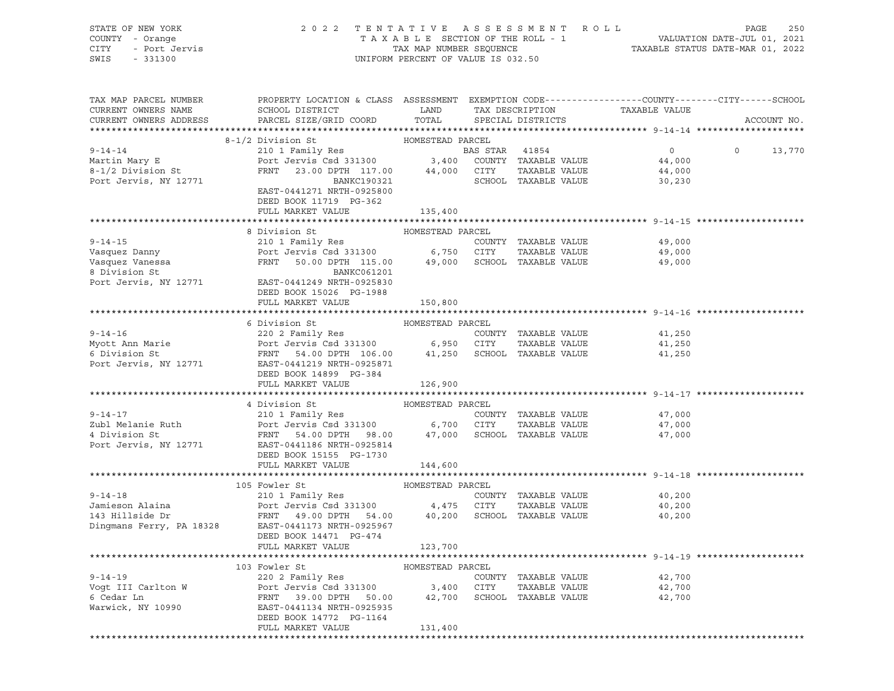STATE OF NEW YORK 2 0 2 2 T E N T A T I V E A S S E S S M E N T R O L L
COUNTY - Orange T A X A B L E SECTION OF THE ROLL - 1 VALUATION DATE-JUL 01, 2021
CITY - Port Jervis TAX MAP NUMBER SEQUENCE TAXABLE STATUS DATE-MAR 01, 2022
SWIS - 331300 UNIFORM PERCENT OF VALUE IS 032.50

```
TAX MAP PARCEL NUMBER          PROPERTY LOCATION & CLASS  ASSESSMENT  EXEMPTION CODE------------------COUNTY--------CITY------SCHOOL
CURRENT OWNERS NAME            SCHOOL DISTRICT               LAND      TAX DESCRIPTION            TAXABLE VALUE
CURRENT OWNERS ADDRESS         PARCEL SIZE/GRID COORD        TOTAL     SPECIAL DISTRICTS                                    ACCOUNT NO.
******************************************************************************************************* 9-14-14 ********************
                               8-1/2 Division St             HOMESTEAD PARCEL
9-14-14                        210 1 Family Res                        BAS STAR  41854                 0           0       13,770
Martin Mary E                  Port Jervis Csd 331300        3,400     COUNTY  TAXABLE VALUE          44,000
8-1/2 Division St              FRNT   23.00 DPTH 117.00     44,000     CITY    TAXABLE VALUE          44,000
Port Jervis, NY 12771                          BANKC190321             SCHOOL  TAXABLE VALUE          30,230
                               EAST-0441271 NRTH-0925800
                               DEED BOOK 11719  PG-362
                               FULL MARKET VALUE           135,400
******************************************************************************************************* 9-14-15 ********************
                               8 Division St                 HOMESTEAD PARCEL
9-14-15                        210 1 Family Res                        COUNTY  TAXABLE VALUE          49,000
Vasquez Danny                  Port Jervis Csd 331300        6,750     CITY    TAXABLE VALUE          49,000
Vasquez Vanessa                FRNT   50.00 DPTH 115.00     49,000     SCHOOL  TAXABLE VALUE          49,000
8 Division St                                  BANKC061201
Port Jervis, NY 12771          EAST-0441249 NRTH-0925830
                               DEED BOOK 15026  PG-1988
                               FULL MARKET VALUE           150,800
******************************************************************************************************* 9-14-16 ********************
                               6 Division St                 HOMESTEAD PARCEL
9-14-16                        220 2 Family Res                        COUNTY  TAXABLE VALUE          41,250
Myott Ann Marie                Port Jervis Csd 331300        6,950     CITY    TAXABLE VALUE          41,250
6 Division St                  FRNT   54.00 DPTH 106.00     41,250     SCHOOL  TAXABLE VALUE          41,250
Port Jervis, NY 12771          EAST-0441219 NRTH-0925871
                               DEED BOOK 14899  PG-384
                               FULL MARKET VALUE           126,900
******************************************************************************************************* 9-14-17 ********************
                               4 Division St                 HOMESTEAD PARCEL
9-14-17                        210 1 Family Res                        COUNTY  TAXABLE VALUE          47,000
Zubl Melanie Ruth              Port Jervis Csd 331300        6,700     CITY    TAXABLE VALUE          47,000
4 Division St                  FRNT   54.00 DPTH  98.00     47,000     SCHOOL  TAXABLE VALUE          47,000
Port Jervis, NY 12771          EAST-0441186 NRTH-0925814
                               DEED BOOK 15155  PG-1730
                               FULL MARKET VALUE           144,600
******************************************************************************************************* 9-14-18 ********************
                               105 Fowler St                 HOMESTEAD PARCEL
9-14-18                        210 1 Family Res                        COUNTY  TAXABLE VALUE          40,200
Jamieson Alaina                Port Jervis Csd 331300        4,475     CITY    TAXABLE VALUE          40,200
143 Hillside Dr                FRNT   49.00 DPTH  54.00     40,200     SCHOOL  TAXABLE VALUE          40,200
Dingmans Ferry, PA 18328       EAST-0441173 NRTH-0925967
                               DEED BOOK 14471  PG-474
                               FULL MARKET VALUE           123,700
******************************************************************************************************* 9-14-19 ********************
                               103 Fowler St                 HOMESTEAD PARCEL
9-14-19                        220 2 Family Res                        COUNTY  TAXABLE VALUE          42,700
Vogt III Carlton W             Port Jervis Csd 331300        3,400     CITY    TAXABLE VALUE          42,700
6 Cedar Ln                     FRNT   39.00 DPTH  50.00     42,700     SCHOOL  TAXABLE VALUE          42,700
Warwick, NY 10990              EAST-0441134 NRTH-0925935
                               DEED BOOK 14772  PG-1164
                               FULL MARKET VALUE           131,400
************************************************************************************************************************************
```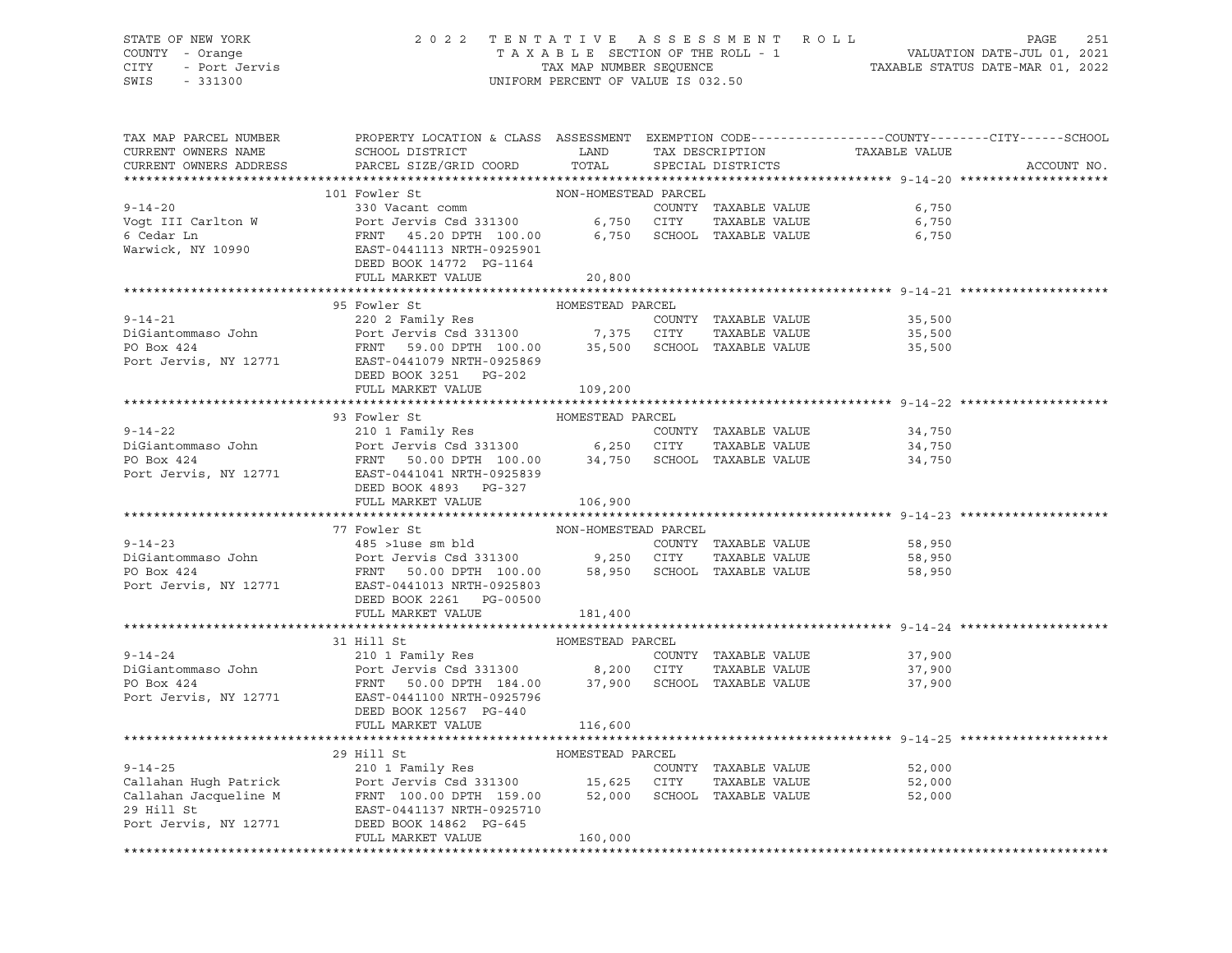STATE OF NEW YORK
COUNTY - Orange
CITY - Port Jervis
SWIS - 331300

2022 TENTATIVE ASSESSMENT ROLL
TAXABLE SECTION OF THE ROLL - 1
TAX MAP NUMBER SEQUENCE
UNIFORM PERCENT OF VALUE IS 032.50

VALUATION DATE-JUL 01, 2021
TAXABLE STATUS DATE-MAR 01, 2022

| TAX MAP PARCEL NUMBER / CURRENT OWNERS NAME / CURRENT OWNERS ADDRESS | PROPERTY LOCATION & CLASS / SCHOOL DISTRICT / PARCEL SIZE/GRID COORD | ASSESSMENT LAND / TOTAL | EXEMPTION CODE / TAX DESCRIPTION / SPECIAL DISTRICTS | TAXABLE VALUE (COUNTY / CITY / SCHOOL) | ACCOUNT NO. |
|---|---|---|---|---|---|
| **9-14-20** | 101 Fowler St — NON-HOMESTEAD PARCEL | | | | |
| Vogt III Carlton W | 330 Vacant comm | | COUNTY TAXABLE VALUE | 6,750 | |
| 6 Cedar Ln | Port Jervis Csd 331300 | 6,750 | CITY TAXABLE VALUE | 6,750 | |
| Warwick, NY 10990 | FRNT 45.20 DPTH 100.00 | 6,750 | SCHOOL TAXABLE VALUE | 6,750 | |
| | EAST-0441113 NRTH-0925901 | | | | |
| | DEED BOOK 14772 PG-1164 | | | | |
| | FULL MARKET VALUE | 20,800 | | | |
| **9-14-21** | 95 Fowler St — HOMESTEAD PARCEL | | | | |
| DiGiantommaso John | 220 2 Family Res | | COUNTY TAXABLE VALUE | 35,500 | |
| PO Box 424 | Port Jervis Csd 331300 | 7,375 | CITY TAXABLE VALUE | 35,500 | |
| Port Jervis, NY 12771 | FRNT 59.00 DPTH 100.00 | 35,500 | SCHOOL TAXABLE VALUE | 35,500 | |
| | EAST-0441079 NRTH-0925869 | | | | |
| | DEED BOOK 3251 PG-202 | | | | |
| | FULL MARKET VALUE | 109,200 | | | |
| **9-14-22** | 93 Fowler St — HOMESTEAD PARCEL | | | | |
| DiGiantommaso John | 210 1 Family Res | | COUNTY TAXABLE VALUE | 34,750 | |
| PO Box 424 | Port Jervis Csd 331300 | 6,250 | CITY TAXABLE VALUE | 34,750 | |
| Port Jervis, NY 12771 | FRNT 50.00 DPTH 100.00 | 34,750 | SCHOOL TAXABLE VALUE | 34,750 | |
| | EAST-0441041 NRTH-0925839 | | | | |
| | DEED BOOK 4893 PG-327 | | | | |
| | FULL MARKET VALUE | 106,900 | | | |
| **9-14-23** | 77 Fowler St — NON-HOMESTEAD PARCEL | | | | |
| DiGiantommaso John | 485 >1use sm bld | | COUNTY TAXABLE VALUE | 58,950 | |
| PO Box 424 | Port Jervis Csd 331300 | 9,250 | CITY TAXABLE VALUE | 58,950 | |
| Port Jervis, NY 12771 | FRNT 50.00 DPTH 100.00 | 58,950 | SCHOOL TAXABLE VALUE | 58,950 | |
| | EAST-0441013 NRTH-0925803 | | | | |
| | DEED BOOK 2261 PG-00500 | | | | |
| | FULL MARKET VALUE | 181,400 | | | |
| **9-14-24** | 31 Hill St — HOMESTEAD PARCEL | | | | |
| DiGiantommaso John | 210 1 Family Res | | COUNTY TAXABLE VALUE | 37,900 | |
| PO Box 424 | Port Jervis Csd 331300 | 8,200 | CITY TAXABLE VALUE | 37,900 | |
| Port Jervis, NY 12771 | FRNT 50.00 DPTH 184.00 | 37,900 | SCHOOL TAXABLE VALUE | 37,900 | |
| | EAST-0441100 NRTH-0925796 | | | | |
| | DEED BOOK 12567 PG-440 | | | | |
| | FULL MARKET VALUE | 116,600 | | | |
| **9-14-25** | 29 Hill St — HOMESTEAD PARCEL | | | | |
| Callahan Hugh Patrick | 210 1 Family Res | | COUNTY TAXABLE VALUE | 52,000 | |
| Callahan Jacqueline M | Port Jervis Csd 331300 | 15,625 | CITY TAXABLE VALUE | 52,000 | |
| 29 Hill St | FRNT 100.00 DPTH 159.00 | 52,000 | SCHOOL TAXABLE VALUE | 52,000 | |
| Port Jervis, NY 12771 | EAST-0441137 NRTH-0925710 | | | | |
| | DEED BOOK 14862 PG-645 | | | | |
| | FULL MARKET VALUE | 160,000 | | | |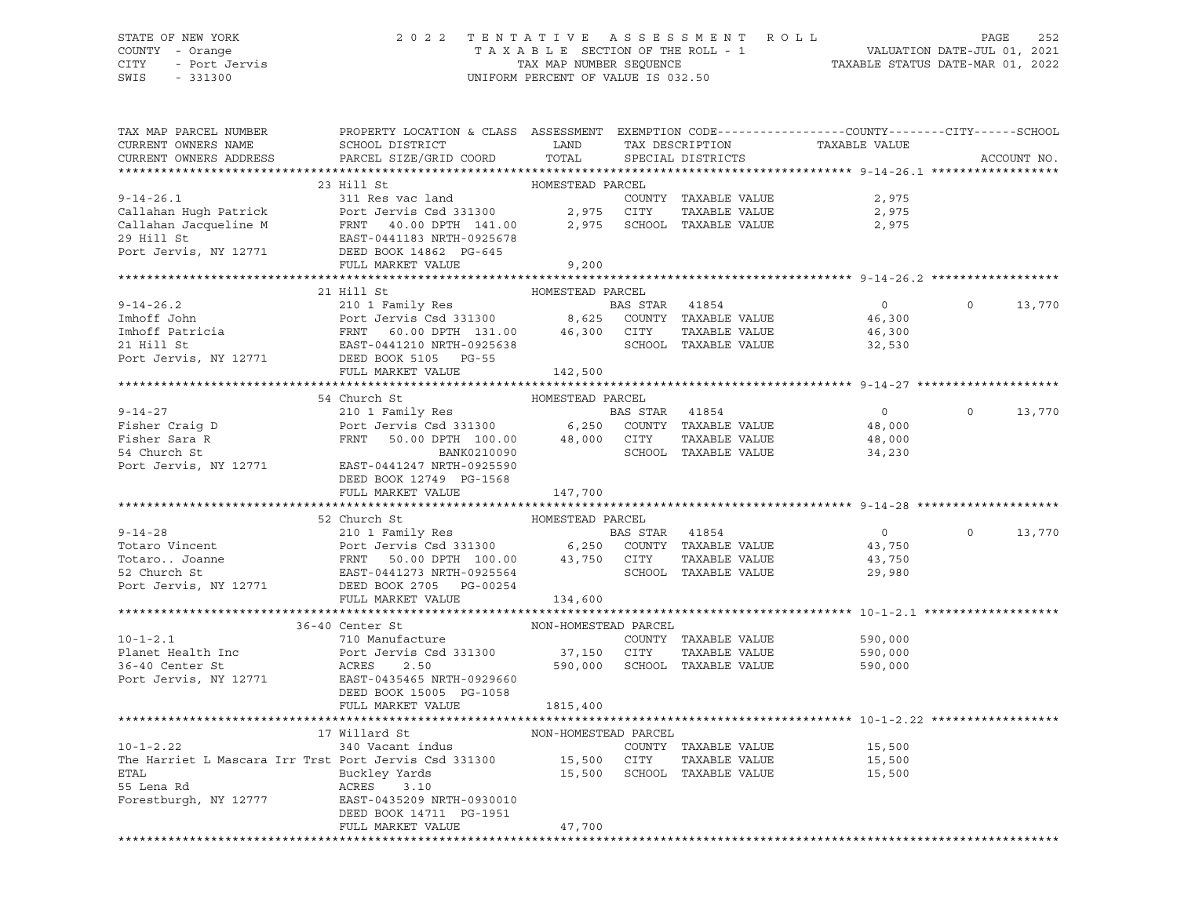STATE OF NEW YORK — 2022 TENTATIVE ASSESSMENT ROLL
COUNTY - Orange — TAXABLE SECTION OF THE ROLL - 1 — VALUATION DATE-JUL 01, 2021
CITY - Port Jervis — TAX MAP NUMBER SEQUENCE — TAXABLE STATUS DATE-MAR 01, 2022
SWIS - 331300 — UNIFORM PERCENT OF VALUE IS 032.50

```
TAX MAP PARCEL NUMBER          PROPERTY LOCATION & CLASS  ASSESSMENT  EXEMPTION CODE------------------COUNTY--------CITY------SCHOOL
CURRENT OWNERS NAME            SCHOOL DISTRICT               LAND      TAX DESCRIPTION            TAXABLE VALUE
CURRENT OWNERS ADDRESS         PARCEL SIZE/GRID COORD        TOTAL     SPECIAL DISTRICTS                                        ACCOUNT NO.
******************************************************************************************************* 9-14-26.1 ******************
                               23 Hill St                  HOMESTEAD PARCEL
9-14-26.1                      311 Res vac land                        COUNTY  TAXABLE VALUE             2,975
Callahan Hugh Patrick          Port Jervis Csd 331300        2,975     CITY    TAXABLE VALUE             2,975
Callahan Jacqueline M          FRNT   40.00 DPTH 141.00      2,975     SCHOOL  TAXABLE VALUE             2,975
29 Hill St                     EAST-0441183 NRTH-0925678
Port Jervis, NY 12771          DEED BOOK 14862  PG-645
                               FULL MARKET VALUE             9,200
******************************************************************************************************* 9-14-26.2 ******************
                               21 Hill St                  HOMESTEAD PARCEL
9-14-26.2                      210 1 Family Res                        BAS STAR  41854                       0             0     13,770
Imhoff John                    Port Jervis Csd 331300        8,625     COUNTY  TAXABLE VALUE            46,300
Imhoff Patricia                FRNT   60.00 DPTH 131.00     46,300     CITY    TAXABLE VALUE            46,300
21 Hill St                     EAST-0441210 NRTH-0925638               SCHOOL  TAXABLE VALUE            32,530
Port Jervis, NY 12771          DEED BOOK 5105   PG-55
                               FULL MARKET VALUE           142,500
******************************************************************************************************* 9-14-27 ********************
                               54 Church St                HOMESTEAD PARCEL
9-14-27                        210 1 Family Res                        BAS STAR  41854                       0             0     13,770
Fisher Craig D                 Port Jervis Csd 331300        6,250     COUNTY  TAXABLE VALUE            48,000
Fisher Sara R                  FRNT   50.00 DPTH 100.00     48,000     CITY    TAXABLE VALUE            48,000
54 Church St                                 BANK0210090               SCHOOL  TAXABLE VALUE            34,230
Port Jervis, NY 12771          EAST-0441247 NRTH-0925590
                               DEED BOOK 12749  PG-1568
                               FULL MARKET VALUE           147,700
******************************************************************************************************* 9-14-28 ********************
                               52 Church St                HOMESTEAD PARCEL
9-14-28                        210 1 Family Res                        BAS STAR  41854                       0             0     13,770
Totaro Vincent                 Port Jervis Csd 331300        6,250     COUNTY  TAXABLE VALUE            43,750
Totaro.. Joanne                FRNT   50.00 DPTH 100.00     43,750     CITY    TAXABLE VALUE            43,750
52 Church St                   EAST-0441273 NRTH-0925564               SCHOOL  TAXABLE VALUE            29,980
Port Jervis, NY 12771          DEED BOOK 2705   PG-00254
                               FULL MARKET VALUE           134,600
******************************************************************************************************* 10-1-2.1 *******************
                               36-40 Center St             NON-HOMESTEAD PARCEL
10-1-2.1                       710 Manufacture                         COUNTY  TAXABLE VALUE           590,000
Planet Health Inc              Port Jervis Csd 331300       37,150     CITY    TAXABLE VALUE           590,000
36-40 Center St                ACRES    2.50               590,000     SCHOOL  TAXABLE VALUE           590,000
Port Jervis, NY 12771          EAST-0435465 NRTH-0929660
                               DEED BOOK 15005  PG-1058
                               FULL MARKET VALUE          1815,400
******************************************************************************************************* 10-1-2.22 ******************
                               17 Willard St               NON-HOMESTEAD PARCEL
10-1-2.22                      340 Vacant indus                        COUNTY  TAXABLE VALUE            15,500
The Harriet L Mascara Irr Trst Port Jervis Csd 331300       15,500     CITY    TAXABLE VALUE            15,500
ETAL                           Buckley Yards                15,500     SCHOOL  TAXABLE VALUE            15,500
55 Lena Rd                     ACRES    3.10
Forestburgh, NY 12777          EAST-0435209 NRTH-0930010
                               DEED BOOK 14711  PG-1951
                               FULL MARKET VALUE            47,700
************************************************************************************************************************************
```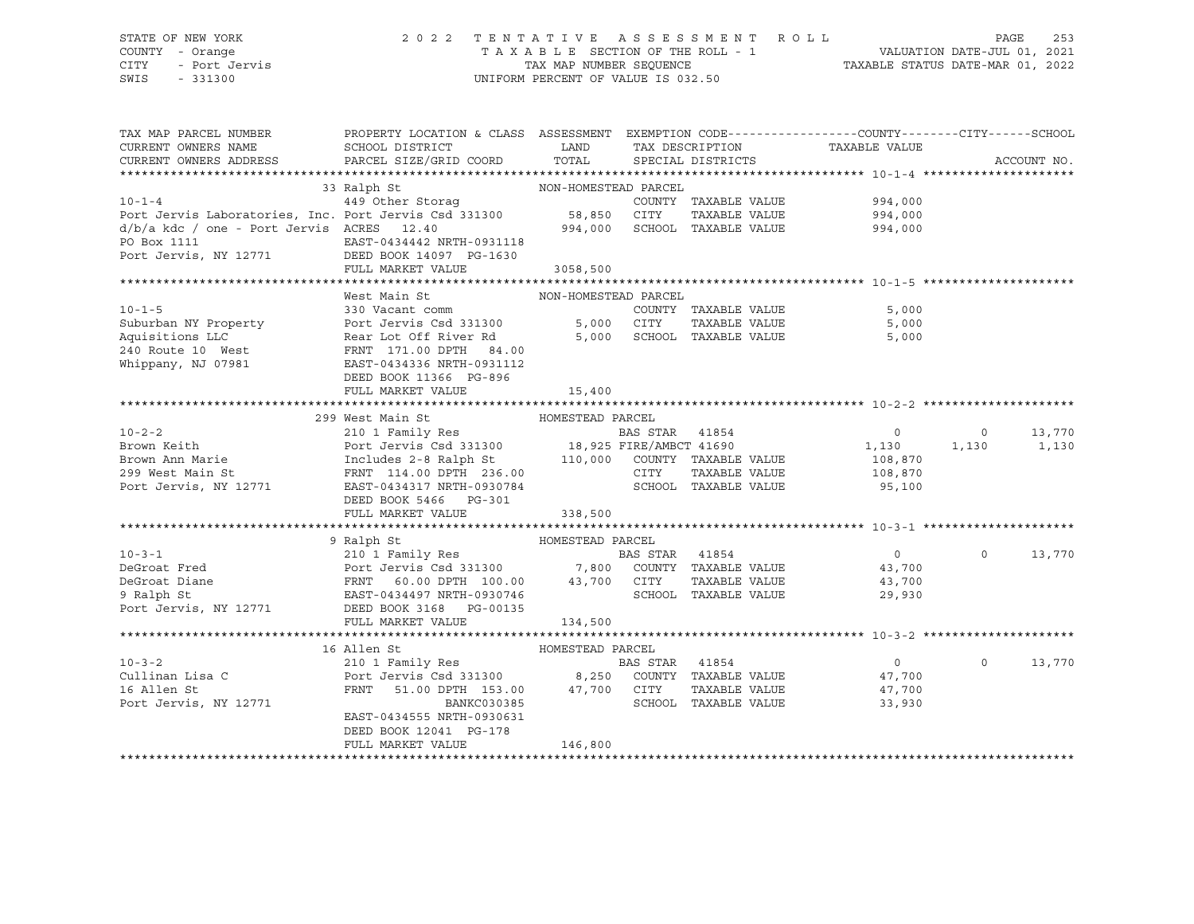STATE OF NEW YORK
COUNTY - Orange
CITY - Port Jervis
SWIS - 331300

2022 TENTATIVE ASSESSMENT ROLL
TAXABLE SECTION OF THE ROLL - 1
TAX MAP NUMBER SEQUENCE
UNIFORM PERCENT OF VALUE IS 032.50

VALUATION DATE-JUL 01, 2021
TAXABLE STATUS DATE-MAR 01, 2022

```
TAX MAP PARCEL NUMBER      PROPERTY LOCATION & CLASS  ASSESSMENT  EXEMPTION CODE------------------COUNTY--------CITY------SCHOOL
CURRENT OWNERS NAME        SCHOOL DISTRICT              LAND       TAX DESCRIPTION            TAXABLE VALUE
CURRENT OWNERS ADDRESS     PARCEL SIZE/GRID COORD       TOTAL      SPECIAL DISTRICTS                                      ACCOUNT NO.
******************************************************************************************************* 10-1-4 *********************
                           33 Ralph St                  NON-HOMESTEAD PARCEL
10-1-4                     449 Other Storag                          COUNTY  TAXABLE VALUE          994,000
Port Jervis Laboratories, Inc. Port Jervis Csd 331300    58,850     CITY    TAXABLE VALUE          994,000
d/b/a kdc / one - Port Jervis  ACRES  12.40             994,000     SCHOOL  TAXABLE VALUE          994,000
PO Box 1111                EAST-0434442 NRTH-0931118
Port Jervis, NY 12771      DEED BOOK 14097  PG-1630
                           FULL MARKET VALUE            3058,500
******************************************************************************************************* 10-1-5 *********************
                           West Main St                 NON-HOMESTEAD PARCEL
10-1-5                     330 Vacant comm                           COUNTY  TAXABLE VALUE            5,000
Suburban NY Property       Port Jervis Csd 331300        5,000      CITY    TAXABLE VALUE            5,000
Aquisitions LLC            Rear Lot Off River Rd         5,000      SCHOOL  TAXABLE VALUE            5,000
240 Route 10  West         FRNT 171.00 DPTH  84.00
Whippany, NJ 07981         EAST-0434336 NRTH-0931112
                           DEED BOOK 11366  PG-896
                           FULL MARKET VALUE             15,400
******************************************************************************************************* 10-2-2 *********************
                           299 West Main St             HOMESTEAD PARCEL
10-2-2                     210 1 Family Res                    BAS STAR  41854                   0          0      13,770
Brown Keith                Port Jervis Csd 331300       18,925 FIRE/AMBCT 41690              1,130      1,130       1,130
Brown Ann Marie            Includes 2-8 Ralph St       110,000  COUNTY  TAXABLE VALUE        108,870
299 West Main St           FRNT 114.00 DPTH 236.00              CITY    TAXABLE VALUE        108,870
Port Jervis, NY 12771      EAST-0434317 NRTH-0930784             SCHOOL  TAXABLE VALUE         95,100
                           DEED BOOK 5466   PG-301
                           FULL MARKET VALUE            338,500
******************************************************************************************************* 10-3-1 *********************
                           9 Ralph St                   HOMESTEAD PARCEL
10-3-1                     210 1 Family Res                    BAS STAR  41854                   0          0      13,770
DeGroat Fred               Port Jervis Csd 331300        7,800  COUNTY  TAXABLE VALUE         43,700
DeGroat Diane              FRNT  60.00 DPTH 100.00      43,700  CITY    TAXABLE VALUE         43,700
9 Ralph St                 EAST-0434497 NRTH-0930746             SCHOOL  TAXABLE VALUE         29,930
Port Jervis, NY 12771      DEED BOOK 3168   PG-00135
                           FULL MARKET VALUE            134,500
******************************************************************************************************* 10-3-2 *********************
                           16 Allen St                  HOMESTEAD PARCEL
10-3-2                     210 1 Family Res                    BAS STAR  41854                   0          0      13,770
Cullinan Lisa C            Port Jervis Csd 331300        8,250  COUNTY  TAXABLE VALUE         47,700
16 Allen St                FRNT  51.00 DPTH 153.00      47,700  CITY    TAXABLE VALUE         47,700
Port Jervis, NY 12771                   BANKC030385              SCHOOL  TAXABLE VALUE         33,930
                           EAST-0434555 NRTH-0930631
                           DEED BOOK 12041  PG-178
                           FULL MARKET VALUE            146,800
************************************************************************************************************************************
```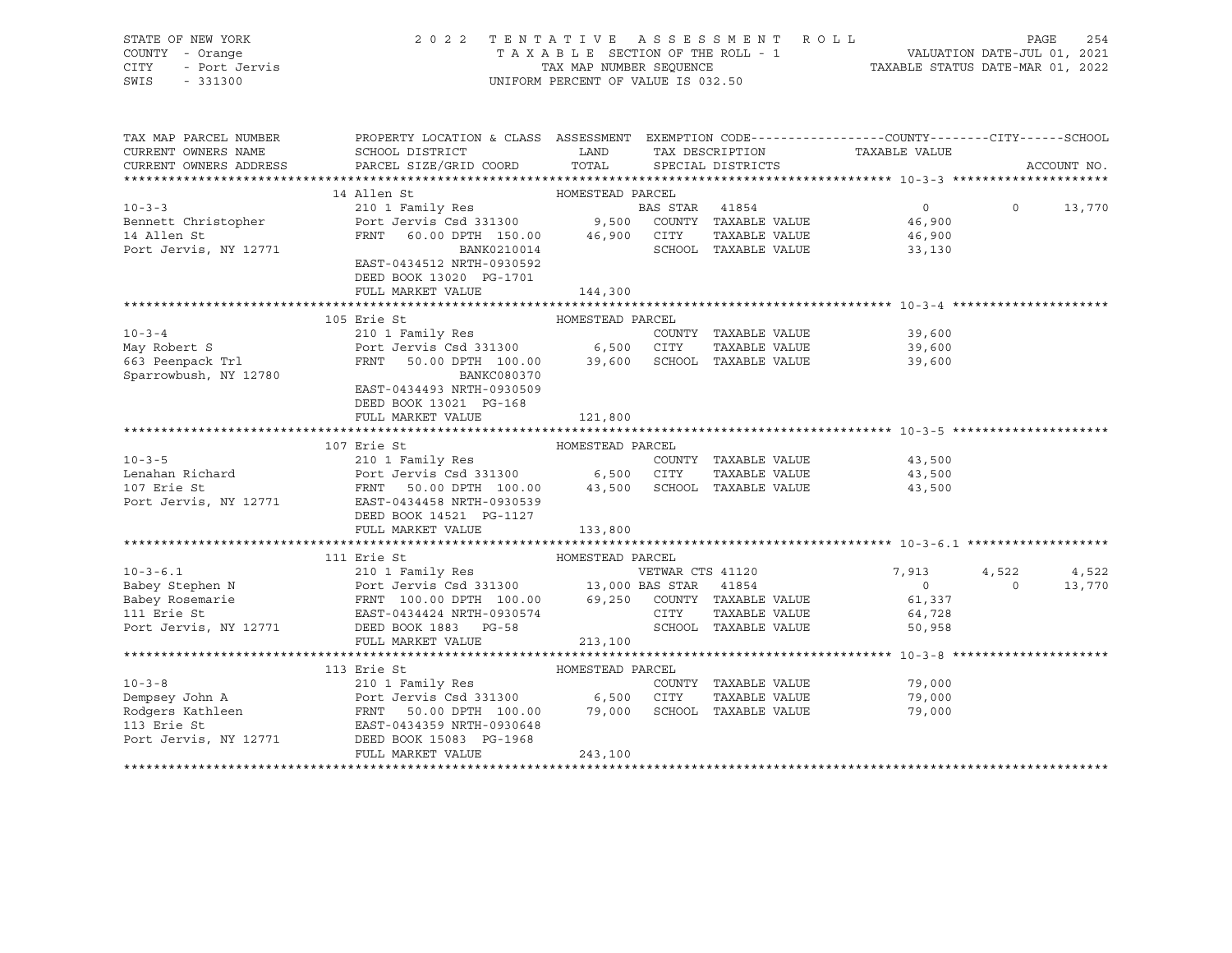STATE OF NEW YORK — 2022 TENTATIVE ASSESSMENT ROLL
COUNTY - Orange — TAXABLE SECTION OF THE ROLL - 1 — VALUATION DATE-JUL 01, 2021
CITY - Port Jervis — TAX MAP NUMBER SEQUENCE — TAXABLE STATUS DATE-MAR 01, 2022
SWIS - 331300 — UNIFORM PERCENT OF VALUE IS 032.50

| TAX MAP PARCEL NUMBER / CURRENT OWNERS NAME / CURRENT OWNERS ADDRESS | PROPERTY LOCATION & CLASS / SCHOOL DISTRICT / PARCEL SIZE/GRID COORD | ASSESSMENT LAND / TOTAL | EXEMPTION CODE / TAX DESCRIPTION / SPECIAL DISTRICTS | COUNTY TAXABLE VALUE | CITY | SCHOOL | ACCOUNT NO. |
|---|---|---|---|---|---|---|---|
| **10-3-3** | 14 Allen St | HOMESTEAD PARCEL | | | | | |
| 10-3-3 | 210 1 Family Res | | BAS STAR 41854 | 0 | 0 | 13,770 | |
| Bennett Christopher | Port Jervis Csd 331300 | 9,500 | COUNTY TAXABLE VALUE | 46,900 | | | |
| 14 Allen St | FRNT 60.00 DPTH 150.00 | 46,900 | CITY TAXABLE VALUE | 46,900 | | | |
| Port Jervis, NY 12771 | BANK0210014 | | SCHOOL TAXABLE VALUE | 33,130 | | | |
| | EAST-0434512 NRTH-0930592 | | | | | | |
| | DEED BOOK 13020 PG-1701 | | | | | | |
| | FULL MARKET VALUE | 144,300 | | | | | |
| **10-3-4** | 105 Erie St | HOMESTEAD PARCEL | | | | | |
| 10-3-4 | 210 1 Family Res | | COUNTY TAXABLE VALUE | 39,600 | | | |
| May Robert S | Port Jervis Csd 331300 | 6,500 | CITY TAXABLE VALUE | 39,600 | | | |
| 663 Peenpack Trl | FRNT 50.00 DPTH 100.00 | 39,600 | SCHOOL TAXABLE VALUE | 39,600 | | | |
| Sparrowbush, NY 12780 | BANKC080370 | | | | | | |
| | EAST-0434493 NRTH-0930509 | | | | | | |
| | DEED BOOK 13021 PG-168 | | | | | | |
| | FULL MARKET VALUE | 121,800 | | | | | |
| **10-3-5** | 107 Erie St | HOMESTEAD PARCEL | | | | | |
| 10-3-5 | 210 1 Family Res | | COUNTY TAXABLE VALUE | 43,500 | | | |
| Lenahan Richard | Port Jervis Csd 331300 | 6,500 | CITY TAXABLE VALUE | 43,500 | | | |
| 107 Erie St | FRNT 50.00 DPTH 100.00 | 43,500 | SCHOOL TAXABLE VALUE | 43,500 | | | |
| Port Jervis, NY 12771 | EAST-0434458 NRTH-0930539 | | | | | | |
| | DEED BOOK 14521 PG-1127 | | | | | | |
| | FULL MARKET VALUE | 133,800 | | | | | |
| **10-3-6.1** | 111 Erie St | HOMESTEAD PARCEL | | | | | |
| 10-3-6.1 | 210 1 Family Res | | VETWAR CTS 41120 | 7,913 | 4,522 | 4,522 | |
| Babey Stephen N | Port Jervis Csd 331300 | 13,000 | BAS STAR 41854 | 0 | 0 | 13,770 | |
| Babey Rosemarie | FRNT 100.00 DPTH 100.00 | 69,250 | COUNTY TAXABLE VALUE | 61,337 | | | |
| 111 Erie St | EAST-0434424 NRTH-0930574 | | CITY TAXABLE VALUE | 64,728 | | | |
| Port Jervis, NY 12771 | DEED BOOK 1883 PG-58 | | SCHOOL TAXABLE VALUE | 50,958 | | | |
| | FULL MARKET VALUE | 213,100 | | | | | |
| **10-3-8** | 113 Erie St | HOMESTEAD PARCEL | | | | | |
| 10-3-8 | 210 1 Family Res | | COUNTY TAXABLE VALUE | 79,000 | | | |
| Dempsey John A | Port Jervis Csd 331300 | 6,500 | CITY TAXABLE VALUE | 79,000 | | | |
| Rodgers Kathleen | FRNT 50.00 DPTH 100.00 | 79,000 | SCHOOL TAXABLE VALUE | 79,000 | | | |
| 113 Erie St | EAST-0434359 NRTH-0930648 | | | | | | |
| Port Jervis, NY 12771 | DEED BOOK 15083 PG-1968 | | | | | | |
| | FULL MARKET VALUE | 243,100 | | | | | |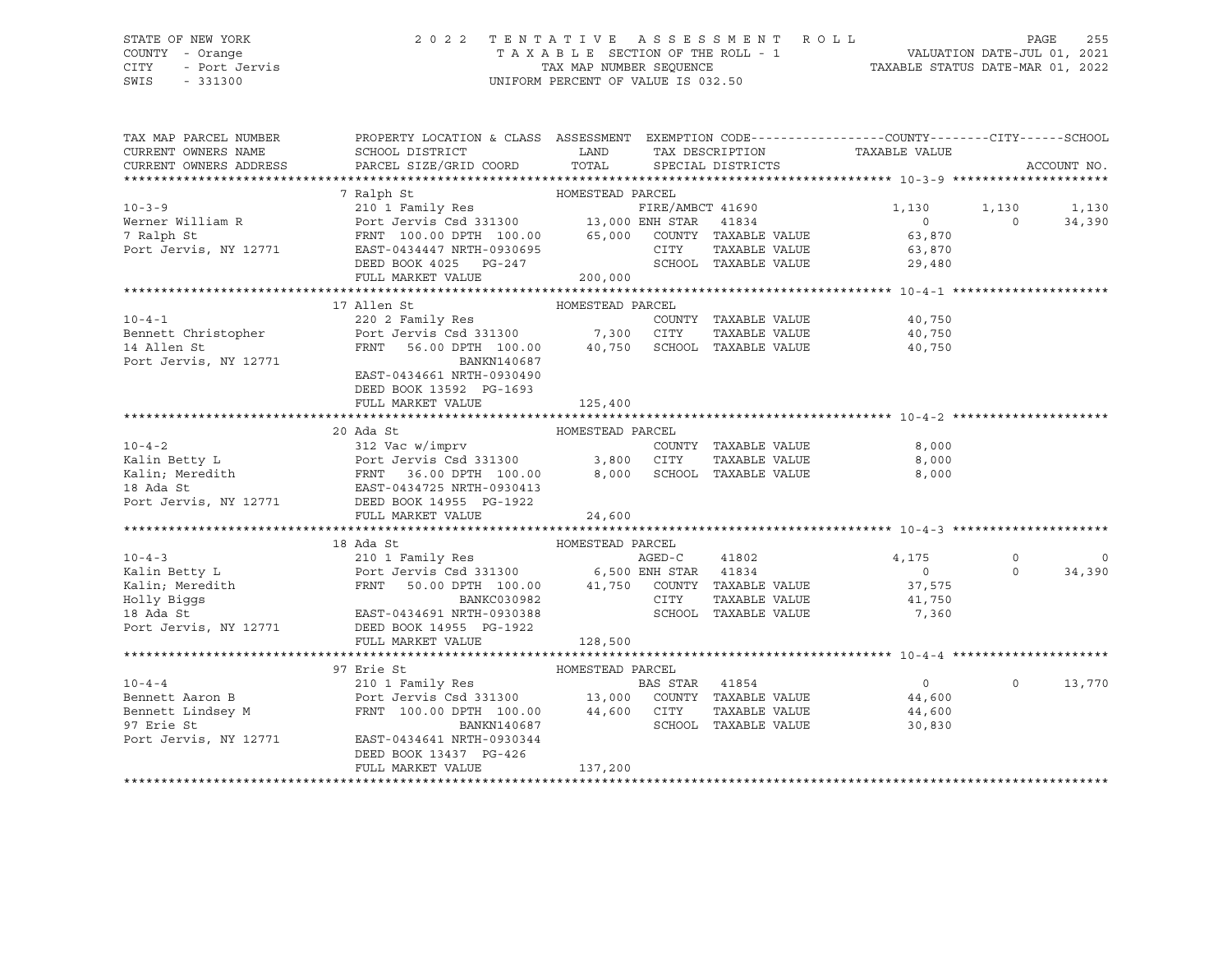STATE OF NEW YORK — COUNTY - Orange — CITY - Port Jervis — SWIS - 331300

# 2022 TENTATIVE ASSESSMENT ROLL

TAXABLE SECTION OF THE ROLL - 1 — TAX MAP NUMBER SEQUENCE — UNIFORM PERCENT OF VALUE IS 032.50

VALUATION DATE-JUL 01, 2021 — TAXABLE STATUS DATE-MAR 01, 2022

| TAX MAP PARCEL NUMBER / CURRENT OWNERS NAME / CURRENT OWNERS ADDRESS | PROPERTY LOCATION & CLASS / SCHOOL DISTRICT / PARCEL SIZE/GRID COORD | ASSESSMENT LAND / TOTAL | EXEMPTION CODE / TAX DESCRIPTION / SPECIAL DISTRICTS | COUNTY TAXABLE VALUE | CITY | SCHOOL |
|---|---|---|---|---|---|---|
| **10-3-9** | 7 Ralph St | HOMESTEAD PARCEL | | | | |
| 10-3-9 | 210 1 Family Res | | FIRE/AMBCT 41690 | 1,130 | 1,130 | 1,130 |
| Werner William R | Port Jervis Csd 331300 | 13,000 | ENH STAR 41834 | 0 | 0 | 34,390 |
| 7 Ralph St | FRNT 100.00 DPTH 100.00 | 65,000 | COUNTY TAXABLE VALUE | 63,870 | | |
| Port Jervis, NY 12771 | EAST-0434447 NRTH-0930695 | | CITY TAXABLE VALUE | 63,870 | | |
| | DEED BOOK 4025 PG-247 | | SCHOOL TAXABLE VALUE | 29,480 | | |
| | FULL MARKET VALUE | 200,000 | | | | |
| **10-4-1** | 17 Allen St | HOMESTEAD PARCEL | | | | |
| 10-4-1 | 220 2 Family Res | | COUNTY TAXABLE VALUE | 40,750 | | |
| Bennett Christopher | Port Jervis Csd 331300 | 7,300 | CITY TAXABLE VALUE | 40,750 | | |
| 14 Allen St | FRNT 56.00 DPTH 100.00 | 40,750 | SCHOOL TAXABLE VALUE | 40,750 | | |
| Port Jervis, NY 12771 | BANKN140687 | | | | | |
| | EAST-0434661 NRTH-0930490 | | | | | |
| | DEED BOOK 13592 PG-1693 | | | | | |
| | FULL MARKET VALUE | 125,400 | | | | |
| **10-4-2** | 20 Ada St | HOMESTEAD PARCEL | | | | |
| 10-4-2 | 312 Vac w/imprv | | COUNTY TAXABLE VALUE | 8,000 | | |
| Kalin Betty L | Port Jervis Csd 331300 | 3,800 | CITY TAXABLE VALUE | 8,000 | | |
| Kalin; Meredith | FRNT 36.00 DPTH 100.00 | 8,000 | SCHOOL TAXABLE VALUE | 8,000 | | |
| 18 Ada St | EAST-0434725 NRTH-0930413 | | | | | |
| Port Jervis, NY 12771 | DEED BOOK 14955 PG-1922 | | | | | |
| | FULL MARKET VALUE | 24,600 | | | | |
| **10-4-3** | 18 Ada St | HOMESTEAD PARCEL | | | | |
| 10-4-3 | 210 1 Family Res | | AGED-C 41802 | 4,175 | 0 | 0 |
| Kalin Betty L | Port Jervis Csd 331300 | 6,500 | ENH STAR 41834 | 0 | 0 | 34,390 |
| Kalin; Meredith | FRNT 50.00 DPTH 100.00 | 41,750 | COUNTY TAXABLE VALUE | 37,575 | | |
| Holly Biggs | BANKC030982 | | CITY TAXABLE VALUE | 41,750 | | |
| 18 Ada St | EAST-0434691 NRTH-0930388 | | SCHOOL TAXABLE VALUE | 7,360 | | |
| Port Jervis, NY 12771 | DEED BOOK 14955 PG-1922 | | | | | |
| | FULL MARKET VALUE | 128,500 | | | | |
| **10-4-4** | 97 Erie St | HOMESTEAD PARCEL | | | | |
| 10-4-4 | 210 1 Family Res | | BAS STAR 41854 | 0 | 0 | 13,770 |
| Bennett Aaron B | Port Jervis Csd 331300 | 13,000 | COUNTY TAXABLE VALUE | 44,600 | | |
| Bennett Lindsey M | FRNT 100.00 DPTH 100.00 | 44,600 | CITY TAXABLE VALUE | 44,600 | | |
| 97 Erie St | BANKN140687 | | SCHOOL TAXABLE VALUE | 30,830 | | |
| Port Jervis, NY 12771 | EAST-0434641 NRTH-0930344 | | | | | |
| | DEED BOOK 13437 PG-426 | | | | | |
| | FULL MARKET VALUE | 137,200 | | | | |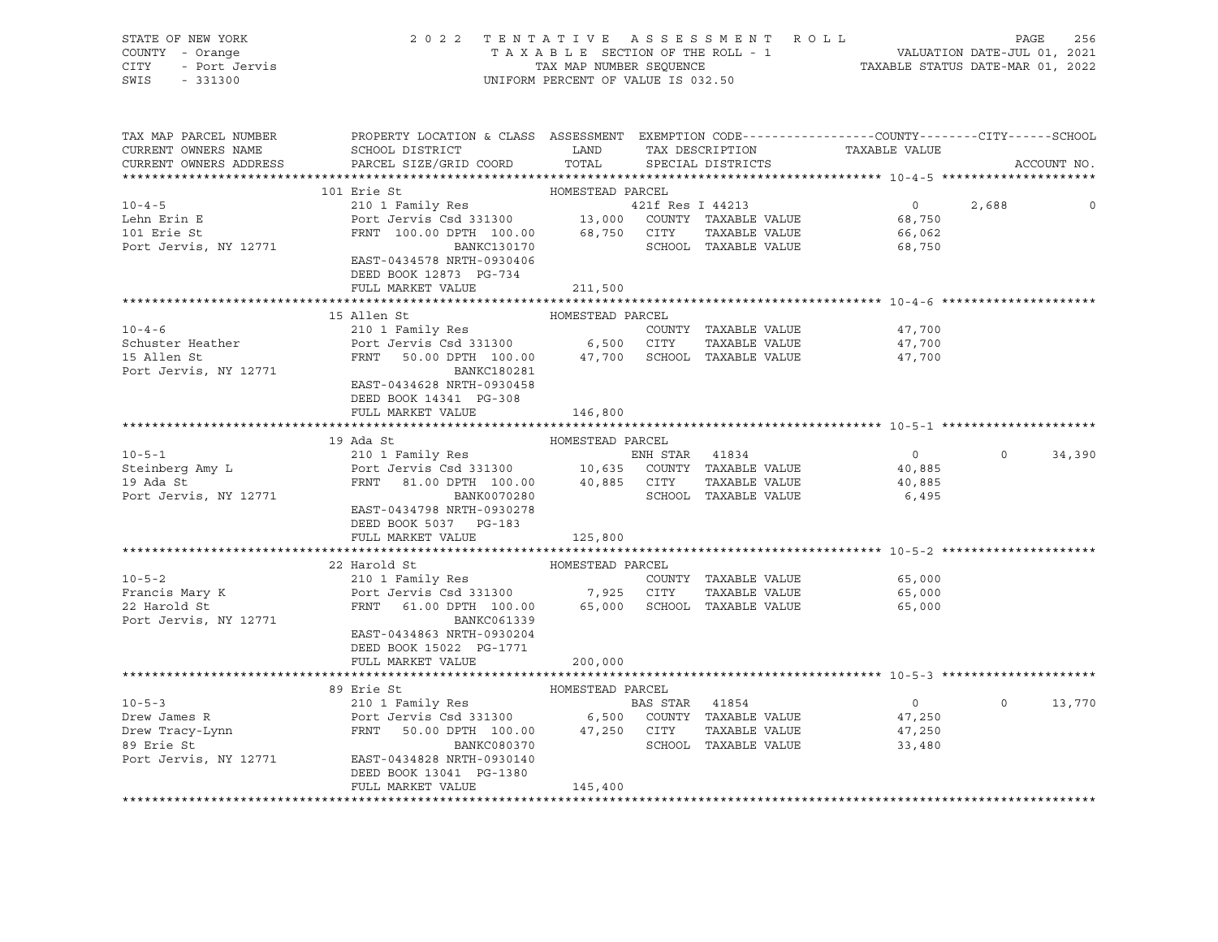STATE OF NEW YORK                    2 0 2 2  T E N T A T I V E   A S S E S S M E N T   R O L L
COUNTY - Orange                      T A X A B L E  SECTION OF THE ROLL - 1          VALUATION DATE-JUL 01, 2021
CITY   - Port Jervis                 TAX MAP NUMBER SEQUENCE                         TAXABLE STATUS DATE-MAR 01, 2022
SWIS   - 331300                      UNIFORM PERCENT OF VALUE IS 032.50

| TAX MAP PARCEL NUMBER / CURRENT OWNERS NAME / CURRENT OWNERS ADDRESS | PROPERTY LOCATION & CLASS / SCHOOL DISTRICT / PARCEL SIZE/GRID COORD | ASSESSMENT LAND | TOTAL | EXEMPTION CODE / TAX DESCRIPTION / SPECIAL DISTRICTS | COUNTY TAXABLE VALUE | CITY | SCHOOL | ACCOUNT NO. |
|---|---|---|---|---|---|---|---|---|
| **10-4-5** | 101 Erie St | HOMESTEAD PARCEL | | | | | | |
| 10-4-5 | 210 1 Family Res | | | 421f Res I 44213 | 0 | 2,688 | 0 | |
| Lehn Erin E | Port Jervis Csd 331300 | 13,000 | | COUNTY TAXABLE VALUE | 68,750 | | | |
| 101 Erie St | FRNT 100.00 DPTH 100.00 | | 68,750 | CITY TAXABLE VALUE | | 66,062 | | |
| Port Jervis, NY 12771 | BANKC130170 | | | SCHOOL TAXABLE VALUE | | | 68,750 | |
| | EAST-0434578 NRTH-0930406 | | | | | | | |
| | DEED BOOK 12873 PG-734 | | | | | | | |
| | FULL MARKET VALUE | | 211,500 | | | | | |
| **10-4-6** | 15 Allen St | HOMESTEAD PARCEL | | | | | | |
| 10-4-6 | 210 1 Family Res | | | COUNTY TAXABLE VALUE | 47,700 | | | |
| Schuster Heather | Port Jervis Csd 331300 | 6,500 | | CITY TAXABLE VALUE | | 47,700 | | |
| 15 Allen St | FRNT 50.00 DPTH 100.00 | | 47,700 | SCHOOL TAXABLE VALUE | | | 47,700 | |
| Port Jervis, NY 12771 | BANKC180281 | | | | | | | |
| | EAST-0434628 NRTH-0930458 | | | | | | | |
| | DEED BOOK 14341 PG-308 | | | | | | | |
| | FULL MARKET VALUE | | 146,800 | | | | | |
| **10-5-1** | 19 Ada St | HOMESTEAD PARCEL | | | | | | |
| 10-5-1 | 210 1 Family Res | | | ENH STAR 41834 | 0 | 0 | 34,390 | |
| Steinberg Amy L | Port Jervis Csd 331300 | 10,635 | | COUNTY TAXABLE VALUE | 40,885 | | | |
| 19 Ada St | FRNT 81.00 DPTH 100.00 | | 40,885 | CITY TAXABLE VALUE | | 40,885 | | |
| Port Jervis, NY 12771 | BANK0070280 | | | SCHOOL TAXABLE VALUE | | | 6,495 | |
| | EAST-0434798 NRTH-0930278 | | | | | | | |
| | DEED BOOK 5037 PG-183 | | | | | | | |
| | FULL MARKET VALUE | | 125,800 | | | | | |
| **10-5-2** | 22 Harold St | HOMESTEAD PARCEL | | | | | | |
| 10-5-2 | 210 1 Family Res | | | COUNTY TAXABLE VALUE | 65,000 | | | |
| Francis Mary K | Port Jervis Csd 331300 | 7,925 | | CITY TAXABLE VALUE | | 65,000 | | |
| 22 Harold St | FRNT 61.00 DPTH 100.00 | | 65,000 | SCHOOL TAXABLE VALUE | | | 65,000 | |
| Port Jervis, NY 12771 | BANKC061339 | | | | | | | |
| | EAST-0434863 NRTH-0930204 | | | | | | | |
| | DEED BOOK 15022 PG-1771 | | | | | | | |
| | FULL MARKET VALUE | | 200,000 | | | | | |
| **10-5-3** | 89 Erie St | HOMESTEAD PARCEL | | | | | | |
| 10-5-3 | 210 1 Family Res | | | BAS STAR 41854 | 0 | 0 | 13,770 | |
| Drew James R | Port Jervis Csd 331300 | 6,500 | | COUNTY TAXABLE VALUE | 47,250 | | | |
| Drew Tracy-Lynn | FRNT 50.00 DPTH 100.00 | | 47,250 | CITY TAXABLE VALUE | | 47,250 | | |
| 89 Erie St | BANKC080370 | | | SCHOOL TAXABLE VALUE | | | 33,480 | |
| Port Jervis, NY 12771 | EAST-0434828 NRTH-0930140 | | | | | | | |
| | DEED BOOK 13041 PG-1380 | | | | | | | |
| | FULL MARKET VALUE | | 145,400 | | | | | |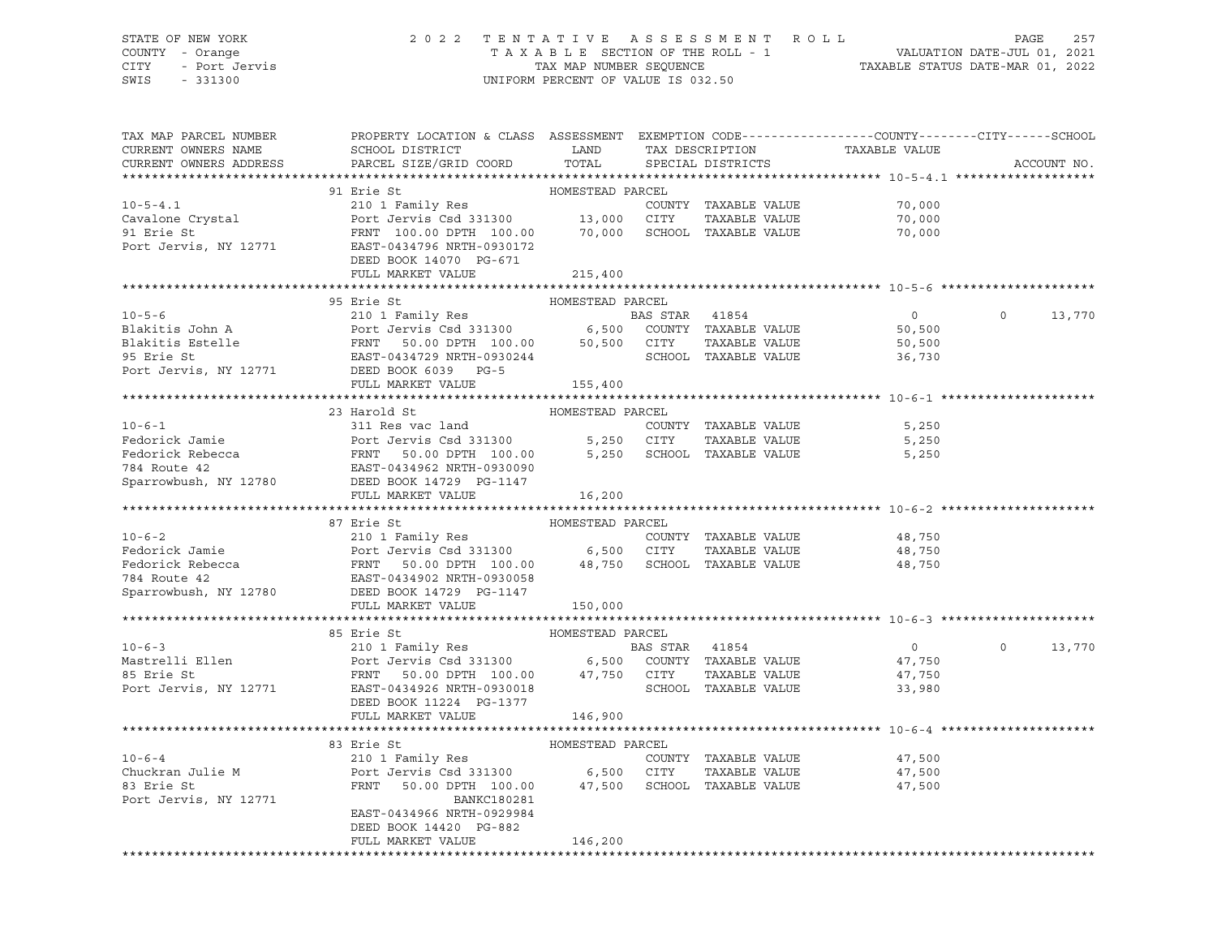STATE OF NEW YORK                2 0 2 2   T E N T A T I V E   A S S E S S M E N T   R O L L
COUNTY - Orange                  T A X A B L E  SECTION OF THE ROLL - 1          VALUATION DATE-JUL 01, 2021
CITY   - Port Jervis             TAX MAP NUMBER SEQUENCE                          TAXABLE STATUS DATE-MAR 01, 2022
SWIS   - 331300                  UNIFORM PERCENT OF VALUE IS 032.50

```
TAX MAP PARCEL NUMBER     PROPERTY LOCATION & CLASS  ASSESSMENT  EXEMPTION CODE------------------COUNTY--------CITY------SCHOOL
CURRENT OWNERS NAME       SCHOOL DISTRICT               LAND      TAX DESCRIPTION            TAXABLE VALUE
CURRENT OWNERS ADDRESS    PARCEL SIZE/GRID COORD        TOTAL     SPECIAL DISTRICTS                                      ACCOUNT NO.
******************************************************************************************************* 10-5-4.1 *******************
                          91 Erie St                  HOMESTEAD PARCEL
10-5-4.1                  210 1 Family Res                        COUNTY  TAXABLE VALUE          70,000
Cavalone Crystal          Port Jervis Csd 331300        13,000    CITY    TAXABLE VALUE          70,000
91 Erie St                FRNT 100.00 DPTH 100.00       70,000    SCHOOL  TAXABLE VALUE          70,000
Port Jervis, NY 12771     EAST-0434796 NRTH-0930172
                          DEED BOOK 14070  PG-671
                          FULL MARKET VALUE            215,400
******************************************************************************************************* 10-5-6 *********************
                          95 Erie St                  HOMESTEAD PARCEL
10-5-6                    210 1 Family Res                        BAS STAR  41854                     0         0     13,770
Blakitis John A           Port Jervis Csd 331300         6,500    COUNTY  TAXABLE VALUE          50,500
Blakitis Estelle          FRNT  50.00 DPTH 100.00       50,500    CITY    TAXABLE VALUE          50,500
95 Erie St                EAST-0434729 NRTH-0930244               SCHOOL  TAXABLE VALUE          36,730
Port Jervis, NY 12771     DEED BOOK 6039   PG-5
                          FULL MARKET VALUE            155,400
******************************************************************************************************* 10-6-1 *********************
                          23 Harold St                HOMESTEAD PARCEL
10-6-1                    311 Res vac land                        COUNTY  TAXABLE VALUE           5,250
Fedorick Jamie            Port Jervis Csd 331300         5,250    CITY    TAXABLE VALUE           5,250
Fedorick Rebecca          FRNT  50.00 DPTH 100.00        5,250    SCHOOL  TAXABLE VALUE           5,250
784 Route 42              EAST-0434962 NRTH-0930090
Sparrowbush, NY 12780     DEED BOOK 14729  PG-1147
                          FULL MARKET VALUE             16,200
******************************************************************************************************* 10-6-2 *********************
                          87 Erie St                  HOMESTEAD PARCEL
10-6-2                    210 1 Family Res                        COUNTY  TAXABLE VALUE          48,750
Fedorick Jamie            Port Jervis Csd 331300         6,500    CITY    TAXABLE VALUE          48,750
Fedorick Rebecca          FRNT  50.00 DPTH 100.00       48,750    SCHOOL  TAXABLE VALUE          48,750
784 Route 42              EAST-0434902 NRTH-0930058
Sparrowbush, NY 12780     DEED BOOK 14729  PG-1147
                          FULL MARKET VALUE            150,000
******************************************************************************************************* 10-6-3 *********************
                          85 Erie St                  HOMESTEAD PARCEL
10-6-3                    210 1 Family Res                        BAS STAR  41854                     0         0     13,770
Mastrelli Ellen           Port Jervis Csd 331300         6,500    COUNTY  TAXABLE VALUE          47,750
85 Erie St                FRNT  50.00 DPTH 100.00       47,750    CITY    TAXABLE VALUE          47,750
Port Jervis, NY 12771     EAST-0434926 NRTH-0930018               SCHOOL  TAXABLE VALUE          33,980
                          DEED BOOK 11224  PG-1377
                          FULL MARKET VALUE            146,900
******************************************************************************************************* 10-6-4 *********************
                          83 Erie St                  HOMESTEAD PARCEL
10-6-4                    210 1 Family Res                        COUNTY  TAXABLE VALUE          47,500
Chuckran Julie M          Port Jervis Csd 331300         6,500    CITY    TAXABLE VALUE          47,500
83 Erie St                FRNT  50.00 DPTH 100.00       47,500    SCHOOL  TAXABLE VALUE          47,500
Port Jervis, NY 12771                  BANKC180281
                          EAST-0434966 NRTH-0929984
                          DEED BOOK 14420  PG-882
                          FULL MARKET VALUE            146,200
************************************************************************************************************************************
```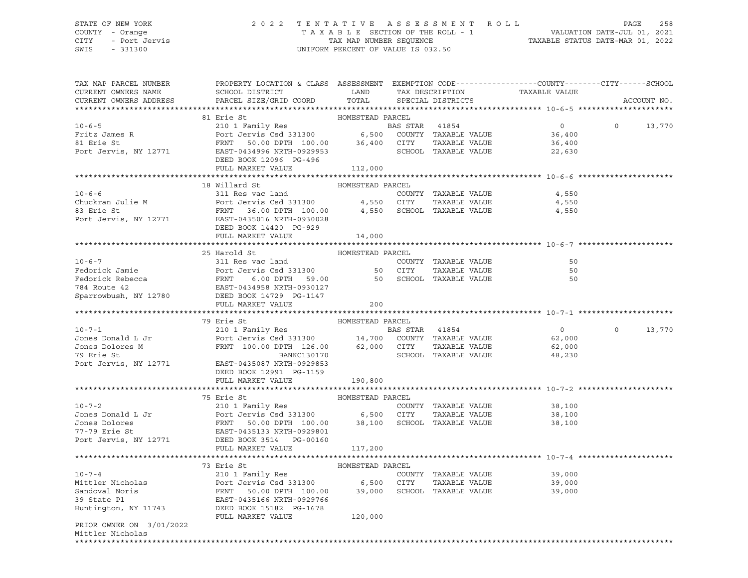STATE OF NEW YORK — 2022 TENTATIVE ASSESSMENT ROLL
COUNTY - Orange — TAXABLE SECTION OF THE ROLL - 1 — VALUATION DATE-JUL 01, 2021
CITY - Port Jervis — TAX MAP NUMBER SEQUENCE — TAXABLE STATUS DATE-MAR 01, 2022
SWIS - 331300 — UNIFORM PERCENT OF VALUE IS 032.50

| TAX MAP PARCEL NUMBER / CURRENT OWNERS NAME / CURRENT OWNERS ADDRESS | PROPERTY LOCATION & CLASS / SCHOOL DISTRICT / PARCEL SIZE/GRID COORD | ASSESSMENT LAND / TOTAL | EXEMPTION CODE / TAX DESCRIPTION / SPECIAL DISTRICTS | COUNTY / CITY TAXABLE VALUE | SCHOOL / ACCOUNT NO. |
|---|---|---|---|---|---|
| **10-6-5** | 81 Erie St — HOMESTEAD PARCEL | | | | |
| 10-6-5 | 210 1 Family Res | | BAS STAR 41854 | 0 | 0 13,770 |
| Fritz James R | Port Jervis Csd 331300 | 6,500 | COUNTY TAXABLE VALUE | 36,400 | |
| 81 Erie St | FRNT 50.00 DPTH 100.00 | 36,400 | CITY TAXABLE VALUE | 36,400 | |
| Port Jervis, NY 12771 | EAST-0434996 NRTH-0929953 | | SCHOOL TAXABLE VALUE | 22,630 | |
| | DEED BOOK 12096 PG-496 | | | | |
| | FULL MARKET VALUE | 112,000 | | | |
| **10-6-6** | 18 Willard St — HOMESTEAD PARCEL | | | | |
| 10-6-6 | 311 Res vac land | | COUNTY TAXABLE VALUE | 4,550 | |
| Chuckran Julie M | Port Jervis Csd 331300 | 4,550 | CITY TAXABLE VALUE | 4,550 | |
| 83 Erie St | FRNT 36.00 DPTH 100.00 | 4,550 | SCHOOL TAXABLE VALUE | 4,550 | |
| Port Jervis, NY 12771 | EAST-0435016 NRTH-0930028 | | | | |
| | DEED BOOK 14420 PG-929 | | | | |
| | FULL MARKET VALUE | 14,000 | | | |
| **10-6-7** | 25 Harold St — HOMESTEAD PARCEL | | | | |
| 10-6-7 | 311 Res vac land | | COUNTY TAXABLE VALUE | 50 | |
| Fedorick Jamie | Port Jervis Csd 331300 | 50 | CITY TAXABLE VALUE | 50 | |
| Fedorick Rebecca | FRNT 6.00 DPTH 59.00 | 50 | SCHOOL TAXABLE VALUE | 50 | |
| 784 Route 42 | EAST-0434958 NRTH-0930127 | | | | |
| Sparrowbush, NY 12780 | DEED BOOK 14729 PG-1147 | | | | |
| | FULL MARKET VALUE | 200 | | | |
| **10-7-1** | 79 Erie St — HOMESTEAD PARCEL | | | | |
| 10-7-1 | 210 1 Family Res | | BAS STAR 41854 | 0 | 0 13,770 |
| Jones Donald L Jr | Port Jervis Csd 331300 | 14,700 | COUNTY TAXABLE VALUE | 62,000 | |
| Jones Dolores M | FRNT 100.00 DPTH 126.00 | 62,000 | CITY TAXABLE VALUE | 62,000 | |
| 79 Erie St | BANKC130170 | | SCHOOL TAXABLE VALUE | 48,230 | |
| Port Jervis, NY 12771 | EAST-0435087 NRTH-0929853 | | | | |
| | DEED BOOK 12991 PG-1159 | | | | |
| | FULL MARKET VALUE | 190,800 | | | |
| **10-7-2** | 75 Erie St — HOMESTEAD PARCEL | | | | |
| 10-7-2 | 210 1 Family Res | | COUNTY TAXABLE VALUE | 38,100 | |
| Jones Donald L Jr | Port Jervis Csd 331300 | 6,500 | CITY TAXABLE VALUE | 38,100 | |
| Jones Dolores | FRNT 50.00 DPTH 100.00 | 38,100 | SCHOOL TAXABLE VALUE | 38,100 | |
| 77-79 Erie St | EAST-0435133 NRTH-0929801 | | | | |
| Port Jervis, NY 12771 | DEED BOOK 3514 PG-00160 | | | | |
| | FULL MARKET VALUE | 117,200 | | | |
| **10-7-4** | 73 Erie St — HOMESTEAD PARCEL | | | | |
| 10-7-4 | 210 1 Family Res | | COUNTY TAXABLE VALUE | 39,000 | |
| Mittler Nicholas | Port Jervis Csd 331300 | 6,500 | CITY TAXABLE VALUE | 39,000 | |
| Sandoval Noris | FRNT 50.00 DPTH 100.00 | 39,000 | SCHOOL TAXABLE VALUE | 39,000 | |
| 39 State Pl | EAST-0435166 NRTH-0929766 | | | | |
| Huntington, NY 11743 | DEED BOOK 15182 PG-1678 | | | | |
| | FULL MARKET VALUE | 120,000 | | | |
| PRIOR OWNER ON 3/01/2022 | | | | | |
| Mittler Nicholas | | | | | |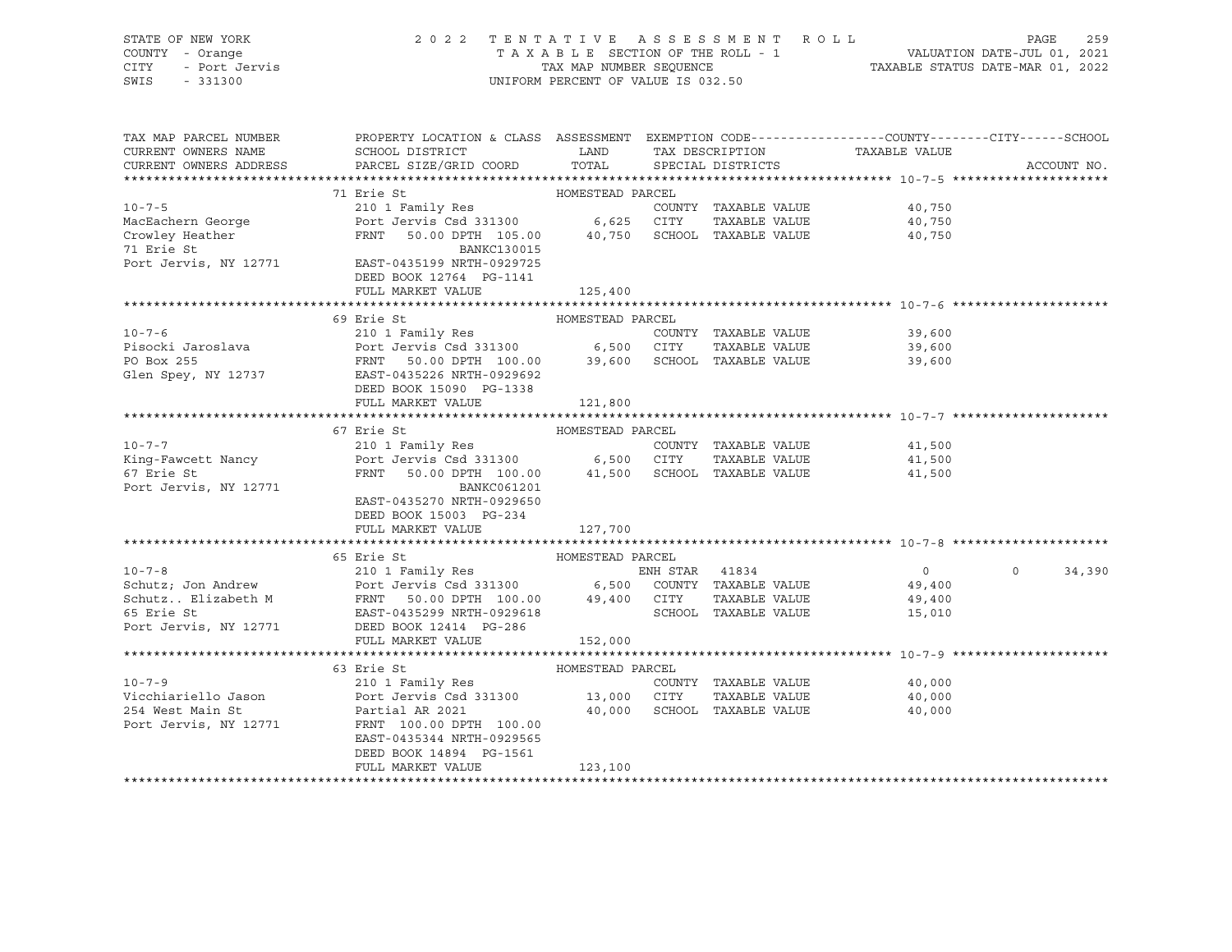STATE OF NEW YORK — COUNTY - Orange — CITY - Port Jervis — SWIS - 331300

2022 TENTATIVE ASSESSMENT ROLL — TAXABLE SECTION OF THE ROLL - 1 — TAX MAP NUMBER SEQUENCE — UNIFORM PERCENT OF VALUE IS 032.50

VALUATION DATE-JUL 01, 2021 — TAXABLE STATUS DATE-MAR 01, 2022

| TAX MAP PARCEL NUMBER / CURRENT OWNERS NAME / CURRENT OWNERS ADDRESS | PROPERTY LOCATION & CLASS / SCHOOL DISTRICT / PARCEL SIZE/GRID COORD | ASSESSMENT LAND / TOTAL | EXEMPTION CODE / TAX DESCRIPTION / SPECIAL DISTRICTS | COUNTY / CITY TAXABLE VALUE | SCHOOL | ACCOUNT NO. |
|---|---|---|---|---|---|---|
| **10-7-5** | 71 Erie St — HOMESTEAD PARCEL | | | | | |
| | 210 1 Family Res | | COUNTY TAXABLE VALUE | 40,750 | | |
| MacEachern George | Port Jervis Csd 331300 | 6,625 | CITY TAXABLE VALUE | 40,750 | | |
| Crowley Heather | FRNT 50.00 DPTH 105.00 | 40,750 | SCHOOL TAXABLE VALUE | 40,750 | | |
| 71 Erie St | BANKC130015 | | | | | |
| Port Jervis, NY 12771 | EAST-0435199 NRTH-0929725 | | | | | |
| | DEED BOOK 12764 PG-1141 | | | | | |
| | FULL MARKET VALUE | 125,400 | | | | |
| **10-7-6** | 69 Erie St — HOMESTEAD PARCEL | | | | | |
| | 210 1 Family Res | | COUNTY TAXABLE VALUE | 39,600 | | |
| Pisocki Jaroslava | Port Jervis Csd 331300 | 6,500 | CITY TAXABLE VALUE | 39,600 | | |
| PO Box 255 | FRNT 50.00 DPTH 100.00 | 39,600 | SCHOOL TAXABLE VALUE | 39,600 | | |
| Glen Spey, NY 12737 | EAST-0435226 NRTH-0929692 | | | | | |
| | DEED BOOK 15090 PG-1338 | | | | | |
| | FULL MARKET VALUE | 121,800 | | | | |
| **10-7-7** | 67 Erie St — HOMESTEAD PARCEL | | | | | |
| | 210 1 Family Res | | COUNTY TAXABLE VALUE | 41,500 | | |
| King-Fawcett Nancy | Port Jervis Csd 331300 | 6,500 | CITY TAXABLE VALUE | 41,500 | | |
| 67 Erie St | FRNT 50.00 DPTH 100.00 | 41,500 | SCHOOL TAXABLE VALUE | 41,500 | | |
| Port Jervis, NY 12771 | BANKC061201 | | | | | |
| | EAST-0435270 NRTH-0929650 | | | | | |
| | DEED BOOK 15003 PG-234 | | | | | |
| | FULL MARKET VALUE | 127,700 | | | | |
| **10-7-8** | 65 Erie St — HOMESTEAD PARCEL | | | | | |
| | 210 1 Family Res | | ENH STAR 41834 | 0 / 0 | 34,390 | |
| Schutz; Jon Andrew | Port Jervis Csd 331300 | 6,500 | COUNTY TAXABLE VALUE | 49,400 | | |
| Schutz.. Elizabeth M | FRNT 50.00 DPTH 100.00 | 49,400 | CITY TAXABLE VALUE | 49,400 | | |
| 65 Erie St | EAST-0435299 NRTH-0929618 | | SCHOOL TAXABLE VALUE | 15,010 | | |
| Port Jervis, NY 12771 | DEED BOOK 12414 PG-286 | | | | | |
| | FULL MARKET VALUE | 152,000 | | | | |
| **10-7-9** | 63 Erie St — HOMESTEAD PARCEL | | | | | |
| | 210 1 Family Res | | COUNTY TAXABLE VALUE | 40,000 | | |
| Vicchiariello Jason | Port Jervis Csd 331300 | 13,000 | CITY TAXABLE VALUE | 40,000 | | |
| 254 West Main St | Partial AR 2021 | 40,000 | SCHOOL TAXABLE VALUE | 40,000 | | |
| Port Jervis, NY 12771 | FRNT 100.00 DPTH 100.00 | | | | | |
| | EAST-0435344 NRTH-0929565 | | | | | |
| | DEED BOOK 14894 PG-1561 | | | | | |
| | FULL MARKET VALUE | 123,100 | | | | |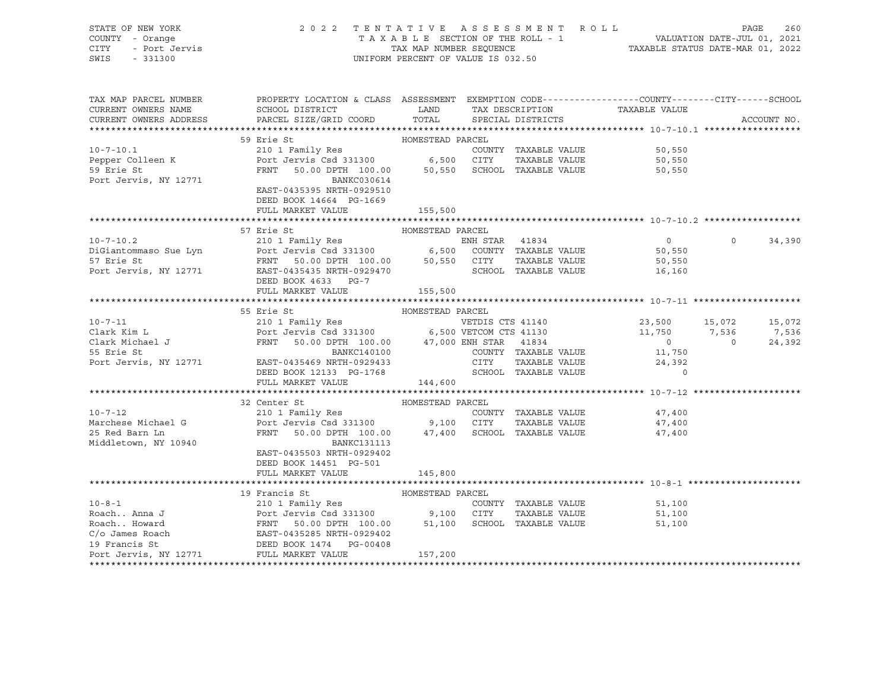STATE OF NEW YORK  
COUNTY - Orange  
CITY - Port Jervis  
SWIS - 331300

2022 TENTATIVE ASSESSMENT ROLL  
TAXABLE SECTION OF THE ROLL - 1  
TAX MAP NUMBER SEQUENCE  
UNIFORM PERCENT OF VALUE IS 032.50

VALUATION DATE-JUL 01, 2021  
TAXABLE STATUS DATE-MAR 01, 2022

| TAX MAP PARCEL NUMBER / CURRENT OWNERS NAME / CURRENT OWNERS ADDRESS | PROPERTY LOCATION & CLASS / SCHOOL DISTRICT / PARCEL SIZE/GRID COORD | ASSESSMENT LAND / TOTAL | EXEMPTION CODE / TAX DESCRIPTION / SPECIAL DISTRICTS | COUNTY TAXABLE VALUE | CITY | SCHOOL / ACCOUNT NO. |
|---|---|---|---|---|---|---|
| **10-7-10.1** | 59 Erie St | HOMESTEAD PARCEL | | | | |
| 10-7-10.1 | 210 1 Family Res | | COUNTY TAXABLE VALUE | 50,550 | | |
| Pepper Colleen K | Port Jervis Csd 331300 | 6,500 | CITY TAXABLE VALUE | 50,550 | | |
| 59 Erie St | FRNT 50.00 DPTH 100.00 | 50,550 | SCHOOL TAXABLE VALUE | 50,550 | | |
| Port Jervis, NY 12771 | BANKC030614 | | | | | |
| | EAST-0435395 NRTH-0929510 | | | | | |
| | DEED BOOK 14664 PG-1669 | | | | | |
| | FULL MARKET VALUE | 155,500 | | | | |
| **10-7-10.2** | 57 Erie St | HOMESTEAD PARCEL | | | | |
| 10-7-10.2 | 210 1 Family Res | | ENH STAR 41834 | 0 | 0 | 34,390 |
| DiGiantommaso Sue Lyn | Port Jervis Csd 331300 | 6,500 | COUNTY TAXABLE VALUE | 50,550 | | |
| 57 Erie St | FRNT 50.00 DPTH 100.00 | 50,550 | CITY TAXABLE VALUE | 50,550 | | |
| Port Jervis, NY 12771 | EAST-0435435 NRTH-0929470 | | SCHOOL TAXABLE VALUE | 16,160 | | |
| | DEED BOOK 4633 PG-7 | | | | | |
| | FULL MARKET VALUE | 155,500 | | | | |
| **10-7-11** | 55 Erie St | HOMESTEAD PARCEL | | | | |
| 10-7-11 | 210 1 Family Res | | VETDIS CTS 41140 | 23,500 | 15,072 | 15,072 |
| Clark Kim L | Port Jervis Csd 331300 | 6,500 | VETCOM CTS 41130 | 11,750 | 7,536 | 7,536 |
| Clark Michael J | FRNT 50.00 DPTH 100.00 | 47,000 | ENH STAR 41834 | 0 | 0 | 24,392 |
| 55 Erie St | BANKC140100 | | COUNTY TAXABLE VALUE | 11,750 | | |
| Port Jervis, NY 12771 | EAST-0435469 NRTH-0929433 | | CITY TAXABLE VALUE | 24,392 | | |
| | DEED BOOK 12133 PG-1768 | | SCHOOL TAXABLE VALUE | 0 | | |
| | FULL MARKET VALUE | 144,600 | | | | |
| **10-7-12** | 32 Center St | HOMESTEAD PARCEL | | | | |
| 10-7-12 | 210 1 Family Res | | COUNTY TAXABLE VALUE | 47,400 | | |
| Marchese Michael G | Port Jervis Csd 331300 | 9,100 | CITY TAXABLE VALUE | 47,400 | | |
| 25 Red Barn Ln | FRNT 50.00 DPTH 100.00 | 47,400 | SCHOOL TAXABLE VALUE | 47,400 | | |
| Middletown, NY 10940 | BANKC131113 | | | | | |
| | EAST-0435503 NRTH-0929402 | | | | | |
| | DEED BOOK 14451 PG-501 | | | | | |
| | FULL MARKET VALUE | 145,800 | | | | |
| **10-8-1** | 19 Francis St | HOMESTEAD PARCEL | | | | |
| 10-8-1 | 210 1 Family Res | | COUNTY TAXABLE VALUE | 51,100 | | |
| Roach.. Anna J | Port Jervis Csd 331300 | 9,100 | CITY TAXABLE VALUE | 51,100 | | |
| Roach.. Howard | FRNT 50.00 DPTH 100.00 | 51,100 | SCHOOL TAXABLE VALUE | 51,100 | | |
| C/o James Roach | EAST-0435285 NRTH-0929402 | | | | | |
| 19 Francis St | DEED BOOK 1474 PG-00408 | | | | | |
| Port Jervis, NY 12771 | FULL MARKET VALUE | 157,200 | | | | |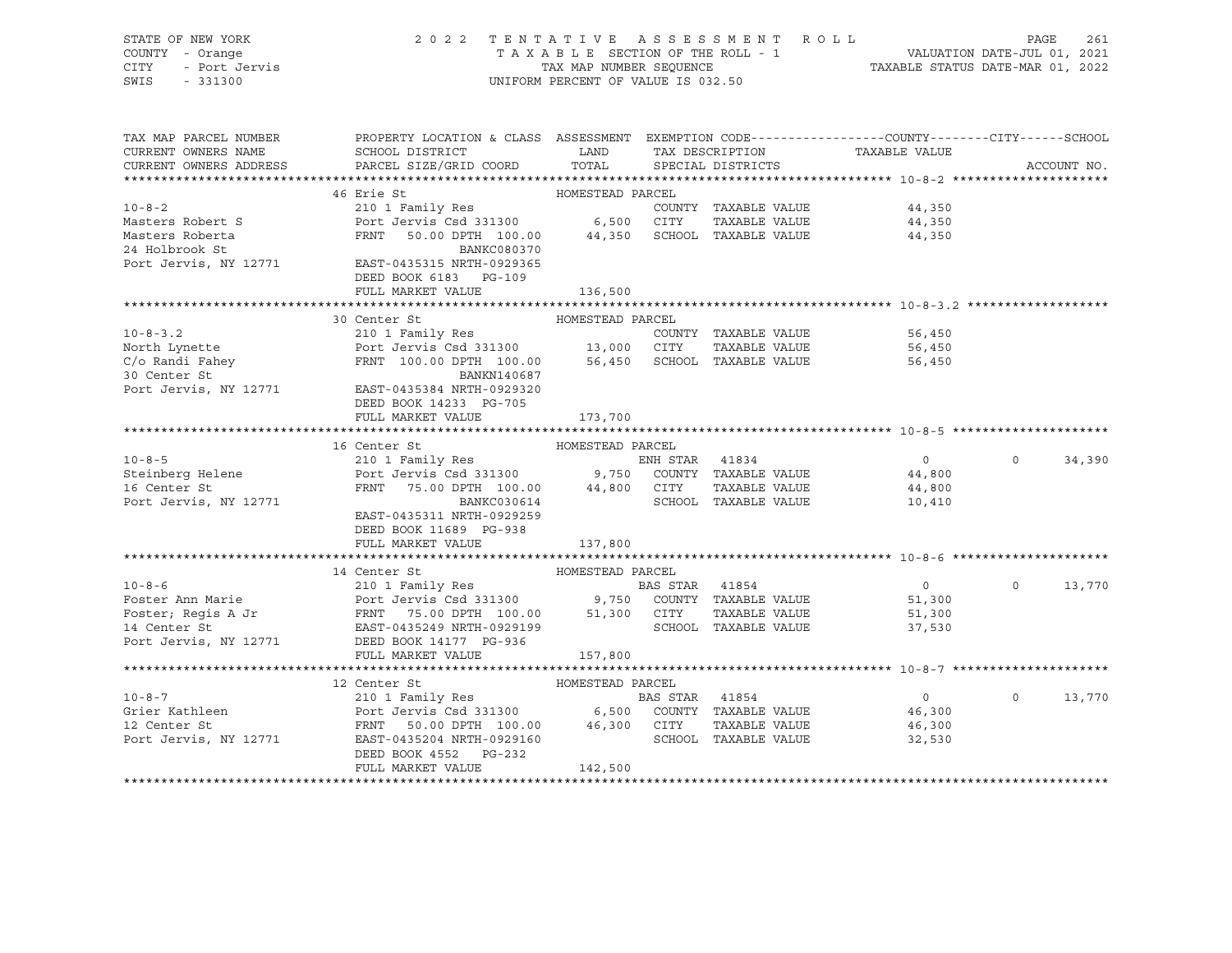STATE OF NEW YORK — 2022 TENTATIVE ASSESSMENT ROLL
COUNTY - Orange — TAXABLE SECTION OF THE ROLL - 1 — VALUATION DATE-JUL 01, 2021
CITY - Port Jervis — TAX MAP NUMBER SEQUENCE — TAXABLE STATUS DATE-MAR 01, 2022
SWIS - 331300 — UNIFORM PERCENT OF VALUE IS 032.50

| TAX MAP PARCEL NUMBER / CURRENT OWNERS NAME / CURRENT OWNERS ADDRESS | PROPERTY LOCATION & CLASS / SCHOOL DISTRICT / PARCEL SIZE/GRID COORD | ASSESSMENT LAND / TOTAL | EXEMPTION CODE / TAX DESCRIPTION / SPECIAL DISTRICTS | COUNTY / CITY TAXABLE VALUE | SCHOOL / ACCOUNT NO. |
|---|---|---|---|---|---|
| **10-8-2** | 46 Erie St | HOMESTEAD PARCEL | | | |
| 10-8-2 | 210 1 Family Res | | COUNTY TAXABLE VALUE | 44,350 | |
| Masters Robert S | Port Jervis Csd 331300 | 6,500 | CITY TAXABLE VALUE | 44,350 | |
| Masters Roberta | FRNT 50.00 DPTH 100.00 | 44,350 | SCHOOL TAXABLE VALUE | 44,350 | |
| 24 Holbrook St | BANKC080370 | | | | |
| Port Jervis, NY 12771 | EAST-0435315 NRTH-0929365 | | | | |
| | DEED BOOK 6183 PG-109 | | | | |
| | FULL MARKET VALUE | 136,500 | | | |
| **10-8-3.2** | 30 Center St | HOMESTEAD PARCEL | | | |
| 10-8-3.2 | 210 1 Family Res | | COUNTY TAXABLE VALUE | 56,450 | |
| North Lynette | Port Jervis Csd 331300 | 13,000 | CITY TAXABLE VALUE | 56,450 | |
| C/o Randi Fahey | FRNT 100.00 DPTH 100.00 | 56,450 | SCHOOL TAXABLE VALUE | 56,450 | |
| 30 Center St | BANKN140687 | | | | |
| Port Jervis, NY 12771 | EAST-0435384 NRTH-0929320 | | | | |
| | DEED BOOK 14233 PG-705 | | | | |
| | FULL MARKET VALUE | 173,700 | | | |
| **10-8-5** | 16 Center St | HOMESTEAD PARCEL | | | |
| 10-8-5 | 210 1 Family Res | | ENH STAR 41834 | 0 / 0 | 34,390 |
| Steinberg Helene | Port Jervis Csd 331300 | 9,750 | COUNTY TAXABLE VALUE | 44,800 | |
| 16 Center St | FRNT 75.00 DPTH 100.00 | 44,800 | CITY TAXABLE VALUE | 44,800 | |
| Port Jervis, NY 12771 | BANKC030614 | | SCHOOL TAXABLE VALUE | 10,410 | |
| | EAST-0435311 NRTH-0929259 | | | | |
| | DEED BOOK 11689 PG-938 | | | | |
| | FULL MARKET VALUE | 137,800 | | | |
| **10-8-6** | 14 Center St | HOMESTEAD PARCEL | | | |
| 10-8-6 | 210 1 Family Res | | BAS STAR 41854 | 0 / 0 | 13,770 |
| Foster Ann Marie | Port Jervis Csd 331300 | 9,750 | COUNTY TAXABLE VALUE | 51,300 | |
| Foster; Regis A Jr | FRNT 75.00 DPTH 100.00 | 51,300 | CITY TAXABLE VALUE | 51,300 | |
| 14 Center St | EAST-0435249 NRTH-0929199 | | SCHOOL TAXABLE VALUE | 37,530 | |
| Port Jervis, NY 12771 | DEED BOOK 14177 PG-936 | | | | |
| | FULL MARKET VALUE | 157,800 | | | |
| **10-8-7** | 12 Center St | HOMESTEAD PARCEL | | | |
| 10-8-7 | 210 1 Family Res | | BAS STAR 41854 | 0 / 0 | 13,770 |
| Grier Kathleen | Port Jervis Csd 331300 | 6,500 | COUNTY TAXABLE VALUE | 46,300 | |
| 12 Center St | FRNT 50.00 DPTH 100.00 | 46,300 | CITY TAXABLE VALUE | 46,300 | |
| Port Jervis, NY 12771 | EAST-0435204 NRTH-0929160 | | SCHOOL TAXABLE VALUE | 32,530 | |
| | DEED BOOK 4552 PG-232 | | | | |
| | FULL MARKET VALUE | 142,500 | | | |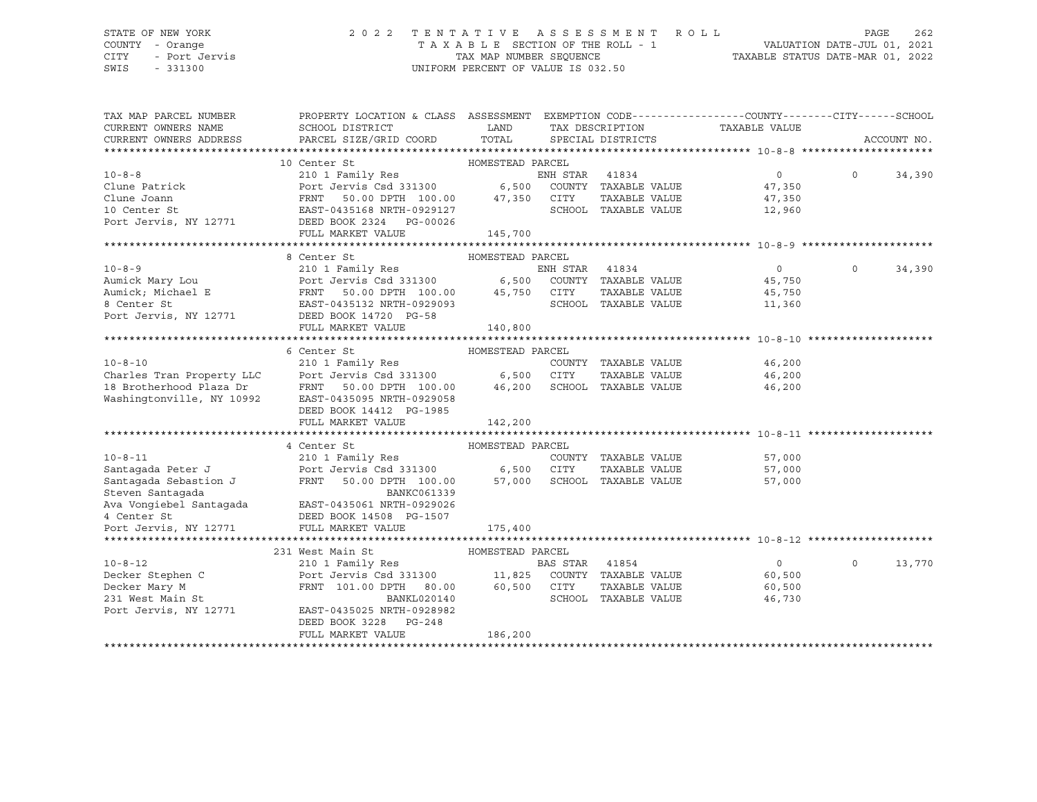STATE OF NEW YORK — 2022 TENTATIVE ASSESSMENT ROLL
COUNTY - Orange — TAXABLE SECTION OF THE ROLL - 1 — VALUATION DATE-JUL 01, 2021
CITY - Port Jervis — TAX MAP NUMBER SEQUENCE — TAXABLE STATUS DATE-MAR 01, 2022
SWIS - 331300 — UNIFORM PERCENT OF VALUE IS 032.50

| TAX MAP PARCEL NUMBER / CURRENT OWNERS NAME / CURRENT OWNERS ADDRESS | PROPERTY LOCATION & CLASS / SCHOOL DISTRICT / PARCEL SIZE/GRID COORD | ASSESSMENT LAND / TOTAL | EXEMPTION CODE / TAX DESCRIPTION / SPECIAL DISTRICTS | COUNTY / CITY / TAXABLE VALUE | SCHOOL / ACCOUNT NO. |
|---|---|---|---|---|---|
| **10-8-8** | 10 Center St — HOMESTEAD PARCEL | | | | |
| 10-8-8 | 210 1 Family Res | | ENH STAR 41834 | 0 | 0 34,390 |
| Clune Patrick | Port Jervis Csd 331300 | 6,500 | COUNTY TAXABLE VALUE | 47,350 | |
| Clune Joann | FRNT 50.00 DPTH 100.00 | 47,350 | CITY TAXABLE VALUE | 47,350 | |
| 10 Center St | EAST-0435168 NRTH-0929127 | | SCHOOL TAXABLE VALUE | 12,960 | |
| Port Jervis, NY 12771 | DEED BOOK 2324 PG-00026 | | | | |
| | FULL MARKET VALUE | 145,700 | | | |
| **10-8-9** | 8 Center St — HOMESTEAD PARCEL | | | | |
| 10-8-9 | 210 1 Family Res | | ENH STAR 41834 | 0 | 0 34,390 |
| Aumick Mary Lou | Port Jervis Csd 331300 | 6,500 | COUNTY TAXABLE VALUE | 45,750 | |
| Aumick; Michael E | FRNT 50.00 DPTH 100.00 | 45,750 | CITY TAXABLE VALUE | 45,750 | |
| 8 Center St | EAST-0435132 NRTH-0929093 | | SCHOOL TAXABLE VALUE | 11,360 | |
| Port Jervis, NY 12771 | DEED BOOK 14720 PG-58 | | | | |
| | FULL MARKET VALUE | 140,800 | | | |
| **10-8-10** | 6 Center St — HOMESTEAD PARCEL | | | | |
| 10-8-10 | 210 1 Family Res | | COUNTY TAXABLE VALUE | 46,200 | |
| Charles Tran Property LLC | Port Jervis Csd 331300 | 6,500 | CITY TAXABLE VALUE | 46,200 | |
| 18 Brotherhood Plaza Dr | FRNT 50.00 DPTH 100.00 | 46,200 | SCHOOL TAXABLE VALUE | 46,200 | |
| Washingtonville, NY 10992 | EAST-0435095 NRTH-0929058 | | | | |
| | DEED BOOK 14412 PG-1985 | | | | |
| | FULL MARKET VALUE | 142,200 | | | |
| **10-8-11** | 4 Center St — HOMESTEAD PARCEL | | | | |
| 10-8-11 | 210 1 Family Res | | COUNTY TAXABLE VALUE | 57,000 | |
| Santagada Peter J | Port Jervis Csd 331300 | 6,500 | CITY TAXABLE VALUE | 57,000 | |
| Santagada Sebastion J | FRNT 50.00 DPTH 100.00 | 57,000 | SCHOOL TAXABLE VALUE | 57,000 | |
| Steven Santagada | BANKC061339 | | | | |
| Ava Vongiebel Santagada | EAST-0435061 NRTH-0929026 | | | | |
| 4 Center St | DEED BOOK 14508 PG-1507 | | | | |
| Port Jervis, NY 12771 | FULL MARKET VALUE | 175,400 | | | |
| **10-8-12** | 231 West Main St — HOMESTEAD PARCEL | | | | |
| 10-8-12 | 210 1 Family Res | | BAS STAR 41854 | 0 | 0 13,770 |
| Decker Stephen C | Port Jervis Csd 331300 | 11,825 | COUNTY TAXABLE VALUE | 60,500 | |
| Decker Mary M | FRNT 101.00 DPTH 80.00 | 60,500 | CITY TAXABLE VALUE | 60,500 | |
| 231 West Main St | BANKL020140 | | SCHOOL TAXABLE VALUE | 46,730 | |
| Port Jervis, NY 12771 | EAST-0435025 NRTH-0928982 | | | | |
| | DEED BOOK 3228 PG-248 | | | | |
| | FULL MARKET VALUE | 186,200 | | | |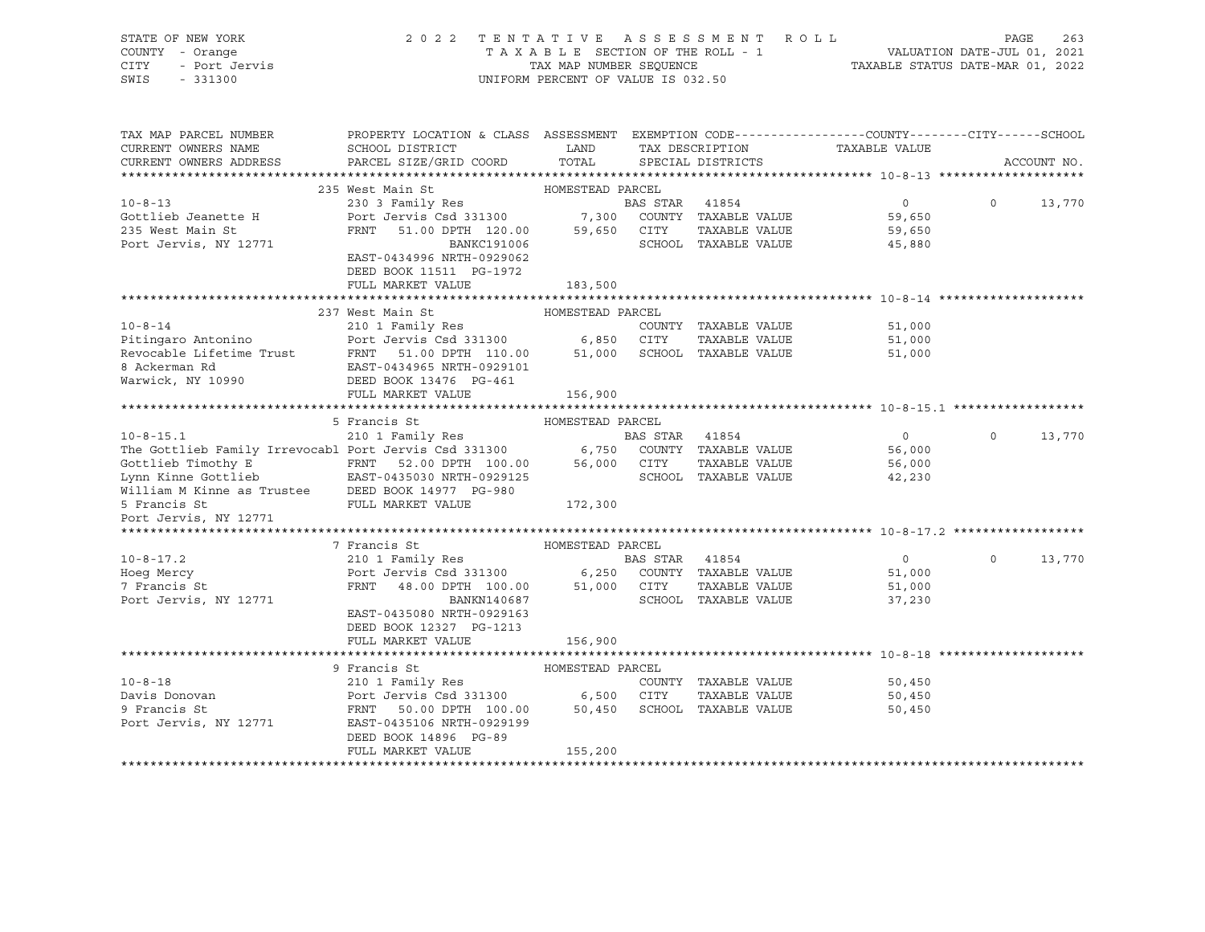STATE OF NEW YORK
COUNTY - Orange
CITY - Port Jervis
SWIS - 331300

# 2022 TENTATIVE ASSESSMENT ROLL

TAXABLE SECTION OF THE ROLL - 1
TAX MAP NUMBER SEQUENCE
UNIFORM PERCENT OF VALUE IS 032.50

VALUATION DATE-JUL 01, 2021
TAXABLE STATUS DATE-MAR 01, 2022

| TAX MAP PARCEL NUMBER / CURRENT OWNERS NAME / CURRENT OWNERS ADDRESS | PROPERTY LOCATION & CLASS / SCHOOL DISTRICT / PARCEL SIZE/GRID COORD | ASSESSMENT LAND | TOTAL | EXEMPTION CODE / TAX DESCRIPTION / SPECIAL DISTRICTS | COUNTY TAXABLE VALUE | CITY | SCHOOL |
|---|---|---|---|---|---|---|---|
| **10-8-13** | 235 West Main St — HOMESTEAD PARCEL | | | | | | |
| 10-8-13 | 230 3 Family Res | | | BAS STAR 41854 | 0 | 0 | 13,770 |
| Gottlieb Jeanette H | Port Jervis Csd 331300 | 7,300 | | COUNTY TAXABLE VALUE | 59,650 | | |
| 235 West Main St | FRNT 51.00 DPTH 120.00 | | 59,650 | CITY TAXABLE VALUE | 59,650 | | |
| Port Jervis, NY 12771 | BANKC191006 | | | SCHOOL TAXABLE VALUE | 45,880 | | |
| | EAST-0434996 NRTH-0929062 | | | | | | |
| | DEED BOOK 11511 PG-1972 | | | | | | |
| | FULL MARKET VALUE | | 183,500 | | | | |
| **10-8-14** | 237 West Main St — HOMESTEAD PARCEL | | | | | | |
| 10-8-14 | 210 1 Family Res | | | COUNTY TAXABLE VALUE | 51,000 | | |
| Pitingaro Antonino | Port Jervis Csd 331300 | 6,850 | | CITY TAXABLE VALUE | 51,000 | | |
| Revocable Lifetime Trust | FRNT 51.00 DPTH 110.00 | | 51,000 | SCHOOL TAXABLE VALUE | 51,000 | | |
| 8 Ackerman Rd | EAST-0434965 NRTH-0929101 | | | | | | |
| Warwick, NY 10990 | DEED BOOK 13476 PG-461 | | | | | | |
| | FULL MARKET VALUE | | 156,900 | | | | |
| **10-8-15.1** | 5 Francis St — HOMESTEAD PARCEL | | | | | | |
| 10-8-15.1 | 210 1 Family Res | | | BAS STAR 41854 | 0 | 0 | 13,770 |
| The Gottlieb Family Irrevocabl | Port Jervis Csd 331300 | 6,750 | | COUNTY TAXABLE VALUE | 56,000 | | |
| Gottlieb Timothy E | FRNT 52.00 DPTH 100.00 | | 56,000 | CITY TAXABLE VALUE | 56,000 | | |
| Lynn Kinne Gottlieb | EAST-0435030 NRTH-0929125 | | | SCHOOL TAXABLE VALUE | 42,230 | | |
| William M Kinne as Trustee | DEED BOOK 14977 PG-980 | | | | | | |
| 5 Francis St | FULL MARKET VALUE | | 172,300 | | | | |
| Port Jervis, NY 12771 | | | | | | | |
| **10-8-17.2** | 7 Francis St — HOMESTEAD PARCEL | | | | | | |
| 10-8-17.2 | 210 1 Family Res | | | BAS STAR 41854 | 0 | 0 | 13,770 |
| Hoeg Mercy | Port Jervis Csd 331300 | 6,250 | | COUNTY TAXABLE VALUE | 51,000 | | |
| 7 Francis St | FRNT 48.00 DPTH 100.00 | | 51,000 | CITY TAXABLE VALUE | 51,000 | | |
| Port Jervis, NY 12771 | BANKN140687 | | | SCHOOL TAXABLE VALUE | 37,230 | | |
| | EAST-0435080 NRTH-0929163 | | | | | | |
| | DEED BOOK 12327 PG-1213 | | | | | | |
| | FULL MARKET VALUE | | 156,900 | | | | |
| **10-8-18** | 9 Francis St — HOMESTEAD PARCEL | | | | | | |
| 10-8-18 | 210 1 Family Res | | | COUNTY TAXABLE VALUE | 50,450 | | |
| Davis Donovan | Port Jervis Csd 331300 | 6,500 | | CITY TAXABLE VALUE | 50,450 | | |
| 9 Francis St | FRNT 50.00 DPTH 100.00 | | 50,450 | SCHOOL TAXABLE VALUE | 50,450 | | |
| Port Jervis, NY 12771 | EAST-0435106 NRTH-0929199 | | | | | | |
| | DEED BOOK 14896 PG-89 | | | | | | |
| | FULL MARKET VALUE | | 155,200 | | | | |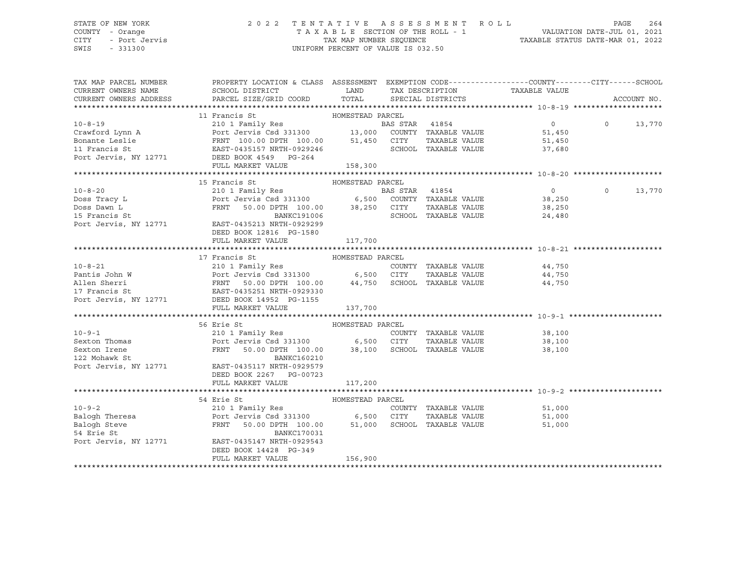STATE OF NEW YORK — 2022 TENTATIVE ASSESSMENT ROLL — PAGE 264
COUNTY - Orange — TAXABLE SECTION OF THE ROLL - 1 — VALUATION DATE-JUL 01, 2021
CITY - Port Jervis — TAX MAP NUMBER SEQUENCE — TAXABLE STATUS DATE-MAR 01, 2022
SWIS - 331300 — UNIFORM PERCENT OF VALUE IS 032.50

| TAX MAP PARCEL NUMBER / CURRENT OWNERS NAME / CURRENT OWNERS ADDRESS | PROPERTY LOCATION & CLASS / SCHOOL DISTRICT / PARCEL SIZE/GRID COORD | ASSESSMENT LAND / TOTAL | EXEMPTION CODE / TAX DESCRIPTION / SPECIAL DISTRICTS | COUNTY TAXABLE VALUE | CITY | SCHOOL / ACCOUNT NO. |
|---|---|---|---|---|---|---|
| **10-8-19** | 11 Francis St | HOMESTEAD PARCEL | | | | |
| 10-8-19 | 210 1 Family Res | | BAS STAR 41854 | 0 | 0 | 13,770 |
| Crawford Lynn A | Port Jervis Csd 331300 | 13,000 | COUNTY TAXABLE VALUE | 51,450 | | |
| Bonante Leslie | FRNT 100.00 DPTH 100.00 | 51,450 | CITY TAXABLE VALUE | 51,450 | | |
| 11 Francis St | EAST-0435157 NRTH-0929246 | | SCHOOL TAXABLE VALUE | 37,680 | | |
| Port Jervis, NY 12771 | DEED BOOK 4549 PG-264 | | | | | |
| | FULL MARKET VALUE | 158,300 | | | | |
| **10-8-20** | 15 Francis St | HOMESTEAD PARCEL | | | | |
| 10-8-20 | 210 1 Family Res | | BAS STAR 41854 | 0 | 0 | 13,770 |
| Doss Tracy L | Port Jervis Csd 331300 | 6,500 | COUNTY TAXABLE VALUE | 38,250 | | |
| Doss Dawn L | FRNT 50.00 DPTH 100.00 | 38,250 | CITY TAXABLE VALUE | 38,250 | | |
| 15 Francis St | BANKC191006 | | SCHOOL TAXABLE VALUE | 24,480 | | |
| Port Jervis, NY 12771 | EAST-0435213 NRTH-0929299 | | | | | |
| | DEED BOOK 12816 PG-1580 | | | | | |
| | FULL MARKET VALUE | 117,700 | | | | |
| **10-8-21** | 17 Francis St | HOMESTEAD PARCEL | | | | |
| 10-8-21 | 210 1 Family Res | | COUNTY TAXABLE VALUE | 44,750 | | |
| Pantis John W | Port Jervis Csd 331300 | 6,500 | CITY TAXABLE VALUE | 44,750 | | |
| Allen Sherri | FRNT 50.00 DPTH 100.00 | 44,750 | SCHOOL TAXABLE VALUE | 44,750 | | |
| 17 Francis St | EAST-0435251 NRTH-0929330 | | | | | |
| Port Jervis, NY 12771 | DEED BOOK 14952 PG-1155 | | | | | |
| | FULL MARKET VALUE | 137,700 | | | | |
| **10-9-1** | 56 Erie St | HOMESTEAD PARCEL | | | | |
| 10-9-1 | 210 1 Family Res | | COUNTY TAXABLE VALUE | 38,100 | | |
| Sexton Thomas | Port Jervis Csd 331300 | 6,500 | CITY TAXABLE VALUE | 38,100 | | |
| Sexton Irene | FRNT 50.00 DPTH 100.00 | 38,100 | SCHOOL TAXABLE VALUE | 38,100 | | |
| 122 Mohawk St | BANKC160210 | | | | | |
| Port Jervis, NY 12771 | EAST-0435117 NRTH-0929579 | | | | | |
| | DEED BOOK 2267 PG-00723 | | | | | |
| | FULL MARKET VALUE | 117,200 | | | | |
| **10-9-2** | 54 Erie St | HOMESTEAD PARCEL | | | | |
| 10-9-2 | 210 1 Family Res | | COUNTY TAXABLE VALUE | 51,000 | | |
| Balogh Theresa | Port Jervis Csd 331300 | 6,500 | CITY TAXABLE VALUE | 51,000 | | |
| Balogh Steve | FRNT 50.00 DPTH 100.00 | 51,000 | SCHOOL TAXABLE VALUE | 51,000 | | |
| 54 Erie St | BANKC170031 | | | | | |
| Port Jervis, NY 12771 | EAST-0435147 NRTH-0929543 | | | | | |
| | DEED BOOK 14428 PG-349 | | | | | |
| | FULL MARKET VALUE | 156,900 | | | | |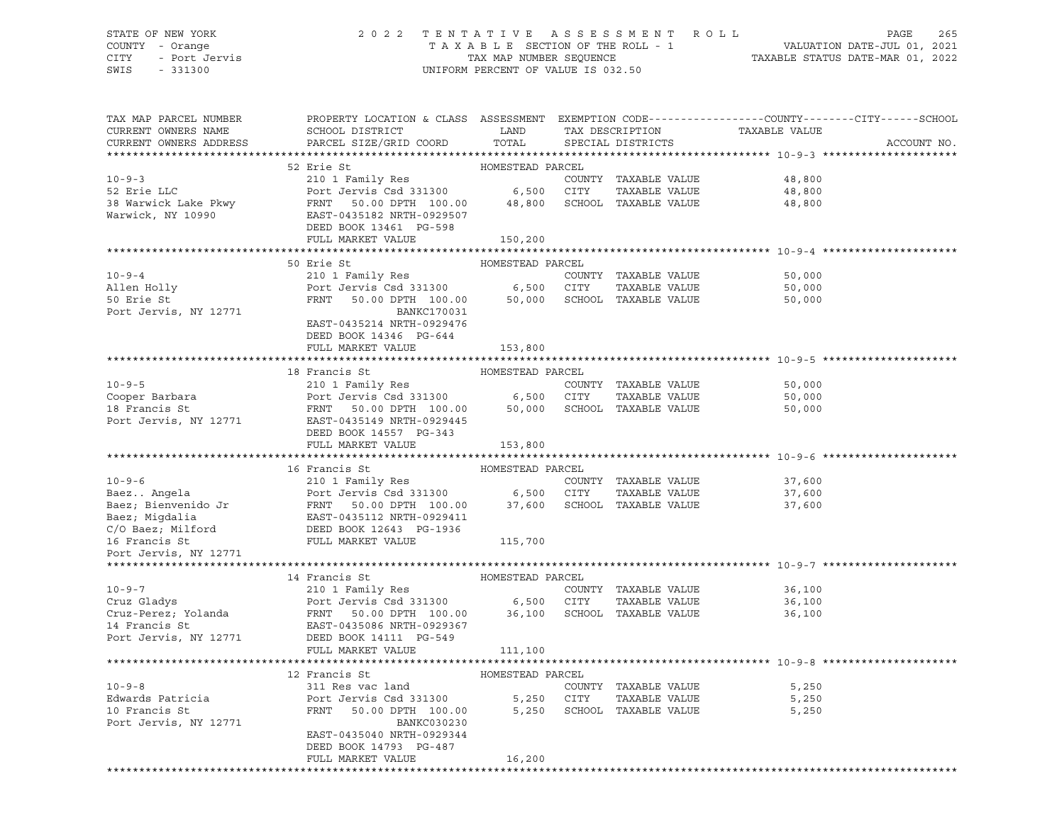STATE OF NEW YORK — 2022 TENTATIVE ASSESSMENT ROLL
COUNTY - Orange — TAXABLE SECTION OF THE ROLL - 1 — VALUATION DATE-JUL 01, 2021
CITY - Port Jervis — TAX MAP NUMBER SEQUENCE — TAXABLE STATUS DATE-MAR 01, 2022
SWIS - 331300 — UNIFORM PERCENT OF VALUE IS 032.50

| TAX MAP PARCEL NUMBER / CURRENT OWNERS NAME / CURRENT OWNERS ADDRESS | PROPERTY LOCATION & CLASS / SCHOOL DISTRICT / PARCEL SIZE/GRID COORD | ASSESSMENT LAND / TOTAL | EXEMPTION CODE / TAX DESCRIPTION / SPECIAL DISTRICTS | COUNTY / CITY / SCHOOL TAXABLE VALUE | ACCOUNT NO. |
|---|---|---|---|---|---|
| **10-9-3** | 52 Erie St — HOMESTEAD PARCEL | | | | |
| 10-9-3 | 210 1 Family Res | | COUNTY TAXABLE VALUE | 48,800 | |
| 52 Erie LLC | Port Jervis Csd 331300 | 6,500 | CITY TAXABLE VALUE | 48,800 | |
| 38 Warwick Lake Pkwy | FRNT 50.00 DPTH 100.00 | 48,800 | SCHOOL TAXABLE VALUE | 48,800 | |
| Warwick, NY 10990 | EAST-0435182 NRTH-0929507 | | | | |
| | DEED BOOK 13461 PG-598 | | | | |
| | FULL MARKET VALUE | 150,200 | | | |
| **10-9-4** | 50 Erie St — HOMESTEAD PARCEL | | | | |
| 10-9-4 | 210 1 Family Res | | COUNTY TAXABLE VALUE | 50,000 | |
| Allen Holly | Port Jervis Csd 331300 | 6,500 | CITY TAXABLE VALUE | 50,000 | |
| 50 Erie St | FRNT 50.00 DPTH 100.00 | 50,000 | SCHOOL TAXABLE VALUE | 50,000 | |
| Port Jervis, NY 12771 | BANKC170031 | | | | |
| | EAST-0435214 NRTH-0929476 | | | | |
| | DEED BOOK 14346 PG-644 | | | | |
| | FULL MARKET VALUE | 153,800 | | | |
| **10-9-5** | 18 Francis St — HOMESTEAD PARCEL | | | | |
| 10-9-5 | 210 1 Family Res | | COUNTY TAXABLE VALUE | 50,000 | |
| Cooper Barbara | Port Jervis Csd 331300 | 6,500 | CITY TAXABLE VALUE | 50,000 | |
| 18 Francis St | FRNT 50.00 DPTH 100.00 | 50,000 | SCHOOL TAXABLE VALUE | 50,000 | |
| Port Jervis, NY 12771 | EAST-0435149 NRTH-0929445 | | | | |
| | DEED BOOK 14557 PG-343 | | | | |
| | FULL MARKET VALUE | 153,800 | | | |
| **10-9-6** | 16 Francis St — HOMESTEAD PARCEL | | | | |
| 10-9-6 | 210 1 Family Res | | COUNTY TAXABLE VALUE | 37,600 | |
| Baez.. Angela | Port Jervis Csd 331300 | 6,500 | CITY TAXABLE VALUE | 37,600 | |
| Baez; Bienvenido Jr | FRNT 50.00 DPTH 100.00 | 37,600 | SCHOOL TAXABLE VALUE | 37,600 | |
| Baez; Migdalia | EAST-0435112 NRTH-0929411 | | | | |
| C/O Baez; Milford | DEED BOOK 12643 PG-1936 | | | | |
| 16 Francis St | FULL MARKET VALUE | 115,700 | | | |
| Port Jervis, NY 12771 | | | | | |
| **10-9-7** | 14 Francis St — HOMESTEAD PARCEL | | | | |
| 10-9-7 | 210 1 Family Res | | COUNTY TAXABLE VALUE | 36,100 | |
| Cruz Gladys | Port Jervis Csd 331300 | 6,500 | CITY TAXABLE VALUE | 36,100 | |
| Cruz-Perez; Yolanda | FRNT 50.00 DPTH 100.00 | 36,100 | SCHOOL TAXABLE VALUE | 36,100 | |
| 14 Francis St | EAST-0435086 NRTH-0929367 | | | | |
| Port Jervis, NY 12771 | DEED BOOK 14111 PG-549 | | | | |
| | FULL MARKET VALUE | 111,100 | | | |
| **10-9-8** | 12 Francis St — HOMESTEAD PARCEL | | | | |
| 10-9-8 | 311 Res vac land | | COUNTY TAXABLE VALUE | 5,250 | |
| Edwards Patricia | Port Jervis Csd 331300 | 5,250 | CITY TAXABLE VALUE | 5,250 | |
| 10 Francis St | FRNT 50.00 DPTH 100.00 | 5,250 | SCHOOL TAXABLE VALUE | 5,250 | |
| Port Jervis, NY 12771 | BANKC030230 | | | | |
| | EAST-0435040 NRTH-0929344 | | | | |
| | DEED BOOK 14793 PG-487 | | | | |
| | FULL MARKET VALUE | 16,200 | | | |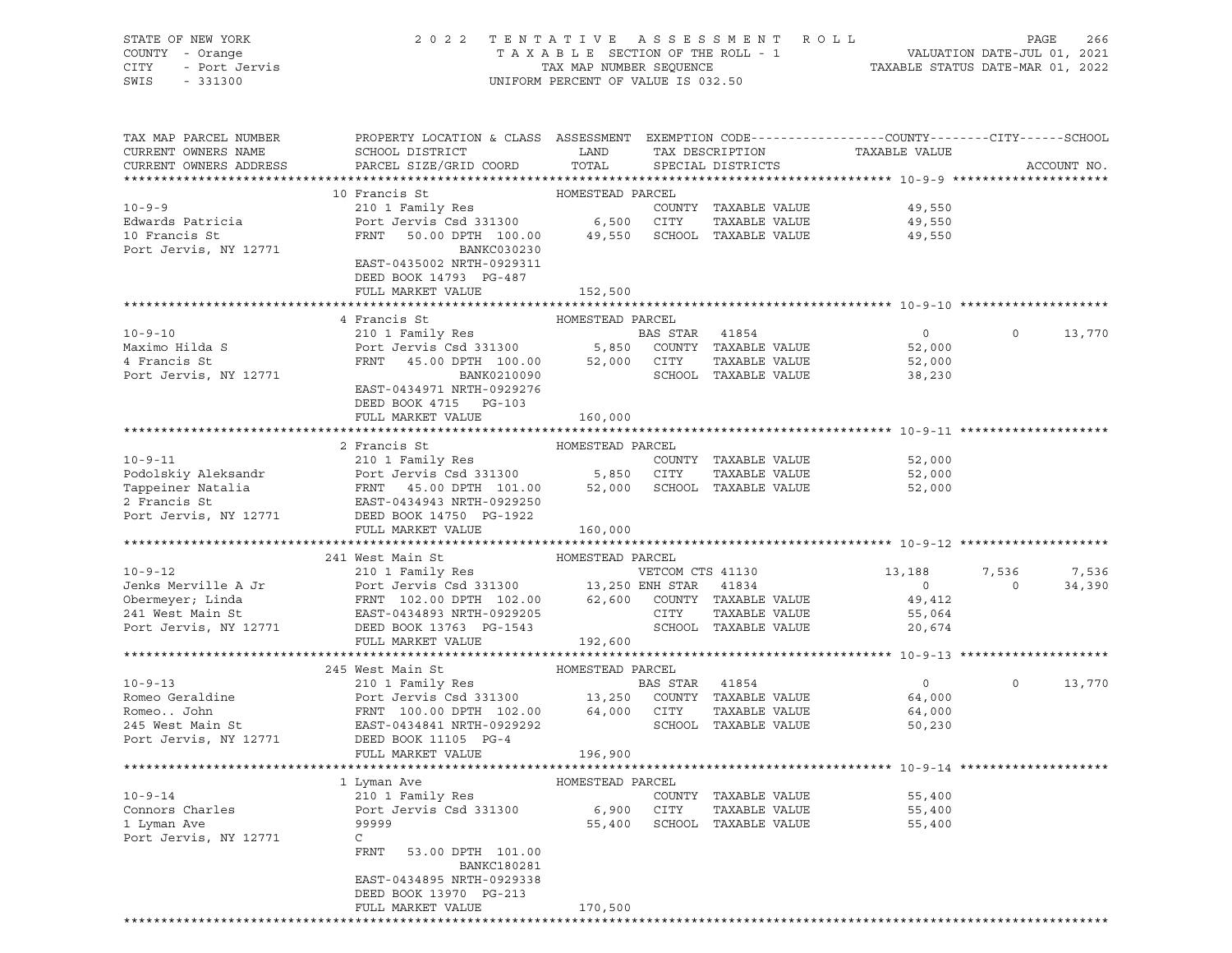STATE OF NEW YORK — 2022 TENTATIVE ASSESSMENT ROLL
COUNTY - Orange — TAXABLE SECTION OF THE ROLL - 1 — VALUATION DATE-JUL 01, 2021
CITY - Port Jervis — TAX MAP NUMBER SEQUENCE — TAXABLE STATUS DATE-MAR 01, 2022
SWIS - 331300 — UNIFORM PERCENT OF VALUE IS 032.50

| TAX MAP PARCEL NUMBER / CURRENT OWNERS NAME / CURRENT OWNERS ADDRESS | PROPERTY LOCATION & CLASS / SCHOOL DISTRICT / PARCEL SIZE/GRID COORD | ASSESSMENT LAND / TOTAL | EXEMPTION CODE / TAX DESCRIPTION / SPECIAL DISTRICTS | COUNTY TAXABLE VALUE | CITY | SCHOOL / ACCOUNT NO. |
|---|---|---|---|---|---|---|
| **10-9-9** | 10 Francis St | HOMESTEAD PARCEL | | | | |
| 10-9-9 | 210 1 Family Res | | COUNTY TAXABLE VALUE | 49,550 | | |
| Edwards Patricia | Port Jervis Csd 331300 | 6,500 | CITY TAXABLE VALUE | 49,550 | | |
| 10 Francis St | FRNT 50.00 DPTH 100.00 | 49,550 | SCHOOL TAXABLE VALUE | 49,550 | | |
| Port Jervis, NY 12771 | BANKC030230 | | | | | |
| | EAST-0435002 NRTH-0929311 | | | | | |
| | DEED BOOK 14793 PG-487 | | | | | |
| | FULL MARKET VALUE | 152,500 | | | | |
| **10-9-10** | 4 Francis St | HOMESTEAD PARCEL | | | | |
| 10-9-10 | 210 1 Family Res | | BAS STAR 41854 | 0 | 0 | 13,770 |
| Maximo Hilda S | Port Jervis Csd 331300 | 5,850 | COUNTY TAXABLE VALUE | 52,000 | | |
| 4 Francis St | FRNT 45.00 DPTH 100.00 | 52,000 | CITY TAXABLE VALUE | 52,000 | | |
| Port Jervis, NY 12771 | BANK0210090 | | SCHOOL TAXABLE VALUE | 38,230 | | |
| | EAST-0434971 NRTH-0929276 | | | | | |
| | DEED BOOK 4715 PG-103 | | | | | |
| | FULL MARKET VALUE | 160,000 | | | | |
| **10-9-11** | 2 Francis St | HOMESTEAD PARCEL | | | | |
| 10-9-11 | 210 1 Family Res | | COUNTY TAXABLE VALUE | 52,000 | | |
| Podolskiy Aleksandr | Port Jervis Csd 331300 | 5,850 | CITY TAXABLE VALUE | 52,000 | | |
| Tappeiner Natalia | FRNT 45.00 DPTH 101.00 | 52,000 | SCHOOL TAXABLE VALUE | 52,000 | | |
| 2 Francis St | EAST-0434943 NRTH-0929250 | | | | | |
| Port Jervis, NY 12771 | DEED BOOK 14750 PG-1922 | | | | | |
| | FULL MARKET VALUE | 160,000 | | | | |
| **10-9-12** | 241 West Main St | HOMESTEAD PARCEL | | | | |
| 10-9-12 | 210 1 Family Res | | VETCOM CTS 41130 | 13,188 | 7,536 | 7,536 |
| Jenks Merville A Jr | Port Jervis Csd 331300 | 13,250 | ENH STAR 41834 | 0 | 0 | 34,390 |
| Obermeyer; Linda | FRNT 102.00 DPTH 102.00 | 62,600 | COUNTY TAXABLE VALUE | 49,412 | | |
| 241 West Main St | EAST-0434893 NRTH-0929205 | | CITY TAXABLE VALUE | 55,064 | | |
| Port Jervis, NY 12771 | DEED BOOK 13763 PG-1543 | | SCHOOL TAXABLE VALUE | 20,674 | | |
| | FULL MARKET VALUE | 192,600 | | | | |
| **10-9-13** | 245 West Main St | HOMESTEAD PARCEL | | | | |
| 10-9-13 | 210 1 Family Res | | BAS STAR 41854 | 0 | 0 | 13,770 |
| Romeo Geraldine | Port Jervis Csd 331300 | 13,250 | COUNTY TAXABLE VALUE | 64,000 | | |
| Romeo.. John | FRNT 100.00 DPTH 102.00 | 64,000 | CITY TAXABLE VALUE | 64,000 | | |
| 245 West Main St | EAST-0434841 NRTH-0929292 | | SCHOOL TAXABLE VALUE | 50,230 | | |
| Port Jervis, NY 12771 | DEED BOOK 11105 PG-4 | | | | | |
| | FULL MARKET VALUE | 196,900 | | | | |
| **10-9-14** | 1 Lyman Ave | HOMESTEAD PARCEL | | | | |
| 10-9-14 | 210 1 Family Res | | COUNTY TAXABLE VALUE | 55,400 | | |
| Connors Charles | Port Jervis Csd 331300 | 6,900 | CITY TAXABLE VALUE | 55,400 | | |
| 1 Lyman Ave | 99999 | 55,400 | SCHOOL TAXABLE VALUE | 55,400 | | |
| Port Jervis, NY 12771 | C | | | | | |
| | FRNT 53.00 DPTH 101.00 | | | | | |
| | BANKC180281 | | | | | |
| | EAST-0434895 NRTH-0929338 | | | | | |
| | DEED BOOK 13970 PG-213 | | | | | |
| | FULL MARKET VALUE | 170,500 | | | | |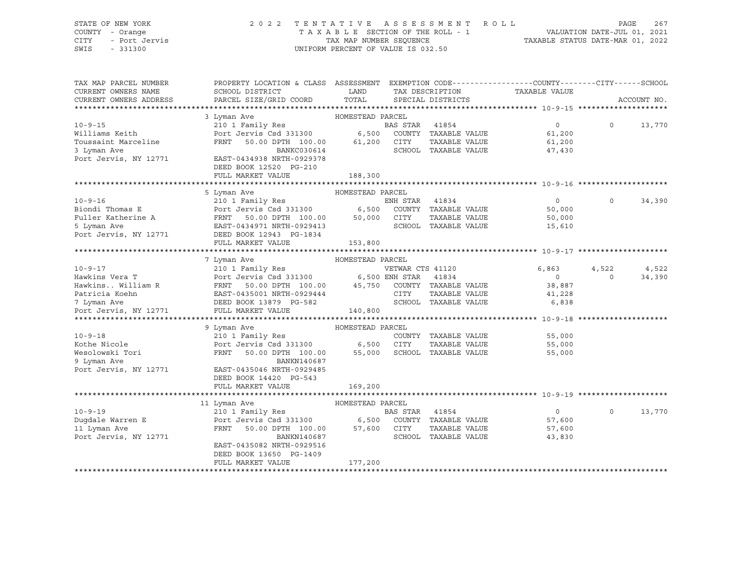STATE OF NEW YORK — 2022 TENTATIVE ASSESSMENT ROLL
COUNTY - Orange — TAXABLE SECTION OF THE ROLL - 1 — VALUATION DATE-JUL 01, 2021
CITY - Port Jervis — TAX MAP NUMBER SEQUENCE — TAXABLE STATUS DATE-MAR 01, 2022
SWIS - 331300 — UNIFORM PERCENT OF VALUE IS 032.50

| TAX MAP PARCEL NUMBER / CURRENT OWNERS NAME / CURRENT OWNERS ADDRESS | PROPERTY LOCATION & CLASS / SCHOOL DISTRICT / PARCEL SIZE/GRID COORD | ASSESSMENT LAND / TOTAL | EXEMPTION CODE / TAX DESCRIPTION / SPECIAL DISTRICTS | COUNTY TAXABLE VALUE | CITY | SCHOOL / ACCOUNT NO. |
|---|---|---|---|---|---|---|
| **10-9-15** | 3 Lyman Ave — HOMESTEAD PARCEL | | | | | |
| 10-9-15 | 210 1 Family Res | | BAS STAR 41854 | 0 | 0 | 13,770 |
| Williams Keith | Port Jervis Csd 331300 | 6,500 | COUNTY TAXABLE VALUE | 61,200 | | |
| Toussaint Marceline | FRNT 50.00 DPTH 100.00 | 61,200 | CITY TAXABLE VALUE | 61,200 | | |
| 3 Lyman Ave | BANKC030614 | | SCHOOL TAXABLE VALUE | 47,430 | | |
| Port Jervis, NY 12771 | EAST-0434938 NRTH-0929378 | | | | | |
| | DEED BOOK 12520 PG-210 | | | | | |
| | FULL MARKET VALUE | 188,300 | | | | |
| **10-9-16** | 5 Lyman Ave — HOMESTEAD PARCEL | | | | | |
| 10-9-16 | 210 1 Family Res | | ENH STAR 41834 | 0 | 0 | 34,390 |
| Biondi Thomas E | Port Jervis Csd 331300 | 6,500 | COUNTY TAXABLE VALUE | 50,000 | | |
| Fuller Katherine A | FRNT 50.00 DPTH 100.00 | 50,000 | CITY TAXABLE VALUE | 50,000 | | |
| 5 Lyman Ave | EAST-0434971 NRTH-0929413 | | SCHOOL TAXABLE VALUE | 15,610 | | |
| Port Jervis, NY 12771 | DEED BOOK 12943 PG-1834 | | | | | |
| | FULL MARKET VALUE | 153,800 | | | | |
| **10-9-17** | 7 Lyman Ave — HOMESTEAD PARCEL | | | | | |
| 10-9-17 | 210 1 Family Res | | VETWAR CTS 41120 | 6,863 | 4,522 | 4,522 |
| Hawkins Vera T | Port Jervis Csd 331300 | 6,500 | ENH STAR 41834 | 0 | 0 | 34,390 |
| Hawkins.. William R | FRNT 50.00 DPTH 100.00 | 45,750 | COUNTY TAXABLE VALUE | 38,887 | | |
| Patricia Koehn | EAST-0435001 NRTH-0929444 | | CITY TAXABLE VALUE | 41,228 | | |
| 7 Lyman Ave | DEED BOOK 13879 PG-582 | | SCHOOL TAXABLE VALUE | 6,838 | | |
| Port Jervis, NY 12771 | FULL MARKET VALUE | 140,800 | | | | |
| **10-9-18** | 9 Lyman Ave — HOMESTEAD PARCEL | | | | | |
| 10-9-18 | 210 1 Family Res | | COUNTY TAXABLE VALUE | 55,000 | | |
| Kothe Nicole | Port Jervis Csd 331300 | 6,500 | CITY TAXABLE VALUE | 55,000 | | |
| Wesolowski Tori | FRNT 50.00 DPTH 100.00 | 55,000 | SCHOOL TAXABLE VALUE | 55,000 | | |
| 9 Lyman Ave | BANKN140687 | | | | | |
| Port Jervis, NY 12771 | EAST-0435046 NRTH-0929485 | | | | | |
| | DEED BOOK 14420 PG-543 | | | | | |
| | FULL MARKET VALUE | 169,200 | | | | |
| **10-9-19** | 11 Lyman Ave — HOMESTEAD PARCEL | | | | | |
| 10-9-19 | 210 1 Family Res | | BAS STAR 41854 | 0 | 0 | 13,770 |
| Dugdale Warren E | Port Jervis Csd 331300 | 6,500 | COUNTY TAXABLE VALUE | 57,600 | | |
| 11 Lyman Ave | FRNT 50.00 DPTH 100.00 | 57,600 | CITY TAXABLE VALUE | 57,600 | | |
| Port Jervis, NY 12771 | BANKN140687 | | SCHOOL TAXABLE VALUE | 43,830 | | |
| | EAST-0435082 NRTH-0929516 | | | | | |
| | DEED BOOK 13650 PG-1409 | | | | | |
| | FULL MARKET VALUE | 177,200 | | | | |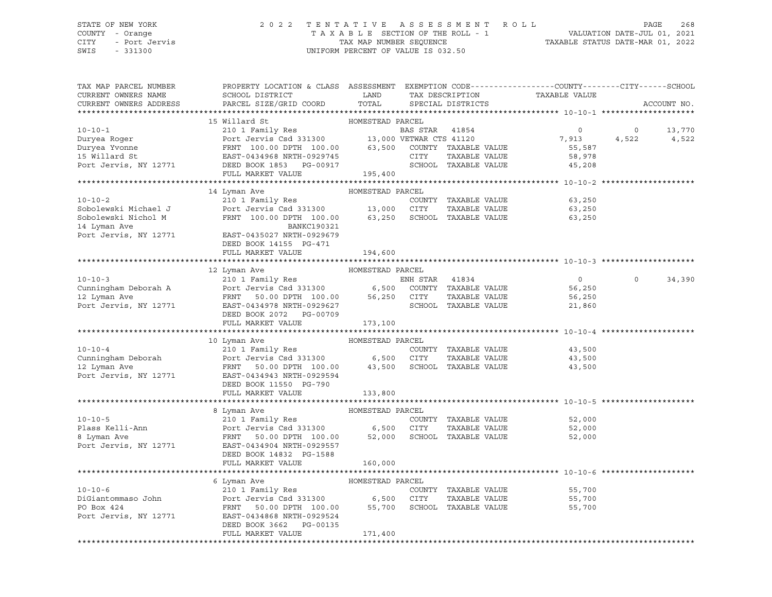STATE OF NEW YORK
COUNTY - Orange
CITY - Port Jervis
SWIS - 331300

2 0 2 2 T E N T A T I V E A S S E S S M E N T R O L L
T A X A B L E SECTION OF THE ROLL - 1
TAX MAP NUMBER SEQUENCE
UNIFORM PERCENT OF VALUE IS 032.50

VALUATION DATE-JUL 01, 2021
TAXABLE STATUS DATE-MAR 01, 2022

| TAX MAP PARCEL NUMBER / CURRENT OWNERS NAME / CURRENT OWNERS ADDRESS | PROPERTY LOCATION & CLASS / SCHOOL DISTRICT / PARCEL SIZE/GRID COORD | ASSESSMENT LAND / TOTAL | EXEMPTION CODE / TAX DESCRIPTION / SPECIAL DISTRICTS | COUNTY TAXABLE VALUE | CITY | SCHOOL | ACCOUNT NO. |
|---|---|---|---|---|---|---|---|
| **10-10-1** | 15 Willard St | HOMESTEAD PARCEL | | | | | |
| 10-10-1 | 210 1 Family Res | | BAS STAR 41854 | 0 | 0 | 13,770 | |
| Duryea Roger | Port Jervis Csd 331300 | 13,000 | VETWAR CTS 41120 | 7,913 | 4,522 | 4,522 | |
| Duryea Yvonne | FRNT 100.00 DPTH 100.00 | 63,500 | COUNTY TAXABLE VALUE | 55,587 | | | |
| 15 Willard St | EAST-0434968 NRTH-0929745 | | CITY TAXABLE VALUE | 58,978 | | | |
| Port Jervis, NY 12771 | DEED BOOK 1853 PG-00917 | | SCHOOL TAXABLE VALUE | 45,208 | | | |
| | FULL MARKET VALUE | 195,400 | | | | | |
| **10-10-2** | 14 Lyman Ave | HOMESTEAD PARCEL | | | | | |
| 10-10-2 | 210 1 Family Res | | COUNTY TAXABLE VALUE | 63,250 | | | |
| Sobolewski Michael J | Port Jervis Csd 331300 | 13,000 | CITY TAXABLE VALUE | 63,250 | | | |
| Sobolewski Nichol M | FRNT 100.00 DPTH 100.00 | 63,250 | SCHOOL TAXABLE VALUE | 63,250 | | | |
| 14 Lyman Ave | BANKC190321 | | | | | | |
| Port Jervis, NY 12771 | EAST-0435027 NRTH-0929679 | | | | | | |
| | DEED BOOK 14155 PG-471 | | | | | | |
| | FULL MARKET VALUE | 194,600 | | | | | |
| **10-10-3** | 12 Lyman Ave | HOMESTEAD PARCEL | | | | | |
| 10-10-3 | 210 1 Family Res | | ENH STAR 41834 | 0 | 0 | 34,390 | |
| Cunningham Deborah A | Port Jervis Csd 331300 | 6,500 | COUNTY TAXABLE VALUE | 56,250 | | | |
| 12 Lyman Ave | FRNT 50.00 DPTH 100.00 | 56,250 | CITY TAXABLE VALUE | 56,250 | | | |
| Port Jervis, NY 12771 | EAST-0434978 NRTH-0929627 | | SCHOOL TAXABLE VALUE | 21,860 | | | |
| | DEED BOOK 2072 PG-00709 | | | | | | |
| | FULL MARKET VALUE | 173,100 | | | | | |
| **10-10-4** | 10 Lyman Ave | HOMESTEAD PARCEL | | | | | |
| 10-10-4 | 210 1 Family Res | | COUNTY TAXABLE VALUE | 43,500 | | | |
| Cunningham Deborah | Port Jervis Csd 331300 | 6,500 | CITY TAXABLE VALUE | 43,500 | | | |
| 12 Lyman Ave | FRNT 50.00 DPTH 100.00 | 43,500 | SCHOOL TAXABLE VALUE | 43,500 | | | |
| Port Jervis, NY 12771 | EAST-0434943 NRTH-0929594 | | | | | | |
| | DEED BOOK 11550 PG-790 | | | | | | |
| | FULL MARKET VALUE | 133,800 | | | | | |
| **10-10-5** | 8 Lyman Ave | HOMESTEAD PARCEL | | | | | |
| 10-10-5 | 210 1 Family Res | | COUNTY TAXABLE VALUE | 52,000 | | | |
| Plass Kelli-Ann | Port Jervis Csd 331300 | 6,500 | CITY TAXABLE VALUE | 52,000 | | | |
| 8 Lyman Ave | FRNT 50.00 DPTH 100.00 | 52,000 | SCHOOL TAXABLE VALUE | 52,000 | | | |
| Port Jervis, NY 12771 | EAST-0434904 NRTH-0929557 | | | | | | |
| | DEED BOOK 14832 PG-1588 | | | | | | |
| | FULL MARKET VALUE | 160,000 | | | | | |
| **10-10-6** | 6 Lyman Ave | HOMESTEAD PARCEL | | | | | |
| 10-10-6 | 210 1 Family Res | | COUNTY TAXABLE VALUE | 55,700 | | | |
| DiGiantommaso John | Port Jervis Csd 331300 | 6,500 | CITY TAXABLE VALUE | 55,700 | | | |
| PO Box 424 | FRNT 50.00 DPTH 100.00 | 55,700 | SCHOOL TAXABLE VALUE | 55,700 | | | |
| Port Jervis, NY 12771 | EAST-0434868 NRTH-0929524 | | | | | | |
| | DEED BOOK 3662 PG-00135 | | | | | | |
| | FULL MARKET VALUE | 171,400 | | | | | |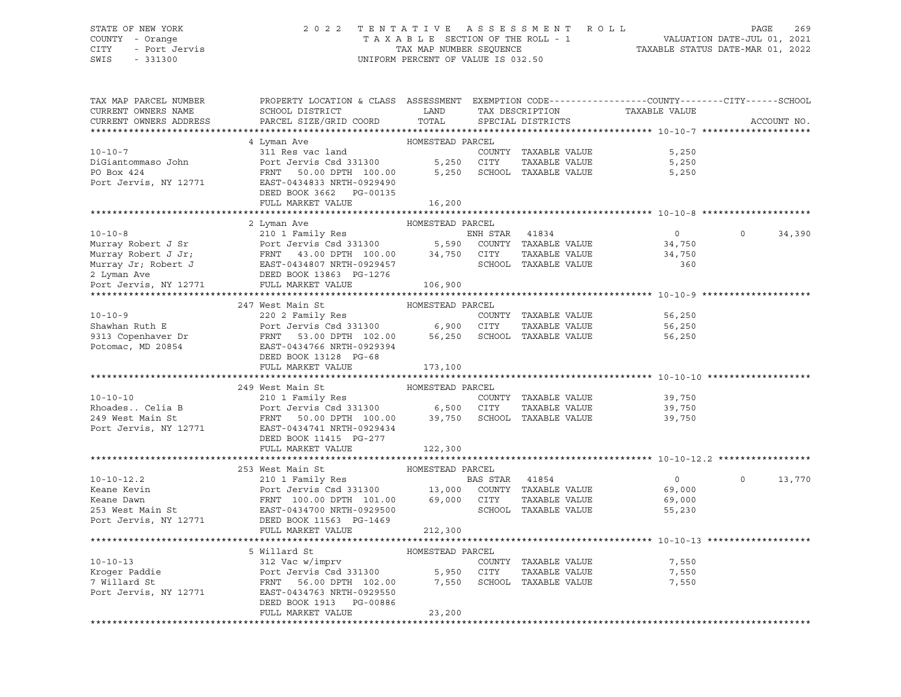STATE OF NEW YORK — 2022 TENTATIVE ASSESSMENT ROLL
COUNTY - Orange — TAXABLE SECTION OF THE ROLL - 1 — VALUATION DATE-JUL 01, 2021
CITY - Port Jervis — TAX MAP NUMBER SEQUENCE — TAXABLE STATUS DATE-MAR 01, 2022
SWIS - 331300 — UNIFORM PERCENT OF VALUE IS 032.50

| TAX MAP PARCEL NUMBER / CURRENT OWNERS NAME / CURRENT OWNERS ADDRESS | PROPERTY LOCATION & CLASS / SCHOOL DISTRICT / PARCEL SIZE/GRID COORD | ASSESSMENT LAND / TOTAL | EXEMPTION CODE / TAX DESCRIPTION / SPECIAL DISTRICTS | COUNTY / CITY / TAXABLE VALUE | SCHOOL | ACCOUNT NO. |
|---|---|---|---|---|---|---|
| **10-10-7** | 4 Lyman Ave | HOMESTEAD PARCEL | | | | |
| 10-10-7 | 311 Res vac land | | COUNTY TAXABLE VALUE | 5,250 | | |
| DiGiantommaso John | Port Jervis Csd 331300 | 5,250 | CITY TAXABLE VALUE | 5,250 | | |
| PO Box 424 | FRNT 50.00 DPTH 100.00 | 5,250 | SCHOOL TAXABLE VALUE | 5,250 | | |
| Port Jervis, NY 12771 | EAST-0434833 NRTH-0929490 | | | | | |
| | DEED BOOK 3662 PG-00135 | | | | | |
| | FULL MARKET VALUE | 16,200 | | | | |
| **10-10-8** | 2 Lyman Ave | HOMESTEAD PARCEL | | | | |
| 10-10-8 | 210 1 Family Res | | ENH STAR 41834 | 0 | 0 | 34,390 |
| Murray Robert J Sr | Port Jervis Csd 331300 | 5,590 | COUNTY TAXABLE VALUE | 34,750 | | |
| Murray Robert J Jr; | FRNT 43.00 DPTH 100.00 | 34,750 | CITY TAXABLE VALUE | 34,750 | | |
| Murray Jr; Robert J | EAST-0434807 NRTH-0929457 | | SCHOOL TAXABLE VALUE | 360 | | |
| 2 Lyman Ave | DEED BOOK 13863 PG-1276 | | | | | |
| Port Jervis, NY 12771 | FULL MARKET VALUE | 106,900 | | | | |
| **10-10-9** | 247 West Main St | HOMESTEAD PARCEL | | | | |
| 10-10-9 | 220 2 Family Res | | COUNTY TAXABLE VALUE | 56,250 | | |
| Shawhan Ruth E | Port Jervis Csd 331300 | 6,900 | CITY TAXABLE VALUE | 56,250 | | |
| 9313 Copenhaver Dr | FRNT 53.00 DPTH 102.00 | 56,250 | SCHOOL TAXABLE VALUE | 56,250 | | |
| Potomac, MD 20854 | EAST-0434766 NRTH-0929394 | | | | | |
| | DEED BOOK 13128 PG-68 | | | | | |
| | FULL MARKET VALUE | 173,100 | | | | |
| **10-10-10** | 249 West Main St | HOMESTEAD PARCEL | | | | |
| 10-10-10 | 210 1 Family Res | | COUNTY TAXABLE VALUE | 39,750 | | |
| Rhoades.. Celia B | Port Jervis Csd 331300 | 6,500 | CITY TAXABLE VALUE | 39,750 | | |
| 249 West Main St | FRNT 50.00 DPTH 100.00 | 39,750 | SCHOOL TAXABLE VALUE | 39,750 | | |
| Port Jervis, NY 12771 | EAST-0434741 NRTH-0929434 | | | | | |
| | DEED BOOK 11415 PG-277 | | | | | |
| | FULL MARKET VALUE | 122,300 | | | | |
| **10-10-12.2** | 253 West Main St | HOMESTEAD PARCEL | | | | |
| 10-10-12.2 | 210 1 Family Res | | BAS STAR 41854 | 0 | 0 | 13,770 |
| Keane Kevin | Port Jervis Csd 331300 | 13,000 | COUNTY TAXABLE VALUE | 69,000 | | |
| Keane Dawn | FRNT 100.00 DPTH 101.00 | 69,000 | CITY TAXABLE VALUE | 69,000 | | |
| 253 West Main St | EAST-0434700 NRTH-0929500 | | SCHOOL TAXABLE VALUE | 55,230 | | |
| Port Jervis, NY 12771 | DEED BOOK 11563 PG-1469 | | | | | |
| | FULL MARKET VALUE | 212,300 | | | | |
| **10-10-13** | 5 Willard St | HOMESTEAD PARCEL | | | | |
| 10-10-13 | 312 Vac w/imprv | | COUNTY TAXABLE VALUE | 7,550 | | |
| Kroger Paddie | Port Jervis Csd 331300 | 5,950 | CITY TAXABLE VALUE | 7,550 | | |
| 7 Willard St | FRNT 56.00 DPTH 102.00 | 7,550 | SCHOOL TAXABLE VALUE | 7,550 | | |
| Port Jervis, NY 12771 | EAST-0434763 NRTH-0929550 | | | | | |
| | DEED BOOK 1913 PG-00886 | | | | | |
| | FULL MARKET VALUE | 23,200 | | | | |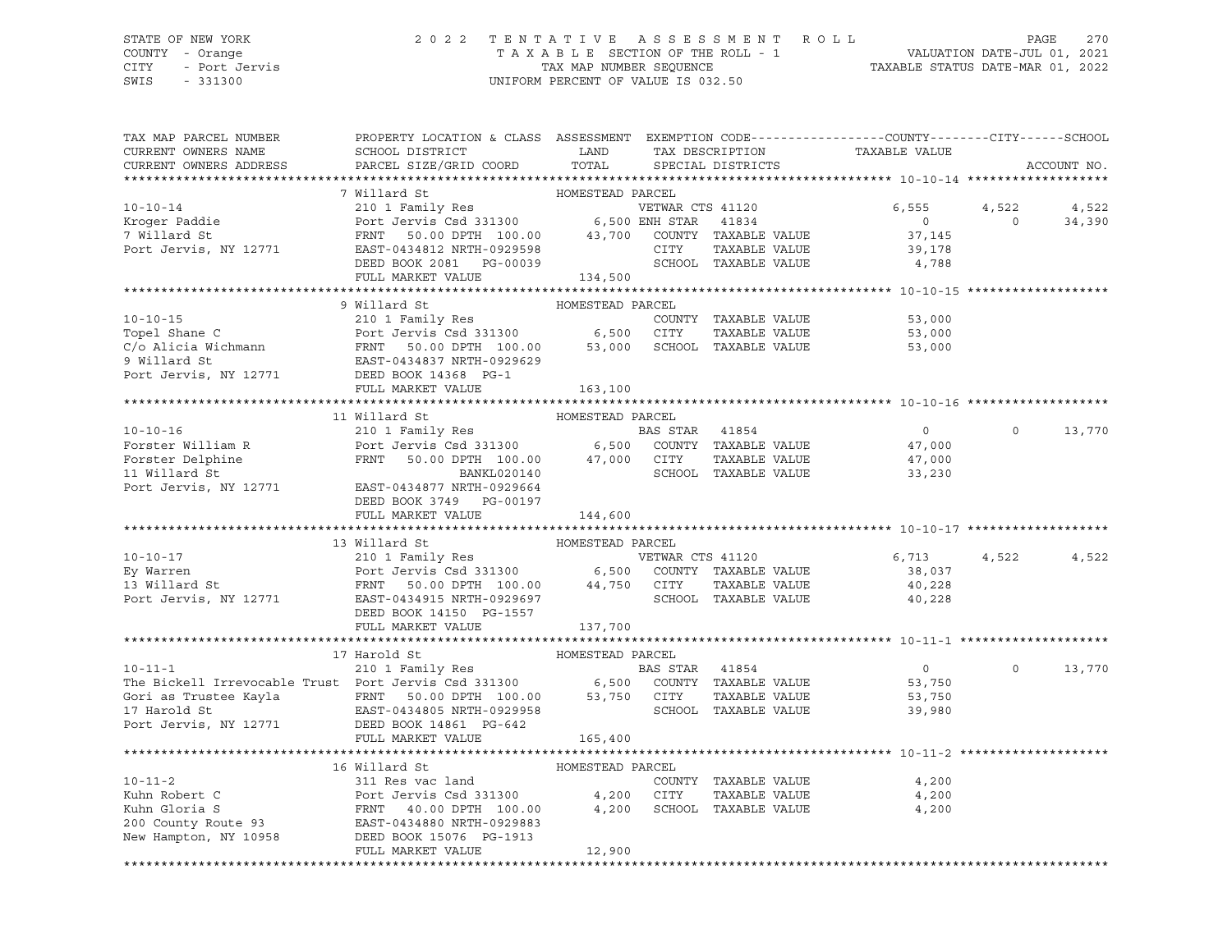STATE OF NEW YORK — 2022 TENTATIVE ASSESSMENT ROLL
COUNTY - Orange — TAXABLE SECTION OF THE ROLL - 1 — VALUATION DATE-JUL 01, 2021
CITY - Port Jervis — TAX MAP NUMBER SEQUENCE — TAXABLE STATUS DATE-MAR 01, 2022
SWIS - 331300 — UNIFORM PERCENT OF VALUE IS 032.50

```
TAX MAP PARCEL NUMBER          PROPERTY LOCATION & CLASS  ASSESSMENT  EXEMPTION CODE------------------COUNTY--------CITY------SCHOOL
CURRENT OWNERS NAME            SCHOOL DISTRICT               LAND      TAX DESCRIPTION              TAXABLE VALUE
CURRENT OWNERS ADDRESS         PARCEL SIZE/GRID COORD        TOTAL     SPECIAL DISTRICTS                                     ACCOUNT NO.
******************************************************************************************************* 10-10-14 *******************
                               7 Willard St                   HOMESTEAD PARCEL
10-10-14                       210 1 Family Res                        VETWAR CTS 41120               6,555       4,522       4,522
Kroger Paddie                  Port Jervis Csd 331300        6,500 ENH STAR   41834                     0           0      34,390
7 Willard St                   FRNT    50.00 DPTH 100.00    43,700    COUNTY  TAXABLE VALUE          37,145
Port Jervis, NY 12771          EAST-0434812 NRTH-0929598              CITY    TAXABLE VALUE          39,178
                               DEED BOOK 2081   PG-00039              SCHOOL  TAXABLE VALUE           4,788
                               FULL MARKET VALUE            134,500
******************************************************************************************************* 10-10-15 *******************
                               9 Willard St                   HOMESTEAD PARCEL
10-10-15                       210 1 Family Res                        COUNTY  TAXABLE VALUE          53,000
Topel Shane C                  Port Jervis Csd 331300        6,500    CITY    TAXABLE VALUE          53,000
C/o Alicia Wichmann            FRNT    50.00 DPTH 100.00    53,000    SCHOOL  TAXABLE VALUE          53,000
9 Willard St                   EAST-0434837 NRTH-0929629
Port Jervis, NY 12771          DEED BOOK 14368  PG-1
                               FULL MARKET VALUE            163,100
******************************************************************************************************* 10-10-16 *******************
                               11 Willard St                  HOMESTEAD PARCEL
10-10-16                       210 1 Family Res                        BAS STAR  41854                    0           0      13,770
Forster William R              Port Jervis Csd 331300        6,500    COUNTY  TAXABLE VALUE          47,000
Forster Delphine               FRNT    50.00 DPTH 100.00    47,000    CITY    TAXABLE VALUE          47,000
11 Willard St                                 BANKL020140             SCHOOL  TAXABLE VALUE          33,230
Port Jervis, NY 12771          EAST-0434877 NRTH-0929664
                               DEED BOOK 3749   PG-00197
                               FULL MARKET VALUE            144,600
******************************************************************************************************* 10-10-17 *******************
                               13 Willard St                  HOMESTEAD PARCEL
10-10-17                       210 1 Family Res                        VETWAR CTS 41120               6,713       4,522       4,522
Ey Warren                      Port Jervis Csd 331300        6,500    COUNTY  TAXABLE VALUE          38,037
13 Willard St                  FRNT    50.00 DPTH 100.00    44,750    CITY    TAXABLE VALUE          40,228
Port Jervis, NY 12771          EAST-0434915 NRTH-0929697              SCHOOL  TAXABLE VALUE          40,228
                               DEED BOOK 14150  PG-1557
                               FULL MARKET VALUE            137,700
******************************************************************************************************* 10-11-1 ********************
                               17 Harold St                   HOMESTEAD PARCEL
10-11-1                        210 1 Family Res                        BAS STAR  41854                    0           0      13,770
The Bickell Irrevocable Trust  Port Jervis Csd 331300        6,500    COUNTY  TAXABLE VALUE          53,750
Gori as Trustee Kayla          FRNT    50.00 DPTH 100.00    53,750    CITY    TAXABLE VALUE          53,750
17 Harold St                   EAST-0434805 NRTH-0929958              SCHOOL  TAXABLE VALUE          39,980
Port Jervis, NY 12771          DEED BOOK 14861  PG-642
                               FULL MARKET VALUE            165,400
******************************************************************************************************* 10-11-2 ********************
                               16 Willard St                  HOMESTEAD PARCEL
10-11-2                        311 Res vac land                        COUNTY  TAXABLE VALUE           4,200
Kuhn Robert C                  Port Jervis Csd 331300        4,200    CITY    TAXABLE VALUE           4,200
Kuhn Gloria S                  FRNT    40.00 DPTH 100.00     4,200    SCHOOL  TAXABLE VALUE           4,200
200 County Route 93            EAST-0434880 NRTH-0929883
New Hampton, NY 10958          DEED BOOK 15076  PG-1913
                               FULL MARKET VALUE             12,900
************************************************************************************************************************************
```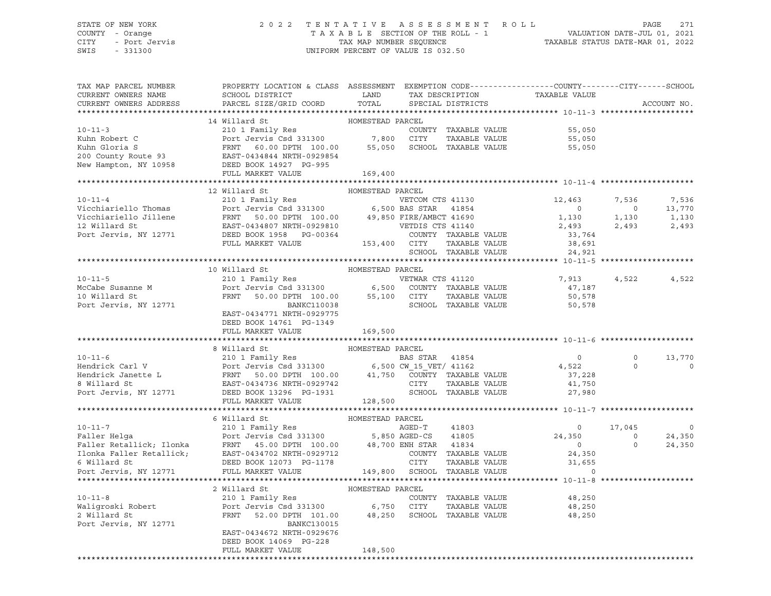STATE OF NEW YORK — 2022 TENTATIVE ASSESSMENT ROLL
COUNTY - Orange — TAXABLE SECTION OF THE ROLL - 1 — VALUATION DATE-JUL 01, 2021
CITY - Port Jervis — TAX MAP NUMBER SEQUENCE — TAXABLE STATUS DATE-MAR 01, 2022
SWIS - 331300 — UNIFORM PERCENT OF VALUE IS 032.50

```
TAX MAP PARCEL NUMBER          PROPERTY LOCATION & CLASS  ASSESSMENT  EXEMPTION CODE------------------COUNTY--------CITY------SCHOOL
CURRENT OWNERS NAME            SCHOOL DISTRICT              LAND      TAX DESCRIPTION              TAXABLE VALUE
CURRENT OWNERS ADDRESS         PARCEL SIZE/GRID COORD       TOTAL     SPECIAL DISTRICTS                                      ACCOUNT NO.
******************************************************************************************************* 10-11-3 *********************
                               14 Willard St                HOMESTEAD PARCEL
10-11-3                        210 1 Family Res                       COUNTY  TAXABLE VALUE          55,050
Kuhn Robert C                  Port Jervis Csd 331300       7,800     CITY    TAXABLE VALUE          55,050
Kuhn Gloria S                  FRNT   60.00 DPTH 100.00     55,050    SCHOOL  TAXABLE VALUE          55,050
200 County Route 93            EAST-0434844 NRTH-0929854
New Hampton, NY 10958          DEED BOOK 14927  PG-995
                               FULL MARKET VALUE            169,400
******************************************************************************************************* 10-11-4 *********************
                               12 Willard St                HOMESTEAD PARCEL
10-11-4                        210 1 Family Res                       VETCOM CTS 41130           12,463        7,536        7,536
Vicchiariello Thomas           Port Jervis Csd 331300       6,500 BAS STAR  41854                     0            0       13,770
Vicchiariello Jillene          FRNT   50.00 DPTH 100.00     49,850 FIRE/AMBCT 41690               1,130        1,130        1,130
12 Willard St                  EAST-0434807 NRTH-0929810              VETDIS CTS 41140            2,493        2,493        2,493
Port Jervis, NY 12771          DEED BOOK 1958   PG-00364              COUNTY  TAXABLE VALUE          33,764
                               FULL MARKET VALUE            153,400   CITY    TAXABLE VALUE          38,691
                                                                      SCHOOL  TAXABLE VALUE          24,921
******************************************************************************************************* 10-11-5 *********************
                               10 Willard St                HOMESTEAD PARCEL
10-11-5                        210 1 Family Res                       VETWAR CTS 41120            7,913        4,522        4,522
McCabe Susanne M               Port Jervis Csd 331300       6,500     COUNTY  TAXABLE VALUE          47,187
10 Willard St                  FRNT   50.00 DPTH 100.00     55,100    CITY    TAXABLE VALUE          50,578
Port Jervis, NY 12771                        BANKC110038              SCHOOL  TAXABLE VALUE          50,578
                               EAST-0434771 NRTH-0929775
                               DEED BOOK 14761  PG-1349
                               FULL MARKET VALUE            169,500
******************************************************************************************************* 10-11-6 *********************
                               8 Willard St                 HOMESTEAD PARCEL
10-11-6                        210 1 Family Res                       BAS STAR  41854                 0            0       13,770
Hendrick Carl V                Port Jervis Csd 331300       6,500 CW_15_VET/ 41162                4,522            0            0
Hendrick Janette L             FRNT   50.00 DPTH 100.00     41,750    COUNTY  TAXABLE VALUE          37,228
8 Willard St                   EAST-0434736 NRTH-0929742              CITY    TAXABLE VALUE          41,750
Port Jervis, NY 12771          DEED BOOK 13296  PG-1931               SCHOOL  TAXABLE VALUE          27,980
                               FULL MARKET VALUE            128,500
******************************************************************************************************* 10-11-7 *********************
                               6 Willard St                 HOMESTEAD PARCEL
10-11-7                        210 1 Family Res                       AGED-T    41803                 0       17,045            0
Faller Helga                   Port Jervis Csd 331300       5,850 AGED-CS   41805                24,350            0       24,350
Faller Retallick; Ilonka       FRNT   45.00 DPTH 100.00     48,700 ENH STAR  41834                    0            0       24,350
Ilonka Faller Retallick;       EAST-0434702 NRTH-0929712              COUNTY  TAXABLE VALUE          24,350
6 Willard St                   DEED BOOK 12073  PG-1178               CITY    TAXABLE VALUE          31,655
Port Jervis, NY 12771          FULL MARKET VALUE            149,800   SCHOOL  TAXABLE VALUE               0
******************************************************************************************************* 10-11-8 *********************
                               2 Willard St                 HOMESTEAD PARCEL
10-11-8                        210 1 Family Res                       COUNTY  TAXABLE VALUE          48,250
Waligroski Robert              Port Jervis Csd 331300       6,750     CITY    TAXABLE VALUE          48,250
2 Willard St                   FRNT   52.00 DPTH 101.00     48,250    SCHOOL  TAXABLE VALUE          48,250
Port Jervis, NY 12771                        BANKC130015
                               EAST-0434672 NRTH-0929676
                               DEED BOOK 14069  PG-228
                               FULL MARKET VALUE            148,500
*************************************************************************************************************************************
```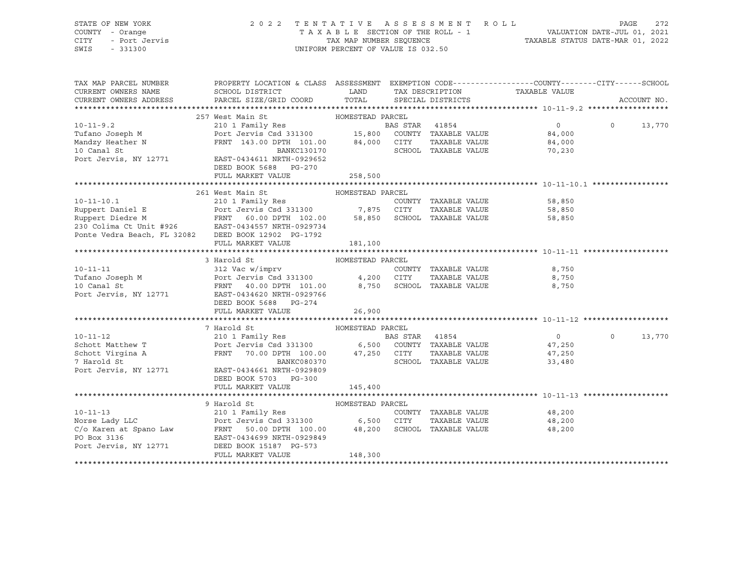STATE OF NEW YORK
COUNTY - Orange
CITY - Port Jervis
SWIS - 331300

2022 TENTATIVE ASSESSMENT ROLL
TAXABLE SECTION OF THE ROLL - 1
TAX MAP NUMBER SEQUENCE
UNIFORM PERCENT OF VALUE IS 032.50

VALUATION DATE-JUL 01, 2021
TAXABLE STATUS DATE-MAR 01, 2022

| TAX MAP PARCEL NUMBER / CURRENT OWNERS NAME / CURRENT OWNERS ADDRESS | PROPERTY LOCATION & CLASS / SCHOOL DISTRICT / PARCEL SIZE/GRID COORD | ASSESSMENT LAND / TOTAL | EXEMPTION CODE / TAX DESCRIPTION / SPECIAL DISTRICTS | COUNTY TAXABLE VALUE | CITY | SCHOOL | ACCOUNT NO. |
|---|---|---|---|---|---|---|---|
| **10-11-9.2** | 257 West Main St — HOMESTEAD PARCEL | | | | | | |
| 10-11-9.2 | 210 1 Family Res | | BAS STAR 41854 | 0 | 0 | 13,770 | |
| Tufano Joseph M | Port Jervis Csd 331300 | 15,800 | COUNTY TAXABLE VALUE | 84,000 | | | |
| Mandzy Heather N | FRNT 143.00 DPTH 101.00 | 84,000 | CITY TAXABLE VALUE | 84,000 | | | |
| 10 Canal St | BANKC130170 | | SCHOOL TAXABLE VALUE | 70,230 | | | |
| Port Jervis, NY 12771 | EAST-0434611 NRTH-0929652 | | | | | | |
| | DEED BOOK 5688 PG-270 | | | | | | |
| | FULL MARKET VALUE | 258,500 | | | | | |
| **10-11-10.1** | 261 West Main St — HOMESTEAD PARCEL | | | | | | |
| 10-11-10.1 | 210 1 Family Res | | COUNTY TAXABLE VALUE | 58,850 | | | |
| Ruppert Daniel E | Port Jervis Csd 331300 | 7,875 | CITY TAXABLE VALUE | 58,850 | | | |
| Ruppert Diedre M | FRNT 60.00 DPTH 102.00 | 58,850 | SCHOOL TAXABLE VALUE | 58,850 | | | |
| 230 Colima Ct Unit #926 | EAST-0434557 NRTH-0929734 | | | | | | |
| Ponte Vedra Beach, FL 32082 | DEED BOOK 12902 PG-1792 | | | | | | |
| | FULL MARKET VALUE | 181,100 | | | | | |
| **10-11-11** | 3 Harold St — HOMESTEAD PARCEL | | | | | | |
| 10-11-11 | 312 Vac w/imprv | | COUNTY TAXABLE VALUE | 8,750 | | | |
| Tufano Joseph M | Port Jervis Csd 331300 | 4,200 | CITY TAXABLE VALUE | 8,750 | | | |
| 10 Canal St | FRNT 40.00 DPTH 101.00 | 8,750 | SCHOOL TAXABLE VALUE | 8,750 | | | |
| Port Jervis, NY 12771 | EAST-0434620 NRTH-0929766 | | | | | | |
| | DEED BOOK 5688 PG-274 | | | | | | |
| | FULL MARKET VALUE | 26,900 | | | | | |
| **10-11-12** | 7 Harold St — HOMESTEAD PARCEL | | | | | | |
| 10-11-12 | 210 1 Family Res | | BAS STAR 41854 | 0 | 0 | 13,770 | |
| Schott Matthew T | Port Jervis Csd 331300 | 6,500 | COUNTY TAXABLE VALUE | 47,250 | | | |
| Schott Virgina A | FRNT 70.00 DPTH 100.00 | 47,250 | CITY TAXABLE VALUE | 47,250 | | | |
| 7 Harold St | BANKC080370 | | SCHOOL TAXABLE VALUE | 33,480 | | | |
| Port Jervis, NY 12771 | EAST-0434661 NRTH-0929809 | | | | | | |
| | DEED BOOK 5703 PG-300 | | | | | | |
| | FULL MARKET VALUE | 145,400 | | | | | |
| **10-11-13** | 9 Harold St — HOMESTEAD PARCEL | | | | | | |
| 10-11-13 | 210 1 Family Res | | COUNTY TAXABLE VALUE | 48,200 | | | |
| Norse Lady LLC | Port Jervis Csd 331300 | 6,500 | CITY TAXABLE VALUE | 48,200 | | | |
| C/o Karen at Spano Law | FRNT 50.00 DPTH 100.00 | 48,200 | SCHOOL TAXABLE VALUE | 48,200 | | | |
| PO Box 3136 | EAST-0434699 NRTH-0929849 | | | | | | |
| Port Jervis, NY 12771 | DEED BOOK 15187 PG-573 | | | | | | |
| | FULL MARKET VALUE | 148,300 | | | | | |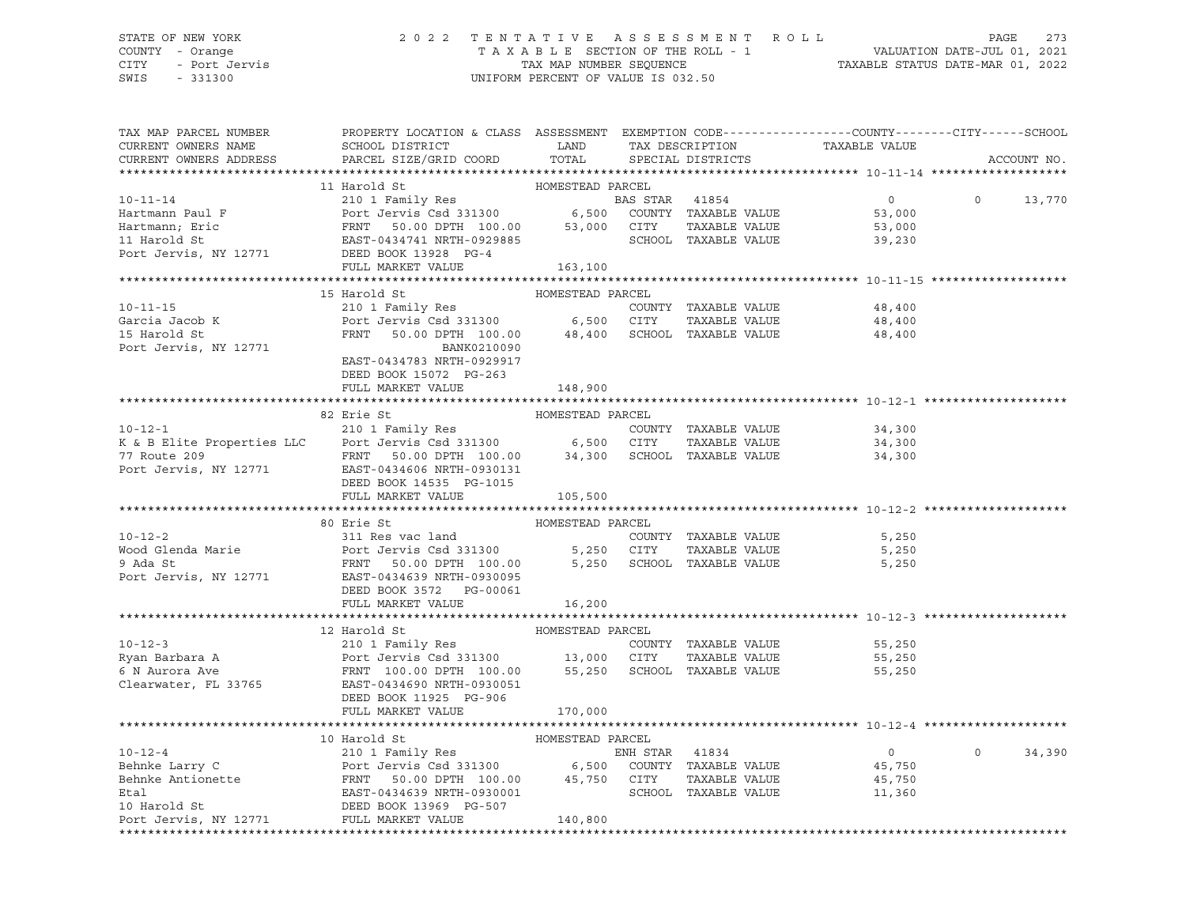STATE OF NEW YORK — 2022 TENTATIVE ASSESSMENT ROLL
COUNTY - Orange — TAXABLE SECTION OF THE ROLL - 1 — VALUATION DATE-JUL 01, 2021
CITY - Port Jervis — TAX MAP NUMBER SEQUENCE — TAXABLE STATUS DATE-MAR 01, 2022
SWIS - 331300 — UNIFORM PERCENT OF VALUE IS 032.50

| TAX MAP PARCEL NUMBER / CURRENT OWNERS NAME / CURRENT OWNERS ADDRESS | PROPERTY LOCATION & CLASS / SCHOOL DISTRICT / PARCEL SIZE/GRID COORD | ASSESSMENT LAND / TOTAL | EXEMPTION CODE / TAX DESCRIPTION / SPECIAL DISTRICTS | COUNTY TAXABLE VALUE | CITY | SCHOOL / ACCOUNT NO. |
|---|---|---|---|---|---|---|
| **10-11-14** | 11 Harold St | HOMESTEAD PARCEL | | | | |
| 10-11-14 | 210 1 Family Res | | BAS STAR 41854 | 0 | 0 | 13,770 |
| Hartmann Paul F | Port Jervis Csd 331300 | 6,500 | COUNTY TAXABLE VALUE | 53,000 | | |
| Hartmann; Eric | FRNT 50.00 DPTH 100.00 | 53,000 | CITY TAXABLE VALUE | 53,000 | | |
| 11 Harold St | EAST-0434741 NRTH-0929885 | | SCHOOL TAXABLE VALUE | 39,230 | | |
| Port Jervis, NY 12771 | DEED BOOK 13928 PG-4 | | | | | |
| | FULL MARKET VALUE | 163,100 | | | | |
| **10-11-15** | 15 Harold St | HOMESTEAD PARCEL | | | | |
| 10-11-15 | 210 1 Family Res | | COUNTY TAXABLE VALUE | 48,400 | | |
| Garcia Jacob K | Port Jervis Csd 331300 | 6,500 | CITY TAXABLE VALUE | 48,400 | | |
| 15 Harold St | FRNT 50.00 DPTH 100.00 | 48,400 | SCHOOL TAXABLE VALUE | 48,400 | | |
| Port Jervis, NY 12771 | BANK0210090 | | | | | |
| | EAST-0434783 NRTH-0929917 | | | | | |
| | DEED BOOK 15072 PG-263 | | | | | |
| | FULL MARKET VALUE | 148,900 | | | | |
| **10-12-1** | 82 Erie St | HOMESTEAD PARCEL | | | | |
| 10-12-1 | 210 1 Family Res | | COUNTY TAXABLE VALUE | 34,300 | | |
| K & B Elite Properties LLC | Port Jervis Csd 331300 | 6,500 | CITY TAXABLE VALUE | 34,300 | | |
| 77 Route 209 | FRNT 50.00 DPTH 100.00 | 34,300 | SCHOOL TAXABLE VALUE | 34,300 | | |
| Port Jervis, NY 12771 | EAST-0434606 NRTH-0930131 | | | | | |
| | DEED BOOK 14535 PG-1015 | | | | | |
| | FULL MARKET VALUE | 105,500 | | | | |
| **10-12-2** | 80 Erie St | HOMESTEAD PARCEL | | | | |
| 10-12-2 | 311 Res vac land | | COUNTY TAXABLE VALUE | 5,250 | | |
| Wood Glenda Marie | Port Jervis Csd 331300 | 5,250 | CITY TAXABLE VALUE | 5,250 | | |
| 9 Ada St | FRNT 50.00 DPTH 100.00 | 5,250 | SCHOOL TAXABLE VALUE | 5,250 | | |
| Port Jervis, NY 12771 | EAST-0434639 NRTH-0930095 | | | | | |
| | DEED BOOK 3572 PG-00061 | | | | | |
| | FULL MARKET VALUE | 16,200 | | | | |
| **10-12-3** | 12 Harold St | HOMESTEAD PARCEL | | | | |
| 10-12-3 | 210 1 Family Res | | COUNTY TAXABLE VALUE | 55,250 | | |
| Ryan Barbara A | Port Jervis Csd 331300 | 13,000 | CITY TAXABLE VALUE | 55,250 | | |
| 6 N Aurora Ave | FRNT 100.00 DPTH 100.00 | 55,250 | SCHOOL TAXABLE VALUE | 55,250 | | |
| Clearwater, FL 33765 | EAST-0434690 NRTH-0930051 | | | | | |
| | DEED BOOK 11925 PG-906 | | | | | |
| | FULL MARKET VALUE | 170,000 | | | | |
| **10-12-4** | 10 Harold St | HOMESTEAD PARCEL | | | | |
| 10-12-4 | 210 1 Family Res | | ENH STAR 41834 | 0 | 0 | 34,390 |
| Behnke Larry C | Port Jervis Csd 331300 | 6,500 | COUNTY TAXABLE VALUE | 45,750 | | |
| Behnke Antionette | FRNT 50.00 DPTH 100.00 | 45,750 | CITY TAXABLE VALUE | 45,750 | | |
| Etal | EAST-0434639 NRTH-0930001 | | SCHOOL TAXABLE VALUE | 11,360 | | |
| 10 Harold St | DEED BOOK 13969 PG-507 | | | | | |
| Port Jervis, NY 12771 | FULL MARKET VALUE | 140,800 | | | | |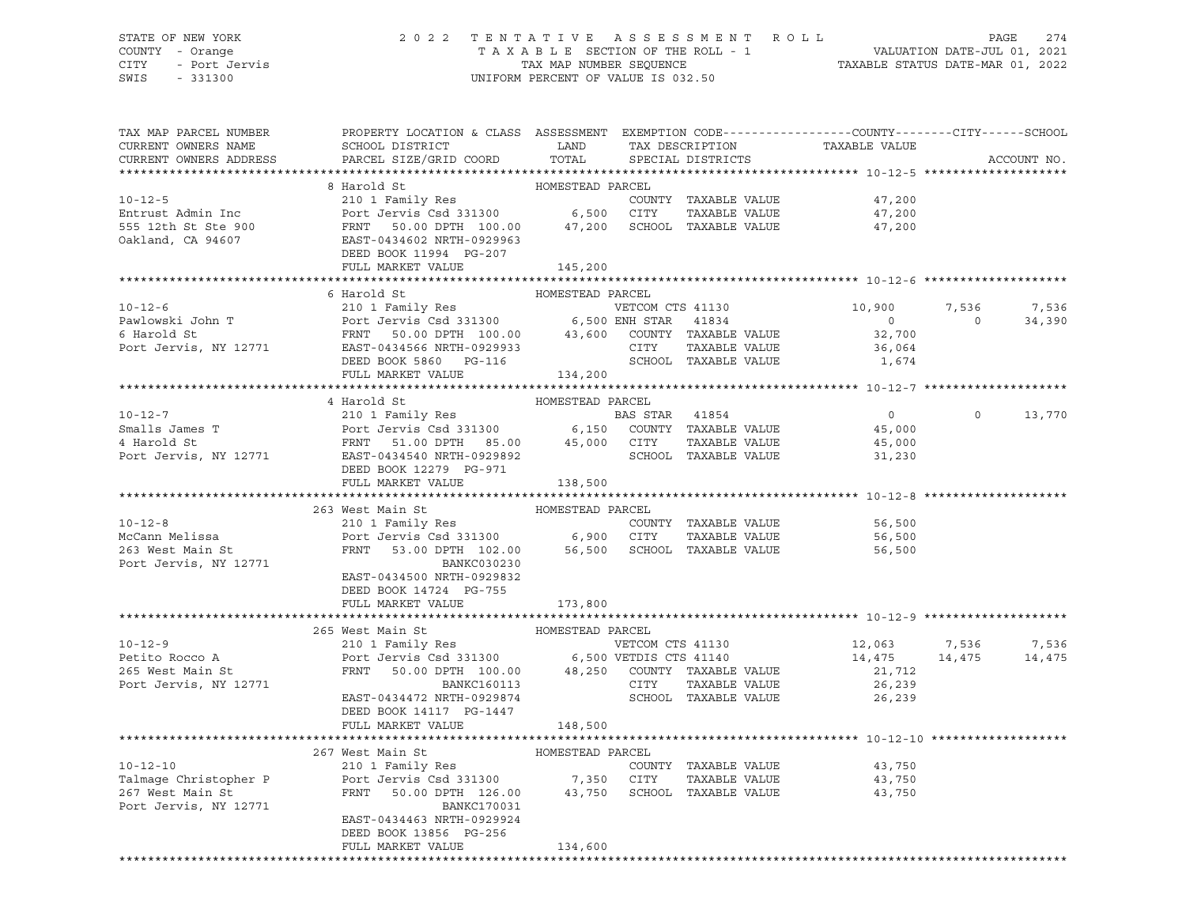STATE OF NEW YORK — 2022 TENTATIVE ASSESSMENT ROLL
COUNTY - Orange — TAXABLE SECTION OF THE ROLL - 1 — VALUATION DATE-JUL 01, 2021
CITY - Port Jervis — TAX MAP NUMBER SEQUENCE — TAXABLE STATUS DATE-MAR 01, 2022
SWIS - 331300 — UNIFORM PERCENT OF VALUE IS 032.50

```
TAX MAP PARCEL NUMBER          PROPERTY LOCATION & CLASS  ASSESSMENT  EXEMPTION CODE------------------COUNTY--------CITY------SCHOOL
CURRENT OWNERS NAME            SCHOOL DISTRICT              LAND      TAX DESCRIPTION             TAXABLE VALUE
CURRENT OWNERS ADDRESS         PARCEL SIZE/GRID COORD       TOTAL     SPECIAL DISTRICTS                                     ACCOUNT NO.
******************************************************************************************************* 10-12-5 ********************
                               8 Harold St                  HOMESTEAD PARCEL
10-12-5                        210 1 Family Res                       COUNTY  TAXABLE VALUE          47,200
Entrust Admin Inc              Port Jervis Csd 331300         6,500   CITY    TAXABLE VALUE          47,200
555 12th St Ste 900            FRNT   50.00 DPTH 100.00      47,200   SCHOOL  TAXABLE VALUE          47,200
Oakland, CA 94607              EAST-0434602 NRTH-0929963
                               DEED BOOK 11994  PG-207
                               FULL MARKET VALUE            145,200
******************************************************************************************************* 10-12-6 ********************
                               6 Harold St                  HOMESTEAD PARCEL
10-12-6                        210 1 Family Res                       VETCOM CTS 41130         10,900       7,536      7,536
Pawlowski John T               Port Jervis Csd 331300         6,500 ENH STAR  41834                 0           0     34,390
6 Harold St                    FRNT   50.00 DPTH 100.00      43,600   COUNTY  TAXABLE VALUE          32,700
Port Jervis, NY 12771          EAST-0434566 NRTH-0929933              CITY    TAXABLE VALUE          36,064
                               DEED BOOK 5860   PG-116                SCHOOL  TAXABLE VALUE           1,674
                               FULL MARKET VALUE            134,200
******************************************************************************************************* 10-12-7 ********************
                               4 Harold St                  HOMESTEAD PARCEL
10-12-7                        210 1 Family Res                       BAS STAR  41854                   0           0     13,770
Smalls James T                 Port Jervis Csd 331300         6,150   COUNTY  TAXABLE VALUE          45,000
4 Harold St                    FRNT   51.00 DPTH  85.00      45,000   CITY    TAXABLE VALUE          45,000
Port Jervis, NY 12771          EAST-0434540 NRTH-0929892              SCHOOL  TAXABLE VALUE          31,230
                               DEED BOOK 12279  PG-971
                               FULL MARKET VALUE            138,500
******************************************************************************************************* 10-12-8 ********************
                               263 West Main St             HOMESTEAD PARCEL
10-12-8                        210 1 Family Res                       COUNTY  TAXABLE VALUE          56,500
McCann Melissa                 Port Jervis Csd 331300         6,900   CITY    TAXABLE VALUE          56,500
263 West Main St               FRNT   53.00 DPTH 102.00      56,500   SCHOOL  TAXABLE VALUE          56,500
Port Jervis, NY 12771                         BANKC030230
                               EAST-0434500 NRTH-0929832
                               DEED BOOK 14724  PG-755
                               FULL MARKET VALUE            173,800
******************************************************************************************************* 10-12-9 ********************
                               265 West Main St             HOMESTEAD PARCEL
10-12-9                        210 1 Family Res                       VETCOM CTS 41130         12,063       7,536      7,536
Petito Rocco A                 Port Jervis Csd 331300         6,500 VETDIS CTS 41140           14,475      14,475     14,475
265 West Main St               FRNT   50.00 DPTH 100.00      48,250   COUNTY  TAXABLE VALUE          21,712
Port Jervis, NY 12771                         BANKC160113             CITY    TAXABLE VALUE          26,239
                               EAST-0434472 NRTH-0929874              SCHOOL  TAXABLE VALUE          26,239
                               DEED BOOK 14117  PG-1447
                               FULL MARKET VALUE            148,500
******************************************************************************************************* 10-12-10 *******************
                               267 West Main St             HOMESTEAD PARCEL
10-12-10                       210 1 Family Res                       COUNTY  TAXABLE VALUE          43,750
Talmage Christopher P          Port Jervis Csd 331300         7,350   CITY    TAXABLE VALUE          43,750
267 West Main St               FRNT   50.00 DPTH 126.00      43,750   SCHOOL  TAXABLE VALUE          43,750
Port Jervis, NY 12771                         BANKC170031
                               EAST-0434463 NRTH-0929924
                               DEED BOOK 13856  PG-256
                               FULL MARKET VALUE            134,600
************************************************************************************************************************************
```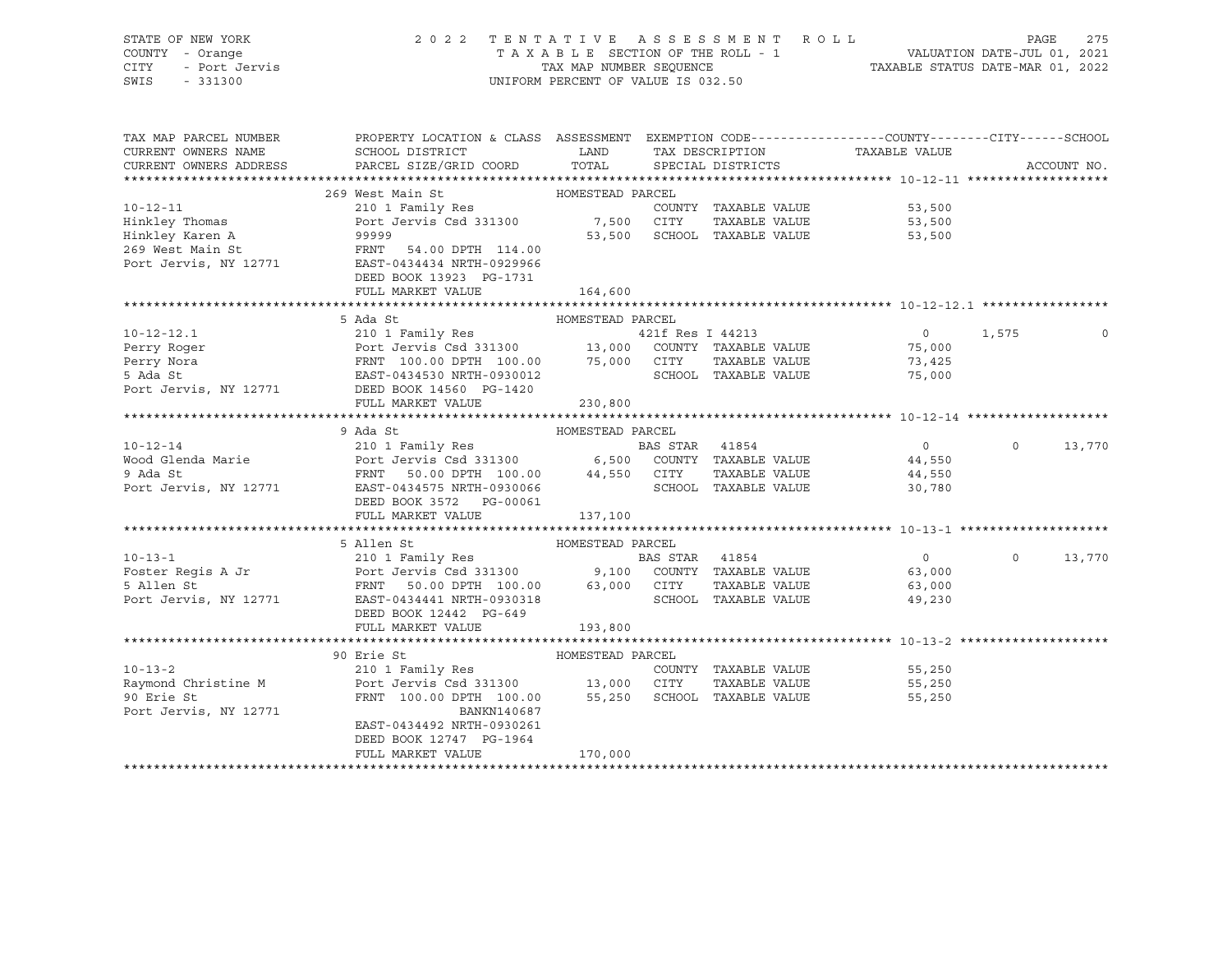STATE OF NEW YORK | COUNTY - Orange | CITY - Port Jervis | SWIS - 331300

# 2022 TENTATIVE ASSESSMENT ROLL

TAXABLE SECTION OF THE ROLL - 1
TAX MAP NUMBER SEQUENCE
UNIFORM PERCENT OF VALUE IS 032.50

VALUATION DATE-JUL 01, 2021
TAXABLE STATUS DATE-MAR 01, 2022

| TAX MAP PARCEL NUMBER / CURRENT OWNERS NAME / CURRENT OWNERS ADDRESS | PROPERTY LOCATION & CLASS / SCHOOL DISTRICT / PARCEL SIZE/GRID COORD | ASSESSMENT LAND / TOTAL | EXEMPTION CODE / TAX DESCRIPTION / SPECIAL DISTRICTS | COUNTY TAXABLE VALUE | CITY | SCHOOL | ACCOUNT NO. |
|---|---|---|---|---|---|---|---|
| **10-12-11** | 269 West Main St — HOMESTEAD PARCEL | | | | | | |
| 10-12-11 | 210 1 Family Res | | COUNTY TAXABLE VALUE | 53,500 | | | |
| Hinkley Thomas | Port Jervis Csd 331300 | 7,500 | CITY TAXABLE VALUE | 53,500 | | | |
| Hinkley Karen A | 99999 | 53,500 | SCHOOL TAXABLE VALUE | 53,500 | | | |
| 269 West Main St | FRNT 54.00 DPTH 114.00 | | | | | | |
| Port Jervis, NY 12771 | EAST-0434434 NRTH-0929966 | | | | | | |
| | DEED BOOK 13923 PG-1731 | | | | | | |
| | FULL MARKET VALUE | 164,600 | | | | | |
| **10-12-12.1** | 5 Ada St — HOMESTEAD PARCEL | | | | | | |
| 10-12-12.1 | 210 1 Family Res | | 421f Res I 44213 | 0 | 1,575 | 0 | |
| Perry Roger | Port Jervis Csd 331300 | 13,000 | COUNTY TAXABLE VALUE | 75,000 | | | |
| Perry Nora | FRNT 100.00 DPTH 100.00 | 75,000 | CITY TAXABLE VALUE | 73,425 | | | |
| 5 Ada St | EAST-0434530 NRTH-0930012 | | SCHOOL TAXABLE VALUE | 75,000 | | | |
| Port Jervis, NY 12771 | DEED BOOK 14560 PG-1420 | | | | | | |
| | FULL MARKET VALUE | 230,800 | | | | | |
| **10-12-14** | 9 Ada St — HOMESTEAD PARCEL | | | | | | |
| 10-12-14 | 210 1 Family Res | | BAS STAR 41854 | 0 | 0 | 13,770 | |
| Wood Glenda Marie | Port Jervis Csd 331300 | 6,500 | COUNTY TAXABLE VALUE | 44,550 | | | |
| 9 Ada St | FRNT 50.00 DPTH 100.00 | 44,550 | CITY TAXABLE VALUE | 44,550 | | | |
| Port Jervis, NY 12771 | EAST-0434575 NRTH-0930066 | | SCHOOL TAXABLE VALUE | 30,780 | | | |
| | DEED BOOK 3572 PG-00061 | | | | | | |
| | FULL MARKET VALUE | 137,100 | | | | | |
| **10-13-1** | 5 Allen St — HOMESTEAD PARCEL | | | | | | |
| 10-13-1 | 210 1 Family Res | | BAS STAR 41854 | 0 | 0 | 13,770 | |
| Foster Regis A Jr | Port Jervis Csd 331300 | 9,100 | COUNTY TAXABLE VALUE | 63,000 | | | |
| 5 Allen St | FRNT 50.00 DPTH 100.00 | 63,000 | CITY TAXABLE VALUE | 63,000 | | | |
| Port Jervis, NY 12771 | EAST-0434441 NRTH-0930318 | | SCHOOL TAXABLE VALUE | 49,230 | | | |
| | DEED BOOK 12442 PG-649 | | | | | | |
| | FULL MARKET VALUE | 193,800 | | | | | |
| **10-13-2** | 90 Erie St — HOMESTEAD PARCEL | | | | | | |
| 10-13-2 | 210 1 Family Res | | COUNTY TAXABLE VALUE | 55,250 | | | |
| Raymond Christine M | Port Jervis Csd 331300 | 13,000 | CITY TAXABLE VALUE | 55,250 | | | |
| 90 Erie St | FRNT 100.00 DPTH 100.00 | 55,250 | SCHOOL TAXABLE VALUE | 55,250 | | | |
| Port Jervis, NY 12771 | BANKN140687 | | | | | | |
| | EAST-0434492 NRTH-0930261 | | | | | | |
| | DEED BOOK 12747 PG-1964 | | | | | | |
| | FULL MARKET VALUE | 170,000 | | | | | |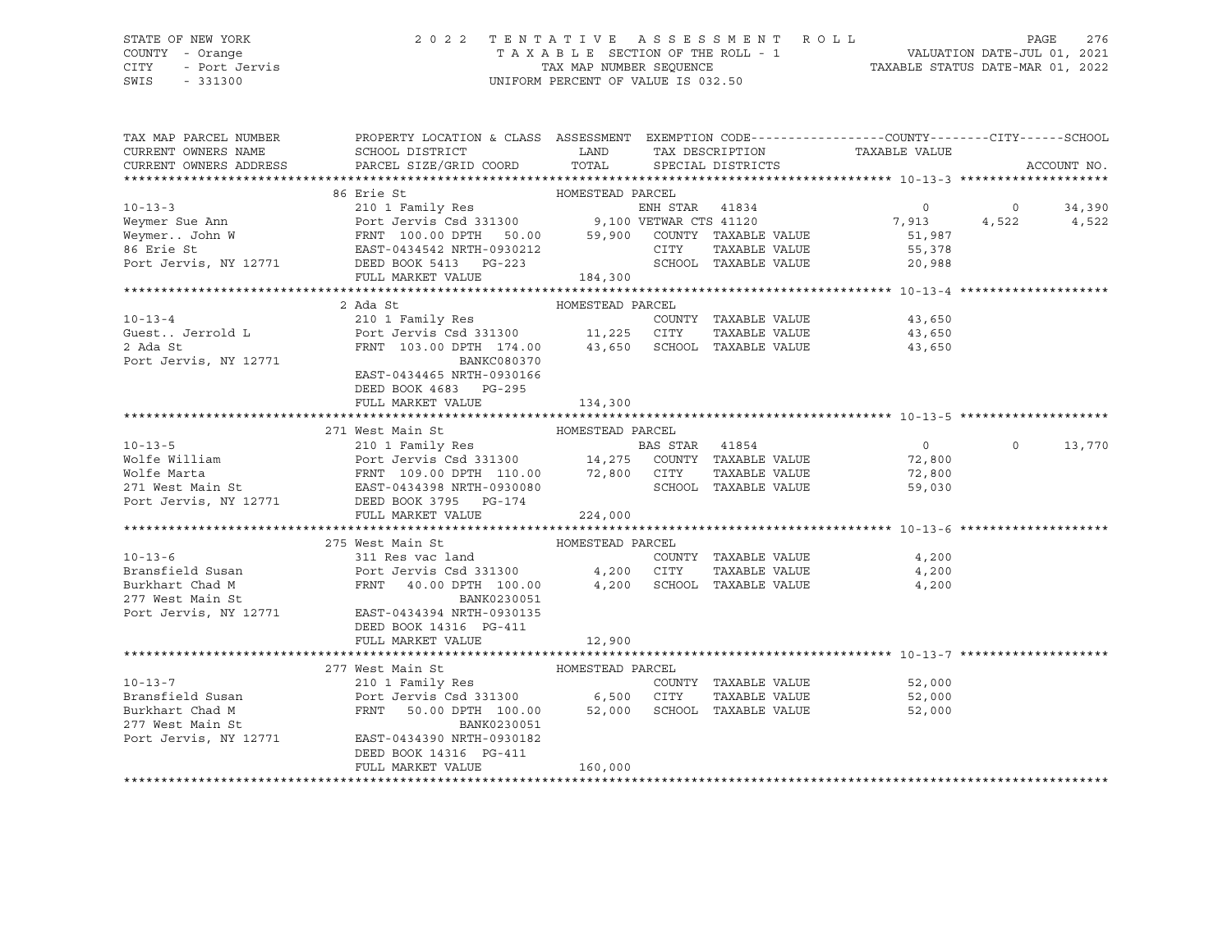STATE OF NEW YORK | 2022 TENTATIVE ASSESSMENT ROLL | VALUATION DATE-JUL 01, 2021
COUNTY - Orange | TAXABLE SECTION OF THE ROLL - 1 | TAXABLE STATUS DATE-MAR 01, 2022
CITY - Port Jervis | TAX MAP NUMBER SEQUENCE
SWIS - 331300 | UNIFORM PERCENT OF VALUE IS 032.50

| TAX MAP PARCEL NUMBER<br>CURRENT OWNERS NAME<br>CURRENT OWNERS ADDRESS | PROPERTY LOCATION & CLASS<br>SCHOOL DISTRICT<br>PARCEL SIZE/GRID COORD | ASSESSMENT<br>LAND<br>TOTAL | EXEMPTION CODE<br>TAX DESCRIPTION<br>SPECIAL DISTRICTS | COUNTY<br>TAXABLE VALUE | CITY | SCHOOL<br>ACCOUNT NO. |
|---|---|---|---|---|---|---|
| **10-13-3** | 86 Erie St — HOMESTEAD PARCEL | | | | | |
| 10-13-3 | 210 1 Family Res | | ENH STAR 41834 | 0 | 0 | 34,390 |
| Weymer Sue Ann | Port Jervis Csd 331300 | 9,100 | VETWAR CTS 41120 | 7,913 | 4,522 | 4,522 |
| Weymer.. John W | FRNT 100.00 DPTH 50.00 | 59,900 | COUNTY TAXABLE VALUE | 51,987 | | |
| 86 Erie St | EAST-0434542 NRTH-0930212 | | CITY TAXABLE VALUE | 55,378 | | |
| Port Jervis, NY 12771 | DEED BOOK 5413 PG-223 | | SCHOOL TAXABLE VALUE | 20,988 | | |
| | FULL MARKET VALUE | 184,300 | | | | |
| **10-13-4** | 2 Ada St — HOMESTEAD PARCEL | | | | | |
| 10-13-4 | 210 1 Family Res | | COUNTY TAXABLE VALUE | 43,650 | | |
| Guest.. Jerrold L | Port Jervis Csd 331300 | 11,225 | CITY TAXABLE VALUE | 43,650 | | |
| 2 Ada St | FRNT 103.00 DPTH 174.00 | 43,650 | SCHOOL TAXABLE VALUE | 43,650 | | |
| Port Jervis, NY 12771 | BANKC080370 | | | | | |
| | EAST-0434465 NRTH-0930166 | | | | | |
| | DEED BOOK 4683 PG-295 | | | | | |
| | FULL MARKET VALUE | 134,300 | | | | |
| **10-13-5** | 271 West Main St — HOMESTEAD PARCEL | | | | | |
| 10-13-5 | 210 1 Family Res | | BAS STAR 41854 | 0 | 0 | 13,770 |
| Wolfe William | Port Jervis Csd 331300 | 14,275 | COUNTY TAXABLE VALUE | 72,800 | | |
| Wolfe Marta | FRNT 109.00 DPTH 110.00 | 72,800 | CITY TAXABLE VALUE | 72,800 | | |
| 271 West Main St | EAST-0434398 NRTH-0930080 | | SCHOOL TAXABLE VALUE | 59,030 | | |
| Port Jervis, NY 12771 | DEED BOOK 3795 PG-174 | | | | | |
| | FULL MARKET VALUE | 224,000 | | | | |
| **10-13-6** | 275 West Main St — HOMESTEAD PARCEL | | | | | |
| 10-13-6 | 311 Res vac land | | COUNTY TAXABLE VALUE | 4,200 | | |
| Bransfield Susan | Port Jervis Csd 331300 | 4,200 | CITY TAXABLE VALUE | 4,200 | | |
| Burkhart Chad M | FRNT 40.00 DPTH 100.00 | 4,200 | SCHOOL TAXABLE VALUE | 4,200 | | |
| 277 West Main St | BANK0230051 | | | | | |
| Port Jervis, NY 12771 | EAST-0434394 NRTH-0930135 | | | | | |
| | DEED BOOK 14316 PG-411 | | | | | |
| | FULL MARKET VALUE | 12,900 | | | | |
| **10-13-7** | 277 West Main St — HOMESTEAD PARCEL | | | | | |
| 10-13-7 | 210 1 Family Res | | COUNTY TAXABLE VALUE | 52,000 | | |
| Bransfield Susan | Port Jervis Csd 331300 | 6,500 | CITY TAXABLE VALUE | 52,000 | | |
| Burkhart Chad M | FRNT 50.00 DPTH 100.00 | 52,000 | SCHOOL TAXABLE VALUE | 52,000 | | |
| 277 West Main St | BANK0230051 | | | | | |
| Port Jervis, NY 12771 | EAST-0434390 NRTH-0930182 | | | | | |
| | DEED BOOK 14316 PG-411 | | | | | |
| | FULL MARKET VALUE | 160,000 | | | | |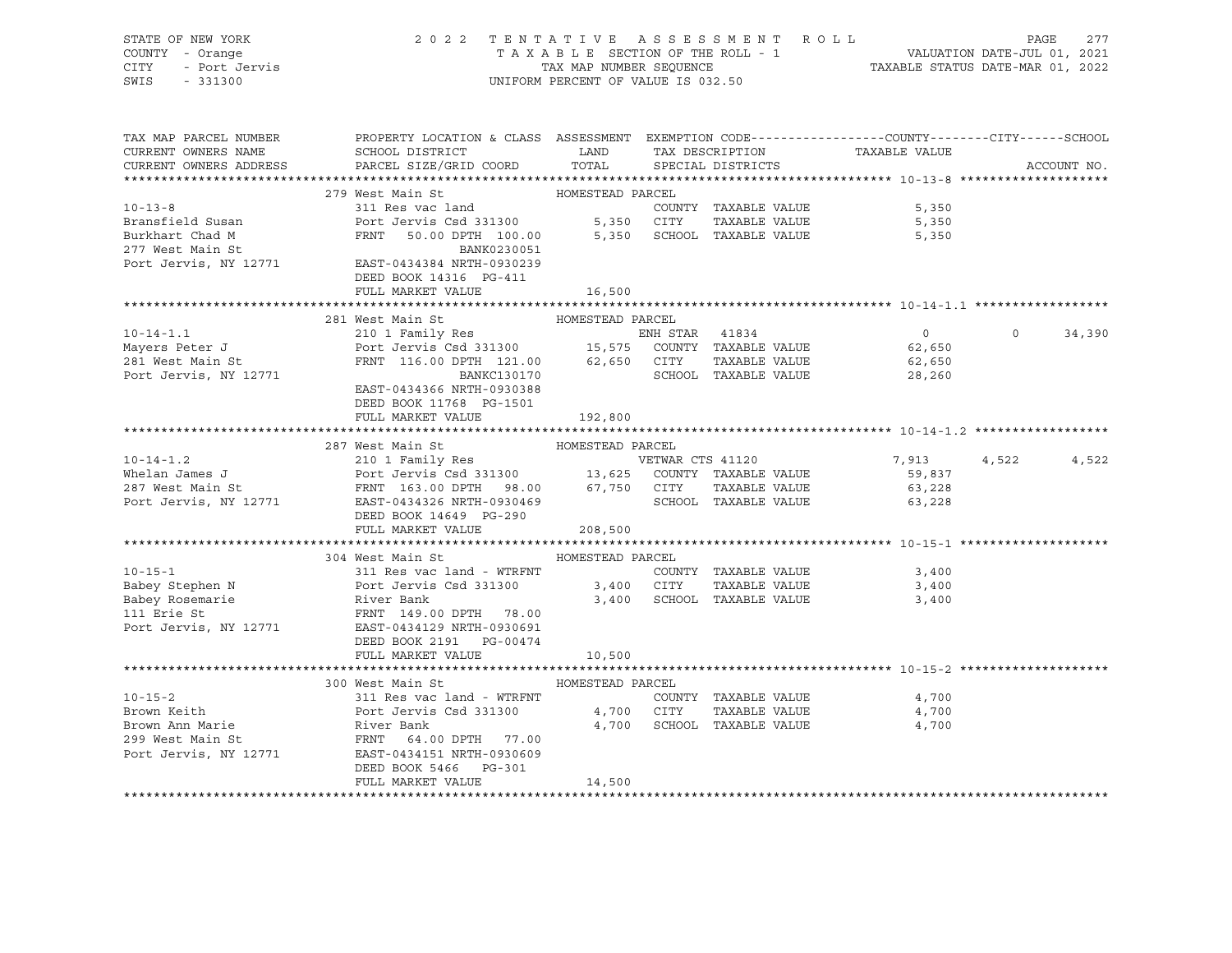STATE OF NEW YORK
COUNTY - Orange
CITY - Port Jervis
SWIS - 331300

2022 TENTATIVE ASSESSMENT ROLL
TAXABLE SECTION OF THE ROLL - 1
TAX MAP NUMBER SEQUENCE
UNIFORM PERCENT OF VALUE IS 032.50

VALUATION DATE-JUL 01, 2021
TAXABLE STATUS DATE-MAR 01, 2022

| TAX MAP PARCEL NUMBER / CURRENT OWNERS NAME / CURRENT OWNERS ADDRESS | PROPERTY LOCATION & CLASS / SCHOOL DISTRICT / PARCEL SIZE/GRID COORD | ASSESSMENT LAND | TOTAL | EXEMPTION CODE / TAX DESCRIPTION / SPECIAL DISTRICTS | COUNTY TAXABLE VALUE | CITY | SCHOOL | ACCOUNT NO. |
|---|---|---|---|---|---|---|---|---|
| **10-13-8** | 279 West Main St | HOMESTEAD PARCEL | | | | | | |
| 10-13-8 | 311 Res vac land | | | COUNTY TAXABLE VALUE | 5,350 | | | |
| Bransfield Susan | Port Jervis Csd 331300 | 5,350 | | CITY TAXABLE VALUE | 5,350 | | | |
| Burkhart Chad M | FRNT 50.00 DPTH 100.00 | | 5,350 | SCHOOL TAXABLE VALUE | 5,350 | | | |
| 277 West Main St | BANK0230051 | | | | | | | |
| Port Jervis, NY 12771 | EAST-0434384 NRTH-0930239 | | | | | | | |
| | DEED BOOK 14316 PG-411 | | | | | | | |
| | FULL MARKET VALUE | | 16,500 | | | | | |
| **10-14-1.1** | 281 West Main St | HOMESTEAD PARCEL | | | | | | |
| 10-14-1.1 | 210 1 Family Res | | | ENH STAR 41834 | 0 | 0 | 34,390 | |
| Mayers Peter J | Port Jervis Csd 331300 | 15,575 | | COUNTY TAXABLE VALUE | 62,650 | | | |
| 281 West Main St | FRNT 116.00 DPTH 121.00 | | 62,650 | CITY TAXABLE VALUE | 62,650 | | | |
| Port Jervis, NY 12771 | BANKC130170 | | | SCHOOL TAXABLE VALUE | 28,260 | | | |
| | EAST-0434366 NRTH-0930388 | | | | | | | |
| | DEED BOOK 11768 PG-1501 | | | | | | | |
| | FULL MARKET VALUE | | 192,800 | | | | | |
| **10-14-1.2** | 287 West Main St | HOMESTEAD PARCEL | | | | | | |
| 10-14-1.2 | 210 1 Family Res | | | VETWAR CTS 41120 | 7,913 | 4,522 | 4,522 | |
| Whelan James J | Port Jervis Csd 331300 | 13,625 | | COUNTY TAXABLE VALUE | 59,837 | | | |
| 287 West Main St | FRNT 163.00 DPTH 98.00 | | 67,750 | CITY TAXABLE VALUE | 63,228 | | | |
| Port Jervis, NY 12771 | EAST-0434326 NRTH-0930469 | | | SCHOOL TAXABLE VALUE | 63,228 | | | |
| | DEED BOOK 14649 PG-290 | | | | | | | |
| | FULL MARKET VALUE | | 208,500 | | | | | |
| **10-15-1** | 304 West Main St | HOMESTEAD PARCEL | | | | | | |
| 10-15-1 | 311 Res vac land - WTRFNT | | | COUNTY TAXABLE VALUE | 3,400 | | | |
| Babey Stephen N | Port Jervis Csd 331300 | 3,400 | | CITY TAXABLE VALUE | 3,400 | | | |
| Babey Rosemarie | River Bank | | 3,400 | SCHOOL TAXABLE VALUE | 3,400 | | | |
| 111 Erie St | FRNT 149.00 DPTH 78.00 | | | | | | | |
| Port Jervis, NY 12771 | EAST-0434129 NRTH-0930691 | | | | | | | |
| | DEED BOOK 2191 PG-00474 | | | | | | | |
| | FULL MARKET VALUE | | 10,500 | | | | | |
| **10-15-2** | 300 West Main St | HOMESTEAD PARCEL | | | | | | |
| 10-15-2 | 311 Res vac land - WTRFNT | | | COUNTY TAXABLE VALUE | 4,700 | | | |
| Brown Keith | Port Jervis Csd 331300 | 4,700 | | CITY TAXABLE VALUE | 4,700 | | | |
| Brown Ann Marie | River Bank | | 4,700 | SCHOOL TAXABLE VALUE | 4,700 | | | |
| 299 West Main St | FRNT 64.00 DPTH 77.00 | | | | | | | |
| Port Jervis, NY 12771 | EAST-0434151 NRTH-0930609 | | | | | | | |
| | DEED BOOK 5466 PG-301 | | | | | | | |
| | FULL MARKET VALUE | | 14,500 | | | | | |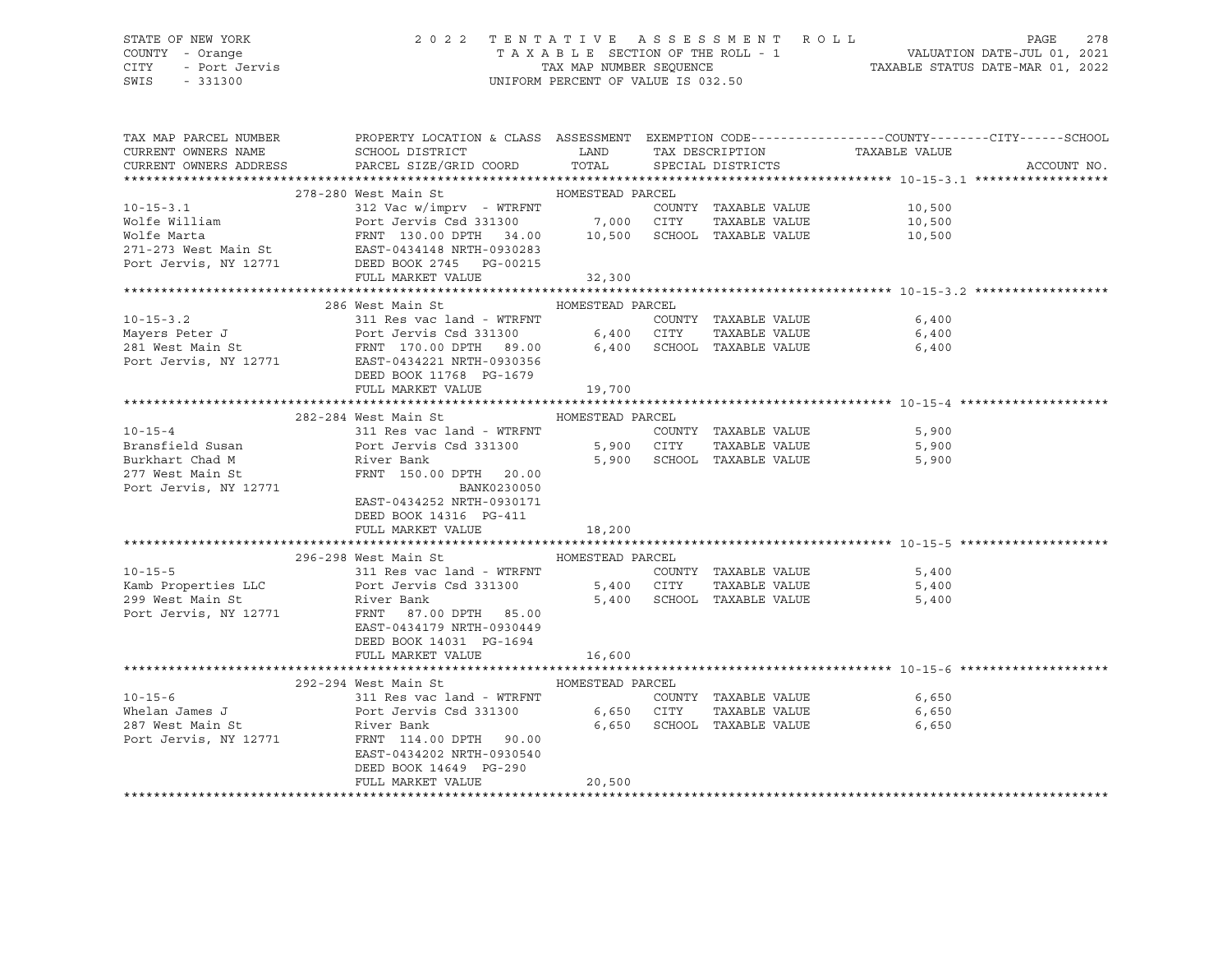STATE OF NEW YORK
COUNTY - Orange
CITY - Port Jervis
SWIS - 331300

2022 TENTATIVE ASSESSMENT ROLL
TAXABLE SECTION OF THE ROLL - 1
TAX MAP NUMBER SEQUENCE
UNIFORM PERCENT OF VALUE IS 032.50

VALUATION DATE-JUL 01, 2021
TAXABLE STATUS DATE-MAR 01, 2022

| TAX MAP PARCEL NUMBER<br>CURRENT OWNERS NAME<br>CURRENT OWNERS ADDRESS | PROPERTY LOCATION & CLASS<br>SCHOOL DISTRICT<br>PARCEL SIZE/GRID COORD | ASSESSMENT<br>LAND<br>TOTAL | EXEMPTION CODE<br>TAX DESCRIPTION<br>SPECIAL DISTRICTS | COUNTY--------CITY------SCHOOL<br>TAXABLE VALUE | ACCOUNT NO. |
|---|---|---|---|---|---|
| **10-15-3.1** | 278-280 West Main St | HOMESTEAD PARCEL | | | |
| 10-15-3.1 | 312 Vac w/imprv - WTRFNT | | COUNTY TAXABLE VALUE | 10,500 | |
| Wolfe William | Port Jervis Csd 331300 | 7,000 | CITY TAXABLE VALUE | 10,500 | |
| Wolfe Marta | FRNT 130.00 DPTH 34.00 | 10,500 | SCHOOL TAXABLE VALUE | 10,500 | |
| 271-273 West Main St | EAST-0434148 NRTH-0930283 | | | | |
| Port Jervis, NY 12771 | DEED BOOK 2745 PG-00215 | | | | |
| | FULL MARKET VALUE | 32,300 | | | |
| **10-15-3.2** | 286 West Main St | HOMESTEAD PARCEL | | | |
| 10-15-3.2 | 311 Res vac land - WTRFNT | | COUNTY TAXABLE VALUE | 6,400 | |
| Mayers Peter J | Port Jervis Csd 331300 | 6,400 | CITY TAXABLE VALUE | 6,400 | |
| 281 West Main St | FRNT 170.00 DPTH 89.00 | 6,400 | SCHOOL TAXABLE VALUE | 6,400 | |
| Port Jervis, NY 12771 | EAST-0434221 NRTH-0930356 | | | | |
| | DEED BOOK 11768 PG-1679 | | | | |
| | FULL MARKET VALUE | 19,700 | | | |
| **10-15-4** | 282-284 West Main St | HOMESTEAD PARCEL | | | |
| 10-15-4 | 311 Res vac land - WTRFNT | | COUNTY TAXABLE VALUE | 5,900 | |
| Bransfield Susan | Port Jervis Csd 331300 | 5,900 | CITY TAXABLE VALUE | 5,900 | |
| Burkhart Chad M | River Bank | 5,900 | SCHOOL TAXABLE VALUE | 5,900 | |
| 277 West Main St | FRNT 150.00 DPTH 20.00 | | | | |
| Port Jervis, NY 12771 | BANK0230050 | | | | |
| | EAST-0434252 NRTH-0930171 | | | | |
| | DEED BOOK 14316 PG-411 | | | | |
| | FULL MARKET VALUE | 18,200 | | | |
| **10-15-5** | 296-298 West Main St | HOMESTEAD PARCEL | | | |
| 10-15-5 | 311 Res vac land - WTRFNT | | COUNTY TAXABLE VALUE | 5,400 | |
| Kamb Properties LLC | Port Jervis Csd 331300 | 5,400 | CITY TAXABLE VALUE | 5,400 | |
| 299 West Main St | River Bank | 5,400 | SCHOOL TAXABLE VALUE | 5,400 | |
| Port Jervis, NY 12771 | FRNT 87.00 DPTH 85.00 | | | | |
| | EAST-0434179 NRTH-0930449 | | | | |
| | DEED BOOK 14031 PG-1694 | | | | |
| | FULL MARKET VALUE | 16,600 | | | |
| **10-15-6** | 292-294 West Main St | HOMESTEAD PARCEL | | | |
| 10-15-6 | 311 Res vac land - WTRFNT | | COUNTY TAXABLE VALUE | 6,650 | |
| Whelan James J | Port Jervis Csd 331300 | 6,650 | CITY TAXABLE VALUE | 6,650 | |
| 287 West Main St | River Bank | 6,650 | SCHOOL TAXABLE VALUE | 6,650 | |
| Port Jervis, NY 12771 | FRNT 114.00 DPTH 90.00 | | | | |
| | EAST-0434202 NRTH-0930540 | | | | |
| | DEED BOOK 14649 PG-290 | | | | |
| | FULL MARKET VALUE | 20,500 | | | |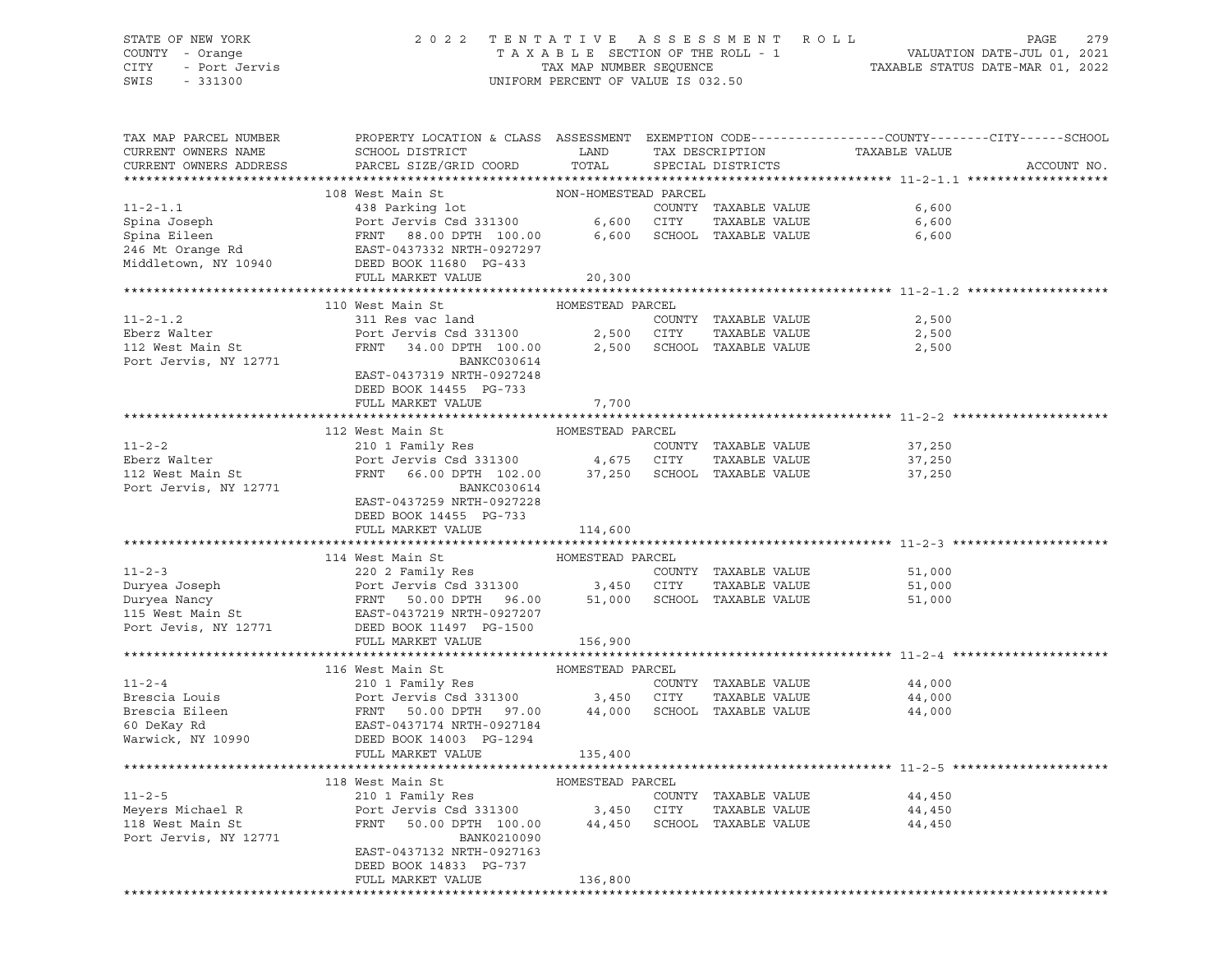STATE OF NEW YORK 2022 TENTATIVE ASSESSMENT ROLL
COUNTY - Orange TAXABLE SECTION OF THE ROLL - 1 VALUATION DATE-JUL 01, 2021
CITY - Port Jervis TAX MAP NUMBER SEQUENCE TAXABLE STATUS DATE-MAR 01, 2022
SWIS - 331300 UNIFORM PERCENT OF VALUE IS 032.50

| TAX MAP PARCEL NUMBER / CURRENT OWNERS NAME / CURRENT OWNERS ADDRESS | PROPERTY LOCATION & CLASS / SCHOOL DISTRICT / PARCEL SIZE/GRID COORD | ASSESSMENT LAND / TOTAL | EXEMPTION CODE / TAX DESCRIPTION / SPECIAL DISTRICTS | TAXABLE VALUE (COUNTY--CITY--SCHOOL) | ACCOUNT NO. |
|---|---|---|---|---|---|
| **11-2-1.1** | 108 West Main St | NON-HOMESTEAD PARCEL | | | |
| 11-2-1.1 | 438 Parking lot | | COUNTY TAXABLE VALUE | 6,600 | |
| Spina Joseph | Port Jervis Csd 331300 | 6,600 | CITY TAXABLE VALUE | 6,600 | |
| Spina Eileen | FRNT 88.00 DPTH 100.00 | 6,600 | SCHOOL TAXABLE VALUE | 6,600 | |
| 246 Mt Orange Rd | EAST-0437332 NRTH-0927297 | | | | |
| Middletown, NY 10940 | DEED BOOK 11680 PG-433 | | | | |
| | FULL MARKET VALUE | 20,300 | | | |
| **11-2-1.2** | 110 West Main St | HOMESTEAD PARCEL | | | |
| 11-2-1.2 | 311 Res vac land | | COUNTY TAXABLE VALUE | 2,500 | |
| Eberz Walter | Port Jervis Csd 331300 | 2,500 | CITY TAXABLE VALUE | 2,500 | |
| 112 West Main St | FRNT 34.00 DPTH 100.00 | 2,500 | SCHOOL TAXABLE VALUE | 2,500 | |
| Port Jervis, NY 12771 | BANKC030614 | | | | |
| | EAST-0437319 NRTH-0927248 | | | | |
| | DEED BOOK 14455 PG-733 | | | | |
| | FULL MARKET VALUE | 7,700 | | | |
| **11-2-2** | 112 West Main St | HOMESTEAD PARCEL | | | |
| 11-2-2 | 210 1 Family Res | | COUNTY TAXABLE VALUE | 37,250 | |
| Eberz Walter | Port Jervis Csd 331300 | 4,675 | CITY TAXABLE VALUE | 37,250 | |
| 112 West Main St | FRNT 66.00 DPTH 102.00 | 37,250 | SCHOOL TAXABLE VALUE | 37,250 | |
| Port Jervis, NY 12771 | BANKC030614 | | | | |
| | EAST-0437259 NRTH-0927228 | | | | |
| | DEED BOOK 14455 PG-733 | | | | |
| | FULL MARKET VALUE | 114,600 | | | |
| **11-2-3** | 114 West Main St | HOMESTEAD PARCEL | | | |
| 11-2-3 | 220 2 Family Res | | COUNTY TAXABLE VALUE | 51,000 | |
| Duryea Joseph | Port Jervis Csd 331300 | 3,450 | CITY TAXABLE VALUE | 51,000 | |
| Duryea Nancy | FRNT 50.00 DPTH 96.00 | 51,000 | SCHOOL TAXABLE VALUE | 51,000 | |
| 115 West Main St | EAST-0437219 NRTH-0927207 | | | | |
| Port Jevis, NY 12771 | DEED BOOK 11497 PG-1500 | | | | |
| | FULL MARKET VALUE | 156,900 | | | |
| **11-2-4** | 116 West Main St | HOMESTEAD PARCEL | | | |
| 11-2-4 | 210 1 Family Res | | COUNTY TAXABLE VALUE | 44,000 | |
| Brescia Louis | Port Jervis Csd 331300 | 3,450 | CITY TAXABLE VALUE | 44,000 | |
| Brescia Eileen | FRNT 50.00 DPTH 97.00 | 44,000 | SCHOOL TAXABLE VALUE | 44,000 | |
| 60 DeKay Rd | EAST-0437174 NRTH-0927184 | | | | |
| Warwick, NY 10990 | DEED BOOK 14003 PG-1294 | | | | |
| | FULL MARKET VALUE | 135,400 | | | |
| **11-2-5** | 118 West Main St | HOMESTEAD PARCEL | | | |
| 11-2-5 | 210 1 Family Res | | COUNTY TAXABLE VALUE | 44,450 | |
| Meyers Michael R | Port Jervis Csd 331300 | 3,450 | CITY TAXABLE VALUE | 44,450 | |
| 118 West Main St | FRNT 50.00 DPTH 100.00 | 44,450 | SCHOOL TAXABLE VALUE | 44,450 | |
| Port Jervis, NY 12771 | BANK0210090 | | | | |
| | EAST-0437132 NRTH-0927163 | | | | |
| | DEED BOOK 14833 PG-737 | | | | |
| | FULL MARKET VALUE | 136,800 | | | |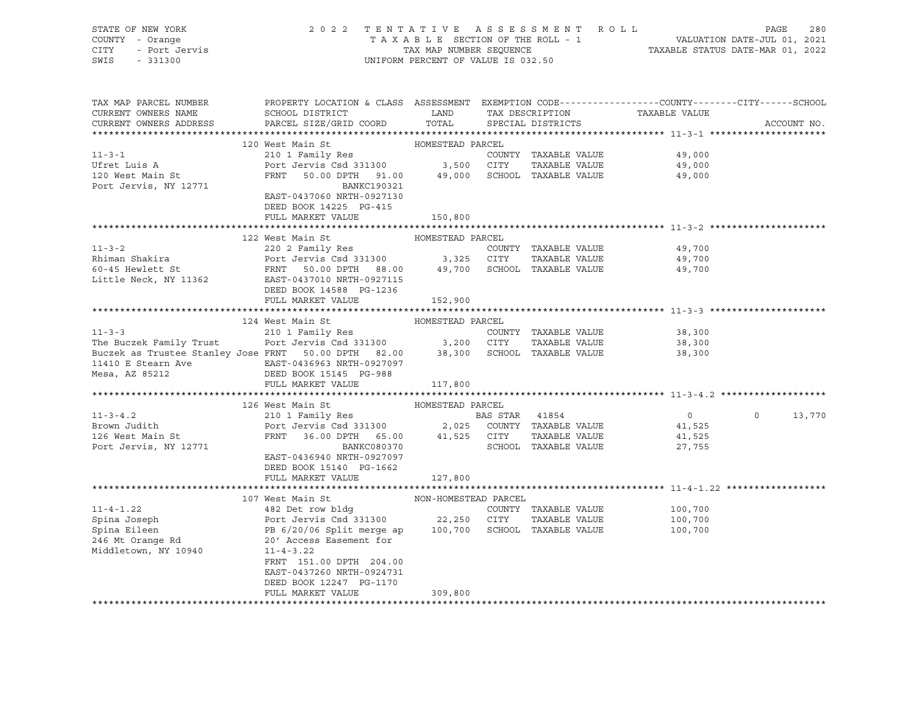STATE OF NEW YORK
COUNTY - Orange
CITY - Port Jervis
SWIS - 331300

2 0 2 2 T E N T A T I V E A S S E S S M E N T R O L L
T A X A B L E SECTION OF THE ROLL - 1
TAX MAP NUMBER SEQUENCE
UNIFORM PERCENT OF VALUE IS 032.50

VALUATION DATE-JUL 01, 2021
TAXABLE STATUS DATE-MAR 01, 2022

| TAX MAP PARCEL NUMBER / CURRENT OWNERS NAME / CURRENT OWNERS ADDRESS | PROPERTY LOCATION & CLASS / SCHOOL DISTRICT / PARCEL SIZE/GRID COORD | ASSESSMENT LAND | TOTAL | EXEMPTION CODE / TAX DESCRIPTION / SPECIAL DISTRICTS | COUNTY / CITY TAXABLE VALUE | SCHOOL | ACCOUNT NO. |
|---|---|---|---|---|---|---|---|
| **11-3-1** | 120 West Main St — HOMESTEAD PARCEL | | | | | | |
| 11-3-1 | 210 1 Family Res | | | COUNTY TAXABLE VALUE | 49,000 | | |
| Ufret Luis A | Port Jervis Csd 331300 | 3,500 | | CITY TAXABLE VALUE | 49,000 | | |
| 120 West Main St | FRNT 50.00 DPTH 91.00 | | 49,000 | SCHOOL TAXABLE VALUE | 49,000 | | |
| Port Jervis, NY 12771 | BANKC190321 | | | | | | |
| | EAST-0437060 NRTH-0927130 | | | | | | |
| | DEED BOOK 14225 PG-415 | | | | | | |
| | FULL MARKET VALUE | | 150,800 | | | | |
| **11-3-2** | 122 West Main St — HOMESTEAD PARCEL | | | | | | |
| 11-3-2 | 220 2 Family Res | | | COUNTY TAXABLE VALUE | 49,700 | | |
| Rhiman Shakira | Port Jervis Csd 331300 | 3,325 | | CITY TAXABLE VALUE | 49,700 | | |
| 60-45 Hewlett St | FRNT 50.00 DPTH 88.00 | | 49,700 | SCHOOL TAXABLE VALUE | 49,700 | | |
| Little Neck, NY 11362 | EAST-0437010 NRTH-0927115 | | | | | | |
| | DEED BOOK 14588 PG-1236 | | | | | | |
| | FULL MARKET VALUE | | 152,900 | | | | |
| **11-3-3** | 124 West Main St — HOMESTEAD PARCEL | | | | | | |
| 11-3-3 | 210 1 Family Res | | | COUNTY TAXABLE VALUE | 38,300 | | |
| The Buczek Family Trust | Port Jervis Csd 331300 | 3,200 | | CITY TAXABLE VALUE | 38,300 | | |
| Buczek as Trustee Stanley Jose | FRNT 50.00 DPTH 82.00 | | 38,300 | SCHOOL TAXABLE VALUE | 38,300 | | |
| 11410 E Stearn Ave | EAST-0436963 NRTH-0927097 | | | | | | |
| Mesa, AZ 85212 | DEED BOOK 15145 PG-988 | | | | | | |
| | FULL MARKET VALUE | | 117,800 | | | | |
| **11-3-4.2** | 126 West Main St — HOMESTEAD PARCEL | | | | | | |
| 11-3-4.2 | 210 1 Family Res | | | BAS STAR 41854 | 0 / 0 | 13,770 | |
| Brown Judith | Port Jervis Csd 331300 | 2,025 | | COUNTY TAXABLE VALUE | 41,525 | | |
| 126 West Main St | FRNT 36.00 DPTH 65.00 | | 41,525 | CITY TAXABLE VALUE | 41,525 | | |
| Port Jervis, NY 12771 | BANKC080370 | | | SCHOOL TAXABLE VALUE | 27,755 | | |
| | EAST-0436940 NRTH-0927097 | | | | | | |
| | DEED BOOK 15140 PG-1662 | | | | | | |
| | FULL MARKET VALUE | | 127,800 | | | | |
| **11-4-1.22** | 107 West Main St — NON-HOMESTEAD PARCEL | | | | | | |
| 11-4-1.22 | 482 Det row bldg | | | COUNTY TAXABLE VALUE | 100,700 | | |
| Spina Joseph | Port Jervis Csd 331300 | 22,250 | | CITY TAXABLE VALUE | 100,700 | | |
| Spina Eileen | PB 6/20/06 Split merge ap | | 100,700 | SCHOOL TAXABLE VALUE | 100,700 | | |
| 246 Mt Orange Rd | 20' Access Easement for | | | | | | |
| Middletown, NY 10940 | 11-4-3.22 | | | | | | |
| | FRNT 151.00 DPTH 204.00 | | | | | | |
| | EAST-0437260 NRTH-0924731 | | | | | | |
| | DEED BOOK 12247 PG-1170 | | | | | | |
| | FULL MARKET VALUE | | 309,800 | | | | |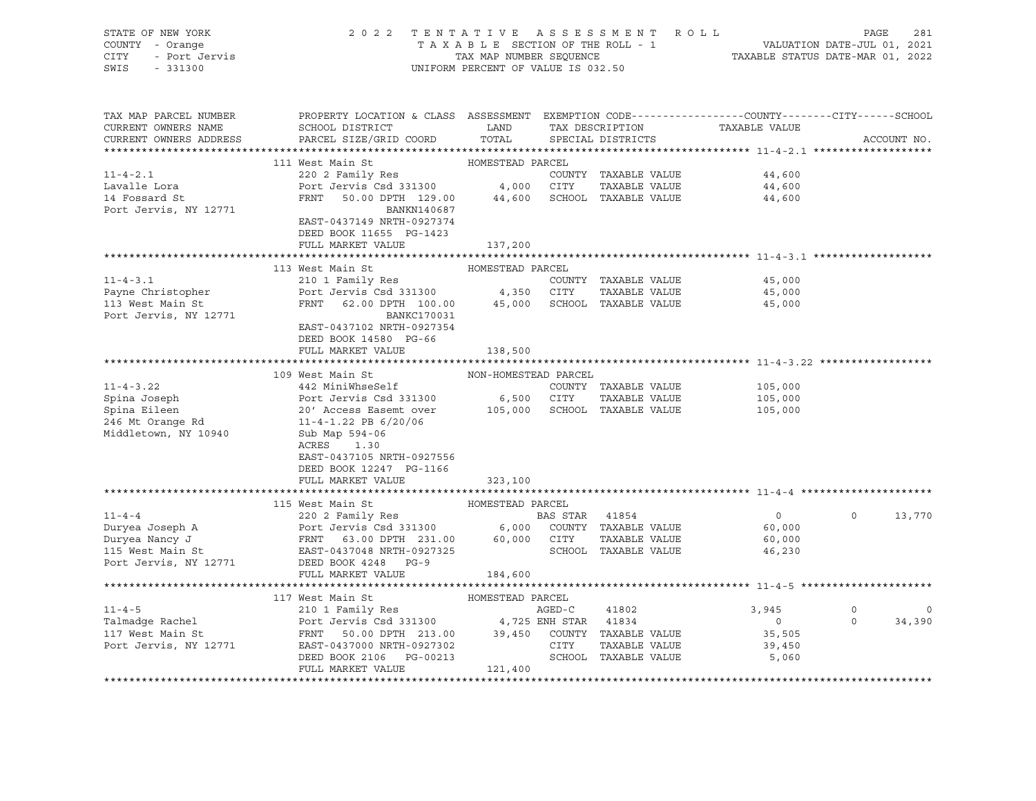STATE OF NEW YORK　　　2 0 2 2　T E N T A T I V E　A S S E S S M E N T　R O L L
COUNTY - Orange　　　T A X A B L E SECTION OF THE ROLL - 1　　　VALUATION DATE-JUL 01, 2021
CITY - Port Jervis　　　TAX MAP NUMBER SEQUENCE　　　TAXABLE STATUS DATE-MAR 01, 2022
SWIS - 331300　　　UNIFORM PERCENT OF VALUE IS 032.50

| TAX MAP PARCEL NUMBER<br>CURRENT OWNERS NAME<br>CURRENT OWNERS ADDRESS | PROPERTY LOCATION & CLASS<br>SCHOOL DISTRICT<br>PARCEL SIZE/GRID COORD | ASSESSMENT<br>LAND<br>TOTAL | EXEMPTION CODE<br>TAX DESCRIPTION<br>SPECIAL DISTRICTS | | COUNTY<br>TAXABLE VALUE | CITY | SCHOOL<br>ACCOUNT NO. |
|---|---|---|---|---|---|---|---|
| **11-4-2.1** | 111 West Main St | HOMESTEAD PARCEL | | | | | |
| 11-4-2.1 | 220 2 Family Res | | COUNTY | TAXABLE VALUE | 44,600 | | |
| Lavalle Lora | Port Jervis Csd 331300 | 4,000 | CITY | TAXABLE VALUE | 44,600 | | |
| 14 Fossard St | FRNT 50.00 DPTH 129.00 | 44,600 | SCHOOL | TAXABLE VALUE | 44,600 | | |
| Port Jervis, NY 12771 | BANKN140687 | | | | | | |
| | EAST-0437149 NRTH-0927374 | | | | | | |
| | DEED BOOK 11655 PG-1423 | | | | | | |
| | FULL MARKET VALUE | 137,200 | | | | | |
| **11-4-3.1** | 113 West Main St | HOMESTEAD PARCEL | | | | | |
| 11-4-3.1 | 210 1 Family Res | | COUNTY | TAXABLE VALUE | 45,000 | | |
| Payne Christopher | Port Jervis Csd 331300 | 4,350 | CITY | TAXABLE VALUE | 45,000 | | |
| 113 West Main St | FRNT 62.00 DPTH 100.00 | 45,000 | SCHOOL | TAXABLE VALUE | 45,000 | | |
| Port Jervis, NY 12771 | BANKC170031 | | | | | | |
| | EAST-0437102 NRTH-0927354 | | | | | | |
| | DEED BOOK 14580 PG-66 | | | | | | |
| | FULL MARKET VALUE | 138,500 | | | | | |
| **11-4-3.22** | 109 West Main St | NON-HOMESTEAD PARCEL | | | | | |
| 11-4-3.22 | 442 MiniWhseSelf | | COUNTY | TAXABLE VALUE | 105,000 | | |
| Spina Joseph | Port Jervis Csd 331300 | 6,500 | CITY | TAXABLE VALUE | 105,000 | | |
| Spina Eileen | 20' Access Easemt over | 105,000 | SCHOOL | TAXABLE VALUE | 105,000 | | |
| 246 Mt Orange Rd | 11-4-1.22 PB 6/20/06 | | | | | | |
| Middletown, NY 10940 | Sub Map 594-06 | | | | | | |
| | ACRES 1.30 | | | | | | |
| | EAST-0437105 NRTH-0927556 | | | | | | |
| | DEED BOOK 12247 PG-1166 | | | | | | |
| | FULL MARKET VALUE | 323,100 | | | | | |
| **11-4-4** | 115 West Main St | HOMESTEAD PARCEL | | | | | |
| 11-4-4 | 220 2 Family Res | | BAS STAR | 41854 | 0 | 0 | 13,770 |
| Duryea Joseph A | Port Jervis Csd 331300 | 6,000 | COUNTY | TAXABLE VALUE | 60,000 | | |
| Duryea Nancy J | FRNT 63.00 DPTH 231.00 | 60,000 | CITY | TAXABLE VALUE | 60,000 | | |
| 115 West Main St | EAST-0437048 NRTH-0927325 | | SCHOOL | TAXABLE VALUE | 46,230 | | |
| Port Jervis, NY 12771 | DEED BOOK 4248 PG-9 | | | | | | |
| | FULL MARKET VALUE | 184,600 | | | | | |
| **11-4-5** | 117 West Main St | HOMESTEAD PARCEL | | | | | |
| 11-4-5 | 210 1 Family Res | | AGED-C | 41802 | 3,945 | 0 | 0 |
| Talmadge Rachel | Port Jervis Csd 331300 | 4,725 | ENH STAR | 41834 | 0 | 0 | 34,390 |
| 117 West Main St | FRNT 50.00 DPTH 213.00 | 39,450 | COUNTY | TAXABLE VALUE | 35,505 | | |
| Port Jervis, NY 12771 | EAST-0437000 NRTH-0927302 | | CITY | TAXABLE VALUE | 39,450 | | |
| | DEED BOOK 2106 PG-00213 | | SCHOOL | TAXABLE VALUE | 5,060 | | |
| | FULL MARKET VALUE | 121,400 | | | | | |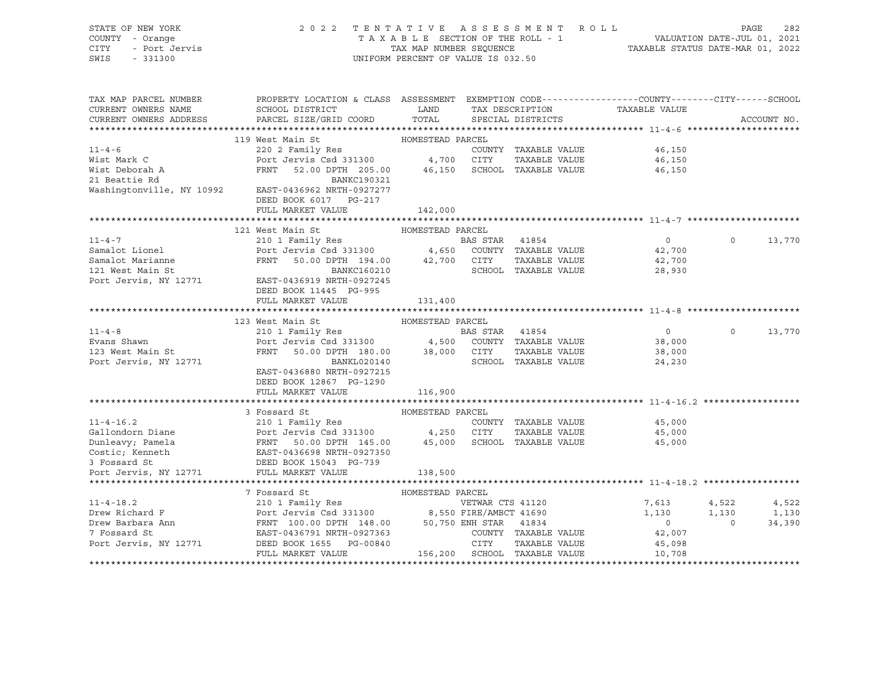STATE OF NEW YORK
COUNTY - Orange
CITY - Port Jervis
SWIS - 331300

2022 TENTATIVE ASSESSMENT ROLL
TAXABLE SECTION OF THE ROLL - 1
TAX MAP NUMBER SEQUENCE
UNIFORM PERCENT OF VALUE IS 032.50

VALUATION DATE-JUL 01, 2021
TAXABLE STATUS DATE-MAR 01, 2022

| TAX MAP PARCEL NUMBER / CURRENT OWNERS NAME / CURRENT OWNERS ADDRESS | PROPERTY LOCATION & CLASS / SCHOOL DISTRICT / PARCEL SIZE/GRID COORD | ASSESSMENT LAND / TOTAL | EXEMPTION CODE / TAX DESCRIPTION / SPECIAL DISTRICTS | COUNTY TAXABLE VALUE | CITY | SCHOOL | ACCOUNT NO. |
|---|---|---|---|---|---|---|---|
| **11-4-6** | 119 West Main St | HOMESTEAD PARCEL | | | | | |
| 11-4-6 | 220 2 Family Res | | COUNTY TAXABLE VALUE | 46,150 | | | |
| Wist Mark C | Port Jervis Csd 331300 | 4,700 | CITY TAXABLE VALUE | 46,150 | | | |
| Wist Deborah A | FRNT 52.00 DPTH 205.00 | 46,150 | SCHOOL TAXABLE VALUE | 46,150 | | | |
| 21 Beattie Rd | BANKC190321 | | | | | | |
| Washingtonville, NY 10992 | EAST-0436962 NRTH-0927277 | | | | | | |
| | DEED BOOK 6017 PG-217 | | | | | | |
| | FULL MARKET VALUE | 142,000 | | | | | |
| **11-4-7** | 121 West Main St | HOMESTEAD PARCEL | | | | | |
| 11-4-7 | 210 1 Family Res | | BAS STAR 41854 | 0 | 0 | 13,770 | |
| Samalot Lionel | Port Jervis Csd 331300 | 4,650 | COUNTY TAXABLE VALUE | 42,700 | | | |
| Samalot Marianne | FRNT 50.00 DPTH 194.00 | 42,700 | CITY TAXABLE VALUE | 42,700 | | | |
| 121 West Main St | BANKC160210 | | SCHOOL TAXABLE VALUE | 28,930 | | | |
| Port Jervis, NY 12771 | EAST-0436919 NRTH-0927245 | | | | | | |
| | DEED BOOK 11445 PG-995 | | | | | | |
| | FULL MARKET VALUE | 131,400 | | | | | |
| **11-4-8** | 123 West Main St | HOMESTEAD PARCEL | | | | | |
| 11-4-8 | 210 1 Family Res | | BAS STAR 41854 | 0 | 0 | 13,770 | |
| Evans Shawn | Port Jervis Csd 331300 | 4,500 | COUNTY TAXABLE VALUE | 38,000 | | | |
| 123 West Main St | FRNT 50.00 DPTH 180.00 | 38,000 | CITY TAXABLE VALUE | 38,000 | | | |
| Port Jervis, NY 12771 | BANKL020140 | | SCHOOL TAXABLE VALUE | 24,230 | | | |
| | EAST-0436880 NRTH-0927215 | | | | | | |
| | DEED BOOK 12867 PG-1290 | | | | | | |
| | FULL MARKET VALUE | 116,900 | | | | | |
| **11-4-16.2** | 3 Fossard St | HOMESTEAD PARCEL | | | | | |
| 11-4-16.2 | 210 1 Family Res | | COUNTY TAXABLE VALUE | 45,000 | | | |
| Gallondorn Diane | Port Jervis Csd 331300 | 4,250 | CITY TAXABLE VALUE | 45,000 | | | |
| Dunleavy; Pamela | FRNT 50.00 DPTH 145.00 | 45,000 | SCHOOL TAXABLE VALUE | 45,000 | | | |
| Costic; Kenneth | EAST-0436698 NRTH-0927350 | | | | | | |
| 3 Fossard St | DEED BOOK 15043 PG-739 | | | | | | |
| Port Jervis, NY 12771 | FULL MARKET VALUE | 138,500 | | | | | |
| **11-4-18.2** | 7 Fossard St | HOMESTEAD PARCEL | | | | | |
| 11-4-18.2 | 210 1 Family Res | | VETWAR CTS 41120 | 7,613 | 4,522 | 4,522 | |
| Drew Richard F | Port Jervis Csd 331300 | 8,550 | FIRE/AMBCT 41690 | 1,130 | 1,130 | 1,130 | |
| Drew Barbara Ann | FRNT 100.00 DPTH 148.00 | 50,750 | ENH STAR 41834 | 0 | 0 | 34,390 | |
| 7 Fossard St | EAST-0436791 NRTH-0927363 | | COUNTY TAXABLE VALUE | 42,007 | | | |
| Port Jervis, NY 12771 | DEED BOOK 1655 PG-00840 | | CITY TAXABLE VALUE | 45,098 | | | |
| | FULL MARKET VALUE | 156,200 | SCHOOL TAXABLE VALUE | 10,708 | | | |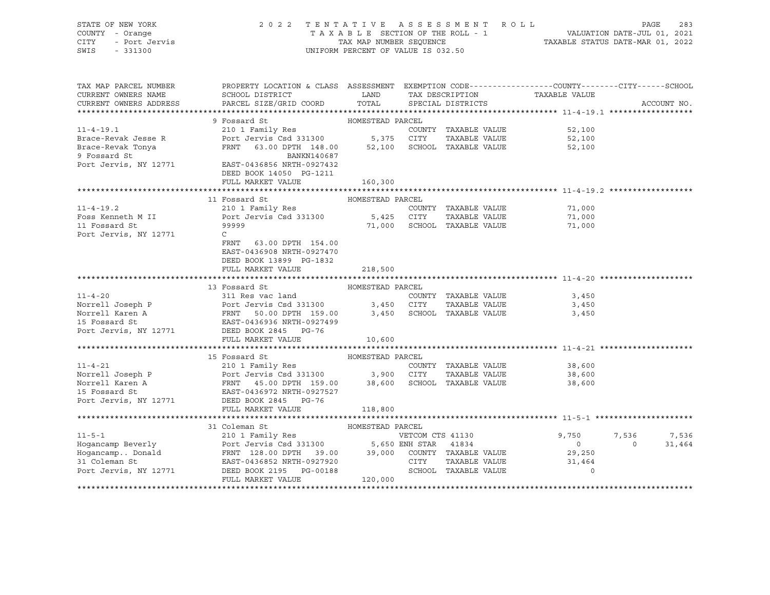STATE OF NEW YORK — COUNTY - Orange — CITY - Port Jervis — SWIS - 331300

2022 TENTATIVE ASSESSMENT ROLL
TAXABLE SECTION OF THE ROLL - 1
TAX MAP NUMBER SEQUENCE
UNIFORM PERCENT OF VALUE IS 032.50

VALUATION DATE-JUL 01, 2021
TAXABLE STATUS DATE-MAR 01, 2022

| TAX MAP PARCEL NUMBER / CURRENT OWNERS NAME / CURRENT OWNERS ADDRESS | PROPERTY LOCATION & CLASS / SCHOOL DISTRICT / PARCEL SIZE/GRID COORD | ASSESSMENT LAND / TOTAL | EXEMPTION CODE / TAX DESCRIPTION / SPECIAL DISTRICTS | COUNTY TAXABLE VALUE | CITY | SCHOOL | ACCOUNT NO. |
|---|---|---|---|---|---|---|---|
| **11-4-19.1** | 9 Fossard St | HOMESTEAD PARCEL | | | | | |
| 11-4-19.1 | 210 1 Family Res | | COUNTY TAXABLE VALUE | 52,100 | | | |
| Brace-Revak Jesse R | Port Jervis Csd 331300 | 5,375 | CITY TAXABLE VALUE | 52,100 | | | |
| Brace-Revak Tonya | FRNT 63.00 DPTH 148.00 | 52,100 | SCHOOL TAXABLE VALUE | 52,100 | | | |
| 9 Fossard St | BANKN140687 | | | | | | |
| Port Jervis, NY 12771 | EAST-0436856 NRTH-0927432 | | | | | | |
| | DEED BOOK 14050 PG-1211 | | | | | | |
| | FULL MARKET VALUE | 160,300 | | | | | |
| **11-4-19.2** | 11 Fossard St | HOMESTEAD PARCEL | | | | | |
| 11-4-19.2 | 210 1 Family Res | | COUNTY TAXABLE VALUE | 71,000 | | | |
| Foss Kenneth M II | Port Jervis Csd 331300 | 5,425 | CITY TAXABLE VALUE | 71,000 | | | |
| 11 Fossard St | 99999 | 71,000 | SCHOOL TAXABLE VALUE | 71,000 | | | |
| Port Jervis, NY 12771 | C | | | | | | |
| | FRNT 63.00 DPTH 154.00 | | | | | | |
| | EAST-0436908 NRTH-0927470 | | | | | | |
| | DEED BOOK 13899 PG-1832 | | | | | | |
| | FULL MARKET VALUE | 218,500 | | | | | |
| **11-4-20** | 13 Fossard St | HOMESTEAD PARCEL | | | | | |
| 11-4-20 | 311 Res vac land | | COUNTY TAXABLE VALUE | 3,450 | | | |
| Norrell Joseph P | Port Jervis Csd 331300 | 3,450 | CITY TAXABLE VALUE | 3,450 | | | |
| Norrell Karen A | FRNT 50.00 DPTH 159.00 | 3,450 | SCHOOL TAXABLE VALUE | 3,450 | | | |
| 15 Fossard St | EAST-0436936 NRTH-0927499 | | | | | | |
| Port Jervis, NY 12771 | DEED BOOK 2845 PG-76 | | | | | | |
| | FULL MARKET VALUE | 10,600 | | | | | |
| **11-4-21** | 15 Fossard St | HOMESTEAD PARCEL | | | | | |
| 11-4-21 | 210 1 Family Res | | COUNTY TAXABLE VALUE | 38,600 | | | |
| Norrell Joseph P | Port Jervis Csd 331300 | 3,900 | CITY TAXABLE VALUE | 38,600 | | | |
| Norrell Karen A | FRNT 45.00 DPTH 159.00 | 38,600 | SCHOOL TAXABLE VALUE | 38,600 | | | |
| 15 Fossard St | EAST-0436972 NRTH-0927527 | | | | | | |
| Port Jervis, NY 12771 | DEED BOOK 2845 PG-76 | | | | | | |
| | FULL MARKET VALUE | 118,800 | | | | | |
| **11-5-1** | 31 Coleman St | HOMESTEAD PARCEL | | | | | |
| 11-5-1 | 210 1 Family Res | | VETCOM CTS 41130 | 9,750 | 7,536 | 7,536 | |
| Hogancamp Beverly | Port Jervis Csd 331300 | 5,650 | ENH STAR 41834 | 0 | 0 | 31,464 | |
| Hogancamp.. Donald | FRNT 128.00 DPTH 39.00 | 39,000 | COUNTY TAXABLE VALUE | 29,250 | | | |
| 31 Coleman St | EAST-0436852 NRTH-0927920 | | CITY TAXABLE VALUE | 31,464 | | | |
| Port Jervis, NY 12771 | DEED BOOK 2195 PG-00188 | | SCHOOL TAXABLE VALUE | 0 | | | |
| | FULL MARKET VALUE | 120,000 | | | | | |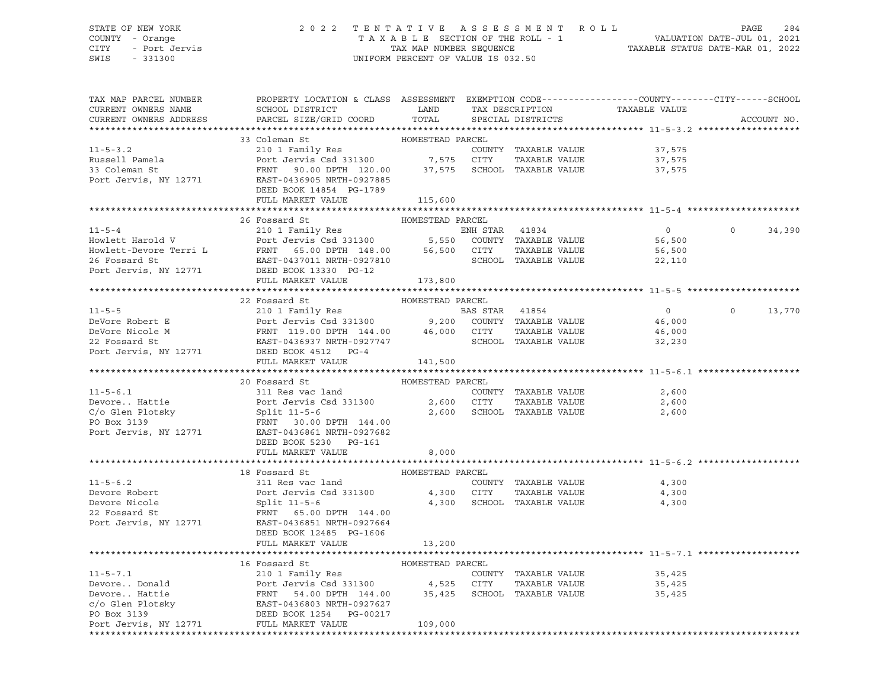STATE OF NEW YORK | COUNTY - Orange | CITY - Port Jervis | SWIS - 331300

# 2022 TENTATIVE ASSESSMENT ROLL

TAXABLE SECTION OF THE ROLL - 1
TAX MAP NUMBER SEQUENCE
UNIFORM PERCENT OF VALUE IS 032.50

VALUATION DATE-JUL 01, 2021
TAXABLE STATUS DATE-MAR 01, 2022

| TAX MAP PARCEL NUMBER / CURRENT OWNERS NAME / CURRENT OWNERS ADDRESS | PROPERTY LOCATION & CLASS / SCHOOL DISTRICT / PARCEL SIZE/GRID COORD | ASSESSMENT LAND | ASSESSMENT TOTAL | EXEMPTION CODE / TAX DESCRIPTION / SPECIAL DISTRICTS | COUNTY TAXABLE VALUE | CITY | SCHOOL | ACCOUNT NO. |
|---|---|---|---|---|---|---|---|---|
| **11-5-3.2** | 33 Coleman St — HOMESTEAD PARCEL | | | | | | | |
| Russell Pamela | 210 1 Family Res | | | COUNTY TAXABLE VALUE | 37,575 | | | |
| 33 Coleman St | Port Jervis Csd 331300 | 7,575 | | CITY TAXABLE VALUE | 37,575 | | | |
| Port Jervis, NY 12771 | FRNT 90.00 DPTH 120.00 | | 37,575 | SCHOOL TAXABLE VALUE | 37,575 | | | |
| | EAST-0436905 NRTH-0927885 | | | | | | | |
| | DEED BOOK 14854 PG-1789 | | | | | | | |
| | FULL MARKET VALUE | | 115,600 | | | | | |
| **11-5-4** | 26 Fossard St — HOMESTEAD PARCEL | | | | | | | |
| Howlett Harold V | 210 1 Family Res | | | ENH STAR 41834 | 0 | 0 | 34,390 | |
| Howlett-Devore Terri L | Port Jervis Csd 331300 | 5,550 | | COUNTY TAXABLE VALUE | 56,500 | | | |
| 26 Fossard St | FRNT 65.00 DPTH 148.00 | | 56,500 | CITY TAXABLE VALUE | 56,500 | | | |
| Port Jervis, NY 12771 | EAST-0437011 NRTH-0927810 | | | SCHOOL TAXABLE VALUE | 22,110 | | | |
| | DEED BOOK 13330 PG-12 | | | | | | | |
| | FULL MARKET VALUE | | 173,800 | | | | | |
| **11-5-5** | 22 Fossard St — HOMESTEAD PARCEL | | | | | | | |
| DeVore Robert E | 210 1 Family Res | | | BAS STAR 41854 | 0 | 0 | 13,770 | |
| DeVore Nicole M | Port Jervis Csd 331300 | 9,200 | | COUNTY TAXABLE VALUE | 46,000 | | | |
| 22 Fossard St | FRNT 119.00 DPTH 144.00 | | 46,000 | CITY TAXABLE VALUE | 46,000 | | | |
| Port Jervis, NY 12771 | EAST-0436937 NRTH-0927747 | | | SCHOOL TAXABLE VALUE | 32,230 | | | |
| | DEED BOOK 4512 PG-4 | | | | | | | |
| | FULL MARKET VALUE | | 141,500 | | | | | |
| **11-5-6.1** | 20 Fossard St — HOMESTEAD PARCEL | | | | | | | |
| Devore.. Hattie | 311 Res vac land | | | COUNTY TAXABLE VALUE | 2,600 | | | |
| C/o Glen Plotsky | Port Jervis Csd 331300 | 2,600 | | CITY TAXABLE VALUE | 2,600 | | | |
| PO Box 3139 | Split 11-5-6 | | 2,600 | SCHOOL TAXABLE VALUE | 2,600 | | | |
| Port Jervis, NY 12771 | FRNT 30.00 DPTH 144.00 | | | | | | | |
| | EAST-0436861 NRTH-0927682 | | | | | | | |
| | DEED BOOK 5230 PG-161 | | | | | | | |
| | FULL MARKET VALUE | | 8,000 | | | | | |
| **11-5-6.2** | 18 Fossard St — HOMESTEAD PARCEL | | | | | | | |
| Devore Robert | 311 Res vac land | | | COUNTY TAXABLE VALUE | 4,300 | | | |
| Devore Nicole | Port Jervis Csd 331300 | 4,300 | | CITY TAXABLE VALUE | 4,300 | | | |
| 22 Fossard St | Split 11-5-6 | | 4,300 | SCHOOL TAXABLE VALUE | 4,300 | | | |
| Port Jervis, NY 12771 | FRNT 65.00 DPTH 144.00 | | | | | | | |
| | EAST-0436851 NRTH-0927664 | | | | | | | |
| | DEED BOOK 12485 PG-1606 | | | | | | | |
| | FULL MARKET VALUE | | 13,200 | | | | | |
| **11-5-7.1** | 16 Fossard St — HOMESTEAD PARCEL | | | | | | | |
| Devore.. Donald | 210 1 Family Res | | | COUNTY TAXABLE VALUE | 35,425 | | | |
| Devore.. Hattie | Port Jervis Csd 331300 | 4,525 | | CITY TAXABLE VALUE | 35,425 | | | |
| c/o Glen Plotsky | FRNT 54.00 DPTH 144.00 | | 35,425 | SCHOOL TAXABLE VALUE | 35,425 | | | |
| PO Box 3139 | EAST-0436803 NRTH-0927627 | | | | | | | |
| Port Jervis, NY 12771 | DEED BOOK 1254 PG-00217 | | | | | | | |
| | FULL MARKET VALUE | | 109,000 | | | | | |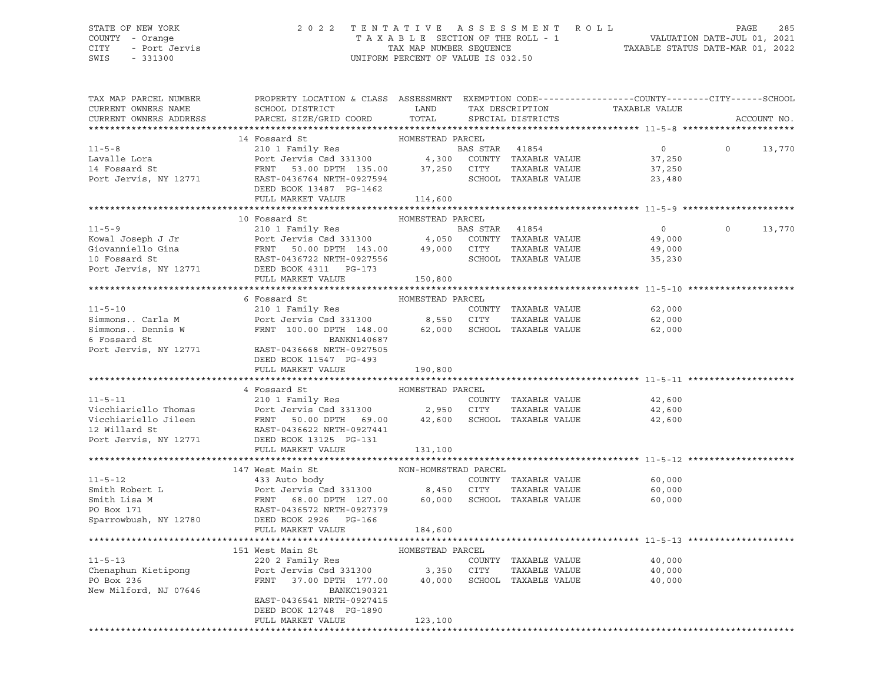STATE OF NEW YORK · COUNTY - Orange · CITY - Port Jervis · SWIS - 331300

2022 TENTATIVE ASSESSMENT ROLL
TAXABLE SECTION OF THE ROLL - 1
TAX MAP NUMBER SEQUENCE
UNIFORM PERCENT OF VALUE IS 032.50

VALUATION DATE-JUL 01, 2021
TAXABLE STATUS DATE-MAR 01, 2022

| TAX MAP PARCEL NUMBER / CURRENT OWNERS NAME / CURRENT OWNERS ADDRESS | PROPERTY LOCATION & CLASS / SCHOOL DISTRICT / PARCEL SIZE/GRID COORD | ASSESSMENT LAND / TOTAL | EXEMPTION CODE / TAX DESCRIPTION / SPECIAL DISTRICTS | COUNTY / CITY / SCHOOL TAXABLE VALUE | ACCOUNT NO. |
|---|---|---|---|---|---|
| **11-5-8** | 14 Fossard St — HOMESTEAD PARCEL | | | | |
| 11-5-8 | 210 1 Family Res | | BAS STAR 41854 | 0 / 0 / 13,770 | |
| Lavalle Lora | Port Jervis Csd 331300 | 4,300 | COUNTY TAXABLE VALUE | 37,250 | |
| 14 Fossard St | FRNT 53.00 DPTH 135.00 | 37,250 | CITY TAXABLE VALUE | 37,250 | |
| Port Jervis, NY 12771 | EAST-0436764 NRTH-0927594 | | SCHOOL TAXABLE VALUE | 23,480 | |
| | DEED BOOK 13487 PG-1462 | | | | |
| | FULL MARKET VALUE | 114,600 | | | |
| **11-5-9** | 10 Fossard St — HOMESTEAD PARCEL | | | | |
| 11-5-9 | 210 1 Family Res | | BAS STAR 41854 | 0 / 0 / 13,770 | |
| Kowal Joseph J Jr | Port Jervis Csd 331300 | 4,050 | COUNTY TAXABLE VALUE | 49,000 | |
| Giovanniello Gina | FRNT 50.00 DPTH 143.00 | 49,000 | CITY TAXABLE VALUE | 49,000 | |
| 10 Fossard St | EAST-0436722 NRTH-0927556 | | SCHOOL TAXABLE VALUE | 35,230 | |
| Port Jervis, NY 12771 | DEED BOOK 4311 PG-173 | | | | |
| | FULL MARKET VALUE | 150,800 | | | |
| **11-5-10** | 6 Fossard St — HOMESTEAD PARCEL | | | | |
| 11-5-10 | 210 1 Family Res | | COUNTY TAXABLE VALUE | 62,000 | |
| Simmons.. Carla M | Port Jervis Csd 331300 | 8,550 | CITY TAXABLE VALUE | 62,000 | |
| Simmons.. Dennis W | FRNT 100.00 DPTH 148.00 | 62,000 | SCHOOL TAXABLE VALUE | 62,000 | |
| 6 Fossard St | BANKN140687 | | | | |
| Port Jervis, NY 12771 | EAST-0436668 NRTH-0927505 | | | | |
| | DEED BOOK 11547 PG-493 | | | | |
| | FULL MARKET VALUE | 190,800 | | | |
| **11-5-11** | 4 Fossard St — HOMESTEAD PARCEL | | | | |
| 11-5-11 | 210 1 Family Res | | COUNTY TAXABLE VALUE | 42,600 | |
| Vicchiariello Thomas | Port Jervis Csd 331300 | 2,950 | CITY TAXABLE VALUE | 42,600 | |
| Vicchiariello Jileen | FRNT 50.00 DPTH 69.00 | 42,600 | SCHOOL TAXABLE VALUE | 42,600 | |
| 12 Willard St | EAST-0436622 NRTH-0927441 | | | | |
| Port Jervis, NY 12771 | DEED BOOK 13125 PG-131 | | | | |
| | FULL MARKET VALUE | 131,100 | | | |
| **11-5-12** | 147 West Main St — NON-HOMESTEAD PARCEL | | | | |
| 11-5-12 | 433 Auto body | | COUNTY TAXABLE VALUE | 60,000 | |
| Smith Robert L | Port Jervis Csd 331300 | 8,450 | CITY TAXABLE VALUE | 60,000 | |
| Smith Lisa M | FRNT 68.00 DPTH 127.00 | 60,000 | SCHOOL TAXABLE VALUE | 60,000 | |
| PO Box 171 | EAST-0436572 NRTH-0927379 | | | | |
| Sparrowbush, NY 12780 | DEED BOOK 2926 PG-166 | | | | |
| | FULL MARKET VALUE | 184,600 | | | |
| **11-5-13** | 151 West Main St — HOMESTEAD PARCEL | | | | |
| 11-5-13 | 220 2 Family Res | | COUNTY TAXABLE VALUE | 40,000 | |
| Chenaphun Kietipong | Port Jervis Csd 331300 | 3,350 | CITY TAXABLE VALUE | 40,000 | |
| PO Box 236 | FRNT 37.00 DPTH 177.00 | 40,000 | SCHOOL TAXABLE VALUE | 40,000 | |
| New Milford, NJ 07646 | BANKC190321 | | | | |
| | EAST-0436541 NRTH-0927415 | | | | |
| | DEED BOOK 12748 PG-1890 | | | | |
| | FULL MARKET VALUE | 123,100 | | | |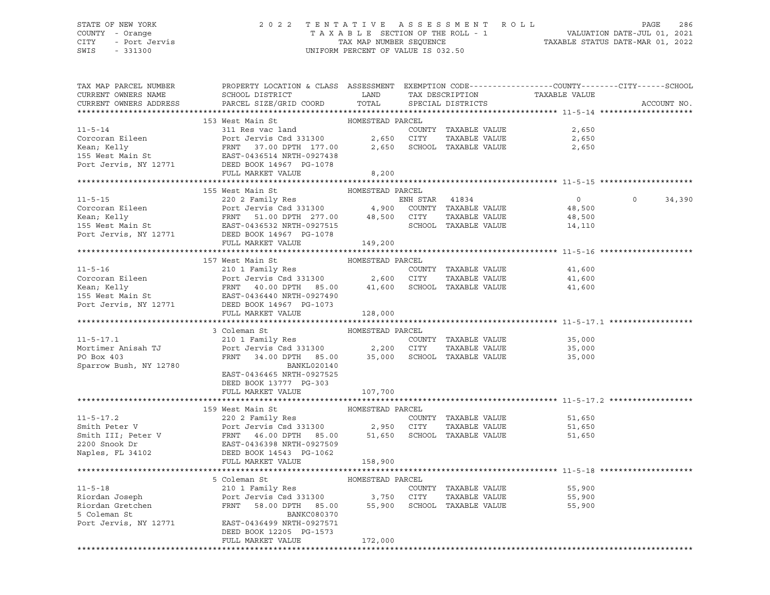STATE OF NEW YORK — 2022 TENTATIVE ASSESSMENT ROLL
COUNTY - Orange — TAXABLE SECTION OF THE ROLL - 1 — VALUATION DATE-JUL 01, 2021
CITY - Port Jervis — TAX MAP NUMBER SEQUENCE — TAXABLE STATUS DATE-MAR 01, 2022
SWIS - 331300 — UNIFORM PERCENT OF VALUE IS 032.50

| TAX MAP PARCEL NUMBER / CURRENT OWNERS NAME / CURRENT OWNERS ADDRESS | PROPERTY LOCATION & CLASS / SCHOOL DISTRICT / PARCEL SIZE/GRID COORD | ASSESSMENT LAND | ASSESSMENT TOTAL | EXEMPTION CODE / TAX DESCRIPTION / SPECIAL DISTRICTS | COUNTY TAXABLE VALUE | CITY | SCHOOL | ACCOUNT NO. |
|---|---|---|---|---|---|---|---|---|
| **11-5-14** | 153 West Main St — HOMESTEAD PARCEL | | | | | | | |
| Corcoran Eileen | 311 Res vac land | | | COUNTY TAXABLE VALUE | 2,650 | | | |
| Kean; Kelly | Port Jervis Csd 331300 | 2,650 | | CITY TAXABLE VALUE | 2,650 | | | |
| 155 West Main St | FRNT 37.00 DPTH 177.00 | | 2,650 | SCHOOL TAXABLE VALUE | 2,650 | | | |
| Port Jervis, NY 12771 | EAST-0436514 NRTH-0927438 | | | | | | | |
| | DEED BOOK 14967 PG-1078 | | | | | | | |
| | FULL MARKET VALUE | | 8,200 | | | | | |
| **11-5-15** | 155 West Main St — HOMESTEAD PARCEL | | | | | | | |
| Corcoran Eileen | 220 2 Family Res | | | ENH STAR 41834 | 0 | 0 | 34,390 | |
| Kean; Kelly | Port Jervis Csd 331300 | 4,900 | | COUNTY TAXABLE VALUE | 48,500 | | | |
| 155 West Main St | FRNT 51.00 DPTH 277.00 | | 48,500 | CITY TAXABLE VALUE | 48,500 | | | |
| Port Jervis, NY 12771 | EAST-0436532 NRTH-0927515 | | | SCHOOL TAXABLE VALUE | 14,110 | | | |
| | DEED BOOK 14967 PG-1078 | | | | | | | |
| | FULL MARKET VALUE | | 149,200 | | | | | |
| **11-5-16** | 157 West Main St — HOMESTEAD PARCEL | | | | | | | |
| Corcoran Eileen | 210 1 Family Res | | | COUNTY TAXABLE VALUE | 41,600 | | | |
| Kean; Kelly | Port Jervis Csd 331300 | 2,600 | | CITY TAXABLE VALUE | 41,600 | | | |
| 155 West Main St | FRNT 40.00 DPTH 85.00 | | 41,600 | SCHOOL TAXABLE VALUE | 41,600 | | | |
| Port Jervis, NY 12771 | EAST-0436440 NRTH-0927490 | | | | | | | |
| | DEED BOOK 14967 PG-1073 | | | | | | | |
| | FULL MARKET VALUE | | 128,000 | | | | | |
| **11-5-17.1** | 3 Coleman St — HOMESTEAD PARCEL | | | | | | | |
| Mortimer Anisah TJ | 210 1 Family Res | | | COUNTY TAXABLE VALUE | 35,000 | | | |
| PO Box 403 | Port Jervis Csd 331300 | 2,200 | | CITY TAXABLE VALUE | 35,000 | | | |
| Sparrow Bush, NY 12780 | FRNT 34.00 DPTH 85.00 | | 35,000 | SCHOOL TAXABLE VALUE | 35,000 | | | |
| | BANKL020140 | | | | | | | |
| | EAST-0436465 NRTH-0927525 | | | | | | | |
| | DEED BOOK 13777 PG-303 | | | | | | | |
| | FULL MARKET VALUE | | 107,700 | | | | | |
| **11-5-17.2** | 159 West Main St — HOMESTEAD PARCEL | | | | | | | |
| Smith Peter V | 220 2 Family Res | | | COUNTY TAXABLE VALUE | 51,650 | | | |
| Smith III; Peter V | Port Jervis Csd 331300 | 2,950 | | CITY TAXABLE VALUE | 51,650 | | | |
| 2200 Snook Dr | FRNT 46.00 DPTH 85.00 | | 51,650 | SCHOOL TAXABLE VALUE | 51,650 | | | |
| Naples, FL 34102 | EAST-0436398 NRTH-0927509 | | | | | | | |
| | DEED BOOK 14543 PG-1062 | | | | | | | |
| | FULL MARKET VALUE | | 158,900 | | | | | |
| **11-5-18** | 5 Coleman St — HOMESTEAD PARCEL | | | | | | | |
| Riordan Joseph | 210 1 Family Res | | | COUNTY TAXABLE VALUE | 55,900 | | | |
| Riordan Gretchen | Port Jervis Csd 331300 | 3,750 | | CITY TAXABLE VALUE | 55,900 | | | |
| 5 Coleman St | FRNT 58.00 DPTH 85.00 | | 55,900 | SCHOOL TAXABLE VALUE | 55,900 | | | |
| Port Jervis, NY 12771 | BANKC080370 | | | | | | | |
| | EAST-0436499 NRTH-0927571 | | | | | | | |
| | DEED BOOK 12205 PG-1573 | | | | | | | |
| | FULL MARKET VALUE | | 172,000 | | | | | |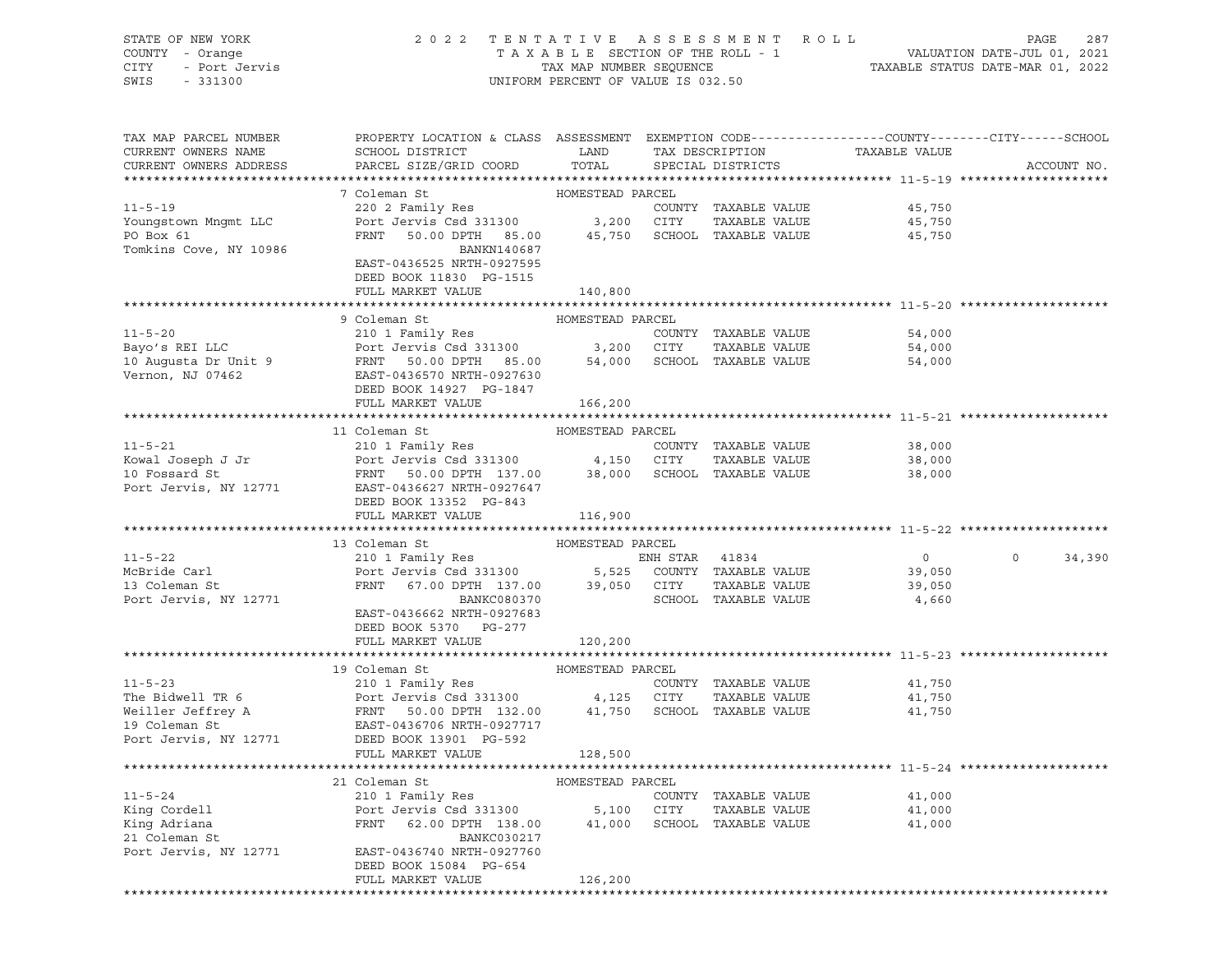STATE OF NEW YORK
COUNTY - Orange
CITY - Port Jervis
SWIS - 331300

2022 TENTATIVE ASSESSMENT ROLL
TAXABLE SECTION OF THE ROLL - 1
TAX MAP NUMBER SEQUENCE
UNIFORM PERCENT OF VALUE IS 032.50

VALUATION DATE-JUL 01, 2021
TAXABLE STATUS DATE-MAR 01, 2022

| TAX MAP PARCEL NUMBER / CURRENT OWNERS NAME / CURRENT OWNERS ADDRESS | PROPERTY LOCATION & CLASS / SCHOOL DISTRICT / PARCEL SIZE/GRID COORD | ASSESSMENT LAND / TOTAL | EXEMPTION CODE / TAX DESCRIPTION / SPECIAL DISTRICTS | COUNTY / CITY TAXABLE VALUE | SCHOOL / ACCOUNT NO. |
|---|---|---|---|---|---|
| **11-5-19** | 7 Coleman St | HOMESTEAD PARCEL | | | |
| 11-5-19 | 220 2 Family Res | | COUNTY TAXABLE VALUE | 45,750 | |
| Youngstown Mngmt LLC | Port Jervis Csd 331300 | 3,200 | CITY TAXABLE VALUE | 45,750 | |
| PO Box 61 | FRNT 50.00 DPTH 85.00 | 45,750 | SCHOOL TAXABLE VALUE | 45,750 | |
| Tomkins Cove, NY 10986 | BANKN140687 | | | | |
| | EAST-0436525 NRTH-0927595 | | | | |
| | DEED BOOK 11830 PG-1515 | | | | |
| | FULL MARKET VALUE | 140,800 | | | |
| **11-5-20** | 9 Coleman St | HOMESTEAD PARCEL | | | |
| 11-5-20 | 210 1 Family Res | | COUNTY TAXABLE VALUE | 54,000 | |
| Bayo's REI LLC | Port Jervis Csd 331300 | 3,200 | CITY TAXABLE VALUE | 54,000 | |
| 10 Augusta Dr Unit 9 | FRNT 50.00 DPTH 85.00 | 54,000 | SCHOOL TAXABLE VALUE | 54,000 | |
| Vernon, NJ 07462 | EAST-0436570 NRTH-0927630 | | | | |
| | DEED BOOK 14927 PG-1847 | | | | |
| | FULL MARKET VALUE | 166,200 | | | |
| **11-5-21** | 11 Coleman St | HOMESTEAD PARCEL | | | |
| 11-5-21 | 210 1 Family Res | | COUNTY TAXABLE VALUE | 38,000 | |
| Kowal Joseph J Jr | Port Jervis Csd 331300 | 4,150 | CITY TAXABLE VALUE | 38,000 | |
| 10 Fossard St | FRNT 50.00 DPTH 137.00 | 38,000 | SCHOOL TAXABLE VALUE | 38,000 | |
| Port Jervis, NY 12771 | EAST-0436627 NRTH-0927647 | | | | |
| | DEED BOOK 13352 PG-843 | | | | |
| | FULL MARKET VALUE | 116,900 | | | |
| **11-5-22** | 13 Coleman St | HOMESTEAD PARCEL | | | |
| 11-5-22 | 210 1 Family Res | | ENH STAR 41834 | 0 / 0 | 34,390 |
| McBride Carl | Port Jervis Csd 331300 | 5,525 | COUNTY TAXABLE VALUE | 39,050 | |
| 13 Coleman St | FRNT 67.00 DPTH 137.00 | 39,050 | CITY TAXABLE VALUE | 39,050 | |
| Port Jervis, NY 12771 | BANKC080370 | | SCHOOL TAXABLE VALUE | 4,660 | |
| | EAST-0436662 NRTH-0927683 | | | | |
| | DEED BOOK 5370 PG-277 | | | | |
| | FULL MARKET VALUE | 120,200 | | | |
| **11-5-23** | 19 Coleman St | HOMESTEAD PARCEL | | | |
| 11-5-23 | 210 1 Family Res | | COUNTY TAXABLE VALUE | 41,750 | |
| The Bidwell TR 6 | Port Jervis Csd 331300 | 4,125 | CITY TAXABLE VALUE | 41,750 | |
| Weiller Jeffrey A | FRNT 50.00 DPTH 132.00 | 41,750 | SCHOOL TAXABLE VALUE | 41,750 | |
| 19 Coleman St | EAST-0436706 NRTH-0927717 | | | | |
| Port Jervis, NY 12771 | DEED BOOK 13901 PG-592 | | | | |
| | FULL MARKET VALUE | 128,500 | | | |
| **11-5-24** | 21 Coleman St | HOMESTEAD PARCEL | | | |
| 11-5-24 | 210 1 Family Res | | COUNTY TAXABLE VALUE | 41,000 | |
| King Cordell | Port Jervis Csd 331300 | 5,100 | CITY TAXABLE VALUE | 41,000 | |
| King Adriana | FRNT 62.00 DPTH 138.00 | 41,000 | SCHOOL TAXABLE VALUE | 41,000 | |
| 21 Coleman St | BANKC030217 | | | | |
| Port Jervis, NY 12771 | EAST-0436740 NRTH-0927760 | | | | |
| | DEED BOOK 15084 PG-654 | | | | |
| | FULL MARKET VALUE | 126,200 | | | |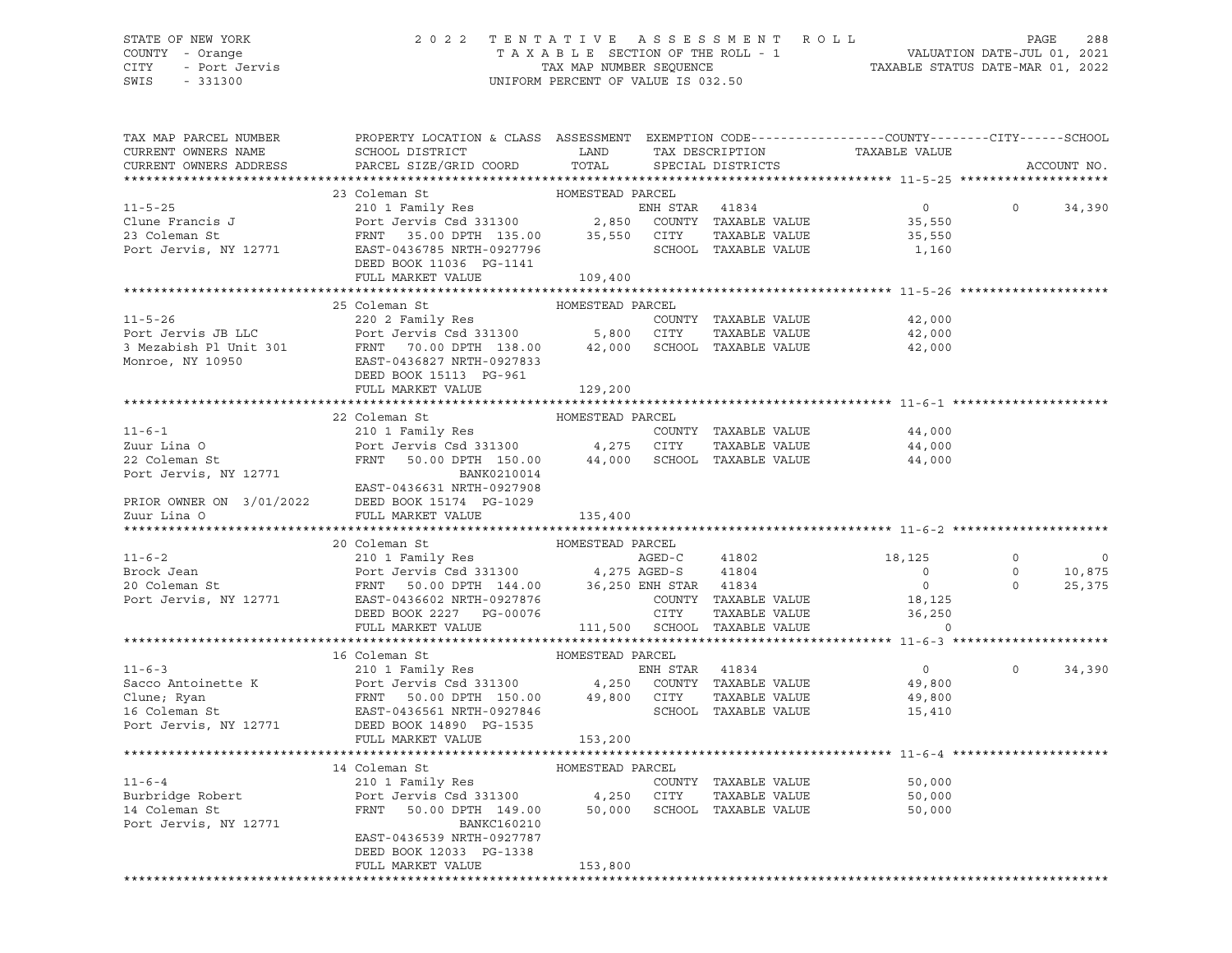STATE OF NEW YORK
COUNTY - Orange
CITY - Port Jervis
SWIS - 331300

2 0 2 2 T E N T A T I V E A S S E S S M E N T R O L L
T A X A B L E SECTION OF THE ROLL - 1
TAX MAP NUMBER SEQUENCE
UNIFORM PERCENT OF VALUE IS 032.50

VALUATION DATE-JUL 01, 2021
TAXABLE STATUS DATE-MAR 01, 2022

```
TAX MAP PARCEL NUMBER      PROPERTY LOCATION & CLASS  ASSESSMENT  EXEMPTION CODE------------------COUNTY--------CITY------SCHOOL
CURRENT OWNERS NAME        SCHOOL DISTRICT               LAND      TAX DESCRIPTION            TAXABLE VALUE
CURRENT OWNERS ADDRESS     PARCEL SIZE/GRID COORD        TOTAL     SPECIAL DISTRICTS                                    ACCOUNT NO.
******************************************************************************************************* 11-5-25 ********************
                           23 Coleman St                 HOMESTEAD PARCEL
11-5-25                    210 1 Family Res                        ENH STAR  41834             0             0       34,390
Clune Francis J            Port Jervis Csd 331300        2,850     COUNTY  TAXABLE VALUE           35,550
23 Coleman St              FRNT   35.00 DPTH 135.00     35,550     CITY    TAXABLE VALUE           35,550
Port Jervis, NY 12771      EAST-0436785 NRTH-0927796               SCHOOL  TAXABLE VALUE            1,160
                           DEED BOOK 11036  PG-1141
                           FULL MARKET VALUE            109,400
******************************************************************************************************* 11-5-26 ********************
                           25 Coleman St                 HOMESTEAD PARCEL
11-5-26                    220 2 Family Res                        COUNTY  TAXABLE VALUE           42,000
Port Jervis JB LLC         Port Jervis Csd 331300        5,800     CITY    TAXABLE VALUE           42,000
3 Mezabish Pl Unit 301     FRNT   70.00 DPTH 138.00     42,000     SCHOOL  TAXABLE VALUE           42,000
Monroe, NY 10950           EAST-0436827 NRTH-0927833
                           DEED BOOK 15113  PG-961
                           FULL MARKET VALUE            129,200
******************************************************************************************************* 11-6-1 *********************
                           22 Coleman St                 HOMESTEAD PARCEL
11-6-1                     210 1 Family Res                        COUNTY  TAXABLE VALUE           44,000
Zuur Lina O                Port Jervis Csd 331300        4,275     CITY    TAXABLE VALUE           44,000
22 Coleman St              FRNT   50.00 DPTH 150.00     44,000     SCHOOL  TAXABLE VALUE           44,000
Port Jervis, NY 12771                     BANK0210014
                           EAST-0436631 NRTH-0927908
PRIOR OWNER ON 3/01/2022   DEED BOOK 15174  PG-1029
Zuur Lina O                FULL MARKET VALUE            135,400
******************************************************************************************************* 11-6-2 *********************
                           20 Coleman St                 HOMESTEAD PARCEL
11-6-2                     210 1 Family Res                        AGED-C    41802        18,125             0            0
Brock Jean                 Port Jervis Csd 331300        4,275 AGED-S    41804             0             0       10,875
20 Coleman St              FRNT   50.00 DPTH 144.00     36,250 ENH STAR  41834             0             0       25,375
Port Jervis, NY 12771      EAST-0436602 NRTH-0927876               COUNTY  TAXABLE VALUE           18,125
                           DEED BOOK 2227   PG-00076               CITY    TAXABLE VALUE           36,250
                           FULL MARKET VALUE            111,500    SCHOOL  TAXABLE VALUE                0
******************************************************************************************************* 11-6-3 *********************
                           16 Coleman St                 HOMESTEAD PARCEL
11-6-3                     210 1 Family Res                        ENH STAR  41834             0             0       34,390
Sacco Antoinette K         Port Jervis Csd 331300        4,250     COUNTY  TAXABLE VALUE           49,800
Clune; Ryan                FRNT   50.00 DPTH 150.00     49,800     CITY    TAXABLE VALUE           49,800
16 Coleman St              EAST-0436561 NRTH-0927846               SCHOOL  TAXABLE VALUE           15,410
Port Jervis, NY 12771      DEED BOOK 14890  PG-1535
                           FULL MARKET VALUE            153,200
******************************************************************************************************* 11-6-4 *********************
                           14 Coleman St                 HOMESTEAD PARCEL
11-6-4                     210 1 Family Res                        COUNTY  TAXABLE VALUE           50,000
Burbridge Robert           Port Jervis Csd 331300        4,250     CITY    TAXABLE VALUE           50,000
14 Coleman St              FRNT   50.00 DPTH 149.00     50,000     SCHOOL  TAXABLE VALUE           50,000
Port Jervis, NY 12771                     BANKC160210
                           EAST-0436539 NRTH-0927787
                           DEED BOOK 12033  PG-1338
                           FULL MARKET VALUE            153,800
************************************************************************************************************************************
```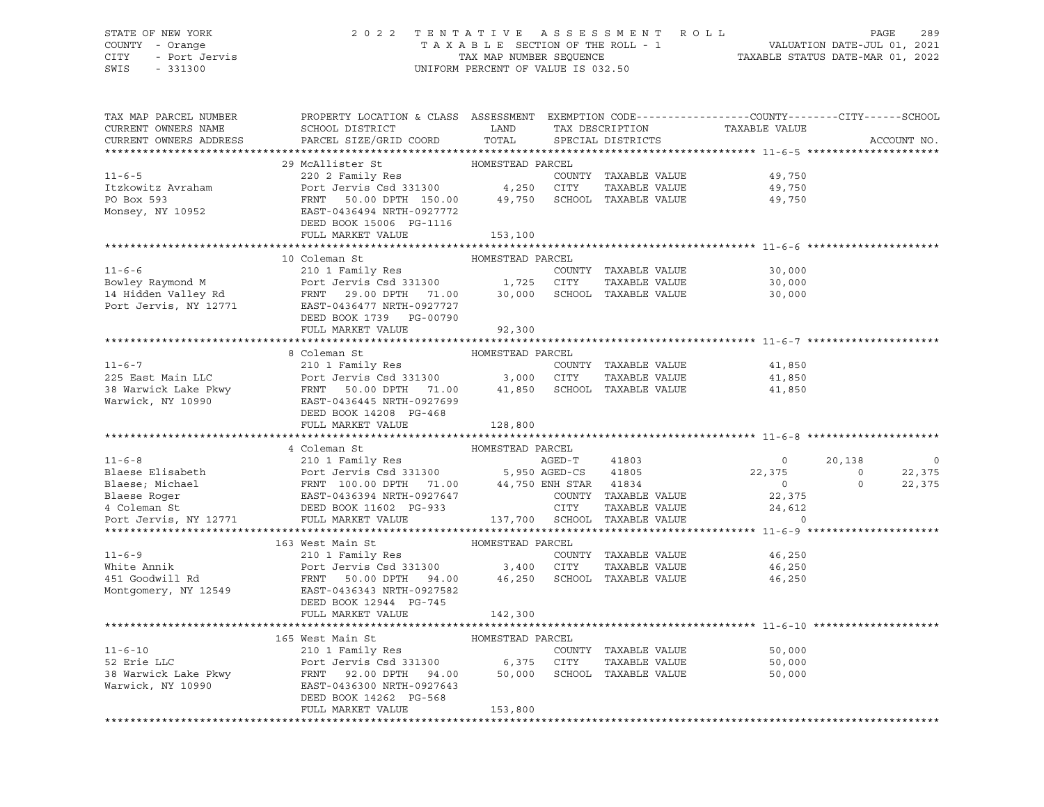STATE OF NEW YORK — COUNTY - Orange — CITY - Port Jervis — SWIS - 331300

# 2022 TENTATIVE ASSESSMENT ROLL

TAXABLE SECTION OF THE ROLL - 1
TAX MAP NUMBER SEQUENCE
UNIFORM PERCENT OF VALUE IS 032.50

VALUATION DATE-JUL 01, 2021
TAXABLE STATUS DATE-MAR 01, 2022

| TAX MAP PARCEL NUMBER / CURRENT OWNERS NAME / CURRENT OWNERS ADDRESS | PROPERTY LOCATION & CLASS / SCHOOL DISTRICT / PARCEL SIZE/GRID COORD | ASSESSMENT LAND | ASSESSMENT TOTAL | EXEMPTION CODE / TAX DESCRIPTION / SPECIAL DISTRICTS | COUNTY TAXABLE VALUE | CITY | SCHOOL | ACCOUNT NO. |
|---|---|---|---|---|---|---|---|---|
| **11-6-5** | 29 McAllister St — HOMESTEAD PARCEL | | | | | | | |
| Itzkowitz Avraham | 220 2 Family Res | | | COUNTY TAXABLE VALUE | 49,750 | | | |
| PO Box 593 | Port Jervis Csd 331300 | 4,250 | | CITY TAXABLE VALUE | 49,750 | | | |
| Monsey, NY 10952 | FRNT 50.00 DPTH 150.00 | | 49,750 | SCHOOL TAXABLE VALUE | 49,750 | | | |
| | EAST-0436494 NRTH-0927772 | | | | | | | |
| | DEED BOOK 15006 PG-1116 | | | | | | | |
| | FULL MARKET VALUE | | 153,100 | | | | | |
| **11-6-6** | 10 Coleman St — HOMESTEAD PARCEL | | | | | | | |
| Bowley Raymond M | 210 1 Family Res | | | COUNTY TAXABLE VALUE | 30,000 | | | |
| 14 Hidden Valley Rd | Port Jervis Csd 331300 | 1,725 | | CITY TAXABLE VALUE | 30,000 | | | |
| Port Jervis, NY 12771 | FRNT 29.00 DPTH 71.00 | | 30,000 | SCHOOL TAXABLE VALUE | 30,000 | | | |
| | EAST-0436477 NRTH-0927727 | | | | | | | |
| | DEED BOOK 1739 PG-00790 | | | | | | | |
| | FULL MARKET VALUE | | 92,300 | | | | | |
| **11-6-7** | 8 Coleman St — HOMESTEAD PARCEL | | | | | | | |
| 225 East Main LLC | 210 1 Family Res | | | COUNTY TAXABLE VALUE | 41,850 | | | |
| 38 Warwick Lake Pkwy | Port Jervis Csd 331300 | 3,000 | | CITY TAXABLE VALUE | 41,850 | | | |
| Warwick, NY 10990 | FRNT 50.00 DPTH 71.00 | | 41,850 | SCHOOL TAXABLE VALUE | 41,850 | | | |
| | EAST-0436445 NRTH-0927699 | | | | | | | |
| | DEED BOOK 14208 PG-468 | | | | | | | |
| | FULL MARKET VALUE | | 128,800 | | | | | |
| **11-6-8** | 4 Coleman St — HOMESTEAD PARCEL | | | | | | | |
| Blaese Elisabeth | 210 1 Family Res | | | AGED-T 41803 | 0 | 20,138 | 0 | |
| Blaese; Michael | Port Jervis Csd 331300 | 5,950 | | AGED-CS 41805 | 22,375 | 0 | 22,375 | |
| Blaese Roger | FRNT 100.00 DPTH 71.00 | | 44,750 | ENH STAR 41834 | 0 | 0 | 22,375 | |
| 4 Coleman St | EAST-0436394 NRTH-0927647 | | | COUNTY TAXABLE VALUE | 22,375 | | | |
| Port Jervis, NY 12771 | DEED BOOK 11602 PG-933 | | | CITY TAXABLE VALUE | 24,612 | | | |
| | FULL MARKET VALUE | | 137,700 | SCHOOL TAXABLE VALUE | 0 | | | |
| **11-6-9** | 163 West Main St — HOMESTEAD PARCEL | | | | | | | |
| White Annik | 210 1 Family Res | | | COUNTY TAXABLE VALUE | 46,250 | | | |
| 451 Goodwill Rd | Port Jervis Csd 331300 | 3,400 | | CITY TAXABLE VALUE | 46,250 | | | |
| Montgomery, NY 12549 | FRNT 50.00 DPTH 94.00 | | 46,250 | SCHOOL TAXABLE VALUE | 46,250 | | | |
| | EAST-0436343 NRTH-0927582 | | | | | | | |
| | DEED BOOK 12944 PG-745 | | | | | | | |
| | FULL MARKET VALUE | | 142,300 | | | | | |
| **11-6-10** | 165 West Main St — HOMESTEAD PARCEL | | | | | | | |
| 52 Erie LLC | 210 1 Family Res | | | COUNTY TAXABLE VALUE | 50,000 | | | |
| 38 Warwick Lake Pkwy | Port Jervis Csd 331300 | 6,375 | | CITY TAXABLE VALUE | 50,000 | | | |
| Warwick, NY 10990 | FRNT 92.00 DPTH 94.00 | | 50,000 | SCHOOL TAXABLE VALUE | 50,000 | | | |
| | EAST-0436300 NRTH-0927643 | | | | | | | |
| | DEED BOOK 14262 PG-568 | | | | | | | |
| | FULL MARKET VALUE | | 153,800 | | | | | |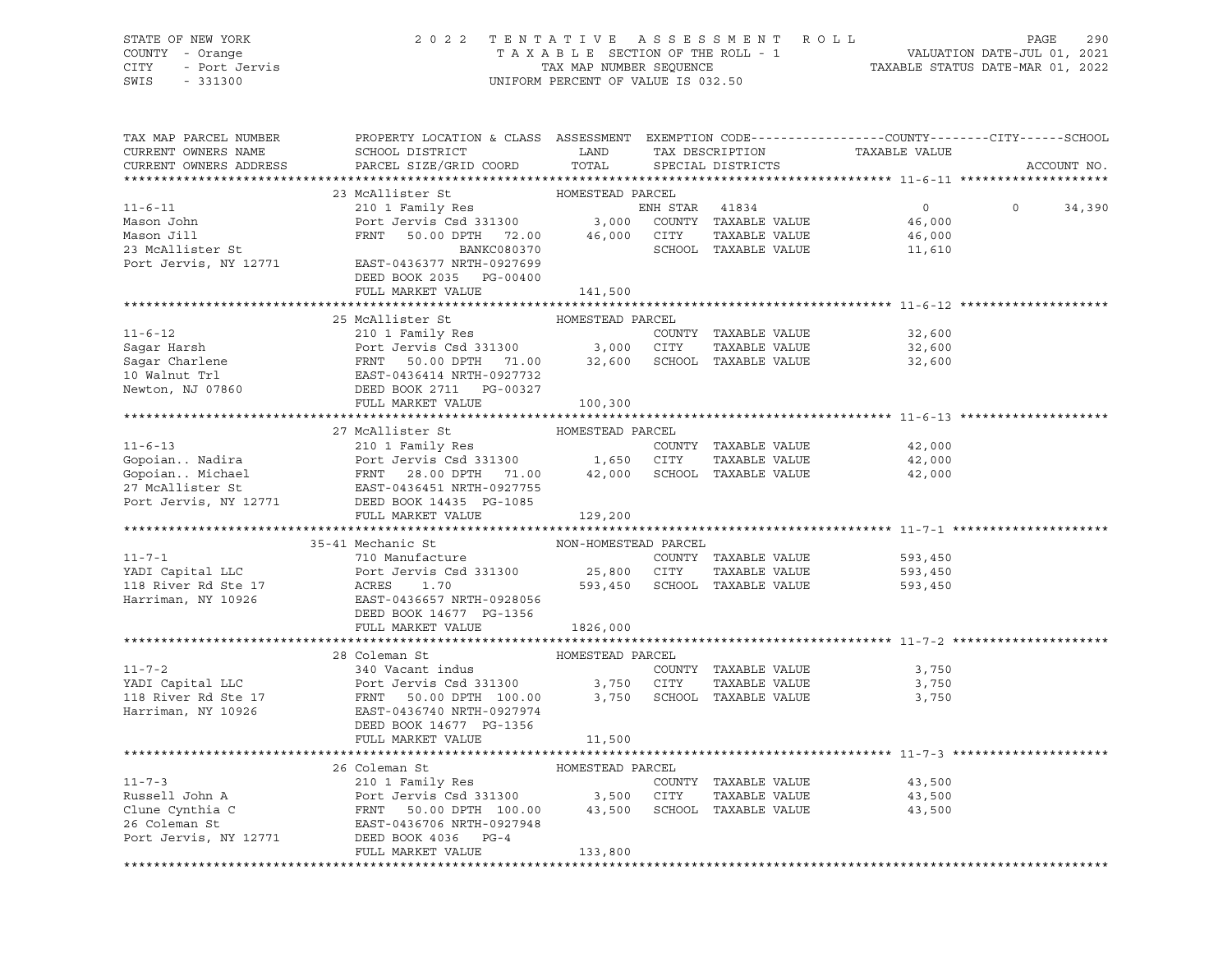STATE OF NEW YORK
COUNTY - Orange
CITY - Port Jervis
SWIS - 331300

2 0 2 2 T E N T A T I V E A S S E S S M E N T R O L L
T A X A B L E SECTION OF THE ROLL - 1
TAX MAP NUMBER SEQUENCE
UNIFORM PERCENT OF VALUE IS 032.50

VALUATION DATE-JUL 01, 2021
TAXABLE STATUS DATE-MAR 01, 2022

| TAX MAP PARCEL NUMBER / CURRENT OWNERS NAME / CURRENT OWNERS ADDRESS | PROPERTY LOCATION & CLASS / SCHOOL DISTRICT / PARCEL SIZE/GRID COORD | ASSESSMENT LAND / TOTAL | EXEMPTION CODE / TAX DESCRIPTION / SPECIAL DISTRICTS | COUNTY TAXABLE VALUE | CITY | SCHOOL | ACCOUNT NO. |
|---|---|---|---|---|---|---|---|
| **11-6-11** | 23 McAllister St — HOMESTEAD PARCEL | | | | | | |
| Mason John | 210 1 Family Res | | ENH STAR 41834 | 0 | 0 | 34,390 | |
| Mason Jill | Port Jervis Csd 331300 | 3,000 | COUNTY TAXABLE VALUE | 46,000 | | | |
| 23 McAllister St | FRNT 50.00 DPTH 72.00 | 46,000 | CITY TAXABLE VALUE | 46,000 | | | |
| Port Jervis, NY 12771 | BANKC080370 | | SCHOOL TAXABLE VALUE | 11,610 | | | |
| | EAST-0436377 NRTH-0927699 | | | | | | |
| | DEED BOOK 2035 PG-00400 | | | | | | |
| | FULL MARKET VALUE | 141,500 | | | | | |
| **11-6-12** | 25 McAllister St — HOMESTEAD PARCEL | | | | | | |
| Sagar Harsh | 210 1 Family Res | | COUNTY TAXABLE VALUE | 32,600 | | | |
| Sagar Charlene | Port Jervis Csd 331300 | 3,000 | CITY TAXABLE VALUE | 32,600 | | | |
| 10 Walnut Trl | FRNT 50.00 DPTH 71.00 | 32,600 | SCHOOL TAXABLE VALUE | 32,600 | | | |
| Newton, NJ 07860 | EAST-0436414 NRTH-0927732 | | | | | | |
| | DEED BOOK 2711 PG-00327 | | | | | | |
| | FULL MARKET VALUE | 100,300 | | | | | |
| **11-6-13** | 27 McAllister St — HOMESTEAD PARCEL | | | | | | |
| Gopoian.. Nadira | 210 1 Family Res | | COUNTY TAXABLE VALUE | 42,000 | | | |
| Gopoian.. Michael | Port Jervis Csd 331300 | 1,650 | CITY TAXABLE VALUE | 42,000 | | | |
| 27 McAllister St | FRNT 28.00 DPTH 71.00 | 42,000 | SCHOOL TAXABLE VALUE | 42,000 | | | |
| Port Jervis, NY 12771 | EAST-0436451 NRTH-0927755 | | | | | | |
| | DEED BOOK 14435 PG-1085 | | | | | | |
| | FULL MARKET VALUE | 129,200 | | | | | |
| **11-7-1** | 35-41 Mechanic St — NON-HOMESTEAD PARCEL | | | | | | |
| YADI Capital LLC | 710 Manufacture | | COUNTY TAXABLE VALUE | 593,450 | | | |
| 118 River Rd Ste 17 | Port Jervis Csd 331300 | 25,800 | CITY TAXABLE VALUE | 593,450 | | | |
| Harriman, NY 10926 | ACRES 1.70 | 593,450 | SCHOOL TAXABLE VALUE | 593,450 | | | |
| | EAST-0436657 NRTH-0928056 | | | | | | |
| | DEED BOOK 14677 PG-1356 | | | | | | |
| | FULL MARKET VALUE | 1826,000 | | | | | |
| **11-7-2** | 28 Coleman St — HOMESTEAD PARCEL | | | | | | |
| YADI Capital LLC | 340 Vacant indus | | COUNTY TAXABLE VALUE | 3,750 | | | |
| 118 River Rd Ste 17 | Port Jervis Csd 331300 | 3,750 | CITY TAXABLE VALUE | 3,750 | | | |
| Harriman, NY 10926 | FRNT 50.00 DPTH 100.00 | 3,750 | SCHOOL TAXABLE VALUE | 3,750 | | | |
| | EAST-0436740 NRTH-0927974 | | | | | | |
| | DEED BOOK 14677 PG-1356 | | | | | | |
| | FULL MARKET VALUE | 11,500 | | | | | |
| **11-7-3** | 26 Coleman St — HOMESTEAD PARCEL | | | | | | |
| Russell John A | 210 1 Family Res | | COUNTY TAXABLE VALUE | 43,500 | | | |
| Clune Cynthia C | Port Jervis Csd 331300 | 3,500 | CITY TAXABLE VALUE | 43,500 | | | |
| 26 Coleman St | FRNT 50.00 DPTH 100.00 | 43,500 | SCHOOL TAXABLE VALUE | 43,500 | | | |
| Port Jervis, NY 12771 | EAST-0436706 NRTH-0927948 | | | | | | |
| | DEED BOOK 4036 PG-4 | | | | | | |
| | FULL MARKET VALUE | 133,800 | | | | | |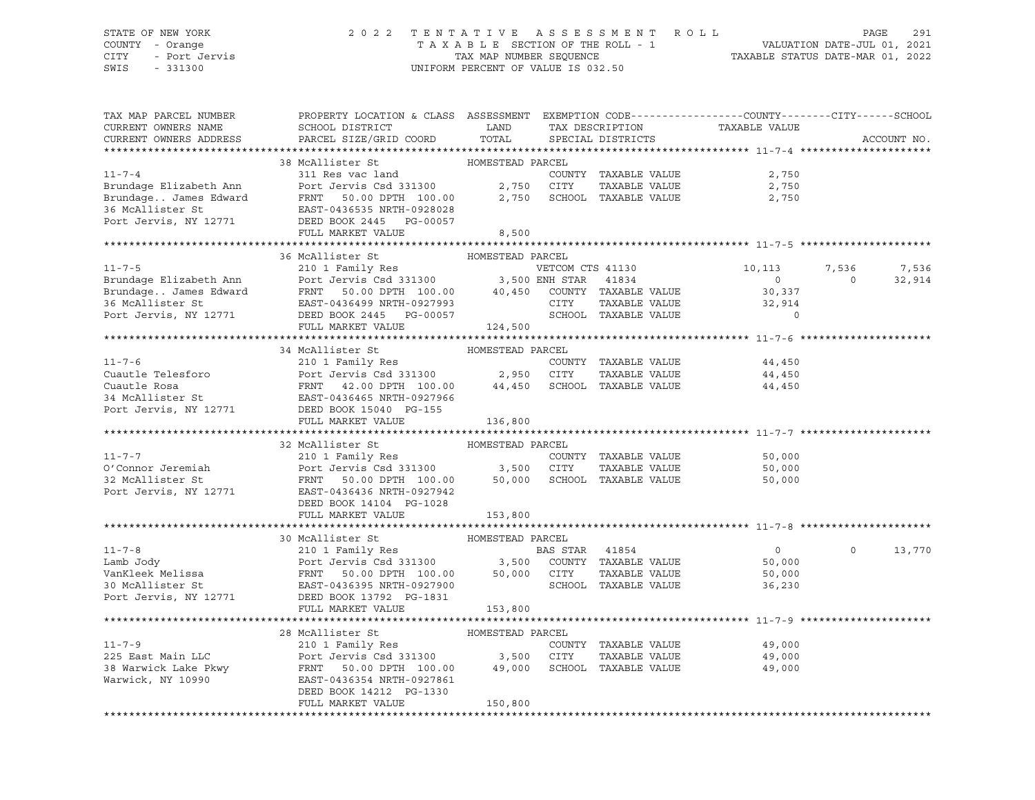STATE OF NEW YORK
COUNTY - Orange
CITY - Port Jervis
SWIS - 331300

2022 TENTATIVE ASSESSMENT ROLL
TAXABLE SECTION OF THE ROLL - 1
TAX MAP NUMBER SEQUENCE
UNIFORM PERCENT OF VALUE IS 032.50

VALUATION DATE-JUL 01, 2021
TAXABLE STATUS DATE-MAR 01, 2022

| TAX MAP PARCEL NUMBER / CURRENT OWNERS NAME / CURRENT OWNERS ADDRESS | PROPERTY LOCATION & CLASS / SCHOOL DISTRICT / PARCEL SIZE/GRID COORD | ASSESSMENT LAND / TOTAL | EXEMPTION CODE / TAX DESCRIPTION / SPECIAL DISTRICTS | COUNTY TAXABLE VALUE | CITY | SCHOOL | ACCOUNT NO. |
|---|---|---|---|---|---|---|---|
| **11-7-4** | 38 McAllister St — HOMESTEAD PARCEL | | | | | | |
| | 311 Res vac land | | COUNTY TAXABLE VALUE | 2,750 | | | |
| Brundage Elizabeth Ann | Port Jervis Csd 331300 | 2,750 | CITY TAXABLE VALUE | 2,750 | | | |
| Brundage.. James Edward | FRNT 50.00 DPTH 100.00 | 2,750 | SCHOOL TAXABLE VALUE | 2,750 | | | |
| 36 McAllister St | EAST-0436535 NRTH-0928028 | | | | | | |
| Port Jervis, NY 12771 | DEED BOOK 2445 PG-00057 | | | | | | |
| | FULL MARKET VALUE | 8,500 | | | | | |
| **11-7-5** | 36 McAllister St — HOMESTEAD PARCEL | | | | | | |
| | 210 1 Family Res | | VETCOM CTS 41130 | 10,113 | 7,536 | 7,536 | |
| Brundage Elizabeth Ann | Port Jervis Csd 331300 | 3,500 | ENH STAR 41834 | 0 | 0 | 32,914 | |
| Brundage.. James Edward | FRNT 50.00 DPTH 100.00 | 40,450 | COUNTY TAXABLE VALUE | 30,337 | | | |
| 36 McAllister St | EAST-0436499 NRTH-0927993 | | CITY TAXABLE VALUE | 32,914 | | | |
| Port Jervis, NY 12771 | DEED BOOK 2445 PG-00057 | | SCHOOL TAXABLE VALUE | 0 | | | |
| | FULL MARKET VALUE | 124,500 | | | | | |
| **11-7-6** | 34 McAllister St — HOMESTEAD PARCEL | | | | | | |
| | 210 1 Family Res | | COUNTY TAXABLE VALUE | 44,450 | | | |
| Cuautle Telesforo | Port Jervis Csd 331300 | 2,950 | CITY TAXABLE VALUE | 44,450 | | | |
| Cuautle Rosa | FRNT 42.00 DPTH 100.00 | 44,450 | SCHOOL TAXABLE VALUE | 44,450 | | | |
| 34 McAllister St | EAST-0436465 NRTH-0927966 | | | | | | |
| Port Jervis, NY 12771 | DEED BOOK 15040 PG-155 | | | | | | |
| | FULL MARKET VALUE | 136,800 | | | | | |
| **11-7-7** | 32 McAllister St — HOMESTEAD PARCEL | | | | | | |
| | 210 1 Family Res | | COUNTY TAXABLE VALUE | 50,000 | | | |
| O'Connor Jeremiah | Port Jervis Csd 331300 | 3,500 | CITY TAXABLE VALUE | 50,000 | | | |
| 32 McAllister St | FRNT 50.00 DPTH 100.00 | 50,000 | SCHOOL TAXABLE VALUE | 50,000 | | | |
| Port Jervis, NY 12771 | EAST-0436436 NRTH-0927942 | | | | | | |
| | DEED BOOK 14104 PG-1028 | | | | | | |
| | FULL MARKET VALUE | 153,800 | | | | | |
| **11-7-8** | 30 McAllister St — HOMESTEAD PARCEL | | | | | | |
| | 210 1 Family Res | | BAS STAR 41854 | 0 | 0 | 13,770 | |
| Lamb Jody | Port Jervis Csd 331300 | 3,500 | COUNTY TAXABLE VALUE | 50,000 | | | |
| VanKleek Melissa | FRNT 50.00 DPTH 100.00 | 50,000 | CITY TAXABLE VALUE | 50,000 | | | |
| 30 McAllister St | EAST-0436395 NRTH-0927900 | | SCHOOL TAXABLE VALUE | 36,230 | | | |
| Port Jervis, NY 12771 | DEED BOOK 13792 PG-1831 | | | | | | |
| | FULL MARKET VALUE | 153,800 | | | | | |
| **11-7-9** | 28 McAllister St — HOMESTEAD PARCEL | | | | | | |
| | 210 1 Family Res | | COUNTY TAXABLE VALUE | 49,000 | | | |
| 225 East Main LLC | Port Jervis Csd 331300 | 3,500 | CITY TAXABLE VALUE | 49,000 | | | |
| 38 Warwick Lake Pkwy | FRNT 50.00 DPTH 100.00 | 49,000 | SCHOOL TAXABLE VALUE | 49,000 | | | |
| Warwick, NY 10990 | EAST-0436354 NRTH-0927861 | | | | | | |
| | DEED BOOK 14212 PG-1330 | | | | | | |
| | FULL MARKET VALUE | 150,800 | | | | | |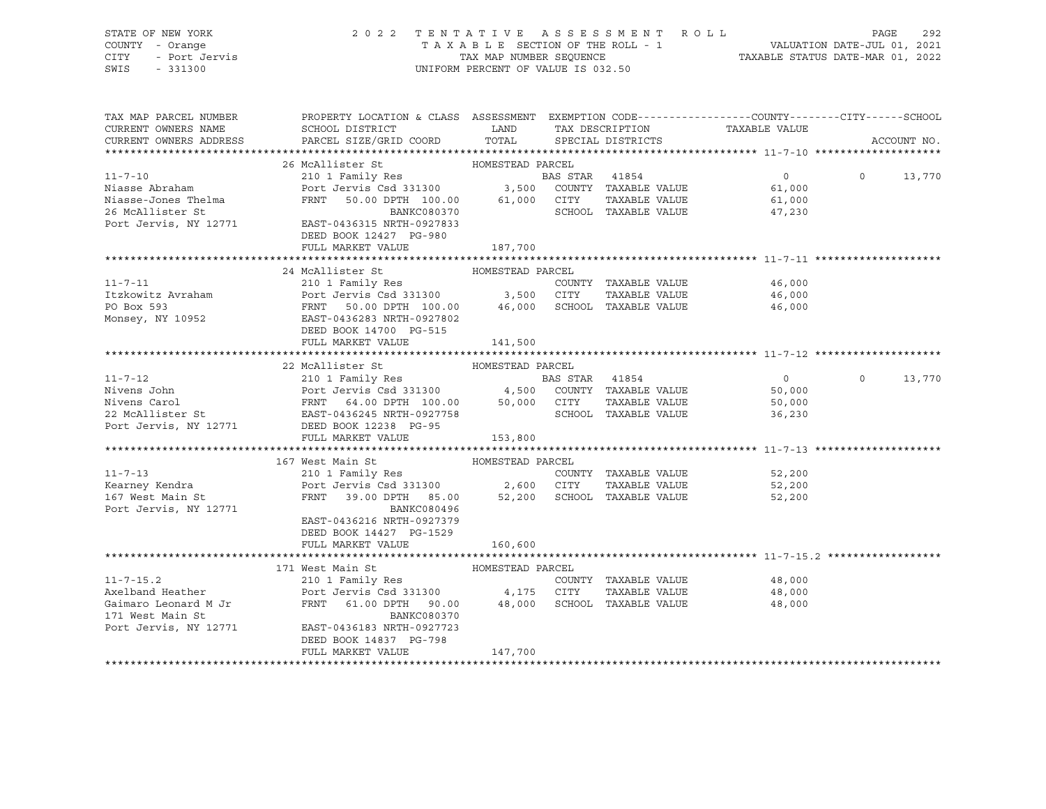STATE OF NEW YORK — COUNTY - Orange — CITY - Port Jervis — SWIS - 331300

2022 TENTATIVE ASSESSMENT ROLL
TAXABLE SECTION OF THE ROLL - 1
TAX MAP NUMBER SEQUENCE
UNIFORM PERCENT OF VALUE IS 032.50

VALUATION DATE-JUL 01, 2021
TAXABLE STATUS DATE-MAR 01, 2022

| TAX MAP PARCEL NUMBER / CURRENT OWNERS NAME / CURRENT OWNERS ADDRESS | PROPERTY LOCATION & CLASS / SCHOOL DISTRICT / PARCEL SIZE/GRID COORD | ASSESSMENT LAND / TOTAL | EXEMPTION CODE / TAX DESCRIPTION / SPECIAL DISTRICTS | COUNTY / TAXABLE VALUE | CITY | SCHOOL / ACCOUNT NO. |
|---|---|---|---|---|---|---|
| **11-7-10** | 26 McAllister St — HOMESTEAD PARCEL | | | | | |
| Niasse Abraham | 210 1 Family Res | | BAS STAR 41854 | 0 | 0 | 13,770 |
| Niasse-Jones Thelma | Port Jervis Csd 331300 | 3,500 | COUNTY TAXABLE VALUE | 61,000 | | |
| 26 McAllister St | FRNT 50.00 DPTH 100.00 | 61,000 | CITY TAXABLE VALUE | 61,000 | | |
| Port Jervis, NY 12771 | BANKC080370 | | SCHOOL TAXABLE VALUE | 47,230 | | |
| | EAST-0436315 NRTH-0927833 | | | | | |
| | DEED BOOK 12427 PG-980 | | | | | |
| | FULL MARKET VALUE | 187,700 | | | | |
| **11-7-11** | 24 McAllister St — HOMESTEAD PARCEL | | | | | |
| Itzkowitz Avraham | 210 1 Family Res | | COUNTY TAXABLE VALUE | 46,000 | | |
| PO Box 593 | Port Jervis Csd 331300 | 3,500 | CITY TAXABLE VALUE | 46,000 | | |
| Monsey, NY 10952 | FRNT 50.00 DPTH 100.00 | 46,000 | SCHOOL TAXABLE VALUE | 46,000 | | |
| | EAST-0436283 NRTH-0927802 | | | | | |
| | DEED BOOK 14700 PG-515 | | | | | |
| | FULL MARKET VALUE | 141,500 | | | | |
| **11-7-12** | 22 McAllister St — HOMESTEAD PARCEL | | | | | |
| Nivens John | 210 1 Family Res | | BAS STAR 41854 | 0 | 0 | 13,770 |
| Nivens Carol | Port Jervis Csd 331300 | 4,500 | COUNTY TAXABLE VALUE | 50,000 | | |
| 22 McAllister St | FRNT 64.00 DPTH 100.00 | 50,000 | CITY TAXABLE VALUE | 50,000 | | |
| Port Jervis, NY 12771 | EAST-0436245 NRTH-0927758 | | SCHOOL TAXABLE VALUE | 36,230 | | |
| | DEED BOOK 12238 PG-95 | | | | | |
| | FULL MARKET VALUE | 153,800 | | | | |
| **11-7-13** | 167 West Main St — HOMESTEAD PARCEL | | | | | |
| Kearney Kendra | 210 1 Family Res | | COUNTY TAXABLE VALUE | 52,200 | | |
| 167 West Main St | Port Jervis Csd 331300 | 2,600 | CITY TAXABLE VALUE | 52,200 | | |
| Port Jervis, NY 12771 | FRNT 39.00 DPTH 85.00 | 52,200 | SCHOOL TAXABLE VALUE | 52,200 | | |
| | BANKC080496 | | | | | |
| | EAST-0436216 NRTH-0927379 | | | | | |
| | DEED BOOK 14427 PG-1529 | | | | | |
| | FULL MARKET VALUE | 160,600 | | | | |
| **11-7-15.2** | 171 West Main St — HOMESTEAD PARCEL | | | | | |
| Axelband Heather | 210 1 Family Res | | COUNTY TAXABLE VALUE | 48,000 | | |
| Gaimaro Leonard M Jr | Port Jervis Csd 331300 | 4,175 | CITY TAXABLE VALUE | 48,000 | | |
| 171 West Main St | FRNT 61.00 DPTH 90.00 | 48,000 | SCHOOL TAXABLE VALUE | 48,000 | | |
| Port Jervis, NY 12771 | BANKC080370 | | | | | |
| | EAST-0436183 NRTH-0927723 | | | | | |
| | DEED BOOK 14837 PG-798 | | | | | |
| | FULL MARKET VALUE | 147,700 | | | | |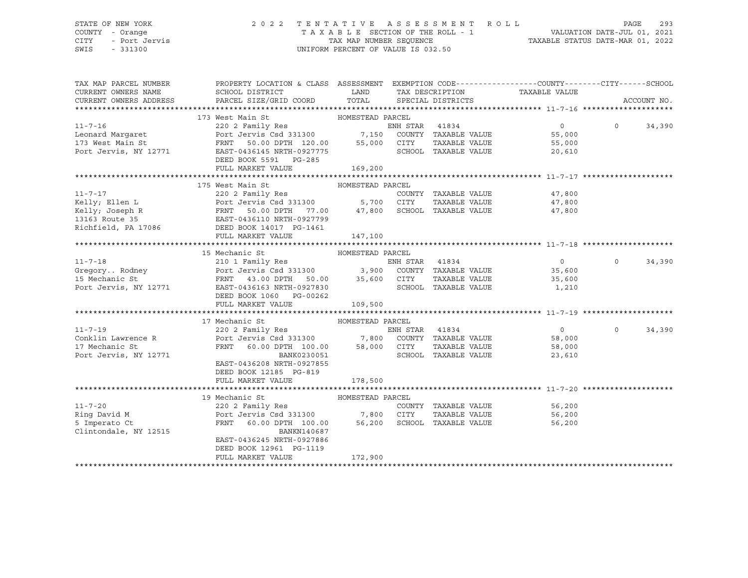STATE OF NEW YORK — 2022 TENTATIVE ASSESSMENT ROLL
COUNTY - Orange — TAXABLE SECTION OF THE ROLL - 1 — VALUATION DATE-JUL 01, 2021
CITY - Port Jervis — TAX MAP NUMBER SEQUENCE — TAXABLE STATUS DATE-MAR 01, 2022
SWIS - 331300 — UNIFORM PERCENT OF VALUE IS 032.50

| TAX MAP PARCEL NUMBER / CURRENT OWNERS NAME / CURRENT OWNERS ADDRESS | PROPERTY LOCATION & CLASS / SCHOOL DISTRICT / PARCEL SIZE/GRID COORD | ASSESSMENT LAND | ASSESSMENT TOTAL | EXEMPTION CODE / TAX DESCRIPTION / SPECIAL DISTRICTS | COUNTY / TAXABLE VALUE | CITY | SCHOOL / ACCOUNT NO. |
|---|---|---|---|---|---|---|---|
| **11-7-16** | 173 West Main St | HOMESTEAD PARCEL | | | | | |
| 11-7-16 | 220 2 Family Res | | | ENH STAR 41834 | 0 | 0 | 34,390 |
| Leonard Margaret | Port Jervis Csd 331300 | 7,150 | | COUNTY TAXABLE VALUE | 55,000 | | |
| 173 West Main St | FRNT 50.00 DPTH 120.00 | | 55,000 | CITY TAXABLE VALUE | 55,000 | | |
| Port Jervis, NY 12771 | EAST-0436145 NRTH-0927775 | | | SCHOOL TAXABLE VALUE | 20,610 | | |
| | DEED BOOK 5591 PG-285 | | | | | | |
| | FULL MARKET VALUE | | 169,200 | | | | |
| **11-7-17** | 175 West Main St | HOMESTEAD PARCEL | | | | | |
| 11-7-17 | 220 2 Family Res | | | COUNTY TAXABLE VALUE | 47,800 | | |
| Kelly; Ellen L | Port Jervis Csd 331300 | 5,700 | | CITY TAXABLE VALUE | 47,800 | | |
| Kelly; Joseph R | FRNT 50.00 DPTH 77.00 | | 47,800 | SCHOOL TAXABLE VALUE | 47,800 | | |
| 13163 Route 35 | EAST-0436110 NRTH-0927799 | | | | | | |
| Richfield, PA 17086 | DEED BOOK 14017 PG-1461 | | | | | | |
| | FULL MARKET VALUE | | 147,100 | | | | |
| **11-7-18** | 15 Mechanic St | HOMESTEAD PARCEL | | | | | |
| 11-7-18 | 210 1 Family Res | | | ENH STAR 41834 | 0 | 0 | 34,390 |
| Gregory.. Rodney | Port Jervis Csd 331300 | 3,900 | | COUNTY TAXABLE VALUE | 35,600 | | |
| 15 Mechanic St | FRNT 43.00 DPTH 50.00 | | 35,600 | CITY TAXABLE VALUE | 35,600 | | |
| Port Jervis, NY 12771 | EAST-0436163 NRTH-0927830 | | | SCHOOL TAXABLE VALUE | 1,210 | | |
| | DEED BOOK 1060 PG-00262 | | | | | | |
| | FULL MARKET VALUE | | 109,500 | | | | |
| **11-7-19** | 17 Mechanic St | HOMESTEAD PARCEL | | | | | |
| 11-7-19 | 220 2 Family Res | | | ENH STAR 41834 | 0 | 0 | 34,390 |
| Conklin Lawrence R | Port Jervis Csd 331300 | 7,800 | | COUNTY TAXABLE VALUE | 58,000 | | |
| 17 Mechanic St | FRNT 60.00 DPTH 100.00 | | 58,000 | CITY TAXABLE VALUE | 58,000 | | |
| Port Jervis, NY 12771 | BANK0230051 | | | SCHOOL TAXABLE VALUE | 23,610 | | |
| | EAST-0436208 NRTH-0927855 | | | | | | |
| | DEED BOOK 12185 PG-819 | | | | | | |
| | FULL MARKET VALUE | | 178,500 | | | | |
| **11-7-20** | 19 Mechanic St | HOMESTEAD PARCEL | | | | | |
| 11-7-20 | 220 2 Family Res | | | COUNTY TAXABLE VALUE | 56,200 | | |
| Ring David M | Port Jervis Csd 331300 | 7,800 | | CITY TAXABLE VALUE | 56,200 | | |
| 5 Imperato Ct | FRNT 60.00 DPTH 100.00 | | 56,200 | SCHOOL TAXABLE VALUE | 56,200 | | |
| Clintondale, NY 12515 | BANKN140687 | | | | | | |
| | EAST-0436245 NRTH-0927886 | | | | | | |
| | DEED BOOK 12961 PG-1119 | | | | | | |
| | FULL MARKET VALUE | | 172,900 | | | | |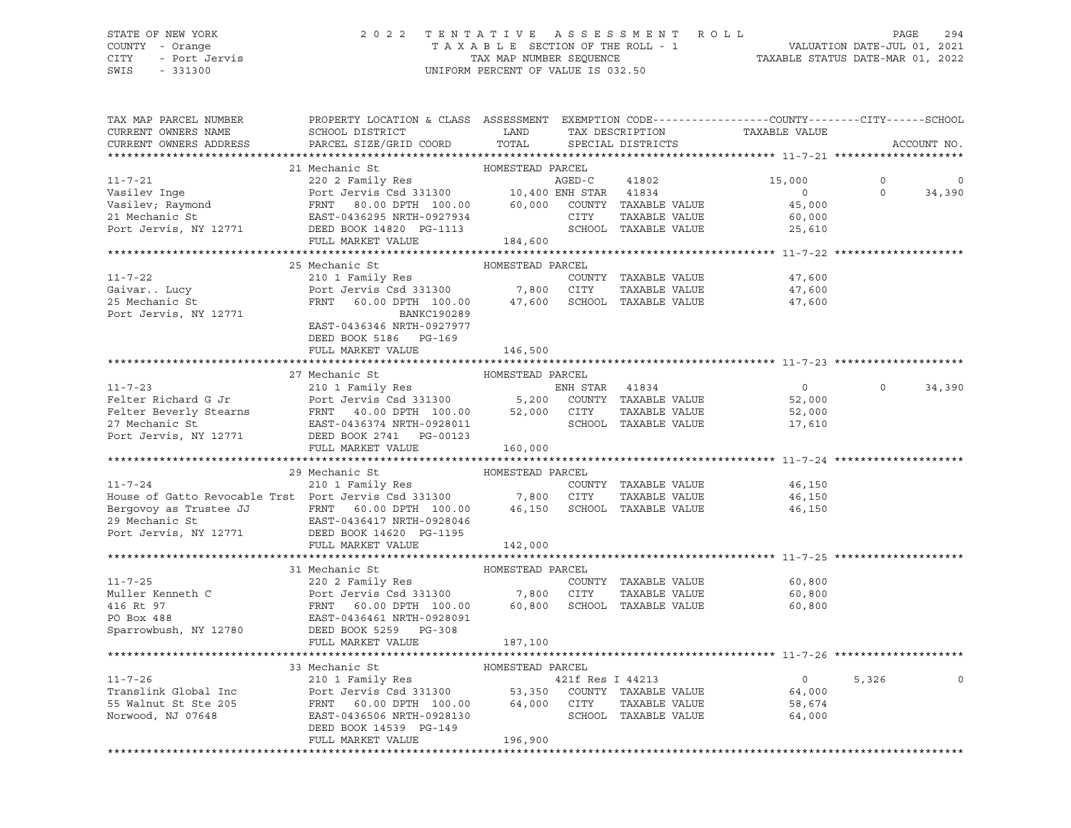STATE OF NEW YORK — 2022 TENTATIVE ASSESSMENT ROLL
COUNTY - Orange — TAXABLE SECTION OF THE ROLL - 1 — VALUATION DATE-JUL 01, 2021
CITY - Port Jervis — TAX MAP NUMBER SEQUENCE — TAXABLE STATUS DATE-MAR 01, 2022
SWIS - 331300 — UNIFORM PERCENT OF VALUE IS 032.50

| TAX MAP PARCEL NUMBER / CURRENT OWNERS NAME / CURRENT OWNERS ADDRESS | PROPERTY LOCATION & CLASS / SCHOOL DISTRICT / PARCEL SIZE/GRID COORD | ASSESSMENT LAND | TOTAL | EXEMPTION CODE / TAX DESCRIPTION / SPECIAL DISTRICTS | COUNTY TAXABLE VALUE | CITY | SCHOOL / ACCOUNT NO. |
|---|---|---|---|---|---|---|---|
| **11-7-21** | 21 Mechanic St — HOMESTEAD PARCEL | | | | | | |
| 11-7-21 | 220 2 Family Res | | | AGED-C 41802 | 15,000 | 0 | 0 |
| Vasilev Inge | Port Jervis Csd 331300 | 10,400 | | ENH STAR 41834 | 0 | 0 | 34,390 |
| Vasilev; Raymond | FRNT 80.00 DPTH 100.00 | | 60,000 | COUNTY TAXABLE VALUE | 45,000 | | |
| 21 Mechanic St | EAST-0436295 NRTH-0927934 | | | CITY TAXABLE VALUE | 60,000 | | |
| Port Jervis, NY 12771 | DEED BOOK 14820 PG-1113 | | | SCHOOL TAXABLE VALUE | 25,610 | | |
| | FULL MARKET VALUE | | 184,600 | | | | |
| **11-7-22** | 25 Mechanic St — HOMESTEAD PARCEL | | | | | | |
| 11-7-22 | 210 1 Family Res | | | COUNTY TAXABLE VALUE | 47,600 | | |
| Gaivar.. Lucy | Port Jervis Csd 331300 | 7,800 | | CITY TAXABLE VALUE | 47,600 | | |
| 25 Mechanic St | FRNT 60.00 DPTH 100.00 | | 47,600 | SCHOOL TAXABLE VALUE | 47,600 | | |
| Port Jervis, NY 12771 | BANKC190289 | | | | | | |
| | EAST-0436346 NRTH-0927977 | | | | | | |
| | DEED BOOK 5186 PG-169 | | | | | | |
| | FULL MARKET VALUE | | 146,500 | | | | |
| **11-7-23** | 27 Mechanic St — HOMESTEAD PARCEL | | | | | | |
| 11-7-23 | 210 1 Family Res | | | ENH STAR 41834 | 0 | 0 | 34,390 |
| Felter Richard G Jr | Port Jervis Csd 331300 | 5,200 | | COUNTY TAXABLE VALUE | 52,000 | | |
| Felter Beverly Stearns | FRNT 40.00 DPTH 100.00 | | 52,000 | CITY TAXABLE VALUE | 52,000 | | |
| 27 Mechanic St | EAST-0436374 NRTH-0928011 | | | SCHOOL TAXABLE VALUE | 17,610 | | |
| Port Jervis, NY 12771 | DEED BOOK 2741 PG-00123 | | | | | | |
| | FULL MARKET VALUE | | 160,000 | | | | |
| **11-7-24** | 29 Mechanic St — HOMESTEAD PARCEL | | | | | | |
| 11-7-24 | 210 1 Family Res | | | COUNTY TAXABLE VALUE | 46,150 | | |
| House of Gatto Revocable Trst | Port Jervis Csd 331300 | 7,800 | | CITY TAXABLE VALUE | 46,150 | | |
| Bergovoy as Trustee JJ | FRNT 60.00 DPTH 100.00 | | 46,150 | SCHOOL TAXABLE VALUE | 46,150 | | |
| 29 Mechanic St | EAST-0436417 NRTH-0928046 | | | | | | |
| Port Jervis, NY 12771 | DEED BOOK 14620 PG-1195 | | | | | | |
| | FULL MARKET VALUE | | 142,000 | | | | |
| **11-7-25** | 31 Mechanic St — HOMESTEAD PARCEL | | | | | | |
| 11-7-25 | 220 2 Family Res | | | COUNTY TAXABLE VALUE | 60,800 | | |
| Muller Kenneth C | Port Jervis Csd 331300 | 7,800 | | CITY TAXABLE VALUE | 60,800 | | |
| 416 Rt 97 | FRNT 60.00 DPTH 100.00 | | 60,800 | SCHOOL TAXABLE VALUE | 60,800 | | |
| PO Box 488 | EAST-0436461 NRTH-0928091 | | | | | | |
| Sparrowbush, NY 12780 | DEED BOOK 5259 PG-308 | | | | | | |
| | FULL MARKET VALUE | | 187,100 | | | | |
| **11-7-26** | 33 Mechanic St — HOMESTEAD PARCEL | | | | | | |
| 11-7-26 | 210 1 Family Res | | | 421f Res I 44213 | 0 | 5,326 | 0 |
| Translink Global Inc | Port Jervis Csd 331300 | 53,350 | | COUNTY TAXABLE VALUE | 64,000 | | |
| 55 Walnut St Ste 205 | FRNT 60.00 DPTH 100.00 | | 64,000 | CITY TAXABLE VALUE | 58,674 | | |
| Norwood, NJ 07648 | EAST-0436506 NRTH-0928130 | | | SCHOOL TAXABLE VALUE | 64,000 | | |
| | DEED BOOK 14539 PG-149 | | | | | | |
| | FULL MARKET VALUE | | 196,900 | | | | |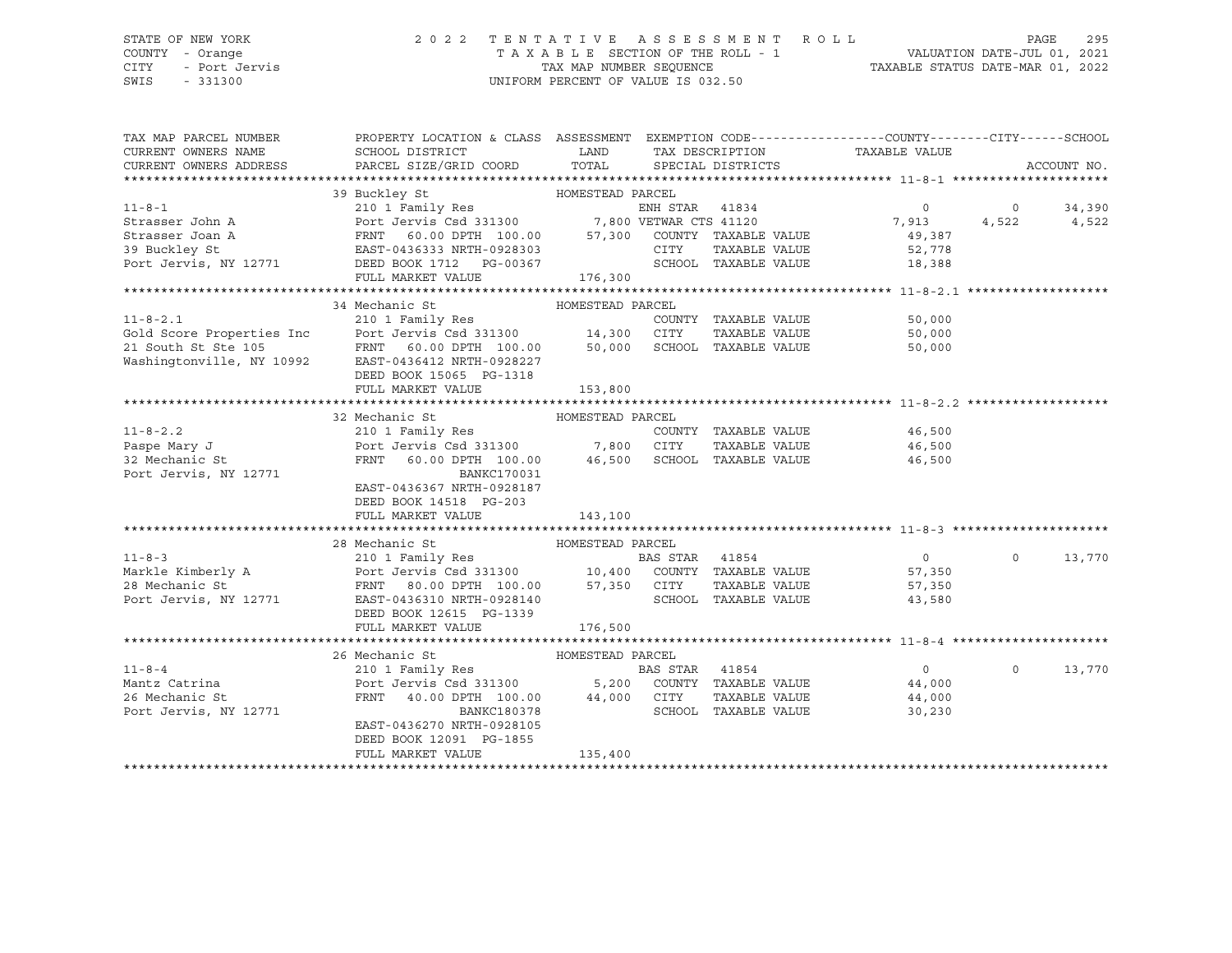STATE OF NEW YORK — COUNTY - Orange — CITY - Port Jervis — SWIS - 331300

**2022 TENTATIVE ASSESSMENT ROLL**
TAXABLE SECTION OF THE ROLL - 1 — TAX MAP NUMBER SEQUENCE — UNIFORM PERCENT OF VALUE IS 032.50

VALUATION DATE-JUL 01, 2021 — TAXABLE STATUS DATE-MAR 01, 2022

| TAX MAP PARCEL NUMBER / CURRENT OWNERS NAME / CURRENT OWNERS ADDRESS | PROPERTY LOCATION & CLASS / SCHOOL DISTRICT / PARCEL SIZE/GRID COORD | ASSESSMENT LAND / TOTAL | EXEMPTION CODE / TAX DESCRIPTION / SPECIAL DISTRICTS | COUNTY TAXABLE VALUE | CITY | SCHOOL |
|---|---|---|---|---|---|---|
| **11-8-1** | 39 Buckley St — HOMESTEAD PARCEL | | | | | |
| 11-8-1 | 210 1 Family Res | | ENH STAR 41834 | 0 | 0 | 34,390 |
| Strasser John A | Port Jervis Csd 331300 | 7,800 | VETWAR CTS 41120 | 7,913 | 4,522 | 4,522 |
| Strasser Joan A | FRNT 60.00 DPTH 100.00 | 57,300 | COUNTY TAXABLE VALUE | 49,387 | | |
| 39 Buckley St | EAST-0436333 NRTH-0928303 | | CITY TAXABLE VALUE | 52,778 | | |
| Port Jervis, NY 12771 | DEED BOOK 1712 PG-00367 | | SCHOOL TAXABLE VALUE | 18,388 | | |
| | FULL MARKET VALUE | 176,300 | | | | |
| **11-8-2.1** | 34 Mechanic St — HOMESTEAD PARCEL | | | | | |
| 11-8-2.1 | 210 1 Family Res | | COUNTY TAXABLE VALUE | 50,000 | | |
| Gold Score Properties Inc | Port Jervis Csd 331300 | 14,300 | CITY TAXABLE VALUE | 50,000 | | |
| 21 South St Ste 105 | FRNT 60.00 DPTH 100.00 | 50,000 | SCHOOL TAXABLE VALUE | 50,000 | | |
| Washingtonville, NY 10992 | EAST-0436412 NRTH-0928227 | | | | | |
| | DEED BOOK 15065 PG-1318 | | | | | |
| | FULL MARKET VALUE | 153,800 | | | | |
| **11-8-2.2** | 32 Mechanic St — HOMESTEAD PARCEL | | | | | |
| 11-8-2.2 | 210 1 Family Res | | COUNTY TAXABLE VALUE | 46,500 | | |
| Paspe Mary J | Port Jervis Csd 331300 | 7,800 | CITY TAXABLE VALUE | 46,500 | | |
| 32 Mechanic St | FRNT 60.00 DPTH 100.00 | 46,500 | SCHOOL TAXABLE VALUE | 46,500 | | |
| Port Jervis, NY 12771 | BANKC170031 | | | | | |
| | EAST-0436367 NRTH-0928187 | | | | | |
| | DEED BOOK 14518 PG-203 | | | | | |
| | FULL MARKET VALUE | 143,100 | | | | |
| **11-8-3** | 28 Mechanic St — HOMESTEAD PARCEL | | | | | |
| 11-8-3 | 210 1 Family Res | | BAS STAR 41854 | 0 | 0 | 13,770 |
| Markle Kimberly A | Port Jervis Csd 331300 | 10,400 | COUNTY TAXABLE VALUE | 57,350 | | |
| 28 Mechanic St | FRNT 80.00 DPTH 100.00 | 57,350 | CITY TAXABLE VALUE | 57,350 | | |
| Port Jervis, NY 12771 | EAST-0436310 NRTH-0928140 | | SCHOOL TAXABLE VALUE | 43,580 | | |
| | DEED BOOK 12615 PG-1339 | | | | | |
| | FULL MARKET VALUE | 176,500 | | | | |
| **11-8-4** | 26 Mechanic St — HOMESTEAD PARCEL | | | | | |
| 11-8-4 | 210 1 Family Res | | BAS STAR 41854 | 0 | 0 | 13,770 |
| Mantz Catrina | Port Jervis Csd 331300 | 5,200 | COUNTY TAXABLE VALUE | 44,000 | | |
| 26 Mechanic St | FRNT 40.00 DPTH 100.00 | 44,000 | CITY TAXABLE VALUE | 44,000 | | |
| Port Jervis, NY 12771 | BANKC180378 | | SCHOOL TAXABLE VALUE | 30,230 | | |
| | EAST-0436270 NRTH-0928105 | | | | | |
| | DEED BOOK 12091 PG-1855 | | | | | |
| | FULL MARKET VALUE | 135,400 | | | | |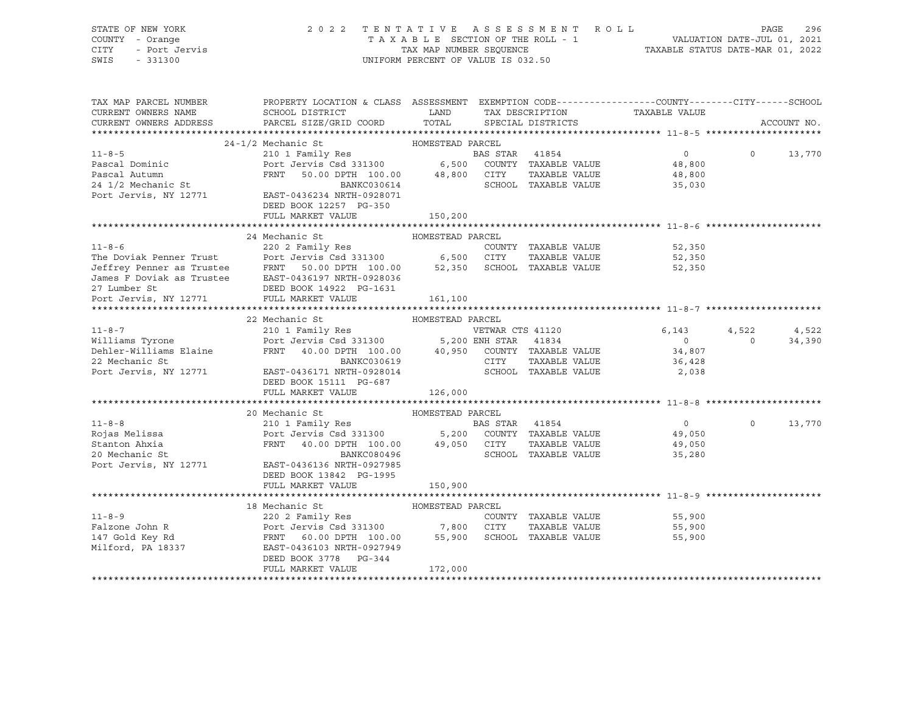STATE OF NEW YORK
COUNTY - Orange
CITY - Port Jervis
SWIS - 331300

2 0 2 2 T E N T A T I V E A S S E S S M E N T R O L L
T A X A B L E SECTION OF THE ROLL - 1
TAX MAP NUMBER SEQUENCE
UNIFORM PERCENT OF VALUE IS 032.50

VALUATION DATE-JUL 01, 2021
TAXABLE STATUS DATE-MAR 01, 2022

| TAX MAP PARCEL NUMBER / CURRENT OWNERS NAME / CURRENT OWNERS ADDRESS | PROPERTY LOCATION & CLASS / SCHOOL DISTRICT / PARCEL SIZE/GRID COORD | ASSESSMENT LAND / TOTAL | EXEMPTION CODE / TAX DESCRIPTION / SPECIAL DISTRICTS | COUNTY TAXABLE VALUE | CITY | SCHOOL | ACCOUNT NO. |
|---|---|---|---|---|---|---|---|
| **11-8-5** | 24-1/2 Mechanic St — HOMESTEAD PARCEL | | | | | | |
| 11-8-5 | 210 1 Family Res | | BAS STAR 41854 | 0 | 0 | 13,770 | |
| Pascal Dominic | Port Jervis Csd 331300 | 6,500 | COUNTY TAXABLE VALUE | 48,800 | | | |
| Pascal Autumn | FRNT 50.00 DPTH 100.00 | 48,800 | CITY TAXABLE VALUE | 48,800 | | | |
| 24 1/2 Mechanic St | BANKC030614 | | SCHOOL TAXABLE VALUE | 35,030 | | | |
| Port Jervis, NY 12771 | EAST-0436234 NRTH-0928071 | | | | | | |
| | DEED BOOK 12257 PG-350 | | | | | | |
| | FULL MARKET VALUE | 150,200 | | | | | |
| **11-8-6** | 24 Mechanic St — HOMESTEAD PARCEL | | | | | | |
| 11-8-6 | 220 2 Family Res | | COUNTY TAXABLE VALUE | 52,350 | | | |
| The Doviak Penner Trust | Port Jervis Csd 331300 | 6,500 | CITY TAXABLE VALUE | 52,350 | | | |
| Jeffrey Penner as Trustee | FRNT 50.00 DPTH 100.00 | 52,350 | SCHOOL TAXABLE VALUE | 52,350 | | | |
| James F Doviak as Trustee | EAST-0436197 NRTH-0928036 | | | | | | |
| 27 Lumber St | DEED BOOK 14922 PG-1631 | | | | | | |
| Port Jervis, NY 12771 | FULL MARKET VALUE | 161,100 | | | | | |
| **11-8-7** | 22 Mechanic St — HOMESTEAD PARCEL | | | | | | |
| 11-8-7 | 210 1 Family Res | | VETWAR CTS 41120 | 6,143 | 4,522 | 4,522 | |
| Williams Tyrone | Port Jervis Csd 331300 | 5,200 | ENH STAR 41834 | 0 | 0 | 34,390 | |
| Dehler-Williams Elaine | FRNT 40.00 DPTH 100.00 | 40,950 | COUNTY TAXABLE VALUE | 34,807 | | | |
| 22 Mechanic St | BANKC030619 | | CITY TAXABLE VALUE | 36,428 | | | |
| Port Jervis, NY 12771 | EAST-0436171 NRTH-0928014 | | SCHOOL TAXABLE VALUE | 2,038 | | | |
| | DEED BOOK 15111 PG-687 | | | | | | |
| | FULL MARKET VALUE | 126,000 | | | | | |
| **11-8-8** | 20 Mechanic St — HOMESTEAD PARCEL | | | | | | |
| 11-8-8 | 210 1 Family Res | | BAS STAR 41854 | 0 | 0 | 13,770 | |
| Rojas Melissa | Port Jervis Csd 331300 | 5,200 | COUNTY TAXABLE VALUE | 49,050 | | | |
| Stanton Ahxia | FRNT 40.00 DPTH 100.00 | 49,050 | CITY TAXABLE VALUE | 49,050 | | | |
| 20 Mechanic St | BANKC080496 | | SCHOOL TAXABLE VALUE | 35,280 | | | |
| Port Jervis, NY 12771 | EAST-0436136 NRTH-0927985 | | | | | | |
| | DEED BOOK 13842 PG-1995 | | | | | | |
| | FULL MARKET VALUE | 150,900 | | | | | |
| **11-8-9** | 18 Mechanic St — HOMESTEAD PARCEL | | | | | | |
| 11-8-9 | 220 2 Family Res | | COUNTY TAXABLE VALUE | 55,900 | | | |
| Falzone John R | Port Jervis Csd 331300 | 7,800 | CITY TAXABLE VALUE | 55,900 | | | |
| 147 Gold Key Rd | FRNT 60.00 DPTH 100.00 | 55,900 | SCHOOL TAXABLE VALUE | 55,900 | | | |
| Milford, PA 18337 | EAST-0436103 NRTH-0927949 | | | | | | |
| | DEED BOOK 3778 PG-344 | | | | | | |
| | FULL MARKET VALUE | 172,000 | | | | | |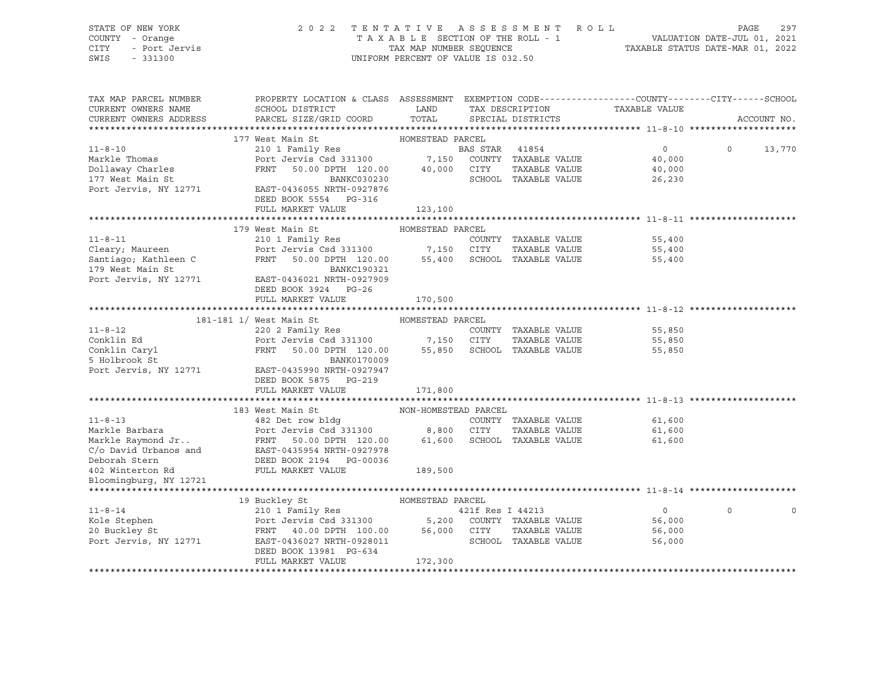STATE OF NEW YORK
COUNTY - Orange
CITY - Port Jervis
SWIS - 331300

2022 TENTATIVE ASSESSMENT ROLL
TAXABLE SECTION OF THE ROLL - 1
TAX MAP NUMBER SEQUENCE
UNIFORM PERCENT OF VALUE IS 032.50

VALUATION DATE-JUL 01, 2021
TAXABLE STATUS DATE-MAR 01, 2022

| TAX MAP PARCEL NUMBER / CURRENT OWNERS NAME / CURRENT OWNERS ADDRESS | PROPERTY LOCATION & CLASS / SCHOOL DISTRICT / PARCEL SIZE/GRID COORD | ASSESSMENT LAND / TOTAL | EXEMPTION CODE / TAX DESCRIPTION / SPECIAL DISTRICTS | COUNTY TAXABLE VALUE | CITY | SCHOOL | ACCOUNT NO. |
|---|---|---|---|---|---|---|---|
| **11-8-10** | 177 West Main St | HOMESTEAD PARCEL | | | | | |
| 11-8-10 | 210 1 Family Res | | BAS STAR 41854 | 0 | 0 | 13,770 | |
| Markle Thomas | Port Jervis Csd 331300 | 7,150 | COUNTY TAXABLE VALUE | 40,000 | | | |
| Dollaway Charles | FRNT 50.00 DPTH 120.00 | 40,000 | CITY TAXABLE VALUE | 40,000 | | | |
| 177 West Main St | BANKC030230 | | SCHOOL TAXABLE VALUE | 26,230 | | | |
| Port Jervis, NY 12771 | EAST-0436055 NRTH-0927876 | | | | | | |
| | DEED BOOK 5554 PG-316 | | | | | | |
| | FULL MARKET VALUE | 123,100 | | | | | |
| **11-8-11** | 179 West Main St | HOMESTEAD PARCEL | | | | | |
| 11-8-11 | 210 1 Family Res | | COUNTY TAXABLE VALUE | 55,400 | | | |
| Cleary; Maureen | Port Jervis Csd 331300 | 7,150 | CITY TAXABLE VALUE | 55,400 | | | |
| Santiago; Kathleen C | FRNT 50.00 DPTH 120.00 | 55,400 | SCHOOL TAXABLE VALUE | 55,400 | | | |
| 179 West Main St | BANKC190321 | | | | | | |
| Port Jervis, NY 12771 | EAST-0436021 NRTH-0927909 | | | | | | |
| | DEED BOOK 3924 PG-26 | | | | | | |
| | FULL MARKET VALUE | 170,500 | | | | | |
| **11-8-12** | 181-181 1/ West Main St | HOMESTEAD PARCEL | | | | | |
| 11-8-12 | 220 2 Family Res | | COUNTY TAXABLE VALUE | 55,850 | | | |
| Conklin Ed | Port Jervis Csd 331300 | 7,150 | CITY TAXABLE VALUE | 55,850 | | | |
| Conklin Caryl | FRNT 50.00 DPTH 120.00 | 55,850 | SCHOOL TAXABLE VALUE | 55,850 | | | |
| 5 Holbrook St | BANK0170009 | | | | | | |
| Port Jervis, NY 12771 | EAST-0435990 NRTH-0927947 | | | | | | |
| | DEED BOOK 5875 PG-219 | | | | | | |
| | FULL MARKET VALUE | 171,800 | | | | | |
| **11-8-13** | 183 West Main St | NON-HOMESTEAD PARCEL | | | | | |
| 11-8-13 | 482 Det row bldg | | COUNTY TAXABLE VALUE | 61,600 | | | |
| Markle Barbara | Port Jervis Csd 331300 | 8,800 | CITY TAXABLE VALUE | 61,600 | | | |
| Markle Raymond Jr.. | FRNT 50.00 DPTH 120.00 | 61,600 | SCHOOL TAXABLE VALUE | 61,600 | | | |
| C/o David Urbanos and | EAST-0435954 NRTH-0927978 | | | | | | |
| Deborah Stern | DEED BOOK 2194 PG-00036 | | | | | | |
| 402 Winterton Rd | FULL MARKET VALUE | 189,500 | | | | | |
| Bloomingburg, NY 12721 | | | | | | | |
| **11-8-14** | 19 Buckley St | HOMESTEAD PARCEL | | | | | |
| 11-8-14 | 210 1 Family Res | | 421f Res I 44213 | 0 | 0 | 0 | |
| Kole Stephen | Port Jervis Csd 331300 | 5,200 | COUNTY TAXABLE VALUE | 56,000 | | | |
| 20 Buckley St | FRNT 40.00 DPTH 100.00 | 56,000 | CITY TAXABLE VALUE | 56,000 | | | |
| Port Jervis, NY 12771 | EAST-0436027 NRTH-0928011 | | SCHOOL TAXABLE VALUE | 56,000 | | | |
| | DEED BOOK 13981 PG-634 | | | | | | |
| | FULL MARKET VALUE | 172,300 | | | | | |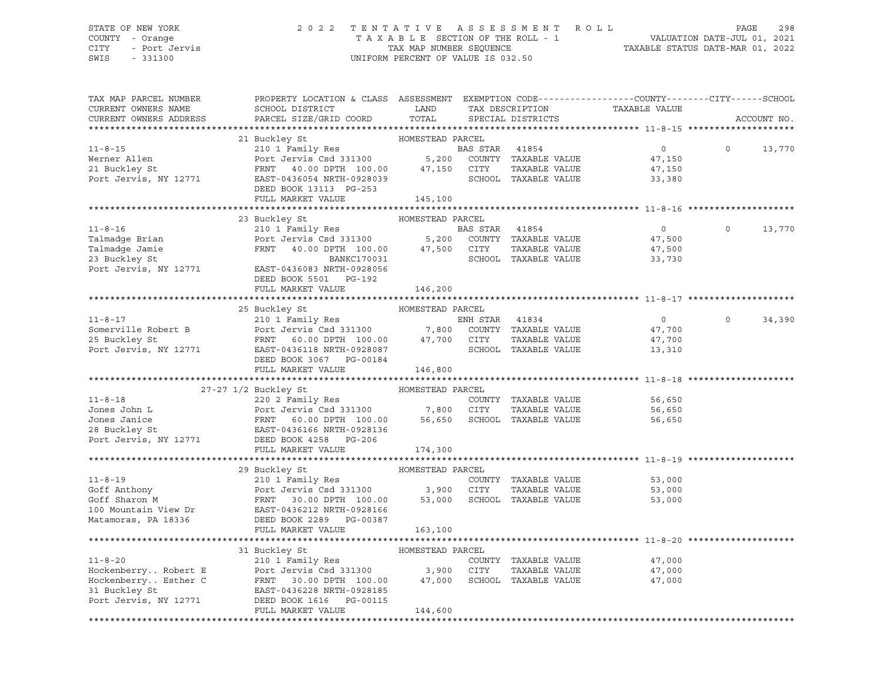STATE OF NEW YORK — 2022 TENTATIVE ASSESSMENT ROLL — PAGE 298
COUNTY - Orange — TAXABLE SECTION OF THE ROLL - 1 — VALUATION DATE-JUL 01, 2021
CITY - Port Jervis — TAX MAP NUMBER SEQUENCE — TAXABLE STATUS DATE-MAR 01, 2022
SWIS - 331300 — UNIFORM PERCENT OF VALUE IS 032.50

| TAX MAP PARCEL NUMBER / CURRENT OWNERS NAME / CURRENT OWNERS ADDRESS | PROPERTY LOCATION & CLASS / SCHOOL DISTRICT / PARCEL SIZE/GRID COORD | ASSESSMENT LAND / TOTAL | EXEMPTION CODE / TAX DESCRIPTION / SPECIAL DISTRICTS | COUNTY TAXABLE VALUE | CITY | SCHOOL / ACCOUNT NO. |
|---|---|---|---|---|---|---|
| **11-8-15** | 21 Buckley St — HOMESTEAD PARCEL | | | | | |
| Werner Allen | 210 1 Family Res | | BAS STAR 41854 | 0 | 0 | 13,770 |
| 21 Buckley St | Port Jervis Csd 331300 | 5,200 | COUNTY TAXABLE VALUE | 47,150 | | |
| Port Jervis, NY 12771 | FRNT 40.00 DPTH 100.00 | 47,150 | CITY TAXABLE VALUE | 47,150 | | |
| | EAST-0436054 NRTH-0928039 | | SCHOOL TAXABLE VALUE | 33,380 | | |
| | DEED BOOK 13113 PG-253 | | | | | |
| | FULL MARKET VALUE | 145,100 | | | | |
| **11-8-16** | 23 Buckley St — HOMESTEAD PARCEL | | | | | |
| Talmadge Brian | 210 1 Family Res | | BAS STAR 41854 | 0 | 0 | 13,770 |
| Talmadge Jamie | Port Jervis Csd 331300 | 5,200 | COUNTY TAXABLE VALUE | 47,500 | | |
| 23 Buckley St | FRNT 40.00 DPTH 100.00 | 47,500 | CITY TAXABLE VALUE | 47,500 | | |
| Port Jervis, NY 12771 | BANKC170031 | | SCHOOL TAXABLE VALUE | 33,730 | | |
| | EAST-0436083 NRTH-0928056 | | | | | |
| | DEED BOOK 5501 PG-192 | | | | | |
| | FULL MARKET VALUE | 146,200 | | | | |
| **11-8-17** | 25 Buckley St — HOMESTEAD PARCEL | | | | | |
| Somerville Robert B | 210 1 Family Res | | ENH STAR 41834 | 0 | 0 | 34,390 |
| 25 Buckley St | Port Jervis Csd 331300 | 7,800 | COUNTY TAXABLE VALUE | 47,700 | | |
| Port Jervis, NY 12771 | FRNT 60.00 DPTH 100.00 | 47,700 | CITY TAXABLE VALUE | 47,700 | | |
| | EAST-0436118 NRTH-0928087 | | SCHOOL TAXABLE VALUE | 13,310 | | |
| | DEED BOOK 3067 PG-00184 | | | | | |
| | FULL MARKET VALUE | 146,800 | | | | |
| **11-8-18** | 27-27 1/2 Buckley St — HOMESTEAD PARCEL | | | | | |
| Jones John L | 220 2 Family Res | | COUNTY TAXABLE VALUE | 56,650 | | |
| Jones Janice | Port Jervis Csd 331300 | 7,800 | CITY TAXABLE VALUE | 56,650 | | |
| 28 Buckley St | FRNT 60.00 DPTH 100.00 | 56,650 | SCHOOL TAXABLE VALUE | 56,650 | | |
| Port Jervis, NY 12771 | EAST-0436166 NRTH-0928136 | | | | | |
| | DEED BOOK 4258 PG-206 | | | | | |
| | FULL MARKET VALUE | 174,300 | | | | |
| **11-8-19** | 29 Buckley St — HOMESTEAD PARCEL | | | | | |
| Goff Anthony | 210 1 Family Res | | COUNTY TAXABLE VALUE | 53,000 | | |
| Goff Sharon M | Port Jervis Csd 331300 | 3,900 | CITY TAXABLE VALUE | 53,000 | | |
| 100 Mountain View Dr | FRNT 30.00 DPTH 100.00 | 53,000 | SCHOOL TAXABLE VALUE | 53,000 | | |
| Matamoras, PA 18336 | EAST-0436212 NRTH-0928166 | | | | | |
| | DEED BOOK 2289 PG-00387 | | | | | |
| | FULL MARKET VALUE | 163,100 | | | | |
| **11-8-20** | 31 Buckley St — HOMESTEAD PARCEL | | | | | |
| Hockenberry.. Robert E | 210 1 Family Res | | COUNTY TAXABLE VALUE | 47,000 | | |
| Hockenberry.. Esther C | Port Jervis Csd 331300 | 3,900 | CITY TAXABLE VALUE | 47,000 | | |
| 31 Buckley St | FRNT 30.00 DPTH 100.00 | 47,000 | SCHOOL TAXABLE VALUE | 47,000 | | |
| Port Jervis, NY 12771 | EAST-0436228 NRTH-0928185 | | | | | |
| | DEED BOOK 1616 PG-00115 | | | | | |
| | FULL MARKET VALUE | 144,600 | | | | |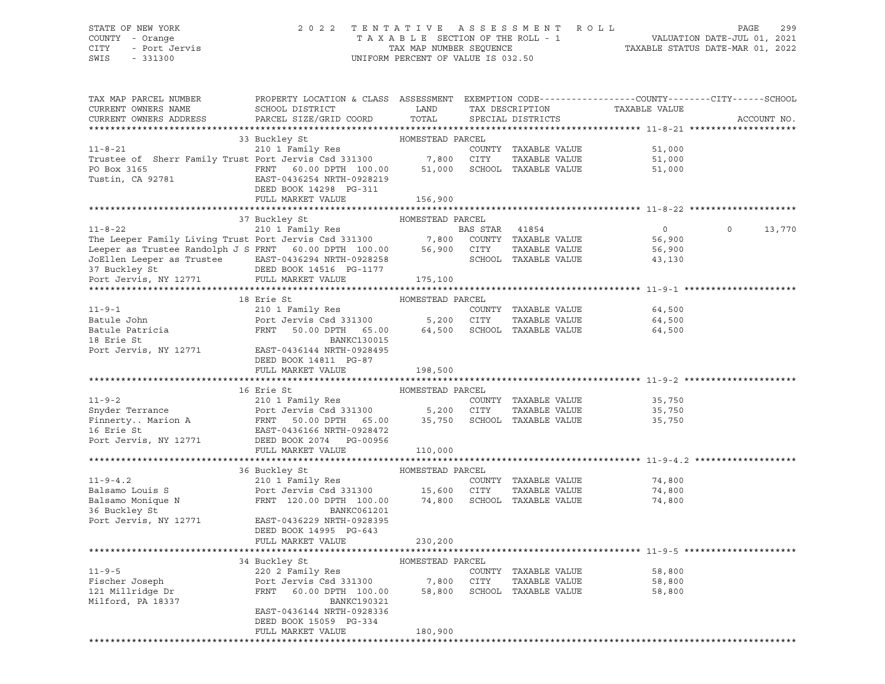STATE OF NEW YORK | COUNTY - Orange | CITY - Port Jervis | SWIS - 331300

2022 TENTATIVE ASSESSMENT ROLL
TAXABLE SECTION OF THE ROLL - 1
TAX MAP NUMBER SEQUENCE
UNIFORM PERCENT OF VALUE IS 032.50

VALUATION DATE-JUL 01, 2021
TAXABLE STATUS DATE-MAR 01, 2022

| TAX MAP PARCEL NUMBER / CURRENT OWNERS NAME / CURRENT OWNERS ADDRESS | PROPERTY LOCATION & CLASS / SCHOOL DISTRICT / PARCEL SIZE/GRID COORD | ASSESSMENT LAND | TOTAL | EXEMPTION CODE / TAX DESCRIPTION / SPECIAL DISTRICTS | COUNTY TAXABLE VALUE | CITY | SCHOOL | ACCOUNT NO. |
|---|---|---|---|---|---|---|---|---|
| **11-8-21** | 33 Buckley St — HOMESTEAD PARCEL | | | | | | | |
| 11-8-21 | 210 1 Family Res | | | COUNTY TAXABLE VALUE | 51,000 | | | |
| Trustee of Sherr Family Trust | Port Jervis Csd 331300 | 7,800 | | CITY TAXABLE VALUE | 51,000 | | | |
| PO Box 3165 | FRNT 60.00 DPTH 100.00 | | 51,000 | SCHOOL TAXABLE VALUE | 51,000 | | | |
| Tustin, CA 92781 | EAST-0436254 NRTH-0928219 | | | | | | | |
| | DEED BOOK 14298 PG-311 | | | | | | | |
| | FULL MARKET VALUE | | 156,900 | | | | | |
| **11-8-22** | 37 Buckley St — HOMESTEAD PARCEL | | | | | | | |
| 11-8-22 | 210 1 Family Res | | | BAS STAR 41854 | 0 | 0 | 13,770 | |
| The Leeper Family Living Trust | Port Jervis Csd 331300 | 7,800 | | COUNTY TAXABLE VALUE | 56,900 | | | |
| Leeper as Trustee Randolph J S | FRNT 60.00 DPTH 100.00 | | 56,900 | CITY TAXABLE VALUE | 56,900 | | | |
| JoEllen Leeper as Trustee | EAST-0436294 NRTH-0928258 | | | SCHOOL TAXABLE VALUE | 43,130 | | | |
| 37 Buckley St | DEED BOOK 14516 PG-1177 | | | | | | | |
| Port Jervis, NY 12771 | FULL MARKET VALUE | | 175,100 | | | | | |
| **11-9-1** | 18 Erie St — HOMESTEAD PARCEL | | | | | | | |
| 11-9-1 | 210 1 Family Res | | | COUNTY TAXABLE VALUE | 64,500 | | | |
| Batule John | Port Jervis Csd 331300 | 5,200 | | CITY TAXABLE VALUE | 64,500 | | | |
| Batule Patricia | FRNT 50.00 DPTH 65.00 | | 64,500 | SCHOOL TAXABLE VALUE | 64,500 | | | |
| 18 Erie St | BANKC130015 | | | | | | | |
| Port Jervis, NY 12771 | EAST-0436144 NRTH-0928495 | | | | | | | |
| | DEED BOOK 14811 PG-87 | | | | | | | |
| | FULL MARKET VALUE | | 198,500 | | | | | |
| **11-9-2** | 16 Erie St — HOMESTEAD PARCEL | | | | | | | |
| 11-9-2 | 210 1 Family Res | | | COUNTY TAXABLE VALUE | 35,750 | | | |
| Snyder Terrance | Port Jervis Csd 331300 | 5,200 | | CITY TAXABLE VALUE | 35,750 | | | |
| Finnerty.. Marion A | FRNT 50.00 DPTH 65.00 | | 35,750 | SCHOOL TAXABLE VALUE | 35,750 | | | |
| 16 Erie St | EAST-0436166 NRTH-0928472 | | | | | | | |
| Port Jervis, NY 12771 | DEED BOOK 2074 PG-00956 | | | | | | | |
| | FULL MARKET VALUE | | 110,000 | | | | | |
| **11-9-4.2** | 36 Buckley St — HOMESTEAD PARCEL | | | | | | | |
| 11-9-4.2 | 210 1 Family Res | | | COUNTY TAXABLE VALUE | 74,800 | | | |
| Balsamo Louis S | Port Jervis Csd 331300 | 15,600 | | CITY TAXABLE VALUE | 74,800 | | | |
| Balsamo Monique N | FRNT 120.00 DPTH 100.00 | | 74,800 | SCHOOL TAXABLE VALUE | 74,800 | | | |
| 36 Buckley St | BANKC061201 | | | | | | | |
| Port Jervis, NY 12771 | EAST-0436229 NRTH-0928395 | | | | | | | |
| | DEED BOOK 14995 PG-643 | | | | | | | |
| | FULL MARKET VALUE | | 230,200 | | | | | |
| **11-9-5** | 34 Buckley St — HOMESTEAD PARCEL | | | | | | | |
| 11-9-5 | 220 2 Family Res | | | COUNTY TAXABLE VALUE | 58,800 | | | |
| Fischer Joseph | Port Jervis Csd 331300 | 7,800 | | CITY TAXABLE VALUE | 58,800 | | | |
| 121 Millridge Dr | FRNT 60.00 DPTH 100.00 | | 58,800 | SCHOOL TAXABLE VALUE | 58,800 | | | |
| Milford, PA 18337 | BANKC190321 | | | | | | | |
| | EAST-0436144 NRTH-0928336 | | | | | | | |
| | DEED BOOK 15059 PG-334 | | | | | | | |
| | FULL MARKET VALUE | | 180,900 | | | | | |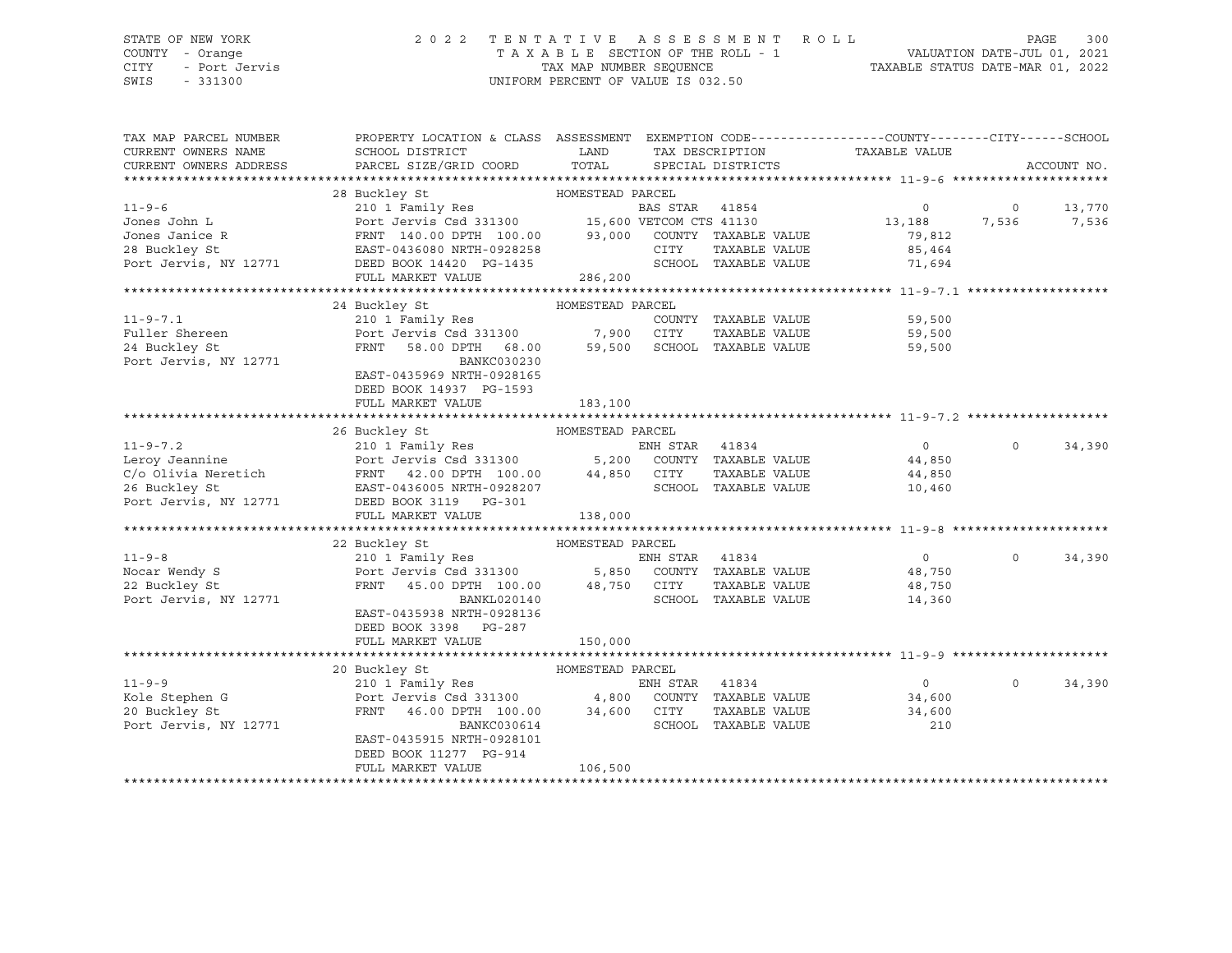STATE OF NEW YORK — 2022 TENTATIVE ASSESSMENT ROLL — PAGE 300
COUNTY - Orange — TAXABLE SECTION OF THE ROLL - 1 — VALUATION DATE-JUL 01, 2021
CITY - Port Jervis — TAX MAP NUMBER SEQUENCE — TAXABLE STATUS DATE-MAR 01, 2022
SWIS - 331300 — UNIFORM PERCENT OF VALUE IS 032.50

```
TAX MAP PARCEL NUMBER    PROPERTY LOCATION & CLASS  ASSESSMENT  EXEMPTION CODE------------------COUNTY--------CITY------SCHOOL
CURRENT OWNERS NAME      SCHOOL DISTRICT               LAND      TAX DESCRIPTION            TAXABLE VALUE
CURRENT OWNERS ADDRESS   PARCEL SIZE/GRID COORD        TOTAL     SPECIAL DISTRICTS                                  ACCOUNT NO.
******************************************************************************************************* 11-9-6 *********************
                         28 Buckley St                 HOMESTEAD PARCEL
11-9-6                   210 1 Family Res                        BAS STAR  41854              0            0      13,770
Jones John L             Port Jervis Csd 331300     15,600 VETCOM CTS 41130              13,188        7,536       7,536
Jones Janice R           FRNT 140.00 DPTH 100.00    93,000    COUNTY  TAXABLE VALUE        79,812
28 Buckley St            EAST-0436080 NRTH-0928258            CITY    TAXABLE VALUE        85,464
Port Jervis, NY 12771    DEED BOOK 14420  PG-1435             SCHOOL  TAXABLE VALUE        71,694
                         FULL MARKET VALUE          286,200
******************************************************************************************************* 11-9-7.1 *******************
                         24 Buckley St                 HOMESTEAD PARCEL
11-9-7.1                 210 1 Family Res                        COUNTY  TAXABLE VALUE        59,500
Fuller Shereen           Port Jervis Csd 331300      7,900    CITY    TAXABLE VALUE        59,500
24 Buckley St            FRNT  58.00 DPTH  68.00    59,500    SCHOOL  TAXABLE VALUE        59,500
Port Jervis, NY 12771                 BANKC030230
                         EAST-0435969 NRTH-0928165
                         DEED BOOK 14937  PG-1593
                         FULL MARKET VALUE          183,100
******************************************************************************************************* 11-9-7.2 *******************
                         26 Buckley St                 HOMESTEAD PARCEL
11-9-7.2                 210 1 Family Res                        ENH STAR  41834              0            0      34,390
Leroy Jeannine           Port Jervis Csd 331300      5,200    COUNTY  TAXABLE VALUE        44,850
C/o Olivia Neretich      FRNT  42.00 DPTH 100.00    44,850    CITY    TAXABLE VALUE        44,850
26 Buckley St            EAST-0436005 NRTH-0928207            SCHOOL  TAXABLE VALUE        10,460
Port Jervis, NY 12771    DEED BOOK 3119   PG-301
                         FULL MARKET VALUE          138,000
******************************************************************************************************* 11-9-8 *********************
                         22 Buckley St                 HOMESTEAD PARCEL
11-9-8                   210 1 Family Res                        ENH STAR  41834              0            0      34,390
Nocar Wendy S            Port Jervis Csd 331300      5,850    COUNTY  TAXABLE VALUE        48,750
22 Buckley St            FRNT  45.00 DPTH 100.00    48,750    CITY    TAXABLE VALUE        48,750
Port Jervis, NY 12771                 BANKL020140             SCHOOL  TAXABLE VALUE        14,360
                         EAST-0435938 NRTH-0928136
                         DEED BOOK 3398   PG-287
                         FULL MARKET VALUE          150,000
******************************************************************************************************* 11-9-9 *********************
                         20 Buckley St                 HOMESTEAD PARCEL
11-9-9                   210 1 Family Res                        ENH STAR  41834              0            0      34,390
Kole Stephen G           Port Jervis Csd 331300      4,800    COUNTY  TAXABLE VALUE        34,600
20 Buckley St            FRNT  46.00 DPTH 100.00    34,600    CITY    TAXABLE VALUE        34,600
Port Jervis, NY 12771                 BANKC030614             SCHOOL  TAXABLE VALUE           210
                         EAST-0435915 NRTH-0928101
                         DEED BOOK 11277  PG-914
                         FULL MARKET VALUE          106,500
************************************************************************************************************************************
```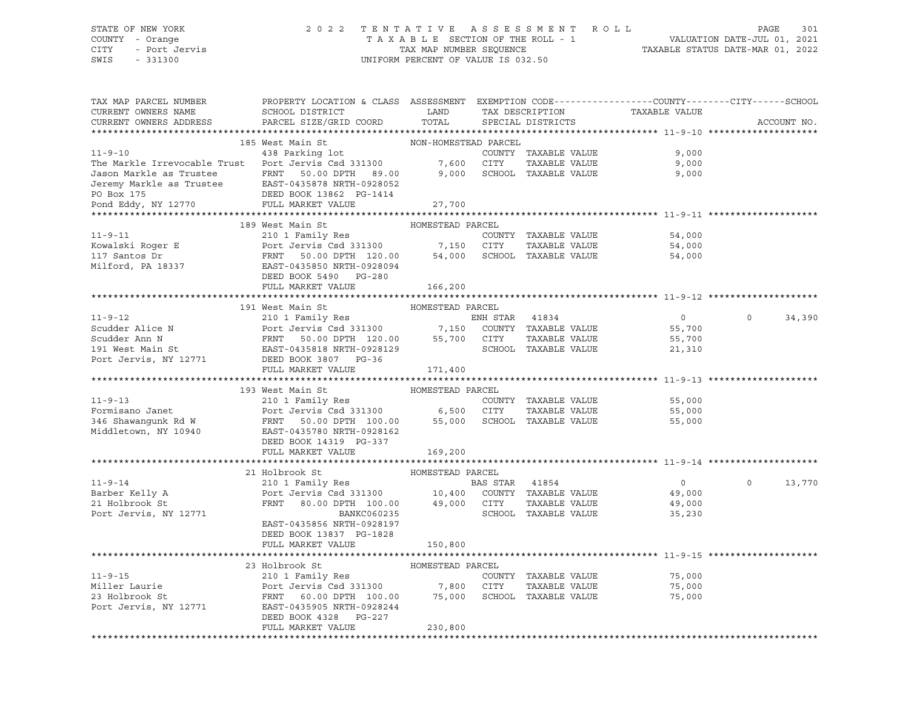STATE OF NEW YORK — 2022 TENTATIVE ASSESSMENT ROLL
COUNTY - Orange — TAXABLE SECTION OF THE ROLL - 1 — VALUATION DATE-JUL 01, 2021
CITY - Port Jervis — TAX MAP NUMBER SEQUENCE — TAXABLE STATUS DATE-MAR 01, 2022
SWIS - 331300 — UNIFORM PERCENT OF VALUE IS 032.50

| TAX MAP PARCEL NUMBER / CURRENT OWNERS NAME / CURRENT OWNERS ADDRESS | PROPERTY LOCATION & CLASS / SCHOOL DISTRICT / PARCEL SIZE/GRID COORD | ASSESSMENT LAND | ASSESSMENT TOTAL | EXEMPTION CODE / TAX DESCRIPTION / SPECIAL DISTRICTS | COUNTY / CITY TAXABLE VALUE | SCHOOL | ACCOUNT NO. |
|---|---|---|---|---|---|---|---|
| **11-9-10** | 185 West Main St — NON-HOMESTEAD PARCEL | | | | | | |
| 11-9-10 | 438 Parking lot | | | COUNTY TAXABLE VALUE | 9,000 | | |
| The Markle Irrevocable Trust | Port Jervis Csd 331300 | 7,600 | | CITY TAXABLE VALUE | 9,000 | | |
| Jason Markle as Trustee | FRNT 50.00 DPTH 89.00 | | 9,000 | SCHOOL TAXABLE VALUE | 9,000 | | |
| Jeremy Markle as Trustee | EAST-0435878 NRTH-0928052 | | | | | | |
| PO Box 175 | DEED BOOK 13862 PG-1414 | | | | | | |
| Pond Eddy, NY 12770 | FULL MARKET VALUE | | 27,700 | | | | |
| **11-9-11** | 189 West Main St — HOMESTEAD PARCEL | | | | | | |
| 11-9-11 | 210 1 Family Res | | | COUNTY TAXABLE VALUE | 54,000 | | |
| Kowalski Roger E | Port Jervis Csd 331300 | 7,150 | | CITY TAXABLE VALUE | 54,000 | | |
| 117 Santos Dr | FRNT 50.00 DPTH 120.00 | | 54,000 | SCHOOL TAXABLE VALUE | 54,000 | | |
| Milford, PA 18337 | EAST-0435850 NRTH-0928094 | | | | | | |
| | DEED BOOK 5490 PG-280 | | | | | | |
| | FULL MARKET VALUE | | 166,200 | | | | |
| **11-9-12** | 191 West Main St — HOMESTEAD PARCEL | | | | | | |
| 11-9-12 | 210 1 Family Res | | | ENH STAR 41834 | 0 | 0 | 34,390 |
| Scudder Alice N | Port Jervis Csd 331300 | 7,150 | | COUNTY TAXABLE VALUE | 55,700 | | |
| Scudder Ann N | FRNT 50.00 DPTH 120.00 | | 55,700 | CITY TAXABLE VALUE | 55,700 | | |
| 191 West Main St | EAST-0435818 NRTH-0928129 | | | SCHOOL TAXABLE VALUE | 21,310 | | |
| Port Jervis, NY 12771 | DEED BOOK 3807 PG-36 | | | | | | |
| | FULL MARKET VALUE | | 171,400 | | | | |
| **11-9-13** | 193 West Main St — HOMESTEAD PARCEL | | | | | | |
| 11-9-13 | 210 1 Family Res | | | COUNTY TAXABLE VALUE | 55,000 | | |
| Formisano Janet | Port Jervis Csd 331300 | 6,500 | | CITY TAXABLE VALUE | 55,000 | | |
| 346 Shawangunk Rd W | FRNT 50.00 DPTH 100.00 | | 55,000 | SCHOOL TAXABLE VALUE | 55,000 | | |
| Middletown, NY 10940 | EAST-0435780 NRTH-0928162 | | | | | | |
| | DEED BOOK 14319 PG-337 | | | | | | |
| | FULL MARKET VALUE | | 169,200 | | | | |
| **11-9-14** | 21 Holbrook St — HOMESTEAD PARCEL | | | | | | |
| 11-9-14 | 210 1 Family Res | | | BAS STAR 41854 | 0 | 0 | 13,770 |
| Barber Kelly A | Port Jervis Csd 331300 | 10,400 | | COUNTY TAXABLE VALUE | 49,000 | | |
| 21 Holbrook St | FRNT 80.00 DPTH 100.00 | | 49,000 | CITY TAXABLE VALUE | 49,000 | | |
| Port Jervis, NY 12771 | BANKC060235 | | | SCHOOL TAXABLE VALUE | 35,230 | | |
| | EAST-0435856 NRTH-0928197 | | | | | | |
| | DEED BOOK 13837 PG-1828 | | | | | | |
| | FULL MARKET VALUE | | 150,800 | | | | |
| **11-9-15** | 23 Holbrook St — HOMESTEAD PARCEL | | | | | | |
| 11-9-15 | 210 1 Family Res | | | COUNTY TAXABLE VALUE | 75,000 | | |
| Miller Laurie | Port Jervis Csd 331300 | 7,800 | | CITY TAXABLE VALUE | 75,000 | | |
| 23 Holbrook St | FRNT 60.00 DPTH 100.00 | | 75,000 | SCHOOL TAXABLE VALUE | 75,000 | | |
| Port Jervis, NY 12771 | EAST-0435905 NRTH-0928244 | | | | | | |
| | DEED BOOK 4328 PG-227 | | | | | | |
| | FULL MARKET VALUE | | 230,800 | | | | |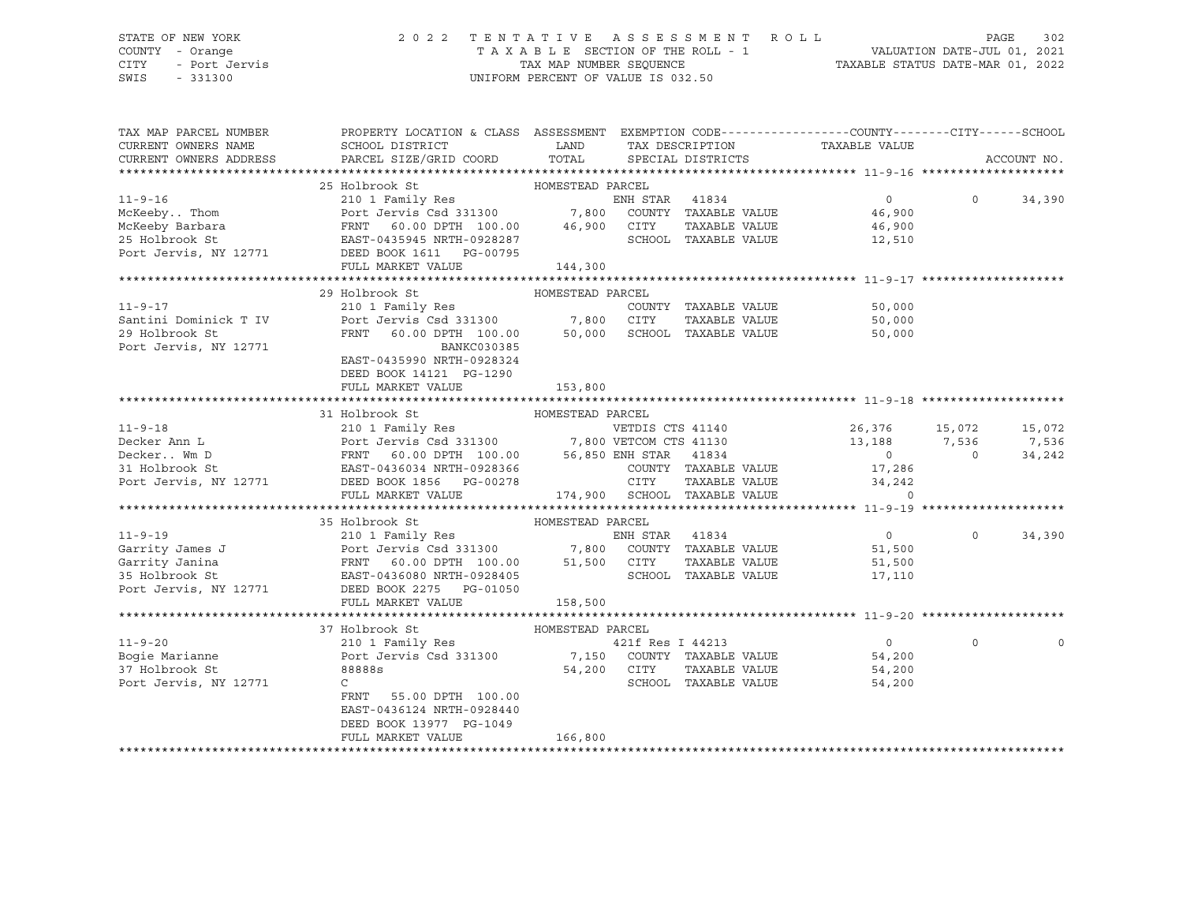STATE OF NEW YORK — COUNTY - Orange — CITY - Port Jervis — SWIS - 331300

2 0 2 2 T E N T A T I V E A S S E S S M E N T R O L L
T A X A B L E SECTION OF THE ROLL - 1
TAX MAP NUMBER SEQUENCE
UNIFORM PERCENT OF VALUE IS 032.50

VALUATION DATE-JUL 01, 2021
TAXABLE STATUS DATE-MAR 01, 2022

| TAX MAP PARCEL NUMBER / CURRENT OWNERS NAME / CURRENT OWNERS ADDRESS | PROPERTY LOCATION & CLASS / SCHOOL DISTRICT / PARCEL SIZE/GRID COORD | ASSESSMENT LAND / TOTAL | EXEMPTION CODE / TAX DESCRIPTION / SPECIAL DISTRICTS | COUNTY TAXABLE VALUE | CITY | SCHOOL ACCOUNT NO. |
|---|---|---|---|---|---|---|
| | 25 Holbrook St | HOMESTEAD PARCEL | | | | |
| 11-9-16 | 210 1 Family Res | | ENH STAR 41834 | 0 | 0 | 34,390 |
| McKeeby.. Thom | Port Jervis Csd 331300 | 7,800 | COUNTY TAXABLE VALUE | 46,900 | | |
| McKeeby Barbara | FRNT 60.00 DPTH 100.00 | 46,900 | CITY TAXABLE VALUE | 46,900 | | |
| 25 Holbrook St | EAST-0435945 NRTH-0928287 | | SCHOOL TAXABLE VALUE | 12,510 | | |
| Port Jervis, NY 12771 | DEED BOOK 1611 PG-00795 | | | | | |
| | FULL MARKET VALUE | 144,300 | | | | |
| | 29 Holbrook St | HOMESTEAD PARCEL | | | | |
| 11-9-17 | 210 1 Family Res | | COUNTY TAXABLE VALUE | 50,000 | | |
| Santini Dominick T IV | Port Jervis Csd 331300 | 7,800 | CITY TAXABLE VALUE | 50,000 | | |
| 29 Holbrook St | FRNT 60.00 DPTH 100.00 | 50,000 | SCHOOL TAXABLE VALUE | 50,000 | | |
| Port Jervis, NY 12771 | BANKC030385 | | | | | |
| | EAST-0435990 NRTH-0928324 | | | | | |
| | DEED BOOK 14121 PG-1290 | | | | | |
| | FULL MARKET VALUE | 153,800 | | | | |
| | 31 Holbrook St | HOMESTEAD PARCEL | | | | |
| 11-9-18 | 210 1 Family Res | | VETDIS CTS 41140 | 26,376 | 15,072 | 15,072 |
| Decker Ann L | Port Jervis Csd 331300 | 7,800 | VETCOM CTS 41130 | 13,188 | 7,536 | 7,536 |
| Decker.. Wm D | FRNT 60.00 DPTH 100.00 | 56,850 | ENH STAR 41834 | 0 | 0 | 34,242 |
| 31 Holbrook St | EAST-0436034 NRTH-0928366 | | COUNTY TAXABLE VALUE | 17,286 | | |
| Port Jervis, NY 12771 | DEED BOOK 1856 PG-00278 | | CITY TAXABLE VALUE | 34,242 | | |
| | FULL MARKET VALUE | 174,900 | SCHOOL TAXABLE VALUE | 0 | | |
| | 35 Holbrook St | HOMESTEAD PARCEL | | | | |
| 11-9-19 | 210 1 Family Res | | ENH STAR 41834 | 0 | 0 | 34,390 |
| Garrity James J | Port Jervis Csd 331300 | 7,800 | COUNTY TAXABLE VALUE | 51,500 | | |
| Garrity Janina | FRNT 60.00 DPTH 100.00 | 51,500 | CITY TAXABLE VALUE | 51,500 | | |
| 35 Holbrook St | EAST-0436080 NRTH-0928405 | | SCHOOL TAXABLE VALUE | 17,110 | | |
| Port Jervis, NY 12771 | DEED BOOK 2275 PG-01050 | | | | | |
| | FULL MARKET VALUE | 158,500 | | | | |
| | 37 Holbrook St | HOMESTEAD PARCEL | | | | |
| 11-9-20 | 210 1 Family Res | | 421f Res I 44213 | 0 | 0 | 0 |
| Bogie Marianne | Port Jervis Csd 331300 | 7,150 | COUNTY TAXABLE VALUE | 54,200 | | |
| 37 Holbrook St | 88888s | 54,200 | CITY TAXABLE VALUE | 54,200 | | |
| Port Jervis, NY 12771 | C | | SCHOOL TAXABLE VALUE | 54,200 | | |
| | FRNT 55.00 DPTH 100.00 | | | | | |
| | EAST-0436124 NRTH-0928440 | | | | | |
| | DEED BOOK 13977 PG-1049 | | | | | |
| | FULL MARKET VALUE | 166,800 | | | | |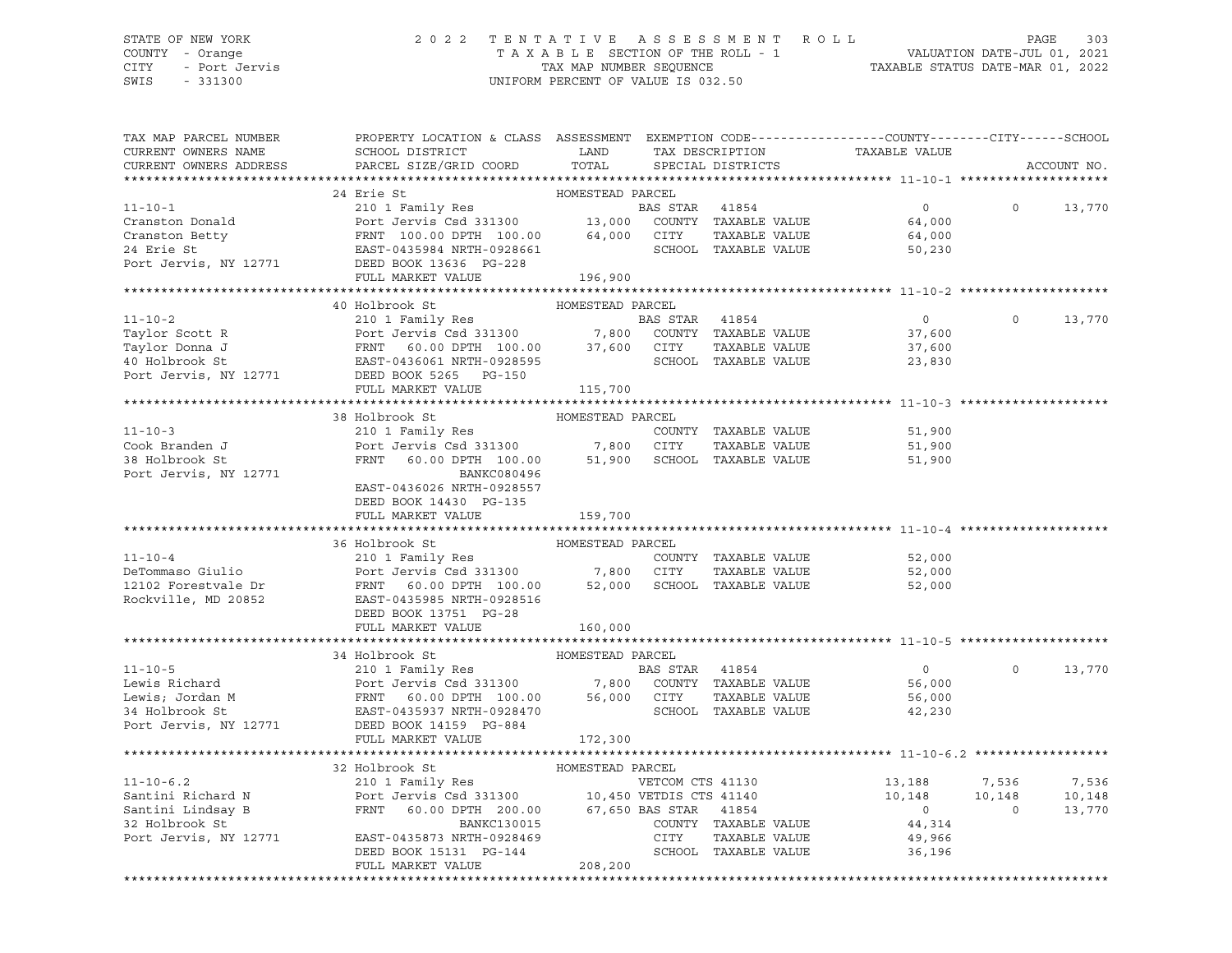STATE OF NEW YORK — COUNTY - Orange — CITY - Port Jervis — SWIS - 331300

2022 TENTATIVE ASSESSMENT ROLL
TAXABLE SECTION OF THE ROLL - 1
TAX MAP NUMBER SEQUENCE
UNIFORM PERCENT OF VALUE IS 032.50

VALUATION DATE-JUL 01, 2021
TAXABLE STATUS DATE-MAR 01, 2022

| TAX MAP PARCEL NUMBER / CURRENT OWNERS NAME / CURRENT OWNERS ADDRESS | PROPERTY LOCATION & CLASS / SCHOOL DISTRICT / PARCEL SIZE/GRID COORD | ASSESSMENT LAND / TOTAL | EXEMPTION CODE / TAX DESCRIPTION / SPECIAL DISTRICTS | COUNTY TAXABLE VALUE | CITY | SCHOOL | ACCOUNT NO. |
|---|---|---|---|---|---|---|---|
| **11-10-1** | 24 Erie St — HOMESTEAD PARCEL | | | | | | |
| 11-10-1 | 210 1 Family Res | | BAS STAR 41854 | 0 | 0 | 13,770 | |
| Cranston Donald | Port Jervis Csd 331300 | 13,000 | COUNTY TAXABLE VALUE | 64,000 | | | |
| Cranston Betty | FRNT 100.00 DPTH 100.00 | 64,000 | CITY TAXABLE VALUE | 64,000 | | | |
| 24 Erie St | EAST-0435984 NRTH-0928661 | | SCHOOL TAXABLE VALUE | 50,230 | | | |
| Port Jervis, NY 12771 | DEED BOOK 13636 PG-228 | | | | | | |
| | FULL MARKET VALUE | 196,900 | | | | | |
| **11-10-2** | 40 Holbrook St — HOMESTEAD PARCEL | | | | | | |
| 11-10-2 | 210 1 Family Res | | BAS STAR 41854 | 0 | 0 | 13,770 | |
| Taylor Scott R | Port Jervis Csd 331300 | 7,800 | COUNTY TAXABLE VALUE | 37,600 | | | |
| Taylor Donna J | FRNT 60.00 DPTH 100.00 | 37,600 | CITY TAXABLE VALUE | 37,600 | | | |
| 40 Holbrook St | EAST-0436061 NRTH-0928595 | | SCHOOL TAXABLE VALUE | 23,830 | | | |
| Port Jervis, NY 12771 | DEED BOOK 5265 PG-150 | | | | | | |
| | FULL MARKET VALUE | 115,700 | | | | | |
| **11-10-3** | 38 Holbrook St — HOMESTEAD PARCEL | | | | | | |
| 11-10-3 | 210 1 Family Res | | COUNTY TAXABLE VALUE | 51,900 | | | |
| Cook Branden J | Port Jervis Csd 331300 | 7,800 | CITY TAXABLE VALUE | 51,900 | | | |
| 38 Holbrook St | FRNT 60.00 DPTH 100.00 | 51,900 | SCHOOL TAXABLE VALUE | 51,900 | | | |
| Port Jervis, NY 12771 | BANKC080496 | | | | | | |
| | EAST-0436026 NRTH-0928557 | | | | | | |
| | DEED BOOK 14430 PG-135 | | | | | | |
| | FULL MARKET VALUE | 159,700 | | | | | |
| **11-10-4** | 36 Holbrook St — HOMESTEAD PARCEL | | | | | | |
| 11-10-4 | 210 1 Family Res | | COUNTY TAXABLE VALUE | 52,000 | | | |
| DeTommaso Giulio | Port Jervis Csd 331300 | 7,800 | CITY TAXABLE VALUE | 52,000 | | | |
| 12102 Forestvale Dr | FRNT 60.00 DPTH 100.00 | 52,000 | SCHOOL TAXABLE VALUE | 52,000 | | | |
| Rockville, MD 20852 | EAST-0435985 NRTH-0928516 | | | | | | |
| | DEED BOOK 13751 PG-28 | | | | | | |
| | FULL MARKET VALUE | 160,000 | | | | | |
| **11-10-5** | 34 Holbrook St — HOMESTEAD PARCEL | | | | | | |
| 11-10-5 | 210 1 Family Res | | BAS STAR 41854 | 0 | 0 | 13,770 | |
| Lewis Richard | Port Jervis Csd 331300 | 7,800 | COUNTY TAXABLE VALUE | 56,000 | | | |
| Lewis; Jordan M | FRNT 60.00 DPTH 100.00 | 56,000 | CITY TAXABLE VALUE | 56,000 | | | |
| 34 Holbrook St | EAST-0435937 NRTH-0928470 | | SCHOOL TAXABLE VALUE | 42,230 | | | |
| Port Jervis, NY 12771 | DEED BOOK 14159 PG-884 | | | | | | |
| | FULL MARKET VALUE | 172,300 | | | | | |
| **11-10-6.2** | 32 Holbrook St — HOMESTEAD PARCEL | | | | | | |
| 11-10-6.2 | 210 1 Family Res | | VETCOM CTS 41130 | 13,188 | 7,536 | 7,536 | |
| Santini Richard N | Port Jervis Csd 331300 | 10,450 | VETDIS CTS 41140 | 10,148 | 10,148 | 10,148 | |
| Santini Lindsay B | FRNT 60.00 DPTH 200.00 | 67,650 | BAS STAR 41854 | 0 | 0 | 13,770 | |
| 32 Holbrook St | BANKC130015 | | COUNTY TAXABLE VALUE | 44,314 | | | |
| Port Jervis, NY 12771 | EAST-0435873 NRTH-0928469 | | CITY TAXABLE VALUE | 49,966 | | | |
| | DEED BOOK 15131 PG-144 | | SCHOOL TAXABLE VALUE | 36,196 | | | |
| | FULL MARKET VALUE | 208,200 | | | | | |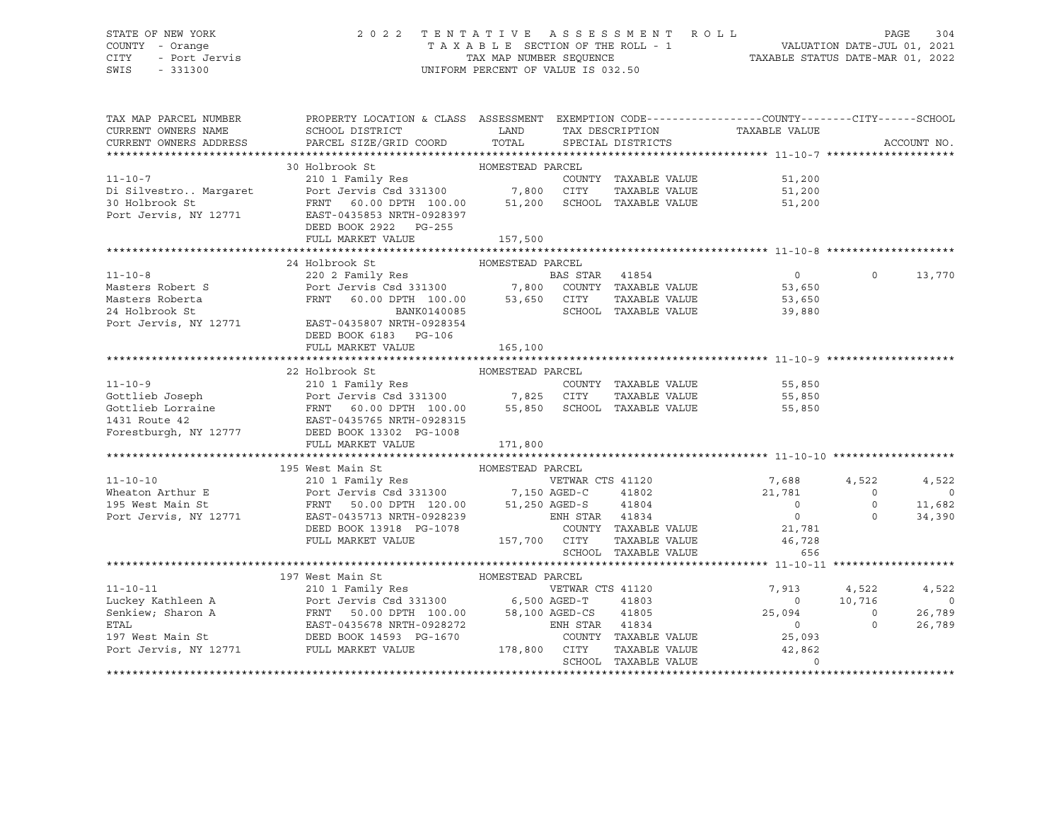STATE OF NEW YORK
COUNTY - Orange
CITY - Port Jervis
SWIS - 331300

2022 TENTATIVE ASSESSMENT ROLL
TAXABLE SECTION OF THE ROLL - 1
TAX MAP NUMBER SEQUENCE
UNIFORM PERCENT OF VALUE IS 032.50

VALUATION DATE-JUL 01, 2021
TAXABLE STATUS DATE-MAR 01, 2022

```
TAX MAP PARCEL NUMBER     PROPERTY LOCATION & CLASS  ASSESSMENT  EXEMPTION CODE------------------COUNTY--------CITY------SCHOOL
CURRENT OWNERS NAME       SCHOOL DISTRICT               LAND      TAX DESCRIPTION            TAXABLE VALUE
CURRENT OWNERS ADDRESS    PARCEL SIZE/GRID COORD        TOTAL     SPECIAL DISTRICTS                                    ACCOUNT NO.
******************************************************************************************************* 11-10-7 ********************
                    30 Holbrook St                  HOMESTEAD PARCEL
11-10-7                   210 1 Family Res                        COUNTY  TAXABLE VALUE          51,200
Di Silvestro.. Margaret   Port Jervis Csd 331300        7,800    CITY    TAXABLE VALUE          51,200
30 Holbrook St            FRNT   60.00 DPTH 100.00     51,200    SCHOOL  TAXABLE VALUE          51,200
Port Jervis, NY 12771     EAST-0435853 NRTH-0928397
                          DEED BOOK 2922   PG-255
                          FULL MARKET VALUE           157,500
******************************************************************************************************* 11-10-8 ********************
                    24 Holbrook St                  HOMESTEAD PARCEL
11-10-8                   220 2 Family Res                        BAS STAR  41854                 0              0      13,770
Masters Robert S          Port Jervis Csd 331300        7,800    COUNTY  TAXABLE VALUE          53,650
Masters Roberta           FRNT   60.00 DPTH 100.00     53,650    CITY    TAXABLE VALUE          53,650
24 Holbrook St                           BANK0140085              SCHOOL  TAXABLE VALUE          39,880
Port Jervis, NY 12771     EAST-0435807 NRTH-0928354
                          DEED BOOK 6183   PG-106
                          FULL MARKET VALUE           165,100
******************************************************************************************************* 11-10-9 ********************
                    22 Holbrook St                  HOMESTEAD PARCEL
11-10-9                   210 1 Family Res                        COUNTY  TAXABLE VALUE          55,850
Gottlieb Joseph           Port Jervis Csd 331300        7,825    CITY    TAXABLE VALUE          55,850
Gottlieb Lorraine         FRNT   60.00 DPTH 100.00     55,850    SCHOOL  TAXABLE VALUE          55,850
1431 Route 42             EAST-0435765 NRTH-0928315
Forestburgh, NY 12777     DEED BOOK 13302  PG-1008
                          FULL MARKET VALUE           171,800
******************************************************************************************************* 11-10-10 *******************
                    195 West Main St                HOMESTEAD PARCEL
11-10-10                  210 1 Family Res                        VETWAR CTS 41120             7,688          4,522       4,522
Wheaton Arthur E          Port Jervis Csd 331300        7,150 AGED-C     41802             21,781              0           0
195 West Main St          FRNT   50.00 DPTH 120.00     51,250 AGED-S     41804                  0              0      11,682
Port Jervis, NY 12771     EAST-0435713 NRTH-0928239              ENH STAR   41834                  0              0      34,390
                          DEED BOOK 13918  PG-1078                COUNTY  TAXABLE VALUE          21,781
                          FULL MARKET VALUE           157,700    CITY    TAXABLE VALUE          46,728
                                                                  SCHOOL  TAXABLE VALUE             656
******************************************************************************************************* 11-10-11 *******************
                    197 West Main St                HOMESTEAD PARCEL
11-10-11                  210 1 Family Res                        VETWAR CTS 41120             7,913          4,522       4,522
Luckey Kathleen A         Port Jervis Csd 331300        6,500 AGED-T     41803                  0         10,716           0
Senkiew; Sharon A         FRNT   50.00 DPTH 100.00     58,100 AGED-CS    41805             25,094              0      26,789
ETAL                      EAST-0435678 NRTH-0928272              ENH STAR   41834                  0              0      26,789
197 West Main St          DEED BOOK 14593  PG-1670                COUNTY  TAXABLE VALUE          25,093
Port Jervis, NY 12771     FULL MARKET VALUE           178,800    CITY    TAXABLE VALUE          42,862
                                                                  SCHOOL  TAXABLE VALUE               0
************************************************************************************************************************************
```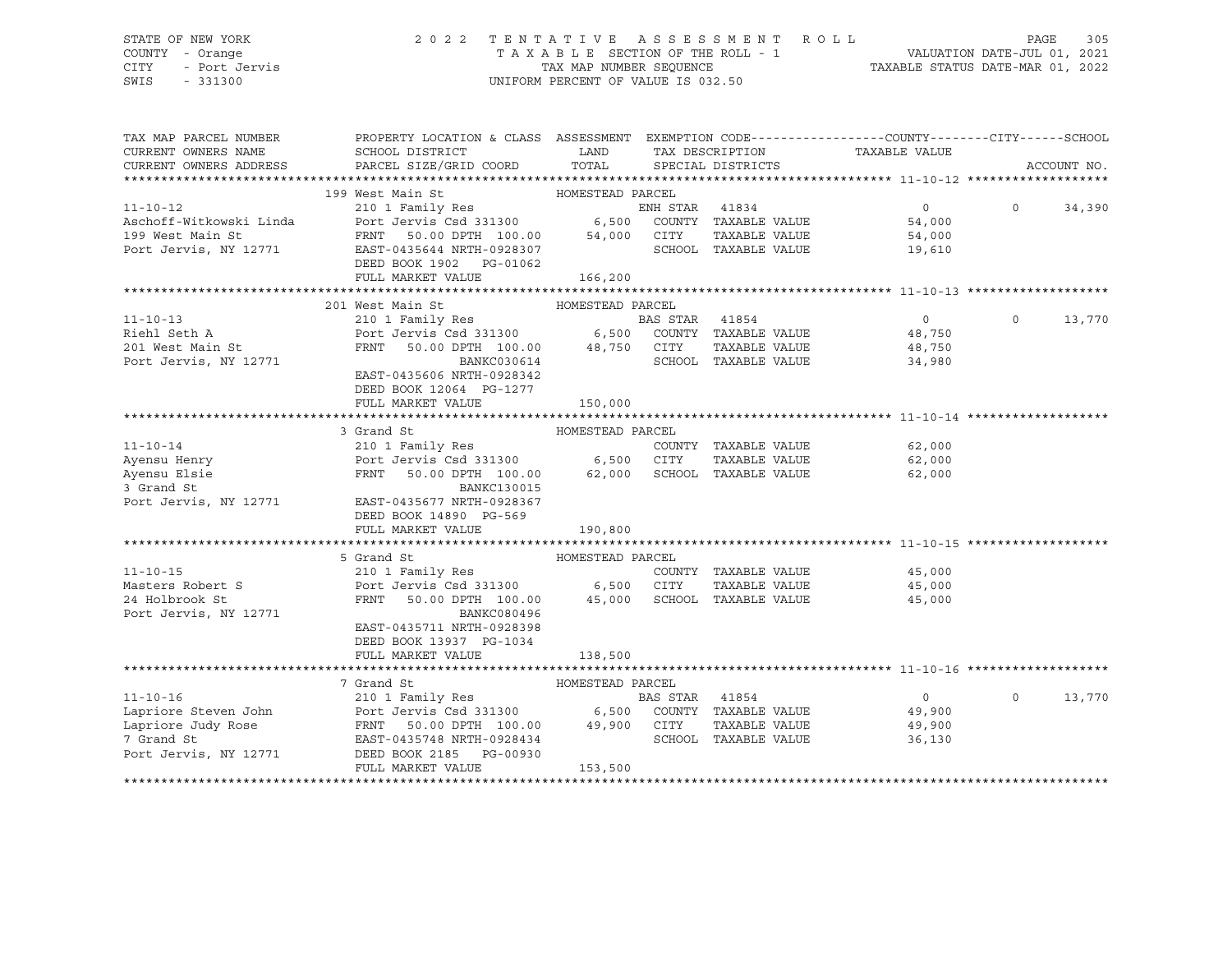STATE OF NEW YORK
COUNTY - Orange
CITY - Port Jervis
SWIS - 331300

2 0 2 2 T E N T A T I V E A S S E S S M E N T R O L L
T A X A B L E SECTION OF THE ROLL - 1
TAX MAP NUMBER SEQUENCE
UNIFORM PERCENT OF VALUE IS 032.50

VALUATION DATE-JUL 01, 2021
TAXABLE STATUS DATE-MAR 01, 2022

| TAX MAP PARCEL NUMBER<br>CURRENT OWNERS NAME<br>CURRENT OWNERS ADDRESS | PROPERTY LOCATION & CLASS<br>SCHOOL DISTRICT<br>PARCEL SIZE/GRID COORD | ASSESSMENT<br>LAND<br>TOTAL | EXEMPTION CODE<br>TAX DESCRIPTION<br>SPECIAL DISTRICTS | COUNTY / CITY<br>TAXABLE VALUE | SCHOOL<br>ACCOUNT NO. |
|---|---|---|---|---|---|
| **11-10-12** | 199 West Main St — HOMESTEAD PARCEL | | | | |
| 11-10-12 | 210 1 Family Res | | ENH STAR 41834 | 0 | 0 34,390 |
| Aschoff-Witkowski Linda | Port Jervis Csd 331300 | 6,500 | COUNTY TAXABLE VALUE | 54,000 | |
| 199 West Main St | FRNT 50.00 DPTH 100.00 | 54,000 | CITY TAXABLE VALUE | 54,000 | |
| Port Jervis, NY 12771 | EAST-0435644 NRTH-0928307 | | SCHOOL TAXABLE VALUE | 19,610 | |
| | DEED BOOK 1902 PG-01062 | | | | |
| | FULL MARKET VALUE | 166,200 | | | |
| **11-10-13** | 201 West Main St — HOMESTEAD PARCEL | | | | |
| 11-10-13 | 210 1 Family Res | | BAS STAR 41854 | 0 | 0 13,770 |
| Riehl Seth A | Port Jervis Csd 331300 | 6,500 | COUNTY TAXABLE VALUE | 48,750 | |
| 201 West Main St | FRNT 50.00 DPTH 100.00 | 48,750 | CITY TAXABLE VALUE | 48,750 | |
| Port Jervis, NY 12771 | BANKC030614 | | SCHOOL TAXABLE VALUE | 34,980 | |
| | EAST-0435606 NRTH-0928342 | | | | |
| | DEED BOOK 12064 PG-1277 | | | | |
| | FULL MARKET VALUE | 150,000 | | | |
| **11-10-14** | 3 Grand St — HOMESTEAD PARCEL | | | | |
| 11-10-14 | 210 1 Family Res | | COUNTY TAXABLE VALUE | 62,000 | |
| Ayensu Henry | Port Jervis Csd 331300 | 6,500 | CITY TAXABLE VALUE | 62,000 | |
| Ayensu Elsie | FRNT 50.00 DPTH 100.00 | 62,000 | SCHOOL TAXABLE VALUE | 62,000 | |
| 3 Grand St | BANKC130015 | | | | |
| Port Jervis, NY 12771 | EAST-0435677 NRTH-0928367 | | | | |
| | DEED BOOK 14890 PG-569 | | | | |
| | FULL MARKET VALUE | 190,800 | | | |
| **11-10-15** | 5 Grand St — HOMESTEAD PARCEL | | | | |
| 11-10-15 | 210 1 Family Res | | COUNTY TAXABLE VALUE | 45,000 | |
| Masters Robert S | Port Jervis Csd 331300 | 6,500 | CITY TAXABLE VALUE | 45,000 | |
| 24 Holbrook St | FRNT 50.00 DPTH 100.00 | 45,000 | SCHOOL TAXABLE VALUE | 45,000 | |
| Port Jervis, NY 12771 | BANKC080496 | | | | |
| | EAST-0435711 NRTH-0928398 | | | | |
| | DEED BOOK 13937 PG-1034 | | | | |
| | FULL MARKET VALUE | 138,500 | | | |
| **11-10-16** | 7 Grand St — HOMESTEAD PARCEL | | | | |
| 11-10-16 | 210 1 Family Res | | BAS STAR 41854 | 0 | 0 13,770 |
| Lapriore Steven John | Port Jervis Csd 331300 | 6,500 | COUNTY TAXABLE VALUE | 49,900 | |
| Lapriore Judy Rose | FRNT 50.00 DPTH 100.00 | 49,900 | CITY TAXABLE VALUE | 49,900 | |
| 7 Grand St | EAST-0435748 NRTH-0928434 | | SCHOOL TAXABLE VALUE | 36,130 | |
| Port Jervis, NY 12771 | DEED BOOK 2185 PG-00930 | | | | |
| | FULL MARKET VALUE | 153,500 | | | |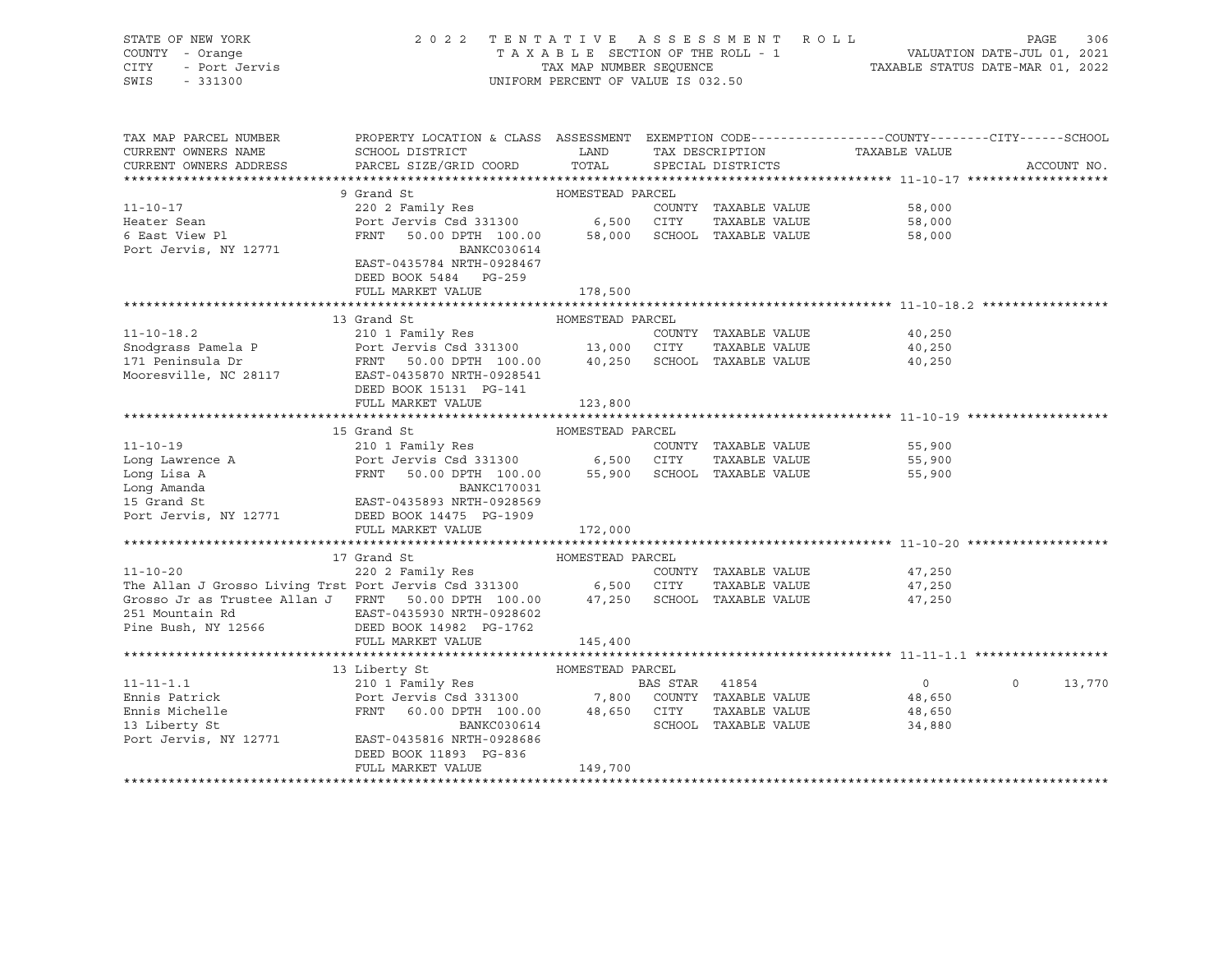STATE OF NEW YORK
COUNTY - Orange
CITY - Port Jervis
SWIS - 331300

2022 TENTATIVE ASSESSMENT ROLL
TAXABLE SECTION OF THE ROLL - 1
TAX MAP NUMBER SEQUENCE
UNIFORM PERCENT OF VALUE IS 032.50

VALUATION DATE-JUL 01, 2021
TAXABLE STATUS DATE-MAR 01, 2022

| TAX MAP PARCEL NUMBER / CURRENT OWNERS NAME / CURRENT OWNERS ADDRESS | PROPERTY LOCATION & CLASS / SCHOOL DISTRICT / PARCEL SIZE/GRID COORD | ASSESSMENT LAND / TOTAL | EXEMPTION CODE / TAX DESCRIPTION / SPECIAL DISTRICTS | COUNTY TAXABLE VALUE | CITY | SCHOOL | ACCOUNT NO. |
|---|---|---|---|---|---|---|---|
| **11-10-17** | 9 Grand St | HOMESTEAD PARCEL | | | | | |
| 11-10-17 | 220 2 Family Res | | COUNTY TAXABLE VALUE | 58,000 | | | |
| Heater Sean | Port Jervis Csd 331300 | 6,500 | CITY TAXABLE VALUE | 58,000 | | | |
| 6 East View Pl | FRNT 50.00 DPTH 100.00 | 58,000 | SCHOOL TAXABLE VALUE | 58,000 | | | |
| Port Jervis, NY 12771 | BANKC030614 | | | | | | |
| | EAST-0435784 NRTH-0928467 | | | | | | |
| | DEED BOOK 5484 PG-259 | | | | | | |
| | FULL MARKET VALUE | 178,500 | | | | | |
| **11-10-18.2** | 13 Grand St | HOMESTEAD PARCEL | | | | | |
| 11-10-18.2 | 210 1 Family Res | | COUNTY TAXABLE VALUE | 40,250 | | | |
| Snodgrass Pamela P | Port Jervis Csd 331300 | 13,000 | CITY TAXABLE VALUE | 40,250 | | | |
| 171 Peninsula Dr | FRNT 50.00 DPTH 100.00 | 40,250 | SCHOOL TAXABLE VALUE | 40,250 | | | |
| Mooresville, NC 28117 | EAST-0435870 NRTH-0928541 | | | | | | |
| | DEED BOOK 15131 PG-141 | | | | | | |
| | FULL MARKET VALUE | 123,800 | | | | | |
| **11-10-19** | 15 Grand St | HOMESTEAD PARCEL | | | | | |
| 11-10-19 | 210 1 Family Res | | COUNTY TAXABLE VALUE | 55,900 | | | |
| Long Lawrence A | Port Jervis Csd 331300 | 6,500 | CITY TAXABLE VALUE | 55,900 | | | |
| Long Lisa A | FRNT 50.00 DPTH 100.00 | 55,900 | SCHOOL TAXABLE VALUE | 55,900 | | | |
| Long Amanda | BANKC170031 | | | | | | |
| 15 Grand St | EAST-0435893 NRTH-0928569 | | | | | | |
| Port Jervis, NY 12771 | DEED BOOK 14475 PG-1909 | | | | | | |
| | FULL MARKET VALUE | 172,000 | | | | | |
| **11-10-20** | 17 Grand St | HOMESTEAD PARCEL | | | | | |
| 11-10-20 | 220 2 Family Res | | COUNTY TAXABLE VALUE | 47,250 | | | |
| The Allan J Grosso Living Trst | Port Jervis Csd 331300 | 6,500 | CITY TAXABLE VALUE | 47,250 | | | |
| Grosso Jr as Trustee Allan J | FRNT 50.00 DPTH 100.00 | 47,250 | SCHOOL TAXABLE VALUE | 47,250 | | | |
| 251 Mountain Rd | EAST-0435930 NRTH-0928602 | | | | | | |
| Pine Bush, NY 12566 | DEED BOOK 14982 PG-1762 | | | | | | |
| | FULL MARKET VALUE | 145,400 | | | | | |
| **11-11-1.1** | 13 Liberty St | HOMESTEAD PARCEL | | | | | |
| 11-11-1.1 | 210 1 Family Res | | BAS STAR 41854 | 0 | 0 | 13,770 | |
| Ennis Patrick | Port Jervis Csd 331300 | 7,800 | COUNTY TAXABLE VALUE | 48,650 | | | |
| Ennis Michelle | FRNT 60.00 DPTH 100.00 | 48,650 | CITY TAXABLE VALUE | 48,650 | | | |
| 13 Liberty St | BANKC030614 | | SCHOOL TAXABLE VALUE | 34,880 | | | |
| Port Jervis, NY 12771 | EAST-0435816 NRTH-0928686 | | | | | | |
| | DEED BOOK 11893 PG-836 | | | | | | |
| | FULL MARKET VALUE | 149,700 | | | | | |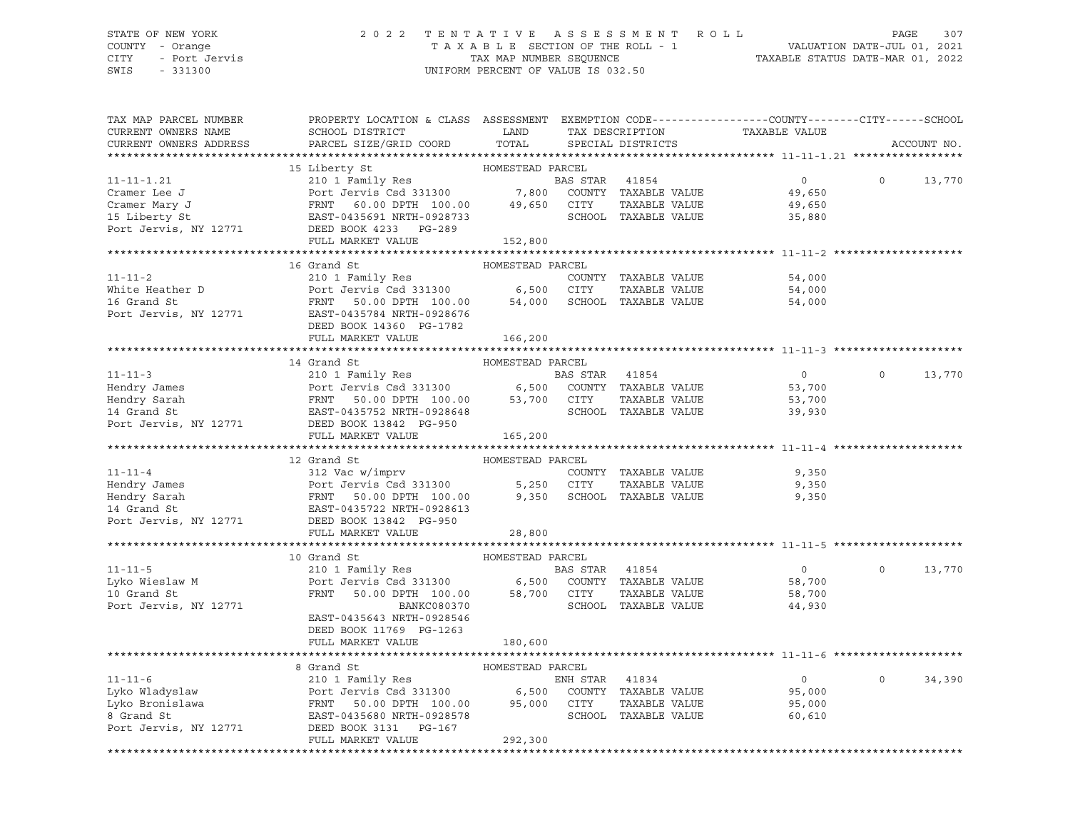STATE OF NEW YORK — 2022 TENTATIVE ASSESSMENT ROLL — PAGE 307
COUNTY - Orange — TAXABLE SECTION OF THE ROLL - 1 — VALUATION DATE-JUL 01, 2021
CITY - Port Jervis — TAX MAP NUMBER SEQUENCE — TAXABLE STATUS DATE-MAR 01, 2022
SWIS - 331300 — UNIFORM PERCENT OF VALUE IS 032.50

| TAX MAP PARCEL NUMBER / CURRENT OWNERS NAME / CURRENT OWNERS ADDRESS | PROPERTY LOCATION & CLASS / SCHOOL DISTRICT / PARCEL SIZE/GRID COORD | ASSESSMENT LAND / TOTAL | EXEMPTION CODE / TAX DESCRIPTION / SPECIAL DISTRICTS | COUNTY / CITY TAXABLE VALUE | SCHOOL / ACCOUNT NO. |
|---|---|---|---|---|---|
| **11-11-1.21** | 15 Liberty St — HOMESTEAD PARCEL | | | | |
| 11-11-1.21 | 210 1 Family Res | | BAS STAR 41854 | 0 | 0 13,770 |
| Cramer Lee J | Port Jervis Csd 331300 | 7,800 | COUNTY TAXABLE VALUE | 49,650 | |
| Cramer Mary J | FRNT 60.00 DPTH 100.00 | 49,650 | CITY TAXABLE VALUE | 49,650 | |
| 15 Liberty St | EAST-0435691 NRTH-0928733 | | SCHOOL TAXABLE VALUE | 35,880 | |
| Port Jervis, NY 12771 | DEED BOOK 4233 PG-289 | | | | |
| | FULL MARKET VALUE | 152,800 | | | |
| **11-11-2** | 16 Grand St — HOMESTEAD PARCEL | | | | |
| 11-11-2 | 210 1 Family Res | | COUNTY TAXABLE VALUE | 54,000 | |
| White Heather D | Port Jervis Csd 331300 | 6,500 | CITY TAXABLE VALUE | 54,000 | |
| 16 Grand St | FRNT 50.00 DPTH 100.00 | 54,000 | SCHOOL TAXABLE VALUE | 54,000 | |
| Port Jervis, NY 12771 | EAST-0435784 NRTH-0928676 | | | | |
| | DEED BOOK 14360 PG-1782 | | | | |
| | FULL MARKET VALUE | 166,200 | | | |
| **11-11-3** | 14 Grand St — HOMESTEAD PARCEL | | | | |
| 11-11-3 | 210 1 Family Res | | BAS STAR 41854 | 0 | 0 13,770 |
| Hendry James | Port Jervis Csd 331300 | 6,500 | COUNTY TAXABLE VALUE | 53,700 | |
| Hendry Sarah | FRNT 50.00 DPTH 100.00 | 53,700 | CITY TAXABLE VALUE | 53,700 | |
| 14 Grand St | EAST-0435752 NRTH-0928648 | | SCHOOL TAXABLE VALUE | 39,930 | |
| Port Jervis, NY 12771 | DEED BOOK 13842 PG-950 | | | | |
| | FULL MARKET VALUE | 165,200 | | | |
| **11-11-4** | 12 Grand St — HOMESTEAD PARCEL | | | | |
| 11-11-4 | 312 Vac w/imprv | | COUNTY TAXABLE VALUE | 9,350 | |
| Hendry James | Port Jervis Csd 331300 | 5,250 | CITY TAXABLE VALUE | 9,350 | |
| Hendry Sarah | FRNT 50.00 DPTH 100.00 | 9,350 | SCHOOL TAXABLE VALUE | 9,350 | |
| 14 Grand St | EAST-0435722 NRTH-0928613 | | | | |
| Port Jervis, NY 12771 | DEED BOOK 13842 PG-950 | | | | |
| | FULL MARKET VALUE | 28,800 | | | |
| **11-11-5** | 10 Grand St — HOMESTEAD PARCEL | | | | |
| 11-11-5 | 210 1 Family Res | | BAS STAR 41854 | 0 | 0 13,770 |
| Lyko Wieslaw M | Port Jervis Csd 331300 | 6,500 | COUNTY TAXABLE VALUE | 58,700 | |
| 10 Grand St | FRNT 50.00 DPTH 100.00 | 58,700 | CITY TAXABLE VALUE | 58,700 | |
| Port Jervis, NY 12771 | BANKC080370 | | SCHOOL TAXABLE VALUE | 44,930 | |
| | EAST-0435643 NRTH-0928546 | | | | |
| | DEED BOOK 11769 PG-1263 | | | | |
| | FULL MARKET VALUE | 180,600 | | | |
| **11-11-6** | 8 Grand St — HOMESTEAD PARCEL | | | | |
| 11-11-6 | 210 1 Family Res | | ENH STAR 41834 | 0 | 0 34,390 |
| Lyko Wladyslaw | Port Jervis Csd 331300 | 6,500 | COUNTY TAXABLE VALUE | 95,000 | |
| Lyko Bronislawa | FRNT 50.00 DPTH 100.00 | 95,000 | CITY TAXABLE VALUE | 95,000 | |
| 8 Grand St | EAST-0435680 NRTH-0928578 | | SCHOOL TAXABLE VALUE | 60,610 | |
| Port Jervis, NY 12771 | DEED BOOK 3131 PG-167 | | | | |
| | FULL MARKET VALUE | 292,300 | | | |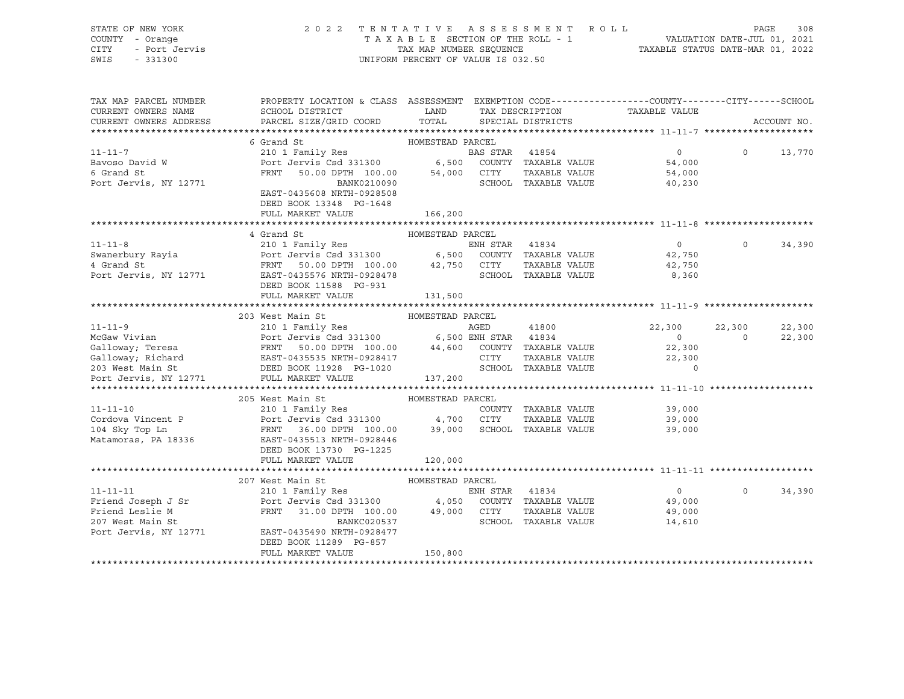STATE OF NEW YORK
COUNTY - Orange
CITY - Port Jervis
SWIS - 331300

2 0 2 2 T E N T A T I V E A S S E S S M E N T R O L L
T A X A B L E SECTION OF THE ROLL - 1
TAX MAP NUMBER SEQUENCE
UNIFORM PERCENT OF VALUE IS 032.50

VALUATION DATE-JUL 01, 2021
TAXABLE STATUS DATE-MAR 01, 2022

```
TAX MAP PARCEL NUMBER     PROPERTY LOCATION & CLASS  ASSESSMENT  EXEMPTION CODE------------------COUNTY--------CITY------SCHOOL
CURRENT OWNERS NAME       SCHOOL DISTRICT               LAND      TAX DESCRIPTION            TAXABLE VALUE
CURRENT OWNERS ADDRESS    PARCEL SIZE/GRID COORD        TOTAL     SPECIAL DISTRICTS                                   ACCOUNT NO.
******************************************************************************************************* 11-11-7 ********************
                          6 Grand St                    HOMESTEAD PARCEL
11-11-7                   210 1 Family Res                  BAS STAR  41854                    0          0     13,770
Bavoso David W            Port Jervis Csd 331300       6,500   COUNTY  TAXABLE VALUE          54,000
6 Grand St                FRNT   50.00 DPTH 100.00    54,000   CITY    TAXABLE VALUE          54,000
Port Jervis, NY 12771                 BANK0210090              SCHOOL  TAXABLE VALUE          40,230
                          EAST-0435608 NRTH-0928508
                          DEED BOOK 13348  PG-1648
                          FULL MARKET VALUE           166,200
******************************************************************************************************* 11-11-8 ********************
                          4 Grand St                    HOMESTEAD PARCEL
11-11-8                   210 1 Family Res                  ENH STAR  41834                    0          0     34,390
Swanerbury Rayia          Port Jervis Csd 331300       6,500   COUNTY  TAXABLE VALUE          42,750
4 Grand St                FRNT   50.00 DPTH 100.00    42,750   CITY    TAXABLE VALUE          42,750
Port Jervis, NY 12771     EAST-0435576 NRTH-0928478            SCHOOL  TAXABLE VALUE           8,360
                          DEED BOOK 11588  PG-931
                          FULL MARKET VALUE           131,500
******************************************************************************************************* 11-11-9 ********************
                          203 West Main St              HOMESTEAD PARCEL
11-11-9                   210 1 Family Res                  AGED      41800               22,300     22,300     22,300
McGaw Vivian              Port Jervis Csd 331300       6,500 ENH STAR  41834                    0          0     22,300
Galloway; Teresa          FRNT   50.00 DPTH 100.00    44,600   COUNTY  TAXABLE VALUE          22,300
Galloway; Richard         EAST-0435535 NRTH-0928417            CITY    TAXABLE VALUE          22,300
203 West Main St          DEED BOOK 11928  PG-1020             SCHOOL  TAXABLE VALUE               0
Port Jervis, NY 12771     FULL MARKET VALUE           137,200
******************************************************************************************************* 11-11-10 *******************
                          205 West Main St              HOMESTEAD PARCEL
11-11-10                  210 1 Family Res                     COUNTY  TAXABLE VALUE          39,000
Cordova Vincent P         Port Jervis Csd 331300       4,700   CITY    TAXABLE VALUE          39,000
104 Sky Top Ln            FRNT   36.00 DPTH 100.00    39,000   SCHOOL  TAXABLE VALUE          39,000
Matamoras, PA 18336       EAST-0435513 NRTH-0928446
                          DEED BOOK 13730  PG-1225
                          FULL MARKET VALUE           120,000
******************************************************************************************************* 11-11-11 *******************
                          207 West Main St              HOMESTEAD PARCEL
11-11-11                  210 1 Family Res                  ENH STAR  41834                    0          0     34,390
Friend Joseph J Sr        Port Jervis Csd 331300       4,050   COUNTY  TAXABLE VALUE          49,000
Friend Leslie M           FRNT   31.00 DPTH 100.00    49,000   CITY    TAXABLE VALUE          49,000
207 West Main St                      BANKC020537              SCHOOL  TAXABLE VALUE          14,610
Port Jervis, NY 12771     EAST-0435490 NRTH-0928477
                          DEED BOOK 11289  PG-857
                          FULL MARKET VALUE           150,800
************************************************************************************************************************************
```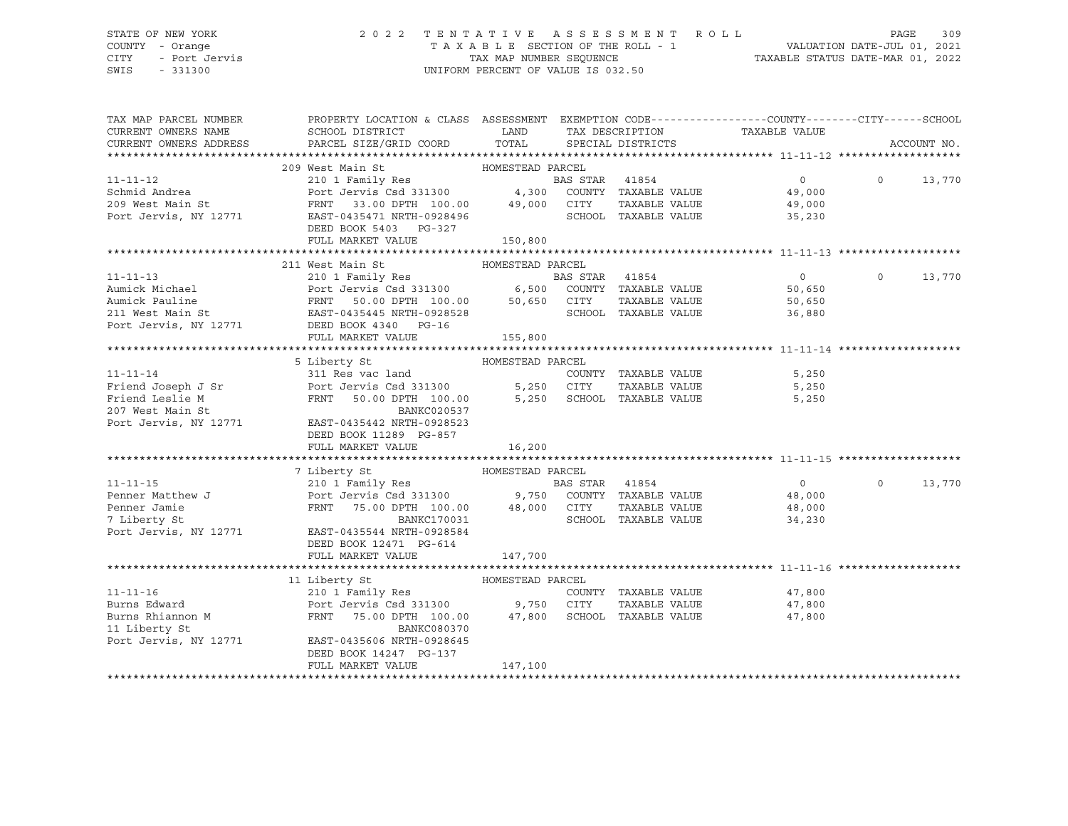STATE OF NEW YORK
COUNTY - Orange
CITY - Port Jervis
SWIS - 331300

2022 TENTATIVE ASSESSMENT ROLL
TAXABLE SECTION OF THE ROLL - 1
TAX MAP NUMBER SEQUENCE
UNIFORM PERCENT OF VALUE IS 032.50

VALUATION DATE-JUL 01, 2021
TAXABLE STATUS DATE-MAR 01, 2022

| TAX MAP PARCEL NUMBER / CURRENT OWNERS NAME / CURRENT OWNERS ADDRESS | PROPERTY LOCATION & CLASS / SCHOOL DISTRICT / PARCEL SIZE/GRID COORD | ASSESSMENT LAND | TOTAL | EXEMPTION CODE / TAX DESCRIPTION / SPECIAL DISTRICTS | COUNTY / TAXABLE VALUE | CITY | SCHOOL / ACCOUNT NO. |
|---|---|---|---|---|---|---|---|
| **11-11-12** | 209 West Main St — HOMESTEAD PARCEL | | | | | | |
| 11-11-12 | 210 1 Family Res | | | BAS STAR 41854 | 0 | 0 | 13,770 |
| Schmid Andrea | Port Jervis Csd 331300 | 4,300 | | COUNTY TAXABLE VALUE | 49,000 | | |
| 209 West Main St | FRNT 33.00 DPTH 100.00 | | 49,000 | CITY TAXABLE VALUE | 49,000 | | |
| Port Jervis, NY 12771 | EAST-0435471 NRTH-0928496 | | | SCHOOL TAXABLE VALUE | 35,230 | | |
| | DEED BOOK 5403 PG-327 | | | | | | |
| | FULL MARKET VALUE | | 150,800 | | | | |
| **11-11-13** | 211 West Main St — HOMESTEAD PARCEL | | | | | | |
| 11-11-13 | 210 1 Family Res | | | BAS STAR 41854 | 0 | 0 | 13,770 |
| Aumick Michael | Port Jervis Csd 331300 | 6,500 | | COUNTY TAXABLE VALUE | 50,650 | | |
| Aumick Pauline | FRNT 50.00 DPTH 100.00 | | 50,650 | CITY TAXABLE VALUE | 50,650 | | |
| 211 West Main St | EAST-0435445 NRTH-0928528 | | | SCHOOL TAXABLE VALUE | 36,880 | | |
| Port Jervis, NY 12771 | DEED BOOK 4340 PG-16 | | | | | | |
| | FULL MARKET VALUE | | 155,800 | | | | |
| **11-11-14** | 5 Liberty St — HOMESTEAD PARCEL | | | | | | |
| 11-11-14 | 311 Res vac land | | | COUNTY TAXABLE VALUE | 5,250 | | |
| Friend Joseph J Sr | Port Jervis Csd 331300 | 5,250 | | CITY TAXABLE VALUE | 5,250 | | |
| Friend Leslie M | FRNT 50.00 DPTH 100.00 | | 5,250 | SCHOOL TAXABLE VALUE | 5,250 | | |
| 207 West Main St | BANKC020537 | | | | | | |
| Port Jervis, NY 12771 | EAST-0435442 NRTH-0928523 | | | | | | |
| | DEED BOOK 11289 PG-857 | | | | | | |
| | FULL MARKET VALUE | | 16,200 | | | | |
| **11-11-15** | 7 Liberty St — HOMESTEAD PARCEL | | | | | | |
| 11-11-15 | 210 1 Family Res | | | BAS STAR 41854 | 0 | 0 | 13,770 |
| Penner Matthew J | Port Jervis Csd 331300 | 9,750 | | COUNTY TAXABLE VALUE | 48,000 | | |
| Penner Jamie | FRNT 75.00 DPTH 100.00 | | 48,000 | CITY TAXABLE VALUE | 48,000 | | |
| 7 Liberty St | BANKC170031 | | | SCHOOL TAXABLE VALUE | 34,230 | | |
| Port Jervis, NY 12771 | EAST-0435544 NRTH-0928584 | | | | | | |
| | DEED BOOK 12471 PG-614 | | | | | | |
| | FULL MARKET VALUE | | 147,700 | | | | |
| **11-11-16** | 11 Liberty St — HOMESTEAD PARCEL | | | | | | |
| 11-11-16 | 210 1 Family Res | | | COUNTY TAXABLE VALUE | 47,800 | | |
| Burns Edward | Port Jervis Csd 331300 | 9,750 | | CITY TAXABLE VALUE | 47,800 | | |
| Burns Rhiannon M | FRNT 75.00 DPTH 100.00 | | 47,800 | SCHOOL TAXABLE VALUE | 47,800 | | |
| 11 Liberty St | BANKC080370 | | | | | | |
| Port Jervis, NY 12771 | EAST-0435606 NRTH-0928645 | | | | | | |
| | DEED BOOK 14247 PG-137 | | | | | | |
| | FULL MARKET VALUE | | 147,100 | | | | |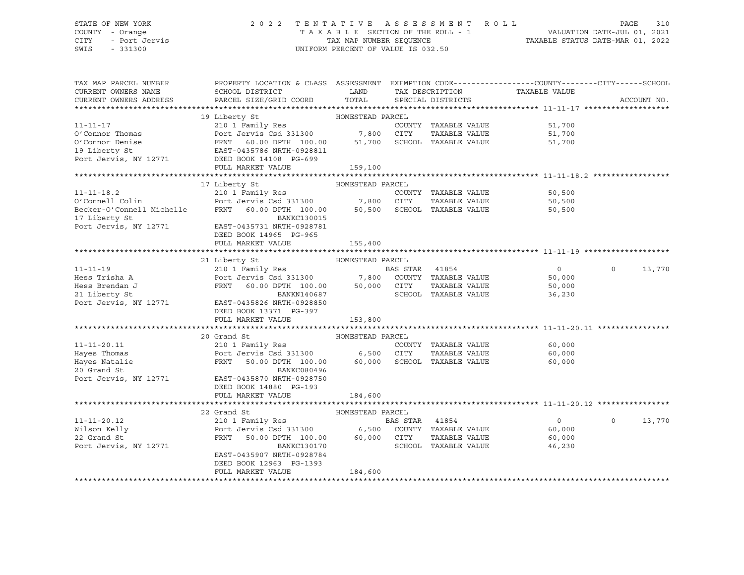STATE OF NEW YORK — 2022 TENTATIVE ASSESSMENT ROLL
COUNTY - Orange — TAXABLE SECTION OF THE ROLL - 1 — VALUATION DATE-JUL 01, 2021
CITY - Port Jervis — TAX MAP NUMBER SEQUENCE — TAXABLE STATUS DATE-MAR 01, 2022
SWIS - 331300 — UNIFORM PERCENT OF VALUE IS 032.50

| TAX MAP PARCEL NUMBER / CURRENT OWNERS NAME / CURRENT OWNERS ADDRESS | PROPERTY LOCATION & CLASS / SCHOOL DISTRICT / PARCEL SIZE/GRID COORD | ASSESSMENT LAND / TOTAL | EXEMPTION CODE / TAX DESCRIPTION / SPECIAL DISTRICTS | COUNTY / TAXABLE VALUE | CITY | SCHOOL / ACCOUNT NO. |
|---|---|---|---|---|---|---|
| **11-11-17** | 19 Liberty St — HOMESTEAD PARCEL | | | | | |
| 11-11-17 | 210 1 Family Res | | COUNTY TAXABLE VALUE | 51,700 | | |
| O'Connor Thomas | Port Jervis Csd 331300 | 7,800 | CITY TAXABLE VALUE | 51,700 | | |
| O'Connor Denise | FRNT 60.00 DPTH 100.00 | 51,700 | SCHOOL TAXABLE VALUE | 51,700 | | |
| 19 Liberty St | EAST-0435786 NRTH-0928811 | | | | | |
| Port Jervis, NY 12771 | DEED BOOK 14108 PG-699 | | | | | |
| | FULL MARKET VALUE | 159,100 | | | | |
| **11-11-18.2** | 17 Liberty St — HOMESTEAD PARCEL | | | | | |
| 11-11-18.2 | 210 1 Family Res | | COUNTY TAXABLE VALUE | 50,500 | | |
| O'Connell Colin | Port Jervis Csd 331300 | 7,800 | CITY TAXABLE VALUE | 50,500 | | |
| Becker-O'Connell Michelle | FRNT 60.00 DPTH 100.00 | 50,500 | SCHOOL TAXABLE VALUE | 50,500 | | |
| 17 Liberty St | BANKC130015 | | | | | |
| Port Jervis, NY 12771 | EAST-0435731 NRTH-0928781 | | | | | |
| | DEED BOOK 14965 PG-965 | | | | | |
| | FULL MARKET VALUE | 155,400 | | | | |
| **11-11-19** | 21 Liberty St — HOMESTEAD PARCEL | | | | | |
| 11-11-19 | 210 1 Family Res | | BAS STAR 41854 | 0 | 0 | 13,770 |
| Hess Trisha A | Port Jervis Csd 331300 | 7,800 | COUNTY TAXABLE VALUE | 50,000 | | |
| Hess Brendan J | FRNT 60.00 DPTH 100.00 | 50,000 | CITY TAXABLE VALUE | 50,000 | | |
| 21 Liberty St | BANKN140687 | | SCHOOL TAXABLE VALUE | 36,230 | | |
| Port Jervis, NY 12771 | EAST-0435826 NRTH-0928850 | | | | | |
| | DEED BOOK 13371 PG-397 | | | | | |
| | FULL MARKET VALUE | 153,800 | | | | |
| **11-11-20.11** | 20 Grand St — HOMESTEAD PARCEL | | | | | |
| 11-11-20.11 | 210 1 Family Res | | COUNTY TAXABLE VALUE | 60,000 | | |
| Hayes Thomas | Port Jervis Csd 331300 | 6,500 | CITY TAXABLE VALUE | 60,000 | | |
| Hayes Natalie | FRNT 50.00 DPTH 100.00 | 60,000 | SCHOOL TAXABLE VALUE | 60,000 | | |
| 20 Grand St | BANKC080496 | | | | | |
| Port Jervis, NY 12771 | EAST-0435870 NRTH-0928750 | | | | | |
| | DEED BOOK 14880 PG-193 | | | | | |
| | FULL MARKET VALUE | 184,600 | | | | |
| **11-11-20.12** | 22 Grand St — HOMESTEAD PARCEL | | | | | |
| 11-11-20.12 | 210 1 Family Res | | BAS STAR 41854 | 0 | 0 | 13,770 |
| Wilson Kelly | Port Jervis Csd 331300 | 6,500 | COUNTY TAXABLE VALUE | 60,000 | | |
| 22 Grand St | FRNT 50.00 DPTH 100.00 | 60,000 | CITY TAXABLE VALUE | 60,000 | | |
| Port Jervis, NY 12771 | BANKC130170 | | SCHOOL TAXABLE VALUE | 46,230 | | |
| | EAST-0435907 NRTH-0928784 | | | | | |
| | DEED BOOK 12963 PG-1393 | | | | | |
| | FULL MARKET VALUE | 184,600 | | | | |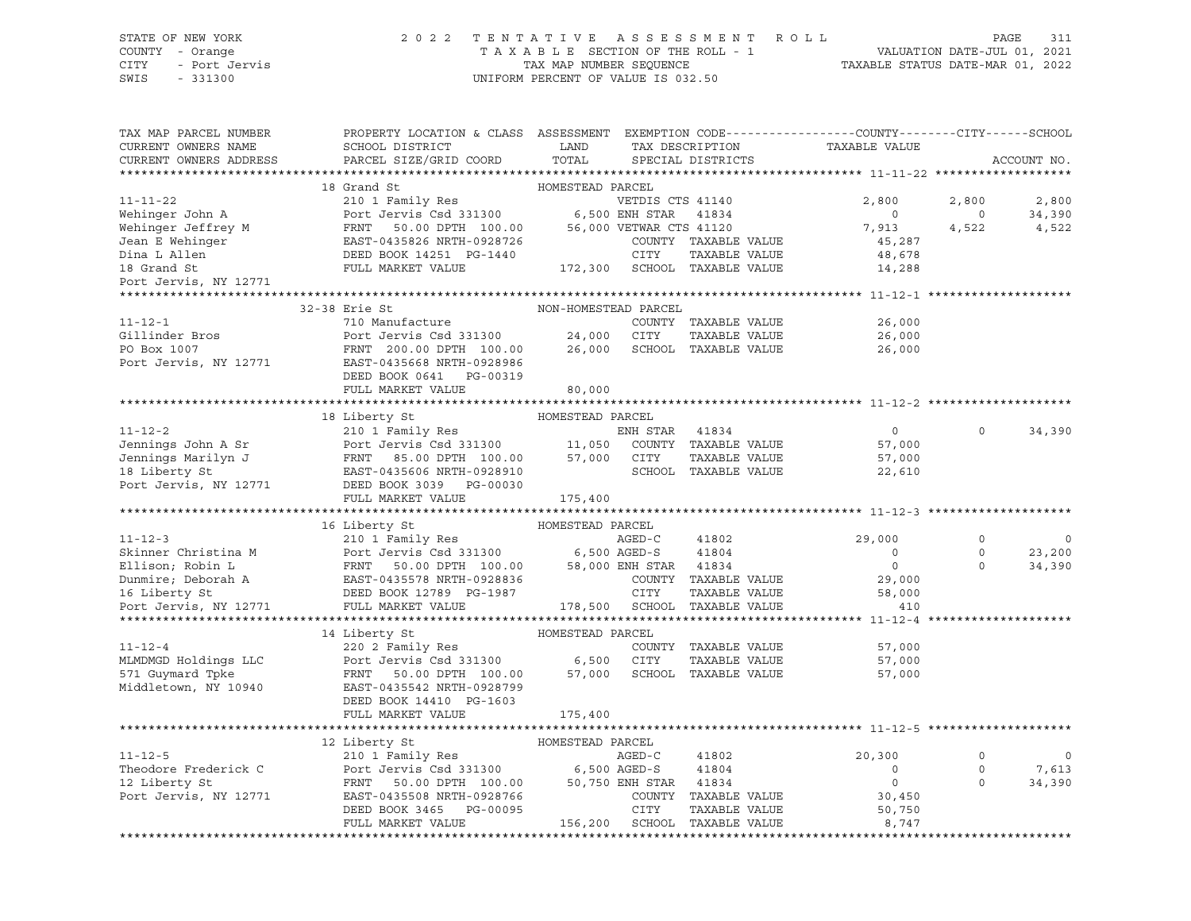STATE OF NEW YORK
COUNTY - Orange
CITY - Port Jervis
SWIS - 331300

2 0 2 2 T E N T A T I V E A S S E S S M E N T R O L L
T A X A B L E SECTION OF THE ROLL - 1
TAX MAP NUMBER SEQUENCE
UNIFORM PERCENT OF VALUE IS 032.50

VALUATION DATE-JUL 01, 2021
TAXABLE STATUS DATE-MAR 01, 2022

| TAX MAP PARCEL NUMBER / CURRENT OWNERS NAME / CURRENT OWNERS ADDRESS | PROPERTY LOCATION & CLASS / SCHOOL DISTRICT / PARCEL SIZE/GRID COORD | ASSESSMENT LAND / TOTAL | EXEMPTION CODE / TAX DESCRIPTION / SPECIAL DISTRICTS | COUNTY / TAXABLE VALUE | CITY | SCHOOL / ACCOUNT NO. |
|---|---|---|---|---|---|---|
| **11-11-22** | 18 Grand St — HOMESTEAD PARCEL | | | | | |
| 11-11-22 | 210 1 Family Res | | VETDIS CTS 41140 | 2,800 | 2,800 | 2,800 |
| Wehinger John A | Port Jervis Csd 331300 | 6,500 | ENH STAR 41834 | 0 | 0 | 34,390 |
| Wehinger Jeffrey M | FRNT 50.00 DPTH 100.00 | 56,000 | VETWAR CTS 41120 | 7,913 | 4,522 | 4,522 |
| Jean E Wehinger | EAST-0435826 NRTH-0928726 | | COUNTY TAXABLE VALUE | 45,287 | | |
| Dina L Allen | DEED BOOK 14251 PG-1440 | | CITY TAXABLE VALUE | 48,678 | | |
| 18 Grand St | FULL MARKET VALUE | 172,300 | SCHOOL TAXABLE VALUE | 14,288 | | |
| Port Jervis, NY 12771 | | | | | | |
| **11-12-1** | 32-38 Erie St — NON-HOMESTEAD PARCEL | | | | | |
| 11-12-1 | 710 Manufacture | | COUNTY TAXABLE VALUE | 26,000 | | |
| Gillinder Bros | Port Jervis Csd 331300 | 24,000 | CITY TAXABLE VALUE | 26,000 | | |
| PO Box 1007 | FRNT 200.00 DPTH 100.00 | 26,000 | SCHOOL TAXABLE VALUE | 26,000 | | |
| Port Jervis, NY 12771 | EAST-0435668 NRTH-0928986 | | | | | |
| | DEED BOOK 0641 PG-00319 | | | | | |
| | FULL MARKET VALUE | 80,000 | | | | |
| **11-12-2** | 18 Liberty St — HOMESTEAD PARCEL | | | | | |
| 11-12-2 | 210 1 Family Res | | ENH STAR 41834 | 0 | 0 | 34,390 |
| Jennings John A Sr | Port Jervis Csd 331300 | 11,050 | COUNTY TAXABLE VALUE | 57,000 | | |
| Jennings Marilyn J | FRNT 85.00 DPTH 100.00 | 57,000 | CITY TAXABLE VALUE | 57,000 | | |
| 18 Liberty St | EAST-0435606 NRTH-0928910 | | SCHOOL TAXABLE VALUE | 22,610 | | |
| Port Jervis, NY 12771 | DEED BOOK 3039 PG-00030 | | | | | |
| | FULL MARKET VALUE | 175,400 | | | | |
| **11-12-3** | 16 Liberty St — HOMESTEAD PARCEL | | | | | |
| 11-12-3 | 210 1 Family Res | | AGED-C 41802 | 29,000 | 0 | 0 |
| Skinner Christina M | Port Jervis Csd 331300 | 6,500 | AGED-S 41804 | 0 | 0 | 23,200 |
| Ellison; Robin L | FRNT 50.00 DPTH 100.00 | 58,000 | ENH STAR 41834 | 0 | 0 | 34,390 |
| Dunmire; Deborah A | EAST-0435578 NRTH-0928836 | | COUNTY TAXABLE VALUE | 29,000 | | |
| 16 Liberty St | DEED BOOK 12789 PG-1987 | | CITY TAXABLE VALUE | 58,000 | | |
| Port Jervis, NY 12771 | FULL MARKET VALUE | 178,500 | SCHOOL TAXABLE VALUE | 410 | | |
| **11-12-4** | 14 Liberty St — HOMESTEAD PARCEL | | | | | |
| 11-12-4 | 220 2 Family Res | | COUNTY TAXABLE VALUE | 57,000 | | |
| MLMDMGD Holdings LLC | Port Jervis Csd 331300 | 6,500 | CITY TAXABLE VALUE | 57,000 | | |
| 571 Guymard Tpke | FRNT 50.00 DPTH 100.00 | 57,000 | SCHOOL TAXABLE VALUE | 57,000 | | |
| Middletown, NY 10940 | EAST-0435542 NRTH-0928799 | | | | | |
| | DEED BOOK 14410 PG-1603 | | | | | |
| | FULL MARKET VALUE | 175,400 | | | | |
| **11-12-5** | 12 Liberty St — HOMESTEAD PARCEL | | | | | |
| 11-12-5 | 210 1 Family Res | | AGED-C 41802 | 20,300 | 0 | 0 |
| Theodore Frederick C | Port Jervis Csd 331300 | 6,500 | AGED-S 41804 | 0 | 0 | 7,613 |
| 12 Liberty St | FRNT 50.00 DPTH 100.00 | 50,750 | ENH STAR 41834 | 0 | 0 | 34,390 |
| Port Jervis, NY 12771 | EAST-0435508 NRTH-0928766 | | COUNTY TAXABLE VALUE | 30,450 | | |
| | DEED BOOK 3465 PG-00095 | | CITY TAXABLE VALUE | 50,750 | | |
| | FULL MARKET VALUE | 156,200 | SCHOOL TAXABLE VALUE | 8,747 | | |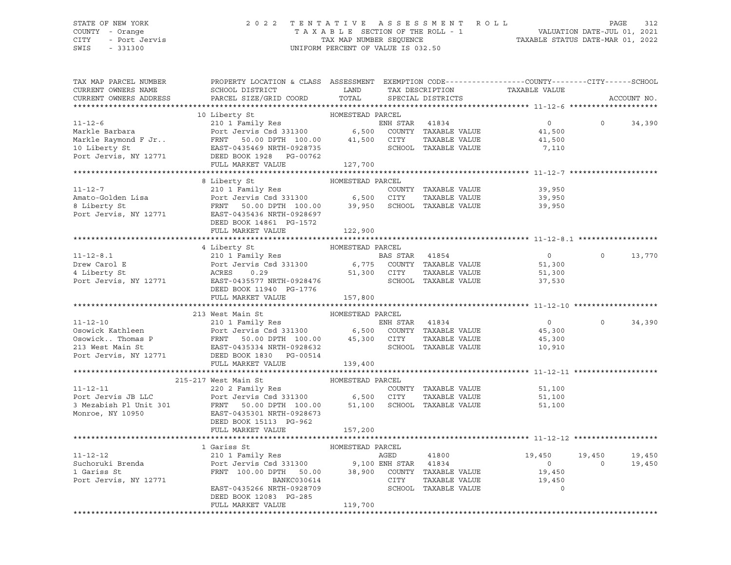STATE OF NEW YORK — 2022 TENTATIVE ASSESSMENT ROLL
COUNTY - Orange — TAXABLE SECTION OF THE ROLL - 1 — VALUATION DATE-JUL 01, 2021
CITY - Port Jervis — TAX MAP NUMBER SEQUENCE — TAXABLE STATUS DATE-MAR 01, 2022
SWIS - 331300 — UNIFORM PERCENT OF VALUE IS 032.50

| TAX MAP PARCEL NUMBER / CURRENT OWNERS NAME / CURRENT OWNERS ADDRESS | PROPERTY LOCATION & CLASS / SCHOOL DISTRICT / PARCEL SIZE/GRID COORD | ASSESSMENT LAND | ASSESSMENT TOTAL | EXEMPTION CODE / TAX DESCRIPTION / SPECIAL DISTRICTS | COUNTY TAXABLE VALUE | CITY | SCHOOL | ACCOUNT NO. |
|---|---|---|---|---|---|---|---|---|
| **11-12-6** | 10 Liberty St — HOMESTEAD PARCEL | | | | | | | |
| 11-12-6 | 210 1 Family Res | | | ENH STAR 41834 | 0 | 0 | 34,390 | |
| Markle Barbara | Port Jervis Csd 331300 | 6,500 | | COUNTY TAXABLE VALUE | 41,500 | | | |
| Markle Raymond F Jr.. | FRNT 50.00 DPTH 100.00 | | 41,500 | CITY TAXABLE VALUE | 41,500 | | | |
| 10 Liberty St | EAST-0435469 NRTH-0928735 | | | SCHOOL TAXABLE VALUE | 7,110 | | | |
| Port Jervis, NY 12771 | DEED BOOK 1928 PG-00762 | | | | | | | |
| | FULL MARKET VALUE | | 127,700 | | | | | |
| **11-12-7** | 8 Liberty St — HOMESTEAD PARCEL | | | | | | | |
| 11-12-7 | 210 1 Family Res | | | COUNTY TAXABLE VALUE | 39,950 | | | |
| Amato-Golden Lisa | Port Jervis Csd 331300 | 6,500 | | CITY TAXABLE VALUE | 39,950 | | | |
| 8 Liberty St | FRNT 50.00 DPTH 100.00 | | 39,950 | SCHOOL TAXABLE VALUE | 39,950 | | | |
| Port Jervis, NY 12771 | EAST-0435436 NRTH-0928697 | | | | | | | |
| | DEED BOOK 14861 PG-1572 | | | | | | | |
| | FULL MARKET VALUE | | 122,900 | | | | | |
| **11-12-8.1** | 4 Liberty St — HOMESTEAD PARCEL | | | | | | | |
| 11-12-8.1 | 210 1 Family Res | | | BAS STAR 41854 | 0 | 0 | 13,770 | |
| Drew Carol E | Port Jervis Csd 331300 | 6,775 | | COUNTY TAXABLE VALUE | 51,300 | | | |
| 4 Liberty St | ACRES 0.29 | | 51,300 | CITY TAXABLE VALUE | 51,300 | | | |
| Port Jervis, NY 12771 | EAST-0435577 NRTH-0928476 | | | SCHOOL TAXABLE VALUE | 37,530 | | | |
| | DEED BOOK 11940 PG-1776 | | | | | | | |
| | FULL MARKET VALUE | | 157,800 | | | | | |
| **11-12-10** | 213 West Main St — HOMESTEAD PARCEL | | | | | | | |
| 11-12-10 | 210 1 Family Res | | | ENH STAR 41834 | 0 | 0 | 34,390 | |
| Osowick Kathleen | Port Jervis Csd 331300 | 6,500 | | COUNTY TAXABLE VALUE | 45,300 | | | |
| Osowick.. Thomas P | FRNT 50.00 DPTH 100.00 | | 45,300 | CITY TAXABLE VALUE | 45,300 | | | |
| 213 West Main St | EAST-0435334 NRTH-0928632 | | | SCHOOL TAXABLE VALUE | 10,910 | | | |
| Port Jervis, NY 12771 | DEED BOOK 1830 PG-00514 | | | | | | | |
| | FULL MARKET VALUE | | 139,400 | | | | | |
| **11-12-11** | 215-217 West Main St — HOMESTEAD PARCEL | | | | | | | |
| 11-12-11 | 220 2 Family Res | | | COUNTY TAXABLE VALUE | 51,100 | | | |
| Port Jervis JB LLC | Port Jervis Csd 331300 | 6,500 | | CITY TAXABLE VALUE | 51,100 | | | |
| 3 Mezabish Pl Unit 301 | FRNT 50.00 DPTH 100.00 | | 51,100 | SCHOOL TAXABLE VALUE | 51,100 | | | |
| Monroe, NY 10950 | EAST-0435301 NRTH-0928673 | | | | | | | |
| | DEED BOOK 15113 PG-962 | | | | | | | |
| | FULL MARKET VALUE | | 157,200 | | | | | |
| **11-12-12** | 1 Gariss St — HOMESTEAD PARCEL | | | | | | | |
| 11-12-12 | 210 1 Family Res | | | AGED 41800 | 19,450 | 19,450 | 19,450 | |
| Suchoruki Brenda | Port Jervis Csd 331300 | 9,100 | | ENH STAR 41834 | 0 | 0 | 19,450 | |
| 1 Gariss St | FRNT 100.00 DPTH 50.00 | | 38,900 | COUNTY TAXABLE VALUE | 19,450 | | | |
| Port Jervis, NY 12771 | BANKC030614 | | | CITY TAXABLE VALUE | 19,450 | | | |
| | EAST-0435266 NRTH-0928709 | | | SCHOOL TAXABLE VALUE | 0 | | | |
| | DEED BOOK 12083 PG-285 | | | | | | | |
| | FULL MARKET VALUE | | 119,700 | | | | | |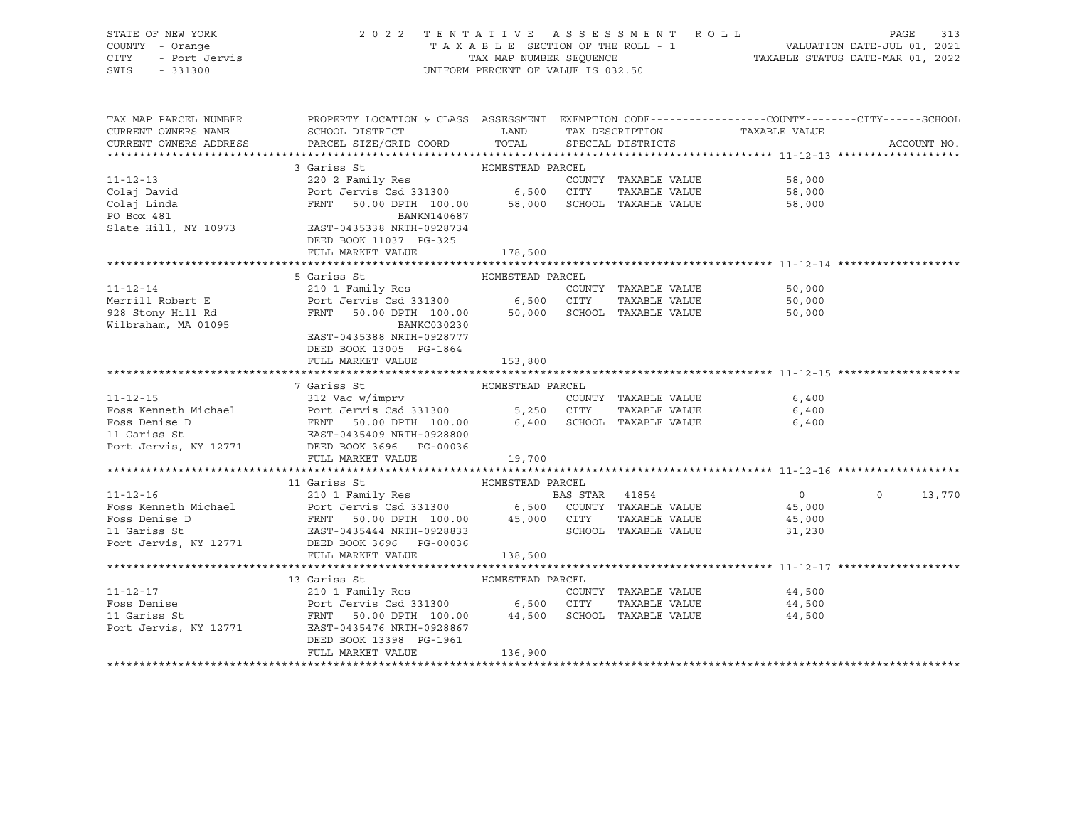STATE OF NEW YORK
COUNTY - Orange
CITY - Port Jervis
SWIS - 331300

2022 TENTATIVE ASSESSMENT ROLL
TAXABLE SECTION OF THE ROLL - 1
TAX MAP NUMBER SEQUENCE
UNIFORM PERCENT OF VALUE IS 032.50

VALUATION DATE-JUL 01, 2021
TAXABLE STATUS DATE-MAR 01, 2022

| TAX MAP PARCEL NUMBER / CURRENT OWNERS NAME / CURRENT OWNERS ADDRESS | PROPERTY LOCATION & CLASS / SCHOOL DISTRICT / PARCEL SIZE/GRID COORD | ASSESSMENT LAND / TOTAL | EXEMPTION CODE / TAX DESCRIPTION / SPECIAL DISTRICTS | COUNTY / CITY TAXABLE VALUE | SCHOOL | ACCOUNT NO. |
|---|---|---|---|---|---|---|
| **11-12-13** | 3 Gariss St | HOMESTEAD PARCEL | | | | |
| 11-12-13 | 220 2 Family Res | | COUNTY TAXABLE VALUE | 58,000 | | |
| Colaj David | Port Jervis Csd 331300 | 6,500 | CITY TAXABLE VALUE | 58,000 | | |
| Colaj Linda | FRNT 50.00 DPTH 100.00 | 58,000 | SCHOOL TAXABLE VALUE | 58,000 | | |
| PO Box 481 | BANKN140687 | | | | | |
| Slate Hill, NY 10973 | EAST-0435338 NRTH-0928734 | | | | | |
| | DEED BOOK 11037 PG-325 | | | | | |
| | FULL MARKET VALUE | 178,500 | | | | |
| **11-12-14** | 5 Gariss St | HOMESTEAD PARCEL | | | | |
| 11-12-14 | 210 1 Family Res | | COUNTY TAXABLE VALUE | 50,000 | | |
| Merrill Robert E | Port Jervis Csd 331300 | 6,500 | CITY TAXABLE VALUE | 50,000 | | |
| 928 Stony Hill Rd | FRNT 50.00 DPTH 100.00 | 50,000 | SCHOOL TAXABLE VALUE | 50,000 | | |
| Wilbraham, MA 01095 | BANKC030230 | | | | | |
| | EAST-0435388 NRTH-0928777 | | | | | |
| | DEED BOOK 13005 PG-1864 | | | | | |
| | FULL MARKET VALUE | 153,800 | | | | |
| **11-12-15** | 7 Gariss St | HOMESTEAD PARCEL | | | | |
| 11-12-15 | 312 Vac w/imprv | | COUNTY TAXABLE VALUE | 6,400 | | |
| Foss Kenneth Michael | Port Jervis Csd 331300 | 5,250 | CITY TAXABLE VALUE | 6,400 | | |
| Foss Denise D | FRNT 50.00 DPTH 100.00 | 6,400 | SCHOOL TAXABLE VALUE | 6,400 | | |
| 11 Gariss St | EAST-0435409 NRTH-0928800 | | | | | |
| Port Jervis, NY 12771 | DEED BOOK 3696 PG-00036 | | | | | |
| | FULL MARKET VALUE | 19,700 | | | | |
| **11-12-16** | 11 Gariss St | HOMESTEAD PARCEL | | | | |
| 11-12-16 | 210 1 Family Res | | BAS STAR 41854 | 0 | 0 | 13,770 |
| Foss Kenneth Michael | Port Jervis Csd 331300 | 6,500 | COUNTY TAXABLE VALUE | 45,000 | | |
| Foss Denise D | FRNT 50.00 DPTH 100.00 | 45,000 | CITY TAXABLE VALUE | 45,000 | | |
| 11 Gariss St | EAST-0435444 NRTH-0928833 | | SCHOOL TAXABLE VALUE | 31,230 | | |
| Port Jervis, NY 12771 | DEED BOOK 3696 PG-00036 | | | | | |
| | FULL MARKET VALUE | 138,500 | | | | |
| **11-12-17** | 13 Gariss St | HOMESTEAD PARCEL | | | | |
| 11-12-17 | 210 1 Family Res | | COUNTY TAXABLE VALUE | 44,500 | | |
| Foss Denise | Port Jervis Csd 331300 | 6,500 | CITY TAXABLE VALUE | 44,500 | | |
| 11 Gariss St | FRNT 50.00 DPTH 100.00 | 44,500 | SCHOOL TAXABLE VALUE | 44,500 | | |
| Port Jervis, NY 12771 | EAST-0435476 NRTH-0928867 | | | | | |
| | DEED BOOK 13398 PG-1961 | | | | | |
| | FULL MARKET VALUE | 136,900 | | | | |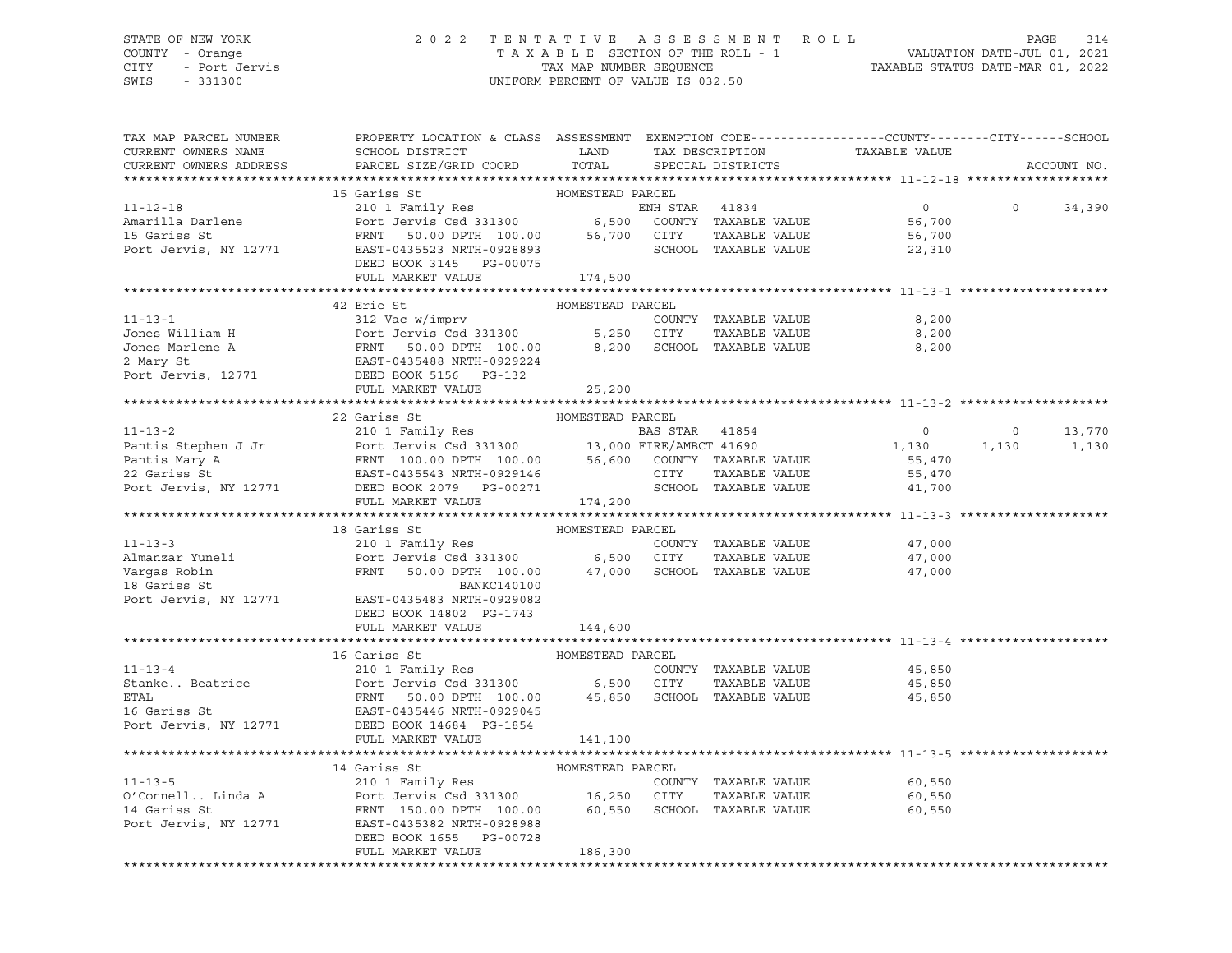STATE OF NEW YORK
COUNTY - Orange
CITY - Port Jervis
SWIS - 331300

2 0 2 2 T E N T A T I V E A S S E S S M E N T R O L L
T A X A B L E SECTION OF THE ROLL - 1
TAX MAP NUMBER SEQUENCE
UNIFORM PERCENT OF VALUE IS 032.50

VALUATION DATE-JUL 01, 2021
TAXABLE STATUS DATE-MAR 01, 2022

| TAX MAP PARCEL NUMBER / CURRENT OWNERS NAME / CURRENT OWNERS ADDRESS | PROPERTY LOCATION & CLASS / SCHOOL DISTRICT / PARCEL SIZE/GRID COORD | ASSESSMENT LAND / TOTAL | EXEMPTION CODE / TAX DESCRIPTION / SPECIAL DISTRICTS | COUNTY TAXABLE VALUE | CITY | SCHOOL / ACCOUNT NO. |
|---|---|---|---|---|---|---|
| **11-12-18** | 15 Gariss St | HOMESTEAD PARCEL | | | | |
| 11-12-18 | 210 1 Family Res | | ENH STAR 41834 | 0 | 0 | 34,390 |
| Amarilla Darlene | Port Jervis Csd 331300 | 6,500 | COUNTY TAXABLE VALUE | 56,700 | | |
| 15 Gariss St | FRNT 50.00 DPTH 100.00 | 56,700 | CITY TAXABLE VALUE | 56,700 | | |
| Port Jervis, NY 12771 | EAST-0435523 NRTH-0928893 | | SCHOOL TAXABLE VALUE | 22,310 | | |
| | DEED BOOK 3145 PG-00075 | | | | | |
| | FULL MARKET VALUE | 174,500 | | | | |
| **11-13-1** | 42 Erie St | HOMESTEAD PARCEL | | | | |
| 11-13-1 | 312 Vac w/imprv | | COUNTY TAXABLE VALUE | 8,200 | | |
| Jones William H | Port Jervis Csd 331300 | 5,250 | CITY TAXABLE VALUE | 8,200 | | |
| Jones Marlene A | FRNT 50.00 DPTH 100.00 | 8,200 | SCHOOL TAXABLE VALUE | 8,200 | | |
| 2 Mary St | EAST-0435488 NRTH-0929224 | | | | | |
| Port Jervis, 12771 | DEED BOOK 5156 PG-132 | | | | | |
| | FULL MARKET VALUE | 25,200 | | | | |
| **11-13-2** | 22 Gariss St | HOMESTEAD PARCEL | | | | |
| 11-13-2 | 210 1 Family Res | | BAS STAR 41854 | 0 | 0 | 13,770 |
| Pantis Stephen J Jr | Port Jervis Csd 331300 | 13,000 | FIRE/AMBCT 41690 | 1,130 | 1,130 | 1,130 |
| Pantis Mary A | FRNT 100.00 DPTH 100.00 | 56,600 | COUNTY TAXABLE VALUE | 55,470 | | |
| 22 Gariss St | EAST-0435543 NRTH-0929146 | | CITY TAXABLE VALUE | 55,470 | | |
| Port Jervis, NY 12771 | DEED BOOK 2079 PG-00271 | | SCHOOL TAXABLE VALUE | 41,700 | | |
| | FULL MARKET VALUE | 174,200 | | | | |
| **11-13-3** | 18 Gariss St | HOMESTEAD PARCEL | | | | |
| 11-13-3 | 210 1 Family Res | | COUNTY TAXABLE VALUE | 47,000 | | |
| Almanzar Yuneli | Port Jervis Csd 331300 | 6,500 | CITY TAXABLE VALUE | 47,000 | | |
| Vargas Robin | FRNT 50.00 DPTH 100.00 | 47,000 | SCHOOL TAXABLE VALUE | 47,000 | | |
| 18 Gariss St | BANKC140100 | | | | | |
| Port Jervis, NY 12771 | EAST-0435483 NRTH-0929082 | | | | | |
| | DEED BOOK 14802 PG-1743 | | | | | |
| | FULL MARKET VALUE | 144,600 | | | | |
| **11-13-4** | 16 Gariss St | HOMESTEAD PARCEL | | | | |
| 11-13-4 | 210 1 Family Res | | COUNTY TAXABLE VALUE | 45,850 | | |
| Stanke.. Beatrice | Port Jervis Csd 331300 | 6,500 | CITY TAXABLE VALUE | 45,850 | | |
| ETAL | FRNT 50.00 DPTH 100.00 | 45,850 | SCHOOL TAXABLE VALUE | 45,850 | | |
| 16 Gariss St | EAST-0435446 NRTH-0929045 | | | | | |
| Port Jervis, NY 12771 | DEED BOOK 14684 PG-1854 | | | | | |
| | FULL MARKET VALUE | 141,100 | | | | |
| **11-13-5** | 14 Gariss St | HOMESTEAD PARCEL | | | | |
| 11-13-5 | 210 1 Family Res | | COUNTY TAXABLE VALUE | 60,550 | | |
| O'Connell.. Linda A | Port Jervis Csd 331300 | 16,250 | CITY TAXABLE VALUE | 60,550 | | |
| 14 Gariss St | FRNT 150.00 DPTH 100.00 | 60,550 | SCHOOL TAXABLE VALUE | 60,550 | | |
| Port Jervis, NY 12771 | EAST-0435382 NRTH-0928988 | | | | | |
| | DEED BOOK 1655 PG-00728 | | | | | |
| | FULL MARKET VALUE | 186,300 | | | | |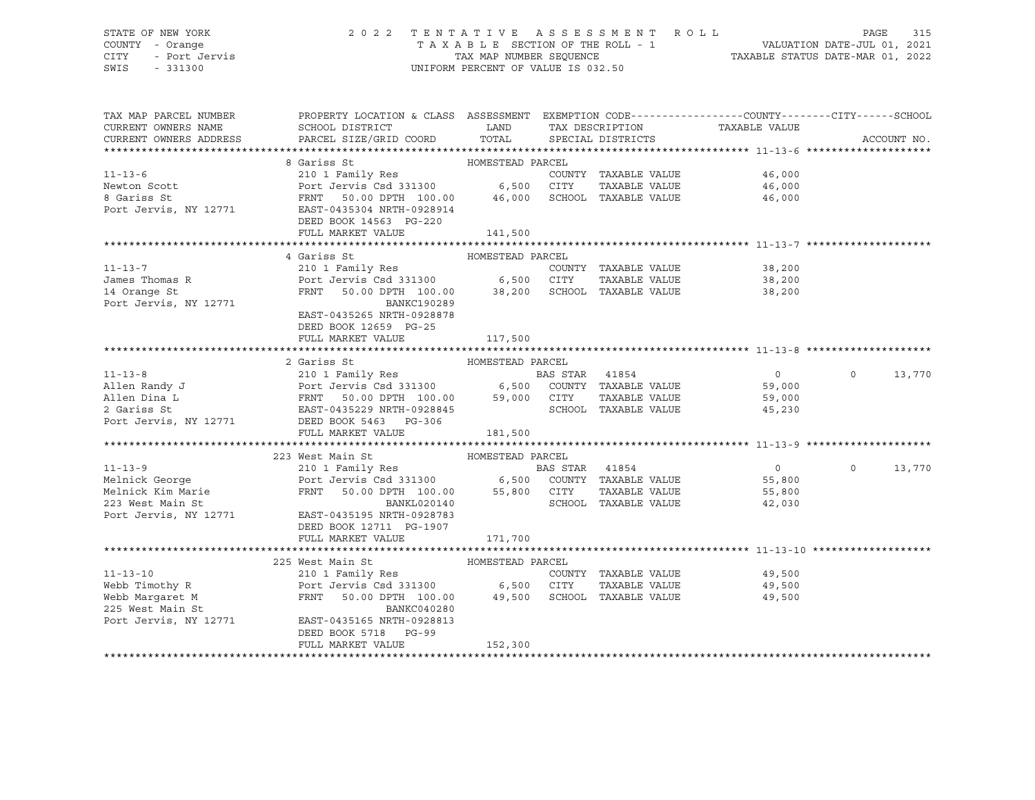STATE OF NEW YORK — 2022 TENTATIVE ASSESSMENT ROLL
COUNTY - Orange — TAXABLE SECTION OF THE ROLL - 1 — VALUATION DATE-JUL 01, 2021
CITY - Port Jervis — TAX MAP NUMBER SEQUENCE — TAXABLE STATUS DATE-MAR 01, 2022
SWIS - 331300 — UNIFORM PERCENT OF VALUE IS 032.50

| TAX MAP PARCEL NUMBER / CURRENT OWNERS NAME / CURRENT OWNERS ADDRESS | PROPERTY LOCATION & CLASS / SCHOOL DISTRICT / PARCEL SIZE/GRID COORD | ASSESSMENT LAND / TOTAL | EXEMPTION CODE / TAX DESCRIPTION / SPECIAL DISTRICTS | COUNTY TAXABLE VALUE | CITY | SCHOOL / ACCOUNT NO. |
|---|---|---|---|---|---|---|
| **11-13-6** | 8 Gariss St — HOMESTEAD PARCEL | | | | | |
| 11-13-6 | 210 1 Family Res | | COUNTY TAXABLE VALUE | 46,000 | | |
| Newton Scott | Port Jervis Csd 331300 | 6,500 | CITY TAXABLE VALUE | 46,000 | | |
| 8 Gariss St | FRNT 50.00 DPTH 100.00 | 46,000 | SCHOOL TAXABLE VALUE | 46,000 | | |
| Port Jervis, NY 12771 | EAST-0435304 NRTH-0928914 | | | | | |
| | DEED BOOK 14563 PG-220 | | | | | |
| | FULL MARKET VALUE | 141,500 | | | | |
| **11-13-7** | 4 Gariss St — HOMESTEAD PARCEL | | | | | |
| 11-13-7 | 210 1 Family Res | | COUNTY TAXABLE VALUE | 38,200 | | |
| James Thomas R | Port Jervis Csd 331300 | 6,500 | CITY TAXABLE VALUE | 38,200 | | |
| 14 Orange St | FRNT 50.00 DPTH 100.00 | 38,200 | SCHOOL TAXABLE VALUE | 38,200 | | |
| Port Jervis, NY 12771 | BANKC190289 | | | | | |
| | EAST-0435265 NRTH-0928878 | | | | | |
| | DEED BOOK 12659 PG-25 | | | | | |
| | FULL MARKET VALUE | 117,500 | | | | |
| **11-13-8** | 2 Gariss St — HOMESTEAD PARCEL | | | | | |
| 11-13-8 | 210 1 Family Res | | BAS STAR 41854 | 0 | 0 | 13,770 |
| Allen Randy J | Port Jervis Csd 331300 | 6,500 | COUNTY TAXABLE VALUE | 59,000 | | |
| Allen Dina L | FRNT 50.00 DPTH 100.00 | 59,000 | CITY TAXABLE VALUE | 59,000 | | |
| 2 Gariss St | EAST-0435229 NRTH-0928845 | | SCHOOL TAXABLE VALUE | 45,230 | | |
| Port Jervis, NY 12771 | DEED BOOK 5463 PG-306 | | | | | |
| | FULL MARKET VALUE | 181,500 | | | | |
| **11-13-9** | 223 West Main St — HOMESTEAD PARCEL | | | | | |
| 11-13-9 | 210 1 Family Res | | BAS STAR 41854 | 0 | 0 | 13,770 |
| Melnick George | Port Jervis Csd 331300 | 6,500 | COUNTY TAXABLE VALUE | 55,800 | | |
| Melnick Kim Marie | FRNT 50.00 DPTH 100.00 | 55,800 | CITY TAXABLE VALUE | 55,800 | | |
| 223 West Main St | BANKL020140 | | SCHOOL TAXABLE VALUE | 42,030 | | |
| Port Jervis, NY 12771 | EAST-0435195 NRTH-0928783 | | | | | |
| | DEED BOOK 12711 PG-1907 | | | | | |
| | FULL MARKET VALUE | 171,700 | | | | |
| **11-13-10** | 225 West Main St — HOMESTEAD PARCEL | | | | | |
| 11-13-10 | 210 1 Family Res | | COUNTY TAXABLE VALUE | 49,500 | | |
| Webb Timothy R | Port Jervis Csd 331300 | 6,500 | CITY TAXABLE VALUE | 49,500 | | |
| Webb Margaret M | FRNT 50.00 DPTH 100.00 | 49,500 | SCHOOL TAXABLE VALUE | 49,500 | | |
| 225 West Main St | BANKC040280 | | | | | |
| Port Jervis, NY 12771 | EAST-0435165 NRTH-0928813 | | | | | |
| | DEED BOOK 5718 PG-99 | | | | | |
| | FULL MARKET VALUE | 152,300 | | | | |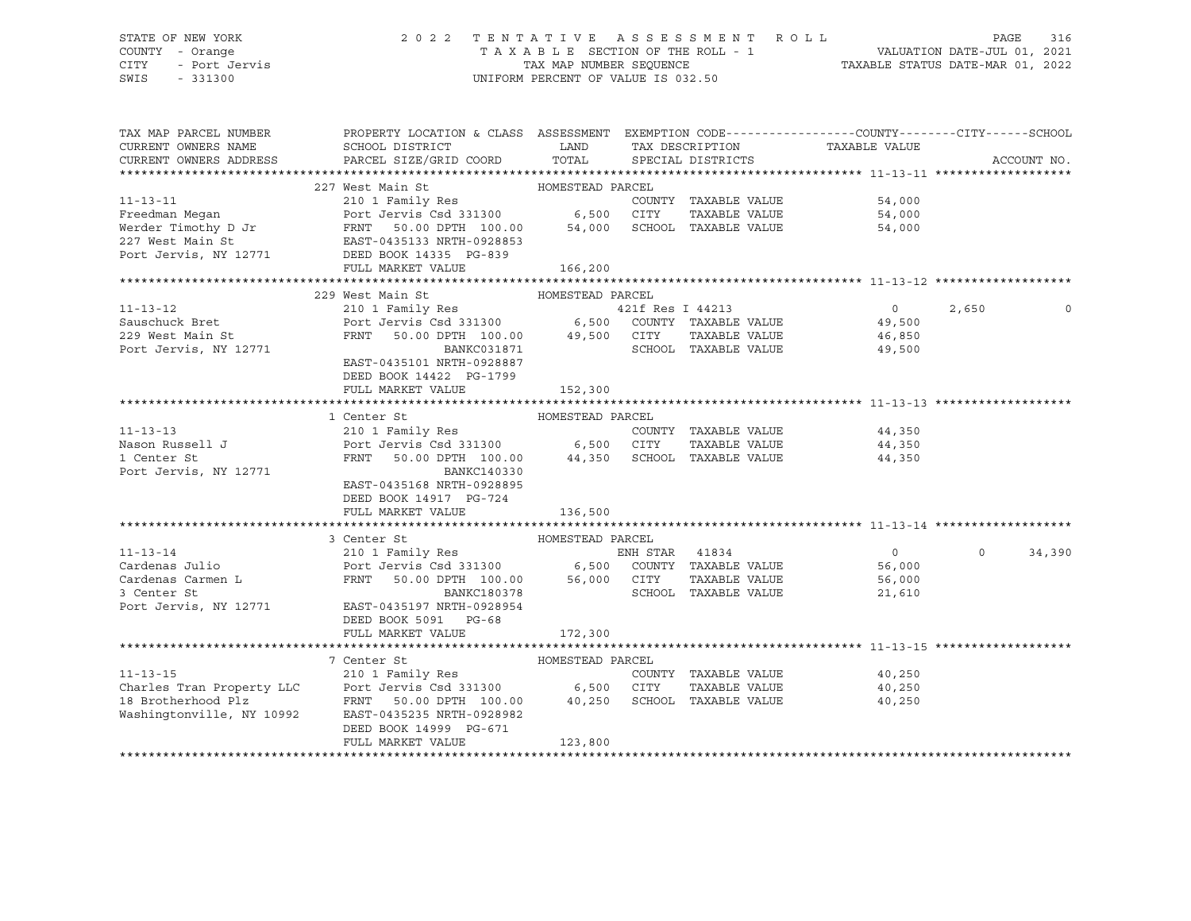STATE OF NEW YORK
COUNTY - Orange
CITY - Port Jervis
SWIS - 331300

2022 TENTATIVE ASSESSMENT ROLL
TAXABLE SECTION OF THE ROLL - 1
TAX MAP NUMBER SEQUENCE
UNIFORM PERCENT OF VALUE IS 032.50

VALUATION DATE-JUL 01, 2021
TAXABLE STATUS DATE-MAR 01, 2022

| TAX MAP PARCEL NUMBER / CURRENT OWNERS NAME / CURRENT OWNERS ADDRESS | PROPERTY LOCATION & CLASS / SCHOOL DISTRICT / PARCEL SIZE/GRID COORD | ASSESSMENT LAND | TOTAL | EXEMPTION CODE / TAX DESCRIPTION / SPECIAL DISTRICTS | COUNTY TAXABLE VALUE | CITY | SCHOOL | ACCOUNT NO. |
|---|---|---|---|---|---|---|---|---|
| **11-13-11** | 227 West Main St — HOMESTEAD PARCEL | | | | | | | |
| Freedman Megan | 210 1 Family Res | | | COUNTY TAXABLE VALUE | 54,000 | | | |
| Werder Timothy D Jr | Port Jervis Csd 331300 | 6,500 | | CITY TAXABLE VALUE | 54,000 | | | |
| 227 West Main St | FRNT 50.00 DPTH 100.00 | | 54,000 | SCHOOL TAXABLE VALUE | 54,000 | | | |
| Port Jervis, NY 12771 | EAST-0435133 NRTH-0928853 | | | | | | | |
| | DEED BOOK 14335 PG-839 | | | | | | | |
| | FULL MARKET VALUE | | 166,200 | | | | | |
| **11-13-12** | 229 West Main St — HOMESTEAD PARCEL | | | | | | | |
| Sauschuck Bret | 210 1 Family Res | | | 421f Res I 44213 | 0 | 2,650 | 0 | |
| 229 West Main St | Port Jervis Csd 331300 | 6,500 | | COUNTY TAXABLE VALUE | 49,500 | | | |
| Port Jervis, NY 12771 | FRNT 50.00 DPTH 100.00 | | 49,500 | CITY TAXABLE VALUE | 46,850 | | | |
| | BANKC031871 | | | SCHOOL TAXABLE VALUE | 49,500 | | | |
| | EAST-0435101 NRTH-0928887 | | | | | | | |
| | DEED BOOK 14422 PG-1799 | | | | | | | |
| | FULL MARKET VALUE | | 152,300 | | | | | |
| **11-13-13** | 1 Center St — HOMESTEAD PARCEL | | | | | | | |
| Nason Russell J | 210 1 Family Res | | | COUNTY TAXABLE VALUE | 44,350 | | | |
| 1 Center St | Port Jervis Csd 331300 | 6,500 | | CITY TAXABLE VALUE | 44,350 | | | |
| Port Jervis, NY 12771 | FRNT 50.00 DPTH 100.00 | | 44,350 | SCHOOL TAXABLE VALUE | 44,350 | | | |
| | BANKC140330 | | | | | | | |
| | EAST-0435168 NRTH-0928895 | | | | | | | |
| | DEED BOOK 14917 PG-724 | | | | | | | |
| | FULL MARKET VALUE | | 136,500 | | | | | |
| **11-13-14** | 3 Center St — HOMESTEAD PARCEL | | | | | | | |
| Cardenas Julio | 210 1 Family Res | | | ENH STAR 41834 | 0 | 0 | 34,390 | |
| Cardenas Carmen L | Port Jervis Csd 331300 | 6,500 | | COUNTY TAXABLE VALUE | 56,000 | | | |
| 3 Center St | FRNT 50.00 DPTH 100.00 | | 56,000 | CITY TAXABLE VALUE | 56,000 | | | |
| Port Jervis, NY 12771 | BANKC180378 | | | SCHOOL TAXABLE VALUE | 21,610 | | | |
| | EAST-0435197 NRTH-0928954 | | | | | | | |
| | DEED BOOK 5091 PG-68 | | | | | | | |
| | FULL MARKET VALUE | | 172,300 | | | | | |
| **11-13-15** | 7 Center St — HOMESTEAD PARCEL | | | | | | | |
| Charles Tran Property LLC | 210 1 Family Res | | | COUNTY TAXABLE VALUE | 40,250 | | | |
| 18 Brotherhood Plz | Port Jervis Csd 331300 | 6,500 | | CITY TAXABLE VALUE | 40,250 | | | |
| Washingtonville, NY 10992 | FRNT 50.00 DPTH 100.00 | | 40,250 | SCHOOL TAXABLE VALUE | 40,250 | | | |
| | EAST-0435235 NRTH-0928982 | | | | | | | |
| | DEED BOOK 14999 PG-671 | | | | | | | |
| | FULL MARKET VALUE | | 123,800 | | | | | |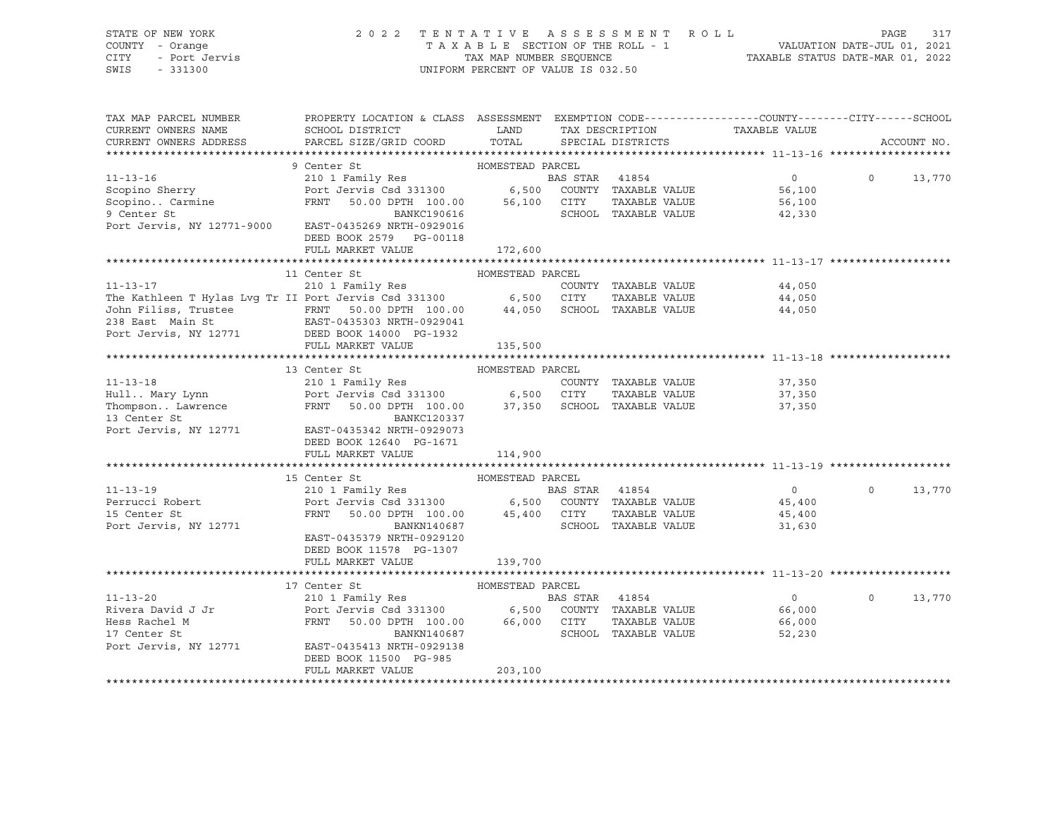STATE OF NEW YORK — COUNTY - Orange — CITY - Port Jervis — SWIS - 331300

# 2022 TENTATIVE ASSESSMENT ROLL

TAXABLE SECTION OF THE ROLL - 1 — TAX MAP NUMBER SEQUENCE — UNIFORM PERCENT OF VALUE IS 032.50

VALUATION DATE-JUL 01, 2021 — TAXABLE STATUS DATE-MAR 01, 2022

| TAX MAP PARCEL NUMBER / CURRENT OWNERS NAME / CURRENT OWNERS ADDRESS | PROPERTY LOCATION & CLASS / SCHOOL DISTRICT / PARCEL SIZE/GRID COORD | ASSESSMENT LAND / TOTAL | EXEMPTION CODE / TAX DESCRIPTION / SPECIAL DISTRICTS | COUNTY TAXABLE VALUE | CITY | SCHOOL / ACCOUNT NO. |
|---|---|---|---|---|---|---|
| **11-13-16** | 9 Center St — HOMESTEAD PARCEL | | | | | |
| 11-13-16 | 210 1 Family Res | | BAS STAR 41854 | 0 | 0 | 13,770 |
| Scopino Sherry | Port Jervis Csd 331300 | 6,500 | COUNTY TAXABLE VALUE | 56,100 | | |
| Scopino.. Carmine | FRNT 50.00 DPTH 100.00 | 56,100 | CITY TAXABLE VALUE | 56,100 | | |
| 9 Center St | BANKC190616 | | SCHOOL TAXABLE VALUE | 42,330 | | |
| Port Jervis, NY 12771-9000 | EAST-0435269 NRTH-0929016 | | | | | |
| | DEED BOOK 2579 PG-00118 | | | | | |
| | FULL MARKET VALUE | 172,600 | | | | |
| **11-13-17** | 11 Center St — HOMESTEAD PARCEL | | | | | |
| 11-13-17 | 210 1 Family Res | | COUNTY TAXABLE VALUE | 44,050 | | |
| The Kathleen T Hylas Lvg Tr II | Port Jervis Csd 331300 | 6,500 | CITY TAXABLE VALUE | 44,050 | | |
| John Filiss, Trustee | FRNT 50.00 DPTH 100.00 | 44,050 | SCHOOL TAXABLE VALUE | 44,050 | | |
| 238 East Main St | EAST-0435303 NRTH-0929041 | | | | | |
| Port Jervis, NY 12771 | DEED BOOK 14000 PG-1932 | | | | | |
| | FULL MARKET VALUE | 135,500 | | | | |
| **11-13-18** | 13 Center St — HOMESTEAD PARCEL | | | | | |
| 11-13-18 | 210 1 Family Res | | COUNTY TAXABLE VALUE | 37,350 | | |
| Hull.. Mary Lynn | Port Jervis Csd 331300 | 6,500 | CITY TAXABLE VALUE | 37,350 | | |
| Thompson.. Lawrence | FRNT 50.00 DPTH 100.00 | 37,350 | SCHOOL TAXABLE VALUE | 37,350 | | |
| 13 Center St | BANKC120337 | | | | | |
| Port Jervis, NY 12771 | EAST-0435342 NRTH-0929073 | | | | | |
| | DEED BOOK 12640 PG-1671 | | | | | |
| | FULL MARKET VALUE | 114,900 | | | | |
| **11-13-19** | 15 Center St — HOMESTEAD PARCEL | | | | | |
| 11-13-19 | 210 1 Family Res | | BAS STAR 41854 | 0 | 0 | 13,770 |
| Perrucci Robert | Port Jervis Csd 331300 | 6,500 | COUNTY TAXABLE VALUE | 45,400 | | |
| 15 Center St | FRNT 50.00 DPTH 100.00 | 45,400 | CITY TAXABLE VALUE | 45,400 | | |
| Port Jervis, NY 12771 | BANKN140687 | | SCHOOL TAXABLE VALUE | 31,630 | | |
| | EAST-0435379 NRTH-0929120 | | | | | |
| | DEED BOOK 11578 PG-1307 | | | | | |
| | FULL MARKET VALUE | 139,700 | | | | |
| **11-13-20** | 17 Center St — HOMESTEAD PARCEL | | | | | |
| 11-13-20 | 210 1 Family Res | | BAS STAR 41854 | 0 | 0 | 13,770 |
| Rivera David J Jr | Port Jervis Csd 331300 | 6,500 | COUNTY TAXABLE VALUE | 66,000 | | |
| Hess Rachel M | FRNT 50.00 DPTH 100.00 | 66,000 | CITY TAXABLE VALUE | 66,000 | | |
| 17 Center St | BANKN140687 | | SCHOOL TAXABLE VALUE | 52,230 | | |
| Port Jervis, NY 12771 | EAST-0435413 NRTH-0929138 | | | | | |
| | DEED BOOK 11500 PG-985 | | | | | |
| | FULL MARKET VALUE | 203,100 | | | | |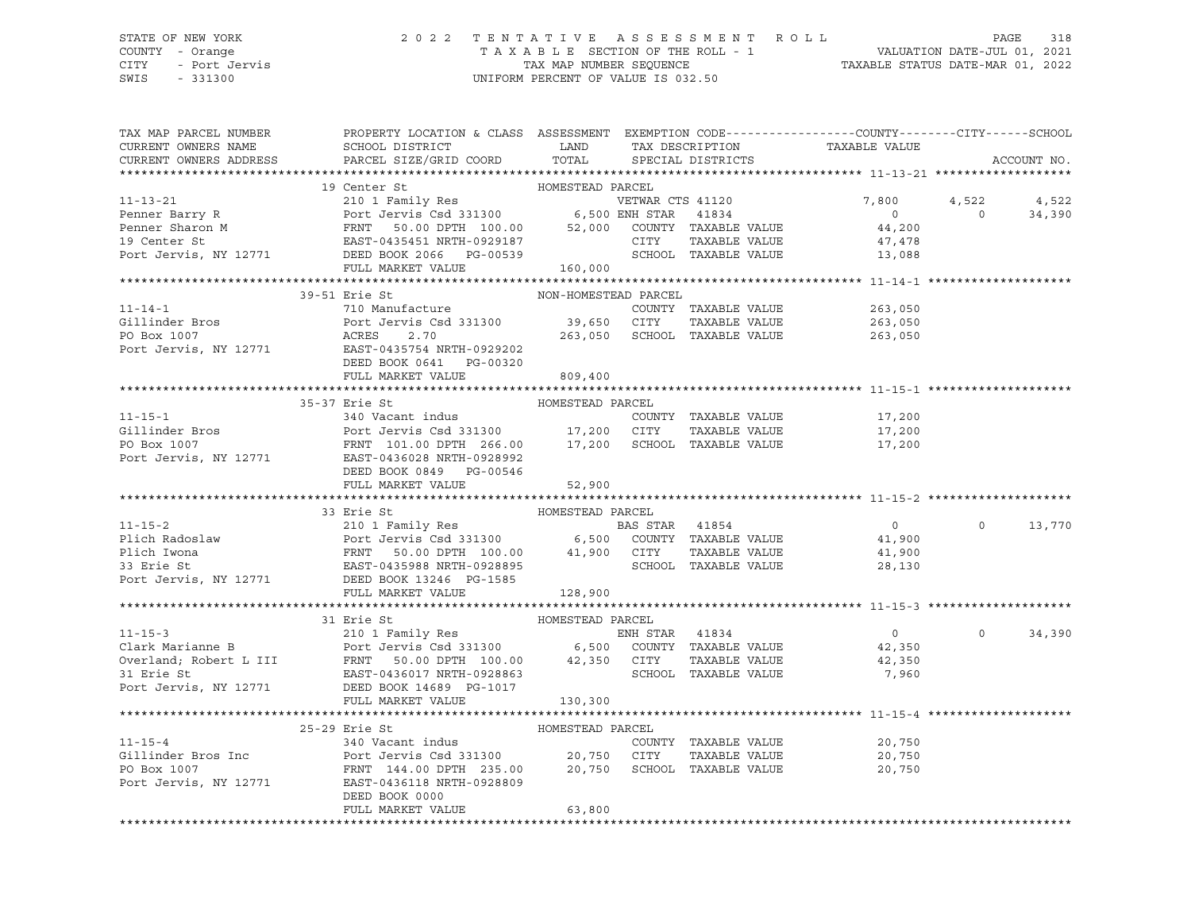STATE OF NEW YORK | 2022 TENTATIVE ASSESSMENT ROLL | VALUATION DATE-JUL 01, 2021
COUNTY - Orange | TAXABLE SECTION OF THE ROLL - 1 | TAXABLE STATUS DATE-MAR 01, 2022
CITY - Port Jervis | TAX MAP NUMBER SEQUENCE
SWIS - 331300 | UNIFORM PERCENT OF VALUE IS 032.50

| TAX MAP PARCEL NUMBER / CURRENT OWNERS NAME / CURRENT OWNERS ADDRESS | PROPERTY LOCATION & CLASS / SCHOOL DISTRICT / PARCEL SIZE/GRID COORD | ASSESSMENT LAND | TOTAL | EXEMPTION CODE / TAX DESCRIPTION / SPECIAL DISTRICTS | COUNTY TAXABLE VALUE | CITY | SCHOOL | ACCOUNT NO. |
|---|---|---|---|---|---|---|---|---|
| **11-13-21** | 19 Center St | HOMESTEAD PARCEL | | | | | | |
| 11-13-21 | 210 1 Family Res | | | VETWAR CTS 41120 | 7,800 | 4,522 | 4,522 | |
| Penner Barry R | Port Jervis Csd 331300 | 6,500 | | ENH STAR 41834 | 0 | 0 | 34,390 | |
| Penner Sharon M | FRNT 50.00 DPTH 100.00 | | 52,000 | COUNTY TAXABLE VALUE | 44,200 | | | |
| 19 Center St | EAST-0435451 NRTH-0929187 | | | CITY TAXABLE VALUE | 47,478 | | | |
| Port Jervis, NY 12771 | DEED BOOK 2066 PG-00539 | | | SCHOOL TAXABLE VALUE | 13,088 | | | |
| | FULL MARKET VALUE | | 160,000 | | | | | |
| **11-14-1** | 39-51 Erie St | NON-HOMESTEAD PARCEL | | | | | | |
| 11-14-1 | 710 Manufacture | | | COUNTY TAXABLE VALUE | 263,050 | | | |
| Gillinder Bros | Port Jervis Csd 331300 | 39,650 | | CITY TAXABLE VALUE | 263,050 | | | |
| PO Box 1007 | ACRES 2.70 | | 263,050 | SCHOOL TAXABLE VALUE | 263,050 | | | |
| Port Jervis, NY 12771 | EAST-0435754 NRTH-0929202 | | | | | | | |
| | DEED BOOK 0641 PG-00320 | | | | | | | |
| | FULL MARKET VALUE | | 809,400 | | | | | |
| **11-15-1** | 35-37 Erie St | HOMESTEAD PARCEL | | | | | | |
| 11-15-1 | 340 Vacant indus | | | COUNTY TAXABLE VALUE | 17,200 | | | |
| Gillinder Bros | Port Jervis Csd 331300 | 17,200 | | CITY TAXABLE VALUE | 17,200 | | | |
| PO Box 1007 | FRNT 101.00 DPTH 266.00 | | 17,200 | SCHOOL TAXABLE VALUE | 17,200 | | | |
| Port Jervis, NY 12771 | EAST-0436028 NRTH-0928992 | | | | | | | |
| | DEED BOOK 0849 PG-00546 | | | | | | | |
| | FULL MARKET VALUE | | 52,900 | | | | | |
| **11-15-2** | 33 Erie St | HOMESTEAD PARCEL | | | | | | |
| 11-15-2 | 210 1 Family Res | | | BAS STAR 41854 | 0 | 0 | 13,770 | |
| Plich Radoslaw | Port Jervis Csd 331300 | 6,500 | | COUNTY TAXABLE VALUE | 41,900 | | | |
| Plich Iwona | FRNT 50.00 DPTH 100.00 | | 41,900 | CITY TAXABLE VALUE | 41,900 | | | |
| 33 Erie St | EAST-0435988 NRTH-0928895 | | | SCHOOL TAXABLE VALUE | 28,130 | | | |
| Port Jervis, NY 12771 | DEED BOOK 13246 PG-1585 | | | | | | | |
| | FULL MARKET VALUE | | 128,900 | | | | | |
| **11-15-3** | 31 Erie St | HOMESTEAD PARCEL | | | | | | |
| 11-15-3 | 210 1 Family Res | | | ENH STAR 41834 | 0 | 0 | 34,390 | |
| Clark Marianne B | Port Jervis Csd 331300 | 6,500 | | COUNTY TAXABLE VALUE | 42,350 | | | |
| Overland; Robert L III | FRNT 50.00 DPTH 100.00 | | 42,350 | CITY TAXABLE VALUE | 42,350 | | | |
| 31 Erie St | EAST-0436017 NRTH-0928863 | | | SCHOOL TAXABLE VALUE | 7,960 | | | |
| Port Jervis, NY 12771 | DEED BOOK 14689 PG-1017 | | | | | | | |
| | FULL MARKET VALUE | | 130,300 | | | | | |
| **11-15-4** | 25-29 Erie St | HOMESTEAD PARCEL | | | | | | |
| 11-15-4 | 340 Vacant indus | | | COUNTY TAXABLE VALUE | 20,750 | | | |
| Gillinder Bros Inc | Port Jervis Csd 331300 | 20,750 | | CITY TAXABLE VALUE | 20,750 | | | |
| PO Box 1007 | FRNT 144.00 DPTH 235.00 | | 20,750 | SCHOOL TAXABLE VALUE | 20,750 | | | |
| Port Jervis, NY 12771 | EAST-0436118 NRTH-0928809 | | | | | | | |
| | DEED BOOK 0000 | | | | | | | |
| | FULL MARKET VALUE | | 63,800 | | | | | |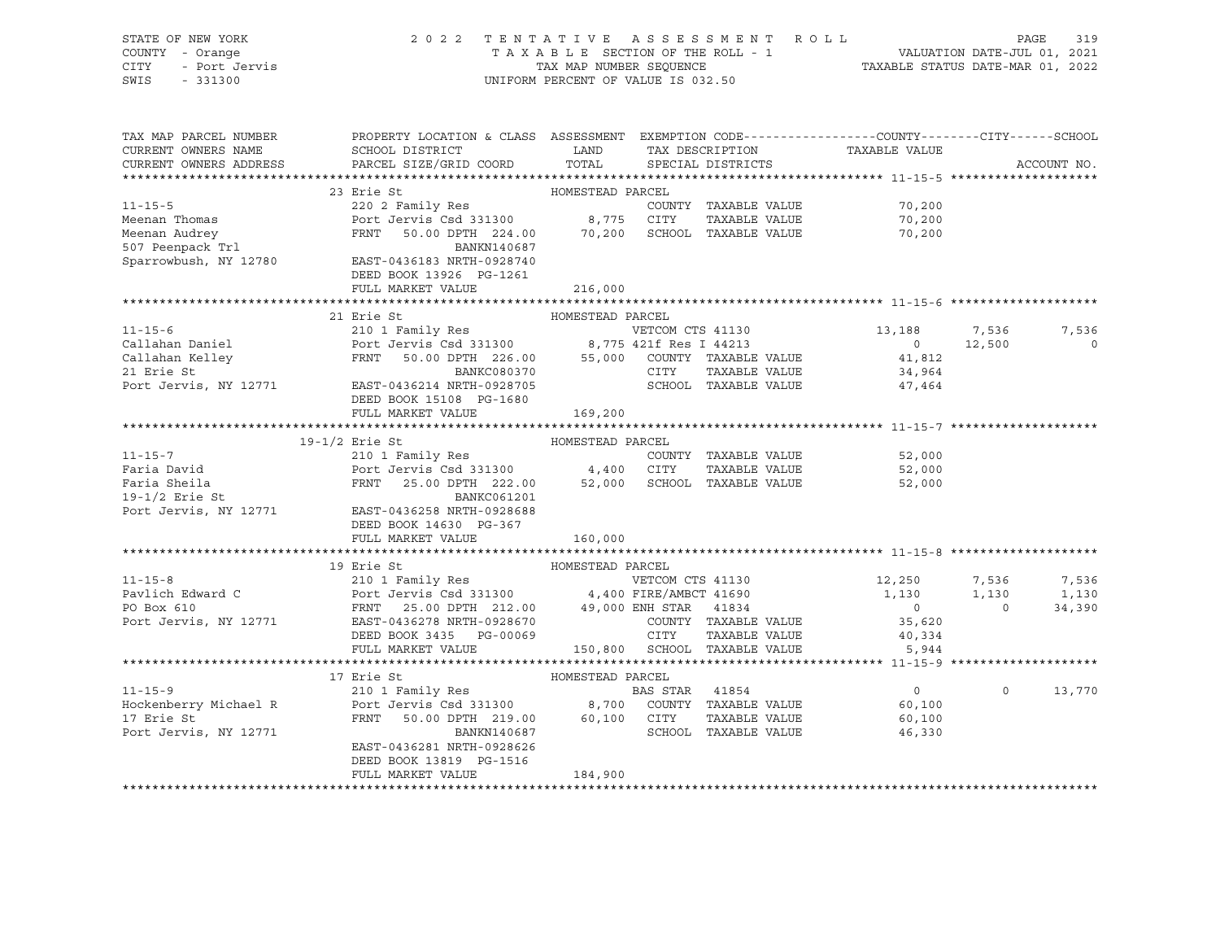STATE OF NEW YORK
COUNTY - Orange
CITY - Port Jervis
SWIS - 331300

2022 TENTATIVE ASSESSMENT ROLL
TAXABLE SECTION OF THE ROLL - 1
TAX MAP NUMBER SEQUENCE
UNIFORM PERCENT OF VALUE IS 032.50

VALUATION DATE-JUL 01, 2021
TAXABLE STATUS DATE-MAR 01, 2022

| TAX MAP PARCEL NUMBER / CURRENT OWNERS NAME / CURRENT OWNERS ADDRESS | PROPERTY LOCATION & CLASS / SCHOOL DISTRICT / PARCEL SIZE/GRID COORD | ASSESSMENT LAND / TOTAL | EXEMPTION CODE / TAX DESCRIPTION / SPECIAL DISTRICTS | COUNTY TAXABLE VALUE | CITY | SCHOOL | ACCOUNT NO. |
|---|---|---|---|---|---|---|---|
| **11-15-5** | 23 Erie St | HOMESTEAD PARCEL | | | | | |
| 11-15-5 | 220 2 Family Res | | COUNTY TAXABLE VALUE | 70,200 | | | |
| Meenan Thomas | Port Jervis Csd 331300 | 8,775 | CITY TAXABLE VALUE | 70,200 | | | |
| Meenan Audrey | FRNT 50.00 DPTH 224.00 | 70,200 | SCHOOL TAXABLE VALUE | 70,200 | | | |
| 507 Peenpack Trl | BANKN140687 | | | | | | |
| Sparrowbush, NY 12780 | EAST-0436183 NRTH-0928740 | | | | | | |
| | DEED BOOK 13926 PG-1261 | | | | | | |
| | FULL MARKET VALUE | 216,000 | | | | | |
| **11-15-6** | 21 Erie St | HOMESTEAD PARCEL | | | | | |
| 11-15-6 | 210 1 Family Res | | VETCOM CTS 41130 | 13,188 | 7,536 | 7,536 | |
| Callahan Daniel | Port Jervis Csd 331300 | 8,775 | 421f Res I 44213 | 0 | 12,500 | 0 | |
| Callahan Kelley | FRNT 50.00 DPTH 226.00 | 55,000 | COUNTY TAXABLE VALUE | 41,812 | | | |
| 21 Erie St | BANKC080370 | | CITY TAXABLE VALUE | 34,964 | | | |
| Port Jervis, NY 12771 | EAST-0436214 NRTH-0928705 | | SCHOOL TAXABLE VALUE | 47,464 | | | |
| | DEED BOOK 15108 PG-1680 | | | | | | |
| | FULL MARKET VALUE | 169,200 | | | | | |
| **11-15-7** | 19-1/2 Erie St | HOMESTEAD PARCEL | | | | | |
| 11-15-7 | 210 1 Family Res | | COUNTY TAXABLE VALUE | 52,000 | | | |
| Faria David | Port Jervis Csd 331300 | 4,400 | CITY TAXABLE VALUE | 52,000 | | | |
| Faria Sheila | FRNT 25.00 DPTH 222.00 | 52,000 | SCHOOL TAXABLE VALUE | 52,000 | | | |
| 19-1/2 Erie St | BANKC061201 | | | | | | |
| Port Jervis, NY 12771 | EAST-0436258 NRTH-0928688 | | | | | | |
| | DEED BOOK 14630 PG-367 | | | | | | |
| | FULL MARKET VALUE | 160,000 | | | | | |
| **11-15-8** | 19 Erie St | HOMESTEAD PARCEL | | | | | |
| 11-15-8 | 210 1 Family Res | | VETCOM CTS 41130 | 12,250 | 7,536 | 7,536 | |
| Pavlich Edward C | Port Jervis Csd 331300 | 4,400 | FIRE/AMBCT 41690 | 1,130 | 1,130 | 1,130 | |
| PO Box 610 | FRNT 25.00 DPTH 212.00 | 49,000 | ENH STAR 41834 | 0 | 0 | 34,390 | |
| Port Jervis, NY 12771 | EAST-0436278 NRTH-0928670 | | COUNTY TAXABLE VALUE | 35,620 | | | |
| | DEED BOOK 3435 PG-00069 | | CITY TAXABLE VALUE | 40,334 | | | |
| | FULL MARKET VALUE | 150,800 | SCHOOL TAXABLE VALUE | 5,944 | | | |
| **11-15-9** | 17 Erie St | HOMESTEAD PARCEL | | | | | |
| 11-15-9 | 210 1 Family Res | | BAS STAR 41854 | 0 | 0 | 13,770 | |
| Hockenberry Michael R | Port Jervis Csd 331300 | 8,700 | COUNTY TAXABLE VALUE | 60,100 | | | |
| 17 Erie St | FRNT 50.00 DPTH 219.00 | 60,100 | CITY TAXABLE VALUE | 60,100 | | | |
| Port Jervis, NY 12771 | BANKN140687 | | SCHOOL TAXABLE VALUE | 46,330 | | | |
| | EAST-0436281 NRTH-0928626 | | | | | | |
| | DEED BOOK 13819 PG-1516 | | | | | | |
| | FULL MARKET VALUE | 184,900 | | | | | |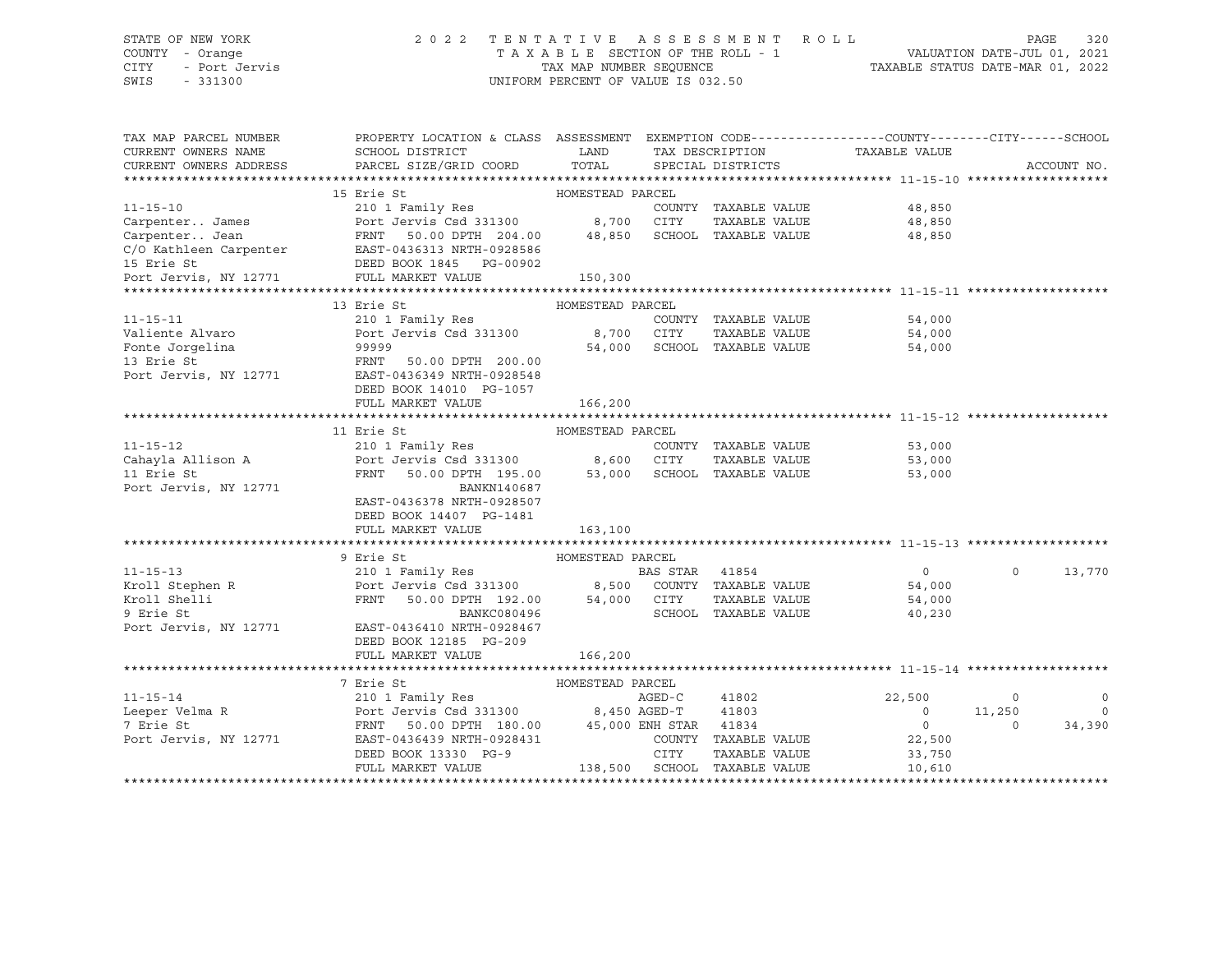STATE OF NEW YORK · COUNTY - Orange · CITY - Port Jervis · SWIS - 331300

2 0 2 2 T E N T A T I V E A S S E S S M E N T R O L L
T A X A B L E SECTION OF THE ROLL - 1
TAX MAP NUMBER SEQUENCE
UNIFORM PERCENT OF VALUE IS 032.50

VALUATION DATE-JUL 01, 2021
TAXABLE STATUS DATE-MAR 01, 2022

| TAX MAP PARCEL NUMBER / CURRENT OWNERS NAME / CURRENT OWNERS ADDRESS | PROPERTY LOCATION & CLASS / SCHOOL DISTRICT / PARCEL SIZE/GRID COORD | ASSESSMENT LAND / TOTAL | EXEMPTION CODE / TAX DESCRIPTION / SPECIAL DISTRICTS | COUNTY | CITY | SCHOOL |
|---|---|---|---|---|---|---|
| **11-15-10** | 15 Erie St — HOMESTEAD PARCEL | | | | | |
| 11-15-10 | 210 1 Family Res | | COUNTY TAXABLE VALUE | 48,850 | | |
| Carpenter.. James | Port Jervis Csd 331300 | 8,700 | CITY TAXABLE VALUE | | 48,850 | |
| Carpenter.. Jean | FRNT 50.00 DPTH 204.00 | 48,850 | SCHOOL TAXABLE VALUE | | | 48,850 |
| C/O Kathleen Carpenter | EAST-0436313 NRTH-0928586 | | | | | |
| 15 Erie St | DEED BOOK 1845 PG-00902 | | | | | |
| Port Jervis, NY 12771 | FULL MARKET VALUE | 150,300 | | | | |
| **11-15-11** | 13 Erie St — HOMESTEAD PARCEL | | | | | |
| 11-15-11 | 210 1 Family Res | | COUNTY TAXABLE VALUE | 54,000 | | |
| Valiente Alvaro | Port Jervis Csd 331300 | 8,700 | CITY TAXABLE VALUE | | 54,000 | |
| Fonte Jorgelina | 99999 | 54,000 | SCHOOL TAXABLE VALUE | | | 54,000 |
| 13 Erie St | FRNT 50.00 DPTH 200.00 | | | | | |
| Port Jervis, NY 12771 | EAST-0436349 NRTH-0928548 | | | | | |
| | DEED BOOK 14010 PG-1057 | | | | | |
| | FULL MARKET VALUE | 166,200 | | | | |
| **11-15-12** | 11 Erie St — HOMESTEAD PARCEL | | | | | |
| 11-15-12 | 210 1 Family Res | | COUNTY TAXABLE VALUE | 53,000 | | |
| Cahayla Allison A | Port Jervis Csd 331300 | 8,600 | CITY TAXABLE VALUE | | 53,000 | |
| 11 Erie St | FRNT 50.00 DPTH 195.00 | 53,000 | SCHOOL TAXABLE VALUE | | | 53,000 |
| Port Jervis, NY 12771 | BANKN140687 | | | | | |
| | EAST-0436378 NRTH-0928507 | | | | | |
| | DEED BOOK 14407 PG-1481 | | | | | |
| | FULL MARKET VALUE | 163,100 | | | | |
| **11-15-13** | 9 Erie St — HOMESTEAD PARCEL | | | | | |
| 11-15-13 | 210 1 Family Res | | BAS STAR 41854 | 0 | 0 | 13,770 |
| Kroll Stephen R | Port Jervis Csd 331300 | 8,500 | COUNTY TAXABLE VALUE | 54,000 | | |
| Kroll Shelli | FRNT 50.00 DPTH 192.00 | 54,000 | CITY TAXABLE VALUE | | 54,000 | |
| 9 Erie St | BANKC080496 | | SCHOOL TAXABLE VALUE | | | 40,230 |
| Port Jervis, NY 12771 | EAST-0436410 NRTH-0928467 | | | | | |
| | DEED BOOK 12185 PG-209 | | | | | |
| | FULL MARKET VALUE | 166,200 | | | | |
| **11-15-14** | 7 Erie St — HOMESTEAD PARCEL | | | | | |
| 11-15-14 | 210 1 Family Res | | AGED-C 41802 | 22,500 | 0 | 0 |
| Leeper Velma R | Port Jervis Csd 331300 | 8,450 | AGED-T 41803 | 0 | 11,250 | 0 |
| 7 Erie St | FRNT 50.00 DPTH 180.00 | 45,000 | ENH STAR 41834 | 0 | 0 | 34,390 |
| Port Jervis, NY 12771 | EAST-0436439 NRTH-0928431 | | COUNTY TAXABLE VALUE | 22,500 | | |
| | DEED BOOK 13330 PG-9 | | CITY TAXABLE VALUE | | 33,750 | |
| | FULL MARKET VALUE | 138,500 | SCHOOL TAXABLE VALUE | | | 10,610 |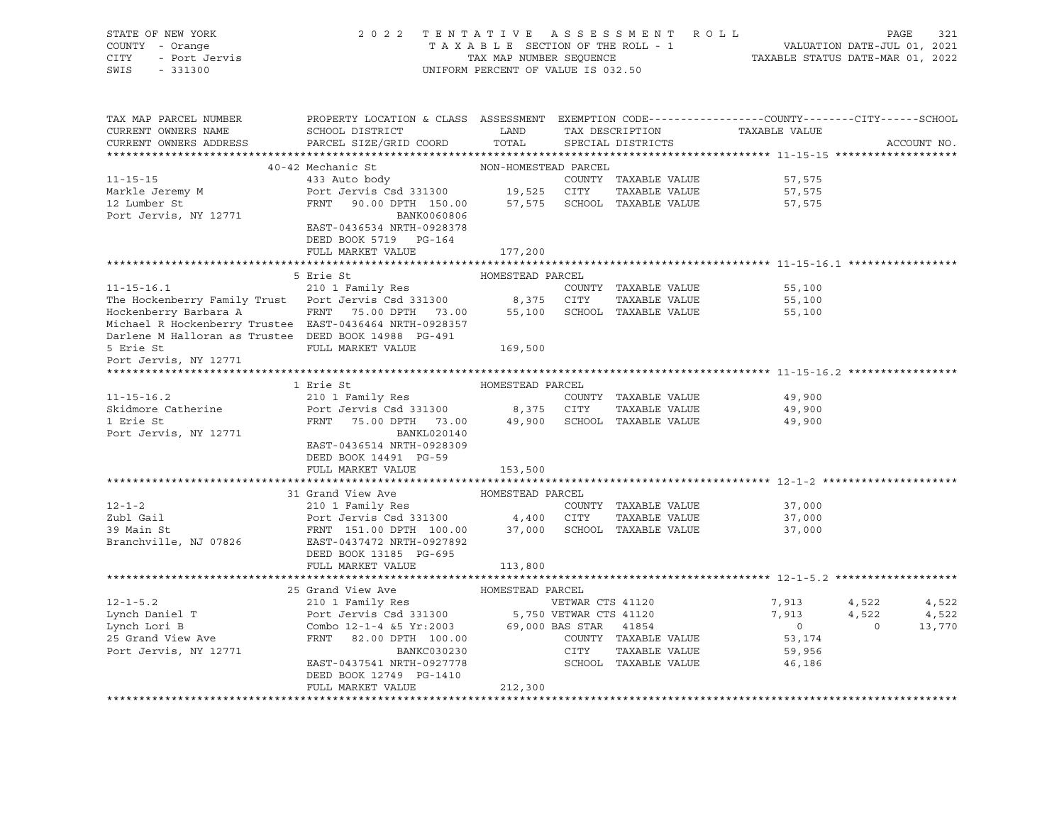STATE OF NEW YORK — 2022 TENTATIVE ASSESSMENT ROLL
COUNTY - Orange — TAXABLE SECTION OF THE ROLL - 1 — VALUATION DATE-JUL 01, 2021
CITY - Port Jervis — TAX MAP NUMBER SEQUENCE — TAXABLE STATUS DATE-MAR 01, 2022
SWIS - 331300 — UNIFORM PERCENT OF VALUE IS 032.50

```
TAX MAP PARCEL NUMBER          PROPERTY LOCATION & CLASS  ASSESSMENT  EXEMPTION CODE------------------COUNTY--------CITY------SCHOOL
CURRENT OWNERS NAME            SCHOOL DISTRICT               LAND      TAX DESCRIPTION            TAXABLE VALUE
CURRENT OWNERS ADDRESS         PARCEL SIZE/GRID COORD        TOTAL     SPECIAL DISTRICTS                                      ACCOUNT NO.
******************************************************************************************************* 11-15-15 *******************
                         40-42 Mechanic St                NON-HOMESTEAD PARCEL
11-15-15                       433 Auto body                           COUNTY  TAXABLE VALUE            57,575
Markle Jeremy M                Port Jervis Csd 331300      19,525     CITY    TAXABLE VALUE            57,575
12 Lumber St                   FRNT   90.00 DPTH 150.00    57,575     SCHOOL  TAXABLE VALUE            57,575
Port Jervis, NY 12771                       BANK0060806
                               EAST-0436534 NRTH-0928378
                               DEED BOOK 5719   PG-164
                               FULL MARKET VALUE          177,200
******************************************************************************************************* 11-15-16.1 *****************
                         5 Erie St                        HOMESTEAD PARCEL
11-15-16.1                     210 1 Family Res                        COUNTY  TAXABLE VALUE            55,100
The Hockenberry Family Trust   Port Jervis Csd 331300       8,375     CITY    TAXABLE VALUE            55,100
Hockenberry Barbara A          FRNT   75.00 DPTH  73.00    55,100     SCHOOL  TAXABLE VALUE            55,100
Michael R Hockenberry Trustee  EAST-0436464 NRTH-0928357
Darlene M Halloran as Trustee  DEED BOOK 14988  PG-491
5 Erie St                      FULL MARKET VALUE          169,500
Port Jervis, NY 12771
******************************************************************************************************* 11-15-16.2 *****************
                         1 Erie St                        HOMESTEAD PARCEL
11-15-16.2                     210 1 Family Res                        COUNTY  TAXABLE VALUE            49,900
Skidmore Catherine             Port Jervis Csd 331300       8,375     CITY    TAXABLE VALUE            49,900
1 Erie St                      FRNT   75.00 DPTH  73.00    49,900     SCHOOL  TAXABLE VALUE            49,900
Port Jervis, NY 12771                       BANKL020140
                               EAST-0436514 NRTH-0928309
                               DEED BOOK 14491  PG-59
                               FULL MARKET VALUE          153,500
******************************************************************************************************* 12-1-2 *********************
                         31 Grand View Ave                HOMESTEAD PARCEL
12-1-2                         210 1 Family Res                        COUNTY  TAXABLE VALUE            37,000
Zubl Gail                      Port Jervis Csd 331300       4,400     CITY    TAXABLE VALUE            37,000
39 Main St                     FRNT  151.00 DPTH 100.00    37,000     SCHOOL  TAXABLE VALUE            37,000
Branchville, NJ 07826          EAST-0437472 NRTH-0927892
                               DEED BOOK 13185  PG-695
                               FULL MARKET VALUE          113,800
******************************************************************************************************* 12-1-5.2 *******************
                         25 Grand View Ave                HOMESTEAD PARCEL
12-1-5.2                       210 1 Family Res                 VETWAR CTS 41120                7,913      4,522      4,522
Lynch Daniel T                 Port Jervis Csd 331300       5,750 VETWAR CTS 41120                7,913      4,522      4,522
Lynch Lori B                   Combo 12-1-4 &5 Yr:2003     69,000 BAS STAR   41854                    0          0     13,770
25 Grand View Ave              FRNT   82.00 DPTH 100.00            COUNTY  TAXABLE VALUE            53,174
Port Jervis, NY 12771                       BANKC030230            CITY    TAXABLE VALUE            59,956
                               EAST-0437541 NRTH-0927778           SCHOOL  TAXABLE VALUE            46,186
                               DEED BOOK 12749  PG-1410
                               FULL MARKET VALUE          212,300
************************************************************************************************************************************
```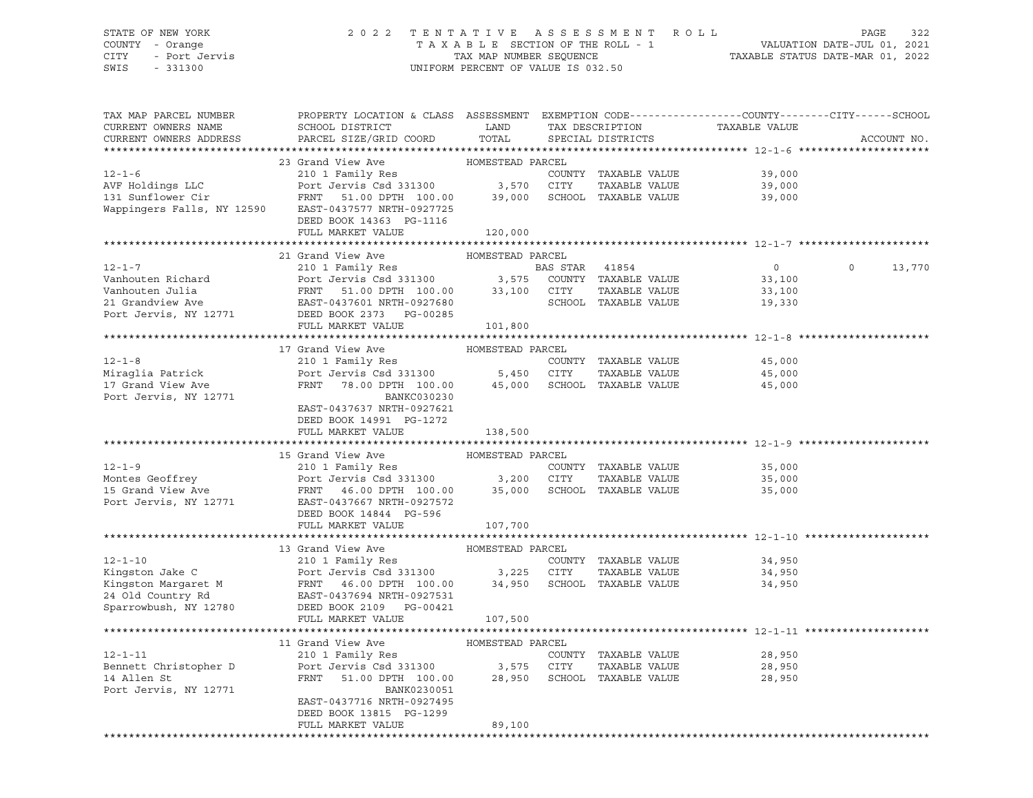STATE OF NEW YORK | COUNTY - Orange | CITY - Port Jervis | SWIS - 331300

# 2022 TENTATIVE ASSESSMENT ROLL

TAXABLE SECTION OF THE ROLL - 1 | TAX MAP NUMBER SEQUENCE | UNIFORM PERCENT OF VALUE IS 032.50

VALUATION DATE-JUL 01, 2021 | TAXABLE STATUS DATE-MAR 01, 2022

```
TAX MAP PARCEL NUMBER          PROPERTY LOCATION & CLASS  ASSESSMENT  EXEMPTION CODE------------------COUNTY--------CITY------SCHOOL
CURRENT OWNERS NAME            SCHOOL DISTRICT               LAND       TAX DESCRIPTION           TAXABLE VALUE
CURRENT OWNERS ADDRESS         PARCEL SIZE/GRID COORD        TOTAL      SPECIAL DISTRICTS                                  ACCOUNT NO.
******************************************************************************************************* 12-1-6 *********************
                               23 Grand View Ave            HOMESTEAD PARCEL
12-1-6                         210 1 Family Res                         COUNTY  TAXABLE VALUE          39,000
AVF Holdings LLC               Port Jervis Csd 331300         3,570     CITY    TAXABLE VALUE          39,000
131 Sunflower Cir              FRNT   51.00 DPTH 100.00      39,000     SCHOOL  TAXABLE VALUE          39,000
Wappingers Falls, NY 12590     EAST-0437577 NRTH-0927725
                               DEED BOOK 14363  PG-1116
                               FULL MARKET VALUE            120,000
******************************************************************************************************* 12-1-7 *********************
                               21 Grand View Ave            HOMESTEAD PARCEL
12-1-7                         210 1 Family Res                  BAS STAR  41854                  0              0      13,770
Vanhouten Richard              Port Jervis Csd 331300         3,575     COUNTY  TAXABLE VALUE          33,100
Vanhouten Julia                FRNT   51.00 DPTH 100.00      33,100     CITY    TAXABLE VALUE          33,100
21 Grandview Ave               EAST-0437601 NRTH-0927680                SCHOOL  TAXABLE VALUE          19,330
Port Jervis, NY 12771          DEED BOOK 2373   PG-00285
                               FULL MARKET VALUE            101,800
******************************************************************************************************* 12-1-8 *********************
                               17 Grand View Ave            HOMESTEAD PARCEL
12-1-8                         210 1 Family Res                         COUNTY  TAXABLE VALUE          45,000
Miraglia Patrick               Port Jervis Csd 331300         5,450     CITY    TAXABLE VALUE          45,000
17 Grand View Ave              FRNT   78.00 DPTH 100.00      45,000     SCHOOL  TAXABLE VALUE          45,000
Port Jervis, NY 12771                       BANKC030230
                               EAST-0437637 NRTH-0927621
                               DEED BOOK 14991  PG-1272
                               FULL MARKET VALUE            138,500
******************************************************************************************************* 12-1-9 *********************
                               15 Grand View Ave            HOMESTEAD PARCEL
12-1-9                         210 1 Family Res                         COUNTY  TAXABLE VALUE          35,000
Montes Geoffrey                Port Jervis Csd 331300         3,200     CITY    TAXABLE VALUE          35,000
15 Grand View Ave              FRNT   46.00 DPTH 100.00      35,000     SCHOOL  TAXABLE VALUE          35,000
Port Jervis, NY 12771          EAST-0437667 NRTH-0927572
                               DEED BOOK 14844  PG-596
                               FULL MARKET VALUE            107,700
******************************************************************************************************* 12-1-10 ********************
                               13 Grand View Ave            HOMESTEAD PARCEL
12-1-10                        210 1 Family Res                         COUNTY  TAXABLE VALUE          34,950
Kingston Jake C                Port Jervis Csd 331300         3,225     CITY    TAXABLE VALUE          34,950
Kingston Margaret M            FRNT   46.00 DPTH 100.00      34,950     SCHOOL  TAXABLE VALUE          34,950
24 Old Country Rd              EAST-0437694 NRTH-0927531
Sparrowbush, NY 12780          DEED BOOK 2109   PG-00421
                               FULL MARKET VALUE            107,500
******************************************************************************************************* 12-1-11 ********************
                               11 Grand View Ave            HOMESTEAD PARCEL
12-1-11                        210 1 Family Res                         COUNTY  TAXABLE VALUE          28,950
Bennett Christopher D          Port Jervis Csd 331300         3,575     CITY    TAXABLE VALUE          28,950
14 Allen St                    FRNT   51.00 DPTH 100.00      28,950     SCHOOL  TAXABLE VALUE          28,950
Port Jervis, NY 12771                       BANK0230051
                               EAST-0437716 NRTH-0927495
                               DEED BOOK 13815  PG-1299
                               FULL MARKET VALUE             89,100
************************************************************************************************************************************
```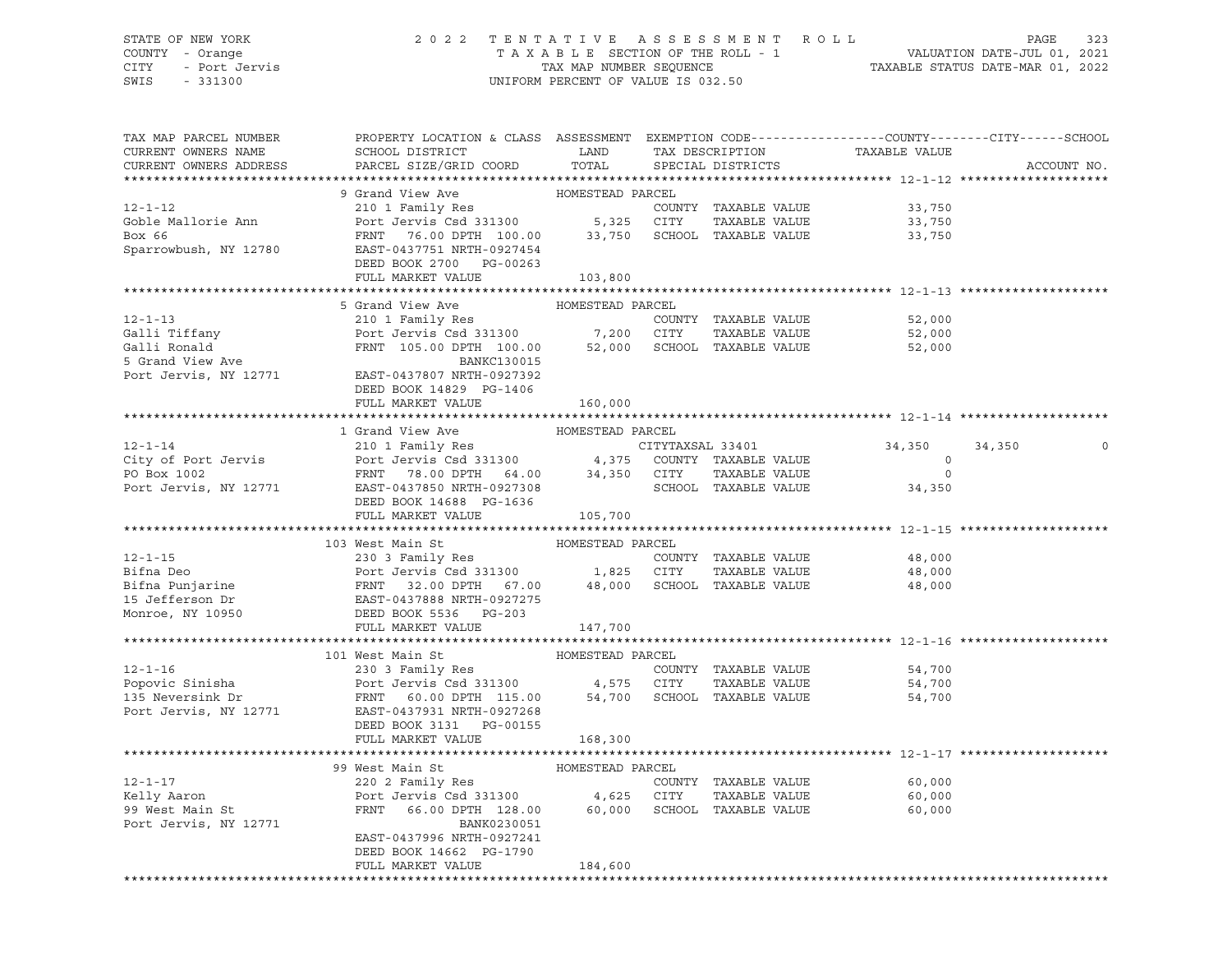STATE OF NEW YORK — COUNTY - Orange — CITY - Port Jervis — SWIS - 331300

# 2022 TENTATIVE ASSESSMENT ROLL

TAXABLE SECTION OF THE ROLL - 1
TAX MAP NUMBER SEQUENCE
UNIFORM PERCENT OF VALUE IS 032.50

VALUATION DATE-JUL 01, 2021
TAXABLE STATUS DATE-MAR 01, 2022

| TAX MAP PARCEL NUMBER / CURRENT OWNERS NAME / CURRENT OWNERS ADDRESS | PROPERTY LOCATION & CLASS / SCHOOL DISTRICT / PARCEL SIZE/GRID COORD | ASSESSMENT LAND / TOTAL | EXEMPTION CODE / TAX DESCRIPTION / SPECIAL DISTRICTS | COUNTY | CITY | SCHOOL | ACCOUNT NO. |
|---|---|---|---|---|---|---|---|
| 12-1-12 | 9 Grand View Ave — HOMESTEAD PARCEL | | | | | | |
| Goble Mallorie Ann | 210 1 Family Res | | COUNTY TAXABLE VALUE | 33,750 | | | |
| Box 66 | Port Jervis Csd 331300 | 5,325 | CITY TAXABLE VALUE | 33,750 | | | |
| Sparrowbush, NY 12780 | FRNT 76.00 DPTH 100.00 | 33,750 | SCHOOL TAXABLE VALUE | 33,750 | | | |
| | EAST-0437751 NRTH-0927454 | | | | | | |
| | DEED BOOK 2700 PG-00263 | | | | | | |
| | FULL MARKET VALUE | 103,800 | | | | | |
| 12-1-13 | 5 Grand View Ave — HOMESTEAD PARCEL | | | | | | |
| Galli Tiffany | 210 1 Family Res | | COUNTY TAXABLE VALUE | 52,000 | | | |
| Galli Ronald | Port Jervis Csd 331300 | 7,200 | CITY TAXABLE VALUE | 52,000 | | | |
| 5 Grand View Ave | FRNT 105.00 DPTH 100.00 | 52,000 | SCHOOL TAXABLE VALUE | 52,000 | | | |
| Port Jervis, NY 12771 | BANKC130015 | | | | | | |
| | EAST-0437807 NRTH-0927392 | | | | | | |
| | DEED BOOK 14829 PG-1406 | | | | | | |
| | FULL MARKET VALUE | 160,000 | | | | | |
| 12-1-14 | 1 Grand View Ave — HOMESTEAD PARCEL | | | | | | |
| City of Port Jervis | 210 1 Family Res | | CITYTAXSAL 33401 | 34,350 | 34,350 | 0 | |
| PO Box 1002 | Port Jervis Csd 331300 | 4,375 | COUNTY TAXABLE VALUE | 0 | | | |
| Port Jervis, NY 12771 | FRNT 78.00 DPTH 64.00 | 34,350 | CITY TAXABLE VALUE | 0 | | | |
| | EAST-0437850 NRTH-0927308 | | SCHOOL TAXABLE VALUE | 34,350 | | | |
| | DEED BOOK 14688 PG-1636 | | | | | | |
| | FULL MARKET VALUE | 105,700 | | | | | |
| 12-1-15 | 103 West Main St — HOMESTEAD PARCEL | | | | | | |
| Bifna Deo | 230 3 Family Res | | COUNTY TAXABLE VALUE | 48,000 | | | |
| Bifna Punjarine | Port Jervis Csd 331300 | 1,825 | CITY TAXABLE VALUE | 48,000 | | | |
| 15 Jefferson Dr | FRNT 32.00 DPTH 67.00 | 48,000 | SCHOOL TAXABLE VALUE | 48,000 | | | |
| Monroe, NY 10950 | EAST-0437888 NRTH-0927275 | | | | | | |
| | DEED BOOK 5536 PG-203 | | | | | | |
| | FULL MARKET VALUE | 147,700 | | | | | |
| 12-1-16 | 101 West Main St — HOMESTEAD PARCEL | | | | | | |
| Popovic Sinisha | 230 3 Family Res | | COUNTY TAXABLE VALUE | 54,700 | | | |
| 135 Neversink Dr | Port Jervis Csd 331300 | 4,575 | CITY TAXABLE VALUE | 54,700 | | | |
| Port Jervis, NY 12771 | FRNT 60.00 DPTH 115.00 | 54,700 | SCHOOL TAXABLE VALUE | 54,700 | | | |
| | EAST-0437931 NRTH-0927268 | | | | | | |
| | DEED BOOK 3131 PG-00155 | | | | | | |
| | FULL MARKET VALUE | 168,300 | | | | | |
| 12-1-17 | 99 West Main St — HOMESTEAD PARCEL | | | | | | |
| Kelly Aaron | 220 2 Family Res | | COUNTY TAXABLE VALUE | 60,000 | | | |
| 99 West Main St | Port Jervis Csd 331300 | 4,625 | CITY TAXABLE VALUE | 60,000 | | | |
| Port Jervis, NY 12771 | FRNT 66.00 DPTH 128.00 | 60,000 | SCHOOL TAXABLE VALUE | 60,000 | | | |
| | BANK0230051 | | | | | | |
| | EAST-0437996 NRTH-0927241 | | | | | | |
| | DEED BOOK 14662 PG-1790 | | | | | | |
| | FULL MARKET VALUE | 184,600 | | | | | |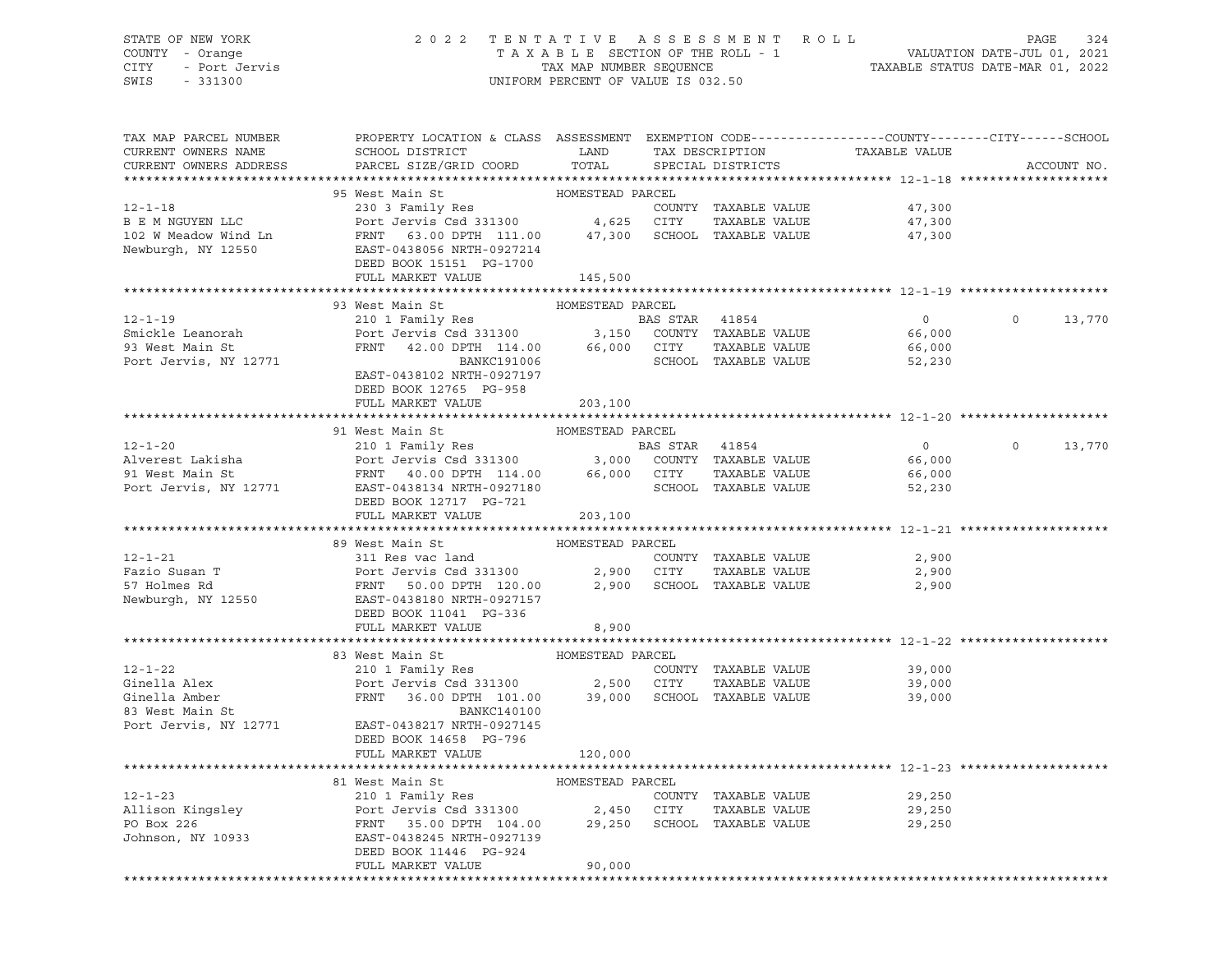STATE OF NEW YORK
COUNTY - Orange
CITY - Port Jervis
SWIS - 331300

2 0 2 2 T E N T A T I V E A S S E S S M E N T R O L L
T A X A B L E SECTION OF THE ROLL - 1
TAX MAP NUMBER SEQUENCE
UNIFORM PERCENT OF VALUE IS 032.50

VALUATION DATE-JUL 01, 2021
TAXABLE STATUS DATE-MAR 01, 2022

| TAX MAP PARCEL NUMBER / CURRENT OWNERS NAME / CURRENT OWNERS ADDRESS | PROPERTY LOCATION & CLASS / SCHOOL DISTRICT / PARCEL SIZE/GRID COORD | ASSESSMENT LAND / TOTAL | EXEMPTION CODE / TAX DESCRIPTION / SPECIAL DISTRICTS | COUNTY TAXABLE VALUE | CITY | SCHOOL / ACCOUNT NO. |
|---|---|---|---|---|---|---|
| **12-1-18** | 95 West Main St | HOMESTEAD PARCEL | | | | |
| 12-1-18 | 230 3 Family Res | | COUNTY TAXABLE VALUE | 47,300 | | |
| B E M NGUYEN LLC | Port Jervis Csd 331300 | 4,625 | CITY TAXABLE VALUE | 47,300 | | |
| 102 W Meadow Wind Ln | FRNT 63.00 DPTH 111.00 | 47,300 | SCHOOL TAXABLE VALUE | 47,300 | | |
| Newburgh, NY 12550 | EAST-0438056 NRTH-0927214 | | | | | |
| | DEED BOOK 15151 PG-1700 | | | | | |
| | FULL MARKET VALUE | 145,500 | | | | |
| **12-1-19** | 93 West Main St | HOMESTEAD PARCEL | | | | |
| 12-1-19 | 210 1 Family Res | | BAS STAR 41854 | 0 | 0 | 13,770 |
| Smickle Leanorah | Port Jervis Csd 331300 | 3,150 | COUNTY TAXABLE VALUE | 66,000 | | |
| 93 West Main St | FRNT 42.00 DPTH 114.00 | 66,000 | CITY TAXABLE VALUE | 66,000 | | |
| Port Jervis, NY 12771 | BANKC191006 | | SCHOOL TAXABLE VALUE | 52,230 | | |
| | EAST-0438102 NRTH-0927197 | | | | | |
| | DEED BOOK 12765 PG-958 | | | | | |
| | FULL MARKET VALUE | 203,100 | | | | |
| **12-1-20** | 91 West Main St | HOMESTEAD PARCEL | | | | |
| 12-1-20 | 210 1 Family Res | | BAS STAR 41854 | 0 | 0 | 13,770 |
| Alverest Lakisha | Port Jervis Csd 331300 | 3,000 | COUNTY TAXABLE VALUE | 66,000 | | |
| 91 West Main St | FRNT 40.00 DPTH 114.00 | 66,000 | CITY TAXABLE VALUE | 66,000 | | |
| Port Jervis, NY 12771 | EAST-0438134 NRTH-0927180 | | SCHOOL TAXABLE VALUE | 52,230 | | |
| | DEED BOOK 12717 PG-721 | | | | | |
| | FULL MARKET VALUE | 203,100 | | | | |
| **12-1-21** | 89 West Main St | HOMESTEAD PARCEL | | | | |
| 12-1-21 | 311 Res vac land | | COUNTY TAXABLE VALUE | 2,900 | | |
| Fazio Susan T | Port Jervis Csd 331300 | 2,900 | CITY TAXABLE VALUE | 2,900 | | |
| 57 Holmes Rd | FRNT 50.00 DPTH 120.00 | 2,900 | SCHOOL TAXABLE VALUE | 2,900 | | |
| Newburgh, NY 12550 | EAST-0438180 NRTH-0927157 | | | | | |
| | DEED BOOK 11041 PG-336 | | | | | |
| | FULL MARKET VALUE | 8,900 | | | | |
| **12-1-22** | 83 West Main St | HOMESTEAD PARCEL | | | | |
| 12-1-22 | 210 1 Family Res | | COUNTY TAXABLE VALUE | 39,000 | | |
| Ginella Alex | Port Jervis Csd 331300 | 2,500 | CITY TAXABLE VALUE | 39,000 | | |
| Ginella Amber | FRNT 36.00 DPTH 101.00 | 39,000 | SCHOOL TAXABLE VALUE | 39,000 | | |
| 83 West Main St | BANKC140100 | | | | | |
| Port Jervis, NY 12771 | EAST-0438217 NRTH-0927145 | | | | | |
| | DEED BOOK 14658 PG-796 | | | | | |
| | FULL MARKET VALUE | 120,000 | | | | |
| **12-1-23** | 81 West Main St | HOMESTEAD PARCEL | | | | |
| 12-1-23 | 210 1 Family Res | | COUNTY TAXABLE VALUE | 29,250 | | |
| Allison Kingsley | Port Jervis Csd 331300 | 2,450 | CITY TAXABLE VALUE | 29,250 | | |
| PO Box 226 | FRNT 35.00 DPTH 104.00 | 29,250 | SCHOOL TAXABLE VALUE | 29,250 | | |
| Johnson, NY 10933 | EAST-0438245 NRTH-0927139 | | | | | |
| | DEED BOOK 11446 PG-924 | | | | | |
| | FULL MARKET VALUE | 90,000 | | | | |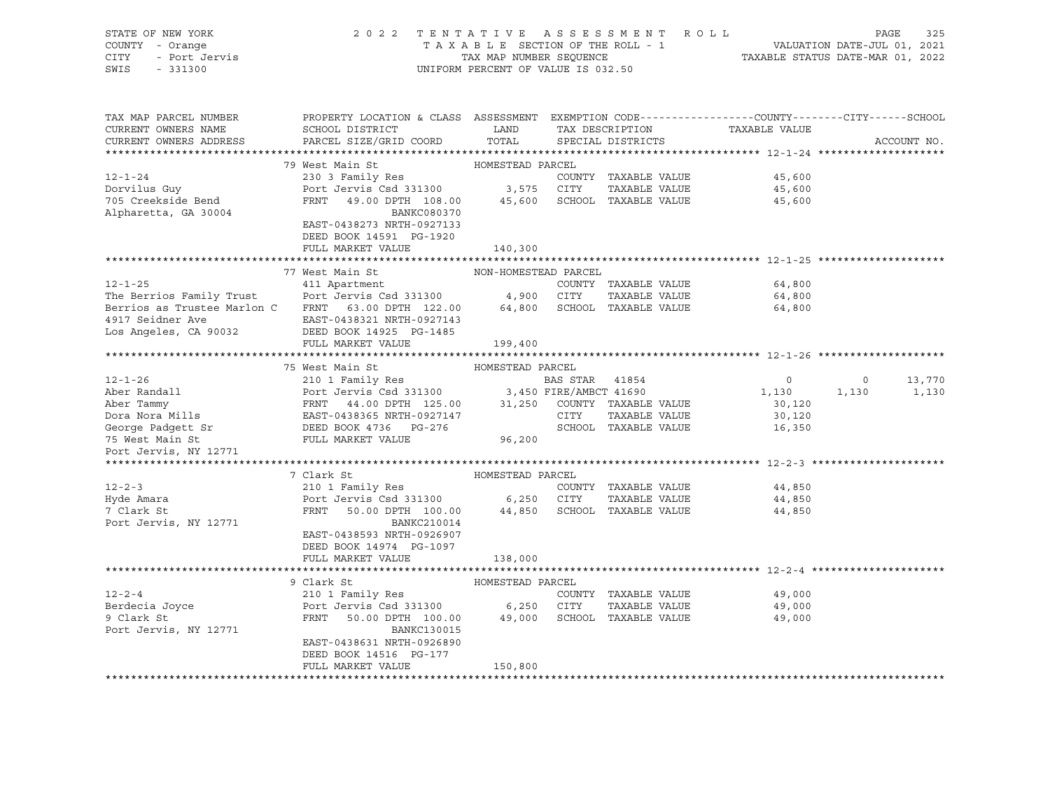STATE OF NEW YORK — COUNTY - Orange — CITY - Port Jervis — SWIS - 331300

**2022 TENTATIVE ASSESSMENT ROLL**
TAXABLE SECTION OF THE ROLL - 1
TAX MAP NUMBER SEQUENCE
UNIFORM PERCENT OF VALUE IS 032.50

VALUATION DATE-JUL 01, 2021
TAXABLE STATUS DATE-MAR 01, 2022

| TAX MAP PARCEL NUMBER / CURRENT OWNERS NAME / CURRENT OWNERS ADDRESS | PROPERTY LOCATION & CLASS / SCHOOL DISTRICT / PARCEL SIZE/GRID COORD | ASSESSMENT LAND / TOTAL | EXEMPTION CODE / TAX DESCRIPTION / SPECIAL DISTRICTS | COUNTY TAXABLE VALUE | CITY | SCHOOL | ACCOUNT NO. |
|---|---|---|---|---|---|---|---|
| **12-1-24** | 79 West Main St | HOMESTEAD PARCEL | | | | | |
| 12-1-24 | 230 3 Family Res | | COUNTY TAXABLE VALUE | 45,600 | | | |
| Dorvilus Guy | Port Jervis Csd 331300 | 3,575 | CITY TAXABLE VALUE | 45,600 | | | |
| 705 Creekside Bend | FRNT 49.00 DPTH 108.00 | 45,600 | SCHOOL TAXABLE VALUE | 45,600 | | | |
| Alpharetta, GA 30004 | BANKC080370 | | | | | | |
| | EAST-0438273 NRTH-0927133 | | | | | | |
| | DEED BOOK 14591 PG-1920 | | | | | | |
| | FULL MARKET VALUE | 140,300 | | | | | |
| **12-1-25** | 77 West Main St | NON-HOMESTEAD PARCEL | | | | | |
| 12-1-25 | 411 Apartment | | COUNTY TAXABLE VALUE | 64,800 | | | |
| The Berrios Family Trust | Port Jervis Csd 331300 | 4,900 | CITY TAXABLE VALUE | 64,800 | | | |
| Berrios as Trustee Marlon C | FRNT 63.00 DPTH 122.00 | 64,800 | SCHOOL TAXABLE VALUE | 64,800 | | | |
| 4917 Seidner Ave | EAST-0438321 NRTH-0927143 | | | | | | |
| Los Angeles, CA 90032 | DEED BOOK 14925 PG-1485 | | | | | | |
| | FULL MARKET VALUE | 199,400 | | | | | |
| **12-1-26** | 75 West Main St | HOMESTEAD PARCEL | | | | | |
| 12-1-26 | 210 1 Family Res | | BAS STAR 41854 | 0 | 0 | 13,770 | |
| Aber Randall | Port Jervis Csd 331300 | 3,450 | FIRE/AMBCT 41690 | 1,130 | 1,130 | 1,130 | |
| Aber Tammy | FRNT 44.00 DPTH 125.00 | 31,250 | COUNTY TAXABLE VALUE | 30,120 | | | |
| Dora Nora Mills | EAST-0438365 NRTH-0927147 | | CITY TAXABLE VALUE | 30,120 | | | |
| George Padgett Sr | DEED BOOK 4736 PG-276 | | SCHOOL TAXABLE VALUE | 16,350 | | | |
| 75 West Main St | FULL MARKET VALUE | 96,200 | | | | | |
| Port Jervis, NY 12771 | | | | | | | |
| **12-2-3** | 7 Clark St | HOMESTEAD PARCEL | | | | | |
| 12-2-3 | 210 1 Family Res | | COUNTY TAXABLE VALUE | 44,850 | | | |
| Hyde Amara | Port Jervis Csd 331300 | 6,250 | CITY TAXABLE VALUE | 44,850 | | | |
| 7 Clark St | FRNT 50.00 DPTH 100.00 | 44,850 | SCHOOL TAXABLE VALUE | 44,850 | | | |
| Port Jervis, NY 12771 | BANKC210014 | | | | | | |
| | EAST-0438593 NRTH-0926907 | | | | | | |
| | DEED BOOK 14974 PG-1097 | | | | | | |
| | FULL MARKET VALUE | 138,000 | | | | | |
| **12-2-4** | 9 Clark St | HOMESTEAD PARCEL | | | | | |
| 12-2-4 | 210 1 Family Res | | COUNTY TAXABLE VALUE | 49,000 | | | |
| Berdecia Joyce | Port Jervis Csd 331300 | 6,250 | CITY TAXABLE VALUE | 49,000 | | | |
| 9 Clark St | FRNT 50.00 DPTH 100.00 | 49,000 | SCHOOL TAXABLE VALUE | 49,000 | | | |
| Port Jervis, NY 12771 | BANKC130015 | | | | | | |
| | EAST-0438631 NRTH-0926890 | | | | | | |
| | DEED BOOK 14516 PG-177 | | | | | | |
| | FULL MARKET VALUE | 150,800 | | | | | |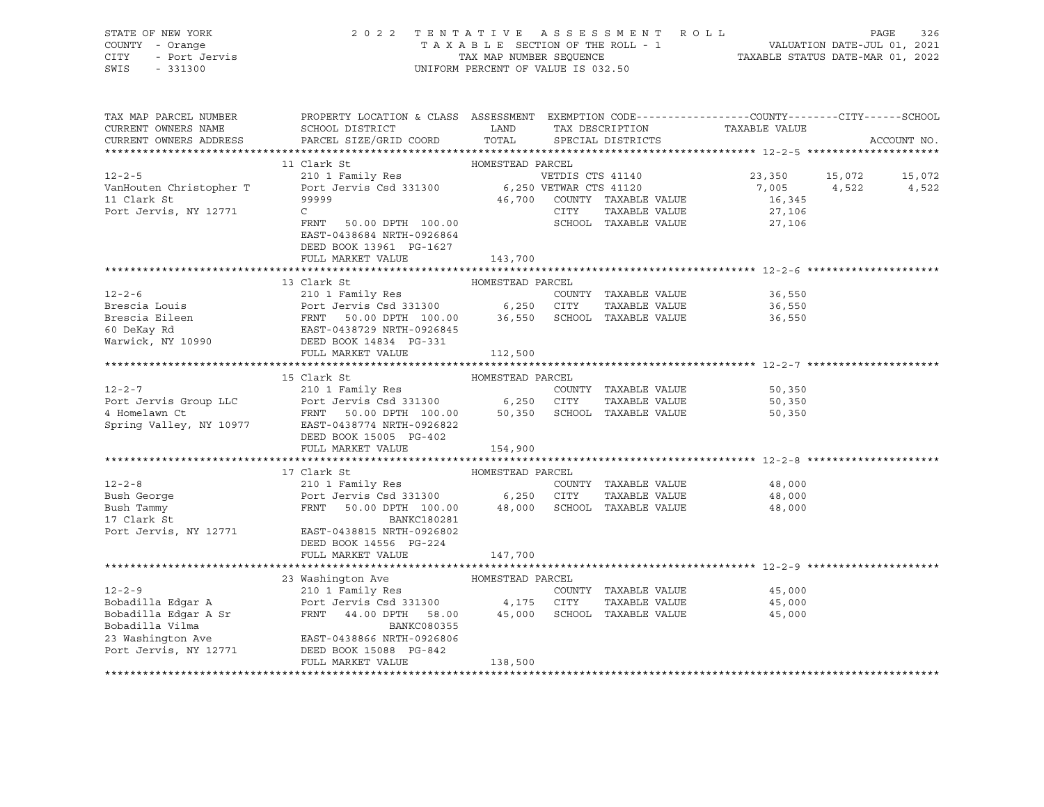STATE OF NEW YORK
COUNTY - Orange
CITY - Port Jervis
SWIS - 331300

2 0 2 2 T E N T A T I V E A S S E S S M E N T R O L L
T A X A B L E SECTION OF THE ROLL - 1
TAX MAP NUMBER SEQUENCE
UNIFORM PERCENT OF VALUE IS 032.50

VALUATION DATE-JUL 01, 2021
TAXABLE STATUS DATE-MAR 01, 2022

| TAX MAP PARCEL NUMBER / CURRENT OWNERS NAME / CURRENT OWNERS ADDRESS | PROPERTY LOCATION & CLASS / SCHOOL DISTRICT / PARCEL SIZE/GRID COORD | ASSESSMENT LAND / TOTAL | EXEMPTION CODE / TAX DESCRIPTION / SPECIAL DISTRICTS | COUNTY TAXABLE VALUE | CITY | SCHOOL / ACCOUNT NO. |
|---|---|---|---|---|---|---|
| **12-2-5** | 11 Clark St | HOMESTEAD PARCEL | | | | |
| 12-2-5 | 210 1 Family Res | | VETDIS CTS 41140 | 23,350 | 15,072 | 15,072 |
| VanHouten Christopher T | Port Jervis Csd 331300 | 6,250 | VETWAR CTS 41120 | 7,005 | 4,522 | 4,522 |
| 11 Clark St | 99999 | 46,700 | COUNTY TAXABLE VALUE | 16,345 | | |
| Port Jervis, NY 12771 | C | | CITY TAXABLE VALUE | 27,106 | | |
| | FRNT 50.00 DPTH 100.00 | | SCHOOL TAXABLE VALUE | 27,106 | | |
| | EAST-0438684 NRTH-0926864 | | | | | |
| | DEED BOOK 13961 PG-1627 | | | | | |
| | FULL MARKET VALUE | 143,700 | | | | |
| **12-2-6** | 13 Clark St | HOMESTEAD PARCEL | | | | |
| 12-2-6 | 210 1 Family Res | | COUNTY TAXABLE VALUE | 36,550 | | |
| Brescia Louis | Port Jervis Csd 331300 | 6,250 | CITY TAXABLE VALUE | 36,550 | | |
| Brescia Eileen | FRNT 50.00 DPTH 100.00 | 36,550 | SCHOOL TAXABLE VALUE | 36,550 | | |
| 60 DeKay Rd | EAST-0438729 NRTH-0926845 | | | | | |
| Warwick, NY 10990 | DEED BOOK 14834 PG-331 | | | | | |
| | FULL MARKET VALUE | 112,500 | | | | |
| **12-2-7** | 15 Clark St | HOMESTEAD PARCEL | | | | |
| 12-2-7 | 210 1 Family Res | | COUNTY TAXABLE VALUE | 50,350 | | |
| Port Jervis Group LLC | Port Jervis Csd 331300 | 6,250 | CITY TAXABLE VALUE | 50,350 | | |
| 4 Homelawn Ct | FRNT 50.00 DPTH 100.00 | 50,350 | SCHOOL TAXABLE VALUE | 50,350 | | |
| Spring Valley, NY 10977 | EAST-0438774 NRTH-0926822 | | | | | |
| | DEED BOOK 15005 PG-402 | | | | | |
| | FULL MARKET VALUE | 154,900 | | | | |
| **12-2-8** | 17 Clark St | HOMESTEAD PARCEL | | | | |
| 12-2-8 | 210 1 Family Res | | COUNTY TAXABLE VALUE | 48,000 | | |
| Bush George | Port Jervis Csd 331300 | 6,250 | CITY TAXABLE VALUE | 48,000 | | |
| Bush Tammy | FRNT 50.00 DPTH 100.00 | 48,000 | SCHOOL TAXABLE VALUE | 48,000 | | |
| 17 Clark St | BANKC180281 | | | | | |
| Port Jervis, NY 12771 | EAST-0438815 NRTH-0926802 | | | | | |
| | DEED BOOK 14556 PG-224 | | | | | |
| | FULL MARKET VALUE | 147,700 | | | | |
| **12-2-9** | 23 Washington Ave | HOMESTEAD PARCEL | | | | |
| 12-2-9 | 210 1 Family Res | | COUNTY TAXABLE VALUE | 45,000 | | |
| Bobadilla Edgar A | Port Jervis Csd 331300 | 4,175 | CITY TAXABLE VALUE | 45,000 | | |
| Bobadilla Edgar A Sr | FRNT 44.00 DPTH 58.00 | 45,000 | SCHOOL TAXABLE VALUE | 45,000 | | |
| Bobadilla Vilma | BANKC080355 | | | | | |
| 23 Washington Ave | EAST-0438866 NRTH-0926806 | | | | | |
| Port Jervis, NY 12771 | DEED BOOK 15088 PG-842 | | | | | |
| | FULL MARKET VALUE | 138,500 | | | | |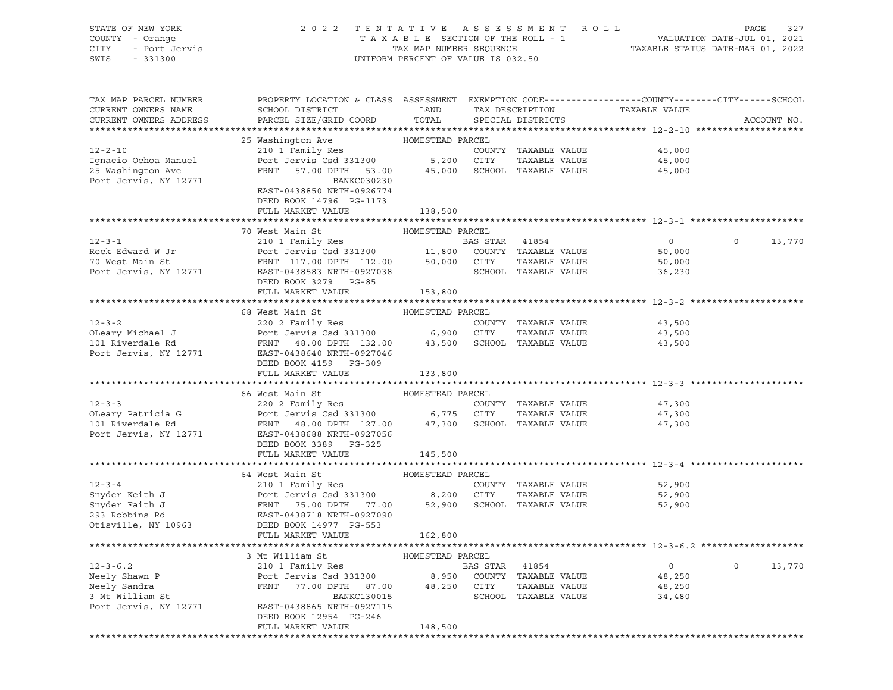STATE OF NEW YORK — 2022 TENTATIVE ASSESSMENT ROLL
COUNTY - Orange — TAXABLE SECTION OF THE ROLL - 1 — VALUATION DATE-JUL 01, 2021
CITY - Port Jervis — TAX MAP NUMBER SEQUENCE — TAXABLE STATUS DATE-MAR 01, 2022
SWIS - 331300 — UNIFORM PERCENT OF VALUE IS 032.50

| TAX MAP PARCEL NUMBER / CURRENT OWNERS NAME / CURRENT OWNERS ADDRESS | PROPERTY LOCATION & CLASS / SCHOOL DISTRICT / PARCEL SIZE/GRID COORD | ASSESSMENT LAND / TOTAL | EXEMPTION CODE / TAX DESCRIPTION / SPECIAL DISTRICTS | COUNTY TAXABLE VALUE | CITY | SCHOOL | ACCOUNT NO. |
|---|---|---|---|---|---|---|---|
| **12-2-10** | 25 Washington Ave — HOMESTEAD PARCEL | | | | | | |
| 12-2-10 | 210 1 Family Res | | COUNTY TAXABLE VALUE | 45,000 | | | |
| Ignacio Ochoa Manuel | Port Jervis Csd 331300 | 5,200 | CITY TAXABLE VALUE | 45,000 | | | |
| 25 Washington Ave | FRNT 57.00 DPTH 53.00 | 45,000 | SCHOOL TAXABLE VALUE | 45,000 | | | |
| Port Jervis, NY 12771 | BANKC030230 | | | | | | |
| | EAST-0438850 NRTH-0926774 | | | | | | |
| | DEED BOOK 14796 PG-1173 | | | | | | |
| | FULL MARKET VALUE | 138,500 | | | | | |
| **12-3-1** | 70 West Main St — HOMESTEAD PARCEL | | | | | | |
| 12-3-1 | 210 1 Family Res | | BAS STAR 41854 | 0 | 0 | 13,770 | |
| Reck Edward W Jr | Port Jervis Csd 331300 | 11,800 | COUNTY TAXABLE VALUE | 50,000 | | | |
| 70 West Main St | FRNT 117.00 DPTH 112.00 | 50,000 | CITY TAXABLE VALUE | 50,000 | | | |
| Port Jervis, NY 12771 | EAST-0438583 NRTH-0927038 | | SCHOOL TAXABLE VALUE | 36,230 | | | |
| | DEED BOOK 3279 PG-85 | | | | | | |
| | FULL MARKET VALUE | 153,800 | | | | | |
| **12-3-2** | 68 West Main St — HOMESTEAD PARCEL | | | | | | |
| 12-3-2 | 220 2 Family Res | | COUNTY TAXABLE VALUE | 43,500 | | | |
| OLeary Michael J | Port Jervis Csd 331300 | 6,900 | CITY TAXABLE VALUE | 43,500 | | | |
| 101 Riverdale Rd | FRNT 48.00 DPTH 132.00 | 43,500 | SCHOOL TAXABLE VALUE | 43,500 | | | |
| Port Jervis, NY 12771 | EAST-0438640 NRTH-0927046 | | | | | | |
| | DEED BOOK 4159 PG-309 | | | | | | |
| | FULL MARKET VALUE | 133,800 | | | | | |
| **12-3-3** | 66 West Main St — HOMESTEAD PARCEL | | | | | | |
| 12-3-3 | 220 2 Family Res | | COUNTY TAXABLE VALUE | 47,300 | | | |
| OLeary Patricia G | Port Jervis Csd 331300 | 6,775 | CITY TAXABLE VALUE | 47,300 | | | |
| 101 Riverdale Rd | FRNT 48.00 DPTH 127.00 | 47,300 | SCHOOL TAXABLE VALUE | 47,300 | | | |
| Port Jervis, NY 12771 | EAST-0438688 NRTH-0927056 | | | | | | |
| | DEED BOOK 3389 PG-325 | | | | | | |
| | FULL MARKET VALUE | 145,500 | | | | | |
| **12-3-4** | 64 West Main St — HOMESTEAD PARCEL | | | | | | |
| 12-3-4 | 210 1 Family Res | | COUNTY TAXABLE VALUE | 52,900 | | | |
| Snyder Keith J | Port Jervis Csd 331300 | 8,200 | CITY TAXABLE VALUE | 52,900 | | | |
| Snyder Faith J | FRNT 75.00 DPTH 77.00 | 52,900 | SCHOOL TAXABLE VALUE | 52,900 | | | |
| 293 Robbins Rd | EAST-0438718 NRTH-0927090 | | | | | | |
| Otisville, NY 10963 | DEED BOOK 14977 PG-553 | | | | | | |
| | FULL MARKET VALUE | 162,800 | | | | | |
| **12-3-6.2** | 3 Mt William St — HOMESTEAD PARCEL | | | | | | |
| 12-3-6.2 | 210 1 Family Res | | BAS STAR 41854 | 0 | 0 | 13,770 | |
| Neely Shawn P | Port Jervis Csd 331300 | 8,950 | COUNTY TAXABLE VALUE | 48,250 | | | |
| Neely Sandra | FRNT 77.00 DPTH 87.00 | 48,250 | CITY TAXABLE VALUE | 48,250 | | | |
| 3 Mt William St | BANKC130015 | | SCHOOL TAXABLE VALUE | 34,480 | | | |
| Port Jervis, NY 12771 | EAST-0438865 NRTH-0927115 | | | | | | |
| | DEED BOOK 12954 PG-246 | | | | | | |
| | FULL MARKET VALUE | 148,500 | | | | | |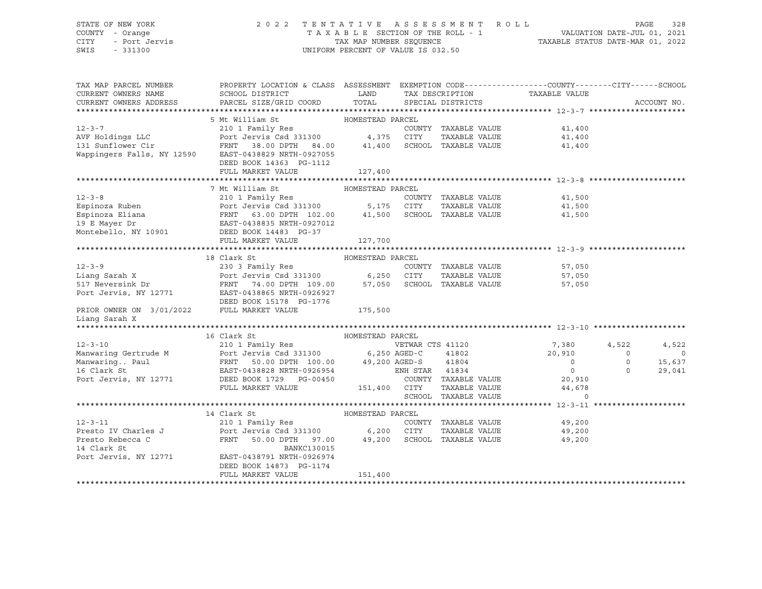STATE OF NEW YORK — 2022 TENTATIVE ASSESSMENT ROLL — PAGE 328
COUNTY - Orange — TAXABLE SECTION OF THE ROLL - 1 — VALUATION DATE-JUL 01, 2021
CITY - Port Jervis — TAX MAP NUMBER SEQUENCE — TAXABLE STATUS DATE-MAR 01, 2022
SWIS - 331300 — UNIFORM PERCENT OF VALUE IS 032.50

| TAX MAP PARCEL NUMBER / CURRENT OWNERS NAME / CURRENT OWNERS ADDRESS | PROPERTY LOCATION & CLASS / SCHOOL DISTRICT / PARCEL SIZE/GRID COORD | ASSESSMENT LAND / TOTAL | EXEMPTION CODE / TAX DESCRIPTION / SPECIAL DISTRICTS | COUNTY TAXABLE VALUE | CITY | SCHOOL | ACCOUNT NO. |
|---|---|---|---|---|---|---|---|
| **12-3-7** | 5 Mt William St — HOMESTEAD PARCEL | | | | | | |
| 12-3-7 | 210 1 Family Res | | COUNTY TAXABLE VALUE | 41,400 | | | |
| AVF Holdings LLC | Port Jervis Csd 331300 | 4,375 | CITY TAXABLE VALUE | 41,400 | | | |
| 131 Sunflower Cir | FRNT 38.00 DPTH 84.00 | 41,400 | SCHOOL TAXABLE VALUE | 41,400 | | | |
| Wappingers Falls, NY 12590 | EAST-0438829 NRTH-0927055 | | | | | | |
| | DEED BOOK 14363 PG-1112 | | | | | | |
| | FULL MARKET VALUE | 127,400 | | | | | |
| **12-3-8** | 7 Mt William St — HOMESTEAD PARCEL | | | | | | |
| 12-3-8 | 210 1 Family Res | | COUNTY TAXABLE VALUE | 41,500 | | | |
| Espinoza Ruben | Port Jervis Csd 331300 | 5,175 | CITY TAXABLE VALUE | 41,500 | | | |
| Espinoza Eliana | FRNT 63.00 DPTH 102.00 | 41,500 | SCHOOL TAXABLE VALUE | 41,500 | | | |
| 19 E Mayer Dr | EAST-0438835 NRTH-0927012 | | | | | | |
| Montebello, NY 10901 | DEED BOOK 14483 PG-37 | | | | | | |
| | FULL MARKET VALUE | 127,700 | | | | | |
| **12-3-9** | 18 Clark St — HOMESTEAD PARCEL | | | | | | |
| 12-3-9 | 230 3 Family Res | | COUNTY TAXABLE VALUE | 57,050 | | | |
| Liang Sarah X | Port Jervis Csd 331300 | 6,250 | CITY TAXABLE VALUE | 57,050 | | | |
| 517 Neversink Dr | FRNT 74.00 DPTH 109.00 | 57,050 | SCHOOL TAXABLE VALUE | 57,050 | | | |
| Port Jervis, NY 12771 | EAST-0438865 NRTH-0926927 | | | | | | |
| | DEED BOOK 15178 PG-1776 | | | | | | |
| PRIOR OWNER ON 3/01/2022 | FULL MARKET VALUE | 175,500 | | | | | |
| Liang Sarah X | | | | | | | |
| **12-3-10** | 16 Clark St — HOMESTEAD PARCEL | | | | | | |
| 12-3-10 | 210 1 Family Res | | VETWAR CTS 41120 | 7,380 | 4,522 | 4,522 | |
| Manwaring Gertrude M | Port Jervis Csd 331300 | 6,250 | AGED-C 41802 | 20,910 | 0 | 0 | |
| Manwaring.. Paul | FRNT 50.00 DPTH 100.00 | 49,200 | AGED-S 41804 | 0 | 0 | 15,637 | |
| 16 Clark St | EAST-0438828 NRTH-0926954 | | ENH STAR 41834 | 0 | 0 | 29,041 | |
| Port Jervis, NY 12771 | DEED BOOK 1729 PG-00450 | | COUNTY TAXABLE VALUE | 20,910 | | | |
| | FULL MARKET VALUE | 151,400 | CITY TAXABLE VALUE | 44,678 | | | |
| | | | SCHOOL TAXABLE VALUE | 0 | | | |
| **12-3-11** | 14 Clark St — HOMESTEAD PARCEL | | | | | | |
| 12-3-11 | 210 1 Family Res | | COUNTY TAXABLE VALUE | 49,200 | | | |
| Presto IV Charles J | Port Jervis Csd 331300 | 6,200 | CITY TAXABLE VALUE | 49,200 | | | |
| Presto Rebecca C | FRNT 50.00 DPTH 97.00 | 49,200 | SCHOOL TAXABLE VALUE | 49,200 | | | |
| 14 Clark St | BANKC130015 | | | | | | |
| Port Jervis, NY 12771 | EAST-0438791 NRTH-0926974 | | | | | | |
| | DEED BOOK 14873 PG-1174 | | | | | | |
| | FULL MARKET VALUE | 151,400 | | | | | |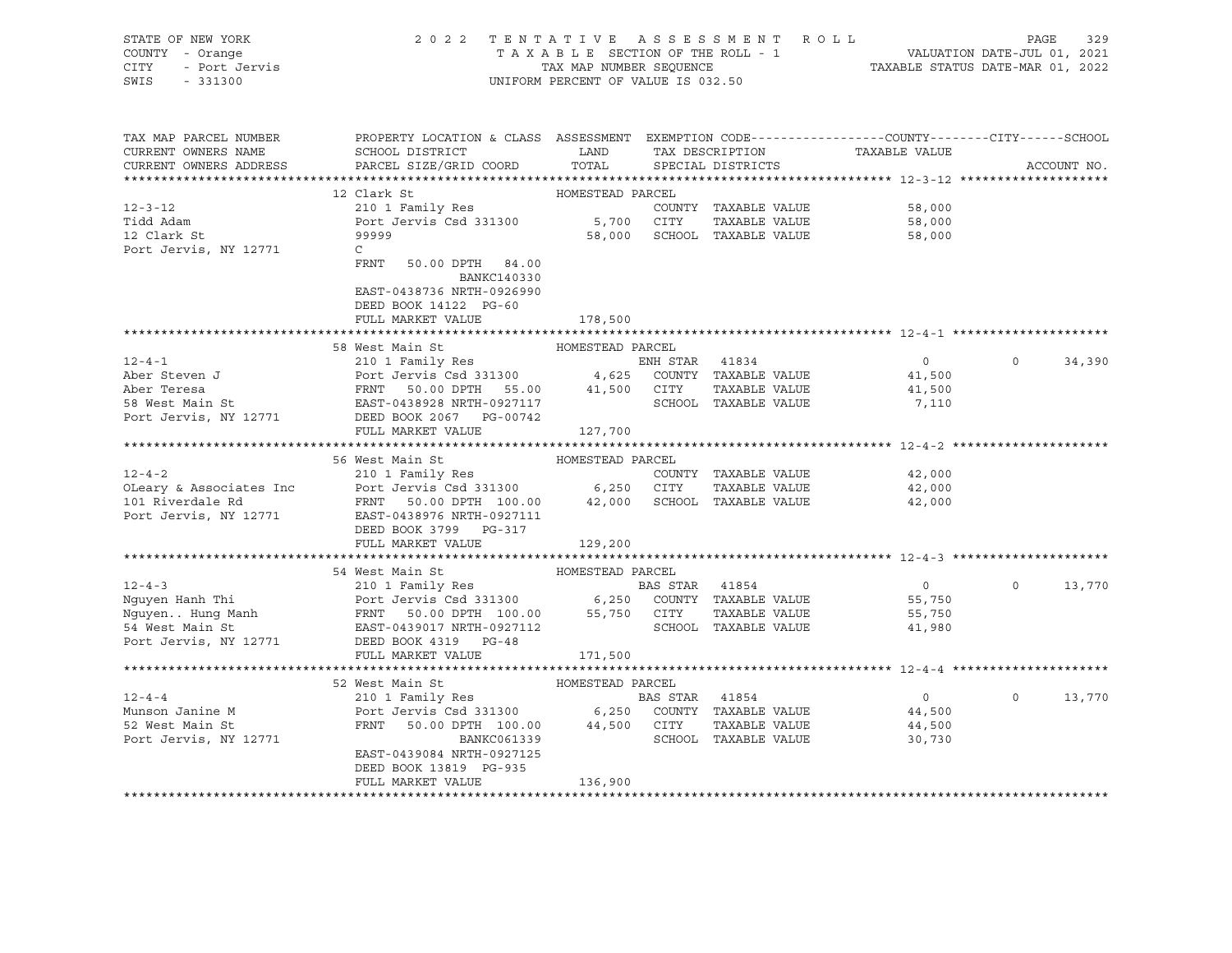STATE OF NEW YORK — 2022 TENTATIVE ASSESSMENT ROLL
COUNTY - Orange — TAXABLE SECTION OF THE ROLL - 1 — VALUATION DATE-JUL 01, 2021
CITY - Port Jervis — TAX MAP NUMBER SEQUENCE — TAXABLE STATUS DATE-MAR 01, 2022
SWIS - 331300 — UNIFORM PERCENT OF VALUE IS 032.50

| TAX MAP PARCEL NUMBER / CURRENT OWNERS NAME / CURRENT OWNERS ADDRESS | PROPERTY LOCATION & CLASS / SCHOOL DISTRICT / PARCEL SIZE/GRID COORD | ASSESSMENT LAND | TOTAL | EXEMPTION CODE / TAX DESCRIPTION / SPECIAL DISTRICTS | COUNTY TAXABLE VALUE | CITY | SCHOOL | ACCOUNT NO. |
|---|---|---|---|---|---|---|---|---|
| **12-3-12** | 12 Clark St — HOMESTEAD PARCEL | | | | | | | |
| Tidd Adam | 210 1 Family Res | | | COUNTY TAXABLE VALUE | 58,000 | | | |
| 12 Clark St | Port Jervis Csd 331300 | 5,700 | | CITY TAXABLE VALUE | 58,000 | | | |
| Port Jervis, NY 12771 | 99999 | | 58,000 | SCHOOL TAXABLE VALUE | 58,000 | | | |
| | C | | | | | | | |
| | FRNT 50.00 DPTH 84.00 | | | | | | | |
| | BANKC140330 | | | | | | | |
| | EAST-0438736 NRTH-0926990 | | | | | | | |
| | DEED BOOK 14122 PG-60 | | | | | | | |
| | FULL MARKET VALUE | | 178,500 | | | | | |
| **12-4-1** | 58 West Main St — HOMESTEAD PARCEL | | | | | | | |
| Aber Steven J | 210 1 Family Res | | | ENH STAR 41834 | 0 | 0 | 34,390 | |
| Aber Teresa | Port Jervis Csd 331300 | 4,625 | | COUNTY TAXABLE VALUE | 41,500 | | | |
| 58 West Main St | FRNT 50.00 DPTH 55.00 | | 41,500 | CITY TAXABLE VALUE | 41,500 | | | |
| Port Jervis, NY 12771 | EAST-0438928 NRTH-0927117 | | | SCHOOL TAXABLE VALUE | 7,110 | | | |
| | DEED BOOK 2067 PG-00742 | | | | | | | |
| | FULL MARKET VALUE | | 127,700 | | | | | |
| **12-4-2** | 56 West Main St — HOMESTEAD PARCEL | | | | | | | |
| OLeary & Associates Inc | 210 1 Family Res | | | COUNTY TAXABLE VALUE | 42,000 | | | |
| 101 Riverdale Rd | Port Jervis Csd 331300 | 6,250 | | CITY TAXABLE VALUE | 42,000 | | | |
| Port Jervis, NY 12771 | FRNT 50.00 DPTH 100.00 | | 42,000 | SCHOOL TAXABLE VALUE | 42,000 | | | |
| | EAST-0438976 NRTH-0927111 | | | | | | | |
| | DEED BOOK 3799 PG-317 | | | | | | | |
| | FULL MARKET VALUE | | 129,200 | | | | | |
| **12-4-3** | 54 West Main St — HOMESTEAD PARCEL | | | | | | | |
| Nguyen Hanh Thi | 210 1 Family Res | | | BAS STAR 41854 | 0 | 0 | 13,770 | |
| Nguyen.. Hung Manh | Port Jervis Csd 331300 | 6,250 | | COUNTY TAXABLE VALUE | 55,750 | | | |
| 54 West Main St | FRNT 50.00 DPTH 100.00 | | 55,750 | CITY TAXABLE VALUE | 55,750 | | | |
| Port Jervis, NY 12771 | EAST-0439017 NRTH-0927112 | | | SCHOOL TAXABLE VALUE | 41,980 | | | |
| | DEED BOOK 4319 PG-48 | | | | | | | |
| | FULL MARKET VALUE | | 171,500 | | | | | |
| **12-4-4** | 52 West Main St — HOMESTEAD PARCEL | | | | | | | |
| Munson Janine M | 210 1 Family Res | | | BAS STAR 41854 | 0 | 0 | 13,770 | |
| 52 West Main St | Port Jervis Csd 331300 | 6,250 | | COUNTY TAXABLE VALUE | 44,500 | | | |
| Port Jervis, NY 12771 | FRNT 50.00 DPTH 100.00 | | 44,500 | CITY TAXABLE VALUE | 44,500 | | | |
| | BANKC061339 | | | SCHOOL TAXABLE VALUE | 30,730 | | | |
| | EAST-0439084 NRTH-0927125 | | | | | | | |
| | DEED BOOK 13819 PG-935 | | | | | | | |
| | FULL MARKET VALUE | | 136,900 | | | | | |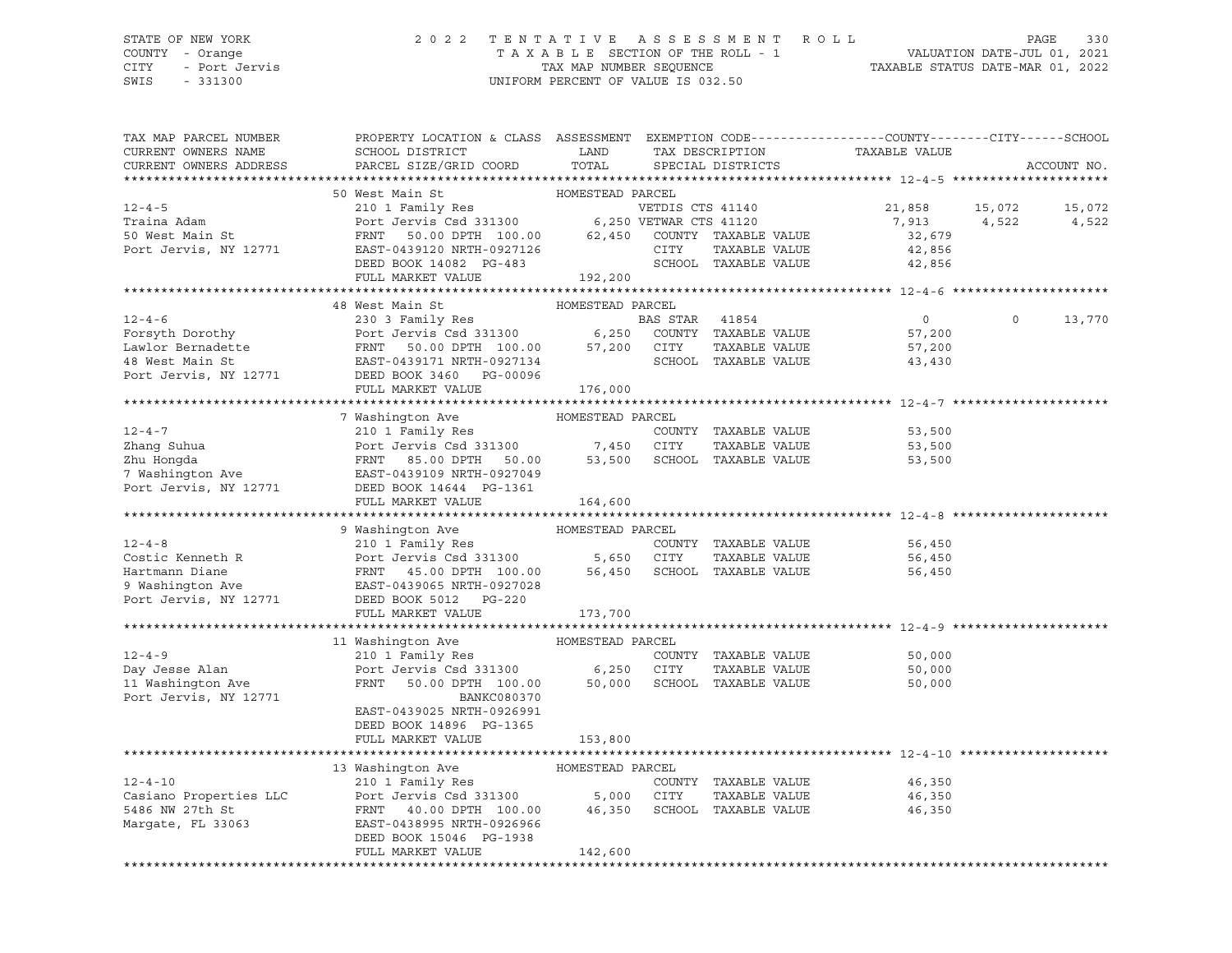STATE OF NEW YORK
COUNTY - Orange
CITY - Port Jervis
SWIS - 331300

2022 TENTATIVE ASSESSMENT ROLL
TAXABLE SECTION OF THE ROLL - 1
TAX MAP NUMBER SEQUENCE
UNIFORM PERCENT OF VALUE IS 032.50

VALUATION DATE-JUL 01, 2021
TAXABLE STATUS DATE-MAR 01, 2022

| TAX MAP PARCEL NUMBER / CURRENT OWNERS NAME / CURRENT OWNERS ADDRESS | PROPERTY LOCATION & CLASS / SCHOOL DISTRICT / PARCEL SIZE/GRID COORD | ASSESSMENT LAND / TOTAL | EXEMPTION CODE / TAX DESCRIPTION / SPECIAL DISTRICTS | COUNTY TAXABLE VALUE | CITY | SCHOOL | ACCOUNT NO. |
|---|---|---|---|---|---|---|---|
| **12-4-5** | 50 West Main St | HOMESTEAD PARCEL | | | | | |
| 12-4-5 | 210 1 Family Res | | VETDIS CTS 41140 | 21,858 | 15,072 | 15,072 | |
| Traina Adam | Port Jervis Csd 331300 | 6,250 | VETWAR CTS 41120 | 7,913 | 4,522 | 4,522 | |
| 50 West Main St | FRNT 50.00 DPTH 100.00 | 62,450 | COUNTY TAXABLE VALUE | 32,679 | | | |
| Port Jervis, NY 12771 | EAST-0439120 NRTH-0927126 | | CITY TAXABLE VALUE | 42,856 | | | |
| | DEED BOOK 14082 PG-483 | | SCHOOL TAXABLE VALUE | 42,856 | | | |
| | FULL MARKET VALUE | 192,200 | | | | | |
| **12-4-6** | 48 West Main St | HOMESTEAD PARCEL | | | | | |
| 12-4-6 | 230 3 Family Res | | BAS STAR 41854 | 0 | 0 | 13,770 | |
| Forsyth Dorothy | Port Jervis Csd 331300 | 6,250 | COUNTY TAXABLE VALUE | 57,200 | | | |
| Lawlor Bernadette | FRNT 50.00 DPTH 100.00 | 57,200 | CITY TAXABLE VALUE | 57,200 | | | |
| 48 West Main St | EAST-0439171 NRTH-0927134 | | SCHOOL TAXABLE VALUE | 43,430 | | | |
| Port Jervis, NY 12771 | DEED BOOK 3460 PG-00096 | | | | | | |
| | FULL MARKET VALUE | 176,000 | | | | | |
| **12-4-7** | 7 Washington Ave | HOMESTEAD PARCEL | | | | | |
| 12-4-7 | 210 1 Family Res | | COUNTY TAXABLE VALUE | 53,500 | | | |
| Zhang Suhua | Port Jervis Csd 331300 | 7,450 | CITY TAXABLE VALUE | 53,500 | | | |
| Zhu Hongda | FRNT 85.00 DPTH 50.00 | 53,500 | SCHOOL TAXABLE VALUE | 53,500 | | | |
| 7 Washington Ave | EAST-0439109 NRTH-0927049 | | | | | | |
| Port Jervis, NY 12771 | DEED BOOK 14644 PG-1361 | | | | | | |
| | FULL MARKET VALUE | 164,600 | | | | | |
| **12-4-8** | 9 Washington Ave | HOMESTEAD PARCEL | | | | | |
| 12-4-8 | 210 1 Family Res | | COUNTY TAXABLE VALUE | 56,450 | | | |
| Costic Kenneth R | Port Jervis Csd 331300 | 5,650 | CITY TAXABLE VALUE | 56,450 | | | |
| Hartmann Diane | FRNT 45.00 DPTH 100.00 | 56,450 | SCHOOL TAXABLE VALUE | 56,450 | | | |
| 9 Washington Ave | EAST-0439065 NRTH-0927028 | | | | | | |
| Port Jervis, NY 12771 | DEED BOOK 5012 PG-220 | | | | | | |
| | FULL MARKET VALUE | 173,700 | | | | | |
| **12-4-9** | 11 Washington Ave | HOMESTEAD PARCEL | | | | | |
| 12-4-9 | 210 1 Family Res | | COUNTY TAXABLE VALUE | 50,000 | | | |
| Day Jesse Alan | Port Jervis Csd 331300 | 6,250 | CITY TAXABLE VALUE | 50,000 | | | |
| 11 Washington Ave | FRNT 50.00 DPTH 100.00 | 50,000 | SCHOOL TAXABLE VALUE | 50,000 | | | |
| Port Jervis, NY 12771 | BANKC080370 | | | | | | |
| | EAST-0439025 NRTH-0926991 | | | | | | |
| | DEED BOOK 14896 PG-1365 | | | | | | |
| | FULL MARKET VALUE | 153,800 | | | | | |
| **12-4-10** | 13 Washington Ave | HOMESTEAD PARCEL | | | | | |
| 12-4-10 | 210 1 Family Res | | COUNTY TAXABLE VALUE | 46,350 | | | |
| Casiano Properties LLC | Port Jervis Csd 331300 | 5,000 | CITY TAXABLE VALUE | 46,350 | | | |
| 5486 NW 27th St | FRNT 40.00 DPTH 100.00 | 46,350 | SCHOOL TAXABLE VALUE | 46,350 | | | |
| Margate, FL 33063 | EAST-0438995 NRTH-0926966 | | | | | | |
| | DEED BOOK 15046 PG-1938 | | | | | | |
| | FULL MARKET VALUE | 142,600 | | | | | |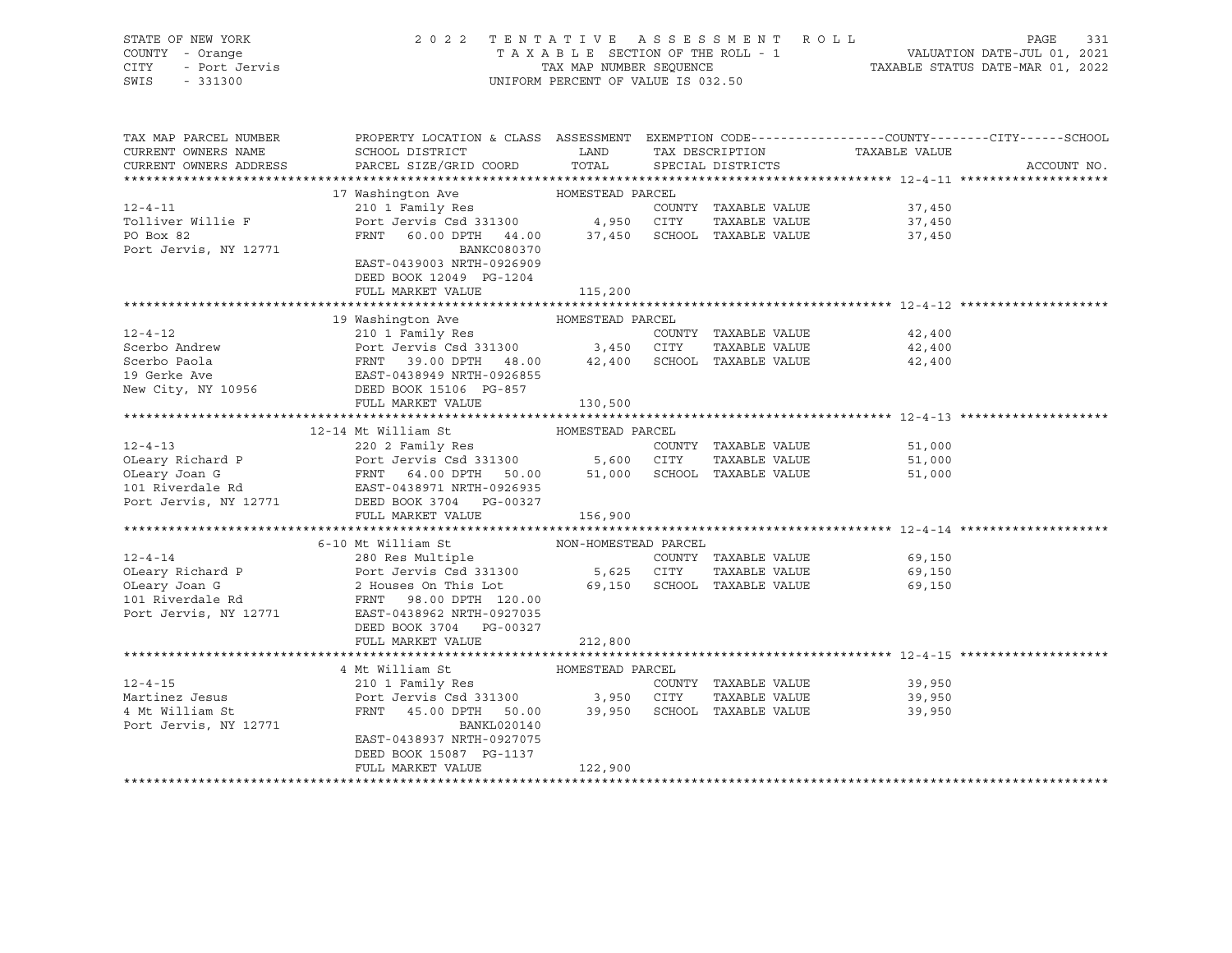STATE OF NEW YORK
COUNTY - Orange
CITY - Port Jervis
SWIS - 331300

2022 TENTATIVE ASSESSMENT ROLL
TAXABLE SECTION OF THE ROLL - 1
TAX MAP NUMBER SEQUENCE
UNIFORM PERCENT OF VALUE IS 032.50

VALUATION DATE-JUL 01, 2021
TAXABLE STATUS DATE-MAR 01, 2022

| TAX MAP PARCEL NUMBER / CURRENT OWNERS NAME / CURRENT OWNERS ADDRESS | PROPERTY LOCATION & CLASS / SCHOOL DISTRICT / PARCEL SIZE/GRID COORD | ASSESSMENT LAND / TOTAL | EXEMPTION CODE / TAX DESCRIPTION / SPECIAL DISTRICTS | TAXABLE VALUE (COUNTY / CITY / SCHOOL) | ACCOUNT NO. |
|---|---|---|---|---|---|
| **12-4-11** | 17 Washington Ave — HOMESTEAD PARCEL | | | | |
| 12-4-11 | 210 1 Family Res | | COUNTY TAXABLE VALUE | 37,450 | |
| Tolliver Willie F | Port Jervis Csd 331300 | 4,950 | CITY TAXABLE VALUE | 37,450 | |
| PO Box 82 | FRNT 60.00 DPTH 44.00 | 37,450 | SCHOOL TAXABLE VALUE | 37,450 | |
| Port Jervis, NY 12771 | BANKC080370 | | | | |
| | EAST-0439003 NRTH-0926909 | | | | |
| | DEED BOOK 12049 PG-1204 | | | | |
| | FULL MARKET VALUE | 115,200 | | | |
| **12-4-12** | 19 Washington Ave — HOMESTEAD PARCEL | | | | |
| 12-4-12 | 210 1 Family Res | | COUNTY TAXABLE VALUE | 42,400 | |
| Scerbo Andrew | Port Jervis Csd 331300 | 3,450 | CITY TAXABLE VALUE | 42,400 | |
| Scerbo Paola | FRNT 39.00 DPTH 48.00 | 42,400 | SCHOOL TAXABLE VALUE | 42,400 | |
| 19 Gerke Ave | EAST-0438949 NRTH-0926855 | | | | |
| New City, NY 10956 | DEED BOOK 15106 PG-857 | | | | |
| | FULL MARKET VALUE | 130,500 | | | |
| **12-4-13** | 12-14 Mt William St — HOMESTEAD PARCEL | | | | |
| 12-4-13 | 220 2 Family Res | | COUNTY TAXABLE VALUE | 51,000 | |
| OLeary Richard P | Port Jervis Csd 331300 | 5,600 | CITY TAXABLE VALUE | 51,000 | |
| OLeary Joan G | FRNT 64.00 DPTH 50.00 | 51,000 | SCHOOL TAXABLE VALUE | 51,000 | |
| 101 Riverdale Rd | EAST-0438971 NRTH-0926935 | | | | |
| Port Jervis, NY 12771 | DEED BOOK 3704 PG-00327 | | | | |
| | FULL MARKET VALUE | 156,900 | | | |
| **12-4-14** | 6-10 Mt William St — NON-HOMESTEAD PARCEL | | | | |
| 12-4-14 | 280 Res Multiple | | COUNTY TAXABLE VALUE | 69,150 | |
| OLeary Richard P | Port Jervis Csd 331300 | 5,625 | CITY TAXABLE VALUE | 69,150 | |
| OLeary Joan G | 2 Houses On This Lot | 69,150 | SCHOOL TAXABLE VALUE | 69,150 | |
| 101 Riverdale Rd | FRNT 98.00 DPTH 120.00 | | | | |
| Port Jervis, NY 12771 | EAST-0438962 NRTH-0927035 | | | | |
| | DEED BOOK 3704 PG-00327 | | | | |
| | FULL MARKET VALUE | 212,800 | | | |
| **12-4-15** | 4 Mt William St — HOMESTEAD PARCEL | | | | |
| 12-4-15 | 210 1 Family Res | | COUNTY TAXABLE VALUE | 39,950 | |
| Martinez Jesus | Port Jervis Csd 331300 | 3,950 | CITY TAXABLE VALUE | 39,950 | |
| 4 Mt William St | FRNT 45.00 DPTH 50.00 | 39,950 | SCHOOL TAXABLE VALUE | 39,950 | |
| Port Jervis, NY 12771 | BANKL020140 | | | | |
| | EAST-0438937 NRTH-0927075 | | | | |
| | DEED BOOK 15087 PG-1137 | | | | |
| | FULL MARKET VALUE | 122,900 | | | |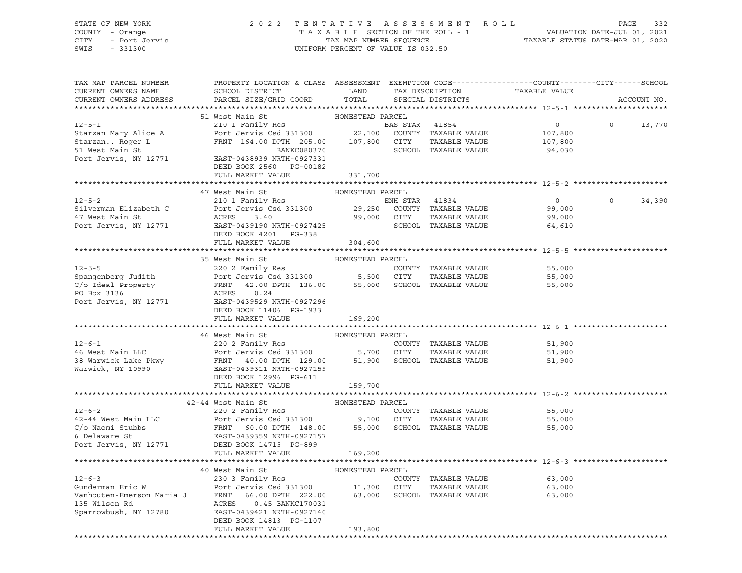STATE OF NEW YORK | COUNTY - Orange | CITY - Port Jervis | SWIS - 331300

2022 TENTATIVE ASSESSMENT ROLL
TAXABLE SECTION OF THE ROLL - 1
TAX MAP NUMBER SEQUENCE
UNIFORM PERCENT OF VALUE IS 032.50

VALUATION DATE-JUL 01, 2021
TAXABLE STATUS DATE-MAR 01, 2022

| TAX MAP PARCEL NUMBER / CURRENT OWNERS NAME / CURRENT OWNERS ADDRESS | PROPERTY LOCATION & CLASS / SCHOOL DISTRICT / PARCEL SIZE/GRID COORD | ASSESSMENT LAND | TOTAL | EXEMPTION CODE / TAX DESCRIPTION / SPECIAL DISTRICTS | COUNTY TAXABLE VALUE | CITY | SCHOOL | ACCOUNT NO. |
|---|---|---|---|---|---|---|---|---|
| **12-5-1** | 51 West Main St — HOMESTEAD PARCEL | | | | | | | |
| Starzan Mary Alice A | 210 1 Family Res | | | BAS STAR 41854 | 0 | 0 | 13,770 | |
| Starzan.. Roger L | Port Jervis Csd 331300 | 22,100 | | COUNTY TAXABLE VALUE | 107,800 | | | |
| 51 West Main St | FRNT 164.00 DPTH 205.00 | | 107,800 | CITY TAXABLE VALUE | 107,800 | | | |
| Port Jervis, NY 12771 | BANKC080370 | | | SCHOOL TAXABLE VALUE | 94,030 | | | |
| | EAST-0438939 NRTH-0927331 | | | | | | | |
| | DEED BOOK 2560 PG-00182 | | | | | | | |
| | FULL MARKET VALUE | | 331,700 | | | | | |
| **12-5-2** | 47 West Main St — HOMESTEAD PARCEL | | | | | | | |
| Silverman Elizabeth C | 210 1 Family Res | | | ENH STAR 41834 | 0 | 0 | 34,390 | |
| 47 West Main St | Port Jervis Csd 331300 | 29,250 | | COUNTY TAXABLE VALUE | 99,000 | | | |
| Port Jervis, NY 12771 | ACRES 3.40 | | 99,000 | CITY TAXABLE VALUE | 99,000 | | | |
| | EAST-0439190 NRTH-0927425 | | | SCHOOL TAXABLE VALUE | 64,610 | | | |
| | DEED BOOK 4201 PG-338 | | | | | | | |
| | FULL MARKET VALUE | | 304,600 | | | | | |
| **12-5-5** | 35 West Main St — HOMESTEAD PARCEL | | | | | | | |
| Spangenberg Judith | 220 2 Family Res | | | COUNTY TAXABLE VALUE | 55,000 | | | |
| C/o Ideal Property | Port Jervis Csd 331300 | 5,500 | | CITY TAXABLE VALUE | 55,000 | | | |
| PO Box 3136 | FRNT 42.00 DPTH 136.00 | | 55,000 | SCHOOL TAXABLE VALUE | 55,000 | | | |
| Port Jervis, NY 12771 | ACRES 0.24 | | | | | | | |
| | EAST-0439529 NRTH-0927296 | | | | | | | |
| | DEED BOOK 11406 PG-1933 | | | | | | | |
| | FULL MARKET VALUE | | 169,200 | | | | | |
| **12-6-1** | 46 West Main St — HOMESTEAD PARCEL | | | | | | | |
| 46 West Main LLC | 220 2 Family Res | | | COUNTY TAXABLE VALUE | 51,900 | | | |
| 38 Warwick Lake Pkwy | Port Jervis Csd 331300 | 5,700 | | CITY TAXABLE VALUE | 51,900 | | | |
| Warwick, NY 10990 | FRNT 40.00 DPTH 129.00 | | 51,900 | SCHOOL TAXABLE VALUE | 51,900 | | | |
| | EAST-0439311 NRTH-0927159 | | | | | | | |
| | DEED BOOK 12996 PG-611 | | | | | | | |
| | FULL MARKET VALUE | | 159,700 | | | | | |
| **12-6-2** | 42-44 West Main St — HOMESTEAD PARCEL | | | | | | | |
| 42-44 West Main LLC | 220 2 Family Res | | | COUNTY TAXABLE VALUE | 55,000 | | | |
| C/o Naomi Stubbs | Port Jervis Csd 331300 | 9,100 | | CITY TAXABLE VALUE | 55,000 | | | |
| 6 Delaware St | FRNT 60.00 DPTH 148.00 | | 55,000 | SCHOOL TAXABLE VALUE | 55,000 | | | |
| Port Jervis, NY 12771 | EAST-0439359 NRTH-0927157 | | | | | | | |
| | DEED BOOK 14715 PG-899 | | | | | | | |
| | FULL MARKET VALUE | | 169,200 | | | | | |
| **12-6-3** | 40 West Main St — HOMESTEAD PARCEL | | | | | | | |
| Gunderman Eric W | 230 3 Family Res | | | COUNTY TAXABLE VALUE | 63,000 | | | |
| Vanhouten-Emerson Maria J | Port Jervis Csd 331300 | 11,300 | | CITY TAXABLE VALUE | 63,000 | | | |
| 135 Wilson Rd | FRNT 66.00 DPTH 222.00 | | 63,000 | SCHOOL TAXABLE VALUE | 63,000 | | | |
| Sparrowbush, NY 12780 | ACRES 0.45 BANKC170031 | | | | | | | |
| | EAST-0439421 NRTH-0927140 | | | | | | | |
| | DEED BOOK 14813 PG-1107 | | | | | | | |
| | FULL MARKET VALUE | | 193,800 | | | | | |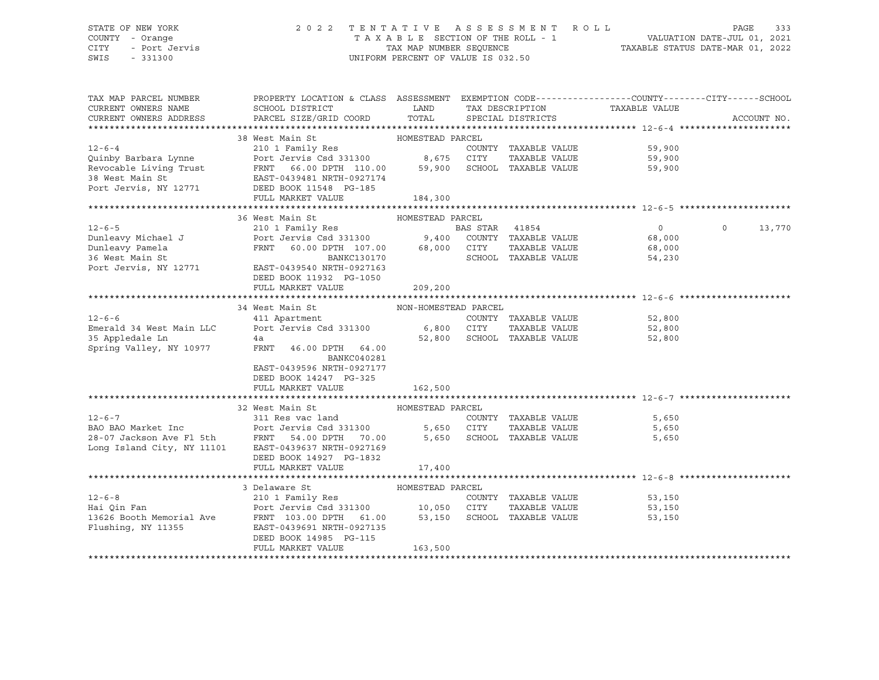STATE OF NEW YORK 2022 TENTATIVE ASSESSMENT ROLL
COUNTY - Orange TAXABLE SECTION OF THE ROLL - 1 VALUATION DATE-JUL 01, 2021
CITY - Port Jervis TAX MAP NUMBER SEQUENCE TAXABLE STATUS DATE-MAR 01, 2022
SWIS - 331300 UNIFORM PERCENT OF VALUE IS 032.50

| TAX MAP PARCEL NUMBER / CURRENT OWNERS NAME / CURRENT OWNERS ADDRESS | PROPERTY LOCATION & CLASS / SCHOOL DISTRICT / PARCEL SIZE/GRID COORD | ASSESSMENT LAND / TOTAL | EXEMPTION CODE / TAX DESCRIPTION / SPECIAL DISTRICTS | COUNTY / CITY TAXABLE VALUE | SCHOOL | ACCOUNT NO. |
|---|---|---|---|---|---|---|
| **12-6-4** | 38 West Main St | HOMESTEAD PARCEL | | | | |
| Quinby Barbara Lynne | 210 1 Family Res | | COUNTY TAXABLE VALUE | 59,900 | | |
| Revocable Living Trust | Port Jervis Csd 331300 | 8,675 | CITY TAXABLE VALUE | 59,900 | | |
| 38 West Main St | FRNT 66.00 DPTH 110.00 | 59,900 | SCHOOL TAXABLE VALUE | 59,900 | | |
| Port Jervis, NY 12771 | EAST-0439481 NRTH-0927174 | | | | | |
| | DEED BOOK 11548 PG-185 | | | | | |
| | FULL MARKET VALUE | 184,300 | | | | |
| **12-6-5** | 36 West Main St | HOMESTEAD PARCEL | | | | |
| Dunleavy Michael J | 210 1 Family Res | | BAS STAR 41854 | 0 | 0 13,770 | |
| Dunleavy Pamela | Port Jervis Csd 331300 | 9,400 | COUNTY TAXABLE VALUE | 68,000 | | |
| 36 West Main St | FRNT 60.00 DPTH 107.00 | 68,000 | CITY TAXABLE VALUE | 68,000 | | |
| Port Jervis, NY 12771 | BANKC130170 | | SCHOOL TAXABLE VALUE | 54,230 | | |
| | EAST-0439540 NRTH-0927163 | | | | | |
| | DEED BOOK 11932 PG-1050 | | | | | |
| | FULL MARKET VALUE | 209,200 | | | | |
| **12-6-6** | 34 West Main St | NON-HOMESTEAD PARCEL | | | | |
| Emerald 34 West Main LLC | 411 Apartment | | COUNTY TAXABLE VALUE | 52,800 | | |
| 35 Appledale Ln | Port Jervis Csd 331300 | 6,800 | CITY TAXABLE VALUE | 52,800 | | |
| Spring Valley, NY 10977 | 4a | 52,800 | SCHOOL TAXABLE VALUE | 52,800 | | |
| | FRNT 46.00 DPTH 64.00 | | | | | |
| | BANKC040281 | | | | | |
| | EAST-0439596 NRTH-0927177 | | | | | |
| | DEED BOOK 14247 PG-325 | | | | | |
| | FULL MARKET VALUE | 162,500 | | | | |
| **12-6-7** | 32 West Main St | HOMESTEAD PARCEL | | | | |
| BAO BAO Market Inc | 311 Res vac land | | COUNTY TAXABLE VALUE | 5,650 | | |
| 28-07 Jackson Ave Fl 5th | Port Jervis Csd 331300 | 5,650 | CITY TAXABLE VALUE | 5,650 | | |
| Long Island City, NY 11101 | FRNT 54.00 DPTH 70.00 | 5,650 | SCHOOL TAXABLE VALUE | 5,650 | | |
| | EAST-0439637 NRTH-0927169 | | | | | |
| | DEED BOOK 14927 PG-1832 | | | | | |
| | FULL MARKET VALUE | 17,400 | | | | |
| **12-6-8** | 3 Delaware St | HOMESTEAD PARCEL | | | | |
| Hai Qin Fan | 210 1 Family Res | | COUNTY TAXABLE VALUE | 53,150 | | |
| 13626 Booth Memorial Ave | Port Jervis Csd 331300 | 10,050 | CITY TAXABLE VALUE | 53,150 | | |
| Flushing, NY 11355 | FRNT 103.00 DPTH 61.00 | 53,150 | SCHOOL TAXABLE VALUE | 53,150 | | |
| | EAST-0439691 NRTH-0927135 | | | | | |
| | DEED BOOK 14985 PG-115 | | | | | |
| | FULL MARKET VALUE | 163,500 | | | | |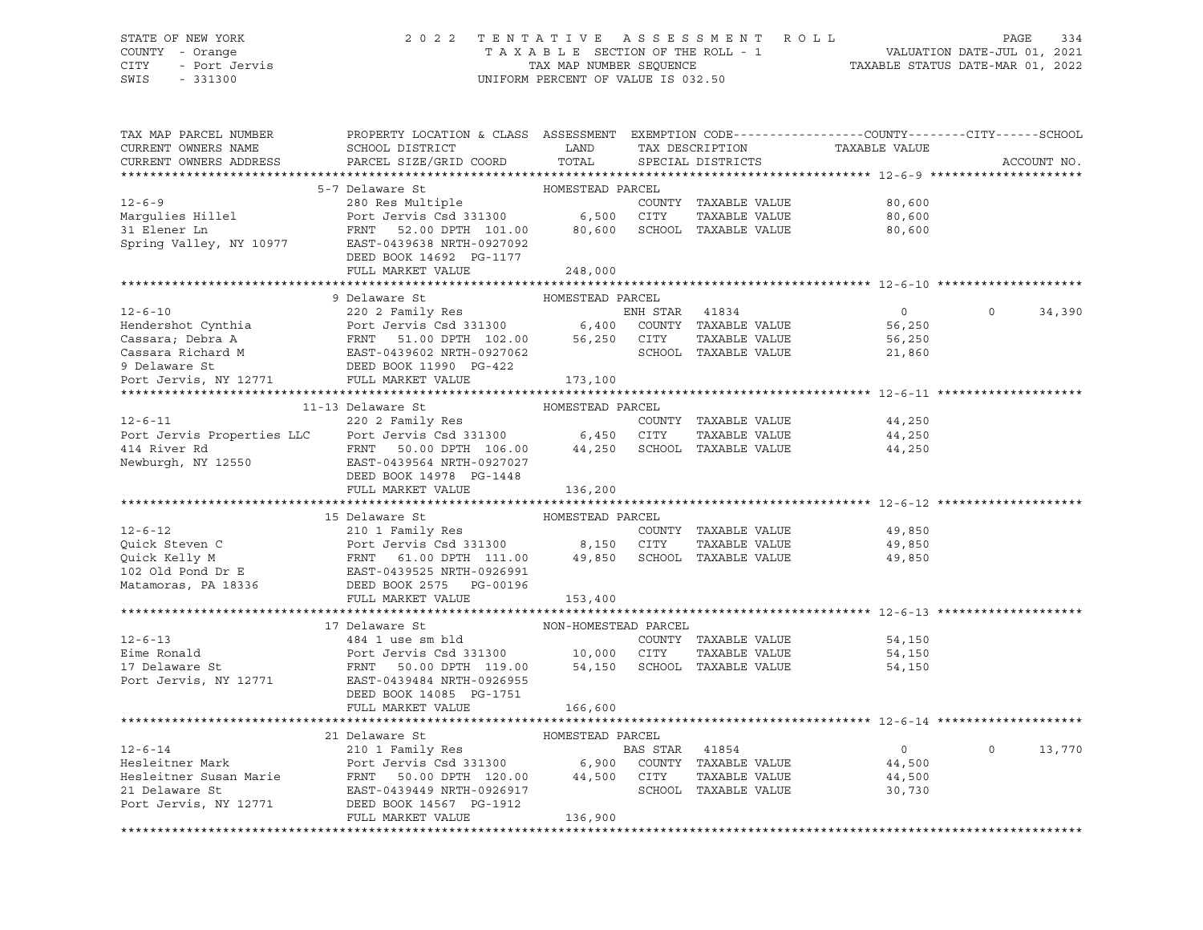STATE OF NEW YORK — 2022 TENTATIVE ASSESSMENT ROLL
COUNTY - Orange — TAXABLE SECTION OF THE ROLL - 1 — VALUATION DATE-JUL 01, 2021
CITY - Port Jervis — TAX MAP NUMBER SEQUENCE — TAXABLE STATUS DATE-MAR 01, 2022
SWIS - 331300 — UNIFORM PERCENT OF VALUE IS 032.50

| TAX MAP PARCEL NUMBER / CURRENT OWNERS NAME / CURRENT OWNERS ADDRESS | PROPERTY LOCATION & CLASS / SCHOOL DISTRICT / PARCEL SIZE/GRID COORD | ASSESSMENT LAND / TOTAL | EXEMPTION CODE / TAX DESCRIPTION / SPECIAL DISTRICTS | COUNTY / TAXABLE VALUE | CITY | SCHOOL / ACCOUNT NO. |
|---|---|---|---|---|---|---|
| **12-6-9** | 5-7 Delaware St — HOMESTEAD PARCEL | | | | | |
| 12-6-9 | 280 Res Multiple | | COUNTY TAXABLE VALUE | 80,600 | | |
| Margulies Hillel | Port Jervis Csd 331300 | 6,500 | CITY TAXABLE VALUE | 80,600 | | |
| 31 Elener Ln | FRNT 52.00 DPTH 101.00 | 80,600 | SCHOOL TAXABLE VALUE | 80,600 | | |
| Spring Valley, NY 10977 | EAST-0439638 NRTH-0927092 | | | | | |
| | DEED BOOK 14692 PG-1177 | | | | | |
| | FULL MARKET VALUE | 248,000 | | | | |
| **12-6-10** | 9 Delaware St — HOMESTEAD PARCEL | | | | | |
| 12-6-10 | 220 2 Family Res | | ENH STAR 41834 | 0 | 0 | 34,390 |
| Hendershot Cynthia | Port Jervis Csd 331300 | 6,400 | COUNTY TAXABLE VALUE | 56,250 | | |
| Cassara; Debra A | FRNT 51.00 DPTH 102.00 | 56,250 | CITY TAXABLE VALUE | 56,250 | | |
| Cassara Richard M | EAST-0439602 NRTH-0927062 | | SCHOOL TAXABLE VALUE | 21,860 | | |
| 9 Delaware St | DEED BOOK 11990 PG-422 | | | | | |
| Port Jervis, NY 12771 | FULL MARKET VALUE | 173,100 | | | | |
| **12-6-11** | 11-13 Delaware St — HOMESTEAD PARCEL | | | | | |
| 12-6-11 | 220 2 Family Res | | COUNTY TAXABLE VALUE | 44,250 | | |
| Port Jervis Properties LLC | Port Jervis Csd 331300 | 6,450 | CITY TAXABLE VALUE | 44,250 | | |
| 414 River Rd | FRNT 50.00 DPTH 106.00 | 44,250 | SCHOOL TAXABLE VALUE | 44,250 | | |
| Newburgh, NY 12550 | EAST-0439564 NRTH-0927027 | | | | | |
| | DEED BOOK 14978 PG-1448 | | | | | |
| | FULL MARKET VALUE | 136,200 | | | | |
| **12-6-12** | 15 Delaware St — HOMESTEAD PARCEL | | | | | |
| 12-6-12 | 210 1 Family Res | | COUNTY TAXABLE VALUE | 49,850 | | |
| Quick Steven C | Port Jervis Csd 331300 | 8,150 | CITY TAXABLE VALUE | 49,850 | | |
| Quick Kelly M | FRNT 61.00 DPTH 111.00 | 49,850 | SCHOOL TAXABLE VALUE | 49,850 | | |
| 102 Old Pond Dr E | EAST-0439525 NRTH-0926991 | | | | | |
| Matamoras, PA 18336 | DEED BOOK 2575 PG-00196 | | | | | |
| | FULL MARKET VALUE | 153,400 | | | | |
| **12-6-13** | 17 Delaware St — NON-HOMESTEAD PARCEL | | | | | |
| 12-6-13 | 484 1 use sm bld | | COUNTY TAXABLE VALUE | 54,150 | | |
| Eime Ronald | Port Jervis Csd 331300 | 10,000 | CITY TAXABLE VALUE | 54,150 | | |
| 17 Delaware St | FRNT 50.00 DPTH 119.00 | 54,150 | SCHOOL TAXABLE VALUE | 54,150 | | |
| Port Jervis, NY 12771 | EAST-0439484 NRTH-0926955 | | | | | |
| | DEED BOOK 14085 PG-1751 | | | | | |
| | FULL MARKET VALUE | 166,600 | | | | |
| **12-6-14** | 21 Delaware St — HOMESTEAD PARCEL | | | | | |
| 12-6-14 | 210 1 Family Res | | BAS STAR 41854 | 0 | 0 | 13,770 |
| Hesleitner Mark | Port Jervis Csd 331300 | 6,900 | COUNTY TAXABLE VALUE | 44,500 | | |
| Hesleitner Susan Marie | FRNT 50.00 DPTH 120.00 | 44,500 | CITY TAXABLE VALUE | 44,500 | | |
| 21 Delaware St | EAST-0439449 NRTH-0926917 | | SCHOOL TAXABLE VALUE | 30,730 | | |
| Port Jervis, NY 12771 | DEED BOOK 14567 PG-1912 | | | | | |
| | FULL MARKET VALUE | 136,900 | | | | |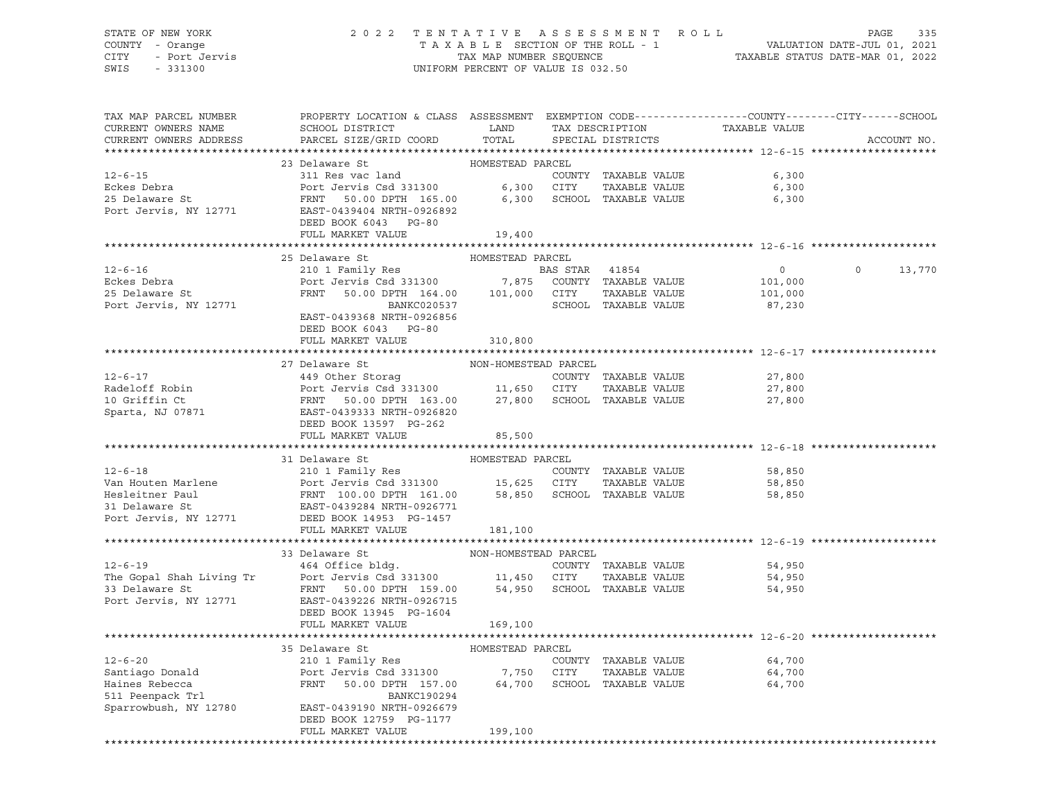STATE OF NEW YORK — 2022 TENTATIVE ASSESSMENT ROLL
COUNTY - Orange — TAXABLE SECTION OF THE ROLL - 1 — VALUATION DATE-JUL 01, 2021
CITY - Port Jervis — TAX MAP NUMBER SEQUENCE — TAXABLE STATUS DATE-MAR 01, 2022
SWIS - 331300 — UNIFORM PERCENT OF VALUE IS 032.50

| TAX MAP PARCEL NUMBER / CURRENT OWNERS NAME / CURRENT OWNERS ADDRESS | PROPERTY LOCATION & CLASS / SCHOOL DISTRICT / PARCEL SIZE/GRID COORD | ASSESSMENT LAND | TOTAL | EXEMPTION CODE / TAX DESCRIPTION / SPECIAL DISTRICTS | COUNTY / TAXABLE VALUE | CITY | SCHOOL | ACCOUNT NO. |
|---|---|---|---|---|---|---|---|---|
| **12-6-15** | 23 Delaware St — HOMESTEAD PARCEL | | | | | | | |
| 12-6-15 | 311 Res vac land | | | COUNTY TAXABLE VALUE | 6,300 | | | |
| Eckes Debra | Port Jervis Csd 331300 | 6,300 | | CITY TAXABLE VALUE | 6,300 | | | |
| 25 Delaware St | FRNT 50.00 DPTH 165.00 | | 6,300 | SCHOOL TAXABLE VALUE | 6,300 | | | |
| Port Jervis, NY 12771 | EAST-0439404 NRTH-0926892 | | | | | | | |
| | DEED BOOK 6043 PG-80 | | | | | | | |
| | FULL MARKET VALUE | | 19,400 | | | | | |
| **12-6-16** | 25 Delaware St — HOMESTEAD PARCEL | | | | | | | |
| 12-6-16 | 210 1 Family Res | | | BAS STAR 41854 | 0 | 0 | 13,770 | |
| Eckes Debra | Port Jervis Csd 331300 | 7,875 | | COUNTY TAXABLE VALUE | 101,000 | | | |
| 25 Delaware St | FRNT 50.00 DPTH 164.00 | | 101,000 | CITY TAXABLE VALUE | 101,000 | | | |
| Port Jervis, NY 12771 | BANKC020537 | | | SCHOOL TAXABLE VALUE | 87,230 | | | |
| | EAST-0439368 NRTH-0926856 | | | | | | | |
| | DEED BOOK 6043 PG-80 | | | | | | | |
| | FULL MARKET VALUE | | 310,800 | | | | | |
| **12-6-17** | 27 Delaware St — NON-HOMESTEAD PARCEL | | | | | | | |
| 12-6-17 | 449 Other Storag | | | COUNTY TAXABLE VALUE | 27,800 | | | |
| Radeloff Robin | Port Jervis Csd 331300 | 11,650 | | CITY TAXABLE VALUE | 27,800 | | | |
| 10 Griffin Ct | FRNT 50.00 DPTH 163.00 | | 27,800 | SCHOOL TAXABLE VALUE | 27,800 | | | |
| Sparta, NJ 07871 | EAST-0439333 NRTH-0926820 | | | | | | | |
| | DEED BOOK 13597 PG-262 | | | | | | | |
| | FULL MARKET VALUE | | 85,500 | | | | | |
| **12-6-18** | 31 Delaware St — HOMESTEAD PARCEL | | | | | | | |
| 12-6-18 | 210 1 Family Res | | | COUNTY TAXABLE VALUE | 58,850 | | | |
| Van Houten Marlene | Port Jervis Csd 331300 | 15,625 | | CITY TAXABLE VALUE | 58,850 | | | |
| Hesleitner Paul | FRNT 100.00 DPTH 161.00 | | 58,850 | SCHOOL TAXABLE VALUE | 58,850 | | | |
| 31 Delaware St | EAST-0439284 NRTH-0926771 | | | | | | | |
| Port Jervis, NY 12771 | DEED BOOK 14953 PG-1457 | | | | | | | |
| | FULL MARKET VALUE | | 181,100 | | | | | |
| **12-6-19** | 33 Delaware St — NON-HOMESTEAD PARCEL | | | | | | | |
| 12-6-19 | 464 Office bldg. | | | COUNTY TAXABLE VALUE | 54,950 | | | |
| The Gopal Shah Living Tr | Port Jervis Csd 331300 | 11,450 | | CITY TAXABLE VALUE | 54,950 | | | |
| 33 Delaware St | FRNT 50.00 DPTH 159.00 | | 54,950 | SCHOOL TAXABLE VALUE | 54,950 | | | |
| Port Jervis, NY 12771 | EAST-0439226 NRTH-0926715 | | | | | | | |
| | DEED BOOK 13945 PG-1604 | | | | | | | |
| | FULL MARKET VALUE | | 169,100 | | | | | |
| **12-6-20** | 35 Delaware St — HOMESTEAD PARCEL | | | | | | | |
| 12-6-20 | 210 1 Family Res | | | COUNTY TAXABLE VALUE | 64,700 | | | |
| Santiago Donald | Port Jervis Csd 331300 | 7,750 | | CITY TAXABLE VALUE | 64,700 | | | |
| Haines Rebecca | FRNT 50.00 DPTH 157.00 | | 64,700 | SCHOOL TAXABLE VALUE | 64,700 | | | |
| 511 Peenpack Trl | BANKC190294 | | | | | | | |
| Sparrowbush, NY 12780 | EAST-0439190 NRTH-0926679 | | | | | | | |
| | DEED BOOK 12759 PG-1177 | | | | | | | |
| | FULL MARKET VALUE | | 199,100 | | | | | |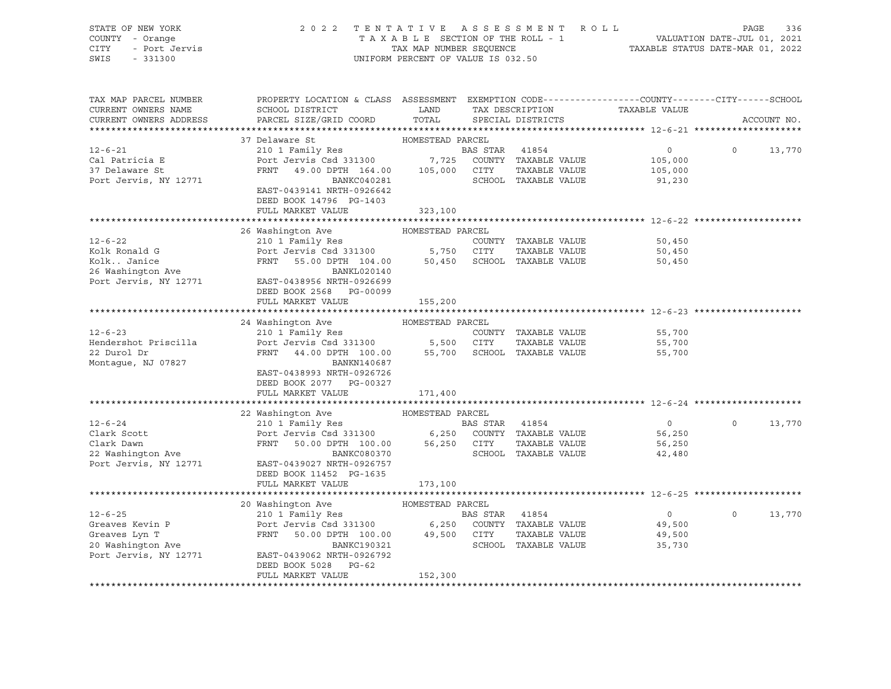STATE OF NEW YORK | COUNTY - Orange | CITY - Port Jervis | SWIS - 331300

2022 TENTATIVE ASSESSMENT ROLL
TAXABLE SECTION OF THE ROLL - 1
TAX MAP NUMBER SEQUENCE
UNIFORM PERCENT OF VALUE IS 032.50

VALUATION DATE-JUL 01, 2021
TAXABLE STATUS DATE-MAR 01, 2022

| TAX MAP PARCEL NUMBER / CURRENT OWNERS NAME / CURRENT OWNERS ADDRESS | PROPERTY LOCATION & CLASS / SCHOOL DISTRICT / PARCEL SIZE/GRID COORD | ASSESSMENT LAND | TOTAL | EXEMPTION CODE / TAX DESCRIPTION / SPECIAL DISTRICTS | COUNTY / CITY TAXABLE VALUE | SCHOOL |
|---|---|---|---|---|---|---|
| **12-6-21** | 37 Delaware St — HOMESTEAD PARCEL | | | | | |
| Cal Patricia E | 210 1 Family Res | | | BAS STAR 41854 | 0 | 0 13,770 |
| 37 Delaware St | Port Jervis Csd 331300 | 7,725 | | COUNTY TAXABLE VALUE | 105,000 | |
| Port Jervis, NY 12771 | FRNT 49.00 DPTH 164.00 | | 105,000 | CITY TAXABLE VALUE | 105,000 | |
| | BANKC040281 | | | SCHOOL TAXABLE VALUE | 91,230 | |
| | EAST-0439141 NRTH-0926642 | | | | | |
| | DEED BOOK 14796 PG-1403 | | | | | |
| | FULL MARKET VALUE | | 323,100 | | | |
| **12-6-22** | 26 Washington Ave — HOMESTEAD PARCEL | | | | | |
| Kolk Ronald G | 210 1 Family Res | | | COUNTY TAXABLE VALUE | 50,450 | |
| Kolk.. Janice | Port Jervis Csd 331300 | 5,750 | | CITY TAXABLE VALUE | 50,450 | |
| 26 Washington Ave | FRNT 55.00 DPTH 104.00 | | 50,450 | SCHOOL TAXABLE VALUE | 50,450 | |
| Port Jervis, NY 12771 | BANKL020140 | | | | | |
| | EAST-0438956 NRTH-0926699 | | | | | |
| | DEED BOOK 2568 PG-00099 | | | | | |
| | FULL MARKET VALUE | | 155,200 | | | |
| **12-6-23** | 24 Washington Ave — HOMESTEAD PARCEL | | | | | |
| Hendershot Priscilla | 210 1 Family Res | | | COUNTY TAXABLE VALUE | 55,700 | |
| 22 Durol Dr | Port Jervis Csd 331300 | 5,500 | | CITY TAXABLE VALUE | 55,700 | |
| Montague, NJ 07827 | FRNT 44.00 DPTH 100.00 | | 55,700 | SCHOOL TAXABLE VALUE | 55,700 | |
| | BANKN140687 | | | | | |
| | EAST-0438993 NRTH-0926726 | | | | | |
| | DEED BOOK 2077 PG-00327 | | | | | |
| | FULL MARKET VALUE | | 171,400 | | | |
| **12-6-24** | 22 Washington Ave — HOMESTEAD PARCEL | | | | | |
| Clark Scott | 210 1 Family Res | | | BAS STAR 41854 | 0 | 0 13,770 |
| Clark Dawn | Port Jervis Csd 331300 | 6,250 | | COUNTY TAXABLE VALUE | 56,250 | |
| 22 Washington Ave | FRNT 50.00 DPTH 100.00 | | 56,250 | CITY TAXABLE VALUE | 56,250 | |
| Port Jervis, NY 12771 | BANKC080370 | | | SCHOOL TAXABLE VALUE | 42,480 | |
| | EAST-0439027 NRTH-0926757 | | | | | |
| | DEED BOOK 11452 PG-1635 | | | | | |
| | FULL MARKET VALUE | | 173,100 | | | |
| **12-6-25** | 20 Washington Ave — HOMESTEAD PARCEL | | | | | |
| Greaves Kevin P | 210 1 Family Res | | | BAS STAR 41854 | 0 | 0 13,770 |
| Greaves Lyn T | Port Jervis Csd 331300 | 6,250 | | COUNTY TAXABLE VALUE | 49,500 | |
| 20 Washington Ave | FRNT 50.00 DPTH 100.00 | | 49,500 | CITY TAXABLE VALUE | 49,500 | |
| Port Jervis, NY 12771 | BANKC190321 | | | SCHOOL TAXABLE VALUE | 35,730 | |
| | EAST-0439062 NRTH-0926792 | | | | | |
| | DEED BOOK 5028 PG-62 | | | | | |
| | FULL MARKET VALUE | | 152,300 | | | |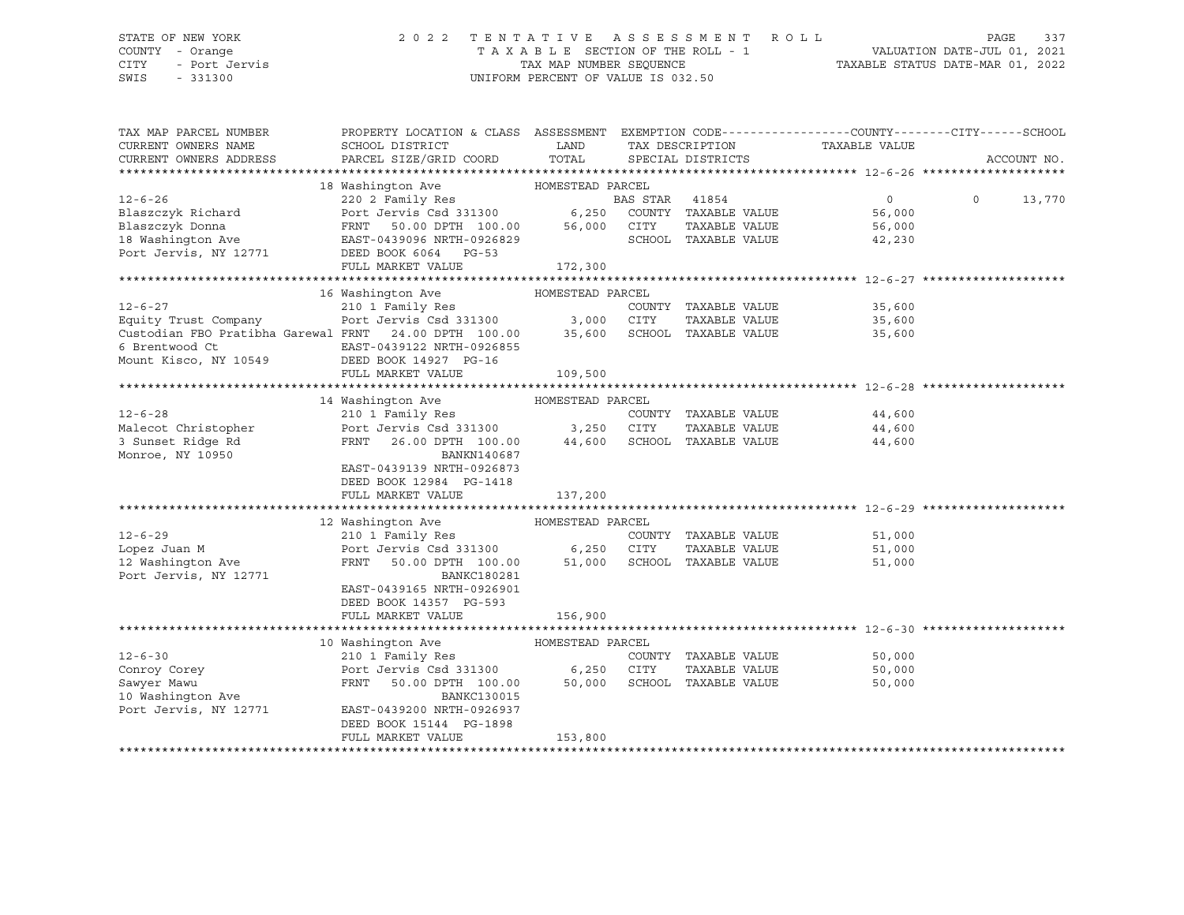STATE OF NEW YORK — 2022 TENTATIVE ASSESSMENT ROLL
COUNTY - Orange — TAXABLE SECTION OF THE ROLL - 1 — VALUATION DATE-JUL 01, 2021
CITY - Port Jervis — TAX MAP NUMBER SEQUENCE — TAXABLE STATUS DATE-MAR 01, 2022
SWIS - 331300 — UNIFORM PERCENT OF VALUE IS 032.50

| TAX MAP PARCEL NUMBER / CURRENT OWNERS NAME / CURRENT OWNERS ADDRESS | PROPERTY LOCATION & CLASS / SCHOOL DISTRICT / PARCEL SIZE/GRID COORD | ASSESSMENT LAND / TOTAL | EXEMPTION CODE / TAX DESCRIPTION / SPECIAL DISTRICTS | COUNTY / CITY TAXABLE VALUE | SCHOOL / ACCOUNT NO. |
|---|---|---|---|---|---|
| **12-6-26** | 18 Washington Ave — HOMESTEAD PARCEL | | | | |
| 12-6-26 | 220 2 Family Res | | BAS STAR 41854 | 0 | 0 13,770 |
| Blaszczyk Richard | Port Jervis Csd 331300 | 6,250 | COUNTY TAXABLE VALUE | 56,000 | |
| Blaszczyk Donna | FRNT 50.00 DPTH 100.00 | 56,000 | CITY TAXABLE VALUE | 56,000 | |
| 18 Washington Ave | EAST-0439096 NRTH-0926829 | | SCHOOL TAXABLE VALUE | 42,230 | |
| Port Jervis, NY 12771 | DEED BOOK 6064 PG-53 | | | | |
| | FULL MARKET VALUE | 172,300 | | | |
| **12-6-27** | 16 Washington Ave — HOMESTEAD PARCEL | | | | |
| 12-6-27 | 210 1 Family Res | | COUNTY TAXABLE VALUE | 35,600 | |
| Equity Trust Company | Port Jervis Csd 331300 | 3,000 | CITY TAXABLE VALUE | 35,600 | |
| Custodian FBO Pratibha Garewal | FRNT 24.00 DPTH 100.00 | 35,600 | SCHOOL TAXABLE VALUE | 35,600 | |
| 6 Brentwood Ct | EAST-0439122 NRTH-0926855 | | | | |
| Mount Kisco, NY 10549 | DEED BOOK 14927 PG-16 | | | | |
| | FULL MARKET VALUE | 109,500 | | | |
| **12-6-28** | 14 Washington Ave — HOMESTEAD PARCEL | | | | |
| 12-6-28 | 210 1 Family Res | | COUNTY TAXABLE VALUE | 44,600 | |
| Malecot Christopher | Port Jervis Csd 331300 | 3,250 | CITY TAXABLE VALUE | 44,600 | |
| 3 Sunset Ridge Rd | FRNT 26.00 DPTH 100.00 | 44,600 | SCHOOL TAXABLE VALUE | 44,600 | |
| Monroe, NY 10950 | BANKN140687 | | | | |
| | EAST-0439139 NRTH-0926873 | | | | |
| | DEED BOOK 12984 PG-1418 | | | | |
| | FULL MARKET VALUE | 137,200 | | | |
| **12-6-29** | 12 Washington Ave — HOMESTEAD PARCEL | | | | |
| 12-6-29 | 210 1 Family Res | | COUNTY TAXABLE VALUE | 51,000 | |
| Lopez Juan M | Port Jervis Csd 331300 | 6,250 | CITY TAXABLE VALUE | 51,000 | |
| 12 Washington Ave | FRNT 50.00 DPTH 100.00 | 51,000 | SCHOOL TAXABLE VALUE | 51,000 | |
| Port Jervis, NY 12771 | BANKC180281 | | | | |
| | EAST-0439165 NRTH-0926901 | | | | |
| | DEED BOOK 14357 PG-593 | | | | |
| | FULL MARKET VALUE | 156,900 | | | |
| **12-6-30** | 10 Washington Ave — HOMESTEAD PARCEL | | | | |
| 12-6-30 | 210 1 Family Res | | COUNTY TAXABLE VALUE | 50,000 | |
| Conroy Corey | Port Jervis Csd 331300 | 6,250 | CITY TAXABLE VALUE | 50,000 | |
| Sawyer Mawu | FRNT 50.00 DPTH 100.00 | 50,000 | SCHOOL TAXABLE VALUE | 50,000 | |
| 10 Washington Ave | BANKC130015 | | | | |
| Port Jervis, NY 12771 | EAST-0439200 NRTH-0926937 | | | | |
| | DEED BOOK 15144 PG-1898 | | | | |
| | FULL MARKET VALUE | 153,800 | | | |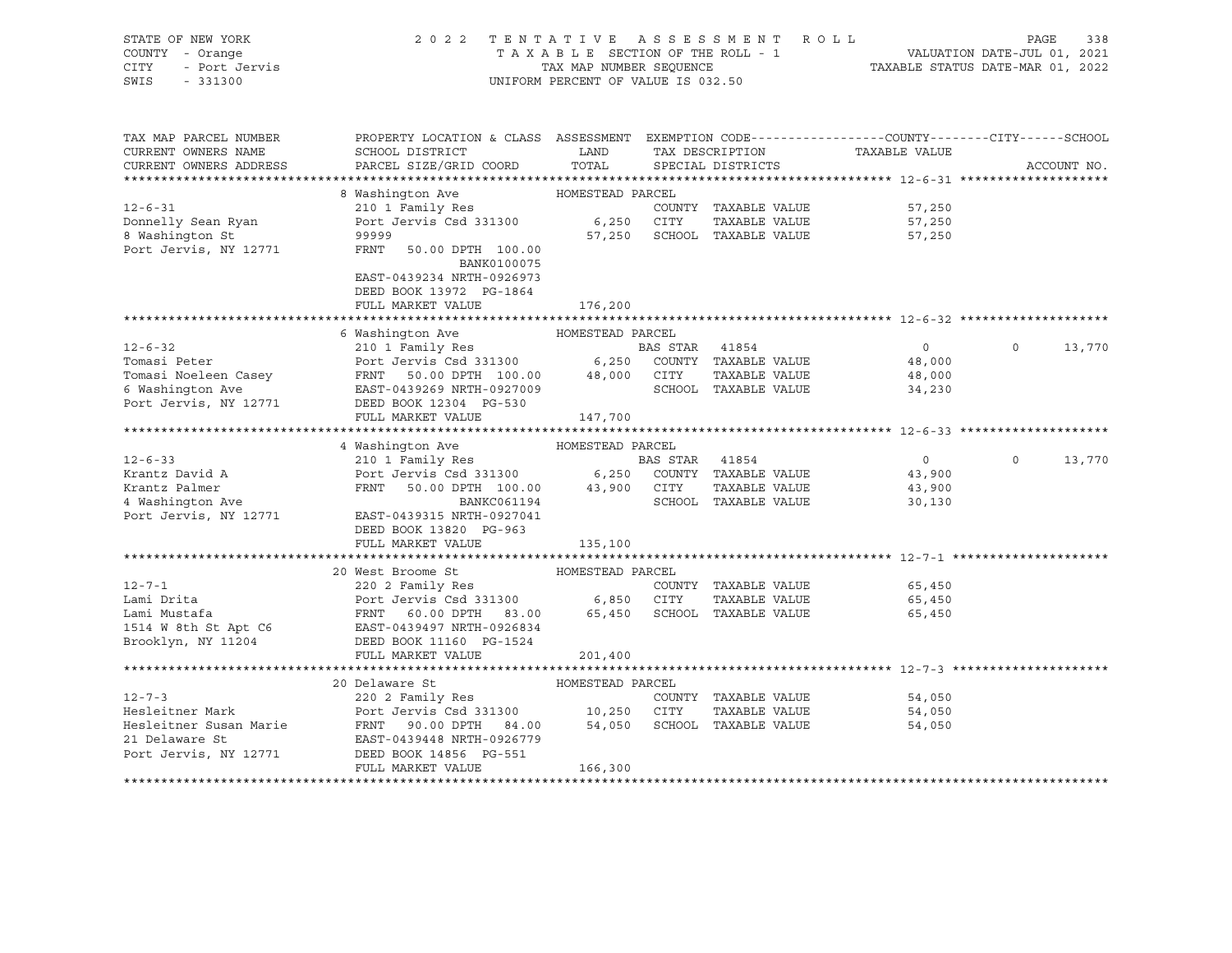STATE OF NEW YORK | COUNTY - Orange | CITY - Port Jervis | SWIS - 331300

**2022 TENTATIVE ASSESSMENT ROLL**
TAXABLE SECTION OF THE ROLL - 1
TAX MAP NUMBER SEQUENCE
UNIFORM PERCENT OF VALUE IS 032.50

VALUATION DATE-JUL 01, 2021
TAXABLE STATUS DATE-MAR 01, 2022

| TAX MAP PARCEL NUMBER / CURRENT OWNERS NAME / CURRENT OWNERS ADDRESS | PROPERTY LOCATION & CLASS / SCHOOL DISTRICT / PARCEL SIZE/GRID COORD | ASSESSMENT LAND | ASSESSMENT TOTAL | EXEMPTION CODE / TAX DESCRIPTION / SPECIAL DISTRICTS | COUNTY TAXABLE VALUE | CITY | SCHOOL |
|---|---|---|---|---|---|---|---|
| **12-6-31** | 8 Washington Ave — HOMESTEAD PARCEL | | | | | | |
| Donnelly Sean Ryan | 210 1 Family Res | | | COUNTY TAXABLE VALUE | 57,250 | | |
| 8 Washington St | Port Jervis Csd 331300 | 6,250 | | CITY TAXABLE VALUE | 57,250 | | |
| Port Jervis, NY 12771 | 99999 | | 57,250 | SCHOOL TAXABLE VALUE | 57,250 | | |
| | FRNT 50.00 DPTH 100.00 | | | | | | |
| | BANK0100075 | | | | | | |
| | EAST-0439234 NRTH-0926973 | | | | | | |
| | DEED BOOK 13972 PG-1864 | | | | | | |
| | FULL MARKET VALUE | | 176,200 | | | | |
| **12-6-32** | 6 Washington Ave — HOMESTEAD PARCEL | | | | | | |
| Tomasi Peter | 210 1 Family Res | | | BAS STAR 41854 | 0 | 0 | 13,770 |
| Tomasi Noeleen Casey | Port Jervis Csd 331300 | 6,250 | | COUNTY TAXABLE VALUE | 48,000 | | |
| 6 Washington Ave | FRNT 50.00 DPTH 100.00 | | 48,000 | CITY TAXABLE VALUE | 48,000 | | |
| Port Jervis, NY 12771 | EAST-0439269 NRTH-0927009 | | | SCHOOL TAXABLE VALUE | 34,230 | | |
| | DEED BOOK 12304 PG-530 | | | | | | |
| | FULL MARKET VALUE | | 147,700 | | | | |
| **12-6-33** | 4 Washington Ave — HOMESTEAD PARCEL | | | | | | |
| Krantz David A | 210 1 Family Res | | | BAS STAR 41854 | 0 | 0 | 13,770 |
| Krantz Palmer | Port Jervis Csd 331300 | 6,250 | | COUNTY TAXABLE VALUE | 43,900 | | |
| 4 Washington Ave | FRNT 50.00 DPTH 100.00 | | 43,900 | CITY TAXABLE VALUE | 43,900 | | |
| Port Jervis, NY 12771 | BANKC061194 | | | SCHOOL TAXABLE VALUE | 30,130 | | |
| | EAST-0439315 NRTH-0927041 | | | | | | |
| | DEED BOOK 13820 PG-963 | | | | | | |
| | FULL MARKET VALUE | | 135,100 | | | | |
| **12-7-1** | 20 West Broome St — HOMESTEAD PARCEL | | | | | | |
| Lami Drita | 220 2 Family Res | | | COUNTY TAXABLE VALUE | 65,450 | | |
| Lami Mustafa | Port Jervis Csd 331300 | 6,850 | | CITY TAXABLE VALUE | 65,450 | | |
| 1514 W 8th St Apt C6 | FRNT 60.00 DPTH 83.00 | | 65,450 | SCHOOL TAXABLE VALUE | 65,450 | | |
| Brooklyn, NY 11204 | EAST-0439497 NRTH-0926834 | | | | | | |
| | DEED BOOK 11160 PG-1524 | | | | | | |
| | FULL MARKET VALUE | | 201,400 | | | | |
| **12-7-3** | 20 Delaware St — HOMESTEAD PARCEL | | | | | | |
| Hesleitner Mark | 220 2 Family Res | | | COUNTY TAXABLE VALUE | 54,050 | | |
| Hesleitner Susan Marie | Port Jervis Csd 331300 | 10,250 | | CITY TAXABLE VALUE | 54,050 | | |
| 21 Delaware St | FRNT 90.00 DPTH 84.00 | | 54,050 | SCHOOL TAXABLE VALUE | 54,050 | | |
| Port Jervis, NY 12771 | EAST-0439448 NRTH-0926779 | | | | | | |
| | DEED BOOK 14856 PG-551 | | | | | | |
| | FULL MARKET VALUE | | 166,300 | | | | |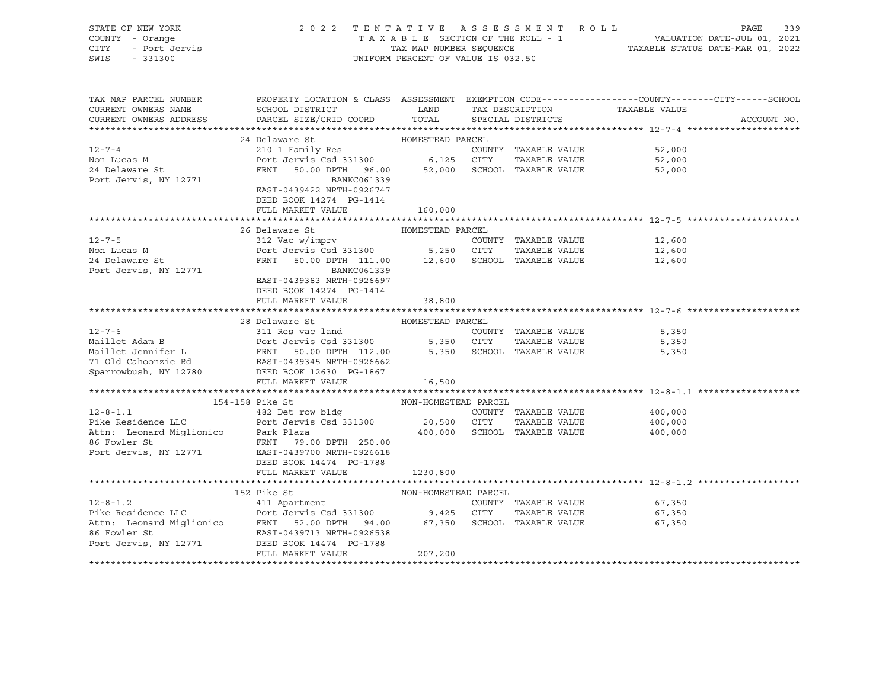STATE OF NEW YORK — 2022 TENTATIVE ASSESSMENT ROLL
COUNTY - Orange — TAXABLE SECTION OF THE ROLL - 1 — VALUATION DATE-JUL 01, 2021
CITY - Port Jervis — TAX MAP NUMBER SEQUENCE — TAXABLE STATUS DATE-MAR 01, 2022
SWIS - 331300 — UNIFORM PERCENT OF VALUE IS 032.50

| TAX MAP PARCEL NUMBER / CURRENT OWNERS NAME / CURRENT OWNERS ADDRESS | PROPERTY LOCATION & CLASS / SCHOOL DISTRICT / PARCEL SIZE/GRID COORD | ASSESSMENT LAND / TOTAL | EXEMPTION CODE / TAX DESCRIPTION / SPECIAL DISTRICTS | TAXABLE VALUE (COUNTY / CITY / SCHOOL) | ACCOUNT NO. |
|---|---|---|---|---|---|
| **12-7-4** | 24 Delaware St — HOMESTEAD PARCEL | | | | |
| Non Lucas M | 210 1 Family Res | | COUNTY TAXABLE VALUE | 52,000 | |
| 24 Delaware St | Port Jervis Csd 331300 | 6,125 | CITY TAXABLE VALUE | 52,000 | |
| Port Jervis, NY 12771 | FRNT 50.00 DPTH 96.00 | 52,000 | SCHOOL TAXABLE VALUE | 52,000 | |
| | BANKC061339 | | | | |
| | EAST-0439422 NRTH-0926747 | | | | |
| | DEED BOOK 14274 PG-1414 | | | | |
| | FULL MARKET VALUE | 160,000 | | | |
| **12-7-5** | 26 Delaware St — HOMESTEAD PARCEL | | | | |
| Non Lucas M | 312 Vac w/imprv | | COUNTY TAXABLE VALUE | 12,600 | |
| 24 Delaware St | Port Jervis Csd 331300 | 5,250 | CITY TAXABLE VALUE | 12,600 | |
| Port Jervis, NY 12771 | FRNT 50.00 DPTH 111.00 | 12,600 | SCHOOL TAXABLE VALUE | 12,600 | |
| | BANKC061339 | | | | |
| | EAST-0439383 NRTH-0926697 | | | | |
| | DEED BOOK 14274 PG-1414 | | | | |
| | FULL MARKET VALUE | 38,800 | | | |
| **12-7-6** | 28 Delaware St — HOMESTEAD PARCEL | | | | |
| Maillet Adam B | 311 Res vac land | | COUNTY TAXABLE VALUE | 5,350 | |
| Maillet Jennifer L | Port Jervis Csd 331300 | 5,350 | CITY TAXABLE VALUE | 5,350 | |
| 71 Old Cahoonzie Rd | FRNT 50.00 DPTH 112.00 | 5,350 | SCHOOL TAXABLE VALUE | 5,350 | |
| Sparrowbush, NY 12780 | EAST-0439345 NRTH-0926662 | | | | |
| | DEED BOOK 12630 PG-1867 | | | | |
| | FULL MARKET VALUE | 16,500 | | | |
| **12-8-1.1** | 154-158 Pike St — NON-HOMESTEAD PARCEL | | | | |
| Pike Residence LLC | 482 Det row bldg | | COUNTY TAXABLE VALUE | 400,000 | |
| Attn: Leonard Miglionico | Port Jervis Csd 331300 | 20,500 | CITY TAXABLE VALUE | 400,000 | |
| 86 Fowler St | Park Plaza | 400,000 | SCHOOL TAXABLE VALUE | 400,000 | |
| Port Jervis, NY 12771 | FRNT 79.00 DPTH 250.00 | | | | |
| | EAST-0439700 NRTH-0926618 | | | | |
| | DEED BOOK 14474 PG-1788 | | | | |
| | FULL MARKET VALUE | 1230,800 | | | |
| **12-8-1.2** | 152 Pike St — NON-HOMESTEAD PARCEL | | | | |
| Pike Residence LLC | 411 Apartment | | COUNTY TAXABLE VALUE | 67,350 | |
| Attn: Leonard Miglionico | Port Jervis Csd 331300 | 9,425 | CITY TAXABLE VALUE | 67,350 | |
| 86 Fowler St | FRNT 52.00 DPTH 94.00 | 67,350 | SCHOOL TAXABLE VALUE | 67,350 | |
| Port Jervis, NY 12771 | EAST-0439713 NRTH-0926538 | | | | |
| | DEED BOOK 14474 PG-1788 | | | | |
| | FULL MARKET VALUE | 207,200 | | | |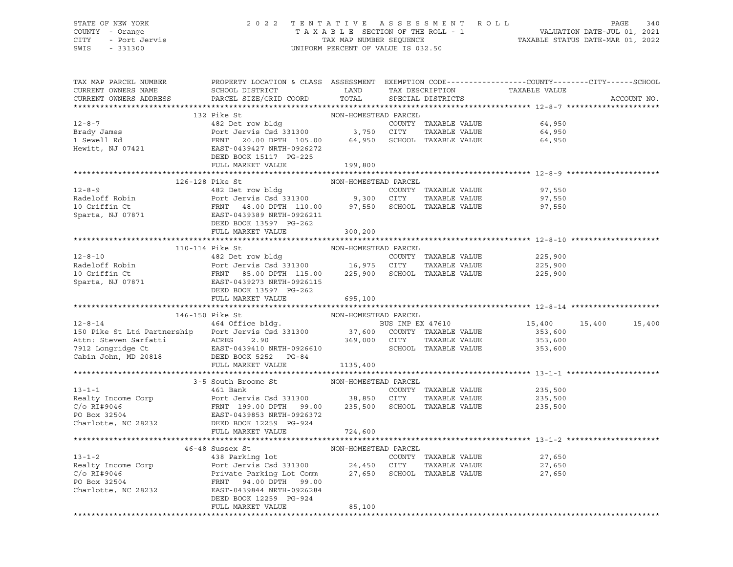STATE OF NEW YORK
COUNTY - Orange
CITY - Port Jervis
SWIS - 331300

2022 TENTATIVE ASSESSMENT ROLL
TAXABLE SECTION OF THE ROLL - 1
TAX MAP NUMBER SEQUENCE
UNIFORM PERCENT OF VALUE IS 032.50

VALUATION DATE-JUL 01, 2021
TAXABLE STATUS DATE-MAR 01, 2022

| TAX MAP PARCEL NUMBER / CURRENT OWNERS NAME / CURRENT OWNERS ADDRESS | PROPERTY LOCATION & CLASS / SCHOOL DISTRICT / PARCEL SIZE/GRID COORD | ASSESSMENT LAND / TOTAL | EXEMPTION CODE / TAX DESCRIPTION / SPECIAL DISTRICTS | COUNTY | CITY | SCHOOL | ACCOUNT NO. |
|---|---|---|---|---|---|---|---|
| **12-8-7** | 132 Pike St | NON-HOMESTEAD PARCEL | | | | | |
| 12-8-7 | 482 Det row bldg | | COUNTY TAXABLE VALUE | 64,950 | | | |
| Brady James | Port Jervis Csd 331300 | 3,750 | CITY TAXABLE VALUE | 64,950 | | | |
| 1 Sewell Rd | FRNT 20.00 DPTH 105.00 | 64,950 | SCHOOL TAXABLE VALUE | 64,950 | | | |
| Hewitt, NJ 07421 | EAST-0439427 NRTH-0926272 | | | | | | |
| | DEED BOOK 15117 PG-225 | | | | | | |
| | FULL MARKET VALUE | 199,800 | | | | | |
| **12-8-9** | 126-128 Pike St | NON-HOMESTEAD PARCEL | | | | | |
| 12-8-9 | 482 Det row bldg | | COUNTY TAXABLE VALUE | 97,550 | | | |
| Radeloff Robin | Port Jervis Csd 331300 | 9,300 | CITY TAXABLE VALUE | 97,550 | | | |
| 10 Griffin Ct | FRNT 48.00 DPTH 110.00 | 97,550 | SCHOOL TAXABLE VALUE | 97,550 | | | |
| Sparta, NJ 07871 | EAST-0439389 NRTH-0926211 | | | | | | |
| | DEED BOOK 13597 PG-262 | | | | | | |
| | FULL MARKET VALUE | 300,200 | | | | | |
| **12-8-10** | 110-114 Pike St | NON-HOMESTEAD PARCEL | | | | | |
| 12-8-10 | 482 Det row bldg | | COUNTY TAXABLE VALUE | 225,900 | | | |
| Radeloff Robin | Port Jervis Csd 331300 | 16,975 | CITY TAXABLE VALUE | 225,900 | | | |
| 10 Griffin Ct | FRNT 85.00 DPTH 115.00 | 225,900 | SCHOOL TAXABLE VALUE | 225,900 | | | |
| Sparta, NJ 07871 | EAST-0439273 NRTH-0926115 | | | | | | |
| | DEED BOOK 13597 PG-262 | | | | | | |
| | FULL MARKET VALUE | 695,100 | | | | | |
| **12-8-14** | 146-150 Pike St | NON-HOMESTEAD PARCEL | | | | | |
| 12-8-14 | 464 Office bldg. | | BUS IMP EX 47610 | 15,400 | 15,400 | 15,400 | |
| 150 Pike St Ltd Partnership | Port Jervis Csd 331300 | 37,600 | COUNTY TAXABLE VALUE | 353,600 | | | |
| Attn: Steven Sarfatti | ACRES 2.90 | 369,000 | CITY TAXABLE VALUE | 353,600 | | | |
| 7912 Longridge Ct | EAST-0439410 NRTH-0926610 | | SCHOOL TAXABLE VALUE | 353,600 | | | |
| Cabin John, MD 20818 | DEED BOOK 5252 PG-84 | | | | | | |
| | FULL MARKET VALUE | 1135,400 | | | | | |
| **13-1-1** | 3-5 South Broome St | NON-HOMESTEAD PARCEL | | | | | |
| 13-1-1 | 461 Bank | | COUNTY TAXABLE VALUE | 235,500 | | | |
| Realty Income Corp | Port Jervis Csd 331300 | 38,850 | CITY TAXABLE VALUE | 235,500 | | | |
| C/o RI#9046 | FRNT 199.00 DPTH 99.00 | 235,500 | SCHOOL TAXABLE VALUE | 235,500 | | | |
| PO Box 32504 | EAST-0439853 NRTH-0926372 | | | | | | |
| Charlotte, NC 28232 | DEED BOOK 12259 PG-924 | | | | | | |
| | FULL MARKET VALUE | 724,600 | | | | | |
| **13-1-2** | 46-48 Sussex St | NON-HOMESTEAD PARCEL | | | | | |
| 13-1-2 | 438 Parking lot | | COUNTY TAXABLE VALUE | 27,650 | | | |
| Realty Income Corp | Port Jervis Csd 331300 | 24,450 | CITY TAXABLE VALUE | 27,650 | | | |
| C/o RI#9046 | Private Parking Lot Comm | 27,650 | SCHOOL TAXABLE VALUE | 27,650 | | | |
| PO Box 32504 | FRNT 94.00 DPTH 99.00 | | | | | | |
| Charlotte, NC 28232 | EAST-0439844 NRTH-0926284 | | | | | | |
| | DEED BOOK 12259 PG-924 | | | | | | |
| | FULL MARKET VALUE | 85,100 | | | | | |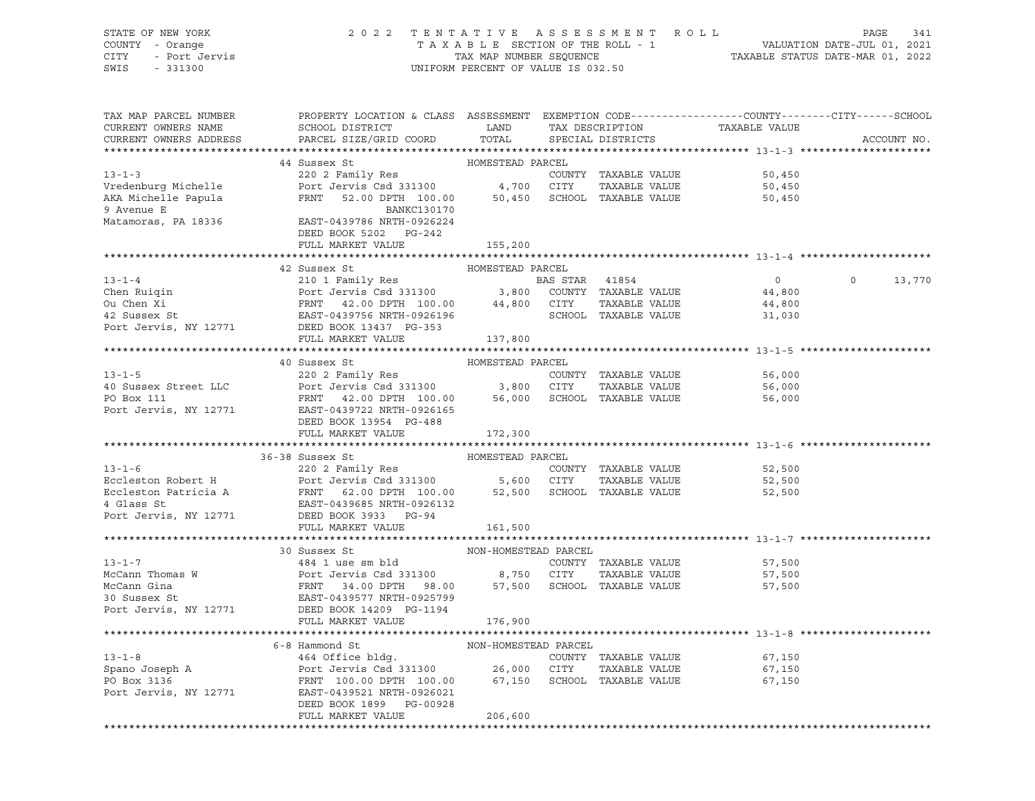STATE OF NEW YORK
COUNTY - Orange
CITY - Port Jervis
SWIS - 331300

2022 TENTATIVE ASSESSMENT ROLL
TAXABLE SECTION OF THE ROLL - 1
TAX MAP NUMBER SEQUENCE
UNIFORM PERCENT OF VALUE IS 032.50

VALUATION DATE-JUL 01, 2021
TAXABLE STATUS DATE-MAR 01, 2022

| TAX MAP PARCEL NUMBER / CURRENT OWNERS NAME / CURRENT OWNERS ADDRESS | PROPERTY LOCATION & CLASS / SCHOOL DISTRICT / PARCEL SIZE/GRID COORD | ASSESSMENT LAND / TOTAL | EXEMPTION CODE / TAX DESCRIPTION / SPECIAL DISTRICTS | COUNTY TAXABLE VALUE | CITY | SCHOOL | ACCOUNT NO. |
|---|---|---|---|---|---|---|---|
| **13-1-3** | 44 Sussex St | HOMESTEAD PARCEL | | | | | |
| Vredenburg Michelle | 220 2 Family Res | | COUNTY TAXABLE VALUE | 50,450 | | | |
| AKA Michelle Papula | Port Jervis Csd 331300 | 4,700 | CITY TAXABLE VALUE | 50,450 | | | |
| 9 Avenue E | FRNT 52.00 DPTH 100.00 | 50,450 | SCHOOL TAXABLE VALUE | 50,450 | | | |
| Matamoras, PA 18336 | BANKC130170 | | | | | | |
| | EAST-0439786 NRTH-0926224 | | | | | | |
| | DEED BOOK 5202 PG-242 | | | | | | |
| | FULL MARKET VALUE | 155,200 | | | | | |
| **13-1-4** | 42 Sussex St | HOMESTEAD PARCEL | | | | | |
| Chen Ruiqin | 210 1 Family Res | | BAS STAR 41854 | 0 | 0 | 13,770 | |
| Ou Chen Xi | Port Jervis Csd 331300 | 3,800 | COUNTY TAXABLE VALUE | 44,800 | | | |
| 42 Sussex St | FRNT 42.00 DPTH 100.00 | 44,800 | CITY TAXABLE VALUE | 44,800 | | | |
| Port Jervis, NY 12771 | EAST-0439756 NRTH-0926196 | | SCHOOL TAXABLE VALUE | 31,030 | | | |
| | DEED BOOK 13437 PG-353 | | | | | | |
| | FULL MARKET VALUE | 137,800 | | | | | |
| **13-1-5** | 40 Sussex St | HOMESTEAD PARCEL | | | | | |
| 40 Sussex Street LLC | 220 2 Family Res | | COUNTY TAXABLE VALUE | 56,000 | | | |
| PO Box 111 | Port Jervis Csd 331300 | 3,800 | CITY TAXABLE VALUE | 56,000 | | | |
| Port Jervis, NY 12771 | FRNT 42.00 DPTH 100.00 | 56,000 | SCHOOL TAXABLE VALUE | 56,000 | | | |
| | EAST-0439722 NRTH-0926165 | | | | | | |
| | DEED BOOK 13954 PG-488 | | | | | | |
| | FULL MARKET VALUE | 172,300 | | | | | |
| **13-1-6** | 36-38 Sussex St | HOMESTEAD PARCEL | | | | | |
| Eccleston Robert H | 220 2 Family Res | | COUNTY TAXABLE VALUE | 52,500 | | | |
| Eccleston Patricia A | Port Jervis Csd 331300 | 5,600 | CITY TAXABLE VALUE | 52,500 | | | |
| 4 Glass St | FRNT 62.00 DPTH 100.00 | 52,500 | SCHOOL TAXABLE VALUE | 52,500 | | | |
| Port Jervis, NY 12771 | EAST-0439685 NRTH-0926132 | | | | | | |
| | DEED BOOK 3933 PG-94 | | | | | | |
| | FULL MARKET VALUE | 161,500 | | | | | |
| **13-1-7** | 30 Sussex St | NON-HOMESTEAD PARCEL | | | | | |
| McCann Thomas W | 484 1 use sm bld | | COUNTY TAXABLE VALUE | 57,500 | | | |
| McCann Gina | Port Jervis Csd 331300 | 8,750 | CITY TAXABLE VALUE | 57,500 | | | |
| 30 Sussex St | FRNT 34.00 DPTH 98.00 | 57,500 | SCHOOL TAXABLE VALUE | 57,500 | | | |
| Port Jervis, NY 12771 | EAST-0439577 NRTH-0925799 | | | | | | |
| | DEED BOOK 14209 PG-1194 | | | | | | |
| | FULL MARKET VALUE | 176,900 | | | | | |
| **13-1-8** | 6-8 Hammond St | NON-HOMESTEAD PARCEL | | | | | |
| Spano Joseph A | 464 Office bldg. | | COUNTY TAXABLE VALUE | 67,150 | | | |
| PO Box 3136 | Port Jervis Csd 331300 | 26,000 | CITY TAXABLE VALUE | 67,150 | | | |
| Port Jervis, NY 12771 | FRNT 100.00 DPTH 100.00 | 67,150 | SCHOOL TAXABLE VALUE | 67,150 | | | |
| | EAST-0439521 NRTH-0926021 | | | | | | |
| | DEED BOOK 1899 PG-00928 | | | | | | |
| | FULL MARKET VALUE | 206,600 | | | | | |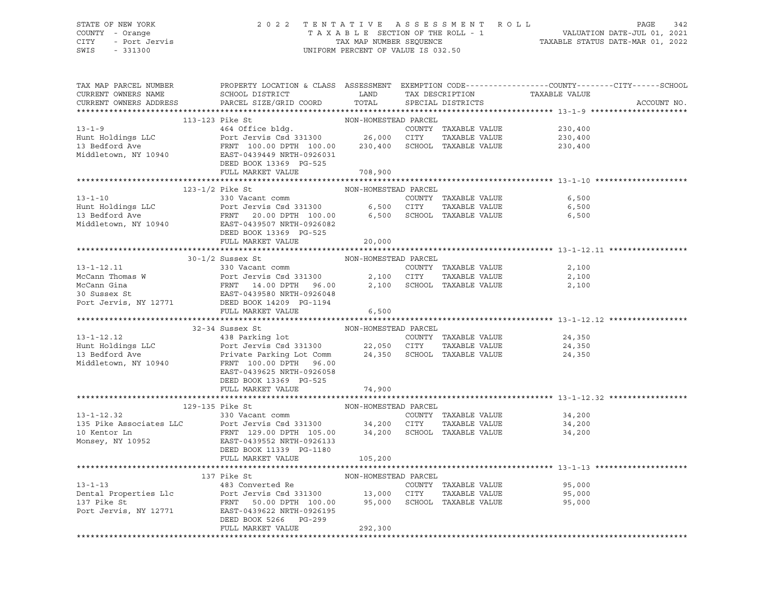STATE OF NEW YORK — 2022 TENTATIVE ASSESSMENT ROLL
COUNTY - Orange — TAXABLE SECTION OF THE ROLL - 1 — VALUATION DATE-JUL 01, 2021
CITY - Port Jervis — TAX MAP NUMBER SEQUENCE — TAXABLE STATUS DATE-MAR 01, 2022
SWIS - 331300 — UNIFORM PERCENT OF VALUE IS 032.50

| TAX MAP PARCEL NUMBER / CURRENT OWNERS NAME / CURRENT OWNERS ADDRESS | PROPERTY LOCATION & CLASS / SCHOOL DISTRICT / PARCEL SIZE/GRID COORD | ASSESSMENT LAND / TOTAL | EXEMPTION CODE / TAX DESCRIPTION / SPECIAL DISTRICTS | COUNTY / CITY / SCHOOL TAXABLE VALUE | ACCOUNT NO. |
|---|---|---|---|---|---|
| **13-1-9** | 113-123 Pike St | NON-HOMESTEAD PARCEL | | | |
| Hunt Holdings LLC | 464 Office bldg. | | COUNTY TAXABLE VALUE | 230,400 | |
| 13 Bedford Ave | Port Jervis Csd 331300 | 26,000 | CITY TAXABLE VALUE | 230,400 | |
| Middletown, NY 10940 | FRNT 100.00 DPTH 100.00 | 230,400 | SCHOOL TAXABLE VALUE | 230,400 | |
| | EAST-0439449 NRTH-0926031 | | | | |
| | DEED BOOK 13369 PG-525 | | | | |
| | FULL MARKET VALUE | 708,900 | | | |
| **13-1-10** | 123-1/2 Pike St | NON-HOMESTEAD PARCEL | | | |
| Hunt Holdings LLC | 330 Vacant comm | | COUNTY TAXABLE VALUE | 6,500 | |
| 13 Bedford Ave | Port Jervis Csd 331300 | 6,500 | CITY TAXABLE VALUE | 6,500 | |
| Middletown, NY 10940 | FRNT 20.00 DPTH 100.00 | 6,500 | SCHOOL TAXABLE VALUE | 6,500 | |
| | EAST-0439507 NRTH-0926082 | | | | |
| | DEED BOOK 13369 PG-525 | | | | |
| | FULL MARKET VALUE | 20,000 | | | |
| **13-1-12.11** | 30-1/2 Sussex St | NON-HOMESTEAD PARCEL | | | |
| McCann Thomas W | 330 Vacant comm | | COUNTY TAXABLE VALUE | 2,100 | |
| McCann Gina | Port Jervis Csd 331300 | 2,100 | CITY TAXABLE VALUE | 2,100 | |
| 30 Sussex St | FRNT 14.00 DPTH 96.00 | 2,100 | SCHOOL TAXABLE VALUE | 2,100 | |
| Port Jervis, NY 12771 | EAST-0439580 NRTH-0926048 | | | | |
| | DEED BOOK 14209 PG-1194 | | | | |
| | FULL MARKET VALUE | 6,500 | | | |
| **13-1-12.12** | 32-34 Sussex St | NON-HOMESTEAD PARCEL | | | |
| Hunt Holdings LLC | 438 Parking lot | | COUNTY TAXABLE VALUE | 24,350 | |
| 13 Bedford Ave | Port Jervis Csd 331300 | 22,050 | CITY TAXABLE VALUE | 24,350 | |
| Middletown, NY 10940 | Private Parking Lot Comm | 24,350 | SCHOOL TAXABLE VALUE | 24,350 | |
| | FRNT 100.00 DPTH 96.00 | | | | |
| | EAST-0439625 NRTH-0926058 | | | | |
| | DEED BOOK 13369 PG-525 | | | | |
| | FULL MARKET VALUE | 74,900 | | | |
| **13-1-12.32** | 129-135 Pike St | NON-HOMESTEAD PARCEL | | | |
| 135 Pike Associates LLC | 330 Vacant comm | | COUNTY TAXABLE VALUE | 34,200 | |
| 10 Kentor Ln | Port Jervis Csd 331300 | 34,200 | CITY TAXABLE VALUE | 34,200 | |
| Monsey, NY 10952 | FRNT 129.00 DPTH 105.00 | 34,200 | SCHOOL TAXABLE VALUE | 34,200 | |
| | EAST-0439552 NRTH-0926133 | | | | |
| | DEED BOOK 11339 PG-1180 | | | | |
| | FULL MARKET VALUE | 105,200 | | | |
| **13-1-13** | 137 Pike St | NON-HOMESTEAD PARCEL | | | |
| Dental Properties Llc | 483 Converted Re | | COUNTY TAXABLE VALUE | 95,000 | |
| 137 Pike St | Port Jervis Csd 331300 | 13,000 | CITY TAXABLE VALUE | 95,000 | |
| Port Jervis, NY 12771 | FRNT 50.00 DPTH 100.00 | 95,000 | SCHOOL TAXABLE VALUE | 95,000 | |
| | EAST-0439622 NRTH-0926195 | | | | |
| | DEED BOOK 5266 PG-299 | | | | |
| | FULL MARKET VALUE | 292,300 | | | |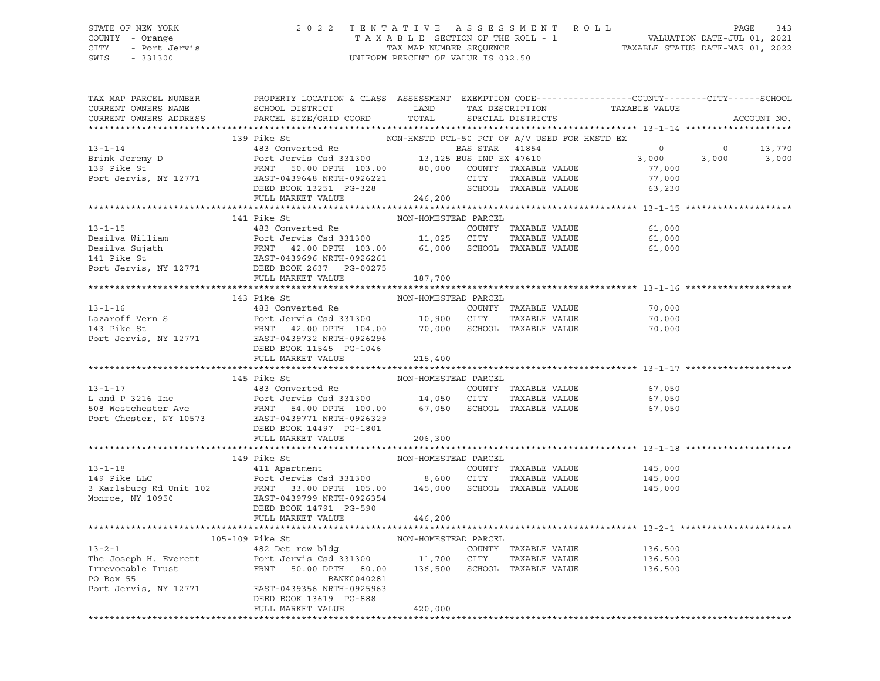STATE OF NEW YORK
COUNTY - Orange
CITY - Port Jervis
SWIS - 331300

2 0 2 2 T E N T A T I V E A S S E S S M E N T R O L L
T A X A B L E SECTION OF THE ROLL - 1
TAX MAP NUMBER SEQUENCE
UNIFORM PERCENT OF VALUE IS 032.50

VALUATION DATE-JUL 01, 2021
TAXABLE STATUS DATE-MAR 01, 2022

| TAX MAP PARCEL NUMBER / CURRENT OWNERS NAME / CURRENT OWNERS ADDRESS | PROPERTY LOCATION & CLASS / SCHOOL DISTRICT / PARCEL SIZE/GRID COORD | ASSESSMENT LAND / TOTAL | EXEMPTION CODE / TAX DESCRIPTION / SPECIAL DISTRICTS | COUNTY TAXABLE VALUE | CITY | SCHOOL | ACCOUNT NO. |
|---|---|---|---|---|---|---|---|
| **13-1-14** | 139 Pike St | | NON-HMSTD PCL-50 PCT OF A/V USED FOR HMSTD EX | | | | |
| 13-1-14 | 483 Converted Re | | BAS STAR 41854 | 0 | 0 | 13,770 | |
| Brink Jeremy D | Port Jervis Csd 331300 | 13,125 | BUS IMP EX 47610 | 3,000 | 3,000 | 3,000 | |
| 139 Pike St | FRNT 50.00 DPTH 103.00 | 80,000 | COUNTY TAXABLE VALUE | 77,000 | | | |
| Port Jervis, NY 12771 | EAST-0439648 NRTH-0926221 | | CITY TAXABLE VALUE | 77,000 | | | |
| | DEED BOOK 13251 PG-328 | | SCHOOL TAXABLE VALUE | 63,230 | | | |
| | FULL MARKET VALUE | 246,200 | | | | | |
| **13-1-15** | 141 Pike St | | NON-HOMESTEAD PARCEL | | | | |
| 13-1-15 | 483 Converted Re | | COUNTY TAXABLE VALUE | 61,000 | | | |
| Desilva William | Port Jervis Csd 331300 | 11,025 | CITY TAXABLE VALUE | 61,000 | | | |
| Desilva Sujath | FRNT 42.00 DPTH 103.00 | 61,000 | SCHOOL TAXABLE VALUE | 61,000 | | | |
| 141 Pike St | EAST-0439696 NRTH-0926261 | | | | | | |
| Port Jervis, NY 12771 | DEED BOOK 2637 PG-00275 | | | | | | |
| | FULL MARKET VALUE | 187,700 | | | | | |
| **13-1-16** | 143 Pike St | | NON-HOMESTEAD PARCEL | | | | |
| 13-1-16 | 483 Converted Re | | COUNTY TAXABLE VALUE | 70,000 | | | |
| Lazaroff Vern S | Port Jervis Csd 331300 | 10,900 | CITY TAXABLE VALUE | 70,000 | | | |
| 143 Pike St | FRNT 42.00 DPTH 104.00 | 70,000 | SCHOOL TAXABLE VALUE | 70,000 | | | |
| Port Jervis, NY 12771 | EAST-0439732 NRTH-0926296 | | | | | | |
| | DEED BOOK 11545 PG-1046 | | | | | | |
| | FULL MARKET VALUE | 215,400 | | | | | |
| **13-1-17** | 145 Pike St | | NON-HOMESTEAD PARCEL | | | | |
| 13-1-17 | 483 Converted Re | | COUNTY TAXABLE VALUE | 67,050 | | | |
| L and P 3216 Inc | Port Jervis Csd 331300 | 14,050 | CITY TAXABLE VALUE | 67,050 | | | |
| 508 Westchester Ave | FRNT 54.00 DPTH 100.00 | 67,050 | SCHOOL TAXABLE VALUE | 67,050 | | | |
| Port Chester, NY 10573 | EAST-0439771 NRTH-0926329 | | | | | | |
| | DEED BOOK 14497 PG-1801 | | | | | | |
| | FULL MARKET VALUE | 206,300 | | | | | |
| **13-1-18** | 149 Pike St | | NON-HOMESTEAD PARCEL | | | | |
| 13-1-18 | 411 Apartment | | COUNTY TAXABLE VALUE | 145,000 | | | |
| 149 Pike LLC | Port Jervis Csd 331300 | 8,600 | CITY TAXABLE VALUE | 145,000 | | | |
| 3 Karlsburg Rd Unit 102 | FRNT 33.00 DPTH 105.00 | 145,000 | SCHOOL TAXABLE VALUE | 145,000 | | | |
| Monroe, NY 10950 | EAST-0439799 NRTH-0926354 | | | | | | |
| | DEED BOOK 14791 PG-590 | | | | | | |
| | FULL MARKET VALUE | 446,200 | | | | | |
| **13-2-1** | 105-109 Pike St | | NON-HOMESTEAD PARCEL | | | | |
| 13-2-1 | 482 Det row bldg | | COUNTY TAXABLE VALUE | 136,500 | | | |
| The Joseph H. Everett | Port Jervis Csd 331300 | 11,700 | CITY TAXABLE VALUE | 136,500 | | | |
| Irrevocable Trust | FRNT 50.00 DPTH 80.00 | 136,500 | SCHOOL TAXABLE VALUE | 136,500 | | | |
| PO Box 55 | BANKC040281 | | | | | | |
| Port Jervis, NY 12771 | EAST-0439356 NRTH-0925963 | | | | | | |
| | DEED BOOK 13619 PG-888 | | | | | | |
| | FULL MARKET VALUE | 420,000 | | | | | |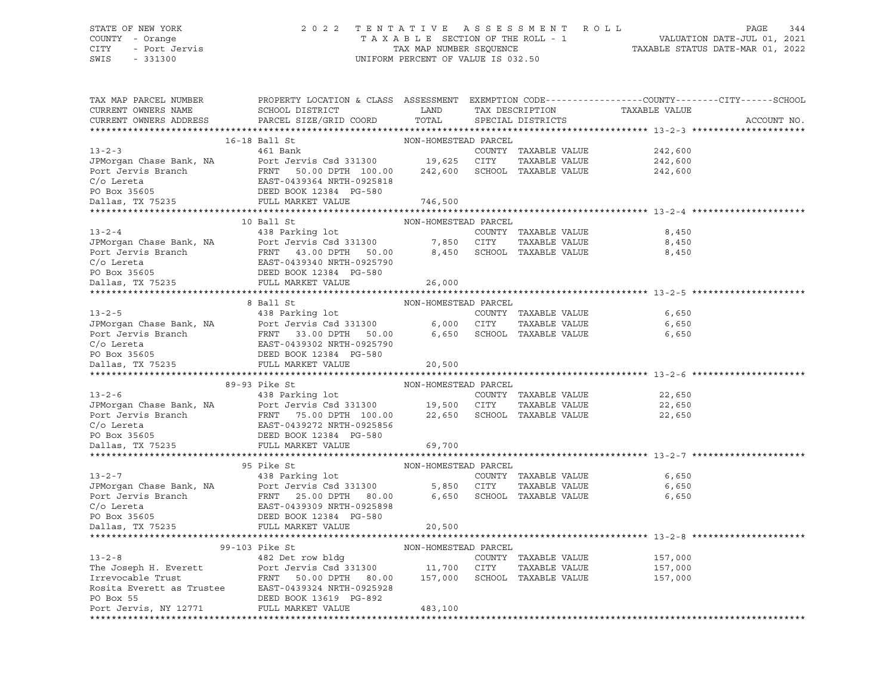STATE OF NEW YORK — 2022 TENTATIVE ASSESSMENT ROLL
COUNTY - Orange — TAXABLE SECTION OF THE ROLL - 1 — VALUATION DATE-JUL 01, 2021
CITY - Port Jervis — TAX MAP NUMBER SEQUENCE — TAXABLE STATUS DATE-MAR 01, 2022
SWIS - 331300 — UNIFORM PERCENT OF VALUE IS 032.50

| TAX MAP PARCEL NUMBER / CURRENT OWNERS NAME / CURRENT OWNERS ADDRESS | PROPERTY LOCATION & CLASS / SCHOOL DISTRICT / PARCEL SIZE/GRID COORD | ASSESSMENT LAND / TOTAL | EXEMPTION CODE / TAX DESCRIPTION / SPECIAL DISTRICTS | TAXABLE VALUE (COUNTY / CITY / SCHOOL) | ACCOUNT NO. |
|---|---|---|---|---|---|
| **13-2-3** | 16-18 Ball St | NON-HOMESTEAD PARCEL | | | |
| 13-2-3 | 461 Bank | | COUNTY TAXABLE VALUE | 242,600 | |
| JPMorgan Chase Bank, NA | Port Jervis Csd 331300 | 19,625 | CITY TAXABLE VALUE | 242,600 | |
| Port Jervis Branch | FRNT 50.00 DPTH 100.00 | 242,600 | SCHOOL TAXABLE VALUE | 242,600 | |
| C/o Lereta | EAST-0439364 NRTH-0925818 | | | | |
| PO Box 35605 | DEED BOOK 12384 PG-580 | | | | |
| Dallas, TX 75235 | FULL MARKET VALUE | 746,500 | | | |
| **13-2-4** | 10 Ball St | NON-HOMESTEAD PARCEL | | | |
| 13-2-4 | 438 Parking lot | | COUNTY TAXABLE VALUE | 8,450 | |
| JPMorgan Chase Bank, NA | Port Jervis Csd 331300 | 7,850 | CITY TAXABLE VALUE | 8,450 | |
| Port Jervis Branch | FRNT 43.00 DPTH 50.00 | 8,450 | SCHOOL TAXABLE VALUE | 8,450 | |
| C/o Lereta | EAST-0439340 NRTH-0925790 | | | | |
| PO Box 35605 | DEED BOOK 12384 PG-580 | | | | |
| Dallas, TX 75235 | FULL MARKET VALUE | 26,000 | | | |
| **13-2-5** | 8 Ball St | NON-HOMESTEAD PARCEL | | | |
| 13-2-5 | 438 Parking lot | | COUNTY TAXABLE VALUE | 6,650 | |
| JPMorgan Chase Bank, NA | Port Jervis Csd 331300 | 6,000 | CITY TAXABLE VALUE | 6,650 | |
| Port Jervis Branch | FRNT 33.00 DPTH 50.00 | 6,650 | SCHOOL TAXABLE VALUE | 6,650 | |
| C/o Lereta | EAST-0439302 NRTH-0925790 | | | | |
| PO Box 35605 | DEED BOOK 12384 PG-580 | | | | |
| Dallas, TX 75235 | FULL MARKET VALUE | 20,500 | | | |
| **13-2-6** | 89-93 Pike St | NON-HOMESTEAD PARCEL | | | |
| 13-2-6 | 438 Parking lot | | COUNTY TAXABLE VALUE | 22,650 | |
| JPMorgan Chase Bank, NA | Port Jervis Csd 331300 | 19,500 | CITY TAXABLE VALUE | 22,650 | |
| Port Jervis Branch | FRNT 75.00 DPTH 100.00 | 22,650 | SCHOOL TAXABLE VALUE | 22,650 | |
| C/o Lereta | EAST-0439272 NRTH-0925856 | | | | |
| PO Box 35605 | DEED BOOK 12384 PG-580 | | | | |
| Dallas, TX 75235 | FULL MARKET VALUE | 69,700 | | | |
| **13-2-7** | 95 Pike St | NON-HOMESTEAD PARCEL | | | |
| 13-2-7 | 438 Parking lot | | COUNTY TAXABLE VALUE | 6,650 | |
| JPMorgan Chase Bank, NA | Port Jervis Csd 331300 | 5,850 | CITY TAXABLE VALUE | 6,650 | |
| Port Jervis Branch | FRNT 25.00 DPTH 80.00 | 6,650 | SCHOOL TAXABLE VALUE | 6,650 | |
| C/o Lereta | EAST-0439309 NRTH-0925898 | | | | |
| PO Box 35605 | DEED BOOK 12384 PG-580 | | | | |
| Dallas, TX 75235 | FULL MARKET VALUE | 20,500 | | | |
| **13-2-8** | 99-103 Pike St | NON-HOMESTEAD PARCEL | | | |
| 13-2-8 | 482 Det row bldg | | COUNTY TAXABLE VALUE | 157,000 | |
| The Joseph H. Everett | Port Jervis Csd 331300 | 11,700 | CITY TAXABLE VALUE | 157,000 | |
| Irrevocable Trust | FRNT 50.00 DPTH 80.00 | 157,000 | SCHOOL TAXABLE VALUE | 157,000 | |
| Rosita Everett as Trustee | EAST-0439324 NRTH-0925928 | | | | |
| PO Box 55 | DEED BOOK 13619 PG-892 | | | | |
| Port Jervis, NY 12771 | FULL MARKET VALUE | 483,100 | | | |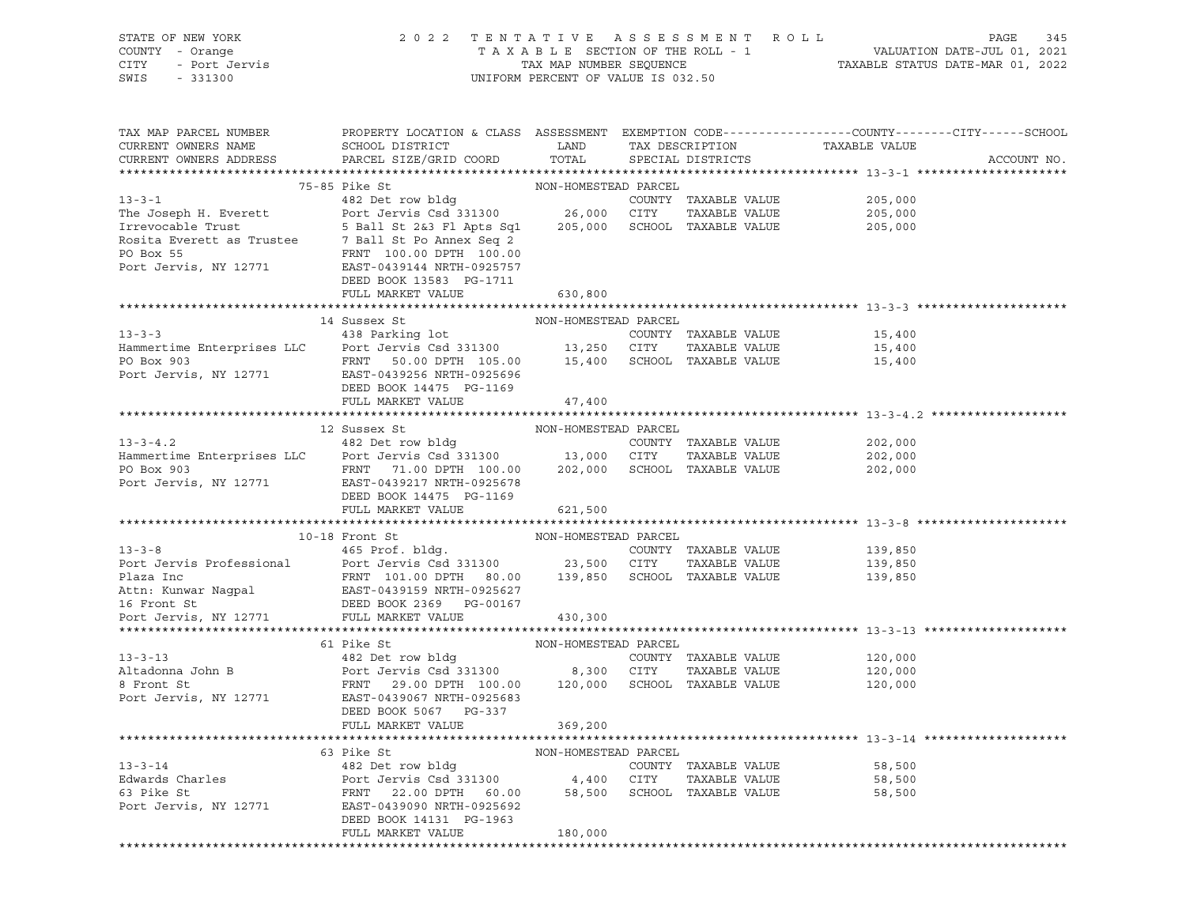STATE OF NEW YORK — COUNTY - Orange — CITY - Port Jervis — SWIS - 331300

**2022 TENTATIVE ASSESSMENT ROLL**
TAXABLE SECTION OF THE ROLL - 1
TAX MAP NUMBER SEQUENCE
UNIFORM PERCENT OF VALUE IS 032.50

VALUATION DATE-JUL 01, 2021
TAXABLE STATUS DATE-MAR 01, 2022

| TAX MAP PARCEL NUMBER / CURRENT OWNERS NAME / CURRENT OWNERS ADDRESS | PROPERTY LOCATION & CLASS / SCHOOL DISTRICT / PARCEL SIZE/GRID COORD | ASSESSMENT LAND | ASSESSMENT TOTAL | EXEMPTION CODE / TAX DESCRIPTION / SPECIAL DISTRICTS | TAXABLE VALUE | ACCOUNT NO. |
|---|---|---|---|---|---|---|
| **13-3-1** | 75-85 Pike St | | | NON-HOMESTEAD PARCEL | | |
| The Joseph H. Everett | 482 Det row bldg | | | COUNTY TAXABLE VALUE | 205,000 | |
| Irrevocable Trust | Port Jervis Csd 331300 | 26,000 | | CITY TAXABLE VALUE | 205,000 | |
| Rosita Everett as Trustee | 5 Ball St 2&3 Fl Apts Sq1 | | 205,000 | SCHOOL TAXABLE VALUE | 205,000 | |
| PO Box 55 | 7 Ball St Po Annex Seq 2 | | | | | |
| Port Jervis, NY 12771 | FRNT 100.00 DPTH 100.00 | | | | | |
| | EAST-0439144 NRTH-0925757 | | | | | |
| | DEED BOOK 13583 PG-1711 | | | | | |
| | FULL MARKET VALUE | | 630,800 | | | |
| **13-3-3** | 14 Sussex St | | | NON-HOMESTEAD PARCEL | | |
| Hammertime Enterprises LLC | 438 Parking lot | | | COUNTY TAXABLE VALUE | 15,400 | |
| PO Box 903 | Port Jervis Csd 331300 | 13,250 | | CITY TAXABLE VALUE | 15,400 | |
| Port Jervis, NY 12771 | FRNT 50.00 DPTH 105.00 | | 15,400 | SCHOOL TAXABLE VALUE | 15,400 | |
| | EAST-0439256 NRTH-0925696 | | | | | |
| | DEED BOOK 14475 PG-1169 | | | | | |
| | FULL MARKET VALUE | | 47,400 | | | |
| **13-3-4.2** | 12 Sussex St | | | NON-HOMESTEAD PARCEL | | |
| Hammertime Enterprises LLC | 482 Det row bldg | | | COUNTY TAXABLE VALUE | 202,000 | |
| PO Box 903 | Port Jervis Csd 331300 | 13,000 | | CITY TAXABLE VALUE | 202,000 | |
| Port Jervis, NY 12771 | FRNT 71.00 DPTH 100.00 | | 202,000 | SCHOOL TAXABLE VALUE | 202,000 | |
| | EAST-0439217 NRTH-0925678 | | | | | |
| | DEED BOOK 14475 PG-1169 | | | | | |
| | FULL MARKET VALUE | | 621,500 | | | |
| **13-3-8** | 10-18 Front St | | | NON-HOMESTEAD PARCEL | | |
| Port Jervis Professional | 465 Prof. bldg. | | | COUNTY TAXABLE VALUE | 139,850 | |
| Plaza Inc | Port Jervis Csd 331300 | 23,500 | | CITY TAXABLE VALUE | 139,850 | |
| Attn: Kunwar Nagpal | FRNT 101.00 DPTH 80.00 | | 139,850 | SCHOOL TAXABLE VALUE | 139,850 | |
| 16 Front St | EAST-0439159 NRTH-0925627 | | | | | |
| Port Jervis, NY 12771 | DEED BOOK 2369 PG-00167 | | | | | |
| | FULL MARKET VALUE | | 430,300 | | | |
| **13-3-13** | 61 Pike St | | | NON-HOMESTEAD PARCEL | | |
| Altadonna John B | 482 Det row bldg | | | COUNTY TAXABLE VALUE | 120,000 | |
| 8 Front St | Port Jervis Csd 331300 | 8,300 | | CITY TAXABLE VALUE | 120,000 | |
| Port Jervis, NY 12771 | FRNT 29.00 DPTH 100.00 | | 120,000 | SCHOOL TAXABLE VALUE | 120,000 | |
| | EAST-0439067 NRTH-0925683 | | | | | |
| | DEED BOOK 5067 PG-337 | | | | | |
| | FULL MARKET VALUE | | 369,200 | | | |
| **13-3-14** | 63 Pike St | | | NON-HOMESTEAD PARCEL | | |
| Edwards Charles | 482 Det row bldg | | | COUNTY TAXABLE VALUE | 58,500 | |
| 63 Pike St | Port Jervis Csd 331300 | 4,400 | | CITY TAXABLE VALUE | 58,500 | |
| Port Jervis, NY 12771 | FRNT 22.00 DPTH 60.00 | | 58,500 | SCHOOL TAXABLE VALUE | 58,500 | |
| | EAST-0439090 NRTH-0925692 | | | | | |
| | DEED BOOK 14131 PG-1963 | | | | | |
| | FULL MARKET VALUE | | 180,000 | | | |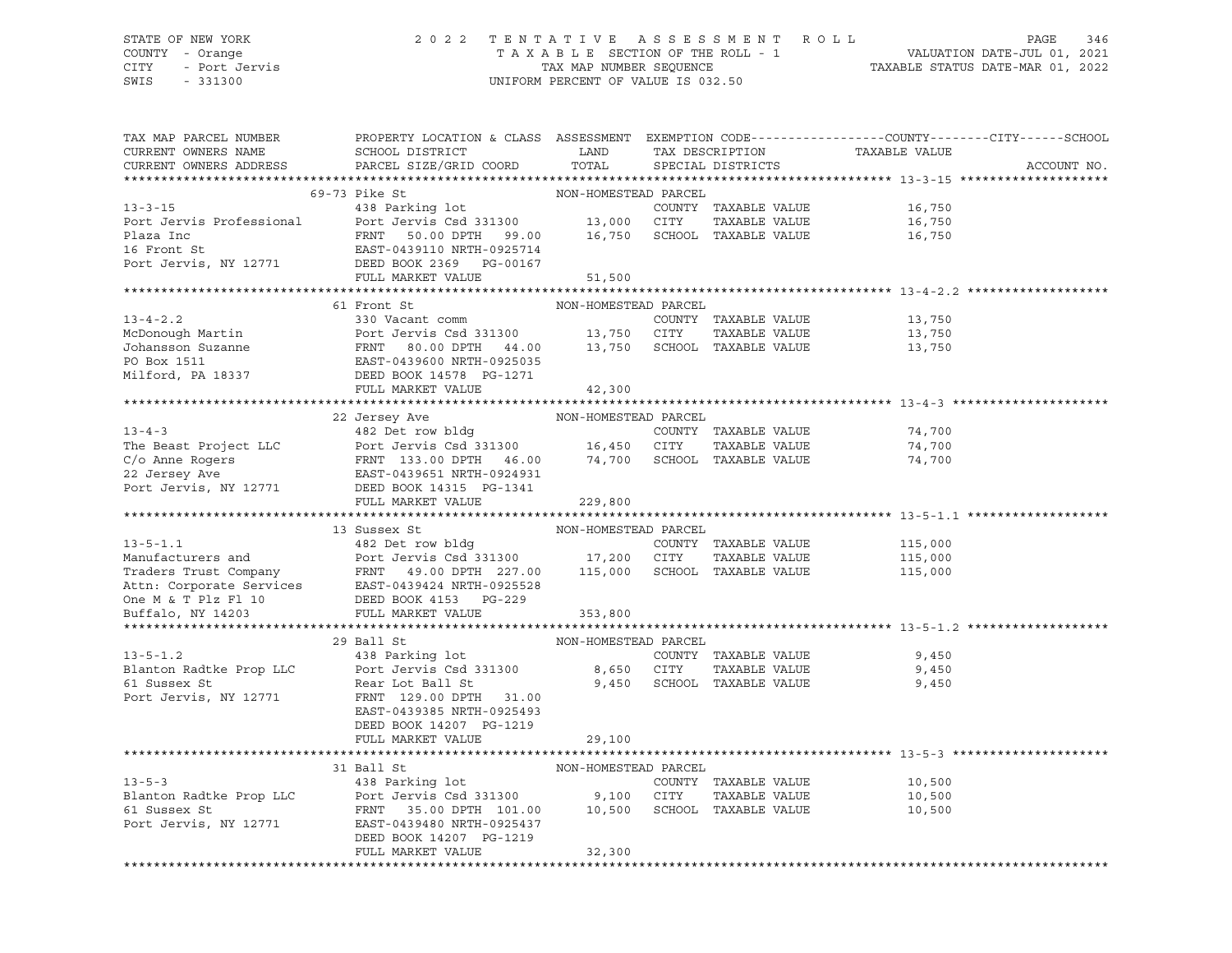STATE OF NEW YORK — 2022 TENTATIVE ASSESSMENT ROLL
COUNTY - Orange — TAXABLE SECTION OF THE ROLL - 1 — VALUATION DATE-JUL 01, 2021
CITY - Port Jervis — TAX MAP NUMBER SEQUENCE — TAXABLE STATUS DATE-MAR 01, 2022
SWIS - 331300 — UNIFORM PERCENT OF VALUE IS 032.50

| TAX MAP PARCEL NUMBER / CURRENT OWNERS NAME / CURRENT OWNERS ADDRESS | PROPERTY LOCATION & CLASS / SCHOOL DISTRICT / PARCEL SIZE/GRID COORD | ASSESSMENT LAND | ASSESSMENT TOTAL | EXEMPTION CODE / TAX DESCRIPTION / SPECIAL DISTRICTS | TAXABLE VALUE (COUNTY / CITY / SCHOOL) | ACCOUNT NO. |
|---|---|---|---|---|---|---|
| **13-3-15** | 69-73 Pike St | | | NON-HOMESTEAD PARCEL | | |
| Port Jervis Professional | 438 Parking lot | | | COUNTY TAXABLE VALUE | 16,750 | |
| Plaza Inc | Port Jervis Csd 331300 | 13,000 | | CITY TAXABLE VALUE | 16,750 | |
| 16 Front St | FRNT 50.00 DPTH 99.00 | | 16,750 | SCHOOL TAXABLE VALUE | 16,750 | |
| Port Jervis, NY 12771 | EAST-0439110 NRTH-0925714 | | | | | |
| | DEED BOOK 2369 PG-00167 | | | | | |
| | FULL MARKET VALUE | | 51,500 | | | |
| **13-4-2.2** | 61 Front St | | | NON-HOMESTEAD PARCEL | | |
| McDonough Martin | 330 Vacant comm | | | COUNTY TAXABLE VALUE | 13,750 | |
| Johansson Suzanne | Port Jervis Csd 331300 | 13,750 | | CITY TAXABLE VALUE | 13,750 | |
| PO Box 1511 | FRNT 80.00 DPTH 44.00 | | 13,750 | SCHOOL TAXABLE VALUE | 13,750 | |
| Milford, PA 18337 | EAST-0439600 NRTH-0925035 | | | | | |
| | DEED BOOK 14578 PG-1271 | | | | | |
| | FULL MARKET VALUE | | 42,300 | | | |
| **13-4-3** | 22 Jersey Ave | | | NON-HOMESTEAD PARCEL | | |
| The Beast Project LLC | 482 Det row bldg | | | COUNTY TAXABLE VALUE | 74,700 | |
| C/o Anne Rogers | Port Jervis Csd 331300 | 16,450 | | CITY TAXABLE VALUE | 74,700 | |
| 22 Jersey Ave | FRNT 133.00 DPTH 46.00 | | 74,700 | SCHOOL TAXABLE VALUE | 74,700 | |
| Port Jervis, NY 12771 | EAST-0439651 NRTH-0924931 | | | | | |
| | DEED BOOK 14315 PG-1341 | | | | | |
| | FULL MARKET VALUE | | 229,800 | | | |
| **13-5-1.1** | 13 Sussex St | | | NON-HOMESTEAD PARCEL | | |
| Manufacturers and | 482 Det row bldg | | | COUNTY TAXABLE VALUE | 115,000 | |
| Traders Trust Company | Port Jervis Csd 331300 | 17,200 | | CITY TAXABLE VALUE | 115,000 | |
| Attn: Corporate Services | FRNT 49.00 DPTH 227.00 | | 115,000 | SCHOOL TAXABLE VALUE | 115,000 | |
| One M & T Plz Fl 10 | EAST-0439424 NRTH-0925528 | | | | | |
| Buffalo, NY 14203 | DEED BOOK 4153 PG-229 | | | | | |
| | FULL MARKET VALUE | | 353,800 | | | |
| **13-5-1.2** | 29 Ball St | | | NON-HOMESTEAD PARCEL | | |
| Blanton Radtke Prop LLC | 438 Parking lot | | | COUNTY TAXABLE VALUE | 9,450 | |
| 61 Sussex St | Port Jervis Csd 331300 | 8,650 | | CITY TAXABLE VALUE | 9,450 | |
| Port Jervis, NY 12771 | Rear Lot Ball St | | 9,450 | SCHOOL TAXABLE VALUE | 9,450 | |
| | FRNT 129.00 DPTH 31.00 | | | | | |
| | EAST-0439385 NRTH-0925493 | | | | | |
| | DEED BOOK 14207 PG-1219 | | | | | |
| | FULL MARKET VALUE | | 29,100 | | | |
| **13-5-3** | 31 Ball St | | | NON-HOMESTEAD PARCEL | | |
| Blanton Radtke Prop LLC | 438 Parking lot | | | COUNTY TAXABLE VALUE | 10,500 | |
| 61 Sussex St | Port Jervis Csd 331300 | 9,100 | | CITY TAXABLE VALUE | 10,500 | |
| Port Jervis, NY 12771 | FRNT 35.00 DPTH 101.00 | | 10,500 | SCHOOL TAXABLE VALUE | 10,500 | |
| | EAST-0439480 NRTH-0925437 | | | | | |
| | DEED BOOK 14207 PG-1219 | | | | | |
| | FULL MARKET VALUE | | 32,300 | | | |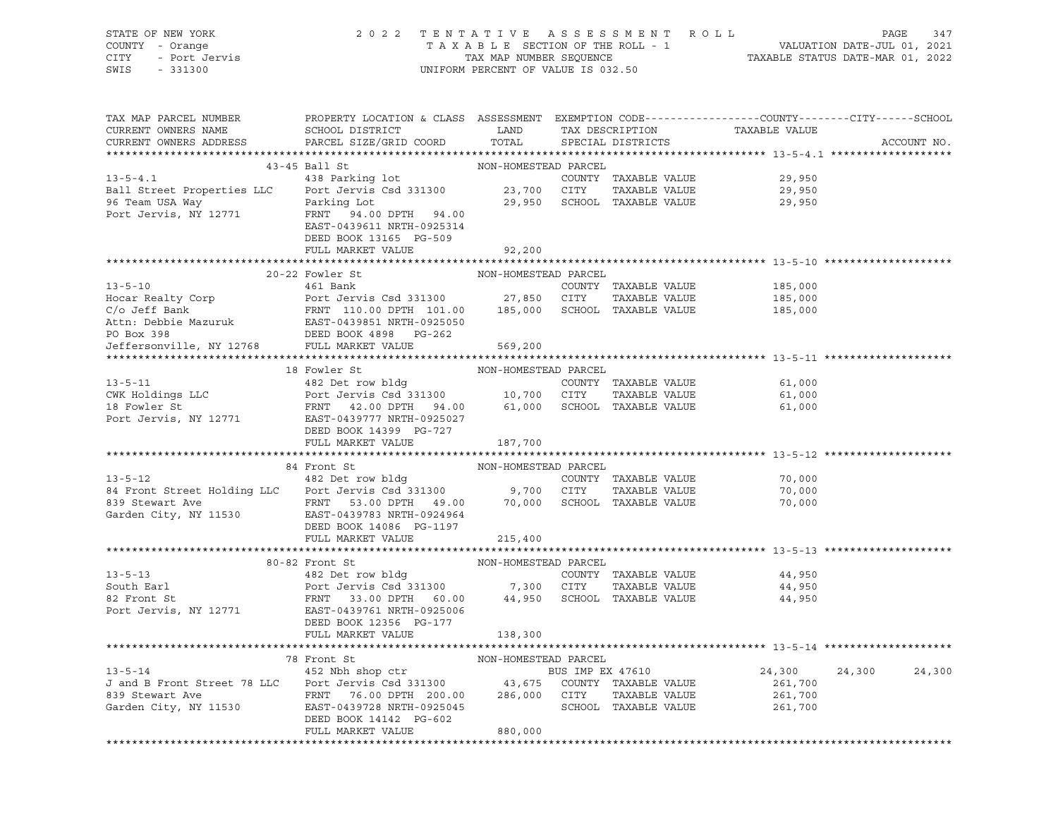STATE OF NEW YORK
COUNTY - Orange
CITY - Port Jervis
SWIS - 331300

2 0 2 2 T E N T A T I V E A S S E S S M E N T R O L L
T A X A B L E SECTION OF THE ROLL - 1
TAX MAP NUMBER SEQUENCE
UNIFORM PERCENT OF VALUE IS 032.50

VALUATION DATE-JUL 01, 2021
TAXABLE STATUS DATE-MAR 01, 2022

```
TAX MAP PARCEL NUMBER          PROPERTY LOCATION & CLASS  ASSESSMENT  EXEMPTION CODE------------------COUNTY--------CITY------SCHOOL
CURRENT OWNERS NAME            SCHOOL DISTRICT               LAND      TAX DESCRIPTION            TAXABLE VALUE
CURRENT OWNERS ADDRESS         PARCEL SIZE/GRID COORD        TOTAL     SPECIAL DISTRICTS                                    ACCOUNT NO.
******************************************************************************************************* 13-5-4.1 *******************
                          43-45 Ball St                    NON-HOMESTEAD PARCEL
13-5-4.1                       438 Parking lot                         COUNTY  TAXABLE VALUE            29,950
Ball Street Properties LLC     Port Jervis Csd 331300        23,700    CITY    TAXABLE VALUE            29,950
96 Team USA Way                Parking Lot                   29,950    SCHOOL  TAXABLE VALUE            29,950
Port Jervis, NY 12771          FRNT   94.00 DPTH  94.00
                               EAST-0439611 NRTH-0925314
                               DEED BOOK 13165  PG-509
                               FULL MARKET VALUE             92,200
******************************************************************************************************* 13-5-10 ********************
                          20-22 Fowler St                  NON-HOMESTEAD PARCEL
13-5-10                        461 Bank                                COUNTY  TAXABLE VALUE           185,000
Hocar Realty Corp              Port Jervis Csd 331300        27,850    CITY    TAXABLE VALUE           185,000
C/o Jeff Bank                  FRNT  110.00 DPTH 101.00     185,000    SCHOOL  TAXABLE VALUE           185,000
Attn: Debbie Mazuruk           EAST-0439851 NRTH-0925050
PO Box 398                     DEED BOOK 4898   PG-262
Jeffersonville, NY 12768       FULL MARKET VALUE            569,200
******************************************************************************************************* 13-5-11 ********************
                          18 Fowler St                     NON-HOMESTEAD PARCEL
13-5-11                        482 Det row bldg                        COUNTY  TAXABLE VALUE            61,000
CWK Holdings LLC               Port Jervis Csd 331300        10,700    CITY    TAXABLE VALUE            61,000
18 Fowler St                   FRNT   42.00 DPTH  94.00      61,000    SCHOOL  TAXABLE VALUE            61,000
Port Jervis, NY 12771          EAST-0439777 NRTH-0925027
                               DEED BOOK 14399  PG-727
                               FULL MARKET VALUE            187,700
******************************************************************************************************* 13-5-12 ********************
                          84 Front St                      NON-HOMESTEAD PARCEL
13-5-12                        482 Det row bldg                        COUNTY  TAXABLE VALUE            70,000
84 Front Street Holding LLC    Port Jervis Csd 331300         9,700    CITY    TAXABLE VALUE            70,000
839 Stewart Ave                FRNT   53.00 DPTH  49.00      70,000    SCHOOL  TAXABLE VALUE            70,000
Garden City, NY 11530          EAST-0439783 NRTH-0924964
                               DEED BOOK 14086  PG-1197
                               FULL MARKET VALUE            215,400
******************************************************************************************************* 13-5-13 ********************
                          80-82 Front St                   NON-HOMESTEAD PARCEL
13-5-13                        482 Det row bldg                        COUNTY  TAXABLE VALUE            44,950
South Earl                     Port Jervis Csd 331300         7,300    CITY    TAXABLE VALUE            44,950
82 Front St                    FRNT   33.00 DPTH  60.00      44,950    SCHOOL  TAXABLE VALUE            44,950
Port Jervis, NY 12771          EAST-0439761 NRTH-0925006
                               DEED BOOK 12356  PG-177
                               FULL MARKET VALUE            138,300
******************************************************************************************************* 13-5-14 ********************
                          78 Front St                      NON-HOMESTEAD PARCEL
13-5-14                        452 Nbh shop ctr                   BUS IMP EX 47610              24,300     24,300     24,300
J and B Front Street 78 LLC    Port Jervis Csd 331300        43,675    COUNTY  TAXABLE VALUE           261,700
839 Stewart Ave                FRNT   76.00 DPTH 200.00     286,000    CITY    TAXABLE VALUE           261,700
Garden City, NY 11530          EAST-0439728 NRTH-0925045               SCHOOL  TAXABLE VALUE           261,700
                               DEED BOOK 14142  PG-602
                               FULL MARKET VALUE            880,000
************************************************************************************************************************************
```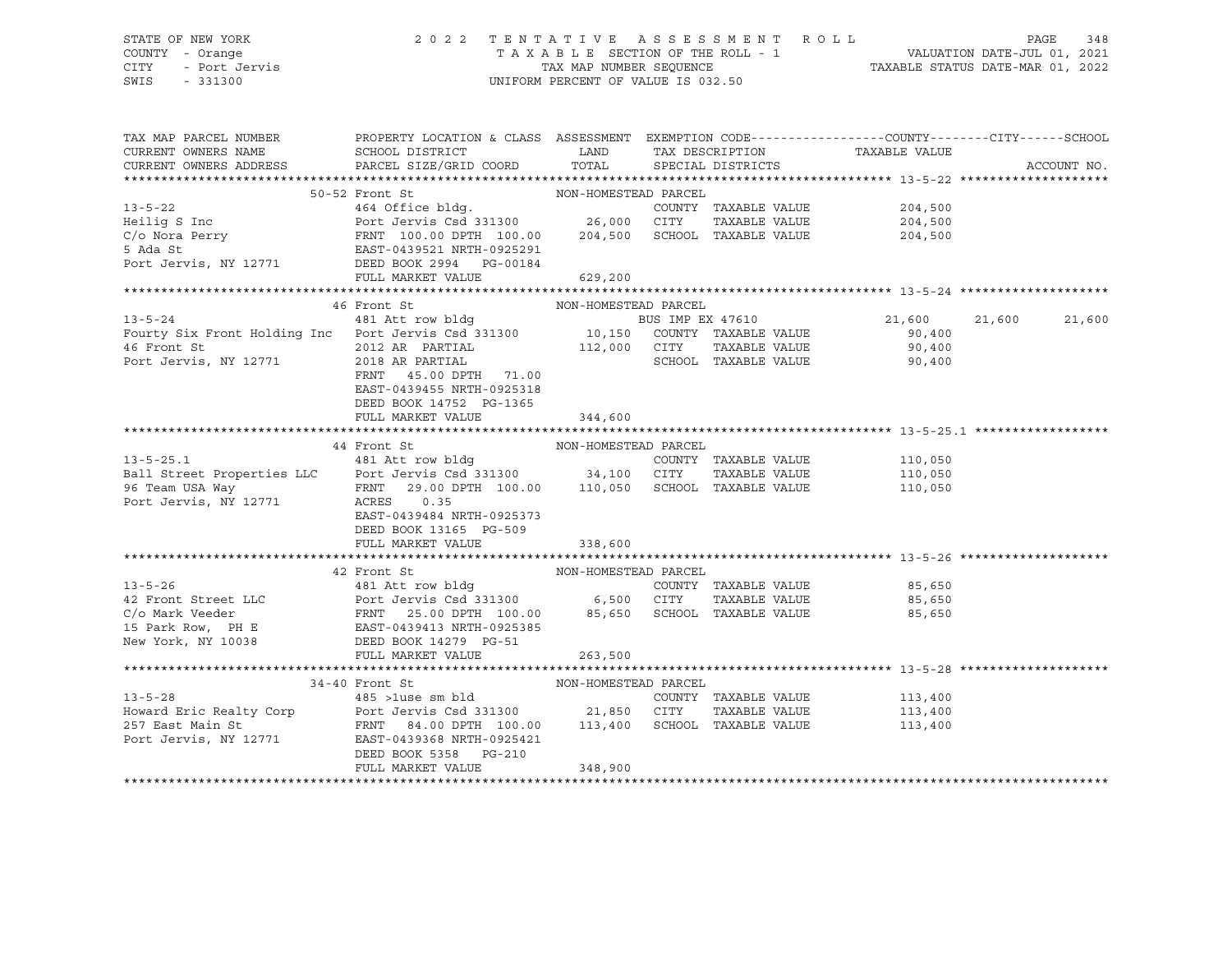STATE OF NEW YORK
COUNTY - Orange
CITY - Port Jervis
SWIS - 331300

2 0 2 2 T E N T A T I V E A S S E S S M E N T R O L L
T A X A B L E SECTION OF THE ROLL - 1
TAX MAP NUMBER SEQUENCE
UNIFORM PERCENT OF VALUE IS 032.50

VALUATION DATE-JUL 01, 2021
TAXABLE STATUS DATE-MAR 01, 2022

| TAX MAP PARCEL NUMBER / CURRENT OWNERS NAME / CURRENT OWNERS ADDRESS | PROPERTY LOCATION & CLASS / SCHOOL DISTRICT / PARCEL SIZE/GRID COORD | ASSESSMENT LAND / TOTAL | EXEMPTION CODE / TAX DESCRIPTION / SPECIAL DISTRICTS | COUNTY TAXABLE VALUE | CITY | SCHOOL | ACCOUNT NO. |
|---|---|---|---|---|---|---|---|
| **13-5-22** | 50-52 Front St | NON-HOMESTEAD PARCEL | | | | | |
| 13-5-22 | 464 Office bldg. | | COUNTY TAXABLE VALUE | 204,500 | | | |
| Heilig S Inc | Port Jervis Csd 331300 | 26,000 | CITY TAXABLE VALUE | 204,500 | | | |
| C/o Nora Perry | FRNT 100.00 DPTH 100.00 | 204,500 | SCHOOL TAXABLE VALUE | 204,500 | | | |
| 5 Ada St | EAST-0439521 NRTH-0925291 | | | | | | |
| Port Jervis, NY 12771 | DEED BOOK 2994 PG-00184 | | | | | | |
| | FULL MARKET VALUE | 629,200 | | | | | |
| **13-5-24** | 46 Front St | NON-HOMESTEAD PARCEL | | | | | |
| 13-5-24 | 481 Att row bldg | | BUS IMP EX 47610 | 21,600 | 21,600 | 21,600 | |
| Fourty Six Front Holding Inc | Port Jervis Csd 331300 | 10,150 | COUNTY TAXABLE VALUE | 90,400 | | | |
| 46 Front St | 2012 AR PARTIAL | 112,000 | CITY TAXABLE VALUE | 90,400 | | | |
| Port Jervis, NY 12771 | 2018 AR PARTIAL | | SCHOOL TAXABLE VALUE | 90,400 | | | |
| | FRNT 45.00 DPTH 71.00 | | | | | | |
| | EAST-0439455 NRTH-0925318 | | | | | | |
| | DEED BOOK 14752 PG-1365 | | | | | | |
| | FULL MARKET VALUE | 344,600 | | | | | |
| **13-5-25.1** | 44 Front St | NON-HOMESTEAD PARCEL | | | | | |
| 13-5-25.1 | 481 Att row bldg | | COUNTY TAXABLE VALUE | 110,050 | | | |
| Ball Street Properties LLC | Port Jervis Csd 331300 | 34,100 | CITY TAXABLE VALUE | 110,050 | | | |
| 96 Team USA Way | FRNT 29.00 DPTH 100.00 | 110,050 | SCHOOL TAXABLE VALUE | 110,050 | | | |
| Port Jervis, NY 12771 | ACRES 0.35 | | | | | | |
| | EAST-0439484 NRTH-0925373 | | | | | | |
| | DEED BOOK 13165 PG-509 | | | | | | |
| | FULL MARKET VALUE | 338,600 | | | | | |
| **13-5-26** | 42 Front St | NON-HOMESTEAD PARCEL | | | | | |
| 13-5-26 | 481 Att row bldg | | COUNTY TAXABLE VALUE | 85,650 | | | |
| 42 Front Street LLC | Port Jervis Csd 331300 | 6,500 | CITY TAXABLE VALUE | 85,650 | | | |
| C/o Mark Veeder | FRNT 25.00 DPTH 100.00 | 85,650 | SCHOOL TAXABLE VALUE | 85,650 | | | |
| 15 Park Row, PH E | EAST-0439413 NRTH-0925385 | | | | | | |
| New York, NY 10038 | DEED BOOK 14279 PG-51 | | | | | | |
| | FULL MARKET VALUE | 263,500 | | | | | |
| **13-5-28** | 34-40 Front St | NON-HOMESTEAD PARCEL | | | | | |
| 13-5-28 | 485 >1use sm bld | | COUNTY TAXABLE VALUE | 113,400 | | | |
| Howard Eric Realty Corp | Port Jervis Csd 331300 | 21,850 | CITY TAXABLE VALUE | 113,400 | | | |
| 257 East Main St | FRNT 84.00 DPTH 100.00 | 113,400 | SCHOOL TAXABLE VALUE | 113,400 | | | |
| Port Jervis, NY 12771 | EAST-0439368 NRTH-0925421 | | | | | | |
| | DEED BOOK 5358 PG-210 | | | | | | |
| | FULL MARKET VALUE | 348,900 | | | | | |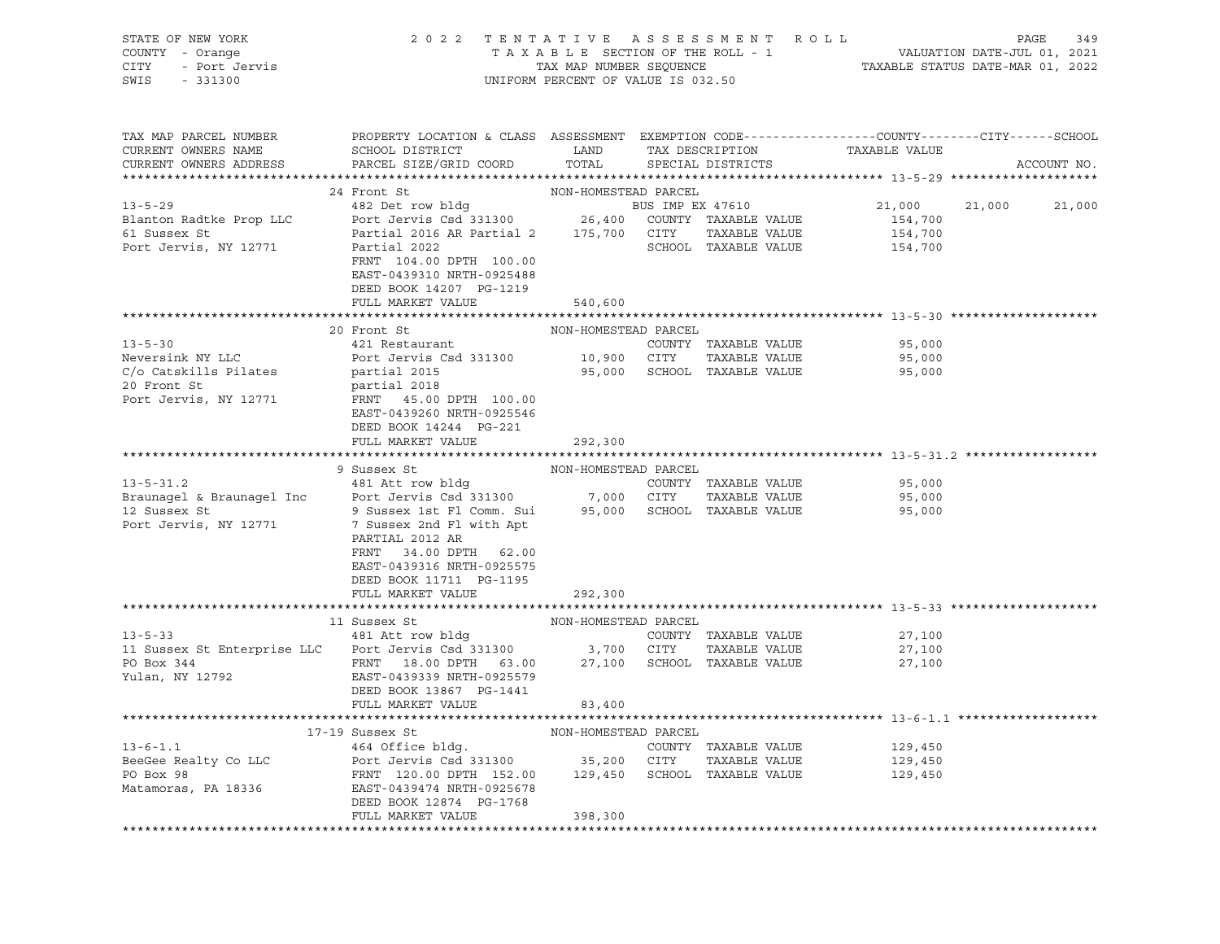STATE OF NEW YORK
COUNTY - Orange
CITY - Port Jervis
SWIS - 331300

2022 TENTATIVE ASSESSMENT ROLL
TAXABLE SECTION OF THE ROLL - 1
TAX MAP NUMBER SEQUENCE
UNIFORM PERCENT OF VALUE IS 032.50

VALUATION DATE-JUL 01, 2021
TAXABLE STATUS DATE-MAR 01, 2022

| TAX MAP PARCEL NUMBER / CURRENT OWNERS NAME / CURRENT OWNERS ADDRESS | PROPERTY LOCATION & CLASS / SCHOOL DISTRICT / PARCEL SIZE/GRID COORD | ASSESSMENT LAND / TOTAL | EXEMPTION CODE / TAX DESCRIPTION / SPECIAL DISTRICTS | COUNTY TAXABLE VALUE | CITY | SCHOOL | ACCOUNT NO. |
|---|---|---|---|---|---|---|---|
| **13-5-29** | 24 Front St | NON-HOMESTEAD PARCEL | | | | | |
| 13-5-29 | 482 Det row bldg | | BUS IMP EX 47610 | 21,000 | 21,000 | 21,000 | |
| Blanton Radtke Prop LLC | Port Jervis Csd 331300 | 26,400 | COUNTY TAXABLE VALUE | 154,700 | | | |
| 61 Sussex St | Partial 2016 AR Partial 2 | 175,700 | CITY TAXABLE VALUE | 154,700 | | | |
| Port Jervis, NY 12771 | Partial 2022 | | SCHOOL TAXABLE VALUE | 154,700 | | | |
| | FRNT 104.00 DPTH 100.00 | | | | | | |
| | EAST-0439310 NRTH-0925488 | | | | | | |
| | DEED BOOK 14207 PG-1219 | | | | | | |
| | FULL MARKET VALUE | 540,600 | | | | | |
| **13-5-30** | 20 Front St | NON-HOMESTEAD PARCEL | | | | | |
| 13-5-30 | 421 Restaurant | | COUNTY TAXABLE VALUE | 95,000 | | | |
| Neversink NY LLC | Port Jervis Csd 331300 | 10,900 | CITY TAXABLE VALUE | 95,000 | | | |
| C/o Catskills Pilates | partial 2015 | 95,000 | SCHOOL TAXABLE VALUE | 95,000 | | | |
| 20 Front St | partial 2018 | | | | | | |
| Port Jervis, NY 12771 | FRNT 45.00 DPTH 100.00 | | | | | | |
| | EAST-0439260 NRTH-0925546 | | | | | | |
| | DEED BOOK 14244 PG-221 | | | | | | |
| | FULL MARKET VALUE | 292,300 | | | | | |
| **13-5-31.2** | 9 Sussex St | NON-HOMESTEAD PARCEL | | | | | |
| 13-5-31.2 | 481 Att row bldg | | COUNTY TAXABLE VALUE | 95,000 | | | |
| Braunagel & Braunagel Inc | Port Jervis Csd 331300 | 7,000 | CITY TAXABLE VALUE | 95,000 | | | |
| 12 Sussex St | 9 Sussex 1st Fl Comm. Sui | 95,000 | SCHOOL TAXABLE VALUE | 95,000 | | | |
| Port Jervis, NY 12771 | 7 Sussex 2nd Fl with Apt | | | | | | |
| | PARTIAL 2012 AR | | | | | | |
| | FRNT 34.00 DPTH 62.00 | | | | | | |
| | EAST-0439316 NRTH-0925575 | | | | | | |
| | DEED BOOK 11711 PG-1195 | | | | | | |
| | FULL MARKET VALUE | 292,300 | | | | | |
| **13-5-33** | 11 Sussex St | NON-HOMESTEAD PARCEL | | | | | |
| 13-5-33 | 481 Att row bldg | | COUNTY TAXABLE VALUE | 27,100 | | | |
| 11 Sussex St Enterprise LLC | Port Jervis Csd 331300 | 3,700 | CITY TAXABLE VALUE | 27,100 | | | |
| PO Box 344 | FRNT 18.00 DPTH 63.00 | 27,100 | SCHOOL TAXABLE VALUE | 27,100 | | | |
| Yulan, NY 12792 | EAST-0439339 NRTH-0925579 | | | | | | |
| | DEED BOOK 13867 PG-1441 | | | | | | |
| | FULL MARKET VALUE | 83,400 | | | | | |
| **13-6-1.1** | 17-19 Sussex St | NON-HOMESTEAD PARCEL | | | | | |
| 13-6-1.1 | 464 Office bldg. | | COUNTY TAXABLE VALUE | 129,450 | | | |
| BeeGee Realty Co LLC | Port Jervis Csd 331300 | 35,200 | CITY TAXABLE VALUE | 129,450 | | | |
| PO Box 98 | FRNT 120.00 DPTH 152.00 | 129,450 | SCHOOL TAXABLE VALUE | 129,450 | | | |
| Matamoras, PA 18336 | EAST-0439474 NRTH-0925678 | | | | | | |
| | DEED BOOK 12874 PG-1768 | | | | | | |
| | FULL MARKET VALUE | 398,300 | | | | | |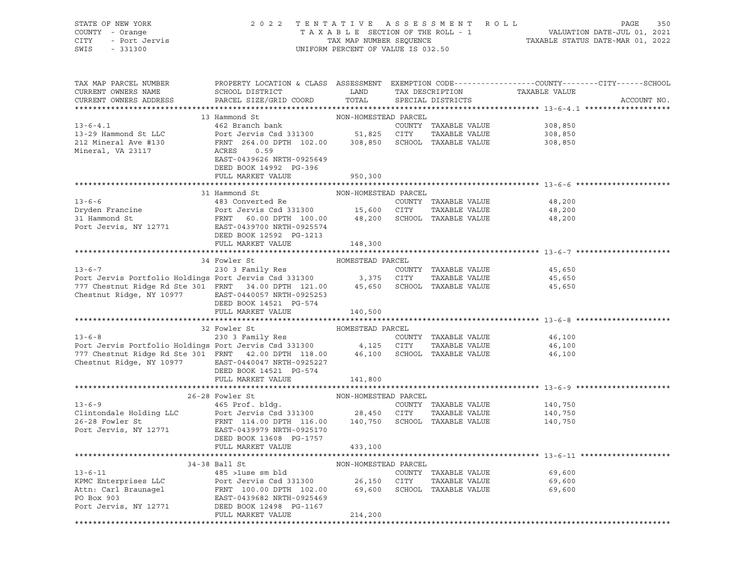STATE OF NEW YORK — COUNTY - Orange — CITY - Port Jervis — SWIS - 331300

2022 TENTATIVE ASSESSMENT ROLL
TAXABLE SECTION OF THE ROLL - 1
TAX MAP NUMBER SEQUENCE
UNIFORM PERCENT OF VALUE IS 032.50

VALUATION DATE-JUL 01, 2021
TAXABLE STATUS DATE-MAR 01, 2022

| TAX MAP PARCEL NUMBER / CURRENT OWNERS NAME / CURRENT OWNERS ADDRESS | PROPERTY LOCATION & CLASS / SCHOOL DISTRICT / PARCEL SIZE/GRID COORD | ASSESSMENT LAND / TOTAL | EXEMPTION CODE / TAX DESCRIPTION / SPECIAL DISTRICTS | TAXABLE VALUE (COUNTY / CITY / SCHOOL) | ACCOUNT NO. |
|---|---|---|---|---|---|
| **13-6-4.1** | 13 Hammond St | NON-HOMESTEAD PARCEL | | | |
| 13-6-4.1 | 462 Branch bank | | COUNTY TAXABLE VALUE | 308,850 | |
| 13-29 Hammond St LLC | Port Jervis Csd 331300 | 51,825 | CITY TAXABLE VALUE | 308,850 | |
| 212 Mineral Ave #130 | FRNT 264.00 DPTH 102.00 | 308,850 | SCHOOL TAXABLE VALUE | 308,850 | |
| Mineral, VA 23117 | ACRES 0.59 | | | | |
| | EAST-0439626 NRTH-0925649 | | | | |
| | DEED BOOK 14992 PG-396 | | | | |
| | FULL MARKET VALUE | 950,300 | | | |
| **13-6-6** | 31 Hammond St | NON-HOMESTEAD PARCEL | | | |
| 13-6-6 | 483 Converted Re | | COUNTY TAXABLE VALUE | 48,200 | |
| Dryden Francine | Port Jervis Csd 331300 | 15,600 | CITY TAXABLE VALUE | 48,200 | |
| 31 Hammond St | FRNT 60.00 DPTH 100.00 | 48,200 | SCHOOL TAXABLE VALUE | 48,200 | |
| Port Jervis, NY 12771 | EAST-0439700 NRTH-0925574 | | | | |
| | DEED BOOK 12592 PG-1213 | | | | |
| | FULL MARKET VALUE | 148,300 | | | |
| **13-6-7** | 34 Fowler St | HOMESTEAD PARCEL | | | |
| 13-6-7 | 230 3 Family Res | | COUNTY TAXABLE VALUE | 45,650 | |
| Port Jervis Portfolio Holdings | Port Jervis Csd 331300 | 3,375 | CITY TAXABLE VALUE | 45,650 | |
| 777 Chestnut Ridge Rd Ste 301 | FRNT 34.00 DPTH 121.00 | 45,650 | SCHOOL TAXABLE VALUE | 45,650 | |
| Chestnut Ridge, NY 10977 | EAST-0440057 NRTH-0925253 | | | | |
| | DEED BOOK 14521 PG-574 | | | | |
| | FULL MARKET VALUE | 140,500 | | | |
| **13-6-8** | 32 Fowler St | HOMESTEAD PARCEL | | | |
| 13-6-8 | 230 3 Family Res | | COUNTY TAXABLE VALUE | 46,100 | |
| Port Jervis Portfolio Holdings | Port Jervis Csd 331300 | 4,125 | CITY TAXABLE VALUE | 46,100 | |
| 777 Chestnut Ridge Rd Ste 301 | FRNT 42.00 DPTH 118.00 | 46,100 | SCHOOL TAXABLE VALUE | 46,100 | |
| Chestnut Ridge, NY 10977 | EAST-0440047 NRTH-0925227 | | | | |
| | DEED BOOK 14521 PG-574 | | | | |
| | FULL MARKET VALUE | 141,800 | | | |
| **13-6-9** | 26-28 Fowler St | NON-HOMESTEAD PARCEL | | | |
| 13-6-9 | 465 Prof. bldg. | | COUNTY TAXABLE VALUE | 140,750 | |
| Clintondale Holding LLC | Port Jervis Csd 331300 | 28,450 | CITY TAXABLE VALUE | 140,750 | |
| 26-28 Fowler St | FRNT 114.00 DPTH 116.00 | 140,750 | SCHOOL TAXABLE VALUE | 140,750 | |
| Port Jervis, NY 12771 | EAST-0439979 NRTH-0925170 | | | | |
| | DEED BOOK 13608 PG-1757 | | | | |
| | FULL MARKET VALUE | 433,100 | | | |
| **13-6-11** | 34-38 Ball St | NON-HOMESTEAD PARCEL | | | |
| 13-6-11 | 485 >1use sm bld | | COUNTY TAXABLE VALUE | 69,600 | |
| KPMC Enterprises LLC | Port Jervis Csd 331300 | 26,150 | CITY TAXABLE VALUE | 69,600 | |
| Attn: Carl Braunagel | FRNT 100.00 DPTH 102.00 | 69,600 | SCHOOL TAXABLE VALUE | 69,600 | |
| PO Box 903 | EAST-0439682 NRTH-0925469 | | | | |
| Port Jervis, NY 12771 | DEED BOOK 12498 PG-1167 | | | | |
| | FULL MARKET VALUE | 214,200 | | | |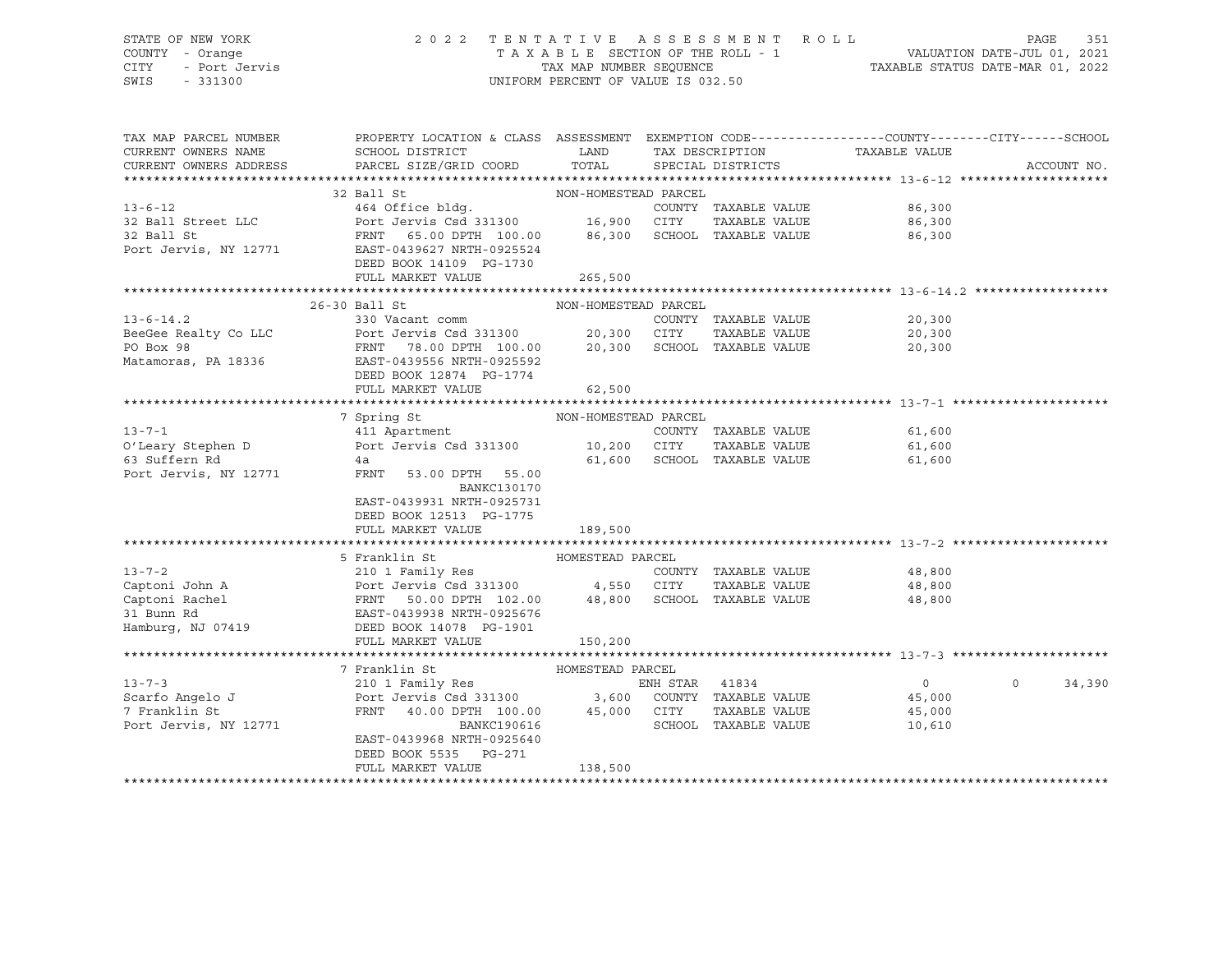STATE OF NEW YORK — 2022 TENTATIVE ASSESSMENT ROLL — PAGE 351
COUNTY - Orange — TAXABLE SECTION OF THE ROLL - 1 — VALUATION DATE-JUL 01, 2021
CITY - Port Jervis — TAX MAP NUMBER SEQUENCE — TAXABLE STATUS DATE-MAR 01, 2022
SWIS - 331300 — UNIFORM PERCENT OF VALUE IS 032.50

| TAX MAP PARCEL NUMBER / CURRENT OWNERS NAME / CURRENT OWNERS ADDRESS | PROPERTY LOCATION & CLASS / SCHOOL DISTRICT / PARCEL SIZE/GRID COORD | ASSESSMENT LAND / TOTAL | EXEMPTION CODE / TAX DESCRIPTION / SPECIAL DISTRICTS | COUNTY / CITY TAXABLE VALUE | SCHOOL | ACCOUNT NO. |
|---|---|---|---|---|---|---|
| **13-6-12** | 32 Ball St | NON-HOMESTEAD PARCEL | | | | |
| 13-6-12 | 464 Office bldg. | | COUNTY TAXABLE VALUE | 86,300 | | |
| 32 Ball Street LLC | Port Jervis Csd 331300 | 16,900 | CITY TAXABLE VALUE | 86,300 | | |
| 32 Ball St | FRNT 65.00 DPTH 100.00 | 86,300 | SCHOOL TAXABLE VALUE | 86,300 | | |
| Port Jervis, NY 12771 | EAST-0439627 NRTH-0925524 | | | | | |
| | DEED BOOK 14109 PG-1730 | | | | | |
| | FULL MARKET VALUE | 265,500 | | | | |
| **13-6-14.2** | 26-30 Ball St | NON-HOMESTEAD PARCEL | | | | |
| 13-6-14.2 | 330 Vacant comm | | COUNTY TAXABLE VALUE | 20,300 | | |
| BeeGee Realty Co LLC | Port Jervis Csd 331300 | 20,300 | CITY TAXABLE VALUE | 20,300 | | |
| PO Box 98 | FRNT 78.00 DPTH 100.00 | 20,300 | SCHOOL TAXABLE VALUE | 20,300 | | |
| Matamoras, PA 18336 | EAST-0439556 NRTH-0925592 | | | | | |
| | DEED BOOK 12874 PG-1774 | | | | | |
| | FULL MARKET VALUE | 62,500 | | | | |
| **13-7-1** | 7 Spring St | NON-HOMESTEAD PARCEL | | | | |
| 13-7-1 | 411 Apartment | | COUNTY TAXABLE VALUE | 61,600 | | |
| O'Leary Stephen D | Port Jervis Csd 331300 | 10,200 | CITY TAXABLE VALUE | 61,600 | | |
| 63 Suffern Rd | 4a | 61,600 | SCHOOL TAXABLE VALUE | 61,600 | | |
| Port Jervis, NY 12771 | FRNT 53.00 DPTH 55.00 | | | | | |
| | BANKC130170 | | | | | |
| | EAST-0439931 NRTH-0925731 | | | | | |
| | DEED BOOK 12513 PG-1775 | | | | | |
| | FULL MARKET VALUE | 189,500 | | | | |
| **13-7-2** | 5 Franklin St | HOMESTEAD PARCEL | | | | |
| 13-7-2 | 210 1 Family Res | | COUNTY TAXABLE VALUE | 48,800 | | |
| Captoni John A | Port Jervis Csd 331300 | 4,550 | CITY TAXABLE VALUE | 48,800 | | |
| Captoni Rachel | FRNT 50.00 DPTH 102.00 | 48,800 | SCHOOL TAXABLE VALUE | 48,800 | | |
| 31 Bunn Rd | EAST-0439938 NRTH-0925676 | | | | | |
| Hamburg, NJ 07419 | DEED BOOK 14078 PG-1901 | | | | | |
| | FULL MARKET VALUE | 150,200 | | | | |
| **13-7-3** | 7 Franklin St | HOMESTEAD PARCEL | | | | |
| 13-7-3 | 210 1 Family Res | | ENH STAR 41834 | 0 / 0 | 34,390 | |
| Scarfo Angelo J | Port Jervis Csd 331300 | 3,600 | COUNTY TAXABLE VALUE | 45,000 | | |
| 7 Franklin St | FRNT 40.00 DPTH 100.00 | 45,000 | CITY TAXABLE VALUE | 45,000 | | |
| Port Jervis, NY 12771 | BANKC190616 | | SCHOOL TAXABLE VALUE | 10,610 | | |
| | EAST-0439968 NRTH-0925640 | | | | | |
| | DEED BOOK 5535 PG-271 | | | | | |
| | FULL MARKET VALUE | 138,500 | | | | |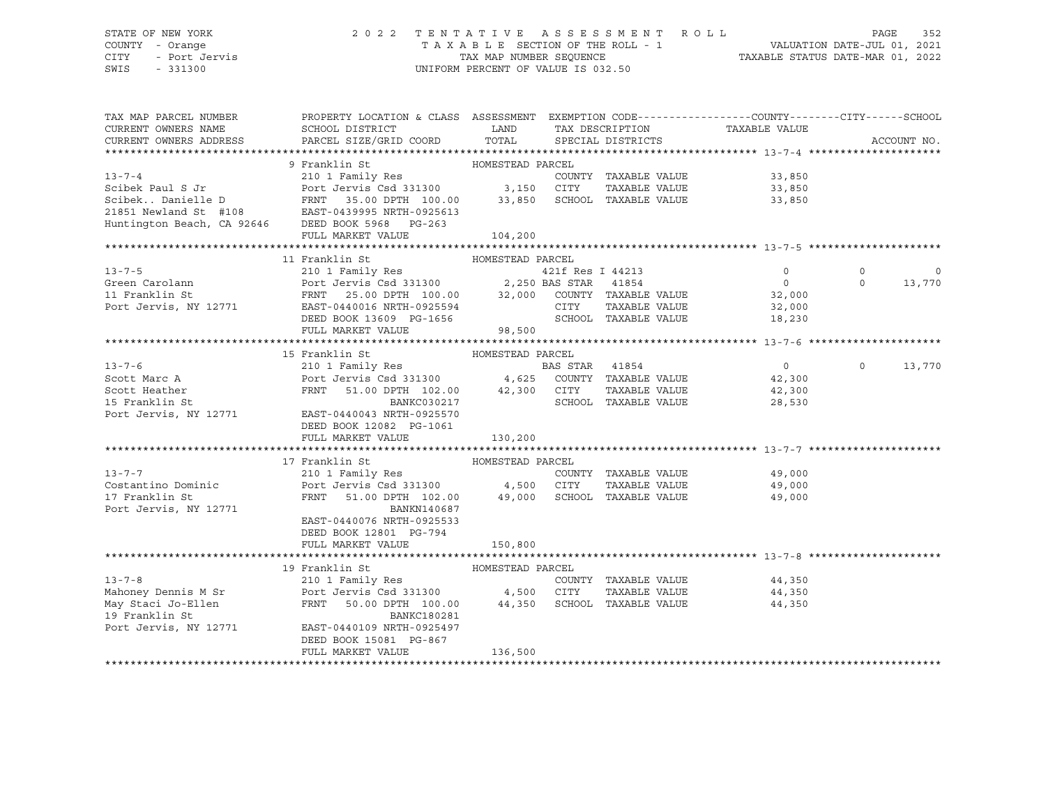STATE OF NEW YORK — COUNTY - Orange — CITY - Port Jervis — SWIS - 331300

2022 TENTATIVE ASSESSMENT ROLL
TAXABLE SECTION OF THE ROLL - 1
TAX MAP NUMBER SEQUENCE
UNIFORM PERCENT OF VALUE IS 032.50

VALUATION DATE-JUL 01, 2021
TAXABLE STATUS DATE-MAR 01, 2022

| TAX MAP PARCEL NUMBER / CURRENT OWNERS NAME / CURRENT OWNERS ADDRESS | PROPERTY LOCATION & CLASS / SCHOOL DISTRICT / PARCEL SIZE/GRID COORD | ASSESSMENT LAND / TOTAL | EXEMPTION CODE / TAX DESCRIPTION / SPECIAL DISTRICTS | COUNTY TAXABLE VALUE | CITY | SCHOOL | ACCOUNT NO. |
|---|---|---|---|---|---|---|---|
| **13-7-4** | 9 Franklin St — HOMESTEAD PARCEL | | | | | | |
| 13-7-4 | 210 1 Family Res | | COUNTY TAXABLE VALUE | 33,850 | | | |
| Scibek Paul S Jr | Port Jervis Csd 331300 | 3,150 | CITY TAXABLE VALUE | 33,850 | | | |
| Scibek.. Danielle D | FRNT 35.00 DPTH 100.00 | 33,850 | SCHOOL TAXABLE VALUE | 33,850 | | | |
| 21851 Newland St #108 | EAST-0439995 NRTH-0925613 | | | | | | |
| Huntington Beach, CA 92646 | DEED BOOK 5968 PG-263 | | | | | | |
| | FULL MARKET VALUE | 104,200 | | | | | |
| **13-7-5** | 11 Franklin St — HOMESTEAD PARCEL | | | | | | |
| 13-7-5 | 210 1 Family Res | | 421f Res I 44213 | 0 | 0 | 0 | |
| Green Carolann | Port Jervis Csd 331300 | 2,250 | BAS STAR 41854 | 0 | 0 | 13,770 | |
| 11 Franklin St | FRNT 25.00 DPTH 100.00 | 32,000 | COUNTY TAXABLE VALUE | 32,000 | | | |
| Port Jervis, NY 12771 | EAST-0440016 NRTH-0925594 | | CITY TAXABLE VALUE | 32,000 | | | |
| | DEED BOOK 13609 PG-1656 | | SCHOOL TAXABLE VALUE | 18,230 | | | |
| | FULL MARKET VALUE | 98,500 | | | | | |
| **13-7-6** | 15 Franklin St — HOMESTEAD PARCEL | | | | | | |
| 13-7-6 | 210 1 Family Res | | BAS STAR 41854 | 0 | 0 | 13,770 | |
| Scott Marc A | Port Jervis Csd 331300 | 4,625 | COUNTY TAXABLE VALUE | 42,300 | | | |
| Scott Heather | FRNT 51.00 DPTH 102.00 | 42,300 | CITY TAXABLE VALUE | 42,300 | | | |
| 15 Franklin St | BANKC030217 | | SCHOOL TAXABLE VALUE | 28,530 | | | |
| Port Jervis, NY 12771 | EAST-0440043 NRTH-0925570 | | | | | | |
| | DEED BOOK 12082 PG-1061 | | | | | | |
| | FULL MARKET VALUE | 130,200 | | | | | |
| **13-7-7** | 17 Franklin St — HOMESTEAD PARCEL | | | | | | |
| 13-7-7 | 210 1 Family Res | | COUNTY TAXABLE VALUE | 49,000 | | | |
| Costantino Dominic | Port Jervis Csd 331300 | 4,500 | CITY TAXABLE VALUE | 49,000 | | | |
| 17 Franklin St | FRNT 51.00 DPTH 102.00 | 49,000 | SCHOOL TAXABLE VALUE | 49,000 | | | |
| Port Jervis, NY 12771 | BANKN140687 | | | | | | |
| | EAST-0440076 NRTH-0925533 | | | | | | |
| | DEED BOOK 12801 PG-794 | | | | | | |
| | FULL MARKET VALUE | 150,800 | | | | | |
| **13-7-8** | 19 Franklin St — HOMESTEAD PARCEL | | | | | | |
| 13-7-8 | 210 1 Family Res | | COUNTY TAXABLE VALUE | 44,350 | | | |
| Mahoney Dennis M Sr | Port Jervis Csd 331300 | 4,500 | CITY TAXABLE VALUE | 44,350 | | | |
| May Staci Jo-Ellen | FRNT 50.00 DPTH 100.00 | 44,350 | SCHOOL TAXABLE VALUE | 44,350 | | | |
| 19 Franklin St | BANKC180281 | | | | | | |
| Port Jervis, NY 12771 | EAST-0440109 NRTH-0925497 | | | | | | |
| | DEED BOOK 15081 PG-867 | | | | | | |
| | FULL MARKET VALUE | 136,500 | | | | | |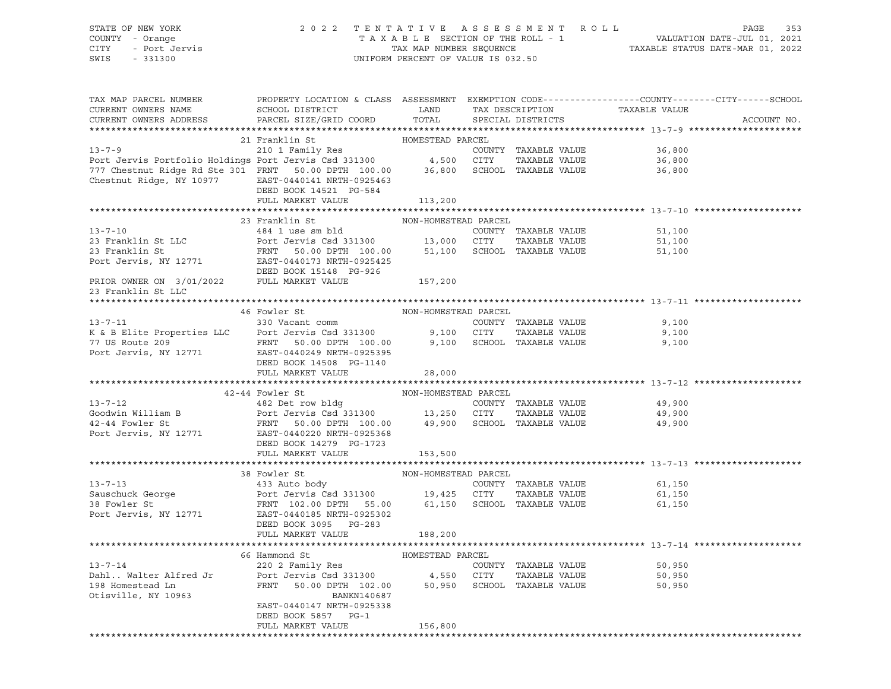STATE OF NEW YORK — COUNTY - Orange — CITY - Port Jervis — SWIS - 331300

**2022 TENTATIVE ASSESSMENT ROLL**
TAXABLE SECTION OF THE ROLL - 1
TAX MAP NUMBER SEQUENCE
UNIFORM PERCENT OF VALUE IS 032.50

VALUATION DATE-JUL 01, 2021
TAXABLE STATUS DATE-MAR 01, 2022

| TAX MAP PARCEL NUMBER / CURRENT OWNERS NAME / CURRENT OWNERS ADDRESS | PROPERTY LOCATION & CLASS / SCHOOL DISTRICT / PARCEL SIZE/GRID COORD | ASSESSMENT LAND | ASSESSMENT TOTAL | EXEMPTION CODE / TAX DESCRIPTION / SPECIAL DISTRICTS | TAXABLE VALUE (COUNTY / CITY / SCHOOL) | ACCOUNT NO. |
|---|---|---|---|---|---|---|
| **13-7-9** | 21 Franklin St — HOMESTEAD PARCEL | | | | | |
| 13-7-9 | 210 1 Family Res | | | COUNTY TAXABLE VALUE | 36,800 | |
| Port Jervis Portfolio Holdings | Port Jervis Csd 331300 | 4,500 | | CITY TAXABLE VALUE | 36,800 | |
| 777 Chestnut Ridge Rd Ste 301 | FRNT 50.00 DPTH 100.00 | | 36,800 | SCHOOL TAXABLE VALUE | 36,800 | |
| Chestnut Ridge, NY 10977 | EAST-0440141 NRTH-0925463 | | | | | |
| | DEED BOOK 14521 PG-584 | | | | | |
| | FULL MARKET VALUE | | 113,200 | | | |
| **13-7-10** | 23 Franklin St — NON-HOMESTEAD PARCEL | | | | | |
| 13-7-10 | 484 1 use sm bld | | | COUNTY TAXABLE VALUE | 51,100 | |
| 23 Franklin St LLC | Port Jervis Csd 331300 | 13,000 | | CITY TAXABLE VALUE | 51,100 | |
| 23 Franklin St | FRNT 50.00 DPTH 100.00 | | 51,100 | SCHOOL TAXABLE VALUE | 51,100 | |
| Port Jervis, NY 12771 | EAST-0440173 NRTH-0925425 | | | | | |
| | DEED BOOK 15148 PG-926 | | | | | |
| PRIOR OWNER ON 3/01/2022 | FULL MARKET VALUE | | 157,200 | | | |
| 23 Franklin St LLC | | | | | | |
| **13-7-11** | 46 Fowler St — NON-HOMESTEAD PARCEL | | | | | |
| 13-7-11 | 330 Vacant comm | | | COUNTY TAXABLE VALUE | 9,100 | |
| K & B Elite Properties LLC | Port Jervis Csd 331300 | 9,100 | | CITY TAXABLE VALUE | 9,100 | |
| 77 US Route 209 | FRNT 50.00 DPTH 100.00 | | 9,100 | SCHOOL TAXABLE VALUE | 9,100 | |
| Port Jervis, NY 12771 | EAST-0440249 NRTH-0925395 | | | | | |
| | DEED BOOK 14508 PG-1140 | | | | | |
| | FULL MARKET VALUE | | 28,000 | | | |
| **13-7-12** | 42-44 Fowler St — NON-HOMESTEAD PARCEL | | | | | |
| 13-7-12 | 482 Det row bldg | | | COUNTY TAXABLE VALUE | 49,900 | |
| Goodwin William B | Port Jervis Csd 331300 | 13,250 | | CITY TAXABLE VALUE | 49,900 | |
| 42-44 Fowler St | FRNT 50.00 DPTH 100.00 | | 49,900 | SCHOOL TAXABLE VALUE | 49,900 | |
| Port Jervis, NY 12771 | EAST-0440220 NRTH-0925368 | | | | | |
| | DEED BOOK 14279 PG-1723 | | | | | |
| | FULL MARKET VALUE | | 153,500 | | | |
| **13-7-13** | 38 Fowler St — NON-HOMESTEAD PARCEL | | | | | |
| 13-7-13 | 433 Auto body | | | COUNTY TAXABLE VALUE | 61,150 | |
| Sauschuck George | Port Jervis Csd 331300 | 19,425 | | CITY TAXABLE VALUE | 61,150 | |
| 38 Fowler St | FRNT 102.00 DPTH 55.00 | | 61,150 | SCHOOL TAXABLE VALUE | 61,150 | |
| Port Jervis, NY 12771 | EAST-0440185 NRTH-0925302 | | | | | |
| | DEED BOOK 3095 PG-283 | | | | | |
| | FULL MARKET VALUE | | 188,200 | | | |
| **13-7-14** | 66 Hammond St — HOMESTEAD PARCEL | | | | | |
| 13-7-14 | 220 2 Family Res | | | COUNTY TAXABLE VALUE | 50,950 | |
| Dahl.. Walter Alfred Jr | Port Jervis Csd 331300 | 4,550 | | CITY TAXABLE VALUE | 50,950 | |
| 198 Homestead Ln | FRNT 50.00 DPTH 102.00 | | 50,950 | SCHOOL TAXABLE VALUE | 50,950 | |
| Otisville, NY 10963 | BANKN140687 | | | | | |
| | EAST-0440147 NRTH-0925338 | | | | | |
| | DEED BOOK 5857 PG-1 | | | | | |
| | FULL MARKET VALUE | | 156,800 | | | |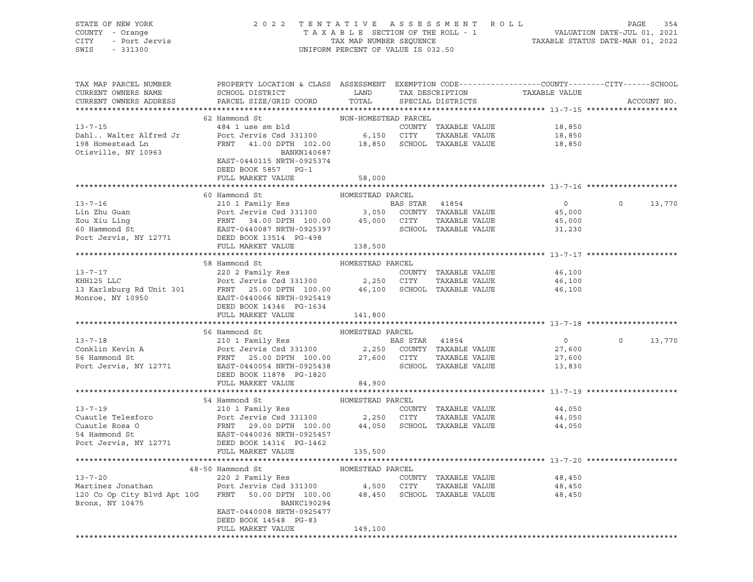STATE OF NEW YORK — 2022 TENTATIVE ASSESSMENT ROLL
COUNTY - Orange — TAXABLE SECTION OF THE ROLL - 1 — VALUATION DATE-JUL 01, 2021
CITY - Port Jervis — TAX MAP NUMBER SEQUENCE — TAXABLE STATUS DATE-MAR 01, 2022
SWIS - 331300 — UNIFORM PERCENT OF VALUE IS 032.50

| TAX MAP PARCEL NUMBER / CURRENT OWNERS NAME / CURRENT OWNERS ADDRESS | PROPERTY LOCATION & CLASS / SCHOOL DISTRICT / PARCEL SIZE/GRID COORD | ASSESSMENT LAND / TOTAL | EXEMPTION CODE / TAX DESCRIPTION / SPECIAL DISTRICTS | COUNTY / CITY / TAXABLE VALUE | SCHOOL / ACCOUNT NO. |
|---|---|---|---|---|---|
| **13-7-15** | 62 Hammond St | NON-HOMESTEAD PARCEL | | | |
| 13-7-15 | 484 1 use sm bld | | COUNTY TAXABLE VALUE | 18,850 | |
| Dahl.. Walter Alfred Jr | Port Jervis Csd 331300 | 6,150 | CITY TAXABLE VALUE | 18,850 | |
| 198 Homestead Ln | FRNT 41.00 DPTH 102.00 | 18,850 | SCHOOL TAXABLE VALUE | 18,850 | |
| Otisville, NY 10963 | BANKN140687 | | | | |
| | EAST-0440115 NRTH-0925374 | | | | |
| | DEED BOOK 5857 PG-1 | | | | |
| | FULL MARKET VALUE | 58,000 | | | |
| **13-7-16** | 60 Hammond St | HOMESTEAD PARCEL | | | |
| 13-7-16 | 210 1 Family Res | | BAS STAR 41854 | 0 0 | 13,770 |
| Lin Zhu Guan | Port Jervis Csd 331300 | 3,050 | COUNTY TAXABLE VALUE | 45,000 | |
| Zou Xiu Ling | FRNT 34.00 DPTH 100.00 | 45,000 | CITY TAXABLE VALUE | 45,000 | |
| 60 Hammond St | EAST-0440087 NRTH-0925397 | | SCHOOL TAXABLE VALUE | 31,230 | |
| Port Jervis, NY 12771 | DEED BOOK 13514 PG-498 | | | | |
| | FULL MARKET VALUE | 138,500 | | | |
| **13-7-17** | 58 Hammond St | HOMESTEAD PARCEL | | | |
| 13-7-17 | 220 2 Family Res | | COUNTY TAXABLE VALUE | 46,100 | |
| KHH125 LLC | Port Jervis Csd 331300 | 2,250 | CITY TAXABLE VALUE | 46,100 | |
| 13 Karlsburg Rd Unit 301 | FRNT 25.00 DPTH 100.00 | 46,100 | SCHOOL TAXABLE VALUE | 46,100 | |
| Monroe, NY 10950 | EAST-0440066 NRTH-0925419 | | | | |
| | DEED BOOK 14346 PG-1634 | | | | |
| | FULL MARKET VALUE | 141,800 | | | |
| **13-7-18** | 56 Hammond St | HOMESTEAD PARCEL | | | |
| 13-7-18 | 210 1 Family Res | | BAS STAR 41854 | 0 0 | 13,770 |
| Conklin Kevin A | Port Jervis Csd 331300 | 2,250 | COUNTY TAXABLE VALUE | 27,600 | |
| 56 Hammond St | FRNT 25.00 DPTH 100.00 | 27,600 | CITY TAXABLE VALUE | 27,600 | |
| Port Jervis, NY 12771 | EAST-0440054 NRTH-0925438 | | SCHOOL TAXABLE VALUE | 13,830 | |
| | DEED BOOK 11878 PG-1820 | | | | |
| | FULL MARKET VALUE | 84,900 | | | |
| **13-7-19** | 54 Hammond St | HOMESTEAD PARCEL | | | |
| 13-7-19 | 210 1 Family Res | | COUNTY TAXABLE VALUE | 44,050 | |
| Cuautle Telesforo | Port Jervis Csd 331300 | 2,250 | CITY TAXABLE VALUE | 44,050 | |
| Cuautle Rosa O | FRNT 29.00 DPTH 100.00 | 44,050 | SCHOOL TAXABLE VALUE | 44,050 | |
| 54 Hammond St | EAST-0440036 NRTH-0925457 | | | | |
| Port Jervis, NY 12771 | DEED BOOK 14316 PG-1462 | | | | |
| | FULL MARKET VALUE | 135,500 | | | |
| **13-7-20** | 48-50 Hammond St | HOMESTEAD PARCEL | | | |
| 13-7-20 | 220 2 Family Res | | COUNTY TAXABLE VALUE | 48,450 | |
| Martinez Jonathan | Port Jervis Csd 331300 | 4,500 | CITY TAXABLE VALUE | 48,450 | |
| 120 Co Op City Blvd Apt 10G | FRNT 50.00 DPTH 100.00 | 48,450 | SCHOOL TAXABLE VALUE | 48,450 | |
| Bronx, NY 10475 | BANKC190294 | | | | |
| | EAST-0440008 NRTH-0925477 | | | | |
| | DEED BOOK 14548 PG-83 | | | | |
| | FULL MARKET VALUE | 149,100 | | | |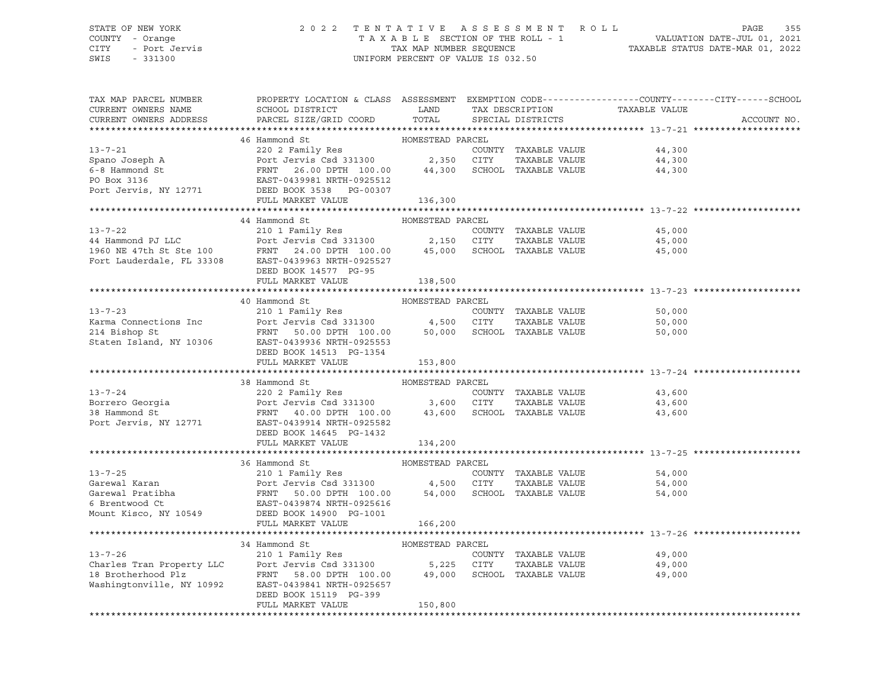STATE OF NEW YORK — COUNTY - Orange — CITY - Port Jervis — SWIS - 331300

# 2022 TENTATIVE ASSESSMENT ROLL

TAXABLE SECTION OF THE ROLL - 1 — TAX MAP NUMBER SEQUENCE — UNIFORM PERCENT OF VALUE IS 032.50

VALUATION DATE-JUL 01, 2021 — TAXABLE STATUS DATE-MAR 01, 2022

| TAX MAP PARCEL NUMBER / CURRENT OWNERS NAME / CURRENT OWNERS ADDRESS | PROPERTY LOCATION & CLASS / SCHOOL DISTRICT / PARCEL SIZE/GRID COORD | ASSESSMENT LAND / TOTAL | EXEMPTION CODE / TAX DESCRIPTION / SPECIAL DISTRICTS | TAXABLE VALUE (COUNTY / CITY / SCHOOL) | ACCOUNT NO. |
|---|---|---|---|---|---|
| **13-7-21** | 46 Hammond St — HOMESTEAD PARCEL | | | | |
| Spano Joseph A | 220 2 Family Res | | COUNTY TAXABLE VALUE | 44,300 | |
| 6-8 Hammond St | Port Jervis Csd 331300 | 2,350 | CITY TAXABLE VALUE | 44,300 | |
| PO Box 3136 | FRNT 26.00 DPTH 100.00 | 44,300 | SCHOOL TAXABLE VALUE | 44,300 | |
| Port Jervis, NY 12771 | EAST-0439981 NRTH-0925512 | | | | |
| | DEED BOOK 3538 PG-00307 | | | | |
| | FULL MARKET VALUE | 136,300 | | | |
| **13-7-22** | 44 Hammond St — HOMESTEAD PARCEL | | | | |
| 44 Hammond PJ LLC | 210 1 Family Res | | COUNTY TAXABLE VALUE | 45,000 | |
| 1960 NE 47th St Ste 100 | Port Jervis Csd 331300 | 2,150 | CITY TAXABLE VALUE | 45,000 | |
| Fort Lauderdale, FL 33308 | FRNT 24.00 DPTH 100.00 | 45,000 | SCHOOL TAXABLE VALUE | 45,000 | |
| | EAST-0439963 NRTH-0925527 | | | | |
| | DEED BOOK 14577 PG-95 | | | | |
| | FULL MARKET VALUE | 138,500 | | | |
| **13-7-23** | 40 Hammond St — HOMESTEAD PARCEL | | | | |
| Karma Connections Inc | 210 1 Family Res | | COUNTY TAXABLE VALUE | 50,000 | |
| 214 Bishop St | Port Jervis Csd 331300 | 4,500 | CITY TAXABLE VALUE | 50,000 | |
| Staten Island, NY 10306 | FRNT 50.00 DPTH 100.00 | 50,000 | SCHOOL TAXABLE VALUE | 50,000 | |
| | EAST-0439936 NRTH-0925553 | | | | |
| | DEED BOOK 14513 PG-1354 | | | | |
| | FULL MARKET VALUE | 153,800 | | | |
| **13-7-24** | 38 Hammond St — HOMESTEAD PARCEL | | | | |
| Borrero Georgia | 220 2 Family Res | | COUNTY TAXABLE VALUE | 43,600 | |
| 38 Hammond St | Port Jervis Csd 331300 | 3,600 | CITY TAXABLE VALUE | 43,600 | |
| Port Jervis, NY 12771 | FRNT 40.00 DPTH 100.00 | 43,600 | SCHOOL TAXABLE VALUE | 43,600 | |
| | EAST-0439914 NRTH-0925582 | | | | |
| | DEED BOOK 14645 PG-1432 | | | | |
| | FULL MARKET VALUE | 134,200 | | | |
| **13-7-25** | 36 Hammond St — HOMESTEAD PARCEL | | | | |
| Garewal Karan | 210 1 Family Res | | COUNTY TAXABLE VALUE | 54,000 | |
| Garewal Pratibha | Port Jervis Csd 331300 | 4,500 | CITY TAXABLE VALUE | 54,000 | |
| 6 Brentwood Ct | FRNT 50.00 DPTH 100.00 | 54,000 | SCHOOL TAXABLE VALUE | 54,000 | |
| Mount Kisco, NY 10549 | EAST-0439874 NRTH-0925616 | | | | |
| | DEED BOOK 14900 PG-1001 | | | | |
| | FULL MARKET VALUE | 166,200 | | | |
| **13-7-26** | 34 Hammond St — HOMESTEAD PARCEL | | | | |
| Charles Tran Property LLC | 210 1 Family Res | | COUNTY TAXABLE VALUE | 49,000 | |
| 18 Brotherhood Plz | Port Jervis Csd 331300 | 5,225 | CITY TAXABLE VALUE | 49,000 | |
| Washingtonville, NY 10992 | FRNT 58.00 DPTH 100.00 | 49,000 | SCHOOL TAXABLE VALUE | 49,000 | |
| | EAST-0439841 NRTH-0925657 | | | | |
| | DEED BOOK 15119 PG-399 | | | | |
| | FULL MARKET VALUE | 150,800 | | | |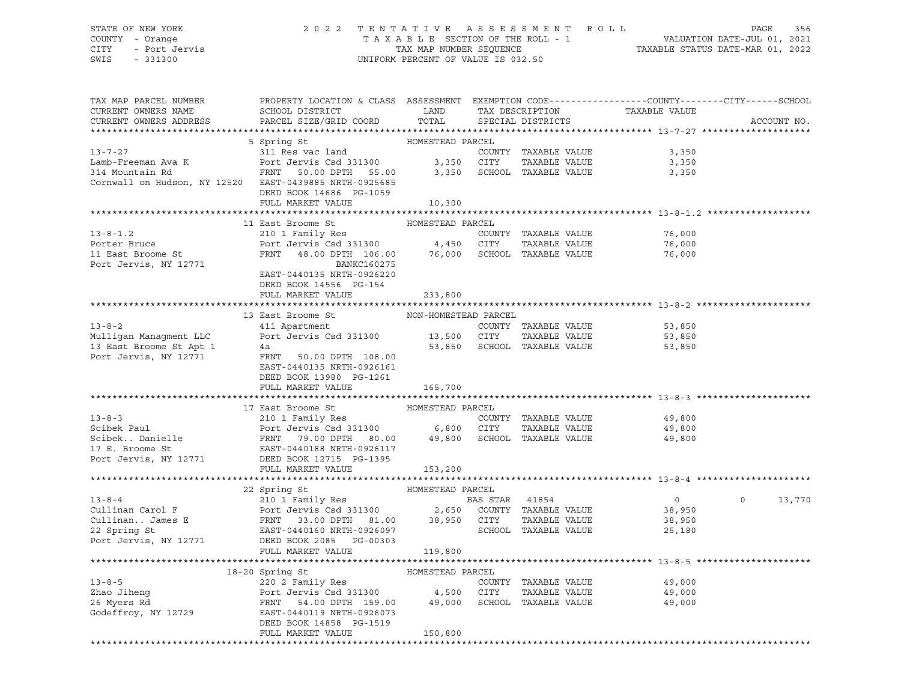STATE OF NEW YORK  
COUNTY - Orange  
CITY - Port Jervis  
SWIS - 331300

2022 TENTATIVE ASSESSMENT ROLL  
TAXABLE SECTION OF THE ROLL - 1  
TAX MAP NUMBER SEQUENCE  
UNIFORM PERCENT OF VALUE IS 032.50

VALUATION DATE-JUL 01, 2021  
TAXABLE STATUS DATE-MAR 01, 2022

| TAX MAP PARCEL NUMBER / CURRENT OWNERS NAME / CURRENT OWNERS ADDRESS | PROPERTY LOCATION & CLASS / SCHOOL DISTRICT / PARCEL SIZE/GRID COORD | ASSESSMENT LAND / TOTAL | EXEMPTION CODE / TAX DESCRIPTION / SPECIAL DISTRICTS | COUNTY TAXABLE VALUE | CITY | SCHOOL | ACCOUNT NO. |
|---|---|---|---|---|---|---|---|
| **13-7-27** | 5 Spring St | HOMESTEAD PARCEL | | | | | |
| 13-7-27 | 311 Res vac land | | COUNTY TAXABLE VALUE | 3,350 | | | |
| Lamb-Freeman Ava K | Port Jervis Csd 331300 | 3,350 | CITY TAXABLE VALUE | 3,350 | | | |
| 314 Mountain Rd | FRNT 50.00 DPTH 55.00 | 3,350 | SCHOOL TAXABLE VALUE | 3,350 | | | |
| Cornwall on Hudson, NY 12520 | EAST-0439885 NRTH-0925685 | | | | | | |
| | DEED BOOK 14686 PG-1059 | | | | | | |
| | FULL MARKET VALUE | 10,300 | | | | | |
| **13-8-1.2** | 11 East Broome St | HOMESTEAD PARCEL | | | | | |
| 13-8-1.2 | 210 1 Family Res | | COUNTY TAXABLE VALUE | 76,000 | | | |
| Porter Bruce | Port Jervis Csd 331300 | 4,450 | CITY TAXABLE VALUE | 76,000 | | | |
| 11 East Broome St | FRNT 48.00 DPTH 106.00 | 76,000 | SCHOOL TAXABLE VALUE | 76,000 | | | |
| Port Jervis, NY 12771 | BANKC160275 | | | | | | |
| | EAST-0440135 NRTH-0926220 | | | | | | |
| | DEED BOOK 14556 PG-154 | | | | | | |
| | FULL MARKET VALUE | 233,800 | | | | | |
| **13-8-2** | 13 East Broome St | NON-HOMESTEAD PARCEL | | | | | |
| 13-8-2 | 411 Apartment | | COUNTY TAXABLE VALUE | 53,850 | | | |
| Mulligan Managment LLC | Port Jervis Csd 331300 | 13,500 | CITY TAXABLE VALUE | 53,850 | | | |
| 13 East Broome St Apt 1 | 4a | 53,850 | SCHOOL TAXABLE VALUE | 53,850 | | | |
| Port Jervis, NY 12771 | FRNT 50.00 DPTH 108.00 | | | | | | |
| | EAST-0440135 NRTH-0926161 | | | | | | |
| | DEED BOOK 13980 PG-1261 | | | | | | |
| | FULL MARKET VALUE | 165,700 | | | | | |
| **13-8-3** | 17 East Broome St | HOMESTEAD PARCEL | | | | | |
| 13-8-3 | 210 1 Family Res | | COUNTY TAXABLE VALUE | 49,800 | | | |
| Scibek Paul | Port Jervis Csd 331300 | 6,800 | CITY TAXABLE VALUE | 49,800 | | | |
| Scibek.. Danielle | FRNT 79.00 DPTH 80.00 | 49,800 | SCHOOL TAXABLE VALUE | 49,800 | | | |
| 17 E. Broome St | EAST-0440188 NRTH-0926117 | | | | | | |
| Port Jervis, NY 12771 | DEED BOOK 12715 PG-1395 | | | | | | |
| | FULL MARKET VALUE | 153,200 | | | | | |
| **13-8-4** | 22 Spring St | HOMESTEAD PARCEL | | | | | |
| 13-8-4 | 210 1 Family Res | | BAS STAR 41854 | 0 | 0 | 13,770 | |
| Cullinan Carol F | Port Jervis Csd 331300 | 2,650 | COUNTY TAXABLE VALUE | 38,950 | | | |
| Cullinan.. James E | FRNT 33.00 DPTH 81.00 | 38,950 | CITY TAXABLE VALUE | 38,950 | | | |
| 22 Spring St | EAST-0440160 NRTH-0926097 | | SCHOOL TAXABLE VALUE | 25,180 | | | |
| Port Jervis, NY 12771 | DEED BOOK 2085 PG-00303 | | | | | | |
| | FULL MARKET VALUE | 119,800 | | | | | |
| **13-8-5** | 18-20 Spring St | HOMESTEAD PARCEL | | | | | |
| 13-8-5 | 220 2 Family Res | | COUNTY TAXABLE VALUE | 49,000 | | | |
| Zhao Jiheng | Port Jervis Csd 331300 | 4,500 | CITY TAXABLE VALUE | 49,000 | | | |
| 26 Myers Rd | FRNT 54.00 DPTH 159.00 | 49,000 | SCHOOL TAXABLE VALUE | 49,000 | | | |
| Godeffroy, NY 12729 | EAST-0440119 NRTH-0926073 | | | | | | |
| | DEED BOOK 14858 PG-1519 | | | | | | |
| | FULL MARKET VALUE | 150,800 | | | | | |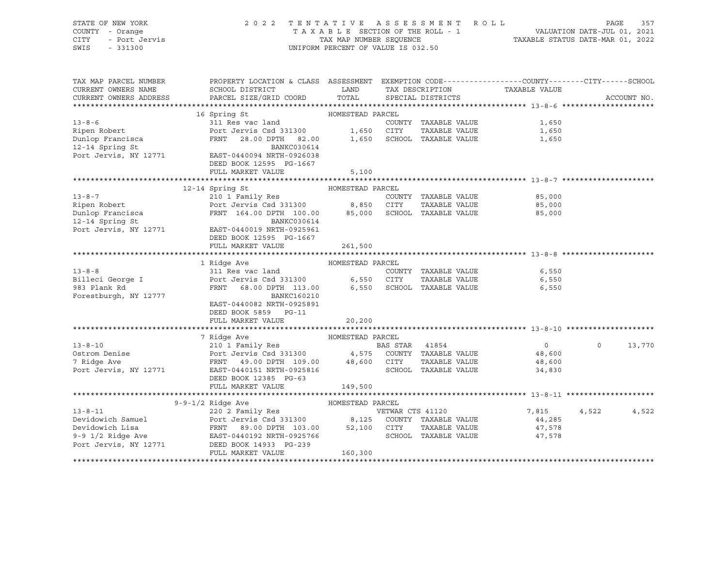STATE OF NEW YORK | COUNTY - Orange | CITY - Port Jervis | SWIS - 331300

**2022 TENTATIVE ASSESSMENT ROLL**
TAXABLE SECTION OF THE ROLL - 1
TAX MAP NUMBER SEQUENCE
UNIFORM PERCENT OF VALUE IS 032.50

VALUATION DATE-JUL 01, 2021
TAXABLE STATUS DATE-MAR 01, 2022

| TAX MAP PARCEL NUMBER / CURRENT OWNERS NAME / CURRENT OWNERS ADDRESS | PROPERTY LOCATION & CLASS / SCHOOL DISTRICT / PARCEL SIZE/GRID COORD | ASSESSMENT LAND | TOTAL | EXEMPTION CODE / TAX DESCRIPTION / SPECIAL DISTRICTS | COUNTY TAXABLE VALUE | CITY | SCHOOL |
|---|---|---|---|---|---|---|---|
| **13-8-6** | 16 Spring St — HOMESTEAD PARCEL | | | | | | |
| Ripen Robert | 311 Res vac land | | | COUNTY TAXABLE VALUE | 1,650 | | |
| Dunlop Francisca | Port Jervis Csd 331300 | 1,650 | | CITY TAXABLE VALUE | 1,650 | | |
| 12-14 Spring St | FRNT 28.00 DPTH 82.00 | | 1,650 | SCHOOL TAXABLE VALUE | 1,650 | | |
| Port Jervis, NY 12771 | BANKC030614 | | | | | | |
| | EAST-0440094 NRTH-0926038 | | | | | | |
| | DEED BOOK 12595 PG-1667 | | | | | | |
| | FULL MARKET VALUE | | 5,100 | | | | |
| **13-8-7** | 12-14 Spring St — HOMESTEAD PARCEL | | | | | | |
| Ripen Robert | 210 1 Family Res | | | COUNTY TAXABLE VALUE | 85,000 | | |
| Dunlop Francisca | Port Jervis Csd 331300 | 8,850 | | CITY TAXABLE VALUE | 85,000 | | |
| 12-14 Spring St | FRNT 164.00 DPTH 100.00 | | 85,000 | SCHOOL TAXABLE VALUE | 85,000 | | |
| Port Jervis, NY 12771 | BANKC030614 | | | | | | |
| | EAST-0440019 NRTH-0925961 | | | | | | |
| | DEED BOOK 12595 PG-1667 | | | | | | |
| | FULL MARKET VALUE | | 261,500 | | | | |
| **13-8-8** | 1 Ridge Ave — HOMESTEAD PARCEL | | | | | | |
| Billeci George I | 311 Res vac land | | | COUNTY TAXABLE VALUE | 6,550 | | |
| 983 Plank Rd | Port Jervis Csd 331300 | 6,550 | | CITY TAXABLE VALUE | 6,550 | | |
| Forestburgh, NY 12777 | FRNT 68.00 DPTH 113.00 | | 6,550 | SCHOOL TAXABLE VALUE | 6,550 | | |
| | BANKC160210 | | | | | | |
| | EAST-0440082 NRTH-0925891 | | | | | | |
| | DEED BOOK 5859 PG-11 | | | | | | |
| | FULL MARKET VALUE | | 20,200 | | | | |
| **13-8-10** | 7 Ridge Ave — HOMESTEAD PARCEL | | | | | | |
| Ostrom Denise | 210 1 Family Res | | | BAS STAR 41854 | 0 | 0 | 13,770 |
| 7 Ridge Ave | Port Jervis Csd 331300 | 4,575 | | COUNTY TAXABLE VALUE | 48,600 | | |
| Port Jervis, NY 12771 | FRNT 49.00 DPTH 109.00 | | 48,600 | CITY TAXABLE VALUE | 48,600 | | |
| | EAST-0440151 NRTH-0925816 | | | SCHOOL TAXABLE VALUE | 34,830 | | |
| | DEED BOOK 12385 PG-63 | | | | | | |
| | FULL MARKET VALUE | | 149,500 | | | | |
| **13-8-11** | 9-9-1/2 Ridge Ave — HOMESTEAD PARCEL | | | | | | |
| Devidowich Samuel | 220 2 Family Res | | | VETWAR CTS 41120 | 7,815 | 4,522 | 4,522 |
| Devidowich Lisa | Port Jervis Csd 331300 | 8,125 | | COUNTY TAXABLE VALUE | 44,285 | | |
| 9-9 1/2 Ridge Ave | FRNT 89.00 DPTH 103.00 | | 52,100 | CITY TAXABLE VALUE | 47,578 | | |
| Port Jervis, NY 12771 | EAST-0440192 NRTH-0925766 | | | SCHOOL TAXABLE VALUE | 47,578 | | |
| | DEED BOOK 14933 PG-239 | | | | | | |
| | FULL MARKET VALUE | | 160,300 | | | | |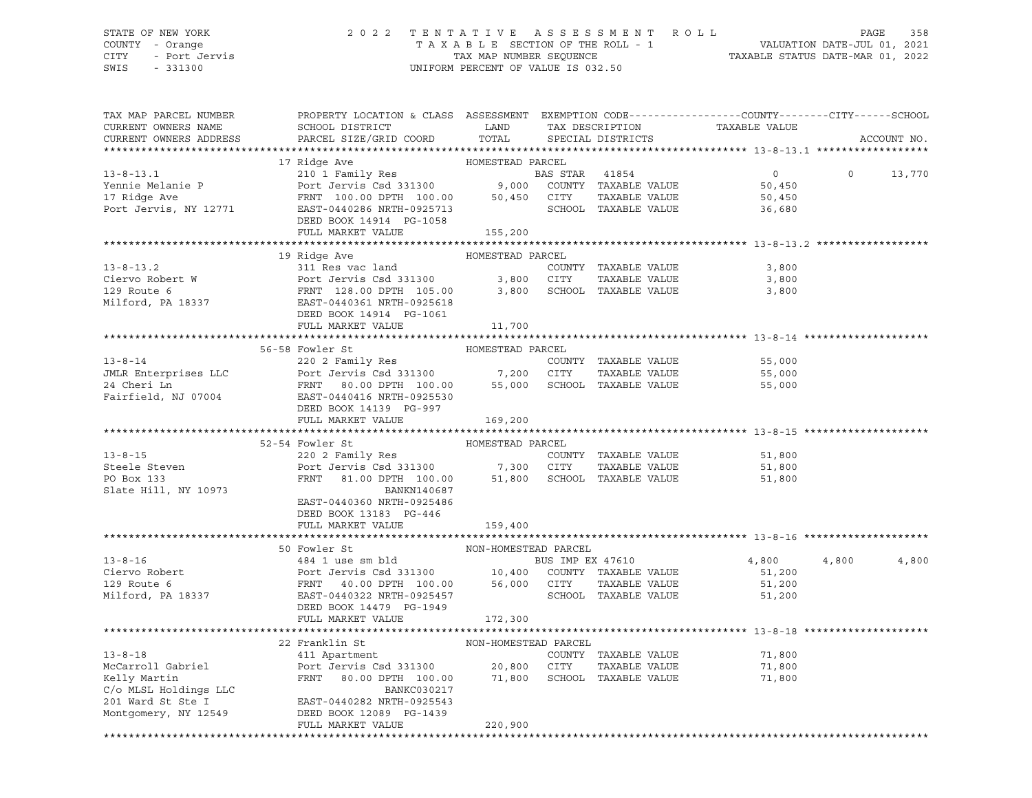STATE OF NEW YORK — 2022 TENTATIVE ASSESSMENT ROLL — PAGE 358
COUNTY - Orange — TAXABLE SECTION OF THE ROLL - 1 — VALUATION DATE-JUL 01, 2021
CITY - Port Jervis — TAX MAP NUMBER SEQUENCE — TAXABLE STATUS DATE-MAR 01, 2022
SWIS - 331300 — UNIFORM PERCENT OF VALUE IS 032.50

| TAX MAP PARCEL NUMBER / CURRENT OWNERS NAME / CURRENT OWNERS ADDRESS | PROPERTY LOCATION & CLASS / SCHOOL DISTRICT / PARCEL SIZE/GRID COORD | ASSESSMENT LAND / TOTAL | EXEMPTION CODE / TAX DESCRIPTION / SPECIAL DISTRICTS | COUNTY TAXABLE VALUE | CITY | SCHOOL / ACCOUNT NO. |
|---|---|---|---|---|---|---|
| **13-8-13.1** | 17 Ridge Ave | HOMESTEAD PARCEL | | | | |
| 13-8-13.1 | 210 1 Family Res | | BAS STAR 41854 | 0 | 0 | 13,770 |
| Yennie Melanie P | Port Jervis Csd 331300 | 9,000 | COUNTY TAXABLE VALUE | 50,450 | | |
| 17 Ridge Ave | FRNT 100.00 DPTH 100.00 | 50,450 | CITY TAXABLE VALUE | 50,450 | | |
| Port Jervis, NY 12771 | EAST-0440286 NRTH-0925713 | | SCHOOL TAXABLE VALUE | 36,680 | | |
| | DEED BOOK 14914 PG-1058 | | | | | |
| | FULL MARKET VALUE | 155,200 | | | | |
| **13-8-13.2** | 19 Ridge Ave | HOMESTEAD PARCEL | | | | |
| 13-8-13.2 | 311 Res vac land | | COUNTY TAXABLE VALUE | 3,800 | | |
| Ciervo Robert W | Port Jervis Csd 331300 | 3,800 | CITY TAXABLE VALUE | 3,800 | | |
| 129 Route 6 | FRNT 128.00 DPTH 105.00 | 3,800 | SCHOOL TAXABLE VALUE | 3,800 | | |
| Milford, PA 18337 | EAST-0440361 NRTH-0925618 | | | | | |
| | DEED BOOK 14914 PG-1061 | | | | | |
| | FULL MARKET VALUE | 11,700 | | | | |
| **13-8-14** | 56-58 Fowler St | HOMESTEAD PARCEL | | | | |
| 13-8-14 | 220 2 Family Res | | COUNTY TAXABLE VALUE | 55,000 | | |
| JMLR Enterprises LLC | Port Jervis Csd 331300 | 7,200 | CITY TAXABLE VALUE | 55,000 | | |
| 24 Cheri Ln | FRNT 80.00 DPTH 100.00 | 55,000 | SCHOOL TAXABLE VALUE | 55,000 | | |
| Fairfield, NJ 07004 | EAST-0440416 NRTH-0925530 | | | | | |
| | DEED BOOK 14139 PG-997 | | | | | |
| | FULL MARKET VALUE | 169,200 | | | | |
| **13-8-15** | 52-54 Fowler St | HOMESTEAD PARCEL | | | | |
| 13-8-15 | 220 2 Family Res | | COUNTY TAXABLE VALUE | 51,800 | | |
| Steele Steven | Port Jervis Csd 331300 | 7,300 | CITY TAXABLE VALUE | 51,800 | | |
| PO Box 133 | FRNT 81.00 DPTH 100.00 | 51,800 | SCHOOL TAXABLE VALUE | 51,800 | | |
| Slate Hill, NY 10973 | BANKN140687 | | | | | |
| | EAST-0440360 NRTH-0925486 | | | | | |
| | DEED BOOK 13183 PG-446 | | | | | |
| | FULL MARKET VALUE | 159,400 | | | | |
| **13-8-16** | 50 Fowler St | NON-HOMESTEAD PARCEL | | | | |
| 13-8-16 | 484 1 use sm bld | | BUS IMP EX 47610 | 4,800 | 4,800 | 4,800 |
| Ciervo Robert | Port Jervis Csd 331300 | 10,400 | COUNTY TAXABLE VALUE | 51,200 | | |
| 129 Route 6 | FRNT 40.00 DPTH 100.00 | 56,000 | CITY TAXABLE VALUE | 51,200 | | |
| Milford, PA 18337 | EAST-0440322 NRTH-0925457 | | SCHOOL TAXABLE VALUE | 51,200 | | |
| | DEED BOOK 14479 PG-1949 | | | | | |
| | FULL MARKET VALUE | 172,300 | | | | |
| **13-8-18** | 22 Franklin St | NON-HOMESTEAD PARCEL | | | | |
| 13-8-18 | 411 Apartment | | COUNTY TAXABLE VALUE | 71,800 | | |
| McCarroll Gabriel | Port Jervis Csd 331300 | 20,800 | CITY TAXABLE VALUE | 71,800 | | |
| Kelly Martin | FRNT 80.00 DPTH 100.00 | 71,800 | SCHOOL TAXABLE VALUE | 71,800 | | |
| C/o MLSL Holdings LLC | BANKC030217 | | | | | |
| 201 Ward St Ste I | EAST-0440282 NRTH-0925543 | | | | | |
| Montgomery, NY 12549 | DEED BOOK 12089 PG-1439 | | | | | |
| | FULL MARKET VALUE | 220,900 | | | | |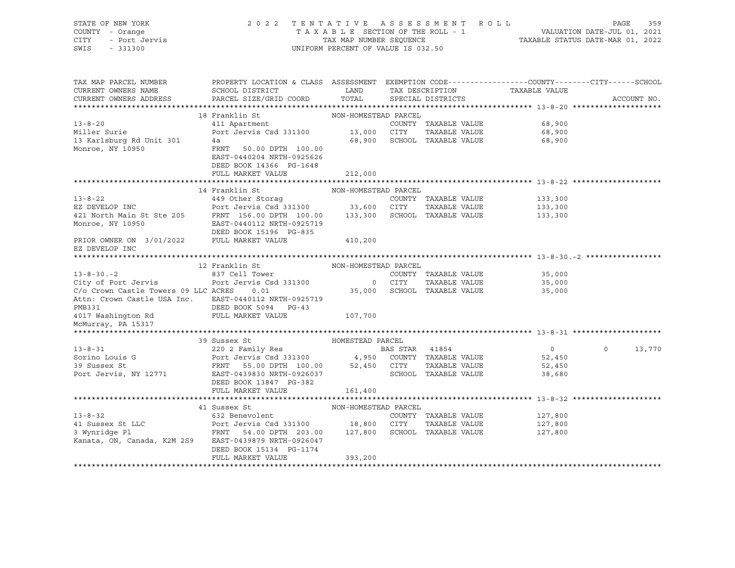STATE OF NEW YORK — 2022 TENTATIVE ASSESSMENT ROLL — PAGE 359
COUNTY - Orange — TAXABLE SECTION OF THE ROLL - 1 — VALUATION DATE-JUL 01, 2021
CITY - Port Jervis — TAX MAP NUMBER SEQUENCE — TAXABLE STATUS DATE-MAR 01, 2022
SWIS - 331300 — UNIFORM PERCENT OF VALUE IS 032.50

| TAX MAP PARCEL NUMBER / CURRENT OWNERS NAME / CURRENT OWNERS ADDRESS | PROPERTY LOCATION & CLASS / SCHOOL DISTRICT / PARCEL SIZE/GRID COORD | ASSESSMENT LAND / TOTAL | EXEMPTION CODE / TAX DESCRIPTION / SPECIAL DISTRICTS | COUNTY / CITY / SCHOOL TAXABLE VALUE | ACCOUNT NO. |
|---|---|---|---|---|---|
| **13-8-20** | 18 Franklin St — NON-HOMESTEAD PARCEL | | | | |
| 13-8-20 | 411 Apartment | | COUNTY TAXABLE VALUE | 68,900 | |
| Miller Surie | Port Jervis Csd 331300 | 13,000 | CITY TAXABLE VALUE | 68,900 | |
| 13 Karlsburg Rd Unit 301 | 4a | 68,900 | SCHOOL TAXABLE VALUE | 68,900 | |
| Monroe, NY 10950 | FRNT 50.00 DPTH 100.00 | | | | |
| | EAST-0440204 NRTH-0925626 | | | | |
| | DEED BOOK 14366 PG-1648 | | | | |
| | FULL MARKET VALUE | 212,000 | | | |
| **13-8-22** | 14 Franklin St — NON-HOMESTEAD PARCEL | | | | |
| 13-8-22 | 449 Other Storag | | COUNTY TAXABLE VALUE | 133,300 | |
| EZ DEVELOP INC | Port Jervis Csd 331300 | 33,600 | CITY TAXABLE VALUE | 133,300 | |
| 421 North Main St Ste 205 | FRNT 156.00 DPTH 100.00 | 133,300 | SCHOOL TAXABLE VALUE | 133,300 | |
| Monroe, NY 10950 | EAST-0440112 NRTH-0925719 | | | | |
| | DEED BOOK 15196 PG-835 | | | | |
| PRIOR OWNER ON 3/01/2022 | FULL MARKET VALUE | 410,200 | | | |
| EZ DEVELOP INC | | | | | |
| **13-8-30.-2** | 12 Franklin St — NON-HOMESTEAD PARCEL | | | | |
| 13-8-30.-2 | 837 Cell Tower | | COUNTY TAXABLE VALUE | 35,000 | |
| City of Port Jervis | Port Jervis Csd 331300 | 0 | CITY TAXABLE VALUE | 35,000 | |
| C/o Crown Castle Towers 09 LLC | ACRES 0.01 | 35,000 | SCHOOL TAXABLE VALUE | 35,000 | |
| Attn: Crown Castle USA Inc. | EAST-0440112 NRTH-0925719 | | | | |
| PMB331 | DEED BOOK 5094 PG-43 | | | | |
| 4017 Washington Rd | FULL MARKET VALUE | 107,700 | | | |
| McMurray, PA 15317 | | | | | |
| **13-8-31** | 39 Sussex St — HOMESTEAD PARCEL | | | | |
| 13-8-31 | 220 2 Family Res | | BAS STAR 41854 | 0 / 0 / 13,770 | |
| Sorino Louis G | Port Jervis Csd 331300 | 4,950 | COUNTY TAXABLE VALUE | 52,450 | |
| 39 Sussex St | FRNT 55.00 DPTH 100.00 | 52,450 | CITY TAXABLE VALUE | 52,450 | |
| Port Jervis, NY 12771 | EAST-0439830 NRTH-0926037 | | SCHOOL TAXABLE VALUE | 38,680 | |
| | DEED BOOK 13847 PG-382 | | | | |
| | FULL MARKET VALUE | 161,400 | | | |
| **13-8-32** | 41 Sussex St — NON-HOMESTEAD PARCEL | | | | |
| 13-8-32 | 632 Benevolent | | COUNTY TAXABLE VALUE | 127,800 | |
| 41 Sussex St LLC | Port Jervis Csd 331300 | 18,800 | CITY TAXABLE VALUE | 127,800 | |
| 3 Wynridge Pl | FRNT 54.00 DPTH 203.00 | 127,800 | SCHOOL TAXABLE VALUE | 127,800 | |
| Kanata, ON, Canada, K2M 2S9 | EAST-0439879 NRTH-0926047 | | | | |
| | DEED BOOK 15134 PG-1174 | | | | |
| | FULL MARKET VALUE | 393,200 | | | |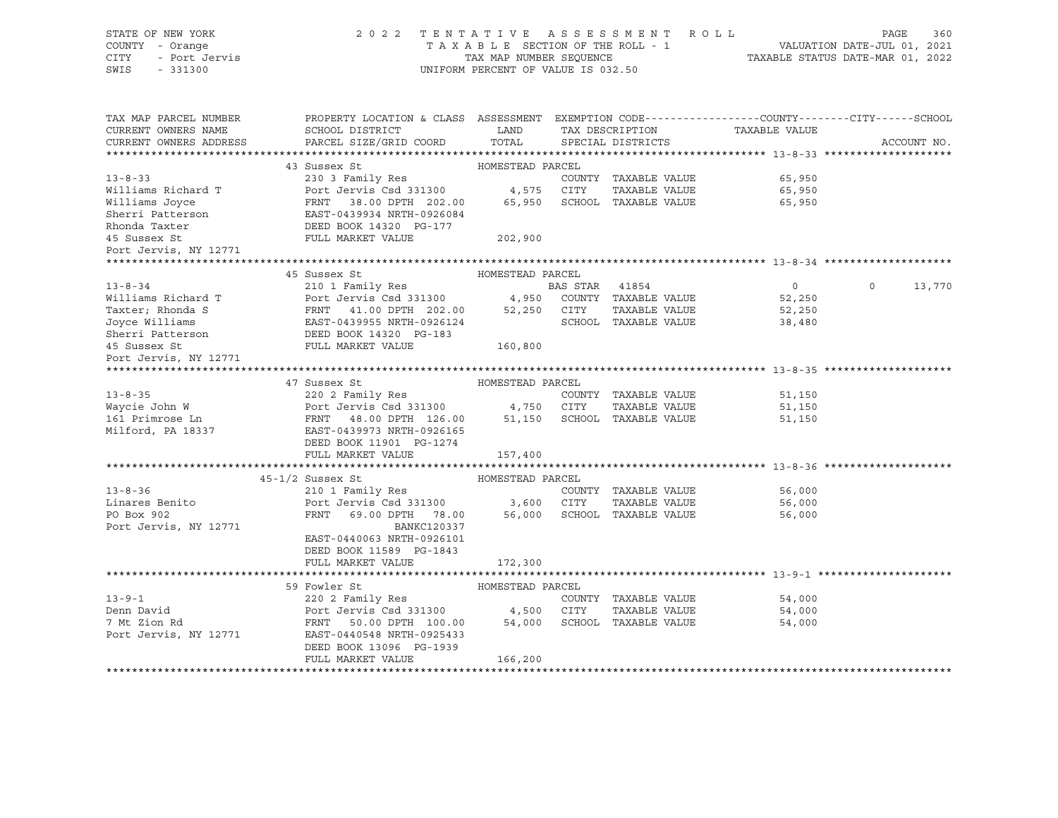STATE OF NEW YORK — COUNTY - Orange — CITY - Port Jervis — SWIS - 331300

2022 TENTATIVE ASSESSMENT ROLL
TAXABLE SECTION OF THE ROLL - 1
TAX MAP NUMBER SEQUENCE
UNIFORM PERCENT OF VALUE IS 032.50

VALUATION DATE-JUL 01, 2021
TAXABLE STATUS DATE-MAR 01, 2022

| TAX MAP PARCEL NUMBER / CURRENT OWNERS NAME / CURRENT OWNERS ADDRESS | PROPERTY LOCATION & CLASS / SCHOOL DISTRICT / PARCEL SIZE/GRID COORD | ASSESSMENT LAND / TOTAL | EXEMPTION CODE / TAX DESCRIPTION / SPECIAL DISTRICTS | COUNTY / CITY TAXABLE VALUE | SCHOOL | ACCOUNT NO. |
|---|---|---|---|---|---|---|
| **13-8-33** | 43 Sussex St | HOMESTEAD PARCEL | | | | |
| Williams Richard T | 230 3 Family Res | | COUNTY TAXABLE VALUE | 65,950 | | |
| Williams Joyce | Port Jervis Csd 331300 | 4,575 | CITY TAXABLE VALUE | 65,950 | | |
| Sherri Patterson | FRNT 38.00 DPTH 202.00 | 65,950 | SCHOOL TAXABLE VALUE | 65,950 | | |
| Rhonda Taxter | EAST-0439934 NRTH-0926084 | | | | | |
| 45 Sussex St | DEED BOOK 14320 PG-177 | | | | | |
| Port Jervis, NY 12771 | FULL MARKET VALUE | 202,900 | | | | |
| **13-8-34** | 45 Sussex St | HOMESTEAD PARCEL | | | | |
| Williams Richard T | 210 1 Family Res | | BAS STAR 41854 | 0 | 0 | 13,770 |
| Taxter; Rhonda S | Port Jervis Csd 331300 | 4,950 | COUNTY TAXABLE VALUE | 52,250 | | |
| Joyce Williams | FRNT 41.00 DPTH 202.00 | 52,250 | CITY TAXABLE VALUE | 52,250 | | |
| Sherri Patterson | EAST-0439955 NRTH-0926124 | | SCHOOL TAXABLE VALUE | 38,480 | | |
| 45 Sussex St | DEED BOOK 14320 PG-183 | | | | | |
| Port Jervis, NY 12771 | FULL MARKET VALUE | 160,800 | | | | |
| **13-8-35** | 47 Sussex St | HOMESTEAD PARCEL | | | | |
| Waycie John W | 220 2 Family Res | | COUNTY TAXABLE VALUE | 51,150 | | |
| 161 Primrose Ln | Port Jervis Csd 331300 | 4,750 | CITY TAXABLE VALUE | 51,150 | | |
| Milford, PA 18337 | FRNT 48.00 DPTH 126.00 | 51,150 | SCHOOL TAXABLE VALUE | 51,150 | | |
| | EAST-0439973 NRTH-0926165 | | | | | |
| | DEED BOOK 11901 PG-1274 | | | | | |
| | FULL MARKET VALUE | 157,400 | | | | |
| **13-8-36** | 45-1/2 Sussex St | HOMESTEAD PARCEL | | | | |
| Linares Benito | 210 1 Family Res | | COUNTY TAXABLE VALUE | 56,000 | | |
| PO Box 902 | Port Jervis Csd 331300 | 3,600 | CITY TAXABLE VALUE | 56,000 | | |
| Port Jervis, NY 12771 | FRNT 69.00 DPTH 78.00 | 56,000 | SCHOOL TAXABLE VALUE | 56,000 | | |
| | BANKC120337 | | | | | |
| | EAST-0440063 NRTH-0926101 | | | | | |
| | DEED BOOK 11589 PG-1843 | | | | | |
| | FULL MARKET VALUE | 172,300 | | | | |
| **13-9-1** | 59 Fowler St | HOMESTEAD PARCEL | | | | |
| Denn David | 220 2 Family Res | | COUNTY TAXABLE VALUE | 54,000 | | |
| 7 Mt Zion Rd | Port Jervis Csd 331300 | 4,500 | CITY TAXABLE VALUE | 54,000 | | |
| Port Jervis, NY 12771 | FRNT 50.00 DPTH 100.00 | 54,000 | SCHOOL TAXABLE VALUE | 54,000 | | |
| | EAST-0440548 NRTH-0925433 | | | | | |
| | DEED BOOK 13096 PG-1939 | | | | | |
| | FULL MARKET VALUE | 166,200 | | | | |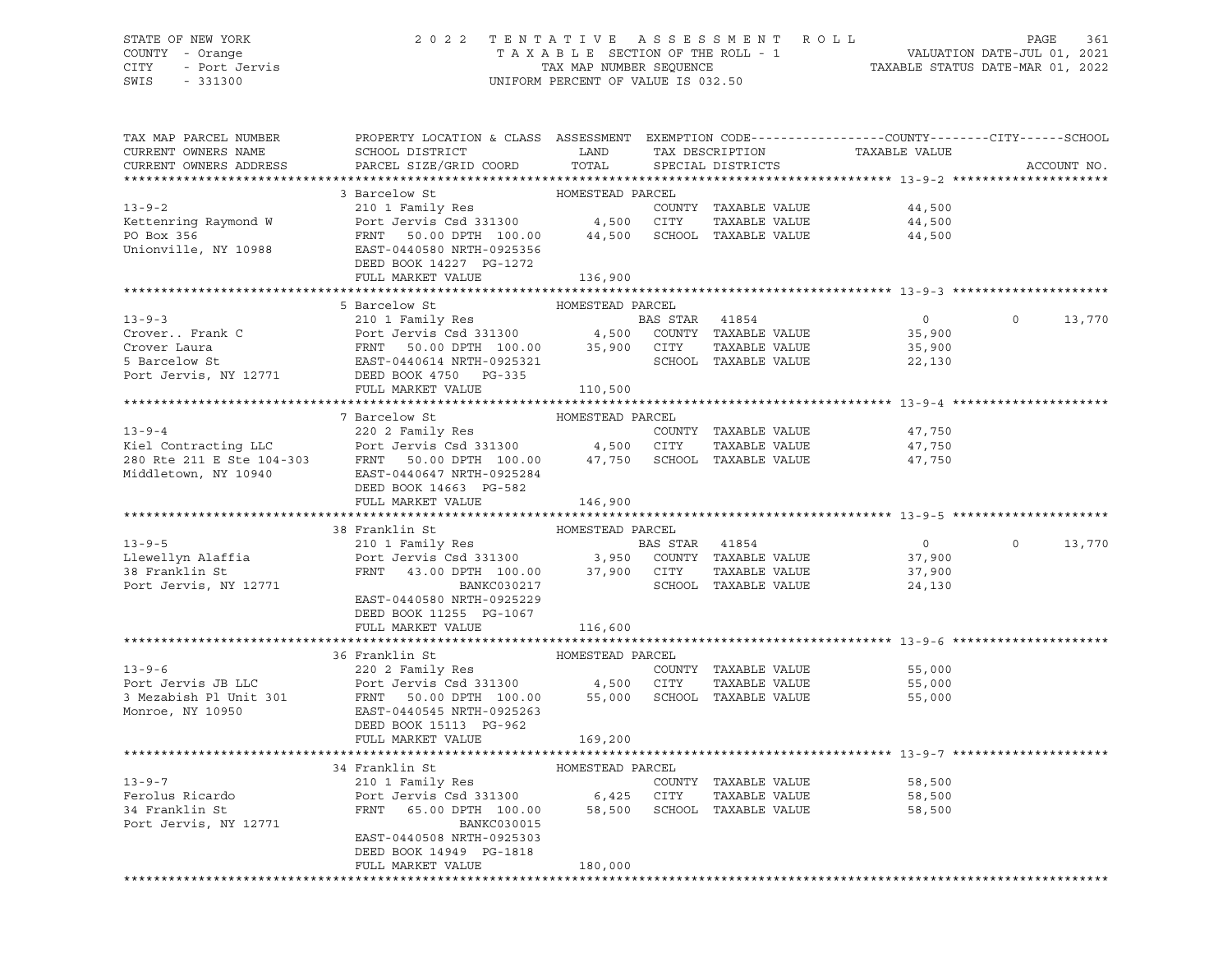STATE OF NEW YORK — COUNTY - Orange — CITY - Port Jervis — SWIS - 331300

2022 TENTATIVE ASSESSMENT ROLL
TAXABLE SECTION OF THE ROLL - 1
TAX MAP NUMBER SEQUENCE
UNIFORM PERCENT OF VALUE IS 032.50

VALUATION DATE-JUL 01, 2021
TAXABLE STATUS DATE-MAR 01, 2022

| TAX MAP PARCEL NUMBER / CURRENT OWNERS NAME / CURRENT OWNERS ADDRESS | PROPERTY LOCATION & CLASS / SCHOOL DISTRICT / PARCEL SIZE/GRID COORD | ASSESSMENT LAND / TOTAL | EXEMPTION CODE / TAX DESCRIPTION / SPECIAL DISTRICTS | COUNTY TAXABLE VALUE | CITY | SCHOOL |
|---|---|---|---|---|---|---|
| **13-9-2** | 3 Barcelow St — HOMESTEAD PARCEL | | | | | |
| 13-9-2 | 210 1 Family Res | | COUNTY TAXABLE VALUE | 44,500 | | |
| Kettenring Raymond W | Port Jervis Csd 331300 | 4,500 | CITY TAXABLE VALUE | 44,500 | | |
| PO Box 356 | FRNT 50.00 DPTH 100.00 | 44,500 | SCHOOL TAXABLE VALUE | 44,500 | | |
| Unionville, NY 10988 | EAST-0440580 NRTH-0925356 | | | | | |
| | DEED BOOK 14227 PG-1272 | | | | | |
| | FULL MARKET VALUE | 136,900 | | | | |
| **13-9-3** | 5 Barcelow St — HOMESTEAD PARCEL | | | | | |
| 13-9-3 | 210 1 Family Res | | BAS STAR 41854 | 0 | 0 | 13,770 |
| Crover.. Frank C | Port Jervis Csd 331300 | 4,500 | COUNTY TAXABLE VALUE | 35,900 | | |
| Crover Laura | FRNT 50.00 DPTH 100.00 | 35,900 | CITY TAXABLE VALUE | 35,900 | | |
| 5 Barcelow St | EAST-0440614 NRTH-0925321 | | SCHOOL TAXABLE VALUE | 22,130 | | |
| Port Jervis, NY 12771 | DEED BOOK 4750 PG-335 | | | | | |
| | FULL MARKET VALUE | 110,500 | | | | |
| **13-9-4** | 7 Barcelow St — HOMESTEAD PARCEL | | | | | |
| 13-9-4 | 220 2 Family Res | | COUNTY TAXABLE VALUE | 47,750 | | |
| Kiel Contracting LLC | Port Jervis Csd 331300 | 4,500 | CITY TAXABLE VALUE | 47,750 | | |
| 280 Rte 211 E Ste 104-303 | FRNT 50.00 DPTH 100.00 | 47,750 | SCHOOL TAXABLE VALUE | 47,750 | | |
| Middletown, NY 10940 | EAST-0440647 NRTH-0925284 | | | | | |
| | DEED BOOK 14663 PG-582 | | | | | |
| | FULL MARKET VALUE | 146,900 | | | | |
| **13-9-5** | 38 Franklin St — HOMESTEAD PARCEL | | | | | |
| 13-9-5 | 210 1 Family Res | | BAS STAR 41854 | 0 | 0 | 13,770 |
| Llewellyn Alaffia | Port Jervis Csd 331300 | 3,950 | COUNTY TAXABLE VALUE | 37,900 | | |
| 38 Franklin St | FRNT 43.00 DPTH 100.00 | 37,900 | CITY TAXABLE VALUE | 37,900 | | |
| Port Jervis, NY 12771 | BANKC030217 | | SCHOOL TAXABLE VALUE | 24,130 | | |
| | EAST-0440580 NRTH-0925229 | | | | | |
| | DEED BOOK 11255 PG-1067 | | | | | |
| | FULL MARKET VALUE | 116,600 | | | | |
| **13-9-6** | 36 Franklin St — HOMESTEAD PARCEL | | | | | |
| 13-9-6 | 220 2 Family Res | | COUNTY TAXABLE VALUE | 55,000 | | |
| Port Jervis JB LLC | Port Jervis Csd 331300 | 4,500 | CITY TAXABLE VALUE | 55,000 | | |
| 3 Mezabish Pl Unit 301 | FRNT 50.00 DPTH 100.00 | 55,000 | SCHOOL TAXABLE VALUE | 55,000 | | |
| Monroe, NY 10950 | EAST-0440545 NRTH-0925263 | | | | | |
| | DEED BOOK 15113 PG-962 | | | | | |
| | FULL MARKET VALUE | 169,200 | | | | |
| **13-9-7** | 34 Franklin St — HOMESTEAD PARCEL | | | | | |
| 13-9-7 | 210 1 Family Res | | COUNTY TAXABLE VALUE | 58,500 | | |
| Ferolus Ricardo | Port Jervis Csd 331300 | 6,425 | CITY TAXABLE VALUE | 58,500 | | |
| 34 Franklin St | FRNT 65.00 DPTH 100.00 | 58,500 | SCHOOL TAXABLE VALUE | 58,500 | | |
| Port Jervis, NY 12771 | BANKC030015 | | | | | |
| | EAST-0440508 NRTH-0925303 | | | | | |
| | DEED BOOK 14949 PG-1818 | | | | | |
| | FULL MARKET VALUE | 180,000 | | | | |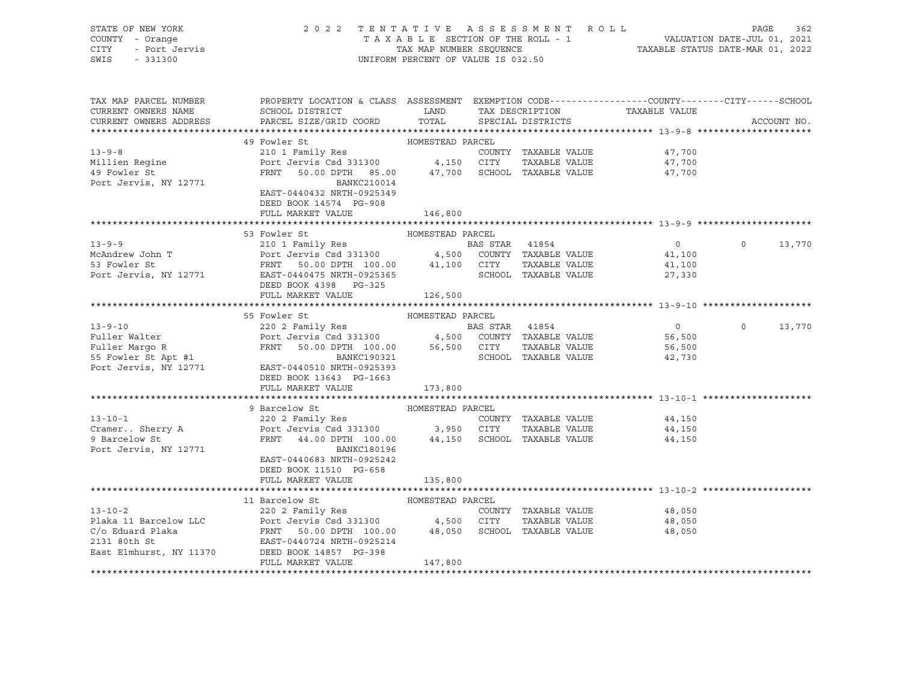STATE OF NEW YORK — 2022 TENTATIVE ASSESSMENT ROLL — TAXABLE SECTION OF THE ROLL - 1 — TAX MAP NUMBER SEQUENCE — UNIFORM PERCENT OF VALUE IS 032.50

COUNTY - Orange
CITY - Port Jervis
SWIS - 331300

VALUATION DATE-JUL 01, 2021
TAXABLE STATUS DATE-MAR 01, 2022

| TAX MAP PARCEL NUMBER / CURRENT OWNERS NAME / CURRENT OWNERS ADDRESS | PROPERTY LOCATION & CLASS / SCHOOL DISTRICT / PARCEL SIZE/GRID COORD | ASSESSMENT LAND / TOTAL | EXEMPTION CODE / TAX DESCRIPTION / SPECIAL DISTRICTS | COUNTY TAXABLE VALUE | CITY | SCHOOL | ACCOUNT NO. |
|---|---|---|---|---|---|---|---|
| **13-9-8** | 49 Fowler St — HOMESTEAD PARCEL | | | | | | |
| 13-9-8 | 210 1 Family Res | | COUNTY TAXABLE VALUE | 47,700 | | | |
| Millien Regine | Port Jervis Csd 331300 | 4,150 | CITY TAXABLE VALUE | 47,700 | | | |
| 49 Fowler St | FRNT 50.00 DPTH 85.00 | 47,700 | SCHOOL TAXABLE VALUE | 47,700 | | | |
| Port Jervis, NY 12771 | BANKC210014 | | | | | | |
| | EAST-0440432 NRTH-0925349 | | | | | | |
| | DEED BOOK 14574 PG-908 | | | | | | |
| | FULL MARKET VALUE | 146,800 | | | | | |
| **13-9-9** | 53 Fowler St — HOMESTEAD PARCEL | | | | | | |
| 13-9-9 | 210 1 Family Res | | BAS STAR 41854 | 0 | 0 | 13,770 | |
| McAndrew John T | Port Jervis Csd 331300 | 4,500 | COUNTY TAXABLE VALUE | 41,100 | | | |
| 53 Fowler St | FRNT 50.00 DPTH 100.00 | 41,100 | CITY TAXABLE VALUE | 41,100 | | | |
| Port Jervis, NY 12771 | EAST-0440475 NRTH-0925365 | | SCHOOL TAXABLE VALUE | 27,330 | | | |
| | DEED BOOK 4398 PG-325 | | | | | | |
| | FULL MARKET VALUE | 126,500 | | | | | |
| **13-9-10** | 55 Fowler St — HOMESTEAD PARCEL | | | | | | |
| 13-9-10 | 220 2 Family Res | | BAS STAR 41854 | 0 | 0 | 13,770 | |
| Fuller Walter | Port Jervis Csd 331300 | 4,500 | COUNTY TAXABLE VALUE | 56,500 | | | |
| Fuller Margo R | FRNT 50.00 DPTH 100.00 | 56,500 | CITY TAXABLE VALUE | 56,500 | | | |
| 55 Fowler St Apt #1 | BANKC190321 | | SCHOOL TAXABLE VALUE | 42,730 | | | |
| Port Jervis, NY 12771 | EAST-0440510 NRTH-0925393 | | | | | | |
| | DEED BOOK 13643 PG-1663 | | | | | | |
| | FULL MARKET VALUE | 173,800 | | | | | |
| **13-10-1** | 9 Barcelow St — HOMESTEAD PARCEL | | | | | | |
| 13-10-1 | 220 2 Family Res | | COUNTY TAXABLE VALUE | 44,150 | | | |
| Cramer.. Sherry A | Port Jervis Csd 331300 | 3,950 | CITY TAXABLE VALUE | 44,150 | | | |
| 9 Barcelow St | FRNT 44.00 DPTH 100.00 | 44,150 | SCHOOL TAXABLE VALUE | 44,150 | | | |
| Port Jervis, NY 12771 | BANKC180196 | | | | | | |
| | EAST-0440683 NRTH-0925242 | | | | | | |
| | DEED BOOK 11510 PG-658 | | | | | | |
| | FULL MARKET VALUE | 135,800 | | | | | |
| **13-10-2** | 11 Barcelow St — HOMESTEAD PARCEL | | | | | | |
| 13-10-2 | 220 2 Family Res | | COUNTY TAXABLE VALUE | 48,050 | | | |
| Plaka 11 Barcelow LLC | Port Jervis Csd 331300 | 4,500 | CITY TAXABLE VALUE | 48,050 | | | |
| C/o Eduard Plaka | FRNT 50.00 DPTH 100.00 | 48,050 | SCHOOL TAXABLE VALUE | 48,050 | | | |
| 2131 80th St | EAST-0440724 NRTH-0925214 | | | | | | |
| East Elmhurst, NY 11370 | DEED BOOK 14857 PG-398 | | | | | | |
| | FULL MARKET VALUE | 147,800 | | | | | |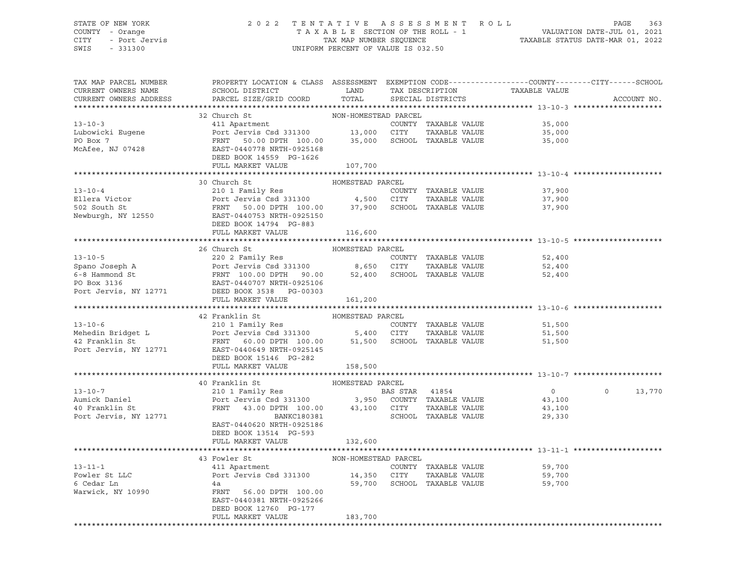STATE OF NEW YORK — 2022 TENTATIVE ASSESSMENT ROLL — PAGE 363
COUNTY - Orange — TAXABLE SECTION OF THE ROLL - 1 — VALUATION DATE-JUL 01, 2021
CITY - Port Jervis — TAX MAP NUMBER SEQUENCE — TAXABLE STATUS DATE-MAR 01, 2022
SWIS - 331300 — UNIFORM PERCENT OF VALUE IS 032.50

| TAX MAP PARCEL NUMBER / CURRENT OWNERS NAME / CURRENT OWNERS ADDRESS | PROPERTY LOCATION & CLASS / SCHOOL DISTRICT / PARCEL SIZE/GRID COORD | ASSESSMENT LAND / TOTAL | EXEMPTION CODE / TAX DESCRIPTION / SPECIAL DISTRICTS | COUNTY / TAXABLE VALUE | CITY | SCHOOL / ACCOUNT NO. |
|---|---|---|---|---|---|---|
| **13-10-3** | 32 Church St | NON-HOMESTEAD PARCEL | | | | |
| Lubowicki Eugene | 411 Apartment | | COUNTY TAXABLE VALUE | 35,000 | | |
| PO Box 7 | Port Jervis Csd 331300 | 13,000 | CITY TAXABLE VALUE | 35,000 | | |
| McAfee, NJ 07428 | FRNT 50.00 DPTH 100.00 | 35,000 | SCHOOL TAXABLE VALUE | 35,000 | | |
| | EAST-0440778 NRTH-0925168 | | | | | |
| | DEED BOOK 14559 PG-1626 | | | | | |
| | FULL MARKET VALUE | 107,700 | | | | |
| **13-10-4** | 30 Church St | HOMESTEAD PARCEL | | | | |
| Ellera Victor | 210 1 Family Res | | COUNTY TAXABLE VALUE | 37,900 | | |
| 502 South St | Port Jervis Csd 331300 | 4,500 | CITY TAXABLE VALUE | 37,900 | | |
| Newburgh, NY 12550 | FRNT 50.00 DPTH 100.00 | 37,900 | SCHOOL TAXABLE VALUE | 37,900 | | |
| | EAST-0440753 NRTH-0925150 | | | | | |
| | DEED BOOK 14794 PG-883 | | | | | |
| | FULL MARKET VALUE | 116,600 | | | | |
| **13-10-5** | 26 Church St | HOMESTEAD PARCEL | | | | |
| Spano Joseph A | 220 2 Family Res | | COUNTY TAXABLE VALUE | 52,400 | | |
| 6-8 Hammond St | Port Jervis Csd 331300 | 8,650 | CITY TAXABLE VALUE | 52,400 | | |
| PO Box 3136 | FRNT 100.00 DPTH 90.00 | 52,400 | SCHOOL TAXABLE VALUE | 52,400 | | |
| Port Jervis, NY 12771 | EAST-0440707 NRTH-0925106 | | | | | |
| | DEED BOOK 3538 PG-00303 | | | | | |
| | FULL MARKET VALUE | 161,200 | | | | |
| **13-10-6** | 42 Franklin St | HOMESTEAD PARCEL | | | | |
| Mehedin Bridget L | 210 1 Family Res | | COUNTY TAXABLE VALUE | 51,500 | | |
| 42 Franklin St | Port Jervis Csd 331300 | 5,400 | CITY TAXABLE VALUE | 51,500 | | |
| Port Jervis, NY 12771 | FRNT 60.00 DPTH 100.00 | 51,500 | SCHOOL TAXABLE VALUE | 51,500 | | |
| | EAST-0440649 NRTH-0925145 | | | | | |
| | DEED BOOK 15146 PG-282 | | | | | |
| | FULL MARKET VALUE | 158,500 | | | | |
| **13-10-7** | 40 Franklin St | HOMESTEAD PARCEL | | | | |
| Aumick Daniel | 210 1 Family Res | | BAS STAR 41854 | 0 | 0 | 13,770 |
| 40 Franklin St | Port Jervis Csd 331300 | 3,950 | COUNTY TAXABLE VALUE | 43,100 | | |
| Port Jervis, NY 12771 | FRNT 43.00 DPTH 100.00 | 43,100 | CITY TAXABLE VALUE | 43,100 | | |
| | BANKC180381 | | SCHOOL TAXABLE VALUE | 29,330 | | |
| | EAST-0440620 NRTH-0925186 | | | | | |
| | DEED BOOK 13514 PG-593 | | | | | |
| | FULL MARKET VALUE | 132,600 | | | | |
| **13-11-1** | 43 Fowler St | NON-HOMESTEAD PARCEL | | | | |
| Fowler St LLC | 411 Apartment | | COUNTY TAXABLE VALUE | 59,700 | | |
| 6 Cedar Ln | Port Jervis Csd 331300 | 14,350 | CITY TAXABLE VALUE | 59,700 | | |
| Warwick, NY 10990 | 4a | 59,700 | SCHOOL TAXABLE VALUE | 59,700 | | |
| | FRNT 56.00 DPTH 100.00 | | | | | |
| | EAST-0440381 NRTH-0925266 | | | | | |
| | DEED BOOK 12760 PG-177 | | | | | |
| | FULL MARKET VALUE | 183,700 | | | | |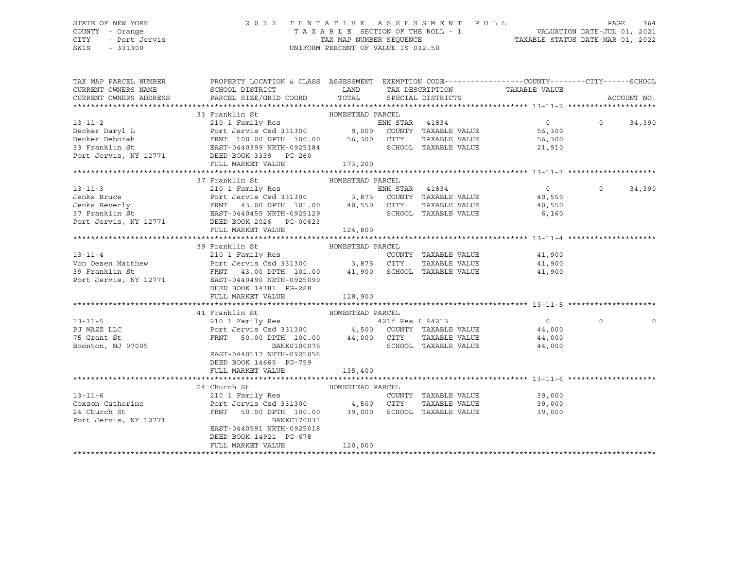STATE OF NEW YORK — 2022 TENTATIVE ASSESSMENT ROLL
COUNTY - Orange — TAXABLE SECTION OF THE ROLL - 1 — VALUATION DATE-JUL 01, 2021
CITY - Port Jervis — TAX MAP NUMBER SEQUENCE — TAXABLE STATUS DATE-MAR 01, 2022
SWIS - 331300 — UNIFORM PERCENT OF VALUE IS 032.50

| TAX MAP PARCEL NUMBER / CURRENT OWNERS NAME / CURRENT OWNERS ADDRESS | PROPERTY LOCATION & CLASS / SCHOOL DISTRICT / PARCEL SIZE/GRID COORD | ASSESSMENT LAND | ASSESSMENT TOTAL | EXEMPTION CODE / TAX DESCRIPTION / SPECIAL DISTRICTS | COUNTY TAXABLE VALUE | CITY | SCHOOL / ACCOUNT NO. |
|---|---|---|---|---|---|---|---|
| **13-11-2** | 33 Franklin St — HOMESTEAD PARCEL | | | | | | |
| 13-11-2 | 210 1 Family Res | | | ENH STAR 41834 | 0 | 0 | 34,390 |
| Decker Daryl L | Port Jervis Csd 331300 | 9,000 | | COUNTY TAXABLE VALUE | 56,300 | | |
| Decker Deborah | FRNT 100.00 DPTH 100.00 | | 56,300 | CITY TAXABLE VALUE | 56,300 | | |
| 33 Franklin St | EAST-0440399 NRTH-0925184 | | | SCHOOL TAXABLE VALUE | 21,910 | | |
| Port Jervis, NY 12771 | DEED BOOK 3339 PG-260 | | | | | | |
| | FULL MARKET VALUE | | 173,200 | | | | |
| **13-11-3** | 37 Franklin St — HOMESTEAD PARCEL | | | | | | |
| 13-11-3 | 210 1 Family Res | | | ENH STAR 41834 | 0 | 0 | 34,390 |
| Jenks Bruce | Port Jervis Csd 331300 | 3,875 | | COUNTY TAXABLE VALUE | 40,550 | | |
| Jenks Beverly | FRNT 43.00 DPTH 101.00 | | 40,550 | CITY TAXABLE VALUE | 40,550 | | |
| 37 Franklin St | EAST-0440455 NRTH-0925129 | | | SCHOOL TAXABLE VALUE | 6,160 | | |
| Port Jervis, NY 12771 | DEED BOOK 2026 PG-00623 | | | | | | |
| | FULL MARKET VALUE | | 124,800 | | | | |
| **13-11-4** | 39 Franklin St — HOMESTEAD PARCEL | | | | | | |
| 13-11-4 | 210 1 Family Res | | | COUNTY TAXABLE VALUE | 41,900 | | |
| Von Oesen Matthew | Port Jervis Csd 331300 | 3,875 | | CITY TAXABLE VALUE | 41,900 | | |
| 39 Franklin St | FRNT 43.00 DPTH 101.00 | | 41,900 | SCHOOL TAXABLE VALUE | 41,900 | | |
| Port Jervis, NY 12771 | EAST-0440490 NRTH-0925090 | | | | | | |
| | DEED BOOK 14381 PG-288 | | | | | | |
| | FULL MARKET VALUE | | 128,900 | | | | |
| **13-11-5** | 41 Franklin St — HOMESTEAD PARCEL | | | | | | |
| 13-11-5 | 210 1 Family Res | | | 421f Res I 44213 | 0 | 0 | 0 |
| PJ MAZZ LLC | Port Jervis Csd 331300 | 4,500 | | COUNTY TAXABLE VALUE | 44,000 | | |
| 75 Grant St | FRNT 50.00 DPTH 100.00 | | 44,000 | CITY TAXABLE VALUE | 44,000 | | |
| Boonton, NJ 07005 | BANK0100075 | | | SCHOOL TAXABLE VALUE | 44,000 | | |
| | EAST-0440517 NRTH-0925056 | | | | | | |
| | DEED BOOK 14665 PG-759 | | | | | | |
| | FULL MARKET VALUE | | 135,400 | | | | |
| **13-11-6** | 24 Church St — HOMESTEAD PARCEL | | | | | | |
| 13-11-6 | 210 1 Family Res | | | COUNTY TAXABLE VALUE | 39,000 | | |
| Coxson Catherine | Port Jervis Csd 331300 | 4,500 | | CITY TAXABLE VALUE | 39,000 | | |
| 24 Church St | FRNT 50.00 DPTH 100.00 | | 39,000 | SCHOOL TAXABLE VALUE | 39,000 | | |
| Port Jervis, NY 12771 | BANKC170031 | | | | | | |
| | EAST-0440591 NRTH-0925018 | | | | | | |
| | DEED BOOK 14921 PG-678 | | | | | | |
| | FULL MARKET VALUE | | 120,000 | | | | |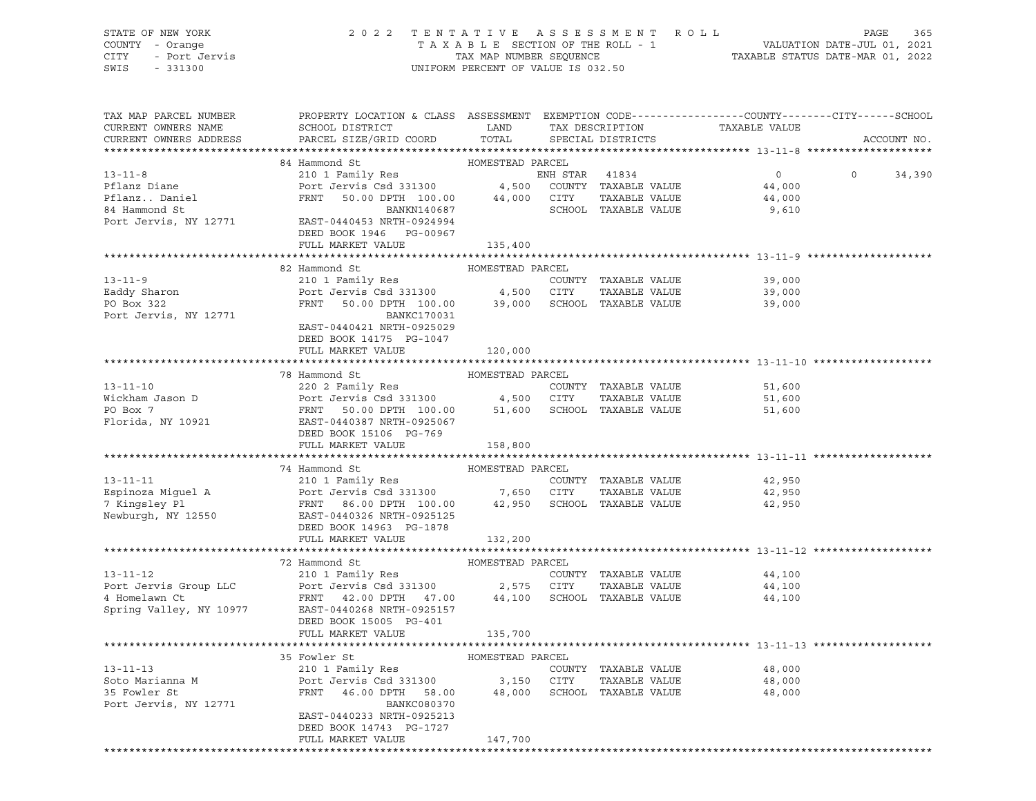STATE OF NEW YORK — 2022 TENTATIVE ASSESSMENT ROLL
COUNTY - Orange — TAXABLE SECTION OF THE ROLL - 1 — VALUATION DATE-JUL 01, 2021
CITY - Port Jervis — TAX MAP NUMBER SEQUENCE — TAXABLE STATUS DATE-MAR 01, 2022
SWIS - 331300 — UNIFORM PERCENT OF VALUE IS 032.50

| TAX MAP PARCEL NUMBER / CURRENT OWNERS NAME / CURRENT OWNERS ADDRESS | PROPERTY LOCATION & CLASS / SCHOOL DISTRICT / PARCEL SIZE/GRID COORD | ASSESSMENT LAND / TOTAL | EXEMPTION CODE / TAX DESCRIPTION / SPECIAL DISTRICTS | COUNTY / CITY TAXABLE VALUE | SCHOOL / ACCOUNT NO. |
|---|---|---|---|---|---|
| **13-11-8** | 84 Hammond St — HOMESTEAD PARCEL | | | | |
| 13-11-8 | 210 1 Family Res | | ENH STAR 41834 | 0 | 0 34,390 |
| Pflanz Diane | Port Jervis Csd 331300 | 4,500 | COUNTY TAXABLE VALUE | 44,000 | |
| Pflanz.. Daniel | FRNT 50.00 DPTH 100.00 | 44,000 | CITY TAXABLE VALUE | 44,000 | |
| 84 Hammond St | BANKN140687 | | SCHOOL TAXABLE VALUE | 9,610 | |
| Port Jervis, NY 12771 | EAST-0440453 NRTH-0924994 | | | | |
| | DEED BOOK 1946 PG-00967 | | | | |
| | FULL MARKET VALUE | 135,400 | | | |
| **13-11-9** | 82 Hammond St — HOMESTEAD PARCEL | | | | |
| 13-11-9 | 210 1 Family Res | | COUNTY TAXABLE VALUE | 39,000 | |
| Eaddy Sharon | Port Jervis Csd 331300 | 4,500 | CITY TAXABLE VALUE | 39,000 | |
| PO Box 322 | FRNT 50.00 DPTH 100.00 | 39,000 | SCHOOL TAXABLE VALUE | 39,000 | |
| Port Jervis, NY 12771 | BANKC170031 | | | | |
| | EAST-0440421 NRTH-0925029 | | | | |
| | DEED BOOK 14175 PG-1047 | | | | |
| | FULL MARKET VALUE | 120,000 | | | |
| **13-11-10** | 78 Hammond St — HOMESTEAD PARCEL | | | | |
| 13-11-10 | 220 2 Family Res | | COUNTY TAXABLE VALUE | 51,600 | |
| Wickham Jason D | Port Jervis Csd 331300 | 4,500 | CITY TAXABLE VALUE | 51,600 | |
| PO Box 7 | FRNT 50.00 DPTH 100.00 | 51,600 | SCHOOL TAXABLE VALUE | 51,600 | |
| Florida, NY 10921 | EAST-0440387 NRTH-0925067 | | | | |
| | DEED BOOK 15106 PG-769 | | | | |
| | FULL MARKET VALUE | 158,800 | | | |
| **13-11-11** | 74 Hammond St — HOMESTEAD PARCEL | | | | |
| 13-11-11 | 210 1 Family Res | | COUNTY TAXABLE VALUE | 42,950 | |
| Espinoza Miguel A | Port Jervis Csd 331300 | 7,650 | CITY TAXABLE VALUE | 42,950 | |
| 7 Kingsley Pl | FRNT 86.00 DPTH 100.00 | 42,950 | SCHOOL TAXABLE VALUE | 42,950 | |
| Newburgh, NY 12550 | EAST-0440326 NRTH-0925125 | | | | |
| | DEED BOOK 14963 PG-1878 | | | | |
| | FULL MARKET VALUE | 132,200 | | | |
| **13-11-12** | 72 Hammond St — HOMESTEAD PARCEL | | | | |
| 13-11-12 | 210 1 Family Res | | COUNTY TAXABLE VALUE | 44,100 | |
| Port Jervis Group LLC | Port Jervis Csd 331300 | 2,575 | CITY TAXABLE VALUE | 44,100 | |
| 4 Homelawn Ct | FRNT 42.00 DPTH 47.00 | 44,100 | SCHOOL TAXABLE VALUE | 44,100 | |
| Spring Valley, NY 10977 | EAST-0440268 NRTH-0925157 | | | | |
| | DEED BOOK 15005 PG-401 | | | | |
| | FULL MARKET VALUE | 135,700 | | | |
| **13-11-13** | 35 Fowler St — HOMESTEAD PARCEL | | | | |
| 13-11-13 | 210 1 Family Res | | COUNTY TAXABLE VALUE | 48,000 | |
| Soto Marianna M | Port Jervis Csd 331300 | 3,150 | CITY TAXABLE VALUE | 48,000 | |
| 35 Fowler St | FRNT 46.00 DPTH 58.00 | 48,000 | SCHOOL TAXABLE VALUE | 48,000 | |
| Port Jervis, NY 12771 | BANKC080370 | | | | |
| | EAST-0440233 NRTH-0925213 | | | | |
| | DEED BOOK 14743 PG-1727 | | | | |
| | FULL MARKET VALUE | 147,700 | | | |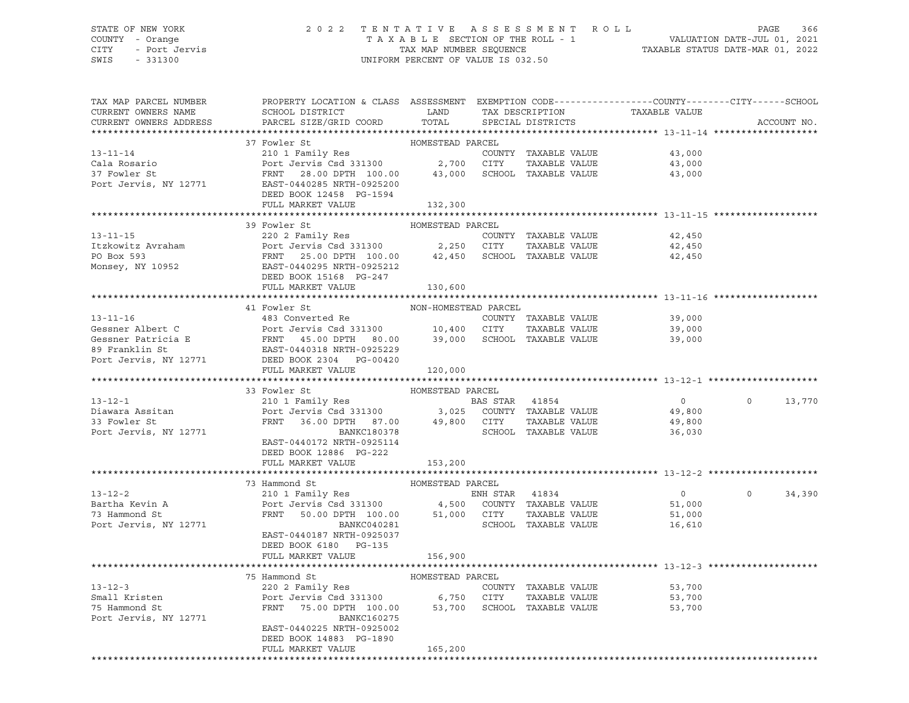STATE OF NEW YORK | 2022 TENTATIVE ASSESSMENT ROLL | VALUATION DATE-JUL 01, 2021
COUNTY - Orange | TAXABLE SECTION OF THE ROLL - 1 | TAXABLE STATUS DATE-MAR 01, 2022
CITY - Port Jervis | TAX MAP NUMBER SEQUENCE
SWIS - 331300 | UNIFORM PERCENT OF VALUE IS 032.50

| TAX MAP PARCEL NUMBER / CURRENT OWNERS NAME / CURRENT OWNERS ADDRESS | PROPERTY LOCATION & CLASS / SCHOOL DISTRICT / PARCEL SIZE/GRID COORD | ASSESSMENT LAND / TOTAL | EXEMPTION CODE / TAX DESCRIPTION / SPECIAL DISTRICTS | COUNTY / CITY TAXABLE VALUE | SCHOOL | ACCOUNT NO. |
|---|---|---|---|---|---|---|
| **13-11-14** | 37 Fowler St | HOMESTEAD PARCEL | | | | |
| 13-11-14 | 210 1 Family Res | | COUNTY TAXABLE VALUE | 43,000 | | |
| Cala Rosario | Port Jervis Csd 331300 | 2,700 | CITY TAXABLE VALUE | 43,000 | | |
| 37 Fowler St | FRNT 28.00 DPTH 100.00 | 43,000 | SCHOOL TAXABLE VALUE | 43,000 | | |
| Port Jervis, NY 12771 | EAST-0440285 NRTH-0925200 | | | | | |
| | DEED BOOK 12458 PG-1594 | | | | | |
| | FULL MARKET VALUE | 132,300 | | | | |
| **13-11-15** | 39 Fowler St | HOMESTEAD PARCEL | | | | |
| 13-11-15 | 220 2 Family Res | | COUNTY TAXABLE VALUE | 42,450 | | |
| Itzkowitz Avraham | Port Jervis Csd 331300 | 2,250 | CITY TAXABLE VALUE | 42,450 | | |
| PO Box 593 | FRNT 25.00 DPTH 100.00 | 42,450 | SCHOOL TAXABLE VALUE | 42,450 | | |
| Monsey, NY 10952 | EAST-0440295 NRTH-0925212 | | | | | |
| | DEED BOOK 15168 PG-247 | | | | | |
| | FULL MARKET VALUE | 130,600 | | | | |
| **13-11-16** | 41 Fowler St | NON-HOMESTEAD PARCEL | | | | |
| 13-11-16 | 483 Converted Re | | COUNTY TAXABLE VALUE | 39,000 | | |
| Gessner Albert C | Port Jervis Csd 331300 | 10,400 | CITY TAXABLE VALUE | 39,000 | | |
| Gessner Patricia E | FRNT 45.00 DPTH 80.00 | 39,000 | SCHOOL TAXABLE VALUE | 39,000 | | |
| 89 Franklin St | EAST-0440318 NRTH-0925229 | | | | | |
| Port Jervis, NY 12771 | DEED BOOK 2304 PG-00420 | | | | | |
| | FULL MARKET VALUE | 120,000 | | | | |
| **13-12-1** | 33 Fowler St | HOMESTEAD PARCEL | | | | |
| 13-12-1 | 210 1 Family Res | | BAS STAR 41854 | 0 | 0 | 13,770 |
| Diawara Assitan | Port Jervis Csd 331300 | 3,025 | COUNTY TAXABLE VALUE | 49,800 | | |
| 33 Fowler St | FRNT 36.00 DPTH 87.00 | 49,800 | CITY TAXABLE VALUE | 49,800 | | |
| Port Jervis, NY 12771 | BANKC180378 | | SCHOOL TAXABLE VALUE | 36,030 | | |
| | EAST-0440172 NRTH-0925114 | | | | | |
| | DEED BOOK 12886 PG-222 | | | | | |
| | FULL MARKET VALUE | 153,200 | | | | |
| **13-12-2** | 73 Hammond St | HOMESTEAD PARCEL | | | | |
| 13-12-2 | 210 1 Family Res | | ENH STAR 41834 | 0 | 0 | 34,390 |
| Bartha Kevin A | Port Jervis Csd 331300 | 4,500 | COUNTY TAXABLE VALUE | 51,000 | | |
| 73 Hammond St | FRNT 50.00 DPTH 100.00 | 51,000 | CITY TAXABLE VALUE | 51,000 | | |
| Port Jervis, NY 12771 | BANKC040281 | | SCHOOL TAXABLE VALUE | 16,610 | | |
| | EAST-0440187 NRTH-0925037 | | | | | |
| | DEED BOOK 6180 PG-135 | | | | | |
| | FULL MARKET VALUE | 156,900 | | | | |
| **13-12-3** | 75 Hammond St | HOMESTEAD PARCEL | | | | |
| 13-12-3 | 220 2 Family Res | | COUNTY TAXABLE VALUE | 53,700 | | |
| Small Kristen | Port Jervis Csd 331300 | 6,750 | CITY TAXABLE VALUE | 53,700 | | |
| 75 Hammond St | FRNT 75.00 DPTH 100.00 | 53,700 | SCHOOL TAXABLE VALUE | 53,700 | | |
| Port Jervis, NY 12771 | BANKC160275 | | | | | |
| | EAST-0440225 NRTH-0925002 | | | | | |
| | DEED BOOK 14883 PG-1890 | | | | | |
| | FULL MARKET VALUE | 165,200 | | | | |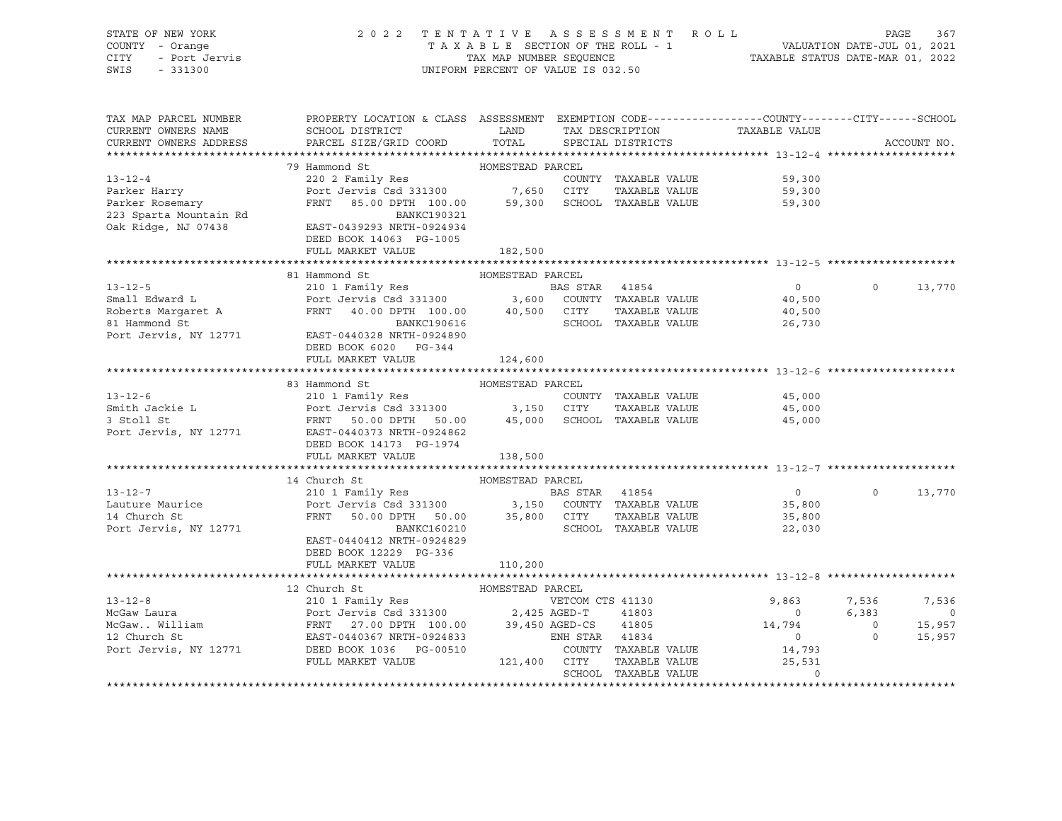STATE OF NEW YORK
COUNTY - Orange
CITY - Port Jervis
SWIS - 331300

2022 TENTATIVE ASSESSMENT ROLL
TAXABLE SECTION OF THE ROLL - 1
TAX MAP NUMBER SEQUENCE
UNIFORM PERCENT OF VALUE IS 032.50

VALUATION DATE-JUL 01, 2021
TAXABLE STATUS DATE-MAR 01, 2022

```
TAX MAP PARCEL NUMBER      PROPERTY LOCATION & CLASS  ASSESSMENT  EXEMPTION CODE------------------COUNTY--------CITY------SCHOOL
CURRENT OWNERS NAME        SCHOOL DISTRICT               LAND      TAX DESCRIPTION            TAXABLE VALUE
CURRENT OWNERS ADDRESS     PARCEL SIZE/GRID COORD        TOTAL     SPECIAL DISTRICTS                                        ACCOUNT NO.
******************************************************************************************************* 13-12-4 ********************
                           79 Hammond St                HOMESTEAD PARCEL
13-12-4                    220 2 Family Res                        COUNTY  TAXABLE VALUE             59,300
Parker Harry               Port Jervis Csd 331300         7,650    CITY    TAXABLE VALUE             59,300
Parker Rosemary            FRNT   85.00 DPTH 100.00      59,300    SCHOOL  TAXABLE VALUE             59,300
223 Sparta Mountain Rd                  BANKC190321
Oak Ridge, NJ 07438        EAST-0439293 NRTH-0924934
                           DEED BOOK 14063  PG-1005
                           FULL MARKET VALUE            182,500
******************************************************************************************************* 13-12-5 ********************
                           81 Hammond St                HOMESTEAD PARCEL
13-12-5                    210 1 Family Res                         BAS STAR   41854                  0            0      13,770
Small Edward L             Port Jervis Csd 331300         3,600    COUNTY  TAXABLE VALUE             40,500
Roberts Margaret A         FRNT   40.00 DPTH 100.00      40,500    CITY    TAXABLE VALUE             40,500
81 Hammond St                           BANKC190616                SCHOOL  TAXABLE VALUE             26,730
Port Jervis, NY 12771      EAST-0440328 NRTH-0924890
                           DEED BOOK 6020   PG-344
                           FULL MARKET VALUE            124,600
******************************************************************************************************* 13-12-6 ********************
                           83 Hammond St                HOMESTEAD PARCEL
13-12-6                    210 1 Family Res                        COUNTY  TAXABLE VALUE             45,000
Smith Jackie L             Port Jervis Csd 331300         3,150    CITY    TAXABLE VALUE             45,000
3 Stoll St                 FRNT   50.00 DPTH  50.00      45,000    SCHOOL  TAXABLE VALUE             45,000
Port Jervis, NY 12771      EAST-0440373 NRTH-0924862
                           DEED BOOK 14173  PG-1974
                           FULL MARKET VALUE            138,500
******************************************************************************************************* 13-12-7 ********************
                           14 Church St                 HOMESTEAD PARCEL
13-12-7                    210 1 Family Res                         BAS STAR   41854                  0            0      13,770
Lauture Maurice            Port Jervis Csd 331300         3,150    COUNTY  TAXABLE VALUE             35,800
14 Church St               FRNT   50.00 DPTH  50.00      35,800    CITY    TAXABLE VALUE             35,800
Port Jervis, NY 12771                   BANKC160210                SCHOOL  TAXABLE VALUE             22,030
                           EAST-0440412 NRTH-0924829
                           DEED BOOK 12229  PG-336
                           FULL MARKET VALUE            110,200
******************************************************************************************************* 13-12-8 ********************
                           12 Church St                 HOMESTEAD PARCEL
13-12-8                    210 1 Family Res                         VETCOM CTS 41130              9,863        7,536       7,536
McGaw Laura                Port Jervis Csd 331300         2,425 AGED-T     41803                  0        6,383           0
McGaw.. William            FRNT   27.00 DPTH 100.00      39,450 AGED-CS    41805             14,794            0      15,957
12 Church St               EAST-0440367 NRTH-0924833              ENH STAR   41834                  0            0      15,957
Port Jervis, NY 12771      DEED BOOK 1036   PG-00510               COUNTY  TAXABLE VALUE             14,793
                           FULL MARKET VALUE            121,400    CITY    TAXABLE VALUE             25,531
                                                                   SCHOOL  TAXABLE VALUE                  0
************************************************************************************************************************************
```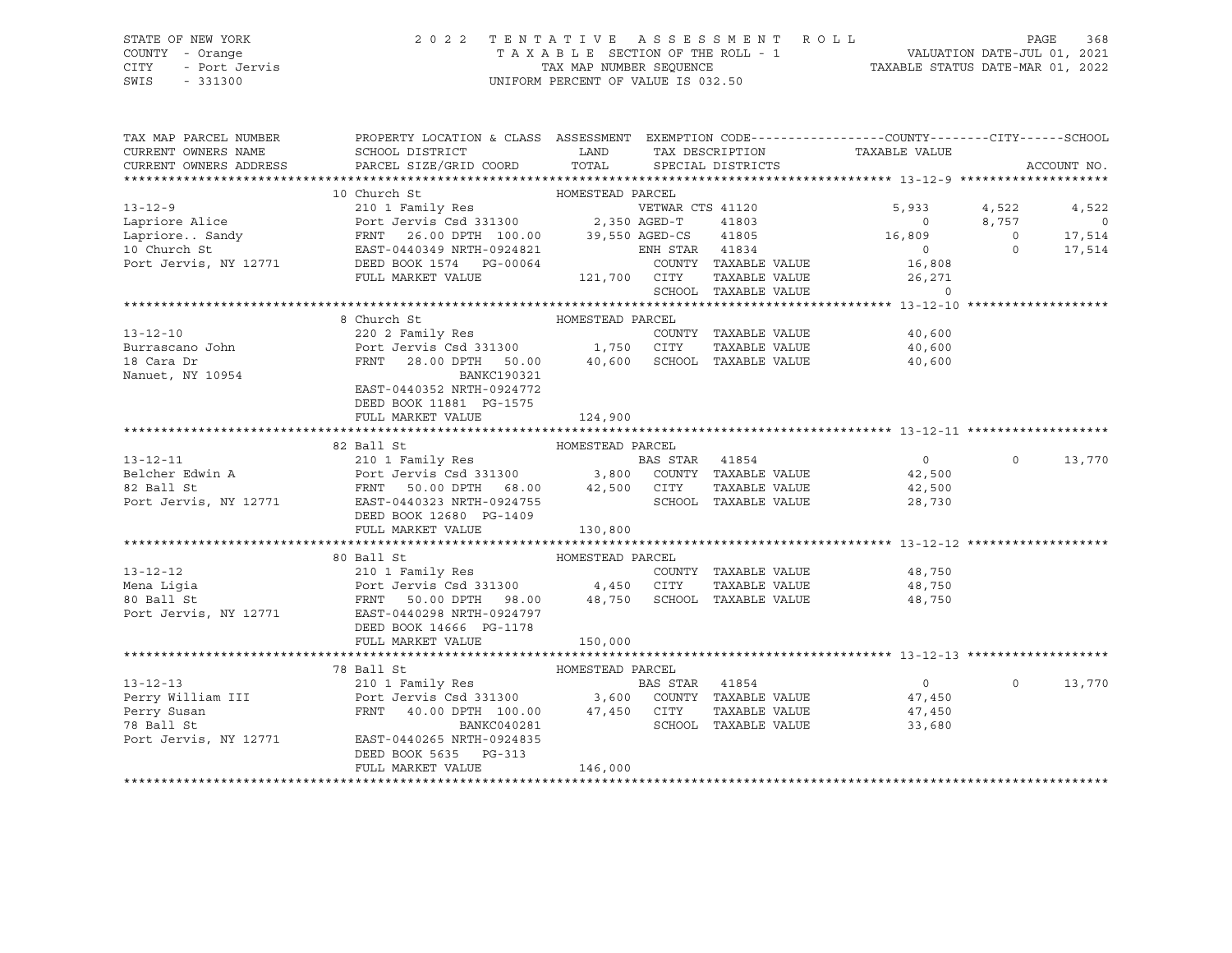STATE OF NEW YORK
COUNTY - Orange
CITY - Port Jervis
SWIS - 331300

2022 TENTATIVE ASSESSMENT ROLL
TAXABLE SECTION OF THE ROLL - 1
TAX MAP NUMBER SEQUENCE
UNIFORM PERCENT OF VALUE IS 032.50

VALUATION DATE-JUL 01, 2021
TAXABLE STATUS DATE-MAR 01, 2022

| TAX MAP PARCEL NUMBER / CURRENT OWNERS NAME / CURRENT OWNERS ADDRESS | PROPERTY LOCATION & CLASS / SCHOOL DISTRICT / PARCEL SIZE/GRID COORD | ASSESSMENT LAND | TOTAL | EXEMPTION CODE / TAX DESCRIPTION / SPECIAL DISTRICTS | COUNTY TAXABLE VALUE | CITY | SCHOOL |
|---|---|---|---|---|---|---|---|
| **13-12-9** | 10 Church St — HOMESTEAD PARCEL | | | | | | |
| 13-12-9 | 210 1 Family Res | | | VETWAR CTS 41120 | 5,933 | 4,522 | 4,522 |
| Lapriore Alice | Port Jervis Csd 331300 | 2,350 | | AGED-T 41803 | 0 | 8,757 | 0 |
| Lapriore.. Sandy | FRNT 26.00 DPTH 100.00 | | 39,550 | AGED-CS 41805 | 16,809 | 0 | 17,514 |
| 10 Church St | EAST-0440349 NRTH-0924821 | | | ENH STAR 41834 | 0 | 0 | 17,514 |
| Port Jervis, NY 12771 | DEED BOOK 1574 PG-00064 | | | COUNTY TAXABLE VALUE | 16,808 | | |
| | FULL MARKET VALUE | | 121,700 | CITY TAXABLE VALUE | 26,271 | | |
| | | | | SCHOOL TAXABLE VALUE | 0 | | |
| **13-12-10** | 8 Church St — HOMESTEAD PARCEL | | | | | | |
| 13-12-10 | 220 2 Family Res | | | COUNTY TAXABLE VALUE | 40,600 | | |
| Burrascano John | Port Jervis Csd 331300 | 1,750 | | CITY TAXABLE VALUE | 40,600 | | |
| 18 Cara Dr | FRNT 28.00 DPTH 50.00 | | 40,600 | SCHOOL TAXABLE VALUE | 40,600 | | |
| Nanuet, NY 10954 | BANKC190321 | | | | | | |
| | EAST-0440352 NRTH-0924772 | | | | | | |
| | DEED BOOK 11881 PG-1575 | | | | | | |
| | FULL MARKET VALUE | | 124,900 | | | | |
| **13-12-11** | 82 Ball St — HOMESTEAD PARCEL | | | | | | |
| 13-12-11 | 210 1 Family Res | | | BAS STAR 41854 | 0 | 0 | 13,770 |
| Belcher Edwin A | Port Jervis Csd 331300 | 3,800 | | COUNTY TAXABLE VALUE | 42,500 | | |
| 82 Ball St | FRNT 50.00 DPTH 68.00 | | 42,500 | CITY TAXABLE VALUE | 42,500 | | |
| Port Jervis, NY 12771 | EAST-0440323 NRTH-0924755 | | | SCHOOL TAXABLE VALUE | 28,730 | | |
| | DEED BOOK 12680 PG-1409 | | | | | | |
| | FULL MARKET VALUE | | 130,800 | | | | |
| **13-12-12** | 80 Ball St — HOMESTEAD PARCEL | | | | | | |
| 13-12-12 | 210 1 Family Res | | | COUNTY TAXABLE VALUE | 48,750 | | |
| Mena Ligia | Port Jervis Csd 331300 | 4,450 | | CITY TAXABLE VALUE | 48,750 | | |
| 80 Ball St | FRNT 50.00 DPTH 98.00 | | 48,750 | SCHOOL TAXABLE VALUE | 48,750 | | |
| Port Jervis, NY 12771 | EAST-0440298 NRTH-0924797 | | | | | | |
| | DEED BOOK 14666 PG-1178 | | | | | | |
| | FULL MARKET VALUE | | 150,000 | | | | |
| **13-12-13** | 78 Ball St — HOMESTEAD PARCEL | | | | | | |
| 13-12-13 | 210 1 Family Res | | | BAS STAR 41854 | 0 | 0 | 13,770 |
| Perry William III | Port Jervis Csd 331300 | 3,600 | | COUNTY TAXABLE VALUE | 47,450 | | |
| Perry Susan | FRNT 40.00 DPTH 100.00 | | 47,450 | CITY TAXABLE VALUE | 47,450 | | |
| 78 Ball St | BANKC040281 | | | SCHOOL TAXABLE VALUE | 33,680 | | |
| Port Jervis, NY 12771 | EAST-0440265 NRTH-0924835 | | | | | | |
| | DEED BOOK 5635 PG-313 | | | | | | |
| | FULL MARKET VALUE | | 146,000 | | | | |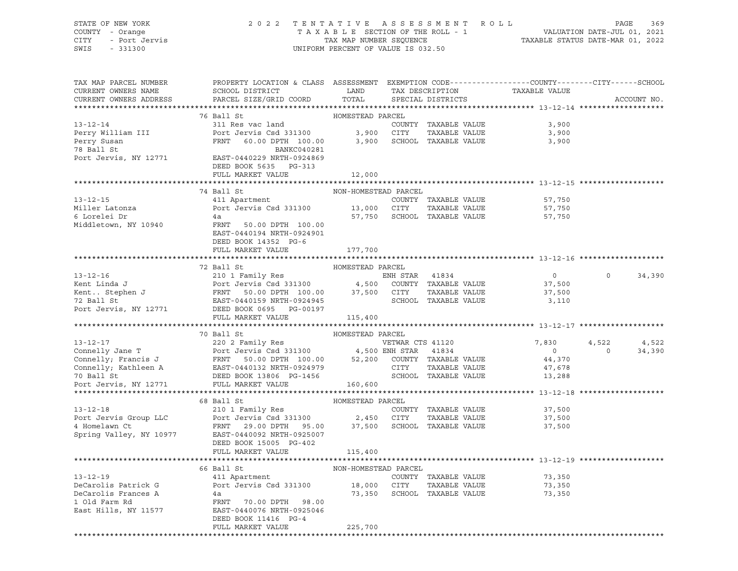STATE OF NEW YORK
COUNTY - Orange
CITY - Port Jervis
SWIS - 331300

2022 TENTATIVE ASSESSMENT ROLL
TAXABLE SECTION OF THE ROLL - 1
TAX MAP NUMBER SEQUENCE
UNIFORM PERCENT OF VALUE IS 032.50

VALUATION DATE-JUL 01, 2021
TAXABLE STATUS DATE-MAR 01, 2022

```
TAX MAP PARCEL NUMBER     PROPERTY LOCATION & CLASS  ASSESSMENT  EXEMPTION CODE------------------COUNTY--------CITY------SCHOOL
CURRENT OWNERS NAME       SCHOOL DISTRICT              LAND      TAX DESCRIPTION              TAXABLE VALUE
CURRENT OWNERS ADDRESS    PARCEL SIZE/GRID COORD       TOTAL     SPECIAL DISTRICTS                                   ACCOUNT NO.
******************************************************************************************************* 13-12-14 *******************
                          76 Ball St                   HOMESTEAD PARCEL
13-12-14                  311 Res vac land                       COUNTY  TAXABLE VALUE           3,900
Perry William III         Port Jervis Csd 331300        3,900    CITY    TAXABLE VALUE           3,900
Perry Susan               FRNT   60.00 DPTH 100.00      3,900    SCHOOL  TAXABLE VALUE           3,900
78 Ball St                                BANKC040281
Port Jervis, NY 12771     EAST-0440229 NRTH-0924869
                          DEED BOOK 5635   PG-313
                          FULL MARKET VALUE            12,000
******************************************************************************************************* 13-12-15 *******************
                          74 Ball St                   NON-HOMESTEAD PARCEL
13-12-15                  411 Apartment                          COUNTY  TAXABLE VALUE          57,750
Miller Latonza            Port Jervis Csd 331300       13,000    CITY    TAXABLE VALUE          57,750
6 Lorelei Dr              4a                           57,750    SCHOOL  TAXABLE VALUE          57,750
Middletown, NY 10940      FRNT   50.00 DPTH 100.00
                          EAST-0440194 NRTH-0924901
                          DEED BOOK 14352  PG-6
                          FULL MARKET VALUE           177,700
******************************************************************************************************* 13-12-16 *******************
                          72 Ball St                   HOMESTEAD PARCEL
13-12-16                  210 1 Family Res                       ENH STAR   41834                  0           0      34,390
Kent Linda J              Port Jervis Csd 331300        4,500    COUNTY  TAXABLE VALUE          37,500
Kent.. Stephen J          FRNT   50.00 DPTH 100.00     37,500    CITY    TAXABLE VALUE          37,500
72 Ball St                EAST-0440159 NRTH-0924945              SCHOOL  TAXABLE VALUE           3,110
Port Jervis, NY 12771     DEED BOOK 0695   PG-00197
                          FULL MARKET VALUE           115,400
******************************************************************************************************* 13-12-17 *******************
                          70 Ball St                   HOMESTEAD PARCEL
13-12-17                  220 2 Family Res                       VETWAR CTS 41120              7,830       4,522       4,522
Connelly Jane T           Port Jervis Csd 331300        4,500 ENH STAR   41834                     0           0      34,390
Connelly; Francis J       FRNT   50.00 DPTH 100.00     52,200    COUNTY  TAXABLE VALUE          44,370
Connelly; Kathleen A      EAST-0440132 NRTH-0924979              CITY    TAXABLE VALUE          47,678
70 Ball St                DEED BOOK 13806  PG-1456               SCHOOL  TAXABLE VALUE          13,288
Port Jervis, NY 12771     FULL MARKET VALUE           160,600
******************************************************************************************************* 13-12-18 *******************
                          68 Ball St                   HOMESTEAD PARCEL
13-12-18                  210 1 Family Res                       COUNTY  TAXABLE VALUE          37,500
Port Jervis Group LLC     Port Jervis Csd 331300        2,450    CITY    TAXABLE VALUE          37,500
4 Homelawn Ct             FRNT   29.00 DPTH  95.00     37,500    SCHOOL  TAXABLE VALUE          37,500
Spring Valley, NY 10977   EAST-0440092 NRTH-0925007
                          DEED BOOK 15005  PG-402
                          FULL MARKET VALUE           115,400
******************************************************************************************************* 13-12-19 *******************
                          66 Ball St                   NON-HOMESTEAD PARCEL
13-12-19                  411 Apartment                          COUNTY  TAXABLE VALUE          73,350
DeCarolis Patrick G       Port Jervis Csd 331300       18,000    CITY    TAXABLE VALUE          73,350
DeCarolis Frances A       4a                           73,350    SCHOOL  TAXABLE VALUE          73,350
1 Old Farm Rd             FRNT   70.00 DPTH  98.00
East Hills, NY 11577      EAST-0440076 NRTH-0925046
                          DEED BOOK 11416  PG-4
                          FULL MARKET VALUE           225,700
************************************************************************************************************************************
```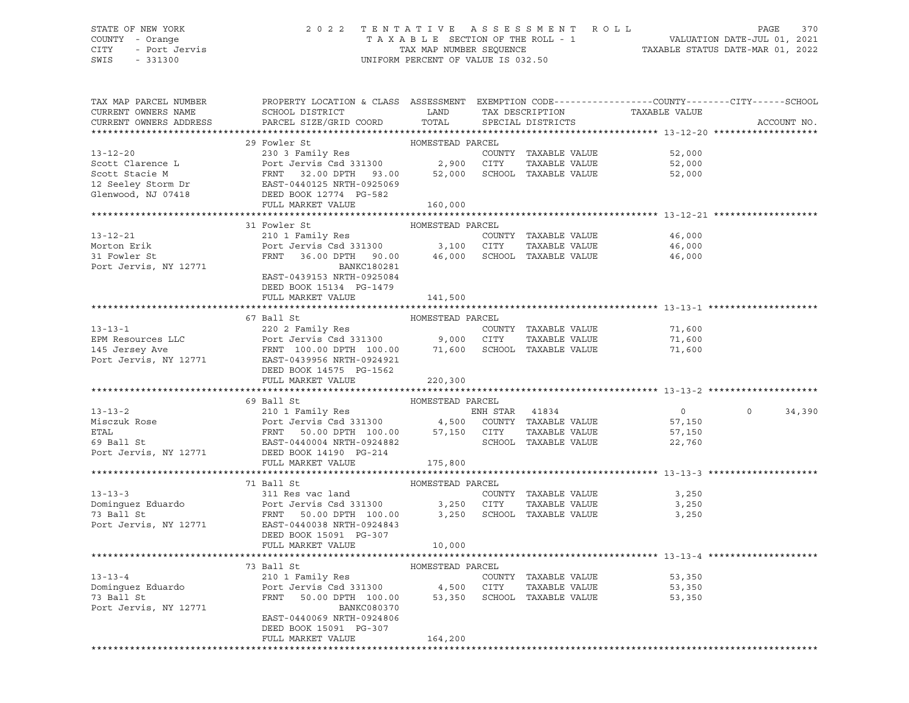STATE OF NEW YORK — COUNTY - Orange — CITY - Port Jervis — SWIS - 331300

2022 TENTATIVE ASSESSMENT ROLL — TAXABLE SECTION OF THE ROLL - 1 — TAX MAP NUMBER SEQUENCE — UNIFORM PERCENT OF VALUE IS 032.50

VALUATION DATE-JUL 01, 2021 — TAXABLE STATUS DATE-MAR 01, 2022

| TAX MAP PARCEL NUMBER / CURRENT OWNERS NAME / CURRENT OWNERS ADDRESS | PROPERTY LOCATION & CLASS / SCHOOL DISTRICT / PARCEL SIZE/GRID COORD | ASSESSMENT LAND | ASSESSMENT TOTAL | EXEMPTION CODE / TAX DESCRIPTION / SPECIAL DISTRICTS | COUNTY TAXABLE VALUE | CITY | SCHOOL |
|---|---|---|---|---|---|---|---|
| **13-12-20** | 29 Fowler St — HOMESTEAD PARCEL | | | | | | |
| Scott Clarence L | 230 3 Family Res | | | COUNTY TAXABLE VALUE | 52,000 | | |
| Scott Stacie M | Port Jervis Csd 331300 | 2,900 | | CITY TAXABLE VALUE | 52,000 | | |
| 12 Seeley Storm Dr | FRNT 32.00 DPTH 93.00 | | 52,000 | SCHOOL TAXABLE VALUE | 52,000 | | |
| Glenwood, NJ 07418 | EAST-0440125 NRTH-0925069 | | | | | | |
| | DEED BOOK 12774 PG-582 | | | | | | |
| | FULL MARKET VALUE | | 160,000 | | | | |
| **13-12-21** | 31 Fowler St — HOMESTEAD PARCEL | | | | | | |
| Morton Erik | 210 1 Family Res | | | COUNTY TAXABLE VALUE | 46,000 | | |
| 31 Fowler St | Port Jervis Csd 331300 | 3,100 | | CITY TAXABLE VALUE | 46,000 | | |
| Port Jervis, NY 12771 | FRNT 36.00 DPTH 90.00 | | 46,000 | SCHOOL TAXABLE VALUE | 46,000 | | |
| | BANKC180281 | | | | | | |
| | EAST-0439153 NRTH-0925084 | | | | | | |
| | DEED BOOK 15134 PG-1479 | | | | | | |
| | FULL MARKET VALUE | | 141,500 | | | | |
| **13-13-1** | 67 Ball St — HOMESTEAD PARCEL | | | | | | |
| EPM Resources LLC | 220 2 Family Res | | | COUNTY TAXABLE VALUE | 71,600 | | |
| 145 Jersey Ave | Port Jervis Csd 331300 | 9,000 | | CITY TAXABLE VALUE | 71,600 | | |
| Port Jervis, NY 12771 | FRNT 100.00 DPTH 100.00 | | 71,600 | SCHOOL TAXABLE VALUE | 71,600 | | |
| | EAST-0439956 NRTH-0924921 | | | | | | |
| | DEED BOOK 14575 PG-1562 | | | | | | |
| | FULL MARKET VALUE | | 220,300 | | | | |
| **13-13-2** | 69 Ball St — HOMESTEAD PARCEL | | | | | | |
| Misczuk Rose | 210 1 Family Res | | | ENH STAR 41834 | 0 | 0 | 34,390 |
| ETAL | Port Jervis Csd 331300 | 4,500 | | COUNTY TAXABLE VALUE | 57,150 | | |
| 69 Ball St | FRNT 50.00 DPTH 100.00 | | 57,150 | CITY TAXABLE VALUE | 57,150 | | |
| Port Jervis, NY 12771 | EAST-0440004 NRTH-0924882 | | | SCHOOL TAXABLE VALUE | 22,760 | | |
| | DEED BOOK 14190 PG-214 | | | | | | |
| | FULL MARKET VALUE | | 175,800 | | | | |
| **13-13-3** | 71 Ball St — HOMESTEAD PARCEL | | | | | | |
| Dominguez Eduardo | 311 Res vac land | | | COUNTY TAXABLE VALUE | 3,250 | | |
| 73 Ball St | Port Jervis Csd 331300 | 3,250 | | CITY TAXABLE VALUE | 3,250 | | |
| Port Jervis, NY 12771 | FRNT 50.00 DPTH 100.00 | | 3,250 | SCHOOL TAXABLE VALUE | 3,250 | | |
| | EAST-0440038 NRTH-0924843 | | | | | | |
| | DEED BOOK 15091 PG-307 | | | | | | |
| | FULL MARKET VALUE | | 10,000 | | | | |
| **13-13-4** | 73 Ball St — HOMESTEAD PARCEL | | | | | | |
| Dominguez Eduardo | 210 1 Family Res | | | COUNTY TAXABLE VALUE | 53,350 | | |
| 73 Ball St | Port Jervis Csd 331300 | 4,500 | | CITY TAXABLE VALUE | 53,350 | | |
| Port Jervis, NY 12771 | FRNT 50.00 DPTH 100.00 | | 53,350 | SCHOOL TAXABLE VALUE | 53,350 | | |
| | BANKC080370 | | | | | | |
| | EAST-0440069 NRTH-0924806 | | | | | | |
| | DEED BOOK 15091 PG-307 | | | | | | |
| | FULL MARKET VALUE | | 164,200 | | | | |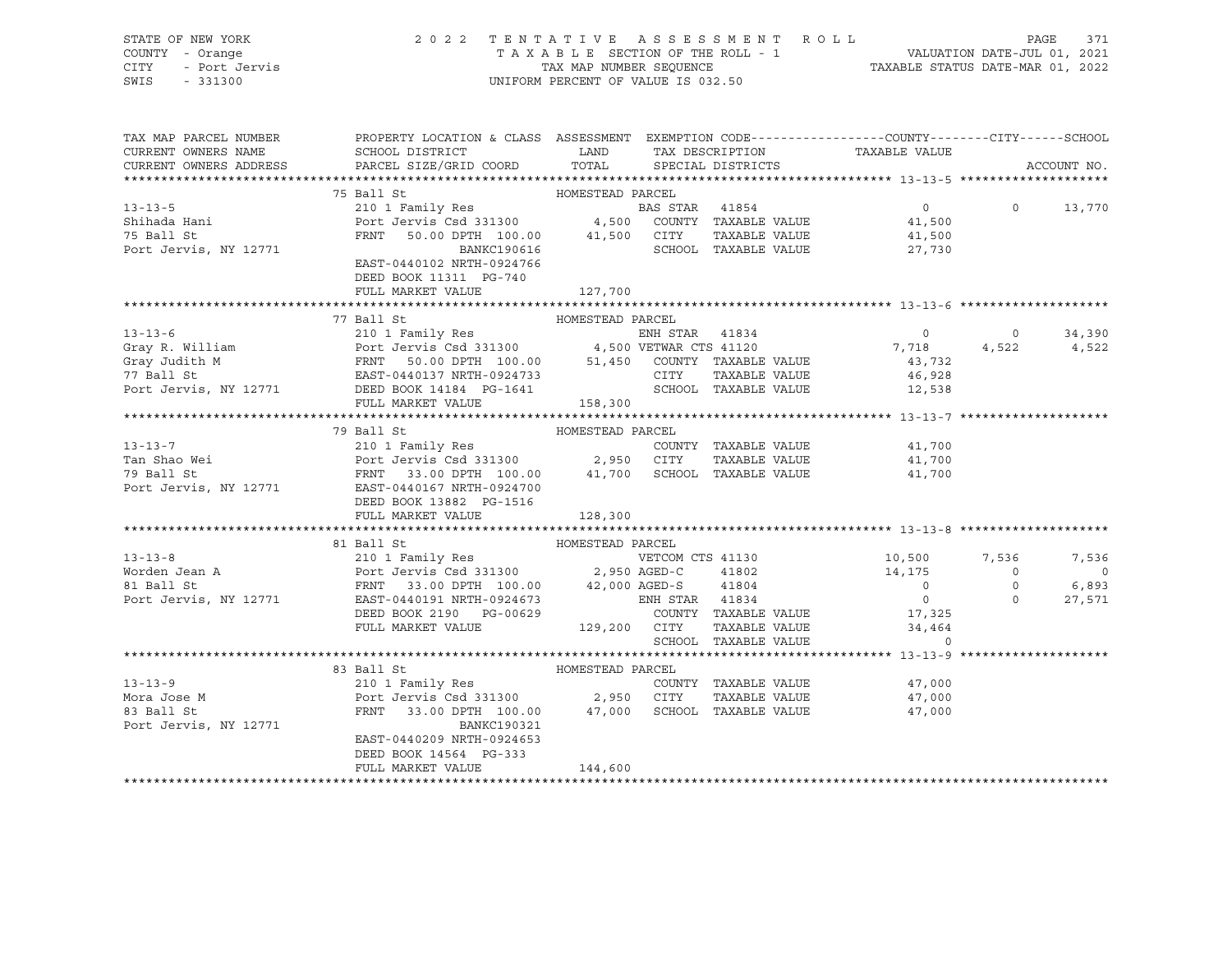STATE OF NEW YORK — COUNTY - Orange — CITY - Port Jervis — SWIS - 331300

# 2022 TENTATIVE ASSESSMENT ROLL

TAXABLE SECTION OF THE ROLL - 1 — TAX MAP NUMBER SEQUENCE — UNIFORM PERCENT OF VALUE IS 032.50

VALUATION DATE-JUL 01, 2021 — TAXABLE STATUS DATE-MAR 01, 2022

| TAX MAP PARCEL NUMBER / CURRENT OWNERS NAME / CURRENT OWNERS ADDRESS | PROPERTY LOCATION & CLASS / SCHOOL DISTRICT / PARCEL SIZE/GRID COORD | ASSESSMENT LAND | TOTAL | EXEMPTION CODE / TAX DESCRIPTION / SPECIAL DISTRICTS | COUNTY TAXABLE VALUE | CITY | SCHOOL | ACCOUNT NO. |
|---|---|---|---|---|---|---|---|---|
| **13-13-5** | 75 Ball St — HOMESTEAD PARCEL | | | | | | | |
| Shihada Hani | 210 1 Family Res | | | BAS STAR 41854 | 0 | 0 | 13,770 | |
| 75 Ball St | Port Jervis Csd 331300 | 4,500 | | COUNTY TAXABLE VALUE | 41,500 | | | |
| Port Jervis, NY 12771 | FRNT 50.00 DPTH 100.00 | | 41,500 | CITY TAXABLE VALUE | 41,500 | | | |
| | BANKC190616 | | | SCHOOL TAXABLE VALUE | 27,730 | | | |
| | EAST-0440102 NRTH-0924766 | | | | | | | |
| | DEED BOOK 11311 PG-740 | | | | | | | |
| | FULL MARKET VALUE | | 127,700 | | | | | |
| **13-13-6** | 77 Ball St — HOMESTEAD PARCEL | | | | | | | |
| Gray R. William | 210 1 Family Res | | | ENH STAR 41834 | 0 | 0 | 34,390 | |
| Gray Judith M | Port Jervis Csd 331300 | 4,500 | | VETWAR CTS 41120 | 7,718 | 4,522 | 4,522 | |
| 77 Ball St | FRNT 50.00 DPTH 100.00 | | 51,450 | COUNTY TAXABLE VALUE | 43,732 | | | |
| Port Jervis, NY 12771 | EAST-0440137 NRTH-0924733 | | | CITY TAXABLE VALUE | 46,928 | | | |
| | DEED BOOK 14184 PG-1641 | | | SCHOOL TAXABLE VALUE | 12,538 | | | |
| | FULL MARKET VALUE | | 158,300 | | | | | |
| **13-13-7** | 79 Ball St — HOMESTEAD PARCEL | | | | | | | |
| Tan Shao Wei | 210 1 Family Res | | | COUNTY TAXABLE VALUE | 41,700 | | | |
| 79 Ball St | Port Jervis Csd 331300 | 2,950 | | CITY TAXABLE VALUE | 41,700 | | | |
| Port Jervis, NY 12771 | FRNT 33.00 DPTH 100.00 | | 41,700 | SCHOOL TAXABLE VALUE | 41,700 | | | |
| | EAST-0440167 NRTH-0924700 | | | | | | | |
| | DEED BOOK 13882 PG-1516 | | | | | | | |
| | FULL MARKET VALUE | | 128,300 | | | | | |
| **13-13-8** | 81 Ball St — HOMESTEAD PARCEL | | | | | | | |
| Worden Jean A | 210 1 Family Res | | | VETCOM CTS 41130 | 10,500 | 7,536 | 7,536 | |
| 81 Ball St | Port Jervis Csd 331300 | 2,950 | | AGED-C 41802 | 14,175 | 0 | 0 | |
| Port Jervis, NY 12771 | FRNT 33.00 DPTH 100.00 | | 42,000 | AGED-S 41804 | 0 | 0 | 6,893 | |
| | EAST-0440191 NRTH-0924673 | | | ENH STAR 41834 | 0 | 0 | 27,571 | |
| | DEED BOOK 2190 PG-00629 | | | COUNTY TAXABLE VALUE | 17,325 | | | |
| | FULL MARKET VALUE | | 129,200 | CITY TAXABLE VALUE | 34,464 | | | |
| | | | | SCHOOL TAXABLE VALUE | 0 | | | |
| **13-13-9** | 83 Ball St — HOMESTEAD PARCEL | | | | | | | |
| Mora Jose M | 210 1 Family Res | | | COUNTY TAXABLE VALUE | 47,000 | | | |
| 83 Ball St | Port Jervis Csd 331300 | 2,950 | | CITY TAXABLE VALUE | 47,000 | | | |
| Port Jervis, NY 12771 | FRNT 33.00 DPTH 100.00 | | 47,000 | SCHOOL TAXABLE VALUE | 47,000 | | | |
| | BANKC190321 | | | | | | | |
| | EAST-0440209 NRTH-0924653 | | | | | | | |
| | DEED BOOK 14564 PG-333 | | | | | | | |
| | FULL MARKET VALUE | | 144,600 | | | | | |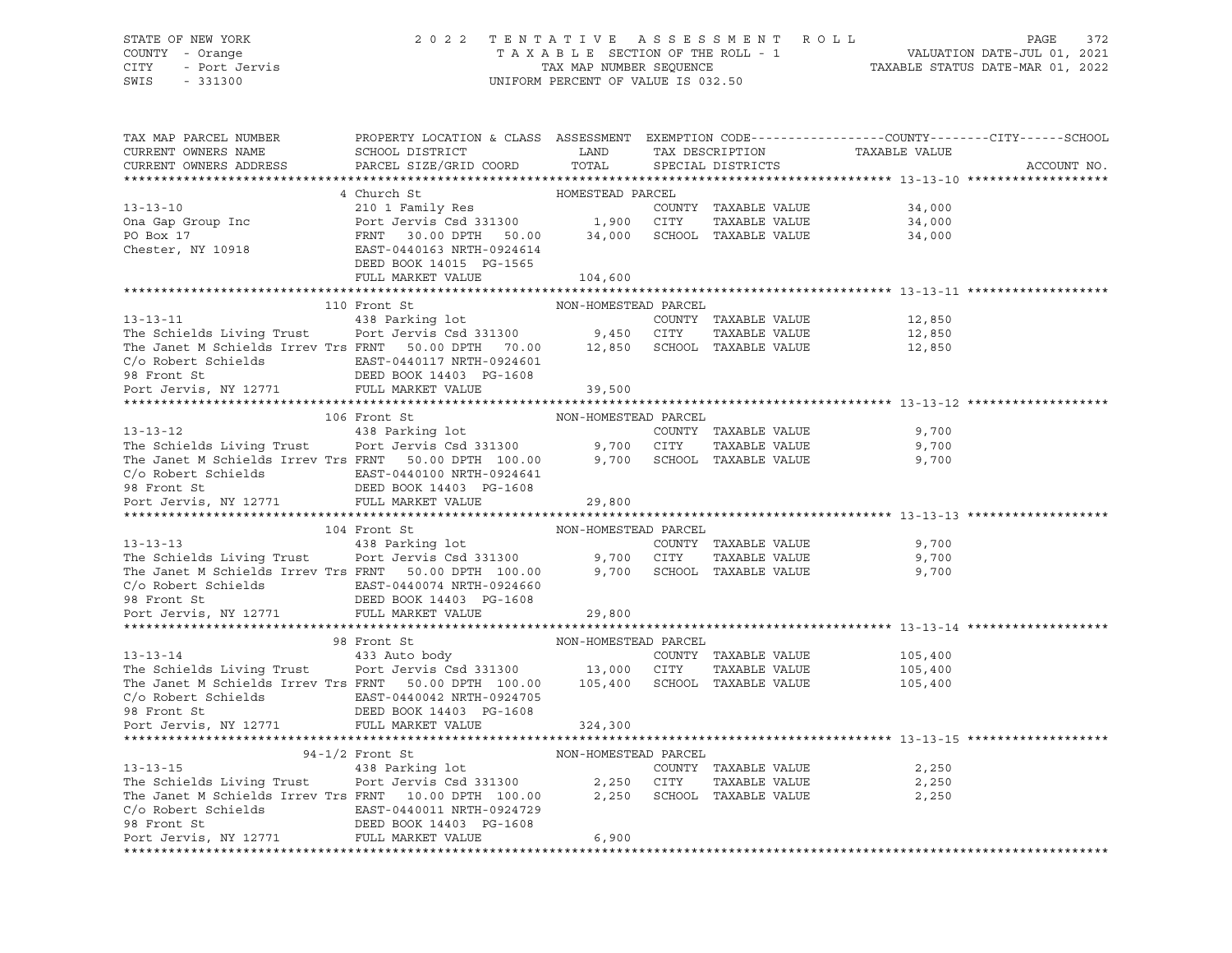STATE OF NEW YORK — 2022 TENTATIVE ASSESSMENT ROLL
COUNTY - Orange — TAXABLE SECTION OF THE ROLL - 1 — VALUATION DATE-JUL 01, 2021
CITY - Port Jervis — TAX MAP NUMBER SEQUENCE — TAXABLE STATUS DATE-MAR 01, 2022
SWIS - 331300 — UNIFORM PERCENT OF VALUE IS 032.50

| TAX MAP PARCEL NUMBER / CURRENT OWNERS NAME / CURRENT OWNERS ADDRESS | PROPERTY LOCATION & CLASS / SCHOOL DISTRICT / PARCEL SIZE/GRID COORD | ASSESSMENT LAND | ASSESSMENT TOTAL | EXEMPTION CODE / TAX DESCRIPTION / SPECIAL DISTRICTS | TAXABLE VALUE (COUNTY / CITY / SCHOOL) | ACCOUNT NO. |
|---|---|---|---|---|---|---|
| **13-13-10** | 4 Church St — HOMESTEAD PARCEL | | | | | |
| 13-13-10 | 210 1 Family Res | | | COUNTY TAXABLE VALUE | 34,000 | |
| Ona Gap Group Inc | Port Jervis Csd 331300 | 1,900 | | CITY TAXABLE VALUE | 34,000 | |
| PO Box 17 | FRNT 30.00 DPTH 50.00 | | 34,000 | SCHOOL TAXABLE VALUE | 34,000 | |
| Chester, NY 10918 | EAST-0440163 NRTH-0924614 | | | | | |
| | DEED BOOK 14015 PG-1565 | | | | | |
| | FULL MARKET VALUE | | 104,600 | | | |
| **13-13-11** | 110 Front St — NON-HOMESTEAD PARCEL | | | | | |
| 13-13-11 | 438 Parking lot | | | COUNTY TAXABLE VALUE | 12,850 | |
| The Schields Living Trust | Port Jervis Csd 331300 | 9,450 | | CITY TAXABLE VALUE | 12,850 | |
| The Janet M Schields Irrev Trs | FRNT 50.00 DPTH 70.00 | | 12,850 | SCHOOL TAXABLE VALUE | 12,850 | |
| C/o Robert Schields | EAST-0440117 NRTH-0924601 | | | | | |
| 98 Front St | DEED BOOK 14403 PG-1608 | | | | | |
| Port Jervis, NY 12771 | FULL MARKET VALUE | | 39,500 | | | |
| **13-13-12** | 106 Front St — NON-HOMESTEAD PARCEL | | | | | |
| 13-13-12 | 438 Parking lot | | | COUNTY TAXABLE VALUE | 9,700 | |
| The Schields Living Trust | Port Jervis Csd 331300 | 9,700 | | CITY TAXABLE VALUE | 9,700 | |
| The Janet M Schields Irrev Trs | FRNT 50.00 DPTH 100.00 | | 9,700 | SCHOOL TAXABLE VALUE | 9,700 | |
| C/o Robert Schields | EAST-0440100 NRTH-0924641 | | | | | |
| 98 Front St | DEED BOOK 14403 PG-1608 | | | | | |
| Port Jervis, NY 12771 | FULL MARKET VALUE | | 29,800 | | | |
| **13-13-13** | 104 Front St — NON-HOMESTEAD PARCEL | | | | | |
| 13-13-13 | 438 Parking lot | | | COUNTY TAXABLE VALUE | 9,700 | |
| The Schields Living Trust | Port Jervis Csd 331300 | 9,700 | | CITY TAXABLE VALUE | 9,700 | |
| The Janet M Schields Irrev Trs | FRNT 50.00 DPTH 100.00 | | 9,700 | SCHOOL TAXABLE VALUE | 9,700 | |
| C/o Robert Schields | EAST-0440074 NRTH-0924660 | | | | | |
| 98 Front St | DEED BOOK 14403 PG-1608 | | | | | |
| Port Jervis, NY 12771 | FULL MARKET VALUE | | 29,800 | | | |
| **13-13-14** | 98 Front St — NON-HOMESTEAD PARCEL | | | | | |
| 13-13-14 | 433 Auto body | | | COUNTY TAXABLE VALUE | 105,400 | |
| The Schields Living Trust | Port Jervis Csd 331300 | 13,000 | | CITY TAXABLE VALUE | 105,400 | |
| The Janet M Schields Irrev Trs | FRNT 50.00 DPTH 100.00 | | 105,400 | SCHOOL TAXABLE VALUE | 105,400 | |
| C/o Robert Schields | EAST-0440042 NRTH-0924705 | | | | | |
| 98 Front St | DEED BOOK 14403 PG-1608 | | | | | |
| Port Jervis, NY 12771 | FULL MARKET VALUE | | 324,300 | | | |
| **13-13-15** | 94-1/2 Front St — NON-HOMESTEAD PARCEL | | | | | |
| 13-13-15 | 438 Parking lot | | | COUNTY TAXABLE VALUE | 2,250 | |
| The Schields Living Trust | Port Jervis Csd 331300 | 2,250 | | CITY TAXABLE VALUE | 2,250 | |
| The Janet M Schields Irrev Trs | FRNT 10.00 DPTH 100.00 | | 2,250 | SCHOOL TAXABLE VALUE | 2,250 | |
| C/o Robert Schields | EAST-0440011 NRTH-0924729 | | | | | |
| 98 Front St | DEED BOOK 14403 PG-1608 | | | | | |
| Port Jervis, NY 12771 | FULL MARKET VALUE | | 6,900 | | | |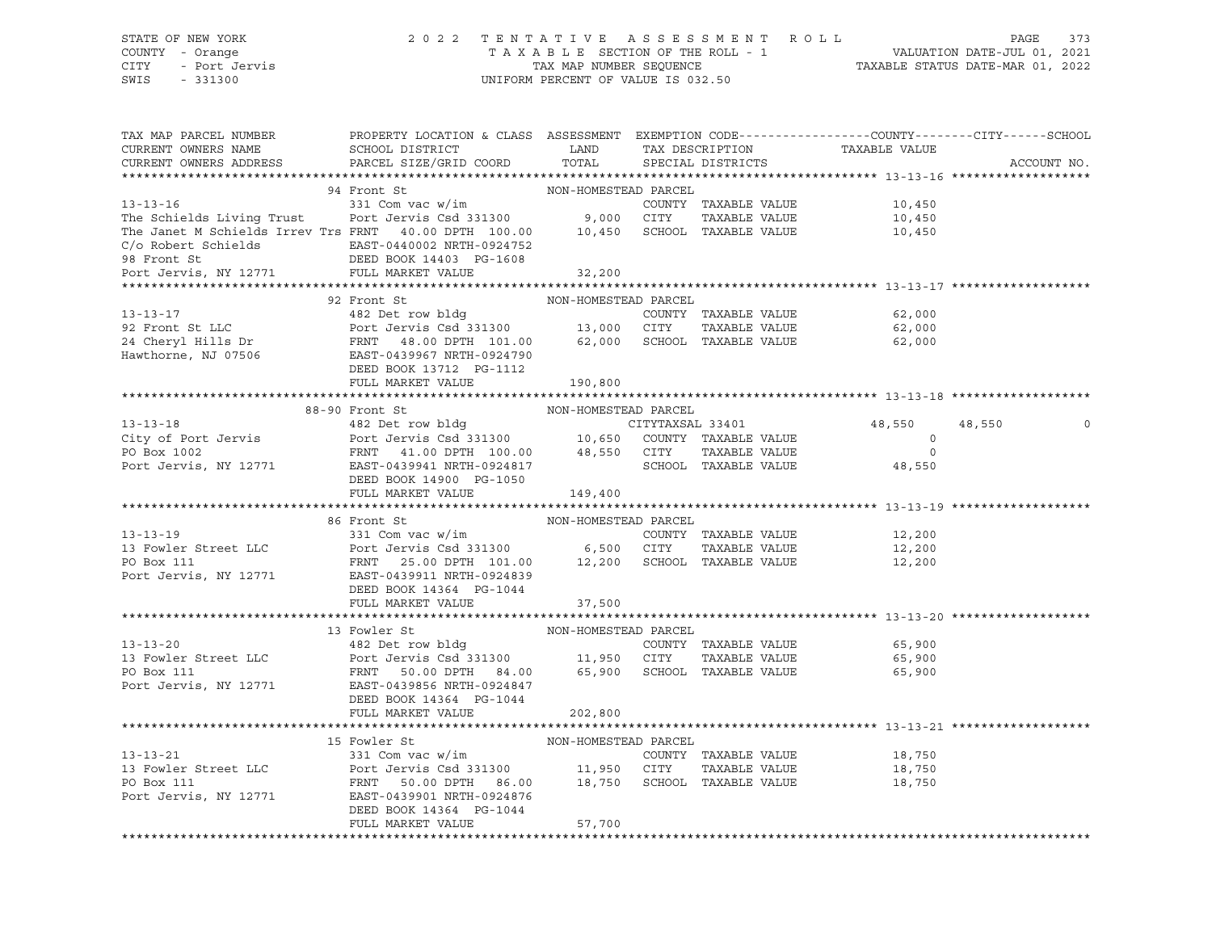STATE OF NEW YORK — 2022 TENTATIVE ASSESSMENT ROLL
COUNTY - Orange — TAXABLE SECTION OF THE ROLL - 1 — VALUATION DATE-JUL 01, 2021
CITY - Port Jervis — TAX MAP NUMBER SEQUENCE — TAXABLE STATUS DATE-MAR 01, 2022
SWIS - 331300 — UNIFORM PERCENT OF VALUE IS 032.50

| TAX MAP PARCEL NUMBER / CURRENT OWNERS NAME / CURRENT OWNERS ADDRESS | PROPERTY LOCATION & CLASS / SCHOOL DISTRICT / PARCEL SIZE/GRID COORD | ASSESSMENT LAND / TOTAL | EXEMPTION CODE / TAX DESCRIPTION / SPECIAL DISTRICTS | COUNTY / TAXABLE VALUE | CITY | SCHOOL | ACCOUNT NO. |
|---|---|---|---|---|---|---|---|
| **13-13-16** | 94 Front St | NON-HOMESTEAD PARCEL | | | | | |
| 13-13-16 | 331 Com vac w/im | | COUNTY TAXABLE VALUE | 10,450 | | | |
| The Schields Living Trust | Port Jervis Csd 331300 | 9,000 | CITY TAXABLE VALUE | 10,450 | | | |
| The Janet M Schields Irrev Trs | FRNT 40.00 DPTH 100.00 | 10,450 | SCHOOL TAXABLE VALUE | 10,450 | | | |
| C/o Robert Schields | EAST-0440002 NRTH-0924752 | | | | | | |
| 98 Front St | DEED BOOK 14403 PG-1608 | | | | | | |
| Port Jervis, NY 12771 | FULL MARKET VALUE | 32,200 | | | | | |
| **13-13-17** | 92 Front St | NON-HOMESTEAD PARCEL | | | | | |
| 13-13-17 | 482 Det row bldg | | COUNTY TAXABLE VALUE | 62,000 | | | |
| 92 Front St LLC | Port Jervis Csd 331300 | 13,000 | CITY TAXABLE VALUE | 62,000 | | | |
| 24 Cheryl Hills Dr | FRNT 48.00 DPTH 101.00 | 62,000 | SCHOOL TAXABLE VALUE | 62,000 | | | |
| Hawthorne, NJ 07506 | EAST-0439967 NRTH-0924790 | | | | | | |
| | DEED BOOK 13712 PG-1112 | | | | | | |
| | FULL MARKET VALUE | 190,800 | | | | | |
| **13-13-18** | 88-90 Front St | NON-HOMESTEAD PARCEL | | | | | |
| 13-13-18 | 482 Det row bldg | | CITYTAXSAL 33401 | 48,550 | 48,550 | 0 | |
| City of Port Jervis | Port Jervis Csd 331300 | 10,650 | COUNTY TAXABLE VALUE | 0 | | | |
| PO Box 1002 | FRNT 41.00 DPTH 100.00 | 48,550 | CITY TAXABLE VALUE | 0 | | | |
| Port Jervis, NY 12771 | EAST-0439941 NRTH-0924817 | | SCHOOL TAXABLE VALUE | 48,550 | | | |
| | DEED BOOK 14900 PG-1050 | | | | | | |
| | FULL MARKET VALUE | 149,400 | | | | | |
| **13-13-19** | 86 Front St | NON-HOMESTEAD PARCEL | | | | | |
| 13-13-19 | 331 Com vac w/im | | COUNTY TAXABLE VALUE | 12,200 | | | |
| 13 Fowler Street LLC | Port Jervis Csd 331300 | 6,500 | CITY TAXABLE VALUE | 12,200 | | | |
| PO Box 111 | FRNT 25.00 DPTH 101.00 | 12,200 | SCHOOL TAXABLE VALUE | 12,200 | | | |
| Port Jervis, NY 12771 | EAST-0439911 NRTH-0924839 | | | | | | |
| | DEED BOOK 14364 PG-1044 | | | | | | |
| | FULL MARKET VALUE | 37,500 | | | | | |
| **13-13-20** | 13 Fowler St | NON-HOMESTEAD PARCEL | | | | | |
| 13-13-20 | 482 Det row bldg | | COUNTY TAXABLE VALUE | 65,900 | | | |
| 13 Fowler Street LLC | Port Jervis Csd 331300 | 11,950 | CITY TAXABLE VALUE | 65,900 | | | |
| PO Box 111 | FRNT 50.00 DPTH 84.00 | 65,900 | SCHOOL TAXABLE VALUE | 65,900 | | | |
| Port Jervis, NY 12771 | EAST-0439856 NRTH-0924847 | | | | | | |
| | DEED BOOK 14364 PG-1044 | | | | | | |
| | FULL MARKET VALUE | 202,800 | | | | | |
| **13-13-21** | 15 Fowler St | NON-HOMESTEAD PARCEL | | | | | |
| 13-13-21 | 331 Com vac w/im | | COUNTY TAXABLE VALUE | 18,750 | | | |
| 13 Fowler Street LLC | Port Jervis Csd 331300 | 11,950 | CITY TAXABLE VALUE | 18,750 | | | |
| PO Box 111 | FRNT 50.00 DPTH 86.00 | 18,750 | SCHOOL TAXABLE VALUE | 18,750 | | | |
| Port Jervis, NY 12771 | EAST-0439901 NRTH-0924876 | | | | | | |
| | DEED BOOK 14364 PG-1044 | | | | | | |
| | FULL MARKET VALUE | 57,700 | | | | | |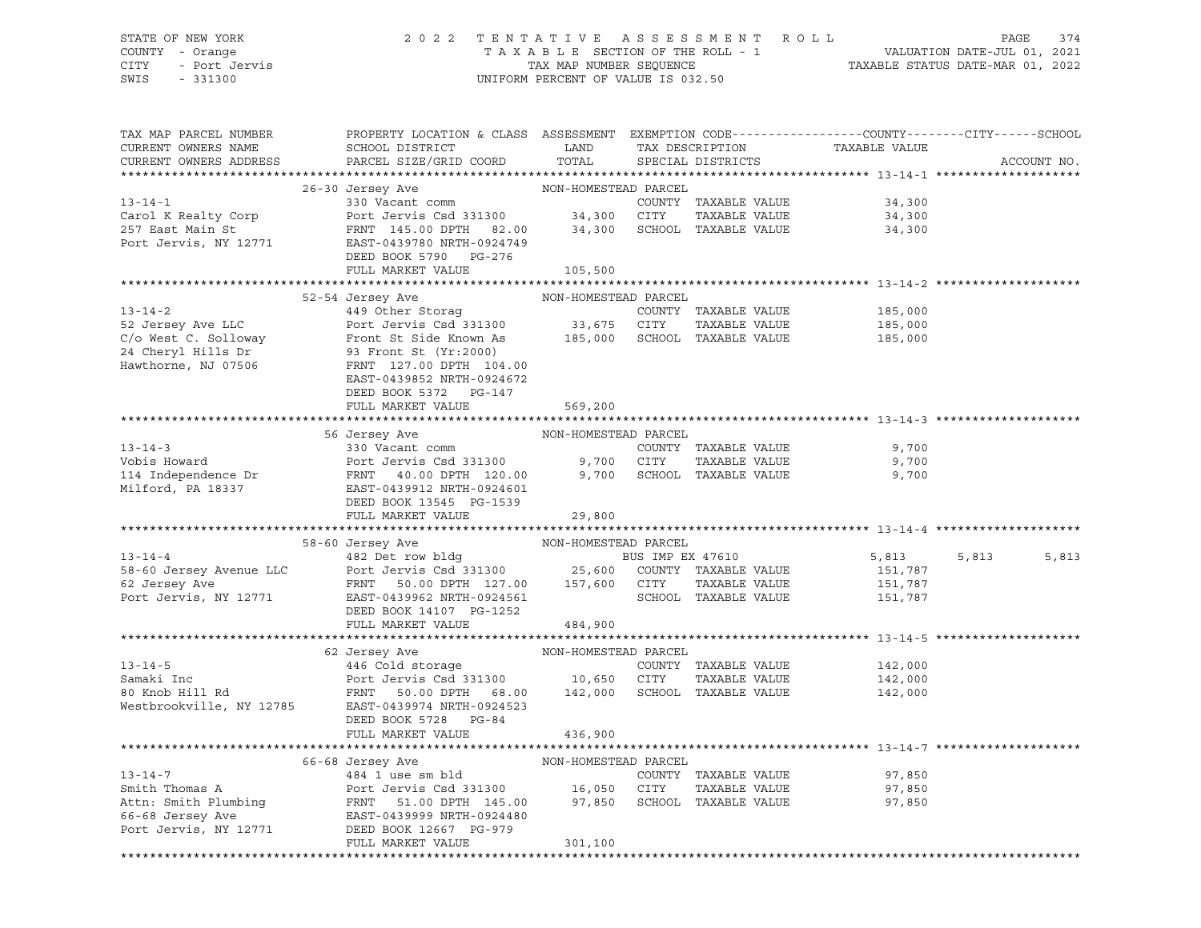STATE OF NEW YORK
COUNTY - Orange
CITY - Port Jervis
SWIS - 331300

2 0 2 2 T E N T A T I V E A S S E S S M E N T R O L L
T A X A B L E SECTION OF THE ROLL - 1
TAX MAP NUMBER SEQUENCE
UNIFORM PERCENT OF VALUE IS 032.50

VALUATION DATE-JUL 01, 2021
TAXABLE STATUS DATE-MAR 01, 2022

| TAX MAP PARCEL NUMBER / CURRENT OWNERS NAME / CURRENT OWNERS ADDRESS | PROPERTY LOCATION & CLASS / SCHOOL DISTRICT / PARCEL SIZE/GRID COORD | ASSESSMENT LAND / TOTAL | EXEMPTION CODE / TAX DESCRIPTION / SPECIAL DISTRICTS | COUNTY TAXABLE VALUE | CITY | SCHOOL | ACCOUNT NO. |
|---|---|---|---|---|---|---|---|
| **13-14-1** | 26-30 Jersey Ave | NON-HOMESTEAD PARCEL | | | | | |
| 13-14-1 | 330 Vacant comm | | COUNTY TAXABLE VALUE | 34,300 | | | |
| Carol K Realty Corp | Port Jervis Csd 331300 | 34,300 | CITY TAXABLE VALUE | 34,300 | | | |
| 257 East Main St | FRNT 145.00 DPTH 82.00 | 34,300 | SCHOOL TAXABLE VALUE | 34,300 | | | |
| Port Jervis, NY 12771 | EAST-0439780 NRTH-0924749 | | | | | | |
| | DEED BOOK 5790 PG-276 | | | | | | |
| | FULL MARKET VALUE | 105,500 | | | | | |
| **13-14-2** | 52-54 Jersey Ave | NON-HOMESTEAD PARCEL | | | | | |
| 13-14-2 | 449 Other Storag | | COUNTY TAXABLE VALUE | 185,000 | | | |
| 52 Jersey Ave LLC | Port Jervis Csd 331300 | 33,675 | CITY TAXABLE VALUE | 185,000 | | | |
| C/o West C. Solloway | Front St Side Known As | 185,000 | SCHOOL TAXABLE VALUE | 185,000 | | | |
| 24 Cheryl Hills Dr | 93 Front St (Yr:2000) | | | | | | |
| Hawthorne, NJ 07506 | FRNT 127.00 DPTH 104.00 | | | | | | |
| | EAST-0439852 NRTH-0924672 | | | | | | |
| | DEED BOOK 5372 PG-147 | | | | | | |
| | FULL MARKET VALUE | 569,200 | | | | | |
| **13-14-3** | 56 Jersey Ave | NON-HOMESTEAD PARCEL | | | | | |
| 13-14-3 | 330 Vacant comm | | COUNTY TAXABLE VALUE | 9,700 | | | |
| Vobis Howard | Port Jervis Csd 331300 | 9,700 | CITY TAXABLE VALUE | 9,700 | | | |
| 114 Independence Dr | FRNT 40.00 DPTH 120.00 | 9,700 | SCHOOL TAXABLE VALUE | 9,700 | | | |
| Milford, PA 18337 | EAST-0439912 NRTH-0924601 | | | | | | |
| | DEED BOOK 13545 PG-1539 | | | | | | |
| | FULL MARKET VALUE | 29,800 | | | | | |
| **13-14-4** | 58-60 Jersey Ave | NON-HOMESTEAD PARCEL | | | | | |
| 13-14-4 | 482 Det row bldg | | BUS IMP EX 47610 | 5,813 | 5,813 | 5,813 | |
| 58-60 Jersey Avenue LLC | Port Jervis Csd 331300 | 25,600 | COUNTY TAXABLE VALUE | 151,787 | | | |
| 62 Jersey Ave | FRNT 50.00 DPTH 127.00 | 157,600 | CITY TAXABLE VALUE | 151,787 | | | |
| Port Jervis, NY 12771 | EAST-0439962 NRTH-0924561 | | SCHOOL TAXABLE VALUE | 151,787 | | | |
| | DEED BOOK 14107 PG-1252 | | | | | | |
| | FULL MARKET VALUE | 484,900 | | | | | |
| **13-14-5** | 62 Jersey Ave | NON-HOMESTEAD PARCEL | | | | | |
| 13-14-5 | 446 Cold storage | | COUNTY TAXABLE VALUE | 142,000 | | | |
| Samaki Inc | Port Jervis Csd 331300 | 10,650 | CITY TAXABLE VALUE | 142,000 | | | |
| 80 Knob Hill Rd | FRNT 50.00 DPTH 68.00 | 142,000 | SCHOOL TAXABLE VALUE | 142,000 | | | |
| Westbrookville, NY 12785 | EAST-0439974 NRTH-0924523 | | | | | | |
| | DEED BOOK 5728 PG-84 | | | | | | |
| | FULL MARKET VALUE | 436,900 | | | | | |
| **13-14-7** | 66-68 Jersey Ave | NON-HOMESTEAD PARCEL | | | | | |
| 13-14-7 | 484 1 use sm bld | | COUNTY TAXABLE VALUE | 97,850 | | | |
| Smith Thomas A | Port Jervis Csd 331300 | 16,050 | CITY TAXABLE VALUE | 97,850 | | | |
| Attn: Smith Plumbing | FRNT 51.00 DPTH 145.00 | 97,850 | SCHOOL TAXABLE VALUE | 97,850 | | | |
| 66-68 Jersey Ave | EAST-0439999 NRTH-0924480 | | | | | | |
| Port Jervis, NY 12771 | DEED BOOK 12667 PG-979 | | | | | | |
| | FULL MARKET VALUE | 301,100 | | | | | |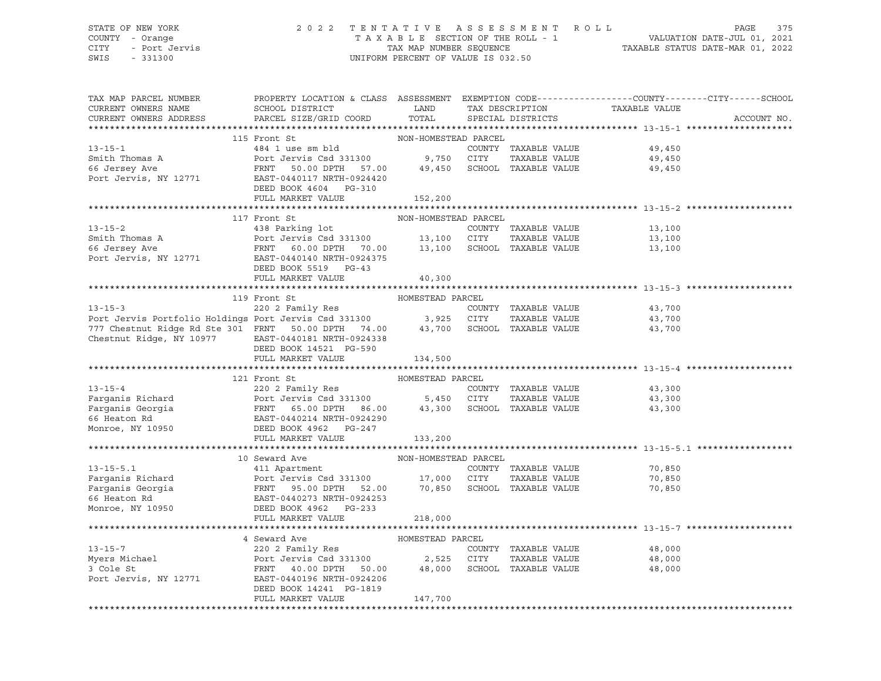STATE OF NEW YORK | COUNTY - Orange | CITY - Port Jervis | SWIS - 331300

**2022 TENTATIVE ASSESSMENT ROLL**
TAXABLE SECTION OF THE ROLL - 1
TAX MAP NUMBER SEQUENCE
UNIFORM PERCENT OF VALUE IS 032.50

VALUATION DATE-JUL 01, 2021
TAXABLE STATUS DATE-MAR 01, 2022

| TAX MAP PARCEL NUMBER / CURRENT OWNERS NAME / CURRENT OWNERS ADDRESS | PROPERTY LOCATION & CLASS / SCHOOL DISTRICT / PARCEL SIZE/GRID COORD | ASSESSMENT LAND | TOTAL | EXEMPTION CODE / TAX DESCRIPTION / SPECIAL DISTRICTS | COUNTY TAXABLE VALUE | CITY TAXABLE VALUE | SCHOOL TAXABLE VALUE |
|---|---|---|---|---|---|---|---|
| **13-15-1** | 115 Front St — NON-HOMESTEAD PARCEL | | | | | | |
| Smith Thomas A | 484 1 use sm bld | | | | | | |
| 66 Jersey Ave | Port Jervis Csd 331300 | 9,750 | 49,450 | COUNTY / CITY / SCHOOL TAXABLE VALUE | 49,450 | 49,450 | 49,450 |
| Port Jervis, NY 12771 | FRNT 50.00 DPTH 57.00 | | | | | | |
| | EAST-0440117 NRTH-0924420 | | | | | | |
| | DEED BOOK 4604 PG-310 | | | | | | |
| | FULL MARKET VALUE | | 152,200 | | | | |
| **13-15-2** | 117 Front St — NON-HOMESTEAD PARCEL | | | | | | |
| Smith Thomas A | 438 Parking lot | | | | | | |
| 66 Jersey Ave | Port Jervis Csd 331300 | 13,100 | 13,100 | COUNTY / CITY / SCHOOL TAXABLE VALUE | 13,100 | 13,100 | 13,100 |
| Port Jervis, NY 12771 | FRNT 60.00 DPTH 70.00 | | | | | | |
| | EAST-0440140 NRTH-0924375 | | | | | | |
| | DEED BOOK 5519 PG-43 | | | | | | |
| | FULL MARKET VALUE | | 40,300 | | | | |
| **13-15-3** | 119 Front St — HOMESTEAD PARCEL | | | | | | |
| Port Jervis Portfolio Holdings | 220 2 Family Res | | | | | | |
| 777 Chestnut Ridge Rd Ste 301 | Port Jervis Csd 331300 | 3,925 | 43,700 | COUNTY / CITY / SCHOOL TAXABLE VALUE | 43,700 | 43,700 | 43,700 |
| Chestnut Ridge, NY 10977 | FRNT 50.00 DPTH 74.00 | | | | | | |
| | EAST-0440181 NRTH-0924338 | | | | | | |
| | DEED BOOK 14521 PG-590 | | | | | | |
| | FULL MARKET VALUE | | 134,500 | | | | |
| **13-15-4** | 121 Front St — HOMESTEAD PARCEL | | | | | | |
| Farganis Richard | 220 2 Family Res | | | | | | |
| Farganis Georgia | Port Jervis Csd 331300 | 5,450 | 43,300 | COUNTY / CITY / SCHOOL TAXABLE VALUE | 43,300 | 43,300 | 43,300 |
| 66 Heaton Rd | FRNT 65.00 DPTH 86.00 | | | | | | |
| Monroe, NY 10950 | EAST-0440214 NRTH-0924290 | | | | | | |
| | DEED BOOK 4962 PG-247 | | | | | | |
| | FULL MARKET VALUE | | 133,200 | | | | |
| **13-15-5.1** | 10 Seward Ave — NON-HOMESTEAD PARCEL | | | | | | |
| Farganis Richard | 411 Apartment | | | | | | |
| Farganis Georgia | Port Jervis Csd 331300 | 17,000 | 70,850 | COUNTY / CITY / SCHOOL TAXABLE VALUE | 70,850 | 70,850 | 70,850 |
| 66 Heaton Rd | FRNT 95.00 DPTH 52.00 | | | | | | |
| Monroe, NY 10950 | EAST-0440273 NRTH-0924253 | | | | | | |
| | DEED BOOK 4962 PG-233 | | | | | | |
| | FULL MARKET VALUE | | 218,000 | | | | |
| **13-15-7** | 4 Seward Ave — HOMESTEAD PARCEL | | | | | | |
| Myers Michael | 220 2 Family Res | | | | | | |
| 3 Cole St | Port Jervis Csd 331300 | 2,525 | 48,000 | COUNTY / CITY / SCHOOL TAXABLE VALUE | 48,000 | 48,000 | 48,000 |
| Port Jervis, NY 12771 | FRNT 40.00 DPTH 50.00 | | | | | | |
| | EAST-0440196 NRTH-0924206 | | | | | | |
| | DEED BOOK 14241 PG-1819 | | | | | | |
| | FULL MARKET VALUE | | 147,700 | | | | |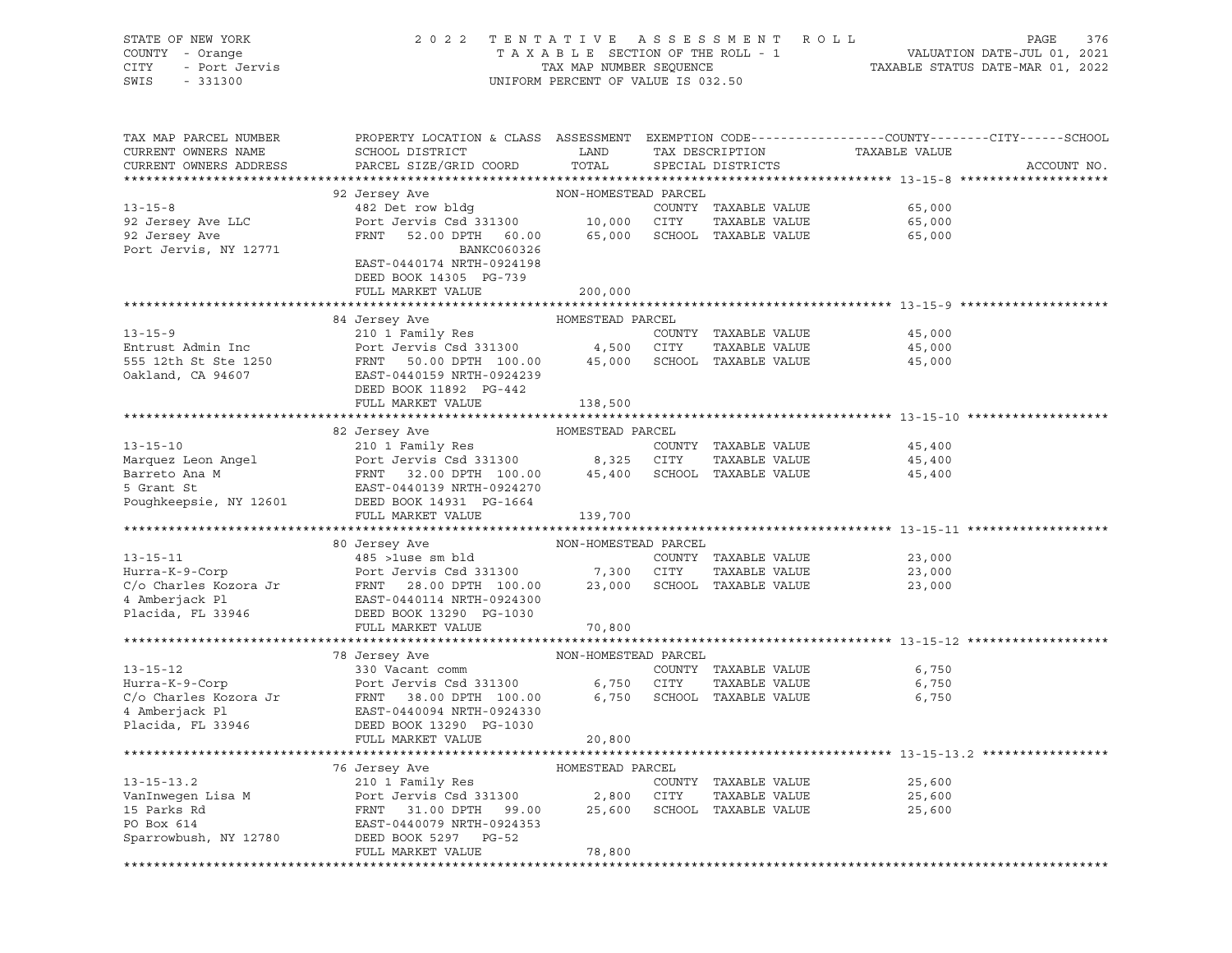STATE OF NEW YORK — 2022 TENTATIVE ASSESSMENT ROLL
COUNTY - Orange — TAXABLE SECTION OF THE ROLL - 1 — VALUATION DATE-JUL 01, 2021
CITY - Port Jervis — TAX MAP NUMBER SEQUENCE — TAXABLE STATUS DATE-MAR 01, 2022
SWIS - 331300 — UNIFORM PERCENT OF VALUE IS 032.50

| TAX MAP PARCEL NUMBER / CURRENT OWNERS NAME / CURRENT OWNERS ADDRESS | PROPERTY LOCATION & CLASS / SCHOOL DISTRICT / PARCEL SIZE/GRID COORD | ASSESSMENT LAND / TOTAL | EXEMPTION CODE / TAX DESCRIPTION / SPECIAL DISTRICTS | TAXABLE VALUE (COUNTY / CITY / SCHOOL) | ACCOUNT NO. |
|---|---|---|---|---|---|
| **13-15-8** | 92 Jersey Ave — NON-HOMESTEAD PARCEL | | | | |
| 13-15-8 | 482 Det row bldg | | COUNTY TAXABLE VALUE | 65,000 | |
| 92 Jersey Ave LLC | Port Jervis Csd 331300 | 10,000 | CITY TAXABLE VALUE | 65,000 | |
| 92 Jersey Ave | FRNT 52.00 DPTH 60.00 | 65,000 | SCHOOL TAXABLE VALUE | 65,000 | |
| Port Jervis, NY 12771 | BANKC060326 | | | | |
| | EAST-0440174 NRTH-0924198 | | | | |
| | DEED BOOK 14305 PG-739 | | | | |
| | FULL MARKET VALUE | 200,000 | | | |
| **13-15-9** | 84 Jersey Ave — HOMESTEAD PARCEL | | | | |
| 13-15-9 | 210 1 Family Res | | COUNTY TAXABLE VALUE | 45,000 | |
| Entrust Admin Inc | Port Jervis Csd 331300 | 4,500 | CITY TAXABLE VALUE | 45,000 | |
| 555 12th St Ste 1250 | FRNT 50.00 DPTH 100.00 | 45,000 | SCHOOL TAXABLE VALUE | 45,000 | |
| Oakland, CA 94607 | EAST-0440159 NRTH-0924239 | | | | |
| | DEED BOOK 11892 PG-442 | | | | |
| | FULL MARKET VALUE | 138,500 | | | |
| **13-15-10** | 82 Jersey Ave — HOMESTEAD PARCEL | | | | |
| 13-15-10 | 210 1 Family Res | | COUNTY TAXABLE VALUE | 45,400 | |
| Marquez Leon Angel | Port Jervis Csd 331300 | 8,325 | CITY TAXABLE VALUE | 45,400 | |
| Barreto Ana M | FRNT 32.00 DPTH 100.00 | 45,400 | SCHOOL TAXABLE VALUE | 45,400 | |
| 5 Grant St | EAST-0440139 NRTH-0924270 | | | | |
| Poughkeepsie, NY 12601 | DEED BOOK 14931 PG-1664 | | | | |
| | FULL MARKET VALUE | 139,700 | | | |
| **13-15-11** | 80 Jersey Ave — NON-HOMESTEAD PARCEL | | | | |
| 13-15-11 | 485 >1use sm bld | | COUNTY TAXABLE VALUE | 23,000 | |
| Hurra-K-9-Corp | Port Jervis Csd 331300 | 7,300 | CITY TAXABLE VALUE | 23,000 | |
| C/o Charles Kozora Jr | FRNT 28.00 DPTH 100.00 | 23,000 | SCHOOL TAXABLE VALUE | 23,000 | |
| 4 Amberjack Pl | EAST-0440114 NRTH-0924300 | | | | |
| Placida, FL 33946 | DEED BOOK 13290 PG-1030 | | | | |
| | FULL MARKET VALUE | 70,800 | | | |
| **13-15-12** | 78 Jersey Ave — NON-HOMESTEAD PARCEL | | | | |
| 13-15-12 | 330 Vacant comm | | COUNTY TAXABLE VALUE | 6,750 | |
| Hurra-K-9-Corp | Port Jervis Csd 331300 | 6,750 | CITY TAXABLE VALUE | 6,750 | |
| C/o Charles Kozora Jr | FRNT 38.00 DPTH 100.00 | 6,750 | SCHOOL TAXABLE VALUE | 6,750 | |
| 4 Amberjack Pl | EAST-0440094 NRTH-0924330 | | | | |
| Placida, FL 33946 | DEED BOOK 13290 PG-1030 | | | | |
| | FULL MARKET VALUE | 20,800 | | | |
| **13-15-13.2** | 76 Jersey Ave — HOMESTEAD PARCEL | | | | |
| 13-15-13.2 | 210 1 Family Res | | COUNTY TAXABLE VALUE | 25,600 | |
| VanInwegen Lisa M | Port Jervis Csd 331300 | 2,800 | CITY TAXABLE VALUE | 25,600 | |
| 15 Parks Rd | FRNT 31.00 DPTH 99.00 | 25,600 | SCHOOL TAXABLE VALUE | 25,600 | |
| PO Box 614 | EAST-0440079 NRTH-0924353 | | | | |
| Sparrowbush, NY 12780 | DEED BOOK 5297 PG-52 | | | | |
| | FULL MARKET VALUE | 78,800 | | | |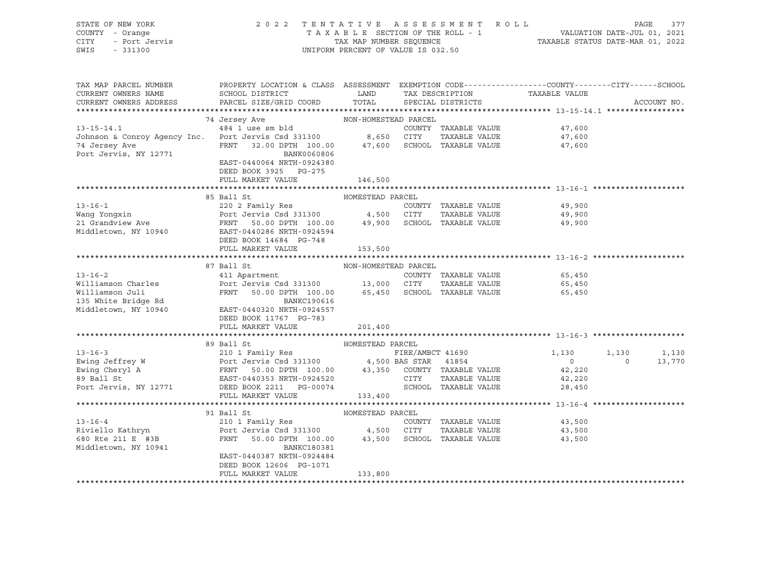STATE OF NEW YORK | 2 0 2 2 T E N T A T I V E A S S E S S M E N T R O L L | PAGE 377
COUNTY - Orange | T A X A B L E SECTION OF THE ROLL - 1 | VALUATION DATE-JUL 01, 2021
CITY - Port Jervis | TAX MAP NUMBER SEQUENCE | TAXABLE STATUS DATE-MAR 01, 2022
SWIS - 331300 | UNIFORM PERCENT OF VALUE IS 032.50

| TAX MAP PARCEL NUMBER / CURRENT OWNERS NAME / CURRENT OWNERS ADDRESS | PROPERTY LOCATION & CLASS / SCHOOL DISTRICT / PARCEL SIZE/GRID COORD | ASSESSMENT LAND / TOTAL | EXEMPTION CODE / TAX DESCRIPTION / SPECIAL DISTRICTS | COUNTY TAXABLE VALUE | CITY | SCHOOL | ACCOUNT NO. |
|---|---|---|---|---|---|---|---|
| **13-15-14.1** | 74 Jersey Ave — NON-HOMESTEAD PARCEL | | | | | | |
| 13-15-14.1 | 484 1 use sm bld | | COUNTY TAXABLE VALUE | 47,600 | | | |
| Johnson & Conroy Agency Inc. | Port Jervis Csd 331300 | 8,650 | CITY TAXABLE VALUE | 47,600 | | | |
| 74 Jersey Ave | FRNT 32.00 DPTH 100.00 | 47,600 | SCHOOL TAXABLE VALUE | 47,600 | | | |
| Port Jervis, NY 12771 | BANK0060806 | | | | | | |
| | EAST-0440064 NRTH-0924380 | | | | | | |
| | DEED BOOK 3925 PG-275 | | | | | | |
| | FULL MARKET VALUE | 146,500 | | | | | |
| **13-16-1** | 85 Ball St — HOMESTEAD PARCEL | | | | | | |
| 13-16-1 | 220 2 Family Res | | COUNTY TAXABLE VALUE | 49,900 | | | |
| Wang Yongxin | Port Jervis Csd 331300 | 4,500 | CITY TAXABLE VALUE | 49,900 | | | |
| 21 Grandview Ave | FRNT 50.00 DPTH 100.00 | 49,900 | SCHOOL TAXABLE VALUE | 49,900 | | | |
| Middletown, NY 10940 | EAST-0440286 NRTH-0924594 | | | | | | |
| | DEED BOOK 14684 PG-748 | | | | | | |
| | FULL MARKET VALUE | 153,500 | | | | | |
| **13-16-2** | 87 Ball St — NON-HOMESTEAD PARCEL | | | | | | |
| 13-16-2 | 411 Apartment | | COUNTY TAXABLE VALUE | 65,450 | | | |
| Williamson Charles | Port Jervis Csd 331300 | 13,000 | CITY TAXABLE VALUE | 65,450 | | | |
| Williamson Juli | FRNT 50.00 DPTH 100.00 | 65,450 | SCHOOL TAXABLE VALUE | 65,450 | | | |
| 135 White Bridge Rd | BANKC190616 | | | | | | |
| Middletown, NY 10940 | EAST-0440320 NRTH-0924557 | | | | | | |
| | DEED BOOK 11767 PG-783 | | | | | | |
| | FULL MARKET VALUE | 201,400 | | | | | |
| **13-16-3** | 89 Ball St — HOMESTEAD PARCEL | | | | | | |
| 13-16-3 | 210 1 Family Res | | FIRE/AMBCT 41690 | 1,130 | 1,130 | 1,130 | |
| Ewing Jeffrey W | Port Jervis Csd 331300 | 4,500 | BAS STAR 41854 | 0 | 0 | 13,770 | |
| Ewing Cheryl A | FRNT 50.00 DPTH 100.00 | 43,350 | COUNTY TAXABLE VALUE | 42,220 | | | |
| 89 Ball St | EAST-0440353 NRTH-0924520 | | CITY TAXABLE VALUE | 42,220 | | | |
| Port Jervis, NY 12771 | DEED BOOK 2211 PG-00074 | | SCHOOL TAXABLE VALUE | 28,450 | | | |
| | FULL MARKET VALUE | 133,400 | | | | | |
| **13-16-4** | 91 Ball St — HOMESTEAD PARCEL | | | | | | |
| 13-16-4 | 210 1 Family Res | | COUNTY TAXABLE VALUE | 43,500 | | | |
| Riviello Kathryn | Port Jervis Csd 331300 | 4,500 | CITY TAXABLE VALUE | 43,500 | | | |
| 680 Rte 211 E #3B | FRNT 50.00 DPTH 100.00 | 43,500 | SCHOOL TAXABLE VALUE | 43,500 | | | |
| Middletown, NY 10941 | BANKC180381 | | | | | | |
| | EAST-0440387 NRTH-0924484 | | | | | | |
| | DEED BOOK 12606 PG-1071 | | | | | | |
| | FULL MARKET VALUE | 133,800 | | | | | |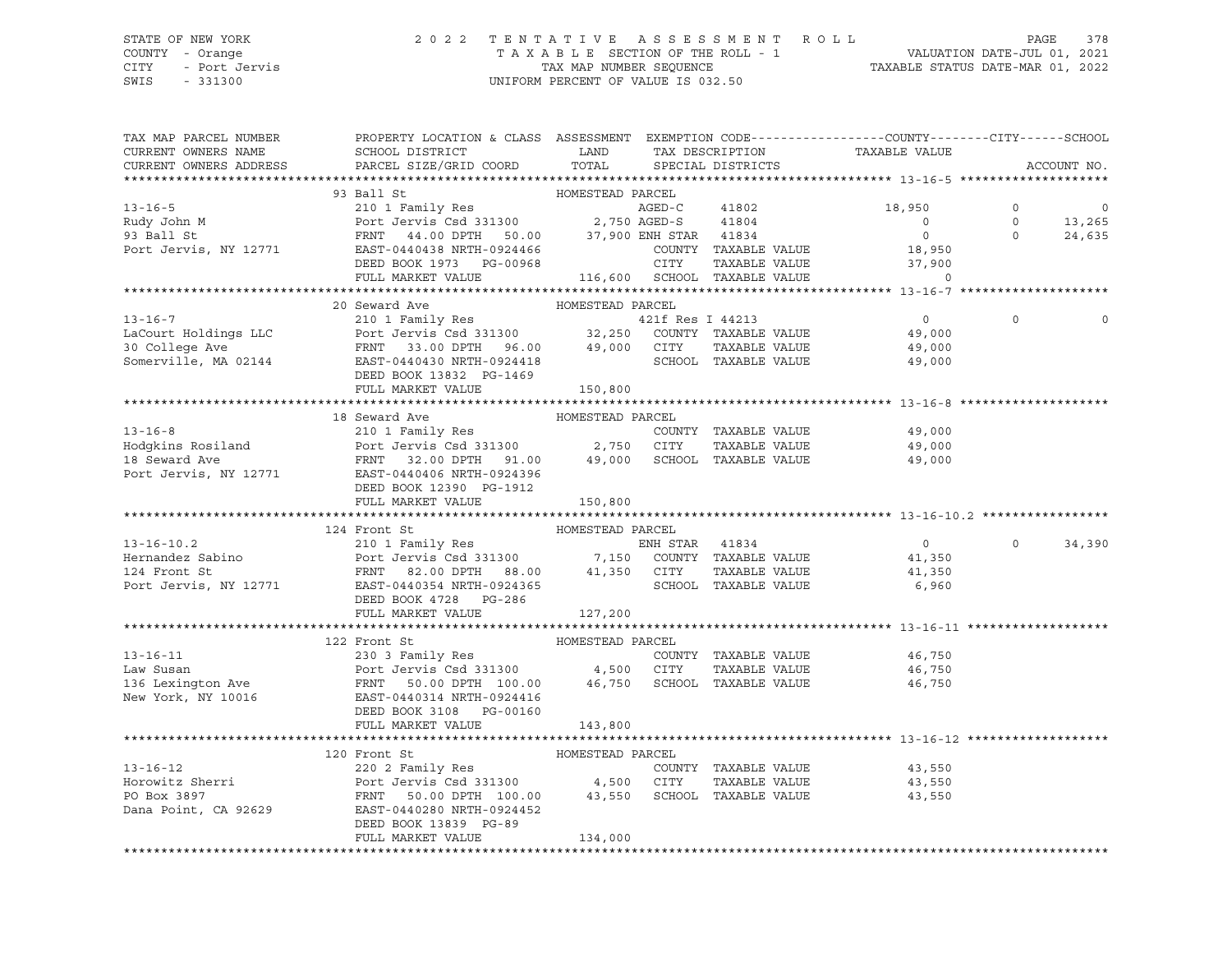STATE OF NEW YORK
COUNTY - Orange
CITY - Port Jervis
SWIS - 331300

# 2022 TENTATIVE ASSESSMENT ROLL

TAXABLE SECTION OF THE ROLL - 1
TAX MAP NUMBER SEQUENCE
UNIFORM PERCENT OF VALUE IS 032.50

VALUATION DATE-JUL 01, 2021
TAXABLE STATUS DATE-MAR 01, 2022

| TAX MAP PARCEL NUMBER / CURRENT OWNERS NAME / CURRENT OWNERS ADDRESS | PROPERTY LOCATION & CLASS / SCHOOL DISTRICT / PARCEL SIZE/GRID COORD | ASSESSMENT LAND / TOTAL | EXEMPTION CODE / TAX DESCRIPTION / SPECIAL DISTRICTS | COUNTY TAXABLE VALUE | CITY | SCHOOL |
|---|---|---|---|---|---|---|
| **13-16-5** | 93 Ball St — HOMESTEAD PARCEL | | | | | |
| 13-16-5 | 210 1 Family Res | | AGED-C 41802 | 18,950 | 0 | 0 |
| Rudy John M | Port Jervis Csd 331300 | 2,750 | AGED-S 41804 | 0 | 0 | 13,265 |
| 93 Ball St | FRNT 44.00 DPTH 50.00 | 37,900 | ENH STAR 41834 | 0 | 0 | 24,635 |
| Port Jervis, NY 12771 | EAST-0440438 NRTH-0924466 | | COUNTY TAXABLE VALUE | 18,950 | | |
| | DEED BOOK 1973 PG-00968 | | CITY TAXABLE VALUE | 37,900 | | |
| | FULL MARKET VALUE | 116,600 | SCHOOL TAXABLE VALUE | 0 | | |
| **13-16-7** | 20 Seward Ave — HOMESTEAD PARCEL | | | | | |
| 13-16-7 | 210 1 Family Res | | 421f Res I 44213 | 0 | 0 | 0 |
| LaCourt Holdings LLC | Port Jervis Csd 331300 | 32,250 | COUNTY TAXABLE VALUE | 49,000 | | |
| 30 College Ave | FRNT 33.00 DPTH 96.00 | 49,000 | CITY TAXABLE VALUE | 49,000 | | |
| Somerville, MA 02144 | EAST-0440430 NRTH-0924418 | | SCHOOL TAXABLE VALUE | 49,000 | | |
| | DEED BOOK 13832 PG-1469 | | | | | |
| | FULL MARKET VALUE | 150,800 | | | | |
| **13-16-8** | 18 Seward Ave — HOMESTEAD PARCEL | | | | | |
| 13-16-8 | 210 1 Family Res | | COUNTY TAXABLE VALUE | 49,000 | | |
| Hodgkins Rosiland | Port Jervis Csd 331300 | 2,750 | CITY TAXABLE VALUE | 49,000 | | |
| 18 Seward Ave | FRNT 32.00 DPTH 91.00 | 49,000 | SCHOOL TAXABLE VALUE | 49,000 | | |
| Port Jervis, NY 12771 | EAST-0440406 NRTH-0924396 | | | | | |
| | DEED BOOK 12390 PG-1912 | | | | | |
| | FULL MARKET VALUE | 150,800 | | | | |
| **13-16-10.2** | 124 Front St — HOMESTEAD PARCEL | | | | | |
| 13-16-10.2 | 210 1 Family Res | | ENH STAR 41834 | 0 | 0 | 34,390 |
| Hernandez Sabino | Port Jervis Csd 331300 | 7,150 | COUNTY TAXABLE VALUE | 41,350 | | |
| 124 Front St | FRNT 82.00 DPTH 88.00 | 41,350 | CITY TAXABLE VALUE | 41,350 | | |
| Port Jervis, NY 12771 | EAST-0440354 NRTH-0924365 | | SCHOOL TAXABLE VALUE | 6,960 | | |
| | DEED BOOK 4728 PG-286 | | | | | |
| | FULL MARKET VALUE | 127,200 | | | | |
| **13-16-11** | 122 Front St — HOMESTEAD PARCEL | | | | | |
| 13-16-11 | 230 3 Family Res | | COUNTY TAXABLE VALUE | 46,750 | | |
| Law Susan | Port Jervis Csd 331300 | 4,500 | CITY TAXABLE VALUE | 46,750 | | |
| 136 Lexington Ave | FRNT 50.00 DPTH 100.00 | 46,750 | SCHOOL TAXABLE VALUE | 46,750 | | |
| New York, NY 10016 | EAST-0440314 NRTH-0924416 | | | | | |
| | DEED BOOK 3108 PG-00160 | | | | | |
| | FULL MARKET VALUE | 143,800 | | | | |
| **13-16-12** | 120 Front St — HOMESTEAD PARCEL | | | | | |
| 13-16-12 | 220 2 Family Res | | COUNTY TAXABLE VALUE | 43,550 | | |
| Horowitz Sherri | Port Jervis Csd 331300 | 4,500 | CITY TAXABLE VALUE | 43,550 | | |
| PO Box 3897 | FRNT 50.00 DPTH 100.00 | 43,550 | SCHOOL TAXABLE VALUE | 43,550 | | |
| Dana Point, CA 92629 | EAST-0440280 NRTH-0924452 | | | | | |
| | DEED BOOK 13839 PG-89 | | | | | |
| | FULL MARKET VALUE | 134,000 | | | | |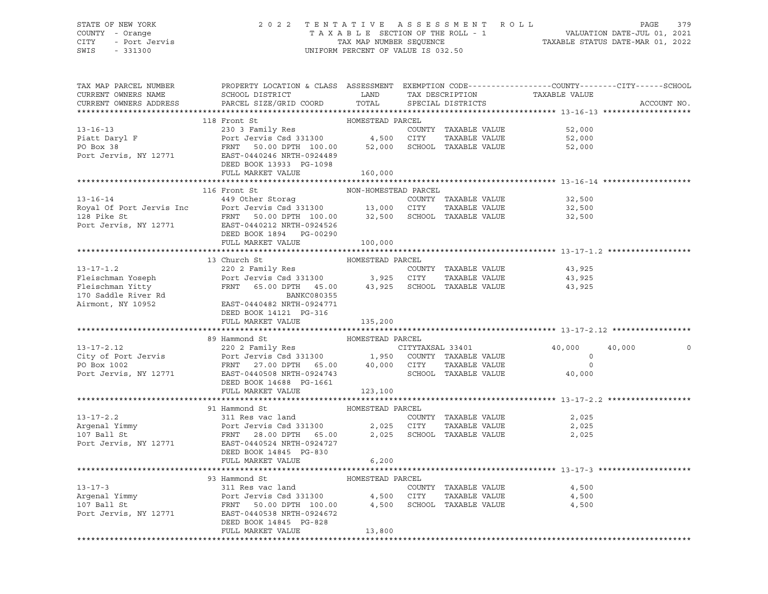STATE OF NEW YORK 2022 TENTATIVE ASSESSMENT ROLL
COUNTY - Orange TAXABLE SECTION OF THE ROLL - 1 VALUATION DATE-JUL 01, 2021
CITY - Port Jervis TAX MAP NUMBER SEQUENCE TAXABLE STATUS DATE-MAR 01, 2022
SWIS - 331300 UNIFORM PERCENT OF VALUE IS 032.50

```
TAX MAP PARCEL NUMBER      PROPERTY LOCATION & CLASS  ASSESSMENT  EXEMPTION CODE------------------COUNTY--------CITY------SCHOOL
CURRENT OWNERS NAME        SCHOOL DISTRICT               LAND      TAX DESCRIPTION             TAXABLE VALUE
CURRENT OWNERS ADDRESS     PARCEL SIZE/GRID COORD       TOTAL      SPECIAL DISTRICTS                                        ACCOUNT NO.
******************************************************************************************************* 13-16-13 *******************
                           118 Front St                 HOMESTEAD PARCEL
13-16-13                   230 3 Family Res                        COUNTY  TAXABLE VALUE           52,000
Piatt Daryl F              Port Jervis Csd 331300        4,500    CITY    TAXABLE VALUE           52,000
PO Box 38                  FRNT    50.00 DPTH 100.00    52,000    SCHOOL  TAXABLE VALUE           52,000
Port Jervis, NY 12771      EAST-0440246 NRTH-0924489
                           DEED BOOK 13933  PG-1098
                           FULL MARKET VALUE           160,000
******************************************************************************************************* 13-16-14 *******************
                           116 Front St                 NON-HOMESTEAD PARCEL
13-16-14                   449 Other Storag                        COUNTY  TAXABLE VALUE           32,500
Royal Of Port Jervis Inc   Port Jervis Csd 331300       13,000    CITY    TAXABLE VALUE           32,500
128 Pike St                FRNT    50.00 DPTH 100.00    32,500    SCHOOL  TAXABLE VALUE           32,500
Port Jervis, NY 12771      EAST-0440212 NRTH-0924526
                           DEED BOOK 1894   PG-00290
                           FULL MARKET VALUE           100,000
******************************************************************************************************* 13-17-1.2 ******************
                           13 Church St                 HOMESTEAD PARCEL
13-17-1.2                  220 2 Family Res                        COUNTY  TAXABLE VALUE           43,925
Fleischman Yoseph          Port Jervis Csd 331300        3,925    CITY    TAXABLE VALUE           43,925
Fleischman Yitty           FRNT    65.00 DPTH  45.00    43,925    SCHOOL  TAXABLE VALUE           43,925
170 Saddle River Rd                         BANKC080355
Airmont, NY 10952          EAST-0440482 NRTH-0924771
                           DEED BOOK 14121  PG-316
                           FULL MARKET VALUE           135,200
******************************************************************************************************* 13-17-2.12 *****************
                           89 Hammond St                HOMESTEAD PARCEL
13-17-2.12                 220 2 Family Res                  CITYTAXSAL 33401              40,000      40,000           0
City of Port Jervis        Port Jervis Csd 331300        1,950    COUNTY  TAXABLE VALUE                0
PO Box 1002                FRNT    27.00 DPTH  65.00    40,000    CITY    TAXABLE VALUE                0
Port Jervis, NY 12771      EAST-0440508 NRTH-0924743              SCHOOL  TAXABLE VALUE           40,000
                           DEED BOOK 14688  PG-1661
                           FULL MARKET VALUE           123,100
******************************************************************************************************* 13-17-2.2 ******************
                           91 Hammond St                HOMESTEAD PARCEL
13-17-2.2                  311 Res vac land                        COUNTY  TAXABLE VALUE            2,025
Argenal Yimmy              Port Jervis Csd 331300        2,025    CITY    TAXABLE VALUE            2,025
107 Ball St                FRNT    28.00 DPTH  65.00     2,025    SCHOOL  TAXABLE VALUE            2,025
Port Jervis, NY 12771      EAST-0440524 NRTH-0924727
                           DEED BOOK 14845  PG-830
                           FULL MARKET VALUE             6,200
******************************************************************************************************* 13-17-3 ********************
                           93 Hammond St                HOMESTEAD PARCEL
13-17-3                    311 Res vac land                        COUNTY  TAXABLE VALUE            4,500
Argenal Yimmy              Port Jervis Csd 331300        4,500    CITY    TAXABLE VALUE            4,500
107 Ball St                FRNT    50.00 DPTH 100.00     4,500    SCHOOL  TAXABLE VALUE            4,500
Port Jervis, NY 12771      EAST-0440538 NRTH-0924672
                           DEED BOOK 14845  PG-828
                           FULL MARKET VALUE            13,800
************************************************************************************************************************************
```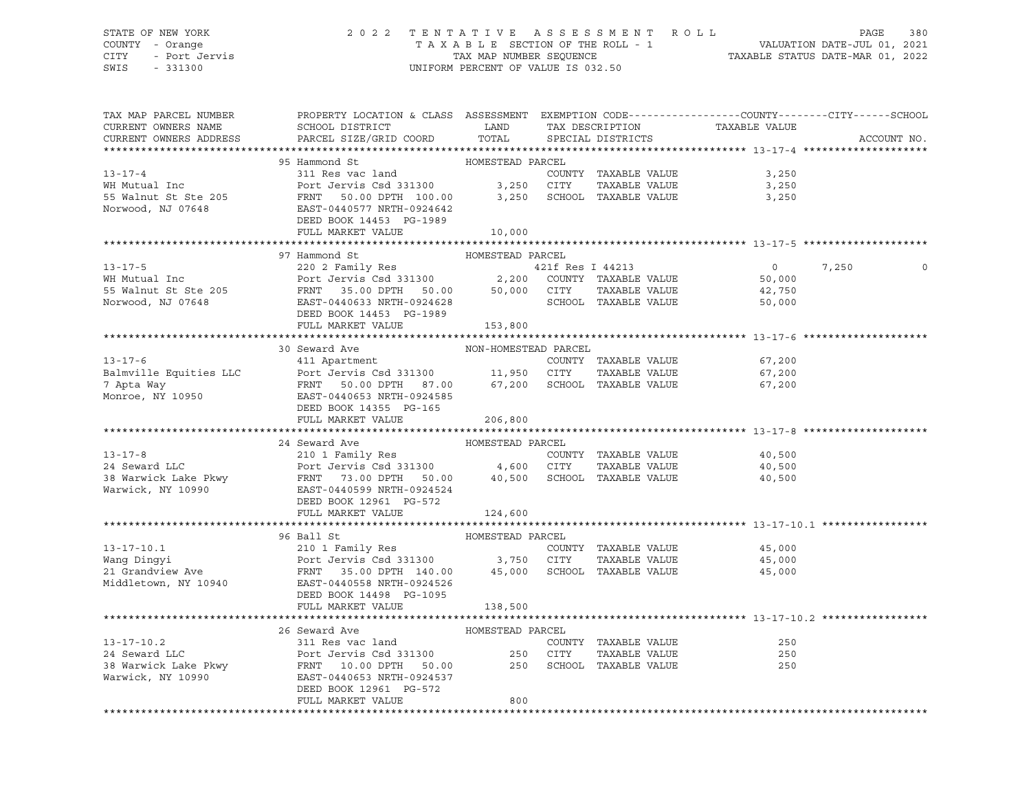STATE OF NEW YORK — COUNTY - Orange — CITY - Port Jervis — SWIS - 331300

2022 TENTATIVE ASSESSMENT ROLL — TAXABLE SECTION OF THE ROLL - 1 — TAX MAP NUMBER SEQUENCE — UNIFORM PERCENT OF VALUE IS 032.50

VALUATION DATE-JUL 01, 2021 — TAXABLE STATUS DATE-MAR 01, 2022

| TAX MAP PARCEL NUMBER / CURRENT OWNERS NAME / CURRENT OWNERS ADDRESS | PROPERTY LOCATION & CLASS / SCHOOL DISTRICT / PARCEL SIZE/GRID COORD | ASSESSMENT LAND | TOTAL | EXEMPTION CODE / TAX DESCRIPTION / SPECIAL DISTRICTS | COUNTY TAXABLE VALUE | CITY | SCHOOL |
|---|---|---|---|---|---|---|---|
| **13-17-4** | 95 Hammond St | HOMESTEAD PARCEL | | | | | |
| WH Mutual Inc | 311 Res vac land | | | COUNTY TAXABLE VALUE | 3,250 | | |
| 55 Walnut St Ste 205 | Port Jervis Csd 331300 | 3,250 | | CITY TAXABLE VALUE | 3,250 | | |
| Norwood, NJ 07648 | FRNT 50.00 DPTH 100.00 | | 3,250 | SCHOOL TAXABLE VALUE | 3,250 | | |
| | EAST-0440577 NRTH-0924642 | | | | | | |
| | DEED BOOK 14453 PG-1989 | | | | | | |
| | FULL MARKET VALUE | | 10,000 | | | | |
| **13-17-5** | 97 Hammond St | HOMESTEAD PARCEL | | | | | |
| WH Mutual Inc | 220 2 Family Res | | | 421f Res I 44213 | 0 | 7,250 | 0 |
| 55 Walnut St Ste 205 | Port Jervis Csd 331300 | 2,200 | | COUNTY TAXABLE VALUE | 50,000 | | |
| Norwood, NJ 07648 | FRNT 35.00 DPTH 50.00 | | 50,000 | CITY TAXABLE VALUE | 42,750 | | |
| | EAST-0440633 NRTH-0924628 | | | SCHOOL TAXABLE VALUE | 50,000 | | |
| | DEED BOOK 14453 PG-1989 | | | | | | |
| | FULL MARKET VALUE | | 153,800 | | | | |
| **13-17-6** | 30 Seward Ave | NON-HOMESTEAD PARCEL | | | | | |
| Balmville Equities LLC | 411 Apartment | | | COUNTY TAXABLE VALUE | 67,200 | | |
| 7 Apta Way | Port Jervis Csd 331300 | 11,950 | | CITY TAXABLE VALUE | 67,200 | | |
| Monroe, NY 10950 | FRNT 50.00 DPTH 87.00 | | 67,200 | SCHOOL TAXABLE VALUE | 67,200 | | |
| | EAST-0440653 NRTH-0924585 | | | | | | |
| | DEED BOOK 14355 PG-165 | | | | | | |
| | FULL MARKET VALUE | | 206,800 | | | | |
| **13-17-8** | 24 Seward Ave | HOMESTEAD PARCEL | | | | | |
| 24 Seward LLC | 210 1 Family Res | | | COUNTY TAXABLE VALUE | 40,500 | | |
| 38 Warwick Lake Pkwy | Port Jervis Csd 331300 | 4,600 | | CITY TAXABLE VALUE | 40,500 | | |
| Warwick, NY 10990 | FRNT 73.00 DPTH 50.00 | | 40,500 | SCHOOL TAXABLE VALUE | 40,500 | | |
| | EAST-0440599 NRTH-0924524 | | | | | | |
| | DEED BOOK 12961 PG-572 | | | | | | |
| | FULL MARKET VALUE | | 124,600 | | | | |
| **13-17-10.1** | 96 Ball St | HOMESTEAD PARCEL | | | | | |
| Wang Dingyi | 210 1 Family Res | | | COUNTY TAXABLE VALUE | 45,000 | | |
| 21 Grandview Ave | Port Jervis Csd 331300 | 3,750 | | CITY TAXABLE VALUE | 45,000 | | |
| Middletown, NY 10940 | FRNT 35.00 DPTH 140.00 | | 45,000 | SCHOOL TAXABLE VALUE | 45,000 | | |
| | EAST-0440558 NRTH-0924526 | | | | | | |
| | DEED BOOK 14498 PG-1095 | | | | | | |
| | FULL MARKET VALUE | | 138,500 | | | | |
| **13-17-10.2** | 26 Seward Ave | HOMESTEAD PARCEL | | | | | |
| 24 Seward LLC | 311 Res vac land | | | COUNTY TAXABLE VALUE | 250 | | |
| 38 Warwick Lake Pkwy | Port Jervis Csd 331300 | 250 | | CITY TAXABLE VALUE | 250 | | |
| Warwick, NY 10990 | FRNT 10.00 DPTH 50.00 | | 250 | SCHOOL TAXABLE VALUE | 250 | | |
| | EAST-0440653 NRTH-0924537 | | | | | | |
| | DEED BOOK 12961 PG-572 | | | | | | |
| | FULL MARKET VALUE | | 800 | | | | |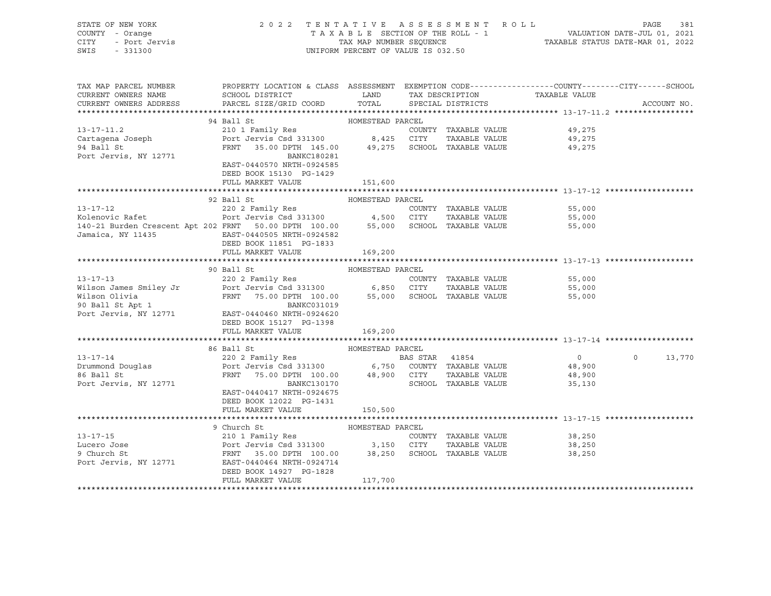STATE OF NEW YORK
COUNTY - Orange
CITY - Port Jervis
SWIS - 331300

2022 TENTATIVE ASSESSMENT ROLL
TAXABLE SECTION OF THE ROLL - 1
TAX MAP NUMBER SEQUENCE
UNIFORM PERCENT OF VALUE IS 032.50

VALUATION DATE-JUL 01, 2021
TAXABLE STATUS DATE-MAR 01, 2022

| TAX MAP PARCEL NUMBER / CURRENT OWNERS NAME / CURRENT OWNERS ADDRESS | PROPERTY LOCATION & CLASS / SCHOOL DISTRICT / PARCEL SIZE/GRID COORD | ASSESSMENT LAND / TOTAL | EXEMPTION CODE / TAX DESCRIPTION / SPECIAL DISTRICTS | COUNTY / TAXABLE VALUE | CITY | SCHOOL | ACCOUNT NO. |
|---|---|---|---|---|---|---|---|
| **13-17-11.2** | 94 Ball St — HOMESTEAD PARCEL | | | | | | |
| 13-17-11.2 | 210 1 Family Res | | COUNTY TAXABLE VALUE | 49,275 | | | |
| Cartagena Joseph | Port Jervis Csd 331300 | 8,425 | CITY TAXABLE VALUE | 49,275 | | | |
| 94 Ball St | FRNT 35.00 DPTH 145.00 | 49,275 | SCHOOL TAXABLE VALUE | 49,275 | | | |
| Port Jervis, NY 12771 | BANKC180281 | | | | | | |
| | EAST-0440570 NRTH-0924585 | | | | | | |
| | DEED BOOK 15130 PG-1429 | | | | | | |
| | FULL MARKET VALUE | 151,600 | | | | | |
| **13-17-12** | 92 Ball St — HOMESTEAD PARCEL | | | | | | |
| 13-17-12 | 220 2 Family Res | | COUNTY TAXABLE VALUE | 55,000 | | | |
| Kolenovic Rafet | Port Jervis Csd 331300 | 4,500 | CITY TAXABLE VALUE | 55,000 | | | |
| 140-21 Burden Crescent Apt 202 | FRNT 50.00 DPTH 100.00 | 55,000 | SCHOOL TAXABLE VALUE | 55,000 | | | |
| Jamaica, NY 11435 | EAST-0440505 NRTH-0924582 | | | | | | |
| | DEED BOOK 11851 PG-1833 | | | | | | |
| | FULL MARKET VALUE | 169,200 | | | | | |
| **13-17-13** | 90 Ball St — HOMESTEAD PARCEL | | | | | | |
| 13-17-13 | 220 2 Family Res | | COUNTY TAXABLE VALUE | 55,000 | | | |
| Wilson James Smiley Jr | Port Jervis Csd 331300 | 6,850 | CITY TAXABLE VALUE | 55,000 | | | |
| Wilson Olivia | FRNT 75.00 DPTH 100.00 | 55,000 | SCHOOL TAXABLE VALUE | 55,000 | | | |
| 90 Ball St Apt 1 | BANKC031019 | | | | | | |
| Port Jervis, NY 12771 | EAST-0440460 NRTH-0924620 | | | | | | |
| | DEED BOOK 15127 PG-1398 | | | | | | |
| | FULL MARKET VALUE | 169,200 | | | | | |
| **13-17-14** | 86 Ball St — HOMESTEAD PARCEL | | | | | | |
| 13-17-14 | 220 2 Family Res | | BAS STAR 41854 | 0 | 0 | 13,770 | |
| Drummond Douglas | Port Jervis Csd 331300 | 6,750 | COUNTY TAXABLE VALUE | 48,900 | | | |
| 86 Ball St | FRNT 75.00 DPTH 100.00 | 48,900 | CITY TAXABLE VALUE | 48,900 | | | |
| Port Jervis, NY 12771 | BANKC130170 | | SCHOOL TAXABLE VALUE | 35,130 | | | |
| | EAST-0440417 NRTH-0924675 | | | | | | |
| | DEED BOOK 12022 PG-1431 | | | | | | |
| | FULL MARKET VALUE | 150,500 | | | | | |
| **13-17-15** | 9 Church St — HOMESTEAD PARCEL | | | | | | |
| 13-17-15 | 210 1 Family Res | | COUNTY TAXABLE VALUE | 38,250 | | | |
| Lucero Jose | Port Jervis Csd 331300 | 3,150 | CITY TAXABLE VALUE | 38,250 | | | |
| 9 Church St | FRNT 35.00 DPTH 100.00 | 38,250 | SCHOOL TAXABLE VALUE | 38,250 | | | |
| Port Jervis, NY 12771 | EAST-0440464 NRTH-0924714 | | | | | | |
| | DEED BOOK 14927 PG-1828 | | | | | | |
| | FULL MARKET VALUE | 117,700 | | | | | |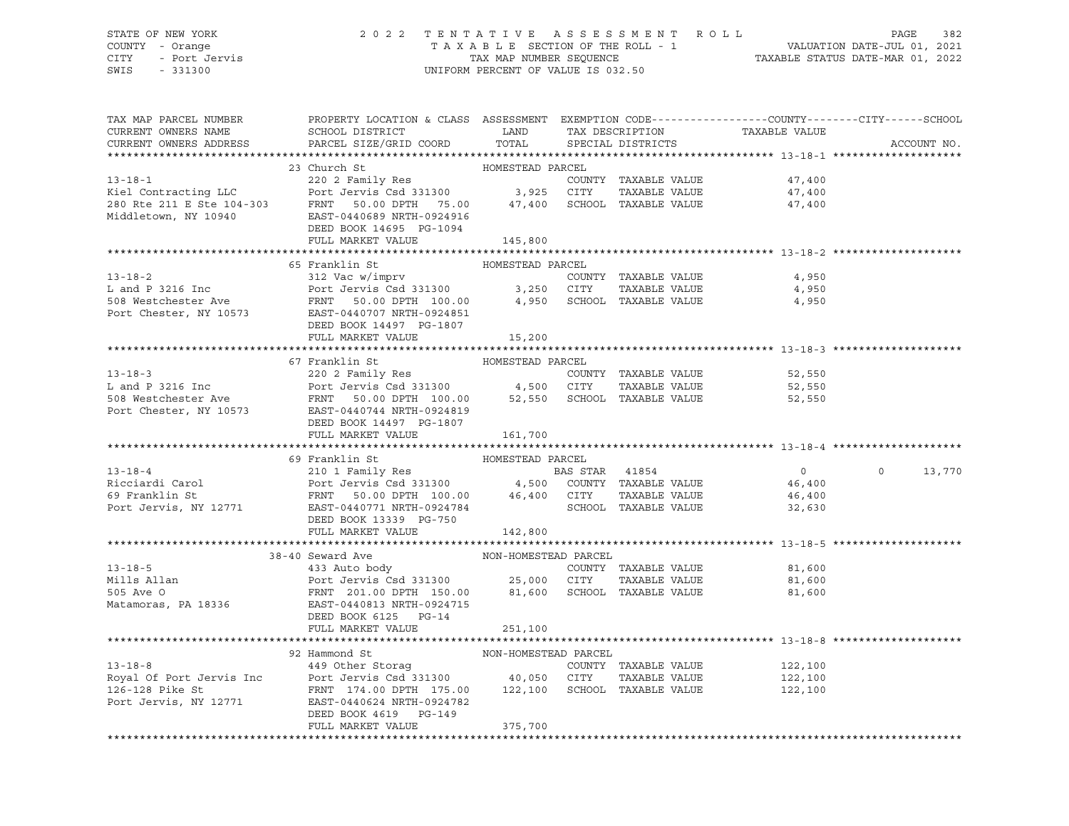STATE OF NEW YORK
COUNTY - Orange
CITY - Port Jervis
SWIS - 331300

2022 TENTATIVE ASSESSMENT ROLL
TAXABLE SECTION OF THE ROLL - 1
TAX MAP NUMBER SEQUENCE
UNIFORM PERCENT OF VALUE IS 032.50

VALUATION DATE-JUL 01, 2021
TAXABLE STATUS DATE-MAR 01, 2022

| TAX MAP PARCEL NUMBER / CURRENT OWNERS NAME / CURRENT OWNERS ADDRESS | PROPERTY LOCATION & CLASS / SCHOOL DISTRICT / PARCEL SIZE/GRID COORD | ASSESSMENT LAND / TOTAL | EXEMPTION CODE / TAX DESCRIPTION / SPECIAL DISTRICTS | COUNTY TAXABLE VALUE | CITY | SCHOOL | ACCOUNT NO. |
|---|---|---|---|---|---|---|---|
| **13-18-1** | 23 Church St | HOMESTEAD PARCEL | | | | | |
| 13-18-1 | 220 2 Family Res | | COUNTY TAXABLE VALUE | 47,400 | | | |
| Kiel Contracting LLC | Port Jervis Csd 331300 | 3,925 | CITY TAXABLE VALUE | 47,400 | | | |
| 280 Rte 211 E Ste 104-303 | FRNT 50.00 DPTH 75.00 | 47,400 | SCHOOL TAXABLE VALUE | 47,400 | | | |
| Middletown, NY 10940 | EAST-0440689 NRTH-0924916 | | | | | | |
| | DEED BOOK 14695 PG-1094 | | | | | | |
| | FULL MARKET VALUE | 145,800 | | | | | |
| **13-18-2** | 65 Franklin St | HOMESTEAD PARCEL | | | | | |
| 13-18-2 | 312 Vac w/imprv | | COUNTY TAXABLE VALUE | 4,950 | | | |
| L and P 3216 Inc | Port Jervis Csd 331300 | 3,250 | CITY TAXABLE VALUE | 4,950 | | | |
| 508 Westchester Ave | FRNT 50.00 DPTH 100.00 | 4,950 | SCHOOL TAXABLE VALUE | 4,950 | | | |
| Port Chester, NY 10573 | EAST-0440707 NRTH-0924851 | | | | | | |
| | DEED BOOK 14497 PG-1807 | | | | | | |
| | FULL MARKET VALUE | 15,200 | | | | | |
| **13-18-3** | 67 Franklin St | HOMESTEAD PARCEL | | | | | |
| 13-18-3 | 220 2 Family Res | | COUNTY TAXABLE VALUE | 52,550 | | | |
| L and P 3216 Inc | Port Jervis Csd 331300 | 4,500 | CITY TAXABLE VALUE | 52,550 | | | |
| 508 Westchester Ave | FRNT 50.00 DPTH 100.00 | 52,550 | SCHOOL TAXABLE VALUE | 52,550 | | | |
| Port Chester, NY 10573 | EAST-0440744 NRTH-0924819 | | | | | | |
| | DEED BOOK 14497 PG-1807 | | | | | | |
| | FULL MARKET VALUE | 161,700 | | | | | |
| **13-18-4** | 69 Franklin St | HOMESTEAD PARCEL | | | | | |
| 13-18-4 | 210 1 Family Res | | BAS STAR 41854 | 0 | 0 | 13,770 | |
| Ricciardi Carol | Port Jervis Csd 331300 | 4,500 | COUNTY TAXABLE VALUE | 46,400 | | | |
| 69 Franklin St | FRNT 50.00 DPTH 100.00 | 46,400 | CITY TAXABLE VALUE | 46,400 | | | |
| Port Jervis, NY 12771 | EAST-0440771 NRTH-0924784 | | SCHOOL TAXABLE VALUE | 32,630 | | | |
| | DEED BOOK 13339 PG-750 | | | | | | |
| | FULL MARKET VALUE | 142,800 | | | | | |
| **13-18-5** | 38-40 Seward Ave | NON-HOMESTEAD PARCEL | | | | | |
| 13-18-5 | 433 Auto body | | COUNTY TAXABLE VALUE | 81,600 | | | |
| Mills Allan | Port Jervis Csd 331300 | 25,000 | CITY TAXABLE VALUE | 81,600 | | | |
| 505 Ave O | FRNT 201.00 DPTH 150.00 | 81,600 | SCHOOL TAXABLE VALUE | 81,600 | | | |
| Matamoras, PA 18336 | EAST-0440813 NRTH-0924715 | | | | | | |
| | DEED BOOK 6125 PG-14 | | | | | | |
| | FULL MARKET VALUE | 251,100 | | | | | |
| **13-18-8** | 92 Hammond St | NON-HOMESTEAD PARCEL | | | | | |
| 13-18-8 | 449 Other Storag | | COUNTY TAXABLE VALUE | 122,100 | | | |
| Royal Of Port Jervis Inc | Port Jervis Csd 331300 | 40,050 | CITY TAXABLE VALUE | 122,100 | | | |
| 126-128 Pike St | FRNT 174.00 DPTH 175.00 | 122,100 | SCHOOL TAXABLE VALUE | 122,100 | | | |
| Port Jervis, NY 12771 | EAST-0440624 NRTH-0924782 | | | | | | |
| | DEED BOOK 4619 PG-149 | | | | | | |
| | FULL MARKET VALUE | 375,700 | | | | | |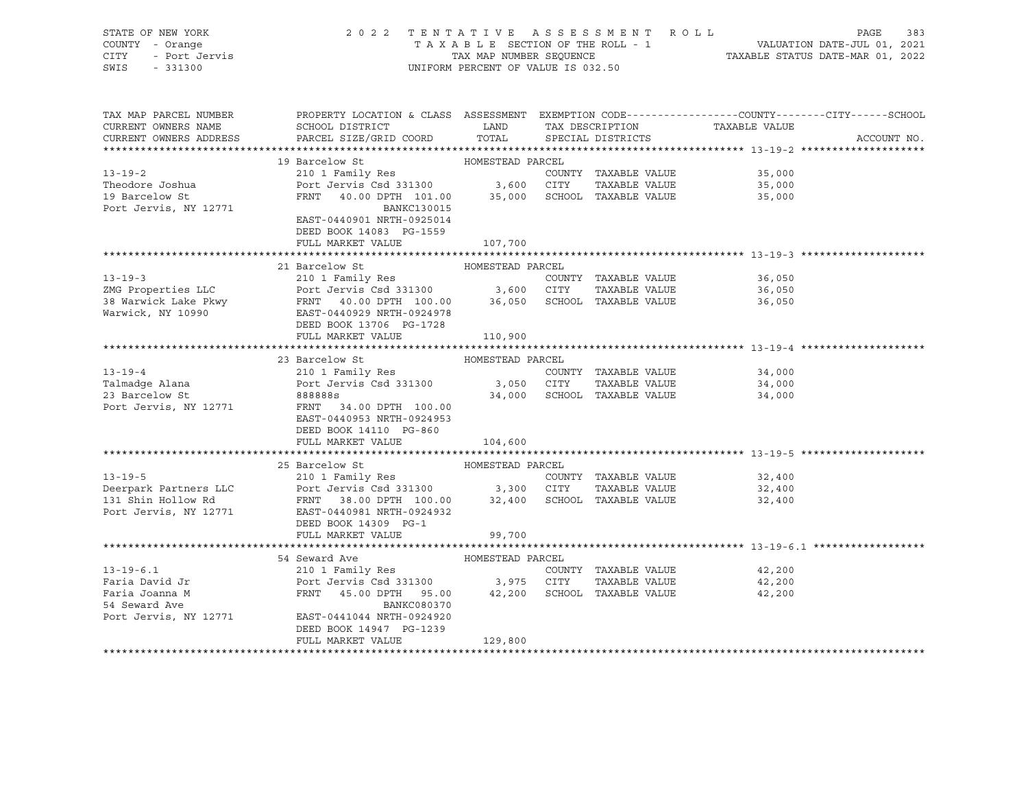STATE OF NEW YORK — COUNTY - Orange — CITY - Port Jervis — SWIS - 331300

**2022 TENTATIVE ASSESSMENT ROLL**
TAXABLE SECTION OF THE ROLL - 1
TAX MAP NUMBER SEQUENCE
UNIFORM PERCENT OF VALUE IS 032.50

VALUATION DATE-JUL 01, 2021
TAXABLE STATUS DATE-MAR 01, 2022

| TAX MAP PARCEL NUMBER / CURRENT OWNERS NAME / CURRENT OWNERS ADDRESS | PROPERTY LOCATION & CLASS / SCHOOL DISTRICT / PARCEL SIZE/GRID COORD | ASSESSMENT LAND | ASSESSMENT TOTAL | EXEMPTION CODE / TAX DESCRIPTION / SPECIAL DISTRICTS | TAXABLE VALUE (COUNTY / CITY / SCHOOL) | ACCOUNT NO. |
|---|---|---|---|---|---|---|
| **13-19-2** | 19 Barcelow St — HOMESTEAD PARCEL | | | | | |
| Theodore Joshua | 210 1 Family Res | | | COUNTY TAXABLE VALUE | 35,000 | |
| 19 Barcelow St | Port Jervis Csd 331300 | 3,600 | | CITY TAXABLE VALUE | 35,000 | |
| Port Jervis, NY 12771 | FRNT 40.00 DPTH 101.00 | | 35,000 | SCHOOL TAXABLE VALUE | 35,000 | |
| | BANKC130015 | | | | | |
| | EAST-0440901 NRTH-0925014 | | | | | |
| | DEED BOOK 14083 PG-1559 | | | | | |
| | FULL MARKET VALUE | | 107,700 | | | |
| **13-19-3** | 21 Barcelow St — HOMESTEAD PARCEL | | | | | |
| ZMG Properties LLC | 210 1 Family Res | | | COUNTY TAXABLE VALUE | 36,050 | |
| 38 Warwick Lake Pkwy | Port Jervis Csd 331300 | 3,600 | | CITY TAXABLE VALUE | 36,050 | |
| Warwick, NY 10990 | FRNT 40.00 DPTH 100.00 | | 36,050 | SCHOOL TAXABLE VALUE | 36,050 | |
| | EAST-0440929 NRTH-0924978 | | | | | |
| | DEED BOOK 13706 PG-1728 | | | | | |
| | FULL MARKET VALUE | | 110,900 | | | |
| **13-19-4** | 23 Barcelow St — HOMESTEAD PARCEL | | | | | |
| Talmadge Alana | 210 1 Family Res | | | COUNTY TAXABLE VALUE | 34,000 | |
| 23 Barcelow St | Port Jervis Csd 331300 | 3,050 | | CITY TAXABLE VALUE | 34,000 | |
| Port Jervis, NY 12771 | 888888s | | 34,000 | SCHOOL TAXABLE VALUE | 34,000 | |
| | FRNT 34.00 DPTH 100.00 | | | | | |
| | EAST-0440953 NRTH-0924953 | | | | | |
| | DEED BOOK 14110 PG-860 | | | | | |
| | FULL MARKET VALUE | | 104,600 | | | |
| **13-19-5** | 25 Barcelow St — HOMESTEAD PARCEL | | | | | |
| Deerpark Partners LLC | 210 1 Family Res | | | COUNTY TAXABLE VALUE | 32,400 | |
| 131 Shin Hollow Rd | Port Jervis Csd 331300 | 3,300 | | CITY TAXABLE VALUE | 32,400 | |
| Port Jervis, NY 12771 | FRNT 38.00 DPTH 100.00 | | 32,400 | SCHOOL TAXABLE VALUE | 32,400 | |
| | EAST-0440981 NRTH-0924932 | | | | | |
| | DEED BOOK 14309 PG-1 | | | | | |
| | FULL MARKET VALUE | | 99,700 | | | |
| **13-19-6.1** | 54 Seward Ave — HOMESTEAD PARCEL | | | | | |
| Faria David Jr | 210 1 Family Res | | | COUNTY TAXABLE VALUE | 42,200 | |
| Faria Joanna M | Port Jervis Csd 331300 | 3,975 | | CITY TAXABLE VALUE | 42,200 | |
| 54 Seward Ave | FRNT 45.00 DPTH 95.00 | | 42,200 | SCHOOL TAXABLE VALUE | 42,200 | |
| Port Jervis, NY 12771 | BANKC080370 | | | | | |
| | EAST-0441044 NRTH-0924920 | | | | | |
| | DEED BOOK 14947 PG-1239 | | | | | |
| | FULL MARKET VALUE | | 129,800 | | | |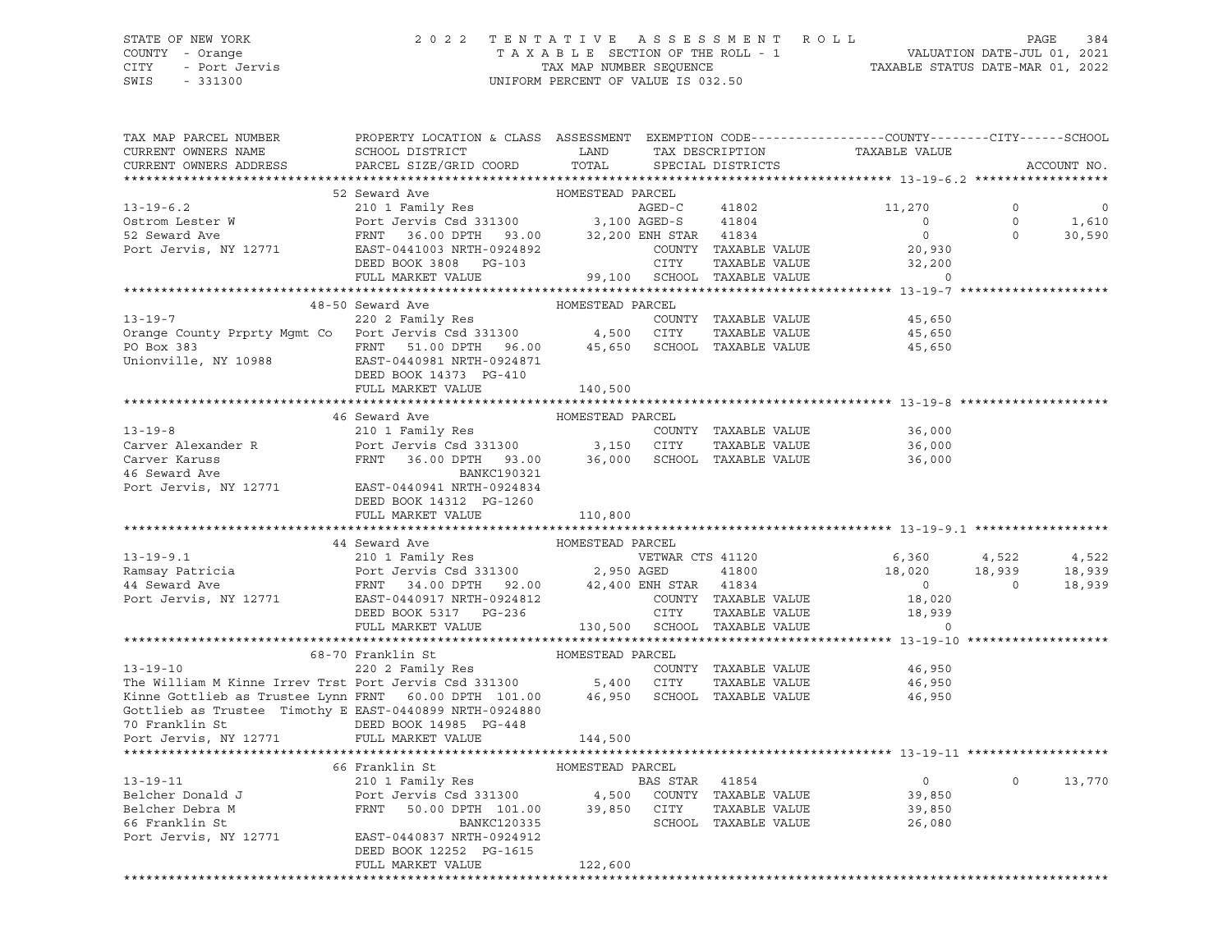STATE OF NEW YORK — COUNTY - Orange — CITY - Port Jervis — SWIS - 331300

2022 TENTATIVE ASSESSMENT ROLL
TAXABLE SECTION OF THE ROLL - 1
TAX MAP NUMBER SEQUENCE
UNIFORM PERCENT OF VALUE IS 032.50

VALUATION DATE-JUL 01, 2021
TAXABLE STATUS DATE-MAR 01, 2022

| TAX MAP PARCEL NUMBER / CURRENT OWNERS NAME / CURRENT OWNERS ADDRESS | PROPERTY LOCATION & CLASS / SCHOOL DISTRICT / PARCEL SIZE/GRID COORD | ASSESSMENT LAND / TOTAL | EXEMPTION CODE / TAX DESCRIPTION / SPECIAL DISTRICTS | COUNTY TAXABLE VALUE | CITY | SCHOOL | ACCOUNT NO. |
|---|---|---|---|---|---|---|---|
| **13-19-6.2** | 52 Seward Ave | HOMESTEAD PARCEL | | | | | |
| 13-19-6.2 | 210 1 Family Res | | AGED-C 41802 | 11,270 | 0 | 0 | |
| Ostrom Lester W | Port Jervis Csd 331300 | 3,100 | AGED-S 41804 | 0 | 0 | 1,610 | |
| 52 Seward Ave | FRNT 36.00 DPTH 93.00 | 32,200 | ENH STAR 41834 | 0 | 0 | 30,590 | |
| Port Jervis, NY 12771 | EAST-0441003 NRTH-0924892 | | COUNTY TAXABLE VALUE | 20,930 | | | |
| | DEED BOOK 3808 PG-103 | | CITY TAXABLE VALUE | 32,200 | | | |
| | FULL MARKET VALUE | 99,100 | SCHOOL TAXABLE VALUE | 0 | | | |
| **13-19-7** | 48-50 Seward Ave | HOMESTEAD PARCEL | | | | | |
| 13-19-7 | 220 2 Family Res | | COUNTY TAXABLE VALUE | 45,650 | | | |
| Orange County Prprty Mgmt Co | Port Jervis Csd 331300 | 4,500 | CITY TAXABLE VALUE | 45,650 | | | |
| PO Box 383 | FRNT 51.00 DPTH 96.00 | 45,650 | SCHOOL TAXABLE VALUE | 45,650 | | | |
| Unionville, NY 10988 | EAST-0440981 NRTH-0924871 | | | | | | |
| | DEED BOOK 14373 PG-410 | | | | | | |
| | FULL MARKET VALUE | 140,500 | | | | | |
| **13-19-8** | 46 Seward Ave | HOMESTEAD PARCEL | | | | | |
| 13-19-8 | 210 1 Family Res | | COUNTY TAXABLE VALUE | 36,000 | | | |
| Carver Alexander R | Port Jervis Csd 331300 | 3,150 | CITY TAXABLE VALUE | 36,000 | | | |
| Carver Karuss | FRNT 36.00 DPTH 93.00 | 36,000 | SCHOOL TAXABLE VALUE | 36,000 | | | |
| 46 Seward Ave | BANKC190321 | | | | | | |
| Port Jervis, NY 12771 | EAST-0440941 NRTH-0924834 | | | | | | |
| | DEED BOOK 14312 PG-1260 | | | | | | |
| | FULL MARKET VALUE | 110,800 | | | | | |
| **13-19-9.1** | 44 Seward Ave | HOMESTEAD PARCEL | | | | | |
| 13-19-9.1 | 210 1 Family Res | | VETWAR CTS 41120 | 6,360 | 4,522 | 4,522 | |
| Ramsay Patricia | Port Jervis Csd 331300 | 2,950 | AGED 41800 | 18,020 | 18,939 | 18,939 | |
| 44 Seward Ave | FRNT 34.00 DPTH 92.00 | 42,400 | ENH STAR 41834 | 0 | 0 | 18,939 | |
| Port Jervis, NY 12771 | EAST-0440917 NRTH-0924812 | | COUNTY TAXABLE VALUE | 18,020 | | | |
| | DEED BOOK 5317 PG-236 | | CITY TAXABLE VALUE | 18,939 | | | |
| | FULL MARKET VALUE | 130,500 | SCHOOL TAXABLE VALUE | 0 | | | |
| **13-19-10** | 68-70 Franklin St | HOMESTEAD PARCEL | | | | | |
| 13-19-10 | 220 2 Family Res | | COUNTY TAXABLE VALUE | 46,950 | | | |
| The William M Kinne Irrev Trst | Port Jervis Csd 331300 | 5,400 | CITY TAXABLE VALUE | 46,950 | | | |
| Kinne Gottlieb as Trustee Lynn | FRNT 60.00 DPTH 101.00 | 46,950 | SCHOOL TAXABLE VALUE | 46,950 | | | |
| Gottlieb as Trustee Timothy E | EAST-0440899 NRTH-0924880 | | | | | | |
| 70 Franklin St | DEED BOOK 14985 PG-448 | | | | | | |
| Port Jervis, NY 12771 | FULL MARKET VALUE | 144,500 | | | | | |
| **13-19-11** | 66 Franklin St | HOMESTEAD PARCEL | | | | | |
| 13-19-11 | 210 1 Family Res | | BAS STAR 41854 | 0 | 0 | 13,770 | |
| Belcher Donald J | Port Jervis Csd 331300 | 4,500 | COUNTY TAXABLE VALUE | 39,850 | | | |
| Belcher Debra M | FRNT 50.00 DPTH 101.00 | 39,850 | CITY TAXABLE VALUE | 39,850 | | | |
| 66 Franklin St | BANKC120335 | | SCHOOL TAXABLE VALUE | 26,080 | | | |
| Port Jervis, NY 12771 | EAST-0440837 NRTH-0924912 | | | | | | |
| | DEED BOOK 12252 PG-1615 | | | | | | |
| | FULL MARKET VALUE | 122,600 | | | | | |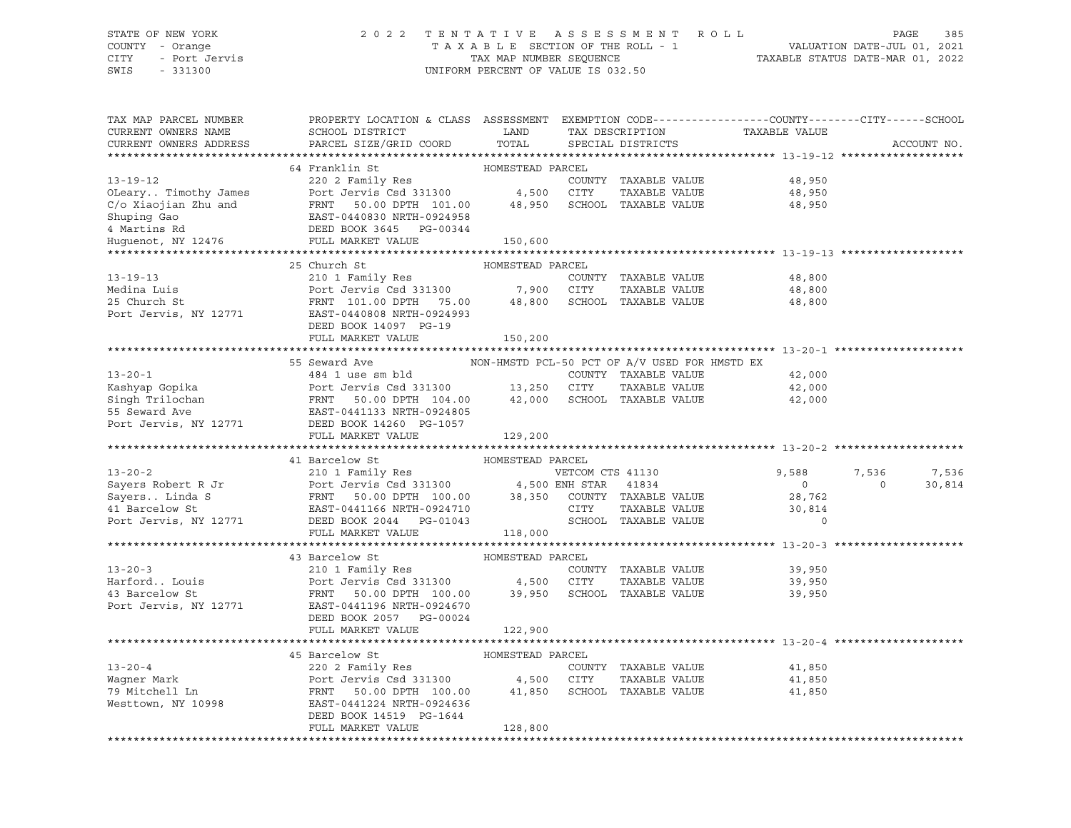STATE OF NEW YORK
COUNTY - Orange
CITY - Port Jervis
SWIS - 331300

2022 TENTATIVE ASSESSMENT ROLL
TAXABLE SECTION OF THE ROLL - 1
TAX MAP NUMBER SEQUENCE
UNIFORM PERCENT OF VALUE IS 032.50

VALUATION DATE-JUL 01, 2021
TAXABLE STATUS DATE-MAR 01, 2022

| TAX MAP PARCEL NUMBER / CURRENT OWNERS NAME / CURRENT OWNERS ADDRESS | PROPERTY LOCATION & CLASS / SCHOOL DISTRICT / PARCEL SIZE/GRID COORD | ASSESSMENT LAND / TOTAL | EXEMPTION CODE / TAX DESCRIPTION / SPECIAL DISTRICTS | COUNTY TAXABLE VALUE | CITY | SCHOOL | ACCOUNT NO. |
|---|---|---|---|---|---|---|---|
| **13-19-12** | 64 Franklin St — HOMESTEAD PARCEL | | | | | | |
| 13-19-12 | 220 2 Family Res | | COUNTY TAXABLE VALUE | 48,950 | | | |
| OLeary.. Timothy James | Port Jervis Csd 331300 | 4,500 | CITY TAXABLE VALUE | 48,950 | | | |
| C/o Xiaojian Zhu and | FRNT 50.00 DPTH 101.00 | 48,950 | SCHOOL TAXABLE VALUE | 48,950 | | | |
| Shuping Gao | EAST-0440830 NRTH-0924958 | | | | | | |
| 4 Martins Rd | DEED BOOK 3645 PG-00344 | | | | | | |
| Huguenot, NY 12476 | FULL MARKET VALUE | 150,600 | | | | | |
| **13-19-13** | 25 Church St — HOMESTEAD PARCEL | | | | | | |
| 13-19-13 | 210 1 Family Res | | COUNTY TAXABLE VALUE | 48,800 | | | |
| Medina Luis | Port Jervis Csd 331300 | 7,900 | CITY TAXABLE VALUE | 48,800 | | | |
| 25 Church St | FRNT 101.00 DPTH 75.00 | 48,800 | SCHOOL TAXABLE VALUE | 48,800 | | | |
| Port Jervis, NY 12771 | EAST-0440808 NRTH-0924993 | | | | | | |
| | DEED BOOK 14097 PG-19 | | | | | | |
| | FULL MARKET VALUE | 150,200 | | | | | |
| **13-20-1** | 55 Seward Ave — NON-HMSTD PCL-50 PCT OF A/V USED FOR HMSTD EX | | | | | | |
| 13-20-1 | 484 1 use sm bld | | COUNTY TAXABLE VALUE | 42,000 | | | |
| Kashyap Gopika | Port Jervis Csd 331300 | 13,250 | CITY TAXABLE VALUE | 42,000 | | | |
| Singh Trilochan | FRNT 50.00 DPTH 104.00 | 42,000 | SCHOOL TAXABLE VALUE | 42,000 | | | |
| 55 Seward Ave | EAST-0441133 NRTH-0924805 | | | | | | |
| Port Jervis, NY 12771 | DEED BOOK 14260 PG-1057 | | | | | | |
| | FULL MARKET VALUE | 129,200 | | | | | |
| **13-20-2** | 41 Barcelow St — HOMESTEAD PARCEL | | | | | | |
| 13-20-2 | 210 1 Family Res | | VETCOM CTS 41130 | 9,588 | 7,536 | 7,536 | |
| Sayers Robert R Jr | Port Jervis Csd 331300 | 4,500 | ENH STAR 41834 | 0 | 0 | 30,814 | |
| Sayers.. Linda S | FRNT 50.00 DPTH 100.00 | 38,350 | COUNTY TAXABLE VALUE | 28,762 | | | |
| 41 Barcelow St | EAST-0441166 NRTH-0924710 | | CITY TAXABLE VALUE | 30,814 | | | |
| Port Jervis, NY 12771 | DEED BOOK 2044 PG-01043 | | SCHOOL TAXABLE VALUE | 0 | | | |
| | FULL MARKET VALUE | 118,000 | | | | | |
| **13-20-3** | 43 Barcelow St — HOMESTEAD PARCEL | | | | | | |
| 13-20-3 | 210 1 Family Res | | COUNTY TAXABLE VALUE | 39,950 | | | |
| Harford.. Louis | Port Jervis Csd 331300 | 4,500 | CITY TAXABLE VALUE | 39,950 | | | |
| 43 Barcelow St | FRNT 50.00 DPTH 100.00 | 39,950 | SCHOOL TAXABLE VALUE | 39,950 | | | |
| Port Jervis, NY 12771 | EAST-0441196 NRTH-0924670 | | | | | | |
| | DEED BOOK 2057 PG-00024 | | | | | | |
| | FULL MARKET VALUE | 122,900 | | | | | |
| **13-20-4** | 45 Barcelow St — HOMESTEAD PARCEL | | | | | | |
| 13-20-4 | 220 2 Family Res | | COUNTY TAXABLE VALUE | 41,850 | | | |
| Wagner Mark | Port Jervis Csd 331300 | 4,500 | CITY TAXABLE VALUE | 41,850 | | | |
| 79 Mitchell Ln | FRNT 50.00 DPTH 100.00 | 41,850 | SCHOOL TAXABLE VALUE | 41,850 | | | |
| Westtown, NY 10998 | EAST-0441224 NRTH-0924636 | | | | | | |
| | DEED BOOK 14519 PG-1644 | | | | | | |
| | FULL MARKET VALUE | 128,800 | | | | | |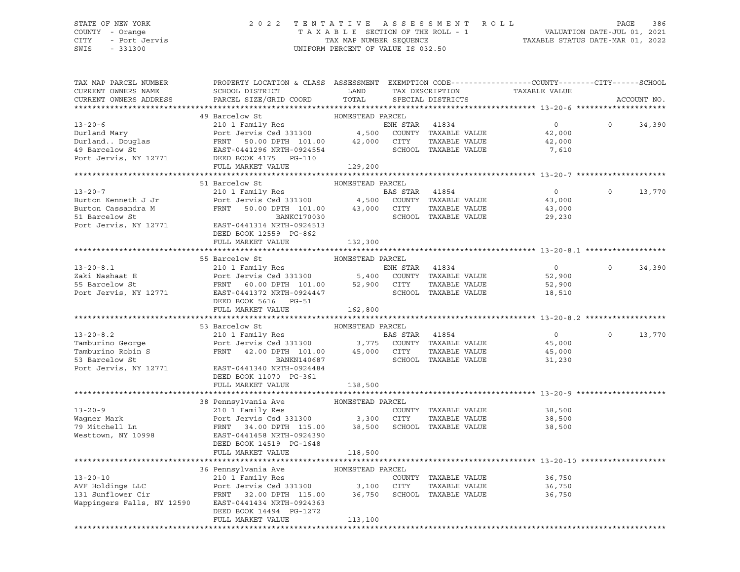STATE OF NEW YORK
COUNTY - Orange
CITY - Port Jervis
SWIS - 331300

2022 TENTATIVE ASSESSMENT ROLL
TAXABLE SECTION OF THE ROLL - 1
TAX MAP NUMBER SEQUENCE
UNIFORM PERCENT OF VALUE IS 032.50

VALUATION DATE-JUL 01, 2021
TAXABLE STATUS DATE-MAR 01, 2022

| TAX MAP PARCEL NUMBER / CURRENT OWNERS NAME / CURRENT OWNERS ADDRESS | PROPERTY LOCATION & CLASS / SCHOOL DISTRICT / PARCEL SIZE/GRID COORD | ASSESSMENT LAND / TOTAL | EXEMPTION CODE / TAX DESCRIPTION / SPECIAL DISTRICTS | COUNTY / CITY / TAXABLE VALUE | SCHOOL | ACCOUNT NO. |
|---|---|---|---|---|---|---|
| **13-20-6** | 49 Barcelow St | HOMESTEAD PARCEL | | | | |
| 13-20-6 | 210 1 Family Res | | ENH STAR 41834 | 0 | 0 | 34,390 |
| Durland Mary | Port Jervis Csd 331300 | 4,500 | COUNTY TAXABLE VALUE | 42,000 | | |
| Durland.. Douglas | FRNT 50.00 DPTH 101.00 | 42,000 | CITY TAXABLE VALUE | 42,000 | | |
| 49 Barcelow St | EAST-0441296 NRTH-0924554 | | SCHOOL TAXABLE VALUE | 7,610 | | |
| Port Jervis, NY 12771 | DEED BOOK 4175 PG-110 | | | | | |
| | FULL MARKET VALUE | 129,200 | | | | |
| **13-20-7** | 51 Barcelow St | HOMESTEAD PARCEL | | | | |
| 13-20-7 | 210 1 Family Res | | BAS STAR 41854 | 0 | 0 | 13,770 |
| Burton Kenneth J Jr | Port Jervis Csd 331300 | 4,500 | COUNTY TAXABLE VALUE | 43,000 | | |
| Burton Cassandra M | FRNT 50.00 DPTH 101.00 | 43,000 | CITY TAXABLE VALUE | 43,000 | | |
| 51 Barcelow St | BANKC170030 | | SCHOOL TAXABLE VALUE | 29,230 | | |
| Port Jervis, NY 12771 | EAST-0441314 NRTH-0924513 | | | | | |
| | DEED BOOK 12559 PG-862 | | | | | |
| | FULL MARKET VALUE | 132,300 | | | | |
| **13-20-8.1** | 55 Barcelow St | HOMESTEAD PARCEL | | | | |
| 13-20-8.1 | 210 1 Family Res | | ENH STAR 41834 | 0 | 0 | 34,390 |
| Zaki Nashaat E | Port Jervis Csd 331300 | 5,400 | COUNTY TAXABLE VALUE | 52,900 | | |
| 55 Barcelow St | FRNT 60.00 DPTH 101.00 | 52,900 | CITY TAXABLE VALUE | 52,900 | | |
| Port Jervis, NY 12771 | EAST-0441372 NRTH-0924447 | | SCHOOL TAXABLE VALUE | 18,510 | | |
| | DEED BOOK 5616 PG-51 | | | | | |
| | FULL MARKET VALUE | 162,800 | | | | |
| **13-20-8.2** | 53 Barcelow St | HOMESTEAD PARCEL | | | | |
| 13-20-8.2 | 210 1 Family Res | | BAS STAR 41854 | 0 | 0 | 13,770 |
| Tamburino George | Port Jervis Csd 331300 | 3,775 | COUNTY TAXABLE VALUE | 45,000 | | |
| Tamburino Robin S | FRNT 42.00 DPTH 101.00 | 45,000 | CITY TAXABLE VALUE | 45,000 | | |
| 53 Barcelow St | BANKN140687 | | SCHOOL TAXABLE VALUE | 31,230 | | |
| Port Jervis, NY 12771 | EAST-0441340 NRTH-0924484 | | | | | |
| | DEED BOOK 11070 PG-361 | | | | | |
| | FULL MARKET VALUE | 138,500 | | | | |
| **13-20-9** | 38 Pennsylvania Ave | HOMESTEAD PARCEL | | | | |
| 13-20-9 | 210 1 Family Res | | COUNTY TAXABLE VALUE | 38,500 | | |
| Wagner Mark | Port Jervis Csd 331300 | 3,300 | CITY TAXABLE VALUE | 38,500 | | |
| 79 Mitchell Ln | FRNT 34.00 DPTH 115.00 | 38,500 | SCHOOL TAXABLE VALUE | 38,500 | | |
| Westtown, NY 10998 | EAST-0441458 NRTH-0924390 | | | | | |
| | DEED BOOK 14519 PG-1648 | | | | | |
| | FULL MARKET VALUE | 118,500 | | | | |
| **13-20-10** | 36 Pennsylvania Ave | HOMESTEAD PARCEL | | | | |
| 13-20-10 | 210 1 Family Res | | COUNTY TAXABLE VALUE | 36,750 | | |
| AVF Holdings LLC | Port Jervis Csd 331300 | 3,100 | CITY TAXABLE VALUE | 36,750 | | |
| 131 Sunflower Cir | FRNT 32.00 DPTH 115.00 | 36,750 | SCHOOL TAXABLE VALUE | 36,750 | | |
| Wappingers Falls, NY 12590 | EAST-0441434 NRTH-0924363 | | | | | |
| | DEED BOOK 14494 PG-1272 | | | | | |
| | FULL MARKET VALUE | 113,100 | | | | |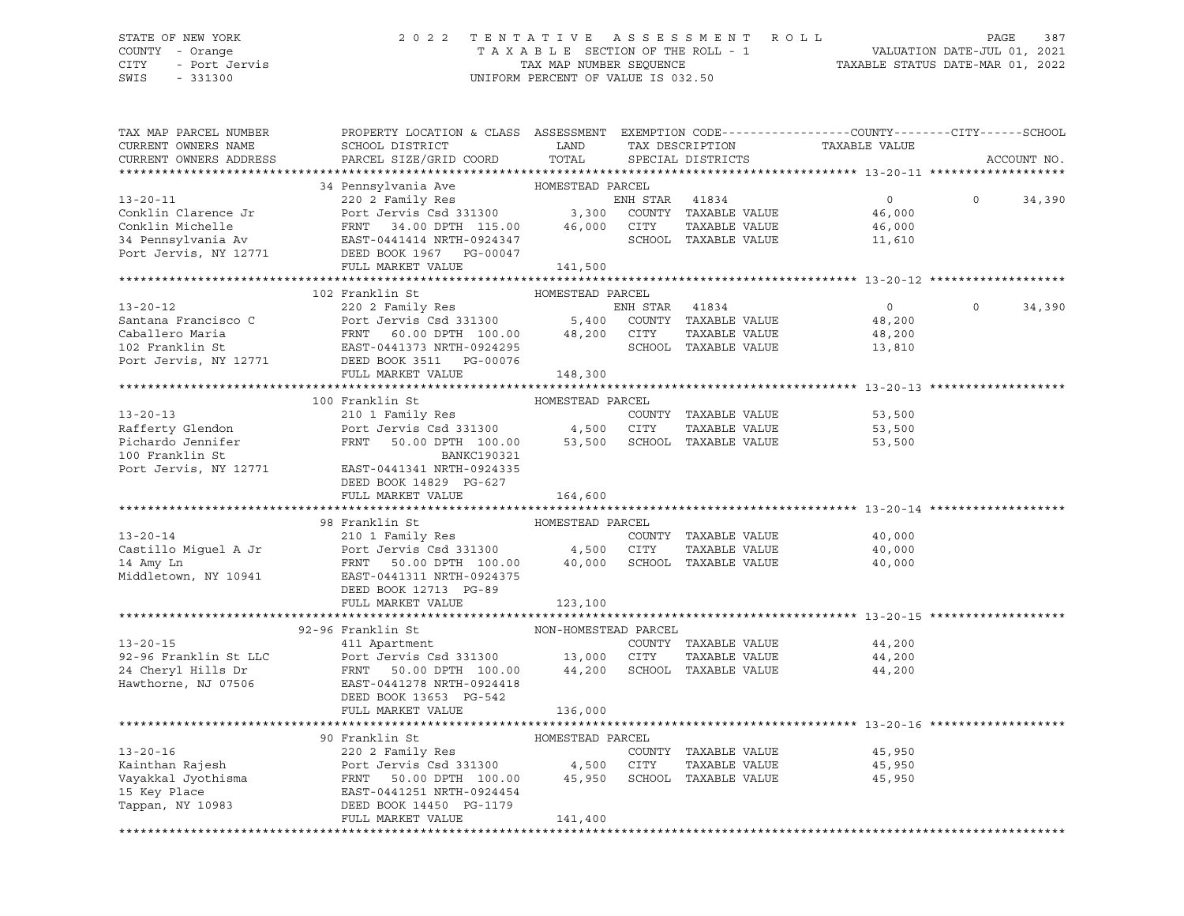STATE OF NEW YORK | COUNTY - Orange | CITY - Port Jervis | SWIS - 331300

# 2022 TENTATIVE ASSESSMENT ROLL

TAXABLE SECTION OF THE ROLL - 1
TAX MAP NUMBER SEQUENCE
UNIFORM PERCENT OF VALUE IS 032.50

VALUATION DATE-JUL 01, 2021
TAXABLE STATUS DATE-MAR 01, 2022

| TAX MAP PARCEL NUMBER / CURRENT OWNERS NAME / CURRENT OWNERS ADDRESS | PROPERTY LOCATION & CLASS / SCHOOL DISTRICT / PARCEL SIZE/GRID COORD | ASSESSMENT LAND | ASSESSMENT TOTAL | EXEMPTION CODE / TAX DESCRIPTION / SPECIAL DISTRICTS | COUNTY TAXABLE VALUE | CITY | SCHOOL | ACCOUNT NO. |
|---|---|---|---|---|---|---|---|---|
| **13-20-11** | 34 Pennsylvania Ave — HOMESTEAD PARCEL | | | | | | | |
| 13-20-11 | 220 2 Family Res | | | ENH STAR 41834 | 0 | 0 | 34,390 | |
| Conklin Clarence Jr | Port Jervis Csd 331300 | 3,300 | | COUNTY TAXABLE VALUE | 46,000 | | | |
| Conklin Michelle | FRNT 34.00 DPTH 115.00 | | 46,000 | CITY TAXABLE VALUE | 46,000 | | | |
| 34 Pennsylvania Av | EAST-0441414 NRTH-0924347 | | | SCHOOL TAXABLE VALUE | 11,610 | | | |
| Port Jervis, NY 12771 | DEED BOOK 1967 PG-00047 | | | | | | | |
| | FULL MARKET VALUE | | 141,500 | | | | | |
| **13-20-12** | 102 Franklin St — HOMESTEAD PARCEL | | | | | | | |
| 13-20-12 | 220 2 Family Res | | | ENH STAR 41834 | 0 | 0 | 34,390 | |
| Santana Francisco C | Port Jervis Csd 331300 | 5,400 | | COUNTY TAXABLE VALUE | 48,200 | | | |
| Caballero Maria | FRNT 60.00 DPTH 100.00 | | 48,200 | CITY TAXABLE VALUE | 48,200 | | | |
| 102 Franklin St | EAST-0441373 NRTH-0924295 | | | SCHOOL TAXABLE VALUE | 13,810 | | | |
| Port Jervis, NY 12771 | DEED BOOK 3511 PG-00076 | | | | | | | |
| | FULL MARKET VALUE | | 148,300 | | | | | |
| **13-20-13** | 100 Franklin St — HOMESTEAD PARCEL | | | | | | | |
| 13-20-13 | 210 1 Family Res | | | COUNTY TAXABLE VALUE | 53,500 | | | |
| Rafferty Glendon | Port Jervis Csd 331300 | 4,500 | | CITY TAXABLE VALUE | 53,500 | | | |
| Pichardo Jennifer | FRNT 50.00 DPTH 100.00 | | 53,500 | SCHOOL TAXABLE VALUE | 53,500 | | | |
| 100 Franklin St | BANKC190321 | | | | | | | |
| Port Jervis, NY 12771 | EAST-0441341 NRTH-0924335 | | | | | | | |
| | DEED BOOK 14829 PG-627 | | | | | | | |
| | FULL MARKET VALUE | | 164,600 | | | | | |
| **13-20-14** | 98 Franklin St — HOMESTEAD PARCEL | | | | | | | |
| 13-20-14 | 210 1 Family Res | | | COUNTY TAXABLE VALUE | 40,000 | | | |
| Castillo Miguel A Jr | Port Jervis Csd 331300 | 4,500 | | CITY TAXABLE VALUE | 40,000 | | | |
| 14 Amy Ln | FRNT 50.00 DPTH 100.00 | | 40,000 | SCHOOL TAXABLE VALUE | 40,000 | | | |
| Middletown, NY 10941 | EAST-0441311 NRTH-0924375 | | | | | | | |
| | DEED BOOK 12713 PG-89 | | | | | | | |
| | FULL MARKET VALUE | | 123,100 | | | | | |
| **13-20-15** | 92-96 Franklin St — NON-HOMESTEAD PARCEL | | | | | | | |
| 13-20-15 | 411 Apartment | | | COUNTY TAXABLE VALUE | 44,200 | | | |
| 92-96 Franklin St LLC | Port Jervis Csd 331300 | 13,000 | | CITY TAXABLE VALUE | 44,200 | | | |
| 24 Cheryl Hills Dr | FRNT 50.00 DPTH 100.00 | | 44,200 | SCHOOL TAXABLE VALUE | 44,200 | | | |
| Hawthorne, NJ 07506 | EAST-0441278 NRTH-0924418 | | | | | | | |
| | DEED BOOK 13653 PG-542 | | | | | | | |
| | FULL MARKET VALUE | | 136,000 | | | | | |
| **13-20-16** | 90 Franklin St — HOMESTEAD PARCEL | | | | | | | |
| 13-20-16 | 220 2 Family Res | | | COUNTY TAXABLE VALUE | 45,950 | | | |
| Kainthan Rajesh | Port Jervis Csd 331300 | 4,500 | | CITY TAXABLE VALUE | 45,950 | | | |
| Vayakkal Jyothisma | FRNT 50.00 DPTH 100.00 | | 45,950 | SCHOOL TAXABLE VALUE | 45,950 | | | |
| 15 Key Place | EAST-0441251 NRTH-0924454 | | | | | | | |
| Tappan, NY 10983 | DEED BOOK 14450 PG-1179 | | | | | | | |
| | FULL MARKET VALUE | | 141,400 | | | | | |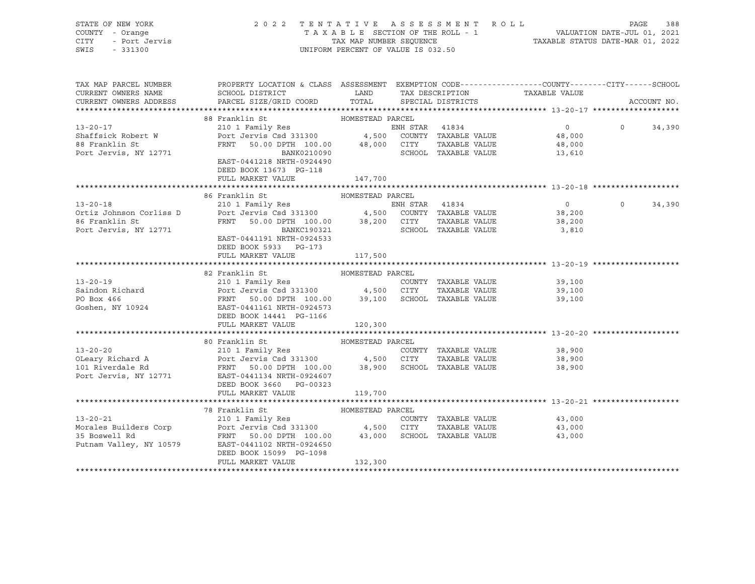STATE OF NEW YORK | 2022 TENTATIVE ASSESSMENT ROLL | VALUATION DATE-JUL 01, 2021
COUNTY - Orange | TAXABLE SECTION OF THE ROLL - 1 | TAXABLE STATUS DATE-MAR 01, 2022
CITY - Port Jervis | TAX MAP NUMBER SEQUENCE
SWIS - 331300 | UNIFORM PERCENT OF VALUE IS 032.50

| TAX MAP PARCEL NUMBER / CURRENT OWNERS NAME / CURRENT OWNERS ADDRESS | PROPERTY LOCATION & CLASS / SCHOOL DISTRICT / PARCEL SIZE/GRID COORD | ASSESSMENT LAND | TOTAL | EXEMPTION CODE / TAX DESCRIPTION / SPECIAL DISTRICTS | COUNTY TAXABLE VALUE | CITY | SCHOOL / ACCOUNT NO. |
|---|---|---|---|---|---|---|---|
| **13-20-17** | 88 Franklin St | HOMESTEAD PARCEL | | | | | |
| Shaffsick Robert W | 210 1 Family Res | | | ENH STAR 41834 | 0 | 0 | 34,390 |
| 88 Franklin St | Port Jervis Csd 331300 | 4,500 | | COUNTY TAXABLE VALUE | 48,000 | | |
| Port Jervis, NY 12771 | FRNT 50.00 DPTH 100.00 | | 48,000 | CITY TAXABLE VALUE | 48,000 | | |
| | BANK0210090 | | | SCHOOL TAXABLE VALUE | 13,610 | | |
| | EAST-0441218 NRTH-0924490 | | | | | | |
| | DEED BOOK 13673 PG-118 | | | | | | |
| | FULL MARKET VALUE | 147,700 | | | | | |
| **13-20-18** | 86 Franklin St | HOMESTEAD PARCEL | | | | | |
| Ortiz Johnson Corliss D | 210 1 Family Res | | | ENH STAR 41834 | 0 | 0 | 34,390 |
| 86 Franklin St | Port Jervis Csd 331300 | 4,500 | | COUNTY TAXABLE VALUE | 38,200 | | |
| Port Jervis, NY 12771 | FRNT 50.00 DPTH 100.00 | | 38,200 | CITY TAXABLE VALUE | 38,200 | | |
| | BANKC190321 | | | SCHOOL TAXABLE VALUE | 3,810 | | |
| | EAST-0441191 NRTH-0924533 | | | | | | |
| | DEED BOOK 5933 PG-173 | | | | | | |
| | FULL MARKET VALUE | 117,500 | | | | | |
| **13-20-19** | 82 Franklin St | HOMESTEAD PARCEL | | | | | |
| Saindon Richard | 210 1 Family Res | | | COUNTY TAXABLE VALUE | 39,100 | | |
| PO Box 466 | Port Jervis Csd 331300 | 4,500 | | CITY TAXABLE VALUE | 39,100 | | |
| Goshen, NY 10924 | FRNT 50.00 DPTH 100.00 | | 39,100 | SCHOOL TAXABLE VALUE | 39,100 | | |
| | EAST-0441161 NRTH-0924573 | | | | | | |
| | DEED BOOK 14441 PG-1166 | | | | | | |
| | FULL MARKET VALUE | 120,300 | | | | | |
| **13-20-20** | 80 Franklin St | HOMESTEAD PARCEL | | | | | |
| OLeary Richard A | 210 1 Family Res | | | COUNTY TAXABLE VALUE | 38,900 | | |
| 101 Riverdale Rd | Port Jervis Csd 331300 | 4,500 | | CITY TAXABLE VALUE | 38,900 | | |
| Port Jervis, NY 12771 | FRNT 50.00 DPTH 100.00 | | 38,900 | SCHOOL TAXABLE VALUE | 38,900 | | |
| | EAST-0441134 NRTH-0924607 | | | | | | |
| | DEED BOOK 3660 PG-00323 | | | | | | |
| | FULL MARKET VALUE | 119,700 | | | | | |
| **13-20-21** | 78 Franklin St | HOMESTEAD PARCEL | | | | | |
| Morales Builders Corp | 210 1 Family Res | | | COUNTY TAXABLE VALUE | 43,000 | | |
| 35 Boswell Rd | Port Jervis Csd 331300 | 4,500 | | CITY TAXABLE VALUE | 43,000 | | |
| Putnam Valley, NY 10579 | FRNT 50.00 DPTH 100.00 | | 43,000 | SCHOOL TAXABLE VALUE | 43,000 | | |
| | EAST-0441102 NRTH-0924650 | | | | | | |
| | DEED BOOK 15099 PG-1098 | | | | | | |
| | FULL MARKET VALUE | 132,300 | | | | | |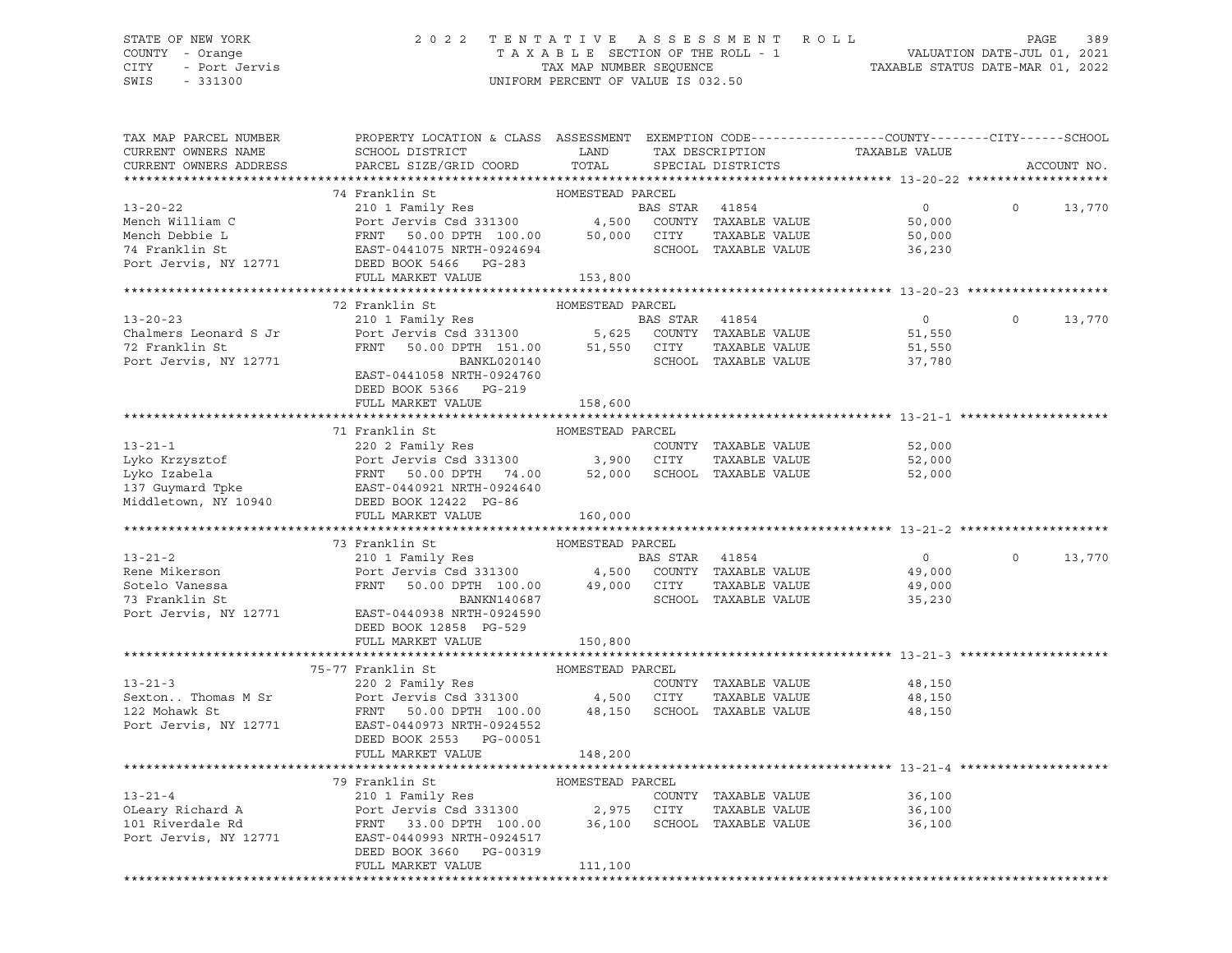STATE OF NEW YORK
COUNTY - Orange
CITY - Port Jervis
SWIS - 331300

2022 TENTATIVE ASSESSMENT ROLL
TAXABLE SECTION OF THE ROLL - 1
TAX MAP NUMBER SEQUENCE
UNIFORM PERCENT OF VALUE IS 032.50

VALUATION DATE-JUL 01, 2021
TAXABLE STATUS DATE-MAR 01, 2022

| TAX MAP PARCEL NUMBER / CURRENT OWNERS NAME / CURRENT OWNERS ADDRESS | PROPERTY LOCATION & CLASS / SCHOOL DISTRICT / PARCEL SIZE/GRID COORD | ASSESSMENT LAND / TOTAL | EXEMPTION CODE / TAX DESCRIPTION / SPECIAL DISTRICTS | COUNTY / TAXABLE VALUE | CITY | SCHOOL | ACCOUNT NO. |
|---|---|---|---|---|---|---|---|
| **13-20-22** | 74 Franklin St — HOMESTEAD PARCEL | | | | | | |
| 13-20-22 | 210 1 Family Res | | BAS STAR 41854 | 0 | 0 | 13,770 | |
| Mench William C | Port Jervis Csd 331300 | 4,500 | COUNTY TAXABLE VALUE | 50,000 | | | |
| Mench Debbie L | FRNT 50.00 DPTH 100.00 | 50,000 | CITY TAXABLE VALUE | 50,000 | | | |
| 74 Franklin St | EAST-0441075 NRTH-0924694 | | SCHOOL TAXABLE VALUE | 36,230 | | | |
| Port Jervis, NY 12771 | DEED BOOK 5466 PG-283 | | | | | | |
| | FULL MARKET VALUE | 153,800 | | | | | |
| **13-20-23** | 72 Franklin St — HOMESTEAD PARCEL | | | | | | |
| 13-20-23 | 210 1 Family Res | | BAS STAR 41854 | 0 | 0 | 13,770 | |
| Chalmers Leonard S Jr | Port Jervis Csd 331300 | 5,625 | COUNTY TAXABLE VALUE | 51,550 | | | |
| 72 Franklin St | FRNT 50.00 DPTH 151.00 | 51,550 | CITY TAXABLE VALUE | 51,550 | | | |
| Port Jervis, NY 12771 | BANKL020140 | | SCHOOL TAXABLE VALUE | 37,780 | | | |
| | EAST-0441058 NRTH-0924760 | | | | | | |
| | DEED BOOK 5366 PG-219 | | | | | | |
| | FULL MARKET VALUE | 158,600 | | | | | |
| **13-21-1** | 71 Franklin St — HOMESTEAD PARCEL | | | | | | |
| 13-21-1 | 220 2 Family Res | | COUNTY TAXABLE VALUE | 52,000 | | | |
| Lyko Krzysztof | Port Jervis Csd 331300 | 3,900 | CITY TAXABLE VALUE | 52,000 | | | |
| Lyko Izabela | FRNT 50.00 DPTH 74.00 | 52,000 | SCHOOL TAXABLE VALUE | 52,000 | | | |
| 137 Guymard Tpke | EAST-0440921 NRTH-0924640 | | | | | | |
| Middletown, NY 10940 | DEED BOOK 12422 PG-86 | | | | | | |
| | FULL MARKET VALUE | 160,000 | | | | | |
| **13-21-2** | 73 Franklin St — HOMESTEAD PARCEL | | | | | | |
| 13-21-2 | 210 1 Family Res | | BAS STAR 41854 | 0 | 0 | 13,770 | |
| Rene Mikerson | Port Jervis Csd 331300 | 4,500 | COUNTY TAXABLE VALUE | 49,000 | | | |
| Sotelo Vanessa | FRNT 50.00 DPTH 100.00 | 49,000 | CITY TAXABLE VALUE | 49,000 | | | |
| 73 Franklin St | BANKN140687 | | SCHOOL TAXABLE VALUE | 35,230 | | | |
| Port Jervis, NY 12771 | EAST-0440938 NRTH-0924590 | | | | | | |
| | DEED BOOK 12858 PG-529 | | | | | | |
| | FULL MARKET VALUE | 150,800 | | | | | |
| **13-21-3** | 75-77 Franklin St — HOMESTEAD PARCEL | | | | | | |
| 13-21-3 | 220 2 Family Res | | COUNTY TAXABLE VALUE | 48,150 | | | |
| Sexton.. Thomas M Sr | Port Jervis Csd 331300 | 4,500 | CITY TAXABLE VALUE | 48,150 | | | |
| 122 Mohawk St | FRNT 50.00 DPTH 100.00 | 48,150 | SCHOOL TAXABLE VALUE | 48,150 | | | |
| Port Jervis, NY 12771 | EAST-0440973 NRTH-0924552 | | | | | | |
| | DEED BOOK 2553 PG-00051 | | | | | | |
| | FULL MARKET VALUE | 148,200 | | | | | |
| **13-21-4** | 79 Franklin St — HOMESTEAD PARCEL | | | | | | |
| 13-21-4 | 210 1 Family Res | | COUNTY TAXABLE VALUE | 36,100 | | | |
| OLeary Richard A | Port Jervis Csd 331300 | 2,975 | CITY TAXABLE VALUE | 36,100 | | | |
| 101 Riverdale Rd | FRNT 33.00 DPTH 100.00 | 36,100 | SCHOOL TAXABLE VALUE | 36,100 | | | |
| Port Jervis, NY 12771 | EAST-0440993 NRTH-0924517 | | | | | | |
| | DEED BOOK 3660 PG-00319 | | | | | | |
| | FULL MARKET VALUE | 111,100 | | | | | |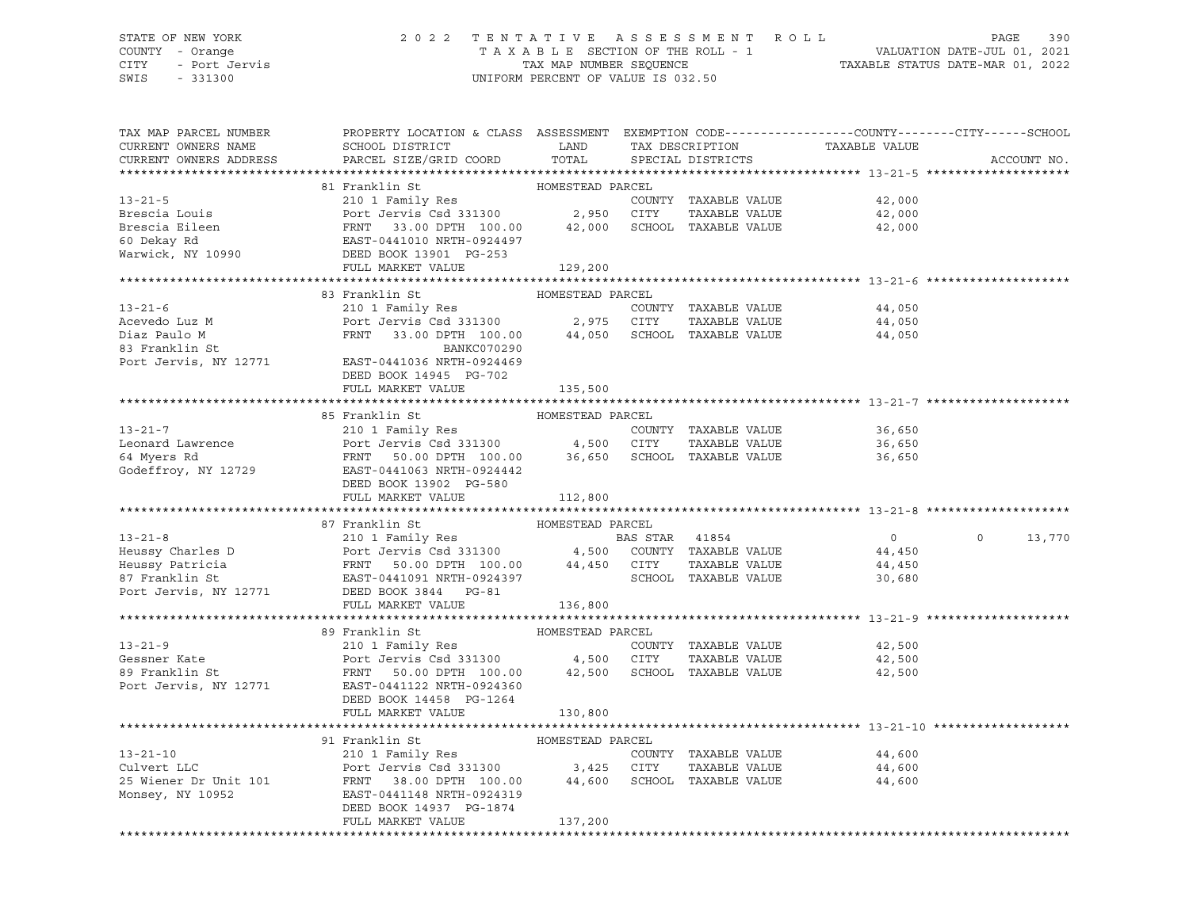STATE OF NEW YORK — COUNTY - Orange — CITY - Port Jervis — SWIS - 331300

**2022 TENTATIVE ASSESSMENT ROLL**
TAXABLE SECTION OF THE ROLL - 1
TAX MAP NUMBER SEQUENCE
UNIFORM PERCENT OF VALUE IS 032.50

VALUATION DATE-JUL 01, 2021
TAXABLE STATUS DATE-MAR 01, 2022

| TAX MAP PARCEL NUMBER / CURRENT OWNERS NAME / CURRENT OWNERS ADDRESS | PROPERTY LOCATION & CLASS / SCHOOL DISTRICT / PARCEL SIZE/GRID COORD | ASSESSMENT LAND / TOTAL | EXEMPTION CODE / TAX DESCRIPTION / SPECIAL DISTRICTS | COUNTY / CITY / SCHOOL TAXABLE VALUE | ACCOUNT NO. |
|---|---|---|---|---|---|
| **13-21-5** | 81 Franklin St — HOMESTEAD PARCEL | | | | |
| 13-21-5 | 210 1 Family Res | | COUNTY TAXABLE VALUE | 42,000 | |
| Brescia Louis | Port Jervis Csd 331300 | 2,950 | CITY TAXABLE VALUE | 42,000 | |
| Brescia Eileen | FRNT 33.00 DPTH 100.00 | 42,000 | SCHOOL TAXABLE VALUE | 42,000 | |
| 60 Dekay Rd | EAST-0441010 NRTH-0924497 | | | | |
| Warwick, NY 10990 | DEED BOOK 13901 PG-253 | | | | |
| | FULL MARKET VALUE | 129,200 | | | |
| **13-21-6** | 83 Franklin St — HOMESTEAD PARCEL | | | | |
| 13-21-6 | 210 1 Family Res | | COUNTY TAXABLE VALUE | 44,050 | |
| Acevedo Luz M | Port Jervis Csd 331300 | 2,975 | CITY TAXABLE VALUE | 44,050 | |
| Diaz Paulo M | FRNT 33.00 DPTH 100.00 | 44,050 | SCHOOL TAXABLE VALUE | 44,050 | |
| 83 Franklin St | BANKC070290 | | | | |
| Port Jervis, NY 12771 | EAST-0441036 NRTH-0924469 | | | | |
| | DEED BOOK 14945 PG-702 | | | | |
| | FULL MARKET VALUE | 135,500 | | | |
| **13-21-7** | 85 Franklin St — HOMESTEAD PARCEL | | | | |
| 13-21-7 | 210 1 Family Res | | COUNTY TAXABLE VALUE | 36,650 | |
| Leonard Lawrence | Port Jervis Csd 331300 | 4,500 | CITY TAXABLE VALUE | 36,650 | |
| 64 Myers Rd | FRNT 50.00 DPTH 100.00 | 36,650 | SCHOOL TAXABLE VALUE | 36,650 | |
| Godeffroy, NY 12729 | EAST-0441063 NRTH-0924442 | | | | |
| | DEED BOOK 13902 PG-580 | | | | |
| | FULL MARKET VALUE | 112,800 | | | |
| **13-21-8** | 87 Franklin St — HOMESTEAD PARCEL | | | | |
| 13-21-8 | 210 1 Family Res | | BAS STAR 41854 | 0 / 0 / 13,770 | |
| Heussy Charles D | Port Jervis Csd 331300 | 4,500 | COUNTY TAXABLE VALUE | 44,450 | |
| Heussy Patricia | FRNT 50.00 DPTH 100.00 | 44,450 | CITY TAXABLE VALUE | 44,450 | |
| 87 Franklin St | EAST-0441091 NRTH-0924397 | | SCHOOL TAXABLE VALUE | 30,680 | |
| Port Jervis, NY 12771 | DEED BOOK 3844 PG-81 | | | | |
| | FULL MARKET VALUE | 136,800 | | | |
| **13-21-9** | 89 Franklin St — HOMESTEAD PARCEL | | | | |
| 13-21-9 | 210 1 Family Res | | COUNTY TAXABLE VALUE | 42,500 | |
| Gessner Kate | Port Jervis Csd 331300 | 4,500 | CITY TAXABLE VALUE | 42,500 | |
| 89 Franklin St | FRNT 50.00 DPTH 100.00 | 42,500 | SCHOOL TAXABLE VALUE | 42,500 | |
| Port Jervis, NY 12771 | EAST-0441122 NRTH-0924360 | | | | |
| | DEED BOOK 14458 PG-1264 | | | | |
| | FULL MARKET VALUE | 130,800 | | | |
| **13-21-10** | 91 Franklin St — HOMESTEAD PARCEL | | | | |
| 13-21-10 | 210 1 Family Res | | COUNTY TAXABLE VALUE | 44,600 | |
| Culvert LLC | Port Jervis Csd 331300 | 3,425 | CITY TAXABLE VALUE | 44,600 | |
| 25 Wiener Dr Unit 101 | FRNT 38.00 DPTH 100.00 | 44,600 | SCHOOL TAXABLE VALUE | 44,600 | |
| Monsey, NY 10952 | EAST-0441148 NRTH-0924319 | | | | |
| | DEED BOOK 14937 PG-1874 | | | | |
| | FULL MARKET VALUE | 137,200 | | | |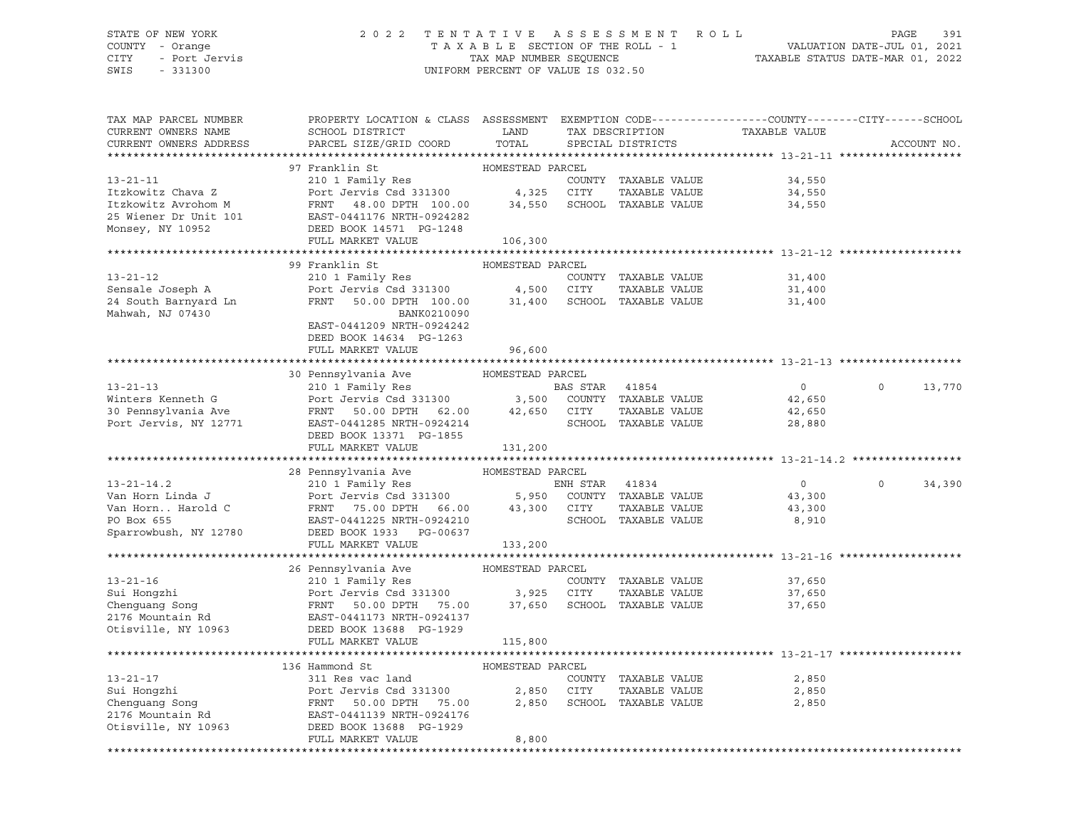STATE OF NEW YORK
COUNTY - Orange
CITY - Port Jervis
SWIS - 331300

2 0 2 2 T E N T A T I V E A S S E S S M E N T R O L L
T A X A B L E SECTION OF THE ROLL - 1
TAX MAP NUMBER SEQUENCE
UNIFORM PERCENT OF VALUE IS 032.50

VALUATION DATE-JUL 01, 2021
TAXABLE STATUS DATE-MAR 01, 2022

| TAX MAP PARCEL NUMBER / CURRENT OWNERS NAME / CURRENT OWNERS ADDRESS | PROPERTY LOCATION & CLASS / SCHOOL DISTRICT / PARCEL SIZE/GRID COORD | ASSESSMENT LAND / TOTAL | EXEMPTION CODE / TAX DESCRIPTION / SPECIAL DISTRICTS | COUNTY / TAXABLE VALUE | CITY | SCHOOL / ACCOUNT NO. |
|---|---|---|---|---|---|---|
| **13-21-11** | 97 Franklin St | HOMESTEAD PARCEL | | | | |
| 13-21-11 | 210 1 Family Res | | COUNTY TAXABLE VALUE | 34,550 | | |
| Itzkowitz Chava Z | Port Jervis Csd 331300 | 4,325 | CITY TAXABLE VALUE | 34,550 | | |
| Itzkowitz Avrohom M | FRNT 48.00 DPTH 100.00 | 34,550 | SCHOOL TAXABLE VALUE | 34,550 | | |
| 25 Wiener Dr Unit 101 | EAST-0441176 NRTH-0924282 | | | | | |
| Monsey, NY 10952 | DEED BOOK 14571 PG-1248 | | | | | |
| | FULL MARKET VALUE | 106,300 | | | | |
| **13-21-12** | 99 Franklin St | HOMESTEAD PARCEL | | | | |
| 13-21-12 | 210 1 Family Res | | COUNTY TAXABLE VALUE | 31,400 | | |
| Sensale Joseph A | Port Jervis Csd 331300 | 4,500 | CITY TAXABLE VALUE | 31,400 | | |
| 24 South Barnyard Ln | FRNT 50.00 DPTH 100.00 | 31,400 | SCHOOL TAXABLE VALUE | 31,400 | | |
| Mahwah, NJ 07430 | BANK0210090 | | | | | |
| | EAST-0441209 NRTH-0924242 | | | | | |
| | DEED BOOK 14634 PG-1263 | | | | | |
| | FULL MARKET VALUE | 96,600 | | | | |
| **13-21-13** | 30 Pennsylvania Ave | HOMESTEAD PARCEL | | | | |
| 13-21-13 | 210 1 Family Res | | BAS STAR 41854 | 0 | 0 | 13,770 |
| Winters Kenneth G | Port Jervis Csd 331300 | 3,500 | COUNTY TAXABLE VALUE | 42,650 | | |
| 30 Pennsylvania Ave | FRNT 50.00 DPTH 62.00 | 42,650 | CITY TAXABLE VALUE | 42,650 | | |
| Port Jervis, NY 12771 | EAST-0441285 NRTH-0924214 | | SCHOOL TAXABLE VALUE | 28,880 | | |
| | DEED BOOK 13371 PG-1855 | | | | | |
| | FULL MARKET VALUE | 131,200 | | | | |
| **13-21-14.2** | 28 Pennsylvania Ave | HOMESTEAD PARCEL | | | | |
| 13-21-14.2 | 210 1 Family Res | | ENH STAR 41834 | 0 | 0 | 34,390 |
| Van Horn Linda J | Port Jervis Csd 331300 | 5,950 | COUNTY TAXABLE VALUE | 43,300 | | |
| Van Horn.. Harold C | FRNT 75.00 DPTH 66.00 | 43,300 | CITY TAXABLE VALUE | 43,300 | | |
| PO Box 655 | EAST-0441225 NRTH-0924210 | | SCHOOL TAXABLE VALUE | 8,910 | | |
| Sparrowbush, NY 12780 | DEED BOOK 1933 PG-00637 | | | | | |
| | FULL MARKET VALUE | 133,200 | | | | |
| **13-21-16** | 26 Pennsylvania Ave | HOMESTEAD PARCEL | | | | |
| 13-21-16 | 210 1 Family Res | | COUNTY TAXABLE VALUE | 37,650 | | |
| Sui Hongzhi | Port Jervis Csd 331300 | 3,925 | CITY TAXABLE VALUE | 37,650 | | |
| Chenguang Song | FRNT 50.00 DPTH 75.00 | 37,650 | SCHOOL TAXABLE VALUE | 37,650 | | |
| 2176 Mountain Rd | EAST-0441173 NRTH-0924137 | | | | | |
| Otisville, NY 10963 | DEED BOOK 13688 PG-1929 | | | | | |
| | FULL MARKET VALUE | 115,800 | | | | |
| **13-21-17** | 136 Hammond St | HOMESTEAD PARCEL | | | | |
| 13-21-17 | 311 Res vac land | | COUNTY TAXABLE VALUE | 2,850 | | |
| Sui Hongzhi | Port Jervis Csd 331300 | 2,850 | CITY TAXABLE VALUE | 2,850 | | |
| Chenguang Song | FRNT 50.00 DPTH 75.00 | 2,850 | SCHOOL TAXABLE VALUE | 2,850 | | |
| 2176 Mountain Rd | EAST-0441139 NRTH-0924176 | | | | | |
| Otisville, NY 10963 | DEED BOOK 13688 PG-1929 | | | | | |
| | FULL MARKET VALUE | 8,800 | | | | |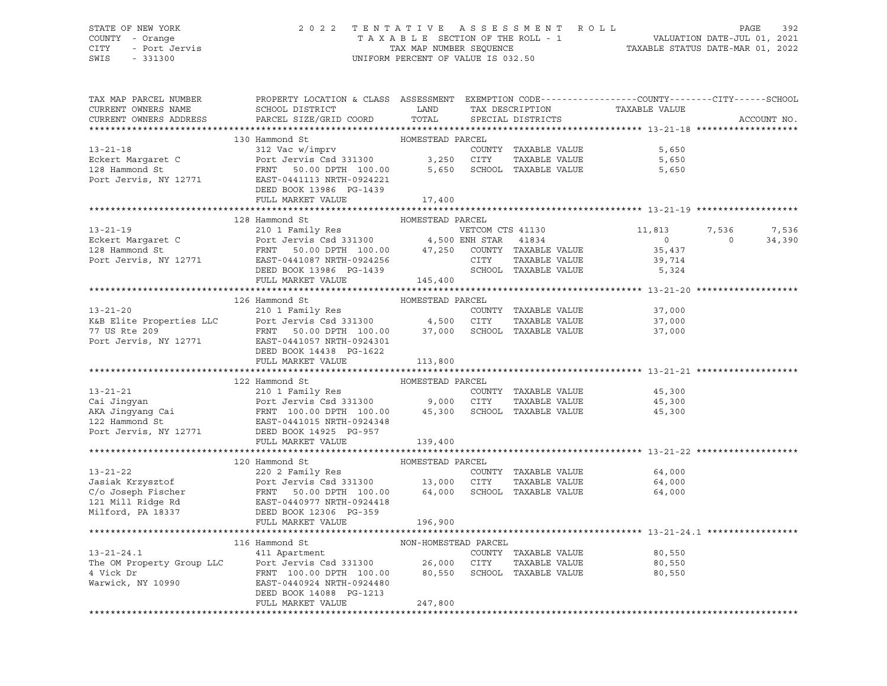STATE OF NEW YORK — 2022 TENTATIVE ASSESSMENT ROLL — PAGE 392
COUNTY - Orange — TAXABLE SECTION OF THE ROLL - 1 — VALUATION DATE-JUL 01, 2021
CITY - Port Jervis — TAX MAP NUMBER SEQUENCE — TAXABLE STATUS DATE-MAR 01, 2022
SWIS - 331300 — UNIFORM PERCENT OF VALUE IS 032.50

```
TAX MAP PARCEL NUMBER          PROPERTY LOCATION & CLASS  ASSESSMENT  EXEMPTION CODE-----------------COUNTY--------CITY------SCHOOL
CURRENT OWNERS NAME            SCHOOL DISTRICT               LAND      TAX DESCRIPTION            TAXABLE VALUE
CURRENT OWNERS ADDRESS         PARCEL SIZE/GRID COORD        TOTAL     SPECIAL DISTRICTS                                    ACCOUNT NO.
******************************************************************************************************* 13-21-18 *******************
                               130 Hammond St                 HOMESTEAD PARCEL
13-21-18                       312 Vac w/imprv                         COUNTY  TAXABLE VALUE            5,650
Eckert Margaret C              Port Jervis Csd 331300       3,250     CITY    TAXABLE VALUE            5,650
128 Hammond St                 FRNT   50.00 DPTH 100.00     5,650     SCHOOL  TAXABLE VALUE            5,650
Port Jervis, NY 12771          EAST-0441113 NRTH-0924221
                               DEED BOOK 13986  PG-1439
                               FULL MARKET VALUE             17,400
******************************************************************************************************* 13-21-19 *******************
                               128 Hammond St                 HOMESTEAD PARCEL
13-21-19                       210 1 Family Res                    VETCOM CTS 41130         11,813      7,536       7,536
Eckert Margaret C              Port Jervis Csd 331300       4,500 ENH STAR  41834                0          0      34,390
128 Hammond St                 FRNT   50.00 DPTH 100.00    47,250     COUNTY  TAXABLE VALUE           35,437
Port Jervis, NY 12771          EAST-0441087 NRTH-0924256              CITY    TAXABLE VALUE           39,714
                               DEED BOOK 13986  PG-1439               SCHOOL  TAXABLE VALUE            5,324
                               FULL MARKET VALUE            145,400
******************************************************************************************************* 13-21-20 *******************
                               126 Hammond St                 HOMESTEAD PARCEL
13-21-20                       210 1 Family Res                        COUNTY  TAXABLE VALUE           37,000
K&B Elite Properties LLC       Port Jervis Csd 331300       4,500     CITY    TAXABLE VALUE           37,000
77 US Rte 209                  FRNT   50.00 DPTH 100.00    37,000     SCHOOL  TAXABLE VALUE           37,000
Port Jervis, NY 12771          EAST-0441057 NRTH-0924301
                               DEED BOOK 14438  PG-1622
                               FULL MARKET VALUE            113,800
******************************************************************************************************* 13-21-21 *******************
                               122 Hammond St                 HOMESTEAD PARCEL
13-21-21                       210 1 Family Res                        COUNTY  TAXABLE VALUE           45,300
Cai Jingyan                    Port Jervis Csd 331300       9,000     CITY    TAXABLE VALUE           45,300
AKA Jingyang Cai               FRNT  100.00 DPTH 100.00    45,300     SCHOOL  TAXABLE VALUE           45,300
122 Hammond St                 EAST-0441015 NRTH-0924348
Port Jervis, NY 12771          DEED BOOK 14925  PG-957
                               FULL MARKET VALUE            139,400
******************************************************************************************************* 13-21-22 *******************
                               120 Hammond St                 HOMESTEAD PARCEL
13-21-22                       220 2 Family Res                        COUNTY  TAXABLE VALUE           64,000
Jasiak Krzysztof               Port Jervis Csd 331300      13,000     CITY    TAXABLE VALUE           64,000
C/o Joseph Fischer             FRNT   50.00 DPTH 100.00    64,000     SCHOOL  TAXABLE VALUE           64,000
121 Mill Ridge Rd              EAST-0440977 NRTH-0924418
Milford, PA 18337              DEED BOOK 12306  PG-359
                               FULL MARKET VALUE            196,900
******************************************************************************************************* 13-21-24.1 *****************
                               116 Hammond St                 NON-HOMESTEAD PARCEL
13-21-24.1                     411 Apartment                           COUNTY  TAXABLE VALUE           80,550
The OM Property Group LLC      Port Jervis Csd 331300      26,000     CITY    TAXABLE VALUE           80,550
4 Vick Dr                      FRNT  100.00 DPTH 100.00    80,550     SCHOOL  TAXABLE VALUE           80,550
Warwick, NY 10990              EAST-0440924 NRTH-0924480
                               DEED BOOK 14088  PG-1213
                               FULL MARKET VALUE            247,800
************************************************************************************************************************************
```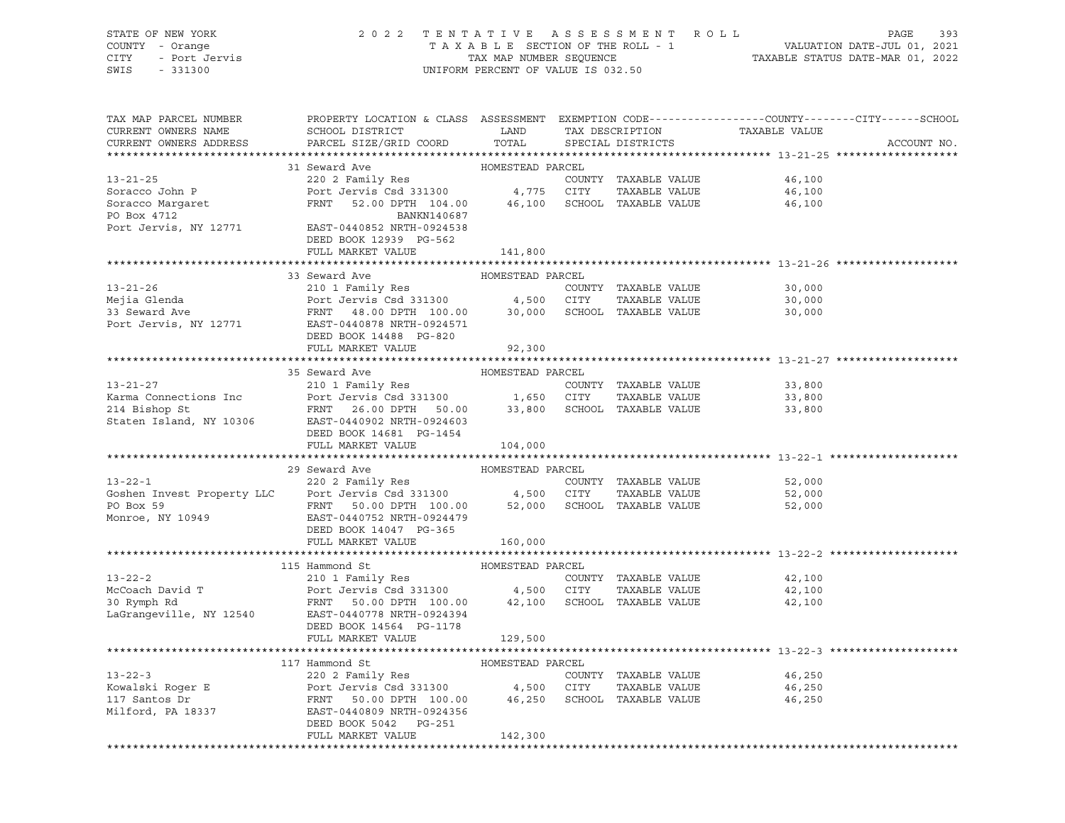STATE OF NEW YORK
COUNTY - Orange
CITY - Port Jervis
SWIS - 331300

2 0 2 2 T E N T A T I V E A S S E S S M E N T R O L L
T A X A B L E SECTION OF THE ROLL - 1
TAX MAP NUMBER SEQUENCE
UNIFORM PERCENT OF VALUE IS 032.50

VALUATION DATE-JUL 01, 2021
TAXABLE STATUS DATE-MAR 01, 2022

| TAX MAP PARCEL NUMBER / CURRENT OWNERS NAME / CURRENT OWNERS ADDRESS | PROPERTY LOCATION & CLASS / SCHOOL DISTRICT / PARCEL SIZE/GRID COORD | ASSESSMENT LAND / TOTAL | EXEMPTION CODE / TAX DESCRIPTION / SPECIAL DISTRICTS | TAXABLE VALUE (COUNTY / CITY / SCHOOL) | ACCOUNT NO. |
|---|---|---|---|---|---|
| **13-21-25** | 31 Seward Ave | HOMESTEAD PARCEL | | | |
| 13-21-25 | 220 2 Family Res | | COUNTY TAXABLE VALUE | 46,100 | |
| Soracco John P | Port Jervis Csd 331300 | 4,775 | CITY TAXABLE VALUE | 46,100 | |
| Soracco Margaret | FRNT 52.00 DPTH 104.00 | 46,100 | SCHOOL TAXABLE VALUE | 46,100 | |
| PO Box 4712 | BANKN140687 | | | | |
| Port Jervis, NY 12771 | EAST-0440852 NRTH-0924538 | | | | |
| | DEED BOOK 12939 PG-562 | | | | |
| | FULL MARKET VALUE | 141,800 | | | |
| **13-21-26** | 33 Seward Ave | HOMESTEAD PARCEL | | | |
| 13-21-26 | 210 1 Family Res | | COUNTY TAXABLE VALUE | 30,000 | |
| Mejia Glenda | Port Jervis Csd 331300 | 4,500 | CITY TAXABLE VALUE | 30,000 | |
| 33 Seward Ave | FRNT 48.00 DPTH 100.00 | 30,000 | SCHOOL TAXABLE VALUE | 30,000 | |
| Port Jervis, NY 12771 | EAST-0440878 NRTH-0924571 | | | | |
| | DEED BOOK 14488 PG-820 | | | | |
| | FULL MARKET VALUE | 92,300 | | | |
| **13-21-27** | 35 Seward Ave | HOMESTEAD PARCEL | | | |
| 13-21-27 | 210 1 Family Res | | COUNTY TAXABLE VALUE | 33,800 | |
| Karma Connections Inc | Port Jervis Csd 331300 | 1,650 | CITY TAXABLE VALUE | 33,800 | |
| 214 Bishop St | FRNT 26.00 DPTH 50.00 | 33,800 | SCHOOL TAXABLE VALUE | 33,800 | |
| Staten Island, NY 10306 | EAST-0440902 NRTH-0924603 | | | | |
| | DEED BOOK 14681 PG-1454 | | | | |
| | FULL MARKET VALUE | 104,000 | | | |
| **13-22-1** | 29 Seward Ave | HOMESTEAD PARCEL | | | |
| 13-22-1 | 220 2 Family Res | | COUNTY TAXABLE VALUE | 52,000 | |
| Goshen Invest Property LLC | Port Jervis Csd 331300 | 4,500 | CITY TAXABLE VALUE | 52,000 | |
| PO Box 59 | FRNT 50.00 DPTH 100.00 | 52,000 | SCHOOL TAXABLE VALUE | 52,000 | |
| Monroe, NY 10949 | EAST-0440752 NRTH-0924479 | | | | |
| | DEED BOOK 14047 PG-365 | | | | |
| | FULL MARKET VALUE | 160,000 | | | |
| **13-22-2** | 115 Hammond St | HOMESTEAD PARCEL | | | |
| 13-22-2 | 210 1 Family Res | | COUNTY TAXABLE VALUE | 42,100 | |
| McCoach David T | Port Jervis Csd 331300 | 4,500 | CITY TAXABLE VALUE | 42,100 | |
| 30 Rymph Rd | FRNT 50.00 DPTH 100.00 | 42,100 | SCHOOL TAXABLE VALUE | 42,100 | |
| LaGrangeville, NY 12540 | EAST-0440778 NRTH-0924394 | | | | |
| | DEED BOOK 14564 PG-1178 | | | | |
| | FULL MARKET VALUE | 129,500 | | | |
| **13-22-3** | 117 Hammond St | HOMESTEAD PARCEL | | | |
| 13-22-3 | 220 2 Family Res | | COUNTY TAXABLE VALUE | 46,250 | |
| Kowalski Roger E | Port Jervis Csd 331300 | 4,500 | CITY TAXABLE VALUE | 46,250 | |
| 117 Santos Dr | FRNT 50.00 DPTH 100.00 | 46,250 | SCHOOL TAXABLE VALUE | 46,250 | |
| Milford, PA 18337 | EAST-0440809 NRTH-0924356 | | | | |
| | DEED BOOK 5042 PG-251 | | | | |
| | FULL MARKET VALUE | 142,300 | | | |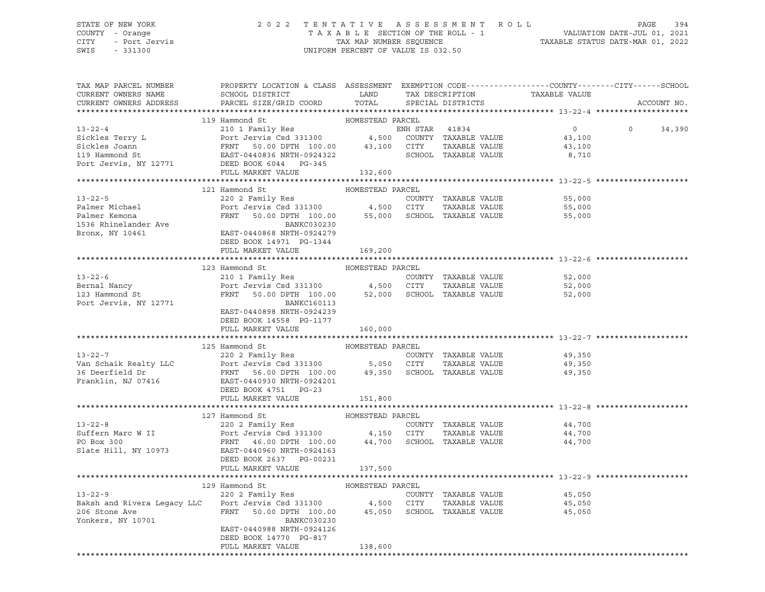STATE OF NEW YORK | COUNTY - Orange | CITY - Port Jervis | SWIS - 331300

# 2022 TENTATIVE ASSESSMENT ROLL

TAXABLE SECTION OF THE ROLL - 1
TAX MAP NUMBER SEQUENCE
UNIFORM PERCENT OF VALUE IS 032.50

VALUATION DATE-JUL 01, 2021
TAXABLE STATUS DATE-MAR 01, 2022

| TAX MAP PARCEL NUMBER / CURRENT OWNERS NAME / CURRENT OWNERS ADDRESS | PROPERTY LOCATION & CLASS / SCHOOL DISTRICT / PARCEL SIZE/GRID COORD | ASSESSMENT LAND | TOTAL | EXEMPTION CODE / TAX DESCRIPTION / SPECIAL DISTRICTS | COUNTY / CITY TAXABLE VALUE | SCHOOL | ACCOUNT NO. |
|---|---|---|---|---|---|---|---|
| **13-22-4** | 119 Hammond St — HOMESTEAD PARCEL | | | | | | |
| Sickles Terry L | 210 1 Family Res | | | ENH STAR 41834 | 0 | 0 34,390 | |
| Sickles Joann | Port Jervis Csd 331300 | 4,500 | | COUNTY TAXABLE VALUE | 43,100 | | |
| 119 Hammond St | FRNT 50.00 DPTH 100.00 | | 43,100 | CITY TAXABLE VALUE | 43,100 | | |
| Port Jervis, NY 12771 | EAST-0440836 NRTH-0924322 | | | SCHOOL TAXABLE VALUE | | 8,710 | |
| | DEED BOOK 6044 PG-345 | | | | | | |
| | FULL MARKET VALUE | | 132,600 | | | | |
| **13-22-5** | 121 Hammond St — HOMESTEAD PARCEL | | | | | | |
| Palmer Michael | 220 2 Family Res | | | COUNTY TAXABLE VALUE | 55,000 | | |
| Palmer Kemona | Port Jervis Csd 331300 | 4,500 | | CITY TAXABLE VALUE | 55,000 | | |
| 1536 Rhinelander Ave | FRNT 50.00 DPTH 100.00 | | 55,000 | SCHOOL TAXABLE VALUE | | 55,000 | |
| Bronx, NY 10461 | BANKC030230 | | | | | | |
| | EAST-0440868 NRTH-0924279 | | | | | | |
| | DEED BOOK 14971 PG-1344 | | | | | | |
| | FULL MARKET VALUE | | 169,200 | | | | |
| **13-22-6** | 123 Hammond St — HOMESTEAD PARCEL | | | | | | |
| Bernal Nancy | 210 1 Family Res | | | COUNTY TAXABLE VALUE | 52,000 | | |
| 123 Hammond St | Port Jervis Csd 331300 | 4,500 | | CITY TAXABLE VALUE | 52,000 | | |
| Port Jervis, NY 12771 | FRNT 50.00 DPTH 100.00 | | 52,000 | SCHOOL TAXABLE VALUE | | 52,000 | |
| | BANKC160113 | | | | | | |
| | EAST-0440898 NRTH-0924239 | | | | | | |
| | DEED BOOK 14558 PG-1177 | | | | | | |
| | FULL MARKET VALUE | | 160,000 | | | | |
| **13-22-7** | 125 Hammond St — HOMESTEAD PARCEL | | | | | | |
| Van Schaik Realty LLC | 220 2 Family Res | | | COUNTY TAXABLE VALUE | 49,350 | | |
| 36 Deerfield Dr | Port Jervis Csd 331300 | 5,050 | | CITY TAXABLE VALUE | 49,350 | | |
| Franklin, NJ 07416 | FRNT 56.00 DPTH 100.00 | | 49,350 | SCHOOL TAXABLE VALUE | | 49,350 | |
| | EAST-0440930 NRTH-0924201 | | | | | | |
| | DEED BOOK 4751 PG-23 | | | | | | |
| | FULL MARKET VALUE | | 151,800 | | | | |
| **13-22-8** | 127 Hammond St — HOMESTEAD PARCEL | | | | | | |
| Suffern Marc W II | 220 2 Family Res | | | COUNTY TAXABLE VALUE | 44,700 | | |
| PO Box 300 | Port Jervis Csd 331300 | 4,150 | | CITY TAXABLE VALUE | 44,700 | | |
| Slate Hill, NY 10973 | FRNT 46.00 DPTH 100.00 | | 44,700 | SCHOOL TAXABLE VALUE | | 44,700 | |
| | EAST-0440960 NRTH-0924163 | | | | | | |
| | DEED BOOK 2637 PG-00231 | | | | | | |
| | FULL MARKET VALUE | | 137,500 | | | | |
| **13-22-9** | 129 Hammond St — HOMESTEAD PARCEL | | | | | | |
| Baksh and Rivera Legacy LLC | 220 2 Family Res | | | COUNTY TAXABLE VALUE | 45,050 | | |
| 206 Stone Ave | Port Jervis Csd 331300 | 4,500 | | CITY TAXABLE VALUE | 45,050 | | |
| Yonkers, NY 10701 | FRNT 50.00 DPTH 100.00 | | 45,050 | SCHOOL TAXABLE VALUE | | 45,050 | |
| | BANKC030230 | | | | | | |
| | EAST-0440988 NRTH-0924126 | | | | | | |
| | DEED BOOK 14770 PG-817 | | | | | | |
| | FULL MARKET VALUE | | 138,600 | | | | |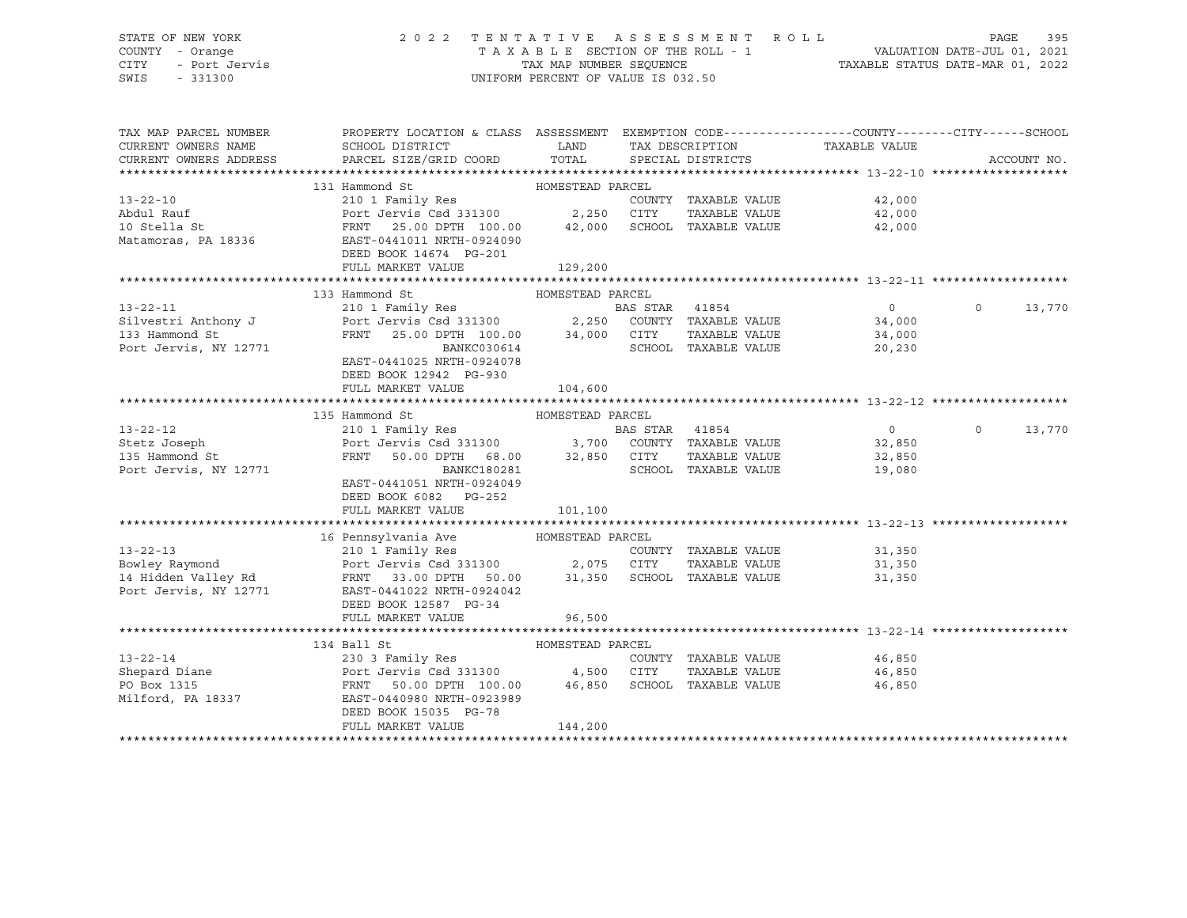STATE OF NEW YORK — 2022 TENTATIVE ASSESSMENT ROLL
COUNTY - Orange — TAXABLE SECTION OF THE ROLL - 1 — VALUATION DATE-JUL 01, 2021
CITY - Port Jervis — TAX MAP NUMBER SEQUENCE — TAXABLE STATUS DATE-MAR 01, 2022
SWIS - 331300 — UNIFORM PERCENT OF VALUE IS 032.50

```
TAX MAP PARCEL NUMBER          PROPERTY LOCATION & CLASS  ASSESSMENT  EXEMPTION CODE------------------COUNTY--------CITY------SCHOOL
CURRENT OWNERS NAME            SCHOOL DISTRICT               LAND      TAX DESCRIPTION            TAXABLE VALUE
CURRENT OWNERS ADDRESS         PARCEL SIZE/GRID COORD        TOTAL     SPECIAL DISTRICTS                                        ACCOUNT NO.
*************************************************************************************************** 13-22-10 *******************
                               131 Hammond St              HOMESTEAD PARCEL
13-22-10                       210 1 Family Res                      COUNTY  TAXABLE VALUE            42,000
Abdul Rauf                     Port Jervis Csd 331300       2,250    CITY    TAXABLE VALUE            42,000
10 Stella St                   FRNT   25.00 DPTH 100.00    42,000    SCHOOL  TAXABLE VALUE            42,000
Matamoras, PA 18336            EAST-0441011 NRTH-0924090
                               DEED BOOK 14674  PG-201
                               FULL MARKET VALUE           129,200
*************************************************************************************************** 13-22-11 *******************
                               133 Hammond St              HOMESTEAD PARCEL
13-22-11                       210 1 Family Res                      BAS STAR  41854                    0          0     13,770
Silvestri Anthony J            Port Jervis Csd 331300       2,250    COUNTY  TAXABLE VALUE            34,000
133 Hammond St                 FRNT   25.00 DPTH 100.00    34,000    CITY    TAXABLE VALUE            34,000
Port Jervis, NY 12771                          BANKC030614           SCHOOL  TAXABLE VALUE            20,230
                               EAST-0441025 NRTH-0924078
                               DEED BOOK 12942  PG-930
                               FULL MARKET VALUE           104,600
*************************************************************************************************** 13-22-12 *******************
                               135 Hammond St              HOMESTEAD PARCEL
13-22-12                       210 1 Family Res                      BAS STAR  41854                    0          0     13,770
Stetz Joseph                   Port Jervis Csd 331300       3,700    COUNTY  TAXABLE VALUE            32,850
135 Hammond St                 FRNT   50.00 DPTH  68.00    32,850    CITY    TAXABLE VALUE            32,850
Port Jervis, NY 12771                          BANKC180281           SCHOOL  TAXABLE VALUE            19,080
                               EAST-0441051 NRTH-0924049
                               DEED BOOK 6082   PG-252
                               FULL MARKET VALUE           101,100
*************************************************************************************************** 13-22-13 *******************
                               16 Pennsylvania Ave         HOMESTEAD PARCEL
13-22-13                       210 1 Family Res                      COUNTY  TAXABLE VALUE            31,350
Bowley Raymond                 Port Jervis Csd 331300       2,075    CITY    TAXABLE VALUE            31,350
14 Hidden Valley Rd            FRNT   33.00 DPTH  50.00    31,350    SCHOOL  TAXABLE VALUE            31,350
Port Jervis, NY 12771          EAST-0441022 NRTH-0924042
                               DEED BOOK 12587  PG-34
                               FULL MARKET VALUE            96,500
*************************************************************************************************** 13-22-14 *******************
                               134 Ball St                 HOMESTEAD PARCEL
13-22-14                       230 3 Family Res                      COUNTY  TAXABLE VALUE            46,850
Shepard Diane                  Port Jervis Csd 331300       4,500    CITY    TAXABLE VALUE            46,850
PO Box 1315                    FRNT   50.00 DPTH 100.00    46,850    SCHOOL  TAXABLE VALUE            46,850
Milford, PA 18337              EAST-0440980 NRTH-0923989
                               DEED BOOK 15035  PG-78
                               FULL MARKET VALUE           144,200
********************************************************************************************************************************
```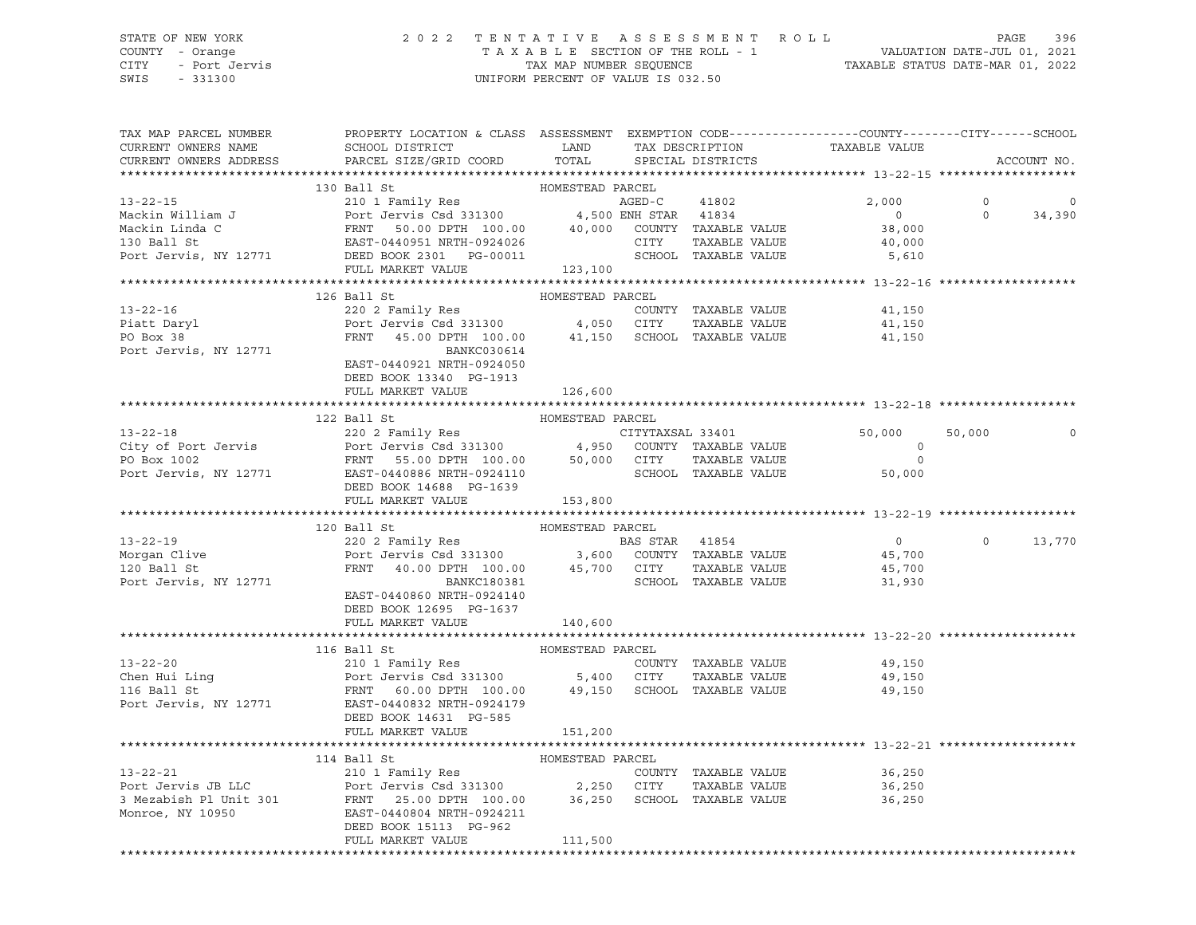STATE OF NEW YORK | COUNTY - Orange | CITY - Port Jervis | SWIS - 331300

2 0 2 2 T E N T A T I V E A S S E S S M E N T R O L L
T A X A B L E SECTION OF THE ROLL - 1
TAX MAP NUMBER SEQUENCE
UNIFORM PERCENT OF VALUE IS 032.50

VALUATION DATE-JUL 01, 2021
TAXABLE STATUS DATE-MAR 01, 2022

| TAX MAP PARCEL NUMBER / CURRENT OWNERS NAME / CURRENT OWNERS ADDRESS | PROPERTY LOCATION & CLASS / SCHOOL DISTRICT / PARCEL SIZE/GRID COORD | ASSESSMENT LAND | TOTAL | EXEMPTION CODE / TAX DESCRIPTION / SPECIAL DISTRICTS | COUNTY TAXABLE VALUE | CITY | SCHOOL |
|---|---|---|---|---|---|---|---|
| **13-22-15** | 130 Ball St — HOMESTEAD PARCEL | | | | | | |
| 13-22-15 | 210 1 Family Res | | | AGED-C 41802 | 2,000 | 0 | 0 |
| Mackin William J | Port Jervis Csd 331300 | 4,500 | | ENH STAR 41834 | 0 | 0 | 34,390 |
| Mackin Linda C | FRNT 50.00 DPTH 100.00 | | 40,000 | COUNTY TAXABLE VALUE | 38,000 | | |
| 130 Ball St | EAST-0440951 NRTH-0924026 | | | CITY TAXABLE VALUE | 40,000 | | |
| Port Jervis, NY 12771 | DEED BOOK 2301 PG-00011 | | | SCHOOL TAXABLE VALUE | 5,610 | | |
| | FULL MARKET VALUE | | 123,100 | | | | |
| **13-22-16** | 126 Ball St — HOMESTEAD PARCEL | | | | | | |
| 13-22-16 | 220 2 Family Res | | | COUNTY TAXABLE VALUE | 41,150 | | |
| Piatt Daryl | Port Jervis Csd 331300 | 4,050 | | CITY TAXABLE VALUE | 41,150 | | |
| PO Box 38 | FRNT 45.00 DPTH 100.00 | | 41,150 | SCHOOL TAXABLE VALUE | 41,150 | | |
| Port Jervis, NY 12771 | BANKC030614 | | | | | | |
| | EAST-0440921 NRTH-0924050 | | | | | | |
| | DEED BOOK 13340 PG-1913 | | | | | | |
| | FULL MARKET VALUE | | 126,600 | | | | |
| **13-22-18** | 122 Ball St — HOMESTEAD PARCEL | | | | | | |
| 13-22-18 | 220 2 Family Res | | | CITYTAXSAL 33401 | 50,000 | 50,000 | 0 |
| City of Port Jervis | Port Jervis Csd 331300 | 4,950 | | COUNTY TAXABLE VALUE | 0 | | |
| PO Box 1002 | FRNT 55.00 DPTH 100.00 | | 50,000 | CITY TAXABLE VALUE | 0 | | |
| Port Jervis, NY 12771 | EAST-0440886 NRTH-0924110 | | | SCHOOL TAXABLE VALUE | 50,000 | | |
| | DEED BOOK 14688 PG-1639 | | | | | | |
| | FULL MARKET VALUE | | 153,800 | | | | |
| **13-22-19** | 120 Ball St — HOMESTEAD PARCEL | | | | | | |
| 13-22-19 | 220 2 Family Res | | | BAS STAR 41854 | 0 | 0 | 13,770 |
| Morgan Clive | Port Jervis Csd 331300 | 3,600 | | COUNTY TAXABLE VALUE | 45,700 | | |
| 120 Ball St | FRNT 40.00 DPTH 100.00 | | 45,700 | CITY TAXABLE VALUE | 45,700 | | |
| Port Jervis, NY 12771 | BANKC180381 | | | SCHOOL TAXABLE VALUE | 31,930 | | |
| | EAST-0440860 NRTH-0924140 | | | | | | |
| | DEED BOOK 12695 PG-1637 | | | | | | |
| | FULL MARKET VALUE | | 140,600 | | | | |
| **13-22-20** | 116 Ball St — HOMESTEAD PARCEL | | | | | | |
| 13-22-20 | 210 1 Family Res | | | COUNTY TAXABLE VALUE | 49,150 | | |
| Chen Hui Ling | Port Jervis Csd 331300 | 5,400 | | CITY TAXABLE VALUE | 49,150 | | |
| 116 Ball St | FRNT 60.00 DPTH 100.00 | | 49,150 | SCHOOL TAXABLE VALUE | 49,150 | | |
| Port Jervis, NY 12771 | EAST-0440832 NRTH-0924179 | | | | | | |
| | DEED BOOK 14631 PG-585 | | | | | | |
| | FULL MARKET VALUE | | 151,200 | | | | |
| **13-22-21** | 114 Ball St — HOMESTEAD PARCEL | | | | | | |
| 13-22-21 | 210 1 Family Res | | | COUNTY TAXABLE VALUE | 36,250 | | |
| Port Jervis JB LLC | Port Jervis Csd 331300 | 2,250 | | CITY TAXABLE VALUE | 36,250 | | |
| 3 Mezabish Pl Unit 301 | FRNT 25.00 DPTH 100.00 | | 36,250 | SCHOOL TAXABLE VALUE | 36,250 | | |
| Monroe, NY 10950 | EAST-0440804 NRTH-0924211 | | | | | | |
| | DEED BOOK 15113 PG-962 | | | | | | |
| | FULL MARKET VALUE | | 111,500 | | | | |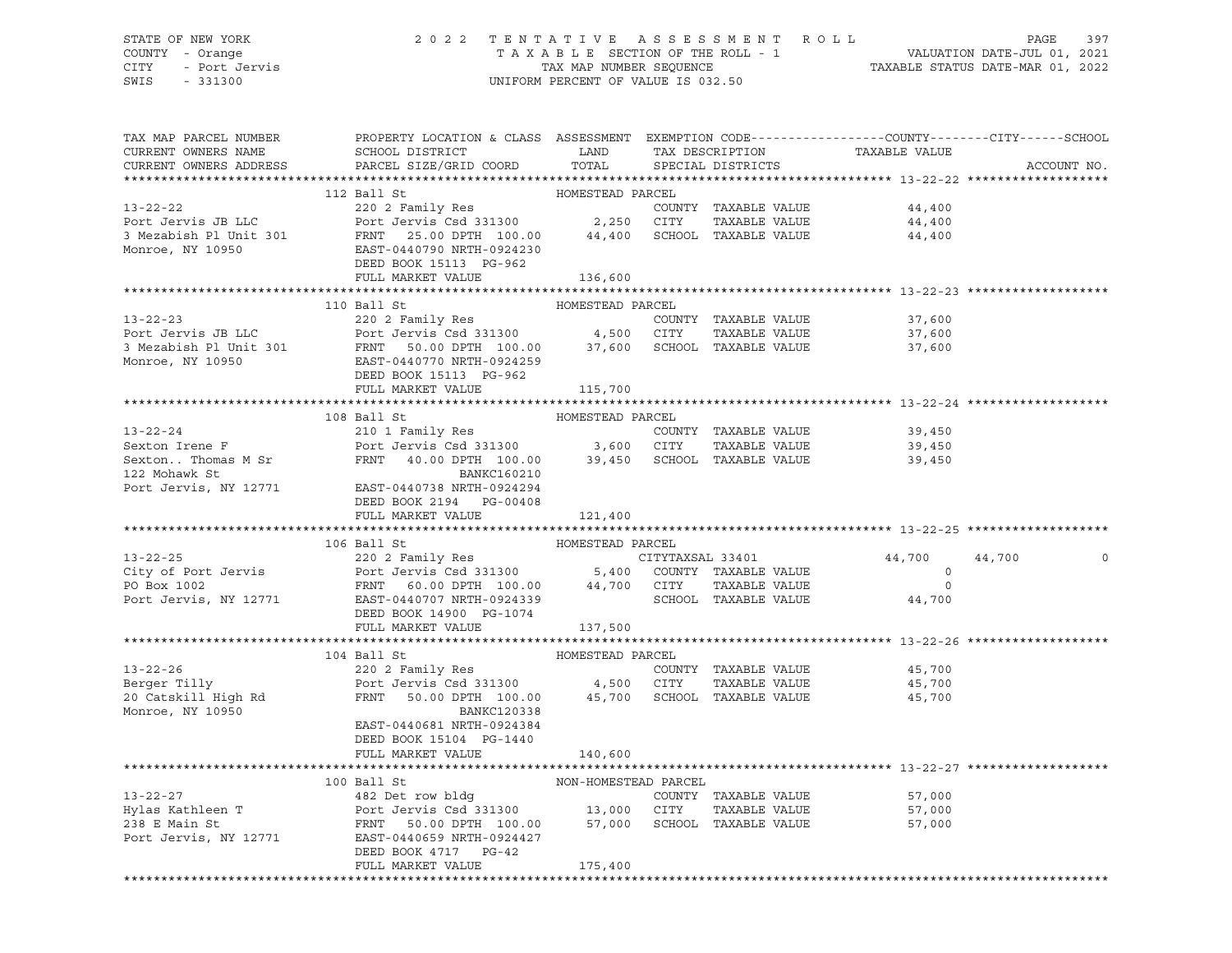STATE OF NEW YORK — COUNTY - Orange — CITY - Port Jervis — SWIS - 331300

# 2022 TENTATIVE ASSESSMENT ROLL

TAXABLE SECTION OF THE ROLL - 1 — TAX MAP NUMBER SEQUENCE — UNIFORM PERCENT OF VALUE IS 032.50

VALUATION DATE-JUL 01, 2021 — TAXABLE STATUS DATE-MAR 01, 2022

| TAX MAP PARCEL NUMBER / CURRENT OWNERS NAME / CURRENT OWNERS ADDRESS | PROPERTY LOCATION & CLASS / SCHOOL DISTRICT / PARCEL SIZE/GRID COORD | ASSESSMENT LAND | TOTAL | EXEMPTION CODE / TAX DESCRIPTION / SPECIAL DISTRICTS | COUNTY TAXABLE VALUE | CITY | SCHOOL | ACCOUNT NO. |
|---|---|---|---|---|---|---|---|---|
| 13-22-22 | 112 Ball St — HOMESTEAD PARCEL | | | | | | | |
| 13-22-22 | 220 2 Family Res | | | COUNTY TAXABLE VALUE | 44,400 | | | |
| Port Jervis JB LLC | Port Jervis Csd 331300 | 2,250 | | CITY TAXABLE VALUE | 44,400 | | | |
| 3 Mezabish Pl Unit 301 | FRNT 25.00 DPTH 100.00 | | 44,400 | SCHOOL TAXABLE VALUE | 44,400 | | | |
| Monroe, NY 10950 | EAST-0440790 NRTH-0924230 | | | | | | | |
| | DEED BOOK 15113 PG-962 | | | | | | | |
| | FULL MARKET VALUE | | 136,600 | | | | | |
| 13-22-23 | 110 Ball St — HOMESTEAD PARCEL | | | | | | | |
| 13-22-23 | 220 2 Family Res | | | COUNTY TAXABLE VALUE | 37,600 | | | |
| Port Jervis JB LLC | Port Jervis Csd 331300 | 4,500 | | CITY TAXABLE VALUE | 37,600 | | | |
| 3 Mezabish Pl Unit 301 | FRNT 50.00 DPTH 100.00 | | 37,600 | SCHOOL TAXABLE VALUE | 37,600 | | | |
| Monroe, NY 10950 | EAST-0440770 NRTH-0924259 | | | | | | | |
| | DEED BOOK 15113 PG-962 | | | | | | | |
| | FULL MARKET VALUE | | 115,700 | | | | | |
| 13-22-24 | 108 Ball St — HOMESTEAD PARCEL | | | | | | | |
| 13-22-24 | 210 1 Family Res | | | COUNTY TAXABLE VALUE | 39,450 | | | |
| Sexton Irene F | Port Jervis Csd 331300 | 3,600 | | CITY TAXABLE VALUE | 39,450 | | | |
| Sexton.. Thomas M Sr | FRNT 40.00 DPTH 100.00 | | 39,450 | SCHOOL TAXABLE VALUE | 39,450 | | | |
| 122 Mohawk St | BANKC160210 | | | | | | | |
| Port Jervis, NY 12771 | EAST-0440738 NRTH-0924294 | | | | | | | |
| | DEED BOOK 2194 PG-00408 | | | | | | | |
| | FULL MARKET VALUE | | 121,400 | | | | | |
| 13-22-25 | 106 Ball St — HOMESTEAD PARCEL | | | | | | | |
| 13-22-25 | 220 2 Family Res | | | CITYTAXSAL 33401 | 44,700 | 44,700 | 0 | |
| City of Port Jervis | Port Jervis Csd 331300 | 5,400 | | COUNTY TAXABLE VALUE | 0 | | | |
| PO Box 1002 | FRNT 60.00 DPTH 100.00 | | 44,700 | CITY TAXABLE VALUE | 0 | | | |
| Port Jervis, NY 12771 | EAST-0440707 NRTH-0924339 | | | SCHOOL TAXABLE VALUE | 44,700 | | | |
| | DEED BOOK 14900 PG-1074 | | | | | | | |
| | FULL MARKET VALUE | | 137,500 | | | | | |
| 13-22-26 | 104 Ball St — HOMESTEAD PARCEL | | | | | | | |
| 13-22-26 | 220 2 Family Res | | | COUNTY TAXABLE VALUE | 45,700 | | | |
| Berger Tilly | Port Jervis Csd 331300 | 4,500 | | CITY TAXABLE VALUE | 45,700 | | | |
| 20 Catskill High Rd | FRNT 50.00 DPTH 100.00 | | 45,700 | SCHOOL TAXABLE VALUE | 45,700 | | | |
| Monroe, NY 10950 | BANKC120338 | | | | | | | |
| | EAST-0440681 NRTH-0924384 | | | | | | | |
| | DEED BOOK 15104 PG-1440 | | | | | | | |
| | FULL MARKET VALUE | | 140,600 | | | | | |
| 13-22-27 | 100 Ball St — NON-HOMESTEAD PARCEL | | | | | | | |
| 13-22-27 | 482 Det row bldg | | | COUNTY TAXABLE VALUE | 57,000 | | | |
| Hylas Kathleen T | Port Jervis Csd 331300 | 13,000 | | CITY TAXABLE VALUE | 57,000 | | | |
| 238 E Main St | FRNT 50.00 DPTH 100.00 | | 57,000 | SCHOOL TAXABLE VALUE | 57,000 | | | |
| Port Jervis, NY 12771 | EAST-0440659 NRTH-0924427 | | | | | | | |
| | DEED BOOK 4717 PG-42 | | | | | | | |
| | FULL MARKET VALUE | | 175,400 | | | | | |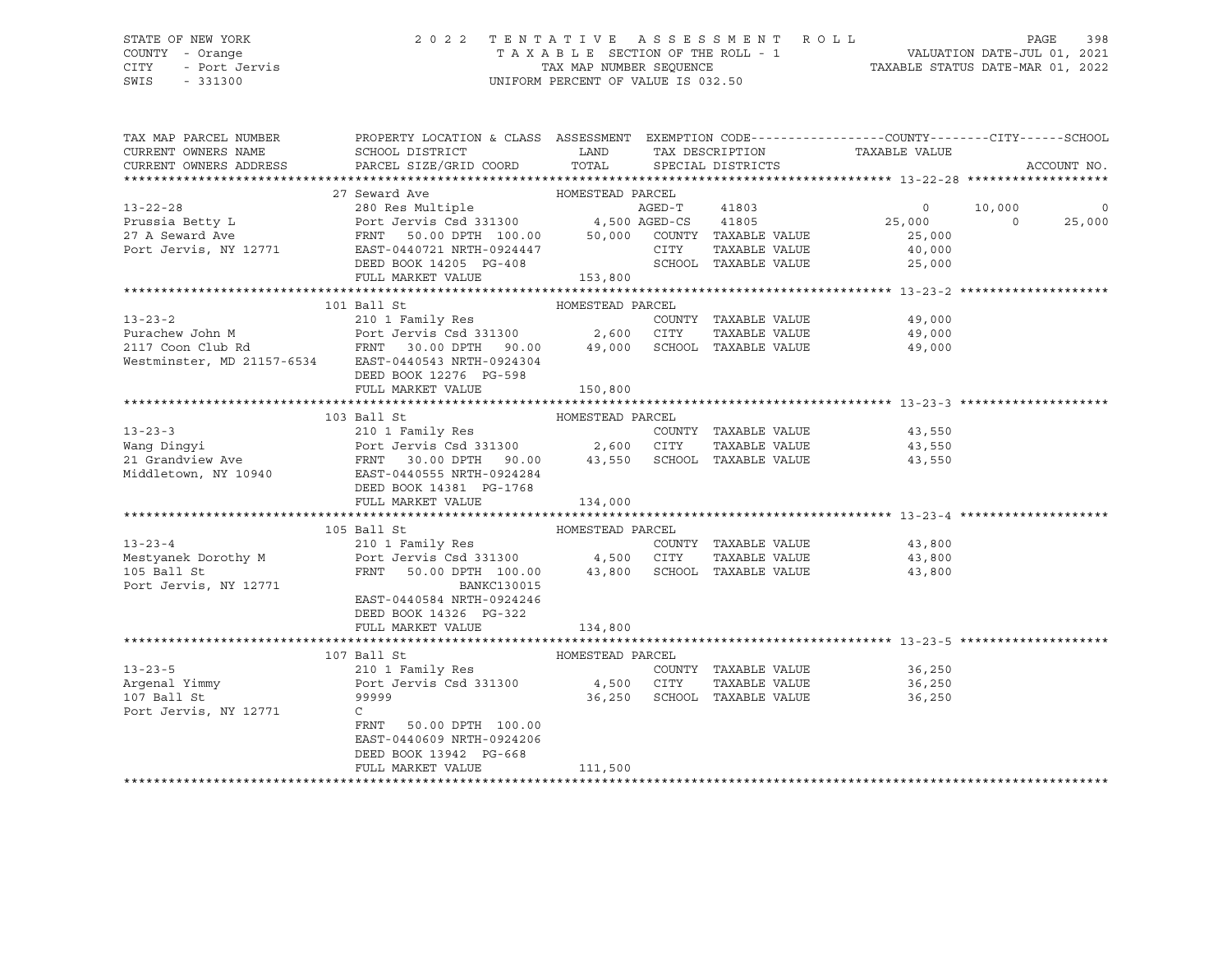STATE OF NEW YORK — COUNTY - Orange — CITY - Port Jervis — SWIS - 331300

# 2022 TENTATIVE ASSESSMENT ROLL

TAXABLE SECTION OF THE ROLL - 1
TAX MAP NUMBER SEQUENCE
UNIFORM PERCENT OF VALUE IS 032.50

VALUATION DATE-JUL 01, 2021
TAXABLE STATUS DATE-MAR 01, 2022

| TAX MAP PARCEL NUMBER / CURRENT OWNERS NAME / CURRENT OWNERS ADDRESS | PROPERTY LOCATION & CLASS / SCHOOL DISTRICT / PARCEL SIZE/GRID COORD | ASSESSMENT LAND | TOTAL | EXEMPTION CODE / TAX DESCRIPTION / SPECIAL DISTRICTS | COUNTY | CITY | SCHOOL / TAXABLE VALUE |
|---|---|---|---|---|---|---|---|
| **13-22-28** | 27 Seward Ave — HOMESTEAD PARCEL | | | | | | |
| Prussia Betty L | 280 Res Multiple | | | AGED-T 41803 | 0 | 10,000 | 0 |
| 27 A Seward Ave | Port Jervis Csd 331300 | 4,500 | | AGED-CS 41805 | 25,000 | 0 | 25,000 |
| Port Jervis, NY 12771 | FRNT 50.00 DPTH 100.00 | | 50,000 | COUNTY TAXABLE VALUE | 25,000 | | |
| | EAST-0440721 NRTH-0924447 | | | CITY TAXABLE VALUE | | 40,000 | |
| | DEED BOOK 14205 PG-408 | | | SCHOOL TAXABLE VALUE | | | 25,000 |
| | FULL MARKET VALUE | | 153,800 | | | | |
| **13-23-2** | 101 Ball St — HOMESTEAD PARCEL | | | | | | |
| Purachew John M | 210 1 Family Res | | | COUNTY TAXABLE VALUE | 49,000 | | |
| 2117 Coon Club Rd | Port Jervis Csd 331300 | 2,600 | | CITY TAXABLE VALUE | | 49,000 | |
| Westminster, MD 21157-6534 | FRNT 30.00 DPTH 90.00 | | 49,000 | SCHOOL TAXABLE VALUE | | | 49,000 |
| | EAST-0440543 NRTH-0924304 | | | | | | |
| | DEED BOOK 12276 PG-598 | | | | | | |
| | FULL MARKET VALUE | | 150,800 | | | | |
| **13-23-3** | 103 Ball St — HOMESTEAD PARCEL | | | | | | |
| Wang Dingyi | 210 1 Family Res | | | COUNTY TAXABLE VALUE | 43,550 | | |
| 21 Grandview Ave | Port Jervis Csd 331300 | 2,600 | | CITY TAXABLE VALUE | | 43,550 | |
| Middletown, NY 10940 | FRNT 30.00 DPTH 90.00 | | 43,550 | SCHOOL TAXABLE VALUE | | | 43,550 |
| | EAST-0440555 NRTH-0924284 | | | | | | |
| | DEED BOOK 14381 PG-1768 | | | | | | |
| | FULL MARKET VALUE | | 134,000 | | | | |
| **13-23-4** | 105 Ball St — HOMESTEAD PARCEL | | | | | | |
| Mestyanek Dorothy M | 210 1 Family Res | | | COUNTY TAXABLE VALUE | 43,800 | | |
| 105 Ball St | Port Jervis Csd 331300 | 4,500 | | CITY TAXABLE VALUE | | 43,800 | |
| Port Jervis, NY 12771 | FRNT 50.00 DPTH 100.00 | | 43,800 | SCHOOL TAXABLE VALUE | | | 43,800 |
| | BANKC130015 | | | | | | |
| | EAST-0440584 NRTH-0924246 | | | | | | |
| | DEED BOOK 14326 PG-322 | | | | | | |
| | FULL MARKET VALUE | | 134,800 | | | | |
| **13-23-5** | 107 Ball St — HOMESTEAD PARCEL | | | | | | |
| Argenal Yimmy | 210 1 Family Res | | | COUNTY TAXABLE VALUE | 36,250 | | |
| 107 Ball St | Port Jervis Csd 331300 | 4,500 | | CITY TAXABLE VALUE | | 36,250 | |
| Port Jervis, NY 12771 | 99999 | | 36,250 | SCHOOL TAXABLE VALUE | | | 36,250 |
| | C | | | | | | |
| | FRNT 50.00 DPTH 100.00 | | | | | | |
| | EAST-0440609 NRTH-0924206 | | | | | | |
| | DEED BOOK 13942 PG-668 | | | | | | |
| | FULL MARKET VALUE | | 111,500 | | | | |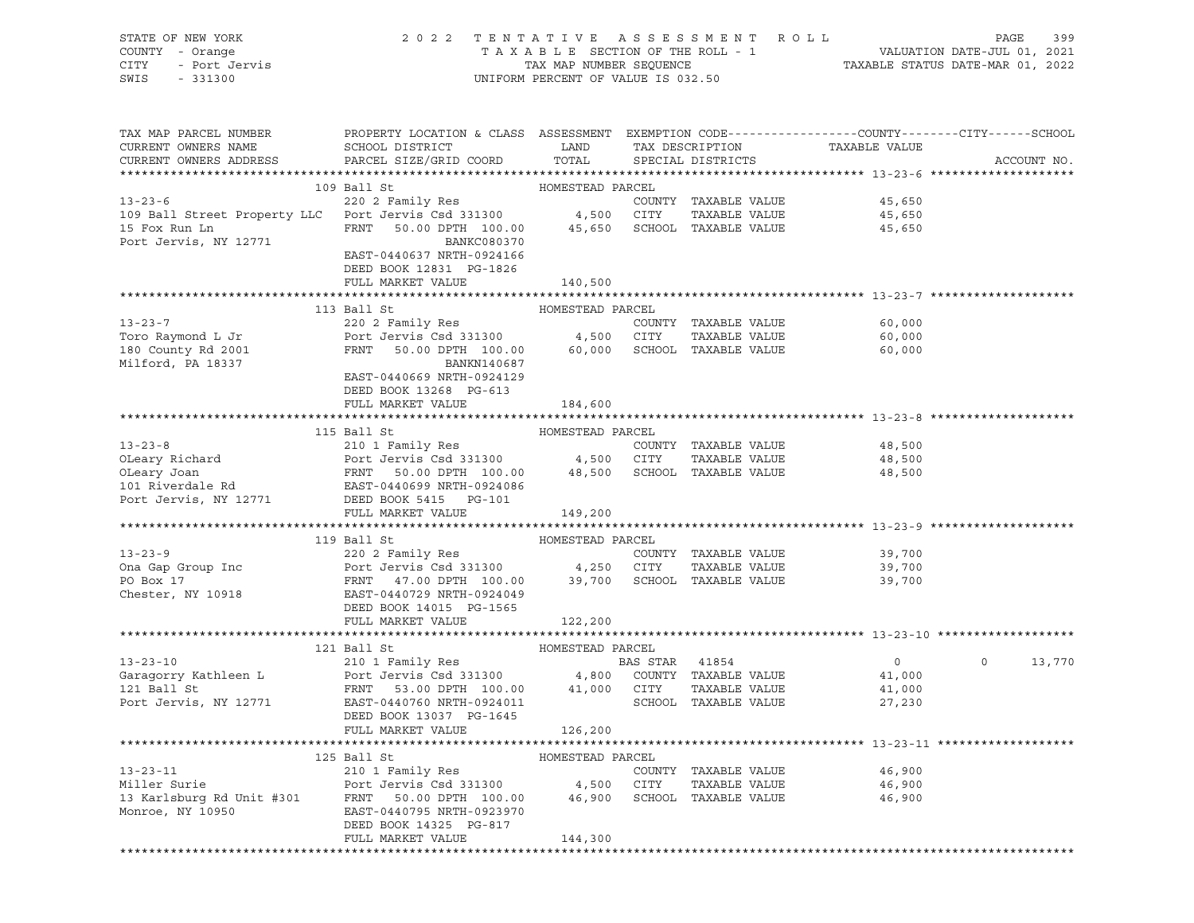STATE OF NEW YORK · COUNTY - Orange · CITY - Port Jervis · SWIS - 331300

2022 TENTATIVE ASSESSMENT ROLL
TAXABLE SECTION OF THE ROLL - 1
TAX MAP NUMBER SEQUENCE
UNIFORM PERCENT OF VALUE IS 032.50

VALUATION DATE-JUL 01, 2021
TAXABLE STATUS DATE-MAR 01, 2022

| TAX MAP PARCEL NUMBER / CURRENT OWNERS NAME / CURRENT OWNERS ADDRESS | PROPERTY LOCATION & CLASS / SCHOOL DISTRICT / PARCEL SIZE/GRID COORD | ASSESSMENT LAND | ASSESSMENT TOTAL | EXEMPTION CODE / TAX DESCRIPTION / SPECIAL DISTRICTS | COUNTY TAXABLE VALUE | CITY TAXABLE VALUE | SCHOOL TAXABLE VALUE | ACCOUNT NO. |
|---|---|---|---|---|---|---|---|---|
| **13-23-6** | 109 Ball St — HOMESTEAD PARCEL | | | | | | | |
| 109 Ball Street Property LLC | 220 2 Family Res | | | | | | | |
| 15 Fox Run Ln | Port Jervis Csd 331300 | 4,500 | 45,650 | | 45,650 | 45,650 | 45,650 | |
| Port Jervis, NY 12771 | FRNT 50.00 DPTH 100.00 BANKC080370 | | | | | | | |
| | EAST-0440637 NRTH-0924166 | | | | | | | |
| | DEED BOOK 12831 PG-1826 | | | | | | | |
| | FULL MARKET VALUE | | 140,500 | | | | | |
| **13-23-7** | 113 Ball St — HOMESTEAD PARCEL | | | | | | | |
| Toro Raymond L Jr | 220 2 Family Res | | | | | | | |
| 180 County Rd 2001 | Port Jervis Csd 331300 | 4,500 | 60,000 | | 60,000 | 60,000 | 60,000 | |
| Milford, PA 18337 | FRNT 50.00 DPTH 100.00 BANKN140687 | | | | | | | |
| | EAST-0440669 NRTH-0924129 | | | | | | | |
| | DEED BOOK 13268 PG-613 | | | | | | | |
| | FULL MARKET VALUE | | 184,600 | | | | | |
| **13-23-8** | 115 Ball St — HOMESTEAD PARCEL | | | | | | | |
| OLeary Richard | 210 1 Family Res | | | | | | | |
| OLeary Joan | Port Jervis Csd 331300 | 4,500 | 48,500 | | 48,500 | 48,500 | 48,500 | |
| 101 Riverdale Rd | FRNT 50.00 DPTH 100.00 | | | | | | | |
| Port Jervis, NY 12771 | EAST-0440699 NRTH-0924086 | | | | | | | |
| | DEED BOOK 5415 PG-101 | | | | | | | |
| | FULL MARKET VALUE | | 149,200 | | | | | |
| **13-23-9** | 119 Ball St — HOMESTEAD PARCEL | | | | | | | |
| Ona Gap Group Inc | 220 2 Family Res | | | | | | | |
| PO Box 17 | Port Jervis Csd 331300 | 4,250 | 39,700 | | 39,700 | 39,700 | 39,700 | |
| Chester, NY 10918 | FRNT 47.00 DPTH 100.00 | | | | | | | |
| | EAST-0440729 NRTH-0924049 | | | | | | | |
| | DEED BOOK 14015 PG-1565 | | | | | | | |
| | FULL MARKET VALUE | | 122,200 | | | | | |
| **13-23-10** | 121 Ball St — HOMESTEAD PARCEL | | | | | | | |
| Garagorry Kathleen L | 210 1 Family Res | | | BAS STAR 41854 | 0 | 0 | 13,770 | |
| 121 Ball St | Port Jervis Csd 331300 | 4,800 | 41,000 | | 41,000 | 41,000 | 27,230 | |
| Port Jervis, NY 12771 | FRNT 53.00 DPTH 100.00 | | | | | | | |
| | EAST-0440760 NRTH-0924011 | | | | | | | |
| | DEED BOOK 13037 PG-1645 | | | | | | | |
| | FULL MARKET VALUE | | 126,200 | | | | | |
| **13-23-11** | 125 Ball St — HOMESTEAD PARCEL | | | | | | | |
| Miller Surie | 210 1 Family Res | | | | | | | |
| 13 Karlsburg Rd Unit #301 | Port Jervis Csd 331300 | 4,500 | 46,900 | | 46,900 | 46,900 | 46,900 | |
| Monroe, NY 10950 | FRNT 50.00 DPTH 100.00 | | | | | | | |
| | EAST-0440795 NRTH-0923970 | | | | | | | |
| | DEED BOOK 14325 PG-817 | | | | | | | |
| | FULL MARKET VALUE | | 144,300 | | | | | |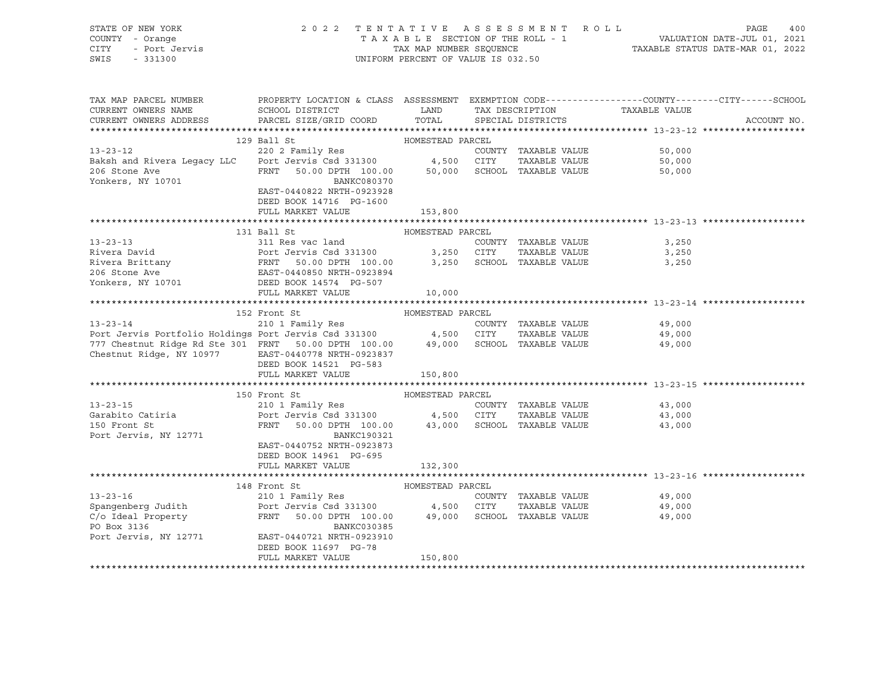STATE OF NEW YORK
COUNTY - Orange
CITY - Port Jervis
SWIS - 331300

2022 TENTATIVE ASSESSMENT ROLL
TAXABLE SECTION OF THE ROLL - 1
TAX MAP NUMBER SEQUENCE
UNIFORM PERCENT OF VALUE IS 032.50

VALUATION DATE-JUL 01, 2021
TAXABLE STATUS DATE-MAR 01, 2022

| TAX MAP PARCEL NUMBER / CURRENT OWNERS NAME / CURRENT OWNERS ADDRESS | PROPERTY LOCATION & CLASS / SCHOOL DISTRICT / PARCEL SIZE/GRID COORD | ASSESSMENT LAND / TOTAL | EXEMPTION CODE / TAX DESCRIPTION / SPECIAL DISTRICTS | TAXABLE VALUE (COUNTY / CITY / SCHOOL) | ACCOUNT NO. |
|---|---|---|---|---|---|
| **13-23-12** | 129 Ball St | HOMESTEAD PARCEL | | | |
| 13-23-12 | 220 2 Family Res | | COUNTY TAXABLE VALUE | 50,000 | |
| Baksh and Rivera Legacy LLC | Port Jervis Csd 331300 | 4,500 | CITY TAXABLE VALUE | 50,000 | |
| 206 Stone Ave | FRNT 50.00 DPTH 100.00 | 50,000 | SCHOOL TAXABLE VALUE | 50,000 | |
| Yonkers, NY 10701 | BANKC080370 | | | | |
| | EAST-0440822 NRTH-0923928 | | | | |
| | DEED BOOK 14716 PG-1600 | | | | |
| | FULL MARKET VALUE | 153,800 | | | |
| **13-23-13** | 131 Ball St | HOMESTEAD PARCEL | | | |
| 13-23-13 | 311 Res vac land | | COUNTY TAXABLE VALUE | 3,250 | |
| Rivera David | Port Jervis Csd 331300 | 3,250 | CITY TAXABLE VALUE | 3,250 | |
| Rivera Brittany | FRNT 50.00 DPTH 100.00 | 3,250 | SCHOOL TAXABLE VALUE | 3,250 | |
| 206 Stone Ave | EAST-0440850 NRTH-0923894 | | | | |
| Yonkers, NY 10701 | DEED BOOK 14574 PG-507 | | | | |
| | FULL MARKET VALUE | 10,000 | | | |
| **13-23-14** | 152 Front St | HOMESTEAD PARCEL | | | |
| 13-23-14 | 210 1 Family Res | | COUNTY TAXABLE VALUE | 49,000 | |
| Port Jervis Portfolio Holdings | Port Jervis Csd 331300 | 4,500 | CITY TAXABLE VALUE | 49,000 | |
| 777 Chestnut Ridge Rd Ste 301 | FRNT 50.00 DPTH 100.00 | 49,000 | SCHOOL TAXABLE VALUE | 49,000 | |
| Chestnut Ridge, NY 10977 | EAST-0440778 NRTH-0923837 | | | | |
| | DEED BOOK 14521 PG-583 | | | | |
| | FULL MARKET VALUE | 150,800 | | | |
| **13-23-15** | 150 Front St | HOMESTEAD PARCEL | | | |
| 13-23-15 | 210 1 Family Res | | COUNTY TAXABLE VALUE | 43,000 | |
| Garabito Catiria | Port Jervis Csd 331300 | 4,500 | CITY TAXABLE VALUE | 43,000 | |
| 150 Front St | FRNT 50.00 DPTH 100.00 | 43,000 | SCHOOL TAXABLE VALUE | 43,000 | |
| Port Jervis, NY 12771 | BANKC190321 | | | | |
| | EAST-0440752 NRTH-0923873 | | | | |
| | DEED BOOK 14961 PG-695 | | | | |
| | FULL MARKET VALUE | 132,300 | | | |
| **13-23-16** | 148 Front St | HOMESTEAD PARCEL | | | |
| 13-23-16 | 210 1 Family Res | | COUNTY TAXABLE VALUE | 49,000 | |
| Spangenberg Judith | Port Jervis Csd 331300 | 4,500 | CITY TAXABLE VALUE | 49,000 | |
| C/o Ideal Property | FRNT 50.00 DPTH 100.00 | 49,000 | SCHOOL TAXABLE VALUE | 49,000 | |
| PO Box 3136 | BANKC030385 | | | | |
| Port Jervis, NY 12771 | EAST-0440721 NRTH-0923910 | | | | |
| | DEED BOOK 11697 PG-78 | | | | |
| | FULL MARKET VALUE | 150,800 | | | |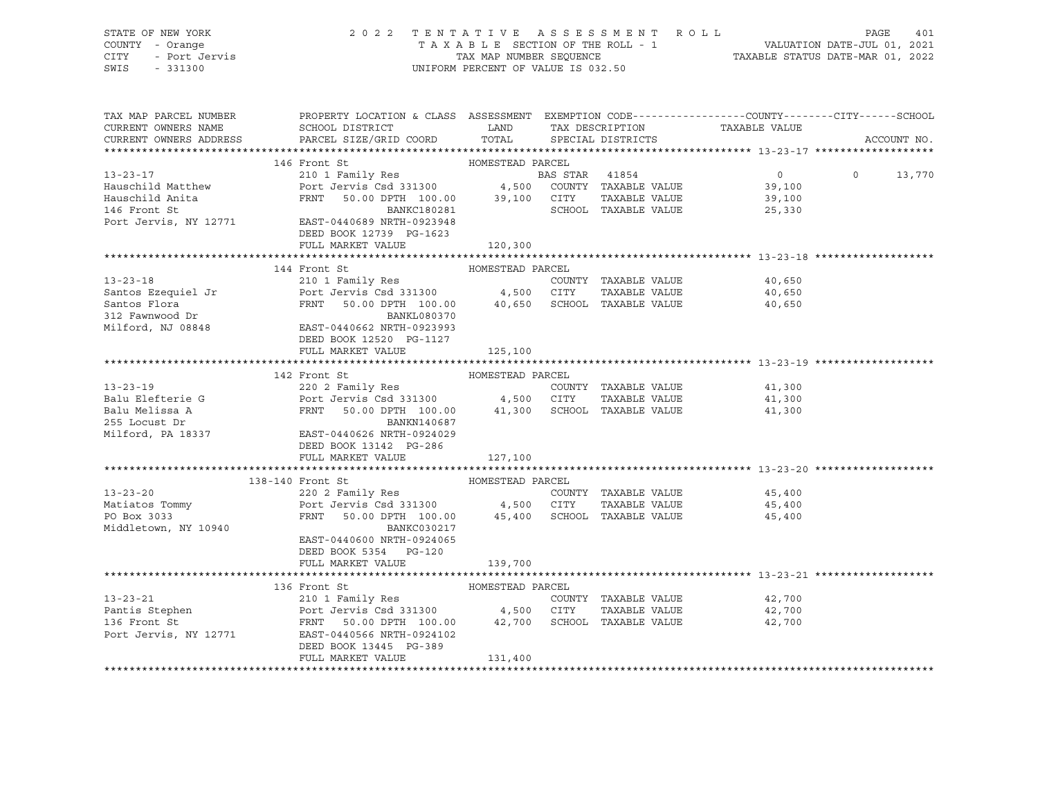STATE OF NEW YORK — 2022 TENTATIVE ASSESSMENT ROLL
COUNTY - Orange — TAXABLE SECTION OF THE ROLL - 1 — VALUATION DATE-JUL 01, 2021
CITY - Port Jervis — TAX MAP NUMBER SEQUENCE — TAXABLE STATUS DATE-MAR 01, 2022
SWIS - 331300 — UNIFORM PERCENT OF VALUE IS 032.50

| TAX MAP PARCEL NUMBER / CURRENT OWNERS NAME / CURRENT OWNERS ADDRESS | PROPERTY LOCATION & CLASS / SCHOOL DISTRICT / PARCEL SIZE/GRID COORD | ASSESSMENT LAND / TOTAL | EXEMPTION CODE / TAX DESCRIPTION / SPECIAL DISTRICTS | COUNTY | CITY | SCHOOL | TAXABLE VALUE / ACCOUNT NO. |
|---|---|---|---|---|---|---|---|
| **13-23-17** | 146 Front St | HOMESTEAD PARCEL | | | | | |
| 13-23-17 | 210 1 Family Res | | BAS STAR 41854 | 0 | 0 | 13,770 | |
| Hauschild Matthew | Port Jervis Csd 331300 | 4,500 | COUNTY TAXABLE VALUE | | | | 39,100 |
| Hauschild Anita | FRNT 50.00 DPTH 100.00 | 39,100 | CITY TAXABLE VALUE | | | | 39,100 |
| 146 Front St | BANKC180281 | | SCHOOL TAXABLE VALUE | | | | 25,330 |
| Port Jervis, NY 12771 | EAST-0440689 NRTH-0923948 | | | | | | |
| | DEED BOOK 12739 PG-1623 | | | | | | |
| | FULL MARKET VALUE | 120,300 | | | | | |
| **13-23-18** | 144 Front St | HOMESTEAD PARCEL | | | | | |
| 13-23-18 | 210 1 Family Res | | COUNTY TAXABLE VALUE | | | | 40,650 |
| Santos Ezequiel Jr | Port Jervis Csd 331300 | 4,500 | CITY TAXABLE VALUE | | | | 40,650 |
| Santos Flora | FRNT 50.00 DPTH 100.00 | 40,650 | SCHOOL TAXABLE VALUE | | | | 40,650 |
| 312 Fawnwood Dr | BANKL080370 | | | | | | |
| Milford, NJ 08848 | EAST-0440662 NRTH-0923993 | | | | | | |
| | DEED BOOK 12520 PG-1127 | | | | | | |
| | FULL MARKET VALUE | 125,100 | | | | | |
| **13-23-19** | 142 Front St | HOMESTEAD PARCEL | | | | | |
| 13-23-19 | 220 2 Family Res | | COUNTY TAXABLE VALUE | | | | 41,300 |
| Balu Elefterie G | Port Jervis Csd 331300 | 4,500 | CITY TAXABLE VALUE | | | | 41,300 |
| Balu Melissa A | FRNT 50.00 DPTH 100.00 | 41,300 | SCHOOL TAXABLE VALUE | | | | 41,300 |
| 255 Locust Dr | BANKN140687 | | | | | | |
| Milford, PA 18337 | EAST-0440626 NRTH-0924029 | | | | | | |
| | DEED BOOK 13142 PG-286 | | | | | | |
| | FULL MARKET VALUE | 127,100 | | | | | |
| **13-23-20** | 138-140 Front St | HOMESTEAD PARCEL | | | | | |
| 13-23-20 | 220 2 Family Res | | COUNTY TAXABLE VALUE | | | | 45,400 |
| Matiatos Tommy | Port Jervis Csd 331300 | 4,500 | CITY TAXABLE VALUE | | | | 45,400 |
| PO Box 3033 | FRNT 50.00 DPTH 100.00 | 45,400 | SCHOOL TAXABLE VALUE | | | | 45,400 |
| Middletown, NY 10940 | BANKC030217 | | | | | | |
| | EAST-0440600 NRTH-0924065 | | | | | | |
| | DEED BOOK 5354 PG-120 | | | | | | |
| | FULL MARKET VALUE | 139,700 | | | | | |
| **13-23-21** | 136 Front St | HOMESTEAD PARCEL | | | | | |
| 13-23-21 | 210 1 Family Res | | COUNTY TAXABLE VALUE | | | | 42,700 |
| Pantis Stephen | Port Jervis Csd 331300 | 4,500 | CITY TAXABLE VALUE | | | | 42,700 |
| 136 Front St | FRNT 50.00 DPTH 100.00 | 42,700 | SCHOOL TAXABLE VALUE | | | | 42,700 |
| Port Jervis, NY 12771 | EAST-0440566 NRTH-0924102 | | | | | | |
| | DEED BOOK 13445 PG-389 | | | | | | |
| | FULL MARKET VALUE | 131,400 | | | | | |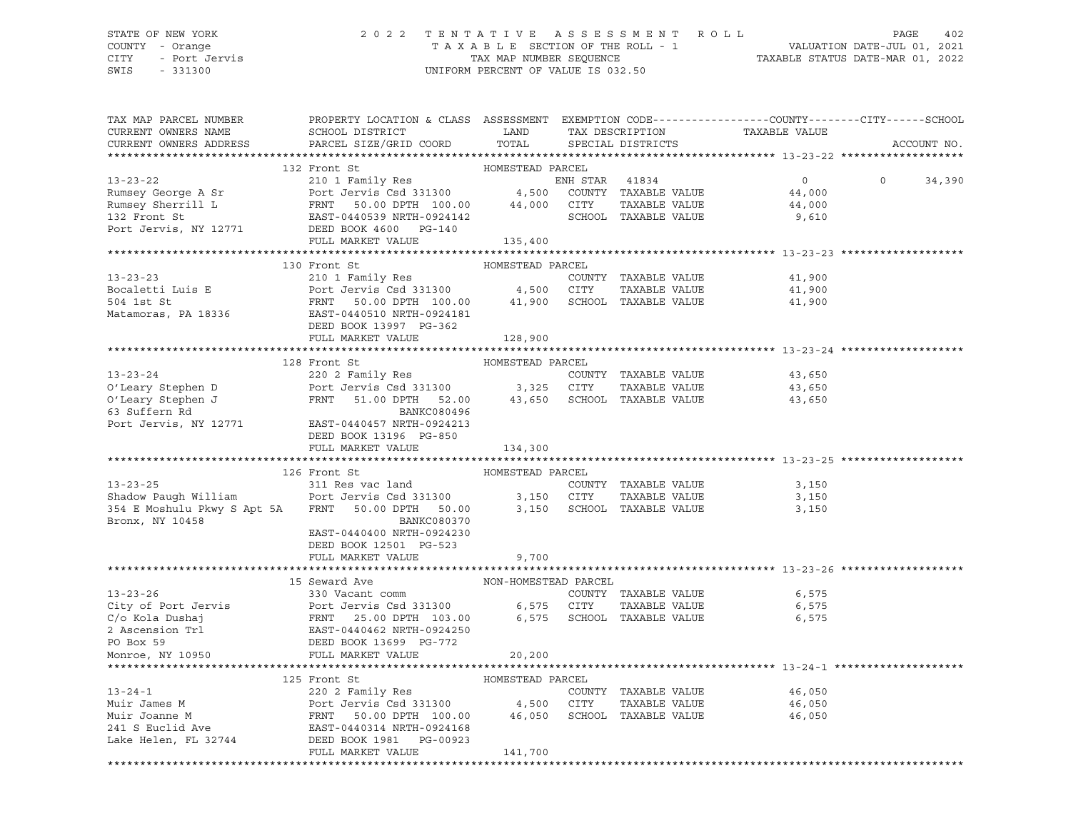STATE OF NEW YORK — 2022 TENTATIVE ASSESSMENT ROLL
COUNTY - Orange — TAXABLE SECTION OF THE ROLL - 1 — VALUATION DATE-JUL 01, 2021
CITY - Port Jervis — TAX MAP NUMBER SEQUENCE — TAXABLE STATUS DATE-MAR 01, 2022
SWIS - 331300 — UNIFORM PERCENT OF VALUE IS 032.50

| TAX MAP PARCEL NUMBER / CURRENT OWNERS NAME / CURRENT OWNERS ADDRESS | PROPERTY LOCATION & CLASS / SCHOOL DISTRICT / PARCEL SIZE/GRID COORD | ASSESSMENT LAND / TOTAL | EXEMPTION CODE / TAX DESCRIPTION / SPECIAL DISTRICTS | COUNTY TAXABLE VALUE | CITY | SCHOOL / ACCOUNT NO. |
|---|---|---|---|---|---|---|
| **13-23-22** | 132 Front St — HOMESTEAD PARCEL | | | | | |
| 13-23-22 | 210 1 Family Res | | ENH STAR 41834 | 0 | 0 | 34,390 |
| Rumsey George A Sr | Port Jervis Csd 331300 | 4,500 | COUNTY TAXABLE VALUE | 44,000 | | |
| Rumsey Sherrill L | FRNT 50.00 DPTH 100.00 | 44,000 | CITY TAXABLE VALUE | 44,000 | | |
| 132 Front St | EAST-0440539 NRTH-0924142 | | SCHOOL TAXABLE VALUE | 9,610 | | |
| Port Jervis, NY 12771 | DEED BOOK 4600 PG-140 | | | | | |
| | FULL MARKET VALUE | 135,400 | | | | |
| **13-23-23** | 130 Front St — HOMESTEAD PARCEL | | | | | |
| 13-23-23 | 210 1 Family Res | | COUNTY TAXABLE VALUE | 41,900 | | |
| Bocaletti Luis E | Port Jervis Csd 331300 | 4,500 | CITY TAXABLE VALUE | 41,900 | | |
| 504 1st St | FRNT 50.00 DPTH 100.00 | 41,900 | SCHOOL TAXABLE VALUE | 41,900 | | |
| Matamoras, PA 18336 | EAST-0440510 NRTH-0924181 | | | | | |
| | DEED BOOK 13997 PG-362 | | | | | |
| | FULL MARKET VALUE | 128,900 | | | | |
| **13-23-24** | 128 Front St — HOMESTEAD PARCEL | | | | | |
| 13-23-24 | 220 2 Family Res | | COUNTY TAXABLE VALUE | 43,650 | | |
| O'Leary Stephen D | Port Jervis Csd 331300 | 3,325 | CITY TAXABLE VALUE | 43,650 | | |
| O'Leary Stephen J | FRNT 51.00 DPTH 52.00 | 43,650 | SCHOOL TAXABLE VALUE | 43,650 | | |
| 63 Suffern Rd | BANKC080496 | | | | | |
| Port Jervis, NY 12771 | EAST-0440457 NRTH-0924213 | | | | | |
| | DEED BOOK 13196 PG-850 | | | | | |
| | FULL MARKET VALUE | 134,300 | | | | |
| **13-23-25** | 126 Front St — HOMESTEAD PARCEL | | | | | |
| 13-23-25 | 311 Res vac land | | COUNTY TAXABLE VALUE | 3,150 | | |
| Shadow Paugh William | Port Jervis Csd 331300 | 3,150 | CITY TAXABLE VALUE | 3,150 | | |
| 354 E Moshulu Pkwy S Apt 5A | FRNT 50.00 DPTH 50.00 | 3,150 | SCHOOL TAXABLE VALUE | 3,150 | | |
| Bronx, NY 10458 | BANKC080370 | | | | | |
| | EAST-0440400 NRTH-0924230 | | | | | |
| | DEED BOOK 12501 PG-523 | | | | | |
| | FULL MARKET VALUE | 9,700 | | | | |
| **13-23-26** | 15 Seward Ave — NON-HOMESTEAD PARCEL | | | | | |
| 13-23-26 | 330 Vacant comm | | COUNTY TAXABLE VALUE | 6,575 | | |
| City of Port Jervis | Port Jervis Csd 331300 | 6,575 | CITY TAXABLE VALUE | 6,575 | | |
| C/o Kola Dushaj | FRNT 25.00 DPTH 103.00 | 6,575 | SCHOOL TAXABLE VALUE | 6,575 | | |
| 2 Ascension Trl | EAST-0440462 NRTH-0924250 | | | | | |
| PO Box 59 | DEED BOOK 13699 PG-772 | | | | | |
| Monroe, NY 10950 | FULL MARKET VALUE | 20,200 | | | | |
| **13-24-1** | 125 Front St — HOMESTEAD PARCEL | | | | | |
| 13-24-1 | 220 2 Family Res | | COUNTY TAXABLE VALUE | 46,050 | | |
| Muir James M | Port Jervis Csd 331300 | 4,500 | CITY TAXABLE VALUE | 46,050 | | |
| Muir Joanne M | FRNT 50.00 DPTH 100.00 | 46,050 | SCHOOL TAXABLE VALUE | 46,050 | | |
| 241 S Euclid Ave | EAST-0440314 NRTH-0924168 | | | | | |
| Lake Helen, FL 32744 | DEED BOOK 1981 PG-00923 | | | | | |
| | FULL MARKET VALUE | 141,700 | | | | |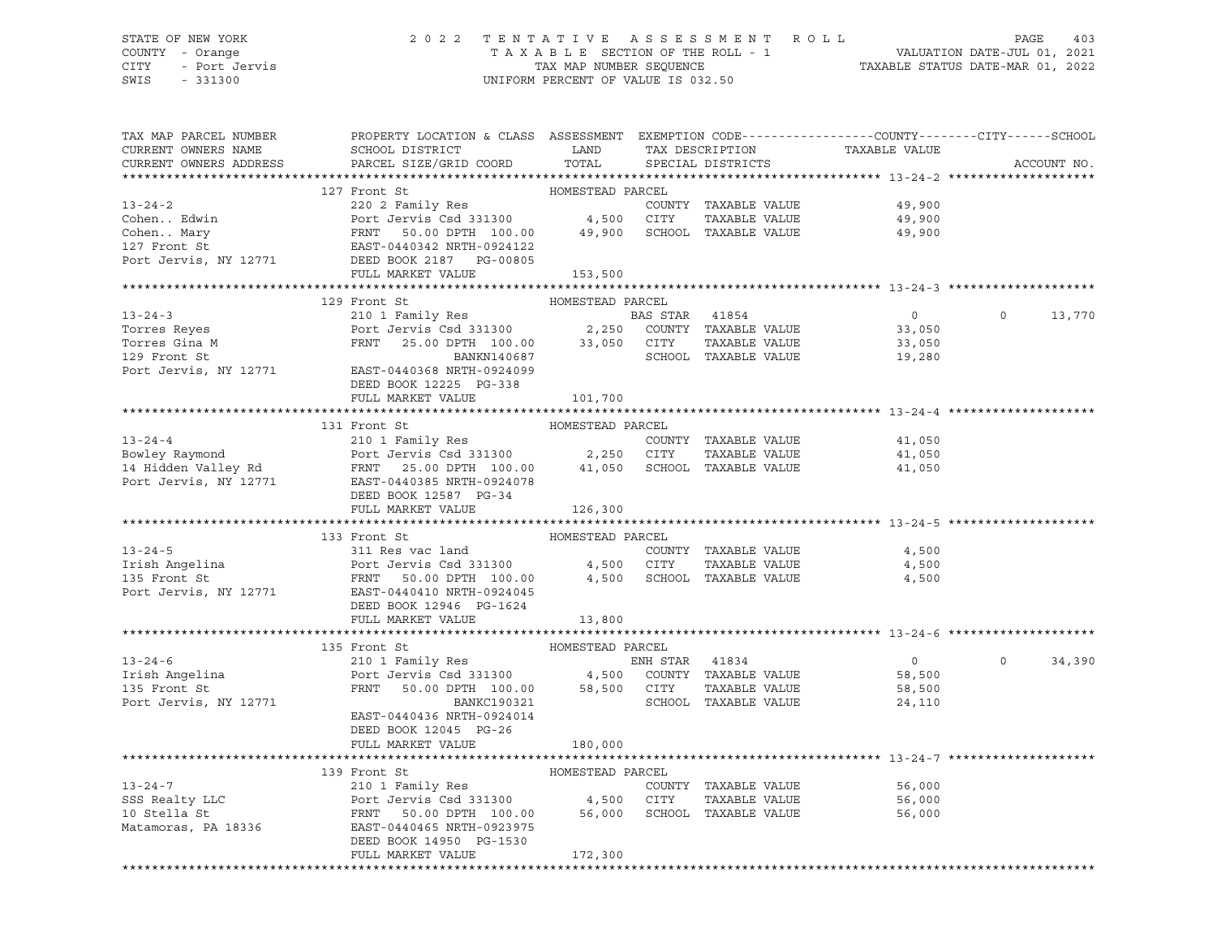STATE OF NEW YORK — 2022 TENTATIVE ASSESSMENT ROLL
COUNTY - Orange — TAXABLE SECTION OF THE ROLL - 1 — VALUATION DATE-JUL 01, 2021
CITY - Port Jervis — TAX MAP NUMBER SEQUENCE — TAXABLE STATUS DATE-MAR 01, 2022
SWIS - 331300 — UNIFORM PERCENT OF VALUE IS 032.50

```
TAX MAP PARCEL NUMBER         PROPERTY LOCATION & CLASS  ASSESSMENT  EXEMPTION CODE-----------------COUNTY--------CITY------SCHOOL
CURRENT OWNERS NAME           SCHOOL DISTRICT               LAND      TAX DESCRIPTION            TAXABLE VALUE
CURRENT OWNERS ADDRESS        PARCEL SIZE/GRID COORD        TOTAL     SPECIAL DISTRICTS                                  ACCOUNT NO.
******************************************************************************************************* 13-24-2 ********************
                             127 Front St                 HOMESTEAD PARCEL
13-24-2                      220 2 Family Res                          COUNTY  TAXABLE VALUE            49,900
Cohen.. Edwin                Port Jervis Csd 331300        4,500       CITY    TAXABLE VALUE            49,900
Cohen.. Mary                 FRNT   50.00 DPTH 100.00     49,900       SCHOOL  TAXABLE VALUE            49,900
127 Front St                 EAST-0440342 NRTH-0924122
Port Jervis, NY 12771        DEED BOOK 2187   PG-00805
                             FULL MARKET VALUE           153,500
******************************************************************************************************* 13-24-3 ********************
                             129 Front St                 HOMESTEAD PARCEL
13-24-3                      210 1 Family Res                  BAS STAR  41854                      0             0      13,770
Torres Reyes                 Port Jervis Csd 331300        2,250       COUNTY  TAXABLE VALUE            33,050
Torres Gina M                FRNT   25.00 DPTH 100.00     33,050       CITY    TAXABLE VALUE            33,050
129 Front St                                BANKN140687                SCHOOL  TAXABLE VALUE            19,280
Port Jervis, NY 12771        EAST-0440368 NRTH-0924099
                             DEED BOOK 12225  PG-338
                             FULL MARKET VALUE           101,700
******************************************************************************************************* 13-24-4 ********************
                             131 Front St                 HOMESTEAD PARCEL
13-24-4                      210 1 Family Res                          COUNTY  TAXABLE VALUE            41,050
Bowley Raymond               Port Jervis Csd 331300        2,250       CITY    TAXABLE VALUE            41,050
14 Hidden Valley Rd          FRNT   25.00 DPTH 100.00     41,050       SCHOOL  TAXABLE VALUE            41,050
Port Jervis, NY 12771        EAST-0440385 NRTH-0924078
                             DEED BOOK 12587  PG-34
                             FULL MARKET VALUE           126,300
******************************************************************************************************* 13-24-5 ********************
                             133 Front St                 HOMESTEAD PARCEL
13-24-5                      311 Res vac land                          COUNTY  TAXABLE VALUE             4,500
Irish Angelina               Port Jervis Csd 331300        4,500       CITY    TAXABLE VALUE             4,500
135 Front St                 FRNT   50.00 DPTH 100.00      4,500       SCHOOL  TAXABLE VALUE             4,500
Port Jervis, NY 12771        EAST-0440410 NRTH-0924045
                             DEED BOOK 12946  PG-1624
                             FULL MARKET VALUE            13,800
******************************************************************************************************* 13-24-6 ********************
                             135 Front St                 HOMESTEAD PARCEL
13-24-6                      210 1 Family Res                  ENH STAR  41834                      0             0      34,390
Irish Angelina               Port Jervis Csd 331300        4,500       COUNTY  TAXABLE VALUE            58,500
135 Front St                 FRNT   50.00 DPTH 100.00     58,500       CITY    TAXABLE VALUE            58,500
Port Jervis, NY 12771                       BANKC190321                SCHOOL  TAXABLE VALUE            24,110
                             EAST-0440436 NRTH-0924014
                             DEED BOOK 12045  PG-26
                             FULL MARKET VALUE           180,000
******************************************************************************************************* 13-24-7 ********************
                             139 Front St                 HOMESTEAD PARCEL
13-24-7                      210 1 Family Res                          COUNTY  TAXABLE VALUE            56,000
SSS Realty LLC               Port Jervis Csd 331300        4,500       CITY    TAXABLE VALUE            56,000
10 Stella St                 FRNT   50.00 DPTH 100.00     56,000       SCHOOL  TAXABLE VALUE            56,000
Matamoras, PA 18336          EAST-0440465 NRTH-0923975
                             DEED BOOK 14950  PG-1530
                             FULL MARKET VALUE           172,300
************************************************************************************************************************************
```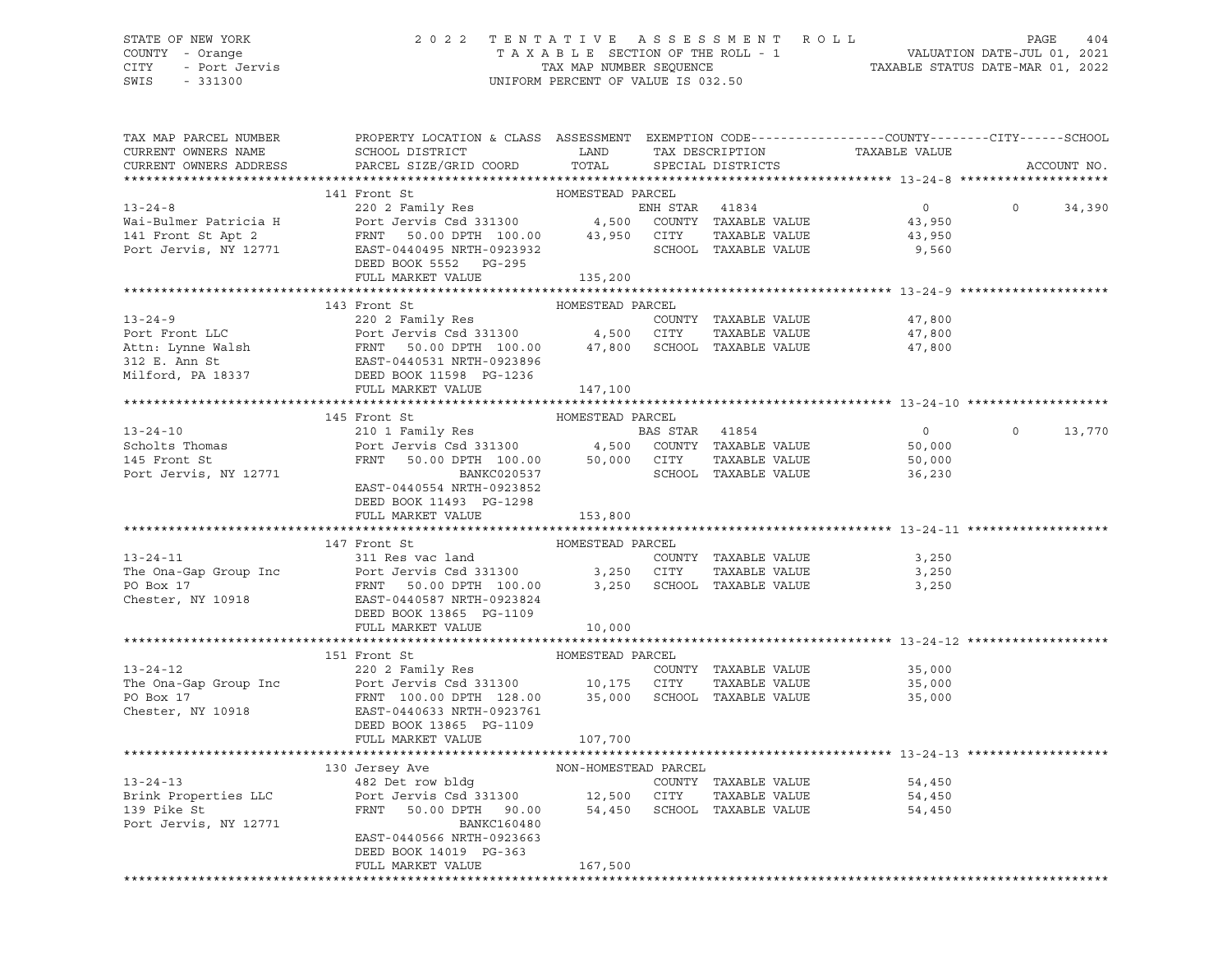STATE OF NEW YORK
COUNTY - Orange
CITY - Port Jervis
SWIS - 331300

2022 TENTATIVE ASSESSMENT ROLL
TAXABLE SECTION OF THE ROLL - 1
TAX MAP NUMBER SEQUENCE
UNIFORM PERCENT OF VALUE IS 032.50

VALUATION DATE-JUL 01, 2021
TAXABLE STATUS DATE-MAR 01, 2022

| TAX MAP PARCEL NUMBER / CURRENT OWNERS NAME / CURRENT OWNERS ADDRESS | PROPERTY LOCATION & CLASS / SCHOOL DISTRICT / PARCEL SIZE/GRID COORD | ASSESSMENT LAND | ASSESSMENT TOTAL | EXEMPTION CODE / TAX DESCRIPTION / SPECIAL DISTRICTS | COUNTY TAXABLE VALUE | CITY | SCHOOL | ACCOUNT NO. |
|---|---|---|---|---|---|---|---|---|
| **13-24-8** | 141 Front St — HOMESTEAD PARCEL | | | | | | | |
| Wai-Bulmer Patricia H | 220 2 Family Res | | | ENH STAR 41834 | 0 | 0 | 34,390 | |
| 141 Front St Apt 2 | Port Jervis Csd 331300 | 4,500 | | COUNTY TAXABLE VALUE | 43,950 | | | |
| Port Jervis, NY 12771 | FRNT 50.00 DPTH 100.00 | | 43,950 | CITY TAXABLE VALUE | 43,950 | | | |
| | EAST-0440495 NRTH-0923932 | | | SCHOOL TAXABLE VALUE | 9,560 | | | |
| | DEED BOOK 5552 PG-295 | | | | | | | |
| | FULL MARKET VALUE | | 135,200 | | | | | |
| **13-24-9** | 143 Front St — HOMESTEAD PARCEL | | | | | | | |
| Port Front LLC | 220 2 Family Res | | | COUNTY TAXABLE VALUE | 47,800 | | | |
| Attn: Lynne Walsh | Port Jervis Csd 331300 | 4,500 | | CITY TAXABLE VALUE | 47,800 | | | |
| 312 E. Ann St | FRNT 50.00 DPTH 100.00 | | 47,800 | SCHOOL TAXABLE VALUE | 47,800 | | | |
| Milford, PA 18337 | EAST-0440531 NRTH-0923896 | | | | | | | |
| | DEED BOOK 11598 PG-1236 | | | | | | | |
| | FULL MARKET VALUE | | 147,100 | | | | | |
| **13-24-10** | 145 Front St — HOMESTEAD PARCEL | | | | | | | |
| Scholts Thomas | 210 1 Family Res | | | BAS STAR 41854 | 0 | 0 | 13,770 | |
| 145 Front St | Port Jervis Csd 331300 | 4,500 | | COUNTY TAXABLE VALUE | 50,000 | | | |
| Port Jervis, NY 12771 | FRNT 50.00 DPTH 100.00 | | 50,000 | CITY TAXABLE VALUE | 50,000 | | | |
| | BANKC020537 | | | SCHOOL TAXABLE VALUE | 36,230 | | | |
| | EAST-0440554 NRTH-0923852 | | | | | | | |
| | DEED BOOK 11493 PG-1298 | | | | | | | |
| | FULL MARKET VALUE | | 153,800 | | | | | |
| **13-24-11** | 147 Front St — HOMESTEAD PARCEL | | | | | | | |
| The Ona-Gap Group Inc | 311 Res vac land | | | COUNTY TAXABLE VALUE | 3,250 | | | |
| PO Box 17 | Port Jervis Csd 331300 | 3,250 | | CITY TAXABLE VALUE | 3,250 | | | |
| Chester, NY 10918 | FRNT 50.00 DPTH 100.00 | | 3,250 | SCHOOL TAXABLE VALUE | 3,250 | | | |
| | EAST-0440587 NRTH-0923824 | | | | | | | |
| | DEED BOOK 13865 PG-1109 | | | | | | | |
| | FULL MARKET VALUE | | 10,000 | | | | | |
| **13-24-12** | 151 Front St — HOMESTEAD PARCEL | | | | | | | |
| The Ona-Gap Group Inc | 220 2 Family Res | | | COUNTY TAXABLE VALUE | 35,000 | | | |
| PO Box 17 | Port Jervis Csd 331300 | 10,175 | | CITY TAXABLE VALUE | 35,000 | | | |
| Chester, NY 10918 | FRNT 100.00 DPTH 128.00 | | 35,000 | SCHOOL TAXABLE VALUE | 35,000 | | | |
| | EAST-0440633 NRTH-0923761 | | | | | | | |
| | DEED BOOK 13865 PG-1109 | | | | | | | |
| | FULL MARKET VALUE | | 107,700 | | | | | |
| **13-24-13** | 130 Jersey Ave — NON-HOMESTEAD PARCEL | | | | | | | |
| Brink Properties LLC | 482 Det row bldg | | | COUNTY TAXABLE VALUE | 54,450 | | | |
| 139 Pike St | Port Jervis Csd 331300 | 12,500 | | CITY TAXABLE VALUE | 54,450 | | | |
| Port Jervis, NY 12771 | FRNT 50.00 DPTH 90.00 | | 54,450 | SCHOOL TAXABLE VALUE | 54,450 | | | |
| | BANKC160480 | | | | | | | |
| | EAST-0440566 NRTH-0923663 | | | | | | | |
| | DEED BOOK 14019 PG-363 | | | | | | | |
| | FULL MARKET VALUE | | 167,500 | | | | | |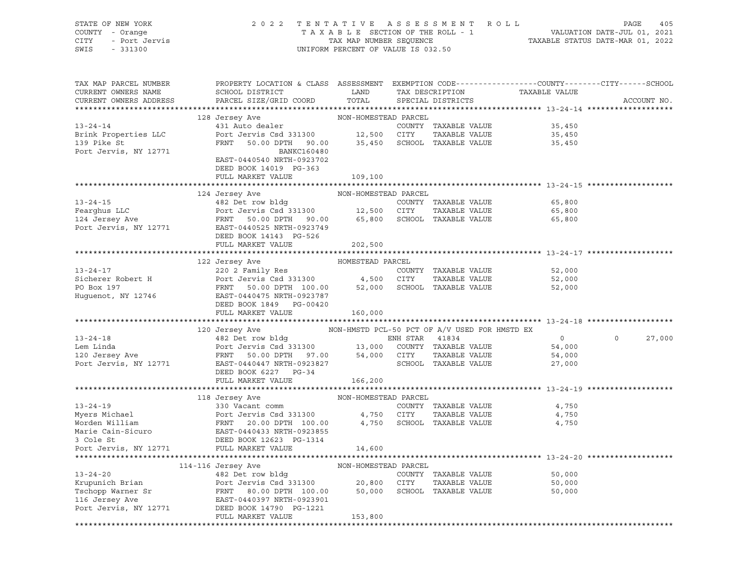STATE OF NEW YORK — 2022 TENTATIVE ASSESSMENT ROLL — PAGE 405
COUNTY - Orange — TAXABLE SECTION OF THE ROLL - 1 — VALUATION DATE-JUL 01, 2021
CITY - Port Jervis — TAX MAP NUMBER SEQUENCE — TAXABLE STATUS DATE-MAR 01, 2022
SWIS - 331300 — UNIFORM PERCENT OF VALUE IS 032.50

| TAX MAP PARCEL NUMBER / CURRENT OWNERS NAME / CURRENT OWNERS ADDRESS | PROPERTY LOCATION & CLASS / SCHOOL DISTRICT / PARCEL SIZE/GRID COORD | ASSESSMENT LAND / TOTAL | EXEMPTION CODE / TAX DESCRIPTION / SPECIAL DISTRICTS | COUNTY / CITY TAXABLE VALUE | SCHOOL | ACCOUNT NO. |
|---|---|---|---|---|---|---|
| **13-24-14** | 128 Jersey Ave | NON-HOMESTEAD PARCEL | | | | |
| Brink Properties LLC | 431 Auto dealer | | COUNTY TAXABLE VALUE | 35,450 | | |
| 139 Pike St | Port Jervis Csd 331300 | 12,500 | CITY TAXABLE VALUE | 35,450 | | |
| Port Jervis, NY 12771 | FRNT 50.00 DPTH 90.00 | 35,450 | SCHOOL TAXABLE VALUE | 35,450 | | |
| | BANKC160480 | | | | | |
| | EAST-0440540 NRTH-0923702 | | | | | |
| | DEED BOOK 14019 PG-363 | | | | | |
| | FULL MARKET VALUE | 109,100 | | | | |
| **13-24-15** | 124 Jersey Ave | NON-HOMESTEAD PARCEL | | | | |
| Fearghus LLC | 482 Det row bldg | | COUNTY TAXABLE VALUE | 65,800 | | |
| 124 Jersey Ave | Port Jervis Csd 331300 | 12,500 | CITY TAXABLE VALUE | 65,800 | | |
| Port Jervis, NY 12771 | FRNT 50.00 DPTH 90.00 | 65,800 | SCHOOL TAXABLE VALUE | 65,800 | | |
| | EAST-0440525 NRTH-0923749 | | | | | |
| | DEED BOOK 14143 PG-526 | | | | | |
| | FULL MARKET VALUE | 202,500 | | | | |
| **13-24-17** | 122 Jersey Ave | HOMESTEAD PARCEL | | | | |
| Sicherer Robert H | 220 2 Family Res | | COUNTY TAXABLE VALUE | 52,000 | | |
| PO Box 197 | Port Jervis Csd 331300 | 4,500 | CITY TAXABLE VALUE | 52,000 | | |
| Huguenot, NY 12746 | FRNT 50.00 DPTH 100.00 | 52,000 | SCHOOL TAXABLE VALUE | 52,000 | | |
| | EAST-0440475 NRTH-0923787 | | | | | |
| | DEED BOOK 1849 PG-00420 | | | | | |
| | FULL MARKET VALUE | 160,000 | | | | |
| **13-24-18** | 120 Jersey Ave | NON-HMSTD PCL-50 PCT OF A/V USED FOR HMSTD EX | | | | |
| Lem Linda | 482 Det row bldg | | ENH STAR 41834 | 0 | 0 / 27,000 | |
| 120 Jersey Ave | Port Jervis Csd 331300 | 13,000 | COUNTY TAXABLE VALUE | 54,000 | | |
| Port Jervis, NY 12771 | FRNT 50.00 DPTH 97.00 | 54,000 | CITY TAXABLE VALUE | 54,000 | | |
| | EAST-0440447 NRTH-0923827 | | SCHOOL TAXABLE VALUE | 27,000 | | |
| | DEED BOOK 6227 PG-34 | | | | | |
| | FULL MARKET VALUE | 166,200 | | | | |
| **13-24-19** | 118 Jersey Ave | NON-HOMESTEAD PARCEL | | | | |
| Myers Michael | 330 Vacant comm | | COUNTY TAXABLE VALUE | 4,750 | | |
| Worden William | Port Jervis Csd 331300 | 4,750 | CITY TAXABLE VALUE | 4,750 | | |
| Marie Cain-Sicuro | FRNT 20.00 DPTH 100.00 | 4,750 | SCHOOL TAXABLE VALUE | 4,750 | | |
| 3 Cole St | EAST-0440433 NRTH-0923855 | | | | | |
| Port Jervis, NY 12771 | DEED BOOK 12623 PG-1314 | | | | | |
| | FULL MARKET VALUE | 14,600 | | | | |
| **13-24-20** | 114-116 Jersey Ave | NON-HOMESTEAD PARCEL | | | | |
| Krupunich Brian | 482 Det row bldg | | COUNTY TAXABLE VALUE | 50,000 | | |
| Tschopp Warner Sr | Port Jervis Csd 331300 | 20,800 | CITY TAXABLE VALUE | 50,000 | | |
| 116 Jersey Ave | FRNT 80.00 DPTH 100.00 | 50,000 | SCHOOL TAXABLE VALUE | 50,000 | | |
| Port Jervis, NY 12771 | EAST-0440397 NRTH-0923901 | | | | | |
| | DEED BOOK 14790 PG-1221 | | | | | |
| | FULL MARKET VALUE | 153,800 | | | | |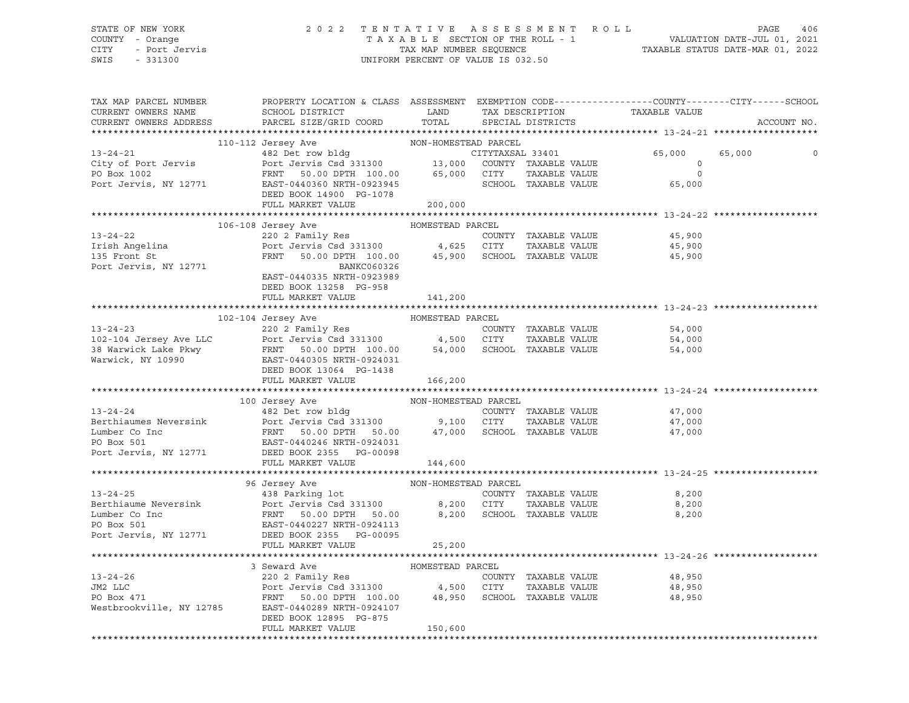STATE OF NEW YORK
COUNTY - Orange
CITY - Port Jervis
SWIS - 331300

2 0 2 2 T E N T A T I V E A S S E S S M E N T R O L L
T A X A B L E SECTION OF THE ROLL - 1
TAX MAP NUMBER SEQUENCE
UNIFORM PERCENT OF VALUE IS 032.50

VALUATION DATE-JUL 01, 2021
TAXABLE STATUS DATE-MAR 01, 2022

| TAX MAP PARCEL NUMBER / CURRENT OWNERS NAME / CURRENT OWNERS ADDRESS | PROPERTY LOCATION & CLASS / SCHOOL DISTRICT / PARCEL SIZE/GRID COORD | ASSESSMENT LAND / TOTAL | EXEMPTION CODE / TAX DESCRIPTION / SPECIAL DISTRICTS | COUNTY / TAXABLE VALUE | CITY | SCHOOL / ACCOUNT NO. |
|---|---|---|---|---|---|---|
| **13-24-21** | 110-112 Jersey Ave | NON-HOMESTEAD PARCEL | | | | |
| 13-24-21 | 482 Det row bldg | | CITYTAXSAL 33401 | 65,000 | 65,000 | 0 |
| City of Port Jervis | Port Jervis Csd 331300 | 13,000 | COUNTY TAXABLE VALUE | 0 | | |
| PO Box 1002 | FRNT 50.00 DPTH 100.00 | 65,000 | CITY TAXABLE VALUE | 0 | | |
| Port Jervis, NY 12771 | EAST-0440360 NRTH-0923945 | | SCHOOL TAXABLE VALUE | 65,000 | | |
| | DEED BOOK 14900 PG-1078 | | | | | |
| | FULL MARKET VALUE | 200,000 | | | | |
| **13-24-22** | 106-108 Jersey Ave | HOMESTEAD PARCEL | | | | |
| 13-24-22 | 220 2 Family Res | | COUNTY TAXABLE VALUE | 45,900 | | |
| Irish Angelina | Port Jervis Csd 331300 | 4,625 | CITY TAXABLE VALUE | 45,900 | | |
| 135 Front St | FRNT 50.00 DPTH 100.00 | 45,900 | SCHOOL TAXABLE VALUE | 45,900 | | |
| Port Jervis, NY 12771 | BANKC060326 | | | | | |
| | EAST-0440335 NRTH-0923989 | | | | | |
| | DEED BOOK 13258 PG-958 | | | | | |
| | FULL MARKET VALUE | 141,200 | | | | |
| **13-24-23** | 102-104 Jersey Ave | HOMESTEAD PARCEL | | | | |
| 13-24-23 | 220 2 Family Res | | COUNTY TAXABLE VALUE | 54,000 | | |
| 102-104 Jersey Ave LLC | Port Jervis Csd 331300 | 4,500 | CITY TAXABLE VALUE | 54,000 | | |
| 38 Warwick Lake Pkwy | FRNT 50.00 DPTH 100.00 | 54,000 | SCHOOL TAXABLE VALUE | 54,000 | | |
| Warwick, NY 10990 | EAST-0440305 NRTH-0924031 | | | | | |
| | DEED BOOK 13064 PG-1438 | | | | | |
| | FULL MARKET VALUE | 166,200 | | | | |
| **13-24-24** | 100 Jersey Ave | NON-HOMESTEAD PARCEL | | | | |
| 13-24-24 | 482 Det row bldg | | COUNTY TAXABLE VALUE | 47,000 | | |
| Berthiaumes Neversink | Port Jervis Csd 331300 | 9,100 | CITY TAXABLE VALUE | 47,000 | | |
| Lumber Co Inc | FRNT 50.00 DPTH 50.00 | 47,000 | SCHOOL TAXABLE VALUE | 47,000 | | |
| PO Box 501 | EAST-0440246 NRTH-0924031 | | | | | |
| Port Jervis, NY 12771 | DEED BOOK 2355 PG-00098 | | | | | |
| | FULL MARKET VALUE | 144,600 | | | | |
| **13-24-25** | 96 Jersey Ave | NON-HOMESTEAD PARCEL | | | | |
| 13-24-25 | 438 Parking lot | | COUNTY TAXABLE VALUE | 8,200 | | |
| Berthiaume Neversink | Port Jervis Csd 331300 | 8,200 | CITY TAXABLE VALUE | 8,200 | | |
| Lumber Co Inc | FRNT 50.00 DPTH 50.00 | 8,200 | SCHOOL TAXABLE VALUE | 8,200 | | |
| PO Box 501 | EAST-0440227 NRTH-0924113 | | | | | |
| Port Jervis, NY 12771 | DEED BOOK 2355 PG-00095 | | | | | |
| | FULL MARKET VALUE | 25,200 | | | | |
| **13-24-26** | 3 Seward Ave | HOMESTEAD PARCEL | | | | |
| 13-24-26 | 220 2 Family Res | | COUNTY TAXABLE VALUE | 48,950 | | |
| JM2 LLC | Port Jervis Csd 331300 | 4,500 | CITY TAXABLE VALUE | 48,950 | | |
| PO Box 471 | FRNT 50.00 DPTH 100.00 | 48,950 | SCHOOL TAXABLE VALUE | 48,950 | | |
| Westbrookville, NY 12785 | EAST-0440289 NRTH-0924107 | | | | | |
| | DEED BOOK 12895 PG-875 | | | | | |
| | FULL MARKET VALUE | 150,600 | | | | |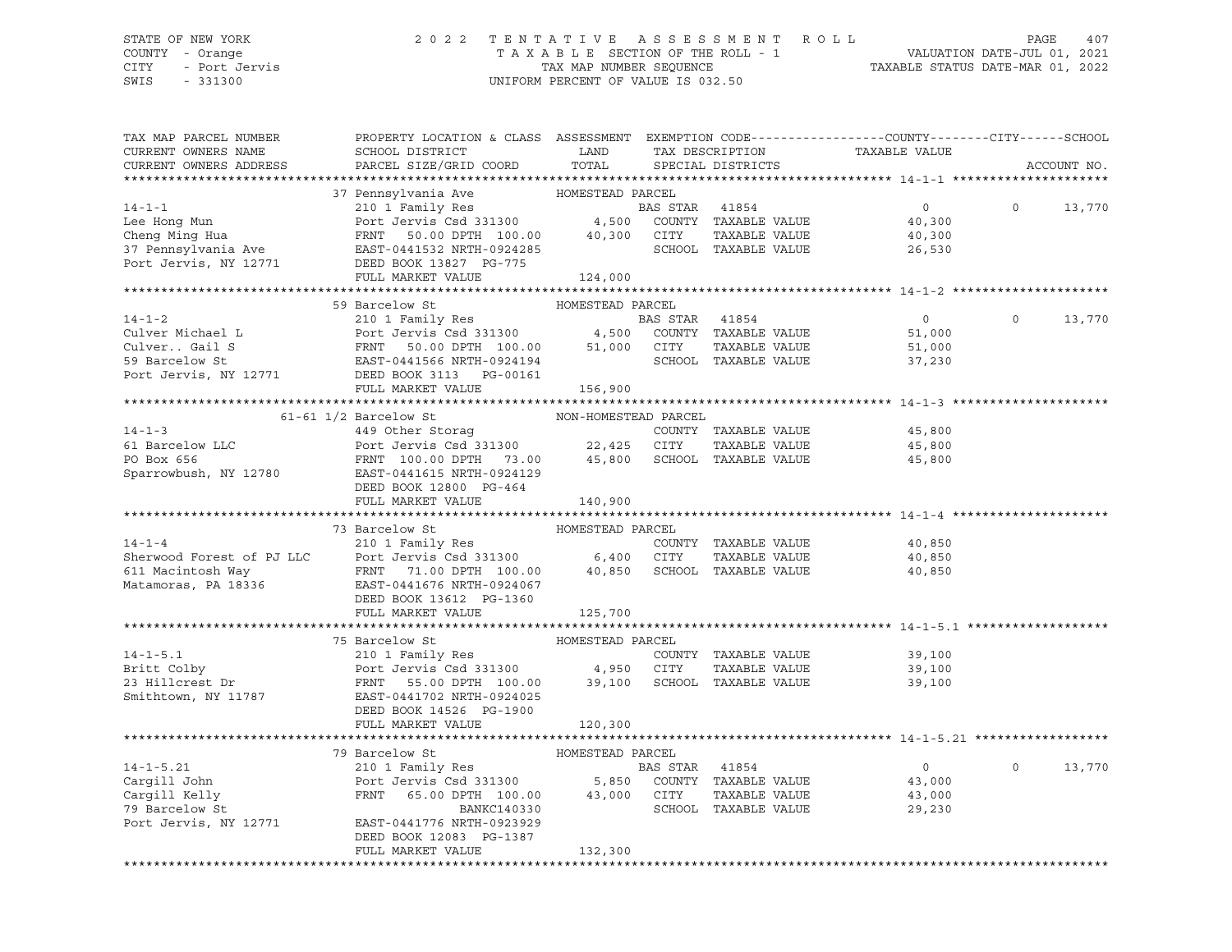STATE OF NEW YORK
COUNTY - Orange
CITY - Port Jervis
SWIS - 331300

2022 TENTATIVE ASSESSMENT ROLL
TAXABLE SECTION OF THE ROLL - 1
TAX MAP NUMBER SEQUENCE
UNIFORM PERCENT OF VALUE IS 032.50

VALUATION DATE-JUL 01, 2021
TAXABLE STATUS DATE-MAR 01, 2022

| TAX MAP PARCEL NUMBER / CURRENT OWNERS NAME / CURRENT OWNERS ADDRESS | PROPERTY LOCATION & CLASS / SCHOOL DISTRICT / PARCEL SIZE/GRID COORD | ASSESSMENT LAND / TOTAL | EXEMPTION CODE / TAX DESCRIPTION / SPECIAL DISTRICTS | COUNTY | CITY | SCHOOL TAXABLE VALUE | ACCOUNT NO. |
|---|---|---|---|---|---|---|---|
| **14-1-1** | 37 Pennsylvania Ave — HOMESTEAD PARCEL | | | | | | |
| | 210 1 Family Res | | BAS STAR 41854 | 0 | 0 | 13,770 | |
| Lee Hong Mun | Port Jervis Csd 331300 | 4,500 | COUNTY TAXABLE VALUE | 40,300 | | | |
| Cheng Ming Hua | FRNT 50.00 DPTH 100.00 | 40,300 | CITY TAXABLE VALUE | | 40,300 | | |
| 37 Pennsylvania Ave | EAST-0441532 NRTH-0924285 | | SCHOOL TAXABLE VALUE | | | 26,530 | |
| Port Jervis, NY 12771 | DEED BOOK 13827 PG-775 | | | | | | |
| | FULL MARKET VALUE | 124,000 | | | | | |
| **14-1-2** | 59 Barcelow St — HOMESTEAD PARCEL | | | | | | |
| | 210 1 Family Res | | BAS STAR 41854 | 0 | 0 | 13,770 | |
| Culver Michael L | Port Jervis Csd 331300 | 4,500 | COUNTY TAXABLE VALUE | 51,000 | | | |
| Culver.. Gail S | FRNT 50.00 DPTH 100.00 | 51,000 | CITY TAXABLE VALUE | | 51,000 | | |
| 59 Barcelow St | EAST-0441566 NRTH-0924194 | | SCHOOL TAXABLE VALUE | | | 37,230 | |
| Port Jervis, NY 12771 | DEED BOOK 3113 PG-00161 | | | | | | |
| | FULL MARKET VALUE | 156,900 | | | | | |
| **14-1-3** | 61-61 1/2 Barcelow St — NON-HOMESTEAD PARCEL | | | | | | |
| | 449 Other Storag | | COUNTY TAXABLE VALUE | 45,800 | | | |
| 61 Barcelow LLC | Port Jervis Csd 331300 | 22,425 | CITY TAXABLE VALUE | | 45,800 | | |
| PO Box 656 | FRNT 100.00 DPTH 73.00 | 45,800 | SCHOOL TAXABLE VALUE | | | 45,800 | |
| Sparrowbush, NY 12780 | EAST-0441615 NRTH-0924129 | | | | | | |
| | DEED BOOK 12800 PG-464 | | | | | | |
| | FULL MARKET VALUE | 140,900 | | | | | |
| **14-1-4** | 73 Barcelow St — HOMESTEAD PARCEL | | | | | | |
| | 210 1 Family Res | | COUNTY TAXABLE VALUE | 40,850 | | | |
| Sherwood Forest of PJ LLC | Port Jervis Csd 331300 | 6,400 | CITY TAXABLE VALUE | | 40,850 | | |
| 611 Macintosh Way | FRNT 71.00 DPTH 100.00 | 40,850 | SCHOOL TAXABLE VALUE | | | 40,850 | |
| Matamoras, PA 18336 | EAST-0441676 NRTH-0924067 | | | | | | |
| | DEED BOOK 13612 PG-1360 | | | | | | |
| | FULL MARKET VALUE | 125,700 | | | | | |
| **14-1-5.1** | 75 Barcelow St — HOMESTEAD PARCEL | | | | | | |
| | 210 1 Family Res | | COUNTY TAXABLE VALUE | 39,100 | | | |
| Britt Colby | Port Jervis Csd 331300 | 4,950 | CITY TAXABLE VALUE | | 39,100 | | |
| 23 Hillcrest Dr | FRNT 55.00 DPTH 100.00 | 39,100 | SCHOOL TAXABLE VALUE | | | 39,100 | |
| Smithtown, NY 11787 | EAST-0441702 NRTH-0924025 | | | | | | |
| | DEED BOOK 14526 PG-1900 | | | | | | |
| | FULL MARKET VALUE | 120,300 | | | | | |
| **14-1-5.21** | 79 Barcelow St — HOMESTEAD PARCEL | | | | | | |
| | 210 1 Family Res | | BAS STAR 41854 | 0 | 0 | 13,770 | |
| Cargill John | Port Jervis Csd 331300 | 5,850 | COUNTY TAXABLE VALUE | 43,000 | | | |
| Cargill Kelly | FRNT 65.00 DPTH 100.00 | 43,000 | CITY TAXABLE VALUE | | 43,000 | | |
| 79 Barcelow St | BANKC140330 | | SCHOOL TAXABLE VALUE | | | 29,230 | |
| Port Jervis, NY 12771 | EAST-0441776 NRTH-0923929 | | | | | | |
| | DEED BOOK 12083 PG-1387 | | | | | | |
| | FULL MARKET VALUE | 132,300 | | | | | |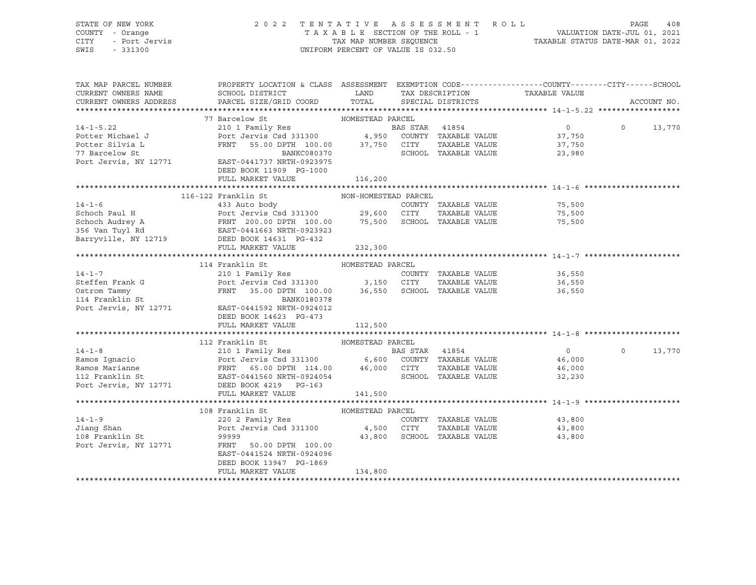STATE OF NEW YORK
COUNTY - Orange
CITY - Port Jervis
SWIS - 331300

2022 TENTATIVE ASSESSMENT ROLL
TAXABLE SECTION OF THE ROLL - 1
TAX MAP NUMBER SEQUENCE
UNIFORM PERCENT OF VALUE IS 032.50

VALUATION DATE-JUL 01, 2021
TAXABLE STATUS DATE-MAR 01, 2022

| TAX MAP PARCEL NUMBER / CURRENT OWNERS NAME / CURRENT OWNERS ADDRESS | PROPERTY LOCATION & CLASS / SCHOOL DISTRICT / PARCEL SIZE/GRID COORD | ASSESSMENT LAND / TOTAL | EXEMPTION CODE / TAX DESCRIPTION / SPECIAL DISTRICTS | COUNTY / CITY / SCHOOL TAXABLE VALUE | ACCOUNT NO. |
|---|---|---|---|---|---|
| **14-1-5.22** | 77 Barcelow St — HOMESTEAD PARCEL | | | | |
| Potter Michael J | 210 1 Family Res | | BAS STAR 41854 | 0 / 0 / 13,770 | |
| Potter Silvia L | Port Jervis Csd 331300 | 4,950 | COUNTY TAXABLE VALUE | 37,750 | |
| 77 Barcelow St | FRNT 55.00 DPTH 100.00 | 37,750 | CITY TAXABLE VALUE | 37,750 | |
| Port Jervis, NY 12771 | BANKC080370 | | SCHOOL TAXABLE VALUE | 23,980 | |
| | EAST-0441737 NRTH-0923975 | | | | |
| | DEED BOOK 11909 PG-1000 | | | | |
| | FULL MARKET VALUE | 116,200 | | | |
| **14-1-6** | 116-122 Franklin St — NON-HOMESTEAD PARCEL | | | | |
| Schoch Paul H | 433 Auto body | | COUNTY TAXABLE VALUE | 75,500 | |
| Schoch Audrey A | Port Jervis Csd 331300 | 29,600 | CITY TAXABLE VALUE | 75,500 | |
| 356 Van Tuyl Rd | FRNT 200.00 DPTH 100.00 | 75,500 | SCHOOL TAXABLE VALUE | 75,500 | |
| Barryville, NY 12719 | EAST-0441663 NRTH-0923923 | | | | |
| | DEED BOOK 14631 PG-432 | | | | |
| | FULL MARKET VALUE | 232,300 | | | |
| **14-1-7** | 114 Franklin St — HOMESTEAD PARCEL | | | | |
| Steffen Frank G | 210 1 Family Res | | COUNTY TAXABLE VALUE | 36,550 | |
| Ostrom Tammy | Port Jervis Csd 331300 | 3,150 | CITY TAXABLE VALUE | 36,550 | |
| 114 Franklin St | FRNT 35.00 DPTH 100.00 | 36,550 | SCHOOL TAXABLE VALUE | 36,550 | |
| Port Jervis, NY 12771 | BANK0180378 | | | | |
| | EAST-0441592 NRTH-0924012 | | | | |
| | DEED BOOK 14623 PG-473 | | | | |
| | FULL MARKET VALUE | 112,500 | | | |
| **14-1-8** | 112 Franklin St — HOMESTEAD PARCEL | | | | |
| Ramos Ignacio | 210 1 Family Res | | BAS STAR 41854 | 0 / 0 / 13,770 | |
| Ramos Marianne | Port Jervis Csd 331300 | 6,600 | COUNTY TAXABLE VALUE | 46,000 | |
| 112 Franklin St | FRNT 65.00 DPTH 114.00 | 46,000 | CITY TAXABLE VALUE | 46,000 | |
| Port Jervis, NY 12771 | EAST-0441560 NRTH-0924054 | | SCHOOL TAXABLE VALUE | 32,230 | |
| | DEED BOOK 4219 PG-163 | | | | |
| | FULL MARKET VALUE | 141,500 | | | |
| **14-1-9** | 108 Franklin St — HOMESTEAD PARCEL | | | | |
| Jiang Shan | 220 2 Family Res | | COUNTY TAXABLE VALUE | 43,800 | |
| 108 Franklin St | Port Jervis Csd 331300 | 4,500 | CITY TAXABLE VALUE | 43,800 | |
| Port Jervis, NY 12771 | 99999 | 43,800 | SCHOOL TAXABLE VALUE | 43,800 | |
| | FRNT 50.00 DPTH 100.00 | | | | |
| | EAST-0441524 NRTH-0924096 | | | | |
| | DEED BOOK 13947 PG-1869 | | | | |
| | FULL MARKET VALUE | 134,800 | | | |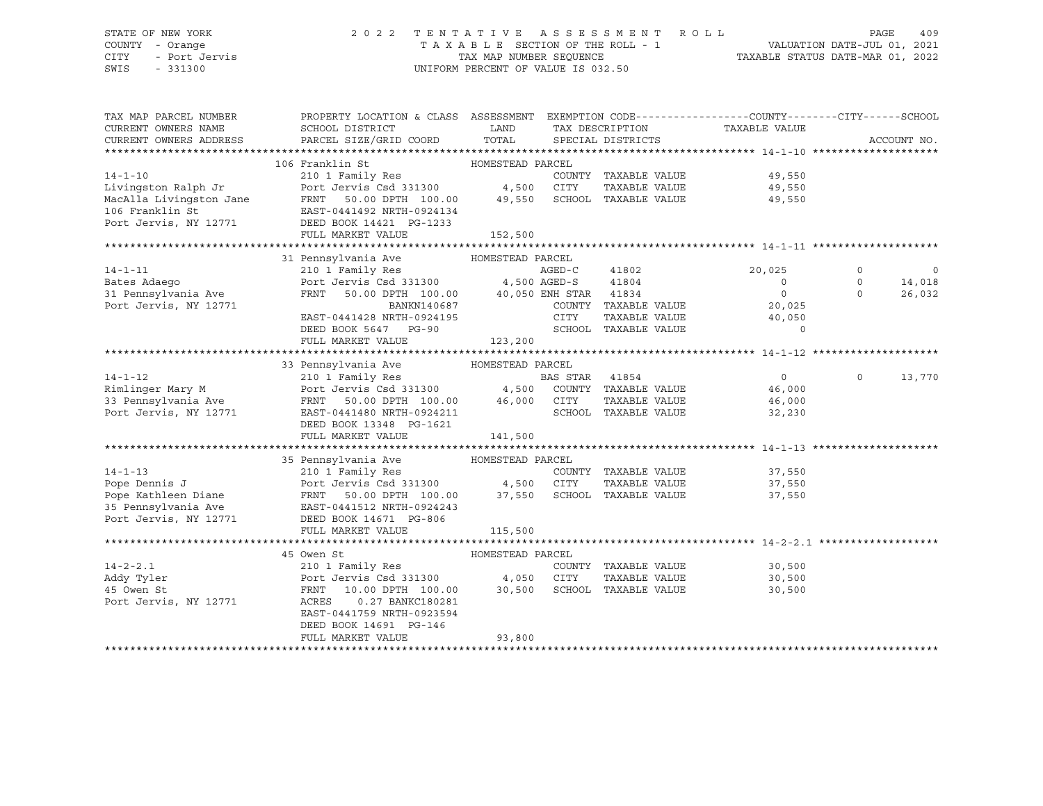STATE OF NEW YORK
COUNTY - Orange
CITY - Port Jervis
SWIS - 331300

2 0 2 2 T E N T A T I V E A S S E S S M E N T R O L L
T A X A B L E SECTION OF THE ROLL - 1
TAX MAP NUMBER SEQUENCE
UNIFORM PERCENT OF VALUE IS 032.50

VALUATION DATE-JUL 01, 2021
TAXABLE STATUS DATE-MAR 01, 2022

| TAX MAP PARCEL NUMBER / CURRENT OWNERS NAME / CURRENT OWNERS ADDRESS | PROPERTY LOCATION & CLASS / SCHOOL DISTRICT / PARCEL SIZE/GRID COORD | ASSESSMENT LAND / TOTAL | EXEMPTION CODE / TAX DESCRIPTION / SPECIAL DISTRICTS | | COUNTY TAXABLE VALUE | CITY | SCHOOL / ACCOUNT NO. |
|---|---|---|---|---|---|---|---|
| **14-1-10** | 106 Franklin St — HOMESTEAD PARCEL | | | | | | |
| 14-1-10 | 210 1 Family Res | | COUNTY TAXABLE VALUE | | 49,550 | | |
| Livingston Ralph Jr | Port Jervis Csd 331300 | 4,500 | CITY TAXABLE VALUE | | 49,550 | | |
| MacAlla Livingston Jane | FRNT 50.00 DPTH 100.00 | 49,550 | SCHOOL TAXABLE VALUE | | 49,550 | | |
| 106 Franklin St | EAST-0441492 NRTH-0924134 | | | | | | |
| Port Jervis, NY 12771 | DEED BOOK 14421 PG-1233 | | | | | | |
| | FULL MARKET VALUE | 152,500 | | | | | |
| **14-1-11** | 31 Pennsylvania Ave — HOMESTEAD PARCEL | | | | | | |
| 14-1-11 | 210 1 Family Res | | AGED-C | 41802 | 20,025 | 0 | 0 |
| Bates Adaego | Port Jervis Csd 331300 | 4,500 | AGED-S | 41804 | 0 | 0 | 14,018 |
| 31 Pennsylvania Ave | FRNT 50.00 DPTH 100.00 | 40,050 | ENH STAR | 41834 | 0 | 0 | 26,032 |
| Port Jervis, NY 12771 | BANKN140687 | | COUNTY TAXABLE VALUE | | 20,025 | | |
| | EAST-0441428 NRTH-0924195 | | CITY TAXABLE VALUE | | 40,050 | | |
| | DEED BOOK 5647 PG-90 | | SCHOOL TAXABLE VALUE | | 0 | | |
| | FULL MARKET VALUE | 123,200 | | | | | |
| **14-1-12** | 33 Pennsylvania Ave — HOMESTEAD PARCEL | | | | | | |
| 14-1-12 | 210 1 Family Res | | BAS STAR | 41854 | 0 | 0 | 13,770 |
| Rimlinger Mary M | Port Jervis Csd 331300 | 4,500 | COUNTY TAXABLE VALUE | | 46,000 | | |
| 33 Pennsylvania Ave | FRNT 50.00 DPTH 100.00 | 46,000 | CITY TAXABLE VALUE | | 46,000 | | |
| Port Jervis, NY 12771 | EAST-0441480 NRTH-0924211 | | SCHOOL TAXABLE VALUE | | 32,230 | | |
| | DEED BOOK 13348 PG-1621 | | | | | | |
| | FULL MARKET VALUE | 141,500 | | | | | |
| **14-1-13** | 35 Pennsylvania Ave — HOMESTEAD PARCEL | | | | | | |
| 14-1-13 | 210 1 Family Res | | COUNTY TAXABLE VALUE | | 37,550 | | |
| Pope Dennis J | Port Jervis Csd 331300 | 4,500 | CITY TAXABLE VALUE | | 37,550 | | |
| Pope Kathleen Diane | FRNT 50.00 DPTH 100.00 | 37,550 | SCHOOL TAXABLE VALUE | | 37,550 | | |
| 35 Pennsylvania Ave | EAST-0441512 NRTH-0924243 | | | | | | |
| Port Jervis, NY 12771 | DEED BOOK 14671 PG-806 | | | | | | |
| | FULL MARKET VALUE | 115,500 | | | | | |
| **14-2-2.1** | 45 Owen St — HOMESTEAD PARCEL | | | | | | |
| 14-2-2.1 | 210 1 Family Res | | COUNTY TAXABLE VALUE | | 30,500 | | |
| Addy Tyler | Port Jervis Csd 331300 | 4,050 | CITY TAXABLE VALUE | | 30,500 | | |
| 45 Owen St | FRNT 10.00 DPTH 100.00 | 30,500 | SCHOOL TAXABLE VALUE | | 30,500 | | |
| Port Jervis, NY 12771 | ACRES 0.27 BANKC180281 | | | | | | |
| | EAST-0441759 NRTH-0923594 | | | | | | |
| | DEED BOOK 14691 PG-146 | | | | | | |
| | FULL MARKET VALUE | 93,800 | | | | | |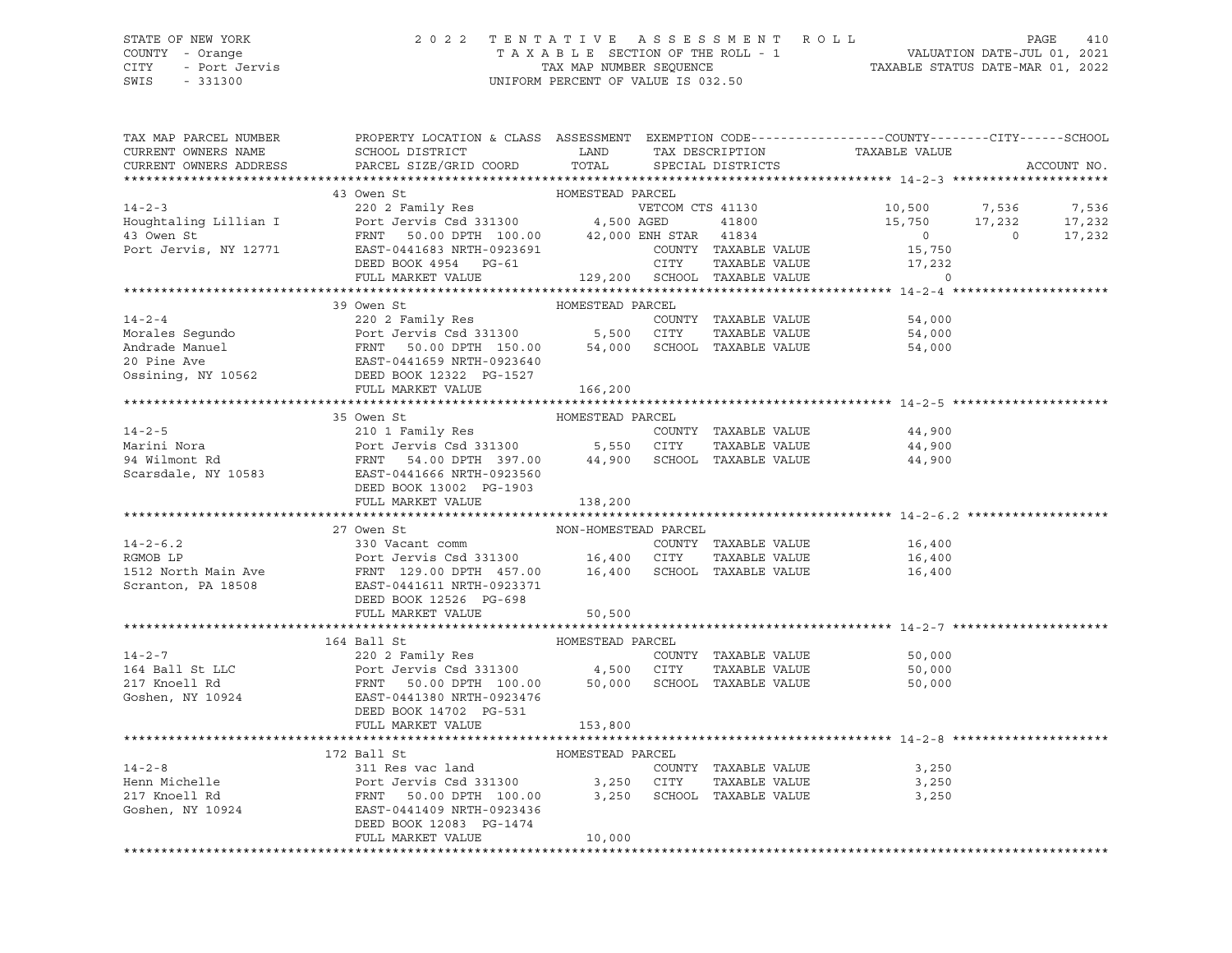STATE OF NEW YORK — COUNTY - Orange — CITY - Port Jervis — SWIS - 331300

2022 TENTATIVE ASSESSMENT ROLL
TAXABLE SECTION OF THE ROLL - 1
TAX MAP NUMBER SEQUENCE
UNIFORM PERCENT OF VALUE IS 032.50

VALUATION DATE-JUL 01, 2021
TAXABLE STATUS DATE-MAR 01, 2022

| TAX MAP PARCEL NUMBER / CURRENT OWNERS NAME / CURRENT OWNERS ADDRESS | PROPERTY LOCATION & CLASS / SCHOOL DISTRICT / PARCEL SIZE/GRID COORD | ASSESSMENT LAND / TOTAL | EXEMPTION CODE / TAX DESCRIPTION / SPECIAL DISTRICTS | COUNTY TAXABLE VALUE | CITY | SCHOOL |
|---|---|---|---|---|---|---|
| **14-2-3** | 43 Owen St — HOMESTEAD PARCEL | | | | | |
| 14-2-3 | 220 2 Family Res | | VETCOM CTS 41130 | 10,500 | 7,536 | 7,536 |
| Houghtaling Lillian I | Port Jervis Csd 331300 | 4,500 | AGED 41800 | 15,750 | 17,232 | 17,232 |
| 43 Owen St | FRNT 50.00 DPTH 100.00 | 42,000 | ENH STAR 41834 | 0 | 0 | 17,232 |
| Port Jervis, NY 12771 | EAST-0441683 NRTH-0923691 | | COUNTY TAXABLE VALUE | 15,750 | | |
| | DEED BOOK 4954 PG-61 | | CITY TAXABLE VALUE | 17,232 | | |
| | FULL MARKET VALUE | 129,200 | SCHOOL TAXABLE VALUE | 0 | | |
| **14-2-4** | 39 Owen St — HOMESTEAD PARCEL | | | | | |
| 14-2-4 | 220 2 Family Res | | COUNTY TAXABLE VALUE | 54,000 | | |
| Morales Segundo | Port Jervis Csd 331300 | 5,500 | CITY TAXABLE VALUE | 54,000 | | |
| Andrade Manuel | FRNT 50.00 DPTH 150.00 | 54,000 | SCHOOL TAXABLE VALUE | 54,000 | | |
| 20 Pine Ave | EAST-0441659 NRTH-0923640 | | | | | |
| Ossining, NY 10562 | DEED BOOK 12322 PG-1527 | | | | | |
| | FULL MARKET VALUE | 166,200 | | | | |
| **14-2-5** | 35 Owen St — HOMESTEAD PARCEL | | | | | |
| 14-2-5 | 210 1 Family Res | | COUNTY TAXABLE VALUE | 44,900 | | |
| Marini Nora | Port Jervis Csd 331300 | 5,550 | CITY TAXABLE VALUE | 44,900 | | |
| 94 Wilmont Rd | FRNT 54.00 DPTH 397.00 | 44,900 | SCHOOL TAXABLE VALUE | 44,900 | | |
| Scarsdale, NY 10583 | EAST-0441666 NRTH-0923560 | | | | | |
| | DEED BOOK 13002 PG-1903 | | | | | |
| | FULL MARKET VALUE | 138,200 | | | | |
| **14-2-6.2** | 27 Owen St — NON-HOMESTEAD PARCEL | | | | | |
| 14-2-6.2 | 330 Vacant comm | | COUNTY TAXABLE VALUE | 16,400 | | |
| RGMOB LP | Port Jervis Csd 331300 | 16,400 | CITY TAXABLE VALUE | 16,400 | | |
| 1512 North Main Ave | FRNT 129.00 DPTH 457.00 | 16,400 | SCHOOL TAXABLE VALUE | 16,400 | | |
| Scranton, PA 18508 | EAST-0441611 NRTH-0923371 | | | | | |
| | DEED BOOK 12526 PG-698 | | | | | |
| | FULL MARKET VALUE | 50,500 | | | | |
| **14-2-7** | 164 Ball St — HOMESTEAD PARCEL | | | | | |
| 14-2-7 | 220 2 Family Res | | COUNTY TAXABLE VALUE | 50,000 | | |
| 164 Ball St LLC | Port Jervis Csd 331300 | 4,500 | CITY TAXABLE VALUE | 50,000 | | |
| 217 Knoell Rd | FRNT 50.00 DPTH 100.00 | 50,000 | SCHOOL TAXABLE VALUE | 50,000 | | |
| Goshen, NY 10924 | EAST-0441380 NRTH-0923476 | | | | | |
| | DEED BOOK 14702 PG-531 | | | | | |
| | FULL MARKET VALUE | 153,800 | | | | |
| **14-2-8** | 172 Ball St — HOMESTEAD PARCEL | | | | | |
| 14-2-8 | 311 Res vac land | | COUNTY TAXABLE VALUE | 3,250 | | |
| Henn Michelle | Port Jervis Csd 331300 | 3,250 | CITY TAXABLE VALUE | 3,250 | | |
| 217 Knoell Rd | FRNT 50.00 DPTH 100.00 | 3,250 | SCHOOL TAXABLE VALUE | 3,250 | | |
| Goshen, NY 10924 | EAST-0441409 NRTH-0923436 | | | | | |
| | DEED BOOK 12083 PG-1474 | | | | | |
| | FULL MARKET VALUE | 10,000 | | | | |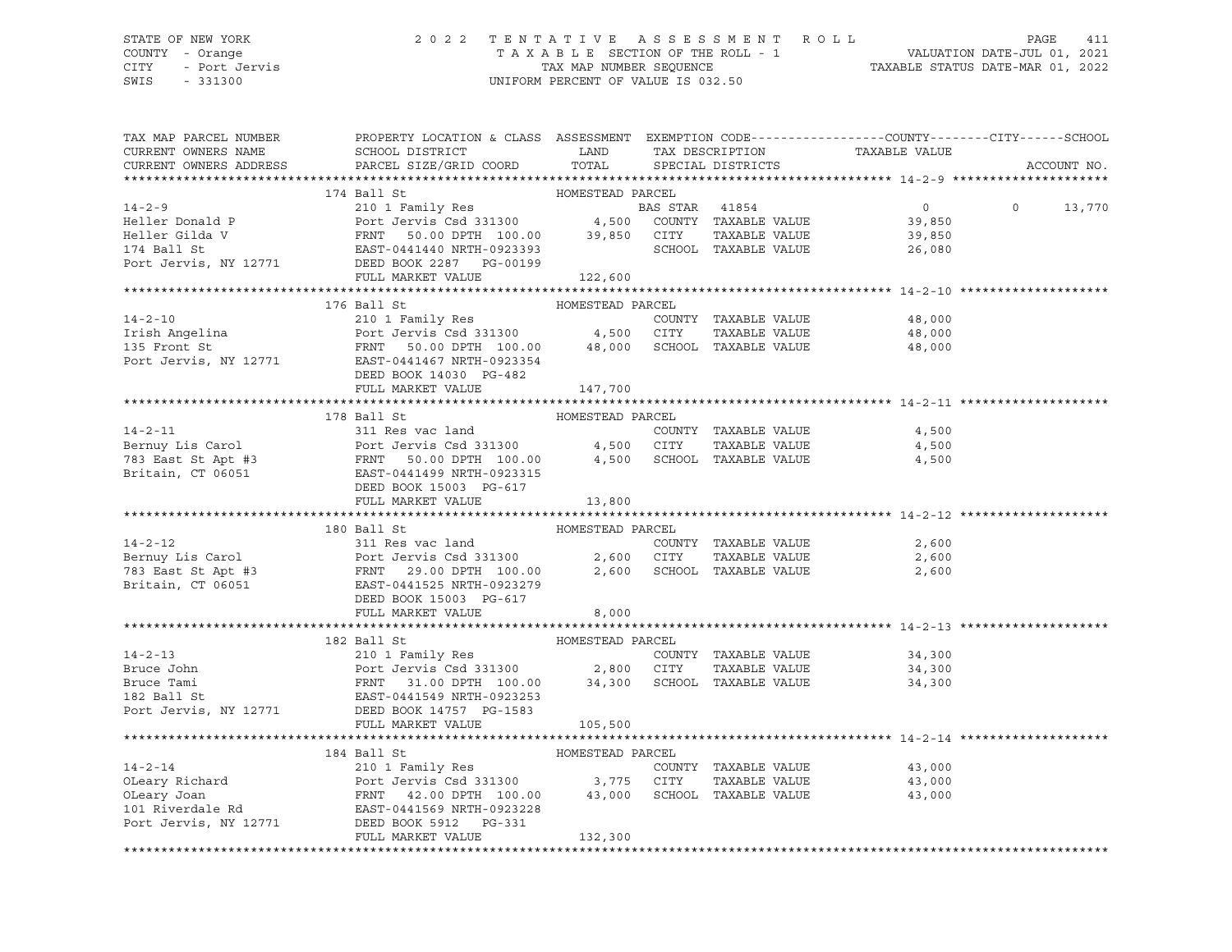STATE OF NEW YORK — COUNTY - Orange — CITY - Port Jervis — SWIS - 331300

2 0 2 2 T E N T A T I V E A S S E S S M E N T R O L L
T A X A B L E SECTION OF THE ROLL - 1
TAX MAP NUMBER SEQUENCE
UNIFORM PERCENT OF VALUE IS 032.50

VALUATION DATE-JUL 01, 2021
TAXABLE STATUS DATE-MAR 01, 2022

| TAX MAP PARCEL NUMBER / CURRENT OWNERS NAME / CURRENT OWNERS ADDRESS | PROPERTY LOCATION & CLASS / SCHOOL DISTRICT / PARCEL SIZE/GRID COORD | ASSESSMENT LAND | TOTAL | EXEMPTION CODE / TAX DESCRIPTION / SPECIAL DISTRICTS | COUNTY TAXABLE VALUE | CITY | SCHOOL | ACCOUNT NO. |
|---|---|---|---|---|---|---|---|---|
| **14-2-9** | 174 Ball St — HOMESTEAD PARCEL | | | | | | | |
| 14-2-9 | 210 1 Family Res | | | BAS STAR 41854 | 0 | 0 | 13,770 | |
| Heller Donald P | Port Jervis Csd 331300 | 4,500 | | COUNTY TAXABLE VALUE | 39,850 | | | |
| Heller Gilda V | FRNT 50.00 DPTH 100.00 | | 39,850 | CITY TAXABLE VALUE | 39,850 | | | |
| 174 Ball St | EAST-0441440 NRTH-0923393 | | | SCHOOL TAXABLE VALUE | 26,080 | | | |
| Port Jervis, NY 12771 | DEED BOOK 2287 PG-00199 | | | | | | | |
| | FULL MARKET VALUE | | 122,600 | | | | | |
| **14-2-10** | 176 Ball St — HOMESTEAD PARCEL | | | | | | | |
| 14-2-10 | 210 1 Family Res | | | COUNTY TAXABLE VALUE | 48,000 | | | |
| Irish Angelina | Port Jervis Csd 331300 | 4,500 | | CITY TAXABLE VALUE | 48,000 | | | |
| 135 Front St | FRNT 50.00 DPTH 100.00 | | 48,000 | SCHOOL TAXABLE VALUE | 48,000 | | | |
| Port Jervis, NY 12771 | EAST-0441467 NRTH-0923354 | | | | | | | |
| | DEED BOOK 14030 PG-482 | | | | | | | |
| | FULL MARKET VALUE | | 147,700 | | | | | |
| **14-2-11** | 178 Ball St — HOMESTEAD PARCEL | | | | | | | |
| 14-2-11 | 311 Res vac land | | | COUNTY TAXABLE VALUE | 4,500 | | | |
| Bernuy Lis Carol | Port Jervis Csd 331300 | 4,500 | | CITY TAXABLE VALUE | 4,500 | | | |
| 783 East St Apt #3 | FRNT 50.00 DPTH 100.00 | | 4,500 | SCHOOL TAXABLE VALUE | 4,500 | | | |
| Britain, CT 06051 | EAST-0441499 NRTH-0923315 | | | | | | | |
| | DEED BOOK 15003 PG-617 | | | | | | | |
| | FULL MARKET VALUE | | 13,800 | | | | | |
| **14-2-12** | 180 Ball St — HOMESTEAD PARCEL | | | | | | | |
| 14-2-12 | 311 Res vac land | | | COUNTY TAXABLE VALUE | 2,600 | | | |
| Bernuy Lis Carol | Port Jervis Csd 331300 | 2,600 | | CITY TAXABLE VALUE | 2,600 | | | |
| 783 East St Apt #3 | FRNT 29.00 DPTH 100.00 | | 2,600 | SCHOOL TAXABLE VALUE | 2,600 | | | |
| Britain, CT 06051 | EAST-0441525 NRTH-0923279 | | | | | | | |
| | DEED BOOK 15003 PG-617 | | | | | | | |
| | FULL MARKET VALUE | | 8,000 | | | | | |
| **14-2-13** | 182 Ball St — HOMESTEAD PARCEL | | | | | | | |
| 14-2-13 | 210 1 Family Res | | | COUNTY TAXABLE VALUE | 34,300 | | | |
| Bruce John | Port Jervis Csd 331300 | 2,800 | | CITY TAXABLE VALUE | 34,300 | | | |
| Bruce Tami | FRNT 31.00 DPTH 100.00 | | 34,300 | SCHOOL TAXABLE VALUE | 34,300 | | | |
| 182 Ball St | EAST-0441549 NRTH-0923253 | | | | | | | |
| Port Jervis, NY 12771 | DEED BOOK 14757 PG-1583 | | | | | | | |
| | FULL MARKET VALUE | | 105,500 | | | | | |
| **14-2-14** | 184 Ball St — HOMESTEAD PARCEL | | | | | | | |
| 14-2-14 | 210 1 Family Res | | | COUNTY TAXABLE VALUE | 43,000 | | | |
| OLeary Richard | Port Jervis Csd 331300 | 3,775 | | CITY TAXABLE VALUE | 43,000 | | | |
| OLeary Joan | FRNT 42.00 DPTH 100.00 | | 43,000 | SCHOOL TAXABLE VALUE | 43,000 | | | |
| 101 Riverdale Rd | EAST-0441569 NRTH-0923228 | | | | | | | |
| Port Jervis, NY 12771 | DEED BOOK 5912 PG-331 | | | | | | | |
| | FULL MARKET VALUE | | 132,300 | | | | | |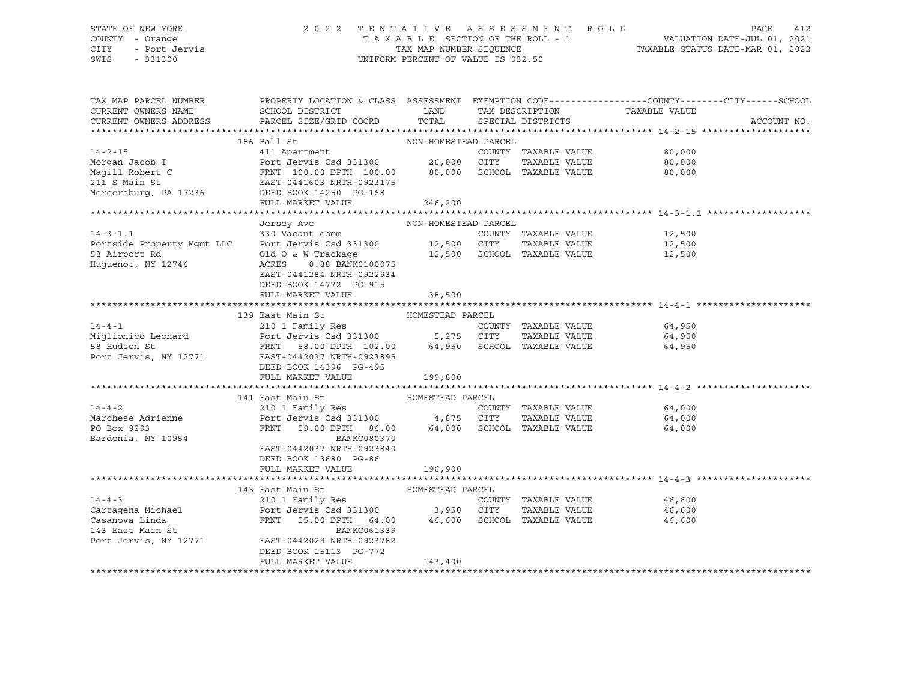STATE OF NEW YORK — COUNTY - Orange — CITY - Port Jervis — SWIS - 331300

2022 TENTATIVE ASSESSMENT ROLL
TAXABLE SECTION OF THE ROLL - 1
TAX MAP NUMBER SEQUENCE
UNIFORM PERCENT OF VALUE IS 032.50

VALUATION DATE-JUL 01, 2021
TAXABLE STATUS DATE-MAR 01, 2022

| TAX MAP PARCEL NUMBER / CURRENT OWNERS NAME / CURRENT OWNERS ADDRESS | PROPERTY LOCATION & CLASS / SCHOOL DISTRICT / PARCEL SIZE/GRID COORD | ASSESSMENT LAND | TOTAL | EXEMPTION CODE / TAX DESCRIPTION / SPECIAL DISTRICTS | COUNTY / CITY / SCHOOL TAXABLE VALUE | ACCOUNT NO. |
|---|---|---|---|---|---|---|
| **14-2-15** | 186 Ball St — NON-HOMESTEAD PARCEL | | | | | |
| Morgan Jacob T | 411 Apartment | | | COUNTY TAXABLE VALUE | 80,000 | |
| Magill Robert C | Port Jervis Csd 331300 | 26,000 | | CITY TAXABLE VALUE | 80,000 | |
| 211 S Main St | FRNT 100.00 DPTH 100.00 | | 80,000 | SCHOOL TAXABLE VALUE | 80,000 | |
| Mercersburg, PA 17236 | EAST-0441603 NRTH-0923175 | | | | | |
| | DEED BOOK 14250 PG-168 | | | | | |
| | FULL MARKET VALUE | | 246,200 | | | |
| **14-3-1.1** | Jersey Ave — NON-HOMESTEAD PARCEL | | | | | |
| Portside Property Mgmt LLC | 330 Vacant comm | | | COUNTY TAXABLE VALUE | 12,500 | |
| 58 Airport Rd | Port Jervis Csd 331300 | 12,500 | | CITY TAXABLE VALUE | 12,500 | |
| Huguenot, NY 12746 | Old O & W Trackage | | 12,500 | SCHOOL TAXABLE VALUE | 12,500 | |
| | ACRES 0.88 BANK0100075 | | | | | |
| | EAST-0441284 NRTH-0922934 | | | | | |
| | DEED BOOK 14772 PG-915 | | | | | |
| | FULL MARKET VALUE | | 38,500 | | | |
| **14-4-1** | 139 East Main St — HOMESTEAD PARCEL | | | | | |
| Miglionico Leonard | 210 1 Family Res | | | COUNTY TAXABLE VALUE | 64,950 | |
| 58 Hudson St | Port Jervis Csd 331300 | 5,275 | | CITY TAXABLE VALUE | 64,950 | |
| Port Jervis, NY 12771 | FRNT 58.00 DPTH 102.00 | | 64,950 | SCHOOL TAXABLE VALUE | 64,950 | |
| | EAST-0442037 NRTH-0923895 | | | | | |
| | DEED BOOK 14396 PG-495 | | | | | |
| | FULL MARKET VALUE | | 199,800 | | | |
| **14-4-2** | 141 East Main St — HOMESTEAD PARCEL | | | | | |
| Marchese Adrienne | 210 1 Family Res | | | COUNTY TAXABLE VALUE | 64,000 | |
| PO Box 9293 | Port Jervis Csd 331300 | 4,875 | | CITY TAXABLE VALUE | 64,000 | |
| Bardonia, NY 10954 | FRNT 59.00 DPTH 86.00 | | 64,000 | SCHOOL TAXABLE VALUE | 64,000 | |
| | BANKC080370 | | | | | |
| | EAST-0442037 NRTH-0923840 | | | | | |
| | DEED BOOK 13680 PG-86 | | | | | |
| | FULL MARKET VALUE | | 196,900 | | | |
| **14-4-3** | 143 East Main St — HOMESTEAD PARCEL | | | | | |
| Cartagena Michael | 210 1 Family Res | | | COUNTY TAXABLE VALUE | 46,600 | |
| Casanova Linda | Port Jervis Csd 331300 | 3,950 | | CITY TAXABLE VALUE | 46,600 | |
| 143 East Main St | FRNT 55.00 DPTH 64.00 | | 46,600 | SCHOOL TAXABLE VALUE | 46,600 | |
| Port Jervis, NY 12771 | BANKC061339 | | | | | |
| | EAST-0442029 NRTH-0923782 | | | | | |
| | DEED BOOK 15113 PG-772 | | | | | |
| | FULL MARKET VALUE | | 143,400 | | | |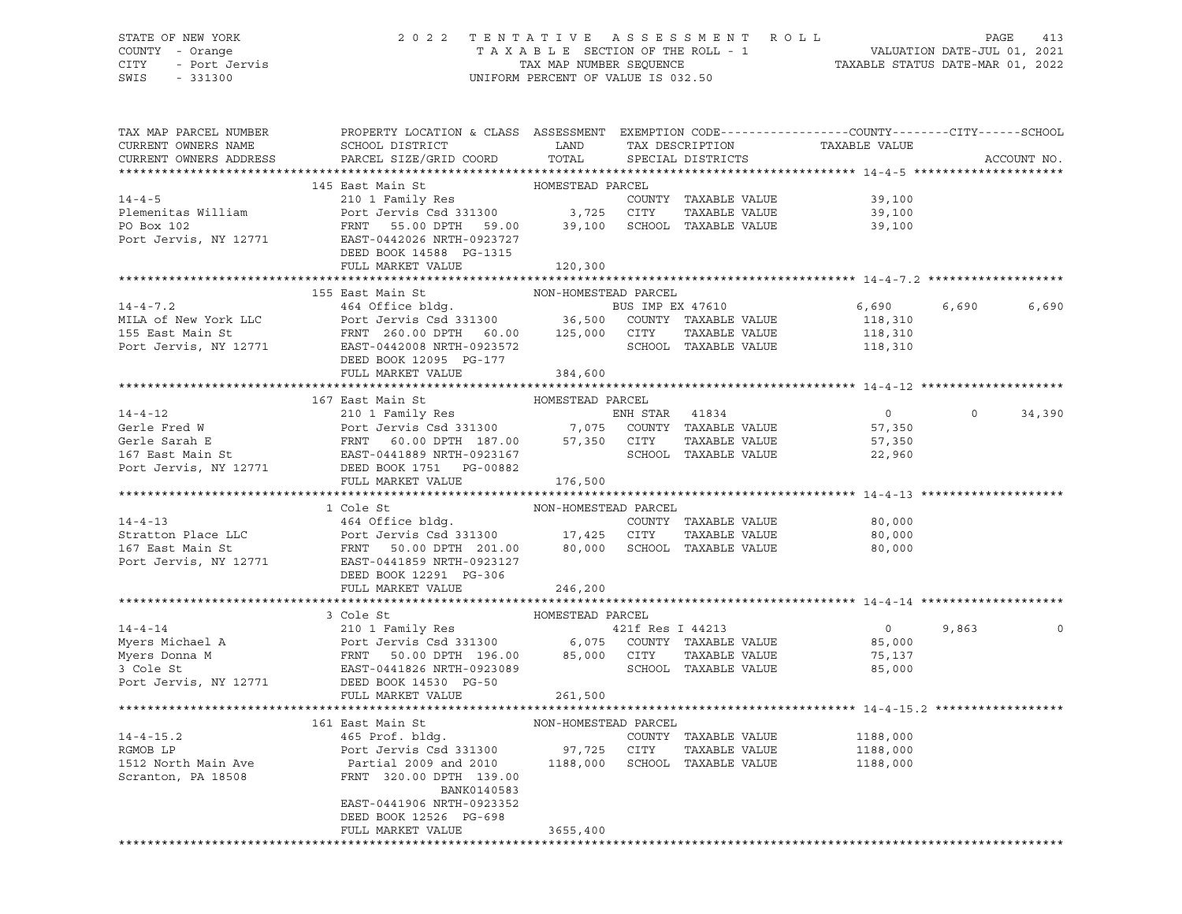STATE OF NEW YORK
COUNTY - Orange
CITY - Port Jervis
SWIS - 331300

2022 TENTATIVE ASSESSMENT ROLL
TAXABLE SECTION OF THE ROLL - 1
TAX MAP NUMBER SEQUENCE
UNIFORM PERCENT OF VALUE IS 032.50

VALUATION DATE-JUL 01, 2021
TAXABLE STATUS DATE-MAR 01, 2022

| TAX MAP PARCEL NUMBER / CURRENT OWNERS NAME / CURRENT OWNERS ADDRESS | PROPERTY LOCATION & CLASS / SCHOOL DISTRICT / PARCEL SIZE/GRID COORD | ASSESSMENT LAND / TOTAL | EXEMPTION CODE / TAX DESCRIPTION / SPECIAL DISTRICTS | COUNTY TAXABLE VALUE | CITY | SCHOOL | ACCOUNT NO. |
|---|---|---|---|---|---|---|---|
| **14-4-5** | 145 East Main St | HOMESTEAD PARCEL | | | | | |
| 14-4-5 | 210 1 Family Res | | COUNTY TAXABLE VALUE | 39,100 | | | |
| Plemenitas William | Port Jervis Csd 331300 | 3,725 | CITY TAXABLE VALUE | 39,100 | | | |
| PO Box 102 | FRNT 55.00 DPTH 59.00 | 39,100 | SCHOOL TAXABLE VALUE | 39,100 | | | |
| Port Jervis, NY 12771 | EAST-0442026 NRTH-0923727 | | | | | | |
| | DEED BOOK 14588 PG-1315 | | | | | | |
| | FULL MARKET VALUE | 120,300 | | | | | |
| **14-4-7.2** | 155 East Main St | NON-HOMESTEAD PARCEL | | | | | |
| 14-4-7.2 | 464 Office bldg. | | BUS IMP EX 47610 | 6,690 | 6,690 | 6,690 | |
| MILA of New York LLC | Port Jervis Csd 331300 | 36,500 | COUNTY TAXABLE VALUE | 118,310 | | | |
| 155 East Main St | FRNT 260.00 DPTH 60.00 | 125,000 | CITY TAXABLE VALUE | 118,310 | | | |
| Port Jervis, NY 12771 | EAST-0442008 NRTH-0923572 | | SCHOOL TAXABLE VALUE | 118,310 | | | |
| | DEED BOOK 12095 PG-177 | | | | | | |
| | FULL MARKET VALUE | 384,600 | | | | | |
| **14-4-12** | 167 East Main St | HOMESTEAD PARCEL | | | | | |
| 14-4-12 | 210 1 Family Res | | ENH STAR 41834 | 0 | 0 | 34,390 | |
| Gerle Fred W | Port Jervis Csd 331300 | 7,075 | COUNTY TAXABLE VALUE | 57,350 | | | |
| Gerle Sarah E | FRNT 60.00 DPTH 187.00 | 57,350 | CITY TAXABLE VALUE | 57,350 | | | |
| 167 East Main St | EAST-0441889 NRTH-0923167 | | SCHOOL TAXABLE VALUE | 22,960 | | | |
| Port Jervis, NY 12771 | DEED BOOK 1751 PG-00882 | | | | | | |
| | FULL MARKET VALUE | 176,500 | | | | | |
| **14-4-13** | 1 Cole St | NON-HOMESTEAD PARCEL | | | | | |
| 14-4-13 | 464 Office bldg. | | COUNTY TAXABLE VALUE | 80,000 | | | |
| Stratton Place LLC | Port Jervis Csd 331300 | 17,425 | CITY TAXABLE VALUE | 80,000 | | | |
| 167 East Main St | FRNT 50.00 DPTH 201.00 | 80,000 | SCHOOL TAXABLE VALUE | 80,000 | | | |
| Port Jervis, NY 12771 | EAST-0441859 NRTH-0923127 | | | | | | |
| | DEED BOOK 12291 PG-306 | | | | | | |
| | FULL MARKET VALUE | 246,200 | | | | | |
| **14-4-14** | 3 Cole St | HOMESTEAD PARCEL | | | | | |
| 14-4-14 | 210 1 Family Res | | 421f Res I 44213 | 0 | 9,863 | 0 | |
| Myers Michael A | Port Jervis Csd 331300 | 6,075 | COUNTY TAXABLE VALUE | 85,000 | | | |
| Myers Donna M | FRNT 50.00 DPTH 196.00 | 85,000 | CITY TAXABLE VALUE | 75,137 | | | |
| 3 Cole St | EAST-0441826 NRTH-0923089 | | SCHOOL TAXABLE VALUE | 85,000 | | | |
| Port Jervis, NY 12771 | DEED BOOK 14530 PG-50 | | | | | | |
| | FULL MARKET VALUE | 261,500 | | | | | |
| **14-4-15.2** | 161 East Main St | NON-HOMESTEAD PARCEL | | | | | |
| 14-4-15.2 | 465 Prof. bldg. | | COUNTY TAXABLE VALUE | 1188,000 | | | |
| RGMOB LP | Port Jervis Csd 331300 | 97,725 | CITY TAXABLE VALUE | 1188,000 | | | |
| 1512 North Main Ave | Partial 2009 and 2010 | 1188,000 | SCHOOL TAXABLE VALUE | 1188,000 | | | |
| Scranton, PA 18508 | FRNT 320.00 DPTH 139.00 | | | | | | |
| | BANK0140583 | | | | | | |
| | EAST-0441906 NRTH-0923352 | | | | | | |
| | DEED BOOK 12526 PG-698 | | | | | | |
| | FULL MARKET VALUE | 3655,400 | | | | | |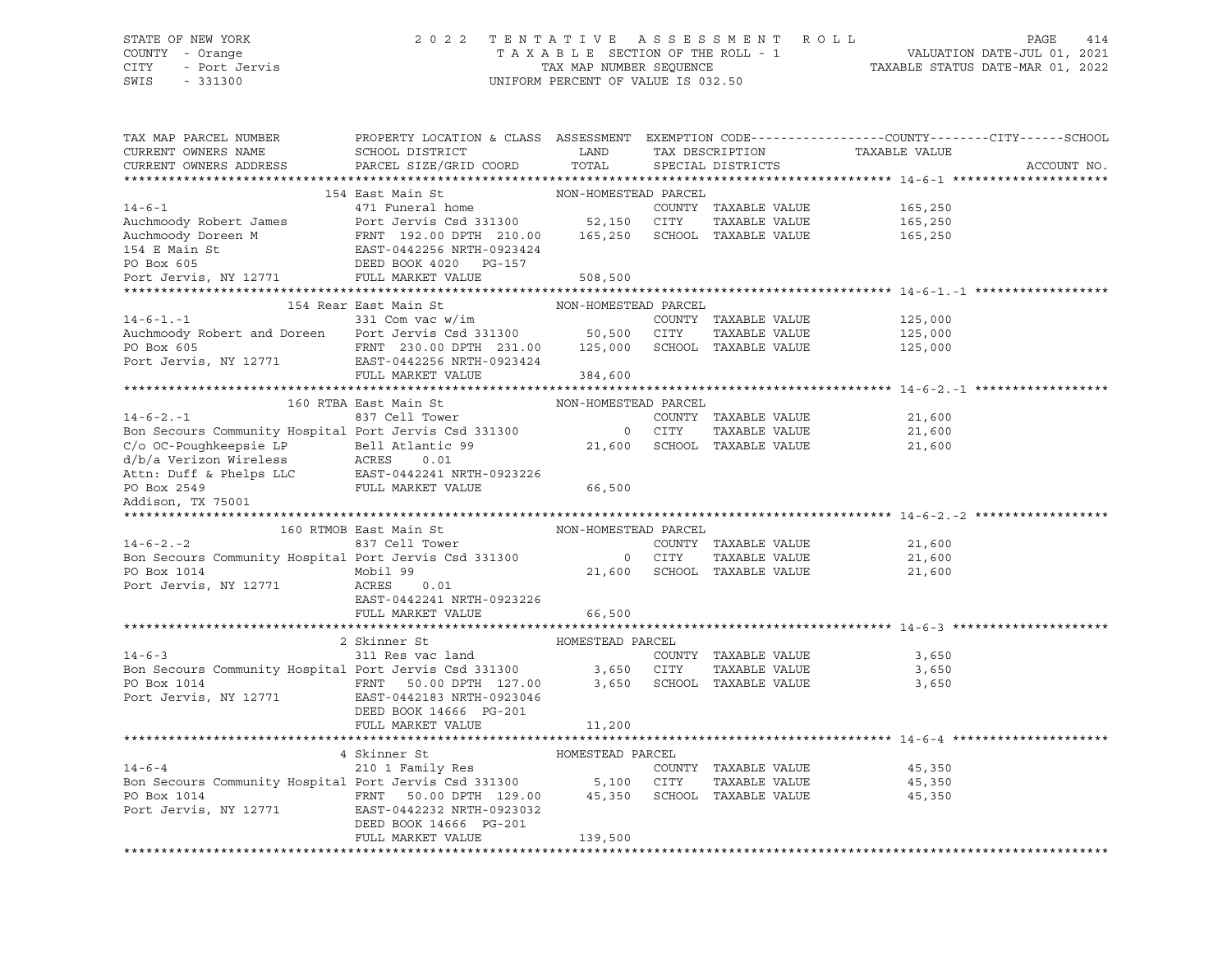STATE OF NEW YORK — 2022 TENTATIVE ASSESSMENT ROLL — PAGE 414
COUNTY - Orange — TAXABLE SECTION OF THE ROLL - 1 — VALUATION DATE-JUL 01, 2021
CITY - Port Jervis — TAX MAP NUMBER SEQUENCE — TAXABLE STATUS DATE-MAR 01, 2022
SWIS - 331300 — UNIFORM PERCENT OF VALUE IS 032.50

| TAX MAP PARCEL NUMBER / CURRENT OWNERS NAME / CURRENT OWNERS ADDRESS | PROPERTY LOCATION & CLASS / SCHOOL DISTRICT / PARCEL SIZE/GRID COORD | ASSESSMENT LAND / TOTAL | EXEMPTION CODE / TAX DESCRIPTION / SPECIAL DISTRICTS | TAXABLE VALUE (COUNTY / CITY / SCHOOL) | ACCOUNT NO. |
|---|---|---|---|---|---|
| **14-6-1** | 154 East Main St | NON-HOMESTEAD PARCEL | | | |
| Auchmoody Robert James | 471 Funeral home | | COUNTY TAXABLE VALUE | 165,250 | |
| Auchmoody Doreen M | Port Jervis Csd 331300 | 52,150 | CITY TAXABLE VALUE | 165,250 | |
| 154 E Main St | FRNT 192.00 DPTH 210.00 | 165,250 | SCHOOL TAXABLE VALUE | 165,250 | |
| PO Box 605 | EAST-0442256 NRTH-0923424 | | | | |
| Port Jervis, NY 12771 | DEED BOOK 4020 PG-157 | | | | |
| | FULL MARKET VALUE | 508,500 | | | |
| **14-6-1.-1** | 154 Rear East Main St | NON-HOMESTEAD PARCEL | | | |
| Auchmoody Robert and Doreen | 331 Com vac w/im | | COUNTY TAXABLE VALUE | 125,000 | |
| PO Box 605 | Port Jervis Csd 331300 | 50,500 | CITY TAXABLE VALUE | 125,000 | |
| Port Jervis, NY 12771 | FRNT 230.00 DPTH 231.00 | 125,000 | SCHOOL TAXABLE VALUE | 125,000 | |
| | EAST-0442256 NRTH-0923424 | | | | |
| | FULL MARKET VALUE | 384,600 | | | |
| **14-6-2.-1** | 160 RTBA East Main St | NON-HOMESTEAD PARCEL | | | |
| Bon Secours Community Hospital | 837 Cell Tower | | COUNTY TAXABLE VALUE | 21,600 | |
| C/o OC-Poughkeepsie LP | Port Jervis Csd 331300 | 0 | CITY TAXABLE VALUE | 21,600 | |
| d/b/a Verizon Wireless | Bell Atlantic 99 | 21,600 | SCHOOL TAXABLE VALUE | 21,600 | |
| Attn: Duff & Phelps LLC | ACRES 0.01 | | | | |
| PO Box 2549 | EAST-0442241 NRTH-0923226 | | | | |
| Addison, TX 75001 | FULL MARKET VALUE | 66,500 | | | |
| **14-6-2.-2** | 160 RTMOB East Main St | NON-HOMESTEAD PARCEL | | | |
| Bon Secours Community Hospital | 837 Cell Tower | | COUNTY TAXABLE VALUE | 21,600 | |
| PO Box 1014 | Port Jervis Csd 331300 | 0 | CITY TAXABLE VALUE | 21,600 | |
| Port Jervis, NY 12771 | Mobil 99 | 21,600 | SCHOOL TAXABLE VALUE | 21,600 | |
| | ACRES 0.01 | | | | |
| | EAST-0442241 NRTH-0923226 | | | | |
| | FULL MARKET VALUE | 66,500 | | | |
| **14-6-3** | 2 Skinner St | HOMESTEAD PARCEL | | | |
| Bon Secours Community Hospital | 311 Res vac land | | COUNTY TAXABLE VALUE | 3,650 | |
| PO Box 1014 | Port Jervis Csd 331300 | 3,650 | CITY TAXABLE VALUE | 3,650 | |
| Port Jervis, NY 12771 | FRNT 50.00 DPTH 127.00 | 3,650 | SCHOOL TAXABLE VALUE | 3,650 | |
| | EAST-0442183 NRTH-0923046 | | | | |
| | DEED BOOK 14666 PG-201 | | | | |
| | FULL MARKET VALUE | 11,200 | | | |
| **14-6-4** | 4 Skinner St | HOMESTEAD PARCEL | | | |
| Bon Secours Community Hospital | 210 1 Family Res | | COUNTY TAXABLE VALUE | 45,350 | |
| PO Box 1014 | Port Jervis Csd 331300 | 5,100 | CITY TAXABLE VALUE | 45,350 | |
| Port Jervis, NY 12771 | FRNT 50.00 DPTH 129.00 | 45,350 | SCHOOL TAXABLE VALUE | 45,350 | |
| | EAST-0442232 NRTH-0923032 | | | | |
| | DEED BOOK 14666 PG-201 | | | | |
| | FULL MARKET VALUE | 139,500 | | | |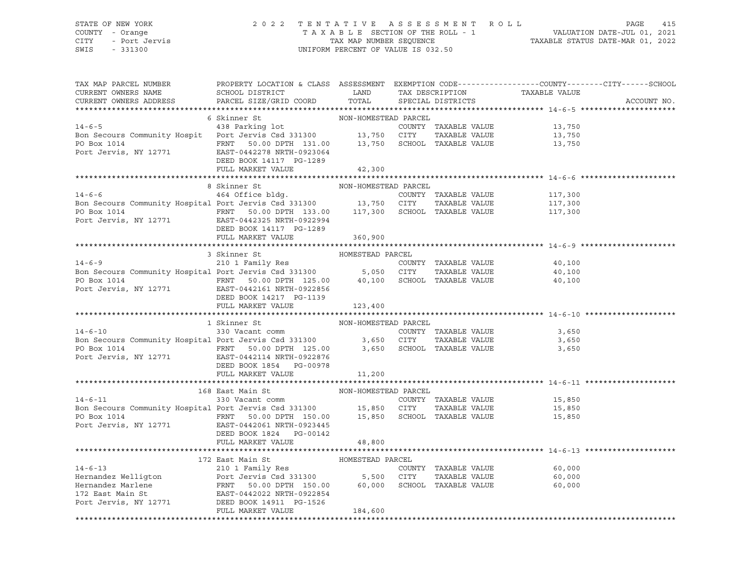STATE OF NEW YORK — 2022 TENTATIVE ASSESSMENT ROLL — PAGE 415
COUNTY - Orange — TAXABLE SECTION OF THE ROLL - 1 — VALUATION DATE-JUL 01, 2021
CITY - Port Jervis — TAX MAP NUMBER SEQUENCE — TAXABLE STATUS DATE-MAR 01, 2022
SWIS - 331300 — UNIFORM PERCENT OF VALUE IS 032.50

| TAX MAP PARCEL NUMBER / CURRENT OWNERS NAME / CURRENT OWNERS ADDRESS | PROPERTY LOCATION & CLASS / SCHOOL DISTRICT / PARCEL SIZE/GRID COORD | ASSESSMENT LAND / TOTAL | EXEMPTION CODE / TAX DESCRIPTION / SPECIAL DISTRICTS | TAXABLE VALUE (COUNTY / CITY / SCHOOL) | ACCOUNT NO. |
|---|---|---|---|---|---|
| **14-6-5** | 6 Skinner St — NON-HOMESTEAD PARCEL | | | | |
| 14-6-5 | 438 Parking lot | | COUNTY TAXABLE VALUE | 13,750 | |
| Bon Secours Community Hospit | Port Jervis Csd 331300 | 13,750 | CITY TAXABLE VALUE | 13,750 | |
| PO Box 1014 | FRNT 50.00 DPTH 131.00 | 13,750 | SCHOOL TAXABLE VALUE | 13,750 | |
| Port Jervis, NY 12771 | EAST-0442278 NRTH-0923064 | | | | |
| | DEED BOOK 14117 PG-1289 | | | | |
| | FULL MARKET VALUE | 42,300 | | | |
| **14-6-6** | 8 Skinner St — NON-HOMESTEAD PARCEL | | | | |
| 14-6-6 | 464 Office bldg. | | COUNTY TAXABLE VALUE | 117,300 | |
| Bon Secours Community Hospital | Port Jervis Csd 331300 | 13,750 | CITY TAXABLE VALUE | 117,300 | |
| PO Box 1014 | FRNT 50.00 DPTH 133.00 | 117,300 | SCHOOL TAXABLE VALUE | 117,300 | |
| Port Jervis, NY 12771 | EAST-0442325 NRTH-0922994 | | | | |
| | DEED BOOK 14117 PG-1289 | | | | |
| | FULL MARKET VALUE | 360,900 | | | |
| **14-6-9** | 3 Skinner St — HOMESTEAD PARCEL | | | | |
| 14-6-9 | 210 1 Family Res | | COUNTY TAXABLE VALUE | 40,100 | |
| Bon Secours Community Hospital | Port Jervis Csd 331300 | 5,050 | CITY TAXABLE VALUE | 40,100 | |
| PO Box 1014 | FRNT 50.00 DPTH 125.00 | 40,100 | SCHOOL TAXABLE VALUE | 40,100 | |
| Port Jervis, NY 12771 | EAST-0442161 NRTH-0922856 | | | | |
| | DEED BOOK 14217 PG-1139 | | | | |
| | FULL MARKET VALUE | 123,400 | | | |
| **14-6-10** | 1 Skinner St — NON-HOMESTEAD PARCEL | | | | |
| 14-6-10 | 330 Vacant comm | | COUNTY TAXABLE VALUE | 3,650 | |
| Bon Secours Community Hospital | Port Jervis Csd 331300 | 3,650 | CITY TAXABLE VALUE | 3,650 | |
| PO Box 1014 | FRNT 50.00 DPTH 125.00 | 3,650 | SCHOOL TAXABLE VALUE | 3,650 | |
| Port Jervis, NY 12771 | EAST-0442114 NRTH-0922876 | | | | |
| | DEED BOOK 1854 PG-00978 | | | | |
| | FULL MARKET VALUE | 11,200 | | | |
| **14-6-11** | 168 East Main St — NON-HOMESTEAD PARCEL | | | | |
| 14-6-11 | 330 Vacant comm | | COUNTY TAXABLE VALUE | 15,850 | |
| Bon Secours Community Hospital | Port Jervis Csd 331300 | 15,850 | CITY TAXABLE VALUE | 15,850 | |
| PO Box 1014 | FRNT 50.00 DPTH 150.00 | 15,850 | SCHOOL TAXABLE VALUE | 15,850 | |
| Port Jervis, NY 12771 | EAST-0442061 NRTH-0923445 | | | | |
| | DEED BOOK 1824 PG-00142 | | | | |
| | FULL MARKET VALUE | 48,800 | | | |
| **14-6-13** | 172 East Main St — HOMESTEAD PARCEL | | | | |
| 14-6-13 | 210 1 Family Res | | COUNTY TAXABLE VALUE | 60,000 | |
| Hernandez Welligton | Port Jervis Csd 331300 | 5,500 | CITY TAXABLE VALUE | 60,000 | |
| Hernandez Marlene | FRNT 50.00 DPTH 150.00 | 60,000 | SCHOOL TAXABLE VALUE | 60,000 | |
| 172 East Main St | EAST-0442022 NRTH-0922854 | | | | |
| Port Jervis, NY 12771 | DEED BOOK 14911 PG-1526 | | | | |
| | FULL MARKET VALUE | 184,600 | | | |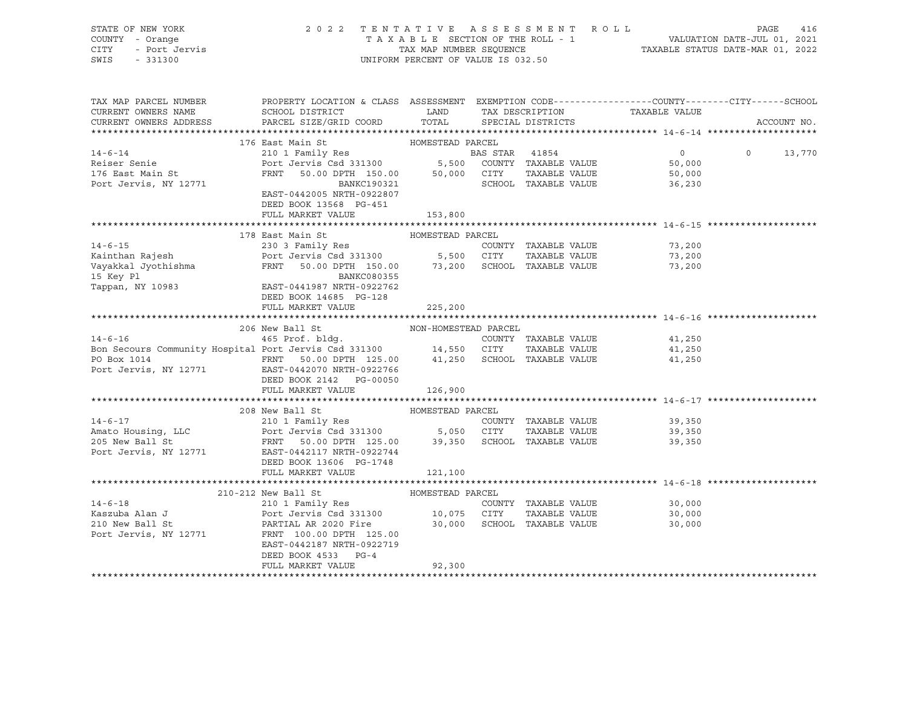STATE OF NEW YORK — COUNTY - Orange — CITY - Port Jervis — SWIS - 331300

2022 TENTATIVE ASSESSMENT ROLL
TAXABLE SECTION OF THE ROLL - 1
TAX MAP NUMBER SEQUENCE
UNIFORM PERCENT OF VALUE IS 032.50

VALUATION DATE-JUL 01, 2021
TAXABLE STATUS DATE-MAR 01, 2022

| TAX MAP PARCEL NUMBER / CURRENT OWNERS NAME / CURRENT OWNERS ADDRESS | PROPERTY LOCATION & CLASS / SCHOOL DISTRICT / PARCEL SIZE/GRID COORD | ASSESSMENT LAND / TOTAL | EXEMPTION CODE / TAX DESCRIPTION / SPECIAL DISTRICTS | COUNTY | CITY | SCHOOL | ACCOUNT NO. |
|---|---|---|---|---|---|---|---|
| **14-6-14** | 176 East Main St — HOMESTEAD PARCEL | | | | | | |
| 14-6-14 | 210 1 Family Res | | BAS STAR 41854 | 0 | 0 | 13,770 | |
| Reiser Senie | Port Jervis Csd 331300 | 5,500 | COUNTY TAXABLE VALUE | 50,000 | | | |
| 176 East Main St | FRNT 50.00 DPTH 150.00 | 50,000 | CITY TAXABLE VALUE | | 50,000 | | |
| Port Jervis, NY 12771 | BANKC190321 | | SCHOOL TAXABLE VALUE | | | 36,230 | |
| | EAST-0442005 NRTH-0922807 | | | | | | |
| | DEED BOOK 13568 PG-451 | | | | | | |
| | FULL MARKET VALUE | 153,800 | | | | | |
| **14-6-15** | 178 East Main St — HOMESTEAD PARCEL | | | | | | |
| 14-6-15 | 230 3 Family Res | | COUNTY TAXABLE VALUE | 73,200 | | | |
| Kainthan Rajesh | Port Jervis Csd 331300 | 5,500 | CITY TAXABLE VALUE | | 73,200 | | |
| Vayakkal Jyothishma | FRNT 50.00 DPTH 150.00 | 73,200 | SCHOOL TAXABLE VALUE | | | 73,200 | |
| 15 Key Pl | BANKC080355 | | | | | | |
| Tappan, NY 10983 | EAST-0441987 NRTH-0922762 | | | | | | |
| | DEED BOOK 14685 PG-128 | | | | | | |
| | FULL MARKET VALUE | 225,200 | | | | | |
| **14-6-16** | 206 New Ball St — NON-HOMESTEAD PARCEL | | | | | | |
| 14-6-16 | 465 Prof. bldg. | | COUNTY TAXABLE VALUE | 41,250 | | | |
| Bon Secours Community Hospital | Port Jervis Csd 331300 | 14,550 | CITY TAXABLE VALUE | | 41,250 | | |
| PO Box 1014 | FRNT 50.00 DPTH 125.00 | 41,250 | SCHOOL TAXABLE VALUE | | | 41,250 | |
| Port Jervis, NY 12771 | EAST-0442070 NRTH-0922766 | | | | | | |
| | DEED BOOK 2142 PG-00050 | | | | | | |
| | FULL MARKET VALUE | 126,900 | | | | | |
| **14-6-17** | 208 New Ball St — HOMESTEAD PARCEL | | | | | | |
| 14-6-17 | 210 1 Family Res | | COUNTY TAXABLE VALUE | 39,350 | | | |
| Amato Housing, LLC | Port Jervis Csd 331300 | 5,050 | CITY TAXABLE VALUE | | 39,350 | | |
| 205 New Ball St | FRNT 50.00 DPTH 125.00 | 39,350 | SCHOOL TAXABLE VALUE | | | 39,350 | |
| Port Jervis, NY 12771 | EAST-0442117 NRTH-0922744 | | | | | | |
| | DEED BOOK 13606 PG-1748 | | | | | | |
| | FULL MARKET VALUE | 121,100 | | | | | |
| **14-6-18** | 210-212 New Ball St — HOMESTEAD PARCEL | | | | | | |
| 14-6-18 | 210 1 Family Res | | COUNTY TAXABLE VALUE | 30,000 | | | |
| Kaszuba Alan J | Port Jervis Csd 331300 | 10,075 | CITY TAXABLE VALUE | | 30,000 | | |
| 210 New Ball St | PARTIAL AR 2020 Fire | 30,000 | SCHOOL TAXABLE VALUE | | | 30,000 | |
| Port Jervis, NY 12771 | FRNT 100.00 DPTH 125.00 | | | | | | |
| | EAST-0442187 NRTH-0922719 | | | | | | |
| | DEED BOOK 4533 PG-4 | | | | | | |
| | FULL MARKET VALUE | 92,300 | | | | | |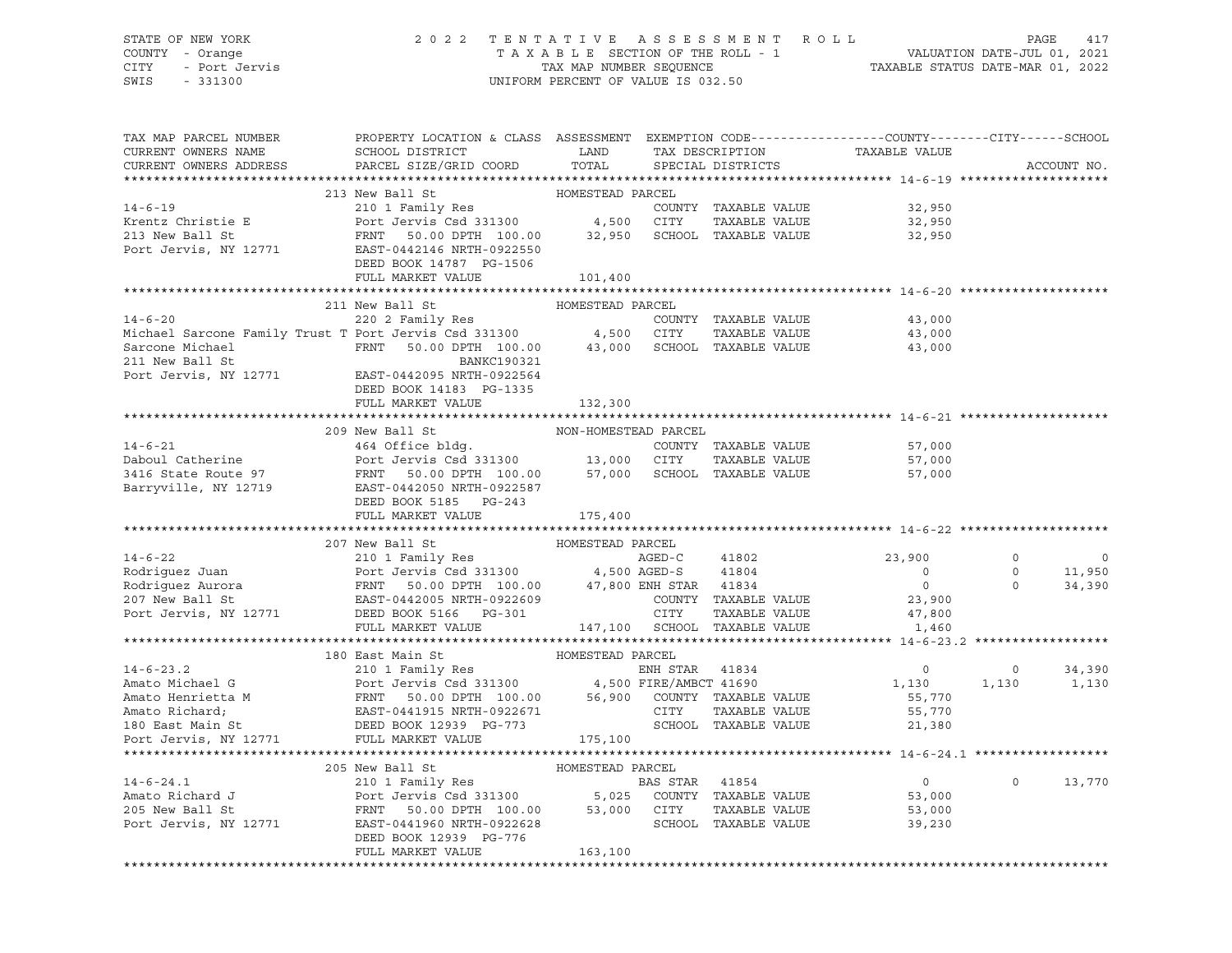STATE OF NEW YORK | 2 0 2 2 T E N T A T I V E A S S E S S M E N T R O L L
COUNTY - Orange | T A X A B L E SECTION OF THE ROLL - 1 | VALUATION DATE-JUL 01, 2021
CITY - Port Jervis | TAX MAP NUMBER SEQUENCE | TAXABLE STATUS DATE-MAR 01, 2022
SWIS - 331300 | UNIFORM PERCENT OF VALUE IS 032.50

| TAX MAP PARCEL NUMBER / CURRENT OWNERS NAME / CURRENT OWNERS ADDRESS | PROPERTY LOCATION & CLASS / SCHOOL DISTRICT / PARCEL SIZE/GRID COORD | ASSESSMENT LAND / TOTAL | EXEMPTION CODE / TAX DESCRIPTION / SPECIAL DISTRICTS | COUNTY TAXABLE VALUE | CITY | SCHOOL / ACCOUNT NO. |
|---|---|---|---|---|---|---|
| **14-6-19** | 213 New Ball St | HOMESTEAD PARCEL | | | | |
| 14-6-19 | 210 1 Family Res | | COUNTY TAXABLE VALUE | 32,950 | | |
| Krentz Christie E | Port Jervis Csd 331300 | 4,500 | CITY TAXABLE VALUE | 32,950 | | |
| 213 New Ball St | FRNT 50.00 DPTH 100.00 | 32,950 | SCHOOL TAXABLE VALUE | 32,950 | | |
| Port Jervis, NY 12771 | EAST-0442146 NRTH-0922550 | | | | | |
| | DEED BOOK 14787 PG-1506 | | | | | |
| | FULL MARKET VALUE | 101,400 | | | | |
| **14-6-20** | 211 New Ball St | HOMESTEAD PARCEL | | | | |
| 14-6-20 | 220 2 Family Res | | COUNTY TAXABLE VALUE | 43,000 | | |
| Michael Sarcone Family Trust T | Port Jervis Csd 331300 | 4,500 | CITY TAXABLE VALUE | 43,000 | | |
| Sarcone Michael | FRNT 50.00 DPTH 100.00 | 43,000 | SCHOOL TAXABLE VALUE | 43,000 | | |
| 211 New Ball St | BANKC190321 | | | | | |
| Port Jervis, NY 12771 | EAST-0442095 NRTH-0922564 | | | | | |
| | DEED BOOK 14183 PG-1335 | | | | | |
| | FULL MARKET VALUE | 132,300 | | | | |
| **14-6-21** | 209 New Ball St | NON-HOMESTEAD PARCEL | | | | |
| 14-6-21 | 464 Office bldg. | | COUNTY TAXABLE VALUE | 57,000 | | |
| Daboul Catherine | Port Jervis Csd 331300 | 13,000 | CITY TAXABLE VALUE | 57,000 | | |
| 3416 State Route 97 | FRNT 50.00 DPTH 100.00 | 57,000 | SCHOOL TAXABLE VALUE | 57,000 | | |
| Barryville, NY 12719 | EAST-0442050 NRTH-0922587 | | | | | |
| | DEED BOOK 5185 PG-243 | | | | | |
| | FULL MARKET VALUE | 175,400 | | | | |
| **14-6-22** | 207 New Ball St | HOMESTEAD PARCEL | | | | |
| 14-6-22 | 210 1 Family Res | | AGED-C 41802 | 23,900 | 0 | 0 |
| Rodriguez Juan | Port Jervis Csd 331300 | 4,500 | AGED-S 41804 | 0 | 0 | 11,950 |
| Rodriguez Aurora | FRNT 50.00 DPTH 100.00 | 47,800 | ENH STAR 41834 | 0 | 0 | 34,390 |
| 207 New Ball St | EAST-0442005 NRTH-0922609 | | COUNTY TAXABLE VALUE | 23,900 | | |
| Port Jervis, NY 12771 | DEED BOOK 5166 PG-301 | | CITY TAXABLE VALUE | 47,800 | | |
| | FULL MARKET VALUE | 147,100 | SCHOOL TAXABLE VALUE | 1,460 | | |
| **14-6-23.2** | 180 East Main St | HOMESTEAD PARCEL | | | | |
| 14-6-23.2 | 210 1 Family Res | | ENH STAR 41834 | 0 | 0 | 34,390 |
| Amato Michael G | Port Jervis Csd 331300 | 4,500 | FIRE/AMBCT 41690 | 1,130 | 1,130 | 1,130 |
| Amato Henrietta M | FRNT 50.00 DPTH 100.00 | 56,900 | COUNTY TAXABLE VALUE | 55,770 | | |
| Amato Richard; | EAST-0441915 NRTH-0922671 | | CITY TAXABLE VALUE | 55,770 | | |
| 180 East Main St | DEED BOOK 12939 PG-773 | | SCHOOL TAXABLE VALUE | 21,380 | | |
| Port Jervis, NY 12771 | FULL MARKET VALUE | 175,100 | | | | |
| **14-6-24.1** | 205 New Ball St | HOMESTEAD PARCEL | | | | |
| 14-6-24.1 | 210 1 Family Res | | BAS STAR 41854 | 0 | 0 | 13,770 |
| Amato Richard J | Port Jervis Csd 331300 | 5,025 | COUNTY TAXABLE VALUE | 53,000 | | |
| 205 New Ball St | FRNT 50.00 DPTH 100.00 | 53,000 | CITY TAXABLE VALUE | 53,000 | | |
| Port Jervis, NY 12771 | EAST-0441960 NRTH-0922628 | | SCHOOL TAXABLE VALUE | 39,230 | | |
| | DEED BOOK 12939 PG-776 | | | | | |
| | FULL MARKET VALUE | 163,100 | | | | |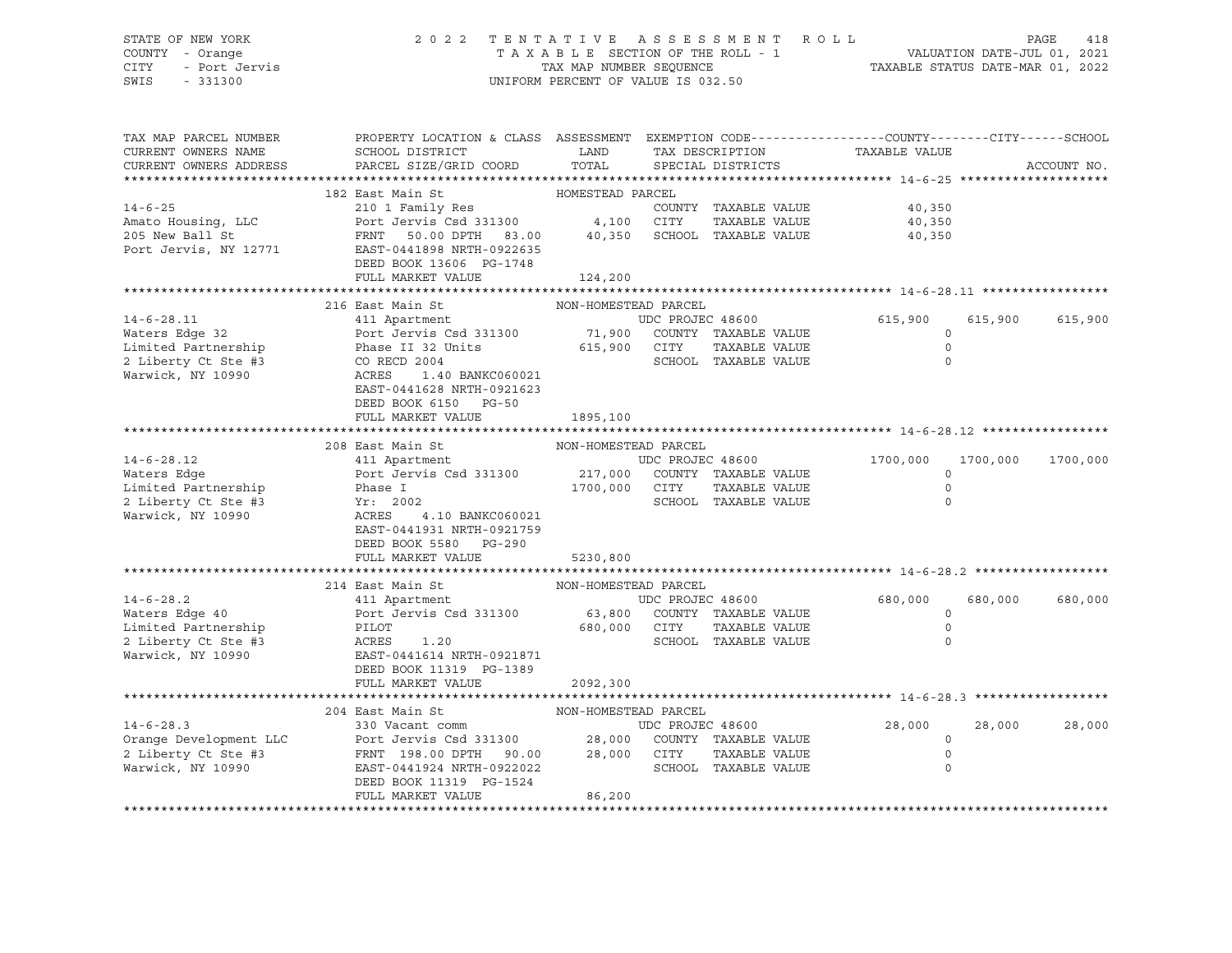STATE OF NEW YORK — 2022 TENTATIVE ASSESSMENT ROLL — PAGE 418
COUNTY - Orange — TAXABLE SECTION OF THE ROLL - 1 — VALUATION DATE-JUL 01, 2021
CITY - Port Jervis — TAX MAP NUMBER SEQUENCE — TAXABLE STATUS DATE-MAR 01, 2022
SWIS - 331300 — UNIFORM PERCENT OF VALUE IS 032.50

| TAX MAP PARCEL NUMBER / CURRENT OWNERS NAME / CURRENT OWNERS ADDRESS | PROPERTY LOCATION & CLASS / SCHOOL DISTRICT / PARCEL SIZE/GRID COORD | ASSESSMENT LAND / TOTAL | EXEMPTION CODE / TAX DESCRIPTION / SPECIAL DISTRICTS | COUNTY TAXABLE VALUE | CITY | SCHOOL |
|---|---|---|---|---|---|---|
| **14-6-25** | 182 East Main St — HOMESTEAD PARCEL | | | | | |
| Amato Housing, LLC | 210 1 Family Res | | COUNTY TAXABLE VALUE | 40,350 | | |
| 205 New Ball St | Port Jervis Csd 331300 | 4,100 | CITY TAXABLE VALUE | 40,350 | | |
| Port Jervis, NY 12771 | FRNT 50.00 DPTH 83.00 | 40,350 | SCHOOL TAXABLE VALUE | 40,350 | | |
| | EAST-0441898 NRTH-0922635 | | | | | |
| | DEED BOOK 13606 PG-1748 | | | | | |
| | FULL MARKET VALUE | 124,200 | | | | |
| **14-6-28.11** | 216 East Main St — NON-HOMESTEAD PARCEL | | | | | |
| Waters Edge 32 | 411 Apartment | | UDC PROJEC 48600 | 615,900 | 615,900 | 615,900 |
| Limited Partnership | Port Jervis Csd 331300 | 71,900 | COUNTY TAXABLE VALUE | 0 | | |
| 2 Liberty Ct Ste #3 | Phase II 32 Units | 615,900 | CITY TAXABLE VALUE | 0 | | |
| Warwick, NY 10990 | CO RECD 2004 | | SCHOOL TAXABLE VALUE | 0 | | |
| | ACRES 1.40 BANKC060021 | | | | | |
| | EAST-0441628 NRTH-0921623 | | | | | |
| | DEED BOOK 6150 PG-50 | | | | | |
| | FULL MARKET VALUE | 1895,100 | | | | |
| **14-6-28.12** | 208 East Main St — NON-HOMESTEAD PARCEL | | | | | |
| Waters Edge | 411 Apartment | | UDC PROJEC 48600 | 1700,000 | 1700,000 | 1700,000 |
| Limited Partnership | Port Jervis Csd 331300 | 217,000 | COUNTY TAXABLE VALUE | 0 | | |
| 2 Liberty Ct Ste #3 | Phase I | 1700,000 | CITY TAXABLE VALUE | 0 | | |
| Warwick, NY 10990 | Yr: 2002 | | SCHOOL TAXABLE VALUE | 0 | | |
| | ACRES 4.10 BANKC060021 | | | | | |
| | EAST-0441931 NRTH-0921759 | | | | | |
| | DEED BOOK 5580 PG-290 | | | | | |
| | FULL MARKET VALUE | 5230,800 | | | | |
| **14-6-28.2** | 214 East Main St — NON-HOMESTEAD PARCEL | | | | | |
| Waters Edge 40 | 411 Apartment | | UDC PROJEC 48600 | 680,000 | 680,000 | 680,000 |
| Limited Partnership | Port Jervis Csd 331300 | 63,800 | COUNTY TAXABLE VALUE | 0 | | |
| 2 Liberty Ct Ste #3 | PILOT | 680,000 | CITY TAXABLE VALUE | 0 | | |
| Warwick, NY 10990 | ACRES 1.20 | | SCHOOL TAXABLE VALUE | 0 | | |
| | EAST-0441614 NRTH-0921871 | | | | | |
| | DEED BOOK 11319 PG-1389 | | | | | |
| | FULL MARKET VALUE | 2092,300 | | | | |
| **14-6-28.3** | 204 East Main St — NON-HOMESTEAD PARCEL | | | | | |
| Orange Development LLC | 330 Vacant comm | | UDC PROJEC 48600 | 28,000 | 28,000 | 28,000 |
| 2 Liberty Ct Ste #3 | Port Jervis Csd 331300 | 28,000 | COUNTY TAXABLE VALUE | 0 | | |
| Warwick, NY 10990 | FRNT 198.00 DPTH 90.00 | 28,000 | CITY TAXABLE VALUE | 0 | | |
| | EAST-0441924 NRTH-0922022 | | SCHOOL TAXABLE VALUE | 0 | | |
| | DEED BOOK 11319 PG-1524 | | | | | |
| | FULL MARKET VALUE | 86,200 | | | | |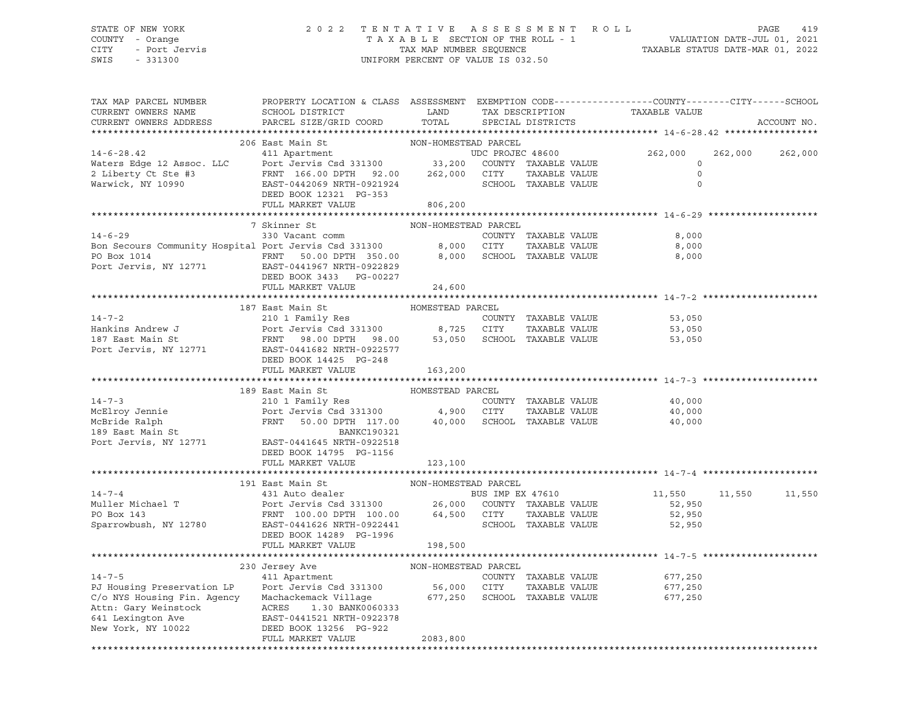STATE OF NEW YORK | 2022 TENTATIVE ASSESSMENT ROLL | PAGE 419
COUNTY - Orange | TAXABLE SECTION OF THE ROLL - 1 | VALUATION DATE-JUL 01, 2021
CITY - Port Jervis | TAX MAP NUMBER SEQUENCE | TAXABLE STATUS DATE-MAR 01, 2022
SWIS - 331300 | UNIFORM PERCENT OF VALUE IS 032.50

| TAX MAP PARCEL NUMBER / CURRENT OWNERS NAME / CURRENT OWNERS ADDRESS | PROPERTY LOCATION & CLASS / SCHOOL DISTRICT / PARCEL SIZE/GRID COORD | ASSESSMENT LAND / TOTAL | EXEMPTION CODE / TAX DESCRIPTION / SPECIAL DISTRICTS | COUNTY TAXABLE VALUE | CITY | SCHOOL |
|---|---|---|---|---|---|---|
| **14-6-28.42** | 206 East Main St | NON-HOMESTEAD PARCEL | | | | |
| 14-6-28.42 | 411 Apartment | | UDC PROJEC 48600 | 262,000 | 262,000 | 262,000 |
| Waters Edge 12 Assoc. LLC | Port Jervis Csd 331300 | 33,200 | COUNTY TAXABLE VALUE | 0 | | |
| 2 Liberty Ct Ste #3 | FRNT 166.00 DPTH 92.00 | 262,000 | CITY TAXABLE VALUE | 0 | | |
| Warwick, NY 10990 | EAST-0442069 NRTH-0921924 | | SCHOOL TAXABLE VALUE | 0 | | |
| | DEED BOOK 12321 PG-353 | | | | | |
| | FULL MARKET VALUE | 806,200 | | | | |
| **14-6-29** | 7 Skinner St | NON-HOMESTEAD PARCEL | | | | |
| 14-6-29 | 330 Vacant comm | | COUNTY TAXABLE VALUE | 8,000 | | |
| Bon Secours Community Hospital | Port Jervis Csd 331300 | 8,000 | CITY TAXABLE VALUE | 8,000 | | |
| PO Box 1014 | FRNT 50.00 DPTH 350.00 | 8,000 | SCHOOL TAXABLE VALUE | 8,000 | | |
| Port Jervis, NY 12771 | EAST-0441967 NRTH-0922829 | | | | | |
| | DEED BOOK 3433 PG-00227 | | | | | |
| | FULL MARKET VALUE | 24,600 | | | | |
| **14-7-2** | 187 East Main St | HOMESTEAD PARCEL | | | | |
| 14-7-2 | 210 1 Family Res | | COUNTY TAXABLE VALUE | 53,050 | | |
| Hankins Andrew J | Port Jervis Csd 331300 | 8,725 | CITY TAXABLE VALUE | 53,050 | | |
| 187 East Main St | FRNT 98.00 DPTH 98.00 | 53,050 | SCHOOL TAXABLE VALUE | 53,050 | | |
| Port Jervis, NY 12771 | EAST-0441682 NRTH-0922577 | | | | | |
| | DEED BOOK 14425 PG-248 | | | | | |
| | FULL MARKET VALUE | 163,200 | | | | |
| **14-7-3** | 189 East Main St | HOMESTEAD PARCEL | | | | |
| 14-7-3 | 210 1 Family Res | | COUNTY TAXABLE VALUE | 40,000 | | |
| McElroy Jennie | Port Jervis Csd 331300 | 4,900 | CITY TAXABLE VALUE | 40,000 | | |
| McBride Ralph | FRNT 50.00 DPTH 117.00 | 40,000 | SCHOOL TAXABLE VALUE | 40,000 | | |
| 189 East Main St | BANKC190321 | | | | | |
| Port Jervis, NY 12771 | EAST-0441645 NRTH-0922518 | | | | | |
| | DEED BOOK 14795 PG-1156 | | | | | |
| | FULL MARKET VALUE | 123,100 | | | | |
| **14-7-4** | 191 East Main St | NON-HOMESTEAD PARCEL | | | | |
| 14-7-4 | 431 Auto dealer | | BUS IMP EX 47610 | 11,550 | 11,550 | 11,550 |
| Muller Michael T | Port Jervis Csd 331300 | 26,000 | COUNTY TAXABLE VALUE | 52,950 | | |
| PO Box 143 | FRNT 100.00 DPTH 100.00 | 64,500 | CITY TAXABLE VALUE | 52,950 | | |
| Sparrowbush, NY 12780 | EAST-0441626 NRTH-0922441 | | SCHOOL TAXABLE VALUE | 52,950 | | |
| | DEED BOOK 14289 PG-1996 | | | | | |
| | FULL MARKET VALUE | 198,500 | | | | |
| **14-7-5** | 230 Jersey Ave | NON-HOMESTEAD PARCEL | | | | |
| 14-7-5 | 411 Apartment | | COUNTY TAXABLE VALUE | 677,250 | | |
| PJ Housing Preservation LP | Port Jervis Csd 331300 | 56,000 | CITY TAXABLE VALUE | 677,250 | | |
| C/o NYS Housing Fin. Agency | Machackemack Village | 677,250 | SCHOOL TAXABLE VALUE | 677,250 | | |
| Attn: Gary Weinstock | ACRES 1.30 BANK0060333 | | | | | |
| 641 Lexington Ave | EAST-0441521 NRTH-0922378 | | | | | |
| New York, NY 10022 | DEED BOOK 13256 PG-922 | | | | | |
| | FULL MARKET VALUE | 2083,800 | | | | |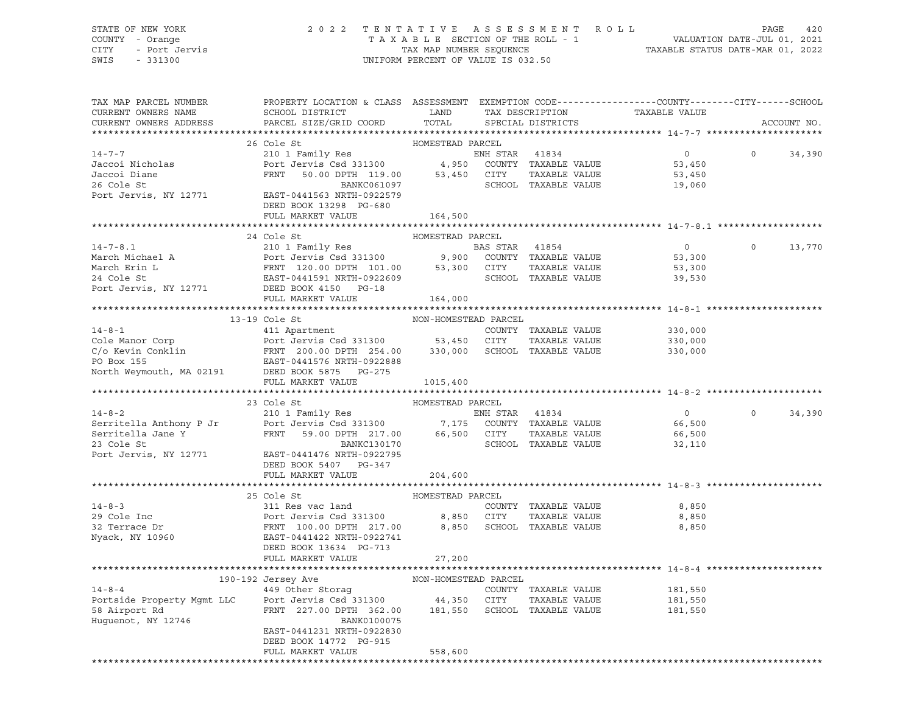STATE OF NEW YORK — 2022 TENTATIVE ASSESSMENT ROLL
COUNTY - Orange — TAXABLE SECTION OF THE ROLL - 1 — VALUATION DATE-JUL 01, 2021
CITY - Port Jervis — TAX MAP NUMBER SEQUENCE — TAXABLE STATUS DATE-MAR 01, 2022
SWIS - 331300 — UNIFORM PERCENT OF VALUE IS 032.50

| TAX MAP PARCEL NUMBER / CURRENT OWNERS NAME / CURRENT OWNERS ADDRESS | PROPERTY LOCATION & CLASS / SCHOOL DISTRICT / PARCEL SIZE/GRID COORD | ASSESSMENT LAND / TOTAL | EXEMPTION CODE / TAX DESCRIPTION / SPECIAL DISTRICTS | COUNTY / TAXABLE VALUE | CITY | SCHOOL / ACCOUNT NO. |
|---|---|---|---|---|---|---|
| **14-7-7** | 26 Cole St | HOMESTEAD PARCEL | | | | |
| 14-7-7 | 210 1 Family Res | | ENH STAR 41834 | 0 | 0 | 34,390 |
| Jaccoi Nicholas | Port Jervis Csd 331300 | 4,950 | COUNTY TAXABLE VALUE | 53,450 | | |
| Jaccoi Diane | FRNT 50.00 DPTH 119.00 | 53,450 | CITY TAXABLE VALUE | 53,450 | | |
| 26 Cole St | BANKC061097 | | SCHOOL TAXABLE VALUE | 19,060 | | |
| Port Jervis, NY 12771 | EAST-0441563 NRTH-0922579 | | | | | |
| | DEED BOOK 13298 PG-680 | | | | | |
| | FULL MARKET VALUE | 164,500 | | | | |
| **14-7-8.1** | 24 Cole St | HOMESTEAD PARCEL | | | | |
| 14-7-8.1 | 210 1 Family Res | | BAS STAR 41854 | 0 | 0 | 13,770 |
| March Michael A | Port Jervis Csd 331300 | 9,900 | COUNTY TAXABLE VALUE | 53,300 | | |
| March Erin L | FRNT 120.00 DPTH 101.00 | 53,300 | CITY TAXABLE VALUE | 53,300 | | |
| 24 Cole St | EAST-0441591 NRTH-0922609 | | SCHOOL TAXABLE VALUE | 39,530 | | |
| Port Jervis, NY 12771 | DEED BOOK 4150 PG-18 | | | | | |
| | FULL MARKET VALUE | 164,000 | | | | |
| **14-8-1** | 13-19 Cole St | NON-HOMESTEAD PARCEL | | | | |
| 14-8-1 | 411 Apartment | | COUNTY TAXABLE VALUE | 330,000 | | |
| Cole Manor Corp | Port Jervis Csd 331300 | 53,450 | CITY TAXABLE VALUE | 330,000 | | |
| C/o Kevin Conklin | FRNT 200.00 DPTH 254.00 | 330,000 | SCHOOL TAXABLE VALUE | 330,000 | | |
| PO Box 155 | EAST-0441576 NRTH-0922888 | | | | | |
| North Weymouth, MA 02191 | DEED BOOK 5875 PG-275 | | | | | |
| | FULL MARKET VALUE | 1015,400 | | | | |
| **14-8-2** | 23 Cole St | HOMESTEAD PARCEL | | | | |
| 14-8-2 | 210 1 Family Res | | ENH STAR 41834 | 0 | 0 | 34,390 |
| Serritella Anthony P Jr | Port Jervis Csd 331300 | 7,175 | COUNTY TAXABLE VALUE | 66,500 | | |
| Serritella Jane Y | FRNT 59.00 DPTH 217.00 | 66,500 | CITY TAXABLE VALUE | 66,500 | | |
| 23 Cole St | BANKC130170 | | SCHOOL TAXABLE VALUE | 32,110 | | |
| Port Jervis, NY 12771 | EAST-0441476 NRTH-0922795 | | | | | |
| | DEED BOOK 5407 PG-347 | | | | | |
| | FULL MARKET VALUE | 204,600 | | | | |
| **14-8-3** | 25 Cole St | HOMESTEAD PARCEL | | | | |
| 14-8-3 | 311 Res vac land | | COUNTY TAXABLE VALUE | 8,850 | | |
| 29 Cole Inc | Port Jervis Csd 331300 | 8,850 | CITY TAXABLE VALUE | 8,850 | | |
| 32 Terrace Dr | FRNT 100.00 DPTH 217.00 | 8,850 | SCHOOL TAXABLE VALUE | 8,850 | | |
| Nyack, NY 10960 | EAST-0441422 NRTH-0922741 | | | | | |
| | DEED BOOK 13634 PG-713 | | | | | |
| | FULL MARKET VALUE | 27,200 | | | | |
| **14-8-4** | 190-192 Jersey Ave | NON-HOMESTEAD PARCEL | | | | |
| 14-8-4 | 449 Other Storag | | COUNTY TAXABLE VALUE | 181,550 | | |
| Portside Property Mgmt LLC | Port Jervis Csd 331300 | 44,350 | CITY TAXABLE VALUE | 181,550 | | |
| 58 Airport Rd | FRNT 227.00 DPTH 362.00 | 181,550 | SCHOOL TAXABLE VALUE | 181,550 | | |
| Huguenot, NY 12746 | BANK0100075 | | | | | |
| | EAST-0441231 NRTH-0922830 | | | | | |
| | DEED BOOK 14772 PG-915 | | | | | |
| | FULL MARKET VALUE | 558,600 | | | | |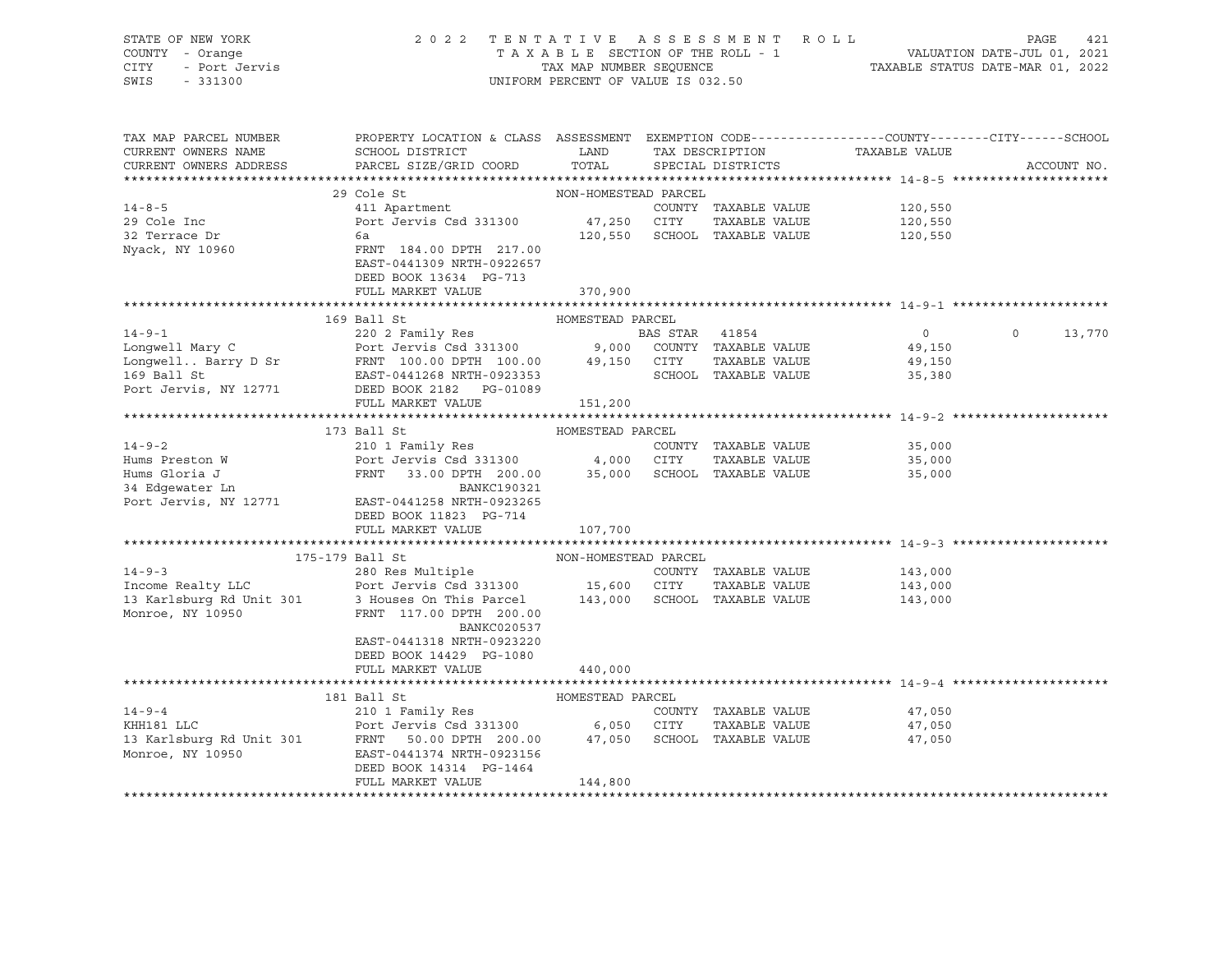STATE OF NEW YORK | COUNTY - Orange | CITY - Port Jervis | SWIS - 331300

2022 TENTATIVE ASSESSMENT ROLL
TAXABLE SECTION OF THE ROLL - 1
TAX MAP NUMBER SEQUENCE
UNIFORM PERCENT OF VALUE IS 032.50

VALUATION DATE-JUL 01, 2021
TAXABLE STATUS DATE-MAR 01, 2022

| TAX MAP PARCEL NUMBER / CURRENT OWNERS NAME / CURRENT OWNERS ADDRESS | PROPERTY LOCATION & CLASS / SCHOOL DISTRICT / PARCEL SIZE/GRID COORD | ASSESSMENT LAND / TOTAL | EXEMPTION CODE / TAX DESCRIPTION / SPECIAL DISTRICTS | COUNTY | CITY | SCHOOL | ACCOUNT NO. |
|---|---|---|---|---|---|---|---|
| **14-8-5** | 29 Cole St — NON-HOMESTEAD PARCEL | | | | | | |
| 29 Cole Inc | 411 Apartment | | COUNTY TAXABLE VALUE | 120,550 | | | |
| 32 Terrace Dr | Port Jervis Csd 331300 | 47,250 | CITY TAXABLE VALUE | | 120,550 | | |
| Nyack, NY 10960 | 6a | 120,550 | SCHOOL TAXABLE VALUE | | | 120,550 | |
| | FRNT 184.00 DPTH 217.00 | | | | | | |
| | EAST-0441309 NRTH-0922657 | | | | | | |
| | DEED BOOK 13634 PG-713 | | | | | | |
| | FULL MARKET VALUE | 370,900 | | | | | |
| **14-9-1** | 169 Ball St — HOMESTEAD PARCEL | | | | | | |
| Longwell Mary C | 220 2 Family Res | | BAS STAR 41854 | 0 | 0 | 13,770 | |
| Longwell.. Barry D Sr | Port Jervis Csd 331300 | 9,000 | COUNTY TAXABLE VALUE | 49,150 | | | |
| 169 Ball St | FRNT 100.00 DPTH 100.00 | 49,150 | CITY TAXABLE VALUE | | 49,150 | | |
| Port Jervis, NY 12771 | EAST-0441268 NRTH-0923353 | | SCHOOL TAXABLE VALUE | | | 35,380 | |
| | DEED BOOK 2182 PG-01089 | | | | | | |
| | FULL MARKET VALUE | 151,200 | | | | | |
| **14-9-2** | 173 Ball St — HOMESTEAD PARCEL | | | | | | |
| Hums Preston W | 210 1 Family Res | | COUNTY TAXABLE VALUE | 35,000 | | | |
| Hums Gloria J | Port Jervis Csd 331300 | 4,000 | CITY TAXABLE VALUE | | 35,000 | | |
| 34 Edgewater Ln | FRNT 33.00 DPTH 200.00 | 35,000 | SCHOOL TAXABLE VALUE | | | 35,000 | |
| Port Jervis, NY 12771 | BANKC190321 | | | | | | |
| | EAST-0441258 NRTH-0923265 | | | | | | |
| | DEED BOOK 11823 PG-714 | | | | | | |
| | FULL MARKET VALUE | 107,700 | | | | | |
| **14-9-3** | 175-179 Ball St — NON-HOMESTEAD PARCEL | | | | | | |
| Income Realty LLC | 280 Res Multiple | | COUNTY TAXABLE VALUE | 143,000 | | | |
| 13 Karlsburg Rd Unit 301 | Port Jervis Csd 331300 | 15,600 | CITY TAXABLE VALUE | | 143,000 | | |
| Monroe, NY 10950 | 3 Houses On This Parcel | 143,000 | SCHOOL TAXABLE VALUE | | | 143,000 | |
| | FRNT 117.00 DPTH 200.00 | | | | | | |
| | BANKC020537 | | | | | | |
| | EAST-0441318 NRTH-0923220 | | | | | | |
| | DEED BOOK 14429 PG-1080 | | | | | | |
| | FULL MARKET VALUE | 440,000 | | | | | |
| **14-9-4** | 181 Ball St — HOMESTEAD PARCEL | | | | | | |
| KHH181 LLC | 210 1 Family Res | | COUNTY TAXABLE VALUE | 47,050 | | | |
| 13 Karlsburg Rd Unit 301 | Port Jervis Csd 331300 | 6,050 | CITY TAXABLE VALUE | | 47,050 | | |
| Monroe, NY 10950 | FRNT 50.00 DPTH 200.00 | 47,050 | SCHOOL TAXABLE VALUE | | | 47,050 | |
| | EAST-0441374 NRTH-0923156 | | | | | | |
| | DEED BOOK 14314 PG-1464 | | | | | | |
| | FULL MARKET VALUE | 144,800 | | | | | |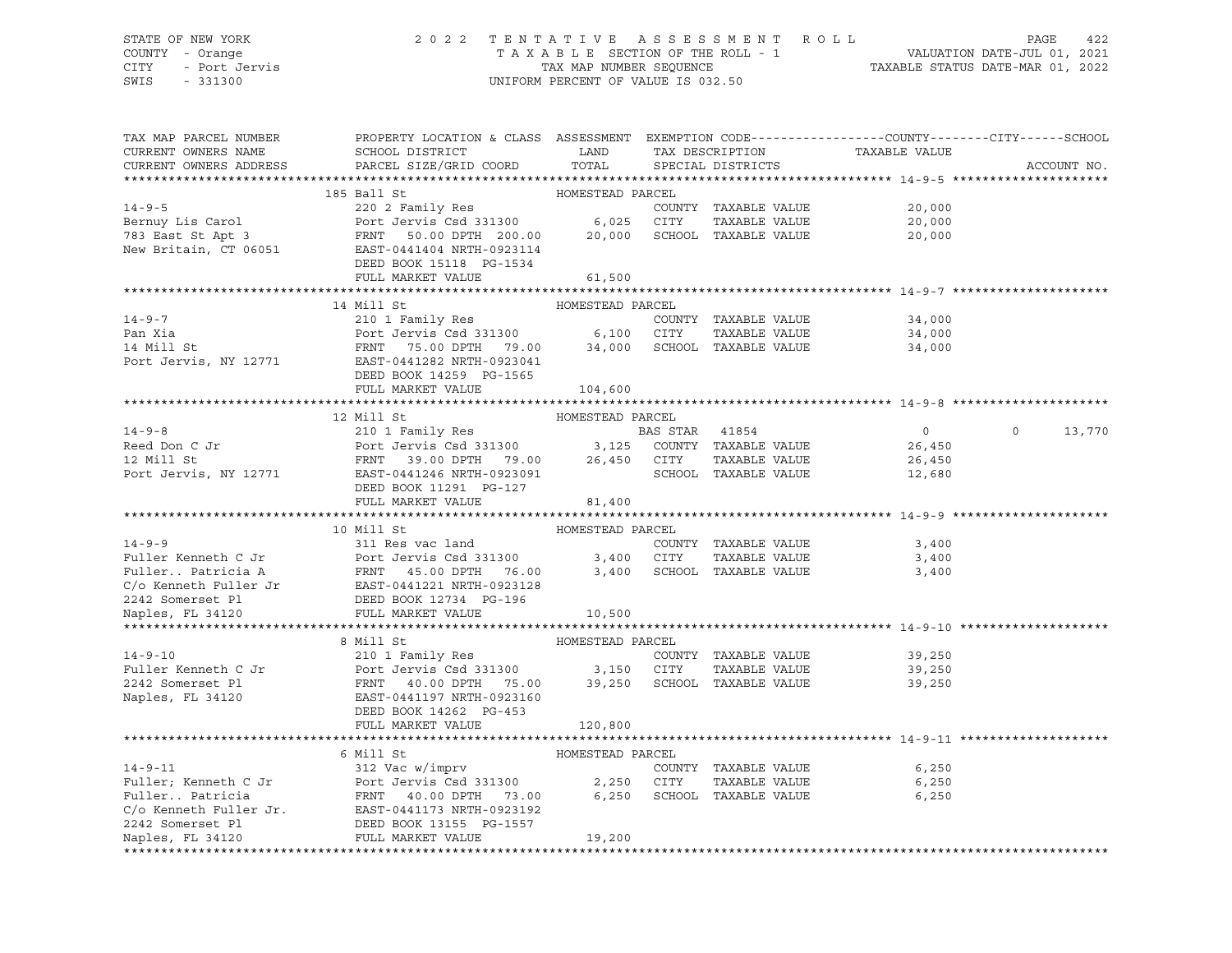STATE OF NEW YORK | COUNTY - Orange | CITY - Port Jervis | SWIS - 331300

# 2022 TENTATIVE ASSESSMENT ROLL

TAXABLE SECTION OF THE ROLL - 1
TAX MAP NUMBER SEQUENCE
UNIFORM PERCENT OF VALUE IS 032.50

VALUATION DATE-JUL 01, 2021
TAXABLE STATUS DATE-MAR 01, 2022

| TAX MAP PARCEL NUMBER / CURRENT OWNERS NAME / CURRENT OWNERS ADDRESS | PROPERTY LOCATION & CLASS / SCHOOL DISTRICT / PARCEL SIZE/GRID COORD | ASSESSMENT LAND | ASSESSMENT TOTAL | EXEMPTION CODE / TAX DESCRIPTION / SPECIAL DISTRICTS | COUNTY TAXABLE VALUE | CITY | SCHOOL | ACCOUNT NO. |
|---|---|---|---|---|---|---|---|---|
| **14-9-5** | 185 Ball St — HOMESTEAD PARCEL | | | | | | | |
| Bernuy Lis Carol | 220 2 Family Res | | | COUNTY TAXABLE VALUE | 20,000 | | | |
| 783 East St Apt 3 | Port Jervis Csd 331300 | 6,025 | | CITY TAXABLE VALUE | 20,000 | | | |
| New Britain, CT 06051 | FRNT 50.00 DPTH 200.00 | | 20,000 | SCHOOL TAXABLE VALUE | 20,000 | | | |
| | EAST-0441404 NRTH-0923114 | | | | | | | |
| | DEED BOOK 15118 PG-1534 | | | | | | | |
| | FULL MARKET VALUE | | 61,500 | | | | | |
| **14-9-7** | 14 Mill St — HOMESTEAD PARCEL | | | | | | | |
| Pan Xia | 210 1 Family Res | | | COUNTY TAXABLE VALUE | 34,000 | | | |
| 14 Mill St | Port Jervis Csd 331300 | 6,100 | | CITY TAXABLE VALUE | 34,000 | | | |
| Port Jervis, NY 12771 | FRNT 75.00 DPTH 79.00 | | 34,000 | SCHOOL TAXABLE VALUE | 34,000 | | | |
| | EAST-0441282 NRTH-0923041 | | | | | | | |
| | DEED BOOK 14259 PG-1565 | | | | | | | |
| | FULL MARKET VALUE | | 104,600 | | | | | |
| **14-9-8** | 12 Mill St — HOMESTEAD PARCEL | | | | | | | |
| Reed Don C Jr | 210 1 Family Res | | | BAS STAR 41854 | 0 | 0 | 13,770 | |
| 12 Mill St | Port Jervis Csd 331300 | 3,125 | | COUNTY TAXABLE VALUE | 26,450 | | | |
| Port Jervis, NY 12771 | FRNT 39.00 DPTH 79.00 | | 26,450 | CITY TAXABLE VALUE | 26,450 | | | |
| | EAST-0441246 NRTH-0923091 | | | SCHOOL TAXABLE VALUE | 12,680 | | | |
| | DEED BOOK 11291 PG-127 | | | | | | | |
| | FULL MARKET VALUE | | 81,400 | | | | | |
| **14-9-9** | 10 Mill St — HOMESTEAD PARCEL | | | | | | | |
| Fuller Kenneth C Jr | 311 Res vac land | | | COUNTY TAXABLE VALUE | 3,400 | | | |
| Fuller.. Patricia A | Port Jervis Csd 331300 | 3,400 | | CITY TAXABLE VALUE | 3,400 | | | |
| C/o Kenneth Fuller Jr | FRNT 45.00 DPTH 76.00 | | 3,400 | SCHOOL TAXABLE VALUE | 3,400 | | | |
| 2242 Somerset Pl | EAST-0441221 NRTH-0923128 | | | | | | | |
| Naples, FL 34120 | DEED BOOK 12734 PG-196 | | | | | | | |
| | FULL MARKET VALUE | | 10,500 | | | | | |
| **14-9-10** | 8 Mill St — HOMESTEAD PARCEL | | | | | | | |
| Fuller Kenneth C Jr | 210 1 Family Res | | | COUNTY TAXABLE VALUE | 39,250 | | | |
| 2242 Somerset Pl | Port Jervis Csd 331300 | 3,150 | | CITY TAXABLE VALUE | 39,250 | | | |
| Naples, FL 34120 | FRNT 40.00 DPTH 75.00 | | 39,250 | SCHOOL TAXABLE VALUE | 39,250 | | | |
| | EAST-0441197 NRTH-0923160 | | | | | | | |
| | DEED BOOK 14262 PG-453 | | | | | | | |
| | FULL MARKET VALUE | | 120,800 | | | | | |
| **14-9-11** | 6 Mill St — HOMESTEAD PARCEL | | | | | | | |
| Fuller; Kenneth C Jr | 312 Vac w/imprv | | | COUNTY TAXABLE VALUE | 6,250 | | | |
| Fuller.. Patricia | Port Jervis Csd 331300 | 2,250 | | CITY TAXABLE VALUE | 6,250 | | | |
| C/o Kenneth Fuller Jr. | FRNT 40.00 DPTH 73.00 | | 6,250 | SCHOOL TAXABLE VALUE | 6,250 | | | |
| 2242 Somerset Pl | EAST-0441173 NRTH-0923192 | | | | | | | |
| Naples, FL 34120 | DEED BOOK 13155 PG-1557 | | | | | | | |
| | FULL MARKET VALUE | | 19,200 | | | | | |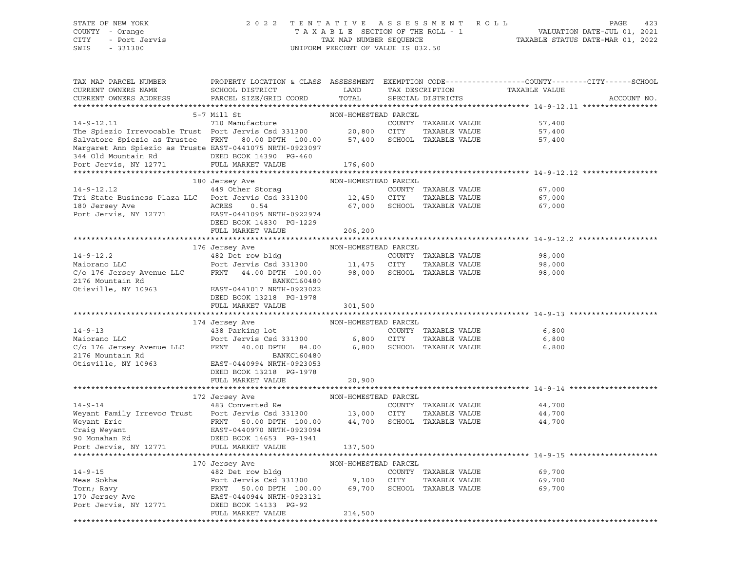STATE OF NEW YORK
COUNTY - Orange
CITY - Port Jervis
SWIS - 331300

2022 TENTATIVE ASSESSMENT ROLL
TAXABLE SECTION OF THE ROLL - 1
TAX MAP NUMBER SEQUENCE
UNIFORM PERCENT OF VALUE IS 032.50

VALUATION DATE-JUL 01, 2021
TAXABLE STATUS DATE-MAR 01, 2022

```
TAX MAP PARCEL NUMBER          PROPERTY LOCATION & CLASS  ASSESSMENT  EXEMPTION CODE------------------COUNTY--------CITY------SCHOOL
CURRENT OWNERS NAME            SCHOOL DISTRICT               LAND      TAX DESCRIPTION            TAXABLE VALUE
CURRENT OWNERS ADDRESS         PARCEL SIZE/GRID COORD        TOTAL     SPECIAL DISTRICTS                                    ACCOUNT NO.
******************************************************************************************************* 14-9-12.11 *****************
                               5-7 Mill St                NON-HOMESTEAD PARCEL
14-9-12.11                     710 Manufacture                         COUNTY  TAXABLE VALUE              57,400
The Spiezio Irrevocable Trust  Port Jervis Csd 331300      20,800      CITY    TAXABLE VALUE              57,400
Salvatore Spiezio as Trustee   FRNT   80.00 DPTH 100.00    57,400      SCHOOL  TAXABLE VALUE              57,400
Margaret Ann Spiezio as Truste EAST-0441075 NRTH-0923097
344 Old Mountain Rd            DEED BOOK 14390  PG-460
Port Jervis, NY 12771          FULL MARKET VALUE          176,600
******************************************************************************************************* 14-9-12.12 *****************
                               180 Jersey Ave             NON-HOMESTEAD PARCEL
14-9-12.12                     449 Other Storag                        COUNTY  TAXABLE VALUE              67,000
Tri State Business Plaza LLC   Port Jervis Csd 331300      12,450      CITY    TAXABLE VALUE              67,000
180 Jersey Ave                 ACRES    0.54               67,000      SCHOOL  TAXABLE VALUE              67,000
Port Jervis, NY 12771          EAST-0441095 NRTH-0922974
                               DEED BOOK 14830  PG-1229
                               FULL MARKET VALUE          206,200
******************************************************************************************************* 14-9-12.2 ******************
                               176 Jersey Ave             NON-HOMESTEAD PARCEL
14-9-12.2                      482 Det row bldg                        COUNTY  TAXABLE VALUE              98,000
Maiorano LLC                   Port Jervis Csd 331300      11,475      CITY    TAXABLE VALUE              98,000
C/o 176 Jersey Avenue LLC      FRNT   44.00 DPTH 100.00    98,000      SCHOOL  TAXABLE VALUE              98,000
2176 Mountain Rd                                BANKC160480
Otisville, NY 10963            EAST-0441017 NRTH-0923022
                               DEED BOOK 13218  PG-1978
                               FULL MARKET VALUE          301,500
******************************************************************************************************* 14-9-13 ********************
                               174 Jersey Ave             NON-HOMESTEAD PARCEL
14-9-13                        438 Parking lot                         COUNTY  TAXABLE VALUE               6,800
Maiorano LLC                   Port Jervis Csd 331300       6,800      CITY    TAXABLE VALUE               6,800
C/o 176 Jersey Avenue LLC      FRNT   40.00 DPTH  84.00     6,800      SCHOOL  TAXABLE VALUE               6,800
2176 Mountain Rd                                BANKC160480
Otisville, NY 10963            EAST-0440994 NRTH-0923053
                               DEED BOOK 13218  PG-1978
                               FULL MARKET VALUE           20,900
******************************************************************************************************* 14-9-14 ********************
                               172 Jersey Ave             NON-HOMESTEAD PARCEL
14-9-14                        483 Converted Re                        COUNTY  TAXABLE VALUE              44,700
Weyant Family Irrevoc Trust    Port Jervis Csd 331300      13,000      CITY    TAXABLE VALUE              44,700
Weyant Eric                    FRNT   50.00 DPTH 100.00    44,700      SCHOOL  TAXABLE VALUE              44,700
Craig Weyant                   EAST-0440970 NRTH-0923094
90 Monahan Rd                  DEED BOOK 14653  PG-1941
Port Jervis, NY 12771          FULL MARKET VALUE          137,500
******************************************************************************************************* 14-9-15 ********************
                               170 Jersey Ave             NON-HOMESTEAD PARCEL
14-9-15                        482 Det row bldg                        COUNTY  TAXABLE VALUE              69,700
Meas Sokha                     Port Jervis Csd 331300       9,100      CITY    TAXABLE VALUE              69,700
Torn; Ravy                     FRNT   50.00 DPTH 100.00    69,700      SCHOOL  TAXABLE VALUE              69,700
170 Jersey Ave                 EAST-0440944 NRTH-0923131
Port Jervis, NY 12771          DEED BOOK 14133  PG-92
                               FULL MARKET VALUE          214,500
************************************************************************************************************************************
```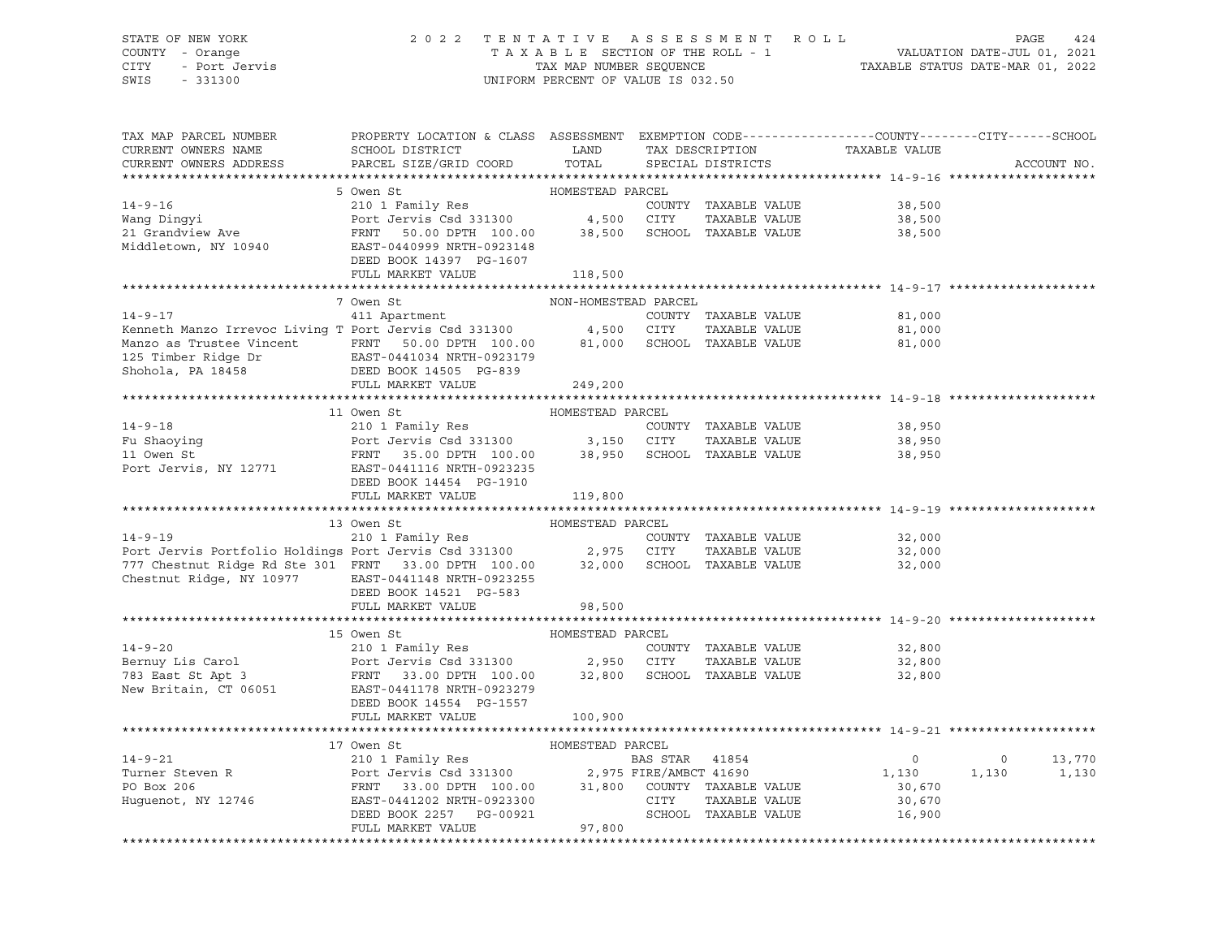STATE OF NEW YORK — 2022 TENTATIVE ASSESSMENT ROLL — PAGE 424
COUNTY - Orange — TAXABLE SECTION OF THE ROLL - 1 — VALUATION DATE-JUL 01, 2021
CITY - Port Jervis — TAX MAP NUMBER SEQUENCE — TAXABLE STATUS DATE-MAR 01, 2022
SWIS - 331300 — UNIFORM PERCENT OF VALUE IS 032.50

| TAX MAP PARCEL NUMBER / CURRENT OWNERS NAME / CURRENT OWNERS ADDRESS | PROPERTY LOCATION & CLASS / SCHOOL DISTRICT / PARCEL SIZE/GRID COORD | ASSESSMENT LAND / TOTAL | EXEMPTION CODE / TAX DESCRIPTION / SPECIAL DISTRICTS | COUNTY TAXABLE VALUE | CITY | SCHOOL | ACCOUNT NO. |
|---|---|---|---|---|---|---|---|
| **14-9-16** | 5 Owen St | HOMESTEAD PARCEL | | | | | |
| 14-9-16 | 210 1 Family Res | | COUNTY TAXABLE VALUE | 38,500 | | | |
| Wang Dingyi | Port Jervis Csd 331300 | 4,500 | CITY TAXABLE VALUE | 38,500 | | | |
| 21 Grandview Ave | FRNT 50.00 DPTH 100.00 | 38,500 | SCHOOL TAXABLE VALUE | 38,500 | | | |
| Middletown, NY 10940 | EAST-0440999 NRTH-0923148 | | | | | | |
| | DEED BOOK 14397 PG-1607 | | | | | | |
| | FULL MARKET VALUE | 118,500 | | | | | |
| **14-9-17** | 7 Owen St | NON-HOMESTEAD PARCEL | | | | | |
| 14-9-17 | 411 Apartment | | COUNTY TAXABLE VALUE | 81,000 | | | |
| Kenneth Manzo Irrevoc Living T | Port Jervis Csd 331300 | 4,500 | CITY TAXABLE VALUE | 81,000 | | | |
| Manzo as Trustee Vincent | FRNT 50.00 DPTH 100.00 | 81,000 | SCHOOL TAXABLE VALUE | 81,000 | | | |
| 125 Timber Ridge Dr | EAST-0441034 NRTH-0923179 | | | | | | |
| Shohola, PA 18458 | DEED BOOK 14505 PG-839 | | | | | | |
| | FULL MARKET VALUE | 249,200 | | | | | |
| **14-9-18** | 11 Owen St | HOMESTEAD PARCEL | | | | | |
| 14-9-18 | 210 1 Family Res | | COUNTY TAXABLE VALUE | 38,950 | | | |
| Fu Shaoying | Port Jervis Csd 331300 | 3,150 | CITY TAXABLE VALUE | 38,950 | | | |
| 11 Owen St | FRNT 35.00 DPTH 100.00 | 38,950 | SCHOOL TAXABLE VALUE | 38,950 | | | |
| Port Jervis, NY 12771 | EAST-0441116 NRTH-0923235 | | | | | | |
| | DEED BOOK 14454 PG-1910 | | | | | | |
| | FULL MARKET VALUE | 119,800 | | | | | |
| **14-9-19** | 13 Owen St | HOMESTEAD PARCEL | | | | | |
| 14-9-19 | 210 1 Family Res | | COUNTY TAXABLE VALUE | 32,000 | | | |
| Port Jervis Portfolio Holdings | Port Jervis Csd 331300 | 2,975 | CITY TAXABLE VALUE | 32,000 | | | |
| 777 Chestnut Ridge Rd Ste 301 | FRNT 33.00 DPTH 100.00 | 32,000 | SCHOOL TAXABLE VALUE | 32,000 | | | |
| Chestnut Ridge, NY 10977 | EAST-0441148 NRTH-0923255 | | | | | | |
| | DEED BOOK 14521 PG-583 | | | | | | |
| | FULL MARKET VALUE | 98,500 | | | | | |
| **14-9-20** | 15 Owen St | HOMESTEAD PARCEL | | | | | |
| 14-9-20 | 210 1 Family Res | | COUNTY TAXABLE VALUE | 32,800 | | | |
| Bernuy Lis Carol | Port Jervis Csd 331300 | 2,950 | CITY TAXABLE VALUE | 32,800 | | | |
| 783 East St Apt 3 | FRNT 33.00 DPTH 100.00 | 32,800 | SCHOOL TAXABLE VALUE | 32,800 | | | |
| New Britain, CT 06051 | EAST-0441178 NRTH-0923279 | | | | | | |
| | DEED BOOK 14554 PG-1557 | | | | | | |
| | FULL MARKET VALUE | 100,900 | | | | | |
| **14-9-21** | 17 Owen St | HOMESTEAD PARCEL | | | | | |
| 14-9-21 | 210 1 Family Res | | BAS STAR 41854 | 0 | 0 | 13,770 | |
| Turner Steven R | Port Jervis Csd 331300 | 2,975 | FIRE/AMBCT 41690 | 1,130 | 1,130 | 1,130 | |
| PO Box 206 | FRNT 33.00 DPTH 100.00 | 31,800 | COUNTY TAXABLE VALUE | 30,670 | | | |
| Huguenot, NY 12746 | EAST-0441202 NRTH-0923300 | | CITY TAXABLE VALUE | 30,670 | | | |
| | DEED BOOK 2257 PG-00921 | | SCHOOL TAXABLE VALUE | 16,900 | | | |
| | FULL MARKET VALUE | 97,800 | | | | | |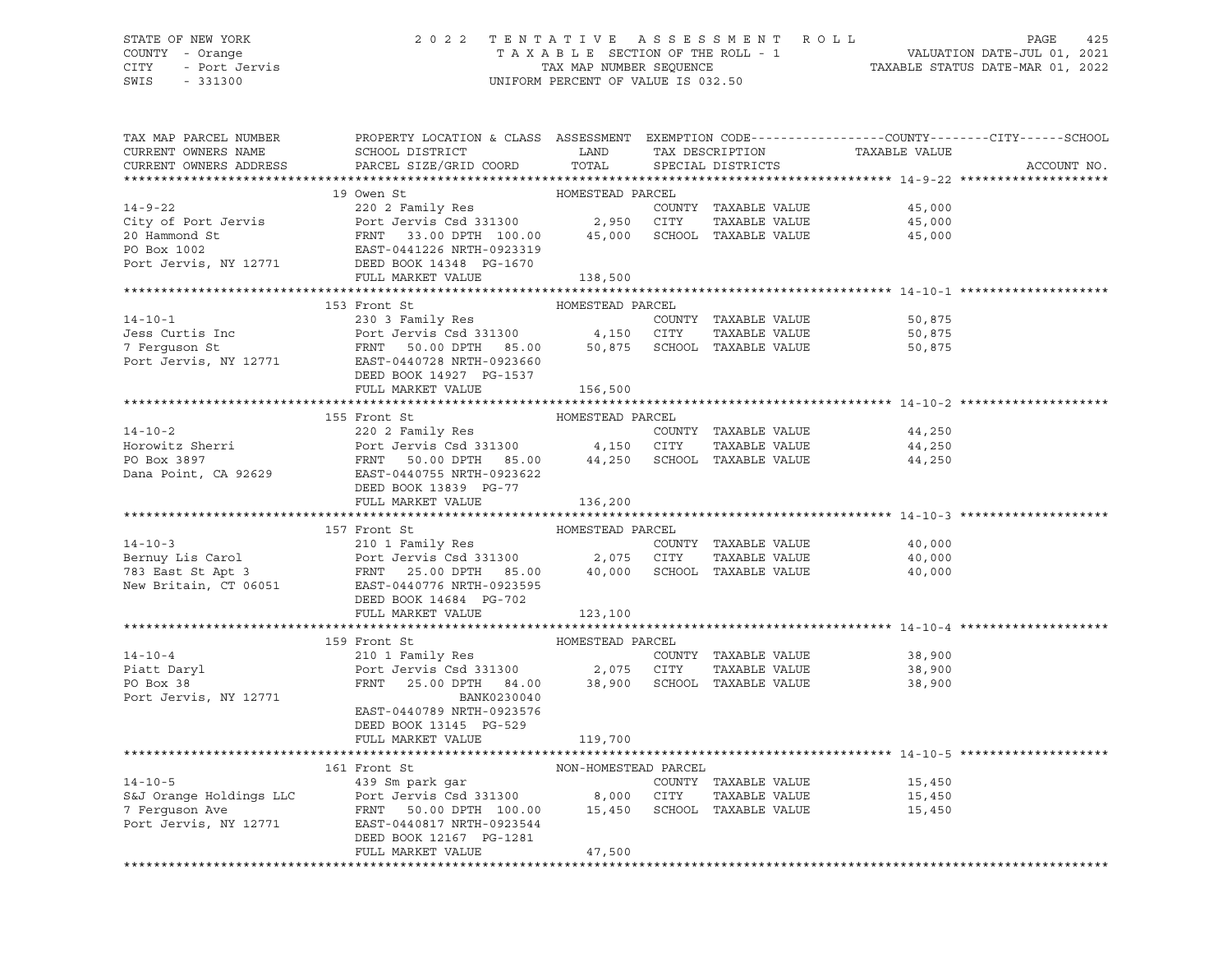STATE OF NEW YORK | COUNTY - Orange | CITY - Port Jervis | SWIS - 331300

# 2022 TENTATIVE ASSESSMENT ROLL

TAXABLE SECTION OF THE ROLL - 1
TAX MAP NUMBER SEQUENCE
UNIFORM PERCENT OF VALUE IS 032.50

VALUATION DATE-JUL 01, 2021
TAXABLE STATUS DATE-MAR 01, 2022

| TAX MAP PARCEL NUMBER / CURRENT OWNERS NAME / CURRENT OWNERS ADDRESS | PROPERTY LOCATION & CLASS / SCHOOL DISTRICT / PARCEL SIZE/GRID COORD | ASSESSMENT LAND / TOTAL | EXEMPTION CODE / TAX DESCRIPTION / SPECIAL DISTRICTS | TAXABLE VALUE (COUNTY / CITY / SCHOOL) | ACCOUNT NO. |
|---|---|---|---|---|---|
| **14-9-22** | 19 Owen St — HOMESTEAD PARCEL | | | | |
| City of Port Jervis | 220 2 Family Res | | COUNTY TAXABLE VALUE | 45,000 | |
| 20 Hammond St | Port Jervis Csd 331300 | 2,950 | CITY TAXABLE VALUE | 45,000 | |
| PO Box 1002 | FRNT 33.00 DPTH 100.00 | 45,000 | SCHOOL TAXABLE VALUE | 45,000 | |
| Port Jervis, NY 12771 | EAST-0441226 NRTH-0923319 | | | | |
| | DEED BOOK 14348 PG-1670 | | | | |
| | FULL MARKET VALUE | 138,500 | | | |
| **14-10-1** | 153 Front St — HOMESTEAD PARCEL | | | | |
| Jess Curtis Inc | 230 3 Family Res | | COUNTY TAXABLE VALUE | 50,875 | |
| 7 Ferguson St | Port Jervis Csd 331300 | 4,150 | CITY TAXABLE VALUE | 50,875 | |
| Port Jervis, NY 12771 | FRNT 50.00 DPTH 85.00 | 50,875 | SCHOOL TAXABLE VALUE | 50,875 | |
| | EAST-0440728 NRTH-0923660 | | | | |
| | DEED BOOK 14927 PG-1537 | | | | |
| | FULL MARKET VALUE | 156,500 | | | |
| **14-10-2** | 155 Front St — HOMESTEAD PARCEL | | | | |
| Horowitz Sherri | 220 2 Family Res | | COUNTY TAXABLE VALUE | 44,250 | |
| PO Box 3897 | Port Jervis Csd 331300 | 4,150 | CITY TAXABLE VALUE | 44,250 | |
| Dana Point, CA 92629 | FRNT 50.00 DPTH 85.00 | 44,250 | SCHOOL TAXABLE VALUE | 44,250 | |
| | EAST-0440755 NRTH-0923622 | | | | |
| | DEED BOOK 13839 PG-77 | | | | |
| | FULL MARKET VALUE | 136,200 | | | |
| **14-10-3** | 157 Front St — HOMESTEAD PARCEL | | | | |
| Bernuy Lis Carol | 210 1 Family Res | | COUNTY TAXABLE VALUE | 40,000 | |
| 783 East St Apt 3 | Port Jervis Csd 331300 | 2,075 | CITY TAXABLE VALUE | 40,000 | |
| New Britain, CT 06051 | FRNT 25.00 DPTH 85.00 | 40,000 | SCHOOL TAXABLE VALUE | 40,000 | |
| | EAST-0440776 NRTH-0923595 | | | | |
| | DEED BOOK 14684 PG-702 | | | | |
| | FULL MARKET VALUE | 123,100 | | | |
| **14-10-4** | 159 Front St — HOMESTEAD PARCEL | | | | |
| Piatt Daryl | 210 1 Family Res | | COUNTY TAXABLE VALUE | 38,900 | |
| PO Box 38 | Port Jervis Csd 331300 | 2,075 | CITY TAXABLE VALUE | 38,900 | |
| Port Jervis, NY 12771 | FRNT 25.00 DPTH 84.00 | 38,900 | SCHOOL TAXABLE VALUE | 38,900 | |
| | BANK0230040 | | | | |
| | EAST-0440789 NRTH-0923576 | | | | |
| | DEED BOOK 13145 PG-529 | | | | |
| | FULL MARKET VALUE | 119,700 | | | |
| **14-10-5** | 161 Front St — NON-HOMESTEAD PARCEL | | | | |
| S&J Orange Holdings LLC | 439 Sm park gar | | COUNTY TAXABLE VALUE | 15,450 | |
| 7 Ferguson Ave | Port Jervis Csd 331300 | 8,000 | CITY TAXABLE VALUE | 15,450 | |
| Port Jervis, NY 12771 | FRNT 50.00 DPTH 100.00 | 15,450 | SCHOOL TAXABLE VALUE | 15,450 | |
| | EAST-0440817 NRTH-0923544 | | | | |
| | DEED BOOK 12167 PG-1281 | | | | |
| | FULL MARKET VALUE | 47,500 | | | |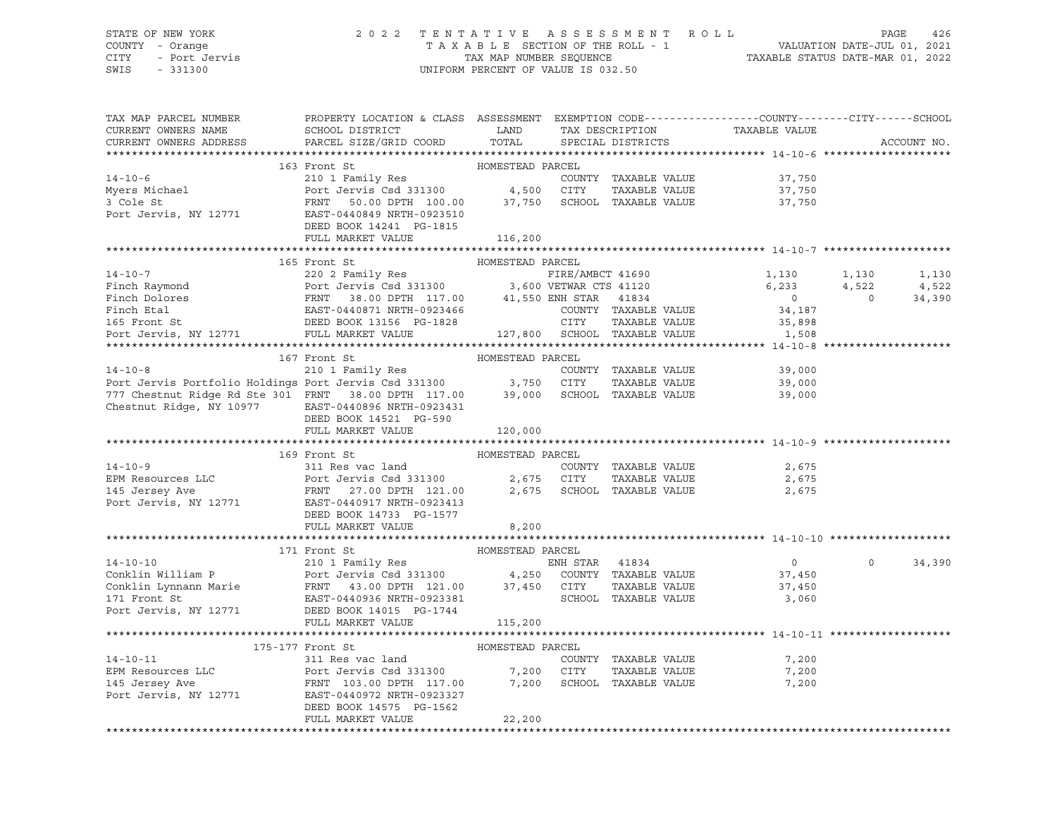STATE OF NEW YORK — 2022 TENTATIVE ASSESSMENT ROLL — PAGE 426
COUNTY - Orange — TAXABLE SECTION OF THE ROLL - 1 — VALUATION DATE-JUL 01, 2021
CITY - Port Jervis — TAX MAP NUMBER SEQUENCE — TAXABLE STATUS DATE-MAR 01, 2022
SWIS - 331300 — UNIFORM PERCENT OF VALUE IS 032.50

| TAX MAP PARCEL NUMBER / CURRENT OWNERS NAME / CURRENT OWNERS ADDRESS | PROPERTY LOCATION & CLASS / SCHOOL DISTRICT / PARCEL SIZE/GRID COORD | ASSESSMENT LAND / TOTAL | EXEMPTION CODE / TAX DESCRIPTION / SPECIAL DISTRICTS | COUNTY TAXABLE VALUE | CITY | SCHOOL |
|---|---|---|---|---|---|---|
| **14-10-6** | 163 Front St | HOMESTEAD PARCEL | | | | |
| Myers Michael | 210 1 Family Res | | COUNTY TAXABLE VALUE | 37,750 | | |
| 3 Cole St | Port Jervis Csd 331300 | 4,500 | CITY TAXABLE VALUE | 37,750 | | |
| Port Jervis, NY 12771 | FRNT 50.00 DPTH 100.00 | 37,750 | SCHOOL TAXABLE VALUE | 37,750 | | |
| | EAST-0440849 NRTH-0923510 | | | | | |
| | DEED BOOK 14241 PG-1815 | | | | | |
| | FULL MARKET VALUE | 116,200 | | | | |
| **14-10-7** | 165 Front St | HOMESTEAD PARCEL | | | | |
| Finch Raymond | 220 2 Family Res | | FIRE/AMBCT 41690 | 1,130 | 1,130 | 1,130 |
| Finch Dolores | Port Jervis Csd 331300 | 3,600 | VETWAR CTS 41120 | 6,233 | 4,522 | 4,522 |
| Finch Etal | FRNT 38.00 DPTH 117.00 | 41,550 | ENH STAR 41834 | 0 | 0 | 34,390 |
| 165 Front St | EAST-0440871 NRTH-0923466 | | COUNTY TAXABLE VALUE | 34,187 | | |
| Port Jervis, NY 12771 | DEED BOOK 13156 PG-1828 | | CITY TAXABLE VALUE | 35,898 | | |
| | FULL MARKET VALUE | 127,800 | SCHOOL TAXABLE VALUE | 1,508 | | |
| **14-10-8** | 167 Front St | HOMESTEAD PARCEL | | | | |
| Port Jervis Portfolio Holdings | 210 1 Family Res | | COUNTY TAXABLE VALUE | 39,000 | | |
| 777 Chestnut Ridge Rd Ste 301 | Port Jervis Csd 331300 | 3,750 | CITY TAXABLE VALUE | 39,000 | | |
| Chestnut Ridge, NY 10977 | FRNT 38.00 DPTH 117.00 | 39,000 | SCHOOL TAXABLE VALUE | 39,000 | | |
| | EAST-0440896 NRTH-0923431 | | | | | |
| | DEED BOOK 14521 PG-590 | | | | | |
| | FULL MARKET VALUE | 120,000 | | | | |
| **14-10-9** | 169 Front St | HOMESTEAD PARCEL | | | | |
| EPM Resources LLC | 311 Res vac land | | COUNTY TAXABLE VALUE | 2,675 | | |
| 145 Jersey Ave | Port Jervis Csd 331300 | 2,675 | CITY TAXABLE VALUE | 2,675 | | |
| Port Jervis, NY 12771 | FRNT 27.00 DPTH 121.00 | 2,675 | SCHOOL TAXABLE VALUE | 2,675 | | |
| | EAST-0440917 NRTH-0923413 | | | | | |
| | DEED BOOK 14733 PG-1577 | | | | | |
| | FULL MARKET VALUE | 8,200 | | | | |
| **14-10-10** | 171 Front St | HOMESTEAD PARCEL | | | | |
| Conklin William P | 210 1 Family Res | | ENH STAR 41834 | 0 | 0 | 34,390 |
| Conklin Lynnann Marie | Port Jervis Csd 331300 | 4,250 | COUNTY TAXABLE VALUE | 37,450 | | |
| 171 Front St | FRNT 43.00 DPTH 121.00 | 37,450 | CITY TAXABLE VALUE | 37,450 | | |
| Port Jervis, NY 12771 | EAST-0440936 NRTH-0923381 | | SCHOOL TAXABLE VALUE | 3,060 | | |
| | DEED BOOK 14015 PG-1744 | | | | | |
| | FULL MARKET VALUE | 115,200 | | | | |
| **14-10-11** | 175-177 Front St | HOMESTEAD PARCEL | | | | |
| EPM Resources LLC | 311 Res vac land | | COUNTY TAXABLE VALUE | 7,200 | | |
| 145 Jersey Ave | Port Jervis Csd 331300 | 7,200 | CITY TAXABLE VALUE | 7,200 | | |
| Port Jervis, NY 12771 | FRNT 103.00 DPTH 117.00 | 7,200 | SCHOOL TAXABLE VALUE | 7,200 | | |
| | EAST-0440972 NRTH-0923327 | | | | | |
| | DEED BOOK 14575 PG-1562 | | | | | |
| | FULL MARKET VALUE | 22,200 | | | | |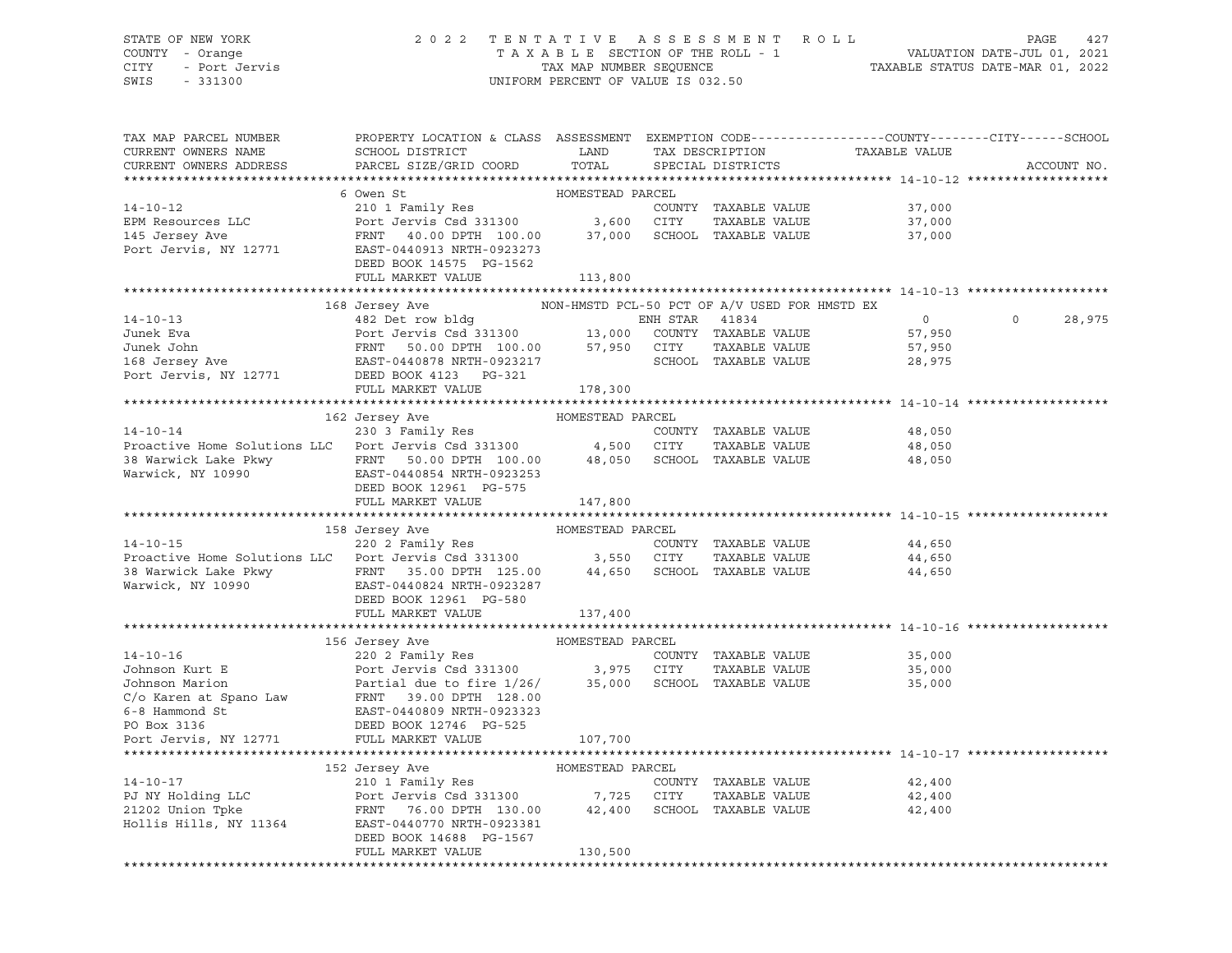STATE OF NEW YORK — 2022 TENTATIVE ASSESSMENT ROLL — PAGE 427
COUNTY - Orange — TAXABLE SECTION OF THE ROLL - 1 — VALUATION DATE-JUL 01, 2021
CITY - Port Jervis — TAX MAP NUMBER SEQUENCE — TAXABLE STATUS DATE-MAR 01, 2022
SWIS - 331300 — UNIFORM PERCENT OF VALUE IS 032.50

| TAX MAP PARCEL NUMBER / CURRENT OWNERS NAME / CURRENT OWNERS ADDRESS | PROPERTY LOCATION & CLASS / SCHOOL DISTRICT / PARCEL SIZE/GRID COORD | ASSESSMENT LAND / TOTAL | EXEMPTION CODE / TAX DESCRIPTION / SPECIAL DISTRICTS | COUNTY | CITY | SCHOOL |
|---|---|---|---|---|---|---|
| **14-10-12** | 6 Owen St | HOMESTEAD PARCEL | | | | |
| 14-10-12 | 210 1 Family Res | | COUNTY TAXABLE VALUE | 37,000 | | |
| EPM Resources LLC | Port Jervis Csd 331300 | 3,600 | CITY TAXABLE VALUE | | 37,000 | |
| 145 Jersey Ave | FRNT 40.00 DPTH 100.00 | 37,000 | SCHOOL TAXABLE VALUE | | | 37,000 |
| Port Jervis, NY 12771 | EAST-0440913 NRTH-0923273 | | | | | |
| | DEED BOOK 14575 PG-1562 | | | | | |
| | FULL MARKET VALUE | 113,800 | | | | |
| **14-10-13** | 168 Jersey Ave | NON-HMSTD PCL-50 PCT OF A/V USED FOR HMSTD EX | | | | |
| 14-10-13 | 482 Det row bldg | | ENH STAR 41834 | 0 | 0 | 28,975 |
| Junek Eva | Port Jervis Csd 331300 | 13,000 | COUNTY TAXABLE VALUE | 57,950 | | |
| Junek John | FRNT 50.00 DPTH 100.00 | 57,950 | CITY TAXABLE VALUE | | 57,950 | |
| 168 Jersey Ave | EAST-0440878 NRTH-0923217 | | SCHOOL TAXABLE VALUE | | | 28,975 |
| Port Jervis, NY 12771 | DEED BOOK 4123 PG-321 | | | | | |
| | FULL MARKET VALUE | 178,300 | | | | |
| **14-10-14** | 162 Jersey Ave | HOMESTEAD PARCEL | | | | |
| 14-10-14 | 230 3 Family Res | | COUNTY TAXABLE VALUE | 48,050 | | |
| Proactive Home Solutions LLC | Port Jervis Csd 331300 | 4,500 | CITY TAXABLE VALUE | | 48,050 | |
| 38 Warwick Lake Pkwy | FRNT 50.00 DPTH 100.00 | 48,050 | SCHOOL TAXABLE VALUE | | | 48,050 |
| Warwick, NY 10990 | EAST-0440854 NRTH-0923253 | | | | | |
| | DEED BOOK 12961 PG-575 | | | | | |
| | FULL MARKET VALUE | 147,800 | | | | |
| **14-10-15** | 158 Jersey Ave | HOMESTEAD PARCEL | | | | |
| 14-10-15 | 220 2 Family Res | | COUNTY TAXABLE VALUE | 44,650 | | |
| Proactive Home Solutions LLC | Port Jervis Csd 331300 | 3,550 | CITY TAXABLE VALUE | | 44,650 | |
| 38 Warwick Lake Pkwy | FRNT 35.00 DPTH 125.00 | 44,650 | SCHOOL TAXABLE VALUE | | | 44,650 |
| Warwick, NY 10990 | EAST-0440824 NRTH-0923287 | | | | | |
| | DEED BOOK 12961 PG-580 | | | | | |
| | FULL MARKET VALUE | 137,400 | | | | |
| **14-10-16** | 156 Jersey Ave | HOMESTEAD PARCEL | | | | |
| 14-10-16 | 220 2 Family Res | | COUNTY TAXABLE VALUE | 35,000 | | |
| Johnson Kurt E | Port Jervis Csd 331300 | 3,975 | CITY TAXABLE VALUE | | 35,000 | |
| Johnson Marion | Partial due to fire 1/26/ | 35,000 | SCHOOL TAXABLE VALUE | | | 35,000 |
| C/o Karen at Spano Law | FRNT 39.00 DPTH 128.00 | | | | | |
| 6-8 Hammond St | EAST-0440809 NRTH-0923323 | | | | | |
| PO Box 3136 | DEED BOOK 12746 PG-525 | | | | | |
| Port Jervis, NY 12771 | FULL MARKET VALUE | 107,700 | | | | |
| **14-10-17** | 152 Jersey Ave | HOMESTEAD PARCEL | | | | |
| 14-10-17 | 210 1 Family Res | | COUNTY TAXABLE VALUE | 42,400 | | |
| PJ NY Holding LLC | Port Jervis Csd 331300 | 7,725 | CITY TAXABLE VALUE | | 42,400 | |
| 21202 Union Tpke | FRNT 76.00 DPTH 130.00 | 42,400 | SCHOOL TAXABLE VALUE | | | 42,400 |
| Hollis Hills, NY 11364 | EAST-0440770 NRTH-0923381 | | | | | |
| | DEED BOOK 14688 PG-1567 | | | | | |
| | FULL MARKET VALUE | 130,500 | | | | |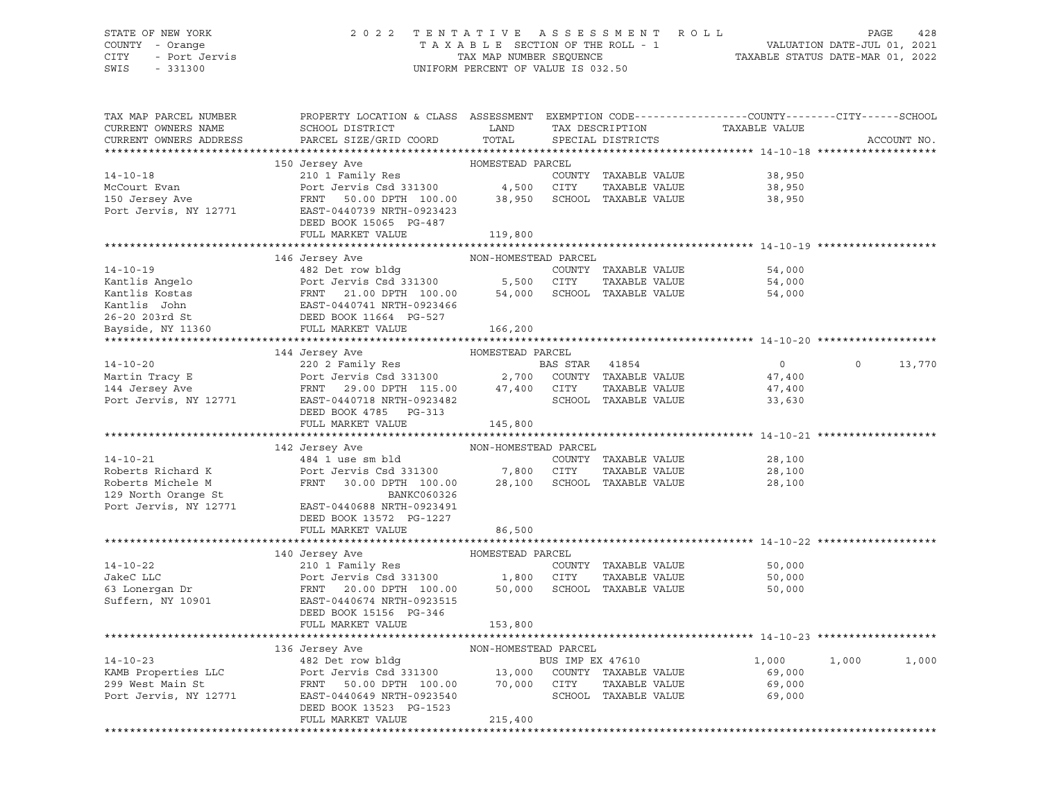STATE OF NEW YORK · COUNTY - Orange · CITY - Port Jervis · SWIS - 331300

# 2022 TENTATIVE ASSESSMENT ROLL

TAXABLE SECTION OF THE ROLL - 1 · TAX MAP NUMBER SEQUENCE · UNIFORM PERCENT OF VALUE IS 032.50

VALUATION DATE-JUL 01, 2021 · TAXABLE STATUS DATE-MAR 01, 2022

| TAX MAP PARCEL NUMBER / CURRENT OWNERS NAME / CURRENT OWNERS ADDRESS | PROPERTY LOCATION & CLASS / SCHOOL DISTRICT / PARCEL SIZE/GRID COORD | ASSESSMENT LAND | ASSESSMENT TOTAL | EXEMPTION CODE / TAX DESCRIPTION / SPECIAL DISTRICTS | COUNTY TAXABLE VALUE | CITY TAXABLE VALUE | SCHOOL TAXABLE VALUE | ACCOUNT NO. |
|---|---|---|---|---|---|---|---|---|
| **14-10-18** | 150 Jersey Ave — HOMESTEAD PARCEL | | | | | | | |
| 14-10-18 | 210 1 Family Res | | | COUNTY TAXABLE VALUE | 38,950 | | | |
| McCourt Evan | Port Jervis Csd 331300 | 4,500 | | CITY TAXABLE VALUE | | 38,950 | | |
| 150 Jersey Ave | FRNT 50.00 DPTH 100.00 | | 38,950 | SCHOOL TAXABLE VALUE | | | 38,950 | |
| Port Jervis, NY 12771 | EAST-0440739 NRTH-0923423 | | | | | | | |
| | DEED BOOK 15065 PG-487 | | | | | | | |
| | FULL MARKET VALUE | | 119,800 | | | | | |
| **14-10-19** | 146 Jersey Ave — NON-HOMESTEAD PARCEL | | | | | | | |
| 14-10-19 | 482 Det row bldg | | | COUNTY TAXABLE VALUE | 54,000 | | | |
| Kantlis Angelo | Port Jervis Csd 331300 | 5,500 | | CITY TAXABLE VALUE | | 54,000 | | |
| Kantlis Kostas | FRNT 21.00 DPTH 100.00 | | 54,000 | SCHOOL TAXABLE VALUE | | | 54,000 | |
| Kantlis John | EAST-0440741 NRTH-0923466 | | | | | | | |
| 26-20 203rd St | DEED BOOK 11664 PG-527 | | | | | | | |
| Bayside, NY 11360 | FULL MARKET VALUE | | 166,200 | | | | | |
| **14-10-20** | 144 Jersey Ave — HOMESTEAD PARCEL | | | | | | | |
| 14-10-20 | 220 2 Family Res | | | BAS STAR 41854 | 0 | 0 | 13,770 | |
| Martin Tracy E | Port Jervis Csd 331300 | 2,700 | | COUNTY TAXABLE VALUE | 47,400 | | | |
| 144 Jersey Ave | FRNT 29.00 DPTH 115.00 | | 47,400 | CITY TAXABLE VALUE | | 47,400 | | |
| Port Jervis, NY 12771 | EAST-0440718 NRTH-0923482 | | | SCHOOL TAXABLE VALUE | | | 33,630 | |
| | DEED BOOK 4785 PG-313 | | | | | | | |
| | FULL MARKET VALUE | | 145,800 | | | | | |
| **14-10-21** | 142 Jersey Ave — NON-HOMESTEAD PARCEL | | | | | | | |
| 14-10-21 | 484 1 use sm bld | | | COUNTY TAXABLE VALUE | 28,100 | | | |
| Roberts Richard K | Port Jervis Csd 331300 | 7,800 | | CITY TAXABLE VALUE | | 28,100 | | |
| Roberts Michele M | FRNT 30.00 DPTH 100.00 | | 28,100 | SCHOOL TAXABLE VALUE | | | 28,100 | |
| 129 North Orange St | BANKC060326 | | | | | | | |
| Port Jervis, NY 12771 | EAST-0440688 NRTH-0923491 | | | | | | | |
| | DEED BOOK 13572 PG-1227 | | | | | | | |
| | FULL MARKET VALUE | | 86,500 | | | | | |
| **14-10-22** | 140 Jersey Ave — HOMESTEAD PARCEL | | | | | | | |
| 14-10-22 | 210 1 Family Res | | | COUNTY TAXABLE VALUE | 50,000 | | | |
| JakeC LLC | Port Jervis Csd 331300 | 1,800 | | CITY TAXABLE VALUE | | 50,000 | | |
| 63 Lonergan Dr | FRNT 20.00 DPTH 100.00 | | 50,000 | SCHOOL TAXABLE VALUE | | | 50,000 | |
| Suffern, NY 10901 | EAST-0440674 NRTH-0923515 | | | | | | | |
| | DEED BOOK 15156 PG-346 | | | | | | | |
| | FULL MARKET VALUE | | 153,800 | | | | | |
| **14-10-23** | 136 Jersey Ave — NON-HOMESTEAD PARCEL | | | | | | | |
| 14-10-23 | 482 Det row bldg | | | BUS IMP EX 47610 | 1,000 | 1,000 | 1,000 | |
| KAMB Properties LLC | Port Jervis Csd 331300 | 13,000 | | COUNTY TAXABLE VALUE | 69,000 | | | |
| 299 West Main St | FRNT 50.00 DPTH 100.00 | | 70,000 | CITY TAXABLE VALUE | | 69,000 | | |
| Port Jervis, NY 12771 | EAST-0440649 NRTH-0923540 | | | SCHOOL TAXABLE VALUE | | | 69,000 | |
| | DEED BOOK 13523 PG-1523 | | | | | | | |
| | FULL MARKET VALUE | | 215,400 | | | | | |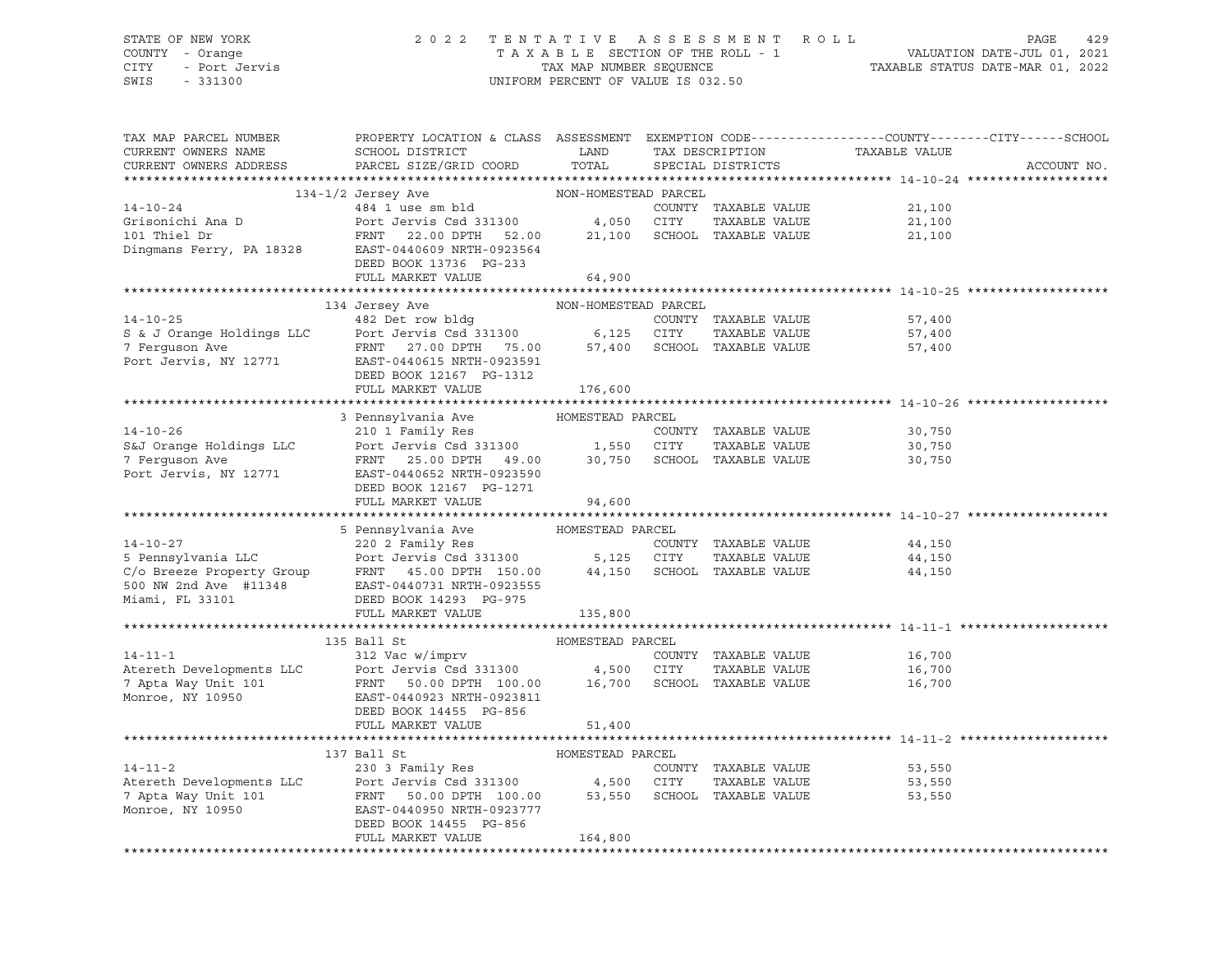STATE OF NEW YORK — COUNTY - Orange — CITY - Port Jervis — SWIS - 331300

2022 TENTATIVE ASSESSMENT ROLL — TAXABLE SECTION OF THE ROLL - 1 — TAX MAP NUMBER SEQUENCE — UNIFORM PERCENT OF VALUE IS 032.50

VALUATION DATE-JUL 01, 2021 — TAXABLE STATUS DATE-MAR 01, 2022

| TAX MAP PARCEL NUMBER / CURRENT OWNERS NAME / CURRENT OWNERS ADDRESS | PROPERTY LOCATION & CLASS / SCHOOL DISTRICT / PARCEL SIZE/GRID COORD | ASSESSMENT LAND / TOTAL | EXEMPTION CODE / TAX DESCRIPTION / SPECIAL DISTRICTS | TAXABLE VALUE (COUNTY / CITY / SCHOOL) | ACCOUNT NO. |
|---|---|---|---|---|---|
| **14-10-24** | 134-1/2 Jersey Ave | NON-HOMESTEAD PARCEL | | | |
| 14-10-24 | 484 1 use sm bld | | COUNTY TAXABLE VALUE | 21,100 | |
| Grisonichi Ana D | Port Jervis Csd 331300 | 4,050 | CITY TAXABLE VALUE | 21,100 | |
| 101 Thiel Dr | FRNT 22.00 DPTH 52.00 | 21,100 | SCHOOL TAXABLE VALUE | 21,100 | |
| Dingmans Ferry, PA 18328 | EAST-0440609 NRTH-0923564 | | | | |
| | DEED BOOK 13736 PG-233 | | | | |
| | FULL MARKET VALUE | 64,900 | | | |
| **14-10-25** | 134 Jersey Ave | NON-HOMESTEAD PARCEL | | | |
| 14-10-25 | 482 Det row bldg | | COUNTY TAXABLE VALUE | 57,400 | |
| S & J Orange Holdings LLC | Port Jervis Csd 331300 | 6,125 | CITY TAXABLE VALUE | 57,400 | |
| 7 Ferguson Ave | FRNT 27.00 DPTH 75.00 | 57,400 | SCHOOL TAXABLE VALUE | 57,400 | |
| Port Jervis, NY 12771 | EAST-0440615 NRTH-0923591 | | | | |
| | DEED BOOK 12167 PG-1312 | | | | |
| | FULL MARKET VALUE | 176,600 | | | |
| **14-10-26** | 3 Pennsylvania Ave | HOMESTEAD PARCEL | | | |
| 14-10-26 | 210 1 Family Res | | COUNTY TAXABLE VALUE | 30,750 | |
| S&J Orange Holdings LLC | Port Jervis Csd 331300 | 1,550 | CITY TAXABLE VALUE | 30,750 | |
| 7 Ferguson Ave | FRNT 25.00 DPTH 49.00 | 30,750 | SCHOOL TAXABLE VALUE | 30,750 | |
| Port Jervis, NY 12771 | EAST-0440652 NRTH-0923590 | | | | |
| | DEED BOOK 12167 PG-1271 | | | | |
| | FULL MARKET VALUE | 94,600 | | | |
| **14-10-27** | 5 Pennsylvania Ave | HOMESTEAD PARCEL | | | |
| 14-10-27 | 220 2 Family Res | | COUNTY TAXABLE VALUE | 44,150 | |
| 5 Pennsylvania LLC | Port Jervis Csd 331300 | 5,125 | CITY TAXABLE VALUE | 44,150 | |
| C/o Breeze Property Group | FRNT 45.00 DPTH 150.00 | 44,150 | SCHOOL TAXABLE VALUE | 44,150 | |
| 500 NW 2nd Ave #11348 | EAST-0440731 NRTH-0923555 | | | | |
| Miami, FL 33101 | DEED BOOK 14293 PG-975 | | | | |
| | FULL MARKET VALUE | 135,800 | | | |
| **14-11-1** | 135 Ball St | HOMESTEAD PARCEL | | | |
| 14-11-1 | 312 Vac w/imprv | | COUNTY TAXABLE VALUE | 16,700 | |
| Atereth Developments LLC | Port Jervis Csd 331300 | 4,500 | CITY TAXABLE VALUE | 16,700 | |
| 7 Apta Way Unit 101 | FRNT 50.00 DPTH 100.00 | 16,700 | SCHOOL TAXABLE VALUE | 16,700 | |
| Monroe, NY 10950 | EAST-0440923 NRTH-0923811 | | | | |
| | DEED BOOK 14455 PG-856 | | | | |
| | FULL MARKET VALUE | 51,400 | | | |
| **14-11-2** | 137 Ball St | HOMESTEAD PARCEL | | | |
| 14-11-2 | 230 3 Family Res | | COUNTY TAXABLE VALUE | 53,550 | |
| Atereth Developments LLC | Port Jervis Csd 331300 | 4,500 | CITY TAXABLE VALUE | 53,550 | |
| 7 Apta Way Unit 101 | FRNT 50.00 DPTH 100.00 | 53,550 | SCHOOL TAXABLE VALUE | 53,550 | |
| Monroe, NY 10950 | EAST-0440950 NRTH-0923777 | | | | |
| | DEED BOOK 14455 PG-856 | | | | |
| | FULL MARKET VALUE | 164,800 | | | |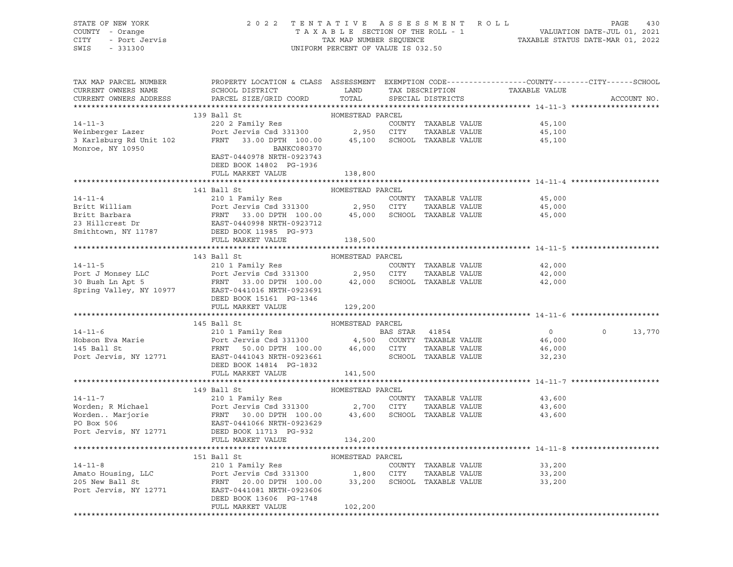STATE OF NEW YORK
COUNTY - Orange
CITY - Port Jervis
SWIS - 331300

2022 TENTATIVE ASSESSMENT ROLL
TAXABLE SECTION OF THE ROLL - 1
TAX MAP NUMBER SEQUENCE
UNIFORM PERCENT OF VALUE IS 032.50

VALUATION DATE-JUL 01, 2021
TAXABLE STATUS DATE-MAR 01, 2022

```
TAX MAP PARCEL NUMBER          PROPERTY LOCATION & CLASS  ASSESSMENT  EXEMPTION CODE------------------COUNTY--------CITY------SCHOOL
CURRENT OWNERS NAME            SCHOOL DISTRICT                 LAND      TAX DESCRIPTION            TAXABLE VALUE
CURRENT OWNERS ADDRESS         PARCEL SIZE/GRID COORD          TOTAL     SPECIAL DISTRICTS                                    ACCOUNT NO.
******************************************************************************************************* 14-11-3 ********************
                               139 Ball St                  HOMESTEAD PARCEL
14-11-3                        220 2 Family Res                          COUNTY  TAXABLE VALUE            45,100
Weinberger Lazer               Port Jervis Csd 331300        2,950     CITY    TAXABLE VALUE            45,100
3 Karlsburg Rd Unit 102        FRNT   33.00 DPTH 100.00     45,100     SCHOOL  TAXABLE VALUE            45,100
Monroe, NY 10950                              BANKC080370
                               EAST-0440978 NRTH-0923743
                               DEED BOOK 14802  PG-1936
                               FULL MARKET VALUE           138,800
******************************************************************************************************* 14-11-4 ********************
                               141 Ball St                  HOMESTEAD PARCEL
14-11-4                        210 1 Family Res                          COUNTY  TAXABLE VALUE            45,000
Britt William                  Port Jervis Csd 331300        2,950     CITY    TAXABLE VALUE            45,000
Britt Barbara                  FRNT   33.00 DPTH 100.00     45,000     SCHOOL  TAXABLE VALUE            45,000
23 Hillcrest Dr                EAST-0440998 NRTH-0923712
Smithtown, NY 11787            DEED BOOK 11985  PG-973
                               FULL MARKET VALUE           138,500
******************************************************************************************************* 14-11-5 ********************
                               143 Ball St                  HOMESTEAD PARCEL
14-11-5                        210 1 Family Res                          COUNTY  TAXABLE VALUE            42,000
Port J Monsey LLC              Port Jervis Csd 331300        2,950     CITY    TAXABLE VALUE            42,000
30 Bush Ln Apt 5               FRNT   33.00 DPTH 100.00     42,000     SCHOOL  TAXABLE VALUE            42,000
Spring Valley, NY 10977        EAST-0441016 NRTH-0923691
                               DEED BOOK 15161  PG-1346
                               FULL MARKET VALUE           129,200
******************************************************************************************************* 14-11-6 ********************
                               145 Ball St                  HOMESTEAD PARCEL
14-11-6                        210 1 Family Res                     BAS STAR   41854                 0          0     13,770
Hobson Eva Marie               Port Jervis Csd 331300        4,500     COUNTY  TAXABLE VALUE            46,000
145 Ball St                    FRNT   50.00 DPTH 100.00     46,000     CITY    TAXABLE VALUE            46,000
Port Jervis, NY 12771          EAST-0441043 NRTH-0923661               SCHOOL  TAXABLE VALUE            32,230
                               DEED BOOK 14814  PG-1832
                               FULL MARKET VALUE           141,500
******************************************************************************************************* 14-11-7 ********************
                               149 Ball St                  HOMESTEAD PARCEL
14-11-7                        210 1 Family Res                          COUNTY  TAXABLE VALUE            43,600
Worden; R Michael              Port Jervis Csd 331300        2,700     CITY    TAXABLE VALUE            43,600
Worden.. Marjorie              FRNT   30.00 DPTH 100.00     43,600     SCHOOL  TAXABLE VALUE            43,600
PO Box 506                     EAST-0441066 NRTH-0923629
Port Jervis, NY 12771          DEED BOOK 11713  PG-932
                               FULL MARKET VALUE           134,200
******************************************************************************************************* 14-11-8 ********************
                               151 Ball St                  HOMESTEAD PARCEL
14-11-8                        210 1 Family Res                          COUNTY  TAXABLE VALUE            33,200
Amato Housing, LLC             Port Jervis Csd 331300        1,800     CITY    TAXABLE VALUE            33,200
205 New Ball St                FRNT   20.00 DPTH 100.00     33,200     SCHOOL  TAXABLE VALUE            33,200
Port Jervis, NY 12771          EAST-0441081 NRTH-0923606
                               DEED BOOK 13606  PG-1748
                               FULL MARKET VALUE           102,200
************************************************************************************************************************************
```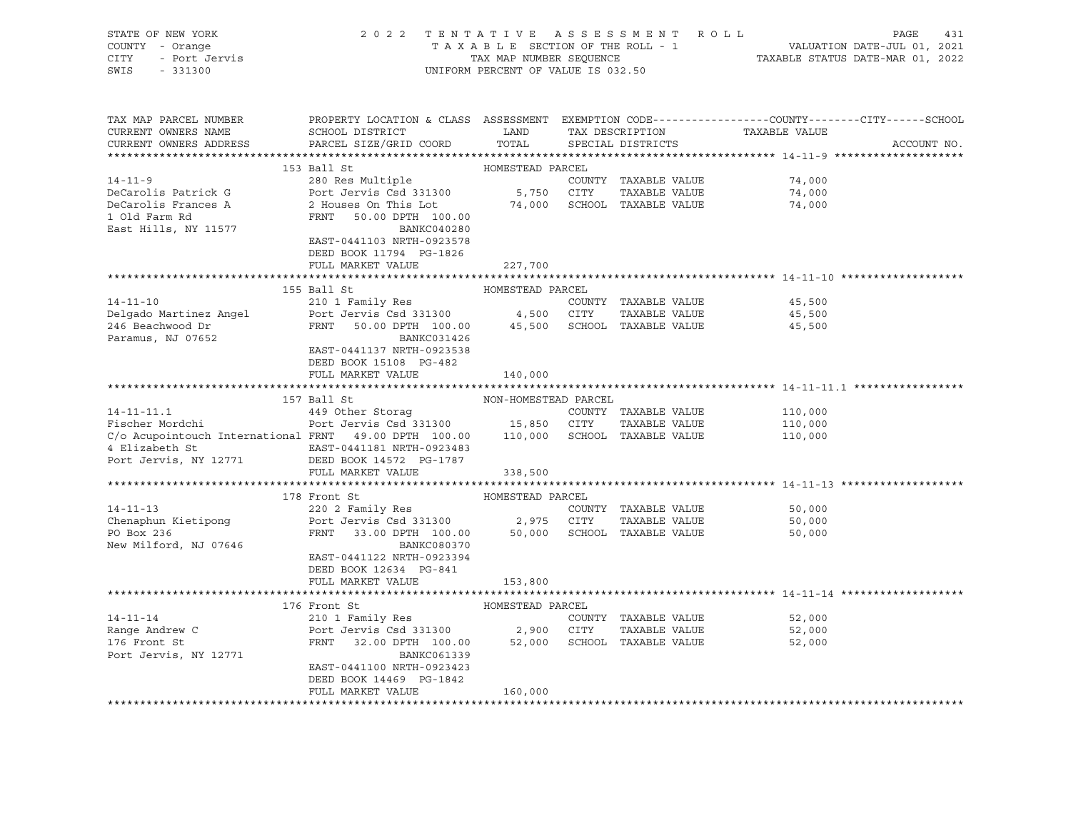STATE OF NEW YORK — COUNTY - Orange — CITY - Port Jervis — SWIS - 331300

2 0 2 2 T E N T A T I V E A S S E S S M E N T R O L L
T A X A B L E SECTION OF THE ROLL - 1
TAX MAP NUMBER SEQUENCE
UNIFORM PERCENT OF VALUE IS 032.50

VALUATION DATE-JUL 01, 2021
TAXABLE STATUS DATE-MAR 01, 2022

| TAX MAP PARCEL NUMBER / CURRENT OWNERS NAME / CURRENT OWNERS ADDRESS | PROPERTY LOCATION & CLASS / SCHOOL DISTRICT / PARCEL SIZE/GRID COORD | ASSESSMENT LAND | TOTAL | EXEMPTION CODE / TAX DESCRIPTION / SPECIAL DISTRICTS | COUNTY / CITY / SCHOOL TAXABLE VALUE | ACCOUNT NO. |
|---|---|---|---|---|---|---|
| **14-11-9** | 153 Ball St — HOMESTEAD PARCEL | | | | | |
| 14-11-9 | 280 Res Multiple | | | COUNTY TAXABLE VALUE | 74,000 | |
| DeCarolis Patrick G | Port Jervis Csd 331300 | 5,750 | | CITY TAXABLE VALUE | 74,000 | |
| DeCarolis Frances A | 2 Houses On This Lot | | 74,000 | SCHOOL TAXABLE VALUE | 74,000 | |
| 1 Old Farm Rd | FRNT 50.00 DPTH 100.00 | | | | | |
| East Hills, NY 11577 | BANKC040280 | | | | | |
| | EAST-0441103 NRTH-0923578 | | | | | |
| | DEED BOOK 11794 PG-1826 | | | | | |
| | FULL MARKET VALUE | | 227,700 | | | |
| **14-11-10** | 155 Ball St — HOMESTEAD PARCEL | | | | | |
| 14-11-10 | 210 1 Family Res | | | COUNTY TAXABLE VALUE | 45,500 | |
| Delgado Martinez Angel | Port Jervis Csd 331300 | 4,500 | | CITY TAXABLE VALUE | 45,500 | |
| 246 Beachwood Dr | FRNT 50.00 DPTH 100.00 | | 45,500 | SCHOOL TAXABLE VALUE | 45,500 | |
| Paramus, NJ 07652 | BANKC031426 | | | | | |
| | EAST-0441137 NRTH-0923538 | | | | | |
| | DEED BOOK 15108 PG-482 | | | | | |
| | FULL MARKET VALUE | | 140,000 | | | |
| **14-11-11.1** | 157 Ball St — NON-HOMESTEAD PARCEL | | | | | |
| 14-11-11.1 | 449 Other Storag | | | COUNTY TAXABLE VALUE | 110,000 | |
| Fischer Mordchi | Port Jervis Csd 331300 | 15,850 | | CITY TAXABLE VALUE | 110,000 | |
| C/o Acupointouch International | FRNT 49.00 DPTH 100.00 | | 110,000 | SCHOOL TAXABLE VALUE | 110,000 | |
| 4 Elizabeth St | EAST-0441181 NRTH-0923483 | | | | | |
| Port Jervis, NY 12771 | DEED BOOK 14572 PG-1787 | | | | | |
| | FULL MARKET VALUE | | 338,500 | | | |
| **14-11-13** | 178 Front St — HOMESTEAD PARCEL | | | | | |
| 14-11-13 | 220 2 Family Res | | | COUNTY TAXABLE VALUE | 50,000 | |
| Chenaphun Kietipong | Port Jervis Csd 331300 | 2,975 | | CITY TAXABLE VALUE | 50,000 | |
| PO Box 236 | FRNT 33.00 DPTH 100.00 | | 50,000 | SCHOOL TAXABLE VALUE | 50,000 | |
| New Milford, NJ 07646 | BANKC080370 | | | | | |
| | EAST-0441122 NRTH-0923394 | | | | | |
| | DEED BOOK 12634 PG-841 | | | | | |
| | FULL MARKET VALUE | | 153,800 | | | |
| **14-11-14** | 176 Front St — HOMESTEAD PARCEL | | | | | |
| 14-11-14 | 210 1 Family Res | | | COUNTY TAXABLE VALUE | 52,000 | |
| Range Andrew C | Port Jervis Csd 331300 | 2,900 | | CITY TAXABLE VALUE | 52,000 | |
| 176 Front St | FRNT 32.00 DPTH 100.00 | | 52,000 | SCHOOL TAXABLE VALUE | 52,000 | |
| Port Jervis, NY 12771 | BANKC061339 | | | | | |
| | EAST-0441100 NRTH-0923423 | | | | | |
| | DEED BOOK 14469 PG-1842 | | | | | |
| | FULL MARKET VALUE | | 160,000 | | | |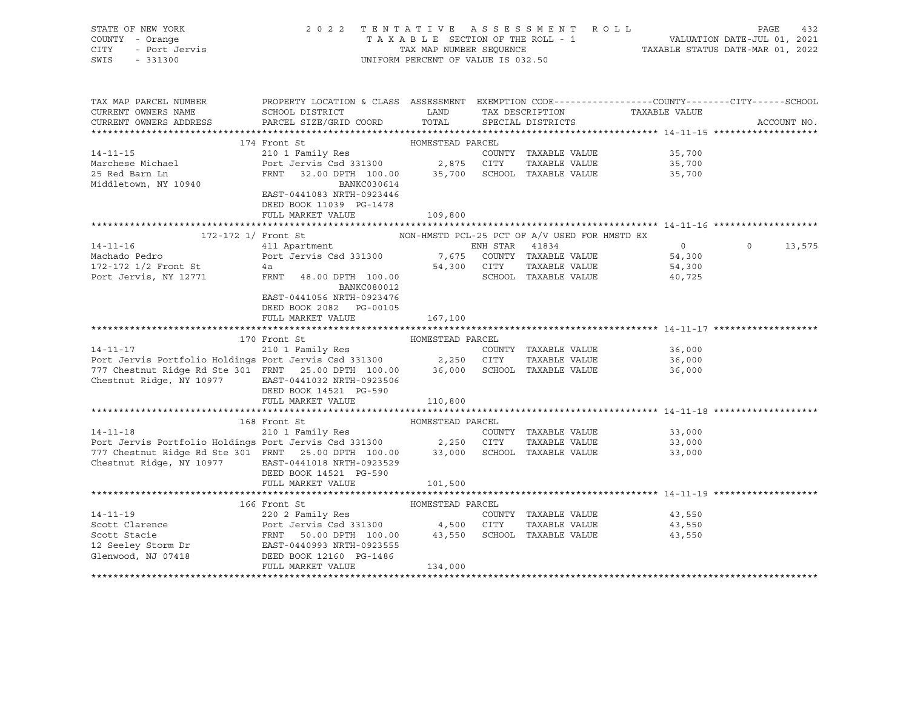STATE OF NEW YORK — 2022 TENTATIVE ASSESSMENT ROLL
COUNTY - Orange — TAXABLE SECTION OF THE ROLL - 1 — VALUATION DATE-JUL 01, 2021
CITY - Port Jervis — TAX MAP NUMBER SEQUENCE — TAXABLE STATUS DATE-MAR 01, 2022
SWIS - 331300 — UNIFORM PERCENT OF VALUE IS 032.50

| TAX MAP PARCEL NUMBER / CURRENT OWNERS NAME / CURRENT OWNERS ADDRESS | PROPERTY LOCATION & CLASS / SCHOOL DISTRICT / PARCEL SIZE/GRID COORD | ASSESSMENT LAND | ASSESSMENT TOTAL | EXEMPTION CODE / TAX DESCRIPTION / SPECIAL DISTRICTS | COUNTY TAXABLE VALUE | CITY | SCHOOL |
|---|---|---|---|---|---|---|---|
| **14-11-15** | 174 Front St | | | HOMESTEAD PARCEL | | | |
| 14-11-15 | 210 1 Family Res | | | COUNTY TAXABLE VALUE | 35,700 | | |
| Marchese Michael | Port Jervis Csd 331300 | 2,875 | | CITY TAXABLE VALUE | 35,700 | | |
| 25 Red Barn Ln | FRNT 32.00 DPTH 100.00 | | 35,700 | SCHOOL TAXABLE VALUE | 35,700 | | |
| Middletown, NY 10940 | BANKC030614 | | | | | | |
| | EAST-0441083 NRTH-0923446 | | | | | | |
| | DEED BOOK 11039 PG-1478 | | | | | | |
| | FULL MARKET VALUE | | 109,800 | | | | |
| **14-11-16** | 172-172 1/ Front St | | | NON-HMSTD PCL-25 PCT OF A/V USED FOR HMSTD EX | | | |
| 14-11-16 | 411 Apartment | | | ENH STAR 41834 | 0 | 0 | 13,575 |
| Machado Pedro | Port Jervis Csd 331300 | 7,675 | | COUNTY TAXABLE VALUE | 54,300 | | |
| 172-172 1/2 Front St | 4a | | 54,300 | CITY TAXABLE VALUE | 54,300 | | |
| Port Jervis, NY 12771 | FRNT 48.00 DPTH 100.00 | | | SCHOOL TAXABLE VALUE | 40,725 | | |
| | BANKC080012 | | | | | | |
| | EAST-0441056 NRTH-0923476 | | | | | | |
| | DEED BOOK 2082 PG-00105 | | | | | | |
| | FULL MARKET VALUE | | 167,100 | | | | |
| **14-11-17** | 170 Front St | | | HOMESTEAD PARCEL | | | |
| 14-11-17 | 210 1 Family Res | | | COUNTY TAXABLE VALUE | 36,000 | | |
| Port Jervis Portfolio Holdings | Port Jervis Csd 331300 | 2,250 | | CITY TAXABLE VALUE | 36,000 | | |
| 777 Chestnut Ridge Rd Ste 301 | FRNT 25.00 DPTH 100.00 | | 36,000 | SCHOOL TAXABLE VALUE | 36,000 | | |
| Chestnut Ridge, NY 10977 | EAST-0441032 NRTH-0923506 | | | | | | |
| | DEED BOOK 14521 PG-590 | | | | | | |
| | FULL MARKET VALUE | | 110,800 | | | | |
| **14-11-18** | 168 Front St | | | HOMESTEAD PARCEL | | | |
| 14-11-18 | 210 1 Family Res | | | COUNTY TAXABLE VALUE | 33,000 | | |
| Port Jervis Portfolio Holdings | Port Jervis Csd 331300 | 2,250 | | CITY TAXABLE VALUE | 33,000 | | |
| 777 Chestnut Ridge Rd Ste 301 | FRNT 25.00 DPTH 100.00 | | 33,000 | SCHOOL TAXABLE VALUE | 33,000 | | |
| Chestnut Ridge, NY 10977 | EAST-0441018 NRTH-0923529 | | | | | | |
| | DEED BOOK 14521 PG-590 | | | | | | |
| | FULL MARKET VALUE | | 101,500 | | | | |
| **14-11-19** | 166 Front St | | | HOMESTEAD PARCEL | | | |
| 14-11-19 | 220 2 Family Res | | | COUNTY TAXABLE VALUE | 43,550 | | |
| Scott Clarence | Port Jervis Csd 331300 | 4,500 | | CITY TAXABLE VALUE | 43,550 | | |
| Scott Stacie | FRNT 50.00 DPTH 100.00 | | 43,550 | SCHOOL TAXABLE VALUE | 43,550 | | |
| 12 Seeley Storm Dr | EAST-0440993 NRTH-0923555 | | | | | | |
| Glenwood, NJ 07418 | DEED BOOK 12160 PG-1486 | | | | | | |
| | FULL MARKET VALUE | | 134,000 | | | | |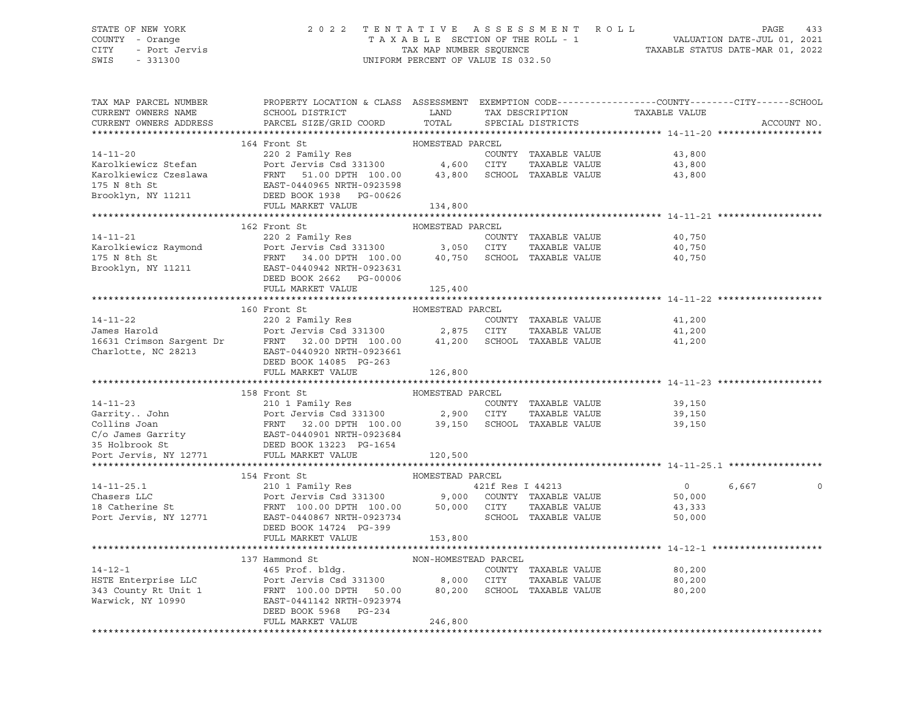STATE OF NEW YORK — 2 0 2 2 T E N T A T I V E A S S E S S M E N T R O L L
COUNTY - Orange — T A X A B L E SECTION OF THE ROLL - 1 — VALUATION DATE-JUL 01, 2021
CITY - Port Jervis — TAX MAP NUMBER SEQUENCE — TAXABLE STATUS DATE-MAR 01, 2022
SWIS - 331300 — UNIFORM PERCENT OF VALUE IS 032.50

| TAX MAP PARCEL NUMBER / CURRENT OWNERS NAME / CURRENT OWNERS ADDRESS | PROPERTY LOCATION & CLASS / SCHOOL DISTRICT / PARCEL SIZE/GRID COORD | ASSESSMENT LAND / TOTAL | EXEMPTION CODE / TAX DESCRIPTION / SPECIAL DISTRICTS | COUNTY / TAXABLE VALUE | CITY | SCHOOL | ACCOUNT NO. |
|---|---|---|---|---|---|---|---|
| **14-11-20** | 164 Front St — HOMESTEAD PARCEL | | | | | | |
| 14-11-20 | 220 2 Family Res | | COUNTY TAXABLE VALUE | 43,800 | | | |
| Karolkiewicz Stefan | Port Jervis Csd 331300 | 4,600 | CITY TAXABLE VALUE | 43,800 | | | |
| Karolkiewicz Czeslawa | FRNT 51.00 DPTH 100.00 | 43,800 | SCHOOL TAXABLE VALUE | 43,800 | | | |
| 175 N 8th St | EAST-0440965 NRTH-0923598 | | | | | | |
| Brooklyn, NY 11211 | DEED BOOK 1938 PG-00626 | | | | | | |
| | FULL MARKET VALUE | 134,800 | | | | | |
| **14-11-21** | 162 Front St — HOMESTEAD PARCEL | | | | | | |
| 14-11-21 | 220 2 Family Res | | COUNTY TAXABLE VALUE | 40,750 | | | |
| Karolkiewicz Raymond | Port Jervis Csd 331300 | 3,050 | CITY TAXABLE VALUE | 40,750 | | | |
| 175 N 8th St | FRNT 34.00 DPTH 100.00 | 40,750 | SCHOOL TAXABLE VALUE | 40,750 | | | |
| Brooklyn, NY 11211 | EAST-0440942 NRTH-0923631 | | | | | | |
| | DEED BOOK 2662 PG-00006 | | | | | | |
| | FULL MARKET VALUE | 125,400 | | | | | |
| **14-11-22** | 160 Front St — HOMESTEAD PARCEL | | | | | | |
| 14-11-22 | 220 2 Family Res | | COUNTY TAXABLE VALUE | 41,200 | | | |
| James Harold | Port Jervis Csd 331300 | 2,875 | CITY TAXABLE VALUE | 41,200 | | | |
| 16631 Crimson Sargent Dr | FRNT 32.00 DPTH 100.00 | 41,200 | SCHOOL TAXABLE VALUE | 41,200 | | | |
| Charlotte, NC 28213 | EAST-0440920 NRTH-0923661 | | | | | | |
| | DEED BOOK 14085 PG-263 | | | | | | |
| | FULL MARKET VALUE | 126,800 | | | | | |
| **14-11-23** | 158 Front St — HOMESTEAD PARCEL | | | | | | |
| 14-11-23 | 210 1 Family Res | | COUNTY TAXABLE VALUE | 39,150 | | | |
| Garrity.. John | Port Jervis Csd 331300 | 2,900 | CITY TAXABLE VALUE | 39,150 | | | |
| Collins Joan | FRNT 32.00 DPTH 100.00 | 39,150 | SCHOOL TAXABLE VALUE | 39,150 | | | |
| C/o James Garrity | EAST-0440901 NRTH-0923684 | | | | | | |
| 35 Holbrook St | DEED BOOK 13223 PG-1654 | | | | | | |
| Port Jervis, NY 12771 | FULL MARKET VALUE | 120,500 | | | | | |
| **14-11-25.1** | 154 Front St — HOMESTEAD PARCEL | | | | | | |
| 14-11-25.1 | 210 1 Family Res | | 421f Res I 44213 | 0 | 6,667 | 0 | |
| Chasers LLC | Port Jervis Csd 331300 | 9,000 | COUNTY TAXABLE VALUE | 50,000 | | | |
| 18 Catherine St | FRNT 100.00 DPTH 100.00 | 50,000 | CITY TAXABLE VALUE | 43,333 | | | |
| Port Jervis, NY 12771 | EAST-0440867 NRTH-0923734 | | SCHOOL TAXABLE VALUE | 50,000 | | | |
| | DEED BOOK 14724 PG-399 | | | | | | |
| | FULL MARKET VALUE | 153,800 | | | | | |
| **14-12-1** | 137 Hammond St — NON-HOMESTEAD PARCEL | | | | | | |
| 14-12-1 | 465 Prof. bldg. | | COUNTY TAXABLE VALUE | 80,200 | | | |
| HSTE Enterprise LLC | Port Jervis Csd 331300 | 8,000 | CITY TAXABLE VALUE | 80,200 | | | |
| 343 County Rt Unit 1 | FRNT 100.00 DPTH 50.00 | 80,200 | SCHOOL TAXABLE VALUE | 80,200 | | | |
| Warwick, NY 10990 | EAST-0441142 NRTH-0923974 | | | | | | |
| | DEED BOOK 5968 PG-234 | | | | | | |
| | FULL MARKET VALUE | 246,800 | | | | | |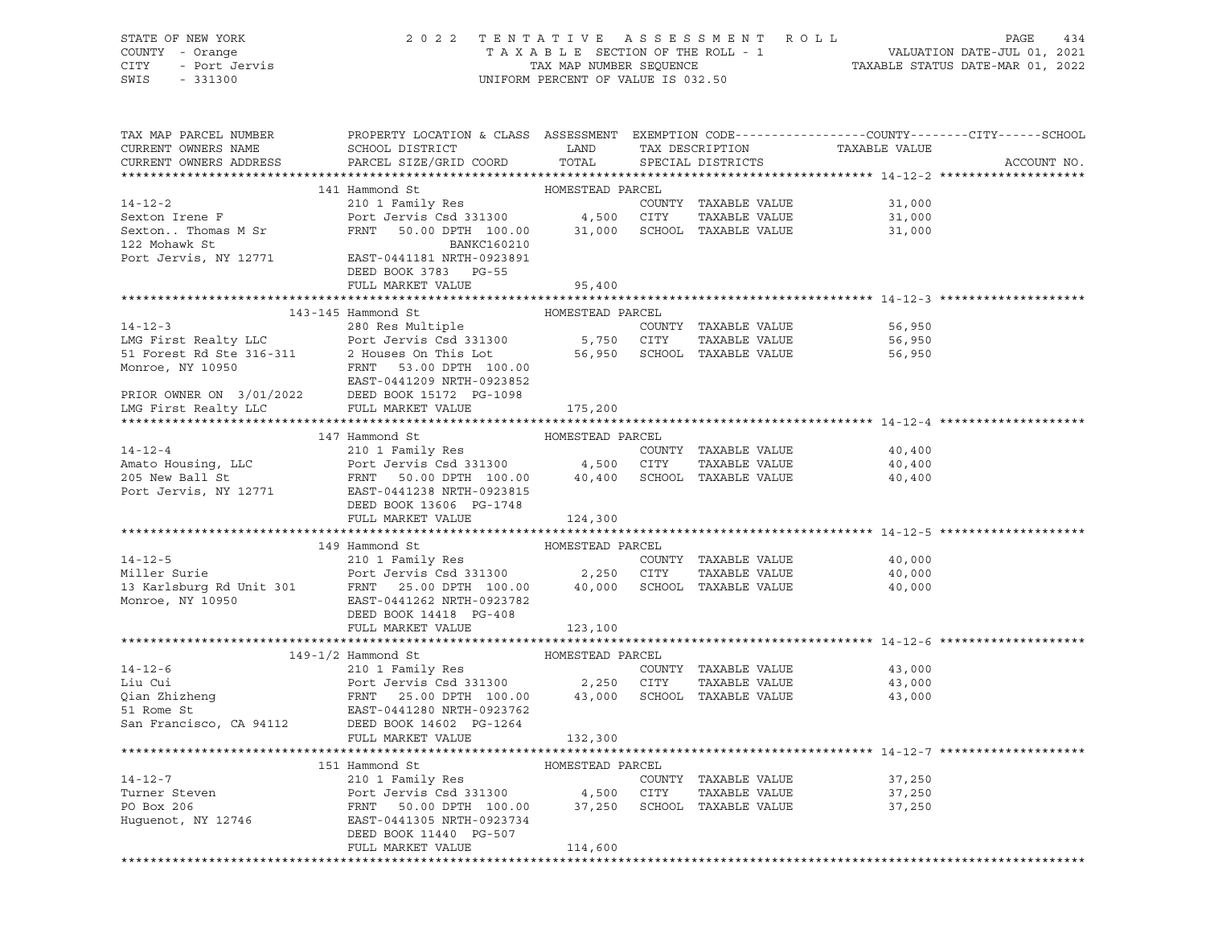STATE OF NEW YORK
COUNTY - Orange
CITY - Port Jervis
SWIS - 331300

2022 TENTATIVE ASSESSMENT ROLL
TAXABLE SECTION OF THE ROLL - 1
TAX MAP NUMBER SEQUENCE
UNIFORM PERCENT OF VALUE IS 032.50

VALUATION DATE-JUL 01, 2021
TAXABLE STATUS DATE-MAR 01, 2022

| TAX MAP PARCEL NUMBER / CURRENT OWNERS NAME / CURRENT OWNERS ADDRESS | PROPERTY LOCATION & CLASS / SCHOOL DISTRICT / PARCEL SIZE/GRID COORD | ASSESSMENT LAND / TOTAL | EXEMPTION CODE / TAX DESCRIPTION / SPECIAL DISTRICTS | TAXABLE VALUE (COUNTY / CITY / SCHOOL) | ACCOUNT NO. |
|---|---|---|---|---|---|
| **14-12-2** | 141 Hammond St | HOMESTEAD PARCEL | | | |
| Sexton Irene F | 210 1 Family Res | | COUNTY TAXABLE VALUE | 31,000 | |
| Sexton.. Thomas M Sr | Port Jervis Csd 331300 | 4,500 | CITY TAXABLE VALUE | 31,000 | |
| 122 Mohawk St | FRNT 50.00 DPTH 100.00 | 31,000 | SCHOOL TAXABLE VALUE | 31,000 | |
| Port Jervis, NY 12771 | BANKC160210 | | | | |
| | EAST-0441181 NRTH-0923891 | | | | |
| | DEED BOOK 3783 PG-55 | | | | |
| | FULL MARKET VALUE | 95,400 | | | |
| **14-12-3** | 143-145 Hammond St | HOMESTEAD PARCEL | | | |
| LMG First Realty LLC | 280 Res Multiple | | COUNTY TAXABLE VALUE | 56,950 | |
| 51 Forest Rd Ste 316-311 | Port Jervis Csd 331300 | 5,750 | CITY TAXABLE VALUE | 56,950 | |
| Monroe, NY 10950 | 2 Houses On This Lot | 56,950 | SCHOOL TAXABLE VALUE | 56,950 | |
| | FRNT 53.00 DPTH 100.00 | | | | |
| | EAST-0441209 NRTH-0923852 | | | | |
| PRIOR OWNER ON 3/01/2022 | DEED BOOK 15172 PG-1098 | | | | |
| LMG First Realty LLC | FULL MARKET VALUE | 175,200 | | | |
| **14-12-4** | 147 Hammond St | HOMESTEAD PARCEL | | | |
| Amato Housing, LLC | 210 1 Family Res | | COUNTY TAXABLE VALUE | 40,400 | |
| 205 New Ball St | Port Jervis Csd 331300 | 4,500 | CITY TAXABLE VALUE | 40,400 | |
| Port Jervis, NY 12771 | FRNT 50.00 DPTH 100.00 | 40,400 | SCHOOL TAXABLE VALUE | 40,400 | |
| | EAST-0441238 NRTH-0923815 | | | | |
| | DEED BOOK 13606 PG-1748 | | | | |
| | FULL MARKET VALUE | 124,300 | | | |
| **14-12-5** | 149 Hammond St | HOMESTEAD PARCEL | | | |
| Miller Surie | 210 1 Family Res | | COUNTY TAXABLE VALUE | 40,000 | |
| 13 Karlsburg Rd Unit 301 | Port Jervis Csd 331300 | 2,250 | CITY TAXABLE VALUE | 40,000 | |
| Monroe, NY 10950 | FRNT 25.00 DPTH 100.00 | 40,000 | SCHOOL TAXABLE VALUE | 40,000 | |
| | EAST-0441262 NRTH-0923782 | | | | |
| | DEED BOOK 14418 PG-408 | | | | |
| | FULL MARKET VALUE | 123,100 | | | |
| **14-12-6** | 149-1/2 Hammond St | HOMESTEAD PARCEL | | | |
| Liu Cui | 210 1 Family Res | | COUNTY TAXABLE VALUE | 43,000 | |
| Qian Zhizheng | Port Jervis Csd 331300 | 2,250 | CITY TAXABLE VALUE | 43,000 | |
| 51 Rome St | FRNT 25.00 DPTH 100.00 | 43,000 | SCHOOL TAXABLE VALUE | 43,000 | |
| San Francisco, CA 94112 | EAST-0441280 NRTH-0923762 | | | | |
| | DEED BOOK 14602 PG-1264 | | | | |
| | FULL MARKET VALUE | 132,300 | | | |
| **14-12-7** | 151 Hammond St | HOMESTEAD PARCEL | | | |
| Turner Steven | 210 1 Family Res | | COUNTY TAXABLE VALUE | 37,250 | |
| PO Box 206 | Port Jervis Csd 331300 | 4,500 | CITY TAXABLE VALUE | 37,250 | |
| Huguenot, NY 12746 | FRNT 50.00 DPTH 100.00 | 37,250 | SCHOOL TAXABLE VALUE | 37,250 | |
| | EAST-0441305 NRTH-0923734 | | | | |
| | DEED BOOK 11440 PG-507 | | | | |
| | FULL MARKET VALUE | 114,600 | | | |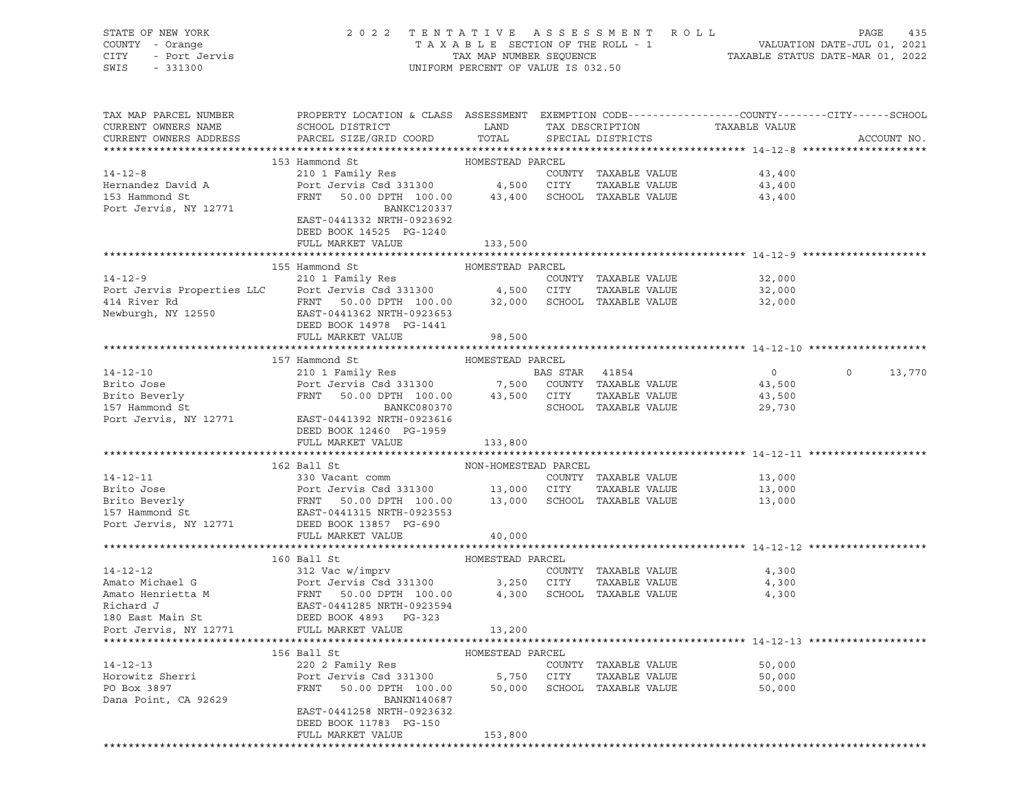STATE OF NEW YORK — 2022 TENTATIVE ASSESSMENT ROLL
COUNTY - Orange — TAXABLE SECTION OF THE ROLL - 1 — VALUATION DATE-JUL 01, 2021
CITY - Port Jervis — TAX MAP NUMBER SEQUENCE — TAXABLE STATUS DATE-MAR 01, 2022
SWIS - 331300 — UNIFORM PERCENT OF VALUE IS 032.50

| TAX MAP PARCEL NUMBER / CURRENT OWNERS NAME / CURRENT OWNERS ADDRESS | PROPERTY LOCATION & CLASS / SCHOOL DISTRICT / PARCEL SIZE/GRID COORD | ASSESSMENT LAND | ASSESSMENT TOTAL | EXEMPTION CODE / TAX DESCRIPTION / SPECIAL DISTRICTS | COUNTY TAXABLE VALUE | CITY | SCHOOL | ACCOUNT NO. |
|---|---|---|---|---|---|---|---|---|
| **14-12-8** | 153 Hammond St — HOMESTEAD PARCEL | | | | | | | |
| Hernandez David A | 210 1 Family Res | | | COUNTY TAXABLE VALUE | 43,400 | | | |
| 153 Hammond St | Port Jervis Csd 331300 | 4,500 | | CITY TAXABLE VALUE | 43,400 | | | |
| Port Jervis, NY 12771 | FRNT 50.00 DPTH 100.00 | | 43,400 | SCHOOL TAXABLE VALUE | 43,400 | | | |
| | BANKC120337 | | | | | | | |
| | EAST-0441332 NRTH-0923692 | | | | | | | |
| | DEED BOOK 14525 PG-1240 | | | | | | | |
| | FULL MARKET VALUE | | 133,500 | | | | | |
| **14-12-9** | 155 Hammond St — HOMESTEAD PARCEL | | | | | | | |
| Port Jervis Properties LLC | 210 1 Family Res | | | COUNTY TAXABLE VALUE | 32,000 | | | |
| 414 River Rd | Port Jervis Csd 331300 | 4,500 | | CITY TAXABLE VALUE | 32,000 | | | |
| Newburgh, NY 12550 | FRNT 50.00 DPTH 100.00 | | 32,000 | SCHOOL TAXABLE VALUE | 32,000 | | | |
| | EAST-0441362 NRTH-0923653 | | | | | | | |
| | DEED BOOK 14978 PG-1441 | | | | | | | |
| | FULL MARKET VALUE | | 98,500 | | | | | |
| **14-12-10** | 157 Hammond St — HOMESTEAD PARCEL | | | | | | | |
| Brito Jose | 210 1 Family Res | | | BAS STAR 41854 | 0 | 0 | 13,770 | |
| Brito Beverly | Port Jervis Csd 331300 | 7,500 | | COUNTY TAXABLE VALUE | 43,500 | | | |
| 157 Hammond St | FRNT 50.00 DPTH 100.00 | | 43,500 | CITY TAXABLE VALUE | 43,500 | | | |
| Port Jervis, NY 12771 | BANKC080370 | | | SCHOOL TAXABLE VALUE | 29,730 | | | |
| | EAST-0441392 NRTH-0923616 | | | | | | | |
| | DEED BOOK 12460 PG-1959 | | | | | | | |
| | FULL MARKET VALUE | | 133,800 | | | | | |
| **14-12-11** | 162 Ball St — NON-HOMESTEAD PARCEL | | | | | | | |
| Brito Jose | 330 Vacant comm | | | COUNTY TAXABLE VALUE | 13,000 | | | |
| Brito Beverly | Port Jervis Csd 331300 | 13,000 | | CITY TAXABLE VALUE | 13,000 | | | |
| 157 Hammond St | FRNT 50.00 DPTH 100.00 | | 13,000 | SCHOOL TAXABLE VALUE | 13,000 | | | |
| Port Jervis, NY 12771 | EAST-0441315 NRTH-0923553 | | | | | | | |
| | DEED BOOK 13857 PG-690 | | | | | | | |
| | FULL MARKET VALUE | | 40,000 | | | | | |
| **14-12-12** | 160 Ball St — HOMESTEAD PARCEL | | | | | | | |
| Amato Michael G | 312 Vac w/imprv | | | COUNTY TAXABLE VALUE | 4,300 | | | |
| Amato Henrietta M | Port Jervis Csd 331300 | 3,250 | | CITY TAXABLE VALUE | 4,300 | | | |
| Richard J | FRNT 50.00 DPTH 100.00 | | 4,300 | SCHOOL TAXABLE VALUE | 4,300 | | | |
| 180 East Main St | EAST-0441285 NRTH-0923594 | | | | | | | |
| Port Jervis, NY 12771 | DEED BOOK 4893 PG-323 | | | | | | | |
| | FULL MARKET VALUE | | 13,200 | | | | | |
| **14-12-13** | 156 Ball St — HOMESTEAD PARCEL | | | | | | | |
| Horowitz Sherri | 220 2 Family Res | | | COUNTY TAXABLE VALUE | 50,000 | | | |
| PO Box 3897 | Port Jervis Csd 331300 | 5,750 | | CITY TAXABLE VALUE | 50,000 | | | |
| Dana Point, CA 92629 | FRNT 50.00 DPTH 100.00 | | 50,000 | SCHOOL TAXABLE VALUE | 50,000 | | | |
| | BANKN140687 | | | | | | | |
| | EAST-0441258 NRTH-0923632 | | | | | | | |
| | DEED BOOK 11783 PG-150 | | | | | | | |
| | FULL MARKET VALUE | | 153,800 | | | | | |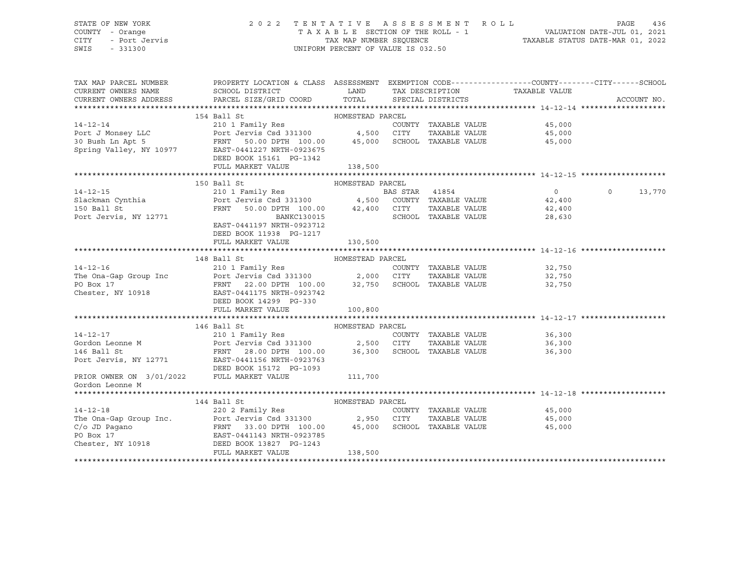STATE OF NEW YORK — COUNTY - Orange — CITY - Port Jervis — SWIS - 331300

# 2022 TENTATIVE ASSESSMENT ROLL

TAXABLE SECTION OF THE ROLL - 1 — TAX MAP NUMBER SEQUENCE — UNIFORM PERCENT OF VALUE IS 032.50

VALUATION DATE-JUL 01, 2021 — TAXABLE STATUS DATE-MAR 01, 2022

| TAX MAP PARCEL NUMBER / CURRENT OWNERS NAME / CURRENT OWNERS ADDRESS | PROPERTY LOCATION & CLASS / SCHOOL DISTRICT / PARCEL SIZE/GRID COORD | ASSESSMENT LAND | ASSESSMENT TOTAL | EXEMPTION CODE / TAX DESCRIPTION / SPECIAL DISTRICTS | COUNTY TAXABLE VALUE | CITY TAXABLE VALUE | SCHOOL TAXABLE VALUE | ACCOUNT NO. |
|---|---|---|---|---|---|---|---|---|
| **14-12-14** | 154 Ball St — HOMESTEAD PARCEL | | | | | | | |
| Port J Monsey LLC | 210 1 Family Res | | | | | | | |
| 30 Bush Ln Apt 5 | Port Jervis Csd 331300 | 4,500 | | | 45,000 | 45,000 | 45,000 | |
| Spring Valley, NY 10977 | FRNT 50.00 DPTH 100.00 | | 45,000 | | | | | |
| | EAST-0441227 NRTH-0923675 | | | | | | | |
| | DEED BOOK 15161 PG-1342 | | | | | | | |
| | FULL MARKET VALUE | | 138,500 | | | | | |
| **14-12-15** | 150 Ball St — HOMESTEAD PARCEL | | | | | | | |
| Slackman Cynthia | 210 1 Family Res | | | BAS STAR 41854 | 0 | 0 | 13,770 | |
| 150 Ball St | Port Jervis Csd 331300 | 4,500 | | | 42,400 | 42,400 | 28,630 | |
| Port Jervis, NY 12771 | FRNT 50.00 DPTH 100.00 | | 42,400 | | | | | |
| | BANKC130015 | | | | | | | |
| | EAST-0441197 NRTH-0923712 | | | | | | | |
| | DEED BOOK 11938 PG-1217 | | | | | | | |
| | FULL MARKET VALUE | | 130,500 | | | | | |
| **14-12-16** | 148 Ball St — HOMESTEAD PARCEL | | | | | | | |
| The Ona-Gap Group Inc | 210 1 Family Res | | | | | | | |
| PO Box 17 | Port Jervis Csd 331300 | 2,000 | | | 32,750 | 32,750 | 32,750 | |
| Chester, NY 10918 | FRNT 22.00 DPTH 100.00 | | 32,750 | | | | | |
| | EAST-0441175 NRTH-0923742 | | | | | | | |
| | DEED BOOK 14299 PG-330 | | | | | | | |
| | FULL MARKET VALUE | | 100,800 | | | | | |
| **14-12-17** | 146 Ball St — HOMESTEAD PARCEL | | | | | | | |
| Gordon Leonne M | 210 1 Family Res | | | | | | | |
| 146 Ball St | Port Jervis Csd 331300 | 2,500 | | | 36,300 | 36,300 | 36,300 | |
| Port Jervis, NY 12771 | FRNT 28.00 DPTH 100.00 | | 36,300 | | | | | |
| | EAST-0441156 NRTH-0923763 | | | | | | | |
| | DEED BOOK 15172 PG-1093 | | | | | | | |
| PRIOR OWNER ON 3/01/2022 Gordon Leonne M | FULL MARKET VALUE | | 111,700 | | | | | |
| **14-12-18** | 144 Ball St — HOMESTEAD PARCEL | | | | | | | |
| The Ona-Gap Group Inc. | 220 2 Family Res | | | | | | | |
| C/o JD Pagano | Port Jervis Csd 331300 | 2,950 | | | 45,000 | 45,000 | 45,000 | |
| PO Box 17 | FRNT 33.00 DPTH 100.00 | | 45,000 | | | | | |
| Chester, NY 10918 | EAST-0441143 NRTH-0923785 | | | | | | | |
| | DEED BOOK 13827 PG-1243 | | | | | | | |
| | FULL MARKET VALUE | | 138,500 | | | | | |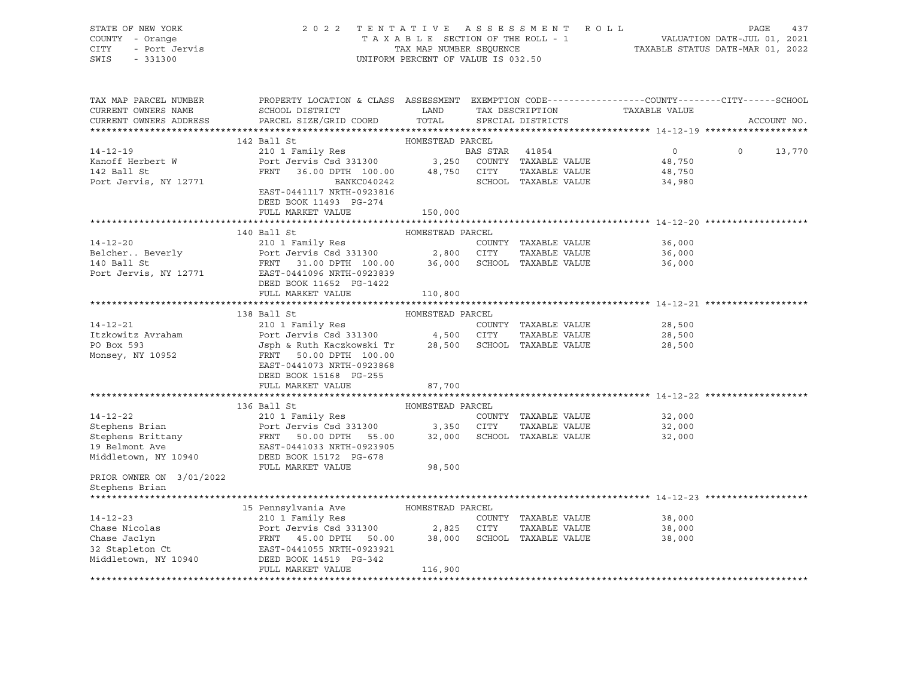STATE OF NEW YORK — COUNTY - Orange — CITY - Port Jervis — SWIS - 331300

2022 TENTATIVE ASSESSMENT ROLL — TAXABLE SECTION OF THE ROLL - 1 — TAX MAP NUMBER SEQUENCE — UNIFORM PERCENT OF VALUE IS 032.50

VALUATION DATE-JUL 01, 2021 — TAXABLE STATUS DATE-MAR 01, 2022

| TAX MAP PARCEL NUMBER / CURRENT OWNERS NAME / CURRENT OWNERS ADDRESS | PROPERTY LOCATION & CLASS / SCHOOL DISTRICT / PARCEL SIZE/GRID COORD | ASSESSMENT LAND / TOTAL | EXEMPTION CODE / TAX DESCRIPTION / SPECIAL DISTRICTS | COUNTY / CITY / SCHOOL TAXABLE VALUE |
|---|---|---|---|---|
| **14-12-19** | 142 Ball St — HOMESTEAD PARCEL | | | |
| 14-12-19 | 210 1 Family Res | | BAS STAR 41854 | 0 / 0 / 13,770 |
| Kanoff Herbert W | Port Jervis Csd 331300 | 3,250 | COUNTY TAXABLE VALUE | 48,750 |
| 142 Ball St | FRNT 36.00 DPTH 100.00 | 48,750 | CITY TAXABLE VALUE | 48,750 |
| Port Jervis, NY 12771 | BANKC040242 | | SCHOOL TAXABLE VALUE | 34,980 |
| | EAST-0441117 NRTH-0923816 | | | |
| | DEED BOOK 11493 PG-274 | | | |
| | FULL MARKET VALUE | 150,000 | | |
| **14-12-20** | 140 Ball St — HOMESTEAD PARCEL | | | |
| 14-12-20 | 210 1 Family Res | | COUNTY TAXABLE VALUE | 36,000 |
| Belcher.. Beverly | Port Jervis Csd 331300 | 2,800 | CITY TAXABLE VALUE | 36,000 |
| 140 Ball St | FRNT 31.00 DPTH 100.00 | 36,000 | SCHOOL TAXABLE VALUE | 36,000 |
| Port Jervis, NY 12771 | EAST-0441096 NRTH-0923839 | | | |
| | DEED BOOK 11652 PG-1422 | | | |
| | FULL MARKET VALUE | 110,800 | | |
| **14-12-21** | 138 Ball St — HOMESTEAD PARCEL | | | |
| 14-12-21 | 210 1 Family Res | | COUNTY TAXABLE VALUE | 28,500 |
| Itzkowitz Avraham | Port Jervis Csd 331300 | 4,500 | CITY TAXABLE VALUE | 28,500 |
| PO Box 593 | Jsph & Ruth Kaczkowski Tr | 28,500 | SCHOOL TAXABLE VALUE | 28,500 |
| Monsey, NY 10952 | FRNT 50.00 DPTH 100.00 | | | |
| | EAST-0441073 NRTH-0923868 | | | |
| | DEED BOOK 15168 PG-255 | | | |
| | FULL MARKET VALUE | 87,700 | | |
| **14-12-22** | 136 Ball St — HOMESTEAD PARCEL | | | |
| 14-12-22 | 210 1 Family Res | | COUNTY TAXABLE VALUE | 32,000 |
| Stephens Brian | Port Jervis Csd 331300 | 3,350 | CITY TAXABLE VALUE | 32,000 |
| Stephens Brittany | FRNT 50.00 DPTH 55.00 | 32,000 | SCHOOL TAXABLE VALUE | 32,000 |
| 19 Belmont Ave | EAST-0441033 NRTH-0923905 | | | |
| Middletown, NY 10940 | DEED BOOK 15172 PG-678 | | | |
| | FULL MARKET VALUE | 98,500 | | |
| PRIOR OWNER ON 3/01/2022 | | | | |
| Stephens Brian | | | | |
| **14-12-23** | 15 Pennsylvania Ave — HOMESTEAD PARCEL | | | |
| 14-12-23 | 210 1 Family Res | | COUNTY TAXABLE VALUE | 38,000 |
| Chase Nicolas | Port Jervis Csd 331300 | 2,825 | CITY TAXABLE VALUE | 38,000 |
| Chase Jaclyn | FRNT 45.00 DPTH 50.00 | 38,000 | SCHOOL TAXABLE VALUE | 38,000 |
| 32 Stapleton Ct | EAST-0441055 NRTH-0923921 | | | |
| Middletown, NY 10940 | DEED BOOK 14519 PG-342 | | | |
| | FULL MARKET VALUE | 116,900 | | |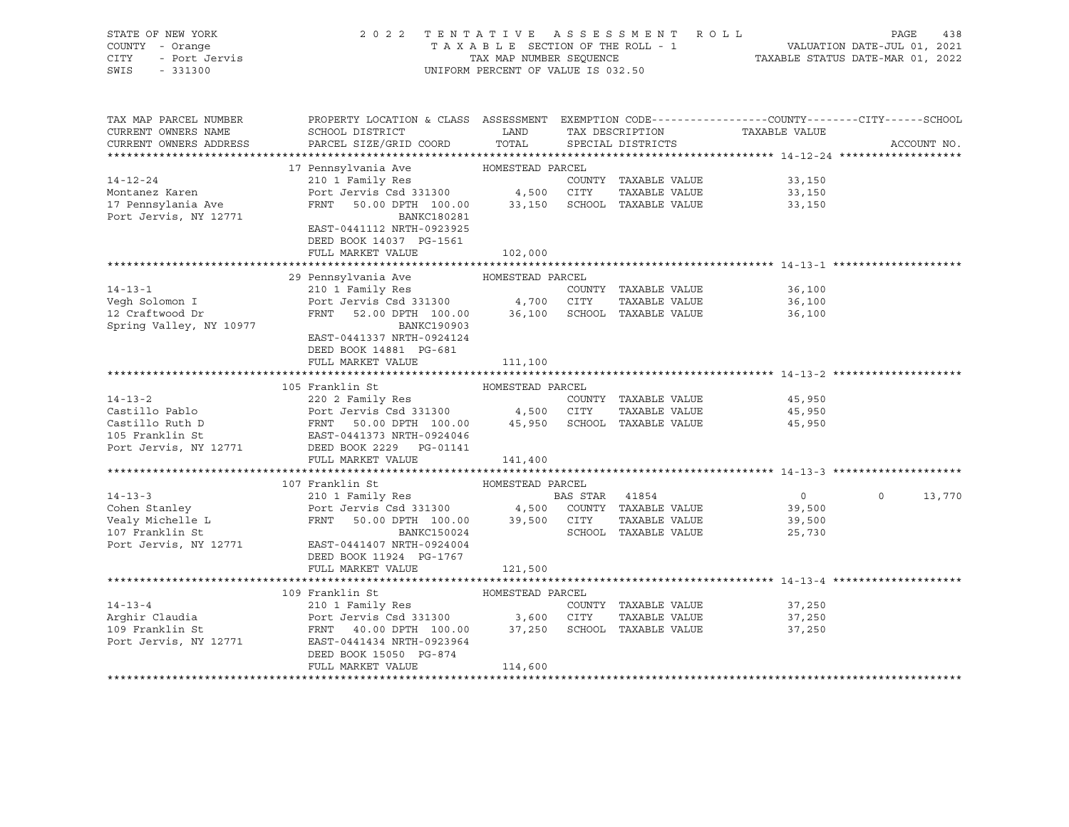STATE OF NEW YORK
COUNTY - Orange
CITY - Port Jervis
SWIS - 331300

2022 TENTATIVE ASSESSMENT ROLL
TAXABLE SECTION OF THE ROLL - 1
TAX MAP NUMBER SEQUENCE
UNIFORM PERCENT OF VALUE IS 032.50

VALUATION DATE-JUL 01, 2021
TAXABLE STATUS DATE-MAR 01, 2022

| TAX MAP PARCEL NUMBER / CURRENT OWNERS NAME / CURRENT OWNERS ADDRESS | PROPERTY LOCATION & CLASS / SCHOOL DISTRICT / PARCEL SIZE/GRID COORD | ASSESSMENT LAND / TOTAL | EXEMPTION CODE / TAX DESCRIPTION / SPECIAL DISTRICTS | COUNTY TAXABLE VALUE | CITY | SCHOOL | ACCOUNT NO. |
|---|---|---|---|---|---|---|---|
| **14-12-24** | 17 Pennsylvania Ave — HOMESTEAD PARCEL | | | | | | |
| 14-12-24 | 210 1 Family Res | | COUNTY TAXABLE VALUE | 33,150 | | | |
| Montanez Karen | Port Jervis Csd 331300 | 4,500 | CITY TAXABLE VALUE | 33,150 | | | |
| 17 Pennsylania Ave | FRNT 50.00 DPTH 100.00 | 33,150 | SCHOOL TAXABLE VALUE | 33,150 | | | |
| Port Jervis, NY 12771 | BANKC180281 | | | | | | |
| | EAST-0441112 NRTH-0923925 | | | | | | |
| | DEED BOOK 14037 PG-1561 | | | | | | |
| | FULL MARKET VALUE | 102,000 | | | | | |
| **14-13-1** | 29 Pennsylvania Ave — HOMESTEAD PARCEL | | | | | | |
| 14-13-1 | 210 1 Family Res | | COUNTY TAXABLE VALUE | 36,100 | | | |
| Vegh Solomon I | Port Jervis Csd 331300 | 4,700 | CITY TAXABLE VALUE | 36,100 | | | |
| 12 Craftwood Dr | FRNT 52.00 DPTH 100.00 | 36,100 | SCHOOL TAXABLE VALUE | 36,100 | | | |
| Spring Valley, NY 10977 | BANKC190903 | | | | | | |
| | EAST-0441337 NRTH-0924124 | | | | | | |
| | DEED BOOK 14881 PG-681 | | | | | | |
| | FULL MARKET VALUE | 111,100 | | | | | |
| **14-13-2** | 105 Franklin St — HOMESTEAD PARCEL | | | | | | |
| 14-13-2 | 220 2 Family Res | | COUNTY TAXABLE VALUE | 45,950 | | | |
| Castillo Pablo | Port Jervis Csd 331300 | 4,500 | CITY TAXABLE VALUE | 45,950 | | | |
| Castillo Ruth D | FRNT 50.00 DPTH 100.00 | 45,950 | SCHOOL TAXABLE VALUE | 45,950 | | | |
| 105 Franklin St | EAST-0441373 NRTH-0924046 | | | | | | |
| Port Jervis, NY 12771 | DEED BOOK 2229 PG-01141 | | | | | | |
| | FULL MARKET VALUE | 141,400 | | | | | |
| **14-13-3** | 107 Franklin St — HOMESTEAD PARCEL | | | | | | |
| 14-13-3 | 210 1 Family Res | | BAS STAR 41854 | 0 | 0 | 13,770 | |
| Cohen Stanley | Port Jervis Csd 331300 | 4,500 | COUNTY TAXABLE VALUE | 39,500 | | | |
| Vealy Michelle L | FRNT 50.00 DPTH 100.00 | 39,500 | CITY TAXABLE VALUE | 39,500 | | | |
| 107 Franklin St | BANKC150024 | | SCHOOL TAXABLE VALUE | 25,730 | | | |
| Port Jervis, NY 12771 | EAST-0441407 NRTH-0924004 | | | | | | |
| | DEED BOOK 11924 PG-1767 | | | | | | |
| | FULL MARKET VALUE | 121,500 | | | | | |
| **14-13-4** | 109 Franklin St — HOMESTEAD PARCEL | | | | | | |
| 14-13-4 | 210 1 Family Res | | COUNTY TAXABLE VALUE | 37,250 | | | |
| Arghir Claudia | Port Jervis Csd 331300 | 3,600 | CITY TAXABLE VALUE | 37,250 | | | |
| 109 Franklin St | FRNT 40.00 DPTH 100.00 | 37,250 | SCHOOL TAXABLE VALUE | 37,250 | | | |
| Port Jervis, NY 12771 | EAST-0441434 NRTH-0923964 | | | | | | |
| | DEED BOOK 15050 PG-874 | | | | | | |
| | FULL MARKET VALUE | 114,600 | | | | | |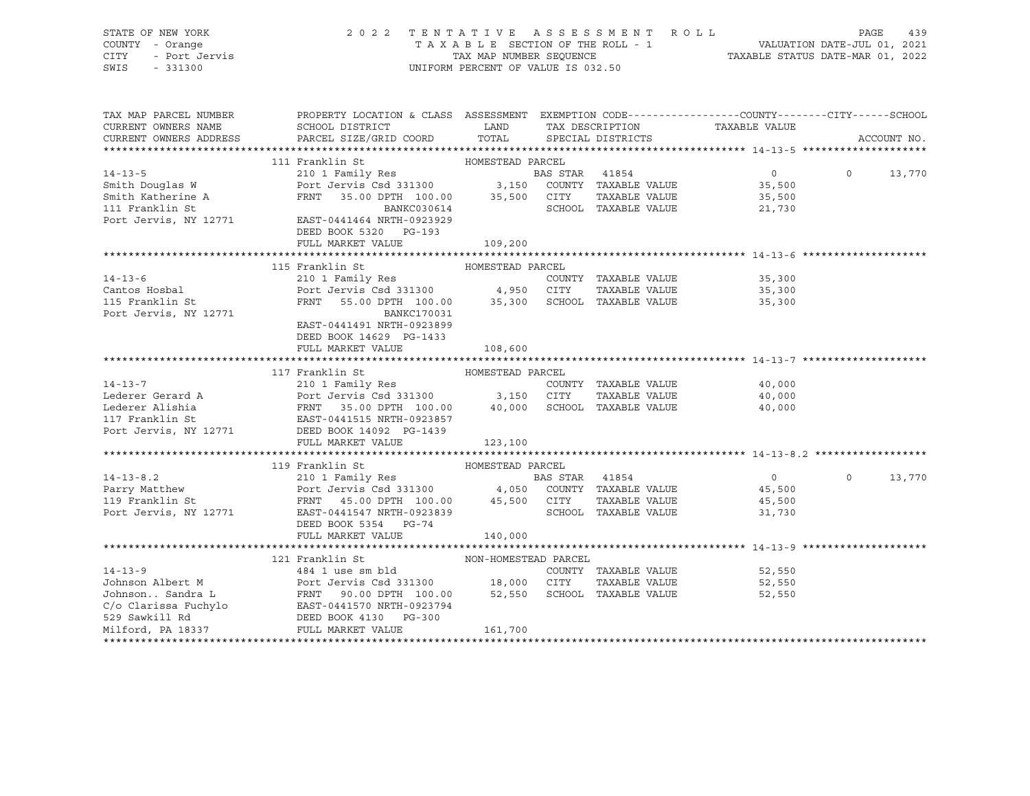STATE OF NEW YORK — 2022 TENTATIVE ASSESSMENT ROLL
COUNTY - Orange — TAXABLE SECTION OF THE ROLL - 1 — VALUATION DATE-JUL 01, 2021
CITY - Port Jervis — TAX MAP NUMBER SEQUENCE — TAXABLE STATUS DATE-MAR 01, 2022
SWIS - 331300 — UNIFORM PERCENT OF VALUE IS 032.50

| TAX MAP PARCEL NUMBER / CURRENT OWNERS NAME / CURRENT OWNERS ADDRESS | PROPERTY LOCATION & CLASS / SCHOOL DISTRICT / PARCEL SIZE/GRID COORD | ASSESSMENT LAND / TOTAL | EXEMPTION CODE / TAX DESCRIPTION / SPECIAL DISTRICTS | COUNTY / TAXABLE VALUE | CITY | SCHOOL / ACCOUNT NO. |
|---|---|---|---|---|---|---|
| **14-13-5** | 111 Franklin St — HOMESTEAD PARCEL | | | | | |
| 14-13-5 | 210 1 Family Res | | BAS STAR 41854 | 0 | 0 | 13,770 |
| Smith Douglas W | Port Jervis Csd 331300 | 3,150 | COUNTY TAXABLE VALUE | 35,500 | | |
| Smith Katherine A | FRNT 35.00 DPTH 100.00 | 35,500 | CITY TAXABLE VALUE | 35,500 | | |
| 111 Franklin St | BANKC030614 | | SCHOOL TAXABLE VALUE | 21,730 | | |
| Port Jervis, NY 12771 | EAST-0441464 NRTH-0923929 | | | | | |
| | DEED BOOK 5320 PG-193 | | | | | |
| | FULL MARKET VALUE | 109,200 | | | | |
| **14-13-6** | 115 Franklin St — HOMESTEAD PARCEL | | | | | |
| 14-13-6 | 210 1 Family Res | | COUNTY TAXABLE VALUE | 35,300 | | |
| Cantos Hosbal | Port Jervis Csd 331300 | 4,950 | CITY TAXABLE VALUE | 35,300 | | |
| 115 Franklin St | FRNT 55.00 DPTH 100.00 | 35,300 | SCHOOL TAXABLE VALUE | 35,300 | | |
| Port Jervis, NY 12771 | BANKC170031 | | | | | |
| | EAST-0441491 NRTH-0923899 | | | | | |
| | DEED BOOK 14629 PG-1433 | | | | | |
| | FULL MARKET VALUE | 108,600 | | | | |
| **14-13-7** | 117 Franklin St — HOMESTEAD PARCEL | | | | | |
| 14-13-7 | 210 1 Family Res | | COUNTY TAXABLE VALUE | 40,000 | | |
| Lederer Gerard A | Port Jervis Csd 331300 | 3,150 | CITY TAXABLE VALUE | 40,000 | | |
| Lederer Alishia | FRNT 35.00 DPTH 100.00 | 40,000 | SCHOOL TAXABLE VALUE | 40,000 | | |
| 117 Franklin St | EAST-0441515 NRTH-0923857 | | | | | |
| Port Jervis, NY 12771 | DEED BOOK 14092 PG-1439 | | | | | |
| | FULL MARKET VALUE | 123,100 | | | | |
| **14-13-8.2** | 119 Franklin St — HOMESTEAD PARCEL | | | | | |
| 14-13-8.2 | 210 1 Family Res | | BAS STAR 41854 | 0 | 0 | 13,770 |
| Parry Matthew | Port Jervis Csd 331300 | 4,050 | COUNTY TAXABLE VALUE | 45,500 | | |
| 119 Franklin St | FRNT 45.00 DPTH 100.00 | 45,500 | CITY TAXABLE VALUE | 45,500 | | |
| Port Jervis, NY 12771 | EAST-0441547 NRTH-0923839 | | SCHOOL TAXABLE VALUE | 31,730 | | |
| | DEED BOOK 5354 PG-74 | | | | | |
| | FULL MARKET VALUE | 140,000 | | | | |
| **14-13-9** | 121 Franklin St — NON-HOMESTEAD PARCEL | | | | | |
| 14-13-9 | 484 1 use sm bld | | COUNTY TAXABLE VALUE | 52,550 | | |
| Johnson Albert M | Port Jervis Csd 331300 | 18,000 | CITY TAXABLE VALUE | 52,550 | | |
| Johnson.. Sandra L | FRNT 90.00 DPTH 100.00 | 52,550 | SCHOOL TAXABLE VALUE | 52,550 | | |
| C/o Clarissa Fuchylo | EAST-0441570 NRTH-0923794 | | | | | |
| 529 Sawkill Rd | DEED BOOK 4130 PG-300 | | | | | |
| Milford, PA 18337 | FULL MARKET VALUE | 161,700 | | | | |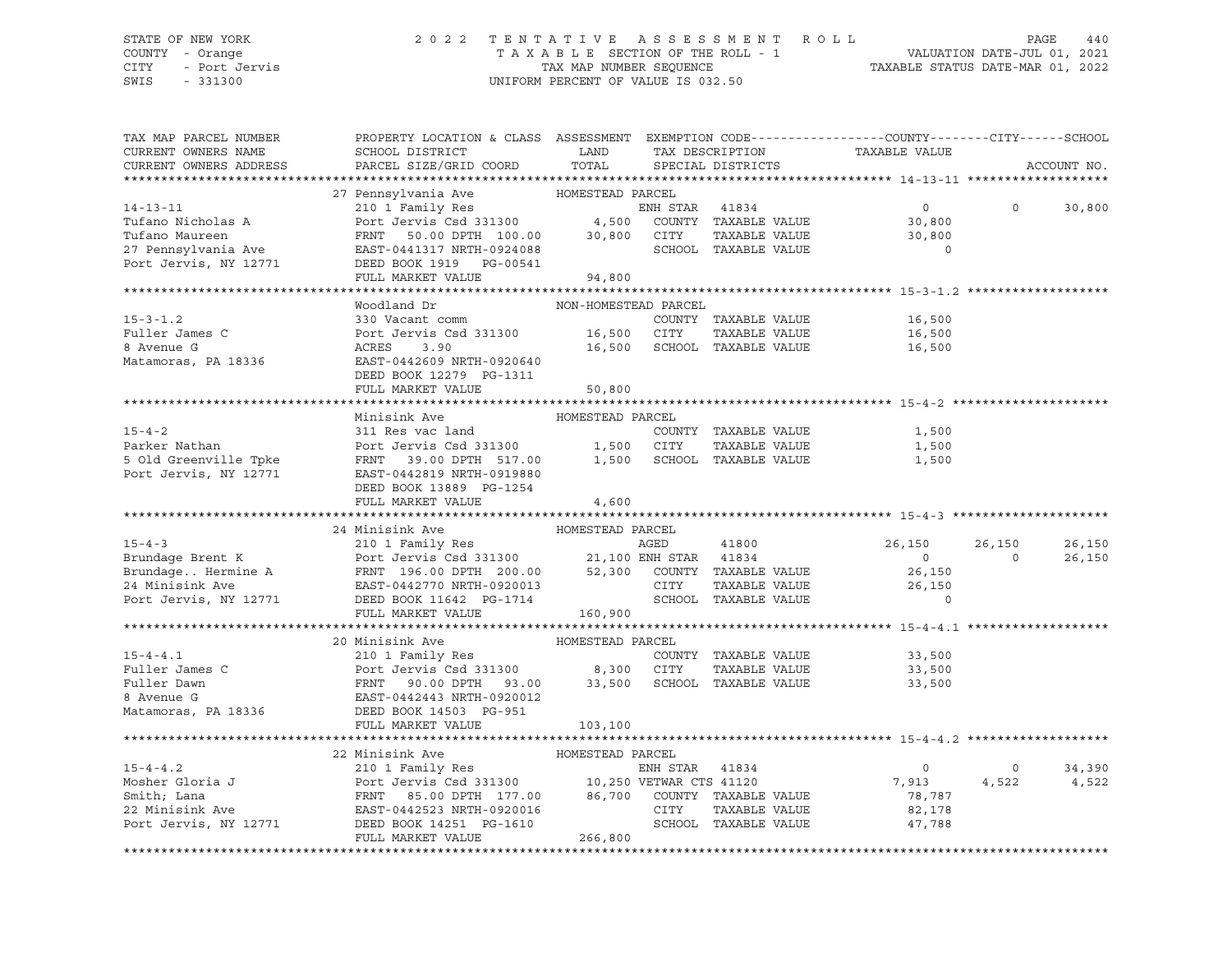STATE OF NEW YORK
COUNTY - Orange
CITY - Port Jervis
SWIS - 331300

2 0 2 2 T E N T A T I V E A S S E S S M E N T R O L L
T A X A B L E SECTION OF THE ROLL - 1
TAX MAP NUMBER SEQUENCE
UNIFORM PERCENT OF VALUE IS 032.50

VALUATION DATE-JUL 01, 2021
TAXABLE STATUS DATE-MAR 01, 2022

| TAX MAP PARCEL NUMBER / CURRENT OWNERS NAME / CURRENT OWNERS ADDRESS | PROPERTY LOCATION & CLASS / SCHOOL DISTRICT / PARCEL SIZE/GRID COORD | ASSESSMENT LAND | ASSESSMENT TOTAL | EXEMPTION CODE / TAX DESCRIPTION / SPECIAL DISTRICTS | COUNTY TAXABLE VALUE | CITY | SCHOOL | ACCOUNT NO. |
|---|---|---|---|---|---|---|---|---|
| **14-13-11** | 27 Pennsylvania Ave — HOMESTEAD PARCEL | | | | | | | |
| 14-13-11 | 210 1 Family Res | | | ENH STAR 41834 | 0 | 0 | 30,800 | |
| Tufano Nicholas A | Port Jervis Csd 331300 | 4,500 | | COUNTY TAXABLE VALUE | 30,800 | | | |
| Tufano Maureen | FRNT 50.00 DPTH 100.00 | | 30,800 | CITY TAXABLE VALUE | 30,800 | | | |
| 27 Pennsylvania Ave | EAST-0441317 NRTH-0924088 | | | SCHOOL TAXABLE VALUE | 0 | | | |
| Port Jervis, NY 12771 | DEED BOOK 1919 PG-00541 | | | | | | | |
| | FULL MARKET VALUE | | 94,800 | | | | | |
| **15-3-1.2** | Woodland Dr — NON-HOMESTEAD PARCEL | | | | | | | |
| 15-3-1.2 | 330 Vacant comm | | | COUNTY TAXABLE VALUE | 16,500 | | | |
| Fuller James C | Port Jervis Csd 331300 | 16,500 | | CITY TAXABLE VALUE | 16,500 | | | |
| 8 Avenue G | ACRES 3.90 | | 16,500 | SCHOOL TAXABLE VALUE | 16,500 | | | |
| Matamoras, PA 18336 | EAST-0442609 NRTH-0920640 | | | | | | | |
| | DEED BOOK 12279 PG-1311 | | | | | | | |
| | FULL MARKET VALUE | | 50,800 | | | | | |
| **15-4-2** | Minisink Ave — HOMESTEAD PARCEL | | | | | | | |
| 15-4-2 | 311 Res vac land | | | COUNTY TAXABLE VALUE | 1,500 | | | |
| Parker Nathan | Port Jervis Csd 331300 | 1,500 | | CITY TAXABLE VALUE | 1,500 | | | |
| 5 Old Greenville Tpke | FRNT 39.00 DPTH 517.00 | | 1,500 | SCHOOL TAXABLE VALUE | 1,500 | | | |
| Port Jervis, NY 12771 | EAST-0442819 NRTH-0919880 | | | | | | | |
| | DEED BOOK 13889 PG-1254 | | | | | | | |
| | FULL MARKET VALUE | | 4,600 | | | | | |
| **15-4-3** | 24 Minisink Ave — HOMESTEAD PARCEL | | | | | | | |
| 15-4-3 | 210 1 Family Res | | | AGED 41800 | 26,150 | 26,150 | 26,150 | |
| Brundage Brent K | Port Jervis Csd 331300 | 21,100 | | ENH STAR 41834 | 0 | 0 | 26,150 | |
| Brundage.. Hermine A | FRNT 196.00 DPTH 200.00 | | 52,300 | COUNTY TAXABLE VALUE | 26,150 | | | |
| 24 Minisink Ave | EAST-0442770 NRTH-0920013 | | | CITY TAXABLE VALUE | 26,150 | | | |
| Port Jervis, NY 12771 | DEED BOOK 11642 PG-1714 | | | SCHOOL TAXABLE VALUE | 0 | | | |
| | FULL MARKET VALUE | | 160,900 | | | | | |
| **15-4-4.1** | 20 Minisink Ave — HOMESTEAD PARCEL | | | | | | | |
| 15-4-4.1 | 210 1 Family Res | | | COUNTY TAXABLE VALUE | 33,500 | | | |
| Fuller James C | Port Jervis Csd 331300 | 8,300 | | CITY TAXABLE VALUE | 33,500 | | | |
| Fuller Dawn | FRNT 90.00 DPTH 93.00 | | 33,500 | SCHOOL TAXABLE VALUE | 33,500 | | | |
| 8 Avenue G | EAST-0442443 NRTH-0920012 | | | | | | | |
| Matamoras, PA 18336 | DEED BOOK 14503 PG-951 | | | | | | | |
| | FULL MARKET VALUE | | 103,100 | | | | | |
| **15-4-4.2** | 22 Minisink Ave — HOMESTEAD PARCEL | | | | | | | |
| 15-4-4.2 | 210 1 Family Res | | | ENH STAR 41834 | 0 | 0 | 34,390 | |
| Mosher Gloria J | Port Jervis Csd 331300 | 10,250 | | VETWAR CTS 41120 | 7,913 | 4,522 | 4,522 | |
| Smith; Lana | FRNT 85.00 DPTH 177.00 | | 86,700 | COUNTY TAXABLE VALUE | 78,787 | | | |
| 22 Minisink Ave | EAST-0442523 NRTH-0920016 | | | CITY TAXABLE VALUE | 82,178 | | | |
| Port Jervis, NY 12771 | DEED BOOK 14251 PG-1610 | | | SCHOOL TAXABLE VALUE | 47,788 | | | |
| | FULL MARKET VALUE | | 266,800 | | | | | |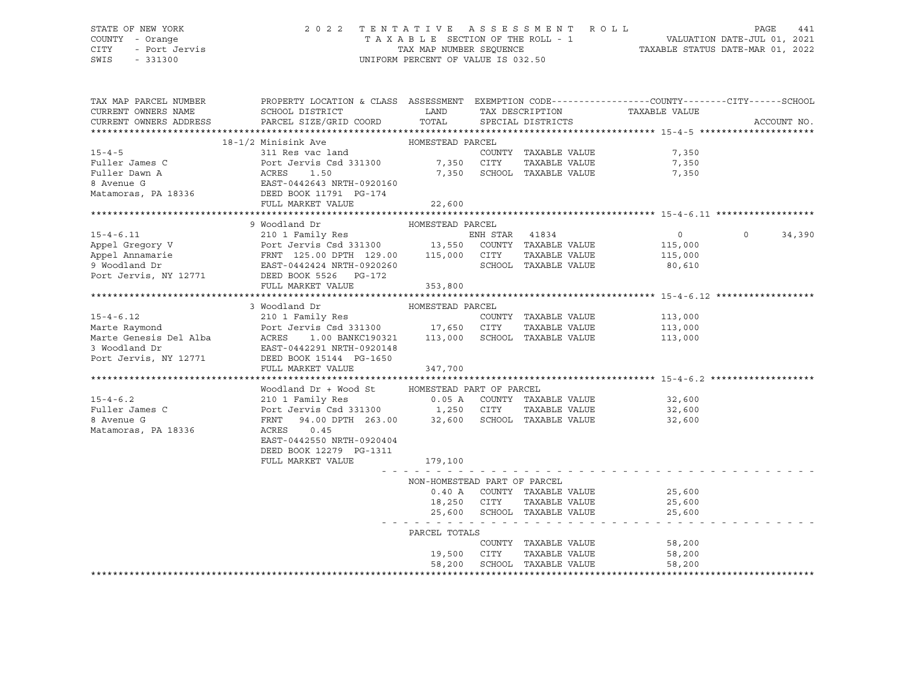STATE OF NEW YORK — COUNTY - Orange — CITY - Port Jervis — SWIS - 331300

2022 TENTATIVE ASSESSMENT ROLL
TAXABLE SECTION OF THE ROLL - 1
TAX MAP NUMBER SEQUENCE
UNIFORM PERCENT OF VALUE IS 032.50

VALUATION DATE-JUL 01, 2021
TAXABLE STATUS DATE-MAR 01, 2022

| TAX MAP PARCEL NUMBER / CURRENT OWNERS NAME / CURRENT OWNERS ADDRESS | PROPERTY LOCATION & CLASS / SCHOOL DISTRICT / PARCEL SIZE/GRID COORD | ASSESSMENT LAND / TOTAL | EXEMPTION CODE / TAX DESCRIPTION / SPECIAL DISTRICTS | COUNTY / CITY TAXABLE VALUE | SCHOOL | ACCOUNT NO. |
|---|---|---|---|---|---|---|
| **15-4-5** | 18-1/2 Minisink Ave | HOMESTEAD PARCEL | | | | |
| 15-4-5 | 311 Res vac land | | COUNTY TAXABLE VALUE | 7,350 | | |
| Fuller James C | Port Jervis Csd 331300 | 7,350 | CITY TAXABLE VALUE | 7,350 | | |
| Fuller Dawn A | ACRES 1.50 | 7,350 | SCHOOL TAXABLE VALUE | 7,350 | | |
| 8 Avenue G | EAST-0442643 NRTH-0920160 | | | | | |
| Matamoras, PA 18336 | DEED BOOK 11791 PG-174 | | | | | |
| | FULL MARKET VALUE | 22,600 | | | | |
| **15-4-6.11** | 9 Woodland Dr | HOMESTEAD PARCEL | | | | |
| 15-4-6.11 | 210 1 Family Res | | ENH STAR 41834 | 0 | 0 | 34,390 |
| Appel Gregory V | Port Jervis Csd 331300 | 13,550 | COUNTY TAXABLE VALUE | 115,000 | | |
| Appel Annamarie | FRNT 125.00 DPTH 129.00 | 115,000 | CITY TAXABLE VALUE | 115,000 | | |
| 9 Woodland Dr | EAST-0442424 NRTH-0920260 | | SCHOOL TAXABLE VALUE | 80,610 | | |
| Port Jervis, NY 12771 | DEED BOOK 5526 PG-172 | | | | | |
| | FULL MARKET VALUE | 353,800 | | | | |
| **15-4-6.12** | 3 Woodland Dr | HOMESTEAD PARCEL | | | | |
| 15-4-6.12 | 210 1 Family Res | | COUNTY TAXABLE VALUE | 113,000 | | |
| Marte Raymond | Port Jervis Csd 331300 | 17,650 | CITY TAXABLE VALUE | 113,000 | | |
| Marte Genesis Del Alba | ACRES 1.00 BANKC190321 | 113,000 | SCHOOL TAXABLE VALUE | 113,000 | | |
| 3 Woodland Dr | EAST-0442291 NRTH-0920148 | | | | | |
| Port Jervis, NY 12771 | DEED BOOK 15144 PG-1650 | | | | | |
| | FULL MARKET VALUE | 347,700 | | | | |
| **15-4-6.2** | Woodland Dr + Wood St | HOMESTEAD PART OF PARCEL | | | | |
| 15-4-6.2 | 210 1 Family Res | 0.05 A | COUNTY TAXABLE VALUE | 32,600 | | |
| Fuller James C | Port Jervis Csd 331300 | 1,250 | CITY TAXABLE VALUE | 32,600 | | |
| 8 Avenue G | FRNT 94.00 DPTH 263.00 | 32,600 | SCHOOL TAXABLE VALUE | 32,600 | | |
| Matamoras, PA 18336 | ACRES 0.45 | | | | | |
| | EAST-0442550 NRTH-0920404 | | | | | |
| | DEED BOOK 12279 PG-1311 | | | | | |
| | FULL MARKET VALUE | 179,100 | | | | |
| | | NON-HOMESTEAD PART OF PARCEL | | | | |
| | | 0.40 A | COUNTY TAXABLE VALUE | 25,600 | | |
| | | 18,250 | CITY TAXABLE VALUE | 25,600 | | |
| | | 25,600 | SCHOOL TAXABLE VALUE | 25,600 | | |
| | | PARCEL TOTALS | | | | |
| | | | COUNTY TAXABLE VALUE | 58,200 | | |
| | | 19,500 | CITY TAXABLE VALUE | 58,200 | | |
| | | 58,200 | SCHOOL TAXABLE VALUE | 58,200 | | |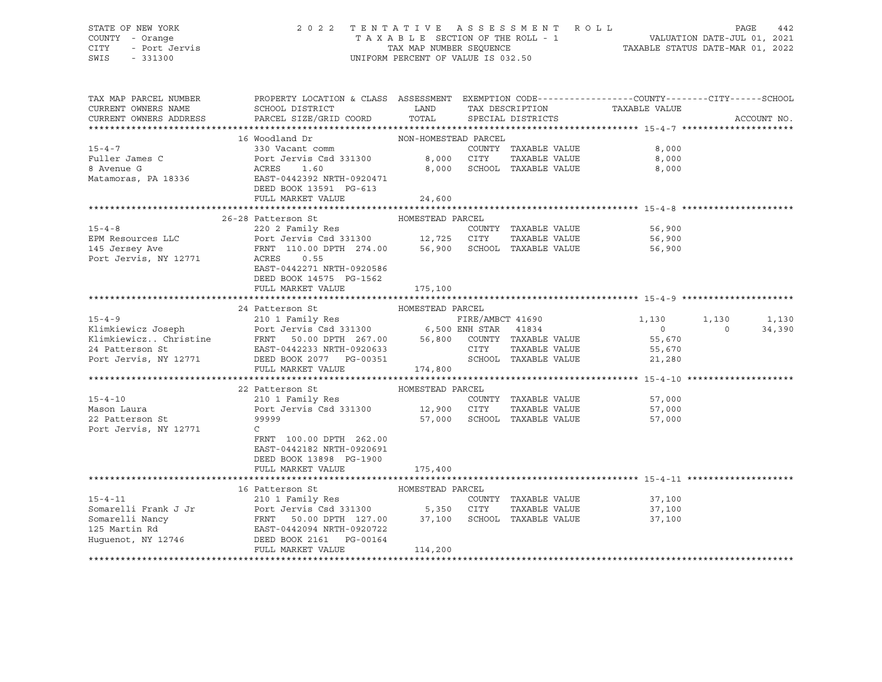STATE OF NEW YORK — 2022 TENTATIVE ASSESSMENT ROLL
COUNTY - Orange — TAXABLE SECTION OF THE ROLL - 1 — VALUATION DATE-JUL 01, 2021
CITY - Port Jervis — TAX MAP NUMBER SEQUENCE — TAXABLE STATUS DATE-MAR 01, 2022
SWIS - 331300 — UNIFORM PERCENT OF VALUE IS 032.50

| TAX MAP PARCEL NUMBER / CURRENT OWNERS NAME / CURRENT OWNERS ADDRESS | PROPERTY LOCATION & CLASS / SCHOOL DISTRICT / PARCEL SIZE/GRID COORD | ASSESSMENT LAND / TOTAL | EXEMPTION CODE / TAX DESCRIPTION / SPECIAL DISTRICTS | COUNTY / TAXABLE VALUE | CITY | SCHOOL | ACCOUNT NO. |
|---|---|---|---|---|---|---|---|
| **15-4-7** | 16 Woodland Dr — NON-HOMESTEAD PARCEL | | | | | | |
| 15-4-7 | 330 Vacant comm | | COUNTY TAXABLE VALUE | 8,000 | | | |
| Fuller James C | Port Jervis Csd 331300 | 8,000 | CITY TAXABLE VALUE | 8,000 | | | |
| 8 Avenue G | ACRES 1.60 | 8,000 | SCHOOL TAXABLE VALUE | 8,000 | | | |
| Matamoras, PA 18336 | EAST-0442392 NRTH-0920471 | | | | | | |
| | DEED BOOK 13591 PG-613 | | | | | | |
| | FULL MARKET VALUE | 24,600 | | | | | |
| **15-4-8** | 26-28 Patterson St — HOMESTEAD PARCEL | | | | | | |
| 15-4-8 | 220 2 Family Res | | COUNTY TAXABLE VALUE | 56,900 | | | |
| EPM Resources LLC | Port Jervis Csd 331300 | 12,725 | CITY TAXABLE VALUE | 56,900 | | | |
| 145 Jersey Ave | FRNT 110.00 DPTH 274.00 | 56,900 | SCHOOL TAXABLE VALUE | 56,900 | | | |
| Port Jervis, NY 12771 | ACRES 0.55 | | | | | | |
| | EAST-0442271 NRTH-0920586 | | | | | | |
| | DEED BOOK 14575 PG-1562 | | | | | | |
| | FULL MARKET VALUE | 175,100 | | | | | |
| **15-4-9** | 24 Patterson St — HOMESTEAD PARCEL | | | | | | |
| 15-4-9 | 210 1 Family Res | | FIRE/AMBCT 41690 | 1,130 | 1,130 | 1,130 | |
| Klimkiewicz Joseph | Port Jervis Csd 331300 | 6,500 | ENH STAR 41834 | 0 | 0 | 34,390 | |
| Klimkiewicz.. Christine | FRNT 50.00 DPTH 267.00 | 56,800 | COUNTY TAXABLE VALUE | 55,670 | | | |
| 24 Patterson St | EAST-0442233 NRTH-0920633 | | CITY TAXABLE VALUE | 55,670 | | | |
| Port Jervis, NY 12771 | DEED BOOK 2077 PG-00351 | | SCHOOL TAXABLE VALUE | 21,280 | | | |
| | FULL MARKET VALUE | 174,800 | | | | | |
| **15-4-10** | 22 Patterson St — HOMESTEAD PARCEL | | | | | | |
| 15-4-10 | 210 1 Family Res | | COUNTY TAXABLE VALUE | 57,000 | | | |
| Mason Laura | Port Jervis Csd 331300 | 12,900 | CITY TAXABLE VALUE | 57,000 | | | |
| 22 Patterson St | 99999 | 57,000 | SCHOOL TAXABLE VALUE | 57,000 | | | |
| Port Jervis, NY 12771 | C | | | | | | |
| | FRNT 100.00 DPTH 262.00 | | | | | | |
| | EAST-0442182 NRTH-0920691 | | | | | | |
| | DEED BOOK 13898 PG-1900 | | | | | | |
| | FULL MARKET VALUE | 175,400 | | | | | |
| **15-4-11** | 16 Patterson St — HOMESTEAD PARCEL | | | | | | |
| 15-4-11 | 210 1 Family Res | | COUNTY TAXABLE VALUE | 37,100 | | | |
| Somarelli Frank J Jr | Port Jervis Csd 331300 | 5,350 | CITY TAXABLE VALUE | 37,100 | | | |
| Somarelli Nancy | FRNT 50.00 DPTH 127.00 | 37,100 | SCHOOL TAXABLE VALUE | 37,100 | | | |
| 125 Martin Rd | EAST-0442094 NRTH-0920722 | | | | | | |
| Huguenot, NY 12746 | DEED BOOK 2161 PG-00164 | | | | | | |
| | FULL MARKET VALUE | 114,200 | | | | | |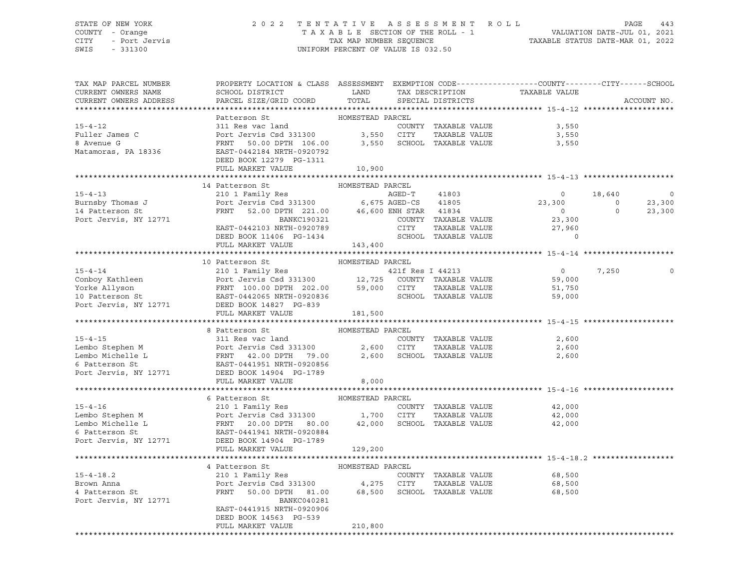STATE OF NEW YORK
COUNTY - Orange
CITY - Port Jervis
SWIS - 331300

2 0 2 2 T E N T A T I V E A S S E S S M E N T R O L L
T A X A B L E SECTION OF THE ROLL - 1
TAX MAP NUMBER SEQUENCE
UNIFORM PERCENT OF VALUE IS 032.50

VALUATION DATE-JUL 01, 2021
TAXABLE STATUS DATE-MAR 01, 2022

| TAX MAP PARCEL NUMBER / CURRENT OWNERS NAME / CURRENT OWNERS ADDRESS | PROPERTY LOCATION & CLASS / SCHOOL DISTRICT / PARCEL SIZE/GRID COORD | ASSESSMENT LAND / TOTAL | EXEMPTION CODE / TAX DESCRIPTION / SPECIAL DISTRICTS | COUNTY TAXABLE VALUE | CITY | SCHOOL | ACCOUNT NO. |
|---|---|---|---|---|---|---|---|
| **15-4-12** | Patterson St — HOMESTEAD PARCEL | | | | | | |
| Fuller James C | 311 Res vac land | | COUNTY TAXABLE VALUE | 3,550 | | | |
| 8 Avenue G | Port Jervis Csd 331300 | 3,550 | CITY TAXABLE VALUE | 3,550 | | | |
| Matamoras, PA 18336 | FRNT 50.00 DPTH 106.00 | 3,550 | SCHOOL TAXABLE VALUE | 3,550 | | | |
| | EAST-0442184 NRTH-0920792 | | | | | | |
| | DEED BOOK 12279 PG-1311 | | | | | | |
| | FULL MARKET VALUE | 10,900 | | | | | |
| **15-4-13** | 14 Patterson St — HOMESTEAD PARCEL | | | | | | |
| Burnsby Thomas J | 210 1 Family Res | | AGED-T 41803 | 0 | 18,640 | 0 | |
| 14 Patterson St | Port Jervis Csd 331300 | 6,675 | AGED-CS 41805 | 23,300 | 0 | 23,300 | |
| Port Jervis, NY 12771 | FRNT 52.00 DPTH 221.00 | 46,600 | ENH STAR 41834 | 0 | 0 | 23,300 | |
| | BANKC190321 | | COUNTY TAXABLE VALUE | 23,300 | | | |
| | EAST-0442103 NRTH-0920789 | | CITY TAXABLE VALUE | 27,960 | | | |
| | DEED BOOK 11406 PG-1434 | | SCHOOL TAXABLE VALUE | 0 | | | |
| | FULL MARKET VALUE | 143,400 | | | | | |
| **15-4-14** | 10 Patterson St — HOMESTEAD PARCEL | | | | | | |
| Conboy Kathleen | 210 1 Family Res | | 421f Res I 44213 | 0 | 7,250 | 0 | |
| Yorke Allyson | Port Jervis Csd 331300 | 12,725 | COUNTY TAXABLE VALUE | 59,000 | | | |
| 10 Patterson St | FRNT 100.00 DPTH 202.00 | 59,000 | CITY TAXABLE VALUE | 51,750 | | | |
| Port Jervis, NY 12771 | EAST-0442065 NRTH-0920836 | | SCHOOL TAXABLE VALUE | 59,000 | | | |
| | DEED BOOK 14827 PG-839 | | | | | | |
| | FULL MARKET VALUE | 181,500 | | | | | |
| **15-4-15** | 8 Patterson St — HOMESTEAD PARCEL | | | | | | |
| Lembo Stephen M | 311 Res vac land | | COUNTY TAXABLE VALUE | 2,600 | | | |
| Lembo Michelle L | Port Jervis Csd 331300 | 2,600 | CITY TAXABLE VALUE | 2,600 | | | |
| 6 Patterson St | FRNT 42.00 DPTH 79.00 | 2,600 | SCHOOL TAXABLE VALUE | 2,600 | | | |
| Port Jervis, NY 12771 | EAST-0441951 NRTH-0920856 | | | | | | |
| | DEED BOOK 14904 PG-1789 | | | | | | |
| | FULL MARKET VALUE | 8,000 | | | | | |
| **15-4-16** | 6 Patterson St — HOMESTEAD PARCEL | | | | | | |
| Lembo Stephen M | 210 1 Family Res | | COUNTY TAXABLE VALUE | 42,000 | | | |
| Lembo Michelle L | Port Jervis Csd 331300 | 1,700 | CITY TAXABLE VALUE | 42,000 | | | |
| 6 Patterson St | FRNT 20.00 DPTH 80.00 | 42,000 | SCHOOL TAXABLE VALUE | 42,000 | | | |
| Port Jervis, NY 12771 | EAST-0441941 NRTH-0920884 | | | | | | |
| | DEED BOOK 14904 PG-1789 | | | | | | |
| | FULL MARKET VALUE | 129,200 | | | | | |
| **15-4-18.2** | 4 Patterson St — HOMESTEAD PARCEL | | | | | | |
| Brown Anna | 210 1 Family Res | | COUNTY TAXABLE VALUE | 68,500 | | | |
| 4 Patterson St | Port Jervis Csd 331300 | 4,275 | CITY TAXABLE VALUE | 68,500 | | | |
| Port Jervis, NY 12771 | FRNT 50.00 DPTH 81.00 | 68,500 | SCHOOL TAXABLE VALUE | 68,500 | | | |
| | BANKC040281 | | | | | | |
| | EAST-0441915 NRTH-0920906 | | | | | | |
| | DEED BOOK 14563 PG-539 | | | | | | |
| | FULL MARKET VALUE | 210,800 | | | | | |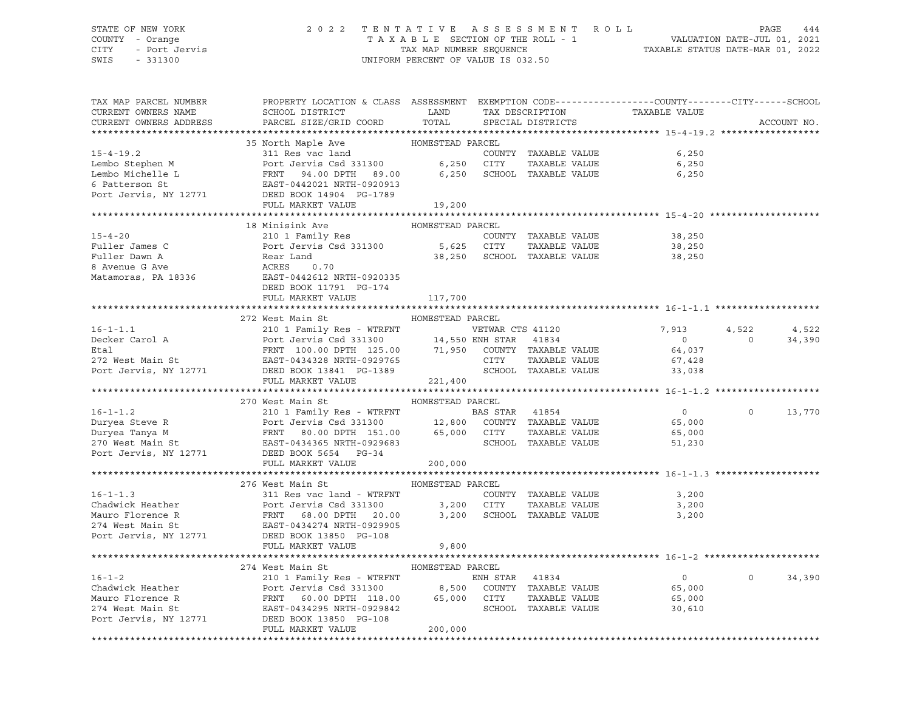STATE OF NEW YORK | COUNTY - Orange | CITY - Port Jervis | SWIS - 331300

**2022 TENTATIVE ASSESSMENT ROLL**
TAXABLE SECTION OF THE ROLL - 1
TAX MAP NUMBER SEQUENCE
UNIFORM PERCENT OF VALUE IS 032.50

VALUATION DATE-JUL 01, 2021
TAXABLE STATUS DATE-MAR 01, 2022

| TAX MAP PARCEL NUMBER / CURRENT OWNERS NAME / CURRENT OWNERS ADDRESS | PROPERTY LOCATION & CLASS / SCHOOL DISTRICT / PARCEL SIZE/GRID COORD | ASSESSMENT LAND / TOTAL | EXEMPTION CODE / TAX DESCRIPTION / SPECIAL DISTRICTS | COUNTY TAXABLE VALUE | CITY | SCHOOL |
|---|---|---|---|---|---|---|
| **15-4-19.2** | 35 North Maple Ave | HOMESTEAD PARCEL | | | | |
| 15-4-19.2 | 311 Res vac land | | COUNTY TAXABLE VALUE | 6,250 | | |
| Lembo Stephen M | Port Jervis Csd 331300 | 6,250 | CITY TAXABLE VALUE | 6,250 | | |
| Lembo Michelle L | FRNT 94.00 DPTH 89.00 | 6,250 | SCHOOL TAXABLE VALUE | 6,250 | | |
| 6 Patterson St | EAST-0442021 NRTH-0920913 | | | | | |
| Port Jervis, NY 12771 | DEED BOOK 14904 PG-1789 | | | | | |
| | FULL MARKET VALUE | 19,200 | | | | |
| **15-4-20** | 18 Minisink Ave | HOMESTEAD PARCEL | | | | |
| 15-4-20 | 210 1 Family Res | | COUNTY TAXABLE VALUE | 38,250 | | |
| Fuller James C | Port Jervis Csd 331300 | 5,625 | CITY TAXABLE VALUE | 38,250 | | |
| Fuller Dawn A | Rear Land | 38,250 | SCHOOL TAXABLE VALUE | 38,250 | | |
| 8 Avenue G Ave | ACRES 0.70 | | | | | |
| Matamoras, PA 18336 | EAST-0442612 NRTH-0920335 | | | | | |
| | DEED BOOK 11791 PG-174 | | | | | |
| | FULL MARKET VALUE | 117,700 | | | | |
| **16-1-1.1** | 272 West Main St | HOMESTEAD PARCEL | | | | |
| 16-1-1.1 | 210 1 Family Res - WTRFNT | | VETWAR CTS 41120 | 7,913 | 4,522 | 4,522 |
| Decker Carol A | Port Jervis Csd 331300 | 14,550 | ENH STAR 41834 | 0 | 0 | 34,390 |
| Etal | FRNT 100.00 DPTH 125.00 | 71,950 | COUNTY TAXABLE VALUE | 64,037 | | |
| 272 West Main St | EAST-0434328 NRTH-0929765 | | CITY TAXABLE VALUE | 67,428 | | |
| Port Jervis, NY 12771 | DEED BOOK 13841 PG-1389 | | SCHOOL TAXABLE VALUE | 33,038 | | |
| | FULL MARKET VALUE | 221,400 | | | | |
| **16-1-1.2** | 270 West Main St | HOMESTEAD PARCEL | | | | |
| 16-1-1.2 | 210 1 Family Res - WTRFNT | | BAS STAR 41854 | 0 | 0 | 13,770 |
| Duryea Steve R | Port Jervis Csd 331300 | 12,800 | COUNTY TAXABLE VALUE | 65,000 | | |
| Duryea Tanya M | FRNT 80.00 DPTH 151.00 | 65,000 | CITY TAXABLE VALUE | 65,000 | | |
| 270 West Main St | EAST-0434365 NRTH-0929683 | | SCHOOL TAXABLE VALUE | 51,230 | | |
| Port Jervis, NY 12771 | DEED BOOK 5654 PG-34 | | | | | |
| | FULL MARKET VALUE | 200,000 | | | | |
| **16-1-1.3** | 276 West Main St | HOMESTEAD PARCEL | | | | |
| 16-1-1.3 | 311 Res vac land - WTRFNT | | COUNTY TAXABLE VALUE | 3,200 | | |
| Chadwick Heather | Port Jervis Csd 331300 | 3,200 | CITY TAXABLE VALUE | 3,200 | | |
| Mauro Florence R | FRNT 68.00 DPTH 20.00 | 3,200 | SCHOOL TAXABLE VALUE | 3,200 | | |
| 274 West Main St | EAST-0434274 NRTH-0929905 | | | | | |
| Port Jervis, NY 12771 | DEED BOOK 13850 PG-108 | | | | | |
| | FULL MARKET VALUE | 9,800 | | | | |
| **16-1-2** | 274 West Main St | HOMESTEAD PARCEL | | | | |
| 16-1-2 | 210 1 Family Res - WTRFNT | | ENH STAR 41834 | 0 | 0 | 34,390 |
| Chadwick Heather | Port Jervis Csd 331300 | 8,500 | COUNTY TAXABLE VALUE | 65,000 | | |
| Mauro Florence R | FRNT 60.00 DPTH 118.00 | 65,000 | CITY TAXABLE VALUE | 65,000 | | |
| 274 West Main St | EAST-0434295 NRTH-0929842 | | SCHOOL TAXABLE VALUE | 30,610 | | |
| Port Jervis, NY 12771 | DEED BOOK 13850 PG-108 | | | | | |
| | FULL MARKET VALUE | 200,000 | | | | |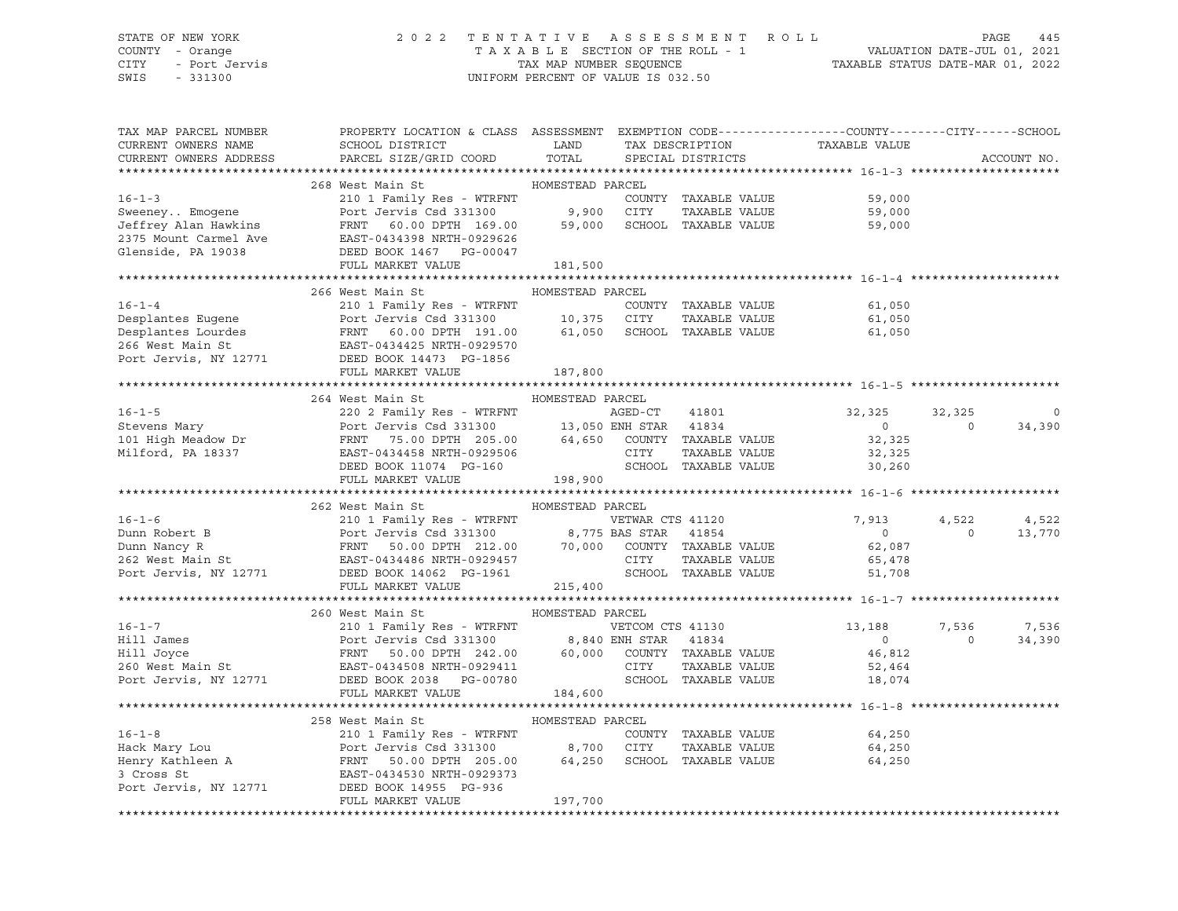STATE OF NEW YORK — COUNTY - Orange — CITY - Port Jervis — SWIS - 331300

# 2022 TENTATIVE ASSESSMENT ROLL

TAXABLE SECTION OF THE ROLL - 1 — TAX MAP NUMBER SEQUENCE — UNIFORM PERCENT OF VALUE IS 032.50

VALUATION DATE-JUL 01, 2021 — TAXABLE STATUS DATE-MAR 01, 2022

| TAX MAP PARCEL NUMBER / CURRENT OWNERS NAME / CURRENT OWNERS ADDRESS | PROPERTY LOCATION & CLASS / SCHOOL DISTRICT / PARCEL SIZE/GRID COORD | ASSESSMENT LAND / TOTAL | EXEMPTION CODE / TAX DESCRIPTION / SPECIAL DISTRICTS | COUNTY TAXABLE VALUE | CITY | SCHOOL |
|---|---|---|---|---|---|---|
| **16-1-3** | 268 West Main St — HOMESTEAD PARCEL | | | | | |
| 16-1-3 | 210 1 Family Res - WTRFNT | | COUNTY TAXABLE VALUE | 59,000 | | |
| Sweeney.. Emogene | Port Jervis Csd 331300 | 9,900 | CITY TAXABLE VALUE | 59,000 | | |
| Jeffrey Alan Hawkins | FRNT 60.00 DPTH 169.00 | 59,000 | SCHOOL TAXABLE VALUE | 59,000 | | |
| 2375 Mount Carmel Ave | EAST-0434398 NRTH-0929626 | | | | | |
| Glenside, PA 19038 | DEED BOOK 1467 PG-00047 | | | | | |
| | FULL MARKET VALUE | 181,500 | | | | |
| **16-1-4** | 266 West Main St — HOMESTEAD PARCEL | | | | | |
| 16-1-4 | 210 1 Family Res - WTRFNT | | COUNTY TAXABLE VALUE | 61,050 | | |
| Desplantes Eugene | Port Jervis Csd 331300 | 10,375 | CITY TAXABLE VALUE | 61,050 | | |
| Desplantes Lourdes | FRNT 60.00 DPTH 191.00 | 61,050 | SCHOOL TAXABLE VALUE | 61,050 | | |
| 266 West Main St | EAST-0434425 NRTH-0929570 | | | | | |
| Port Jervis, NY 12771 | DEED BOOK 14473 PG-1856 | | | | | |
| | FULL MARKET VALUE | 187,800 | | | | |
| **16-1-5** | 264 West Main St — HOMESTEAD PARCEL | | | | | |
| 16-1-5 | 220 2 Family Res - WTRFNT | | AGED-CT 41801 | 32,325 | 32,325 | 0 |
| Stevens Mary | Port Jervis Csd 331300 | 13,050 | ENH STAR 41834 | 0 | 0 | 34,390 |
| 101 High Meadow Dr | FRNT 75.00 DPTH 205.00 | 64,650 | COUNTY TAXABLE VALUE | 32,325 | | |
| Milford, PA 18337 | EAST-0434458 NRTH-0929506 | | CITY TAXABLE VALUE | 32,325 | | |
| | DEED BOOK 11074 PG-160 | | SCHOOL TAXABLE VALUE | 30,260 | | |
| | FULL MARKET VALUE | 198,900 | | | | |
| **16-1-6** | 262 West Main St — HOMESTEAD PARCEL | | | | | |
| 16-1-6 | 210 1 Family Res - WTRFNT | | VETWAR CTS 41120 | 7,913 | 4,522 | 4,522 |
| Dunn Robert B | Port Jervis Csd 331300 | 8,775 | BAS STAR 41854 | 0 | 0 | 13,770 |
| Dunn Nancy R | FRNT 50.00 DPTH 212.00 | 70,000 | COUNTY TAXABLE VALUE | 62,087 | | |
| 262 West Main St | EAST-0434486 NRTH-0929457 | | CITY TAXABLE VALUE | 65,478 | | |
| Port Jervis, NY 12771 | DEED BOOK 14062 PG-1961 | | SCHOOL TAXABLE VALUE | 51,708 | | |
| | FULL MARKET VALUE | 215,400 | | | | |
| **16-1-7** | 260 West Main St — HOMESTEAD PARCEL | | | | | |
| 16-1-7 | 210 1 Family Res - WTRFNT | | VETCOM CTS 41130 | 13,188 | 7,536 | 7,536 |
| Hill James | Port Jervis Csd 331300 | 8,840 | ENH STAR 41834 | 0 | 0 | 34,390 |
| Hill Joyce | FRNT 50.00 DPTH 242.00 | 60,000 | COUNTY TAXABLE VALUE | 46,812 | | |
| 260 West Main St | EAST-0434508 NRTH-0929411 | | CITY TAXABLE VALUE | 52,464 | | |
| Port Jervis, NY 12771 | DEED BOOK 2038 PG-00780 | | SCHOOL TAXABLE VALUE | 18,074 | | |
| | FULL MARKET VALUE | 184,600 | | | | |
| **16-1-8** | 258 West Main St — HOMESTEAD PARCEL | | | | | |
| 16-1-8 | 210 1 Family Res - WTRFNT | | COUNTY TAXABLE VALUE | 64,250 | | |
| Hack Mary Lou | Port Jervis Csd 331300 | 8,700 | CITY TAXABLE VALUE | 64,250 | | |
| Henry Kathleen A | FRNT 50.00 DPTH 205.00 | 64,250 | SCHOOL TAXABLE VALUE | 64,250 | | |
| 3 Cross St | EAST-0434530 NRTH-0929373 | | | | | |
| Port Jervis, NY 12771 | DEED BOOK 14955 PG-936 | | | | | |
| | FULL MARKET VALUE | 197,700 | | | | |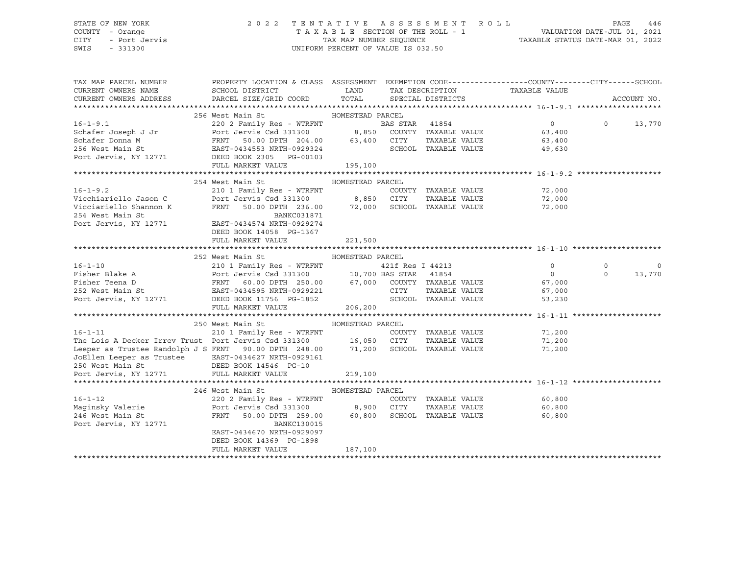STATE OF NEW YORK
COUNTY - Orange
CITY - Port Jervis
SWIS - 331300

2 0 2 2 TENTATIVE ASSESSMENT ROLL
TAXABLE SECTION OF THE ROLL - 1
TAX MAP NUMBER SEQUENCE
UNIFORM PERCENT OF VALUE IS 032.50

VALUATION DATE-JUL 01, 2021
TAXABLE STATUS DATE-MAR 01, 2022

| TAX MAP PARCEL NUMBER / CURRENT OWNERS NAME / CURRENT OWNERS ADDRESS | PROPERTY LOCATION & CLASS / SCHOOL DISTRICT / PARCEL SIZE/GRID COORD | ASSESSMENT LAND / TOTAL | EXEMPTION CODE / TAX DESCRIPTION / SPECIAL DISTRICTS | COUNTY TAXABLE VALUE | CITY | SCHOOL | ACCOUNT NO. |
|---|---|---|---|---|---|---|---|
| **16-1-9.1** | 256 West Main St | HOMESTEAD PARCEL | | | | | |
| 16-1-9.1 | 220 2 Family Res - WTRFNT | | BAS STAR 41854 | 0 | 0 | 13,770 | |
| Schafer Joseph J Jr | Port Jervis Csd 331300 | 8,850 | COUNTY TAXABLE VALUE | 63,400 | | | |
| Schafer Donna M | FRNT 50.00 DPTH 204.00 | 63,400 | CITY TAXABLE VALUE | 63,400 | | | |
| 256 West Main St | EAST-0434553 NRTH-0929324 | | SCHOOL TAXABLE VALUE | 49,630 | | | |
| Port Jervis, NY 12771 | DEED BOOK 2305 PG-00103 | | | | | | |
| | FULL MARKET VALUE | 195,100 | | | | | |
| **16-1-9.2** | 254 West Main St | HOMESTEAD PARCEL | | | | | |
| 16-1-9.2 | 210 1 Family Res - WTRFNT | | COUNTY TAXABLE VALUE | 72,000 | | | |
| Vicchiariello Jason C | Port Jervis Csd 331300 | 8,850 | CITY TAXABLE VALUE | 72,000 | | | |
| Vicciariello Shannon K | FRNT 50.00 DPTH 236.00 | 72,000 | SCHOOL TAXABLE VALUE | 72,000 | | | |
| 254 West Main St | BANKC031871 | | | | | | |
| Port Jervis, NY 12771 | EAST-0434574 NRTH-0929274 | | | | | | |
| | DEED BOOK 14058 PG-1367 | | | | | | |
| | FULL MARKET VALUE | 221,500 | | | | | |
| **16-1-10** | 252 West Main St | HOMESTEAD PARCEL | | | | | |
| 16-1-10 | 210 1 Family Res - WTRFNT | | 421f Res I 44213 | 0 | 0 | 0 | |
| Fisher Blake A | Port Jervis Csd 331300 | 10,700 | BAS STAR 41854 | 0 | 0 | 13,770 | |
| Fisher Teena D | FRNT 60.00 DPTH 250.00 | 67,000 | COUNTY TAXABLE VALUE | 67,000 | | | |
| 252 West Main St | EAST-0434595 NRTH-0929221 | | CITY TAXABLE VALUE | 67,000 | | | |
| Port Jervis, NY 12771 | DEED BOOK 11756 PG-1852 | | SCHOOL TAXABLE VALUE | 53,230 | | | |
| | FULL MARKET VALUE | 206,200 | | | | | |
| **16-1-11** | 250 West Main St | HOMESTEAD PARCEL | | | | | |
| 16-1-11 | 210 1 Family Res - WTRFNT | | COUNTY TAXABLE VALUE | 71,200 | | | |
| The Lois A Decker Irrev Trust | Port Jervis Csd 331300 | 16,050 | CITY TAXABLE VALUE | 71,200 | | | |
| Leeper as Trustee Randolph J S | FRNT 90.00 DPTH 248.00 | 71,200 | SCHOOL TAXABLE VALUE | 71,200 | | | |
| JoEllen Leeper as Trustee | EAST-0434627 NRTH-0929161 | | | | | | |
| 250 West Main St | DEED BOOK 14546 PG-10 | | | | | | |
| Port Jervis, NY 12771 | FULL MARKET VALUE | 219,100 | | | | | |
| **16-1-12** | 246 West Main St | HOMESTEAD PARCEL | | | | | |
| 16-1-12 | 220 2 Family Res - WTRFNT | | COUNTY TAXABLE VALUE | 60,800 | | | |
| Maginsky Valerie | Port Jervis Csd 331300 | 8,900 | CITY TAXABLE VALUE | 60,800 | | | |
| 246 West Main St | FRNT 50.00 DPTH 259.00 | 60,800 | SCHOOL TAXABLE VALUE | 60,800 | | | |
| Port Jervis, NY 12771 | BANKC130015 | | | | | | |
| | EAST-0434670 NRTH-0929097 | | | | | | |
| | DEED BOOK 14369 PG-1898 | | | | | | |
| | FULL MARKET VALUE | 187,100 | | | | | |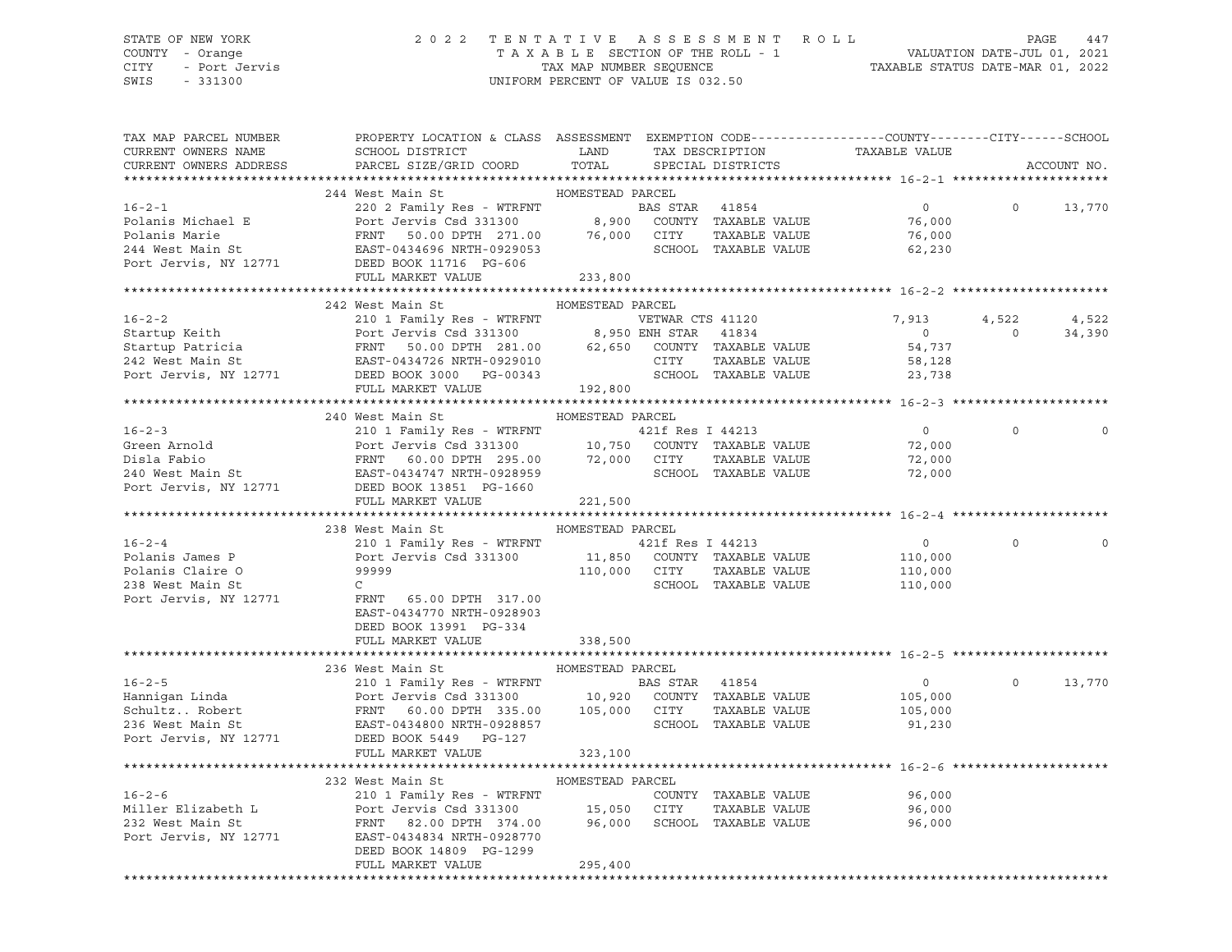STATE OF NEW YORK — 2022 TENTATIVE ASSESSMENT ROLL
COUNTY - Orange — TAXABLE SECTION OF THE ROLL - 1 — VALUATION DATE-JUL 01, 2021
CITY - Port Jervis — TAX MAP NUMBER SEQUENCE — TAXABLE STATUS DATE-MAR 01, 2022
SWIS - 331300 — UNIFORM PERCENT OF VALUE IS 032.50

| TAX MAP PARCEL NUMBER / CURRENT OWNERS NAME / CURRENT OWNERS ADDRESS | PROPERTY LOCATION & CLASS / SCHOOL DISTRICT / PARCEL SIZE/GRID COORD | ASSESSMENT LAND / TOTAL | EXEMPTION CODE / TAX DESCRIPTION / SPECIAL DISTRICTS | COUNTY TAXABLE VALUE | CITY | SCHOOL / ACCOUNT NO. |
|---|---|---|---|---|---|---|
| **16-2-1** | 244 West Main St | HOMESTEAD PARCEL | | | | |
| Polanis Michael E | 220 2 Family Res - WTRFNT | | BAS STAR 41854 | 0 | 0 | 13,770 |
| Polanis Marie | Port Jervis Csd 331300 | 8,900 | COUNTY TAXABLE VALUE | 76,000 | | |
| 244 West Main St | FRNT 50.00 DPTH 271.00 | 76,000 | CITY TAXABLE VALUE | 76,000 | | |
| Port Jervis, NY 12771 | EAST-0434696 NRTH-0929053 | | SCHOOL TAXABLE VALUE | 62,230 | | |
| | DEED BOOK 11716 PG-606 | | | | | |
| | FULL MARKET VALUE | 233,800 | | | | |
| **16-2-2** | 242 West Main St | HOMESTEAD PARCEL | | | | |
| Startup Keith | 210 1 Family Res - WTRFNT | | VETWAR CTS 41120 | 7,913 | 4,522 | 4,522 |
| Startup Patricia | Port Jervis Csd 331300 | 8,950 | ENH STAR 41834 | 0 | 0 | 34,390 |
| 242 West Main St | FRNT 50.00 DPTH 281.00 | 62,650 | COUNTY TAXABLE VALUE | 54,737 | | |
| Port Jervis, NY 12771 | EAST-0434726 NRTH-0929010 | | CITY TAXABLE VALUE | 58,128 | | |
| | DEED BOOK 3000 PG-00343 | | SCHOOL TAXABLE VALUE | 23,738 | | |
| | FULL MARKET VALUE | 192,800 | | | | |
| **16-2-3** | 240 West Main St | HOMESTEAD PARCEL | | | | |
| Green Arnold | 210 1 Family Res - WTRFNT | | 421f Res I 44213 | 0 | 0 | 0 |
| Disla Fabio | Port Jervis Csd 331300 | 10,750 | COUNTY TAXABLE VALUE | 72,000 | | |
| 240 West Main St | FRNT 60.00 DPTH 295.00 | 72,000 | CITY TAXABLE VALUE | 72,000 | | |
| Port Jervis, NY 12771 | EAST-0434747 NRTH-0928959 | | SCHOOL TAXABLE VALUE | 72,000 | | |
| | DEED BOOK 13851 PG-1660 | | | | | |
| | FULL MARKET VALUE | 221,500 | | | | |
| **16-2-4** | 238 West Main St | HOMESTEAD PARCEL | | | | |
| Polanis James P | 210 1 Family Res - WTRFNT | | 421f Res I 44213 | 0 | 0 | 0 |
| Polanis Claire O | Port Jervis Csd 331300 | 11,850 | COUNTY TAXABLE VALUE | 110,000 | | |
| 238 West Main St | 99999 | 110,000 | CITY TAXABLE VALUE | 110,000 | | |
| Port Jervis, NY 12771 | C | | SCHOOL TAXABLE VALUE | 110,000 | | |
| | FRNT 65.00 DPTH 317.00 | | | | | |
| | EAST-0434770 NRTH-0928903 | | | | | |
| | DEED BOOK 13991 PG-334 | | | | | |
| | FULL MARKET VALUE | 338,500 | | | | |
| **16-2-5** | 236 West Main St | HOMESTEAD PARCEL | | | | |
| Hannigan Linda | 210 1 Family Res - WTRFNT | | BAS STAR 41854 | 0 | 0 | 13,770 |
| Schultz.. Robert | Port Jervis Csd 331300 | 10,920 | COUNTY TAXABLE VALUE | 105,000 | | |
| 236 West Main St | FRNT 60.00 DPTH 335.00 | 105,000 | CITY TAXABLE VALUE | 105,000 | | |
| Port Jervis, NY 12771 | EAST-0434800 NRTH-0928857 | | SCHOOL TAXABLE VALUE | 91,230 | | |
| | DEED BOOK 5449 PG-127 | | | | | |
| | FULL MARKET VALUE | 323,100 | | | | |
| **16-2-6** | 232 West Main St | HOMESTEAD PARCEL | | | | |
| Miller Elizabeth L | 210 1 Family Res - WTRFNT | | COUNTY TAXABLE VALUE | 96,000 | | |
| 232 West Main St | Port Jervis Csd 331300 | 15,050 | CITY TAXABLE VALUE | 96,000 | | |
| Port Jervis, NY 12771 | FRNT 82.00 DPTH 374.00 | 96,000 | SCHOOL TAXABLE VALUE | 96,000 | | |
| | EAST-0434834 NRTH-0928770 | | | | | |
| | DEED BOOK 14809 PG-1299 | | | | | |
| | FULL MARKET VALUE | 295,400 | | | | |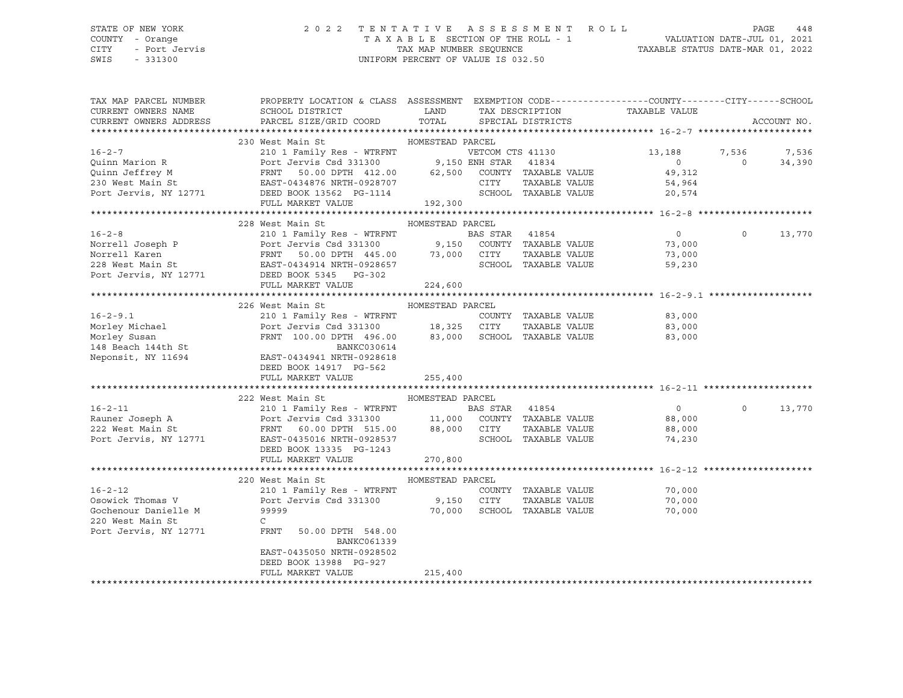STATE OF NEW YORK — 2022 TENTATIVE ASSESSMENT ROLL — PAGE 448
COUNTY - Orange — TAXABLE SECTION OF THE ROLL - 1 — VALUATION DATE-JUL 01, 2021
CITY - Port Jervis — TAX MAP NUMBER SEQUENCE — TAXABLE STATUS DATE-MAR 01, 2022
SWIS - 331300 — UNIFORM PERCENT OF VALUE IS 032.50

| TAX MAP PARCEL NUMBER / CURRENT OWNERS NAME / CURRENT OWNERS ADDRESS | PROPERTY LOCATION & CLASS / SCHOOL DISTRICT / PARCEL SIZE/GRID COORD | ASSESSMENT LAND / TOTAL | EXEMPTION CODE / TAX DESCRIPTION / SPECIAL DISTRICTS | COUNTY TAXABLE VALUE | CITY | SCHOOL |
|---|---|---|---|---|---|---|
| **16-2-7** | 230 West Main St — HOMESTEAD PARCEL | | | | | |
| 16-2-7 | 210 1 Family Res - WTRFNT | | VETCOM CTS 41130 | 13,188 | 7,536 | 7,536 |
| Quinn Marion R | Port Jervis Csd 331300 | 9,150 | ENH STAR 41834 | 0 | 0 | 34,390 |
| Quinn Jeffrey M | FRNT 50.00 DPTH 412.00 | 62,500 | COUNTY TAXABLE VALUE | 49,312 | | |
| 230 West Main St | EAST-0434876 NRTH-0928707 | | CITY TAXABLE VALUE | 54,964 | | |
| Port Jervis, NY 12771 | DEED BOOK 13562 PG-1114 | | SCHOOL TAXABLE VALUE | 20,574 | | |
| | FULL MARKET VALUE | 192,300 | | | | |
| **16-2-8** | 228 West Main St — HOMESTEAD PARCEL | | | | | |
| 16-2-8 | 210 1 Family Res - WTRFNT | | BAS STAR 41854 | 0 | 0 | 13,770 |
| Norrell Joseph P | Port Jervis Csd 331300 | 9,150 | COUNTY TAXABLE VALUE | 73,000 | | |
| Norrell Karen | FRNT 50.00 DPTH 445.00 | 73,000 | CITY TAXABLE VALUE | 73,000 | | |
| 228 West Main St | EAST-0434914 NRTH-0928657 | | SCHOOL TAXABLE VALUE | 59,230 | | |
| Port Jervis, NY 12771 | DEED BOOK 5345 PG-302 | | | | | |
| | FULL MARKET VALUE | 224,600 | | | | |
| **16-2-9.1** | 226 West Main St — HOMESTEAD PARCEL | | | | | |
| 16-2-9.1 | 210 1 Family Res - WTRFNT | | COUNTY TAXABLE VALUE | 83,000 | | |
| Morley Michael | Port Jervis Csd 331300 | 18,325 | CITY TAXABLE VALUE | 83,000 | | |
| Morley Susan | FRNT 100.00 DPTH 496.00 | 83,000 | SCHOOL TAXABLE VALUE | 83,000 | | |
| 148 Beach 144th St | BANKC030614 | | | | | |
| Neponsit, NY 11694 | EAST-0434941 NRTH-0928618 | | | | | |
| | DEED BOOK 14917 PG-562 | | | | | |
| | FULL MARKET VALUE | 255,400 | | | | |
| **16-2-11** | 222 West Main St — HOMESTEAD PARCEL | | | | | |
| 16-2-11 | 210 1 Family Res - WTRFNT | | BAS STAR 41854 | 0 | 0 | 13,770 |
| Rauner Joseph A | Port Jervis Csd 331300 | 11,000 | COUNTY TAXABLE VALUE | 88,000 | | |
| 222 West Main St | FRNT 60.00 DPTH 515.00 | 88,000 | CITY TAXABLE VALUE | 88,000 | | |
| Port Jervis, NY 12771 | EAST-0435016 NRTH-0928537 | | SCHOOL TAXABLE VALUE | 74,230 | | |
| | DEED BOOK 13335 PG-1243 | | | | | |
| | FULL MARKET VALUE | 270,800 | | | | |
| **16-2-12** | 220 West Main St — HOMESTEAD PARCEL | | | | | |
| 16-2-12 | 210 1 Family Res - WTRFNT | | COUNTY TAXABLE VALUE | 70,000 | | |
| Osowick Thomas V | Port Jervis Csd 331300 | 9,150 | CITY TAXABLE VALUE | 70,000 | | |
| Gochenour Danielle M | 99999 | 70,000 | SCHOOL TAXABLE VALUE | 70,000 | | |
| 220 West Main St | C | | | | | |
| Port Jervis, NY 12771 | FRNT 50.00 DPTH 548.00 | | | | | |
| | BANKC061339 | | | | | |
| | EAST-0435050 NRTH-0928502 | | | | | |
| | DEED BOOK 13988 PG-927 | | | | | |
| | FULL MARKET VALUE | 215,400 | | | | |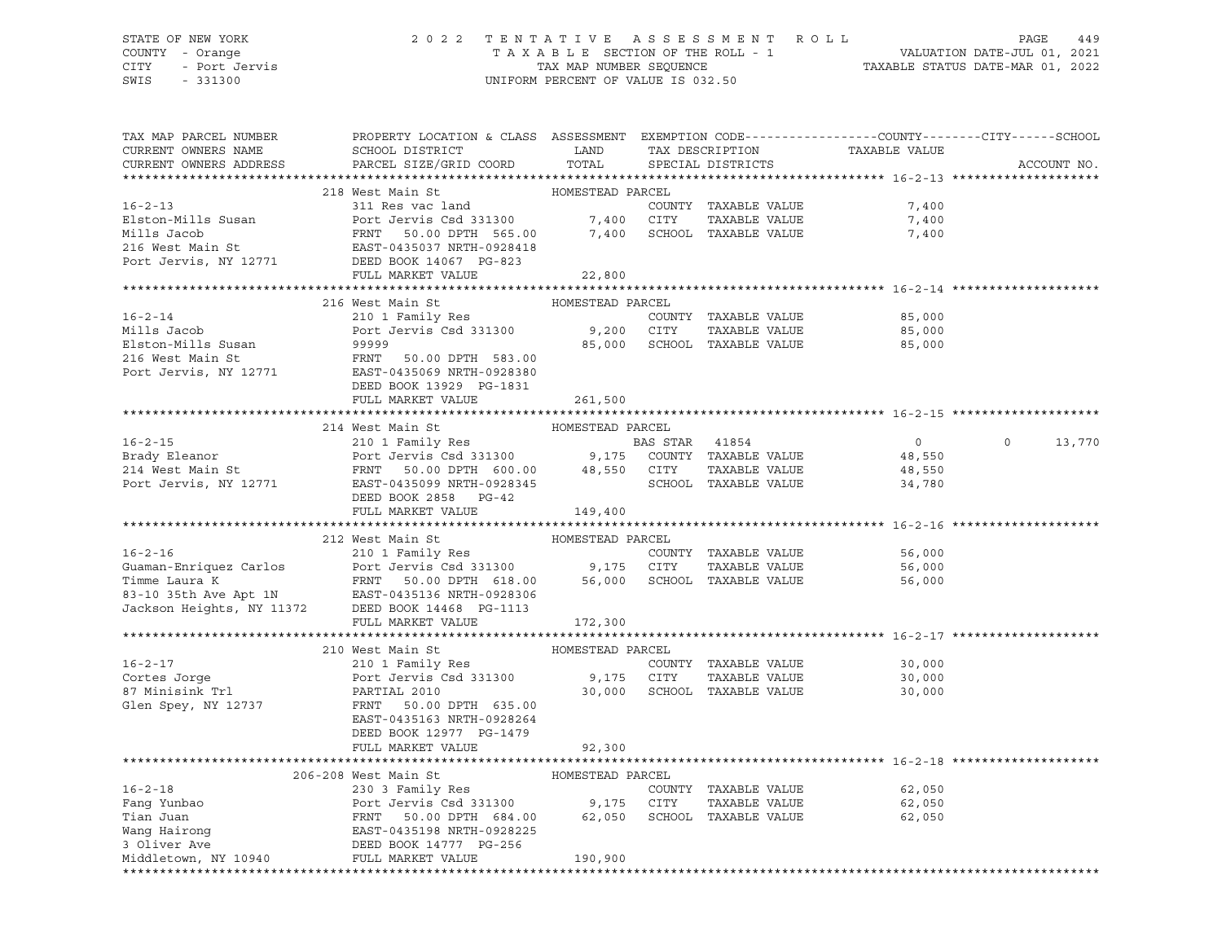STATE OF NEW YORK — COUNTY - Orange — CITY - Port Jervis — SWIS - 331300

2022 TENTATIVE ASSESSMENT ROLL — TAXABLE SECTION OF THE ROLL - 1 — TAX MAP NUMBER SEQUENCE — UNIFORM PERCENT OF VALUE IS 032.50

VALUATION DATE-JUL 01, 2021 — TAXABLE STATUS DATE-MAR 01, 2022

| TAX MAP PARCEL NUMBER / CURRENT OWNERS NAME / CURRENT OWNERS ADDRESS | PROPERTY LOCATION & CLASS / SCHOOL DISTRICT / PARCEL SIZE/GRID COORD | ASSESSMENT LAND | ASSESSMENT TOTAL | EXEMPTION CODE / TAX DESCRIPTION / SPECIAL DISTRICTS | COUNTY TAXABLE VALUE | CITY | SCHOOL | ACCOUNT NO. |
|---|---|---|---|---|---|---|---|---|
| **16-2-13** | 218 West Main St — HOMESTEAD PARCEL | | | | | | | |
| Elston-Mills Susan | 311 Res vac land | | | COUNTY TAXABLE VALUE | 7,400 | | | |
| Mills Jacob | Port Jervis Csd 331300 | 7,400 | | CITY TAXABLE VALUE | 7,400 | | | |
| 216 West Main St | FRNT 50.00 DPTH 565.00 | | 7,400 | SCHOOL TAXABLE VALUE | 7,400 | | | |
| Port Jervis, NY 12771 | EAST-0435037 NRTH-0928418 | | | | | | | |
| | DEED BOOK 14067 PG-823 | | | | | | | |
| | FULL MARKET VALUE | | 22,800 | | | | | |
| **16-2-14** | 216 West Main St — HOMESTEAD PARCEL | | | | | | | |
| Mills Jacob | 210 1 Family Res | | | COUNTY TAXABLE VALUE | 85,000 | | | |
| Elston-Mills Susan | Port Jervis Csd 331300 | 9,200 | | CITY TAXABLE VALUE | 85,000 | | | |
| 216 West Main St | 99999 | | 85,000 | SCHOOL TAXABLE VALUE | 85,000 | | | |
| Port Jervis, NY 12771 | FRNT 50.00 DPTH 583.00 | | | | | | | |
| | EAST-0435069 NRTH-0928380 | | | | | | | |
| | DEED BOOK 13929 PG-1831 | | | | | | | |
| | FULL MARKET VALUE | | 261,500 | | | | | |
| **16-2-15** | 214 West Main St — HOMESTEAD PARCEL | | | | | | | |
| Brady Eleanor | 210 1 Family Res | | | BAS STAR 41854 | 0 | 0 | 13,770 | |
| 214 West Main St | Port Jervis Csd 331300 | 9,175 | | COUNTY TAXABLE VALUE | 48,550 | | | |
| Port Jervis, NY 12771 | FRNT 50.00 DPTH 600.00 | | 48,550 | CITY TAXABLE VALUE | 48,550 | | | |
| | EAST-0435099 NRTH-0928345 | | | SCHOOL TAXABLE VALUE | 34,780 | | | |
| | DEED BOOK 2858 PG-42 | | | | | | | |
| | FULL MARKET VALUE | | 149,400 | | | | | |
| **16-2-16** | 212 West Main St — HOMESTEAD PARCEL | | | | | | | |
| Guaman-Enriquez Carlos | 210 1 Family Res | | | COUNTY TAXABLE VALUE | 56,000 | | | |
| Timme Laura K | Port Jervis Csd 331300 | 9,175 | | CITY TAXABLE VALUE | 56,000 | | | |
| 83-10 35th Ave Apt 1N | FRNT 50.00 DPTH 618.00 | | 56,000 | SCHOOL TAXABLE VALUE | 56,000 | | | |
| Jackson Heights, NY 11372 | EAST-0435136 NRTH-0928306 | | | | | | | |
| | DEED BOOK 14468 PG-1113 | | | | | | | |
| | FULL MARKET VALUE | | 172,300 | | | | | |
| **16-2-17** | 210 West Main St — HOMESTEAD PARCEL | | | | | | | |
| Cortes Jorge | 210 1 Family Res | | | COUNTY TAXABLE VALUE | 30,000 | | | |
| 87 Minisink Trl | Port Jervis Csd 331300 | 9,175 | | CITY TAXABLE VALUE | 30,000 | | | |
| Glen Spey, NY 12737 | PARTIAL 2010 | | 30,000 | SCHOOL TAXABLE VALUE | 30,000 | | | |
| | FRNT 50.00 DPTH 635.00 | | | | | | | |
| | EAST-0435163 NRTH-0928264 | | | | | | | |
| | DEED BOOK 12977 PG-1479 | | | | | | | |
| | FULL MARKET VALUE | | 92,300 | | | | | |
| **16-2-18** | 206-208 West Main St — HOMESTEAD PARCEL | | | | | | | |
| Fang Yunbao | 230 3 Family Res | | | COUNTY TAXABLE VALUE | 62,050 | | | |
| Tian Juan | Port Jervis Csd 331300 | 9,175 | | CITY TAXABLE VALUE | 62,050 | | | |
| Wang Hairong | FRNT 50.00 DPTH 684.00 | | 62,050 | SCHOOL TAXABLE VALUE | 62,050 | | | |
| 3 Oliver Ave | EAST-0435198 NRTH-0928225 | | | | | | | |
| Middletown, NY 10940 | DEED BOOK 14777 PG-256 | | | | | | | |
| | FULL MARKET VALUE | | 190,900 | | | | | |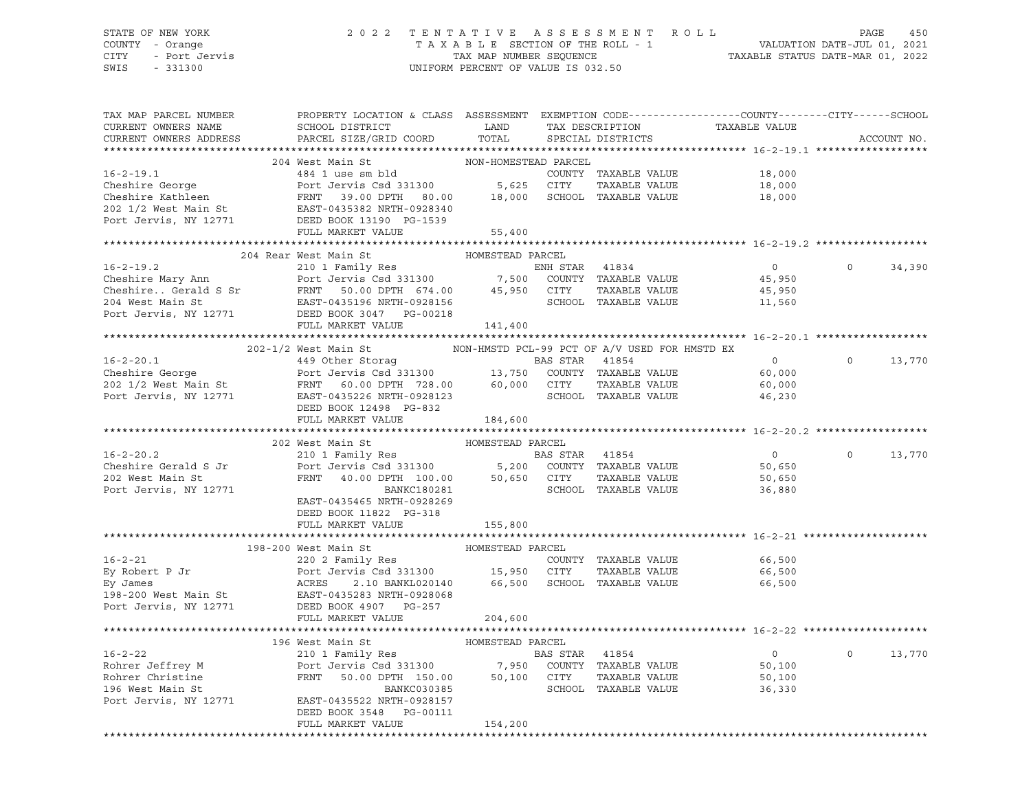STATE OF NEW YORK — COUNTY - Orange — CITY - Port Jervis — SWIS - 331300

**2022 TENTATIVE ASSESSMENT ROLL**
TAXABLE SECTION OF THE ROLL - 1
TAX MAP NUMBER SEQUENCE
UNIFORM PERCENT OF VALUE IS 032.50

VALUATION DATE-JUL 01, 2021
TAXABLE STATUS DATE-MAR 01, 2022

| TAX MAP PARCEL NUMBER / CURRENT OWNERS NAME / CURRENT OWNERS ADDRESS | PROPERTY LOCATION & CLASS / SCHOOL DISTRICT / PARCEL SIZE/GRID COORD | ASSESSMENT LAND | TOTAL | EXEMPTION CODE / TAX DESCRIPTION / SPECIAL DISTRICTS | COUNTY / CITY TAXABLE VALUE | SCHOOL | ACCOUNT NO. |
|---|---|---|---|---|---|---|---|
| **16-2-19.1** | 204 West Main St — NON-HOMESTEAD PARCEL | | | | | | |
| 16-2-19.1 | 484 1 use sm bld | | | COUNTY TAXABLE VALUE | 18,000 | | |
| Cheshire George | Port Jervis Csd 331300 | 5,625 | | CITY TAXABLE VALUE | 18,000 | | |
| Cheshire Kathleen | FRNT 39.00 DPTH 80.00 | | 18,000 | SCHOOL TAXABLE VALUE | | 18,000 | |
| 202 1/2 West Main St | EAST-0435382 NRTH-0928340 | | | | | | |
| Port Jervis, NY 12771 | DEED BOOK 13190 PG-1539 | | | | | | |
| | FULL MARKET VALUE | | 55,400 | | | | |
| **16-2-19.2** | 204 Rear West Main St — HOMESTEAD PARCEL | | | | | | |
| 16-2-19.2 | 210 1 Family Res | | | ENH STAR 41834 | 0 / 0 | 34,390 | |
| Cheshire Mary Ann | Port Jervis Csd 331300 | 7,500 | | COUNTY TAXABLE VALUE | 45,950 | | |
| Cheshire.. Gerald S Sr | FRNT 50.00 DPTH 674.00 | | 45,950 | CITY TAXABLE VALUE | 45,950 | | |
| 204 West Main St | EAST-0435196 NRTH-0928156 | | | SCHOOL TAXABLE VALUE | | 11,560 | |
| Port Jervis, NY 12771 | DEED BOOK 3047 PG-00218 | | | | | | |
| | FULL MARKET VALUE | | 141,400 | | | | |
| **16-2-20.1** | 202-1/2 West Main St — NON-HMSTD PCL-99 PCT OF A/V USED FOR HMSTD EX | | | | | | |
| 16-2-20.1 | 449 Other Storag | | | BAS STAR 41854 | 0 / 0 | 13,770 | |
| Cheshire George | Port Jervis Csd 331300 | 13,750 | | COUNTY TAXABLE VALUE | 60,000 | | |
| 202 1/2 West Main St | FRNT 60.00 DPTH 728.00 | | 60,000 | CITY TAXABLE VALUE | 60,000 | | |
| Port Jervis, NY 12771 | EAST-0435226 NRTH-0928123 | | | SCHOOL TAXABLE VALUE | | 46,230 | |
| | DEED BOOK 12498 PG-832 | | | | | | |
| | FULL MARKET VALUE | | 184,600 | | | | |
| **16-2-20.2** | 202 West Main St — HOMESTEAD PARCEL | | | | | | |
| 16-2-20.2 | 210 1 Family Res | | | BAS STAR 41854 | 0 / 0 | 13,770 | |
| Cheshire Gerald S Jr | Port Jervis Csd 331300 | 5,200 | | COUNTY TAXABLE VALUE | 50,650 | | |
| 202 West Main St | FRNT 40.00 DPTH 100.00 | | 50,650 | CITY TAXABLE VALUE | 50,650 | | |
| Port Jervis, NY 12771 | BANKC180281 | | | SCHOOL TAXABLE VALUE | | 36,880 | |
| | EAST-0435465 NRTH-0928269 | | | | | | |
| | DEED BOOK 11822 PG-318 | | | | | | |
| | FULL MARKET VALUE | | 155,800 | | | | |
| **16-2-21** | 198-200 West Main St — HOMESTEAD PARCEL | | | | | | |
| 16-2-21 | 220 2 Family Res | | | COUNTY TAXABLE VALUE | 66,500 | | |
| Ey Robert P Jr | Port Jervis Csd 331300 | 15,950 | | CITY TAXABLE VALUE | 66,500 | | |
| Ey James | ACRES 2.10 BANKL020140 | | 66,500 | SCHOOL TAXABLE VALUE | | 66,500 | |
| 198-200 West Main St | EAST-0435283 NRTH-0928068 | | | | | | |
| Port Jervis, NY 12771 | DEED BOOK 4907 PG-257 | | | | | | |
| | FULL MARKET VALUE | | 204,600 | | | | |
| **16-2-22** | 196 West Main St — HOMESTEAD PARCEL | | | | | | |
| 16-2-22 | 210 1 Family Res | | | BAS STAR 41854 | 0 / 0 | 13,770 | |
| Rohrer Jeffrey M | Port Jervis Csd 331300 | 7,950 | | COUNTY TAXABLE VALUE | 50,100 | | |
| Rohrer Christine | FRNT 50.00 DPTH 150.00 | | 50,100 | CITY TAXABLE VALUE | 50,100 | | |
| 196 West Main St | BANKC030385 | | | SCHOOL TAXABLE VALUE | | 36,330 | |
| Port Jervis, NY 12771 | EAST-0435522 NRTH-0928157 | | | | | | |
| | DEED BOOK 3548 PG-00111 | | | | | | |
| | FULL MARKET VALUE | | 154,200 | | | | |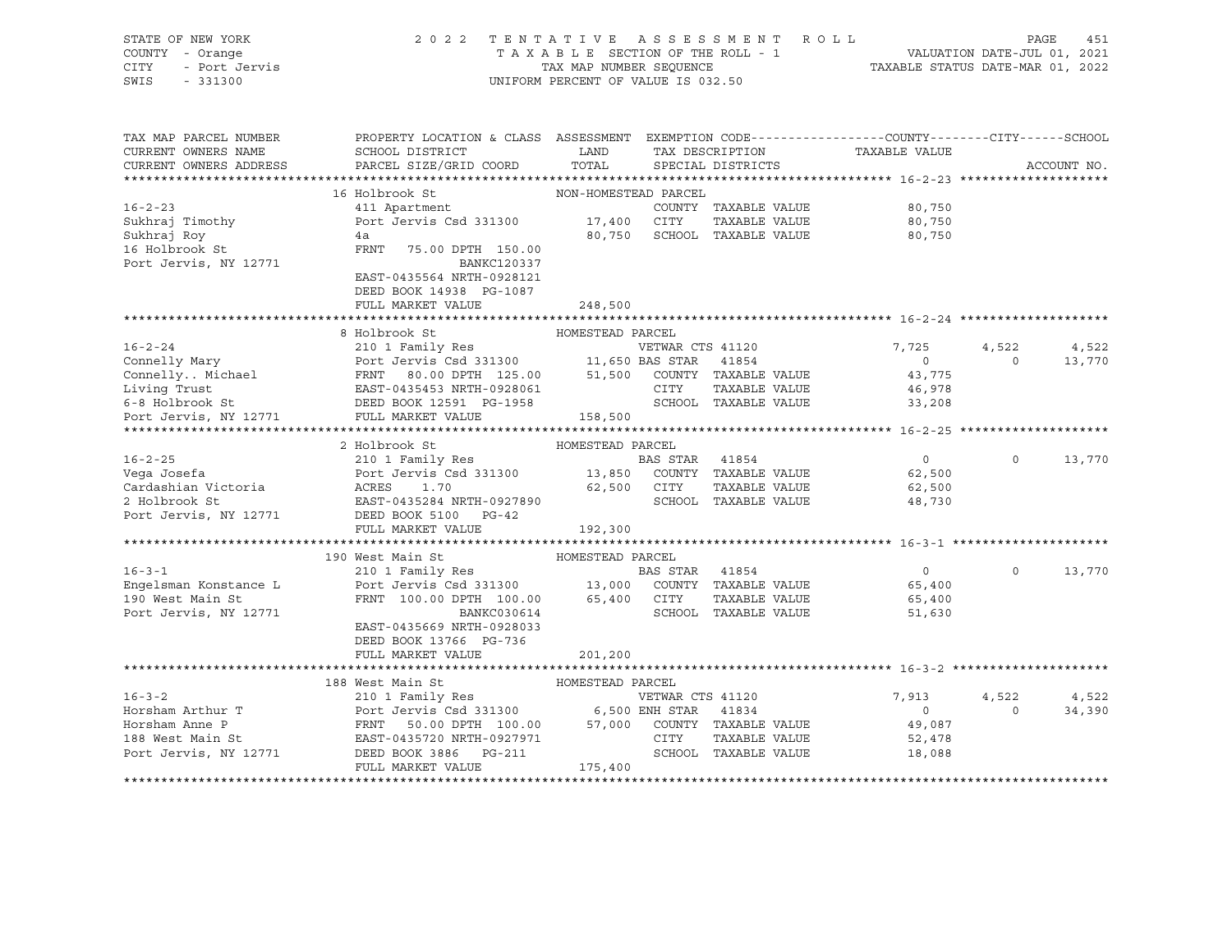STATE OF NEW YORK
COUNTY - Orange
CITY - Port Jervis
SWIS - 331300

2022 TENTATIVE ASSESSMENT ROLL
TAXABLE SECTION OF THE ROLL - 1
TAX MAP NUMBER SEQUENCE
UNIFORM PERCENT OF VALUE IS 032.50

VALUATION DATE-JUL 01, 2021
TAXABLE STATUS DATE-MAR 01, 2022

| TAX MAP PARCEL NUMBER / CURRENT OWNERS NAME / CURRENT OWNERS ADDRESS | PROPERTY LOCATION & CLASS / SCHOOL DISTRICT / PARCEL SIZE/GRID COORD | ASSESSMENT LAND / TOTAL | EXEMPTION CODE / TAX DESCRIPTION / SPECIAL DISTRICTS | COUNTY TAXABLE VALUE | CITY | SCHOOL | ACCOUNT NO. |
|---|---|---|---|---|---|---|---|
| **16-2-23** | 16 Holbrook St | NON-HOMESTEAD PARCEL | | | | | |
| 16-2-23 | 411 Apartment | | COUNTY TAXABLE VALUE | 80,750 | | | |
| Sukhraj Timothy | Port Jervis Csd 331300 | 17,400 | CITY TAXABLE VALUE | 80,750 | | | |
| Sukhraj Roy | 4a | 80,750 | SCHOOL TAXABLE VALUE | 80,750 | | | |
| 16 Holbrook St | FRNT 75.00 DPTH 150.00 | | | | | | |
| Port Jervis, NY 12771 | BANKC120337 | | | | | | |
| | EAST-0435564 NRTH-0928121 | | | | | | |
| | DEED BOOK 14938 PG-1087 | | | | | | |
| | FULL MARKET VALUE | 248,500 | | | | | |
| **16-2-24** | 8 Holbrook St | HOMESTEAD PARCEL | | | | | |
| 16-2-24 | 210 1 Family Res | | VETWAR CTS 41120 | 7,725 | 4,522 | 4,522 | |
| Connelly Mary | Port Jervis Csd 331300 | 11,650 | BAS STAR 41854 | 0 | 0 | 13,770 | |
| Connelly.. Michael | FRNT 80.00 DPTH 125.00 | 51,500 | COUNTY TAXABLE VALUE | 43,775 | | | |
| Living Trust | EAST-0435453 NRTH-0928061 | | CITY TAXABLE VALUE | 46,978 | | | |
| 6-8 Holbrook St | DEED BOOK 12591 PG-1958 | | SCHOOL TAXABLE VALUE | 33,208 | | | |
| Port Jervis, NY 12771 | FULL MARKET VALUE | 158,500 | | | | | |
| **16-2-25** | 2 Holbrook St | HOMESTEAD PARCEL | | | | | |
| 16-2-25 | 210 1 Family Res | | BAS STAR 41854 | 0 | 0 | 13,770 | |
| Vega Josefa | Port Jervis Csd 331300 | 13,850 | COUNTY TAXABLE VALUE | 62,500 | | | |
| Cardashian Victoria | ACRES 1.70 | 62,500 | CITY TAXABLE VALUE | 62,500 | | | |
| 2 Holbrook St | EAST-0435284 NRTH-0927890 | | SCHOOL TAXABLE VALUE | 48,730 | | | |
| Port Jervis, NY 12771 | DEED BOOK 5100 PG-42 | | | | | | |
| | FULL MARKET VALUE | 192,300 | | | | | |
| **16-3-1** | 190 West Main St | HOMESTEAD PARCEL | | | | | |
| 16-3-1 | 210 1 Family Res | | BAS STAR 41854 | 0 | 0 | 13,770 | |
| Engelsman Konstance L | Port Jervis Csd 331300 | 13,000 | COUNTY TAXABLE VALUE | 65,400 | | | |
| 190 West Main St | FRNT 100.00 DPTH 100.00 | 65,400 | CITY TAXABLE VALUE | 65,400 | | | |
| Port Jervis, NY 12771 | BANKC030614 | | SCHOOL TAXABLE VALUE | 51,630 | | | |
| | EAST-0435669 NRTH-0928033 | | | | | | |
| | DEED BOOK 13766 PG-736 | | | | | | |
| | FULL MARKET VALUE | 201,200 | | | | | |
| **16-3-2** | 188 West Main St | HOMESTEAD PARCEL | | | | | |
| 16-3-2 | 210 1 Family Res | | VETWAR CTS 41120 | 7,913 | 4,522 | 4,522 | |
| Horsham Arthur T | Port Jervis Csd 331300 | 6,500 | ENH STAR 41834 | 0 | 0 | 34,390 | |
| Horsham Anne P | FRNT 50.00 DPTH 100.00 | 57,000 | COUNTY TAXABLE VALUE | 49,087 | | | |
| 188 West Main St | EAST-0435720 NRTH-0927971 | | CITY TAXABLE VALUE | 52,478 | | | |
| Port Jervis, NY 12771 | DEED BOOK 3886 PG-211 | | SCHOOL TAXABLE VALUE | 18,088 | | | |
| | FULL MARKET VALUE | 175,400 | | | | | |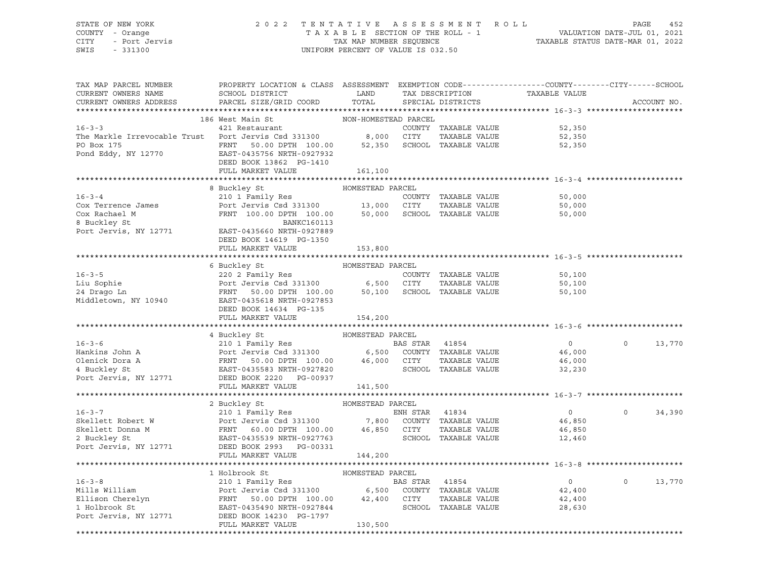STATE OF NEW YORK — 2022 TENTATIVE ASSESSMENT ROLL
COUNTY - Orange — TAXABLE SECTION OF THE ROLL - 1 — VALUATION DATE-JUL 01, 2021
CITY - Port Jervis — TAX MAP NUMBER SEQUENCE — TAXABLE STATUS DATE-MAR 01, 2022
SWIS - 331300 — UNIFORM PERCENT OF VALUE IS 032.50

| TAX MAP PARCEL NUMBER / CURRENT OWNERS NAME / CURRENT OWNERS ADDRESS | PROPERTY LOCATION & CLASS / SCHOOL DISTRICT / PARCEL SIZE/GRID COORD | ASSESSMENT LAND / TOTAL | EXEMPTION CODE / TAX DESCRIPTION / SPECIAL DISTRICTS | COUNTY TAXABLE VALUE | CITY | SCHOOL | ACCOUNT NO. |
|---|---|---|---|---|---|---|---|
| **16-3-3** | 186 West Main St | NON-HOMESTEAD PARCEL | | | | | |
| | 421 Restaurant | | COUNTY TAXABLE VALUE | 52,350 | | | |
| The Markle Irrevocable Trust | Port Jervis Csd 331300 | 8,000 | CITY TAXABLE VALUE | 52,350 | | | |
| PO Box 175 | FRNT 50.00 DPTH 100.00 | 52,350 | SCHOOL TAXABLE VALUE | 52,350 | | | |
| Pond Eddy, NY 12770 | EAST-0435756 NRTH-0927932 | | | | | | |
| | DEED BOOK 13862 PG-1410 | | | | | | |
| | FULL MARKET VALUE | 161,100 | | | | | |
| **16-3-4** | 8 Buckley St | HOMESTEAD PARCEL | | | | | |
| | 210 1 Family Res | | COUNTY TAXABLE VALUE | 50,000 | | | |
| Cox Terrence James | Port Jervis Csd 331300 | 13,000 | CITY TAXABLE VALUE | 50,000 | | | |
| Cox Rachael M | FRNT 100.00 DPTH 100.00 | 50,000 | SCHOOL TAXABLE VALUE | 50,000 | | | |
| 8 Buckley St | BANKC160113 | | | | | | |
| Port Jervis, NY 12771 | EAST-0435660 NRTH-0927889 | | | | | | |
| | DEED BOOK 14619 PG-1350 | | | | | | |
| | FULL MARKET VALUE | 153,800 | | | | | |
| **16-3-5** | 6 Buckley St | HOMESTEAD PARCEL | | | | | |
| | 220 2 Family Res | | COUNTY TAXABLE VALUE | 50,100 | | | |
| Liu Sophie | Port Jervis Csd 331300 | 6,500 | CITY TAXABLE VALUE | 50,100 | | | |
| 24 Drago Ln | FRNT 50.00 DPTH 100.00 | 50,100 | SCHOOL TAXABLE VALUE | 50,100 | | | |
| Middletown, NY 10940 | EAST-0435618 NRTH-0927853 | | | | | | |
| | DEED BOOK 14634 PG-135 | | | | | | |
| | FULL MARKET VALUE | 154,200 | | | | | |
| **16-3-6** | 4 Buckley St | HOMESTEAD PARCEL | | | | | |
| | 210 1 Family Res | | BAS STAR 41854 | 0 | 0 | 13,770 | |
| Hankins John A | Port Jervis Csd 331300 | 6,500 | COUNTY TAXABLE VALUE | 46,000 | | | |
| Olenick Dora A | FRNT 50.00 DPTH 100.00 | 46,000 | CITY TAXABLE VALUE | 46,000 | | | |
| 4 Buckley St | EAST-0435583 NRTH-0927820 | | SCHOOL TAXABLE VALUE | 32,230 | | | |
| Port Jervis, NY 12771 | DEED BOOK 2220 PG-00937 | | | | | | |
| | FULL MARKET VALUE | 141,500 | | | | | |
| **16-3-7** | 2 Buckley St | HOMESTEAD PARCEL | | | | | |
| | 210 1 Family Res | | ENH STAR 41834 | 0 | 0 | 34,390 | |
| Skellett Robert W | Port Jervis Csd 331300 | 7,800 | COUNTY TAXABLE VALUE | 46,850 | | | |
| Skellett Donna M | FRNT 60.00 DPTH 100.00 | 46,850 | CITY TAXABLE VALUE | 46,850 | | | |
| 2 Buckley St | EAST-0435539 NRTH-0927763 | | SCHOOL TAXABLE VALUE | 12,460 | | | |
| Port Jervis, NY 12771 | DEED BOOK 2993 PG-00331 | | | | | | |
| | FULL MARKET VALUE | 144,200 | | | | | |
| **16-3-8** | 1 Holbrook St | HOMESTEAD PARCEL | | | | | |
| | 210 1 Family Res | | BAS STAR 41854 | 0 | 0 | 13,770 | |
| Mills William | Port Jervis Csd 331300 | 6,500 | COUNTY TAXABLE VALUE | 42,400 | | | |
| Ellison Cherelyn | FRNT 50.00 DPTH 100.00 | 42,400 | CITY TAXABLE VALUE | 42,400 | | | |
| 1 Holbrook St | EAST-0435490 NRTH-0927844 | | SCHOOL TAXABLE VALUE | 28,630 | | | |
| Port Jervis, NY 12771 | DEED BOOK 14230 PG-1797 | | | | | | |
| | FULL MARKET VALUE | 130,500 | | | | | |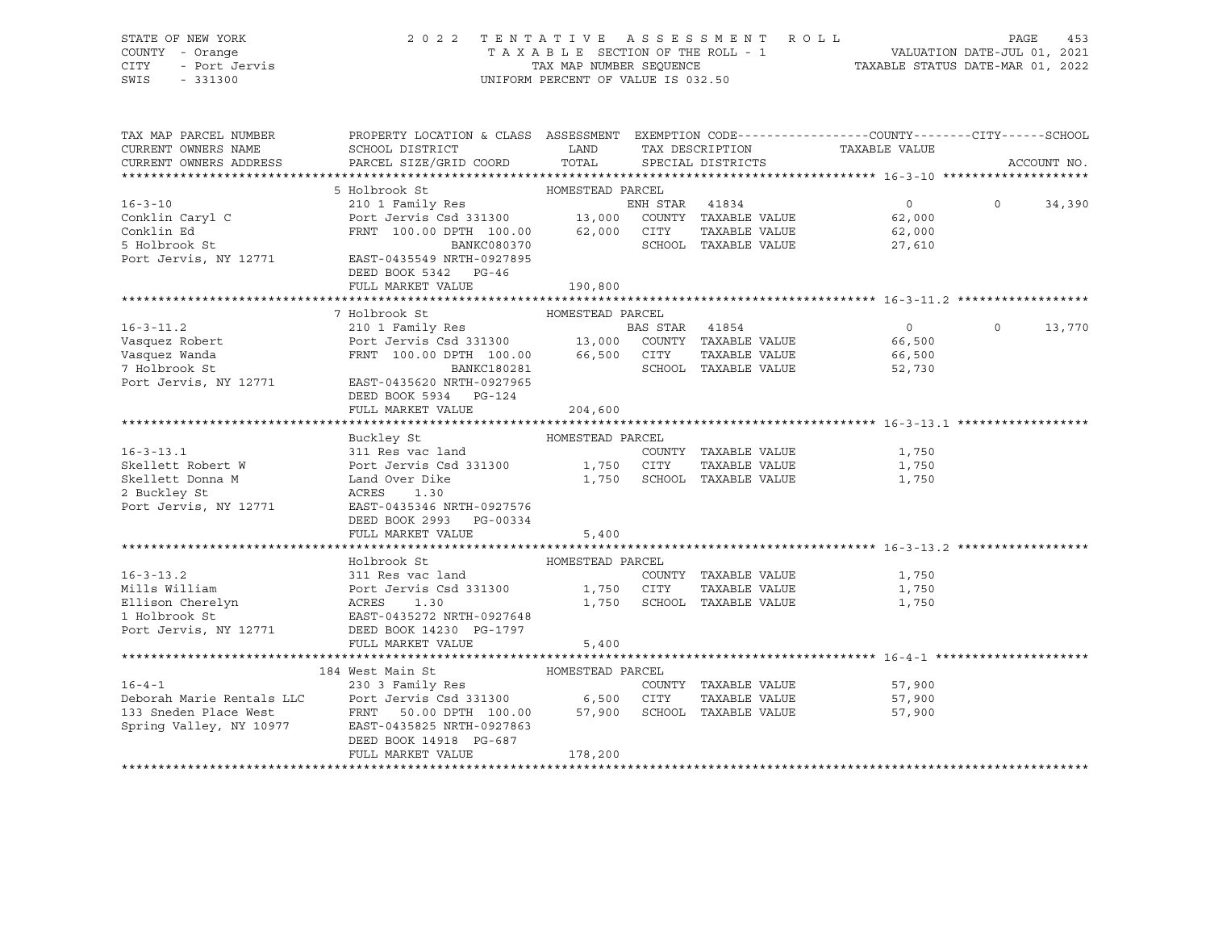STATE OF NEW YORK
COUNTY - Orange
CITY - Port Jervis
SWIS - 331300

2022 TENTATIVE ASSESSMENT ROLL
TAXABLE SECTION OF THE ROLL - 1
TAX MAP NUMBER SEQUENCE
UNIFORM PERCENT OF VALUE IS 032.50

VALUATION DATE-JUL 01, 2021
TAXABLE STATUS DATE-MAR 01, 2022

| TAX MAP PARCEL NUMBER / CURRENT OWNERS NAME / CURRENT OWNERS ADDRESS | PROPERTY LOCATION & CLASS / SCHOOL DISTRICT / PARCEL SIZE/GRID COORD | ASSESSMENT LAND | TOTAL | EXEMPTION CODE / TAX DESCRIPTION / SPECIAL DISTRICTS | COUNTY | CITY | SCHOOL TAXABLE VALUE |
|---|---|---|---|---|---|---|---|
| **16-3-10** | 5 Holbrook St — HOMESTEAD PARCEL | | | | | | |
| Conklin Caryl C | 210 1 Family Res | | | ENH STAR 41834 | 0 | 0 | 34,390 |
| Conklin Ed | Port Jervis Csd 331300 | 13,000 | | COUNTY TAXABLE VALUE | 62,000 | | |
| 5 Holbrook St | FRNT 100.00 DPTH 100.00 | | 62,000 | CITY TAXABLE VALUE | | 62,000 | |
| Port Jervis, NY 12771 | BANKC080370 | | | SCHOOL TAXABLE VALUE | | | 27,610 |
| | EAST-0435549 NRTH-0927895 | | | | | | |
| | DEED BOOK 5342 PG-46 | | | | | | |
| | FULL MARKET VALUE | | 190,800 | | | | |
| **16-3-11.2** | 7 Holbrook St — HOMESTEAD PARCEL | | | | | | |
| Vasquez Robert | 210 1 Family Res | | | BAS STAR 41854 | 0 | 0 | 13,770 |
| Vasquez Wanda | Port Jervis Csd 331300 | 13,000 | | COUNTY TAXABLE VALUE | 66,500 | | |
| 7 Holbrook St | FRNT 100.00 DPTH 100.00 | | 66,500 | CITY TAXABLE VALUE | | 66,500 | |
| Port Jervis, NY 12771 | BANKC180281 | | | SCHOOL TAXABLE VALUE | | | 52,730 |
| | EAST-0435620 NRTH-0927965 | | | | | | |
| | DEED BOOK 5934 PG-124 | | | | | | |
| | FULL MARKET VALUE | | 204,600 | | | | |
| **16-3-13.1** | Buckley St — HOMESTEAD PARCEL | | | | | | |
| Skellett Robert W | 311 Res vac land | | | COUNTY TAXABLE VALUE | 1,750 | | |
| Skellett Donna M | Port Jervis Csd 331300 | 1,750 | | CITY TAXABLE VALUE | | 1,750 | |
| 2 Buckley St | Land Over Dike | | 1,750 | SCHOOL TAXABLE VALUE | | | 1,750 |
| Port Jervis, NY 12771 | ACRES 1.30 | | | | | | |
| | EAST-0435346 NRTH-0927576 | | | | | | |
| | DEED BOOK 2993 PG-00334 | | | | | | |
| | FULL MARKET VALUE | | 5,400 | | | | |
| **16-3-13.2** | Holbrook St — HOMESTEAD PARCEL | | | | | | |
| Mills William | 311 Res vac land | | | COUNTY TAXABLE VALUE | 1,750 | | |
| Ellison Cherelyn | Port Jervis Csd 331300 | 1,750 | | CITY TAXABLE VALUE | | 1,750 | |
| 1 Holbrook St | ACRES 1.30 | | 1,750 | SCHOOL TAXABLE VALUE | | | 1,750 |
| Port Jervis, NY 12771 | EAST-0435272 NRTH-0927648 | | | | | | |
| | DEED BOOK 14230 PG-1797 | | | | | | |
| | FULL MARKET VALUE | | 5,400 | | | | |
| **16-4-1** | 184 West Main St — HOMESTEAD PARCEL | | | | | | |
| Deborah Marie Rentals LLC | 230 3 Family Res | | | COUNTY TAXABLE VALUE | 57,900 | | |
| 133 Sneden Place West | Port Jervis Csd 331300 | 6,500 | | CITY TAXABLE VALUE | | 57,900 | |
| Spring Valley, NY 10977 | FRNT 50.00 DPTH 100.00 | | 57,900 | SCHOOL TAXABLE VALUE | | | 57,900 |
| | EAST-0435825 NRTH-0927863 | | | | | | |
| | DEED BOOK 14918 PG-687 | | | | | | |
| | FULL MARKET VALUE | | 178,200 | | | | |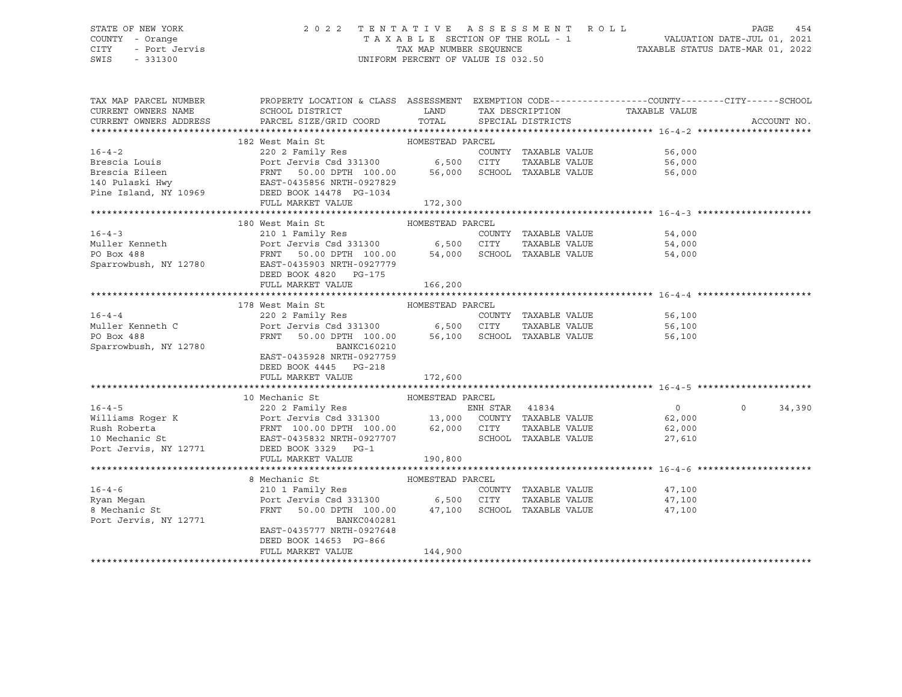STATE OF NEW YORK — 2022 TENTATIVE ASSESSMENT ROLL — PAGE 454
COUNTY - Orange — TAXABLE SECTION OF THE ROLL - 1 — VALUATION DATE-JUL 01, 2021
CITY - Port Jervis — TAX MAP NUMBER SEQUENCE — TAXABLE STATUS DATE-MAR 01, 2022
SWIS - 331300 — UNIFORM PERCENT OF VALUE IS 032.50

| TAX MAP PARCEL NUMBER / CURRENT OWNERS NAME / CURRENT OWNERS ADDRESS | PROPERTY LOCATION & CLASS / SCHOOL DISTRICT / PARCEL SIZE/GRID COORD | ASSESSMENT LAND / TOTAL | EXEMPTION CODE / TAX DESCRIPTION / SPECIAL DISTRICTS | COUNTY / CITY / SCHOOL TAXABLE VALUE | ACCOUNT NO. |
|---|---|---|---|---|---|
| **16-4-2** | 182 West Main St | HOMESTEAD PARCEL | | | |
| | 220 2 Family Res | | COUNTY TAXABLE VALUE | 56,000 | |
| Brescia Louis | Port Jervis Csd 331300 | 6,500 | CITY TAXABLE VALUE | 56,000 | |
| Brescia Eileen | FRNT 50.00 DPTH 100.00 | 56,000 | SCHOOL TAXABLE VALUE | 56,000 | |
| 140 Pulaski Hwy | EAST-0435856 NRTH-0927829 | | | | |
| Pine Island, NY 10969 | DEED BOOK 14478 PG-1034 | | | | |
| | FULL MARKET VALUE | 172,300 | | | |
| **16-4-3** | 180 West Main St | HOMESTEAD PARCEL | | | |
| | 210 1 Family Res | | COUNTY TAXABLE VALUE | 54,000 | |
| Muller Kenneth | Port Jervis Csd 331300 | 6,500 | CITY TAXABLE VALUE | 54,000 | |
| PO Box 488 | FRNT 50.00 DPTH 100.00 | 54,000 | SCHOOL TAXABLE VALUE | 54,000 | |
| Sparrowbush, NY 12780 | EAST-0435903 NRTH-0927779 | | | | |
| | DEED BOOK 4820 PG-175 | | | | |
| | FULL MARKET VALUE | 166,200 | | | |
| **16-4-4** | 178 West Main St | HOMESTEAD PARCEL | | | |
| | 220 2 Family Res | | COUNTY TAXABLE VALUE | 56,100 | |
| Muller Kenneth C | Port Jervis Csd 331300 | 6,500 | CITY TAXABLE VALUE | 56,100 | |
| PO Box 488 | FRNT 50.00 DPTH 100.00 | 56,100 | SCHOOL TAXABLE VALUE | 56,100 | |
| Sparrowbush, NY 12780 | BANKC160210 | | | | |
| | EAST-0435928 NRTH-0927759 | | | | |
| | DEED BOOK 4445 PG-218 | | | | |
| | FULL MARKET VALUE | 172,600 | | | |
| **16-4-5** | 10 Mechanic St | HOMESTEAD PARCEL | | | |
| | 220 2 Family Res | | ENH STAR 41834 | 0 / 0 / 34,390 | |
| Williams Roger K | Port Jervis Csd 331300 | 13,000 | COUNTY TAXABLE VALUE | 62,000 | |
| Rush Roberta | FRNT 100.00 DPTH 100.00 | 62,000 | CITY TAXABLE VALUE | 62,000 | |
| 10 Mechanic St | EAST-0435832 NRTH-0927707 | | SCHOOL TAXABLE VALUE | 27,610 | |
| Port Jervis, NY 12771 | DEED BOOK 3329 PG-1 | | | | |
| | FULL MARKET VALUE | 190,800 | | | |
| **16-4-6** | 8 Mechanic St | HOMESTEAD PARCEL | | | |
| | 210 1 Family Res | | COUNTY TAXABLE VALUE | 47,100 | |
| Ryan Megan | Port Jervis Csd 331300 | 6,500 | CITY TAXABLE VALUE | 47,100 | |
| 8 Mechanic St | FRNT 50.00 DPTH 100.00 | 47,100 | SCHOOL TAXABLE VALUE | 47,100 | |
| Port Jervis, NY 12771 | BANKC040281 | | | | |
| | EAST-0435777 NRTH-0927648 | | | | |
| | DEED BOOK 14653 PG-866 | | | | |
| | FULL MARKET VALUE | 144,900 | | | |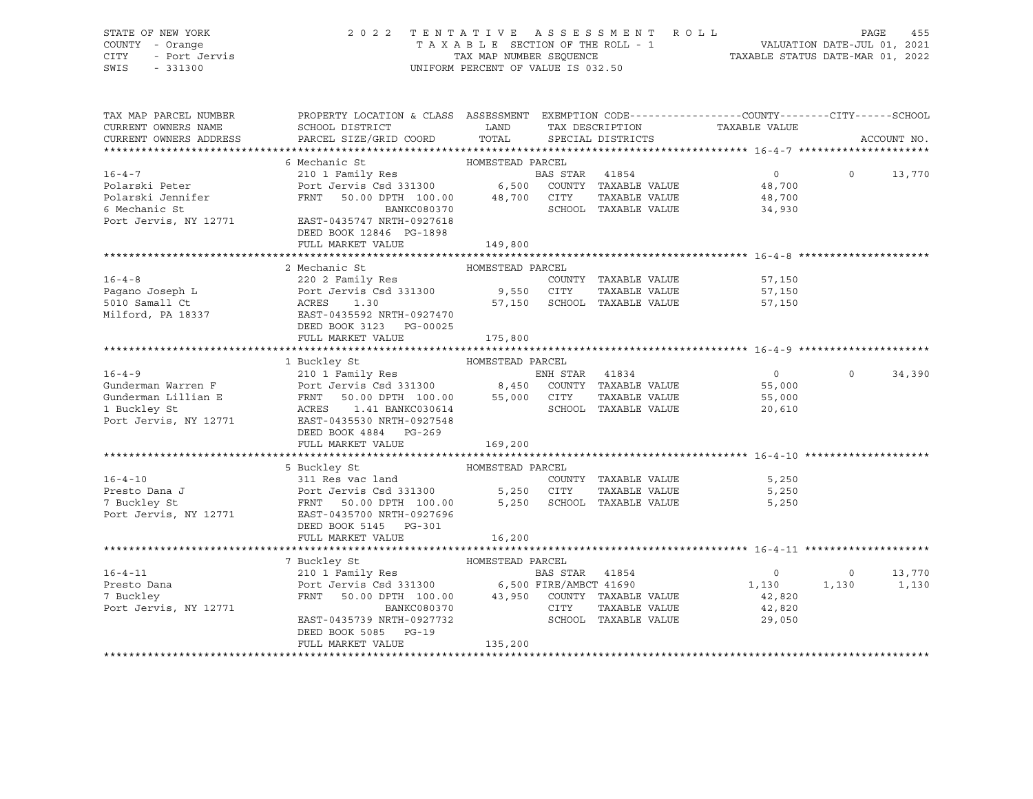STATE OF NEW YORK
COUNTY - Orange
CITY - Port Jervis
SWIS - 331300

2022 TENTATIVE ASSESSMENT ROLL
TAXABLE SECTION OF THE ROLL - 1
TAX MAP NUMBER SEQUENCE
UNIFORM PERCENT OF VALUE IS 032.50

VALUATION DATE-JUL 01, 2021
TAXABLE STATUS DATE-MAR 01, 2022

```
TAX MAP PARCEL NUMBER       PROPERTY LOCATION & CLASS  ASSESSMENT  EXEMPTION CODE------------------COUNTY--------CITY------SCHOOL
CURRENT OWNERS NAME         SCHOOL DISTRICT               LAND      TAX DESCRIPTION            TAXABLE VALUE
CURRENT OWNERS ADDRESS      PARCEL SIZE/GRID COORD        TOTAL     SPECIAL DISTRICTS                                          ACCOUNT NO.
******************************************************************************************************* 16-4-7 *********************
                            6 Mechanic St               HOMESTEAD PARCEL
16-4-7                      210 1 Family Res                        BAS STAR  41854                  0             0     13,770
Polarski Peter              Port Jervis Csd 331300        6,500    COUNTY  TAXABLE VALUE            48,700
Polarski Jennifer           FRNT    50.00 DPTH 100.00    48,700    CITY    TAXABLE VALUE            48,700
6 Mechanic St                             BANKC080370              SCHOOL  TAXABLE VALUE            34,930
Port Jervis, NY 12771       EAST-0435747 NRTH-0927618
                            DEED BOOK 12846  PG-1898
                            FULL MARKET VALUE           149,800
******************************************************************************************************* 16-4-8 *********************
                            2 Mechanic St               HOMESTEAD PARCEL
16-4-8                      220 2 Family Res                        COUNTY  TAXABLE VALUE            57,150
Pagano Joseph L             Port Jervis Csd 331300        9,550    CITY    TAXABLE VALUE            57,150
5010 Samall Ct              ACRES    1.30                57,150    SCHOOL  TAXABLE VALUE            57,150
Milford, PA 18337           EAST-0435592 NRTH-0927470
                            DEED BOOK 3123   PG-00025
                            FULL MARKET VALUE           175,800
******************************************************************************************************* 16-4-9 *********************
                            1 Buckley St                HOMESTEAD PARCEL
16-4-9                      210 1 Family Res                        ENH STAR  41834                  0             0     34,390
Gunderman Warren F          Port Jervis Csd 331300        8,450    COUNTY  TAXABLE VALUE            55,000
Gunderman Lillian E         FRNT    50.00 DPTH 100.00    55,000    CITY    TAXABLE VALUE            55,000
1 Buckley St                ACRES    1.41 BANKC030614              SCHOOL  TAXABLE VALUE            20,610
Port Jervis, NY 12771       EAST-0435530 NRTH-0927548
                            DEED BOOK 4884   PG-269
                            FULL MARKET VALUE           169,200
******************************************************************************************************* 16-4-10 ********************
                            5 Buckley St                HOMESTEAD PARCEL
16-4-10                     311 Res vac land                        COUNTY  TAXABLE VALUE             5,250
Presto Dana J               Port Jervis Csd 331300        5,250    CITY    TAXABLE VALUE             5,250
7 Buckley St                FRNT    50.00 DPTH 100.00     5,250    SCHOOL  TAXABLE VALUE             5,250
Port Jervis, NY 12771       EAST-0435700 NRTH-0927696
                            DEED BOOK 5145   PG-301
                            FULL MARKET VALUE            16,200
******************************************************************************************************* 16-4-11 ********************
                            7 Buckley St                HOMESTEAD PARCEL
16-4-11                     210 1 Family Res                        BAS STAR  41854                  0             0     13,770
Presto Dana                 Port Jervis Csd 331300        6,500 FIRE/AMBCT 41690                 1,130         1,130      1,130
7 Buckley                   FRNT    50.00 DPTH 100.00    43,950    COUNTY  TAXABLE VALUE            42,820
Port Jervis, NY 12771                     BANKC080370              CITY    TAXABLE VALUE            42,820
                            EAST-0435739 NRTH-0927732              SCHOOL  TAXABLE VALUE            29,050
                            DEED BOOK 5085   PG-19
                            FULL MARKET VALUE           135,200
************************************************************************************************************************************
```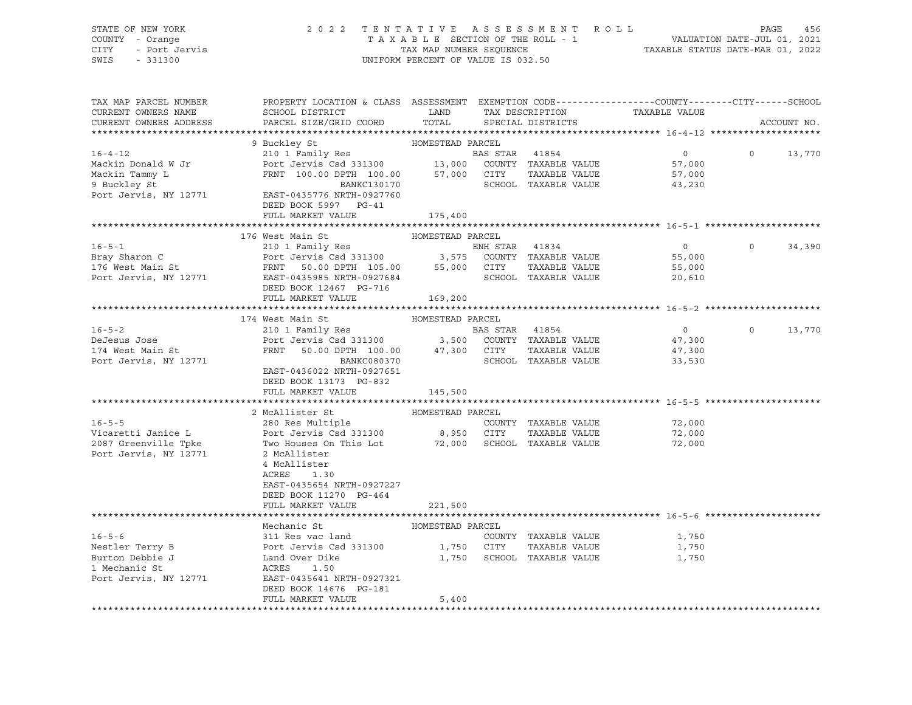STATE OF NEW YORK — 2022 TENTATIVE ASSESSMENT ROLL
COUNTY - Orange — TAXABLE SECTION OF THE ROLL - 1 — VALUATION DATE-JUL 01, 2021
CITY - Port Jervis — TAX MAP NUMBER SEQUENCE — TAXABLE STATUS DATE-MAR 01, 2022
SWIS - 331300 — UNIFORM PERCENT OF VALUE IS 032.50

| TAX MAP PARCEL NUMBER / CURRENT OWNERS NAME / CURRENT OWNERS ADDRESS | PROPERTY LOCATION & CLASS / SCHOOL DISTRICT / PARCEL SIZE/GRID COORD | ASSESSMENT LAND / TOTAL | EXEMPTION CODE / TAX DESCRIPTION / SPECIAL DISTRICTS | COUNTY / CITY TAXABLE VALUE | SCHOOL | ACCOUNT NO. |
|---|---|---|---|---|---|---|
| **16-4-12** | 9 Buckley St — HOMESTEAD PARCEL | | | | | |
| 16-4-12 | 210 1 Family Res | | BAS STAR 41854 | 0 | 0 | 13,770 |
| Mackin Donald W Jr | Port Jervis Csd 331300 | 13,000 | COUNTY TAXABLE VALUE | 57,000 | | |
| Mackin Tammy L | FRNT 100.00 DPTH 100.00 | 57,000 | CITY TAXABLE VALUE | 57,000 | | |
| 9 Buckley St | BANKC130170 | | SCHOOL TAXABLE VALUE | 43,230 | | |
| Port Jervis, NY 12771 | EAST-0435776 NRTH-0927760 | | | | | |
| | DEED BOOK 5997 PG-41 | | | | | |
| | FULL MARKET VALUE | 175,400 | | | | |
| **16-5-1** | 176 West Main St — HOMESTEAD PARCEL | | | | | |
| 16-5-1 | 210 1 Family Res | | ENH STAR 41834 | 0 | 0 | 34,390 |
| Bray Sharon C | Port Jervis Csd 331300 | 3,575 | COUNTY TAXABLE VALUE | 55,000 | | |
| 176 West Main St | FRNT 50.00 DPTH 105.00 | 55,000 | CITY TAXABLE VALUE | 55,000 | | |
| Port Jervis, NY 12771 | EAST-0435985 NRTH-0927684 | | SCHOOL TAXABLE VALUE | 20,610 | | |
| | DEED BOOK 12467 PG-716 | | | | | |
| | FULL MARKET VALUE | 169,200 | | | | |
| **16-5-2** | 174 West Main St — HOMESTEAD PARCEL | | | | | |
| 16-5-2 | 210 1 Family Res | | BAS STAR 41854 | 0 | 0 | 13,770 |
| DeJesus Jose | Port Jervis Csd 331300 | 3,500 | COUNTY TAXABLE VALUE | 47,300 | | |
| 174 West Main St | FRNT 50.00 DPTH 100.00 | 47,300 | CITY TAXABLE VALUE | 47,300 | | |
| Port Jervis, NY 12771 | BANKC080370 | | SCHOOL TAXABLE VALUE | 33,530 | | |
| | EAST-0436022 NRTH-0927651 | | | | | |
| | DEED BOOK 13173 PG-832 | | | | | |
| | FULL MARKET VALUE | 145,500 | | | | |
| **16-5-5** | 2 McAllister St — HOMESTEAD PARCEL | | | | | |
| 16-5-5 | 280 Res Multiple | | COUNTY TAXABLE VALUE | 72,000 | | |
| Vicaretti Janice L | Port Jervis Csd 331300 | 8,950 | CITY TAXABLE VALUE | 72,000 | | |
| 2087 Greenville Tpke | Two Houses On This Lot | 72,000 | SCHOOL TAXABLE VALUE | 72,000 | | |
| Port Jervis, NY 12771 | 2 McAllister | | | | | |
| | 4 McAllister | | | | | |
| | ACRES 1.30 | | | | | |
| | EAST-0435654 NRTH-0927227 | | | | | |
| | DEED BOOK 11270 PG-464 | | | | | |
| | FULL MARKET VALUE | 221,500 | | | | |
| **16-5-6** | Mechanic St — HOMESTEAD PARCEL | | | | | |
| 16-5-6 | 311 Res vac land | | COUNTY TAXABLE VALUE | 1,750 | | |
| Nestler Terry B | Port Jervis Csd 331300 | 1,750 | CITY TAXABLE VALUE | 1,750 | | |
| Burton Debbie J | Land Over Dike | 1,750 | SCHOOL TAXABLE VALUE | 1,750 | | |
| 1 Mechanic St | ACRES 1.50 | | | | | |
| Port Jervis, NY 12771 | EAST-0435641 NRTH-0927321 | | | | | |
| | DEED BOOK 14676 PG-181 | | | | | |
| | FULL MARKET VALUE | 5,400 | | | | |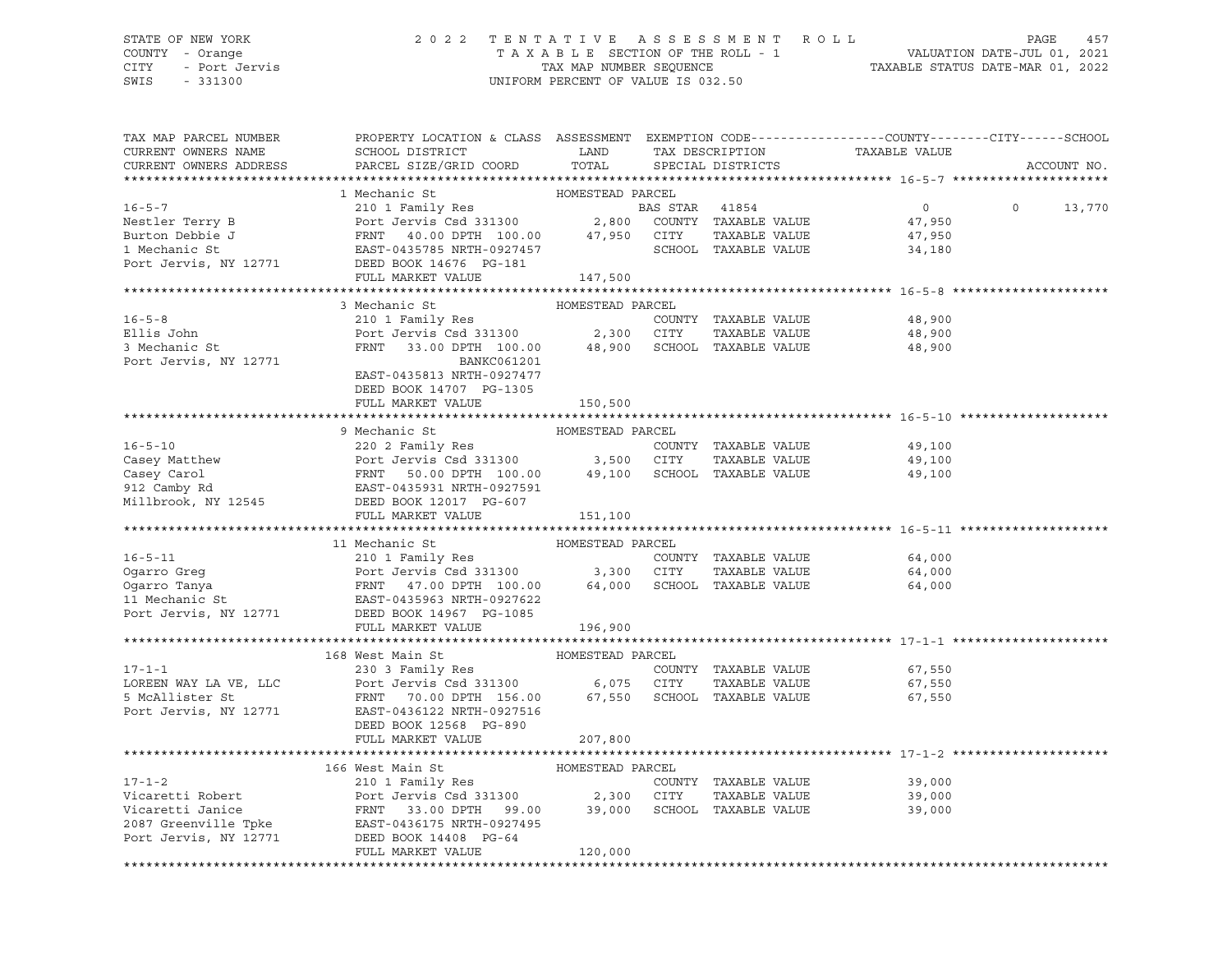STATE OF NEW YORK
COUNTY - Orange
CITY - Port Jervis
SWIS - 331300

2022 TENTATIVE ASSESSMENT ROLL
TAXABLE SECTION OF THE ROLL - 1
TAX MAP NUMBER SEQUENCE
UNIFORM PERCENT OF VALUE IS 032.50

VALUATION DATE-JUL 01, 2021
TAXABLE STATUS DATE-MAR 01, 2022

| TAX MAP PARCEL NUMBER / CURRENT OWNERS NAME / CURRENT OWNERS ADDRESS | PROPERTY LOCATION & CLASS / SCHOOL DISTRICT / PARCEL SIZE/GRID COORD | ASSESSMENT LAND / TOTAL | EXEMPTION CODE / TAX DESCRIPTION / SPECIAL DISTRICTS | COUNTY / TAXABLE VALUE | CITY | SCHOOL / ACCOUNT NO. |
|---|---|---|---|---|---|---|
| **16-5-7** | 1 Mechanic St — HOMESTEAD PARCEL | | | | | |
| 16-5-7 | 210 1 Family Res | | BAS STAR 41854 | 0 | 0 | 13,770 |
| Nestler Terry B | Port Jervis Csd 331300 | 2,800 | COUNTY TAXABLE VALUE | 47,950 | | |
| Burton Debbie J | FRNT 40.00 DPTH 100.00 | 47,950 | CITY TAXABLE VALUE | 47,950 | | |
| 1 Mechanic St | EAST-0435785 NRTH-0927457 | | SCHOOL TAXABLE VALUE | 34,180 | | |
| Port Jervis, NY 12771 | DEED BOOK 14676 PG-181 | | | | | |
| | FULL MARKET VALUE | 147,500 | | | | |
| **16-5-8** | 3 Mechanic St — HOMESTEAD PARCEL | | | | | |
| 16-5-8 | 210 1 Family Res | | COUNTY TAXABLE VALUE | 48,900 | | |
| Ellis John | Port Jervis Csd 331300 | 2,300 | CITY TAXABLE VALUE | 48,900 | | |
| 3 Mechanic St | FRNT 33.00 DPTH 100.00 | 48,900 | SCHOOL TAXABLE VALUE | 48,900 | | |
| Port Jervis, NY 12771 | BANKC061201 | | | | | |
| | EAST-0435813 NRTH-0927477 | | | | | |
| | DEED BOOK 14707 PG-1305 | | | | | |
| | FULL MARKET VALUE | 150,500 | | | | |
| **16-5-10** | 9 Mechanic St — HOMESTEAD PARCEL | | | | | |
| 16-5-10 | 220 2 Family Res | | COUNTY TAXABLE VALUE | 49,100 | | |
| Casey Matthew | Port Jervis Csd 331300 | 3,500 | CITY TAXABLE VALUE | 49,100 | | |
| Casey Carol | FRNT 50.00 DPTH 100.00 | 49,100 | SCHOOL TAXABLE VALUE | 49,100 | | |
| 912 Camby Rd | EAST-0435931 NRTH-0927591 | | | | | |
| Millbrook, NY 12545 | DEED BOOK 12017 PG-607 | | | | | |
| | FULL MARKET VALUE | 151,100 | | | | |
| **16-5-11** | 11 Mechanic St — HOMESTEAD PARCEL | | | | | |
| 16-5-11 | 210 1 Family Res | | COUNTY TAXABLE VALUE | 64,000 | | |
| Ogarro Greg | Port Jervis Csd 331300 | 3,300 | CITY TAXABLE VALUE | 64,000 | | |
| Ogarro Tanya | FRNT 47.00 DPTH 100.00 | 64,000 | SCHOOL TAXABLE VALUE | 64,000 | | |
| 11 Mechanic St | EAST-0435963 NRTH-0927622 | | | | | |
| Port Jervis, NY 12771 | DEED BOOK 14967 PG-1085 | | | | | |
| | FULL MARKET VALUE | 196,900 | | | | |
| **17-1-1** | 168 West Main St — HOMESTEAD PARCEL | | | | | |
| 17-1-1 | 230 3 Family Res | | COUNTY TAXABLE VALUE | 67,550 | | |
| LOREEN WAY LA VE, LLC | Port Jervis Csd 331300 | 6,075 | CITY TAXABLE VALUE | 67,550 | | |
| 5 McAllister St | FRNT 70.00 DPTH 156.00 | 67,550 | SCHOOL TAXABLE VALUE | 67,550 | | |
| Port Jervis, NY 12771 | EAST-0436122 NRTH-0927516 | | | | | |
| | DEED BOOK 12568 PG-890 | | | | | |
| | FULL MARKET VALUE | 207,800 | | | | |
| **17-1-2** | 166 West Main St — HOMESTEAD PARCEL | | | | | |
| 17-1-2 | 210 1 Family Res | | COUNTY TAXABLE VALUE | 39,000 | | |
| Vicaretti Robert | Port Jervis Csd 331300 | 2,300 | CITY TAXABLE VALUE | 39,000 | | |
| Vicaretti Janice | FRNT 33.00 DPTH 99.00 | 39,000 | SCHOOL TAXABLE VALUE | 39,000 | | |
| 2087 Greenville Tpke | EAST-0436175 NRTH-0927495 | | | | | |
| Port Jervis, NY 12771 | DEED BOOK 14408 PG-64 | | | | | |
| | FULL MARKET VALUE | 120,000 | | | | |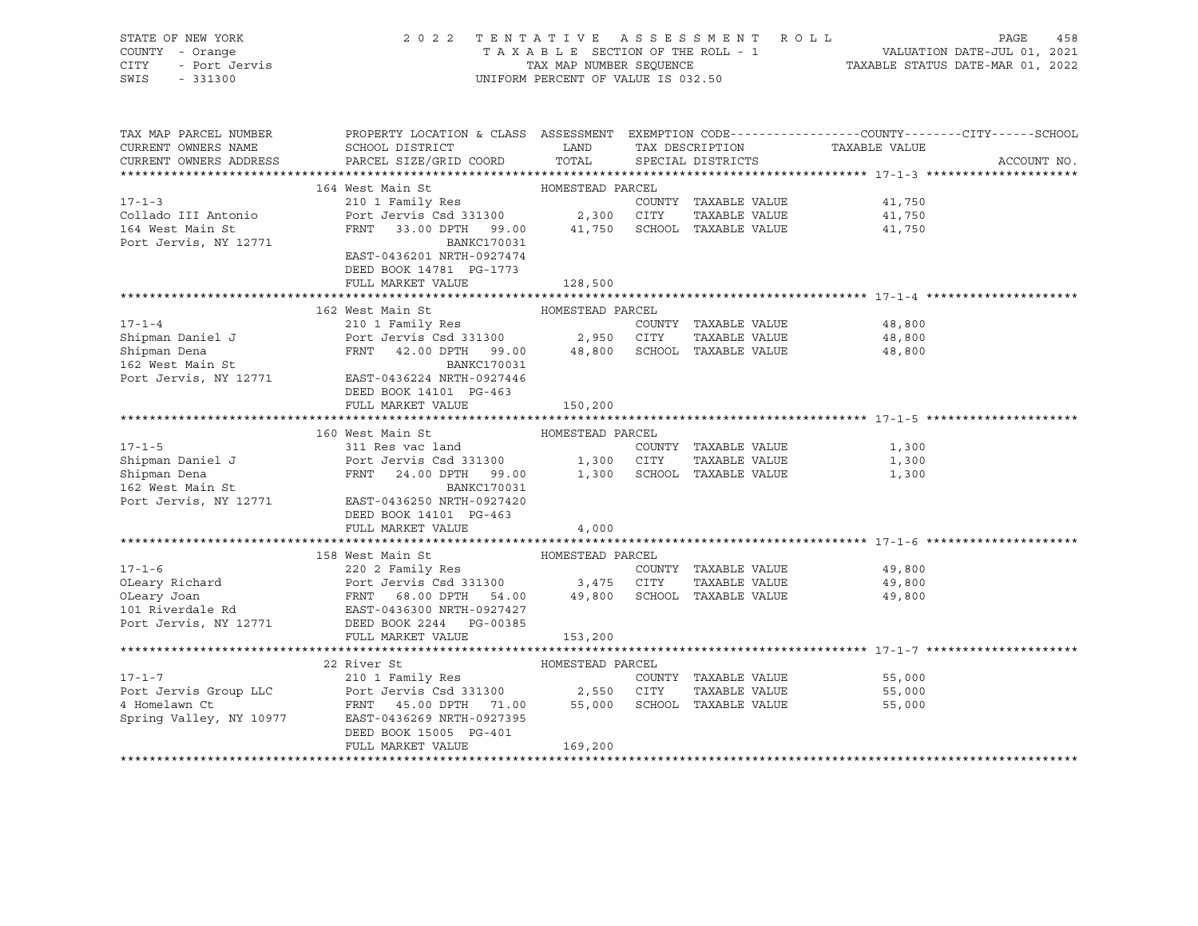STATE OF NEW YORK
COUNTY - Orange
CITY - Port Jervis
SWIS - 331300

2022 TENTATIVE ASSESSMENT ROLL
TAXABLE SECTION OF THE ROLL - 1
TAX MAP NUMBER SEQUENCE
UNIFORM PERCENT OF VALUE IS 032.50

VALUATION DATE-JUL 01, 2021
TAXABLE STATUS DATE-MAR 01, 2022

| TAX MAP PARCEL NUMBER / CURRENT OWNERS NAME / CURRENT OWNERS ADDRESS | PROPERTY LOCATION & CLASS / SCHOOL DISTRICT / PARCEL SIZE/GRID COORD | ASSESSMENT LAND | TOTAL | EXEMPTION CODE / TAX DESCRIPTION / SPECIAL DISTRICTS | TAXABLE VALUE (COUNTY--CITY--SCHOOL) | ACCOUNT NO. |
|---|---|---|---|---|---|---|
| **17-1-3** | 164 West Main St | HOMESTEAD PARCEL | | | | |
| 17-1-3 | 210 1 Family Res | | | COUNTY TAXABLE VALUE | 41,750 | |
| Collado III Antonio | Port Jervis Csd 331300 | 2,300 | | CITY TAXABLE VALUE | 41,750 | |
| 164 West Main St | FRNT 33.00 DPTH 99.00 | | 41,750 | SCHOOL TAXABLE VALUE | 41,750 | |
| Port Jervis, NY 12771 | BANKC170031 | | | | | |
| | EAST-0436201 NRTH-0927474 | | | | | |
| | DEED BOOK 14781 PG-1773 | | | | | |
| | FULL MARKET VALUE | | 128,500 | | | |
| **17-1-4** | 162 West Main St | HOMESTEAD PARCEL | | | | |
| 17-1-4 | 210 1 Family Res | | | COUNTY TAXABLE VALUE | 48,800 | |
| Shipman Daniel J | Port Jervis Csd 331300 | 2,950 | | CITY TAXABLE VALUE | 48,800 | |
| Shipman Dena | FRNT 42.00 DPTH 99.00 | | 48,800 | SCHOOL TAXABLE VALUE | 48,800 | |
| 162 West Main St | BANKC170031 | | | | | |
| Port Jervis, NY 12771 | EAST-0436224 NRTH-0927446 | | | | | |
| | DEED BOOK 14101 PG-463 | | | | | |
| | FULL MARKET VALUE | | 150,200 | | | |
| **17-1-5** | 160 West Main St | HOMESTEAD PARCEL | | | | |
| 17-1-5 | 311 Res vac land | | | COUNTY TAXABLE VALUE | 1,300 | |
| Shipman Daniel J | Port Jervis Csd 331300 | 1,300 | | CITY TAXABLE VALUE | 1,300 | |
| Shipman Dena | FRNT 24.00 DPTH 99.00 | | 1,300 | SCHOOL TAXABLE VALUE | 1,300 | |
| 162 West Main St | BANKC170031 | | | | | |
| Port Jervis, NY 12771 | EAST-0436250 NRTH-0927420 | | | | | |
| | DEED BOOK 14101 PG-463 | | | | | |
| | FULL MARKET VALUE | | 4,000 | | | |
| **17-1-6** | 158 West Main St | HOMESTEAD PARCEL | | | | |
| 17-1-6 | 220 2 Family Res | | | COUNTY TAXABLE VALUE | 49,800 | |
| OLeary Richard | Port Jervis Csd 331300 | 3,475 | | CITY TAXABLE VALUE | 49,800 | |
| OLeary Joan | FRNT 68.00 DPTH 54.00 | | 49,800 | SCHOOL TAXABLE VALUE | 49,800 | |
| 101 Riverdale Rd | EAST-0436300 NRTH-0927427 | | | | | |
| Port Jervis, NY 12771 | DEED BOOK 2244 PG-00385 | | | | | |
| | FULL MARKET VALUE | | 153,200 | | | |
| **17-1-7** | 22 River St | HOMESTEAD PARCEL | | | | |
| 17-1-7 | 210 1 Family Res | | | COUNTY TAXABLE VALUE | 55,000 | |
| Port Jervis Group LLC | Port Jervis Csd 331300 | 2,550 | | CITY TAXABLE VALUE | 55,000 | |
| 4 Homelawn Ct | FRNT 45.00 DPTH 71.00 | | 55,000 | SCHOOL TAXABLE VALUE | 55,000 | |
| Spring Valley, NY 10977 | EAST-0436269 NRTH-0927395 | | | | | |
| | DEED BOOK 15005 PG-401 | | | | | |
| | FULL MARKET VALUE | | 169,200 | | | |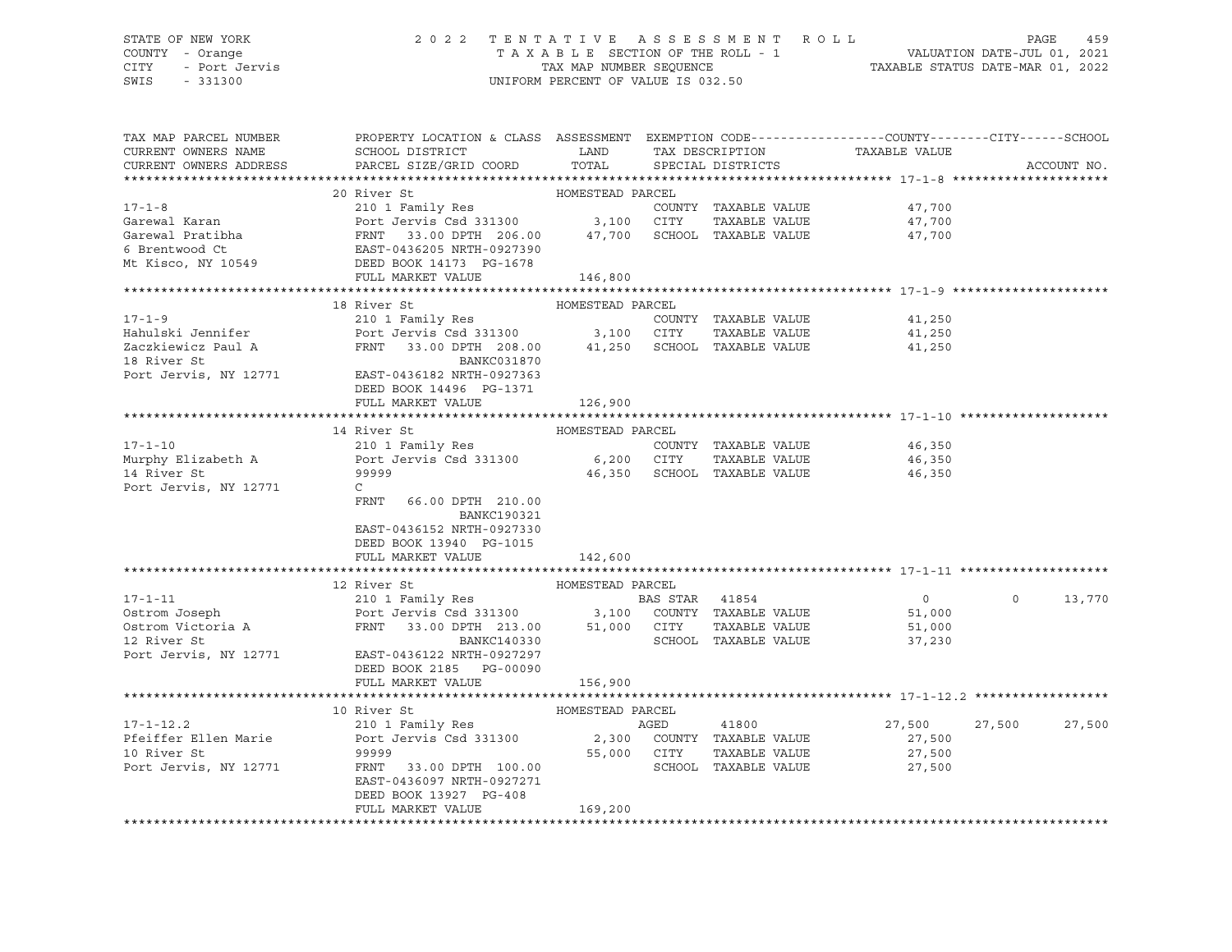STATE OF NEW YORK — COUNTY - Orange — CITY - Port Jervis — SWIS - 331300

2022 TENTATIVE ASSESSMENT ROLL
TAXABLE SECTION OF THE ROLL - 1
TAX MAP NUMBER SEQUENCE
UNIFORM PERCENT OF VALUE IS 032.50

VALUATION DATE-JUL 01, 2021
TAXABLE STATUS DATE-MAR 01, 2022

| TAX MAP PARCEL NUMBER / CURRENT OWNERS NAME / CURRENT OWNERS ADDRESS | PROPERTY LOCATION & CLASS / SCHOOL DISTRICT / PARCEL SIZE/GRID COORD | ASSESSMENT LAND / TOTAL | EXEMPTION CODE / TAX DESCRIPTION / SPECIAL DISTRICTS | COUNTY TAXABLE VALUE | CITY | SCHOOL | ACCOUNT NO. |
|---|---|---|---|---|---|---|---|
| **17-1-8** | 20 River St | HOMESTEAD PARCEL | | | | | |
| Garewal Karan | 210 1 Family Res | | COUNTY TAXABLE VALUE | 47,700 | | | |
| Garewal Pratibha | Port Jervis Csd 331300 | 3,100 | CITY TAXABLE VALUE | 47,700 | | | |
| 6 Brentwood Ct | FRNT 33.00 DPTH 206.00 | 47,700 | SCHOOL TAXABLE VALUE | 47,700 | | | |
| Mt Kisco, NY 10549 | EAST-0436205 NRTH-0927390 | | | | | | |
| | DEED BOOK 14173 PG-1678 | | | | | | |
| | FULL MARKET VALUE | 146,800 | | | | | |
| **17-1-9** | 18 River St | HOMESTEAD PARCEL | | | | | |
| Hahulski Jennifer | 210 1 Family Res | | COUNTY TAXABLE VALUE | 41,250 | | | |
| Zaczkiewicz Paul A | Port Jervis Csd 331300 | 3,100 | CITY TAXABLE VALUE | 41,250 | | | |
| 18 River St | FRNT 33.00 DPTH 208.00 | 41,250 | SCHOOL TAXABLE VALUE | 41,250 | | | |
| Port Jervis, NY 12771 | BANKC031870 | | | | | | |
| | EAST-0436182 NRTH-0927363 | | | | | | |
| | DEED BOOK 14496 PG-1371 | | | | | | |
| | FULL MARKET VALUE | 126,900 | | | | | |
| **17-1-10** | 14 River St | HOMESTEAD PARCEL | | | | | |
| Murphy Elizabeth A | 210 1 Family Res | | COUNTY TAXABLE VALUE | 46,350 | | | |
| 14 River St | Port Jervis Csd 331300 | 6,200 | CITY TAXABLE VALUE | 46,350 | | | |
| Port Jervis, NY 12771 | 99999 | 46,350 | SCHOOL TAXABLE VALUE | 46,350 | | | |
| | C | | | | | | |
| | FRNT 66.00 DPTH 210.00 | | | | | | |
| | BANKC190321 | | | | | | |
| | EAST-0436152 NRTH-0927330 | | | | | | |
| | DEED BOOK 13940 PG-1015 | | | | | | |
| | FULL MARKET VALUE | 142,600 | | | | | |
| **17-1-11** | 12 River St | HOMESTEAD PARCEL | | | | | |
| Ostrom Joseph | 210 1 Family Res | | BAS STAR 41854 | 0 | 0 | 13,770 | |
| Ostrom Victoria A | Port Jervis Csd 331300 | 3,100 | COUNTY TAXABLE VALUE | 51,000 | | | |
| 12 River St | FRNT 33.00 DPTH 213.00 | 51,000 | CITY TAXABLE VALUE | 51,000 | | | |
| Port Jervis, NY 12771 | BANKC140330 | | SCHOOL TAXABLE VALUE | 37,230 | | | |
| | EAST-0436122 NRTH-0927297 | | | | | | |
| | DEED BOOK 2185 PG-00090 | | | | | | |
| | FULL MARKET VALUE | 156,900 | | | | | |
| **17-1-12.2** | 10 River St | HOMESTEAD PARCEL | | | | | |
| Pfeiffer Ellen Marie | 210 1 Family Res | | AGED 41800 | 27,500 | 27,500 | 27,500 | |
| 10 River St | Port Jervis Csd 331300 | 2,300 | COUNTY TAXABLE VALUE | 27,500 | | | |
| Port Jervis, NY 12771 | 99999 | 55,000 | CITY TAXABLE VALUE | 27,500 | | | |
| | FRNT 33.00 DPTH 100.00 | | SCHOOL TAXABLE VALUE | 27,500 | | | |
| | EAST-0436097 NRTH-0927271 | | | | | | |
| | DEED BOOK 13927 PG-408 | | | | | | |
| | FULL MARKET VALUE | 169,200 | | | | | |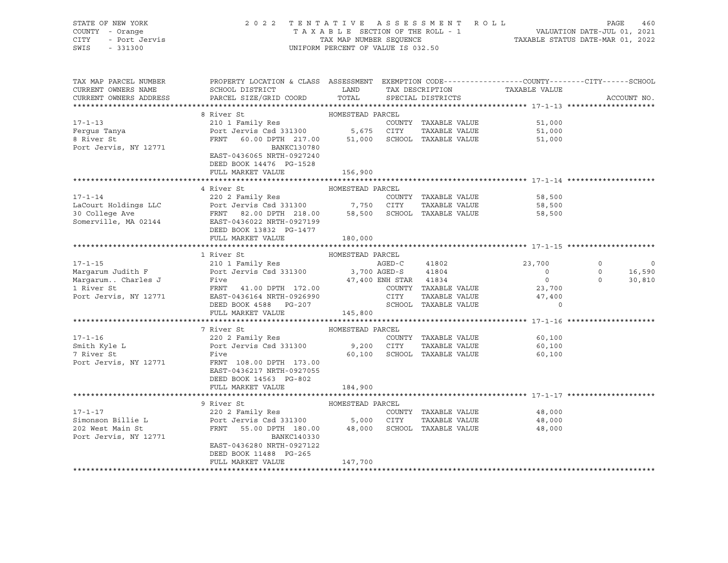STATE OF NEW YORK
COUNTY - Orange
CITY - Port Jervis
SWIS - 331300

2022 TENTATIVE ASSESSMENT ROLL
TAXABLE SECTION OF THE ROLL - 1
TAX MAP NUMBER SEQUENCE
UNIFORM PERCENT OF VALUE IS 032.50

VALUATION DATE-JUL 01, 2021
TAXABLE STATUS DATE-MAR 01, 2022

| TAX MAP PARCEL NUMBER / CURRENT OWNERS NAME / CURRENT OWNERS ADDRESS | PROPERTY LOCATION & CLASS / SCHOOL DISTRICT / PARCEL SIZE/GRID COORD | ASSESSMENT LAND / TOTAL | EXEMPTION CODE / TAX DESCRIPTION / SPECIAL DISTRICTS | COUNTY TAXABLE VALUE | CITY | SCHOOL | ACCOUNT NO. |
|---|---|---|---|---|---|---|---|
| **17-1-13** | 8 River St | HOMESTEAD PARCEL | | | | | |
| 17-1-13 | 210 1 Family Res | | COUNTY TAXABLE VALUE | 51,000 | | | |
| Fergus Tanya | Port Jervis Csd 331300 | 5,675 | CITY TAXABLE VALUE | 51,000 | | | |
| 8 River St | FRNT 60.00 DPTH 217.00 | 51,000 | SCHOOL TAXABLE VALUE | 51,000 | | | |
| Port Jervis, NY 12771 | BANKC130780 | | | | | | |
| | EAST-0436065 NRTH-0927240 | | | | | | |
| | DEED BOOK 14476 PG-1528 | | | | | | |
| | FULL MARKET VALUE | 156,900 | | | | | |
| **17-1-14** | 4 River St | HOMESTEAD PARCEL | | | | | |
| 17-1-14 | 220 2 Family Res | | COUNTY TAXABLE VALUE | 58,500 | | | |
| LaCourt Holdings LLC | Port Jervis Csd 331300 | 7,750 | CITY TAXABLE VALUE | 58,500 | | | |
| 30 College Ave | FRNT 82.00 DPTH 218.00 | 58,500 | SCHOOL TAXABLE VALUE | 58,500 | | | |
| Somerville, MA 02144 | EAST-0436022 NRTH-0927199 | | | | | | |
| | DEED BOOK 13832 PG-1477 | | | | | | |
| | FULL MARKET VALUE | 180,000 | | | | | |
| **17-1-15** | 1 River St | HOMESTEAD PARCEL | | | | | |
| 17-1-15 | 210 1 Family Res | | AGED-C 41802 | 23,700 | 0 | 0 | |
| Margarum Judith F | Port Jervis Csd 331300 | 3,700 | AGED-S 41804 | 0 | 0 | 16,590 | |
| Margarum.. Charles J | Five | 47,400 | ENH STAR 41834 | 0 | 0 | 30,810 | |
| 1 River St | FRNT 41.00 DPTH 172.00 | | COUNTY TAXABLE VALUE | 23,700 | | | |
| Port Jervis, NY 12771 | EAST-0436164 NRTH-0926990 | | CITY TAXABLE VALUE | 47,400 | | | |
| | DEED BOOK 4588 PG-207 | | SCHOOL TAXABLE VALUE | 0 | | | |
| | FULL MARKET VALUE | 145,800 | | | | | |
| **17-1-16** | 7 River St | HOMESTEAD PARCEL | | | | | |
| 17-1-16 | 220 2 Family Res | | COUNTY TAXABLE VALUE | 60,100 | | | |
| Smith Kyle L | Port Jervis Csd 331300 | 9,200 | CITY TAXABLE VALUE | 60,100 | | | |
| 7 River St | Five | 60,100 | SCHOOL TAXABLE VALUE | 60,100 | | | |
| Port Jervis, NY 12771 | FRNT 108.00 DPTH 173.00 | | | | | | |
| | EAST-0436217 NRTH-0927055 | | | | | | |
| | DEED BOOK 14563 PG-802 | | | | | | |
| | FULL MARKET VALUE | 184,900 | | | | | |
| **17-1-17** | 9 River St | HOMESTEAD PARCEL | | | | | |
| 17-1-17 | 220 2 Family Res | | COUNTY TAXABLE VALUE | 48,000 | | | |
| Simonson Billie L | Port Jervis Csd 331300 | 5,000 | CITY TAXABLE VALUE | 48,000 | | | |
| 202 West Main St | FRNT 55.00 DPTH 180.00 | 48,000 | SCHOOL TAXABLE VALUE | 48,000 | | | |
| Port Jervis, NY 12771 | BANKC140330 | | | | | | |
| | EAST-0436280 NRTH-0927122 | | | | | | |
| | DEED BOOK 11488 PG-265 | | | | | | |
| | FULL MARKET VALUE | 147,700 | | | | | |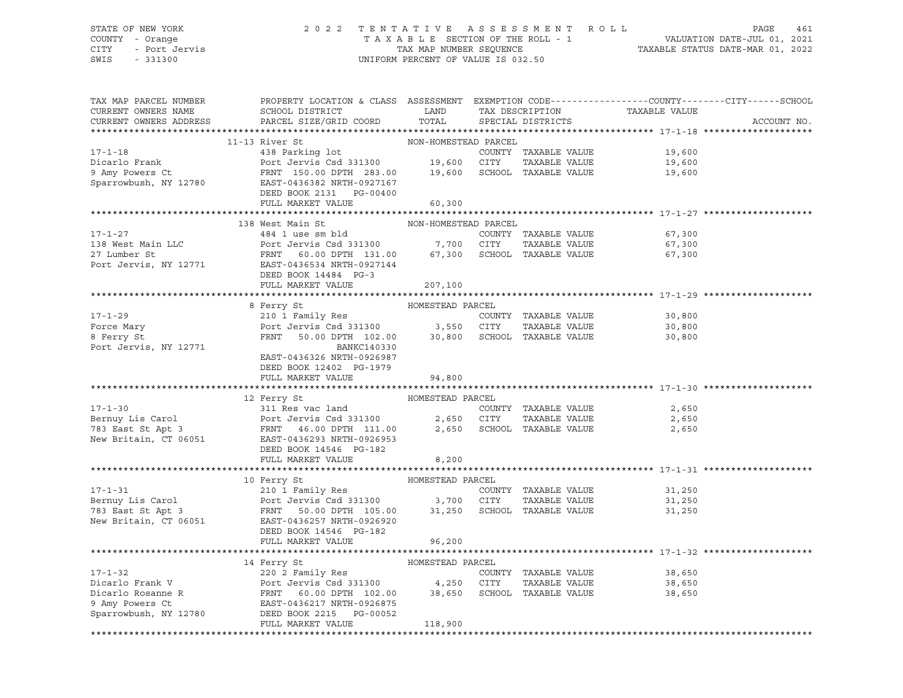STATE OF NEW YORK — COUNTY - Orange — CITY - Port Jervis — SWIS - 331300

2022 TENTATIVE ASSESSMENT ROLL
TAXABLE SECTION OF THE ROLL - 1
TAX MAP NUMBER SEQUENCE
UNIFORM PERCENT OF VALUE IS 032.50

VALUATION DATE-JUL 01, 2021
TAXABLE STATUS DATE-MAR 01, 2022

| TAX MAP PARCEL NUMBER / CURRENT OWNERS NAME / CURRENT OWNERS ADDRESS | PROPERTY LOCATION & CLASS / SCHOOL DISTRICT / PARCEL SIZE/GRID COORD | ASSESSMENT LAND | ASSESSMENT TOTAL | EXEMPTION CODE / TAX DESCRIPTION / SPECIAL DISTRICTS | COUNTY / CITY / SCHOOL TAXABLE VALUE | ACCOUNT NO. |
|---|---|---|---|---|---|---|
| **17-1-18** | 11-13 River St — NON-HOMESTEAD PARCEL | | | | | |
| Dicarlo Frank | 438 Parking lot | | | COUNTY TAXABLE VALUE | 19,600 | |
| 9 Amy Powers Ct | Port Jervis Csd 331300 | 19,600 | | CITY TAXABLE VALUE | 19,600 | |
| Sparrowbush, NY 12780 | FRNT 150.00 DPTH 283.00 | | 19,600 | SCHOOL TAXABLE VALUE | 19,600 | |
| | EAST-0436382 NRTH-0927167 | | | | | |
| | DEED BOOK 2131 PG-00400 | | | | | |
| | FULL MARKET VALUE | | 60,300 | | | |
| **17-1-27** | 138 West Main St — NON-HOMESTEAD PARCEL | | | | | |
| 138 West Main LLC | 484 1 use sm bld | | | COUNTY TAXABLE VALUE | 67,300 | |
| 27 Lumber St | Port Jervis Csd 331300 | 7,700 | | CITY TAXABLE VALUE | 67,300 | |
| Port Jervis, NY 12771 | FRNT 60.00 DPTH 131.00 | | 67,300 | SCHOOL TAXABLE VALUE | 67,300 | |
| | EAST-0436534 NRTH-0927144 | | | | | |
| | DEED BOOK 14484 PG-3 | | | | | |
| | FULL MARKET VALUE | | 207,100 | | | |
| **17-1-29** | 8 Ferry St — HOMESTEAD PARCEL | | | | | |
| Force Mary | 210 1 Family Res | | | COUNTY TAXABLE VALUE | 30,800 | |
| 8 Ferry St | Port Jervis Csd 331300 | 3,550 | | CITY TAXABLE VALUE | 30,800 | |
| Port Jervis, NY 12771 | FRNT 50.00 DPTH 102.00 | | 30,800 | SCHOOL TAXABLE VALUE | 30,800 | |
| | BANKC140330 | | | | | |
| | EAST-0436326 NRTH-0926987 | | | | | |
| | DEED BOOK 12402 PG-1979 | | | | | |
| | FULL MARKET VALUE | | 94,800 | | | |
| **17-1-30** | 12 Ferry St — HOMESTEAD PARCEL | | | | | |
| Bernuy Lis Carol | 311 Res vac land | | | COUNTY TAXABLE VALUE | 2,650 | |
| 783 East St Apt 3 | Port Jervis Csd 331300 | 2,650 | | CITY TAXABLE VALUE | 2,650 | |
| New Britain, CT 06051 | FRNT 46.00 DPTH 111.00 | | 2,650 | SCHOOL TAXABLE VALUE | 2,650 | |
| | EAST-0436293 NRTH-0926953 | | | | | |
| | DEED BOOK 14546 PG-182 | | | | | |
| | FULL MARKET VALUE | | 8,200 | | | |
| **17-1-31** | 10 Ferry St — HOMESTEAD PARCEL | | | | | |
| Bernuy Lis Carol | 210 1 Family Res | | | COUNTY TAXABLE VALUE | 31,250 | |
| 783 East St Apt 3 | Port Jervis Csd 331300 | 3,700 | | CITY TAXABLE VALUE | 31,250 | |
| New Britain, CT 06051 | FRNT 50.00 DPTH 105.00 | | 31,250 | SCHOOL TAXABLE VALUE | 31,250 | |
| | EAST-0436257 NRTH-0926920 | | | | | |
| | DEED BOOK 14546 PG-182 | | | | | |
| | FULL MARKET VALUE | | 96,200 | | | |
| **17-1-32** | 14 Ferry St — HOMESTEAD PARCEL | | | | | |
| Dicarlo Frank V | 220 2 Family Res | | | COUNTY TAXABLE VALUE | 38,650 | |
| Dicarlo Rosanne R | Port Jervis Csd 331300 | 4,250 | | CITY TAXABLE VALUE | 38,650 | |
| 9 Amy Powers Ct | FRNT 60.00 DPTH 102.00 | | 38,650 | SCHOOL TAXABLE VALUE | 38,650 | |
| Sparrowbush, NY 12780 | EAST-0436217 NRTH-0926875 | | | | | |
| | DEED BOOK 2215 PG-00052 | | | | | |
| | FULL MARKET VALUE | | 118,900 | | | |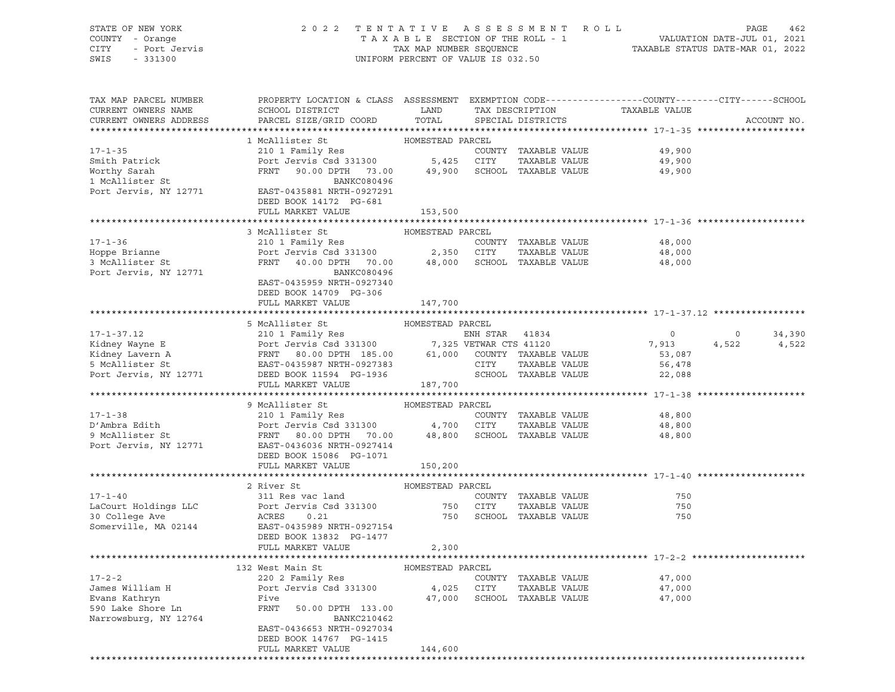STATE OF NEW YORK | COUNTY - Orange | CITY - Port Jervis | SWIS - 331300

**2022 TENTATIVE ASSESSMENT ROLL**
TAXABLE SECTION OF THE ROLL - 1
TAX MAP NUMBER SEQUENCE
UNIFORM PERCENT OF VALUE IS 032.50

VALUATION DATE-JUL 01, 2021
TAXABLE STATUS DATE-MAR 01, 2022

| TAX MAP PARCEL NUMBER / CURRENT OWNERS NAME / CURRENT OWNERS ADDRESS | PROPERTY LOCATION & CLASS / SCHOOL DISTRICT / PARCEL SIZE/GRID COORD | ASSESSMENT LAND / TOTAL | EXEMPTION CODE / TAX DESCRIPTION / SPECIAL DISTRICTS | COUNTY TAXABLE VALUE | CITY | SCHOOL | ACCOUNT NO. |
|---|---|---|---|---|---|---|---|
| **17-1-35** | 1 McAllister St | HOMESTEAD PARCEL | | | | | |
| 17-1-35 | 210 1 Family Res | | COUNTY TAXABLE VALUE | 49,900 | | | |
| Smith Patrick | Port Jervis Csd 331300 | 5,425 | CITY TAXABLE VALUE | 49,900 | | | |
| Worthy Sarah | FRNT 90.00 DPTH 73.00 | 49,900 | SCHOOL TAXABLE VALUE | 49,900 | | | |
| 1 McAllister St | BANKC080496 | | | | | | |
| Port Jervis, NY 12771 | EAST-0435881 NRTH-0927291 | | | | | | |
| | DEED BOOK 14172 PG-681 | | | | | | |
| | FULL MARKET VALUE | 153,500 | | | | | |
| **17-1-36** | 3 McAllister St | HOMESTEAD PARCEL | | | | | |
| 17-1-36 | 210 1 Family Res | | COUNTY TAXABLE VALUE | 48,000 | | | |
| Hoppe Brianne | Port Jervis Csd 331300 | 2,350 | CITY TAXABLE VALUE | 48,000 | | | |
| 3 McAllister St | FRNT 40.00 DPTH 70.00 | 48,000 | SCHOOL TAXABLE VALUE | 48,000 | | | |
| Port Jervis, NY 12771 | BANKC080496 | | | | | | |
| | EAST-0435959 NRTH-0927340 | | | | | | |
| | DEED BOOK 14709 PG-306 | | | | | | |
| | FULL MARKET VALUE | 147,700 | | | | | |
| **17-1-37.12** | 5 McAllister St | HOMESTEAD PARCEL | | | | | |
| 17-1-37.12 | 210 1 Family Res | | ENH STAR 41834 | 0 | 0 | 34,390 | |
| Kidney Wayne E | Port Jervis Csd 331300 | 7,325 | VETWAR CTS 41120 | 7,913 | 4,522 | 4,522 | |
| Kidney Lavern A | FRNT 80.00 DPTH 185.00 | 61,000 | COUNTY TAXABLE VALUE | 53,087 | | | |
| 5 McAllister St | EAST-0435987 NRTH-0927383 | | CITY TAXABLE VALUE | 56,478 | | | |
| Port Jervis, NY 12771 | DEED BOOK 11594 PG-1936 | | SCHOOL TAXABLE VALUE | 22,088 | | | |
| | FULL MARKET VALUE | 187,700 | | | | | |
| **17-1-38** | 9 McAllister St | HOMESTEAD PARCEL | | | | | |
| 17-1-38 | 210 1 Family Res | | COUNTY TAXABLE VALUE | 48,800 | | | |
| D'Ambra Edith | Port Jervis Csd 331300 | 4,700 | CITY TAXABLE VALUE | 48,800 | | | |
| 9 McAllister St | FRNT 80.00 DPTH 70.00 | 48,800 | SCHOOL TAXABLE VALUE | 48,800 | | | |
| Port Jervis, NY 12771 | EAST-0436036 NRTH-0927414 | | | | | | |
| | DEED BOOK 15086 PG-1071 | | | | | | |
| | FULL MARKET VALUE | 150,200 | | | | | |
| **17-1-40** | 2 River St | HOMESTEAD PARCEL | | | | | |
| 17-1-40 | 311 Res vac land | | COUNTY TAXABLE VALUE | 750 | | | |
| LaCourt Holdings LLC | Port Jervis Csd 331300 | 750 | CITY TAXABLE VALUE | 750 | | | |
| 30 College Ave | ACRES 0.21 | 750 | SCHOOL TAXABLE VALUE | 750 | | | |
| Somerville, MA 02144 | EAST-0435989 NRTH-0927154 | | | | | | |
| | DEED BOOK 13832 PG-1477 | | | | | | |
| | FULL MARKET VALUE | 2,300 | | | | | |
| **17-2-2** | 132 West Main St | HOMESTEAD PARCEL | | | | | |
| 17-2-2 | 220 2 Family Res | | COUNTY TAXABLE VALUE | 47,000 | | | |
| James William H | Port Jervis Csd 331300 | 4,025 | CITY TAXABLE VALUE | 47,000 | | | |
| Evans Kathryn | Five | 47,000 | SCHOOL TAXABLE VALUE | 47,000 | | | |
| 590 Lake Shore Ln | FRNT 50.00 DPTH 133.00 | | | | | | |
| Narrowsburg, NY 12764 | BANKC210462 | | | | | | |
| | EAST-0436653 NRTH-0927034 | | | | | | |
| | DEED BOOK 14767 PG-1415 | | | | | | |
| | FULL MARKET VALUE | 144,600 | | | | | |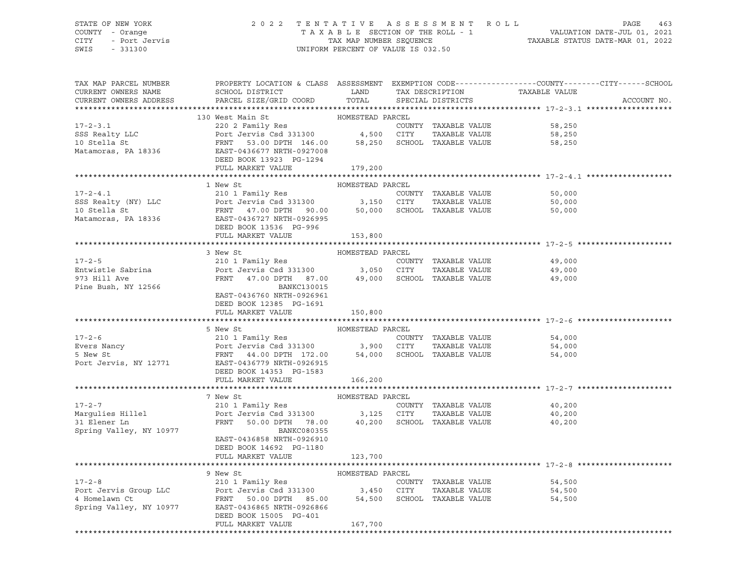STATE OF NEW YORK — 2022 TENTATIVE ASSESSMENT ROLL — PAGE 463
COUNTY - Orange — TAXABLE SECTION OF THE ROLL - 1 — VALUATION DATE-JUL 01, 2021
CITY - Port Jervis — TAX MAP NUMBER SEQUENCE — TAXABLE STATUS DATE-MAR 01, 2022
SWIS - 331300 — UNIFORM PERCENT OF VALUE IS 032.50

| TAX MAP PARCEL NUMBER / CURRENT OWNERS NAME / CURRENT OWNERS ADDRESS | PROPERTY LOCATION & CLASS / SCHOOL DISTRICT / PARCEL SIZE/GRID COORD | ASSESSMENT LAND / TOTAL | EXEMPTION CODE / TAX DESCRIPTION / SPECIAL DISTRICTS | TAXABLE VALUE (COUNTY / CITY / SCHOOL) | ACCOUNT NO. |
|---|---|---|---|---|---|
| **17-2-3.1** | 130 West Main St — HOMESTEAD PARCEL | | | | |
| 17-2-3.1 | 220 2 Family Res | | COUNTY TAXABLE VALUE | 58,250 | |
| SSS Realty LLC | Port Jervis Csd 331300 | 4,500 | CITY TAXABLE VALUE | 58,250 | |
| 10 Stella St | FRNT 53.00 DPTH 146.00 | 58,250 | SCHOOL TAXABLE VALUE | 58,250 | |
| Matamoras, PA 18336 | EAST-0436677 NRTH-0927008 | | | | |
| | DEED BOOK 13923 PG-1294 | | | | |
| | FULL MARKET VALUE | 179,200 | | | |
| **17-2-4.1** | 1 New St — HOMESTEAD PARCEL | | | | |
| 17-2-4.1 | 210 1 Family Res | | COUNTY TAXABLE VALUE | 50,000 | |
| SSS Realty (NY) LLC | Port Jervis Csd 331300 | 3,150 | CITY TAXABLE VALUE | 50,000 | |
| 10 Stella St | FRNT 47.00 DPTH 90.00 | 50,000 | SCHOOL TAXABLE VALUE | 50,000 | |
| Matamoras, PA 18336 | EAST-0436727 NRTH-0926995 | | | | |
| | DEED BOOK 13536 PG-996 | | | | |
| | FULL MARKET VALUE | 153,800 | | | |
| **17-2-5** | 3 New St — HOMESTEAD PARCEL | | | | |
| 17-2-5 | 210 1 Family Res | | COUNTY TAXABLE VALUE | 49,000 | |
| Entwistle Sabrina | Port Jervis Csd 331300 | 3,050 | CITY TAXABLE VALUE | 49,000 | |
| 973 Hill Ave | FRNT 47.00 DPTH 87.00 | 49,000 | SCHOOL TAXABLE VALUE | 49,000 | |
| Pine Bush, NY 12566 | BANKC130015 | | | | |
| | EAST-0436760 NRTH-0926961 | | | | |
| | DEED BOOK 12385 PG-1691 | | | | |
| | FULL MARKET VALUE | 150,800 | | | |
| **17-2-6** | 5 New St — HOMESTEAD PARCEL | | | | |
| 17-2-6 | 210 1 Family Res | | COUNTY TAXABLE VALUE | 54,000 | |
| Evers Nancy | Port Jervis Csd 331300 | 3,900 | CITY TAXABLE VALUE | 54,000 | |
| 5 New St | FRNT 44.00 DPTH 172.00 | 54,000 | SCHOOL TAXABLE VALUE | 54,000 | |
| Port Jervis, NY 12771 | EAST-0436779 NRTH-0926915 | | | | |
| | DEED BOOK 14353 PG-1583 | | | | |
| | FULL MARKET VALUE | 166,200 | | | |
| **17-2-7** | 7 New St — HOMESTEAD PARCEL | | | | |
| 17-2-7 | 210 1 Family Res | | COUNTY TAXABLE VALUE | 40,200 | |
| Margulies Hillel | Port Jervis Csd 331300 | 3,125 | CITY TAXABLE VALUE | 40,200 | |
| 31 Elener Ln | FRNT 50.00 DPTH 78.00 | 40,200 | SCHOOL TAXABLE VALUE | 40,200 | |
| Spring Valley, NY 10977 | BANKC080355 | | | | |
| | EAST-0436858 NRTH-0926910 | | | | |
| | DEED BOOK 14692 PG-1180 | | | | |
| | FULL MARKET VALUE | 123,700 | | | |
| **17-2-8** | 9 New St — HOMESTEAD PARCEL | | | | |
| 17-2-8 | 210 1 Family Res | | COUNTY TAXABLE VALUE | 54,500 | |
| Port Jervis Group LLC | Port Jervis Csd 331300 | 3,450 | CITY TAXABLE VALUE | 54,500 | |
| 4 Homelawn Ct | FRNT 50.00 DPTH 85.00 | 54,500 | SCHOOL TAXABLE VALUE | 54,500 | |
| Spring Valley, NY 10977 | EAST-0436865 NRTH-0926866 | | | | |
| | DEED BOOK 15005 PG-401 | | | | |
| | FULL MARKET VALUE | 167,700 | | | |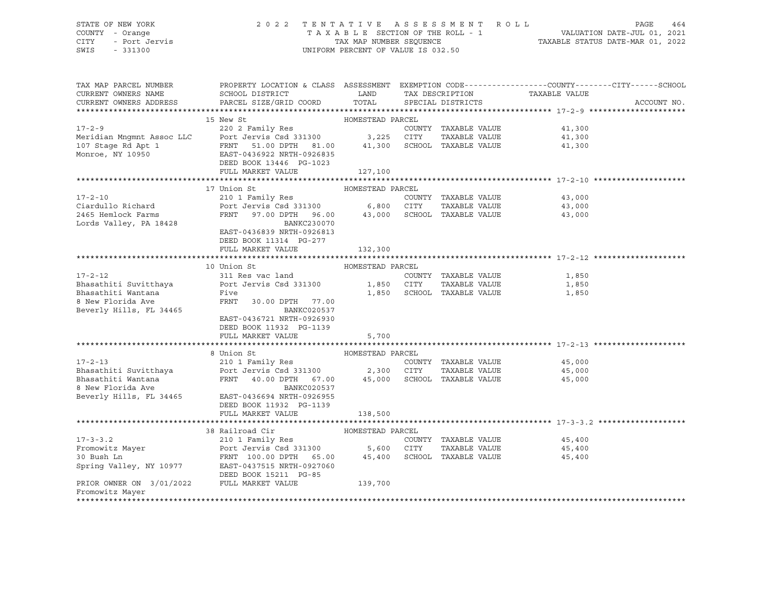STATE OF NEW YORK
COUNTY - Orange
CITY - Port Jervis
SWIS - 331300

2 0 2 2 T E N T A T I V E A S S E S S M E N T R O L L
T A X A B L E SECTION OF THE ROLL - 1
TAX MAP NUMBER SEQUENCE
UNIFORM PERCENT OF VALUE IS 032.50

VALUATION DATE-JUL 01, 2021
TAXABLE STATUS DATE-MAR 01, 2022

| TAX MAP PARCEL NUMBER / CURRENT OWNERS NAME / CURRENT OWNERS ADDRESS | PROPERTY LOCATION & CLASS / SCHOOL DISTRICT / PARCEL SIZE/GRID COORD | ASSESSMENT LAND / TOTAL | EXEMPTION CODE / TAX DESCRIPTION / SPECIAL DISTRICTS | COUNTY / CITY / SCHOOL TAXABLE VALUE | ACCOUNT NO. |
|---|---|---|---|---|---|
| **17-2-9** | 15 New St — HOMESTEAD PARCEL | | | | |
| Meridian Mngmnt Assoc LLC | 220 2 Family Res | | COUNTY TAXABLE VALUE | 41,300 | |
| 107 Stage Rd Apt 1 | Port Jervis Csd 331300 | 3,225 | CITY TAXABLE VALUE | 41,300 | |
| Monroe, NY 10950 | FRNT 51.00 DPTH 81.00 | 41,300 | SCHOOL TAXABLE VALUE | 41,300 | |
| | EAST-0436922 NRTH-0926835 | | | | |
| | DEED BOOK 13446 PG-1023 | | | | |
| | FULL MARKET VALUE | 127,100 | | | |
| **17-2-10** | 17 Union St — HOMESTEAD PARCEL | | | | |
| Ciardullo Richard | 210 1 Family Res | | COUNTY TAXABLE VALUE | 43,000 | |
| 2465 Hemlock Farms | Port Jervis Csd 331300 | 6,800 | CITY TAXABLE VALUE | 43,000 | |
| Lords Valley, PA 18428 | FRNT 97.00 DPTH 96.00 | 43,000 | SCHOOL TAXABLE VALUE | 43,000 | |
| | BANKC230070 | | | | |
| | EAST-0436839 NRTH-0926813 | | | | |
| | DEED BOOK 11314 PG-277 | | | | |
| | FULL MARKET VALUE | 132,300 | | | |
| **17-2-12** | 10 Union St — HOMESTEAD PARCEL | | | | |
| Bhasathiti Suvitthaya | 311 Res vac land | | COUNTY TAXABLE VALUE | 1,850 | |
| Bhasathiti Wantana | Port Jervis Csd 331300 | 1,850 | CITY TAXABLE VALUE | 1,850 | |
| 8 New Florida Ave | Five | 1,850 | SCHOOL TAXABLE VALUE | 1,850 | |
| Beverly Hills, FL 34465 | FRNT 30.00 DPTH 77.00 | | | | |
| | BANKC020537 | | | | |
| | EAST-0436721 NRTH-0926930 | | | | |
| | DEED BOOK 11932 PG-1139 | | | | |
| | FULL MARKET VALUE | 5,700 | | | |
| **17-2-13** | 8 Union St — HOMESTEAD PARCEL | | | | |
| Bhasathiti Suvitthaya | 210 1 Family Res | | COUNTY TAXABLE VALUE | 45,000 | |
| Bhasathiti Wantana | Port Jervis Csd 331300 | 2,300 | CITY TAXABLE VALUE | 45,000 | |
| 8 New Florida Ave | FRNT 40.00 DPTH 67.00 | 45,000 | SCHOOL TAXABLE VALUE | 45,000 | |
| Beverly Hills, FL 34465 | BANKC020537 | | | | |
| | EAST-0436694 NRTH-0926955 | | | | |
| | DEED BOOK 11932 PG-1139 | | | | |
| | FULL MARKET VALUE | 138,500 | | | |
| **17-3-3.2** | 38 Railroad Cir — HOMESTEAD PARCEL | | | | |
| Fromowitz Mayer | 210 1 Family Res | | COUNTY TAXABLE VALUE | 45,400 | |
| 30 Bush Ln | Port Jervis Csd 331300 | 5,600 | CITY TAXABLE VALUE | 45,400 | |
| Spring Valley, NY 10977 | FRNT 100.00 DPTH 65.00 | 45,400 | SCHOOL TAXABLE VALUE | 45,400 | |
| | EAST-0437515 NRTH-0927060 | | | | |
| | DEED BOOK 15211 PG-85 | | | | |
| PRIOR OWNER ON 3/01/2022 | FULL MARKET VALUE | 139,700 | | | |
| Fromowitz Mayer | | | | | |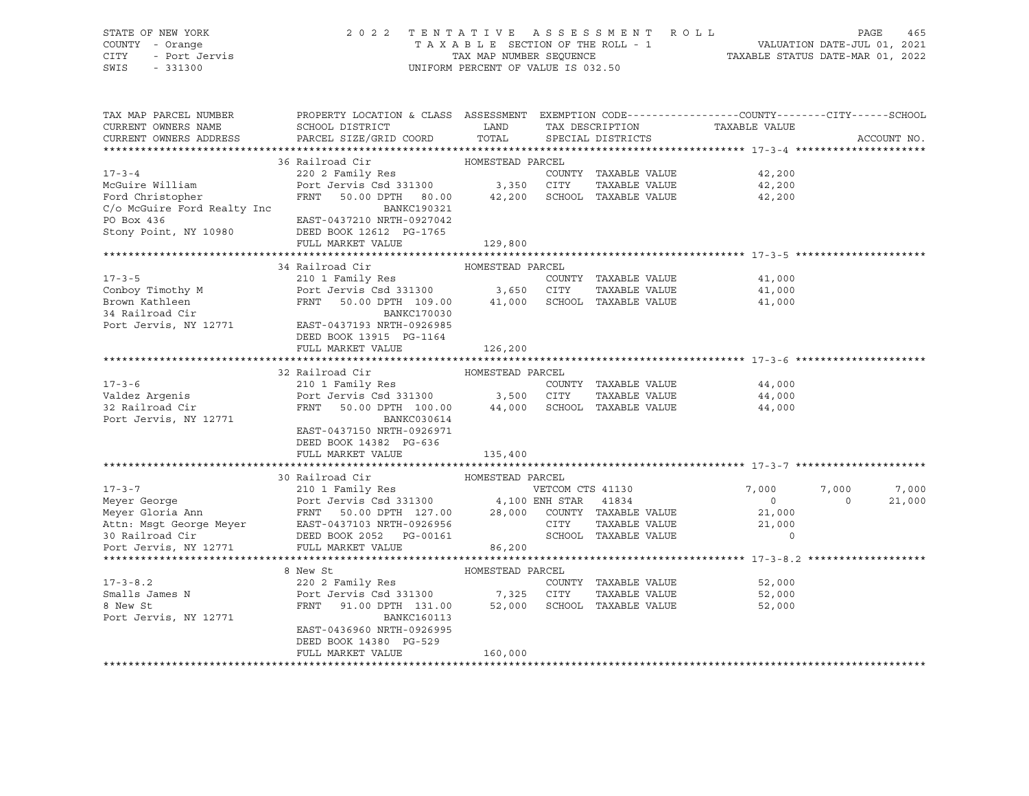STATE OF NEW YORK — COUNTY - Orange — CITY - Port Jervis — SWIS - 331300

**2022 TENTATIVE ASSESSMENT ROLL**
TAXABLE SECTION OF THE ROLL - 1
TAX MAP NUMBER SEQUENCE
UNIFORM PERCENT OF VALUE IS 032.50

VALUATION DATE-JUL 01, 2021
TAXABLE STATUS DATE-MAR 01, 2022

| TAX MAP PARCEL NUMBER / CURRENT OWNERS NAME / CURRENT OWNERS ADDRESS | PROPERTY LOCATION & CLASS / SCHOOL DISTRICT / PARCEL SIZE/GRID COORD | ASSESSMENT LAND / TOTAL | EXEMPTION CODE / TAX DESCRIPTION / SPECIAL DISTRICTS | COUNTY TAXABLE VALUE | CITY | SCHOOL | ACCOUNT NO. |
|---|---|---|---|---|---|---|---|
| **17-3-4** | 36 Railroad Cir — HOMESTEAD PARCEL | | | | | | |
| McGuire William | 220 2 Family Res | | COUNTY TAXABLE VALUE | 42,200 | | | |
| Ford Christopher | Port Jervis Csd 331300 | 3,350 | CITY TAXABLE VALUE | 42,200 | | | |
| C/o McGuire Ford Realty Inc | FRNT 50.00 DPTH 80.00 | 42,200 | SCHOOL TAXABLE VALUE | 42,200 | | | |
| PO Box 436 | BANKC190321 | | | | | | |
| Stony Point, NY 10980 | EAST-0437210 NRTH-0927042 | | | | | | |
| | DEED BOOK 12612 PG-1765 | | | | | | |
| | FULL MARKET VALUE | 129,800 | | | | | |
| **17-3-5** | 34 Railroad Cir — HOMESTEAD PARCEL | | | | | | |
| Conboy Timothy M | 210 1 Family Res | | COUNTY TAXABLE VALUE | 41,000 | | | |
| Brown Kathleen | Port Jervis Csd 331300 | 3,650 | CITY TAXABLE VALUE | 41,000 | | | |
| 34 Railroad Cir | FRNT 50.00 DPTH 109.00 | 41,000 | SCHOOL TAXABLE VALUE | 41,000 | | | |
| Port Jervis, NY 12771 | BANKC170030 | | | | | | |
| | EAST-0437193 NRTH-0926985 | | | | | | |
| | DEED BOOK 13915 PG-1164 | | | | | | |
| | FULL MARKET VALUE | 126,200 | | | | | |
| **17-3-6** | 32 Railroad Cir — HOMESTEAD PARCEL | | | | | | |
| Valdez Argenis | 210 1 Family Res | | COUNTY TAXABLE VALUE | 44,000 | | | |
| 32 Railroad Cir | Port Jervis Csd 331300 | 3,500 | CITY TAXABLE VALUE | 44,000 | | | |
| Port Jervis, NY 12771 | FRNT 50.00 DPTH 100.00 | 44,000 | SCHOOL TAXABLE VALUE | 44,000 | | | |
| | BANKC030614 | | | | | | |
| | EAST-0437150 NRTH-0926971 | | | | | | |
| | DEED BOOK 14382 PG-636 | | | | | | |
| | FULL MARKET VALUE | 135,400 | | | | | |
| **17-3-7** | 30 Railroad Cir — HOMESTEAD PARCEL | | | | | | |
| Meyer George | 210 1 Family Res | | VETCOM CTS 41130 | 7,000 | 7,000 | 7,000 | |
| Meyer Gloria Ann | Port Jervis Csd 331300 | 4,100 | ENH STAR 41834 | 0 | 0 | 21,000 | |
| Attn: Msgt George Meyer | FRNT 50.00 DPTH 127.00 | 28,000 | COUNTY TAXABLE VALUE | 21,000 | | | |
| 30 Railroad Cir | EAST-0437103 NRTH-0926956 | | CITY TAXABLE VALUE | 21,000 | | | |
| Port Jervis, NY 12771 | DEED BOOK 2052 PG-00161 | | SCHOOL TAXABLE VALUE | 0 | | | |
| | FULL MARKET VALUE | 86,200 | | | | | |
| **17-3-8.2** | 8 New St — HOMESTEAD PARCEL | | | | | | |
| Smalls James N | 220 2 Family Res | | COUNTY TAXABLE VALUE | 52,000 | | | |
| 8 New St | Port Jervis Csd 331300 | 7,325 | CITY TAXABLE VALUE | 52,000 | | | |
| Port Jervis, NY 12771 | FRNT 91.00 DPTH 131.00 | 52,000 | SCHOOL TAXABLE VALUE | 52,000 | | | |
| | BANKC160113 | | | | | | |
| | EAST-0436960 NRTH-0926995 | | | | | | |
| | DEED BOOK 14380 PG-529 | | | | | | |
| | FULL MARKET VALUE | 160,000 | | | | | |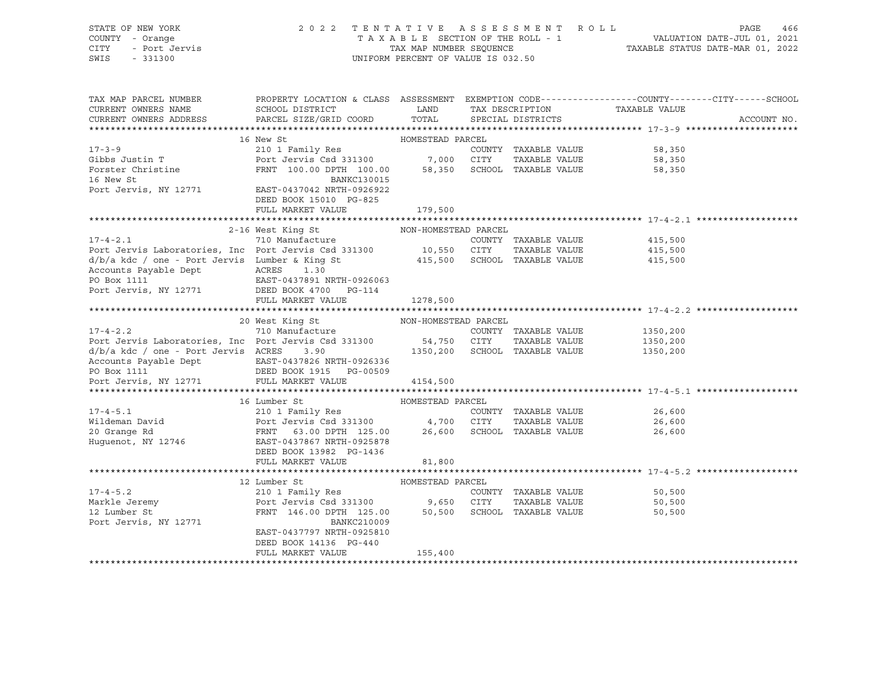STATE OF NEW YORK — COUNTY - Orange — CITY - Port Jervis — SWIS - 331300

**2022 TENTATIVE ASSESSMENT ROLL**
TAXABLE SECTION OF THE ROLL - 1
TAX MAP NUMBER SEQUENCE
UNIFORM PERCENT OF VALUE IS 032.50

VALUATION DATE-JUL 01, 2021
TAXABLE STATUS DATE-MAR 01, 2022

| TAX MAP PARCEL NUMBER / CURRENT OWNERS NAME / CURRENT OWNERS ADDRESS | PROPERTY LOCATION & CLASS / SCHOOL DISTRICT / PARCEL SIZE/GRID COORD | ASSESSMENT LAND / TOTAL | EXEMPTION CODE / TAX DESCRIPTION / SPECIAL DISTRICTS | COUNTY / CITY / SCHOOL TAXABLE VALUE | ACCOUNT NO. |
|---|---|---|---|---|---|
| **17-3-9** | 16 New St | HOMESTEAD PARCEL | | | |
| 17-3-9 | 210 1 Family Res | | COUNTY TAXABLE VALUE | 58,350 | |
| Gibbs Justin T | Port Jervis Csd 331300 | 7,000 | CITY TAXABLE VALUE | 58,350 | |
| Forster Christine | FRNT 100.00 DPTH 100.00 | 58,350 | SCHOOL TAXABLE VALUE | 58,350 | |
| 16 New St | BANKC130015 | | | | |
| Port Jervis, NY 12771 | EAST-0437042 NRTH-0926922 | | | | |
| | DEED BOOK 15010 PG-825 | | | | |
| | FULL MARKET VALUE | 179,500 | | | |
| **17-4-2.1** | 2-16 West King St | NON-HOMESTEAD PARCEL | | | |
| 17-4-2.1 | 710 Manufacture | | COUNTY TAXABLE VALUE | 415,500 | |
| Port Jervis Laboratories, Inc | Port Jervis Csd 331300 | 10,550 | CITY TAXABLE VALUE | 415,500 | |
| d/b/a kdc / one - Port Jervis | Lumber & King St | 415,500 | SCHOOL TAXABLE VALUE | 415,500 | |
| Accounts Payable Dept | ACRES 1.30 | | | | |
| PO Box 1111 | EAST-0437891 NRTH-0926063 | | | | |
| Port Jervis, NY 12771 | DEED BOOK 4700 PG-114 | | | | |
| | FULL MARKET VALUE | 1278,500 | | | |
| **17-4-2.2** | 20 West King St | NON-HOMESTEAD PARCEL | | | |
| 17-4-2.2 | 710 Manufacture | | COUNTY TAXABLE VALUE | 1350,200 | |
| Port Jervis Laboratories, Inc | Port Jervis Csd 331300 | 54,750 | CITY TAXABLE VALUE | 1350,200 | |
| d/b/a kdc / one - Port Jervis | ACRES 3.90 | 1350,200 | SCHOOL TAXABLE VALUE | 1350,200 | |
| Accounts Payable Dept | EAST-0437826 NRTH-0926336 | | | | |
| PO Box 1111 | DEED BOOK 1915 PG-00509 | | | | |
| Port Jervis, NY 12771 | FULL MARKET VALUE | 4154,500 | | | |
| **17-4-5.1** | 16 Lumber St | HOMESTEAD PARCEL | | | |
| 17-4-5.1 | 210 1 Family Res | | COUNTY TAXABLE VALUE | 26,600 | |
| Wildeman David | Port Jervis Csd 331300 | 4,700 | CITY TAXABLE VALUE | 26,600 | |
| 20 Grange Rd | FRNT 63.00 DPTH 125.00 | 26,600 | SCHOOL TAXABLE VALUE | 26,600 | |
| Huguenot, NY 12746 | EAST-0437867 NRTH-0925878 | | | | |
| | DEED BOOK 13982 PG-1436 | | | | |
| | FULL MARKET VALUE | 81,800 | | | |
| **17-4-5.2** | 12 Lumber St | HOMESTEAD PARCEL | | | |
| 17-4-5.2 | 210 1 Family Res | | COUNTY TAXABLE VALUE | 50,500 | |
| Markle Jeremy | Port Jervis Csd 331300 | 9,650 | CITY TAXABLE VALUE | 50,500 | |
| 12 Lumber St | FRNT 146.00 DPTH 125.00 | 50,500 | SCHOOL TAXABLE VALUE | 50,500 | |
| Port Jervis, NY 12771 | BANKC210009 | | | | |
| | EAST-0437797 NRTH-0925810 | | | | |
| | DEED BOOK 14136 PG-440 | | | | |
| | FULL MARKET VALUE | 155,400 | | | |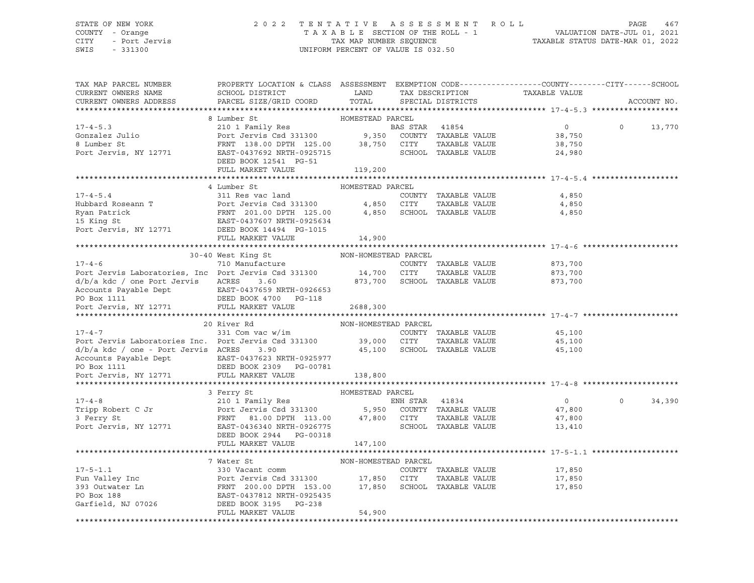STATE OF NEW YORK — COUNTY - Orange — CITY - Port Jervis — SWIS - 331300

2 0 2 2 T E N T A T I V E A S S E S S M E N T R O L L
T A X A B L E SECTION OF THE ROLL - 1
TAX MAP NUMBER SEQUENCE
UNIFORM PERCENT OF VALUE IS 032.50

VALUATION DATE-JUL 01, 2021
TAXABLE STATUS DATE-MAR 01, 2022

| TAX MAP PARCEL NUMBER / CURRENT OWNERS NAME / CURRENT OWNERS ADDRESS | PROPERTY LOCATION & CLASS / SCHOOL DISTRICT / PARCEL SIZE/GRID COORD | ASSESSMENT LAND / TOTAL | EXEMPTION CODE / TAX DESCRIPTION / SPECIAL DISTRICTS | COUNTY TAXABLE VALUE | CITY | SCHOOL / ACCOUNT NO. |
|---|---|---|---|---|---|---|
| **17-4-5.3** | 8 Lumber St — HOMESTEAD PARCEL | | | | | |
| 17-4-5.3 | 210 1 Family Res | | BAS STAR 41854 | 0 | 0 | 13,770 |
| Gonzalez Julio | Port Jervis Csd 331300 | 9,350 | COUNTY TAXABLE VALUE | 38,750 | | |
| 8 Lumber St | FRNT 138.00 DPTH 125.00 | 38,750 | CITY TAXABLE VALUE | 38,750 | | |
| Port Jervis, NY 12771 | EAST-0437692 NRTH-0925715 | | SCHOOL TAXABLE VALUE | 24,980 | | |
| | DEED BOOK 12541 PG-51 | | | | | |
| | FULL MARKET VALUE | 119,200 | | | | |
| **17-4-5.4** | 4 Lumber St — HOMESTEAD PARCEL | | | | | |
| 17-4-5.4 | 311 Res vac land | | COUNTY TAXABLE VALUE | 4,850 | | |
| Hubbard Roseann T | Port Jervis Csd 331300 | 4,850 | CITY TAXABLE VALUE | 4,850 | | |
| Ryan Patrick | FRNT 201.00 DPTH 125.00 | 4,850 | SCHOOL TAXABLE VALUE | 4,850 | | |
| 15 King St | EAST-0437607 NRTH-0925634 | | | | | |
| Port Jervis, NY 12771 | DEED BOOK 14494 PG-1015 | | | | | |
| | FULL MARKET VALUE | 14,900 | | | | |
| **17-4-6** | 30-40 West King St — NON-HOMESTEAD PARCEL | | | | | |
| 17-4-6 | 710 Manufacture | | COUNTY TAXABLE VALUE | 873,700 | | |
| Port Jervis Laboratories, Inc | Port Jervis Csd 331300 | 14,700 | CITY TAXABLE VALUE | 873,700 | | |
| d/b/a kdc / one Port Jervis | ACRES 3.60 | 873,700 | SCHOOL TAXABLE VALUE | 873,700 | | |
| Accounts Payable Dept | EAST-0437659 NRTH-0926653 | | | | | |
| PO Box 1111 | DEED BOOK 4700 PG-118 | | | | | |
| Port Jervis, NY 12771 | FULL MARKET VALUE | 2688,300 | | | | |
| **17-4-7** | 20 River Rd — NON-HOMESTEAD PARCEL | | | | | |
| 17-4-7 | 331 Com vac w/im | | COUNTY TAXABLE VALUE | 45,100 | | |
| Port Jervis Laboratories Inc. | Port Jervis Csd 331300 | 39,000 | CITY TAXABLE VALUE | 45,100 | | |
| d/b/a kdc / one - Port Jervis | ACRES 3.90 | 45,100 | SCHOOL TAXABLE VALUE | 45,100 | | |
| Accounts Payable Dept | EAST-0437623 NRTH-0925977 | | | | | |
| PO Box 1111 | DEED BOOK 2309 PG-00781 | | | | | |
| Port Jervis, NY 12771 | FULL MARKET VALUE | 138,800 | | | | |
| **17-4-8** | 3 Ferry St — HOMESTEAD PARCEL | | | | | |
| 17-4-8 | 210 1 Family Res | | ENH STAR 41834 | 0 | 0 | 34,390 |
| Tripp Robert C Jr | Port Jervis Csd 331300 | 5,950 | COUNTY TAXABLE VALUE | 47,800 | | |
| 3 Ferry St | FRNT 81.00 DPTH 113.00 | 47,800 | CITY TAXABLE VALUE | 47,800 | | |
| Port Jervis, NY 12771 | EAST-0436340 NRTH-0926775 | | SCHOOL TAXABLE VALUE | 13,410 | | |
| | DEED BOOK 2944 PG-00318 | | | | | |
| | FULL MARKET VALUE | 147,100 | | | | |
| **17-5-1.1** | 7 Water St — NON-HOMESTEAD PARCEL | | | | | |
| 17-5-1.1 | 330 Vacant comm | | COUNTY TAXABLE VALUE | 17,850 | | |
| Fun Valley Inc | Port Jervis Csd 331300 | 17,850 | CITY TAXABLE VALUE | 17,850 | | |
| 393 Outwater Ln | FRNT 200.00 DPTH 153.00 | 17,850 | SCHOOL TAXABLE VALUE | 17,850 | | |
| PO Box 188 | EAST-0437812 NRTH-0925435 | | | | | |
| Garfield, NJ 07026 | DEED BOOK 3195 PG-238 | | | | | |
| | FULL MARKET VALUE | 54,900 | | | | |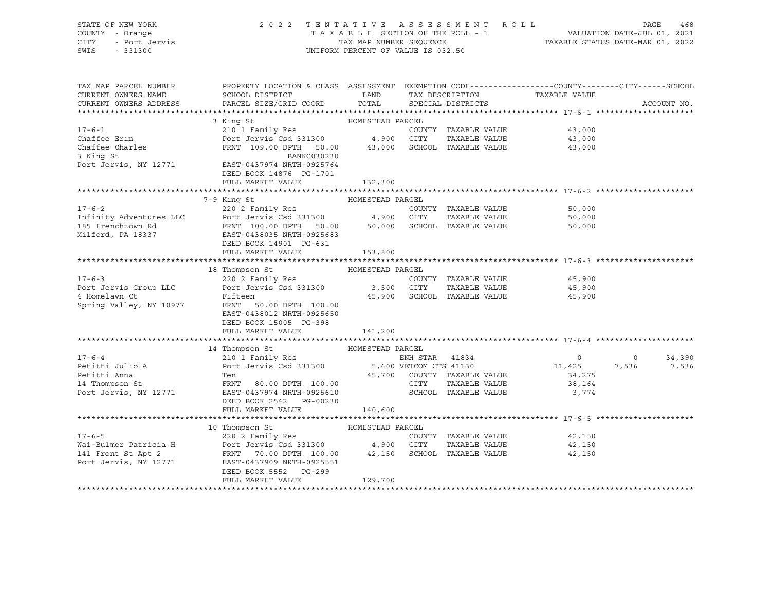STATE OF NEW YORK — 2022 TENTATIVE ASSESSMENT ROLL
COUNTY - Orange — TAXABLE SECTION OF THE ROLL - 1 — VALUATION DATE-JUL 01, 2021
CITY - Port Jervis — TAX MAP NUMBER SEQUENCE — TAXABLE STATUS DATE-MAR 01, 2022
SWIS - 331300 — UNIFORM PERCENT OF VALUE IS 032.50

| TAX MAP PARCEL NUMBER / CURRENT OWNERS NAME / CURRENT OWNERS ADDRESS | PROPERTY LOCATION & CLASS / SCHOOL DISTRICT / PARCEL SIZE/GRID COORD | ASSESSMENT LAND | TOTAL | EXEMPTION CODE / TAX DESCRIPTION / SPECIAL DISTRICTS | COUNTY TAXABLE VALUE | CITY | SCHOOL | ACCOUNT NO. |
|---|---|---|---|---|---|---|---|---|
| **17-6-1** | 3 King St — HOMESTEAD PARCEL | | | | | | | |
| | 210 1 Family Res | | | COUNTY TAXABLE VALUE | 43,000 | | | |
| Chaffee Erin | Port Jervis Csd 331300 | 4,900 | | CITY TAXABLE VALUE | 43,000 | | | |
| Chaffee Charles | FRNT 109.00 DPTH 50.00 | | 43,000 | SCHOOL TAXABLE VALUE | 43,000 | | | |
| 3 King St | BANKC030230 | | | | | | | |
| Port Jervis, NY 12771 | EAST-0437974 NRTH-0925764 | | | | | | | |
| | DEED BOOK 14876 PG-1701 | | | | | | | |
| | FULL MARKET VALUE | | 132,300 | | | | | |
| **17-6-2** | 7-9 King St — HOMESTEAD PARCEL | | | | | | | |
| | 220 2 Family Res | | | COUNTY TAXABLE VALUE | 50,000 | | | |
| Infinity Adventures LLC | Port Jervis Csd 331300 | 4,900 | | CITY TAXABLE VALUE | 50,000 | | | |
| 185 Frenchtown Rd | FRNT 100.00 DPTH 50.00 | | 50,000 | SCHOOL TAXABLE VALUE | 50,000 | | | |
| Milford, PA 18337 | EAST-0438035 NRTH-0925683 | | | | | | | |
| | DEED BOOK 14901 PG-631 | | | | | | | |
| | FULL MARKET VALUE | | 153,800 | | | | | |
| **17-6-3** | 18 Thompson St — HOMESTEAD PARCEL | | | | | | | |
| | 220 2 Family Res | | | COUNTY TAXABLE VALUE | 45,900 | | | |
| Port Jervis Group LLC | Port Jervis Csd 331300 | 3,500 | | CITY TAXABLE VALUE | 45,900 | | | |
| 4 Homelawn Ct | Fifteen | | 45,900 | SCHOOL TAXABLE VALUE | 45,900 | | | |
| Spring Valley, NY 10977 | FRNT 50.00 DPTH 100.00 | | | | | | | |
| | EAST-0438012 NRTH-0925650 | | | | | | | |
| | DEED BOOK 15005 PG-398 | | | | | | | |
| | FULL MARKET VALUE | | 141,200 | | | | | |
| **17-6-4** | 14 Thompson St — HOMESTEAD PARCEL | | | | | | | |
| | 210 1 Family Res | | | ENH STAR 41834 | 0 | 0 | 34,390 | |
| Petitti Julio A | Port Jervis Csd 331300 | 5,600 | | VETCOM CTS 41130 | 11,425 | 7,536 | 7,536 | |
| Petitti Anna | Ten | | 45,700 | COUNTY TAXABLE VALUE | 34,275 | | | |
| 14 Thompson St | FRNT 80.00 DPTH 100.00 | | | CITY TAXABLE VALUE | 38,164 | | | |
| Port Jervis, NY 12771 | EAST-0437974 NRTH-0925610 | | | SCHOOL TAXABLE VALUE | 3,774 | | | |
| | DEED BOOK 2542 PG-00230 | | | | | | | |
| | FULL MARKET VALUE | | 140,600 | | | | | |
| **17-6-5** | 10 Thompson St — HOMESTEAD PARCEL | | | | | | | |
| | 220 2 Family Res | | | COUNTY TAXABLE VALUE | 42,150 | | | |
| Wai-Bulmer Patricia H | Port Jervis Csd 331300 | 4,900 | | CITY TAXABLE VALUE | 42,150 | | | |
| 141 Front St Apt 2 | FRNT 70.00 DPTH 100.00 | | 42,150 | SCHOOL TAXABLE VALUE | 42,150 | | | |
| Port Jervis, NY 12771 | EAST-0437909 NRTH-0925551 | | | | | | | |
| | DEED BOOK 5552 PG-299 | | | | | | | |
| | FULL MARKET VALUE | | 129,700 | | | | | |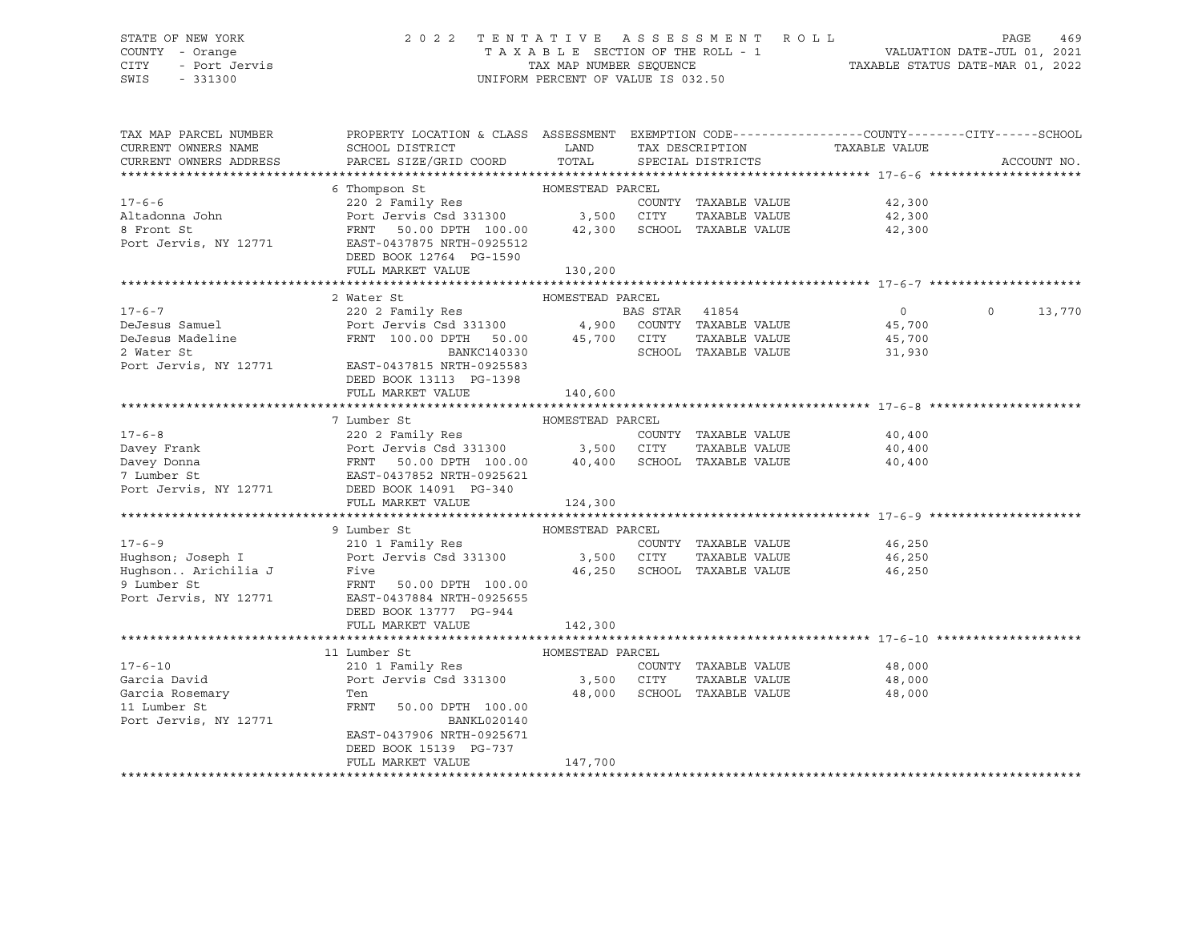STATE OF NEW YORK — COUNTY - Orange — CITY - Port Jervis — SWIS - 331300

2022 TENTATIVE ASSESSMENT ROLL
TAXABLE SECTION OF THE ROLL - 1
TAX MAP NUMBER SEQUENCE
UNIFORM PERCENT OF VALUE IS 032.50

VALUATION DATE-JUL 01, 2021
TAXABLE STATUS DATE-MAR 01, 2022

| TAX MAP PARCEL NUMBER / CURRENT OWNERS NAME / CURRENT OWNERS ADDRESS | PROPERTY LOCATION & CLASS / SCHOOL DISTRICT / PARCEL SIZE/GRID COORD | ASSESSMENT LAND / TOTAL | EXEMPTION CODE / TAX DESCRIPTION / SPECIAL DISTRICTS | COUNTY / CITY / SCHOOL TAXABLE VALUE | ACCOUNT NO. |
|---|---|---|---|---|---|
| **17-6-6** | 6 Thompson St — HOMESTEAD PARCEL | | | | |
| 17-6-6 | 220 2 Family Res | | COUNTY TAXABLE VALUE | 42,300 | |
| Altadonna John | Port Jervis Csd 331300 | 3,500 | CITY TAXABLE VALUE | 42,300 | |
| 8 Front St | FRNT 50.00 DPTH 100.00 | 42,300 | SCHOOL TAXABLE VALUE | 42,300 | |
| Port Jervis, NY 12771 | EAST-0437875 NRTH-0925512 | | | | |
| | DEED BOOK 12764 PG-1590 | | | | |
| | FULL MARKET VALUE | 130,200 | | | |
| **17-6-7** | 2 Water St — HOMESTEAD PARCEL | | | | |
| 17-6-7 | 220 2 Family Res | | BAS STAR 41854 | 0 / 0 / 13,770 | |
| DeJesus Samuel | Port Jervis Csd 331300 | 4,900 | COUNTY TAXABLE VALUE | 45,700 | |
| DeJesus Madeline | FRNT 100.00 DPTH 50.00 | 45,700 | CITY TAXABLE VALUE | 45,700 | |
| 2 Water St | BANKC140330 | | SCHOOL TAXABLE VALUE | 31,930 | |
| Port Jervis, NY 12771 | EAST-0437815 NRTH-0925583 | | | | |
| | DEED BOOK 13113 PG-1398 | | | | |
| | FULL MARKET VALUE | 140,600 | | | |
| **17-6-8** | 7 Lumber St — HOMESTEAD PARCEL | | | | |
| 17-6-8 | 220 2 Family Res | | COUNTY TAXABLE VALUE | 40,400 | |
| Davey Frank | Port Jervis Csd 331300 | 3,500 | CITY TAXABLE VALUE | 40,400 | |
| Davey Donna | FRNT 50.00 DPTH 100.00 | 40,400 | SCHOOL TAXABLE VALUE | 40,400 | |
| 7 Lumber St | EAST-0437852 NRTH-0925621 | | | | |
| Port Jervis, NY 12771 | DEED BOOK 14091 PG-340 | | | | |
| | FULL MARKET VALUE | 124,300 | | | |
| **17-6-9** | 9 Lumber St — HOMESTEAD PARCEL | | | | |
| 17-6-9 | 210 1 Family Res | | COUNTY TAXABLE VALUE | 46,250 | |
| Hughson; Joseph I | Port Jervis Csd 331300 | 3,500 | CITY TAXABLE VALUE | 46,250 | |
| Hughson.. Arichilia J | Five | 46,250 | SCHOOL TAXABLE VALUE | 46,250 | |
| 9 Lumber St | FRNT 50.00 DPTH 100.00 | | | | |
| Port Jervis, NY 12771 | EAST-0437884 NRTH-0925655 | | | | |
| | DEED BOOK 13777 PG-944 | | | | |
| | FULL MARKET VALUE | 142,300 | | | |
| **17-6-10** | 11 Lumber St — HOMESTEAD PARCEL | | | | |
| 17-6-10 | 210 1 Family Res | | COUNTY TAXABLE VALUE | 48,000 | |
| Garcia David | Port Jervis Csd 331300 | 3,500 | CITY TAXABLE VALUE | 48,000 | |
| Garcia Rosemary | Ten | 48,000 | SCHOOL TAXABLE VALUE | 48,000 | |
| 11 Lumber St | FRNT 50.00 DPTH 100.00 | | | | |
| Port Jervis, NY 12771 | BANKL020140 | | | | |
| | EAST-0437906 NRTH-0925671 | | | | |
| | DEED BOOK 15139 PG-737 | | | | |
| | FULL MARKET VALUE | 147,700 | | | |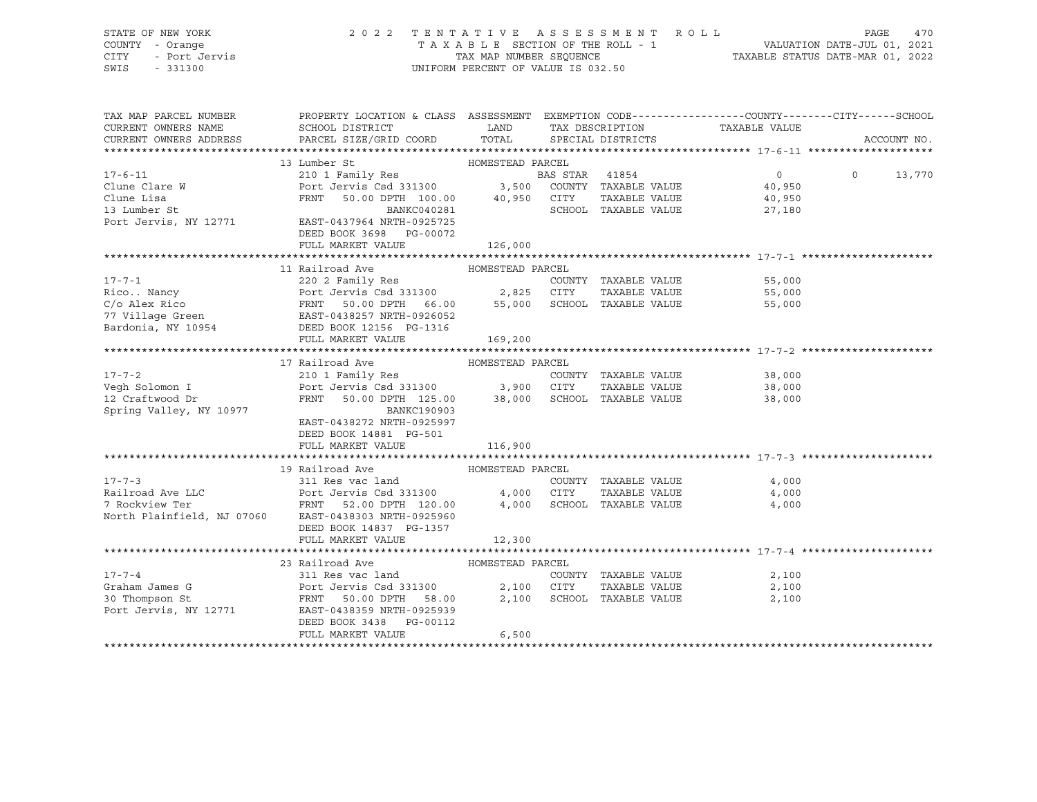STATE OF NEW YORK — COUNTY - Orange — CITY - Port Jervis — SWIS - 331300

2022 TENTATIVE ASSESSMENT ROLL — TAXABLE SECTION OF THE ROLL - 1 — TAX MAP NUMBER SEQUENCE — UNIFORM PERCENT OF VALUE IS 032.50

VALUATION DATE-JUL 01, 2021 — TAXABLE STATUS DATE-MAR 01, 2022

| TAX MAP PARCEL NUMBER / CURRENT OWNERS NAME / CURRENT OWNERS ADDRESS | PROPERTY LOCATION & CLASS / SCHOOL DISTRICT / PARCEL SIZE/GRID COORD | ASSESSMENT LAND / TOTAL | EXEMPTION CODE / TAX DESCRIPTION / SPECIAL DISTRICTS | COUNTY / TAXABLE VALUE | CITY | SCHOOL / ACCOUNT NO. |
|---|---|---|---|---|---|---|
| | 13 Lumber St | HOMESTEAD PARCEL | | | | |
| 17-6-11 | 210 1 Family Res | | BAS STAR 41854 | 0 | 0 | 13,770 |
| Clune Clare W | Port Jervis Csd 331300 | 3,500 | COUNTY TAXABLE VALUE | 40,950 | | |
| Clune Lisa | FRNT 50.00 DPTH 100.00 | 40,950 | CITY TAXABLE VALUE | 40,950 | | |
| 13 Lumber St | BANKC040281 | | SCHOOL TAXABLE VALUE | 27,180 | | |
| Port Jervis, NY 12771 | EAST-0437964 NRTH-0925725 | | | | | |
| | DEED BOOK 3698 PG-00072 | | | | | |
| | FULL MARKET VALUE | 126,000 | | | | |
| | 11 Railroad Ave | HOMESTEAD PARCEL | | | | |
| 17-7-1 | 220 2 Family Res | | COUNTY TAXABLE VALUE | 55,000 | | |
| Rico.. Nancy | Port Jervis Csd 331300 | 2,825 | CITY TAXABLE VALUE | 55,000 | | |
| C/o Alex Rico | FRNT 50.00 DPTH 66.00 | 55,000 | SCHOOL TAXABLE VALUE | 55,000 | | |
| 77 Village Green | EAST-0438257 NRTH-0926052 | | | | | |
| Bardonia, NY 10954 | DEED BOOK 12156 PG-1316 | | | | | |
| | FULL MARKET VALUE | 169,200 | | | | |
| | 17 Railroad Ave | HOMESTEAD PARCEL | | | | |
| 17-7-2 | 210 1 Family Res | | COUNTY TAXABLE VALUE | 38,000 | | |
| Vegh Solomon I | Port Jervis Csd 331300 | 3,900 | CITY TAXABLE VALUE | 38,000 | | |
| 12 Craftwood Dr | FRNT 50.00 DPTH 125.00 | 38,000 | SCHOOL TAXABLE VALUE | 38,000 | | |
| Spring Valley, NY 10977 | BANKC190903 | | | | | |
| | EAST-0438272 NRTH-0925997 | | | | | |
| | DEED BOOK 14881 PG-501 | | | | | |
| | FULL MARKET VALUE | 116,900 | | | | |
| | 19 Railroad Ave | HOMESTEAD PARCEL | | | | |
| 17-7-3 | 311 Res vac land | | COUNTY TAXABLE VALUE | 4,000 | | |
| Railroad Ave LLC | Port Jervis Csd 331300 | 4,000 | CITY TAXABLE VALUE | 4,000 | | |
| 7 Rockview Ter | FRNT 52.00 DPTH 120.00 | 4,000 | SCHOOL TAXABLE VALUE | 4,000 | | |
| North Plainfield, NJ 07060 | EAST-0438303 NRTH-0925960 | | | | | |
| | DEED BOOK 14837 PG-1357 | | | | | |
| | FULL MARKET VALUE | 12,300 | | | | |
| | 23 Railroad Ave | HOMESTEAD PARCEL | | | | |
| 17-7-4 | 311 Res vac land | | COUNTY TAXABLE VALUE | 2,100 | | |
| Graham James G | Port Jervis Csd 331300 | 2,100 | CITY TAXABLE VALUE | 2,100 | | |
| 30 Thompson St | FRNT 50.00 DPTH 58.00 | 2,100 | SCHOOL TAXABLE VALUE | 2,100 | | |
| Port Jervis, NY 12771 | EAST-0438359 NRTH-0925939 | | | | | |
| | DEED BOOK 3438 PG-00112 | | | | | |
| | FULL MARKET VALUE | 6,500 | | | | |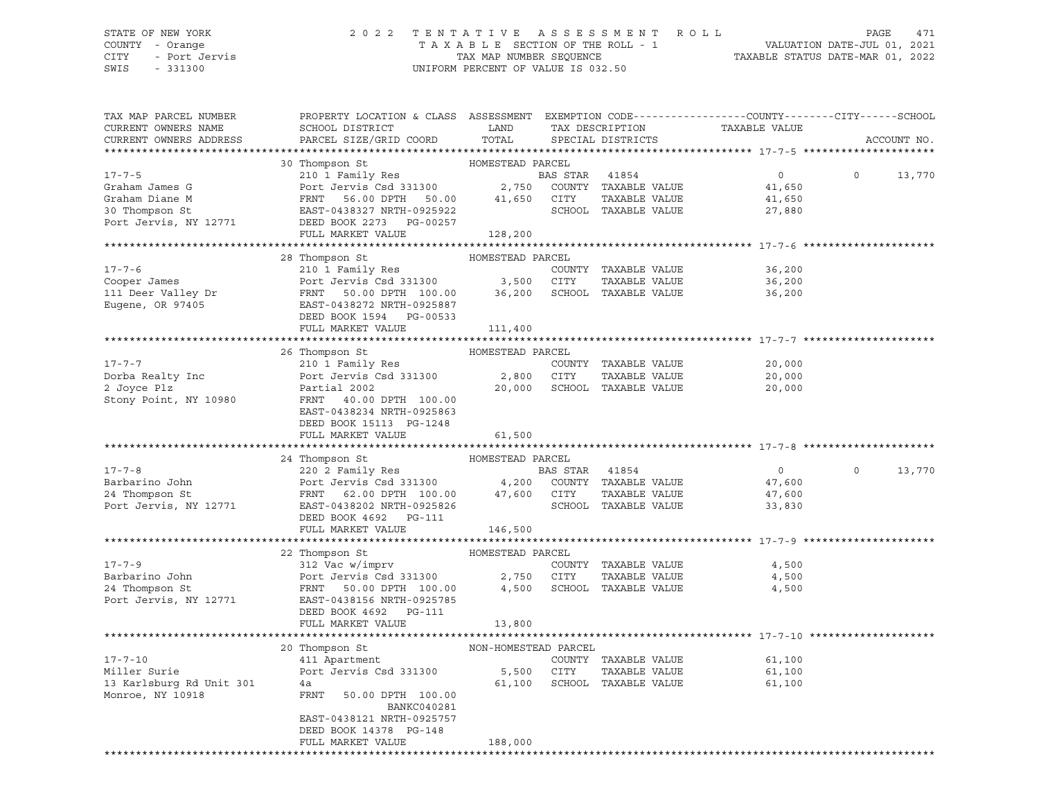STATE OF NEW YORK — 2022 TENTATIVE ASSESSMENT ROLL
COUNTY - Orange — TAXABLE SECTION OF THE ROLL - 1 — VALUATION DATE-JUL 01, 2021
CITY - Port Jervis — TAX MAP NUMBER SEQUENCE — TAXABLE STATUS DATE-MAR 01, 2022
SWIS - 331300 — UNIFORM PERCENT OF VALUE IS 032.50

| TAX MAP PARCEL NUMBER / CURRENT OWNERS NAME / CURRENT OWNERS ADDRESS | PROPERTY LOCATION & CLASS / SCHOOL DISTRICT / PARCEL SIZE/GRID COORD | ASSESSMENT LAND / TOTAL | EXEMPTION CODE / TAX DESCRIPTION / SPECIAL DISTRICTS | COUNTY / TAXABLE VALUE | CITY | SCHOOL / ACCOUNT NO. |
|---|---|---|---|---|---|---|
| **17-7-5** | 30 Thompson St — HOMESTEAD PARCEL | | | | | |
| 17-7-5 | 210 1 Family Res | | BAS STAR 41854 | 0 | 0 | 13,770 |
| Graham James G | Port Jervis Csd 331300 | 2,750 | COUNTY TAXABLE VALUE | 41,650 | | |
| Graham Diane M | FRNT 56.00 DPTH 50.00 | 41,650 | CITY TAXABLE VALUE | 41,650 | | |
| 30 Thompson St | EAST-0438327 NRTH-0925922 | | SCHOOL TAXABLE VALUE | 27,880 | | |
| Port Jervis, NY 12771 | DEED BOOK 2273 PG-00257 | | | | | |
| | FULL MARKET VALUE | 128,200 | | | | |
| **17-7-6** | 28 Thompson St — HOMESTEAD PARCEL | | | | | |
| 17-7-6 | 210 1 Family Res | | COUNTY TAXABLE VALUE | 36,200 | | |
| Cooper James | Port Jervis Csd 331300 | 3,500 | CITY TAXABLE VALUE | 36,200 | | |
| 111 Deer Valley Dr | FRNT 50.00 DPTH 100.00 | 36,200 | SCHOOL TAXABLE VALUE | 36,200 | | |
| Eugene, OR 97405 | EAST-0438272 NRTH-0925887 | | | | | |
| | DEED BOOK 1594 PG-00533 | | | | | |
| | FULL MARKET VALUE | 111,400 | | | | |
| **17-7-7** | 26 Thompson St — HOMESTEAD PARCEL | | | | | |
| 17-7-7 | 210 1 Family Res | | COUNTY TAXABLE VALUE | 20,000 | | |
| Dorba Realty Inc | Port Jervis Csd 331300 | 2,800 | CITY TAXABLE VALUE | 20,000 | | |
| 2 Joyce Plz | Partial 2002 | 20,000 | SCHOOL TAXABLE VALUE | 20,000 | | |
| Stony Point, NY 10980 | FRNT 40.00 DPTH 100.00 | | | | | |
| | EAST-0438234 NRTH-0925863 | | | | | |
| | DEED BOOK 15113 PG-1248 | | | | | |
| | FULL MARKET VALUE | 61,500 | | | | |
| **17-7-8** | 24 Thompson St — HOMESTEAD PARCEL | | | | | |
| 17-7-8 | 220 2 Family Res | | BAS STAR 41854 | 0 | 0 | 13,770 |
| Barbarino John | Port Jervis Csd 331300 | 4,200 | COUNTY TAXABLE VALUE | 47,600 | | |
| 24 Thompson St | FRNT 62.00 DPTH 100.00 | 47,600 | CITY TAXABLE VALUE | 47,600 | | |
| Port Jervis, NY 12771 | EAST-0438202 NRTH-0925826 | | SCHOOL TAXABLE VALUE | 33,830 | | |
| | DEED BOOK 4692 PG-111 | | | | | |
| | FULL MARKET VALUE | 146,500 | | | | |
| **17-7-9** | 22 Thompson St — HOMESTEAD PARCEL | | | | | |
| 17-7-9 | 312 Vac w/imprv | | COUNTY TAXABLE VALUE | 4,500 | | |
| Barbarino John | Port Jervis Csd 331300 | 2,750 | CITY TAXABLE VALUE | 4,500 | | |
| 24 Thompson St | FRNT 50.00 DPTH 100.00 | 4,500 | SCHOOL TAXABLE VALUE | 4,500 | | |
| Port Jervis, NY 12771 | EAST-0438156 NRTH-0925785 | | | | | |
| | DEED BOOK 4692 PG-111 | | | | | |
| | FULL MARKET VALUE | 13,800 | | | | |
| **17-7-10** | 20 Thompson St — NON-HOMESTEAD PARCEL | | | | | |
| 17-7-10 | 411 Apartment | | COUNTY TAXABLE VALUE | 61,100 | | |
| Miller Surie | Port Jervis Csd 331300 | 5,500 | CITY TAXABLE VALUE | 61,100 | | |
| 13 Karlsburg Rd Unit 301 | 4a | 61,100 | SCHOOL TAXABLE VALUE | 61,100 | | |
| Monroe, NY 10918 | FRNT 50.00 DPTH 100.00 | | | | | |
| | BANKC040281 | | | | | |
| | EAST-0438121 NRTH-0925757 | | | | | |
| | DEED BOOK 14378 PG-148 | | | | | |
| | FULL MARKET VALUE | 188,000 | | | | |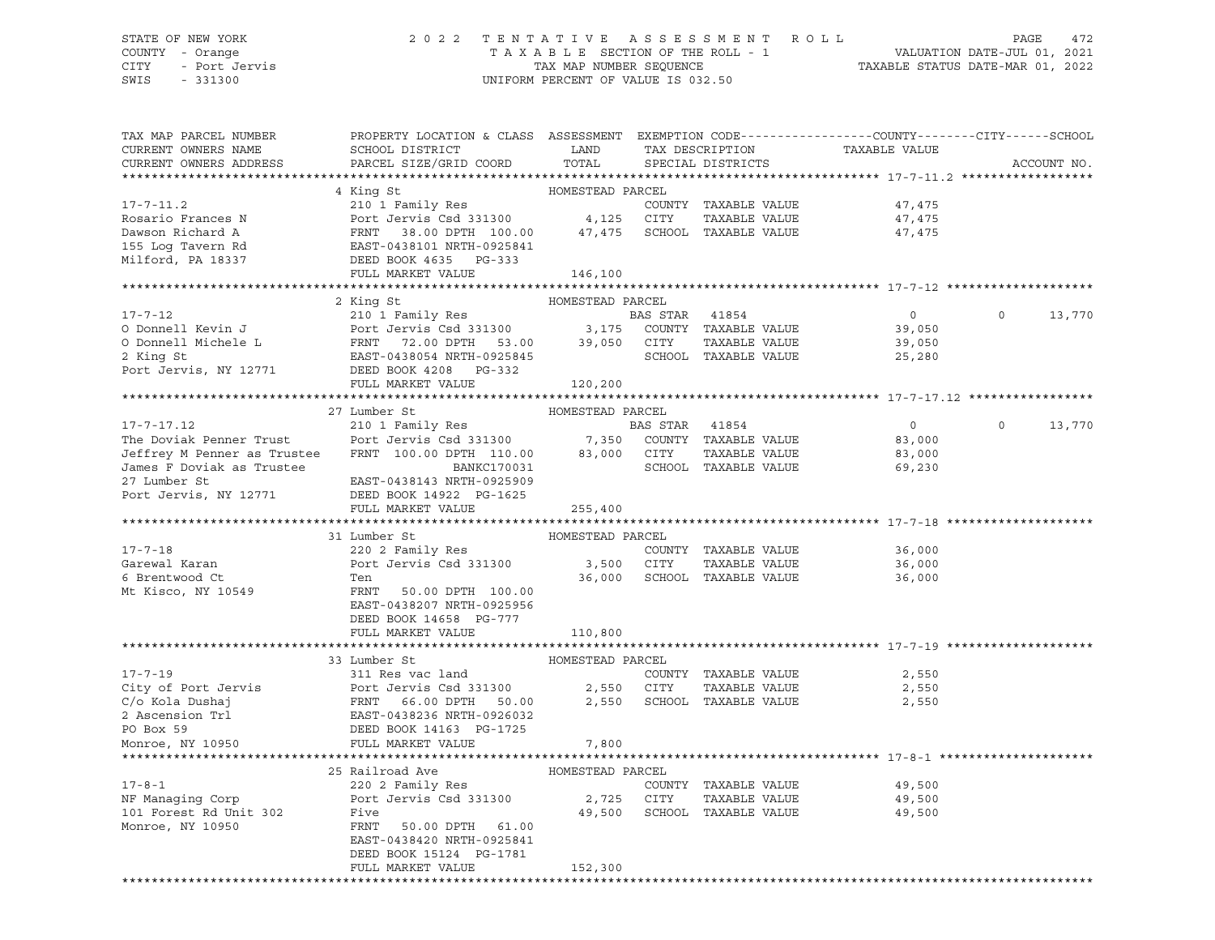STATE OF NEW YORK  
COUNTY - Orange  
CITY - Port Jervis  
SWIS - 331300

2022 TENTATIVE ASSESSMENT ROLL  
TAXABLE SECTION OF THE ROLL - 1  
TAX MAP NUMBER SEQUENCE  
UNIFORM PERCENT OF VALUE IS 032.50

VALUATION DATE-JUL 01, 2021  
TAXABLE STATUS DATE-MAR 01, 2022

| TAX MAP PARCEL NUMBER / CURRENT OWNERS NAME / CURRENT OWNERS ADDRESS | PROPERTY LOCATION & CLASS / SCHOOL DISTRICT / PARCEL SIZE/GRID COORD | ASSESSMENT LAND / TOTAL | EXEMPTION CODE / TAX DESCRIPTION / SPECIAL DISTRICTS | COUNTY / CITY TAXABLE VALUE | SCHOOL | ACCOUNT NO. |
|---|---|---|---|---|---|---|
| **17-7-11.2** | 4 King St | HOMESTEAD PARCEL | | | | |
| 17-7-11.2 | 210 1 Family Res | | COUNTY TAXABLE VALUE | 47,475 | | |
| Rosario Frances N | Port Jervis Csd 331300 | 4,125 | CITY TAXABLE VALUE | 47,475 | | |
| Dawson Richard A | FRNT 38.00 DPTH 100.00 | 47,475 | SCHOOL TAXABLE VALUE | 47,475 | | |
| 155 Log Tavern Rd | EAST-0438101 NRTH-0925841 | | | | | |
| Milford, PA 18337 | DEED BOOK 4635 PG-333 | | | | | |
| | FULL MARKET VALUE | 146,100 | | | | |
| **17-7-12** | 2 King St | HOMESTEAD PARCEL | | | | |
| 17-7-12 | 210 1 Family Res | | BAS STAR 41854 | 0 | 0 | 13,770 |
| O Donnell Kevin J | Port Jervis Csd 331300 | 3,175 | COUNTY TAXABLE VALUE | 39,050 | | |
| O Donnell Michele L | FRNT 72.00 DPTH 53.00 | 39,050 | CITY TAXABLE VALUE | 39,050 | | |
| 2 King St | EAST-0438054 NRTH-0925845 | | SCHOOL TAXABLE VALUE | 25,280 | | |
| Port Jervis, NY 12771 | DEED BOOK 4208 PG-332 | | | | | |
| | FULL MARKET VALUE | 120,200 | | | | |
| **17-7-17.12** | 27 Lumber St | HOMESTEAD PARCEL | | | | |
| 17-7-17.12 | 210 1 Family Res | | BAS STAR 41854 | 0 | 0 | 13,770 |
| The Doviak Penner Trust | Port Jervis Csd 331300 | 7,350 | COUNTY TAXABLE VALUE | 83,000 | | |
| Jeffrey M Penner as Trustee | FRNT 100.00 DPTH 110.00 | 83,000 | CITY TAXABLE VALUE | 83,000 | | |
| James F Doviak as Trustee | BANKC170031 | | SCHOOL TAXABLE VALUE | 69,230 | | |
| 27 Lumber St | EAST-0438143 NRTH-0925909 | | | | | |
| Port Jervis, NY 12771 | DEED BOOK 14922 PG-1625 | | | | | |
| | FULL MARKET VALUE | 255,400 | | | | |
| **17-7-18** | 31 Lumber St | HOMESTEAD PARCEL | | | | |
| 17-7-18 | 220 2 Family Res | | COUNTY TAXABLE VALUE | 36,000 | | |
| Garewal Karan | Port Jervis Csd 331300 | 3,500 | CITY TAXABLE VALUE | 36,000 | | |
| 6 Brentwood Ct | Ten | 36,000 | SCHOOL TAXABLE VALUE | 36,000 | | |
| Mt Kisco, NY 10549 | FRNT 50.00 DPTH 100.00 | | | | | |
| | EAST-0438207 NRTH-0925956 | | | | | |
| | DEED BOOK 14658 PG-777 | | | | | |
| | FULL MARKET VALUE | 110,800 | | | | |
| **17-7-19** | 33 Lumber St | HOMESTEAD PARCEL | | | | |
| 17-7-19 | 311 Res vac land | | COUNTY TAXABLE VALUE | 2,550 | | |
| City of Port Jervis | Port Jervis Csd 331300 | 2,550 | CITY TAXABLE VALUE | 2,550 | | |
| C/o Kola Dushaj | FRNT 66.00 DPTH 50.00 | 2,550 | SCHOOL TAXABLE VALUE | 2,550 | | |
| 2 Ascension Trl | EAST-0438236 NRTH-0926032 | | | | | |
| PO Box 59 | DEED BOOK 14163 PG-1725 | | | | | |
| Monroe, NY 10950 | FULL MARKET VALUE | 7,800 | | | | |
| **17-8-1** | 25 Railroad Ave | HOMESTEAD PARCEL | | | | |
| 17-8-1 | 220 2 Family Res | | COUNTY TAXABLE VALUE | 49,500 | | |
| NF Managing Corp | Port Jervis Csd 331300 | 2,725 | CITY TAXABLE VALUE | 49,500 | | |
| 101 Forest Rd Unit 302 | Five | 49,500 | SCHOOL TAXABLE VALUE | 49,500 | | |
| Monroe, NY 10950 | FRNT 50.00 DPTH 61.00 | | | | | |
| | EAST-0438420 NRTH-0925841 | | | | | |
| | DEED BOOK 15124 PG-1781 | | | | | |
| | FULL MARKET VALUE | 152,300 | | | | |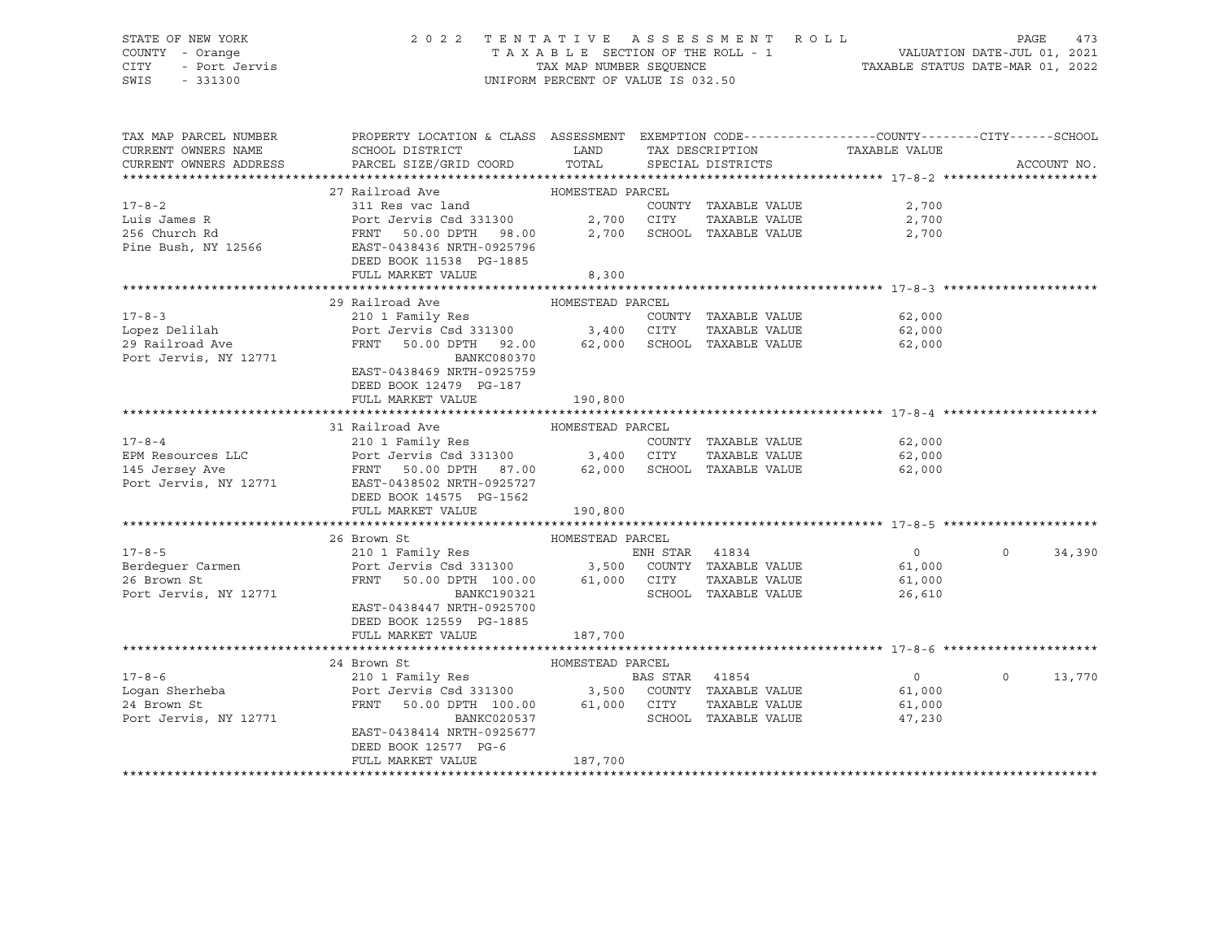STATE OF NEW YORK — COUNTY - Orange — CITY - Port Jervis — SWIS - 331300

# 2022 TENTATIVE ASSESSMENT ROLL

TAXABLE SECTION OF THE ROLL - 1 — TAX MAP NUMBER SEQUENCE — UNIFORM PERCENT OF VALUE IS 032.50

VALUATION DATE-JUL 01, 2021 — TAXABLE STATUS DATE-MAR 01, 2022

| TAX MAP PARCEL NUMBER / CURRENT OWNERS NAME / CURRENT OWNERS ADDRESS | PROPERTY LOCATION & CLASS / SCHOOL DISTRICT / PARCEL SIZE/GRID COORD | ASSESSMENT LAND | TOTAL | EXEMPTION CODE / TAX DESCRIPTION / SPECIAL DISTRICTS | COUNTY TAXABLE VALUE | CITY | SCHOOL | ACCOUNT NO. |
|---|---|---|---|---|---|---|---|---|
| **17-8-2** | 27 Railroad Ave — HOMESTEAD PARCEL | | | | | | | |
| Luis James R | 311 Res vac land | | | COUNTY TAXABLE VALUE | 2,700 | | | |
| 256 Church Rd | Port Jervis Csd 331300 | 2,700 | | CITY TAXABLE VALUE | 2,700 | | | |
| Pine Bush, NY 12566 | FRNT 50.00 DPTH 98.00 | | 2,700 | SCHOOL TAXABLE VALUE | 2,700 | | | |
| | EAST-0438436 NRTH-0925796 | | | | | | | |
| | DEED BOOK 11538 PG-1885 | | | | | | | |
| | FULL MARKET VALUE | | 8,300 | | | | | |
| **17-8-3** | 29 Railroad Ave — HOMESTEAD PARCEL | | | | | | | |
| Lopez Delilah | 210 1 Family Res | | | COUNTY TAXABLE VALUE | 62,000 | | | |
| 29 Railroad Ave | Port Jervis Csd 331300 | 3,400 | | CITY TAXABLE VALUE | 62,000 | | | |
| Port Jervis, NY 12771 | FRNT 50.00 DPTH 92.00 | | 62,000 | SCHOOL TAXABLE VALUE | 62,000 | | | |
| | BANKC080370 | | | | | | | |
| | EAST-0438469 NRTH-0925759 | | | | | | | |
| | DEED BOOK 12479 PG-187 | | | | | | | |
| | FULL MARKET VALUE | | 190,800 | | | | | |
| **17-8-4** | 31 Railroad Ave — HOMESTEAD PARCEL | | | | | | | |
| EPM Resources LLC | 210 1 Family Res | | | COUNTY TAXABLE VALUE | 62,000 | | | |
| 145 Jersey Ave | Port Jervis Csd 331300 | 3,400 | | CITY TAXABLE VALUE | 62,000 | | | |
| Port Jervis, NY 12771 | FRNT 50.00 DPTH 87.00 | | 62,000 | SCHOOL TAXABLE VALUE | 62,000 | | | |
| | EAST-0438502 NRTH-0925727 | | | | | | | |
| | DEED BOOK 14575 PG-1562 | | | | | | | |
| | FULL MARKET VALUE | | 190,800 | | | | | |
| **17-8-5** | 26 Brown St — HOMESTEAD PARCEL | | | | | | | |
| Berdeguer Carmen | 210 1 Family Res | | | ENH STAR 41834 | 0 | 0 | 34,390 | |
| 26 Brown St | Port Jervis Csd 331300 | 3,500 | | COUNTY TAXABLE VALUE | 61,000 | | | |
| Port Jervis, NY 12771 | FRNT 50.00 DPTH 100.00 | | 61,000 | CITY TAXABLE VALUE | 61,000 | | | |
| | BANKC190321 | | | SCHOOL TAXABLE VALUE | 26,610 | | | |
| | EAST-0438447 NRTH-0925700 | | | | | | | |
| | DEED BOOK 12559 PG-1885 | | | | | | | |
| | FULL MARKET VALUE | | 187,700 | | | | | |
| **17-8-6** | 24 Brown St — HOMESTEAD PARCEL | | | | | | | |
| Logan Sherheba | 210 1 Family Res | | | BAS STAR 41854 | 0 | 0 | 13,770 | |
| 24 Brown St | Port Jervis Csd 331300 | 3,500 | | COUNTY TAXABLE VALUE | 61,000 | | | |
| Port Jervis, NY 12771 | FRNT 50.00 DPTH 100.00 | | 61,000 | CITY TAXABLE VALUE | 61,000 | | | |
| | BANKC020537 | | | SCHOOL TAXABLE VALUE | 47,230 | | | |
| | EAST-0438414 NRTH-0925677 | | | | | | | |
| | DEED BOOK 12577 PG-6 | | | | | | | |
| | FULL MARKET VALUE | | 187,700 | | | | | |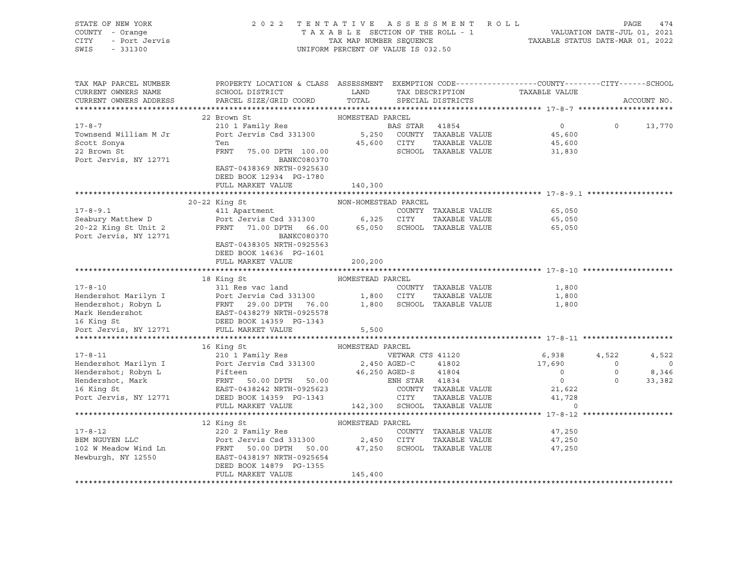STATE OF NEW YORK
COUNTY - Orange
CITY - Port Jervis
SWIS - 331300

2 0 2 2 T E N T A T I V E A S S E S S M E N T R O L L
T A X A B L E SECTION OF THE ROLL - 1
TAX MAP NUMBER SEQUENCE
UNIFORM PERCENT OF VALUE IS 032.50

VALUATION DATE-JUL 01, 2021
TAXABLE STATUS DATE-MAR 01, 2022

```
TAX MAP PARCEL NUMBER     PROPERTY LOCATION & CLASS  ASSESSMENT  EXEMPTION CODE------------------COUNTY--------CITY------SCHOOL
CURRENT OWNERS NAME       SCHOOL DISTRICT               LAND      TAX DESCRIPTION            TAXABLE VALUE
CURRENT OWNERS ADDRESS    PARCEL SIZE/GRID COORD        TOTAL     SPECIAL DISTRICTS                                   ACCOUNT NO.
******************************************************************************************************* 17-8-7 ********************
                          22 Brown St                  HOMESTEAD PARCEL
17-8-7                    210 1 Family Res                        BAS STAR  41854               0          0      13,770
Townsend William M Jr     Port Jervis Csd 331300       5,250      COUNTY  TAXABLE VALUE          45,600
Scott Sonya               Ten                          45,600     CITY    TAXABLE VALUE          45,600
22 Brown St               FRNT   75.00 DPTH 100.00                SCHOOL  TAXABLE VALUE          31,830
Port Jervis, NY 12771                   BANKC080370
                          EAST-0438369 NRTH-0925630
                          DEED BOOK 12934  PG-1780
                          FULL MARKET VALUE            140,300
******************************************************************************************************* 17-8-9.1 ******************
                       20-22 King St                   NON-HOMESTEAD PARCEL
17-8-9.1                  411 Apartment                           COUNTY  TAXABLE VALUE          65,050
Seabury Matthew D         Port Jervis Csd 331300       6,325      CITY    TAXABLE VALUE          65,050
20-22 King St Unit 2      FRNT   71.00 DPTH  66.00     65,050     SCHOOL  TAXABLE VALUE          65,050
Port Jervis, NY 12771                   BANKC080370
                          EAST-0438305 NRTH-0925563
                          DEED BOOK 14636  PG-1601
                          FULL MARKET VALUE            200,200
******************************************************************************************************* 17-8-10 *******************
                          18 King St                   HOMESTEAD PARCEL
17-8-10                   311 Res vac land                        COUNTY  TAXABLE VALUE           1,800
Hendershot Marilyn I      Port Jervis Csd 331300       1,800      CITY    TAXABLE VALUE           1,800
Hendershot; Robyn L       FRNT   29.00 DPTH  76.00     1,800      SCHOOL  TAXABLE VALUE           1,800
Mark Hendershot           EAST-0438279 NRTH-0925578
16 King St                DEED BOOK 14359  PG-1343
Port Jervis, NY 12771     FULL MARKET VALUE              5,500
******************************************************************************************************* 17-8-11 *******************
                          16 King St                   HOMESTEAD PARCEL
17-8-11                   210 1 Family Res                        VETWAR CTS 41120            6,938      4,522       4,522
Hendershot Marilyn I      Port Jervis Csd 331300       2,450 AGED-C     41802                17,690          0           0
Hendershot; Robyn L       Fifteen                     46,250 AGED-S     41804                     0          0       8,346
Hendershot, Mark          FRNT   50.00 DPTH  50.00            ENH STAR  41834                     0          0      33,382
16 King St                EAST-0438242 NRTH-0925623           COUNTY  TAXABLE VALUE          21,622
Port Jervis, NY 12771     DEED BOOK 14359  PG-1343            CITY    TAXABLE VALUE          41,728
                          FULL MARKET VALUE            142,300    SCHOOL  TAXABLE VALUE               0
******************************************************************************************************* 17-8-12 *******************
                          12 King St                   HOMESTEAD PARCEL
17-8-12                   220 2 Family Res                        COUNTY  TAXABLE VALUE          47,250
BEM NGUYEN LLC            Port Jervis Csd 331300       2,450      CITY    TAXABLE VALUE          47,250
102 W Meadow Wind Ln      FRNT   50.00 DPTH  50.00     47,250     SCHOOL  TAXABLE VALUE          47,250
Newburgh, NY 12550        EAST-0438197 NRTH-0925654
                          DEED BOOK 14879  PG-1355
                          FULL MARKET VALUE            145,400
************************************************************************************************************************************
```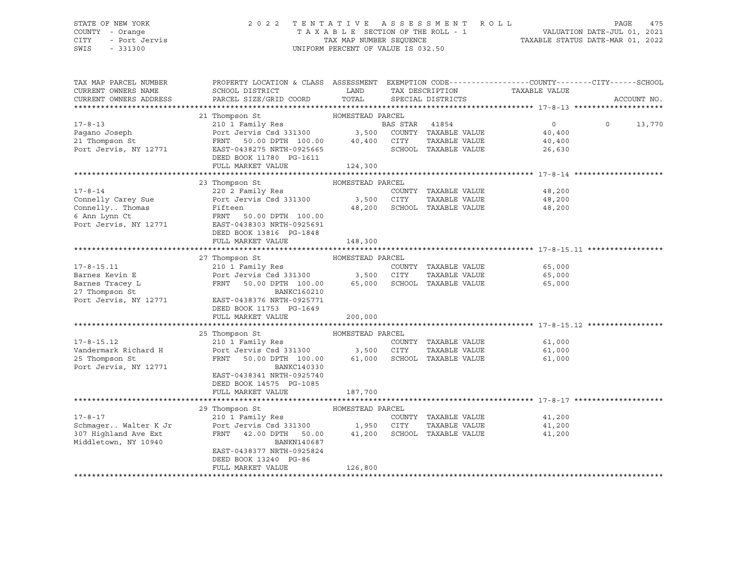STATE OF NEW YORK | COUNTY - Orange | CITY - Port Jervis | SWIS - 331300

2022 TENTATIVE ASSESSMENT ROLL
TAXABLE SECTION OF THE ROLL - 1
TAX MAP NUMBER SEQUENCE
UNIFORM PERCENT OF VALUE IS 032.50

VALUATION DATE-JUL 01, 2021
TAXABLE STATUS DATE-MAR 01, 2022

| TAX MAP PARCEL NUMBER / CURRENT OWNERS NAME / CURRENT OWNERS ADDRESS | PROPERTY LOCATION & CLASS / SCHOOL DISTRICT / PARCEL SIZE/GRID COORD | ASSESSMENT LAND / TOTAL | EXEMPTION CODE / TAX DESCRIPTION / SPECIAL DISTRICTS | COUNTY TAXABLE VALUE | CITY | SCHOOL | ACCOUNT NO. |
|---|---|---|---|---|---|---|---|
| **17-8-13** | 21 Thompson St — HOMESTEAD PARCEL | | | | | | |
| 17-8-13 | 210 1 Family Res | | BAS STAR 41854 | 0 | 0 | 13,770 | |
| Pagano Joseph | Port Jervis Csd 331300 | 3,500 | COUNTY TAXABLE VALUE | 40,400 | | | |
| 21 Thompson St | FRNT 50.00 DPTH 100.00 | 40,400 | CITY TAXABLE VALUE | 40,400 | | | |
| Port Jervis, NY 12771 | EAST-0438275 NRTH-0925665 | | SCHOOL TAXABLE VALUE | 26,630 | | | |
| | DEED BOOK 11780 PG-1611 | | | | | | |
| | FULL MARKET VALUE | 124,300 | | | | | |
| **17-8-14** | 23 Thompson St — HOMESTEAD PARCEL | | | | | | |
| 17-8-14 | 220 2 Family Res | | COUNTY TAXABLE VALUE | 48,200 | | | |
| Connelly Carey Sue | Port Jervis Csd 331300 | 3,500 | CITY TAXABLE VALUE | 48,200 | | | |
| Connelly.. Thomas | Fifteen | 48,200 | SCHOOL TAXABLE VALUE | 48,200 | | | |
| 6 Ann Lynn Ct | FRNT 50.00 DPTH 100.00 | | | | | | |
| Port Jervis, NY 12771 | EAST-0438303 NRTH-0925691 | | | | | | |
| | DEED BOOK 13816 PG-1848 | | | | | | |
| | FULL MARKET VALUE | 148,300 | | | | | |
| **17-8-15.11** | 27 Thompson St — HOMESTEAD PARCEL | | | | | | |
| 17-8-15.11 | 210 1 Family Res | | COUNTY TAXABLE VALUE | 65,000 | | | |
| Barnes Kevin E | Port Jervis Csd 331300 | 3,500 | CITY TAXABLE VALUE | 65,000 | | | |
| Barnes Tracey L | FRNT 50.00 DPTH 100.00 | 65,000 | SCHOOL TAXABLE VALUE | 65,000 | | | |
| 27 Thompson St | BANKC160210 | | | | | | |
| Port Jervis, NY 12771 | EAST-0438376 NRTH-0925771 | | | | | | |
| | DEED BOOK 11753 PG-1649 | | | | | | |
| | FULL MARKET VALUE | 200,000 | | | | | |
| **17-8-15.12** | 25 Thompson St — HOMESTEAD PARCEL | | | | | | |
| 17-8-15.12 | 210 1 Family Res | | COUNTY TAXABLE VALUE | 61,000 | | | |
| Vandermark Richard H | Port Jervis Csd 331300 | 3,500 | CITY TAXABLE VALUE | 61,000 | | | |
| 25 Thompson St | FRNT 50.00 DPTH 100.00 | 61,000 | SCHOOL TAXABLE VALUE | 61,000 | | | |
| Port Jervis, NY 12771 | BANKC140330 | | | | | | |
| | EAST-0438341 NRTH-0925740 | | | | | | |
| | DEED BOOK 14575 PG-1085 | | | | | | |
| | FULL MARKET VALUE | 187,700 | | | | | |
| **17-8-17** | 29 Thompson St — HOMESTEAD PARCEL | | | | | | |
| 17-8-17 | 210 1 Family Res | | COUNTY TAXABLE VALUE | 41,200 | | | |
| Schmager.. Walter K Jr | Port Jervis Csd 331300 | 1,950 | CITY TAXABLE VALUE | 41,200 | | | |
| 307 Highland Ave Ext | FRNT 42.00 DPTH 50.00 | 41,200 | SCHOOL TAXABLE VALUE | 41,200 | | | |
| Middletown, NY 10940 | BANKN140687 | | | | | | |
| | EAST-0438377 NRTH-0925824 | | | | | | |
| | DEED BOOK 13240 PG-86 | | | | | | |
| | FULL MARKET VALUE | 126,800 | | | | | |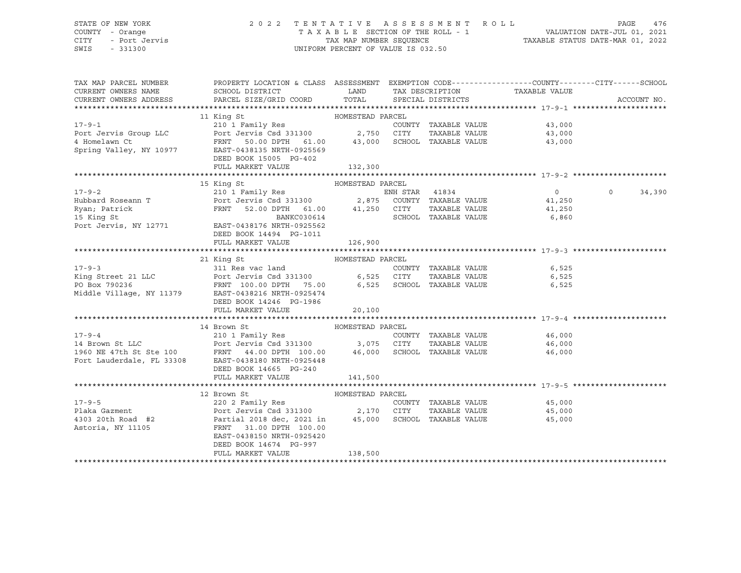STATE OF NEW YORK — 2 0 2 2 T E N T A T I V E A S S E S S M E N T R O L L
COUNTY - Orange — T A X A B L E SECTION OF THE ROLL - 1 — VALUATION DATE-JUL 01, 2021
CITY - Port Jervis — TAX MAP NUMBER SEQUENCE — TAXABLE STATUS DATE-MAR 01, 2022
SWIS - 331300 — UNIFORM PERCENT OF VALUE IS 032.50

| TAX MAP PARCEL NUMBER / CURRENT OWNERS NAME / CURRENT OWNERS ADDRESS | PROPERTY LOCATION & CLASS / SCHOOL DISTRICT / PARCEL SIZE/GRID COORD | ASSESSMENT LAND / TOTAL | EXEMPTION CODE / TAX DESCRIPTION / SPECIAL DISTRICTS | COUNTY / CITY / TAXABLE VALUE | SCHOOL | ACCOUNT NO. |
|---|---|---|---|---|---|---|
| **17-9-1** | 11 King St | HOMESTEAD PARCEL | | | | |
| 17-9-1 | 210 1 Family Res | | COUNTY TAXABLE VALUE | 43,000 | | |
| Port Jervis Group LLC | Port Jervis Csd 331300 | 2,750 | CITY TAXABLE VALUE | 43,000 | | |
| 4 Homelawn Ct | FRNT 50.00 DPTH 61.00 | 43,000 | SCHOOL TAXABLE VALUE | 43,000 | | |
| Spring Valley, NY 10977 | EAST-0438135 NRTH-0925569 | | | | | |
| | DEED BOOK 15005 PG-402 | | | | | |
| | FULL MARKET VALUE | 132,300 | | | | |
| **17-9-2** | 15 King St | HOMESTEAD PARCEL | | | | |
| 17-9-2 | 210 1 Family Res | | ENH STAR 41834 | 0 | 0 | 34,390 |
| Hubbard Roseann T | Port Jervis Csd 331300 | 2,875 | COUNTY TAXABLE VALUE | 41,250 | | |
| Ryan; Patrick | FRNT 52.00 DPTH 61.00 | 41,250 | CITY TAXABLE VALUE | 41,250 | | |
| 15 King St | BANKC030614 | | SCHOOL TAXABLE VALUE | 6,860 | | |
| Port Jervis, NY 12771 | EAST-0438176 NRTH-0925562 | | | | | |
| | DEED BOOK 14494 PG-1011 | | | | | |
| | FULL MARKET VALUE | 126,900 | | | | |
| **17-9-3** | 21 King St | HOMESTEAD PARCEL | | | | |
| 17-9-3 | 311 Res vac land | | COUNTY TAXABLE VALUE | 6,525 | | |
| King Street 21 LLC | Port Jervis Csd 331300 | 6,525 | CITY TAXABLE VALUE | 6,525 | | |
| PO Box 790236 | FRNT 100.00 DPTH 75.00 | 6,525 | SCHOOL TAXABLE VALUE | 6,525 | | |
| Middle Village, NY 11379 | EAST-0438216 NRTH-0925474 | | | | | |
| | DEED BOOK 14246 PG-1986 | | | | | |
| | FULL MARKET VALUE | 20,100 | | | | |
| **17-9-4** | 14 Brown St | HOMESTEAD PARCEL | | | | |
| 17-9-4 | 210 1 Family Res | | COUNTY TAXABLE VALUE | 46,000 | | |
| 14 Brown St LLC | Port Jervis Csd 331300 | 3,075 | CITY TAXABLE VALUE | 46,000 | | |
| 1960 NE 47th St Ste 100 | FRNT 44.00 DPTH 100.00 | 46,000 | SCHOOL TAXABLE VALUE | 46,000 | | |
| Fort Lauderdale, FL 33308 | EAST-0438180 NRTH-0925448 | | | | | |
| | DEED BOOK 14665 PG-240 | | | | | |
| | FULL MARKET VALUE | 141,500 | | | | |
| **17-9-5** | 12 Brown St | HOMESTEAD PARCEL | | | | |
| 17-9-5 | 220 2 Family Res | | COUNTY TAXABLE VALUE | 45,000 | | |
| Plaka Gazment | Port Jervis Csd 331300 | 2,170 | CITY TAXABLE VALUE | 45,000 | | |
| 4303 20th Road #2 | Partial 2018 dec, 2021 in | 45,000 | SCHOOL TAXABLE VALUE | 45,000 | | |
| Astoria, NY 11105 | FRNT 31.00 DPTH 100.00 | | | | | |
| | EAST-0438150 NRTH-0925420 | | | | | |
| | DEED BOOK 14674 PG-997 | | | | | |
| | FULL MARKET VALUE | 138,500 | | | | |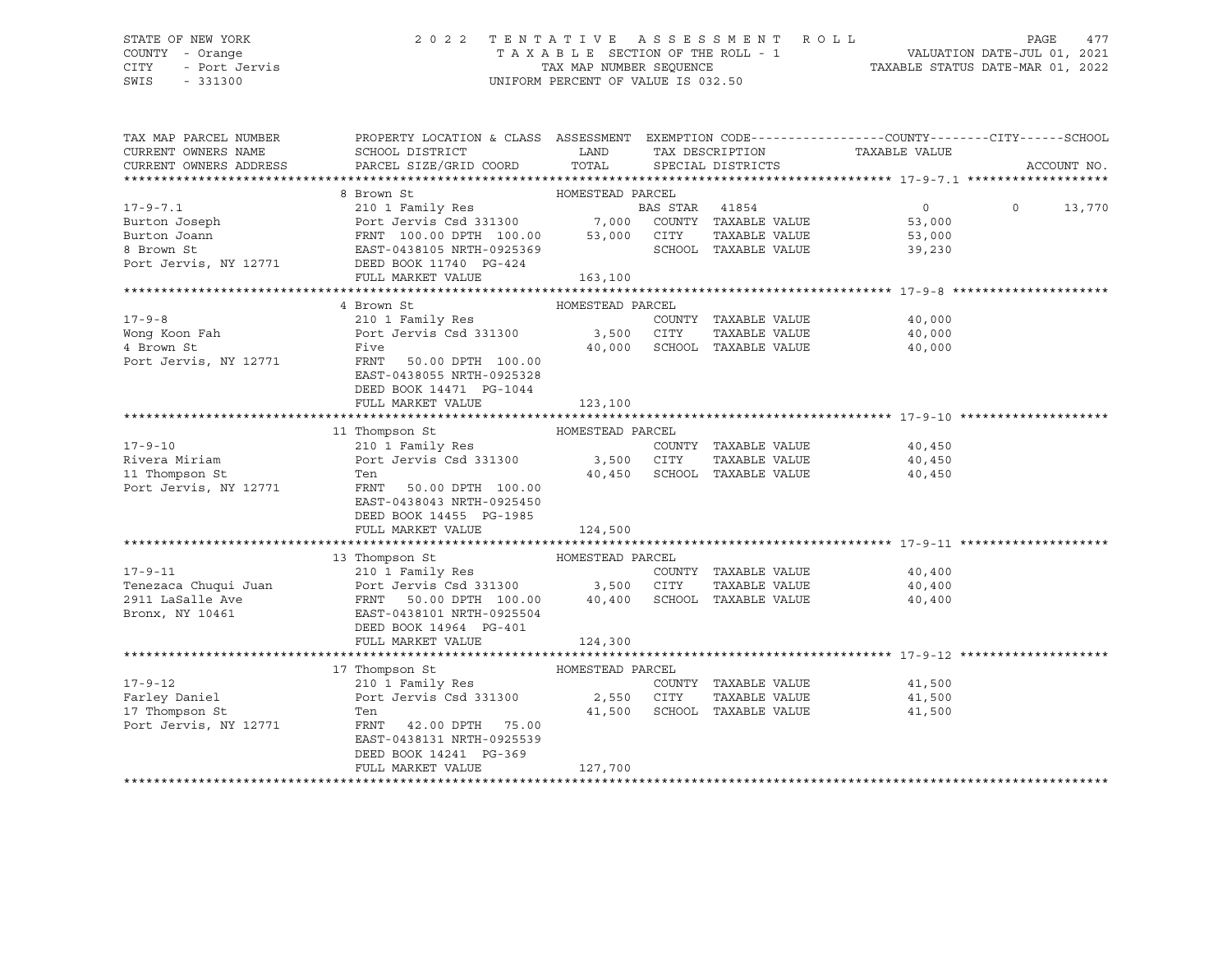STATE OF NEW YORK — 2022 TENTATIVE ASSESSMENT ROLL
COUNTY - Orange — TAXABLE SECTION OF THE ROLL - 1 — VALUATION DATE-JUL 01, 2021
CITY - Port Jervis — TAX MAP NUMBER SEQUENCE — TAXABLE STATUS DATE-MAR 01, 2022
SWIS - 331300 — UNIFORM PERCENT OF VALUE IS 032.50

| TAX MAP PARCEL NUMBER / CURRENT OWNERS NAME / CURRENT OWNERS ADDRESS | PROPERTY LOCATION & CLASS / SCHOOL DISTRICT / PARCEL SIZE/GRID COORD | ASSESSMENT LAND | TOTAL | EXEMPTION CODE / TAX DESCRIPTION / SPECIAL DISTRICTS | COUNTY | CITY | SCHOOL / ACCOUNT NO. |
|---|---|---|---|---|---|---|---|
| **17-9-7.1** | 8 Brown St — HOMESTEAD PARCEL | | | | | | |
| Burton Joseph | 210 1 Family Res | | | BAS STAR 41854 | 0 | | 0 13,770 |
| Burton Joann | Port Jervis Csd 331300 | 7,000 | | COUNTY TAXABLE VALUE | 53,000 | | |
| 8 Brown St | FRNT 100.00 DPTH 100.00 | | 53,000 | CITY TAXABLE VALUE | | 53,000 | |
| Port Jervis, NY 12771 | EAST-0438105 NRTH-0925369 | | | SCHOOL TAXABLE VALUE | | | 39,230 |
| | DEED BOOK 11740 PG-424 | | | | | | |
| | FULL MARKET VALUE | 163,100 | | | | | |
| **17-9-8** | 4 Brown St — HOMESTEAD PARCEL | | | | | | |
| Wong Koon Fah | 210 1 Family Res | | | COUNTY TAXABLE VALUE | 40,000 | | |
| 4 Brown St | Port Jervis Csd 331300 | 3,500 | | CITY TAXABLE VALUE | | 40,000 | |
| Port Jervis, NY 12771 | Five | | 40,000 | SCHOOL TAXABLE VALUE | | | 40,000 |
| | FRNT 50.00 DPTH 100.00 | | | | | | |
| | EAST-0438055 NRTH-0925328 | | | | | | |
| | DEED BOOK 14471 PG-1044 | | | | | | |
| | FULL MARKET VALUE | 123,100 | | | | | |
| **17-9-10** | 11 Thompson St — HOMESTEAD PARCEL | | | | | | |
| Rivera Miriam | 210 1 Family Res | | | COUNTY TAXABLE VALUE | 40,450 | | |
| 11 Thompson St | Port Jervis Csd 331300 | 3,500 | | CITY TAXABLE VALUE | | 40,450 | |
| Port Jervis, NY 12771 | Ten | | 40,450 | SCHOOL TAXABLE VALUE | | | 40,450 |
| | FRNT 50.00 DPTH 100.00 | | | | | | |
| | EAST-0438043 NRTH-0925450 | | | | | | |
| | DEED BOOK 14455 PG-1985 | | | | | | |
| | FULL MARKET VALUE | 124,500 | | | | | |
| **17-9-11** | 13 Thompson St — HOMESTEAD PARCEL | | | | | | |
| Tenezaca Chuqui Juan | 210 1 Family Res | | | COUNTY TAXABLE VALUE | 40,400 | | |
| 2911 LaSalle Ave | Port Jervis Csd 331300 | 3,500 | | CITY TAXABLE VALUE | | 40,400 | |
| Bronx, NY 10461 | FRNT 50.00 DPTH 100.00 | | 40,400 | SCHOOL TAXABLE VALUE | | | 40,400 |
| | EAST-0438101 NRTH-0925504 | | | | | | |
| | DEED BOOK 14964 PG-401 | | | | | | |
| | FULL MARKET VALUE | 124,300 | | | | | |
| **17-9-12** | 17 Thompson St — HOMESTEAD PARCEL | | | | | | |
| Farley Daniel | 210 1 Family Res | | | COUNTY TAXABLE VALUE | 41,500 | | |
| 17 Thompson St | Port Jervis Csd 331300 | 2,550 | | CITY TAXABLE VALUE | | 41,500 | |
| Port Jervis, NY 12771 | Ten | | 41,500 | SCHOOL TAXABLE VALUE | | | 41,500 |
| | FRNT 42.00 DPTH 75.00 | | | | | | |
| | EAST-0438131 NRTH-0925539 | | | | | | |
| | DEED BOOK 14241 PG-369 | | | | | | |
| | FULL MARKET VALUE | 127,700 | | | | | |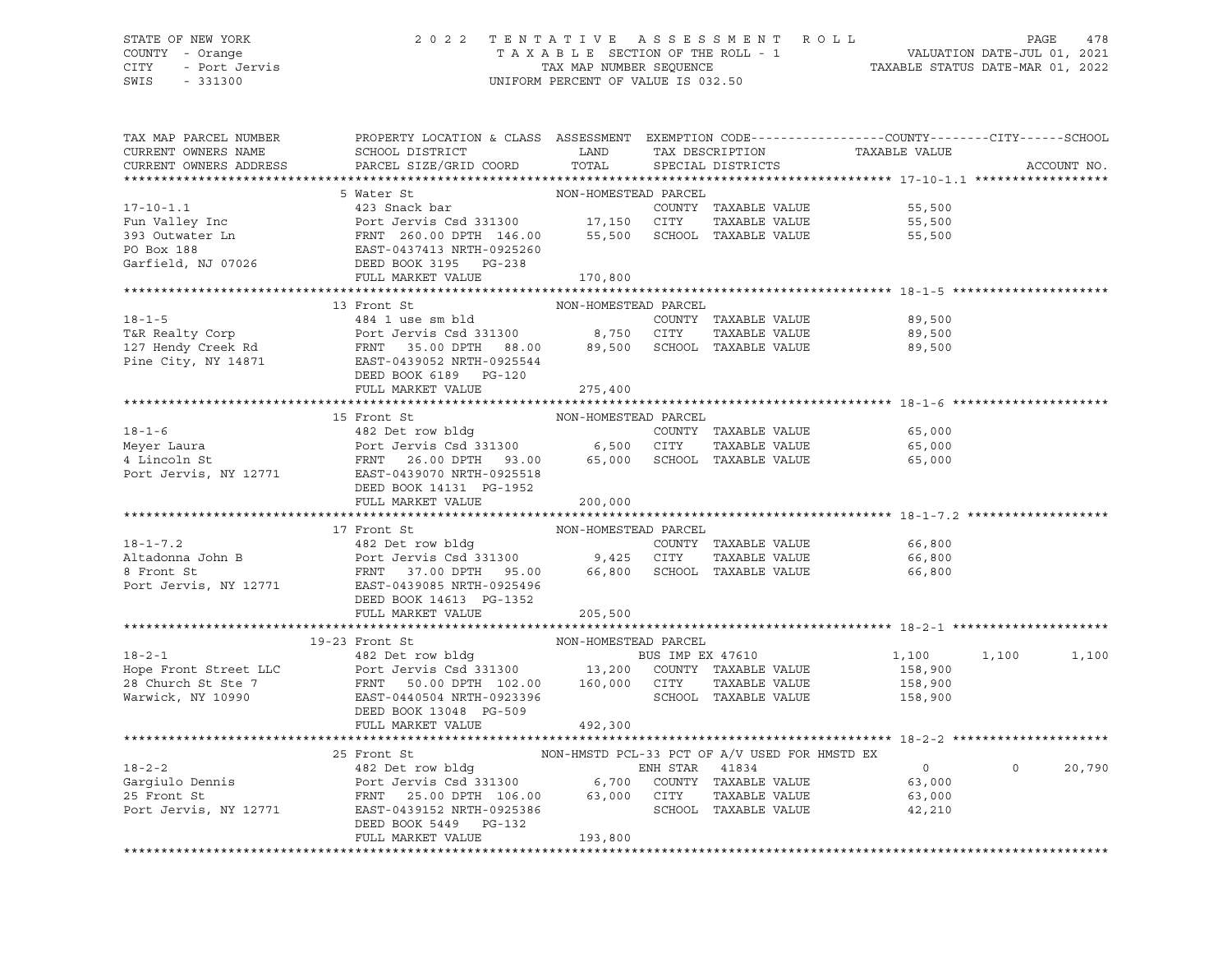STATE OF NEW YORK
COUNTY - Orange
CITY - Port Jervis
SWIS - 331300

2022 TENTATIVE ASSESSMENT ROLL
TAXABLE SECTION OF THE ROLL - 1
TAX MAP NUMBER SEQUENCE
UNIFORM PERCENT OF VALUE IS 032.50

VALUATION DATE-JUL 01, 2021
TAXABLE STATUS DATE-MAR 01, 2022

| TAX MAP PARCEL NUMBER / CURRENT OWNERS NAME / CURRENT OWNERS ADDRESS | PROPERTY LOCATION & CLASS / SCHOOL DISTRICT / PARCEL SIZE/GRID COORD | ASSESSMENT LAND / TOTAL | EXEMPTION CODE / TAX DESCRIPTION / SPECIAL DISTRICTS | COUNTY TAXABLE VALUE | CITY | SCHOOL | ACCOUNT NO. |
|---|---|---|---|---|---|---|---|
| **17-10-1.1** | 5 Water St | NON-HOMESTEAD PARCEL | | | | | |
| 17-10-1.1 | 423 Snack bar | | COUNTY TAXABLE VALUE | 55,500 | | | |
| Fun Valley Inc | Port Jervis Csd 331300 | 17,150 | CITY TAXABLE VALUE | 55,500 | | | |
| 393 Outwater Ln | FRNT 260.00 DPTH 146.00 | 55,500 | SCHOOL TAXABLE VALUE | 55,500 | | | |
| PO Box 188 | EAST-0437413 NRTH-0925260 | | | | | | |
| Garfield, NJ 07026 | DEED BOOK 3195 PG-238 | | | | | | |
| | FULL MARKET VALUE | 170,800 | | | | | |
| **18-1-5** | 13 Front St | NON-HOMESTEAD PARCEL | | | | | |
| 18-1-5 | 484 1 use sm bld | | COUNTY TAXABLE VALUE | 89,500 | | | |
| T&R Realty Corp | Port Jervis Csd 331300 | 8,750 | CITY TAXABLE VALUE | 89,500 | | | |
| 127 Hendy Creek Rd | FRNT 35.00 DPTH 88.00 | 89,500 | SCHOOL TAXABLE VALUE | 89,500 | | | |
| Pine City, NY 14871 | EAST-0439052 NRTH-0925544 | | | | | | |
| | DEED BOOK 6189 PG-120 | | | | | | |
| | FULL MARKET VALUE | 275,400 | | | | | |
| **18-1-6** | 15 Front St | NON-HOMESTEAD PARCEL | | | | | |
| 18-1-6 | 482 Det row bldg | | COUNTY TAXABLE VALUE | 65,000 | | | |
| Meyer Laura | Port Jervis Csd 331300 | 6,500 | CITY TAXABLE VALUE | 65,000 | | | |
| 4 Lincoln St | FRNT 26.00 DPTH 93.00 | 65,000 | SCHOOL TAXABLE VALUE | 65,000 | | | |
| Port Jervis, NY 12771 | EAST-0439070 NRTH-0925518 | | | | | | |
| | DEED BOOK 14131 PG-1952 | | | | | | |
| | FULL MARKET VALUE | 200,000 | | | | | |
| **18-1-7.2** | 17 Front St | NON-HOMESTEAD PARCEL | | | | | |
| 18-1-7.2 | 482 Det row bldg | | COUNTY TAXABLE VALUE | 66,800 | | | |
| Altadonna John B | Port Jervis Csd 331300 | 9,425 | CITY TAXABLE VALUE | 66,800 | | | |
| 8 Front St | FRNT 37.00 DPTH 95.00 | 66,800 | SCHOOL TAXABLE VALUE | 66,800 | | | |
| Port Jervis, NY 12771 | EAST-0439085 NRTH-0925496 | | | | | | |
| | DEED BOOK 14613 PG-1352 | | | | | | |
| | FULL MARKET VALUE | 205,500 | | | | | |
| **18-2-1** | 19-23 Front St | NON-HOMESTEAD PARCEL | | | | | |
| 18-2-1 | 482 Det row bldg | | BUS IMP EX 47610 | 1,100 | 1,100 | 1,100 | |
| Hope Front Street LLC | Port Jervis Csd 331300 | 13,200 | COUNTY TAXABLE VALUE | 158,900 | | | |
| 28 Church St Ste 7 | FRNT 50.00 DPTH 102.00 | 160,000 | CITY TAXABLE VALUE | 158,900 | | | |
| Warwick, NY 10990 | EAST-0440504 NRTH-0923396 | | SCHOOL TAXABLE VALUE | 158,900 | | | |
| | DEED BOOK 13048 PG-509 | | | | | | |
| | FULL MARKET VALUE | 492,300 | | | | | |
| **18-2-2** | 25 Front St | NON-HMSTD PCL-33 PCT OF A/V USED FOR HMSTD EX | | | | | |
| 18-2-2 | 482 Det row bldg | | ENH STAR 41834 | 0 | 0 | 20,790 | |
| Gargiulo Dennis | Port Jervis Csd 331300 | 6,700 | COUNTY TAXABLE VALUE | 63,000 | | | |
| 25 Front St | FRNT 25.00 DPTH 106.00 | 63,000 | CITY TAXABLE VALUE | 63,000 | | | |
| Port Jervis, NY 12771 | EAST-0439152 NRTH-0925386 | | SCHOOL TAXABLE VALUE | 42,210 | | | |
| | DEED BOOK 5449 PG-132 | | | | | | |
| | FULL MARKET VALUE | 193,800 | | | | | |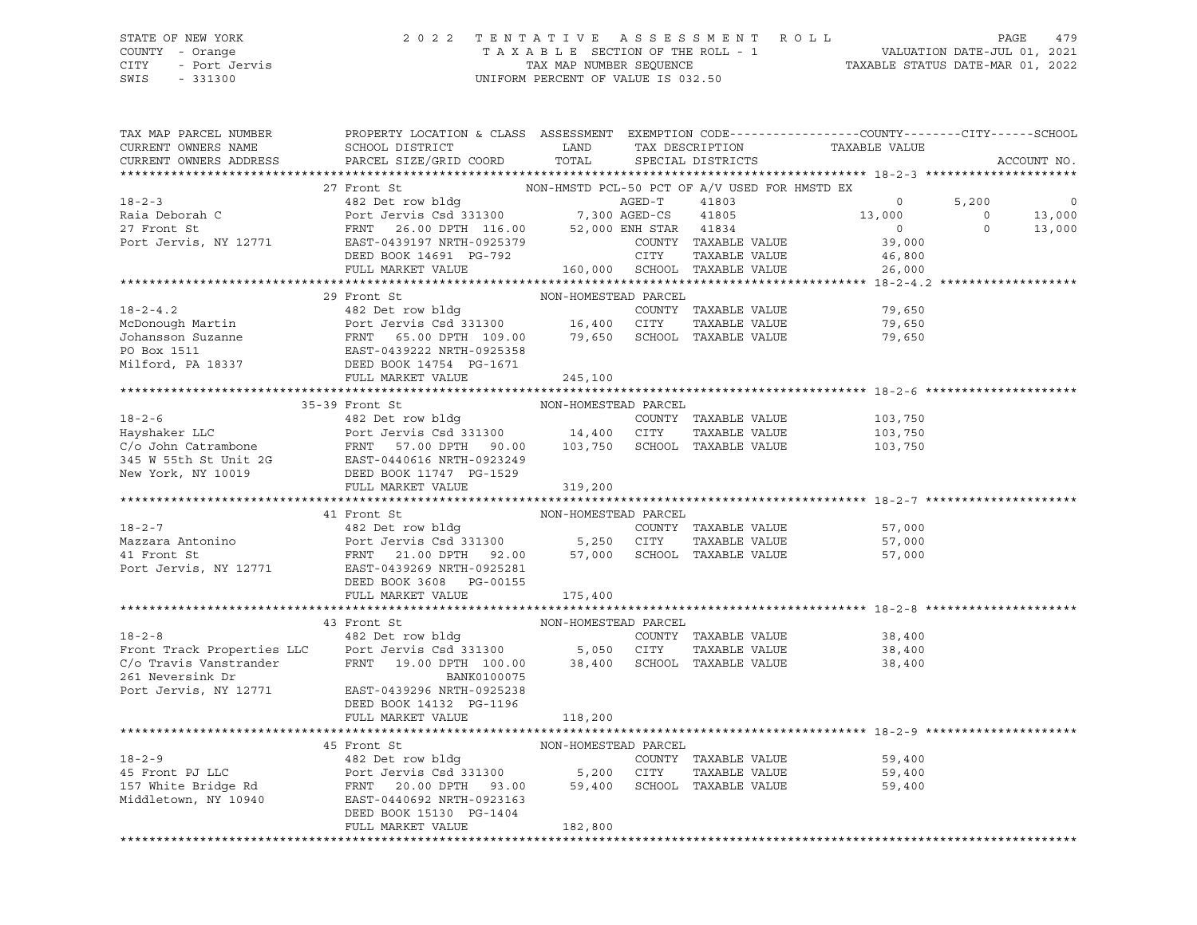STATE OF NEW YORK | COUNTY - Orange | CITY - Port Jervis | SWIS - 331300

2 0 2 2 T E N T A T I V E A S S E S S M E N T R O L L
T A X A B L E SECTION OF THE ROLL - 1
TAX MAP NUMBER SEQUENCE
UNIFORM PERCENT OF VALUE IS 032.50

VALUATION DATE-JUL 01, 2021
TAXABLE STATUS DATE-MAR 01, 2022

| TAX MAP PARCEL NUMBER / CURRENT OWNERS NAME / CURRENT OWNERS ADDRESS | PROPERTY LOCATION & CLASS / SCHOOL DISTRICT / PARCEL SIZE/GRID COORD | ASSESSMENT LAND / TOTAL | EXEMPTION CODE / TAX DESCRIPTION / SPECIAL DISTRICTS | COUNTY | CITY | SCHOOL |
|---|---|---|---|---|---|---|
| **18-2-3** | 27 Front St | | NON-HMSTD PCL-50 PCT OF A/V USED FOR HMSTD EX | | | |
| Raia Deborah C | 482 Det row bldg | | AGED-T 41803 | 0 | 5,200 | 0 |
| 27 Front St | Port Jervis Csd 331300 | 7,300 | AGED-CS 41805 | 13,000 | 0 | 13,000 |
| Port Jervis, NY 12771 | FRNT 26.00 DPTH 116.00 | 52,000 | ENH STAR 41834 | 0 | 0 | 13,000 |
| | EAST-0439197 NRTH-0925379 | | COUNTY TAXABLE VALUE | 39,000 | | |
| | DEED BOOK 14691 PG-792 | | CITY TAXABLE VALUE | | 46,800 | |
| | FULL MARKET VALUE | 160,000 | SCHOOL TAXABLE VALUE | | | 26,000 |
| **18-2-4.2** | 29 Front St | | NON-HOMESTEAD PARCEL | | | |
| McDonough Martin | 482 Det row bldg | | COUNTY TAXABLE VALUE | 79,650 | | |
| Johansson Suzanne | Port Jervis Csd 331300 | 16,400 | CITY TAXABLE VALUE | | 79,650 | |
| PO Box 1511 | FRNT 65.00 DPTH 109.00 | 79,650 | SCHOOL TAXABLE VALUE | | | 79,650 |
| Milford, PA 18337 | EAST-0439222 NRTH-0925358 | | | | | |
| | DEED BOOK 14754 PG-1671 | | | | | |
| | FULL MARKET VALUE | 245,100 | | | | |
| **18-2-6** | 35-39 Front St | | NON-HOMESTEAD PARCEL | | | |
| Hayshaker LLC | 482 Det row bldg | | COUNTY TAXABLE VALUE | 103,750 | | |
| C/o John Catrambone | Port Jervis Csd 331300 | 14,400 | CITY TAXABLE VALUE | | 103,750 | |
| 345 W 55th St Unit 2G | FRNT 57.00 DPTH 90.00 | 103,750 | SCHOOL TAXABLE VALUE | | | 103,750 |
| New York, NY 10019 | EAST-0440616 NRTH-0923249 | | | | | |
| | DEED BOOK 11747 PG-1529 | | | | | |
| | FULL MARKET VALUE | 319,200 | | | | |
| **18-2-7** | 41 Front St | | NON-HOMESTEAD PARCEL | | | |
| Mazzara Antonino | 482 Det row bldg | | COUNTY TAXABLE VALUE | 57,000 | | |
| 41 Front St | Port Jervis Csd 331300 | 5,250 | CITY TAXABLE VALUE | | 57,000 | |
| Port Jervis, NY 12771 | FRNT 21.00 DPTH 92.00 | 57,000 | SCHOOL TAXABLE VALUE | | | 57,000 |
| | EAST-0439269 NRTH-0925281 | | | | | |
| | DEED BOOK 3608 PG-00155 | | | | | |
| | FULL MARKET VALUE | 175,400 | | | | |
| **18-2-8** | 43 Front St | | NON-HOMESTEAD PARCEL | | | |
| Front Track Properties LLC | 482 Det row bldg | | COUNTY TAXABLE VALUE | 38,400 | | |
| C/o Travis Vanstrander | Port Jervis Csd 331300 | 5,050 | CITY TAXABLE VALUE | | 38,400 | |
| 261 Neversink Dr | FRNT 19.00 DPTH 100.00 | 38,400 | SCHOOL TAXABLE VALUE | | | 38,400 |
| Port Jervis, NY 12771 | BANK0100075 | | | | | |
| | EAST-0439296 NRTH-0925238 | | | | | |
| | DEED BOOK 14132 PG-1196 | | | | | |
| | FULL MARKET VALUE | 118,200 | | | | |
| **18-2-9** | 45 Front St | | NON-HOMESTEAD PARCEL | | | |
| 45 Front PJ LLC | 482 Det row bldg | | COUNTY TAXABLE VALUE | 59,400 | | |
| 157 White Bridge Rd | Port Jervis Csd 331300 | 5,200 | CITY TAXABLE VALUE | | 59,400 | |
| Middletown, NY 10940 | FRNT 20.00 DPTH 93.00 | 59,400 | SCHOOL TAXABLE VALUE | | | 59,400 |
| | EAST-0440692 NRTH-0923163 | | | | | |
| | DEED BOOK 15130 PG-1404 | | | | | |
| | FULL MARKET VALUE | 182,800 | | | | |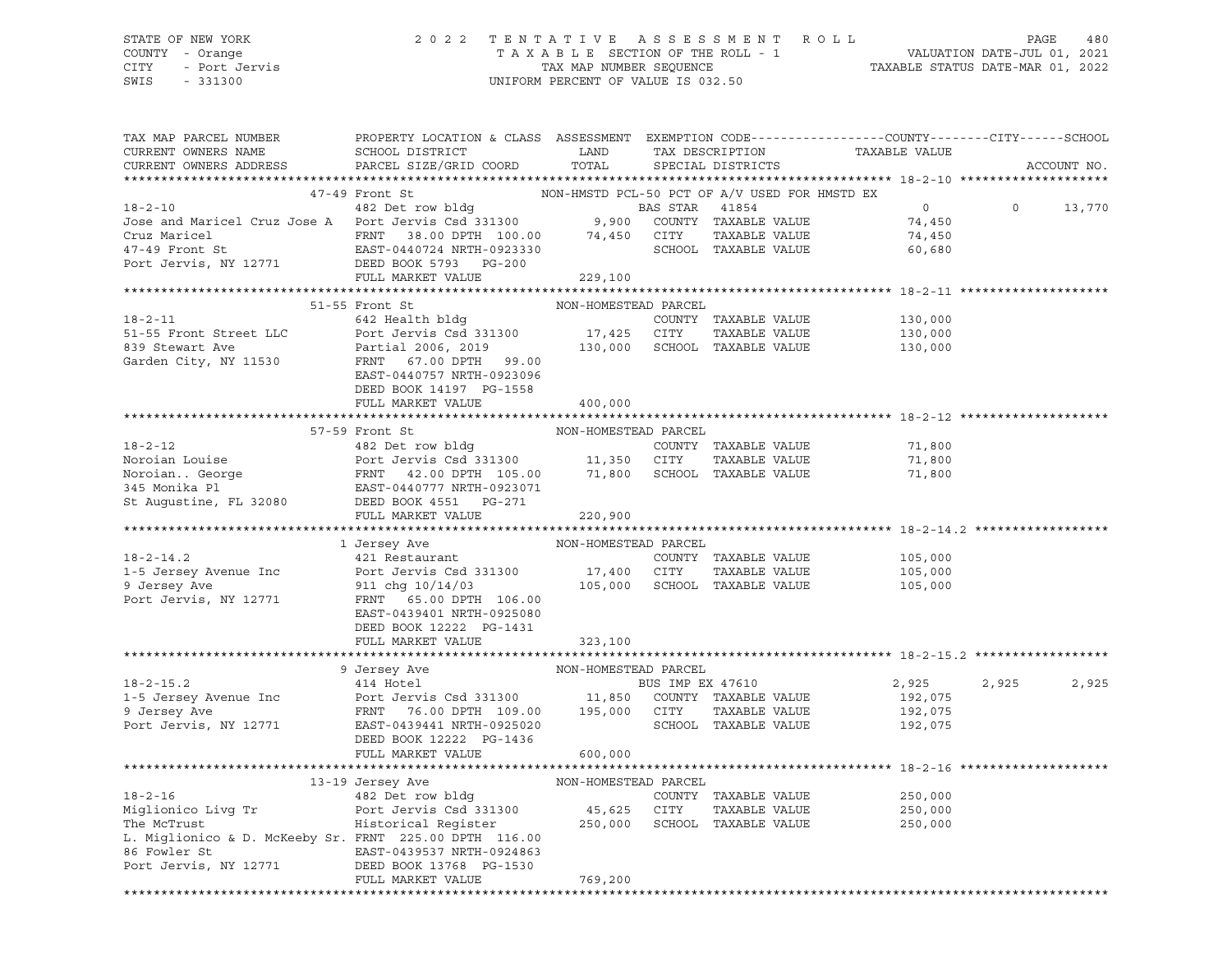STATE OF NEW YORK — 2022 TENTATIVE ASSESSMENT ROLL
COUNTY - Orange — TAXABLE SECTION OF THE ROLL - 1 — VALUATION DATE-JUL 01, 2021
CITY - Port Jervis — TAX MAP NUMBER SEQUENCE — TAXABLE STATUS DATE-MAR 01, 2022
SWIS - 331300 — UNIFORM PERCENT OF VALUE IS 032.50

| TAX MAP PARCEL NUMBER / CURRENT OWNERS NAME / CURRENT OWNERS ADDRESS | PROPERTY LOCATION & CLASS / SCHOOL DISTRICT / PARCEL SIZE/GRID COORD | ASSESSMENT LAND / TOTAL | EXEMPTION CODE / TAX DESCRIPTION / SPECIAL DISTRICTS | COUNTY TAXABLE VALUE | CITY | SCHOOL / ACCOUNT NO. |
|---|---|---|---|---|---|---|
| **18-2-10** | 47-49 Front St | | NON-HMSTD PCL-50 PCT OF A/V USED FOR HMSTD EX | | | |
| 18-2-10 | 482 Det row bldg | | BAS STAR 41854 | 0 | 0 | 13,770 |
| Jose and Maricel Cruz Jose A | Port Jervis Csd 331300 | 9,900 | COUNTY TAXABLE VALUE | 74,450 | | |
| Cruz Maricel | FRNT 38.00 DPTH 100.00 | 74,450 | CITY TAXABLE VALUE | 74,450 | | |
| 47-49 Front St | EAST-0440724 NRTH-0923330 | | SCHOOL TAXABLE VALUE | 60,680 | | |
| Port Jervis, NY 12771 | DEED BOOK 5793 PG-200 | | | | | |
| | FULL MARKET VALUE | 229,100 | | | | |
| **18-2-11** | 51-55 Front St | NON-HOMESTEAD PARCEL | | | | |
| 18-2-11 | 642 Health bldg | | COUNTY TAXABLE VALUE | 130,000 | | |
| 51-55 Front Street LLC | Port Jervis Csd 331300 | 17,425 | CITY TAXABLE VALUE | 130,000 | | |
| 839 Stewart Ave | Partial 2006, 2019 | 130,000 | SCHOOL TAXABLE VALUE | 130,000 | | |
| Garden City, NY 11530 | FRNT 67.00 DPTH 99.00 | | | | | |
| | EAST-0440757 NRTH-0923096 | | | | | |
| | DEED BOOK 14197 PG-1558 | | | | | |
| | FULL MARKET VALUE | 400,000 | | | | |
| **18-2-12** | 57-59 Front St | NON-HOMESTEAD PARCEL | | | | |
| 18-2-12 | 482 Det row bldg | | COUNTY TAXABLE VALUE | 71,800 | | |
| Noroian Louise | Port Jervis Csd 331300 | 11,350 | CITY TAXABLE VALUE | 71,800 | | |
| Noroian.. George | FRNT 42.00 DPTH 105.00 | 71,800 | SCHOOL TAXABLE VALUE | 71,800 | | |
| 345 Monika Pl | EAST-0440777 NRTH-0923071 | | | | | |
| St Augustine, FL 32080 | DEED BOOK 4551 PG-271 | | | | | |
| | FULL MARKET VALUE | 220,900 | | | | |
| **18-2-14.2** | 1 Jersey Ave | NON-HOMESTEAD PARCEL | | | | |
| 18-2-14.2 | 421 Restaurant | | COUNTY TAXABLE VALUE | 105,000 | | |
| 1-5 Jersey Avenue Inc | Port Jervis Csd 331300 | 17,400 | CITY TAXABLE VALUE | 105,000 | | |
| 9 Jersey Ave | 911 chg 10/14/03 | 105,000 | SCHOOL TAXABLE VALUE | 105,000 | | |
| Port Jervis, NY 12771 | FRNT 65.00 DPTH 106.00 | | | | | |
| | EAST-0439401 NRTH-0925080 | | | | | |
| | DEED BOOK 12222 PG-1431 | | | | | |
| | FULL MARKET VALUE | 323,100 | | | | |
| **18-2-15.2** | 9 Jersey Ave | NON-HOMESTEAD PARCEL | | | | |
| 18-2-15.2 | 414 Hotel | | BUS IMP EX 47610 | 2,925 | 2,925 | 2,925 |
| 1-5 Jersey Avenue Inc | Port Jervis Csd 331300 | 11,850 | COUNTY TAXABLE VALUE | 192,075 | | |
| 9 Jersey Ave | FRNT 76.00 DPTH 109.00 | 195,000 | CITY TAXABLE VALUE | 192,075 | | |
| Port Jervis, NY 12771 | EAST-0439441 NRTH-0925020 | | SCHOOL TAXABLE VALUE | 192,075 | | |
| | DEED BOOK 12222 PG-1436 | | | | | |
| | FULL MARKET VALUE | 600,000 | | | | |
| **18-2-16** | 13-19 Jersey Ave | NON-HOMESTEAD PARCEL | | | | |
| 18-2-16 | 482 Det row bldg | | COUNTY TAXABLE VALUE | 250,000 | | |
| Miglionico Livg Tr | Port Jervis Csd 331300 | 45,625 | CITY TAXABLE VALUE | 250,000 | | |
| The McTrust | Historical Register | 250,000 | SCHOOL TAXABLE VALUE | 250,000 | | |
| L. Miglionico & D. McKeeby Sr. | FRNT 225.00 DPTH 116.00 | | | | | |
| 86 Fowler St | EAST-0439537 NRTH-0924863 | | | | | |
| Port Jervis, NY 12771 | DEED BOOK 13768 PG-1530 | | | | | |
| | FULL MARKET VALUE | 769,200 | | | | |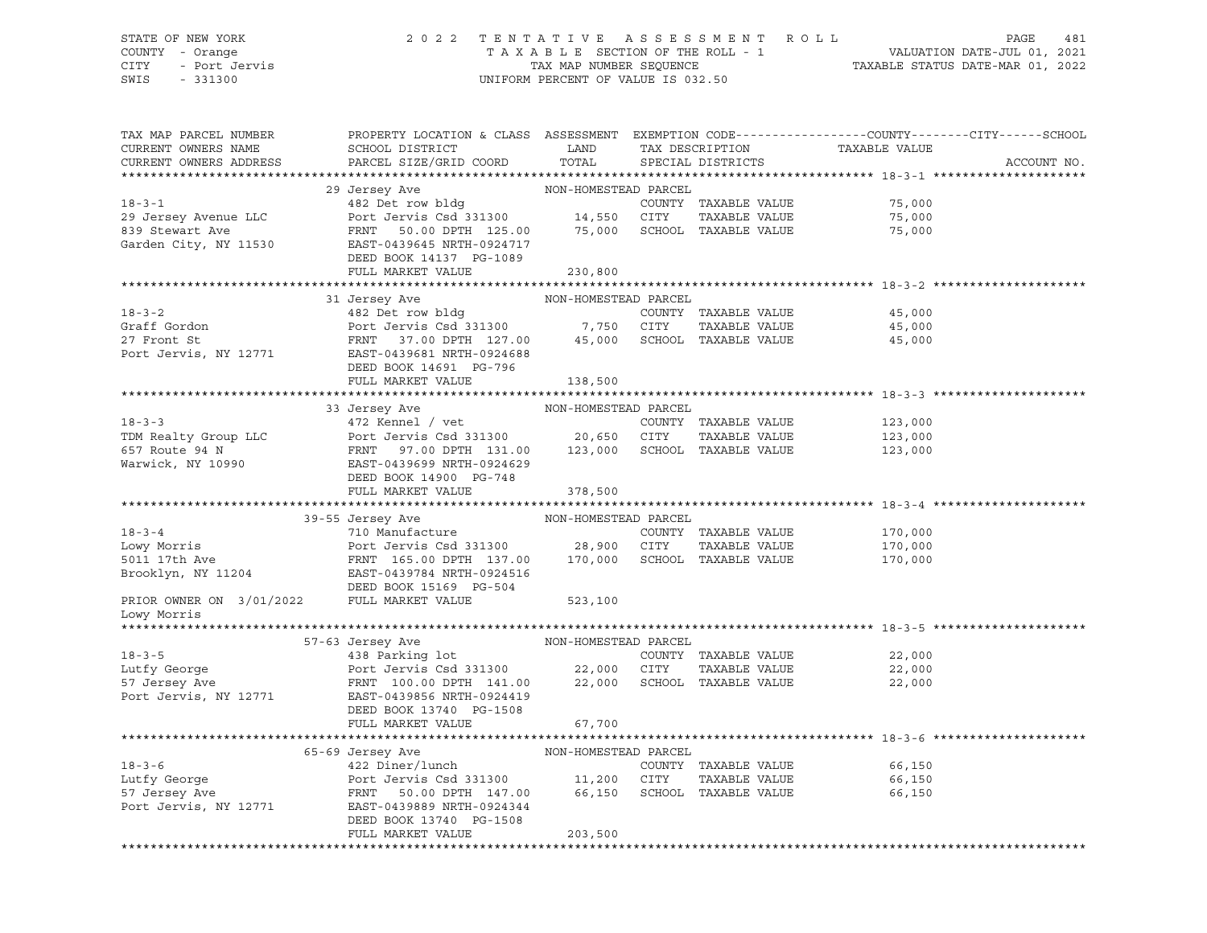STATE OF NEW YORK
COUNTY - Orange
CITY - Port Jervis
SWIS - 331300

# 2022 TENTATIVE ASSESSMENT ROLL

TAXABLE SECTION OF THE ROLL - 1
TAX MAP NUMBER SEQUENCE
UNIFORM PERCENT OF VALUE IS 032.50

VALUATION DATE-JUL 01, 2021
TAXABLE STATUS DATE-MAR 01, 2022

| TAX MAP PARCEL NUMBER / CURRENT OWNERS NAME / CURRENT OWNERS ADDRESS | PROPERTY LOCATION & CLASS / SCHOOL DISTRICT / PARCEL SIZE/GRID COORD | ASSESSMENT LAND / TOTAL | EXEMPTION CODE / TAX DESCRIPTION / SPECIAL DISTRICTS | COUNTY / CITY / SCHOOL TAXABLE VALUE | ACCOUNT NO. |
|---|---|---|---|---|---|
| **18-3-1** | 29 Jersey Ave | NON-HOMESTEAD PARCEL | | | |
| 29 Jersey Avenue LLC | 482 Det row bldg | | COUNTY TAXABLE VALUE | 75,000 | |
| 839 Stewart Ave | Port Jervis Csd 331300 | 14,550 | CITY TAXABLE VALUE | 75,000 | |
| Garden City, NY 11530 | FRNT 50.00 DPTH 125.00 | 75,000 | SCHOOL TAXABLE VALUE | 75,000 | |
| | EAST-0439645 NRTH-0924717 | | | | |
| | DEED BOOK 14137 PG-1089 | | | | |
| | FULL MARKET VALUE | 230,800 | | | |
| **18-3-2** | 31 Jersey Ave | NON-HOMESTEAD PARCEL | | | |
| Graff Gordon | 482 Det row bldg | | COUNTY TAXABLE VALUE | 45,000 | |
| 27 Front St | Port Jervis Csd 331300 | 7,750 | CITY TAXABLE VALUE | 45,000 | |
| Port Jervis, NY 12771 | FRNT 37.00 DPTH 127.00 | 45,000 | SCHOOL TAXABLE VALUE | 45,000 | |
| | EAST-0439681 NRTH-0924688 | | | | |
| | DEED BOOK 14691 PG-796 | | | | |
| | FULL MARKET VALUE | 138,500 | | | |
| **18-3-3** | 33 Jersey Ave | NON-HOMESTEAD PARCEL | | | |
| TDM Realty Group LLC | 472 Kennel / vet | | COUNTY TAXABLE VALUE | 123,000 | |
| 657 Route 94 N | Port Jervis Csd 331300 | 20,650 | CITY TAXABLE VALUE | 123,000 | |
| Warwick, NY 10990 | FRNT 97.00 DPTH 131.00 | 123,000 | SCHOOL TAXABLE VALUE | 123,000 | |
| | EAST-0439699 NRTH-0924629 | | | | |
| | DEED BOOK 14900 PG-748 | | | | |
| | FULL MARKET VALUE | 378,500 | | | |
| **18-3-4** | 39-55 Jersey Ave | NON-HOMESTEAD PARCEL | | | |
| Lowy Morris | 710 Manufacture | | COUNTY TAXABLE VALUE | 170,000 | |
| 5011 17th Ave | Port Jervis Csd 331300 | 28,900 | CITY TAXABLE VALUE | 170,000 | |
| Brooklyn, NY 11204 | FRNT 165.00 DPTH 137.00 | 170,000 | SCHOOL TAXABLE VALUE | 170,000 | |
| | EAST-0439784 NRTH-0924516 | | | | |
| | DEED BOOK 15169 PG-504 | | | | |
| PRIOR OWNER ON 3/01/2022 | FULL MARKET VALUE | 523,100 | | | |
| Lowy Morris | | | | | |
| **18-3-5** | 57-63 Jersey Ave | NON-HOMESTEAD PARCEL | | | |
| Lutfy George | 438 Parking lot | | COUNTY TAXABLE VALUE | 22,000 | |
| 57 Jersey Ave | Port Jervis Csd 331300 | 22,000 | CITY TAXABLE VALUE | 22,000 | |
| Port Jervis, NY 12771 | FRNT 100.00 DPTH 141.00 | 22,000 | SCHOOL TAXABLE VALUE | 22,000 | |
| | EAST-0439856 NRTH-0924419 | | | | |
| | DEED BOOK 13740 PG-1508 | | | | |
| | FULL MARKET VALUE | 67,700 | | | |
| **18-3-6** | 65-69 Jersey Ave | NON-HOMESTEAD PARCEL | | | |
| Lutfy George | 422 Diner/lunch | | COUNTY TAXABLE VALUE | 66,150 | |
| 57 Jersey Ave | Port Jervis Csd 331300 | 11,200 | CITY TAXABLE VALUE | 66,150 | |
| Port Jervis, NY 12771 | FRNT 50.00 DPTH 147.00 | 66,150 | SCHOOL TAXABLE VALUE | 66,150 | |
| | EAST-0439889 NRTH-0924344 | | | | |
| | DEED BOOK 13740 PG-1508 | | | | |
| | FULL MARKET VALUE | 203,500 | | | |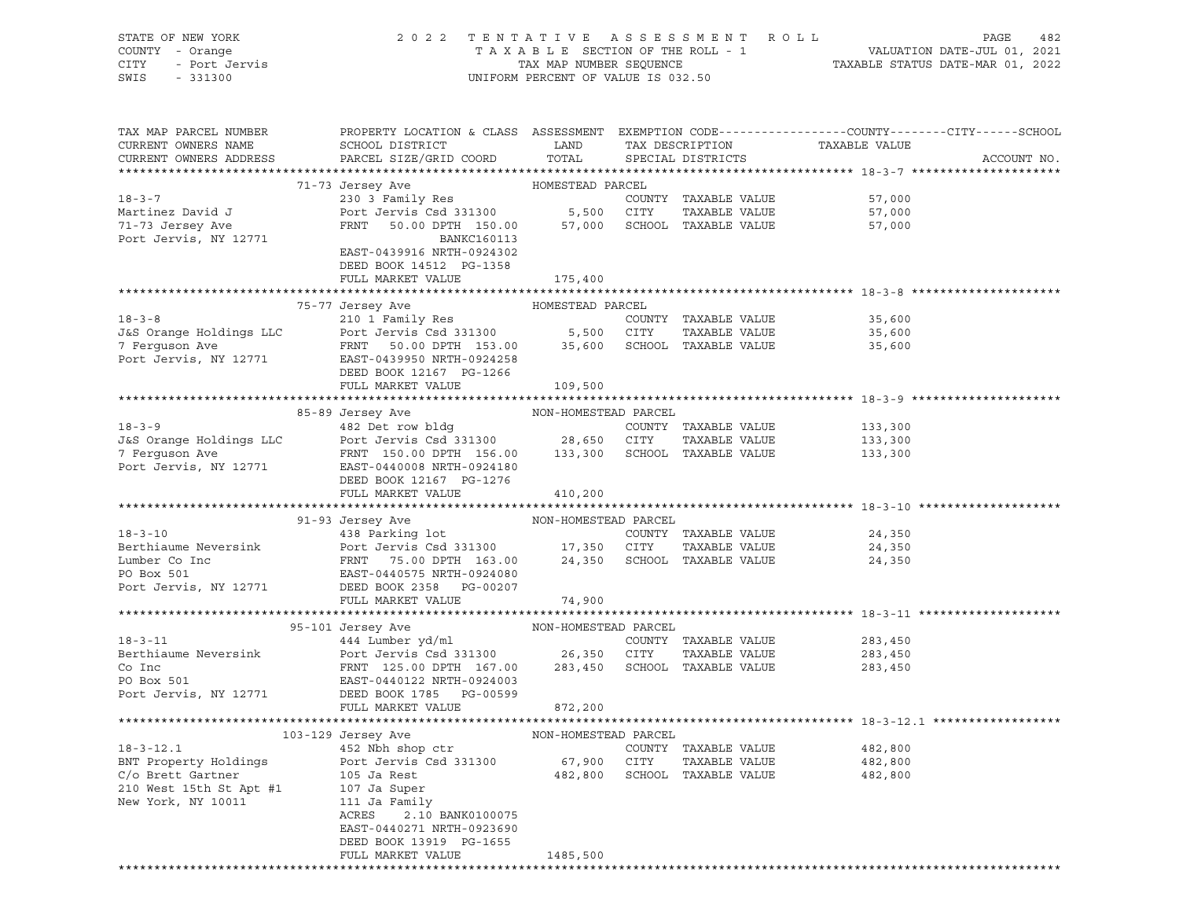STATE OF NEW YORK — 2022 TENTATIVE ASSESSMENT ROLL — PAGE 482
COUNTY - Orange — TAXABLE SECTION OF THE ROLL - 1 — VALUATION DATE-JUL 01, 2021
CITY - Port Jervis — TAX MAP NUMBER SEQUENCE — TAXABLE STATUS DATE-MAR 01, 2022
SWIS - 331300 — UNIFORM PERCENT OF VALUE IS 032.50

| TAX MAP PARCEL NUMBER / CURRENT OWNERS NAME / CURRENT OWNERS ADDRESS | PROPERTY LOCATION & CLASS / SCHOOL DISTRICT / PARCEL SIZE/GRID COORD | ASSESSMENT LAND / TOTAL | EXEMPTION CODE / TAX DESCRIPTION / SPECIAL DISTRICTS | TAXABLE VALUE (COUNTY / CITY / SCHOOL) |
|---|---|---|---|---|
| **18-3-7** | 71-73 Jersey Ave — HOMESTEAD PARCEL | | | |
| 18-3-7 | 230 3 Family Res | | COUNTY TAXABLE VALUE | 57,000 |
| Martinez David J | Port Jervis Csd 331300 | 5,500 | CITY TAXABLE VALUE | 57,000 |
| 71-73 Jersey Ave | FRNT 50.00 DPTH 150.00 | 57,000 | SCHOOL TAXABLE VALUE | 57,000 |
| Port Jervis, NY 12771 | BANKC160113 | | | |
| | EAST-0439916 NRTH-0924302 | | | |
| | DEED BOOK 14512 PG-1358 | | | |
| | FULL MARKET VALUE | 175,400 | | |
| **18-3-8** | 75-77 Jersey Ave — HOMESTEAD PARCEL | | | |
| 18-3-8 | 210 1 Family Res | | COUNTY TAXABLE VALUE | 35,600 |
| J&S Orange Holdings LLC | Port Jervis Csd 331300 | 5,500 | CITY TAXABLE VALUE | 35,600 |
| 7 Ferguson Ave | FRNT 50.00 DPTH 153.00 | 35,600 | SCHOOL TAXABLE VALUE | 35,600 |
| Port Jervis, NY 12771 | EAST-0439950 NRTH-0924258 | | | |
| | DEED BOOK 12167 PG-1266 | | | |
| | FULL MARKET VALUE | 109,500 | | |
| **18-3-9** | 85-89 Jersey Ave — NON-HOMESTEAD PARCEL | | | |
| 18-3-9 | 482 Det row bldg | | COUNTY TAXABLE VALUE | 133,300 |
| J&S Orange Holdings LLC | Port Jervis Csd 331300 | 28,650 | CITY TAXABLE VALUE | 133,300 |
| 7 Ferguson Ave | FRNT 150.00 DPTH 156.00 | 133,300 | SCHOOL TAXABLE VALUE | 133,300 |
| Port Jervis, NY 12771 | EAST-0440008 NRTH-0924180 | | | |
| | DEED BOOK 12167 PG-1276 | | | |
| | FULL MARKET VALUE | 410,200 | | |
| **18-3-10** | 91-93 Jersey Ave — NON-HOMESTEAD PARCEL | | | |
| 18-3-10 | 438 Parking lot | | COUNTY TAXABLE VALUE | 24,350 |
| Berthiaume Neversink | Port Jervis Csd 331300 | 17,350 | CITY TAXABLE VALUE | 24,350 |
| Lumber Co Inc | FRNT 75.00 DPTH 163.00 | 24,350 | SCHOOL TAXABLE VALUE | 24,350 |
| PO Box 501 | EAST-0440575 NRTH-0924080 | | | |
| Port Jervis, NY 12771 | DEED BOOK 2358 PG-00207 | | | |
| | FULL MARKET VALUE | 74,900 | | |
| **18-3-11** | 95-101 Jersey Ave — NON-HOMESTEAD PARCEL | | | |
| 18-3-11 | 444 Lumber yd/ml | | COUNTY TAXABLE VALUE | 283,450 |
| Berthiaume Neversink | Port Jervis Csd 331300 | 26,350 | CITY TAXABLE VALUE | 283,450 |
| Co Inc | FRNT 125.00 DPTH 167.00 | 283,450 | SCHOOL TAXABLE VALUE | 283,450 |
| PO Box 501 | EAST-0440122 NRTH-0924003 | | | |
| Port Jervis, NY 12771 | DEED BOOK 1785 PG-00599 | | | |
| | FULL MARKET VALUE | 872,200 | | |
| **18-3-12.1** | 103-129 Jersey Ave — NON-HOMESTEAD PARCEL | | | |
| 18-3-12.1 | 452 Nbh shop ctr | | COUNTY TAXABLE VALUE | 482,800 |
| BNT Property Holdings | Port Jervis Csd 331300 | 67,900 | CITY TAXABLE VALUE | 482,800 |
| C/o Brett Gartner | 105 Ja Rest | 482,800 | SCHOOL TAXABLE VALUE | 482,800 |
| 210 West 15th St Apt #1 | 107 Ja Super | | | |
| New York, NY 10011 | 111 Ja Family | | | |
| | ACRES 2.10 BANK0100075 | | | |
| | EAST-0440271 NRTH-0923690 | | | |
| | DEED BOOK 13919 PG-1655 | | | |
| | FULL MARKET VALUE | 1485,500 | | |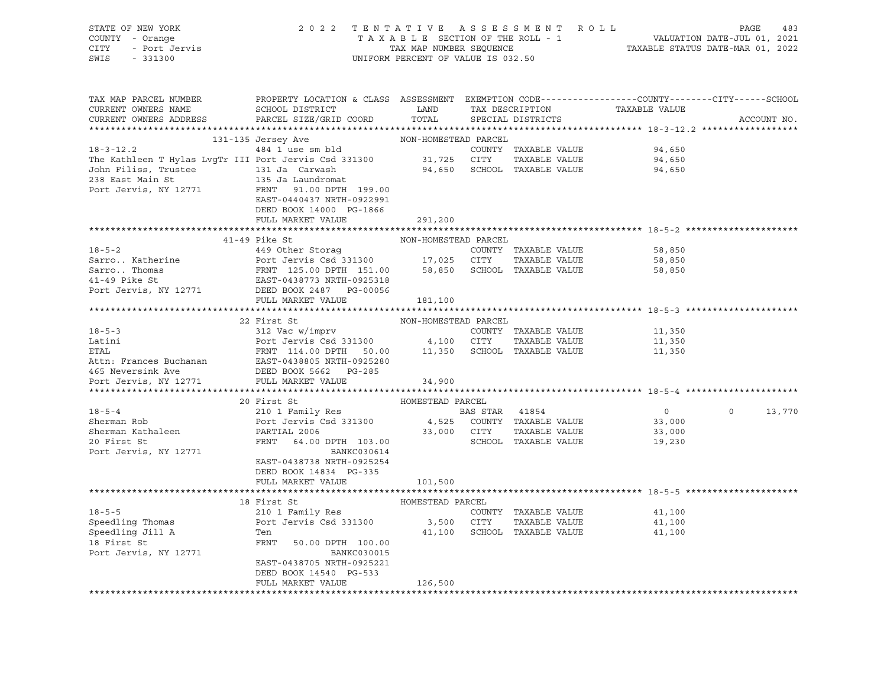STATE OF NEW YORK | COUNTY - Orange | CITY - Port Jervis | SWIS - 331300

2022 TENTATIVE ASSESSMENT ROLL
TAXABLE SECTION OF THE ROLL - 1
TAX MAP NUMBER SEQUENCE
UNIFORM PERCENT OF VALUE IS 032.50

VALUATION DATE-JUL 01, 2021
TAXABLE STATUS DATE-MAR 01, 2022

| TAX MAP PARCEL NUMBER / CURRENT OWNERS NAME / CURRENT OWNERS ADDRESS | PROPERTY LOCATION & CLASS / SCHOOL DISTRICT / PARCEL SIZE/GRID COORD | ASSESSMENT LAND / TOTAL | EXEMPTION CODE / TAX DESCRIPTION / SPECIAL DISTRICTS | COUNTY TAXABLE VALUE | CITY | SCHOOL | ACCOUNT NO. |
|---|---|---|---|---|---|---|---|
| **18-3-12.2** | 131-135 Jersey Ave — NON-HOMESTEAD PARCEL | | | | | | |
| The Kathleen T Hylas LvgTr III | 484 1 use sm bld | | COUNTY TAXABLE VALUE | 94,650 | | | |
| John Filiss, Trustee | Port Jervis Csd 331300 | 31,725 | CITY TAXABLE VALUE | 94,650 | | | |
| 238 East Main St | 131 Ja Carwash | 94,650 | SCHOOL TAXABLE VALUE | 94,650 | | | |
| Port Jervis, NY 12771 | 135 Ja Laundromat | | | | | | |
| | FRNT 91.00 DPTH 199.00 | | | | | | |
| | EAST-0440437 NRTH-0922991 | | | | | | |
| | DEED BOOK 14000 PG-1866 | | | | | | |
| | FULL MARKET VALUE | 291,200 | | | | | |
| **18-5-2** | 41-49 Pike St — NON-HOMESTEAD PARCEL | | | | | | |
| Sarro.. Katherine | 449 Other Storag | | COUNTY TAXABLE VALUE | 58,850 | | | |
| Sarro.. Thomas | Port Jervis Csd 331300 | 17,025 | CITY TAXABLE VALUE | 58,850 | | | |
| 41-49 Pike St | FRNT 125.00 DPTH 151.00 | 58,850 | SCHOOL TAXABLE VALUE | 58,850 | | | |
| Port Jervis, NY 12771 | EAST-0438773 NRTH-0925318 | | | | | | |
| | DEED BOOK 2487 PG-00056 | | | | | | |
| | FULL MARKET VALUE | 181,100 | | | | | |
| **18-5-3** | 22 First St — NON-HOMESTEAD PARCEL | | | | | | |
| Latini | 312 Vac w/imprv | | COUNTY TAXABLE VALUE | 11,350 | | | |
| ETAL | Port Jervis Csd 331300 | 4,100 | CITY TAXABLE VALUE | 11,350 | | | |
| Attn: Frances Buchanan | FRNT 114.00 DPTH 50.00 | 11,350 | SCHOOL TAXABLE VALUE | 11,350 | | | |
| 465 Neversink Ave | EAST-0438805 NRTH-0925280 | | | | | | |
| Port Jervis, NY 12771 | DEED BOOK 5662 PG-285 | | | | | | |
| | FULL MARKET VALUE | 34,900 | | | | | |
| **18-5-4** | 20 First St — HOMESTEAD PARCEL | | | | | | |
| Sherman Rob | 210 1 Family Res | | BAS STAR 41854 | 0 | 0 | 13,770 | |
| Sherman Kathaleen | Port Jervis Csd 331300 | 4,525 | COUNTY TAXABLE VALUE | 33,000 | | | |
| 20 First St | PARTIAL 2006 | 33,000 | CITY TAXABLE VALUE | 33,000 | | | |
| Port Jervis, NY 12771 | FRNT 64.00 DPTH 103.00 | | SCHOOL TAXABLE VALUE | 19,230 | | | |
| | BANKC030614 | | | | | | |
| | EAST-0438738 NRTH-0925254 | | | | | | |
| | DEED BOOK 14834 PG-335 | | | | | | |
| | FULL MARKET VALUE | 101,500 | | | | | |
| **18-5-5** | 18 First St — HOMESTEAD PARCEL | | | | | | |
| Speedling Thomas | 210 1 Family Res | | COUNTY TAXABLE VALUE | 41,100 | | | |
| Speedling Jill A | Port Jervis Csd 331300 | 3,500 | CITY TAXABLE VALUE | 41,100 | | | |
| 18 First St | Ten | 41,100 | SCHOOL TAXABLE VALUE | 41,100 | | | |
| Port Jervis, NY 12771 | FRNT 50.00 DPTH 100.00 | | | | | | |
| | BANKC030015 | | | | | | |
| | EAST-0438705 NRTH-0925221 | | | | | | |
| | DEED BOOK 14540 PG-533 | | | | | | |
| | FULL MARKET VALUE | 126,500 | | | | | |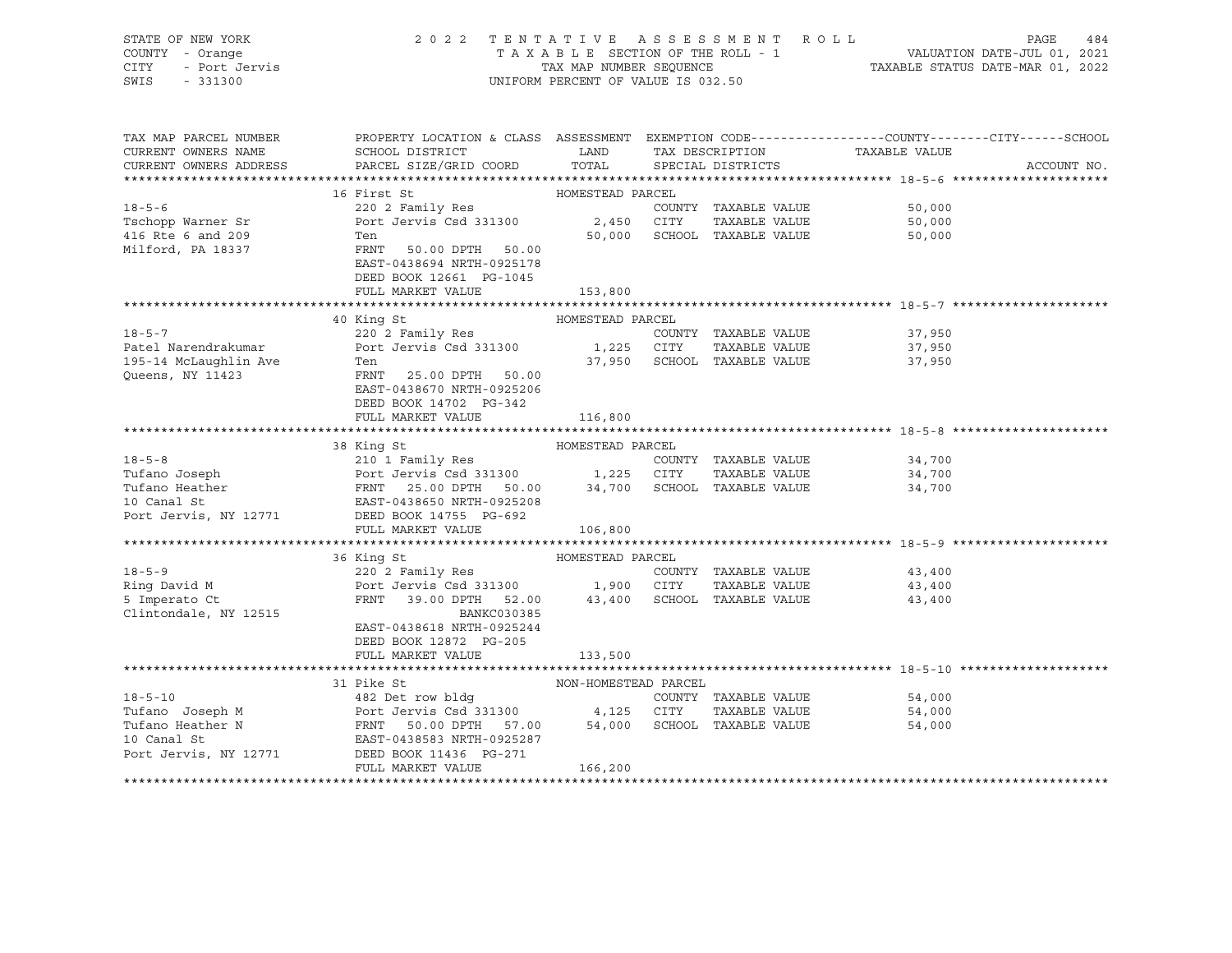STATE OF NEW YORK
COUNTY - Orange
CITY - Port Jervis
SWIS - 331300

2 0 2 2 T E N T A T I V E A S S E S S M E N T R O L L
T A X A B L E SECTION OF THE ROLL - 1
TAX MAP NUMBER SEQUENCE
UNIFORM PERCENT OF VALUE IS 032.50

VALUATION DATE-JUL 01, 2021
TAXABLE STATUS DATE-MAR 01, 2022

| TAX MAP PARCEL NUMBER / CURRENT OWNERS NAME / CURRENT OWNERS ADDRESS | PROPERTY LOCATION & CLASS / SCHOOL DISTRICT / PARCEL SIZE/GRID COORD | ASSESSMENT LAND / TOTAL | EXEMPTION CODE / TAX DESCRIPTION / SPECIAL DISTRICTS | COUNTY / CITY / SCHOOL TAXABLE VALUE | ACCOUNT NO. |
|---|---|---|---|---|---|
| **18-5-6** | 16 First St | HOMESTEAD PARCEL | | | |
| Tschopp Warner Sr | 220 2 Family Res | | COUNTY TAXABLE VALUE | 50,000 | |
| 416 Rte 6 and 209 | Port Jervis Csd 331300 | 2,450 | CITY TAXABLE VALUE | 50,000 | |
| Milford, PA 18337 | Ten | 50,000 | SCHOOL TAXABLE VALUE | 50,000 | |
| | FRNT 50.00 DPTH 50.00 | | | | |
| | EAST-0438694 NRTH-0925178 | | | | |
| | DEED BOOK 12661 PG-1045 | | | | |
| | FULL MARKET VALUE | 153,800 | | | |
| **18-5-7** | 40 King St | HOMESTEAD PARCEL | | | |
| Patel Narendrakumar | 220 2 Family Res | | COUNTY TAXABLE VALUE | 37,950 | |
| 195-14 McLaughlin Ave | Port Jervis Csd 331300 | 1,225 | CITY TAXABLE VALUE | 37,950 | |
| Queens, NY 11423 | Ten | 37,950 | SCHOOL TAXABLE VALUE | 37,950 | |
| | FRNT 25.00 DPTH 50.00 | | | | |
| | EAST-0438670 NRTH-0925206 | | | | |
| | DEED BOOK 14702 PG-342 | | | | |
| | FULL MARKET VALUE | 116,800 | | | |
| **18-5-8** | 38 King St | HOMESTEAD PARCEL | | | |
| Tufano Joseph | 210 1 Family Res | | COUNTY TAXABLE VALUE | 34,700 | |
| Tufano Heather | Port Jervis Csd 331300 | 1,225 | CITY TAXABLE VALUE | 34,700 | |
| 10 Canal St | FRNT 25.00 DPTH 50.00 | 34,700 | SCHOOL TAXABLE VALUE | 34,700 | |
| Port Jervis, NY 12771 | EAST-0438650 NRTH-0925208 | | | | |
| | DEED BOOK 14755 PG-692 | | | | |
| | FULL MARKET VALUE | 106,800 | | | |
| **18-5-9** | 36 King St | HOMESTEAD PARCEL | | | |
| Ring David M | 220 2 Family Res | | COUNTY TAXABLE VALUE | 43,400 | |
| 5 Imperato Ct | Port Jervis Csd 331300 | 1,900 | CITY TAXABLE VALUE | 43,400 | |
| Clintondale, NY 12515 | FRNT 39.00 DPTH 52.00 | 43,400 | SCHOOL TAXABLE VALUE | 43,400 | |
| | BANKC030385 | | | | |
| | EAST-0438618 NRTH-0925244 | | | | |
| | DEED BOOK 12872 PG-205 | | | | |
| | FULL MARKET VALUE | 133,500 | | | |
| **18-5-10** | 31 Pike St | NON-HOMESTEAD PARCEL | | | |
| Tufano Joseph M | 482 Det row bldg | | COUNTY TAXABLE VALUE | 54,000 | |
| Tufano Heather N | Port Jervis Csd 331300 | 4,125 | CITY TAXABLE VALUE | 54,000 | |
| 10 Canal St | FRNT 50.00 DPTH 57.00 | 54,000 | SCHOOL TAXABLE VALUE | 54,000 | |
| Port Jervis, NY 12771 | EAST-0438583 NRTH-0925287 | | | | |
| | DEED BOOK 11436 PG-271 | | | | |
| | FULL MARKET VALUE | 166,200 | | | |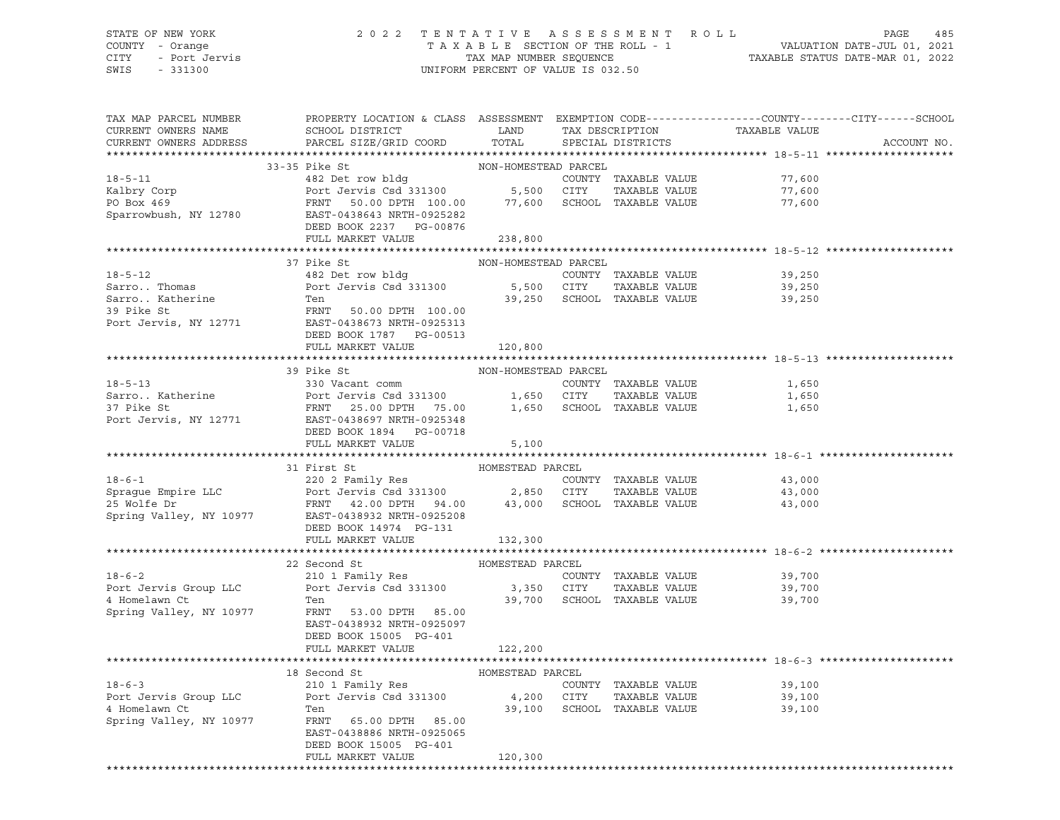STATE OF NEW YORK — 2022 TENTATIVE ASSESSMENT ROLL
COUNTY - Orange — TAXABLE SECTION OF THE ROLL - 1 — VALUATION DATE-JUL 01, 2021
CITY - Port Jervis — TAX MAP NUMBER SEQUENCE — TAXABLE STATUS DATE-MAR 01, 2022
SWIS - 331300 — UNIFORM PERCENT OF VALUE IS 032.50

| TAX MAP PARCEL NUMBER / CURRENT OWNERS NAME / CURRENT OWNERS ADDRESS | PROPERTY LOCATION & CLASS / SCHOOL DISTRICT / PARCEL SIZE/GRID COORD | ASSESSMENT LAND / TOTAL | EXEMPTION CODE / TAX DESCRIPTION / SPECIAL DISTRICTS | COUNTY / CITY / SCHOOL TAXABLE VALUE | ACCOUNT NO. |
|---|---|---|---|---|---|
| **18-5-11** | 33-35 Pike St — NON-HOMESTEAD PARCEL | | | | |
| | 482 Det row bldg | | COUNTY TAXABLE VALUE | 77,600 | |
| Kalbry Corp | Port Jervis Csd 331300 | 5,500 | CITY TAXABLE VALUE | 77,600 | |
| PO Box 469 | FRNT 50.00 DPTH 100.00 | 77,600 | SCHOOL TAXABLE VALUE | 77,600 | |
| Sparrowbush, NY 12780 | EAST-0438643 NRTH-0925282 | | | | |
| | DEED BOOK 2237 PG-00876 | | | | |
| | FULL MARKET VALUE | 238,800 | | | |
| **18-5-12** | 37 Pike St — NON-HOMESTEAD PARCEL | | | | |
| | 482 Det row bldg | | COUNTY TAXABLE VALUE | 39,250 | |
| Sarro.. Thomas | Port Jervis Csd 331300 | 5,500 | CITY TAXABLE VALUE | 39,250 | |
| Sarro.. Katherine | Ten | 39,250 | SCHOOL TAXABLE VALUE | 39,250 | |
| 39 Pike St | FRNT 50.00 DPTH 100.00 | | | | |
| Port Jervis, NY 12771 | EAST-0438673 NRTH-0925313 | | | | |
| | DEED BOOK 1787 PG-00513 | | | | |
| | FULL MARKET VALUE | 120,800 | | | |
| **18-5-13** | 39 Pike St — NON-HOMESTEAD PARCEL | | | | |
| | 330 Vacant comm | | COUNTY TAXABLE VALUE | 1,650 | |
| Sarro.. Katherine | Port Jervis Csd 331300 | 1,650 | CITY TAXABLE VALUE | 1,650 | |
| 37 Pike St | FRNT 25.00 DPTH 75.00 | 1,650 | SCHOOL TAXABLE VALUE | 1,650 | |
| Port Jervis, NY 12771 | EAST-0438697 NRTH-0925348 | | | | |
| | DEED BOOK 1894 PG-00718 | | | | |
| | FULL MARKET VALUE | 5,100 | | | |
| **18-6-1** | 31 First St — HOMESTEAD PARCEL | | | | |
| | 220 2 Family Res | | COUNTY TAXABLE VALUE | 43,000 | |
| Sprague Empire LLC | Port Jervis Csd 331300 | 2,850 | CITY TAXABLE VALUE | 43,000 | |
| 25 Wolfe Dr | FRNT 42.00 DPTH 94.00 | 43,000 | SCHOOL TAXABLE VALUE | 43,000 | |
| Spring Valley, NY 10977 | EAST-0438932 NRTH-0925208 | | | | |
| | DEED BOOK 14974 PG-131 | | | | |
| | FULL MARKET VALUE | 132,300 | | | |
| **18-6-2** | 22 Second St — HOMESTEAD PARCEL | | | | |
| | 210 1 Family Res | | COUNTY TAXABLE VALUE | 39,700 | |
| Port Jervis Group LLC | Port Jervis Csd 331300 | 3,350 | CITY TAXABLE VALUE | 39,700 | |
| 4 Homelawn Ct | Ten | 39,700 | SCHOOL TAXABLE VALUE | 39,700 | |
| Spring Valley, NY 10977 | FRNT 53.00 DPTH 85.00 | | | | |
| | EAST-0438932 NRTH-0925097 | | | | |
| | DEED BOOK 15005 PG-401 | | | | |
| | FULL MARKET VALUE | 122,200 | | | |
| **18-6-3** | 18 Second St — HOMESTEAD PARCEL | | | | |
| | 210 1 Family Res | | COUNTY TAXABLE VALUE | 39,100 | |
| Port Jervis Group LLC | Port Jervis Csd 331300 | 4,200 | CITY TAXABLE VALUE | 39,100 | |
| 4 Homelawn Ct | Ten | 39,100 | SCHOOL TAXABLE VALUE | 39,100 | |
| Spring Valley, NY 10977 | FRNT 65.00 DPTH 85.00 | | | | |
| | EAST-0438886 NRTH-0925065 | | | | |
| | DEED BOOK 15005 PG-401 | | | | |
| | FULL MARKET VALUE | 120,300 | | | |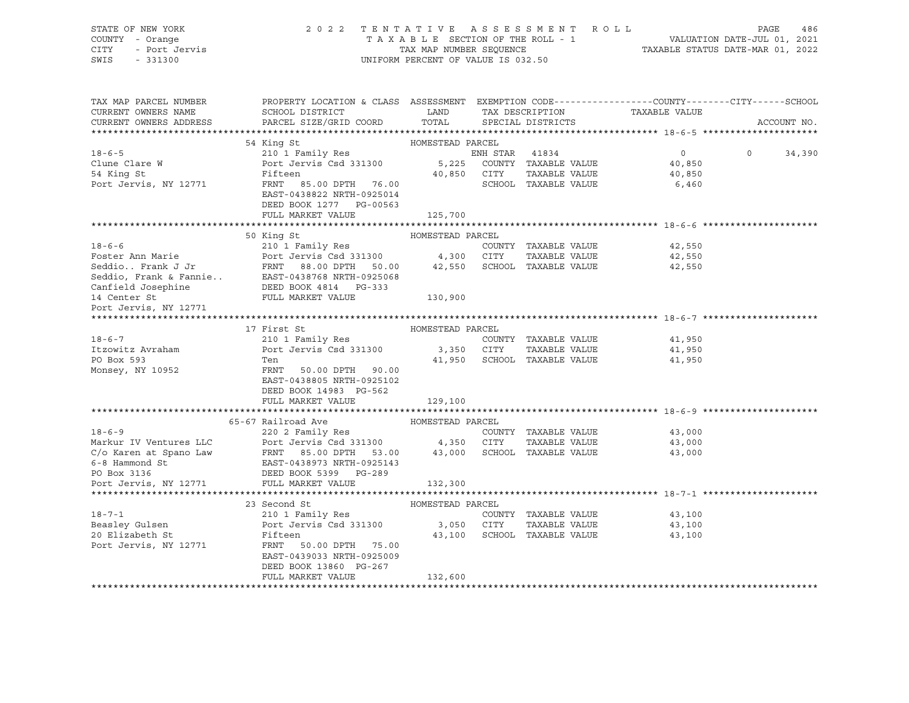STATE OF NEW YORK | COUNTY - Orange | CITY - Port Jervis | SWIS - 331300

# 2022 TENTATIVE ASSESSMENT ROLL

TAXABLE SECTION OF THE ROLL - 1
TAX MAP NUMBER SEQUENCE
UNIFORM PERCENT OF VALUE IS 032.50

VALUATION DATE-JUL 01, 2021
TAXABLE STATUS DATE-MAR 01, 2022

| TAX MAP PARCEL NUMBER / CURRENT OWNERS NAME / CURRENT OWNERS ADDRESS | PROPERTY LOCATION & CLASS / SCHOOL DISTRICT / PARCEL SIZE/GRID COORD | ASSESSMENT LAND / TOTAL | EXEMPTION CODE / TAX DESCRIPTION / SPECIAL DISTRICTS | COUNTY / CITY TAXABLE VALUE | SCHOOL | ACCOUNT NO. |
|---|---|---|---|---|---|---|
| **18-6-5** | 54 King St — HOMESTEAD PARCEL | | | | | |
| Clune Clare W | 210 1 Family Res | | ENH STAR 41834 | 0 | 0 | 34,390 |
| 54 King St | Port Jervis Csd 331300 | 5,225 | COUNTY TAXABLE VALUE | 40,850 | | |
| Port Jervis, NY 12771 | Fifteen | 40,850 | CITY TAXABLE VALUE | 40,850 | | |
| | FRNT 85.00 DPTH 76.00 | | SCHOOL TAXABLE VALUE | 6,460 | | |
| | EAST-0438822 NRTH-0925014 | | | | | |
| | DEED BOOK 1277 PG-00563 | | | | | |
| | FULL MARKET VALUE | 125,700 | | | | |
| **18-6-6** | 50 King St — HOMESTEAD PARCEL | | | | | |
| Foster Ann Marie | 210 1 Family Res | | COUNTY TAXABLE VALUE | 42,550 | | |
| Seddio.. Frank J Jr | Port Jervis Csd 331300 | 4,300 | CITY TAXABLE VALUE | 42,550 | | |
| Seddio, Frank & Fannie.. | FRNT 88.00 DPTH 50.00 | 42,550 | SCHOOL TAXABLE VALUE | 42,550 | | |
| Canfield Josephine | EAST-0438768 NRTH-0925068 | | | | | |
| 14 Center St | DEED BOOK 4814 PG-333 | | | | | |
| Port Jervis, NY 12771 | FULL MARKET VALUE | 130,900 | | | | |
| **18-6-7** | 17 First St — HOMESTEAD PARCEL | | | | | |
| Itzowitz Avraham | 210 1 Family Res | | COUNTY TAXABLE VALUE | 41,950 | | |
| PO Box 593 | Port Jervis Csd 331300 | 3,350 | CITY TAXABLE VALUE | 41,950 | | |
| Monsey, NY 10952 | Ten | 41,950 | SCHOOL TAXABLE VALUE | 41,950 | | |
| | FRNT 50.00 DPTH 90.00 | | | | | |
| | EAST-0438805 NRTH-0925102 | | | | | |
| | DEED BOOK 14983 PG-562 | | | | | |
| | FULL MARKET VALUE | 129,100 | | | | |
| **18-6-9** | 65-67 Railroad Ave — HOMESTEAD PARCEL | | | | | |
| Markur IV Ventures LLC | 220 2 Family Res | | COUNTY TAXABLE VALUE | 43,000 | | |
| C/o Karen at Spano Law | Port Jervis Csd 331300 | 4,350 | CITY TAXABLE VALUE | 43,000 | | |
| 6-8 Hammond St | FRNT 85.00 DPTH 53.00 | 43,000 | SCHOOL TAXABLE VALUE | 43,000 | | |
| PO Box 3136 | EAST-0438973 NRTH-0925143 | | | | | |
| Port Jervis, NY 12771 | DEED BOOK 5399 PG-289 | | | | | |
| | FULL MARKET VALUE | 132,300 | | | | |
| **18-7-1** | 23 Second St — HOMESTEAD PARCEL | | | | | |
| Beasley Gulsen | 210 1 Family Res | | COUNTY TAXABLE VALUE | 43,100 | | |
| 20 Elizabeth St | Port Jervis Csd 331300 | 3,050 | CITY TAXABLE VALUE | 43,100 | | |
| Port Jervis, NY 12771 | Fifteen | 43,100 | SCHOOL TAXABLE VALUE | 43,100 | | |
| | FRNT 50.00 DPTH 75.00 | | | | | |
| | EAST-0439033 NRTH-0925009 | | | | | |
| | DEED BOOK 13860 PG-267 | | | | | |
| | FULL MARKET VALUE | 132,600 | | | | |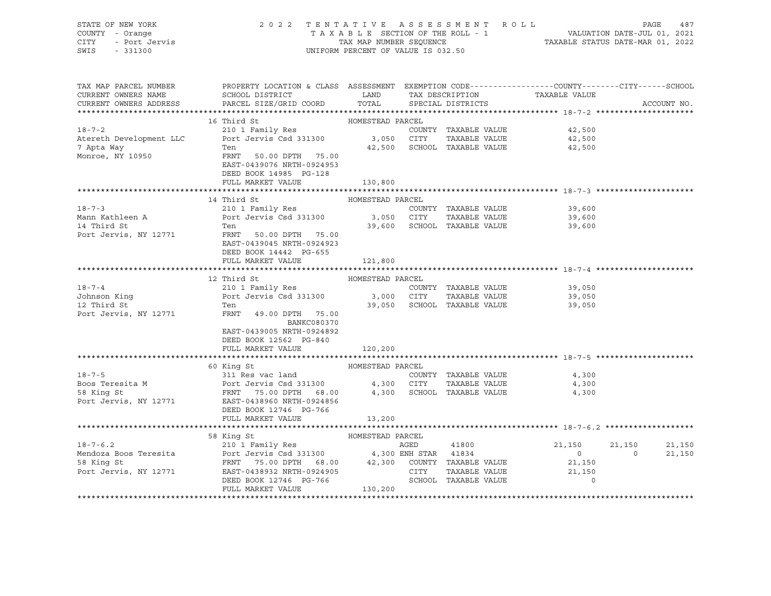STATE OF NEW YORK
COUNTY - Orange
CITY - Port Jervis
SWIS - 331300

2 0 2 2 T E N T A T I V E A S S E S S M E N T R O L L
T A X A B L E SECTION OF THE ROLL - 1
TAX MAP NUMBER SEQUENCE
UNIFORM PERCENT OF VALUE IS 032.50

VALUATION DATE-JUL 01, 2021
TAXABLE STATUS DATE-MAR 01, 2022

| TAX MAP PARCEL NUMBER / CURRENT OWNERS NAME / CURRENT OWNERS ADDRESS | PROPERTY LOCATION & CLASS / SCHOOL DISTRICT / PARCEL SIZE/GRID COORD | ASSESSMENT LAND / TOTAL | EXEMPTION CODE / TAX DESCRIPTION / SPECIAL DISTRICTS | COUNTY TAXABLE VALUE | CITY | SCHOOL | ACCOUNT NO. |
|---|---|---|---|---|---|---|---|
| **18-7-2** | 16 Third St | HOMESTEAD PARCEL | | | | | |
| 18-7-2 | 210 1 Family Res | | COUNTY TAXABLE VALUE | 42,500 | | | |
| Atereth Development LLC | Port Jervis Csd 331300 | 3,050 | CITY TAXABLE VALUE | 42,500 | | | |
| 7 Apta Way | Ten | 42,500 | SCHOOL TAXABLE VALUE | 42,500 | | | |
| Monroe, NY 10950 | FRNT 50.00 DPTH 75.00 | | | | | | |
| | EAST-0439076 NRTH-0924953 | | | | | | |
| | DEED BOOK 14985 PG-128 | | | | | | |
| | FULL MARKET VALUE | 130,800 | | | | | |
| **18-7-3** | 14 Third St | HOMESTEAD PARCEL | | | | | |
| 18-7-3 | 210 1 Family Res | | COUNTY TAXABLE VALUE | 39,600 | | | |
| Mann Kathleen A | Port Jervis Csd 331300 | 3,050 | CITY TAXABLE VALUE | 39,600 | | | |
| 14 Third St | Ten | 39,600 | SCHOOL TAXABLE VALUE | 39,600 | | | |
| Port Jervis, NY 12771 | FRNT 50.00 DPTH 75.00 | | | | | | |
| | EAST-0439045 NRTH-0924923 | | | | | | |
| | DEED BOOK 14442 PG-655 | | | | | | |
| | FULL MARKET VALUE | 121,800 | | | | | |
| **18-7-4** | 12 Third St | HOMESTEAD PARCEL | | | | | |
| 18-7-4 | 210 1 Family Res | | COUNTY TAXABLE VALUE | 39,050 | | | |
| Johnson King | Port Jervis Csd 331300 | 3,000 | CITY TAXABLE VALUE | 39,050 | | | |
| 12 Third St | Ten | 39,050 | SCHOOL TAXABLE VALUE | 39,050 | | | |
| Port Jervis, NY 12771 | FRNT 49.00 DPTH 75.00 | | | | | | |
| | BANKC080370 | | | | | | |
| | EAST-0439005 NRTH-0924892 | | | | | | |
| | DEED BOOK 12562 PG-840 | | | | | | |
| | FULL MARKET VALUE | 120,200 | | | | | |
| **18-7-5** | 60 King St | HOMESTEAD PARCEL | | | | | |
| 18-7-5 | 311 Res vac land | | COUNTY TAXABLE VALUE | 4,300 | | | |
| Boos Teresita M | Port Jervis Csd 331300 | 4,300 | CITY TAXABLE VALUE | 4,300 | | | |
| 58 King St | FRNT 75.00 DPTH 68.00 | 4,300 | SCHOOL TAXABLE VALUE | 4,300 | | | |
| Port Jervis, NY 12771 | EAST-0438960 NRTH-0924856 | | | | | | |
| | DEED BOOK 12746 PG-766 | | | | | | |
| | FULL MARKET VALUE | 13,200 | | | | | |
| **18-7-6.2** | 58 King St | HOMESTEAD PARCEL | | | | | |
| 18-7-6.2 | 210 1 Family Res | | AGED 41800 | 21,150 | 21,150 | 21,150 | |
| Mendoza Boos Teresita | Port Jervis Csd 331300 | 4,300 | ENH STAR 41834 | 0 | 0 | 21,150 | |
| 58 King St | FRNT 75.00 DPTH 68.00 | 42,300 | COUNTY TAXABLE VALUE | 21,150 | | | |
| Port Jervis, NY 12771 | EAST-0438932 NRTH-0924905 | | CITY TAXABLE VALUE | 21,150 | | | |
| | DEED BOOK 12746 PG-766 | | SCHOOL TAXABLE VALUE | 0 | | | |
| | FULL MARKET VALUE | 130,200 | | | | | |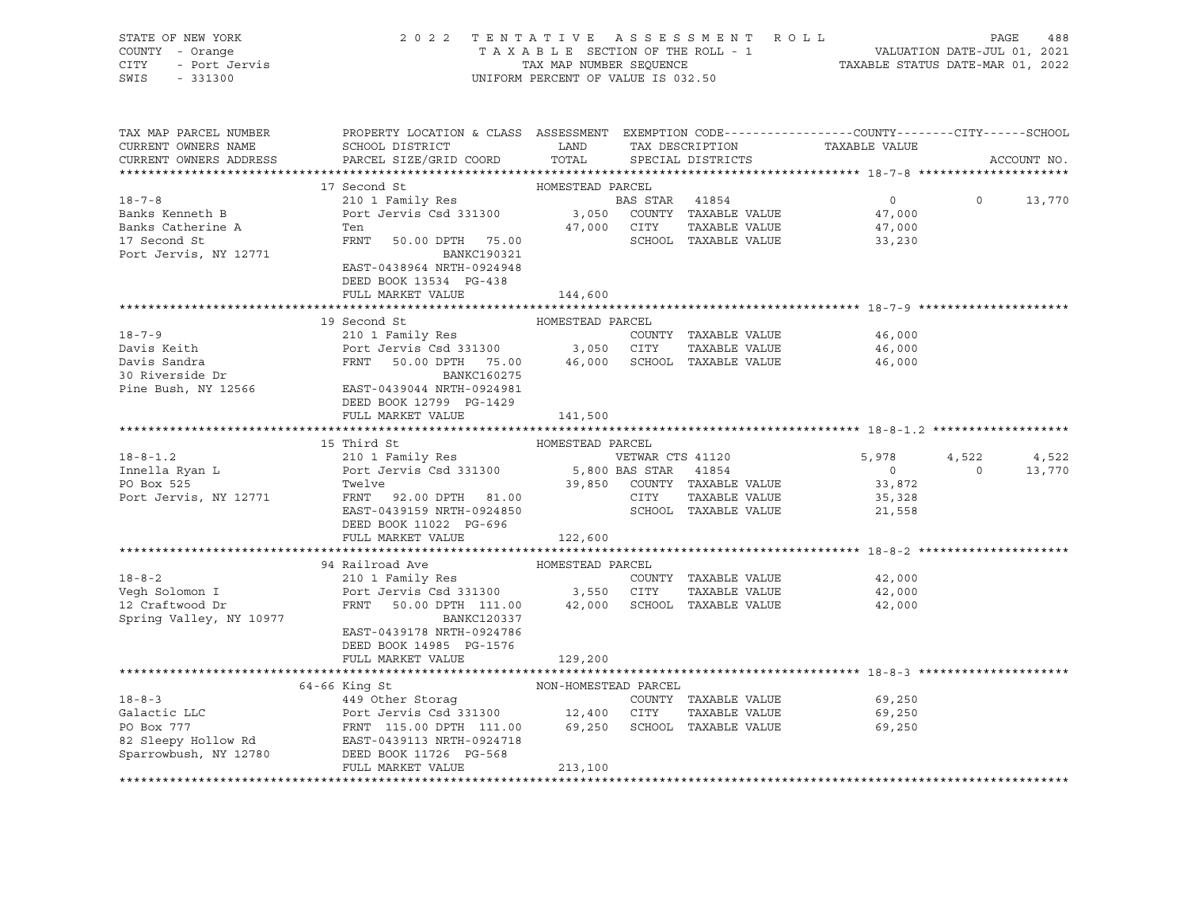STATE OF NEW YORK
COUNTY - Orange
CITY - Port Jervis
SWIS - 331300

2022 TENTATIVE ASSESSMENT ROLL
TAXABLE SECTION OF THE ROLL - 1
TAX MAP NUMBER SEQUENCE
UNIFORM PERCENT OF VALUE IS 032.50

VALUATION DATE-JUL 01, 2021
TAXABLE STATUS DATE-MAR 01, 2022

| TAX MAP PARCEL NUMBER / CURRENT OWNERS NAME / CURRENT OWNERS ADDRESS | PROPERTY LOCATION & CLASS / SCHOOL DISTRICT / PARCEL SIZE/GRID COORD | ASSESSMENT LAND | TOTAL | EXEMPTION CODE / TAX DESCRIPTION / SPECIAL DISTRICTS | COUNTY | CITY | SCHOOL | ACCOUNT NO. |
|---|---|---|---|---|---|---|---|---|
| **18-7-8** | 17 Second St — HOMESTEAD PARCEL | | | | | | | |
| 18-7-8 | 210 1 Family Res | | | BAS STAR 41854 | 0 | 0 | 13,770 | |
| Banks Kenneth B | Port Jervis Csd 331300 | 3,050 | | COUNTY TAXABLE VALUE | 47,000 | | | |
| Banks Catherine A | Ten | | 47,000 | CITY TAXABLE VALUE | | 47,000 | | |
| 17 Second St | FRNT 50.00 DPTH 75.00 | | | SCHOOL TAXABLE VALUE | | | 33,230 | |
| Port Jervis, NY 12771 | BANKC190321 | | | | | | | |
| | EAST-0438964 NRTH-0924948 | | | | | | | |
| | DEED BOOK 13534 PG-438 | | | | | | | |
| | FULL MARKET VALUE | | 144,600 | | | | | |
| **18-7-9** | 19 Second St — HOMESTEAD PARCEL | | | | | | | |
| 18-7-9 | 210 1 Family Res | | | COUNTY TAXABLE VALUE | 46,000 | | | |
| Davis Keith | Port Jervis Csd 331300 | 3,050 | | CITY TAXABLE VALUE | | 46,000 | | |
| Davis Sandra | FRNT 50.00 DPTH 75.00 | | 46,000 | SCHOOL TAXABLE VALUE | | | 46,000 | |
| 30 Riverside Dr | BANKC160275 | | | | | | | |
| Pine Bush, NY 12566 | EAST-0439044 NRTH-0924981 | | | | | | | |
| | DEED BOOK 12799 PG-1429 | | | | | | | |
| | FULL MARKET VALUE | | 141,500 | | | | | |
| **18-8-1.2** | 15 Third St — HOMESTEAD PARCEL | | | | | | | |
| 18-8-1.2 | 210 1 Family Res | | | VETWAR CTS 41120 | 5,978 | 4,522 | 4,522 | |
| Innella Ryan L | Port Jervis Csd 331300 | 5,800 | | BAS STAR 41854 | 0 | 0 | 13,770 | |
| PO Box 525 | Twelve | | 39,850 | COUNTY TAXABLE VALUE | 33,872 | | | |
| Port Jervis, NY 12771 | FRNT 92.00 DPTH 81.00 | | | CITY TAXABLE VALUE | | 35,328 | | |
| | EAST-0439159 NRTH-0924850 | | | SCHOOL TAXABLE VALUE | | | 21,558 | |
| | DEED BOOK 11022 PG-696 | | | | | | | |
| | FULL MARKET VALUE | | 122,600 | | | | | |
| **18-8-2** | 94 Railroad Ave — HOMESTEAD PARCEL | | | | | | | |
| 18-8-2 | 210 1 Family Res | | | COUNTY TAXABLE VALUE | 42,000 | | | |
| Vegh Solomon I | Port Jervis Csd 331300 | 3,550 | | CITY TAXABLE VALUE | | 42,000 | | |
| 12 Craftwood Dr | FRNT 50.00 DPTH 111.00 | | 42,000 | SCHOOL TAXABLE VALUE | | | 42,000 | |
| Spring Valley, NY 10977 | BANKC120337 | | | | | | | |
| | EAST-0439178 NRTH-0924786 | | | | | | | |
| | DEED BOOK 14985 PG-1576 | | | | | | | |
| | FULL MARKET VALUE | | 129,200 | | | | | |
| **18-8-3** | 64-66 King St — NON-HOMESTEAD PARCEL | | | | | | | |
| 18-8-3 | 449 Other Storag | | | COUNTY TAXABLE VALUE | 69,250 | | | |
| Galactic LLC | Port Jervis Csd 331300 | 12,400 | | CITY TAXABLE VALUE | | 69,250 | | |
| PO Box 777 | FRNT 115.00 DPTH 111.00 | | 69,250 | SCHOOL TAXABLE VALUE | | | 69,250 | |
| 82 Sleepy Hollow Rd | EAST-0439113 NRTH-0924718 | | | | | | | |
| Sparrowbush, NY 12780 | DEED BOOK 11726 PG-568 | | | | | | | |
| | FULL MARKET VALUE | | 213,100 | | | | | |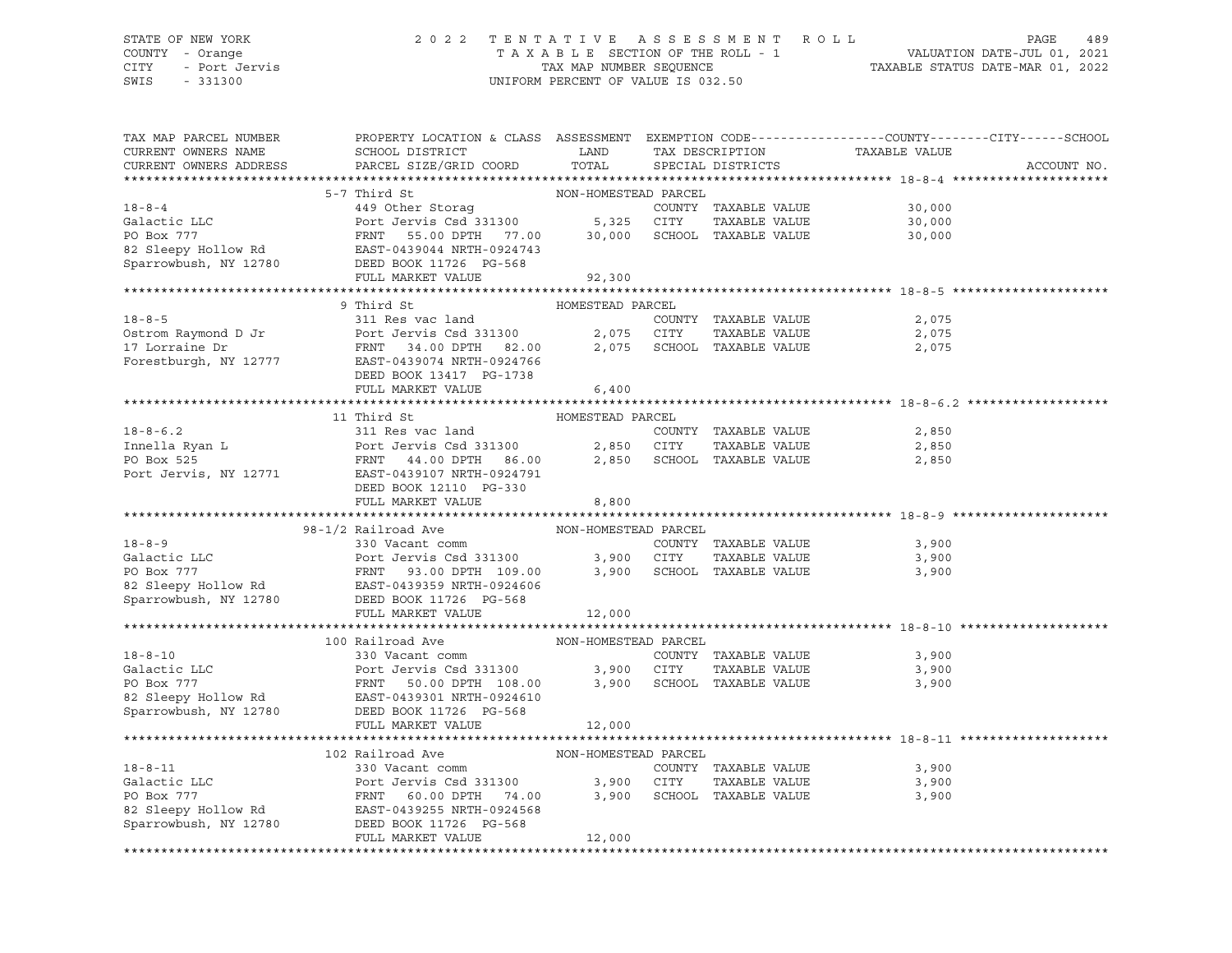STATE OF NEW YORK — COUNTY - Orange — CITY - Port Jervis — SWIS - 331300

2022 TENTATIVE ASSESSMENT ROLL
TAXABLE SECTION OF THE ROLL - 1
TAX MAP NUMBER SEQUENCE
UNIFORM PERCENT OF VALUE IS 032.50

VALUATION DATE-JUL 01, 2021
TAXABLE STATUS DATE-MAR 01, 2022

| TAX MAP PARCEL NUMBER / CURRENT OWNERS NAME / CURRENT OWNERS ADDRESS | PROPERTY LOCATION & CLASS / SCHOOL DISTRICT / PARCEL SIZE/GRID COORD | ASSESSMENT LAND / TOTAL | EXEMPTION CODE / TAX DESCRIPTION / SPECIAL DISTRICTS | TAXABLE VALUE (COUNTY / CITY / SCHOOL) | ACCOUNT NO. |
|---|---|---|---|---|---|
| **18-8-4** | 5-7 Third St — NON-HOMESTEAD PARCEL | | | | |
| Galactic LLC | 449 Other Storag | | COUNTY TAXABLE VALUE | 30,000 | |
| PO Box 777 | Port Jervis Csd 331300 | 5,325 | CITY TAXABLE VALUE | 30,000 | |
| 82 Sleepy Hollow Rd | FRNT 55.00 DPTH 77.00 | 30,000 | SCHOOL TAXABLE VALUE | 30,000 | |
| Sparrowbush, NY 12780 | EAST-0439044 NRTH-0924743 | | | | |
| | DEED BOOK 11726 PG-568 | | | | |
| | FULL MARKET VALUE | 92,300 | | | |
| **18-8-5** | 9 Third St — HOMESTEAD PARCEL | | | | |
| Ostrom Raymond D Jr | 311 Res vac land | | COUNTY TAXABLE VALUE | 2,075 | |
| 17 Lorraine Dr | Port Jervis Csd 331300 | 2,075 | CITY TAXABLE VALUE | 2,075 | |
| Forestburgh, NY 12777 | FRNT 34.00 DPTH 82.00 | 2,075 | SCHOOL TAXABLE VALUE | 2,075 | |
| | EAST-0439074 NRTH-0924766 | | | | |
| | DEED BOOK 13417 PG-1738 | | | | |
| | FULL MARKET VALUE | 6,400 | | | |
| **18-8-6.2** | 11 Third St — HOMESTEAD PARCEL | | | | |
| Innella Ryan L | 311 Res vac land | | COUNTY TAXABLE VALUE | 2,850 | |
| PO Box 525 | Port Jervis Csd 331300 | 2,850 | CITY TAXABLE VALUE | 2,850 | |
| Port Jervis, NY 12771 | FRNT 44.00 DPTH 86.00 | 2,850 | SCHOOL TAXABLE VALUE | 2,850 | |
| | EAST-0439107 NRTH-0924791 | | | | |
| | DEED BOOK 12110 PG-330 | | | | |
| | FULL MARKET VALUE | 8,800 | | | |
| **18-8-9** | 98-1/2 Railroad Ave — NON-HOMESTEAD PARCEL | | | | |
| Galactic LLC | 330 Vacant comm | | COUNTY TAXABLE VALUE | 3,900 | |
| PO Box 777 | Port Jervis Csd 331300 | 3,900 | CITY TAXABLE VALUE | 3,900 | |
| 82 Sleepy Hollow Rd | FRNT 93.00 DPTH 109.00 | 3,900 | SCHOOL TAXABLE VALUE | 3,900 | |
| Sparrowbush, NY 12780 | EAST-0439359 NRTH-0924606 | | | | |
| | DEED BOOK 11726 PG-568 | | | | |
| | FULL MARKET VALUE | 12,000 | | | |
| **18-8-10** | 100 Railroad Ave — NON-HOMESTEAD PARCEL | | | | |
| Galactic LLC | 330 Vacant comm | | COUNTY TAXABLE VALUE | 3,900 | |
| PO Box 777 | Port Jervis Csd 331300 | 3,900 | CITY TAXABLE VALUE | 3,900 | |
| 82 Sleepy Hollow Rd | FRNT 50.00 DPTH 108.00 | 3,900 | SCHOOL TAXABLE VALUE | 3,900 | |
| Sparrowbush, NY 12780 | EAST-0439301 NRTH-0924610 | | | | |
| | DEED BOOK 11726 PG-568 | | | | |
| | FULL MARKET VALUE | 12,000 | | | |
| **18-8-11** | 102 Railroad Ave — NON-HOMESTEAD PARCEL | | | | |
| Galactic LLC | 330 Vacant comm | | COUNTY TAXABLE VALUE | 3,900 | |
| PO Box 777 | Port Jervis Csd 331300 | 3,900 | CITY TAXABLE VALUE | 3,900 | |
| 82 Sleepy Hollow Rd | FRNT 60.00 DPTH 74.00 | 3,900 | SCHOOL TAXABLE VALUE | 3,900 | |
| Sparrowbush, NY 12780 | EAST-0439255 NRTH-0924568 | | | | |
| | DEED BOOK 11726 PG-568 | | | | |
| | FULL MARKET VALUE | 12,000 | | | |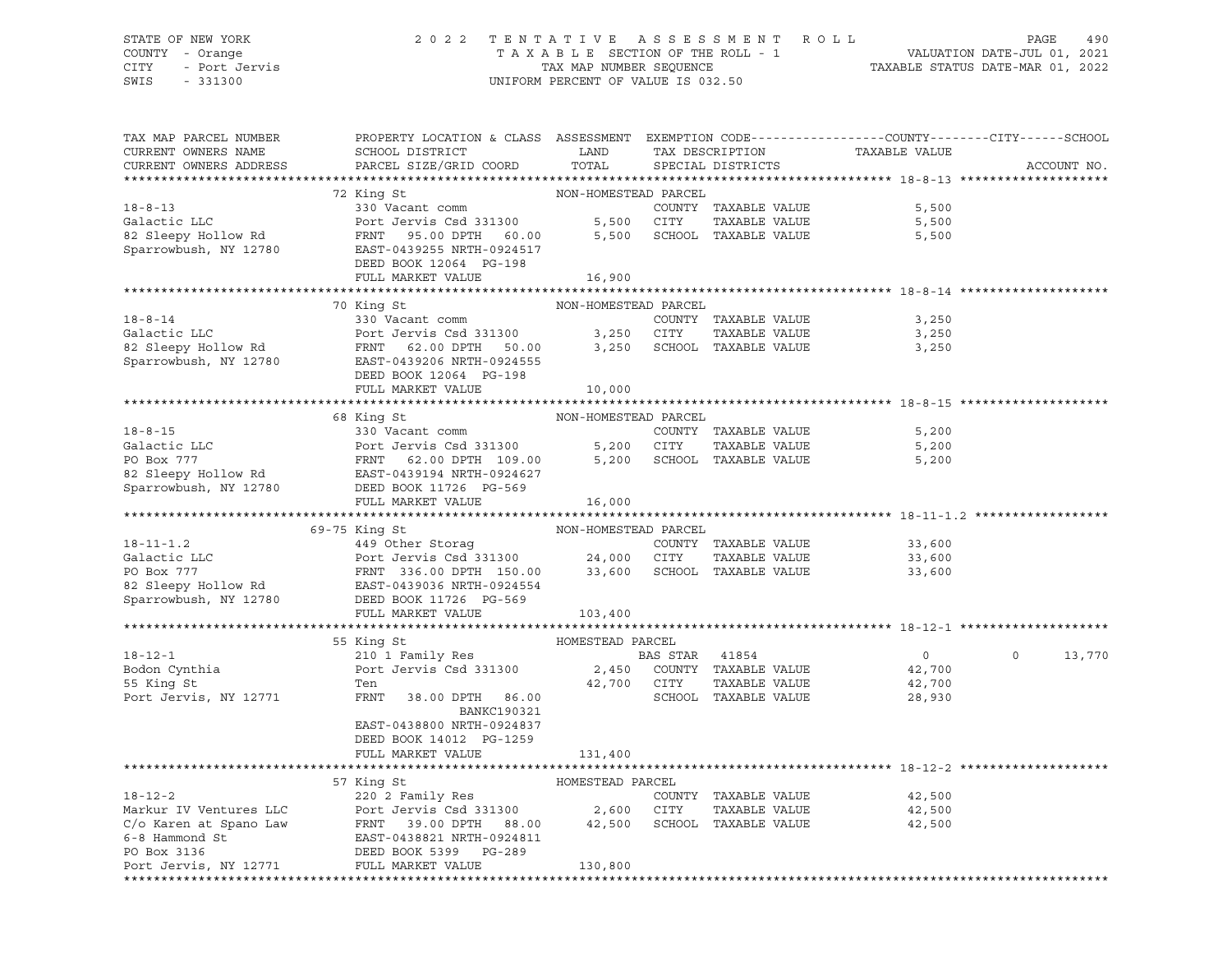STATE OF NEW YORK — COUNTY - Orange — CITY - Port Jervis — SWIS - 331300

2022 TENTATIVE ASSESSMENT ROLL
TAXABLE SECTION OF THE ROLL - 1
TAX MAP NUMBER SEQUENCE
UNIFORM PERCENT OF VALUE IS 032.50

VALUATION DATE-JUL 01, 2021
TAXABLE STATUS DATE-MAR 01, 2022

| TAX MAP PARCEL NUMBER / CURRENT OWNERS NAME / CURRENT OWNERS ADDRESS | PROPERTY LOCATION & CLASS / SCHOOL DISTRICT / PARCEL SIZE/GRID COORD | ASSESSMENT LAND | TOTAL | EXEMPTION CODE / TAX DESCRIPTION / SPECIAL DISTRICTS | COUNTY TAXABLE VALUE | CITY | SCHOOL | ACCOUNT NO. |
|---|---|---|---|---|---|---|---|---|
| **18-8-13** | 72 King St — NON-HOMESTEAD PARCEL | | | | | | | |
| Galactic LLC | 330 Vacant comm | | | COUNTY TAXABLE VALUE | 5,500 | | | |
| 82 Sleepy Hollow Rd | Port Jervis Csd 331300 | 5,500 | | CITY TAXABLE VALUE | 5,500 | | | |
| Sparrowbush, NY 12780 | FRNT 95.00 DPTH 60.00 | | 5,500 | SCHOOL TAXABLE VALUE | 5,500 | | | |
| | EAST-0439255 NRTH-0924517 | | | | | | | |
| | DEED BOOK 12064 PG-198 | | | | | | | |
| | FULL MARKET VALUE | | 16,900 | | | | | |
| **18-8-14** | 70 King St — NON-HOMESTEAD PARCEL | | | | | | | |
| Galactic LLC | 330 Vacant comm | | | COUNTY TAXABLE VALUE | 3,250 | | | |
| 82 Sleepy Hollow Rd | Port Jervis Csd 331300 | 3,250 | | CITY TAXABLE VALUE | 3,250 | | | |
| Sparrowbush, NY 12780 | FRNT 62.00 DPTH 50.00 | | 3,250 | SCHOOL TAXABLE VALUE | 3,250 | | | |
| | EAST-0439206 NRTH-0924555 | | | | | | | |
| | DEED BOOK 12064 PG-198 | | | | | | | |
| | FULL MARKET VALUE | | 10,000 | | | | | |
| **18-8-15** | 68 King St — NON-HOMESTEAD PARCEL | | | | | | | |
| Galactic LLC | 330 Vacant comm | | | COUNTY TAXABLE VALUE | 5,200 | | | |
| PO Box 777 | Port Jervis Csd 331300 | 5,200 | | CITY TAXABLE VALUE | 5,200 | | | |
| 82 Sleepy Hollow Rd | FRNT 62.00 DPTH 109.00 | | 5,200 | SCHOOL TAXABLE VALUE | 5,200 | | | |
| Sparrowbush, NY 12780 | EAST-0439194 NRTH-0924627 | | | | | | | |
| | DEED BOOK 11726 PG-569 | | | | | | | |
| | FULL MARKET VALUE | | 16,000 | | | | | |
| **18-11-1.2** | 69-75 King St — NON-HOMESTEAD PARCEL | | | | | | | |
| Galactic LLC | 449 Other Storag | | | COUNTY TAXABLE VALUE | 33,600 | | | |
| PO Box 777 | Port Jervis Csd 331300 | 24,000 | | CITY TAXABLE VALUE | 33,600 | | | |
| 82 Sleepy Hollow Rd | FRNT 336.00 DPTH 150.00 | | 33,600 | SCHOOL TAXABLE VALUE | 33,600 | | | |
| Sparrowbush, NY 12780 | EAST-0439036 NRTH-0924554 | | | | | | | |
| | DEED BOOK 11726 PG-569 | | | | | | | |
| | FULL MARKET VALUE | | 103,400 | | | | | |
| **18-12-1** | 55 King St — HOMESTEAD PARCEL | | | | | | | |
| Bodon Cynthia | 210 1 Family Res | | | BAS STAR 41854 | 0 | 0 | 13,770 | |
| 55 King St | Port Jervis Csd 331300 | 2,450 | | COUNTY TAXABLE VALUE | 42,700 | | | |
| Port Jervis, NY 12771 | Ten | | 42,700 | CITY TAXABLE VALUE | 42,700 | | | |
| | FRNT 38.00 DPTH 86.00 | | | SCHOOL TAXABLE VALUE | 28,930 | | | |
| | BANKC190321 | | | | | | | |
| | EAST-0438800 NRTH-0924837 | | | | | | | |
| | DEED BOOK 14012 PG-1259 | | | | | | | |
| | FULL MARKET VALUE | | 131,400 | | | | | |
| **18-12-2** | 57 King St — HOMESTEAD PARCEL | | | | | | | |
| Markur IV Ventures LLC | 220 2 Family Res | | | COUNTY TAXABLE VALUE | 42,500 | | | |
| C/o Karen at Spano Law | Port Jervis Csd 331300 | 2,600 | | CITY TAXABLE VALUE | 42,500 | | | |
| 6-8 Hammond St | FRNT 39.00 DPTH 88.00 | | 42,500 | SCHOOL TAXABLE VALUE | 42,500 | | | |
| PO Box 3136 | EAST-0438821 NRTH-0924811 | | | | | | | |
| Port Jervis, NY 12771 | DEED BOOK 5399 PG-289 | | | | | | | |
| | FULL MARKET VALUE | | 130,800 | | | | | |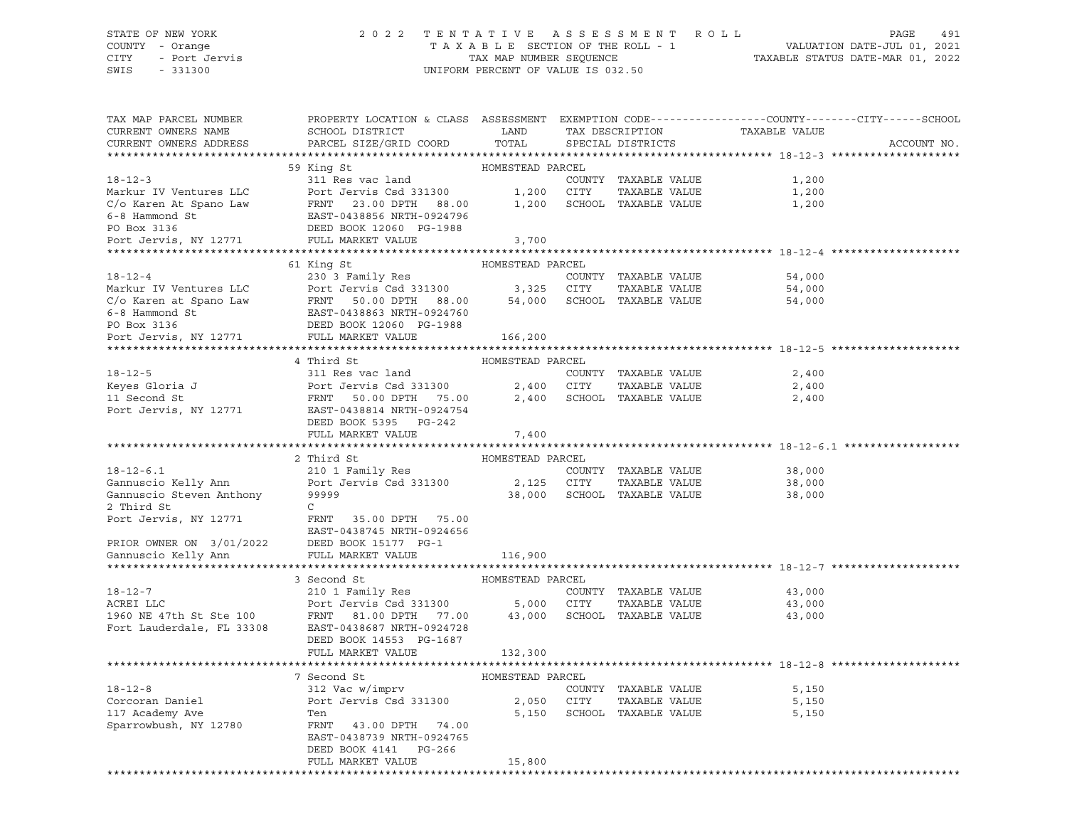STATE OF NEW YORK — 2022 TENTATIVE ASSESSMENT ROLL — PAGE 491
COUNTY - Orange — TAXABLE SECTION OF THE ROLL - 1 — VALUATION DATE-JUL 01, 2021
CITY - Port Jervis — TAX MAP NUMBER SEQUENCE — TAXABLE STATUS DATE-MAR 01, 2022
SWIS - 331300 — UNIFORM PERCENT OF VALUE IS 032.50

| TAX MAP PARCEL NUMBER / CURRENT OWNERS NAME / CURRENT OWNERS ADDRESS | PROPERTY LOCATION & CLASS / SCHOOL DISTRICT / PARCEL SIZE/GRID COORD | ASSESSMENT LAND / TOTAL | EXEMPTION CODE / TAX DESCRIPTION / SPECIAL DISTRICTS | COUNTY / CITY / SCHOOL TAXABLE VALUE | ACCOUNT NO. |
|---|---|---|---|---|---|
| **18-12-3** | 59 King St — HOMESTEAD PARCEL | | | | |
| 18-12-3 | 311 Res vac land | | COUNTY TAXABLE VALUE | 1,200 | |
| Markur IV Ventures LLC | Port Jervis Csd 331300 | 1,200 | CITY TAXABLE VALUE | 1,200 | |
| C/o Karen At Spano Law | FRNT 23.00 DPTH 88.00 | 1,200 | SCHOOL TAXABLE VALUE | 1,200 | |
| 6-8 Hammond St | EAST-0438856 NRTH-0924796 | | | | |
| PO Box 3136 | DEED BOOK 12060 PG-1988 | | | | |
| Port Jervis, NY 12771 | FULL MARKET VALUE | 3,700 | | | |
| **18-12-4** | 61 King St — HOMESTEAD PARCEL | | | | |
| 18-12-4 | 230 3 Family Res | | COUNTY TAXABLE VALUE | 54,000 | |
| Markur IV Ventures LLC | Port Jervis Csd 331300 | 3,325 | CITY TAXABLE VALUE | 54,000 | |
| C/o Karen at Spano Law | FRNT 50.00 DPTH 88.00 | 54,000 | SCHOOL TAXABLE VALUE | 54,000 | |
| 6-8 Hammond St | EAST-0438863 NRTH-0924760 | | | | |
| PO Box 3136 | DEED BOOK 12060 PG-1988 | | | | |
| Port Jervis, NY 12771 | FULL MARKET VALUE | 166,200 | | | |
| **18-12-5** | 4 Third St — HOMESTEAD PARCEL | | | | |
| 18-12-5 | 311 Res vac land | | COUNTY TAXABLE VALUE | 2,400 | |
| Keyes Gloria J | Port Jervis Csd 331300 | 2,400 | CITY TAXABLE VALUE | 2,400 | |
| 11 Second St | FRNT 50.00 DPTH 75.00 | 2,400 | SCHOOL TAXABLE VALUE | 2,400 | |
| Port Jervis, NY 12771 | EAST-0438814 NRTH-0924754 | | | | |
| | DEED BOOK 5395 PG-242 | | | | |
| | FULL MARKET VALUE | 7,400 | | | |
| **18-12-6.1** | 2 Third St — HOMESTEAD PARCEL | | | | |
| 18-12-6.1 | 210 1 Family Res | | COUNTY TAXABLE VALUE | 38,000 | |
| Gannuscio Kelly Ann | Port Jervis Csd 331300 | 2,125 | CITY TAXABLE VALUE | 38,000 | |
| Gannuscio Steven Anthony | 99999 | 38,000 | SCHOOL TAXABLE VALUE | 38,000 | |
| 2 Third St | C | | | | |
| Port Jervis, NY 12771 | FRNT 35.00 DPTH 75.00 | | | | |
| | EAST-0438745 NRTH-0924656 | | | | |
| PRIOR OWNER ON 3/01/2022 | DEED BOOK 15177 PG-1 | | | | |
| Gannuscio Kelly Ann | FULL MARKET VALUE | 116,900 | | | |
| **18-12-7** | 3 Second St — HOMESTEAD PARCEL | | | | |
| 18-12-7 | 210 1 Family Res | | COUNTY TAXABLE VALUE | 43,000 | |
| ACREI LLC | Port Jervis Csd 331300 | 5,000 | CITY TAXABLE VALUE | 43,000 | |
| 1960 NE 47th St Ste 100 | FRNT 81.00 DPTH 77.00 | 43,000 | SCHOOL TAXABLE VALUE | 43,000 | |
| Fort Lauderdale, FL 33308 | EAST-0438687 NRTH-0924728 | | | | |
| | DEED BOOK 14553 PG-1687 | | | | |
| | FULL MARKET VALUE | 132,300 | | | |
| **18-12-8** | 7 Second St — HOMESTEAD PARCEL | | | | |
| 18-12-8 | 312 Vac w/imprv | | COUNTY TAXABLE VALUE | 5,150 | |
| Corcoran Daniel | Port Jervis Csd 331300 | 2,050 | CITY TAXABLE VALUE | 5,150 | |
| 117 Academy Ave | Ten | 5,150 | SCHOOL TAXABLE VALUE | 5,150 | |
| Sparrowbush, NY 12780 | FRNT 43.00 DPTH 74.00 | | | | |
| | EAST-0438739 NRTH-0924765 | | | | |
| | DEED BOOK 4141 PG-266 | | | | |
| | FULL MARKET VALUE | 15,800 | | | |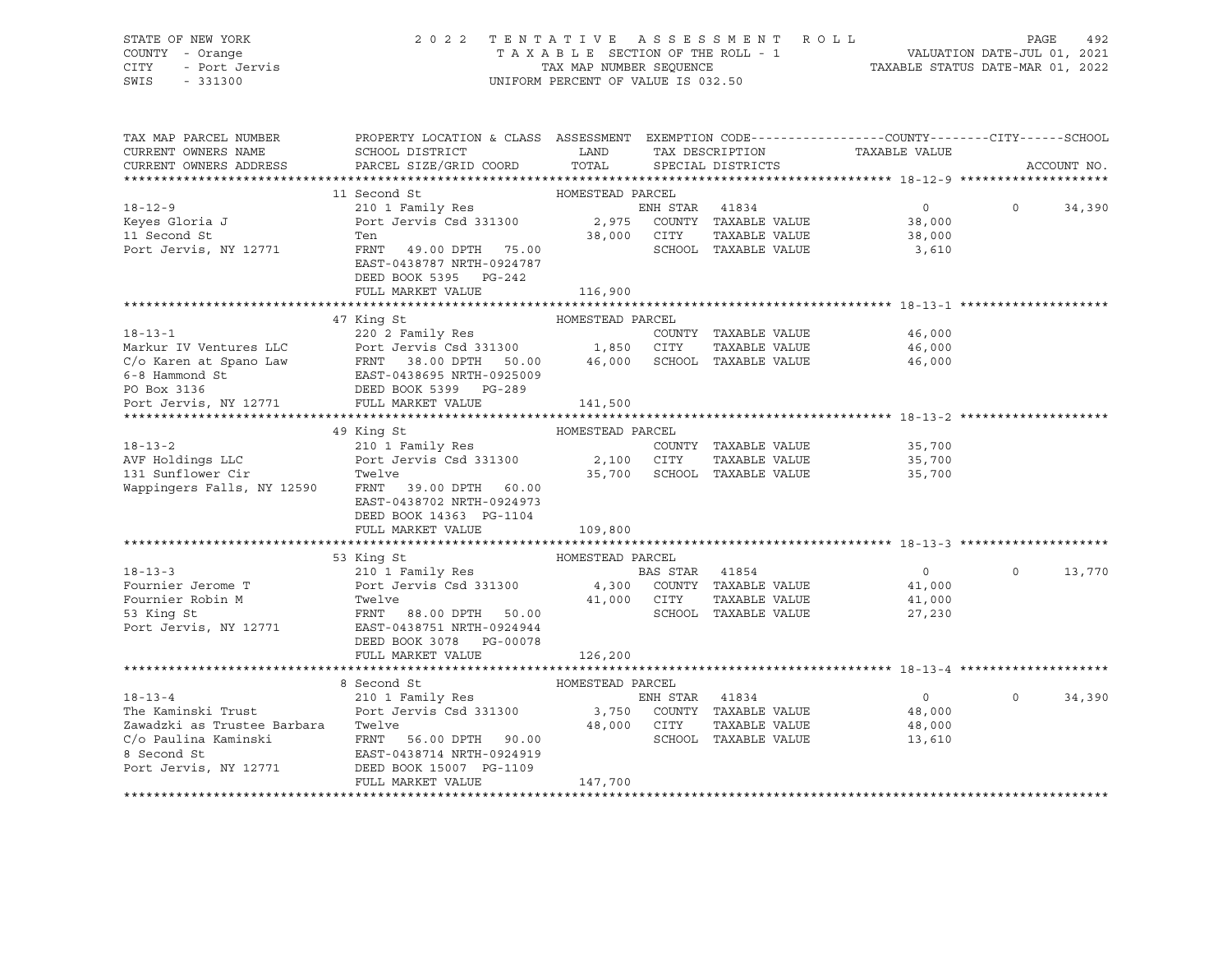STATE OF NEW YORK — 2022 TENTATIVE ASSESSMENT ROLL
COUNTY - Orange — TAXABLE SECTION OF THE ROLL - 1 — VALUATION DATE-JUL 01, 2021
CITY - Port Jervis — TAX MAP NUMBER SEQUENCE — TAXABLE STATUS DATE-MAR 01, 2022
SWIS - 331300 — UNIFORM PERCENT OF VALUE IS 032.50

| TAX MAP PARCEL NUMBER / CURRENT OWNERS NAME / CURRENT OWNERS ADDRESS | PROPERTY LOCATION & CLASS / SCHOOL DISTRICT / PARCEL SIZE/GRID COORD | ASSESSMENT LAND | ASSESSMENT TOTAL | EXEMPTION CODE / TAX DESCRIPTION / SPECIAL DISTRICTS | COUNTY TAXABLE VALUE | CITY | SCHOOL |
|---|---|---|---|---|---|---|---|
| **18-12-9** | 11 Second St — HOMESTEAD PARCEL | | | | | | |
| 18-12-9 | 210 1 Family Res | | | ENH STAR 41834 | 0 | 0 | 34,390 |
| Keyes Gloria J | Port Jervis Csd 331300 | 2,975 | | COUNTY TAXABLE VALUE | 38,000 | | |
| 11 Second St | Ten | | 38,000 | CITY TAXABLE VALUE | 38,000 | | |
| Port Jervis, NY 12771 | FRNT 49.00 DPTH 75.00 | | | SCHOOL TAXABLE VALUE | 3,610 | | |
| | EAST-0438787 NRTH-0924787 | | | | | | |
| | DEED BOOK 5395 PG-242 | | | | | | |
| | FULL MARKET VALUE | | 116,900 | | | | |
| **18-13-1** | 47 King St — HOMESTEAD PARCEL | | | | | | |
| 18-13-1 | 220 2 Family Res | | | COUNTY TAXABLE VALUE | 46,000 | | |
| Markur IV Ventures LLC | Port Jervis Csd 331300 | 1,850 | | CITY TAXABLE VALUE | 46,000 | | |
| C/o Karen at Spano Law | FRNT 38.00 DPTH 50.00 | | 46,000 | SCHOOL TAXABLE VALUE | 46,000 | | |
| 6-8 Hammond St | EAST-0438695 NRTH-0925009 | | | | | | |
| PO Box 3136 | DEED BOOK 5399 PG-289 | | | | | | |
| Port Jervis, NY 12771 | FULL MARKET VALUE | | 141,500 | | | | |
| **18-13-2** | 49 King St — HOMESTEAD PARCEL | | | | | | |
| 18-13-2 | 210 1 Family Res | | | COUNTY TAXABLE VALUE | 35,700 | | |
| AVF Holdings LLC | Port Jervis Csd 331300 | 2,100 | | CITY TAXABLE VALUE | 35,700 | | |
| 131 Sunflower Cir | Twelve | | 35,700 | SCHOOL TAXABLE VALUE | 35,700 | | |
| Wappingers Falls, NY 12590 | FRNT 39.00 DPTH 60.00 | | | | | | |
| | EAST-0438702 NRTH-0924973 | | | | | | |
| | DEED BOOK 14363 PG-1104 | | | | | | |
| | FULL MARKET VALUE | | 109,800 | | | | |
| **18-13-3** | 53 King St — HOMESTEAD PARCEL | | | | | | |
| 18-13-3 | 210 1 Family Res | | | BAS STAR 41854 | 0 | 0 | 13,770 |
| Fournier Jerome T | Port Jervis Csd 331300 | 4,300 | | COUNTY TAXABLE VALUE | 41,000 | | |
| Fournier Robin M | Twelve | | 41,000 | CITY TAXABLE VALUE | 41,000 | | |
| 53 King St | FRNT 88.00 DPTH 50.00 | | | SCHOOL TAXABLE VALUE | 27,230 | | |
| Port Jervis, NY 12771 | EAST-0438751 NRTH-0924944 | | | | | | |
| | DEED BOOK 3078 PG-00078 | | | | | | |
| | FULL MARKET VALUE | | 126,200 | | | | |
| **18-13-4** | 8 Second St — HOMESTEAD PARCEL | | | | | | |
| 18-13-4 | 210 1 Family Res | | | ENH STAR 41834 | 0 | 0 | 34,390 |
| The Kaminski Trust | Port Jervis Csd 331300 | 3,750 | | COUNTY TAXABLE VALUE | 48,000 | | |
| Zawadzki as Trustee Barbara | Twelve | | 48,000 | CITY TAXABLE VALUE | 48,000 | | |
| C/o Paulina Kaminski | FRNT 56.00 DPTH 90.00 | | | SCHOOL TAXABLE VALUE | 13,610 | | |
| 8 Second St | EAST-0438714 NRTH-0924919 | | | | | | |
| Port Jervis, NY 12771 | DEED BOOK 15007 PG-1109 | | | | | | |
| | FULL MARKET VALUE | | 147,700 | | | | |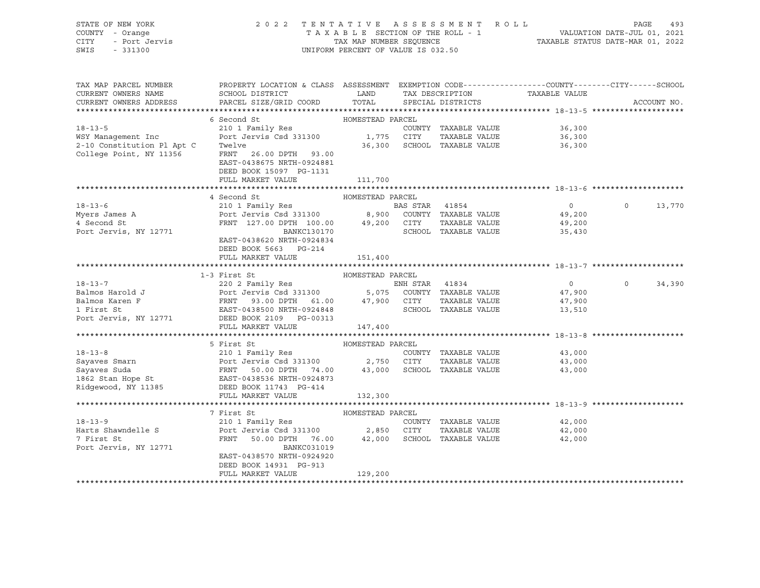STATE OF NEW YORK — COUNTY - Orange — CITY - Port Jervis — SWIS - 331300

2022 TENTATIVE ASSESSMENT ROLL — TAXABLE SECTION OF THE ROLL - 1 — TAX MAP NUMBER SEQUENCE — UNIFORM PERCENT OF VALUE IS 032.50

VALUATION DATE-JUL 01, 2021 — TAXABLE STATUS DATE-MAR 01, 2022

| TAX MAP PARCEL NUMBER / CURRENT OWNERS NAME / CURRENT OWNERS ADDRESS | PROPERTY LOCATION & CLASS / SCHOOL DISTRICT / PARCEL SIZE/GRID COORD | ASSESSMENT LAND | ASSESSMENT TOTAL | EXEMPTION CODE / TAX DESCRIPTION / SPECIAL DISTRICTS | COUNTY TAXABLE VALUE | CITY | SCHOOL |
|---|---|---|---|---|---|---|---|
| **18-13-5** | 6 Second St — HOMESTEAD PARCEL | | | | | | |
| WSY Management Inc | 210 1 Family Res | | | COUNTY TAXABLE VALUE | 36,300 | | |
| 2-10 Constitution Pl Apt C | Port Jervis Csd 331300 | 1,775 | | CITY TAXABLE VALUE | 36,300 | | |
| College Point, NY 11356 | Twelve | | 36,300 | SCHOOL TAXABLE VALUE | 36,300 | | |
| | FRNT 26.00 DPTH 93.00 | | | | | | |
| | EAST-0438675 NRTH-0924881 | | | | | | |
| | DEED BOOK 15097 PG-1131 | | | | | | |
| | FULL MARKET VALUE | 111,700 | | | | | |
| **18-13-6** | 4 Second St — HOMESTEAD PARCEL | | | | | | |
| Myers James A | 210 1 Family Res | | | BAS STAR 41854 | 0 | 0 | 13,770 |
| 4 Second St | Port Jervis Csd 331300 | 8,900 | | COUNTY TAXABLE VALUE | 49,200 | | |
| Port Jervis, NY 12771 | FRNT 127.00 DPTH 100.00 | | 49,200 | CITY TAXABLE VALUE | 49,200 | | |
| | BANKC130170 | | | SCHOOL TAXABLE VALUE | 35,430 | | |
| | EAST-0438620 NRTH-0924834 | | | | | | |
| | DEED BOOK 5663 PG-214 | | | | | | |
| | FULL MARKET VALUE | 151,400 | | | | | |
| **18-13-7** | 1-3 First St — HOMESTEAD PARCEL | | | | | | |
| Balmos Harold J | 220 2 Family Res | | | ENH STAR 41834 | 0 | 0 | 34,390 |
| Balmos Karen F | Port Jervis Csd 331300 | 5,075 | | COUNTY TAXABLE VALUE | 47,900 | | |
| 1 First St | FRNT 93.00 DPTH 61.00 | | 47,900 | CITY TAXABLE VALUE | 47,900 | | |
| Port Jervis, NY 12771 | EAST-0438500 NRTH-0924848 | | | SCHOOL TAXABLE VALUE | 13,510 | | |
| | DEED BOOK 2109 PG-00313 | | | | | | |
| | FULL MARKET VALUE | 147,400 | | | | | |
| **18-13-8** | 5 First St — HOMESTEAD PARCEL | | | | | | |
| Sayaves Smarn | 210 1 Family Res | | | COUNTY TAXABLE VALUE | 43,000 | | |
| Sayaves Suda | Port Jervis Csd 331300 | 2,750 | | CITY TAXABLE VALUE | 43,000 | | |
| 1862 Stan Hope St | FRNT 50.00 DPTH 74.00 | | 43,000 | SCHOOL TAXABLE VALUE | 43,000 | | |
| Ridgewood, NY 11385 | EAST-0438536 NRTH-0924873 | | | | | | |
| | DEED BOOK 11743 PG-414 | | | | | | |
| | FULL MARKET VALUE | 132,300 | | | | | |
| **18-13-9** | 7 First St — HOMESTEAD PARCEL | | | | | | |
| Harts Shawndelle S | 210 1 Family Res | | | COUNTY TAXABLE VALUE | 42,000 | | |
| 7 First St | Port Jervis Csd 331300 | 2,850 | | CITY TAXABLE VALUE | 42,000 | | |
| Port Jervis, NY 12771 | FRNT 50.00 DPTH 76.00 | | 42,000 | SCHOOL TAXABLE VALUE | 42,000 | | |
| | BANKC031019 | | | | | | |
| | EAST-0438570 NRTH-0924920 | | | | | | |
| | DEED BOOK 14931 PG-913 | | | | | | |
| | FULL MARKET VALUE | 129,200 | | | | | |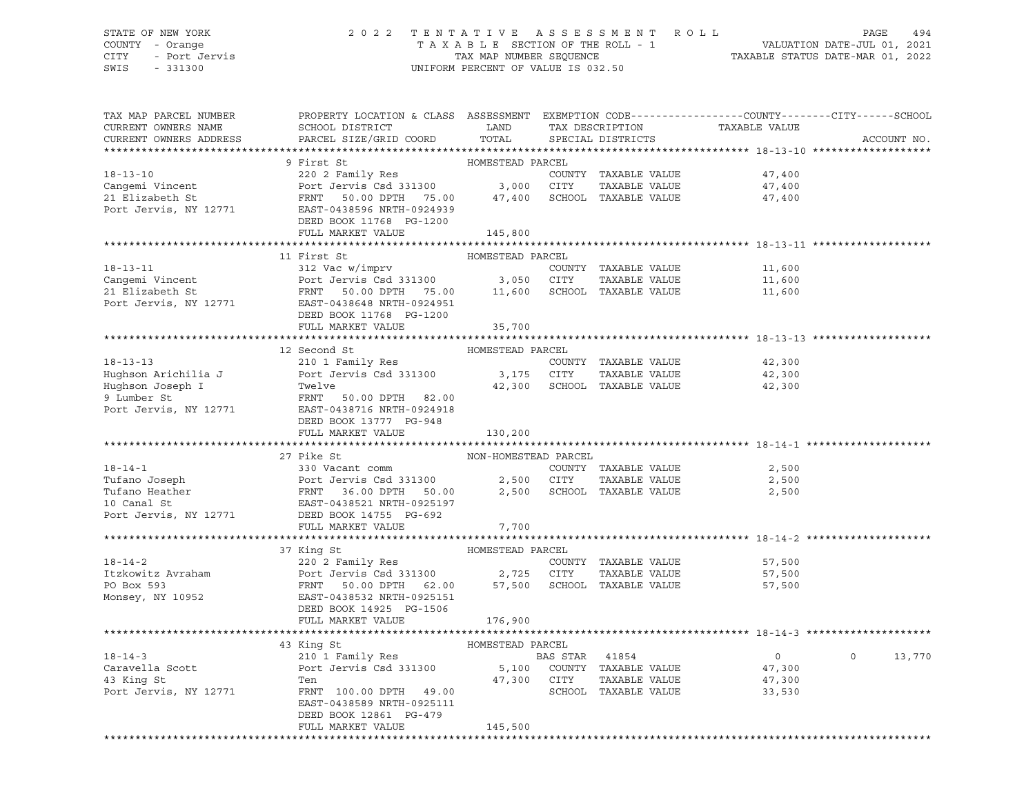STATE OF NEW YORK — COUNTY - Orange — CITY - Port Jervis — SWIS - 331300

2022 TENTATIVE ASSESSMENT ROLL
TAXABLE SECTION OF THE ROLL - 1
TAX MAP NUMBER SEQUENCE
UNIFORM PERCENT OF VALUE IS 032.50

VALUATION DATE-JUL 01, 2021
TAXABLE STATUS DATE-MAR 01, 2022

| TAX MAP PARCEL NUMBER / CURRENT OWNERS NAME / CURRENT OWNERS ADDRESS | PROPERTY LOCATION & CLASS / SCHOOL DISTRICT / PARCEL SIZE/GRID COORD | ASSESSMENT LAND / TOTAL | EXEMPTION CODE / TAX DESCRIPTION / SPECIAL DISTRICTS | COUNTY / CITY TAXABLE VALUE | SCHOOL | ACCOUNT NO. |
|---|---|---|---|---|---|---|
| **18-13-10** | 9 First St — HOMESTEAD PARCEL | | | | | |
| 18-13-10 | 220 2 Family Res | | COUNTY TAXABLE VALUE | 47,400 | | |
| Cangemi Vincent | Port Jervis Csd 331300 | 3,000 | CITY TAXABLE VALUE | 47,400 | | |
| 21 Elizabeth St | FRNT 50.00 DPTH 75.00 | 47,400 | SCHOOL TAXABLE VALUE | 47,400 | | |
| Port Jervis, NY 12771 | EAST-0438596 NRTH-0924939 | | | | | |
| | DEED BOOK 11768 PG-1200 | | | | | |
| | FULL MARKET VALUE | 145,800 | | | | |
| **18-13-11** | 11 First St — HOMESTEAD PARCEL | | | | | |
| 18-13-11 | 312 Vac w/imprv | | COUNTY TAXABLE VALUE | 11,600 | | |
| Cangemi Vincent | Port Jervis Csd 331300 | 3,050 | CITY TAXABLE VALUE | 11,600 | | |
| 21 Elizabeth St | FRNT 50.00 DPTH 75.00 | 11,600 | SCHOOL TAXABLE VALUE | 11,600 | | |
| Port Jervis, NY 12771 | EAST-0438648 NRTH-0924951 | | | | | |
| | DEED BOOK 11768 PG-1200 | | | | | |
| | FULL MARKET VALUE | 35,700 | | | | |
| **18-13-13** | 12 Second St — HOMESTEAD PARCEL | | | | | |
| 18-13-13 | 210 1 Family Res | | COUNTY TAXABLE VALUE | 42,300 | | |
| Hughson Arichilia J | Port Jervis Csd 331300 | 3,175 | CITY TAXABLE VALUE | 42,300 | | |
| Hughson Joseph I | Twelve | 42,300 | SCHOOL TAXABLE VALUE | 42,300 | | |
| 9 Lumber St | FRNT 50.00 DPTH 82.00 | | | | | |
| Port Jervis, NY 12771 | EAST-0438716 NRTH-0924918 | | | | | |
| | DEED BOOK 13777 PG-948 | | | | | |
| | FULL MARKET VALUE | 130,200 | | | | |
| **18-14-1** | 27 Pike St — NON-HOMESTEAD PARCEL | | | | | |
| 18-14-1 | 330 Vacant comm | | COUNTY TAXABLE VALUE | 2,500 | | |
| Tufano Joseph | Port Jervis Csd 331300 | 2,500 | CITY TAXABLE VALUE | 2,500 | | |
| Tufano Heather | FRNT 36.00 DPTH 50.00 | 2,500 | SCHOOL TAXABLE VALUE | 2,500 | | |
| 10 Canal St | EAST-0438521 NRTH-0925197 | | | | | |
| Port Jervis, NY 12771 | DEED BOOK 14755 PG-692 | | | | | |
| | FULL MARKET VALUE | 7,700 | | | | |
| **18-14-2** | 37 King St — HOMESTEAD PARCEL | | | | | |
| 18-14-2 | 220 2 Family Res | | COUNTY TAXABLE VALUE | 57,500 | | |
| Itzkowitz Avraham | Port Jervis Csd 331300 | 2,725 | CITY TAXABLE VALUE | 57,500 | | |
| PO Box 593 | FRNT 50.00 DPTH 62.00 | 57,500 | SCHOOL TAXABLE VALUE | 57,500 | | |
| Monsey, NY 10952 | EAST-0438532 NRTH-0925151 | | | | | |
| | DEED BOOK 14925 PG-1506 | | | | | |
| | FULL MARKET VALUE | 176,900 | | | | |
| **18-14-3** | 43 King St — HOMESTEAD PARCEL | | | | | |
| 18-14-3 | 210 1 Family Res | | BAS STAR 41854 | 0 / 0 | 13,770 | |
| Caravella Scott | Port Jervis Csd 331300 | 5,100 | COUNTY TAXABLE VALUE | 47,300 | | |
| 43 King St | Ten | 47,300 | CITY TAXABLE VALUE | 47,300 | | |
| Port Jervis, NY 12771 | FRNT 100.00 DPTH 49.00 | | SCHOOL TAXABLE VALUE | 33,530 | | |
| | EAST-0438589 NRTH-0925111 | | | | | |
| | DEED BOOK 12861 PG-479 | | | | | |
| | FULL MARKET VALUE | 145,500 | | | | |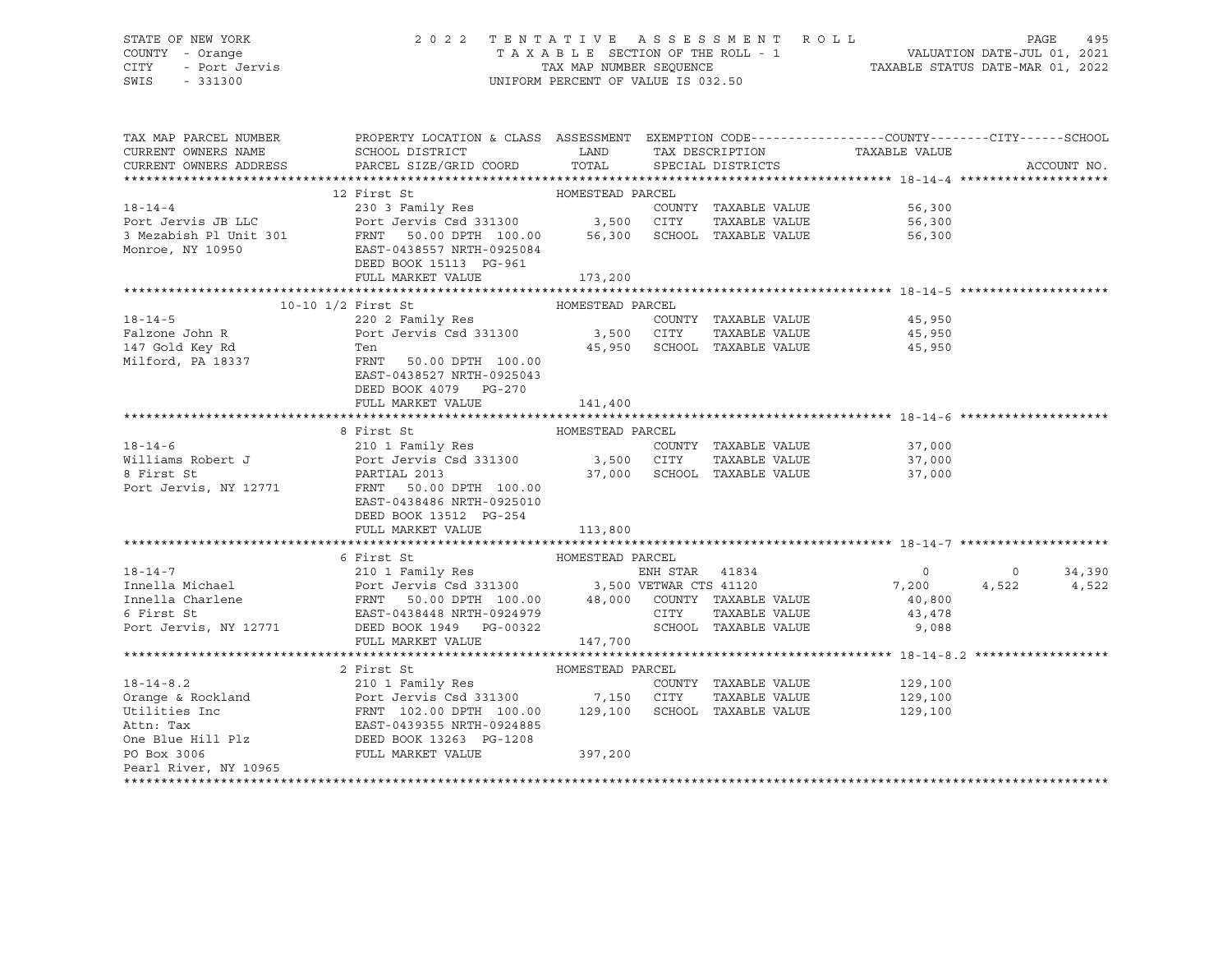STATE OF NEW YORK 2022 TENTATIVE ASSESSMENT ROLL
COUNTY - Orange TAXABLE SECTION OF THE ROLL - 1 VALUATION DATE-JUL 01, 2021
CITY - Port Jervis TAX MAP NUMBER SEQUENCE TAXABLE STATUS DATE-MAR 01, 2022
SWIS - 331300 UNIFORM PERCENT OF VALUE IS 032.50

| TAX MAP PARCEL NUMBER / CURRENT OWNERS NAME / CURRENT OWNERS ADDRESS | PROPERTY LOCATION & CLASS / SCHOOL DISTRICT / PARCEL SIZE/GRID COORD | ASSESSMENT LAND / TOTAL | EXEMPTION CODE / TAX DESCRIPTION / SPECIAL DISTRICTS | COUNTY TAXABLE VALUE | CITY | SCHOOL | ACCOUNT NO. |
|---|---|---|---|---|---|---|---|
| **18-14-4** | 12 First St — HOMESTEAD PARCEL | | | | | | |
| 18-14-4 | 230 3 Family Res | | COUNTY TAXABLE VALUE | 56,300 | | | |
| Port Jervis JB LLC | Port Jervis Csd 331300 | 3,500 | CITY TAXABLE VALUE | 56,300 | | | |
| 3 Mezabish Pl Unit 301 | FRNT 50.00 DPTH 100.00 | 56,300 | SCHOOL TAXABLE VALUE | 56,300 | | | |
| Monroe, NY 10950 | EAST-0438557 NRTH-0925084 | | | | | | |
| | DEED BOOK 15113 PG-961 | | | | | | |
| | FULL MARKET VALUE | 173,200 | | | | | |
| **18-14-5** | 10-10 1/2 First St — HOMESTEAD PARCEL | | | | | | |
| 18-14-5 | 220 2 Family Res | | COUNTY TAXABLE VALUE | 45,950 | | | |
| Falzone John R | Port Jervis Csd 331300 | 3,500 | CITY TAXABLE VALUE | 45,950 | | | |
| 147 Gold Key Rd | Ten | 45,950 | SCHOOL TAXABLE VALUE | 45,950 | | | |
| Milford, PA 18337 | FRNT 50.00 DPTH 100.00 | | | | | | |
| | EAST-0438527 NRTH-0925043 | | | | | | |
| | DEED BOOK 4079 PG-270 | | | | | | |
| | FULL MARKET VALUE | 141,400 | | | | | |
| **18-14-6** | 8 First St — HOMESTEAD PARCEL | | | | | | |
| 18-14-6 | 210 1 Family Res | | COUNTY TAXABLE VALUE | 37,000 | | | |
| Williams Robert J | Port Jervis Csd 331300 | 3,500 | CITY TAXABLE VALUE | 37,000 | | | |
| 8 First St | PARTIAL 2013 | 37,000 | SCHOOL TAXABLE VALUE | 37,000 | | | |
| Port Jervis, NY 12771 | FRNT 50.00 DPTH 100.00 | | | | | | |
| | EAST-0438486 NRTH-0925010 | | | | | | |
| | DEED BOOK 13512 PG-254 | | | | | | |
| | FULL MARKET VALUE | 113,800 | | | | | |
| **18-14-7** | 6 First St — HOMESTEAD PARCEL | | | | | | |
| 18-14-7 | 210 1 Family Res | | ENH STAR 41834 | 0 | 0 | 34,390 | |
| Innella Michael | Port Jervis Csd 331300 | 3,500 | VETWAR CTS 41120 | 7,200 | 4,522 | 4,522 | |
| Innella Charlene | FRNT 50.00 DPTH 100.00 | 48,000 | COUNTY TAXABLE VALUE | 40,800 | | | |
| 6 First St | EAST-0438448 NRTH-0924979 | | CITY TAXABLE VALUE | 43,478 | | | |
| Port Jervis, NY 12771 | DEED BOOK 1949 PG-00322 | | SCHOOL TAXABLE VALUE | 9,088 | | | |
| | FULL MARKET VALUE | 147,700 | | | | | |
| **18-14-8.2** | 2 First St — HOMESTEAD PARCEL | | | | | | |
| 18-14-8.2 | 210 1 Family Res | | COUNTY TAXABLE VALUE | 129,100 | | | |
| Orange & Rockland | Port Jervis Csd 331300 | 7,150 | CITY TAXABLE VALUE | 129,100 | | | |
| Utilities Inc | FRNT 102.00 DPTH 100.00 | 129,100 | SCHOOL TAXABLE VALUE | 129,100 | | | |
| Attn: Tax | EAST-0439355 NRTH-0924885 | | | | | | |
| One Blue Hill Plz | DEED BOOK 13263 PG-1208 | | | | | | |
| PO Box 3006 | FULL MARKET VALUE | 397,200 | | | | | |
| Pearl River, NY 10965 | | | | | | | |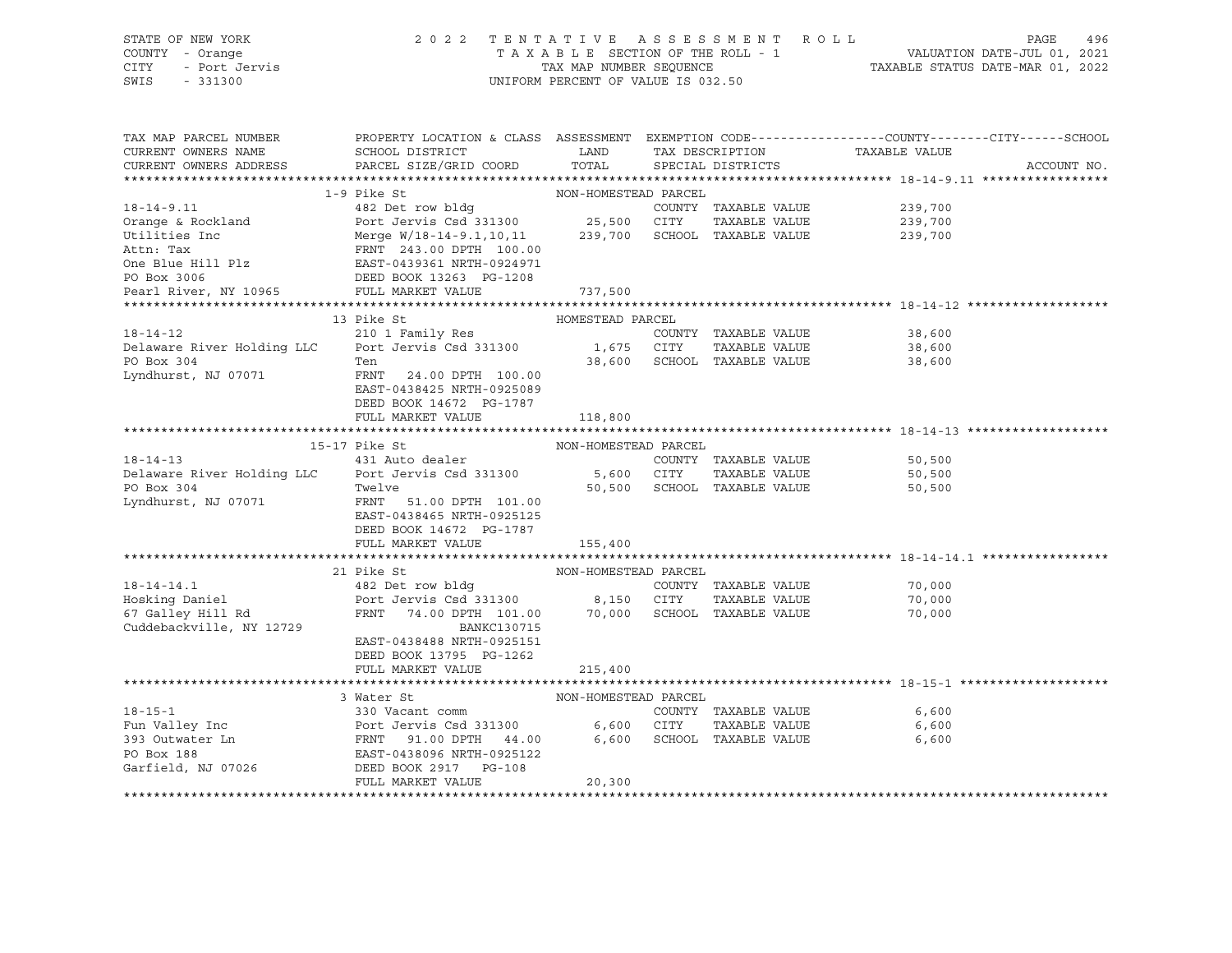STATE OF NEW YORK
COUNTY - Orange
CITY - Port Jervis
SWIS - 331300

2 0 2 2 T E N T A T I V E A S S E S S M E N T R O L L
T A X A B L E SECTION OF THE ROLL - 1
TAX MAP NUMBER SEQUENCE
UNIFORM PERCENT OF VALUE IS 032.50

VALUATION DATE-JUL 01, 2021
TAXABLE STATUS DATE-MAR 01, 2022

| TAX MAP PARCEL NUMBER / CURRENT OWNERS NAME / CURRENT OWNERS ADDRESS | PROPERTY LOCATION & CLASS / SCHOOL DISTRICT / PARCEL SIZE/GRID COORD | ASSESSMENT LAND / TOTAL | EXEMPTION CODE / TAX DESCRIPTION / SPECIAL DISTRICTS | COUNTY / CITY / SCHOOL TAXABLE VALUE | ACCOUNT NO. |
|---|---|---|---|---|---|
| **18-14-9.11** | 1-9 Pike St | NON-HOMESTEAD PARCEL | | | |
| 18-14-9.11 | 482 Det row bldg | | COUNTY TAXABLE VALUE | 239,700 | |
| Orange & Rockland | Port Jervis Csd 331300 | 25,500 | CITY TAXABLE VALUE | 239,700 | |
| Utilities Inc | Merge W/18-14-9.1,10,11 | 239,700 | SCHOOL TAXABLE VALUE | 239,700 | |
| Attn: Tax | FRNT 243.00 DPTH 100.00 | | | | |
| One Blue Hill Plz | EAST-0439361 NRTH-0924971 | | | | |
| PO Box 3006 | DEED BOOK 13263 PG-1208 | | | | |
| Pearl River, NY 10965 | FULL MARKET VALUE | 737,500 | | | |
| **18-14-12** | 13 Pike St | HOMESTEAD PARCEL | | | |
| 18-14-12 | 210 1 Family Res | | COUNTY TAXABLE VALUE | 38,600 | |
| Delaware River Holding LLC | Port Jervis Csd 331300 | 1,675 | CITY TAXABLE VALUE | 38,600 | |
| PO Box 304 | Ten | 38,600 | SCHOOL TAXABLE VALUE | 38,600 | |
| Lyndhurst, NJ 07071 | FRNT 24.00 DPTH 100.00 | | | | |
| | EAST-0438425 NRTH-0925089 | | | | |
| | DEED BOOK 14672 PG-1787 | | | | |
| | FULL MARKET VALUE | 118,800 | | | |
| **18-14-13** | 15-17 Pike St | NON-HOMESTEAD PARCEL | | | |
| 18-14-13 | 431 Auto dealer | | COUNTY TAXABLE VALUE | 50,500 | |
| Delaware River Holding LLC | Port Jervis Csd 331300 | 5,600 | CITY TAXABLE VALUE | 50,500 | |
| PO Box 304 | Twelve | 50,500 | SCHOOL TAXABLE VALUE | 50,500 | |
| Lyndhurst, NJ 07071 | FRNT 51.00 DPTH 101.00 | | | | |
| | EAST-0438465 NRTH-0925125 | | | | |
| | DEED BOOK 14672 PG-1787 | | | | |
| | FULL MARKET VALUE | 155,400 | | | |
| **18-14-14.1** | 21 Pike St | NON-HOMESTEAD PARCEL | | | |
| 18-14-14.1 | 482 Det row bldg | | COUNTY TAXABLE VALUE | 70,000 | |
| Hosking Daniel | Port Jervis Csd 331300 | 8,150 | CITY TAXABLE VALUE | 70,000 | |
| 67 Galley Hill Rd | FRNT 74.00 DPTH 101.00 | 70,000 | SCHOOL TAXABLE VALUE | 70,000 | |
| Cuddebackville, NY 12729 | BANKC130715 | | | | |
| | EAST-0438488 NRTH-0925151 | | | | |
| | DEED BOOK 13795 PG-1262 | | | | |
| | FULL MARKET VALUE | 215,400 | | | |
| **18-15-1** | 3 Water St | NON-HOMESTEAD PARCEL | | | |
| 18-15-1 | 330 Vacant comm | | COUNTY TAXABLE VALUE | 6,600 | |
| Fun Valley Inc | Port Jervis Csd 331300 | 6,600 | CITY TAXABLE VALUE | 6,600 | |
| 393 Outwater Ln | FRNT 91.00 DPTH 44.00 | 6,600 | SCHOOL TAXABLE VALUE | 6,600 | |
| PO Box 188 | EAST-0438096 NRTH-0925122 | | | | |
| Garfield, NJ 07026 | DEED BOOK 2917 PG-108 | | | | |
| | FULL MARKET VALUE | 20,300 | | | |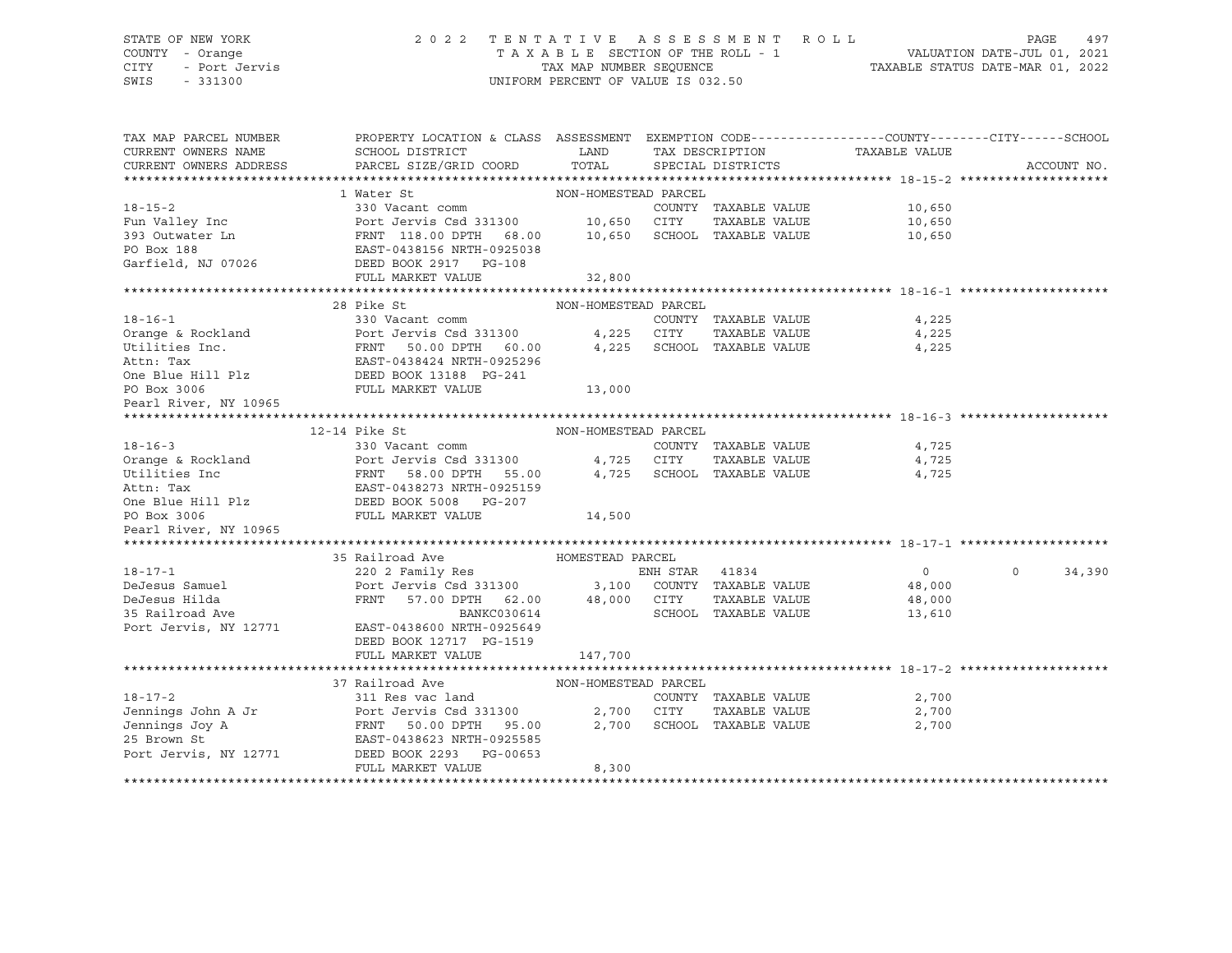STATE OF NEW YORK
COUNTY - Orange
CITY - Port Jervis
SWIS - 331300

2 0 2 2 T E N T A T I V E A S S E S S M E N T R O L L
T A X A B L E SECTION OF THE ROLL - 1
TAX MAP NUMBER SEQUENCE
UNIFORM PERCENT OF VALUE IS 032.50

VALUATION DATE-JUL 01, 2021
TAXABLE STATUS DATE-MAR 01, 2022

```
TAX MAP PARCEL NUMBER     PROPERTY LOCATION & CLASS  ASSESSMENT  EXEMPTION CODE------------------COUNTY--------CITY------SCHOOL
CURRENT OWNERS NAME       SCHOOL DISTRICT               LAND      TAX DESCRIPTION            TAXABLE VALUE
CURRENT OWNERS ADDRESS    PARCEL SIZE/GRID COORD        TOTAL     SPECIAL DISTRICTS                                    ACCOUNT NO.
******************************************************************************************************* 18-15-2 ********************
                          1 Water St                   NON-HOMESTEAD PARCEL
18-15-2                   330 Vacant comm                         COUNTY  TAXABLE VALUE           10,650
Fun Valley Inc            Port Jervis Csd 331300       10,650     CITY    TAXABLE VALUE           10,650
393 Outwater Ln           FRNT 118.00 DPTH  68.00      10,650     SCHOOL  TAXABLE VALUE           10,650
PO Box 188                EAST-0438156 NRTH-0925038
Garfield, NJ 07026        DEED BOOK 2917   PG-108
                          FULL MARKET VALUE             32,800
******************************************************************************************************* 18-16-1 ********************
                          28 Pike St                   NON-HOMESTEAD PARCEL
18-16-1                   330 Vacant comm                         COUNTY  TAXABLE VALUE            4,225
Orange & Rockland         Port Jervis Csd 331300        4,225     CITY    TAXABLE VALUE            4,225
Utilities Inc.            FRNT  50.00 DPTH  60.00       4,225     SCHOOL  TAXABLE VALUE            4,225
Attn: Tax                 EAST-0438424 NRTH-0925296
One Blue Hill Plz         DEED BOOK 13188  PG-241
PO Box 3006               FULL MARKET VALUE             13,000
Pearl River, NY 10965
******************************************************************************************************* 18-16-3 ********************
                          12-14 Pike St                NON-HOMESTEAD PARCEL
18-16-3                   330 Vacant comm                         COUNTY  TAXABLE VALUE            4,725
Orange & Rockland         Port Jervis Csd 331300        4,725     CITY    TAXABLE VALUE            4,725
Utilities Inc             FRNT  58.00 DPTH  55.00       4,725     SCHOOL  TAXABLE VALUE            4,725
Attn: Tax                 EAST-0438273 NRTH-0925159
One Blue Hill Plz         DEED BOOK 5008   PG-207
PO Box 3006               FULL MARKET VALUE             14,500
Pearl River, NY 10965
******************************************************************************************************* 18-17-1 ********************
                          35 Railroad Ave              HOMESTEAD PARCEL
18-17-1                   220 2 Family Res                        ENH STAR  41834                      0            0     34,390
DeJesus Samuel            Port Jervis Csd 331300        3,100     COUNTY  TAXABLE VALUE           48,000
DeJesus Hilda             FRNT  57.00 DPTH  62.00      48,000     CITY    TAXABLE VALUE           48,000
35 Railroad Ave                          BANKC030614              SCHOOL  TAXABLE VALUE           13,610
Port Jervis, NY 12771     EAST-0438600 NRTH-0925649
                          DEED BOOK 12717  PG-1519
                          FULL MARKET VALUE            147,700
******************************************************************************************************* 18-17-2 ********************
                          37 Railroad Ave              NON-HOMESTEAD PARCEL
18-17-2                   311 Res vac land                        COUNTY  TAXABLE VALUE            2,700
Jennings John A Jr        Port Jervis Csd 331300        2,700     CITY    TAXABLE VALUE            2,700
Jennings Joy A            FRNT  50.00 DPTH  95.00       2,700     SCHOOL  TAXABLE VALUE            2,700
25 Brown St               EAST-0438623 NRTH-0925585
Port Jervis, NY 12771     DEED BOOK 2293   PG-00653
                          FULL MARKET VALUE              8,300
************************************************************************************************************************************
```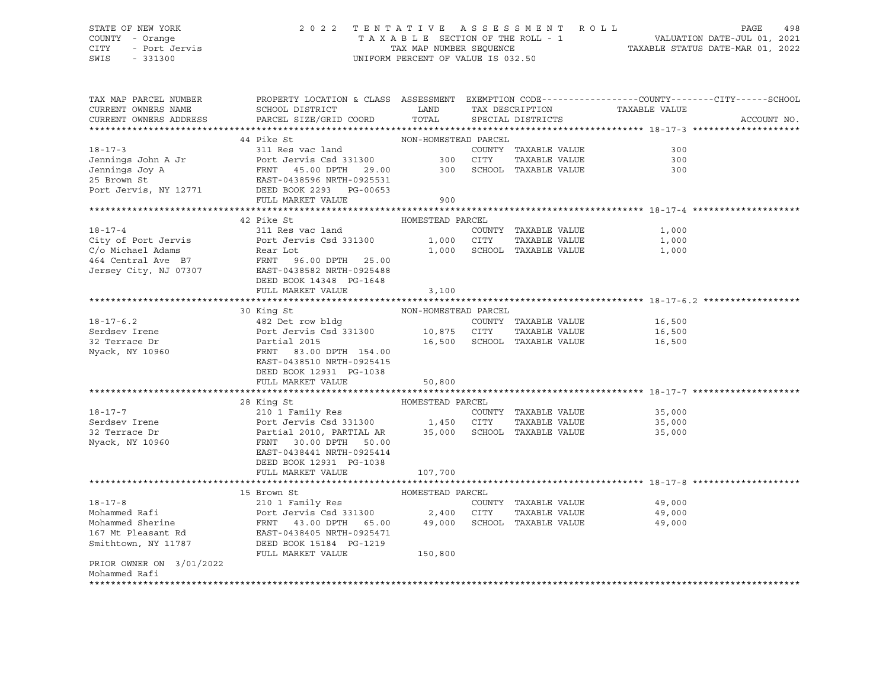STATE OF NEW YORK
COUNTY - Orange
CITY - Port Jervis
SWIS - 331300

2 0 2 2 T E N T A T I V E A S S E S S M E N T R O L L
T A X A B L E SECTION OF THE ROLL - 1
TAX MAP NUMBER SEQUENCE
UNIFORM PERCENT OF VALUE IS 032.50

VALUATION DATE-JUL 01, 2021
TAXABLE STATUS DATE-MAR 01, 2022

| TAX MAP PARCEL NUMBER / CURRENT OWNERS NAME / CURRENT OWNERS ADDRESS | PROPERTY LOCATION & CLASS / SCHOOL DISTRICT / PARCEL SIZE/GRID COORD | ASSESSMENT LAND / TOTAL | EXEMPTION CODE / TAX DESCRIPTION / SPECIAL DISTRICTS | TAXABLE VALUE (COUNTY / CITY / SCHOOL) | ACCOUNT NO. |
|---|---|---|---|---|---|
| **18-17-3** | 44 Pike St — NON-HOMESTEAD PARCEL | | | | |
| 18-17-3 | 311 Res vac land | | COUNTY TAXABLE VALUE | 300 | |
| Jennings John A Jr | Port Jervis Csd 331300 | 300 | CITY TAXABLE VALUE | 300 | |
| Jennings Joy A | FRNT 45.00 DPTH 29.00 | 300 | SCHOOL TAXABLE VALUE | 300 | |
| 25 Brown St | EAST-0438596 NRTH-0925531 | | | | |
| Port Jervis, NY 12771 | DEED BOOK 2293 PG-00653 | | | | |
| | FULL MARKET VALUE | 900 | | | |
| **18-17-4** | 42 Pike St — HOMESTEAD PARCEL | | | | |
| 18-17-4 | 311 Res vac land | | COUNTY TAXABLE VALUE | 1,000 | |
| City of Port Jervis | Port Jervis Csd 331300 | 1,000 | CITY TAXABLE VALUE | 1,000 | |
| C/o Michael Adams | Rear Lot | 1,000 | SCHOOL TAXABLE VALUE | 1,000 | |
| 464 Central Ave B7 | FRNT 96.00 DPTH 25.00 | | | | |
| Jersey City, NJ 07307 | EAST-0438582 NRTH-0925488 | | | | |
| | DEED BOOK 14348 PG-1648 | | | | |
| | FULL MARKET VALUE | 3,100 | | | |
| **18-17-6.2** | 30 King St — NON-HOMESTEAD PARCEL | | | | |
| 18-17-6.2 | 482 Det row bldg | | COUNTY TAXABLE VALUE | 16,500 | |
| Serdsev Irene | Port Jervis Csd 331300 | 10,875 | CITY TAXABLE VALUE | 16,500 | |
| 32 Terrace Dr | Partial 2015 | 16,500 | SCHOOL TAXABLE VALUE | 16,500 | |
| Nyack, NY 10960 | FRNT 83.00 DPTH 154.00 | | | | |
| | EAST-0438510 NRTH-0925415 | | | | |
| | DEED BOOK 12931 PG-1038 | | | | |
| | FULL MARKET VALUE | 50,800 | | | |
| **18-17-7** | 28 King St — HOMESTEAD PARCEL | | | | |
| 18-17-7 | 210 1 Family Res | | COUNTY TAXABLE VALUE | 35,000 | |
| Serdsev Irene | Port Jervis Csd 331300 | 1,450 | CITY TAXABLE VALUE | 35,000 | |
| 32 Terrace Dr | Partial 2010, PARTIAL AR | 35,000 | SCHOOL TAXABLE VALUE | 35,000 | |
| Nyack, NY 10960 | FRNT 30.00 DPTH 50.00 | | | | |
| | EAST-0438441 NRTH-0925414 | | | | |
| | DEED BOOK 12931 PG-1038 | | | | |
| | FULL MARKET VALUE | 107,700 | | | |
| **18-17-8** | 15 Brown St — HOMESTEAD PARCEL | | | | |
| 18-17-8 | 210 1 Family Res | | COUNTY TAXABLE VALUE | 49,000 | |
| Mohammed Rafi | Port Jervis Csd 331300 | 2,400 | CITY TAXABLE VALUE | 49,000 | |
| Mohammed Sherine | FRNT 43.00 DPTH 65.00 | 49,000 | SCHOOL TAXABLE VALUE | 49,000 | |
| 167 Mt Pleasant Rd | EAST-0438405 NRTH-0925471 | | | | |
| Smithtown, NY 11787 | DEED BOOK 15184 PG-1219 | | | | |
| | FULL MARKET VALUE | 150,800 | | | |
| PRIOR OWNER ON 3/01/2022 | | | | | |
| Mohammed Rafi | | | | | |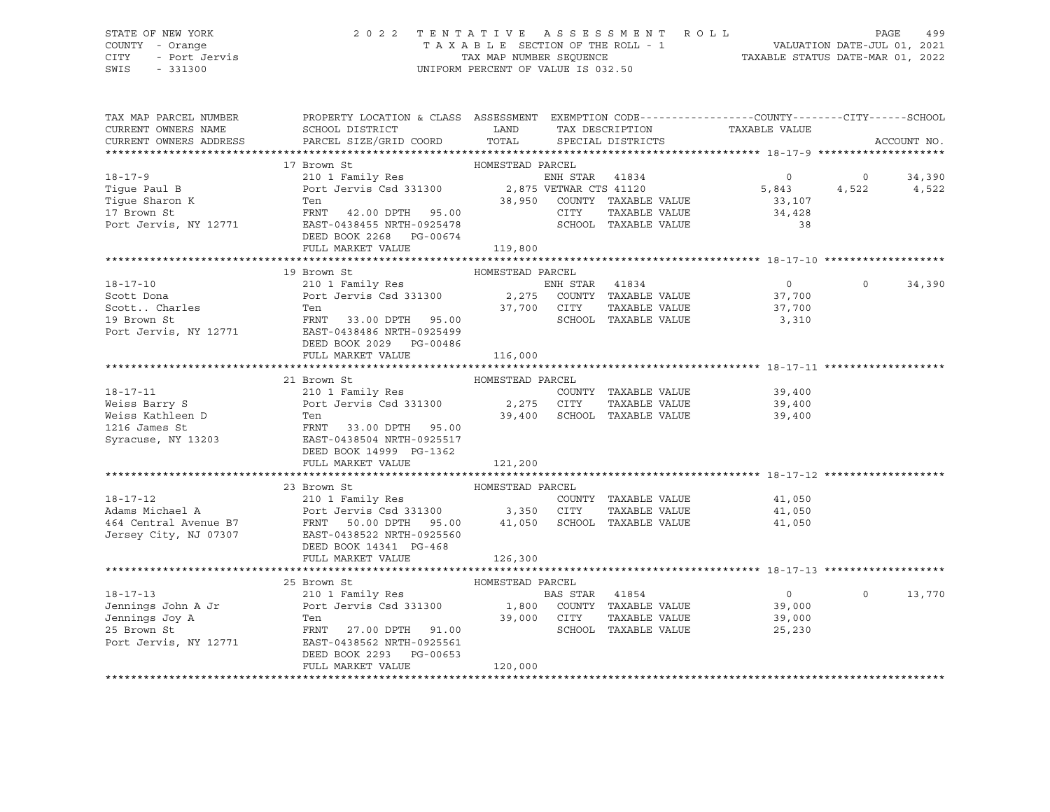STATE OF NEW YORK — 2022 TENTATIVE ASSESSMENT ROLL
COUNTY - Orange — TAXABLE SECTION OF THE ROLL - 1 — VALUATION DATE-JUL 01, 2021
CITY - Port Jervis — TAX MAP NUMBER SEQUENCE — TAXABLE STATUS DATE-MAR 01, 2022
SWIS - 331300 — UNIFORM PERCENT OF VALUE IS 032.50

| TAX MAP PARCEL NUMBER / CURRENT OWNERS NAME / CURRENT OWNERS ADDRESS | PROPERTY LOCATION & CLASS / SCHOOL DISTRICT / PARCEL SIZE/GRID COORD | ASSESSMENT LAND / TOTAL | EXEMPTION CODE / TAX DESCRIPTION / SPECIAL DISTRICTS | COUNTY TAXABLE VALUE | CITY | SCHOOL / ACCOUNT NO. |
|---|---|---|---|---|---|---|
| **18-17-9** | 17 Brown St — HOMESTEAD PARCEL | | | | | |
| Tigue Paul B | 210 1 Family Res | | ENH STAR 41834 | 0 | 0 | 34,390 |
| Tigue Sharon K | Port Jervis Csd 331300 | 2,875 | VETWAR CTS 41120 | 5,843 | 4,522 | 4,522 |
| 17 Brown St | Ten | 38,950 | COUNTY TAXABLE VALUE | 33,107 | | |
| Port Jervis, NY 12771 | FRNT 42.00 DPTH 95.00 | | CITY TAXABLE VALUE | 34,428 | | |
| | EAST-0438455 NRTH-0925478 | | SCHOOL TAXABLE VALUE | 38 | | |
| | DEED BOOK 2268 PG-00674 | | | | | |
| | FULL MARKET VALUE | 119,800 | | | | |
| **18-17-10** | 19 Brown St — HOMESTEAD PARCEL | | | | | |
| Scott Dona | 210 1 Family Res | | ENH STAR 41834 | 0 | 0 | 34,390 |
| Scott.. Charles | Port Jervis Csd 331300 | 2,275 | COUNTY TAXABLE VALUE | 37,700 | | |
| 19 Brown St | Ten | 37,700 | CITY TAXABLE VALUE | 37,700 | | |
| Port Jervis, NY 12771 | FRNT 33.00 DPTH 95.00 | | SCHOOL TAXABLE VALUE | 3,310 | | |
| | EAST-0438486 NRTH-0925499 | | | | | |
| | DEED BOOK 2029 PG-00486 | | | | | |
| | FULL MARKET VALUE | 116,000 | | | | |
| **18-17-11** | 21 Brown St — HOMESTEAD PARCEL | | | | | |
| Weiss Barry S | 210 1 Family Res | | COUNTY TAXABLE VALUE | 39,400 | | |
| Weiss Kathleen D | Port Jervis Csd 331300 | 2,275 | CITY TAXABLE VALUE | 39,400 | | |
| 1216 James St | Ten | 39,400 | SCHOOL TAXABLE VALUE | 39,400 | | |
| Syracuse, NY 13203 | FRNT 33.00 DPTH 95.00 | | | | | |
| | EAST-0438504 NRTH-0925517 | | | | | |
| | DEED BOOK 14999 PG-1362 | | | | | |
| | FULL MARKET VALUE | 121,200 | | | | |
| **18-17-12** | 23 Brown St — HOMESTEAD PARCEL | | | | | |
| Adams Michael A | 210 1 Family Res | | COUNTY TAXABLE VALUE | 41,050 | | |
| 464 Central Avenue B7 | Port Jervis Csd 331300 | 3,350 | CITY TAXABLE VALUE | 41,050 | | |
| Jersey City, NJ 07307 | FRNT 50.00 DPTH 95.00 | 41,050 | SCHOOL TAXABLE VALUE | 41,050 | | |
| | EAST-0438522 NRTH-0925560 | | | | | |
| | DEED BOOK 14341 PG-468 | | | | | |
| | FULL MARKET VALUE | 126,300 | | | | |
| **18-17-13** | 25 Brown St — HOMESTEAD PARCEL | | | | | |
| Jennings John A Jr | 210 1 Family Res | | BAS STAR 41854 | 0 | 0 | 13,770 |
| Jennings Joy A | Port Jervis Csd 331300 | 1,800 | COUNTY TAXABLE VALUE | 39,000 | | |
| 25 Brown St | Ten | 39,000 | CITY TAXABLE VALUE | 39,000 | | |
| Port Jervis, NY 12771 | FRNT 27.00 DPTH 91.00 | | SCHOOL TAXABLE VALUE | 25,230 | | |
| | EAST-0438562 NRTH-0925561 | | | | | |
| | DEED BOOK 2293 PG-00653 | | | | | |
| | FULL MARKET VALUE | 120,000 | | | | |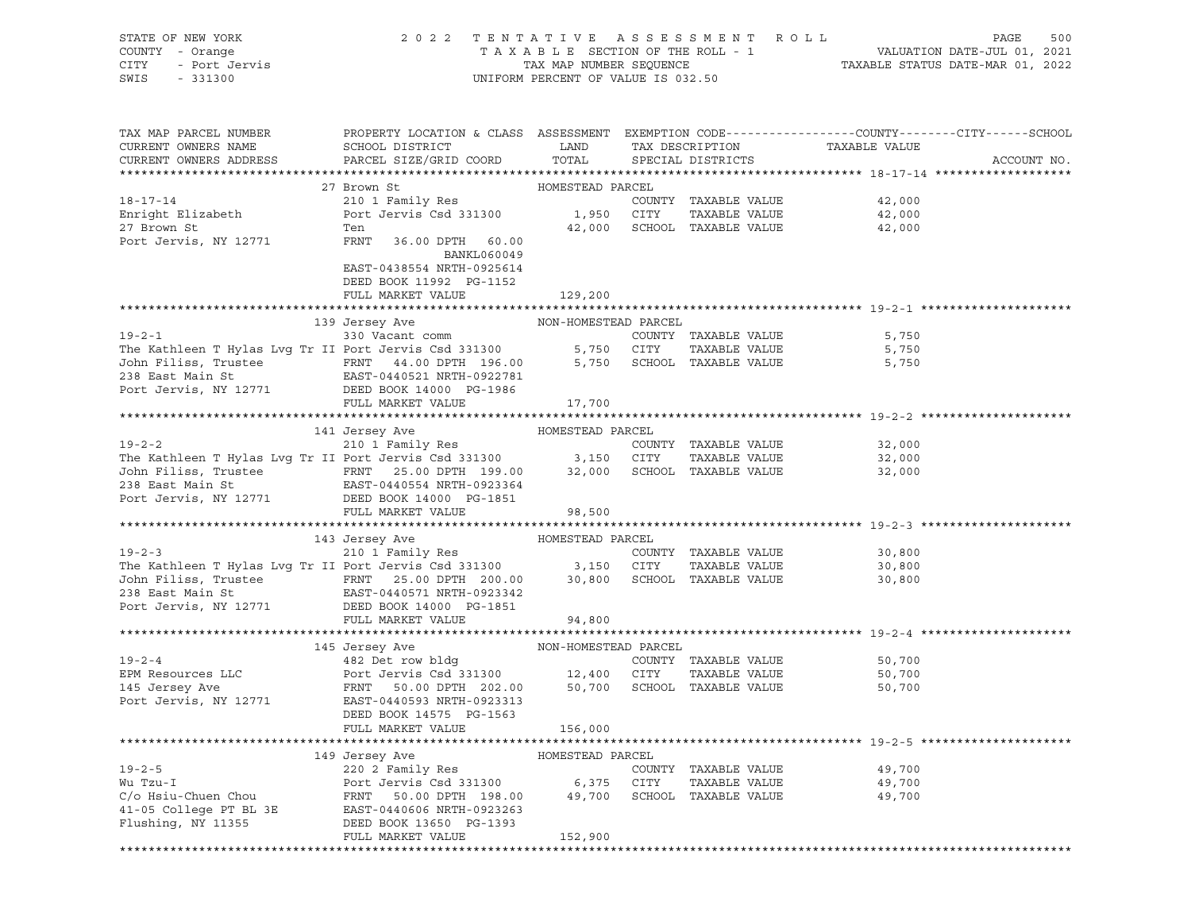STATE OF NEW YORK — COUNTY - Orange — CITY - Port Jervis — SWIS - 331300

2022 TENTATIVE ASSESSMENT ROLL
TAXABLE SECTION OF THE ROLL - 1
TAX MAP NUMBER SEQUENCE
UNIFORM PERCENT OF VALUE IS 032.50

VALUATION DATE-JUL 01, 2021
TAXABLE STATUS DATE-MAR 01, 2022

| TAX MAP PARCEL NUMBER / CURRENT OWNERS NAME / CURRENT OWNERS ADDRESS | PROPERTY LOCATION & CLASS / SCHOOL DISTRICT / PARCEL SIZE/GRID COORD | ASSESSMENT LAND | TOTAL | EXEMPTION CODE / TAX DESCRIPTION / SPECIAL DISTRICTS | COUNTY / CITY / SCHOOL TAXABLE VALUE | ACCOUNT NO. |
|---|---|---|---|---|---|---|
| **18-17-14** | 27 Brown St — HOMESTEAD PARCEL | | | | | |
| Enright Elizabeth | 210 1 Family Res | | | COUNTY TAXABLE VALUE | 42,000 | |
| 27 Brown St | Port Jervis Csd 331300 | 1,950 | | CITY TAXABLE VALUE | 42,000 | |
| Port Jervis, NY 12771 | Ten | | 42,000 | SCHOOL TAXABLE VALUE | 42,000 | |
| | FRNT 36.00 DPTH 60.00 | | | | | |
| | BANKL060049 | | | | | |
| | EAST-0438554 NRTH-0925614 | | | | | |
| | DEED BOOK 11992 PG-1152 | | | | | |
| | FULL MARKET VALUE | | 129,200 | | | |
| **19-2-1** | 139 Jersey Ave — NON-HOMESTEAD PARCEL | | | | | |
| The Kathleen T Hylas Lvg Tr II | 330 Vacant comm | | | COUNTY TAXABLE VALUE | 5,750 | |
| John Filiss, Trustee | Port Jervis Csd 331300 | 5,750 | | CITY TAXABLE VALUE | 5,750 | |
| 238 East Main St | FRNT 44.00 DPTH 196.00 | | 5,750 | SCHOOL TAXABLE VALUE | 5,750 | |
| Port Jervis, NY 12771 | EAST-0440521 NRTH-0922781 | | | | | |
| | DEED BOOK 14000 PG-1986 | | | | | |
| | FULL MARKET VALUE | | 17,700 | | | |
| **19-2-2** | 141 Jersey Ave — HOMESTEAD PARCEL | | | | | |
| The Kathleen T Hylas Lvg Tr II | 210 1 Family Res | | | COUNTY TAXABLE VALUE | 32,000 | |
| John Filiss, Trustee | Port Jervis Csd 331300 | 3,150 | | CITY TAXABLE VALUE | 32,000 | |
| 238 East Main St | FRNT 25.00 DPTH 199.00 | | 32,000 | SCHOOL TAXABLE VALUE | 32,000 | |
| Port Jervis, NY 12771 | EAST-0440554 NRTH-0923364 | | | | | |
| | DEED BOOK 14000 PG-1851 | | | | | |
| | FULL MARKET VALUE | | 98,500 | | | |
| **19-2-3** | 143 Jersey Ave — HOMESTEAD PARCEL | | | | | |
| The Kathleen T Hylas Lvg Tr II | 210 1 Family Res | | | COUNTY TAXABLE VALUE | 30,800 | |
| John Filiss, Trustee | Port Jervis Csd 331300 | 3,150 | | CITY TAXABLE VALUE | 30,800 | |
| 238 East Main St | FRNT 25.00 DPTH 200.00 | | 30,800 | SCHOOL TAXABLE VALUE | 30,800 | |
| Port Jervis, NY 12771 | EAST-0440571 NRTH-0923342 | | | | | |
| | DEED BOOK 14000 PG-1851 | | | | | |
| | FULL MARKET VALUE | | 94,800 | | | |
| **19-2-4** | 145 Jersey Ave — NON-HOMESTEAD PARCEL | | | | | |
| EPM Resources LLC | 482 Det row bldg | | | COUNTY TAXABLE VALUE | 50,700 | |
| 145 Jersey Ave | Port Jervis Csd 331300 | 12,400 | | CITY TAXABLE VALUE | 50,700 | |
| Port Jervis, NY 12771 | FRNT 50.00 DPTH 202.00 | | 50,700 | SCHOOL TAXABLE VALUE | 50,700 | |
| | EAST-0440593 NRTH-0923313 | | | | | |
| | DEED BOOK 14575 PG-1563 | | | | | |
| | FULL MARKET VALUE | | 156,000 | | | |
| **19-2-5** | 149 Jersey Ave — HOMESTEAD PARCEL | | | | | |
| Wu Tzu-I | 220 2 Family Res | | | COUNTY TAXABLE VALUE | 49,700 | |
| C/o Hsiu-Chuen Chou | Port Jervis Csd 331300 | 6,375 | | CITY TAXABLE VALUE | 49,700 | |
| 41-05 College PT BL 3E | FRNT 50.00 DPTH 198.00 | | 49,700 | SCHOOL TAXABLE VALUE | 49,700 | |
| Flushing, NY 11355 | EAST-0440606 NRTH-0923263 | | | | | |
| | DEED BOOK 13650 PG-1393 | | | | | |
| | FULL MARKET VALUE | | 152,900 | | | |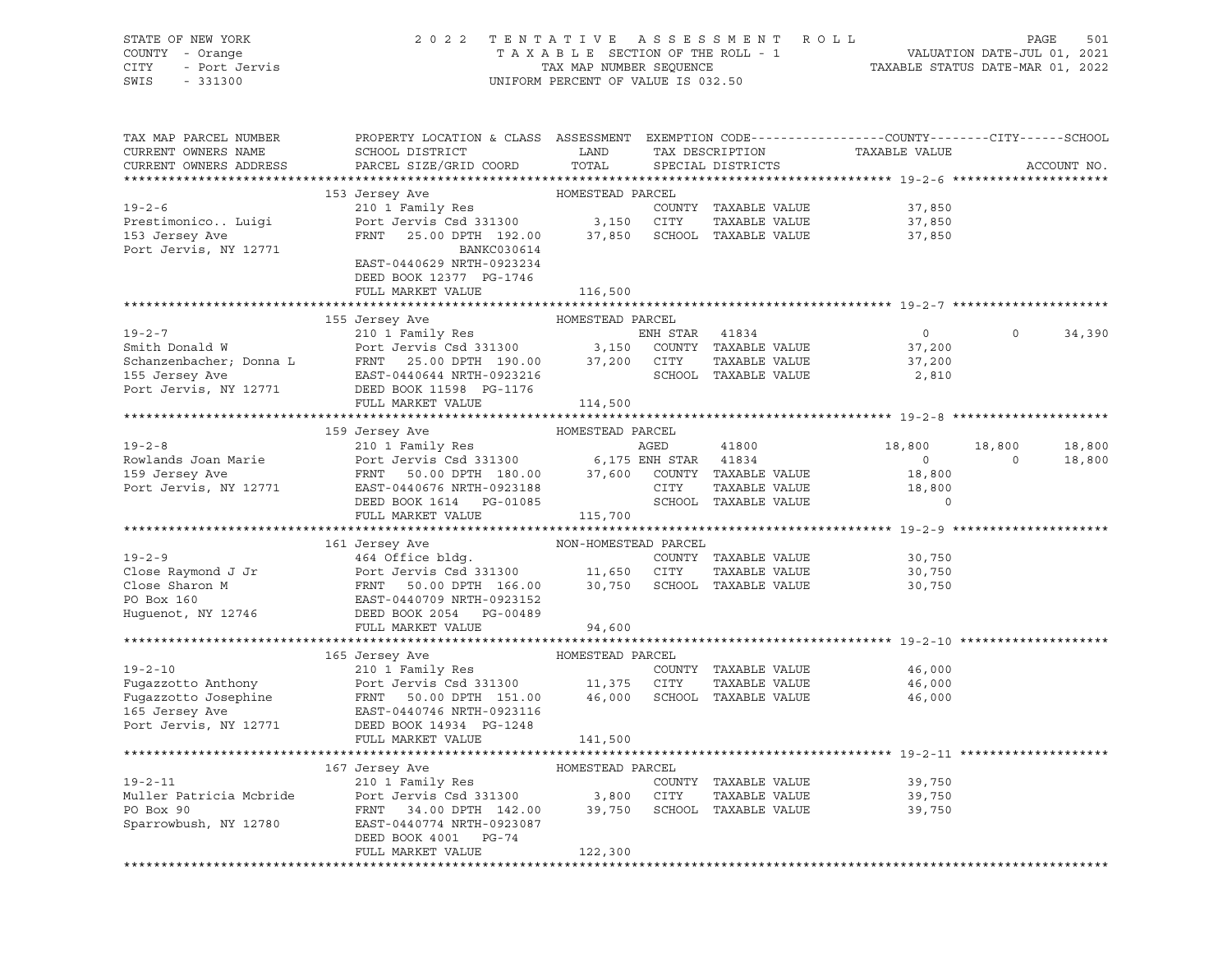STATE OF NEW YORK — 2022 TENTATIVE ASSESSMENT ROLL — PAGE 501
COUNTY - Orange — TAXABLE SECTION OF THE ROLL - 1 — VALUATION DATE-JUL 01, 2021
CITY - Port Jervis — TAX MAP NUMBER SEQUENCE — TAXABLE STATUS DATE-MAR 01, 2022
SWIS - 331300 — UNIFORM PERCENT OF VALUE IS 032.50

| TAX MAP PARCEL NUMBER / CURRENT OWNERS NAME / CURRENT OWNERS ADDRESS | PROPERTY LOCATION & CLASS / SCHOOL DISTRICT / PARCEL SIZE/GRID COORD | ASSESSMENT LAND / TOTAL | EXEMPTION CODE / TAX DESCRIPTION / SPECIAL DISTRICTS | COUNTY TAXABLE VALUE | CITY | SCHOOL | ACCOUNT NO. |
|---|---|---|---|---|---|---|---|
| **19-2-6** | 153 Jersey Ave — HOMESTEAD PARCEL | | | | | | |
| 19-2-6 | 210 1 Family Res | | COUNTY TAXABLE VALUE | 37,850 | | | |
| Prestimonico.. Luigi | Port Jervis Csd 331300 | 3,150 | CITY TAXABLE VALUE | 37,850 | | | |
| 153 Jersey Ave | FRNT 25.00 DPTH 192.00 | 37,850 | SCHOOL TAXABLE VALUE | 37,850 | | | |
| Port Jervis, NY 12771 | BANKC030614 | | | | | | |
| | EAST-0440629 NRTH-0923234 | | | | | | |
| | DEED BOOK 12377 PG-1746 | | | | | | |
| | FULL MARKET VALUE | 116,500 | | | | | |
| **19-2-7** | 155 Jersey Ave — HOMESTEAD PARCEL | | | | | | |
| 19-2-7 | 210 1 Family Res | | ENH STAR 41834 | 0 | 0 | 34,390 | |
| Smith Donald W | Port Jervis Csd 331300 | 3,150 | COUNTY TAXABLE VALUE | 37,200 | | | |
| Schanzenbacher; Donna L | FRNT 25.00 DPTH 190.00 | 37,200 | CITY TAXABLE VALUE | 37,200 | | | |
| 155 Jersey Ave | EAST-0440644 NRTH-0923216 | | SCHOOL TAXABLE VALUE | 2,810 | | | |
| Port Jervis, NY 12771 | DEED BOOK 11598 PG-1176 | | | | | | |
| | FULL MARKET VALUE | 114,500 | | | | | |
| **19-2-8** | 159 Jersey Ave — HOMESTEAD PARCEL | | | | | | |
| 19-2-8 | 210 1 Family Res | | AGED 41800 | 18,800 | 18,800 | 18,800 | |
| Rowlands Joan Marie | Port Jervis Csd 331300 | 6,175 | ENH STAR 41834 | 0 | 0 | 18,800 | |
| 159 Jersey Ave | FRNT 50.00 DPTH 180.00 | 37,600 | COUNTY TAXABLE VALUE | 18,800 | | | |
| Port Jervis, NY 12771 | EAST-0440676 NRTH-0923188 | | CITY TAXABLE VALUE | 18,800 | | | |
| | DEED BOOK 1614 PG-01085 | | SCHOOL TAXABLE VALUE | 0 | | | |
| | FULL MARKET VALUE | 115,700 | | | | | |
| **19-2-9** | 161 Jersey Ave — NON-HOMESTEAD PARCEL | | | | | | |
| 19-2-9 | 464 Office bldg. | | COUNTY TAXABLE VALUE | 30,750 | | | |
| Close Raymond J Jr | Port Jervis Csd 331300 | 11,650 | CITY TAXABLE VALUE | 30,750 | | | |
| Close Sharon M | FRNT 50.00 DPTH 166.00 | 30,750 | SCHOOL TAXABLE VALUE | 30,750 | | | |
| PO Box 160 | EAST-0440709 NRTH-0923152 | | | | | | |
| Huguenot, NY 12746 | DEED BOOK 2054 PG-00489 | | | | | | |
| | FULL MARKET VALUE | 94,600 | | | | | |
| **19-2-10** | 165 Jersey Ave — HOMESTEAD PARCEL | | | | | | |
| 19-2-10 | 210 1 Family Res | | COUNTY TAXABLE VALUE | 46,000 | | | |
| Fugazzotto Anthony | Port Jervis Csd 331300 | 11,375 | CITY TAXABLE VALUE | 46,000 | | | |
| Fugazzotto Josephine | FRNT 50.00 DPTH 151.00 | 46,000 | SCHOOL TAXABLE VALUE | 46,000 | | | |
| 165 Jersey Ave | EAST-0440746 NRTH-0923116 | | | | | | |
| Port Jervis, NY 12771 | DEED BOOK 14934 PG-1248 | | | | | | |
| | FULL MARKET VALUE | 141,500 | | | | | |
| **19-2-11** | 167 Jersey Ave — HOMESTEAD PARCEL | | | | | | |
| 19-2-11 | 210 1 Family Res | | COUNTY TAXABLE VALUE | 39,750 | | | |
| Muller Patricia Mcbride | Port Jervis Csd 331300 | 3,800 | CITY TAXABLE VALUE | 39,750 | | | |
| PO Box 90 | FRNT 34.00 DPTH 142.00 | 39,750 | SCHOOL TAXABLE VALUE | 39,750 | | | |
| Sparrowbush, NY 12780 | EAST-0440774 NRTH-0923087 | | | | | | |
| | DEED BOOK 4001 PG-74 | | | | | | |
| | FULL MARKET VALUE | 122,300 | | | | | |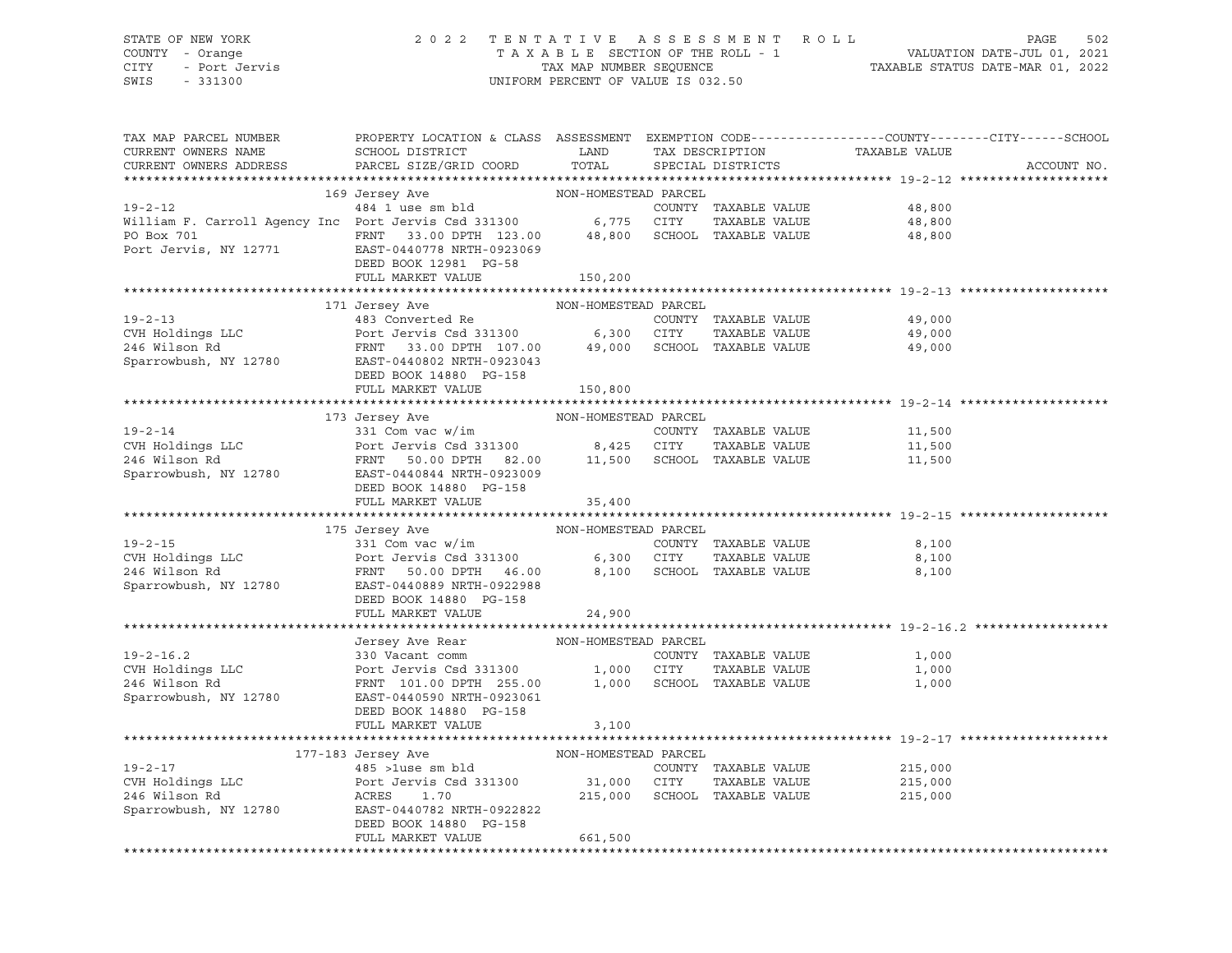STATE OF NEW YORK  
COUNTY - Orange  
CITY - Port Jervis  
SWIS - 331300

2 0 2 2 T E N T A T I V E A S S E S S M E N T R O L L  
T A X A B L E SECTION OF THE ROLL - 1  
TAX MAP NUMBER SEQUENCE  
UNIFORM PERCENT OF VALUE IS 032.50

VALUATION DATE-JUL 01, 2021  
TAXABLE STATUS DATE-MAR 01, 2022

| TAX MAP PARCEL NUMBER / CURRENT OWNERS NAME / CURRENT OWNERS ADDRESS | PROPERTY LOCATION & CLASS / SCHOOL DISTRICT / PARCEL SIZE/GRID COORD | ASSESSMENT LAND | TOTAL | EXEMPTION CODE / TAX DESCRIPTION / SPECIAL DISTRICTS | TAXABLE VALUE (COUNTY / CITY / SCHOOL) |
|---|---|---|---|---|---|
| **19-2-12** | 169 Jersey Ave — NON-HOMESTEAD PARCEL | | | | |
| William F. Carroll Agency Inc | 484 1 use sm bld | | | COUNTY TAXABLE VALUE | 48,800 |
| PO Box 701 | Port Jervis Csd 331300 | 6,775 | | CITY TAXABLE VALUE | 48,800 |
| Port Jervis, NY 12771 | FRNT 33.00 DPTH 123.00 | | 48,800 | SCHOOL TAXABLE VALUE | 48,800 |
| | EAST-0440778 NRTH-0923069 | | | | |
| | DEED BOOK 12981 PG-58 | | | | |
| | FULL MARKET VALUE | | 150,200 | | |
| **19-2-13** | 171 Jersey Ave — NON-HOMESTEAD PARCEL | | | | |
| CVH Holdings LLC | 483 Converted Re | | | COUNTY TAXABLE VALUE | 49,000 |
| 246 Wilson Rd | Port Jervis Csd 331300 | 6,300 | | CITY TAXABLE VALUE | 49,000 |
| Sparrowbush, NY 12780 | FRNT 33.00 DPTH 107.00 | | 49,000 | SCHOOL TAXABLE VALUE | 49,000 |
| | EAST-0440802 NRTH-0923043 | | | | |
| | DEED BOOK 14880 PG-158 | | | | |
| | FULL MARKET VALUE | | 150,800 | | |
| **19-2-14** | 173 Jersey Ave — NON-HOMESTEAD PARCEL | | | | |
| CVH Holdings LLC | 331 Com vac w/im | | | COUNTY TAXABLE VALUE | 11,500 |
| 246 Wilson Rd | Port Jervis Csd 331300 | 8,425 | | CITY TAXABLE VALUE | 11,500 |
| Sparrowbush, NY 12780 | FRNT 50.00 DPTH 82.00 | | 11,500 | SCHOOL TAXABLE VALUE | 11,500 |
| | EAST-0440844 NRTH-0923009 | | | | |
| | DEED BOOK 14880 PG-158 | | | | |
| | FULL MARKET VALUE | | 35,400 | | |
| **19-2-15** | 175 Jersey Ave — NON-HOMESTEAD PARCEL | | | | |
| CVH Holdings LLC | 331 Com vac w/im | | | COUNTY TAXABLE VALUE | 8,100 |
| 246 Wilson Rd | Port Jervis Csd 331300 | 6,300 | | CITY TAXABLE VALUE | 8,100 |
| Sparrowbush, NY 12780 | FRNT 50.00 DPTH 46.00 | | 8,100 | SCHOOL TAXABLE VALUE | 8,100 |
| | EAST-0440889 NRTH-0922988 | | | | |
| | DEED BOOK 14880 PG-158 | | | | |
| | FULL MARKET VALUE | | 24,900 | | |
| **19-2-16.2** | Jersey Ave Rear — NON-HOMESTEAD PARCEL | | | | |
| CVH Holdings LLC | 330 Vacant comm | | | COUNTY TAXABLE VALUE | 1,000 |
| 246 Wilson Rd | Port Jervis Csd 331300 | 1,000 | | CITY TAXABLE VALUE | 1,000 |
| Sparrowbush, NY 12780 | FRNT 101.00 DPTH 255.00 | | 1,000 | SCHOOL TAXABLE VALUE | 1,000 |
| | EAST-0440590 NRTH-0923061 | | | | |
| | DEED BOOK 14880 PG-158 | | | | |
| | FULL MARKET VALUE | | 3,100 | | |
| **19-2-17** | 177-183 Jersey Ave — NON-HOMESTEAD PARCEL | | | | |
| CVH Holdings LLC | 485 >1use sm bld | | | COUNTY TAXABLE VALUE | 215,000 |
| 246 Wilson Rd | Port Jervis Csd 331300 | 31,000 | | CITY TAXABLE VALUE | 215,000 |
| Sparrowbush, NY 12780 | ACRES 1.70 | | 215,000 | SCHOOL TAXABLE VALUE | 215,000 |
| | EAST-0440782 NRTH-0922822 | | | | |
| | DEED BOOK 14880 PG-158 | | | | |
| | FULL MARKET VALUE | | 661,500 | | |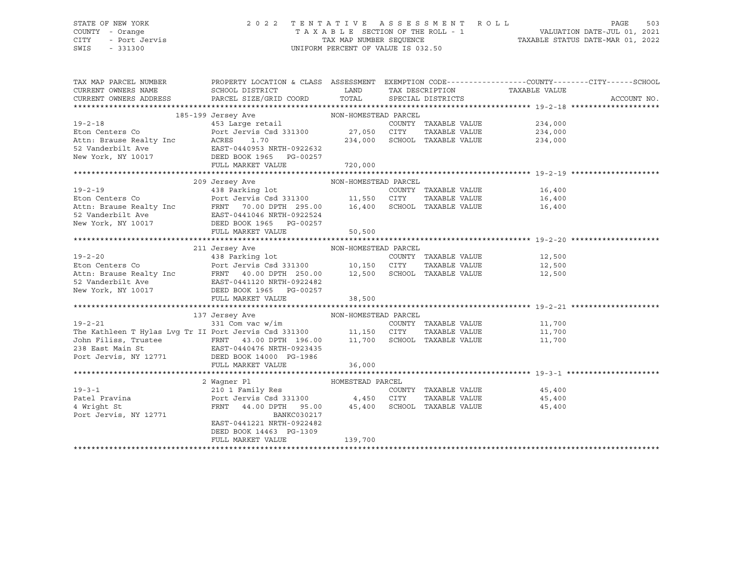STATE OF NEW YORK
COUNTY - Orange
CITY - Port Jervis
SWIS - 331300

2022 TENTATIVE ASSESSMENT ROLL
TAXABLE SECTION OF THE ROLL - 1
TAX MAP NUMBER SEQUENCE
UNIFORM PERCENT OF VALUE IS 032.50

VALUATION DATE-JUL 01, 2021
TAXABLE STATUS DATE-MAR 01, 2022

| TAX MAP PARCEL NUMBER / CURRENT OWNERS NAME / CURRENT OWNERS ADDRESS | PROPERTY LOCATION & CLASS / SCHOOL DISTRICT / PARCEL SIZE/GRID COORD | ASSESSMENT LAND / TOTAL | EXEMPTION CODE / TAX DESCRIPTION / SPECIAL DISTRICTS | TAXABLE VALUE (COUNTY / CITY / SCHOOL) | ACCOUNT NO. |
|---|---|---|---|---|---|
| **19-2-18** | 185-199 Jersey Ave — NON-HOMESTEAD PARCEL | | | | |
| 19-2-18 | 453 Large retail | | COUNTY TAXABLE VALUE | 234,000 | |
| Eton Centers Co | Port Jervis Csd 331300 | 27,050 | CITY TAXABLE VALUE | 234,000 | |
| Attn: Brause Realty Inc | ACRES 1.70 | 234,000 | SCHOOL TAXABLE VALUE | 234,000 | |
| 52 Vanderbilt Ave | EAST-0440953 NRTH-0922632 | | | | |
| New York, NY 10017 | DEED BOOK 1965 PG-00257 | | | | |
| | FULL MARKET VALUE | 720,000 | | | |
| **19-2-19** | 209 Jersey Ave — NON-HOMESTEAD PARCEL | | | | |
| 19-2-19 | 438 Parking lot | | COUNTY TAXABLE VALUE | 16,400 | |
| Eton Centers Co | Port Jervis Csd 331300 | 11,550 | CITY TAXABLE VALUE | 16,400 | |
| Attn: Brause Realty Inc | FRNT 70.00 DPTH 295.00 | 16,400 | SCHOOL TAXABLE VALUE | 16,400 | |
| 52 Vanderbilt Ave | EAST-0441046 NRTH-0922524 | | | | |
| New York, NY 10017 | DEED BOOK 1965 PG-00257 | | | | |
| | FULL MARKET VALUE | 50,500 | | | |
| **19-2-20** | 211 Jersey Ave — NON-HOMESTEAD PARCEL | | | | |
| 19-2-20 | 438 Parking lot | | COUNTY TAXABLE VALUE | 12,500 | |
| Eton Centers Co | Port Jervis Csd 331300 | 10,150 | CITY TAXABLE VALUE | 12,500 | |
| Attn: Brause Realty Inc | FRNT 40.00 DPTH 250.00 | 12,500 | SCHOOL TAXABLE VALUE | 12,500 | |
| 52 Vanderbilt Ave | EAST-0441120 NRTH-0922482 | | | | |
| New York, NY 10017 | DEED BOOK 1965 PG-00257 | | | | |
| | FULL MARKET VALUE | 38,500 | | | |
| **19-2-21** | 137 Jersey Ave — NON-HOMESTEAD PARCEL | | | | |
| 19-2-21 | 331 Com vac w/im | | COUNTY TAXABLE VALUE | 11,700 | |
| The Kathleen T Hylas Lvg Tr II | Port Jervis Csd 331300 | 11,150 | CITY TAXABLE VALUE | 11,700 | |
| John Filiss, Trustee | FRNT 43.00 DPTH 196.00 | 11,700 | SCHOOL TAXABLE VALUE | 11,700 | |
| 238 East Main St | EAST-0440476 NRTH-0923435 | | | | |
| Port Jervis, NY 12771 | DEED BOOK 14000 PG-1986 | | | | |
| | FULL MARKET VALUE | 36,000 | | | |
| **19-3-1** | 2 Wagner Pl — HOMESTEAD PARCEL | | | | |
| 19-3-1 | 210 1 Family Res | | COUNTY TAXABLE VALUE | 45,400 | |
| Patel Pravina | Port Jervis Csd 331300 | 4,450 | CITY TAXABLE VALUE | 45,400 | |
| 4 Wright St | FRNT 44.00 DPTH 95.00 | 45,400 | SCHOOL TAXABLE VALUE | 45,400 | |
| Port Jervis, NY 12771 | BANKC030217 | | | | |
| | EAST-0441221 NRTH-0922482 | | | | |
| | DEED BOOK 14463 PG-1309 | | | | |
| | FULL MARKET VALUE | 139,700 | | | |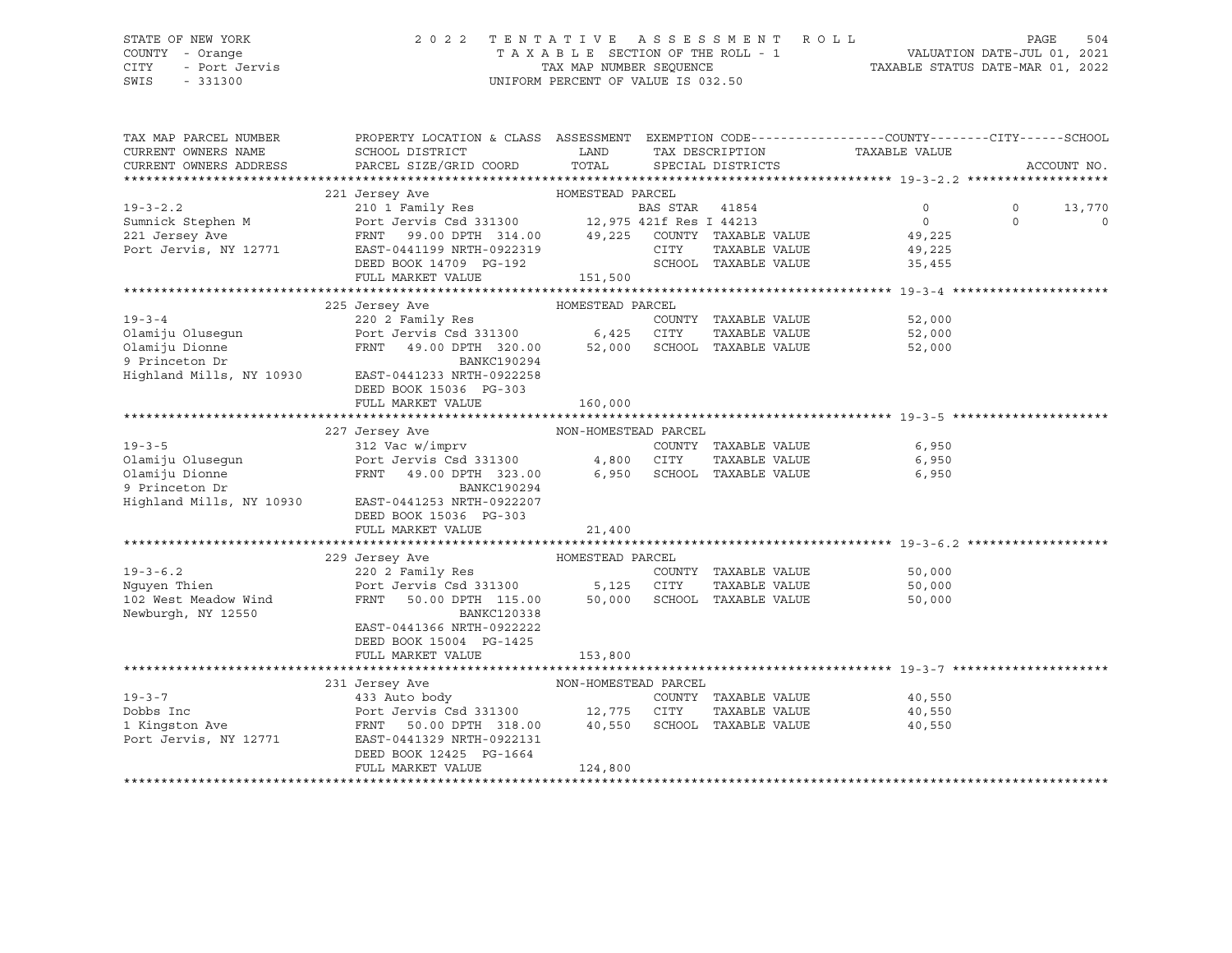STATE OF NEW YORK — 2022 TENTATIVE ASSESSMENT ROLL
COUNTY - Orange — TAXABLE SECTION OF THE ROLL - 1 — VALUATION DATE-JUL 01, 2021
CITY - Port Jervis — TAX MAP NUMBER SEQUENCE — TAXABLE STATUS DATE-MAR 01, 2022
SWIS - 331300 — UNIFORM PERCENT OF VALUE IS 032.50

| TAX MAP PARCEL NUMBER / CURRENT OWNERS NAME / CURRENT OWNERS ADDRESS | PROPERTY LOCATION & CLASS / SCHOOL DISTRICT / PARCEL SIZE/GRID COORD | ASSESSMENT LAND / TOTAL | EXEMPTION CODE / TAX DESCRIPTION / SPECIAL DISTRICTS | COUNTY TAXABLE VALUE | CITY | SCHOOL / ACCOUNT NO. |
|---|---|---|---|---|---|---|
| **19-3-2.2** | 221 Jersey Ave — HOMESTEAD PARCEL | | | | | |
| 19-3-2.2 | 210 1 Family Res | | BAS STAR 41854 | 0 | 0 | 13,770 |
| Sumnick Stephen M | Port Jervis Csd 331300 | 12,975 | 421f Res I 44213 | 0 | 0 | 0 |
| 221 Jersey Ave | FRNT 99.00 DPTH 314.00 | 49,225 | COUNTY TAXABLE VALUE | 49,225 | | |
| Port Jervis, NY 12771 | EAST-0441199 NRTH-0922319 | | CITY TAXABLE VALUE | 49,225 | | |
| | DEED BOOK 14709 PG-192 | | SCHOOL TAXABLE VALUE | 35,455 | | |
| | FULL MARKET VALUE | 151,500 | | | | |
| **19-3-4** | 225 Jersey Ave — HOMESTEAD PARCEL | | | | | |
| 19-3-4 | 220 2 Family Res | | COUNTY TAXABLE VALUE | 52,000 | | |
| Olamiju Olusegun | Port Jervis Csd 331300 | 6,425 | CITY TAXABLE VALUE | 52,000 | | |
| Olamiju Dionne | FRNT 49.00 DPTH 320.00 | 52,000 | SCHOOL TAXABLE VALUE | 52,000 | | |
| 9 Princeton Dr | BANKC190294 | | | | | |
| Highland Mills, NY 10930 | EAST-0441233 NRTH-0922258 | | | | | |
| | DEED BOOK 15036 PG-303 | | | | | |
| | FULL MARKET VALUE | 160,000 | | | | |
| **19-3-5** | 227 Jersey Ave — NON-HOMESTEAD PARCEL | | | | | |
| 19-3-5 | 312 Vac w/imprv | | COUNTY TAXABLE VALUE | 6,950 | | |
| Olamiju Olusegun | Port Jervis Csd 331300 | 4,800 | CITY TAXABLE VALUE | 6,950 | | |
| Olamiju Dionne | FRNT 49.00 DPTH 323.00 | 6,950 | SCHOOL TAXABLE VALUE | 6,950 | | |
| 9 Princeton Dr | BANKC190294 | | | | | |
| Highland Mills, NY 10930 | EAST-0441253 NRTH-0922207 | | | | | |
| | DEED BOOK 15036 PG-303 | | | | | |
| | FULL MARKET VALUE | 21,400 | | | | |
| **19-3-6.2** | 229 Jersey Ave — HOMESTEAD PARCEL | | | | | |
| 19-3-6.2 | 220 2 Family Res | | COUNTY TAXABLE VALUE | 50,000 | | |
| Nguyen Thien | Port Jervis Csd 331300 | 5,125 | CITY TAXABLE VALUE | 50,000 | | |
| 102 West Meadow Wind | FRNT 50.00 DPTH 115.00 | 50,000 | SCHOOL TAXABLE VALUE | 50,000 | | |
| Newburgh, NY 12550 | BANKC120338 | | | | | |
| | EAST-0441366 NRTH-0922222 | | | | | |
| | DEED BOOK 15004 PG-1425 | | | | | |
| | FULL MARKET VALUE | 153,800 | | | | |
| **19-3-7** | 231 Jersey Ave — NON-HOMESTEAD PARCEL | | | | | |
| 19-3-7 | 433 Auto body | | COUNTY TAXABLE VALUE | 40,550 | | |
| Dobbs Inc | Port Jervis Csd 331300 | 12,775 | CITY TAXABLE VALUE | 40,550 | | |
| 1 Kingston Ave | FRNT 50.00 DPTH 318.00 | 40,550 | SCHOOL TAXABLE VALUE | 40,550 | | |
| Port Jervis, NY 12771 | EAST-0441329 NRTH-0922131 | | | | | |
| | DEED BOOK 12425 PG-1664 | | | | | |
| | FULL MARKET VALUE | 124,800 | | | | |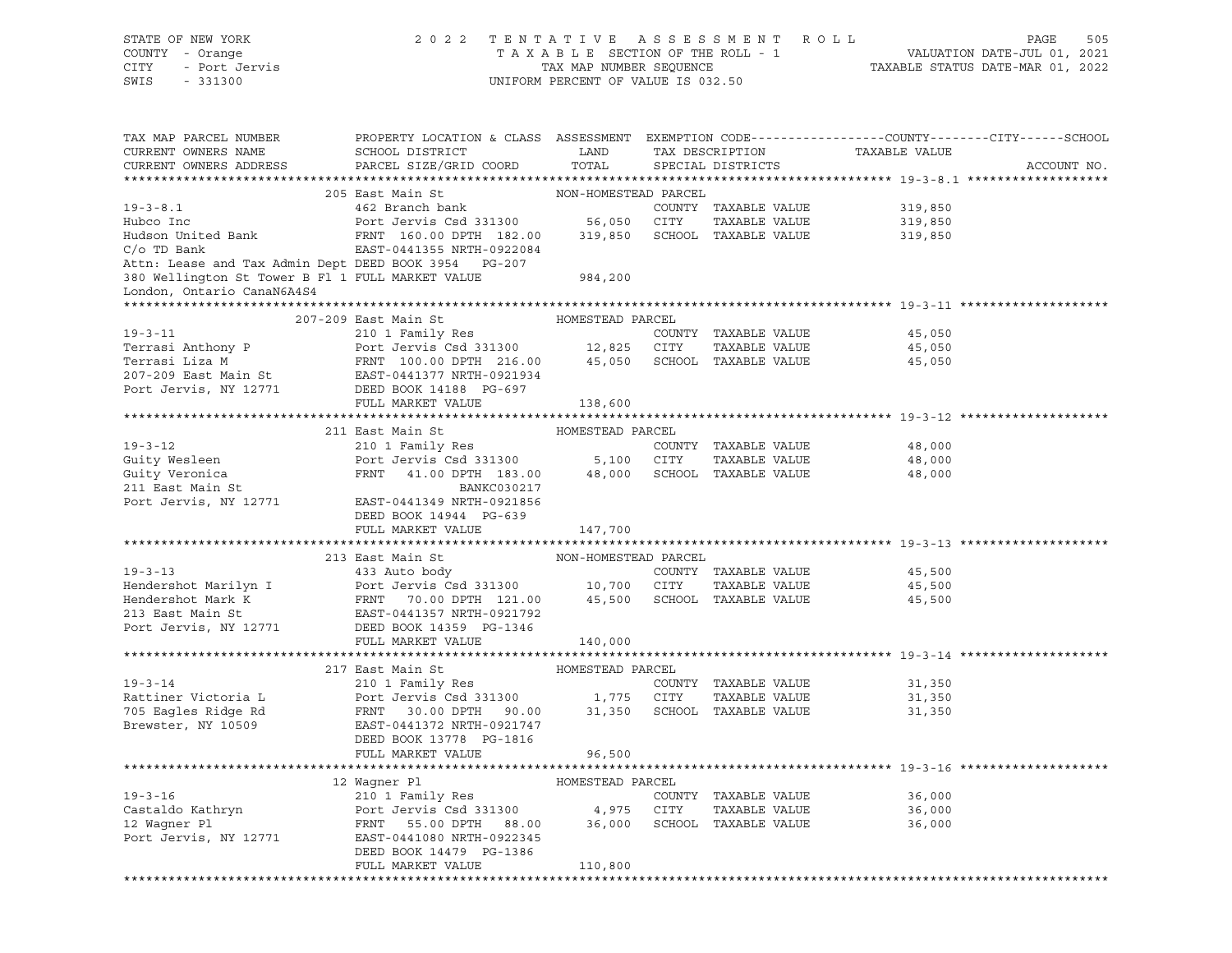STATE OF NEW YORK — COUNTY - Orange — CITY - Port Jervis — SWIS - 331300

2 0 2 2 T E N T A T I V E A S S E S S M E N T R O L L
T A X A B L E SECTION OF THE ROLL - 1
TAX MAP NUMBER SEQUENCE
UNIFORM PERCENT OF VALUE IS 032.50

VALUATION DATE-JUL 01, 2021
TAXABLE STATUS DATE-MAR 01, 2022

| TAX MAP PARCEL NUMBER / CURRENT OWNERS NAME / CURRENT OWNERS ADDRESS | PROPERTY LOCATION & CLASS / SCHOOL DISTRICT / PARCEL SIZE/GRID COORD | ASSESSMENT LAND / TOTAL | EXEMPTION CODE / TAX DESCRIPTION / SPECIAL DISTRICTS | TAXABLE VALUE (COUNTY / CITY / SCHOOL) | ACCOUNT NO. |
|---|---|---|---|---|---|
| **19-3-8.1** | 205 East Main St — NON-HOMESTEAD PARCEL | | | | |
| 19-3-8.1 | 462 Branch bank | | COUNTY TAXABLE VALUE | 319,850 | |
| Hubco Inc | Port Jervis Csd 331300 | 56,050 | CITY TAXABLE VALUE | 319,850 | |
| Hudson United Bank | FRNT 160.00 DPTH 182.00 | 319,850 | SCHOOL TAXABLE VALUE | 319,850 | |
| C/o TD Bank | EAST-0441355 NRTH-0922084 | | | | |
| Attn: Lease and Tax Admin Dept | DEED BOOK 3954 PG-207 | | | | |
| 380 Wellington St Tower B Fl 1 | FULL MARKET VALUE | 984,200 | | | |
| London, Ontario CanaN6A4S4 | | | | | |
| **19-3-11** | 207-209 East Main St — HOMESTEAD PARCEL | | | | |
| 19-3-11 | 210 1 Family Res | | COUNTY TAXABLE VALUE | 45,050 | |
| Terrasi Anthony P | Port Jervis Csd 331300 | 12,825 | CITY TAXABLE VALUE | 45,050 | |
| Terrasi Liza M | FRNT 100.00 DPTH 216.00 | 45,050 | SCHOOL TAXABLE VALUE | 45,050 | |
| 207-209 East Main St | EAST-0441377 NRTH-0921934 | | | | |
| Port Jervis, NY 12771 | DEED BOOK 14188 PG-697 | | | | |
| | FULL MARKET VALUE | 138,600 | | | |
| **19-3-12** | 211 East Main St — HOMESTEAD PARCEL | | | | |
| 19-3-12 | 210 1 Family Res | | COUNTY TAXABLE VALUE | 48,000 | |
| Guity Wesleen | Port Jervis Csd 331300 | 5,100 | CITY TAXABLE VALUE | 48,000 | |
| Guity Veronica | FRNT 41.00 DPTH 183.00 | 48,000 | SCHOOL TAXABLE VALUE | 48,000 | |
| 211 East Main St | BANKC030217 | | | | |
| Port Jervis, NY 12771 | EAST-0441349 NRTH-0921856 | | | | |
| | DEED BOOK 14944 PG-639 | | | | |
| | FULL MARKET VALUE | 147,700 | | | |
| **19-3-13** | 213 East Main St — NON-HOMESTEAD PARCEL | | | | |
| 19-3-13 | 433 Auto body | | COUNTY TAXABLE VALUE | 45,500 | |
| Hendershot Marilyn I | Port Jervis Csd 331300 | 10,700 | CITY TAXABLE VALUE | 45,500 | |
| Hendershot Mark K | FRNT 70.00 DPTH 121.00 | 45,500 | SCHOOL TAXABLE VALUE | 45,500 | |
| 213 East Main St | EAST-0441357 NRTH-0921792 | | | | |
| Port Jervis, NY 12771 | DEED BOOK 14359 PG-1346 | | | | |
| | FULL MARKET VALUE | 140,000 | | | |
| **19-3-14** | 217 East Main St — HOMESTEAD PARCEL | | | | |
| 19-3-14 | 210 1 Family Res | | COUNTY TAXABLE VALUE | 31,350 | |
| Rattiner Victoria L | Port Jervis Csd 331300 | 1,775 | CITY TAXABLE VALUE | 31,350 | |
| 705 Eagles Ridge Rd | FRNT 30.00 DPTH 90.00 | 31,350 | SCHOOL TAXABLE VALUE | 31,350 | |
| Brewster, NY 10509 | EAST-0441372 NRTH-0921747 | | | | |
| | DEED BOOK 13778 PG-1816 | | | | |
| | FULL MARKET VALUE | 96,500 | | | |
| **19-3-16** | 12 Wagner Pl — HOMESTEAD PARCEL | | | | |
| 19-3-16 | 210 1 Family Res | | COUNTY TAXABLE VALUE | 36,000 | |
| Castaldo Kathryn | Port Jervis Csd 331300 | 4,975 | CITY TAXABLE VALUE | 36,000 | |
| 12 Wagner Pl | FRNT 55.00 DPTH 88.00 | 36,000 | SCHOOL TAXABLE VALUE | 36,000 | |
| Port Jervis, NY 12771 | EAST-0441080 NRTH-0922345 | | | | |
| | DEED BOOK 14479 PG-1386 | | | | |
| | FULL MARKET VALUE | 110,800 | | | |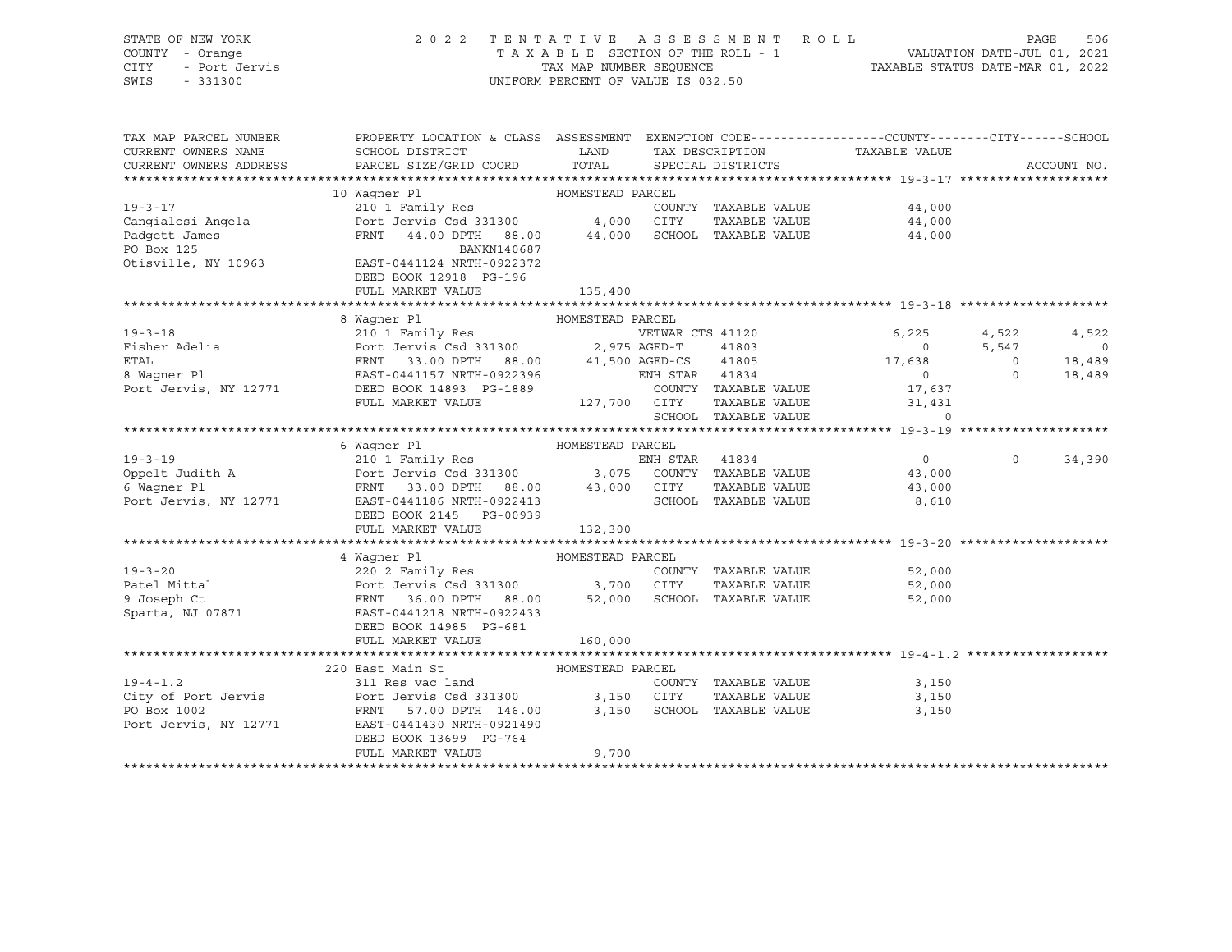STATE OF NEW YORK
COUNTY - Orange
CITY - Port Jervis
SWIS - 331300

2022 TENTATIVE ASSESSMENT ROLL
TAXABLE SECTION OF THE ROLL - 1
TAX MAP NUMBER SEQUENCE
UNIFORM PERCENT OF VALUE IS 032.50

VALUATION DATE-JUL 01, 2021
TAXABLE STATUS DATE-MAR 01, 2022

| TAX MAP PARCEL NUMBER / CURRENT OWNERS NAME / CURRENT OWNERS ADDRESS | PROPERTY LOCATION & CLASS / SCHOOL DISTRICT / PARCEL SIZE/GRID COORD | ASSESSMENT LAND / TOTAL | EXEMPTION CODE / TAX DESCRIPTION / SPECIAL DISTRICTS | COUNTY TAXABLE VALUE | CITY | SCHOOL | ACCOUNT NO. |
|---|---|---|---|---|---|---|---|
| **19-3-17** | 10 Wagner Pl | HOMESTEAD PARCEL | | | | | |
| 19-3-17 | 210 1 Family Res | | COUNTY TAXABLE VALUE | 44,000 | | | |
| Cangialosi Angela | Port Jervis Csd 331300 | 4,000 | CITY TAXABLE VALUE | 44,000 | | | |
| Padgett James | FRNT 44.00 DPTH 88.00 | 44,000 | SCHOOL TAXABLE VALUE | 44,000 | | | |
| PO Box 125 | BANKN140687 | | | | | | |
| Otisville, NY 10963 | EAST-0441124 NRTH-0922372 | | | | | | |
| | DEED BOOK 12918 PG-196 | | | | | | |
| | FULL MARKET VALUE | 135,400 | | | | | |
| **19-3-18** | 8 Wagner Pl | HOMESTEAD PARCEL | | | | | |
| 19-3-18 | 210 1 Family Res | | VETWAR CTS 41120 | 6,225 | 4,522 | 4,522 | |
| Fisher Adelia | Port Jervis Csd 331300 | 2,975 | AGED-T 41803 | 0 | 5,547 | 0 | |
| ETAL | FRNT 33.00 DPTH 88.00 | 41,500 | AGED-CS 41805 | 17,638 | 0 | 18,489 | |
| 8 Wagner Pl | EAST-0441157 NRTH-0922396 | | ENH STAR 41834 | 0 | 0 | 18,489 | |
| Port Jervis, NY 12771 | DEED BOOK 14893 PG-1889 | | COUNTY TAXABLE VALUE | 17,637 | | | |
| | FULL MARKET VALUE | 127,700 | CITY TAXABLE VALUE | 31,431 | | | |
| | | | SCHOOL TAXABLE VALUE | 0 | | | |
| **19-3-19** | 6 Wagner Pl | HOMESTEAD PARCEL | | | | | |
| 19-3-19 | 210 1 Family Res | | ENH STAR 41834 | 0 | 0 | 34,390 | |
| Oppelt Judith A | Port Jervis Csd 331300 | 3,075 | COUNTY TAXABLE VALUE | 43,000 | | | |
| 6 Wagner Pl | FRNT 33.00 DPTH 88.00 | 43,000 | CITY TAXABLE VALUE | 43,000 | | | |
| Port Jervis, NY 12771 | EAST-0441186 NRTH-0922413 | | SCHOOL TAXABLE VALUE | 8,610 | | | |
| | DEED BOOK 2145 PG-00939 | | | | | | |
| | FULL MARKET VALUE | 132,300 | | | | | |
| **19-3-20** | 4 Wagner Pl | HOMESTEAD PARCEL | | | | | |
| 19-3-20 | 220 2 Family Res | | COUNTY TAXABLE VALUE | 52,000 | | | |
| Patel Mittal | Port Jervis Csd 331300 | 3,700 | CITY TAXABLE VALUE | 52,000 | | | |
| 9 Joseph Ct | FRNT 36.00 DPTH 88.00 | 52,000 | SCHOOL TAXABLE VALUE | 52,000 | | | |
| Sparta, NJ 07871 | EAST-0441218 NRTH-0922433 | | | | | | |
| | DEED BOOK 14985 PG-681 | | | | | | |
| | FULL MARKET VALUE | 160,000 | | | | | |
| **19-4-1.2** | 220 East Main St | HOMESTEAD PARCEL | | | | | |
| 19-4-1.2 | 311 Res vac land | | COUNTY TAXABLE VALUE | 3,150 | | | |
| City of Port Jervis | Port Jervis Csd 331300 | 3,150 | CITY TAXABLE VALUE | 3,150 | | | |
| PO Box 1002 | FRNT 57.00 DPTH 146.00 | 3,150 | SCHOOL TAXABLE VALUE | 3,150 | | | |
| Port Jervis, NY 12771 | EAST-0441430 NRTH-0921490 | | | | | | |
| | DEED BOOK 13699 PG-764 | | | | | | |
| | FULL MARKET VALUE | 9,700 | | | | | |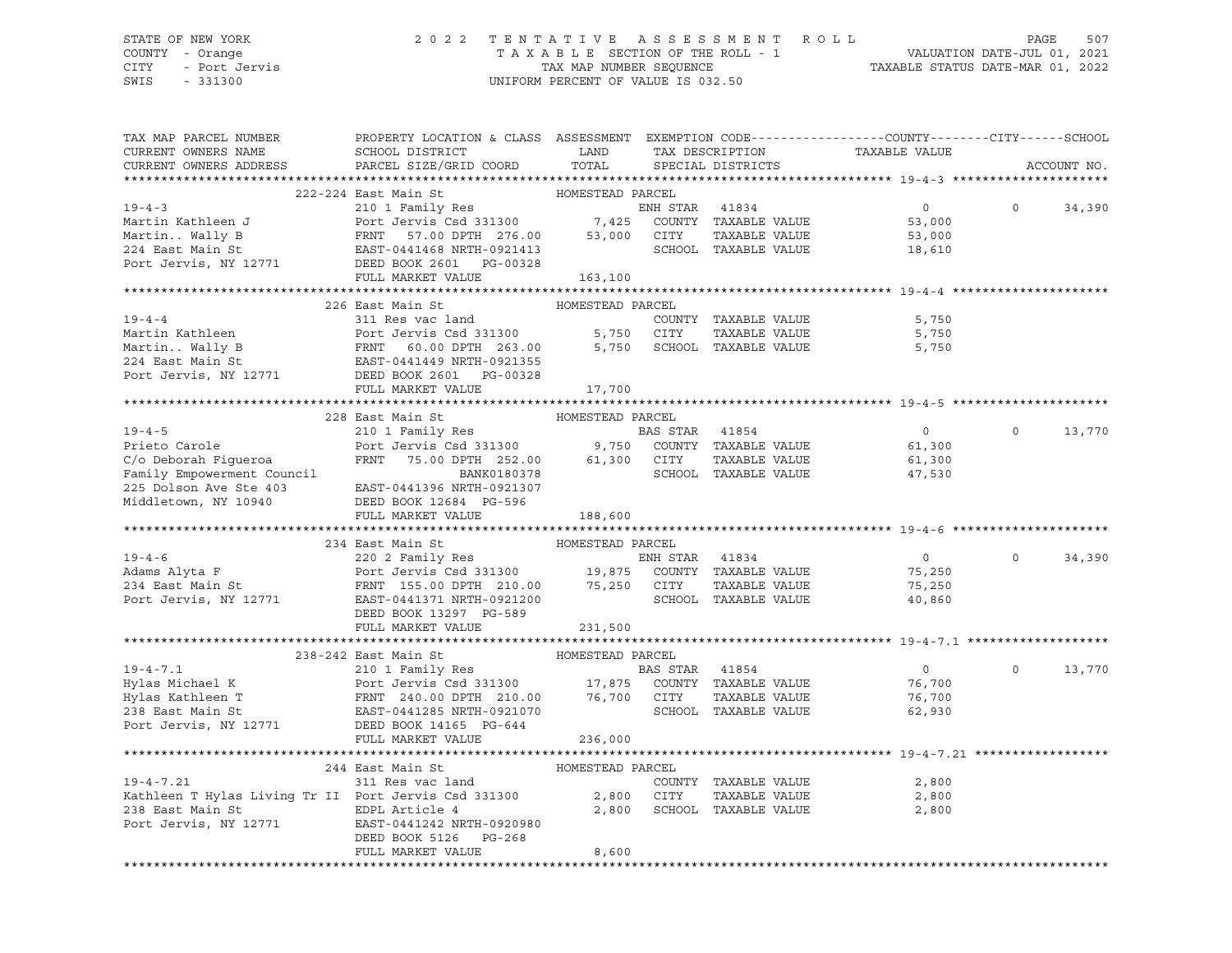STATE OF NEW YORK
COUNTY - Orange
CITY - Port Jervis
SWIS - 331300

2022 TENTATIVE ASSESSMENT ROLL
TAXABLE SECTION OF THE ROLL - 1
TAX MAP NUMBER SEQUENCE
UNIFORM PERCENT OF VALUE IS 032.50

VALUATION DATE-JUL 01, 2021
TAXABLE STATUS DATE-MAR 01, 2022

| TAX MAP PARCEL NUMBER / CURRENT OWNERS NAME / CURRENT OWNERS ADDRESS | PROPERTY LOCATION & CLASS / SCHOOL DISTRICT / PARCEL SIZE/GRID COORD | ASSESSMENT LAND / TOTAL | EXEMPTION CODE / TAX DESCRIPTION / SPECIAL DISTRICTS | COUNTY / TAXABLE VALUE | CITY | SCHOOL / ACCOUNT NO. |
|---|---|---|---|---|---|---|
| **19-4-3** | 222-224 East Main St | HOMESTEAD PARCEL | | | | |
| 19-4-3 | 210 1 Family Res | | ENH STAR 41834 | 0 | 0 | 34,390 |
| Martin Kathleen J | Port Jervis Csd 331300 | 7,425 | COUNTY TAXABLE VALUE | 53,000 | | |
| Martin.. Wally B | FRNT 57.00 DPTH 276.00 | 53,000 | CITY TAXABLE VALUE | 53,000 | | |
| 224 East Main St | EAST-0441468 NRTH-0921413 | | SCHOOL TAXABLE VALUE | 18,610 | | |
| Port Jervis, NY 12771 | DEED BOOK 2601 PG-00328 | | | | | |
| | FULL MARKET VALUE | 163,100 | | | | |
| **19-4-4** | 226 East Main St | HOMESTEAD PARCEL | | | | |
| 19-4-4 | 311 Res vac land | | COUNTY TAXABLE VALUE | 5,750 | | |
| Martin Kathleen | Port Jervis Csd 331300 | 5,750 | CITY TAXABLE VALUE | 5,750 | | |
| Martin.. Wally B | FRNT 60.00 DPTH 263.00 | 5,750 | SCHOOL TAXABLE VALUE | 5,750 | | |
| 224 East Main St | EAST-0441449 NRTH-0921355 | | | | | |
| Port Jervis, NY 12771 | DEED BOOK 2601 PG-00328 | | | | | |
| | FULL MARKET VALUE | 17,700 | | | | |
| **19-4-5** | 228 East Main St | HOMESTEAD PARCEL | | | | |
| 19-4-5 | 210 1 Family Res | | BAS STAR 41854 | 0 | 0 | 13,770 |
| Prieto Carole | Port Jervis Csd 331300 | 9,750 | COUNTY TAXABLE VALUE | 61,300 | | |
| C/o Deborah Figueroa | FRNT 75.00 DPTH 252.00 | 61,300 | CITY TAXABLE VALUE | 61,300 | | |
| Family Empowerment Council | BANK0180378 | | SCHOOL TAXABLE VALUE | 47,530 | | |
| 225 Dolson Ave Ste 403 | EAST-0441396 NRTH-0921307 | | | | | |
| Middletown, NY 10940 | DEED BOOK 12684 PG-596 | | | | | |
| | FULL MARKET VALUE | 188,600 | | | | |
| **19-4-6** | 234 East Main St | HOMESTEAD PARCEL | | | | |
| 19-4-6 | 220 2 Family Res | | ENH STAR 41834 | 0 | 0 | 34,390 |
| Adams Alyta F | Port Jervis Csd 331300 | 19,875 | COUNTY TAXABLE VALUE | 75,250 | | |
| 234 East Main St | FRNT 155.00 DPTH 210.00 | 75,250 | CITY TAXABLE VALUE | 75,250 | | |
| Port Jervis, NY 12771 | EAST-0441371 NRTH-0921200 | | SCHOOL TAXABLE VALUE | 40,860 | | |
| | DEED BOOK 13297 PG-589 | | | | | |
| | FULL MARKET VALUE | 231,500 | | | | |
| **19-4-7.1** | 238-242 East Main St | HOMESTEAD PARCEL | | | | |
| 19-4-7.1 | 210 1 Family Res | | BAS STAR 41854 | 0 | 0 | 13,770 |
| Hylas Michael K | Port Jervis Csd 331300 | 17,875 | COUNTY TAXABLE VALUE | 76,700 | | |
| Hylas Kathleen T | FRNT 240.00 DPTH 210.00 | 76,700 | CITY TAXABLE VALUE | 76,700 | | |
| 238 East Main St | EAST-0441285 NRTH-0921070 | | SCHOOL TAXABLE VALUE | 62,930 | | |
| Port Jervis, NY 12771 | DEED BOOK 14165 PG-644 | | | | | |
| | FULL MARKET VALUE | 236,000 | | | | |
| **19-4-7.21** | 244 East Main St | HOMESTEAD PARCEL | | | | |
| 19-4-7.21 | 311 Res vac land | | COUNTY TAXABLE VALUE | 2,800 | | |
| Kathleen T Hylas Living Tr II | Port Jervis Csd 331300 | 2,800 | CITY TAXABLE VALUE | 2,800 | | |
| 238 East Main St | EDPL Article 4 | 2,800 | SCHOOL TAXABLE VALUE | 2,800 | | |
| Port Jervis, NY 12771 | EAST-0441242 NRTH-0920980 | | | | | |
| | DEED BOOK 5126 PG-268 | | | | | |
| | FULL MARKET VALUE | 8,600 | | | | |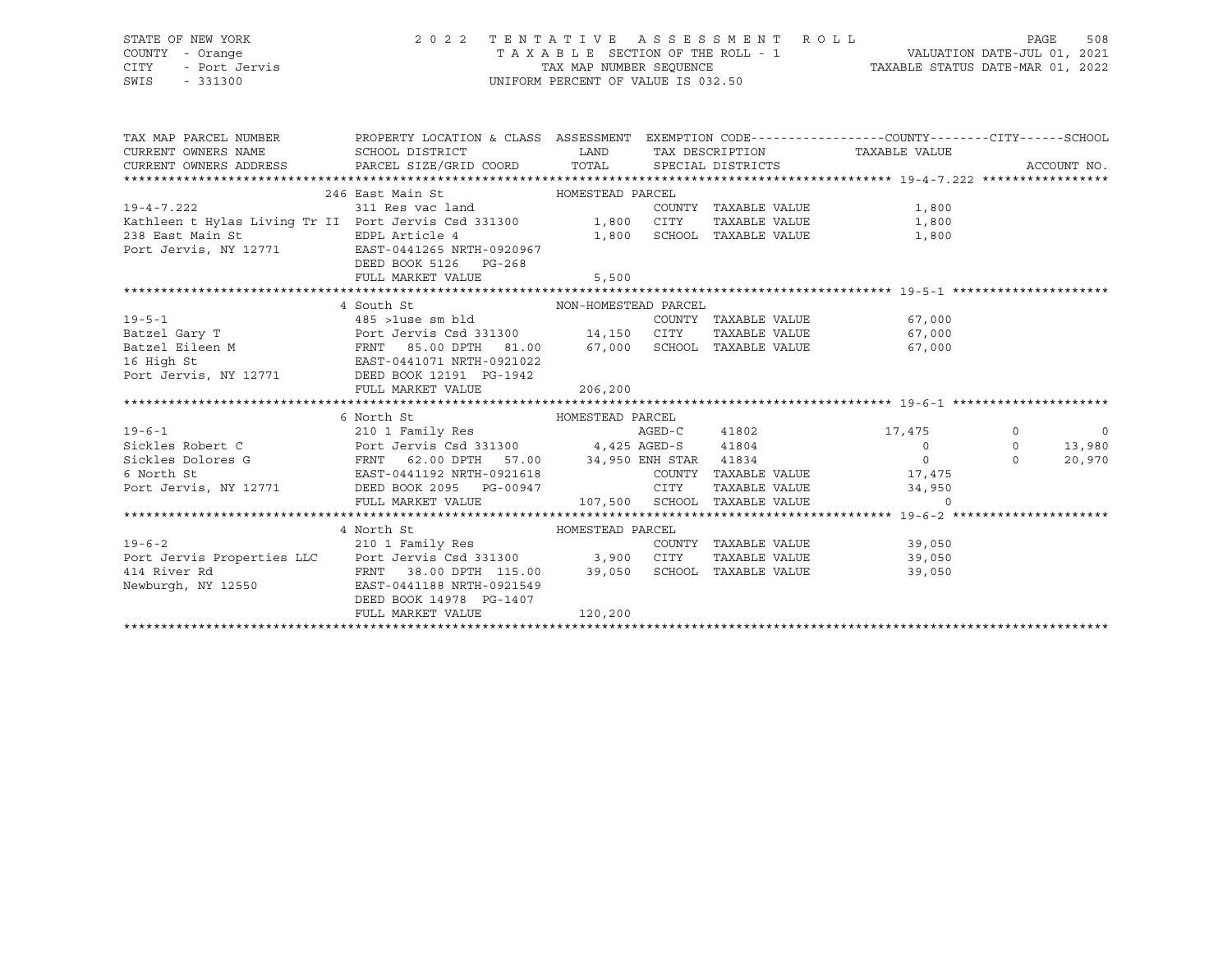STATE OF NEW YORK
COUNTY - Orange
CITY - Port Jervis
SWIS - 331300

2022 TENTATIVE ASSESSMENT ROLL
TAXABLE SECTION OF THE ROLL - 1
TAX MAP NUMBER SEQUENCE
UNIFORM PERCENT OF VALUE IS 032.50

VALUATION DATE-JUL 01, 2021
TAXABLE STATUS DATE-MAR 01, 2022

| TAX MAP PARCEL NUMBER / CURRENT OWNERS NAME / CURRENT OWNERS ADDRESS | PROPERTY LOCATION & CLASS / SCHOOL DISTRICT / PARCEL SIZE/GRID COORD | ASSESSMENT LAND / TOTAL | EXEMPTION CODE / TAX DESCRIPTION / SPECIAL DISTRICTS | | COUNTY / TAXABLE VALUE | CITY | SCHOOL | ACCOUNT NO. |
|---|---|---|---|---|---|---|---|---|
| **19-4-7.222** | 246 East Main St — HOMESTEAD PARCEL | | | | | | | |
| 19-4-7.222 | 311 Res vac land | | COUNTY TAXABLE VALUE | | 1,800 | | | |
| Kathleen t Hylas Living Tr II | Port Jervis Csd 331300 | 1,800 | CITY TAXABLE VALUE | | 1,800 | | | |
| 238 East Main St | EDPL Article 4 | 1,800 | SCHOOL TAXABLE VALUE | | 1,800 | | | |
| Port Jervis, NY 12771 | EAST-0441265 NRTH-0920967 | | | | | | | |
| | DEED BOOK 5126 PG-268 | | | | | | | |
| | FULL MARKET VALUE | 5,500 | | | | | | |
| **19-5-1** | 4 South St — NON-HOMESTEAD PARCEL | | | | | | | |
| 19-5-1 | 485 >1use sm bld | | COUNTY TAXABLE VALUE | | 67,000 | | | |
| Batzel Gary T | Port Jervis Csd 331300 | 14,150 | CITY TAXABLE VALUE | | 67,000 | | | |
| Batzel Eileen M | FRNT 85.00 DPTH 81.00 | 67,000 | SCHOOL TAXABLE VALUE | | 67,000 | | | |
| 16 High St | EAST-0441071 NRTH-0921022 | | | | | | | |
| Port Jervis, NY 12771 | DEED BOOK 12191 PG-1942 | | | | | | | |
| | FULL MARKET VALUE | 206,200 | | | | | | |
| **19-6-1** | 6 North St — HOMESTEAD PARCEL | | | | | | | |
| 19-6-1 | 210 1 Family Res | | AGED-C | 41802 | 17,475 | 0 | 0 | |
| Sickles Robert C | Port Jervis Csd 331300 | 4,425 | AGED-S | 41804 | 0 | 0 | 13,980 | |
| Sickles Dolores G | FRNT 62.00 DPTH 57.00 | 34,950 | ENH STAR | 41834 | 0 | 0 | 20,970 | |
| 6 North St | EAST-0441192 NRTH-0921618 | | COUNTY TAXABLE VALUE | | 17,475 | | | |
| Port Jervis, NY 12771 | DEED BOOK 2095 PG-00947 | | CITY TAXABLE VALUE | | 34,950 | | | |
| | FULL MARKET VALUE | 107,500 | SCHOOL TAXABLE VALUE | | 0 | | | |
| **19-6-2** | 4 North St — HOMESTEAD PARCEL | | | | | | | |
| 19-6-2 | 210 1 Family Res | | COUNTY TAXABLE VALUE | | 39,050 | | | |
| Port Jervis Properties LLC | Port Jervis Csd 331300 | 3,900 | CITY TAXABLE VALUE | | 39,050 | | | |
| 414 River Rd | FRNT 38.00 DPTH 115.00 | 39,050 | SCHOOL TAXABLE VALUE | | 39,050 | | | |
| Newburgh, NY 12550 | EAST-0441188 NRTH-0921549 | | | | | | | |
| | DEED BOOK 14978 PG-1407 | | | | | | | |
| | FULL MARKET VALUE | 120,200 | | | | | | |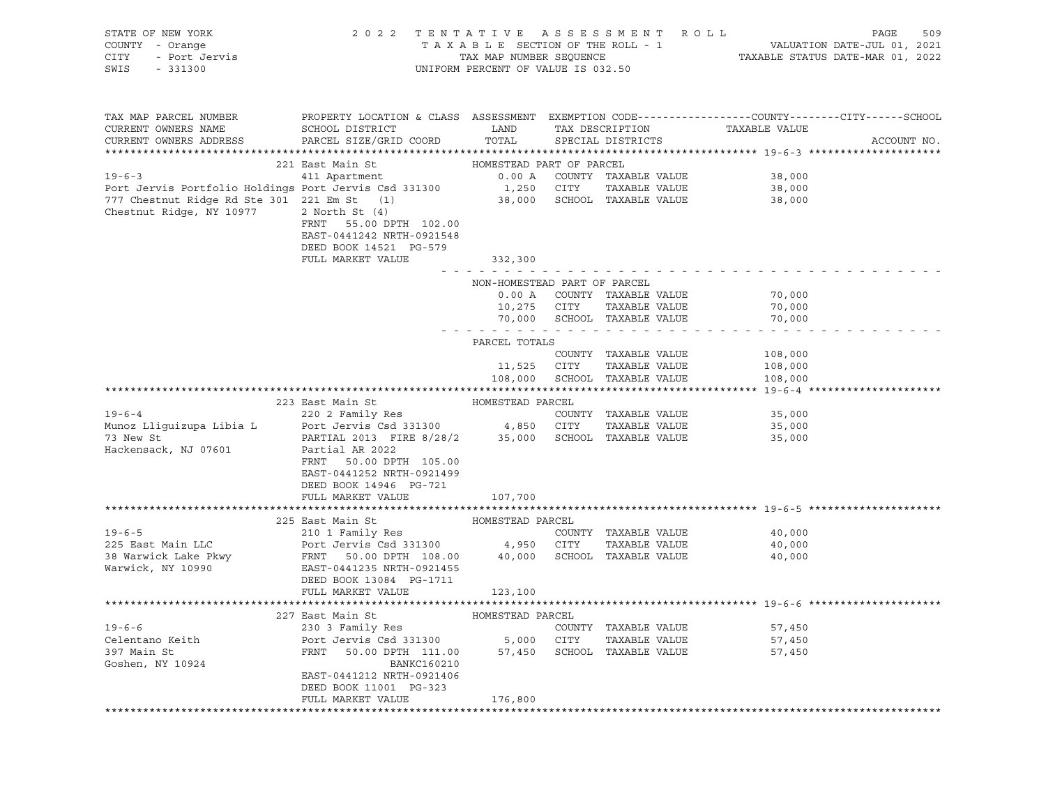STATE OF NEW YORK — 2022 TENTATIVE ASSESSMENT ROLL
COUNTY - Orange — TAXABLE SECTION OF THE ROLL - 1 — VALUATION DATE-JUL 01, 2021
CITY - Port Jervis — TAX MAP NUMBER SEQUENCE — TAXABLE STATUS DATE-MAR 01, 2022
SWIS - 331300 — UNIFORM PERCENT OF VALUE IS 032.50

| TAX MAP PARCEL NUMBER / CURRENT OWNERS NAME / CURRENT OWNERS ADDRESS | PROPERTY LOCATION & CLASS / SCHOOL DISTRICT / PARCEL SIZE/GRID COORD | ASSESSMENT LAND / TOTAL | EXEMPTION CODE / TAX DESCRIPTION / SPECIAL DISTRICTS | TAXABLE VALUE (COUNTY / CITY / SCHOOL) | ACCOUNT NO. |
|---|---|---|---|---|---|
| **19-6-3** | 221 East Main St | HOMESTEAD PART OF PARCEL | | | |
| 19-6-3 | 411 Apartment | 0.00 A | COUNTY TAXABLE VALUE | 38,000 | |
| Port Jervis Portfolio Holdings | Port Jervis Csd 331300 | 1,250 | CITY TAXABLE VALUE | 38,000 | |
| 777 Chestnut Ridge Rd Ste 301 | 221 Em St (1) | 38,000 | SCHOOL TAXABLE VALUE | 38,000 | |
| Chestnut Ridge, NY 10977 | 2 North St (4) | | | | |
| | FRNT 55.00 DPTH 102.00 | | | | |
| | EAST-0441242 NRTH-0921548 | | | | |
| | DEED BOOK 14521 PG-579 | | | | |
| | FULL MARKET VALUE | 332,300 | | | |
| | | NON-HOMESTEAD PART OF PARCEL | | | |
| | | 0.00 A | COUNTY TAXABLE VALUE | 70,000 | |
| | | 10,275 | CITY TAXABLE VALUE | 70,000 | |
| | | 70,000 | SCHOOL TAXABLE VALUE | 70,000 | |
| | | PARCEL TOTALS | | | |
| | | | COUNTY TAXABLE VALUE | 108,000 | |
| | | 11,525 | CITY TAXABLE VALUE | 108,000 | |
| | | 108,000 | SCHOOL TAXABLE VALUE | 108,000 | |
| **19-6-4** | 223 East Main St | HOMESTEAD PARCEL | | | |
| 19-6-4 | 220 2 Family Res | | COUNTY TAXABLE VALUE | 35,000 | |
| Munoz Lliguizupa Libia L | Port Jervis Csd 331300 | 4,850 | CITY TAXABLE VALUE | 35,000 | |
| 73 New St | PARTIAL 2013 FIRE 8/28/2 | 35,000 | SCHOOL TAXABLE VALUE | 35,000 | |
| Hackensack, NJ 07601 | Partial AR 2022 | | | | |
| | FRNT 50.00 DPTH 105.00 | | | | |
| | EAST-0441252 NRTH-0921499 | | | | |
| | DEED BOOK 14946 PG-721 | | | | |
| | FULL MARKET VALUE | 107,700 | | | |
| **19-6-5** | 225 East Main St | HOMESTEAD PARCEL | | | |
| 19-6-5 | 210 1 Family Res | | COUNTY TAXABLE VALUE | 40,000 | |
| 225 East Main LLC | Port Jervis Csd 331300 | 4,950 | CITY TAXABLE VALUE | 40,000 | |
| 38 Warwick Lake Pkwy | FRNT 50.00 DPTH 108.00 | 40,000 | SCHOOL TAXABLE VALUE | 40,000 | |
| Warwick, NY 10990 | EAST-0441235 NRTH-0921455 | | | | |
| | DEED BOOK 13084 PG-1711 | | | | |
| | FULL MARKET VALUE | 123,100 | | | |
| **19-6-6** | 227 East Main St | HOMESTEAD PARCEL | | | |
| 19-6-6 | 230 3 Family Res | | COUNTY TAXABLE VALUE | 57,450 | |
| Celentano Keith | Port Jervis Csd 331300 | 5,000 | CITY TAXABLE VALUE | 57,450 | |
| 397 Main St | FRNT 50.00 DPTH 111.00 | 57,450 | SCHOOL TAXABLE VALUE | 57,450 | |
| Goshen, NY 10924 | BANKC160210 | | | | |
| | EAST-0441212 NRTH-0921406 | | | | |
| | DEED BOOK 11001 PG-323 | | | | |
| | FULL MARKET VALUE | 176,800 | | | |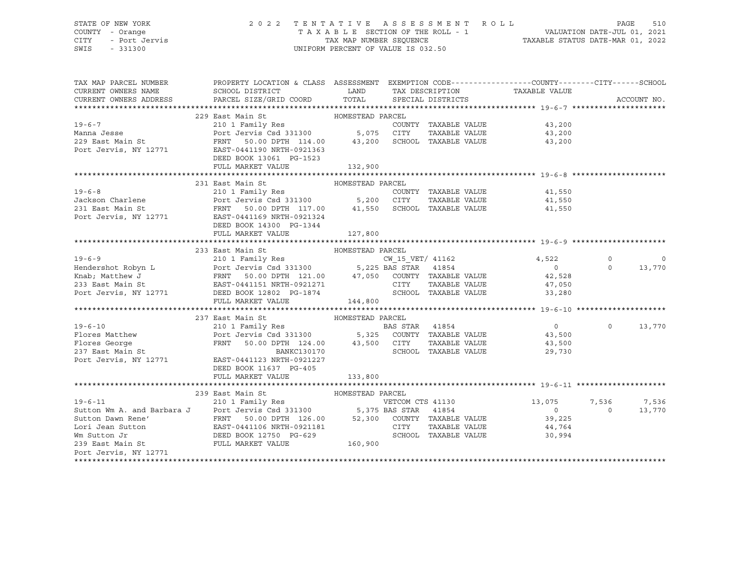STATE OF NEW YORK — COUNTY - Orange — CITY - Port Jervis — SWIS - 331300

2022 TENTATIVE ASSESSMENT ROLL
TAXABLE SECTION OF THE ROLL - 1
TAX MAP NUMBER SEQUENCE
UNIFORM PERCENT OF VALUE IS 032.50

VALUATION DATE-JUL 01, 2021
TAXABLE STATUS DATE-MAR 01, 2022

| TAX MAP PARCEL NUMBER / CURRENT OWNERS NAME / CURRENT OWNERS ADDRESS | PROPERTY LOCATION & CLASS / SCHOOL DISTRICT / PARCEL SIZE/GRID COORD | ASSESSMENT LAND / TOTAL | EXEMPTION CODE / TAX DESCRIPTION / SPECIAL DISTRICTS | COUNTY TAXABLE VALUE | CITY | SCHOOL | ACCOUNT NO. |
|---|---|---|---|---|---|---|---|
| **19-6-7** | 229 East Main St — HOMESTEAD PARCEL | | | | | | |
| 19-6-7 | 210 1 Family Res | | COUNTY TAXABLE VALUE | 43,200 | | | |
| Manna Jesse | Port Jervis Csd 331300 | 5,075 | CITY TAXABLE VALUE | 43,200 | | | |
| 229 East Main St | FRNT 50.00 DPTH 114.00 | 43,200 | SCHOOL TAXABLE VALUE | 43,200 | | | |
| Port Jervis, NY 12771 | EAST-0441190 NRTH-0921363 | | | | | | |
| | DEED BOOK 13061 PG-1523 | | | | | | |
| | FULL MARKET VALUE | 132,900 | | | | | |
| **19-6-8** | 231 East Main St — HOMESTEAD PARCEL | | | | | | |
| 19-6-8 | 210 1 Family Res | | COUNTY TAXABLE VALUE | 41,550 | | | |
| Jackson Charlene | Port Jervis Csd 331300 | 5,200 | CITY TAXABLE VALUE | 41,550 | | | |
| 231 East Main St | FRNT 50.00 DPTH 117.00 | 41,550 | SCHOOL TAXABLE VALUE | 41,550 | | | |
| Port Jervis, NY 12771 | EAST-0441169 NRTH-0921324 | | | | | | |
| | DEED BOOK 14300 PG-1344 | | | | | | |
| | FULL MARKET VALUE | 127,800 | | | | | |
| **19-6-9** | 233 East Main St — HOMESTEAD PARCEL | | | | | | |
| 19-6-9 | 210 1 Family Res | | CW_15_VET/ 41162 | 4,522 | 0 | 0 | |
| Hendershot Robyn L | Port Jervis Csd 331300 | 5,225 | BAS STAR 41854 | 0 | 0 | 13,770 | |
| Knab; Matthew J | FRNT 50.00 DPTH 121.00 | 47,050 | COUNTY TAXABLE VALUE | 42,528 | | | |
| 233 East Main St | EAST-0441151 NRTH-0921271 | | CITY TAXABLE VALUE | 47,050 | | | |
| Port Jervis, NY 12771 | DEED BOOK 12802 PG-1874 | | SCHOOL TAXABLE VALUE | 33,280 | | | |
| | FULL MARKET VALUE | 144,800 | | | | | |
| **19-6-10** | 237 East Main St — HOMESTEAD PARCEL | | | | | | |
| 19-6-10 | 210 1 Family Res | | BAS STAR 41854 | 0 | 0 | 13,770 | |
| Flores Matthew | Port Jervis Csd 331300 | 5,325 | COUNTY TAXABLE VALUE | 43,500 | | | |
| Flores George | FRNT 50.00 DPTH 124.00 | 43,500 | CITY TAXABLE VALUE | 43,500 | | | |
| 237 East Main St | BANKC130170 | | SCHOOL TAXABLE VALUE | 29,730 | | | |
| Port Jervis, NY 12771 | EAST-0441123 NRTH-0921227 | | | | | | |
| | DEED BOOK 11637 PG-405 | | | | | | |
| | FULL MARKET VALUE | 133,800 | | | | | |
| **19-6-11** | 239 East Main St — HOMESTEAD PARCEL | | | | | | |
| 19-6-11 | 210 1 Family Res | | VETCOM CTS 41130 | 13,075 | 7,536 | 7,536 | |
| Sutton Wm A. and Barbara J | Port Jervis Csd 331300 | 5,375 | BAS STAR 41854 | 0 | 0 | 13,770 | |
| Sutton Dawn Rene' | FRNT 50.00 DPTH 126.00 | 52,300 | COUNTY TAXABLE VALUE | 39,225 | | | |
| Lori Jean Sutton | EAST-0441106 NRTH-0921181 | | CITY TAXABLE VALUE | 44,764 | | | |
| Wm Sutton Jr | DEED BOOK 12750 PG-629 | | SCHOOL TAXABLE VALUE | 30,994 | | | |
| 239 East Main St | FULL MARKET VALUE | 160,900 | | | | | |
| Port Jervis, NY 12771 | | | | | | | |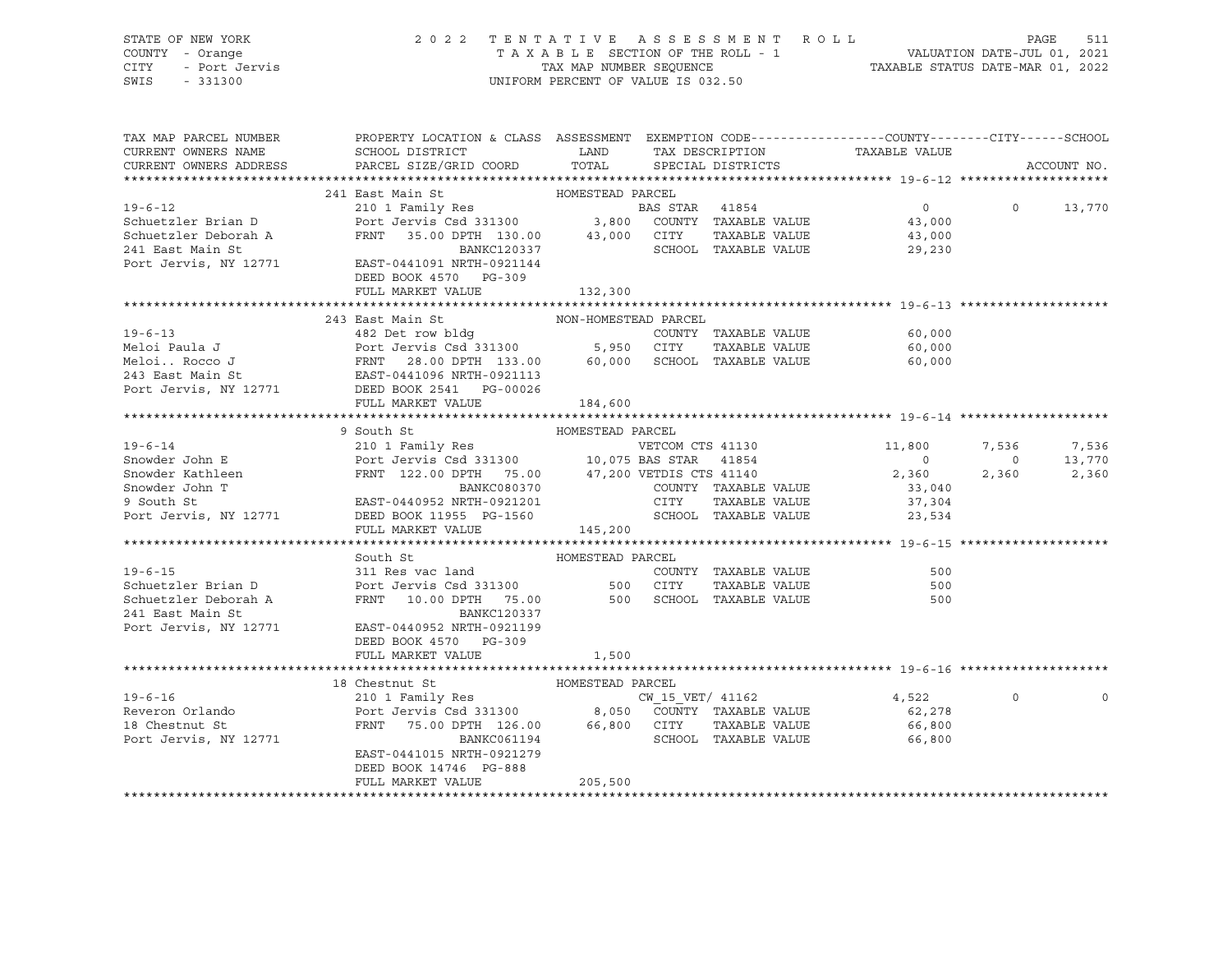STATE OF NEW YORK
COUNTY - Orange
CITY - Port Jervis
SWIS - 331300

2022 TENTATIVE ASSESSMENT ROLL
TAXABLE SECTION OF THE ROLL - 1
TAX MAP NUMBER SEQUENCE
UNIFORM PERCENT OF VALUE IS 032.50

VALUATION DATE-JUL 01, 2021
TAXABLE STATUS DATE-MAR 01, 2022

| TAX MAP PARCEL NUMBER / CURRENT OWNERS NAME / CURRENT OWNERS ADDRESS | PROPERTY LOCATION & CLASS / SCHOOL DISTRICT / PARCEL SIZE/GRID COORD | ASSESSMENT LAND / TOTAL | EXEMPTION CODE / TAX DESCRIPTION / SPECIAL DISTRICTS | COUNTY TAXABLE VALUE | CITY | SCHOOL / ACCOUNT NO. |
|---|---|---|---|---|---|---|
| **19-6-12** | 241 East Main St | HOMESTEAD PARCEL | | | | |
| Schuetzler Brian D | 210 1 Family Res | | BAS STAR 41854 | 0 | 0 | 13,770 |
| Schuetzler Deborah A | Port Jervis Csd 331300 | 3,800 | COUNTY TAXABLE VALUE | 43,000 | | |
| 241 East Main St | FRNT 35.00 DPTH 130.00 | 43,000 | CITY TAXABLE VALUE | 43,000 | | |
| Port Jervis, NY 12771 | BANKC120337 | | SCHOOL TAXABLE VALUE | 29,230 | | |
| | EAST-0441091 NRTH-0921144 | | | | | |
| | DEED BOOK 4570 PG-309 | | | | | |
| | FULL MARKET VALUE | 132,300 | | | | |
| **19-6-13** | 243 East Main St | NON-HOMESTEAD PARCEL | | | | |
| Meloi Paula J | 482 Det row bldg | | COUNTY TAXABLE VALUE | 60,000 | | |
| Meloi.. Rocco J | Port Jervis Csd 331300 | 5,950 | CITY TAXABLE VALUE | 60,000 | | |
| 243 East Main St | FRNT 28.00 DPTH 133.00 | 60,000 | SCHOOL TAXABLE VALUE | 60,000 | | |
| Port Jervis, NY 12771 | EAST-0441096 NRTH-0921113 | | | | | |
| | DEED BOOK 2541 PG-00026 | | | | | |
| | FULL MARKET VALUE | 184,600 | | | | |
| **19-6-14** | 9 South St | HOMESTEAD PARCEL | | | | |
| Snowder John E | 210 1 Family Res | | VETCOM CTS 41130 | 11,800 | 7,536 | 7,536 |
| Snowder Kathleen | Port Jervis Csd 331300 | 10,075 | BAS STAR 41854 | 0 | 0 | 13,770 |
| Snowder John T | FRNT 122.00 DPTH 75.00 | 47,200 | VETDIS CTS 41140 | 2,360 | 2,360 | 2,360 |
| 9 South St | BANKC080370 | | COUNTY TAXABLE VALUE | 33,040 | | |
| Port Jervis, NY 12771 | EAST-0440952 NRTH-0921201 | | CITY TAXABLE VALUE | 37,304 | | |
| | DEED BOOK 11955 PG-1560 | | SCHOOL TAXABLE VALUE | 23,534 | | |
| | FULL MARKET VALUE | 145,200 | | | | |
| **19-6-15** | South St | HOMESTEAD PARCEL | | | | |
| Schuetzler Brian D | 311 Res vac land | | COUNTY TAXABLE VALUE | 500 | | |
| Schuetzler Deborah A | Port Jervis Csd 331300 | 500 | CITY TAXABLE VALUE | 500 | | |
| 241 East Main St | FRNT 10.00 DPTH 75.00 | 500 | SCHOOL TAXABLE VALUE | 500 | | |
| Port Jervis, NY 12771 | BANKC120337 | | | | | |
| | EAST-0440952 NRTH-0921199 | | | | | |
| | DEED BOOK 4570 PG-309 | | | | | |
| | FULL MARKET VALUE | 1,500 | | | | |
| **19-6-16** | 18 Chestnut St | HOMESTEAD PARCEL | | | | |
| Reveron Orlando | 210 1 Family Res | | CW_15_VET/ 41162 | 4,522 | 0 | 0 |
| 18 Chestnut St | Port Jervis Csd 331300 | 8,050 | COUNTY TAXABLE VALUE | 62,278 | | |
| Port Jervis, NY 12771 | FRNT 75.00 DPTH 126.00 | 66,800 | CITY TAXABLE VALUE | 66,800 | | |
| | BANKC061194 | | SCHOOL TAXABLE VALUE | 66,800 | | |
| | EAST-0441015 NRTH-0921279 | | | | | |
| | DEED BOOK 14746 PG-888 | | | | | |
| | FULL MARKET VALUE | 205,500 | | | | |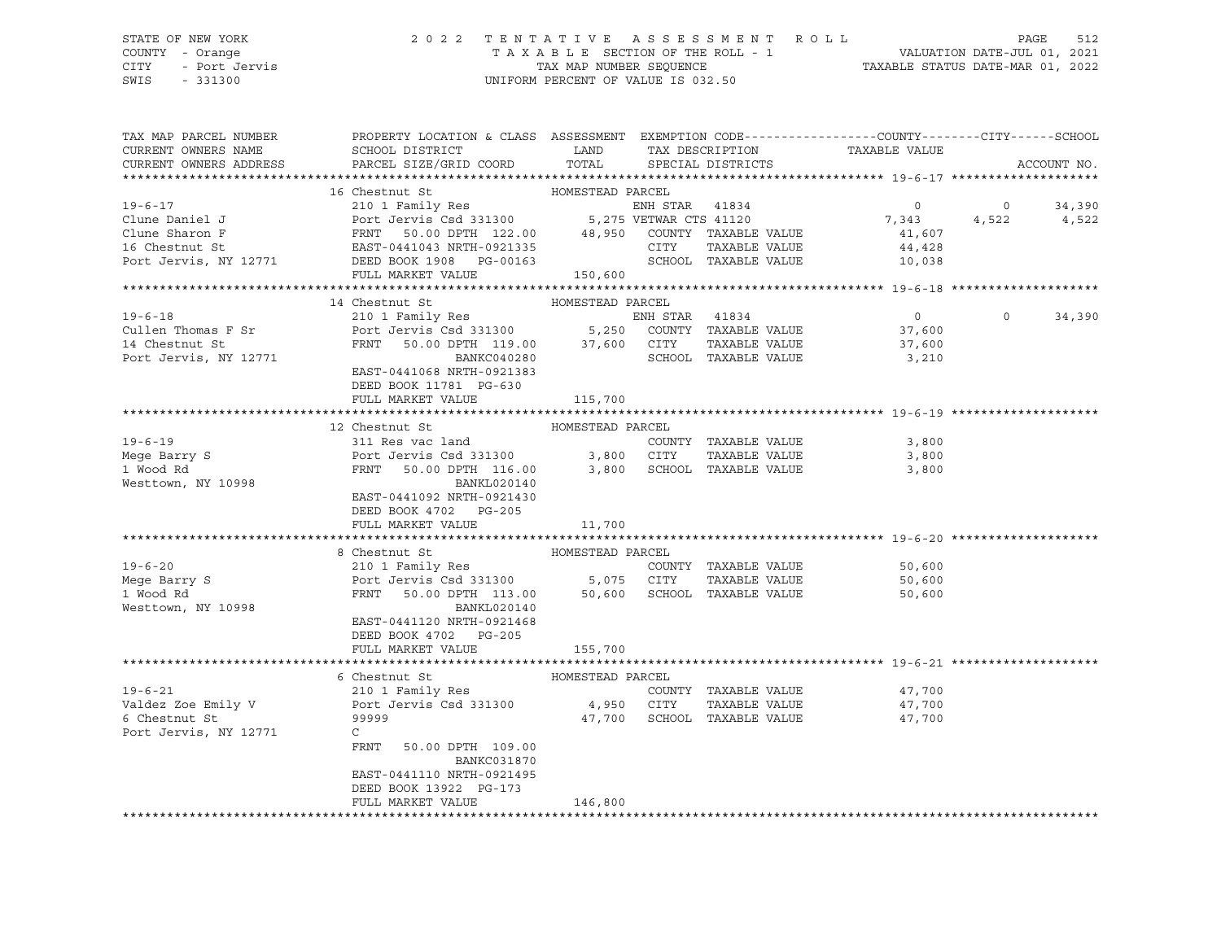STATE OF NEW YORK
COUNTY - Orange
CITY - Port Jervis
SWIS - 331300

2022 TENTATIVE ASSESSMENT ROLL
TAXABLE SECTION OF THE ROLL - 1
TAX MAP NUMBER SEQUENCE
UNIFORM PERCENT OF VALUE IS 032.50

VALUATION DATE-JUL 01, 2021
TAXABLE STATUS DATE-MAR 01, 2022

| TAX MAP PARCEL NUMBER / CURRENT OWNERS NAME / CURRENT OWNERS ADDRESS | PROPERTY LOCATION & CLASS / SCHOOL DISTRICT / PARCEL SIZE/GRID COORD | ASSESSMENT LAND | TOTAL | EXEMPTION CODE / TAX DESCRIPTION / SPECIAL DISTRICTS | COUNTY TAXABLE VALUE | CITY | SCHOOL / ACCOUNT NO. |
|---|---|---|---|---|---|---|---|
| **19-6-17** | 16 Chestnut St | HOMESTEAD PARCEL | | | | | |
| Clune Daniel J | 210 1 Family Res | | | ENH STAR 41834 | 0 | 0 | 34,390 |
| Clune Sharon F | Port Jervis Csd 331300 | 5,275 | | VETWAR CTS 41120 | 7,343 | 4,522 | 4,522 |
| 16 Chestnut St | FRNT 50.00 DPTH 122.00 | | 48,950 | COUNTY TAXABLE VALUE | 41,607 | | |
| Port Jervis, NY 12771 | EAST-0441043 NRTH-0921335 | | | CITY TAXABLE VALUE | 44,428 | | |
| | DEED BOOK 1908 PG-00163 | | | SCHOOL TAXABLE VALUE | 10,038 | | |
| | FULL MARKET VALUE | | 150,600 | | | | |
| **19-6-18** | 14 Chestnut St | HOMESTEAD PARCEL | | | | | |
| Cullen Thomas F Sr | 210 1 Family Res | | | ENH STAR 41834 | 0 | 0 | 34,390 |
| 14 Chestnut St | Port Jervis Csd 331300 | 5,250 | | COUNTY TAXABLE VALUE | 37,600 | | |
| Port Jervis, NY 12771 | FRNT 50.00 DPTH 119.00 | | 37,600 | CITY TAXABLE VALUE | 37,600 | | |
| | BANKC040280 | | | SCHOOL TAXABLE VALUE | 3,210 | | |
| | EAST-0441068 NRTH-0921383 | | | | | | |
| | DEED BOOK 11781 PG-630 | | | | | | |
| | FULL MARKET VALUE | | 115,700 | | | | |
| **19-6-19** | 12 Chestnut St | HOMESTEAD PARCEL | | | | | |
| Mege Barry S | 311 Res vac land | | | COUNTY TAXABLE VALUE | 3,800 | | |
| 1 Wood Rd | Port Jervis Csd 331300 | 3,800 | | CITY TAXABLE VALUE | 3,800 | | |
| Westtown, NY 10998 | FRNT 50.00 DPTH 116.00 | | 3,800 | SCHOOL TAXABLE VALUE | 3,800 | | |
| | BANKL020140 | | | | | | |
| | EAST-0441092 NRTH-0921430 | | | | | | |
| | DEED BOOK 4702 PG-205 | | | | | | |
| | FULL MARKET VALUE | | 11,700 | | | | |
| **19-6-20** | 8 Chestnut St | HOMESTEAD PARCEL | | | | | |
| Mege Barry S | 210 1 Family Res | | | COUNTY TAXABLE VALUE | 50,600 | | |
| 1 Wood Rd | Port Jervis Csd 331300 | 5,075 | | CITY TAXABLE VALUE | 50,600 | | |
| Westtown, NY 10998 | FRNT 50.00 DPTH 113.00 | | 50,600 | SCHOOL TAXABLE VALUE | 50,600 | | |
| | BANKL020140 | | | | | | |
| | EAST-0441120 NRTH-0921468 | | | | | | |
| | DEED BOOK 4702 PG-205 | | | | | | |
| | FULL MARKET VALUE | | 155,700 | | | | |
| **19-6-21** | 6 Chestnut St | HOMESTEAD PARCEL | | | | | |
| Valdez Zoe Emily V | 210 1 Family Res | | | COUNTY TAXABLE VALUE | 47,700 | | |
| 6 Chestnut St | Port Jervis Csd 331300 | 4,950 | | CITY TAXABLE VALUE | 47,700 | | |
| Port Jervis, NY 12771 | 99999 | | 47,700 | SCHOOL TAXABLE VALUE | 47,700 | | |
| | C | | | | | | |
| | FRNT 50.00 DPTH 109.00 | | | | | | |
| | BANKC031870 | | | | | | |
| | EAST-0441110 NRTH-0921495 | | | | | | |
| | DEED BOOK 13922 PG-173 | | | | | | |
| | FULL MARKET VALUE | | 146,800 | | | | |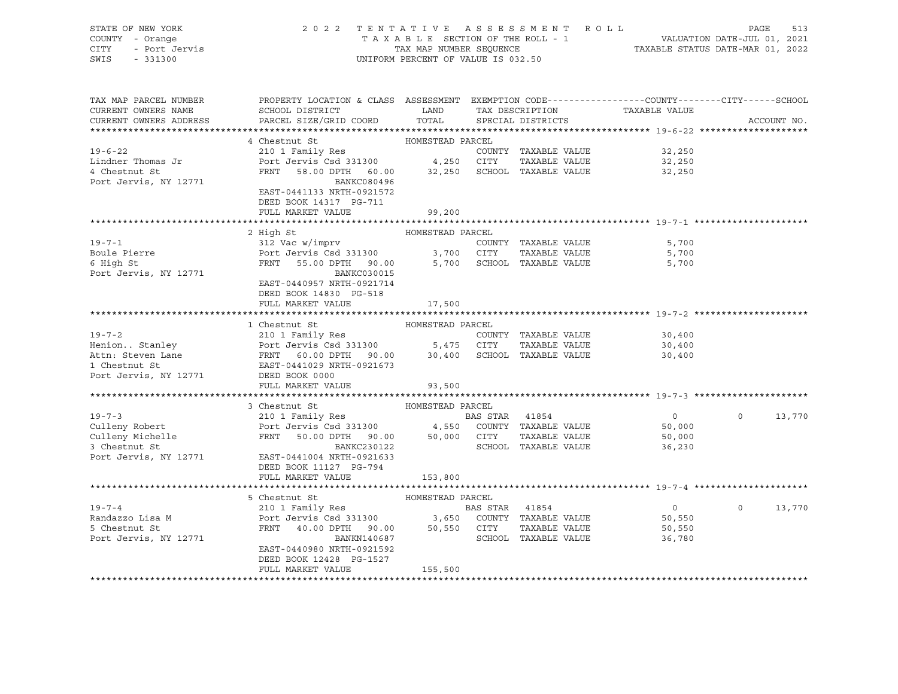STATE OF NEW YORK — 2022 TENTATIVE ASSESSMENT ROLL
COUNTY - Orange — TAXABLE SECTION OF THE ROLL - 1 — VALUATION DATE-JUL 01, 2021
CITY - Port Jervis — TAX MAP NUMBER SEQUENCE — TAXABLE STATUS DATE-MAR 01, 2022
SWIS - 331300 — UNIFORM PERCENT OF VALUE IS 032.50

| TAX MAP PARCEL NUMBER / CURRENT OWNERS NAME / CURRENT OWNERS ADDRESS | PROPERTY LOCATION & CLASS / SCHOOL DISTRICT / PARCEL SIZE/GRID COORD | ASSESSMENT LAND | ASSESSMENT TOTAL | EXEMPTION CODE / TAX DESCRIPTION / SPECIAL DISTRICTS | COUNTY TAXABLE VALUE | CITY | SCHOOL | ACCOUNT NO. |
|---|---|---|---|---|---|---|---|---|
| **19-6-22** | 4 Chestnut St — HOMESTEAD PARCEL | | | | | | | |
| 19-6-22 | 210 1 Family Res | | | COUNTY TAXABLE VALUE | 32,250 | | | |
| Lindner Thomas Jr | Port Jervis Csd 331300 | 4,250 | | CITY TAXABLE VALUE | 32,250 | | | |
| 4 Chestnut St | FRNT 58.00 DPTH 60.00 | | 32,250 | SCHOOL TAXABLE VALUE | 32,250 | | | |
| Port Jervis, NY 12771 | BANKC080496 | | | | | | | |
| | EAST-0441133 NRTH-0921572 | | | | | | | |
| | DEED BOOK 14317 PG-711 | | | | | | | |
| | FULL MARKET VALUE | | 99,200 | | | | | |
| **19-7-1** | 2 High St — HOMESTEAD PARCEL | | | | | | | |
| 19-7-1 | 312 Vac w/imprv | | | COUNTY TAXABLE VALUE | 5,700 | | | |
| Boule Pierre | Port Jervis Csd 331300 | 3,700 | | CITY TAXABLE VALUE | 5,700 | | | |
| 6 High St | FRNT 55.00 DPTH 90.00 | | 5,700 | SCHOOL TAXABLE VALUE | 5,700 | | | |
| Port Jervis, NY 12771 | BANKC030015 | | | | | | | |
| | EAST-0440957 NRTH-0921714 | | | | | | | |
| | DEED BOOK 14830 PG-518 | | | | | | | |
| | FULL MARKET VALUE | | 17,500 | | | | | |
| **19-7-2** | 1 Chestnut St — HOMESTEAD PARCEL | | | | | | | |
| 19-7-2 | 210 1 Family Res | | | COUNTY TAXABLE VALUE | 30,400 | | | |
| Henion.. Stanley | Port Jervis Csd 331300 | 5,475 | | CITY TAXABLE VALUE | 30,400 | | | |
| Attn: Steven Lane | FRNT 60.00 DPTH 90.00 | | 30,400 | SCHOOL TAXABLE VALUE | 30,400 | | | |
| 1 Chestnut St | EAST-0441029 NRTH-0921673 | | | | | | | |
| Port Jervis, NY 12771 | DEED BOOK 0000 | | | | | | | |
| | FULL MARKET VALUE | | 93,500 | | | | | |
| **19-7-3** | 3 Chestnut St — HOMESTEAD PARCEL | | | | | | | |
| 19-7-3 | 210 1 Family Res | | | BAS STAR 41854 | 0 | 0 | 13,770 | |
| Culleny Robert | Port Jervis Csd 331300 | 4,550 | | COUNTY TAXABLE VALUE | 50,000 | | | |
| Culleny Michelle | FRNT 50.00 DPTH 90.00 | | 50,000 | CITY TAXABLE VALUE | 50,000 | | | |
| 3 Chestnut St | BANKC230122 | | | SCHOOL TAXABLE VALUE | 36,230 | | | |
| Port Jervis, NY 12771 | EAST-0441004 NRTH-0921633 | | | | | | | |
| | DEED BOOK 11127 PG-794 | | | | | | | |
| | FULL MARKET VALUE | | 153,800 | | | | | |
| **19-7-4** | 5 Chestnut St — HOMESTEAD PARCEL | | | | | | | |
| 19-7-4 | 210 1 Family Res | | | BAS STAR 41854 | 0 | 0 | 13,770 | |
| Randazzo Lisa M | Port Jervis Csd 331300 | 3,650 | | COUNTY TAXABLE VALUE | 50,550 | | | |
| 5 Chestnut St | FRNT 40.00 DPTH 90.00 | | 50,550 | CITY TAXABLE VALUE | 50,550 | | | |
| Port Jervis, NY 12771 | BANKN140687 | | | SCHOOL TAXABLE VALUE | 36,780 | | | |
| | EAST-0440980 NRTH-0921592 | | | | | | | |
| | DEED BOOK 12428 PG-1527 | | | | | | | |
| | FULL MARKET VALUE | | 155,500 | | | | | |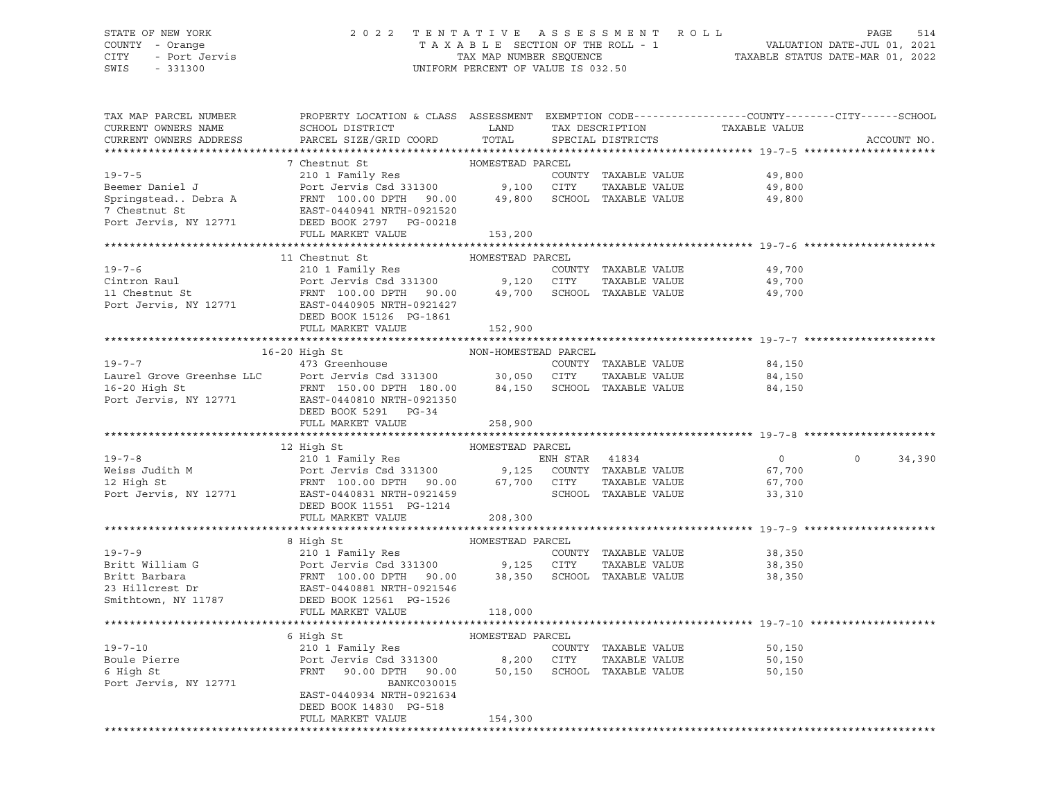STATE OF NEW YORK 2 0 2 2 T E N T A T I V E A S S E S S M E N T R O L L PAGE 514
COUNTY - Orange T A X A B L E SECTION OF THE ROLL - 1 VALUATION DATE-JUL 01, 2021
CITY - Port Jervis TAX MAP NUMBER SEQUENCE TAXABLE STATUS DATE-MAR 01, 2022
SWIS - 331300 UNIFORM PERCENT OF VALUE IS 032.50

| TAX MAP PARCEL NUMBER / CURRENT OWNERS NAME / CURRENT OWNERS ADDRESS | PROPERTY LOCATION & CLASS / SCHOOL DISTRICT / PARCEL SIZE/GRID COORD | ASSESSMENT LAND / TOTAL | EXEMPTION CODE / TAX DESCRIPTION / SPECIAL DISTRICTS | COUNTY TAXABLE VALUE | CITY | SCHOOL | ACCOUNT NO. |
|---|---|---|---|---|---|---|---|
| **19-7-5** | 7 Chestnut St | HOMESTEAD PARCEL | | | | | |
| 19-7-5 | 210 1 Family Res | | COUNTY TAXABLE VALUE | 49,800 | | | |
| Beemer Daniel J | Port Jervis Csd 331300 | 9,100 | CITY TAXABLE VALUE | 49,800 | | | |
| Springstead.. Debra A | FRNT 100.00 DPTH 90.00 | 49,800 | SCHOOL TAXABLE VALUE | 49,800 | | | |
| 7 Chestnut St | EAST-0440941 NRTH-0921520 | | | | | | |
| Port Jervis, NY 12771 | DEED BOOK 2797 PG-00218 | | | | | | |
| | FULL MARKET VALUE | 153,200 | | | | | |
| **19-7-6** | 11 Chestnut St | HOMESTEAD PARCEL | | | | | |
| 19-7-6 | 210 1 Family Res | | COUNTY TAXABLE VALUE | 49,700 | | | |
| Cintron Raul | Port Jervis Csd 331300 | 9,120 | CITY TAXABLE VALUE | 49,700 | | | |
| 11 Chestnut St | FRNT 100.00 DPTH 90.00 | 49,700 | SCHOOL TAXABLE VALUE | 49,700 | | | |
| Port Jervis, NY 12771 | EAST-0440905 NRTH-0921427 | | | | | | |
| | DEED BOOK 15126 PG-1861 | | | | | | |
| | FULL MARKET VALUE | 152,900 | | | | | |
| **19-7-7** | 16-20 High St | NON-HOMESTEAD PARCEL | | | | | |
| 19-7-7 | 473 Greenhouse | | COUNTY TAXABLE VALUE | 84,150 | | | |
| Laurel Grove Greenhse LLC | Port Jervis Csd 331300 | 30,050 | CITY TAXABLE VALUE | 84,150 | | | |
| 16-20 High St | FRNT 150.00 DPTH 180.00 | 84,150 | SCHOOL TAXABLE VALUE | 84,150 | | | |
| Port Jervis, NY 12771 | EAST-0440810 NRTH-0921350 | | | | | | |
| | DEED BOOK 5291 PG-34 | | | | | | |
| | FULL MARKET VALUE | 258,900 | | | | | |
| **19-7-8** | 12 High St | HOMESTEAD PARCEL | | | | | |
| 19-7-8 | 210 1 Family Res | | ENH STAR 41834 | 0 | 0 | 34,390 | |
| Weiss Judith M | Port Jervis Csd 331300 | 9,125 | COUNTY TAXABLE VALUE | 67,700 | | | |
| 12 High St | FRNT 100.00 DPTH 90.00 | 67,700 | CITY TAXABLE VALUE | 67,700 | | | |
| Port Jervis, NY 12771 | EAST-0440831 NRTH-0921459 | | SCHOOL TAXABLE VALUE | 33,310 | | | |
| | DEED BOOK 11551 PG-1214 | | | | | | |
| | FULL MARKET VALUE | 208,300 | | | | | |
| **19-7-9** | 8 High St | HOMESTEAD PARCEL | | | | | |
| 19-7-9 | 210 1 Family Res | | COUNTY TAXABLE VALUE | 38,350 | | | |
| Britt William G | Port Jervis Csd 331300 | 9,125 | CITY TAXABLE VALUE | 38,350 | | | |
| Britt Barbara | FRNT 100.00 DPTH 90.00 | 38,350 | SCHOOL TAXABLE VALUE | 38,350 | | | |
| 23 Hillcrest Dr | EAST-0440881 NRTH-0921546 | | | | | | |
| Smithtown, NY 11787 | DEED BOOK 12561 PG-1526 | | | | | | |
| | FULL MARKET VALUE | 118,000 | | | | | |
| **19-7-10** | 6 High St | HOMESTEAD PARCEL | | | | | |
| 19-7-10 | 210 1 Family Res | | COUNTY TAXABLE VALUE | 50,150 | | | |
| Boule Pierre | Port Jervis Csd 331300 | 8,200 | CITY TAXABLE VALUE | 50,150 | | | |
| 6 High St | FRNT 90.00 DPTH 90.00 | 50,150 | SCHOOL TAXABLE VALUE | 50,150 | | | |
| Port Jervis, NY 12771 | BANKC030015 | | | | | | |
| | EAST-0440934 NRTH-0921634 | | | | | | |
| | DEED BOOK 14830 PG-518 | | | | | | |
| | FULL MARKET VALUE | 154,300 | | | | | |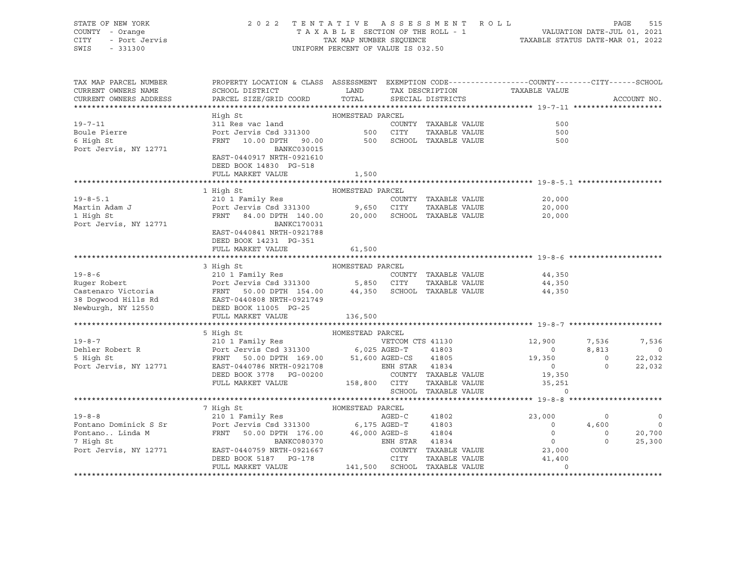STATE OF NEW YORK
COUNTY - Orange
CITY - Port Jervis
SWIS - 331300

2022 TENTATIVE ASSESSMENT ROLL
TAXABLE SECTION OF THE ROLL - 1
TAX MAP NUMBER SEQUENCE
UNIFORM PERCENT OF VALUE IS 032.50

VALUATION DATE-JUL 01, 2021
TAXABLE STATUS DATE-MAR 01, 2022

| TAX MAP PARCEL NUMBER / CURRENT OWNERS NAME / CURRENT OWNERS ADDRESS | PROPERTY LOCATION & CLASS / SCHOOL DISTRICT / PARCEL SIZE/GRID COORD | ASSESSMENT LAND / TOTAL | EXEMPTION CODE / TAX DESCRIPTION / SPECIAL DISTRICTS | COUNTY TAXABLE VALUE | CITY | SCHOOL |
|---|---|---|---|---|---|---|
| **19-7-11** | High St | HOMESTEAD PARCEL | | | | |
| 19-7-11 | 311 Res vac land | | COUNTY TAXABLE VALUE | 500 | | |
| Boule Pierre | Port Jervis Csd 331300 | 500 | CITY TAXABLE VALUE | 500 | | |
| 6 High St | FRNT 10.00 DPTH 90.00 | 500 | SCHOOL TAXABLE VALUE | 500 | | |
| Port Jervis, NY 12771 | BANKC030015 | | | | | |
| | EAST-0440917 NRTH-0921610 | | | | | |
| | DEED BOOK 14830 PG-518 | | | | | |
| | FULL MARKET VALUE | 1,500 | | | | |
| **19-8-5.1** | 1 High St | HOMESTEAD PARCEL | | | | |
| 19-8-5.1 | 210 1 Family Res | | COUNTY TAXABLE VALUE | 20,000 | | |
| Martin Adam J | Port Jervis Csd 331300 | 9,650 | CITY TAXABLE VALUE | 20,000 | | |
| 1 High St | FRNT 84.00 DPTH 140.00 | 20,000 | SCHOOL TAXABLE VALUE | 20,000 | | |
| Port Jervis, NY 12771 | BANKC170031 | | | | | |
| | EAST-0440841 NRTH-0921788 | | | | | |
| | DEED BOOK 14231 PG-351 | | | | | |
| | FULL MARKET VALUE | 61,500 | | | | |
| **19-8-6** | 3 High St | HOMESTEAD PARCEL | | | | |
| 19-8-6 | 210 1 Family Res | | COUNTY TAXABLE VALUE | 44,350 | | |
| Ruger Robert | Port Jervis Csd 331300 | 5,850 | CITY TAXABLE VALUE | 44,350 | | |
| Castenaro Victoria | FRNT 50.00 DPTH 154.00 | 44,350 | SCHOOL TAXABLE VALUE | 44,350 | | |
| 38 Dogwood Hills Rd | EAST-0440808 NRTH-0921749 | | | | | |
| Newburgh, NY 12550 | DEED BOOK 11005 PG-25 | | | | | |
| | FULL MARKET VALUE | 136,500 | | | | |
| **19-8-7** | 5 High St | HOMESTEAD PARCEL | | | | |
| 19-8-7 | 210 1 Family Res | | VETCOM CTS 41130 | 12,900 | 7,536 | 7,536 |
| Dehler Robert R | Port Jervis Csd 331300 | 6,025 | AGED-T 41803 | 0 | 8,813 | 0 |
| 5 High St | FRNT 50.00 DPTH 169.00 | 51,600 | AGED-CS 41805 | 19,350 | 0 | 22,032 |
| Port Jervis, NY 12771 | EAST-0440786 NRTH-0921708 | | ENH STAR 41834 | 0 | 0 | 22,032 |
| | DEED BOOK 3778 PG-00200 | | COUNTY TAXABLE VALUE | 19,350 | | |
| | FULL MARKET VALUE | 158,800 | CITY TAXABLE VALUE | 35,251 | | |
| | | | SCHOOL TAXABLE VALUE | 0 | | |
| **19-8-8** | 7 High St | HOMESTEAD PARCEL | | | | |
| 19-8-8 | 210 1 Family Res | | AGED-C 41802 | 23,000 | 0 | 0 |
| Fontano Dominick S Sr | Port Jervis Csd 331300 | 6,175 | AGED-T 41803 | 0 | 4,600 | 0 |
| Fontano.. Linda M | FRNT 50.00 DPTH 176.00 | 46,000 | AGED-S 41804 | 0 | 0 | 20,700 |
| 7 High St | BANKC080370 | | ENH STAR 41834 | 0 | 0 | 25,300 |
| Port Jervis, NY 12771 | EAST-0440759 NRTH-0921667 | | COUNTY TAXABLE VALUE | 23,000 | | |
| | DEED BOOK 5187 PG-178 | | CITY TAXABLE VALUE | 41,400 | | |
| | FULL MARKET VALUE | 141,500 | SCHOOL TAXABLE VALUE | 0 | | |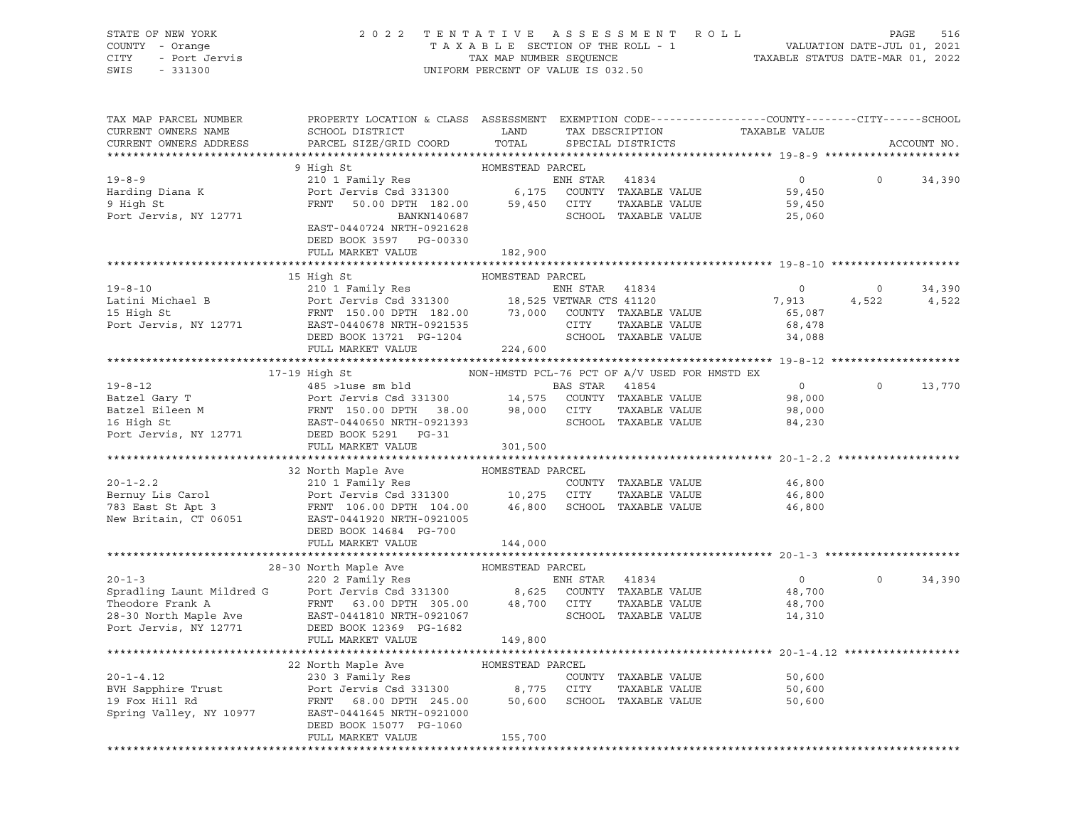STATE OF NEW YORK
COUNTY - Orange
CITY - Port Jervis
SWIS - 331300

2022 TENTATIVE ASSESSMENT ROLL
TAXABLE SECTION OF THE ROLL - 1
TAX MAP NUMBER SEQUENCE
UNIFORM PERCENT OF VALUE IS 032.50

VALUATION DATE-JUL 01, 2021
TAXABLE STATUS DATE-MAR 01, 2022

| TAX MAP PARCEL NUMBER / CURRENT OWNERS NAME / CURRENT OWNERS ADDRESS | PROPERTY LOCATION & CLASS / SCHOOL DISTRICT / PARCEL SIZE/GRID COORD | ASSESSMENT LAND / TOTAL | EXEMPTION CODE / TAX DESCRIPTION / SPECIAL DISTRICTS | COUNTY TAXABLE VALUE | CITY | SCHOOL | ACCOUNT NO. |
|---|---|---|---|---|---|---|---|
| **19-8-9** | 9 High St — HOMESTEAD PARCEL | | | | | | |
| 19-8-9 | 210 1 Family Res | | ENH STAR 41834 | 0 | 0 | 34,390 | |
| Harding Diana K | Port Jervis Csd 331300 | 6,175 | COUNTY TAXABLE VALUE | 59,450 | | | |
| 9 High St | FRNT 50.00 DPTH 182.00 | 59,450 | CITY TAXABLE VALUE | 59,450 | | | |
| Port Jervis, NY 12771 | BANKN140687 | | SCHOOL TAXABLE VALUE | 25,060 | | | |
| | EAST-0440724 NRTH-0921628 | | | | | | |
| | DEED BOOK 3597 PG-00330 | | | | | | |
| | FULL MARKET VALUE | 182,900 | | | | | |
| **19-8-10** | 15 High St — HOMESTEAD PARCEL | | | | | | |
| 19-8-10 | 210 1 Family Res | | ENH STAR 41834 | 0 | 0 | 34,390 | |
| Latini Michael B | Port Jervis Csd 331300 | 18,525 | VETWAR CTS 41120 | 7,913 | 4,522 | 4,522 | |
| 15 High St | FRNT 150.00 DPTH 182.00 | 73,000 | COUNTY TAXABLE VALUE | 65,087 | | | |
| Port Jervis, NY 12771 | EAST-0440678 NRTH-0921535 | | CITY TAXABLE VALUE | 68,478 | | | |
| | DEED BOOK 13721 PG-1204 | | SCHOOL TAXABLE VALUE | 34,088 | | | |
| | FULL MARKET VALUE | 224,600 | | | | | |
| **19-8-12** | 17-19 High St — NON-HMSTD PCL-76 PCT OF A/V USED FOR HMSTD EX | | | | | | |
| 19-8-12 | 485 >1use sm bld | | BAS STAR 41854 | 0 | 0 | 13,770 | |
| Batzel Gary T | Port Jervis Csd 331300 | 14,575 | COUNTY TAXABLE VALUE | 98,000 | | | |
| Batzel Eileen M | FRNT 150.00 DPTH 38.00 | 98,000 | CITY TAXABLE VALUE | 98,000 | | | |
| 16 High St | EAST-0440650 NRTH-0921393 | | SCHOOL TAXABLE VALUE | 84,230 | | | |
| Port Jervis, NY 12771 | DEED BOOK 5291 PG-31 | | | | | | |
| | FULL MARKET VALUE | 301,500 | | | | | |
| **20-1-2.2** | 32 North Maple Ave — HOMESTEAD PARCEL | | | | | | |
| 20-1-2.2 | 210 1 Family Res | | COUNTY TAXABLE VALUE | 46,800 | | | |
| Bernuy Lis Carol | Port Jervis Csd 331300 | 10,275 | CITY TAXABLE VALUE | 46,800 | | | |
| 783 East St Apt 3 | FRNT 106.00 DPTH 104.00 | 46,800 | SCHOOL TAXABLE VALUE | 46,800 | | | |
| New Britain, CT 06051 | EAST-0441920 NRTH-0921005 | | | | | | |
| | DEED BOOK 14684 PG-700 | | | | | | |
| | FULL MARKET VALUE | 144,000 | | | | | |
| **20-1-3** | 28-30 North Maple Ave — HOMESTEAD PARCEL | | | | | | |
| 20-1-3 | 220 2 Family Res | | ENH STAR 41834 | 0 | 0 | 34,390 | |
| Spradling Launt Mildred G | Port Jervis Csd 331300 | 8,625 | COUNTY TAXABLE VALUE | 48,700 | | | |
| Theodore Frank A | FRNT 63.00 DPTH 305.00 | 48,700 | CITY TAXABLE VALUE | 48,700 | | | |
| 28-30 North Maple Ave | EAST-0441810 NRTH-0921067 | | SCHOOL TAXABLE VALUE | 14,310 | | | |
| Port Jervis, NY 12771 | DEED BOOK 12369 PG-1682 | | | | | | |
| | FULL MARKET VALUE | 149,800 | | | | | |
| **20-1-4.12** | 22 North Maple Ave — HOMESTEAD PARCEL | | | | | | |
| 20-1-4.12 | 230 3 Family Res | | COUNTY TAXABLE VALUE | 50,600 | | | |
| BVH Sapphire Trust | Port Jervis Csd 331300 | 8,775 | CITY TAXABLE VALUE | 50,600 | | | |
| 19 Fox Hill Rd | FRNT 68.00 DPTH 245.00 | 50,600 | SCHOOL TAXABLE VALUE | 50,600 | | | |
| Spring Valley, NY 10977 | EAST-0441645 NRTH-0921000 | | | | | | |
| | DEED BOOK 15077 PG-1060 | | | | | | |
| | FULL MARKET VALUE | 155,700 | | | | | |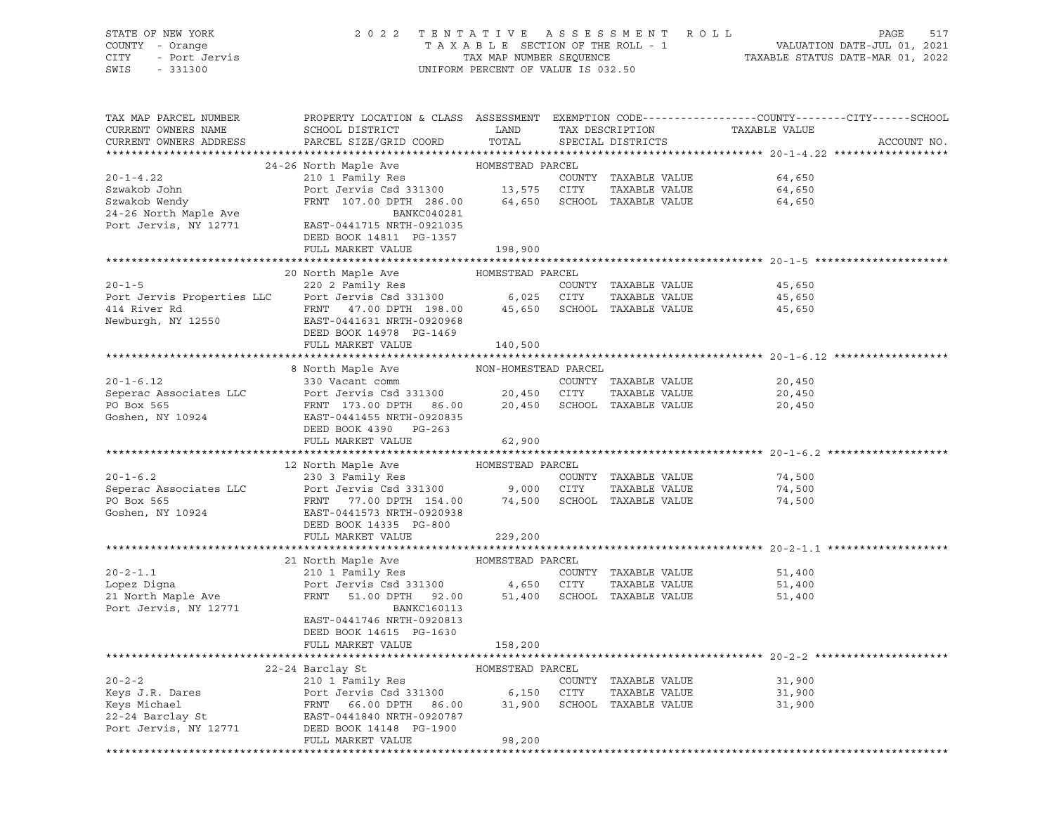STATE OF NEW YORK | 2022 TENTATIVE ASSESSMENT ROLL | VALUATION DATE-JUL 01, 2021
COUNTY - Orange | TAXABLE SECTION OF THE ROLL - 1 | TAXABLE STATUS DATE-MAR 01, 2022
CITY - Port Jervis | TAX MAP NUMBER SEQUENCE
SWIS - 331300 | UNIFORM PERCENT OF VALUE IS 032.50

| TAX MAP PARCEL NUMBER / CURRENT OWNERS NAME / CURRENT OWNERS ADDRESS | PROPERTY LOCATION & CLASS / SCHOOL DISTRICT / PARCEL SIZE/GRID COORD | ASSESSMENT LAND | TOTAL | EXEMPTION CODE / TAX DESCRIPTION / SPECIAL DISTRICTS | COUNTY / CITY / SCHOOL TAXABLE VALUE | ACCOUNT NO. |
|---|---|---|---|---|---|---|
| **20-1-4.22** | 24-26 North Maple Ave — HOMESTEAD PARCEL | | | | | |
| Szwakob John | 210 1 Family Res | | | COUNTY TAXABLE VALUE | 64,650 | |
| Szwakob Wendy | Port Jervis Csd 331300 | 13,575 | | CITY TAXABLE VALUE | 64,650 | |
| 24-26 North Maple Ave | FRNT 107.00 DPTH 286.00 | | 64,650 | SCHOOL TAXABLE VALUE | 64,650 | |
| Port Jervis, NY 12771 | BANKC040281 | | | | | |
| | EAST-0441715 NRTH-0921035 | | | | | |
| | DEED BOOK 14811 PG-1357 | | | | | |
| | FULL MARKET VALUE | | 198,900 | | | |
| **20-1-5** | 20 North Maple Ave — HOMESTEAD PARCEL | | | | | |
| Port Jervis Properties LLC | 220 2 Family Res | | | COUNTY TAXABLE VALUE | 45,650 | |
| 414 River Rd | Port Jervis Csd 331300 | 6,025 | | CITY TAXABLE VALUE | 45,650 | |
| Newburgh, NY 12550 | FRNT 47.00 DPTH 198.00 | | 45,650 | SCHOOL TAXABLE VALUE | 45,650 | |
| | EAST-0441631 NRTH-0920968 | | | | | |
| | DEED BOOK 14978 PG-1469 | | | | | |
| | FULL MARKET VALUE | | 140,500 | | | |
| **20-1-6.12** | 8 North Maple Ave — NON-HOMESTEAD PARCEL | | | | | |
| Seperac Associates LLC | 330 Vacant comm | | | COUNTY TAXABLE VALUE | 20,450 | |
| PO Box 565 | Port Jervis Csd 331300 | 20,450 | | CITY TAXABLE VALUE | 20,450 | |
| Goshen, NY 10924 | FRNT 173.00 DPTH 86.00 | | 20,450 | SCHOOL TAXABLE VALUE | 20,450 | |
| | EAST-0441455 NRTH-0920835 | | | | | |
| | DEED BOOK 4390 PG-263 | | | | | |
| | FULL MARKET VALUE | | 62,900 | | | |
| **20-1-6.2** | 12 North Maple Ave — HOMESTEAD PARCEL | | | | | |
| Seperac Associates LLC | 230 3 Family Res | | | COUNTY TAXABLE VALUE | 74,500 | |
| PO Box 565 | Port Jervis Csd 331300 | 9,000 | | CITY TAXABLE VALUE | 74,500 | |
| Goshen, NY 10924 | FRNT 77.00 DPTH 154.00 | | 74,500 | SCHOOL TAXABLE VALUE | 74,500 | |
| | EAST-0441573 NRTH-0920938 | | | | | |
| | DEED BOOK 14335 PG-800 | | | | | |
| | FULL MARKET VALUE | | 229,200 | | | |
| **20-2-1.1** | 21 North Maple Ave — HOMESTEAD PARCEL | | | | | |
| Lopez Digna | 210 1 Family Res | | | COUNTY TAXABLE VALUE | 51,400 | |
| 21 North Maple Ave | Port Jervis Csd 331300 | 4,650 | | CITY TAXABLE VALUE | 51,400 | |
| Port Jervis, NY 12771 | FRNT 51.00 DPTH 92.00 | | 51,400 | SCHOOL TAXABLE VALUE | 51,400 | |
| | BANKC160113 | | | | | |
| | EAST-0441746 NRTH-0920813 | | | | | |
| | DEED BOOK 14615 PG-1630 | | | | | |
| | FULL MARKET VALUE | | 158,200 | | | |
| **20-2-2** | 22-24 Barclay St — HOMESTEAD PARCEL | | | | | |
| Keys J.R. Dares | 210 1 Family Res | | | COUNTY TAXABLE VALUE | 31,900 | |
| Keys Michael | Port Jervis Csd 331300 | 6,150 | | CITY TAXABLE VALUE | 31,900 | |
| 22-24 Barclay St | FRNT 66.00 DPTH 86.00 | | 31,900 | SCHOOL TAXABLE VALUE | 31,900 | |
| Port Jervis, NY 12771 | EAST-0441840 NRTH-0920787 | | | | | |
| | DEED BOOK 14148 PG-1900 | | | | | |
| | FULL MARKET VALUE | | 98,200 | | | |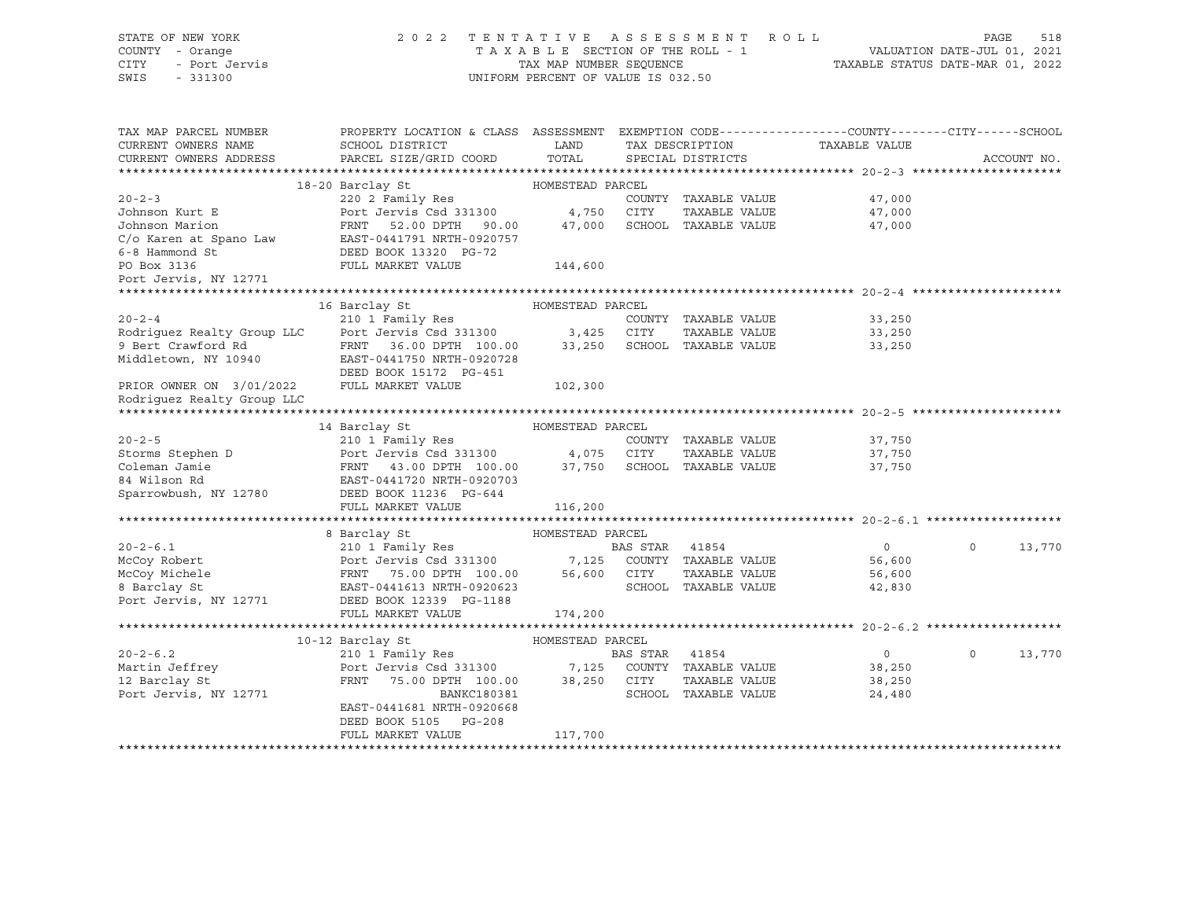STATE OF NEW YORK — COUNTY - Orange — CITY - Port Jervis — SWIS - 331300

# 2022 TENTATIVE ASSESSMENT ROLL

TAXABLE SECTION OF THE ROLL - 1
TAX MAP NUMBER SEQUENCE
UNIFORM PERCENT OF VALUE IS 032.50

VALUATION DATE-JUL 01, 2021
TAXABLE STATUS DATE-MAR 01, 2022

| TAX MAP PARCEL NUMBER / CURRENT OWNERS NAME / CURRENT OWNERS ADDRESS | PROPERTY LOCATION & CLASS / SCHOOL DISTRICT / PARCEL SIZE/GRID COORD | ASSESSMENT LAND | ASSESSMENT TOTAL | EXEMPTION CODE / TAX DESCRIPTION / SPECIAL DISTRICTS | COUNTY TAXABLE VALUE | CITY | SCHOOL | ACCOUNT NO. |
|---|---|---|---|---|---|---|---|---|
| **20-2-3** | 18-20 Barclay St — HOMESTEAD PARCEL | | | | | | | |
| Johnson Kurt E | 220 2 Family Res | | | COUNTY TAXABLE VALUE | 47,000 | | | |
| Johnson Marion | Port Jervis Csd 331300 | 4,750 | | CITY TAXABLE VALUE | 47,000 | | | |
| C/o Karen at Spano Law | FRNT 52.00 DPTH 90.00 | | 47,000 | SCHOOL TAXABLE VALUE | 47,000 | | | |
| 6-8 Hammond St | EAST-0441791 NRTH-0920757 | | | | | | | |
| PO Box 3136 | DEED BOOK 13320 PG-72 | | | | | | | |
| Port Jervis, NY 12771 | FULL MARKET VALUE | | 144,600 | | | | | |
| **20-2-4** | 16 Barclay St — HOMESTEAD PARCEL | | | | | | | |
| Rodriguez Realty Group LLC | 210 1 Family Res | | | COUNTY TAXABLE VALUE | 33,250 | | | |
| 9 Bert Crawford Rd | Port Jervis Csd 331300 | 3,425 | | CITY TAXABLE VALUE | 33,250 | | | |
| Middletown, NY 10940 | FRNT 36.00 DPTH 100.00 | | 33,250 | SCHOOL TAXABLE VALUE | 33,250 | | | |
| | EAST-0441750 NRTH-0920728 | | | | | | | |
| | DEED BOOK 15172 PG-451 | | | | | | | |
| PRIOR OWNER ON 3/01/2022 | FULL MARKET VALUE | | 102,300 | | | | | |
| Rodriguez Realty Group LLC | | | | | | | | |
| **20-2-5** | 14 Barclay St — HOMESTEAD PARCEL | | | | | | | |
| Storms Stephen D | 210 1 Family Res | | | COUNTY TAXABLE VALUE | 37,750 | | | |
| Coleman Jamie | Port Jervis Csd 331300 | 4,075 | | CITY TAXABLE VALUE | 37,750 | | | |
| 84 Wilson Rd | FRNT 43.00 DPTH 100.00 | | 37,750 | SCHOOL TAXABLE VALUE | 37,750 | | | |
| Sparrowbush, NY 12780 | EAST-0441720 NRTH-0920703 | | | | | | | |
| | DEED BOOK 11236 PG-644 | | | | | | | |
| | FULL MARKET VALUE | | 116,200 | | | | | |
| **20-2-6.1** | 8 Barclay St — HOMESTEAD PARCEL | | | | | | | |
| McCoy Robert | 210 1 Family Res | | | BAS STAR 41854 | 0 | 0 | 13,770 | |
| McCoy Michele | Port Jervis Csd 331300 | 7,125 | | COUNTY TAXABLE VALUE | 56,600 | | | |
| 8 Barclay St | FRNT 75.00 DPTH 100.00 | | 56,600 | CITY TAXABLE VALUE | 56,600 | | | |
| Port Jervis, NY 12771 | EAST-0441613 NRTH-0920623 | | | SCHOOL TAXABLE VALUE | 42,830 | | | |
| | DEED BOOK 12339 PG-1188 | | | | | | | |
| | FULL MARKET VALUE | | 174,200 | | | | | |
| **20-2-6.2** | 10-12 Barclay St — HOMESTEAD PARCEL | | | | | | | |
| Martin Jeffrey | 210 1 Family Res | | | BAS STAR 41854 | 0 | 0 | 13,770 | |
| 12 Barclay St | Port Jervis Csd 331300 | 7,125 | | COUNTY TAXABLE VALUE | 38,250 | | | |
| Port Jervis, NY 12771 | FRNT 75.00 DPTH 100.00 | | 38,250 | CITY TAXABLE VALUE | 38,250 | | | |
| | BANKC180381 | | | SCHOOL TAXABLE VALUE | 24,480 | | | |
| | EAST-0441681 NRTH-0920668 | | | | | | | |
| | DEED BOOK 5105 PG-208 | | | | | | | |
| | FULL MARKET VALUE | | 117,700 | | | | | |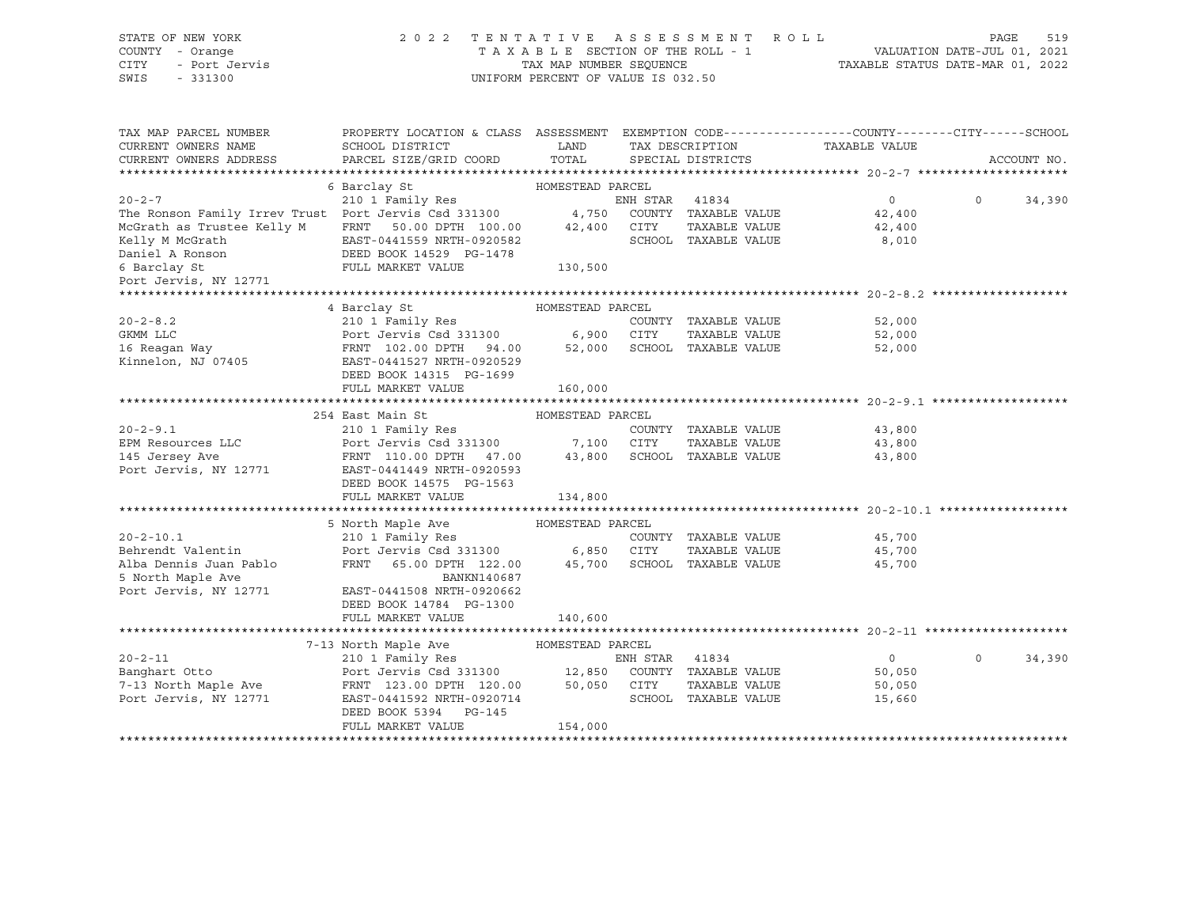STATE OF NEW YORK — COUNTY - Orange — CITY - Port Jervis — SWIS - 331300

# 2022 TENTATIVE ASSESSMENT ROLL

TAXABLE SECTION OF THE ROLL - 1 — TAX MAP NUMBER SEQUENCE — UNIFORM PERCENT OF VALUE IS 032.50

VALUATION DATE-JUL 01, 2021 — TAXABLE STATUS DATE-MAR 01, 2022

| TAX MAP PARCEL NUMBER / CURRENT OWNERS NAME / CURRENT OWNERS ADDRESS | PROPERTY LOCATION & CLASS / SCHOOL DISTRICT / PARCEL SIZE/GRID COORD | ASSESSMENT LAND / TOTAL | EXEMPTION CODE / TAX DESCRIPTION / SPECIAL DISTRICTS | COUNTY / CITY / SCHOOL TAXABLE VALUE | ACCOUNT NO. |
|---|---|---|---|---|---|
| **20-2-7** | 6 Barclay St — HOMESTEAD PARCEL | | | | |
| The Ronson Family Irrev Trust | 210 1 Family Res | | ENH STAR 41834 | 0 / 0 / 34,390 | |
| McGrath as Trustee Kelly M | Port Jervis Csd 331300 | 4,750 | COUNTY TAXABLE VALUE | 42,400 | |
| Kelly M McGrath | FRNT 50.00 DPTH 100.00 | 42,400 | CITY TAXABLE VALUE | 42,400 | |
| Daniel A Ronson | EAST-0441559 NRTH-0920582 | | SCHOOL TAXABLE VALUE | 8,010 | |
| 6 Barclay St | DEED BOOK 14529 PG-1478 | | | | |
| Port Jervis, NY 12771 | FULL MARKET VALUE | 130,500 | | | |
| **20-2-8.2** | 4 Barclay St — HOMESTEAD PARCEL | | | | |
| GKMM LLC | 210 1 Family Res | | COUNTY TAXABLE VALUE | 52,000 | |
| 16 Reagan Way | Port Jervis Csd 331300 | 6,900 | CITY TAXABLE VALUE | 52,000 | |
| Kinnelon, NJ 07405 | FRNT 102.00 DPTH 94.00 | 52,000 | SCHOOL TAXABLE VALUE | 52,000 | |
| | EAST-0441527 NRTH-0920529 | | | | |
| | DEED BOOK 14315 PG-1699 | | | | |
| | FULL MARKET VALUE | 160,000 | | | |
| **20-2-9.1** | 254 East Main St — HOMESTEAD PARCEL | | | | |
| EPM Resources LLC | 210 1 Family Res | | COUNTY TAXABLE VALUE | 43,800 | |
| 145 Jersey Ave | Port Jervis Csd 331300 | 7,100 | CITY TAXABLE VALUE | 43,800 | |
| Port Jervis, NY 12771 | FRNT 110.00 DPTH 47.00 | 43,800 | SCHOOL TAXABLE VALUE | 43,800 | |
| | EAST-0441449 NRTH-0920593 | | | | |
| | DEED BOOK 14575 PG-1563 | | | | |
| | FULL MARKET VALUE | 134,800 | | | |
| **20-2-10.1** | 5 North Maple Ave — HOMESTEAD PARCEL | | | | |
| Behrendt Valentin | 210 1 Family Res | | COUNTY TAXABLE VALUE | 45,700 | |
| Alba Dennis Juan Pablo | Port Jervis Csd 331300 | 6,850 | CITY TAXABLE VALUE | 45,700 | |
| 5 North Maple Ave | FRNT 65.00 DPTH 122.00 | 45,700 | SCHOOL TAXABLE VALUE | 45,700 | |
| Port Jervis, NY 12771 | BANKN140687 | | | | |
| | EAST-0441508 NRTH-0920662 | | | | |
| | DEED BOOK 14784 PG-1300 | | | | |
| | FULL MARKET VALUE | 140,600 | | | |
| **20-2-11** | 7-13 North Maple Ave — HOMESTEAD PARCEL | | | | |
| Banghart Otto | 210 1 Family Res | | ENH STAR 41834 | 0 / 0 / 34,390 | |
| 7-13 North Maple Ave | Port Jervis Csd 331300 | 12,850 | COUNTY TAXABLE VALUE | 50,050 | |
| Port Jervis, NY 12771 | FRNT 123.00 DPTH 120.00 | 50,050 | CITY TAXABLE VALUE | 50,050 | |
| | EAST-0441592 NRTH-0920714 | | SCHOOL TAXABLE VALUE | 15,660 | |
| | DEED BOOK 5394 PG-145 | | | | |
| | FULL MARKET VALUE | 154,000 | | | |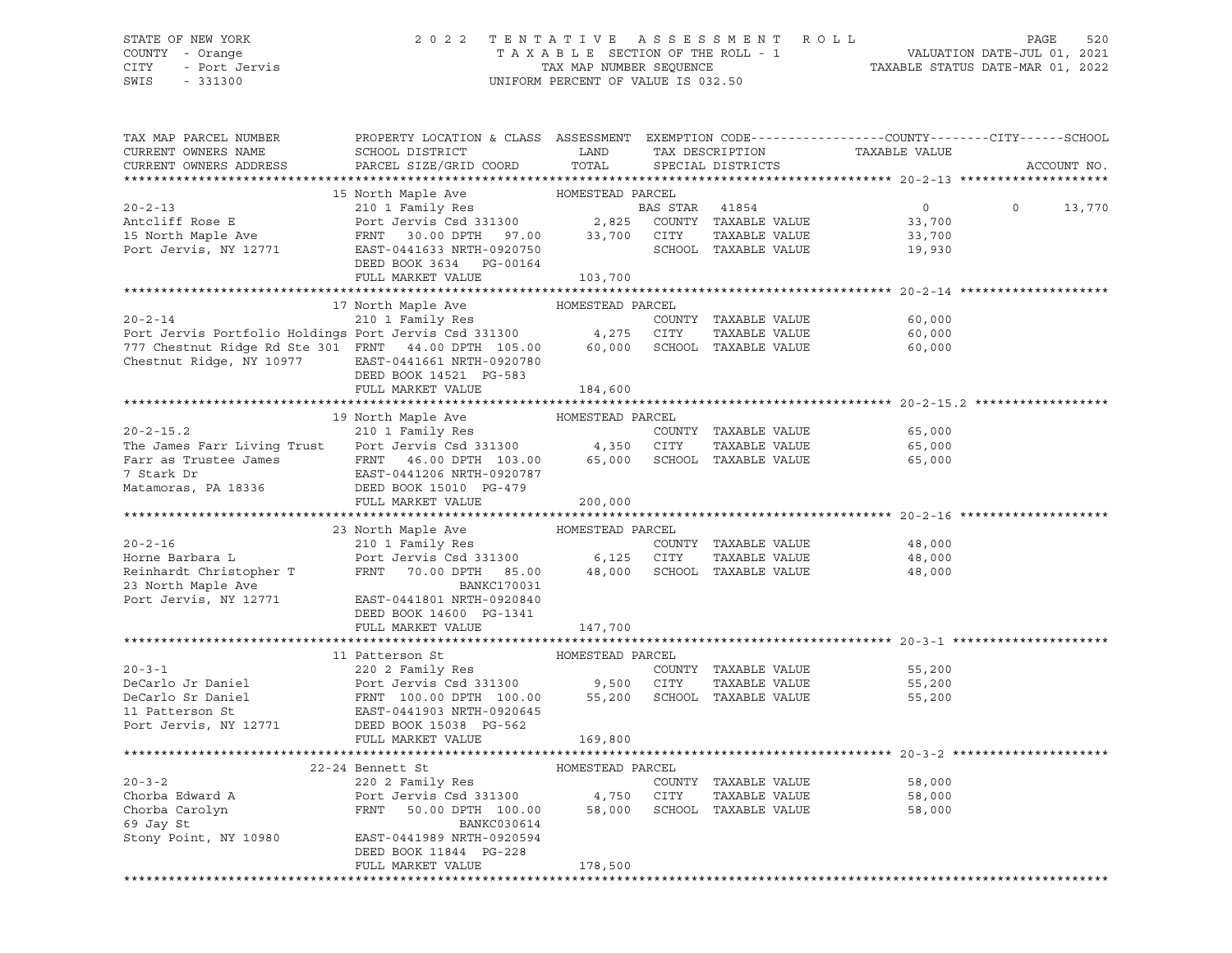STATE OF NEW YORK | 2 0 2 2 TENTATIVE ASSESSMENT ROLL | VALUATION DATE-JUL 01, 2021
COUNTY - Orange | TAXABLE SECTION OF THE ROLL - 1 | TAXABLE STATUS DATE-MAR 01, 2022
CITY - Port Jervis | TAX MAP NUMBER SEQUENCE
SWIS - 331300 | UNIFORM PERCENT OF VALUE IS 032.50

| TAX MAP PARCEL NUMBER / CURRENT OWNERS NAME / CURRENT OWNERS ADDRESS | PROPERTY LOCATION & CLASS / SCHOOL DISTRICT / PARCEL SIZE/GRID COORD | ASSESSMENT LAND / TOTAL | EXEMPTION CODE / TAX DESCRIPTION / SPECIAL DISTRICTS | COUNTY TAXABLE VALUE | CITY | SCHOOL / ACCOUNT NO. |
|---|---|---|---|---|---|---|
| **20-2-13** | 15 North Maple Ave | HOMESTEAD PARCEL | | | | |
| 20-2-13 | 210 1 Family Res | | BAS STAR 41854 | 0 | 0 | 13,770 |
| Antcliff Rose E | Port Jervis Csd 331300 | 2,825 | COUNTY TAXABLE VALUE | 33,700 | | |
| 15 North Maple Ave | FRNT 30.00 DPTH 97.00 | 33,700 | CITY TAXABLE VALUE | 33,700 | | |
| Port Jervis, NY 12771 | EAST-0441633 NRTH-0920750 | | SCHOOL TAXABLE VALUE | 19,930 | | |
| | DEED BOOK 3634 PG-00164 | | | | | |
| | FULL MARKET VALUE | 103,700 | | | | |
| **20-2-14** | 17 North Maple Ave | HOMESTEAD PARCEL | | | | |
| 20-2-14 | 210 1 Family Res | | COUNTY TAXABLE VALUE | 60,000 | | |
| Port Jervis Portfolio Holdings | Port Jervis Csd 331300 | 4,275 | CITY TAXABLE VALUE | 60,000 | | |
| 777 Chestnut Ridge Rd Ste 301 | FRNT 44.00 DPTH 105.00 | 60,000 | SCHOOL TAXABLE VALUE | 60,000 | | |
| Chestnut Ridge, NY 10977 | EAST-0441661 NRTH-0920780 | | | | | |
| | DEED BOOK 14521 PG-583 | | | | | |
| | FULL MARKET VALUE | 184,600 | | | | |
| **20-2-15.2** | 19 North Maple Ave | HOMESTEAD PARCEL | | | | |
| 20-2-15.2 | 210 1 Family Res | | COUNTY TAXABLE VALUE | 65,000 | | |
| The James Farr Living Trust | Port Jervis Csd 331300 | 4,350 | CITY TAXABLE VALUE | 65,000 | | |
| Farr as Trustee James | FRNT 46.00 DPTH 103.00 | 65,000 | SCHOOL TAXABLE VALUE | 65,000 | | |
| 7 Stark Dr | EAST-0441206 NRTH-0920787 | | | | | |
| Matamoras, PA 18336 | DEED BOOK 15010 PG-479 | | | | | |
| | FULL MARKET VALUE | 200,000 | | | | |
| **20-2-16** | 23 North Maple Ave | HOMESTEAD PARCEL | | | | |
| 20-2-16 | 210 1 Family Res | | COUNTY TAXABLE VALUE | 48,000 | | |
| Horne Barbara L | Port Jervis Csd 331300 | 6,125 | CITY TAXABLE VALUE | 48,000 | | |
| Reinhardt Christopher T | FRNT 70.00 DPTH 85.00 | 48,000 | SCHOOL TAXABLE VALUE | 48,000 | | |
| 23 North Maple Ave | BANKC170031 | | | | | |
| Port Jervis, NY 12771 | EAST-0441801 NRTH-0920840 | | | | | |
| | DEED BOOK 14600 PG-1341 | | | | | |
| | FULL MARKET VALUE | 147,700 | | | | |
| **20-3-1** | 11 Patterson St | HOMESTEAD PARCEL | | | | |
| 20-3-1 | 220 2 Family Res | | COUNTY TAXABLE VALUE | 55,200 | | |
| DeCarlo Jr Daniel | Port Jervis Csd 331300 | 9,500 | CITY TAXABLE VALUE | 55,200 | | |
| DeCarlo Sr Daniel | FRNT 100.00 DPTH 100.00 | 55,200 | SCHOOL TAXABLE VALUE | 55,200 | | |
| 11 Patterson St | EAST-0441903 NRTH-0920645 | | | | | |
| Port Jervis, NY 12771 | DEED BOOK 15038 PG-562 | | | | | |
| | FULL MARKET VALUE | 169,800 | | | | |
| **20-3-2** | 22-24 Bennett St | HOMESTEAD PARCEL | | | | |
| 20-3-2 | 220 2 Family Res | | COUNTY TAXABLE VALUE | 58,000 | | |
| Chorba Edward A | Port Jervis Csd 331300 | 4,750 | CITY TAXABLE VALUE | 58,000 | | |
| Chorba Carolyn | FRNT 50.00 DPTH 100.00 | 58,000 | SCHOOL TAXABLE VALUE | 58,000 | | |
| 69 Jay St | BANKC030614 | | | | | |
| Stony Point, NY 10980 | EAST-0441989 NRTH-0920594 | | | | | |
| | DEED BOOK 11844 PG-228 | | | | | |
| | FULL MARKET VALUE | 178,500 | | | | |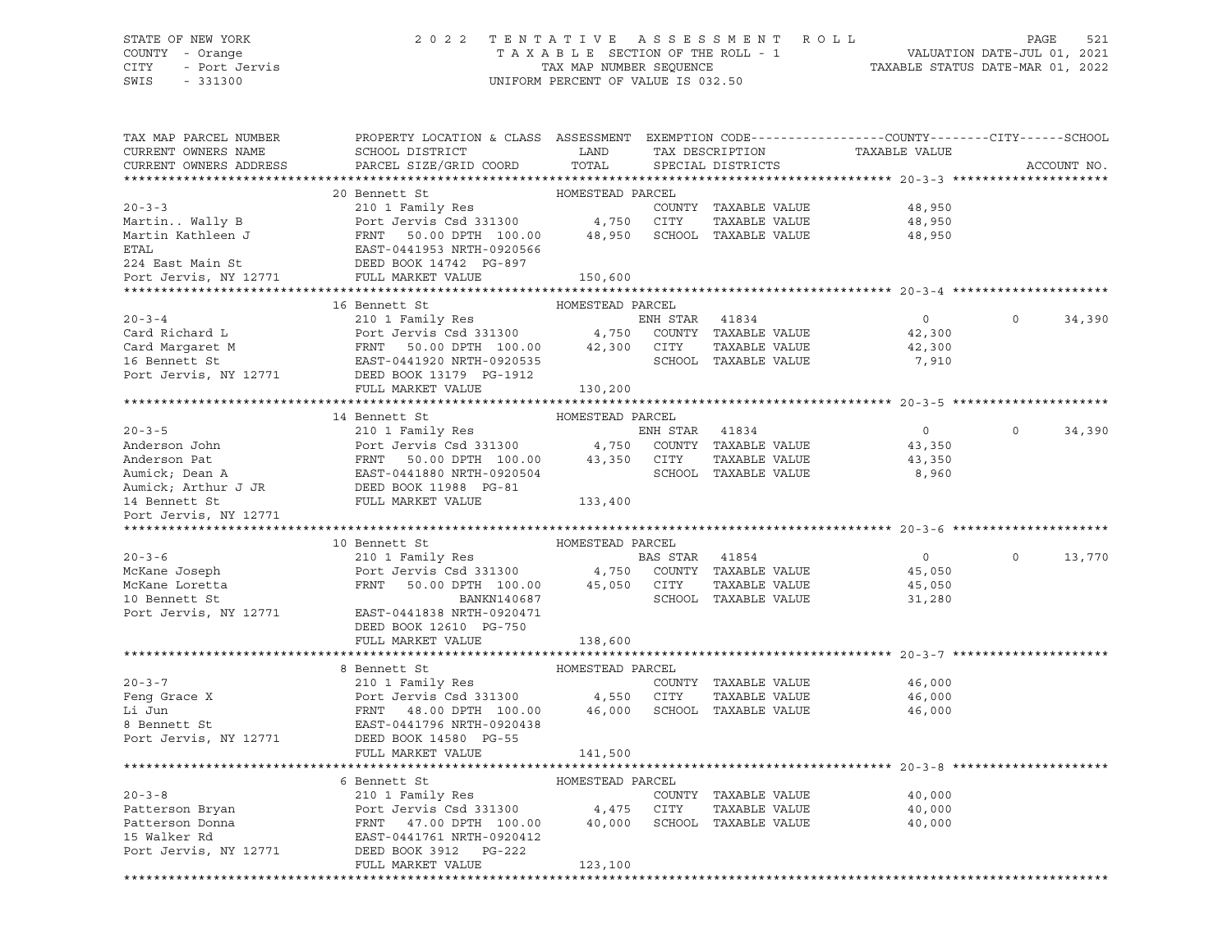STATE OF NEW YORK — 2022 TENTATIVE ASSESSMENT ROLL
COUNTY - Orange — TAXABLE SECTION OF THE ROLL - 1 — VALUATION DATE-JUL 01, 2021
CITY - Port Jervis — TAX MAP NUMBER SEQUENCE — TAXABLE STATUS DATE-MAR 01, 2022
SWIS - 331300 — UNIFORM PERCENT OF VALUE IS 032.50

| TAX MAP PARCEL NUMBER / CURRENT OWNERS NAME / CURRENT OWNERS ADDRESS | PROPERTY LOCATION & CLASS / SCHOOL DISTRICT / PARCEL SIZE/GRID COORD | ASSESSMENT LAND / TOTAL | EXEMPTION CODE / TAX DESCRIPTION / SPECIAL DISTRICTS | COUNTY / CITY / SCHOOL TAXABLE VALUE | ACCOUNT NO. |
|---|---|---|---|---|---|
| **20-3-3** | 20 Bennett St | HOMESTEAD PARCEL | | | |
| Martin.. Wally B | 210 1 Family Res | | COUNTY TAXABLE VALUE | 48,950 | |
| Martin Kathleen J | Port Jervis Csd 331300 | 4,750 | CITY TAXABLE VALUE | 48,950 | |
| ETAL | FRNT 50.00 DPTH 100.00 | 48,950 | SCHOOL TAXABLE VALUE | 48,950 | |
| 224 East Main St | EAST-0441953 NRTH-0920566 | | | | |
| Port Jervis, NY 12771 | DEED BOOK 14742 PG-897 | | | | |
| | FULL MARKET VALUE | 150,600 | | | |
| **20-3-4** | 16 Bennett St | HOMESTEAD PARCEL | | | |
| Card Richard L | 210 1 Family Res | | ENH STAR 41834 | 0 0 34,390 | |
| Card Margaret M | Port Jervis Csd 331300 | 4,750 | COUNTY TAXABLE VALUE | 42,300 | |
| 16 Bennett St | FRNT 50.00 DPTH 100.00 | 42,300 | CITY TAXABLE VALUE | 42,300 | |
| Port Jervis, NY 12771 | EAST-0441920 NRTH-0920535 | | SCHOOL TAXABLE VALUE | 7,910 | |
| | DEED BOOK 13179 PG-1912 | | | | |
| | FULL MARKET VALUE | 130,200 | | | |
| **20-3-5** | 14 Bennett St | HOMESTEAD PARCEL | | | |
| Anderson John | 210 1 Family Res | | ENH STAR 41834 | 0 0 34,390 | |
| Anderson Pat | Port Jervis Csd 331300 | 4,750 | COUNTY TAXABLE VALUE | 43,350 | |
| Aumick; Dean A | FRNT 50.00 DPTH 100.00 | 43,350 | CITY TAXABLE VALUE | 43,350 | |
| Aumick; Arthur J JR | EAST-0441880 NRTH-0920504 | | SCHOOL TAXABLE VALUE | 8,960 | |
| 14 Bennett St | DEED BOOK 11988 PG-81 | | | | |
| Port Jervis, NY 12771 | FULL MARKET VALUE | 133,400 | | | |
| **20-3-6** | 10 Bennett St | HOMESTEAD PARCEL | | | |
| McKane Joseph | 210 1 Family Res | | BAS STAR 41854 | 0 0 13,770 | |
| McKane Loretta | Port Jervis Csd 331300 | 4,750 | COUNTY TAXABLE VALUE | 45,050 | |
| 10 Bennett St | FRNT 50.00 DPTH 100.00 | 45,050 | CITY TAXABLE VALUE | 45,050 | |
| Port Jervis, NY 12771 | BANKN140687 | | SCHOOL TAXABLE VALUE | 31,280 | |
| | EAST-0441838 NRTH-0920471 | | | | |
| | DEED BOOK 12610 PG-750 | | | | |
| | FULL MARKET VALUE | 138,600 | | | |
| **20-3-7** | 8 Bennett St | HOMESTEAD PARCEL | | | |
| Feng Grace X | 210 1 Family Res | | COUNTY TAXABLE VALUE | 46,000 | |
| Li Jun | Port Jervis Csd 331300 | 4,550 | CITY TAXABLE VALUE | 46,000 | |
| 8 Bennett St | FRNT 48.00 DPTH 100.00 | 46,000 | SCHOOL TAXABLE VALUE | 46,000 | |
| Port Jervis, NY 12771 | EAST-0441796 NRTH-0920438 | | | | |
| | DEED BOOK 14580 PG-55 | | | | |
| | FULL MARKET VALUE | 141,500 | | | |
| **20-3-8** | 6 Bennett St | HOMESTEAD PARCEL | | | |
| Patterson Bryan | 210 1 Family Res | | COUNTY TAXABLE VALUE | 40,000 | |
| Patterson Donna | Port Jervis Csd 331300 | 4,475 | CITY TAXABLE VALUE | 40,000 | |
| 15 Walker Rd | FRNT 47.00 DPTH 100.00 | 40,000 | SCHOOL TAXABLE VALUE | 40,000 | |
| Port Jervis, NY 12771 | EAST-0441761 NRTH-0920412 | | | | |
| | DEED BOOK 3912 PG-222 | | | | |
| | FULL MARKET VALUE | 123,100 | | | |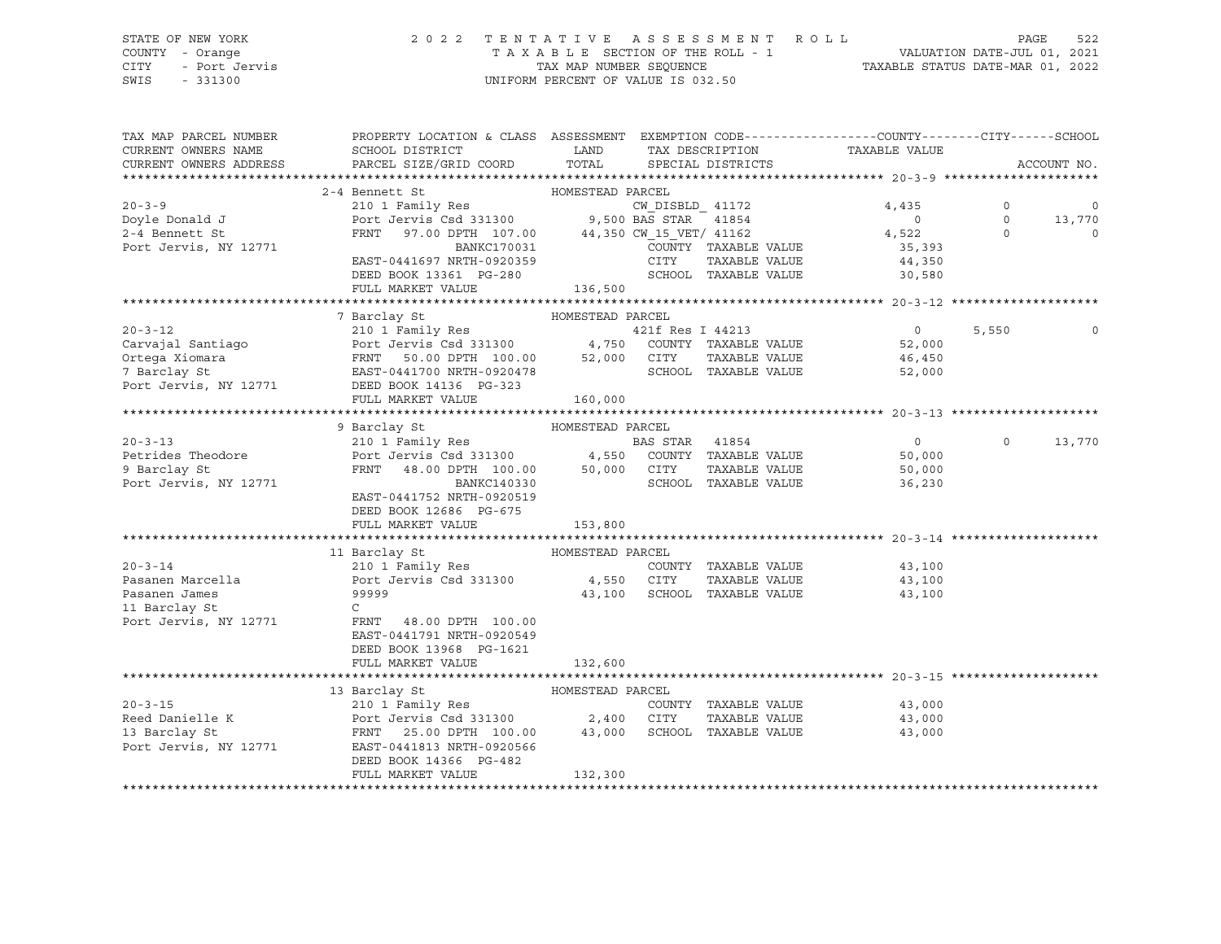STATE OF NEW YORK — 2022 TENTATIVE ASSESSMENT ROLL
COUNTY - Orange — TAXABLE SECTION OF THE ROLL - 1 — VALUATION DATE-JUL 01, 2021
CITY - Port Jervis — TAX MAP NUMBER SEQUENCE — TAXABLE STATUS DATE-MAR 01, 2022
SWIS - 331300 — UNIFORM PERCENT OF VALUE IS 032.50

| TAX MAP PARCEL NUMBER / CURRENT OWNERS NAME / CURRENT OWNERS ADDRESS | PROPERTY LOCATION & CLASS / SCHOOL DISTRICT / PARCEL SIZE/GRID COORD | ASSESSMENT LAND | ASSESSMENT TOTAL | EXEMPTION CODE / TAX DESCRIPTION / SPECIAL DISTRICTS | COUNTY TAXABLE VALUE | CITY | SCHOOL |
|---|---|---|---|---|---|---|---|
| **20-3-9** | 2-4 Bennett St — HOMESTEAD PARCEL | | | | | | |
| Doyle Donald J | 210 1 Family Res | | | CW_DISBLD_ 41172 | 4,435 | 0 | 0 |
| 2-4 Bennett St | Port Jervis Csd 331300 | 9,500 | | BAS STAR 41854 | 0 | 0 | 13,770 |
| Port Jervis, NY 12771 | FRNT 97.00 DPTH 107.00 | | 44,350 | CW_15_VET/ 41162 | 4,522 | 0 | 0 |
| | BANKC170031 | | | COUNTY TAXABLE VALUE | 35,393 | | |
| | EAST-0441697 NRTH-0920359 | | | CITY TAXABLE VALUE | 44,350 | | |
| | DEED BOOK 13361 PG-280 | | | SCHOOL TAXABLE VALUE | 30,580 | | |
| | FULL MARKET VALUE | | 136,500 | | | | |
| **20-3-12** | 7 Barclay St — HOMESTEAD PARCEL | | | | | | |
| Carvajal Santiago | 210 1 Family Res | | | 421f Res I 44213 | 0 | 5,550 | 0 |
| Ortega Xiomara | Port Jervis Csd 331300 | 4,750 | | COUNTY TAXABLE VALUE | 52,000 | | |
| 7 Barclay St | FRNT 50.00 DPTH 100.00 | | 52,000 | CITY TAXABLE VALUE | 46,450 | | |
| Port Jervis, NY 12771 | EAST-0441700 NRTH-0920478 | | | SCHOOL TAXABLE VALUE | 52,000 | | |
| | DEED BOOK 14136 PG-323 | | | | | | |
| | FULL MARKET VALUE | | 160,000 | | | | |
| **20-3-13** | 9 Barclay St — HOMESTEAD PARCEL | | | | | | |
| Petrides Theodore | 210 1 Family Res | | | BAS STAR 41854 | 0 | 0 | 13,770 |
| 9 Barclay St | Port Jervis Csd 331300 | 4,550 | | COUNTY TAXABLE VALUE | 50,000 | | |
| Port Jervis, NY 12771 | FRNT 48.00 DPTH 100.00 | | 50,000 | CITY TAXABLE VALUE | 50,000 | | |
| | BANKC140330 | | | SCHOOL TAXABLE VALUE | 36,230 | | |
| | EAST-0441752 NRTH-0920519 | | | | | | |
| | DEED BOOK 12686 PG-675 | | | | | | |
| | FULL MARKET VALUE | | 153,800 | | | | |
| **20-3-14** | 11 Barclay St — HOMESTEAD PARCEL | | | | | | |
| Pasanen Marcella | 210 1 Family Res | | | COUNTY TAXABLE VALUE | 43,100 | | |
| Pasanen James | Port Jervis Csd 331300 | 4,550 | | CITY TAXABLE VALUE | 43,100 | | |
| 11 Barclay St | 99999 | | 43,100 | SCHOOL TAXABLE VALUE | 43,100 | | |
| Port Jervis, NY 12771 | C | | | | | | |
| | FRNT 48.00 DPTH 100.00 | | | | | | |
| | EAST-0441791 NRTH-0920549 | | | | | | |
| | DEED BOOK 13968 PG-1621 | | | | | | |
| | FULL MARKET VALUE | | 132,600 | | | | |
| **20-3-15** | 13 Barclay St — HOMESTEAD PARCEL | | | | | | |
| Reed Danielle K | 210 1 Family Res | | | COUNTY TAXABLE VALUE | 43,000 | | |
| 13 Barclay St | Port Jervis Csd 331300 | 2,400 | | CITY TAXABLE VALUE | 43,000 | | |
| Port Jervis, NY 12771 | FRNT 25.00 DPTH 100.00 | | 43,000 | SCHOOL TAXABLE VALUE | 43,000 | | |
| | EAST-0441813 NRTH-0920566 | | | | | | |
| | DEED BOOK 14366 PG-482 | | | | | | |
| | FULL MARKET VALUE | | 132,300 | | | | |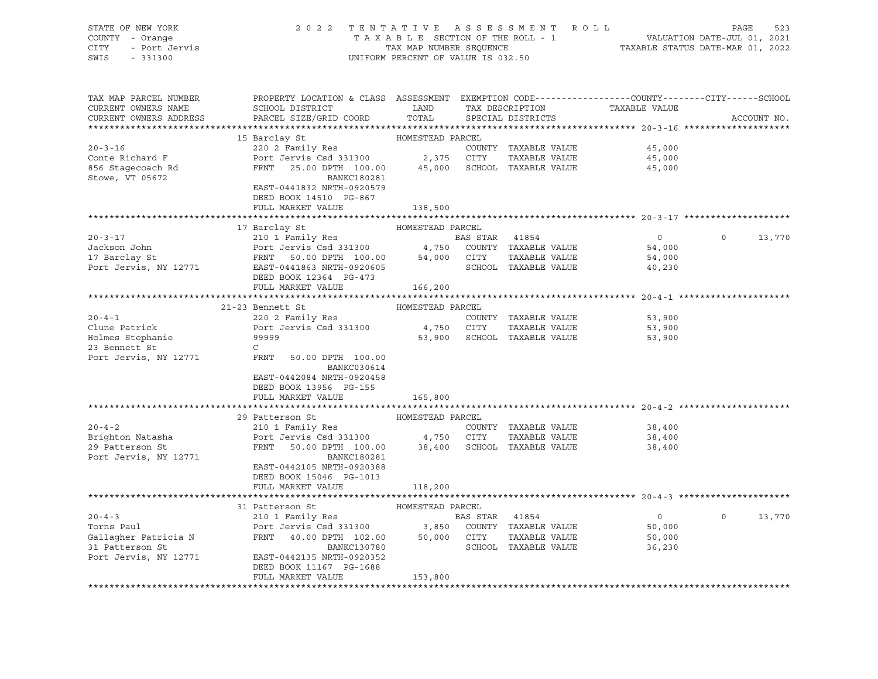STATE OF NEW YORK — 2022 TENTATIVE ASSESSMENT ROLL — PAGE 523
COUNTY - Orange — TAXABLE SECTION OF THE ROLL - 1 — VALUATION DATE-JUL 01, 2021
CITY - Port Jervis — TAX MAP NUMBER SEQUENCE — TAXABLE STATUS DATE-MAR 01, 2022
SWIS - 331300 — UNIFORM PERCENT OF VALUE IS 032.50

| TAX MAP PARCEL NUMBER / CURRENT OWNERS NAME / CURRENT OWNERS ADDRESS | PROPERTY LOCATION & CLASS / SCHOOL DISTRICT / PARCEL SIZE/GRID COORD | ASSESSMENT LAND / TOTAL | EXEMPTION CODE / TAX DESCRIPTION / SPECIAL DISTRICTS | COUNTY TAXABLE VALUE | CITY | SCHOOL / ACCOUNT NO. |
|---|---|---|---|---|---|---|
| **20-3-16** | 15 Barclay St — HOMESTEAD PARCEL | | | | | |
| 20-3-16 | 220 2 Family Res | | COUNTY TAXABLE VALUE | 45,000 | | |
| Conte Richard F | Port Jervis Csd 331300 | 2,375 | CITY TAXABLE VALUE | 45,000 | | |
| 856 Stagecoach Rd | FRNT 25.00 DPTH 100.00 | 45,000 | SCHOOL TAXABLE VALUE | 45,000 | | |
| Stowe, VT 05672 | BANKC180281 | | | | | |
| | EAST-0441832 NRTH-0920579 | | | | | |
| | DEED BOOK 14510 PG-867 | | | | | |
| | FULL MARKET VALUE | 138,500 | | | | |
| **20-3-17** | 17 Barclay St — HOMESTEAD PARCEL | | | | | |
| 20-3-17 | 210 1 Family Res | | BAS STAR 41854 | 0 | 0 | 13,770 |
| Jackson John | Port Jervis Csd 331300 | 4,750 | COUNTY TAXABLE VALUE | 54,000 | | |
| 17 Barclay St | FRNT 50.00 DPTH 100.00 | 54,000 | CITY TAXABLE VALUE | 54,000 | | |
| Port Jervis, NY 12771 | EAST-0441863 NRTH-0920605 | | SCHOOL TAXABLE VALUE | 40,230 | | |
| | DEED BOOK 12364 PG-473 | | | | | |
| | FULL MARKET VALUE | 166,200 | | | | |
| **20-4-1** | 21-23 Bennett St — HOMESTEAD PARCEL | | | | | |
| 20-4-1 | 220 2 Family Res | | COUNTY TAXABLE VALUE | 53,900 | | |
| Clune Patrick | Port Jervis Csd 331300 | 4,750 | CITY TAXABLE VALUE | 53,900 | | |
| Holmes Stephanie | 99999 | 53,900 | SCHOOL TAXABLE VALUE | 53,900 | | |
| 23 Bennett St | C | | | | | |
| Port Jervis, NY 12771 | FRNT 50.00 DPTH 100.00 | | | | | |
| | BANKC030614 | | | | | |
| | EAST-0442084 NRTH-0920458 | | | | | |
| | DEED BOOK 13956 PG-155 | | | | | |
| | FULL MARKET VALUE | 165,800 | | | | |
| **20-4-2** | 29 Patterson St — HOMESTEAD PARCEL | | | | | |
| 20-4-2 | 210 1 Family Res | | COUNTY TAXABLE VALUE | 38,400 | | |
| Brighton Natasha | Port Jervis Csd 331300 | 4,750 | CITY TAXABLE VALUE | 38,400 | | |
| 29 Patterson St | FRNT 50.00 DPTH 100.00 | 38,400 | SCHOOL TAXABLE VALUE | 38,400 | | |
| Port Jervis, NY 12771 | BANKC180281 | | | | | |
| | EAST-0442105 NRTH-0920388 | | | | | |
| | DEED BOOK 15046 PG-1013 | | | | | |
| | FULL MARKET VALUE | 118,200 | | | | |
| **20-4-3** | 31 Patterson St — HOMESTEAD PARCEL | | | | | |
| 20-4-3 | 210 1 Family Res | | BAS STAR 41854 | 0 | 0 | 13,770 |
| Torns Paul | Port Jervis Csd 331300 | 3,850 | COUNTY TAXABLE VALUE | 50,000 | | |
| Gallagher Patricia N | FRNT 40.00 DPTH 102.00 | 50,000 | CITY TAXABLE VALUE | 50,000 | | |
| 31 Patterson St | BANKC130780 | | SCHOOL TAXABLE VALUE | 36,230 | | |
| Port Jervis, NY 12771 | EAST-0442135 NRTH-0920352 | | | | | |
| | DEED BOOK 11167 PG-1688 | | | | | |
| | FULL MARKET VALUE | 153,800 | | | | |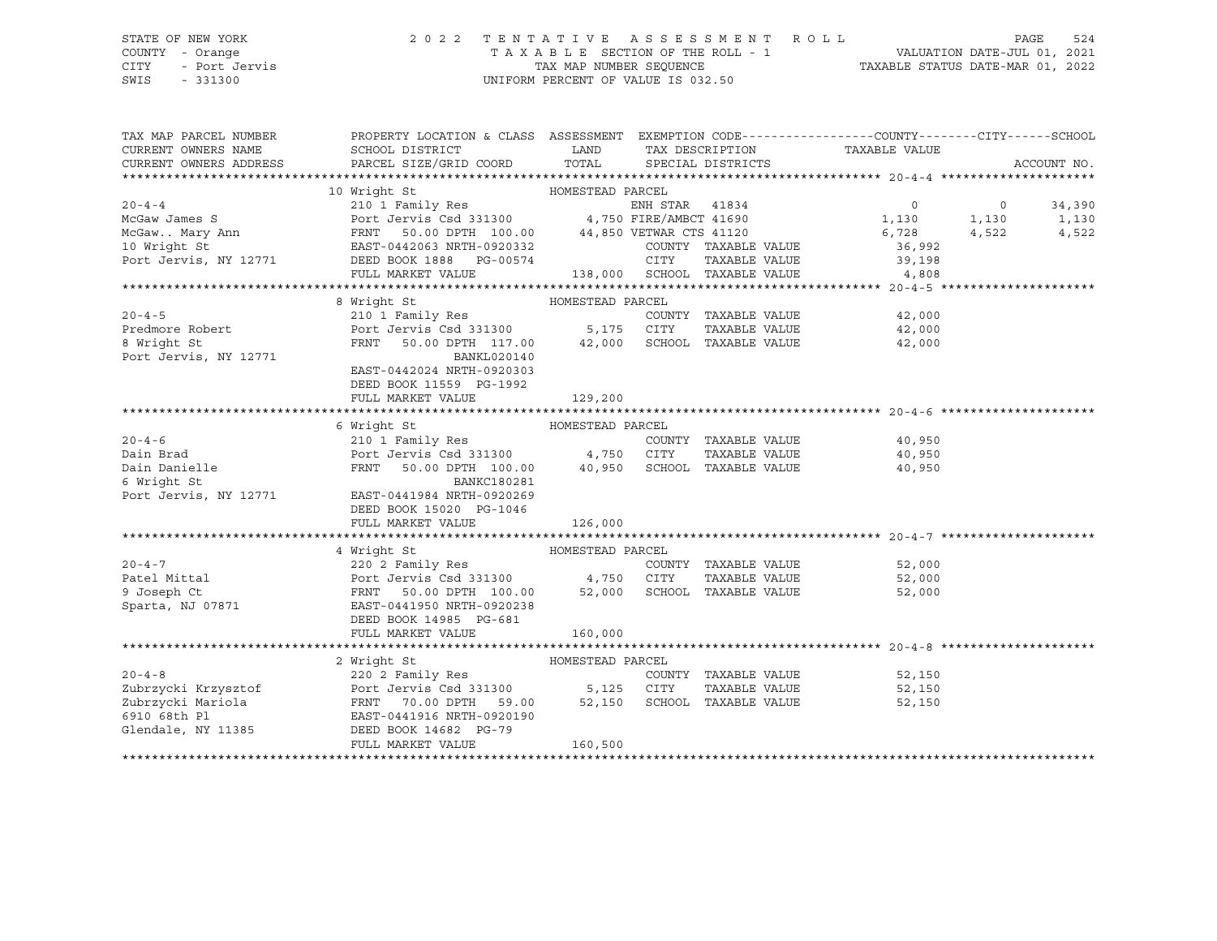STATE OF NEW YORK — COUNTY - Orange — CITY - Port Jervis — SWIS - 331300

2022 TENTATIVE ASSESSMENT ROLL
TAXABLE SECTION OF THE ROLL - 1
TAX MAP NUMBER SEQUENCE
UNIFORM PERCENT OF VALUE IS 032.50

VALUATION DATE-JUL 01, 2021
TAXABLE STATUS DATE-MAR 01, 2022

| TAX MAP PARCEL NUMBER / CURRENT OWNERS NAME / CURRENT OWNERS ADDRESS | PROPERTY LOCATION & CLASS / SCHOOL DISTRICT / PARCEL SIZE/GRID COORD | ASSESSMENT LAND | TOTAL | EXEMPTION CODE / TAX DESCRIPTION / SPECIAL DISTRICTS | COUNTY TAXABLE VALUE | CITY | SCHOOL | ACCOUNT NO. |
|---|---|---|---|---|---|---|---|---|
| **20-4-4** | 10 Wright St — HOMESTEAD PARCEL | | | | | | | |
| McGaw James S | 210 1 Family Res | | | ENH STAR 41834 | 0 | 0 | 34,390 | |
| McGaw.. Mary Ann | Port Jervis Csd 331300 | 4,750 | | FIRE/AMBCT 41690 | 1,130 | 1,130 | 1,130 | |
| 10 Wright St | FRNT 50.00 DPTH 100.00 | | 44,850 | VETWAR CTS 41120 | 6,728 | 4,522 | 4,522 | |
| Port Jervis, NY 12771 | EAST-0442063 NRTH-0920332 | | | COUNTY TAXABLE VALUE | 36,992 | | | |
| | DEED BOOK 1888 PG-00574 | | | CITY TAXABLE VALUE | 39,198 | | | |
| | FULL MARKET VALUE | | 138,000 | SCHOOL TAXABLE VALUE | 4,808 | | | |
| **20-4-5** | 8 Wright St — HOMESTEAD PARCEL | | | | | | | |
| Predmore Robert | 210 1 Family Res | | | COUNTY TAXABLE VALUE | 42,000 | | | |
| 8 Wright St | Port Jervis Csd 331300 | 5,175 | | CITY TAXABLE VALUE | 42,000 | | | |
| Port Jervis, NY 12771 | FRNT 50.00 DPTH 117.00 | | 42,000 | SCHOOL TAXABLE VALUE | 42,000 | | | |
| | BANKL020140 | | | | | | | |
| | EAST-0442024 NRTH-0920303 | | | | | | | |
| | DEED BOOK 11559 PG-1992 | | | | | | | |
| | FULL MARKET VALUE | | 129,200 | | | | | |
| **20-4-6** | 6 Wright St — HOMESTEAD PARCEL | | | | | | | |
| Dain Brad | 210 1 Family Res | | | COUNTY TAXABLE VALUE | 40,950 | | | |
| Dain Danielle | Port Jervis Csd 331300 | 4,750 | | CITY TAXABLE VALUE | 40,950 | | | |
| 6 Wright St | FRNT 50.00 DPTH 100.00 | | 40,950 | SCHOOL TAXABLE VALUE | 40,950 | | | |
| Port Jervis, NY 12771 | BANKC180281 | | | | | | | |
| | EAST-0441984 NRTH-0920269 | | | | | | | |
| | DEED BOOK 15020 PG-1046 | | | | | | | |
| | FULL MARKET VALUE | | 126,000 | | | | | |
| **20-4-7** | 4 Wright St — HOMESTEAD PARCEL | | | | | | | |
| Patel Mittal | 220 2 Family Res | | | COUNTY TAXABLE VALUE | 52,000 | | | |
| 9 Joseph Ct | Port Jervis Csd 331300 | 4,750 | | CITY TAXABLE VALUE | 52,000 | | | |
| Sparta, NJ 07871 | FRNT 50.00 DPTH 100.00 | | 52,000 | SCHOOL TAXABLE VALUE | 52,000 | | | |
| | EAST-0441950 NRTH-0920238 | | | | | | | |
| | DEED BOOK 14985 PG-681 | | | | | | | |
| | FULL MARKET VALUE | | 160,000 | | | | | |
| **20-4-8** | 2 Wright St — HOMESTEAD PARCEL | | | | | | | |
| Zubrzycki Krzysztof | 220 2 Family Res | | | COUNTY TAXABLE VALUE | 52,150 | | | |
| Zubrzycki Mariola | Port Jervis Csd 331300 | 5,125 | | CITY TAXABLE VALUE | 52,150 | | | |
| 6910 68th Pl | FRNT 70.00 DPTH 59.00 | | 52,150 | SCHOOL TAXABLE VALUE | 52,150 | | | |
| Glendale, NY 11385 | EAST-0441916 NRTH-0920190 | | | | | | | |
| | DEED BOOK 14682 PG-79 | | | | | | | |
| | FULL MARKET VALUE | | 160,500 | | | | | |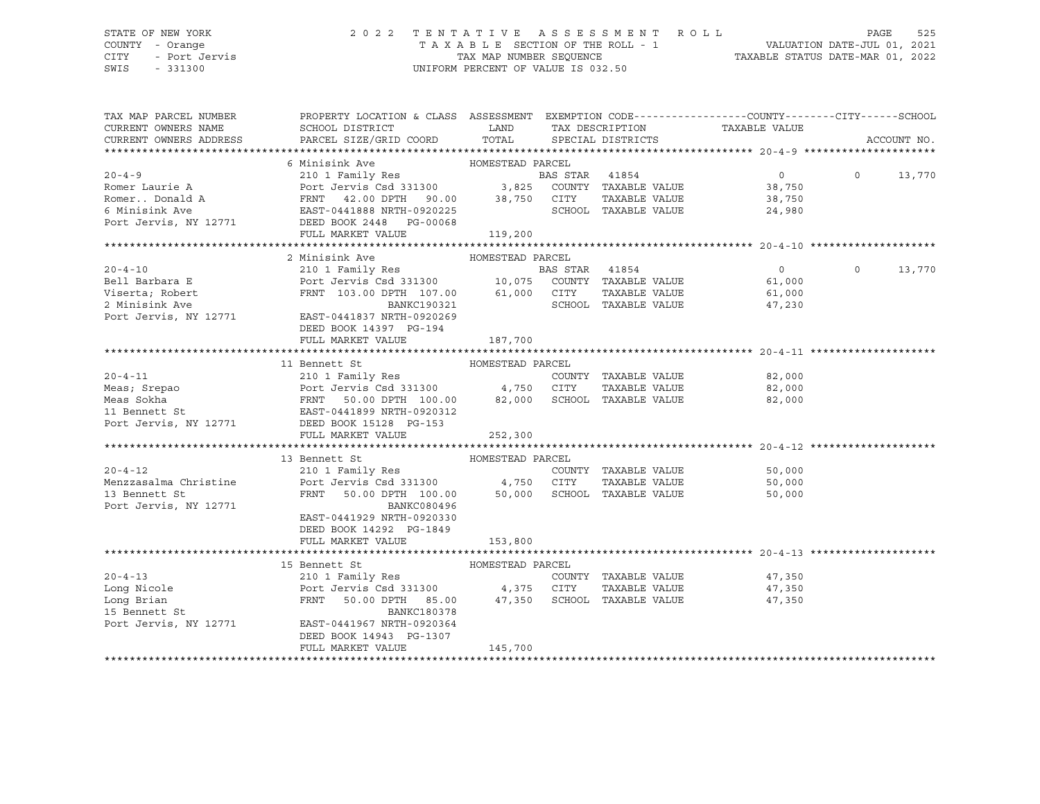STATE OF NEW YORK — 2022 TENTATIVE ASSESSMENT ROLL
COUNTY - Orange — TAXABLE SECTION OF THE ROLL - 1 — VALUATION DATE-JUL 01, 2021
CITY - Port Jervis — TAX MAP NUMBER SEQUENCE — TAXABLE STATUS DATE-MAR 01, 2022
SWIS - 331300 — UNIFORM PERCENT OF VALUE IS 032.50

| TAX MAP PARCEL NUMBER / CURRENT OWNERS NAME / CURRENT OWNERS ADDRESS | PROPERTY LOCATION & CLASS / SCHOOL DISTRICT / PARCEL SIZE/GRID COORD | ASSESSMENT LAND / TOTAL | EXEMPTION CODE / TAX DESCRIPTION / SPECIAL DISTRICTS | COUNTY TAXABLE VALUE | CITY | SCHOOL / ACCOUNT NO. |
|---|---|---|---|---|---|---|
| **20-4-9** | 6 Minisink Ave | HOMESTEAD PARCEL | | | | |
| 20-4-9 | 210 1 Family Res | | BAS STAR 41854 | 0 | 0 | 13,770 |
| Romer Laurie A | Port Jervis Csd 331300 | 3,825 | COUNTY TAXABLE VALUE | 38,750 | | |
| Romer.. Donald A | FRNT 42.00 DPTH 90.00 | 38,750 | CITY TAXABLE VALUE | 38,750 | | |
| 6 Minisink Ave | EAST-0441888 NRTH-0920225 | | SCHOOL TAXABLE VALUE | 24,980 | | |
| Port Jervis, NY 12771 | DEED BOOK 2448 PG-00068 | | | | | |
| | FULL MARKET VALUE | 119,200 | | | | |
| **20-4-10** | 2 Minisink Ave | HOMESTEAD PARCEL | | | | |
| 20-4-10 | 210 1 Family Res | | BAS STAR 41854 | 0 | 0 | 13,770 |
| Bell Barbara E | Port Jervis Csd 331300 | 10,075 | COUNTY TAXABLE VALUE | 61,000 | | |
| Viserta; Robert | FRNT 103.00 DPTH 107.00 | 61,000 | CITY TAXABLE VALUE | 61,000 | | |
| 2 Minisink Ave | BANKC190321 | | SCHOOL TAXABLE VALUE | 47,230 | | |
| Port Jervis, NY 12771 | EAST-0441837 NRTH-0920269 | | | | | |
| | DEED BOOK 14397 PG-194 | | | | | |
| | FULL MARKET VALUE | 187,700 | | | | |
| **20-4-11** | 11 Bennett St | HOMESTEAD PARCEL | | | | |
| 20-4-11 | 210 1 Family Res | | COUNTY TAXABLE VALUE | 82,000 | | |
| Meas; Srepao | Port Jervis Csd 331300 | 4,750 | CITY TAXABLE VALUE | 82,000 | | |
| Meas Sokha | FRNT 50.00 DPTH 100.00 | 82,000 | SCHOOL TAXABLE VALUE | 82,000 | | |
| 11 Bennett St | EAST-0441899 NRTH-0920312 | | | | | |
| Port Jervis, NY 12771 | DEED BOOK 15128 PG-153 | | | | | |
| | FULL MARKET VALUE | 252,300 | | | | |
| **20-4-12** | 13 Bennett St | HOMESTEAD PARCEL | | | | |
| 20-4-12 | 210 1 Family Res | | COUNTY TAXABLE VALUE | 50,000 | | |
| Menzzasalma Christine | Port Jervis Csd 331300 | 4,750 | CITY TAXABLE VALUE | 50,000 | | |
| 13 Bennett St | FRNT 50.00 DPTH 100.00 | 50,000 | SCHOOL TAXABLE VALUE | 50,000 | | |
| Port Jervis, NY 12771 | BANKC080496 | | | | | |
| | EAST-0441929 NRTH-0920330 | | | | | |
| | DEED BOOK 14292 PG-1849 | | | | | |
| | FULL MARKET VALUE | 153,800 | | | | |
| **20-4-13** | 15 Bennett St | HOMESTEAD PARCEL | | | | |
| 20-4-13 | 210 1 Family Res | | COUNTY TAXABLE VALUE | 47,350 | | |
| Long Nicole | Port Jervis Csd 331300 | 4,375 | CITY TAXABLE VALUE | 47,350 | | |
| Long Brian | FRNT 50.00 DPTH 85.00 | 47,350 | SCHOOL TAXABLE VALUE | 47,350 | | |
| 15 Bennett St | BANKC180378 | | | | | |
| Port Jervis, NY 12771 | EAST-0441967 NRTH-0920364 | | | | | |
| | DEED BOOK 14943 PG-1307 | | | | | |
| | FULL MARKET VALUE | 145,700 | | | | |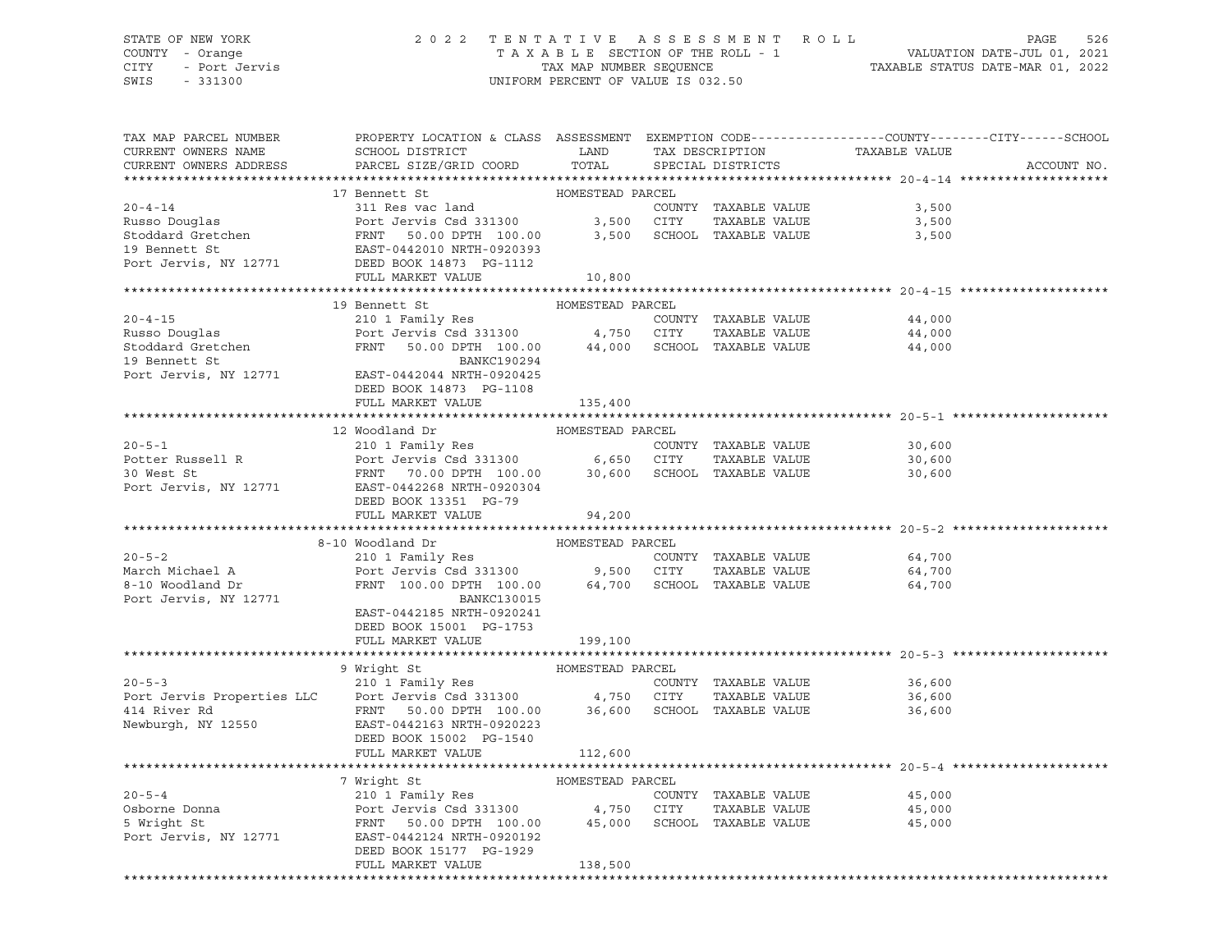STATE OF NEW YORK — COUNTY - Orange — CITY - Port Jervis — SWIS - 331300

# 2022 TENTATIVE ASSESSMENT ROLL

TAXABLE SECTION OF THE ROLL - 1
TAX MAP NUMBER SEQUENCE
UNIFORM PERCENT OF VALUE IS 032.50

VALUATION DATE-JUL 01, 2021
TAXABLE STATUS DATE-MAR 01, 2022

| TAX MAP PARCEL NUMBER / CURRENT OWNERS NAME / CURRENT OWNERS ADDRESS | PROPERTY LOCATION & CLASS / SCHOOL DISTRICT / PARCEL SIZE/GRID COORD | ASSESSMENT LAND | TOTAL | EXEMPTION CODE / TAX DESCRIPTION / SPECIAL DISTRICTS | TAXABLE VALUE (COUNTY / CITY / SCHOOL) | ACCOUNT NO. |
|---|---|---|---|---|---|---|
| **20-4-14** | 17 Bennett St — HOMESTEAD PARCEL | | | | | |
| Russo Douglas | 311 Res vac land | | | COUNTY TAXABLE VALUE | 3,500 | |
| Stoddard Gretchen | Port Jervis Csd 331300 | 3,500 | | CITY TAXABLE VALUE | 3,500 | |
| 19 Bennett St | FRNT 50.00 DPTH 100.00 | | 3,500 | SCHOOL TAXABLE VALUE | 3,500 | |
| Port Jervis, NY 12771 | EAST-0442010 NRTH-0920393 | | | | | |
| | DEED BOOK 14873 PG-1112 | | | | | |
| | FULL MARKET VALUE | | 10,800 | | | |
| **20-4-15** | 19 Bennett St — HOMESTEAD PARCEL | | | | | |
| Russo Douglas | 210 1 Family Res | | | COUNTY TAXABLE VALUE | 44,000 | |
| Stoddard Gretchen | Port Jervis Csd 331300 | 4,750 | | CITY TAXABLE VALUE | 44,000 | |
| 19 Bennett St | FRNT 50.00 DPTH 100.00 | | 44,000 | SCHOOL TAXABLE VALUE | 44,000 | |
| Port Jervis, NY 12771 | BANKC190294 | | | | | |
| | EAST-0442044 NRTH-0920425 | | | | | |
| | DEED BOOK 14873 PG-1108 | | | | | |
| | FULL MARKET VALUE | | 135,400 | | | |
| **20-5-1** | 12 Woodland Dr — HOMESTEAD PARCEL | | | | | |
| Potter Russell R | 210 1 Family Res | | | COUNTY TAXABLE VALUE | 30,600 | |
| 30 West St | Port Jervis Csd 331300 | 6,650 | | CITY TAXABLE VALUE | 30,600 | |
| Port Jervis, NY 12771 | FRNT 70.00 DPTH 100.00 | | 30,600 | SCHOOL TAXABLE VALUE | 30,600 | |
| | EAST-0442268 NRTH-0920304 | | | | | |
| | DEED BOOK 13351 PG-79 | | | | | |
| | FULL MARKET VALUE | | 94,200 | | | |
| **20-5-2** | 8-10 Woodland Dr — HOMESTEAD PARCEL | | | | | |
| March Michael A | 210 1 Family Res | | | COUNTY TAXABLE VALUE | 64,700 | |
| 8-10 Woodland Dr | Port Jervis Csd 331300 | 9,500 | | CITY TAXABLE VALUE | 64,700 | |
| Port Jervis, NY 12771 | FRNT 100.00 DPTH 100.00 | | 64,700 | SCHOOL TAXABLE VALUE | 64,700 | |
| | BANKC130015 | | | | | |
| | EAST-0442185 NRTH-0920241 | | | | | |
| | DEED BOOK 15001 PG-1753 | | | | | |
| | FULL MARKET VALUE | | 199,100 | | | |
| **20-5-3** | 9 Wright St — HOMESTEAD PARCEL | | | | | |
| Port Jervis Properties LLC | 210 1 Family Res | | | COUNTY TAXABLE VALUE | 36,600 | |
| 414 River Rd | Port Jervis Csd 331300 | 4,750 | | CITY TAXABLE VALUE | 36,600 | |
| Newburgh, NY 12550 | FRNT 50.00 DPTH 100.00 | | 36,600 | SCHOOL TAXABLE VALUE | 36,600 | |
| | EAST-0442163 NRTH-0920223 | | | | | |
| | DEED BOOK 15002 PG-1540 | | | | | |
| | FULL MARKET VALUE | | 112,600 | | | |
| **20-5-4** | 7 Wright St — HOMESTEAD PARCEL | | | | | |
| Osborne Donna | 210 1 Family Res | | | COUNTY TAXABLE VALUE | 45,000 | |
| 5 Wright St | Port Jervis Csd 331300 | 4,750 | | CITY TAXABLE VALUE | 45,000 | |
| Port Jervis, NY 12771 | FRNT 50.00 DPTH 100.00 | | 45,000 | SCHOOL TAXABLE VALUE | 45,000 | |
| | EAST-0442124 NRTH-0920192 | | | | | |
| | DEED BOOK 15177 PG-1929 | | | | | |
| | FULL MARKET VALUE | | 138,500 | | | |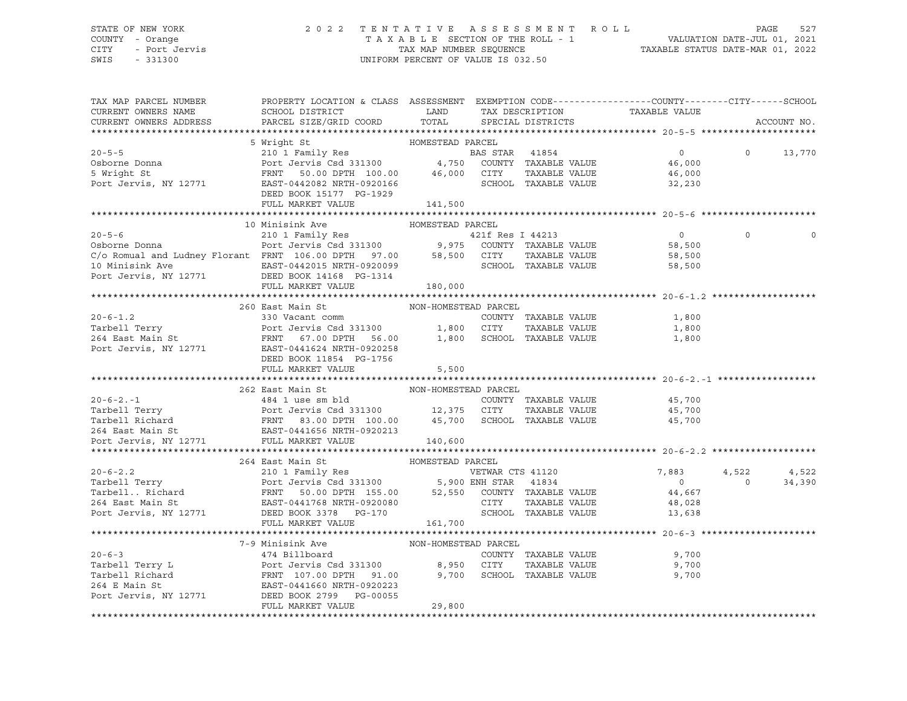STATE OF NEW YORK
COUNTY - Orange
CITY - Port Jervis
SWIS - 331300

2022 TENTATIVE ASSESSMENT ROLL
TAXABLE SECTION OF THE ROLL - 1
TAX MAP NUMBER SEQUENCE
UNIFORM PERCENT OF VALUE IS 032.50

VALUATION DATE-JUL 01, 2021
TAXABLE STATUS DATE-MAR 01, 2022

```
TAX MAP PARCEL NUMBER          PROPERTY LOCATION & CLASS  ASSESSMENT  EXEMPTION CODE------------------COUNTY--------CITY------SCHOOL
CURRENT OWNERS NAME            SCHOOL DISTRICT               LAND      TAX DESCRIPTION            TAXABLE VALUE
CURRENT OWNERS ADDRESS         PARCEL SIZE/GRID COORD        TOTAL     SPECIAL DISTRICTS                                    ACCOUNT NO.
******************************************************************************************************* 20-5-5 *********************
                               5 Wright St                  HOMESTEAD PARCEL
20-5-5                         210 1 Family Res                          BAS STAR   41854             0          0        13,770
Osborne Donna                  Port Jervis Csd 331300        4,750   COUNTY  TAXABLE VALUE           46,000
5 Wright St                    FRNT   50.00 DPTH 100.00     46,000   CITY    TAXABLE VALUE           46,000
Port Jervis, NY 12771          EAST-0442082 NRTH-0920166             SCHOOL  TAXABLE VALUE           32,230
                               DEED BOOK 15177  PG-1929
                               FULL MARKET VALUE           141,500
******************************************************************************************************* 20-5-6 *********************
                               10 Minisink Ave              HOMESTEAD PARCEL
20-5-6                         210 1 Family Res                          421f Res I 44213             0          0             0
Osborne Donna                  Port Jervis Csd 331300        9,975   COUNTY  TAXABLE VALUE           58,500
C/o Romual and Ludney Florant  FRNT  106.00 DPTH  97.00     58,500   CITY    TAXABLE VALUE           58,500
10 Minisink Ave                EAST-0442015 NRTH-0920099             SCHOOL  TAXABLE VALUE           58,500
Port Jervis, NY 12771          DEED BOOK 14168  PG-1314
                               FULL MARKET VALUE           180,000
******************************************************************************************************* 20-6-1.2 *******************
                               260 East Main St             NON-HOMESTEAD PARCEL
20-6-1.2                       330 Vacant comm                           COUNTY  TAXABLE VALUE            1,800
Tarbell Terry                  Port Jervis Csd 331300        1,800   CITY    TAXABLE VALUE            1,800
264 East Main St               FRNT   67.00 DPTH  56.00      1,800   SCHOOL  TAXABLE VALUE            1,800
Port Jervis, NY 12771          EAST-0441624 NRTH-0920258
                               DEED BOOK 11854  PG-1756
                               FULL MARKET VALUE             5,500
******************************************************************************************************* 20-6-2.-1 ******************
                               262 East Main St             NON-HOMESTEAD PARCEL
20-6-2.-1                      484 1 use sm bld                          COUNTY  TAXABLE VALUE           45,700
Tarbell Terry                  Port Jervis Csd 331300       12,375   CITY    TAXABLE VALUE           45,700
Tarbell Richard                FRNT   83.00 DPTH 100.00     45,700   SCHOOL  TAXABLE VALUE           45,700
264 East Main St               EAST-0441656 NRTH-0920213
Port Jervis, NY 12771          FULL MARKET VALUE           140,600
******************************************************************************************************* 20-6-2.2 *******************
                               264 East Main St             HOMESTEAD PARCEL
20-6-2.2                       210 1 Family Res                          VETWAR CTS 41120         7,883      4,522         4,522
Tarbell Terry                  Port Jervis Csd 331300        5,900 ENH STAR   41834                   0          0        34,390
Tarbell.. Richard              FRNT   50.00 DPTH 155.00     52,550   COUNTY  TAXABLE VALUE           44,667
264 East Main St               EAST-0441768 NRTH-0920080             CITY    TAXABLE VALUE           48,028
Port Jervis, NY 12771          DEED BOOK 3378   PG-170               SCHOOL  TAXABLE VALUE           13,638
                               FULL MARKET VALUE           161,700
******************************************************************************************************* 20-6-3 *********************
                               7-9 Minisink Ave             NON-HOMESTEAD PARCEL
20-6-3                         474 Billboard                             COUNTY  TAXABLE VALUE            9,700
Tarbell Terry L                Port Jervis Csd 331300        8,950   CITY    TAXABLE VALUE            9,700
Tarbell Richard                FRNT  107.00 DPTH  91.00      9,700   SCHOOL  TAXABLE VALUE            9,700
264 E Main St                  EAST-0441660 NRTH-0920223
Port Jervis, NY 12771          DEED BOOK 2799   PG-00055
                               FULL MARKET VALUE            29,800
************************************************************************************************************************************
```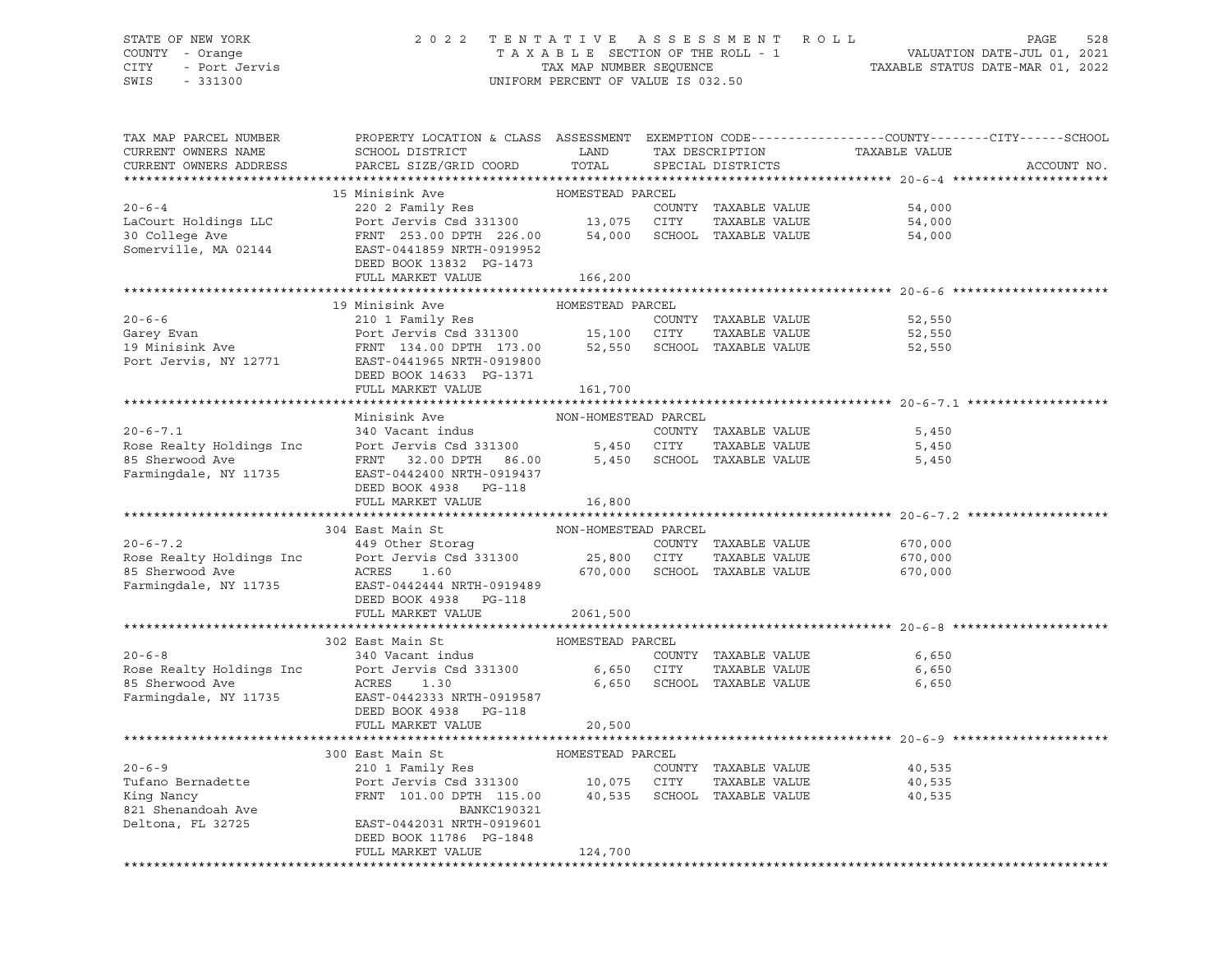STATE OF NEW YORK — COUNTY - Orange — CITY - Port Jervis — SWIS - 331300

**2022 TENTATIVE ASSESSMENT ROLL**
TAXABLE SECTION OF THE ROLL - 1
TAX MAP NUMBER SEQUENCE
UNIFORM PERCENT OF VALUE IS 032.50

VALUATION DATE-JUL 01, 2021
TAXABLE STATUS DATE-MAR 01, 2022

| TAX MAP PARCEL NUMBER / CURRENT OWNERS NAME / CURRENT OWNERS ADDRESS | PROPERTY LOCATION & CLASS / SCHOOL DISTRICT / PARCEL SIZE/GRID COORD | ASSESSMENT LAND / TOTAL | EXEMPTION CODE / TAX DESCRIPTION / SPECIAL DISTRICTS | TAXABLE VALUE (COUNTY / CITY / SCHOOL) | ACCOUNT NO. |
|---|---|---|---|---|---|
| **20-6-4** | 15 Minisink Ave — HOMESTEAD PARCEL | | | | |
| 20-6-4 | 220 2 Family Res | | COUNTY TAXABLE VALUE | 54,000 | |
| LaCourt Holdings LLC | Port Jervis Csd 331300 | 13,075 | CITY TAXABLE VALUE | 54,000 | |
| 30 College Ave | FRNT 253.00 DPTH 226.00 | 54,000 | SCHOOL TAXABLE VALUE | 54,000 | |
| Somerville, MA 02144 | EAST-0441859 NRTH-0919952 | | | | |
| | DEED BOOK 13832 PG-1473 | | | | |
| | FULL MARKET VALUE | 166,200 | | | |
| **20-6-6** | 19 Minisink Ave — HOMESTEAD PARCEL | | | | |
| 20-6-6 | 210 1 Family Res | | COUNTY TAXABLE VALUE | 52,550 | |
| Garey Evan | Port Jervis Csd 331300 | 15,100 | CITY TAXABLE VALUE | 52,550 | |
| 19 Minisink Ave | FRNT 134.00 DPTH 173.00 | 52,550 | SCHOOL TAXABLE VALUE | 52,550 | |
| Port Jervis, NY 12771 | EAST-0441965 NRTH-0919800 | | | | |
| | DEED BOOK 14633 PG-1371 | | | | |
| | FULL MARKET VALUE | 161,700 | | | |
| **20-6-7.1** | Minisink Ave — NON-HOMESTEAD PARCEL | | | | |
| 20-6-7.1 | 340 Vacant indus | | COUNTY TAXABLE VALUE | 5,450 | |
| Rose Realty Holdings Inc | Port Jervis Csd 331300 | 5,450 | CITY TAXABLE VALUE | 5,450 | |
| 85 Sherwood Ave | FRNT 32.00 DPTH 86.00 | 5,450 | SCHOOL TAXABLE VALUE | 5,450 | |
| Farmingdale, NY 11735 | EAST-0442400 NRTH-0919437 | | | | |
| | DEED BOOK 4938 PG-118 | | | | |
| | FULL MARKET VALUE | 16,800 | | | |
| **20-6-7.2** | 304 East Main St — NON-HOMESTEAD PARCEL | | | | |
| 20-6-7.2 | 449 Other Storag | | COUNTY TAXABLE VALUE | 670,000 | |
| Rose Realty Holdings Inc | Port Jervis Csd 331300 | 25,800 | CITY TAXABLE VALUE | 670,000 | |
| 85 Sherwood Ave | ACRES 1.60 | 670,000 | SCHOOL TAXABLE VALUE | 670,000 | |
| Farmingdale, NY 11735 | EAST-0442444 NRTH-0919489 | | | | |
| | DEED BOOK 4938 PG-118 | | | | |
| | FULL MARKET VALUE | 2061,500 | | | |
| **20-6-8** | 302 East Main St — HOMESTEAD PARCEL | | | | |
| 20-6-8 | 340 Vacant indus | | COUNTY TAXABLE VALUE | 6,650 | |
| Rose Realty Holdings Inc | Port Jervis Csd 331300 | 6,650 | CITY TAXABLE VALUE | 6,650 | |
| 85 Sherwood Ave | ACRES 1.30 | 6,650 | SCHOOL TAXABLE VALUE | 6,650 | |
| Farmingdale, NY 11735 | EAST-0442333 NRTH-0919587 | | | | |
| | DEED BOOK 4938 PG-118 | | | | |
| | FULL MARKET VALUE | 20,500 | | | |
| **20-6-9** | 300 East Main St — HOMESTEAD PARCEL | | | | |
| 20-6-9 | 210 1 Family Res | | COUNTY TAXABLE VALUE | 40,535 | |
| Tufano Bernadette | Port Jervis Csd 331300 | 10,075 | CITY TAXABLE VALUE | 40,535 | |
| King Nancy | FRNT 101.00 DPTH 115.00 | 40,535 | SCHOOL TAXABLE VALUE | 40,535 | |
| 821 Shenandoah Ave | BANKC190321 | | | | |
| Deltona, FL 32725 | EAST-0442031 NRTH-0919601 | | | | |
| | DEED BOOK 11786 PG-1848 | | | | |
| | FULL MARKET VALUE | 124,700 | | | |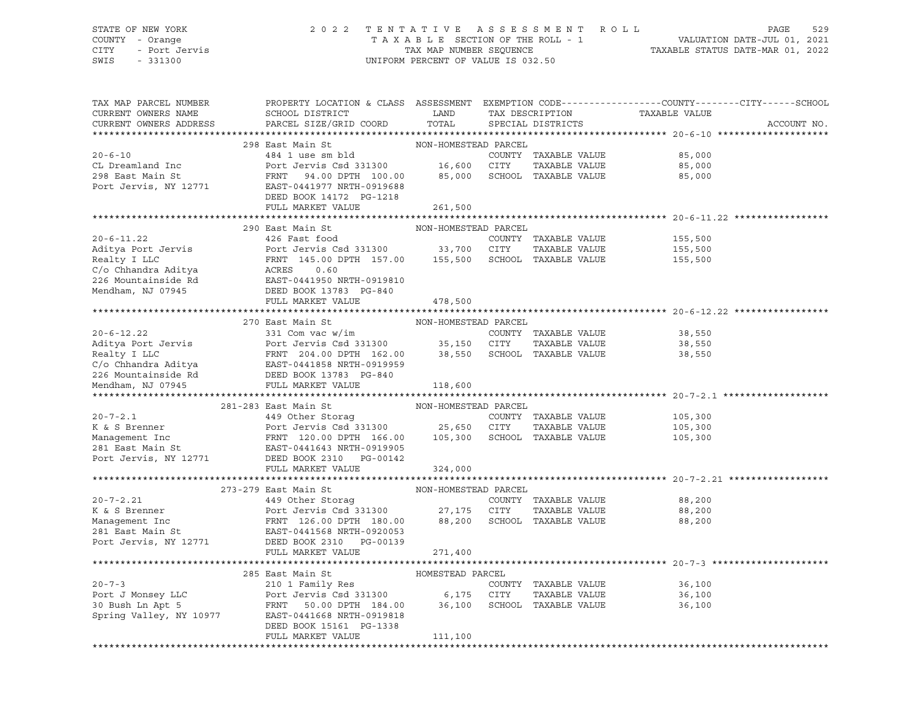STATE OF NEW YORK — COUNTY - Orange — CITY - Port Jervis — SWIS - 331300

# 2022 TENTATIVE ASSESSMENT ROLL

TAXABLE SECTION OF THE ROLL - 1 — TAX MAP NUMBER SEQUENCE — UNIFORM PERCENT OF VALUE IS 032.50

VALUATION DATE-JUL 01, 2021 — TAXABLE STATUS DATE-MAR 01, 2022

| TAX MAP PARCEL NUMBER / CURRENT OWNERS NAME / CURRENT OWNERS ADDRESS | PROPERTY LOCATION & CLASS / SCHOOL DISTRICT / PARCEL SIZE/GRID COORD | ASSESSMENT LAND / TOTAL | EXEMPTION CODE / TAX DESCRIPTION / SPECIAL DISTRICTS | TAXABLE VALUE (COUNTY / CITY / SCHOOL) | ACCOUNT NO. |
|---|---|---|---|---|---|
| **20-6-10** | 298 East Main St — NON-HOMESTEAD PARCEL | | | | |
| 20-6-10 | 484 1 use sm bld | | COUNTY TAXABLE VALUE | 85,000 | |
| CL Dreamland Inc | Port Jervis Csd 331300 | 16,600 | CITY TAXABLE VALUE | 85,000 | |
| 298 East Main St | FRNT 94.00 DPTH 100.00 | 85,000 | SCHOOL TAXABLE VALUE | 85,000 | |
| Port Jervis, NY 12771 | EAST-0441977 NRTH-0919688 | | | | |
| | DEED BOOK 14172 PG-1218 | | | | |
| | FULL MARKET VALUE | 261,500 | | | |
| **20-6-11.22** | 290 East Main St — NON-HOMESTEAD PARCEL | | | | |
| 20-6-11.22 | 426 Fast food | | COUNTY TAXABLE VALUE | 155,500 | |
| Aditya Port Jervis | Port Jervis Csd 331300 | 33,700 | CITY TAXABLE VALUE | 155,500 | |
| Realty I LLC | FRNT 145.00 DPTH 157.00 | 155,500 | SCHOOL TAXABLE VALUE | 155,500 | |
| C/o Chhandra Aditya | ACRES 0.60 | | | | |
| 226 Mountainside Rd | EAST-0441950 NRTH-0919810 | | | | |
| Mendham, NJ 07945 | DEED BOOK 13783 PG-840 | | | | |
| | FULL MARKET VALUE | 478,500 | | | |
| **20-6-12.22** | 270 East Main St — NON-HOMESTEAD PARCEL | | | | |
| 20-6-12.22 | 331 Com vac w/im | | COUNTY TAXABLE VALUE | 38,550 | |
| Aditya Port Jervis | Port Jervis Csd 331300 | 35,150 | CITY TAXABLE VALUE | 38,550 | |
| Realty I LLC | FRNT 204.00 DPTH 162.00 | 38,550 | SCHOOL TAXABLE VALUE | 38,550 | |
| C/o Chhandra Aditya | EAST-0441858 NRTH-0919959 | | | | |
| 226 Mountainside Rd | DEED BOOK 13783 PG-840 | | | | |
| Mendham, NJ 07945 | FULL MARKET VALUE | 118,600 | | | |
| **20-7-2.1** | 281-283 East Main St — NON-HOMESTEAD PARCEL | | | | |
| 20-7-2.1 | 449 Other Storag | | COUNTY TAXABLE VALUE | 105,300 | |
| K & S Brenner | Port Jervis Csd 331300 | 25,650 | CITY TAXABLE VALUE | 105,300 | |
| Management Inc | FRNT 120.00 DPTH 166.00 | 105,300 | SCHOOL TAXABLE VALUE | 105,300 | |
| 281 East Main St | EAST-0441643 NRTH-0919905 | | | | |
| Port Jervis, NY 12771 | DEED BOOK 2310 PG-00142 | | | | |
| | FULL MARKET VALUE | 324,000 | | | |
| **20-7-2.21** | 273-279 East Main St — NON-HOMESTEAD PARCEL | | | | |
| 20-7-2.21 | 449 Other Storag | | COUNTY TAXABLE VALUE | 88,200 | |
| K & S Brenner | Port Jervis Csd 331300 | 27,175 | CITY TAXABLE VALUE | 88,200 | |
| Management Inc | FRNT 126.00 DPTH 180.00 | 88,200 | SCHOOL TAXABLE VALUE | 88,200 | |
| 281 East Main St | EAST-0441568 NRTH-0920053 | | | | |
| Port Jervis, NY 12771 | DEED BOOK 2310 PG-00139 | | | | |
| | FULL MARKET VALUE | 271,400 | | | |
| **20-7-3** | 285 East Main St — HOMESTEAD PARCEL | | | | |
| 20-7-3 | 210 1 Family Res | | COUNTY TAXABLE VALUE | 36,100 | |
| Port J Monsey LLC | Port Jervis Csd 331300 | 6,175 | CITY TAXABLE VALUE | 36,100 | |
| 30 Bush Ln Apt 5 | FRNT 50.00 DPTH 184.00 | 36,100 | SCHOOL TAXABLE VALUE | 36,100 | |
| Spring Valley, NY 10977 | EAST-0441668 NRTH-0919818 | | | | |
| | DEED BOOK 15161 PG-1338 | | | | |
| | FULL MARKET VALUE | 111,100 | | | |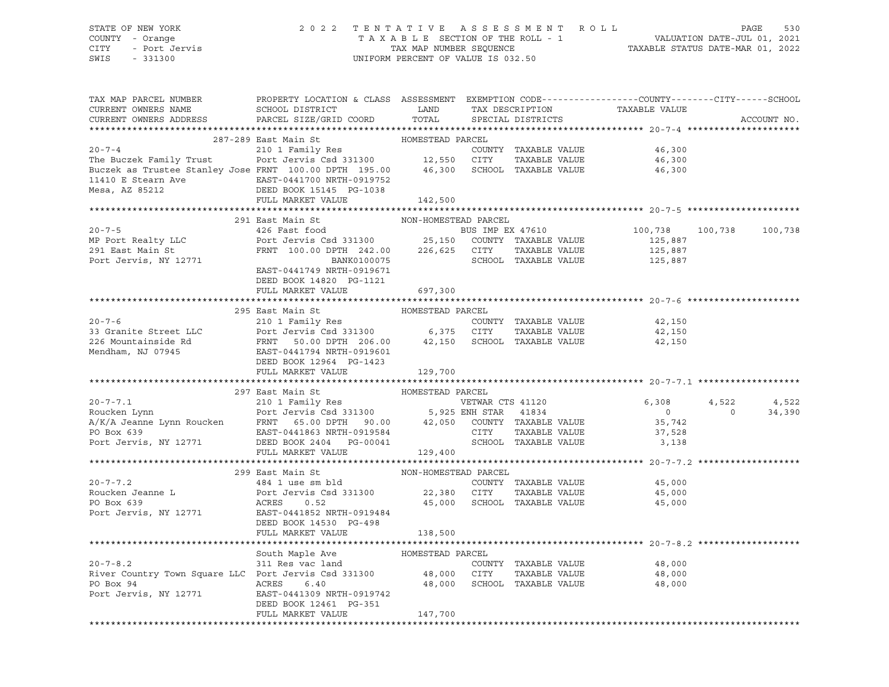STATE OF NEW YORK                    2 0 2 2  T E N T A T I V E  A S S E S S M E N T  R O L L
COUNTY - Orange                      T A X A B L E  SECTION OF THE ROLL - 1                VALUATION DATE-JUL 01, 2021
CITY - Port Jervis                   TAX MAP NUMBER SEQUENCE                               TAXABLE STATUS DATE-MAR 01, 2022
SWIS - 331300                        UNIFORM PERCENT OF VALUE IS 032.50

| TAX MAP PARCEL NUMBER / CURRENT OWNERS NAME / CURRENT OWNERS ADDRESS | PROPERTY LOCATION & CLASS / SCHOOL DISTRICT / PARCEL SIZE/GRID COORD | ASSESSMENT LAND / TOTAL | EXEMPTION CODE / TAX DESCRIPTION / SPECIAL DISTRICTS | COUNTY / TAXABLE VALUE | CITY | SCHOOL |
|---|---|---|---|---|---|---|
| 20-7-4 | 287-289 East Main St | HOMESTEAD PARCEL | | | | |
| 20-7-4 | 210 1 Family Res | | COUNTY TAXABLE VALUE | 46,300 | | |
| The Buczek Family Trust | Port Jervis Csd 331300 | 12,550 | CITY TAXABLE VALUE | 46,300 | | |
| Buczek as Trustee Stanley Jose | FRNT 100.00 DPTH 195.00 | 46,300 | SCHOOL TAXABLE VALUE | 46,300 | | |
| 11410 E Stearn Ave | EAST-0441700 NRTH-0919752 | | | | | |
| Mesa, AZ 85212 | DEED BOOK 15145 PG-1038 | | | | | |
| | FULL MARKET VALUE | 142,500 | | | | |
| 20-7-5 | 291 East Main St | NON-HOMESTEAD PARCEL | | | | |
| 20-7-5 | 426 Fast food | | BUS IMP EX 47610 | 100,738 | 100,738 | 100,738 |
| MP Port Realty LLC | Port Jervis Csd 331300 | 25,150 | COUNTY TAXABLE VALUE | 125,887 | | |
| 291 East Main St | FRNT 100.00 DPTH 242.00 | 226,625 | CITY TAXABLE VALUE | 125,887 | | |
| Port Jervis, NY 12771 | BANK0100075 | | SCHOOL TAXABLE VALUE | 125,887 | | |
| | EAST-0441749 NRTH-0919671 | | | | | |
| | DEED BOOK 14820 PG-1121 | | | | | |
| | FULL MARKET VALUE | 697,300 | | | | |
| 20-7-6 | 295 East Main St | HOMESTEAD PARCEL | | | | |
| 20-7-6 | 210 1 Family Res | | COUNTY TAXABLE VALUE | 42,150 | | |
| 33 Granite Street LLC | Port Jervis Csd 331300 | 6,375 | CITY TAXABLE VALUE | 42,150 | | |
| 226 Mountainside Rd | FRNT 50.00 DPTH 206.00 | 42,150 | SCHOOL TAXABLE VALUE | 42,150 | | |
| Mendham, NJ 07945 | EAST-0441794 NRTH-0919601 | | | | | |
| | DEED BOOK 12964 PG-1423 | | | | | |
| | FULL MARKET VALUE | 129,700 | | | | |
| 20-7-7.1 | 297 East Main St | HOMESTEAD PARCEL | | | | |
| 20-7-7.1 | 210 1 Family Res | | VETWAR CTS 41120 | 6,308 | 4,522 | 4,522 |
| Roucken Lynn | Port Jervis Csd 331300 | 5,925 | ENH STAR 41834 | 0 | 0 | 34,390 |
| A/K/A Jeanne Lynn Roucken | FRNT 65.00 DPTH 90.00 | 42,050 | COUNTY TAXABLE VALUE | 35,742 | | |
| PO Box 639 | EAST-0441863 NRTH-0919584 | | CITY TAXABLE VALUE | 37,528 | | |
| Port Jervis, NY 12771 | DEED BOOK 2404 PG-00041 | | SCHOOL TAXABLE VALUE | 3,138 | | |
| | FULL MARKET VALUE | 129,400 | | | | |
| 20-7-7.2 | 299 East Main St | NON-HOMESTEAD PARCEL | | | | |
| 20-7-7.2 | 484 1 use sm bld | | COUNTY TAXABLE VALUE | 45,000 | | |
| Roucken Jeanne L | Port Jervis Csd 331300 | 22,380 | CITY TAXABLE VALUE | 45,000 | | |
| PO Box 639 | ACRES 0.52 | 45,000 | SCHOOL TAXABLE VALUE | 45,000 | | |
| Port Jervis, NY 12771 | EAST-0441852 NRTH-0919484 | | | | | |
| | DEED BOOK 14530 PG-498 | | | | | |
| | FULL MARKET VALUE | 138,500 | | | | |
| 20-7-8.2 | South Maple Ave | HOMESTEAD PARCEL | | | | |
| 20-7-8.2 | 311 Res vac land | | COUNTY TAXABLE VALUE | 48,000 | | |
| River Country Town Square LLC | Port Jervis Csd 331300 | 48,000 | CITY TAXABLE VALUE | 48,000 | | |
| PO Box 94 | ACRES 6.40 | 48,000 | SCHOOL TAXABLE VALUE | 48,000 | | |
| Port Jervis, NY 12771 | EAST-0441309 NRTH-0919742 | | | | | |
| | DEED BOOK 12461 PG-351 | | | | | |
| | FULL MARKET VALUE | 147,700 | | | | |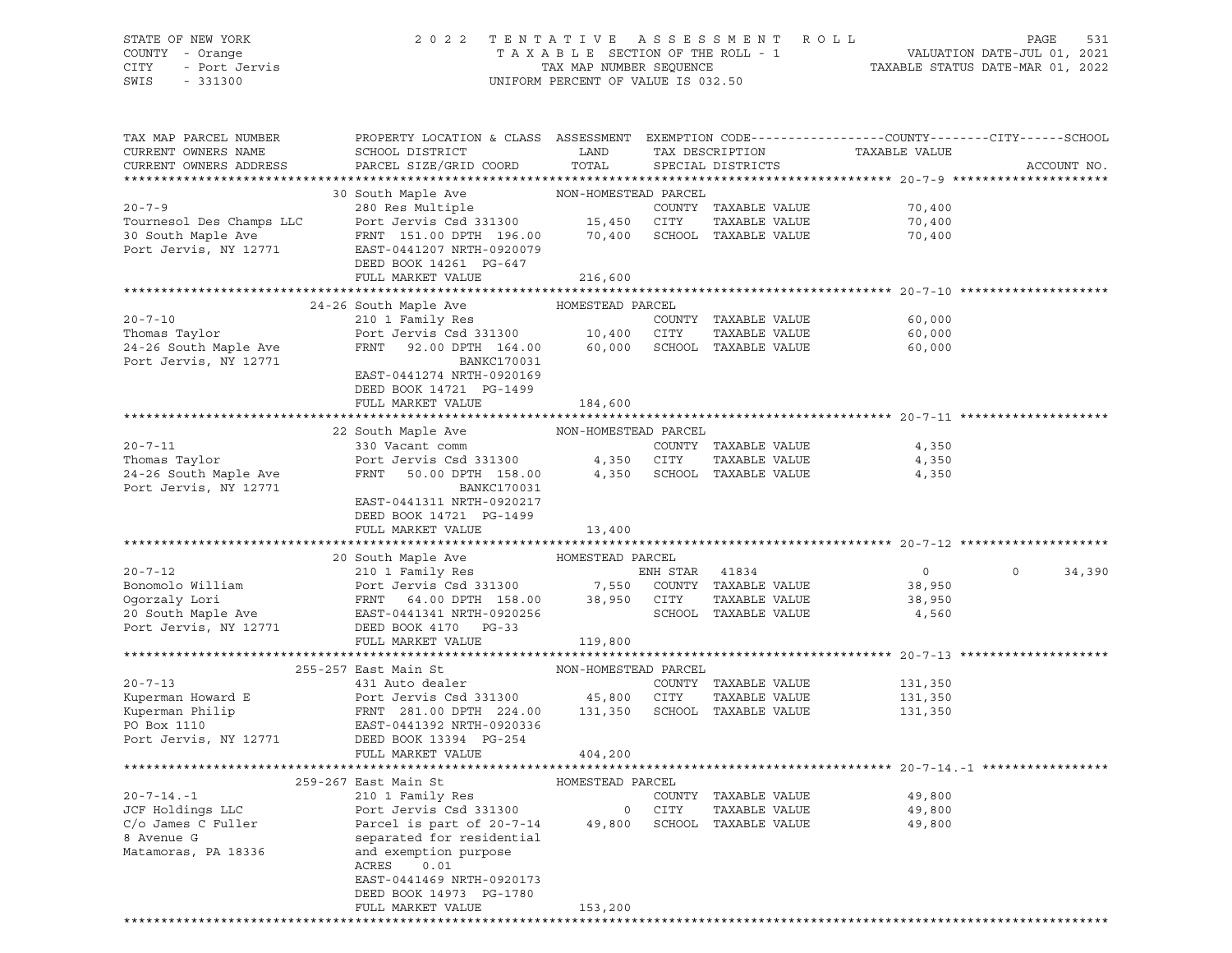STATE OF NEW YORK
COUNTY - Orange
CITY - Port Jervis
SWIS - 331300

2022 TENTATIVE ASSESSMENT ROLL
TAXABLE SECTION OF THE ROLL - 1
TAX MAP NUMBER SEQUENCE
UNIFORM PERCENT OF VALUE IS 032.50

VALUATION DATE-JUL 01, 2021
TAXABLE STATUS DATE-MAR 01, 2022

| TAX MAP PARCEL NUMBER / CURRENT OWNERS NAME / CURRENT OWNERS ADDRESS | PROPERTY LOCATION & CLASS / SCHOOL DISTRICT / PARCEL SIZE/GRID COORD | ASSESSMENT LAND / TOTAL | EXEMPTION CODE / TAX DESCRIPTION / SPECIAL DISTRICTS | COUNTY TAXABLE VALUE | CITY | SCHOOL | ACCOUNT NO. |
|---|---|---|---|---|---|---|---|
| **20-7-9** | 30 South Maple Ave — NON-HOMESTEAD PARCEL | | | | | | |
| Tournesol Des Champs LLC | 280 Res Multiple | | COUNTY TAXABLE VALUE | 70,400 | | | |
| 30 South Maple Ave | Port Jervis Csd 331300 | 15,450 | CITY TAXABLE VALUE | 70,400 | | | |
| Port Jervis, NY 12771 | FRNT 151.00 DPTH 196.00 | 70,400 | SCHOOL TAXABLE VALUE | 70,400 | | | |
| | EAST-0441207 NRTH-0920079 | | | | | | |
| | DEED BOOK 14261 PG-647 | | | | | | |
| | FULL MARKET VALUE | 216,600 | | | | | |
| **20-7-10** | 24-26 South Maple Ave — HOMESTEAD PARCEL | | | | | | |
| Thomas Taylor | 210 1 Family Res | | COUNTY TAXABLE VALUE | 60,000 | | | |
| 24-26 South Maple Ave | Port Jervis Csd 331300 | 10,400 | CITY TAXABLE VALUE | 60,000 | | | |
| Port Jervis, NY 12771 | FRNT 92.00 DPTH 164.00 | 60,000 | SCHOOL TAXABLE VALUE | 60,000 | | | |
| | BANKC170031 | | | | | | |
| | EAST-0441274 NRTH-0920169 | | | | | | |
| | DEED BOOK 14721 PG-1499 | | | | | | |
| | FULL MARKET VALUE | 184,600 | | | | | |
| **20-7-11** | 22 South Maple Ave — NON-HOMESTEAD PARCEL | | | | | | |
| Thomas Taylor | 330 Vacant comm | | COUNTY TAXABLE VALUE | 4,350 | | | |
| 24-26 South Maple Ave | Port Jervis Csd 331300 | 4,350 | CITY TAXABLE VALUE | 4,350 | | | |
| Port Jervis, NY 12771 | FRNT 50.00 DPTH 158.00 | 4,350 | SCHOOL TAXABLE VALUE | 4,350 | | | |
| | BANKC170031 | | | | | | |
| | EAST-0441311 NRTH-0920217 | | | | | | |
| | DEED BOOK 14721 PG-1499 | | | | | | |
| | FULL MARKET VALUE | 13,400 | | | | | |
| **20-7-12** | 20 South Maple Ave — HOMESTEAD PARCEL | | | | | | |
| Bonomolo William | 210 1 Family Res | | ENH STAR 41834 | 0 | 0 | 34,390 | |
| Ogorzaly Lori | Port Jervis Csd 331300 | 7,550 | COUNTY TAXABLE VALUE | 38,950 | | | |
| 20 South Maple Ave | FRNT 64.00 DPTH 158.00 | 38,950 | CITY TAXABLE VALUE | 38,950 | | | |
| Port Jervis, NY 12771 | EAST-0441341 NRTH-0920256 | | SCHOOL TAXABLE VALUE | 4,560 | | | |
| | DEED BOOK 4170 PG-33 | | | | | | |
| | FULL MARKET VALUE | 119,800 | | | | | |
| **20-7-13** | 255-257 East Main St — NON-HOMESTEAD PARCEL | | | | | | |
| Kuperman Howard E | 431 Auto dealer | | COUNTY TAXABLE VALUE | 131,350 | | | |
| Kuperman Philip | Port Jervis Csd 331300 | 45,800 | CITY TAXABLE VALUE | 131,350 | | | |
| PO Box 1110 | FRNT 281.00 DPTH 224.00 | 131,350 | SCHOOL TAXABLE VALUE | 131,350 | | | |
| Port Jervis, NY 12771 | EAST-0441392 NRTH-0920336 | | | | | | |
| | DEED BOOK 13394 PG-254 | | | | | | |
| | FULL MARKET VALUE | 404,200 | | | | | |
| **20-7-14.-1** | 259-267 East Main St — HOMESTEAD PARCEL | | | | | | |
| JCF Holdings LLC | 210 1 Family Res | | COUNTY TAXABLE VALUE | 49,800 | | | |
| C/o James C Fuller | Port Jervis Csd 331300 | 0 | CITY TAXABLE VALUE | 49,800 | | | |
| 8 Avenue G | Parcel is part of 20-7-14 | 49,800 | SCHOOL TAXABLE VALUE | 49,800 | | | |
| Matamoras, PA 18336 | separated for residential | | | | | | |
| | and exemption purpose | | | | | | |
| | ACRES 0.01 | | | | | | |
| | EAST-0441469 NRTH-0920173 | | | | | | |
| | DEED BOOK 14973 PG-1780 | | | | | | |
| | FULL MARKET VALUE | 153,200 | | | | | |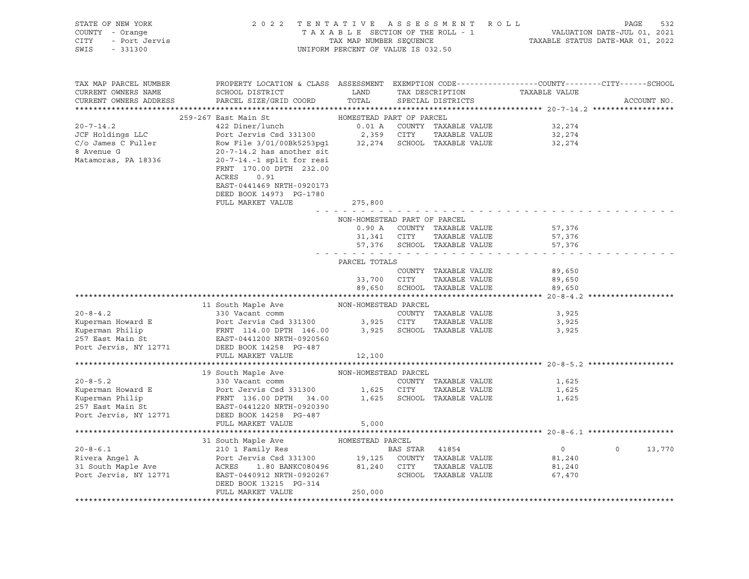STATE OF NEW YORK
COUNTY - Orange
CITY - Port Jervis
SWIS - 331300

2 0 2 2 T E N T A T I V E A S S E S S M E N T R O L L
T A X A B L E SECTION OF THE ROLL - 1
TAX MAP NUMBER SEQUENCE
UNIFORM PERCENT OF VALUE IS 032.50

VALUATION DATE-JUL 01, 2021
TAXABLE STATUS DATE-MAR 01, 2022

```
TAX MAP PARCEL NUMBER          PROPERTY LOCATION & CLASS  ASSESSMENT  EXEMPTION CODE------------------COUNTY--------CITY------SCHOOL
CURRENT OWNERS NAME            SCHOOL DISTRICT               LAND      TAX DESCRIPTION            TAXABLE VALUE
CURRENT OWNERS ADDRESS         PARCEL SIZE/GRID COORD        TOTAL     SPECIAL DISTRICTS                                        ACCOUNT NO.
******************************************************************************************************* 20-7-14.2 ******************
                    259-267 East Main St              HOMESTEAD PART OF PARCEL
20-7-14.2                422 Diner/lunch                  0.01 A   COUNTY  TAXABLE VALUE           32,274
JCF Holdings LLC         Port Jervis Csd 331300          2,359   CITY    TAXABLE VALUE           32,274
C/o James C Fuller       Row File 3/01/00Bk5253pg1      32,274   SCHOOL  TAXABLE VALUE           32,274
8 Avenue G               20-7-14.2 has another sit
Matamoras, PA 18336      20-7-14.-1 split for resi
                         FRNT 170.00 DPTH 232.00
                         ACRES     0.91
                         EAST-0441469 NRTH-0920173
                         DEED BOOK 14973  PG-1780
                         FULL MARKET VALUE             275,800
                                                  - - - - - - - - - - - - - - - - - - - - - - - - - - - - - - - - - - - -
                                                  NON-HOMESTEAD PART OF PARCEL
                                                    0.90 A   COUNTY  TAXABLE VALUE           57,376
                                                   31,341   CITY    TAXABLE VALUE           57,376
                                                   57,376   SCHOOL  TAXABLE VALUE           57,376
                                                  - - - - - - - - - - - - - - - - - - - - - - - - - - - - - - - - - - - -
                                                  PARCEL TOTALS
                                                            COUNTY  TAXABLE VALUE           89,650
                                                   33,700   CITY    TAXABLE VALUE           89,650
                                                   89,650   SCHOOL  TAXABLE VALUE           89,650
******************************************************************************************************* 20-8-4.2 *******************
                    11 South Maple Ave                NON-HOMESTEAD PARCEL
20-8-4.2                 330 Vacant comm                           COUNTY  TAXABLE VALUE            3,925
Kuperman Howard E        Port Jervis Csd 331300          3,925   CITY    TAXABLE VALUE            3,925
Kuperman Philip          FRNT 114.00 DPTH 146.00         3,925   SCHOOL  TAXABLE VALUE            3,925
257 East Main St         EAST-0441200 NRTH-0920560
Port Jervis, NY 12771    DEED BOOK 14258  PG-487
                         FULL MARKET VALUE              12,100
******************************************************************************************************* 20-8-5.2 *******************
                    19 South Maple Ave                NON-HOMESTEAD PARCEL
20-8-5.2                 330 Vacant comm                           COUNTY  TAXABLE VALUE            1,625
Kuperman Howard E        Port Jervis Csd 331300          1,625   CITY    TAXABLE VALUE            1,625
Kuperman Philip          FRNT 136.00 DPTH  34.00         1,625   SCHOOL  TAXABLE VALUE            1,625
257 East Main St         EAST-0441220 NRTH-0920390
Port Jervis, NY 12771    DEED BOOK 14258  PG-487
                         FULL MARKET VALUE               5,000
******************************************************************************************************* 20-8-6.1 *******************
                    31 South Maple Ave                HOMESTEAD PARCEL
20-8-6.1                 210 1 Family Res                  BAS STAR  41854                       0             0      13,770
Rivera Angel A           Port Jervis Csd 331300         19,125   COUNTY  TAXABLE VALUE           81,240
31 South Maple Ave       ACRES     1.80 BANKC080496     81,240   CITY    TAXABLE VALUE           81,240
Port Jervis, NY 12771    EAST-0440912 NRTH-0920267               SCHOOL  TAXABLE VALUE           67,470
                         DEED BOOK 13215  PG-314
                         FULL MARKET VALUE             250,000
************************************************************************************************************************************
```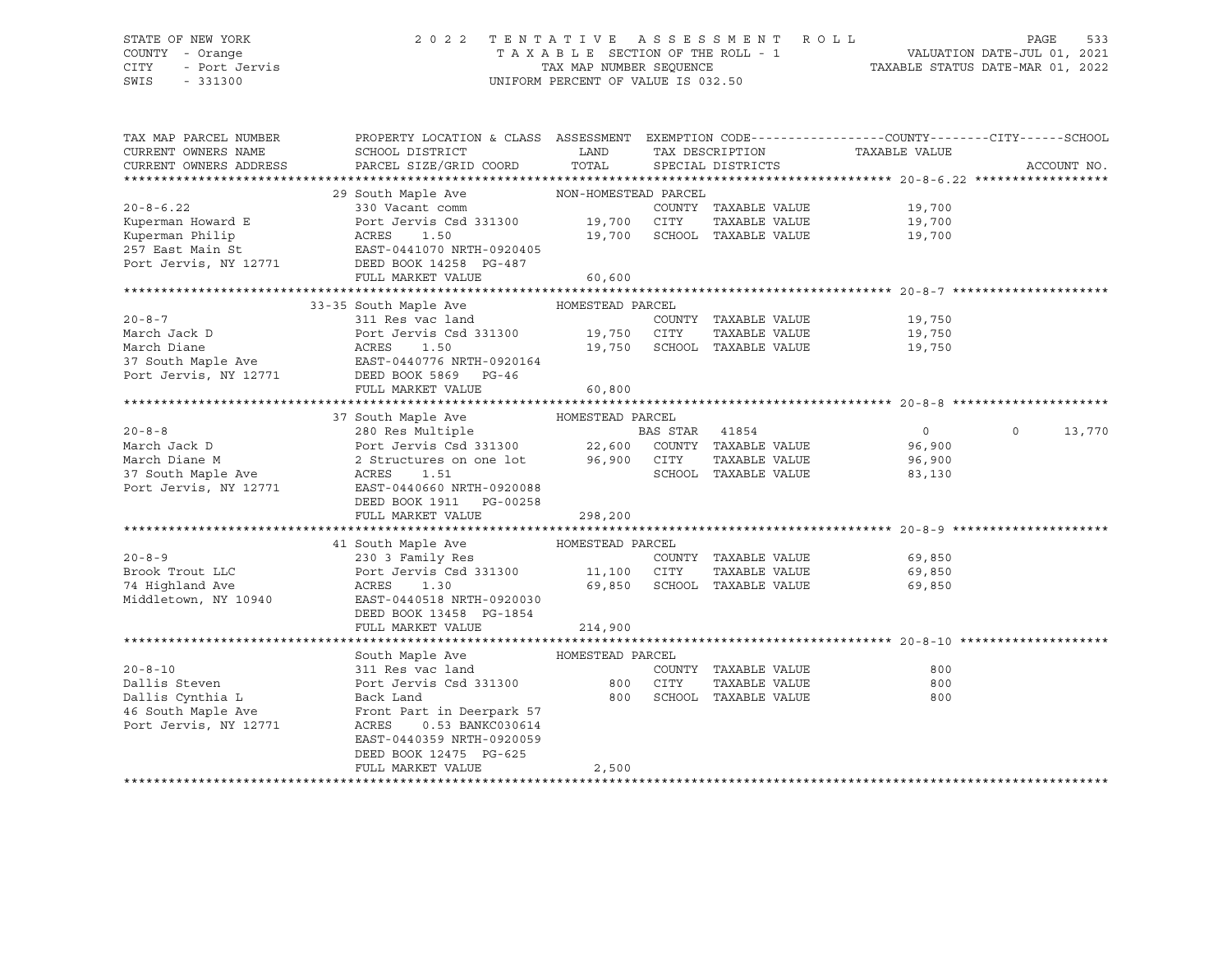STATE OF NEW YORK | COUNTY - Orange | CITY - Port Jervis | SWIS - 331300

2 0 2 2 T E N T A T I V E A S S E S S M E N T R O L L
T A X A B L E SECTION OF THE ROLL - 1
TAX MAP NUMBER SEQUENCE
UNIFORM PERCENT OF VALUE IS 032.50

VALUATION DATE-JUL 01, 2021
TAXABLE STATUS DATE-MAR 01, 2022

| TAX MAP PARCEL NUMBER / CURRENT OWNERS NAME / CURRENT OWNERS ADDRESS | PROPERTY LOCATION & CLASS / SCHOOL DISTRICT / PARCEL SIZE/GRID COORD | ASSESSMENT LAND / TOTAL | EXEMPTION CODE / TAX DESCRIPTION / SPECIAL DISTRICTS | COUNTY / TAXABLE VALUE | CITY | SCHOOL |
|---|---|---|---|---|---|---|
| **20-8-6.22** | 29 South Maple Ave — NON-HOMESTEAD PARCEL | | | | | |
| Kuperman Howard E | 330 Vacant comm | | COUNTY TAXABLE VALUE | 19,700 | | |
| Kuperman Philip | Port Jervis Csd 331300 | 19,700 | CITY TAXABLE VALUE | 19,700 | | |
| 257 East Main St | ACRES 1.50 | 19,700 | SCHOOL TAXABLE VALUE | 19,700 | | |
| Port Jervis, NY 12771 | EAST-0441070 NRTH-0920405 | | | | | |
| | DEED BOOK 14258 PG-487 | | | | | |
| | FULL MARKET VALUE | 60,600 | | | | |
| **20-8-7** | 33-35 South Maple Ave — HOMESTEAD PARCEL | | | | | |
| March Jack D | 311 Res vac land | | COUNTY TAXABLE VALUE | 19,750 | | |
| March Diane | Port Jervis Csd 331300 | 19,750 | CITY TAXABLE VALUE | 19,750 | | |
| 37 South Maple Ave | ACRES 1.50 | 19,750 | SCHOOL TAXABLE VALUE | 19,750 | | |
| Port Jervis, NY 12771 | EAST-0440776 NRTH-0920164 | | | | | |
| | DEED BOOK 5869 PG-46 | | | | | |
| | FULL MARKET VALUE | 60,800 | | | | |
| **20-8-8** | 37 South Maple Ave — HOMESTEAD PARCEL | | | | | |
| March Jack D | 280 Res Multiple | | BAS STAR 41854 | 0 | 0 | 13,770 |
| March Diane M | Port Jervis Csd 331300 | 22,600 | COUNTY TAXABLE VALUE | 96,900 | | |
| 37 South Maple Ave | 2 Structures on one lot | 96,900 | CITY TAXABLE VALUE | 96,900 | | |
| Port Jervis, NY 12771 | ACRES 1.51 | | SCHOOL TAXABLE VALUE | 83,130 | | |
| | EAST-0440660 NRTH-0920088 | | | | | |
| | DEED BOOK 1911 PG-00258 | | | | | |
| | FULL MARKET VALUE | 298,200 | | | | |
| **20-8-9** | 41 South Maple Ave — HOMESTEAD PARCEL | | | | | |
| Brook Trout LLC | 230 3 Family Res | | COUNTY TAXABLE VALUE | 69,850 | | |
| 74 Highland Ave | Port Jervis Csd 331300 | 11,100 | CITY TAXABLE VALUE | 69,850 | | |
| Middletown, NY 10940 | ACRES 1.30 | 69,850 | SCHOOL TAXABLE VALUE | 69,850 | | |
| | EAST-0440518 NRTH-0920030 | | | | | |
| | DEED BOOK 13458 PG-1854 | | | | | |
| | FULL MARKET VALUE | 214,900 | | | | |
| **20-8-10** | South Maple Ave — HOMESTEAD PARCEL | | | | | |
| Dallis Steven | 311 Res vac land | | COUNTY TAXABLE VALUE | 800 | | |
| Dallis Cynthia L | Port Jervis Csd 331300 | 800 | CITY TAXABLE VALUE | 800 | | |
| 46 South Maple Ave | Back Land | 800 | SCHOOL TAXABLE VALUE | 800 | | |
| Port Jervis, NY 12771 | Front Part in Deerpark 57 | | | | | |
| | ACRES 0.53 BANKC030614 | | | | | |
| | EAST-0440359 NRTH-0920059 | | | | | |
| | DEED BOOK 12475 PG-625 | | | | | |
| | FULL MARKET VALUE | 2,500 | | | | |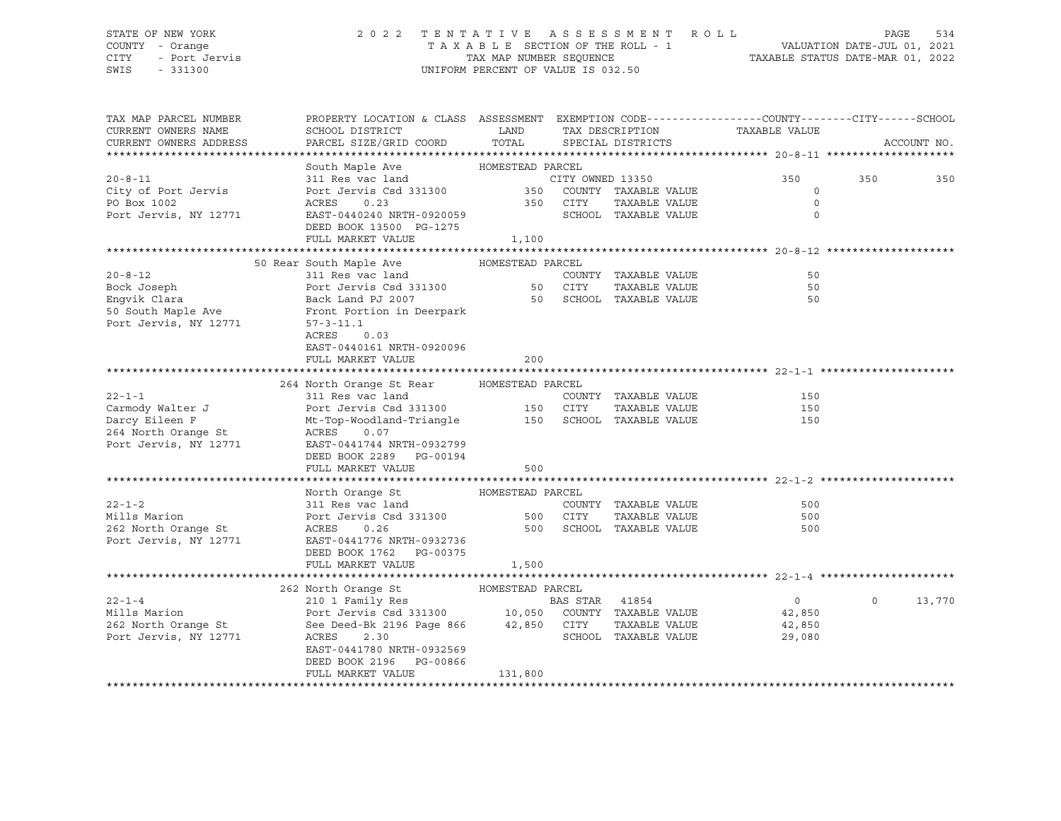STATE OF NEW YORK
COUNTY - Orange
CITY - Port Jervis
SWIS - 331300

2022 TENTATIVE ASSESSMENT ROLL
TAXABLE SECTION OF THE ROLL - 1
TAX MAP NUMBER SEQUENCE
UNIFORM PERCENT OF VALUE IS 032.50

VALUATION DATE-JUL 01, 2021
TAXABLE STATUS DATE-MAR 01, 2022

| TAX MAP PARCEL NUMBER / CURRENT OWNERS NAME / CURRENT OWNERS ADDRESS | PROPERTY LOCATION & CLASS / SCHOOL DISTRICT / PARCEL SIZE/GRID COORD | ASSESSMENT LAND / TOTAL | EXEMPTION CODE / TAX DESCRIPTION / SPECIAL DISTRICTS | COUNTY | CITY | SCHOOL | ACCOUNT NO. |
|---|---|---|---|---|---|---|---|
| **20-8-11** | South Maple Ave — HOMESTEAD PARCEL | | | | | | |
| 20-8-11 | 311 Res vac land | | CITY OWNED 13350 | 350 | 350 | 350 | |
| City of Port Jervis | Port Jervis Csd 331300 | 350 | COUNTY TAXABLE VALUE | 0 | | | |
| PO Box 1002 | ACRES 0.23 | 350 | CITY TAXABLE VALUE | 0 | | | |
| Port Jervis, NY 12771 | EAST-0440240 NRTH-0920059 | | SCHOOL TAXABLE VALUE | 0 | | | |
| | DEED BOOK 13500 PG-1275 | | | | | | |
| | FULL MARKET VALUE | 1,100 | | | | | |
| **20-8-12** | 50 Rear South Maple Ave — HOMESTEAD PARCEL | | | | | | |
| 20-8-12 | 311 Res vac land | | COUNTY TAXABLE VALUE | 50 | | | |
| Bock Joseph | Port Jervis Csd 331300 | 50 | CITY TAXABLE VALUE | 50 | | | |
| Engvik Clara | Back Land PJ 2007 | 50 | SCHOOL TAXABLE VALUE | 50 | | | |
| 50 South Maple Ave | Front Portion in Deerpark | | | | | | |
| Port Jervis, NY 12771 | 57-3-11.1 | | | | | | |
| | ACRES 0.03 | | | | | | |
| | EAST-0440161 NRTH-0920096 | | | | | | |
| | FULL MARKET VALUE | 200 | | | | | |
| **22-1-1** | 264 North Orange St Rear — HOMESTEAD PARCEL | | | | | | |
| 22-1-1 | 311 Res vac land | | COUNTY TAXABLE VALUE | 150 | | | |
| Carmody Walter J | Port Jervis Csd 331300 | 150 | CITY TAXABLE VALUE | 150 | | | |
| Darcy Eileen F | Mt-Top-Woodland-Triangle | 150 | SCHOOL TAXABLE VALUE | 150 | | | |
| 264 North Orange St | ACRES 0.07 | | | | | | |
| Port Jervis, NY 12771 | EAST-0441744 NRTH-0932799 | | | | | | |
| | DEED BOOK 2289 PG-00194 | | | | | | |
| | FULL MARKET VALUE | 500 | | | | | |
| **22-1-2** | North Orange St — HOMESTEAD PARCEL | | | | | | |
| 22-1-2 | 311 Res vac land | | COUNTY TAXABLE VALUE | 500 | | | |
| Mills Marion | Port Jervis Csd 331300 | 500 | CITY TAXABLE VALUE | 500 | | | |
| 262 North Orange St | ACRES 0.26 | 500 | SCHOOL TAXABLE VALUE | 500 | | | |
| Port Jervis, NY 12771 | EAST-0441776 NRTH-0932736 | | | | | | |
| | DEED BOOK 1762 PG-00375 | | | | | | |
| | FULL MARKET VALUE | 1,500 | | | | | |
| **22-1-4** | 262 North Orange St — HOMESTEAD PARCEL | | | | | | |
| 22-1-4 | 210 1 Family Res | | BAS STAR 41854 | 0 | 0 | 13,770 | |
| Mills Marion | Port Jervis Csd 331300 | 10,050 | COUNTY TAXABLE VALUE | 42,850 | | | |
| 262 North Orange St | See Deed-Bk 2196 Page 866 | 42,850 | CITY TAXABLE VALUE | 42,850 | | | |
| Port Jervis, NY 12771 | ACRES 2.30 | | SCHOOL TAXABLE VALUE | 29,080 | | | |
| | EAST-0441780 NRTH-0932569 | | | | | | |
| | DEED BOOK 2196 PG-00866 | | | | | | |
| | FULL MARKET VALUE | 131,800 | | | | | |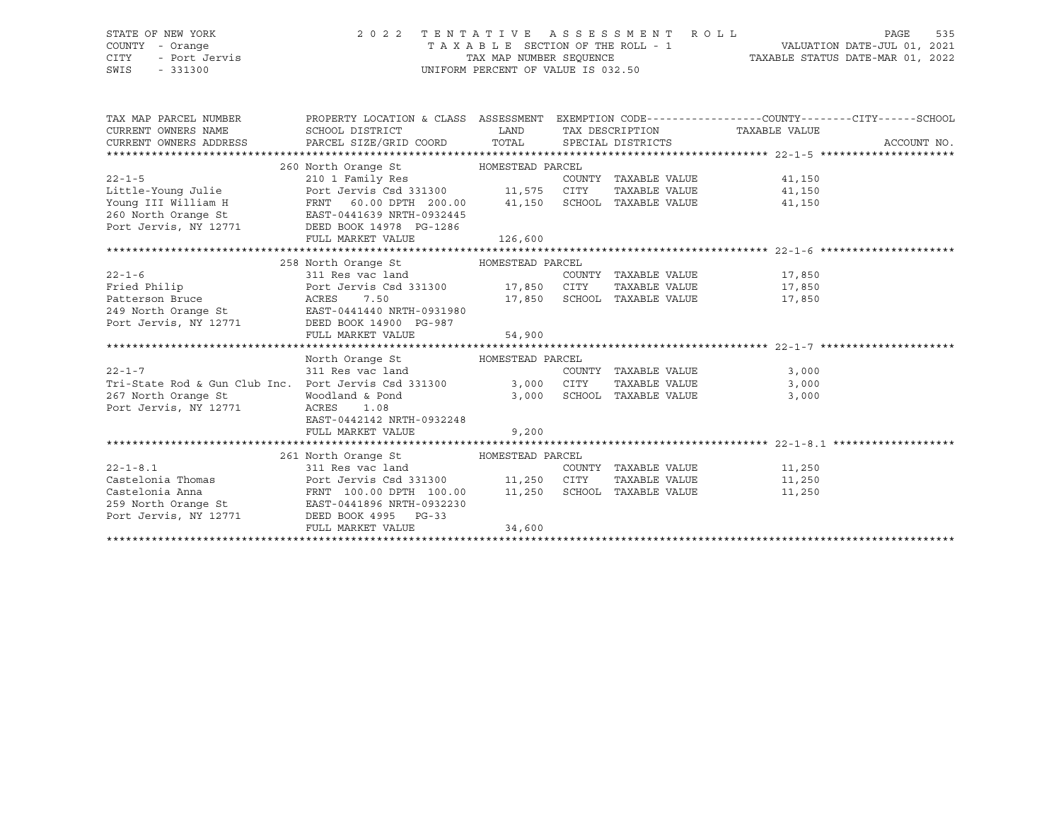STATE OF NEW YORK
COUNTY - Orange
CITY - Port Jervis
SWIS - 331300

2022 TENTATIVE ASSESSMENT ROLL
TAXABLE SECTION OF THE ROLL - 1
TAX MAP NUMBER SEQUENCE
UNIFORM PERCENT OF VALUE IS 032.50

VALUATION DATE-JUL 01, 2021
TAXABLE STATUS DATE-MAR 01, 2022

| TAX MAP PARCEL NUMBER / CURRENT OWNERS NAME / CURRENT OWNERS ADDRESS | PROPERTY LOCATION & CLASS / SCHOOL DISTRICT / PARCEL SIZE/GRID COORD | ASSESSMENT LAND | TOTAL | EXEMPTION CODE / TAX DESCRIPTION / SPECIAL DISTRICTS | TAXABLE VALUE (COUNTY / CITY / SCHOOL) | ACCOUNT NO. |
|---|---|---|---|---|---|---|
| 22-1-5 | 260 North Orange St — HOMESTEAD PARCEL | | | | | |
| | 210 1 Family Res | | | COUNTY TAXABLE VALUE | 41,150 | |
| Little-Young Julie | Port Jervis Csd 331300 | 11,575 | | CITY TAXABLE VALUE | 41,150 | |
| Young III William H | FRNT 60.00 DPTH 200.00 | | 41,150 | SCHOOL TAXABLE VALUE | 41,150 | |
| 260 North Orange St | EAST-0441639 NRTH-0932445 | | | | | |
| Port Jervis, NY 12771 | DEED BOOK 14978 PG-1286 | | | | | |
| | FULL MARKET VALUE | | 126,600 | | | |
| 22-1-6 | 258 North Orange St — HOMESTEAD PARCEL | | | | | |
| | 311 Res vac land | | | COUNTY TAXABLE VALUE | 17,850 | |
| Fried Philip | Port Jervis Csd 331300 | 17,850 | | CITY TAXABLE VALUE | 17,850 | |
| Patterson Bruce | ACRES 7.50 | | 17,850 | SCHOOL TAXABLE VALUE | 17,850 | |
| 249 North Orange St | EAST-0441440 NRTH-0931980 | | | | | |
| Port Jervis, NY 12771 | DEED BOOK 14900 PG-987 | | | | | |
| | FULL MARKET VALUE | | 54,900 | | | |
| 22-1-7 | North Orange St — HOMESTEAD PARCEL | | | | | |
| | 311 Res vac land | | | COUNTY TAXABLE VALUE | 3,000 | |
| Tri-State Rod & Gun Club Inc. | Port Jervis Csd 331300 | 3,000 | | CITY TAXABLE VALUE | 3,000 | |
| 267 North Orange St | Woodland & Pond | | 3,000 | SCHOOL TAXABLE VALUE | 3,000 | |
| Port Jervis, NY 12771 | ACRES 1.08 | | | | | |
| | EAST-0442142 NRTH-0932248 | | | | | |
| | FULL MARKET VALUE | | 9,200 | | | |
| 22-1-8.1 | 261 North Orange St — HOMESTEAD PARCEL | | | | | |
| | 311 Res vac land | | | COUNTY TAXABLE VALUE | 11,250 | |
| Castelonia Thomas | Port Jervis Csd 331300 | 11,250 | | CITY TAXABLE VALUE | 11,250 | |
| Castelonia Anna | FRNT 100.00 DPTH 100.00 | | 11,250 | SCHOOL TAXABLE VALUE | 11,250 | |
| 259 North Orange St | EAST-0441896 NRTH-0932230 | | | | | |
| Port Jervis, NY 12771 | DEED BOOK 4995 PG-33 | | | | | |
| | FULL MARKET VALUE | | 34,600 | | | |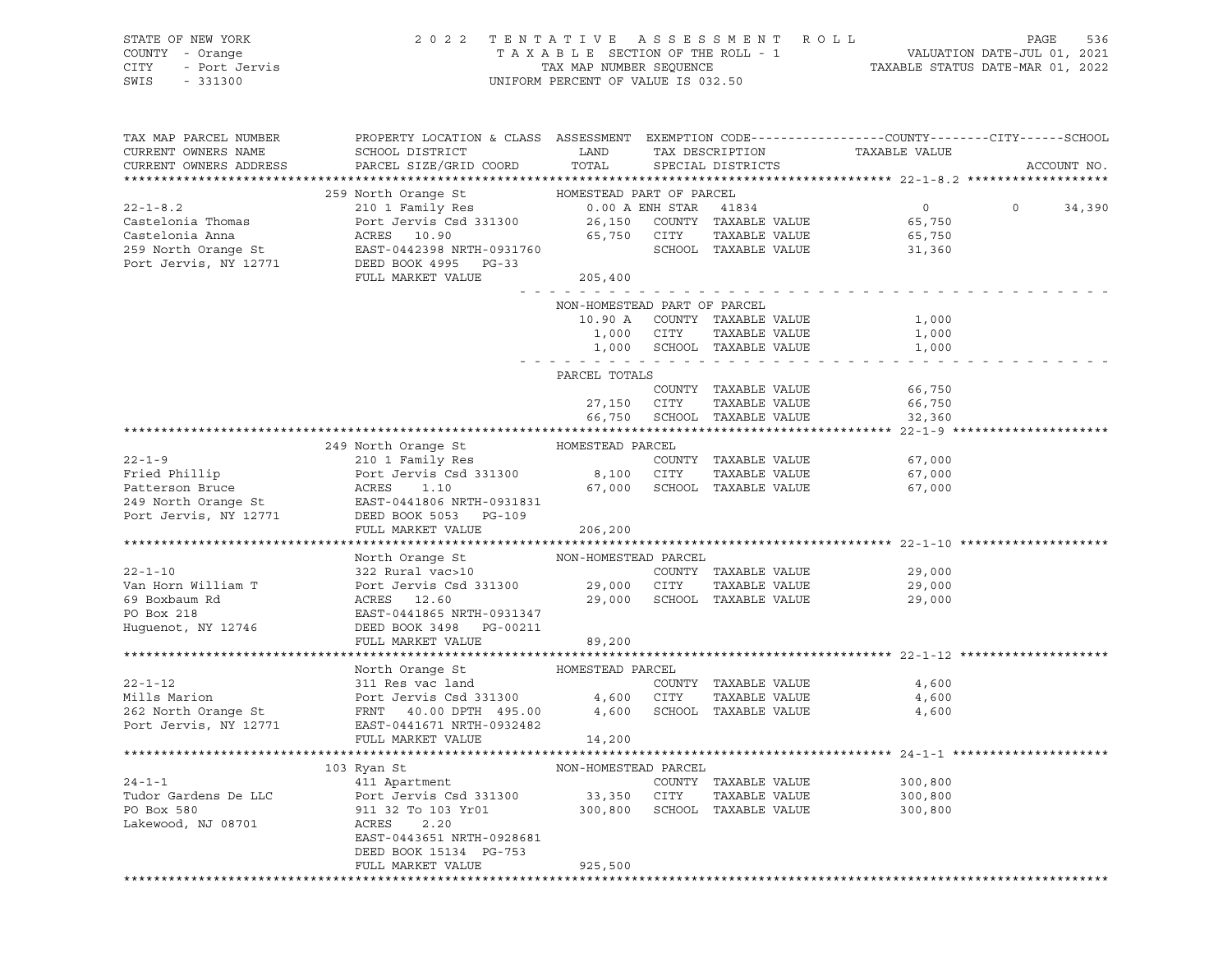STATE OF NEW YORK — 2022 TENTATIVE ASSESSMENT ROLL
COUNTY - Orange — TAXABLE SECTION OF THE ROLL - 1 — VALUATION DATE-JUL 01, 2021
CITY - Port Jervis — TAX MAP NUMBER SEQUENCE — TAXABLE STATUS DATE-MAR 01, 2022
SWIS - 331300 — UNIFORM PERCENT OF VALUE IS 032.50

| TAX MAP PARCEL NUMBER / CURRENT OWNERS NAME / CURRENT OWNERS ADDRESS | PROPERTY LOCATION & CLASS / SCHOOL DISTRICT / PARCEL SIZE/GRID COORD | ASSESSMENT LAND / TOTAL | EXEMPTION CODE / TAX DESCRIPTION / SPECIAL DISTRICTS | COUNTY TAXABLE VALUE | CITY | SCHOOL | ACCOUNT NO. |
|---|---|---|---|---|---|---|---|
| **22-1-8.2** | 259 North Orange St | HOMESTEAD PART OF PARCEL | | | | | |
| 22-1-8.2 | 210 1 Family Res | 0.00 A | ENH STAR 41834 | 0 | 0 | 34,390 | |
| Castelonia Thomas | Port Jervis Csd 331300 | 26,150 | COUNTY TAXABLE VALUE | 65,750 | | | |
| Castelonia Anna | ACRES 10.90 | 65,750 | CITY TAXABLE VALUE | 65,750 | | | |
| 259 North Orange St | EAST-0442398 NRTH-0931760 | | SCHOOL TAXABLE VALUE | 31,360 | | | |
| Port Jervis, NY 12771 | DEED BOOK 4995 PG-33 | | | | | | |
| | FULL MARKET VALUE | 205,400 | | | | | |
| | | NON-HOMESTEAD PART OF PARCEL | | | | | |
| | | 10.90 A | COUNTY TAXABLE VALUE | 1,000 | | | |
| | | 1,000 | CITY TAXABLE VALUE | 1,000 | | | |
| | | 1,000 | SCHOOL TAXABLE VALUE | 1,000 | | | |
| | | PARCEL TOTALS | | | | | |
| | | | COUNTY TAXABLE VALUE | 66,750 | | | |
| | | 27,150 | CITY TAXABLE VALUE | 66,750 | | | |
| | | 66,750 | SCHOOL TAXABLE VALUE | 32,360 | | | |
| **22-1-9** | 249 North Orange St | HOMESTEAD PARCEL | | | | | |
| 22-1-9 | 210 1 Family Res | | COUNTY TAXABLE VALUE | 67,000 | | | |
| Fried Phillip | Port Jervis Csd 331300 | 8,100 | CITY TAXABLE VALUE | 67,000 | | | |
| Patterson Bruce | ACRES 1.10 | 67,000 | SCHOOL TAXABLE VALUE | 67,000 | | | |
| 249 North Orange St | EAST-0441806 NRTH-0931831 | | | | | | |
| Port Jervis, NY 12771 | DEED BOOK 5053 PG-109 | | | | | | |
| | FULL MARKET VALUE | 206,200 | | | | | |
| **22-1-10** | North Orange St | NON-HOMESTEAD PARCEL | | | | | |
| 22-1-10 | 322 Rural vac>10 | | COUNTY TAXABLE VALUE | 29,000 | | | |
| Van Horn William T | Port Jervis Csd 331300 | 29,000 | CITY TAXABLE VALUE | 29,000 | | | |
| 69 Boxbaum Rd | ACRES 12.60 | 29,000 | SCHOOL TAXABLE VALUE | 29,000 | | | |
| PO Box 218 | EAST-0441865 NRTH-0931347 | | | | | | |
| Huguenot, NY 12746 | DEED BOOK 3498 PG-00211 | | | | | | |
| | FULL MARKET VALUE | 89,200 | | | | | |
| **22-1-12** | North Orange St | HOMESTEAD PARCEL | | | | | |
| 22-1-12 | 311 Res vac land | | COUNTY TAXABLE VALUE | 4,600 | | | |
| Mills Marion | Port Jervis Csd 331300 | 4,600 | CITY TAXABLE VALUE | 4,600 | | | |
| 262 North Orange St | FRNT 40.00 DPTH 495.00 | 4,600 | SCHOOL TAXABLE VALUE | 4,600 | | | |
| Port Jervis, NY 12771 | EAST-0441671 NRTH-0932482 | | | | | | |
| | FULL MARKET VALUE | 14,200 | | | | | |
| **24-1-1** | 103 Ryan St | NON-HOMESTEAD PARCEL | | | | | |
| 24-1-1 | 411 Apartment | | COUNTY TAXABLE VALUE | 300,800 | | | |
| Tudor Gardens De LLC | Port Jervis Csd 331300 | 33,350 | CITY TAXABLE VALUE | 300,800 | | | |
| PO Box 580 | 911 32 To 103 Yr01 | 300,800 | SCHOOL TAXABLE VALUE | 300,800 | | | |
| Lakewood, NJ 08701 | ACRES 2.20 | | | | | | |
| | EAST-0443651 NRTH-0928681 | | | | | | |
| | DEED BOOK 15134 PG-753 | | | | | | |
| | FULL MARKET VALUE | 925,500 | | | | | |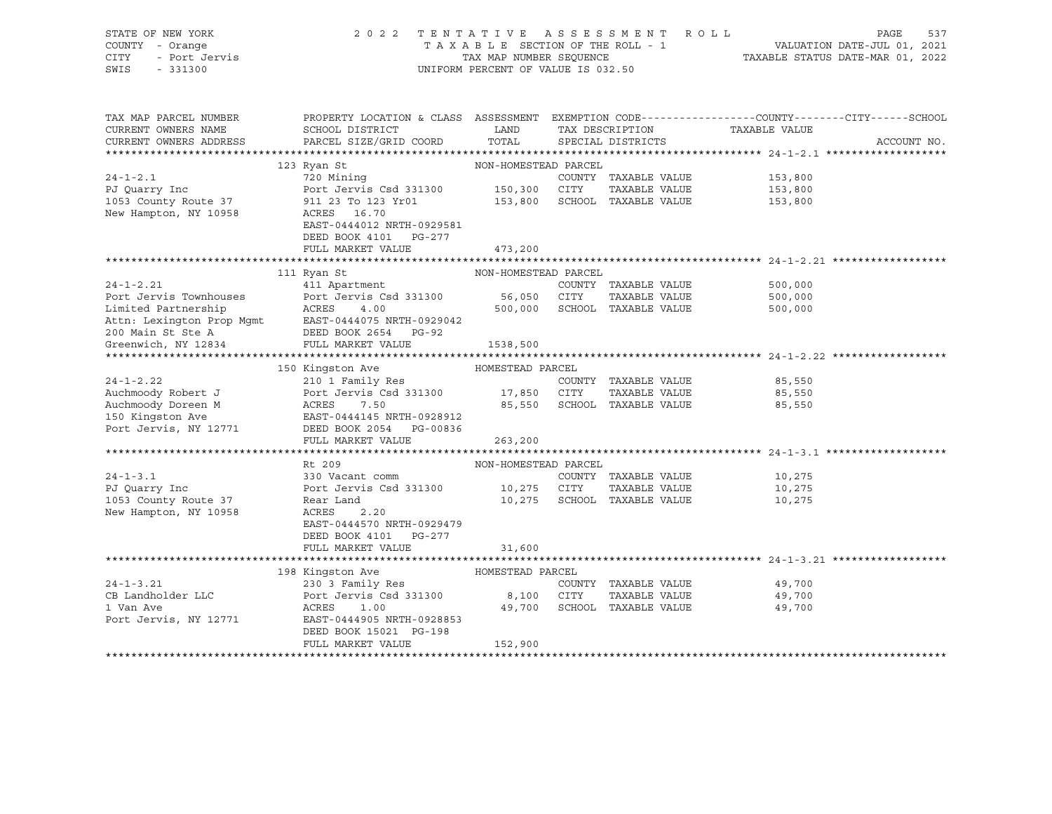STATE OF NEW YORK
COUNTY - Orange
CITY - Port Jervis
SWIS - 331300

2022 TENTATIVE ASSESSMENT ROLL
TAXABLE SECTION OF THE ROLL - 1
TAX MAP NUMBER SEQUENCE
UNIFORM PERCENT OF VALUE IS 032.50

VALUATION DATE-JUL 01, 2021
TAXABLE STATUS DATE-MAR 01, 2022

| TAX MAP PARCEL NUMBER / CURRENT OWNERS NAME / CURRENT OWNERS ADDRESS | PROPERTY LOCATION & CLASS / SCHOOL DISTRICT / PARCEL SIZE/GRID COORD | ASSESSMENT LAND / TOTAL | EXEMPTION CODE / TAX DESCRIPTION / SPECIAL DISTRICTS | COUNTY / CITY / SCHOOL TAXABLE VALUE | ACCOUNT NO. |
|---|---|---|---|---|---|
| **24-1-2.1** | 123 Ryan St | NON-HOMESTEAD PARCEL | | | |
| PJ Quarry Inc | 720 Mining | | COUNTY TAXABLE VALUE | 153,800 | |
| 1053 County Route 37 | Port Jervis Csd 331300 | 150,300 | CITY TAXABLE VALUE | 153,800 | |
| New Hampton, NY 10958 | 911 23 To 123 Yr01 | 153,800 | SCHOOL TAXABLE VALUE | 153,800 | |
| | ACRES 16.70 | | | | |
| | EAST-0444012 NRTH-0929581 | | | | |
| | DEED BOOK 4101 PG-277 | | | | |
| | FULL MARKET VALUE | 473,200 | | | |
| **24-1-2.21** | 111 Ryan St | NON-HOMESTEAD PARCEL | | | |
| Port Jervis Townhouses | 411 Apartment | | COUNTY TAXABLE VALUE | 500,000 | |
| Limited Partnership | Port Jervis Csd 331300 | 56,050 | CITY TAXABLE VALUE | 500,000 | |
| Attn: Lexington Prop Mgmt | ACRES 4.00 | 500,000 | SCHOOL TAXABLE VALUE | 500,000 | |
| 200 Main St Ste A | EAST-0444075 NRTH-0929042 | | | | |
| Greenwich, NY 12834 | DEED BOOK 2654 PG-92 | | | | |
| | FULL MARKET VALUE | 1538,500 | | | |
| **24-1-2.22** | 150 Kingston Ave | HOMESTEAD PARCEL | | | |
| Auchmoody Robert J | 210 1 Family Res | | COUNTY TAXABLE VALUE | 85,550 | |
| Auchmoody Doreen M | Port Jervis Csd 331300 | 17,850 | CITY TAXABLE VALUE | 85,550 | |
| 150 Kingston Ave | ACRES 7.50 | 85,550 | SCHOOL TAXABLE VALUE | 85,550 | |
| Port Jervis, NY 12771 | EAST-0444145 NRTH-0928912 | | | | |
| | DEED BOOK 2054 PG-00836 | | | | |
| | FULL MARKET VALUE | 263,200 | | | |
| **24-1-3.1** | Rt 209 | NON-HOMESTEAD PARCEL | | | |
| PJ Quarry Inc | 330 Vacant comm | | COUNTY TAXABLE VALUE | 10,275 | |
| 1053 County Route 37 | Port Jervis Csd 331300 | 10,275 | CITY TAXABLE VALUE | 10,275 | |
| New Hampton, NY 10958 | Rear Land | 10,275 | SCHOOL TAXABLE VALUE | 10,275 | |
| | ACRES 2.20 | | | | |
| | EAST-0444570 NRTH-0929479 | | | | |
| | DEED BOOK 4101 PG-277 | | | | |
| | FULL MARKET VALUE | 31,600 | | | |
| **24-1-3.21** | 198 Kingston Ave | HOMESTEAD PARCEL | | | |
| CB Landholder LLC | 230 3 Family Res | | COUNTY TAXABLE VALUE | 49,700 | |
| 1 Van Ave | Port Jervis Csd 331300 | 8,100 | CITY TAXABLE VALUE | 49,700 | |
| Port Jervis, NY 12771 | ACRES 1.00 | 49,700 | SCHOOL TAXABLE VALUE | 49,700 | |
| | EAST-0444905 NRTH-0928853 | | | | |
| | DEED BOOK 15021 PG-198 | | | | |
| | FULL MARKET VALUE | 152,900 | | | |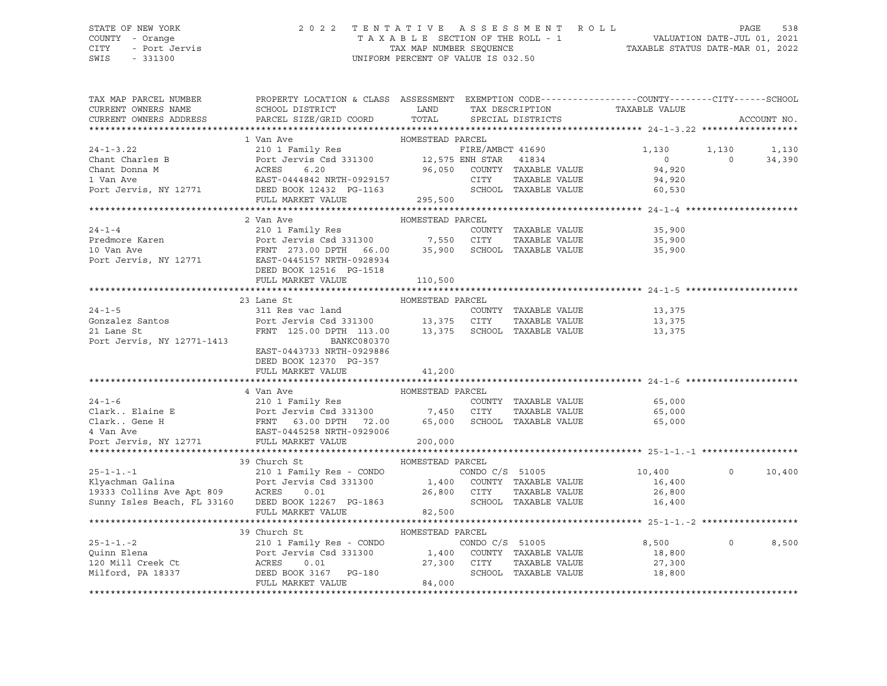STATE OF NEW YORK 2 0 2 2 T E N T A T I V E A S S E S S M E N T R O L L
COUNTY - Orange T A X A B L E SECTION OF THE ROLL - 1 VALUATION DATE-JUL 01, 2021
CITY - Port Jervis TAX MAP NUMBER SEQUENCE TAXABLE STATUS DATE-MAR 01, 2022
SWIS - 331300 UNIFORM PERCENT OF VALUE IS 032.50

| TAX MAP PARCEL NUMBER / CURRENT OWNERS NAME / CURRENT OWNERS ADDRESS | PROPERTY LOCATION & CLASS / SCHOOL DISTRICT / PARCEL SIZE/GRID COORD | ASSESSMENT LAND / TOTAL | EXEMPTION CODE / TAX DESCRIPTION / SPECIAL DISTRICTS | COUNTY TAXABLE VALUE | CITY | SCHOOL | ACCOUNT NO. |
|---|---|---|---|---|---|---|---|
| **24-1-3.22** | 1 Van Ave | HOMESTEAD PARCEL | | | | | |
| 24-1-3.22 | 210 1 Family Res | | FIRE/AMBCT 41690 | 1,130 | 1,130 | 1,130 | |
| Chant Charles B | Port Jervis Csd 331300 | 12,575 | ENH STAR 41834 | 0 | 0 | 34,390 | |
| Chant Donna M | ACRES 6.20 | 96,050 | COUNTY TAXABLE VALUE | 94,920 | | | |
| 1 Van Ave | EAST-0444842 NRTH-0929157 | | CITY TAXABLE VALUE | 94,920 | | | |
| Port Jervis, NY 12771 | DEED BOOK 12432 PG-1163 | | SCHOOL TAXABLE VALUE | 60,530 | | | |
| | FULL MARKET VALUE | 295,500 | | | | | |
| **24-1-4** | 2 Van Ave | HOMESTEAD PARCEL | | | | | |
| 24-1-4 | 210 1 Family Res | | COUNTY TAXABLE VALUE | 35,900 | | | |
| Predmore Karen | Port Jervis Csd 331300 | 7,550 | CITY TAXABLE VALUE | 35,900 | | | |
| 10 Van Ave | FRNT 273.00 DPTH 66.00 | 35,900 | SCHOOL TAXABLE VALUE | 35,900 | | | |
| Port Jervis, NY 12771 | EAST-0445157 NRTH-0928934 | | | | | | |
| | DEED BOOK 12516 PG-1518 | | | | | | |
| | FULL MARKET VALUE | 110,500 | | | | | |
| **24-1-5** | 23 Lane St | HOMESTEAD PARCEL | | | | | |
| 24-1-5 | 311 Res vac land | | COUNTY TAXABLE VALUE | 13,375 | | | |
| Gonzalez Santos | Port Jervis Csd 331300 | 13,375 | CITY TAXABLE VALUE | 13,375 | | | |
| 21 Lane St | FRNT 125.00 DPTH 113.00 | 13,375 | SCHOOL TAXABLE VALUE | 13,375 | | | |
| Port Jervis, NY 12771-1413 | BANKC080370 | | | | | | |
| | EAST-0443733 NRTH-0929886 | | | | | | |
| | DEED BOOK 12370 PG-357 | | | | | | |
| | FULL MARKET VALUE | 41,200 | | | | | |
| **24-1-6** | 4 Van Ave | HOMESTEAD PARCEL | | | | | |
| 24-1-6 | 210 1 Family Res | | COUNTY TAXABLE VALUE | 65,000 | | | |
| Clark.. Elaine E | Port Jervis Csd 331300 | 7,450 | CITY TAXABLE VALUE | 65,000 | | | |
| Clark.. Gene H | FRNT 63.00 DPTH 72.00 | 65,000 | SCHOOL TAXABLE VALUE | 65,000 | | | |
| 4 Van Ave | EAST-0445258 NRTH-0929006 | | | | | | |
| Port Jervis, NY 12771 | FULL MARKET VALUE | 200,000 | | | | | |
| **25-1-1.-1** | 39 Church St | HOMESTEAD PARCEL | | | | | |
| 25-1-1.-1 | 210 1 Family Res - CONDO | | CONDO C/S 51005 | 10,400 | 0 | 10,400 | |
| Klyachman Galina | Port Jervis Csd 331300 | 1,400 | COUNTY TAXABLE VALUE | 16,400 | | | |
| 19333 Collins Ave Apt 809 | ACRES 0.01 | 26,800 | CITY TAXABLE VALUE | 26,800 | | | |
| Sunny Isles Beach, FL 33160 | DEED BOOK 12267 PG-1863 | | SCHOOL TAXABLE VALUE | 16,400 | | | |
| | FULL MARKET VALUE | 82,500 | | | | | |
| **25-1-1.-2** | 39 Church St | HOMESTEAD PARCEL | | | | | |
| 25-1-1.-2 | 210 1 Family Res - CONDO | | CONDO C/S 51005 | 8,500 | 0 | 8,500 | |
| Quinn Elena | Port Jervis Csd 331300 | 1,400 | COUNTY TAXABLE VALUE | 18,800 | | | |
| 120 Mill Creek Ct | ACRES 0.01 | 27,300 | CITY TAXABLE VALUE | 27,300 | | | |
| Milford, PA 18337 | DEED BOOK 3167 PG-180 | | SCHOOL TAXABLE VALUE | 18,800 | | | |
| | FULL MARKET VALUE | 84,000 | | | | | |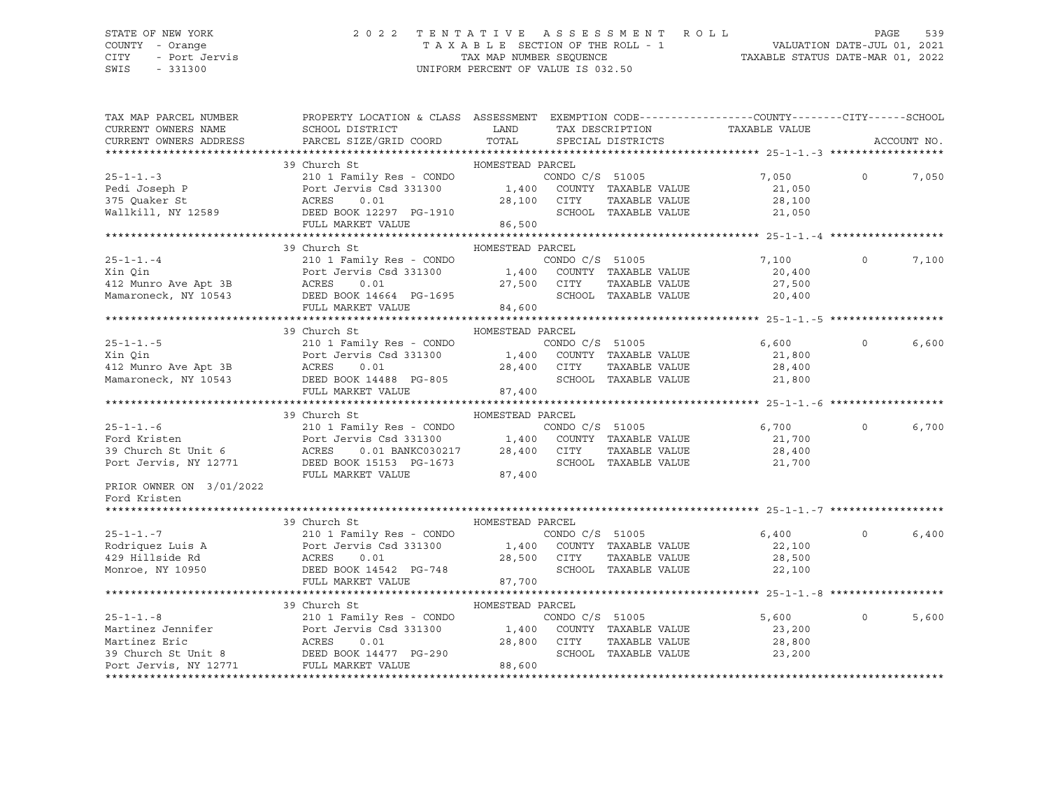STATE OF NEW YORK
COUNTY - Orange
CITY - Port Jervis
SWIS - 331300

2022 TENTATIVE ASSESSMENT ROLL
TAXABLE SECTION OF THE ROLL - 1
TAX MAP NUMBER SEQUENCE
UNIFORM PERCENT OF VALUE IS 032.50

VALUATION DATE-JUL 01, 2021
TAXABLE STATUS DATE-MAR 01, 2022

| TAX MAP PARCEL NUMBER / CURRENT OWNERS NAME / CURRENT OWNERS ADDRESS | PROPERTY LOCATION & CLASS / SCHOOL DISTRICT / PARCEL SIZE/GRID COORD | ASSESSMENT LAND / TOTAL | EXEMPTION CODE / TAX DESCRIPTION / SPECIAL DISTRICTS | COUNTY | CITY | SCHOOL |
|---|---|---|---|---|---|---|
| **25-1-1.-3** | 39 Church St | HOMESTEAD PARCEL | | | | |
| 25-1-1.-3 | 210 1 Family Res - CONDO | | CONDO C/S 51005 | 7,050 | 0 | 7,050 |
| Pedi Joseph P | Port Jervis Csd 331300 | 1,400 | COUNTY TAXABLE VALUE | 21,050 | | |
| 375 Quaker St | ACRES 0.01 | 28,100 | CITY TAXABLE VALUE | | 28,100 | |
| Wallkill, NY 12589 | DEED BOOK 12297 PG-1910 | | SCHOOL TAXABLE VALUE | | | 21,050 |
| | FULL MARKET VALUE | 86,500 | | | | |
| **25-1-1.-4** | 39 Church St | HOMESTEAD PARCEL | | | | |
| 25-1-1.-4 | 210 1 Family Res - CONDO | | CONDO C/S 51005 | 7,100 | 0 | 7,100 |
| Xin Qin | Port Jervis Csd 331300 | 1,400 | COUNTY TAXABLE VALUE | 20,400 | | |
| 412 Munro Ave Apt 3B | ACRES 0.01 | 27,500 | CITY TAXABLE VALUE | | 27,500 | |
| Mamaroneck, NY 10543 | DEED BOOK 14664 PG-1695 | | SCHOOL TAXABLE VALUE | | | 20,400 |
| | FULL MARKET VALUE | 84,600 | | | | |
| **25-1-1.-5** | 39 Church St | HOMESTEAD PARCEL | | | | |
| 25-1-1.-5 | 210 1 Family Res - CONDO | | CONDO C/S 51005 | 6,600 | 0 | 6,600 |
| Xin Qin | Port Jervis Csd 331300 | 1,400 | COUNTY TAXABLE VALUE | 21,800 | | |
| 412 Munro Ave Apt 3B | ACRES 0.01 | 28,400 | CITY TAXABLE VALUE | | 28,400 | |
| Mamaroneck, NY 10543 | DEED BOOK 14488 PG-805 | | SCHOOL TAXABLE VALUE | | | 21,800 |
| | FULL MARKET VALUE | 87,400 | | | | |
| **25-1-1.-6** | 39 Church St | HOMESTEAD PARCEL | | | | |
| 25-1-1.-6 | 210 1 Family Res - CONDO | | CONDO C/S 51005 | 6,700 | 0 | 6,700 |
| Ford Kristen | Port Jervis Csd 331300 | 1,400 | COUNTY TAXABLE VALUE | 21,700 | | |
| 39 Church St Unit 6 | ACRES 0.01 BANKC030217 | 28,400 | CITY TAXABLE VALUE | | 28,400 | |
| Port Jervis, NY 12771 | DEED BOOK 15153 PG-1673 | | SCHOOL TAXABLE VALUE | | | 21,700 |
| | FULL MARKET VALUE | 87,400 | | | | |
| PRIOR OWNER ON 3/01/2022 | | | | | | |
| Ford Kristen | | | | | | |
| **25-1-1.-7** | 39 Church St | HOMESTEAD PARCEL | | | | |
| 25-1-1.-7 | 210 1 Family Res - CONDO | | CONDO C/S 51005 | 6,400 | 0 | 6,400 |
| Rodriquez Luis A | Port Jervis Csd 331300 | 1,400 | COUNTY TAXABLE VALUE | 22,100 | | |
| 429 Hillside Rd | ACRES 0.01 | 28,500 | CITY TAXABLE VALUE | | 28,500 | |
| Monroe, NY 10950 | DEED BOOK 14542 PG-748 | | SCHOOL TAXABLE VALUE | | | 22,100 |
| | FULL MARKET VALUE | 87,700 | | | | |
| **25-1-1.-8** | 39 Church St | HOMESTEAD PARCEL | | | | |
| 25-1-1.-8 | 210 1 Family Res - CONDO | | CONDO C/S 51005 | 5,600 | 0 | 5,600 |
| Martinez Jennifer | Port Jervis Csd 331300 | 1,400 | COUNTY TAXABLE VALUE | 23,200 | | |
| Martinez Eric | ACRES 0.01 | 28,800 | CITY TAXABLE VALUE | | 28,800 | |
| 39 Church St Unit 8 | DEED BOOK 14477 PG-290 | | SCHOOL TAXABLE VALUE | | | 23,200 |
| Port Jervis, NY 12771 | FULL MARKET VALUE | 88,600 | | | | |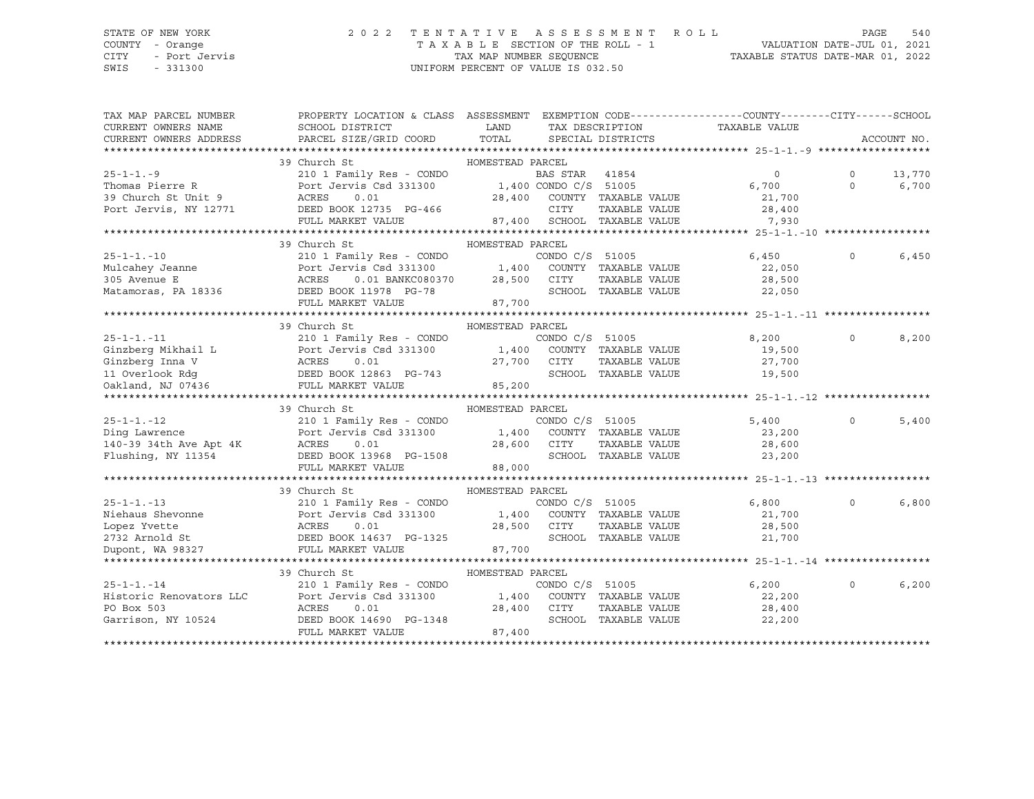STATE OF NEW YORK
COUNTY - Orange
CITY - Port Jervis
SWIS - 331300

# 2022 TENTATIVE ASSESSMENT ROLL

TAXABLE SECTION OF THE ROLL - 1
TAX MAP NUMBER SEQUENCE
UNIFORM PERCENT OF VALUE IS 032.50

VALUATION DATE-JUL 01, 2021
TAXABLE STATUS DATE-MAR 01, 2022

| TAX MAP PARCEL NUMBER / CURRENT OWNERS NAME / CURRENT OWNERS ADDRESS | PROPERTY LOCATION & CLASS / SCHOOL DISTRICT / PARCEL SIZE/GRID COORD | ASSESSMENT LAND / TOTAL | EXEMPTION CODE / TAX DESCRIPTION / SPECIAL DISTRICTS | COUNTY TAXABLE VALUE | CITY | SCHOOL | ACCOUNT NO. |
|---|---|---|---|---|---|---|---|
| **25-1-1.-9** | 39 Church St — HOMESTEAD PARCEL | | | | | | |
| 25-1-1.-9 | 210 1 Family Res - CONDO | | BAS STAR 41854 | 0 | 0 | 13,770 | |
| Thomas Pierre R | Port Jervis Csd 331300 | 1,400 | CONDO C/S 51005 | 6,700 | 0 | 6,700 | |
| 39 Church St Unit 9 | ACRES 0.01 | 28,400 | COUNTY TAXABLE VALUE | 21,700 | | | |
| Port Jervis, NY 12771 | DEED BOOK 12735 PG-466 | | CITY TAXABLE VALUE | 28,400 | | | |
| | FULL MARKET VALUE | 87,400 | SCHOOL TAXABLE VALUE | 7,930 | | | |
| **25-1-1.-10** | 39 Church St — HOMESTEAD PARCEL | | | | | | |
| 25-1-1.-10 | 210 1 Family Res - CONDO | | CONDO C/S 51005 | 6,450 | 0 | 6,450 | |
| Mulcahey Jeanne | Port Jervis Csd 331300 | 1,400 | COUNTY TAXABLE VALUE | 22,050 | | | |
| 305 Avenue E | ACRES 0.01 BANKC080370 | 28,500 | CITY TAXABLE VALUE | 28,500 | | | |
| Matamoras, PA 18336 | DEED BOOK 11978 PG-78 | | SCHOOL TAXABLE VALUE | 22,050 | | | |
| | FULL MARKET VALUE | 87,700 | | | | | |
| **25-1-1.-11** | 39 Church St — HOMESTEAD PARCEL | | | | | | |
| 25-1-1.-11 | 210 1 Family Res - CONDO | | CONDO C/S 51005 | 8,200 | 0 | 8,200 | |
| Ginzberg Mikhail L | Port Jervis Csd 331300 | 1,400 | COUNTY TAXABLE VALUE | 19,500 | | | |
| Ginzberg Inna V | ACRES 0.01 | 27,700 | CITY TAXABLE VALUE | 27,700 | | | |
| 11 Overlook Rdg | DEED BOOK 12863 PG-743 | | SCHOOL TAXABLE VALUE | 19,500 | | | |
| Oakland, NJ 07436 | FULL MARKET VALUE | 85,200 | | | | | |
| **25-1-1.-12** | 39 Church St — HOMESTEAD PARCEL | | | | | | |
| 25-1-1.-12 | 210 1 Family Res - CONDO | | CONDO C/S 51005 | 5,400 | 0 | 5,400 | |
| Ding Lawrence | Port Jervis Csd 331300 | 1,400 | COUNTY TAXABLE VALUE | 23,200 | | | |
| 140-39 34th Ave Apt 4K | ACRES 0.01 | 28,600 | CITY TAXABLE VALUE | 28,600 | | | |
| Flushing, NY 11354 | DEED BOOK 13968 PG-1508 | | SCHOOL TAXABLE VALUE | 23,200 | | | |
| | FULL MARKET VALUE | 88,000 | | | | | |
| **25-1-1.-13** | 39 Church St — HOMESTEAD PARCEL | | | | | | |
| 25-1-1.-13 | 210 1 Family Res - CONDO | | CONDO C/S 51005 | 6,800 | 0 | 6,800 | |
| Niehaus Shevonne | Port Jervis Csd 331300 | 1,400 | COUNTY TAXABLE VALUE | 21,700 | | | |
| Lopez Yvette | ACRES 0.01 | 28,500 | CITY TAXABLE VALUE | 28,500 | | | |
| 2732 Arnold St | DEED BOOK 14637 PG-1325 | | SCHOOL TAXABLE VALUE | 21,700 | | | |
| Dupont, WA 98327 | FULL MARKET VALUE | 87,700 | | | | | |
| **25-1-1.-14** | 39 Church St — HOMESTEAD PARCEL | | | | | | |
| 25-1-1.-14 | 210 1 Family Res - CONDO | | CONDO C/S 51005 | 6,200 | 0 | 6,200 | |
| Historic Renovators LLC | Port Jervis Csd 331300 | 1,400 | COUNTY TAXABLE VALUE | 22,200 | | | |
| PO Box 503 | ACRES 0.01 | 28,400 | CITY TAXABLE VALUE | 28,400 | | | |
| Garrison, NY 10524 | DEED BOOK 14690 PG-1348 | | SCHOOL TAXABLE VALUE | 22,200 | | | |
| | FULL MARKET VALUE | 87,400 | | | | | |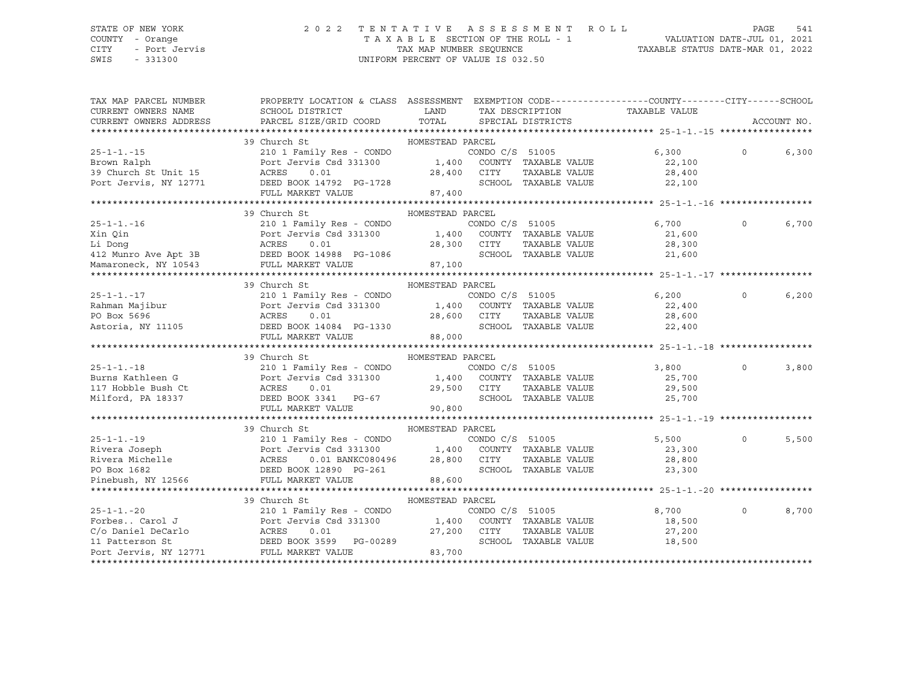STATE OF NEW YORK  
COUNTY - Orange  
CITY - Port Jervis  
SWIS - 331300

2022 TENTATIVE ASSESSMENT ROLL  
TAXABLE SECTION OF THE ROLL - 1  
TAX MAP NUMBER SEQUENCE  
UNIFORM PERCENT OF VALUE IS 032.50

VALUATION DATE-JUL 01, 2021  
TAXABLE STATUS DATE-MAR 01, 2022

| TAX MAP PARCEL NUMBER / CURRENT OWNERS NAME / CURRENT OWNERS ADDRESS | PROPERTY LOCATION & CLASS / SCHOOL DISTRICT / PARCEL SIZE/GRID COORD | ASSESSMENT LAND / TOTAL | EXEMPTION CODE / TAX DESCRIPTION / SPECIAL DISTRICTS | COUNTY TAXABLE VALUE | CITY | SCHOOL |
|---|---|---|---|---|---|---|
| **25-1-1.-15** | 39 Church St — HOMESTEAD PARCEL | | | | | |
| 25-1-1.-15 | 210 1 Family Res - CONDO | | CONDO C/S 51005 | 6,300 | 0 | 6,300 |
| Brown Ralph | Port Jervis Csd 331300 | 1,400 | COUNTY TAXABLE VALUE | 22,100 | | |
| 39 Church St Unit 15 | ACRES 0.01 | 28,400 | CITY TAXABLE VALUE | 28,400 | | |
| Port Jervis, NY 12771 | DEED BOOK 14792 PG-1728 | | SCHOOL TAXABLE VALUE | 22,100 | | |
| | FULL MARKET VALUE | 87,400 | | | | |
| **25-1-1.-16** | 39 Church St — HOMESTEAD PARCEL | | | | | |
| 25-1-1.-16 | 210 1 Family Res - CONDO | | CONDO C/S 51005 | 6,700 | 0 | 6,700 |
| Xin Qin | Port Jervis Csd 331300 | 1,400 | COUNTY TAXABLE VALUE | 21,600 | | |
| Li Dong | ACRES 0.01 | 28,300 | CITY TAXABLE VALUE | 28,300 | | |
| 412 Munro Ave Apt 3B | DEED BOOK 14988 PG-1086 | | SCHOOL TAXABLE VALUE | 21,600 | | |
| Mamaroneck, NY 10543 | FULL MARKET VALUE | 87,100 | | | | |
| **25-1-1.-17** | 39 Church St — HOMESTEAD PARCEL | | | | | |
| 25-1-1.-17 | 210 1 Family Res - CONDO | | CONDO C/S 51005 | 6,200 | 0 | 6,200 |
| Rahman Majibur | Port Jervis Csd 331300 | 1,400 | COUNTY TAXABLE VALUE | 22,400 | | |
| PO Box 5696 | ACRES 0.01 | 28,600 | CITY TAXABLE VALUE | 28,600 | | |
| Astoria, NY 11105 | DEED BOOK 14084 PG-1330 | | SCHOOL TAXABLE VALUE | 22,400 | | |
| | FULL MARKET VALUE | 88,000 | | | | |
| **25-1-1.-18** | 39 Church St — HOMESTEAD PARCEL | | | | | |
| 25-1-1.-18 | 210 1 Family Res - CONDO | | CONDO C/S 51005 | 3,800 | 0 | 3,800 |
| Burns Kathleen G | Port Jervis Csd 331300 | 1,400 | COUNTY TAXABLE VALUE | 25,700 | | |
| 117 Hobble Bush Ct | ACRES 0.01 | 29,500 | CITY TAXABLE VALUE | 29,500 | | |
| Milford, PA 18337 | DEED BOOK 3341 PG-67 | | SCHOOL TAXABLE VALUE | 25,700 | | |
| | FULL MARKET VALUE | 90,800 | | | | |
| **25-1-1.-19** | 39 Church St — HOMESTEAD PARCEL | | | | | |
| 25-1-1.-19 | 210 1 Family Res - CONDO | | CONDO C/S 51005 | 5,500 | 0 | 5,500 |
| Rivera Joseph | Port Jervis Csd 331300 | 1,400 | COUNTY TAXABLE VALUE | 23,300 | | |
| Rivera Michelle | ACRES 0.01 BANKC080496 | 28,800 | CITY TAXABLE VALUE | 28,800 | | |
| PO Box 1682 | DEED BOOK 12890 PG-261 | | SCHOOL TAXABLE VALUE | 23,300 | | |
| Pinebush, NY 12566 | FULL MARKET VALUE | 88,600 | | | | |
| **25-1-1.-20** | 39 Church St — HOMESTEAD PARCEL | | | | | |
| 25-1-1.-20 | 210 1 Family Res - CONDO | | CONDO C/S 51005 | 8,700 | 0 | 8,700 |
| Forbes.. Carol J | Port Jervis Csd 331300 | 1,400 | COUNTY TAXABLE VALUE | 18,500 | | |
| C/o Daniel DeCarlo | ACRES 0.01 | 27,200 | CITY TAXABLE VALUE | 27,200 | | |
| 11 Patterson St | DEED BOOK 3599 PG-00289 | | SCHOOL TAXABLE VALUE | 18,500 | | |
| Port Jervis, NY 12771 | FULL MARKET VALUE | 83,700 | | | | |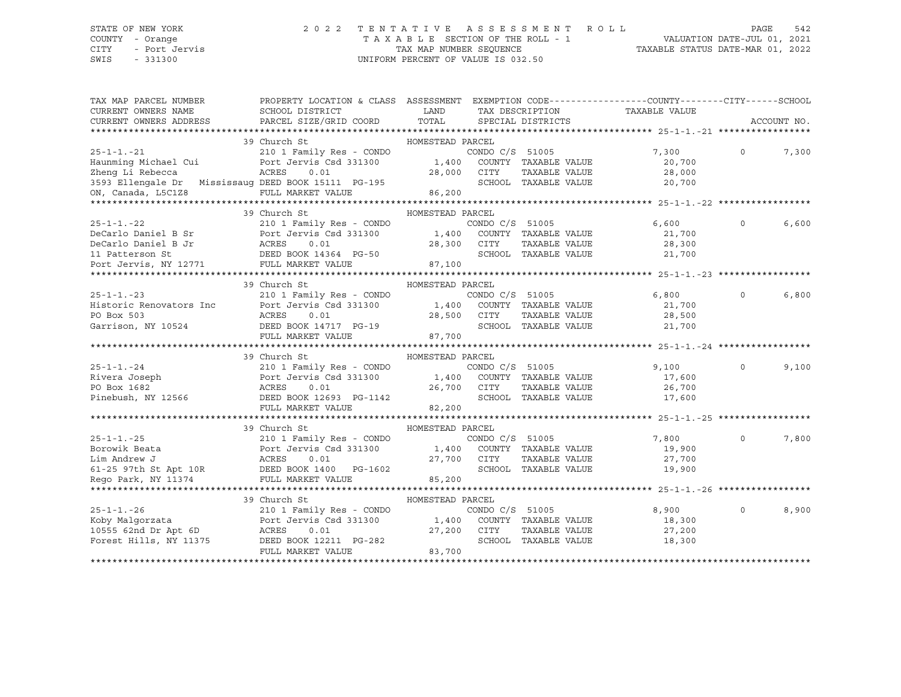STATE OF NEW YORK
COUNTY - Orange
CITY - Port Jervis
SWIS - 331300

# 2022 TENTATIVE ASSESSMENT ROLL

TAXABLE SECTION OF THE ROLL - 1
TAX MAP NUMBER SEQUENCE
UNIFORM PERCENT OF VALUE IS 032.50

VALUATION DATE-JUL 01, 2021
TAXABLE STATUS DATE-MAR 01, 2022

| TAX MAP PARCEL NUMBER / CURRENT OWNERS NAME / CURRENT OWNERS ADDRESS | PROPERTY LOCATION & CLASS / SCHOOL DISTRICT / PARCEL SIZE/GRID COORD | ASSESSMENT LAND / TOTAL | EXEMPTION CODE / TAX DESCRIPTION / SPECIAL DISTRICTS | TAXABLE VALUE (COUNTY) | CITY | SCHOOL / ACCOUNT NO. |
|---|---|---|---|---|---|---|
| **25-1-1.-21** | 39 Church St | HOMESTEAD PARCEL | | | | |
| 25-1-1.-21 | 210 1 Family Res - CONDO | | CONDO C/S 51005 | 7,300 | 0 | 7,300 |
| Haunming Michael Cui | Port Jervis Csd 331300 | 1,400 | COUNTY TAXABLE VALUE | 20,700 | | |
| Zheng Li Rebecca | ACRES 0.01 | 28,000 | CITY TAXABLE VALUE | 28,000 | | |
| 3593 Ellengale Dr Mississaug | DEED BOOK 15111 PG-195 | | SCHOOL TAXABLE VALUE | 20,700 | | |
| ON, Canada, L5C1Z8 | FULL MARKET VALUE | 86,200 | | | | |
| **25-1-1.-22** | 39 Church St | HOMESTEAD PARCEL | | | | |
| 25-1-1.-22 | 210 1 Family Res - CONDO | | CONDO C/S 51005 | 6,600 | 0 | 6,600 |
| DeCarlo Daniel B Sr | Port Jervis Csd 331300 | 1,400 | COUNTY TAXABLE VALUE | 21,700 | | |
| DeCarlo Daniel B Jr | ACRES 0.01 | 28,300 | CITY TAXABLE VALUE | 28,300 | | |
| 11 Patterson St | DEED BOOK 14364 PG-50 | | SCHOOL TAXABLE VALUE | 21,700 | | |
| Port Jervis, NY 12771 | FULL MARKET VALUE | 87,100 | | | | |
| **25-1-1.-23** | 39 Church St | HOMESTEAD PARCEL | | | | |
| 25-1-1.-23 | 210 1 Family Res - CONDO | | CONDO C/S 51005 | 6,800 | 0 | 6,800 |
| Historic Renovators Inc | Port Jervis Csd 331300 | 1,400 | COUNTY TAXABLE VALUE | 21,700 | | |
| PO Box 503 | ACRES 0.01 | 28,500 | CITY TAXABLE VALUE | 28,500 | | |
| Garrison, NY 10524 | DEED BOOK 14717 PG-19 | | SCHOOL TAXABLE VALUE | 21,700 | | |
| | FULL MARKET VALUE | 87,700 | | | | |
| **25-1-1.-24** | 39 Church St | HOMESTEAD PARCEL | | | | |
| 25-1-1.-24 | 210 1 Family Res - CONDO | | CONDO C/S 51005 | 9,100 | 0 | 9,100 |
| Rivera Joseph | Port Jervis Csd 331300 | 1,400 | COUNTY TAXABLE VALUE | 17,600 | | |
| PO Box 1682 | ACRES 0.01 | 26,700 | CITY TAXABLE VALUE | 26,700 | | |
| Pinebush, NY 12566 | DEED BOOK 12693 PG-1142 | | SCHOOL TAXABLE VALUE | 17,600 | | |
| | FULL MARKET VALUE | 82,200 | | | | |
| **25-1-1.-25** | 39 Church St | HOMESTEAD PARCEL | | | | |
| 25-1-1.-25 | 210 1 Family Res - CONDO | | CONDO C/S 51005 | 7,800 | 0 | 7,800 |
| Borowik Beata | Port Jervis Csd 331300 | 1,400 | COUNTY TAXABLE VALUE | 19,900 | | |
| Lim Andrew J | ACRES 0.01 | 27,700 | CITY TAXABLE VALUE | 27,700 | | |
| 61-25 97th St Apt 10R | DEED BOOK 1400 PG-1602 | | SCHOOL TAXABLE VALUE | 19,900 | | |
| Rego Park, NY 11374 | FULL MARKET VALUE | 85,200 | | | | |
| **25-1-1.-26** | 39 Church St | HOMESTEAD PARCEL | | | | |
| 25-1-1.-26 | 210 1 Family Res - CONDO | | CONDO C/S 51005 | 8,900 | 0 | 8,900 |
| Koby Malgorzata | Port Jervis Csd 331300 | 1,400 | COUNTY TAXABLE VALUE | 18,300 | | |
| 10555 62nd Dr Apt 6D | ACRES 0.01 | 27,200 | CITY TAXABLE VALUE | 27,200 | | |
| Forest Hills, NY 11375 | DEED BOOK 12211 PG-282 | | SCHOOL TAXABLE VALUE | 18,300 | | |
| | FULL MARKET VALUE | 83,700 | | | | |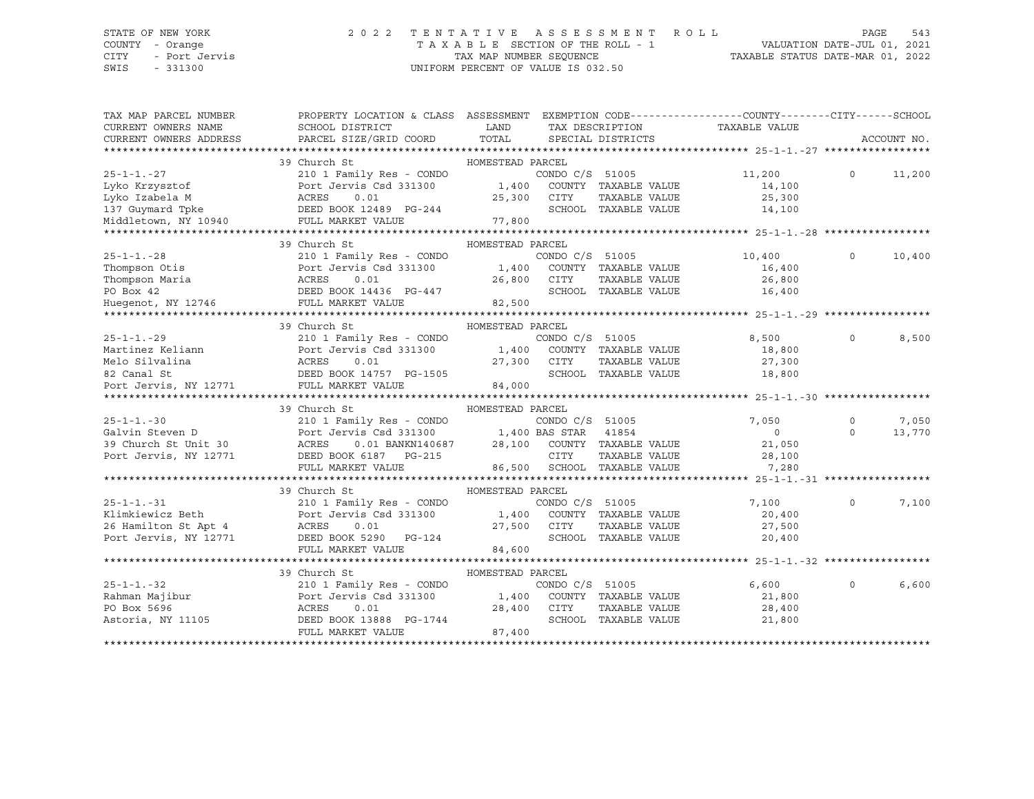STATE OF NEW YORK — 2022 TENTATIVE ASSESSMENT ROLL
COUNTY - Orange — TAXABLE SECTION OF THE ROLL - 1 — VALUATION DATE-JUL 01, 2021
CITY - Port Jervis — TAX MAP NUMBER SEQUENCE — TAXABLE STATUS DATE-MAR 01, 2022
SWIS - 331300 — UNIFORM PERCENT OF VALUE IS 032.50

| TAX MAP PARCEL NUMBER / CURRENT OWNERS NAME / CURRENT OWNERS ADDRESS | PROPERTY LOCATION & CLASS / SCHOOL DISTRICT / PARCEL SIZE/GRID COORD | ASSESSMENT LAND / TOTAL | EXEMPTION CODE / TAX DESCRIPTION / SPECIAL DISTRICTS | COUNTY TAXABLE VALUE | CITY | SCHOOL / ACCOUNT NO. |
|---|---|---|---|---|---|---|
| **25-1-1.-27** | 39 Church St — HOMESTEAD PARCEL | | | | | |
| 25-1-1.-27 | 210 1 Family Res - CONDO | | CONDO C/S 51005 | 11,200 | 0 | 11,200 |
| Lyko Krzysztof | Port Jervis Csd 331300 | 1,400 | COUNTY TAXABLE VALUE | 14,100 | | |
| Lyko Izabela M | ACRES 0.01 | 25,300 | CITY TAXABLE VALUE | 25,300 | | |
| 137 Guymard Tpke | DEED BOOK 12489 PG-244 | | SCHOOL TAXABLE VALUE | 14,100 | | |
| Middletown, NY 10940 | FULL MARKET VALUE | 77,800 | | | | |
| **25-1-1.-28** | 39 Church St — HOMESTEAD PARCEL | | | | | |
| 25-1-1.-28 | 210 1 Family Res - CONDO | | CONDO C/S 51005 | 10,400 | 0 | 10,400 |
| Thompson Otis | Port Jervis Csd 331300 | 1,400 | COUNTY TAXABLE VALUE | 16,400 | | |
| Thompson Maria | ACRES 0.01 | 26,800 | CITY TAXABLE VALUE | 26,800 | | |
| PO Box 42 | DEED BOOK 14436 PG-447 | | SCHOOL TAXABLE VALUE | 16,400 | | |
| Huegenot, NY 12746 | FULL MARKET VALUE | 82,500 | | | | |
| **25-1-1.-29** | 39 Church St — HOMESTEAD PARCEL | | | | | |
| 25-1-1.-29 | 210 1 Family Res - CONDO | | CONDO C/S 51005 | 8,500 | 0 | 8,500 |
| Martinez Keliann | Port Jervis Csd 331300 | 1,400 | COUNTY TAXABLE VALUE | 18,800 | | |
| Melo Silvalina | ACRES 0.01 | 27,300 | CITY TAXABLE VALUE | 27,300 | | |
| 82 Canal St | DEED BOOK 14757 PG-1505 | | SCHOOL TAXABLE VALUE | 18,800 | | |
| Port Jervis, NY 12771 | FULL MARKET VALUE | 84,000 | | | | |
| **25-1-1.-30** | 39 Church St — HOMESTEAD PARCEL | | | | | |
| 25-1-1.-30 | 210 1 Family Res - CONDO | | CONDO C/S 51005 | 7,050 | 0 | 7,050 |
| Galvin Steven D | Port Jervis Csd 331300 | 1,400 | BAS STAR 41854 | 0 | 0 | 13,770 |
| 39 Church St Unit 30 | ACRES 0.01 BANKN140687 | 28,100 | COUNTY TAXABLE VALUE | 21,050 | | |
| Port Jervis, NY 12771 | DEED BOOK 6187 PG-215 | | CITY TAXABLE VALUE | 28,100 | | |
| | FULL MARKET VALUE | 86,500 | SCHOOL TAXABLE VALUE | 7,280 | | |
| **25-1-1.-31** | 39 Church St — HOMESTEAD PARCEL | | | | | |
| 25-1-1.-31 | 210 1 Family Res - CONDO | | CONDO C/S 51005 | 7,100 | 0 | 7,100 |
| Klimkiewicz Beth | Port Jervis Csd 331300 | 1,400 | COUNTY TAXABLE VALUE | 20,400 | | |
| 26 Hamilton St Apt 4 | ACRES 0.01 | 27,500 | CITY TAXABLE VALUE | 27,500 | | |
| Port Jervis, NY 12771 | DEED BOOK 5290 PG-124 | | SCHOOL TAXABLE VALUE | 20,400 | | |
| | FULL MARKET VALUE | 84,600 | | | | |
| **25-1-1.-32** | 39 Church St — HOMESTEAD PARCEL | | | | | |
| 25-1-1.-32 | 210 1 Family Res - CONDO | | CONDO C/S 51005 | 6,600 | 0 | 6,600 |
| Rahman Majibur | Port Jervis Csd 331300 | 1,400 | COUNTY TAXABLE VALUE | 21,800 | | |
| PO Box 5696 | ACRES 0.01 | 28,400 | CITY TAXABLE VALUE | 28,400 | | |
| Astoria, NY 11105 | DEED BOOK 13888 PG-1744 | | SCHOOL TAXABLE VALUE | 21,800 | | |
| | FULL MARKET VALUE | 87,400 | | | | |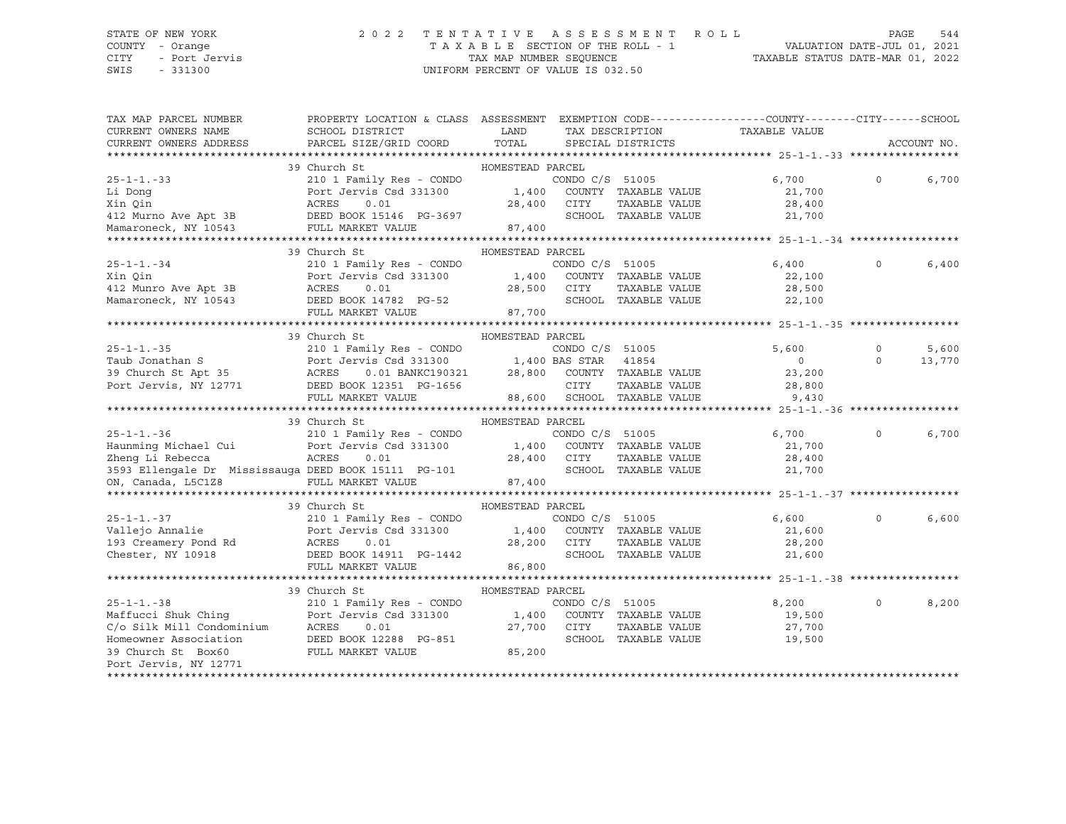STATE OF NEW YORK
COUNTY - Orange
CITY - Port Jervis
SWIS - 331300

# 2022 TENTATIVE ASSESSMENT ROLL

TAXABLE SECTION OF THE ROLL - 1
TAX MAP NUMBER SEQUENCE
UNIFORM PERCENT OF VALUE IS 032.50

VALUATION DATE-JUL 01, 2021
TAXABLE STATUS DATE-MAR 01, 2022

| TAX MAP PARCEL NUMBER / CURRENT OWNERS NAME / CURRENT OWNERS ADDRESS | PROPERTY LOCATION & CLASS / SCHOOL DISTRICT / PARCEL SIZE/GRID COORD | ASSESSMENT LAND / TOTAL | EXEMPTION CODE / TAX DESCRIPTION / SPECIAL DISTRICTS | TAXABLE VALUE (COUNTY / CITY / SCHOOL) | ACCOUNT NO. |
|---|---|---|---|---|---|
| **25-1-1.-33** | 39 Church St — HOMESTEAD PARCEL | | | | |
| 25-1-1.-33 | 210 1 Family Res - CONDO | | CONDO C/S 51005 | 6,700 &nbsp; 0 &nbsp; 6,700 | |
| Li Dong | Port Jervis Csd 331300 | 1,400 | COUNTY TAXABLE VALUE | 21,700 | |
| Xin Qin | ACRES 0.01 | 28,400 | CITY TAXABLE VALUE | 28,400 | |
| 412 Murno Ave Apt 3B | DEED BOOK 15146 PG-3697 | | SCHOOL TAXABLE VALUE | 21,700 | |
| Mamaroneck, NY 10543 | FULL MARKET VALUE | 87,400 | | | |
| **25-1-1.-34** | 39 Church St — HOMESTEAD PARCEL | | | | |
| 25-1-1.-34 | 210 1 Family Res - CONDO | | CONDO C/S 51005 | 6,400 &nbsp; 0 &nbsp; 6,400 | |
| Xin Qin | Port Jervis Csd 331300 | 1,400 | COUNTY TAXABLE VALUE | 22,100 | |
| 412 Munro Ave Apt 3B | ACRES 0.01 | 28,500 | CITY TAXABLE VALUE | 28,500 | |
| Mamaroneck, NY 10543 | DEED BOOK 14782 PG-52 | | SCHOOL TAXABLE VALUE | 22,100 | |
| | FULL MARKET VALUE | 87,700 | | | |
| **25-1-1.-35** | 39 Church St — HOMESTEAD PARCEL | | | | |
| 25-1-1.-35 | 210 1 Family Res - CONDO | | CONDO C/S 51005 | 5,600 &nbsp; 0 &nbsp; 5,600 | |
| Taub Jonathan S | Port Jervis Csd 331300 | 1,400 | BAS STAR 41854 | 0 &nbsp; 0 &nbsp; 13,770 | |
| 39 Church St Apt 35 | ACRES 0.01 BANKC190321 | 28,800 | COUNTY TAXABLE VALUE | 23,200 | |
| Port Jervis, NY 12771 | DEED BOOK 12351 PG-1656 | | CITY TAXABLE VALUE | 28,800 | |
| | FULL MARKET VALUE | 88,600 | SCHOOL TAXABLE VALUE | 9,430 | |
| **25-1-1.-36** | 39 Church St — HOMESTEAD PARCEL | | | | |
| 25-1-1.-36 | 210 1 Family Res - CONDO | | CONDO C/S 51005 | 6,700 &nbsp; 0 &nbsp; 6,700 | |
| Haunming Michael Cui | Port Jervis Csd 331300 | 1,400 | COUNTY TAXABLE VALUE | 21,700 | |
| Zheng Li Rebecca | ACRES 0.01 | 28,400 | CITY TAXABLE VALUE | 28,400 | |
| 3593 Ellengale Dr Mississauga | DEED BOOK 15111 PG-101 | | SCHOOL TAXABLE VALUE | 21,700 | |
| ON, Canada, L5C1Z8 | FULL MARKET VALUE | 87,400 | | | |
| **25-1-1.-37** | 39 Church St — HOMESTEAD PARCEL | | | | |
| 25-1-1.-37 | 210 1 Family Res - CONDO | | CONDO C/S 51005 | 6,600 &nbsp; 0 &nbsp; 6,600 | |
| Vallejo Annalie | Port Jervis Csd 331300 | 1,400 | COUNTY TAXABLE VALUE | 21,600 | |
| 193 Creamery Pond Rd | ACRES 0.01 | 28,200 | CITY TAXABLE VALUE | 28,200 | |
| Chester, NY 10918 | DEED BOOK 14911 PG-1442 | | SCHOOL TAXABLE VALUE | 21,600 | |
| | FULL MARKET VALUE | 86,800 | | | |
| **25-1-1.-38** | 39 Church St — HOMESTEAD PARCEL | | | | |
| 25-1-1.-38 | 210 1 Family Res - CONDO | | CONDO C/S 51005 | 8,200 &nbsp; 0 &nbsp; 8,200 | |
| Maffucci Shuk Ching | Port Jervis Csd 331300 | 1,400 | COUNTY TAXABLE VALUE | 19,500 | |
| C/o Silk Mill Condominium | ACRES 0.01 | 27,700 | CITY TAXABLE VALUE | 27,700 | |
| Homeowner Association | DEED BOOK 12288 PG-851 | | SCHOOL TAXABLE VALUE | 19,500 | |
| 39 Church St Box60 | FULL MARKET VALUE | 85,200 | | | |
| Port Jervis, NY 12771 | | | | | |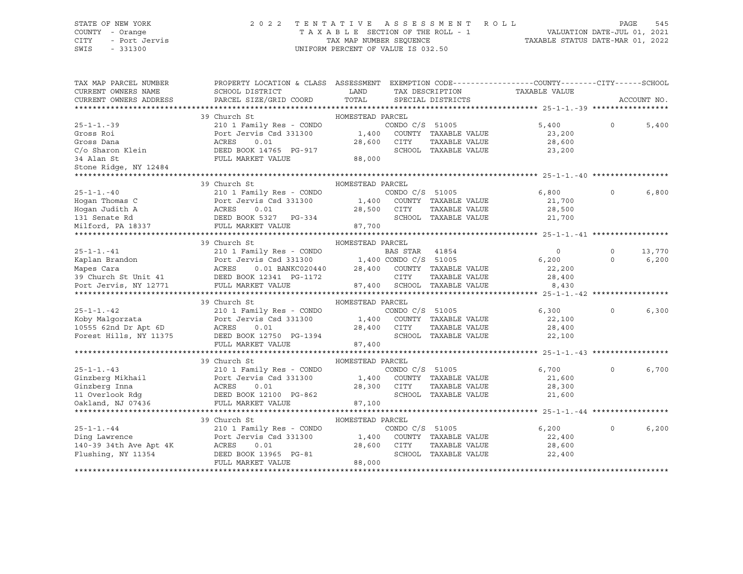STATE OF NEW YORK  
COUNTY - Orange  
CITY - Port Jervis  
SWIS - 331300

2022 TENTATIVE ASSESSMENT ROLL  
TAXABLE SECTION OF THE ROLL - 1  
TAX MAP NUMBER SEQUENCE  
UNIFORM PERCENT OF VALUE IS 032.50

VALUATION DATE-JUL 01, 2021  
TAXABLE STATUS DATE-MAR 01, 2022

| TAX MAP PARCEL NUMBER / CURRENT OWNERS NAME / CURRENT OWNERS ADDRESS | PROPERTY LOCATION & CLASS / SCHOOL DISTRICT / PARCEL SIZE/GRID COORD | ASSESSMENT LAND / TOTAL | EXEMPTION CODE / TAX DESCRIPTION / SPECIAL DISTRICTS | COUNTY TAXABLE VALUE | CITY | SCHOOL |
|---|---|---|---|---|---|---|
| **25-1-1.-39** | 39 Church St | HOMESTEAD PARCEL | | | | |
| 25-1-1.-39 | 210 1 Family Res - CONDO | | CONDO C/S 51005 | 5,400 | 0 | 5,400 |
| Gross Roi | Port Jervis Csd 331300 | 1,400 | COUNTY TAXABLE VALUE | 23,200 | | |
| Gross Dana | ACRES 0.01 | 28,600 | CITY TAXABLE VALUE | 28,600 | | |
| C/o Sharon Klein | DEED BOOK 14765 PG-917 | | SCHOOL TAXABLE VALUE | 23,200 | | |
| 34 Alan St | FULL MARKET VALUE | 88,000 | | | | |
| Stone Ridge, NY 12484 | | | | | | |
| **25-1-1.-40** | 39 Church St | HOMESTEAD PARCEL | | | | |
| 25-1-1.-40 | 210 1 Family Res - CONDO | | CONDO C/S 51005 | 6,800 | 0 | 6,800 |
| Hogan Thomas C | Port Jervis Csd 331300 | 1,400 | COUNTY TAXABLE VALUE | 21,700 | | |
| Hogan Judith A | ACRES 0.01 | 28,500 | CITY TAXABLE VALUE | 28,500 | | |
| 131 Senate Rd | DEED BOOK 5327 PG-334 | | SCHOOL TAXABLE VALUE | 21,700 | | |
| Milford, PA 18337 | FULL MARKET VALUE | 87,700 | | | | |
| **25-1-1.-41** | 39 Church St | HOMESTEAD PARCEL | | | | |
| 25-1-1.-41 | 210 1 Family Res - CONDO | | BAS STAR 41854 | 0 | 0 | 13,770 |
| Kaplan Brandon | Port Jervis Csd 331300 | 1,400 | CONDO C/S 51005 | 6,200 | 0 | 6,200 |
| Mapes Cara | ACRES 0.01 BANKC020440 | 28,400 | COUNTY TAXABLE VALUE | 22,200 | | |
| 39 Church St Unit 41 | DEED BOOK 12341 PG-1172 | | CITY TAXABLE VALUE | 28,400 | | |
| Port Jervis, NY 12771 | FULL MARKET VALUE | 87,400 | SCHOOL TAXABLE VALUE | 8,430 | | |
| **25-1-1.-42** | 39 Church St | HOMESTEAD PARCEL | | | | |
| 25-1-1.-42 | 210 1 Family Res - CONDO | | CONDO C/S 51005 | 6,300 | 0 | 6,300 |
| Koby Malgorzata | Port Jervis Csd 331300 | 1,400 | COUNTY TAXABLE VALUE | 22,100 | | |
| 10555 62nd Dr Apt 6D | ACRES 0.01 | 28,400 | CITY TAXABLE VALUE | 28,400 | | |
| Forest Hills, NY 11375 | DEED BOOK 12750 PG-1394 | | SCHOOL TAXABLE VALUE | 22,100 | | |
| | FULL MARKET VALUE | 87,400 | | | | |
| **25-1-1.-43** | 39 Church St | HOMESTEAD PARCEL | | | | |
| 25-1-1.-43 | 210 1 Family Res - CONDO | | CONDO C/S 51005 | 6,700 | 0 | 6,700 |
| Ginzberg Mikhail | Port Jervis Csd 331300 | 1,400 | COUNTY TAXABLE VALUE | 21,600 | | |
| Ginzberg Inna | ACRES 0.01 | 28,300 | CITY TAXABLE VALUE | 28,300 | | |
| 11 Overlook Rdg | DEED BOOK 12100 PG-862 | | SCHOOL TAXABLE VALUE | 21,600 | | |
| Oakland, NJ 07436 | FULL MARKET VALUE | 87,100 | | | | |
| **25-1-1.-44** | 39 Church St | HOMESTEAD PARCEL | | | | |
| 25-1-1.-44 | 210 1 Family Res - CONDO | | CONDO C/S 51005 | 6,200 | 0 | 6,200 |
| Ding Lawrence | Port Jervis Csd 331300 | 1,400 | COUNTY TAXABLE VALUE | 22,400 | | |
| 140-39 34th Ave Apt 4K | ACRES 0.01 | 28,600 | CITY TAXABLE VALUE | 28,600 | | |
| Flushing, NY 11354 | DEED BOOK 13965 PG-81 | | SCHOOL TAXABLE VALUE | 22,400 | | |
| | FULL MARKET VALUE | 88,000 | | | | |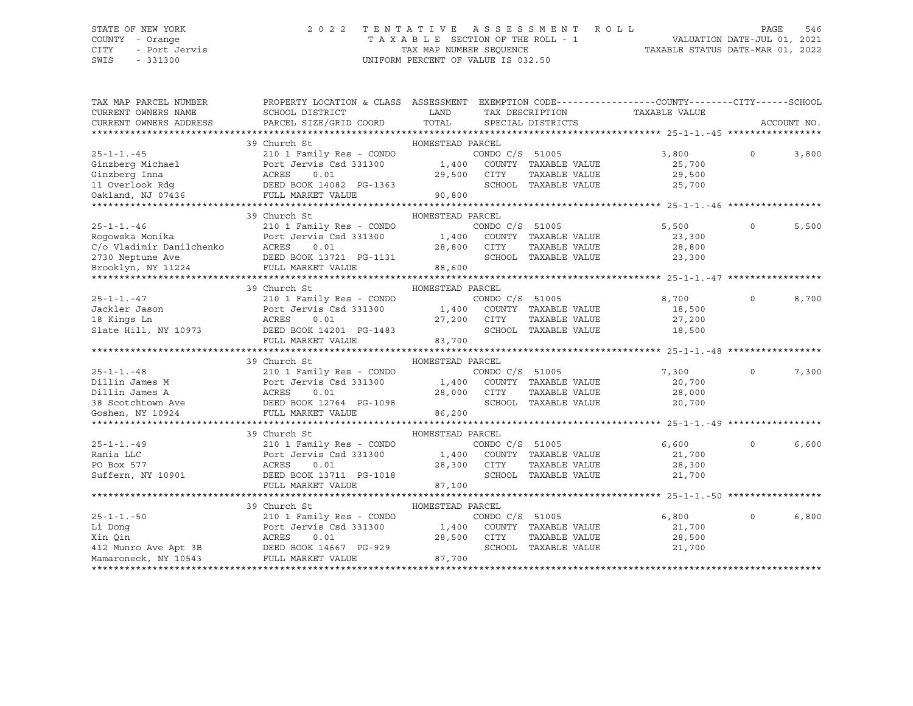STATE OF NEW YORK — 2022 TENTATIVE ASSESSMENT ROLL
COUNTY - Orange — TAXABLE SECTION OF THE ROLL - 1 — VALUATION DATE-JUL 01, 2021
CITY - Port Jervis — TAX MAP NUMBER SEQUENCE — TAXABLE STATUS DATE-MAR 01, 2022
SWIS - 331300 — UNIFORM PERCENT OF VALUE IS 032.50

| TAX MAP PARCEL NUMBER / CURRENT OWNERS NAME / CURRENT OWNERS ADDRESS | PROPERTY LOCATION & CLASS / SCHOOL DISTRICT / PARCEL SIZE/GRID COORD | ASSESSMENT LAND / TOTAL | EXEMPTION CODE / TAX DESCRIPTION / SPECIAL DISTRICTS | COUNTY TAXABLE VALUE | CITY | SCHOOL / ACCOUNT NO. |
|---|---|---|---|---|---|---|
| **25-1-1.-45** | 39 Church St — HOMESTEAD PARCEL | | | | | |
| 25-1-1.-45 | 210 1 Family Res - CONDO | | CONDO C/S 51005 | 3,800 | 0 | 3,800 |
| Ginzberg Michael | Port Jervis Csd 331300 | 1,400 | COUNTY TAXABLE VALUE | 25,700 | | |
| Ginzberg Inna | ACRES 0.01 | 29,500 | CITY TAXABLE VALUE | 29,500 | | |
| 11 Overlook Rdg | DEED BOOK 14082 PG-1363 | | SCHOOL TAXABLE VALUE | 25,700 | | |
| Oakland, NJ 07436 | FULL MARKET VALUE | 90,800 | | | | |
| **25-1-1.-46** | 39 Church St — HOMESTEAD PARCEL | | | | | |
| 25-1-1.-46 | 210 1 Family Res - CONDO | | CONDO C/S 51005 | 5,500 | 0 | 5,500 |
| Rogowska Monika | Port Jervis Csd 331300 | 1,400 | COUNTY TAXABLE VALUE | 23,300 | | |
| C/o Vladimir Danilchenko | ACRES 0.01 | 28,800 | CITY TAXABLE VALUE | 28,800 | | |
| 2730 Neptune Ave | DEED BOOK 13721 PG-1131 | | SCHOOL TAXABLE VALUE | 23,300 | | |
| Brooklyn, NY 11224 | FULL MARKET VALUE | 88,600 | | | | |
| **25-1-1.-47** | 39 Church St — HOMESTEAD PARCEL | | | | | |
| 25-1-1.-47 | 210 1 Family Res - CONDO | | CONDO C/S 51005 | 8,700 | 0 | 8,700 |
| Jackler Jason | Port Jervis Csd 331300 | 1,400 | COUNTY TAXABLE VALUE | 18,500 | | |
| 18 Kings Ln | ACRES 0.01 | 27,200 | CITY TAXABLE VALUE | 27,200 | | |
| Slate Hill, NY 10973 | DEED BOOK 14201 PG-1483 | | SCHOOL TAXABLE VALUE | 18,500 | | |
| | FULL MARKET VALUE | 83,700 | | | | |
| **25-1-1.-48** | 39 Church St — HOMESTEAD PARCEL | | | | | |
| 25-1-1.-48 | 210 1 Family Res - CONDO | | CONDO C/S 51005 | 7,300 | 0 | 7,300 |
| Dillin James M | Port Jervis Csd 331300 | 1,400 | COUNTY TAXABLE VALUE | 20,700 | | |
| Dillin James A | ACRES 0.01 | 28,000 | CITY TAXABLE VALUE | 28,000 | | |
| 38 Scotchtown Ave | DEED BOOK 12764 PG-1098 | | SCHOOL TAXABLE VALUE | 20,700 | | |
| Goshen, NY 10924 | FULL MARKET VALUE | 86,200 | | | | |
| **25-1-1.-49** | 39 Church St — HOMESTEAD PARCEL | | | | | |
| 25-1-1.-49 | 210 1 Family Res - CONDO | | CONDO C/S 51005 | 6,600 | 0 | 6,600 |
| Rania LLC | Port Jervis Csd 331300 | 1,400 | COUNTY TAXABLE VALUE | 21,700 | | |
| PO Box 577 | ACRES 0.01 | 28,300 | CITY TAXABLE VALUE | 28,300 | | |
| Suffern, NY 10901 | DEED BOOK 13711 PG-1018 | | SCHOOL TAXABLE VALUE | 21,700 | | |
| | FULL MARKET VALUE | 87,100 | | | | |
| **25-1-1.-50** | 39 Church St — HOMESTEAD PARCEL | | | | | |
| 25-1-1.-50 | 210 1 Family Res - CONDO | | CONDO C/S 51005 | 6,800 | 0 | 6,800 |
| Li Dong | Port Jervis Csd 331300 | 1,400 | COUNTY TAXABLE VALUE | 21,700 | | |
| Xin Qin | ACRES 0.01 | 28,500 | CITY TAXABLE VALUE | 28,500 | | |
| 412 Munro Ave Apt 3B | DEED BOOK 14667 PG-929 | | SCHOOL TAXABLE VALUE | 21,700 | | |
| Mamaroneck, NY 10543 | FULL MARKET VALUE | 87,700 | | | | |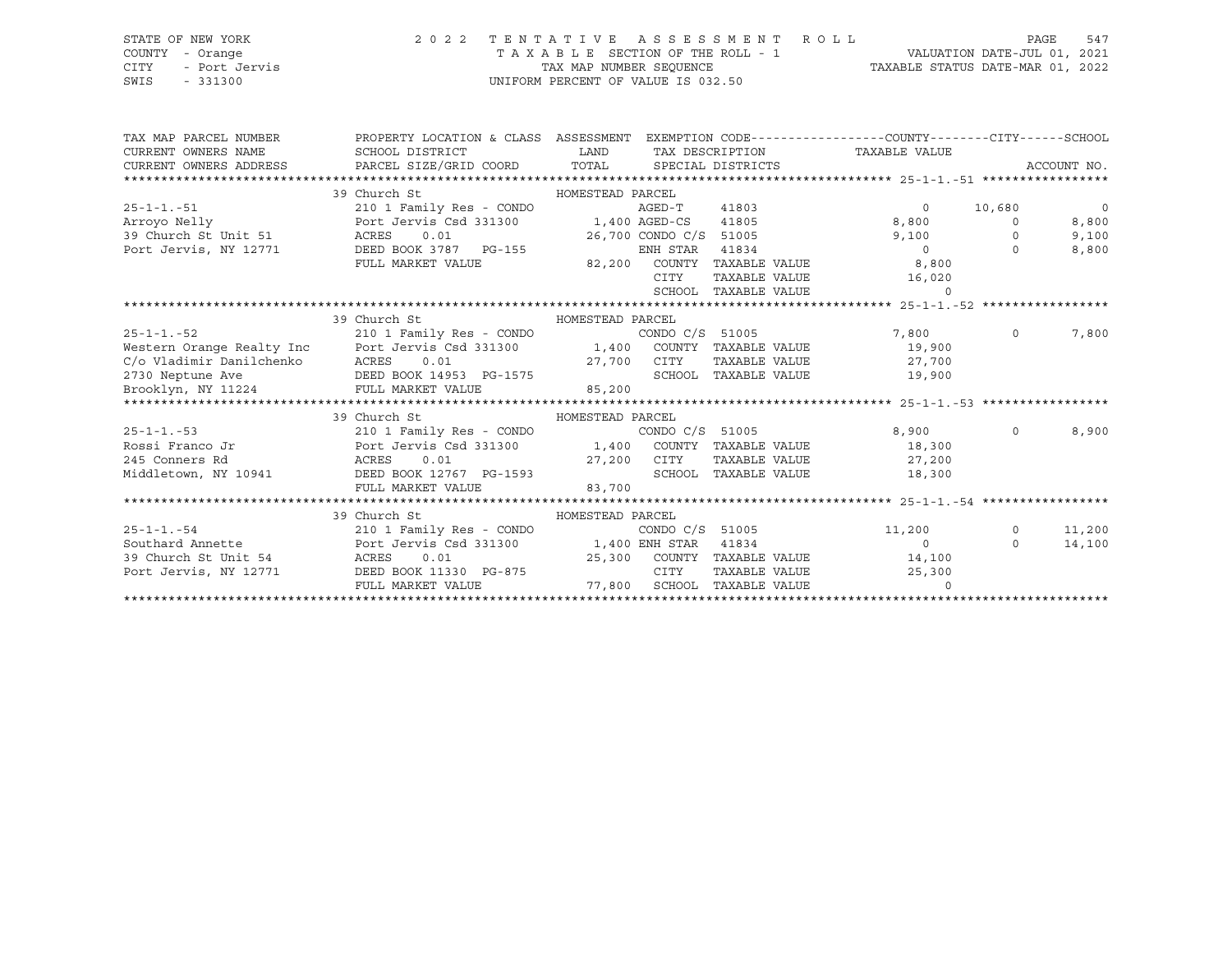STATE OF NEW YORK — COUNTY - Orange — CITY - Port Jervis — SWIS - 331300

2022 TENTATIVE ASSESSMENT ROLL — TAXABLE SECTION OF THE ROLL - 1 — TAX MAP NUMBER SEQUENCE — UNIFORM PERCENT OF VALUE IS 032.50

VALUATION DATE-JUL 01, 2021 — TAXABLE STATUS DATE-MAR 01, 2022

| TAX MAP PARCEL NUMBER / CURRENT OWNERS NAME / CURRENT OWNERS ADDRESS | PROPERTY LOCATION & CLASS / SCHOOL DISTRICT / PARCEL SIZE/GRID COORD | ASSESSMENT LAND / TOTAL | EXEMPTION CODE / TAX DESCRIPTION / SPECIAL DISTRICTS | COUNTY TAXABLE VALUE | CITY | SCHOOL |
|---|---|---|---|---|---|---|
| **25-1-1.-51** | 39 Church St — HOMESTEAD PARCEL | | | | | |
| 25-1-1.-51 | 210 1 Family Res - CONDO | | AGED-T 41803 | 0 | 10,680 | 0 |
| Arroyo Nelly | Port Jervis Csd 331300 | 1,400 | AGED-CS 41805 | 8,800 | 0 | 8,800 |
| 39 Church St Unit 51 | ACRES 0.01 | 26,700 | CONDO C/S 51005 | 9,100 | 0 | 9,100 |
| Port Jervis, NY 12771 | DEED BOOK 3787 PG-155 | | ENH STAR 41834 | 0 | 0 | 8,800 |
| | FULL MARKET VALUE | 82,200 | COUNTY TAXABLE VALUE | 8,800 | | |
| | | | CITY TAXABLE VALUE | 16,020 | | |
| | | | SCHOOL TAXABLE VALUE | 0 | | |
| **25-1-1.-52** | 39 Church St — HOMESTEAD PARCEL | | | | | |
| 25-1-1.-52 | 210 1 Family Res - CONDO | | CONDO C/S 51005 | 7,800 | 0 | 7,800 |
| Western Orange Realty Inc | Port Jervis Csd 331300 | 1,400 | COUNTY TAXABLE VALUE | 19,900 | | |
| C/o Vladimir Danilchenko | ACRES 0.01 | 27,700 | CITY TAXABLE VALUE | 27,700 | | |
| 2730 Neptune Ave | DEED BOOK 14953 PG-1575 | | SCHOOL TAXABLE VALUE | 19,900 | | |
| Brooklyn, NY 11224 | FULL MARKET VALUE | 85,200 | | | | |
| **25-1-1.-53** | 39 Church St — HOMESTEAD PARCEL | | | | | |
| 25-1-1.-53 | 210 1 Family Res - CONDO | | CONDO C/S 51005 | 8,900 | 0 | 8,900 |
| Rossi Franco Jr | Port Jervis Csd 331300 | 1,400 | COUNTY TAXABLE VALUE | 18,300 | | |
| 245 Conners Rd | ACRES 0.01 | 27,200 | CITY TAXABLE VALUE | 27,200 | | |
| Middletown, NY 10941 | DEED BOOK 12767 PG-1593 | | SCHOOL TAXABLE VALUE | 18,300 | | |
| | FULL MARKET VALUE | 83,700 | | | | |
| **25-1-1.-54** | 39 Church St — HOMESTEAD PARCEL | | | | | |
| 25-1-1.-54 | 210 1 Family Res - CONDO | | CONDO C/S 51005 | 11,200 | 0 | 11,200 |
| Southard Annette | Port Jervis Csd 331300 | 1,400 | ENH STAR 41834 | 0 | 0 | 14,100 |
| 39 Church St Unit 54 | ACRES 0.01 | 25,300 | COUNTY TAXABLE VALUE | 14,100 | | |
| Port Jervis, NY 12771 | DEED BOOK 11330 PG-875 | | CITY TAXABLE VALUE | 25,300 | | |
| | FULL MARKET VALUE | 77,800 | SCHOOL TAXABLE VALUE | 0 | | |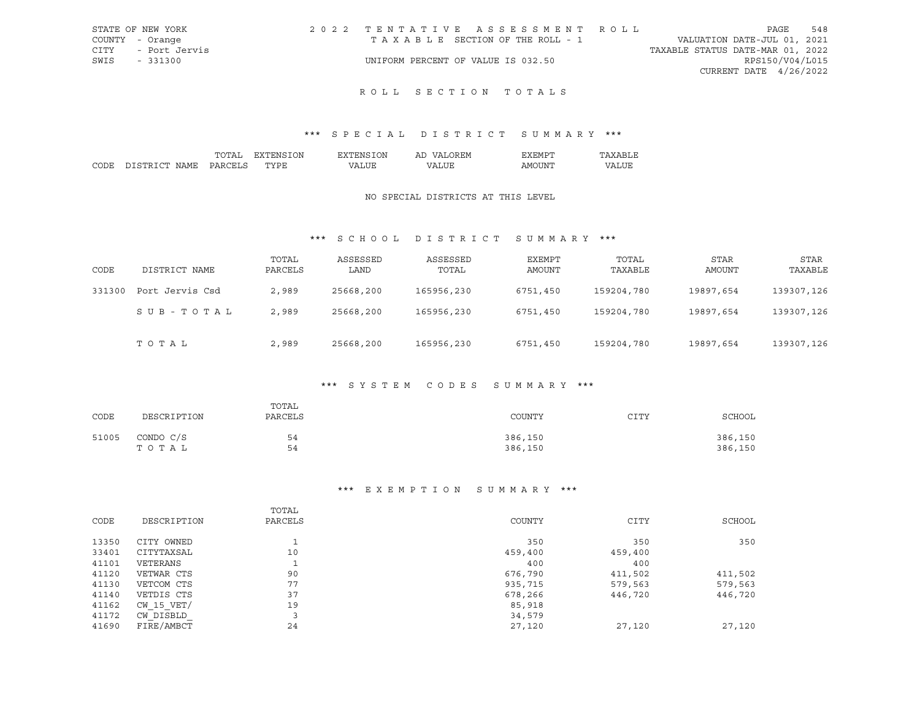# ROLL SECTION TOTALS

## *** SPECIAL DISTRICT SUMMARY ***

| CODE | DISTRICT NAME | TOTAL PARCELS | EXTENSION TYPE | EXTENSION VALUE | AD VALOREM VALUE | EXEMPT AMOUNT | TAXABLE VALUE |
|---|---|---|---|---|---|---|---|

NO SPECIAL DISTRICTS AT THIS LEVEL

## *** SCHOOL DISTRICT SUMMARY ***

| CODE | DISTRICT NAME | TOTAL PARCELS | ASSESSED LAND | ASSESSED TOTAL | EXEMPT AMOUNT | TOTAL TAXABLE | STAR AMOUNT | STAR TAXABLE |
|---|---|---|---|---|---|---|---|---|
| 331300 | Port Jervis Csd | 2,989 | 25668,200 | 165956,230 | 6751,450 | 159204,780 | 19897,654 | 139307,126 |
| | S U B - T O T A L | 2,989 | 25668,200 | 165956,230 | 6751,450 | 159204,780 | 19897,654 | 139307,126 |
| | T O T A L | 2,989 | 25668,200 | 165956,230 | 6751,450 | 159204,780 | 19897,654 | 139307,126 |

## *** SYSTEM CODES SUMMARY ***

| CODE | DESCRIPTION | TOTAL PARCELS | COUNTY | CITY | SCHOOL |
|---|---|---|---|---|---|
| 51005 | CONDO C/S | 54 | 386,150 | | 386,150 |
| | T O T A L | 54 | 386,150 | | 386,150 |

## *** EXEMPTION SUMMARY ***

| CODE | DESCRIPTION | TOTAL PARCELS | COUNTY | CITY | SCHOOL |
|---|---|---|---|---|---|
| 13350 | CITY OWNED | 1 | 350 | 350 | 350 |
| 33401 | CITYTAXSAL | 10 | 459,400 | 459,400 | |
| 41101 | VETERANS | 1 | 400 | 400 | |
| 41120 | VETWAR CTS | 90 | 676,790 | 411,502 | 411,502 |
| 41130 | VETCOM CTS | 77 | 935,715 | 579,563 | 579,563 |
| 41140 | VETDIS CTS | 37 | 678,266 | 446,720 | 446,720 |
| 41162 | CW_15_VET/ | 19 | 85,918 | | |
| 41172 | CW_DISBLD_ | 3 | 34,579 | | |
| 41690 | FIRE/AMBCT | 24 | 27,120 | 27,120 | 27,120 |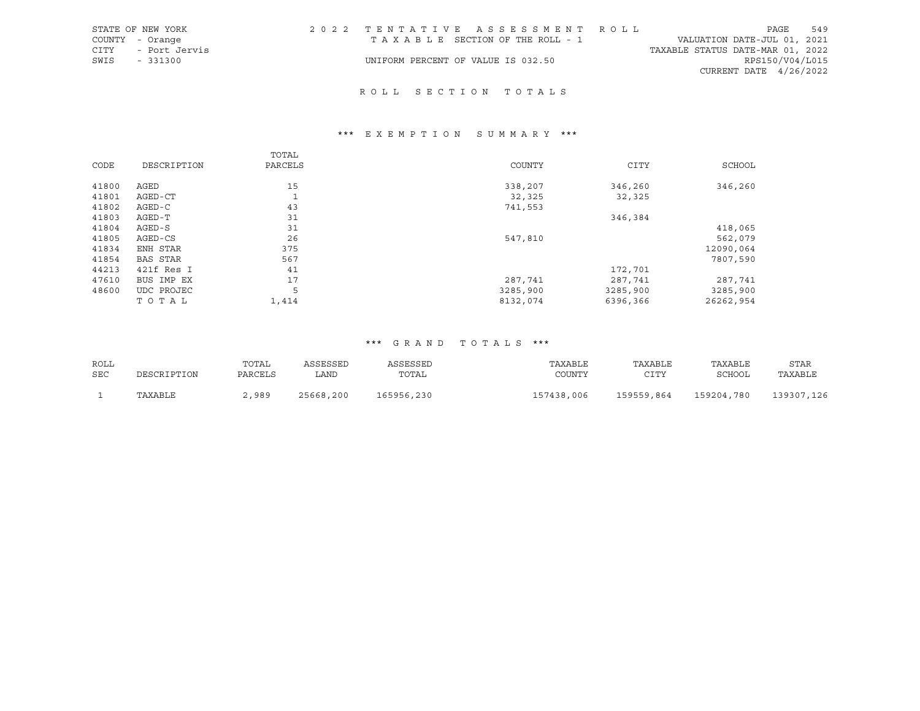STATE OF NEW YORK
COUNTY - Orange
CITY - Port Jervis
SWIS - 331300

2022 TENTATIVE ASSESSMENT ROLL
TAXABLE SECTION OF THE ROLL - 1
UNIFORM PERCENT OF VALUE IS 032.50

VALUATION DATE-JUL 01, 2021
TAXABLE STATUS DATE-MAR 01, 2022
RPS150/V04/L015
CURRENT DATE 4/26/2022

# ROLL SECTION TOTALS

## *** EXEMPTION SUMMARY ***

| CODE | DESCRIPTION | TOTAL PARCELS | COUNTY | CITY | SCHOOL |
|---|---|---|---|---|---|
| 41800 | AGED | 15 | 338,207 | 346,260 | 346,260 |
| 41801 | AGED-CT | 1 | 32,325 | 32,325 | |
| 41802 | AGED-C | 43 | 741,553 | | |
| 41803 | AGED-T | 31 | | 346,384 | |
| 41804 | AGED-S | 31 | | | 418,065 |
| 41805 | AGED-CS | 26 | 547,810 | | 562,079 |
| 41834 | ENH STAR | 375 | | | 12090,064 |
| 41854 | BAS STAR | 567 | | | 7807,590 |
| 44213 | 421f Res I | 41 | | 172,701 | |
| 47610 | BUS IMP EX | 17 | 287,741 | 287,741 | 287,741 |
| 48600 | UDC PROJEC | 5 | 3285,900 | 3285,900 | 3285,900 |
| | TOTAL | 1,414 | 8132,074 | 6396,366 | 26262,954 |

## *** GRAND TOTALS ***

| ROLL SEC | DESCRIPTION | TOTAL PARCELS | ASSESSED LAND | ASSESSED TOTAL | TAXABLE COUNTY | TAXABLE CITY | TAXABLE SCHOOL | STAR TAXABLE |
|---|---|---|---|---|---|---|---|---|
| 1 | TAXABLE | 2,989 | 25668,200 | 165956,230 | 157438,006 | 159559,864 | 159204,780 | 139307,126 |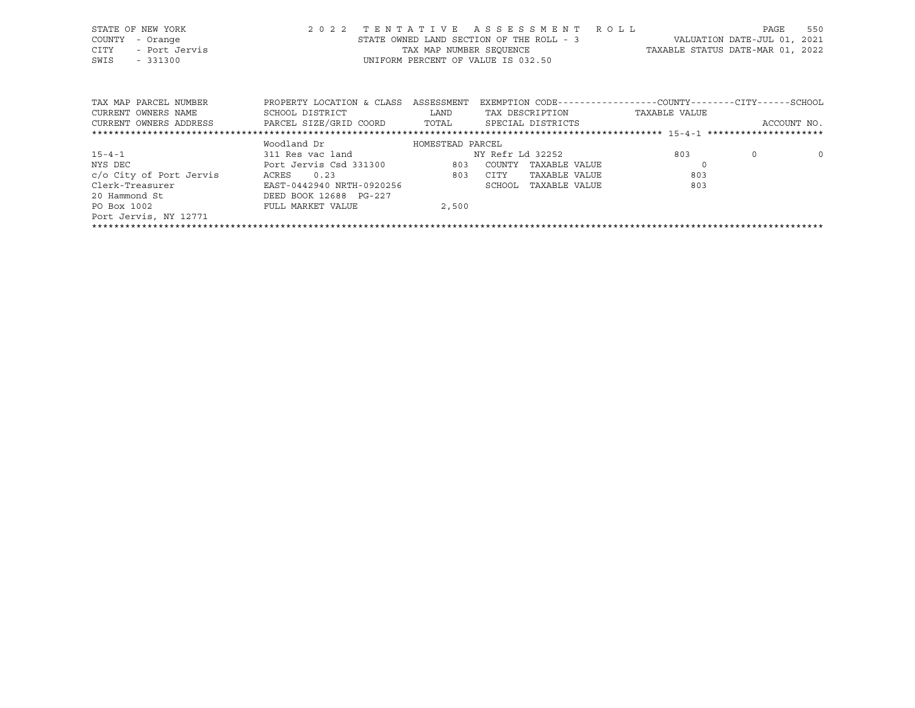STATE OF NEW YORK — COUNTY - Orange — CITY - Port Jervis — SWIS - 331300

2022 TENTATIVE ASSESSMENT ROLL
STATE OWNED LAND SECTION OF THE ROLL - 3
TAX MAP NUMBER SEQUENCE
UNIFORM PERCENT OF VALUE IS 032.50

VALUATION DATE-JUL 01, 2021
TAXABLE STATUS DATE-MAR 01, 2022

| TAX MAP PARCEL NUMBER / CURRENT OWNERS NAME / CURRENT OWNERS ADDRESS | PROPERTY LOCATION & CLASS / SCHOOL DISTRICT / PARCEL SIZE/GRID COORD | ASSESSMENT LAND / TOTAL | EXEMPTION CODE / TAX DESCRIPTION / SPECIAL DISTRICTS | COUNTY TAXABLE VALUE | CITY | SCHOOL / ACCOUNT NO. |
|---|---|---|---|---|---|---|
| 15-4-1 | Woodland Dr | HOMESTEAD PARCEL | | | | |
| 15-4-1 | 311 Res vac land | | NY Refr Ld 32252 | 803 | 0 | 0 |
| NYS DEC | Port Jervis Csd 331300 | 803 | COUNTY TAXABLE VALUE | 0 | | |
| c/o City of Port Jervis | ACRES 0.23 | 803 | CITY TAXABLE VALUE | 803 | | |
| Clerk-Treasurer | EAST-0442940 NRTH-0920256 | | SCHOOL TAXABLE VALUE | 803 | | |
| 20 Hammond St | DEED BOOK 12688 PG-227 | | | | | |
| PO Box 1002 | FULL MARKET VALUE | 2,500 | | | | |
| Port Jervis, NY 12771 | | | | | | |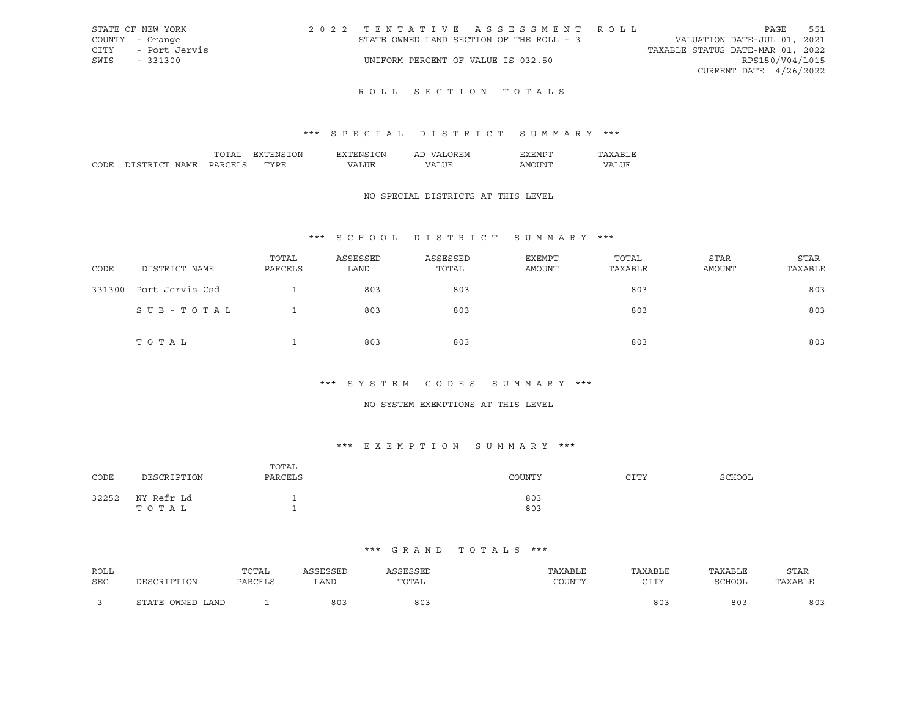STATE OF NEW YORK
COUNTY - Orange
CITY - Port Jervis
SWIS - 331300

2022 TENTATIVE ASSESSMENT ROLL
STATE OWNED LAND SECTION OF THE ROLL - 3
UNIFORM PERCENT OF VALUE IS 032.50

VALUATION DATE-JUL 01, 2021
TAXABLE STATUS DATE-MAR 01, 2022
RPS150/V04/L015
CURRENT DATE 4/26/2022

## ROLL SECTION TOTALS

### *** SPECIAL DISTRICT SUMMARY ***

| CODE | DISTRICT NAME | TOTAL PARCELS | EXTENSION TYPE | EXTENSION VALUE | AD VALOREM VALUE | EXEMPT AMOUNT | TAXABLE VALUE |
|---|---|---|---|---|---|---|---|

NO SPECIAL DISTRICTS AT THIS LEVEL

### *** SCHOOL DISTRICT SUMMARY ***

| CODE | DISTRICT NAME | TOTAL PARCELS | ASSESSED LAND | ASSESSED TOTAL | EXEMPT AMOUNT | TOTAL TAXABLE | STAR AMOUNT | STAR TAXABLE |
|---|---|---|---|---|---|---|---|---|
| 331300 | Port Jervis Csd | 1 | 803 | 803 | | 803 | | 803 |
| | SUB-TOTAL | 1 | 803 | 803 | | 803 | | 803 |
| | TOTAL | 1 | 803 | 803 | | 803 | | 803 |

### *** SYSTEM CODES SUMMARY ***

NO SYSTEM EXEMPTIONS AT THIS LEVEL

### *** EXEMPTION SUMMARY ***

| CODE | DESCRIPTION | TOTAL PARCELS | COUNTY | CITY | SCHOOL |
|---|---|---|---|---|---|
| 32252 | NY Refr Ld | 1 | 803 | | |
| | TOTAL | 1 | 803 | | |

### *** GRAND TOTALS ***

| ROLL SEC | DESCRIPTION | TOTAL PARCELS | ASSESSED LAND | ASSESSED TOTAL | TAXABLE COUNTY | TAXABLE CITY | TAXABLE SCHOOL | STAR TAXABLE |
|---|---|---|---|---|---|---|---|---|
| 3 | STATE OWNED LAND | 1 | 803 | 803 | | 803 | 803 | 803 |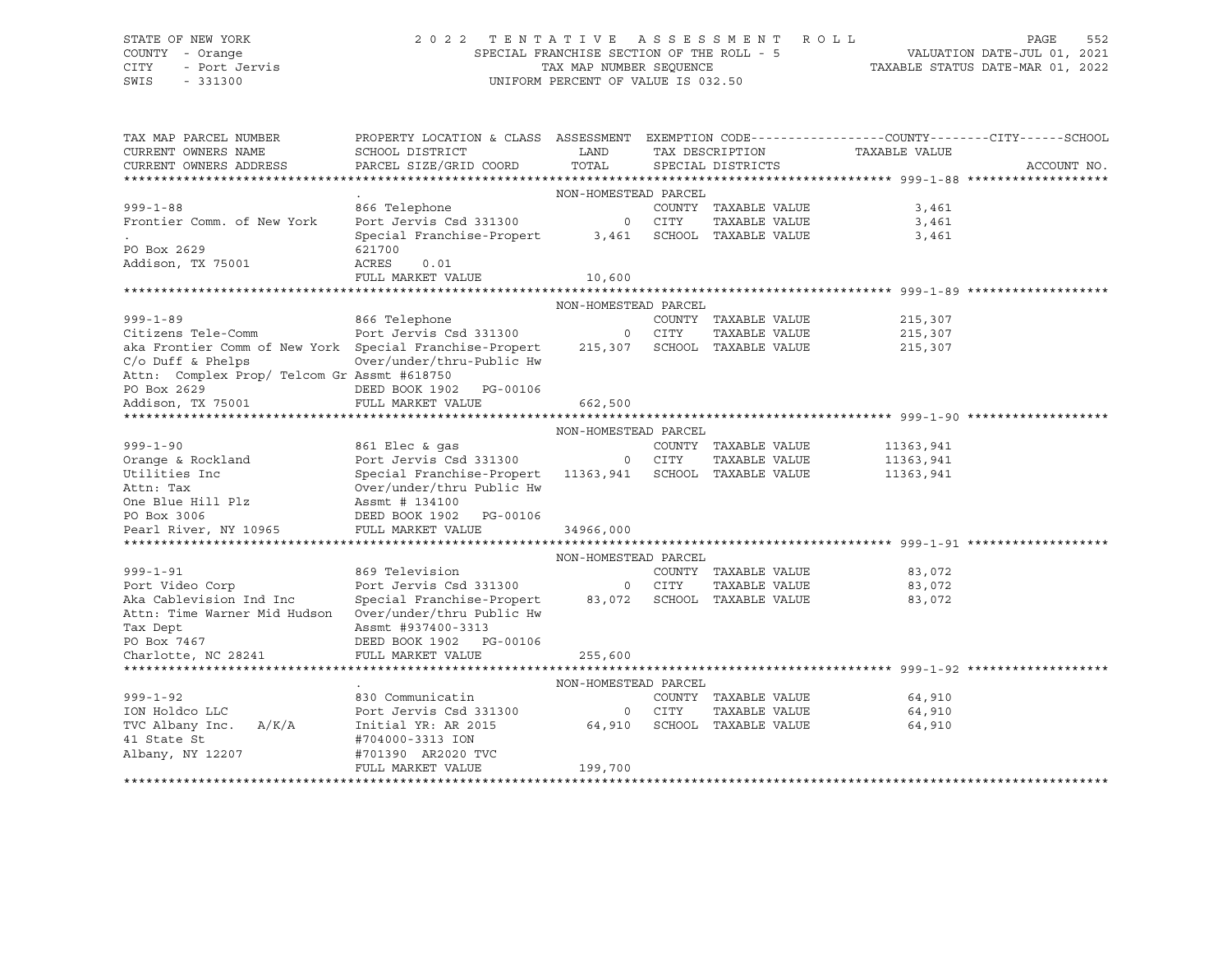STATE OF NEW YORK
COUNTY - Orange
CITY - Port Jervis
SWIS - 331300

2022 TENTATIVE ASSESSMENT ROLL
SPECIAL FRANCHISE SECTION OF THE ROLL - 5
TAX MAP NUMBER SEQUENCE
UNIFORM PERCENT OF VALUE IS 032.50

VALUATION DATE-JUL 01, 2021
TAXABLE STATUS DATE-MAR 01, 2022

| TAX MAP PARCEL NUMBER / CURRENT OWNERS NAME / CURRENT OWNERS ADDRESS | PROPERTY LOCATION & CLASS / SCHOOL DISTRICT / PARCEL SIZE/GRID COORD | ASSESSMENT LAND / TOTAL | EXEMPTION CODE / TAX DESCRIPTION / SPECIAL DISTRICTS | COUNTY / CITY / SCHOOL TAXABLE VALUE | ACCOUNT NO. |
|---|---|---|---|---|---|
| **999-1-88** | . NON-HOMESTEAD PARCEL | | | | |
| 999-1-88 | 866 Telephone | | COUNTY TAXABLE VALUE | 3,461 | |
| Frontier Comm. of New York | Port Jervis Csd 331300 | 0 | CITY TAXABLE VALUE | 3,461 | |
| . | Special Franchise-Propert | 3,461 | SCHOOL TAXABLE VALUE | 3,461 | |
| PO Box 2629 | 621700 | | | | |
| Addison, TX 75001 | ACRES 0.01 | | | | |
| | FULL MARKET VALUE | 10,600 | | | |
| **999-1-89** | NON-HOMESTEAD PARCEL | | | | |
| 999-1-89 | 866 Telephone | | COUNTY TAXABLE VALUE | 215,307 | |
| Citizens Tele-Comm | Port Jervis Csd 331300 | 0 | CITY TAXABLE VALUE | 215,307 | |
| aka Frontier Comm of New York | Special Franchise-Propert | 215,307 | SCHOOL TAXABLE VALUE | 215,307 | |
| C/o Duff & Phelps | Over/under/thru-Public Hw | | | | |
| Attn: Complex Prop/ Telcom Gr | Assmt #618750 | | | | |
| PO Box 2629 | DEED BOOK 1902 PG-00106 | | | | |
| Addison, TX 75001 | FULL MARKET VALUE | 662,500 | | | |
| **999-1-90** | NON-HOMESTEAD PARCEL | | | | |
| 999-1-90 | 861 Elec & gas | | COUNTY TAXABLE VALUE | 11363,941 | |
| Orange & Rockland | Port Jervis Csd 331300 | 0 | CITY TAXABLE VALUE | 11363,941 | |
| Utilities Inc | Special Franchise-Propert | 11363,941 | SCHOOL TAXABLE VALUE | 11363,941 | |
| Attn: Tax | Over/under/thru Public Hw | | | | |
| One Blue Hill Plz | Assmt # 134100 | | | | |
| PO Box 3006 | DEED BOOK 1902 PG-00106 | | | | |
| Pearl River, NY 10965 | FULL MARKET VALUE | 34966,000 | | | |
| **999-1-91** | NON-HOMESTEAD PARCEL | | | | |
| 999-1-91 | 869 Television | | COUNTY TAXABLE VALUE | 83,072 | |
| Port Video Corp | Port Jervis Csd 331300 | 0 | CITY TAXABLE VALUE | 83,072 | |
| Aka Cablevision Ind Inc | Special Franchise-Propert | 83,072 | SCHOOL TAXABLE VALUE | 83,072 | |
| Attn: Time Warner Mid Hudson | Over/under/thru Public Hw | | | | |
| Tax Dept | Assmt #937400-3313 | | | | |
| PO Box 7467 | DEED BOOK 1902 PG-00106 | | | | |
| Charlotte, NC 28241 | FULL MARKET VALUE | 255,600 | | | |
| **999-1-92** | . NON-HOMESTEAD PARCEL | | | | |
| 999-1-92 | 830 Communicatin | | COUNTY TAXABLE VALUE | 64,910 | |
| ION Holdco LLC | Port Jervis Csd 331300 | 0 | CITY TAXABLE VALUE | 64,910 | |
| TVC Albany Inc. A/K/A | Initial YR: AR 2015 | 64,910 | SCHOOL TAXABLE VALUE | 64,910 | |
| 41 State St | #704000-3313 ION | | | | |
| Albany, NY 12207 | #701390 AR2020 TVC | | | | |
| | FULL MARKET VALUE | 199,700 | | | |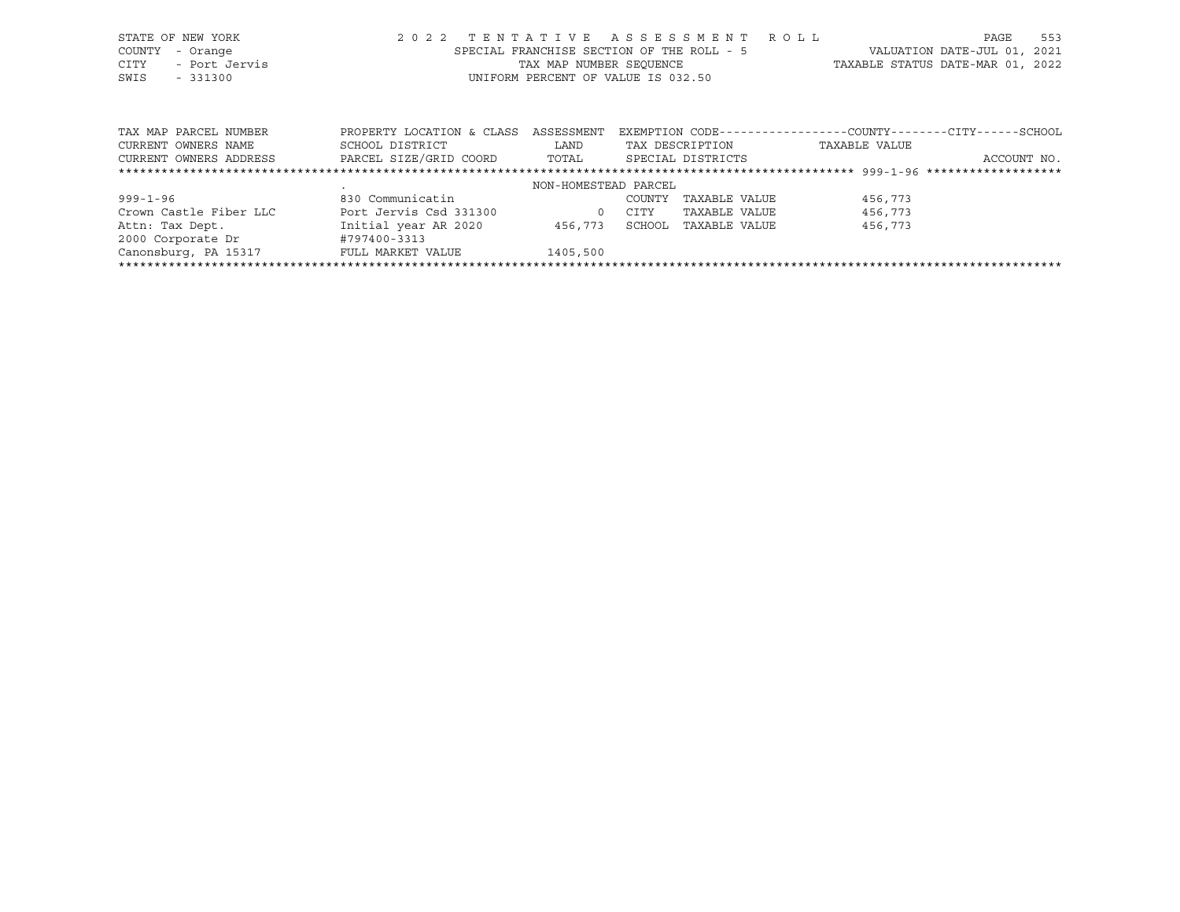STATE OF NEW YORK — 2022 TENTATIVE ASSESSMENT ROLL
COUNTY - Orange — SPECIAL FRANCHISE SECTION OF THE ROLL - 5 — VALUATION DATE-JUL 01, 2021
CITY - Port Jervis — TAX MAP NUMBER SEQUENCE — TAXABLE STATUS DATE-MAR 01, 2022
SWIS - 331300 — UNIFORM PERCENT OF VALUE IS 032.50

| TAX MAP PARCEL NUMBER<br>CURRENT OWNERS NAME<br>CURRENT OWNERS ADDRESS | PROPERTY LOCATION & CLASS<br>SCHOOL DISTRICT<br>PARCEL SIZE/GRID COORD | ASSESSMENT<br>LAND<br>TOTAL | EXEMPTION CODE------COUNTY-----CITY-----SCHOOL<br>TAX DESCRIPTION<br>SPECIAL DISTRICTS | TAXABLE VALUE | ACCOUNT NO. |
|---|---|---|---|---|---|
| 999-1-96 | . | NON-HOMESTEAD PARCEL | | | |
| 999-1-96 | 830 Communicatin | | COUNTY TAXABLE VALUE | 456,773 | |
| Crown Castle Fiber LLC | Port Jervis Csd 331300 | 0 | CITY TAXABLE VALUE | 456,773 | |
| Attn: Tax Dept. | Initial year AR 2020 | 456,773 | SCHOOL TAXABLE VALUE | 456,773 | |
| 2000 Corporate Dr | #797400-3313 | | | | |
| Canonsburg, PA 15317 | FULL MARKET VALUE | 1405,500 | | | |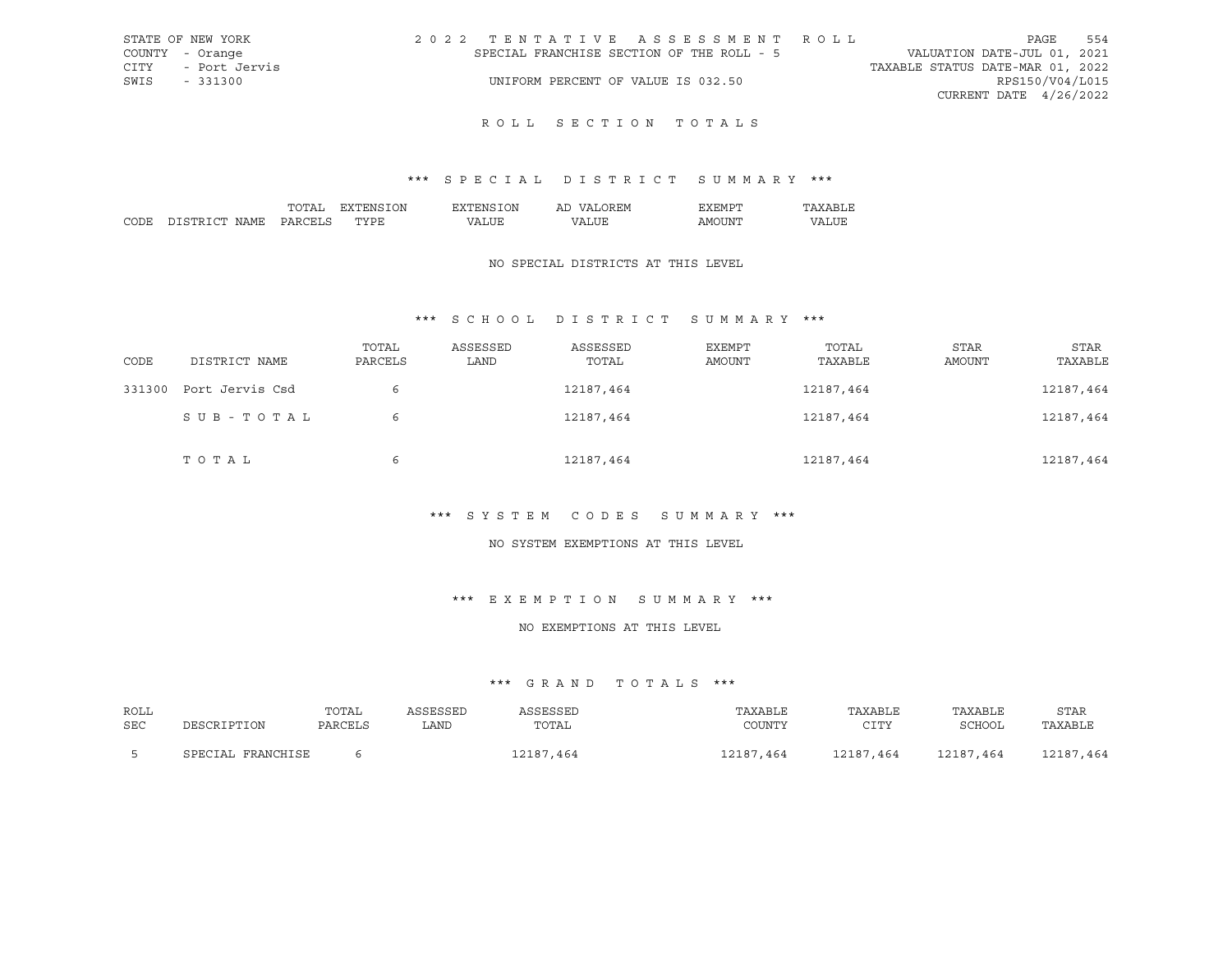STATE OF NEW YORK
COUNTY - Orange
CITY - Port Jervis
SWIS - 331300

2022 TENTATIVE ASSESSMENT ROLL
SPECIAL FRANCHISE SECTION OF THE ROLL - 5
UNIFORM PERCENT OF VALUE IS 032.50

VALUATION DATE-JUL 01, 2021
TAXABLE STATUS DATE-MAR 01, 2022
RPS150/V04/L015
CURRENT DATE 4/26/2022

## ROLL SECTION TOTALS

### *** SPECIAL DISTRICT SUMMARY ***

| CODE | DISTRICT NAME | TOTAL PARCELS | EXTENSION TYPE | EXTENSION VALUE | AD VALOREM VALUE | EXEMPT AMOUNT | TAXABLE VALUE |
|---|---|---|---|---|---|---|---|

NO SPECIAL DISTRICTS AT THIS LEVEL

### *** SCHOOL DISTRICT SUMMARY ***

| CODE | DISTRICT NAME | TOTAL PARCELS | ASSESSED LAND | ASSESSED TOTAL | EXEMPT AMOUNT | TOTAL TAXABLE | STAR AMOUNT | STAR TAXABLE |
|---|---|---|---|---|---|---|---|---|
| 331300 | Port Jervis Csd | 6 | | 12187,464 | | 12187,464 | | 12187,464 |
| | SUB-TOTAL | 6 | | 12187,464 | | 12187,464 | | 12187,464 |
| | TOTAL | 6 | | 12187,464 | | 12187,464 | | 12187,464 |

### *** SYSTEM CODES SUMMARY ***

NO SYSTEM EXEMPTIONS AT THIS LEVEL

### *** EXEMPTION SUMMARY ***

NO EXEMPTIONS AT THIS LEVEL

### *** GRAND TOTALS ***

| ROLL SEC | DESCRIPTION | TOTAL PARCELS | ASSESSED LAND | ASSESSED TOTAL | TAXABLE COUNTY | TAXABLE CITY | TAXABLE SCHOOL | STAR TAXABLE |
|---|---|---|---|---|---|---|---|---|
| 5 | SPECIAL FRANCHISE | 6 | | 12187,464 | 12187,464 | 12187,464 | 12187,464 | 12187,464 |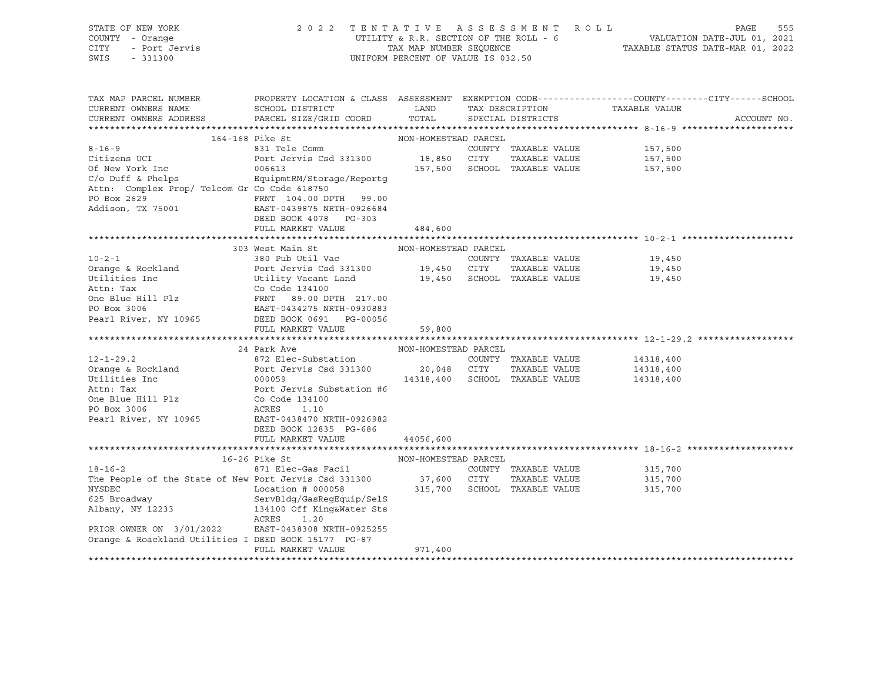STATE OF NEW YORK — COUNTY - Orange — CITY - Port Jervis — SWIS - 331300

**2022 TENTATIVE ASSESSMENT ROLL**
UTILITY & R.R. SECTION OF THE ROLL - 6
TAX MAP NUMBER SEQUENCE
UNIFORM PERCENT OF VALUE IS 032.50

VALUATION DATE-JUL 01, 2021
TAXABLE STATUS DATE-MAR 01, 2022

| TAX MAP PARCEL NUMBER / CURRENT OWNERS NAME / CURRENT OWNERS ADDRESS | PROPERTY LOCATION & CLASS / SCHOOL DISTRICT / PARCEL SIZE/GRID COORD | ASSESSMENT LAND / TOTAL | EXEMPTION CODE / TAX DESCRIPTION / SPECIAL DISTRICTS | TAXABLE VALUE (COUNTY / CITY / SCHOOL) | ACCOUNT NO. |
|---|---|---|---|---|---|
| **8-16-9** (164-168 Pike St) | NON-HOMESTEAD PARCEL | | | | |
| 8-16-9 | 831 Tele Comm | | COUNTY TAXABLE VALUE | 157,500 | |
| Citizens UCI | Port Jervis Csd 331300 | 18,850 | CITY TAXABLE VALUE | 157,500 | |
| Of New York Inc | 006613 | 157,500 | SCHOOL TAXABLE VALUE | 157,500 | |
| C/o Duff & Phelps | EquipmtRM/Storage/Reportg | | | | |
| Attn: Complex Prop/ Telcom Gr | Co Code 618750 | | | | |
| PO Box 2629 | FRNT 104.00 DPTH 99.00 | | | | |
| Addison, TX 75001 | EAST-0439875 NRTH-0926684 | | | | |
| | DEED BOOK 4078 PG-303 | | | | |
| | FULL MARKET VALUE | 484,600 | | | |
| **10-2-1** (303 West Main St) | NON-HOMESTEAD PARCEL | | | | |
| 10-2-1 | 380 Pub Util Vac | | COUNTY TAXABLE VALUE | 19,450 | |
| Orange & Rockland | Port Jervis Csd 331300 | 19,450 | CITY TAXABLE VALUE | 19,450 | |
| Utilities Inc | Utility Vacant Land | 19,450 | SCHOOL TAXABLE VALUE | 19,450 | |
| Attn: Tax | Co Code 134100 | | | | |
| One Blue Hill Plz | FRNT 89.00 DPTH 217.00 | | | | |
| PO Box 3006 | EAST-0434275 NRTH-0930883 | | | | |
| Pearl River, NY 10965 | DEED BOOK 0691 PG-00056 | | | | |
| | FULL MARKET VALUE | 59,800 | | | |
| **12-1-29.2** (24 Park Ave) | NON-HOMESTEAD PARCEL | | | | |
| 12-1-29.2 | 872 Elec-Substation | | COUNTY TAXABLE VALUE | 14318,400 | |
| Orange & Rockland | Port Jervis Csd 331300 | 20,048 | CITY TAXABLE VALUE | 14318,400 | |
| Utilities Inc | 000059 | 14318,400 | SCHOOL TAXABLE VALUE | 14318,400 | |
| Attn: Tax | Port Jervis Substation #6 | | | | |
| One Blue Hill Plz | Co Code 134100 | | | | |
| PO Box 3006 | ACRES 1.10 | | | | |
| Pearl River, NY 10965 | EAST-0438470 NRTH-0926982 | | | | |
| | DEED BOOK 12835 PG-686 | | | | |
| | FULL MARKET VALUE | 44056,600 | | | |
| **18-16-2** (16-26 Pike St) | NON-HOMESTEAD PARCEL | | | | |
| 18-16-2 | 871 Elec-Gas Facil | | COUNTY TAXABLE VALUE | 315,700 | |
| The People of the State of New | Port Jervis Csd 331300 | 37,600 | CITY TAXABLE VALUE | 315,700 | |
| NYSDEC | Location # 000058 | 315,700 | SCHOOL TAXABLE VALUE | 315,700 | |
| 625 Broadway | ServBldg/GasRegEquip/SelS | | | | |
| Albany, NY 12233 | 134100 Off King&Water Sts | | | | |
| | ACRES 1.20 | | | | |
| PRIOR OWNER ON 3/01/2022 | EAST-0438308 NRTH-0925255 | | | | |
| Orange & Roackland Utilities I | DEED BOOK 15177 PG-87 | | | | |
| | FULL MARKET VALUE | 971,400 | | | |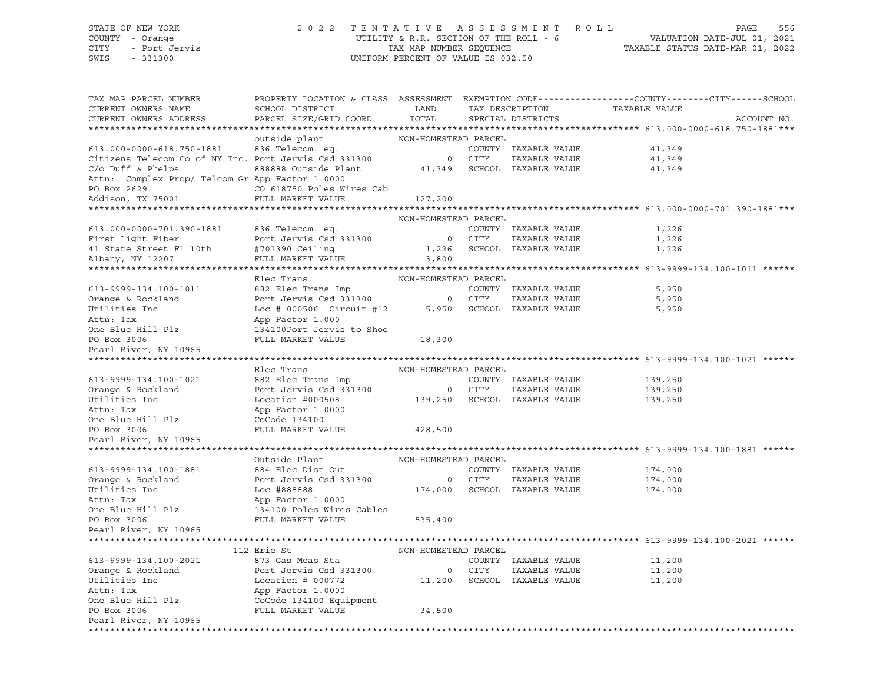STATE OF NEW YORK — 2022 TENTATIVE ASSESSMENT ROLL — PAGE 556
COUNTY - Orange — UTILITY & R.R. SECTION OF THE ROLL - 6 — VALUATION DATE-JUL 01, 2021
CITY - Port Jervis — TAX MAP NUMBER SEQUENCE — TAXABLE STATUS DATE-MAR 01, 2022
SWIS - 331300 — UNIFORM PERCENT OF VALUE IS 032.50

| TAX MAP PARCEL NUMBER / CURRENT OWNERS NAME / CURRENT OWNERS ADDRESS | PROPERTY LOCATION & CLASS / SCHOOL DISTRICT / PARCEL SIZE/GRID COORD | ASSESSMENT LAND / TOTAL | EXEMPTION CODE / TAX DESCRIPTION / SPECIAL DISTRICTS | TAXABLE VALUE (COUNTY / CITY / SCHOOL) | ACCOUNT NO. |
|---|---|---|---|---|---|
| **613.000-0000-618.750-1881** | outside plant | NON-HOMESTEAD PARCEL | | | |
| 613.000-0000-618.750-1881 | 836 Telecom. eq. | | COUNTY TAXABLE VALUE | 41,349 | |
| Citizens Telecom Co of NY Inc. | Port Jervis Csd 331300 | 0 | CITY TAXABLE VALUE | 41,349 | |
| C/o Duff & Phelps | 888888 Outside Plant | 41,349 | SCHOOL TAXABLE VALUE | 41,349 | |
| Attn: Complex Prop/ Telcom Gr | App Factor 1.0000 | | | | |
| PO Box 2629 | CO 618750 Poles Wires Cab | | | | |
| Addison, TX 75001 | FULL MARKET VALUE | 127,200 | | | |
| **613.000-0000-701.390-1881** | . | NON-HOMESTEAD PARCEL | | | |
| 613.000-0000-701.390-1881 | 836 Telecom. eq. | | COUNTY TAXABLE VALUE | 1,226 | |
| First Light Fiber | Port Jervis Csd 331300 | 0 | CITY TAXABLE VALUE | 1,226 | |
| 41 State Street Fl 10th | #701390 Ceiling | 1,226 | SCHOOL TAXABLE VALUE | 1,226 | |
| Albany, NY 12207 | FULL MARKET VALUE | 3,800 | | | |
| **613-9999-134.100-1011** | Elec Trans | NON-HOMESTEAD PARCEL | | | |
| 613-9999-134.100-1011 | 882 Elec Trans Imp | | COUNTY TAXABLE VALUE | 5,950 | |
| Orange & Rockland | Port Jervis Csd 331300 | 0 | CITY TAXABLE VALUE | 5,950 | |
| Utilities Inc | Loc # 000506 Circuit #12 | 5,950 | SCHOOL TAXABLE VALUE | 5,950 | |
| Attn: Tax | App Factor 1.000 | | | | |
| One Blue Hill Plz | 134100Port Jervis to Shoe | | | | |
| PO Box 3006 | FULL MARKET VALUE | 18,300 | | | |
| Pearl River, NY 10965 | | | | | |
| **613-9999-134.100-1021** | Elec Trans | NON-HOMESTEAD PARCEL | | | |
| 613-9999-134.100-1021 | 882 Elec Trans Imp | | COUNTY TAXABLE VALUE | 139,250 | |
| Orange & Rockland | Port Jervis Csd 331300 | 0 | CITY TAXABLE VALUE | 139,250 | |
| Utilities Inc | Location #000508 | 139,250 | SCHOOL TAXABLE VALUE | 139,250 | |
| Attn: Tax | App Factor 1.0000 | | | | |
| One Blue Hill Plz | CoCode 134100 | | | | |
| PO Box 3006 | FULL MARKET VALUE | 428,500 | | | |
| Pearl River, NY 10965 | | | | | |
| **613-9999-134.100-1881** | Outside Plant | NON-HOMESTEAD PARCEL | | | |
| 613-9999-134.100-1881 | 884 Elec Dist Out | | COUNTY TAXABLE VALUE | 174,000 | |
| Orange & Rockland | Port Jervis Csd 331300 | 0 | CITY TAXABLE VALUE | 174,000 | |
| Utilities Inc | Loc #888888 | 174,000 | SCHOOL TAXABLE VALUE | 174,000 | |
| Attn: Tax | App Factor 1.0000 | | | | |
| One Blue Hill Plz | 134100 Poles Wires Cables | | | | |
| PO Box 3006 | FULL MARKET VALUE | 535,400 | | | |
| Pearl River, NY 10965 | | | | | |
| **613-9999-134.100-2021** | 112 Erie St | NON-HOMESTEAD PARCEL | | | |
| 613-9999-134.100-2021 | 873 Gas Meas Sta | | COUNTY TAXABLE VALUE | 11,200 | |
| Orange & Rockland | Port Jervis Csd 331300 | 0 | CITY TAXABLE VALUE | 11,200 | |
| Utilities Inc | Location # 000772 | 11,200 | SCHOOL TAXABLE VALUE | 11,200 | |
| Attn: Tax | App Factor 1.0000 | | | | |
| One Blue Hill Plz | CoCode 134100 Equipment | | | | |
| PO Box 3006 | FULL MARKET VALUE | 34,500 | | | |
| Pearl River, NY 10965 | | | | | |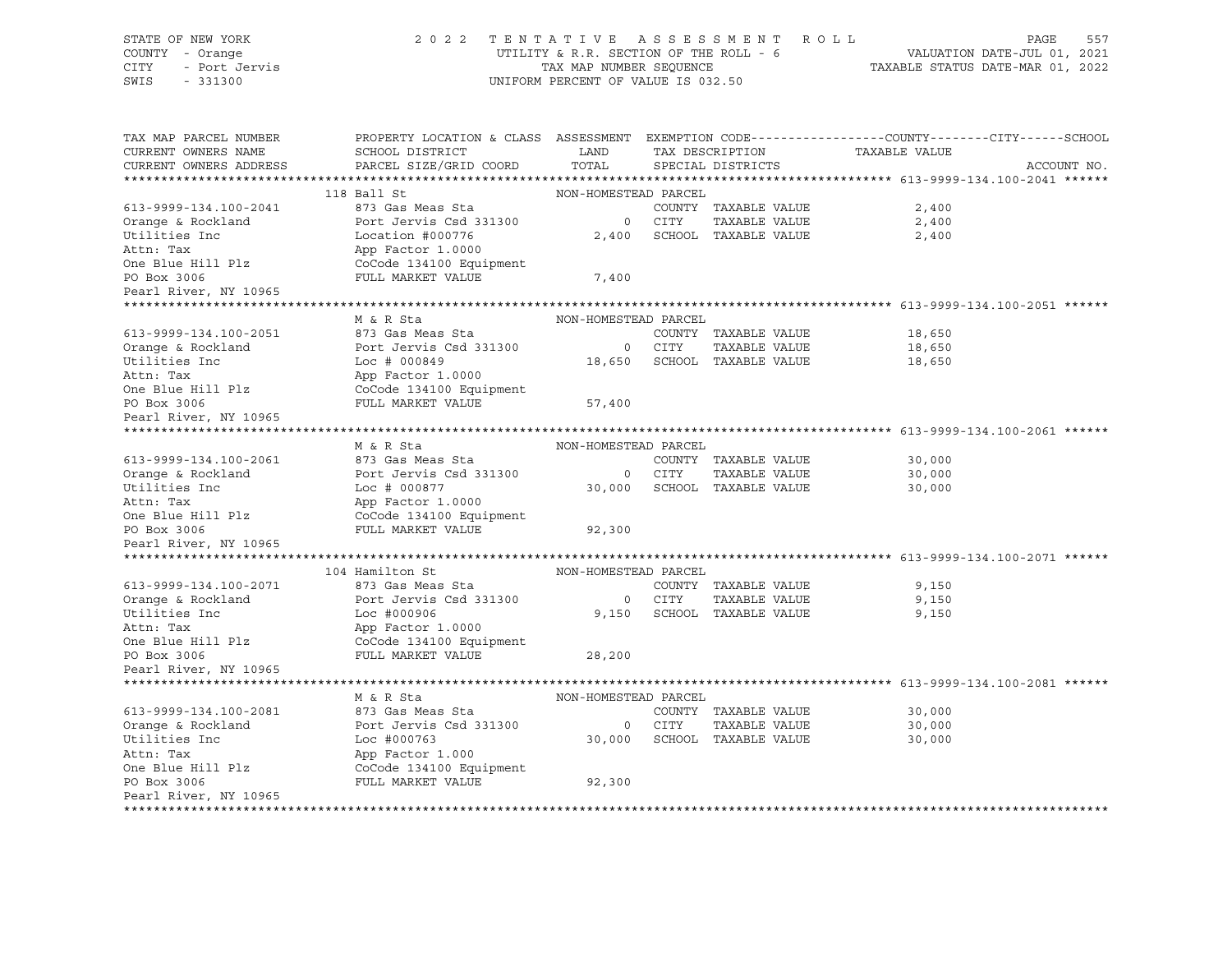STATE OF NEW YORK | COUNTY - Orange | CITY - Port Jervis | SWIS - 331300

**2022 TENTATIVE ASSESSMENT ROLL**
UTILITY & R.R. SECTION OF THE ROLL - 6
TAX MAP NUMBER SEQUENCE
UNIFORM PERCENT OF VALUE IS 032.50

VALUATION DATE-JUL 01, 2021
TAXABLE STATUS DATE-MAR 01, 2022

| TAX MAP PARCEL NUMBER / CURRENT OWNERS NAME / CURRENT OWNERS ADDRESS | PROPERTY LOCATION & CLASS / SCHOOL DISTRICT / PARCEL SIZE/GRID COORD | ASSESSMENT LAND / TOTAL | EXEMPTION CODE / TAX DESCRIPTION / SPECIAL DISTRICTS | TAXABLE VALUE (COUNTY / CITY / SCHOOL) | ACCOUNT NO. |
|---|---|---|---|---|---|
| **613-9999-134.100-2041** | 118 Ball St | NON-HOMESTEAD PARCEL | | | |
| 613-9999-134.100-2041 | 873 Gas Meas Sta | | COUNTY TAXABLE VALUE | 2,400 | |
| Orange & Rockland | Port Jervis Csd 331300 | 0 | CITY TAXABLE VALUE | 2,400 | |
| Utilities Inc | Location #000776 | 2,400 | SCHOOL TAXABLE VALUE | 2,400 | |
| Attn: Tax | App Factor 1.0000 | | | | |
| One Blue Hill Plz | CoCode 134100 Equipment | | | | |
| PO Box 3006 | FULL MARKET VALUE | 7,400 | | | |
| Pearl River, NY 10965 | | | | | |
| **613-9999-134.100-2051** | M & R Sta | NON-HOMESTEAD PARCEL | | | |
| 613-9999-134.100-2051 | 873 Gas Meas Sta | | COUNTY TAXABLE VALUE | 18,650 | |
| Orange & Rockland | Port Jervis Csd 331300 | 0 | CITY TAXABLE VALUE | 18,650 | |
| Utilities Inc | Loc # 000849 | 18,650 | SCHOOL TAXABLE VALUE | 18,650 | |
| Attn: Tax | App Factor 1.0000 | | | | |
| One Blue Hill Plz | CoCode 134100 Equipment | | | | |
| PO Box 3006 | FULL MARKET VALUE | 57,400 | | | |
| Pearl River, NY 10965 | | | | | |
| **613-9999-134.100-2061** | M & R Sta | NON-HOMESTEAD PARCEL | | | |
| 613-9999-134.100-2061 | 873 Gas Meas Sta | | COUNTY TAXABLE VALUE | 30,000 | |
| Orange & Rockland | Port Jervis Csd 331300 | 0 | CITY TAXABLE VALUE | 30,000 | |
| Utilities Inc | Loc # 000877 | 30,000 | SCHOOL TAXABLE VALUE | 30,000 | |
| Attn: Tax | App Factor 1.0000 | | | | |
| One Blue Hill Plz | CoCode 134100 Equipment | | | | |
| PO Box 3006 | FULL MARKET VALUE | 92,300 | | | |
| Pearl River, NY 10965 | | | | | |
| **613-9999-134.100-2071** | 104 Hamilton St | NON-HOMESTEAD PARCEL | | | |
| 613-9999-134.100-2071 | 873 Gas Meas Sta | | COUNTY TAXABLE VALUE | 9,150 | |
| Orange & Rockland | Port Jervis Csd 331300 | 0 | CITY TAXABLE VALUE | 9,150 | |
| Utilities Inc | Loc #000906 | 9,150 | SCHOOL TAXABLE VALUE | 9,150 | |
| Attn: Tax | App Factor 1.0000 | | | | |
| One Blue Hill Plz | CoCode 134100 Equipment | | | | |
| PO Box 3006 | FULL MARKET VALUE | 28,200 | | | |
| Pearl River, NY 10965 | | | | | |
| **613-9999-134.100-2081** | M & R Sta | NON-HOMESTEAD PARCEL | | | |
| 613-9999-134.100-2081 | 873 Gas Meas Sta | | COUNTY TAXABLE VALUE | 30,000 | |
| Orange & Rockland | Port Jervis Csd 331300 | 0 | CITY TAXABLE VALUE | 30,000 | |
| Utilities Inc | Loc #000763 | 30,000 | SCHOOL TAXABLE VALUE | 30,000 | |
| Attn: Tax | App Factor 1.000 | | | | |
| One Blue Hill Plz | CoCode 134100 Equipment | | | | |
| PO Box 3006 | FULL MARKET VALUE | 92,300 | | | |
| Pearl River, NY 10965 | | | | | |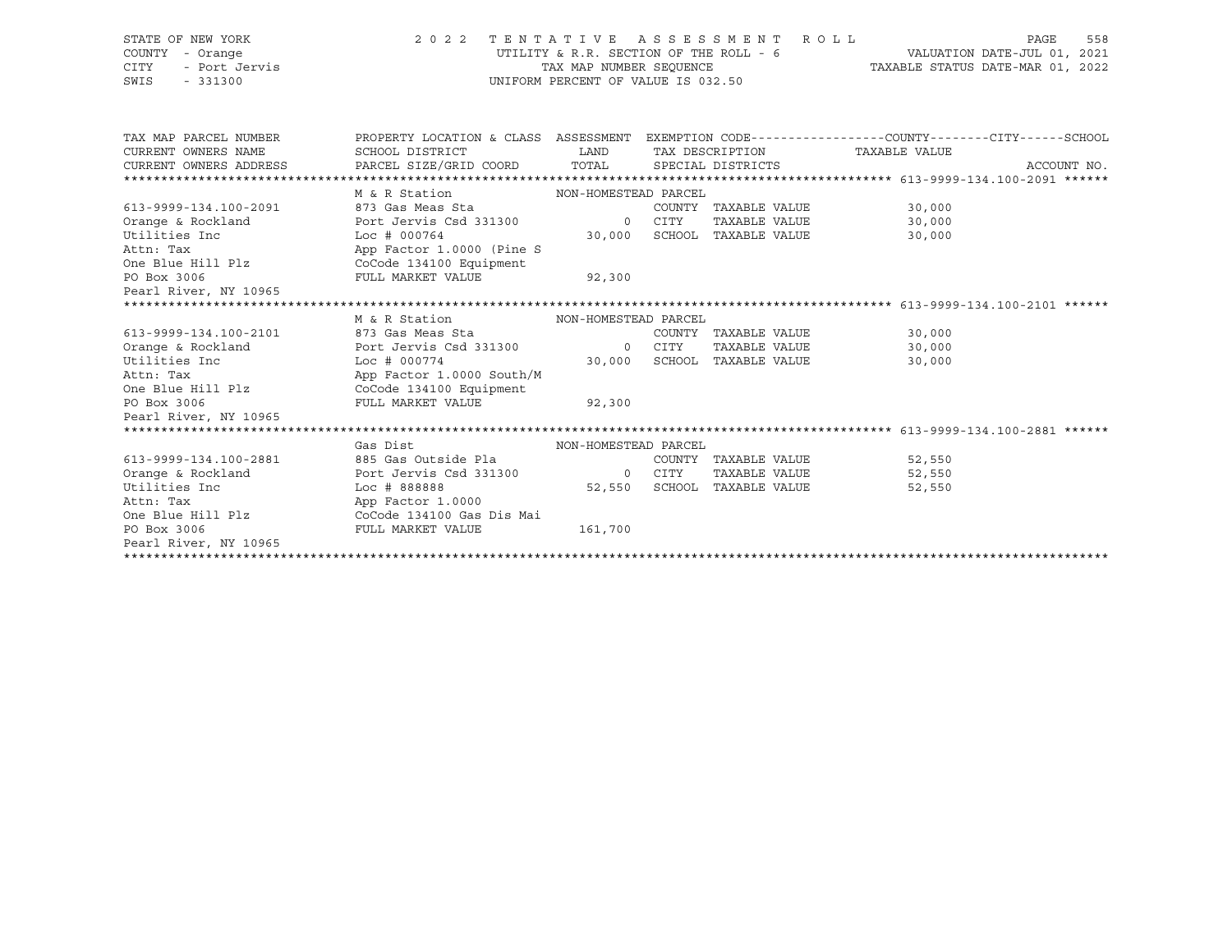STATE OF NEW YORK
COUNTY - Orange
CITY - Port Jervis
SWIS - 331300

2022 TENTATIVE ASSESSMENT ROLL
UTILITY & R.R. SECTION OF THE ROLL - 6
TAX MAP NUMBER SEQUENCE
UNIFORM PERCENT OF VALUE IS 032.50

VALUATION DATE-JUL 01, 2021
TAXABLE STATUS DATE-MAR 01, 2022

| TAX MAP PARCEL NUMBER / CURRENT OWNERS NAME / CURRENT OWNERS ADDRESS | PROPERTY LOCATION & CLASS / SCHOOL DISTRICT / PARCEL SIZE/GRID COORD | ASSESSMENT LAND / TOTAL | EXEMPTION CODE / TAX DESCRIPTION / SPECIAL DISTRICTS | TAXABLE VALUE (COUNTY / CITY / SCHOOL) | ACCOUNT NO. |
|---|---|---|---|---|---|
| **613-9999-134.100-2091** | M & R Station | NON-HOMESTEAD PARCEL | | | |
| 613-9999-134.100-2091 | 873 Gas Meas Sta | | COUNTY TAXABLE VALUE | 30,000 | |
| Orange & Rockland | Port Jervis Csd 331300 | 0 | CITY TAXABLE VALUE | 30,000 | |
| Utilities Inc | Loc # 000764 | 30,000 | SCHOOL TAXABLE VALUE | 30,000 | |
| Attn: Tax | App Factor 1.0000 (Pine S | | | | |
| One Blue Hill Plz | CoCode 134100 Equipment | | | | |
| PO Box 3006 | FULL MARKET VALUE | 92,300 | | | |
| Pearl River, NY 10965 | | | | | |
| **613-9999-134.100-2101** | M & R Station | NON-HOMESTEAD PARCEL | | | |
| 613-9999-134.100-2101 | 873 Gas Meas Sta | | COUNTY TAXABLE VALUE | 30,000 | |
| Orange & Rockland | Port Jervis Csd 331300 | 0 | CITY TAXABLE VALUE | 30,000 | |
| Utilities Inc | Loc # 000774 | 30,000 | SCHOOL TAXABLE VALUE | 30,000 | |
| Attn: Tax | App Factor 1.0000 South/M | | | | |
| One Blue Hill Plz | CoCode 134100 Equipment | | | | |
| PO Box 3006 | FULL MARKET VALUE | 92,300 | | | |
| Pearl River, NY 10965 | | | | | |
| **613-9999-134.100-2881** | Gas Dist | NON-HOMESTEAD PARCEL | | | |
| 613-9999-134.100-2881 | 885 Gas Outside Pla | | COUNTY TAXABLE VALUE | 52,550 | |
| Orange & Rockland | Port Jervis Csd 331300 | 0 | CITY TAXABLE VALUE | 52,550 | |
| Utilities Inc | Loc # 888888 | 52,550 | SCHOOL TAXABLE VALUE | 52,550 | |
| Attn: Tax | App Factor 1.0000 | | | | |
| One Blue Hill Plz | CoCode 134100 Gas Dis Mai | | | | |
| PO Box 3006 | FULL MARKET VALUE | 161,700 | | | |
| Pearl River, NY 10965 | | | | | |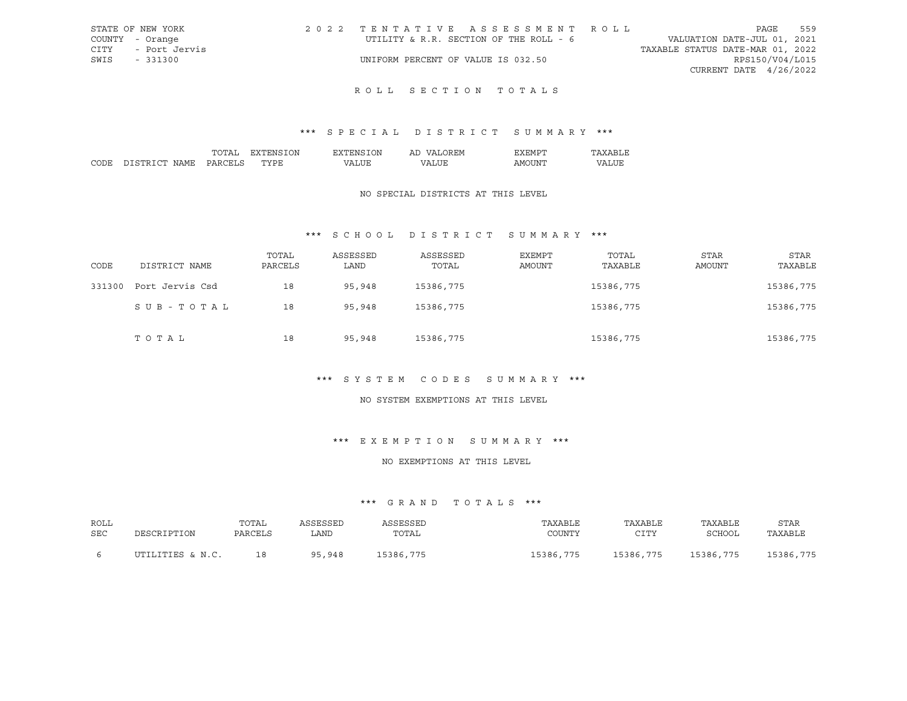STATE OF NEW YORK — 2022 TENTATIVE ASSESSMENT ROLL
COUNTY - Orange — UTILITY & R.R. SECTION OF THE ROLL - 6 — VALUATION DATE-JUL 01, 2021
CITY - Port Jervis — TAXABLE STATUS DATE-MAR 01, 2022
SWIS - 331300 — UNIFORM PERCENT OF VALUE IS 032.50 — RPS150/V04/L015
CURRENT DATE 4/26/2022

## ROLL SECTION TOTALS

### *** SPECIAL DISTRICT SUMMARY ***

| CODE | DISTRICT NAME | TOTAL PARCELS | EXTENSION TYPE | EXTENSION VALUE | AD VALOREM VALUE | EXEMPT AMOUNT | TAXABLE VALUE |
|---|---|---|---|---|---|---|---|

NO SPECIAL DISTRICTS AT THIS LEVEL

### *** SCHOOL DISTRICT SUMMARY ***

| CODE | DISTRICT NAME | TOTAL PARCELS | ASSESSED LAND | ASSESSED TOTAL | EXEMPT AMOUNT | TOTAL TAXABLE | STAR AMOUNT | STAR TAXABLE |
|---|---|---|---|---|---|---|---|---|
| 331300 | Port Jervis Csd | 18 | 95,948 | 15386,775 | | 15386,775 | | 15386,775 |
| | SUB-TOTAL | 18 | 95,948 | 15386,775 | | 15386,775 | | 15386,775 |
| | TOTAL | 18 | 95,948 | 15386,775 | | 15386,775 | | 15386,775 |

### *** SYSTEM CODES SUMMARY ***

NO SYSTEM EXEMPTIONS AT THIS LEVEL

### *** EXEMPTION SUMMARY ***

NO EXEMPTIONS AT THIS LEVEL

### *** GRAND TOTALS ***

| ROLL SEC | DESCRIPTION | TOTAL PARCELS | ASSESSED LAND | ASSESSED TOTAL | TAXABLE COUNTY | TAXABLE CITY | TAXABLE SCHOOL | STAR TAXABLE |
|---|---|---|---|---|---|---|---|---|
| 6 | UTILITIES & N.C. | 18 | 95,948 | 15386,775 | 15386,775 | 15386,775 | 15386,775 | 15386,775 |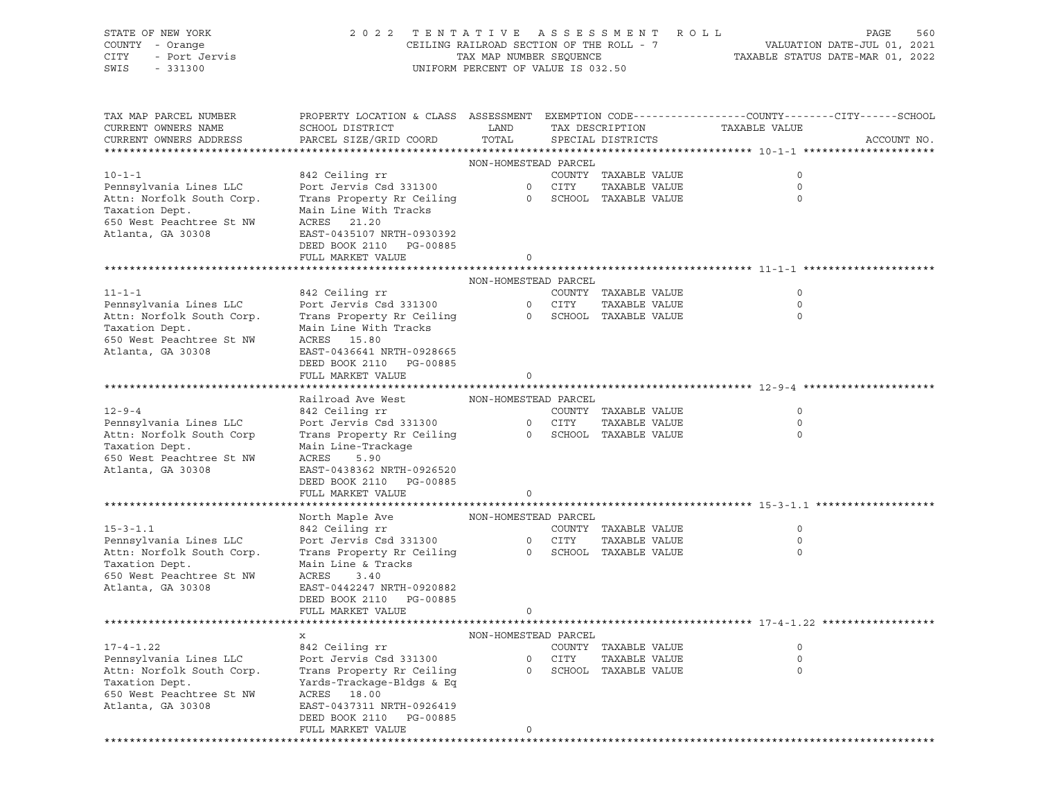STATE OF NEW YORK | COUNTY - Orange | CITY - Port Jervis | SWIS - 331300

**2022 TENTATIVE ASSESSMENT ROLL**
CEILING RAILROAD SECTION OF THE ROLL - 7
TAX MAP NUMBER SEQUENCE
UNIFORM PERCENT OF VALUE IS 032.50

VALUATION DATE-JUL 01, 2021
TAXABLE STATUS DATE-MAR 01, 2022

| TAX MAP PARCEL NUMBER / CURRENT OWNERS NAME / CURRENT OWNERS ADDRESS | PROPERTY LOCATION & CLASS / SCHOOL DISTRICT / PARCEL SIZE/GRID COORD | ASSESSMENT LAND | ASSESSMENT TOTAL | EXEMPTION CODE / TAX DESCRIPTION / SPECIAL DISTRICTS | TAXABLE VALUE (COUNTY / CITY / SCHOOL) | ACCOUNT NO. |
|---|---|---|---|---|---|---|
| **10-1-1** | NON-HOMESTEAD PARCEL | | | | | |
| 10-1-1 | 842 Ceiling rr | | | COUNTY TAXABLE VALUE | 0 | |
| Pennsylvania Lines LLC | Port Jervis Csd 331300 | 0 | | CITY TAXABLE VALUE | 0 | |
| Attn: Norfolk South Corp. | Trans Property Rr Ceiling | | 0 | SCHOOL TAXABLE VALUE | 0 | |
| Taxation Dept. | Main Line With Tracks | | | | | |
| 650 West Peachtree St NW | ACRES 21.20 | | | | | |
| Atlanta, GA 30308 | EAST-0435107 NRTH-0930392 | | | | | |
| | DEED BOOK 2110 PG-00885 | | | | | |
| | FULL MARKET VALUE | | 0 | | | |
| **11-1-1** | NON-HOMESTEAD PARCEL | | | | | |
| 11-1-1 | 842 Ceiling rr | | | COUNTY TAXABLE VALUE | 0 | |
| Pennsylvania Lines LLC | Port Jervis Csd 331300 | 0 | | CITY TAXABLE VALUE | 0 | |
| Attn: Norfolk South Corp. | Trans Property Rr Ceiling | | 0 | SCHOOL TAXABLE VALUE | 0 | |
| Taxation Dept. | Main Line With Tracks | | | | | |
| 650 West Peachtree St NW | ACRES 15.80 | | | | | |
| Atlanta, GA 30308 | EAST-0436641 NRTH-0928665 | | | | | |
| | DEED BOOK 2110 PG-00885 | | | | | |
| | FULL MARKET VALUE | | 0 | | | |
| **12-9-4** | Railroad Ave West — NON-HOMESTEAD PARCEL | | | | | |
| 12-9-4 | 842 Ceiling rr | | | COUNTY TAXABLE VALUE | 0 | |
| Pennsylvania Lines LLC | Port Jervis Csd 331300 | 0 | | CITY TAXABLE VALUE | 0 | |
| Attn: Norfolk South Corp | Trans Property Rr Ceiling | | 0 | SCHOOL TAXABLE VALUE | 0 | |
| Taxation Dept. | Main Line-Trackage | | | | | |
| 650 West Peachtree St NW | ACRES 5.90 | | | | | |
| Atlanta, GA 30308 | EAST-0438362 NRTH-0926520 | | | | | |
| | DEED BOOK 2110 PG-00885 | | | | | |
| | FULL MARKET VALUE | | 0 | | | |
| **15-3-1.1** | North Maple Ave — NON-HOMESTEAD PARCEL | | | | | |
| 15-3-1.1 | 842 Ceiling rr | | | COUNTY TAXABLE VALUE | 0 | |
| Pennsylvania Lines LLC | Port Jervis Csd 331300 | 0 | | CITY TAXABLE VALUE | 0 | |
| Attn: Norfolk South Corp. | Trans Property Rr Ceiling | | 0 | SCHOOL TAXABLE VALUE | 0 | |
| Taxation Dept. | Main Line & Tracks | | | | | |
| 650 West Peachtree St NW | ACRES 3.40 | | | | | |
| Atlanta, GA 30308 | EAST-0442247 NRTH-0920882 | | | | | |
| | DEED BOOK 2110 PG-00885 | | | | | |
| | FULL MARKET VALUE | | 0 | | | |
| **17-4-1.22** | x — NON-HOMESTEAD PARCEL | | | | | |
| 17-4-1.22 | 842 Ceiling rr | | | COUNTY TAXABLE VALUE | 0 | |
| Pennsylvania Lines LLC | Port Jervis Csd 331300 | 0 | | CITY TAXABLE VALUE | 0 | |
| Attn: Norfolk South Corp. | Trans Property Rr Ceiling | | 0 | SCHOOL TAXABLE VALUE | 0 | |
| Taxation Dept. | Yards-Trackage-Bldgs & Eq | | | | | |
| 650 West Peachtree St NW | ACRES 18.00 | | | | | |
| Atlanta, GA 30308 | EAST-0437311 NRTH-0926419 | | | | | |
| | DEED BOOK 2110 PG-00885 | | | | | |
| | FULL MARKET VALUE | | 0 | | | |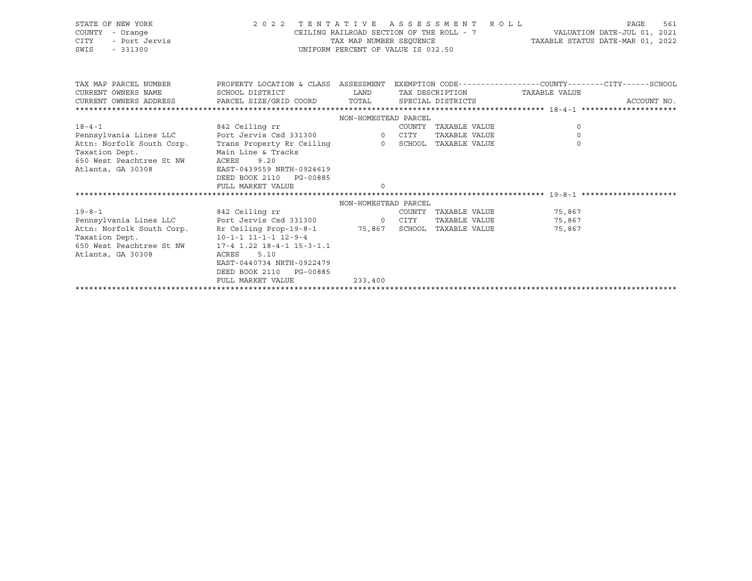STATE OF NEW YORK                    2022 TENTATIVE ASSESSMENT ROLL
COUNTY - Orange                      CEILING RAILROAD SECTION OF THE ROLL - 7          VALUATION DATE-JUL 01, 2021
CITY - Port Jervis                   TAX MAP NUMBER SEQUENCE                           TAXABLE STATUS DATE-MAR 01, 2022
SWIS - 331300                        UNIFORM PERCENT OF VALUE IS 032.50

| TAX MAP PARCEL NUMBER / CURRENT OWNERS NAME / CURRENT OWNERS ADDRESS | PROPERTY LOCATION & CLASS / SCHOOL DISTRICT / PARCEL SIZE/GRID COORD | ASSESSMENT LAND / TOTAL | EXEMPTION CODE / TAX DESCRIPTION / SPECIAL DISTRICTS | COUNTY--------CITY------SCHOOL TAXABLE VALUE | ACCOUNT NO. |
|---|---|---|---|---|---|
| ***** 18-4-1 ***** | | | | | |
| | | NON-HOMESTEAD PARCEL | | | |
| 18-4-1 | 842 Ceiling rr | | COUNTY TAXABLE VALUE | 0 | |
| Pennsylvania Lines LLC | Port Jervis Csd 331300 | 0 | CITY TAXABLE VALUE | 0 | |
| Attn: Norfolk South Corp. | Trans Property Rr Ceiling | 0 | SCHOOL TAXABLE VALUE | 0 | |
| Taxation Dept. | Main Line & Tracks | | | | |
| 650 West Peachtree St NW | ACRES 9.20 | | | | |
| Atlanta, GA 30308 | EAST-0439559 NRTH-0924619 | | | | |
| | DEED BOOK 2110 PG-00885 | | | | |
| | FULL MARKET VALUE | 0 | | | |
| ***** 19-8-1 ***** | | | | | |
| | | NON-HOMESTEAD PARCEL | | | |
| 19-8-1 | 842 Ceiling rr | | COUNTY TAXABLE VALUE | 75,867 | |
| Pennsylvania Lines LLC | Port Jervis Csd 331300 | 0 | CITY TAXABLE VALUE | 75,867 | |
| Attn: Norfolk South Corp. | Rr Ceiling Prop-19-8-1 | 75,867 | SCHOOL TAXABLE VALUE | 75,867 | |
| Taxation Dept. | 10-1-1 11-1-1 12-9-4 | | | | |
| 650 West Peachtree St NW | 17-4 1.22 18-4-1 15-3-1.1 | | | | |
| Atlanta, GA 30308 | ACRES 5.10 | | | | |
| | EAST-0440734 NRTH-0922479 | | | | |
| | DEED BOOK 2110 PG-00885 | | | | |
| | FULL MARKET VALUE | 233,400 | | | |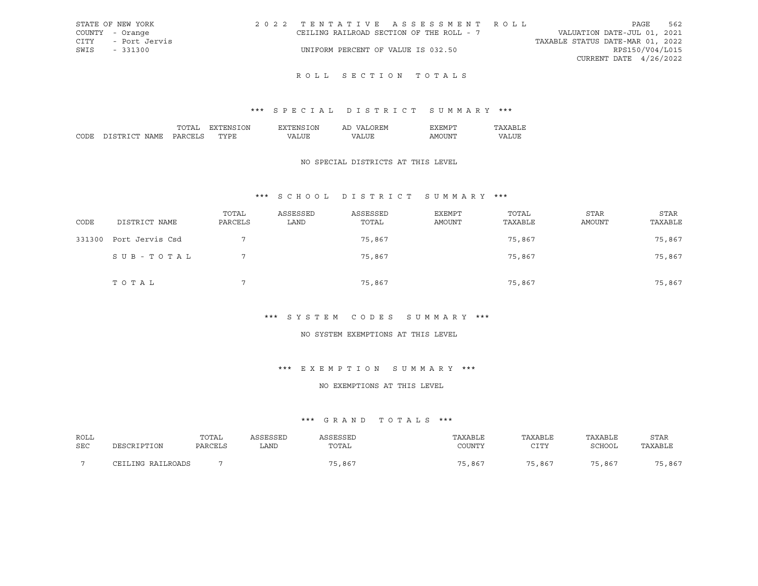STATE OF NEW YORK
COUNTY - Orange
CITY - Port Jervis
SWIS - 331300

2022 TENTATIVE ASSESSMENT ROLL
CEILING RAILROAD SECTION OF THE ROLL - 7
UNIFORM PERCENT OF VALUE IS 032.50

VALUATION DATE-JUL 01, 2021
TAXABLE STATUS DATE-MAR 01, 2022
RPS150/V04/L015
CURRENT DATE 4/26/2022

# ROLL SECTION TOTALS

## *** SPECIAL DISTRICT SUMMARY ***

| CODE | DISTRICT NAME | TOTAL PARCELS | EXTENSION TYPE | EXTENSION VALUE | AD VALOREM VALUE | EXEMPT AMOUNT | TAXABLE VALUE |
|---|---|---|---|---|---|---|---|

NO SPECIAL DISTRICTS AT THIS LEVEL

## *** SCHOOL DISTRICT SUMMARY ***

| CODE | DISTRICT NAME | TOTAL PARCELS | ASSESSED LAND | ASSESSED TOTAL | EXEMPT AMOUNT | TOTAL TAXABLE | STAR AMOUNT | STAR TAXABLE |
|---|---|---|---|---|---|---|---|---|
| 331300 | Port Jervis Csd | 7 | | 75,867 | | 75,867 | | 75,867 |
| | SUB-TOTAL | 7 | | 75,867 | | 75,867 | | 75,867 |
| | TOTAL | 7 | | 75,867 | | 75,867 | | 75,867 |

## *** SYSTEM CODES SUMMARY ***

NO SYSTEM EXEMPTIONS AT THIS LEVEL

## *** EXEMPTION SUMMARY ***

NO EXEMPTIONS AT THIS LEVEL

## *** GRAND TOTALS ***

| ROLL SEC | DESCRIPTION | TOTAL PARCELS | ASSESSED LAND | ASSESSED TOTAL | TAXABLE COUNTY | TAXABLE CITY | TAXABLE SCHOOL | STAR TAXABLE |
|---|---|---|---|---|---|---|---|---|
| 7 | CEILING RAILROADS | 7 | | 75,867 | 75,867 | 75,867 | 75,867 | 75,867 |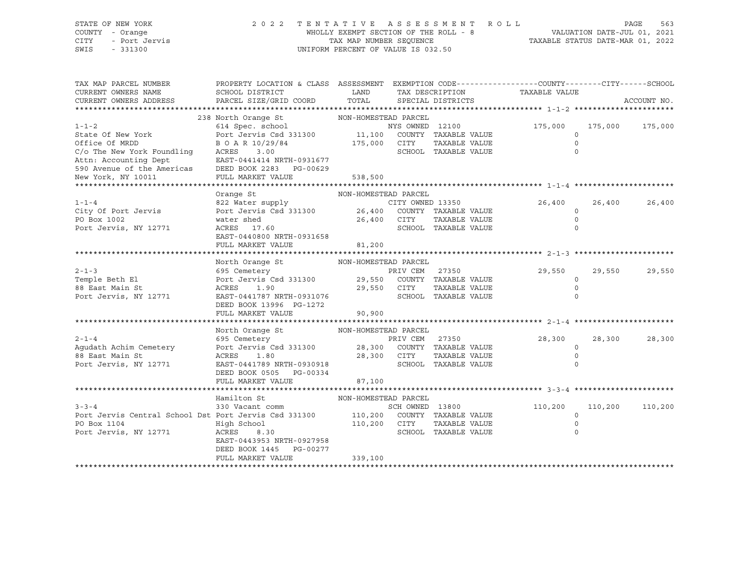STATE OF NEW YORK — COUNTY - Orange — CITY - Port Jervis — SWIS - 331300

2022 TENTATIVE ASSESSMENT ROLL — WHOLLY EXEMPT SECTION OF THE ROLL - 8 — TAX MAP NUMBER SEQUENCE — UNIFORM PERCENT OF VALUE IS 032.50

VALUATION DATE-JUL 01, 2021 — TAXABLE STATUS DATE-MAR 01, 2022

| TAX MAP PARCEL NUMBER / CURRENT OWNERS NAME / CURRENT OWNERS ADDRESS | PROPERTY LOCATION & CLASS / SCHOOL DISTRICT / PARCEL SIZE/GRID COORD | ASSESSMENT LAND / TOTAL | EXEMPTION CODE / TAX DESCRIPTION / SPECIAL DISTRICTS | COUNTY TAXABLE VALUE | CITY | SCHOOL / ACCOUNT NO. |
|---|---|---|---|---|---|---|
| **1-1-2** | 238 North Orange St | NON-HOMESTEAD PARCEL | | | | |
| 1-1-2 | 614 Spec. school | | NYS OWNED 12100 | 175,000 | 175,000 | 175,000 |
| State Of New York | Port Jervis Csd 331300 | 11,100 | COUNTY TAXABLE VALUE | 0 | | |
| Office Of MRDD | B O A R 10/29/84 | 175,000 | CITY TAXABLE VALUE | 0 | | |
| C/o The New York Foundling | ACRES 3.00 | | SCHOOL TAXABLE VALUE | 0 | | |
| Attn: Accounting Dept | EAST-0441414 NRTH-0931677 | | | | | |
| 590 Avenue of the Americas | DEED BOOK 2283 PG-00629 | | | | | |
| New York, NY 10011 | FULL MARKET VALUE | 538,500 | | | | |
| **1-1-4** | Orange St | NON-HOMESTEAD PARCEL | | | | |
| 1-1-4 | 822 Water supply | | CITY OWNED 13350 | 26,400 | 26,400 | 26,400 |
| City Of Port Jervis | Port Jervis Csd 331300 | 26,400 | COUNTY TAXABLE VALUE | 0 | | |
| PO Box 1002 | water shed | 26,400 | CITY TAXABLE VALUE | 0 | | |
| Port Jervis, NY 12771 | ACRES 17.60 | | SCHOOL TAXABLE VALUE | 0 | | |
| | EAST-0440800 NRTH-0931658 | | | | | |
| | FULL MARKET VALUE | 81,200 | | | | |
| **2-1-3** | North Orange St | NON-HOMESTEAD PARCEL | | | | |
| 2-1-3 | 695 Cemetery | | PRIV CEM 27350 | 29,550 | 29,550 | 29,550 |
| Temple Beth El | Port Jervis Csd 331300 | 29,550 | COUNTY TAXABLE VALUE | 0 | | |
| 88 East Main St | ACRES 1.90 | 29,550 | CITY TAXABLE VALUE | 0 | | |
| Port Jervis, NY 12771 | EAST-0441787 NRTH-0931076 | | SCHOOL TAXABLE VALUE | 0 | | |
| | DEED BOOK 13996 PG-1272 | | | | | |
| | FULL MARKET VALUE | 90,900 | | | | |
| **2-1-4** | North Orange St | NON-HOMESTEAD PARCEL | | | | |
| 2-1-4 | 695 Cemetery | | PRIV CEM 27350 | 28,300 | 28,300 | 28,300 |
| Agudath Achim Cemetery | Port Jervis Csd 331300 | 28,300 | COUNTY TAXABLE VALUE | 0 | | |
| 88 East Main St | ACRES 1.80 | 28,300 | CITY TAXABLE VALUE | 0 | | |
| Port Jervis, NY 12771 | EAST-0441789 NRTH-0930918 | | SCHOOL TAXABLE VALUE | 0 | | |
| | DEED BOOK 0505 PG-00334 | | | | | |
| | FULL MARKET VALUE | 87,100 | | | | |
| **3-3-4** | Hamilton St | NON-HOMESTEAD PARCEL | | | | |
| 3-3-4 | 330 Vacant comm | | SCH OWNED 13800 | 110,200 | 110,200 | 110,200 |
| Port Jervis Central School Dst | Port Jervis Csd 331300 | 110,200 | COUNTY TAXABLE VALUE | 0 | | |
| PO Box 1104 | High School | 110,200 | CITY TAXABLE VALUE | 0 | | |
| Port Jervis, NY 12771 | ACRES 8.30 | | SCHOOL TAXABLE VALUE | 0 | | |
| | EAST-0443953 NRTH-0927958 | | | | | |
| | DEED BOOK 1445 PG-00277 | | | | | |
| | FULL MARKET VALUE | 339,100 | | | | |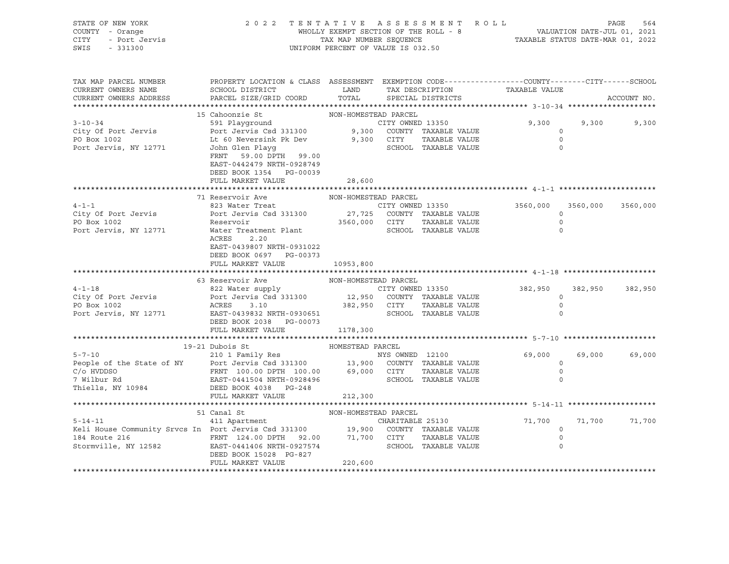STATE OF NEW YORK
COUNTY - Orange
CITY - Port Jervis
SWIS - 331300

2022 TENTATIVE ASSESSMENT ROLL
WHOLLY EXEMPT SECTION OF THE ROLL - 8
TAX MAP NUMBER SEQUENCE
UNIFORM PERCENT OF VALUE IS 032.50

VALUATION DATE-JUL 01, 2021
TAXABLE STATUS DATE-MAR 01, 2022

| TAX MAP PARCEL NUMBER / CURRENT OWNERS NAME / CURRENT OWNERS ADDRESS | PROPERTY LOCATION & CLASS / SCHOOL DISTRICT / PARCEL SIZE/GRID COORD | ASSESSMENT LAND / TOTAL | EXEMPTION CODE / TAX DESCRIPTION / SPECIAL DISTRICTS | COUNTY TAXABLE VALUE | CITY | SCHOOL | ACCOUNT NO. |
|---|---|---|---|---|---|---|---|
| **3-10-34** | 15 Cahoonzie St | NON-HOMESTEAD PARCEL | | | | | |
| 3-10-34 | 591 Playground | | CITY OWNED 13350 | 9,300 | 9,300 | 9,300 | |
| City Of Port Jervis | Port Jervis Csd 331300 | 9,300 | COUNTY TAXABLE VALUE | 0 | | | |
| PO Box 1002 | Lt 60 Neversink Pk Dev | 9,300 | CITY TAXABLE VALUE | 0 | | | |
| Port Jervis, NY 12771 | John Glen Playg | | SCHOOL TAXABLE VALUE | 0 | | | |
| | FRNT 59.00 DPTH 99.00 | | | | | | |
| | EAST-0442479 NRTH-0928749 | | | | | | |
| | DEED BOOK 1354 PG-00039 | | | | | | |
| | FULL MARKET VALUE | 28,600 | | | | | |
| **4-1-1** | 71 Reservoir Ave | NON-HOMESTEAD PARCEL | | | | | |
| 4-1-1 | 823 Water Treat | | CITY OWNED 13350 | 3560,000 | 3560,000 | 3560,000 | |
| City Of Port Jervis | Port Jervis Csd 331300 | 27,725 | COUNTY TAXABLE VALUE | 0 | | | |
| PO Box 1002 | Reservoir | 3560,000 | CITY TAXABLE VALUE | 0 | | | |
| Port Jervis, NY 12771 | Water Treatment Plant | | SCHOOL TAXABLE VALUE | 0 | | | |
| | ACRES 2.20 | | | | | | |
| | EAST-0439807 NRTH-0931022 | | | | | | |
| | DEED BOOK 0697 PG-00373 | | | | | | |
| | FULL MARKET VALUE | 10953,800 | | | | | |
| **4-1-18** | 63 Reservoir Ave | NON-HOMESTEAD PARCEL | | | | | |
| 4-1-18 | 822 Water supply | | CITY OWNED 13350 | 382,950 | 382,950 | 382,950 | |
| City Of Port Jervis | Port Jervis Csd 331300 | 12,950 | COUNTY TAXABLE VALUE | 0 | | | |
| PO Box 1002 | ACRES 3.10 | 382,950 | CITY TAXABLE VALUE | 0 | | | |
| Port Jervis, NY 12771 | EAST-0439832 NRTH-0930651 | | SCHOOL TAXABLE VALUE | 0 | | | |
| | DEED BOOK 2038 PG-00073 | | | | | | |
| | FULL MARKET VALUE | 1178,300 | | | | | |
| **5-7-10** | 19-21 Dubois St | HOMESTEAD PARCEL | | | | | |
| 5-7-10 | 210 1 Family Res | | NYS OWNED 12100 | 69,000 | 69,000 | 69,000 | |
| People of the State of NY | Port Jervis Csd 331300 | 13,900 | COUNTY TAXABLE VALUE | 0 | | | |
| C/o HVDDSO | FRNT 100.00 DPTH 100.00 | 69,000 | CITY TAXABLE VALUE | 0 | | | |
| 7 Wilbur Rd | EAST-0441504 NRTH-0928496 | | SCHOOL TAXABLE VALUE | 0 | | | |
| Thiells, NY 10984 | DEED BOOK 4038 PG-248 | | | | | | |
| | FULL MARKET VALUE | 212,300 | | | | | |
| **5-14-11** | 51 Canal St | NON-HOMESTEAD PARCEL | | | | | |
| 5-14-11 | 411 Apartment | | CHARITABLE 25130 | 71,700 | 71,700 | 71,700 | |
| Keli House Community Srvcs In | Port Jervis Csd 331300 | 19,900 | COUNTY TAXABLE VALUE | 0 | | | |
| 184 Route 216 | FRNT 124.00 DPTH 92.00 | 71,700 | CITY TAXABLE VALUE | 0 | | | |
| Stormville, NY 12582 | EAST-0441406 NRTH-0927574 | | SCHOOL TAXABLE VALUE | 0 | | | |
| | DEED BOOK 15028 PG-827 | | | | | | |
| | FULL MARKET VALUE | 220,600 | | | | | |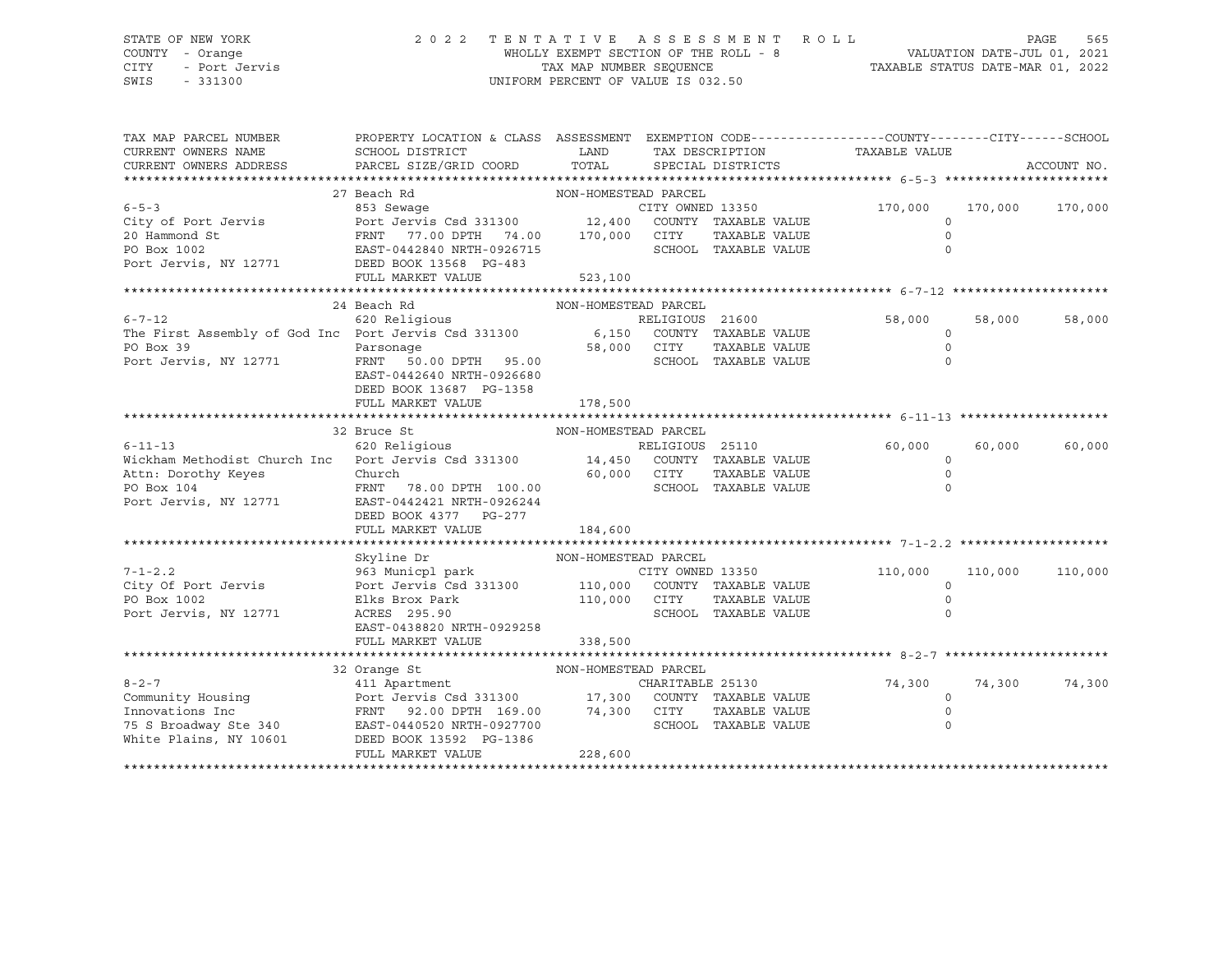STATE OF NEW YORK
COUNTY - Orange
CITY - Port Jervis
SWIS - 331300

2022 TENTATIVE ASSESSMENT ROLL
WHOLLY EXEMPT SECTION OF THE ROLL - 8
TAX MAP NUMBER SEQUENCE
UNIFORM PERCENT OF VALUE IS 032.50

VALUATION DATE-JUL 01, 2021
TAXABLE STATUS DATE-MAR 01, 2022

| TAX MAP PARCEL NUMBER / CURRENT OWNERS NAME / CURRENT OWNERS ADDRESS | PROPERTY LOCATION & CLASS / SCHOOL DISTRICT / PARCEL SIZE/GRID COORD | ASSESSMENT LAND / TOTAL | EXEMPTION CODE / TAX DESCRIPTION / SPECIAL DISTRICTS | COUNTY TAXABLE VALUE | CITY | SCHOOL ACCOUNT NO. |
|---|---|---|---|---|---|---|
| **6-5-3** | 27 Beach Rd | NON-HOMESTEAD PARCEL | | | | |
| | 853 Sewage | | CITY OWNED 13350 | 170,000 | 170,000 | 170,000 |
| City of Port Jervis | Port Jervis Csd 331300 | 12,400 | COUNTY TAXABLE VALUE | 0 | | |
| 20 Hammond St | FRNT 77.00 DPTH 74.00 | 170,000 | CITY TAXABLE VALUE | 0 | | |
| PO Box 1002 | EAST-0442840 NRTH-0926715 | | SCHOOL TAXABLE VALUE | 0 | | |
| Port Jervis, NY 12771 | DEED BOOK 13568 PG-483 | | | | | |
| | FULL MARKET VALUE | 523,100 | | | | |
| **6-7-12** | 24 Beach Rd | NON-HOMESTEAD PARCEL | | | | |
| | 620 Religious | | RELIGIOUS 21600 | 58,000 | 58,000 | 58,000 |
| The First Assembly of God Inc | Port Jervis Csd 331300 | 6,150 | COUNTY TAXABLE VALUE | 0 | | |
| PO Box 39 | Parsonage | 58,000 | CITY TAXABLE VALUE | 0 | | |
| Port Jervis, NY 12771 | FRNT 50.00 DPTH 95.00 | | SCHOOL TAXABLE VALUE | 0 | | |
| | EAST-0442640 NRTH-0926680 | | | | | |
| | DEED BOOK 13687 PG-1358 | | | | | |
| | FULL MARKET VALUE | 178,500 | | | | |
| **6-11-13** | 32 Bruce St | NON-HOMESTEAD PARCEL | | | | |
| | 620 Religious | | RELIGIOUS 25110 | 60,000 | 60,000 | 60,000 |
| Wickham Methodist Church Inc | Port Jervis Csd 331300 | 14,450 | COUNTY TAXABLE VALUE | 0 | | |
| Attn: Dorothy Keyes | Church | 60,000 | CITY TAXABLE VALUE | 0 | | |
| PO Box 104 | FRNT 78.00 DPTH 100.00 | | SCHOOL TAXABLE VALUE | 0 | | |
| Port Jervis, NY 12771 | EAST-0442421 NRTH-0926244 | | | | | |
| | DEED BOOK 4377 PG-277 | | | | | |
| | FULL MARKET VALUE | 184,600 | | | | |
| **7-1-2.2** | Skyline Dr | NON-HOMESTEAD PARCEL | | | | |
| | 963 Municpl park | | CITY OWNED 13350 | 110,000 | 110,000 | 110,000 |
| City Of Port Jervis | Port Jervis Csd 331300 | 110,000 | COUNTY TAXABLE VALUE | 0 | | |
| PO Box 1002 | Elks Brox Park | 110,000 | CITY TAXABLE VALUE | 0 | | |
| Port Jervis, NY 12771 | ACRES 295.90 | | SCHOOL TAXABLE VALUE | 0 | | |
| | EAST-0438820 NRTH-0929258 | | | | | |
| | FULL MARKET VALUE | 338,500 | | | | |
| **8-2-7** | 32 Orange St | NON-HOMESTEAD PARCEL | | | | |
| | 411 Apartment | | CHARITABLE 25130 | 74,300 | 74,300 | 74,300 |
| Community Housing | Port Jervis Csd 331300 | 17,300 | COUNTY TAXABLE VALUE | 0 | | |
| Innovations Inc | FRNT 92.00 DPTH 169.00 | 74,300 | CITY TAXABLE VALUE | 0 | | |
| 75 S Broadway Ste 340 | EAST-0440520 NRTH-0927700 | | SCHOOL TAXABLE VALUE | 0 | | |
| White Plains, NY 10601 | DEED BOOK 13592 PG-1386 | | | | | |
| | FULL MARKET VALUE | 228,600 | | | | |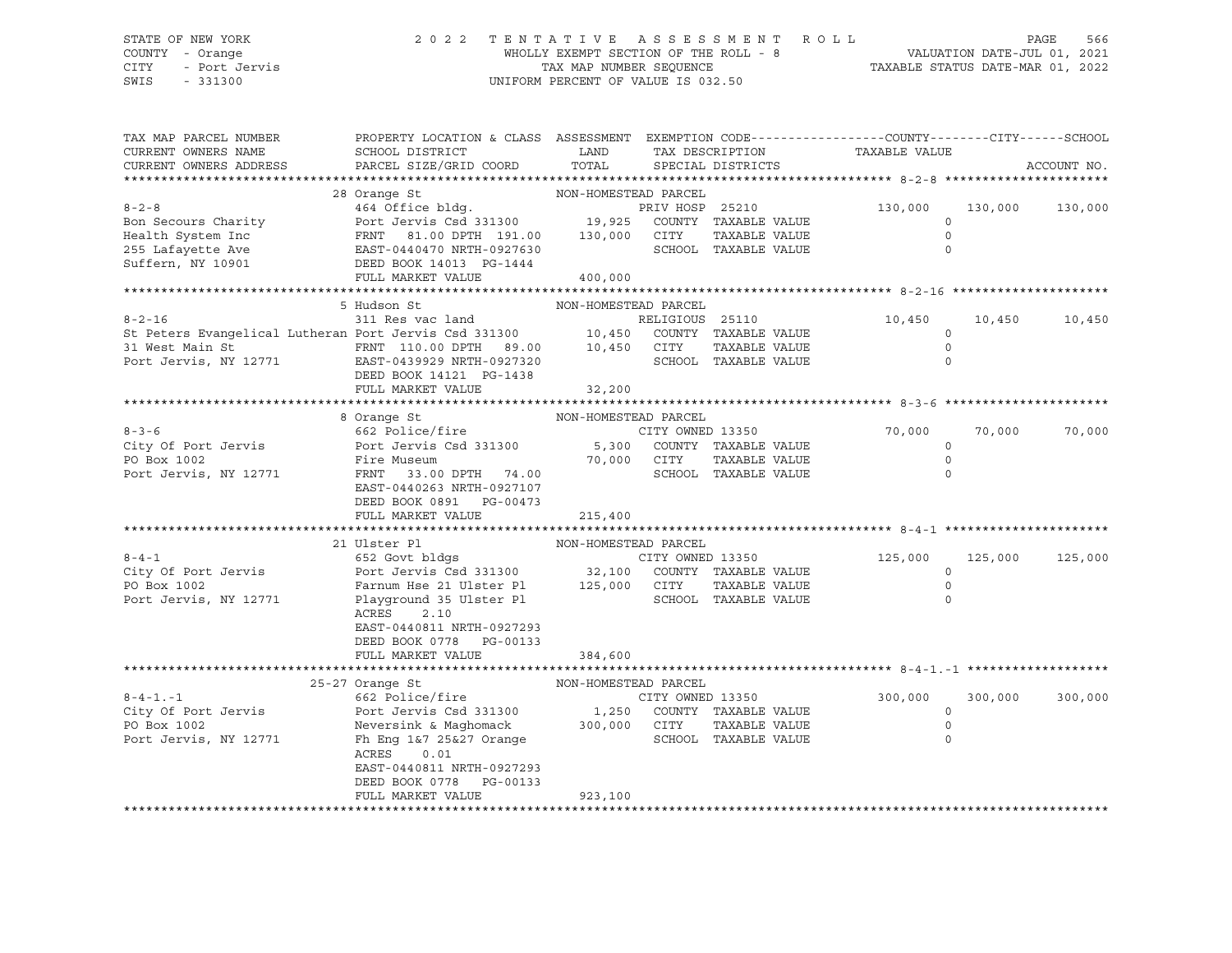STATE OF NEW YORK
COUNTY - Orange
CITY - Port Jervis
SWIS - 331300

2022 TENTATIVE ASSESSMENT ROLL
WHOLLY EXEMPT SECTION OF THE ROLL - 8
TAX MAP NUMBER SEQUENCE
UNIFORM PERCENT OF VALUE IS 032.50

VALUATION DATE-JUL 01, 2021
TAXABLE STATUS DATE-MAR 01, 2022

| TAX MAP PARCEL NUMBER / CURRENT OWNERS NAME / CURRENT OWNERS ADDRESS | PROPERTY LOCATION & CLASS / SCHOOL DISTRICT / PARCEL SIZE/GRID COORD | ASSESSMENT LAND / TOTAL | EXEMPTION CODE / TAX DESCRIPTION / SPECIAL DISTRICTS | COUNTY | CITY | SCHOOL |
|---|---|---|---|---|---|---|
| | 28 Orange St | NON-HOMESTEAD PARCEL | | | | |
| 8-2-8 | 464 Office bldg. | | PRIV HOSP 25210 | 130,000 | 130,000 | 130,000 |
| Bon Secours Charity | Port Jervis Csd 331300 | 19,925 | COUNTY TAXABLE VALUE | 0 | | |
| Health System Inc | FRNT 81.00 DPTH 191.00 | 130,000 | CITY TAXABLE VALUE | 0 | | |
| 255 Lafayette Ave | EAST-0440470 NRTH-0927630 | | SCHOOL TAXABLE VALUE | 0 | | |
| Suffern, NY 10901 | DEED BOOK 14013 PG-1444 | | | | | |
| | FULL MARKET VALUE | 400,000 | | | | |
| | 5 Hudson St | NON-HOMESTEAD PARCEL | | | | |
| 8-2-16 | 311 Res vac land | | RELIGIOUS 25110 | 10,450 | 10,450 | 10,450 |
| St Peters Evangelical Lutheran | Port Jervis Csd 331300 | 10,450 | COUNTY TAXABLE VALUE | 0 | | |
| 31 West Main St | FRNT 110.00 DPTH 89.00 | 10,450 | CITY TAXABLE VALUE | 0 | | |
| Port Jervis, NY 12771 | EAST-0439929 NRTH-0927320 | | SCHOOL TAXABLE VALUE | 0 | | |
| | DEED BOOK 14121 PG-1438 | | | | | |
| | FULL MARKET VALUE | 32,200 | | | | |
| | 8 Orange St | NON-HOMESTEAD PARCEL | | | | |
| 8-3-6 | 662 Police/fire | | CITY OWNED 13350 | 70,000 | 70,000 | 70,000 |
| City Of Port Jervis | Port Jervis Csd 331300 | 5,300 | COUNTY TAXABLE VALUE | 0 | | |
| PO Box 1002 | Fire Museum | 70,000 | CITY TAXABLE VALUE | 0 | | |
| Port Jervis, NY 12771 | FRNT 33.00 DPTH 74.00 | | SCHOOL TAXABLE VALUE | 0 | | |
| | EAST-0440263 NRTH-0927107 | | | | | |
| | DEED BOOK 0891 PG-00473 | | | | | |
| | FULL MARKET VALUE | 215,400 | | | | |
| | 21 Ulster Pl | NON-HOMESTEAD PARCEL | | | | |
| 8-4-1 | 652 Govt bldgs | | CITY OWNED 13350 | 125,000 | 125,000 | 125,000 |
| City Of Port Jervis | Port Jervis Csd 331300 | 32,100 | COUNTY TAXABLE VALUE | 0 | | |
| PO Box 1002 | Farnum Hse 21 Ulster Pl | 125,000 | CITY TAXABLE VALUE | 0 | | |
| Port Jervis, NY 12771 | Playground 35 Ulster Pl | | SCHOOL TAXABLE VALUE | 0 | | |
| | ACRES 2.10 | | | | | |
| | EAST-0440811 NRTH-0927293 | | | | | |
| | DEED BOOK 0778 PG-00133 | | | | | |
| | FULL MARKET VALUE | 384,600 | | | | |
| | 25-27 Orange St | NON-HOMESTEAD PARCEL | | | | |
| 8-4-1.-1 | 662 Police/fire | | CITY OWNED 13350 | 300,000 | 300,000 | 300,000 |
| City Of Port Jervis | Port Jervis Csd 331300 | 1,250 | COUNTY TAXABLE VALUE | 0 | | |
| PO Box 1002 | Neversink & Maghomack | 300,000 | CITY TAXABLE VALUE | 0 | | |
| Port Jervis, NY 12771 | Fh Eng 1&7 25&27 Orange | | SCHOOL TAXABLE VALUE | 0 | | |
| | ACRES 0.01 | | | | | |
| | EAST-0440811 NRTH-0927293 | | | | | |
| | DEED BOOK 0778 PG-00133 | | | | | |
| | FULL MARKET VALUE | 923,100 | | | | |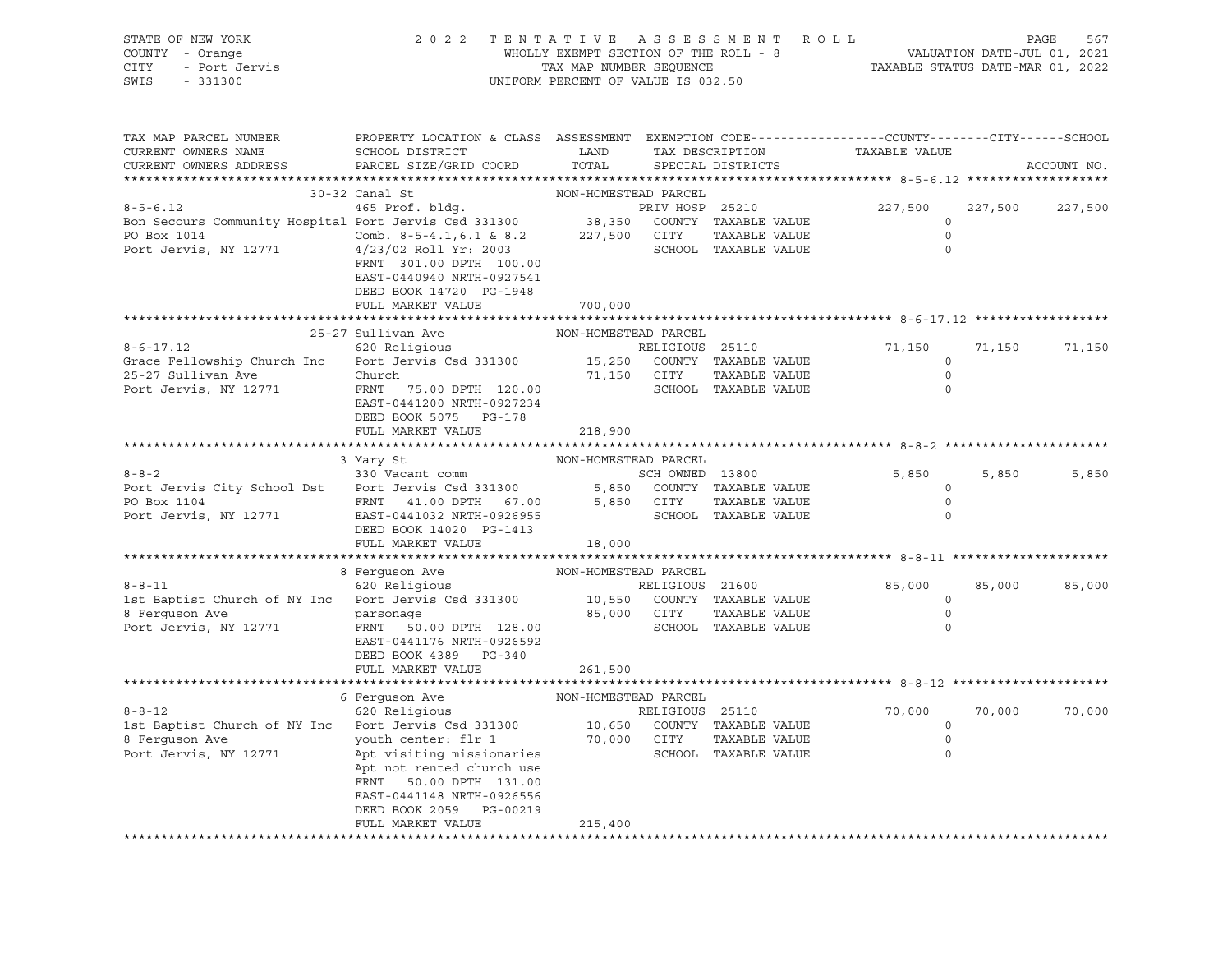STATE OF NEW YORK — COUNTY - Orange — CITY - Port Jervis — SWIS - 331300

# 2022 TENTATIVE ASSESSMENT ROLL

WHOLLY EXEMPT SECTION OF THE ROLL - 8 — TAX MAP NUMBER SEQUENCE — UNIFORM PERCENT OF VALUE IS 032.50

VALUATION DATE-JUL 01, 2021 — TAXABLE STATUS DATE-MAR 01, 2022

| TAX MAP PARCEL NUMBER / CURRENT OWNERS NAME / CURRENT OWNERS ADDRESS | PROPERTY LOCATION & CLASS / SCHOOL DISTRICT / PARCEL SIZE/GRID COORD | ASSESSMENT LAND / TOTAL | EXEMPTION CODE / TAX DESCRIPTION / SPECIAL DISTRICTS | COUNTY TAXABLE VALUE | CITY | SCHOOL |
|---|---|---|---|---|---|---|
| **8-5-6.12** | 30-32 Canal St | NON-HOMESTEAD PARCEL | | | | |
| | 465 Prof. bldg. | | PRIV HOSP 25210 | 227,500 | 227,500 | 227,500 |
| Bon Secours Community Hospital | Port Jervis Csd 331300 | 38,350 | COUNTY TAXABLE VALUE | 0 | | |
| PO Box 1014 | Comb. 8-5-4.1,6.1 & 8.2 | 227,500 | CITY TAXABLE VALUE | 0 | | |
| Port Jervis, NY 12771 | 4/23/02 Roll Yr: 2003 | | SCHOOL TAXABLE VALUE | 0 | | |
| | FRNT 301.00 DPTH 100.00 | | | | | |
| | EAST-0440940 NRTH-0927541 | | | | | |
| | DEED BOOK 14720 PG-1948 | | | | | |
| | FULL MARKET VALUE | 700,000 | | | | |
| **8-6-17.12** | 25-27 Sullivan Ave | NON-HOMESTEAD PARCEL | | | | |
| | 620 Religious | | RELIGIOUS 25110 | 71,150 | 71,150 | 71,150 |
| Grace Fellowship Church Inc | Port Jervis Csd 331300 | 15,250 | COUNTY TAXABLE VALUE | 0 | | |
| 25-27 Sullivan Ave | Church | 71,150 | CITY TAXABLE VALUE | 0 | | |
| Port Jervis, NY 12771 | FRNT 75.00 DPTH 120.00 | | SCHOOL TAXABLE VALUE | 0 | | |
| | EAST-0441200 NRTH-0927234 | | | | | |
| | DEED BOOK 5075 PG-178 | | | | | |
| | FULL MARKET VALUE | 218,900 | | | | |
| **8-8-2** | 3 Mary St | NON-HOMESTEAD PARCEL | | | | |
| | 330 Vacant comm | | SCH OWNED 13800 | 5,850 | 5,850 | 5,850 |
| Port Jervis City School Dst | Port Jervis Csd 331300 | 5,850 | COUNTY TAXABLE VALUE | 0 | | |
| PO Box 1104 | FRNT 41.00 DPTH 67.00 | 5,850 | CITY TAXABLE VALUE | 0 | | |
| Port Jervis, NY 12771 | EAST-0441032 NRTH-0926955 | | SCHOOL TAXABLE VALUE | 0 | | |
| | DEED BOOK 14020 PG-1413 | | | | | |
| | FULL MARKET VALUE | 18,000 | | | | |
| **8-8-11** | 8 Ferguson Ave | NON-HOMESTEAD PARCEL | | | | |
| | 620 Religious | | RELIGIOUS 21600 | 85,000 | 85,000 | 85,000 |
| 1st Baptist Church of NY Inc | Port Jervis Csd 331300 | 10,550 | COUNTY TAXABLE VALUE | 0 | | |
| 8 Ferguson Ave | parsonage | 85,000 | CITY TAXABLE VALUE | 0 | | |
| Port Jervis, NY 12771 | FRNT 50.00 DPTH 128.00 | | SCHOOL TAXABLE VALUE | 0 | | |
| | EAST-0441176 NRTH-0926592 | | | | | |
| | DEED BOOK 4389 PG-340 | | | | | |
| | FULL MARKET VALUE | 261,500 | | | | |
| **8-8-12** | 6 Ferguson Ave | NON-HOMESTEAD PARCEL | | | | |
| | 620 Religious | | RELIGIOUS 25110 | 70,000 | 70,000 | 70,000 |
| 1st Baptist Church of NY Inc | Port Jervis Csd 331300 | 10,650 | COUNTY TAXABLE VALUE | 0 | | |
| 8 Ferguson Ave | youth center: flr 1 | 70,000 | CITY TAXABLE VALUE | 0 | | |
| Port Jervis, NY 12771 | Apt visiting missionaries | | SCHOOL TAXABLE VALUE | 0 | | |
| | Apt not rented church use | | | | | |
| | FRNT 50.00 DPTH 131.00 | | | | | |
| | EAST-0441148 NRTH-0926556 | | | | | |
| | DEED BOOK 2059 PG-00219 | | | | | |
| | FULL MARKET VALUE | 215,400 | | | | |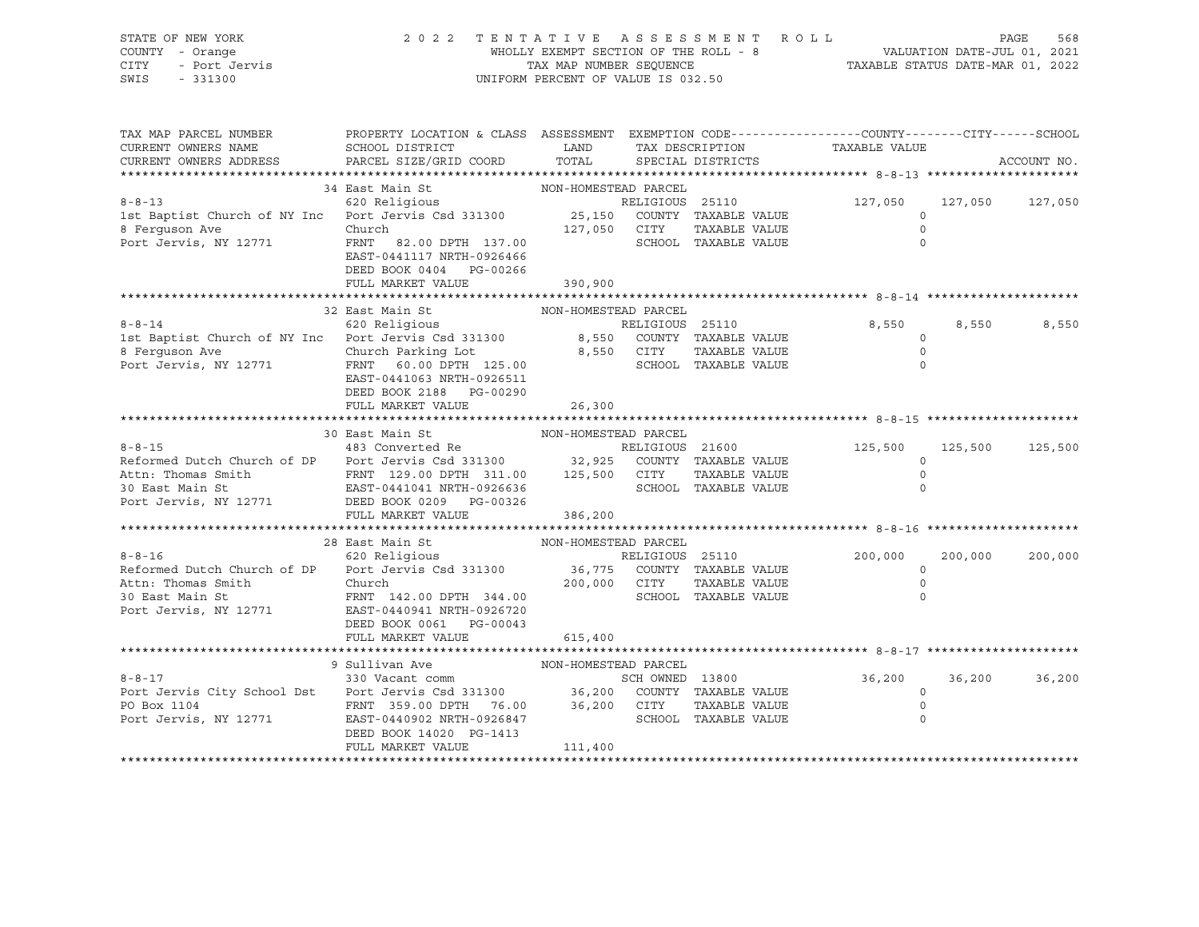STATE OF NEW YORK
COUNTY - Orange
CITY - Port Jervis
SWIS - 331300

2022 TENTATIVE ASSESSMENT ROLL
WHOLLY EXEMPT SECTION OF THE ROLL - 8
TAX MAP NUMBER SEQUENCE
UNIFORM PERCENT OF VALUE IS 032.50

VALUATION DATE-JUL 01, 2021
TAXABLE STATUS DATE-MAR 01, 2022

| TAX MAP PARCEL NUMBER / CURRENT OWNERS NAME / CURRENT OWNERS ADDRESS | PROPERTY LOCATION & CLASS / SCHOOL DISTRICT / PARCEL SIZE/GRID COORD | ASSESSMENT LAND / TOTAL | EXEMPTION CODE / TAX DESCRIPTION / SPECIAL DISTRICTS | COUNTY TAXABLE VALUE | CITY | SCHOOL | ACCOUNT NO. |
|---|---|---|---|---|---|---|---|
| 8-8-13 | 34 East Main St | NON-HOMESTEAD PARCEL | | | | | |
| | 620 Religious | | RELIGIOUS 25110 | 127,050 | 127,050 | 127,050 | |
| 1st Baptist Church of NY Inc | Port Jervis Csd 331300 | 25,150 | COUNTY TAXABLE VALUE | 0 | | | |
| 8 Ferguson Ave | Church | 127,050 | CITY TAXABLE VALUE | 0 | | | |
| Port Jervis, NY 12771 | FRNT 82.00 DPTH 137.00 | | SCHOOL TAXABLE VALUE | 0 | | | |
| | EAST-0441117 NRTH-0926466 | | | | | | |
| | DEED BOOK 0404 PG-00266 | | | | | | |
| | FULL MARKET VALUE | 390,900 | | | | | |
| 8-8-14 | 32 East Main St | NON-HOMESTEAD PARCEL | | | | | |
| | 620 Religious | | RELIGIOUS 25110 | 8,550 | 8,550 | 8,550 | |
| 1st Baptist Church of NY Inc | Port Jervis Csd 331300 | 8,550 | COUNTY TAXABLE VALUE | 0 | | | |
| 8 Ferguson Ave | Church Parking Lot | 8,550 | CITY TAXABLE VALUE | 0 | | | |
| Port Jervis, NY 12771 | FRNT 60.00 DPTH 125.00 | | SCHOOL TAXABLE VALUE | 0 | | | |
| | EAST-0441063 NRTH-0926511 | | | | | | |
| | DEED BOOK 2188 PG-00290 | | | | | | |
| | FULL MARKET VALUE | 26,300 | | | | | |
| 8-8-15 | 30 East Main St | NON-HOMESTEAD PARCEL | | | | | |
| | 483 Converted Re | | RELIGIOUS 21600 | 125,500 | 125,500 | 125,500 | |
| Reformed Dutch Church of DP | Port Jervis Csd 331300 | 32,925 | COUNTY TAXABLE VALUE | 0 | | | |
| Attn: Thomas Smith | FRNT 129.00 DPTH 311.00 | 125,500 | CITY TAXABLE VALUE | 0 | | | |
| 30 East Main St | EAST-0441041 NRTH-0926636 | | SCHOOL TAXABLE VALUE | 0 | | | |
| Port Jervis, NY 12771 | DEED BOOK 0209 PG-00326 | | | | | | |
| | FULL MARKET VALUE | 386,200 | | | | | |
| 8-8-16 | 28 East Main St | NON-HOMESTEAD PARCEL | | | | | |
| | 620 Religious | | RELIGIOUS 25110 | 200,000 | 200,000 | 200,000 | |
| Reformed Dutch Church of DP | Port Jervis Csd 331300 | 36,775 | COUNTY TAXABLE VALUE | 0 | | | |
| Attn: Thomas Smith | Church | 200,000 | CITY TAXABLE VALUE | 0 | | | |
| 30 East Main St | FRNT 142.00 DPTH 344.00 | | SCHOOL TAXABLE VALUE | 0 | | | |
| Port Jervis, NY 12771 | EAST-0440941 NRTH-0926720 | | | | | | |
| | DEED BOOK 0061 PG-00043 | | | | | | |
| | FULL MARKET VALUE | 615,400 | | | | | |
| 8-8-17 | 9 Sullivan Ave | NON-HOMESTEAD PARCEL | | | | | |
| | 330 Vacant comm | | SCH OWNED 13800 | 36,200 | 36,200 | 36,200 | |
| Port Jervis City School Dst | Port Jervis Csd 331300 | 36,200 | COUNTY TAXABLE VALUE | 0 | | | |
| PO Box 1104 | FRNT 359.00 DPTH 76.00 | 36,200 | CITY TAXABLE VALUE | 0 | | | |
| Port Jervis, NY 12771 | EAST-0440902 NRTH-0926847 | | SCHOOL TAXABLE VALUE | 0 | | | |
| | DEED BOOK 14020 PG-1413 | | | | | | |
| | FULL MARKET VALUE | 111,400 | | | | | |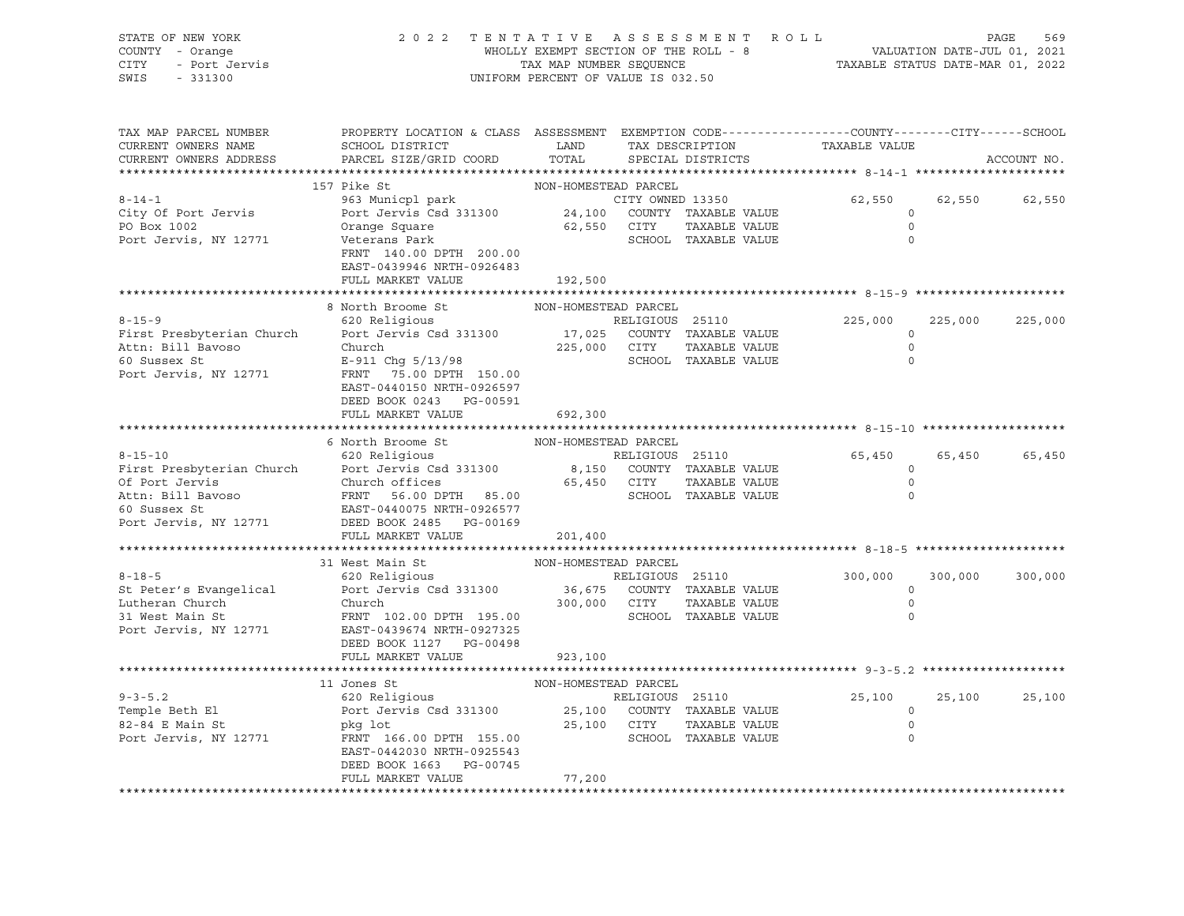STATE OF NEW YORK
COUNTY - Orange
CITY - Port Jervis
SWIS - 331300

2022 TENTATIVE ASSESSMENT ROLL
WHOLLY EXEMPT SECTION OF THE ROLL - 8
TAX MAP NUMBER SEQUENCE
UNIFORM PERCENT OF VALUE IS 032.50

VALUATION DATE-JUL 01, 2021
TAXABLE STATUS DATE-MAR 01, 2022

| TAX MAP PARCEL NUMBER / CURRENT OWNERS NAME / CURRENT OWNERS ADDRESS | PROPERTY LOCATION & CLASS / SCHOOL DISTRICT / PARCEL SIZE/GRID COORD | ASSESSMENT LAND / TOTAL | EXEMPTION CODE / TAX DESCRIPTION / SPECIAL DISTRICTS | COUNTY TAXABLE VALUE | CITY | SCHOOL |
|---|---|---|---|---|---|---|
| 8-14-1 | 157 Pike St | NON-HOMESTEAD PARCEL | | | | |
| City Of Port Jervis | 963 Municpl park | | CITY OWNED 13350 | 62,550 | 62,550 | 62,550 |
| PO Box 1002 | Port Jervis Csd 331300 | 24,100 | COUNTY TAXABLE VALUE | 0 | | |
| Port Jervis, NY 12771 | Orange Square | 62,550 | CITY TAXABLE VALUE | 0 | | |
| | Veterans Park | | SCHOOL TAXABLE VALUE | 0 | | |
| | FRNT 140.00 DPTH 200.00 | | | | | |
| | EAST-0439946 NRTH-0926483 | | | | | |
| | FULL MARKET VALUE | 192,500 | | | | |
| 8-15-9 | 8 North Broome St | NON-HOMESTEAD PARCEL | | | | |
| First Presbyterian Church | 620 Religious | | RELIGIOUS 25110 | 225,000 | 225,000 | 225,000 |
| Attn: Bill Bavoso | Port Jervis Csd 331300 | 17,025 | COUNTY TAXABLE VALUE | 0 | | |
| 60 Sussex St | Church | 225,000 | CITY TAXABLE VALUE | 0 | | |
| Port Jervis, NY 12771 | E-911 Chg 5/13/98 | | SCHOOL TAXABLE VALUE | 0 | | |
| | FRNT 75.00 DPTH 150.00 | | | | | |
| | EAST-0440150 NRTH-0926597 | | | | | |
| | DEED BOOK 0243 PG-00591 | | | | | |
| | FULL MARKET VALUE | 692,300 | | | | |
| 8-15-10 | 6 North Broome St | NON-HOMESTEAD PARCEL | | | | |
| First Presbyterian Church | 620 Religious | | RELIGIOUS 25110 | 65,450 | 65,450 | 65,450 |
| Of Port Jervis | Port Jervis Csd 331300 | 8,150 | COUNTY TAXABLE VALUE | 0 | | |
| Attn: Bill Bavoso | Church offices | 65,450 | CITY TAXABLE VALUE | 0 | | |
| 60 Sussex St | FRNT 56.00 DPTH 85.00 | | SCHOOL TAXABLE VALUE | 0 | | |
| Port Jervis, NY 12771 | EAST-0440075 NRTH-0926577 | | | | | |
| | DEED BOOK 2485 PG-00169 | | | | | |
| | FULL MARKET VALUE | 201,400 | | | | |
| 8-18-5 | 31 West Main St | NON-HOMESTEAD PARCEL | | | | |
| St Peter's Evangelical | 620 Religious | | RELIGIOUS 25110 | 300,000 | 300,000 | 300,000 |
| Lutheran Church | Port Jervis Csd 331300 | 36,675 | COUNTY TAXABLE VALUE | 0 | | |
| 31 West Main St | Church | 300,000 | CITY TAXABLE VALUE | 0 | | |
| Port Jervis, NY 12771 | FRNT 102.00 DPTH 195.00 | | SCHOOL TAXABLE VALUE | 0 | | |
| | EAST-0439674 NRTH-0927325 | | | | | |
| | DEED BOOK 1127 PG-00498 | | | | | |
| | FULL MARKET VALUE | 923,100 | | | | |
| 9-3-5.2 | 11 Jones St | NON-HOMESTEAD PARCEL | | | | |
| Temple Beth El | 620 Religious | | RELIGIOUS 25110 | 25,100 | 25,100 | 25,100 |
| 82-84 E Main St | Port Jervis Csd 331300 | 25,100 | COUNTY TAXABLE VALUE | 0 | | |
| Port Jervis, NY 12771 | pkg lot | 25,100 | CITY TAXABLE VALUE | 0 | | |
| | FRNT 166.00 DPTH 155.00 | | SCHOOL TAXABLE VALUE | 0 | | |
| | EAST-0442030 NRTH-0925543 | | | | | |
| | DEED BOOK 1663 PG-00745 | | | | | |
| | FULL MARKET VALUE | 77,200 | | | | |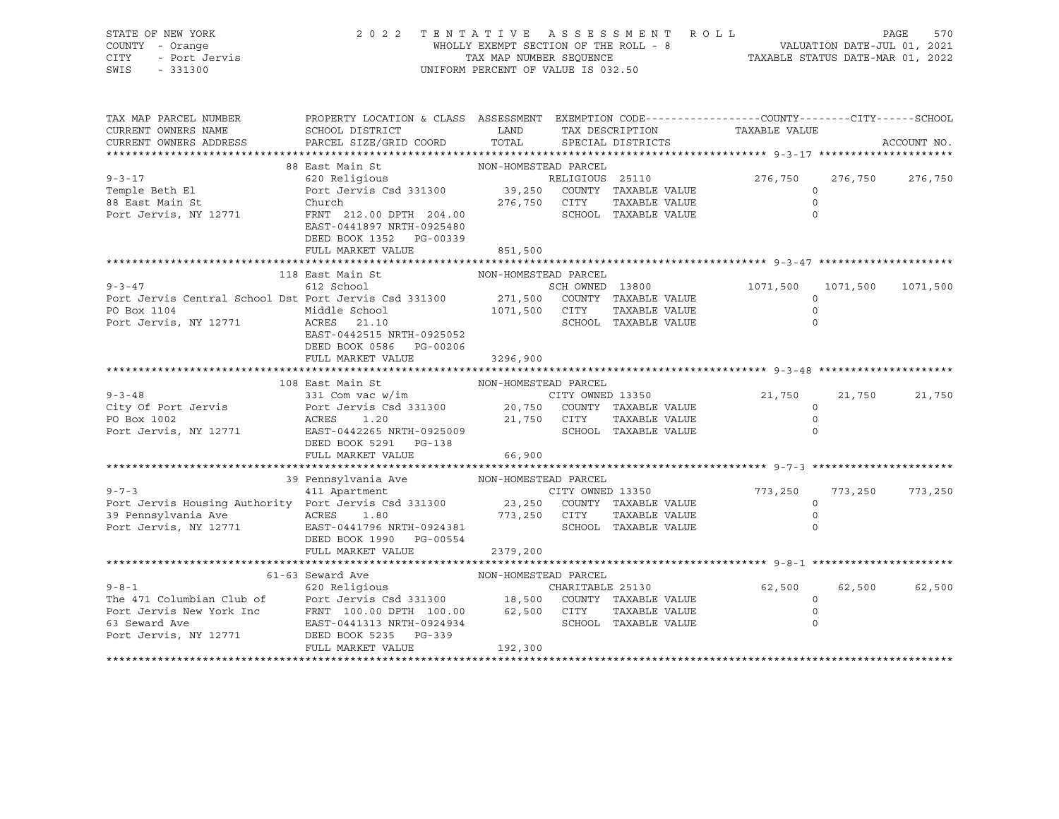STATE OF NEW YORK — 2022 TENTATIVE ASSESSMENT ROLL
COUNTY - Orange — WHOLLY EXEMPT SECTION OF THE ROLL - 8 — VALUATION DATE-JUL 01, 2021
CITY - Port Jervis — TAX MAP NUMBER SEQUENCE — TAXABLE STATUS DATE-MAR 01, 2022
SWIS - 331300 — UNIFORM PERCENT OF VALUE IS 032.50

| TAX MAP PARCEL NUMBER / CURRENT OWNERS NAME / CURRENT OWNERS ADDRESS | PROPERTY LOCATION & CLASS / SCHOOL DISTRICT / PARCEL SIZE/GRID COORD | ASSESSMENT LAND / TOTAL | EXEMPTION CODE / TAX DESCRIPTION / SPECIAL DISTRICTS | COUNTY TAXABLE VALUE | CITY | SCHOOL | ACCOUNT NO. |
|---|---|---|---|---|---|---|---|
| 9-3-17 | 88 East Main St | NON-HOMESTEAD PARCEL | | | | | |
| 9-3-17 | 620 Religious | | RELIGIOUS 25110 | 276,750 | 276,750 | 276,750 | |
| Temple Beth El | Port Jervis Csd 331300 | 39,250 | COUNTY TAXABLE VALUE | 0 | | | |
| 88 East Main St | Church | 276,750 | CITY TAXABLE VALUE | 0 | | | |
| Port Jervis, NY 12771 | FRNT 212.00 DPTH 204.00 | | SCHOOL TAXABLE VALUE | 0 | | | |
| | EAST-0441897 NRTH-0925480 | | | | | | |
| | DEED BOOK 1352 PG-00339 | | | | | | |
| | FULL MARKET VALUE | 851,500 | | | | | |
| 9-3-47 | 118 East Main St | NON-HOMESTEAD PARCEL | | | | | |
| 9-3-47 | 612 School | | SCH OWNED 13800 | 1071,500 | 1071,500 | 1071,500 | |
| Port Jervis Central School Dst | Port Jervis Csd 331300 | 271,500 | COUNTY TAXABLE VALUE | 0 | | | |
| PO Box 1104 | Middle School | 1071,500 | CITY TAXABLE VALUE | 0 | | | |
| Port Jervis, NY 12771 | ACRES 21.10 | | SCHOOL TAXABLE VALUE | 0 | | | |
| | EAST-0442515 NRTH-0925052 | | | | | | |
| | DEED BOOK 0586 PG-00206 | | | | | | |
| | FULL MARKET VALUE | 3296,900 | | | | | |
| 9-3-48 | 108 East Main St | NON-HOMESTEAD PARCEL | | | | | |
| 9-3-48 | 331 Com vac w/im | | CITY OWNED 13350 | 21,750 | 21,750 | 21,750 | |
| City Of Port Jervis | Port Jervis Csd 331300 | 20,750 | COUNTY TAXABLE VALUE | 0 | | | |
| PO Box 1002 | ACRES 1.20 | 21,750 | CITY TAXABLE VALUE | 0 | | | |
| Port Jervis, NY 12771 | EAST-0442265 NRTH-0925009 | | SCHOOL TAXABLE VALUE | 0 | | | |
| | DEED BOOK 5291 PG-138 | | | | | | |
| | FULL MARKET VALUE | 66,900 | | | | | |
| 9-7-3 | 39 Pennsylvania Ave | NON-HOMESTEAD PARCEL | | | | | |
| 9-7-3 | 411 Apartment | | CITY OWNED 13350 | 773,250 | 773,250 | 773,250 | |
| Port Jervis Housing Authority | Port Jervis Csd 331300 | 23,250 | COUNTY TAXABLE VALUE | 0 | | | |
| 39 Pennsylvania Ave | ACRES 1.80 | 773,250 | CITY TAXABLE VALUE | 0 | | | |
| Port Jervis, NY 12771 | EAST-0441796 NRTH-0924381 | | SCHOOL TAXABLE VALUE | 0 | | | |
| | DEED BOOK 1990 PG-00554 | | | | | | |
| | FULL MARKET VALUE | 2379,200 | | | | | |
| 9-8-1 | 61-63 Seward Ave | NON-HOMESTEAD PARCEL | | | | | |
| 9-8-1 | 620 Religious | | CHARITABLE 25130 | 62,500 | 62,500 | 62,500 | |
| The 471 Columbian Club of | Port Jervis Csd 331300 | 18,500 | COUNTY TAXABLE VALUE | 0 | | | |
| Port Jervis New York Inc | FRNT 100.00 DPTH 100.00 | 62,500 | CITY TAXABLE VALUE | 0 | | | |
| 63 Seward Ave | EAST-0441313 NRTH-0924934 | | SCHOOL TAXABLE VALUE | 0 | | | |
| Port Jervis, NY 12771 | DEED BOOK 5235 PG-339 | | | | | | |
| | FULL MARKET VALUE | 192,300 | | | | | |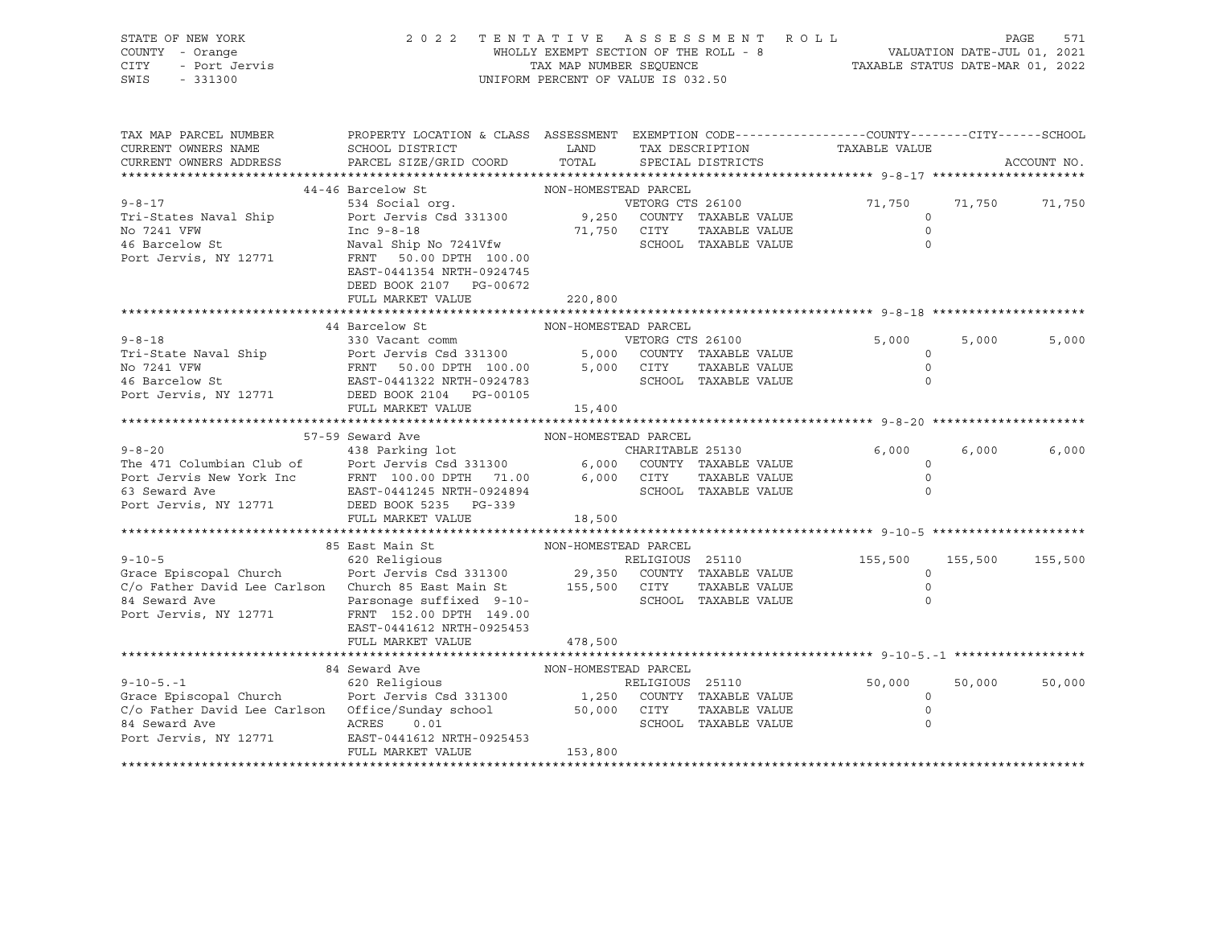STATE OF NEW YORK
COUNTY - Orange
CITY - Port Jervis
SWIS - 331300

2022 TENTATIVE ASSESSMENT ROLL
WHOLLY EXEMPT SECTION OF THE ROLL - 8
TAX MAP NUMBER SEQUENCE
UNIFORM PERCENT OF VALUE IS 032.50

VALUATION DATE-JUL 01, 2021
TAXABLE STATUS DATE-MAR 01, 2022

| TAX MAP PARCEL NUMBER / CURRENT OWNERS NAME / CURRENT OWNERS ADDRESS | PROPERTY LOCATION & CLASS / SCHOOL DISTRICT / PARCEL SIZE/GRID COORD | ASSESSMENT LAND / TOTAL | EXEMPTION CODE / TAX DESCRIPTION / SPECIAL DISTRICTS | COUNTY TAXABLE VALUE | CITY | SCHOOL | ACCOUNT NO. |
|---|---|---|---|---|---|---|---|
| **9-8-17** | 44-46 Barcelow St | NON-HOMESTEAD PARCEL | | | | | |
| 9-8-17 | 534 Social org. | | VETORG CTS 26100 | 71,750 | 71,750 | 71,750 | |
| Tri-States Naval Ship | Port Jervis Csd 331300 | 9,250 | COUNTY TAXABLE VALUE | 0 | | | |
| No 7241 VFW | Inc 9-8-18 | 71,750 | CITY TAXABLE VALUE | 0 | | | |
| 46 Barcelow St | Naval Ship No 7241Vfw | | SCHOOL TAXABLE VALUE | 0 | | | |
| Port Jervis, NY 12771 | FRNT 50.00 DPTH 100.00 | | | | | | |
| | EAST-0441354 NRTH-0924745 | | | | | | |
| | DEED BOOK 2107 PG-00672 | | | | | | |
| | FULL MARKET VALUE | 220,800 | | | | | |
| **9-8-18** | 44 Barcelow St | NON-HOMESTEAD PARCEL | | | | | |
| 9-8-18 | 330 Vacant comm | | VETORG CTS 26100 | 5,000 | 5,000 | 5,000 | |
| Tri-State Naval Ship | Port Jervis Csd 331300 | 5,000 | COUNTY TAXABLE VALUE | 0 | | | |
| No 7241 VFW | FRNT 50.00 DPTH 100.00 | 5,000 | CITY TAXABLE VALUE | 0 | | | |
| 46 Barcelow St | EAST-0441322 NRTH-0924783 | | SCHOOL TAXABLE VALUE | 0 | | | |
| Port Jervis, NY 12771 | DEED BOOK 2104 PG-00105 | | | | | | |
| | FULL MARKET VALUE | 15,400 | | | | | |
| **9-8-20** | 57-59 Seward Ave | NON-HOMESTEAD PARCEL | | | | | |
| 9-8-20 | 438 Parking lot | | CHARITABLE 25130 | 6,000 | 6,000 | 6,000 | |
| The 471 Columbian Club of | Port Jervis Csd 331300 | 6,000 | COUNTY TAXABLE VALUE | 0 | | | |
| Port Jervis New York Inc | FRNT 100.00 DPTH 71.00 | 6,000 | CITY TAXABLE VALUE | 0 | | | |
| 63 Seward Ave | EAST-0441245 NRTH-0924894 | | SCHOOL TAXABLE VALUE | 0 | | | |
| Port Jervis, NY 12771 | DEED BOOK 5235 PG-339 | | | | | | |
| | FULL MARKET VALUE | 18,500 | | | | | |
| **9-10-5** | 85 East Main St | NON-HOMESTEAD PARCEL | | | | | |
| 9-10-5 | 620 Religious | | RELIGIOUS 25110 | 155,500 | 155,500 | 155,500 | |
| Grace Episcopal Church | Port Jervis Csd 331300 | 29,350 | COUNTY TAXABLE VALUE | 0 | | | |
| C/o Father David Lee Carlson | Church 85 East Main St | 155,500 | CITY TAXABLE VALUE | 0 | | | |
| 84 Seward Ave | Parsonage suffixed 9-10- | | SCHOOL TAXABLE VALUE | 0 | | | |
| Port Jervis, NY 12771 | FRNT 152.00 DPTH 149.00 | | | | | | |
| | EAST-0441612 NRTH-0925453 | | | | | | |
| | FULL MARKET VALUE | 478,500 | | | | | |
| **9-10-5.-1** | 84 Seward Ave | NON-HOMESTEAD PARCEL | | | | | |
| 9-10-5.-1 | 620 Religious | | RELIGIOUS 25110 | 50,000 | 50,000 | 50,000 | |
| Grace Episcopal Church | Port Jervis Csd 331300 | 1,250 | COUNTY TAXABLE VALUE | 0 | | | |
| C/o Father David Lee Carlson | Office/Sunday school | 50,000 | CITY TAXABLE VALUE | 0 | | | |
| 84 Seward Ave | ACRES 0.01 | | SCHOOL TAXABLE VALUE | 0 | | | |
| Port Jervis, NY 12771 | EAST-0441612 NRTH-0925453 | | | | | | |
| | FULL MARKET VALUE | 153,800 | | | | | |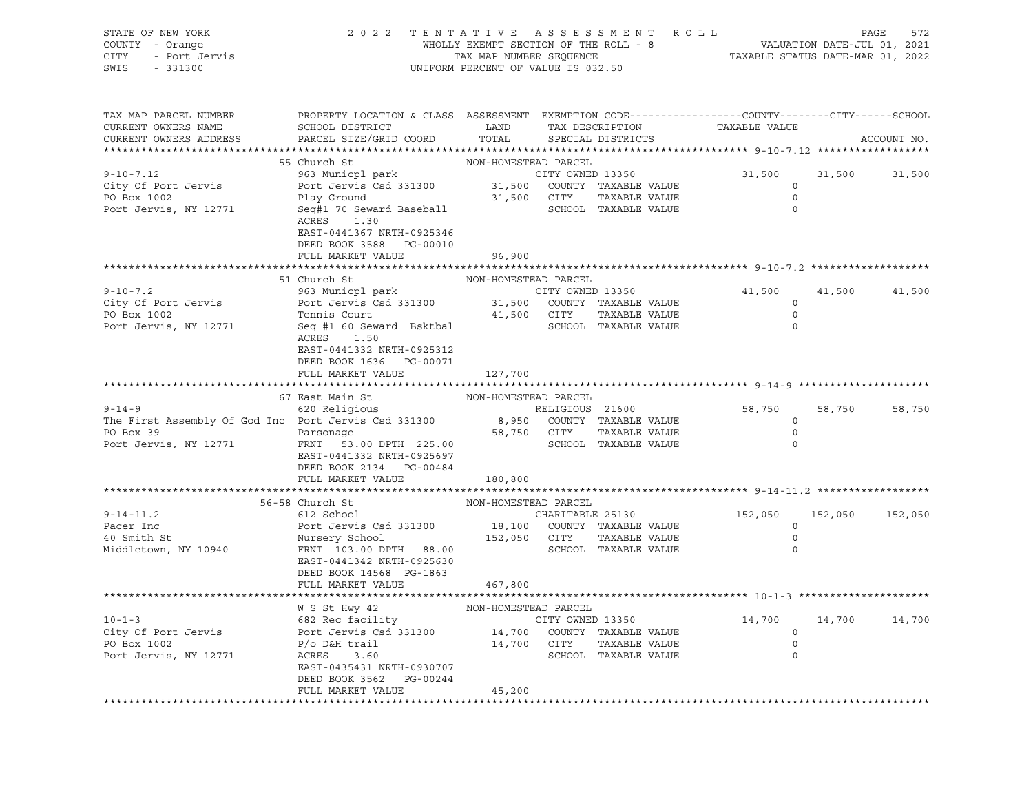STATE OF NEW YORK — COUNTY - Orange — CITY - Port Jervis — SWIS - 331300

# 2022 TENTATIVE ASSESSMENT ROLL

WHOLLY EXEMPT SECTION OF THE ROLL - 8 — TAX MAP NUMBER SEQUENCE — UNIFORM PERCENT OF VALUE IS 032.50

VALUATION DATE-JUL 01, 2021 — TAXABLE STATUS DATE-MAR 01, 2022

```
TAX MAP PARCEL NUMBER          PROPERTY LOCATION & CLASS  ASSESSMENT  EXEMPTION CODE------------------COUNTY--------CITY------SCHOOL
CURRENT OWNERS NAME            SCHOOL DISTRICT               LAND      TAX DESCRIPTION            TAXABLE VALUE
CURRENT OWNERS ADDRESS         PARCEL SIZE/GRID COORD        TOTAL     SPECIAL DISTRICTS                                  ACCOUNT NO.
******************************************************************************************************* 9-10-7.12 ******************
                               55 Church St                  NON-HOMESTEAD PARCEL
9-10-7.12                      963 Municpl park                        CITY OWNED 13350             31,500     31,500     31,500
City Of Port Jervis            Port Jervis Csd 331300       31,500     COUNTY  TAXABLE VALUE             0
PO Box 1002                    Play Ground                  31,500     CITY    TAXABLE VALUE             0
Port Jervis, NY 12771          Seq#1 70 Seward Baseball                SCHOOL  TAXABLE VALUE             0
                               ACRES     1.30
                               EAST-0441367 NRTH-0925346
                               DEED BOOK 3588   PG-00010
                               FULL MARKET VALUE            96,900
******************************************************************************************************* 9-10-7.2 *******************
                               51 Church St                  NON-HOMESTEAD PARCEL
9-10-7.2                       963 Municpl park                        CITY OWNED 13350             41,500     41,500     41,500
City Of Port Jervis            Port Jervis Csd 331300       31,500     COUNTY  TAXABLE VALUE             0
PO Box 1002                    Tennis Court                 41,500     CITY    TAXABLE VALUE             0
Port Jervis, NY 12771          Seq #1 60 Seward  Bsktbal               SCHOOL  TAXABLE VALUE             0
                               ACRES     1.50
                               EAST-0441332 NRTH-0925312
                               DEED BOOK 1636   PG-00071
                               FULL MARKET VALUE           127,700
******************************************************************************************************* 9-14-9 *********************
                               67 East Main St               NON-HOMESTEAD PARCEL
9-14-9                         620 Religious                           RELIGIOUS  21600             58,750     58,750     58,750
The First Assembly Of God Inc  Port Jervis Csd 331300        8,950     COUNTY  TAXABLE VALUE             0
PO Box 39                      Parsonage                    58,750     CITY    TAXABLE VALUE             0
Port Jervis, NY 12771          FRNT   53.00 DPTH  225.00               SCHOOL  TAXABLE VALUE             0
                               EAST-0441332 NRTH-0925697
                               DEED BOOK 2134   PG-00484
                               FULL MARKET VALUE           180,800
******************************************************************************************************* 9-14-11.2 ******************
                               56-58 Church St               NON-HOMESTEAD PARCEL
9-14-11.2                      612 School                              CHARITABLE 25130            152,050    152,050    152,050
Pacer Inc                      Port Jervis Csd 331300       18,100     COUNTY  TAXABLE VALUE             0
40 Smith St                    Nursery School              152,050     CITY    TAXABLE VALUE             0
Middletown, NY 10940           FRNT  103.00 DPTH   88.00               SCHOOL  TAXABLE VALUE             0
                               EAST-0441342 NRTH-0925630
                               DEED BOOK 14568  PG-1863
                               FULL MARKET VALUE           467,800
******************************************************************************************************* 10-1-3 *********************
                               W S St Hwy 42                 NON-HOMESTEAD PARCEL
10-1-3                         682 Rec facility                        CITY OWNED 13350             14,700     14,700     14,700
City Of Port Jervis            Port Jervis Csd 331300       14,700     COUNTY  TAXABLE VALUE             0
PO Box 1002                    P/o D&H trail                14,700     CITY    TAXABLE VALUE             0
Port Jervis, NY 12771          ACRES     3.60                          SCHOOL  TAXABLE VALUE             0
                               EAST-0435431 NRTH-0930707
                               DEED BOOK 3562   PG-00244
                               FULL MARKET VALUE            45,200
************************************************************************************************************************************
```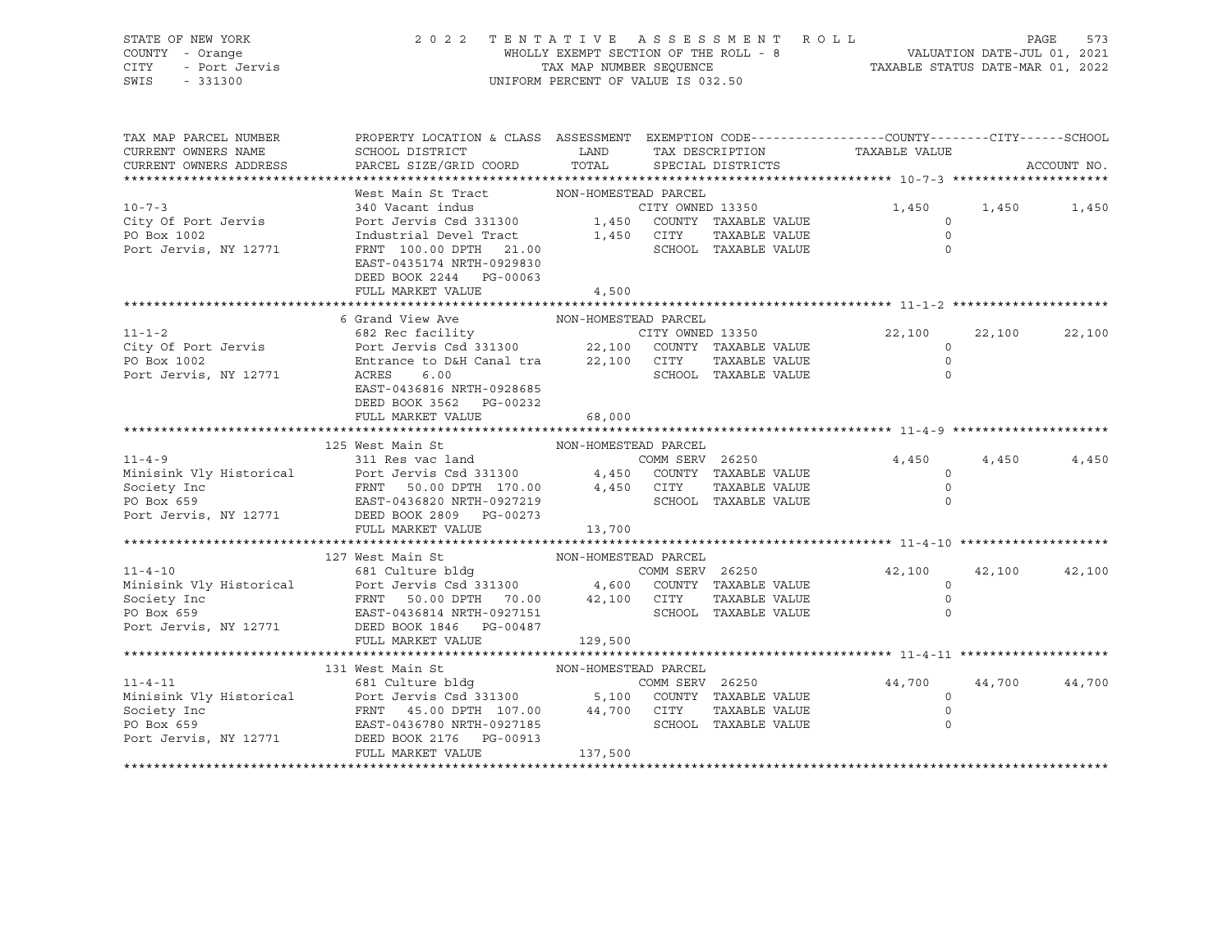STATE OF NEW YORK — COUNTY - Orange — CITY - Port Jervis — SWIS - 331300

# 2022 TENTATIVE ASSESSMENT ROLL

WHOLLY EXEMPT SECTION OF THE ROLL - 8
TAX MAP NUMBER SEQUENCE
UNIFORM PERCENT OF VALUE IS 032.50

VALUATION DATE-JUL 01, 2021
TAXABLE STATUS DATE-MAR 01, 2022

| TAX MAP PARCEL NUMBER / CURRENT OWNERS NAME / CURRENT OWNERS ADDRESS | PROPERTY LOCATION & CLASS / SCHOOL DISTRICT / PARCEL SIZE/GRID COORD | LAND | TOTAL | EXEMPTION CODE / TAX DESCRIPTION / SPECIAL DISTRICTS | COUNTY TAXABLE VALUE | CITY | SCHOOL |
|---|---|---|---|---|---|---|---|
| 10-7-3 | West Main St Tract — NON-HOMESTEAD PARCEL | | | | | | |
| City Of Port Jervis | 340 Vacant indus | | | CITY OWNED 13350 | 1,450 | 1,450 | 1,450 |
| PO Box 1002 | Port Jervis Csd 331300 | 1,450 | | COUNTY TAXABLE VALUE | 0 | | |
| Port Jervis, NY 12771 | Industrial Devel Tract | | 1,450 | CITY TAXABLE VALUE | 0 | | |
| | FRNT 100.00 DPTH 21.00 | | | SCHOOL TAXABLE VALUE | 0 | | |
| | EAST-0435174 NRTH-0929830 | | | | | | |
| | DEED BOOK 2244 PG-00063 | | | | | | |
| | FULL MARKET VALUE | | 4,500 | | | | |
| 11-1-2 | 6 Grand View Ave — NON-HOMESTEAD PARCEL | | | | | | |
| City Of Port Jervis | 682 Rec facility | | | CITY OWNED 13350 | 22,100 | 22,100 | 22,100 |
| PO Box 1002 | Port Jervis Csd 331300 | 22,100 | | COUNTY TAXABLE VALUE | 0 | | |
| Port Jervis, NY 12771 | Entrance to D&H Canal tra | | 22,100 | CITY TAXABLE VALUE | 0 | | |
| | ACRES 6.00 | | | SCHOOL TAXABLE VALUE | 0 | | |
| | EAST-0436816 NRTH-0928685 | | | | | | |
| | DEED BOOK 3562 PG-00232 | | | | | | |
| | FULL MARKET VALUE | | 68,000 | | | | |
| 11-4-9 | 125 West Main St — NON-HOMESTEAD PARCEL | | | | | | |
| Minisink Vly Historical | 311 Res vac land | | | COMM SERV 26250 | 4,450 | 4,450 | 4,450 |
| Society Inc | Port Jervis Csd 331300 | 4,450 | | COUNTY TAXABLE VALUE | 0 | | |
| PO Box 659 | FRNT 50.00 DPTH 170.00 | | 4,450 | CITY TAXABLE VALUE | 0 | | |
| Port Jervis, NY 12771 | EAST-0436820 NRTH-0927219 | | | SCHOOL TAXABLE VALUE | 0 | | |
| | DEED BOOK 2809 PG-00273 | | | | | | |
| | FULL MARKET VALUE | | 13,700 | | | | |
| 11-4-10 | 127 West Main St — NON-HOMESTEAD PARCEL | | | | | | |
| Minisink Vly Historical | 681 Culture bldg | | | COMM SERV 26250 | 42,100 | 42,100 | 42,100 |
| Society Inc | Port Jervis Csd 331300 | 4,600 | | COUNTY TAXABLE VALUE | 0 | | |
| PO Box 659 | FRNT 50.00 DPTH 70.00 | | 42,100 | CITY TAXABLE VALUE | 0 | | |
| Port Jervis, NY 12771 | EAST-0436814 NRTH-0927151 | | | SCHOOL TAXABLE VALUE | 0 | | |
| | DEED BOOK 1846 PG-00487 | | | | | | |
| | FULL MARKET VALUE | | 129,500 | | | | |
| 11-4-11 | 131 West Main St — NON-HOMESTEAD PARCEL | | | | | | |
| Minisink Vly Historical | 681 Culture bldg | | | COMM SERV 26250 | 44,700 | 44,700 | 44,700 |
| Society Inc | Port Jervis Csd 331300 | 5,100 | | COUNTY TAXABLE VALUE | 0 | | |
| PO Box 659 | FRNT 45.00 DPTH 107.00 | | 44,700 | CITY TAXABLE VALUE | 0 | | |
| Port Jervis, NY 12771 | EAST-0436780 NRTH-0927185 | | | SCHOOL TAXABLE VALUE | 0 | | |
| | DEED BOOK 2176 PG-00913 | | | | | | |
| | FULL MARKET VALUE | | 137,500 | | | | |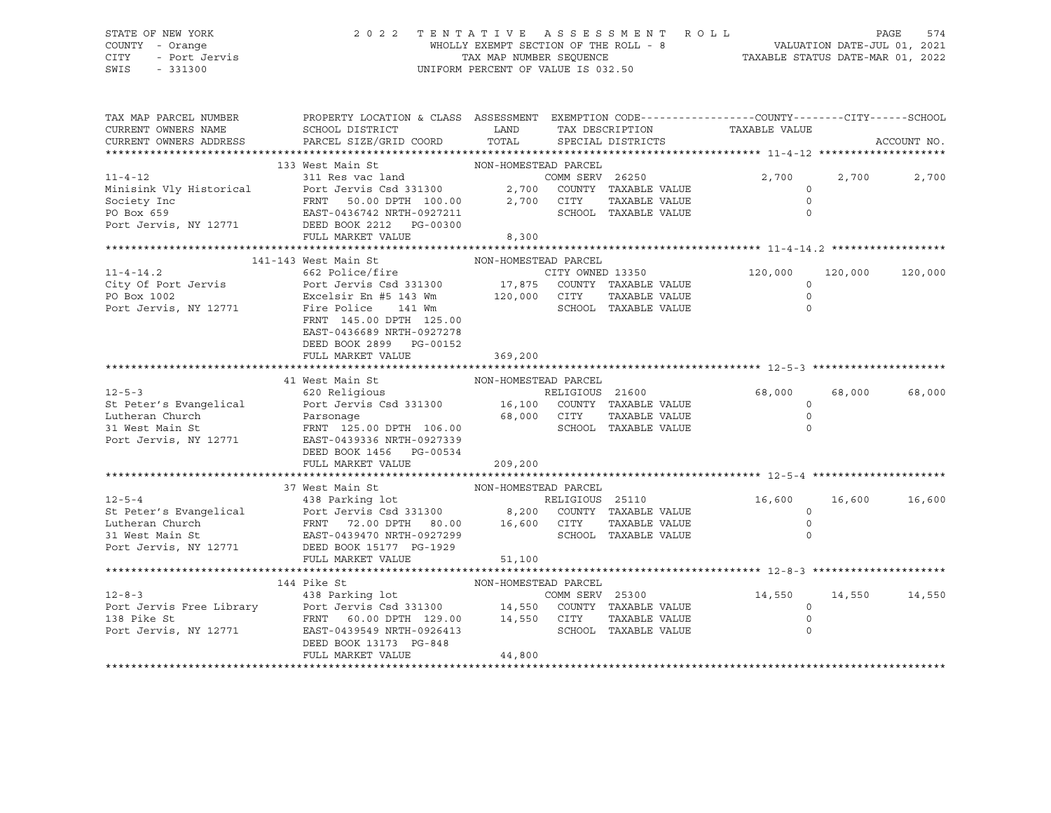STATE OF NEW YORK — COUNTY - Orange — CITY - Port Jervis — SWIS - 331300

# 2022 TENTATIVE ASSESSMENT ROLL

WHOLLY EXEMPT SECTION OF THE ROLL - 8
TAX MAP NUMBER SEQUENCE
UNIFORM PERCENT OF VALUE IS 032.50

VALUATION DATE-JUL 01, 2021
TAXABLE STATUS DATE-MAR 01, 2022

| TAX MAP PARCEL NUMBER / CURRENT OWNERS NAME / CURRENT OWNERS ADDRESS | PROPERTY LOCATION & CLASS / SCHOOL DISTRICT / PARCEL SIZE/GRID COORD | ASSESSMENT LAND / TOTAL | EXEMPTION CODE / TAX DESCRIPTION / SPECIAL DISTRICTS | COUNTY | CITY | SCHOOL |
|---|---|---|---|---|---|---|
| 11-4-12 | 133 West Main St | NON-HOMESTEAD PARCEL | | | | |
| Minisink Vly Historical | 311 Res vac land | | COMM SERV 26250 | 2,700 | 2,700 | 2,700 |
| Society Inc | Port Jervis Csd 331300 | 2,700 | COUNTY TAXABLE VALUE | 0 | | |
| PO Box 659 | FRNT 50.00 DPTH 100.00 | 2,700 | CITY TAXABLE VALUE | 0 | | |
| Port Jervis, NY 12771 | EAST-0436742 NRTH-0927211 | | SCHOOL TAXABLE VALUE | 0 | | |
| | DEED BOOK 2212 PG-00300 | | | | | |
| | FULL MARKET VALUE | 8,300 | | | | |
| 11-4-14.2 | 141-143 West Main St | NON-HOMESTEAD PARCEL | | | | |
| City Of Port Jervis | 662 Police/fire | | CITY OWNED 13350 | 120,000 | 120,000 | 120,000 |
| PO Box 1002 | Port Jervis Csd 331300 | 17,875 | COUNTY TAXABLE VALUE | 0 | | |
| Port Jervis, NY 12771 | Excelsir En #5 143 Wm | 120,000 | CITY TAXABLE VALUE | 0 | | |
| | Fire Police 141 Wm | | SCHOOL TAXABLE VALUE | 0 | | |
| | FRNT 145.00 DPTH 125.00 | | | | | |
| | EAST-0436689 NRTH-0927278 | | | | | |
| | DEED BOOK 2899 PG-00152 | | | | | |
| | FULL MARKET VALUE | 369,200 | | | | |
| 12-5-3 | 41 West Main St | NON-HOMESTEAD PARCEL | | | | |
| St Peter's Evangelical | 620 Religious | | RELIGIOUS 21600 | 68,000 | 68,000 | 68,000 |
| Lutheran Church | Port Jervis Csd 331300 | 16,100 | COUNTY TAXABLE VALUE | 0 | | |
| 31 West Main St | Parsonage | 68,000 | CITY TAXABLE VALUE | 0 | | |
| Port Jervis, NY 12771 | FRNT 125.00 DPTH 106.00 | | SCHOOL TAXABLE VALUE | 0 | | |
| | EAST-0439336 NRTH-0927339 | | | | | |
| | DEED BOOK 1456 PG-00534 | | | | | |
| | FULL MARKET VALUE | 209,200 | | | | |
| 12-5-4 | 37 West Main St | NON-HOMESTEAD PARCEL | | | | |
| St Peter's Evangelical | 438 Parking lot | | RELIGIOUS 25110 | 16,600 | 16,600 | 16,600 |
| Lutheran Church | Port Jervis Csd 331300 | 8,200 | COUNTY TAXABLE VALUE | 0 | | |
| 31 West Main St | FRNT 72.00 DPTH 80.00 | 16,600 | CITY TAXABLE VALUE | 0 | | |
| Port Jervis, NY 12771 | EAST-0439470 NRTH-0927299 | | SCHOOL TAXABLE VALUE | 0 | | |
| | DEED BOOK 15177 PG-1929 | | | | | |
| | FULL MARKET VALUE | 51,100 | | | | |
| 12-8-3 | 144 Pike St | NON-HOMESTEAD PARCEL | | | | |
| Port Jervis Free Library | 438 Parking lot | | COMM SERV 25300 | 14,550 | 14,550 | 14,550 |
| 138 Pike St | Port Jervis Csd 331300 | 14,550 | COUNTY TAXABLE VALUE | 0 | | |
| Port Jervis, NY 12771 | FRNT 60.00 DPTH 129.00 | 14,550 | CITY TAXABLE VALUE | 0 | | |
| | EAST-0439549 NRTH-0926413 | | SCHOOL TAXABLE VALUE | 0 | | |
| | DEED BOOK 13173 PG-848 | | | | | |
| | FULL MARKET VALUE | 44,800 | | | | |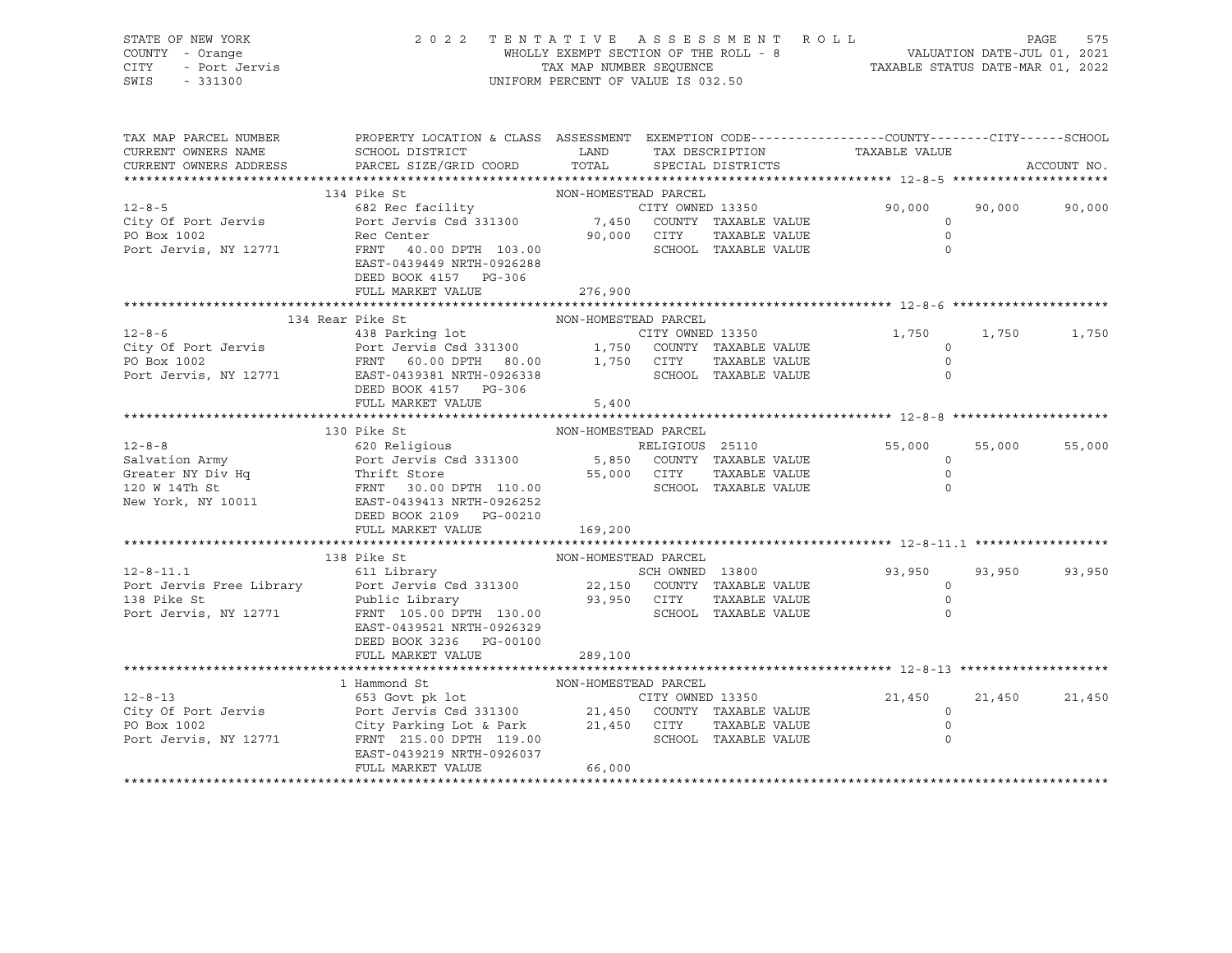STATE OF NEW YORK
COUNTY - Orange
CITY - Port Jervis
SWIS - 331300

2 0 2 2 T E N T A T I V E A S S E S S M E N T R O L L
WHOLLY EXEMPT SECTION OF THE ROLL - 8
TAX MAP NUMBER SEQUENCE
UNIFORM PERCENT OF VALUE IS 032.50

VALUATION DATE-JUL 01, 2021
TAXABLE STATUS DATE-MAR 01, 2022

| TAX MAP PARCEL NUMBER / CURRENT OWNERS NAME / CURRENT OWNERS ADDRESS | PROPERTY LOCATION & CLASS / SCHOOL DISTRICT / PARCEL SIZE/GRID COORD | ASSESSMENT LAND / TOTAL | EXEMPTION CODE / TAX DESCRIPTION / SPECIAL DISTRICTS | COUNTY TAXABLE VALUE | CITY | SCHOOL |
|---|---|---|---|---|---|---|
| **12-8-5** | 134 Pike St | NON-HOMESTEAD PARCEL | | | | |
| | 682 Rec facility | | CITY OWNED 13350 | 90,000 | 90,000 | 90,000 |
| City Of Port Jervis | Port Jervis Csd 331300 | 7,450 | COUNTY TAXABLE VALUE | 0 | | |
| PO Box 1002 | Rec Center | 90,000 | CITY TAXABLE VALUE | 0 | | |
| Port Jervis, NY 12771 | FRNT 40.00 DPTH 103.00 | | SCHOOL TAXABLE VALUE | 0 | | |
| | EAST-0439449 NRTH-0926288 | | | | | |
| | DEED BOOK 4157 PG-306 | | | | | |
| | FULL MARKET VALUE | 276,900 | | | | |
| **12-8-6** | 134 Rear Pike St | NON-HOMESTEAD PARCEL | | | | |
| | 438 Parking lot | | CITY OWNED 13350 | 1,750 | 1,750 | 1,750 |
| City Of Port Jervis | Port Jervis Csd 331300 | 1,750 | COUNTY TAXABLE VALUE | 0 | | |
| PO Box 1002 | FRNT 60.00 DPTH 80.00 | 1,750 | CITY TAXABLE VALUE | 0 | | |
| Port Jervis, NY 12771 | EAST-0439381 NRTH-0926338 | | SCHOOL TAXABLE VALUE | 0 | | |
| | DEED BOOK 4157 PG-306 | | | | | |
| | FULL MARKET VALUE | 5,400 | | | | |
| **12-8-8** | 130 Pike St | NON-HOMESTEAD PARCEL | | | | |
| | 620 Religious | | RELIGIOUS 25110 | 55,000 | 55,000 | 55,000 |
| Salvation Army | Port Jervis Csd 331300 | 5,850 | COUNTY TAXABLE VALUE | 0 | | |
| Greater NY Div Hq | Thrift Store | 55,000 | CITY TAXABLE VALUE | 0 | | |
| 120 W 14Th St | FRNT 30.00 DPTH 110.00 | | SCHOOL TAXABLE VALUE | 0 | | |
| New York, NY 10011 | EAST-0439413 NRTH-0926252 | | | | | |
| | DEED BOOK 2109 PG-00210 | | | | | |
| | FULL MARKET VALUE | 169,200 | | | | |
| **12-8-11.1** | 138 Pike St | NON-HOMESTEAD PARCEL | | | | |
| | 611 Library | | SCH OWNED 13800 | 93,950 | 93,950 | 93,950 |
| Port Jervis Free Library | Port Jervis Csd 331300 | 22,150 | COUNTY TAXABLE VALUE | 0 | | |
| 138 Pike St | Public Library | 93,950 | CITY TAXABLE VALUE | 0 | | |
| Port Jervis, NY 12771 | FRNT 105.00 DPTH 130.00 | | SCHOOL TAXABLE VALUE | 0 | | |
| | EAST-0439521 NRTH-0926329 | | | | | |
| | DEED BOOK 3236 PG-00100 | | | | | |
| | FULL MARKET VALUE | 289,100 | | | | |
| **12-8-13** | 1 Hammond St | NON-HOMESTEAD PARCEL | | | | |
| | 653 Govt pk lot | | CITY OWNED 13350 | 21,450 | 21,450 | 21,450 |
| City Of Port Jervis | Port Jervis Csd 331300 | 21,450 | COUNTY TAXABLE VALUE | 0 | | |
| PO Box 1002 | City Parking Lot & Park | 21,450 | CITY TAXABLE VALUE | 0 | | |
| Port Jervis, NY 12771 | FRNT 215.00 DPTH 119.00 | | SCHOOL TAXABLE VALUE | 0 | | |
| | EAST-0439219 NRTH-0926037 | | | | | |
| | FULL MARKET VALUE | 66,000 | | | | |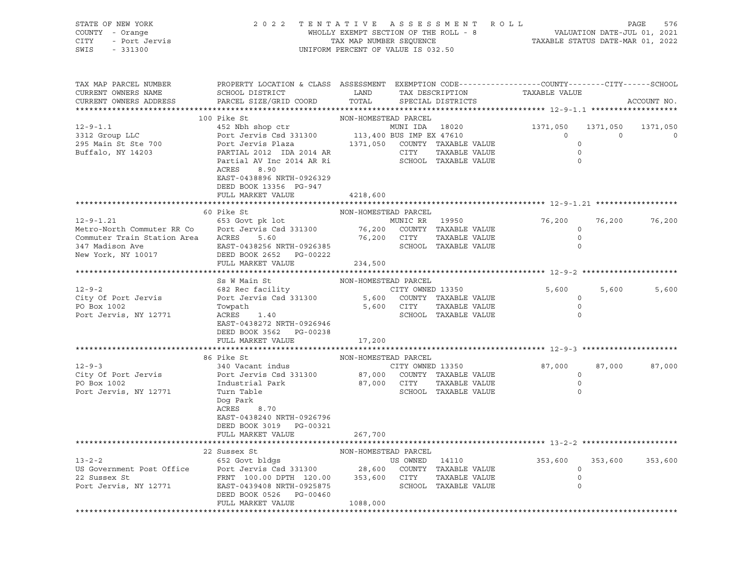STATE OF NEW YORK  
COUNTY - Orange  
CITY - Port Jervis  
SWIS - 331300

2 0 2 2 T E N T A T I V E A S S E S S M E N T R O L L  
WHOLLY EXEMPT SECTION OF THE ROLL - 8  
TAX MAP NUMBER SEQUENCE  
UNIFORM PERCENT OF VALUE IS 032.50

VALUATION DATE-JUL 01, 2021  
TAXABLE STATUS DATE-MAR 01, 2022

```
TAX MAP PARCEL NUMBER          PROPERTY LOCATION & CLASS  ASSESSMENT  EXEMPTION CODE------------------COUNTY--------CITY------SCHOOL
CURRENT OWNERS NAME            SCHOOL DISTRICT               LAND      TAX DESCRIPTION            TAXABLE VALUE
CURRENT OWNERS ADDRESS         PARCEL SIZE/GRID COORD       TOTAL      SPECIAL DISTRICTS                                    ACCOUNT NO.
******************************************************************************************************* 12-9-1.1 ******************
                    100 Pike St                        NON-HOMESTEAD PARCEL
12-9-1.1                       452 Nbh shop ctr                   MUNI IDA   18020         1371,050    1371,050    1371,050
3312 Group LLC                 Port Jervis Csd 331300     113,400 BUS IMP EX 47610                0           0           0
295 Main St Ste 700            Port Jervis Plaza         1371,050   COUNTY  TAXABLE VALUE             0
Buffalo, NY 14203              PARTIAL 2012  IDA 2014 AR            CITY    TAXABLE VALUE             0
                               Partial AV Inc 2014 AR Ri            SCHOOL  TAXABLE VALUE             0
                               ACRES    8.90
                               EAST-0438896 NRTH-0926329
                               DEED BOOK 13356  PG-947
                               FULL MARKET VALUE         4218,600
******************************************************************************************************* 12-9-1.21 *****************
                    60 Pike St                         NON-HOMESTEAD PARCEL
12-9-1.21                      653 Govt pk lot                    MUNIC RR   19950           76,200      76,200      76,200
Metro-North Commuter RR Co     Port Jervis Csd 331300      76,200   COUNTY  TAXABLE VALUE             0
Commuter Train Station Area    ACRES    5.60               76,200   CITY    TAXABLE VALUE             0
347 Madison Ave                EAST-0438256 NRTH-0926385            SCHOOL  TAXABLE VALUE             0
New York, NY 10017             DEED BOOK 2652   PG-00222
                               FULL MARKET VALUE          234,500
******************************************************************************************************* 12-9-2 ********************
                    Ss W Main St                       NON-HOMESTEAD PARCEL
12-9-2                         682 Rec facility                   CITY OWNED 13350            5,600       5,600       5,600
City Of Port Jervis            Port Jervis Csd 331300       5,600   COUNTY  TAXABLE VALUE             0
PO Box 1002                    Towpath                      5,600   CITY    TAXABLE VALUE             0
Port Jervis, NY 12771          ACRES    1.40                        SCHOOL  TAXABLE VALUE             0
                               EAST-0438272 NRTH-0926946
                               DEED BOOK 3562   PG-00238
                               FULL MARKET VALUE           17,200
******************************************************************************************************* 12-9-3 ********************
                    86 Pike St                         NON-HOMESTEAD PARCEL
12-9-3                         340 Vacant indus                   CITY OWNED 13350           87,000      87,000      87,000
City Of Port Jervis            Port Jervis Csd 331300      87,000   COUNTY  TAXABLE VALUE             0
PO Box 1002                    Industrial Park             87,000   CITY    TAXABLE VALUE             0
Port Jervis, NY 12771          Turn Table                           SCHOOL  TAXABLE VALUE             0
                               Dog Park
                               ACRES    8.70
                               EAST-0438240 NRTH-0926796
                               DEED BOOK 3019   PG-00321
                               FULL MARKET VALUE          267,700
******************************************************************************************************* 13-2-2 ********************
                    22 Sussex St                       NON-HOMESTEAD PARCEL
13-2-2                         652 Govt bldgs                     US OWNED   14110          353,600     353,600     353,600
US Government Post Office      Port Jervis Csd 331300      28,600   COUNTY  TAXABLE VALUE             0
22 Sussex St                   FRNT 100.00 DPTH 120.00    353,600   CITY    TAXABLE VALUE             0
Port Jervis, NY 12771          EAST-0439408 NRTH-0925875            SCHOOL  TAXABLE VALUE             0
                               DEED BOOK 0526   PG-00460
                               FULL MARKET VALUE         1088,000
***********************************************************************************************************************************
```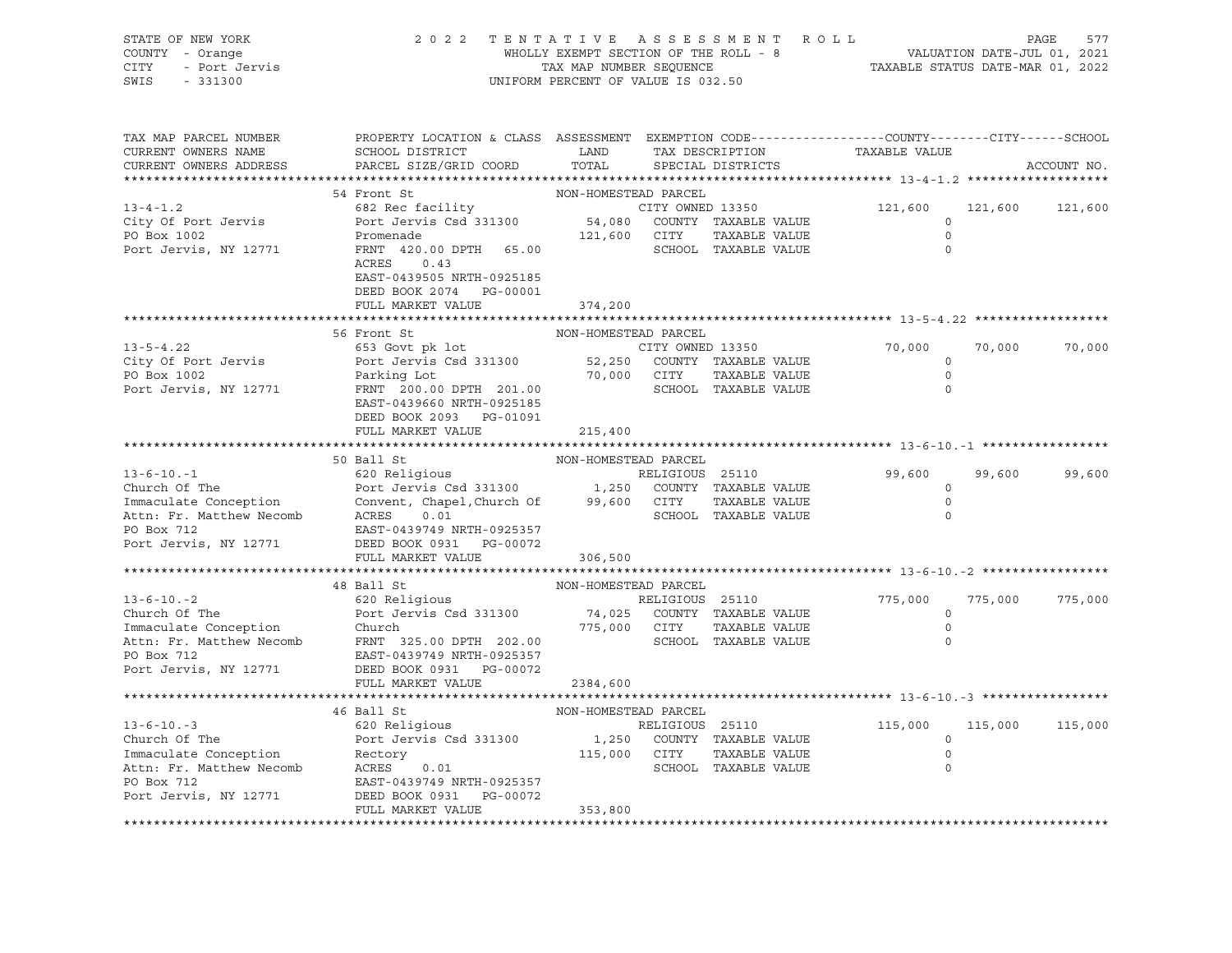STATE OF NEW YORK
COUNTY - Orange
CITY - Port Jervis
SWIS - 331300

2 0 2 2 T E N T A T I V E A S S E S S M E N T R O L L
WHOLLY EXEMPT SECTION OF THE ROLL - 8
TAX MAP NUMBER SEQUENCE
UNIFORM PERCENT OF VALUE IS 032.50

VALUATION DATE-JUL 01, 2021
TAXABLE STATUS DATE-MAR 01, 2022

| TAX MAP PARCEL NUMBER / CURRENT OWNERS NAME / CURRENT OWNERS ADDRESS | PROPERTY LOCATION & CLASS / SCHOOL DISTRICT / PARCEL SIZE/GRID COORD | ASSESSMENT LAND / TOTAL | EXEMPTION CODE / TAX DESCRIPTION / SPECIAL DISTRICTS | COUNTY TAXABLE VALUE | CITY | SCHOOL |
|---|---|---|---|---|---|---|
| **13-4-1.2** | 54 Front St | NON-HOMESTEAD PARCEL | | | | |
| 13-4-1.2 | 682 Rec facility | | CITY OWNED 13350 | 121,600 | 121,600 | 121,600 |
| City Of Port Jervis | Port Jervis Csd 331300 | 54,080 | COUNTY TAXABLE VALUE | 0 | | |
| PO Box 1002 | Promenade | 121,600 | CITY TAXABLE VALUE | 0 | | |
| Port Jervis, NY 12771 | FRNT 420.00 DPTH 65.00 | | SCHOOL TAXABLE VALUE | 0 | | |
| | ACRES 0.43 | | | | | |
| | EAST-0439505 NRTH-0925185 | | | | | |
| | DEED BOOK 2074 PG-00001 | | | | | |
| | FULL MARKET VALUE | 374,200 | | | | |
| **13-5-4.22** | 56 Front St | NON-HOMESTEAD PARCEL | | | | |
| 13-5-4.22 | 653 Govt pk lot | | CITY OWNED 13350 | 70,000 | 70,000 | 70,000 |
| City Of Port Jervis | Port Jervis Csd 331300 | 52,250 | COUNTY TAXABLE VALUE | 0 | | |
| PO Box 1002 | Parking Lot | 70,000 | CITY TAXABLE VALUE | 0 | | |
| Port Jervis, NY 12771 | FRNT 200.00 DPTH 201.00 | | SCHOOL TAXABLE VALUE | 0 | | |
| | EAST-0439660 NRTH-0925185 | | | | | |
| | DEED BOOK 2093 PG-01091 | | | | | |
| | FULL MARKET VALUE | 215,400 | | | | |
| **13-6-10.-1** | 50 Ball St | NON-HOMESTEAD PARCEL | | | | |
| 13-6-10.-1 | 620 Religious | | RELIGIOUS 25110 | 99,600 | 99,600 | 99,600 |
| Church Of The | Port Jervis Csd 331300 | 1,250 | COUNTY TAXABLE VALUE | 0 | | |
| Immaculate Conception | Convent, Chapel,Church Of | 99,600 | CITY TAXABLE VALUE | 0 | | |
| Attn: Fr. Matthew Necomb | ACRES 0.01 | | SCHOOL TAXABLE VALUE | 0 | | |
| PO Box 712 | EAST-0439749 NRTH-0925357 | | | | | |
| Port Jervis, NY 12771 | DEED BOOK 0931 PG-00072 | | | | | |
| | FULL MARKET VALUE | 306,500 | | | | |
| **13-6-10.-2** | 48 Ball St | NON-HOMESTEAD PARCEL | | | | |
| 13-6-10.-2 | 620 Religious | | RELIGIOUS 25110 | 775,000 | 775,000 | 775,000 |
| Church Of The | Port Jervis Csd 331300 | 74,025 | COUNTY TAXABLE VALUE | 0 | | |
| Immaculate Conception | Church | 775,000 | CITY TAXABLE VALUE | 0 | | |
| Attn: Fr. Matthew Necomb | FRNT 325.00 DPTH 202.00 | | SCHOOL TAXABLE VALUE | 0 | | |
| PO Box 712 | EAST-0439749 NRTH-0925357 | | | | | |
| Port Jervis, NY 12771 | DEED BOOK 0931 PG-00072 | | | | | |
| | FULL MARKET VALUE | 2384,600 | | | | |
| **13-6-10.-3** | 46 Ball St | NON-HOMESTEAD PARCEL | | | | |
| 13-6-10.-3 | 620 Religious | | RELIGIOUS 25110 | 115,000 | 115,000 | 115,000 |
| Church Of The | Port Jervis Csd 331300 | 1,250 | COUNTY TAXABLE VALUE | 0 | | |
| Immaculate Conception | Rectory | 115,000 | CITY TAXABLE VALUE | 0 | | |
| Attn: Fr. Matthew Necomb | ACRES 0.01 | | SCHOOL TAXABLE VALUE | 0 | | |
| PO Box 712 | EAST-0439749 NRTH-0925357 | | | | | |
| Port Jervis, NY 12771 | DEED BOOK 0931 PG-00072 | | | | | |
| | FULL MARKET VALUE | 353,800 | | | | |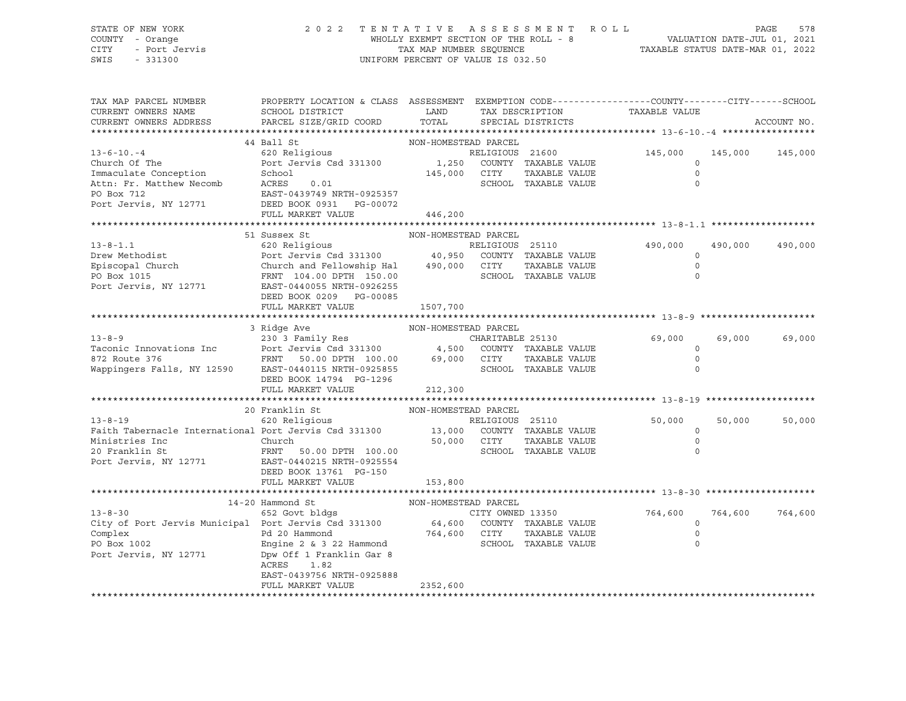STATE OF NEW YORK — 2022 TENTATIVE ASSESSMENT ROLL
COUNTY - Orange — WHOLLY EXEMPT SECTION OF THE ROLL - 8 — VALUATION DATE-JUL 01, 2021
CITY - Port Jervis — TAX MAP NUMBER SEQUENCE — TAXABLE STATUS DATE-MAR 01, 2022
SWIS - 331300 — UNIFORM PERCENT OF VALUE IS 032.50

| TAX MAP PARCEL NUMBER / CURRENT OWNERS NAME / CURRENT OWNERS ADDRESS | PROPERTY LOCATION & CLASS / SCHOOL DISTRICT / PARCEL SIZE/GRID COORD | ASSESSMENT LAND / TOTAL | EXEMPTION CODE / TAX DESCRIPTION / SPECIAL DISTRICTS | COUNTY TAXABLE VALUE | CITY | SCHOOL |
|---|---|---|---|---|---|---|
| **13-6-10.-4** | 44 Ball St | NON-HOMESTEAD PARCEL | | | | |
| 13-6-10.-4 | 620 Religious | | RELIGIOUS 21600 | 145,000 | 145,000 | 145,000 |
| Church Of The | Port Jervis Csd 331300 | 1,250 | COUNTY TAXABLE VALUE | 0 | | |
| Immaculate Conception | School | 145,000 | CITY TAXABLE VALUE | 0 | | |
| Attn: Fr. Matthew Necomb | ACRES 0.01 | | SCHOOL TAXABLE VALUE | 0 | | |
| PO Box 712 | EAST-0439749 NRTH-0925357 | | | | | |
| Port Jervis, NY 12771 | DEED BOOK 0931 PG-00072 | | | | | |
| | FULL MARKET VALUE | 446,200 | | | | |
| **13-8-1.1** | 51 Sussex St | NON-HOMESTEAD PARCEL | | | | |
| 13-8-1.1 | 620 Religious | | RELIGIOUS 25110 | 490,000 | 490,000 | 490,000 |
| Drew Methodist | Port Jervis Csd 331300 | 40,950 | COUNTY TAXABLE VALUE | 0 | | |
| Episcopal Church | Church and Fellowship Hal | 490,000 | CITY TAXABLE VALUE | 0 | | |
| PO Box 1015 | FRNT 104.00 DPTH 150.00 | | SCHOOL TAXABLE VALUE | 0 | | |
| Port Jervis, NY 12771 | EAST-0440055 NRTH-0926255 | | | | | |
| | DEED BOOK 0209 PG-00085 | | | | | |
| | FULL MARKET VALUE | 1507,700 | | | | |
| **13-8-9** | 3 Ridge Ave | NON-HOMESTEAD PARCEL | | | | |
| 13-8-9 | 230 3 Family Res | | CHARITABLE 25130 | 69,000 | 69,000 | 69,000 |
| Taconic Innovations Inc | Port Jervis Csd 331300 | 4,500 | COUNTY TAXABLE VALUE | 0 | | |
| 872 Route 376 | FRNT 50.00 DPTH 100.00 | 69,000 | CITY TAXABLE VALUE | 0 | | |
| Wappingers Falls, NY 12590 | EAST-0440115 NRTH-0925855 | | SCHOOL TAXABLE VALUE | 0 | | |
| | DEED BOOK 14794 PG-1296 | | | | | |
| | FULL MARKET VALUE | 212,300 | | | | |
| **13-8-19** | 20 Franklin St | NON-HOMESTEAD PARCEL | | | | |
| 13-8-19 | 620 Religious | | RELIGIOUS 25110 | 50,000 | 50,000 | 50,000 |
| Faith Tabernacle International | Port Jervis Csd 331300 | 13,000 | COUNTY TAXABLE VALUE | 0 | | |
| Ministries Inc | Church | 50,000 | CITY TAXABLE VALUE | 0 | | |
| 20 Franklin St | FRNT 50.00 DPTH 100.00 | | SCHOOL TAXABLE VALUE | 0 | | |
| Port Jervis, NY 12771 | EAST-0440215 NRTH-0925554 | | | | | |
| | DEED BOOK 13761 PG-150 | | | | | |
| | FULL MARKET VALUE | 153,800 | | | | |
| **13-8-30** | 14-20 Hammond St | NON-HOMESTEAD PARCEL | | | | |
| 13-8-30 | 652 Govt bldgs | | CITY OWNED 13350 | 764,600 | 764,600 | 764,600 |
| City of Port Jervis Municipal | Port Jervis Csd 331300 | 64,600 | COUNTY TAXABLE VALUE | 0 | | |
| Complex | Pd 20 Hammond | 764,600 | CITY TAXABLE VALUE | 0 | | |
| PO Box 1002 | Engine 2 & 3 22 Hammond | | SCHOOL TAXABLE VALUE | 0 | | |
| Port Jervis, NY 12771 | Dpw Off 1 Franklin Gar 8 | | | | | |
| | ACRES 1.82 | | | | | |
| | EAST-0439756 NRTH-0925888 | | | | | |
| | FULL MARKET VALUE | 2352,600 | | | | |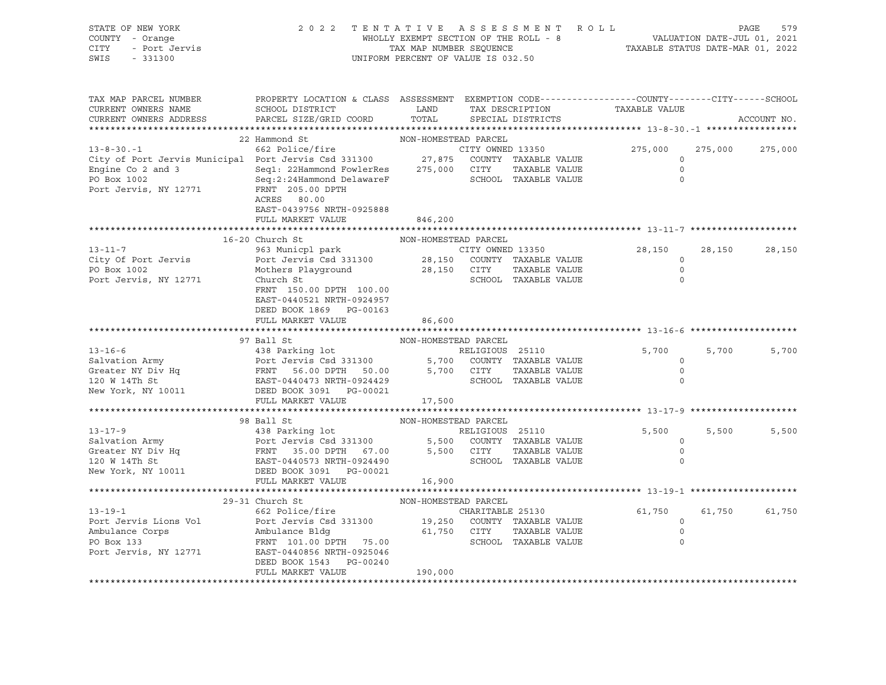STATE OF NEW YORK
COUNTY - Orange
CITY - Port Jervis
SWIS - 331300

# 2022 TENTATIVE ASSESSMENT ROLL

WHOLLY EXEMPT SECTION OF THE ROLL - 8
TAX MAP NUMBER SEQUENCE
UNIFORM PERCENT OF VALUE IS 032.50

VALUATION DATE-JUL 01, 2021
TAXABLE STATUS DATE-MAR 01, 2022

| TAX MAP PARCEL NUMBER / CURRENT OWNERS NAME / CURRENT OWNERS ADDRESS | PROPERTY LOCATION & CLASS / SCHOOL DISTRICT / PARCEL SIZE/GRID COORD | ASSESSMENT LAND / TOTAL | EXEMPTION CODE / TAX DESCRIPTION / SPECIAL DISTRICTS | COUNTY TAXABLE VALUE | CITY | SCHOOL |
|---|---|---|---|---|---|---|
| **13-8-30.-1** | 22 Hammond St | NON-HOMESTEAD PARCEL | | | | |
| 13-8-30.-1 | 662 Police/fire | | CITY OWNED 13350 | 275,000 | 275,000 | 275,000 |
| City of Port Jervis Municipal | Port Jervis Csd 331300 | 27,875 | COUNTY TAXABLE VALUE | 0 | | |
| Engine Co 2 and 3 | Seq1: 22Hammond FowlerRes | 275,000 | CITY TAXABLE VALUE | 0 | | |
| PO Box 1002 | Seq:2:24Hammond DelawareF | | SCHOOL TAXABLE VALUE | 0 | | |
| Port Jervis, NY 12771 | FRNT 205.00 DPTH | | | | | |
| | ACRES 80.00 | | | | | |
| | EAST-0439756 NRTH-0925888 | | | | | |
| | FULL MARKET VALUE | 846,200 | | | | |
| **13-11-7** | 16-20 Church St | NON-HOMESTEAD PARCEL | | | | |
| 13-11-7 | 963 Municpl park | | CITY OWNED 13350 | 28,150 | 28,150 | 28,150 |
| City Of Port Jervis | Port Jervis Csd 331300 | 28,150 | COUNTY TAXABLE VALUE | 0 | | |
| PO Box 1002 | Mothers Playground | 28,150 | CITY TAXABLE VALUE | 0 | | |
| Port Jervis, NY 12771 | Church St | | SCHOOL TAXABLE VALUE | 0 | | |
| | FRNT 150.00 DPTH 100.00 | | | | | |
| | EAST-0440521 NRTH-0924957 | | | | | |
| | DEED BOOK 1869 PG-00163 | | | | | |
| | FULL MARKET VALUE | 86,600 | | | | |
| **13-16-6** | 97 Ball St | NON-HOMESTEAD PARCEL | | | | |
| 13-16-6 | 438 Parking lot | | RELIGIOUS 25110 | 5,700 | 5,700 | 5,700 |
| Salvation Army | Port Jervis Csd 331300 | 5,700 | COUNTY TAXABLE VALUE | 0 | | |
| Greater NY Div Hq | FRNT 56.00 DPTH 50.00 | 5,700 | CITY TAXABLE VALUE | 0 | | |
| 120 W 14Th St | EAST-0440473 NRTH-0924429 | | SCHOOL TAXABLE VALUE | 0 | | |
| New York, NY 10011 | DEED BOOK 3091 PG-00021 | | | | | |
| | FULL MARKET VALUE | 17,500 | | | | |
| **13-17-9** | 98 Ball St | NON-HOMESTEAD PARCEL | | | | |
| 13-17-9 | 438 Parking lot | | RELIGIOUS 25110 | 5,500 | 5,500 | 5,500 |
| Salvation Army | Port Jervis Csd 331300 | 5,500 | COUNTY TAXABLE VALUE | 0 | | |
| Greater NY Div Hq | FRNT 35.00 DPTH 67.00 | 5,500 | CITY TAXABLE VALUE | 0 | | |
| 120 W 14Th St | EAST-0440573 NRTH-0924490 | | SCHOOL TAXABLE VALUE | 0 | | |
| New York, NY 10011 | DEED BOOK 3091 PG-00021 | | | | | |
| | FULL MARKET VALUE | 16,900 | | | | |
| **13-19-1** | 29-31 Church St | NON-HOMESTEAD PARCEL | | | | |
| 13-19-1 | 662 Police/fire | | CHARITABLE 25130 | 61,750 | 61,750 | 61,750 |
| Port Jervis Lions Vol | Port Jervis Csd 331300 | 19,250 | COUNTY TAXABLE VALUE | 0 | | |
| Ambulance Corps | Ambulance Bldg | 61,750 | CITY TAXABLE VALUE | 0 | | |
| PO Box 133 | FRNT 101.00 DPTH 75.00 | | SCHOOL TAXABLE VALUE | 0 | | |
| Port Jervis, NY 12771 | EAST-0440856 NRTH-0925046 | | | | | |
| | DEED BOOK 1543 PG-00240 | | | | | |
| | FULL MARKET VALUE | 190,000 | | | | |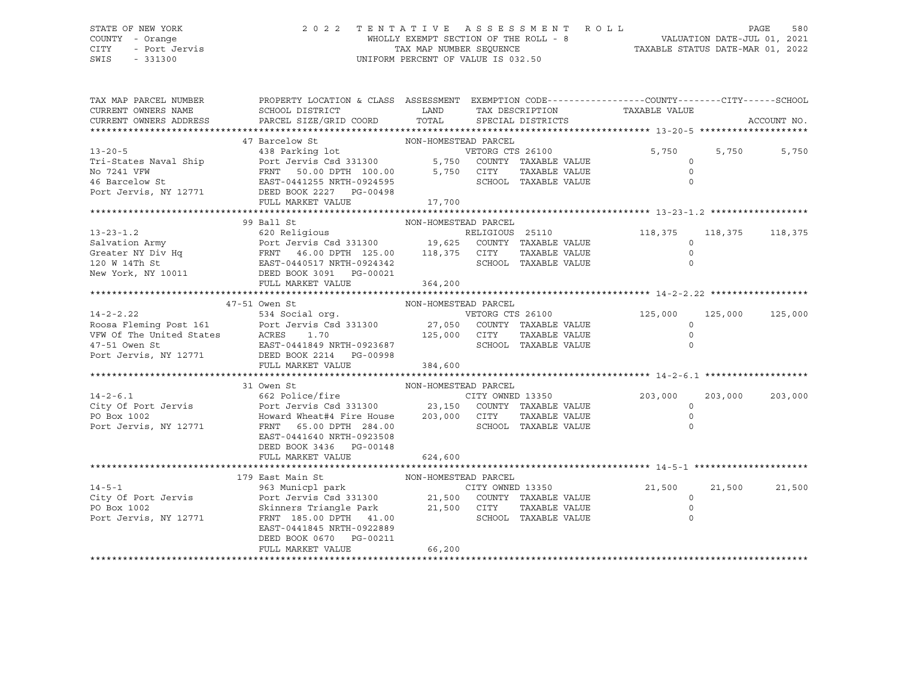STATE OF NEW YORK — 2022 TENTATIVE ASSESSMENT ROLL
COUNTY - Orange — WHOLLY EXEMPT SECTION OF THE ROLL - 8 — VALUATION DATE-JUL 01, 2021
CITY - Port Jervis — TAX MAP NUMBER SEQUENCE — TAXABLE STATUS DATE-MAR 01, 2022
SWIS - 331300 — UNIFORM PERCENT OF VALUE IS 032.50

| TAX MAP PARCEL NUMBER / CURRENT OWNERS NAME / CURRENT OWNERS ADDRESS | PROPERTY LOCATION & CLASS / SCHOOL DISTRICT / PARCEL SIZE/GRID COORD | ASSESSMENT LAND / TOTAL | EXEMPTION CODE / TAX DESCRIPTION / SPECIAL DISTRICTS | COUNTY TAXABLE VALUE | CITY | SCHOOL |
|---|---|---|---|---|---|---|
| **13-20-5** | 47 Barcelow St | NON-HOMESTEAD PARCEL | | | | |
| 13-20-5 | 438 Parking lot | | VETORG CTS 26100 | 5,750 | 5,750 | 5,750 |
| Tri-States Naval Ship | Port Jervis Csd 331300 | 5,750 | COUNTY TAXABLE VALUE | 0 | | |
| No 7241 VFW | FRNT 50.00 DPTH 100.00 | 5,750 | CITY TAXABLE VALUE | 0 | | |
| 46 Barcelow St | EAST-0441255 NRTH-0924595 | | SCHOOL TAXABLE VALUE | 0 | | |
| Port Jervis, NY 12771 | DEED BOOK 2227 PG-00498 | | | | | |
| | FULL MARKET VALUE | 17,700 | | | | |
| **13-23-1.2** | 99 Ball St | NON-HOMESTEAD PARCEL | | | | |
| 13-23-1.2 | 620 Religious | | RELIGIOUS 25110 | 118,375 | 118,375 | 118,375 |
| Salvation Army | Port Jervis Csd 331300 | 19,625 | COUNTY TAXABLE VALUE | 0 | | |
| Greater NY Div Hq | FRNT 46.00 DPTH 125.00 | 118,375 | CITY TAXABLE VALUE | 0 | | |
| 120 W 14Th St | EAST-0440517 NRTH-0924342 | | SCHOOL TAXABLE VALUE | 0 | | |
| New York, NY 10011 | DEED BOOK 3091 PG-00021 | | | | | |
| | FULL MARKET VALUE | 364,200 | | | | |
| **14-2-2.22** | 47-51 Owen St | NON-HOMESTEAD PARCEL | | | | |
| 14-2-2.22 | 534 Social org. | | VETORG CTS 26100 | 125,000 | 125,000 | 125,000 |
| Roosa Fleming Post 161 | Port Jervis Csd 331300 | 27,050 | COUNTY TAXABLE VALUE | 0 | | |
| VFW Of The United States | ACRES 1.70 | 125,000 | CITY TAXABLE VALUE | 0 | | |
| 47-51 Owen St | EAST-0441849 NRTH-0923687 | | SCHOOL TAXABLE VALUE | 0 | | |
| Port Jervis, NY 12771 | DEED BOOK 2214 PG-00998 | | | | | |
| | FULL MARKET VALUE | 384,600 | | | | |
| **14-2-6.1** | 31 Owen St | NON-HOMESTEAD PARCEL | | | | |
| 14-2-6.1 | 662 Police/fire | | CITY OWNED 13350 | 203,000 | 203,000 | 203,000 |
| City Of Port Jervis | Port Jervis Csd 331300 | 23,150 | COUNTY TAXABLE VALUE | 0 | | |
| PO Box 1002 | Howard Wheat#4 Fire House | 203,000 | CITY TAXABLE VALUE | 0 | | |
| Port Jervis, NY 12771 | FRNT 65.00 DPTH 284.00 | | SCHOOL TAXABLE VALUE | 0 | | |
| | EAST-0441640 NRTH-0923508 | | | | | |
| | DEED BOOK 3436 PG-00148 | | | | | |
| | FULL MARKET VALUE | 624,600 | | | | |
| **14-5-1** | 179 East Main St | NON-HOMESTEAD PARCEL | | | | |
| 14-5-1 | 963 Municpl park | | CITY OWNED 13350 | 21,500 | 21,500 | 21,500 |
| City Of Port Jervis | Port Jervis Csd 331300 | 21,500 | COUNTY TAXABLE VALUE | 0 | | |
| PO Box 1002 | Skinners Triangle Park | 21,500 | CITY TAXABLE VALUE | 0 | | |
| Port Jervis, NY 12771 | FRNT 185.00 DPTH 41.00 | | SCHOOL TAXABLE VALUE | 0 | | |
| | EAST-0441845 NRTH-0922889 | | | | | |
| | DEED BOOK 0670 PG-00211 | | | | | |
| | FULL MARKET VALUE | 66,200 | | | | |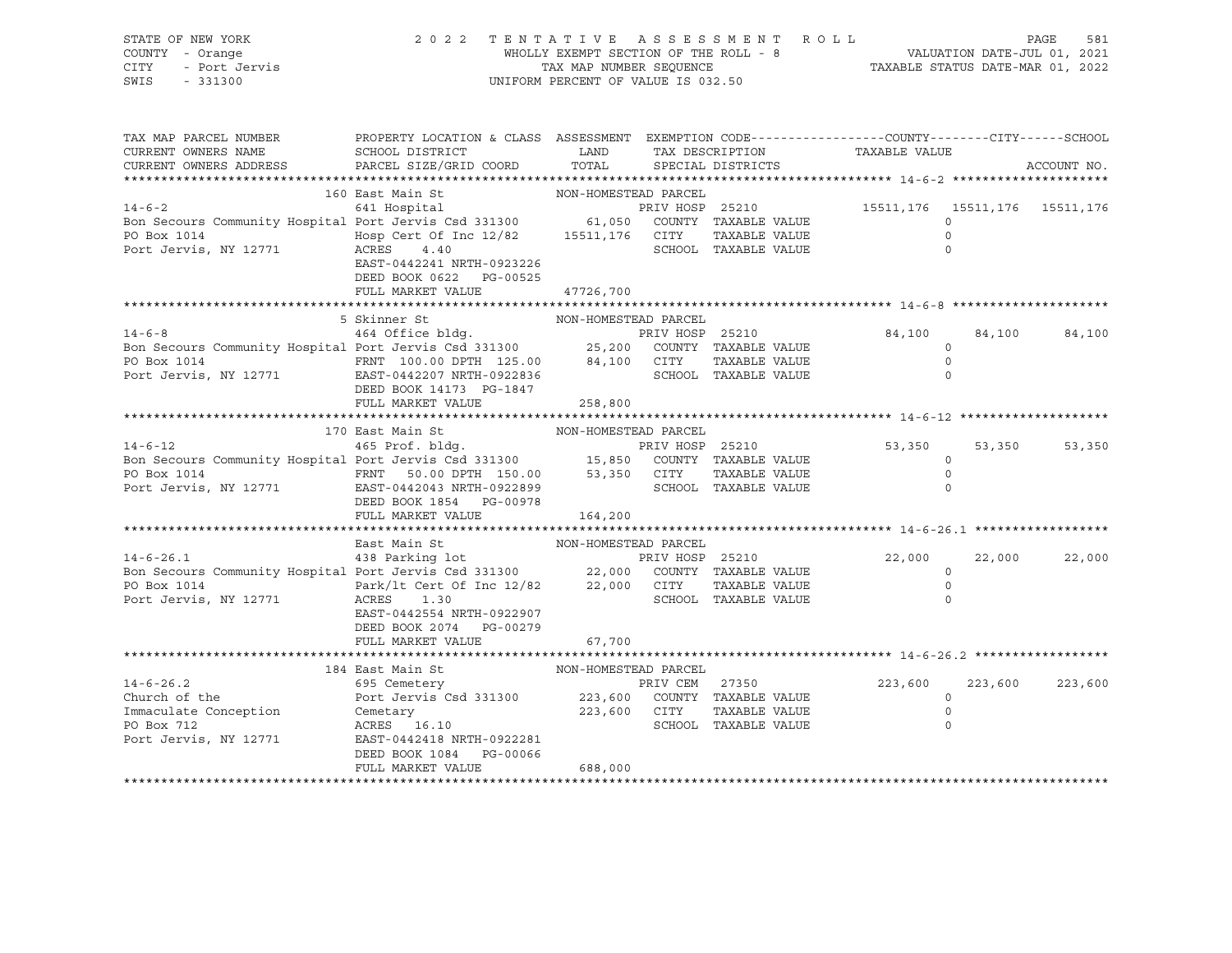STATE OF NEW YORK | COUNTY - Orange | CITY - Port Jervis | SWIS - 331300

2 0 2 2 T E N T A T I V E A S S E S S M E N T R O L L
WHOLLY EXEMPT SECTION OF THE ROLL - 8
TAX MAP NUMBER SEQUENCE
UNIFORM PERCENT OF VALUE IS 032.50

VALUATION DATE-JUL 01, 2021
TAXABLE STATUS DATE-MAR 01, 2022

```
TAX MAP PARCEL NUMBER          PROPERTY LOCATION & CLASS  ASSESSMENT  EXEMPTION CODE------------------COUNTY--------CITY------SCHOOL
CURRENT OWNERS NAME            SCHOOL DISTRICT               LAND      TAX DESCRIPTION            TAXABLE VALUE
CURRENT OWNERS ADDRESS         PARCEL SIZE/GRID COORD        TOTAL     SPECIAL DISTRICTS                                    ACCOUNT NO.
******************************************************************************************************* 14-6-2 *********************
                               160 East Main St              NON-HOMESTEAD PARCEL
14-6-2                         641 Hospital                          PRIV HOSP  25210          15511,176  15511,176  15511,176
Bon Secours Community Hospital Port Jervis Csd 331300     61,050   COUNTY  TAXABLE VALUE              0
PO Box 1014                    Hosp Cert Of Inc 12/82  15511,176   CITY    TAXABLE VALUE              0
Port Jervis, NY 12771          ACRES    4.40                       SCHOOL  TAXABLE VALUE              0
                               EAST-0442241 NRTH-0923226
                               DEED BOOK 0622   PG-00525
                               FULL MARKET VALUE          47726,700
******************************************************************************************************* 14-6-8 *********************
                               5 Skinner St                  NON-HOMESTEAD PARCEL
14-6-8                         464 Office bldg.                      PRIV HOSP  25210             84,100     84,100     84,100
Bon Secours Community Hospital Port Jervis Csd 331300     25,200   COUNTY  TAXABLE VALUE              0
PO Box 1014                    FRNT 100.00 DPTH 125.00    84,100   CITY    TAXABLE VALUE              0
Port Jervis, NY 12771          EAST-0442207 NRTH-0922836           SCHOOL  TAXABLE VALUE              0
                               DEED BOOK 14173  PG-1847
                               FULL MARKET VALUE             258,800
******************************************************************************************************* 14-6-12 ********************
                               170 East Main St              NON-HOMESTEAD PARCEL
14-6-12                        465 Prof. bldg.                       PRIV HOSP  25210             53,350     53,350     53,350
Bon Secours Community Hospital Port Jervis Csd 331300     15,850   COUNTY  TAXABLE VALUE              0
PO Box 1014                    FRNT  50.00 DPTH 150.00    53,350   CITY    TAXABLE VALUE              0
Port Jervis, NY 12771          EAST-0442043 NRTH-0922899           SCHOOL  TAXABLE VALUE              0
                               DEED BOOK 1854   PG-00978
                               FULL MARKET VALUE             164,200
******************************************************************************************************* 14-6-26.1 ******************
                               East Main St                  NON-HOMESTEAD PARCEL
14-6-26.1                      438 Parking lot                       PRIV HOSP  25210             22,000     22,000     22,000
Bon Secours Community Hospital Port Jervis Csd 331300     22,000   COUNTY  TAXABLE VALUE              0
PO Box 1014                    Park/lt Cert Of Inc 12/82  22,000   CITY    TAXABLE VALUE              0
Port Jervis, NY 12771          ACRES    1.30                       SCHOOL  TAXABLE VALUE              0
                               EAST-0442554 NRTH-0922907
                               DEED BOOK 2074   PG-00279
                               FULL MARKET VALUE              67,700
******************************************************************************************************* 14-6-26.2 ******************
                               184 East Main St              NON-HOMESTEAD PARCEL
14-6-26.2                      695 Cemetery                          PRIV CEM   27350            223,600    223,600    223,600
Church of the                  Port Jervis Csd 331300    223,600   COUNTY  TAXABLE VALUE              0
Immaculate Conception          Cemetary                  223,600   CITY    TAXABLE VALUE              0
PO Box 712                     ACRES   16.10                       SCHOOL  TAXABLE VALUE              0
Port Jervis, NY 12771          EAST-0442418 NRTH-0922281
                               DEED BOOK 1084   PG-00066
                               FULL MARKET VALUE             688,000
************************************************************************************************************************************
```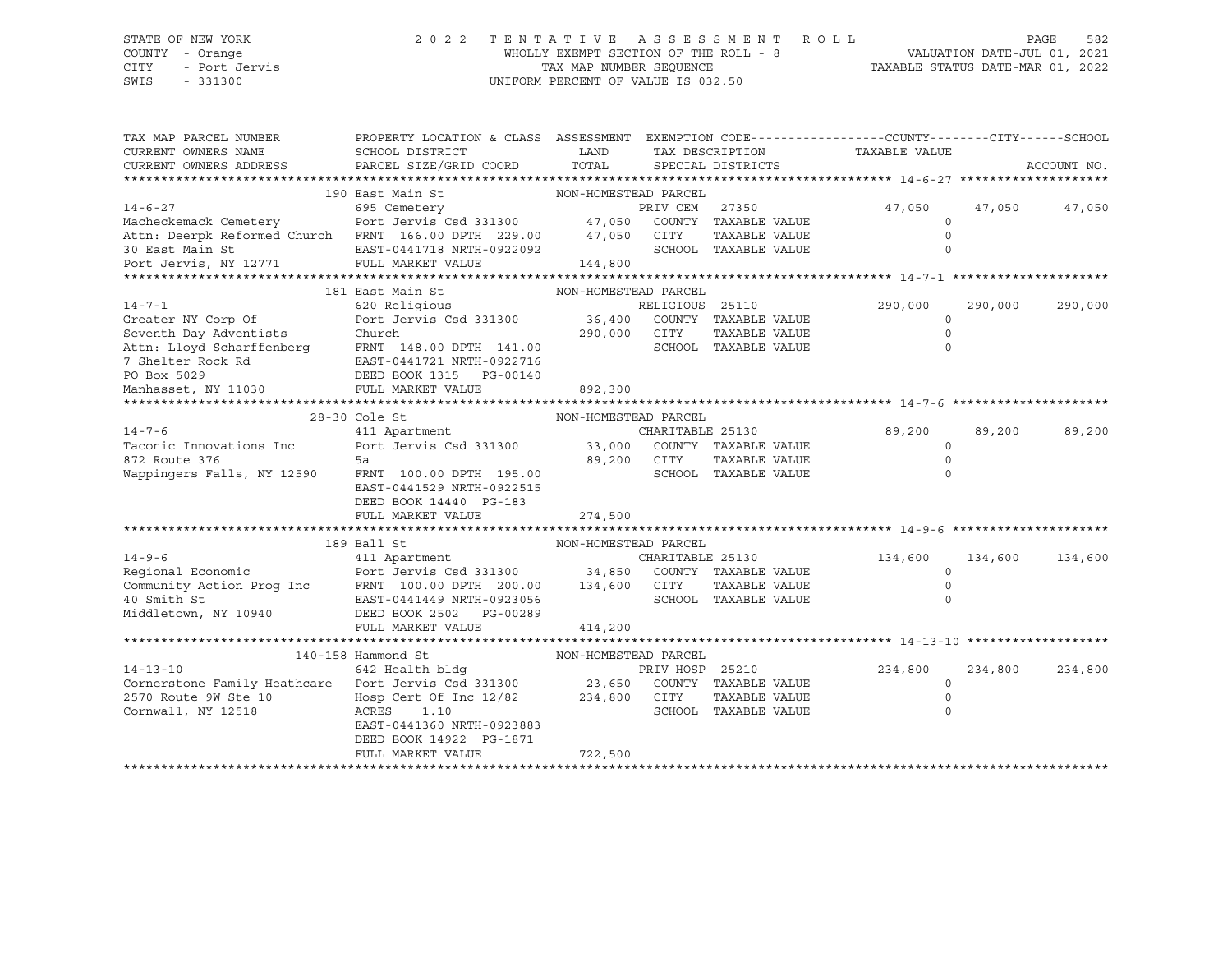STATE OF NEW YORK · COUNTY - Orange · CITY - Port Jervis · SWIS - 331300

# 2022 TENTATIVE ASSESSMENT ROLL

WHOLLY EXEMPT SECTION OF THE ROLL - 8 · TAX MAP NUMBER SEQUENCE · UNIFORM PERCENT OF VALUE IS 032.50

VALUATION DATE-JUL 01, 2021 · TAXABLE STATUS DATE-MAR 01, 2022

| TAX MAP PARCEL NUMBER / CURRENT OWNERS NAME / CURRENT OWNERS ADDRESS | PROPERTY LOCATION & CLASS / SCHOOL DISTRICT / PARCEL SIZE/GRID COORD | ASSESSMENT LAND / TOTAL | EXEMPTION CODE / TAX DESCRIPTION / SPECIAL DISTRICTS | COUNTY TAXABLE VALUE | CITY | SCHOOL | ACCOUNT NO. |
|---|---|---|---|---|---|---|---|
| **14-6-27** | 190 East Main St | NON-HOMESTEAD PARCEL | | | | | |
| 14-6-27 | 695 Cemetery | | PRIV CEM 27350 | 47,050 | 47,050 | 47,050 | |
| Macheckemack Cemetery | Port Jervis Csd 331300 | 47,050 | COUNTY TAXABLE VALUE | 0 | | | |
| Attn: Deerpk Reformed Church | FRNT 166.00 DPTH 229.00 | 47,050 | CITY TAXABLE VALUE | 0 | | | |
| 30 East Main St | EAST-0441718 NRTH-0922092 | | SCHOOL TAXABLE VALUE | 0 | | | |
| Port Jervis, NY 12771 | FULL MARKET VALUE | 144,800 | | | | | |
| **14-7-1** | 181 East Main St | NON-HOMESTEAD PARCEL | | | | | |
| 14-7-1 | 620 Religious | | RELIGIOUS 25110 | 290,000 | 290,000 | 290,000 | |
| Greater NY Corp Of | Port Jervis Csd 331300 | 36,400 | COUNTY TAXABLE VALUE | 0 | | | |
| Seventh Day Adventists | Church | 290,000 | CITY TAXABLE VALUE | 0 | | | |
| Attn: Lloyd Scharffenberg | FRNT 148.00 DPTH 141.00 | | SCHOOL TAXABLE VALUE | 0 | | | |
| 7 Shelter Rock Rd | EAST-0441721 NRTH-0922716 | | | | | | |
| PO Box 5029 | DEED BOOK 1315 PG-00140 | | | | | | |
| Manhasset, NY 11030 | FULL MARKET VALUE | 892,300 | | | | | |
| **14-7-6** | 28-30 Cole St | NON-HOMESTEAD PARCEL | | | | | |
| 14-7-6 | 411 Apartment | | CHARITABLE 25130 | 89,200 | 89,200 | 89,200 | |
| Taconic Innovations Inc | Port Jervis Csd 331300 | 33,000 | COUNTY TAXABLE VALUE | 0 | | | |
| 872 Route 376 | 5a | 89,200 | CITY TAXABLE VALUE | 0 | | | |
| Wappingers Falls, NY 12590 | FRNT 100.00 DPTH 195.00 | | SCHOOL TAXABLE VALUE | 0 | | | |
| | EAST-0441529 NRTH-0922515 | | | | | | |
| | DEED BOOK 14440 PG-183 | | | | | | |
| | FULL MARKET VALUE | 274,500 | | | | | |
| **14-9-6** | 189 Ball St | NON-HOMESTEAD PARCEL | | | | | |
| 14-9-6 | 411 Apartment | | CHARITABLE 25130 | 134,600 | 134,600 | 134,600 | |
| Regional Economic | Port Jervis Csd 331300 | 34,850 | COUNTY TAXABLE VALUE | 0 | | | |
| Community Action Prog Inc | FRNT 100.00 DPTH 200.00 | 134,600 | CITY TAXABLE VALUE | 0 | | | |
| 40 Smith St | EAST-0441449 NRTH-0923056 | | SCHOOL TAXABLE VALUE | 0 | | | |
| Middletown, NY 10940 | DEED BOOK 2502 PG-00289 | | | | | | |
| | FULL MARKET VALUE | 414,200 | | | | | |
| **14-13-10** | 140-158 Hammond St | NON-HOMESTEAD PARCEL | | | | | |
| 14-13-10 | 642 Health bldg | | PRIV HOSP 25210 | 234,800 | 234,800 | 234,800 | |
| Cornerstone Family Heathcare | Port Jervis Csd 331300 | 23,650 | COUNTY TAXABLE VALUE | 0 | | | |
| 2570 Route 9W Ste 10 | Hosp Cert Of Inc 12/82 | 234,800 | CITY TAXABLE VALUE | 0 | | | |
| Cornwall, NY 12518 | ACRES 1.10 | | SCHOOL TAXABLE VALUE | 0 | | | |
| | EAST-0441360 NRTH-0923883 | | | | | | |
| | DEED BOOK 14922 PG-1871 | | | | | | |
| | FULL MARKET VALUE | 722,500 | | | | | |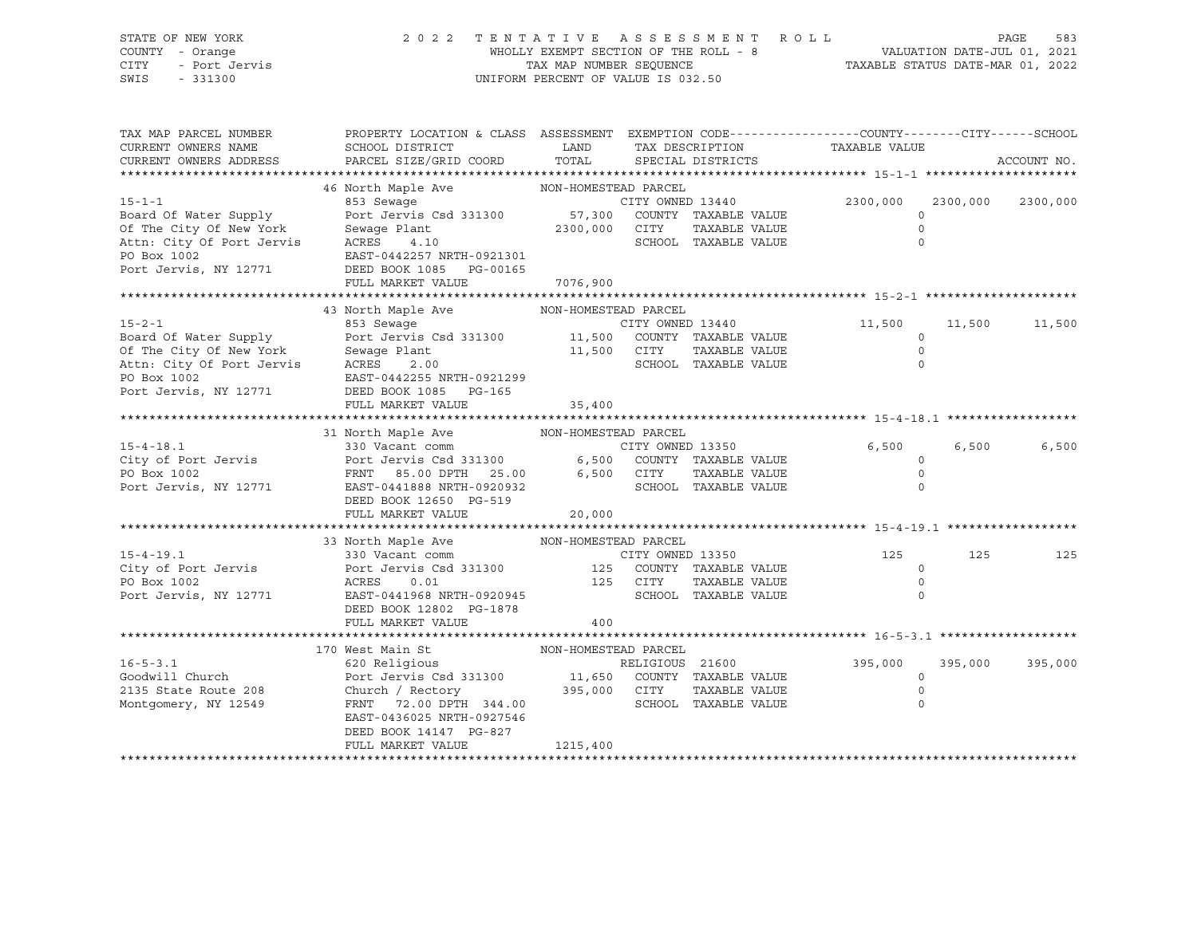STATE OF NEW YORK — COUNTY - Orange — CITY - Port Jervis — SWIS - 331300

2022 TENTATIVE ASSESSMENT ROLL — WHOLLY EXEMPT SECTION OF THE ROLL - 8 — TAX MAP NUMBER SEQUENCE — UNIFORM PERCENT OF VALUE IS 032.50

VALUATION DATE-JUL 01, 2021 — TAXABLE STATUS DATE-MAR 01, 2022

| TAX MAP PARCEL NUMBER / CURRENT OWNERS NAME / CURRENT OWNERS ADDRESS | PROPERTY LOCATION & CLASS / SCHOOL DISTRICT / PARCEL SIZE/GRID COORD | ASSESSMENT LAND / TOTAL | EXEMPTION CODE / TAX DESCRIPTION / SPECIAL DISTRICTS | COUNTY | CITY | SCHOOL |
|---|---|---|---|---|---|---|
| **15-1-1** | 46 North Maple Ave | NON-HOMESTEAD PARCEL | | | | |
| | 853 Sewage | | CITY OWNED 13440 | 2300,000 | 2300,000 | 2300,000 |
| Board Of Water Supply | Port Jervis Csd 331300 | 57,300 | COUNTY TAXABLE VALUE | 0 | | |
| Of The City Of New York | Sewage Plant | 2300,000 | CITY TAXABLE VALUE | | 0 | |
| Attn: City Of Port Jervis | ACRES 4.10 | | SCHOOL TAXABLE VALUE | | | 0 |
| PO Box 1002 | EAST-0442257 NRTH-0921301 | | | | | |
| Port Jervis, NY 12771 | DEED BOOK 1085 PG-00165 | | | | | |
| | FULL MARKET VALUE | 7076,900 | | | | |
| **15-2-1** | 43 North Maple Ave | NON-HOMESTEAD PARCEL | | | | |
| | 853 Sewage | | CITY OWNED 13440 | 11,500 | 11,500 | 11,500 |
| Board Of Water Supply | Port Jervis Csd 331300 | 11,500 | COUNTY TAXABLE VALUE | 0 | | |
| Of The City Of New York | Sewage Plant | 11,500 | CITY TAXABLE VALUE | | 0 | |
| Attn: City Of Port Jervis | ACRES 2.00 | | SCHOOL TAXABLE VALUE | | | 0 |
| PO Box 1002 | EAST-0442255 NRTH-0921299 | | | | | |
| Port Jervis, NY 12771 | DEED BOOK 1085 PG-165 | | | | | |
| | FULL MARKET VALUE | 35,400 | | | | |
| **15-4-18.1** | 31 North Maple Ave | NON-HOMESTEAD PARCEL | | | | |
| | 330 Vacant comm | | CITY OWNED 13350 | 6,500 | 6,500 | 6,500 |
| City of Port Jervis | Port Jervis Csd 331300 | 6,500 | COUNTY TAXABLE VALUE | 0 | | |
| PO Box 1002 | FRNT 85.00 DPTH 25.00 | 6,500 | CITY TAXABLE VALUE | | 0 | |
| Port Jervis, NY 12771 | EAST-0441888 NRTH-0920932 | | SCHOOL TAXABLE VALUE | | | 0 |
| | DEED BOOK 12650 PG-519 | | | | | |
| | FULL MARKET VALUE | 20,000 | | | | |
| **15-4-19.1** | 33 North Maple Ave | NON-HOMESTEAD PARCEL | | | | |
| | 330 Vacant comm | | CITY OWNED 13350 | 125 | 125 | 125 |
| City of Port Jervis | Port Jervis Csd 331300 | 125 | COUNTY TAXABLE VALUE | 0 | | |
| PO Box 1002 | ACRES 0.01 | 125 | CITY TAXABLE VALUE | | 0 | |
| Port Jervis, NY 12771 | EAST-0441968 NRTH-0920945 | | SCHOOL TAXABLE VALUE | | | 0 |
| | DEED BOOK 12802 PG-1878 | | | | | |
| | FULL MARKET VALUE | 400 | | | | |
| **16-5-3.1** | 170 West Main St | NON-HOMESTEAD PARCEL | | | | |
| | 620 Religious | | RELIGIOUS 21600 | 395,000 | 395,000 | 395,000 |
| Goodwill Church | Port Jervis Csd 331300 | 11,650 | COUNTY TAXABLE VALUE | 0 | | |
| 2135 State Route 208 | Church / Rectory | 395,000 | CITY TAXABLE VALUE | | 0 | |
| Montgomery, NY 12549 | FRNT 72.00 DPTH 344.00 | | SCHOOL TAXABLE VALUE | | | 0 |
| | EAST-0436025 NRTH-0927546 | | | | | |
| | DEED BOOK 14147 PG-827 | | | | | |
| | FULL MARKET VALUE | 1215,400 | | | | |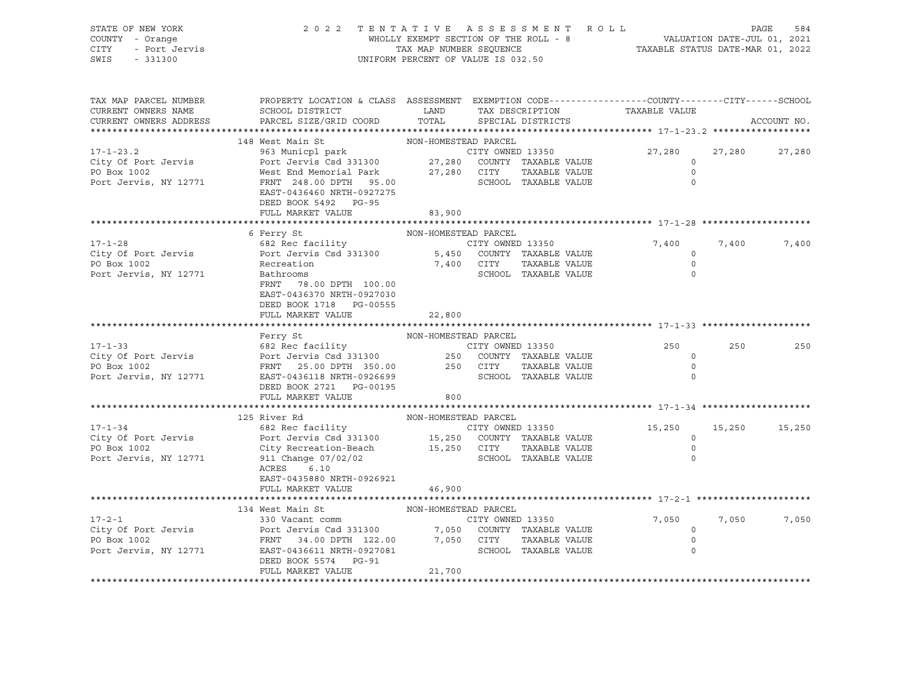STATE OF NEW YORK — COUNTY - Orange — CITY - Port Jervis — SWIS - 331300

**2022 TENTATIVE ASSESSMENT ROLL**
WHOLLY EXEMPT SECTION OF THE ROLL - 8
TAX MAP NUMBER SEQUENCE
UNIFORM PERCENT OF VALUE IS 032.50

VALUATION DATE-JUL 01, 2021
TAXABLE STATUS DATE-MAR 01, 2022

| TAX MAP PARCEL NUMBER / CURRENT OWNERS NAME / CURRENT OWNERS ADDRESS | PROPERTY LOCATION & CLASS / SCHOOL DISTRICT / PARCEL SIZE/GRID COORD | ASSESSMENT LAND | TOTAL | EXEMPTION CODE / TAX DESCRIPTION / SPECIAL DISTRICTS | COUNTY | CITY | SCHOOL |
|---|---|---|---|---|---|---|---|
| **17-1-23.2** | 148 West Main St — NON-HOMESTEAD PARCEL | | | | | | |
| City Of Port Jervis | 963 Municpl park | | | CITY OWNED 13350 | 27,280 | 27,280 | 27,280 |
| PO Box 1002 | Port Jervis Csd 331300 | 27,280 | | COUNTY TAXABLE VALUE | 0 | | |
| Port Jervis, NY 12771 | West End Memorial Park | | 27,280 | CITY TAXABLE VALUE | | 0 | |
| | FRNT 248.00 DPTH 95.00 | | | SCHOOL TAXABLE VALUE | | | 0 |
| | EAST-0436460 NRTH-0927275 | | | | | | |
| | DEED BOOK 5492 PG-95 | | | | | | |
| | FULL MARKET VALUE | | 83,900 | | | | |
| **17-1-28** | 6 Ferry St — NON-HOMESTEAD PARCEL | | | | | | |
| City Of Port Jervis | 682 Rec facility | | | CITY OWNED 13350 | 7,400 | 7,400 | 7,400 |
| PO Box 1002 | Port Jervis Csd 331300 | 5,450 | | COUNTY TAXABLE VALUE | 0 | | |
| Port Jervis, NY 12771 | Recreation | | 7,400 | CITY TAXABLE VALUE | | 0 | |
| | Bathrooms | | | SCHOOL TAXABLE VALUE | | | 0 |
| | FRNT 78.00 DPTH 100.00 | | | | | | |
| | EAST-0436370 NRTH-0927030 | | | | | | |
| | DEED BOOK 1718 PG-00555 | | | | | | |
| | FULL MARKET VALUE | | 22,800 | | | | |
| **17-1-33** | Ferry St — NON-HOMESTEAD PARCEL | | | | | | |
| City Of Port Jervis | 682 Rec facility | | | CITY OWNED 13350 | 250 | 250 | 250 |
| PO Box 1002 | Port Jervis Csd 331300 | 250 | | COUNTY TAXABLE VALUE | 0 | | |
| Port Jervis, NY 12771 | FRNT 25.00 DPTH 350.00 | | 250 | CITY TAXABLE VALUE | | 0 | |
| | EAST-0436118 NRTH-0926699 | | | SCHOOL TAXABLE VALUE | | | 0 |
| | DEED BOOK 2721 PG-00195 | | | | | | |
| | FULL MARKET VALUE | | 800 | | | | |
| **17-1-34** | 125 River Rd — NON-HOMESTEAD PARCEL | | | | | | |
| City Of Port Jervis | 682 Rec facility | | | CITY OWNED 13350 | 15,250 | 15,250 | 15,250 |
| PO Box 1002 | Port Jervis Csd 331300 | 15,250 | | COUNTY TAXABLE VALUE | 0 | | |
| Port Jervis, NY 12771 | City Recreation-Beach | | 15,250 | CITY TAXABLE VALUE | | 0 | |
| | 911 Change 07/02/02 | | | SCHOOL TAXABLE VALUE | | | 0 |
| | ACRES 6.10 | | | | | | |
| | EAST-0435880 NRTH-0926921 | | | | | | |
| | FULL MARKET VALUE | | 46,900 | | | | |
| **17-2-1** | 134 West Main St — NON-HOMESTEAD PARCEL | | | | | | |
| City Of Port Jervis | 330 Vacant comm | | | CITY OWNED 13350 | 7,050 | 7,050 | 7,050 |
| PO Box 1002 | Port Jervis Csd 331300 | 7,050 | | COUNTY TAXABLE VALUE | 0 | | |
| Port Jervis, NY 12771 | FRNT 34.00 DPTH 122.00 | | 7,050 | CITY TAXABLE VALUE | | 0 | |
| | EAST-0436611 NRTH-0927081 | | | SCHOOL TAXABLE VALUE | | | 0 |
| | DEED BOOK 5574 PG-91 | | | | | | |
| | FULL MARKET VALUE | | 21,700 | | | | |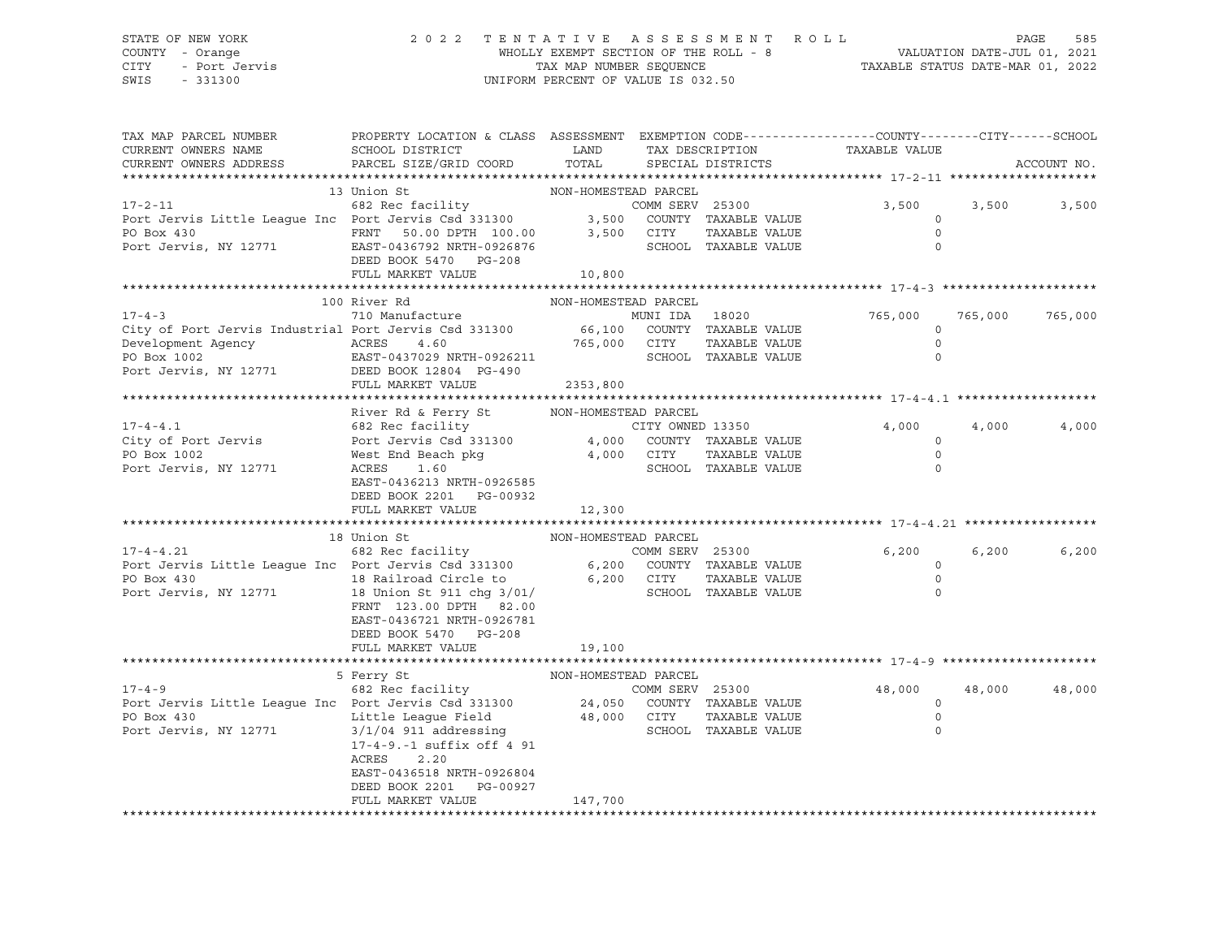STATE OF NEW YORK — COUNTY - Orange — CITY - Port Jervis — SWIS - 331300

# 2022 TENTATIVE ASSESSMENT ROLL

WHOLLY EXEMPT SECTION OF THE ROLL - 8
TAX MAP NUMBER SEQUENCE
UNIFORM PERCENT OF VALUE IS 032.50

VALUATION DATE-JUL 01, 2021
TAXABLE STATUS DATE-MAR 01, 2022

| TAX MAP PARCEL NUMBER / CURRENT OWNERS NAME / CURRENT OWNERS ADDRESS | PROPERTY LOCATION & CLASS / SCHOOL DISTRICT / PARCEL SIZE/GRID COORD | ASSESSMENT LAND | ASSESSMENT TOTAL | EXEMPTION CODE / TAX DESCRIPTION / SPECIAL DISTRICTS | COUNTY | CITY | SCHOOL |
|---|---|---|---|---|---|---|---|
| **17-2-11** | 13 Union St | NON-HOMESTEAD PARCEL | | | | | |
| Port Jervis Little League Inc | 682 Rec facility | | | COMM SERV 25300 | 3,500 | 3,500 | 3,500 |
| PO Box 430 | Port Jervis Csd 331300 | 3,500 | | COUNTY TAXABLE VALUE | 0 | | |
| Port Jervis, NY 12771 | FRNT 50.00 DPTH 100.00 | | 3,500 | CITY TAXABLE VALUE | 0 | | |
| | EAST-0436792 NRTH-0926876 | | | SCHOOL TAXABLE VALUE | 0 | | |
| | DEED BOOK 5470 PG-208 | | | | | | |
| | FULL MARKET VALUE | | 10,800 | | | | |
| **17-4-3** | 100 River Rd | NON-HOMESTEAD PARCEL | | | | | |
| City of Port Jervis Industrial Development Agency | 710 Manufacture | | | MUNI IDA 18020 | 765,000 | 765,000 | 765,000 |
| PO Box 1002 | Port Jervis Csd 331300 | 66,100 | | COUNTY TAXABLE VALUE | 0 | | |
| Port Jervis, NY 12771 | ACRES 4.60 | | 765,000 | CITY TAXABLE VALUE | 0 | | |
| | EAST-0437029 NRTH-0926211 | | | SCHOOL TAXABLE VALUE | 0 | | |
| | DEED BOOK 12804 PG-490 | | | | | | |
| | FULL MARKET VALUE | | 2353,800 | | | | |
| **17-4-4.1** | River Rd & Ferry St | NON-HOMESTEAD PARCEL | | | | | |
| City of Port Jervis | 682 Rec facility | | | CITY OWNED 13350 | 4,000 | 4,000 | 4,000 |
| PO Box 1002 | Port Jervis Csd 331300 | 4,000 | | COUNTY TAXABLE VALUE | 0 | | |
| Port Jervis, NY 12771 | West End Beach pkg | | 4,000 | CITY TAXABLE VALUE | 0 | | |
| | ACRES 1.60 | | | SCHOOL TAXABLE VALUE | 0 | | |
| | EAST-0436213 NRTH-0926585 | | | | | | |
| | DEED BOOK 2201 PG-00932 | | | | | | |
| | FULL MARKET VALUE | | 12,300 | | | | |
| **17-4-4.21** | 18 Union St | NON-HOMESTEAD PARCEL | | | | | |
| Port Jervis Little League Inc | 682 Rec facility | | | COMM SERV 25300 | 6,200 | 6,200 | 6,200 |
| PO Box 430 | Port Jervis Csd 331300 | 6,200 | | COUNTY TAXABLE VALUE | 0 | | |
| Port Jervis, NY 12771 | 18 Railroad Circle to | | 6,200 | CITY TAXABLE VALUE | 0 | | |
| | 18 Union St 911 chg 3/01/ | | | SCHOOL TAXABLE VALUE | 0 | | |
| | FRNT 123.00 DPTH 82.00 | | | | | | |
| | EAST-0436721 NRTH-0926781 | | | | | | |
| | DEED BOOK 5470 PG-208 | | | | | | |
| | FULL MARKET VALUE | | 19,100 | | | | |
| **17-4-9** | 5 Ferry St | NON-HOMESTEAD PARCEL | | | | | |
| Port Jervis Little League Inc | 682 Rec facility | | | COMM SERV 25300 | 48,000 | 48,000 | 48,000 |
| PO Box 430 | Port Jervis Csd 331300 | 24,050 | | COUNTY TAXABLE VALUE | 0 | | |
| Port Jervis, NY 12771 | Little League Field | | 48,000 | CITY TAXABLE VALUE | 0 | | |
| | 3/1/04 911 addressing | | | SCHOOL TAXABLE VALUE | 0 | | |
| | 17-4-9.-1 suffix off 4 91 | | | | | | |
| | ACRES 2.20 | | | | | | |
| | EAST-0436518 NRTH-0926804 | | | | | | |
| | DEED BOOK 2201 PG-00927 | | | | | | |
| | FULL MARKET VALUE | | 147,700 | | | | |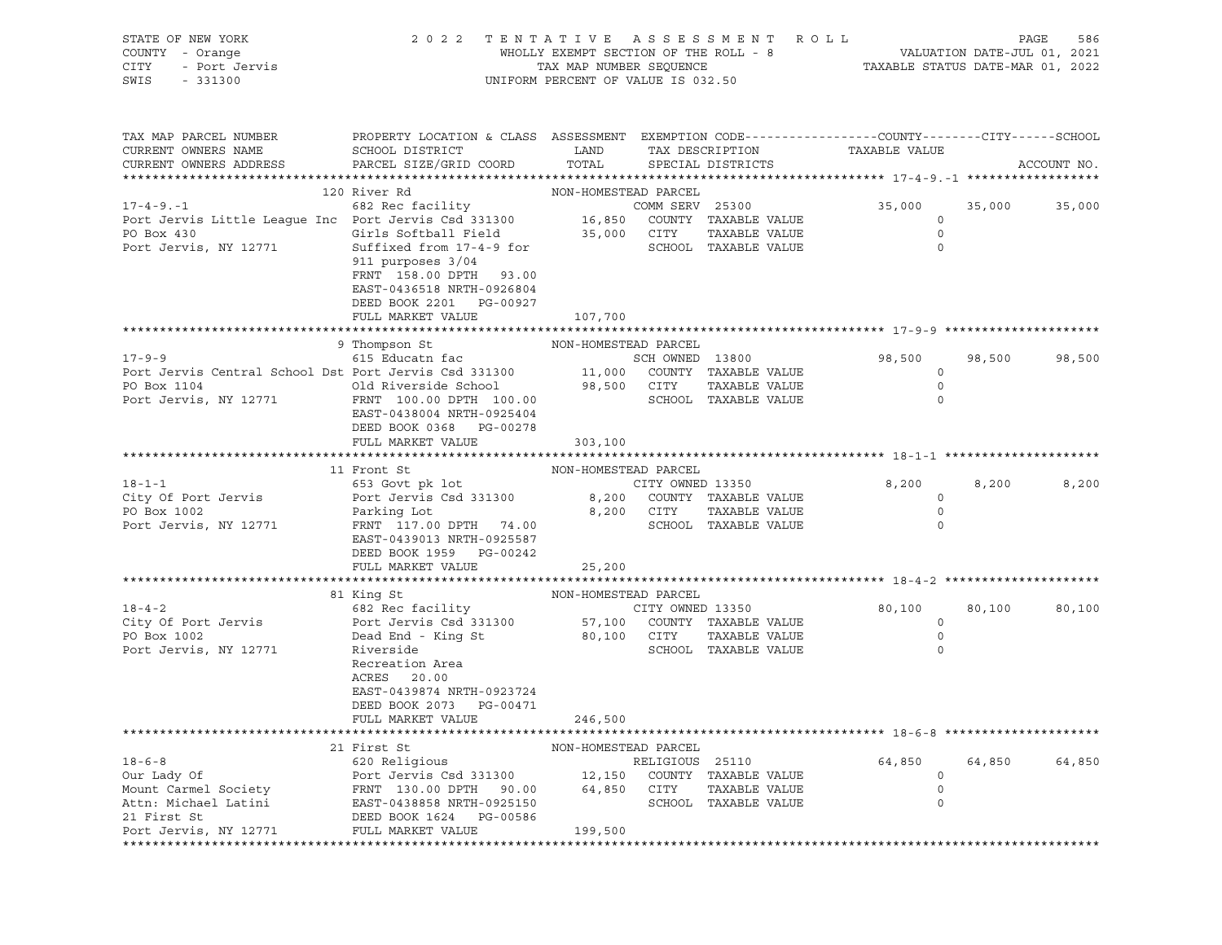STATE OF NEW YORK — COUNTY - Orange — CITY - Port Jervis — SWIS - 331300

2022 TENTATIVE ASSESSMENT ROLL
WHOLLY EXEMPT SECTION OF THE ROLL - 8
TAX MAP NUMBER SEQUENCE
UNIFORM PERCENT OF VALUE IS 032.50

VALUATION DATE-JUL 01, 2021
TAXABLE STATUS DATE-MAR 01, 2022

| TAX MAP PARCEL NUMBER / CURRENT OWNERS NAME / CURRENT OWNERS ADDRESS | PROPERTY LOCATION & CLASS / SCHOOL DISTRICT / PARCEL SIZE/GRID COORD | ASSESSMENT LAND | ASSESSMENT TOTAL | EXEMPTION CODE / TAX DESCRIPTION / SPECIAL DISTRICTS | COUNTY TAXABLE VALUE | CITY | SCHOOL |
|---|---|---|---|---|---|---|---|
| **17-4-9.-1** | 120 River Rd | NON-HOMESTEAD PARCEL | | | | | |
| 17-4-9.-1 | 682 Rec facility | | | COMM SERV 25300 | 35,000 | 35,000 | 35,000 |
| Port Jervis Little League Inc | Port Jervis Csd 331300 | 16,850 | | COUNTY TAXABLE VALUE | 0 | | |
| PO Box 430 | Girls Softball Field | | 35,000 | CITY TAXABLE VALUE | 0 | | |
| Port Jervis, NY 12771 | Suffixed from 17-4-9 for 911 purposes 3/04 | | | SCHOOL TAXABLE VALUE | 0 | | |
| | FRNT 158.00 DPTH 93.00 | | | | | | |
| | EAST-0436518 NRTH-0926804 | | | | | | |
| | DEED BOOK 2201 PG-00927 | | | | | | |
| | FULL MARKET VALUE | | 107,700 | | | | |
| **17-9-9** | 9 Thompson St | NON-HOMESTEAD PARCEL | | | | | |
| 17-9-9 | 615 Educatn fac | | | SCH OWNED 13800 | 98,500 | 98,500 | 98,500 |
| Port Jervis Central School Dst | Port Jervis Csd 331300 | 11,000 | | COUNTY TAXABLE VALUE | 0 | | |
| PO Box 1104 | Old Riverside School | | 98,500 | CITY TAXABLE VALUE | 0 | | |
| Port Jervis, NY 12771 | FRNT 100.00 DPTH 100.00 | | | SCHOOL TAXABLE VALUE | 0 | | |
| | EAST-0438004 NRTH-0925404 | | | | | | |
| | DEED BOOK 0368 PG-00278 | | | | | | |
| | FULL MARKET VALUE | | 303,100 | | | | |
| **18-1-1** | 11 Front St | NON-HOMESTEAD PARCEL | | | | | |
| 18-1-1 | 653 Govt pk lot | | | CITY OWNED 13350 | 8,200 | 8,200 | 8,200 |
| City Of Port Jervis | Port Jervis Csd 331300 | 8,200 | | COUNTY TAXABLE VALUE | 0 | | |
| PO Box 1002 | Parking Lot | | 8,200 | CITY TAXABLE VALUE | 0 | | |
| Port Jervis, NY 12771 | FRNT 117.00 DPTH 74.00 | | | SCHOOL TAXABLE VALUE | 0 | | |
| | EAST-0439013 NRTH-0925587 | | | | | | |
| | DEED BOOK 1959 PG-00242 | | | | | | |
| | FULL MARKET VALUE | | 25,200 | | | | |
| **18-4-2** | 81 King St | NON-HOMESTEAD PARCEL | | | | | |
| 18-4-2 | 682 Rec facility | | | CITY OWNED 13350 | 80,100 | 80,100 | 80,100 |
| City Of Port Jervis | Port Jervis Csd 331300 | 57,100 | | COUNTY TAXABLE VALUE | 0 | | |
| PO Box 1002 | Dead End - King St | | 80,100 | CITY TAXABLE VALUE | 0 | | |
| Port Jervis, NY 12771 | Riverside Recreation Area | | | SCHOOL TAXABLE VALUE | 0 | | |
| | ACRES 20.00 | | | | | | |
| | EAST-0439874 NRTH-0923724 | | | | | | |
| | DEED BOOK 2073 PG-00471 | | | | | | |
| | FULL MARKET VALUE | | 246,500 | | | | |
| **18-6-8** | 21 First St | NON-HOMESTEAD PARCEL | | | | | |
| 18-6-8 | 620 Religious | | | RELIGIOUS 25110 | 64,850 | 64,850 | 64,850 |
| Our Lady Of | Port Jervis Csd 331300 | 12,150 | | COUNTY TAXABLE VALUE | 0 | | |
| Mount Carmel Society | FRNT 130.00 DPTH 90.00 | | 64,850 | CITY TAXABLE VALUE | 0 | | |
| Attn: Michael Latini | EAST-0438858 NRTH-0925150 | | | SCHOOL TAXABLE VALUE | 0 | | |
| 21 First St | DEED BOOK 1624 PG-00586 | | | | | | |
| Port Jervis, NY 12771 | FULL MARKET VALUE | | 199,500 | | | | |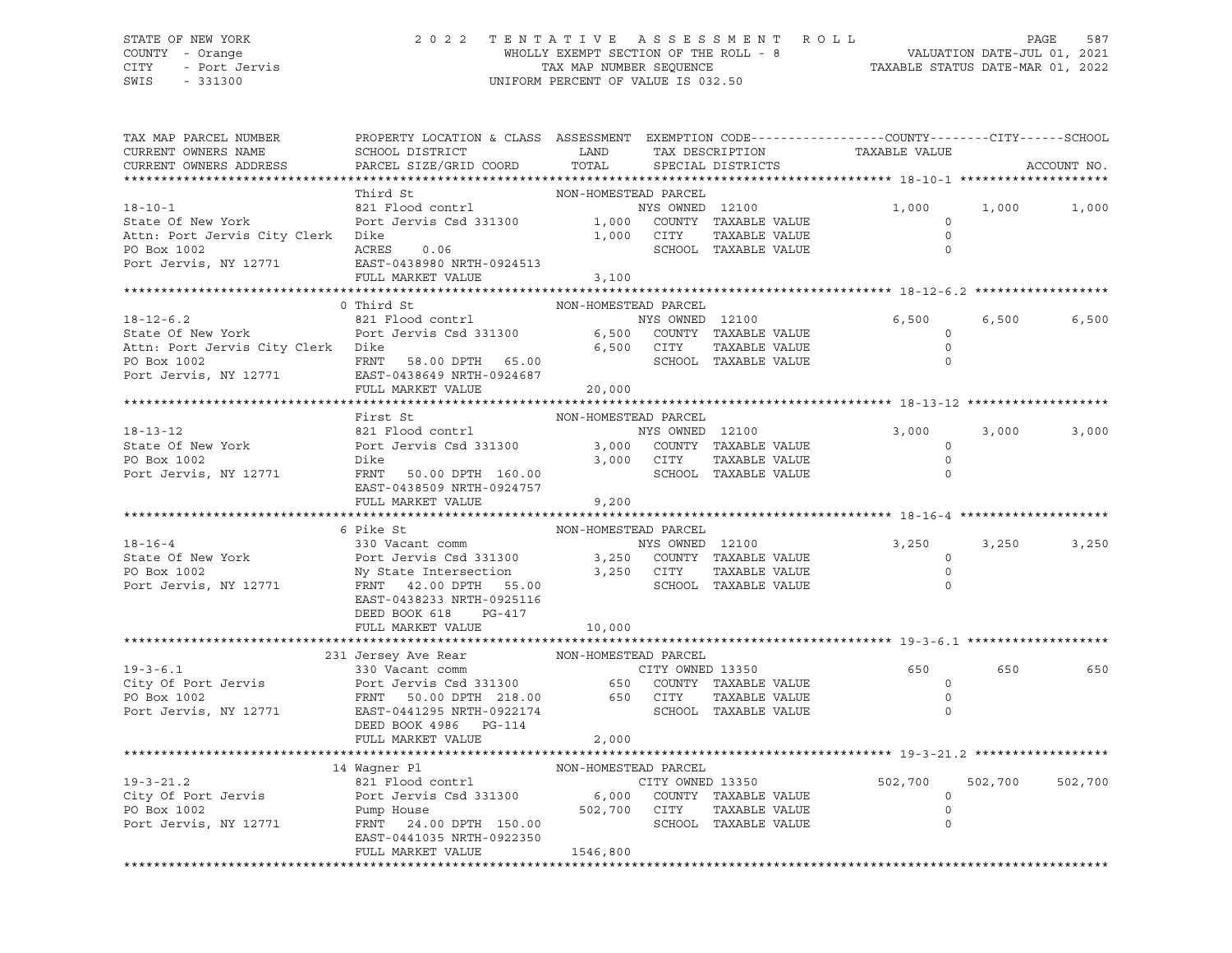STATE OF NEW YORK — 2 0 2 2 T E N T A T I V E A S S E S S M E N T R O L L

COUNTY - Orange — WHOLLY EXEMPT SECTION OF THE ROLL - 8 — VALUATION DATE-JUL 01, 2021

CITY - Port Jervis — TAX MAP NUMBER SEQUENCE — TAXABLE STATUS DATE-MAR 01, 2022

SWIS - 331300 — UNIFORM PERCENT OF VALUE IS 032.50

```
TAX MAP PARCEL NUMBER          PROPERTY LOCATION & CLASS  ASSESSMENT  EXEMPTION CODE------------------COUNTY--------CITY------SCHOOL
CURRENT OWNERS NAME            SCHOOL DISTRICT               LAND      TAX DESCRIPTION            TAXABLE VALUE
CURRENT OWNERS ADDRESS         PARCEL SIZE/GRID COORD        TOTAL     SPECIAL DISTRICTS                                        ACCOUNT NO.
******************************************************************************************************* 18-10-1 ********************
                               Third St                    NON-HOMESTEAD PARCEL
18-10-1                        821 Flood contrl                     NYS OWNED  12100               1,000        1,000        1,000
State Of New York              Port Jervis Csd 331300         1,000   COUNTY  TAXABLE VALUE             0
Attn: Port Jervis City Clerk   Dike                           1,000   CITY    TAXABLE VALUE             0
PO Box 1002                    ACRES    0.06                          SCHOOL  TAXABLE VALUE             0
Port Jervis, NY 12771          EAST-0438980 NRTH-0924513
                               FULL MARKET VALUE              3,100
******************************************************************************************************* 18-12-6.2 ******************
                             0 Third St                    NON-HOMESTEAD PARCEL
18-12-6.2                      821 Flood contrl                     NYS OWNED  12100               6,500        6,500        6,500
State Of New York              Port Jervis Csd 331300         6,500   COUNTY  TAXABLE VALUE             0
Attn: Port Jervis City Clerk   Dike                           6,500   CITY    TAXABLE VALUE             0
PO Box 1002                    FRNT   58.00 DPTH  65.00               SCHOOL  TAXABLE VALUE             0
Port Jervis, NY 12771          EAST-0438649 NRTH-0924687
                               FULL MARKET VALUE             20,000
******************************************************************************************************* 18-13-12 *******************
                               First St                    NON-HOMESTEAD PARCEL
18-13-12                       821 Flood contrl                     NYS OWNED  12100               3,000        3,000        3,000
State Of New York              Port Jervis Csd 331300         3,000   COUNTY  TAXABLE VALUE             0
PO Box 1002                    Dike                           3,000   CITY    TAXABLE VALUE             0
Port Jervis, NY 12771          FRNT   50.00 DPTH 160.00               SCHOOL  TAXABLE VALUE             0
                               EAST-0438509 NRTH-0924757
                               FULL MARKET VALUE              9,200
******************************************************************************************************* 18-16-4 ********************
                             6 Pike St                     NON-HOMESTEAD PARCEL
18-16-4                        330 Vacant comm                      NYS OWNED  12100               3,250        3,250        3,250
State Of New York              Port Jervis Csd 331300         3,250   COUNTY  TAXABLE VALUE             0
PO Box 1002                    Ny State Intersection          3,250   CITY    TAXABLE VALUE             0
Port Jervis, NY 12771          FRNT   42.00 DPTH  55.00               SCHOOL  TAXABLE VALUE             0
                               EAST-0438233 NRTH-0925116
                               DEED BOOK 618     PG-417
                               FULL MARKET VALUE             10,000
******************************************************************************************************* 19-3-6.1 *******************
                           231 Jersey Ave Rear             NON-HOMESTEAD PARCEL
19-3-6.1                       330 Vacant comm                      CITY OWNED 13350                 650          650          650
City Of Port Jervis            Port Jervis Csd 331300           650   COUNTY  TAXABLE VALUE             0
PO Box 1002                    FRNT   50.00 DPTH 218.00         650   CITY    TAXABLE VALUE             0
Port Jervis, NY 12771          EAST-0441295 NRTH-0922174              SCHOOL  TAXABLE VALUE             0
                               DEED BOOK 4986    PG-114
                               FULL MARKET VALUE              2,000
******************************************************************************************************* 19-3-21.2 ******************
                            14 Wagner Pl                   NON-HOMESTEAD PARCEL
19-3-21.2                      821 Flood contrl                     CITY OWNED 13350             502,700      502,700      502,700
City Of Port Jervis            Port Jervis Csd 331300         6,000   COUNTY  TAXABLE VALUE             0
PO Box 1002                    Pump House                   502,700   CITY    TAXABLE VALUE             0
Port Jervis, NY 12771          FRNT   24.00 DPTH 150.00               SCHOOL  TAXABLE VALUE             0
                               EAST-0441035 NRTH-0922350
                               FULL MARKET VALUE           1546,800
************************************************************************************************************************************
```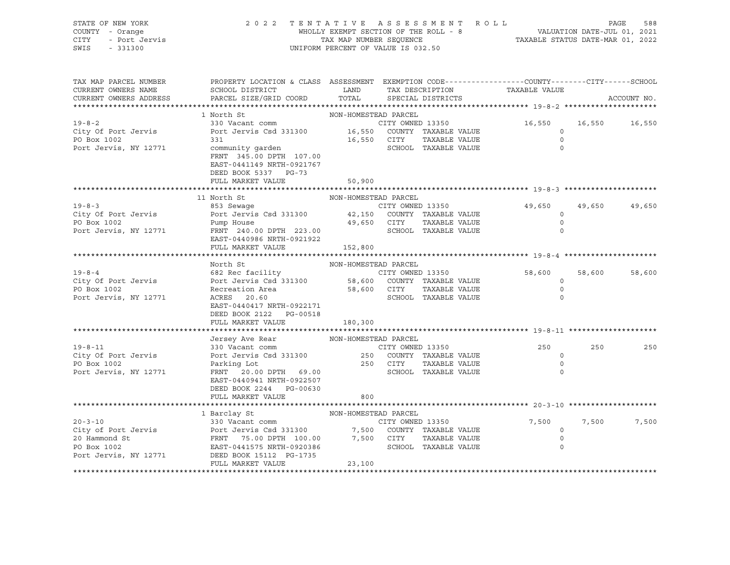STATE OF NEW YORK — COUNTY - Orange — CITY - Port Jervis — SWIS - 331300

# 2022 TENTATIVE ASSESSMENT ROLL

WHOLLY EXEMPT SECTION OF THE ROLL - 8 — TAX MAP NUMBER SEQUENCE — UNIFORM PERCENT OF VALUE IS 032.50

VALUATION DATE-JUL 01, 2021 — TAXABLE STATUS DATE-MAR 01, 2022

| TAX MAP PARCEL NUMBER / CURRENT OWNERS NAME / CURRENT OWNERS ADDRESS | PROPERTY LOCATION & CLASS / SCHOOL DISTRICT / PARCEL SIZE/GRID COORD | ASSESSMENT LAND | ASSESSMENT TOTAL | EXEMPTION CODE / TAX DESCRIPTION / SPECIAL DISTRICTS | COUNTY TAXABLE VALUE | CITY | SCHOOL |
|---|---|---|---|---|---|---|---|
| **19-8-2** | 1 North St | NON-HOMESTEAD PARCEL | | | | | |
| City Of Port Jervis | 330 Vacant comm | | | CITY OWNED 13350 | 16,550 | 16,550 | 16,550 |
| PO Box 1002 | Port Jervis Csd 331300 | 16,550 | | COUNTY TAXABLE VALUE | 0 | | |
| Port Jervis, NY 12771 | 331 | | 16,550 | CITY TAXABLE VALUE | 0 | | |
| | community garden | | | SCHOOL TAXABLE VALUE | 0 | | |
| | FRNT 345.00 DPTH 107.00 | | | | | | |
| | EAST-0441149 NRTH-0921767 | | | | | | |
| | DEED BOOK 5337 PG-73 | | | | | | |
| | FULL MARKET VALUE | | 50,900 | | | | |
| **19-8-3** | 11 North St | NON-HOMESTEAD PARCEL | | | | | |
| City Of Port Jervis | 853 Sewage | | | CITY OWNED 13350 | 49,650 | 49,650 | 49,650 |
| PO Box 1002 | Port Jervis Csd 331300 | 42,150 | | COUNTY TAXABLE VALUE | 0 | | |
| Port Jervis, NY 12771 | Pump House | | 49,650 | CITY TAXABLE VALUE | 0 | | |
| | FRNT 240.00 DPTH 223.00 | | | SCHOOL TAXABLE VALUE | 0 | | |
| | EAST-0440986 NRTH-0921922 | | | | | | |
| | FULL MARKET VALUE | | 152,800 | | | | |
| **19-8-4** | North St | NON-HOMESTEAD PARCEL | | | | | |
| City Of Port Jervis | 682 Rec facility | | | CITY OWNED 13350 | 58,600 | 58,600 | 58,600 |
| PO Box 1002 | Port Jervis Csd 331300 | 58,600 | | COUNTY TAXABLE VALUE | 0 | | |
| Port Jervis, NY 12771 | Recreation Area | | 58,600 | CITY TAXABLE VALUE | 0 | | |
| | ACRES 20.60 | | | SCHOOL TAXABLE VALUE | 0 | | |
| | EAST-0440417 NRTH-0922171 | | | | | | |
| | DEED BOOK 2122 PG-00518 | | | | | | |
| | FULL MARKET VALUE | | 180,300 | | | | |
| **19-8-11** | Jersey Ave Rear | NON-HOMESTEAD PARCEL | | | | | |
| City Of Port Jervis | 330 Vacant comm | | | CITY OWNED 13350 | 250 | 250 | 250 |
| PO Box 1002 | Port Jervis Csd 331300 | 250 | | COUNTY TAXABLE VALUE | 0 | | |
| Port Jervis, NY 12771 | Parking Lot | | 250 | CITY TAXABLE VALUE | 0 | | |
| | FRNT 20.00 DPTH 69.00 | | | SCHOOL TAXABLE VALUE | 0 | | |
| | EAST-0440941 NRTH-0922507 | | | | | | |
| | DEED BOOK 2244 PG-00630 | | | | | | |
| | FULL MARKET VALUE | | 800 | | | | |
| **20-3-10** | 1 Barclay St | NON-HOMESTEAD PARCEL | | | | | |
| City of Port Jervis | 330 Vacant comm | | | CITY OWNED 13350 | 7,500 | 7,500 | 7,500 |
| 20 Hammond St | Port Jervis Csd 331300 | 7,500 | | COUNTY TAXABLE VALUE | 0 | | |
| PO Box 1002 | FRNT 75.00 DPTH 100.00 | | 7,500 | CITY TAXABLE VALUE | 0 | | |
| Port Jervis, NY 12771 | EAST-0441575 NRTH-0920386 | | | SCHOOL TAXABLE VALUE | 0 | | |
| | DEED BOOK 15112 PG-1735 | | | | | | |
| | FULL MARKET VALUE | | 23,100 | | | | |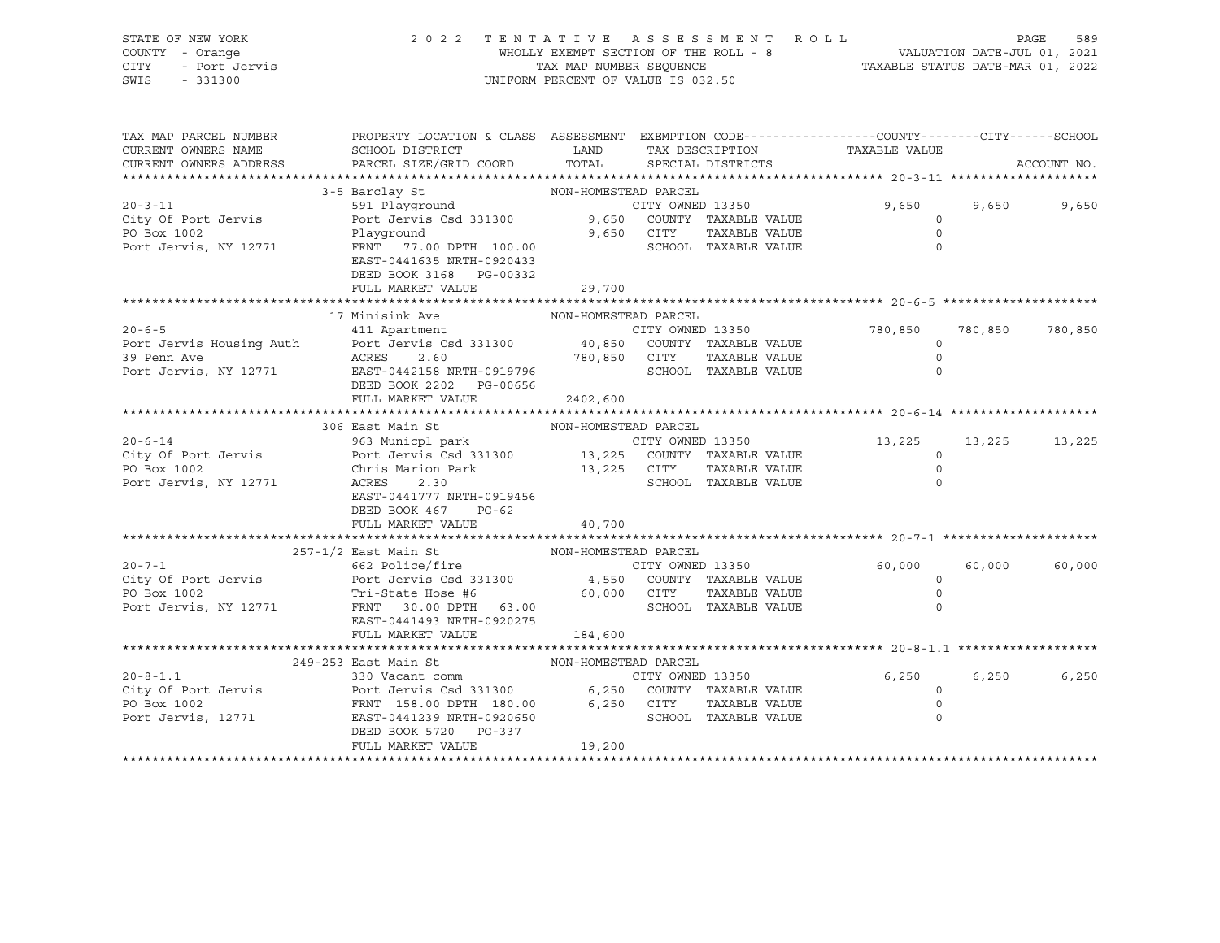STATE OF NEW YORK
COUNTY - Orange
CITY - Port Jervis
SWIS - 331300

2022 TENTATIVE ASSESSMENT ROLL
WHOLLY EXEMPT SECTION OF THE ROLL - 8
TAX MAP NUMBER SEQUENCE
UNIFORM PERCENT OF VALUE IS 032.50

VALUATION DATE-JUL 01, 2021
TAXABLE STATUS DATE-MAR 01, 2022

| TAX MAP PARCEL NUMBER / CURRENT OWNERS NAME / CURRENT OWNERS ADDRESS | PROPERTY LOCATION & CLASS / SCHOOL DISTRICT / PARCEL SIZE/GRID COORD | ASSESSMENT LAND / TOTAL | EXEMPTION CODE / TAX DESCRIPTION / SPECIAL DISTRICTS | COUNTY TAXABLE VALUE | CITY | SCHOOL / ACCOUNT NO. |
|---|---|---|---|---|---|---|
| **20-3-11** | 3-5 Barclay St | NON-HOMESTEAD PARCEL | | | | |
| City Of Port Jervis | 591 Playground | | CITY OWNED 13350 | 9,650 | 9,650 | 9,650 |
| PO Box 1002 | Port Jervis Csd 331300 | 9,650 | COUNTY TAXABLE VALUE | 0 | | |
| Port Jervis, NY 12771 | Playground | 9,650 | CITY TAXABLE VALUE | 0 | | |
| | FRNT 77.00 DPTH 100.00 | | SCHOOL TAXABLE VALUE | 0 | | |
| | EAST-0441635 NRTH-0920433 | | | | | |
| | DEED BOOK 3168 PG-00332 | | | | | |
| | FULL MARKET VALUE | 29,700 | | | | |
| **20-6-5** | 17 Minisink Ave | NON-HOMESTEAD PARCEL | | | | |
| Port Jervis Housing Auth | 411 Apartment | | CITY OWNED 13350 | 780,850 | 780,850 | 780,850 |
| 39 Penn Ave | Port Jervis Csd 331300 | 40,850 | COUNTY TAXABLE VALUE | 0 | | |
| Port Jervis, NY 12771 | ACRES 2.60 | 780,850 | CITY TAXABLE VALUE | 0 | | |
| | EAST-0442158 NRTH-0919796 | | SCHOOL TAXABLE VALUE | 0 | | |
| | DEED BOOK 2202 PG-00656 | | | | | |
| | FULL MARKET VALUE | 2402,600 | | | | |
| **20-6-14** | 306 East Main St | NON-HOMESTEAD PARCEL | | | | |
| City Of Port Jervis | 963 Municpl park | | CITY OWNED 13350 | 13,225 | 13,225 | 13,225 |
| PO Box 1002 | Port Jervis Csd 331300 | 13,225 | COUNTY TAXABLE VALUE | 0 | | |
| Port Jervis, NY 12771 | Chris Marion Park | 13,225 | CITY TAXABLE VALUE | 0 | | |
| | ACRES 2.30 | | SCHOOL TAXABLE VALUE | 0 | | |
| | EAST-0441777 NRTH-0919456 | | | | | |
| | DEED BOOK 467 PG-62 | | | | | |
| | FULL MARKET VALUE | 40,700 | | | | |
| **20-7-1** | 257-1/2 East Main St | NON-HOMESTEAD PARCEL | | | | |
| City Of Port Jervis | 662 Police/fire | | CITY OWNED 13350 | 60,000 | 60,000 | 60,000 |
| PO Box 1002 | Port Jervis Csd 331300 | 4,550 | COUNTY TAXABLE VALUE | 0 | | |
| Port Jervis, NY 12771 | Tri-State Hose #6 | 60,000 | CITY TAXABLE VALUE | 0 | | |
| | FRNT 30.00 DPTH 63.00 | | SCHOOL TAXABLE VALUE | 0 | | |
| | EAST-0441493 NRTH-0920275 | | | | | |
| | FULL MARKET VALUE | 184,600 | | | | |
| **20-8-1.1** | 249-253 East Main St | NON-HOMESTEAD PARCEL | | | | |
| City Of Port Jervis | 330 Vacant comm | | CITY OWNED 13350 | 6,250 | 6,250 | 6,250 |
| PO Box 1002 | Port Jervis Csd 331300 | 6,250 | COUNTY TAXABLE VALUE | 0 | | |
| Port Jervis, 12771 | FRNT 158.00 DPTH 180.00 | 6,250 | CITY TAXABLE VALUE | 0 | | |
| | EAST-0441239 NRTH-0920650 | | SCHOOL TAXABLE VALUE | 0 | | |
| | DEED BOOK 5720 PG-337 | | | | | |
| | FULL MARKET VALUE | 19,200 | | | | |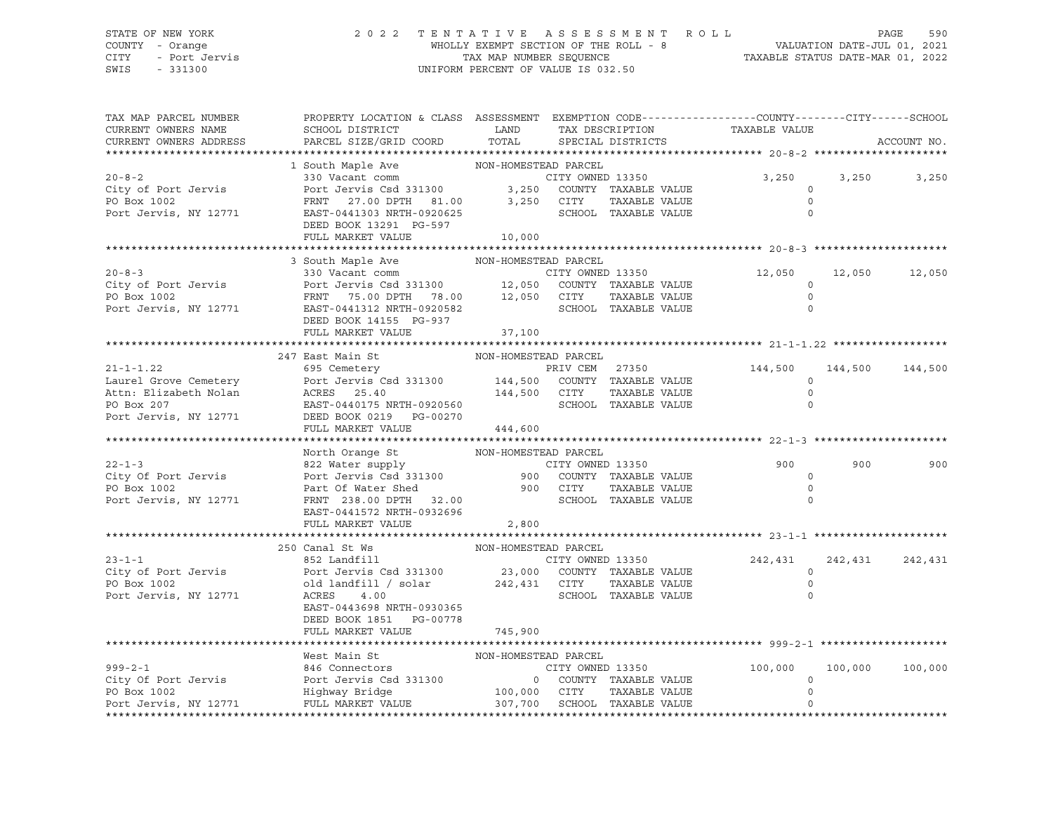STATE OF NEW YORK
COUNTY - Orange
CITY - Port Jervis
SWIS - 331300

2022 TENTATIVE ASSESSMENT ROLL
WHOLLY EXEMPT SECTION OF THE ROLL - 8
TAX MAP NUMBER SEQUENCE
UNIFORM PERCENT OF VALUE IS 032.50

VALUATION DATE-JUL 01, 2021
TAXABLE STATUS DATE-MAR 01, 2022

| TAX MAP PARCEL NUMBER / CURRENT OWNERS NAME / CURRENT OWNERS ADDRESS | PROPERTY LOCATION & CLASS / SCHOOL DISTRICT / PARCEL SIZE/GRID COORD | ASSESSMENT LAND / TOTAL | EXEMPTION CODE / TAX DESCRIPTION / SPECIAL DISTRICTS | COUNTY TAXABLE VALUE | CITY | SCHOOL / ACCOUNT NO. |
|---|---|---|---|---|---|---|
| **20-8-2** | 1 South Maple Ave | NON-HOMESTEAD PARCEL | | | | |
| 20-8-2 | 330 Vacant comm | | CITY OWNED 13350 | 3,250 | 3,250 | 3,250 |
| City of Port Jervis | Port Jervis Csd 331300 | 3,250 | COUNTY TAXABLE VALUE | 0 | | |
| PO Box 1002 | FRNT 27.00 DPTH 81.00 | 3,250 | CITY TAXABLE VALUE | 0 | | |
| Port Jervis, NY 12771 | EAST-0441303 NRTH-0920625 | | SCHOOL TAXABLE VALUE | 0 | | |
| | DEED BOOK 13291 PG-597 | | | | | |
| | FULL MARKET VALUE | 10,000 | | | | |
| **20-8-3** | 3 South Maple Ave | NON-HOMESTEAD PARCEL | | | | |
| 20-8-3 | 330 Vacant comm | | CITY OWNED 13350 | 12,050 | 12,050 | 12,050 |
| City of Port Jervis | Port Jervis Csd 331300 | 12,050 | COUNTY TAXABLE VALUE | 0 | | |
| PO Box 1002 | FRNT 75.00 DPTH 78.00 | 12,050 | CITY TAXABLE VALUE | 0 | | |
| Port Jervis, NY 12771 | EAST-0441312 NRTH-0920582 | | SCHOOL TAXABLE VALUE | 0 | | |
| | DEED BOOK 14155 PG-937 | | | | | |
| | FULL MARKET VALUE | 37,100 | | | | |
| **21-1-1.22** | 247 East Main St | NON-HOMESTEAD PARCEL | | | | |
| 21-1-1.22 | 695 Cemetery | | PRIV CEM 27350 | 144,500 | 144,500 | 144,500 |
| Laurel Grove Cemetery | Port Jervis Csd 331300 | 144,500 | COUNTY TAXABLE VALUE | 0 | | |
| Attn: Elizabeth Nolan | ACRES 25.40 | 144,500 | CITY TAXABLE VALUE | 0 | | |
| PO Box 207 | EAST-0440175 NRTH-0920560 | | SCHOOL TAXABLE VALUE | 0 | | |
| Port Jervis, NY 12771 | DEED BOOK 0219 PG-00270 | | | | | |
| | FULL MARKET VALUE | 444,600 | | | | |
| **22-1-3** | North Orange St | NON-HOMESTEAD PARCEL | | | | |
| 22-1-3 | 822 Water supply | | CITY OWNED 13350 | 900 | 900 | 900 |
| City Of Port Jervis | Port Jervis Csd 331300 | 900 | COUNTY TAXABLE VALUE | 0 | | |
| PO Box 1002 | Part Of Water Shed | 900 | CITY TAXABLE VALUE | 0 | | |
| Port Jervis, NY 12771 | FRNT 238.00 DPTH 32.00 | | SCHOOL TAXABLE VALUE | 0 | | |
| | EAST-0441572 NRTH-0932696 | | | | | |
| | FULL MARKET VALUE | 2,800 | | | | |
| **23-1-1** | 250 Canal St Ws | NON-HOMESTEAD PARCEL | | | | |
| 23-1-1 | 852 Landfill | | CITY OWNED 13350 | 242,431 | 242,431 | 242,431 |
| City of Port Jervis | Port Jervis Csd 331300 | 23,000 | COUNTY TAXABLE VALUE | 0 | | |
| PO Box 1002 | old landfill / solar | 242,431 | CITY TAXABLE VALUE | 0 | | |
| Port Jervis, NY 12771 | ACRES 4.00 | | SCHOOL TAXABLE VALUE | 0 | | |
| | EAST-0443698 NRTH-0930365 | | | | | |
| | DEED BOOK 1851 PG-00778 | | | | | |
| | FULL MARKET VALUE | 745,900 | | | | |
| **999-2-1** | West Main St | NON-HOMESTEAD PARCEL | | | | |
| 999-2-1 | 846 Connectors | | CITY OWNED 13350 | 100,000 | 100,000 | 100,000 |
| City Of Port Jervis | Port Jervis Csd 331300 | 0 | COUNTY TAXABLE VALUE | 0 | | |
| PO Box 1002 | Highway Bridge | 100,000 | CITY TAXABLE VALUE | 0 | | |
| Port Jervis, NY 12771 | FULL MARKET VALUE | 307,700 | SCHOOL TAXABLE VALUE | 0 | | |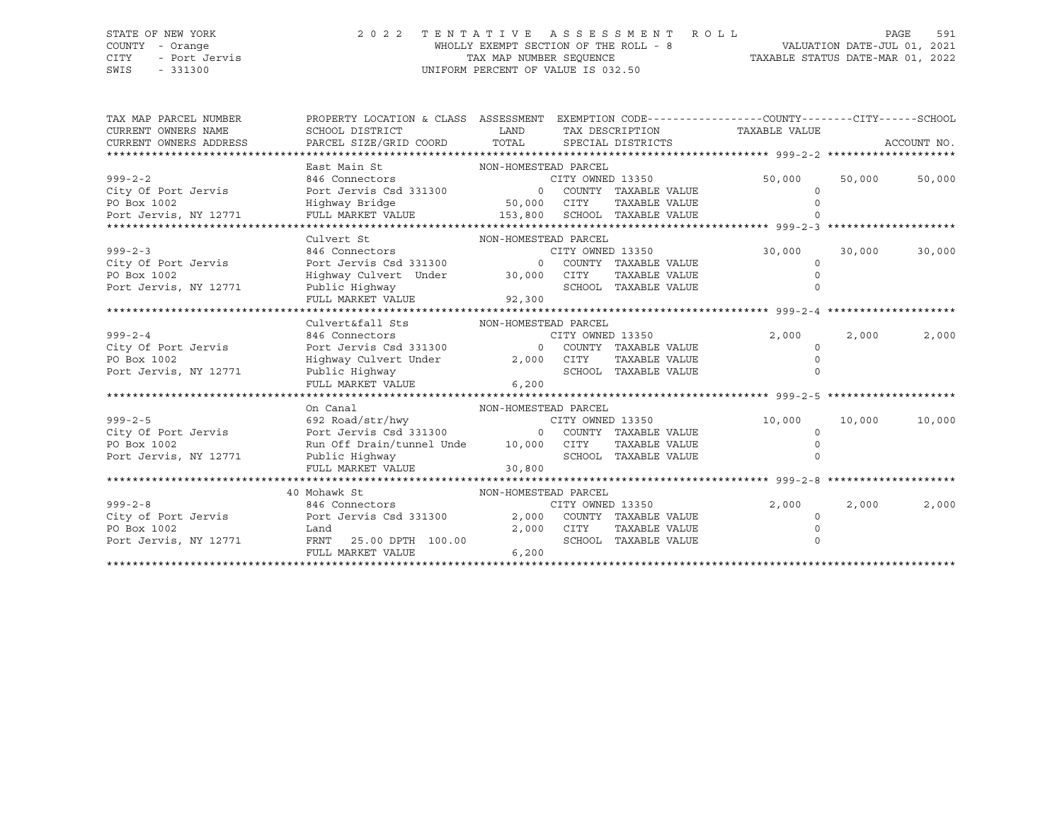STATE OF NEW YORK
COUNTY - Orange
CITY - Port Jervis
SWIS - 331300

2022 TENTATIVE ASSESSMENT ROLL
WHOLLY EXEMPT SECTION OF THE ROLL - 8
TAX MAP NUMBER SEQUENCE
UNIFORM PERCENT OF VALUE IS 032.50

VALUATION DATE-JUL 01, 2021
TAXABLE STATUS DATE-MAR 01, 2022

| TAX MAP PARCEL NUMBER / CURRENT OWNERS NAME / CURRENT OWNERS ADDRESS | PROPERTY LOCATION & CLASS / SCHOOL DISTRICT / PARCEL SIZE/GRID COORD | ASSESSMENT LAND / TOTAL | EXEMPTION CODE / TAX DESCRIPTION / SPECIAL DISTRICTS | COUNTY TAXABLE VALUE | CITY | SCHOOL / ACCOUNT NO. |
|---|---|---|---|---|---|---|
| **999-2-2** | East Main St | NON-HOMESTEAD PARCEL | | | | |
| 999-2-2 | 846 Connectors | | CITY OWNED 13350 | 50,000 | 50,000 | 50,000 |
| City Of Port Jervis | Port Jervis Csd 331300 | 0 | COUNTY TAXABLE VALUE | 0 | | |
| PO Box 1002 | Highway Bridge | 50,000 | CITY TAXABLE VALUE | 0 | | |
| Port Jervis, NY 12771 | FULL MARKET VALUE | 153,800 | SCHOOL TAXABLE VALUE | 0 | | |
| **999-2-3** | Culvert St | NON-HOMESTEAD PARCEL | | | | |
| 999-2-3 | 846 Connectors | | CITY OWNED 13350 | 30,000 | 30,000 | 30,000 |
| City Of Port Jervis | Port Jervis Csd 331300 | 0 | COUNTY TAXABLE VALUE | 0 | | |
| PO Box 1002 | Highway Culvert Under | 30,000 | CITY TAXABLE VALUE | 0 | | |
| Port Jervis, NY 12771 | Public Highway | | SCHOOL TAXABLE VALUE | 0 | | |
| | FULL MARKET VALUE | 92,300 | | | | |
| **999-2-4** | Culvert&fall Sts | NON-HOMESTEAD PARCEL | | | | |
| 999-2-4 | 846 Connectors | | CITY OWNED 13350 | 2,000 | 2,000 | 2,000 |
| City Of Port Jervis | Port Jervis Csd 331300 | 0 | COUNTY TAXABLE VALUE | 0 | | |
| PO Box 1002 | Highway Culvert Under | 2,000 | CITY TAXABLE VALUE | 0 | | |
| Port Jervis, NY 12771 | Public Highway | | SCHOOL TAXABLE VALUE | 0 | | |
| | FULL MARKET VALUE | 6,200 | | | | |
| **999-2-5** | On Canal | NON-HOMESTEAD PARCEL | | | | |
| 999-2-5 | 692 Road/str/hwy | | CITY OWNED 13350 | 10,000 | 10,000 | 10,000 |
| City Of Port Jervis | Port Jervis Csd 331300 | 0 | COUNTY TAXABLE VALUE | 0 | | |
| PO Box 1002 | Run Off Drain/tunnel Unde | 10,000 | CITY TAXABLE VALUE | 0 | | |
| Port Jervis, NY 12771 | Public Highway | | SCHOOL TAXABLE VALUE | 0 | | |
| | FULL MARKET VALUE | 30,800 | | | | |
| **999-2-8** | 40 Mohawk St | NON-HOMESTEAD PARCEL | | | | |
| 999-2-8 | 846 Connectors | | CITY OWNED 13350 | 2,000 | 2,000 | 2,000 |
| City of Port Jervis | Port Jervis Csd 331300 | 2,000 | COUNTY TAXABLE VALUE | 0 | | |
| PO Box 1002 | Land | 2,000 | CITY TAXABLE VALUE | 0 | | |
| Port Jervis, NY 12771 | FRNT 25.00 DPTH 100.00 | | SCHOOL TAXABLE VALUE | 0 | | |
| | FULL MARKET VALUE | 6,200 | | | | |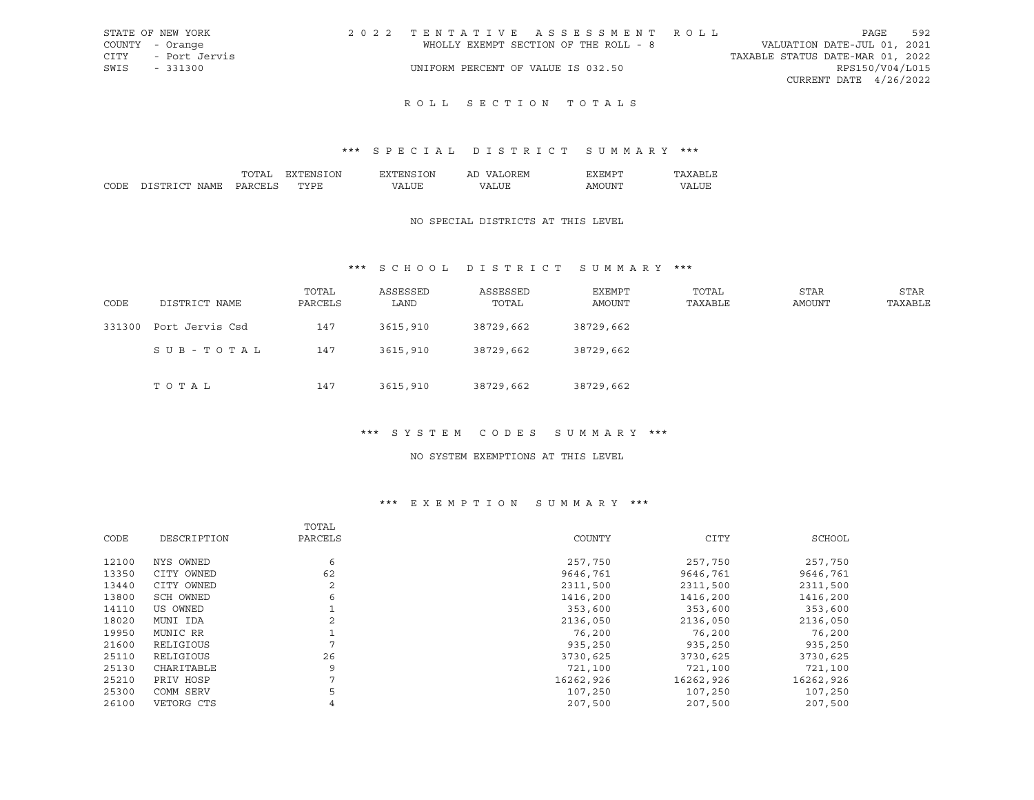STATE OF NEW YORK
COUNTY - Orange
CITY - Port Jervis
SWIS - 331300

2022 TENTATIVE ASSESSMENT ROLL
WHOLLY EXEMPT SECTION OF THE ROLL - 8
UNIFORM PERCENT OF VALUE IS 032.50

VALUATION DATE-JUL 01, 2021
TAXABLE STATUS DATE-MAR 01, 2022
RPS150/V04/L015
CURRENT DATE 4/26/2022

# ROLL SECTION TOTALS

## *** SPECIAL DISTRICT SUMMARY ***

| CODE | DISTRICT NAME | TOTAL PARCELS | EXTENSION TYPE | EXTENSION VALUE | AD VALOREM VALUE | EXEMPT AMOUNT | TAXABLE VALUE |
|---|---|---|---|---|---|---|---|

NO SPECIAL DISTRICTS AT THIS LEVEL

## *** SCHOOL DISTRICT SUMMARY ***

| CODE | DISTRICT NAME | TOTAL PARCELS | ASSESSED LAND | ASSESSED TOTAL | EXEMPT AMOUNT | TOTAL TAXABLE | STAR AMOUNT | STAR TAXABLE |
|---|---|---|---|---|---|---|---|---|
| 331300 | Port Jervis Csd | 147 | 3615,910 | 38729,662 | 38729,662 | | | |
| | SUB-TOTAL | 147 | 3615,910 | 38729,662 | 38729,662 | | | |
| | TOTAL | 147 | 3615,910 | 38729,662 | 38729,662 | | | |

## *** SYSTEM CODES SUMMARY ***

NO SYSTEM EXEMPTIONS AT THIS LEVEL

## *** EXEMPTION SUMMARY ***

| CODE | DESCRIPTION | TOTAL PARCELS | COUNTY | CITY | SCHOOL |
|---|---|---|---|---|---|
| 12100 | NYS OWNED | 6 | 257,750 | 257,750 | 257,750 |
| 13350 | CITY OWNED | 62 | 9646,761 | 9646,761 | 9646,761 |
| 13440 | CITY OWNED | 2 | 2311,500 | 2311,500 | 2311,500 |
| 13800 | SCH OWNED | 6 | 1416,200 | 1416,200 | 1416,200 |
| 14110 | US OWNED | 1 | 353,600 | 353,600 | 353,600 |
| 18020 | MUNI IDA | 2 | 2136,050 | 2136,050 | 2136,050 |
| 19950 | MUNIC RR | 1 | 76,200 | 76,200 | 76,200 |
| 21600 | RELIGIOUS | 7 | 935,250 | 935,250 | 935,250 |
| 25110 | RELIGIOUS | 26 | 3730,625 | 3730,625 | 3730,625 |
| 25130 | CHARITABLE | 9 | 721,100 | 721,100 | 721,100 |
| 25210 | PRIV HOSP | 7 | 16262,926 | 16262,926 | 16262,926 |
| 25300 | COMM SERV | 5 | 107,250 | 107,250 | 107,250 |
| 26100 | VETORG CTS | 4 | 207,500 | 207,500 | 207,500 |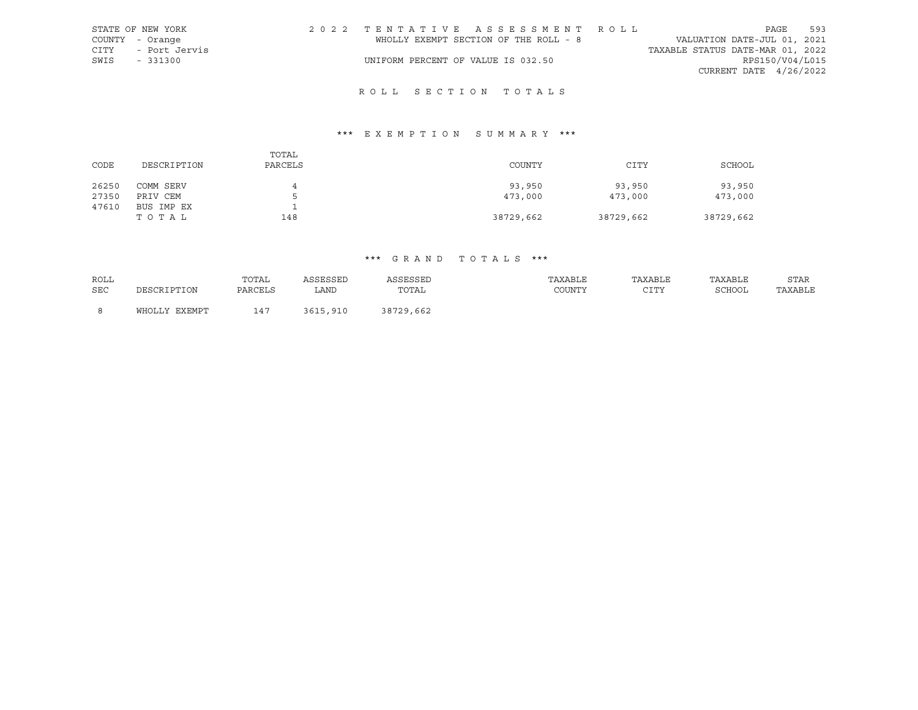STATE OF NEW YORK
COUNTY - Orange
CITY - Port Jervis
SWIS - 331300

2022 TENTATIVE ASSESSMENT ROLL
WHOLLY EXEMPT SECTION OF THE ROLL - 8
UNIFORM PERCENT OF VALUE IS 032.50

VALUATION DATE-JUL 01, 2021
TAXABLE STATUS DATE-MAR 01, 2022
RPS150/V04/L015
CURRENT DATE 4/26/2022

## ROLL SECTION TOTALS

### *** EXEMPTION SUMMARY ***

| CODE | DESCRIPTION | TOTAL PARCELS | COUNTY | CITY | SCHOOL |
|---|---|---|---|---|---|
| 26250 | COMM SERV | 4 | 93,950 | 93,950 | 93,950 |
| 27350 | PRIV CEM | 5 | 473,000 | 473,000 | 473,000 |
| 47610 | BUS IMP EX | 1 | | | |
| | TOTAL | 148 | 38729,662 | 38729,662 | 38729,662 |

### *** GRAND TOTALS ***

| ROLL SEC | DESCRIPTION | TOTAL PARCELS | ASSESSED LAND | ASSESSED TOTAL | TAXABLE COUNTY | TAXABLE CITY | TAXABLE SCHOOL | STAR TAXABLE |
|---|---|---|---|---|---|---|---|---|
| 8 | WHOLLY EXEMPT | 147 | 3615,910 | 38729,662 | | | | |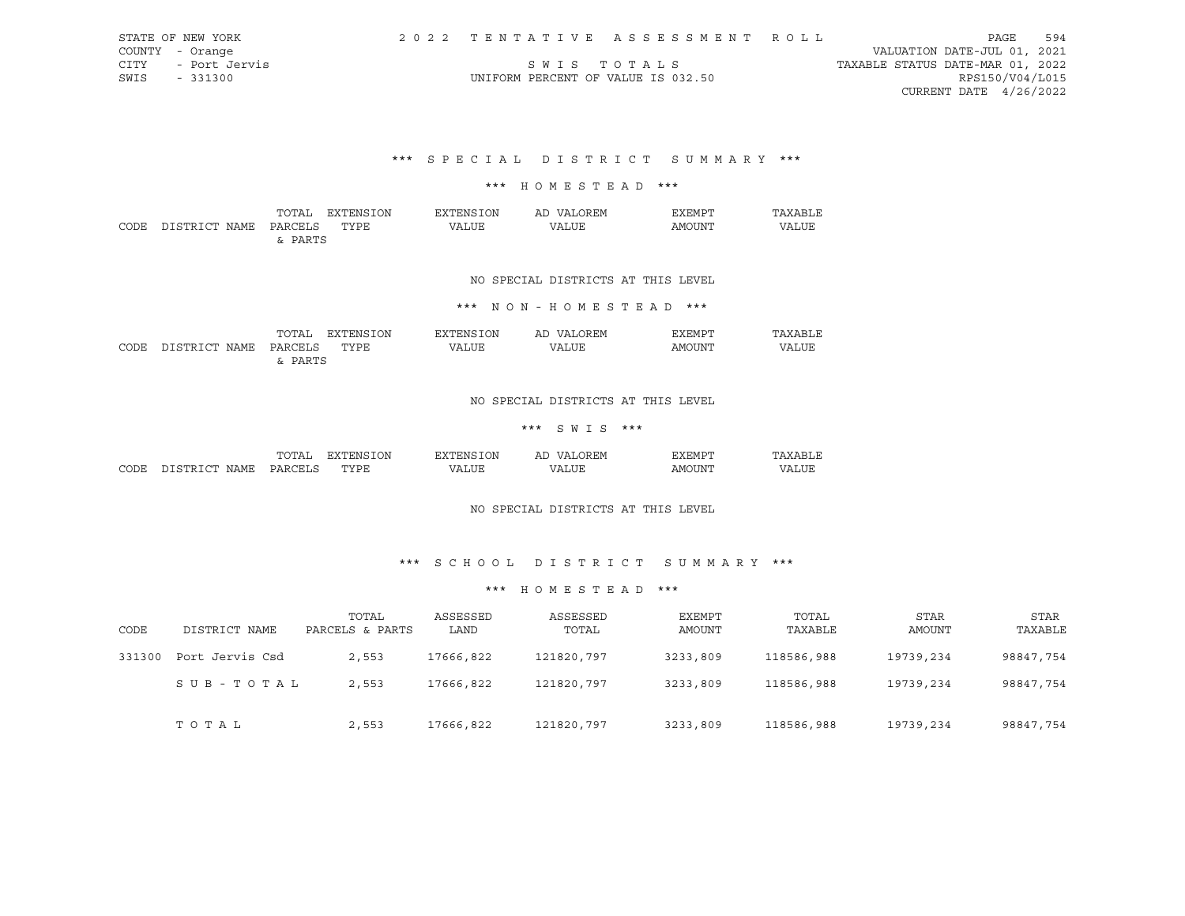STATE OF NEW YORK | 2022 TENTATIVE ASSESSMENT ROLL
COUNTY - Orange | VALUATION DATE-JUL 01, 2021
CITY - Port Jervis | SWIS TOTALS | TAXABLE STATUS DATE-MAR 01, 2022
SWIS - 331300 | UNIFORM PERCENT OF VALUE IS 032.50 | RPS150/V04/L015
CURRENT DATE 4/26/2022

## *** SPECIAL DISTRICT SUMMARY ***

### *** HOMESTEAD ***

| CODE | DISTRICT NAME | TOTAL PARCELS & PARTS | EXTENSION TYPE | EXTENSION VALUE | AD VALOREM VALUE | EXEMPT AMOUNT | TAXABLE VALUE |
|---|---|---|---|---|---|---|---|

NO SPECIAL DISTRICTS AT THIS LEVEL

### *** NON-HOMESTEAD ***

| CODE | DISTRICT NAME | TOTAL PARCELS & PARTS | EXTENSION TYPE | EXTENSION VALUE | AD VALOREM VALUE | EXEMPT AMOUNT | TAXABLE VALUE |
|---|---|---|---|---|---|---|---|

NO SPECIAL DISTRICTS AT THIS LEVEL

### *** SWIS ***

| CODE | DISTRICT NAME | TOTAL PARCELS | EXTENSION TYPE | EXTENSION VALUE | AD VALOREM VALUE | EXEMPT AMOUNT | TAXABLE VALUE |
|---|---|---|---|---|---|---|---|

NO SPECIAL DISTRICTS AT THIS LEVEL

## *** SCHOOL DISTRICT SUMMARY ***

### *** HOMESTEAD ***

| CODE | DISTRICT NAME | TOTAL PARCELS & PARTS | ASSESSED LAND | ASSESSED TOTAL | EXEMPT AMOUNT | TOTAL TAXABLE | STAR AMOUNT | STAR TAXABLE |
|---|---|---|---|---|---|---|---|---|
| 331300 | Port Jervis Csd | 2,553 | 17666,822 | 121820,797 | 3233,809 | 118586,988 | 19739,234 | 98847,754 |
| | SUB-TOTAL | 2,553 | 17666,822 | 121820,797 | 3233,809 | 118586,988 | 19739,234 | 98847,754 |
| | TOTAL | 2,553 | 17666,822 | 121820,797 | 3233,809 | 118586,988 | 19739,234 | 98847,754 |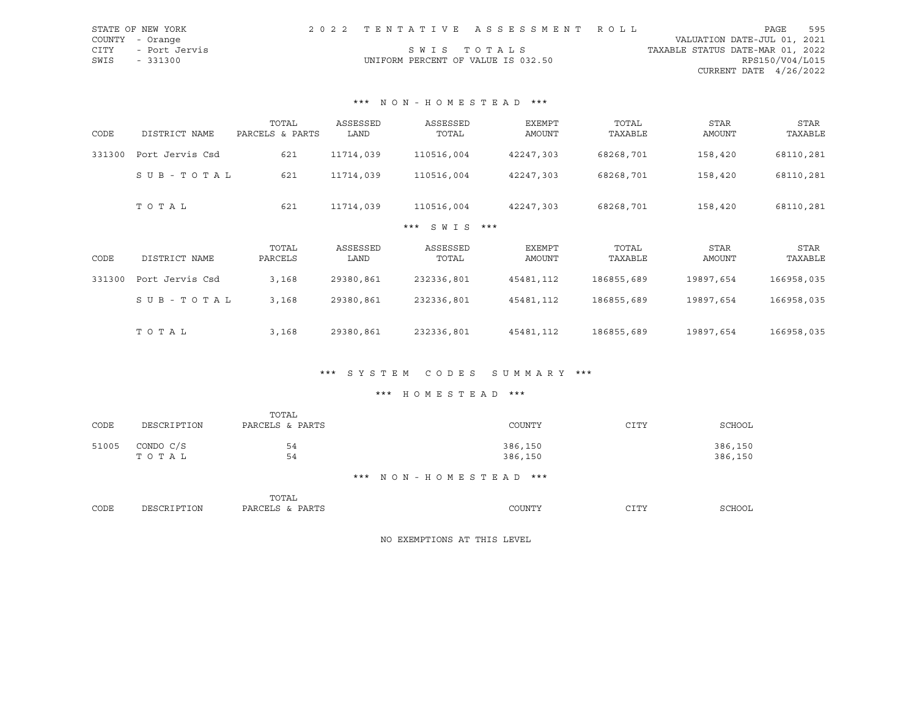STATE OF NEW YORK
COUNTY - Orange
CITY - Port Jervis
SWIS - 331300

2 0 2 2 T E N T A T I V E A S S E S S M E N T R O L L

S W I S T O T A L S
UNIFORM PERCENT OF VALUE IS 032.50

VALUATION DATE-JUL 01, 2021
TAXABLE STATUS DATE-MAR 01, 2022
RPS150/V04/L015
CURRENT DATE 4/26/2022

### *** N O N - H O M E S T E A D ***

| CODE | DISTRICT NAME | TOTAL PARCELS & PARTS | ASSESSED LAND | ASSESSED TOTAL | EXEMPT AMOUNT | TOTAL TAXABLE | STAR AMOUNT | STAR TAXABLE |
|---|---|---|---|---|---|---|---|---|
| 331300 | Port Jervis Csd | 621 | 11714,039 | 110516,004 | 42247,303 | 68268,701 | 158,420 | 68110,281 |
| | S U B - T O T A L | 621 | 11714,039 | 110516,004 | 42247,303 | 68268,701 | 158,420 | 68110,281 |
| | T O T A L | 621 | 11714,039 | 110516,004 | 42247,303 | 68268,701 | 158,420 | 68110,281 |

### *** S W I S ***

| CODE | DISTRICT NAME | TOTAL PARCELS | ASSESSED LAND | ASSESSED TOTAL | EXEMPT AMOUNT | TOTAL TAXABLE | STAR AMOUNT | STAR TAXABLE |
|---|---|---|---|---|---|---|---|---|
| 331300 | Port Jervis Csd | 3,168 | 29380,861 | 232336,801 | 45481,112 | 186855,689 | 19897,654 | 166958,035 |
| | S U B - T O T A L | 3,168 | 29380,861 | 232336,801 | 45481,112 | 186855,689 | 19897,654 | 166958,035 |
| | T O T A L | 3,168 | 29380,861 | 232336,801 | 45481,112 | 186855,689 | 19897,654 | 166958,035 |

### *** S Y S T E M C O D E S S U M M A R Y ***

### *** H O M E S T E A D ***

| CODE | DESCRIPTION | TOTAL PARCELS & PARTS | COUNTY | CITY | SCHOOL |
|---|---|---|---|---|---|
| 51005 | CONDO C/S | 54 | 386,150 | | 386,150 |
| | T O T A L | 54 | 386,150 | | 386,150 |

### *** N O N - H O M E S T E A D ***

| CODE | DESCRIPTION | TOTAL PARCELS & PARTS | COUNTY | CITY | SCHOOL |
|---|---|---|---|---|---|

NO EXEMPTIONS AT THIS LEVEL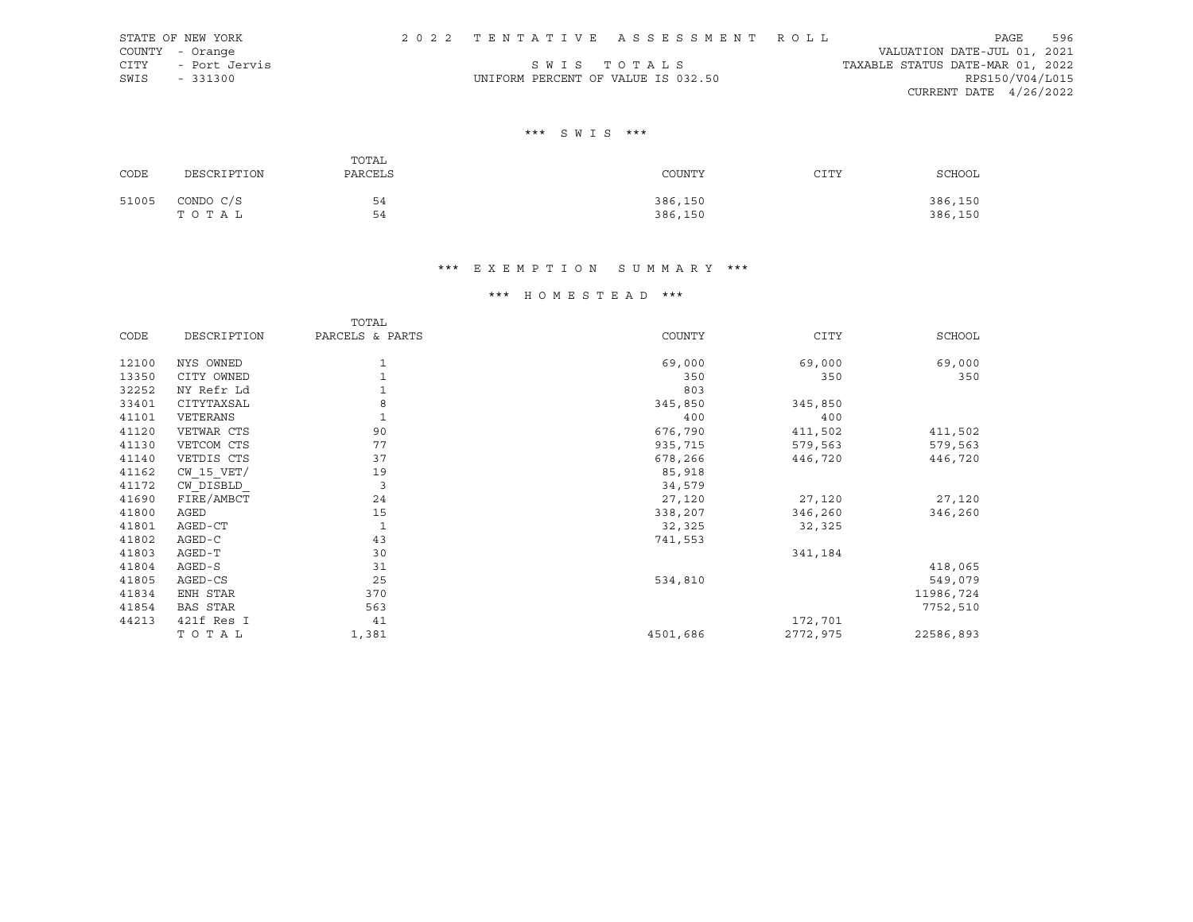STATE OF NEW YORK
COUNTY - Orange
CITY - Port Jervis
SWIS - 331300

2 0 2 2 T E N T A T I V E A S S E S S M E N T R O L L

S W I S T O T A L S

UNIFORM PERCENT OF VALUE IS 032.50

VALUATION DATE-JUL 01, 2021
TAXABLE STATUS DATE-MAR 01, 2022
RPS150/V04/L015
CURRENT DATE 4/26/2022

### *** S W I S ***

| CODE | DESCRIPTION | TOTAL PARCELS | COUNTY | CITY | SCHOOL |
|---|---|---|---|---|---|
| 51005 | CONDO C/S | 54 | 386,150 | | 386,150 |
| | T O T A L | 54 | 386,150 | | 386,150 |

### *** E X E M P T I O N S U M M A R Y ***

### *** H O M E S T E A D ***

| CODE | DESCRIPTION | TOTAL PARCELS & PARTS | COUNTY | CITY | SCHOOL |
|---|---|---|---|---|---|
| 12100 | NYS OWNED | 1 | 69,000 | 69,000 | 69,000 |
| 13350 | CITY OWNED | 1 | 350 | 350 | 350 |
| 32252 | NY Refr Ld | 1 | 803 | | |
| 33401 | CITYTAXSAL | 8 | 345,850 | 345,850 | |
| 41101 | VETERANS | 1 | 400 | 400 | |
| 41120 | VETWAR CTS | 90 | 676,790 | 411,502 | 411,502 |
| 41130 | VETCOM CTS | 77 | 935,715 | 579,563 | 579,563 |
| 41140 | VETDIS CTS | 37 | 678,266 | 446,720 | 446,720 |
| 41162 | CW_15_VET/ | 19 | 85,918 | | |
| 41172 | CW_DISBLD_ | 3 | 34,579 | | |
| 41690 | FIRE/AMBCT | 24 | 27,120 | 27,120 | 27,120 |
| 41800 | AGED | 15 | 338,207 | 346,260 | 346,260 |
| 41801 | AGED-CT | 1 | 32,325 | 32,325 | |
| 41802 | AGED-C | 43 | 741,553 | | |
| 41803 | AGED-T | 30 | | 341,184 | |
| 41804 | AGED-S | 31 | | | 418,065 |
| 41805 | AGED-CS | 25 | 534,810 | | 549,079 |
| 41834 | ENH STAR | 370 | | | 11986,724 |
| 41854 | BAS STAR | 563 | | | 7752,510 |
| 44213 | 421f Res I | 41 | | 172,701 | |
| | T O T A L | 1,381 | 4501,686 | 2772,975 | 22586,893 |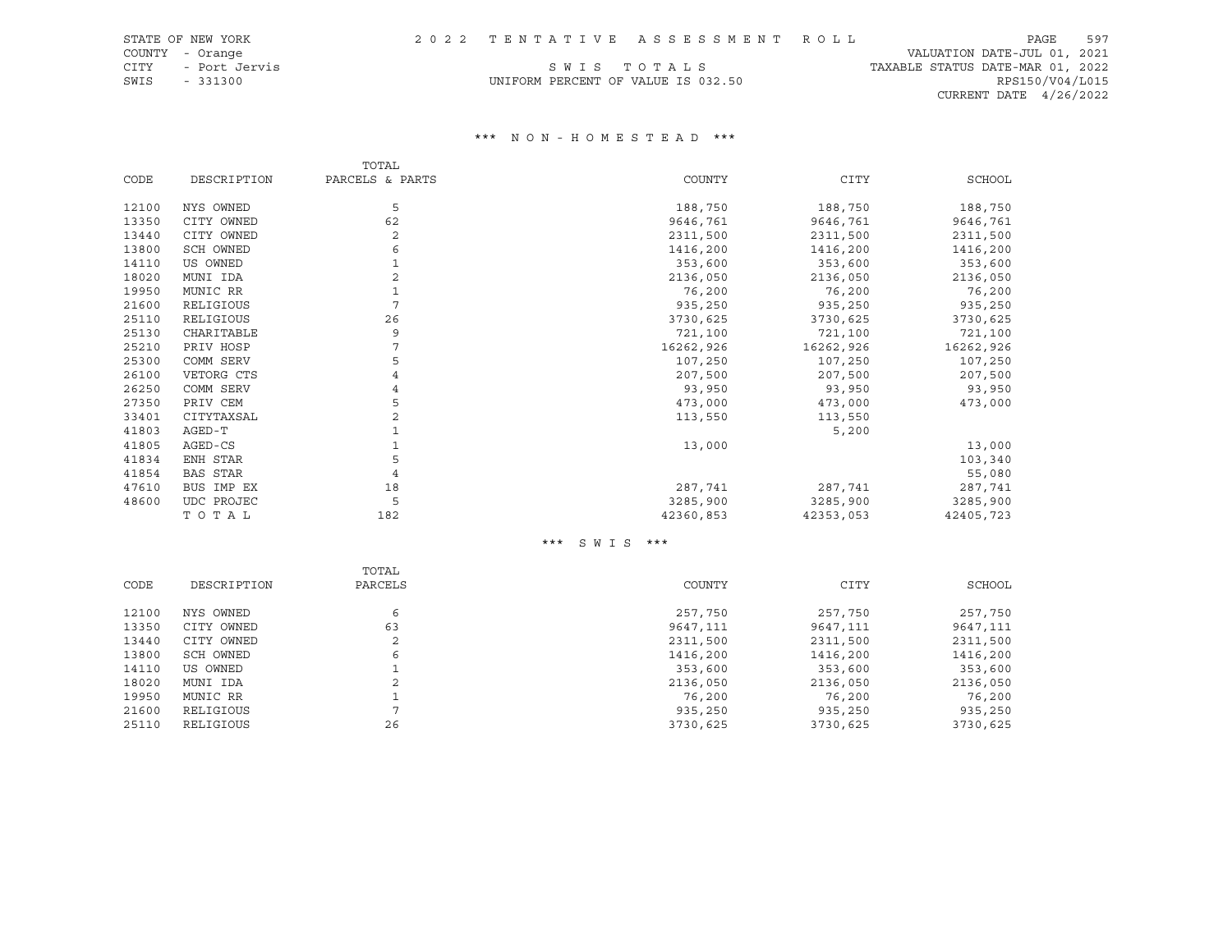STATE OF NEW YORK
COUNTY - Orange
CITY - Port Jervis
SWIS - 331300

2022 TENTATIVE ASSESSMENT ROLL

SWIS TOTALS

UNIFORM PERCENT OF VALUE IS 032.50

VALUATION DATE-JUL 01, 2021
TAXABLE STATUS DATE-MAR 01, 2022
RPS150/V04/L015
CURRENT DATE 4/26/2022

### *** NON-HOMESTEAD ***

| CODE | DESCRIPTION | TOTAL PARCELS & PARTS | COUNTY | CITY | SCHOOL |
|---|---|---|---|---|---|
| 12100 | NYS OWNED | 5 | 188,750 | 188,750 | 188,750 |
| 13350 | CITY OWNED | 62 | 9646,761 | 9646,761 | 9646,761 |
| 13440 | CITY OWNED | 2 | 2311,500 | 2311,500 | 2311,500 |
| 13800 | SCH OWNED | 6 | 1416,200 | 1416,200 | 1416,200 |
| 14110 | US OWNED | 1 | 353,600 | 353,600 | 353,600 |
| 18020 | MUNI IDA | 2 | 2136,050 | 2136,050 | 2136,050 |
| 19950 | MUNIC RR | 1 | 76,200 | 76,200 | 76,200 |
| 21600 | RELIGIOUS | 7 | 935,250 | 935,250 | 935,250 |
| 25110 | RELIGIOUS | 26 | 3730,625 | 3730,625 | 3730,625 |
| 25130 | CHARITABLE | 9 | 721,100 | 721,100 | 721,100 |
| 25210 | PRIV HOSP | 7 | 16262,926 | 16262,926 | 16262,926 |
| 25300 | COMM SERV | 5 | 107,250 | 107,250 | 107,250 |
| 26100 | VETORG CTS | 4 | 207,500 | 207,500 | 207,500 |
| 26250 | COMM SERV | 4 | 93,950 | 93,950 | 93,950 |
| 27350 | PRIV CEM | 5 | 473,000 | 473,000 | 473,000 |
| 33401 | CITYTAXSAL | 2 | 113,550 | 113,550 | |
| 41803 | AGED-T | 1 | | 5,200 | |
| 41805 | AGED-CS | 1 | 13,000 | | 13,000 |
| 41834 | ENH STAR | 5 | | | 103,340 |
| 41854 | BAS STAR | 4 | | | 55,080 |
| 47610 | BUS IMP EX | 18 | 287,741 | 287,741 | 287,741 |
| 48600 | UDC PROJEC | 5 | 3285,900 | 3285,900 | 3285,900 |
| | TOTAL | 182 | 42360,853 | 42353,053 | 42405,723 |

### *** SWIS ***

| CODE | DESCRIPTION | TOTAL PARCELS | COUNTY | CITY | SCHOOL |
|---|---|---|---|---|---|
| 12100 | NYS OWNED | 6 | 257,750 | 257,750 | 257,750 |
| 13350 | CITY OWNED | 63 | 9647,111 | 9647,111 | 9647,111 |
| 13440 | CITY OWNED | 2 | 2311,500 | 2311,500 | 2311,500 |
| 13800 | SCH OWNED | 6 | 1416,200 | 1416,200 | 1416,200 |
| 14110 | US OWNED | 1 | 353,600 | 353,600 | 353,600 |
| 18020 | MUNI IDA | 2 | 2136,050 | 2136,050 | 2136,050 |
| 19950 | MUNIC RR | 1 | 76,200 | 76,200 | 76,200 |
| 21600 | RELIGIOUS | 7 | 935,250 | 935,250 | 935,250 |
| 25110 | RELIGIOUS | 26 | 3730,625 | 3730,625 | 3730,625 |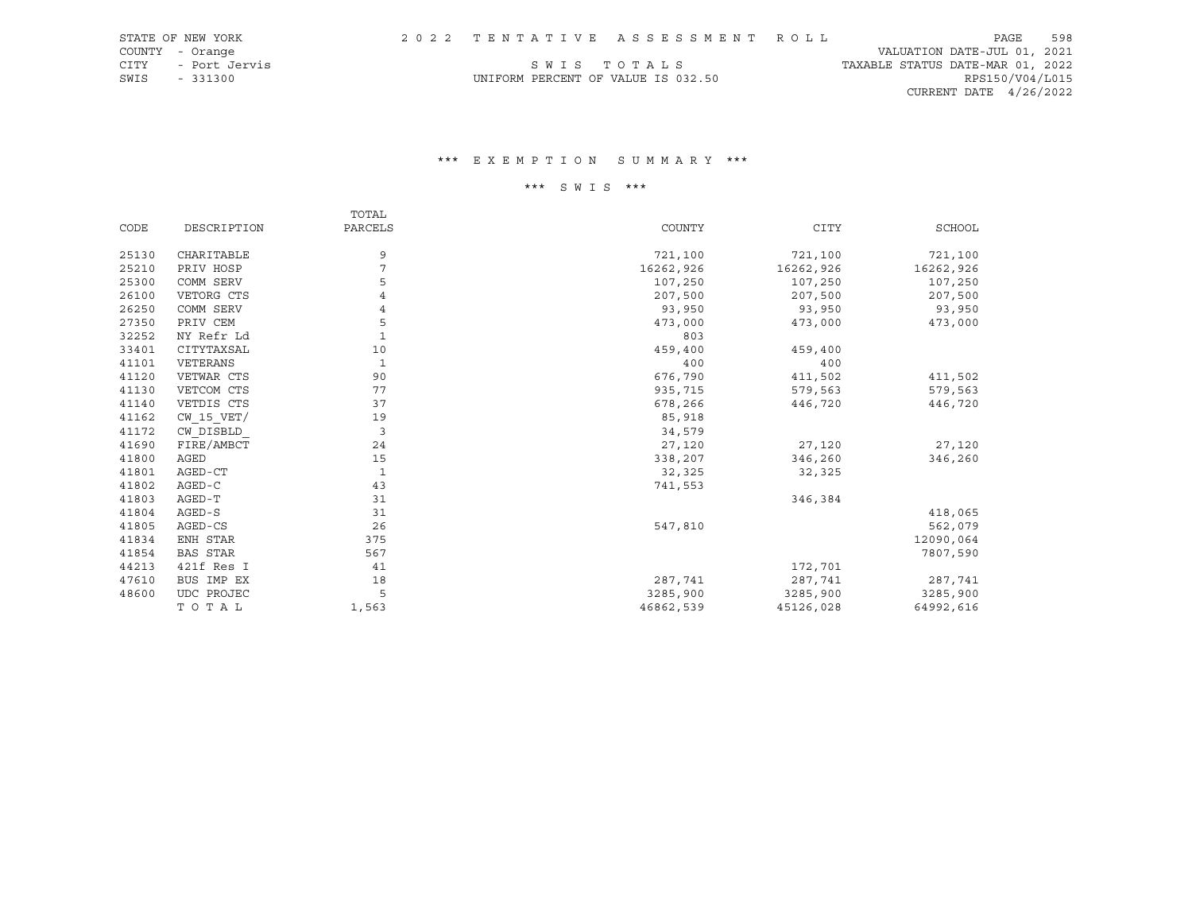STATE OF NEW YORK
COUNTY - Orange
CITY - Port Jervis
SWIS - 331300

2 0 2 2 T E N T A T I V E A S S E S S M E N T R O L L

S W I S T O T A L S

UNIFORM PERCENT OF VALUE IS 032.50

VALUATION DATE-JUL 01, 2021
TAXABLE STATUS DATE-MAR 01, 2022
RPS150/V04/L015
CURRENT DATE 4/26/2022

### \*\*\* E X E M P T I O N S U M M A R Y \*\*\*

### \*\*\* S W I S \*\*\*

| CODE | DESCRIPTION | TOTAL PARCELS | COUNTY | CITY | SCHOOL |
|---|---|---|---|---|---|
| 25130 | CHARITABLE | 9 | 721,100 | 721,100 | 721,100 |
| 25210 | PRIV HOSP | 7 | 16262,926 | 16262,926 | 16262,926 |
| 25300 | COMM SERV | 5 | 107,250 | 107,250 | 107,250 |
| 26100 | VETORG CTS | 4 | 207,500 | 207,500 | 207,500 |
| 26250 | COMM SERV | 4 | 93,950 | 93,950 | 93,950 |
| 27350 | PRIV CEM | 5 | 473,000 | 473,000 | 473,000 |
| 32252 | NY Refr Ld | 1 | 803 | | |
| 33401 | CITYTAXSAL | 10 | 459,400 | 459,400 | |
| 41101 | VETERANS | 1 | 400 | 400 | |
| 41120 | VETWAR CTS | 90 | 676,790 | 411,502 | 411,502 |
| 41130 | VETCOM CTS | 77 | 935,715 | 579,563 | 579,563 |
| 41140 | VETDIS CTS | 37 | 678,266 | 446,720 | 446,720 |
| 41162 | CW_15_VET/ | 19 | 85,918 | | |
| 41172 | CW_DISBLD_ | 3 | 34,579 | | |
| 41690 | FIRE/AMBCT | 24 | 27,120 | 27,120 | 27,120 |
| 41800 | AGED | 15 | 338,207 | 346,260 | 346,260 |
| 41801 | AGED-CT | 1 | 32,325 | 32,325 | |
| 41802 | AGED-C | 43 | 741,553 | | |
| 41803 | AGED-T | 31 | | 346,384 | |
| 41804 | AGED-S | 31 | | | 418,065 |
| 41805 | AGED-CS | 26 | 547,810 | | 562,079 |
| 41834 | ENH STAR | 375 | | | 12090,064 |
| 41854 | BAS STAR | 567 | | | 7807,590 |
| 44213 | 421f Res I | 41 | | 172,701 | |
| 47610 | BUS IMP EX | 18 | 287,741 | 287,741 | 287,741 |
| 48600 | UDC PROJEC | 5 | 3285,900 | 3285,900 | 3285,900 |
| | T O T A L | 1,563 | 46862,539 | 45126,028 | 64992,616 |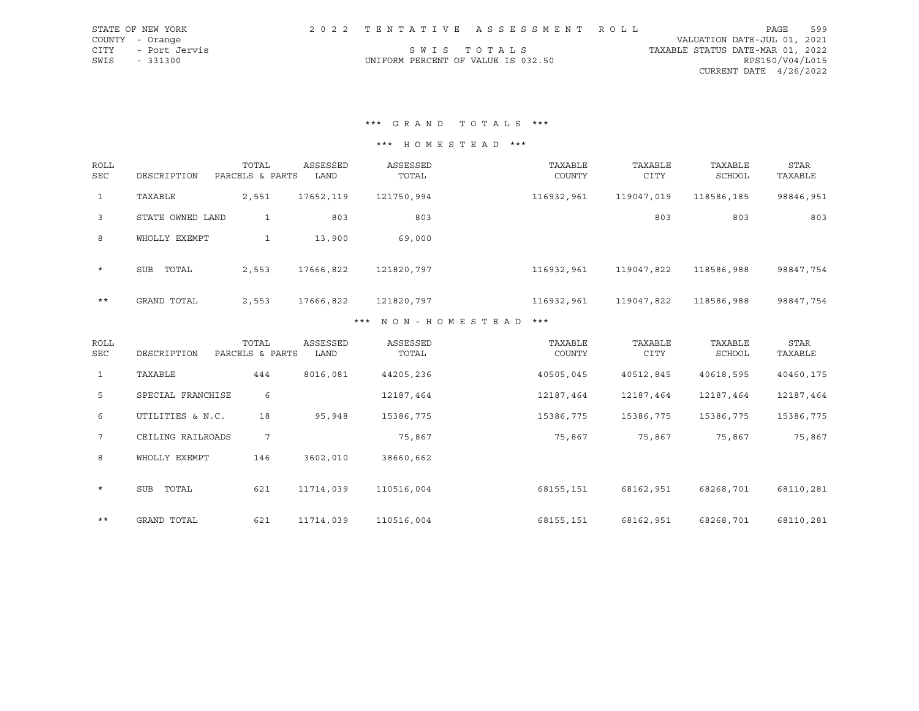STATE OF NEW YORK
COUNTY - Orange
CITY - Port Jervis
SWIS - 331300

2022 TENTATIVE ASSESSMENT ROLL

SWIS TOTALS

UNIFORM PERCENT OF VALUE IS 032.50

VALUATION DATE-JUL 01, 2021
TAXABLE STATUS DATE-MAR 01, 2022
RPS150/V04/L015
CURRENT DATE 4/26/2022

## *** GRAND TOTALS ***

### *** HOMESTEAD ***

| ROLL SEC | DESCRIPTION | TOTAL PARCELS & PARTS | ASSESSED LAND | ASSESSED TOTAL | TAXABLE COUNTY | TAXABLE CITY | TAXABLE SCHOOL | STAR TAXABLE |
|---|---|---|---|---|---|---|---|---|
| 1 | TAXABLE | 2,551 | 17652,119 | 121750,994 | 116932,961 | 119047,019 | 118586,185 | 98846,951 |
| 3 | STATE OWNED LAND | 1 | 803 | 803 | | 803 | 803 | 803 |
| 8 | WHOLLY EXEMPT | 1 | 13,900 | 69,000 | | | | |
| * | SUB TOTAL | 2,553 | 17666,822 | 121820,797 | 116932,961 | 119047,822 | 118586,988 | 98847,754 |
| ** | GRAND TOTAL | 2,553 | 17666,822 | 121820,797 | 116932,961 | 119047,822 | 118586,988 | 98847,754 |

### *** NON-HOMESTEAD ***

| ROLL SEC | DESCRIPTION | TOTAL PARCELS & PARTS | ASSESSED LAND | ASSESSED TOTAL | TAXABLE COUNTY | TAXABLE CITY | TAXABLE SCHOOL | STAR TAXABLE |
|---|---|---|---|---|---|---|---|---|
| 1 | TAXABLE | 444 | 8016,081 | 44205,236 | 40505,045 | 40512,845 | 40618,595 | 40460,175 |
| 5 | SPECIAL FRANCHISE | 6 | | 12187,464 | 12187,464 | 12187,464 | 12187,464 | 12187,464 |
| 6 | UTILITIES & N.C. | 18 | 95,948 | 15386,775 | 15386,775 | 15386,775 | 15386,775 | 15386,775 |
| 7 | CEILING RAILROADS | 7 | | 75,867 | 75,867 | 75,867 | 75,867 | 75,867 |
| 8 | WHOLLY EXEMPT | 146 | 3602,010 | 38660,662 | | | | |
| * | SUB TOTAL | 621 | 11714,039 | 110516,004 | 68155,151 | 68162,951 | 68268,701 | 68110,281 |
| ** | GRAND TOTAL | 621 | 11714,039 | 110516,004 | 68155,151 | 68162,951 | 68268,701 | 68110,281 |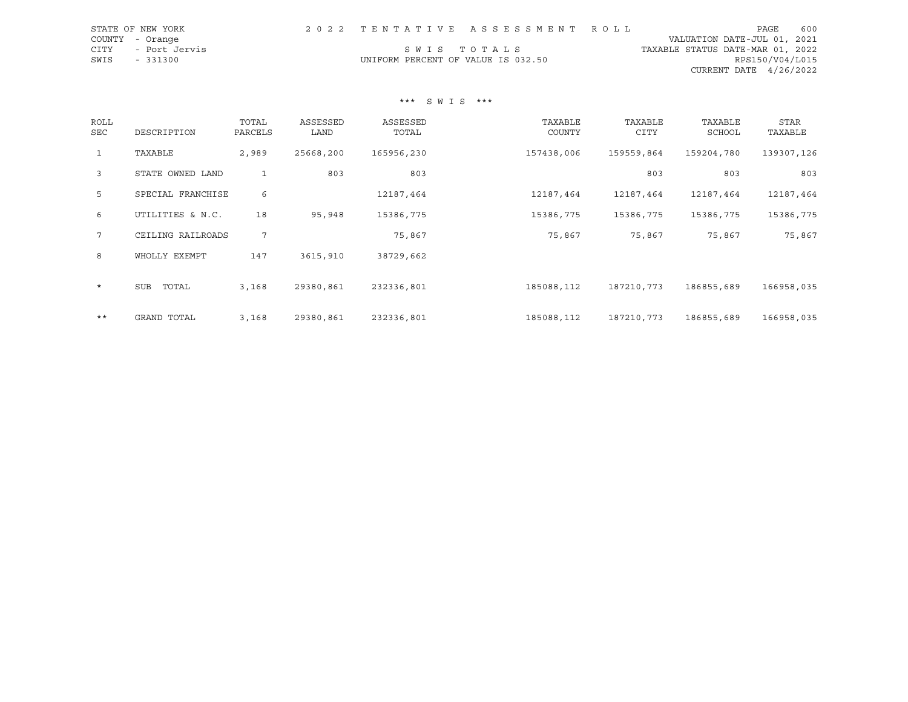STATE OF NEW YORK
COUNTY - Orange
CITY - Port Jervis
SWIS - 331300

2 0 2 2 T E N T A T I V E A S S E S S M E N T R O L L

S W I S T O T A L S

UNIFORM PERCENT OF VALUE IS 032.50

VALUATION DATE-JUL 01, 2021
TAXABLE STATUS DATE-MAR 01, 2022
RPS150/V04/L015
CURRENT DATE 4/26/2022

*** S W I S ***

| ROLL SEC | DESCRIPTION | TOTAL PARCELS | ASSESSED LAND | ASSESSED TOTAL | TAXABLE COUNTY | TAXABLE CITY | TAXABLE SCHOOL | STAR TAXABLE |
|---|---|---|---|---|---|---|---|---|
| 1 | TAXABLE | 2,989 | 25668,200 | 165956,230 | 157438,006 | 159559,864 | 159204,780 | 139307,126 |
| 3 | STATE OWNED LAND | 1 | 803 | 803 | | 803 | 803 | 803 |
| 5 | SPECIAL FRANCHISE | 6 | | 12187,464 | 12187,464 | 12187,464 | 12187,464 | 12187,464 |
| 6 | UTILITIES & N.C. | 18 | 95,948 | 15386,775 | 15386,775 | 15386,775 | 15386,775 | 15386,775 |
| 7 | CEILING RAILROADS | 7 | | 75,867 | 75,867 | 75,867 | 75,867 | 75,867 |
| 8 | WHOLLY EXEMPT | 147 | 3615,910 | 38729,662 | | | | |
| * | SUB TOTAL | 3,168 | 29380,861 | 232336,801 | 185088,112 | 187210,773 | 186855,689 | 166958,035 |
| ** | GRAND TOTAL | 3,168 | 29380,861 | 232336,801 | 185088,112 | 187210,773 | 186855,689 | 166958,035 |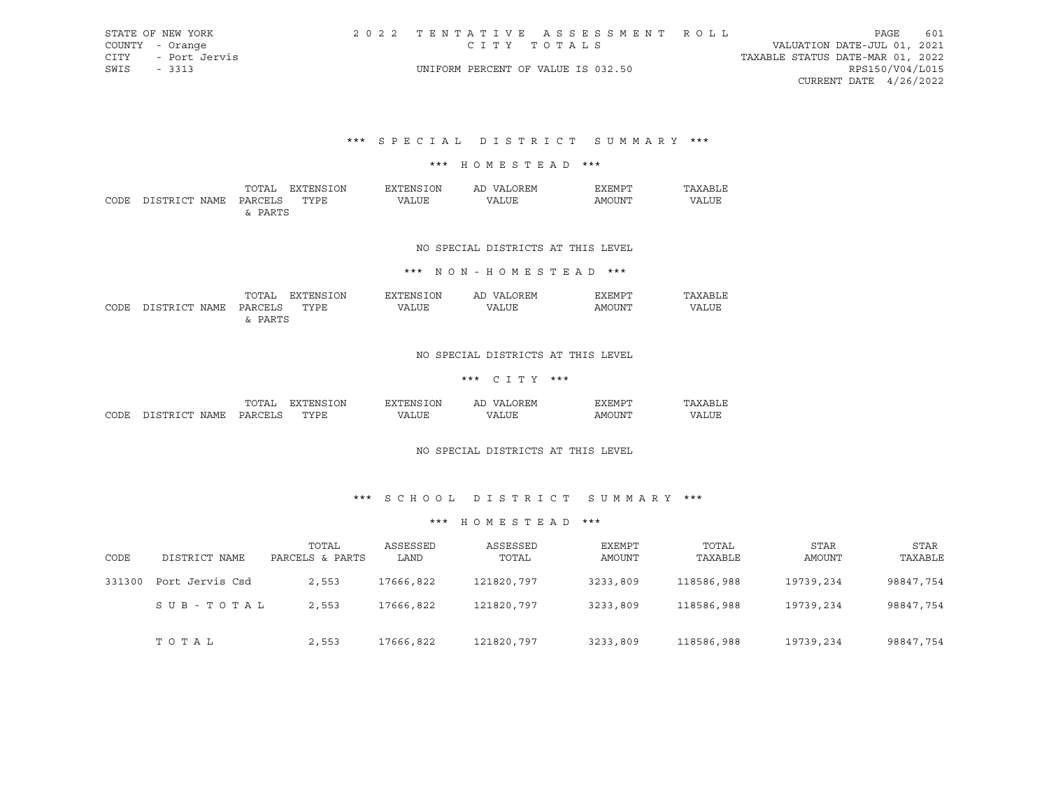STATE OF NEW YORK
COUNTY - Orange
CITY - Port Jervis
SWIS - 3313

2022 TENTATIVE ASSESSMENT ROLL
CITY TOTALS
UNIFORM PERCENT OF VALUE IS 032.50

VALUATION DATE-JUL 01, 2021
TAXABLE STATUS DATE-MAR 01, 2022
RPS150/V04/L015
CURRENT DATE 4/26/2022

## *** SPECIAL DISTRICT SUMMARY ***

### *** HOMESTEAD ***

| CODE | DISTRICT NAME | TOTAL PARCELS & PARTS | EXTENSION TYPE | EXTENSION VALUE | AD VALOREM VALUE | EXEMPT AMOUNT | TAXABLE VALUE |
|---|---|---|---|---|---|---|---|

NO SPECIAL DISTRICTS AT THIS LEVEL

### *** NON-HOMESTEAD ***

| CODE | DISTRICT NAME | TOTAL PARCELS & PARTS | EXTENSION TYPE | EXTENSION VALUE | AD VALOREM VALUE | EXEMPT AMOUNT | TAXABLE VALUE |
|---|---|---|---|---|---|---|---|

NO SPECIAL DISTRICTS AT THIS LEVEL

### *** CITY ***

| CODE | DISTRICT NAME | TOTAL PARCELS | EXTENSION TYPE | EXTENSION VALUE | AD VALOREM VALUE | EXEMPT AMOUNT | TAXABLE VALUE |
|---|---|---|---|---|---|---|---|

NO SPECIAL DISTRICTS AT THIS LEVEL

## *** SCHOOL DISTRICT SUMMARY ***

### *** HOMESTEAD ***

| CODE | DISTRICT NAME | TOTAL PARCELS & PARTS | ASSESSED LAND | ASSESSED TOTAL | EXEMPT AMOUNT | TOTAL TAXABLE | STAR AMOUNT | STAR TAXABLE |
|---|---|---|---|---|---|---|---|---|
| 331300 | Port Jervis Csd | 2,553 | 17666,822 | 121820,797 | 3233,809 | 118586,988 | 19739,234 | 98847,754 |
| | SUB-TOTAL | 2,553 | 17666,822 | 121820,797 | 3233,809 | 118586,988 | 19739,234 | 98847,754 |
| | TOTAL | 2,553 | 17666,822 | 121820,797 | 3233,809 | 118586,988 | 19739,234 | 98847,754 |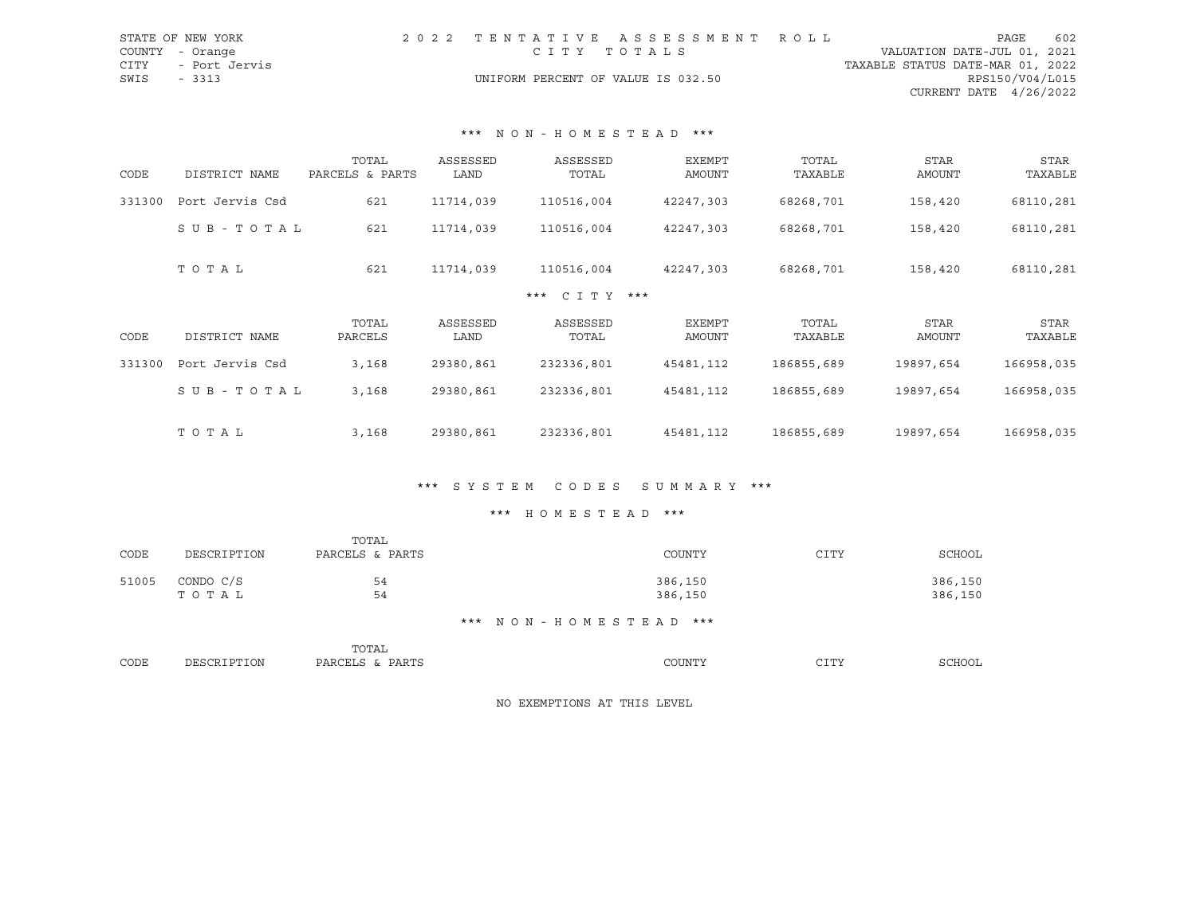STATE OF NEW YORK
COUNTY - Orange
CITY - Port Jervis
SWIS - 3313

2022 TENTATIVE ASSESSMENT ROLL
CITY TOTALS
UNIFORM PERCENT OF VALUE IS 032.50

VALUATION DATE-JUL 01, 2021
TAXABLE STATUS DATE-MAR 01, 2022
RPS150/V04/L015
CURRENT DATE 4/26/2022

### *** NON-HOMESTEAD ***

| CODE | DISTRICT NAME | TOTAL PARCELS & PARTS | ASSESSED LAND | ASSESSED TOTAL | EXEMPT AMOUNT | TOTAL TAXABLE | STAR AMOUNT | STAR TAXABLE |
|---|---|---|---|---|---|---|---|---|
| 331300 | Port Jervis Csd | 621 | 11714,039 | 110516,004 | 42247,303 | 68268,701 | 158,420 | 68110,281 |
| | SUB-TOTAL | 621 | 11714,039 | 110516,004 | 42247,303 | 68268,701 | 158,420 | 68110,281 |
| | TOTAL | 621 | 11714,039 | 110516,004 | 42247,303 | 68268,701 | 158,420 | 68110,281 |

### *** CITY ***

| CODE | DISTRICT NAME | TOTAL PARCELS | ASSESSED LAND | ASSESSED TOTAL | EXEMPT AMOUNT | TOTAL TAXABLE | STAR AMOUNT | STAR TAXABLE |
|---|---|---|---|---|---|---|---|---|
| 331300 | Port Jervis Csd | 3,168 | 29380,861 | 232336,801 | 45481,112 | 186855,689 | 19897,654 | 166958,035 |
| | SUB-TOTAL | 3,168 | 29380,861 | 232336,801 | 45481,112 | 186855,689 | 19897,654 | 166958,035 |
| | TOTAL | 3,168 | 29380,861 | 232336,801 | 45481,112 | 186855,689 | 19897,654 | 166958,035 |

### *** SYSTEM CODES SUMMARY ***

### *** HOMESTEAD ***

| CODE | DESCRIPTION | TOTAL PARCELS & PARTS | COUNTY | CITY | SCHOOL |
|---|---|---|---|---|---|
| 51005 | CONDO C/S | 54 | 386,150 | | 386,150 |
| | TOTAL | 54 | 386,150 | | 386,150 |

### *** NON-HOMESTEAD ***

| CODE | DESCRIPTION | TOTAL PARCELS & PARTS | COUNTY | CITY | SCHOOL |
|---|---|---|---|---|---|

NO EXEMPTIONS AT THIS LEVEL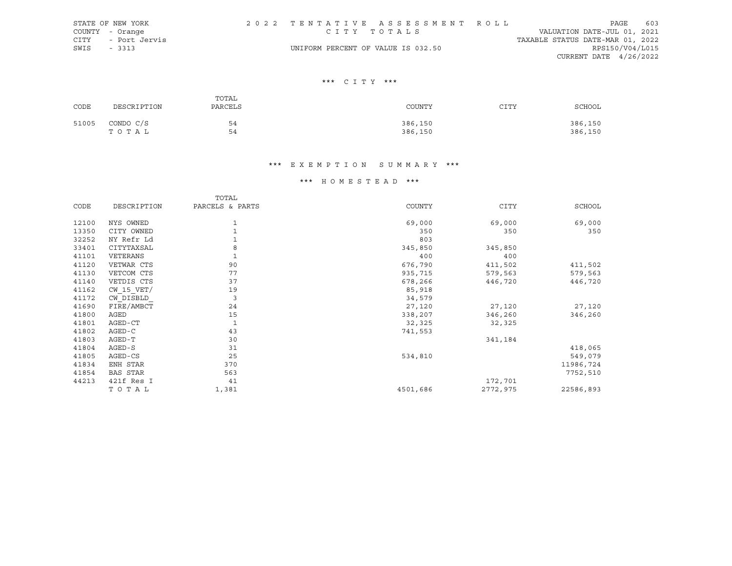STATE OF NEW YORK
COUNTY - Orange
CITY - Port Jervis
SWIS - 3313

2 0 2 2 T E N T A T I V E A S S E S S M E N T R O L L
C I T Y T O T A L S
UNIFORM PERCENT OF VALUE IS 032.50

VALUATION DATE-JUL 01, 2021
TAXABLE STATUS DATE-MAR 01, 2022
RPS150/V04/L015
CURRENT DATE 4/26/2022

### *** C I T Y ***

| CODE | DESCRIPTION | TOTAL PARCELS | COUNTY | CITY | SCHOOL |
|---|---|---|---|---|---|
| 51005 | CONDO C/S | 54 | 386,150 | | 386,150 |
| | T O T A L | 54 | 386,150 | | 386,150 |

### *** E X E M P T I O N S U M M A R Y ***

### *** H O M E S T E A D ***

| CODE | DESCRIPTION | TOTAL PARCELS & PARTS | COUNTY | CITY | SCHOOL |
|---|---|---|---|---|---|
| 12100 | NYS OWNED | 1 | 69,000 | 69,000 | 69,000 |
| 13350 | CITY OWNED | 1 | 350 | 350 | 350 |
| 32252 | NY Refr Ld | 1 | 803 | | |
| 33401 | CITYTAXSAL | 8 | 345,850 | 345,850 | |
| 41101 | VETERANS | 1 | 400 | 400 | |
| 41120 | VETWAR CTS | 90 | 676,790 | 411,502 | 411,502 |
| 41130 | VETCOM CTS | 77 | 935,715 | 579,563 | 579,563 |
| 41140 | VETDIS CTS | 37 | 678,266 | 446,720 | 446,720 |
| 41162 | CW_15_VET/ | 19 | 85,918 | | |
| 41172 | CW_DISBLD_ | 3 | 34,579 | | |
| 41690 | FIRE/AMBCT | 24 | 27,120 | 27,120 | 27,120 |
| 41800 | AGED | 15 | 338,207 | 346,260 | 346,260 |
| 41801 | AGED-CT | 1 | 32,325 | 32,325 | |
| 41802 | AGED-C | 43 | 741,553 | | |
| 41803 | AGED-T | 30 | | 341,184 | |
| 41804 | AGED-S | 31 | | | 418,065 |
| 41805 | AGED-CS | 25 | 534,810 | | 549,079 |
| 41834 | ENH STAR | 370 | | | 11986,724 |
| 41854 | BAS STAR | 563 | | | 7752,510 |
| 44213 | 421f Res I | 41 | | 172,701 | |
| | T O T A L | 1,381 | 4501,686 | 2772,975 | 22586,893 |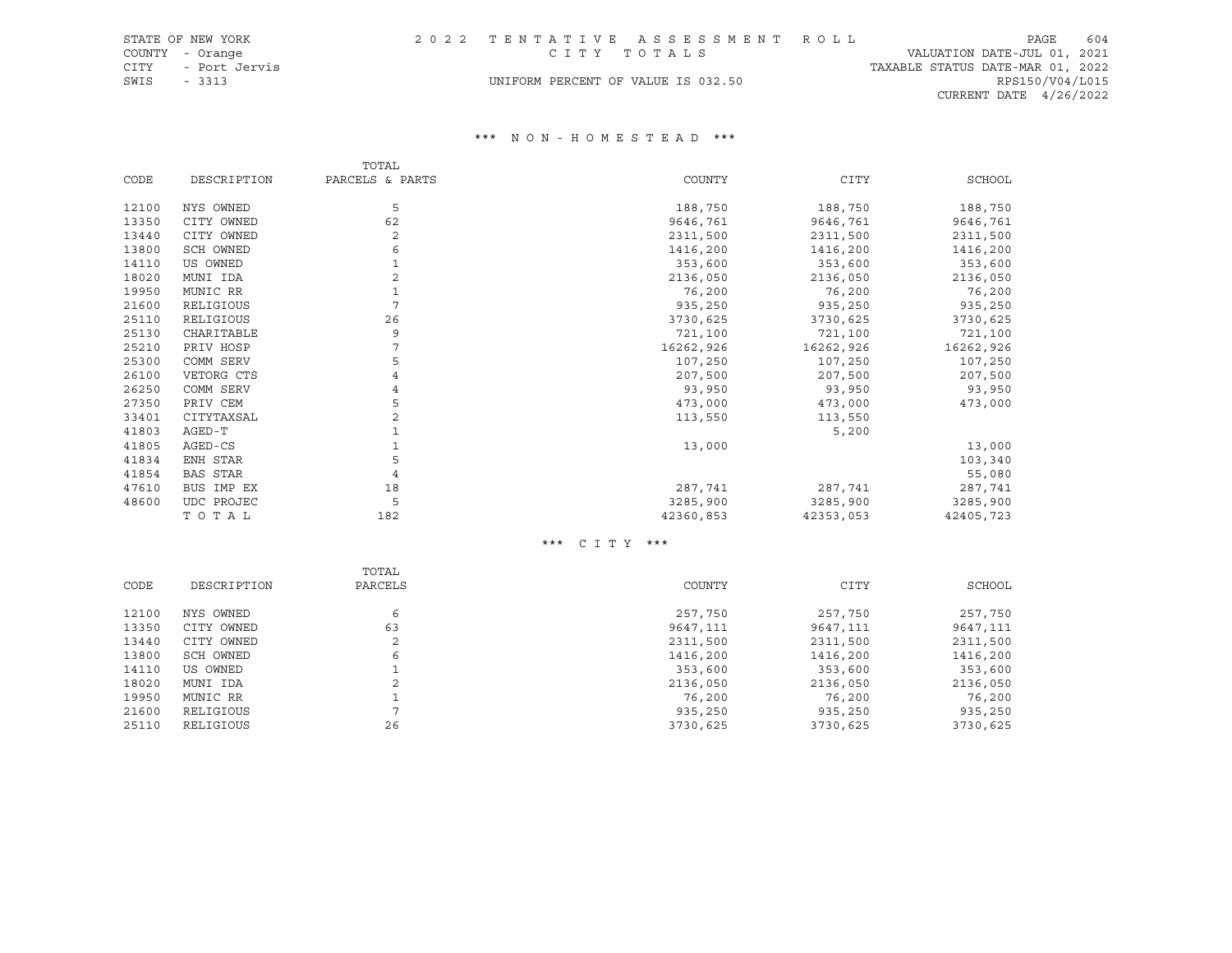STATE OF NEW YORK
COUNTY - Orange
CITY - Port Jervis
SWIS - 3313

2022 TENTATIVE ASSESSMENT ROLL
CITY TOTALS
UNIFORM PERCENT OF VALUE IS 032.50

VALUATION DATE-JUL 01, 2021
TAXABLE STATUS DATE-MAR 01, 2022
RPS150/V04/L015
CURRENT DATE 4/26/2022

### *** NON-HOMESTEAD ***

| CODE | DESCRIPTION | TOTAL PARCELS & PARTS | COUNTY | CITY | SCHOOL |
|---|---|---|---|---|---|
| 12100 | NYS OWNED | 5 | 188,750 | 188,750 | 188,750 |
| 13350 | CITY OWNED | 62 | 9646,761 | 9646,761 | 9646,761 |
| 13440 | CITY OWNED | 2 | 2311,500 | 2311,500 | 2311,500 |
| 13800 | SCH OWNED | 6 | 1416,200 | 1416,200 | 1416,200 |
| 14110 | US OWNED | 1 | 353,600 | 353,600 | 353,600 |
| 18020 | MUNI IDA | 2 | 2136,050 | 2136,050 | 2136,050 |
| 19950 | MUNIC RR | 1 | 76,200 | 76,200 | 76,200 |
| 21600 | RELIGIOUS | 7 | 935,250 | 935,250 | 935,250 |
| 25110 | RELIGIOUS | 26 | 3730,625 | 3730,625 | 3730,625 |
| 25130 | CHARITABLE | 9 | 721,100 | 721,100 | 721,100 |
| 25210 | PRIV HOSP | 7 | 16262,926 | 16262,926 | 16262,926 |
| 25300 | COMM SERV | 5 | 107,250 | 107,250 | 107,250 |
| 26100 | VETORG CTS | 4 | 207,500 | 207,500 | 207,500 |
| 26250 | COMM SERV | 4 | 93,950 | 93,950 | 93,950 |
| 27350 | PRIV CEM | 5 | 473,000 | 473,000 | 473,000 |
| 33401 | CITYTAXSAL | 2 | 113,550 | 113,550 | |
| 41803 | AGED-T | 1 | | 5,200 | |
| 41805 | AGED-CS | 1 | 13,000 | | 13,000 |
| 41834 | ENH STAR | 5 | | | 103,340 |
| 41854 | BAS STAR | 4 | | | 55,080 |
| 47610 | BUS IMP EX | 18 | 287,741 | 287,741 | 287,741 |
| 48600 | UDC PROJEC | 5 | 3285,900 | 3285,900 | 3285,900 |
| | TOTAL | 182 | 42360,853 | 42353,053 | 42405,723 |

### *** CITY ***

| CODE | DESCRIPTION | TOTAL PARCELS | COUNTY | CITY | SCHOOL |
|---|---|---|---|---|---|
| 12100 | NYS OWNED | 6 | 257,750 | 257,750 | 257,750 |
| 13350 | CITY OWNED | 63 | 9647,111 | 9647,111 | 9647,111 |
| 13440 | CITY OWNED | 2 | 2311,500 | 2311,500 | 2311,500 |
| 13800 | SCH OWNED | 6 | 1416,200 | 1416,200 | 1416,200 |
| 14110 | US OWNED | 1 | 353,600 | 353,600 | 353,600 |
| 18020 | MUNI IDA | 2 | 2136,050 | 2136,050 | 2136,050 |
| 19950 | MUNIC RR | 1 | 76,200 | 76,200 | 76,200 |
| 21600 | RELIGIOUS | 7 | 935,250 | 935,250 | 935,250 |
| 25110 | RELIGIOUS | 26 | 3730,625 | 3730,625 | 3730,625 |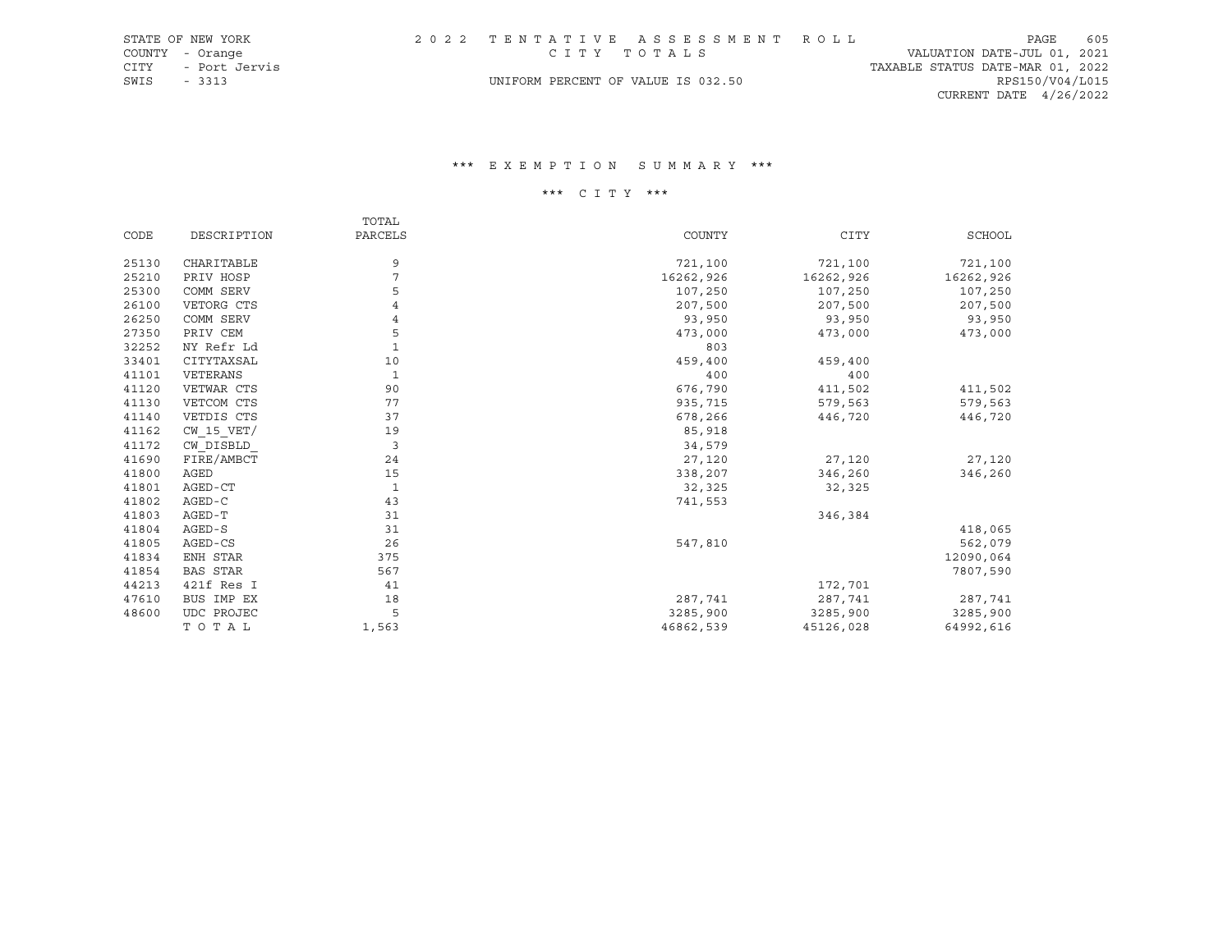STATE OF NEW YORK
COUNTY - Orange
CITY - Port Jervis
SWIS - 3313

2022 TENTATIVE ASSESSMENT ROLL
CITY TOTALS
UNIFORM PERCENT OF VALUE IS 032.50

VALUATION DATE-JUL 01, 2021
TAXABLE STATUS DATE-MAR 01, 2022
RPS150/V04/L015
CURRENT DATE 4/26/2022

## *** EXEMPTION SUMMARY ***

### *** CITY ***

| CODE | DESCRIPTION | TOTAL PARCELS | COUNTY | CITY | SCHOOL |
|---|---|---|---|---|---|
| 25130 | CHARITABLE | 9 | 721,100 | 721,100 | 721,100 |
| 25210 | PRIV HOSP | 7 | 16262,926 | 16262,926 | 16262,926 |
| 25300 | COMM SERV | 5 | 107,250 | 107,250 | 107,250 |
| 26100 | VETORG CTS | 4 | 207,500 | 207,500 | 207,500 |
| 26250 | COMM SERV | 4 | 93,950 | 93,950 | 93,950 |
| 27350 | PRIV CEM | 5 | 473,000 | 473,000 | 473,000 |
| 32252 | NY Refr Ld | 1 | 803 | | |
| 33401 | CITYTAXSAL | 10 | 459,400 | 459,400 | |
| 41101 | VETERANS | 1 | 400 | 400 | |
| 41120 | VETWAR CTS | 90 | 676,790 | 411,502 | 411,502 |
| 41130 | VETCOM CTS | 77 | 935,715 | 579,563 | 579,563 |
| 41140 | VETDIS CTS | 37 | 678,266 | 446,720 | 446,720 |
| 41162 | CW_15_VET/ | 19 | 85,918 | | |
| 41172 | CW_DISBLD_ | 3 | 34,579 | | |
| 41690 | FIRE/AMBCT | 24 | 27,120 | 27,120 | 27,120 |
| 41800 | AGED | 15 | 338,207 | 346,260 | 346,260 |
| 41801 | AGED-CT | 1 | 32,325 | 32,325 | |
| 41802 | AGED-C | 43 | 741,553 | | |
| 41803 | AGED-T | 31 | | 346,384 | |
| 41804 | AGED-S | 31 | | | 418,065 |
| 41805 | AGED-CS | 26 | 547,810 | | 562,079 |
| 41834 | ENH STAR | 375 | | | 12090,064 |
| 41854 | BAS STAR | 567 | | | 7807,590 |
| 44213 | 421f Res I | 41 | | 172,701 | |
| 47610 | BUS IMP EX | 18 | 287,741 | 287,741 | 287,741 |
| 48600 | UDC PROJEC | 5 | 3285,900 | 3285,900 | 3285,900 |
| | TOTAL | 1,563 | 46862,539 | 45126,028 | 64992,616 |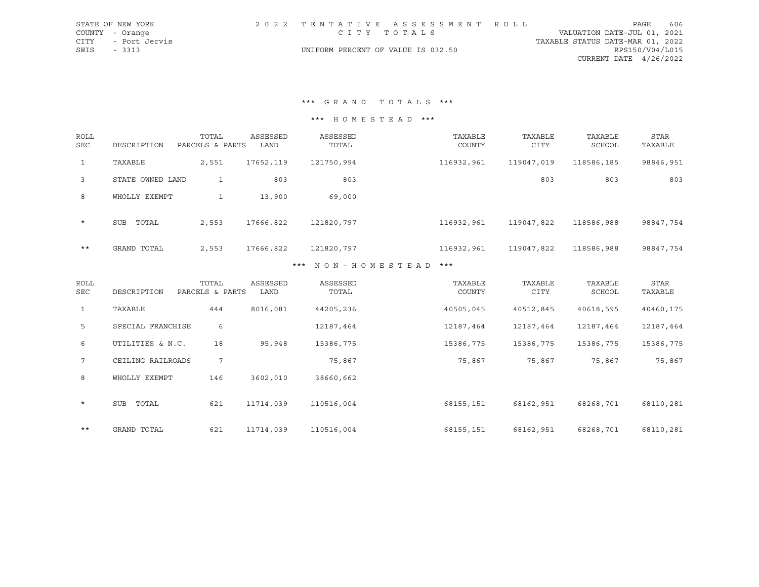STATE OF NEW YORK
COUNTY - Orange
CITY - Port Jervis
SWIS - 3313

2 0 2 2 T E N T A T I V E A S S E S S M E N T R O L L
C I T Y T O T A L S
UNIFORM PERCENT OF VALUE IS 032.50

VALUATION DATE-JUL 01, 2021
TAXABLE STATUS DATE-MAR 01, 2022
RPS150/V04/L015
CURRENT DATE 4/26/2022

## \*\*\* G R A N D T O T A L S \*\*\*

### \*\*\* H O M E S T E A D \*\*\*

| ROLL SEC | DESCRIPTION | TOTAL PARCELS & PARTS | ASSESSED LAND | ASSESSED TOTAL | TAXABLE COUNTY | TAXABLE CITY | TAXABLE SCHOOL | STAR TAXABLE |
|---|---|---|---|---|---|---|---|---|
| 1 | TAXABLE | 2,551 | 17652,119 | 121750,994 | 116932,961 | 119047,019 | 118586,185 | 98846,951 |
| 3 | STATE OWNED LAND | 1 | 803 | 803 | | 803 | 803 | 803 |
| 8 | WHOLLY EXEMPT | 1 | 13,900 | 69,000 | | | | |
| * | SUB TOTAL | 2,553 | 17666,822 | 121820,797 | 116932,961 | 119047,822 | 118586,988 | 98847,754 |
| ** | GRAND TOTAL | 2,553 | 17666,822 | 121820,797 | 116932,961 | 119047,822 | 118586,988 | 98847,754 |

### \*\*\* N O N - H O M E S T E A D \*\*\*

| ROLL SEC | DESCRIPTION | TOTAL PARCELS & PARTS | ASSESSED LAND | ASSESSED TOTAL | TAXABLE COUNTY | TAXABLE CITY | TAXABLE SCHOOL | STAR TAXABLE |
|---|---|---|---|---|---|---|---|---|
| 1 | TAXABLE | 444 | 8016,081 | 44205,236 | 40505,045 | 40512,845 | 40618,595 | 40460,175 |
| 5 | SPECIAL FRANCHISE | 6 | | 12187,464 | 12187,464 | 12187,464 | 12187,464 | 12187,464 |
| 6 | UTILITIES & N.C. | 18 | 95,948 | 15386,775 | 15386,775 | 15386,775 | 15386,775 | 15386,775 |
| 7 | CEILING RAILROADS | 7 | | 75,867 | 75,867 | 75,867 | 75,867 | 75,867 |
| 8 | WHOLLY EXEMPT | 146 | 3602,010 | 38660,662 | | | | |
| * | SUB TOTAL | 621 | 11714,039 | 110516,004 | 68155,151 | 68162,951 | 68268,701 | 68110,281 |
| ** | GRAND TOTAL | 621 | 11714,039 | 110516,004 | 68155,151 | 68162,951 | 68268,701 | 68110,281 |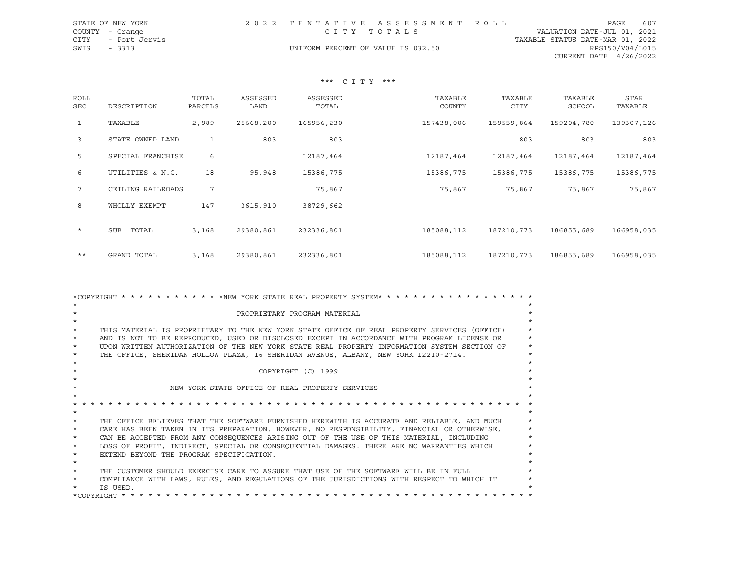STATE OF NEW YORK
COUNTY - Orange
CITY - Port Jervis
SWIS - 3313

2 0 2 2 T E N T A T I V E A S S E S S M E N T R O L L
C I T Y T O T A L S
UNIFORM PERCENT OF VALUE IS 032.50

VALUATION DATE-JUL 01, 2021
TAXABLE STATUS DATE-MAR 01, 2022
RPS150/V04/L015
CURRENT DATE 4/26/2022

\*\*\* C I T Y \*\*\*

| ROLL SEC | DESCRIPTION | TOTAL PARCELS | ASSESSED LAND | ASSESSED TOTAL | TAXABLE COUNTY | TAXABLE CITY | TAXABLE SCHOOL | STAR TAXABLE |
|---|---|---|---|---|---|---|---|---|
| 1 | TAXABLE | 2,989 | 25668,200 | 165956,230 | 157438,006 | 159559,864 | 159204,780 | 139307,126 |
| 3 | STATE OWNED LAND | 1 | 803 | 803 | | 803 | 803 | 803 |
| 5 | SPECIAL FRANCHISE | 6 | | 12187,464 | 12187,464 | 12187,464 | 12187,464 | 12187,464 |
| 6 | UTILITIES & N.C. | 18 | 95,948 | 15386,775 | 15386,775 | 15386,775 | 15386,775 | 15386,775 |
| 7 | CEILING RAILROADS | 7 | | 75,867 | 75,867 | 75,867 | 75,867 | 75,867 |
| 8 | WHOLLY EXEMPT | 147 | 3615,910 | 38729,662 | | | | |
| * | SUB TOTAL | 3,168 | 29380,861 | 232336,801 | 185088,112 | 187210,773 | 186855,689 | 166958,035 |
| ** | GRAND TOTAL | 3,168 | 29380,861 | 232336,801 | 185088,112 | 187210,773 | 186855,689 | 166958,035 |

*COPYRIGHT * * * * * * * * * * * *NEW YORK STATE REAL PROPERTY SYSTEM* * * * * * * * * * * * * * * * * *

PROPRIETARY PROGRAM MATERIAL

THIS MATERIAL IS PROPRIETARY TO THE NEW YORK STATE OFFICE OF REAL PROPERTY SERVICES (OFFICE) AND IS NOT TO BE REPRODUCED, USED OR DISCLOSED EXCEPT IN ACCORDANCE WITH PROGRAM LICENSE OR UPON WRITTEN AUTHORIZATION OF THE NEW YORK STATE REAL PROPERTY INFORMATION SYSTEM SECTION OF THE OFFICE, SHERIDAN HOLLOW PLAZA, 16 SHERIDAN AVENUE, ALBANY, NEW YORK 12210-2714.

COPYRIGHT (C) 1999

NEW YORK STATE OFFICE OF REAL PROPERTY SERVICES

THE OFFICE BELIEVES THAT THE SOFTWARE FURNISHED HEREWITH IS ACCURATE AND RELIABLE, AND MUCH CARE HAS BEEN TAKEN IN ITS PREPARATION. HOWEVER, NO RESPONSIBILITY, FINANCIAL OR OTHERWISE, CAN BE ACCEPTED FROM ANY CONSEQUENCES ARISING OUT OF THE USE OF THIS MATERIAL, INCLUDING LOSS OF PROFIT, INDIRECT, SPECIAL OR CONSEQUENTIAL DAMAGES. THERE ARE NO WARRANTIES WHICH EXTEND BEYOND THE PROGRAM SPECIFICATION.

THE CUSTOMER SHOULD EXERCISE CARE TO ASSURE THAT USE OF THE SOFTWARE WILL BE IN FULL COMPLIANCE WITH LAWS, RULES, AND REGULATIONS OF THE JURISDICTIONS WITH RESPECT TO WHICH IT IS USED.

*COPYRIGHT * * * * * * * * * * * * * * * * * * * * * * * * * * * * * * * * * * * * * * * * * * * * * *